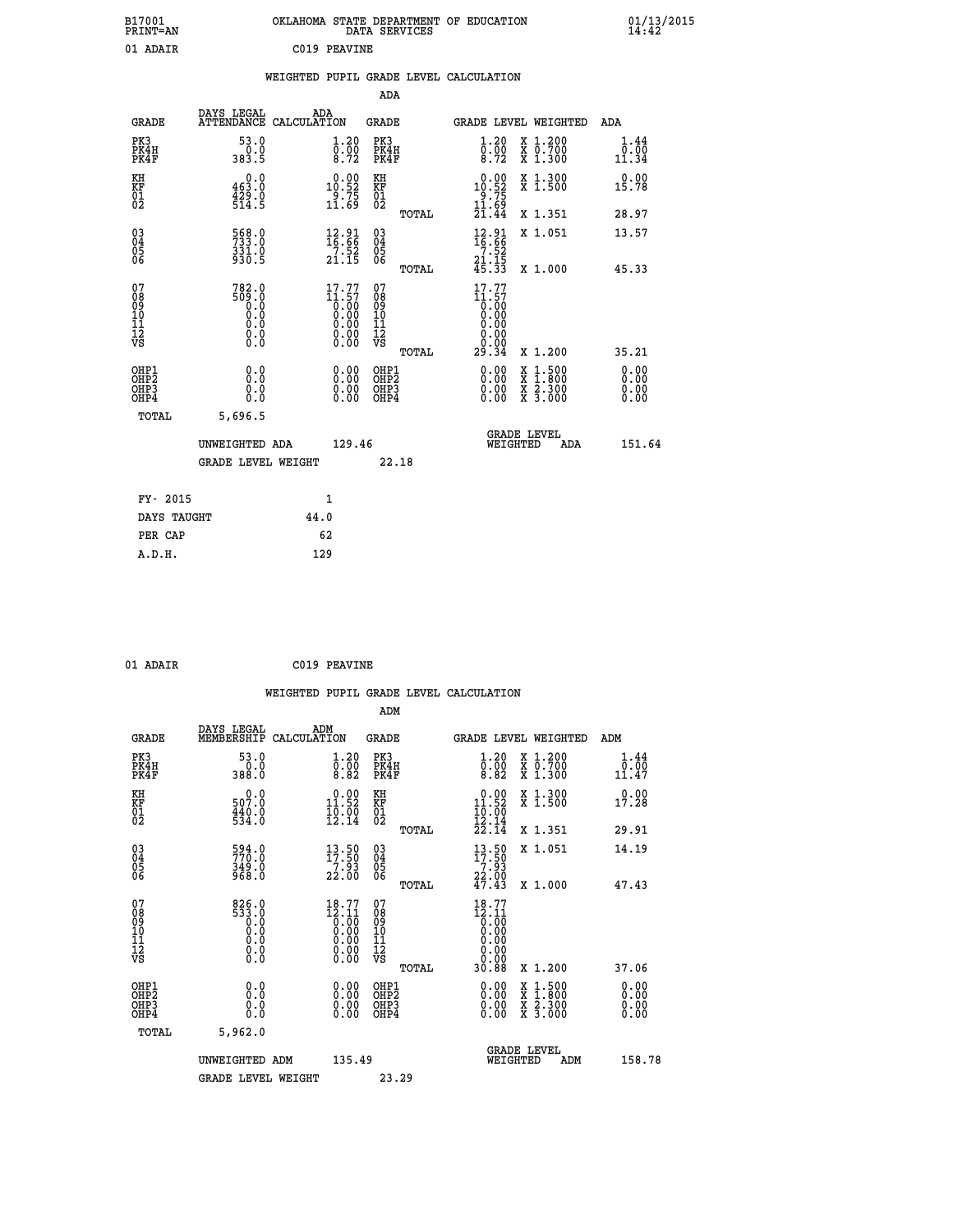B17001 OKLAHOMA STATE DEPARTMENT OF EDUCATION 01/13/2015
PRINT=AN DATA SERVICES 14:42

01 ADAIR C019 PEAVINE

WEIGHTED PUPIL GRADE LEVEL CALCULATION

ADA

| GRADE | DAYS LEGAL ATTENDANCE | ADA CALCULATION | GRADE | GRADE LEVEL | WEIGHTED | ADA |
|---|---|---|---|---|---|---|
| PK3 | 53.0 | 1.20 | PK3 | 1.20 | X 1.200 | 1.44 |
| PK4H | 0.0 | 0.00 | PK4H | 0.00 | X 0.700 | 0.00 |
| PK4F | 383.5 | 8.72 | PK4F | 8.72 | X 1.300 | 11.34 |
| KH | 0.0 | 0.00 | KH | 0.00 | X 1.300 | 0.00 |
| KF | 463.0 | 10.52 | KF | 10.52 | X 1.500 | 15.78 |
| 01 | 429.0 | 9.75 | 01 | 9.75 | | |
| 02 | 514.5 | 11.69 | 02 | 11.69 | | |
| | | | TOTAL | 21.44 | X 1.351 | 28.97 |
| 03 | 568.0 | 12.91 | 03 | 12.91 | X 1.051 | 13.57 |
| 04 | 733.0 | 16.66 | 04 | 16.66 | | |
| 05 | 331.0 | 7.52 | 05 | 7.52 | | |
| 06 | 930.5 | 21.15 | 06 | 21.15 | | |
| | | | TOTAL | 45.33 | X 1.000 | 45.33 |
| 07 | 782.0 | 17.77 | 07 | 17.77 | | |
| 08 | 509.0 | 11.57 | 08 | 11.57 | | |
| 09 | 0.0 | 0.00 | 09 | 0.00 | | |
| 10 | 0.0 | 0.00 | 10 | 0.00 | | |
| 11 | 0.0 | 0.00 | 11 | 0.00 | | |
| 12 | 0.0 | 0.00 | 12 | 0.00 | | |
| VS | 0.0 | 0.00 | VS | 0.00 | | |
| | | | TOTAL | 29.34 | X 1.200 | 35.21 |
| OHP1 | 0.0 | 0.00 | OHP1 | 0.00 | X 1.500 | 0.00 |
| OHP2 | 0.0 | 0.00 | OHP2 | 0.00 | X 1.800 | 0.00 |
| OHP3 | 0.0 | 0.00 | OHP3 | 0.00 | X 2.300 | 0.00 |
| OHP4 | 0.0 | 0.00 | OHP4 | 0.00 | X 3.000 | 0.00 |
| TOTAL | 5,696.5 | | | | | |

UNWEIGHTED ADA 129.46 GRADE LEVEL WEIGHTED ADA 151.64

GRADE LEVEL WEIGHT 22.18

| FY- 2015 | 1 |
|---|---|
| DAYS TAUGHT | 44.0 |
| PER CAP | 62 |
| A.D.H. | 129 |

01 ADAIR C019 PEAVINE

WEIGHTED PUPIL GRADE LEVEL CALCULATION

ADM

| GRADE | DAYS LEGAL MEMBERSHIP | ADM CALCULATION | GRADE | GRADE LEVEL | WEIGHTED | ADM |
|---|---|---|---|---|---|---|
| PK3 | 53.0 | 1.20 | PK3 | 1.20 | X 1.200 | 1.44 |
| PK4H | 0.0 | 0.00 | PK4H | 0.00 | X 0.700 | 0.00 |
| PK4F | 388.0 | 8.82 | PK4F | 8.82 | X 1.300 | 11.47 |
| KH | 0.0 | 0.00 | KH | 0.00 | X 1.300 | 0.00 |
| KF | 507.0 | 11.52 | KF | 11.52 | X 1.500 | 17.28 |
| 01 | 440.0 | 10.00 | 01 | 10.00 | | |
| 02 | 534.0 | 12.14 | 02 | 12.14 | | |
| | | | TOTAL | 22.14 | X 1.351 | 29.91 |
| 03 | 594.0 | 13.50 | 03 | 13.50 | X 1.051 | 14.19 |
| 04 | 770.0 | 17.50 | 04 | 17.50 | | |
| 05 | 349.0 | 7.93 | 05 | 7.93 | | |
| 06 | 968.0 | 22.00 | 06 | 22.00 | | |
| | | | TOTAL | 47.43 | X 1.000 | 47.43 |
| 07 | 826.0 | 18.77 | 07 | 18.77 | | |
| 08 | 533.0 | 12.11 | 08 | 12.11 | | |
| 09 | 0.0 | 0.00 | 09 | 0.00 | | |
| 10 | 0.0 | 0.00 | 10 | 0.00 | | |
| 11 | 0.0 | 0.00 | 11 | 0.00 | | |
| 12 | 0.0 | 0.00 | 12 | 0.00 | | |
| VS | 0.0 | 0.00 | VS | 0.00 | | |
| | | | TOTAL | 30.88 | X 1.200 | 37.06 |
| OHP1 | 0.0 | 0.00 | OHP1 | 0.00 | X 1.500 | 0.00 |
| OHP2 | 0.0 | 0.00 | OHP2 | 0.00 | X 1.800 | 0.00 |
| OHP3 | 0.0 | 0.00 | OHP3 | 0.00 | X 2.300 | 0.00 |
| OHP4 | 0.0 | 0.00 | OHP4 | 0.00 | X 3.000 | 0.00 |
| TOTAL | 5,962.0 | | | | | |

UNWEIGHTED ADM 135.49 GRADE LEVEL WEIGHTED ADM 158.78

GRADE LEVEL WEIGHT 23.29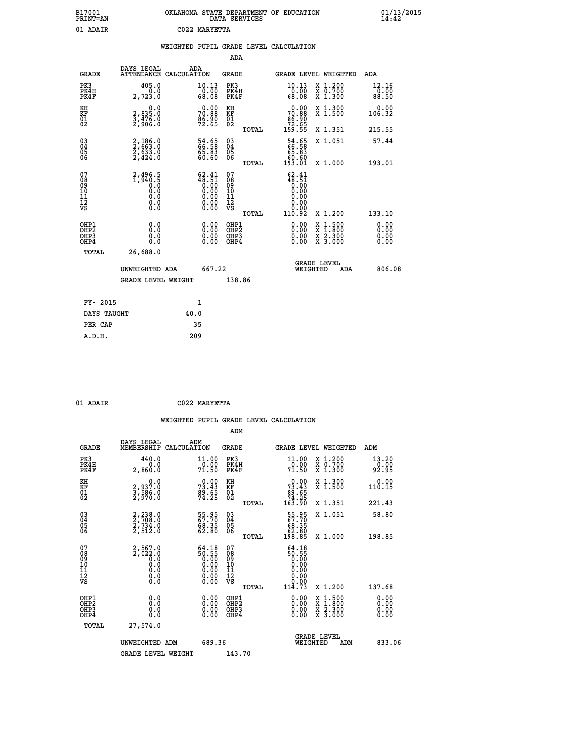B17001 OKLAHOMA STATE DEPARTMENT OF EDUCATION 01/13/2015
PRINT=AN DATA SERVICES 14:42

01 ADAIR C022 MARYETTA

## WEIGHTED PUPIL GRADE LEVEL CALCULATION

### ADA

| GRADE | DAYS LEGAL ATTENDANCE | ADA CALCULATION | GRADE | GRADE LEVEL | WEIGHTED | ADA |
|---|---|---|---|---|---|---|
| PK3 | 405.0 | 10.13 | PK3 | 10.13 | X 1.200 | 12.16 |
| PK4H | 0.0 | 0.00 | PK4H | 0.00 | X 0.700 | 0.00 |
| PK4F | 2,723.0 | 68.08 | PK4F | 68.08 | X 1.300 | 88.50 |
| KH | 0.0 | 0.00 | KH | 0.00 | X 1.300 | 0.00 |
| KF | 2,835.0 | 70.88 | KF | 70.88 | X 1.500 | 106.32 |
| 01 | 3,476.0 | 86.90 | 01 | 86.90 | | |
| 02 | 2,906.0 | 72.65 | 02 | 72.65 | | |
| | | | TOTAL | 159.55 | X 1.351 | 215.55 |
| 03 | 2,186.0 | 54.65 | 03 | 54.65 | X 1.051 | 57.44 |
| 04 | 2,663.0 | 66.58 | 04 | 66.58 | | |
| 05 | 2,633.0 | 65.83 | 05 | 65.83 | | |
| 06 | 2,424.0 | 60.60 | 06 | 60.60 | | |
| | | | TOTAL | 193.01 | X 1.000 | 193.01 |
| 07 | 2,496.5 | 62.41 | 07 | 62.41 | | |
| 08 | 1,940.5 | 48.51 | 08 | 48.51 | | |
| 09 | 0.0 | 0.00 | 09 | 0.00 | | |
| 10 | 0.0 | 0.00 | 10 | 0.00 | | |
| 11 | 0.0 | 0.00 | 11 | 0.00 | | |
| 12 | 0.0 | 0.00 | 12 | 0.00 | | |
| VS | 0.0 | 0.00 | VS | 0.00 | | |
| | | | TOTAL | 110.92 | X 1.200 | 133.10 |
| OHP1 | 0.0 | 0.00 | OHP1 | 0.00 | X 1.500 | 0.00 |
| OHP2 | 0.0 | 0.00 | OHP2 | 0.00 | X 1.800 | 0.00 |
| OHP3 | 0.0 | 0.00 | OHP3 | 0.00 | X 2.300 | 0.00 |
| OHP4 | 0.0 | 0.00 | OHP4 | 0.00 | X 3.000 | 0.00 |
| TOTAL | 26,688.0 | | | | | |

UNWEIGHTED ADA 667.22 — GRADE LEVEL WEIGHTED ADA 806.08

GRADE LEVEL WEIGHT 138.86

| FY- 2015 | 1 |
|---|---|
| DAYS TAUGHT | 40.0 |
| PER CAP | 35 |
| A.D.H. | 209 |

01 ADAIR C022 MARYETTA

## WEIGHTED PUPIL GRADE LEVEL CALCULATION

### ADM

| GRADE | DAYS LEGAL MEMBERSHIP | ADM CALCULATION | GRADE | GRADE LEVEL | WEIGHTED | ADM |
|---|---|---|---|---|---|---|
| PK3 | 440.0 | 11.00 | PK3 | 11.00 | X 1.200 | 13.20 |
| PK4H | 0.0 | 0.00 | PK4H | 0.00 | X 0.700 | 0.00 |
| PK4F | 2,860.0 | 71.50 | PK4F | 71.50 | X 1.300 | 92.95 |
| KH | 0.0 | 0.00 | KH | 0.00 | X 1.300 | 0.00 |
| KF | 2,937.0 | 73.43 | KF | 73.43 | X 1.500 | 110.15 |
| 01 | 3,586.0 | 89.65 | 01 | 89.65 | | |
| 02 | 2,970.0 | 74.25 | 02 | 74.25 | | |
| | | | TOTAL | 163.90 | X 1.351 | 221.43 |
| 03 | 2,238.0 | 55.95 | 03 | 55.95 | X 1.051 | 58.80 |
| 04 | 2,708.0 | 67.70 | 04 | 67.70 | | |
| 05 | 2,734.0 | 68.35 | 05 | 68.35 | | |
| 06 | 2,512.0 | 62.80 | 06 | 62.80 | | |
| | | | TOTAL | 198.85 | X 1.000 | 198.85 |
| 07 | 2,567.0 | 64.18 | 07 | 64.18 | | |
| 08 | 2,022.0 | 50.55 | 08 | 50.55 | | |
| 09 | 0.0 | 0.00 | 09 | 0.00 | | |
| 10 | 0.0 | 0.00 | 10 | 0.00 | | |
| 11 | 0.0 | 0.00 | 11 | 0.00 | | |
| 12 | 0.0 | 0.00 | 12 | 0.00 | | |
| VS | 0.0 | 0.00 | VS | 0.00 | | |
| | | | TOTAL | 114.73 | X 1.200 | 137.68 |
| OHP1 | 0.0 | 0.00 | OHP1 | 0.00 | X 1.500 | 0.00 |
| OHP2 | 0.0 | 0.00 | OHP2 | 0.00 | X 1.800 | 0.00 |
| OHP3 | 0.0 | 0.00 | OHP3 | 0.00 | X 2.300 | 0.00 |
| OHP4 | 0.0 | 0.00 | OHP4 | 0.00 | X 3.000 | 0.00 |
| TOTAL | 27,574.0 | | | | | |

UNWEIGHTED ADM 689.36 — GRADE LEVEL WEIGHTED ADM 833.06

GRADE LEVEL WEIGHT 143.70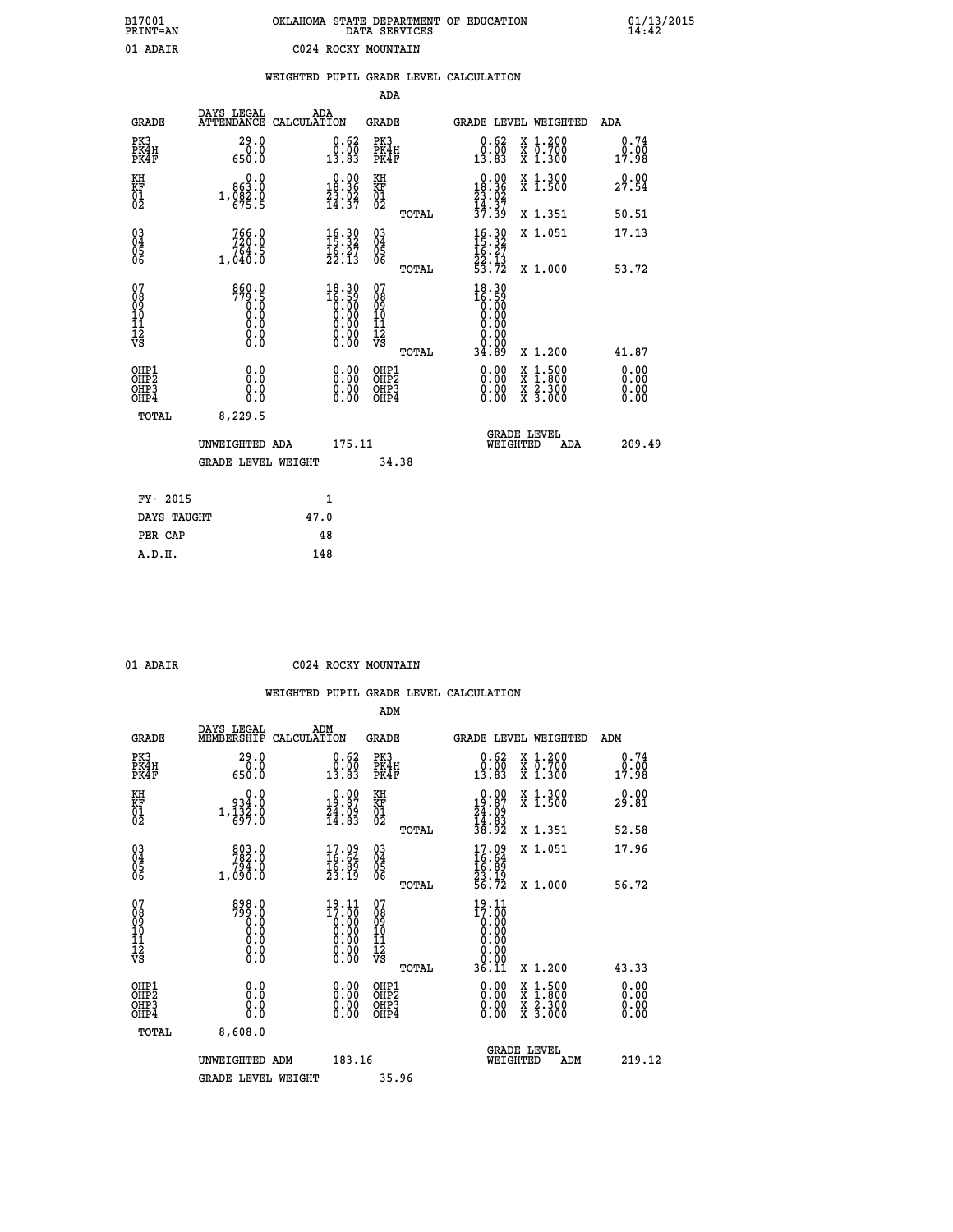B17001 OKLAHOMA STATE DEPARTMENT OF EDUCATION 01/13/2015
PRINT=AN DATA SERVICES 14:42

01 ADAIR C024 ROCKY MOUNTAIN

WEIGHTED PUPIL GRADE LEVEL CALCULATION

ADA

| GRADE | DAYS LEGAL ATTENDANCE | ADA CALCULATION | GRADE | GRADE LEVEL | WEIGHTED | ADA |
|---|---|---|---|---|---|---|
| PK3 | 29.0 | 0.62 | PK3 | 0.62 | X 1.200 | 0.74 |
| PK4H | 0.0 | 0.00 | PK4H | 0.00 | X 0.700 | 0.00 |
| PK4F | 650.0 | 13.83 | PK4F | 13.83 | X 1.300 | 17.98 |
| KH | 0.0 | 0.00 | KH | 0.00 | X 1.300 | 0.00 |
| KF | 863.0 | 18.36 | KF | 18.36 | X 1.500 | 27.54 |
| 01 | 1,082.0 | 23.02 | 01 | 23.02 | | |
| 02 | 675.5 | 14.37 | 02 | 14.37 | | |
| | | | TOTAL | 37.39 | X 1.351 | 50.51 |
| 03 | 766.0 | 16.30 | 03 | 16.30 | X 1.051 | 17.13 |
| 04 | 720.0 | 15.32 | 04 | 15.32 | | |
| 05 | 764.5 | 16.27 | 05 | 16.27 | | |
| 06 | 1,040.0 | 22.13 | 06 | 22.13 | | |
| | | | TOTAL | 53.72 | X 1.000 | 53.72 |
| 07 | 860.0 | 18.30 | 07 | 18.30 | | |
| 08 | 779.5 | 16.59 | 08 | 16.59 | | |
| 09 | 0.0 | 0.00 | 09 | 0.00 | | |
| 10 | 0.0 | 0.00 | 10 | 0.00 | | |
| 11 | 0.0 | 0.00 | 11 | 0.00 | | |
| 12 | 0.0 | 0.00 | 12 | 0.00 | | |
| VS | 0.0 | 0.00 | VS | 0.00 | | |
| | | | TOTAL | 34.89 | X 1.200 | 41.87 |
| OHP1 | 0.0 | 0.00 | OHP1 | 0.00 | X 1.500 | 0.00 |
| OHP2 | 0.0 | 0.00 | OHP2 | 0.00 | X 1.800 | 0.00 |
| OHP3 | 0.0 | 0.00 | OHP3 | 0.00 | X 2.300 | 0.00 |
| OHP4 | 0.0 | 0.00 | OHP4 | 0.00 | X 3.000 | 0.00 |
| TOTAL | 8,229.5 | | | | | |

UNWEIGHTED ADA 175.11 | GRADE LEVEL WEIGHTED ADA 209.49

GRADE LEVEL WEIGHT 34.38

| FY- 2015 | 1 |
|---|---|
| DAYS TAUGHT | 47.0 |
| PER CAP | 48 |
| A.D.H. | 148 |

01 ADAIR C024 ROCKY MOUNTAIN

WEIGHTED PUPIL GRADE LEVEL CALCULATION

ADM

| GRADE | DAYS LEGAL MEMBERSHIP | ADM CALCULATION | GRADE | GRADE LEVEL | WEIGHTED | ADM |
|---|---|---|---|---|---|---|
| PK3 | 29.0 | 0.62 | PK3 | 0.62 | X 1.200 | 0.74 |
| PK4H | 0.0 | 0.00 | PK4H | 0.00 | X 0.700 | 0.00 |
| PK4F | 650.0 | 13.83 | PK4F | 13.83 | X 1.300 | 17.98 |
| KH | 0.0 | 0.00 | KH | 0.00 | X 1.300 | 0.00 |
| KF | 934.0 | 19.87 | KF | 19.87 | X 1.500 | 29.81 |
| 01 | 1,132.0 | 24.09 | 01 | 24.09 | | |
| 02 | 697.0 | 14.83 | 02 | 14.83 | | |
| | | | TOTAL | 38.92 | X 1.351 | 52.58 |
| 03 | 803.0 | 17.09 | 03 | 17.09 | X 1.051 | 17.96 |
| 04 | 782.0 | 16.64 | 04 | 16.64 | | |
| 05 | 794.0 | 16.89 | 05 | 16.89 | | |
| 06 | 1,090.0 | 23.19 | 06 | 23.19 | | |
| | | | TOTAL | 56.72 | X 1.000 | 56.72 |
| 07 | 898.0 | 19.11 | 07 | 19.11 | | |
| 08 | 799.0 | 17.00 | 08 | 17.00 | | |
| 09 | 0.0 | 0.00 | 09 | 0.00 | | |
| 10 | 0.0 | 0.00 | 10 | 0.00 | | |
| 11 | 0.0 | 0.00 | 11 | 0.00 | | |
| 12 | 0.0 | 0.00 | 12 | 0.00 | | |
| VS | 0.0 | 0.00 | VS | 0.00 | | |
| | | | TOTAL | 36.11 | X 1.200 | 43.33 |
| OHP1 | 0.0 | 0.00 | OHP1 | 0.00 | X 1.500 | 0.00 |
| OHP2 | 0.0 | 0.00 | OHP2 | 0.00 | X 1.800 | 0.00 |
| OHP3 | 0.0 | 0.00 | OHP3 | 0.00 | X 2.300 | 0.00 |
| OHP4 | 0.0 | 0.00 | OHP4 | 0.00 | X 3.000 | 0.00 |
| TOTAL | 8,608.0 | | | | | |

UNWEIGHTED ADM 183.16 | GRADE LEVEL WEIGHTED ADM 219.12

GRADE LEVEL WEIGHT 35.96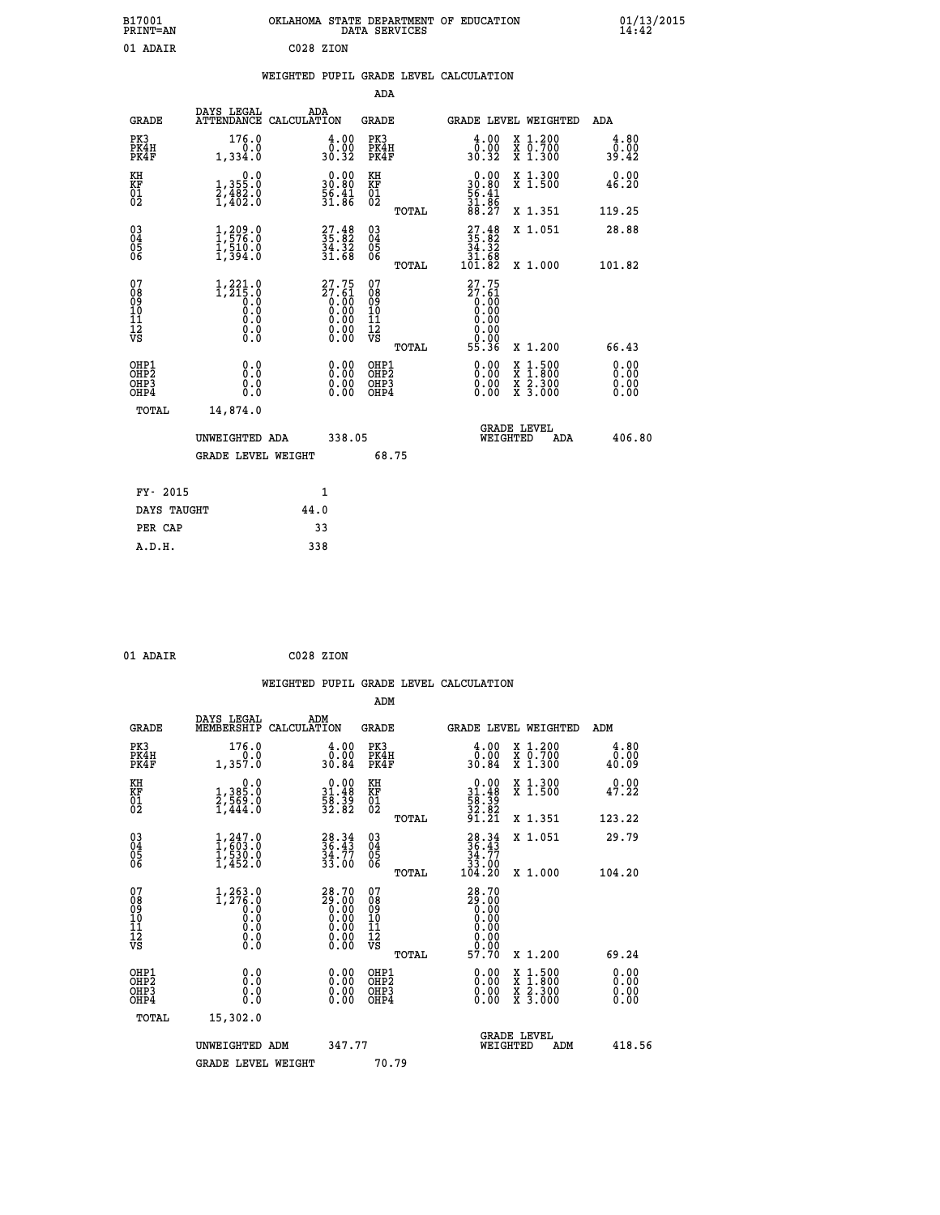B17001 OKLAHOMA STATE DEPARTMENT OF EDUCATION 01/13/2015
PRINT=AN DATA SERVICES 14:42

01 ADAIR C028 ZION

WEIGHTED PUPIL GRADE LEVEL CALCULATION

ADA

| GRADE | DAYS LEGAL ATTENDANCE | ADA CALCULATION | GRADE | GRADE LEVEL | WEIGHTED | ADA |
|---|---|---|---|---|---|---|
| PK3 | 176.0 | 4.00 | PK3 | 4.00 | X 1.200 | 4.80 |
| PK4H | 0.0 | 0.00 | PK4H | 0.00 | X 0.700 | 0.00 |
| PK4F | 1,334.0 | 30.32 | PK4F | 30.32 | X 1.300 | 39.42 |
| KH | 0.0 | 0.00 | KH | 0.00 | X 1.300 | 0.00 |
| KF | 1,355.0 | 30.80 | KF | 30.80 | X 1.500 | 46.20 |
| 01 | 2,482.0 | 56.41 | 01 | 56.41 | | |
| 02 | 1,402.0 | 31.86 | 02 | 31.86 | | |
| | | | TOTAL | 88.27 | X 1.351 | 119.25 |
| 03 | 1,209.0 | 27.48 | 03 | 27.48 | X 1.051 | 28.88 |
| 04 | 1,576.0 | 35.82 | 04 | 35.82 | | |
| 05 | 1,510.0 | 34.32 | 05 | 34.32 | | |
| 06 | 1,394.0 | 31.68 | 06 | 31.68 | | |
| | | | TOTAL | 101.82 | X 1.000 | 101.82 |
| 07 | 1,221.0 | 27.75 | 07 | 27.75 | | |
| 08 | 1,215.0 | 27.61 | 08 | 27.61 | | |
| 09 | 0.0 | 0.00 | 09 | 0.00 | | |
| 10 | 0.0 | 0.00 | 10 | 0.00 | | |
| 11 | 0.0 | 0.00 | 11 | 0.00 | | |
| 12 | 0.0 | 0.00 | 12 | 0.00 | | |
| VS | 0.0 | 0.00 | VS | 0.00 | | |
| | | | TOTAL | 55.36 | X 1.200 | 66.43 |
| OHP1 | 0.0 | 0.00 | OHP1 | 0.00 | X 1.500 | 0.00 |
| OHP2 | 0.0 | 0.00 | OHP2 | 0.00 | X 1.800 | 0.00 |
| OHP3 | 0.0 | 0.00 | OHP3 | 0.00 | X 2.300 | 0.00 |
| OHP4 | 0.0 | 0.00 | OHP4 | 0.00 | X 3.000 | 0.00 |
| TOTAL | 14,874.0 | | | | | |

UNWEIGHTED ADA 338.05 GRADE LEVEL WEIGHTED ADA 406.80

GRADE LEVEL WEIGHT 68.75

| FY- 2015 | 1 |
|---|---|
| DAYS TAUGHT | 44.0 |
| PER CAP | 33 |
| A.D.H. | 338 |

01 ADAIR C028 ZION

WEIGHTED PUPIL GRADE LEVEL CALCULATION

ADM

| GRADE | DAYS LEGAL MEMBERSHIP | ADM CALCULATION | GRADE | GRADE LEVEL | WEIGHTED | ADM |
|---|---|---|---|---|---|---|
| PK3 | 176.0 | 4.00 | PK3 | 4.00 | X 1.200 | 4.80 |
| PK4H | 0.0 | 0.00 | PK4H | 0.00 | X 0.700 | 0.00 |
| PK4F | 1,357.0 | 30.84 | PK4F | 30.84 | X 1.300 | 40.09 |
| KH | 0.0 | 0.00 | KH | 0.00 | X 1.300 | 0.00 |
| KF | 1,385.0 | 31.48 | KF | 31.48 | X 1.500 | 47.22 |
| 01 | 2,569.0 | 58.39 | 01 | 58.39 | | |
| 02 | 1,444.0 | 32.82 | 02 | 32.82 | | |
| | | | TOTAL | 91.21 | X 1.351 | 123.22 |
| 03 | 1,247.0 | 28.34 | 03 | 28.34 | X 1.051 | 29.79 |
| 04 | 1,603.0 | 36.43 | 04 | 36.43 | | |
| 05 | 1,530.0 | 34.77 | 05 | 34.77 | | |
| 06 | 1,452.0 | 33.00 | 06 | 33.00 | | |
| | | | TOTAL | 104.20 | X 1.000 | 104.20 |
| 07 | 1,263.0 | 28.70 | 07 | 28.70 | | |
| 08 | 1,276.0 | 29.00 | 08 | 29.00 | | |
| 09 | 0.0 | 0.00 | 09 | 0.00 | | |
| 10 | 0.0 | 0.00 | 10 | 0.00 | | |
| 11 | 0.0 | 0.00 | 11 | 0.00 | | |
| 12 | 0.0 | 0.00 | 12 | 0.00 | | |
| VS | 0.0 | 0.00 | VS | 0.00 | | |
| | | | TOTAL | 57.70 | X 1.200 | 69.24 |
| OHP1 | 0.0 | 0.00 | OHP1 | 0.00 | X 1.500 | 0.00 |
| OHP2 | 0.0 | 0.00 | OHP2 | 0.00 | X 1.800 | 0.00 |
| OHP3 | 0.0 | 0.00 | OHP3 | 0.00 | X 2.300 | 0.00 |
| OHP4 | 0.0 | 0.00 | OHP4 | 0.00 | X 3.000 | 0.00 |
| TOTAL | 15,302.0 | | | | | |

UNWEIGHTED ADM 347.77 GRADE LEVEL WEIGHTED ADM 418.56

GRADE LEVEL WEIGHT 70.79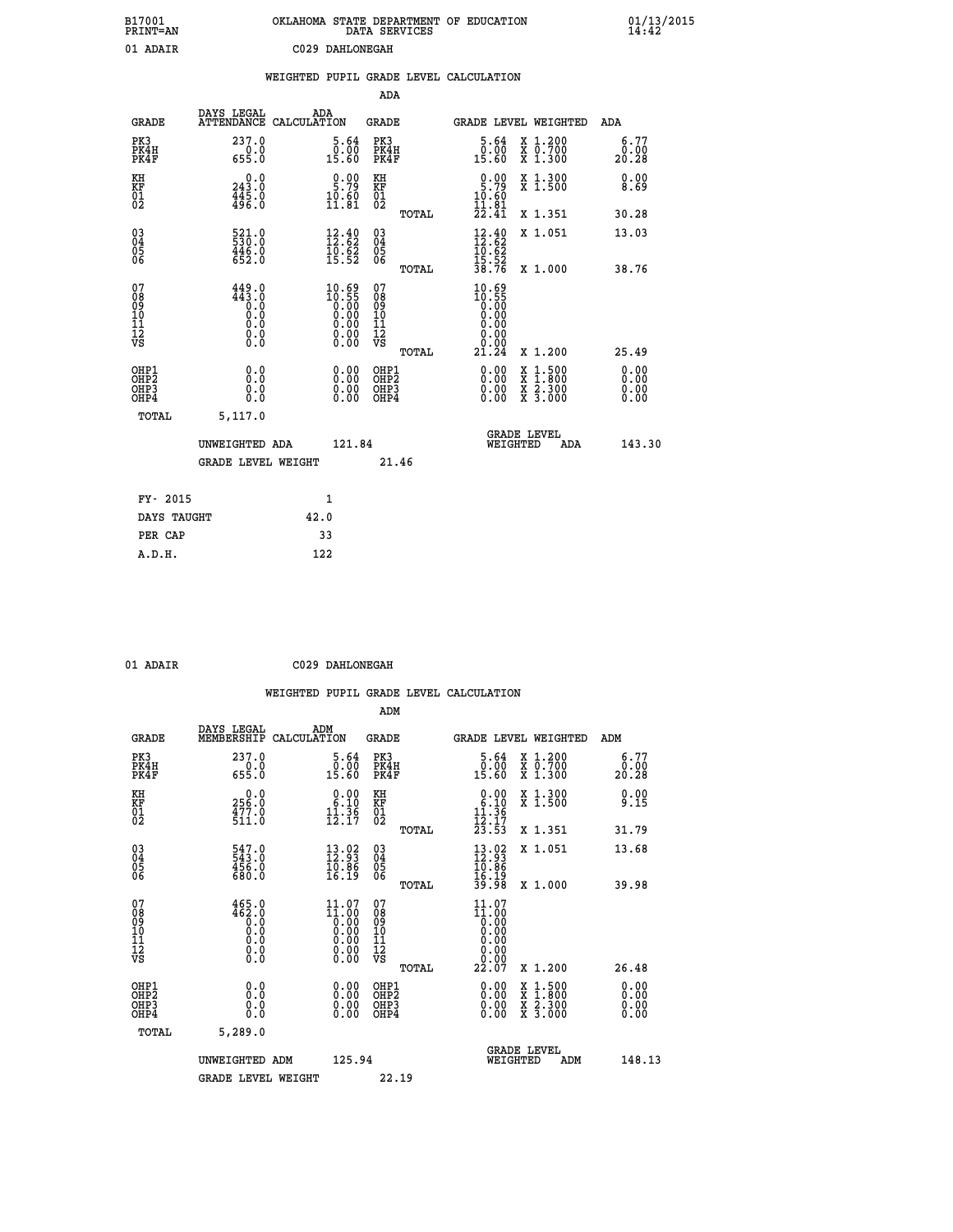B17001 OKLAHOMA STATE DEPARTMENT OF EDUCATION 01/13/2015
PRINT=AN DATA SERVICES 14:42

01 ADAIR C029 DAHLONEGAH

## WEIGHTED PUPIL GRADE LEVEL CALCULATION

ADA

| GRADE | DAYS LEGAL ATTENDANCE | ADA CALCULATION | GRADE | GRADE LEVEL | WEIGHTED | ADA |
|---|---|---|---|---|---|---|
| PK3 | 237.0 | 5.64 | PK3 | 5.64 | X 1.200 | 6.77 |
| PK4H | 0.0 | 0.00 | PK4H | 0.00 | X 0.700 | 0.00 |
| PK4F | 655.0 | 15.60 | PK4F | 15.60 | X 1.300 | 20.28 |
| KH | 0.0 | 0.00 | KH | 0.00 | X 1.300 | 0.00 |
| KF | 243.0 | 5.79 | KF | 5.79 | X 1.500 | 8.69 |
| 01 | 445.0 | 10.60 | 01 | 10.60 | | |
| 02 | 496.0 | 11.81 | 02 | 11.81 | | |
| | | | TOTAL | 22.41 | X 1.351 | 30.28 |
| 03 | 521.0 | 12.40 | 03 | 12.40 | X 1.051 | 13.03 |
| 04 | 530.0 | 12.62 | 04 | 12.62 | | |
| 05 | 446.0 | 10.62 | 05 | 10.62 | | |
| 06 | 652.0 | 15.52 | 06 | 15.52 | | |
| | | | TOTAL | 38.76 | X 1.000 | 38.76 |
| 07 | 449.0 | 10.69 | 07 | 10.69 | | |
| 08 | 443.0 | 10.55 | 08 | 10.55 | | |
| 09 | 0.0 | 0.00 | 09 | 0.00 | | |
| 10 | 0.0 | 0.00 | 10 | 0.00 | | |
| 11 | 0.0 | 0.00 | 11 | 0.00 | | |
| 12 | 0.0 | 0.00 | 12 | 0.00 | | |
| VS | 0.0 | 0.00 | VS | 0.00 | | |
| | | | TOTAL | 21.24 | X 1.200 | 25.49 |
| OHP1 | 0.0 | 0.00 | OHP1 | 0.00 | X 1.500 | 0.00 |
| OHP2 | 0.0 | 0.00 | OHP2 | 0.00 | X 1.800 | 0.00 |
| OHP3 | 0.0 | 0.00 | OHP3 | 0.00 | X 2.300 | 0.00 |
| OHP4 | 0.0 | 0.00 | OHP4 | 0.00 | X 3.000 | 0.00 |
| TOTAL | 5,117.0 | | | | | |

UNWEIGHTED ADA 121.84 GRADE LEVEL WEIGHTED ADA 143.30

GRADE LEVEL WEIGHT 21.46

| | |
|---|---|
| FY- 2015 | 1 |
| DAYS TAUGHT | 42.0 |
| PER CAP | 33 |
| A.D.H. | 122 |

01 ADAIR C029 DAHLONEGAH

## WEIGHTED PUPIL GRADE LEVEL CALCULATION

ADM

| GRADE | DAYS LEGAL MEMBERSHIP | ADM CALCULATION | GRADE | GRADE LEVEL | WEIGHTED | ADM |
|---|---|---|---|---|---|---|
| PK3 | 237.0 | 5.64 | PK3 | 5.64 | X 1.200 | 6.77 |
| PK4H | 0.0 | 0.00 | PK4H | 0.00 | X 0.700 | 0.00 |
| PK4F | 655.0 | 15.60 | PK4F | 15.60 | X 1.300 | 20.28 |
| KH | 0.0 | 0.00 | KH | 0.00 | X 1.300 | 0.00 |
| KF | 256.0 | 6.10 | KF | 6.10 | X 1.500 | 9.15 |
| 01 | 477.0 | 11.36 | 01 | 11.36 | | |
| 02 | 511.0 | 12.17 | 02 | 12.17 | | |
| | | | TOTAL | 23.53 | X 1.351 | 31.79 |
| 03 | 547.0 | 13.02 | 03 | 13.02 | X 1.051 | 13.68 |
| 04 | 543.0 | 12.93 | 04 | 12.93 | | |
| 05 | 456.0 | 10.86 | 05 | 10.86 | | |
| 06 | 680.0 | 16.19 | 06 | 16.19 | | |
| | | | TOTAL | 39.98 | X 1.000 | 39.98 |
| 07 | 465.0 | 11.07 | 07 | 11.07 | | |
| 08 | 462.0 | 11.00 | 08 | 11.00 | | |
| 09 | 0.0 | 0.00 | 09 | 0.00 | | |
| 10 | 0.0 | 0.00 | 10 | 0.00 | | |
| 11 | 0.0 | 0.00 | 11 | 0.00 | | |
| 12 | 0.0 | 0.00 | 12 | 0.00 | | |
| VS | 0.0 | 0.00 | VS | 0.00 | | |
| | | | TOTAL | 22.07 | X 1.200 | 26.48 |
| OHP1 | 0.0 | 0.00 | OHP1 | 0.00 | X 1.500 | 0.00 |
| OHP2 | 0.0 | 0.00 | OHP2 | 0.00 | X 1.800 | 0.00 |
| OHP3 | 0.0 | 0.00 | OHP3 | 0.00 | X 2.300 | 0.00 |
| OHP4 | 0.0 | 0.00 | OHP4 | 0.00 | X 3.000 | 0.00 |
| TOTAL | 5,289.0 | | | | | |

UNWEIGHTED ADM 125.94 GRADE LEVEL WEIGHTED ADM 148.13

GRADE LEVEL WEIGHT 22.19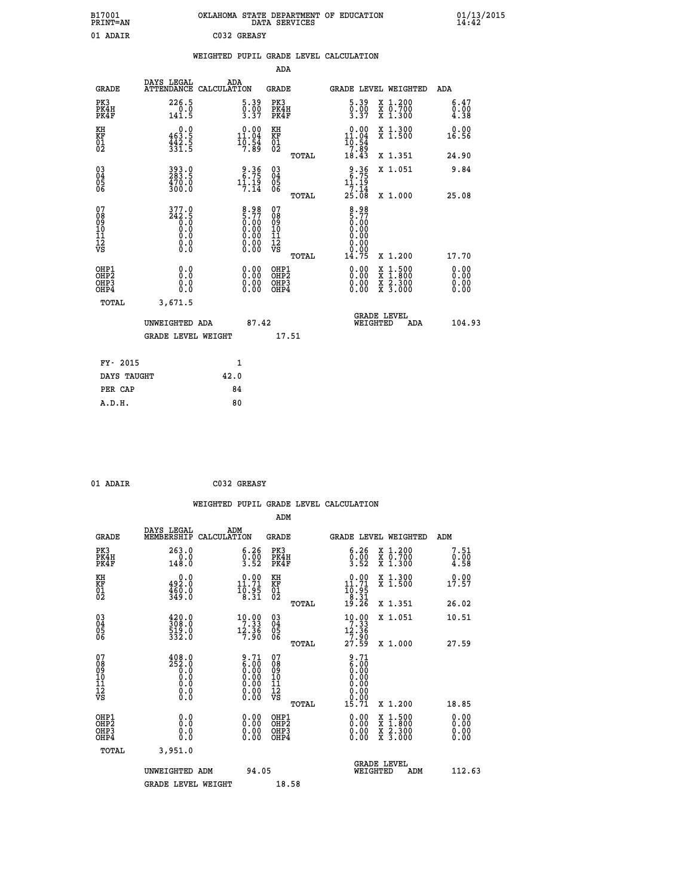B17001 OKLAHOMA STATE DEPARTMENT OF EDUCATION 01/13/2015
PRINT=AN DATA SERVICES 14:42

01 ADAIR C032 GREASY

## WEIGHTED PUPIL GRADE LEVEL CALCULATION

### ADA

| GRADE | DAYS LEGAL ATTENDANCE | ADA CALCULATION | GRADE | GRADE LEVEL | WEIGHTED | ADA |
|---|---|---|---|---|---|---|
| PK3 | 226.5 | 5.39 | PK3 | 5.39 | X 1.200 | 6.47 |
| PK4H | 0.0 | 0.00 | PK4H | 0.00 | X 0.700 | 0.00 |
| PK4F | 141.5 | 3.37 | PK4F | 3.37 | X 1.300 | 4.38 |
| KH | 0.0 | 0.00 | KH | 0.00 | X 1.300 | 0.00 |
| KF | 463.5 | 11.04 | KF | 11.04 | X 1.500 | 16.56 |
| 01 | 442.5 | 10.54 | 01 | 10.54 | | |
| 02 | 331.5 | 7.89 | 02 | 7.89 | | |
| | | | TOTAL | 18.43 | X 1.351 | 24.90 |
| 03 | 393.0 | 9.36 | 03 | 9.36 | X 1.051 | 9.84 |
| 04 | 283.5 | 6.75 | 04 | 6.75 | | |
| 05 | 470.0 | 11.19 | 05 | 11.19 | | |
| 06 | 300.0 | 7.14 | 06 | 7.14 | | |
| | | | TOTAL | 25.08 | X 1.000 | 25.08 |
| 07 | 377.0 | 8.98 | 07 | 8.98 | | |
| 08 | 242.5 | 5.77 | 08 | 5.77 | | |
| 09 | 0.0 | 0.00 | 09 | 0.00 | | |
| 10 | 0.0 | 0.00 | 10 | 0.00 | | |
| 11 | 0.0 | 0.00 | 11 | 0.00 | | |
| 12 | 0.0 | 0.00 | 12 | 0.00 | | |
| VS | 0.0 | 0.00 | VS | 0.00 | | |
| | | | TOTAL | 14.75 | X 1.200 | 17.70 |
| OHP1 | 0.0 | 0.00 | OHP1 | 0.00 | X 1.500 | 0.00 |
| OHP2 | 0.0 | 0.00 | OHP2 | 0.00 | X 1.800 | 0.00 |
| OHP3 | 0.0 | 0.00 | OHP3 | 0.00 | X 2.300 | 0.00 |
| OHP4 | 0.0 | 0.00 | OHP4 | 0.00 | X 3.000 | 0.00 |
| TOTAL | 3,671.5 | | | | | |

UNWEIGHTED ADA 87.42 — GRADE LEVEL WEIGHTED ADA 104.93

GRADE LEVEL WEIGHT 17.51

| | |
|---|---|
| FY- 2015 | 1 |
| DAYS TAUGHT | 42.0 |
| PER CAP | 84 |
| A.D.H. | 80 |

01 ADAIR C032 GREASY

## WEIGHTED PUPIL GRADE LEVEL CALCULATION

### ADM

| GRADE | DAYS LEGAL MEMBERSHIP | ADM CALCULATION | GRADE | GRADE LEVEL | WEIGHTED | ADM |
|---|---|---|---|---|---|---|
| PK3 | 263.0 | 6.26 | PK3 | 6.26 | X 1.200 | 7.51 |
| PK4H | 0.0 | 0.00 | PK4H | 0.00 | X 0.700 | 0.00 |
| PK4F | 148.0 | 3.52 | PK4F | 3.52 | X 1.300 | 4.58 |
| KH | 0.0 | 0.00 | KH | 0.00 | X 1.300 | 0.00 |
| KF | 492.0 | 11.71 | KF | 11.71 | X 1.500 | 17.57 |
| 01 | 460.0 | 10.95 | 01 | 10.95 | | |
| 02 | 349.0 | 8.31 | 02 | 8.31 | | |
| | | | TOTAL | 19.26 | X 1.351 | 26.02 |
| 03 | 420.0 | 10.00 | 03 | 10.00 | X 1.051 | 10.51 |
| 04 | 308.0 | 7.33 | 04 | 7.33 | | |
| 05 | 519.0 | 12.36 | 05 | 12.36 | | |
| 06 | 332.0 | 7.90 | 06 | 7.90 | | |
| | | | TOTAL | 27.59 | X 1.000 | 27.59 |
| 07 | 408.0 | 9.71 | 07 | 9.71 | | |
| 08 | 252.0 | 6.00 | 08 | 6.00 | | |
| 09 | 0.0 | 0.00 | 09 | 0.00 | | |
| 10 | 0.0 | 0.00 | 10 | 0.00 | | |
| 11 | 0.0 | 0.00 | 11 | 0.00 | | |
| 12 | 0.0 | 0.00 | 12 | 0.00 | | |
| VS | 0.0 | 0.00 | VS | 0.00 | | |
| | | | TOTAL | 15.71 | X 1.200 | 18.85 |
| OHP1 | 0.0 | 0.00 | OHP1 | 0.00 | X 1.500 | 0.00 |
| OHP2 | 0.0 | 0.00 | OHP2 | 0.00 | X 1.800 | 0.00 |
| OHP3 | 0.0 | 0.00 | OHP3 | 0.00 | X 2.300 | 0.00 |
| OHP4 | 0.0 | 0.00 | OHP4 | 0.00 | X 3.000 | 0.00 |
| TOTAL | 3,951.0 | | | | | |

UNWEIGHTED ADM 94.05 — GRADE LEVEL WEIGHTED ADM 112.63

GRADE LEVEL WEIGHT 18.58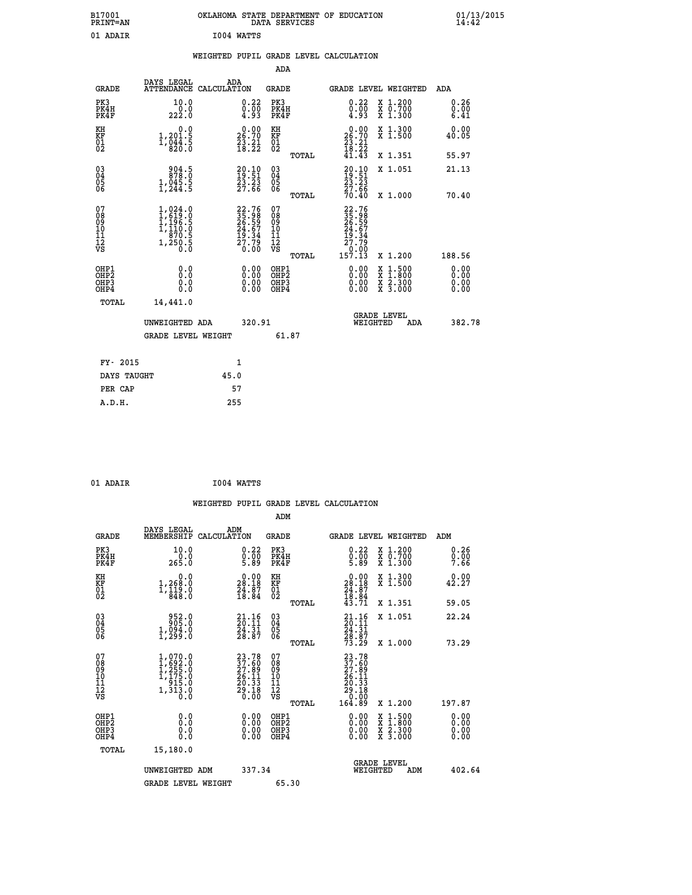B17001 OKLAHOMA STATE DEPARTMENT OF EDUCATION 01/13/2015
PRINT=AN DATA SERVICES 14:42

01 ADAIR I004 WATTS

## WEIGHTED PUPIL GRADE LEVEL CALCULATION

### ADA

| GRADE | DAYS LEGAL ATTENDANCE | ADA CALCULATION | GRADE | | GRADE LEVEL | WEIGHTED | ADA |
|---|---|---|---|---|---|---|---|
| PK3 | 10.0 | 0.22 | PK3 | | 0.22 | X 1.200 | 0.26 |
| PK4H | 0.0 | 0.00 | PK4H | | 0.00 | X 0.700 | 0.00 |
| PK4F | 222.0 | 4.93 | PK4F | | 4.93 | X 1.300 | 6.41 |
| KH | 0.0 | 0.00 | KH | | 0.00 | X 1.300 | 0.00 |
| KF | 1,201.5 | 26.70 | KF | | 26.70 | X 1.500 | 40.05 |
| 01 | 1,044.5 | 23.21 | 01 | | 23.21 | | |
| 02 | 820.0 | 18.22 | 02 | | 18.22 | | |
| | | | | TOTAL | 41.43 | X 1.351 | 55.97 |
| 03 | 904.5 | 20.10 | 03 | | 20.10 | X 1.051 | 21.13 |
| 04 | 878.0 | 19.51 | 04 | | 19.51 | | |
| 05 | 1,045.5 | 23.23 | 05 | | 23.23 | | |
| 06 | 1,244.5 | 27.66 | 06 | | 27.66 | | |
| | | | | TOTAL | 70.40 | X 1.000 | 70.40 |
| 07 | 1,024.0 | 22.76 | 07 | | 22.76 | | |
| 08 | 1,619.0 | 35.98 | 08 | | 35.98 | | |
| 09 | 1,196.5 | 26.59 | 09 | | 26.59 | | |
| 10 | 1,110.0 | 24.67 | 10 | | 24.67 | | |
| 11 | 870.5 | 19.34 | 11 | | 19.34 | | |
| 12 | 1,250.5 | 27.79 | 12 | | 27.79 | | |
| VS | 0.0 | 0.00 | VS | | 0.00 | | |
| | | | | TOTAL | 157.13 | X 1.200 | 188.56 |
| OHP1 | 0.0 | 0.00 | OHP1 | | 0.00 | X 1.500 | 0.00 |
| OHP2 | 0.0 | 0.00 | OHP2 | | 0.00 | X 1.800 | 0.00 |
| OHP3 | 0.0 | 0.00 | OHP3 | | 0.00 | X 2.300 | 0.00 |
| OHP4 | 0.0 | 0.00 | OHP4 | | 0.00 | X 3.000 | 0.00 |
| TOTAL | 14,441.0 | | | | | | |

UNWEIGHTED ADA 320.91 GRADE LEVEL WEIGHTED ADA 382.78

GRADE LEVEL WEIGHT 61.87

| | |
|---|---|
| FY- 2015 | 1 |
| DAYS TAUGHT | 45.0 |
| PER CAP | 57 |
| A.D.H. | 255 |

01 ADAIR I004 WATTS

## WEIGHTED PUPIL GRADE LEVEL CALCULATION

### ADM

| GRADE | DAYS LEGAL MEMBERSHIP | ADM CALCULATION | GRADE | | GRADE LEVEL | WEIGHTED | ADM |
|---|---|---|---|---|---|---|---|
| PK3 | 10.0 | 0.22 | PK3 | | 0.22 | X 1.200 | 0.26 |
| PK4H | 0.0 | 0.00 | PK4H | | 0.00 | X 0.700 | 0.00 |
| PK4F | 265.0 | 5.89 | PK4F | | 5.89 | X 1.300 | 7.66 |
| KH | 0.0 | 0.00 | KH | | 0.00 | X 1.300 | 0.00 |
| KF | 1,268.0 | 28.18 | KF | | 28.18 | X 1.500 | 42.27 |
| 01 | 1,119.0 | 24.87 | 01 | | 24.87 | | |
| 02 | 848.0 | 18.84 | 02 | | 18.84 | | |
| | | | | TOTAL | 43.71 | X 1.351 | 59.05 |
| 03 | 952.0 | 21.16 | 03 | | 21.16 | X 1.051 | 22.24 |
| 04 | 905.0 | 20.11 | 04 | | 20.11 | | |
| 05 | 1,094.0 | 24.31 | 05 | | 24.31 | | |
| 06 | 1,299.0 | 28.87 | 06 | | 28.87 | | |
| | | | | TOTAL | 73.29 | X 1.000 | 73.29 |
| 07 | 1,070.0 | 23.78 | 07 | | 23.78 | | |
| 08 | 1,692.0 | 37.60 | 08 | | 37.60 | | |
| 09 | 1,255.0 | 27.89 | 09 | | 27.89 | | |
| 10 | 1,175.0 | 26.11 | 10 | | 26.11 | | |
| 11 | 915.0 | 20.33 | 11 | | 20.33 | | |
| 12 | 1,313.0 | 29.18 | 12 | | 29.18 | | |
| VS | 0.0 | 0.00 | VS | | 0.00 | | |
| | | | | TOTAL | 164.89 | X 1.200 | 197.87 |
| OHP1 | 0.0 | 0.00 | OHP1 | | 0.00 | X 1.500 | 0.00 |
| OHP2 | 0.0 | 0.00 | OHP2 | | 0.00 | X 1.800 | 0.00 |
| OHP3 | 0.0 | 0.00 | OHP3 | | 0.00 | X 2.300 | 0.00 |
| OHP4 | 0.0 | 0.00 | OHP4 | | 0.00 | X 3.000 | 0.00 |
| TOTAL | 15,180.0 | | | | | | |

UNWEIGHTED ADM 337.34 GRADE LEVEL WEIGHTED ADM 402.64

GRADE LEVEL WEIGHT 65.30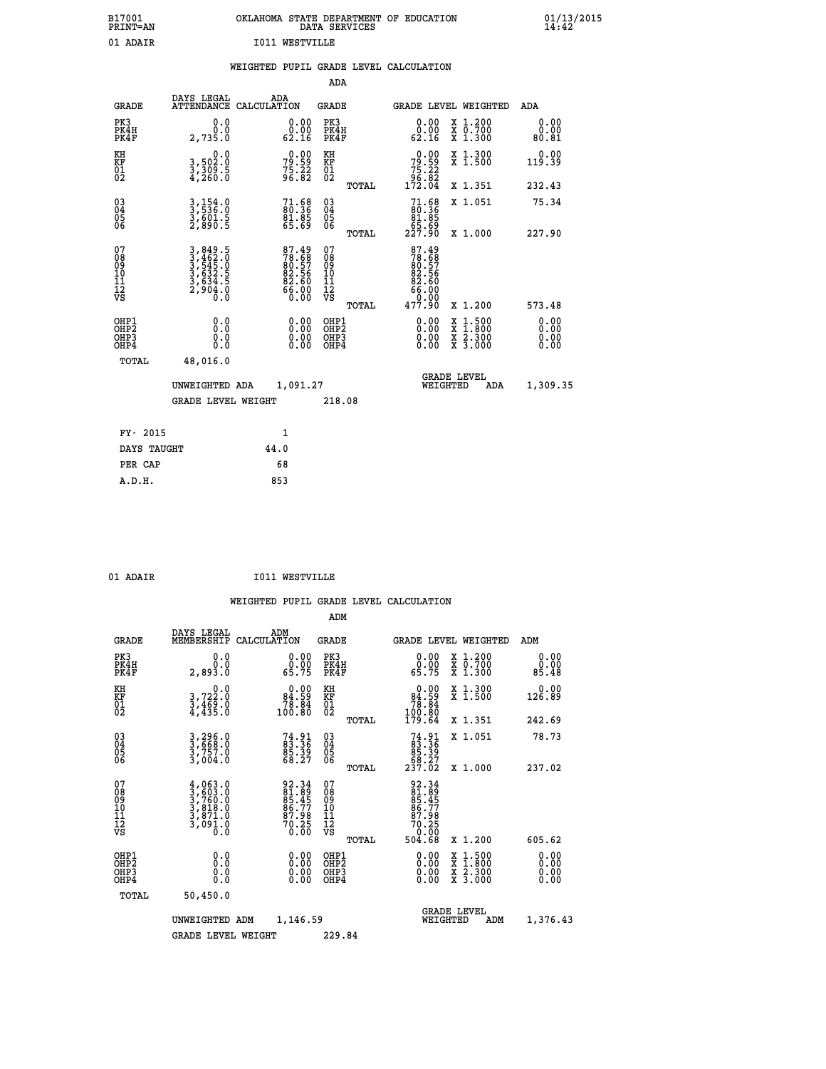B17001 OKLAHOMA STATE DEPARTMENT OF EDUCATION 01/13/2015
PRINT=AN DATA SERVICES 14:42

01 ADAIR I011 WESTVILLE

WEIGHTED PUPIL GRADE LEVEL CALCULATION

ADA

| GRADE | DAYS LEGAL ATTENDANCE | ADA CALCULATION | GRADE | | GRADE LEVEL | WEIGHTED | ADA |
|---|---|---|---|---|---|---|---|
| PK3 | 0.0 | 0.00 | PK3 | | 0.00 | X 1.200 | 0.00 |
| PK4H | 0.0 | 0.00 | PK4H | | 0.00 | X 0.700 | 0.00 |
| PK4F | 2,735.0 | 62.16 | PK4F | | 62.16 | X 1.300 | 80.81 |
| KH | 0.0 | 0.00 | KH | | 0.00 | X 1.300 | 0.00 |
| KF | 3,502.0 | 79.59 | KF | | 79.59 | X 1.500 | 119.39 |
| 01 | 3,309.5 | 75.22 | 01 | | 75.22 | | |
| 02 | 4,260.0 | 96.82 | 02 | | 96.82 | | |
| | | | | TOTAL | 172.04 | X 1.351 | 232.43 |
| 03 | 3,154.0 | 71.68 | 03 | | 71.68 | X 1.051 | 75.34 |
| 04 | 3,536.0 | 80.36 | 04 | | 80.36 | | |
| 05 | 3,601.5 | 81.85 | 05 | | 81.85 | | |
| 06 | 2,890.5 | 65.69 | 06 | | 65.69 | | |
| | | | | TOTAL | 227.90 | X 1.000 | 227.90 |
| 07 | 3,849.5 | 87.49 | 07 | | 87.49 | | |
| 08 | 3,462.0 | 78.68 | 08 | | 78.68 | | |
| 09 | 3,545.0 | 80.57 | 09 | | 80.57 | | |
| 10 | 3,632.5 | 82.56 | 10 | | 82.56 | | |
| 11 | 3,634.5 | 82.60 | 11 | | 82.60 | | |
| 12 | 2,904.0 | 66.00 | 12 | | 66.00 | | |
| VS | 0.0 | 0.00 | VS | | 0.00 | | |
| | | | | TOTAL | 477.90 | X 1.200 | 573.48 |
| OHP1 | 0.0 | 0.00 | OHP1 | | 0.00 | X 1.500 | 0.00 |
| OHP2 | 0.0 | 0.00 | OHP2 | | 0.00 | X 1.800 | 0.00 |
| OHP3 | 0.0 | 0.00 | OHP3 | | 0.00 | X 2.300 | 0.00 |
| OHP4 | 0.0 | 0.00 | OHP4 | | 0.00 | X 3.000 | 0.00 |
| TOTAL | 48,016.0 | | | | | | |

UNWEIGHTED ADA 1,091.27 GRADE LEVEL WEIGHTED ADA 1,309.35

GRADE LEVEL WEIGHT 218.08

| FY- 2015 | 1 |
|---|---|
| DAYS TAUGHT | 44.0 |
| PER CAP | 68 |
| A.D.H. | 853 |

01 ADAIR I011 WESTVILLE

WEIGHTED PUPIL GRADE LEVEL CALCULATION

ADM

| GRADE | DAYS LEGAL MEMBERSHIP | ADM CALCULATION | GRADE | | GRADE LEVEL | WEIGHTED | ADM |
|---|---|---|---|---|---|---|---|
| PK3 | 0.0 | 0.00 | PK3 | | 0.00 | X 1.200 | 0.00 |
| PK4H | 0.0 | 0.00 | PK4H | | 0.00 | X 0.700 | 0.00 |
| PK4F | 2,893.0 | 65.75 | PK4F | | 65.75 | X 1.300 | 85.48 |
| KH | 0.0 | 0.00 | KH | | 0.00 | X 1.300 | 0.00 |
| KF | 3,722.0 | 84.59 | KF | | 84.59 | X 1.500 | 126.89 |
| 01 | 3,469.0 | 78.84 | 01 | | 78.84 | | |
| 02 | 4,435.0 | 100.80 | 02 | | 100.80 | | |
| | | | | TOTAL | 179.64 | X 1.351 | 242.69 |
| 03 | 3,296.0 | 74.91 | 03 | | 74.91 | X 1.051 | 78.73 |
| 04 | 3,668.0 | 83.36 | 04 | | 83.36 | | |
| 05 | 3,757.0 | 85.39 | 05 | | 85.39 | | |
| 06 | 3,004.0 | 68.27 | 06 | | 68.27 | | |
| | | | | TOTAL | 237.02 | X 1.000 | 237.02 |
| 07 | 4,063.0 | 92.34 | 07 | | 92.34 | | |
| 08 | 3,603.0 | 81.89 | 08 | | 81.89 | | |
| 09 | 3,760.0 | 85.45 | 09 | | 85.45 | | |
| 10 | 3,818.0 | 86.77 | 10 | | 86.77 | | |
| 11 | 3,871.0 | 87.98 | 11 | | 87.98 | | |
| 12 | 3,091.0 | 70.25 | 12 | | 70.25 | | |
| VS | 0.0 | 0.00 | VS | | 0.00 | | |
| | | | | TOTAL | 504.68 | X 1.200 | 605.62 |
| OHP1 | 0.0 | 0.00 | OHP1 | | 0.00 | X 1.500 | 0.00 |
| OHP2 | 0.0 | 0.00 | OHP2 | | 0.00 | X 1.800 | 0.00 |
| OHP3 | 0.0 | 0.00 | OHP3 | | 0.00 | X 2.300 | 0.00 |
| OHP4 | 0.0 | 0.00 | OHP4 | | 0.00 | X 3.000 | 0.00 |
| TOTAL | 50,450.0 | | | | | | |

UNWEIGHTED ADM 1,146.59 GRADE LEVEL WEIGHTED ADM 1,376.43

GRADE LEVEL WEIGHT 229.84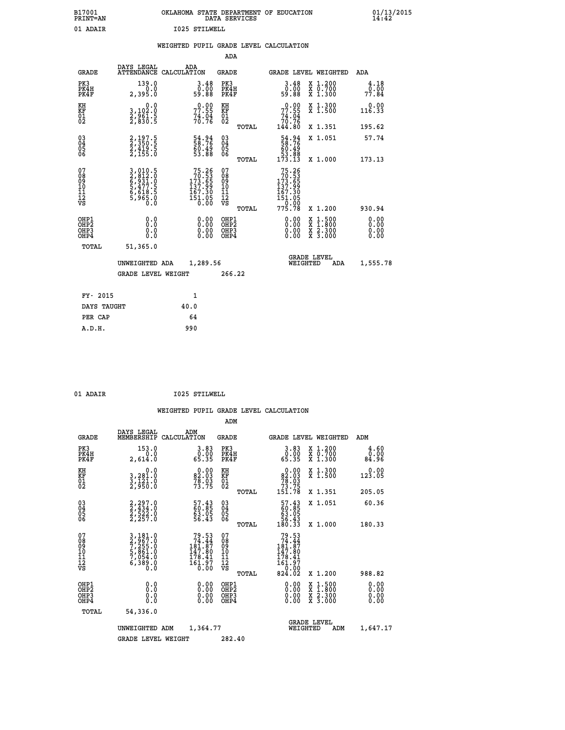B17001 OKLAHOMA STATE DEPARTMENT OF EDUCATION 01/13/2015
PRINT=AN DATA SERVICES 14:42

01 ADAIR I025 STILWELL

## WEIGHTED PUPIL GRADE LEVEL CALCULATION

### ADA

| GRADE | DAYS LEGAL ATTENDANCE | ADA CALCULATION | GRADE | | GRADE LEVEL | WEIGHTED | ADA |
|---|---|---|---|---|---|---|---|
| PK3 | 139.0 | 3.48 | PK3 | | 3.48 | X 1.200 | 4.18 |
| PK4H | 0.0 | 0.00 | PK4H | | 0.00 | X 0.700 | 0.00 |
| PK4F | 2,395.0 | 59.88 | PK4F | | 59.88 | X 1.300 | 77.84 |
| KH | 0.0 | 0.00 | KH | | 0.00 | X 1.300 | 0.00 |
| KF | 3,102.0 | 77.55 | KF | | 77.55 | X 1.500 | 116.33 |
| 01 | 2,961.5 | 74.04 | 01 | | 74.04 | | |
| 02 | 2,830.5 | 70.76 | 02 | | 70.76 | | |
| | | | | TOTAL | 144.80 | X 1.351 | 195.62 |
| 03 | 2,197.5 | 54.94 | 03 | | 54.94 | X 1.051 | 57.74 |
| 04 | 2,350.5 | 58.76 | 04 | | 58.76 | | |
| 05 | 2,419.5 | 60.49 | 05 | | 60.49 | | |
| 06 | 2,155.0 | 53.88 | 06 | | 53.88 | | |
| | | | | TOTAL | 173.13 | X 1.000 | 173.13 |
| 07 | 3,010.5 | 75.26 | 07 | | 75.26 | | |
| 08 | 2,812.0 | 70.53 | 08 | | 70.53 | | |
| 09 | 6,931.0 | 173.65 | 09 | | 173.65 | | |
| 10 | 5,477.5 | 137.99 | 10 | | 137.99 | | |
| 11 | 6,618.5 | 167.30 | 11 | | 167.30 | | |
| 12 | 5,965.0 | 151.05 | 12 | | 151.05 | | |
| VS | 0.0 | 0.00 | VS | | 0.00 | | |
| | | | | TOTAL | 775.78 | X 1.200 | 930.94 |
| OHP1 | 0.0 | 0.00 | OHP1 | | 0.00 | X 1.500 | 0.00 |
| OHP2 | 0.0 | 0.00 | OHP2 | | 0.00 | X 1.800 | 0.00 |
| OHP3 | 0.0 | 0.00 | OHP3 | | 0.00 | X 2.300 | 0.00 |
| OHP4 | 0.0 | 0.00 | OHP4 | | 0.00 | X 3.000 | 0.00 |
| TOTAL | 51,365.0 | | | | | | |

UNWEIGHTED ADA 1,289.56 — GRADE LEVEL WEIGHTED ADA 1,555.78

GRADE LEVEL WEIGHT 266.22

| FY- 2015 | 1 |
|---|---|
| DAYS TAUGHT | 40.0 |
| PER CAP | 64 |
| A.D.H. | 990 |

01 ADAIR I025 STILWELL

## WEIGHTED PUPIL GRADE LEVEL CALCULATION

### ADM

| GRADE | DAYS LEGAL MEMBERSHIP | ADM CALCULATION | GRADE | | GRADE LEVEL | WEIGHTED | ADM |
|---|---|---|---|---|---|---|---|
| PK3 | 153.0 | 3.83 | PK3 | | 3.83 | X 1.200 | 4.60 |
| PK4H | 0.0 | 0.00 | PK4H | | 0.00 | X 0.700 | 0.00 |
| PK4F | 2,614.0 | 65.35 | PK4F | | 65.35 | X 1.300 | 84.96 |
| KH | 0.0 | 0.00 | KH | | 0.00 | X 1.300 | 0.00 |
| KF | 3,281.0 | 82.03 | KF | | 82.03 | X 1.500 | 123.05 |
| 01 | 3,121.0 | 78.03 | 01 | | 78.03 | | |
| 02 | 2,950.0 | 73.75 | 02 | | 73.75 | | |
| | | | | TOTAL | 151.78 | X 1.351 | 205.05 |
| 03 | 2,297.0 | 57.43 | 03 | | 57.43 | X 1.051 | 60.36 |
| 04 | 2,434.0 | 60.85 | 04 | | 60.85 | | |
| 05 | 2,522.0 | 63.05 | 05 | | 63.05 | | |
| 06 | 2,257.0 | 56.43 | 06 | | 56.43 | | |
| | | | | TOTAL | 180.33 | X 1.000 | 180.33 |
| 07 | 3,181.0 | 79.53 | 07 | | 79.53 | | |
| 08 | 2,967.0 | 74.44 | 08 | | 74.44 | | |
| 09 | 7,255.0 | 181.87 | 09 | | 181.87 | | |
| 10 | 5,861.0 | 147.80 | 10 | | 147.80 | | |
| 11 | 7,054.0 | 178.41 | 11 | | 178.41 | | |
| 12 | 6,389.0 | 161.97 | 12 | | 161.97 | | |
| VS | 0.0 | 0.00 | VS | | 0.00 | | |
| | | | | TOTAL | 824.02 | X 1.200 | 988.82 |
| OHP1 | 0.0 | 0.00 | OHP1 | | 0.00 | X 1.500 | 0.00 |
| OHP2 | 0.0 | 0.00 | OHP2 | | 0.00 | X 1.800 | 0.00 |
| OHP3 | 0.0 | 0.00 | OHP3 | | 0.00 | X 2.300 | 0.00 |
| OHP4 | 0.0 | 0.00 | OHP4 | | 0.00 | X 3.000 | 0.00 |
| TOTAL | 54,336.0 | | | | | | |

UNWEIGHTED ADM 1,364.77 — GRADE LEVEL WEIGHTED ADM 1,647.17

GRADE LEVEL WEIGHT 282.40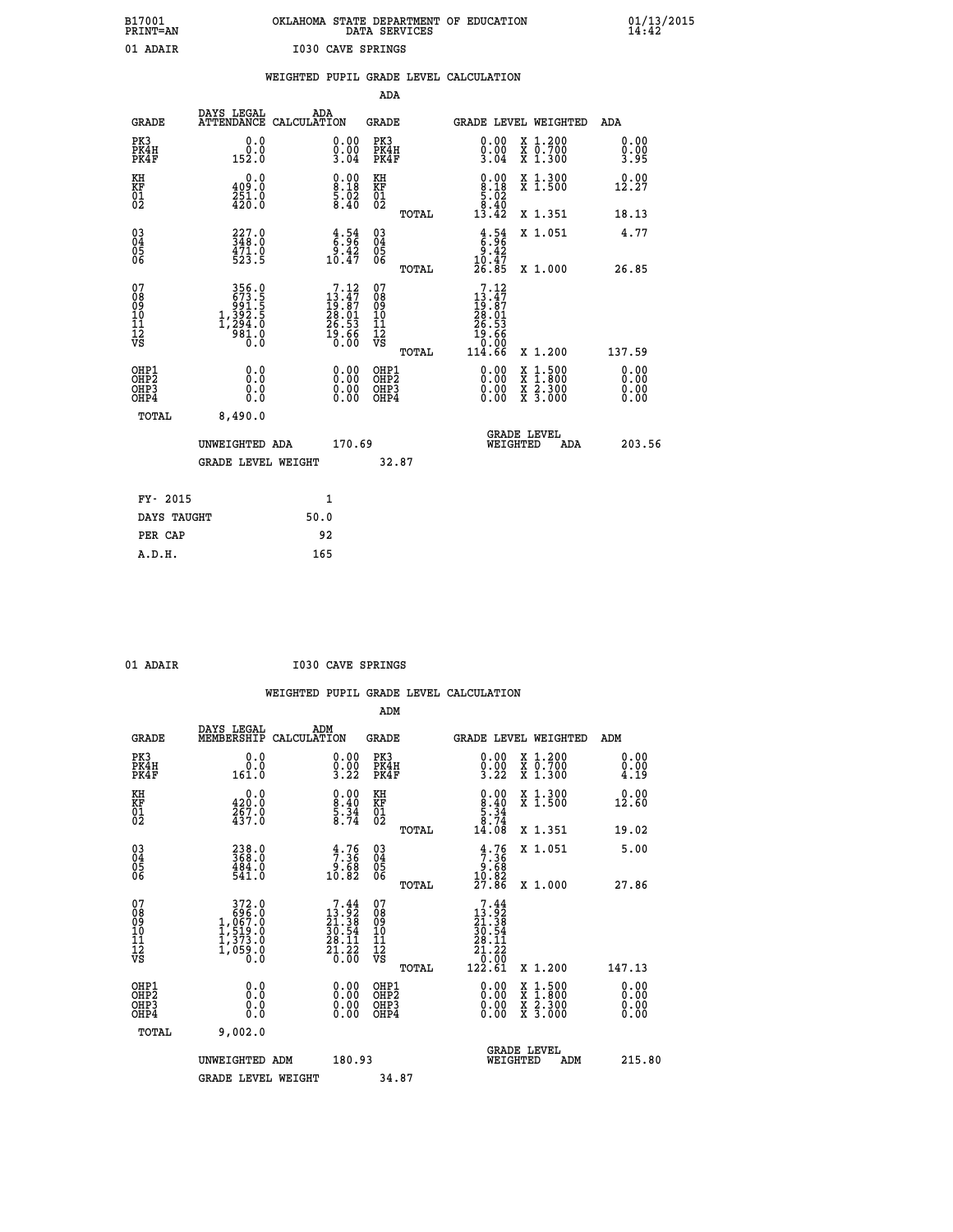B17001 OKLAHOMA STATE DEPARTMENT OF EDUCATION 01/13/2015
PRINT=AN DATA SERVICES 14:42

01 ADAIR I030 CAVE SPRINGS

## WEIGHTED PUPIL GRADE LEVEL CALCULATION

### ADA

| GRADE | DAYS LEGAL ATTENDANCE | ADA CALCULATION | GRADE | | GRADE LEVEL | WEIGHTED | ADA |
|---|---|---|---|---|---|---|---|
| PK3 | 0.0 | 0.00 | PK3 | | 0.00 | X 1.200 | 0.00 |
| PK4H | 0.0 | 0.00 | PK4H | | 0.00 | X 0.700 | 0.00 |
| PK4F | 152.0 | 3.04 | PK4F | | 3.04 | X 1.300 | 3.95 |
| KH | 0.0 | 0.00 | KH | | 0.00 | X 1.300 | 0.00 |
| KF | 409.0 | 8.18 | KF | | 8.18 | X 1.500 | 12.27 |
| 01 | 251.0 | 5.02 | 01 | | 5.02 | | |
| 02 | 420.0 | 8.40 | 02 | | 8.40 | | |
| | | | | TOTAL | 13.42 | X 1.351 | 18.13 |
| 03 | 227.0 | 4.54 | 03 | | 4.54 | X 1.051 | 4.77 |
| 04 | 348.0 | 6.96 | 04 | | 6.96 | | |
| 05 | 471.0 | 9.42 | 05 | | 9.42 | | |
| 06 | 523.5 | 10.47 | 06 | | 10.47 | | |
| | | | | TOTAL | 26.85 | X 1.000 | 26.85 |
| 07 | 356.0 | 7.12 | 07 | | 7.12 | | |
| 08 | 673.5 | 13.47 | 08 | | 13.47 | | |
| 09 | 991.5 | 19.87 | 09 | | 19.87 | | |
| 10 | 1,392.5 | 28.01 | 10 | | 28.01 | | |
| 11 | 1,294.0 | 26.53 | 11 | | 26.53 | | |
| 12 | 981.0 | 19.66 | 12 | | 19.66 | | |
| VS | 0.0 | 0.00 | VS | | 0.00 | | |
| | | | | TOTAL | 114.66 | X 1.200 | 137.59 |
| OHP1 | 0.0 | 0.00 | OHP1 | | 0.00 | X 1.500 | 0.00 |
| OHP2 | 0.0 | 0.00 | OHP2 | | 0.00 | X 1.800 | 0.00 |
| OHP3 | 0.0 | 0.00 | OHP3 | | 0.00 | X 2.300 | 0.00 |
| OHP4 | 0.0 | 0.00 | OHP4 | | 0.00 | X 3.000 | 0.00 |
| TOTAL | 8,490.0 | | | | | | |

UNWEIGHTED ADA 170.69 GRADE LEVEL WEIGHTED ADA 203.56

GRADE LEVEL WEIGHT 32.87

| FY- 2015 | 1 |
|---|---|
| DAYS TAUGHT | 50.0 |
| PER CAP | 92 |
| A.D.H. | 165 |

01 ADAIR I030 CAVE SPRINGS

## WEIGHTED PUPIL GRADE LEVEL CALCULATION

### ADM

| GRADE | DAYS LEGAL MEMBERSHIP | ADM CALCULATION | GRADE | | GRADE LEVEL | WEIGHTED | ADM |
|---|---|---|---|---|---|---|---|
| PK3 | 0.0 | 0.00 | PK3 | | 0.00 | X 1.200 | 0.00 |
| PK4H | 0.0 | 0.00 | PK4H | | 0.00 | X 0.700 | 0.00 |
| PK4F | 161.0 | 3.22 | PK4F | | 3.22 | X 1.300 | 4.19 |
| KH | 0.0 | 0.00 | KH | | 0.00 | X 1.300 | 0.00 |
| KF | 420.0 | 8.40 | KF | | 8.40 | X 1.500 | 12.60 |
| 01 | 267.0 | 5.34 | 01 | | 5.34 | | |
| 02 | 437.0 | 8.74 | 02 | | 8.74 | | |
| | | | | TOTAL | 14.08 | X 1.351 | 19.02 |
| 03 | 238.0 | 4.76 | 03 | | 4.76 | X 1.051 | 5.00 |
| 04 | 368.0 | 7.36 | 04 | | 7.36 | | |
| 05 | 484.0 | 9.68 | 05 | | 9.68 | | |
| 06 | 541.0 | 10.82 | 06 | | 10.82 | | |
| | | | | TOTAL | 27.86 | X 1.000 | 27.86 |
| 07 | 372.0 | 7.44 | 07 | | 7.44 | | |
| 08 | 696.0 | 13.92 | 08 | | 13.92 | | |
| 09 | 1,067.0 | 21.38 | 09 | | 21.38 | | |
| 10 | 1,519.0 | 30.54 | 10 | | 30.54 | | |
| 11 | 1,373.0 | 28.11 | 11 | | 28.11 | | |
| 12 | 1,059.0 | 21.22 | 12 | | 21.22 | | |
| VS | 0.0 | 0.00 | VS | | 0.00 | | |
| | | | | TOTAL | 122.61 | X 1.200 | 147.13 |
| OHP1 | 0.0 | 0.00 | OHP1 | | 0.00 | X 1.500 | 0.00 |
| OHP2 | 0.0 | 0.00 | OHP2 | | 0.00 | X 1.800 | 0.00 |
| OHP3 | 0.0 | 0.00 | OHP3 | | 0.00 | X 2.300 | 0.00 |
| OHP4 | 0.0 | 0.00 | OHP4 | | 0.00 | X 3.000 | 0.00 |
| TOTAL | 9,002.0 | | | | | | |

UNWEIGHTED ADM 180.93 GRADE LEVEL WEIGHTED ADM 215.80

GRADE LEVEL WEIGHT 34.87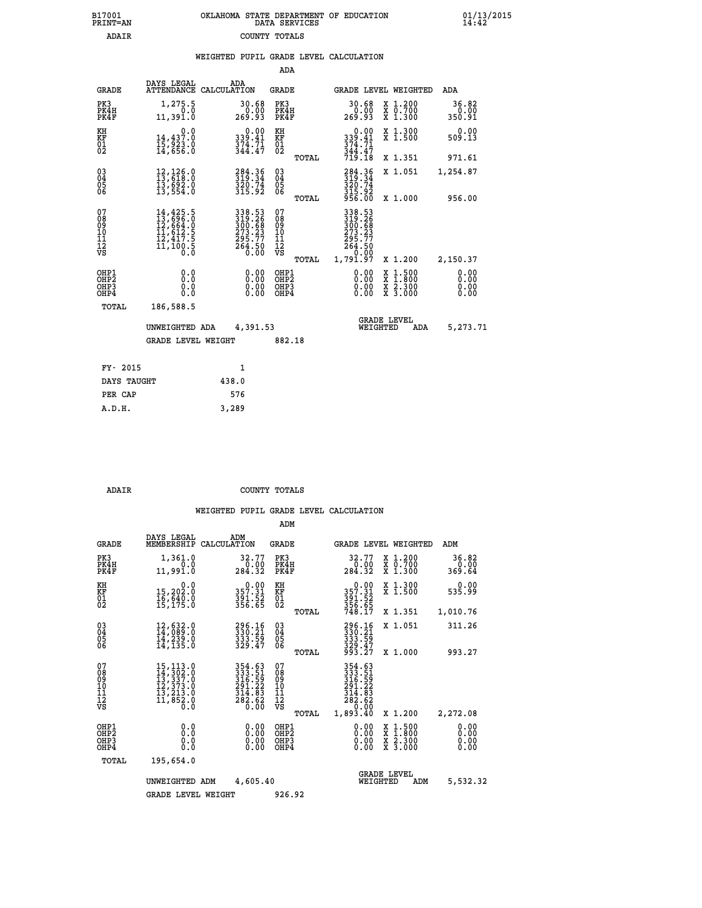B17001 OKLAHOMA STATE DEPARTMENT OF EDUCATION 01/13/2015
PRINT=AN DATA SERVICES 14:42
ADAIR COUNTY TOTALS

WEIGHTED PUPIL GRADE LEVEL CALCULATION

ADA

| GRADE | DAYS LEGAL ATTENDANCE | ADA CALCULATION | GRADE | GRADE LEVEL | WEIGHTED | ADA |
|---|---|---|---|---|---|---|
| PK3 | 1,275.5 | 30.68 | PK3 | 30.68 | X 1.200 | 36.82 |
| PK4H | 0.0 | 0.00 | PK4H | 0.00 | X 0.700 | 0.00 |
| PK4F | 11,391.0 | 269.93 | PK4F | 269.93 | X 1.300 | 350.91 |
| KH | 0.0 | 0.00 | KH | 0.00 | X 1.300 | 0.00 |
| KF | 14,437.0 | 339.41 | KF | 339.41 | X 1.500 | 509.13 |
| 01 | 15,923.0 | 374.71 | 01 | 374.71 | | |
| 02 | 14,656.0 | 344.47 | 02 | 344.47 | | |
| | | | TOTAL | 719.18 | X 1.351 | 971.61 |
| 03 | 12,126.0 | 284.36 | 03 | 284.36 | X 1.051 | 1,254.87 |
| 04 | 13,618.0 | 319.34 | 04 | 319.34 | | |
| 05 | 13,692.0 | 320.74 | 05 | 320.74 | | |
| 06 | 13,554.0 | 315.92 | 06 | 315.92 | | |
| | | | TOTAL | 956.00 | X 1.000 | 956.00 |
| 07 | 14,425.5 | 338.53 | 07 | 338.53 | | |
| 08 | 13,696.0 | 319.26 | 08 | 319.26 | | |
| 09 | 12,664.0 | 300.68 | 09 | 300.68 | | |
| 10 | 11,612.5 | 273.23 | 10 | 273.23 | | |
| 11 | 12,417.5 | 295.77 | 11 | 295.77 | | |
| 12 | 11,100.5 | 264.50 | 12 | 264.50 | | |
| VS | 0.0 | 0.00 | VS | 0.00 | | |
| | | | TOTAL | 1,791.97 | X 1.200 | 2,150.37 |
| OHP1 | 0.0 | 0.00 | OHP1 | 0.00 | X 1.500 | 0.00 |
| OHP2 | 0.0 | 0.00 | OHP2 | 0.00 | X 1.800 | 0.00 |
| OHP3 | 0.0 | 0.00 | OHP3 | 0.00 | X 2.300 | 0.00 |
| OHP4 | 0.0 | 0.00 | OHP4 | 0.00 | X 3.000 | 0.00 |
| TOTAL | 186,588.5 | | | | | |

UNWEIGHTED ADA 4,391.53 GRADE LEVEL WEIGHTED ADA 5,273.71

GRADE LEVEL WEIGHT 882.18

| FY- 2015 | 1 |
|---|---|
| DAYS TAUGHT | 438.0 |
| PER CAP | 576 |
| A.D.H. | 3,289 |

ADAIR COUNTY TOTALS

WEIGHTED PUPIL GRADE LEVEL CALCULATION

ADM

| GRADE | DAYS LEGAL MEMBERSHIP | ADM CALCULATION | GRADE | GRADE LEVEL | WEIGHTED | ADM |
|---|---|---|---|---|---|---|
| PK3 | 1,361.0 | 32.77 | PK3 | 32.77 | X 1.200 | 36.82 |
| PK4H | 0.0 | 0.00 | PK4H | 0.00 | X 0.700 | 0.00 |
| PK4F | 11,991.0 | 284.32 | PK4F | 284.32 | X 1.300 | 369.64 |
| KH | 0.0 | 0.00 | KH | 0.00 | X 1.300 | 0.00 |
| KF | 15,202.0 | 357.31 | KF | 357.31 | X 1.500 | 535.99 |
| 01 | 16,640.0 | 391.52 | 01 | 391.52 | | |
| 02 | 15,175.0 | 356.65 | 02 | 356.65 | | |
| | | | TOTAL | 748.17 | X 1.351 | 1,010.76 |
| 03 | 12,632.0 | 296.16 | 03 | 296.16 | X 1.051 | 311.26 |
| 04 | 14,089.0 | 330.21 | 04 | 330.21 | | |
| 05 | 14,239.0 | 333.59 | 05 | 333.59 | | |
| 06 | 14,135.0 | 329.47 | 06 | 329.47 | | |
| | | | TOTAL | 993.27 | X 1.000 | 993.27 |
| 07 | 15,113.0 | 354.63 | 07 | 354.63 | | |
| 08 | 14,302.0 | 333.51 | 08 | 333.51 | | |
| 09 | 13,337.0 | 316.59 | 09 | 316.59 | | |
| 10 | 12,373.0 | 291.22 | 10 | 291.22 | | |
| 11 | 13,213.0 | 314.83 | 11 | 314.83 | | |
| 12 | 11,852.0 | 282.62 | 12 | 282.62 | | |
| VS | 0.0 | 0.00 | VS | 0.00 | | |
| | | | TOTAL | 1,893.40 | X 1.200 | 2,272.08 |
| OHP1 | 0.0 | 0.00 | OHP1 | 0.00 | X 1.500 | 0.00 |
| OHP2 | 0.0 | 0.00 | OHP2 | 0.00 | X 1.800 | 0.00 |
| OHP3 | 0.0 | 0.00 | OHP3 | 0.00 | X 2.300 | 0.00 |
| OHP4 | 0.0 | 0.00 | OHP4 | 0.00 | X 3.000 | 0.00 |
| TOTAL | 195,654.0 | | | | | |

UNWEIGHTED ADM 4,605.40 GRADE LEVEL WEIGHTED ADM 5,532.32

GRADE LEVEL WEIGHT 926.92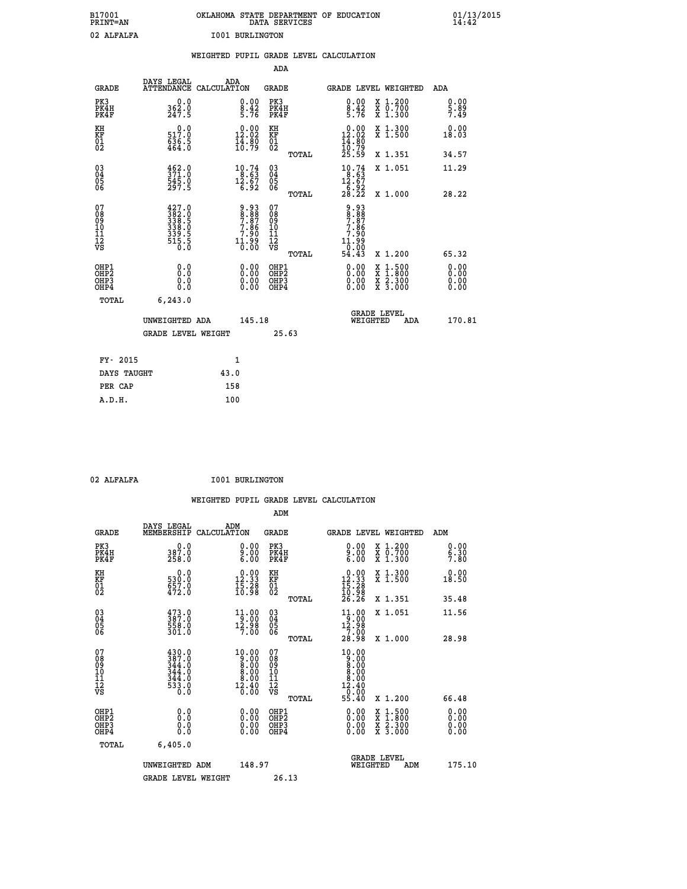B17001
PRINT=AN

OKLAHOMA STATE DEPARTMENT OF EDUCATION
DATA SERVICES

01/13/2015
14:42

02 ALFALFA    I001 BURLINGTON

## WEIGHTED PUPIL GRADE LEVEL CALCULATION

### ADA

| GRADE | DAYS LEGAL ATTENDANCE | ADA CALCULATION | GRADE | GRADE LEVEL | WEIGHTED | ADA |
|---|---|---|---|---|---|---|
| PK3 | 0.0 | 0.00 | PK3 | 0.00 | X 1.200 | 0.00 |
| PK4H | 362.0 | 8.42 | PK4H | 8.42 | X 0.700 | 5.89 |
| PK4F | 247.5 | 5.76 | PK4F | 5.76 | X 1.300 | 7.49 |
| KH | 0.0 | 0.00 | KH | 0.00 | X 1.300 | 0.00 |
| KF | 517.0 | 12.02 | KF | 12.02 | X 1.500 | 18.03 |
| 01 | 636.5 | 14.80 | 01 | 14.80 | | |
| 02 | 464.0 | 10.79 | 02 | 10.79 | | |
| | | | TOTAL | 25.59 | X 1.351 | 34.57 |
| 03 | 462.0 | 10.74 | 03 | 10.74 | X 1.051 | 11.29 |
| 04 | 371.0 | 8.63 | 04 | 8.63 | | |
| 05 | 545.0 | 12.67 | 05 | 12.67 | | |
| 06 | 297.5 | 6.92 | 06 | 6.92 | | |
| | | | TOTAL | 28.22 | X 1.000 | 28.22 |
| 07 | 427.0 | 9.93 | 07 | 9.93 | | |
| 08 | 382.0 | 8.88 | 08 | 8.88 | | |
| 09 | 338.5 | 7.87 | 09 | 7.87 | | |
| 10 | 338.0 | 7.86 | 10 | 7.86 | | |
| 11 | 339.5 | 7.90 | 11 | 7.90 | | |
| 12 | 515.5 | 11.99 | 12 | 11.99 | | |
| VS | 0.0 | 0.00 | VS | 0.00 | | |
| | | | TOTAL | 54.43 | X 1.200 | 65.32 |
| OHP1 | 0.0 | 0.00 | OHP1 | 0.00 | X 1.500 | 0.00 |
| OHP2 | 0.0 | 0.00 | OHP2 | 0.00 | X 1.800 | 0.00 |
| OHP3 | 0.0 | 0.00 | OHP3 | 0.00 | X 2.300 | 0.00 |
| OHP4 | 0.0 | 0.00 | OHP4 | 0.00 | X 3.000 | 0.00 |
| TOTAL | 6,243.0 | | | | | |

UNWEIGHTED ADA 145.18 | GRADE LEVEL WEIGHTED ADA 170.81

GRADE LEVEL WEIGHT 25.63

| | |
|---|---|
| FY- 2015 | 1 |
| DAYS TAUGHT | 43.0 |
| PER CAP | 158 |
| A.D.H. | 100 |

02 ALFALFA    I001 BURLINGTON

## WEIGHTED PUPIL GRADE LEVEL CALCULATION

### ADM

| GRADE | DAYS LEGAL MEMBERSHIP | ADM CALCULATION | GRADE | GRADE LEVEL | WEIGHTED | ADM |
|---|---|---|---|---|---|---|
| PK3 | 0.0 | 0.00 | PK3 | 0.00 | X 1.200 | 0.00 |
| PK4H | 387.0 | 9.00 | PK4H | 9.00 | X 0.700 | 6.30 |
| PK4F | 258.0 | 6.00 | PK4F | 6.00 | X 1.300 | 7.80 |
| KH | 0.0 | 0.00 | KH | 0.00 | X 1.300 | 0.00 |
| KF | 530.0 | 12.33 | KF | 12.33 | X 1.500 | 18.50 |
| 01 | 657.0 | 15.28 | 01 | 15.28 | | |
| 02 | 472.0 | 10.98 | 02 | 10.98 | | |
| | | | TOTAL | 26.26 | X 1.351 | 35.48 |
| 03 | 473.0 | 11.00 | 03 | 11.00 | X 1.051 | 11.56 |
| 04 | 387.0 | 9.00 | 04 | 9.00 | | |
| 05 | 558.0 | 12.98 | 05 | 12.98 | | |
| 06 | 301.0 | 7.00 | 06 | 7.00 | | |
| | | | TOTAL | 28.98 | X 1.000 | 28.98 |
| 07 | 430.0 | 10.00 | 07 | 10.00 | | |
| 08 | 387.0 | 9.00 | 08 | 9.00 | | |
| 09 | 344.0 | 8.00 | 09 | 8.00 | | |
| 10 | 344.0 | 8.00 | 10 | 8.00 | | |
| 11 | 344.0 | 8.00 | 11 | 8.00 | | |
| 12 | 533.0 | 12.40 | 12 | 12.40 | | |
| VS | 0.0 | 0.00 | VS | 0.00 | | |
| | | | TOTAL | 55.40 | X 1.200 | 66.48 |
| OHP1 | 0.0 | 0.00 | OHP1 | 0.00 | X 1.500 | 0.00 |
| OHP2 | 0.0 | 0.00 | OHP2 | 0.00 | X 1.800 | 0.00 |
| OHP3 | 0.0 | 0.00 | OHP3 | 0.00 | X 2.300 | 0.00 |
| OHP4 | 0.0 | 0.00 | OHP4 | 0.00 | X 3.000 | 0.00 |
| TOTAL | 6,405.0 | | | | | |

UNWEIGHTED ADM 148.97 | GRADE LEVEL WEIGHTED ADM 175.10

GRADE LEVEL WEIGHT 26.13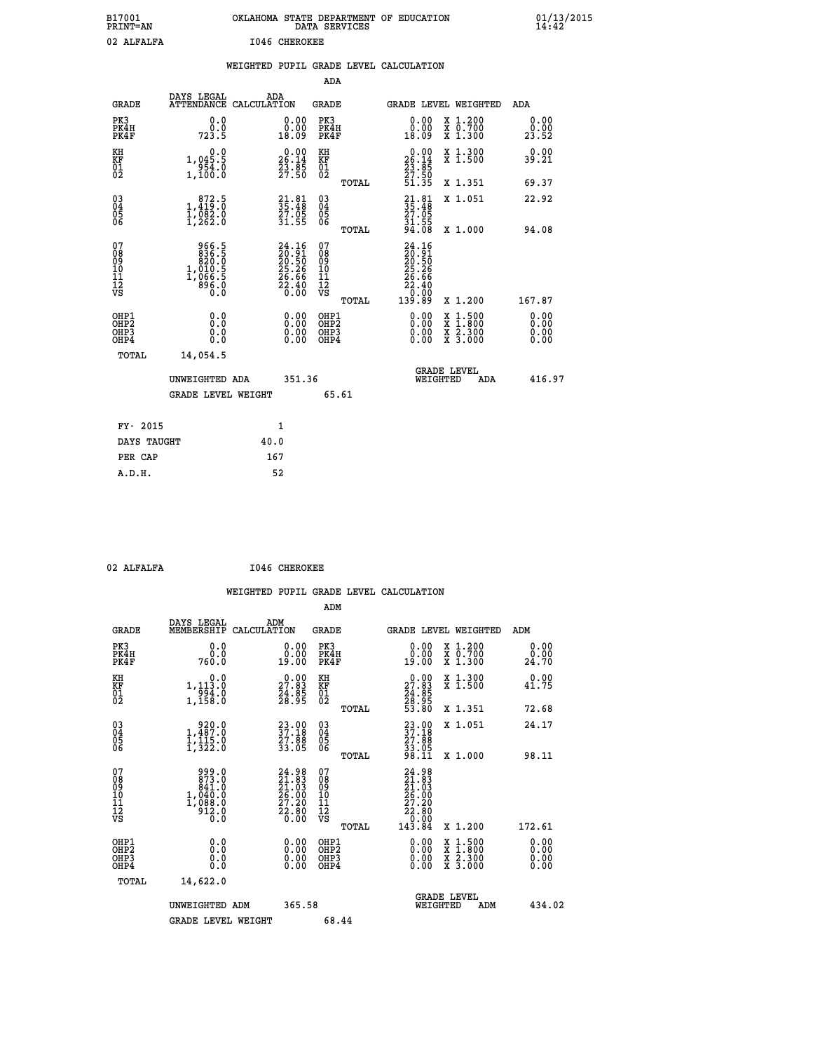B17001 OKLAHOMA STATE DEPARTMENT OF EDUCATION 01/13/2015
PRINT=AN DATA SERVICES 14:42

02 ALFALFA I046 CHEROKEE

## WEIGHTED PUPIL GRADE LEVEL CALCULATION

### ADA

| GRADE | DAYS LEGAL ATTENDANCE | ADA CALCULATION | GRADE | GRADE LEVEL | WEIGHTED | ADA |
|---|---|---|---|---|---|---|
| PK3 | 0.0 | 0.00 | PK3 | 0.00 | X 1.200 | 0.00 |
| PK4H | 0.0 | 0.00 | PK4H | 0.00 | X 0.700 | 0.00 |
| PK4F | 723.5 | 18.09 | PK4F | 18.09 | X 1.300 | 23.52 |
| KH | 0.0 | 0.00 | KH | 0.00 | X 1.300 | 0.00 |
| KF | 1,045.5 | 26.14 | KF | 26.14 | X 1.500 | 39.21 |
| 01 | 954.0 | 23.85 | 01 | 23.85 | | |
| 02 | 1,100.0 | 27.50 | 02 | 27.50 | | |
| | | | TOTAL | 51.35 | X 1.351 | 69.37 |
| 03 | 872.5 | 21.81 | 03 | 21.81 | X 1.051 | 22.92 |
| 04 | 1,419.0 | 35.48 | 04 | 35.48 | | |
| 05 | 1,082.0 | 27.05 | 05 | 27.05 | | |
| 06 | 1,262.0 | 31.55 | 06 | 31.55 | | |
| | | | TOTAL | 94.08 | X 1.000 | 94.08 |
| 07 | 966.5 | 24.16 | 07 | 24.16 | | |
| 08 | 836.5 | 20.91 | 08 | 20.91 | | |
| 09 | 820.0 | 20.50 | 09 | 20.50 | | |
| 10 | 1,010.5 | 25.26 | 10 | 25.26 | | |
| 11 | 1,066.5 | 26.66 | 11 | 26.66 | | |
| 12 | 896.0 | 22.40 | 12 | 22.40 | | |
| VS | 0.0 | 0.00 | VS | 0.00 | | |
| | | | TOTAL | 139.89 | X 1.200 | 167.87 |
| OHP1 | 0.0 | 0.00 | OHP1 | 0.00 | X 1.500 | 0.00 |
| OHP2 | 0.0 | 0.00 | OHP2 | 0.00 | X 1.800 | 0.00 |
| OHP3 | 0.0 | 0.00 | OHP3 | 0.00 | X 2.300 | 0.00 |
| OHP4 | 0.0 | 0.00 | OHP4 | 0.00 | X 3.000 | 0.00 |
| TOTAL | 14,054.5 | | | | | |

UNWEIGHTED ADA 351.36 GRADE LEVEL WEIGHTED ADA 416.97

GRADE LEVEL WEIGHT 65.61

| FY- 2015 | 1 |
|---|---|
| DAYS TAUGHT | 40.0 |
| PER CAP | 167 |
| A.D.H. | 52 |

02 ALFALFA I046 CHEROKEE

## WEIGHTED PUPIL GRADE LEVEL CALCULATION

### ADM

| GRADE | DAYS LEGAL MEMBERSHIP | ADM CALCULATION | GRADE | GRADE LEVEL | WEIGHTED | ADM |
|---|---|---|---|---|---|---|
| PK3 | 0.0 | 0.00 | PK3 | 0.00 | X 1.200 | 0.00 |
| PK4H | 0.0 | 0.00 | PK4H | 0.00 | X 0.700 | 0.00 |
| PK4F | 760.0 | 19.00 | PK4F | 19.00 | X 1.300 | 24.70 |
| KH | 0.0 | 0.00 | KH | 0.00 | X 1.300 | 0.00 |
| KF | 1,113.0 | 27.83 | KF | 27.83 | X 1.500 | 41.75 |
| 01 | 994.0 | 24.85 | 01 | 24.85 | | |
| 02 | 1,158.0 | 28.95 | 02 | 28.95 | | |
| | | | TOTAL | 53.80 | X 1.351 | 72.68 |
| 03 | 920.0 | 23.00 | 03 | 23.00 | X 1.051 | 24.17 |
| 04 | 1,487.0 | 37.18 | 04 | 37.18 | | |
| 05 | 1,115.0 | 27.88 | 05 | 27.88 | | |
| 06 | 1,322.0 | 33.05 | 06 | 33.05 | | |
| | | | TOTAL | 98.11 | X 1.000 | 98.11 |
| 07 | 999.0 | 24.98 | 07 | 24.98 | | |
| 08 | 873.0 | 21.83 | 08 | 21.83 | | |
| 09 | 841.0 | 21.03 | 09 | 21.03 | | |
| 10 | 1,040.0 | 26.00 | 10 | 26.00 | | |
| 11 | 1,088.0 | 27.20 | 11 | 27.20 | | |
| 12 | 912.0 | 22.80 | 12 | 22.80 | | |
| VS | 0.0 | 0.00 | VS | 0.00 | | |
| | | | TOTAL | 143.84 | X 1.200 | 172.61 |
| OHP1 | 0.0 | 0.00 | OHP1 | 0.00 | X 1.500 | 0.00 |
| OHP2 | 0.0 | 0.00 | OHP2 | 0.00 | X 1.800 | 0.00 |
| OHP3 | 0.0 | 0.00 | OHP3 | 0.00 | X 2.300 | 0.00 |
| OHP4 | 0.0 | 0.00 | OHP4 | 0.00 | X 3.000 | 0.00 |
| TOTAL | 14,622.0 | | | | | |

UNWEIGHTED ADM 365.58 GRADE LEVEL WEIGHTED ADM 434.02

GRADE LEVEL WEIGHT 68.44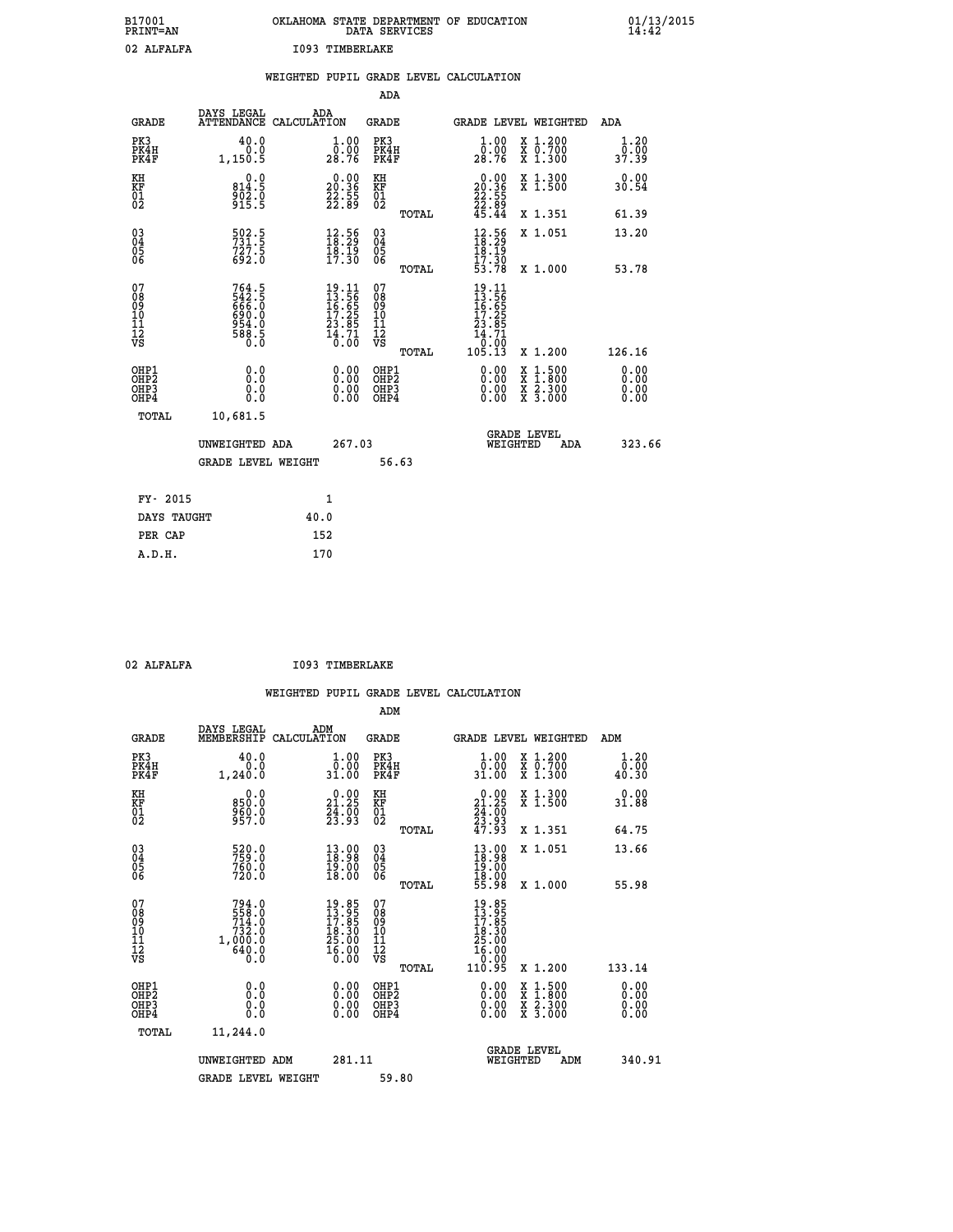B17001 OKLAHOMA STATE DEPARTMENT OF EDUCATION 01/13/2015
PRINT=AN DATA SERVICES 14:42

02 ALFALFA I093 TIMBERLAKE

WEIGHTED PUPIL GRADE LEVEL CALCULATION

ADA

| GRADE | DAYS LEGAL ATTENDANCE | ADA CALCULATION | GRADE | | GRADE LEVEL | WEIGHTED | ADA |
|---|---|---|---|---|---|---|---|
| PK3 | 40.0 | 1.00 | PK3 | | 1.00 | X 1.200 | 1.20 |
| PK4H | 0.0 | 0.00 | PK4H | | 0.00 | X 0.700 | 0.00 |
| PK4F | 1,150.5 | 28.76 | PK4F | | 28.76 | X 1.300 | 37.39 |
| KH | 0.0 | 0.00 | KH | | 0.00 | X 1.300 | 0.00 |
| KF | 814.5 | 20.36 | KF | | 20.36 | X 1.500 | 30.54 |
| 01 | 902.0 | 22.55 | 01 | | 22.55 | | |
| 02 | 915.5 | 22.89 | 02 | | 22.89 | | |
| | | | | TOTAL | 45.44 | X 1.351 | 61.39 |
| 03 | 502.5 | 12.56 | 03 | | 12.56 | X 1.051 | 13.20 |
| 04 | 731.5 | 18.29 | 04 | | 18.29 | | |
| 05 | 727.5 | 18.19 | 05 | | 18.19 | | |
| 06 | 692.0 | 17.30 | 06 | | 17.30 | | |
| | | | | TOTAL | 53.78 | X 1.000 | 53.78 |
| 07 | 764.5 | 19.11 | 07 | | 19.11 | | |
| 08 | 542.5 | 13.56 | 08 | | 13.56 | | |
| 09 | 666.0 | 16.65 | 09 | | 16.65 | | |
| 10 | 690.0 | 17.25 | 10 | | 17.25 | | |
| 11 | 954.0 | 23.85 | 11 | | 23.85 | | |
| 12 | 588.5 | 14.71 | 12 | | 14.71 | | |
| VS | 0.0 | 0.00 | VS | | 0.00 | | |
| | | | | TOTAL | 105.13 | X 1.200 | 126.16 |
| OHP1 | 0.0 | 0.00 | OHP1 | | 0.00 | X 1.500 | 0.00 |
| OHP2 | 0.0 | 0.00 | OHP2 | | 0.00 | X 1.800 | 0.00 |
| OHP3 | 0.0 | 0.00 | OHP3 | | 0.00 | X 2.300 | 0.00 |
| OHP4 | 0.0 | 0.00 | OHP4 | | 0.00 | X 3.000 | 0.00 |
| TOTAL | 10,681.5 | | | | | | |

UNWEIGHTED ADA 267.03 GRADE LEVEL WEIGHTED ADA 323.66

GRADE LEVEL WEIGHT 56.63

| FY- 2015 | 1 |
|---|---|
| DAYS TAUGHT | 40.0 |
| PER CAP | 152 |
| A.D.H. | 170 |

02 ALFALFA I093 TIMBERLAKE

WEIGHTED PUPIL GRADE LEVEL CALCULATION

ADM

| GRADE | DAYS LEGAL MEMBERSHIP | ADM CALCULATION | GRADE | | GRADE LEVEL | WEIGHTED | ADM |
|---|---|---|---|---|---|---|---|
| PK3 | 40.0 | 1.00 | PK3 | | 1.00 | X 1.200 | 1.20 |
| PK4H | 0.0 | 0.00 | PK4H | | 0.00 | X 0.700 | 0.00 |
| PK4F | 1,240.0 | 31.00 | PK4F | | 31.00 | X 1.300 | 40.30 |
| KH | 0.0 | 0.00 | KH | | 0.00 | X 1.300 | 0.00 |
| KF | 850.0 | 21.25 | KF | | 21.25 | X 1.500 | 31.88 |
| 01 | 960.0 | 24.00 | 01 | | 24.00 | | |
| 02 | 957.0 | 23.93 | 02 | | 23.93 | | |
| | | | | TOTAL | 47.93 | X 1.351 | 64.75 |
| 03 | 520.0 | 13.00 | 03 | | 13.00 | X 1.051 | 13.66 |
| 04 | 759.0 | 18.98 | 04 | | 18.98 | | |
| 05 | 760.0 | 19.00 | 05 | | 19.00 | | |
| 06 | 720.0 | 18.00 | 06 | | 18.00 | | |
| | | | | TOTAL | 55.98 | X 1.000 | 55.98 |
| 07 | 794.0 | 19.85 | 07 | | 19.85 | | |
| 08 | 558.0 | 13.95 | 08 | | 13.95 | | |
| 09 | 714.0 | 17.85 | 09 | | 17.85 | | |
| 10 | 732.0 | 18.30 | 10 | | 18.30 | | |
| 11 | 1,000.0 | 25.00 | 11 | | 25.00 | | |
| 12 | 640.0 | 16.00 | 12 | | 16.00 | | |
| VS | 0.0 | 0.00 | VS | | 0.00 | | |
| | | | | TOTAL | 110.95 | X 1.200 | 133.14 |
| OHP1 | 0.0 | 0.00 | OHP1 | | 0.00 | X 1.500 | 0.00 |
| OHP2 | 0.0 | 0.00 | OHP2 | | 0.00 | X 1.800 | 0.00 |
| OHP3 | 0.0 | 0.00 | OHP3 | | 0.00 | X 2.300 | 0.00 |
| OHP4 | 0.0 | 0.00 | OHP4 | | 0.00 | X 3.000 | 0.00 |
| TOTAL | 11,244.0 | | | | | | |

UNWEIGHTED ADM 281.11 GRADE LEVEL WEIGHTED ADM 340.91

GRADE LEVEL WEIGHT 59.80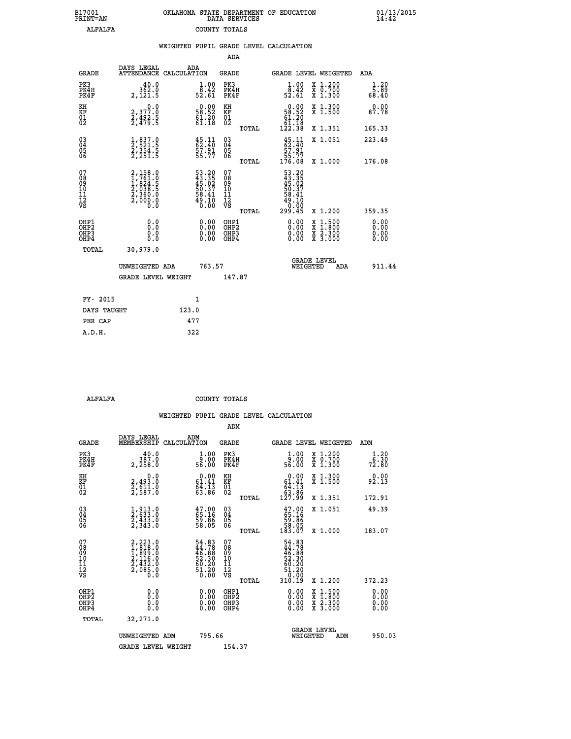B17001 OKLAHOMA STATE DEPARTMENT OF EDUCATION 01/13/2015
PRINT=AN DATA SERVICES 14:42

ALFALFA COUNTY TOTALS

## WEIGHTED PUPIL GRADE LEVEL CALCULATION

### ADA

| GRADE | DAYS LEGAL ATTENDANCE | ADA CALCULATION | GRADE | | GRADE LEVEL | WEIGHTED | ADA |
|---|---|---|---|---|---|---|---|
| PK3 | 40.0 | 1.00 | PK3 | | 1.00 | X 1.200 | 1.20 |
| PK4H | 362.0 | 8.42 | PK4H | | 8.42 | X 0.700 | 5.89 |
| PK4F | 2,121.5 | 52.61 | PK4F | | 52.61 | X 1.300 | 68.40 |
| KH | 0.0 | 0.00 | KH | | 0.00 | X 1.300 | 0.00 |
| KF | 2,377.0 | 58.52 | KF | | 58.52 | X 1.500 | 87.78 |
| 01 | 2,492.5 | 61.20 | 01 | | 61.20 | | |
| 02 | 2,479.5 | 61.18 | 02 | | 61.18 | | |
| | | | | TOTAL | 122.38 | X 1.351 | 165.33 |
| 03 | 1,837.0 | 45.11 | 03 | | 45.11 | X 1.051 | 223.49 |
| 04 | 2,521.5 | 62.40 | 04 | | 62.40 | | |
| 05 | 2,354.5 | 57.91 | 05 | | 57.91 | | |
| 06 | 2,251.5 | 55.77 | 06 | | 55.77 | | |
| | | | | TOTAL | 176.08 | X 1.000 | 176.08 |
| 07 | 2,158.0 | 53.20 | 07 | | 53.20 | | |
| 08 | 1,761.0 | 43.35 | 08 | | 43.35 | | |
| 09 | 1,824.5 | 45.02 | 09 | | 45.02 | | |
| 10 | 2,038.5 | 50.37 | 10 | | 50.37 | | |
| 11 | 2,360.0 | 58.41 | 11 | | 58.41 | | |
| 12 | 2,000.0 | 49.10 | 12 | | 49.10 | | |
| VS | 0.0 | 0.00 | VS | | 0.00 | | |
| | | | | TOTAL | 299.45 | X 1.200 | 359.35 |
| OHP1 | 0.0 | 0.00 | OHP1 | | 0.00 | X 1.500 | 0.00 |
| OHP2 | 0.0 | 0.00 | OHP2 | | 0.00 | X 1.800 | 0.00 |
| OHP3 | 0.0 | 0.00 | OHP3 | | 0.00 | X 2.300 | 0.00 |
| OHP4 | 0.0 | 0.00 | OHP4 | | 0.00 | X 3.000 | 0.00 |
| TOTAL | 30,979.0 | | | | | | |

UNWEIGHTED ADA 763.57 — GRADE LEVEL WEIGHTED ADA 911.44

GRADE LEVEL WEIGHT 147.87

| | |
|---|---|
| FY- 2015 | 1 |
| DAYS TAUGHT | 123.0 |
| PER CAP | 477 |
| A.D.H. | 322 |

ALFALFA COUNTY TOTALS

## WEIGHTED PUPIL GRADE LEVEL CALCULATION

### ADM

| GRADE | DAYS LEGAL MEMBERSHIP | ADM CALCULATION | GRADE | | GRADE LEVEL | WEIGHTED | ADM |
|---|---|---|---|---|---|---|---|
| PK3 | 40.0 | 1.00 | PK3 | | 1.00 | X 1.200 | 1.20 |
| PK4H | 387.0 | 9.00 | PK4H | | 9.00 | X 0.700 | 6.30 |
| PK4F | 2,258.0 | 56.00 | PK4F | | 56.00 | X 1.300 | 72.80 |
| KH | 0.0 | 0.00 | KH | | 0.00 | X 1.300 | 0.00 |
| KF | 2,493.0 | 61.41 | KF | | 61.41 | X 1.500 | 92.13 |
| 01 | 2,611.0 | 64.13 | 01 | | 64.13 | | |
| 02 | 2,587.0 | 63.86 | 02 | | 63.86 | | |
| | | | | TOTAL | 127.99 | X 1.351 | 172.91 |
| 03 | 1,913.0 | 47.00 | 03 | | 47.00 | X 1.051 | 49.39 |
| 04 | 2,633.0 | 65.16 | 04 | | 65.16 | | |
| 05 | 2,433.0 | 59.86 | 05 | | 59.86 | | |
| 06 | 2,343.0 | 58.05 | 06 | | 58.05 | | |
| | | | | TOTAL | 183.07 | X 1.000 | 183.07 |
| 07 | 2,223.0 | 54.83 | 07 | | 54.83 | | |
| 08 | 1,818.0 | 44.78 | 08 | | 44.78 | | |
| 09 | 1,899.0 | 46.88 | 09 | | 46.88 | | |
| 10 | 2,116.0 | 52.30 | 10 | | 52.30 | | |
| 11 | 2,432.0 | 60.20 | 11 | | 60.20 | | |
| 12 | 2,085.0 | 51.20 | 12 | | 51.20 | | |
| VS | 0.0 | 0.00 | VS | | 0.00 | | |
| | | | | TOTAL | 310.19 | X 1.200 | 372.23 |
| OHP1 | 0.0 | 0.00 | OHP1 | | 0.00 | X 1.500 | 0.00 |
| OHP2 | 0.0 | 0.00 | OHP2 | | 0.00 | X 1.800 | 0.00 |
| OHP3 | 0.0 | 0.00 | OHP3 | | 0.00 | X 2.300 | 0.00 |
| OHP4 | 0.0 | 0.00 | OHP4 | | 0.00 | X 3.000 | 0.00 |
| TOTAL | 32,271.0 | | | | | | |

UNWEIGHTED ADM 795.66 — GRADE LEVEL WEIGHTED ADM 950.03

GRADE LEVEL WEIGHT 154.37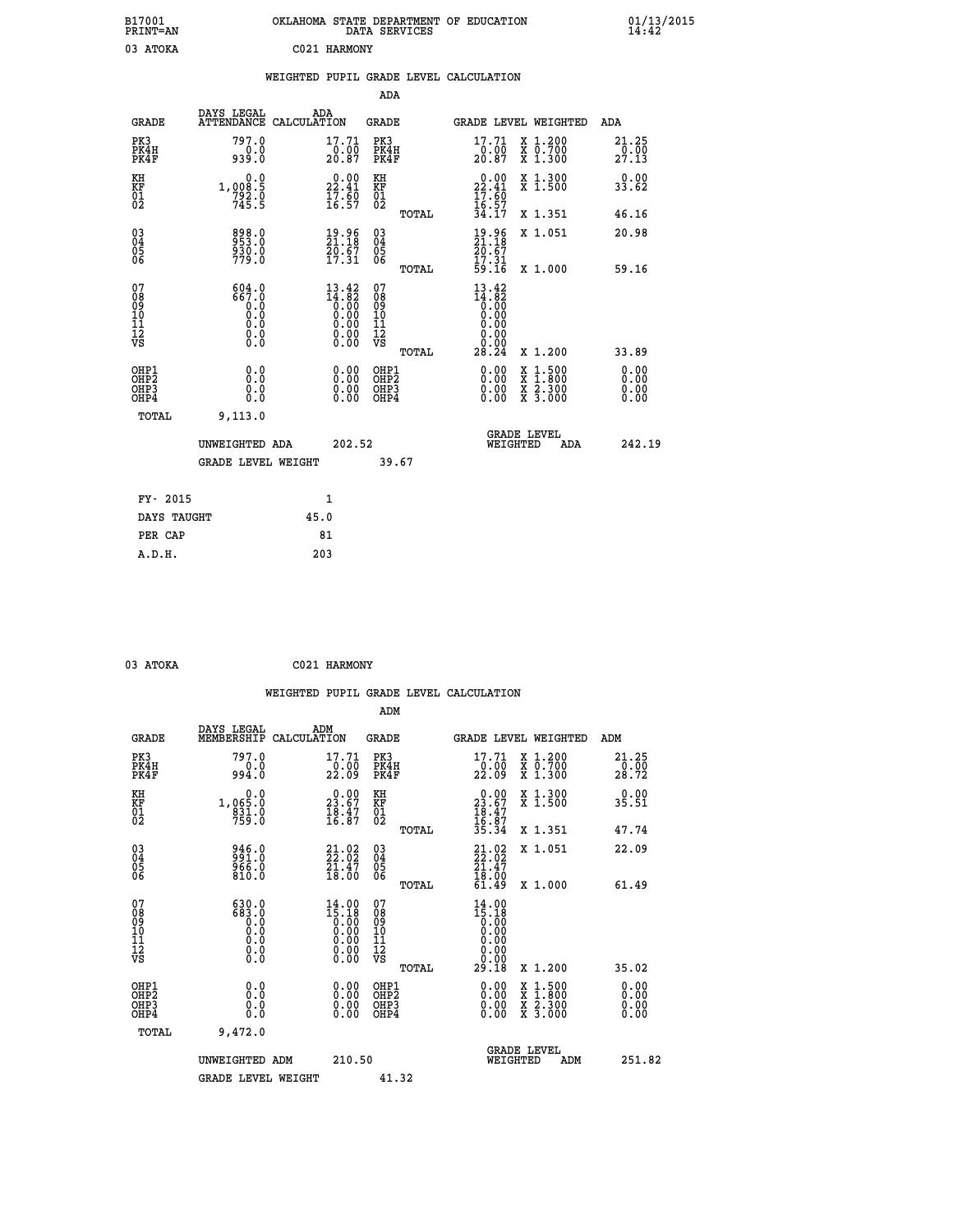B17001 OKLAHOMA STATE DEPARTMENT OF EDUCATION 01/13/2015
PRINT=AN DATA SERVICES 14:42

03 ATOKA C021 HARMONY

WEIGHTED PUPIL GRADE LEVEL CALCULATION

ADA

| GRADE | DAYS LEGAL ATTENDANCE | ADA CALCULATION | GRADE | GRADE LEVEL | WEIGHTED | ADA |
|---|---|---|---|---|---|---|
| PK3 | 797.0 | 17.71 | PK3 | 17.71 | X 1.200 | 21.25 |
| PK4H | 0.0 | 0.00 | PK4H | 0.00 | X 0.700 | 0.00 |
| PK4F | 939.0 | 20.87 | PK4F | 20.87 | X 1.300 | 27.13 |
| KH | 0.0 | 0.00 | KH | 0.00 | X 1.300 | 0.00 |
| KF | 1,008.5 | 22.41 | KF | 22.41 | X 1.500 | 33.62 |
| 01 | 792.0 | 17.60 | 01 | 17.60 | | |
| 02 | 745.5 | 16.57 | 02 | 16.57 | | |
| | | | TOTAL | 34.17 | X 1.351 | 46.16 |
| 03 | 898.0 | 19.96 | 03 | 19.96 | X 1.051 | 20.98 |
| 04 | 953.0 | 21.18 | 04 | 21.18 | | |
| 05 | 930.0 | 20.67 | 05 | 20.67 | | |
| 06 | 779.0 | 17.31 | 06 | 17.31 | | |
| | | | TOTAL | 59.16 | X 1.000 | 59.16 |
| 07 | 604.0 | 13.42 | 07 | 13.42 | | |
| 08 | 667.0 | 14.82 | 08 | 14.82 | | |
| 09 | 0.0 | 0.00 | 09 | 0.00 | | |
| 10 | 0.0 | 0.00 | 10 | 0.00 | | |
| 11 | 0.0 | 0.00 | 11 | 0.00 | | |
| 12 | 0.0 | 0.00 | 12 | 0.00 | | |
| VS | 0.0 | 0.00 | VS | 0.00 | | |
| | | | TOTAL | 28.24 | X 1.200 | 33.89 |
| OHP1 | 0.0 | 0.00 | OHP1 | 0.00 | X 1.500 | 0.00 |
| OHP2 | 0.0 | 0.00 | OHP2 | 0.00 | X 1.800 | 0.00 |
| OHP3 | 0.0 | 0.00 | OHP3 | 0.00 | X 2.300 | 0.00 |
| OHP4 | 0.0 | 0.00 | OHP4 | 0.00 | X 3.000 | 0.00 |
| TOTAL | 9,113.0 | | | | | |

UNWEIGHTED ADA 202.52 GRADE LEVEL WEIGHTED ADA 242.19

GRADE LEVEL WEIGHT 39.67

| FY- 2015 | 1 |
|---|---|
| DAYS TAUGHT | 45.0 |
| PER CAP | 81 |
| A.D.H. | 203 |

03 ATOKA C021 HARMONY

WEIGHTED PUPIL GRADE LEVEL CALCULATION

ADM

| GRADE | DAYS LEGAL MEMBERSHIP | ADM CALCULATION | GRADE | GRADE LEVEL | WEIGHTED | ADM |
|---|---|---|---|---|---|---|
| PK3 | 797.0 | 17.71 | PK3 | 17.71 | X 1.200 | 21.25 |
| PK4H | 0.0 | 0.00 | PK4H | 0.00 | X 0.700 | 0.00 |
| PK4F | 994.0 | 22.09 | PK4F | 22.09 | X 1.300 | 28.72 |
| KH | 0.0 | 0.00 | KH | 0.00 | X 1.300 | 0.00 |
| KF | 1,065.0 | 23.67 | KF | 23.67 | X 1.500 | 35.51 |
| 01 | 831.0 | 18.47 | 01 | 18.47 | | |
| 02 | 759.0 | 16.87 | 02 | 16.87 | | |
| | | | TOTAL | 35.34 | X 1.351 | 47.74 |
| 03 | 946.0 | 21.02 | 03 | 21.02 | X 1.051 | 22.09 |
| 04 | 991.0 | 22.02 | 04 | 22.02 | | |
| 05 | 966.0 | 21.47 | 05 | 21.47 | | |
| 06 | 810.0 | 18.00 | 06 | 18.00 | | |
| | | | TOTAL | 61.49 | X 1.000 | 61.49 |
| 07 | 630.0 | 14.00 | 07 | 14.00 | | |
| 08 | 683.0 | 15.18 | 08 | 15.18 | | |
| 09 | 0.0 | 0.00 | 09 | 0.00 | | |
| 10 | 0.0 | 0.00 | 10 | 0.00 | | |
| 11 | 0.0 | 0.00 | 11 | 0.00 | | |
| 12 | 0.0 | 0.00 | 12 | 0.00 | | |
| VS | 0.0 | 0.00 | VS | 0.00 | | |
| | | | TOTAL | 29.18 | X 1.200 | 35.02 |
| OHP1 | 0.0 | 0.00 | OHP1 | 0.00 | X 1.500 | 0.00 |
| OHP2 | 0.0 | 0.00 | OHP2 | 0.00 | X 1.800 | 0.00 |
| OHP3 | 0.0 | 0.00 | OHP3 | 0.00 | X 2.300 | 0.00 |
| OHP4 | 0.0 | 0.00 | OHP4 | 0.00 | X 3.000 | 0.00 |
| TOTAL | 9,472.0 | | | | | |

UNWEIGHTED ADM 210.50 GRADE LEVEL WEIGHTED ADM 251.82

GRADE LEVEL WEIGHT 41.32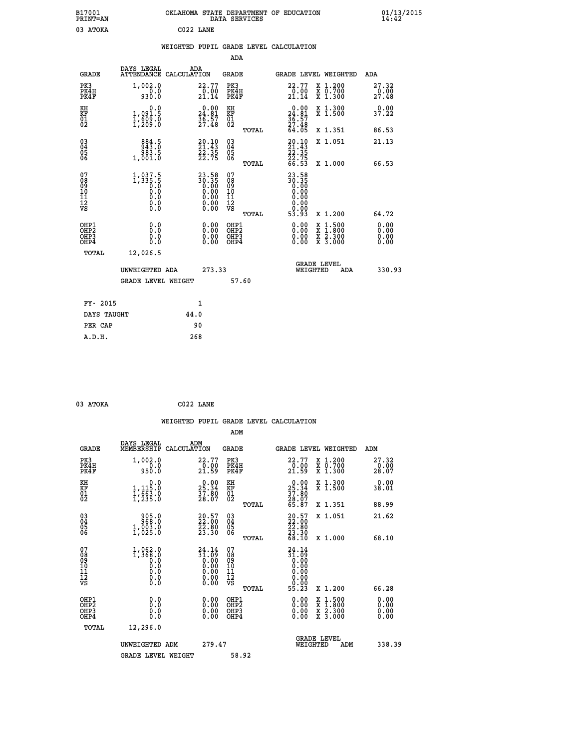B17001 PRINT=AN — OKLAHOMA STATE DEPARTMENT OF EDUCATION DATA SERVICES — 01/13/2015 14:42

03 ATOKA C022 LANE

## WEIGHTED PUPIL GRADE LEVEL CALCULATION

### ADA

| GRADE | DAYS LEGAL ATTENDANCE | ADA CALCULATION | GRADE | GRADE LEVEL | WEIGHTED | ADA |
|---|---|---|---|---|---|---|
| PK3 | 1,002.0 | 22.77 | PK3 | 22.77 | X 1.200 | 27.32 |
| PK4H | 0.0 | 0.00 | PK4H | 0.00 | X 0.700 | 0.00 |
| PK4F | 930.0 | 21.14 | PK4F | 21.14 | X 1.300 | 27.48 |
| KH | 0.0 | 0.00 | KH | 0.00 | X 1.300 | 0.00 |
| KF | 1,091.5 | 24.81 | KF | 24.81 | X 1.500 | 37.22 |
| 01 | 1,609.0 | 36.57 | 01 | 36.57 | | |
| 02 | 1,209.0 | 27.48 | 02 | 27.48 | | |
| | | | TOTAL | 64.05 | X 1.351 | 86.53 |
| 03 | 884.5 | 20.10 | 03 | 20.10 | X 1.051 | 21.13 |
| 04 | 943.0 | 21.43 | 04 | 21.43 | | |
| 05 | 983.5 | 22.35 | 05 | 22.35 | | |
| 06 | 1,001.0 | 22.75 | 06 | 22.75 | | |
| | | | TOTAL | 66.53 | X 1.000 | 66.53 |
| 07 | 1,037.5 | 23.58 | 07 | 23.58 | | |
| 08 | 1,335.5 | 30.35 | 08 | 30.35 | | |
| 09 | 0.0 | 0.00 | 09 | 0.00 | | |
| 10 | 0.0 | 0.00 | 10 | 0.00 | | |
| 11 | 0.0 | 0.00 | 11 | 0.00 | | |
| 12 | 0.0 | 0.00 | 12 | 0.00 | | |
| VS | 0.0 | 0.00 | VS | 0.00 | | |
| | | | TOTAL | 53.93 | X 1.200 | 64.72 |
| OHP1 | 0.0 | 0.00 | OHP1 | 0.00 | X 1.500 | 0.00 |
| OHP2 | 0.0 | 0.00 | OHP2 | 0.00 | X 1.800 | 0.00 |
| OHP3 | 0.0 | 0.00 | OHP3 | 0.00 | X 2.300 | 0.00 |
| OHP4 | 0.0 | 0.00 | OHP4 | 0.00 | X 3.000 | 0.00 |
| TOTAL | 12,026.5 | | | | | |

UNWEIGHTED ADA 273.33 — GRADE LEVEL WEIGHTED ADA 330.93

GRADE LEVEL WEIGHT 57.60

| FY- 2015 | 1 |
|---|---|
| DAYS TAUGHT | 44.0 |
| PER CAP | 90 |
| A.D.H. | 268 |

03 ATOKA C022 LANE

## WEIGHTED PUPIL GRADE LEVEL CALCULATION

### ADM

| GRADE | DAYS LEGAL MEMBERSHIP | ADM CALCULATION | GRADE | GRADE LEVEL | WEIGHTED | ADM |
|---|---|---|---|---|---|---|
| PK3 | 1,002.0 | 22.77 | PK3 | 22.77 | X 1.200 | 27.32 |
| PK4H | 0.0 | 0.00 | PK4H | 0.00 | X 0.700 | 0.00 |
| PK4F | 950.0 | 21.59 | PK4F | 21.59 | X 1.300 | 28.07 |
| KH | 0.0 | 0.00 | KH | 0.00 | X 1.300 | 0.00 |
| KF | 1,115.0 | 25.34 | KF | 25.34 | X 1.500 | 38.01 |
| 01 | 1,663.0 | 37.80 | 01 | 37.80 | | |
| 02 | 1,235.0 | 28.07 | 02 | 28.07 | | |
| | | | TOTAL | 65.87 | X 1.351 | 88.99 |
| 03 | 905.0 | 20.57 | 03 | 20.57 | X 1.051 | 21.62 |
| 04 | 968.0 | 22.00 | 04 | 22.00 | | |
| 05 | 1,003.0 | 22.80 | 05 | 22.80 | | |
| 06 | 1,025.0 | 23.30 | 06 | 23.30 | | |
| | | | TOTAL | 68.10 | X 1.000 | 68.10 |
| 07 | 1,062.0 | 24.14 | 07 | 24.14 | | |
| 08 | 1,368.0 | 31.09 | 08 | 31.09 | | |
| 09 | 0.0 | 0.00 | 09 | 0.00 | | |
| 10 | 0.0 | 0.00 | 10 | 0.00 | | |
| 11 | 0.0 | 0.00 | 11 | 0.00 | | |
| 12 | 0.0 | 0.00 | 12 | 0.00 | | |
| VS | 0.0 | 0.00 | VS | 0.00 | | |
| | | | TOTAL | 55.23 | X 1.200 | 66.28 |
| OHP1 | 0.0 | 0.00 | OHP1 | 0.00 | X 1.500 | 0.00 |
| OHP2 | 0.0 | 0.00 | OHP2 | 0.00 | X 1.800 | 0.00 |
| OHP3 | 0.0 | 0.00 | OHP3 | 0.00 | X 2.300 | 0.00 |
| OHP4 | 0.0 | 0.00 | OHP4 | 0.00 | X 3.000 | 0.00 |
| TOTAL | 12,296.0 | | | | | |

UNWEIGHTED ADM 279.47 — GRADE LEVEL WEIGHTED ADM 338.39

GRADE LEVEL WEIGHT 58.92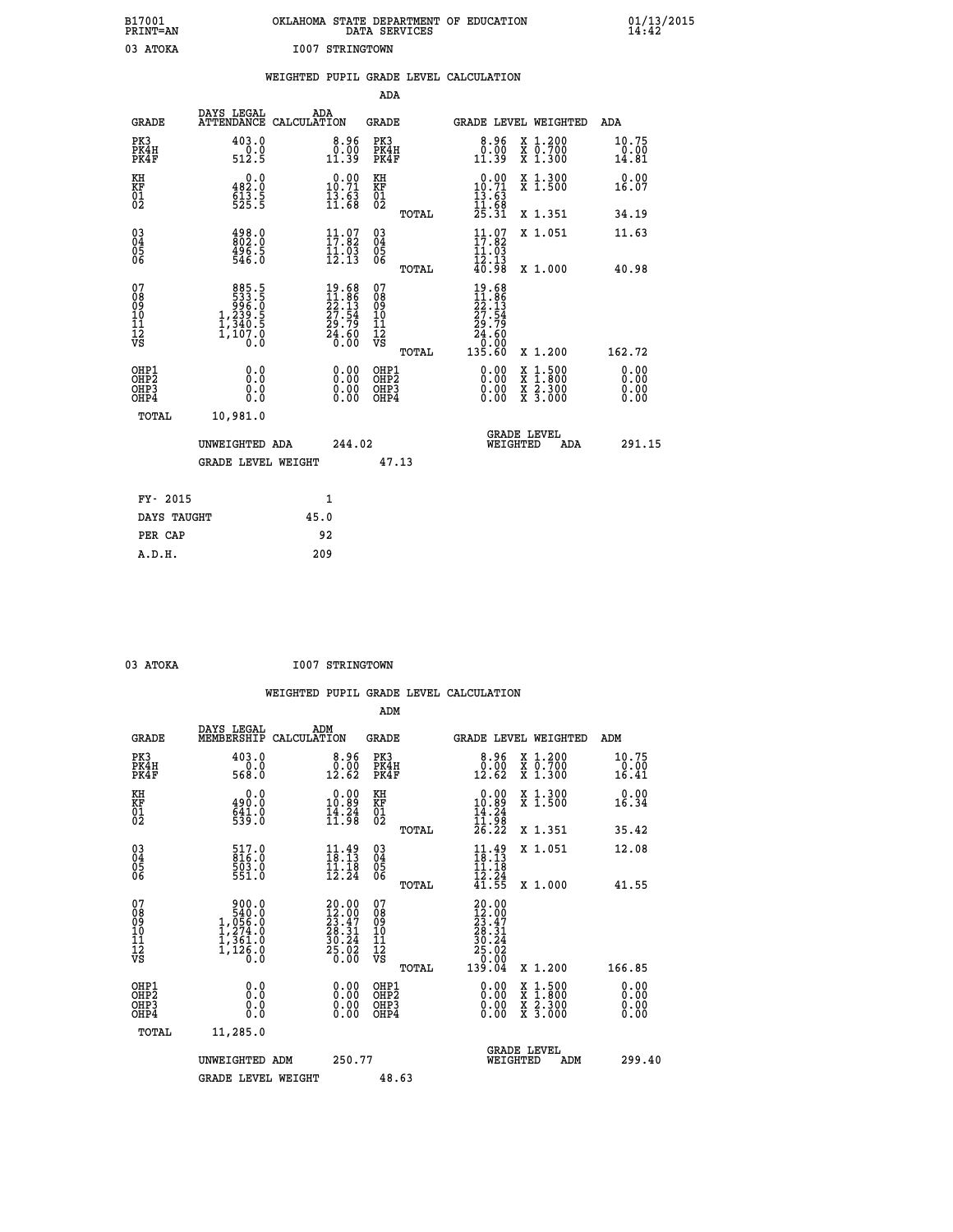B17001 OKLAHOMA STATE DEPARTMENT OF EDUCATION 01/13/2015
PRINT=AN DATA SERVICES 14:42

03 ATOKA I007 STRINGTOWN

## WEIGHTED PUPIL GRADE LEVEL CALCULATION

### ADA

| GRADE | DAYS LEGAL ATTENDANCE | ADA CALCULATION | GRADE | | GRADE LEVEL | WEIGHTED | ADA |
|---|---|---|---|---|---|---|---|
| PK3 | 403.0 | 8.96 | PK3 | | 8.96 | X 1.200 | 10.75 |
| PK4H | 0.0 | 0.00 | PK4H | | 0.00 | X 0.700 | 0.00 |
| PK4F | 512.5 | 11.39 | PK4F | | 11.39 | X 1.300 | 14.81 |
| KH | 0.0 | 0.00 | KH | | 0.00 | X 1.300 | 0.00 |
| KF | 482.0 | 10.71 | KF | | 10.71 | X 1.500 | 16.07 |
| 01 | 613.5 | 13.63 | 01 | | 13.63 | | |
| 02 | 525.5 | 11.68 | 02 | | 11.68 | | |
| | | | | TOTAL | 25.31 | X 1.351 | 34.19 |
| 03 | 498.0 | 11.07 | 03 | | 11.07 | X 1.051 | 11.63 |
| 04 | 802.0 | 17.82 | 04 | | 17.82 | | |
| 05 | 496.5 | 11.03 | 05 | | 11.03 | | |
| 06 | 546.0 | 12.13 | 06 | | 12.13 | | |
| | | | | TOTAL | 40.98 | X 1.000 | 40.98 |
| 07 | 885.5 | 19.68 | 07 | | 19.68 | | |
| 08 | 533.5 | 11.86 | 08 | | 11.86 | | |
| 09 | 996.0 | 22.13 | 09 | | 22.13 | | |
| 10 | 1,239.5 | 27.54 | 10 | | 27.54 | | |
| 11 | 1,340.5 | 29.79 | 11 | | 29.79 | | |
| 12 | 1,107.0 | 24.60 | 12 | | 24.60 | | |
| VS | 0.0 | 0.00 | VS | | 0.00 | | |
| | | | | TOTAL | 135.60 | X 1.200 | 162.72 |
| OHP1 | 0.0 | 0.00 | OHP1 | | 0.00 | X 1.500 | 0.00 |
| OHP2 | 0.0 | 0.00 | OHP2 | | 0.00 | X 1.800 | 0.00 |
| OHP3 | 0.0 | 0.00 | OHP3 | | 0.00 | X 2.300 | 0.00 |
| OHP4 | 0.0 | 0.00 | OHP4 | | 0.00 | X 3.000 | 0.00 |
| TOTAL | 10,981.0 | | | | | | |

UNWEIGHTED ADA 244.02 GRADE LEVEL WEIGHTED ADA 291.15

GRADE LEVEL WEIGHT 47.13

| | |
|---|---|
| FY- 2015 | 1 |
| DAYS TAUGHT | 45.0 |
| PER CAP | 92 |
| A.D.H. | 209 |

03 ATOKA I007 STRINGTOWN

## WEIGHTED PUPIL GRADE LEVEL CALCULATION

### ADM

| GRADE | DAYS LEGAL MEMBERSHIP | ADM CALCULATION | GRADE | | GRADE LEVEL | WEIGHTED | ADM |
|---|---|---|---|---|---|---|---|
| PK3 | 403.0 | 8.96 | PK3 | | 8.96 | X 1.200 | 10.75 |
| PK4H | 0.0 | 0.00 | PK4H | | 0.00 | X 0.700 | 0.00 |
| PK4F | 568.0 | 12.62 | PK4F | | 12.62 | X 1.300 | 16.41 |
| KH | 0.0 | 0.00 | KH | | 0.00 | X 1.300 | 0.00 |
| KF | 490.0 | 10.89 | KF | | 10.89 | X 1.500 | 16.34 |
| 01 | 641.0 | 14.24 | 01 | | 14.24 | | |
| 02 | 539.0 | 11.98 | 02 | | 11.98 | | |
| | | | | TOTAL | 26.22 | X 1.351 | 35.42 |
| 03 | 517.0 | 11.49 | 03 | | 11.49 | X 1.051 | 12.08 |
| 04 | 816.0 | 18.13 | 04 | | 18.13 | | |
| 05 | 503.0 | 11.18 | 05 | | 11.18 | | |
| 06 | 551.0 | 12.24 | 06 | | 12.24 | | |
| | | | | TOTAL | 41.55 | X 1.000 | 41.55 |
| 07 | 900.0 | 20.00 | 07 | | 20.00 | | |
| 08 | 540.0 | 12.00 | 08 | | 12.00 | | |
| 09 | 1,056.0 | 23.47 | 09 | | 23.47 | | |
| 10 | 1,274.0 | 28.31 | 10 | | 28.31 | | |
| 11 | 1,361.0 | 30.24 | 11 | | 30.24 | | |
| 12 | 1,126.0 | 25.02 | 12 | | 25.02 | | |
| VS | 0.0 | 0.00 | VS | | 0.00 | | |
| | | | | TOTAL | 139.04 | X 1.200 | 166.85 |
| OHP1 | 0.0 | 0.00 | OHP1 | | 0.00 | X 1.500 | 0.00 |
| OHP2 | 0.0 | 0.00 | OHP2 | | 0.00 | X 1.800 | 0.00 |
| OHP3 | 0.0 | 0.00 | OHP3 | | 0.00 | X 2.300 | 0.00 |
| OHP4 | 0.0 | 0.00 | OHP4 | | 0.00 | X 3.000 | 0.00 |
| TOTAL | 11,285.0 | | | | | | |

UNWEIGHTED ADM 250.77 GRADE LEVEL WEIGHTED ADM 299.40

GRADE LEVEL WEIGHT 48.63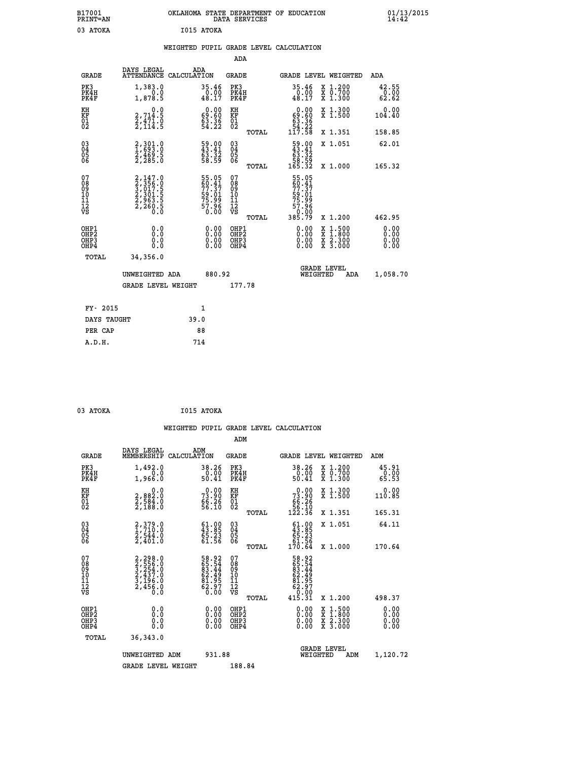B17001 OKLAHOMA STATE DEPARTMENT OF EDUCATION 01/13/2015
PRINT=AN DATA SERVICES 14:42

03 ATOKA I015 ATOKA

## WEIGHTED PUPIL GRADE LEVEL CALCULATION

### ADA

| GRADE | DAYS LEGAL ATTENDANCE | ADA CALCULATION | GRADE | GRADE LEVEL | WEIGHTED | ADA |
|---|---|---|---|---|---|---|
| PK3 | 1,383.0 | 35.46 | PK3 | 35.46 | X 1.200 | 42.55 |
| PK4H | 0.0 | 0.00 | PK4H | 0.00 | X 0.700 | 0.00 |
| PK4F | 1,878.5 | 48.17 | PK4F | 48.17 | X 1.300 | 62.62 |
| KH | 0.0 | 0.00 | KH | 0.00 | X 1.300 | 0.00 |
| KF | 2,714.5 | 69.60 | KF | 69.60 | X 1.500 | 104.40 |
| 01 | 2,471.0 | 63.36 | 01 | 63.36 | | |
| 02 | 2,114.5 | 54.22 | 02 | 54.22 | | |
| | | | TOTAL | 117.58 | X 1.351 | 158.85 |
| 03 | 2,301.0 | 59.00 | 03 | 59.00 | X 1.051 | 62.01 |
| 04 | 1,693.0 | 43.41 | 04 | 43.41 | | |
| 05 | 2,469.5 | 63.32 | 05 | 63.32 | | |
| 06 | 2,285.0 | 58.59 | 06 | 58.59 | | |
| | | | TOTAL | 165.32 | X 1.000 | 165.32 |
| 07 | 2,147.0 | 55.05 | 07 | 55.05 | | |
| 08 | 2,356.0 | 60.41 | 08 | 60.41 | | |
| 09 | 3,017.5 | 77.37 | 09 | 77.37 | | |
| 10 | 2,301.5 | 59.01 | 10 | 59.01 | | |
| 11 | 2,963.5 | 75.99 | 11 | 75.99 | | |
| 12 | 2,260.5 | 57.96 | 12 | 57.96 | | |
| VS | 0.0 | 0.00 | VS | 0.00 | | |
| | | | TOTAL | 385.79 | X 1.200 | 462.95 |
| OHP1 | 0.0 | 0.00 | OHP1 | 0.00 | X 1.500 | 0.00 |
| OHP2 | 0.0 | 0.00 | OHP2 | 0.00 | X 1.800 | 0.00 |
| OHP3 | 0.0 | 0.00 | OHP3 | 0.00 | X 2.300 | 0.00 |
| OHP4 | 0.0 | 0.00 | OHP4 | 0.00 | X 3.000 | 0.00 |
| TOTAL | 34,356.0 | | | | | |

UNWEIGHTED ADA 880.92 GRADE LEVEL WEIGHTED ADA 1,058.70

GRADE LEVEL WEIGHT 177.78

| FY- 2015 | 1 |
|---|---|
| DAYS TAUGHT | 39.0 |
| PER CAP | 88 |
| A.D.H. | 714 |

03 ATOKA I015 ATOKA

## WEIGHTED PUPIL GRADE LEVEL CALCULATION

### ADM

| GRADE | DAYS LEGAL MEMBERSHIP | ADM CALCULATION | GRADE | GRADE LEVEL | WEIGHTED | ADM |
|---|---|---|---|---|---|---|
| PK3 | 1,492.0 | 38.26 | PK3 | 38.26 | X 1.200 | 45.91 |
| PK4H | 0.0 | 0.00 | PK4H | 0.00 | X 0.700 | 0.00 |
| PK4F | 1,966.0 | 50.41 | PK4F | 50.41 | X 1.300 | 65.53 |
| KH | 0.0 | 0.00 | KH | 0.00 | X 1.300 | 0.00 |
| KF | 2,882.0 | 73.90 | KF | 73.90 | X 1.500 | 110.85 |
| 01 | 2,584.0 | 66.26 | 01 | 66.26 | | |
| 02 | 2,188.0 | 56.10 | 02 | 56.10 | | |
| | | | TOTAL | 122.36 | X 1.351 | 165.31 |
| 03 | 2,379.0 | 61.00 | 03 | 61.00 | X 1.051 | 64.11 |
| 04 | 1,710.0 | 43.85 | 04 | 43.85 | | |
| 05 | 2,544.0 | 65.23 | 05 | 65.23 | | |
| 06 | 2,401.0 | 61.56 | 06 | 61.56 | | |
| | | | TOTAL | 170.64 | X 1.000 | 170.64 |
| 07 | 2,298.0 | 58.92 | 07 | 58.92 | | |
| 08 | 2,556.0 | 65.54 | 08 | 65.54 | | |
| 09 | 3,254.0 | 83.44 | 09 | 83.44 | | |
| 10 | 2,437.0 | 62.49 | 10 | 62.49 | | |
| 11 | 3,196.0 | 81.95 | 11 | 81.95 | | |
| 12 | 2,456.0 | 62.97 | 12 | 62.97 | | |
| VS | 0.0 | 0.00 | VS | 0.00 | | |
| | | | TOTAL | 415.31 | X 1.200 | 498.37 |
| OHP1 | 0.0 | 0.00 | OHP1 | 0.00 | X 1.500 | 0.00 |
| OHP2 | 0.0 | 0.00 | OHP2 | 0.00 | X 1.800 | 0.00 |
| OHP3 | 0.0 | 0.00 | OHP3 | 0.00 | X 2.300 | 0.00 |
| OHP4 | 0.0 | 0.00 | OHP4 | 0.00 | X 3.000 | 0.00 |
| TOTAL | 36,343.0 | | | | | |

UNWEIGHTED ADM 931.88 GRADE LEVEL WEIGHTED ADM 1,120.72

GRADE LEVEL WEIGHT 188.84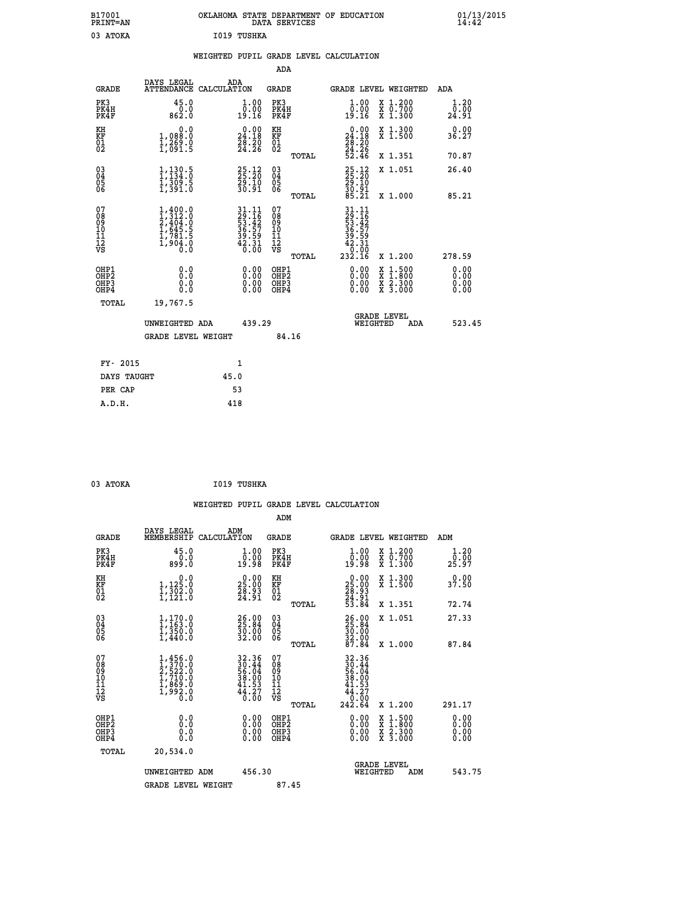B17001 PRINT=AN OKLAHOMA STATE DEPARTMENT OF EDUCATION DATA SERVICES 01/13/2015 14:42

03 ATOKA I019 TUSHKA

## WEIGHTED PUPIL GRADE LEVEL CALCULATION

### ADA

| GRADE | DAYS LEGAL ATTENDANCE | ADA CALCULATION | GRADE | | GRADE LEVEL | WEIGHTED | ADA |
|---|---|---|---|---|---|---|---|
| PK3 | 45.0 | 1.00 | PK3 | | 1.00 | X 1.200 | 1.20 |
| PK4H | 0.0 | 0.00 | PK4H | | 0.00 | X 0.700 | 0.00 |
| PK4F | 862.0 | 19.16 | PK4F | | 19.16 | X 1.300 | 24.91 |
| KH | 0.0 | 0.00 | KH | | 0.00 | X 1.300 | 0.00 |
| KF | 1,088.0 | 24.18 | KF | | 24.18 | X 1.500 | 36.27 |
| 01 | 1,269.0 | 28.20 | 01 | | 28.20 | | |
| 02 | 1,091.5 | 24.26 | 02 | | 24.26 | | |
| | | | | TOTAL | 52.46 | X 1.351 | 70.87 |
| 03 | 1,130.5 | 25.12 | 03 | | 25.12 | X 1.051 | 26.40 |
| 04 | 1,134.0 | 25.20 | 04 | | 25.20 | | |
| 05 | 1,309.5 | 29.10 | 05 | | 29.10 | | |
| 06 | 1,391.0 | 30.91 | 06 | | 30.91 | | |
| | | | | TOTAL | 85.21 | X 1.000 | 85.21 |
| 07 | 1,400.0 | 31.11 | 07 | | 31.11 | | |
| 08 | 1,312.0 | 29.16 | 08 | | 29.16 | | |
| 09 | 2,404.0 | 53.42 | 09 | | 53.42 | | |
| 10 | 1,645.5 | 36.57 | 10 | | 36.57 | | |
| 11 | 1,781.5 | 39.59 | 11 | | 39.59 | | |
| 12 | 1,904.0 | 42.31 | 12 | | 42.31 | | |
| VS | 0.0 | 0.00 | VS | | 0.00 | | |
| | | | | TOTAL | 232.16 | X 1.200 | 278.59 |
| OHP1 | 0.0 | 0.00 | OHP1 | | 0.00 | X 1.500 | 0.00 |
| OHP2 | 0.0 | 0.00 | OHP2 | | 0.00 | X 1.800 | 0.00 |
| OHP3 | 0.0 | 0.00 | OHP3 | | 0.00 | X 2.300 | 0.00 |
| OHP4 | 0.0 | 0.00 | OHP4 | | 0.00 | X 3.000 | 0.00 |
| TOTAL | 19,767.5 | | | | | | |

UNWEIGHTED ADA 439.29 GRADE LEVEL WEIGHTED ADA 523.45

GRADE LEVEL WEIGHT 84.16

| FY- 2015 | 1 |
|---|---|
| DAYS TAUGHT | 45.0 |
| PER CAP | 53 |
| A.D.H. | 418 |

03 ATOKA I019 TUSHKA

## WEIGHTED PUPIL GRADE LEVEL CALCULATION

### ADM

| GRADE | DAYS LEGAL MEMBERSHIP | ADM CALCULATION | GRADE | | GRADE LEVEL | WEIGHTED | ADM |
|---|---|---|---|---|---|---|---|
| PK3 | 45.0 | 1.00 | PK3 | | 1.00 | X 1.200 | 1.20 |
| PK4H | 0.0 | 0.00 | PK4H | | 0.00 | X 0.700 | 0.00 |
| PK4F | 899.0 | 19.98 | PK4F | | 19.98 | X 1.300 | 25.97 |
| KH | 0.0 | 0.00 | KH | | 0.00 | X 1.300 | 0.00 |
| KF | 1,125.0 | 25.00 | KF | | 25.00 | X 1.500 | 37.50 |
| 01 | 1,302.0 | 28.93 | 01 | | 28.93 | | |
| 02 | 1,121.0 | 24.91 | 02 | | 24.91 | | |
| | | | | TOTAL | 53.84 | X 1.351 | 72.74 |
| 03 | 1,170.0 | 26.00 | 03 | | 26.00 | X 1.051 | 27.33 |
| 04 | 1,163.0 | 25.84 | 04 | | 25.84 | | |
| 05 | 1,350.0 | 30.00 | 05 | | 30.00 | | |
| 06 | 1,440.0 | 32.00 | 06 | | 32.00 | | |
| | | | | TOTAL | 87.84 | X 1.000 | 87.84 |
| 07 | 1,456.0 | 32.36 | 07 | | 32.36 | | |
| 08 | 1,370.0 | 30.44 | 08 | | 30.44 | | |
| 09 | 2,522.0 | 56.04 | 09 | | 56.04 | | |
| 10 | 1,710.0 | 38.00 | 10 | | 38.00 | | |
| 11 | 1,869.0 | 41.53 | 11 | | 41.53 | | |
| 12 | 1,992.0 | 44.27 | 12 | | 44.27 | | |
| VS | 0.0 | 0.00 | VS | | 0.00 | | |
| | | | | TOTAL | 242.64 | X 1.200 | 291.17 |
| OHP1 | 0.0 | 0.00 | OHP1 | | 0.00 | X 1.500 | 0.00 |
| OHP2 | 0.0 | 0.00 | OHP2 | | 0.00 | X 1.800 | 0.00 |
| OHP3 | 0.0 | 0.00 | OHP3 | | 0.00 | X 2.300 | 0.00 |
| OHP4 | 0.0 | 0.00 | OHP4 | | 0.00 | X 3.000 | 0.00 |
| TOTAL | 20,534.0 | | | | | | |

UNWEIGHTED ADM 456.30 GRADE LEVEL WEIGHTED ADM 543.75

GRADE LEVEL WEIGHT 87.45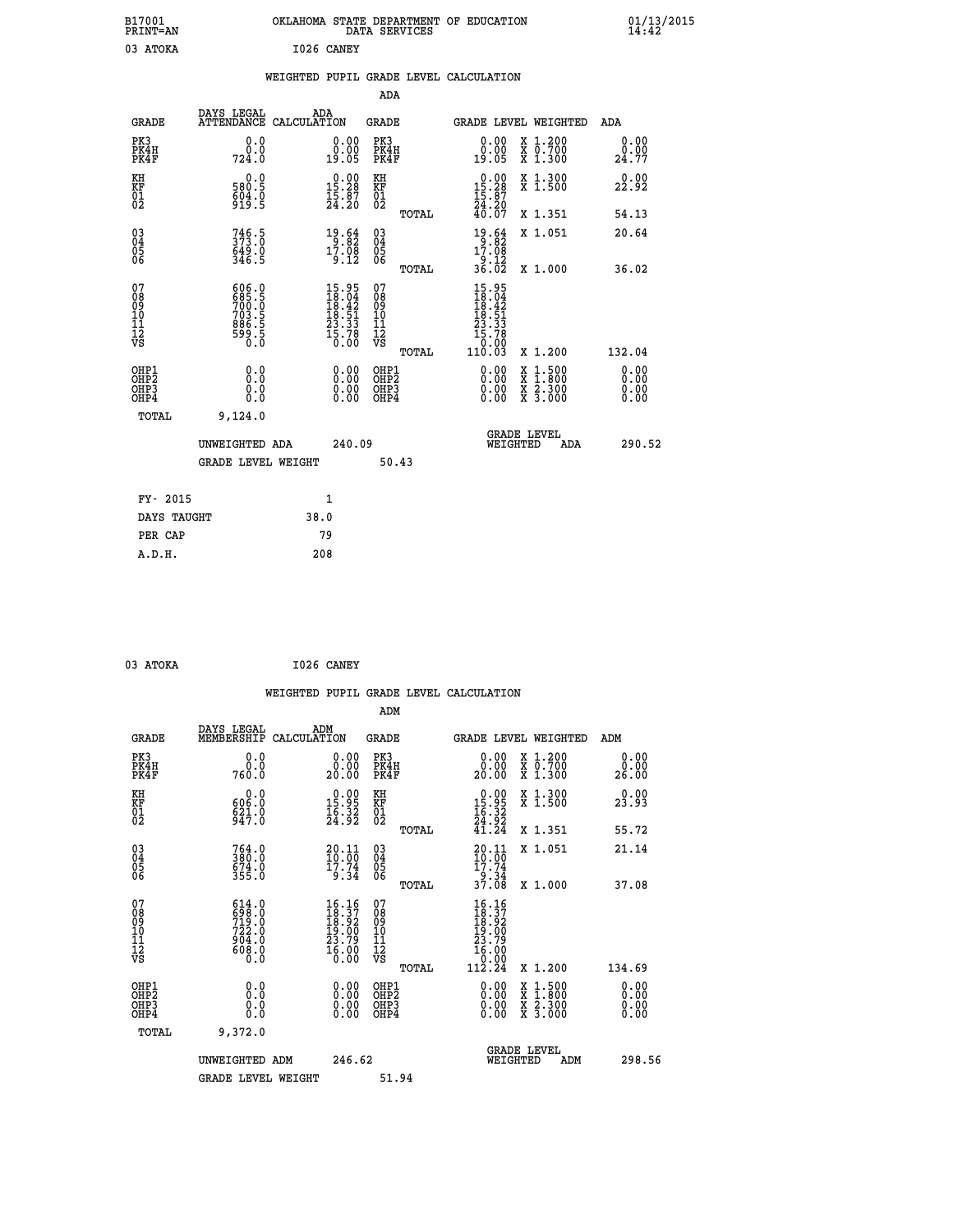B17001 OKLAHOMA STATE DEPARTMENT OF EDUCATION 01/13/2015
PRINT=AN DATA SERVICES 14:42

03 ATOKA I026 CANEY

## WEIGHTED PUPIL GRADE LEVEL CALCULATION

### ADA

| GRADE | DAYS LEGAL ATTENDANCE | ADA CALCULATION | GRADE | | GRADE LEVEL | WEIGHTED | ADA |
|---|---|---|---|---|---|---|---|
| PK3 | 0.0 | 0.00 | PK3 | | 0.00 | X 1.200 | 0.00 |
| PK4H | 0.0 | 0.00 | PK4H | | 0.00 | X 0.700 | 0.00 |
| PK4F | 724.0 | 19.05 | PK4F | | 19.05 | X 1.300 | 24.77 |
| KH | 0.0 | 0.00 | KH | | 0.00 | X 1.300 | 0.00 |
| KF | 580.5 | 15.28 | KF | | 15.28 | X 1.500 | 22.92 |
| 01 | 604.0 | 15.87 | 01 | | 15.87 | | |
| 02 | 919.5 | 24.20 | 02 | | 24.20 | | |
| | | | | TOTAL | 40.07 | X 1.351 | 54.13 |
| 03 | 746.5 | 19.64 | 03 | | 19.64 | X 1.051 | 20.64 |
| 04 | 373.0 | 9.82 | 04 | | 9.82 | | |
| 05 | 649.0 | 17.08 | 05 | | 17.08 | | |
| 06 | 346.5 | 9.12 | 06 | | 9.12 | | |
| | | | | TOTAL | 36.02 | X 1.000 | 36.02 |
| 07 | 606.0 | 15.95 | 07 | | 15.95 | | |
| 08 | 685.5 | 18.04 | 08 | | 18.04 | | |
| 09 | 700.0 | 18.42 | 09 | | 18.42 | | |
| 10 | 703.5 | 18.51 | 10 | | 18.51 | | |
| 11 | 886.5 | 23.33 | 11 | | 23.33 | | |
| 12 | 599.5 | 15.78 | 12 | | 15.78 | | |
| VS | 0.0 | 0.00 | VS | | 0.00 | | |
| | | | | TOTAL | 110.03 | X 1.200 | 132.04 |
| OHP1 | 0.0 | 0.00 | OHP1 | | 0.00 | X 1.500 | 0.00 |
| OHP2 | 0.0 | 0.00 | OHP2 | | 0.00 | X 1.800 | 0.00 |
| OHP3 | 0.0 | 0.00 | OHP3 | | 0.00 | X 2.300 | 0.00 |
| OHP4 | 0.0 | 0.00 | OHP4 | | 0.00 | X 3.000 | 0.00 |
| TOTAL | 9,124.0 | | | | | | |

UNWEIGHTED ADA 240.09 GRADE LEVEL WEIGHTED ADA 290.52

GRADE LEVEL WEIGHT 50.43

| FY- 2015 | 1 |
|---|---|
| DAYS TAUGHT | 38.0 |
| PER CAP | 79 |
| A.D.H. | 208 |

03 ATOKA I026 CANEY

## WEIGHTED PUPIL GRADE LEVEL CALCULATION

### ADM

| GRADE | DAYS LEGAL MEMBERSHIP | ADM CALCULATION | GRADE | | GRADE LEVEL | WEIGHTED | ADM |
|---|---|---|---|---|---|---|---|
| PK3 | 0.0 | 0.00 | PK3 | | 0.00 | X 1.200 | 0.00 |
| PK4H | 0.0 | 0.00 | PK4H | | 0.00 | X 0.700 | 0.00 |
| PK4F | 760.0 | 20.00 | PK4F | | 20.00 | X 1.300 | 26.00 |
| KH | 0.0 | 0.00 | KH | | 0.00 | X 1.300 | 0.00 |
| KF | 606.0 | 15.95 | KF | | 15.95 | X 1.500 | 23.93 |
| 01 | 621.0 | 16.32 | 01 | | 16.32 | | |
| 02 | 947.0 | 24.92 | 02 | | 24.92 | | |
| | | | | TOTAL | 41.24 | X 1.351 | 55.72 |
| 03 | 764.0 | 20.11 | 03 | | 20.11 | X 1.051 | 21.14 |
| 04 | 380.0 | 10.00 | 04 | | 10.00 | | |
| 05 | 674.0 | 17.74 | 05 | | 17.74 | | |
| 06 | 355.0 | 9.34 | 06 | | 9.34 | | |
| | | | | TOTAL | 37.08 | X 1.000 | 37.08 |
| 07 | 614.0 | 16.16 | 07 | | 16.16 | | |
| 08 | 698.0 | 18.37 | 08 | | 18.37 | | |
| 09 | 719.0 | 18.92 | 09 | | 18.92 | | |
| 10 | 722.0 | 19.00 | 10 | | 19.00 | | |
| 11 | 904.0 | 23.79 | 11 | | 23.79 | | |
| 12 | 608.0 | 16.00 | 12 | | 16.00 | | |
| VS | 0.0 | 0.00 | VS | | 0.00 | | |
| | | | | TOTAL | 112.24 | X 1.200 | 134.69 |
| OHP1 | 0.0 | 0.00 | OHP1 | | 0.00 | X 1.500 | 0.00 |
| OHP2 | 0.0 | 0.00 | OHP2 | | 0.00 | X 1.800 | 0.00 |
| OHP3 | 0.0 | 0.00 | OHP3 | | 0.00 | X 2.300 | 0.00 |
| OHP4 | 0.0 | 0.00 | OHP4 | | 0.00 | X 3.000 | 0.00 |
| TOTAL | 9,372.0 | | | | | | |

UNWEIGHTED ADM 246.62 GRADE LEVEL WEIGHTED ADM 298.56

GRADE LEVEL WEIGHT 51.94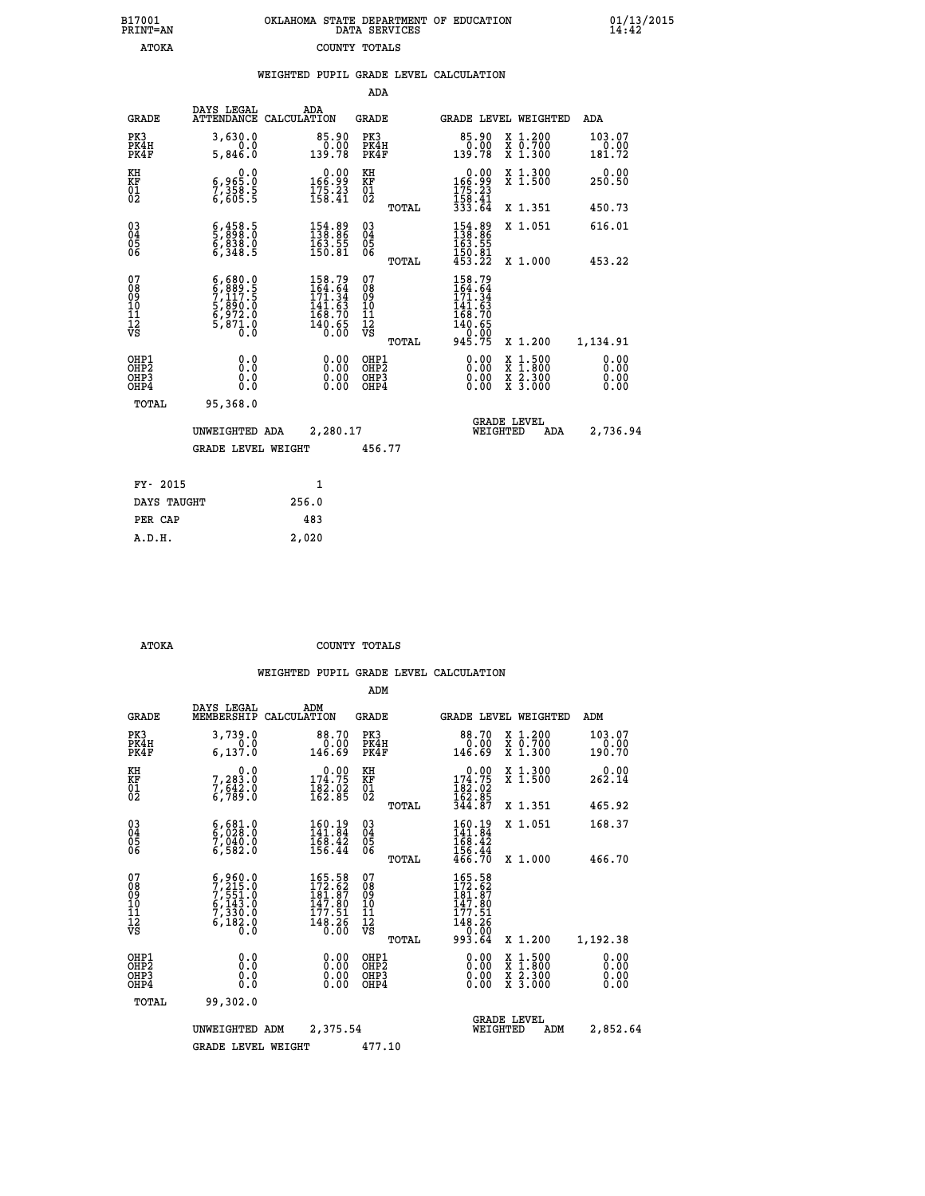B17001 PRINT=AN — OKLAHOMA STATE DEPARTMENT OF EDUCATION DATA SERVICES — 01/13/2015 14:42

ATOKA — COUNTY TOTALS

## WEIGHTED PUPIL GRADE LEVEL CALCULATION

### ADA

| GRADE | DAYS LEGAL ATTENDANCE | ADA CALCULATION | GRADE | GRADE LEVEL | WEIGHTED | ADA |
|---|---|---|---|---|---|---|
| PK3 | 3,630.0 | 85.90 | PK3 | 85.90 | X 1.200 | 103.07 |
| PK4H | 0.0 | 0.00 | PK4H | 0.00 | X 0.700 | 0.00 |
| PK4F | 5,846.0 | 139.78 | PK4F | 139.78 | X 1.300 | 181.72 |
| KH | 0.0 | 0.00 | KH | 0.00 | X 1.300 | 0.00 |
| KF | 6,965.0 | 166.99 | KF | 166.99 | X 1.500 | 250.50 |
| 01 | 7,358.5 | 175.23 | 01 | 175.23 | | |
| 02 | 6,605.5 | 158.41 | 02 | 158.41 | | |
| | | | TOTAL | 333.64 | X 1.351 | 450.73 |
| 03 | 6,458.5 | 154.89 | 03 | 154.89 | X 1.051 | 616.01 |
| 04 | 5,898.0 | 138.86 | 04 | 138.86 | | |
| 05 | 6,838.0 | 163.55 | 05 | 163.55 | | |
| 06 | 6,348.5 | 150.81 | 06 | 150.81 | | |
| | | | TOTAL | 453.22 | X 1.000 | 453.22 |
| 07 | 6,680.0 | 158.79 | 07 | 158.79 | | |
| 08 | 6,889.5 | 164.64 | 08 | 164.64 | | |
| 09 | 7,117.5 | 171.34 | 09 | 171.34 | | |
| 10 | 5,890.0 | 141.63 | 10 | 141.63 | | |
| 11 | 6,972.0 | 168.70 | 11 | 168.70 | | |
| 12 | 5,871.0 | 140.65 | 12 | 140.65 | | |
| VS | 0.0 | 0.00 | VS | 0.00 | | |
| | | | TOTAL | 945.75 | X 1.200 | 1,134.91 |
| OHP1 | 0.0 | 0.00 | OHP1 | 0.00 | X 1.500 | 0.00 |
| OHP2 | 0.0 | 0.00 | OHP2 | 0.00 | X 1.800 | 0.00 |
| OHP3 | 0.0 | 0.00 | OHP3 | 0.00 | X 2.300 | 0.00 |
| OHP4 | 0.0 | 0.00 | OHP4 | 0.00 | X 3.000 | 0.00 |
| TOTAL | 95,368.0 | | | | | |

UNWEIGHTED ADA 2,280.17 — GRADE LEVEL WEIGHTED ADA 2,736.94

GRADE LEVEL WEIGHT 456.77

| | |
|---|---|
| FY- 2015 | 1 |
| DAYS TAUGHT | 256.0 |
| PER CAP | 483 |
| A.D.H. | 2,020 |

ATOKA — COUNTY TOTALS

## WEIGHTED PUPIL GRADE LEVEL CALCULATION

### ADM

| GRADE | DAYS LEGAL MEMBERSHIP | ADM CALCULATION | GRADE | GRADE LEVEL | WEIGHTED | ADM |
|---|---|---|---|---|---|---|
| PK3 | 3,739.0 | 88.70 | PK3 | 88.70 | X 1.200 | 103.07 |
| PK4H | 0.0 | 0.00 | PK4H | 0.00 | X 0.700 | 0.00 |
| PK4F | 6,137.0 | 146.69 | PK4F | 146.69 | X 1.300 | 190.70 |
| KH | 0.0 | 0.00 | KH | 0.00 | X 1.300 | 0.00 |
| KF | 7,283.0 | 174.75 | KF | 174.75 | X 1.500 | 262.14 |
| 01 | 7,642.0 | 182.02 | 01 | 182.02 | | |
| 02 | 6,789.0 | 162.85 | 02 | 162.85 | | |
| | | | TOTAL | 344.87 | X 1.351 | 465.92 |
| 03 | 6,681.0 | 160.19 | 03 | 160.19 | X 1.051 | 168.37 |
| 04 | 6,028.0 | 141.84 | 04 | 141.84 | | |
| 05 | 7,040.0 | 168.42 | 05 | 168.42 | | |
| 06 | 6,582.0 | 156.44 | 06 | 156.44 | | |
| | | | TOTAL | 466.70 | X 1.000 | 466.70 |
| 07 | 6,960.0 | 165.58 | 07 | 165.58 | | |
| 08 | 7,215.0 | 172.62 | 08 | 172.62 | | |
| 09 | 7,551.0 | 181.87 | 09 | 181.87 | | |
| 10 | 6,143.0 | 147.80 | 10 | 147.80 | | |
| 11 | 7,330.0 | 177.51 | 11 | 177.51 | | |
| 12 | 6,182.0 | 148.26 | 12 | 148.26 | | |
| VS | 0.0 | 0.00 | VS | 0.00 | | |
| | | | TOTAL | 993.64 | X 1.200 | 1,192.38 |
| OHP1 | 0.0 | 0.00 | OHP1 | 0.00 | X 1.500 | 0.00 |
| OHP2 | 0.0 | 0.00 | OHP2 | 0.00 | X 1.800 | 0.00 |
| OHP3 | 0.0 | 0.00 | OHP3 | 0.00 | X 2.300 | 0.00 |
| OHP4 | 0.0 | 0.00 | OHP4 | 0.00 | X 3.000 | 0.00 |
| TOTAL | 99,302.0 | | | | | |

UNWEIGHTED ADM 2,375.54 — GRADE LEVEL WEIGHTED ADM 2,852.64

GRADE LEVEL WEIGHT 477.10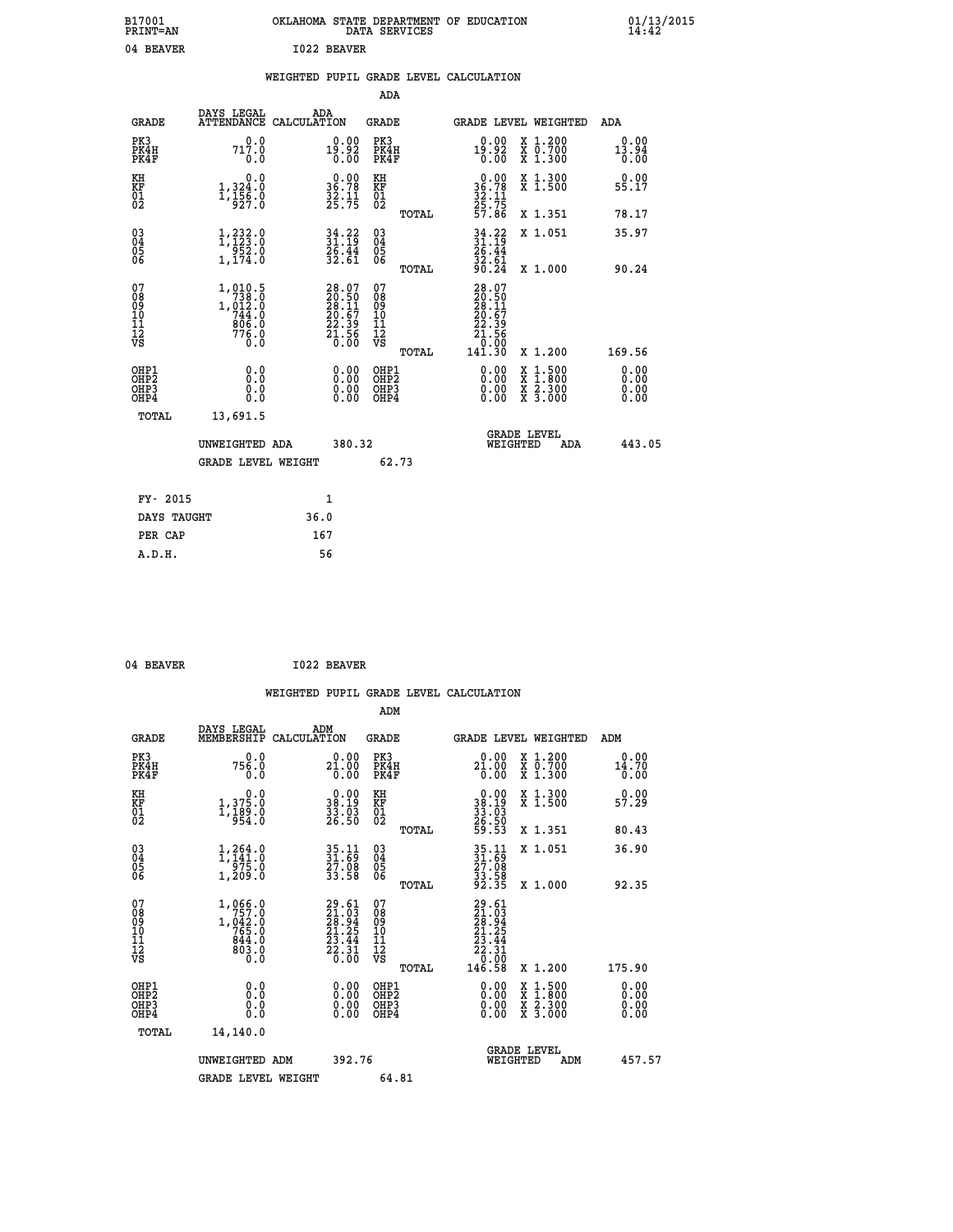B17001 OKLAHOMA STATE DEPARTMENT OF EDUCATION 01/13/2015
PRINT=AN DATA SERVICES 14:42

04 BEAVER I022 BEAVER

## WEIGHTED PUPIL GRADE LEVEL CALCULATION

### ADA

| GRADE | DAYS LEGAL ATTENDANCE | ADA CALCULATION | GRADE | GRADE LEVEL | WEIGHTED | ADA |
|---|---|---|---|---|---|---|
| PK3 | 0.0 | 0.00 | PK3 | 0.00 | X 1.200 | 0.00 |
| PK4H | 717.0 | 19.92 | PK4H | 19.92 | X 0.700 | 13.94 |
| PK4F | 0.0 | 0.00 | PK4F | 0.00 | X 1.300 | 0.00 |
| KH | 0.0 | 0.00 | KH | 0.00 | X 1.300 | 0.00 |
| KF | 1,324.0 | 36.78 | KF | 36.78 | X 1.500 | 55.17 |
| 01 | 1,156.0 | 32.11 | 01 | 32.11 | | |
| 02 | 927.0 | 25.75 | 02 | 25.75 | | |
| | | | TOTAL | 57.86 | X 1.351 | 78.17 |
| 03 | 1,232.0 | 34.22 | 03 | 34.22 | X 1.051 | 35.97 |
| 04 | 1,123.0 | 31.19 | 04 | 31.19 | | |
| 05 | 952.0 | 26.44 | 05 | 26.44 | | |
| 06 | 1,174.0 | 32.61 | 06 | 32.61 | | |
| | | | TOTAL | 90.24 | X 1.000 | 90.24 |
| 07 | 1,010.5 | 28.07 | 07 | 28.07 | | |
| 08 | 738.0 | 20.50 | 08 | 20.50 | | |
| 09 | 1,012.0 | 28.11 | 09 | 28.11 | | |
| 10 | 744.0 | 20.67 | 10 | 20.67 | | |
| 11 | 806.0 | 22.39 | 11 | 22.39 | | |
| 12 | 776.0 | 21.56 | 12 | 21.56 | | |
| VS | 0.0 | 0.00 | VS | 0.00 | | |
| | | | TOTAL | 141.30 | X 1.200 | 169.56 |
| OHP1 | 0.0 | 0.00 | OHP1 | 0.00 | X 1.500 | 0.00 |
| OHP2 | 0.0 | 0.00 | OHP2 | 0.00 | X 1.800 | 0.00 |
| OHP3 | 0.0 | 0.00 | OHP3 | 0.00 | X 2.300 | 0.00 |
| OHP4 | 0.0 | 0.00 | OHP4 | 0.00 | X 3.000 | 0.00 |
| TOTAL | 13,691.5 | | | | | |

UNWEIGHTED ADA 380.32 GRADE LEVEL WEIGHTED ADA 443.05

GRADE LEVEL WEIGHT 62.73

| | |
|---|---|
| FY- 2015 | 1 |
| DAYS TAUGHT | 36.0 |
| PER CAP | 167 |
| A.D.H. | 56 |

04 BEAVER I022 BEAVER

## WEIGHTED PUPIL GRADE LEVEL CALCULATION

### ADM

| GRADE | DAYS LEGAL MEMBERSHIP | ADM CALCULATION | GRADE | GRADE LEVEL | WEIGHTED | ADM |
|---|---|---|---|---|---|---|
| PK3 | 0.0 | 0.00 | PK3 | 0.00 | X 1.200 | 0.00 |
| PK4H | 756.0 | 21.00 | PK4H | 21.00 | X 0.700 | 14.70 |
| PK4F | 0.0 | 0.00 | PK4F | 0.00 | X 1.300 | 0.00 |
| KH | 0.0 | 0.00 | KH | 0.00 | X 1.300 | 0.00 |
| KF | 1,375.0 | 38.19 | KF | 38.19 | X 1.500 | 57.29 |
| 01 | 1,189.0 | 33.03 | 01 | 33.03 | | |
| 02 | 954.0 | 26.50 | 02 | 26.50 | | |
| | | | TOTAL | 59.53 | X 1.351 | 80.43 |
| 03 | 1,264.0 | 35.11 | 03 | 35.11 | X 1.051 | 36.90 |
| 04 | 1,141.0 | 31.69 | 04 | 31.69 | | |
| 05 | 975.0 | 27.08 | 05 | 27.08 | | |
| 06 | 1,209.0 | 33.58 | 06 | 33.58 | | |
| | | | TOTAL | 92.35 | X 1.000 | 92.35 |
| 07 | 1,066.0 | 29.61 | 07 | 29.61 | | |
| 08 | 757.0 | 21.03 | 08 | 21.03 | | |
| 09 | 1,042.0 | 28.94 | 09 | 28.94 | | |
| 10 | 765.0 | 21.25 | 10 | 21.25 | | |
| 11 | 844.0 | 23.44 | 11 | 23.44 | | |
| 12 | 803.0 | 22.31 | 12 | 22.31 | | |
| VS | 0.0 | 0.00 | VS | 0.00 | | |
| | | | TOTAL | 146.58 | X 1.200 | 175.90 |
| OHP1 | 0.0 | 0.00 | OHP1 | 0.00 | X 1.500 | 0.00 |
| OHP2 | 0.0 | 0.00 | OHP2 | 0.00 | X 1.800 | 0.00 |
| OHP3 | 0.0 | 0.00 | OHP3 | 0.00 | X 2.300 | 0.00 |
| OHP4 | 0.0 | 0.00 | OHP4 | 0.00 | X 3.000 | 0.00 |
| TOTAL | 14,140.0 | | | | | |

UNWEIGHTED ADM 392.76 GRADE LEVEL WEIGHTED ADM 457.57

GRADE LEVEL WEIGHT 64.81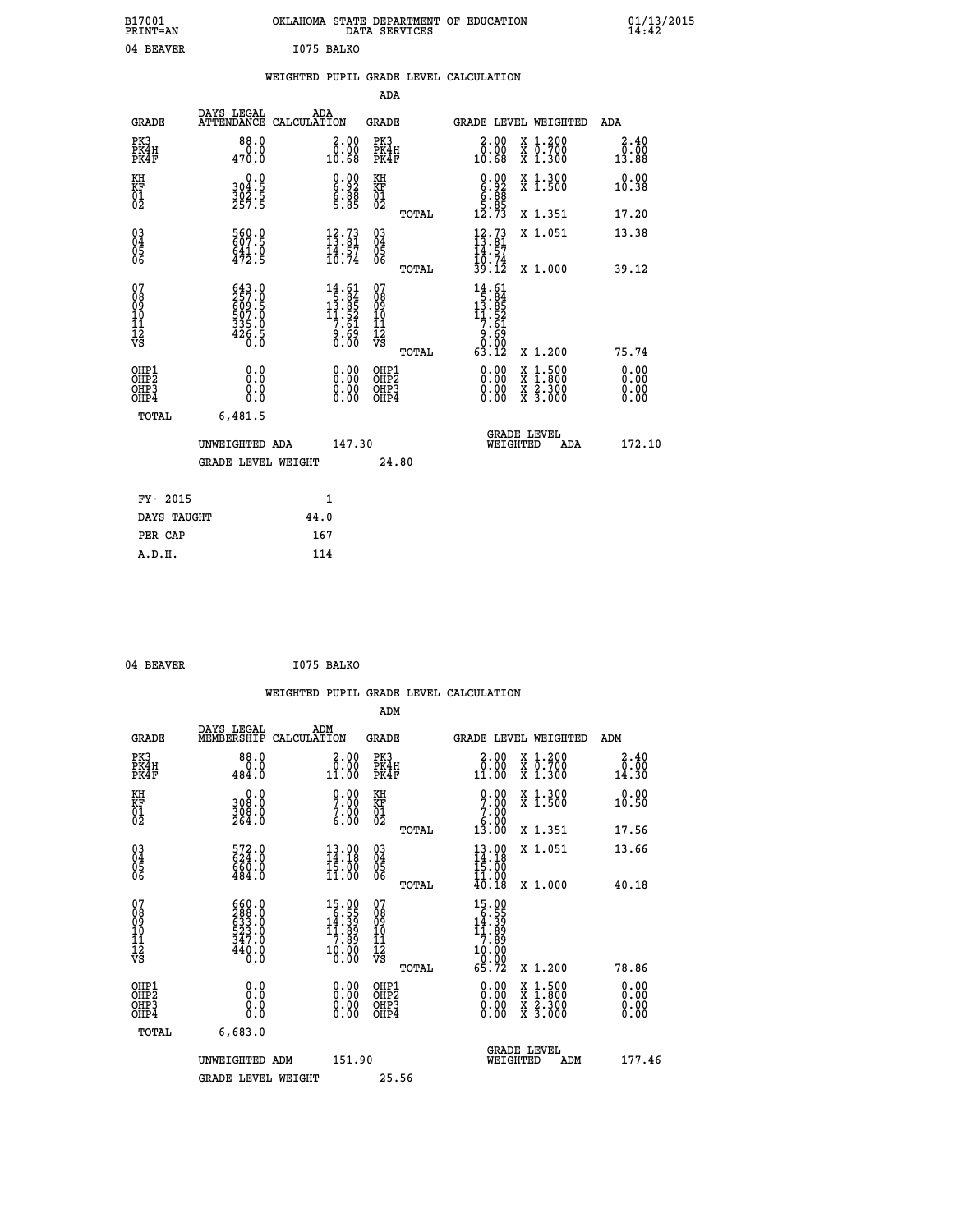B17001 OKLAHOMA STATE DEPARTMENT OF EDUCATION 01/13/2015
PRINT=AN DATA SERVICES 14:42

04 BEAVER I075 BALKO

## WEIGHTED PUPIL GRADE LEVEL CALCULATION

### ADA

| GRADE | DAYS LEGAL ATTENDANCE | ADA CALCULATION | GRADE | | GRADE LEVEL | WEIGHTED | ADA |
|---|---|---|---|---|---|---|---|
| PK3 | 88.0 | 2.00 | PK3 | | 2.00 | X 1.200 | 2.40 |
| PK4H | 0.0 | 0.00 | PK4H | | 0.00 | X 0.700 | 0.00 |
| PK4F | 470.0 | 10.68 | PK4F | | 10.68 | X 1.300 | 13.88 |
| KH | 0.0 | 0.00 | KH | | 0.00 | X 1.300 | 0.00 |
| KF | 304.5 | 6.92 | KF | | 6.92 | X 1.500 | 10.38 |
| 01 | 302.5 | 6.88 | 01 | | 6.88 | | |
| 02 | 257.5 | 5.85 | 02 | | 5.85 | | |
| | | | | TOTAL | 12.73 | X 1.351 | 17.20 |
| 03 | 560.0 | 12.73 | 03 | | 12.73 | X 1.051 | 13.38 |
| 04 | 607.5 | 13.81 | 04 | | 13.81 | | |
| 05 | 641.0 | 14.57 | 05 | | 14.57 | | |
| 06 | 472.5 | 10.74 | 06 | | 10.74 | | |
| | | | | TOTAL | 39.12 | X 1.000 | 39.12 |
| 07 | 643.0 | 14.61 | 07 | | 14.61 | | |
| 08 | 257.0 | 5.84 | 08 | | 5.84 | | |
| 09 | 609.5 | 13.85 | 09 | | 13.85 | | |
| 10 | 507.0 | 11.52 | 10 | | 11.52 | | |
| 11 | 335.0 | 7.61 | 11 | | 7.61 | | |
| 12 | 426.5 | 9.69 | 12 | | 9.69 | | |
| VS | 0.0 | 0.00 | VS | | 0.00 | | |
| | | | | TOTAL | 63.12 | X 1.200 | 75.74 |
| OHP1 | 0.0 | 0.00 | OHP1 | | 0.00 | X 1.500 | 0.00 |
| OHP2 | 0.0 | 0.00 | OHP2 | | 0.00 | X 1.800 | 0.00 |
| OHP3 | 0.0 | 0.00 | OHP3 | | 0.00 | X 2.300 | 0.00 |
| OHP4 | 0.0 | 0.00 | OHP4 | | 0.00 | X 3.000 | 0.00 |
| TOTAL | 6,481.5 | | | | | | |

UNWEIGHTED ADA 147.30 — GRADE LEVEL WEIGHTED ADA 172.10

GRADE LEVEL WEIGHT 24.80

| | |
|---|---|
| FY- 2015 | 1 |
| DAYS TAUGHT | 44.0 |
| PER CAP | 167 |
| A.D.H. | 114 |

04 BEAVER I075 BALKO

## WEIGHTED PUPIL GRADE LEVEL CALCULATION

### ADM

| GRADE | DAYS LEGAL MEMBERSHIP | ADM CALCULATION | GRADE | | GRADE LEVEL | WEIGHTED | ADM |
|---|---|---|---|---|---|---|---|
| PK3 | 88.0 | 2.00 | PK3 | | 2.00 | X 1.200 | 2.40 |
| PK4H | 0.0 | 0.00 | PK4H | | 0.00 | X 0.700 | 0.00 |
| PK4F | 484.0 | 11.00 | PK4F | | 11.00 | X 1.300 | 14.30 |
| KH | 0.0 | 0.00 | KH | | 0.00 | X 1.300 | 0.00 |
| KF | 308.0 | 7.00 | KF | | 7.00 | X 1.500 | 10.50 |
| 01 | 308.0 | 7.00 | 01 | | 7.00 | | |
| 02 | 264.0 | 6.00 | 02 | | 6.00 | | |
| | | | | TOTAL | 13.00 | X 1.351 | 17.56 |
| 03 | 572.0 | 13.00 | 03 | | 13.00 | X 1.051 | 13.66 |
| 04 | 624.0 | 14.18 | 04 | | 14.18 | | |
| 05 | 660.0 | 15.00 | 05 | | 15.00 | | |
| 06 | 484.0 | 11.00 | 06 | | 11.00 | | |
| | | | | TOTAL | 40.18 | X 1.000 | 40.18 |
| 07 | 660.0 | 15.00 | 07 | | 15.00 | | |
| 08 | 288.0 | 6.55 | 08 | | 6.55 | | |
| 09 | 633.0 | 14.39 | 09 | | 14.39 | | |
| 10 | 523.0 | 11.89 | 10 | | 11.89 | | |
| 11 | 347.0 | 7.89 | 11 | | 7.89 | | |
| 12 | 440.0 | 10.00 | 12 | | 10.00 | | |
| VS | 0.0 | 0.00 | VS | | 0.00 | | |
| | | | | TOTAL | 65.72 | X 1.200 | 78.86 |
| OHP1 | 0.0 | 0.00 | OHP1 | | 0.00 | X 1.500 | 0.00 |
| OHP2 | 0.0 | 0.00 | OHP2 | | 0.00 | X 1.800 | 0.00 |
| OHP3 | 0.0 | 0.00 | OHP3 | | 0.00 | X 2.300 | 0.00 |
| OHP4 | 0.0 | 0.00 | OHP4 | | 0.00 | X 3.000 | 0.00 |
| TOTAL | 6,683.0 | | | | | | |

UNWEIGHTED ADM 151.90 — GRADE LEVEL WEIGHTED ADM 177.46

GRADE LEVEL WEIGHT 25.56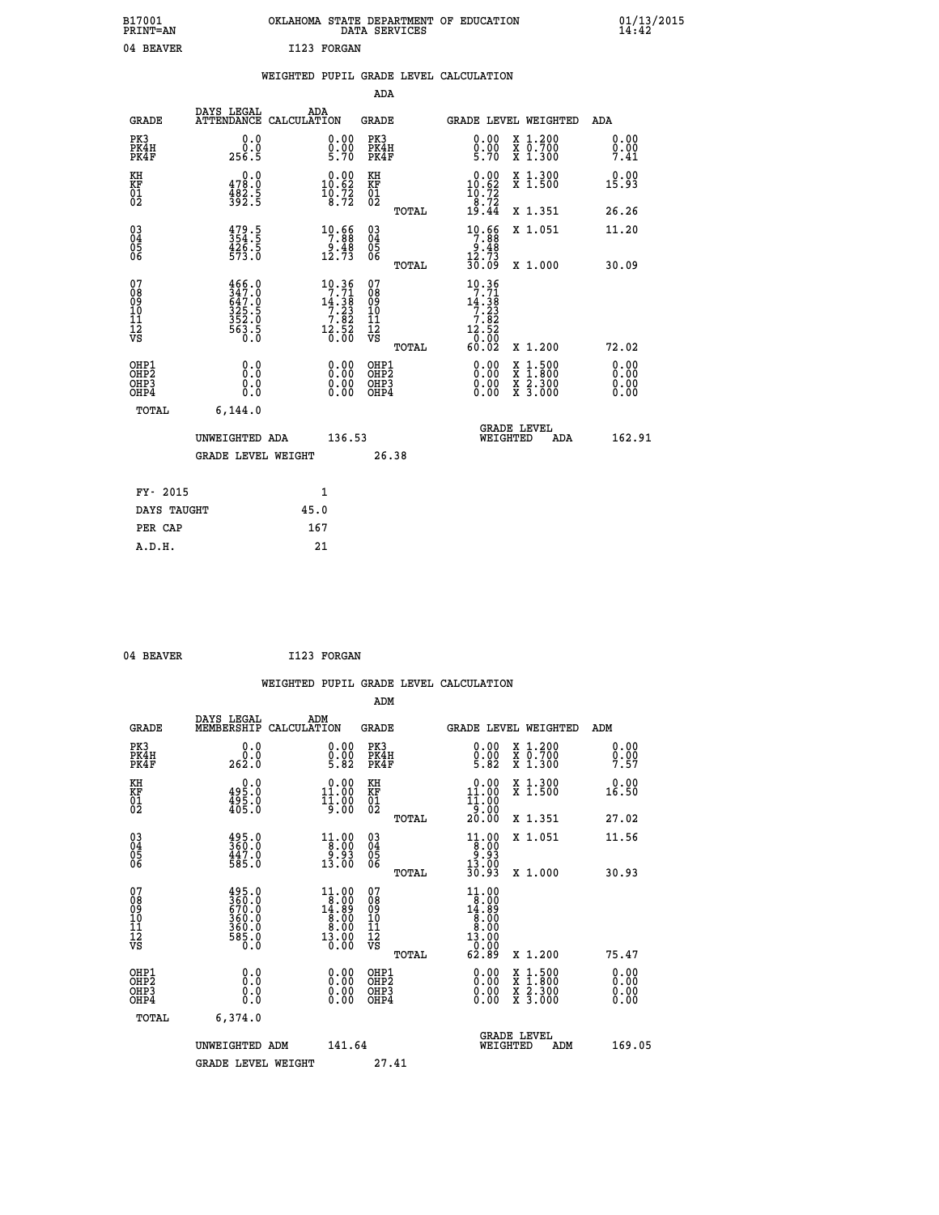B17001 OKLAHOMA STATE DEPARTMENT OF EDUCATION 01/13/2015
PRINT=AN DATA SERVICES 14:42

04 BEAVER I123 FORGAN

## WEIGHTED PUPIL GRADE LEVEL CALCULATION

### ADA

| GRADE | DAYS LEGAL ATTENDANCE | ADA CALCULATION | GRADE | GRADE LEVEL | WEIGHTED | ADA |
|---|---|---|---|---|---|---|
| PK3 | 0.0 | 0.00 | PK3 | 0.00 | X 1.200 | 0.00 |
| PK4H | 0.0 | 0.00 | PK4H | 0.00 | X 0.700 | 0.00 |
| PK4F | 256.5 | 5.70 | PK4F | 5.70 | X 1.300 | 7.41 |
| KH | 0.0 | 0.00 | KH | 0.00 | X 1.300 | 0.00 |
| KF | 478.0 | 10.62 | KF | 10.62 | X 1.500 | 15.93 |
| 01 | 482.5 | 10.72 | 01 | 10.72 | | |
| 02 | 392.5 | 8.72 | 02 | 8.72 | | |
| | | | TOTAL | 19.44 | X 1.351 | 26.26 |
| 03 | 479.5 | 10.66 | 03 | 10.66 | X 1.051 | 11.20 |
| 04 | 354.5 | 7.88 | 04 | 7.88 | | |
| 05 | 426.5 | 9.48 | 05 | 9.48 | | |
| 06 | 573.0 | 12.73 | 06 | 12.73 | | |
| | | | TOTAL | 30.09 | X 1.000 | 30.09 |
| 07 | 466.0 | 10.36 | 07 | 10.36 | | |
| 08 | 347.0 | 7.71 | 08 | 7.71 | | |
| 09 | 647.0 | 14.38 | 09 | 14.38 | | |
| 10 | 325.5 | 7.23 | 10 | 7.23 | | |
| 11 | 352.0 | 7.82 | 11 | 7.82 | | |
| 12 | 563.5 | 12.52 | 12 | 12.52 | | |
| VS | 0.0 | 0.00 | VS | 0.00 | | |
| | | | TOTAL | 60.02 | X 1.200 | 72.02 |
| OHP1 | 0.0 | 0.00 | OHP1 | 0.00 | X 1.500 | 0.00 |
| OHP2 | 0.0 | 0.00 | OHP2 | 0.00 | X 1.800 | 0.00 |
| OHP3 | 0.0 | 0.00 | OHP3 | 0.00 | X 2.300 | 0.00 |
| OHP4 | 0.0 | 0.00 | OHP4 | 0.00 | X 3.000 | 0.00 |
| TOTAL | 6,144.0 | | | | | |

UNWEIGHTED ADA 136.53 — GRADE LEVEL WEIGHTED ADA 162.91

GRADE LEVEL WEIGHT 26.38

| FY- 2015 | 1 |
|---|---|
| DAYS TAUGHT | 45.0 |
| PER CAP | 167 |
| A.D.H. | 21 |

04 BEAVER I123 FORGAN

## WEIGHTED PUPIL GRADE LEVEL CALCULATION

### ADM

| GRADE | DAYS LEGAL MEMBERSHIP | ADM CALCULATION | GRADE | GRADE LEVEL | WEIGHTED | ADM |
|---|---|---|---|---|---|---|
| PK3 | 0.0 | 0.00 | PK3 | 0.00 | X 1.200 | 0.00 |
| PK4H | 0.0 | 0.00 | PK4H | 0.00 | X 0.700 | 0.00 |
| PK4F | 262.0 | 5.82 | PK4F | 5.82 | X 1.300 | 7.57 |
| KH | 0.0 | 0.00 | KH | 0.00 | X 1.300 | 0.00 |
| KF | 495.0 | 11.00 | KF | 11.00 | X 1.500 | 16.50 |
| 01 | 495.0 | 11.00 | 01 | 11.00 | | |
| 02 | 405.0 | 9.00 | 02 | 9.00 | | |
| | | | TOTAL | 20.00 | X 1.351 | 27.02 |
| 03 | 495.0 | 11.00 | 03 | 11.00 | X 1.051 | 11.56 |
| 04 | 360.0 | 8.00 | 04 | 8.00 | | |
| 05 | 447.0 | 9.93 | 05 | 9.93 | | |
| 06 | 585.0 | 13.00 | 06 | 13.00 | | |
| | | | TOTAL | 30.93 | X 1.000 | 30.93 |
| 07 | 495.0 | 11.00 | 07 | 11.00 | | |
| 08 | 360.0 | 8.00 | 08 | 8.00 | | |
| 09 | 670.0 | 14.89 | 09 | 14.89 | | |
| 10 | 360.0 | 8.00 | 10 | 8.00 | | |
| 11 | 360.0 | 8.00 | 11 | 8.00 | | |
| 12 | 585.0 | 13.00 | 12 | 13.00 | | |
| VS | 0.0 | 0.00 | VS | 0.00 | | |
| | | | TOTAL | 62.89 | X 1.200 | 75.47 |
| OHP1 | 0.0 | 0.00 | OHP1 | 0.00 | X 1.500 | 0.00 |
| OHP2 | 0.0 | 0.00 | OHP2 | 0.00 | X 1.800 | 0.00 |
| OHP3 | 0.0 | 0.00 | OHP3 | 0.00 | X 2.300 | 0.00 |
| OHP4 | 0.0 | 0.00 | OHP4 | 0.00 | X 3.000 | 0.00 |
| TOTAL | 6,374.0 | | | | | |

UNWEIGHTED ADM 141.64 — GRADE LEVEL WEIGHTED ADM 169.05

GRADE LEVEL WEIGHT 27.41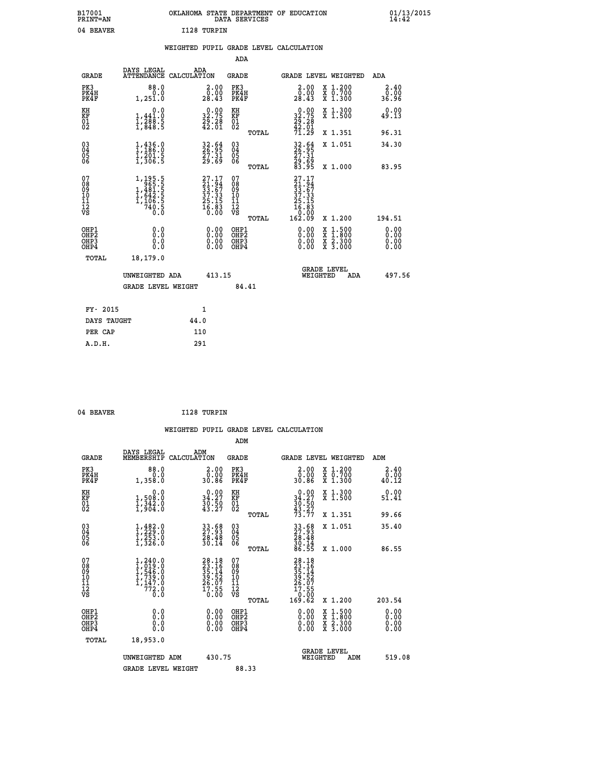B17001 OKLAHOMA STATE DEPARTMENT OF EDUCATION 01/13/2015
PRINT=AN DATA SERVICES 14:42

04 BEAVER I128 TURPIN

WEIGHTED PUPIL GRADE LEVEL CALCULATION

ADA

| GRADE | DAYS LEGAL ATTENDANCE | ADA CALCULATION | GRADE | GRADE LEVEL | WEIGHTED | ADA |
|---|---|---|---|---|---|---|
| PK3 | 88.0 | 2.00 | PK3 | 2.00 | X 1.200 | 2.40 |
| PK4H | 0.0 | 0.00 | PK4H | 0.00 | X 0.700 | 0.00 |
| PK4F | 1,251.0 | 28.43 | PK4F | 28.43 | X 1.300 | 36.96 |
| KH | 0.0 | 0.00 | KH | 0.00 | X 1.300 | 0.00 |
| KF | 1,441.0 | 32.75 | KF | 32.75 | X 1.500 | 49.13 |
| 01 | 1,288.5 | 29.28 | 01 | 29.28 | | |
| 02 | 1,848.5 | 42.01 | 02 | 42.01 | | |
| | | | TOTAL | 71.29 | X 1.351 | 96.31 |
| 03 | 1,436.0 | 32.64 | 03 | 32.64 | X 1.051 | 34.30 |
| 04 | 1,186.0 | 26.95 | 04 | 26.95 | | |
| 05 | 1,201.5 | 27.31 | 05 | 27.31 | | |
| 06 | 1,306.5 | 29.69 | 06 | 29.69 | | |
| | | | TOTAL | 83.95 | X 1.000 | 83.95 |
| 07 | 1,195.5 | 27.17 | 07 | 27.17 | | |
| 08 | 965.5 | 21.94 | 08 | 21.94 | | |
| 09 | 1,481.5 | 33.67 | 09 | 33.67 | | |
| 10 | 1,642.5 | 37.33 | 10 | 37.33 | | |
| 11 | 1,106.5 | 25.15 | 11 | 25.15 | | |
| 12 | 740.5 | 16.83 | 12 | 16.83 | | |
| VS | 0.0 | 0.00 | VS | 0.00 | | |
| | | | TOTAL | 162.09 | X 1.200 | 194.51 |
| OHP1 | 0.0 | 0.00 | OHP1 | 0.00 | X 1.500 | 0.00 |
| OHP2 | 0.0 | 0.00 | OHP2 | 0.00 | X 1.800 | 0.00 |
| OHP3 | 0.0 | 0.00 | OHP3 | 0.00 | X 2.300 | 0.00 |
| OHP4 | 0.0 | 0.00 | OHP4 | 0.00 | X 3.000 | 0.00 |
| TOTAL | 18,179.0 | | | | | |

UNWEIGHTED ADA 413.15 GRADE LEVEL WEIGHTED ADA 497.56

GRADE LEVEL WEIGHT 84.41

| FY- 2015 | 1 |
|---|---|
| DAYS TAUGHT | 44.0 |
| PER CAP | 110 |
| A.D.H. | 291 |

04 BEAVER I128 TURPIN

WEIGHTED PUPIL GRADE LEVEL CALCULATION

ADM

| GRADE | DAYS LEGAL MEMBERSHIP | ADM CALCULATION | GRADE | GRADE LEVEL | WEIGHTED | ADM |
|---|---|---|---|---|---|---|
| PK3 | 88.0 | 2.00 | PK3 | 2.00 | X 1.200 | 2.40 |
| PK4H | 0.0 | 0.00 | PK4H | 0.00 | X 0.700 | 0.00 |
| PK4F | 1,358.0 | 30.86 | PK4F | 30.86 | X 1.300 | 40.12 |
| KH | 0.0 | 0.00 | KH | 0.00 | X 1.300 | 0.00 |
| KF | 1,508.0 | 34.27 | KF | 34.27 | X 1.500 | 51.41 |
| 01 | 1,342.0 | 30.50 | 01 | 30.50 | | |
| 02 | 1,904.0 | 43.27 | 02 | 43.27 | | |
| | | | TOTAL | 73.77 | X 1.351 | 99.66 |
| 03 | 1,482.0 | 33.68 | 03 | 33.68 | X 1.051 | 35.40 |
| 04 | 1,229.0 | 27.93 | 04 | 27.93 | | |
| 05 | 1,253.0 | 28.48 | 05 | 28.48 | | |
| 06 | 1,326.0 | 30.14 | 06 | 30.14 | | |
| | | | TOTAL | 86.55 | X 1.000 | 86.55 |
| 07 | 1,240.0 | 28.18 | 07 | 28.18 | | |
| 08 | 1,019.0 | 23.16 | 08 | 23.16 | | |
| 09 | 1,546.0 | 35.14 | 09 | 35.14 | | |
| 10 | 1,739.0 | 39.52 | 10 | 39.52 | | |
| 11 | 1,147.0 | 26.07 | 11 | 26.07 | | |
| 12 | 772.0 | 17.55 | 12 | 17.55 | | |
| VS | 0.0 | 0.00 | VS | 0.00 | | |
| | | | TOTAL | 169.62 | X 1.200 | 203.54 |
| OHP1 | 0.0 | 0.00 | OHP1 | 0.00 | X 1.500 | 0.00 |
| OHP2 | 0.0 | 0.00 | OHP2 | 0.00 | X 1.800 | 0.00 |
| OHP3 | 0.0 | 0.00 | OHP3 | 0.00 | X 2.300 | 0.00 |
| OHP4 | 0.0 | 0.00 | OHP4 | 0.00 | X 3.000 | 0.00 |
| TOTAL | 18,953.0 | | | | | |

UNWEIGHTED ADM 430.75 GRADE LEVEL WEIGHTED ADM 519.08

GRADE LEVEL WEIGHT 88.33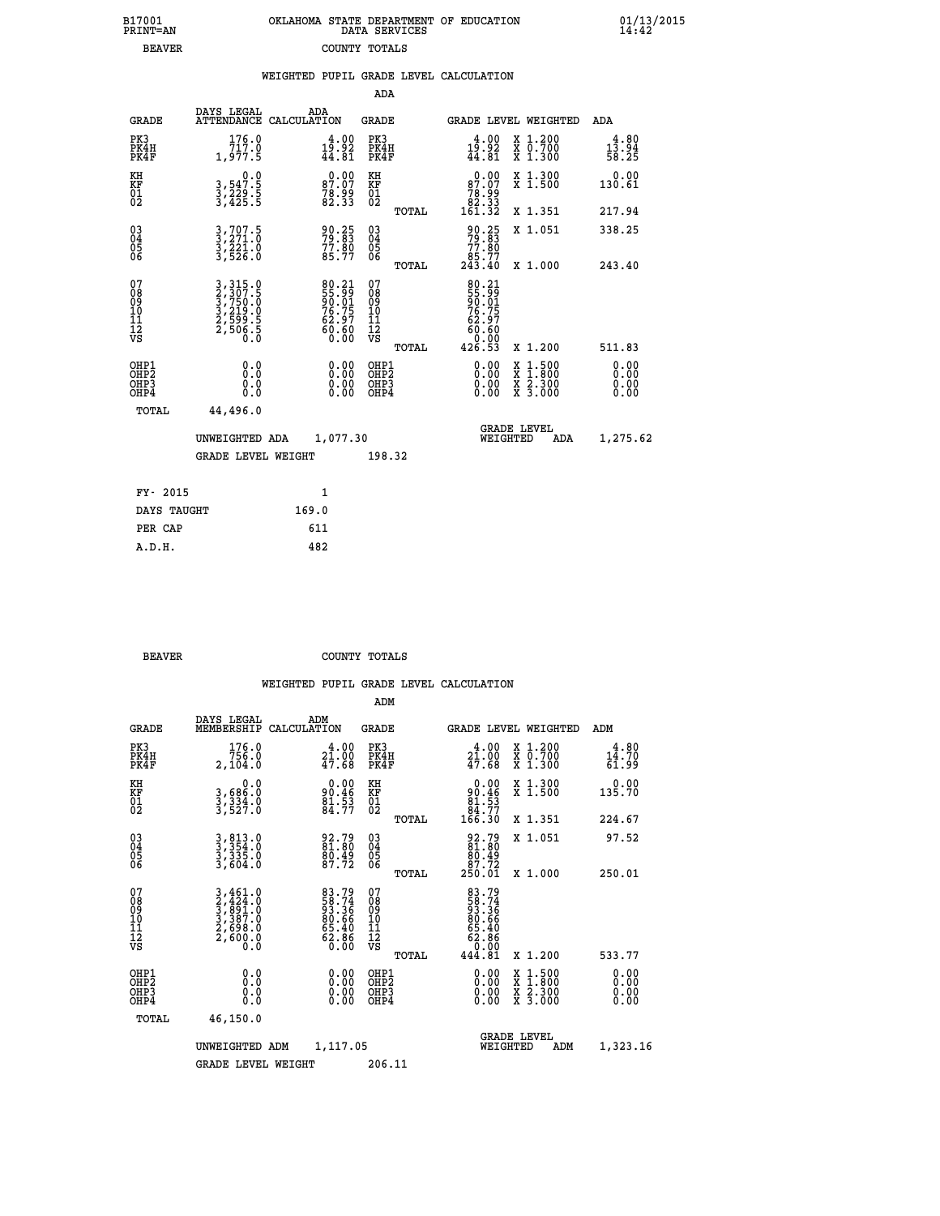B17001 PRINT=AN — OKLAHOMA STATE DEPARTMENT OF EDUCATION DATA SERVICES — 01/13/2015 14:42

BEAVER — COUNTY TOTALS

## WEIGHTED PUPIL GRADE LEVEL CALCULATION

### ADA

| GRADE | DAYS LEGAL ATTENDANCE | ADA CALCULATION | GRADE | GRADE LEVEL | WEIGHTED | ADA |
|---|---|---|---|---|---|---|
| PK3 | 176.0 | 4.00 | PK3 | 4.00 | X 1.200 | 4.80 |
| PK4H | 717.0 | 19.92 | PK4H | 19.92 | X 0.700 | 13.94 |
| PK4F | 1,977.5 | 44.81 | PK4F | 44.81 | X 1.300 | 58.25 |
| KH | 0.0 | 0.00 | KH | 0.00 | X 1.300 | 0.00 |
| KF | 3,547.5 | 87.07 | KF | 87.07 | X 1.500 | 130.61 |
| 01 | 3,229.5 | 78.99 | 01 | 78.99 | | |
| 02 | 3,425.5 | 82.33 | 02 | 82.33 | | |
| | | | TOTAL | 161.32 | X 1.351 | 217.94 |
| 03 | 3,707.5 | 90.25 | 03 | 90.25 | X 1.051 | 338.25 |
| 04 | 3,271.0 | 79.83 | 04 | 79.83 | | |
| 05 | 3,221.0 | 77.80 | 05 | 77.80 | | |
| 06 | 3,526.0 | 85.77 | 06 | 85.77 | | |
| | | | TOTAL | 243.40 | X 1.000 | 243.40 |
| 07 | 3,315.0 | 80.21 | 07 | 80.21 | | |
| 08 | 2,307.5 | 55.99 | 08 | 55.99 | | |
| 09 | 3,750.0 | 90.01 | 09 | 90.01 | | |
| 10 | 3,219.0 | 76.75 | 10 | 76.75 | | |
| 11 | 2,599.5 | 62.97 | 11 | 62.97 | | |
| 12 | 2,506.5 | 60.60 | 12 | 60.60 | | |
| VS | 0.0 | 0.00 | VS | 0.00 | | |
| | | | TOTAL | 426.53 | X 1.200 | 511.83 |
| OHP1 | 0.0 | 0.00 | OHP1 | 0.00 | X 1.500 | 0.00 |
| OHP2 | 0.0 | 0.00 | OHP2 | 0.00 | X 1.800 | 0.00 |
| OHP3 | 0.0 | 0.00 | OHP3 | 0.00 | X 2.300 | 0.00 |
| OHP4 | 0.0 | 0.00 | OHP4 | 0.00 | X 3.000 | 0.00 |
| TOTAL | 44,496.0 | | | | | |

UNWEIGHTED ADA 1,077.30 — GRADE LEVEL WEIGHTED ADA 1,275.62

GRADE LEVEL WEIGHT 198.32

| | |
|---|---|
| FY- 2015 | 1 |
| DAYS TAUGHT | 169.0 |
| PER CAP | 611 |
| A.D.H. | 482 |

BEAVER — COUNTY TOTALS

## WEIGHTED PUPIL GRADE LEVEL CALCULATION

### ADM

| GRADE | DAYS LEGAL MEMBERSHIP | ADM CALCULATION | GRADE | GRADE LEVEL | WEIGHTED | ADM |
|---|---|---|---|---|---|---|
| PK3 | 176.0 | 4.00 | PK3 | 4.00 | X 1.200 | 4.80 |
| PK4H | 756.0 | 21.00 | PK4H | 21.00 | X 0.700 | 14.70 |
| PK4F | 2,104.0 | 47.68 | PK4F | 47.68 | X 1.300 | 61.99 |
| KH | 0.0 | 0.00 | KH | 0.00 | X 1.300 | 0.00 |
| KF | 3,686.0 | 90.46 | KF | 90.46 | X 1.500 | 135.70 |
| 01 | 3,334.0 | 81.53 | 01 | 81.53 | | |
| 02 | 3,527.0 | 84.77 | 02 | 84.77 | | |
| | | | TOTAL | 166.30 | X 1.351 | 224.67 |
| 03 | 3,813.0 | 92.79 | 03 | 92.79 | X 1.051 | 97.52 |
| 04 | 3,354.0 | 81.80 | 04 | 81.80 | | |
| 05 | 3,335.0 | 80.49 | 05 | 80.49 | | |
| 06 | 3,604.0 | 87.72 | 06 | 87.72 | | |
| | | | TOTAL | 250.01 | X 1.000 | 250.01 |
| 07 | 3,461.0 | 83.79 | 07 | 83.79 | | |
| 08 | 2,424.0 | 58.74 | 08 | 58.74 | | |
| 09 | 3,891.0 | 93.36 | 09 | 93.36 | | |
| 10 | 3,387.0 | 80.66 | 10 | 80.66 | | |
| 11 | 2,698.0 | 65.40 | 11 | 65.40 | | |
| 12 | 2,600.0 | 62.86 | 12 | 62.86 | | |
| VS | 0.0 | 0.00 | VS | 0.00 | | |
| | | | TOTAL | 444.81 | X 1.200 | 533.77 |
| OHP1 | 0.0 | 0.00 | OHP1 | 0.00 | X 1.500 | 0.00 |
| OHP2 | 0.0 | 0.00 | OHP2 | 0.00 | X 1.800 | 0.00 |
| OHP3 | 0.0 | 0.00 | OHP3 | 0.00 | X 2.300 | 0.00 |
| OHP4 | 0.0 | 0.00 | OHP4 | 0.00 | X 3.000 | 0.00 |
| TOTAL | 46,150.0 | | | | | |

UNWEIGHTED ADM 1,117.05 — GRADE LEVEL WEIGHTED ADM 1,323.16

GRADE LEVEL WEIGHT 206.11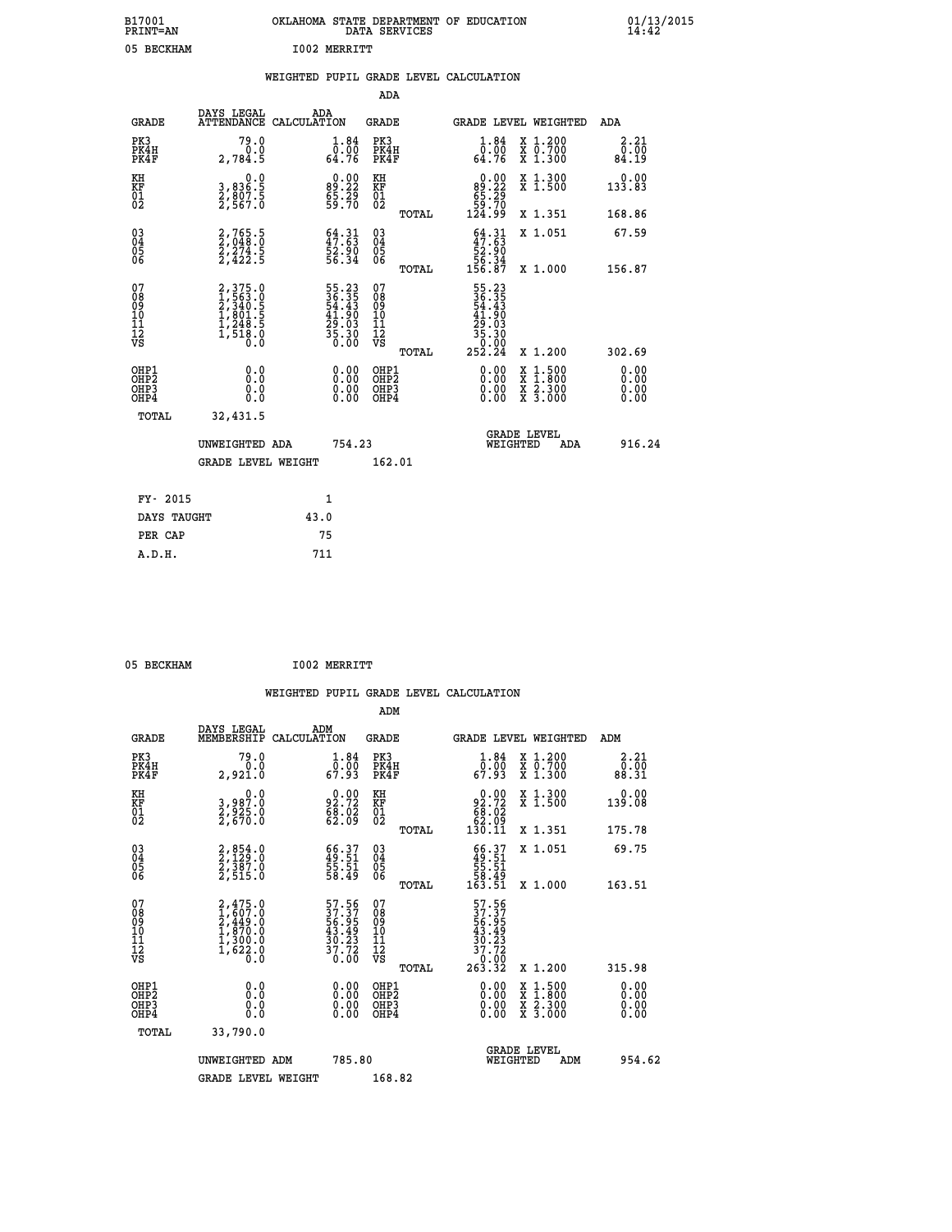B17001 OKLAHOMA STATE DEPARTMENT OF EDUCATION 01/13/2015
PRINT=AN DATA SERVICES 14:42

05 BECKHAM I002 MERRITT

## WEIGHTED PUPIL GRADE LEVEL CALCULATION

### ADA

| GRADE | DAYS LEGAL ATTENDANCE | ADA CALCULATION | GRADE | | GRADE LEVEL | WEIGHTED | ADA |
|---|---|---|---|---|---|---|---|
| PK3 | 79.0 | 1.84 | PK3 | | 1.84 | X 1.200 | 2.21 |
| PK4H | 0.0 | 0.00 | PK4H | | 0.00 | X 0.700 | 0.00 |
| PK4F | 2,784.5 | 64.76 | PK4F | | 64.76 | X 1.300 | 84.19 |
| KH | 0.0 | 0.00 | KH | | 0.00 | X 1.300 | 0.00 |
| KF | 3,836.5 | 89.22 | KF | | 89.22 | X 1.500 | 133.83 |
| 01 | 2,807.5 | 65.29 | 01 | | 65.29 | | |
| 02 | 2,567.0 | 59.70 | 02 | | 59.70 | | |
| | | | | TOTAL | 124.99 | X 1.351 | 168.86 |
| 03 | 2,765.5 | 64.31 | 03 | | 64.31 | X 1.051 | 67.59 |
| 04 | 2,048.0 | 47.63 | 04 | | 47.63 | | |
| 05 | 2,274.5 | 52.90 | 05 | | 52.90 | | |
| 06 | 2,422.5 | 56.34 | 06 | | 56.34 | | |
| | | | | TOTAL | 156.87 | X 1.000 | 156.87 |
| 07 | 2,375.0 | 55.23 | 07 | | 55.23 | | |
| 08 | 1,563.0 | 36.35 | 08 | | 36.35 | | |
| 09 | 2,340.5 | 54.43 | 09 | | 54.43 | | |
| 10 | 1,801.5 | 41.90 | 10 | | 41.90 | | |
| 11 | 1,248.5 | 29.03 | 11 | | 29.03 | | |
| 12 | 1,518.0 | 35.30 | 12 | | 35.30 | | |
| VS | 0.0 | 0.00 | VS | | 0.00 | | |
| | | | | TOTAL | 252.24 | X 1.200 | 302.69 |
| OHP1 | 0.0 | 0.00 | OHP1 | | 0.00 | X 1.500 | 0.00 |
| OHP2 | 0.0 | 0.00 | OHP2 | | 0.00 | X 1.800 | 0.00 |
| OHP3 | 0.0 | 0.00 | OHP3 | | 0.00 | X 2.300 | 0.00 |
| OHP4 | 0.0 | 0.00 | OHP4 | | 0.00 | X 3.000 | 0.00 |
| TOTAL | 32,431.5 | | | | | | |

UNWEIGHTED ADA 754.23 GRADE LEVEL WEIGHTED ADA 916.24

GRADE LEVEL WEIGHT 162.01

| FY- 2015 | 1 |
|---|---|
| DAYS TAUGHT | 43.0 |
| PER CAP | 75 |
| A.D.H. | 711 |

05 BECKHAM I002 MERRITT

## WEIGHTED PUPIL GRADE LEVEL CALCULATION

### ADM

| GRADE | DAYS LEGAL MEMBERSHIP | ADM CALCULATION | GRADE | | GRADE LEVEL | WEIGHTED | ADM |
|---|---|---|---|---|---|---|---|
| PK3 | 79.0 | 1.84 | PK3 | | 1.84 | X 1.200 | 2.21 |
| PK4H | 0.0 | 0.00 | PK4H | | 0.00 | X 0.700 | 0.00 |
| PK4F | 2,921.0 | 67.93 | PK4F | | 67.93 | X 1.300 | 88.31 |
| KH | 0.0 | 0.00 | KH | | 0.00 | X 1.300 | 0.00 |
| KF | 3,987.0 | 92.72 | KF | | 92.72 | X 1.500 | 139.08 |
| 01 | 2,925.0 | 68.02 | 01 | | 68.02 | | |
| 02 | 2,670.0 | 62.09 | 02 | | 62.09 | | |
| | | | | TOTAL | 130.11 | X 1.351 | 175.78 |
| 03 | 2,854.0 | 66.37 | 03 | | 66.37 | X 1.051 | 69.75 |
| 04 | 2,129.0 | 49.51 | 04 | | 49.51 | | |
| 05 | 2,387.0 | 55.51 | 05 | | 55.51 | | |
| 06 | 2,515.0 | 58.49 | 06 | | 58.49 | | |
| | | | | TOTAL | 163.51 | X 1.000 | 163.51 |
| 07 | 2,475.0 | 57.56 | 07 | | 57.56 | | |
| 08 | 1,607.0 | 37.37 | 08 | | 37.37 | | |
| 09 | 2,449.0 | 56.95 | 09 | | 56.95 | | |
| 10 | 1,870.0 | 43.49 | 10 | | 43.49 | | |
| 11 | 1,300.0 | 30.23 | 11 | | 30.23 | | |
| 12 | 1,622.0 | 37.72 | 12 | | 37.72 | | |
| VS | 0.0 | 0.00 | VS | | 0.00 | | |
| | | | | TOTAL | 263.32 | X 1.200 | 315.98 |
| OHP1 | 0.0 | 0.00 | OHP1 | | 0.00 | X 1.500 | 0.00 |
| OHP2 | 0.0 | 0.00 | OHP2 | | 0.00 | X 1.800 | 0.00 |
| OHP3 | 0.0 | 0.00 | OHP3 | | 0.00 | X 2.300 | 0.00 |
| OHP4 | 0.0 | 0.00 | OHP4 | | 0.00 | X 3.000 | 0.00 |
| TOTAL | 33,790.0 | | | | | | |

UNWEIGHTED ADM 785.80 GRADE LEVEL WEIGHTED ADM 954.62

GRADE LEVEL WEIGHT 168.82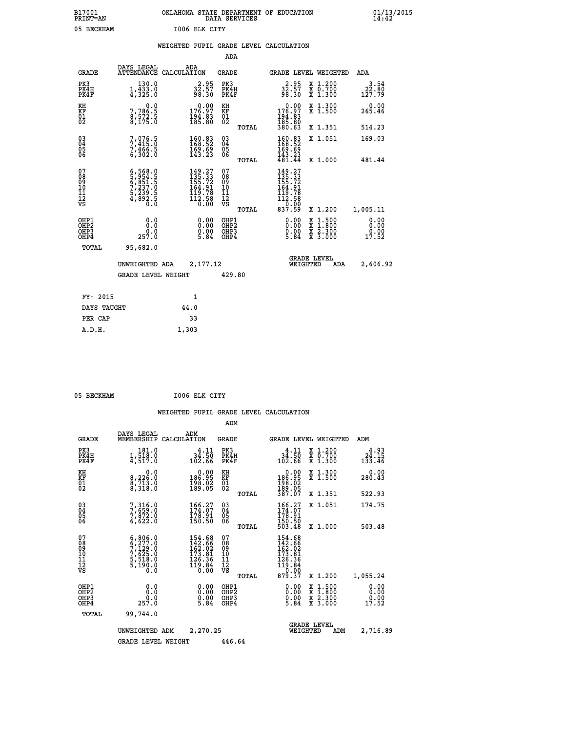B17001 OKLAHOMA STATE DEPARTMENT OF EDUCATION 01/13/2015
PRINT=AN DATA SERVICES 14:42

05 BECKHAM I006 ELK CITY

## WEIGHTED PUPIL GRADE LEVEL CALCULATION

### ADA

| GRADE | DAYS LEGAL ATTENDANCE | ADA CALCULATION | GRADE | GRADE LEVEL | WEIGHTED | ADA |
|---|---|---|---|---|---|---|
| PK3 | 130.0 | 2.95 | PK3 | 2.95 | X 1.200 | 3.54 |
| PK4H | 1,433.0 | 32.57 | PK4H | 32.57 | X 0.700 | 22.80 |
| PK4F | 4,325.0 | 98.30 | PK4F | 98.30 | X 1.300 | 127.79 |
| KH | 0.0 | 0.00 | KH | 0.00 | X 1.300 | 0.00 |
| KF | 7,786.5 | 176.97 | KF | 176.97 | X 1.500 | 265.46 |
| 01 | 8,572.5 | 194.83 | 01 | 194.83 | | |
| 02 | 8,175.0 | 185.80 | 02 | 185.80 | | |
| | | | TOTAL | 380.63 | X 1.351 | 514.23 |
| 03 | 7,076.5 | 160.83 | 03 | 160.83 | X 1.051 | 169.03 |
| 04 | 7,415.0 | 168.52 | 04 | 168.52 | | |
| 05 | 7,466.5 | 169.69 | 05 | 169.69 | | |
| 06 | 6,302.0 | 143.23 | 06 | 143.23 | | |
| | | | TOTAL | 481.44 | X 1.000 | 481.44 |
| 07 | 6,568.0 | 149.27 | 07 | 149.27 | | |
| 08 | 5,954.5 | 135.33 | 08 | 135.33 | | |
| 09 | 6,851.5 | 155.72 | 09 | 155.72 | | |
| 10 | 7,237.0 | 164.91 | 10 | 164.91 | | |
| 11 | 5,239.5 | 119.78 | 11 | 119.78 | | |
| 12 | 4,892.5 | 112.58 | 12 | 112.58 | | |
| VS | 0.0 | 0.00 | VS | 0.00 | | |
| | | | TOTAL | 837.59 | X 1.200 | 1,005.11 |
| OHP1 | 0.0 | 0.00 | OHP1 | 0.00 | X 1.500 | 0.00 |
| OHP2 | 0.0 | 0.00 | OHP2 | 0.00 | X 1.800 | 0.00 |
| OHP3 | 0.0 | 0.00 | OHP3 | 0.00 | X 2.300 | 0.00 |
| OHP4 | 257.0 | 5.84 | OHP4 | 5.84 | X 3.000 | 17.52 |
| TOTAL | 95,682.0 | | | | | |

UNWEIGHTED ADA 2,177.12 GRADE LEVEL WEIGHTED ADA 2,606.92

GRADE LEVEL WEIGHT 429.80

| FY- 2015 | 1 |
|---|---|
| DAYS TAUGHT | 44.0 |
| PER CAP | 33 |
| A.D.H. | 1,303 |

05 BECKHAM I006 ELK CITY

## WEIGHTED PUPIL GRADE LEVEL CALCULATION

### ADM

| GRADE | DAYS LEGAL MEMBERSHIP | ADM CALCULATION | GRADE | GRADE LEVEL | WEIGHTED | ADM |
|---|---|---|---|---|---|---|
| PK3 | 181.0 | 4.11 | PK3 | 4.11 | X 1.200 | 4.93 |
| PK4H | 1,518.0 | 34.50 | PK4H | 34.50 | X 0.700 | 24.15 |
| PK4F | 4,517.0 | 102.66 | PK4F | 102.66 | X 1.300 | 133.46 |
| KH | 0.0 | 0.00 | KH | 0.00 | X 1.300 | 0.00 |
| KF | 8,226.0 | 186.95 | KF | 186.95 | X 1.500 | 280.43 |
| 01 | 8,713.0 | 198.02 | 01 | 198.02 | | |
| 02 | 8,318.0 | 189.05 | 02 | 189.05 | | |
| | | | TOTAL | 387.07 | X 1.351 | 522.93 |
| 03 | 7,316.0 | 166.27 | 03 | 166.27 | X 1.051 | 174.75 |
| 04 | 7,659.0 | 174.07 | 04 | 174.07 | | |
| 05 | 7,872.0 | 178.91 | 05 | 178.91 | | |
| 06 | 6,622.0 | 150.50 | 06 | 150.50 | | |
| | | | TOTAL | 503.48 | X 1.000 | 503.48 |
| 07 | 6,806.0 | 154.68 | 07 | 154.68 | | |
| 08 | 6,277.0 | 142.66 | 08 | 142.66 | | |
| 09 | 7,129.0 | 162.02 | 09 | 162.02 | | |
| 10 | 7,625.0 | 173.81 | 10 | 173.81 | | |
| 11 | 5,518.0 | 126.36 | 11 | 126.36 | | |
| 12 | 5,190.0 | 119.84 | 12 | 119.84 | | |
| VS | 0.0 | 0.00 | VS | 0.00 | | |
| | | | TOTAL | 879.37 | X 1.200 | 1,055.24 |
| OHP1 | 0.0 | 0.00 | OHP1 | 0.00 | X 1.500 | 0.00 |
| OHP2 | 0.0 | 0.00 | OHP2 | 0.00 | X 1.800 | 0.00 |
| OHP3 | 0.0 | 0.00 | OHP3 | 0.00 | X 2.300 | 0.00 |
| OHP4 | 257.0 | 5.84 | OHP4 | 5.84 | X 3.000 | 17.52 |
| TOTAL | 99,744.0 | | | | | |

UNWEIGHTED ADM 2,270.25 GRADE LEVEL WEIGHTED ADM 2,716.89

GRADE LEVEL WEIGHT 446.64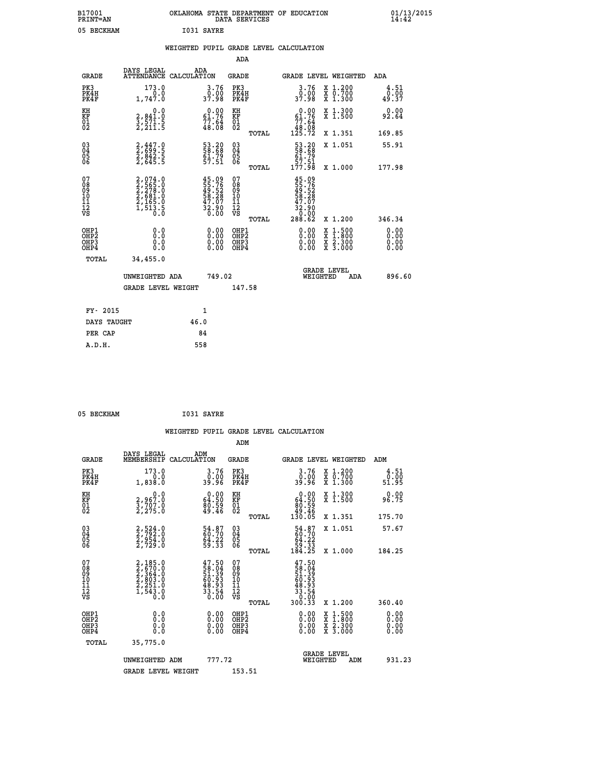B17001 OKLAHOMA STATE DEPARTMENT OF EDUCATION 01/13/2015
PRINT=AN DATA SERVICES 14:42

05 BECKHAM I031 SAYRE

## WEIGHTED PUPIL GRADE LEVEL CALCULATION

### ADA

| GRADE | DAYS LEGAL ATTENDANCE | ADA CALCULATION | GRADE | | GRADE LEVEL | WEIGHTED | ADA |
|---|---|---|---|---|---|---|---|
| PK3 | 173.0 | 3.76 | PK3 | | 3.76 | X 1.200 | 4.51 |
| PK4H | 0.0 | 0.00 | PK4H | | 0.00 | X 0.700 | 0.00 |
| PK4F | 1,747.0 | 37.98 | PK4F | | 37.98 | X 1.300 | 49.37 |
| KH | 0.0 | 0.00 | KH | | 0.00 | X 1.300 | 0.00 |
| KF | 2,841.0 | 61.76 | KF | | 61.76 | X 1.500 | 92.64 |
| 01 | 3,571.5 | 77.64 | 01 | | 77.64 | | |
| 02 | 2,211.5 | 48.08 | 02 | | 48.08 | | |
| | | | | TOTAL | 125.72 | X 1.351 | 169.85 |
| 03 | 2,447.0 | 53.20 | 03 | | 53.20 | X 1.051 | 55.91 |
| 04 | 2,699.5 | 58.68 | 04 | | 58.68 | | |
| 05 | 2,842.5 | 61.79 | 05 | | 61.79 | | |
| 06 | 2,645.5 | 57.51 | 06 | | 57.51 | | |
| | | | | TOTAL | 177.98 | X 1.000 | 177.98 |
| 07 | 2,074.0 | 45.09 | 07 | | 45.09 | | |
| 08 | 2,565.0 | 55.76 | 08 | | 55.76 | | |
| 09 | 2,278.0 | 49.52 | 09 | | 49.52 | | |
| 10 | 2,681.0 | 58.28 | 10 | | 58.28 | | |
| 11 | 2,165.0 | 47.07 | 11 | | 47.07 | | |
| 12 | 1,513.5 | 32.90 | 12 | | 32.90 | | |
| VS | 0.0 | 0.00 | VS | | 0.00 | | |
| | | | | TOTAL | 288.62 | X 1.200 | 346.34 |
| OHP1 | 0.0 | 0.00 | OHP1 | | 0.00 | X 1.500 | 0.00 |
| OHP2 | 0.0 | 0.00 | OHP2 | | 0.00 | X 1.800 | 0.00 |
| OHP3 | 0.0 | 0.00 | OHP3 | | 0.00 | X 2.300 | 0.00 |
| OHP4 | 0.0 | 0.00 | OHP4 | | 0.00 | X 3.000 | 0.00 |
| TOTAL | 34,455.0 | | | | | | |

UNWEIGHTED ADA 749.02 GRADE LEVEL WEIGHTED ADA 896.60

GRADE LEVEL WEIGHT 147.58

| FY- 2015 | 1 |
|---|---|
| DAYS TAUGHT | 46.0 |
| PER CAP | 84 |
| A.D.H. | 558 |

05 BECKHAM I031 SAYRE

## WEIGHTED PUPIL GRADE LEVEL CALCULATION

### ADM

| GRADE | DAYS LEGAL MEMBERSHIP | ADM CALCULATION | GRADE | | GRADE LEVEL | WEIGHTED | ADM |
|---|---|---|---|---|---|---|---|
| PK3 | 173.0 | 3.76 | PK3 | | 3.76 | X 1.200 | 4.51 |
| PK4H | 0.0 | 0.00 | PK4H | | 0.00 | X 0.700 | 0.00 |
| PK4F | 1,838.0 | 39.96 | PK4F | | 39.96 | X 1.300 | 51.95 |
| KH | 0.0 | 0.00 | KH | | 0.00 | X 1.300 | 0.00 |
| KF | 2,967.0 | 64.50 | KF | | 64.50 | X 1.500 | 96.75 |
| 01 | 3,707.0 | 80.59 | 01 | | 80.59 | | |
| 02 | 2,275.0 | 49.46 | 02 | | 49.46 | | |
| | | | | TOTAL | 130.05 | X 1.351 | 175.70 |
| 03 | 2,524.0 | 54.87 | 03 | | 54.87 | X 1.051 | 57.67 |
| 04 | 2,792.0 | 60.70 | 04 | | 60.70 | | |
| 05 | 2,954.0 | 64.22 | 05 | | 64.22 | | |
| 06 | 2,729.0 | 59.33 | 06 | | 59.33 | | |
| | | | | TOTAL | 184.25 | X 1.000 | 184.25 |
| 07 | 2,185.0 | 47.50 | 07 | | 47.50 | | |
| 08 | 2,670.0 | 58.04 | 08 | | 58.04 | | |
| 09 | 2,364.0 | 51.39 | 09 | | 51.39 | | |
| 10 | 2,803.0 | 60.93 | 10 | | 60.93 | | |
| 11 | 2,251.0 | 48.93 | 11 | | 48.93 | | |
| 12 | 1,543.0 | 33.54 | 12 | | 33.54 | | |
| VS | 0.0 | 0.00 | VS | | 0.00 | | |
| | | | | TOTAL | 300.33 | X 1.200 | 360.40 |
| OHP1 | 0.0 | 0.00 | OHP1 | | 0.00 | X 1.500 | 0.00 |
| OHP2 | 0.0 | 0.00 | OHP2 | | 0.00 | X 1.800 | 0.00 |
| OHP3 | 0.0 | 0.00 | OHP3 | | 0.00 | X 2.300 | 0.00 |
| OHP4 | 0.0 | 0.00 | OHP4 | | 0.00 | X 3.000 | 0.00 |
| TOTAL | 35,775.0 | | | | | | |

UNWEIGHTED ADM 777.72 GRADE LEVEL WEIGHTED ADM 931.23

GRADE LEVEL WEIGHT 153.51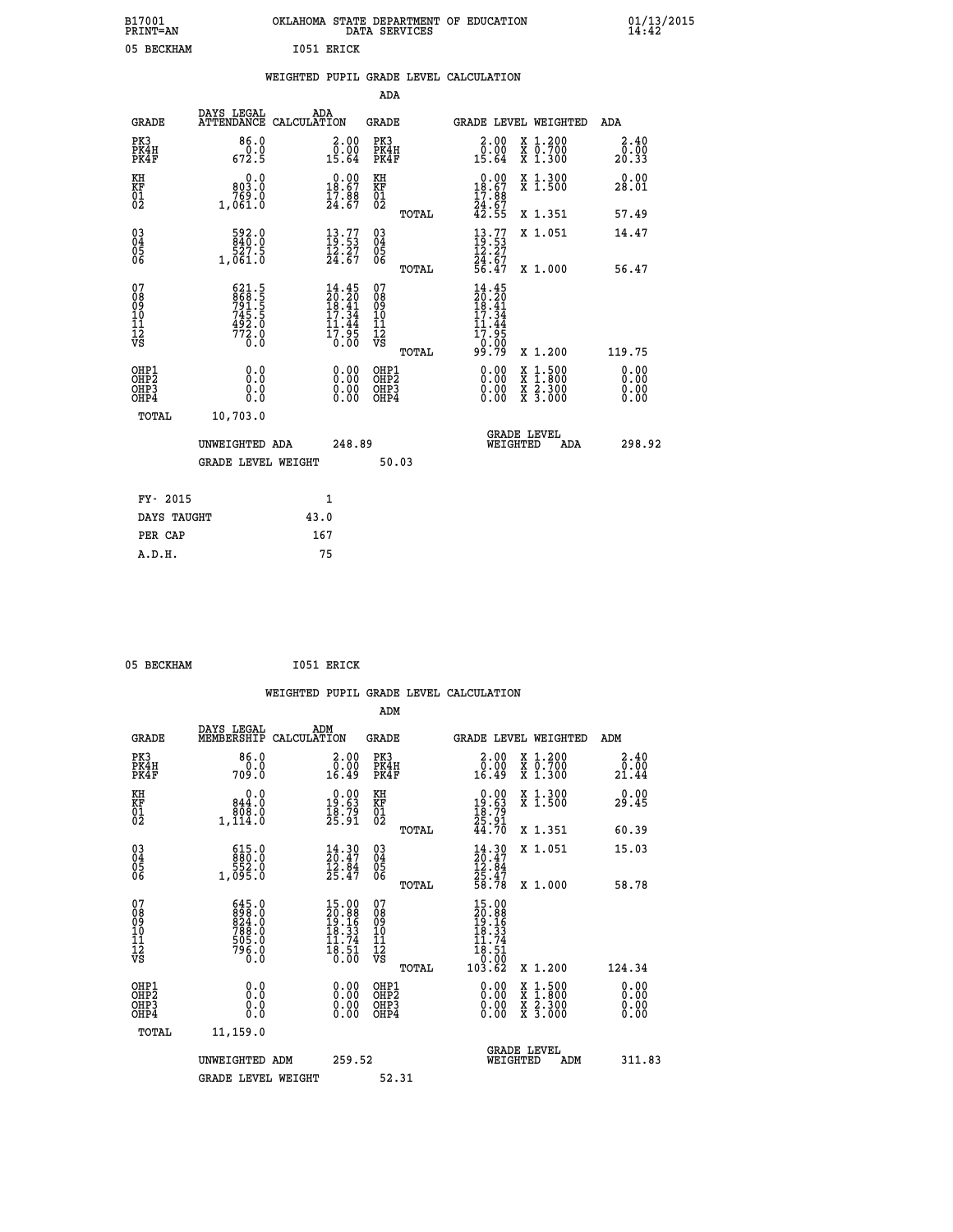B17001 OKLAHOMA STATE DEPARTMENT OF EDUCATION 01/13/2015
PRINT=AN DATA SERVICES 14:42

05 BECKHAM I051 ERICK

## WEIGHTED PUPIL GRADE LEVEL CALCULATION

### ADA

| GRADE | DAYS LEGAL ATTENDANCE | ADA CALCULATION | GRADE | GRADE LEVEL | WEIGHTED | ADA |
|---|---|---|---|---|---|---|
| PK3 | 86.0 | 2.00 | PK3 | 2.00 | X 1.200 | 2.40 |
| PK4H | 0.0 | 0.00 | PK4H | 0.00 | X 0.700 | 0.00 |
| PK4F | 672.5 | 15.64 | PK4F | 15.64 | X 1.300 | 20.33 |
| KH | 0.0 | 0.00 | KH | 0.00 | X 1.300 | 0.00 |
| KF | 803.0 | 18.67 | KF | 18.67 | X 1.500 | 28.01 |
| 01 | 769.0 | 17.88 | 01 | 17.88 | | |
| 02 | 1,061.0 | 24.67 | 02 | 24.67 | | |
| | | | TOTAL | 42.55 | X 1.351 | 57.49 |
| 03 | 592.0 | 13.77 | 03 | 13.77 | X 1.051 | 14.47 |
| 04 | 840.0 | 19.53 | 04 | 19.53 | | |
| 05 | 527.5 | 12.27 | 05 | 12.27 | | |
| 06 | 1,061.0 | 24.67 | 06 | 24.67 | | |
| | | | TOTAL | 56.47 | X 1.000 | 56.47 |
| 07 | 621.5 | 14.45 | 07 | 14.45 | | |
| 08 | 868.5 | 20.20 | 08 | 20.20 | | |
| 09 | 791.5 | 18.41 | 09 | 18.41 | | |
| 10 | 745.5 | 17.34 | 10 | 17.34 | | |
| 11 | 492.0 | 11.44 | 11 | 11.44 | | |
| 12 | 772.0 | 17.95 | 12 | 17.95 | | |
| VS | 0.0 | 0.00 | VS | 0.00 | | |
| | | | TOTAL | 99.79 | X 1.200 | 119.75 |
| OHP1 | 0.0 | 0.00 | OHP1 | 0.00 | X 1.500 | 0.00 |
| OHP2 | 0.0 | 0.00 | OHP2 | 0.00 | X 1.800 | 0.00 |
| OHP3 | 0.0 | 0.00 | OHP3 | 0.00 | X 2.300 | 0.00 |
| OHP4 | 0.0 | 0.00 | OHP4 | 0.00 | X 3.000 | 0.00 |
| TOTAL | 10,703.0 | | | | | |

UNWEIGHTED ADA 248.89 GRADE LEVEL WEIGHTED ADA 298.92

GRADE LEVEL WEIGHT 50.03

| FY- 2015 | 1 |
|---|---|
| DAYS TAUGHT | 43.0 |
| PER CAP | 167 |
| A.D.H. | 75 |

05 BECKHAM I051 ERICK

## WEIGHTED PUPIL GRADE LEVEL CALCULATION

### ADM

| GRADE | DAYS LEGAL MEMBERSHIP | ADM CALCULATION | GRADE | GRADE LEVEL | WEIGHTED | ADM |
|---|---|---|---|---|---|---|
| PK3 | 86.0 | 2.00 | PK3 | 2.00 | X 1.200 | 2.40 |
| PK4H | 0.0 | 0.00 | PK4H | 0.00 | X 0.700 | 0.00 |
| PK4F | 709.0 | 16.49 | PK4F | 16.49 | X 1.300 | 21.44 |
| KH | 0.0 | 0.00 | KH | 0.00 | X 1.300 | 0.00 |
| KF | 844.0 | 19.63 | KF | 19.63 | X 1.500 | 29.45 |
| 01 | 808.0 | 18.79 | 01 | 18.79 | | |
| 02 | 1,114.0 | 25.91 | 02 | 25.91 | | |
| | | | TOTAL | 44.70 | X 1.351 | 60.39 |
| 03 | 615.0 | 14.30 | 03 | 14.30 | X 1.051 | 15.03 |
| 04 | 880.0 | 20.47 | 04 | 20.47 | | |
| 05 | 552.0 | 12.84 | 05 | 12.84 | | |
| 06 | 1,095.0 | 25.47 | 06 | 25.47 | | |
| | | | TOTAL | 58.78 | X 1.000 | 58.78 |
| 07 | 645.0 | 15.00 | 07 | 15.00 | | |
| 08 | 898.0 | 20.88 | 08 | 20.88 | | |
| 09 | 824.0 | 19.16 | 09 | 19.16 | | |
| 10 | 788.0 | 18.33 | 10 | 18.33 | | |
| 11 | 505.0 | 11.74 | 11 | 11.74 | | |
| 12 | 796.0 | 18.51 | 12 | 18.51 | | |
| VS | 0.0 | 0.00 | VS | 0.00 | | |
| | | | TOTAL | 103.62 | X 1.200 | 124.34 |
| OHP1 | 0.0 | 0.00 | OHP1 | 0.00 | X 1.500 | 0.00 |
| OHP2 | 0.0 | 0.00 | OHP2 | 0.00 | X 1.800 | 0.00 |
| OHP3 | 0.0 | 0.00 | OHP3 | 0.00 | X 2.300 | 0.00 |
| OHP4 | 0.0 | 0.00 | OHP4 | 0.00 | X 3.000 | 0.00 |
| TOTAL | 11,159.0 | | | | | |

UNWEIGHTED ADM 259.52 GRADE LEVEL WEIGHTED ADM 311.83

GRADE LEVEL WEIGHT 52.31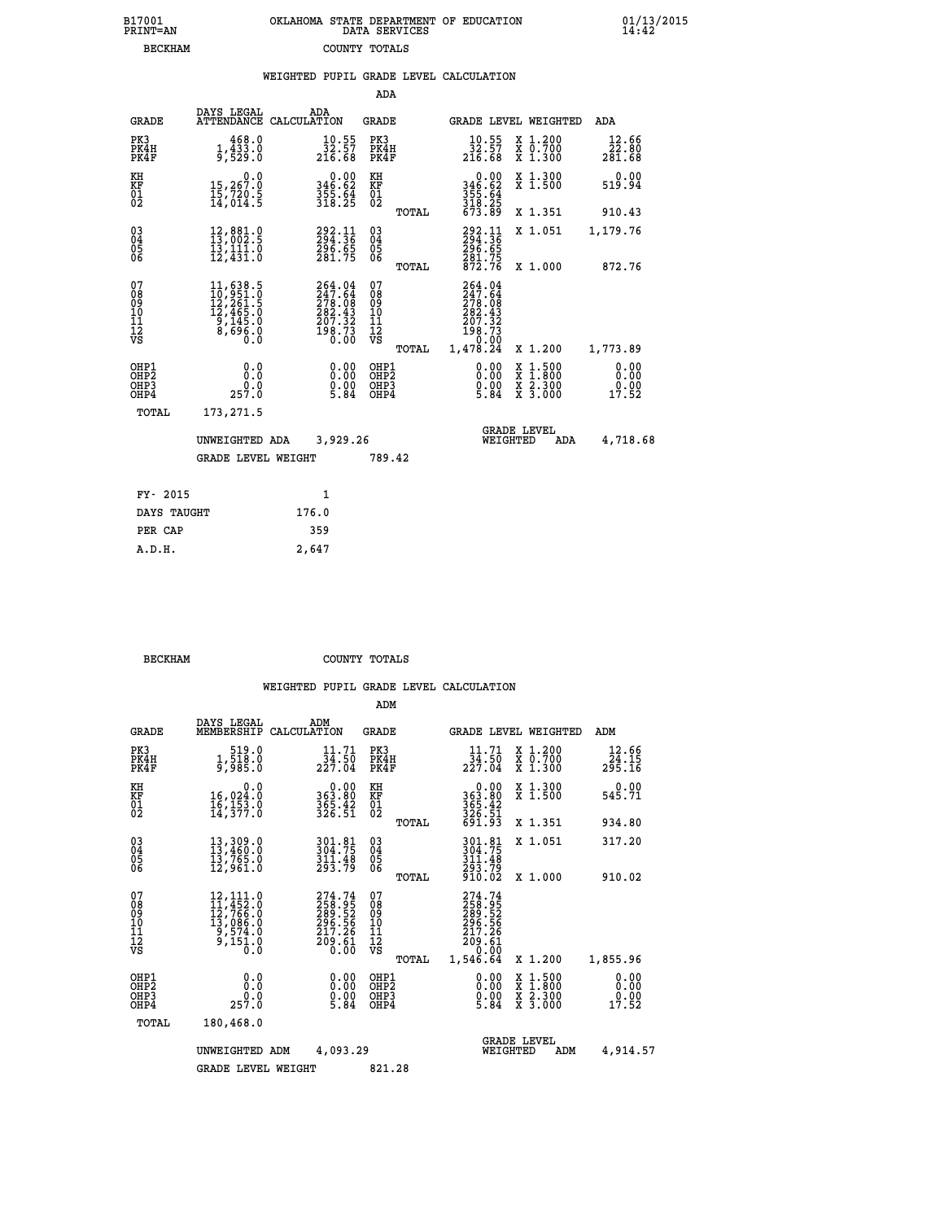B17001 OKLAHOMA STATE DEPARTMENT OF EDUCATION 01/13/2015
PRINT=AN DATA SERVICES 14:42

BECKHAM COUNTY TOTALS

## WEIGHTED PUPIL GRADE LEVEL CALCULATION

### ADA

| GRADE | DAYS LEGAL ATTENDANCE | ADA CALCULATION | GRADE | GRADE LEVEL | WEIGHTED | ADA |
|---|---|---|---|---|---|---|
| PK3 | 468.0 | 10.55 | PK3 | 10.55 | X 1.200 | 12.66 |
| PK4H | 1,433.0 | 32.57 | PK4H | 32.57 | X 0.700 | 22.80 |
| PK4F | 9,529.0 | 216.68 | PK4F | 216.68 | X 1.300 | 281.68 |
| KH | 0.0 | 0.00 | KH | 0.00 | X 1.300 | 0.00 |
| KF | 15,267.0 | 346.62 | KF | 346.62 | X 1.500 | 519.94 |
| 01 | 15,720.5 | 355.64 | 01 | 355.64 | | |
| 02 | 14,014.5 | 318.25 | 02 | 318.25 | | |
| | | | TOTAL | 673.89 | X 1.351 | 910.43 |
| 03 | 12,881.0 | 292.11 | 03 | 292.11 | X 1.051 | 1,179.76 |
| 04 | 13,002.5 | 294.36 | 04 | 294.36 | | |
| 05 | 13,111.0 | 296.65 | 05 | 296.65 | | |
| 06 | 12,431.0 | 281.75 | 06 | 281.75 | | |
| | | | TOTAL | 872.76 | X 1.000 | 872.76 |
| 07 | 11,638.5 | 264.04 | 07 | 264.04 | | |
| 08 | 10,951.0 | 247.64 | 08 | 247.64 | | |
| 09 | 12,261.5 | 278.08 | 09 | 278.08 | | |
| 10 | 12,465.0 | 282.43 | 10 | 282.43 | | |
| 11 | 9,145.0 | 207.32 | 11 | 207.32 | | |
| 12 | 8,696.0 | 198.73 | 12 | 198.73 | | |
| VS | 0.0 | 0.00 | VS | 0.00 | | |
| | | | TOTAL | 1,478.24 | X 1.200 | 1,773.89 |
| OHP1 | 0.0 | 0.00 | OHP1 | 0.00 | X 1.500 | 0.00 |
| OHP2 | 0.0 | 0.00 | OHP2 | 0.00 | X 1.800 | 0.00 |
| OHP3 | 0.0 | 0.00 | OHP3 | 0.00 | X 2.300 | 0.00 |
| OHP4 | 257.0 | 5.84 | OHP4 | 5.84 | X 3.000 | 17.52 |
| TOTAL | 173,271.5 | | | | | |

UNWEIGHTED ADA 3,929.26 GRADE LEVEL WEIGHTED ADA 4,718.68

GRADE LEVEL WEIGHT 789.42

| FY- 2015 | 1 |
|---|---|
| DAYS TAUGHT | 176.0 |
| PER CAP | 359 |
| A.D.H. | 2,647 |

BECKHAM COUNTY TOTALS

## WEIGHTED PUPIL GRADE LEVEL CALCULATION

### ADM

| GRADE | DAYS LEGAL MEMBERSHIP | ADM CALCULATION | GRADE | GRADE LEVEL | WEIGHTED | ADM |
|---|---|---|---|---|---|---|
| PK3 | 519.0 | 11.71 | PK3 | 11.71 | X 1.200 | 12.66 |
| PK4H | 1,518.0 | 34.50 | PK4H | 34.50 | X 0.700 | 24.15 |
| PK4F | 9,985.0 | 227.04 | PK4F | 227.04 | X 1.300 | 295.16 |
| KH | 0.0 | 0.00 | KH | 0.00 | X 1.300 | 0.00 |
| KF | 16,024.0 | 363.80 | KF | 363.80 | X 1.500 | 545.71 |
| 01 | 16,153.0 | 365.42 | 01 | 365.42 | | |
| 02 | 14,377.0 | 326.51 | 02 | 326.51 | | |
| | | | TOTAL | 691.93 | X 1.351 | 934.80 |
| 03 | 13,309.0 | 301.81 | 03 | 301.81 | X 1.051 | 317.20 |
| 04 | 13,460.0 | 304.75 | 04 | 304.75 | | |
| 05 | 13,765.0 | 311.48 | 05 | 311.48 | | |
| 06 | 12,961.0 | 293.79 | 06 | 293.79 | | |
| | | | TOTAL | 910.02 | X 1.000 | 910.02 |
| 07 | 12,111.0 | 274.74 | 07 | 274.74 | | |
| 08 | 11,452.0 | 258.95 | 08 | 258.95 | | |
| 09 | 12,766.0 | 289.52 | 09 | 289.52 | | |
| 10 | 13,086.0 | 296.56 | 10 | 296.56 | | |
| 11 | 9,574.0 | 217.26 | 11 | 217.26 | | |
| 12 | 9,151.0 | 209.61 | 12 | 209.61 | | |
| VS | 0.0 | 0.00 | VS | 0.00 | | |
| | | | TOTAL | 1,546.64 | X 1.200 | 1,855.96 |
| OHP1 | 0.0 | 0.00 | OHP1 | 0.00 | X 1.500 | 0.00 |
| OHP2 | 0.0 | 0.00 | OHP2 | 0.00 | X 1.800 | 0.00 |
| OHP3 | 0.0 | 0.00 | OHP3 | 0.00 | X 2.300 | 0.00 |
| OHP4 | 257.0 | 5.84 | OHP4 | 5.84 | X 3.000 | 17.52 |
| TOTAL | 180,468.0 | | | | | |

UNWEIGHTED ADM 4,093.29 GRADE LEVEL WEIGHTED ADM 4,914.57

GRADE LEVEL WEIGHT 821.28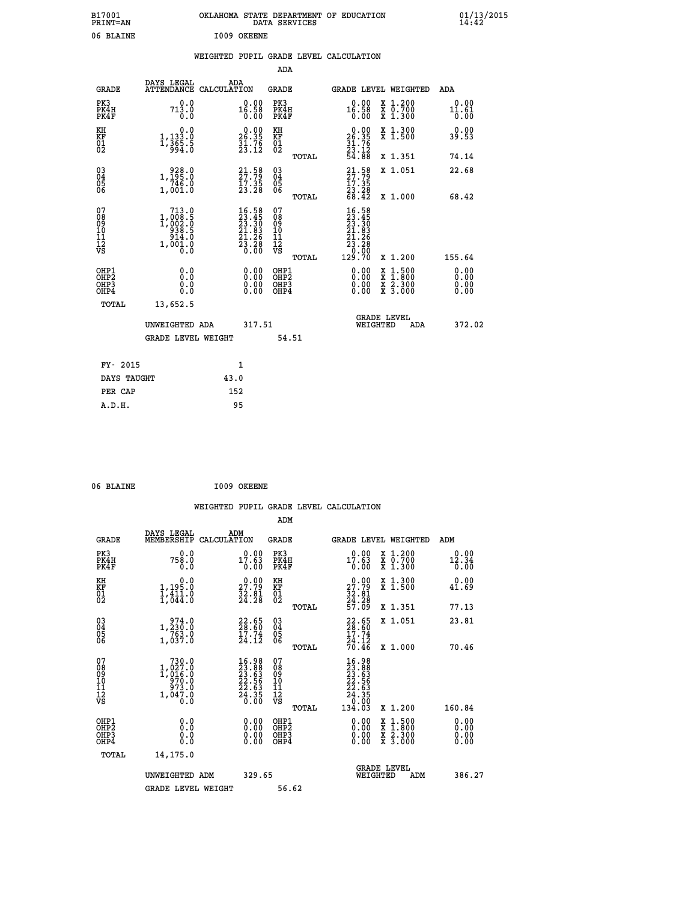B17001 PRINT=AN — OKLAHOMA STATE DEPARTMENT OF EDUCATION DATA SERVICES — 01/13/2015 14:42

06 BLAINE — I009 OKEENE

## WEIGHTED PUPIL GRADE LEVEL CALCULATION

### ADA

| GRADE | DAYS LEGAL ATTENDANCE | ADA CALCULATION | GRADE | GRADE LEVEL | WEIGHTED | ADA |
|---|---|---|---|---|---|---|
| PK3 | 0.0 | 0.00 | PK3 | 0.00 | X 1.200 | 0.00 |
| PK4H | 713.0 | 16.58 | PK4H | 16.58 | X 0.700 | 11.61 |
| PK4F | 0.0 | 0.00 | PK4F | 0.00 | X 1.300 | 0.00 |
| KH | 0.0 | 0.00 | KH | 0.00 | X 1.300 | 0.00 |
| KF | 1,133.0 | 26.35 | KF | 26.35 | X 1.500 | 39.53 |
| 01 | 1,365.5 | 31.76 | 01 | 31.76 | | |
| 02 | 994.0 | 23.12 | 02 | 23.12 | | |
| | | | TOTAL | 54.88 | X 1.351 | 74.14 |
| 03 | 928.0 | 21.58 | 03 | 21.58 | X 1.051 | 22.68 |
| 04 | 1,195.0 | 27.79 | 04 | 27.79 | | |
| 05 | 746.0 | 17.35 | 05 | 17.35 | | |
| 06 | 1,001.0 | 23.28 | 06 | 23.28 | | |
| | | | TOTAL | 68.42 | X 1.000 | 68.42 |
| 07 | 713.0 | 16.58 | 07 | 16.58 | | |
| 08 | 1,008.5 | 23.45 | 08 | 23.45 | | |
| 09 | 1,002.0 | 23.30 | 09 | 23.30 | | |
| 10 | 938.5 | 21.83 | 10 | 21.83 | | |
| 11 | 914.0 | 21.26 | 11 | 21.26 | | |
| 12 | 1,001.0 | 23.28 | 12 | 23.28 | | |
| VS | 0.0 | 0.00 | VS | 0.00 | | |
| | | | TOTAL | 129.70 | X 1.200 | 155.64 |
| OHP1 | 0.0 | 0.00 | OHP1 | 0.00 | X 1.500 | 0.00 |
| OHP2 | 0.0 | 0.00 | OHP2 | 0.00 | X 1.800 | 0.00 |
| OHP3 | 0.0 | 0.00 | OHP3 | 0.00 | X 2.300 | 0.00 |
| OHP4 | 0.0 | 0.00 | OHP4 | 0.00 | X 3.000 | 0.00 |
| TOTAL | 13,652.5 | | | | | |

UNWEIGHTED ADA 317.51 — GRADE LEVEL WEIGHTED ADA 372.02

GRADE LEVEL WEIGHT 54.51

| | |
|---|---|
| FY- 2015 | 1 |
| DAYS TAUGHT | 43.0 |
| PER CAP | 152 |
| A.D.H. | 95 |

06 BLAINE — I009 OKEENE

## WEIGHTED PUPIL GRADE LEVEL CALCULATION

### ADM

| GRADE | DAYS LEGAL MEMBERSHIP | ADM CALCULATION | GRADE | GRADE LEVEL | WEIGHTED | ADM |
|---|---|---|---|---|---|---|
| PK3 | 0.0 | 0.00 | PK3 | 0.00 | X 1.200 | 0.00 |
| PK4H | 758.0 | 17.63 | PK4H | 17.63 | X 0.700 | 12.34 |
| PK4F | 0.0 | 0.00 | PK4F | 0.00 | X 1.300 | 0.00 |
| KH | 0.0 | 0.00 | KH | 0.00 | X 1.300 | 0.00 |
| KF | 1,195.0 | 27.79 | KF | 27.79 | X 1.500 | 41.69 |
| 01 | 1,411.0 | 32.81 | 01 | 32.81 | | |
| 02 | 1,044.0 | 24.28 | 02 | 24.28 | | |
| | | | TOTAL | 57.09 | X 1.351 | 77.13 |
| 03 | 974.0 | 22.65 | 03 | 22.65 | X 1.051 | 23.81 |
| 04 | 1,230.0 | 28.60 | 04 | 28.60 | | |
| 05 | 763.0 | 17.74 | 05 | 17.74 | | |
| 06 | 1,037.0 | 24.12 | 06 | 24.12 | | |
| | | | TOTAL | 70.46 | X 1.000 | 70.46 |
| 07 | 730.0 | 16.98 | 07 | 16.98 | | |
| 08 | 1,027.0 | 23.88 | 08 | 23.88 | | |
| 09 | 1,016.0 | 23.63 | 09 | 23.63 | | |
| 10 | 970.0 | 22.56 | 10 | 22.56 | | |
| 11 | 973.0 | 22.63 | 11 | 22.63 | | |
| 12 | 1,047.0 | 24.35 | 12 | 24.35 | | |
| VS | 0.0 | 0.00 | VS | 0.00 | | |
| | | | TOTAL | 134.03 | X 1.200 | 160.84 |
| OHP1 | 0.0 | 0.00 | OHP1 | 0.00 | X 1.500 | 0.00 |
| OHP2 | 0.0 | 0.00 | OHP2 | 0.00 | X 1.800 | 0.00 |
| OHP3 | 0.0 | 0.00 | OHP3 | 0.00 | X 2.300 | 0.00 |
| OHP4 | 0.0 | 0.00 | OHP4 | 0.00 | X 3.000 | 0.00 |
| TOTAL | 14,175.0 | | | | | |

UNWEIGHTED ADM 329.65 — GRADE LEVEL WEIGHTED ADM 386.27

GRADE LEVEL WEIGHT 56.62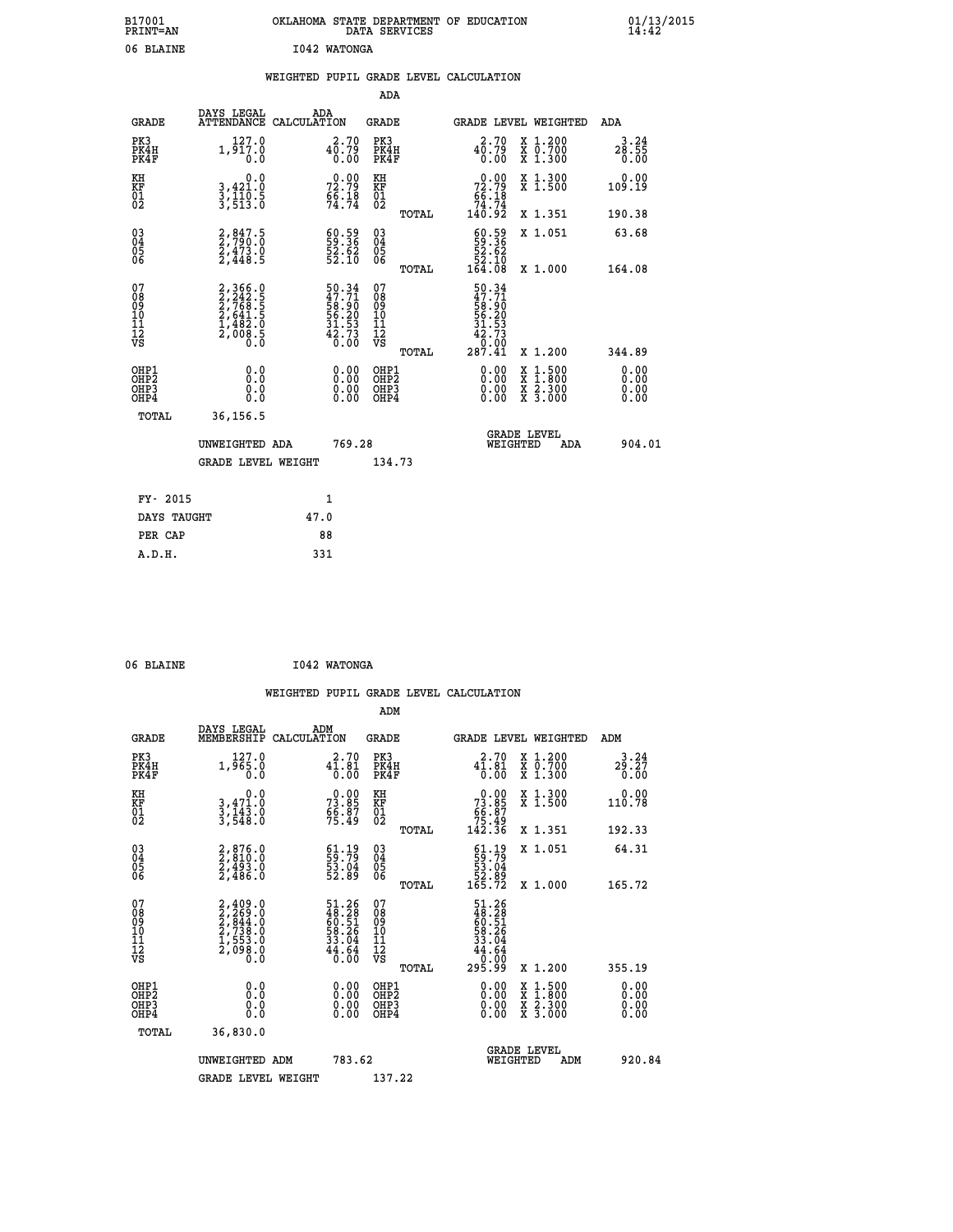B17001 OKLAHOMA STATE DEPARTMENT OF EDUCATION 01/13/2015
PRINT=AN DATA SERVICES 14:42

06 BLAINE I042 WATONGA

WEIGHTED PUPIL GRADE LEVEL CALCULATION

ADA

| GRADE | DAYS LEGAL ATTENDANCE | ADA CALCULATION | GRADE | | GRADE LEVEL | WEIGHTED | ADA |
|---|---|---|---|---|---|---|---|
| PK3 | 127.0 | 2.70 | PK3 | | 2.70 | X 1.200 | 3.24 |
| PK4H | 1,917.0 | 40.79 | PK4H | | 40.79 | X 0.700 | 28.55 |
| PK4F | 0.0 | 0.00 | PK4F | | 0.00 | X 1.300 | 0.00 |
| KH | 0.0 | 0.00 | KH | | 0.00 | X 1.300 | 0.00 |
| KF | 3,421.0 | 72.79 | KF | | 72.79 | X 1.500 | 109.19 |
| 01 | 3,110.5 | 66.18 | 01 | | 66.18 | | |
| 02 | 3,513.0 | 74.74 | 02 | | 74.74 | | |
| | | | | TOTAL | 140.92 | X 1.351 | 190.38 |
| 03 | 2,847.5 | 60.59 | 03 | | 60.59 | X 1.051 | 63.68 |
| 04 | 2,790.0 | 59.36 | 04 | | 59.36 | | |
| 05 | 2,473.0 | 52.62 | 05 | | 52.62 | | |
| 06 | 2,448.5 | 52.10 | 06 | | 52.10 | | |
| | | | | TOTAL | 164.08 | X 1.000 | 164.08 |
| 07 | 2,366.0 | 50.34 | 07 | | 50.34 | | |
| 08 | 2,242.5 | 47.71 | 08 | | 47.71 | | |
| 09 | 2,768.5 | 58.90 | 09 | | 58.90 | | |
| 10 | 2,641.5 | 56.20 | 10 | | 56.20 | | |
| 11 | 1,482.0 | 31.53 | 11 | | 31.53 | | |
| 12 | 2,008.5 | 42.73 | 12 | | 42.73 | | |
| VS | 0.0 | 0.00 | VS | | 0.00 | | |
| | | | | TOTAL | 287.41 | X 1.200 | 344.89 |
| OHP1 | 0.0 | 0.00 | OHP1 | | 0.00 | X 1.500 | 0.00 |
| OHP2 | 0.0 | 0.00 | OHP2 | | 0.00 | X 1.800 | 0.00 |
| OHP3 | 0.0 | 0.00 | OHP3 | | 0.00 | X 2.300 | 0.00 |
| OHP4 | 0.0 | 0.00 | OHP4 | | 0.00 | X 3.000 | 0.00 |
| TOTAL | 36,156.5 | | | | | | |

UNWEIGHTED ADA 769.28 GRADE LEVEL WEIGHTED ADA 904.01

GRADE LEVEL WEIGHT 134.73

| FY- 2015 | 1 |
|---|---|
| DAYS TAUGHT | 47.0 |
| PER CAP | 88 |
| A.D.H. | 331 |

06 BLAINE I042 WATONGA

WEIGHTED PUPIL GRADE LEVEL CALCULATION

ADM

| GRADE | DAYS LEGAL MEMBERSHIP | ADM CALCULATION | GRADE | | GRADE LEVEL | WEIGHTED | ADM |
|---|---|---|---|---|---|---|---|
| PK3 | 127.0 | 2.70 | PK3 | | 2.70 | X 1.200 | 3.24 |
| PK4H | 1,965.0 | 41.81 | PK4H | | 41.81 | X 0.700 | 29.27 |
| PK4F | 0.0 | 0.00 | PK4F | | 0.00 | X 1.300 | 0.00 |
| KH | 0.0 | 0.00 | KH | | 0.00 | X 1.300 | 0.00 |
| KF | 3,471.0 | 73.85 | KF | | 73.85 | X 1.500 | 110.78 |
| 01 | 3,143.0 | 66.87 | 01 | | 66.87 | | |
| 02 | 3,548.0 | 75.49 | 02 | | 75.49 | | |
| | | | | TOTAL | 142.36 | X 1.351 | 192.33 |
| 03 | 2,876.0 | 61.19 | 03 | | 61.19 | X 1.051 | 64.31 |
| 04 | 2,810.0 | 59.79 | 04 | | 59.79 | | |
| 05 | 2,493.0 | 53.04 | 05 | | 53.04 | | |
| 06 | 2,486.0 | 52.89 | 06 | | 52.89 | | |
| | | | | TOTAL | 165.72 | X 1.000 | 165.72 |
| 07 | 2,409.0 | 51.26 | 07 | | 51.26 | | |
| 08 | 2,269.0 | 48.28 | 08 | | 48.28 | | |
| 09 | 2,844.0 | 60.51 | 09 | | 60.51 | | |
| 10 | 2,738.0 | 58.26 | 10 | | 58.26 | | |
| 11 | 1,553.0 | 33.04 | 11 | | 33.04 | | |
| 12 | 2,098.0 | 44.64 | 12 | | 44.64 | | |
| VS | 0.0 | 0.00 | VS | | 0.00 | | |
| | | | | TOTAL | 295.99 | X 1.200 | 355.19 |
| OHP1 | 0.0 | 0.00 | OHP1 | | 0.00 | X 1.500 | 0.00 |
| OHP2 | 0.0 | 0.00 | OHP2 | | 0.00 | X 1.800 | 0.00 |
| OHP3 | 0.0 | 0.00 | OHP3 | | 0.00 | X 2.300 | 0.00 |
| OHP4 | 0.0 | 0.00 | OHP4 | | 0.00 | X 3.000 | 0.00 |
| TOTAL | 36,830.0 | | | | | | |

UNWEIGHTED ADM 783.62 GRADE LEVEL WEIGHTED ADM 920.84

GRADE LEVEL WEIGHT 137.22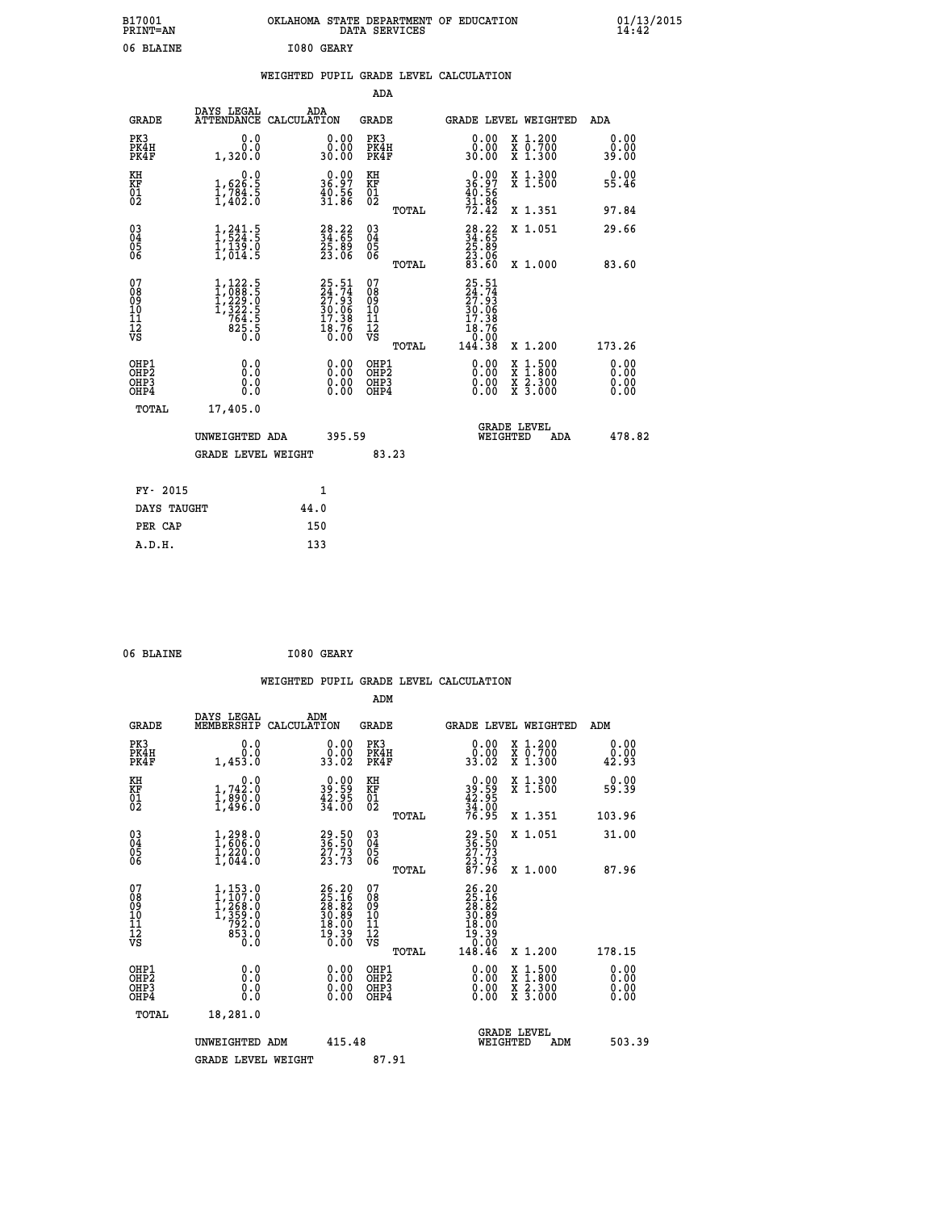B17001 OKLAHOMA STATE DEPARTMENT OF EDUCATION 01/13/2015
PRINT=AN DATA SERVICES 14:42

06 BLAINE I080 GEARY

## WEIGHTED PUPIL GRADE LEVEL CALCULATION

### ADA

| GRADE | DAYS LEGAL ATTENDANCE | ADA CALCULATION | GRADE | GRADE LEVEL | WEIGHTED | ADA |
|---|---|---|---|---|---|---|
| PK3 | 0.0 | 0.00 | PK3 | 0.00 | X 1.200 | 0.00 |
| PK4H | 0.0 | 0.00 | PK4H | 0.00 | X 0.700 | 0.00 |
| PK4F | 1,320.0 | 30.00 | PK4F | 30.00 | X 1.300 | 39.00 |
| KH | 0.0 | 0.00 | KH | 0.00 | X 1.300 | 0.00 |
| KF | 1,626.5 | 36.97 | KF | 36.97 | X 1.500 | 55.46 |
| 01 | 1,784.5 | 40.56 | 01 | 40.56 | | |
| 02 | 1,402.0 | 31.86 | 02 | 31.86 | | |
| | | | TOTAL | 72.42 | X 1.351 | 97.84 |
| 03 | 1,241.5 | 28.22 | 03 | 28.22 | X 1.051 | 29.66 |
| 04 | 1,524.5 | 34.65 | 04 | 34.65 | | |
| 05 | 1,139.0 | 25.89 | 05 | 25.89 | | |
| 06 | 1,014.5 | 23.06 | 06 | 23.06 | | |
| | | | TOTAL | 83.60 | X 1.000 | 83.60 |
| 07 | 1,122.5 | 25.51 | 07 | 25.51 | | |
| 08 | 1,088.5 | 24.74 | 08 | 24.74 | | |
| 09 | 1,229.0 | 27.93 | 09 | 27.93 | | |
| 10 | 1,322.5 | 30.06 | 10 | 30.06 | | |
| 11 | 764.5 | 17.38 | 11 | 17.38 | | |
| 12 | 825.5 | 18.76 | 12 | 18.76 | | |
| VS | 0.0 | 0.00 | VS | 0.00 | | |
| | | | TOTAL | 144.38 | X 1.200 | 173.26 |
| OHP1 | 0.0 | 0.00 | OHP1 | 0.00 | X 1.500 | 0.00 |
| OHP2 | 0.0 | 0.00 | OHP2 | 0.00 | X 1.800 | 0.00 |
| OHP3 | 0.0 | 0.00 | OHP3 | 0.00 | X 2.300 | 0.00 |
| OHP4 | 0.0 | 0.00 | OHP4 | 0.00 | X 3.000 | 0.00 |
| TOTAL | 17,405.0 | | | | | |

UNWEIGHTED ADA 395.59 — GRADE LEVEL WEIGHTED ADA 478.82

GRADE LEVEL WEIGHT 83.23

| FY- 2015 | 1 |
|---|---|
| DAYS TAUGHT | 44.0 |
| PER CAP | 150 |
| A.D.H. | 133 |

06 BLAINE I080 GEARY

## WEIGHTED PUPIL GRADE LEVEL CALCULATION

### ADM

| GRADE | DAYS LEGAL MEMBERSHIP | ADM CALCULATION | GRADE | GRADE LEVEL | WEIGHTED | ADM |
|---|---|---|---|---|---|---|
| PK3 | 0.0 | 0.00 | PK3 | 0.00 | X 1.200 | 0.00 |
| PK4H | 0.0 | 0.00 | PK4H | 0.00 | X 0.700 | 0.00 |
| PK4F | 1,453.0 | 33.02 | PK4F | 33.02 | X 1.300 | 42.93 |
| KH | 0.0 | 0.00 | KH | 0.00 | X 1.300 | 0.00 |
| KF | 1,742.0 | 39.59 | KF | 39.59 | X 1.500 | 59.39 |
| 01 | 1,890.0 | 42.95 | 01 | 42.95 | | |
| 02 | 1,496.0 | 34.00 | 02 | 34.00 | | |
| | | | TOTAL | 76.95 | X 1.351 | 103.96 |
| 03 | 1,298.0 | 29.50 | 03 | 29.50 | X 1.051 | 31.00 |
| 04 | 1,606.0 | 36.50 | 04 | 36.50 | | |
| 05 | 1,220.0 | 27.73 | 05 | 27.73 | | |
| 06 | 1,044.0 | 23.73 | 06 | 23.73 | | |
| | | | TOTAL | 87.96 | X 1.000 | 87.96 |
| 07 | 1,153.0 | 26.20 | 07 | 26.20 | | |
| 08 | 1,107.0 | 25.16 | 08 | 25.16 | | |
| 09 | 1,268.0 | 28.82 | 09 | 28.82 | | |
| 10 | 1,359.0 | 30.89 | 10 | 30.89 | | |
| 11 | 792.0 | 18.00 | 11 | 18.00 | | |
| 12 | 853.0 | 19.39 | 12 | 19.39 | | |
| VS | 0.0 | 0.00 | VS | 0.00 | | |
| | | | TOTAL | 148.46 | X 1.200 | 178.15 |
| OHP1 | 0.0 | 0.00 | OHP1 | 0.00 | X 1.500 | 0.00 |
| OHP2 | 0.0 | 0.00 | OHP2 | 0.00 | X 1.800 | 0.00 |
| OHP3 | 0.0 | 0.00 | OHP3 | 0.00 | X 2.300 | 0.00 |
| OHP4 | 0.0 | 0.00 | OHP4 | 0.00 | X 3.000 | 0.00 |
| TOTAL | 18,281.0 | | | | | |

UNWEIGHTED ADM 415.48 — GRADE LEVEL WEIGHTED ADM 503.39

GRADE LEVEL WEIGHT 87.91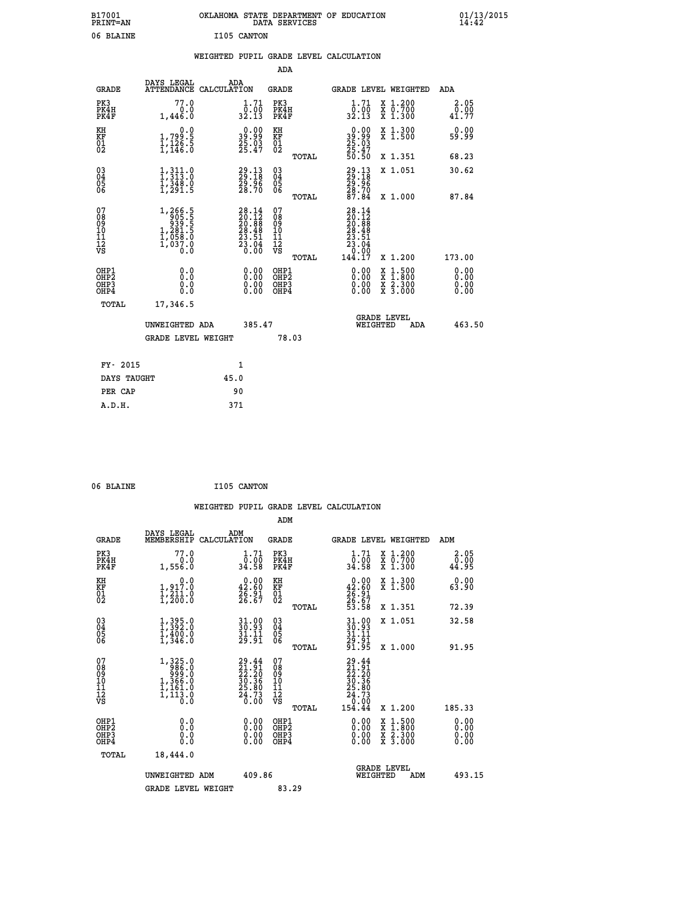B17001 PRINT=AN OKLAHOMA STATE DEPARTMENT OF EDUCATION DATA SERVICES 01/13/2015 14:42

06 BLAINE I105 CANTON

WEIGHTED PUPIL GRADE LEVEL CALCULATION

ADA

| GRADE | DAYS LEGAL ATTENDANCE | ADA CALCULATION | GRADE | GRADE LEVEL | WEIGHTED | ADA |
|---|---|---|---|---|---|---|
| PK3 | 77.0 | 1.71 | PK3 | 1.71 | X 1.200 | 2.05 |
| PK4H | 0.0 | 0.00 | PK4H | 0.00 | X 0.700 | 0.00 |
| PK4F | 1,446.0 | 32.13 | PK4F | 32.13 | X 1.300 | 41.77 |
| KH | 0.0 | 0.00 | KH | 0.00 | X 1.300 | 0.00 |
| KF | 1,799.5 | 39.99 | KF | 39.99 | X 1.500 | 59.99 |
| 01 | 1,126.5 | 25.03 | 01 | 25.03 | | |
| 02 | 1,146.0 | 25.47 | 02 | 25.47 | | |
| | | | TOTAL | 50.50 | X 1.351 | 68.23 |
| 03 | 1,311.0 | 29.13 | 03 | 29.13 | X 1.051 | 30.62 |
| 04 | 1,313.0 | 29.18 | 04 | 29.18 | | |
| 05 | 1,348.0 | 29.96 | 05 | 29.96 | | |
| 06 | 1,291.5 | 28.70 | 06 | 28.70 | | |
| | | | TOTAL | 87.84 | X 1.000 | 87.84 |
| 07 | 1,266.5 | 28.14 | 07 | 28.14 | | |
| 08 | 905.5 | 20.12 | 08 | 20.12 | | |
| 09 | 939.5 | 20.88 | 09 | 20.88 | | |
| 10 | 1,281.5 | 28.48 | 10 | 28.48 | | |
| 11 | 1,058.0 | 23.51 | 11 | 23.51 | | |
| 12 | 1,037.0 | 23.04 | 12 | 23.04 | | |
| VS | 0.0 | 0.00 | VS | 0.00 | | |
| | | | TOTAL | 144.17 | X 1.200 | 173.00 |
| OHP1 | 0.0 | 0.00 | OHP1 | 0.00 | X 1.500 | 0.00 |
| OHP2 | 0.0 | 0.00 | OHP2 | 0.00 | X 1.800 | 0.00 |
| OHP3 | 0.0 | 0.00 | OHP3 | 0.00 | X 2.300 | 0.00 |
| OHP4 | 0.0 | 0.00 | OHP4 | 0.00 | X 3.000 | 0.00 |
| TOTAL | 17,346.5 | | | | | |

UNWEIGHTED ADA 385.47 GRADE LEVEL WEIGHTED ADA 463.50

GRADE LEVEL WEIGHT 78.03

| | |
|---|---|
| FY- 2015 | 1 |
| DAYS TAUGHT | 45.0 |
| PER CAP | 90 |
| A.D.H. | 371 |

06 BLAINE I105 CANTON

WEIGHTED PUPIL GRADE LEVEL CALCULATION

ADM

| GRADE | DAYS LEGAL MEMBERSHIP | ADM CALCULATION | GRADE | GRADE LEVEL | WEIGHTED | ADM |
|---|---|---|---|---|---|---|
| PK3 | 77.0 | 1.71 | PK3 | 1.71 | X 1.200 | 2.05 |
| PK4H | 0.0 | 0.00 | PK4H | 0.00 | X 0.700 | 0.00 |
| PK4F | 1,556.0 | 34.58 | PK4F | 34.58 | X 1.300 | 44.95 |
| KH | 0.0 | 0.00 | KH | 0.00 | X 1.300 | 0.00 |
| KF | 1,917.0 | 42.60 | KF | 42.60 | X 1.500 | 63.90 |
| 01 | 1,211.0 | 26.91 | 01 | 26.91 | | |
| 02 | 1,200.0 | 26.67 | 02 | 26.67 | | |
| | | | TOTAL | 53.58 | X 1.351 | 72.39 |
| 03 | 1,395.0 | 31.00 | 03 | 31.00 | X 1.051 | 32.58 |
| 04 | 1,392.0 | 30.93 | 04 | 30.93 | | |
| 05 | 1,400.0 | 31.11 | 05 | 31.11 | | |
| 06 | 1,346.0 | 29.91 | 06 | 29.91 | | |
| | | | TOTAL | 91.95 | X 1.000 | 91.95 |
| 07 | 1,325.0 | 29.44 | 07 | 29.44 | | |
| 08 | 986.0 | 21.91 | 08 | 21.91 | | |
| 09 | 999.0 | 22.20 | 09 | 22.20 | | |
| 10 | 1,366.0 | 30.36 | 10 | 30.36 | | |
| 11 | 1,161.0 | 25.80 | 11 | 25.80 | | |
| 12 | 1,113.0 | 24.73 | 12 | 24.73 | | |
| VS | 0.0 | 0.00 | VS | 0.00 | | |
| | | | TOTAL | 154.44 | X 1.200 | 185.33 |
| OHP1 | 0.0 | 0.00 | OHP1 | 0.00 | X 1.500 | 0.00 |
| OHP2 | 0.0 | 0.00 | OHP2 | 0.00 | X 1.800 | 0.00 |
| OHP3 | 0.0 | 0.00 | OHP3 | 0.00 | X 2.300 | 0.00 |
| OHP4 | 0.0 | 0.00 | OHP4 | 0.00 | X 3.000 | 0.00 |
| TOTAL | 18,444.0 | | | | | |

UNWEIGHTED ADM 409.86 GRADE LEVEL WEIGHTED ADM 493.15

GRADE LEVEL WEIGHT 83.29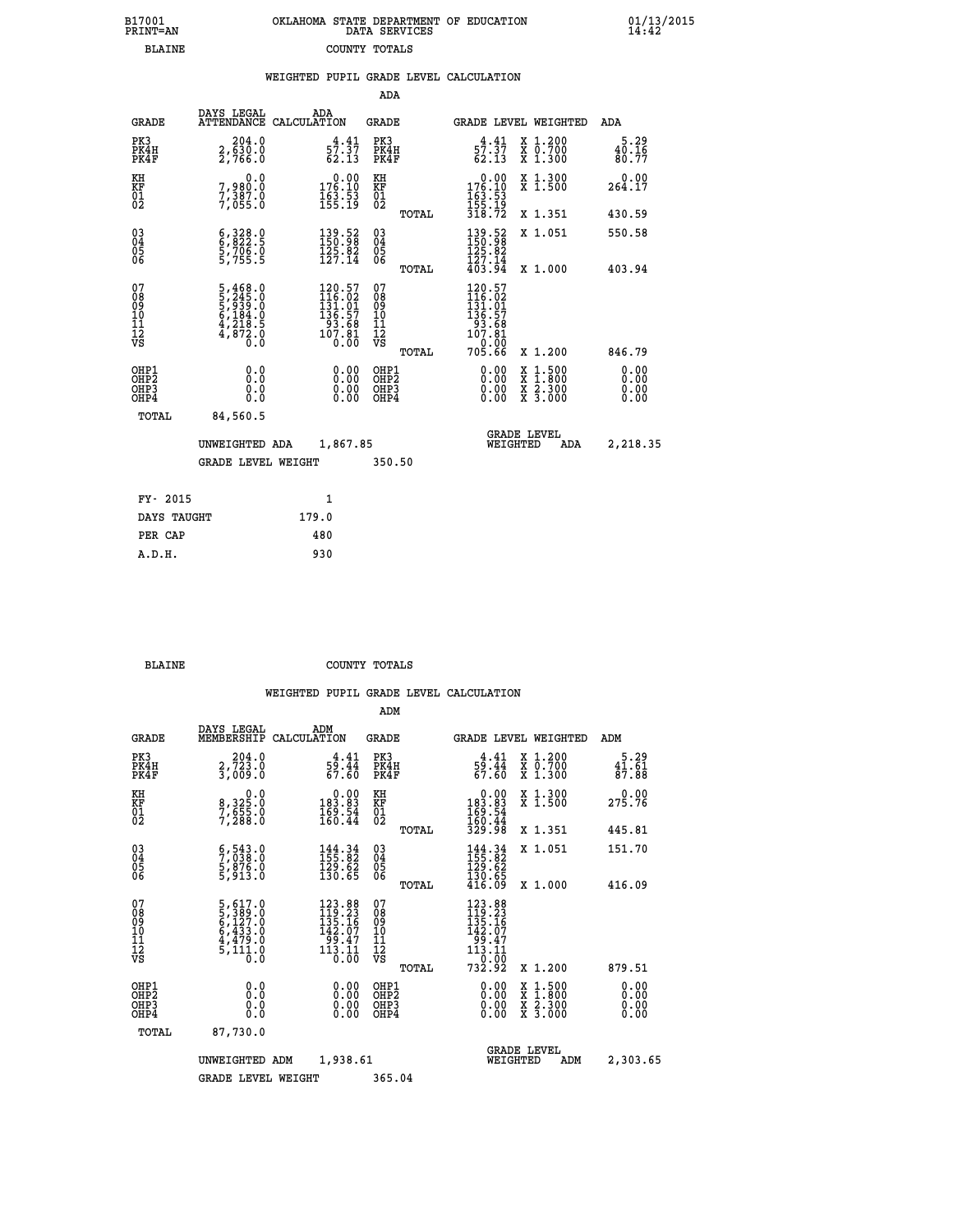B17001 OKLAHOMA STATE DEPARTMENT OF EDUCATION 01/13/2015
PRINT=AN DATA SERVICES 14:42

BLAINE COUNTY TOTALS

WEIGHTED PUPIL GRADE LEVEL CALCULATION

ADA

| GRADE | DAYS LEGAL ATTENDANCE | ADA CALCULATION | GRADE | | GRADE LEVEL | WEIGHTED | ADA |
|---|---|---|---|---|---|---|---|
| PK3 | 204.0 | 4.41 | PK3 | | 4.41 | X 1.200 | 5.29 |
| PK4H | 2,630.0 | 57.37 | PK4H | | 57.37 | X 0.700 | 40.16 |
| PK4F | 2,766.0 | 62.13 | PK4F | | 62.13 | X 1.300 | 80.77 |
| KH | 0.0 | 0.00 | KH | | 0.00 | X 1.300 | 0.00 |
| KF | 7,980.0 | 176.10 | KF | | 176.10 | X 1.500 | 264.17 |
| 01 | 7,387.0 | 163.53 | 01 | | 163.53 | | |
| 02 | 7,055.0 | 155.19 | 02 | | 155.19 | | |
| | | | | TOTAL | 318.72 | X 1.351 | 430.59 |
| 03 | 6,328.0 | 139.52 | 03 | | 139.52 | X 1.051 | 550.58 |
| 04 | 6,822.5 | 150.98 | 04 | | 150.98 | | |
| 05 | 5,706.0 | 125.82 | 05 | | 125.82 | | |
| 06 | 5,755.5 | 127.14 | 06 | | 127.14 | | |
| | | | | TOTAL | 403.94 | X 1.000 | 403.94 |
| 07 | 5,468.0 | 120.57 | 07 | | 120.57 | | |
| 08 | 5,245.0 | 116.02 | 08 | | 116.02 | | |
| 09 | 5,939.0 | 131.01 | 09 | | 131.01 | | |
| 10 | 6,184.0 | 136.57 | 10 | | 136.57 | | |
| 11 | 4,218.5 | 93.68 | 11 | | 93.68 | | |
| 12 | 4,872.0 | 107.81 | 12 | | 107.81 | | |
| VS | 0.0 | 0.00 | VS | | 0.00 | | |
| | | | | TOTAL | 705.66 | X 1.200 | 846.79 |
| OHP1 | 0.0 | 0.00 | OHP1 | | 0.00 | X 1.500 | 0.00 |
| OHP2 | 0.0 | 0.00 | OHP2 | | 0.00 | X 1.800 | 0.00 |
| OHP3 | 0.0 | 0.00 | OHP3 | | 0.00 | X 2.300 | 0.00 |
| OHP4 | 0.0 | 0.00 | OHP4 | | 0.00 | X 3.000 | 0.00 |
| TOTAL | 84,560.5 | | | | | | |

UNWEIGHTED ADA 1,867.85 — GRADE LEVEL WEIGHTED ADA 2,218.35

GRADE LEVEL WEIGHT 350.50

| | |
|---|---|
| FY- 2015 | 1 |
| DAYS TAUGHT | 179.0 |
| PER CAP | 480 |
| A.D.H. | 930 |

BLAINE COUNTY TOTALS

WEIGHTED PUPIL GRADE LEVEL CALCULATION

ADM

| GRADE | DAYS LEGAL MEMBERSHIP | ADM CALCULATION | GRADE | | GRADE LEVEL | WEIGHTED | ADM |
|---|---|---|---|---|---|---|---|
| PK3 | 204.0 | 4.41 | PK3 | | 4.41 | X 1.200 | 5.29 |
| PK4H | 2,723.0 | 59.44 | PK4H | | 59.44 | X 0.700 | 41.61 |
| PK4F | 3,009.0 | 67.60 | PK4F | | 67.60 | X 1.300 | 87.88 |
| KH | 0.0 | 0.00 | KH | | 0.00 | X 1.300 | 0.00 |
| KF | 8,325.0 | 183.83 | KF | | 183.83 | X 1.500 | 275.76 |
| 01 | 7,655.0 | 169.54 | 01 | | 169.54 | | |
| 02 | 7,288.0 | 160.44 | 02 | | 160.44 | | |
| | | | | TOTAL | 329.98 | X 1.351 | 445.81 |
| 03 | 6,543.0 | 144.34 | 03 | | 144.34 | X 1.051 | 151.70 |
| 04 | 7,038.0 | 155.82 | 04 | | 155.82 | | |
| 05 | 5,876.0 | 129.62 | 05 | | 129.62 | | |
| 06 | 5,913.0 | 130.65 | 06 | | 130.65 | | |
| | | | | TOTAL | 416.09 | X 1.000 | 416.09 |
| 07 | 5,617.0 | 123.88 | 07 | | 123.88 | | |
| 08 | 5,389.0 | 119.23 | 08 | | 119.23 | | |
| 09 | 6,127.0 | 135.16 | 09 | | 135.16 | | |
| 10 | 6,433.0 | 142.07 | 10 | | 142.07 | | |
| 11 | 4,479.0 | 99.47 | 11 | | 99.47 | | |
| 12 | 5,111.0 | 113.11 | 12 | | 113.11 | | |
| VS | 0.0 | 0.00 | VS | | 0.00 | | |
| | | | | TOTAL | 732.92 | X 1.200 | 879.51 |
| OHP1 | 0.0 | 0.00 | OHP1 | | 0.00 | X 1.500 | 0.00 |
| OHP2 | 0.0 | 0.00 | OHP2 | | 0.00 | X 1.800 | 0.00 |
| OHP3 | 0.0 | 0.00 | OHP3 | | 0.00 | X 2.300 | 0.00 |
| OHP4 | 0.0 | 0.00 | OHP4 | | 0.00 | X 3.000 | 0.00 |
| TOTAL | 87,730.0 | | | | | | |

UNWEIGHTED ADM 1,938.61 — GRADE LEVEL WEIGHTED ADM 2,303.65

GRADE LEVEL WEIGHT 365.04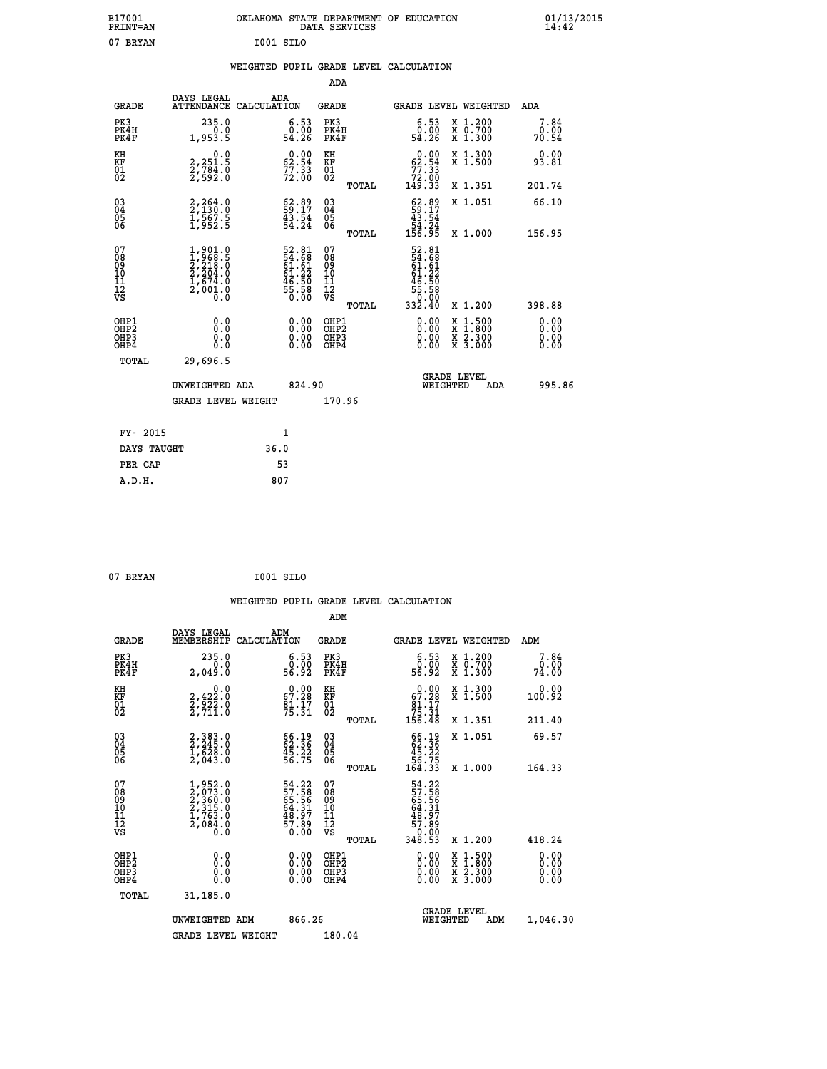B17001 PRINT=AN — OKLAHOMA STATE DEPARTMENT OF EDUCATION DATA SERVICES — 01/13/2015 14:42

07 BRYAN — I001 SILO

## WEIGHTED PUPIL GRADE LEVEL CALCULATION

### ADA

| GRADE | DAYS LEGAL ATTENDANCE | ADA CALCULATION | GRADE | GRADE LEVEL | WEIGHTED | ADA |
|---|---|---|---|---|---|---|
| PK3 | 235.0 | 6.53 | PK3 | 6.53 | X 1.200 | 7.84 |
| PK4H | 0.0 | 0.00 | PK4H | 0.00 | X 0.700 | 0.00 |
| PK4F | 1,953.5 | 54.26 | PK4F | 54.26 | X 1.300 | 70.54 |
| KH | 0.0 | 0.00 | KH | 0.00 | X 1.300 | 0.00 |
| KF | 2,251.5 | 62.54 | KF | 62.54 | X 1.500 | 93.81 |
| 01 | 2,784.0 | 77.33 | 01 | 77.33 | | |
| 02 | 2,592.0 | 72.00 | 02 | 72.00 | | |
| | | | TOTAL | 149.33 | X 1.351 | 201.74 |
| 03 | 2,264.0 | 62.89 | 03 | 62.89 | X 1.051 | 66.10 |
| 04 | 2,130.0 | 59.17 | 04 | 59.17 | | |
| 05 | 1,567.5 | 43.54 | 05 | 43.54 | | |
| 06 | 1,952.5 | 54.24 | 06 | 54.24 | | |
| | | | TOTAL | 156.95 | X 1.000 | 156.95 |
| 07 | 1,901.0 | 52.81 | 07 | 52.81 | | |
| 08 | 1,968.5 | 54.68 | 08 | 54.68 | | |
| 09 | 2,218.0 | 61.61 | 09 | 61.61 | | |
| 10 | 2,204.0 | 61.22 | 10 | 61.22 | | |
| 11 | 1,674.0 | 46.50 | 11 | 46.50 | | |
| 12 | 2,001.0 | 55.58 | 12 | 55.58 | | |
| VS | 0.0 | 0.00 | VS | 0.00 | | |
| | | | TOTAL | 332.40 | X 1.200 | 398.88 |
| OHP1 | 0.0 | 0.00 | OHP1 | 0.00 | X 1.500 | 0.00 |
| OHP2 | 0.0 | 0.00 | OHP2 | 0.00 | X 1.800 | 0.00 |
| OHP3 | 0.0 | 0.00 | OHP3 | 0.00 | X 2.300 | 0.00 |
| OHP4 | 0.0 | 0.00 | OHP4 | 0.00 | X 3.000 | 0.00 |
| TOTAL | 29,696.5 | | | | | |

UNWEIGHTED ADA 824.90 — GRADE LEVEL WEIGHTED ADA 995.86

GRADE LEVEL WEIGHT 170.96

| FY- 2015 | 1 |
|---|---|
| DAYS TAUGHT | 36.0 |
| PER CAP | 53 |
| A.D.H. | 807 |

07 BRYAN — I001 SILO

## WEIGHTED PUPIL GRADE LEVEL CALCULATION

### ADM

| GRADE | DAYS LEGAL MEMBERSHIP | ADM CALCULATION | GRADE | GRADE LEVEL | WEIGHTED | ADM |
|---|---|---|---|---|---|---|
| PK3 | 235.0 | 6.53 | PK3 | 6.53 | X 1.200 | 7.84 |
| PK4H | 0.0 | 0.00 | PK4H | 0.00 | X 0.700 | 0.00 |
| PK4F | 2,049.0 | 56.92 | PK4F | 56.92 | X 1.300 | 74.00 |
| KH | 0.0 | 0.00 | KH | 0.00 | X 1.300 | 0.00 |
| KF | 2,422.0 | 67.28 | KF | 67.28 | X 1.500 | 100.92 |
| 01 | 2,922.0 | 81.17 | 01 | 81.17 | | |
| 02 | 2,711.0 | 75.31 | 02 | 75.31 | | |
| | | | TOTAL | 156.48 | X 1.351 | 211.40 |
| 03 | 2,383.0 | 66.19 | 03 | 66.19 | X 1.051 | 69.57 |
| 04 | 2,245.0 | 62.36 | 04 | 62.36 | | |
| 05 | 1,628.0 | 45.22 | 05 | 45.22 | | |
| 06 | 2,043.0 | 56.75 | 06 | 56.75 | | |
| | | | TOTAL | 164.33 | X 1.000 | 164.33 |
| 07 | 1,952.0 | 54.22 | 07 | 54.22 | | |
| 08 | 2,073.0 | 57.58 | 08 | 57.58 | | |
| 09 | 2,360.0 | 65.56 | 09 | 65.56 | | |
| 10 | 2,315.0 | 64.31 | 10 | 64.31 | | |
| 11 | 1,763.0 | 48.97 | 11 | 48.97 | | |
| 12 | 2,084.0 | 57.89 | 12 | 57.89 | | |
| VS | 0.0 | 0.00 | VS | 0.00 | | |
| | | | TOTAL | 348.53 | X 1.200 | 418.24 |
| OHP1 | 0.0 | 0.00 | OHP1 | 0.00 | X 1.500 | 0.00 |
| OHP2 | 0.0 | 0.00 | OHP2 | 0.00 | X 1.800 | 0.00 |
| OHP3 | 0.0 | 0.00 | OHP3 | 0.00 | X 2.300 | 0.00 |
| OHP4 | 0.0 | 0.00 | OHP4 | 0.00 | X 3.000 | 0.00 |
| TOTAL | 31,185.0 | | | | | |

UNWEIGHTED ADM 866.26 — GRADE LEVEL WEIGHTED ADM 1,046.30

GRADE LEVEL WEIGHT 180.04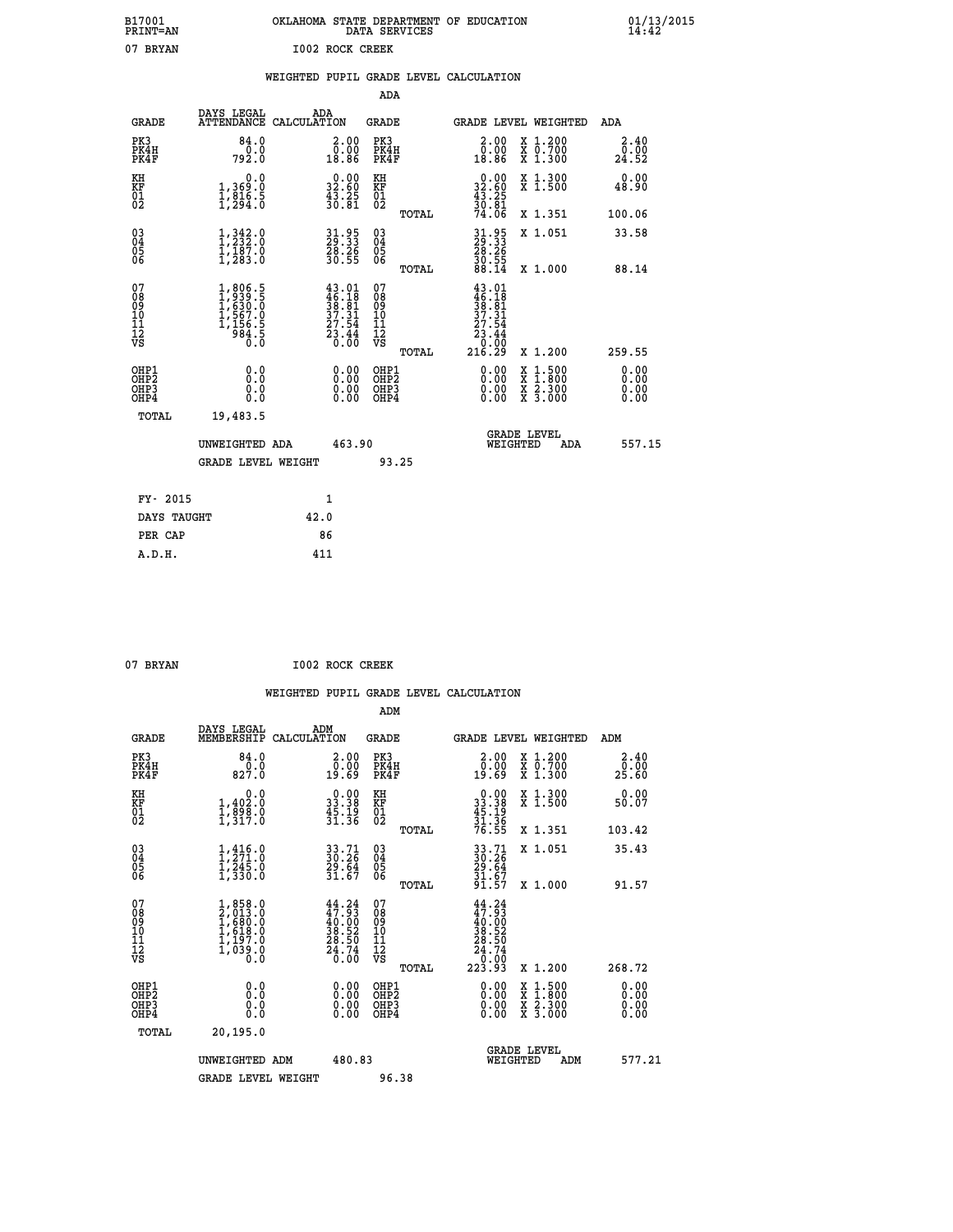B17001
PRINT=AN

OKLAHOMA STATE DEPARTMENT OF EDUCATION
DATA SERVICES

01/13/2015
14:42

07 BRYAN    I002 ROCK CREEK

WEIGHTED PUPIL GRADE LEVEL CALCULATION

ADA

| GRADE | DAYS LEGAL ATTENDANCE | ADA CALCULATION | GRADE | GRADE LEVEL | WEIGHTED | ADA |
|---|---|---|---|---|---|---|
| PK3 | 84.0 | 2.00 | PK3 | 2.00 | X 1.200 | 2.40 |
| PK4H | 0.0 | 0.00 | PK4H | 0.00 | X 0.700 | 0.00 |
| PK4F | 792.0 | 18.86 | PK4F | 18.86 | X 1.300 | 24.52 |
| KH | 0.0 | 0.00 | KH | 0.00 | X 1.300 | 0.00 |
| KF | 1,369.0 | 32.60 | KF | 32.60 | X 1.500 | 48.90 |
| 01 | 1,816.5 | 43.25 | 01 | 43.25 | | |
| 02 | 1,294.0 | 30.81 | 02 | 30.81 | | |
| | | | TOTAL | 74.06 | X 1.351 | 100.06 |
| 03 | 1,342.0 | 31.95 | 03 | 31.95 | X 1.051 | 33.58 |
| 04 | 1,232.0 | 29.33 | 04 | 29.33 | | |
| 05 | 1,187.0 | 28.26 | 05 | 28.26 | | |
| 06 | 1,283.0 | 30.55 | 06 | 30.55 | | |
| | | | TOTAL | 88.14 | X 1.000 | 88.14 |
| 07 | 1,806.5 | 43.01 | 07 | 43.01 | | |
| 08 | 1,939.5 | 46.18 | 08 | 46.18 | | |
| 09 | 1,630.0 | 38.81 | 09 | 38.81 | | |
| 10 | 1,567.0 | 37.31 | 10 | 37.31 | | |
| 11 | 1,156.5 | 27.54 | 11 | 27.54 | | |
| 12 | 984.5 | 23.44 | 12 | 23.44 | | |
| VS | 0.0 | 0.00 | VS | 0.00 | | |
| | | | TOTAL | 216.29 | X 1.200 | 259.55 |
| OHP1 | 0.0 | 0.00 | OHP1 | 0.00 | X 1.500 | 0.00 |
| OHP2 | 0.0 | 0.00 | OHP2 | 0.00 | X 1.800 | 0.00 |
| OHP3 | 0.0 | 0.00 | OHP3 | 0.00 | X 2.300 | 0.00 |
| OHP4 | 0.0 | 0.00 | OHP4 | 0.00 | X 3.000 | 0.00 |
| TOTAL | 19,483.5 | | | | | |

UNWEIGHTED ADA 463.90    GRADE LEVEL WEIGHTED ADA 557.15

GRADE LEVEL WEIGHT 93.25

| | |
|---|---|
| FY- 2015 | 1 |
| DAYS TAUGHT | 42.0 |
| PER CAP | 86 |
| A.D.H. | 411 |

07 BRYAN    I002 ROCK CREEK

WEIGHTED PUPIL GRADE LEVEL CALCULATION

ADM

| GRADE | DAYS LEGAL MEMBERSHIP | ADM CALCULATION | GRADE | GRADE LEVEL | WEIGHTED | ADM |
|---|---|---|---|---|---|---|
| PK3 | 84.0 | 2.00 | PK3 | 2.00 | X 1.200 | 2.40 |
| PK4H | 0.0 | 0.00 | PK4H | 0.00 | X 0.700 | 0.00 |
| PK4F | 827.0 | 19.69 | PK4F | 19.69 | X 1.300 | 25.60 |
| KH | 0.0 | 0.00 | KH | 0.00 | X 1.300 | 0.00 |
| KF | 1,402.0 | 33.38 | KF | 33.38 | X 1.500 | 50.07 |
| 01 | 1,898.0 | 45.19 | 01 | 45.19 | | |
| 02 | 1,317.0 | 31.36 | 02 | 31.36 | | |
| | | | TOTAL | 76.55 | X 1.351 | 103.42 |
| 03 | 1,416.0 | 33.71 | 03 | 33.71 | X 1.051 | 35.43 |
| 04 | 1,271.0 | 30.26 | 04 | 30.26 | | |
| 05 | 1,245.0 | 29.64 | 05 | 29.64 | | |
| 06 | 1,330.0 | 31.67 | 06 | 31.67 | | |
| | | | TOTAL | 91.57 | X 1.000 | 91.57 |
| 07 | 1,858.0 | 44.24 | 07 | 44.24 | | |
| 08 | 2,013.0 | 47.93 | 08 | 47.93 | | |
| 09 | 1,680.0 | 40.00 | 09 | 40.00 | | |
| 10 | 1,618.0 | 38.52 | 10 | 38.52 | | |
| 11 | 1,197.0 | 28.50 | 11 | 28.50 | | |
| 12 | 1,039.0 | 24.74 | 12 | 24.74 | | |
| VS | 0.0 | 0.00 | VS | 0.00 | | |
| | | | TOTAL | 223.93 | X 1.200 | 268.72 |
| OHP1 | 0.0 | 0.00 | OHP1 | 0.00 | X 1.500 | 0.00 |
| OHP2 | 0.0 | 0.00 | OHP2 | 0.00 | X 1.800 | 0.00 |
| OHP3 | 0.0 | 0.00 | OHP3 | 0.00 | X 2.300 | 0.00 |
| OHP4 | 0.0 | 0.00 | OHP4 | 0.00 | X 3.000 | 0.00 |
| TOTAL | 20,195.0 | | | | | |

UNWEIGHTED ADM 480.83    GRADE LEVEL WEIGHTED ADM 577.21

GRADE LEVEL WEIGHT 96.38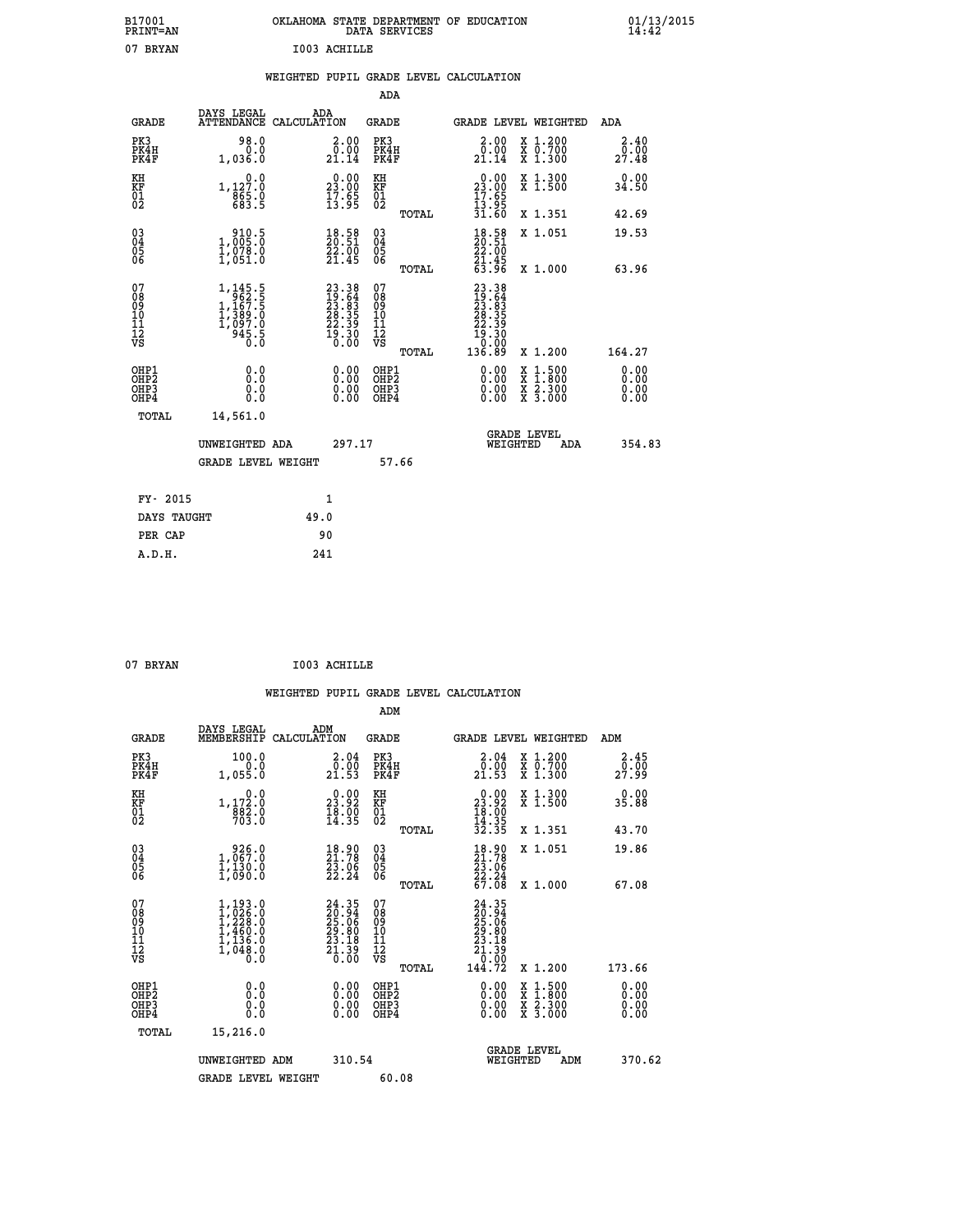B17001 OKLAHOMA STATE DEPARTMENT OF EDUCATION 01/13/2015
PRINT=AN DATA SERVICES 14:42

07 BRYAN I003 ACHILLE

## WEIGHTED PUPIL GRADE LEVEL CALCULATION

### ADA

| GRADE | DAYS LEGAL ATTENDANCE | ADA CALCULATION | GRADE | GRADE LEVEL | WEIGHTED | ADA |
|---|---|---|---|---|---|---|
| PK3 | 98.0 | 2.00 | PK3 | 2.00 | X 1.200 | 2.40 |
| PK4H | 0.0 | 0.00 | PK4H | 0.00 | X 0.700 | 0.00 |
| PK4F | 1,036.0 | 21.14 | PK4F | 21.14 | X 1.300 | 27.48 |
| KH | 0.0 | 0.00 | KH | 0.00 | X 1.300 | 0.00 |
| KF | 1,127.0 | 23.00 | KF | 23.00 | X 1.500 | 34.50 |
| 01 | 865.0 | 17.65 | 01 | 17.65 | | |
| 02 | 683.5 | 13.95 | 02 | 13.95 | | |
| | | | TOTAL | 31.60 | X 1.351 | 42.69 |
| 03 | 910.5 | 18.58 | 03 | 18.58 | X 1.051 | 19.53 |
| 04 | 1,005.0 | 20.51 | 04 | 20.51 | | |
| 05 | 1,078.0 | 22.00 | 05 | 22.00 | | |
| 06 | 1,051.0 | 21.45 | 06 | 21.45 | | |
| | | | TOTAL | 63.96 | X 1.000 | 63.96 |
| 07 | 1,145.5 | 23.38 | 07 | 23.38 | | |
| 08 | 962.5 | 19.64 | 08 | 19.64 | | |
| 09 | 1,167.5 | 23.83 | 09 | 23.83 | | |
| 10 | 1,389.0 | 28.35 | 10 | 28.35 | | |
| 11 | 1,097.0 | 22.39 | 11 | 22.39 | | |
| 12 | 945.5 | 19.30 | 12 | 19.30 | | |
| VS | 0.0 | 0.00 | VS | 0.00 | | |
| | | | TOTAL | 136.89 | X 1.200 | 164.27 |
| OHP1 | 0.0 | 0.00 | OHP1 | 0.00 | X 1.500 | 0.00 |
| OHP2 | 0.0 | 0.00 | OHP2 | 0.00 | X 1.800 | 0.00 |
| OHP3 | 0.0 | 0.00 | OHP3 | 0.00 | X 2.300 | 0.00 |
| OHP4 | 0.0 | 0.00 | OHP4 | 0.00 | X 3.000 | 0.00 |
| TOTAL | 14,561.0 | | | | | |

UNWEIGHTED ADA 297.17 GRADE LEVEL WEIGHTED ADA 354.83

GRADE LEVEL WEIGHT 57.66

| | |
|---|---|
| FY- 2015 | 1 |
| DAYS TAUGHT | 49.0 |
| PER CAP | 90 |
| A.D.H. | 241 |

07 BRYAN I003 ACHILLE

## WEIGHTED PUPIL GRADE LEVEL CALCULATION

### ADM

| GRADE | DAYS LEGAL MEMBERSHIP | ADM CALCULATION | GRADE | GRADE LEVEL | WEIGHTED | ADM |
|---|---|---|---|---|---|---|
| PK3 | 100.0 | 2.04 | PK3 | 2.04 | X 1.200 | 2.45 |
| PK4H | 0.0 | 0.00 | PK4H | 0.00 | X 0.700 | 0.00 |
| PK4F | 1,055.0 | 21.53 | PK4F | 21.53 | X 1.300 | 27.99 |
| KH | 0.0 | 0.00 | KH | 0.00 | X 1.300 | 0.00 |
| KF | 1,172.0 | 23.92 | KF | 23.92 | X 1.500 | 35.88 |
| 01 | 882.0 | 18.00 | 01 | 18.00 | | |
| 02 | 703.0 | 14.35 | 02 | 14.35 | | |
| | | | TOTAL | 32.35 | X 1.351 | 43.70 |
| 03 | 926.0 | 18.90 | 03 | 18.90 | X 1.051 | 19.86 |
| 04 | 1,067.0 | 21.78 | 04 | 21.78 | | |
| 05 | 1,130.0 | 23.06 | 05 | 23.06 | | |
| 06 | 1,090.0 | 22.24 | 06 | 22.24 | | |
| | | | TOTAL | 67.08 | X 1.000 | 67.08 |
| 07 | 1,193.0 | 24.35 | 07 | 24.35 | | |
| 08 | 1,026.0 | 20.94 | 08 | 20.94 | | |
| 09 | 1,228.0 | 25.06 | 09 | 25.06 | | |
| 10 | 1,460.0 | 29.80 | 10 | 29.80 | | |
| 11 | 1,136.0 | 23.18 | 11 | 23.18 | | |
| 12 | 1,048.0 | 21.39 | 12 | 21.39 | | |
| VS | 0.0 | 0.00 | VS | 0.00 | | |
| | | | TOTAL | 144.72 | X 1.200 | 173.66 |
| OHP1 | 0.0 | 0.00 | OHP1 | 0.00 | X 1.500 | 0.00 |
| OHP2 | 0.0 | 0.00 | OHP2 | 0.00 | X 1.800 | 0.00 |
| OHP3 | 0.0 | 0.00 | OHP3 | 0.00 | X 2.300 | 0.00 |
| OHP4 | 0.0 | 0.00 | OHP4 | 0.00 | X 3.000 | 0.00 |
| TOTAL | 15,216.0 | | | | | |

UNWEIGHTED ADM 310.54 GRADE LEVEL WEIGHTED ADM 370.62

GRADE LEVEL WEIGHT 60.08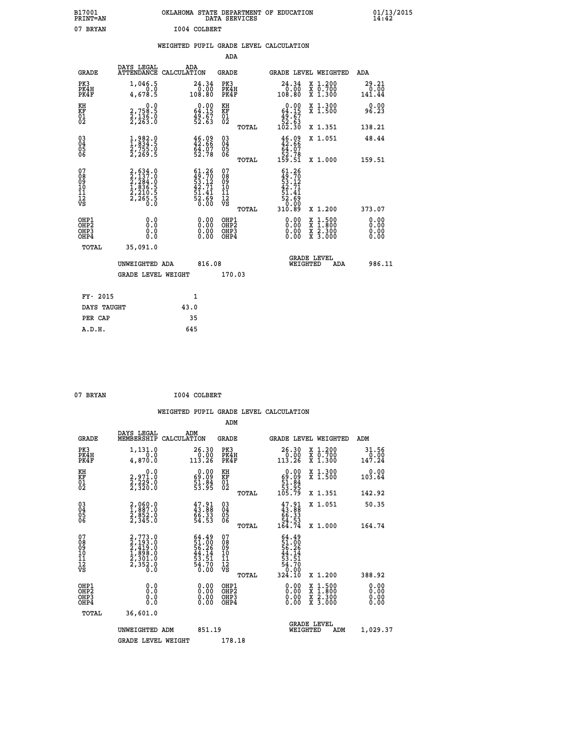B17001 PRINT=AN — OKLAHOMA STATE DEPARTMENT OF EDUCATION DATA SERVICES — 01/13/2015 14:42

07 BRYAN — I004 COLBERT

## WEIGHTED PUPIL GRADE LEVEL CALCULATION

### ADA

| GRADE | DAYS LEGAL ATTENDANCE | ADA CALCULATION | GRADE | GRADE LEVEL | WEIGHTED | ADA |
|---|---|---|---|---|---|---|
| PK3 | 1,046.5 | 24.34 | PK3 | 24.34 | X 1.200 | 29.21 |
| PK4H | 0.0 | 0.00 | PK4H | 0.00 | X 0.700 | 0.00 |
| PK4F | 4,678.5 | 108.80 | PK4F | 108.80 | X 1.300 | 141.44 |
| KH | 0.0 | 0.00 | KH | 0.00 | X 1.300 | 0.00 |
| KF | 2,758.5 | 64.15 | KF | 64.15 | X 1.500 | 96.23 |
| 01 | 2,136.0 | 49.67 | 01 | 49.67 | | |
| 02 | 2,263.0 | 52.63 | 02 | 52.63 | | |
| | | | TOTAL | 102.30 | X 1.351 | 138.21 |
| 03 | 1,982.0 | 46.09 | 03 | 46.09 | X 1.051 | 48.44 |
| 04 | 1,834.5 | 42.66 | 04 | 42.66 | | |
| 05 | 2,755.0 | 64.07 | 05 | 64.07 | | |
| 06 | 2,269.5 | 52.78 | 06 | 52.78 | | |
| | | | TOTAL | 159.51 | X 1.000 | 159.51 |
| 07 | 2,634.0 | 61.26 | 07 | 61.26 | | |
| 08 | 2,137.0 | 49.70 | 08 | 49.70 | | |
| 09 | 2,284.0 | 53.12 | 09 | 53.12 | | |
| 10 | 1,836.5 | 42.71 | 10 | 42.71 | | |
| 11 | 2,210.5 | 51.41 | 11 | 51.41 | | |
| 12 | 2,265.5 | 52.69 | 12 | 52.69 | | |
| VS | 0.0 | 0.00 | VS | 0.00 | | |
| | | | TOTAL | 310.89 | X 1.200 | 373.07 |
| OHP1 | 0.0 | 0.00 | OHP1 | 0.00 | X 1.500 | 0.00 |
| OHP2 | 0.0 | 0.00 | OHP2 | 0.00 | X 1.800 | 0.00 |
| OHP3 | 0.0 | 0.00 | OHP3 | 0.00 | X 2.300 | 0.00 |
| OHP4 | 0.0 | 0.00 | OHP4 | 0.00 | X 3.000 | 0.00 |
| TOTAL | 35,091.0 | | | | | |

UNWEIGHTED ADA 816.08 — GRADE LEVEL WEIGHTED ADA 986.11

GRADE LEVEL WEIGHT 170.03

| | |
|---|---|
| FY- 2015 | 1 |
| DAYS TAUGHT | 43.0 |
| PER CAP | 35 |
| A.D.H. | 645 |

07 BRYAN — I004 COLBERT

## WEIGHTED PUPIL GRADE LEVEL CALCULATION

### ADM

| GRADE | DAYS LEGAL MEMBERSHIP | ADM CALCULATION | GRADE | GRADE LEVEL | WEIGHTED | ADM |
|---|---|---|---|---|---|---|
| PK3 | 1,131.0 | 26.30 | PK3 | 26.30 | X 1.200 | 31.56 |
| PK4H | 0.0 | 0.00 | PK4H | 0.00 | X 0.700 | 0.00 |
| PK4F | 4,870.0 | 113.26 | PK4F | 113.26 | X 1.300 | 147.24 |
| KH | 0.0 | 0.00 | KH | 0.00 | X 1.300 | 0.00 |
| KF | 2,971.0 | 69.09 | KF | 69.09 | X 1.500 | 103.64 |
| 01 | 2,229.0 | 51.84 | 01 | 51.84 | | |
| 02 | 2,320.0 | 53.95 | 02 | 53.95 | | |
| | | | TOTAL | 105.79 | X 1.351 | 142.92 |
| 03 | 2,060.0 | 47.91 | 03 | 47.91 | X 1.051 | 50.35 |
| 04 | 1,887.0 | 43.88 | 04 | 43.88 | | |
| 05 | 2,852.0 | 66.33 | 05 | 66.33 | | |
| 06 | 2,345.0 | 54.53 | 06 | 54.53 | | |
| | | | TOTAL | 164.74 | X 1.000 | 164.74 |
| 07 | 2,773.0 | 64.49 | 07 | 64.49 | | |
| 08 | 2,193.0 | 51.00 | 08 | 51.00 | | |
| 09 | 2,419.0 | 56.26 | 09 | 56.26 | | |
| 10 | 1,898.0 | 44.14 | 10 | 44.14 | | |
| 11 | 2,301.0 | 53.51 | 11 | 53.51 | | |
| 12 | 2,352.0 | 54.70 | 12 | 54.70 | | |
| VS | 0.0 | 0.00 | VS | 0.00 | | |
| | | | TOTAL | 324.10 | X 1.200 | 388.92 |
| OHP1 | 0.0 | 0.00 | OHP1 | 0.00 | X 1.500 | 0.00 |
| OHP2 | 0.0 | 0.00 | OHP2 | 0.00 | X 1.800 | 0.00 |
| OHP3 | 0.0 | 0.00 | OHP3 | 0.00 | X 2.300 | 0.00 |
| OHP4 | 0.0 | 0.00 | OHP4 | 0.00 | X 3.000 | 0.00 |
| TOTAL | 36,601.0 | | | | | |

UNWEIGHTED ADM 851.19 — GRADE LEVEL WEIGHTED ADM 1,029.37

GRADE LEVEL WEIGHT 178.18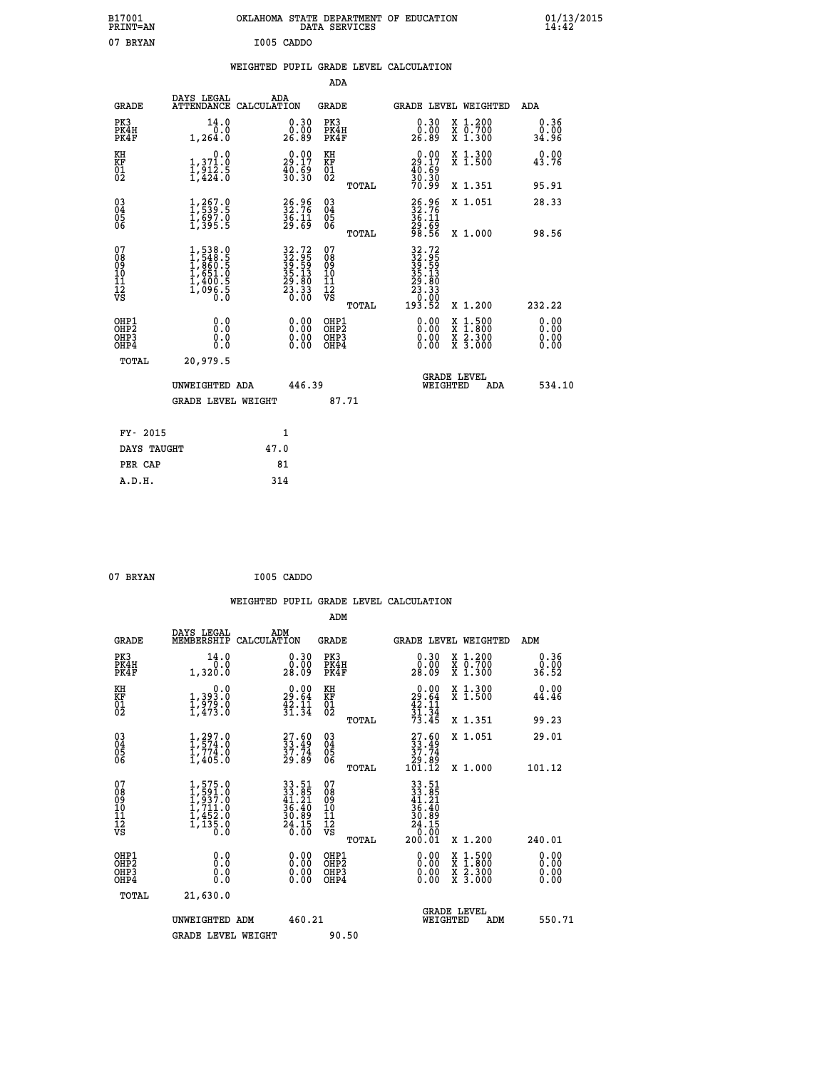B17001 OKLAHOMA STATE DEPARTMENT OF EDUCATION 01/13/2015
PRINT=AN DATA SERVICES 14:42

07 BRYAN I005 CADDO

WEIGHTED PUPIL GRADE LEVEL CALCULATION

ADA

| GRADE | DAYS LEGAL ATTENDANCE | ADA CALCULATION | GRADE | | GRADE LEVEL | WEIGHTED | ADA |
|---|---|---|---|---|---|---|---|
| PK3 | 14.0 | 0.30 | PK3 | | 0.30 | X 1.200 | 0.36 |
| PK4H | 0.0 | 0.00 | PK4H | | 0.00 | X 0.700 | 0.00 |
| PK4F | 1,264.0 | 26.89 | PK4F | | 26.89 | X 1.300 | 34.96 |
| KH | 0.0 | 0.00 | KH | | 0.00 | X 1.300 | 0.00 |
| KF | 1,371.0 | 29.17 | KF | | 29.17 | X 1.500 | 43.76 |
| 01 | 1,912.5 | 40.69 | 01 | | 40.69 | | |
| 02 | 1,424.0 | 30.30 | 02 | | 30.30 | | |
| | | | | TOTAL | 70.99 | X 1.351 | 95.91 |
| 03 | 1,267.0 | 26.96 | 03 | | 26.96 | X 1.051 | 28.33 |
| 04 | 1,539.5 | 32.76 | 04 | | 32.76 | | |
| 05 | 1,697.0 | 36.11 | 05 | | 36.11 | | |
| 06 | 1,395.5 | 29.69 | 06 | | 29.69 | | |
| | | | | TOTAL | 98.56 | X 1.000 | 98.56 |
| 07 | 1,538.0 | 32.72 | 07 | | 32.72 | | |
| 08 | 1,548.5 | 32.95 | 08 | | 32.95 | | |
| 09 | 1,860.5 | 39.59 | 09 | | 39.59 | | |
| 10 | 1,651.0 | 35.13 | 10 | | 35.13 | | |
| 11 | 1,400.5 | 29.80 | 11 | | 29.80 | | |
| 12 | 1,096.5 | 23.33 | 12 | | 23.33 | | |
| VS | 0.0 | 0.00 | VS | | 0.00 | | |
| | | | | TOTAL | 193.52 | X 1.200 | 232.22 |
| OHP1 | 0.0 | 0.00 | OHP1 | | 0.00 | X 1.500 | 0.00 |
| OHP2 | 0.0 | 0.00 | OHP2 | | 0.00 | X 1.800 | 0.00 |
| OHP3 | 0.0 | 0.00 | OHP3 | | 0.00 | X 2.300 | 0.00 |
| OHP4 | 0.0 | 0.00 | OHP4 | | 0.00 | X 3.000 | 0.00 |
| TOTAL | 20,979.5 | | | | | | |

UNWEIGHTED ADA 446.39 GRADE LEVEL WEIGHTED ADA 534.10

GRADE LEVEL WEIGHT 87.71

| FY- 2015 | 1 |
|---|---|
| DAYS TAUGHT | 47.0 |
| PER CAP | 81 |
| A.D.H. | 314 |

07 BRYAN I005 CADDO

WEIGHTED PUPIL GRADE LEVEL CALCULATION

ADM

| GRADE | DAYS LEGAL MEMBERSHIP | ADM CALCULATION | GRADE | | GRADE LEVEL | WEIGHTED | ADM |
|---|---|---|---|---|---|---|---|
| PK3 | 14.0 | 0.30 | PK3 | | 0.30 | X 1.200 | 0.36 |
| PK4H | 0.0 | 0.00 | PK4H | | 0.00 | X 0.700 | 0.00 |
| PK4F | 1,320.0 | 28.09 | PK4F | | 28.09 | X 1.300 | 36.52 |
| KH | 0.0 | 0.00 | KH | | 0.00 | X 1.300 | 0.00 |
| KF | 1,393.0 | 29.64 | KF | | 29.64 | X 1.500 | 44.46 |
| 01 | 1,979.0 | 42.11 | 01 | | 42.11 | | |
| 02 | 1,473.0 | 31.34 | 02 | | 31.34 | | |
| | | | | TOTAL | 73.45 | X 1.351 | 99.23 |
| 03 | 1,297.0 | 27.60 | 03 | | 27.60 | X 1.051 | 29.01 |
| 04 | 1,574.0 | 33.49 | 04 | | 33.49 | | |
| 05 | 1,774.0 | 37.74 | 05 | | 37.74 | | |
| 06 | 1,405.0 | 29.89 | 06 | | 29.89 | | |
| | | | | TOTAL | 101.12 | X 1.000 | 101.12 |
| 07 | 1,575.0 | 33.51 | 07 | | 33.51 | | |
| 08 | 1,591.0 | 33.85 | 08 | | 33.85 | | |
| 09 | 1,937.0 | 41.21 | 09 | | 41.21 | | |
| 10 | 1,711.0 | 36.40 | 10 | | 36.40 | | |
| 11 | 1,452.0 | 30.89 | 11 | | 30.89 | | |
| 12 | 1,135.0 | 24.15 | 12 | | 24.15 | | |
| VS | 0.0 | 0.00 | VS | | 0.00 | | |
| | | | | TOTAL | 200.01 | X 1.200 | 240.01 |
| OHP1 | 0.0 | 0.00 | OHP1 | | 0.00 | X 1.500 | 0.00 |
| OHP2 | 0.0 | 0.00 | OHP2 | | 0.00 | X 1.800 | 0.00 |
| OHP3 | 0.0 | 0.00 | OHP3 | | 0.00 | X 2.300 | 0.00 |
| OHP4 | 0.0 | 0.00 | OHP4 | | 0.00 | X 3.000 | 0.00 |
| TOTAL | 21,630.0 | | | | | | |

UNWEIGHTED ADM 460.21 GRADE LEVEL WEIGHTED ADM 550.71

GRADE LEVEL WEIGHT 90.50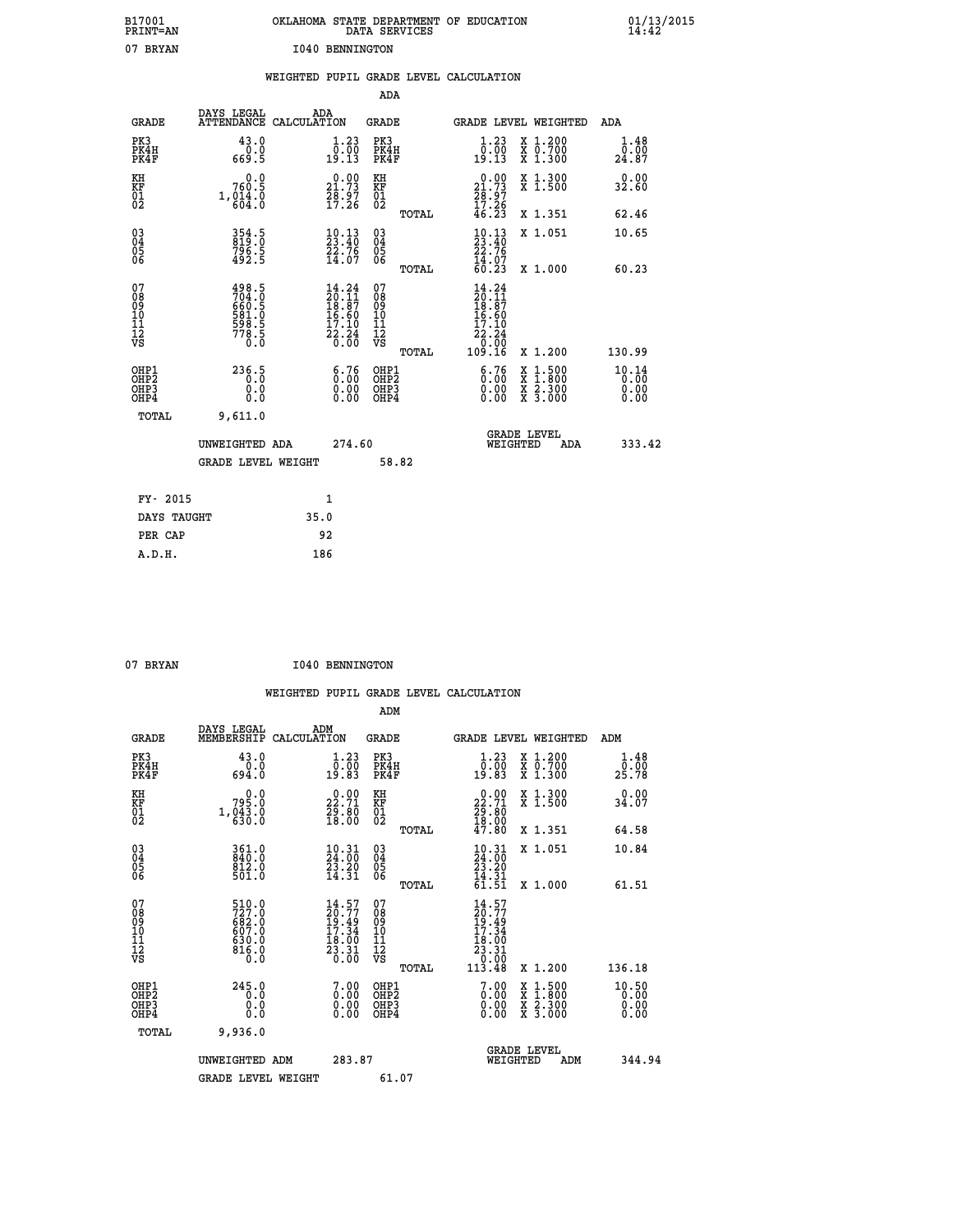B17001 PRINT=AN — OKLAHOMA STATE DEPARTMENT OF EDUCATION DATA SERVICES — 01/13/2015 14:42

07 BRYAN — I040 BENNINGTON

## WEIGHTED PUPIL GRADE LEVEL CALCULATION

### ADA

| GRADE | DAYS LEGAL ATTENDANCE | ADA CALCULATION | GRADE | GRADE LEVEL | WEIGHTED | ADA |
|---|---|---|---|---|---|---|
| PK3 | 43.0 | 1.23 | PK3 | 1.23 | X 1.200 | 1.48 |
| PK4H | 0.0 | 0.00 | PK4H | 0.00 | X 0.700 | 0.00 |
| PK4F | 669.5 | 19.13 | PK4F | 19.13 | X 1.300 | 24.87 |
| KH | 0.0 | 0.00 | KH | 0.00 | X 1.300 | 0.00 |
| KF | 760.5 | 21.73 | KF | 21.73 | X 1.500 | 32.60 |
| 01 | 1,014.0 | 28.97 | 01 | 28.97 | | |
| 02 | 604.0 | 17.26 | 02 | 17.26 | | |
| | | | TOTAL | 46.23 | X 1.351 | 62.46 |
| 03 | 354.5 | 10.13 | 03 | 10.13 | X 1.051 | 10.65 |
| 04 | 819.0 | 23.40 | 04 | 23.40 | | |
| 05 | 796.5 | 22.76 | 05 | 22.76 | | |
| 06 | 492.5 | 14.07 | 06 | 14.07 | | |
| | | | TOTAL | 60.23 | X 1.000 | 60.23 |
| 07 | 498.5 | 14.24 | 07 | 14.24 | | |
| 08 | 704.0 | 20.11 | 08 | 20.11 | | |
| 09 | 660.5 | 18.87 | 09 | 18.87 | | |
| 10 | 581.0 | 16.60 | 10 | 16.60 | | |
| 11 | 598.5 | 17.10 | 11 | 17.10 | | |
| 12 | 778.5 | 22.24 | 12 | 22.24 | | |
| VS | 0.0 | 0.00 | VS | 0.00 | | |
| | | | TOTAL | 109.16 | X 1.200 | 130.99 |
| OHP1 | 236.5 | 6.76 | OHP1 | 6.76 | X 1.500 | 10.14 |
| OHP2 | 0.0 | 0.00 | OHP2 | 0.00 | X 1.800 | 0.00 |
| OHP3 | 0.0 | 0.00 | OHP3 | 0.00 | X 2.300 | 0.00 |
| OHP4 | 0.0 | 0.00 | OHP4 | 0.00 | X 3.000 | 0.00 |
| TOTAL | 9,611.0 | | | | | |

UNWEIGHTED ADA 274.60 — GRADE LEVEL WEIGHTED ADA 333.42

GRADE LEVEL WEIGHT 58.82

| | |
|---|---|
| FY- 2015 | 1 |
| DAYS TAUGHT | 35.0 |
| PER CAP | 92 |
| A.D.H. | 186 |

07 BRYAN — I040 BENNINGTON

## WEIGHTED PUPIL GRADE LEVEL CALCULATION

### ADM

| GRADE | DAYS LEGAL MEMBERSHIP | ADM CALCULATION | GRADE | GRADE LEVEL | WEIGHTED | ADM |
|---|---|---|---|---|---|---|
| PK3 | 43.0 | 1.23 | PK3 | 1.23 | X 1.200 | 1.48 |
| PK4H | 0.0 | 0.00 | PK4H | 0.00 | X 0.700 | 0.00 |
| PK4F | 694.0 | 19.83 | PK4F | 19.83 | X 1.300 | 25.78 |
| KH | 0.0 | 0.00 | KH | 0.00 | X 1.300 | 0.00 |
| KF | 795.0 | 22.71 | KF | 22.71 | X 1.500 | 34.07 |
| 01 | 1,043.0 | 29.80 | 01 | 29.80 | | |
| 02 | 630.0 | 18.00 | 02 | 18.00 | | |
| | | | TOTAL | 47.80 | X 1.351 | 64.58 |
| 03 | 361.0 | 10.31 | 03 | 10.31 | X 1.051 | 10.84 |
| 04 | 840.0 | 24.00 | 04 | 24.00 | | |
| 05 | 812.0 | 23.20 | 05 | 23.20 | | |
| 06 | 501.0 | 14.31 | 06 | 14.31 | | |
| | | | TOTAL | 61.51 | X 1.000 | 61.51 |
| 07 | 510.0 | 14.57 | 07 | 14.57 | | |
| 08 | 727.0 | 20.77 | 08 | 20.77 | | |
| 09 | 682.0 | 19.49 | 09 | 19.49 | | |
| 10 | 607.0 | 17.34 | 10 | 17.34 | | |
| 11 | 630.0 | 18.00 | 11 | 18.00 | | |
| 12 | 816.0 | 23.31 | 12 | 23.31 | | |
| VS | 0.0 | 0.00 | VS | 0.00 | | |
| | | | TOTAL | 113.48 | X 1.200 | 136.18 |
| OHP1 | 245.0 | 7.00 | OHP1 | 7.00 | X 1.500 | 10.50 |
| OHP2 | 0.0 | 0.00 | OHP2 | 0.00 | X 1.800 | 0.00 |
| OHP3 | 0.0 | 0.00 | OHP3 | 0.00 | X 2.300 | 0.00 |
| OHP4 | 0.0 | 0.00 | OHP4 | 0.00 | X 3.000 | 0.00 |
| TOTAL | 9,936.0 | | | | | |

UNWEIGHTED ADM 283.87 — GRADE LEVEL WEIGHTED ADM 344.94

GRADE LEVEL WEIGHT 61.07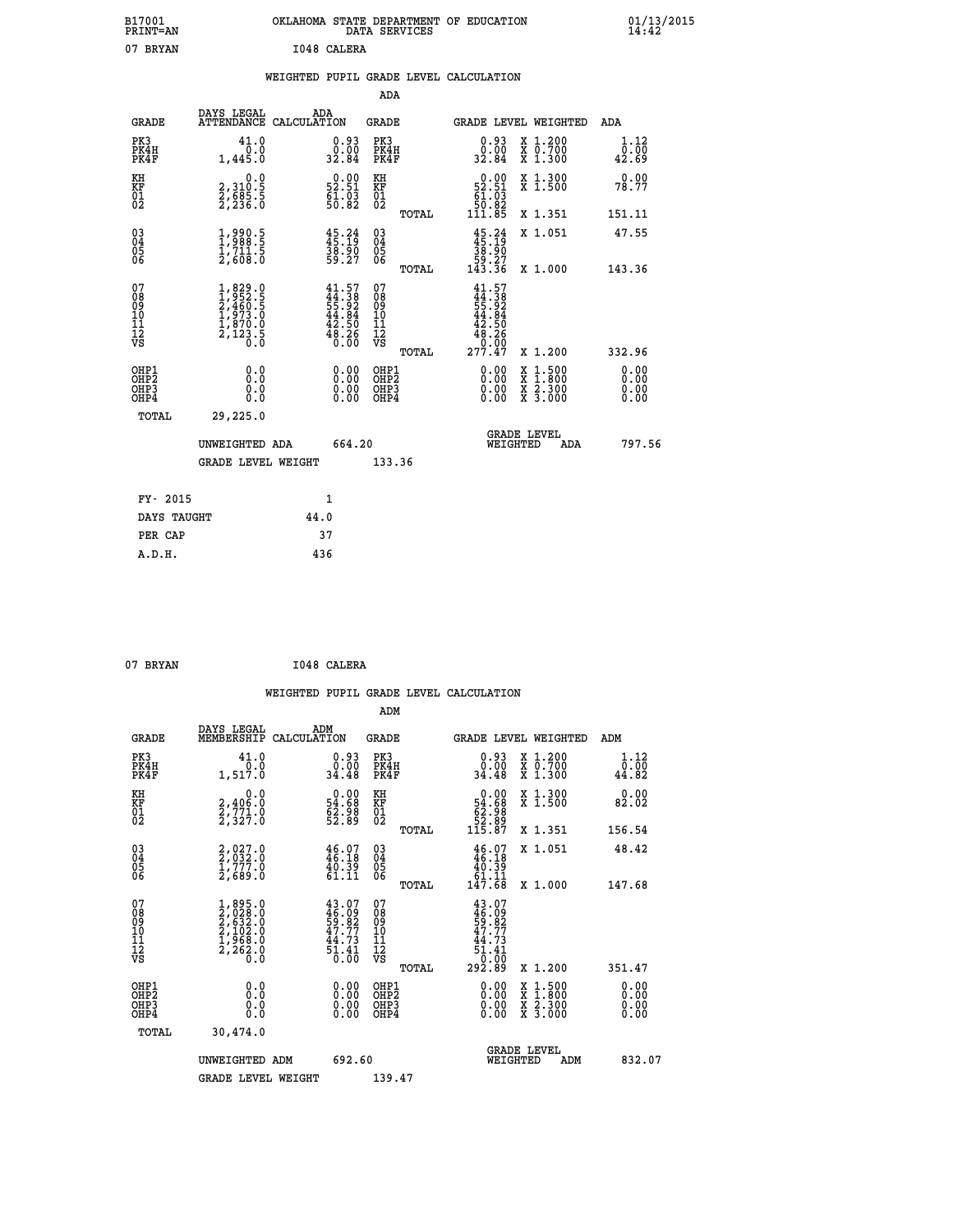B17001 OKLAHOMA STATE DEPARTMENT OF EDUCATION 01/13/2015
PRINT=AN DATA SERVICES 14:42

07 BRYAN I048 CALERA

WEIGHTED PUPIL GRADE LEVEL CALCULATION

ADA

| GRADE | DAYS LEGAL ATTENDANCE | ADA CALCULATION | GRADE | | GRADE LEVEL | WEIGHTED | ADA |
|---|---|---|---|---|---|---|---|
| PK3 | 41.0 | 0.93 | PK3 | | 0.93 | X 1.200 | 1.12 |
| PK4H | 0.0 | 0.00 | PK4H | | 0.00 | X 0.700 | 0.00 |
| PK4F | 1,445.0 | 32.84 | PK4F | | 32.84 | X 1.300 | 42.69 |
| KH | 0.0 | 0.00 | KH | | 0.00 | X 1.300 | 0.00 |
| KF | 2,310.5 | 52.51 | KF | | 52.51 | X 1.500 | 78.77 |
| 01 | 2,685.5 | 61.03 | 01 | | 61.03 | | |
| 02 | 2,236.0 | 50.82 | 02 | | 50.82 | | |
| | | | | TOTAL | 111.85 | X 1.351 | 151.11 |
| 03 | 1,990.5 | 45.24 | 03 | | 45.24 | X 1.051 | 47.55 |
| 04 | 1,988.5 | 45.19 | 04 | | 45.19 | | |
| 05 | 1,711.5 | 38.90 | 05 | | 38.90 | | |
| 06 | 2,608.0 | 59.27 | 06 | | 59.27 | | |
| | | | | TOTAL | 143.36 | X 1.000 | 143.36 |
| 07 | 1,829.0 | 41.57 | 07 | | 41.57 | | |
| 08 | 1,952.5 | 44.38 | 08 | | 44.38 | | |
| 09 | 2,460.5 | 55.92 | 09 | | 55.92 | | |
| 10 | 1,973.0 | 44.84 | 10 | | 44.84 | | |
| 11 | 1,870.0 | 42.50 | 11 | | 42.50 | | |
| 12 | 2,123.5 | 48.26 | 12 | | 48.26 | | |
| VS | 0.0 | 0.00 | VS | | 0.00 | | |
| | | | | TOTAL | 277.47 | X 1.200 | 332.96 |
| OHP1 | 0.0 | 0.00 | OHP1 | | 0.00 | X 1.500 | 0.00 |
| OHP2 | 0.0 | 0.00 | OHP2 | | 0.00 | X 1.800 | 0.00 |
| OHP3 | 0.0 | 0.00 | OHP3 | | 0.00 | X 2.300 | 0.00 |
| OHP4 | 0.0 | 0.00 | OHP4 | | 0.00 | X 3.000 | 0.00 |
| TOTAL | 29,225.0 | | | | | | |

UNWEIGHTED ADA 664.20 | GRADE LEVEL WEIGHTED ADA 797.56

GRADE LEVEL WEIGHT 133.36

| FY- 2015 | 1 |
|---|---|
| DAYS TAUGHT | 44.0 |
| PER CAP | 37 |
| A.D.H. | 436 |

07 BRYAN I048 CALERA

WEIGHTED PUPIL GRADE LEVEL CALCULATION

ADM

| GRADE | DAYS LEGAL MEMBERSHIP | ADM CALCULATION | GRADE | | GRADE LEVEL | WEIGHTED | ADM |
|---|---|---|---|---|---|---|---|
| PK3 | 41.0 | 0.93 | PK3 | | 0.93 | X 1.200 | 1.12 |
| PK4H | 0.0 | 0.00 | PK4H | | 0.00 | X 0.700 | 0.00 |
| PK4F | 1,517.0 | 34.48 | PK4F | | 34.48 | X 1.300 | 44.82 |
| KH | 0.0 | 0.00 | KH | | 0.00 | X 1.300 | 0.00 |
| KF | 2,406.0 | 54.68 | KF | | 54.68 | X 1.500 | 82.02 |
| 01 | 2,771.0 | 62.98 | 01 | | 62.98 | | |
| 02 | 2,327.0 | 52.89 | 02 | | 52.89 | | |
| | | | | TOTAL | 115.87 | X 1.351 | 156.54 |
| 03 | 2,027.0 | 46.07 | 03 | | 46.07 | X 1.051 | 48.42 |
| 04 | 2,032.0 | 46.18 | 04 | | 46.18 | | |
| 05 | 1,777.0 | 40.39 | 05 | | 40.39 | | |
| 06 | 2,689.0 | 61.11 | 06 | | 61.11 | | |
| | | | | TOTAL | 147.68 | X 1.000 | 147.68 |
| 07 | 1,895.0 | 43.07 | 07 | | 43.07 | | |
| 08 | 2,028.0 | 46.09 | 08 | | 46.09 | | |
| 09 | 2,632.0 | 59.82 | 09 | | 59.82 | | |
| 10 | 2,102.0 | 47.77 | 10 | | 47.77 | | |
| 11 | 1,968.0 | 44.73 | 11 | | 44.73 | | |
| 12 | 2,262.0 | 51.41 | 12 | | 51.41 | | |
| VS | 0.0 | 0.00 | VS | | 0.00 | | |
| | | | | TOTAL | 292.89 | X 1.200 | 351.47 |
| OHP1 | 0.0 | 0.00 | OHP1 | | 0.00 | X 1.500 | 0.00 |
| OHP2 | 0.0 | 0.00 | OHP2 | | 0.00 | X 1.800 | 0.00 |
| OHP3 | 0.0 | 0.00 | OHP3 | | 0.00 | X 2.300 | 0.00 |
| OHP4 | 0.0 | 0.00 | OHP4 | | 0.00 | X 3.000 | 0.00 |
| TOTAL | 30,474.0 | | | | | | |

UNWEIGHTED ADM 692.60 | GRADE LEVEL WEIGHTED ADM 832.07

GRADE LEVEL WEIGHT 139.47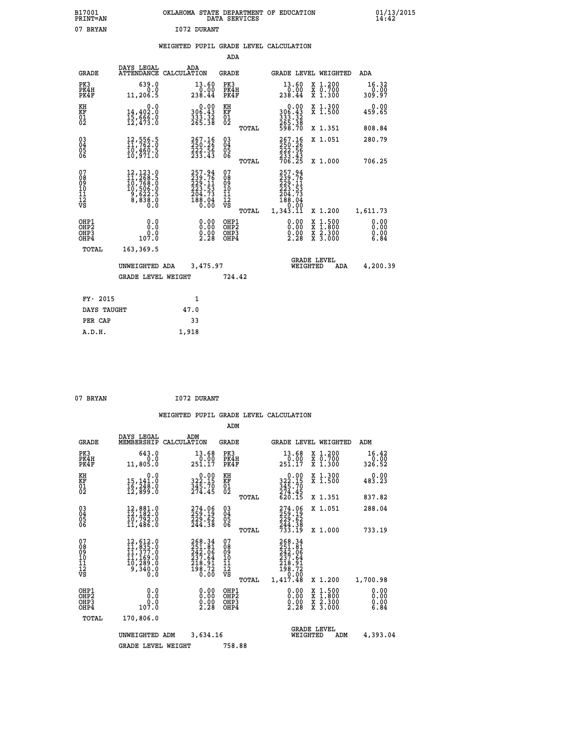B17001 PRINT=AN — OKLAHOMA STATE DEPARTMENT OF EDUCATION DATA SERVICES — 01/13/2015 14:42

07 BRYAN — I072 DURANT

## WEIGHTED PUPIL GRADE LEVEL CALCULATION

### ADA

| GRADE | DAYS LEGAL ATTENDANCE | ADA CALCULATION | GRADE | | GRADE LEVEL | WEIGHTED | ADA |
|---|---|---|---|---|---|---|---|
| PK3 | 639.0 | 13.60 | PK3 | | 13.60 | X 1.200 | 16.32 |
| PK4H | 0.0 | 0.00 | PK4H | | 0.00 | X 0.700 | 0.00 |
| PK4F | 11,206.5 | 238.44 | PK4F | | 238.44 | X 1.300 | 309.97 |
| KH | 0.0 | 0.00 | KH | | 0.00 | X 1.300 | 0.00 |
| KF | 14,402.0 | 306.43 | KF | | 306.43 | X 1.500 | 459.65 |
| 01 | 15,666.0 | 333.32 | 01 | | 333.32 | | |
| 02 | 12,473.0 | 265.38 | 02 | | 265.38 | | |
| | | | | TOTAL | 598.70 | X 1.351 | 808.84 |
| 03 | 12,556.5 | 267.16 | 03 | | 267.16 | X 1.051 | 280.79 |
| 04 | 11,762.0 | 250.26 | 04 | | 250.26 | | |
| 05 | 10,460.5 | 222.56 | 05 | | 222.56 | | |
| 06 | 10,971.0 | 233.43 | 06 | | 233.43 | | |
| | | | | TOTAL | 706.25 | X 1.000 | 706.25 |
| 07 | 12,123.0 | 257.94 | 07 | | 257.94 | | |
| 08 | 11,268.5 | 239.76 | 08 | | 239.76 | | |
| 09 | 10,768.0 | 229.11 | 09 | | 229.11 | | |
| 10 | 10,506.0 | 223.53 | 10 | | 223.53 | | |
| 11 | 9,622.5 | 204.73 | 11 | | 204.73 | | |
| 12 | 8,838.0 | 188.04 | 12 | | 188.04 | | |
| VS | 0.0 | 0.00 | VS | | 0.00 | | |
| | | | | TOTAL | 1,343.11 | X 1.200 | 1,611.73 |
| OHP1 | 0.0 | 0.00 | OHP1 | | 0.00 | X 1.500 | 0.00 |
| OHP2 | 0.0 | 0.00 | OHP2 | | 0.00 | X 1.800 | 0.00 |
| OHP3 | 0.0 | 0.00 | OHP3 | | 0.00 | X 2.300 | 0.00 |
| OHP4 | 107.0 | 2.28 | OHP4 | | 2.28 | X 3.000 | 6.84 |
| TOTAL | 163,369.5 | | | | | | |

UNWEIGHTED ADA 3,475.97 — GRADE LEVEL WEIGHTED ADA 4,200.39

GRADE LEVEL WEIGHT 724.42

| | |
|---|---|
| FY- 2015 | 1 |
| DAYS TAUGHT | 47.0 |
| PER CAP | 33 |
| A.D.H. | 1,918 |

07 BRYAN — I072 DURANT

## WEIGHTED PUPIL GRADE LEVEL CALCULATION

### ADM

| GRADE | DAYS LEGAL MEMBERSHIP | ADM CALCULATION | GRADE | | GRADE LEVEL | WEIGHTED | ADM |
|---|---|---|---|---|---|---|---|
| PK3 | 643.0 | 13.68 | PK3 | | 13.68 | X 1.200 | 16.42 |
| PK4H | 0.0 | 0.00 | PK4H | | 0.00 | X 0.700 | 0.00 |
| PK4F | 11,805.0 | 251.17 | PK4F | | 251.17 | X 1.300 | 326.52 |
| KH | 0.0 | 0.00 | KH | | 0.00 | X 1.300 | 0.00 |
| KF | 15,141.0 | 322.15 | KF | | 322.15 | X 1.500 | 483.23 |
| 01 | 16,248.0 | 345.70 | 01 | | 345.70 | | |
| 02 | 12,899.0 | 274.45 | 02 | | 274.45 | | |
| | | | | TOTAL | 620.15 | X 1.351 | 837.82 |
| 03 | 12,881.0 | 274.06 | 03 | | 274.06 | X 1.051 | 288.04 |
| 04 | 12,182.0 | 259.19 | 04 | | 259.19 | | |
| 05 | 10,792.0 | 229.62 | 05 | | 229.62 | | |
| 06 | 11,486.0 | 244.38 | 06 | | 244.38 | | |
| | | | | TOTAL | 733.19 | X 1.000 | 733.19 |
| 07 | 12,612.0 | 268.34 | 07 | | 268.34 | | |
| 08 | 11,835.0 | 251.81 | 08 | | 251.81 | | |
| 09 | 11,377.0 | 242.06 | 09 | | 242.06 | | |
| 10 | 11,169.0 | 237.64 | 10 | | 237.64 | | |
| 11 | 10,289.0 | 218.91 | 11 | | 218.91 | | |
| 12 | 9,340.0 | 198.72 | 12 | | 198.72 | | |
| VS | 0.0 | 0.00 | VS | | 0.00 | | |
| | | | | TOTAL | 1,417.48 | X 1.200 | 1,700.98 |
| OHP1 | 0.0 | 0.00 | OHP1 | | 0.00 | X 1.500 | 0.00 |
| OHP2 | 0.0 | 0.00 | OHP2 | | 0.00 | X 1.800 | 0.00 |
| OHP3 | 0.0 | 0.00 | OHP3 | | 0.00 | X 2.300 | 0.00 |
| OHP4 | 107.0 | 2.28 | OHP4 | | 2.28 | X 3.000 | 6.84 |
| TOTAL | 170,806.0 | | | | | | |

UNWEIGHTED ADM 3,634.16 — GRADE LEVEL WEIGHTED ADM 4,393.04

GRADE LEVEL WEIGHT 758.88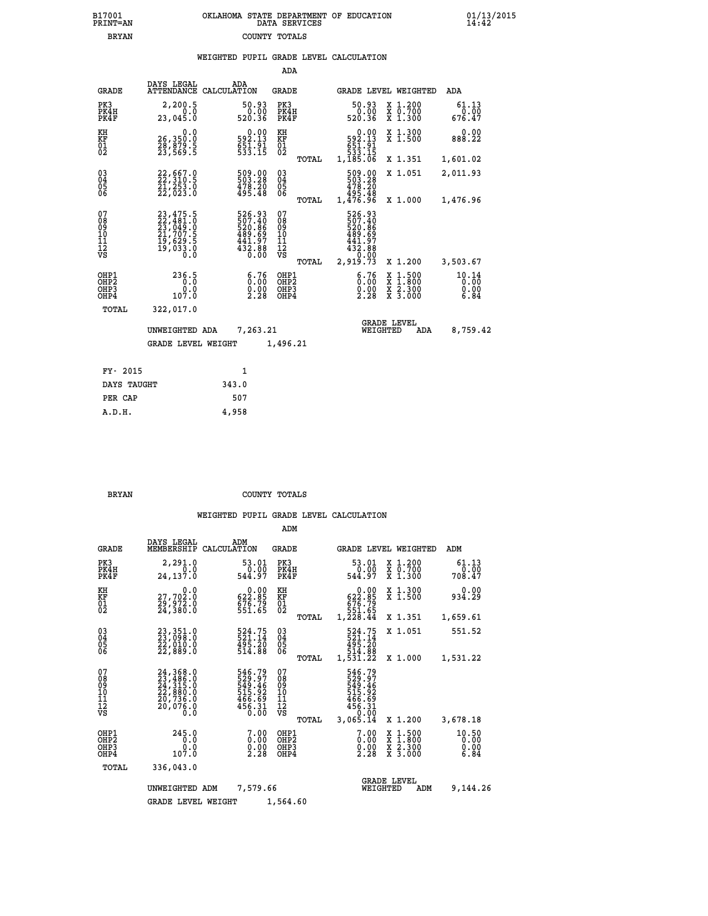B17001 PRINT=AN — OKLAHOMA STATE DEPARTMENT OF EDUCATION DATA SERVICES — 01/13/2015 14:42

BRYAN — COUNTY TOTALS

## WEIGHTED PUPIL GRADE LEVEL CALCULATION

### ADA

| GRADE | DAYS LEGAL ATTENDANCE | ADA CALCULATION | GRADE | | GRADE LEVEL | WEIGHTED | ADA |
|---|---|---|---|---|---|---|---|
| PK3 | 2,200.5 | 50.93 | PK3 | | 50.93 | X 1.200 | 61.13 |
| PK4H | 0.0 | 0.00 | PK4H | | 0.00 | X 0.700 | 0.00 |
| PK4F | 23,045.0 | 520.36 | PK4F | | 520.36 | X 1.300 | 676.47 |
| KH | 0.0 | 0.00 | KH | | 0.00 | X 1.300 | 0.00 |
| KF | 26,350.0 | 592.13 | KF | | 592.13 | X 1.500 | 888.22 |
| 01 | 28,879.5 | 651.91 | 01 | | 651.91 | | |
| 02 | 23,569.5 | 533.15 | 02 | | 533.15 | | |
| | | | | TOTAL | 1,185.06 | X 1.351 | 1,601.02 |
| 03 | 22,667.0 | 509.00 | 03 | | 509.00 | X 1.051 | 2,011.93 |
| 04 | 22,310.5 | 503.28 | 04 | | 503.28 | | |
| 05 | 21,253.0 | 478.20 | 05 | | 478.20 | | |
| 06 | 22,023.0 | 495.48 | 06 | | 495.48 | | |
| | | | | TOTAL | 1,476.96 | X 1.000 | 1,476.96 |
| 07 | 23,475.5 | 526.93 | 07 | | 526.93 | | |
| 08 | 22,481.0 | 507.40 | 08 | | 507.40 | | |
| 09 | 23,049.0 | 520.86 | 09 | | 520.86 | | |
| 10 | 21,707.5 | 489.69 | 10 | | 489.69 | | |
| 11 | 19,629.5 | 441.97 | 11 | | 441.97 | | |
| 12 | 19,033.0 | 432.88 | 12 | | 432.88 | | |
| VS | 0.0 | 0.00 | VS | | 0.00 | | |
| | | | | TOTAL | 2,919.73 | X 1.200 | 3,503.67 |
| OHP1 | 236.5 | 6.76 | OHP1 | | 6.76 | X 1.500 | 10.14 |
| OHP2 | 0.0 | 0.00 | OHP2 | | 0.00 | X 1.800 | 0.00 |
| OHP3 | 0.0 | 0.00 | OHP3 | | 0.00 | X 2.300 | 0.00 |
| OHP4 | 107.0 | 2.28 | OHP4 | | 2.28 | X 3.000 | 6.84 |
| TOTAL | 322,017.0 | | | | | | |

UNWEIGHTED ADA 7,263.21 — GRADE LEVEL WEIGHTED ADA 8,759.42

GRADE LEVEL WEIGHT 1,496.21

| | |
|---|---|
| FY- 2015 | 1 |
| DAYS TAUGHT | 343.0 |
| PER CAP | 507 |
| A.D.H. | 4,958 |

BRYAN — COUNTY TOTALS

## WEIGHTED PUPIL GRADE LEVEL CALCULATION

### ADM

| GRADE | DAYS LEGAL MEMBERSHIP | ADM CALCULATION | GRADE | | GRADE LEVEL | WEIGHTED | ADM |
|---|---|---|---|---|---|---|---|
| PK3 | 2,291.0 | 53.01 | PK3 | | 53.01 | X 1.200 | 61.13 |
| PK4H | 0.0 | 0.00 | PK4H | | 0.00 | X 0.700 | 0.00 |
| PK4F | 24,137.0 | 544.97 | PK4F | | 544.97 | X 1.300 | 708.47 |
| KH | 0.0 | 0.00 | KH | | 0.00 | X 1.300 | 0.00 |
| KF | 27,702.0 | 622.85 | KF | | 622.85 | X 1.500 | 934.29 |
| 01 | 29,972.0 | 676.79 | 01 | | 676.79 | | |
| 02 | 24,380.0 | 551.65 | 02 | | 551.65 | | |
| | | | | TOTAL | 1,228.44 | X 1.351 | 1,659.61 |
| 03 | 23,351.0 | 524.75 | 03 | | 524.75 | X 1.051 | 551.52 |
| 04 | 23,098.0 | 521.14 | 04 | | 521.14 | | |
| 05 | 22,010.0 | 495.20 | 05 | | 495.20 | | |
| 06 | 22,889.0 | 514.88 | 06 | | 514.88 | | |
| | | | | TOTAL | 1,531.22 | X 1.000 | 1,531.22 |
| 07 | 24,368.0 | 546.79 | 07 | | 546.79 | | |
| 08 | 23,486.0 | 529.97 | 08 | | 529.97 | | |
| 09 | 24,315.0 | 549.46 | 09 | | 549.46 | | |
| 10 | 22,880.0 | 515.92 | 10 | | 515.92 | | |
| 11 | 20,736.0 | 466.69 | 11 | | 466.69 | | |
| 12 | 20,076.0 | 456.31 | 12 | | 456.31 | | |
| VS | 0.0 | 0.00 | VS | | 0.00 | | |
| | | | | TOTAL | 3,065.14 | X 1.200 | 3,678.18 |
| OHP1 | 245.0 | 7.00 | OHP1 | | 7.00 | X 1.500 | 10.50 |
| OHP2 | 0.0 | 0.00 | OHP2 | | 0.00 | X 1.800 | 0.00 |
| OHP3 | 0.0 | 0.00 | OHP3 | | 0.00 | X 2.300 | 0.00 |
| OHP4 | 107.0 | 2.28 | OHP4 | | 2.28 | X 3.000 | 6.84 |
| TOTAL | 336,043.0 | | | | | | |

UNWEIGHTED ADM 7,579.66 — GRADE LEVEL WEIGHTED ADM 9,144.26

GRADE LEVEL WEIGHT 1,564.60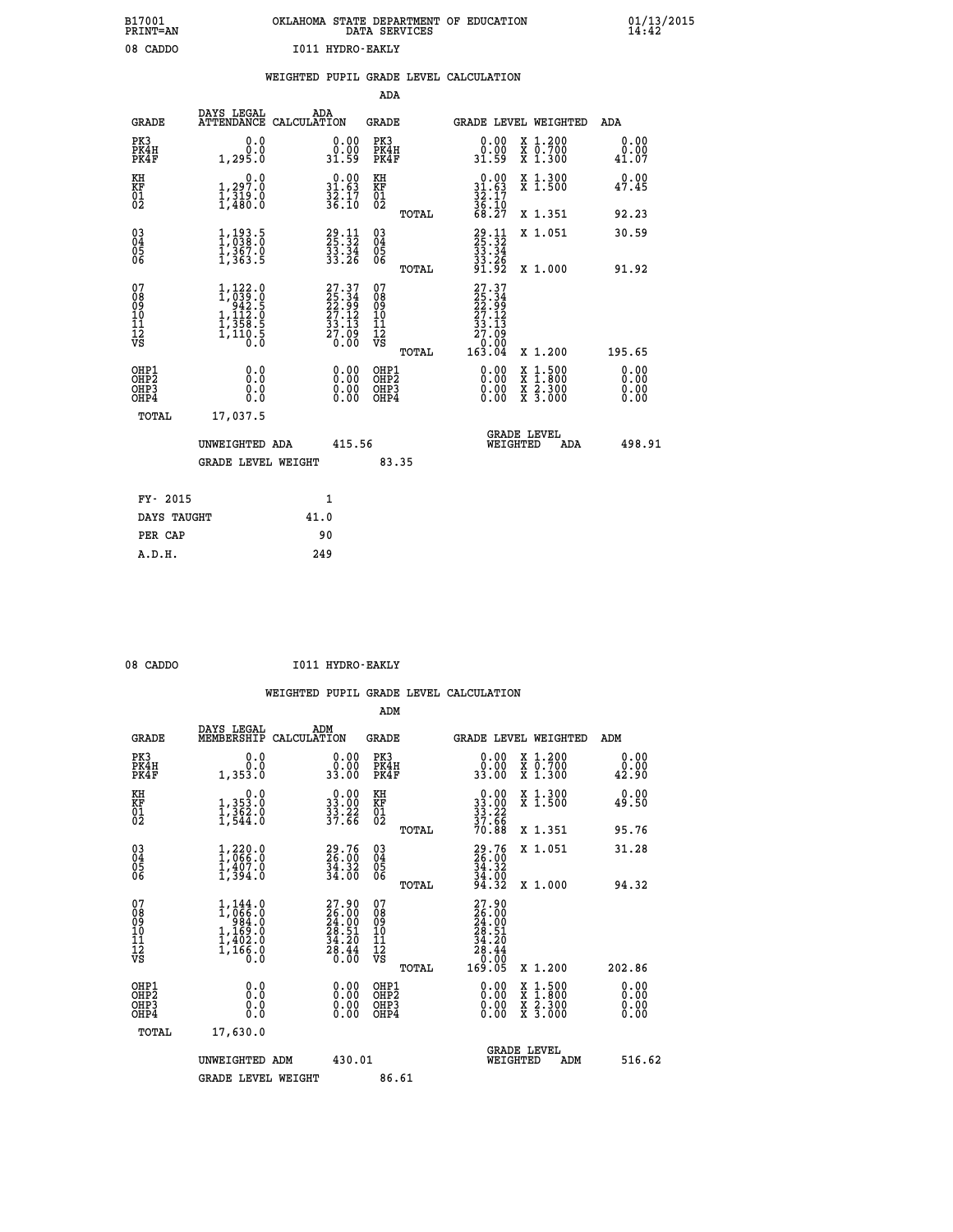B17001 OKLAHOMA STATE DEPARTMENT OF EDUCATION 01/13/2015
PRINT=AN DATA SERVICES 14:42

08 CADDO I011 HYDRO-EAKLY

WEIGHTED PUPIL GRADE LEVEL CALCULATION

ADA

| GRADE | DAYS LEGAL ATTENDANCE | ADA CALCULATION | GRADE | | GRADE LEVEL | WEIGHTED | ADA |
|---|---|---|---|---|---|---|---|
| PK3 | 0.0 | 0.00 | PK3 | | 0.00 | X 1.200 | 0.00 |
| PK4H | 0.0 | 0.00 | PK4H | | 0.00 | X 0.700 | 0.00 |
| PK4F | 1,295.0 | 31.59 | PK4F | | 31.59 | X 1.300 | 41.07 |
| KH | 0.0 | 0.00 | KH | | 0.00 | X 1.300 | 0.00 |
| KF | 1,297.0 | 31.63 | KF | | 31.63 | X 1.500 | 47.45 |
| 01 | 1,319.0 | 32.17 | 01 | | 32.17 | | |
| 02 | 1,480.0 | 36.10 | 02 | | 36.10 | | |
| | | | | TOTAL | 68.27 | X 1.351 | 92.23 |
| 03 | 1,193.5 | 29.11 | 03 | | 29.11 | X 1.051 | 30.59 |
| 04 | 1,038.0 | 25.32 | 04 | | 25.32 | | |
| 05 | 1,367.0 | 33.34 | 05 | | 33.34 | | |
| 06 | 1,363.5 | 33.26 | 06 | | 33.26 | | |
| | | | | TOTAL | 91.92 | X 1.000 | 91.92 |
| 07 | 1,122.0 | 27.37 | 07 | | 27.37 | | |
| 08 | 1,039.0 | 25.34 | 08 | | 25.34 | | |
| 09 | 942.5 | 22.99 | 09 | | 22.99 | | |
| 10 | 1,112.0 | 27.12 | 10 | | 27.12 | | |
| 11 | 1,358.5 | 33.13 | 11 | | 33.13 | | |
| 12 | 1,110.5 | 27.09 | 12 | | 27.09 | | |
| VS | 0.0 | 0.00 | VS | | 0.00 | | |
| | | | | TOTAL | 163.04 | X 1.200 | 195.65 |
| OHP1 | 0.0 | 0.00 | OHP1 | | 0.00 | X 1.500 | 0.00 |
| OHP2 | 0.0 | 0.00 | OHP2 | | 0.00 | X 1.800 | 0.00 |
| OHP3 | 0.0 | 0.00 | OHP3 | | 0.00 | X 2.300 | 0.00 |
| OHP4 | 0.0 | 0.00 | OHP4 | | 0.00 | X 3.000 | 0.00 |
| TOTAL | 17,037.5 | | | | | | |

UNWEIGHTED ADA 415.56 — GRADE LEVEL WEIGHTED ADA 498.91

GRADE LEVEL WEIGHT 83.35

| FY- 2015 | 1 |
|---|---|
| DAYS TAUGHT | 41.0 |
| PER CAP | 90 |
| A.D.H. | 249 |

08 CADDO I011 HYDRO-EAKLY

WEIGHTED PUPIL GRADE LEVEL CALCULATION

ADM

| GRADE | DAYS LEGAL MEMBERSHIP | ADM CALCULATION | GRADE | | GRADE LEVEL | WEIGHTED | ADM |
|---|---|---|---|---|---|---|---|
| PK3 | 0.0 | 0.00 | PK3 | | 0.00 | X 1.200 | 0.00 |
| PK4H | 0.0 | 0.00 | PK4H | | 0.00 | X 0.700 | 0.00 |
| PK4F | 1,353.0 | 33.00 | PK4F | | 33.00 | X 1.300 | 42.90 |
| KH | 0.0 | 0.00 | KH | | 0.00 | X 1.300 | 0.00 |
| KF | 1,353.0 | 33.00 | KF | | 33.00 | X 1.500 | 49.50 |
| 01 | 1,362.0 | 33.22 | 01 | | 33.22 | | |
| 02 | 1,544.0 | 37.66 | 02 | | 37.66 | | |
| | | | | TOTAL | 70.88 | X 1.351 | 95.76 |
| 03 | 1,220.0 | 29.76 | 03 | | 29.76 | X 1.051 | 31.28 |
| 04 | 1,066.0 | 26.00 | 04 | | 26.00 | | |
| 05 | 1,407.0 | 34.32 | 05 | | 34.32 | | |
| 06 | 1,394.0 | 34.00 | 06 | | 34.00 | | |
| | | | | TOTAL | 94.32 | X 1.000 | 94.32 |
| 07 | 1,144.0 | 27.90 | 07 | | 27.90 | | |
| 08 | 1,066.0 | 26.00 | 08 | | 26.00 | | |
| 09 | 984.0 | 24.00 | 09 | | 24.00 | | |
| 10 | 1,169.0 | 28.51 | 10 | | 28.51 | | |
| 11 | 1,402.0 | 34.20 | 11 | | 34.20 | | |
| 12 | 1,166.0 | 28.44 | 12 | | 28.44 | | |
| VS | 0.0 | 0.00 | VS | | 0.00 | | |
| | | | | TOTAL | 169.05 | X 1.200 | 202.86 |
| OHP1 | 0.0 | 0.00 | OHP1 | | 0.00 | X 1.500 | 0.00 |
| OHP2 | 0.0 | 0.00 | OHP2 | | 0.00 | X 1.800 | 0.00 |
| OHP3 | 0.0 | 0.00 | OHP3 | | 0.00 | X 2.300 | 0.00 |
| OHP4 | 0.0 | 0.00 | OHP4 | | 0.00 | X 3.000 | 0.00 |
| TOTAL | 17,630.0 | | | | | | |

UNWEIGHTED ADM 430.01 — GRADE LEVEL WEIGHTED ADM 516.62

GRADE LEVEL WEIGHT 86.61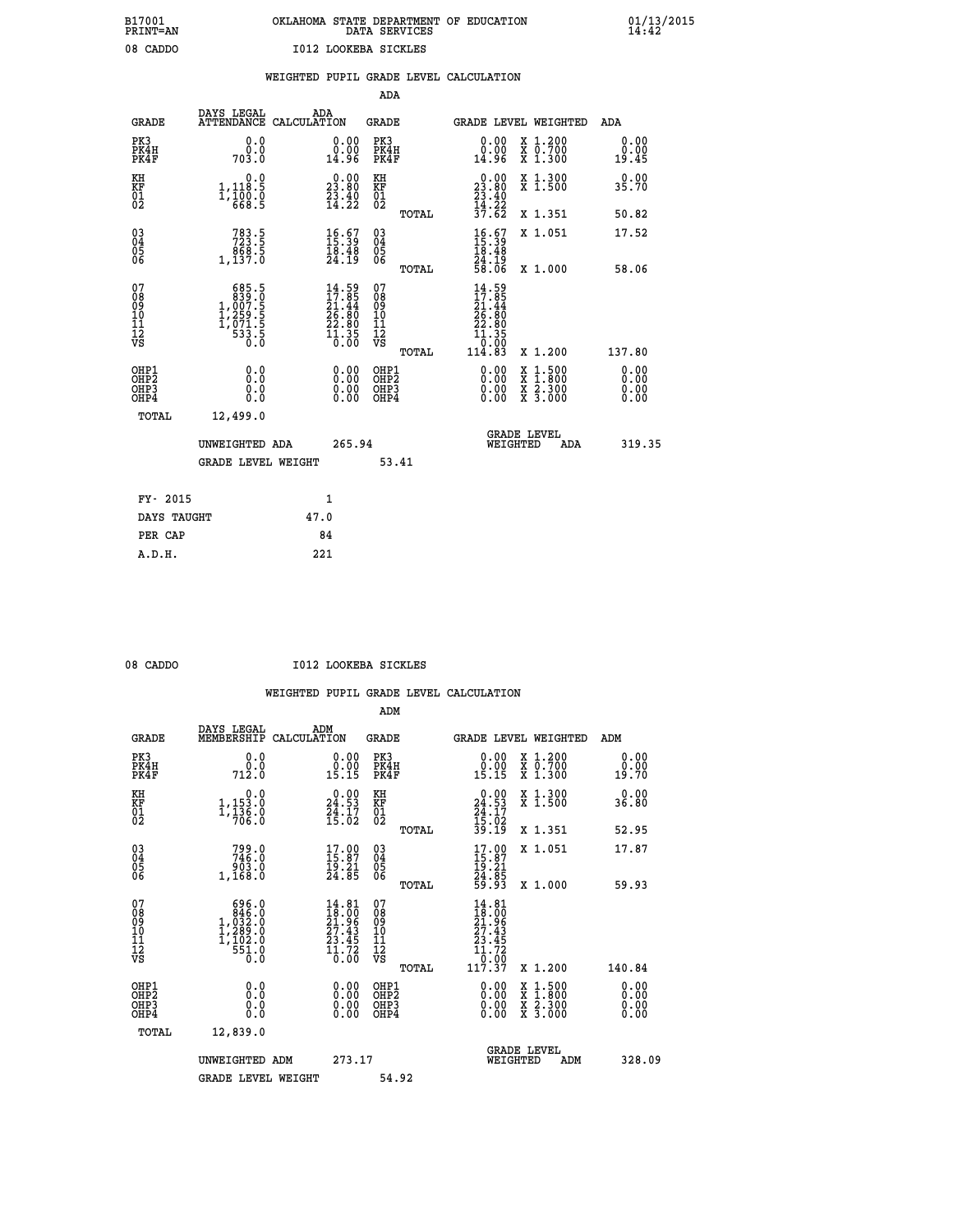B17001 OKLAHOMA STATE DEPARTMENT OF EDUCATION 01/13/2015
PRINT=AN DATA SERVICES 14:42

08 CADDO I012 LOOKEBA SICKLES

## WEIGHTED PUPIL GRADE LEVEL CALCULATION

### ADA

| GRADE | DAYS LEGAL ATTENDANCE | ADA CALCULATION | GRADE | GRADE LEVEL | WEIGHTED | ADA |
|---|---|---|---|---|---|---|
| PK3 | 0.0 | 0.00 | PK3 | 0.00 | X 1.200 | 0.00 |
| PK4H | 0.0 | 0.00 | PK4H | 0.00 | X 0.700 | 0.00 |
| PK4F | 703.0 | 14.96 | PK4F | 14.96 | X 1.300 | 19.45 |
| KH | 0.0 | 0.00 | KH | 0.00 | X 1.300 | 0.00 |
| KF | 1,118.5 | 23.80 | KF | 23.80 | X 1.500 | 35.70 |
| 01 | 1,100.0 | 23.40 | 01 | 23.40 | | |
| 02 | 668.5 | 14.22 | 02 | 14.22 | | |
| | | | TOTAL | 37.62 | X 1.351 | 50.82 |
| 03 | 783.5 | 16.67 | 03 | 16.67 | X 1.051 | 17.52 |
| 04 | 723.5 | 15.39 | 04 | 15.39 | | |
| 05 | 868.5 | 18.48 | 05 | 18.48 | | |
| 06 | 1,137.0 | 24.19 | 06 | 24.19 | | |
| | | | TOTAL | 58.06 | X 1.000 | 58.06 |
| 07 | 685.5 | 14.59 | 07 | 14.59 | | |
| 08 | 839.0 | 17.85 | 08 | 17.85 | | |
| 09 | 1,007.5 | 21.44 | 09 | 21.44 | | |
| 10 | 1,259.5 | 26.80 | 10 | 26.80 | | |
| 11 | 1,071.5 | 22.80 | 11 | 22.80 | | |
| 12 | 533.5 | 11.35 | 12 | 11.35 | | |
| VS | 0.0 | 0.00 | VS | 0.00 | | |
| | | | TOTAL | 114.83 | X 1.200 | 137.80 |
| OHP1 | 0.0 | 0.00 | OHP1 | 0.00 | X 1.500 | 0.00 |
| OHP2 | 0.0 | 0.00 | OHP2 | 0.00 | X 1.800 | 0.00 |
| OHP3 | 0.0 | 0.00 | OHP3 | 0.00 | X 2.300 | 0.00 |
| OHP4 | 0.0 | 0.00 | OHP4 | 0.00 | X 3.000 | 0.00 |
| TOTAL | 12,499.0 | | | | | |

UNWEIGHTED ADA 265.94 GRADE LEVEL WEIGHTED ADA 319.35

GRADE LEVEL WEIGHT 53.41

| | |
|---|---|
| FY- 2015 | 1 |
| DAYS TAUGHT | 47.0 |
| PER CAP | 84 |
| A.D.H. | 221 |

08 CADDO I012 LOOKEBA SICKLES

## WEIGHTED PUPIL GRADE LEVEL CALCULATION

### ADM

| GRADE | DAYS LEGAL MEMBERSHIP | ADM CALCULATION | GRADE | GRADE LEVEL | WEIGHTED | ADM |
|---|---|---|---|---|---|---|
| PK3 | 0.0 | 0.00 | PK3 | 0.00 | X 1.200 | 0.00 |
| PK4H | 0.0 | 0.00 | PK4H | 0.00 | X 0.700 | 0.00 |
| PK4F | 712.0 | 15.15 | PK4F | 15.15 | X 1.300 | 19.70 |
| KH | 0.0 | 0.00 | KH | 0.00 | X 1.300 | 0.00 |
| KF | 1,153.0 | 24.53 | KF | 24.53 | X 1.500 | 36.80 |
| 01 | 1,136.0 | 24.17 | 01 | 24.17 | | |
| 02 | 706.0 | 15.02 | 02 | 15.02 | | |
| | | | TOTAL | 39.19 | X 1.351 | 52.95 |
| 03 | 799.0 | 17.00 | 03 | 17.00 | X 1.051 | 17.87 |
| 04 | 746.0 | 15.87 | 04 | 15.87 | | |
| 05 | 903.0 | 19.21 | 05 | 19.21 | | |
| 06 | 1,168.0 | 24.85 | 06 | 24.85 | | |
| | | | TOTAL | 59.93 | X 1.000 | 59.93 |
| 07 | 696.0 | 14.81 | 07 | 14.81 | | |
| 08 | 846.0 | 18.00 | 08 | 18.00 | | |
| 09 | 1,032.0 | 21.96 | 09 | 21.96 | | |
| 10 | 1,289.0 | 27.43 | 10 | 27.43 | | |
| 11 | 1,102.0 | 23.45 | 11 | 23.45 | | |
| 12 | 551.0 | 11.72 | 12 | 11.72 | | |
| VS | 0.0 | 0.00 | VS | 0.00 | | |
| | | | TOTAL | 117.37 | X 1.200 | 140.84 |
| OHP1 | 0.0 | 0.00 | OHP1 | 0.00 | X 1.500 | 0.00 |
| OHP2 | 0.0 | 0.00 | OHP2 | 0.00 | X 1.800 | 0.00 |
| OHP3 | 0.0 | 0.00 | OHP3 | 0.00 | X 2.300 | 0.00 |
| OHP4 | 0.0 | 0.00 | OHP4 | 0.00 | X 3.000 | 0.00 |
| TOTAL | 12,839.0 | | | | | |

UNWEIGHTED ADM 273.17 GRADE LEVEL WEIGHTED ADM 328.09

GRADE LEVEL WEIGHT 54.92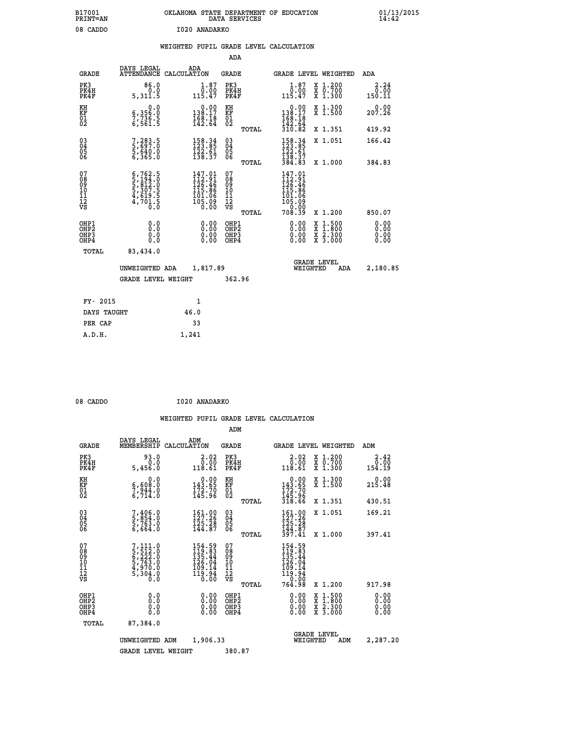B17001 OKLAHOMA STATE DEPARTMENT OF EDUCATION 01/13/2015
PRINT=AN DATA SERVICES 14:42

08 CADDO I020 ANADARKO

WEIGHTED PUPIL GRADE LEVEL CALCULATION

ADA

| GRADE | DAYS LEGAL ATTENDANCE | ADA CALCULATION | GRADE | GRADE LEVEL | WEIGHTED | ADA |
|---|---|---|---|---|---|---|
| PK3 | 86.0 | 1.87 | PK3 | 1.87 | X 1.200 | 2.24 |
| PK4H | 0.0 | 0.00 | PK4H | 0.00 | X 0.700 | 0.00 |
| PK4F | 5,311.5 | 115.47 | PK4F | 115.47 | X 1.300 | 150.11 |
| KH | 0.0 | 0.00 | KH | 0.00 | X 1.300 | 0.00 |
| KF | 6,356.0 | 138.17 | KF | 138.17 | X 1.500 | 207.26 |
| 01 | 7,736.5 | 168.18 | 01 | 168.18 | | |
| 02 | 6,561.5 | 142.64 | 02 | 142.64 | | |
| | | | TOTAL | 310.82 | X 1.351 | 419.92 |
| 03 | 7,283.5 | 158.34 | 03 | 158.34 | X 1.051 | 166.42 |
| 04 | 5,697.0 | 123.85 | 04 | 123.85 | | |
| 05 | 5,640.0 | 122.61 | 05 | 122.61 | | |
| 06 | 6,365.0 | 138.37 | 06 | 138.37 | | |
| | | | TOTAL | 384.83 | X 1.000 | 384.83 |
| 07 | 6,762.5 | 147.01 | 07 | 147.01 | | |
| 08 | 5,194.0 | 112.91 | 08 | 112.91 | | |
| 09 | 5,812.0 | 126.46 | 09 | 126.46 | | |
| 10 | 5,307.5 | 115.86 | 10 | 115.86 | | |
| 11 | 4,619.5 | 101.06 | 11 | 101.06 | | |
| 12 | 4,701.5 | 105.09 | 12 | 105.09 | | |
| VS | 0.0 | 0.00 | VS | 0.00 | | |
| | | | TOTAL | 708.39 | X 1.200 | 850.07 |
| OHP1 | 0.0 | 0.00 | OHP1 | 0.00 | X 1.500 | 0.00 |
| OHP2 | 0.0 | 0.00 | OHP2 | 0.00 | X 1.800 | 0.00 |
| OHP3 | 0.0 | 0.00 | OHP3 | 0.00 | X 2.300 | 0.00 |
| OHP4 | 0.0 | 0.00 | OHP4 | 0.00 | X 3.000 | 0.00 |
| TOTAL | 83,434.0 | | | | | |

UNWEIGHTED ADA 1,817.89 GRADE LEVEL WEIGHTED ADA 2,180.85

GRADE LEVEL WEIGHT 362.96

| FY- 2015 | 1 |
|---|---|
| DAYS TAUGHT | 46.0 |
| PER CAP | 33 |
| A.D.H. | 1,241 |

08 CADDO I020 ANADARKO

WEIGHTED PUPIL GRADE LEVEL CALCULATION

ADM

| GRADE | DAYS LEGAL MEMBERSHIP | ADM CALCULATION | GRADE | GRADE LEVEL | WEIGHTED | ADM |
|---|---|---|---|---|---|---|
| PK3 | 93.0 | 2.02 | PK3 | 2.02 | X 1.200 | 2.42 |
| PK4H | 0.0 | 0.00 | PK4H | 0.00 | X 0.700 | 0.00 |
| PK4F | 5,456.0 | 118.61 | PK4F | 118.61 | X 1.300 | 154.19 |
| KH | 0.0 | 0.00 | KH | 0.00 | X 1.300 | 0.00 |
| KF | 6,608.0 | 143.65 | KF | 143.65 | X 1.500 | 215.48 |
| 01 | 7,944.0 | 172.70 | 01 | 172.70 | | |
| 02 | 6,714.0 | 145.96 | 02 | 145.96 | | |
| | | | TOTAL | 318.66 | X 1.351 | 430.51 |
| 03 | 7,406.0 | 161.00 | 03 | 161.00 | X 1.051 | 169.21 |
| 04 | 5,854.0 | 127.26 | 04 | 127.26 | | |
| 05 | 5,763.0 | 125.28 | 05 | 125.28 | | |
| 06 | 6,664.0 | 144.87 | 06 | 144.87 | | |
| | | | TOTAL | 397.41 | X 1.000 | 397.41 |
| 07 | 7,111.0 | 154.59 | 07 | 154.59 | | |
| 08 | 5,512.0 | 119.83 | 08 | 119.83 | | |
| 09 | 6,222.0 | 135.44 | 09 | 135.44 | | |
| 10 | 5,763.0 | 126.04 | 10 | 126.04 | | |
| 11 | 4,970.0 | 109.14 | 11 | 109.14 | | |
| 12 | 5,304.0 | 119.94 | 12 | 119.94 | | |
| VS | 0.0 | 0.00 | VS | 0.00 | | |
| | | | TOTAL | 764.98 | X 1.200 | 917.98 |
| OHP1 | 0.0 | 0.00 | OHP1 | 0.00 | X 1.500 | 0.00 |
| OHP2 | 0.0 | 0.00 | OHP2 | 0.00 | X 1.800 | 0.00 |
| OHP3 | 0.0 | 0.00 | OHP3 | 0.00 | X 2.300 | 0.00 |
| OHP4 | 0.0 | 0.00 | OHP4 | 0.00 | X 3.000 | 0.00 |
| TOTAL | 87,384.0 | | | | | |

UNWEIGHTED ADM 1,906.33 GRADE LEVEL WEIGHTED ADM 2,287.20

GRADE LEVEL WEIGHT 380.87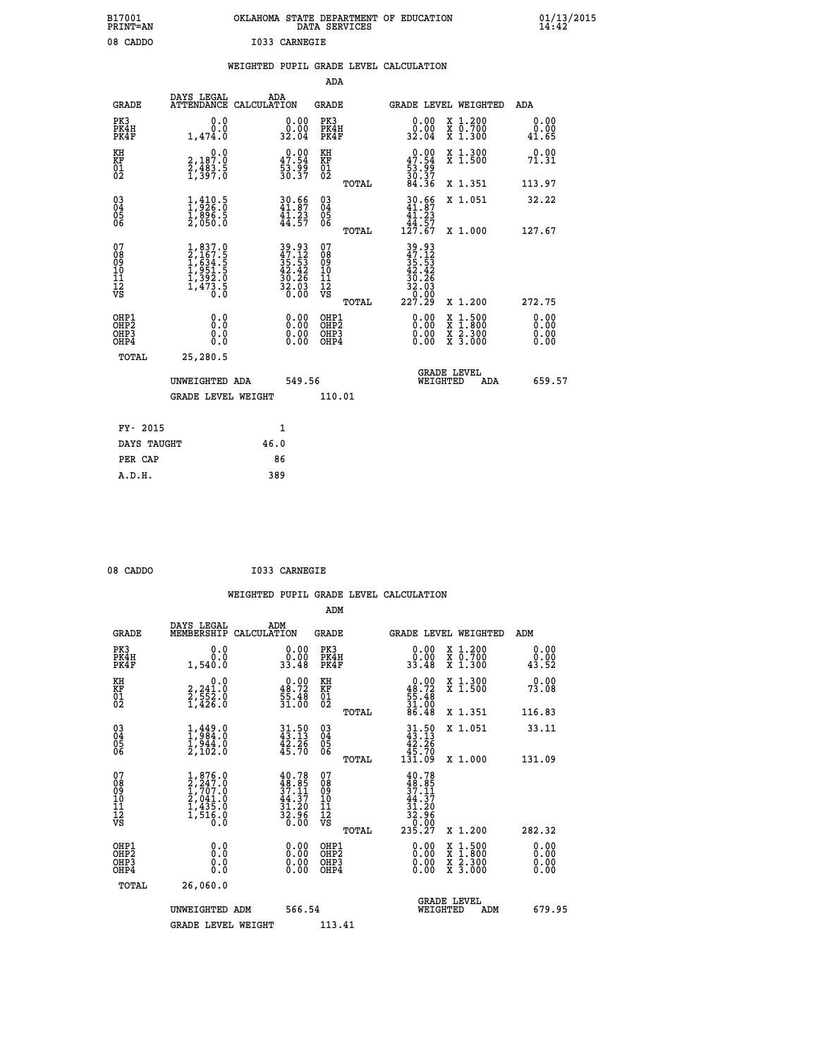B17001 OKLAHOMA STATE DEPARTMENT OF EDUCATION 01/13/2015
PRINT=AN DATA SERVICES 14:42

08 CADDO I033 CARNEGIE

WEIGHTED PUPIL GRADE LEVEL CALCULATION

ADA

| GRADE | DAYS LEGAL ATTENDANCE | ADA CALCULATION | GRADE | GRADE LEVEL | WEIGHTED | ADA |
|---|---|---|---|---|---|---|
| PK3 | 0.0 | 0.00 | PK3 | 0.00 | X 1.200 | 0.00 |
| PK4H | 0.0 | 0.00 | PK4H | 0.00 | X 0.700 | 0.00 |
| PK4F | 1,474.0 | 32.04 | PK4F | 32.04 | X 1.300 | 41.65 |
| KH | 0.0 | 0.00 | KH | 0.00 | X 1.300 | 0.00 |
| KF | 2,187.0 | 47.54 | KF | 47.54 | X 1.500 | 71.31 |
| 01 | 2,483.5 | 53.99 | 01 | 53.99 | | |
| 02 | 1,397.0 | 30.37 | 02 | 30.37 | | |
| | | | TOTAL | 84.36 | X 1.351 | 113.97 |
| 03 | 1,410.5 | 30.66 | 03 | 30.66 | X 1.051 | 32.22 |
| 04 | 1,926.0 | 41.87 | 04 | 41.87 | | |
| 05 | 1,896.5 | 41.23 | 05 | 41.23 | | |
| 06 | 2,050.0 | 44.57 | 06 | 44.57 | | |
| | | | TOTAL | 127.67 | X 1.000 | 127.67 |
| 07 | 1,837.0 | 39.93 | 07 | 39.93 | | |
| 08 | 2,167.5 | 47.12 | 08 | 47.12 | | |
| 09 | 1,634.5 | 35.53 | 09 | 35.53 | | |
| 10 | 1,951.5 | 42.42 | 10 | 42.42 | | |
| 11 | 1,392.0 | 30.26 | 11 | 30.26 | | |
| 12 | 1,473.5 | 32.03 | 12 | 32.03 | | |
| VS | 0.0 | 0.00 | VS | 0.00 | | |
| | | | TOTAL | 227.29 | X 1.200 | 272.75 |
| OHP1 | 0.0 | 0.00 | OHP1 | 0.00 | X 1.500 | 0.00 |
| OHP2 | 0.0 | 0.00 | OHP2 | 0.00 | X 1.800 | 0.00 |
| OHP3 | 0.0 | 0.00 | OHP3 | 0.00 | X 2.300 | 0.00 |
| OHP4 | 0.0 | 0.00 | OHP4 | 0.00 | X 3.000 | 0.00 |
| TOTAL | 25,280.5 | | | | | |

UNWEIGHTED ADA 549.56 GRADE LEVEL WEIGHTED ADA 659.57

GRADE LEVEL WEIGHT 110.01

FY- 2015 1
DAYS TAUGHT 46.0
PER CAP 86
A.D.H. 389

08 CADDO I033 CARNEGIE

WEIGHTED PUPIL GRADE LEVEL CALCULATION

ADM

| GRADE | DAYS LEGAL MEMBERSHIP | ADM CALCULATION | GRADE | GRADE LEVEL | WEIGHTED | ADM |
|---|---|---|---|---|---|---|
| PK3 | 0.0 | 0.00 | PK3 | 0.00 | X 1.200 | 0.00 |
| PK4H | 0.0 | 0.00 | PK4H | 0.00 | X 0.700 | 0.00 |
| PK4F | 1,540.0 | 33.48 | PK4F | 33.48 | X 1.300 | 43.52 |
| KH | 0.0 | 0.00 | KH | 0.00 | X 1.300 | 0.00 |
| KF | 2,241.0 | 48.72 | KF | 48.72 | X 1.500 | 73.08 |
| 01 | 2,552.0 | 55.48 | 01 | 55.48 | | |
| 02 | 1,426.0 | 31.00 | 02 | 31.00 | | |
| | | | TOTAL | 86.48 | X 1.351 | 116.83 |
| 03 | 1,449.0 | 31.50 | 03 | 31.50 | X 1.051 | 33.11 |
| 04 | 1,984.0 | 43.13 | 04 | 43.13 | | |
| 05 | 1,944.0 | 42.26 | 05 | 42.26 | | |
| 06 | 2,102.0 | 45.70 | 06 | 45.70 | | |
| | | | TOTAL | 131.09 | X 1.000 | 131.09 |
| 07 | 1,876.0 | 40.78 | 07 | 40.78 | | |
| 08 | 2,247.0 | 48.85 | 08 | 48.85 | | |
| 09 | 1,707.0 | 37.11 | 09 | 37.11 | | |
| 10 | 2,041.0 | 44.37 | 10 | 44.37 | | |
| 11 | 1,435.0 | 31.20 | 11 | 31.20 | | |
| 12 | 1,516.0 | 32.96 | 12 | 32.96 | | |
| VS | 0.0 | 0.00 | VS | 0.00 | | |
| | | | TOTAL | 235.27 | X 1.200 | 282.32 |
| OHP1 | 0.0 | 0.00 | OHP1 | 0.00 | X 1.500 | 0.00 |
| OHP2 | 0.0 | 0.00 | OHP2 | 0.00 | X 1.800 | 0.00 |
| OHP3 | 0.0 | 0.00 | OHP3 | 0.00 | X 2.300 | 0.00 |
| OHP4 | 0.0 | 0.00 | OHP4 | 0.00 | X 3.000 | 0.00 |
| TOTAL | 26,060.0 | | | | | |

UNWEIGHTED ADM 566.54 GRADE LEVEL WEIGHTED ADM 679.95

GRADE LEVEL WEIGHT 113.41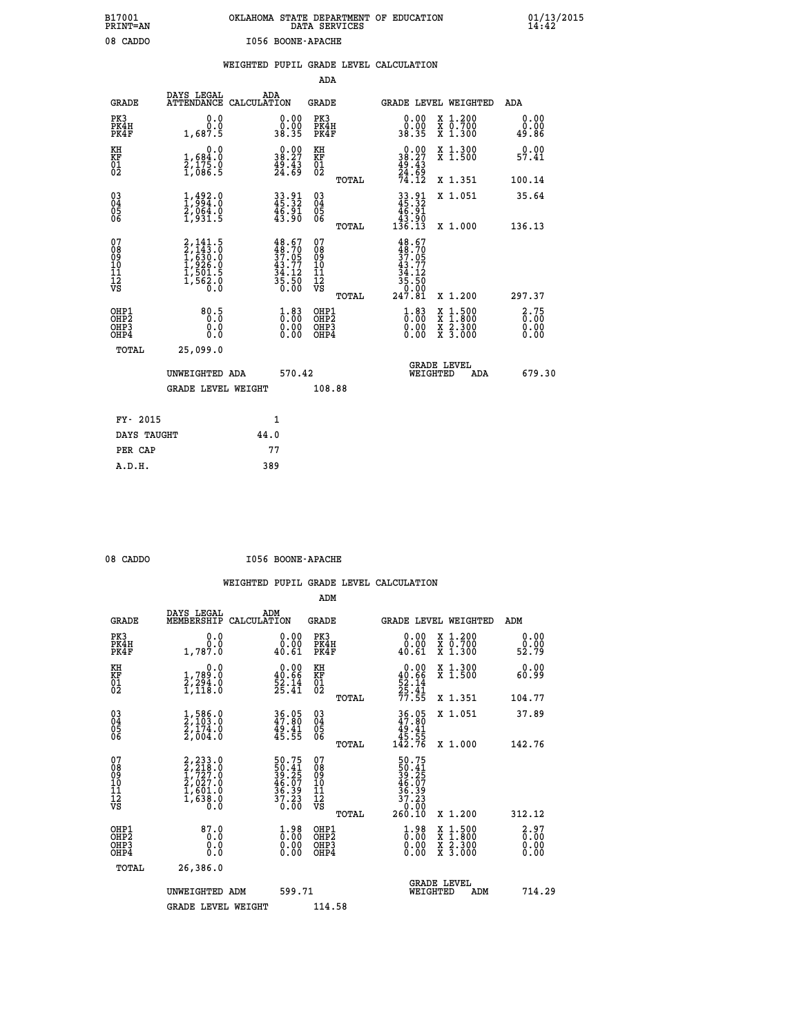B17001 PRINT=AN — OKLAHOMA STATE DEPARTMENT OF EDUCATION DATA SERVICES — 01/13/2015 14:42

08 CADDO — I056 BOONE-APACHE

## WEIGHTED PUPIL GRADE LEVEL CALCULATION

### ADA

| GRADE | DAYS LEGAL ATTENDANCE | ADA CALCULATION | GRADE | GRADE LEVEL | WEIGHTED | ADA |
|---|---|---|---|---|---|---|
| PK3 | 0.0 | 0.00 | PK3 | 0.00 | X 1.200 | 0.00 |
| PK4H | 0.0 | 0.00 | PK4H | 0.00 | X 0.700 | 0.00 |
| PK4F | 1,687.5 | 38.35 | PK4F | 38.35 | X 1.300 | 49.86 |
| KH | 0.0 | 0.00 | KH | 0.00 | X 1.300 | 0.00 |
| KF | 1,684.0 | 38.27 | KF | 38.27 | X 1.500 | 57.41 |
| 01 | 2,175.0 | 49.43 | 01 | 49.43 | | |
| 02 | 1,086.5 | 24.69 | 02 | 24.69 | | |
| | | | TOTAL | 74.12 | X 1.351 | 100.14 |
| 03 | 1,492.0 | 33.91 | 03 | 33.91 | X 1.051 | 35.64 |
| 04 | 1,994.0 | 45.32 | 04 | 45.32 | | |
| 05 | 2,064.0 | 46.91 | 05 | 46.91 | | |
| 06 | 1,931.5 | 43.90 | 06 | 43.90 | | |
| | | | TOTAL | 136.13 | X 1.000 | 136.13 |
| 07 | 2,141.5 | 48.67 | 07 | 48.67 | | |
| 08 | 2,143.0 | 48.70 | 08 | 48.70 | | |
| 09 | 1,630.0 | 37.05 | 09 | 37.05 | | |
| 10 | 1,926.0 | 43.77 | 10 | 43.77 | | |
| 11 | 1,501.5 | 34.12 | 11 | 34.12 | | |
| 12 | 1,562.0 | 35.50 | 12 | 35.50 | | |
| VS | 0.0 | 0.00 | VS | 0.00 | | |
| | | | TOTAL | 247.81 | X 1.200 | 297.37 |
| OHP1 | 80.5 | 1.83 | OHP1 | 1.83 | X 1.500 | 2.75 |
| OHP2 | 0.0 | 0.00 | OHP2 | 0.00 | X 1.800 | 0.00 |
| OHP3 | 0.0 | 0.00 | OHP3 | 0.00 | X 2.300 | 0.00 |
| OHP4 | 0.0 | 0.00 | OHP4 | 0.00 | X 3.000 | 0.00 |
| TOTAL | 25,099.0 | | | | | |

UNWEIGHTED ADA 570.42 — GRADE LEVEL WEIGHTED ADA 679.30

GRADE LEVEL WEIGHT 108.88

| FY- 2015 | 1 |
|---|---|
| DAYS TAUGHT | 44.0 |
| PER CAP | 77 |
| A.D.H. | 389 |

08 CADDO — I056 BOONE-APACHE

## WEIGHTED PUPIL GRADE LEVEL CALCULATION

### ADM

| GRADE | DAYS LEGAL MEMBERSHIP | ADM CALCULATION | GRADE | GRADE LEVEL | WEIGHTED | ADM |
|---|---|---|---|---|---|---|
| PK3 | 0.0 | 0.00 | PK3 | 0.00 | X 1.200 | 0.00 |
| PK4H | 0.0 | 0.00 | PK4H | 0.00 | X 0.700 | 0.00 |
| PK4F | 1,787.0 | 40.61 | PK4F | 40.61 | X 1.300 | 52.79 |
| KH | 0.0 | 0.00 | KH | 0.00 | X 1.300 | 0.00 |
| KF | 1,789.0 | 40.66 | KF | 40.66 | X 1.500 | 60.99 |
| 01 | 2,294.0 | 52.14 | 01 | 52.14 | | |
| 02 | 1,118.0 | 25.41 | 02 | 25.41 | | |
| | | | TOTAL | 77.55 | X 1.351 | 104.77 |
| 03 | 1,586.0 | 36.05 | 03 | 36.05 | X 1.051 | 37.89 |
| 04 | 2,103.0 | 47.80 | 04 | 47.80 | | |
| 05 | 2,174.0 | 49.41 | 05 | 49.41 | | |
| 06 | 2,004.0 | 45.55 | 06 | 45.55 | | |
| | | | TOTAL | 142.76 | X 1.000 | 142.76 |
| 07 | 2,233.0 | 50.75 | 07 | 50.75 | | |
| 08 | 2,218.0 | 50.41 | 08 | 50.41 | | |
| 09 | 1,727.0 | 39.25 | 09 | 39.25 | | |
| 10 | 2,027.0 | 46.07 | 10 | 46.07 | | |
| 11 | 1,601.0 | 36.39 | 11 | 36.39 | | |
| 12 | 1,638.0 | 37.23 | 12 | 37.23 | | |
| VS | 0.0 | 0.00 | VS | 0.00 | | |
| | | | TOTAL | 260.10 | X 1.200 | 312.12 |
| OHP1 | 87.0 | 1.98 | OHP1 | 1.98 | X 1.500 | 2.97 |
| OHP2 | 0.0 | 0.00 | OHP2 | 0.00 | X 1.800 | 0.00 |
| OHP3 | 0.0 | 0.00 | OHP3 | 0.00 | X 2.300 | 0.00 |
| OHP4 | 0.0 | 0.00 | OHP4 | 0.00 | X 3.000 | 0.00 |
| TOTAL | 26,386.0 | | | | | |

UNWEIGHTED ADM 599.71 — GRADE LEVEL WEIGHTED ADM 714.29

GRADE LEVEL WEIGHT 114.58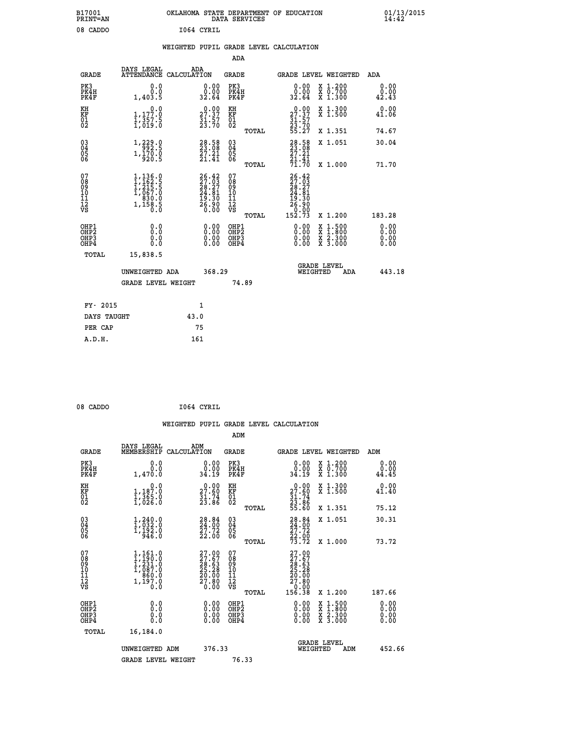B17001 PRINT=AN — OKLAHOMA STATE DEPARTMENT OF EDUCATION DATA SERVICES — 01/13/2015 14:42

08 CADDO — I064 CYRIL

## WEIGHTED PUPIL GRADE LEVEL CALCULATION

### ADA

| GRADE | DAYS LEGAL ATTENDANCE | ADA CALCULATION | GRADE | GRADE LEVEL | WEIGHTED | ADA |
|---|---|---|---|---|---|---|
| PK3 | 0.0 | 0.00 | PK3 | 0.00 | X 1.200 | 0.00 |
| PK4H | 0.0 | 0.00 | PK4H | 0.00 | X 0.700 | 0.00 |
| PK4F | 1,403.5 | 32.64 | PK4F | 32.64 | X 1.300 | 42.43 |
| KH | 0.0 | 0.00 | KH | 0.00 | X 1.300 | 0.00 |
| KF | 1,177.0 | 27.37 | KF | 27.37 | X 1.500 | 41.06 |
| 01 | 1,357.5 | 31.57 | 01 | 31.57 | | |
| 02 | 1,019.0 | 23.70 | 02 | 23.70 | | |
| | | | TOTAL | 55.27 | X 1.351 | 74.67 |
| 03 | 1,229.0 | 28.58 | 03 | 28.58 | X 1.051 | 30.04 |
| 04 | 992.5 | 23.08 | 04 | 23.08 | | |
| 05 | 1,170.0 | 27.21 | 05 | 27.21 | | |
| 06 | 920.5 | 21.41 | 06 | 21.41 | | |
| | | | TOTAL | 71.70 | X 1.000 | 71.70 |
| 07 | 1,136.0 | 26.42 | 07 | 26.42 | | |
| 08 | 1,162.5 | 27.03 | 08 | 27.03 | | |
| 09 | 1,215.5 | 28.27 | 09 | 28.27 | | |
| 10 | 1,067.0 | 24.81 | 10 | 24.81 | | |
| 11 | 830.0 | 19.30 | 11 | 19.30 | | |
| 12 | 1,158.5 | 26.90 | 12 | 26.90 | | |
| VS | 0.0 | 0.00 | VS | 0.00 | | |
| | | | TOTAL | 152.73 | X 1.200 | 183.28 |
| OHP1 | 0.0 | 0.00 | OHP1 | 0.00 | X 1.500 | 0.00 |
| OHP2 | 0.0 | 0.00 | OHP2 | 0.00 | X 1.800 | 0.00 |
| OHP3 | 0.0 | 0.00 | OHP3 | 0.00 | X 2.300 | 0.00 |
| OHP4 | 0.0 | 0.00 | OHP4 | 0.00 | X 3.000 | 0.00 |
| TOTAL | 15,838.5 | | | | | |

UNWEIGHTED ADA: 368.29 — GRADE LEVEL WEIGHTED ADA: 443.18

GRADE LEVEL WEIGHT: 74.89

| | |
|---|---|
| FY- 2015 | 1 |
| DAYS TAUGHT | 43.0 |
| PER CAP | 75 |
| A.D.H. | 161 |

08 CADDO — I064 CYRIL

## WEIGHTED PUPIL GRADE LEVEL CALCULATION

### ADM

| GRADE | DAYS LEGAL MEMBERSHIP | ADM CALCULATION | GRADE | GRADE LEVEL | WEIGHTED | ADM |
|---|---|---|---|---|---|---|
| PK3 | 0.0 | 0.00 | PK3 | 0.00 | X 1.200 | 0.00 |
| PK4H | 0.0 | 0.00 | PK4H | 0.00 | X 0.700 | 0.00 |
| PK4F | 1,470.0 | 34.19 | PK4F | 34.19 | X 1.300 | 44.45 |
| KH | 0.0 | 0.00 | KH | 0.00 | X 1.300 | 0.00 |
| KF | 1,187.0 | 27.60 | KF | 27.60 | X 1.500 | 41.40 |
| 01 | 1,365.0 | 31.74 | 01 | 31.74 | | |
| 02 | 1,026.0 | 23.86 | 02 | 23.86 | | |
| | | | TOTAL | 55.60 | X 1.351 | 75.12 |
| 03 | 1,240.0 | 28.84 | 03 | 28.84 | X 1.051 | 30.31 |
| 04 | 1,032.0 | 24.00 | 04 | 24.00 | | |
| 05 | 1,192.0 | 27.72 | 05 | 27.72 | | |
| 06 | 946.0 | 22.00 | 06 | 22.00 | | |
| | | | TOTAL | 73.72 | X 1.000 | 73.72 |
| 07 | 1,161.0 | 27.00 | 07 | 27.00 | | |
| 08 | 1,190.0 | 27.67 | 08 | 27.67 | | |
| 09 | 1,231.0 | 28.63 | 09 | 28.63 | | |
| 10 | 1,087.0 | 25.28 | 10 | 25.28 | | |
| 11 | 860.0 | 20.00 | 11 | 20.00 | | |
| 12 | 1,197.0 | 27.80 | 12 | 27.80 | | |
| VS | 0.0 | 0.00 | VS | 0.00 | | |
| | | | TOTAL | 156.38 | X 1.200 | 187.66 |
| OHP1 | 0.0 | 0.00 | OHP1 | 0.00 | X 1.500 | 0.00 |
| OHP2 | 0.0 | 0.00 | OHP2 | 0.00 | X 1.800 | 0.00 |
| OHP3 | 0.0 | 0.00 | OHP3 | 0.00 | X 2.300 | 0.00 |
| OHP4 | 0.0 | 0.00 | OHP4 | 0.00 | X 3.000 | 0.00 |
| TOTAL | 16,184.0 | | | | | |

UNWEIGHTED ADM: 376.33 — GRADE LEVEL WEIGHTED ADM: 452.66

GRADE LEVEL WEIGHT: 76.33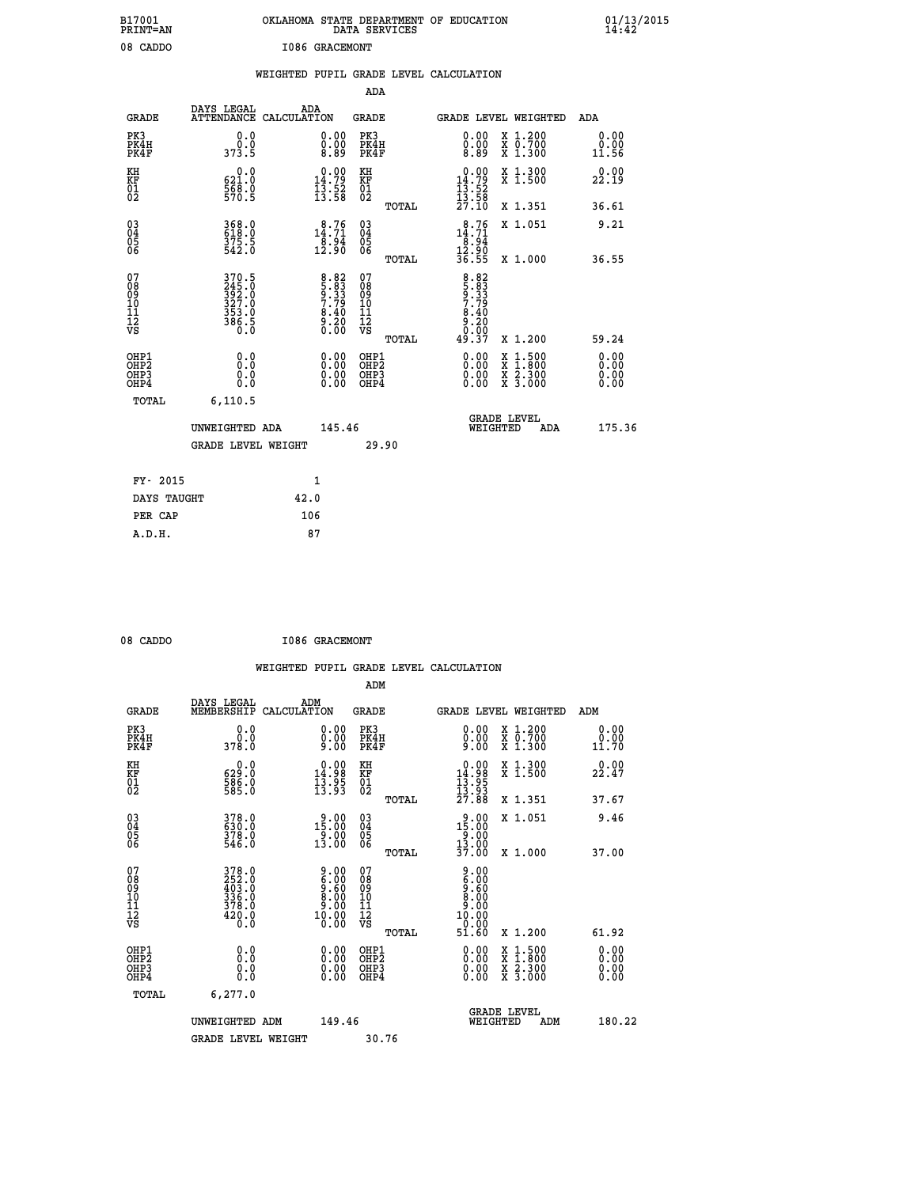B17001
PRINT=AN

OKLAHOMA STATE DEPARTMENT OF EDUCATION
DATA SERVICES

01/13/2015
14:42

08 CADDO                I086 GRACEMONT

WEIGHTED PUPIL GRADE LEVEL CALCULATION

ADA

| GRADE | DAYS LEGAL ATTENDANCE | ADA CALCULATION | GRADE | GRADE LEVEL | WEIGHTED | ADA |
|---|---|---|---|---|---|---|
| PK3 | 0.0 | 0.00 | PK3 | 0.00 | X 1.200 | 0.00 |
| PK4H | 0.0 | 0.00 | PK4H | 0.00 | X 0.700 | 0.00 |
| PK4F | 373.5 | 8.89 | PK4F | 8.89 | X 1.300 | 11.56 |
| KH | 0.0 | 0.00 | KH | 0.00 | X 1.300 | 0.00 |
| KF | 621.0 | 14.79 | KF | 14.79 | X 1.500 | 22.19 |
| 01 | 568.0 | 13.52 | 01 | 13.52 | | |
| 02 | 570.5 | 13.58 | 02 | 13.58 | | |
| | | | TOTAL | 27.10 | X 1.351 | 36.61 |
| 03 | 368.0 | 8.76 | 03 | 8.76 | X 1.051 | 9.21 |
| 04 | 618.0 | 14.71 | 04 | 14.71 | | |
| 05 | 375.5 | 8.94 | 05 | 8.94 | | |
| 06 | 542.0 | 12.90 | 06 | 12.90 | | |
| | | | TOTAL | 36.55 | X 1.000 | 36.55 |
| 07 | 370.5 | 8.82 | 07 | 8.82 | | |
| 08 | 245.0 | 5.83 | 08 | 5.83 | | |
| 09 | 392.0 | 9.33 | 09 | 9.33 | | |
| 10 | 327.0 | 7.79 | 10 | 7.79 | | |
| 11 | 353.0 | 8.40 | 11 | 8.40 | | |
| 12 | 386.5 | 9.20 | 12 | 9.20 | | |
| VS | 0.0 | 0.00 | VS | 0.00 | | |
| | | | TOTAL | 49.37 | X 1.200 | 59.24 |
| OHP1 | 0.0 | 0.00 | OHP1 | 0.00 | X 1.500 | 0.00 |
| OHP2 | 0.0 | 0.00 | OHP2 | 0.00 | X 1.800 | 0.00 |
| OHP3 | 0.0 | 0.00 | OHP3 | 0.00 | X 2.300 | 0.00 |
| OHP4 | 0.0 | 0.00 | OHP4 | 0.00 | X 3.000 | 0.00 |
| TOTAL | 6,110.5 | | | | | |

UNWEIGHTED ADA 145.46 | GRADE LEVEL WEIGHTED ADA 175.36

GRADE LEVEL WEIGHT 29.90

| FY- 2015 | 1 |
|---|---|
| DAYS TAUGHT | 42.0 |
| PER CAP | 106 |
| A.D.H. | 87 |

08 CADDO                I086 GRACEMONT

WEIGHTED PUPIL GRADE LEVEL CALCULATION

ADM

| GRADE | DAYS LEGAL MEMBERSHIP | ADM CALCULATION | GRADE | GRADE LEVEL | WEIGHTED | ADM |
|---|---|---|---|---|---|---|
| PK3 | 0.0 | 0.00 | PK3 | 0.00 | X 1.200 | 0.00 |
| PK4H | 0.0 | 0.00 | PK4H | 0.00 | X 0.700 | 0.00 |
| PK4F | 378.0 | 9.00 | PK4F | 9.00 | X 1.300 | 11.70 |
| KH | 0.0 | 0.00 | KH | 0.00 | X 1.300 | 0.00 |
| KF | 629.0 | 14.98 | KF | 14.98 | X 1.500 | 22.47 |
| 01 | 586.0 | 13.95 | 01 | 13.95 | | |
| 02 | 585.0 | 13.93 | 02 | 13.93 | | |
| | | | TOTAL | 27.88 | X 1.351 | 37.67 |
| 03 | 378.0 | 9.00 | 03 | 9.00 | X 1.051 | 9.46 |
| 04 | 630.0 | 15.00 | 04 | 15.00 | | |
| 05 | 378.0 | 9.00 | 05 | 9.00 | | |
| 06 | 546.0 | 13.00 | 06 | 13.00 | | |
| | | | TOTAL | 37.00 | X 1.000 | 37.00 |
| 07 | 378.0 | 9.00 | 07 | 9.00 | | |
| 08 | 252.0 | 6.00 | 08 | 6.00 | | |
| 09 | 403.0 | 9.60 | 09 | 9.60 | | |
| 10 | 336.0 | 8.00 | 10 | 8.00 | | |
| 11 | 378.0 | 9.00 | 11 | 9.00 | | |
| 12 | 420.0 | 10.00 | 12 | 10.00 | | |
| VS | 0.0 | 0.00 | VS | 0.00 | | |
| | | | TOTAL | 51.60 | X 1.200 | 61.92 |
| OHP1 | 0.0 | 0.00 | OHP1 | 0.00 | X 1.500 | 0.00 |
| OHP2 | 0.0 | 0.00 | OHP2 | 0.00 | X 1.800 | 0.00 |
| OHP3 | 0.0 | 0.00 | OHP3 | 0.00 | X 2.300 | 0.00 |
| OHP4 | 0.0 | 0.00 | OHP4 | 0.00 | X 3.000 | 0.00 |
| TOTAL | 6,277.0 | | | | | |

UNWEIGHTED ADM 149.46 | GRADE LEVEL WEIGHTED ADM 180.22

GRADE LEVEL WEIGHT 30.76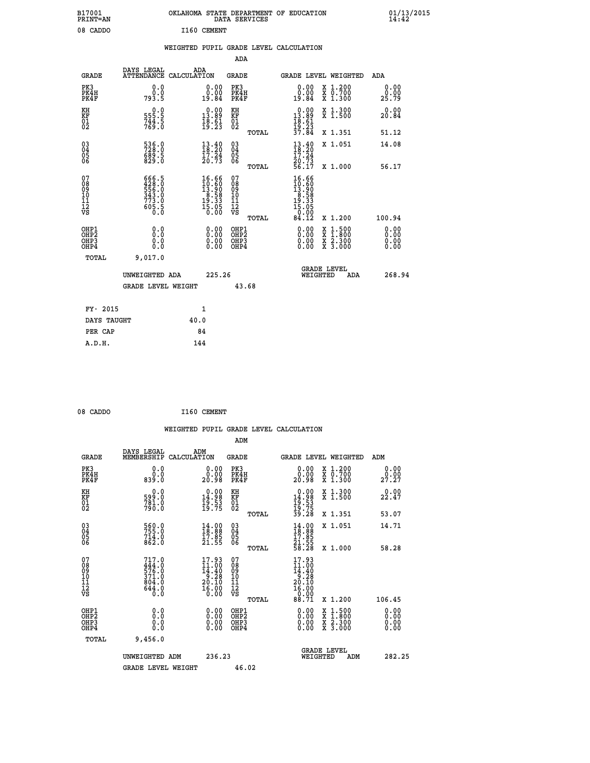B17001 OKLAHOMA STATE DEPARTMENT OF EDUCATION 01/13/2015
PRINT=AN DATA SERVICES 14:42

08 CADDO I160 CEMENT

WEIGHTED PUPIL GRADE LEVEL CALCULATION

ADA

| GRADE | DAYS LEGAL ATTENDANCE | ADA CALCULATION | GRADE | GRADE LEVEL | WEIGHTED | ADA |
|---|---|---|---|---|---|---|
| PK3 | 0.0 | 0.00 | PK3 | 0.00 | X 1.200 | 0.00 |
| PK4H | 0.0 | 0.00 | PK4H | 0.00 | X 0.700 | 0.00 |
| PK4F | 793.5 | 19.84 | PK4F | 19.84 | X 1.300 | 25.79 |
| KH | 0.0 | 0.00 | KH | 0.00 | X 1.300 | 0.00 |
| KF | 555.5 | 13.89 | KF | 13.89 | X 1.500 | 20.84 |
| 01 | 744.5 | 18.61 | 01 | 18.61 | | |
| 02 | 769.0 | 19.23 | 02 | 19.23 | | |
| | | | TOTAL | 37.84 | X 1.351 | 51.12 |
| 03 | 536.0 | 13.40 | 03 | 13.40 | X 1.051 | 14.08 |
| 04 | 728.0 | 18.20 | 04 | 18.20 | | |
| 05 | 689.5 | 17.24 | 05 | 17.24 | | |
| 06 | 829.0 | 20.73 | 06 | 20.73 | | |
| | | | TOTAL | 56.17 | X 1.000 | 56.17 |
| 07 | 666.5 | 16.66 | 07 | 16.66 | | |
| 08 | 428.0 | 10.60 | 08 | 10.60 | | |
| 09 | 556.0 | 13.90 | 09 | 13.90 | | |
| 10 | 343.0 | 8.58 | 10 | 8.58 | | |
| 11 | 773.0 | 19.33 | 11 | 19.33 | | |
| 12 | 605.5 | 15.05 | 12 | 15.05 | | |
| VS | 0.0 | 0.00 | VS | 0.00 | | |
| | | | TOTAL | 84.12 | X 1.200 | 100.94 |
| OHP1 | 0.0 | 0.00 | OHP1 | 0.00 | X 1.500 | 0.00 |
| OHP2 | 0.0 | 0.00 | OHP2 | 0.00 | X 1.800 | 0.00 |
| OHP3 | 0.0 | 0.00 | OHP3 | 0.00 | X 2.300 | 0.00 |
| OHP4 | 0.0 | 0.00 | OHP4 | 0.00 | X 3.000 | 0.00 |
| TOTAL | 9,017.0 | | | | | |

UNWEIGHTED ADA 225.26 | GRADE LEVEL WEIGHTED ADA 268.94

GRADE LEVEL WEIGHT 43.68

| FY- 2015 | 1 |
|---|---|
| DAYS TAUGHT | 40.0 |
| PER CAP | 84 |
| A.D.H. | 144 |

08 CADDO I160 CEMENT

WEIGHTED PUPIL GRADE LEVEL CALCULATION

ADM

| GRADE | DAYS LEGAL MEMBERSHIP | ADM CALCULATION | GRADE | GRADE LEVEL | WEIGHTED | ADM |
|---|---|---|---|---|---|---|
| PK3 | 0.0 | 0.00 | PK3 | 0.00 | X 1.200 | 0.00 |
| PK4H | 0.0 | 0.00 | PK4H | 0.00 | X 0.700 | 0.00 |
| PK4F | 839.0 | 20.98 | PK4F | 20.98 | X 1.300 | 27.27 |
| KH | 0.0 | 0.00 | KH | 0.00 | X 1.300 | 0.00 |
| KF | 599.0 | 14.98 | KF | 14.98 | X 1.500 | 22.47 |
| 01 | 781.0 | 19.53 | 01 | 19.53 | | |
| 02 | 790.0 | 19.75 | 02 | 19.75 | | |
| | | | TOTAL | 39.28 | X 1.351 | 53.07 |
| 03 | 560.0 | 14.00 | 03 | 14.00 | X 1.051 | 14.71 |
| 04 | 755.0 | 18.88 | 04 | 18.88 | | |
| 05 | 714.0 | 17.85 | 05 | 17.85 | | |
| 06 | 862.0 | 21.55 | 06 | 21.55 | | |
| | | | TOTAL | 58.28 | X 1.000 | 58.28 |
| 07 | 717.0 | 17.93 | 07 | 17.93 | | |
| 08 | 444.0 | 11.00 | 08 | 11.00 | | |
| 09 | 576.0 | 14.40 | 09 | 14.40 | | |
| 10 | 371.0 | 9.28 | 10 | 9.28 | | |
| 11 | 804.0 | 20.10 | 11 | 20.10 | | |
| 12 | 644.0 | 16.00 | 12 | 16.00 | | |
| VS | 0.0 | 0.00 | VS | 0.00 | | |
| | | | TOTAL | 88.71 | X 1.200 | 106.45 |
| OHP1 | 0.0 | 0.00 | OHP1 | 0.00 | X 1.500 | 0.00 |
| OHP2 | 0.0 | 0.00 | OHP2 | 0.00 | X 1.800 | 0.00 |
| OHP3 | 0.0 | 0.00 | OHP3 | 0.00 | X 2.300 | 0.00 |
| OHP4 | 0.0 | 0.00 | OHP4 | 0.00 | X 3.000 | 0.00 |
| TOTAL | 9,456.0 | | | | | |

UNWEIGHTED ADM 236.23 | GRADE LEVEL WEIGHTED ADM 282.25

GRADE LEVEL WEIGHT 46.02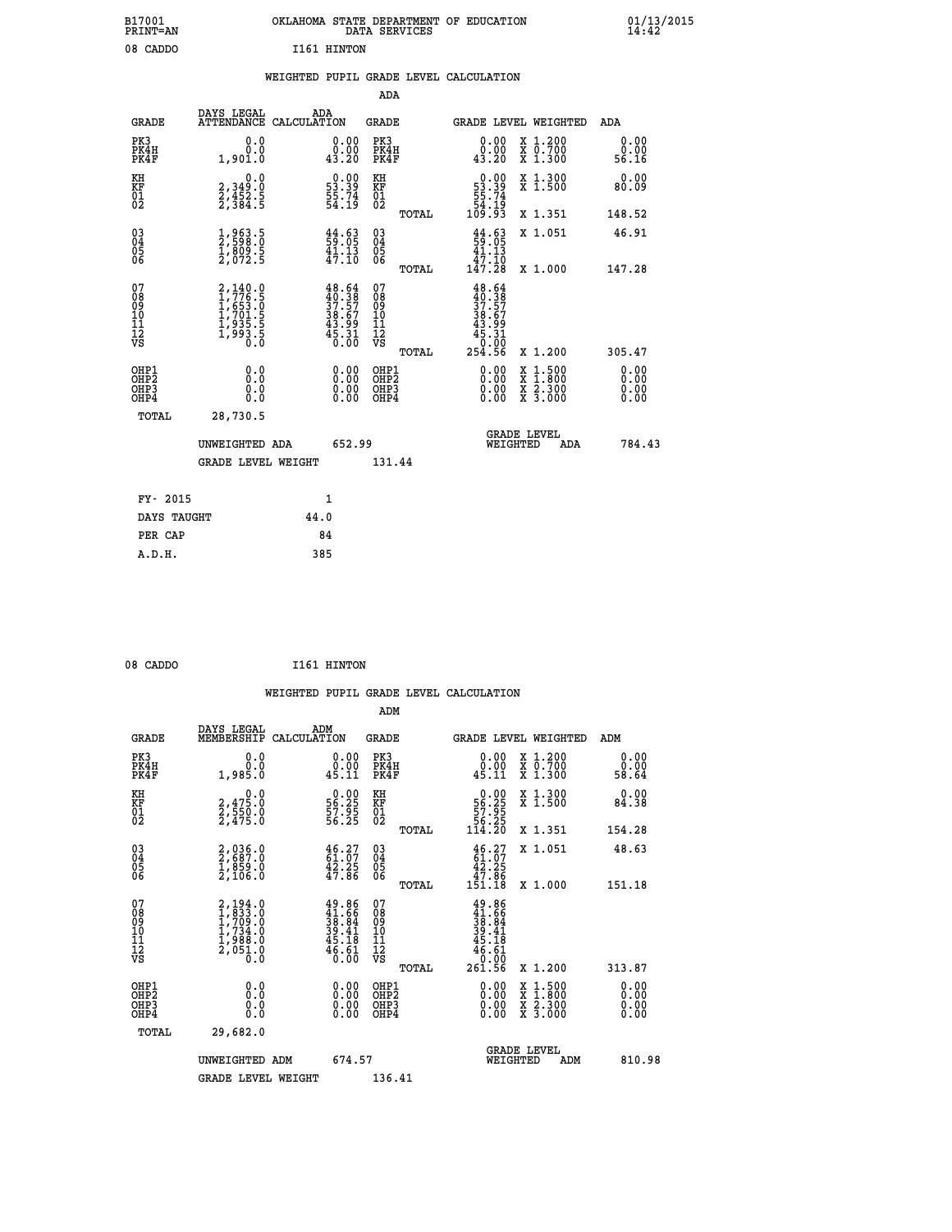B17001 PRINT=AN — OKLAHOMA STATE DEPARTMENT OF EDUCATION DATA SERVICES — 01/13/2015 14:42

08 CADDO — I161 HINTON

## WEIGHTED PUPIL GRADE LEVEL CALCULATION

### ADA

| GRADE | DAYS LEGAL ATTENDANCE | ADA CALCULATION | GRADE | GRADE LEVEL | WEIGHTED | ADA |
|---|---|---|---|---|---|---|
| PK3 | 0.0 | 0.00 | PK3 | 0.00 | X 1.200 | 0.00 |
| PK4H | 0.0 | 0.00 | PK4H | 0.00 | X 0.700 | 0.00 |
| PK4F | 1,901.0 | 43.20 | PK4F | 43.20 | X 1.300 | 56.16 |
| KH | 0.0 | 0.00 | KH | 0.00 | X 1.300 | 0.00 |
| KF | 2,349.0 | 53.39 | KF | 53.39 | X 1.500 | 80.09 |
| 01 | 2,452.5 | 55.74 | 01 | 55.74 | | |
| 02 | 2,384.5 | 54.19 | 02 | 54.19 | | |
| | | | TOTAL | 109.93 | X 1.351 | 148.52 |
| 03 | 1,963.5 | 44.63 | 03 | 44.63 | X 1.051 | 46.91 |
| 04 | 2,598.0 | 59.05 | 04 | 59.05 | | |
| 05 | 1,809.5 | 41.13 | 05 | 41.13 | | |
| 06 | 2,072.5 | 47.10 | 06 | 47.10 | | |
| | | | TOTAL | 147.28 | X 1.000 | 147.28 |
| 07 | 2,140.0 | 48.64 | 07 | 48.64 | | |
| 08 | 1,776.5 | 40.38 | 08 | 40.38 | | |
| 09 | 1,653.0 | 37.57 | 09 | 37.57 | | |
| 10 | 1,701.5 | 38.67 | 10 | 38.67 | | |
| 11 | 1,935.5 | 43.99 | 11 | 43.99 | | |
| 12 | 1,993.5 | 45.31 | 12 | 45.31 | | |
| VS | 0.0 | 0.00 | VS | 0.00 | | |
| | | | TOTAL | 254.56 | X 1.200 | 305.47 |
| OHP1 | 0.0 | 0.00 | OHP1 | 0.00 | X 1.500 | 0.00 |
| OHP2 | 0.0 | 0.00 | OHP2 | 0.00 | X 1.800 | 0.00 |
| OHP3 | 0.0 | 0.00 | OHP3 | 0.00 | X 2.300 | 0.00 |
| OHP4 | 0.0 | 0.00 | OHP4 | 0.00 | X 3.000 | 0.00 |
| TOTAL | 28,730.5 | | | | | |

UNWEIGHTED ADA 652.99 — GRADE LEVEL WEIGHTED ADA 784.43

GRADE LEVEL WEIGHT 131.44

| FY- 2015 | 1 |
|---|---|
| DAYS TAUGHT | 44.0 |
| PER CAP | 84 |
| A.D.H. | 385 |

08 CADDO — I161 HINTON

## WEIGHTED PUPIL GRADE LEVEL CALCULATION

### ADM

| GRADE | DAYS LEGAL MEMBERSHIP | ADM CALCULATION | GRADE | GRADE LEVEL | WEIGHTED | ADM |
|---|---|---|---|---|---|---|
| PK3 | 0.0 | 0.00 | PK3 | 0.00 | X 1.200 | 0.00 |
| PK4H | 0.0 | 0.00 | PK4H | 0.00 | X 0.700 | 0.00 |
| PK4F | 1,985.0 | 45.11 | PK4F | 45.11 | X 1.300 | 58.64 |
| KH | 0.0 | 0.00 | KH | 0.00 | X 1.300 | 0.00 |
| KF | 2,475.0 | 56.25 | KF | 56.25 | X 1.500 | 84.38 |
| 01 | 2,550.0 | 57.95 | 01 | 57.95 | | |
| 02 | 2,475.0 | 56.25 | 02 | 56.25 | | |
| | | | TOTAL | 114.20 | X 1.351 | 154.28 |
| 03 | 2,036.0 | 46.27 | 03 | 46.27 | X 1.051 | 48.63 |
| 04 | 2,687.0 | 61.07 | 04 | 61.07 | | |
| 05 | 1,859.0 | 42.25 | 05 | 42.25 | | |
| 06 | 2,106.0 | 47.86 | 06 | 47.86 | | |
| | | | TOTAL | 151.18 | X 1.000 | 151.18 |
| 07 | 2,194.0 | 49.86 | 07 | 49.86 | | |
| 08 | 1,833.0 | 41.66 | 08 | 41.66 | | |
| 09 | 1,709.0 | 38.84 | 09 | 38.84 | | |
| 10 | 1,734.0 | 39.41 | 10 | 39.41 | | |
| 11 | 1,988.0 | 45.18 | 11 | 45.18 | | |
| 12 | 2,051.0 | 46.61 | 12 | 46.61 | | |
| VS | 0.0 | 0.00 | VS | 0.00 | | |
| | | | TOTAL | 261.56 | X 1.200 | 313.87 |
| OHP1 | 0.0 | 0.00 | OHP1 | 0.00 | X 1.500 | 0.00 |
| OHP2 | 0.0 | 0.00 | OHP2 | 0.00 | X 1.800 | 0.00 |
| OHP3 | 0.0 | 0.00 | OHP3 | 0.00 | X 2.300 | 0.00 |
| OHP4 | 0.0 | 0.00 | OHP4 | 0.00 | X 3.000 | 0.00 |
| TOTAL | 29,682.0 | | | | | |

UNWEIGHTED ADM 674.57 — GRADE LEVEL WEIGHTED ADM 810.98

GRADE LEVEL WEIGHT 136.41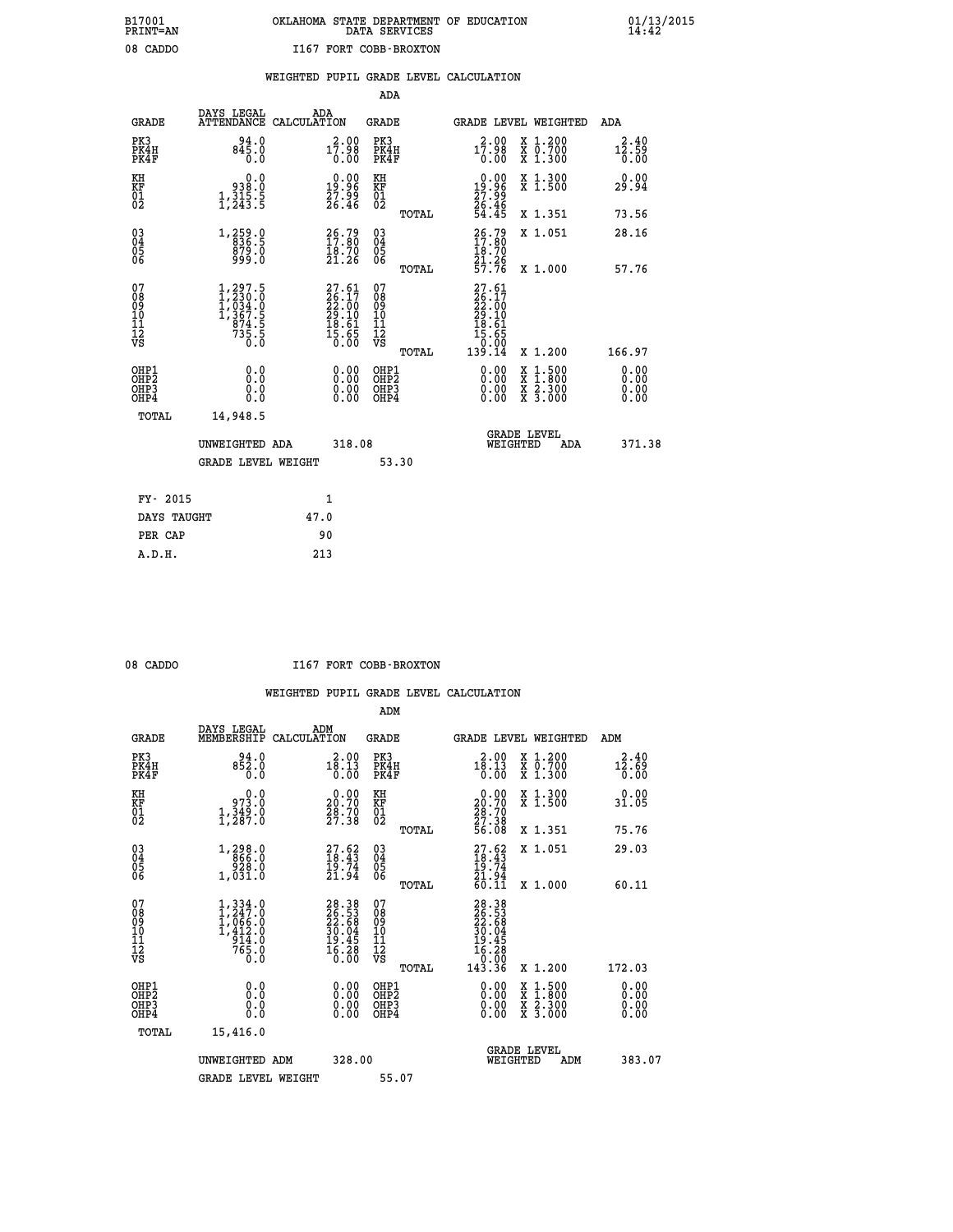B17001 PRINT=AN — OKLAHOMA STATE DEPARTMENT OF EDUCATION DATA SERVICES — 01/13/2015 14:42

08 CADDO — I167 FORT COBB-BROXTON

## WEIGHTED PUPIL GRADE LEVEL CALCULATION

### ADA

| GRADE | DAYS LEGAL ATTENDANCE | ADA CALCULATION | GRADE | GRADE LEVEL | WEIGHTED | ADA |
|---|---|---|---|---|---|---|
| PK3 | 94.0 | 2.00 | PK3 | 2.00 | X 1.200 | 2.40 |
| PK4H | 845.0 | 17.98 | PK4H | 17.98 | X 0.700 | 12.59 |
| PK4F | 0.0 | 0.00 | PK4F | 0.00 | X 1.300 | 0.00 |
| KH | 0.0 | 0.00 | KH | 0.00 | X 1.300 | 0.00 |
| KF | 938.0 | 19.96 | KF | 19.96 | X 1.500 | 29.94 |
| 01 | 1,315.5 | 27.99 | 01 | 27.99 | | |
| 02 | 1,243.5 | 26.46 | 02 | 26.46 | | |
| | | | TOTAL | 54.45 | X 1.351 | 73.56 |
| 03 | 1,259.0 | 26.79 | 03 | 26.79 | X 1.051 | 28.16 |
| 04 | 836.5 | 17.80 | 04 | 17.80 | | |
| 05 | 879.0 | 18.70 | 05 | 18.70 | | |
| 06 | 999.0 | 21.26 | 06 | 21.26 | | |
| | | | TOTAL | 57.76 | X 1.000 | 57.76 |
| 07 | 1,297.5 | 27.61 | 07 | 27.61 | | |
| 08 | 1,230.0 | 26.17 | 08 | 26.17 | | |
| 09 | 1,034.0 | 22.00 | 09 | 22.00 | | |
| 10 | 1,367.5 | 29.10 | 10 | 29.10 | | |
| 11 | 874.5 | 18.61 | 11 | 18.61 | | |
| 12 | 735.5 | 15.65 | 12 | 15.65 | | |
| VS | 0.0 | 0.00 | VS | 0.00 | | |
| | | | TOTAL | 139.14 | X 1.200 | 166.97 |
| OHP1 | 0.0 | 0.00 | OHP1 | 0.00 | X 1.500 | 0.00 |
| OHP2 | 0.0 | 0.00 | OHP2 | 0.00 | X 1.800 | 0.00 |
| OHP3 | 0.0 | 0.00 | OHP3 | 0.00 | X 2.300 | 0.00 |
| OHP4 | 0.0 | 0.00 | OHP4 | 0.00 | X 3.000 | 0.00 |
| TOTAL | 14,948.5 | | | | | |

UNWEIGHTED ADA 318.08 — GRADE LEVEL WEIGHTED ADA 371.38

GRADE LEVEL WEIGHT 53.30

| | |
|---|---|
| FY- 2015 | 1 |
| DAYS TAUGHT | 47.0 |
| PER CAP | 90 |
| A.D.H. | 213 |

08 CADDO — I167 FORT COBB-BROXTON

## WEIGHTED PUPIL GRADE LEVEL CALCULATION

### ADM

| GRADE | DAYS LEGAL MEMBERSHIP | ADM CALCULATION | GRADE | GRADE LEVEL | WEIGHTED | ADM |
|---|---|---|---|---|---|---|
| PK3 | 94.0 | 2.00 | PK3 | 2.00 | X 1.200 | 2.40 |
| PK4H | 852.0 | 18.13 | PK4H | 18.13 | X 0.700 | 12.69 |
| PK4F | 0.0 | 0.00 | PK4F | 0.00 | X 1.300 | 0.00 |
| KH | 0.0 | 0.00 | KH | 0.00 | X 1.300 | 0.00 |
| KF | 973.0 | 20.70 | KF | 20.70 | X 1.500 | 31.05 |
| 01 | 1,349.0 | 28.70 | 01 | 28.70 | | |
| 02 | 1,287.0 | 27.38 | 02 | 27.38 | | |
| | | | TOTAL | 56.08 | X 1.351 | 75.76 |
| 03 | 1,298.0 | 27.62 | 03 | 27.62 | X 1.051 | 29.03 |
| 04 | 866.0 | 18.43 | 04 | 18.43 | | |
| 05 | 928.0 | 19.74 | 05 | 19.74 | | |
| 06 | 1,031.0 | 21.94 | 06 | 21.94 | | |
| | | | TOTAL | 60.11 | X 1.000 | 60.11 |
| 07 | 1,334.0 | 28.38 | 07 | 28.38 | | |
| 08 | 1,247.0 | 26.53 | 08 | 26.53 | | |
| 09 | 1,066.0 | 22.68 | 09 | 22.68 | | |
| 10 | 1,412.0 | 30.04 | 10 | 30.04 | | |
| 11 | 914.0 | 19.45 | 11 | 19.45 | | |
| 12 | 765.0 | 16.28 | 12 | 16.28 | | |
| VS | 0.0 | 0.00 | VS | 0.00 | | |
| | | | TOTAL | 143.36 | X 1.200 | 172.03 |
| OHP1 | 0.0 | 0.00 | OHP1 | 0.00 | X 1.500 | 0.00 |
| OHP2 | 0.0 | 0.00 | OHP2 | 0.00 | X 1.800 | 0.00 |
| OHP3 | 0.0 | 0.00 | OHP3 | 0.00 | X 2.300 | 0.00 |
| OHP4 | 0.0 | 0.00 | OHP4 | 0.00 | X 3.000 | 0.00 |
| TOTAL | 15,416.0 | | | | | |

UNWEIGHTED ADM 328.00 — GRADE LEVEL WEIGHTED ADM 383.07

GRADE LEVEL WEIGHT 55.07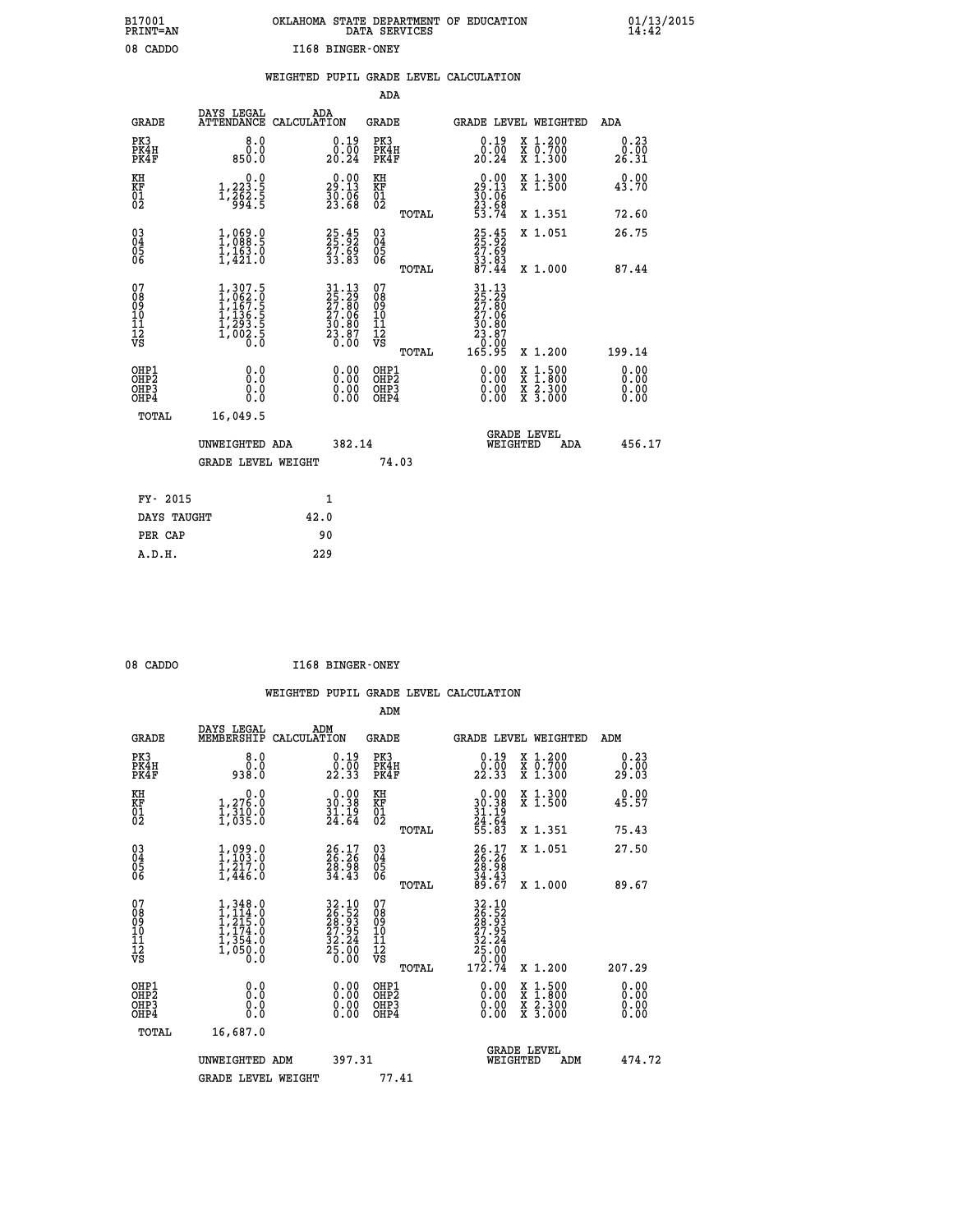B17001 PRINT=AN OKLAHOMA STATE DEPARTMENT OF EDUCATION DATA SERVICES 01/13/2015 14:42

08 CADDO I168 BINGER-ONEY

## WEIGHTED PUPIL GRADE LEVEL CALCULATION

### ADA

| GRADE | DAYS LEGAL ATTENDANCE | ADA CALCULATION | GRADE | | GRADE LEVEL | WEIGHTED | ADA |
|---|---|---|---|---|---|---|---|
| PK3 | 8.0 | 0.19 | PK3 | | 0.19 | X 1.200 | 0.23 |
| PK4H | 0.0 | 0.00 | PK4H | | 0.00 | X 0.700 | 0.00 |
| PK4F | 850.0 | 20.24 | PK4F | | 20.24 | X 1.300 | 26.31 |
| KH | 0.0 | 0.00 | KH | | 0.00 | X 1.300 | 0.00 |
| KF | 1,223.5 | 29.13 | KF | | 29.13 | X 1.500 | 43.70 |
| 01 | 1,262.5 | 30.06 | 01 | | 30.06 | | |
| 02 | 994.5 | 23.68 | 02 | | 23.68 | | |
| | | | | TOTAL | 53.74 | X 1.351 | 72.60 |
| 03 | 1,069.0 | 25.45 | 03 | | 25.45 | X 1.051 | 26.75 |
| 04 | 1,088.5 | 25.92 | 04 | | 25.92 | | |
| 05 | 1,163.0 | 27.69 | 05 | | 27.69 | | |
| 06 | 1,421.0 | 33.83 | 06 | | 33.83 | | |
| | | | | TOTAL | 87.44 | X 1.000 | 87.44 |
| 07 | 1,307.5 | 31.13 | 07 | | 31.13 | | |
| 08 | 1,062.0 | 25.29 | 08 | | 25.29 | | |
| 09 | 1,167.5 | 27.80 | 09 | | 27.80 | | |
| 10 | 1,136.5 | 27.06 | 10 | | 27.06 | | |
| 11 | 1,293.5 | 30.80 | 11 | | 30.80 | | |
| 12 | 1,002.5 | 23.87 | 12 | | 23.87 | | |
| VS | 0.0 | 0.00 | VS | | 0.00 | | |
| | | | | TOTAL | 165.95 | X 1.200 | 199.14 |
| OHP1 | 0.0 | 0.00 | OHP1 | | 0.00 | X 1.500 | 0.00 |
| OHP2 | 0.0 | 0.00 | OHP2 | | 0.00 | X 1.800 | 0.00 |
| OHP3 | 0.0 | 0.00 | OHP3 | | 0.00 | X 2.300 | 0.00 |
| OHP4 | 0.0 | 0.00 | OHP4 | | 0.00 | X 3.000 | 0.00 |
| TOTAL | 16,049.5 | | | | | | |

UNWEIGHTED ADA 382.14 | GRADE LEVEL WEIGHTED ADA 456.17

GRADE LEVEL WEIGHT 74.03

| | |
|---|---|
| FY- 2015 | 1 |
| DAYS TAUGHT | 42.0 |
| PER CAP | 90 |
| A.D.H. | 229 |

08 CADDO I168 BINGER-ONEY

## WEIGHTED PUPIL GRADE LEVEL CALCULATION

### ADM

| GRADE | DAYS LEGAL MEMBERSHIP | ADM CALCULATION | GRADE | | GRADE LEVEL | WEIGHTED | ADM |
|---|---|---|---|---|---|---|---|
| PK3 | 8.0 | 0.19 | PK3 | | 0.19 | X 1.200 | 0.23 |
| PK4H | 0.0 | 0.00 | PK4H | | 0.00 | X 0.700 | 0.00 |
| PK4F | 938.0 | 22.33 | PK4F | | 22.33 | X 1.300 | 29.03 |
| KH | 0.0 | 0.00 | KH | | 0.00 | X 1.300 | 0.00 |
| KF | 1,276.0 | 30.38 | KF | | 30.38 | X 1.500 | 45.57 |
| 01 | 1,310.0 | 31.19 | 01 | | 31.19 | | |
| 02 | 1,035.0 | 24.64 | 02 | | 24.64 | | |
| | | | | TOTAL | 55.83 | X 1.351 | 75.43 |
| 03 | 1,099.0 | 26.17 | 03 | | 26.17 | X 1.051 | 27.50 |
| 04 | 1,103.0 | 26.26 | 04 | | 26.26 | | |
| 05 | 1,217.0 | 28.98 | 05 | | 28.98 | | |
| 06 | 1,446.0 | 34.43 | 06 | | 34.43 | | |
| | | | | TOTAL | 89.67 | X 1.000 | 89.67 |
| 07 | 1,348.0 | 32.10 | 07 | | 32.10 | | |
| 08 | 1,114.0 | 26.52 | 08 | | 26.52 | | |
| 09 | 1,215.0 | 28.93 | 09 | | 28.93 | | |
| 10 | 1,174.0 | 27.95 | 10 | | 27.95 | | |
| 11 | 1,354.0 | 32.24 | 11 | | 32.24 | | |
| 12 | 1,050.0 | 25.00 | 12 | | 25.00 | | |
| VS | 0.0 | 0.00 | VS | | 0.00 | | |
| | | | | TOTAL | 172.74 | X 1.200 | 207.29 |
| OHP1 | 0.0 | 0.00 | OHP1 | | 0.00 | X 1.500 | 0.00 |
| OHP2 | 0.0 | 0.00 | OHP2 | | 0.00 | X 1.800 | 0.00 |
| OHP3 | 0.0 | 0.00 | OHP3 | | 0.00 | X 2.300 | 0.00 |
| OHP4 | 0.0 | 0.00 | OHP4 | | 0.00 | X 3.000 | 0.00 |
| TOTAL | 16,687.0 | | | | | | |

UNWEIGHTED ADM 397.31 | GRADE LEVEL WEIGHTED ADM 474.72

GRADE LEVEL WEIGHT 77.41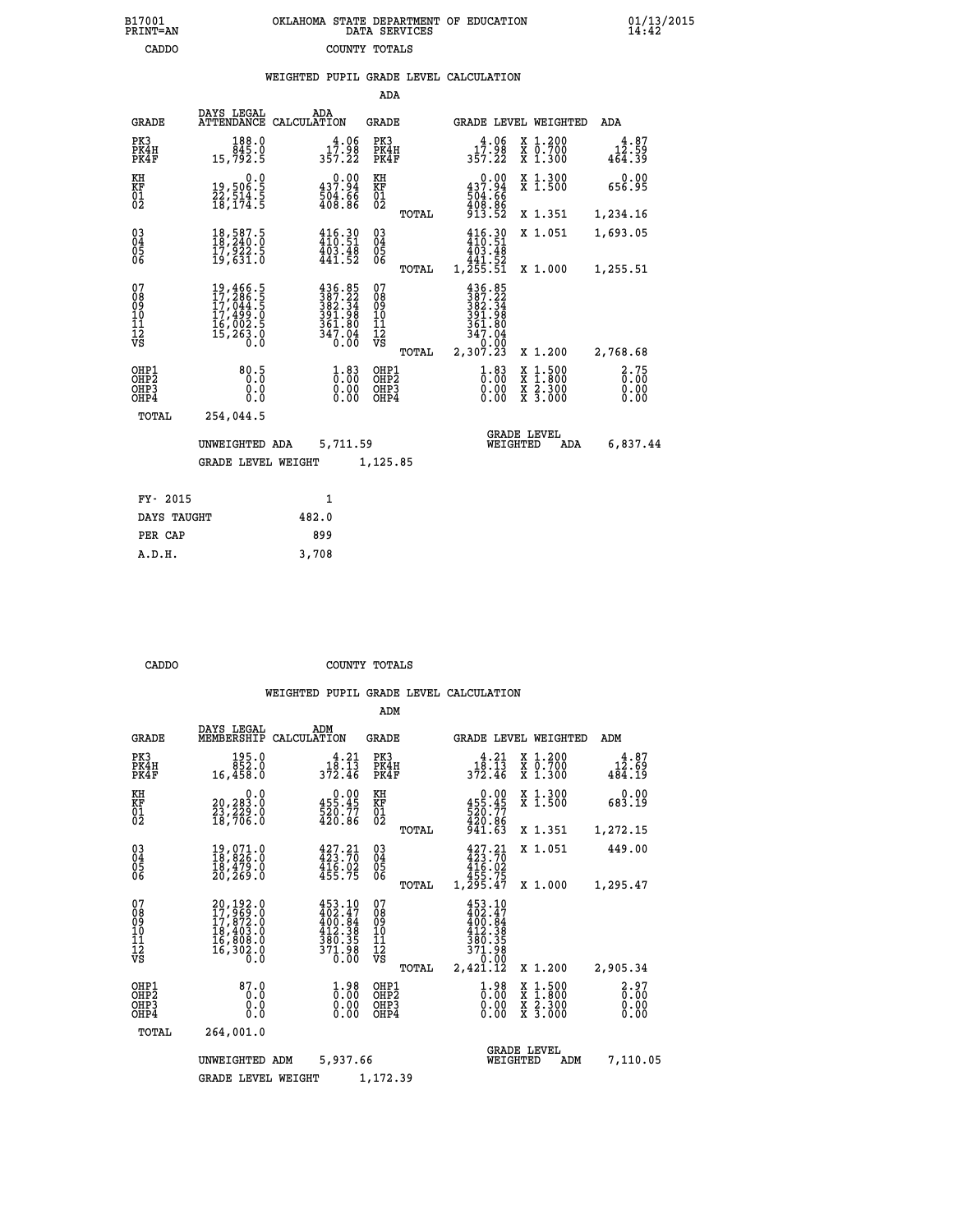B17001 PRINT=AN — OKLAHOMA STATE DEPARTMENT OF EDUCATION DATA SERVICES — 01/13/2015 14:42

CADDO — COUNTY TOTALS

## WEIGHTED PUPIL GRADE LEVEL CALCULATION

### ADA

| GRADE | DAYS LEGAL ATTENDANCE | ADA CALCULATION | GRADE | | GRADE LEVEL | WEIGHTED | ADA |
|---|---|---|---|---|---|---|---|
| PK3 | 188.0 | 4.06 | PK3 | | 4.06 | X 1.200 | 4.87 |
| PK4H | 845.0 | 17.98 | PK4H | | 17.98 | X 0.700 | 12.59 |
| PK4F | 15,792.5 | 357.22 | PK4F | | 357.22 | X 1.300 | 464.39 |
| KH | 0.0 | 0.00 | KH | | 0.00 | X 1.300 | 0.00 |
| KF | 19,506.5 | 437.94 | KF | | 437.94 | X 1.500 | 656.95 |
| 01 | 22,514.5 | 504.66 | 01 | | 504.66 | | |
| 02 | 18,174.5 | 408.86 | 02 | | 408.86 | | |
| | | | | TOTAL | 913.52 | X 1.351 | 1,234.16 |
| 03 | 18,587.5 | 416.30 | 03 | | 416.30 | X 1.051 | 1,693.05 |
| 04 | 18,240.0 | 410.51 | 04 | | 410.51 | | |
| 05 | 17,922.5 | 403.48 | 05 | | 403.48 | | |
| 06 | 19,631.0 | 441.52 | 06 | | 441.52 | | |
| | | | | TOTAL | 1,255.51 | X 1.000 | 1,255.51 |
| 07 | 19,466.5 | 436.85 | 07 | | 436.85 | | |
| 08 | 17,286.5 | 387.22 | 08 | | 387.22 | | |
| 09 | 17,044.5 | 382.34 | 09 | | 382.34 | | |
| 10 | 17,499.0 | 391.98 | 10 | | 391.98 | | |
| 11 | 16,002.5 | 361.80 | 11 | | 361.80 | | |
| 12 | 15,263.0 | 347.04 | 12 | | 347.04 | | |
| VS | 0.0 | 0.00 | VS | | 0.00 | | |
| | | | | TOTAL | 2,307.23 | X 1.200 | 2,768.68 |
| OHP1 | 80.5 | 1.83 | OHP1 | | 1.83 | X 1.500 | 2.75 |
| OHP2 | 0.0 | 0.00 | OHP2 | | 0.00 | X 1.800 | 0.00 |
| OHP3 | 0.0 | 0.00 | OHP3 | | 0.00 | X 2.300 | 0.00 |
| OHP4 | 0.0 | 0.00 | OHP4 | | 0.00 | X 3.000 | 0.00 |
| TOTAL | 254,044.5 | | | | | | |

UNWEIGHTED ADA 5,711.59 — GRADE LEVEL WEIGHTED ADA 6,837.44

GRADE LEVEL WEIGHT 1,125.85

| FY- 2015 | 1 |
|---|---|
| DAYS TAUGHT | 482.0 |
| PER CAP | 899 |
| A.D.H. | 3,708 |

CADDO — COUNTY TOTALS

## WEIGHTED PUPIL GRADE LEVEL CALCULATION

### ADM

| GRADE | DAYS LEGAL MEMBERSHIP | ADM CALCULATION | GRADE | | GRADE LEVEL | WEIGHTED | ADM |
|---|---|---|---|---|---|---|---|
| PK3 | 195.0 | 4.21 | PK3 | | 4.21 | X 1.200 | 4.87 |
| PK4H | 852.0 | 18.13 | PK4H | | 18.13 | X 0.700 | 12.69 |
| PK4F | 16,458.0 | 372.46 | PK4F | | 372.46 | X 1.300 | 484.19 |
| KH | 0.0 | 0.00 | KH | | 0.00 | X 1.300 | 0.00 |
| KF | 20,283.0 | 455.45 | KF | | 455.45 | X 1.500 | 683.19 |
| 01 | 23,229.0 | 520.77 | 01 | | 520.77 | | |
| 02 | 18,706.0 | 420.86 | 02 | | 420.86 | | |
| | | | | TOTAL | 941.63 | X 1.351 | 1,272.15 |
| 03 | 19,071.0 | 427.21 | 03 | | 427.21 | X 1.051 | 449.00 |
| 04 | 18,826.0 | 423.70 | 04 | | 423.70 | | |
| 05 | 18,479.0 | 416.02 | 05 | | 416.02 | | |
| 06 | 20,269.0 | 455.75 | 06 | | 455.75 | | |
| | | | | TOTAL | 1,295.47 | X 1.000 | 1,295.47 |
| 07 | 20,192.0 | 453.10 | 07 | | 453.10 | | |
| 08 | 17,969.0 | 402.47 | 08 | | 402.47 | | |
| 09 | 17,872.0 | 400.84 | 09 | | 400.84 | | |
| 10 | 18,403.0 | 412.38 | 10 | | 412.38 | | |
| 11 | 16,808.0 | 380.35 | 11 | | 380.35 | | |
| 12 | 16,302.0 | 371.98 | 12 | | 371.98 | | |
| VS | 0.0 | 0.00 | VS | | 0.00 | | |
| | | | | TOTAL | 2,421.12 | X 1.200 | 2,905.34 |
| OHP1 | 87.0 | 1.98 | OHP1 | | 1.98 | X 1.500 | 2.97 |
| OHP2 | 0.0 | 0.00 | OHP2 | | 0.00 | X 1.800 | 0.00 |
| OHP3 | 0.0 | 0.00 | OHP3 | | 0.00 | X 2.300 | 0.00 |
| OHP4 | 0.0 | 0.00 | OHP4 | | 0.00 | X 3.000 | 0.00 |
| TOTAL | 264,001.0 | | | | | | |

UNWEIGHTED ADM 5,937.66 — GRADE LEVEL WEIGHTED ADM 7,110.05

GRADE LEVEL WEIGHT 1,172.39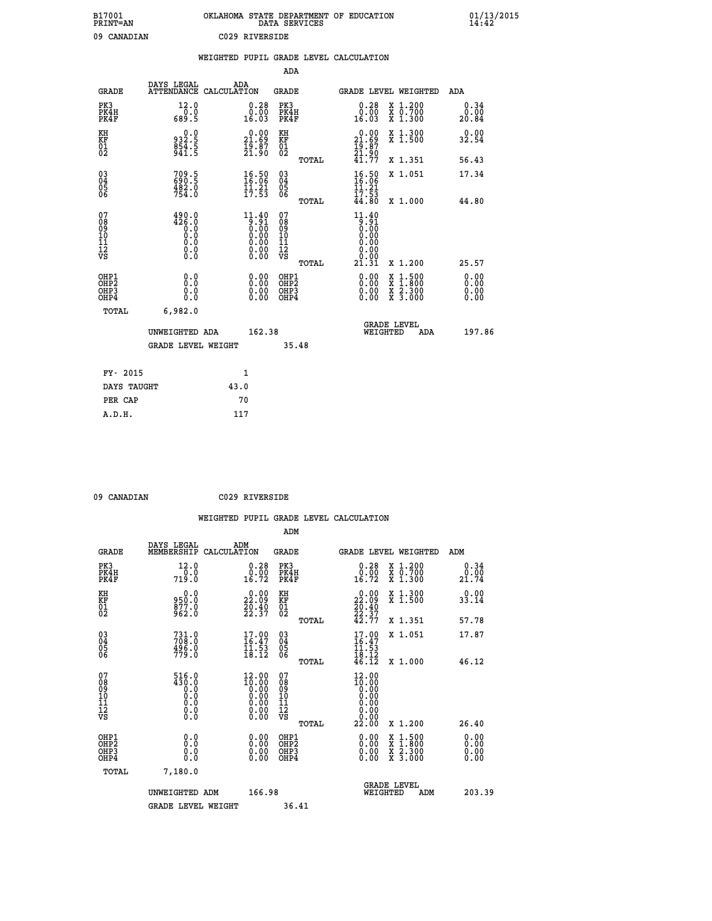B17001 OKLAHOMA STATE DEPARTMENT OF EDUCATION 01/13/2015
PRINT=AN DATA SERVICES 14:42

09 CANADIAN C029 RIVERSIDE

## WEIGHTED PUPIL GRADE LEVEL CALCULATION

### ADA

| GRADE | DAYS LEGAL ATTENDANCE | ADA CALCULATION | GRADE | | GRADE LEVEL | WEIGHTED | ADA |
|---|---|---|---|---|---|---|---|
| PK3 | 12.0 | 0.28 | PK3 | | 0.28 | X 1.200 | 0.34 |
| PK4H | 0.0 | 0.00 | PK4H | | 0.00 | X 0.700 | 0.00 |
| PK4F | 689.5 | 16.03 | PK4F | | 16.03 | X 1.300 | 20.84 |
| KH | 0.0 | 0.00 | KH | | 0.00 | X 1.300 | 0.00 |
| KF | 932.5 | 21.69 | KF | | 21.69 | X 1.500 | 32.54 |
| 01 | 854.5 | 19.87 | 01 | | 19.87 | | |
| 02 | 941.5 | 21.90 | 02 | | 21.90 | | |
| | | | | TOTAL | 41.77 | X 1.351 | 56.43 |
| 03 | 709.5 | 16.50 | 03 | | 16.50 | X 1.051 | 17.34 |
| 04 | 690.5 | 16.06 | 04 | | 16.06 | | |
| 05 | 482.0 | 11.21 | 05 | | 11.21 | | |
| 06 | 754.0 | 17.53 | 06 | | 17.53 | | |
| | | | | TOTAL | 44.80 | X 1.000 | 44.80 |
| 07 | 490.0 | 11.40 | 07 | | 11.40 | | |
| 08 | 426.0 | 9.91 | 08 | | 9.91 | | |
| 09 | 0.0 | 0.00 | 09 | | 0.00 | | |
| 10 | 0.0 | 0.00 | 10 | | 0.00 | | |
| 11 | 0.0 | 0.00 | 11 | | 0.00 | | |
| 12 | 0.0 | 0.00 | 12 | | 0.00 | | |
| VS | 0.0 | 0.00 | VS | | 0.00 | | |
| | | | | TOTAL | 21.31 | X 1.200 | 25.57 |
| OHP1 | 0.0 | 0.00 | OHP1 | | 0.00 | X 1.500 | 0.00 |
| OHP2 | 0.0 | 0.00 | OHP2 | | 0.00 | X 1.800 | 0.00 |
| OHP3 | 0.0 | 0.00 | OHP3 | | 0.00 | X 2.300 | 0.00 |
| OHP4 | 0.0 | 0.00 | OHP4 | | 0.00 | X 3.000 | 0.00 |
| TOTAL | 6,982.0 | | | | | | |

UNWEIGHTED ADA 162.38 | GRADE LEVEL WEIGHTED ADA 197.86

GRADE LEVEL WEIGHT 35.48

| | |
|---|---|
| FY- 2015 | 1 |
| DAYS TAUGHT | 43.0 |
| PER CAP | 70 |
| A.D.H. | 117 |

09 CANADIAN C029 RIVERSIDE

## WEIGHTED PUPIL GRADE LEVEL CALCULATION

### ADM

| GRADE | DAYS LEGAL MEMBERSHIP | ADM CALCULATION | GRADE | | GRADE LEVEL | WEIGHTED | ADM |
|---|---|---|---|---|---|---|---|
| PK3 | 12.0 | 0.28 | PK3 | | 0.28 | X 1.200 | 0.34 |
| PK4H | 0.0 | 0.00 | PK4H | | 0.00 | X 0.700 | 0.00 |
| PK4F | 719.0 | 16.72 | PK4F | | 16.72 | X 1.300 | 21.74 |
| KH | 0.0 | 0.00 | KH | | 0.00 | X 1.300 | 0.00 |
| KF | 950.0 | 22.09 | KF | | 22.09 | X 1.500 | 33.14 |
| 01 | 877.0 | 20.40 | 01 | | 20.40 | | |
| 02 | 962.0 | 22.37 | 02 | | 22.37 | | |
| | | | | TOTAL | 42.77 | X 1.351 | 57.78 |
| 03 | 731.0 | 17.00 | 03 | | 17.00 | X 1.051 | 17.87 |
| 04 | 708.0 | 16.47 | 04 | | 16.47 | | |
| 05 | 496.0 | 11.53 | 05 | | 11.53 | | |
| 06 | 779.0 | 18.12 | 06 | | 18.12 | | |
| | | | | TOTAL | 46.12 | X 1.000 | 46.12 |
| 07 | 516.0 | 12.00 | 07 | | 12.00 | | |
| 08 | 430.0 | 10.00 | 08 | | 10.00 | | |
| 09 | 0.0 | 0.00 | 09 | | 0.00 | | |
| 10 | 0.0 | 0.00 | 10 | | 0.00 | | |
| 11 | 0.0 | 0.00 | 11 | | 0.00 | | |
| 12 | 0.0 | 0.00 | 12 | | 0.00 | | |
| VS | 0.0 | 0.00 | VS | | 0.00 | | |
| | | | | TOTAL | 22.00 | X 1.200 | 26.40 |
| OHP1 | 0.0 | 0.00 | OHP1 | | 0.00 | X 1.500 | 0.00 |
| OHP2 | 0.0 | 0.00 | OHP2 | | 0.00 | X 1.800 | 0.00 |
| OHP3 | 0.0 | 0.00 | OHP3 | | 0.00 | X 2.300 | 0.00 |
| OHP4 | 0.0 | 0.00 | OHP4 | | 0.00 | X 3.000 | 0.00 |
| TOTAL | 7,180.0 | | | | | | |

UNWEIGHTED ADM 166.98 | GRADE LEVEL WEIGHTED ADM 203.39

GRADE LEVEL WEIGHT 36.41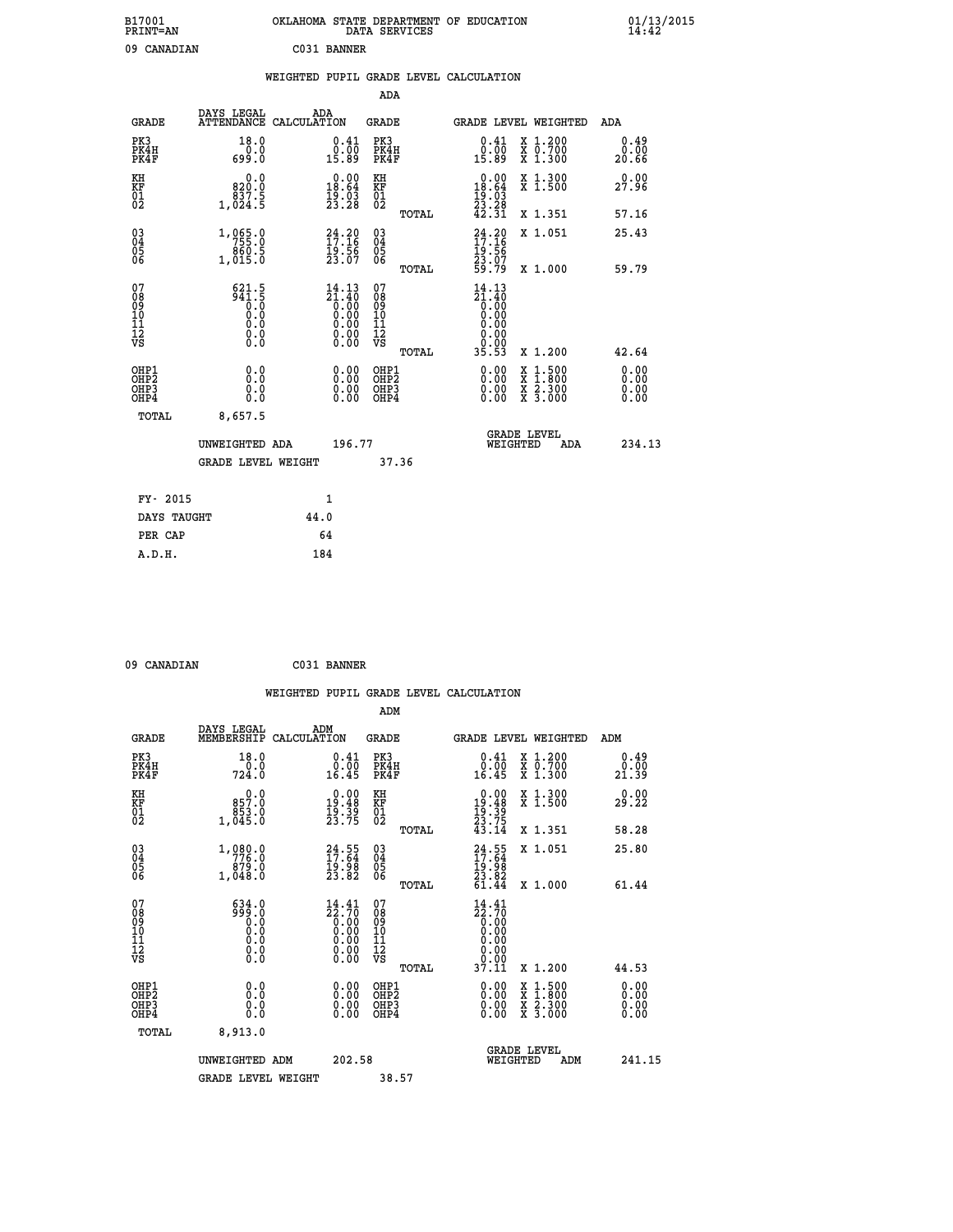B17001 PRINT=AN — OKLAHOMA STATE DEPARTMENT OF EDUCATION DATA SERVICES — 01/13/2015 14:42

09 CANADIAN — C031 BANNER

## WEIGHTED PUPIL GRADE LEVEL CALCULATION

### ADA

| GRADE | DAYS LEGAL ATTENDANCE | ADA CALCULATION | GRADE | GRADE LEVEL | WEIGHTED | ADA |
|---|---|---|---|---|---|---|
| PK3 | 18.0 | 0.41 | PK3 | 0.41 | X 1.200 | 0.49 |
| PK4H | 0.0 | 0.00 | PK4H | 0.00 | X 0.700 | 0.00 |
| PK4F | 699.0 | 15.89 | PK4F | 15.89 | X 1.300 | 20.66 |
| KH | 0.0 | 0.00 | KH | 0.00 | X 1.300 | 0.00 |
| KF | 820.0 | 18.64 | KF | 18.64 | X 1.500 | 27.96 |
| 01 | 837.5 | 19.03 | 01 | 19.03 | | |
| 02 | 1,024.5 | 23.28 | 02 | 23.28 | | |
| | | | TOTAL | 42.31 | X 1.351 | 57.16 |
| 03 | 1,065.0 | 24.20 | 03 | 24.20 | X 1.051 | 25.43 |
| 04 | 755.0 | 17.16 | 04 | 17.16 | | |
| 05 | 860.5 | 19.56 | 05 | 19.56 | | |
| 06 | 1,015.0 | 23.07 | 06 | 23.07 | | |
| | | | TOTAL | 59.79 | X 1.000 | 59.79 |
| 07 | 621.5 | 14.13 | 07 | 14.13 | | |
| 08 | 941.5 | 21.40 | 08 | 21.40 | | |
| 09 | 0.0 | 0.00 | 09 | 0.00 | | |
| 10 | 0.0 | 0.00 | 10 | 0.00 | | |
| 11 | 0.0 | 0.00 | 11 | 0.00 | | |
| 12 | 0.0 | 0.00 | 12 | 0.00 | | |
| VS | 0.0 | 0.00 | VS | 0.00 | | |
| | | | TOTAL | 35.53 | X 1.200 | 42.64 |
| OHP1 | 0.0 | 0.00 | OHP1 | 0.00 | X 1.500 | 0.00 |
| OHP2 | 0.0 | 0.00 | OHP2 | 0.00 | X 1.800 | 0.00 |
| OHP3 | 0.0 | 0.00 | OHP3 | 0.00 | X 2.300 | 0.00 |
| OHP4 | 0.0 | 0.00 | OHP4 | 0.00 | X 3.000 | 0.00 |
| TOTAL | 8,657.5 | | | | | |

UNWEIGHTED ADA 196.77 — GRADE LEVEL WEIGHTED ADA 234.13

GRADE LEVEL WEIGHT 37.36

| FY- 2015 | 1 |
|---|---|
| DAYS TAUGHT | 44.0 |
| PER CAP | 64 |
| A.D.H. | 184 |

09 CANADIAN — C031 BANNER

## WEIGHTED PUPIL GRADE LEVEL CALCULATION

### ADM

| GRADE | DAYS LEGAL MEMBERSHIP | ADM CALCULATION | GRADE | GRADE LEVEL | WEIGHTED | ADM |
|---|---|---|---|---|---|---|
| PK3 | 18.0 | 0.41 | PK3 | 0.41 | X 1.200 | 0.49 |
| PK4H | 0.0 | 0.00 | PK4H | 0.00 | X 0.700 | 0.00 |
| PK4F | 724.0 | 16.45 | PK4F | 16.45 | X 1.300 | 21.39 |
| KH | 0.0 | 0.00 | KH | 0.00 | X 1.300 | 0.00 |
| KF | 857.0 | 19.48 | KF | 19.48 | X 1.500 | 29.22 |
| 01 | 853.0 | 19.39 | 01 | 19.39 | | |
| 02 | 1,045.0 | 23.75 | 02 | 23.75 | | |
| | | | TOTAL | 43.14 | X 1.351 | 58.28 |
| 03 | 1,080.0 | 24.55 | 03 | 24.55 | X 1.051 | 25.80 |
| 04 | 776.0 | 17.64 | 04 | 17.64 | | |
| 05 | 879.0 | 19.98 | 05 | 19.98 | | |
| 06 | 1,048.0 | 23.82 | 06 | 23.82 | | |
| | | | TOTAL | 61.44 | X 1.000 | 61.44 |
| 07 | 634.0 | 14.41 | 07 | 14.41 | | |
| 08 | 999.0 | 22.70 | 08 | 22.70 | | |
| 09 | 0.0 | 0.00 | 09 | 0.00 | | |
| 10 | 0.0 | 0.00 | 10 | 0.00 | | |
| 11 | 0.0 | 0.00 | 11 | 0.00 | | |
| 12 | 0.0 | 0.00 | 12 | 0.00 | | |
| VS | 0.0 | 0.00 | VS | 0.00 | | |
| | | | TOTAL | 37.11 | X 1.200 | 44.53 |
| OHP1 | 0.0 | 0.00 | OHP1 | 0.00 | X 1.500 | 0.00 |
| OHP2 | 0.0 | 0.00 | OHP2 | 0.00 | X 1.800 | 0.00 |
| OHP3 | 0.0 | 0.00 | OHP3 | 0.00 | X 2.300 | 0.00 |
| OHP4 | 0.0 | 0.00 | OHP4 | 0.00 | X 3.000 | 0.00 |
| TOTAL | 8,913.0 | | | | | |

UNWEIGHTED ADM 202.58 — GRADE LEVEL WEIGHTED ADM 241.15

GRADE LEVEL WEIGHT 38.57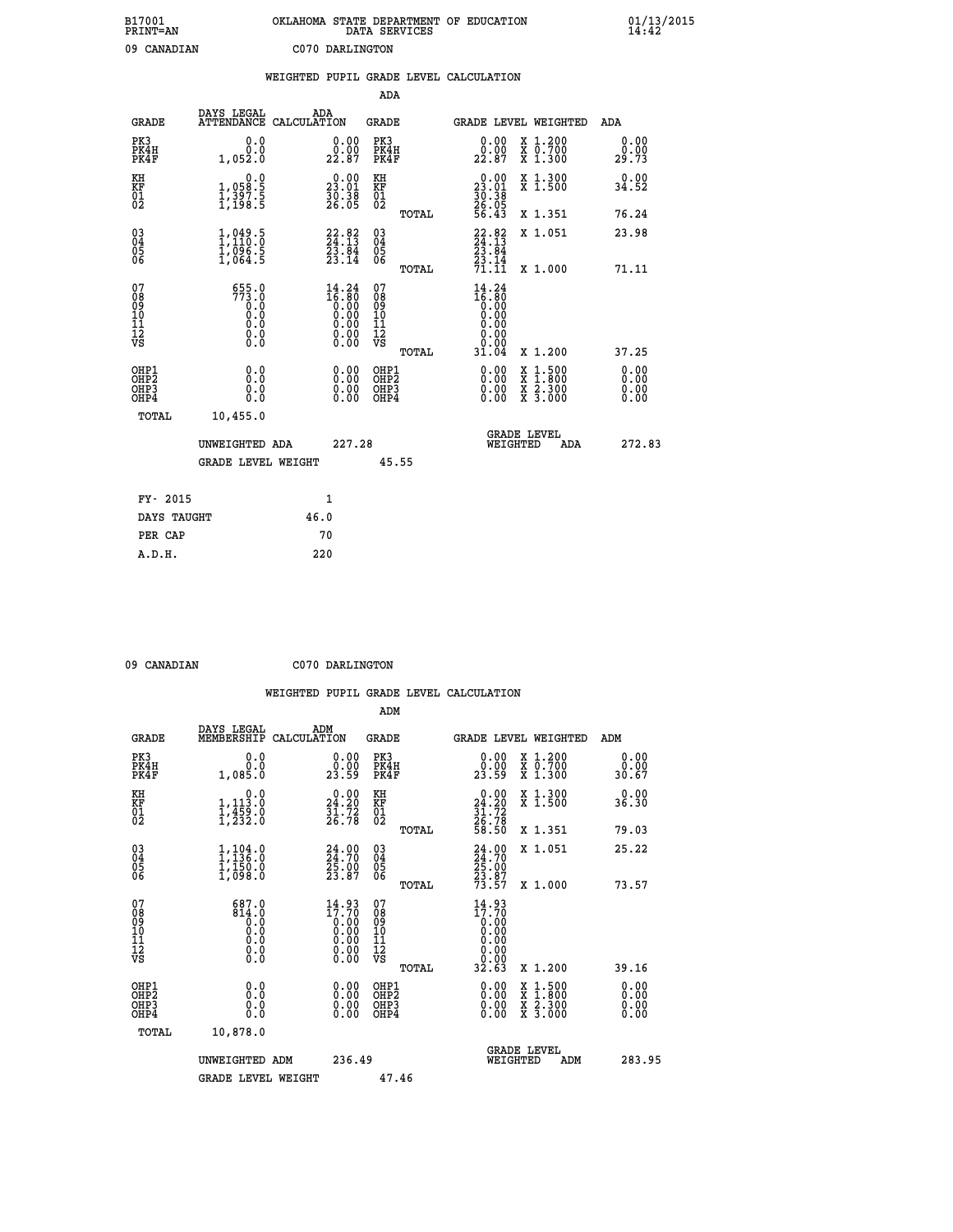B17001 OKLAHOMA STATE DEPARTMENT OF EDUCATION 01/13/2015
PRINT=AN DATA SERVICES 14:42

09 CANADIAN C070 DARLINGTON

WEIGHTED PUPIL GRADE LEVEL CALCULATION

ADA

| GRADE | DAYS LEGAL ATTENDANCE | ADA CALCULATION | GRADE | GRADE LEVEL | WEIGHTED | ADA |
|---|---|---|---|---|---|---|
| PK3 | 0.0 | 0.00 | PK3 | 0.00 | X 1.200 | 0.00 |
| PK4H | 0.0 | 0.00 | PK4H | 0.00 | X 0.700 | 0.00 |
| PK4F | 1,052.0 | 22.87 | PK4F | 22.87 | X 1.300 | 29.73 |
| KH | 0.0 | 0.00 | KH | 0.00 | X 1.300 | 0.00 |
| KF | 1,058.5 | 23.01 | KF | 23.01 | X 1.500 | 34.52 |
| 01 | 1,397.5 | 30.38 | 01 | 30.38 | | |
| 02 | 1,198.5 | 26.05 | 02 | 26.05 | | |
| | | | TOTAL | 56.43 | X 1.351 | 76.24 |
| 03 | 1,049.5 | 22.82 | 03 | 22.82 | X 1.051 | 23.98 |
| 04 | 1,110.0 | 24.13 | 04 | 24.13 | | |
| 05 | 1,096.5 | 23.84 | 05 | 23.84 | | |
| 06 | 1,064.5 | 23.14 | 06 | 23.14 | | |
| | | | TOTAL | 71.11 | X 1.000 | 71.11 |
| 07 | 655.0 | 14.24 | 07 | 14.24 | | |
| 08 | 773.0 | 16.80 | 08 | 16.80 | | |
| 09 | 0.0 | 0.00 | 09 | 0.00 | | |
| 10 | 0.0 | 0.00 | 10 | 0.00 | | |
| 11 | 0.0 | 0.00 | 11 | 0.00 | | |
| 12 | 0.0 | 0.00 | 12 | 0.00 | | |
| VS | 0.0 | 0.00 | VS | 0.00 | | |
| | | | TOTAL | 31.04 | X 1.200 | 37.25 |
| OHP1 | 0.0 | 0.00 | OHP1 | 0.00 | X 1.500 | 0.00 |
| OHP2 | 0.0 | 0.00 | OHP2 | 0.00 | X 1.800 | 0.00 |
| OHP3 | 0.0 | 0.00 | OHP3 | 0.00 | X 2.300 | 0.00 |
| OHP4 | 0.0 | 0.00 | OHP4 | 0.00 | X 3.000 | 0.00 |
| TOTAL | 10,455.0 | | | | | |

UNWEIGHTED ADA 227.28 GRADE LEVEL WEIGHTED ADA 272.83

GRADE LEVEL WEIGHT 45.55

| FY- 2015 | 1 |
|---|---|
| DAYS TAUGHT | 46.0 |
| PER CAP | 70 |
| A.D.H. | 220 |

09 CANADIAN C070 DARLINGTON

WEIGHTED PUPIL GRADE LEVEL CALCULATION

ADM

| GRADE | DAYS LEGAL MEMBERSHIP | ADM CALCULATION | GRADE | GRADE LEVEL | WEIGHTED | ADM |
|---|---|---|---|---|---|---|
| PK3 | 0.0 | 0.00 | PK3 | 0.00 | X 1.200 | 0.00 |
| PK4H | 0.0 | 0.00 | PK4H | 0.00 | X 0.700 | 0.00 |
| PK4F | 1,085.0 | 23.59 | PK4F | 23.59 | X 1.300 | 30.67 |
| KH | 0.0 | 0.00 | KH | 0.00 | X 1.300 | 0.00 |
| KF | 1,113.0 | 24.20 | KF | 24.20 | X 1.500 | 36.30 |
| 01 | 1,459.0 | 31.72 | 01 | 31.72 | | |
| 02 | 1,232.0 | 26.78 | 02 | 26.78 | | |
| | | | TOTAL | 58.50 | X 1.351 | 79.03 |
| 03 | 1,104.0 | 24.00 | 03 | 24.00 | X 1.051 | 25.22 |
| 04 | 1,136.0 | 24.70 | 04 | 24.70 | | |
| 05 | 1,150.0 | 25.00 | 05 | 25.00 | | |
| 06 | 1,098.0 | 23.87 | 06 | 23.87 | | |
| | | | TOTAL | 73.57 | X 1.000 | 73.57 |
| 07 | 687.0 | 14.93 | 07 | 14.93 | | |
| 08 | 814.0 | 17.70 | 08 | 17.70 | | |
| 09 | 0.0 | 0.00 | 09 | 0.00 | | |
| 10 | 0.0 | 0.00 | 10 | 0.00 | | |
| 11 | 0.0 | 0.00 | 11 | 0.00 | | |
| 12 | 0.0 | 0.00 | 12 | 0.00 | | |
| VS | 0.0 | 0.00 | VS | 0.00 | | |
| | | | TOTAL | 32.63 | X 1.200 | 39.16 |
| OHP1 | 0.0 | 0.00 | OHP1 | 0.00 | X 1.500 | 0.00 |
| OHP2 | 0.0 | 0.00 | OHP2 | 0.00 | X 1.800 | 0.00 |
| OHP3 | 0.0 | 0.00 | OHP3 | 0.00 | X 2.300 | 0.00 |
| OHP4 | 0.0 | 0.00 | OHP4 | 0.00 | X 3.000 | 0.00 |
| TOTAL | 10,878.0 | | | | | |

UNWEIGHTED ADM 236.49 GRADE LEVEL WEIGHTED ADM 283.95

GRADE LEVEL WEIGHT 47.46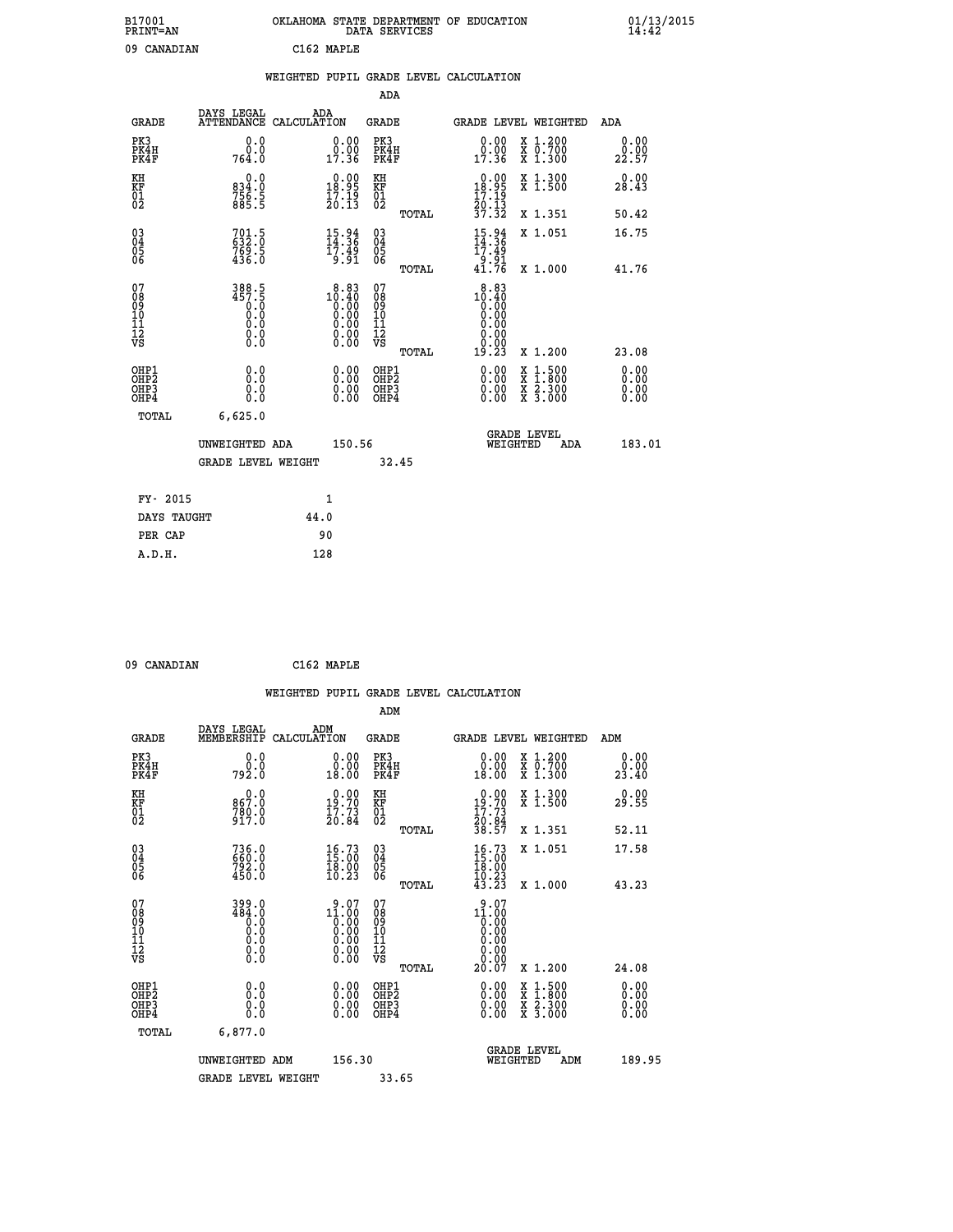B17001 OKLAHOMA STATE DEPARTMENT OF EDUCATION 01/13/2015
PRINT=AN DATA SERVICES 14:42

09 CANADIAN C162 MAPLE

## WEIGHTED PUPIL GRADE LEVEL CALCULATION

### ADA

| GRADE | DAYS LEGAL ATTENDANCE | ADA CALCULATION | GRADE | GRADE LEVEL | WEIGHTED | ADA |
|---|---|---|---|---|---|---|
| PK3 | 0.0 | 0.00 | PK3 | 0.00 | X 1.200 | 0.00 |
| PK4H | 0.0 | 0.00 | PK4H | 0.00 | X 0.700 | 0.00 |
| PK4F | 764.0 | 17.36 | PK4F | 17.36 | X 1.300 | 22.57 |
| KH | 0.0 | 0.00 | KH | 0.00 | X 1.300 | 0.00 |
| KF | 834.0 | 18.95 | KF | 18.95 | X 1.500 | 28.43 |
| 01 | 756.5 | 17.19 | 01 | 17.19 | | |
| 02 | 885.5 | 20.13 | 02 | 20.13 | | |
| | | | TOTAL | 37.32 | X 1.351 | 50.42 |
| 03 | 701.5 | 15.94 | 03 | 15.94 | X 1.051 | 16.75 |
| 04 | 632.0 | 14.36 | 04 | 14.36 | | |
| 05 | 769.5 | 17.49 | 05 | 17.49 | | |
| 06 | 436.0 | 9.91 | 06 | 9.91 | | |
| | | | TOTAL | 41.76 | X 1.000 | 41.76 |
| 07 | 388.5 | 8.83 | 07 | 8.83 | | |
| 08 | 457.5 | 10.40 | 08 | 10.40 | | |
| 09 | 0.0 | 0.00 | 09 | 0.00 | | |
| 10 | 0.0 | 0.00 | 10 | 0.00 | | |
| 11 | 0.0 | 0.00 | 11 | 0.00 | | |
| 12 | 0.0 | 0.00 | 12 | 0.00 | | |
| VS | 0.0 | 0.00 | VS | 0.00 | | |
| | | | TOTAL | 19.23 | X 1.200 | 23.08 |
| OHP1 | 0.0 | 0.00 | OHP1 | 0.00 | X 1.500 | 0.00 |
| OHP2 | 0.0 | 0.00 | OHP2 | 0.00 | X 1.800 | 0.00 |
| OHP3 | 0.0 | 0.00 | OHP3 | 0.00 | X 2.300 | 0.00 |
| OHP4 | 0.0 | 0.00 | OHP4 | 0.00 | X 3.000 | 0.00 |
| TOTAL | 6,625.0 | | | | | |

UNWEIGHTED ADA 150.56 | GRADE LEVEL WEIGHTED ADA 183.01

GRADE LEVEL WEIGHT 32.45

| | |
|---|---|
| FY- 2015 | 1 |
| DAYS TAUGHT | 44.0 |
| PER CAP | 90 |
| A.D.H. | 128 |

09 CANADIAN C162 MAPLE

## WEIGHTED PUPIL GRADE LEVEL CALCULATION

### ADM

| GRADE | DAYS LEGAL MEMBERSHIP | ADM CALCULATION | GRADE | GRADE LEVEL | WEIGHTED | ADM |
|---|---|---|---|---|---|---|
| PK3 | 0.0 | 0.00 | PK3 | 0.00 | X 1.200 | 0.00 |
| PK4H | 0.0 | 0.00 | PK4H | 0.00 | X 0.700 | 0.00 |
| PK4F | 792.0 | 18.00 | PK4F | 18.00 | X 1.300 | 23.40 |
| KH | 0.0 | 0.00 | KH | 0.00 | X 1.300 | 0.00 |
| KF | 867.0 | 19.70 | KF | 19.70 | X 1.500 | 29.55 |
| 01 | 780.0 | 17.73 | 01 | 17.73 | | |
| 02 | 917.0 | 20.84 | 02 | 20.84 | | |
| | | | TOTAL | 38.57 | X 1.351 | 52.11 |
| 03 | 736.0 | 16.73 | 03 | 16.73 | X 1.051 | 17.58 |
| 04 | 660.0 | 15.00 | 04 | 15.00 | | |
| 05 | 792.0 | 18.00 | 05 | 18.00 | | |
| 06 | 450.0 | 10.23 | 06 | 10.23 | | |
| | | | TOTAL | 43.23 | X 1.000 | 43.23 |
| 07 | 399.0 | 9.07 | 07 | 9.07 | | |
| 08 | 484.0 | 11.00 | 08 | 11.00 | | |
| 09 | 0.0 | 0.00 | 09 | 0.00 | | |
| 10 | 0.0 | 0.00 | 10 | 0.00 | | |
| 11 | 0.0 | 0.00 | 11 | 0.00 | | |
| 12 | 0.0 | 0.00 | 12 | 0.00 | | |
| VS | 0.0 | 0.00 | VS | 0.00 | | |
| | | | TOTAL | 20.07 | X 1.200 | 24.08 |
| OHP1 | 0.0 | 0.00 | OHP1 | 0.00 | X 1.500 | 0.00 |
| OHP2 | 0.0 | 0.00 | OHP2 | 0.00 | X 1.800 | 0.00 |
| OHP3 | 0.0 | 0.00 | OHP3 | 0.00 | X 2.300 | 0.00 |
| OHP4 | 0.0 | 0.00 | OHP4 | 0.00 | X 3.000 | 0.00 |
| TOTAL | 6,877.0 | | | | | |

UNWEIGHTED ADM 156.30 | GRADE LEVEL WEIGHTED ADM 189.95

GRADE LEVEL WEIGHT 33.65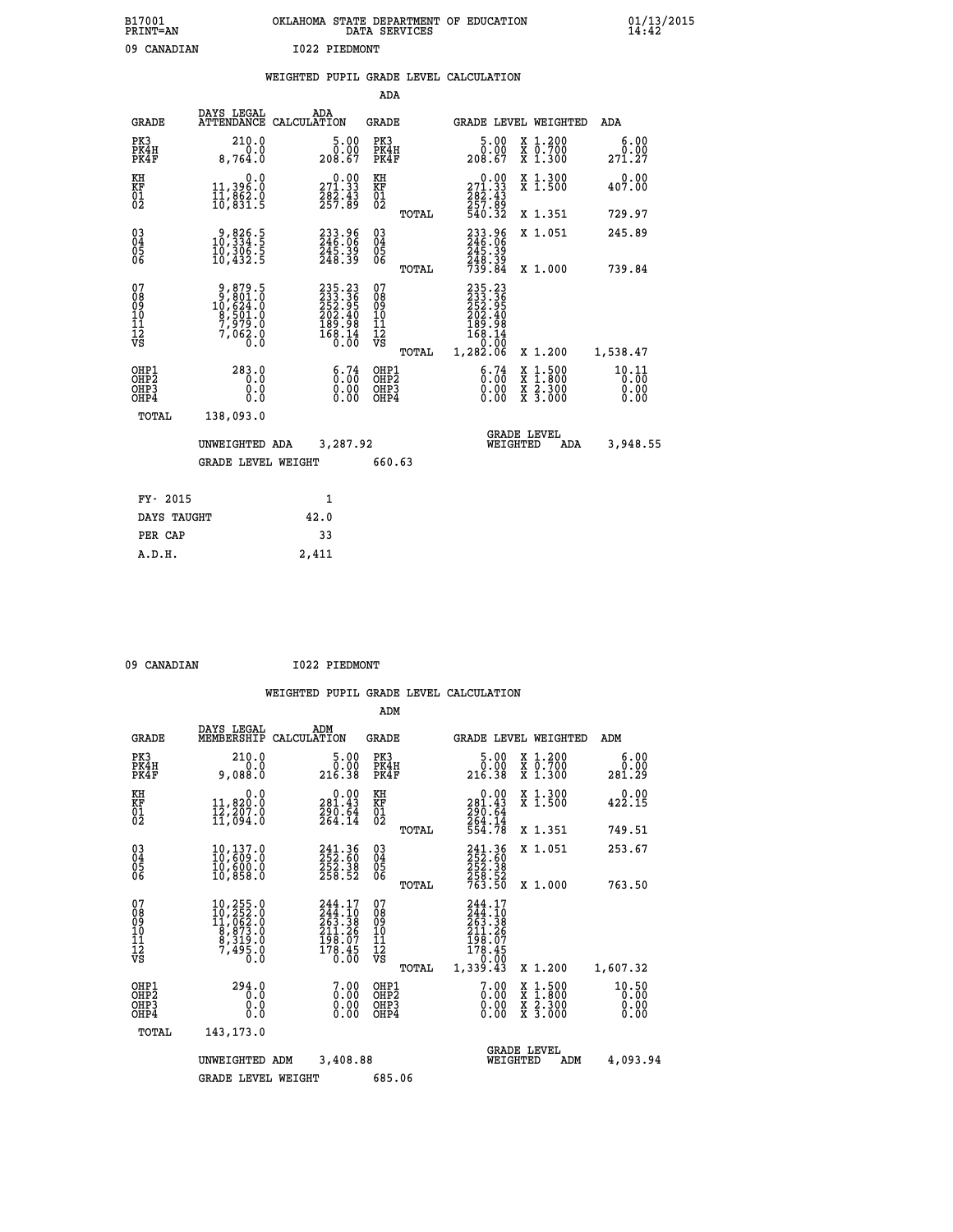B17001 OKLAHOMA STATE DEPARTMENT OF EDUCATION 01/13/2015
PRINT=AN DATA SERVICES 14:42

09 CANADIAN I022 PIEDMONT

## WEIGHTED PUPIL GRADE LEVEL CALCULATION

### ADA

| GRADE | DAYS LEGAL ATTENDANCE | ADA CALCULATION | GRADE | GRADE LEVEL | WEIGHTED | ADA |
|---|---|---|---|---|---|---|
| PK3 | 210.0 | 5.00 | PK3 | 5.00 | X 1.200 | 6.00 |
| PK4H | 0.0 | 0.00 | PK4H | 0.00 | X 0.700 | 0.00 |
| PK4F | 8,764.0 | 208.67 | PK4F | 208.67 | X 1.300 | 271.27 |
| KH | 0.0 | 0.00 | KH | 0.00 | X 1.300 | 0.00 |
| KF | 11,396.0 | 271.33 | KF | 271.33 | X 1.500 | 407.00 |
| 01 | 11,862.0 | 282.43 | 01 | 282.43 | | |
| 02 | 10,831.5 | 257.89 | 02 | 257.89 | | |
| | | | TOTAL | 540.32 | X 1.351 | 729.97 |
| 03 | 9,826.5 | 233.96 | 03 | 233.96 | X 1.051 | 245.89 |
| 04 | 10,334.5 | 246.06 | 04 | 246.06 | | |
| 05 | 10,306.5 | 245.39 | 05 | 245.39 | | |
| 06 | 10,432.5 | 248.39 | 06 | 248.39 | | |
| | | | TOTAL | 739.84 | X 1.000 | 739.84 |
| 07 | 9,879.5 | 235.23 | 07 | 235.23 | | |
| 08 | 9,801.0 | 233.36 | 08 | 233.36 | | |
| 09 | 10,624.0 | 252.95 | 09 | 252.95 | | |
| 10 | 8,501.0 | 202.40 | 10 | 202.40 | | |
| 11 | 7,979.0 | 189.98 | 11 | 189.98 | | |
| 12 | 7,062.0 | 168.14 | 12 | 168.14 | | |
| VS | 0.0 | 0.00 | VS | 0.00 | | |
| | | | TOTAL | 1,282.06 | X 1.200 | 1,538.47 |
| OHP1 | 283.0 | 6.74 | OHP1 | 6.74 | X 1.500 | 10.11 |
| OHP2 | 0.0 | 0.00 | OHP2 | 0.00 | X 1.800 | 0.00 |
| OHP3 | 0.0 | 0.00 | OHP3 | 0.00 | X 2.300 | 0.00 |
| OHP4 | 0.0 | 0.00 | OHP4 | 0.00 | X 3.000 | 0.00 |
| TOTAL | 138,093.0 | | | | | |

UNWEIGHTED ADA 3,287.92 | GRADE LEVEL WEIGHTED ADA 3,948.55

GRADE LEVEL WEIGHT 660.63

| FY- 2015 | 1 |
|---|---|
| DAYS TAUGHT | 42.0 |
| PER CAP | 33 |
| A.D.H. | 2,411 |

09 CANADIAN I022 PIEDMONT

## WEIGHTED PUPIL GRADE LEVEL CALCULATION

### ADM

| GRADE | DAYS LEGAL MEMBERSHIP | ADM CALCULATION | GRADE | GRADE LEVEL | WEIGHTED | ADM |
|---|---|---|---|---|---|---|
| PK3 | 210.0 | 5.00 | PK3 | 5.00 | X 1.200 | 6.00 |
| PK4H | 0.0 | 0.00 | PK4H | 0.00 | X 0.700 | 0.00 |
| PK4F | 9,088.0 | 216.38 | PK4F | 216.38 | X 1.300 | 281.29 |
| KH | 0.0 | 0.00 | KH | 0.00 | X 1.300 | 0.00 |
| KF | 11,820.0 | 281.43 | KF | 281.43 | X 1.500 | 422.15 |
| 01 | 12,207.0 | 290.64 | 01 | 290.64 | | |
| 02 | 11,094.0 | 264.14 | 02 | 264.14 | | |
| | | | TOTAL | 554.78 | X 1.351 | 749.51 |
| 03 | 10,137.0 | 241.36 | 03 | 241.36 | X 1.051 | 253.67 |
| 04 | 10,609.0 | 252.60 | 04 | 252.60 | | |
| 05 | 10,600.0 | 252.38 | 05 | 252.38 | | |
| 06 | 10,858.0 | 258.52 | 06 | 258.52 | | |
| | | | TOTAL | 763.50 | X 1.000 | 763.50 |
| 07 | 10,255.0 | 244.17 | 07 | 244.17 | | |
| 08 | 10,252.0 | 244.10 | 08 | 244.10 | | |
| 09 | 11,062.0 | 263.38 | 09 | 263.38 | | |
| 10 | 8,873.0 | 211.26 | 10 | 211.26 | | |
| 11 | 8,319.0 | 198.07 | 11 | 198.07 | | |
| 12 | 7,495.0 | 178.45 | 12 | 178.45 | | |
| VS | 0.0 | 0.00 | VS | 0.00 | | |
| | | | TOTAL | 1,339.43 | X 1.200 | 1,607.32 |
| OHP1 | 294.0 | 7.00 | OHP1 | 7.00 | X 1.500 | 10.50 |
| OHP2 | 0.0 | 0.00 | OHP2 | 0.00 | X 1.800 | 0.00 |
| OHP3 | 0.0 | 0.00 | OHP3 | 0.00 | X 2.300 | 0.00 |
| OHP4 | 0.0 | 0.00 | OHP4 | 0.00 | X 3.000 | 0.00 |
| TOTAL | 143,173.0 | | | | | |

UNWEIGHTED ADM 3,408.88 | GRADE LEVEL WEIGHTED ADM 4,093.94

GRADE LEVEL WEIGHT 685.06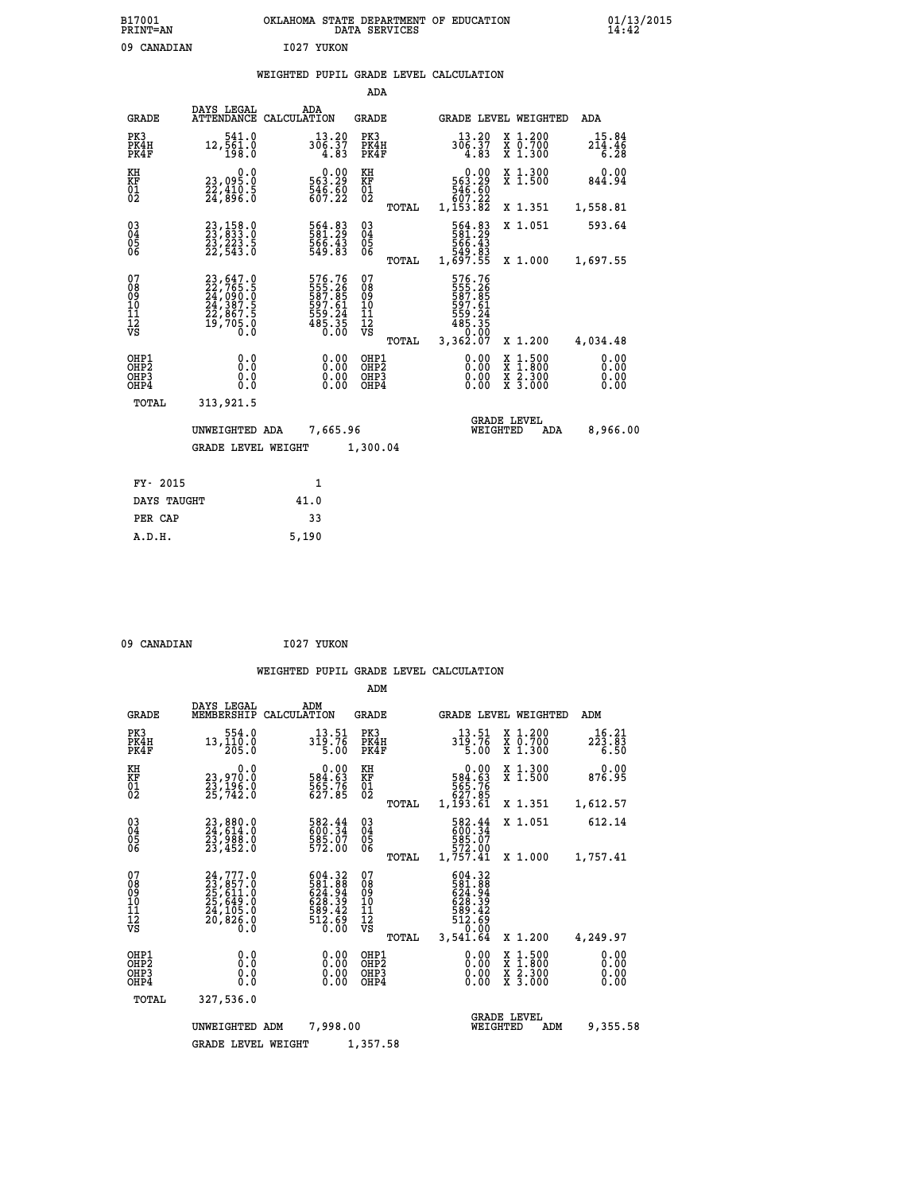B17001 OKLAHOMA STATE DEPARTMENT OF EDUCATION 01/13/2015
PRINT=AN DATA SERVICES 14:42

09 CANADIAN I027 YUKON

## WEIGHTED PUPIL GRADE LEVEL CALCULATION

### ADA

| GRADE | DAYS LEGAL ATTENDANCE | ADA CALCULATION | GRADE | | GRADE LEVEL | WEIGHTED | ADA |
|---|---|---|---|---|---|---|---|
| PK3 | 541.0 | 13.20 | PK3 | | 13.20 | X 1.200 | 15.84 |
| PK4H | 12,561.0 | 306.37 | PK4H | | 306.37 | X 0.700 | 214.46 |
| PK4F | 198.0 | 4.83 | PK4F | | 4.83 | X 1.300 | 6.28 |
| KH | 0.0 | 0.00 | KH | | 0.00 | X 1.300 | 0.00 |
| KF | 23,095.0 | 563.29 | KF | | 563.29 | X 1.500 | 844.94 |
| 01 | 22,410.5 | 546.60 | 01 | | 546.60 | | |
| 02 | 24,896.0 | 607.22 | 02 | | 607.22 | | |
| | | | | TOTAL | 1,153.82 | X 1.351 | 1,558.81 |
| 03 | 23,158.0 | 564.83 | 03 | | 564.83 | X 1.051 | 593.64 |
| 04 | 23,833.0 | 581.29 | 04 | | 581.29 | | |
| 05 | 23,223.5 | 566.43 | 05 | | 566.43 | | |
| 06 | 22,543.0 | 549.83 | 06 | | 549.83 | | |
| | | | | TOTAL | 1,697.55 | X 1.000 | 1,697.55 |
| 07 | 23,647.0 | 576.76 | 07 | | 576.76 | | |
| 08 | 22,765.5 | 555.26 | 08 | | 555.26 | | |
| 09 | 24,090.0 | 587.85 | 09 | | 587.85 | | |
| 10 | 24,387.5 | 597.61 | 10 | | 597.61 | | |
| 11 | 22,867.5 | 559.24 | 11 | | 559.24 | | |
| 12 | 19,705.0 | 485.35 | 12 | | 485.35 | | |
| VS | 0.0 | 0.00 | VS | | 0.00 | | |
| | | | | TOTAL | 3,362.07 | X 1.200 | 4,034.48 |
| OHP1 | 0.0 | 0.00 | OHP1 | | 0.00 | X 1.500 | 0.00 |
| OHP2 | 0.0 | 0.00 | OHP2 | | 0.00 | X 1.800 | 0.00 |
| OHP3 | 0.0 | 0.00 | OHP3 | | 0.00 | X 2.300 | 0.00 |
| OHP4 | 0.0 | 0.00 | OHP4 | | 0.00 | X 3.000 | 0.00 |
| TOTAL | 313,921.5 | | | | | | |

UNWEIGHTED ADA 7,665.96 | GRADE LEVEL WEIGHTED ADA 8,966.00

GRADE LEVEL WEIGHT 1,300.04

| | |
|---|---|
| FY- 2015 | 1 |
| DAYS TAUGHT | 41.0 |
| PER CAP | 33 |
| A.D.H. | 5,190 |

09 CANADIAN I027 YUKON

## WEIGHTED PUPIL GRADE LEVEL CALCULATION

### ADM

| GRADE | DAYS LEGAL MEMBERSHIP | ADM CALCULATION | GRADE | | GRADE LEVEL | WEIGHTED | ADM |
|---|---|---|---|---|---|---|---|
| PK3 | 554.0 | 13.51 | PK3 | | 13.51 | X 1.200 | 16.21 |
| PK4H | 13,110.0 | 319.76 | PK4H | | 319.76 | X 0.700 | 223.83 |
| PK4F | 205.0 | 5.00 | PK4F | | 5.00 | X 1.300 | 6.50 |
| KH | 0.0 | 0.00 | KH | | 0.00 | X 1.300 | 0.00 |
| KF | 23,970.0 | 584.63 | KF | | 584.63 | X 1.500 | 876.95 |
| 01 | 23,196.0 | 565.76 | 01 | | 565.76 | | |
| 02 | 25,742.0 | 627.85 | 02 | | 627.85 | | |
| | | | | TOTAL | 1,193.61 | X 1.351 | 1,612.57 |
| 03 | 23,880.0 | 582.44 | 03 | | 582.44 | X 1.051 | 612.14 |
| 04 | 24,614.0 | 600.34 | 04 | | 600.34 | | |
| 05 | 23,988.0 | 585.07 | 05 | | 585.07 | | |
| 06 | 23,452.0 | 572.00 | 06 | | 572.00 | | |
| | | | | TOTAL | 1,757.41 | X 1.000 | 1,757.41 |
| 07 | 24,777.0 | 604.32 | 07 | | 604.32 | | |
| 08 | 23,857.0 | 581.88 | 08 | | 581.88 | | |
| 09 | 25,611.0 | 624.94 | 09 | | 624.94 | | |
| 10 | 25,649.0 | 628.39 | 10 | | 628.39 | | |
| 11 | 24,105.0 | 589.42 | 11 | | 589.42 | | |
| 12 | 20,826.0 | 512.69 | 12 | | 512.69 | | |
| VS | 0.0 | 0.00 | VS | | 0.00 | | |
| | | | | TOTAL | 3,541.64 | X 1.200 | 4,249.97 |
| OHP1 | 0.0 | 0.00 | OHP1 | | 0.00 | X 1.500 | 0.00 |
| OHP2 | 0.0 | 0.00 | OHP2 | | 0.00 | X 1.800 | 0.00 |
| OHP3 | 0.0 | 0.00 | OHP3 | | 0.00 | X 2.300 | 0.00 |
| OHP4 | 0.0 | 0.00 | OHP4 | | 0.00 | X 3.000 | 0.00 |
| TOTAL | 327,536.0 | | | | | | |

UNWEIGHTED ADM 7,998.00 | GRADE LEVEL WEIGHTED ADM 9,355.58

GRADE LEVEL WEIGHT 1,357.58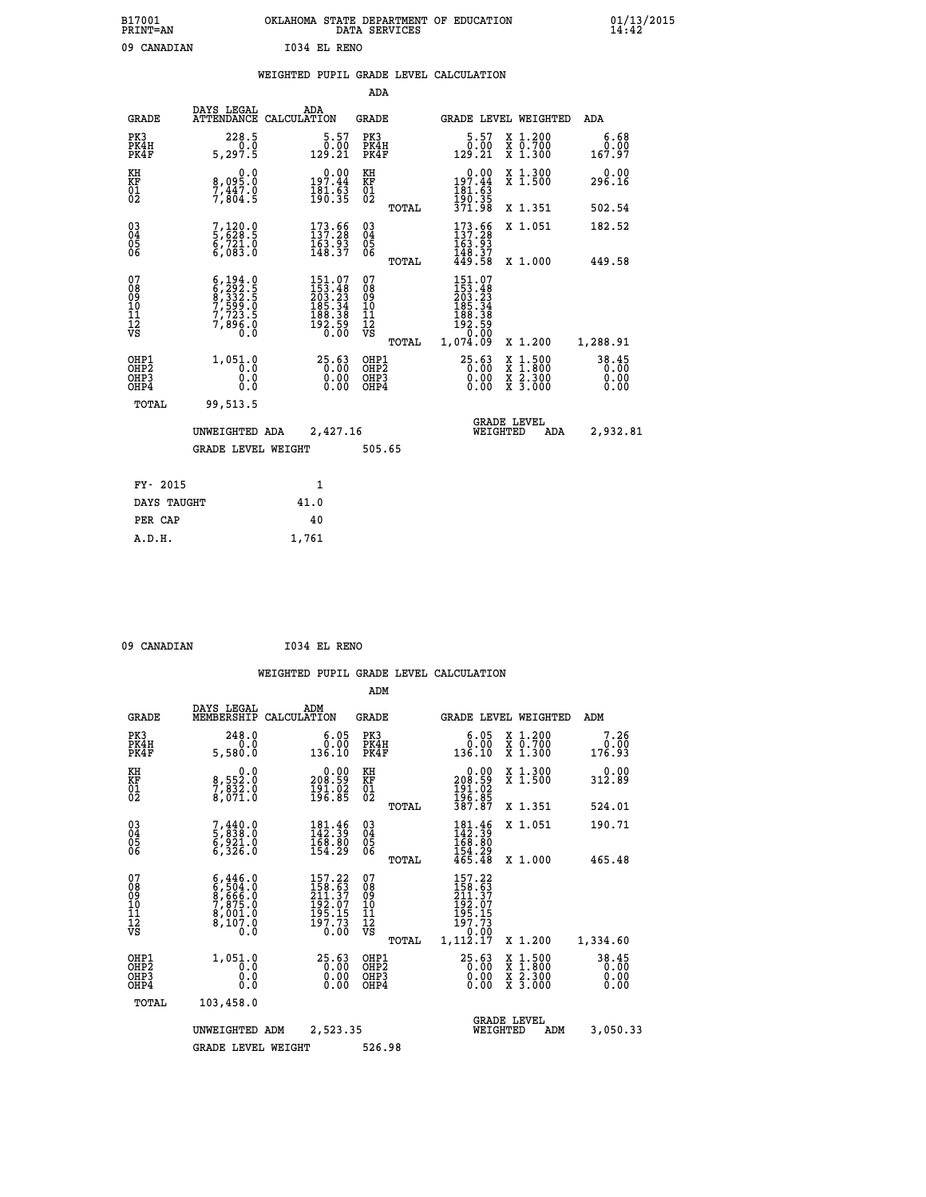B17001 OKLAHOMA STATE DEPARTMENT OF EDUCATION 01/13/2015
PRINT=AN DATA SERVICES 14:42

09 CANADIAN I034 EL RENO

## WEIGHTED PUPIL GRADE LEVEL CALCULATION

### ADA

| GRADE | DAYS LEGAL ATTENDANCE | ADA CALCULATION | GRADE | | GRADE LEVEL | WEIGHTED | ADA |
|---|---|---|---|---|---|---|---|
| PK3 | 228.5 | 5.57 | PK3 | | 5.57 | X 1.200 | 6.68 |
| PK4H | 0.0 | 0.00 | PK4H | | 0.00 | X 0.700 | 0.00 |
| PK4F | 5,297.5 | 129.21 | PK4F | | 129.21 | X 1.300 | 167.97 |
| KH | 0.0 | 0.00 | KH | | 0.00 | X 1.300 | 0.00 |
| KF | 8,095.0 | 197.44 | KF | | 197.44 | X 1.500 | 296.16 |
| 01 | 7,447.0 | 181.63 | 01 | | 181.63 | | |
| 02 | 7,804.5 | 190.35 | 02 | | 190.35 | | |
| | | | | TOTAL | 371.98 | X 1.351 | 502.54 |
| 03 | 7,120.0 | 173.66 | 03 | | 173.66 | X 1.051 | 182.52 |
| 04 | 5,628.5 | 137.28 | 04 | | 137.28 | | |
| 05 | 6,721.0 | 163.93 | 05 | | 163.93 | | |
| 06 | 6,083.0 | 148.37 | 06 | | 148.37 | | |
| | | | | TOTAL | 449.58 | X 1.000 | 449.58 |
| 07 | 6,194.0 | 151.07 | 07 | | 151.07 | | |
| 08 | 6,292.5 | 153.48 | 08 | | 153.48 | | |
| 09 | 8,332.5 | 203.23 | 09 | | 203.23 | | |
| 10 | 7,599.0 | 185.34 | 10 | | 185.34 | | |
| 11 | 7,723.5 | 188.38 | 11 | | 188.38 | | |
| 12 | 7,896.0 | 192.59 | 12 | | 192.59 | | |
| VS | 0.0 | 0.00 | VS | | 0.00 | | |
| | | | | TOTAL | 1,074.09 | X 1.200 | 1,288.91 |
| OHP1 | 1,051.0 | 25.63 | OHP1 | | 25.63 | X 1.500 | 38.45 |
| OHP2 | 0.0 | 0.00 | OHP2 | | 0.00 | X 1.800 | 0.00 |
| OHP3 | 0.0 | 0.00 | OHP3 | | 0.00 | X 2.300 | 0.00 |
| OHP4 | 0.0 | 0.00 | OHP4 | | 0.00 | X 3.000 | 0.00 |
| TOTAL | 99,513.5 | | | | | | |

UNWEIGHTED ADA 2,427.16 GRADE LEVEL WEIGHTED ADA 2,932.81

GRADE LEVEL WEIGHT 505.65

| | |
|---|---|
| FY- 2015 | 1 |
| DAYS TAUGHT | 41.0 |
| PER CAP | 40 |
| A.D.H. | 1,761 |

09 CANADIAN I034 EL RENO

## WEIGHTED PUPIL GRADE LEVEL CALCULATION

### ADM

| GRADE | DAYS LEGAL MEMBERSHIP | ADM CALCULATION | GRADE | | GRADE LEVEL | WEIGHTED | ADM |
|---|---|---|---|---|---|---|---|
| PK3 | 248.0 | 6.05 | PK3 | | 6.05 | X 1.200 | 7.26 |
| PK4H | 0.0 | 0.00 | PK4H | | 0.00 | X 0.700 | 0.00 |
| PK4F | 5,580.0 | 136.10 | PK4F | | 136.10 | X 1.300 | 176.93 |
| KH | 0.0 | 0.00 | KH | | 0.00 | X 1.300 | 0.00 |
| KF | 8,552.0 | 208.59 | KF | | 208.59 | X 1.500 | 312.89 |
| 01 | 7,832.0 | 191.02 | 01 | | 191.02 | | |
| 02 | 8,071.0 | 196.85 | 02 | | 196.85 | | |
| | | | | TOTAL | 387.87 | X 1.351 | 524.01 |
| 03 | 7,440.0 | 181.46 | 03 | | 181.46 | X 1.051 | 190.71 |
| 04 | 5,838.0 | 142.39 | 04 | | 142.39 | | |
| 05 | 6,921.0 | 168.80 | 05 | | 168.80 | | |
| 06 | 6,326.0 | 154.29 | 06 | | 154.29 | | |
| | | | | TOTAL | 465.48 | X 1.000 | 465.48 |
| 07 | 6,446.0 | 157.22 | 07 | | 157.22 | | |
| 08 | 6,504.0 | 158.63 | 08 | | 158.63 | | |
| 09 | 8,666.0 | 211.37 | 09 | | 211.37 | | |
| 10 | 7,875.0 | 192.07 | 10 | | 192.07 | | |
| 11 | 8,001.0 | 195.15 | 11 | | 195.15 | | |
| 12 | 8,107.0 | 197.73 | 12 | | 197.73 | | |
| VS | 0.0 | 0.00 | VS | | 0.00 | | |
| | | | | TOTAL | 1,112.17 | X 1.200 | 1,334.60 |
| OHP1 | 1,051.0 | 25.63 | OHP1 | | 25.63 | X 1.500 | 38.45 |
| OHP2 | 0.0 | 0.00 | OHP2 | | 0.00 | X 1.800 | 0.00 |
| OHP3 | 0.0 | 0.00 | OHP3 | | 0.00 | X 2.300 | 0.00 |
| OHP4 | 0.0 | 0.00 | OHP4 | | 0.00 | X 3.000 | 0.00 |
| TOTAL | 103,458.0 | | | | | | |

UNWEIGHTED ADM 2,523.35 GRADE LEVEL WEIGHTED ADM 3,050.33

GRADE LEVEL WEIGHT 526.98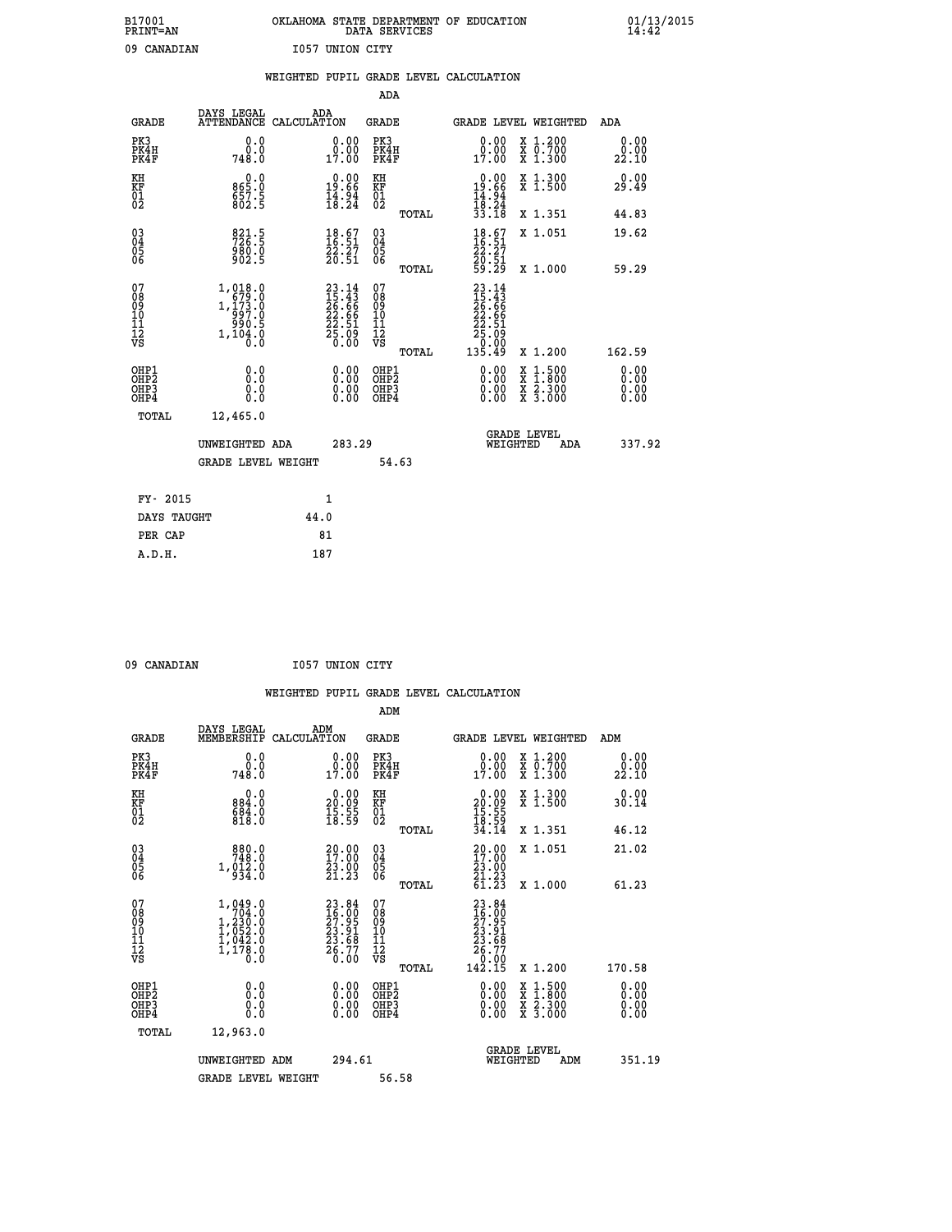B17001 OKLAHOMA STATE DEPARTMENT OF EDUCATION 01/13/2015
PRINT=AN DATA SERVICES 14:42

09 CANADIAN I057 UNION CITY

WEIGHTED PUPIL GRADE LEVEL CALCULATION

ADA

| GRADE | DAYS LEGAL ATTENDANCE | ADA CALCULATION | GRADE | | GRADE LEVEL | WEIGHTED | ADA |
|---|---|---|---|---|---|---|---|
| PK3 | 0.0 | 0.00 | PK3 | | 0.00 | X 1.200 | 0.00 |
| PK4H | 0.0 | 0.00 | PK4H | | 0.00 | X 0.700 | 0.00 |
| PK4F | 748.0 | 17.00 | PK4F | | 17.00 | X 1.300 | 22.10 |
| KH | 0.0 | 0.00 | KH | | 0.00 | X 1.300 | 0.00 |
| KF | 865.0 | 19.66 | KF | | 19.66 | X 1.500 | 29.49 |
| 01 | 657.5 | 14.94 | 01 | | 14.94 | | |
| 02 | 802.5 | 18.24 | 02 | | 18.24 | | |
| | | | | TOTAL | 33.18 | X 1.351 | 44.83 |
| 03 | 821.5 | 18.67 | 03 | | 18.67 | X 1.051 | 19.62 |
| 04 | 726.5 | 16.51 | 04 | | 16.51 | | |
| 05 | 980.0 | 22.27 | 05 | | 22.27 | | |
| 06 | 902.5 | 20.51 | 06 | | 20.51 | | |
| | | | | TOTAL | 59.29 | X 1.000 | 59.29 |
| 07 | 1,018.0 | 23.14 | 07 | | 23.14 | | |
| 08 | 679.0 | 15.43 | 08 | | 15.43 | | |
| 09 | 1,173.0 | 26.66 | 09 | | 26.66 | | |
| 10 | 997.0 | 22.66 | 10 | | 22.66 | | |
| 11 | 990.5 | 22.51 | 11 | | 22.51 | | |
| 12 | 1,104.0 | 25.09 | 12 | | 25.09 | | |
| VS | 0.0 | 0.00 | VS | | 0.00 | | |
| | | | | TOTAL | 135.49 | X 1.200 | 162.59 |
| OHP1 | 0.0 | 0.00 | OHP1 | | 0.00 | X 1.500 | 0.00 |
| OHP2 | 0.0 | 0.00 | OHP2 | | 0.00 | X 1.800 | 0.00 |
| OHP3 | 0.0 | 0.00 | OHP3 | | 0.00 | X 2.300 | 0.00 |
| OHP4 | 0.0 | 0.00 | OHP4 | | 0.00 | X 3.000 | 0.00 |
| TOTAL | 12,465.0 | | | | | | |

UNWEIGHTED ADA 283.29 | GRADE LEVEL WEIGHTED ADA 337.92

GRADE LEVEL WEIGHT 54.63

| FY- 2015 | 1 |
|---|---|
| DAYS TAUGHT | 44.0 |
| PER CAP | 81 |
| A.D.H. | 187 |

09 CANADIAN I057 UNION CITY

WEIGHTED PUPIL GRADE LEVEL CALCULATION

ADM

| GRADE | DAYS LEGAL MEMBERSHIP | ADM CALCULATION | GRADE | | GRADE LEVEL | WEIGHTED | ADM |
|---|---|---|---|---|---|---|---|
| PK3 | 0.0 | 0.00 | PK3 | | 0.00 | X 1.200 | 0.00 |
| PK4H | 0.0 | 0.00 | PK4H | | 0.00 | X 0.700 | 0.00 |
| PK4F | 748.0 | 17.00 | PK4F | | 17.00 | X 1.300 | 22.10 |
| KH | 0.0 | 0.00 | KH | | 0.00 | X 1.300 | 0.00 |
| KF | 884.0 | 20.09 | KF | | 20.09 | X 1.500 | 30.14 |
| 01 | 684.0 | 15.55 | 01 | | 15.55 | | |
| 02 | 818.0 | 18.59 | 02 | | 18.59 | | |
| | | | | TOTAL | 34.14 | X 1.351 | 46.12 |
| 03 | 880.0 | 20.00 | 03 | | 20.00 | X 1.051 | 21.02 |
| 04 | 748.0 | 17.00 | 04 | | 17.00 | | |
| 05 | 1,012.0 | 23.00 | 05 | | 23.00 | | |
| 06 | 934.0 | 21.23 | 06 | | 21.23 | | |
| | | | | TOTAL | 61.23 | X 1.000 | 61.23 |
| 07 | 1,049.0 | 23.84 | 07 | | 23.84 | | |
| 08 | 704.0 | 16.00 | 08 | | 16.00 | | |
| 09 | 1,230.0 | 27.95 | 09 | | 27.95 | | |
| 10 | 1,052.0 | 23.91 | 10 | | 23.91 | | |
| 11 | 1,042.0 | 23.68 | 11 | | 23.68 | | |
| 12 | 1,178.0 | 26.77 | 12 | | 26.77 | | |
| VS | 0.0 | 0.00 | VS | | 0.00 | | |
| | | | | TOTAL | 142.15 | X 1.200 | 170.58 |
| OHP1 | 0.0 | 0.00 | OHP1 | | 0.00 | X 1.500 | 0.00 |
| OHP2 | 0.0 | 0.00 | OHP2 | | 0.00 | X 1.800 | 0.00 |
| OHP3 | 0.0 | 0.00 | OHP3 | | 0.00 | X 2.300 | 0.00 |
| OHP4 | 0.0 | 0.00 | OHP4 | | 0.00 | X 3.000 | 0.00 |
| TOTAL | 12,963.0 | | | | | | |

UNWEIGHTED ADM 294.61 | GRADE LEVEL WEIGHTED ADM 351.19

GRADE LEVEL WEIGHT 56.58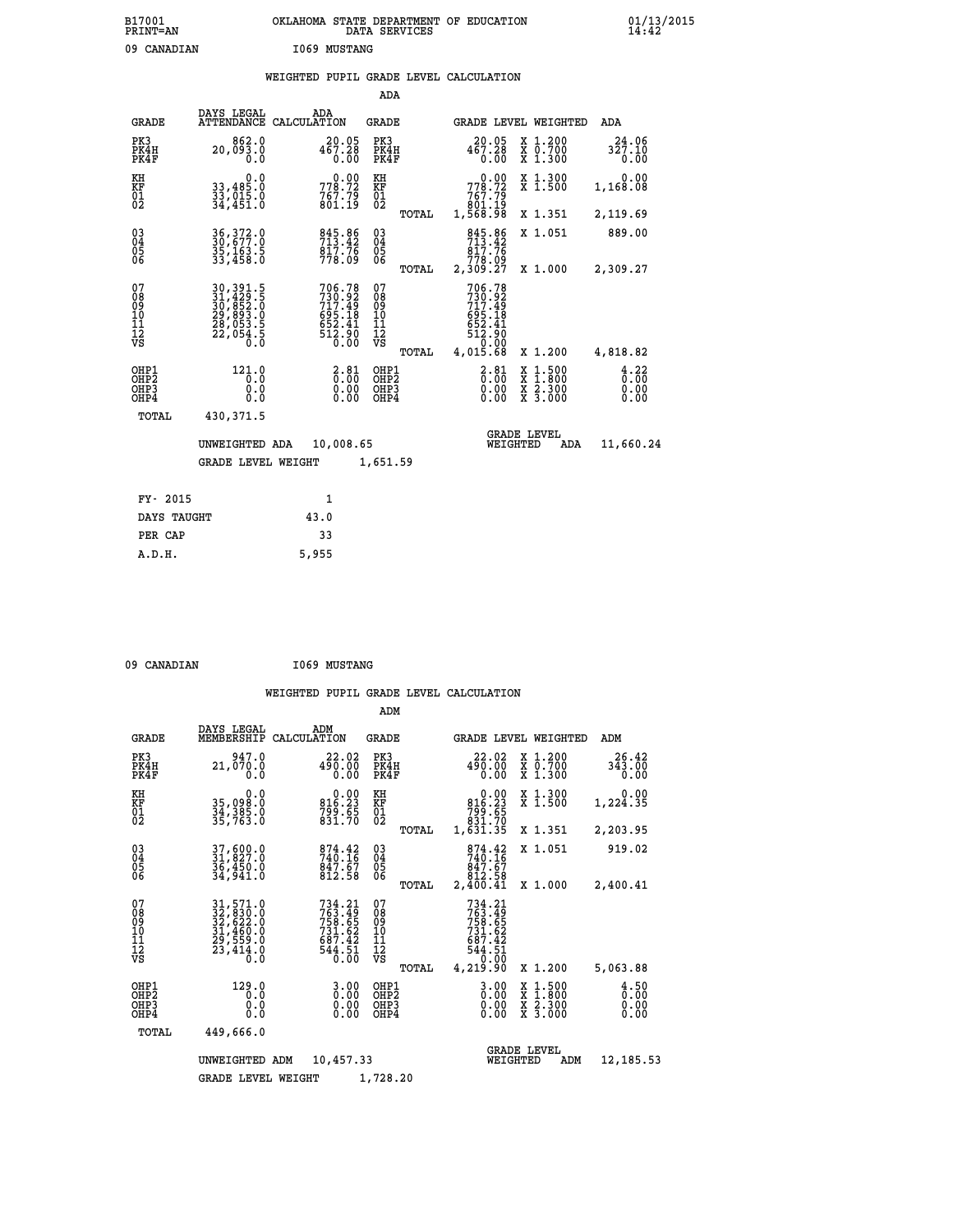B17001 OKLAHOMA STATE DEPARTMENT OF EDUCATION 01/13/2015
PRINT=AN DATA SERVICES 14:42

09 CANADIAN I069 MUSTANG

## WEIGHTED PUPIL GRADE LEVEL CALCULATION

### ADA

| GRADE | DAYS LEGAL ATTENDANCE | ADA CALCULATION | GRADE | GRADE LEVEL | WEIGHTED | ADA |
|---|---|---|---|---|---|---|
| PK3 | 862.0 | 20.05 | PK3 | 20.05 | X 1.200 | 24.06 |
| PK4H | 20,093.0 | 467.28 | PK4H | 467.28 | X 0.700 | 327.10 |
| PK4F | 0.0 | 0.00 | PK4F | 0.00 | X 1.300 | 0.00 |
| KH | 0.0 | 0.00 | KH | 0.00 | X 1.300 | 0.00 |
| KF | 33,485.0 | 778.72 | KF | 778.72 | X 1.500 | 1,168.08 |
| 01 | 33,015.0 | 767.79 | 01 | 767.79 | | |
| 02 | 34,451.0 | 801.19 | 02 | 801.19 | | |
| | | | TOTAL | 1,568.98 | X 1.351 | 2,119.69 |
| 03 | 36,372.0 | 845.86 | 03 | 845.86 | X 1.051 | 889.00 |
| 04 | 30,677.0 | 713.42 | 04 | 713.42 | | |
| 05 | 35,163.5 | 817.76 | 05 | 817.76 | | |
| 06 | 33,458.0 | 778.09 | 06 | 778.09 | | |
| | | | TOTAL | 2,309.27 | X 1.000 | 2,309.27 |
| 07 | 30,391.5 | 706.78 | 07 | 706.78 | | |
| 08 | 31,429.5 | 730.92 | 08 | 730.92 | | |
| 09 | 30,852.0 | 717.49 | 09 | 717.49 | | |
| 10 | 29,893.0 | 695.18 | 10 | 695.18 | | |
| 11 | 28,053.5 | 652.41 | 11 | 652.41 | | |
| 12 | 22,054.5 | 512.90 | 12 | 512.90 | | |
| VS | 0.0 | 0.00 | VS | 0.00 | | |
| | | | TOTAL | 4,015.68 | X 1.200 | 4,818.82 |
| OHP1 | 121.0 | 2.81 | OHP1 | 2.81 | X 1.500 | 4.22 |
| OHP2 | 0.0 | 0.00 | OHP2 | 0.00 | X 1.800 | 0.00 |
| OHP3 | 0.0 | 0.00 | OHP3 | 0.00 | X 2.300 | 0.00 |
| OHP4 | 0.0 | 0.00 | OHP4 | 0.00 | X 3.000 | 0.00 |
| TOTAL | 430,371.5 | | | | | |

UNWEIGHTED ADA 10,008.65 GRADE LEVEL WEIGHTED ADA 11,660.24

GRADE LEVEL WEIGHT 1,651.59

| FY- 2015 | 1 |
|---|---|
| DAYS TAUGHT | 43.0 |
| PER CAP | 33 |
| A.D.H. | 5,955 |

09 CANADIAN I069 MUSTANG

## WEIGHTED PUPIL GRADE LEVEL CALCULATION

### ADM

| GRADE | DAYS LEGAL MEMBERSHIP | ADM CALCULATION | GRADE | GRADE LEVEL | WEIGHTED | ADM |
|---|---|---|---|---|---|---|
| PK3 | 947.0 | 22.02 | PK3 | 22.02 | X 1.200 | 26.42 |
| PK4H | 21,070.0 | 490.00 | PK4H | 490.00 | X 0.700 | 343.00 |
| PK4F | 0.0 | 0.00 | PK4F | 0.00 | X 1.300 | 0.00 |
| KH | 0.0 | 0.00 | KH | 0.00 | X 1.300 | 0.00 |
| KF | 35,098.0 | 816.23 | KF | 816.23 | X 1.500 | 1,224.35 |
| 01 | 34,385.0 | 799.65 | 01 | 799.65 | | |
| 02 | 35,763.0 | 831.70 | 02 | 831.70 | | |
| | | | TOTAL | 1,631.35 | X 1.351 | 2,203.95 |
| 03 | 37,600.0 | 874.42 | 03 | 874.42 | X 1.051 | 919.02 |
| 04 | 31,827.0 | 740.16 | 04 | 740.16 | | |
| 05 | 36,450.0 | 847.67 | 05 | 847.67 | | |
| 06 | 34,941.0 | 812.58 | 06 | 812.58 | | |
| | | | TOTAL | 2,400.41 | X 1.000 | 2,400.41 |
| 07 | 31,571.0 | 734.21 | 07 | 734.21 | | |
| 08 | 32,830.0 | 763.49 | 08 | 763.49 | | |
| 09 | 32,622.0 | 758.65 | 09 | 758.65 | | |
| 10 | 31,460.0 | 731.62 | 10 | 731.62 | | |
| 11 | 29,559.0 | 687.42 | 11 | 687.42 | | |
| 12 | 23,414.0 | 544.51 | 12 | 544.51 | | |
| VS | 0.0 | 0.00 | VS | 0.00 | | |
| | | | TOTAL | 4,219.90 | X 1.200 | 5,063.88 |
| OHP1 | 129.0 | 3.00 | OHP1 | 3.00 | X 1.500 | 4.50 |
| OHP2 | 0.0 | 0.00 | OHP2 | 0.00 | X 1.800 | 0.00 |
| OHP3 | 0.0 | 0.00 | OHP3 | 0.00 | X 2.300 | 0.00 |
| OHP4 | 0.0 | 0.00 | OHP4 | 0.00 | X 3.000 | 0.00 |
| TOTAL | 449,666.0 | | | | | |

UNWEIGHTED ADM 10,457.33 GRADE LEVEL WEIGHTED ADM 12,185.53

GRADE LEVEL WEIGHT 1,728.20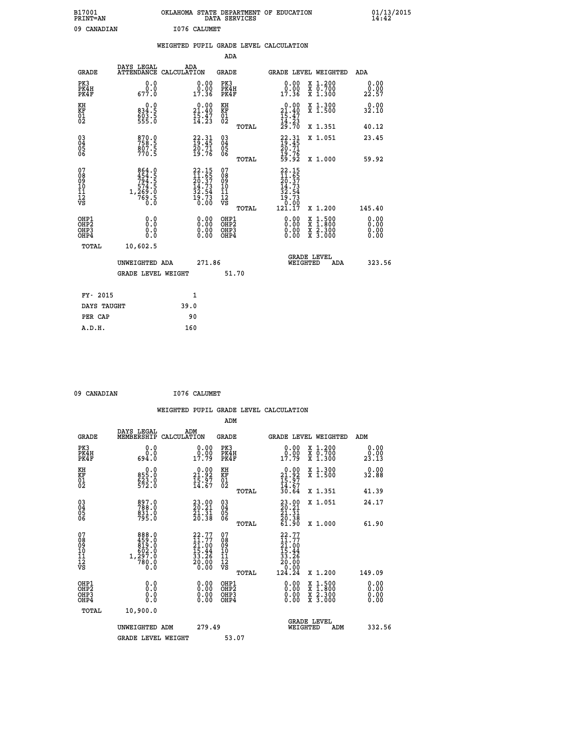B17001 OKLAHOMA STATE DEPARTMENT OF EDUCATION 01/13/2015
PRINT=AN DATA SERVICES 14:42

09 CANADIAN I076 CALUMET

WEIGHTED PUPIL GRADE LEVEL CALCULATION

ADA

| GRADE | DAYS LEGAL ATTENDANCE | ADA CALCULATION | GRADE | GRADE LEVEL | WEIGHTED | ADA |
|---|---|---|---|---|---|---|
| PK3 | 0.0 | 0.00 | PK3 | 0.00 | X 1.200 | 0.00 |
| PK4H | 0.0 | 0.00 | PK4H | 0.00 | X 0.700 | 0.00 |
| PK4F | 677.0 | 17.36 | PK4F | 17.36 | X 1.300 | 22.57 |
| KH | 0.0 | 0.00 | KH | 0.00 | X 1.300 | 0.00 |
| KF | 834.5 | 21.40 | KF | 21.40 | X 1.500 | 32.10 |
| 01 | 603.5 | 15.47 | 01 | 15.47 | | |
| 02 | 555.0 | 14.23 | 02 | 14.23 | | |
| | | | TOTAL | 29.70 | X 1.351 | 40.12 |
| 03 | 870.0 | 22.31 | 03 | 22.31 | X 1.051 | 23.45 |
| 04 | 758.5 | 19.45 | 04 | 19.45 | | |
| 05 | 807.5 | 20.71 | 05 | 20.71 | | |
| 06 | 770.5 | 19.76 | 06 | 19.76 | | |
| | | | TOTAL | 59.92 | X 1.000 | 59.92 |
| 07 | 864.0 | 22.15 | 07 | 22.15 | | |
| 08 | 454.5 | 11.65 | 08 | 11.65 | | |
| 09 | 794.5 | 20.37 | 09 | 20.37 | | |
| 10 | 574.5 | 14.73 | 10 | 14.73 | | |
| 11 | 1,269.0 | 32.54 | 11 | 32.54 | | |
| 12 | 769.5 | 19.73 | 12 | 19.73 | | |
| VS | 0.0 | 0.00 | VS | 0.00 | | |
| | | | TOTAL | 121.17 | X 1.200 | 145.40 |
| OHP1 | 0.0 | 0.00 | OHP1 | 0.00 | X 1.500 | 0.00 |
| OHP2 | 0.0 | 0.00 | OHP2 | 0.00 | X 1.800 | 0.00 |
| OHP3 | 0.0 | 0.00 | OHP3 | 0.00 | X 2.300 | 0.00 |
| OHP4 | 0.0 | 0.00 | OHP4 | 0.00 | X 3.000 | 0.00 |
| TOTAL | 10,602.5 | | | | | |

UNWEIGHTED ADA 271.86 — GRADE LEVEL WEIGHTED ADA 323.56

GRADE LEVEL WEIGHT 51.70

| FY- 2015 | 1 |
|---|---|
| DAYS TAUGHT | 39.0 |
| PER CAP | 90 |
| A.D.H. | 160 |

09 CANADIAN I076 CALUMET

WEIGHTED PUPIL GRADE LEVEL CALCULATION

ADM

| GRADE | DAYS LEGAL MEMBERSHIP | ADM CALCULATION | GRADE | GRADE LEVEL | WEIGHTED | ADM |
|---|---|---|---|---|---|---|
| PK3 | 0.0 | 0.00 | PK3 | 0.00 | X 1.200 | 0.00 |
| PK4H | 0.0 | 0.00 | PK4H | 0.00 | X 0.700 | 0.00 |
| PK4F | 694.0 | 17.79 | PK4F | 17.79 | X 1.300 | 23.13 |
| KH | 0.0 | 0.00 | KH | 0.00 | X 1.300 | 0.00 |
| KF | 855.0 | 21.92 | KF | 21.92 | X 1.500 | 32.88 |
| 01 | 623.0 | 15.97 | 01 | 15.97 | | |
| 02 | 572.0 | 14.67 | 02 | 14.67 | | |
| | | | TOTAL | 30.64 | X 1.351 | 41.39 |
| 03 | 897.0 | 23.00 | 03 | 23.00 | X 1.051 | 24.17 |
| 04 | 788.0 | 20.21 | 04 | 20.21 | | |
| 05 | 831.0 | 21.31 | 05 | 21.31 | | |
| 06 | 795.0 | 20.38 | 06 | 20.38 | | |
| | | | TOTAL | 61.90 | X 1.000 | 61.90 |
| 07 | 888.0 | 22.77 | 07 | 22.77 | | |
| 08 | 459.0 | 11.77 | 08 | 11.77 | | |
| 09 | 819.0 | 21.00 | 09 | 21.00 | | |
| 10 | 602.0 | 15.44 | 10 | 15.44 | | |
| 11 | 1,297.0 | 33.26 | 11 | 33.26 | | |
| 12 | 780.0 | 20.00 | 12 | 20.00 | | |
| VS | 0.0 | 0.00 | VS | 0.00 | | |
| | | | TOTAL | 124.24 | X 1.200 | 149.09 |
| OHP1 | 0.0 | 0.00 | OHP1 | 0.00 | X 1.500 | 0.00 |
| OHP2 | 0.0 | 0.00 | OHP2 | 0.00 | X 1.800 | 0.00 |
| OHP3 | 0.0 | 0.00 | OHP3 | 0.00 | X 2.300 | 0.00 |
| OHP4 | 0.0 | 0.00 | OHP4 | 0.00 | X 3.000 | 0.00 |
| TOTAL | 10,900.0 | | | | | |

UNWEIGHTED ADM 279.49 — GRADE LEVEL WEIGHTED ADM 332.56

GRADE LEVEL WEIGHT 53.07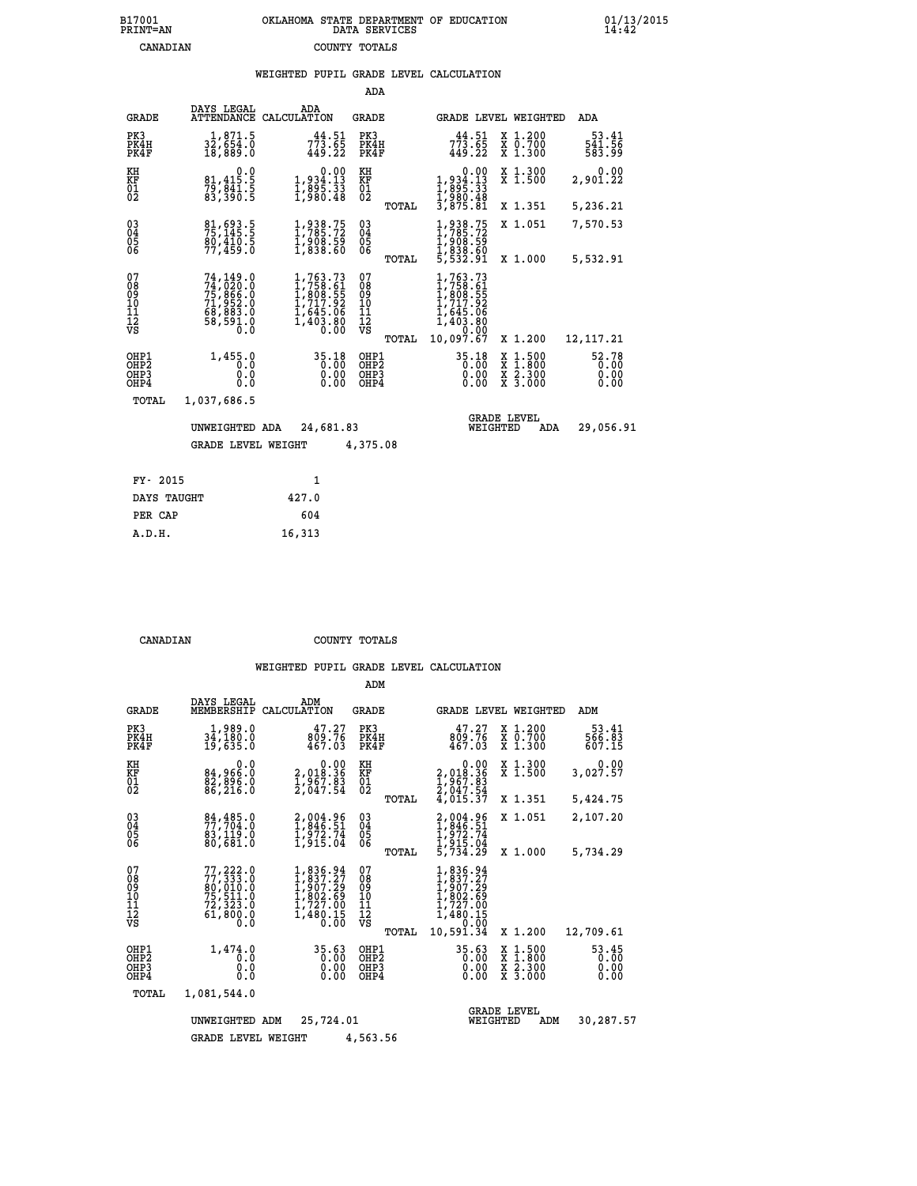B17001 OKLAHOMA STATE DEPARTMENT OF EDUCATION 01/13/2015
PRINT=AN DATA SERVICES 14:42

CANADIAN COUNTY TOTALS

## WEIGHTED PUPIL GRADE LEVEL CALCULATION

### ADA

| GRADE | DAYS LEGAL ATTENDANCE | ADA CALCULATION | GRADE | | GRADE LEVEL | WEIGHTED | ADA |
|---|---|---|---|---|---|---|---|
| PK3 | 1,871.5 | 44.51 | PK3 | | 44.51 | X 1.200 | 53.41 |
| PK4H | 32,654.0 | 773.65 | PK4H | | 773.65 | X 0.700 | 541.56 |
| PK4F | 18,889.0 | 449.22 | PK4F | | 449.22 | X 1.300 | 583.99 |
| KH | 0.0 | 0.00 | KH | | 0.00 | X 1.300 | 0.00 |
| KF | 81,415.5 | 1,934.13 | KF | | 1,934.13 | X 1.500 | 2,901.22 |
| 01 | 79,841.5 | 1,895.33 | 01 | | 1,895.33 | | |
| 02 | 83,390.5 | 1,980.48 | 02 | | 1,980.48 | | |
| | | | | TOTAL | 3,875.81 | X 1.351 | 5,236.21 |
| 03 | 81,693.5 | 1,938.75 | 03 | | 1,938.75 | X 1.051 | 7,570.53 |
| 04 | 75,145.5 | 1,785.72 | 04 | | 1,785.72 | | |
| 05 | 80,410.5 | 1,908.59 | 05 | | 1,908.59 | | |
| 06 | 77,459.0 | 1,838.60 | 06 | | 1,838.60 | | |
| | | | | TOTAL | 5,532.91 | X 1.000 | 5,532.91 |
| 07 | 74,149.0 | 1,763.73 | 07 | | 1,763.73 | | |
| 08 | 74,020.0 | 1,758.61 | 08 | | 1,758.61 | | |
| 09 | 75,866.0 | 1,808.55 | 09 | | 1,808.55 | | |
| 10 | 71,952.0 | 1,717.92 | 10 | | 1,717.92 | | |
| 11 | 68,883.0 | 1,645.06 | 11 | | 1,645.06 | | |
| 12 | 58,591.0 | 1,403.80 | 12 | | 1,403.80 | | |
| VS | 0.0 | 0.00 | VS | | 0.00 | | |
| | | | | TOTAL | 10,097.67 | X 1.200 | 12,117.21 |
| OHP1 | 1,455.0 | 35.18 | OHP1 | | 35.18 | X 1.500 | 52.78 |
| OHP2 | 0.0 | 0.00 | OHP2 | | 0.00 | X 1.800 | 0.00 |
| OHP3 | 0.0 | 0.00 | OHP3 | | 0.00 | X 2.300 | 0.00 |
| OHP4 | 0.0 | 0.00 | OHP4 | | 0.00 | X 3.000 | 0.00 |
| TOTAL | 1,037,686.5 | | | | | | |

UNWEIGHTED ADA 24,681.83 GRADE LEVEL WEIGHTED ADA 29,056.91

GRADE LEVEL WEIGHT 4,375.08

| | |
|---|---|
| FY- 2015 | 1 |
| DAYS TAUGHT | 427.0 |
| PER CAP | 604 |
| A.D.H. | 16,313 |

CANADIAN COUNTY TOTALS

## WEIGHTED PUPIL GRADE LEVEL CALCULATION

### ADM

| GRADE | DAYS LEGAL MEMBERSHIP | ADM CALCULATION | GRADE | | GRADE LEVEL | WEIGHTED | ADM |
|---|---|---|---|---|---|---|---|
| PK3 | 1,989.0 | 47.27 | PK3 | | 47.27 | X 1.200 | 53.41 |
| PK4H | 34,180.0 | 809.76 | PK4H | | 809.76 | X 0.700 | 566.83 |
| PK4F | 19,635.0 | 467.03 | PK4F | | 467.03 | X 1.300 | 607.15 |
| KH | 0.0 | 0.00 | KH | | 0.00 | X 1.300 | 0.00 |
| KF | 84,966.0 | 2,018.36 | KF | | 2,018.36 | X 1.500 | 3,027.57 |
| 01 | 82,896.0 | 1,967.83 | 01 | | 1,967.83 | | |
| 02 | 86,216.0 | 2,047.54 | 02 | | 2,047.54 | | |
| | | | | TOTAL | 4,015.37 | X 1.351 | 5,424.75 |
| 03 | 84,485.0 | 2,004.96 | 03 | | 2,004.96 | X 1.051 | 2,107.20 |
| 04 | 77,704.0 | 1,846.51 | 04 | | 1,846.51 | | |
| 05 | 83,119.0 | 1,972.74 | 05 | | 1,972.74 | | |
| 06 | 80,681.0 | 1,915.04 | 06 | | 1,915.04 | | |
| | | | | TOTAL | 5,734.29 | X 1.000 | 5,734.29 |
| 07 | 77,222.0 | 1,836.94 | 07 | | 1,836.94 | | |
| 08 | 77,333.0 | 1,837.27 | 08 | | 1,837.27 | | |
| 09 | 80,010.0 | 1,907.29 | 09 | | 1,907.29 | | |
| 10 | 75,511.0 | 1,802.69 | 10 | | 1,802.69 | | |
| 11 | 72,323.0 | 1,727.00 | 11 | | 1,727.00 | | |
| 12 | 61,800.0 | 1,480.15 | 12 | | 1,480.15 | | |
| VS | 0.0 | 0.00 | VS | | 0.00 | | |
| | | | | TOTAL | 10,591.34 | X 1.200 | 12,709.61 |
| OHP1 | 1,474.0 | 35.63 | OHP1 | | 35.63 | X 1.500 | 53.45 |
| OHP2 | 0.0 | 0.00 | OHP2 | | 0.00 | X 1.800 | 0.00 |
| OHP3 | 0.0 | 0.00 | OHP3 | | 0.00 | X 2.300 | 0.00 |
| OHP4 | 0.0 | 0.00 | OHP4 | | 0.00 | X 3.000 | 0.00 |
| TOTAL | 1,081,544.0 | | | | | | |

UNWEIGHTED ADM 25,724.01 GRADE LEVEL WEIGHTED ADM 30,287.57

GRADE LEVEL WEIGHT 4,563.56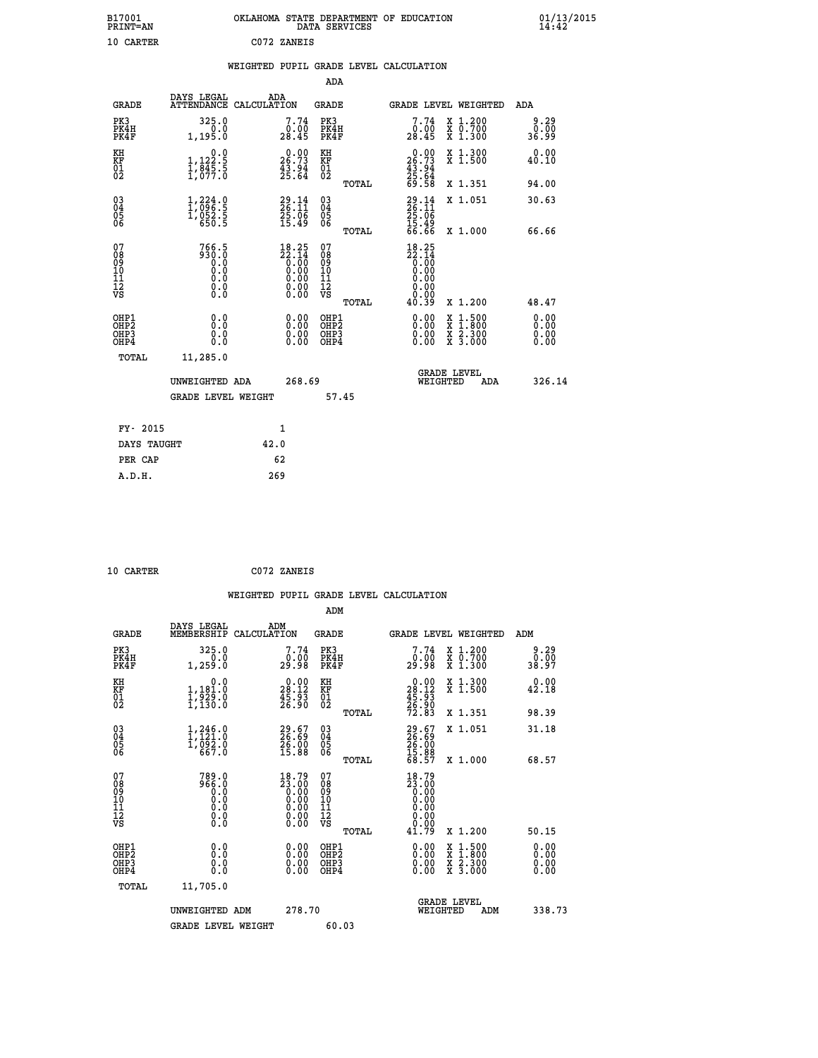B17001 OKLAHOMA STATE DEPARTMENT OF EDUCATION 01/13/2015
PRINT=AN DATA SERVICES 14:42

10 CARTER C072 ZANEIS

WEIGHTED PUPIL GRADE LEVEL CALCULATION

ADA

| GRADE | DAYS LEGAL ATTENDANCE | ADA CALCULATION | GRADE | GRADE LEVEL | WEIGHTED | ADA |
|---|---|---|---|---|---|---|
| PK3 | 325.0 | 7.74 | PK3 | 7.74 | X 1.200 | 9.29 |
| PK4H | 0.0 | 0.00 | PK4H | 0.00 | X 0.700 | 0.00 |
| PK4F | 1,195.0 | 28.45 | PK4F | 28.45 | X 1.300 | 36.99 |
| KH | 0.0 | 0.00 | KH | 0.00 | X 1.300 | 0.00 |
| KF | 1,122.5 | 26.73 | KF | 26.73 | X 1.500 | 40.10 |
| 01 | 1,845.5 | 43.94 | 01 | 43.94 | | |
| 02 | 1,077.0 | 25.64 | 02 | 25.64 | | |
| | | | TOTAL | 69.58 | X 1.351 | 94.00 |
| 03 | 1,224.0 | 29.14 | 03 | 29.14 | X 1.051 | 30.63 |
| 04 | 1,096.5 | 26.11 | 04 | 26.11 | | |
| 05 | 1,052.5 | 25.06 | 05 | 25.06 | | |
| 06 | 650.5 | 15.49 | 06 | 15.49 | | |
| | | | TOTAL | 66.66 | X 1.000 | 66.66 |
| 07 | 766.5 | 18.25 | 07 | 18.25 | | |
| 08 | 930.0 | 22.14 | 08 | 22.14 | | |
| 09 | 0.0 | 0.00 | 09 | 0.00 | | |
| 10 | 0.0 | 0.00 | 10 | 0.00 | | |
| 11 | 0.0 | 0.00 | 11 | 0.00 | | |
| 12 | 0.0 | 0.00 | 12 | 0.00 | | |
| VS | 0.0 | 0.00 | VS | 0.00 | | |
| | | | TOTAL | 40.39 | X 1.200 | 48.47 |
| OHP1 | 0.0 | 0.00 | OHP1 | 0.00 | X 1.500 | 0.00 |
| OHP2 | 0.0 | 0.00 | OHP2 | 0.00 | X 1.800 | 0.00 |
| OHP3 | 0.0 | 0.00 | OHP3 | 0.00 | X 2.300 | 0.00 |
| OHP4 | 0.0 | 0.00 | OHP4 | 0.00 | X 3.000 | 0.00 |
| TOTAL | 11,285.0 | | | | | |

UNWEIGHTED ADA 268.69 GRADE LEVEL WEIGHTED ADA 326.14

GRADE LEVEL WEIGHT 57.45

| | |
|---|---|
| FY- 2015 | 1 |
| DAYS TAUGHT | 42.0 |
| PER CAP | 62 |
| A.D.H. | 269 |

10 CARTER C072 ZANEIS

WEIGHTED PUPIL GRADE LEVEL CALCULATION

ADM

| GRADE | DAYS LEGAL MEMBERSHIP | ADM CALCULATION | GRADE | GRADE LEVEL | WEIGHTED | ADM |
|---|---|---|---|---|---|---|
| PK3 | 325.0 | 7.74 | PK3 | 7.74 | X 1.200 | 9.29 |
| PK4H | 0.0 | 0.00 | PK4H | 0.00 | X 0.700 | 0.00 |
| PK4F | 1,259.0 | 29.98 | PK4F | 29.98 | X 1.300 | 38.97 |
| KH | 0.0 | 0.00 | KH | 0.00 | X 1.300 | 0.00 |
| KF | 1,181.0 | 28.12 | KF | 28.12 | X 1.500 | 42.18 |
| 01 | 1,929.0 | 45.93 | 01 | 45.93 | | |
| 02 | 1,130.0 | 26.90 | 02 | 26.90 | | |
| | | | TOTAL | 72.83 | X 1.351 | 98.39 |
| 03 | 1,246.0 | 29.67 | 03 | 29.67 | X 1.051 | 31.18 |
| 04 | 1,121.0 | 26.69 | 04 | 26.69 | | |
| 05 | 1,092.0 | 26.00 | 05 | 26.00 | | |
| 06 | 667.0 | 15.88 | 06 | 15.88 | | |
| | | | TOTAL | 68.57 | X 1.000 | 68.57 |
| 07 | 789.0 | 18.79 | 07 | 18.79 | | |
| 08 | 966.0 | 23.00 | 08 | 23.00 | | |
| 09 | 0.0 | 0.00 | 09 | 0.00 | | |
| 10 | 0.0 | 0.00 | 10 | 0.00 | | |
| 11 | 0.0 | 0.00 | 11 | 0.00 | | |
| 12 | 0.0 | 0.00 | 12 | 0.00 | | |
| VS | 0.0 | 0.00 | VS | 0.00 | | |
| | | | TOTAL | 41.79 | X 1.200 | 50.15 |
| OHP1 | 0.0 | 0.00 | OHP1 | 0.00 | X 1.500 | 0.00 |
| OHP2 | 0.0 | 0.00 | OHP2 | 0.00 | X 1.800 | 0.00 |
| OHP3 | 0.0 | 0.00 | OHP3 | 0.00 | X 2.300 | 0.00 |
| OHP4 | 0.0 | 0.00 | OHP4 | 0.00 | X 3.000 | 0.00 |
| TOTAL | 11,705.0 | | | | | |

UNWEIGHTED ADM 278.70 GRADE LEVEL WEIGHTED ADM 338.73

GRADE LEVEL WEIGHT 60.03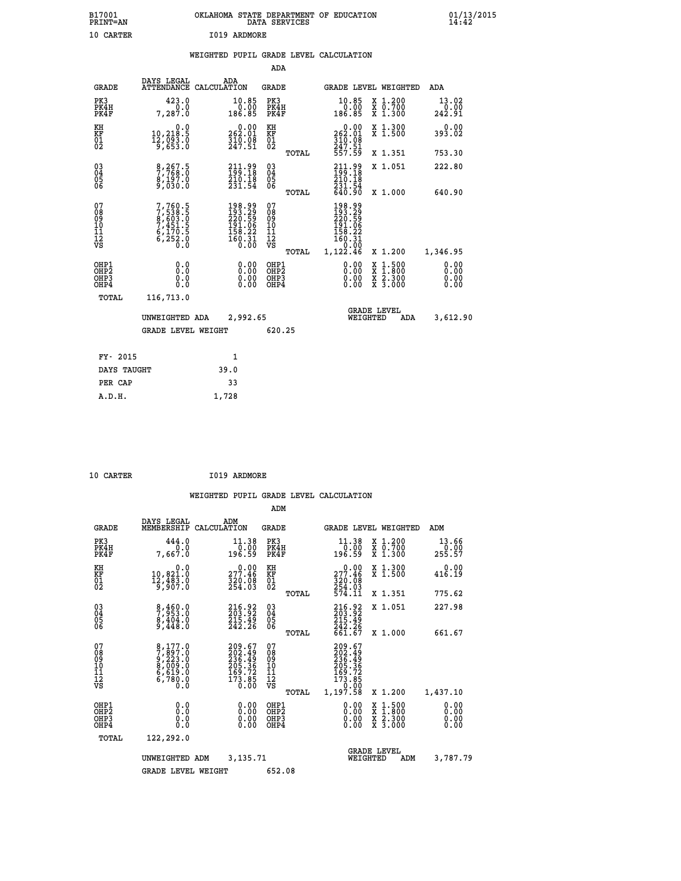B17001 OKLAHOMA STATE DEPARTMENT OF EDUCATION 01/13/2015
PRINT=AN DATA SERVICES 14:42

10 CARTER I019 ARDMORE

## WEIGHTED PUPIL GRADE LEVEL CALCULATION

### ADA

| GRADE | DAYS LEGAL ATTENDANCE | ADA CALCULATION | GRADE | | GRADE LEVEL | WEIGHTED | ADA |
|---|---|---|---|---|---|---|---|
| PK3 | 423.0 | 10.85 | PK3 | | 10.85 | X 1.200 | 13.02 |
| PK4H | 0.0 | 0.00 | PK4H | | 0.00 | X 0.700 | 0.00 |
| PK4F | 7,287.0 | 186.85 | PK4F | | 186.85 | X 1.300 | 242.91 |
| KH | 0.0 | 0.00 | KH | | 0.00 | X 1.300 | 0.00 |
| KF | 10,218.5 | 262.01 | KF | | 262.01 | X 1.500 | 393.02 |
| 01 | 12,093.0 | 310.08 | 01 | | 310.08 | | |
| 02 | 9,653.0 | 247.51 | 02 | | 247.51 | | |
| | | | | TOTAL | 557.59 | X 1.351 | 753.30 |
| 03 | 8,267.5 | 211.99 | 03 | | 211.99 | X 1.051 | 222.80 |
| 04 | 7,768.0 | 199.18 | 04 | | 199.18 | | |
| 05 | 8,197.0 | 210.18 | 05 | | 210.18 | | |
| 06 | 9,030.0 | 231.54 | 06 | | 231.54 | | |
| | | | | TOTAL | 640.90 | X 1.000 | 640.90 |
| 07 | 7,760.5 | 198.99 | 07 | | 198.99 | | |
| 08 | 7,538.5 | 193.29 | 08 | | 193.29 | | |
| 09 | 8,603.0 | 220.59 | 09 | | 220.59 | | |
| 10 | 7,451.5 | 191.06 | 10 | | 191.06 | | |
| 11 | 6,170.5 | 158.22 | 11 | | 158.22 | | |
| 12 | 6,252.0 | 160.31 | 12 | | 160.31 | | |
| VS | 0.0 | 0.00 | VS | | 0.00 | | |
| | | | | TOTAL | 1,122.46 | X 1.200 | 1,346.95 |
| OHP1 | 0.0 | 0.00 | OHP1 | | 0.00 | X 1.500 | 0.00 |
| OHP2 | 0.0 | 0.00 | OHP2 | | 0.00 | X 1.800 | 0.00 |
| OHP3 | 0.0 | 0.00 | OHP3 | | 0.00 | X 2.300 | 0.00 |
| OHP4 | 0.0 | 0.00 | OHP4 | | 0.00 | X 3.000 | 0.00 |
| TOTAL | 116,713.0 | | | | | | |

UNWEIGHTED ADA 2,992.65 GRADE LEVEL WEIGHTED ADA 3,612.90

GRADE LEVEL WEIGHT 620.25

| FY- 2015 | 1 |
|---|---|
| DAYS TAUGHT | 39.0 |
| PER CAP | 33 |
| A.D.H. | 1,728 |

10 CARTER I019 ARDMORE

## WEIGHTED PUPIL GRADE LEVEL CALCULATION

### ADM

| GRADE | DAYS LEGAL MEMBERSHIP | ADM CALCULATION | GRADE | | GRADE LEVEL | WEIGHTED | ADM |
|---|---|---|---|---|---|---|---|
| PK3 | 444.0 | 11.38 | PK3 | | 11.38 | X 1.200 | 13.66 |
| PK4H | 0.0 | 0.00 | PK4H | | 0.00 | X 0.700 | 0.00 |
| PK4F | 7,667.0 | 196.59 | PK4F | | 196.59 | X 1.300 | 255.57 |
| KH | 0.0 | 0.00 | KH | | 0.00 | X 1.300 | 0.00 |
| KF | 10,821.0 | 277.46 | KF | | 277.46 | X 1.500 | 416.19 |
| 01 | 12,483.0 | 320.08 | 01 | | 320.08 | | |
| 02 | 9,907.0 | 254.03 | 02 | | 254.03 | | |
| | | | | TOTAL | 574.11 | X 1.351 | 775.62 |
| 03 | 8,460.0 | 216.92 | 03 | | 216.92 | X 1.051 | 227.98 |
| 04 | 7,953.0 | 203.92 | 04 | | 203.92 | | |
| 05 | 8,404.0 | 215.49 | 05 | | 215.49 | | |
| 06 | 9,448.0 | 242.26 | 06 | | 242.26 | | |
| | | | | TOTAL | 661.67 | X 1.000 | 661.67 |
| 07 | 8,177.0 | 209.67 | 07 | | 209.67 | | |
| 08 | 7,897.0 | 202.49 | 08 | | 202.49 | | |
| 09 | 9,223.0 | 236.49 | 09 | | 236.49 | | |
| 10 | 8,009.0 | 205.36 | 10 | | 205.36 | | |
| 11 | 6,619.0 | 169.72 | 11 | | 169.72 | | |
| 12 | 6,780.0 | 173.85 | 12 | | 173.85 | | |
| VS | 0.0 | 0.00 | VS | | 0.00 | | |
| | | | | TOTAL | 1,197.58 | X 1.200 | 1,437.10 |
| OHP1 | 0.0 | 0.00 | OHP1 | | 0.00 | X 1.500 | 0.00 |
| OHP2 | 0.0 | 0.00 | OHP2 | | 0.00 | X 1.800 | 0.00 |
| OHP3 | 0.0 | 0.00 | OHP3 | | 0.00 | X 2.300 | 0.00 |
| OHP4 | 0.0 | 0.00 | OHP4 | | 0.00 | X 3.000 | 0.00 |
| TOTAL | 122,292.0 | | | | | | |

UNWEIGHTED ADM 3,135.71 GRADE LEVEL WEIGHTED ADM 3,787.79

GRADE LEVEL WEIGHT 652.08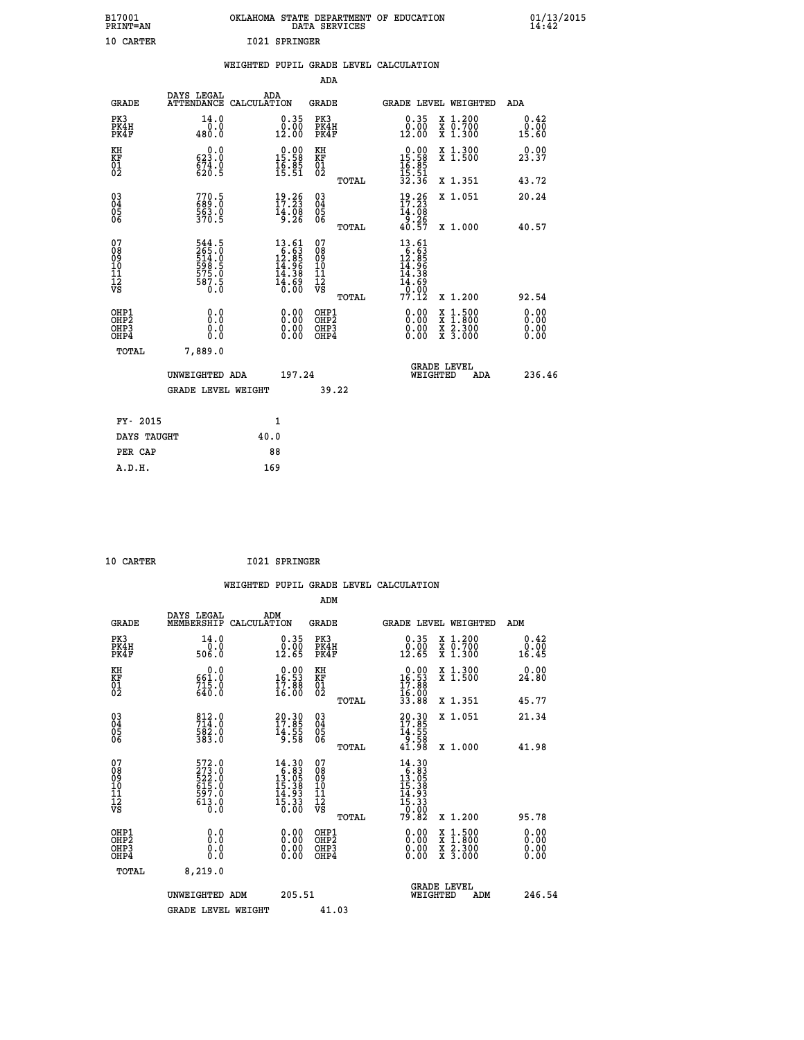B17001 PRINT=AN — OKLAHOMA STATE DEPARTMENT OF EDUCATION DATA SERVICES — 01/13/2015 14:42

10 CARTER — I021 SPRINGER

## WEIGHTED PUPIL GRADE LEVEL CALCULATION

### ADA

| GRADE | DAYS LEGAL ATTENDANCE | ADA CALCULATION | GRADE | GRADE LEVEL | WEIGHTED | ADA |
|---|---|---|---|---|---|---|
| PK3 | 14.0 | 0.35 | PK3 | 0.35 | X 1.200 | 0.42 |
| PK4H | 0.0 | 0.00 | PK4H | 0.00 | X 0.700 | 0.00 |
| PK4F | 480.0 | 12.00 | PK4F | 12.00 | X 1.300 | 15.60 |
| KH | 0.0 | 0.00 | KH | 0.00 | X 1.300 | 0.00 |
| KF | 623.0 | 15.58 | KF | 15.58 | X 1.500 | 23.37 |
| 01 | 674.0 | 16.85 | 01 | 16.85 | | |
| 02 | 620.5 | 15.51 | 02 | 15.51 | | |
| | | | TOTAL | 32.36 | X 1.351 | 43.72 |
| 03 | 770.5 | 19.26 | 03 | 19.26 | X 1.051 | 20.24 |
| 04 | 689.0 | 17.23 | 04 | 17.23 | | |
| 05 | 563.0 | 14.08 | 05 | 14.08 | | |
| 06 | 370.5 | 9.26 | 06 | 9.26 | | |
| | | | TOTAL | 40.57 | X 1.000 | 40.57 |
| 07 | 544.5 | 13.61 | 07 | 13.61 | | |
| 08 | 265.0 | 6.63 | 08 | 6.63 | | |
| 09 | 514.0 | 12.85 | 09 | 12.85 | | |
| 10 | 598.5 | 14.96 | 10 | 14.96 | | |
| 11 | 575.0 | 14.38 | 11 | 14.38 | | |
| 12 | 587.5 | 14.69 | 12 | 14.69 | | |
| VS | 0.0 | 0.00 | VS | 0.00 | | |
| | | | TOTAL | 77.12 | X 1.200 | 92.54 |
| OHP1 | 0.0 | 0.00 | OHP1 | 0.00 | X 1.500 | 0.00 |
| OHP2 | 0.0 | 0.00 | OHP2 | 0.00 | X 1.800 | 0.00 |
| OHP3 | 0.0 | 0.00 | OHP3 | 0.00 | X 2.300 | 0.00 |
| OHP4 | 0.0 | 0.00 | OHP4 | 0.00 | X 3.000 | 0.00 |
| TOTAL | 7,889.0 | | | | | |

UNWEIGHTED ADA 197.24 — GRADE LEVEL WEIGHTED ADA 236.46

GRADE LEVEL WEIGHT 39.22

| | |
|---|---|
| FY- 2015 | 1 |
| DAYS TAUGHT | 40.0 |
| PER CAP | 88 |
| A.D.H. | 169 |

10 CARTER — I021 SPRINGER

## WEIGHTED PUPIL GRADE LEVEL CALCULATION

### ADM

| GRADE | DAYS LEGAL MEMBERSHIP | ADM CALCULATION | GRADE | GRADE LEVEL | WEIGHTED | ADM |
|---|---|---|---|---|---|---|
| PK3 | 14.0 | 0.35 | PK3 | 0.35 | X 1.200 | 0.42 |
| PK4H | 0.0 | 0.00 | PK4H | 0.00 | X 0.700 | 0.00 |
| PK4F | 506.0 | 12.65 | PK4F | 12.65 | X 1.300 | 16.45 |
| KH | 0.0 | 0.00 | KH | 0.00 | X 1.300 | 0.00 |
| KF | 661.0 | 16.53 | KF | 16.53 | X 1.500 | 24.80 |
| 01 | 715.0 | 17.88 | 01 | 17.88 | | |
| 02 | 640.0 | 16.00 | 02 | 16.00 | | |
| | | | TOTAL | 33.88 | X 1.351 | 45.77 |
| 03 | 812.0 | 20.30 | 03 | 20.30 | X 1.051 | 21.34 |
| 04 | 714.0 | 17.85 | 04 | 17.85 | | |
| 05 | 582.0 | 14.55 | 05 | 14.55 | | |
| 06 | 383.0 | 9.58 | 06 | 9.58 | | |
| | | | TOTAL | 41.98 | X 1.000 | 41.98 |
| 07 | 572.0 | 14.30 | 07 | 14.30 | | |
| 08 | 273.0 | 6.83 | 08 | 6.83 | | |
| 09 | 522.0 | 13.05 | 09 | 13.05 | | |
| 10 | 615.0 | 15.38 | 10 | 15.38 | | |
| 11 | 597.0 | 14.93 | 11 | 14.93 | | |
| 12 | 613.0 | 15.33 | 12 | 15.33 | | |
| VS | 0.0 | 0.00 | VS | 0.00 | | |
| | | | TOTAL | 79.82 | X 1.200 | 95.78 |
| OHP1 | 0.0 | 0.00 | OHP1 | 0.00 | X 1.500 | 0.00 |
| OHP2 | 0.0 | 0.00 | OHP2 | 0.00 | X 1.800 | 0.00 |
| OHP3 | 0.0 | 0.00 | OHP3 | 0.00 | X 2.300 | 0.00 |
| OHP4 | 0.0 | 0.00 | OHP4 | 0.00 | X 3.000 | 0.00 |
| TOTAL | 8,219.0 | | | | | |

UNWEIGHTED ADM 205.51 — GRADE LEVEL WEIGHTED ADM 246.54

GRADE LEVEL WEIGHT 41.03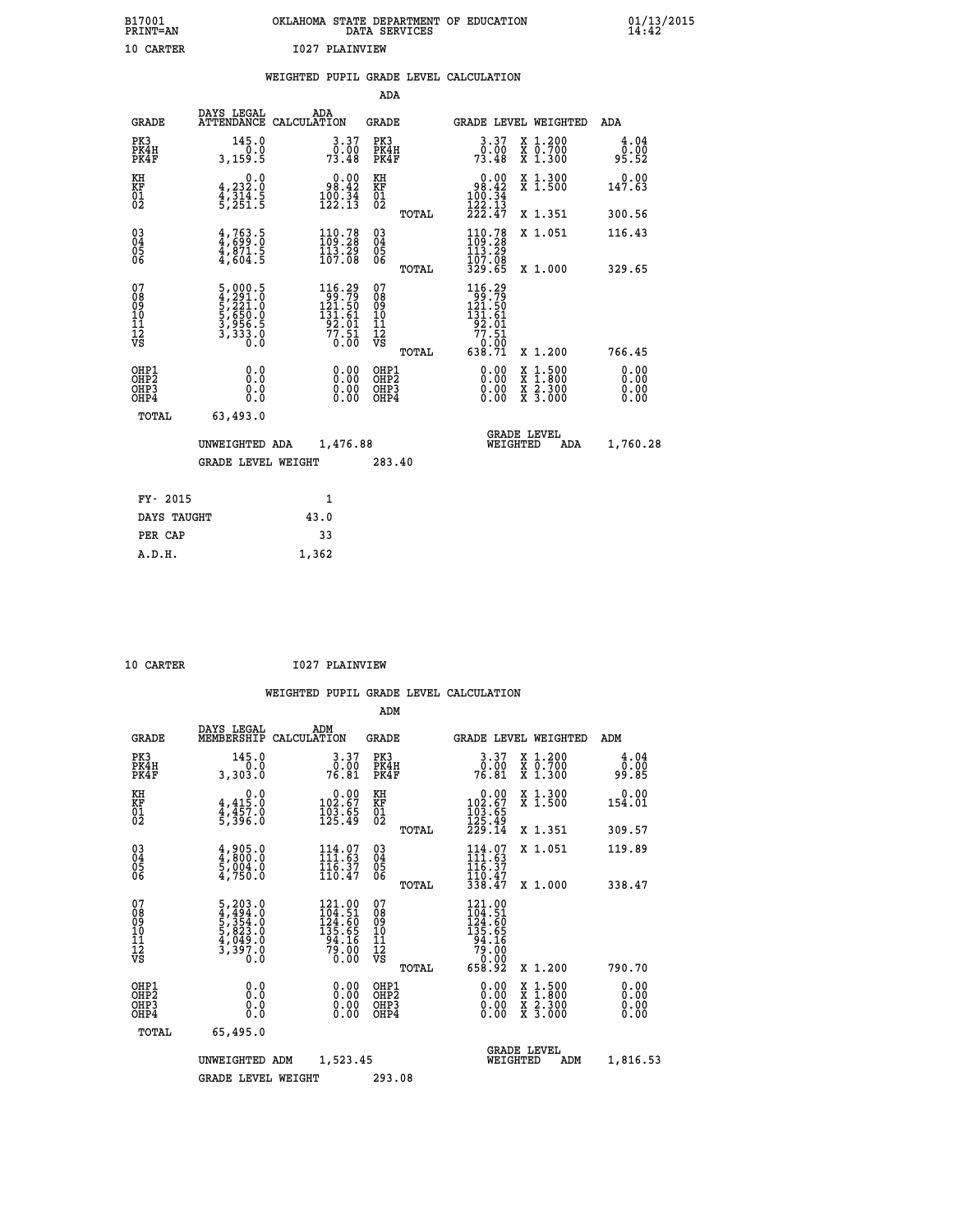B17001 OKLAHOMA STATE DEPARTMENT OF EDUCATION 01/13/2015
PRINT=AN DATA SERVICES 14:42

10 CARTER I027 PLAINVIEW

## WEIGHTED PUPIL GRADE LEVEL CALCULATION

### ADA

| GRADE | DAYS LEGAL ATTENDANCE | ADA CALCULATION | GRADE | GRADE LEVEL | WEIGHTED | ADA |
|---|---|---|---|---|---|---|
| PK3 | 145.0 | 3.37 | PK3 | 3.37 | X 1.200 | 4.04 |
| PK4H | 0.0 | 0.00 | PK4H | 0.00 | X 0.700 | 0.00 |
| PK4F | 3,159.5 | 73.48 | PK4F | 73.48 | X 1.300 | 95.52 |
| KH | 0.0 | 0.00 | KH | 0.00 | X 1.300 | 0.00 |
| KF | 4,232.0 | 98.42 | KF | 98.42 | X 1.500 | 147.63 |
| 01 | 4,314.5 | 100.34 | 01 | 100.34 | | |
| 02 | 5,251.5 | 122.13 | 02 | 122.13 | | |
| | | | TOTAL | 222.47 | X 1.351 | 300.56 |
| 03 | 4,763.5 | 110.78 | 03 | 110.78 | X 1.051 | 116.43 |
| 04 | 4,699.0 | 109.28 | 04 | 109.28 | | |
| 05 | 4,871.5 | 113.29 | 05 | 113.29 | | |
| 06 | 4,604.5 | 107.08 | 06 | 107.08 | | |
| | | | TOTAL | 329.65 | X 1.000 | 329.65 |
| 07 | 5,000.5 | 116.29 | 07 | 116.29 | | |
| 08 | 4,291.0 | 99.79 | 08 | 99.79 | | |
| 09 | 5,221.0 | 121.50 | 09 | 121.50 | | |
| 10 | 5,650.0 | 131.61 | 10 | 131.61 | | |
| 11 | 3,956.5 | 92.01 | 11 | 92.01 | | |
| 12 | 3,333.0 | 77.51 | 12 | 77.51 | | |
| VS | 0.0 | 0.00 | VS | 0.00 | | |
| | | | TOTAL | 638.71 | X 1.200 | 766.45 |
| OHP1 | 0.0 | 0.00 | OHP1 | 0.00 | X 1.500 | 0.00 |
| OHP2 | 0.0 | 0.00 | OHP2 | 0.00 | X 1.800 | 0.00 |
| OHP3 | 0.0 | 0.00 | OHP3 | 0.00 | X 2.300 | 0.00 |
| OHP4 | 0.0 | 0.00 | OHP4 | 0.00 | X 3.000 | 0.00 |
| TOTAL | 63,493.0 | | | | | |

UNWEIGHTED ADA 1,476.88 GRADE LEVEL WEIGHTED ADA 1,760.28

GRADE LEVEL WEIGHT 283.40

| FY- 2015 | 1 |
|---|---|
| DAYS TAUGHT | 43.0 |
| PER CAP | 33 |
| A.D.H. | 1,362 |

10 CARTER I027 PLAINVIEW

## WEIGHTED PUPIL GRADE LEVEL CALCULATION

### ADM

| GRADE | DAYS LEGAL MEMBERSHIP | ADM CALCULATION | GRADE | GRADE LEVEL | WEIGHTED | ADM |
|---|---|---|---|---|---|---|
| PK3 | 145.0 | 3.37 | PK3 | 3.37 | X 1.200 | 4.04 |
| PK4H | 0.0 | 0.00 | PK4H | 0.00 | X 0.700 | 0.00 |
| PK4F | 3,303.0 | 76.81 | PK4F | 76.81 | X 1.300 | 99.85 |
| KH | 0.0 | 0.00 | KH | 0.00 | X 1.300 | 0.00 |
| KF | 4,415.0 | 102.67 | KF | 102.67 | X 1.500 | 154.01 |
| 01 | 4,457.0 | 103.65 | 01 | 103.65 | | |
| 02 | 5,396.0 | 125.49 | 02 | 125.49 | | |
| | | | TOTAL | 229.14 | X 1.351 | 309.57 |
| 03 | 4,905.0 | 114.07 | 03 | 114.07 | X 1.051 | 119.89 |
| 04 | 4,800.0 | 111.63 | 04 | 111.63 | | |
| 05 | 5,004.0 | 116.37 | 05 | 116.37 | | |
| 06 | 4,750.0 | 110.47 | 06 | 110.47 | | |
| | | | TOTAL | 338.47 | X 1.000 | 338.47 |
| 07 | 5,203.0 | 121.00 | 07 | 121.00 | | |
| 08 | 4,494.0 | 104.51 | 08 | 104.51 | | |
| 09 | 5,354.0 | 124.60 | 09 | 124.60 | | |
| 10 | 5,823.0 | 135.65 | 10 | 135.65 | | |
| 11 | 4,049.0 | 94.16 | 11 | 94.16 | | |
| 12 | 3,397.0 | 79.00 | 12 | 79.00 | | |
| VS | 0.0 | 0.00 | VS | 0.00 | | |
| | | | TOTAL | 658.92 | X 1.200 | 790.70 |
| OHP1 | 0.0 | 0.00 | OHP1 | 0.00 | X 1.500 | 0.00 |
| OHP2 | 0.0 | 0.00 | OHP2 | 0.00 | X 1.800 | 0.00 |
| OHP3 | 0.0 | 0.00 | OHP3 | 0.00 | X 2.300 | 0.00 |
| OHP4 | 0.0 | 0.00 | OHP4 | 0.00 | X 3.000 | 0.00 |
| TOTAL | 65,495.0 | | | | | |

UNWEIGHTED ADM 1,523.45 GRADE LEVEL WEIGHTED ADM 1,816.53

GRADE LEVEL WEIGHT 293.08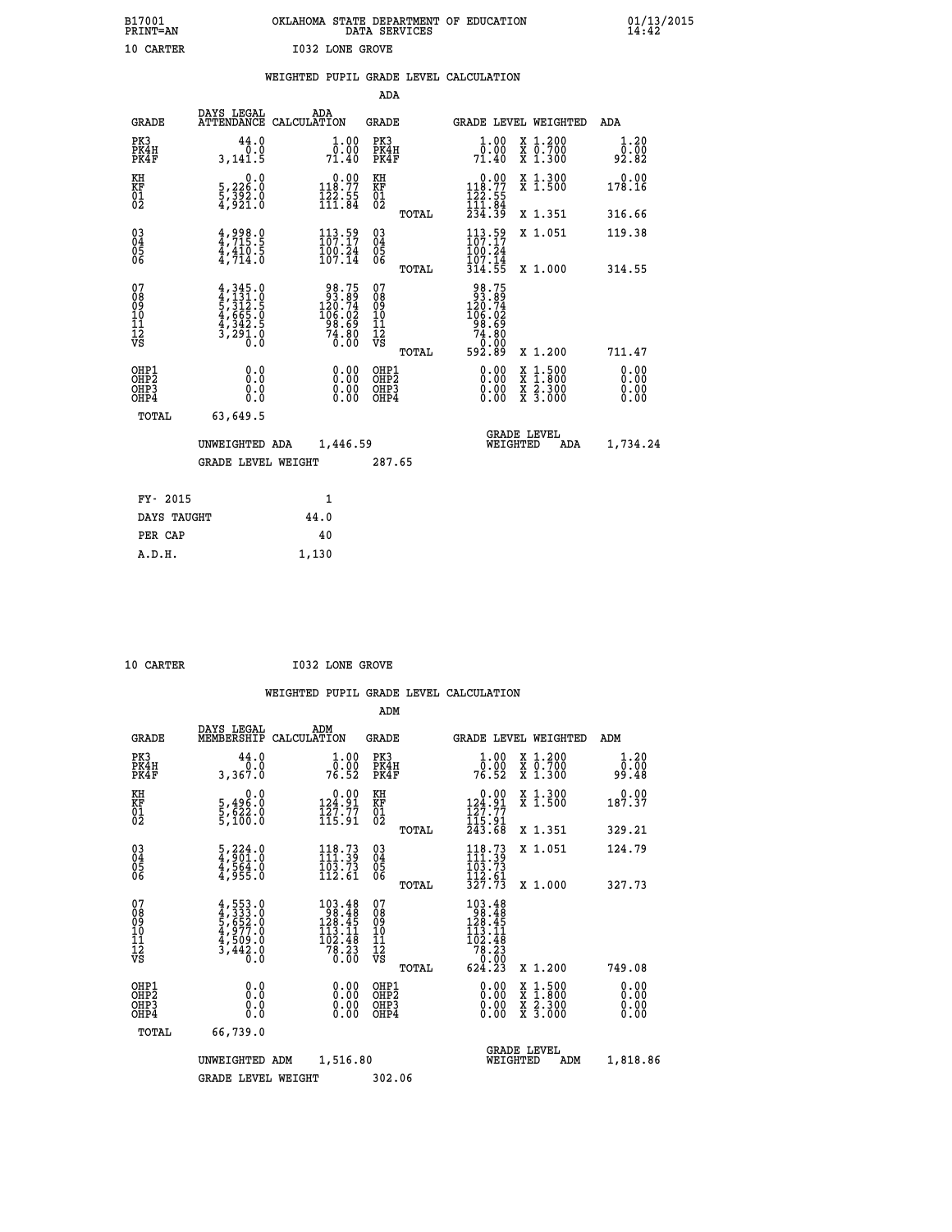B17001 PRINT=AN — OKLAHOMA STATE DEPARTMENT OF EDUCATION DATA SERVICES — 01/13/2015 14:42

10 CARTER — I032 LONE GROVE

## WEIGHTED PUPIL GRADE LEVEL CALCULATION

### ADA

| GRADE | DAYS LEGAL ATTENDANCE | ADA CALCULATION | GRADE | GRADE LEVEL | WEIGHTED | ADA |
|---|---|---|---|---|---|---|
| PK3 | 44.0 | 1.00 | PK3 | 1.00 | X 1.200 | 1.20 |
| PK4H | 0.0 | 0.00 | PK4H | 0.00 | X 0.700 | 0.00 |
| PK4F | 3,141.5 | 71.40 | PK4F | 71.40 | X 1.300 | 92.82 |
| KH | 0.0 | 0.00 | KH | 0.00 | X 1.300 | 0.00 |
| KF | 5,226.0 | 118.77 | KF | 118.77 | X 1.500 | 178.16 |
| 01 | 5,392.0 | 122.55 | 01 | 122.55 | | |
| 02 | 4,921.0 | 111.84 | 02 | 111.84 | | |
| | | | TOTAL | 234.39 | X 1.351 | 316.66 |
| 03 | 4,998.0 | 113.59 | 03 | 113.59 | X 1.051 | 119.38 |
| 04 | 4,715.5 | 107.17 | 04 | 107.17 | | |
| 05 | 4,410.5 | 100.24 | 05 | 100.24 | | |
| 06 | 4,714.0 | 107.14 | 06 | 107.14 | | |
| | | | TOTAL | 314.55 | X 1.000 | 314.55 |
| 07 | 4,345.0 | 98.75 | 07 | 98.75 | | |
| 08 | 4,131.0 | 93.89 | 08 | 93.89 | | |
| 09 | 5,312.5 | 120.74 | 09 | 120.74 | | |
| 10 | 4,665.0 | 106.02 | 10 | 106.02 | | |
| 11 | 4,342.5 | 98.69 | 11 | 98.69 | | |
| 12 | 3,291.0 | 74.80 | 12 | 74.80 | | |
| VS | 0.0 | 0.00 | VS | 0.00 | | |
| | | | TOTAL | 592.89 | X 1.200 | 711.47 |
| OHP1 | 0.0 | 0.00 | OHP1 | 0.00 | X 1.500 | 0.00 |
| OHP2 | 0.0 | 0.00 | OHP2 | 0.00 | X 1.800 | 0.00 |
| OHP3 | 0.0 | 0.00 | OHP3 | 0.00 | X 2.300 | 0.00 |
| OHP4 | 0.0 | 0.00 | OHP4 | 0.00 | X 3.000 | 0.00 |
| TOTAL | 63,649.5 | | | | | |

UNWEIGHTED ADA 1,446.59 — GRADE LEVEL WEIGHTED ADA 1,734.24

GRADE LEVEL WEIGHT 287.65

| | |
|---|---|
| FY- 2015 | 1 |
| DAYS TAUGHT | 44.0 |
| PER CAP | 40 |
| A.D.H. | 1,130 |

10 CARTER — I032 LONE GROVE

## WEIGHTED PUPIL GRADE LEVEL CALCULATION

### ADM

| GRADE | DAYS LEGAL MEMBERSHIP | ADM CALCULATION | GRADE | GRADE LEVEL | WEIGHTED | ADM |
|---|---|---|---|---|---|---|
| PK3 | 44.0 | 1.00 | PK3 | 1.00 | X 1.200 | 1.20 |
| PK4H | 0.0 | 0.00 | PK4H | 0.00 | X 0.700 | 0.00 |
| PK4F | 3,367.0 | 76.52 | PK4F | 76.52 | X 1.300 | 99.48 |
| KH | 0.0 | 0.00 | KH | 0.00 | X 1.300 | 0.00 |
| KF | 5,496.0 | 124.91 | KF | 124.91 | X 1.500 | 187.37 |
| 01 | 5,622.0 | 127.77 | 01 | 127.77 | | |
| 02 | 5,100.0 | 115.91 | 02 | 115.91 | | |
| | | | TOTAL | 243.68 | X 1.351 | 329.21 |
| 03 | 5,224.0 | 118.73 | 03 | 118.73 | X 1.051 | 124.79 |
| 04 | 4,901.0 | 111.39 | 04 | 111.39 | | |
| 05 | 4,564.0 | 103.73 | 05 | 103.73 | | |
| 06 | 4,955.0 | 112.61 | 06 | 112.61 | | |
| | | | TOTAL | 327.73 | X 1.000 | 327.73 |
| 07 | 4,553.0 | 103.48 | 07 | 103.48 | | |
| 08 | 4,333.0 | 98.48 | 08 | 98.48 | | |
| 09 | 5,652.0 | 128.45 | 09 | 128.45 | | |
| 10 | 4,977.0 | 113.11 | 10 | 113.11 | | |
| 11 | 4,509.0 | 102.48 | 11 | 102.48 | | |
| 12 | 3,442.0 | 78.23 | 12 | 78.23 | | |
| VS | 0.0 | 0.00 | VS | 0.00 | | |
| | | | TOTAL | 624.23 | X 1.200 | 749.08 |
| OHP1 | 0.0 | 0.00 | OHP1 | 0.00 | X 1.500 | 0.00 |
| OHP2 | 0.0 | 0.00 | OHP2 | 0.00 | X 1.800 | 0.00 |
| OHP3 | 0.0 | 0.00 | OHP3 | 0.00 | X 2.300 | 0.00 |
| OHP4 | 0.0 | 0.00 | OHP4 | 0.00 | X 3.000 | 0.00 |
| TOTAL | 66,739.0 | | | | | |

UNWEIGHTED ADM 1,516.80 — GRADE LEVEL WEIGHTED ADM 1,818.86

GRADE LEVEL WEIGHT 302.06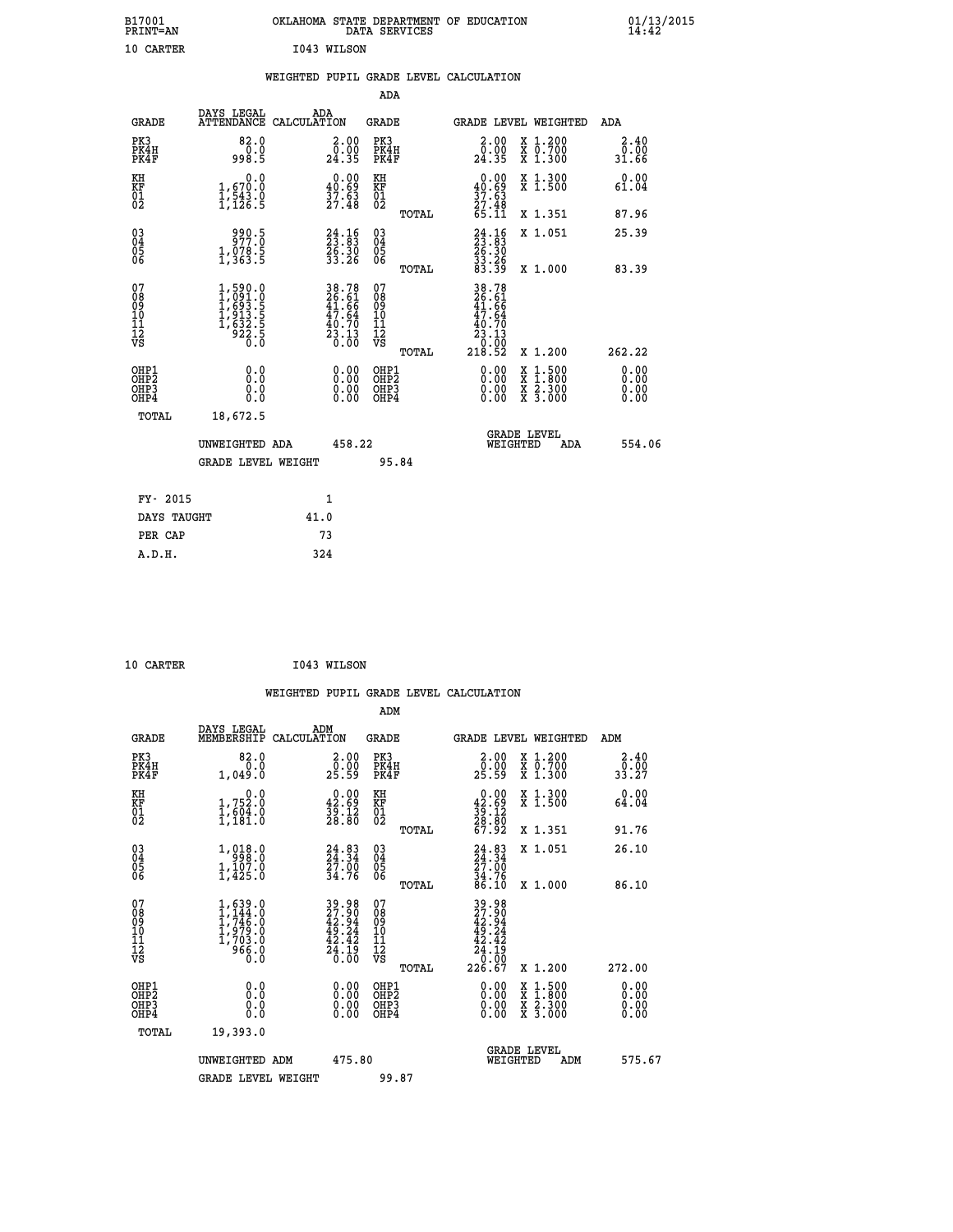B17001 OKLAHOMA STATE DEPARTMENT OF EDUCATION 01/13/2015
PRINT=AN DATA SERVICES 14:42

10 CARTER I043 WILSON

## WEIGHTED PUPIL GRADE LEVEL CALCULATION

### ADA

| GRADE | DAYS LEGAL ATTENDANCE | ADA CALCULATION | GRADE | | GRADE LEVEL | WEIGHTED | ADA |
|---|---|---|---|---|---|---|---|
| PK3 | 82.0 | 2.00 | PK3 | | 2.00 | X 1.200 | 2.40 |
| PK4H | 0.0 | 0.00 | PK4H | | 0.00 | X 0.700 | 0.00 |
| PK4F | 998.5 | 24.35 | PK4F | | 24.35 | X 1.300 | 31.66 |
| KH | 0.0 | 0.00 | KH | | 0.00 | X 1.300 | 0.00 |
| KF | 1,670.0 | 40.69 | KF | | 40.69 | X 1.500 | 61.04 |
| 01 | 1,543.0 | 37.63 | 01 | | 37.63 | | |
| 02 | 1,126.5 | 27.48 | 02 | | 27.48 | | |
| | | | | TOTAL | 65.11 | X 1.351 | 87.96 |
| 03 | 990.5 | 24.16 | 03 | | 24.16 | X 1.051 | 25.39 |
| 04 | 977.0 | 23.83 | 04 | | 23.83 | | |
| 05 | 1,078.5 | 26.30 | 05 | | 26.30 | | |
| 06 | 1,363.5 | 33.26 | 06 | | 33.26 | | |
| | | | | TOTAL | 83.39 | X 1.000 | 83.39 |
| 07 | 1,590.0 | 38.78 | 07 | | 38.78 | | |
| 08 | 1,091.0 | 26.61 | 08 | | 26.61 | | |
| 09 | 1,693.5 | 41.66 | 09 | | 41.66 | | |
| 10 | 1,913.5 | 47.64 | 10 | | 47.64 | | |
| 11 | 1,632.5 | 40.70 | 11 | | 40.70 | | |
| 12 | 922.5 | 23.13 | 12 | | 23.13 | | |
| VS | 0.0 | 0.00 | VS | | 0.00 | | |
| | | | | TOTAL | 218.52 | X 1.200 | 262.22 |
| OHP1 | 0.0 | 0.00 | OHP1 | | 0.00 | X 1.500 | 0.00 |
| OHP2 | 0.0 | 0.00 | OHP2 | | 0.00 | X 1.800 | 0.00 |
| OHP3 | 0.0 | 0.00 | OHP3 | | 0.00 | X 2.300 | 0.00 |
| OHP4 | 0.0 | 0.00 | OHP4 | | 0.00 | X 3.000 | 0.00 |
| TOTAL | 18,672.5 | | | | | | |

UNWEIGHTED ADA 458.22 | GRADE LEVEL WEIGHTED ADA 554.06

GRADE LEVEL WEIGHT 95.84

| | |
|---|---|
| FY- 2015 | 1 |
| DAYS TAUGHT | 41.0 |
| PER CAP | 73 |
| A.D.H. | 324 |

10 CARTER I043 WILSON

## WEIGHTED PUPIL GRADE LEVEL CALCULATION

### ADM

| GRADE | DAYS LEGAL MEMBERSHIP | ADM CALCULATION | GRADE | | GRADE LEVEL | WEIGHTED | ADM |
|---|---|---|---|---|---|---|---|
| PK3 | 82.0 | 2.00 | PK3 | | 2.00 | X 1.200 | 2.40 |
| PK4H | 0.0 | 0.00 | PK4H | | 0.00 | X 0.700 | 0.00 |
| PK4F | 1,049.0 | 25.59 | PK4F | | 25.59 | X 1.300 | 33.27 |
| KH | 0.0 | 0.00 | KH | | 0.00 | X 1.300 | 0.00 |
| KF | 1,752.0 | 42.69 | KF | | 42.69 | X 1.500 | 64.04 |
| 01 | 1,604.0 | 39.12 | 01 | | 39.12 | | |
| 02 | 1,181.0 | 28.80 | 02 | | 28.80 | | |
| | | | | TOTAL | 67.92 | X 1.351 | 91.76 |
| 03 | 1,018.0 | 24.83 | 03 | | 24.83 | X 1.051 | 26.10 |
| 04 | 998.0 | 24.34 | 04 | | 24.34 | | |
| 05 | 1,107.0 | 27.00 | 05 | | 27.00 | | |
| 06 | 1,425.0 | 34.76 | 06 | | 34.76 | | |
| | | | | TOTAL | 86.10 | X 1.000 | 86.10 |
| 07 | 1,639.0 | 39.98 | 07 | | 39.98 | | |
| 08 | 1,144.0 | 27.90 | 08 | | 27.90 | | |
| 09 | 1,746.0 | 42.94 | 09 | | 42.94 | | |
| 10 | 1,979.0 | 49.24 | 10 | | 49.24 | | |
| 11 | 1,703.0 | 42.42 | 11 | | 42.42 | | |
| 12 | 966.0 | 24.19 | 12 | | 24.19 | | |
| VS | 0.0 | 0.00 | VS | | 0.00 | | |
| | | | | TOTAL | 226.67 | X 1.200 | 272.00 |
| OHP1 | 0.0 | 0.00 | OHP1 | | 0.00 | X 1.500 | 0.00 |
| OHP2 | 0.0 | 0.00 | OHP2 | | 0.00 | X 1.800 | 0.00 |
| OHP3 | 0.0 | 0.00 | OHP3 | | 0.00 | X 2.300 | 0.00 |
| OHP4 | 0.0 | 0.00 | OHP4 | | 0.00 | X 3.000 | 0.00 |
| TOTAL | 19,393.0 | | | | | | |

UNWEIGHTED ADM 475.80 | GRADE LEVEL WEIGHTED ADM 575.67

GRADE LEVEL WEIGHT 99.87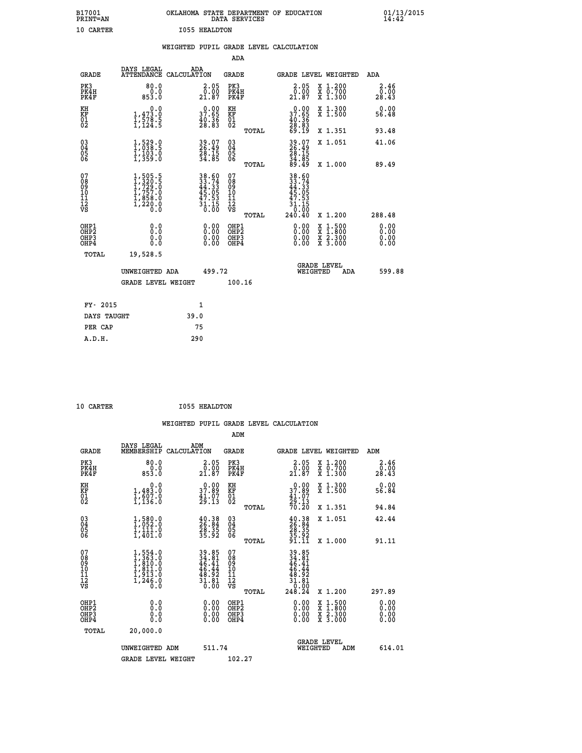B17001 OKLAHOMA STATE DEPARTMENT OF EDUCATION 01/13/2015
PRINT=AN DATA SERVICES 14:42

10 CARTER I055 HEALDTON

## WEIGHTED PUPIL GRADE LEVEL CALCULATION

### ADA

| GRADE | DAYS LEGAL ATTENDANCE | ADA CALCULATION | GRADE | GRADE LEVEL | WEIGHTED | ADA |
|---|---|---|---|---|---|---|
| PK3 | 80.0 | 2.05 | PK3 | 2.05 | X 1.200 | 2.46 |
| PK4H | 0.0 | 0.00 | PK4H | 0.00 | X 0.700 | 0.00 |
| PK4F | 853.0 | 21.87 | PK4F | 21.87 | X 1.300 | 28.43 |
| KH | 0.0 | 0.00 | KH | 0.00 | X 1.300 | 0.00 |
| KF | 1,473.0 | 37.65 | KF | 37.65 | X 1.500 | 56.48 |
| 01 | 1,578.5 | 40.36 | 01 | 40.36 | | |
| 02 | 1,124.5 | 28.83 | 02 | 28.83 | | |
| | | | TOTAL | 69.19 | X 1.351 | 93.48 |
| 03 | 1,529.0 | 39.07 | 03 | 39.07 | X 1.051 | 41.06 |
| 04 | 1,038.5 | 26.49 | 04 | 26.49 | | |
| 05 | 1,103.0 | 28.15 | 05 | 28.15 | | |
| 06 | 1,359.0 | 34.85 | 06 | 34.85 | | |
| | | | TOTAL | 89.49 | X 1.000 | 89.49 |
| 07 | 1,505.5 | 38.60 | 07 | 38.60 | | |
| 08 | 1,320.5 | 33.74 | 08 | 33.74 | | |
| 09 | 1,729.0 | 44.33 | 09 | 44.33 | | |
| 10 | 1,757.0 | 45.05 | 10 | 45.05 | | |
| 11 | 1,858.0 | 47.53 | 11 | 47.53 | | |
| 12 | 1,220.0 | 31.15 | 12 | 31.15 | | |
| VS | 0.0 | 0.00 | VS | 0.00 | | |
| | | | TOTAL | 240.40 | X 1.200 | 288.48 |
| OHP1 | 0.0 | 0.00 | OHP1 | 0.00 | X 1.500 | 0.00 |
| OHP2 | 0.0 | 0.00 | OHP2 | 0.00 | X 1.800 | 0.00 |
| OHP3 | 0.0 | 0.00 | OHP3 | 0.00 | X 2.300 | 0.00 |
| OHP4 | 0.0 | 0.00 | OHP4 | 0.00 | X 3.000 | 0.00 |
| TOTAL | 19,528.5 | | | | | |

UNWEIGHTED ADA 499.72 GRADE LEVEL WEIGHTED ADA 599.88

GRADE LEVEL WEIGHT 100.16

| | |
|---|---|
| FY- 2015 | 1 |
| DAYS TAUGHT | 39.0 |
| PER CAP | 75 |
| A.D.H. | 290 |

10 CARTER I055 HEALDTON

## WEIGHTED PUPIL GRADE LEVEL CALCULATION

### ADM

| GRADE | DAYS LEGAL MEMBERSHIP | ADM CALCULATION | GRADE | GRADE LEVEL | WEIGHTED | ADM |
|---|---|---|---|---|---|---|
| PK3 | 80.0 | 2.05 | PK3 | 2.05 | X 1.200 | 2.46 |
| PK4H | 0.0 | 0.00 | PK4H | 0.00 | X 0.700 | 0.00 |
| PK4F | 853.0 | 21.87 | PK4F | 21.87 | X 1.300 | 28.43 |
| KH | 0.0 | 0.00 | KH | 0.00 | X 1.300 | 0.00 |
| KF | 1,483.0 | 37.89 | KF | 37.89 | X 1.500 | 56.84 |
| 01 | 1,607.0 | 41.07 | 01 | 41.07 | | |
| 02 | 1,136.0 | 29.13 | 02 | 29.13 | | |
| | | | TOTAL | 70.20 | X 1.351 | 94.84 |
| 03 | 1,580.0 | 40.38 | 03 | 40.38 | X 1.051 | 42.44 |
| 04 | 1,052.0 | 26.84 | 04 | 26.84 | | |
| 05 | 1,111.0 | 28.35 | 05 | 28.35 | | |
| 06 | 1,401.0 | 35.92 | 06 | 35.92 | | |
| | | | TOTAL | 91.11 | X 1.000 | 91.11 |
| 07 | 1,554.0 | 39.85 | 07 | 39.85 | | |
| 08 | 1,363.0 | 34.81 | 08 | 34.81 | | |
| 09 | 1,810.0 | 46.41 | 09 | 46.41 | | |
| 10 | 1,811.0 | 46.44 | 10 | 46.44 | | |
| 11 | 1,913.0 | 48.92 | 11 | 48.92 | | |
| 12 | 1,246.0 | 31.81 | 12 | 31.81 | | |
| VS | 0.0 | 0.00 | VS | 0.00 | | |
| | | | TOTAL | 248.24 | X 1.200 | 297.89 |
| OHP1 | 0.0 | 0.00 | OHP1 | 0.00 | X 1.500 | 0.00 |
| OHP2 | 0.0 | 0.00 | OHP2 | 0.00 | X 1.800 | 0.00 |
| OHP3 | 0.0 | 0.00 | OHP3 | 0.00 | X 2.300 | 0.00 |
| OHP4 | 0.0 | 0.00 | OHP4 | 0.00 | X 3.000 | 0.00 |
| TOTAL | 20,000.0 | | | | | |

UNWEIGHTED ADM 511.74 GRADE LEVEL WEIGHTED ADM 614.01

GRADE LEVEL WEIGHT 102.27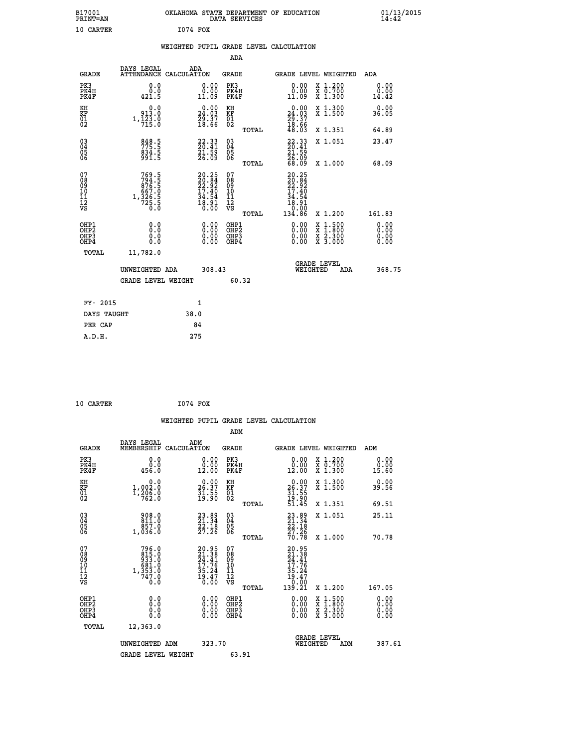B17001 OKLAHOMA STATE DEPARTMENT OF EDUCATION 01/13/2015
PRINT=AN DATA SERVICES 14:42

10 CARTER I074 FOX

## WEIGHTED PUPIL GRADE LEVEL CALCULATION

### ADA

| GRADE | DAYS LEGAL ATTENDANCE | ADA CALCULATION | GRADE | GRADE LEVEL | WEIGHTED | ADA |
|---|---|---|---|---|---|---|
| PK3 | 0.0 | 0.00 | PK3 | 0.00 | X 1.200 | 0.00 |
| PK4H | 0.0 | 0.00 | PK4H | 0.00 | X 0.700 | 0.00 |
| PK4F | 421.5 | 11.09 | PK4F | 11.09 | X 1.300 | 14.42 |
| KH | 0.0 | 0.00 | KH | 0.00 | X 1.300 | 0.00 |
| KF | 913.0 | 24.03 | KF | 24.03 | X 1.500 | 36.05 |
| 01 | 1,123.0 | 29.37 | 01 | 29.37 | | |
| 02 | 715.0 | 18.66 | 02 | 18.66 | | |
| | | | TOTAL | 48.03 | X 1.351 | 64.89 |
| 03 | 848.5 | 22.33 | 03 | 22.33 | X 1.051 | 23.47 |
| 04 | 775.5 | 20.41 | 04 | 20.41 | | |
| 05 | 834.5 | 21.59 | 05 | 21.59 | | |
| 06 | 991.5 | 26.09 | 06 | 26.09 | | |
| | | | TOTAL | 68.09 | X 1.000 | 68.09 |
| 07 | 769.5 | 20.25 | 07 | 20.25 | | |
| 08 | 794.5 | 20.84 | 08 | 20.84 | | |
| 09 | 876.5 | 22.92 | 09 | 22.92 | | |
| 10 | 667.0 | 17.40 | 10 | 17.40 | | |
| 11 | 1,326.5 | 34.54 | 11 | 34.54 | | |
| 12 | 725.5 | 18.91 | 12 | 18.91 | | |
| VS | 0.0 | 0.00 | VS | 0.00 | | |
| | | | TOTAL | 134.86 | X 1.200 | 161.83 |
| OHP1 | 0.0 | 0.00 | OHP1 | 0.00 | X 1.500 | 0.00 |
| OHP2 | 0.0 | 0.00 | OHP2 | 0.00 | X 1.800 | 0.00 |
| OHP3 | 0.0 | 0.00 | OHP3 | 0.00 | X 2.300 | 0.00 |
| OHP4 | 0.0 | 0.00 | OHP4 | 0.00 | X 3.000 | 0.00 |
| TOTAL | 11,782.0 | | | | | |

UNWEIGHTED ADA 308.43 — GRADE LEVEL WEIGHTED ADA 368.75

GRADE LEVEL WEIGHT 60.32

| FY- 2015 | 1 |
|---|---|
| DAYS TAUGHT | 38.0 |
| PER CAP | 84 |
| A.D.H. | 275 |

10 CARTER I074 FOX

## WEIGHTED PUPIL GRADE LEVEL CALCULATION

### ADM

| GRADE | DAYS LEGAL MEMBERSHIP | ADM CALCULATION | GRADE | GRADE LEVEL | WEIGHTED | ADM |
|---|---|---|---|---|---|---|
| PK3 | 0.0 | 0.00 | PK3 | 0.00 | X 1.200 | 0.00 |
| PK4H | 0.0 | 0.00 | PK4H | 0.00 | X 0.700 | 0.00 |
| PK4F | 456.0 | 12.00 | PK4F | 12.00 | X 1.300 | 15.60 |
| KH | 0.0 | 0.00 | KH | 0.00 | X 1.300 | 0.00 |
| KF | 1,002.0 | 26.37 | KF | 26.37 | X 1.500 | 39.56 |
| 01 | 1,206.0 | 31.55 | 01 | 31.55 | | |
| 02 | 762.0 | 19.90 | 02 | 19.90 | | |
| | | | TOTAL | 51.45 | X 1.351 | 69.51 |
| 03 | 908.0 | 23.89 | 03 | 23.89 | X 1.051 | 25.11 |
| 04 | 811.0 | 21.34 | 04 | 21.34 | | |
| 05 | 857.0 | 22.18 | 05 | 22.18 | | |
| 06 | 1,036.0 | 27.26 | 06 | 27.26 | | |
| | | | TOTAL | 70.78 | X 1.000 | 70.78 |
| 07 | 796.0 | 20.95 | 07 | 20.95 | | |
| 08 | 815.0 | 21.38 | 08 | 21.38 | | |
| 09 | 933.0 | 24.41 | 09 | 24.41 | | |
| 10 | 681.0 | 17.76 | 10 | 17.76 | | |
| 11 | 1,353.0 | 35.24 | 11 | 35.24 | | |
| 12 | 747.0 | 19.47 | 12 | 19.47 | | |
| VS | 0.0 | 0.00 | VS | 0.00 | | |
| | | | TOTAL | 139.21 | X 1.200 | 167.05 |
| OHP1 | 0.0 | 0.00 | OHP1 | 0.00 | X 1.500 | 0.00 |
| OHP2 | 0.0 | 0.00 | OHP2 | 0.00 | X 1.800 | 0.00 |
| OHP3 | 0.0 | 0.00 | OHP3 | 0.00 | X 2.300 | 0.00 |
| OHP4 | 0.0 | 0.00 | OHP4 | 0.00 | X 3.000 | 0.00 |
| TOTAL | 12,363.0 | | | | | |

UNWEIGHTED ADM 323.70 — GRADE LEVEL WEIGHTED ADM 387.61

GRADE LEVEL WEIGHT 63.91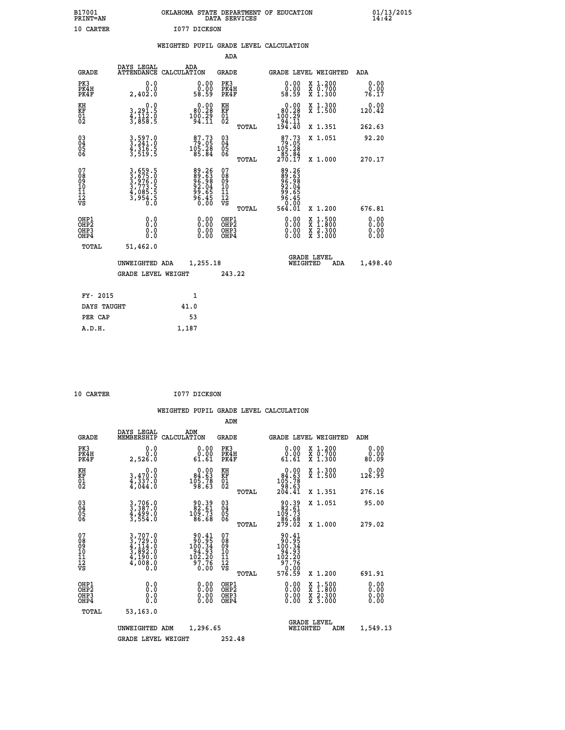B17001 OKLAHOMA STATE DEPARTMENT OF EDUCATION 01/13/2015
PRINT=AN DATA SERVICES 14:42

10 CARTER I077 DICKSON

## WEIGHTED PUPIL GRADE LEVEL CALCULATION

### ADA

| GRADE | DAYS LEGAL ATTENDANCE | ADA CALCULATION | GRADE | | GRADE LEVEL | WEIGHTED | ADA |
|---|---|---|---|---|---|---|---|
| PK3 | 0.0 | 0.00 | PK3 | | 0.00 | X 1.200 | 0.00 |
| PK4H | 0.0 | 0.00 | PK4H | | 0.00 | X 0.700 | 0.00 |
| PK4F | 2,402.0 | 58.59 | PK4F | | 58.59 | X 1.300 | 76.17 |
| KH | 0.0 | 0.00 | KH | | 0.00 | X 1.300 | 0.00 |
| KF | 3,291.5 | 80.28 | KF | | 80.28 | X 1.500 | 120.42 |
| 01 | 4,112.0 | 100.29 | 01 | | 100.29 | | |
| 02 | 3,858.5 | 94.11 | 02 | | 94.11 | | |
| | | | | TOTAL | 194.40 | X 1.351 | 262.63 |
| 03 | 3,597.0 | 87.73 | 03 | | 87.73 | X 1.051 | 92.20 |
| 04 | 3,241.0 | 79.05 | 04 | | 79.05 | | |
| 05 | 4,316.5 | 105.28 | 05 | | 105.28 | | |
| 06 | 3,519.5 | 85.84 | 06 | | 85.84 | | |
| | | | | TOTAL | 270.17 | X 1.000 | 270.17 |
| 07 | 3,659.5 | 89.26 | 07 | | 89.26 | | |
| 08 | 3,675.0 | 89.63 | 08 | | 89.63 | | |
| 09 | 3,976.0 | 96.98 | 09 | | 96.98 | | |
| 10 | 3,773.5 | 92.04 | 10 | | 92.04 | | |
| 11 | 4,085.5 | 99.65 | 11 | | 99.65 | | |
| 12 | 3,954.5 | 96.45 | 12 | | 96.45 | | |
| VS | 0.0 | 0.00 | VS | | 0.00 | | |
| | | | | TOTAL | 564.01 | X 1.200 | 676.81 |
| OHP1 | 0.0 | 0.00 | OHP1 | | 0.00 | X 1.500 | 0.00 |
| OHP2 | 0.0 | 0.00 | OHP2 | | 0.00 | X 1.800 | 0.00 |
| OHP3 | 0.0 | 0.00 | OHP3 | | 0.00 | X 2.300 | 0.00 |
| OHP4 | 0.0 | 0.00 | OHP4 | | 0.00 | X 3.000 | 0.00 |
| TOTAL | 51,462.0 | | | | | | |

UNWEIGHTED ADA 1,255.18 GRADE LEVEL WEIGHTED ADA 1,498.40

GRADE LEVEL WEIGHT 243.22

| FY- 2015 | 1 |
|---|---|
| DAYS TAUGHT | 41.0 |
| PER CAP | 53 |
| A.D.H. | 1,187 |

10 CARTER I077 DICKSON

## WEIGHTED PUPIL GRADE LEVEL CALCULATION

### ADM

| GRADE | DAYS LEGAL MEMBERSHIP | ADM CALCULATION | GRADE | | GRADE LEVEL | WEIGHTED | ADM |
|---|---|---|---|---|---|---|---|
| PK3 | 0.0 | 0.00 | PK3 | | 0.00 | X 1.200 | 0.00 |
| PK4H | 0.0 | 0.00 | PK4H | | 0.00 | X 0.700 | 0.00 |
| PK4F | 2,526.0 | 61.61 | PK4F | | 61.61 | X 1.300 | 80.09 |
| KH | 0.0 | 0.00 | KH | | 0.00 | X 1.300 | 0.00 |
| KF | 3,470.0 | 84.63 | KF | | 84.63 | X 1.500 | 126.95 |
| 01 | 4,337.0 | 105.78 | 01 | | 105.78 | | |
| 02 | 4,044.0 | 98.63 | 02 | | 98.63 | | |
| | | | | TOTAL | 204.41 | X 1.351 | 276.16 |
| 03 | 3,706.0 | 90.39 | 03 | | 90.39 | X 1.051 | 95.00 |
| 04 | 3,387.0 | 82.61 | 04 | | 82.61 | | |
| 05 | 4,499.0 | 109.73 | 05 | | 109.73 | | |
| 06 | 3,554.0 | 86.68 | 06 | | 86.68 | | |
| | | | | TOTAL | 279.02 | X 1.000 | 279.02 |
| 07 | 3,707.0 | 90.41 | 07 | | 90.41 | | |
| 08 | 3,729.0 | 90.95 | 08 | | 90.95 | | |
| 09 | 4,114.0 | 100.34 | 09 | | 100.34 | | |
| 10 | 3,892.0 | 94.93 | 10 | | 94.93 | | |
| 11 | 4,190.0 | 102.20 | 11 | | 102.20 | | |
| 12 | 4,008.0 | 97.76 | 12 | | 97.76 | | |
| VS | 0.0 | 0.00 | VS | | 0.00 | | |
| | | | | TOTAL | 576.59 | X 1.200 | 691.91 |
| OHP1 | 0.0 | 0.00 | OHP1 | | 0.00 | X 1.500 | 0.00 |
| OHP2 | 0.0 | 0.00 | OHP2 | | 0.00 | X 1.800 | 0.00 |
| OHP3 | 0.0 | 0.00 | OHP3 | | 0.00 | X 2.300 | 0.00 |
| OHP4 | 0.0 | 0.00 | OHP4 | | 0.00 | X 3.000 | 0.00 |
| TOTAL | 53,163.0 | | | | | | |

UNWEIGHTED ADM 1,296.65 GRADE LEVEL WEIGHTED ADM 1,549.13

GRADE LEVEL WEIGHT 252.48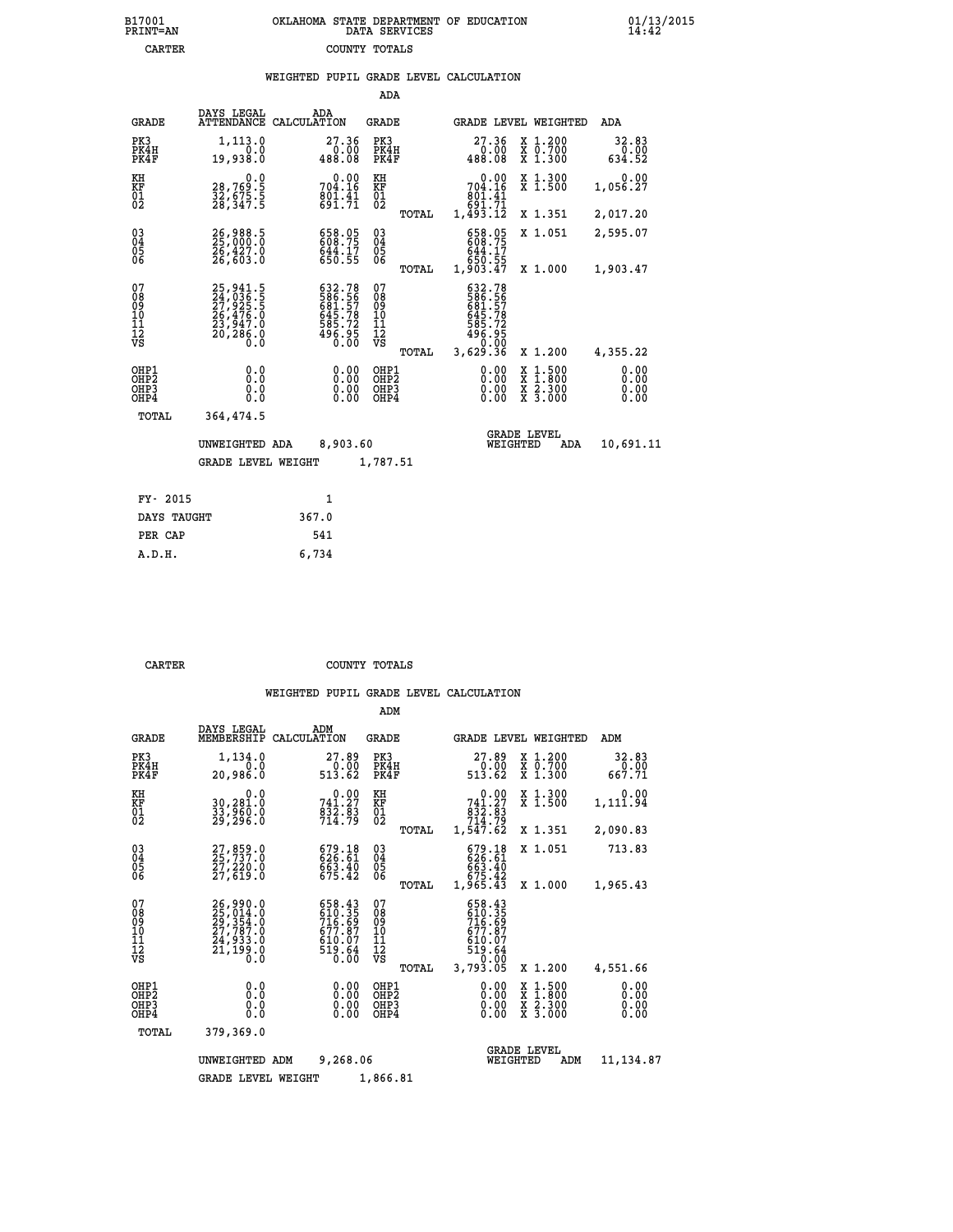B17001 PRINT=AN — OKLAHOMA STATE DEPARTMENT OF EDUCATION DATA SERVICES — 01/13/2015 14:42

CARTER — COUNTY TOTALS

## WEIGHTED PUPIL GRADE LEVEL CALCULATION

### ADA

| GRADE | DAYS LEGAL ATTENDANCE | ADA CALCULATION | GRADE | | GRADE LEVEL | WEIGHTED | ADA |
|---|---|---|---|---|---|---|---|
| PK3 | 1,113.0 | 27.36 | PK3 | | 27.36 | X 1.200 | 32.83 |
| PK4H | 0.0 | 0.00 | PK4H | | 0.00 | X 0.700 | 0.00 |
| PK4F | 19,938.0 | 488.08 | PK4F | | 488.08 | X 1.300 | 634.52 |
| KH | 0.0 | 0.00 | KH | | 0.00 | X 1.300 | 0.00 |
| KF | 28,769.5 | 704.16 | KF | | 704.16 | X 1.500 | 1,056.27 |
| 01 | 32,675.5 | 801.41 | 01 | | 801.41 | | |
| 02 | 28,347.5 | 691.71 | 02 | | 691.71 | | |
| | | | | TOTAL | 1,493.12 | X 1.351 | 2,017.20 |
| 03 | 26,988.5 | 658.05 | 03 | | 658.05 | X 1.051 | 2,595.07 |
| 04 | 25,000.0 | 608.75 | 04 | | 608.75 | | |
| 05 | 26,427.0 | 644.17 | 05 | | 644.17 | | |
| 06 | 26,603.0 | 650.55 | 06 | | 650.55 | | |
| | | | | TOTAL | 1,903.47 | X 1.000 | 1,903.47 |
| 07 | 25,941.5 | 632.78 | 07 | | 632.78 | | |
| 08 | 24,036.5 | 586.56 | 08 | | 586.56 | | |
| 09 | 27,925.5 | 681.57 | 09 | | 681.57 | | |
| 10 | 26,476.0 | 645.78 | 10 | | 645.78 | | |
| 11 | 23,947.0 | 585.72 | 11 | | 585.72 | | |
| 12 | 20,286.0 | 496.95 | 12 | | 496.95 | | |
| VS | 0.0 | 0.00 | VS | | 0.00 | | |
| | | | | TOTAL | 3,629.36 | X 1.200 | 4,355.22 |
| OHP1 | 0.0 | 0.00 | OHP1 | | 0.00 | X 1.500 | 0.00 |
| OHP2 | 0.0 | 0.00 | OHP2 | | 0.00 | X 1.800 | 0.00 |
| OHP3 | 0.0 | 0.00 | OHP3 | | 0.00 | X 2.300 | 0.00 |
| OHP4 | 0.0 | 0.00 | OHP4 | | 0.00 | X 3.000 | 0.00 |
| TOTAL | 364,474.5 | | | | | | |

UNWEIGHTED ADA 8,903.60 — GRADE LEVEL WEIGHTED ADA 10,691.11

GRADE LEVEL WEIGHT 1,787.51

| | |
|---|---|
| FY- 2015 | 1 |
| DAYS TAUGHT | 367.0 |
| PER CAP | 541 |
| A.D.H. | 6,734 |

CARTER — COUNTY TOTALS

## WEIGHTED PUPIL GRADE LEVEL CALCULATION

### ADM

| GRADE | DAYS LEGAL MEMBERSHIP | ADM CALCULATION | GRADE | | GRADE LEVEL | WEIGHTED | ADM |
|---|---|---|---|---|---|---|---|
| PK3 | 1,134.0 | 27.89 | PK3 | | 27.89 | X 1.200 | 32.83 |
| PK4H | 0.0 | 0.00 | PK4H | | 0.00 | X 0.700 | 0.00 |
| PK4F | 20,986.0 | 513.62 | PK4F | | 513.62 | X 1.300 | 667.71 |
| KH | 0.0 | 0.00 | KH | | 0.00 | X 1.300 | 0.00 |
| KF | 30,281.0 | 741.27 | KF | | 741.27 | X 1.500 | 1,111.94 |
| 01 | 33,960.0 | 832.83 | 01 | | 832.83 | | |
| 02 | 29,296.0 | 714.79 | 02 | | 714.79 | | |
| | | | | TOTAL | 1,547.62 | X 1.351 | 2,090.83 |
| 03 | 27,859.0 | 679.18 | 03 | | 679.18 | X 1.051 | 713.83 |
| 04 | 25,737.0 | 626.61 | 04 | | 626.61 | | |
| 05 | 27,220.0 | 663.40 | 05 | | 663.40 | | |
| 06 | 27,619.0 | 675.42 | 06 | | 675.42 | | |
| | | | | TOTAL | 1,965.43 | X 1.000 | 1,965.43 |
| 07 | 26,990.0 | 658.43 | 07 | | 658.43 | | |
| 08 | 25,014.0 | 610.35 | 08 | | 610.35 | | |
| 09 | 29,354.0 | 716.69 | 09 | | 716.69 | | |
| 10 | 27,787.0 | 677.87 | 10 | | 677.87 | | |
| 11 | 24,933.0 | 610.07 | 11 | | 610.07 | | |
| 12 | 21,199.0 | 519.64 | 12 | | 519.64 | | |
| VS | 0.0 | 0.00 | VS | | 0.00 | | |
| | | | | TOTAL | 3,793.05 | X 1.200 | 4,551.66 |
| OHP1 | 0.0 | 0.00 | OHP1 | | 0.00 | X 1.500 | 0.00 |
| OHP2 | 0.0 | 0.00 | OHP2 | | 0.00 | X 1.800 | 0.00 |
| OHP3 | 0.0 | 0.00 | OHP3 | | 0.00 | X 2.300 | 0.00 |
| OHP4 | 0.0 | 0.00 | OHP4 | | 0.00 | X 3.000 | 0.00 |
| TOTAL | 379,369.0 | | | | | | |

UNWEIGHTED ADM 9,268.06 — GRADE LEVEL WEIGHTED ADM 11,134.87

GRADE LEVEL WEIGHT 1,866.81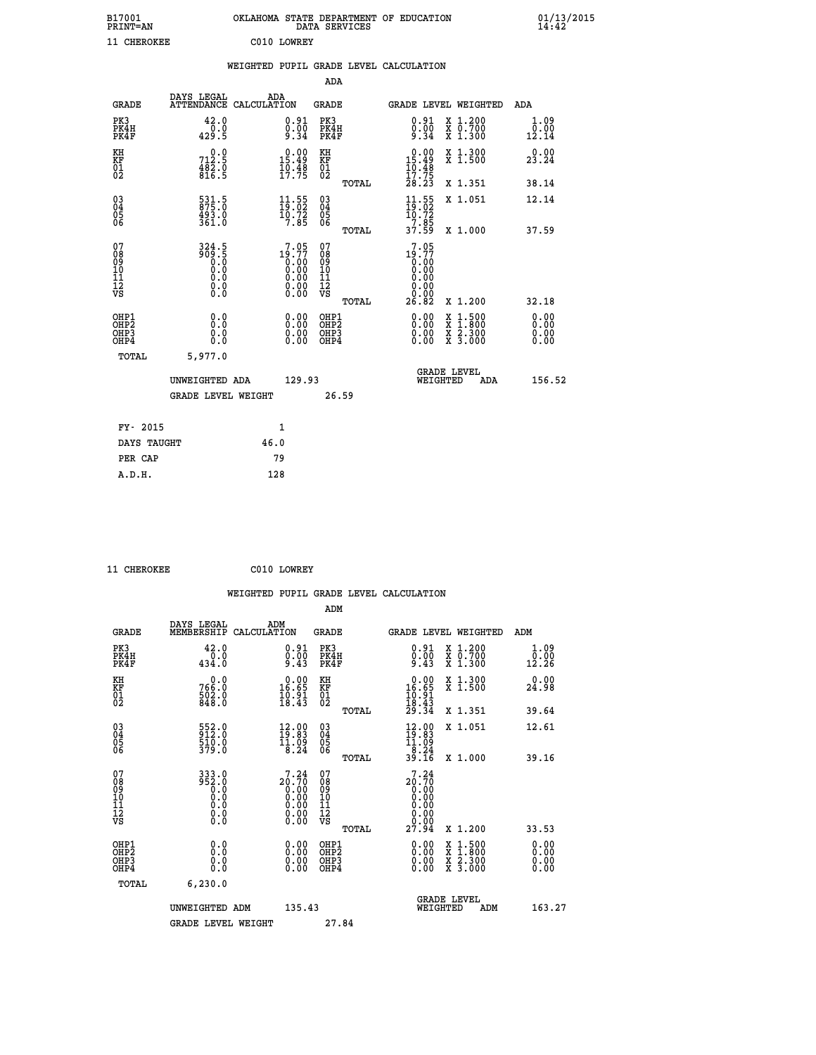B17001 OKLAHOMA STATE DEPARTMENT OF EDUCATION 01/13/2015
PRINT=AN DATA SERVICES 14:42

11 CHEROKEE C010 LOWREY

WEIGHTED PUPIL GRADE LEVEL CALCULATION

ADA

| GRADE | DAYS LEGAL ATTENDANCE | ADA CALCULATION | GRADE | | GRADE LEVEL | WEIGHTED | ADA |
|---|---|---|---|---|---|---|---|
| PK3 | 42.0 | 0.91 | PK3 | | 0.91 | X 1.200 | 1.09 |
| PK4H | 0.0 | 0.00 | PK4H | | 0.00 | X 0.700 | 0.00 |
| PK4F | 429.5 | 9.34 | PK4F | | 9.34 | X 1.300 | 12.14 |
| KH | 0.0 | 0.00 | KH | | 0.00 | X 1.300 | 0.00 |
| KF | 712.5 | 15.49 | KF | | 15.49 | X 1.500 | 23.24 |
| 01 | 482.0 | 10.48 | 01 | | 10.48 | | |
| 02 | 816.5 | 17.75 | 02 | | 17.75 | | |
| | | | | TOTAL | 28.23 | X 1.351 | 38.14 |
| 03 | 531.5 | 11.55 | 03 | | 11.55 | X 1.051 | 12.14 |
| 04 | 875.0 | 19.02 | 04 | | 19.02 | | |
| 05 | 493.0 | 10.72 | 05 | | 10.72 | | |
| 06 | 361.0 | 7.85 | 06 | | 7.85 | | |
| | | | | TOTAL | 37.59 | X 1.000 | 37.59 |
| 07 | 324.5 | 7.05 | 07 | | 7.05 | | |
| 08 | 909.5 | 19.77 | 08 | | 19.77 | | |
| 09 | 0.0 | 0.00 | 09 | | 0.00 | | |
| 10 | 0.0 | 0.00 | 10 | | 0.00 | | |
| 11 | 0.0 | 0.00 | 11 | | 0.00 | | |
| 12 | 0.0 | 0.00 | 12 | | 0.00 | | |
| VS | 0.0 | 0.00 | VS | | 0.00 | | |
| | | | | TOTAL | 26.82 | X 1.200 | 32.18 |
| OHP1 | 0.0 | 0.00 | OHP1 | | 0.00 | X 1.500 | 0.00 |
| OHP2 | 0.0 | 0.00 | OHP2 | | 0.00 | X 1.800 | 0.00 |
| OHP3 | 0.0 | 0.00 | OHP3 | | 0.00 | X 2.300 | 0.00 |
| OHP4 | 0.0 | 0.00 | OHP4 | | 0.00 | X 3.000 | 0.00 |
| TOTAL | 5,977.0 | | | | | | |

UNWEIGHTED ADA 129.93 GRADE LEVEL WEIGHTED ADA 156.52

GRADE LEVEL WEIGHT 26.59

| FY- 2015 | 1 |
|---|---|
| DAYS TAUGHT | 46.0 |
| PER CAP | 79 |
| A.D.H. | 128 |

11 CHEROKEE C010 LOWREY

WEIGHTED PUPIL GRADE LEVEL CALCULATION

ADM

| GRADE | DAYS LEGAL MEMBERSHIP | ADM CALCULATION | GRADE | | GRADE LEVEL | WEIGHTED | ADM |
|---|---|---|---|---|---|---|---|
| PK3 | 42.0 | 0.91 | PK3 | | 0.91 | X 1.200 | 1.09 |
| PK4H | 0.0 | 0.00 | PK4H | | 0.00 | X 0.700 | 0.00 |
| PK4F | 434.0 | 9.43 | PK4F | | 9.43 | X 1.300 | 12.26 |
| KH | 0.0 | 0.00 | KH | | 0.00 | X 1.300 | 0.00 |
| KF | 766.0 | 16.65 | KF | | 16.65 | X 1.500 | 24.98 |
| 01 | 502.0 | 10.91 | 01 | | 10.91 | | |
| 02 | 848.0 | 18.43 | 02 | | 18.43 | | |
| | | | | TOTAL | 29.34 | X 1.351 | 39.64 |
| 03 | 552.0 | 12.00 | 03 | | 12.00 | X 1.051 | 12.61 |
| 04 | 912.0 | 19.83 | 04 | | 19.83 | | |
| 05 | 510.0 | 11.09 | 05 | | 11.09 | | |
| 06 | 379.0 | 8.24 | 06 | | 8.24 | | |
| | | | | TOTAL | 39.16 | X 1.000 | 39.16 |
| 07 | 333.0 | 7.24 | 07 | | 7.24 | | |
| 08 | 952.0 | 20.70 | 08 | | 20.70 | | |
| 09 | 0.0 | 0.00 | 09 | | 0.00 | | |
| 10 | 0.0 | 0.00 | 10 | | 0.00 | | |
| 11 | 0.0 | 0.00 | 11 | | 0.00 | | |
| 12 | 0.0 | 0.00 | 12 | | 0.00 | | |
| VS | 0.0 | 0.00 | VS | | 0.00 | | |
| | | | | TOTAL | 27.94 | X 1.200 | 33.53 |
| OHP1 | 0.0 | 0.00 | OHP1 | | 0.00 | X 1.500 | 0.00 |
| OHP2 | 0.0 | 0.00 | OHP2 | | 0.00 | X 1.800 | 0.00 |
| OHP3 | 0.0 | 0.00 | OHP3 | | 0.00 | X 2.300 | 0.00 |
| OHP4 | 0.0 | 0.00 | OHP4 | | 0.00 | X 3.000 | 0.00 |
| TOTAL | 6,230.0 | | | | | | |

UNWEIGHTED ADM 135.43 GRADE LEVEL WEIGHTED ADM 163.27

GRADE LEVEL WEIGHT 27.84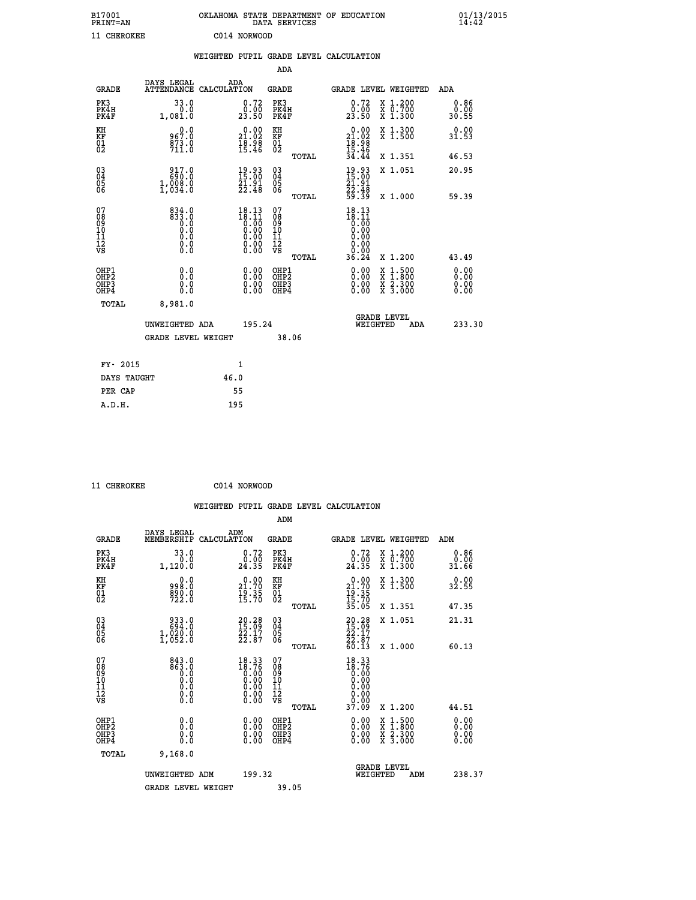B17001 OKLAHOMA STATE DEPARTMENT OF EDUCATION 01/13/2015
PRINT=AN DATA SERVICES 14:42

11 CHEROKEE C014 NORWOOD

WEIGHTED PUPIL GRADE LEVEL CALCULATION

ADA

| GRADE | DAYS LEGAL ATTENDANCE | ADA CALCULATION | GRADE | GRADE LEVEL | WEIGHTED | ADA |
|---|---|---|---|---|---|---|
| PK3 | 33.0 | 0.72 | PK3 | 0.72 | X 1.200 | 0.86 |
| PK4H | 0.0 | 0.00 | PK4H | 0.00 | X 0.700 | 0.00 |
| PK4F | 1,081.0 | 23.50 | PK4F | 23.50 | X 1.300 | 30.55 |
| KH | 0.0 | 0.00 | KH | 0.00 | X 1.300 | 0.00 |
| KF | 967.0 | 21.02 | KF | 21.02 | X 1.500 | 31.53 |
| 01 | 873.0 | 18.98 | 01 | 18.98 | | |
| 02 | 711.0 | 15.46 | 02 | 15.46 | | |
| | | | TOTAL | 34.44 | X 1.351 | 46.53 |
| 03 | 917.0 | 19.93 | 03 | 19.93 | X 1.051 | 20.95 |
| 04 | 690.0 | 15.00 | 04 | 15.00 | | |
| 05 | 1,008.0 | 21.91 | 05 | 21.91 | | |
| 06 | 1,034.0 | 22.48 | 06 | 22.48 | | |
| | | | TOTAL | 59.39 | X 1.000 | 59.39 |
| 07 | 834.0 | 18.13 | 07 | 18.13 | | |
| 08 | 833.0 | 18.11 | 08 | 18.11 | | |
| 09 | 0.0 | 0.00 | 09 | 0.00 | | |
| 10 | 0.0 | 0.00 | 10 | 0.00 | | |
| 11 | 0.0 | 0.00 | 11 | 0.00 | | |
| 12 | 0.0 | 0.00 | 12 | 0.00 | | |
| VS | 0.0 | 0.00 | VS | 0.00 | | |
| | | | TOTAL | 36.24 | X 1.200 | 43.49 |
| OHP1 | 0.0 | 0.00 | OHP1 | 0.00 | X 1.500 | 0.00 |
| OHP2 | 0.0 | 0.00 | OHP2 | 0.00 | X 1.800 | 0.00 |
| OHP3 | 0.0 | 0.00 | OHP3 | 0.00 | X 2.300 | 0.00 |
| OHP4 | 0.0 | 0.00 | OHP4 | 0.00 | X 3.000 | 0.00 |
| TOTAL | 8,981.0 | | | | | |

UNWEIGHTED ADA 195.24 GRADE LEVEL WEIGHTED ADA 233.30

GRADE LEVEL WEIGHT 38.06

| FY- 2015 | 1 |
|---|---|
| DAYS TAUGHT | 46.0 |
| PER CAP | 55 |
| A.D.H. | 195 |

11 CHEROKEE C014 NORWOOD

WEIGHTED PUPIL GRADE LEVEL CALCULATION

ADM

| GRADE | DAYS LEGAL MEMBERSHIP | ADM CALCULATION | GRADE | GRADE LEVEL | WEIGHTED | ADM |
|---|---|---|---|---|---|---|
| PK3 | 33.0 | 0.72 | PK3 | 0.72 | X 1.200 | 0.86 |
| PK4H | 0.0 | 0.00 | PK4H | 0.00 | X 0.700 | 0.00 |
| PK4F | 1,120.0 | 24.35 | PK4F | 24.35 | X 1.300 | 31.66 |
| KH | 0.0 | 0.00 | KH | 0.00 | X 1.300 | 0.00 |
| KF | 998.0 | 21.70 | KF | 21.70 | X 1.500 | 32.55 |
| 01 | 890.0 | 19.35 | 01 | 19.35 | | |
| 02 | 722.0 | 15.70 | 02 | 15.70 | | |
| | | | TOTAL | 35.05 | X 1.351 | 47.35 |
| 03 | 933.0 | 20.28 | 03 | 20.28 | X 1.051 | 21.31 |
| 04 | 694.0 | 15.09 | 04 | 15.09 | | |
| 05 | 1,020.0 | 22.17 | 05 | 22.17 | | |
| 06 | 1,052.0 | 22.87 | 06 | 22.87 | | |
| | | | TOTAL | 60.13 | X 1.000 | 60.13 |
| 07 | 843.0 | 18.33 | 07 | 18.33 | | |
| 08 | 863.0 | 18.76 | 08 | 18.76 | | |
| 09 | 0.0 | 0.00 | 09 | 0.00 | | |
| 10 | 0.0 | 0.00 | 10 | 0.00 | | |
| 11 | 0.0 | 0.00 | 11 | 0.00 | | |
| 12 | 0.0 | 0.00 | 12 | 0.00 | | |
| VS | 0.0 | 0.00 | VS | 0.00 | | |
| | | | TOTAL | 37.09 | X 1.200 | 44.51 |
| OHP1 | 0.0 | 0.00 | OHP1 | 0.00 | X 1.500 | 0.00 |
| OHP2 | 0.0 | 0.00 | OHP2 | 0.00 | X 1.800 | 0.00 |
| OHP3 | 0.0 | 0.00 | OHP3 | 0.00 | X 2.300 | 0.00 |
| OHP4 | 0.0 | 0.00 | OHP4 | 0.00 | X 3.000 | 0.00 |
| TOTAL | 9,168.0 | | | | | |

UNWEIGHTED ADM 199.32 GRADE LEVEL WEIGHTED ADM 238.37

GRADE LEVEL WEIGHT 39.05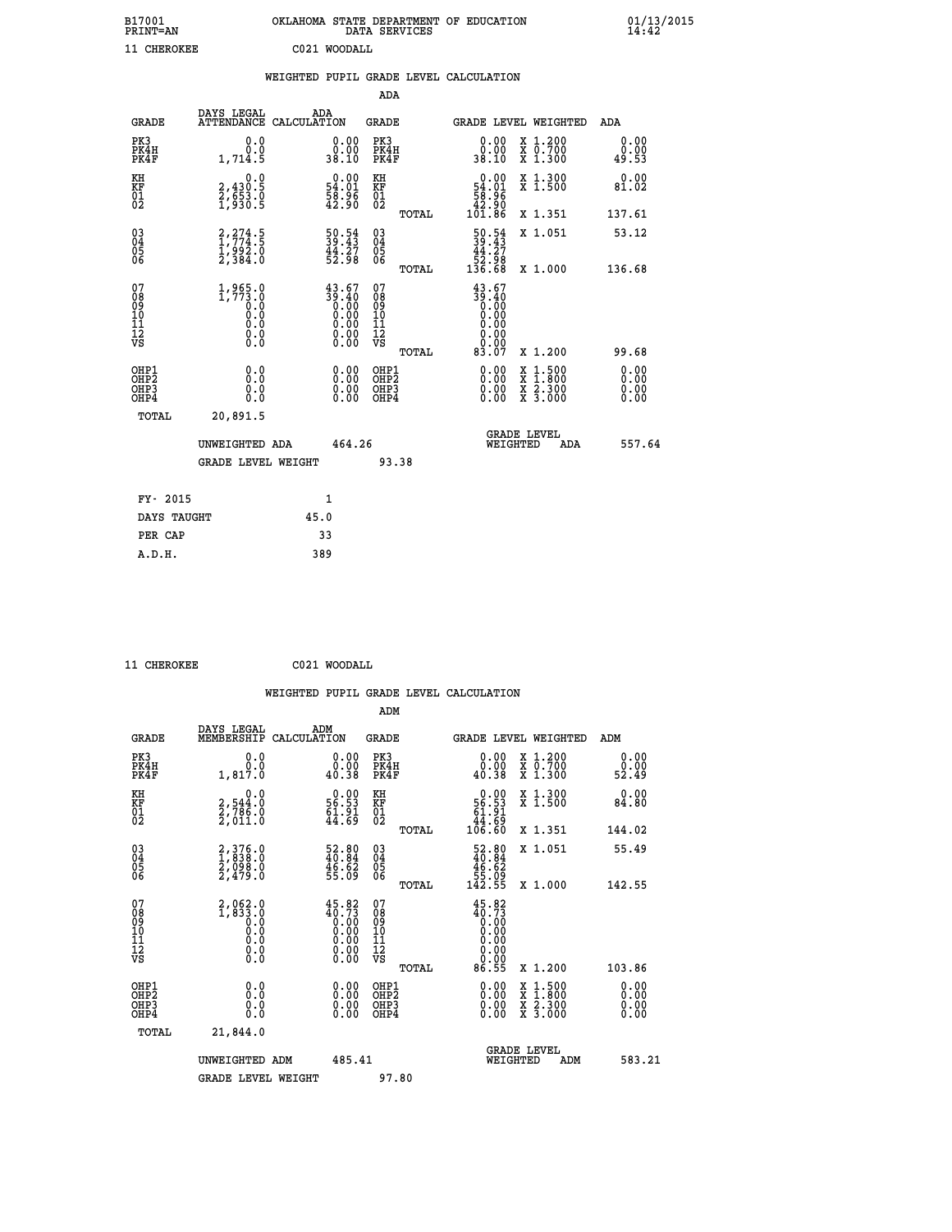B17001 OKLAHOMA STATE DEPARTMENT OF EDUCATION 01/13/2015
PRINT=AN DATA SERVICES 14:42

11 CHEROKEE C021 WOODALL

## WEIGHTED PUPIL GRADE LEVEL CALCULATION

### ADA

| GRADE | DAYS LEGAL ATTENDANCE | ADA CALCULATION | GRADE | GRADE LEVEL | WEIGHTED | ADA |
|---|---|---|---|---|---|---|
| PK3 | 0.0 | 0.00 | PK3 | 0.00 | X 1.200 | 0.00 |
| PK4H | 0.0 | 0.00 | PK4H | 0.00 | X 0.700 | 0.00 |
| PK4F | 1,714.5 | 38.10 | PK4F | 38.10 | X 1.300 | 49.53 |
| KH | 0.0 | 0.00 | KH | 0.00 | X 1.300 | 0.00 |
| KF | 2,430.5 | 54.01 | KF | 54.01 | X 1.500 | 81.02 |
| 01 | 2,653.0 | 58.96 | 01 | 58.96 | | |
| 02 | 1,930.5 | 42.90 | 02 | 42.90 | | |
| | | | TOTAL | 101.86 | X 1.351 | 137.61 |
| 03 | 2,274.5 | 50.54 | 03 | 50.54 | X 1.051 | 53.12 |
| 04 | 1,774.5 | 39.43 | 04 | 39.43 | | |
| 05 | 1,992.0 | 44.27 | 05 | 44.27 | | |
| 06 | 2,384.0 | 52.98 | 06 | 52.98 | | |
| | | | TOTAL | 136.68 | X 1.000 | 136.68 |
| 07 | 1,965.0 | 43.67 | 07 | 43.67 | | |
| 08 | 1,773.0 | 39.40 | 08 | 39.40 | | |
| 09 | 0.0 | 0.00 | 09 | 0.00 | | |
| 10 | 0.0 | 0.00 | 10 | 0.00 | | |
| 11 | 0.0 | 0.00 | 11 | 0.00 | | |
| 12 | 0.0 | 0.00 | 12 | 0.00 | | |
| VS | 0.0 | 0.00 | VS | 0.00 | | |
| | | | TOTAL | 83.07 | X 1.200 | 99.68 |
| OHP1 | 0.0 | 0.00 | OHP1 | 0.00 | X 1.500 | 0.00 |
| OHP2 | 0.0 | 0.00 | OHP2 | 0.00 | X 1.800 | 0.00 |
| OHP3 | 0.0 | 0.00 | OHP3 | 0.00 | X 2.300 | 0.00 |
| OHP4 | 0.0 | 0.00 | OHP4 | 0.00 | X 3.000 | 0.00 |
| TOTAL | 20,891.5 | | | | | |

UNWEIGHTED ADA 464.26 GRADE LEVEL WEIGHTED ADA 557.64

GRADE LEVEL WEIGHT 93.38

| FY- 2015 | 1 |
|---|---|
| DAYS TAUGHT | 45.0 |
| PER CAP | 33 |
| A.D.H. | 389 |

11 CHEROKEE C021 WOODALL

## WEIGHTED PUPIL GRADE LEVEL CALCULATION

### ADM

| GRADE | DAYS LEGAL MEMBERSHIP | ADM CALCULATION | GRADE | GRADE LEVEL | WEIGHTED | ADM |
|---|---|---|---|---|---|---|
| PK3 | 0.0 | 0.00 | PK3 | 0.00 | X 1.200 | 0.00 |
| PK4H | 0.0 | 0.00 | PK4H | 0.00 | X 0.700 | 0.00 |
| PK4F | 1,817.0 | 40.38 | PK4F | 40.38 | X 1.300 | 52.49 |
| KH | 0.0 | 0.00 | KH | 0.00 | X 1.300 | 0.00 |
| KF | 2,544.0 | 56.53 | KF | 56.53 | X 1.500 | 84.80 |
| 01 | 2,786.0 | 61.91 | 01 | 61.91 | | |
| 02 | 2,011.0 | 44.69 | 02 | 44.69 | | |
| | | | TOTAL | 106.60 | X 1.351 | 144.02 |
| 03 | 2,376.0 | 52.80 | 03 | 52.80 | X 1.051 | 55.49 |
| 04 | 1,838.0 | 40.84 | 04 | 40.84 | | |
| 05 | 2,098.0 | 46.62 | 05 | 46.62 | | |
| 06 | 2,479.0 | 55.09 | 06 | 55.09 | | |
| | | | TOTAL | 142.55 | X 1.000 | 142.55 |
| 07 | 2,062.0 | 45.82 | 07 | 45.82 | | |
| 08 | 1,833.0 | 40.73 | 08 | 40.73 | | |
| 09 | 0.0 | 0.00 | 09 | 0.00 | | |
| 10 | 0.0 | 0.00 | 10 | 0.00 | | |
| 11 | 0.0 | 0.00 | 11 | 0.00 | | |
| 12 | 0.0 | 0.00 | 12 | 0.00 | | |
| VS | 0.0 | 0.00 | VS | 0.00 | | |
| | | | TOTAL | 86.55 | X 1.200 | 103.86 |
| OHP1 | 0.0 | 0.00 | OHP1 | 0.00 | X 1.500 | 0.00 |
| OHP2 | 0.0 | 0.00 | OHP2 | 0.00 | X 1.800 | 0.00 |
| OHP3 | 0.0 | 0.00 | OHP3 | 0.00 | X 2.300 | 0.00 |
| OHP4 | 0.0 | 0.00 | OHP4 | 0.00 | X 3.000 | 0.00 |
| TOTAL | 21,844.0 | | | | | |

UNWEIGHTED ADM 485.41 GRADE LEVEL WEIGHTED ADM 583.21

GRADE LEVEL WEIGHT 97.80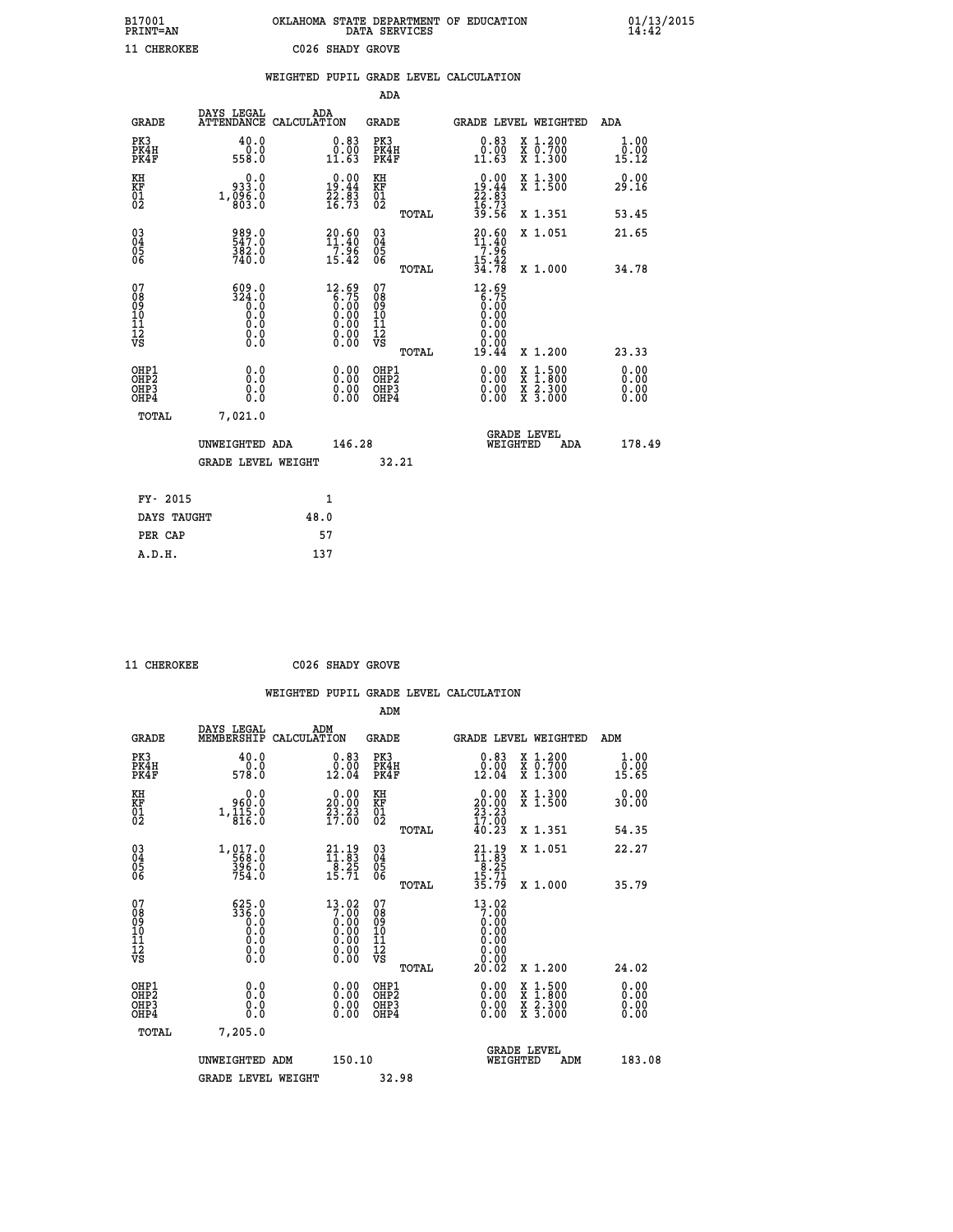B17001 OKLAHOMA STATE DEPARTMENT OF EDUCATION 01/13/2015
PRINT=AN DATA SERVICES 14:42

11 CHEROKEE C026 SHADY GROVE

## WEIGHTED PUPIL GRADE LEVEL CALCULATION

### ADA

| GRADE | DAYS LEGAL ATTENDANCE | ADA CALCULATION | GRADE | GRADE LEVEL | WEIGHTED | ADA |
|---|---|---|---|---|---|---|
| PK3 | 40.0 | 0.83 | PK3 | 0.83 | X 1.200 | 1.00 |
| PK4H | 0.0 | 0.00 | PK4H | 0.00 | X 0.700 | 0.00 |
| PK4F | 558.0 | 11.63 | PK4F | 11.63 | X 1.300 | 15.12 |
| KH | 0.0 | 0.00 | KH | 0.00 | X 1.300 | 0.00 |
| KF | 933.0 | 19.44 | KF | 19.44 | X 1.500 | 29.16 |
| 01 | 1,096.0 | 22.83 | 01 | 22.83 | | |
| 02 | 803.0 | 16.73 | 02 | 16.73 | | |
| | | | TOTAL | 39.56 | X 1.351 | 53.45 |
| 03 | 989.0 | 20.60 | 03 | 20.60 | X 1.051 | 21.65 |
| 04 | 547.0 | 11.40 | 04 | 11.40 | | |
| 05 | 382.0 | 7.96 | 05 | 7.96 | | |
| 06 | 740.0 | 15.42 | 06 | 15.42 | | |
| | | | TOTAL | 34.78 | X 1.000 | 34.78 |
| 07 | 609.0 | 12.69 | 07 | 12.69 | | |
| 08 | 324.0 | 6.75 | 08 | 6.75 | | |
| 09 | 0.0 | 0.00 | 09 | 0.00 | | |
| 10 | 0.0 | 0.00 | 10 | 0.00 | | |
| 11 | 0.0 | 0.00 | 11 | 0.00 | | |
| 12 | 0.0 | 0.00 | 12 | 0.00 | | |
| VS | 0.0 | 0.00 | VS | 0.00 | | |
| | | | TOTAL | 19.44 | X 1.200 | 23.33 |
| OHP1 | 0.0 | 0.00 | OHP1 | 0.00 | X 1.500 | 0.00 |
| OHP2 | 0.0 | 0.00 | OHP2 | 0.00 | X 1.800 | 0.00 |
| OHP3 | 0.0 | 0.00 | OHP3 | 0.00 | X 2.300 | 0.00 |
| OHP4 | 0.0 | 0.00 | OHP4 | 0.00 | X 3.000 | 0.00 |
| TOTAL | 7,021.0 | | | | | |

UNWEIGHTED ADA 146.28 — GRADE LEVEL WEIGHTED ADA 178.49

GRADE LEVEL WEIGHT 32.21

| FY- 2015 | 1 |
|---|---|
| DAYS TAUGHT | 48.0 |
| PER CAP | 57 |
| A.D.H. | 137 |

11 CHEROKEE C026 SHADY GROVE

## WEIGHTED PUPIL GRADE LEVEL CALCULATION

### ADM

| GRADE | DAYS LEGAL MEMBERSHIP | ADM CALCULATION | GRADE | GRADE LEVEL | WEIGHTED | ADM |
|---|---|---|---|---|---|---|
| PK3 | 40.0 | 0.83 | PK3 | 0.83 | X 1.200 | 1.00 |
| PK4H | 0.0 | 0.00 | PK4H | 0.00 | X 0.700 | 0.00 |
| PK4F | 578.0 | 12.04 | PK4F | 12.04 | X 1.300 | 15.65 |
| KH | 0.0 | 0.00 | KH | 0.00 | X 1.300 | 0.00 |
| KF | 960.0 | 20.00 | KF | 20.00 | X 1.500 | 30.00 |
| 01 | 1,115.0 | 23.23 | 01 | 23.23 | | |
| 02 | 816.0 | 17.00 | 02 | 17.00 | | |
| | | | TOTAL | 40.23 | X 1.351 | 54.35 |
| 03 | 1,017.0 | 21.19 | 03 | 21.19 | X 1.051 | 22.27 |
| 04 | 568.0 | 11.83 | 04 | 11.83 | | |
| 05 | 396.0 | 8.25 | 05 | 8.25 | | |
| 06 | 754.0 | 15.71 | 06 | 15.71 | | |
| | | | TOTAL | 35.79 | X 1.000 | 35.79 |
| 07 | 625.0 | 13.02 | 07 | 13.02 | | |
| 08 | 336.0 | 7.00 | 08 | 7.00 | | |
| 09 | 0.0 | 0.00 | 09 | 0.00 | | |
| 10 | 0.0 | 0.00 | 10 | 0.00 | | |
| 11 | 0.0 | 0.00 | 11 | 0.00 | | |
| 12 | 0.0 | 0.00 | 12 | 0.00 | | |
| VS | 0.0 | 0.00 | VS | 0.00 | | |
| | | | TOTAL | 20.02 | X 1.200 | 24.02 |
| OHP1 | 0.0 | 0.00 | OHP1 | 0.00 | X 1.500 | 0.00 |
| OHP2 | 0.0 | 0.00 | OHP2 | 0.00 | X 1.800 | 0.00 |
| OHP3 | 0.0 | 0.00 | OHP3 | 0.00 | X 2.300 | 0.00 |
| OHP4 | 0.0 | 0.00 | OHP4 | 0.00 | X 3.000 | 0.00 |
| TOTAL | 7,205.0 | | | | | |

UNWEIGHTED ADM 150.10 — GRADE LEVEL WEIGHTED ADM 183.08

GRADE LEVEL WEIGHT 32.98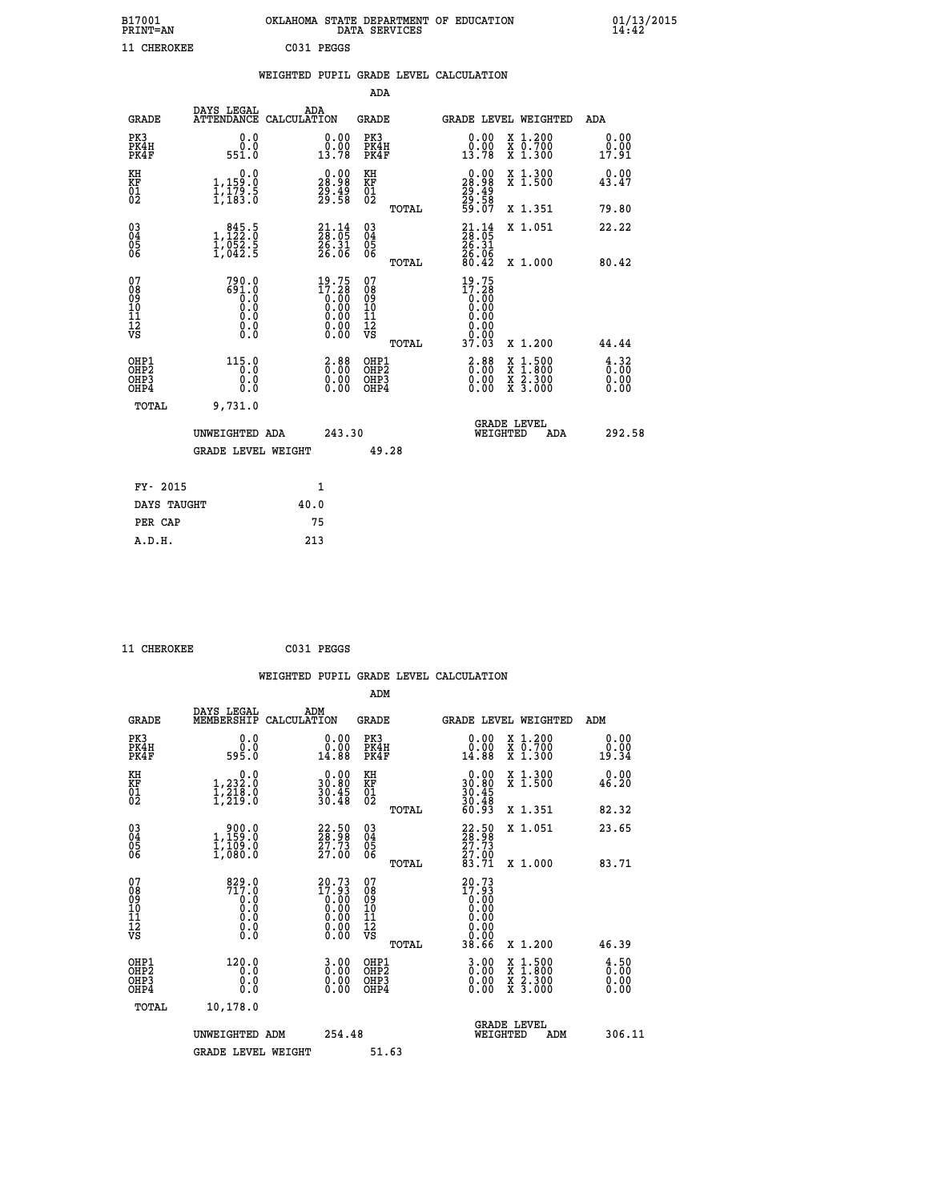B17001 OKLAHOMA STATE DEPARTMENT OF EDUCATION 01/13/2015
PRINT=AN DATA SERVICES 14:42

11 CHEROKEE C031 PEGGS

## WEIGHTED PUPIL GRADE LEVEL CALCULATION

### ADA

| GRADE | DAYS LEGAL ATTENDANCE | ADA CALCULATION | GRADE | GRADE LEVEL | WEIGHTED | ADA |
|---|---|---|---|---|---|---|
| PK3 | 0.0 | 0.00 | PK3 | 0.00 | X 1.200 | 0.00 |
| PK4H | 0.0 | 0.00 | PK4H | 0.00 | X 0.700 | 0.00 |
| PK4F | 551.0 | 13.78 | PK4F | 13.78 | X 1.300 | 17.91 |
| KH | 0.0 | 0.00 | KH | 0.00 | X 1.300 | 0.00 |
| KF | 1,159.0 | 28.98 | KF | 28.98 | X 1.500 | 43.47 |
| 01 | 1,179.5 | 29.49 | 01 | 29.49 | | |
| 02 | 1,183.0 | 29.58 | 02 | 29.58 | | |
| | | | TOTAL | 59.07 | X 1.351 | 79.80 |
| 03 | 845.5 | 21.14 | 03 | 21.14 | X 1.051 | 22.22 |
| 04 | 1,122.0 | 28.05 | 04 | 28.05 | | |
| 05 | 1,052.5 | 26.31 | 05 | 26.31 | | |
| 06 | 1,042.5 | 26.06 | 06 | 26.06 | | |
| | | | TOTAL | 80.42 | X 1.000 | 80.42 |
| 07 | 790.0 | 19.75 | 07 | 19.75 | | |
| 08 | 691.0 | 17.28 | 08 | 17.28 | | |
| 09 | 0.0 | 0.00 | 09 | 0.00 | | |
| 10 | 0.0 | 0.00 | 10 | 0.00 | | |
| 11 | 0.0 | 0.00 | 11 | 0.00 | | |
| 12 | 0.0 | 0.00 | 12 | 0.00 | | |
| VS | 0.0 | 0.00 | VS | 0.00 | | |
| | | | TOTAL | 37.03 | X 1.200 | 44.44 |
| OHP1 | 115.0 | 2.88 | OHP1 | 2.88 | X 1.500 | 4.32 |
| OHP2 | 0.0 | 0.00 | OHP2 | 0.00 | X 1.800 | 0.00 |
| OHP3 | 0.0 | 0.00 | OHP3 | 0.00 | X 2.300 | 0.00 |
| OHP4 | 0.0 | 0.00 | OHP4 | 0.00 | X 3.000 | 0.00 |
| TOTAL | 9,731.0 | | | | | |

UNWEIGHTED ADA 243.30 | GRADE LEVEL WEIGHTED ADA 292.58

GRADE LEVEL WEIGHT 49.28

| FY- 2015 | 1 |
|---|---|
| DAYS TAUGHT | 40.0 |
| PER CAP | 75 |
| A.D.H. | 213 |

11 CHEROKEE C031 PEGGS

## WEIGHTED PUPIL GRADE LEVEL CALCULATION

### ADM

| GRADE | DAYS LEGAL MEMBERSHIP | ADM CALCULATION | GRADE | GRADE LEVEL | WEIGHTED | ADM |
|---|---|---|---|---|---|---|
| PK3 | 0.0 | 0.00 | PK3 | 0.00 | X 1.200 | 0.00 |
| PK4H | 0.0 | 0.00 | PK4H | 0.00 | X 0.700 | 0.00 |
| PK4F | 595.0 | 14.88 | PK4F | 14.88 | X 1.300 | 19.34 |
| KH | 0.0 | 0.00 | KH | 0.00 | X 1.300 | 0.00 |
| KF | 1,232.0 | 30.80 | KF | 30.80 | X 1.500 | 46.20 |
| 01 | 1,218.0 | 30.45 | 01 | 30.45 | | |
| 02 | 1,219.0 | 30.48 | 02 | 30.48 | | |
| | | | TOTAL | 60.93 | X 1.351 | 82.32 |
| 03 | 900.0 | 22.50 | 03 | 22.50 | X 1.051 | 23.65 |
| 04 | 1,159.0 | 28.98 | 04 | 28.98 | | |
| 05 | 1,109.0 | 27.73 | 05 | 27.73 | | |
| 06 | 1,080.0 | 27.00 | 06 | 27.00 | | |
| | | | TOTAL | 83.71 | X 1.000 | 83.71 |
| 07 | 829.0 | 20.73 | 07 | 20.73 | | |
| 08 | 717.0 | 17.93 | 08 | 17.93 | | |
| 09 | 0.0 | 0.00 | 09 | 0.00 | | |
| 10 | 0.0 | 0.00 | 10 | 0.00 | | |
| 11 | 0.0 | 0.00 | 11 | 0.00 | | |
| 12 | 0.0 | 0.00 | 12 | 0.00 | | |
| VS | 0.0 | 0.00 | VS | 0.00 | | |
| | | | TOTAL | 38.66 | X 1.200 | 46.39 |
| OHP1 | 120.0 | 3.00 | OHP1 | 3.00 | X 1.500 | 4.50 |
| OHP2 | 0.0 | 0.00 | OHP2 | 0.00 | X 1.800 | 0.00 |
| OHP3 | 0.0 | 0.00 | OHP3 | 0.00 | X 2.300 | 0.00 |
| OHP4 | 0.0 | 0.00 | OHP4 | 0.00 | X 3.000 | 0.00 |
| TOTAL | 10,178.0 | | | | | |

UNWEIGHTED ADM 254.48 | GRADE LEVEL WEIGHTED ADM 306.11

GRADE LEVEL WEIGHT 51.63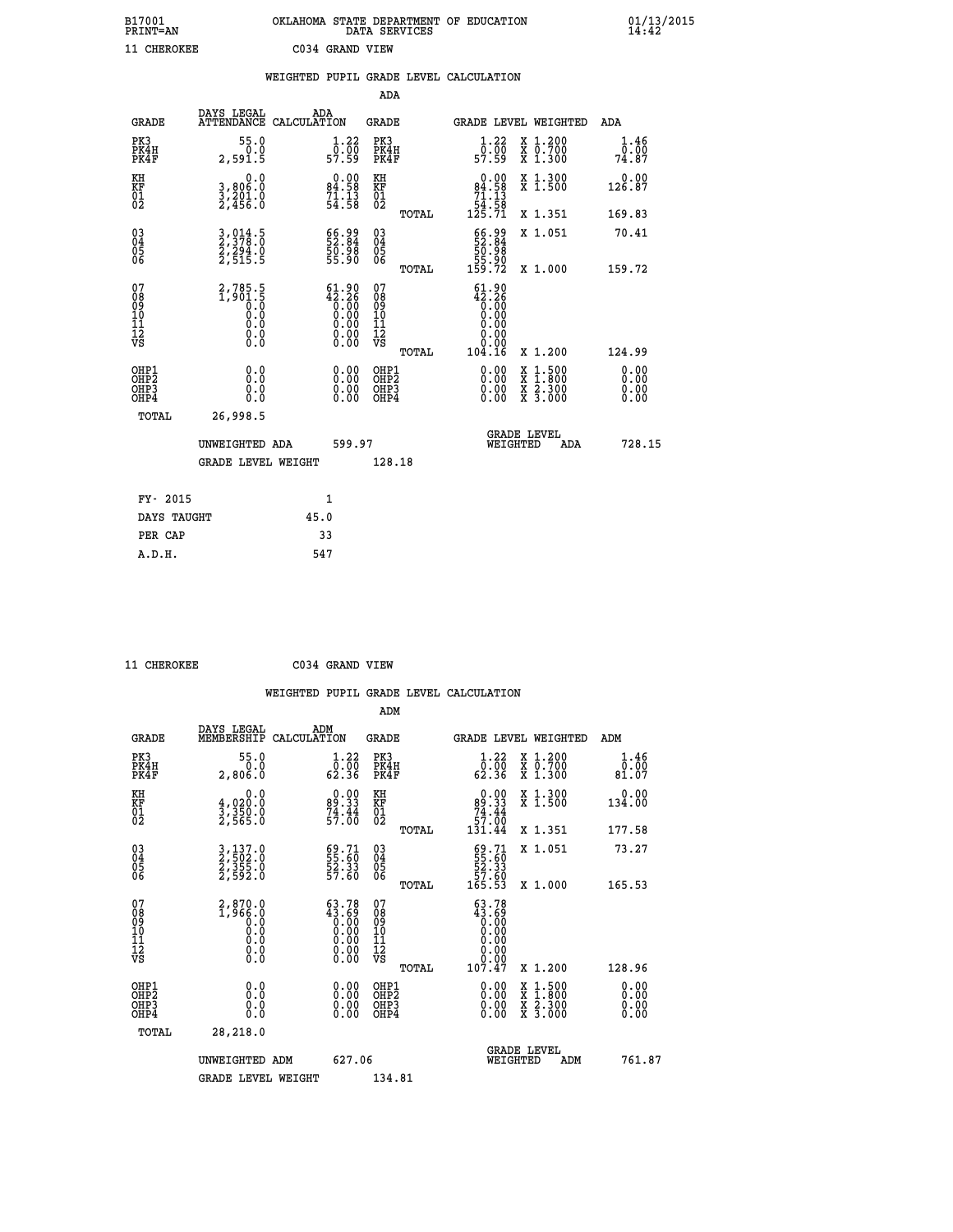B17001 OKLAHOMA STATE DEPARTMENT OF EDUCATION 01/13/2015
PRINT=AN DATA SERVICES 14:42

11 CHEROKEE C034 GRAND VIEW

WEIGHTED PUPIL GRADE LEVEL CALCULATION

ADA

| GRADE | DAYS LEGAL ATTENDANCE | ADA CALCULATION | GRADE | GRADE LEVEL | WEIGHTED | ADA |
|---|---|---|---|---|---|---|
| PK3 | 55.0 | 1.22 | PK3 | 1.22 | X 1.200 | 1.46 |
| PK4H | 0.0 | 0.00 | PK4H | 0.00 | X 0.700 | 0.00 |
| PK4F | 2,591.5 | 57.59 | PK4F | 57.59 | X 1.300 | 74.87 |
| KH | 0.0 | 0.00 | KH | 0.00 | X 1.300 | 0.00 |
| KF | 3,806.0 | 84.58 | KF | 84.58 | X 1.500 | 126.87 |
| 01 | 3,201.0 | 71.13 | 01 | 71.13 | | |
| 02 | 2,456.0 | 54.58 | 02 | 54.58 | | |
| | | | TOTAL | 125.71 | X 1.351 | 169.83 |
| 03 | 3,014.5 | 66.99 | 03 | 66.99 | X 1.051 | 70.41 |
| 04 | 2,378.0 | 52.84 | 04 | 52.84 | | |
| 05 | 2,294.0 | 50.98 | 05 | 50.98 | | |
| 06 | 2,515.5 | 55.90 | 06 | 55.90 | | |
| | | | TOTAL | 159.72 | X 1.000 | 159.72 |
| 07 | 2,785.5 | 61.90 | 07 | 61.90 | | |
| 08 | 1,901.5 | 42.26 | 08 | 42.26 | | |
| 09 | 0.0 | 0.00 | 09 | 0.00 | | |
| 10 | 0.0 | 0.00 | 10 | 0.00 | | |
| 11 | 0.0 | 0.00 | 11 | 0.00 | | |
| 12 | 0.0 | 0.00 | 12 | 0.00 | | |
| VS | 0.0 | 0.00 | VS | 0.00 | | |
| | | | TOTAL | 104.16 | X 1.200 | 124.99 |
| OHP1 | 0.0 | 0.00 | OHP1 | 0.00 | X 1.500 | 0.00 |
| OHP2 | 0.0 | 0.00 | OHP2 | 0.00 | X 1.800 | 0.00 |
| OHP3 | 0.0 | 0.00 | OHP3 | 0.00 | X 2.300 | 0.00 |
| OHP4 | 0.0 | 0.00 | OHP4 | 0.00 | X 3.000 | 0.00 |
| TOTAL | 26,998.5 | | | | | |

UNWEIGHTED ADA 599.97 GRADE LEVEL WEIGHTED ADA 728.15

GRADE LEVEL WEIGHT 128.18

| FY- 2015 | 1 |
|---|---|
| DAYS TAUGHT | 45.0 |
| PER CAP | 33 |
| A.D.H. | 547 |

11 CHEROKEE C034 GRAND VIEW

WEIGHTED PUPIL GRADE LEVEL CALCULATION

ADM

| GRADE | DAYS LEGAL MEMBERSHIP | ADM CALCULATION | GRADE | GRADE LEVEL | WEIGHTED | ADM |
|---|---|---|---|---|---|---|
| PK3 | 55.0 | 1.22 | PK3 | 1.22 | X 1.200 | 1.46 |
| PK4H | 0.0 | 0.00 | PK4H | 0.00 | X 0.700 | 0.00 |
| PK4F | 2,806.0 | 62.36 | PK4F | 62.36 | X 1.300 | 81.07 |
| KH | 0.0 | 0.00 | KH | 0.00 | X 1.300 | 0.00 |
| KF | 4,020.0 | 89.33 | KF | 89.33 | X 1.500 | 134.00 |
| 01 | 3,350.0 | 74.44 | 01 | 74.44 | | |
| 02 | 2,565.0 | 57.00 | 02 | 57.00 | | |
| | | | TOTAL | 131.44 | X 1.351 | 177.58 |
| 03 | 3,137.0 | 69.71 | 03 | 69.71 | X 1.051 | 73.27 |
| 04 | 2,502.0 | 55.60 | 04 | 55.60 | | |
| 05 | 2,355.0 | 52.33 | 05 | 52.33 | | |
| 06 | 2,592.0 | 57.60 | 06 | 57.60 | | |
| | | | TOTAL | 165.53 | X 1.000 | 165.53 |
| 07 | 2,870.0 | 63.78 | 07 | 63.78 | | |
| 08 | 1,966.0 | 43.69 | 08 | 43.69 | | |
| 09 | 0.0 | 0.00 | 09 | 0.00 | | |
| 10 | 0.0 | 0.00 | 10 | 0.00 | | |
| 11 | 0.0 | 0.00 | 11 | 0.00 | | |
| 12 | 0.0 | 0.00 | 12 | 0.00 | | |
| VS | 0.0 | 0.00 | VS | 0.00 | | |
| | | | TOTAL | 107.47 | X 1.200 | 128.96 |
| OHP1 | 0.0 | 0.00 | OHP1 | 0.00 | X 1.500 | 0.00 |
| OHP2 | 0.0 | 0.00 | OHP2 | 0.00 | X 1.800 | 0.00 |
| OHP3 | 0.0 | 0.00 | OHP3 | 0.00 | X 2.300 | 0.00 |
| OHP4 | 0.0 | 0.00 | OHP4 | 0.00 | X 3.000 | 0.00 |
| TOTAL | 28,218.0 | | | | | |

UNWEIGHTED ADM 627.06 GRADE LEVEL WEIGHTED ADM 761.87

GRADE LEVEL WEIGHT 134.81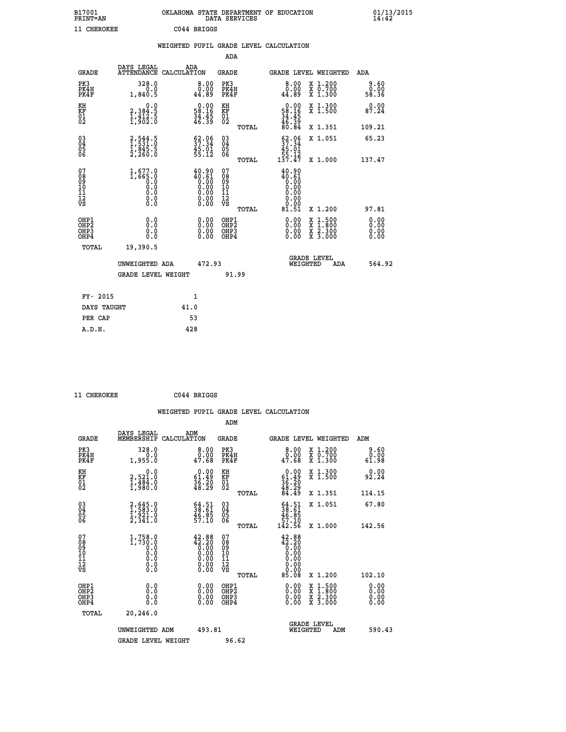B17001 OKLAHOMA STATE DEPARTMENT OF EDUCATION 01/13/2015
PRINT=AN DATA SERVICES 14:42

11 CHEROKEE C044 BRIGGS

## WEIGHTED PUPIL GRADE LEVEL CALCULATION

### ADA

| GRADE | DAYS LEGAL ATTENDANCE | ADA CALCULATION | GRADE | GRADE LEVEL | WEIGHTED | ADA |
|---|---|---|---|---|---|---|
| PK3 | 328.0 | 8.00 | PK3 | 8.00 | X 1.200 | 9.60 |
| PK4H | 0.0 | 0.00 | PK4H | 0.00 | X 0.700 | 0.00 |
| PK4F | 1,840.5 | 44.89 | PK4F | 44.89 | X 1.300 | 58.36 |
| KH | 0.0 | 0.00 | KH | 0.00 | X 1.300 | 0.00 |
| KF | 2,384.5 | 58.16 | KF | 58.16 | X 1.500 | 87.24 |
| 01 | 1,412.5 | 34.45 | 01 | 34.45 | | |
| 02 | 1,902.0 | 46.39 | 02 | 46.39 | | |
| | | | TOTAL | 80.84 | X 1.351 | 109.21 |
| 03 | 2,544.5 | 62.06 | 03 | 62.06 | X 1.051 | 65.23 |
| 04 | 1,531.0 | 37.34 | 04 | 37.34 | | |
| 05 | 1,845.5 | 45.01 | 05 | 45.01 | | |
| 06 | 2,260.0 | 55.12 | 06 | 55.12 | | |
| | | | TOTAL | 137.47 | X 1.000 | 137.47 |
| 07 | 1,677.0 | 40.90 | 07 | 40.90 | | |
| 08 | 1,665.0 | 40.61 | 08 | 40.61 | | |
| 09 | 0.0 | 0.00 | 09 | 0.00 | | |
| 10 | 0.0 | 0.00 | 10 | 0.00 | | |
| 11 | 0.0 | 0.00 | 11 | 0.00 | | |
| 12 | 0.0 | 0.00 | 12 | 0.00 | | |
| VS | 0.0 | 0.00 | VS | 0.00 | | |
| | | | TOTAL | 81.51 | X 1.200 | 97.81 |
| OHP1 | 0.0 | 0.00 | OHP1 | 0.00 | X 1.500 | 0.00 |
| OHP2 | 0.0 | 0.00 | OHP2 | 0.00 | X 1.800 | 0.00 |
| OHP3 | 0.0 | 0.00 | OHP3 | 0.00 | X 2.300 | 0.00 |
| OHP4 | 0.0 | 0.00 | OHP4 | 0.00 | X 3.000 | 0.00 |
| TOTAL | 19,390.5 | | | | | |

UNWEIGHTED ADA 472.93 GRADE LEVEL WEIGHTED ADA 564.92

GRADE LEVEL WEIGHT 91.99

| FY- 2015 | 1 |
|---|---|
| DAYS TAUGHT | 41.0 |
| PER CAP | 53 |
| A.D.H. | 428 |

11 CHEROKEE C044 BRIGGS

## WEIGHTED PUPIL GRADE LEVEL CALCULATION

### ADM

| GRADE | DAYS LEGAL MEMBERSHIP | ADM CALCULATION | GRADE | GRADE LEVEL | WEIGHTED | ADM |
|---|---|---|---|---|---|---|
| PK3 | 328.0 | 8.00 | PK3 | 8.00 | X 1.200 | 9.60 |
| PK4H | 0.0 | 0.00 | PK4H | 0.00 | X 0.700 | 0.00 |
| PK4F | 1,955.0 | 47.68 | PK4F | 47.68 | X 1.300 | 61.98 |
| KH | 0.0 | 0.00 | KH | 0.00 | X 1.300 | 0.00 |
| KF | 2,521.0 | 61.49 | KF | 61.49 | X 1.500 | 92.24 |
| 01 | 1,484.0 | 36.20 | 01 | 36.20 | | |
| 02 | 1,980.0 | 48.29 | 02 | 48.29 | | |
| | | | TOTAL | 84.49 | X 1.351 | 114.15 |
| 03 | 2,645.0 | 64.51 | 03 | 64.51 | X 1.051 | 67.80 |
| 04 | 1,583.0 | 38.61 | 04 | 38.61 | | |
| 05 | 1,921.0 | 46.85 | 05 | 46.85 | | |
| 06 | 2,341.0 | 57.10 | 06 | 57.10 | | |
| | | | TOTAL | 142.56 | X 1.000 | 142.56 |
| 07 | 1,758.0 | 42.88 | 07 | 42.88 | | |
| 08 | 1,730.0 | 42.20 | 08 | 42.20 | | |
| 09 | 0.0 | 0.00 | 09 | 0.00 | | |
| 10 | 0.0 | 0.00 | 10 | 0.00 | | |
| 11 | 0.0 | 0.00 | 11 | 0.00 | | |
| 12 | 0.0 | 0.00 | 12 | 0.00 | | |
| VS | 0.0 | 0.00 | VS | 0.00 | | |
| | | | TOTAL | 85.08 | X 1.200 | 102.10 |
| OHP1 | 0.0 | 0.00 | OHP1 | 0.00 | X 1.500 | 0.00 |
| OHP2 | 0.0 | 0.00 | OHP2 | 0.00 | X 1.800 | 0.00 |
| OHP3 | 0.0 | 0.00 | OHP3 | 0.00 | X 2.300 | 0.00 |
| OHP4 | 0.0 | 0.00 | OHP4 | 0.00 | X 3.000 | 0.00 |
| TOTAL | 20,246.0 | | | | | |

UNWEIGHTED ADM 493.81 GRADE LEVEL WEIGHTED ADM 590.43

GRADE LEVEL WEIGHT 96.62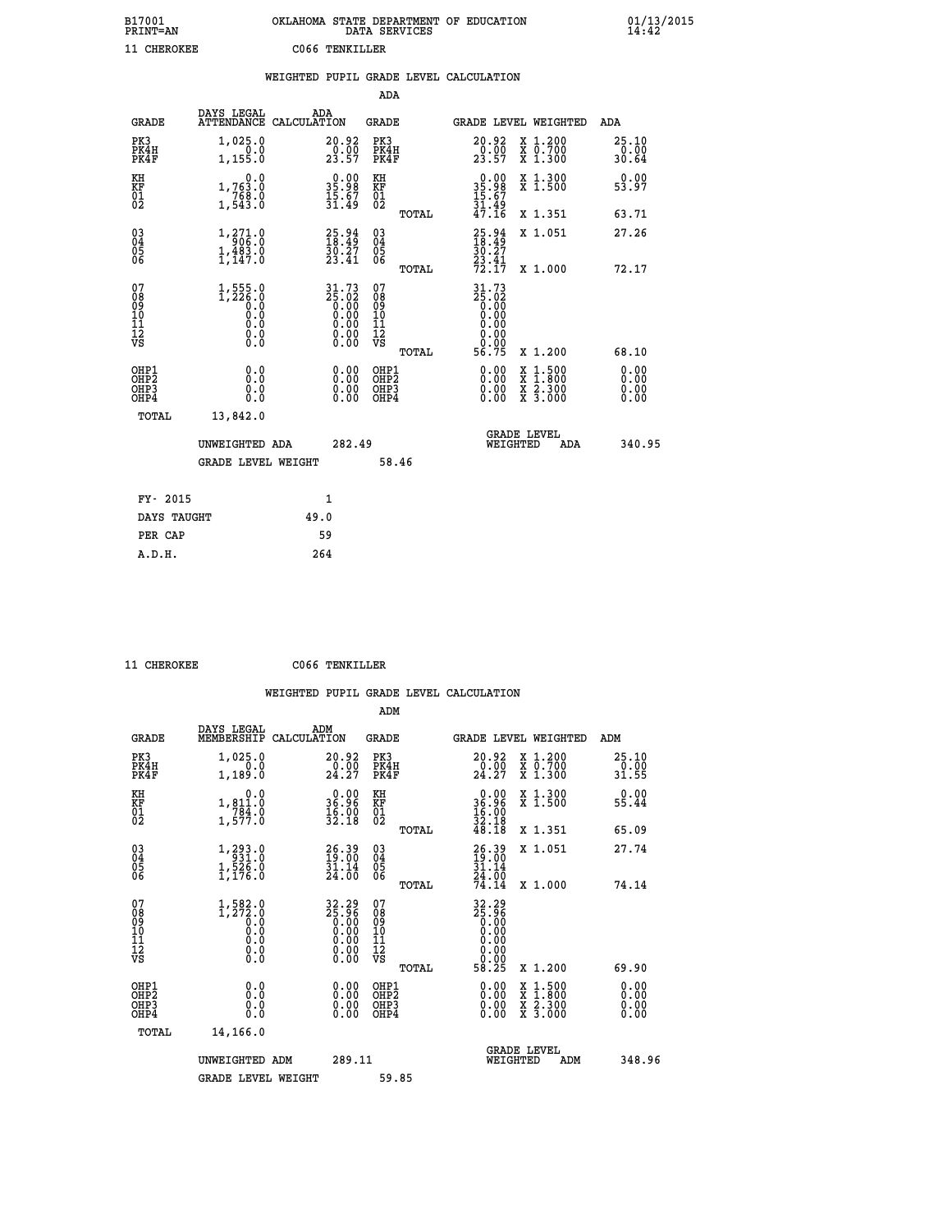B17001 OKLAHOMA STATE DEPARTMENT OF EDUCATION 01/13/2015
PRINT=AN DATA SERVICES 14:42

11 CHEROKEE C066 TENKILLER

## WEIGHTED PUPIL GRADE LEVEL CALCULATION

### ADA

| GRADE | DAYS LEGAL ATTENDANCE | ADA CALCULATION | GRADE | GRADE LEVEL | WEIGHTED | ADA |
|---|---|---|---|---|---|---|
| PK3 | 1,025.0 | 20.92 | PK3 | 20.92 | X 1.200 | 25.10 |
| PK4H | 0.0 | 0.00 | PK4H | 0.00 | X 0.700 | 0.00 |
| PK4F | 1,155.0 | 23.57 | PK4F | 23.57 | X 1.300 | 30.64 |
| KH | 0.0 | 0.00 | KH | 0.00 | X 1.300 | 0.00 |
| KF | 1,763.0 | 35.98 | KF | 35.98 | X 1.500 | 53.97 |
| 01 | 768.0 | 15.67 | 01 | 15.67 | | |
| 02 | 1,543.0 | 31.49 | 02 | 31.49 | | |
| | | | TOTAL | 47.16 | X 1.351 | 63.71 |
| 03 | 1,271.0 | 25.94 | 03 | 25.94 | X 1.051 | 27.26 |
| 04 | 906.0 | 18.49 | 04 | 18.49 | | |
| 05 | 1,483.0 | 30.27 | 05 | 30.27 | | |
| 06 | 1,147.0 | 23.41 | 06 | 23.41 | | |
| | | | TOTAL | 72.17 | X 1.000 | 72.17 |
| 07 | 1,555.0 | 31.73 | 07 | 31.73 | | |
| 08 | 1,226.0 | 25.02 | 08 | 25.02 | | |
| 09 | 0.0 | 0.00 | 09 | 0.00 | | |
| 10 | 0.0 | 0.00 | 10 | 0.00 | | |
| 11 | 0.0 | 0.00 | 11 | 0.00 | | |
| 12 | 0.0 | 0.00 | 12 | 0.00 | | |
| VS | 0.0 | 0.00 | VS | 0.00 | | |
| | | | TOTAL | 56.75 | X 1.200 | 68.10 |
| OHP1 | 0.0 | 0.00 | OHP1 | 0.00 | X 1.500 | 0.00 |
| OHP2 | 0.0 | 0.00 | OHP2 | 0.00 | X 1.800 | 0.00 |
| OHP3 | 0.0 | 0.00 | OHP3 | 0.00 | X 2.300 | 0.00 |
| OHP4 | 0.0 | 0.00 | OHP4 | 0.00 | X 3.000 | 0.00 |
| TOTAL | 13,842.0 | | | | | |

UNWEIGHTED ADA 282.49 GRADE LEVEL WEIGHTED ADA 340.95

GRADE LEVEL WEIGHT 58.46

| | |
|---|---|
| FY- 2015 | 1 |
| DAYS TAUGHT | 49.0 |
| PER CAP | 59 |
| A.D.H. | 264 |

11 CHEROKEE C066 TENKILLER

## WEIGHTED PUPIL GRADE LEVEL CALCULATION

### ADM

| GRADE | DAYS LEGAL MEMBERSHIP | ADM CALCULATION | GRADE | GRADE LEVEL | WEIGHTED | ADM |
|---|---|---|---|---|---|---|
| PK3 | 1,025.0 | 20.92 | PK3 | 20.92 | X 1.200 | 25.10 |
| PK4H | 0.0 | 0.00 | PK4H | 0.00 | X 0.700 | 0.00 |
| PK4F | 1,189.0 | 24.27 | PK4F | 24.27 | X 1.300 | 31.55 |
| KH | 0.0 | 0.00 | KH | 0.00 | X 1.300 | 0.00 |
| KF | 1,811.0 | 36.96 | KF | 36.96 | X 1.500 | 55.44 |
| 01 | 784.0 | 16.00 | 01 | 16.00 | | |
| 02 | 1,577.0 | 32.18 | 02 | 32.18 | | |
| | | | TOTAL | 48.18 | X 1.351 | 65.09 |
| 03 | 1,293.0 | 26.39 | 03 | 26.39 | X 1.051 | 27.74 |
| 04 | 931.0 | 19.00 | 04 | 19.00 | | |
| 05 | 1,526.0 | 31.14 | 05 | 31.14 | | |
| 06 | 1,176.0 | 24.00 | 06 | 24.00 | | |
| | | | TOTAL | 74.14 | X 1.000 | 74.14 |
| 07 | 1,582.0 | 32.29 | 07 | 32.29 | | |
| 08 | 1,272.0 | 25.96 | 08 | 25.96 | | |
| 09 | 0.0 | 0.00 | 09 | 0.00 | | |
| 10 | 0.0 | 0.00 | 10 | 0.00 | | |
| 11 | 0.0 | 0.00 | 11 | 0.00 | | |
| 12 | 0.0 | 0.00 | 12 | 0.00 | | |
| VS | 0.0 | 0.00 | VS | 0.00 | | |
| | | | TOTAL | 58.25 | X 1.200 | 69.90 |
| OHP1 | 0.0 | 0.00 | OHP1 | 0.00 | X 1.500 | 0.00 |
| OHP2 | 0.0 | 0.00 | OHP2 | 0.00 | X 1.800 | 0.00 |
| OHP3 | 0.0 | 0.00 | OHP3 | 0.00 | X 2.300 | 0.00 |
| OHP4 | 0.0 | 0.00 | OHP4 | 0.00 | X 3.000 | 0.00 |
| TOTAL | 14,166.0 | | | | | |

UNWEIGHTED ADM 289.11 GRADE LEVEL WEIGHTED ADM 348.96

GRADE LEVEL WEIGHT 59.85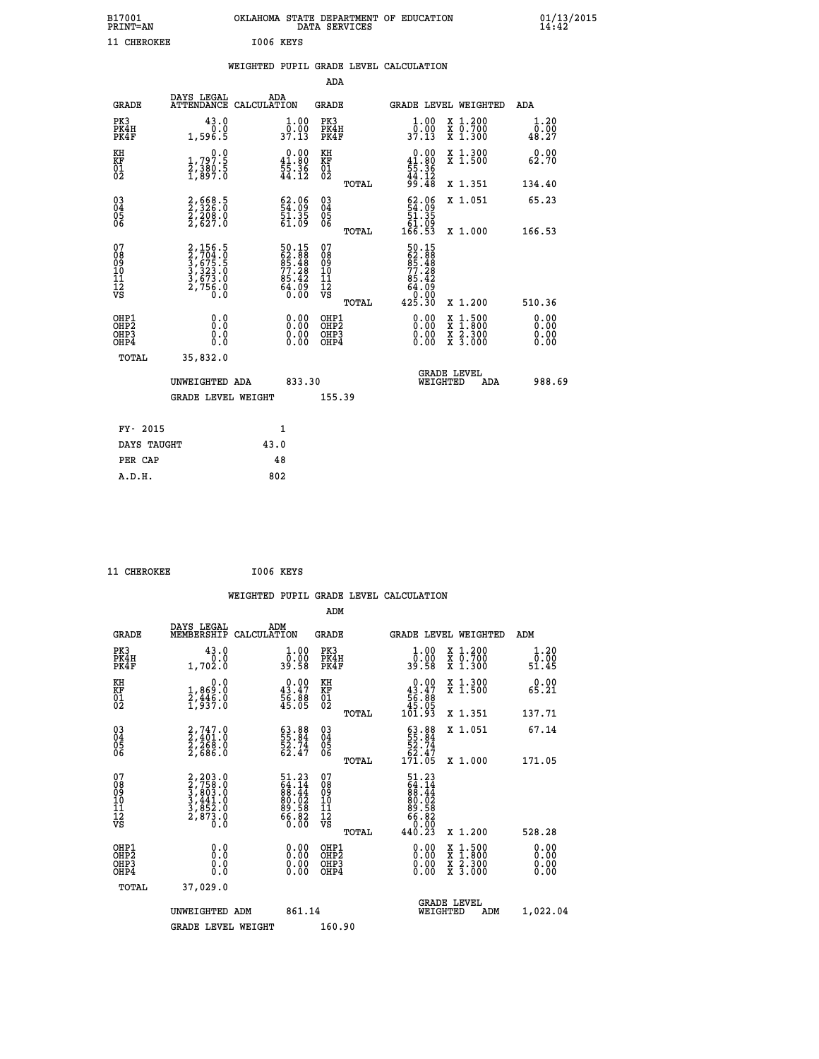B17001 OKLAHOMA STATE DEPARTMENT OF EDUCATION 01/13/2015
PRINT=AN DATA SERVICES 14:42

11 CHEROKEE I006 KEYS

## WEIGHTED PUPIL GRADE LEVEL CALCULATION

### ADA

| GRADE | DAYS LEGAL ATTENDANCE | ADA CALCULATION | GRADE | GRADE LEVEL | WEIGHTED | ADA |
|---|---|---|---|---|---|---|
| PK3 | 43.0 | 1.00 | PK3 | 1.00 | X 1.200 | 1.20 |
| PK4H | 0.0 | 0.00 | PK4H | 0.00 | X 0.700 | 0.00 |
| PK4F | 1,596.5 | 37.13 | PK4F | 37.13 | X 1.300 | 48.27 |
| KH | 0.0 | 0.00 | KH | 0.00 | X 1.300 | 0.00 |
| KF | 1,797.5 | 41.80 | KF | 41.80 | X 1.500 | 62.70 |
| 01 | 2,380.5 | 55.36 | 01 | 55.36 | | |
| 02 | 1,897.0 | 44.12 | 02 | 44.12 | | |
| | | | TOTAL | 99.48 | X 1.351 | 134.40 |
| 03 | 2,668.5 | 62.06 | 03 | 62.06 | X 1.051 | 65.23 |
| 04 | 2,326.0 | 54.09 | 04 | 54.09 | | |
| 05 | 2,208.0 | 51.35 | 05 | 51.35 | | |
| 06 | 2,627.0 | 61.09 | 06 | 61.09 | | |
| | | | TOTAL | 166.53 | X 1.000 | 166.53 |
| 07 | 2,156.5 | 50.15 | 07 | 50.15 | | |
| 08 | 2,704.0 | 62.88 | 08 | 62.88 | | |
| 09 | 3,675.5 | 85.48 | 09 | 85.48 | | |
| 10 | 3,323.0 | 77.28 | 10 | 77.28 | | |
| 11 | 3,673.0 | 85.42 | 11 | 85.42 | | |
| 12 | 2,756.0 | 64.09 | 12 | 64.09 | | |
| VS | 0.0 | 0.00 | VS | 0.00 | | |
| | | | TOTAL | 425.30 | X 1.200 | 510.36 |
| OHP1 | 0.0 | 0.00 | OHP1 | 0.00 | X 1.500 | 0.00 |
| OHP2 | 0.0 | 0.00 | OHP2 | 0.00 | X 1.800 | 0.00 |
| OHP3 | 0.0 | 0.00 | OHP3 | 0.00 | X 2.300 | 0.00 |
| OHP4 | 0.0 | 0.00 | OHP4 | 0.00 | X 3.000 | 0.00 |
| TOTAL | 35,832.0 | | | | | |

UNWEIGHTED ADA 833.30 GRADE LEVEL WEIGHTED ADA 988.69

GRADE LEVEL WEIGHT 155.39

| FY- 2015 | 1 |
|---|---|
| DAYS TAUGHT | 43.0 |
| PER CAP | 48 |
| A.D.H. | 802 |

11 CHEROKEE I006 KEYS

## WEIGHTED PUPIL GRADE LEVEL CALCULATION

### ADM

| GRADE | DAYS LEGAL MEMBERSHIP | ADM CALCULATION | GRADE | GRADE LEVEL | WEIGHTED | ADM |
|---|---|---|---|---|---|---|
| PK3 | 43.0 | 1.00 | PK3 | 1.00 | X 1.200 | 1.20 |
| PK4H | 0.0 | 0.00 | PK4H | 0.00 | X 0.700 | 0.00 |
| PK4F | 1,702.0 | 39.58 | PK4F | 39.58 | X 1.300 | 51.45 |
| KH | 0.0 | 0.00 | KH | 0.00 | X 1.300 | 0.00 |
| KF | 1,869.0 | 43.47 | KF | 43.47 | X 1.500 | 65.21 |
| 01 | 2,446.0 | 56.88 | 01 | 56.88 | | |
| 02 | 1,937.0 | 45.05 | 02 | 45.05 | | |
| | | | TOTAL | 101.93 | X 1.351 | 137.71 |
| 03 | 2,747.0 | 63.88 | 03 | 63.88 | X 1.051 | 67.14 |
| 04 | 2,401.0 | 55.84 | 04 | 55.84 | | |
| 05 | 2,268.0 | 52.74 | 05 | 52.74 | | |
| 06 | 2,686.0 | 62.47 | 06 | 62.47 | | |
| | | | TOTAL | 171.05 | X 1.000 | 171.05 |
| 07 | 2,203.0 | 51.23 | 07 | 51.23 | | |
| 08 | 2,758.0 | 64.14 | 08 | 64.14 | | |
| 09 | 3,803.0 | 88.44 | 09 | 88.44 | | |
| 10 | 3,441.0 | 80.02 | 10 | 80.02 | | |
| 11 | 3,852.0 | 89.58 | 11 | 89.58 | | |
| 12 | 2,873.0 | 66.82 | 12 | 66.82 | | |
| VS | 0.0 | 0.00 | VS | 0.00 | | |
| | | | TOTAL | 440.23 | X 1.200 | 528.28 |
| OHP1 | 0.0 | 0.00 | OHP1 | 0.00 | X 1.500 | 0.00 |
| OHP2 | 0.0 | 0.00 | OHP2 | 0.00 | X 1.800 | 0.00 |
| OHP3 | 0.0 | 0.00 | OHP3 | 0.00 | X 2.300 | 0.00 |
| OHP4 | 0.0 | 0.00 | OHP4 | 0.00 | X 3.000 | 0.00 |
| TOTAL | 37,029.0 | | | | | |

UNWEIGHTED ADM 861.14 GRADE LEVEL WEIGHTED ADM 1,022.04

GRADE LEVEL WEIGHT 160.90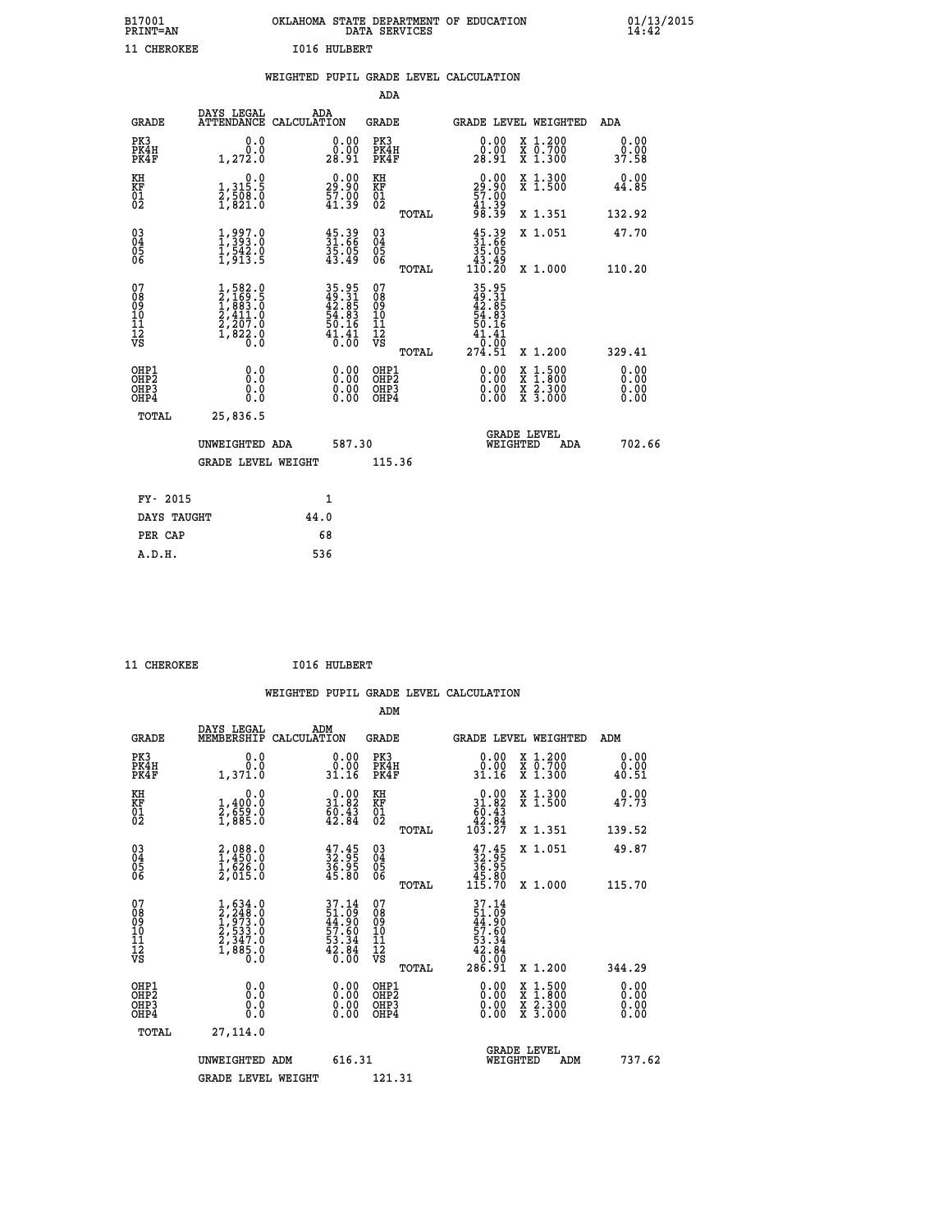B17001 OKLAHOMA STATE DEPARTMENT OF EDUCATION 01/13/2015
PRINT=AN DATA SERVICES 14:42

11 CHEROKEE I016 HULBERT

WEIGHTED PUPIL GRADE LEVEL CALCULATION

ADA

| GRADE | DAYS LEGAL ATTENDANCE | ADA CALCULATION | GRADE | | GRADE LEVEL | WEIGHTED | ADA |
|---|---|---|---|---|---|---|---|
| PK3 | 0.0 | 0.00 | PK3 | | 0.00 | X 1.200 | 0.00 |
| PK4H | 0.0 | 0.00 | PK4H | | 0.00 | X 0.700 | 0.00 |
| PK4F | 1,272.0 | 28.91 | PK4F | | 28.91 | X 1.300 | 37.58 |
| KH | 0.0 | 0.00 | KH | | 0.00 | X 1.300 | 0.00 |
| KF | 1,315.5 | 29.90 | KF | | 29.90 | X 1.500 | 44.85 |
| 01 | 2,508.0 | 57.00 | 01 | | 57.00 | | |
| 02 | 1,821.0 | 41.39 | 02 | | 41.39 | | |
| | | | | TOTAL | 98.39 | X 1.351 | 132.92 |
| 03 | 1,997.0 | 45.39 | 03 | | 45.39 | X 1.051 | 47.70 |
| 04 | 1,393.0 | 31.66 | 04 | | 31.66 | | |
| 05 | 1,542.0 | 35.05 | 05 | | 35.05 | | |
| 06 | 1,913.5 | 43.49 | 06 | | 43.49 | | |
| | | | | TOTAL | 110.20 | X 1.000 | 110.20 |
| 07 | 1,582.0 | 35.95 | 07 | | 35.95 | | |
| 08 | 2,169.5 | 49.31 | 08 | | 49.31 | | |
| 09 | 1,883.0 | 42.85 | 09 | | 42.85 | | |
| 10 | 2,411.0 | 54.83 | 10 | | 54.83 | | |
| 11 | 2,207.0 | 50.16 | 11 | | 50.16 | | |
| 12 | 1,822.0 | 41.41 | 12 | | 41.41 | | |
| VS | 0.0 | 0.00 | VS | | 0.00 | | |
| | | | | TOTAL | 274.51 | X 1.200 | 329.41 |
| OHP1 | 0.0 | 0.00 | OHP1 | | 0.00 | X 1.500 | 0.00 |
| OHP2 | 0.0 | 0.00 | OHP2 | | 0.00 | X 1.800 | 0.00 |
| OHP3 | 0.0 | 0.00 | OHP3 | | 0.00 | X 2.300 | 0.00 |
| OHP4 | 0.0 | 0.00 | OHP4 | | 0.00 | X 3.000 | 0.00 |
| TOTAL | 25,836.5 | | | | | | |

UNWEIGHTED ADA 587.30 GRADE LEVEL WEIGHTED ADA 702.66

GRADE LEVEL WEIGHT 115.36

FY- 2015 1
DAYS TAUGHT 44.0
PER CAP 68
A.D.H. 536

11 CHEROKEE I016 HULBERT

WEIGHTED PUPIL GRADE LEVEL CALCULATION

ADM

| GRADE | DAYS LEGAL MEMBERSHIP | ADM CALCULATION | GRADE | | GRADE LEVEL | WEIGHTED | ADM |
|---|---|---|---|---|---|---|---|
| PK3 | 0.0 | 0.00 | PK3 | | 0.00 | X 1.200 | 0.00 |
| PK4H | 0.0 | 0.00 | PK4H | | 0.00 | X 0.700 | 0.00 |
| PK4F | 1,371.0 | 31.16 | PK4F | | 31.16 | X 1.300 | 40.51 |
| KH | 0.0 | 0.00 | KH | | 0.00 | X 1.300 | 0.00 |
| KF | 1,400.0 | 31.82 | KF | | 31.82 | X 1.500 | 47.73 |
| 01 | 2,659.0 | 60.43 | 01 | | 60.43 | | |
| 02 | 1,885.0 | 42.84 | 02 | | 42.84 | | |
| | | | | TOTAL | 103.27 | X 1.351 | 139.52 |
| 03 | 2,088.0 | 47.45 | 03 | | 47.45 | X 1.051 | 49.87 |
| 04 | 1,450.0 | 32.95 | 04 | | 32.95 | | |
| 05 | 1,626.0 | 36.95 | 05 | | 36.95 | | |
| 06 | 2,015.0 | 45.80 | 06 | | 45.80 | | |
| | | | | TOTAL | 115.70 | X 1.000 | 115.70 |
| 07 | 1,634.0 | 37.14 | 07 | | 37.14 | | |
| 08 | 2,248.0 | 51.09 | 08 | | 51.09 | | |
| 09 | 1,973.0 | 44.90 | 09 | | 44.90 | | |
| 10 | 2,533.0 | 57.60 | 10 | | 57.60 | | |
| 11 | 2,347.0 | 53.34 | 11 | | 53.34 | | |
| 12 | 1,885.0 | 42.84 | 12 | | 42.84 | | |
| VS | 0.0 | 0.00 | VS | | 0.00 | | |
| | | | | TOTAL | 286.91 | X 1.200 | 344.29 |
| OHP1 | 0.0 | 0.00 | OHP1 | | 0.00 | X 1.500 | 0.00 |
| OHP2 | 0.0 | 0.00 | OHP2 | | 0.00 | X 1.800 | 0.00 |
| OHP3 | 0.0 | 0.00 | OHP3 | | 0.00 | X 2.300 | 0.00 |
| OHP4 | 0.0 | 0.00 | OHP4 | | 0.00 | X 3.000 | 0.00 |
| TOTAL | 27,114.0 | | | | | | |

UNWEIGHTED ADM 616.31 GRADE LEVEL WEIGHTED ADM 737.62

GRADE LEVEL WEIGHT 121.31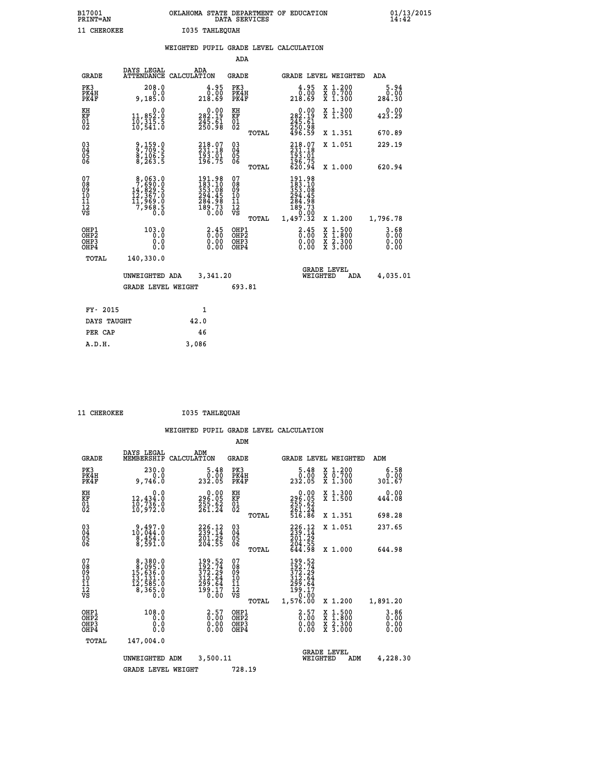B17001 OKLAHOMA STATE DEPARTMENT OF EDUCATION 01/13/2015
PRINT=AN DATA SERVICES 14:42

11 CHEROKEE I035 TAHLEQUAH

## WEIGHTED PUPIL GRADE LEVEL CALCULATION

### ADA

| GRADE | DAYS LEGAL ATTENDANCE | ADA CALCULATION | GRADE | GRADE LEVEL | WEIGHTED | ADA |
|---|---|---|---|---|---|---|
| PK3 | 208.0 | 4.95 | PK3 | 4.95 | X 1.200 | 5.94 |
| PK4H | 0.0 | 0.00 | PK4H | 0.00 | X 0.700 | 0.00 |
| PK4F | 9,185.0 | 218.69 | PK4F | 218.69 | X 1.300 | 284.30 |
| KH | 0.0 | 0.00 | KH | 0.00 | X 1.300 | 0.00 |
| KF | 11,852.0 | 282.19 | KF | 282.19 | X 1.500 | 423.29 |
| 01 | 10,315.5 | 245.61 | 01 | 245.61 | | |
| 02 | 10,541.0 | 250.98 | 02 | 250.98 | | |
| | | | TOTAL | 496.59 | X 1.351 | 670.89 |
| 03 | 9,159.0 | 218.07 | 03 | 218.07 | X 1.051 | 229.19 |
| 04 | 9,709.5 | 231.18 | 04 | 231.18 | | |
| 05 | 8,106.5 | 193.01 | 05 | 193.01 | | |
| 06 | 8,263.5 | 196.75 | 06 | 196.75 | | |
| | | | TOTAL | 620.94 | X 1.000 | 620.94 |
| 07 | 8,063.0 | 191.98 | 07 | 191.98 | | |
| 08 | 7,690.0 | 183.10 | 08 | 183.10 | | |
| 09 | 14,829.5 | 353.08 | 09 | 353.08 | | |
| 10 | 12,367.0 | 294.45 | 10 | 294.45 | | |
| 11 | 11,969.0 | 284.98 | 11 | 284.98 | | |
| 12 | 7,968.5 | 189.73 | 12 | 189.73 | | |
| VS | 0.0 | 0.00 | VS | 0.00 | | |
| | | | TOTAL | 1,497.32 | X 1.200 | 1,796.78 |
| OHP1 | 103.0 | 2.45 | OHP1 | 2.45 | X 1.500 | 3.68 |
| OHP2 | 0.0 | 0.00 | OHP2 | 0.00 | X 1.800 | 0.00 |
| OHP3 | 0.0 | 0.00 | OHP3 | 0.00 | X 2.300 | 0.00 |
| OHP4 | 0.0 | 0.00 | OHP4 | 0.00 | X 3.000 | 0.00 |
| TOTAL | 140,330.0 | | | | | |

UNWEIGHTED ADA 3,341.20 GRADE LEVEL WEIGHTED ADA 4,035.01

GRADE LEVEL WEIGHT 693.81

| FY- 2015 | 1 |
|---|---|
| DAYS TAUGHT | 42.0 |
| PER CAP | 46 |
| A.D.H. | 3,086 |

11 CHEROKEE I035 TAHLEQUAH

## WEIGHTED PUPIL GRADE LEVEL CALCULATION

### ADM

| GRADE | DAYS LEGAL MEMBERSHIP | ADM CALCULATION | GRADE | GRADE LEVEL | WEIGHTED | ADM |
|---|---|---|---|---|---|---|
| PK3 | 230.0 | 5.48 | PK3 | 5.48 | X 1.200 | 6.58 |
| PK4H | 0.0 | 0.00 | PK4H | 0.00 | X 0.700 | 0.00 |
| PK4F | 9,746.0 | 232.05 | PK4F | 232.05 | X 1.300 | 301.67 |
| KH | 0.0 | 0.00 | KH | 0.00 | X 1.300 | 0.00 |
| KF | 12,434.0 | 296.05 | KF | 296.05 | X 1.500 | 444.08 |
| 01 | 10,736.0 | 255.62 | 01 | 255.62 | | |
| 02 | 10,972.0 | 261.24 | 02 | 261.24 | | |
| | | | TOTAL | 516.86 | X 1.351 | 698.28 |
| 03 | 9,497.0 | 226.12 | 03 | 226.12 | X 1.051 | 237.65 |
| 04 | 10,044.0 | 239.14 | 04 | 239.14 | | |
| 05 | 8,454.0 | 201.29 | 05 | 201.29 | | |
| 06 | 8,591.0 | 204.55 | 06 | 204.55 | | |
| | | | TOTAL | 644.98 | X 1.000 | 644.98 |
| 07 | 8,380.0 | 199.52 | 07 | 199.52 | | |
| 08 | 8,095.0 | 192.74 | 08 | 192.74 | | |
| 09 | 15,636.0 | 372.29 | 09 | 372.29 | | |
| 10 | 13,131.0 | 312.64 | 10 | 312.64 | | |
| 11 | 12,585.0 | 299.64 | 11 | 299.64 | | |
| 12 | 8,365.0 | 199.17 | 12 | 199.17 | | |
| VS | 0.0 | 0.00 | VS | 0.00 | | |
| | | | TOTAL | 1,576.00 | X 1.200 | 1,891.20 |
| OHP1 | 108.0 | 2.57 | OHP1 | 2.57 | X 1.500 | 3.86 |
| OHP2 | 0.0 | 0.00 | OHP2 | 0.00 | X 1.800 | 0.00 |
| OHP3 | 0.0 | 0.00 | OHP3 | 0.00 | X 2.300 | 0.00 |
| OHP4 | 0.0 | 0.00 | OHP4 | 0.00 | X 3.000 | 0.00 |
| TOTAL | 147,004.0 | | | | | |

UNWEIGHTED ADM 3,500.11 GRADE LEVEL WEIGHTED ADM 4,228.30

GRADE LEVEL WEIGHT 728.19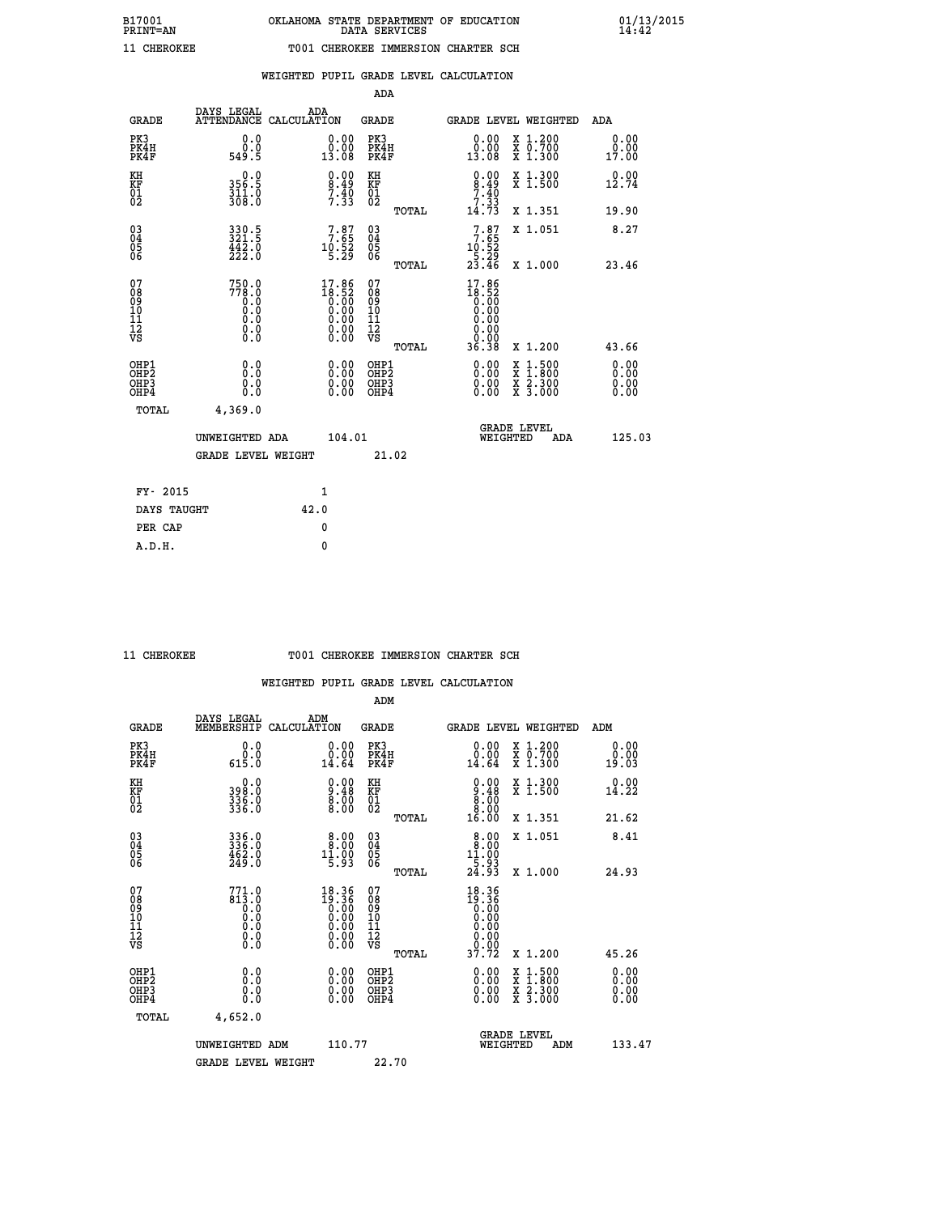B17001 OKLAHOMA STATE DEPARTMENT OF EDUCATION 01/13/2015
PRINT=AN DATA SERVICES 14:42

11 CHEROKEE T001 CHEROKEE IMMERSION CHARTER SCH

## WEIGHTED PUPIL GRADE LEVEL CALCULATION

### ADA

| GRADE | DAYS LEGAL ATTENDANCE | ADA CALCULATION | GRADE | GRADE LEVEL | WEIGHTED | ADA |
|---|---|---|---|---|---|---|
| PK3 | 0.0 | 0.00 | PK3 | 0.00 | X 1.200 | 0.00 |
| PK4H | 0.0 | 0.00 | PK4H | 0.00 | X 0.700 | 0.00 |
| PK4F | 549.5 | 13.08 | PK4F | 13.08 | X 1.300 | 17.00 |
| KH | 0.0 | 0.00 | KH | 0.00 | X 1.300 | 0.00 |
| KF | 356.5 | 8.49 | KF | 8.49 | X 1.500 | 12.74 |
| 01 | 311.0 | 7.40 | 01 | 7.40 | | |
| 02 | 308.0 | 7.33 | 02 | 7.33 | | |
| | | | TOTAL | 14.73 | X 1.351 | 19.90 |
| 03 | 330.5 | 7.87 | 03 | 7.87 | X 1.051 | 8.27 |
| 04 | 321.5 | 7.65 | 04 | 7.65 | | |
| 05 | 442.0 | 10.52 | 05 | 10.52 | | |
| 06 | 222.0 | 5.29 | 06 | 5.29 | | |
| | | | TOTAL | 23.46 | X 1.000 | 23.46 |
| 07 | 750.0 | 17.86 | 07 | 17.86 | | |
| 08 | 778.0 | 18.52 | 08 | 18.52 | | |
| 09 | 0.0 | 0.00 | 09 | 0.00 | | |
| 10 | 0.0 | 0.00 | 10 | 0.00 | | |
| 11 | 0.0 | 0.00 | 11 | 0.00 | | |
| 12 | 0.0 | 0.00 | 12 | 0.00 | | |
| VS | 0.0 | 0.00 | VS | 0.00 | | |
| | | | TOTAL | 36.38 | X 1.200 | 43.66 |
| OHP1 | 0.0 | 0.00 | OHP1 | 0.00 | X 1.500 | 0.00 |
| OHP2 | 0.0 | 0.00 | OHP2 | 0.00 | X 1.800 | 0.00 |
| OHP3 | 0.0 | 0.00 | OHP3 | 0.00 | X 2.300 | 0.00 |
| OHP4 | 0.0 | 0.00 | OHP4 | 0.00 | X 3.000 | 0.00 |
| TOTAL | 4,369.0 | | | | | |

UNWEIGHTED ADA 104.01 GRADE LEVEL WEIGHTED ADA 125.03

GRADE LEVEL WEIGHT 21.02

FY- 2015 1
DAYS TAUGHT 42.0
PER CAP 0
A.D.H. 0

11 CHEROKEE T001 CHEROKEE IMMERSION CHARTER SCH

## WEIGHTED PUPIL GRADE LEVEL CALCULATION

### ADM

| GRADE | DAYS LEGAL MEMBERSHIP | ADM CALCULATION | GRADE | GRADE LEVEL | WEIGHTED | ADM |
|---|---|---|---|---|---|---|
| PK3 | 0.0 | 0.00 | PK3 | 0.00 | X 1.200 | 0.00 |
| PK4H | 0.0 | 0.00 | PK4H | 0.00 | X 0.700 | 0.00 |
| PK4F | 615.0 | 14.64 | PK4F | 14.64 | X 1.300 | 19.03 |
| KH | 0.0 | 0.00 | KH | 0.00 | X 1.300 | 0.00 |
| KF | 398.0 | 9.48 | KF | 9.48 | X 1.500 | 14.22 |
| 01 | 336.0 | 8.00 | 01 | 8.00 | | |
| 02 | 336.0 | 8.00 | 02 | 8.00 | | |
| | | | TOTAL | 16.00 | X 1.351 | 21.62 |
| 03 | 336.0 | 8.00 | 03 | 8.00 | X 1.051 | 8.41 |
| 04 | 336.0 | 8.00 | 04 | 8.00 | | |
| 05 | 462.0 | 11.00 | 05 | 11.00 | | |
| 06 | 249.0 | 5.93 | 06 | 5.93 | | |
| | | | TOTAL | 24.93 | X 1.000 | 24.93 |
| 07 | 771.0 | 18.36 | 07 | 18.36 | | |
| 08 | 813.0 | 19.36 | 08 | 19.36 | | |
| 09 | 0.0 | 0.00 | 09 | 0.00 | | |
| 10 | 0.0 | 0.00 | 10 | 0.00 | | |
| 11 | 0.0 | 0.00 | 11 | 0.00 | | |
| 12 | 0.0 | 0.00 | 12 | 0.00 | | |
| VS | 0.0 | 0.00 | VS | 0.00 | | |
| | | | TOTAL | 37.72 | X 1.200 | 45.26 |
| OHP1 | 0.0 | 0.00 | OHP1 | 0.00 | X 1.500 | 0.00 |
| OHP2 | 0.0 | 0.00 | OHP2 | 0.00 | X 1.800 | 0.00 |
| OHP3 | 0.0 | 0.00 | OHP3 | 0.00 | X 2.300 | 0.00 |
| OHP4 | 0.0 | 0.00 | OHP4 | 0.00 | X 3.000 | 0.00 |
| TOTAL | 4,652.0 | | | | | |

UNWEIGHTED ADM 110.77 GRADE LEVEL WEIGHTED ADM 133.47

GRADE LEVEL WEIGHT 22.70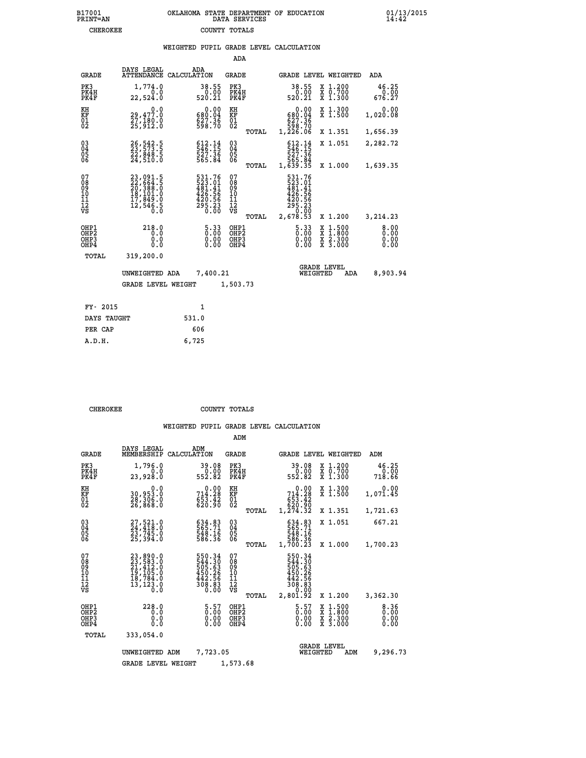B17001 OKLAHOMA STATE DEPARTMENT OF EDUCATION 01/13/2015
PRINT=AN DATA SERVICES 14:42

CHEROKEE COUNTY TOTALS

## WEIGHTED PUPIL GRADE LEVEL CALCULATION

ADA

| GRADE | DAYS LEGAL ATTENDANCE | ADA CALCULATION | GRADE | | GRADE LEVEL | WEIGHTED | ADA |
|---|---|---|---|---|---|---|---|
| PK3 | 1,774.0 | 38.55 | PK3 | | 38.55 | X 1.200 | 46.25 |
| PK4H | 0.0 | 0.00 | PK4H | | 0.00 | X 0.700 | 0.00 |
| PK4F | 22,524.0 | 520.21 | PK4F | | 520.21 | X 1.300 | 676.27 |
| KH | 0.0 | 0.00 | KH | | 0.00 | X 1.300 | 0.00 |
| KF | 29,477.0 | 680.04 | KF | | 680.04 | X 1.500 | 1,020.08 |
| 01 | 27,180.0 | 627.36 | 01 | | 627.36 | | |
| 02 | 25,912.0 | 598.70 | 02 | | 598.70 | | |
| | | | | TOTAL | 1,226.06 | X 1.351 | 1,656.39 |
| 03 | 26,542.5 | 612.14 | 03 | | 612.14 | X 1.051 | 2,282.72 |
| 04 | 23,573.5 | 546.15 | 04 | | 546.15 | | |
| 05 | 22,848.5 | 527.36 | 05 | | 527.36 | | |
| 06 | 24,510.0 | 565.84 | 06 | | 565.84 | | |
| | | | | TOTAL | 1,639.35 | X 1.000 | 1,639.35 |
| 07 | 23,091.5 | 531.76 | 07 | | 531.76 | | |
| 08 | 22,664.5 | 523.01 | 08 | | 523.01 | | |
| 09 | 20,388.0 | 481.41 | 09 | | 481.41 | | |
| 10 | 18,101.0 | 426.56 | 10 | | 426.56 | | |
| 11 | 17,849.0 | 420.56 | 11 | | 420.56 | | |
| 12 | 12,546.5 | 295.23 | 12 | | 295.23 | | |
| VS | 0.0 | 0.00 | VS | | 0.00 | | |
| | | | | TOTAL | 2,678.53 | X 1.200 | 3,214.23 |
| OHP1 | 218.0 | 5.33 | OHP1 | | 5.33 | X 1.500 | 8.00 |
| OHP2 | 0.0 | 0.00 | OHP2 | | 0.00 | X 1.800 | 0.00 |
| OHP3 | 0.0 | 0.00 | OHP3 | | 0.00 | X 2.300 | 0.00 |
| OHP4 | 0.0 | 0.00 | OHP4 | | 0.00 | X 3.000 | 0.00 |
| TOTAL | 319,200.0 | | | | | | |

UNWEIGHTED ADA 7,400.21 GRADE LEVEL WEIGHTED ADA 8,903.94

GRADE LEVEL WEIGHT 1,503.73

| FY- 2015 | 1 |
|---|---|
| DAYS TAUGHT | 531.0 |
| PER CAP | 606 |
| A.D.H. | 6,725 |

CHEROKEE COUNTY TOTALS

## WEIGHTED PUPIL GRADE LEVEL CALCULATION

ADM

| GRADE | DAYS LEGAL MEMBERSHIP | ADM CALCULATION | GRADE | | GRADE LEVEL | WEIGHTED | ADM |
|---|---|---|---|---|---|---|---|
| PK3 | 1,796.0 | 39.08 | PK3 | | 39.08 | X 1.200 | 46.25 |
| PK4H | 0.0 | 0.00 | PK4H | | 0.00 | X 0.700 | 0.00 |
| PK4F | 23,928.0 | 552.82 | PK4F | | 552.82 | X 1.300 | 718.66 |
| KH | 0.0 | 0.00 | KH | | 0.00 | X 1.300 | 0.00 |
| KF | 30,953.0 | 714.28 | KF | | 714.28 | X 1.500 | 1,071.45 |
| 01 | 28,306.0 | 653.42 | 01 | | 653.42 | | |
| 02 | 26,868.0 | 620.90 | 02 | | 620.90 | | |
| | | | | TOTAL | 1,274.32 | X 1.351 | 1,721.63 |
| 03 | 27,521.0 | 634.83 | 03 | | 634.83 | X 1.051 | 667.21 |
| 04 | 24,418.0 | 565.71 | 04 | | 565.71 | | |
| 05 | 23,745.0 | 548.16 | 05 | | 548.16 | | |
| 06 | 25,394.0 | 586.36 | 06 | | 586.36 | | |
| | | | | TOTAL | 1,700.23 | X 1.000 | 1,700.23 |
| 07 | 23,890.0 | 550.34 | 07 | | 550.34 | | |
| 08 | 23,583.0 | 544.30 | 08 | | 544.30 | | |
| 09 | 21,412.0 | 505.63 | 09 | | 505.63 | | |
| 10 | 19,105.0 | 450.26 | 10 | | 450.26 | | |
| 11 | 18,784.0 | 442.56 | 11 | | 442.56 | | |
| 12 | 13,123.0 | 308.83 | 12 | | 308.83 | | |
| VS | 0.0 | 0.00 | VS | | 0.00 | | |
| | | | | TOTAL | 2,801.92 | X 1.200 | 3,362.30 |
| OHP1 | 228.0 | 5.57 | OHP1 | | 5.57 | X 1.500 | 8.36 |
| OHP2 | 0.0 | 0.00 | OHP2 | | 0.00 | X 1.800 | 0.00 |
| OHP3 | 0.0 | 0.00 | OHP3 | | 0.00 | X 2.300 | 0.00 |
| OHP4 | 0.0 | 0.00 | OHP4 | | 0.00 | X 3.000 | 0.00 |
| TOTAL | 333,054.0 | | | | | | |

UNWEIGHTED ADM 7,723.05 GRADE LEVEL WEIGHTED ADM 9,296.73

GRADE LEVEL WEIGHT 1,573.68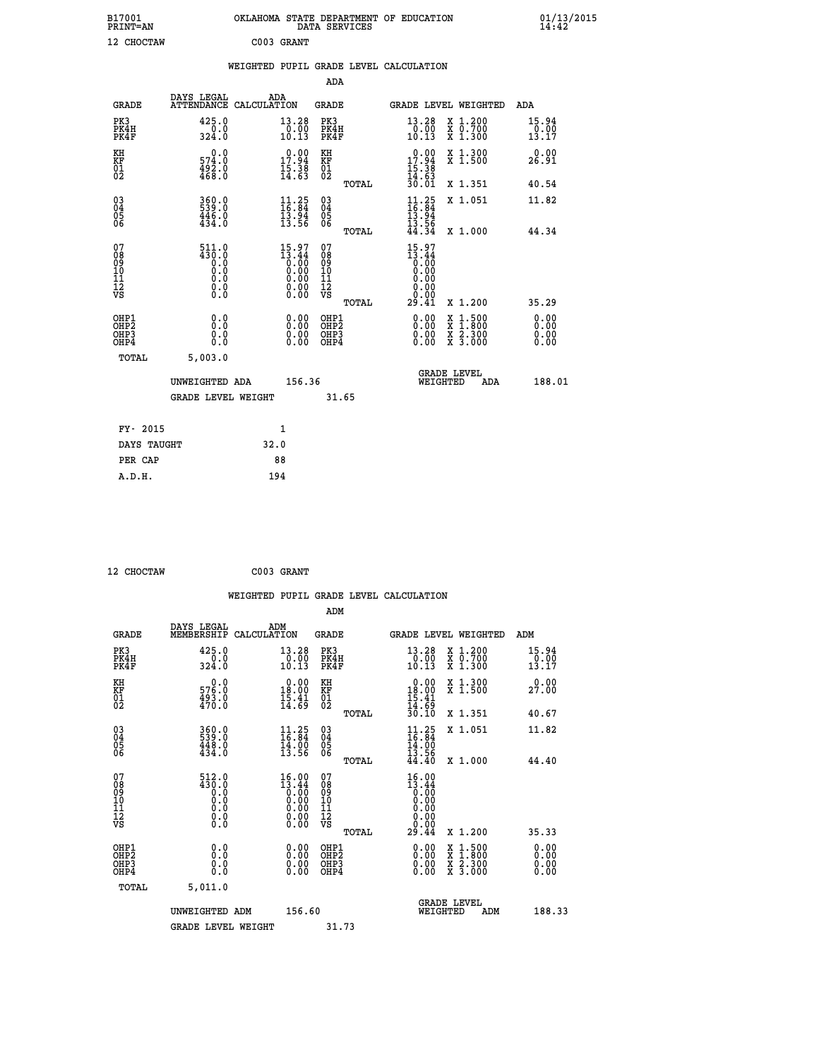B17001 OKLAHOMA STATE DEPARTMENT OF EDUCATION 01/13/2015
PRINT=AN DATA SERVICES 14:42

12 CHOCTAW C003 GRANT

## WEIGHTED PUPIL GRADE LEVEL CALCULATION

### ADA

| GRADE | DAYS LEGAL ATTENDANCE | ADA CALCULATION | GRADE | | GRADE LEVEL | WEIGHTED | ADA |
|---|---|---|---|---|---|---|---|
| PK3 | 425.0 | 13.28 | PK3 | | 13.28 | X 1.200 | 15.94 |
| PK4H | 0.0 | 0.00 | PK4H | | 0.00 | X 0.700 | 0.00 |
| PK4F | 324.0 | 10.13 | PK4F | | 10.13 | X 1.300 | 13.17 |
| KH | 0.0 | 0.00 | KH | | 0.00 | X 1.300 | 0.00 |
| KF | 574.0 | 17.94 | KF | | 17.94 | X 1.500 | 26.91 |
| 01 | 492.0 | 15.38 | 01 | | 15.38 | | |
| 02 | 468.0 | 14.63 | 02 | | 14.63 | | |
| | | | | TOTAL | 30.01 | X 1.351 | 40.54 |
| 03 | 360.0 | 11.25 | 03 | | 11.25 | X 1.051 | 11.82 |
| 04 | 539.0 | 16.84 | 04 | | 16.84 | | |
| 05 | 446.0 | 13.94 | 05 | | 13.94 | | |
| 06 | 434.0 | 13.56 | 06 | | 13.56 | | |
| | | | | TOTAL | 44.34 | X 1.000 | 44.34 |
| 07 | 511.0 | 15.97 | 07 | | 15.97 | | |
| 08 | 430.0 | 13.44 | 08 | | 13.44 | | |
| 09 | 0.0 | 0.00 | 09 | | 0.00 | | |
| 10 | 0.0 | 0.00 | 10 | | 0.00 | | |
| 11 | 0.0 | 0.00 | 11 | | 0.00 | | |
| 12 | 0.0 | 0.00 | 12 | | 0.00 | | |
| VS | 0.0 | 0.00 | VS | | 0.00 | | |
| | | | | TOTAL | 29.41 | X 1.200 | 35.29 |
| OHP1 | 0.0 | 0.00 | OHP1 | | 0.00 | X 1.500 | 0.00 |
| OHP2 | 0.0 | 0.00 | OHP2 | | 0.00 | X 1.800 | 0.00 |
| OHP3 | 0.0 | 0.00 | OHP3 | | 0.00 | X 2.300 | 0.00 |
| OHP4 | 0.0 | 0.00 | OHP4 | | 0.00 | X 3.000 | 0.00 |
| TOTAL | 5,003.0 | | | | | | |

UNWEIGHTED ADA 156.36 — GRADE LEVEL WEIGHTED ADA 188.01

GRADE LEVEL WEIGHT 31.65

| | |
|---|---|
| FY- 2015 | 1 |
| DAYS TAUGHT | 32.0 |
| PER CAP | 88 |
| A.D.H. | 194 |

12 CHOCTAW C003 GRANT

## WEIGHTED PUPIL GRADE LEVEL CALCULATION

### ADM

| GRADE | DAYS LEGAL MEMBERSHIP | ADM CALCULATION | GRADE | | GRADE LEVEL | WEIGHTED | ADM |
|---|---|---|---|---|---|---|---|
| PK3 | 425.0 | 13.28 | PK3 | | 13.28 | X 1.200 | 15.94 |
| PK4H | 0.0 | 0.00 | PK4H | | 0.00 | X 0.700 | 0.00 |
| PK4F | 324.0 | 10.13 | PK4F | | 10.13 | X 1.300 | 13.17 |
| KH | 0.0 | 0.00 | KH | | 0.00 | X 1.300 | 0.00 |
| KF | 576.0 | 18.00 | KF | | 18.00 | X 1.500 | 27.00 |
| 01 | 493.0 | 15.41 | 01 | | 15.41 | | |
| 02 | 470.0 | 14.69 | 02 | | 14.69 | | |
| | | | | TOTAL | 30.10 | X 1.351 | 40.67 |
| 03 | 360.0 | 11.25 | 03 | | 11.25 | X 1.051 | 11.82 |
| 04 | 539.0 | 16.84 | 04 | | 16.84 | | |
| 05 | 448.0 | 14.00 | 05 | | 14.00 | | |
| 06 | 434.0 | 13.56 | 06 | | 13.56 | | |
| | | | | TOTAL | 44.40 | X 1.000 | 44.40 |
| 07 | 512.0 | 16.00 | 07 | | 16.00 | | |
| 08 | 430.0 | 13.44 | 08 | | 13.44 | | |
| 09 | 0.0 | 0.00 | 09 | | 0.00 | | |
| 10 | 0.0 | 0.00 | 10 | | 0.00 | | |
| 11 | 0.0 | 0.00 | 11 | | 0.00 | | |
| 12 | 0.0 | 0.00 | 12 | | 0.00 | | |
| VS | 0.0 | 0.00 | VS | | 0.00 | | |
| | | | | TOTAL | 29.44 | X 1.200 | 35.33 |
| OHP1 | 0.0 | 0.00 | OHP1 | | 0.00 | X 1.500 | 0.00 |
| OHP2 | 0.0 | 0.00 | OHP2 | | 0.00 | X 1.800 | 0.00 |
| OHP3 | 0.0 | 0.00 | OHP3 | | 0.00 | X 2.300 | 0.00 |
| OHP4 | 0.0 | 0.00 | OHP4 | | 0.00 | X 3.000 | 0.00 |
| TOTAL | 5,011.0 | | | | | | |

UNWEIGHTED ADM 156.60 — GRADE LEVEL WEIGHTED ADM 188.33

GRADE LEVEL WEIGHT 31.73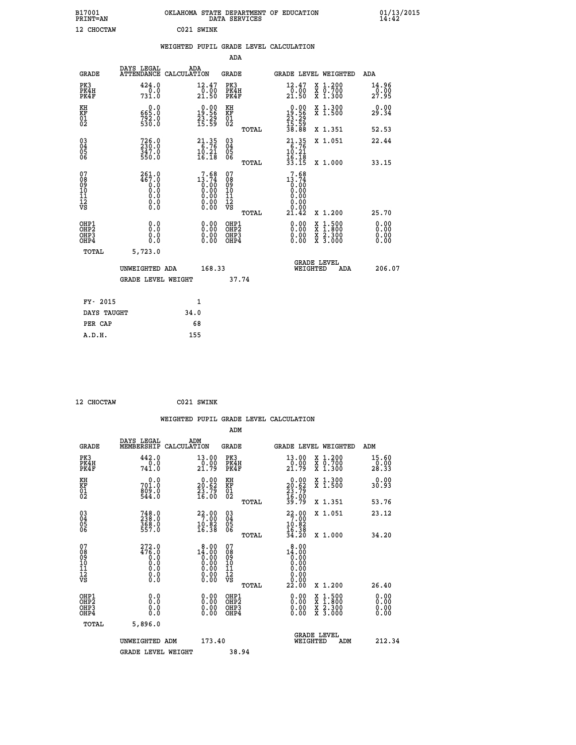B17001 OKLAHOMA STATE DEPARTMENT OF EDUCATION 01/13/2015
PRINT=AN DATA SERVICES 14:42

12 CHOCTAW C021 SWINK

## WEIGHTED PUPIL GRADE LEVEL CALCULATION

### ADA

| GRADE | DAYS LEGAL ATTENDANCE | ADA CALCULATION | GRADE | | GRADE LEVEL | WEIGHTED | ADA |
|---|---|---|---|---|---|---|---|
| PK3 | 424.0 | 12.47 | PK3 | | 12.47 | X 1.200 | 14.96 |
| PK4H | 0.0 | 0.00 | PK4H | | 0.00 | X 0.700 | 0.00 |
| PK4F | 731.0 | 21.50 | PK4F | | 21.50 | X 1.300 | 27.95 |
| KH | 0.0 | 0.00 | KH | | 0.00 | X 1.300 | 0.00 |
| KF | 665.0 | 19.56 | KF | | 19.56 | X 1.500 | 29.34 |
| 01 | 792.0 | 23.29 | 01 | | 23.29 | | |
| 02 | 530.0 | 15.59 | 02 | | 15.59 | | |
| | | | | TOTAL | 38.88 | X 1.351 | 52.53 |
| 03 | 726.0 | 21.35 | 03 | | 21.35 | X 1.051 | 22.44 |
| 04 | 230.0 | 6.76 | 04 | | 6.76 | | |
| 05 | 347.0 | 10.21 | 05 | | 10.21 | | |
| 06 | 550.0 | 16.18 | 06 | | 16.18 | | |
| | | | | TOTAL | 33.15 | X 1.000 | 33.15 |
| 07 | 261.0 | 7.68 | 07 | | 7.68 | | |
| 08 | 467.0 | 13.74 | 08 | | 13.74 | | |
| 09 | 0.0 | 0.00 | 09 | | 0.00 | | |
| 10 | 0.0 | 0.00 | 10 | | 0.00 | | |
| 11 | 0.0 | 0.00 | 11 | | 0.00 | | |
| 12 | 0.0 | 0.00 | 12 | | 0.00 | | |
| VS | 0.0 | 0.00 | VS | | 0.00 | | |
| | | | | TOTAL | 21.42 | X 1.200 | 25.70 |
| OHP1 | 0.0 | 0.00 | OHP1 | | 0.00 | X 1.500 | 0.00 |
| OHP2 | 0.0 | 0.00 | OHP2 | | 0.00 | X 1.800 | 0.00 |
| OHP3 | 0.0 | 0.00 | OHP3 | | 0.00 | X 2.300 | 0.00 |
| OHP4 | 0.0 | 0.00 | OHP4 | | 0.00 | X 3.000 | 0.00 |
| TOTAL | 5,723.0 | | | | | | |

UNWEIGHTED ADA 168.33 GRADE LEVEL WEIGHTED ADA 206.07

GRADE LEVEL WEIGHT 37.74

| FY- 2015 | 1 |
|---|---|
| DAYS TAUGHT | 34.0 |
| PER CAP | 68 |
| A.D.H. | 155 |

12 CHOCTAW C021 SWINK

## WEIGHTED PUPIL GRADE LEVEL CALCULATION

### ADM

| GRADE | DAYS LEGAL MEMBERSHIP | ADM CALCULATION | GRADE | | GRADE LEVEL | WEIGHTED | ADM |
|---|---|---|---|---|---|---|---|
| PK3 | 442.0 | 13.00 | PK3 | | 13.00 | X 1.200 | 15.60 |
| PK4H | 0.0 | 0.00 | PK4H | | 0.00 | X 0.700 | 0.00 |
| PK4F | 741.0 | 21.79 | PK4F | | 21.79 | X 1.300 | 28.33 |
| KH | 0.0 | 0.00 | KH | | 0.00 | X 1.300 | 0.00 |
| KF | 701.0 | 20.62 | KF | | 20.62 | X 1.500 | 30.93 |
| 01 | 809.0 | 23.79 | 01 | | 23.79 | | |
| 02 | 544.0 | 16.00 | 02 | | 16.00 | | |
| | | | | TOTAL | 39.79 | X 1.351 | 53.76 |
| 03 | 748.0 | 22.00 | 03 | | 22.00 | X 1.051 | 23.12 |
| 04 | 238.0 | 7.00 | 04 | | 7.00 | | |
| 05 | 368.0 | 10.82 | 05 | | 10.82 | | |
| 06 | 557.0 | 16.38 | 06 | | 16.38 | | |
| | | | | TOTAL | 34.20 | X 1.000 | 34.20 |
| 07 | 272.0 | 8.00 | 07 | | 8.00 | | |
| 08 | 476.0 | 14.00 | 08 | | 14.00 | | |
| 09 | 0.0 | 0.00 | 09 | | 0.00 | | |
| 10 | 0.0 | 0.00 | 10 | | 0.00 | | |
| 11 | 0.0 | 0.00 | 11 | | 0.00 | | |
| 12 | 0.0 | 0.00 | 12 | | 0.00 | | |
| VS | 0.0 | 0.00 | VS | | 0.00 | | |
| | | | | TOTAL | 22.00 | X 1.200 | 26.40 |
| OHP1 | 0.0 | 0.00 | OHP1 | | 0.00 | X 1.500 | 0.00 |
| OHP2 | 0.0 | 0.00 | OHP2 | | 0.00 | X 1.800 | 0.00 |
| OHP3 | 0.0 | 0.00 | OHP3 | | 0.00 | X 2.300 | 0.00 |
| OHP4 | 0.0 | 0.00 | OHP4 | | 0.00 | X 3.000 | 0.00 |
| TOTAL | 5,896.0 | | | | | | |

UNWEIGHTED ADM 173.40 GRADE LEVEL WEIGHTED ADM 212.34

GRADE LEVEL WEIGHT 38.94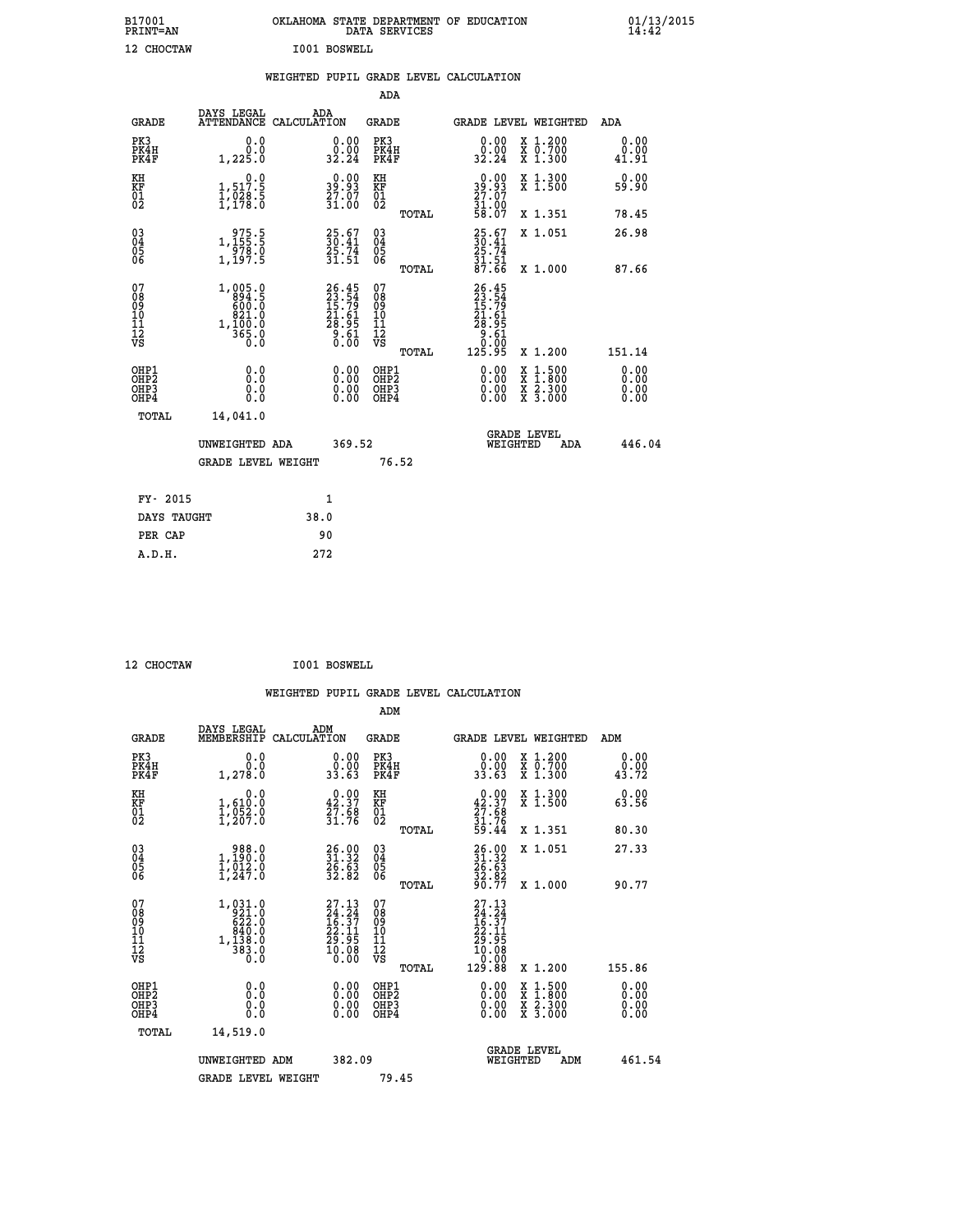B17001 OKLAHOMA STATE DEPARTMENT OF EDUCATION 01/13/2015
PRINT=AN DATA SERVICES 14:42

12 CHOCTAW I001 BOSWELL

WEIGHTED PUPIL GRADE LEVEL CALCULATION

ADA

| GRADE | DAYS LEGAL ATTENDANCE | ADA CALCULATION | GRADE | GRADE LEVEL | WEIGHTED | ADA |
|---|---|---|---|---|---|---|
| PK3 | 0.0 | 0.00 | PK3 | 0.00 | X 1.200 | 0.00 |
| PK4H | 0.0 | 0.00 | PK4H | 0.00 | X 0.700 | 0.00 |
| PK4F | 1,225.0 | 32.24 | PK4F | 32.24 | X 1.300 | 41.91 |
| KH | 0.0 | 0.00 | KH | 0.00 | X 1.300 | 0.00 |
| KF | 1,517.5 | 39.93 | KF | 39.93 | X 1.500 | 59.90 |
| 01 | 1,028.5 | 27.07 | 01 | 27.07 | | |
| 02 | 1,178.0 | 31.00 | 02 | 31.00 | | |
| | | | TOTAL | 58.07 | X 1.351 | 78.45 |
| 03 | 975.5 | 25.67 | 03 | 25.67 | X 1.051 | 26.98 |
| 04 | 1,155.5 | 30.41 | 04 | 30.41 | | |
| 05 | 978.0 | 25.74 | 05 | 25.74 | | |
| 06 | 1,197.5 | 31.51 | 06 | 31.51 | | |
| | | | TOTAL | 87.66 | X 1.000 | 87.66 |
| 07 | 1,005.0 | 26.45 | 07 | 26.45 | | |
| 08 | 894.5 | 23.54 | 08 | 23.54 | | |
| 09 | 600.0 | 15.79 | 09 | 15.79 | | |
| 10 | 821.0 | 21.61 | 10 | 21.61 | | |
| 11 | 1,100.0 | 28.95 | 11 | 28.95 | | |
| 12 | 365.0 | 9.61 | 12 | 9.61 | | |
| VS | 0.0 | 0.00 | VS | 0.00 | | |
| | | | TOTAL | 125.95 | X 1.200 | 151.14 |
| OHP1 | 0.0 | 0.00 | OHP1 | 0.00 | X 1.500 | 0.00 |
| OHP2 | 0.0 | 0.00 | OHP2 | 0.00 | X 1.800 | 0.00 |
| OHP3 | 0.0 | 0.00 | OHP3 | 0.00 | X 2.300 | 0.00 |
| OHP4 | 0.0 | 0.00 | OHP4 | 0.00 | X 3.000 | 0.00 |
| TOTAL | 14,041.0 | | | | | |

UNWEIGHTED ADA 369.52 GRADE LEVEL WEIGHTED ADA 446.04

GRADE LEVEL WEIGHT 76.52

FY- 2015 1
DAYS TAUGHT 38.0
PER CAP 90
A.D.H. 272

12 CHOCTAW I001 BOSWELL

WEIGHTED PUPIL GRADE LEVEL CALCULATION

ADM

| GRADE | DAYS LEGAL MEMBERSHIP | ADM CALCULATION | GRADE | GRADE LEVEL | WEIGHTED | ADM |
|---|---|---|---|---|---|---|
| PK3 | 0.0 | 0.00 | PK3 | 0.00 | X 1.200 | 0.00 |
| PK4H | 0.0 | 0.00 | PK4H | 0.00 | X 0.700 | 0.00 |
| PK4F | 1,278.0 | 33.63 | PK4F | 33.63 | X 1.300 | 43.72 |
| KH | 0.0 | 0.00 | KH | 0.00 | X 1.300 | 0.00 |
| KF | 1,610.0 | 42.37 | KF | 42.37 | X 1.500 | 63.56 |
| 01 | 1,052.0 | 27.68 | 01 | 27.68 | | |
| 02 | 1,207.0 | 31.76 | 02 | 31.76 | | |
| | | | TOTAL | 59.44 | X 1.351 | 80.30 |
| 03 | 988.0 | 26.00 | 03 | 26.00 | X 1.051 | 27.33 |
| 04 | 1,190.0 | 31.32 | 04 | 31.32 | | |
| 05 | 1,012.0 | 26.63 | 05 | 26.63 | | |
| 06 | 1,247.0 | 32.82 | 06 | 32.82 | | |
| | | | TOTAL | 90.77 | X 1.000 | 90.77 |
| 07 | 1,031.0 | 27.13 | 07 | 27.13 | | |
| 08 | 921.0 | 24.24 | 08 | 24.24 | | |
| 09 | 622.0 | 16.37 | 09 | 16.37 | | |
| 10 | 840.0 | 22.11 | 10 | 22.11 | | |
| 11 | 1,138.0 | 29.95 | 11 | 29.95 | | |
| 12 | 383.0 | 10.08 | 12 | 10.08 | | |
| VS | 0.0 | 0.00 | VS | 0.00 | | |
| | | | TOTAL | 129.88 | X 1.200 | 155.86 |
| OHP1 | 0.0 | 0.00 | OHP1 | 0.00 | X 1.500 | 0.00 |
| OHP2 | 0.0 | 0.00 | OHP2 | 0.00 | X 1.800 | 0.00 |
| OHP3 | 0.0 | 0.00 | OHP3 | 0.00 | X 2.300 | 0.00 |
| OHP4 | 0.0 | 0.00 | OHP4 | 0.00 | X 3.000 | 0.00 |
| TOTAL | 14,519.0 | | | | | |

UNWEIGHTED ADM 382.09 GRADE LEVEL WEIGHTED ADM 461.54

GRADE LEVEL WEIGHT 79.45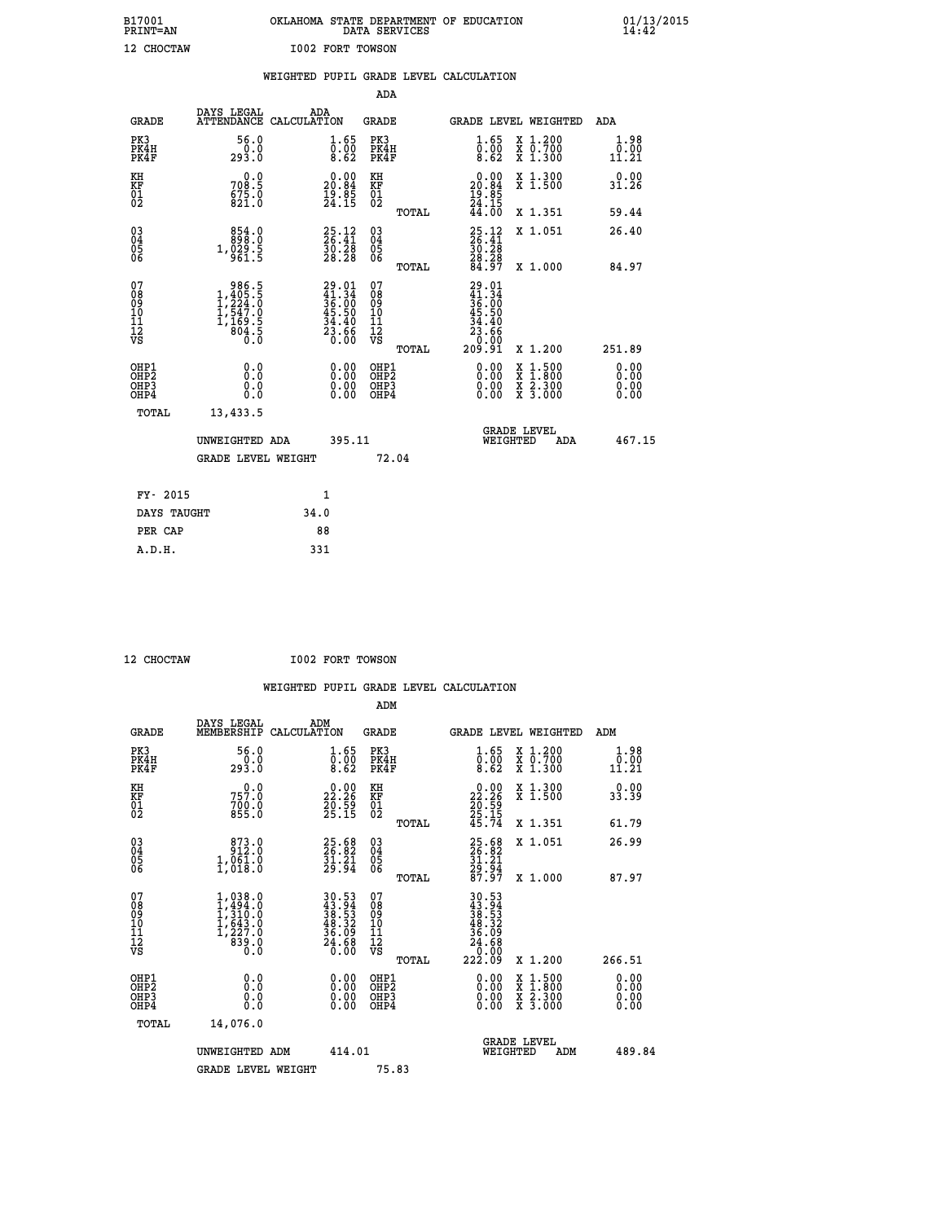B17001 OKLAHOMA STATE DEPARTMENT OF EDUCATION 01/13/2015
PRINT=AN DATA SERVICES 14:42

12 CHOCTAW I002 FORT TOWSON

WEIGHTED PUPIL GRADE LEVEL CALCULATION

ADA

| GRADE | DAYS LEGAL ATTENDANCE | ADA CALCULATION | GRADE | GRADE LEVEL | WEIGHTED | ADA |
|---|---|---|---|---|---|---|
| PK3 | 56.0 | 1.65 | PK3 | 1.65 | X 1.200 | 1.98 |
| PK4H | 0.0 | 0.00 | PK4H | 0.00 | X 0.700 | 0.00 |
| PK4F | 293.0 | 8.62 | PK4F | 8.62 | X 1.300 | 11.21 |
| KH | 0.0 | 0.00 | KH | 0.00 | X 1.300 | 0.00 |
| KF | 708.5 | 20.84 | KF | 20.84 | X 1.500 | 31.26 |
| 01 | 675.0 | 19.85 | 01 | 19.85 | | |
| 02 | 821.0 | 24.15 | 02 | 24.15 | | |
| | | | TOTAL | 44.00 | X 1.351 | 59.44 |
| 03 | 854.0 | 25.12 | 03 | 25.12 | X 1.051 | 26.40 |
| 04 | 898.0 | 26.41 | 04 | 26.41 | | |
| 05 | 1,029.5 | 30.28 | 05 | 30.28 | | |
| 06 | 961.5 | 28.28 | 06 | 28.28 | | |
| | | | TOTAL | 84.97 | X 1.000 | 84.97 |
| 07 | 986.5 | 29.01 | 07 | 29.01 | | |
| 08 | 1,405.5 | 41.34 | 08 | 41.34 | | |
| 09 | 1,224.0 | 36.00 | 09 | 36.00 | | |
| 10 | 1,547.0 | 45.50 | 10 | 45.50 | | |
| 11 | 1,169.5 | 34.40 | 11 | 34.40 | | |
| 12 | 804.5 | 23.66 | 12 | 23.66 | | |
| VS | 0.0 | 0.00 | VS | 0.00 | | |
| | | | TOTAL | 209.91 | X 1.200 | 251.89 |
| OHP1 | 0.0 | 0.00 | OHP1 | 0.00 | X 1.500 | 0.00 |
| OHP2 | 0.0 | 0.00 | OHP2 | 0.00 | X 1.800 | 0.00 |
| OHP3 | 0.0 | 0.00 | OHP3 | 0.00 | X 2.300 | 0.00 |
| OHP4 | 0.0 | 0.00 | OHP4 | 0.00 | X 3.000 | 0.00 |
| TOTAL | 13,433.5 | | | | | |

UNWEIGHTED ADA 395.11 — GRADE LEVEL WEIGHTED ADA 467.15

GRADE LEVEL WEIGHT 72.04

| FY- 2015 | 1 |
|---|---|
| DAYS TAUGHT | 34.0 |
| PER CAP | 88 |
| A.D.H. | 331 |

12 CHOCTAW I002 FORT TOWSON

WEIGHTED PUPIL GRADE LEVEL CALCULATION

ADM

| GRADE | DAYS LEGAL MEMBERSHIP | ADM CALCULATION | GRADE | GRADE LEVEL | WEIGHTED | ADM |
|---|---|---|---|---|---|---|
| PK3 | 56.0 | 1.65 | PK3 | 1.65 | X 1.200 | 1.98 |
| PK4H | 0.0 | 0.00 | PK4H | 0.00 | X 0.700 | 0.00 |
| PK4F | 293.0 | 8.62 | PK4F | 8.62 | X 1.300 | 11.21 |
| KH | 0.0 | 0.00 | KH | 0.00 | X 1.300 | 0.00 |
| KF | 757.0 | 22.26 | KF | 22.26 | X 1.500 | 33.39 |
| 01 | 700.0 | 20.59 | 01 | 20.59 | | |
| 02 | 855.0 | 25.15 | 02 | 25.15 | | |
| | | | TOTAL | 45.74 | X 1.351 | 61.79 |
| 03 | 873.0 | 25.68 | 03 | 25.68 | X 1.051 | 26.99 |
| 04 | 912.0 | 26.82 | 04 | 26.82 | | |
| 05 | 1,061.0 | 31.21 | 05 | 31.21 | | |
| 06 | 1,018.0 | 29.94 | 06 | 29.94 | | |
| | | | TOTAL | 87.97 | X 1.000 | 87.97 |
| 07 | 1,038.0 | 30.53 | 07 | 30.53 | | |
| 08 | 1,494.0 | 43.94 | 08 | 43.94 | | |
| 09 | 1,310.0 | 38.53 | 09 | 38.53 | | |
| 10 | 1,643.0 | 48.32 | 10 | 48.32 | | |
| 11 | 1,227.0 | 36.09 | 11 | 36.09 | | |
| 12 | 839.0 | 24.68 | 12 | 24.68 | | |
| VS | 0.0 | 0.00 | VS | 0.00 | | |
| | | | TOTAL | 222.09 | X 1.200 | 266.51 |
| OHP1 | 0.0 | 0.00 | OHP1 | 0.00 | X 1.500 | 0.00 |
| OHP2 | 0.0 | 0.00 | OHP2 | 0.00 | X 1.800 | 0.00 |
| OHP3 | 0.0 | 0.00 | OHP3 | 0.00 | X 2.300 | 0.00 |
| OHP4 | 0.0 | 0.00 | OHP4 | 0.00 | X 3.000 | 0.00 |
| TOTAL | 14,076.0 | | | | | |

UNWEIGHTED ADM 414.01 — GRADE LEVEL WEIGHTED ADM 489.84

GRADE LEVEL WEIGHT 75.83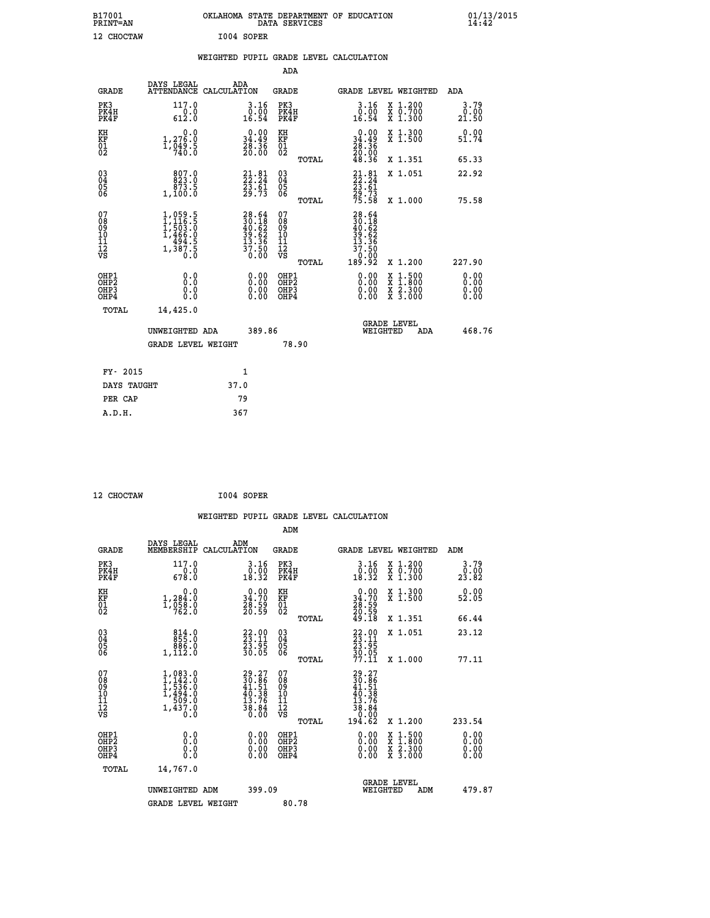B17001 PRINT=AN — OKLAHOMA STATE DEPARTMENT OF EDUCATION DATA SERVICES — 01/13/2015 14:42

12 CHOCTAW — I004 SOPER

## WEIGHTED PUPIL GRADE LEVEL CALCULATION

### ADA

| GRADE | DAYS LEGAL ATTENDANCE | ADA CALCULATION | GRADE | | GRADE LEVEL | WEIGHTED | ADA |
|---|---|---|---|---|---|---|---|
| PK3 | 117.0 | 3.16 | PK3 | | 3.16 | X 1.200 | 3.79 |
| PK4H | 0.0 | 0.00 | PK4H | | 0.00 | X 0.700 | 0.00 |
| PK4F | 612.0 | 16.54 | PK4F | | 16.54 | X 1.300 | 21.50 |
| KH | 0.0 | 0.00 | KH | | 0.00 | X 1.300 | 0.00 |
| KF | 1,276.0 | 34.49 | KF | | 34.49 | X 1.500 | 51.74 |
| 01 | 1,049.5 | 28.36 | 01 | | 28.36 | | |
| 02 | 740.0 | 20.00 | 02 | | 20.00 | | |
| | | | | TOTAL | 48.36 | X 1.351 | 65.33 |
| 03 | 807.0 | 21.81 | 03 | | 21.81 | X 1.051 | 22.92 |
| 04 | 823.0 | 22.24 | 04 | | 22.24 | | |
| 05 | 873.5 | 23.61 | 05 | | 23.61 | | |
| 06 | 1,100.0 | 29.73 | 06 | | 29.73 | | |
| | | | | TOTAL | 75.58 | X 1.000 | 75.58 |
| 07 | 1,059.5 | 28.64 | 07 | | 28.64 | | |
| 08 | 1,116.5 | 30.18 | 08 | | 30.18 | | |
| 09 | 1,503.0 | 40.62 | 09 | | 40.62 | | |
| 10 | 1,466.0 | 39.62 | 10 | | 39.62 | | |
| 11 | 494.5 | 13.36 | 11 | | 13.36 | | |
| 12 | 1,387.5 | 37.50 | 12 | | 37.50 | | |
| VS | 0.0 | 0.00 | VS | | 0.00 | | |
| | | | | TOTAL | 189.92 | X 1.200 | 227.90 |
| OHP1 | 0.0 | 0.00 | OHP1 | | 0.00 | X 1.500 | 0.00 |
| OHP2 | 0.0 | 0.00 | OHP2 | | 0.00 | X 1.800 | 0.00 |
| OHP3 | 0.0 | 0.00 | OHP3 | | 0.00 | X 2.300 | 0.00 |
| OHP4 | 0.0 | 0.00 | OHP4 | | 0.00 | X 3.000 | 0.00 |
| TOTAL | 14,425.0 | | | | | | |

UNWEIGHTED ADA: 389.86 — GRADE LEVEL WEIGHTED ADA: 468.76

GRADE LEVEL WEIGHT: 78.90

| | |
|---|---|
| FY- 2015 | 1 |
| DAYS TAUGHT | 37.0 |
| PER CAP | 79 |
| A.D.H. | 367 |

12 CHOCTAW — I004 SOPER

## WEIGHTED PUPIL GRADE LEVEL CALCULATION

### ADM

| GRADE | DAYS LEGAL MEMBERSHIP | ADM CALCULATION | GRADE | | GRADE LEVEL | WEIGHTED | ADM |
|---|---|---|---|---|---|---|---|
| PK3 | 117.0 | 3.16 | PK3 | | 3.16 | X 1.200 | 3.79 |
| PK4H | 0.0 | 0.00 | PK4H | | 0.00 | X 0.700 | 0.00 |
| PK4F | 678.0 | 18.32 | PK4F | | 18.32 | X 1.300 | 23.82 |
| KH | 0.0 | 0.00 | KH | | 0.00 | X 1.300 | 0.00 |
| KF | 1,284.0 | 34.70 | KF | | 34.70 | X 1.500 | 52.05 |
| 01 | 1,058.0 | 28.59 | 01 | | 28.59 | | |
| 02 | 762.0 | 20.59 | 02 | | 20.59 | | |
| | | | | TOTAL | 49.18 | X 1.351 | 66.44 |
| 03 | 814.0 | 22.00 | 03 | | 22.00 | X 1.051 | 23.12 |
| 04 | 855.0 | 23.11 | 04 | | 23.11 | | |
| 05 | 886.0 | 23.95 | 05 | | 23.95 | | |
| 06 | 1,112.0 | 30.05 | 06 | | 30.05 | | |
| | | | | TOTAL | 77.11 | X 1.000 | 77.11 |
| 07 | 1,083.0 | 29.27 | 07 | | 29.27 | | |
| 08 | 1,142.0 | 30.86 | 08 | | 30.86 | | |
| 09 | 1,536.0 | 41.51 | 09 | | 41.51 | | |
| 10 | 1,494.0 | 40.38 | 10 | | 40.38 | | |
| 11 | 509.0 | 13.76 | 11 | | 13.76 | | |
| 12 | 1,437.0 | 38.84 | 12 | | 38.84 | | |
| VS | 0.0 | 0.00 | VS | | 0.00 | | |
| | | | | TOTAL | 194.62 | X 1.200 | 233.54 |
| OHP1 | 0.0 | 0.00 | OHP1 | | 0.00 | X 1.500 | 0.00 |
| OHP2 | 0.0 | 0.00 | OHP2 | | 0.00 | X 1.800 | 0.00 |
| OHP3 | 0.0 | 0.00 | OHP3 | | 0.00 | X 2.300 | 0.00 |
| OHP4 | 0.0 | 0.00 | OHP4 | | 0.00 | X 3.000 | 0.00 |
| TOTAL | 14,767.0 | | | | | | |

UNWEIGHTED ADM: 399.09 — GRADE LEVEL WEIGHTED ADM: 479.87

GRADE LEVEL WEIGHT: 80.78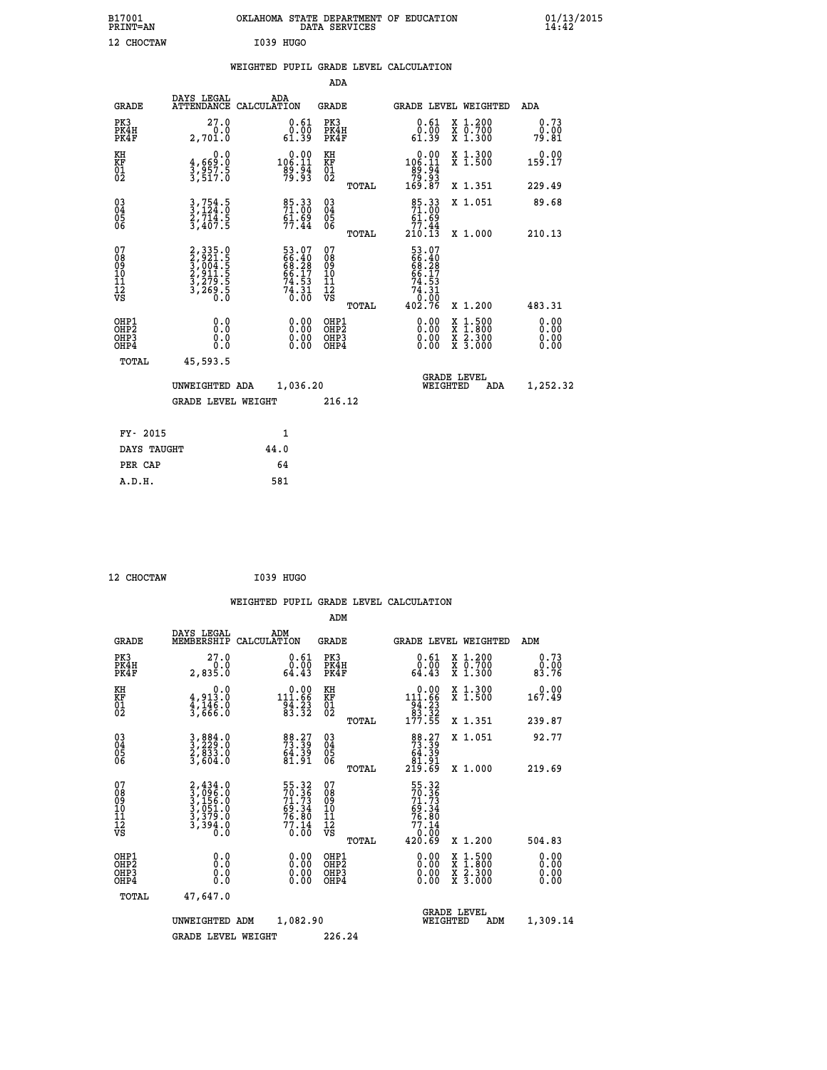B17001 OKLAHOMA STATE DEPARTMENT OF EDUCATION 01/13/2015
PRINT=AN DATA SERVICES 14:42

12 CHOCTAW I039 HUGO

WEIGHTED PUPIL GRADE LEVEL CALCULATION

ADA

| GRADE | DAYS LEGAL ATTENDANCE | ADA CALCULATION | GRADE | | GRADE LEVEL | WEIGHTED | ADA |
|---|---|---|---|---|---|---|---|
| PK3 | 27.0 | 0.61 | PK3 | | 0.61 | X 1.200 | 0.73 |
| PK4H | 0.0 | 0.00 | PK4H | | 0.00 | X 0.700 | 0.00 |
| PK4F | 2,701.0 | 61.39 | PK4F | | 61.39 | X 1.300 | 79.81 |
| KH | 0.0 | 0.00 | KH | | 0.00 | X 1.300 | 0.00 |
| KF | 4,669.0 | 106.11 | KF | | 106.11 | X 1.500 | 159.17 |
| 01 | 3,957.5 | 89.94 | 01 | | 89.94 | | |
| 02 | 3,517.0 | 79.93 | 02 | | 79.93 | | |
| | | | | TOTAL | 169.87 | X 1.351 | 229.49 |
| 03 | 3,754.5 | 85.33 | 03 | | 85.33 | X 1.051 | 89.68 |
| 04 | 3,124.0 | 71.00 | 04 | | 71.00 | | |
| 05 | 2,714.5 | 61.69 | 05 | | 61.69 | | |
| 06 | 3,407.5 | 77.44 | 06 | | 77.44 | | |
| | | | | TOTAL | 210.13 | X 1.000 | 210.13 |
| 07 | 2,335.0 | 53.07 | 07 | | 53.07 | | |
| 08 | 2,921.5 | 66.40 | 08 | | 66.40 | | |
| 09 | 3,004.5 | 68.28 | 09 | | 68.28 | | |
| 10 | 2,911.5 | 66.17 | 10 | | 66.17 | | |
| 11 | 3,279.5 | 74.53 | 11 | | 74.53 | | |
| 12 | 3,269.5 | 74.31 | 12 | | 74.31 | | |
| VS | 0.0 | 0.00 | VS | | 0.00 | | |
| | | | | TOTAL | 402.76 | X 1.200 | 483.31 |
| OHP1 | 0.0 | 0.00 | OHP1 | | 0.00 | X 1.500 | 0.00 |
| OHP2 | 0.0 | 0.00 | OHP2 | | 0.00 | X 1.800 | 0.00 |
| OHP3 | 0.0 | 0.00 | OHP3 | | 0.00 | X 2.300 | 0.00 |
| OHP4 | 0.0 | 0.00 | OHP4 | | 0.00 | X 3.000 | 0.00 |
| TOTAL | 45,593.5 | | | | | | |

UNWEIGHTED ADA 1,036.20 GRADE LEVEL WEIGHTED ADA 1,252.32

GRADE LEVEL WEIGHT 216.12

| | |
|---|---|
| FY- 2015 | 1 |
| DAYS TAUGHT | 44.0 |
| PER CAP | 64 |
| A.D.H. | 581 |

12 CHOCTAW I039 HUGO

WEIGHTED PUPIL GRADE LEVEL CALCULATION

ADM

| GRADE | DAYS LEGAL MEMBERSHIP | ADM CALCULATION | GRADE | | GRADE LEVEL | WEIGHTED | ADM |
|---|---|---|---|---|---|---|---|
| PK3 | 27.0 | 0.61 | PK3 | | 0.61 | X 1.200 | 0.73 |
| PK4H | 0.0 | 0.00 | PK4H | | 0.00 | X 0.700 | 0.00 |
| PK4F | 2,835.0 | 64.43 | PK4F | | 64.43 | X 1.300 | 83.76 |
| KH | 0.0 | 0.00 | KH | | 0.00 | X 1.300 | 0.00 |
| KF | 4,913.0 | 111.66 | KF | | 111.66 | X 1.500 | 167.49 |
| 01 | 4,146.0 | 94.23 | 01 | | 94.23 | | |
| 02 | 3,666.0 | 83.32 | 02 | | 83.32 | | |
| | | | | TOTAL | 177.55 | X 1.351 | 239.87 |
| 03 | 3,884.0 | 88.27 | 03 | | 88.27 | X 1.051 | 92.77 |
| 04 | 3,229.0 | 73.39 | 04 | | 73.39 | | |
| 05 | 2,833.0 | 64.39 | 05 | | 64.39 | | |
| 06 | 3,604.0 | 81.91 | 06 | | 81.91 | | |
| | | | | TOTAL | 219.69 | X 1.000 | 219.69 |
| 07 | 2,434.0 | 55.32 | 07 | | 55.32 | | |
| 08 | 3,096.0 | 70.36 | 08 | | 70.36 | | |
| 09 | 3,156.0 | 71.73 | 09 | | 71.73 | | |
| 10 | 3,051.0 | 69.34 | 10 | | 69.34 | | |
| 11 | 3,379.0 | 76.80 | 11 | | 76.80 | | |
| 12 | 3,394.0 | 77.14 | 12 | | 77.14 | | |
| VS | 0.0 | 0.00 | VS | | 0.00 | | |
| | | | | TOTAL | 420.69 | X 1.200 | 504.83 |
| OHP1 | 0.0 | 0.00 | OHP1 | | 0.00 | X 1.500 | 0.00 |
| OHP2 | 0.0 | 0.00 | OHP2 | | 0.00 | X 1.800 | 0.00 |
| OHP3 | 0.0 | 0.00 | OHP3 | | 0.00 | X 2.300 | 0.00 |
| OHP4 | 0.0 | 0.00 | OHP4 | | 0.00 | X 3.000 | 0.00 |
| TOTAL | 47,647.0 | | | | | | |

UNWEIGHTED ADM 1,082.90 GRADE LEVEL WEIGHTED ADM 1,309.14

GRADE LEVEL WEIGHT 226.24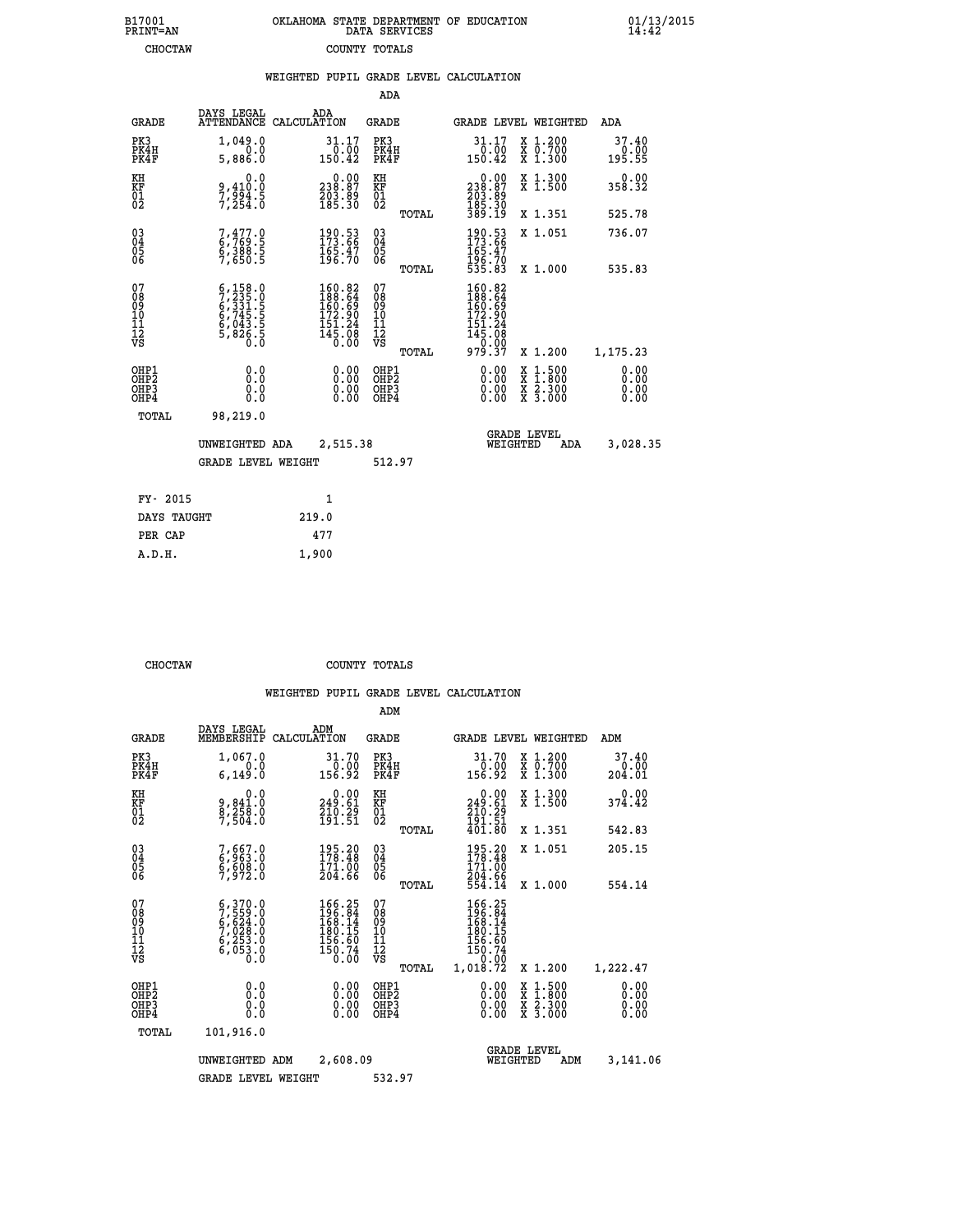B17001 OKLAHOMA STATE DEPARTMENT OF EDUCATION 01/13/2015
PRINT=AN DATA SERVICES 14:42
CHOCTAW COUNTY TOTALS

WEIGHTED PUPIL GRADE LEVEL CALCULATION

ADA

| GRADE | DAYS LEGAL ATTENDANCE | ADA CALCULATION | GRADE | | GRADE LEVEL | WEIGHTED | ADA |
|---|---|---|---|---|---|---|---|
| PK3 | 1,049.0 | 31.17 | PK3 | | 31.17 | X 1.200 | 37.40 |
| PK4H | 0.0 | 0.00 | PK4H | | 0.00 | X 0.700 | 0.00 |
| PK4F | 5,886.0 | 150.42 | PK4F | | 150.42 | X 1.300 | 195.55 |
| KH | 0.0 | 0.00 | KH | | 0.00 | X 1.300 | 0.00 |
| KF | 9,410.0 | 238.87 | KF | | 238.87 | X 1.500 | 358.32 |
| 01 | 7,994.5 | 203.89 | 01 | | 203.89 | | |
| 02 | 7,254.0 | 185.30 | 02 | | 185.30 | | |
| | | | | TOTAL | 389.19 | X 1.351 | 525.78 |
| 03 | 7,477.0 | 190.53 | 03 | | 190.53 | X 1.051 | 736.07 |
| 04 | 6,769.5 | 173.66 | 04 | | 173.66 | | |
| 05 | 6,388.5 | 165.47 | 05 | | 165.47 | | |
| 06 | 7,650.5 | 196.70 | 06 | | 196.70 | | |
| | | | | TOTAL | 535.83 | X 1.000 | 535.83 |
| 07 | 6,158.0 | 160.82 | 07 | | 160.82 | | |
| 08 | 7,235.0 | 188.64 | 08 | | 188.64 | | |
| 09 | 6,331.5 | 160.69 | 09 | | 160.69 | | |
| 10 | 6,745.5 | 172.90 | 10 | | 172.90 | | |
| 11 | 6,043.5 | 151.24 | 11 | | 151.24 | | |
| 12 | 5,826.5 | 145.08 | 12 | | 145.08 | | |
| VS | 0.0 | 0.00 | VS | | 0.00 | | |
| | | | | TOTAL | 979.37 | X 1.200 | 1,175.23 |
| OHP1 | 0.0 | 0.00 | OHP1 | | 0.00 | X 1.500 | 0.00 |
| OHP2 | 0.0 | 0.00 | OHP2 | | 0.00 | X 1.800 | 0.00 |
| OHP3 | 0.0 | 0.00 | OHP3 | | 0.00 | X 2.300 | 0.00 |
| OHP4 | 0.0 | 0.00 | OHP4 | | 0.00 | X 3.000 | 0.00 |
| TOTAL | 98,219.0 | | | | | | |

UNWEIGHTED ADA 2,515.38 GRADE LEVEL WEIGHTED ADA 3,028.35

GRADE LEVEL WEIGHT 512.97

| FY- 2015 | 1 |
|---|---|
| DAYS TAUGHT | 219.0 |
| PER CAP | 477 |
| A.D.H. | 1,900 |

CHOCTAW COUNTY TOTALS

WEIGHTED PUPIL GRADE LEVEL CALCULATION

ADM

| GRADE | DAYS LEGAL MEMBERSHIP | ADM CALCULATION | GRADE | | GRADE LEVEL | WEIGHTED | ADM |
|---|---|---|---|---|---|---|---|
| PK3 | 1,067.0 | 31.70 | PK3 | | 31.70 | X 1.200 | 37.40 |
| PK4H | 0.0 | 0.00 | PK4H | | 0.00 | X 0.700 | 0.00 |
| PK4F | 6,149.0 | 156.92 | PK4F | | 156.92 | X 1.300 | 204.01 |
| KH | 0.0 | 0.00 | KH | | 0.00 | X 1.300 | 0.00 |
| KF | 9,841.0 | 249.61 | KF | | 249.61 | X 1.500 | 374.42 |
| 01 | 8,258.0 | 210.29 | 01 | | 210.29 | | |
| 02 | 7,504.0 | 191.51 | 02 | | 191.51 | | |
| | | | | TOTAL | 401.80 | X 1.351 | 542.83 |
| 03 | 7,667.0 | 195.20 | 03 | | 195.20 | X 1.051 | 205.15 |
| 04 | 6,963.0 | 178.48 | 04 | | 178.48 | | |
| 05 | 6,608.0 | 171.00 | 05 | | 171.00 | | |
| 06 | 7,972.0 | 204.66 | 06 | | 204.66 | | |
| | | | | TOTAL | 554.14 | X 1.000 | 554.14 |
| 07 | 6,370.0 | 166.25 | 07 | | 166.25 | | |
| 08 | 7,559.0 | 196.84 | 08 | | 196.84 | | |
| 09 | 6,624.0 | 168.14 | 09 | | 168.14 | | |
| 10 | 7,028.0 | 180.15 | 10 | | 180.15 | | |
| 11 | 6,253.0 | 156.60 | 11 | | 156.60 | | |
| 12 | 6,053.0 | 150.74 | 12 | | 150.74 | | |
| VS | 0.0 | 0.00 | VS | | 0.00 | | |
| | | | | TOTAL | 1,018.72 | X 1.200 | 1,222.47 |
| OHP1 | 0.0 | 0.00 | OHP1 | | 0.00 | X 1.500 | 0.00 |
| OHP2 | 0.0 | 0.00 | OHP2 | | 0.00 | X 1.800 | 0.00 |
| OHP3 | 0.0 | 0.00 | OHP3 | | 0.00 | X 2.300 | 0.00 |
| OHP4 | 0.0 | 0.00 | OHP4 | | 0.00 | X 3.000 | 0.00 |
| TOTAL | 101,916.0 | | | | | | |

UNWEIGHTED ADM 2,608.09 GRADE LEVEL WEIGHTED ADM 3,141.06

GRADE LEVEL WEIGHT 532.97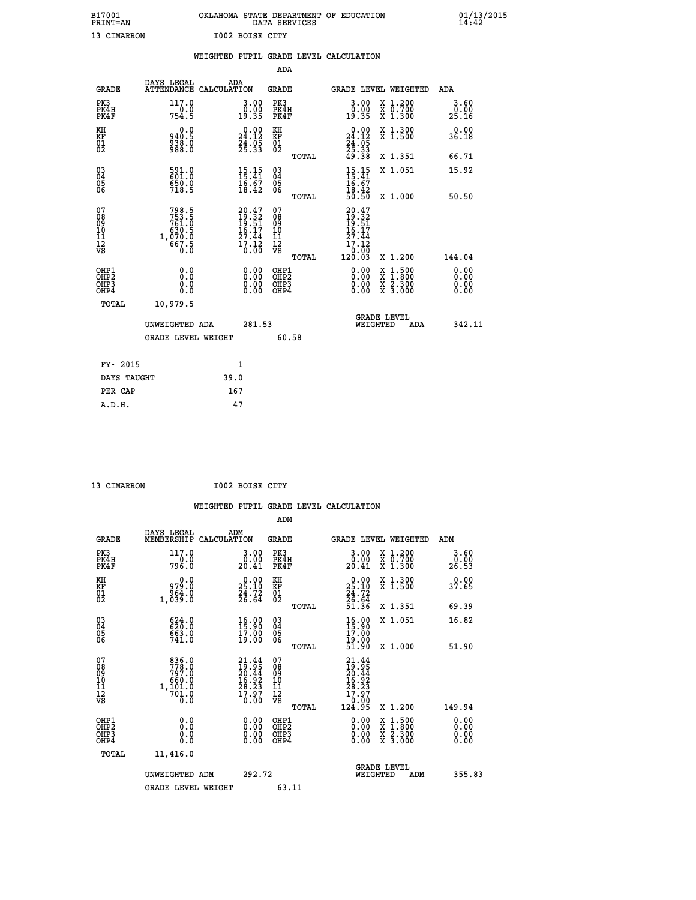B17001
PRINT=AN

OKLAHOMA STATE DEPARTMENT OF EDUCATION
DATA SERVICES

01/13/2015
14:42

13 CIMARRON　　　　I002 BOISE CITY

## WEIGHTED PUPIL GRADE LEVEL CALCULATION

### ADA

| GRADE | DAYS LEGAL ATTENDANCE | ADA CALCULATION | GRADE | GRADE LEVEL | WEIGHTED | ADA |
|---|---|---|---|---|---|---|
| PK3 | 117.0 | 3.00 | PK3 | 3.00 | X 1.200 | 3.60 |
| PK4H | 0.0 | 0.00 | PK4H | 0.00 | X 0.700 | 0.00 |
| PK4F | 754.5 | 19.35 | PK4F | 19.35 | X 1.300 | 25.16 |
| KH | 0.0 | 0.00 | KH | 0.00 | X 1.300 | 0.00 |
| KF | 940.5 | 24.12 | KF | 24.12 | X 1.500 | 36.18 |
| 01 | 938.0 | 24.05 | 01 | 24.05 | | |
| 02 | 988.0 | 25.33 | 02 | 25.33 | | |
| | | | TOTAL | 49.38 | X 1.351 | 66.71 |
| 03 | 591.0 | 15.15 | 03 | 15.15 | X 1.051 | 15.92 |
| 04 | 601.0 | 15.41 | 04 | 15.41 | | |
| 05 | 650.0 | 16.67 | 05 | 16.67 | | |
| 06 | 718.5 | 18.42 | 06 | 18.42 | | |
| | | | TOTAL | 50.50 | X 1.000 | 50.50 |
| 07 | 798.5 | 20.47 | 07 | 20.47 | | |
| 08 | 753.5 | 19.32 | 08 | 19.32 | | |
| 09 | 761.0 | 19.51 | 09 | 19.51 | | |
| 10 | 630.5 | 16.17 | 10 | 16.17 | | |
| 11 | 1,070.0 | 27.44 | 11 | 27.44 | | |
| 12 | 667.5 | 17.12 | 12 | 17.12 | | |
| VS | 0.0 | 0.00 | VS | 0.00 | | |
| | | | TOTAL | 120.03 | X 1.200 | 144.04 |
| OHP1 | 0.0 | 0.00 | OHP1 | 0.00 | X 1.500 | 0.00 |
| OHP2 | 0.0 | 0.00 | OHP2 | 0.00 | X 1.800 | 0.00 |
| OHP3 | 0.0 | 0.00 | OHP3 | 0.00 | X 2.300 | 0.00 |
| OHP4 | 0.0 | 0.00 | OHP4 | 0.00 | X 3.000 | 0.00 |
| TOTAL | 10,979.5 | | | | | |

UNWEIGHTED ADA　281.53　　GRADE LEVEL WEIGHTED ADA　342.11

GRADE LEVEL WEIGHT　60.58

| FY- 2015 | 1 |
|---|---|
| DAYS TAUGHT | 39.0 |
| PER CAP | 167 |
| A.D.H. | 47 |

13 CIMARRON　　　　I002 BOISE CITY

## WEIGHTED PUPIL GRADE LEVEL CALCULATION

### ADM

| GRADE | DAYS LEGAL MEMBERSHIP | ADM CALCULATION | GRADE | GRADE LEVEL | WEIGHTED | ADM |
|---|---|---|---|---|---|---|
| PK3 | 117.0 | 3.00 | PK3 | 3.00 | X 1.200 | 3.60 |
| PK4H | 0.0 | 0.00 | PK4H | 0.00 | X 0.700 | 0.00 |
| PK4F | 796.0 | 20.41 | PK4F | 20.41 | X 1.300 | 26.53 |
| KH | 0.0 | 0.00 | KH | 0.00 | X 1.300 | 0.00 |
| KF | 979.0 | 25.10 | KF | 25.10 | X 1.500 | 37.65 |
| 01 | 964.0 | 24.72 | 01 | 24.72 | | |
| 02 | 1,039.0 | 26.64 | 02 | 26.64 | | |
| | | | TOTAL | 51.36 | X 1.351 | 69.39 |
| 03 | 624.0 | 16.00 | 03 | 16.00 | X 1.051 | 16.82 |
| 04 | 620.0 | 15.90 | 04 | 15.90 | | |
| 05 | 663.0 | 17.00 | 05 | 17.00 | | |
| 06 | 741.0 | 19.00 | 06 | 19.00 | | |
| | | | TOTAL | 51.90 | X 1.000 | 51.90 |
| 07 | 836.0 | 21.44 | 07 | 21.44 | | |
| 08 | 778.0 | 19.95 | 08 | 19.95 | | |
| 09 | 797.0 | 20.44 | 09 | 20.44 | | |
| 10 | 660.0 | 16.92 | 10 | 16.92 | | |
| 11 | 1,101.0 | 28.23 | 11 | 28.23 | | |
| 12 | 701.0 | 17.97 | 12 | 17.97 | | |
| VS | 0.0 | 0.00 | VS | 0.00 | | |
| | | | TOTAL | 124.95 | X 1.200 | 149.94 |
| OHP1 | 0.0 | 0.00 | OHP1 | 0.00 | X 1.500 | 0.00 |
| OHP2 | 0.0 | 0.00 | OHP2 | 0.00 | X 1.800 | 0.00 |
| OHP3 | 0.0 | 0.00 | OHP3 | 0.00 | X 2.300 | 0.00 |
| OHP4 | 0.0 | 0.00 | OHP4 | 0.00 | X 3.000 | 0.00 |
| TOTAL | 11,416.0 | | | | | |

UNWEIGHTED ADM　292.72　　GRADE LEVEL WEIGHTED ADM　355.83

GRADE LEVEL WEIGHT　63.11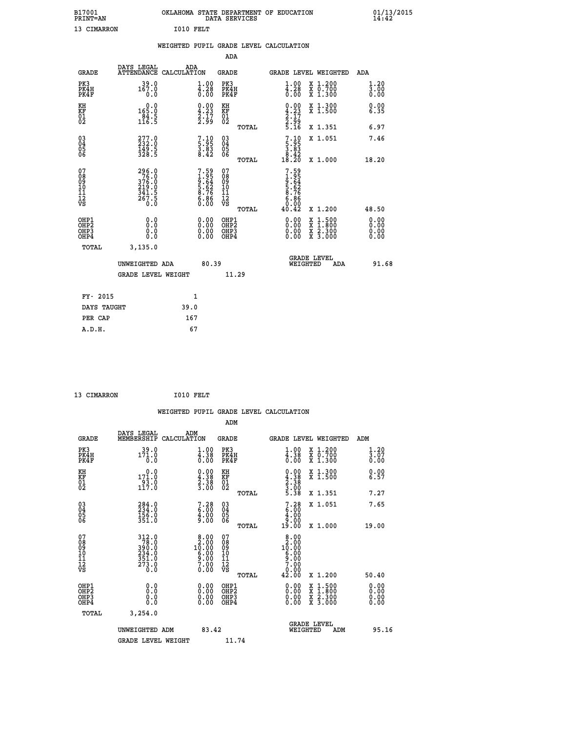B17001 OKLAHOMA STATE DEPARTMENT OF EDUCATION 01/13/2015
PRINT=AN DATA SERVICES 14:42

13 CIMARRON I010 FELT

## WEIGHTED PUPIL GRADE LEVEL CALCULATION

### ADA

| GRADE | DAYS LEGAL ATTENDANCE | ADA CALCULATION | GRADE | | GRADE LEVEL | WEIGHTED | ADA |
|---|---|---|---|---|---|---|---|
| PK3 | 39.0 | 1.00 | PK3 | | 1.00 | X 1.200 | 1.20 |
| PK4H | 167.0 | 4.28 | PK4H | | 4.28 | X 0.700 | 3.00 |
| PK4F | 0.0 | 0.00 | PK4F | | 0.00 | X 1.300 | 0.00 |
| KH | 0.0 | 0.00 | KH | | 0.00 | X 1.300 | 0.00 |
| KF | 165.0 | 4.23 | KF | | 4.23 | X 1.500 | 6.35 |
| 01 | 84.5 | 2.17 | 01 | | 2.17 | | |
| 02 | 116.5 | 2.99 | 02 | | 2.99 | | |
| | | | | TOTAL | 5.16 | X 1.351 | 6.97 |
| 03 | 277.0 | 7.10 | 03 | | 7.10 | X 1.051 | 7.46 |
| 04 | 232.0 | 5.95 | 04 | | 5.95 | | |
| 05 | 149.5 | 3.83 | 05 | | 3.83 | | |
| 06 | 328.5 | 8.42 | 06 | | 8.42 | | |
| | | | | TOTAL | 18.20 | X 1.000 | 18.20 |
| 07 | 296.0 | 7.59 | 07 | | 7.59 | | |
| 08 | 76.0 | 1.95 | 08 | | 1.95 | | |
| 09 | 376.0 | 9.64 | 09 | | 9.64 | | |
| 10 | 219.0 | 5.62 | 10 | | 5.62 | | |
| 11 | 341.5 | 8.76 | 11 | | 8.76 | | |
| 12 | 267.5 | 6.86 | 12 | | 6.86 | | |
| VS | 0.0 | 0.00 | VS | | 0.00 | | |
| | | | | TOTAL | 40.42 | X 1.200 | 48.50 |
| OHP1 | 0.0 | 0.00 | OHP1 | | 0.00 | X 1.500 | 0.00 |
| OHP2 | 0.0 | 0.00 | OHP2 | | 0.00 | X 1.800 | 0.00 |
| OHP3 | 0.0 | 0.00 | OHP3 | | 0.00 | X 2.300 | 0.00 |
| OHP4 | 0.0 | 0.00 | OHP4 | | 0.00 | X 3.000 | 0.00 |
| TOTAL | 3,135.0 | | | | | | |

UNWEIGHTED ADA 80.39 — GRADE LEVEL WEIGHTED ADA 91.68

GRADE LEVEL WEIGHT 11.29

| | |
|---|---|
| FY- 2015 | 1 |
| DAYS TAUGHT | 39.0 |
| PER CAP | 167 |
| A.D.H. | 67 |

13 CIMARRON I010 FELT

## WEIGHTED PUPIL GRADE LEVEL CALCULATION

### ADM

| GRADE | DAYS LEGAL MEMBERSHIP | ADM CALCULATION | GRADE | | GRADE LEVEL | WEIGHTED | ADM |
|---|---|---|---|---|---|---|---|
| PK3 | 39.0 | 1.00 | PK3 | | 1.00 | X 1.200 | 1.20 |
| PK4H | 171.0 | 4.38 | PK4H | | 4.38 | X 0.700 | 3.07 |
| PK4F | 0.0 | 0.00 | PK4F | | 0.00 | X 1.300 | 0.00 |
| KH | 0.0 | 0.00 | KH | | 0.00 | X 1.300 | 0.00 |
| KF | 171.0 | 4.38 | KF | | 4.38 | X 1.500 | 6.57 |
| 01 | 93.0 | 2.38 | 01 | | 2.38 | | |
| 02 | 117.0 | 3.00 | 02 | | 3.00 | | |
| | | | | TOTAL | 5.38 | X 1.351 | 7.27 |
| 03 | 284.0 | 7.28 | 03 | | 7.28 | X 1.051 | 7.65 |
| 04 | 234.0 | 6.00 | 04 | | 6.00 | | |
| 05 | 156.0 | 4.00 | 05 | | 4.00 | | |
| 06 | 351.0 | 9.00 | 06 | | 9.00 | | |
| | | | | TOTAL | 19.00 | X 1.000 | 19.00 |
| 07 | 312.0 | 8.00 | 07 | | 8.00 | | |
| 08 | 78.0 | 2.00 | 08 | | 2.00 | | |
| 09 | 390.0 | 10.00 | 09 | | 10.00 | | |
| 10 | 234.0 | 6.00 | 10 | | 6.00 | | |
| 11 | 351.0 | 9.00 | 11 | | 9.00 | | |
| 12 | 273.0 | 7.00 | 12 | | 7.00 | | |
| VS | 0.0 | 0.00 | VS | | 0.00 | | |
| | | | | TOTAL | 42.00 | X 1.200 | 50.40 |
| OHP1 | 0.0 | 0.00 | OHP1 | | 0.00 | X 1.500 | 0.00 |
| OHP2 | 0.0 | 0.00 | OHP2 | | 0.00 | X 1.800 | 0.00 |
| OHP3 | 0.0 | 0.00 | OHP3 | | 0.00 | X 2.300 | 0.00 |
| OHP4 | 0.0 | 0.00 | OHP4 | | 0.00 | X 3.000 | 0.00 |
| TOTAL | 3,254.0 | | | | | | |

UNWEIGHTED ADM 83.42 — GRADE LEVEL WEIGHTED ADM 95.16

GRADE LEVEL WEIGHT 11.74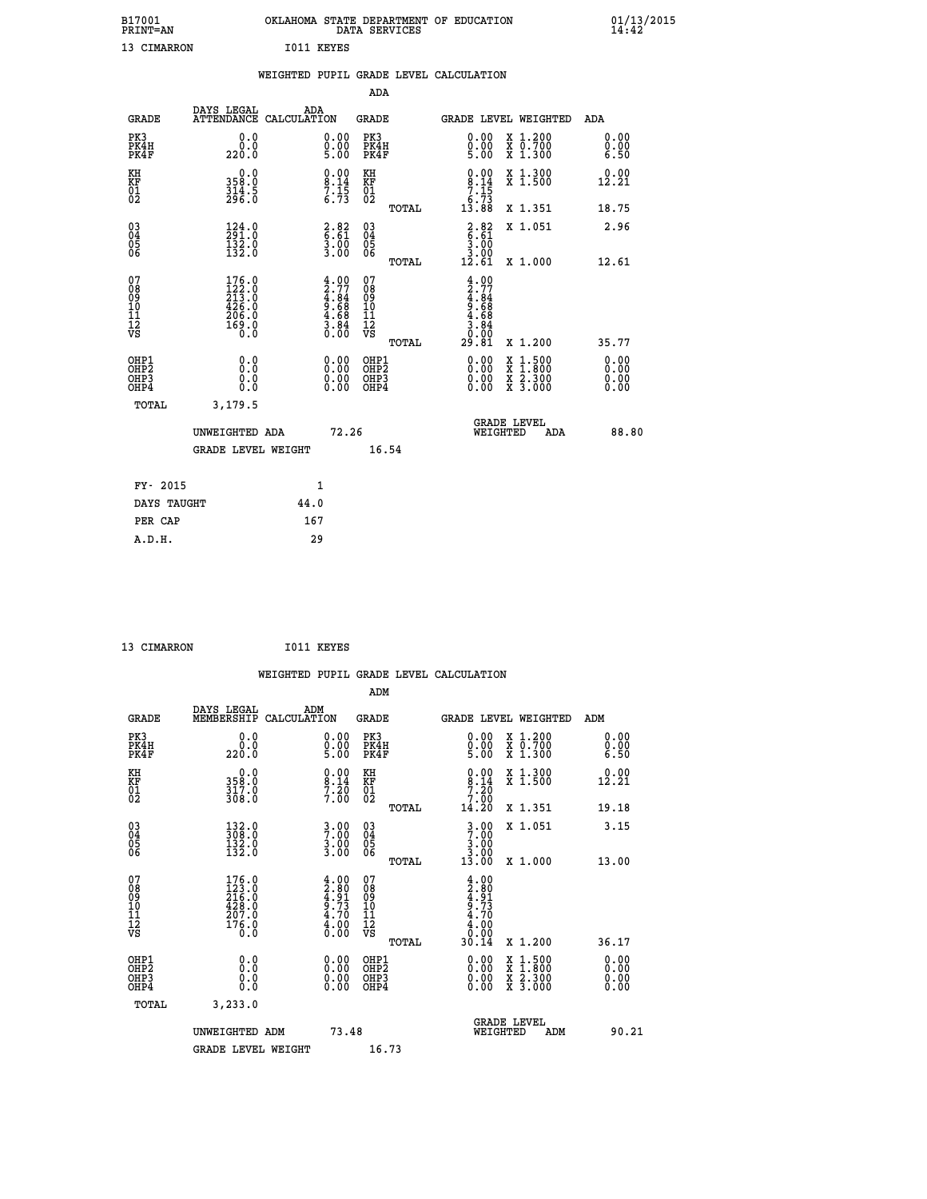B17001 OKLAHOMA STATE DEPARTMENT OF EDUCATION 01/13/2015
PRINT=AN DATA SERVICES 14:42

13 CIMARRON I011 KEYES

## WEIGHTED PUPIL GRADE LEVEL CALCULATION

### ADA

| GRADE | DAYS LEGAL ATTENDANCE | ADA CALCULATION | GRADE | GRADE LEVEL | WEIGHTED | ADA |
|---|---|---|---|---|---|---|
| PK3 | 0.0 | 0.00 | PK3 | 0.00 | X 1.200 | 0.00 |
| PK4H | 0.0 | 0.00 | PK4H | 0.00 | X 0.700 | 0.00 |
| PK4F | 220.0 | 5.00 | PK4F | 5.00 | X 1.300 | 6.50 |
| KH | 0.0 | 0.00 | KH | 0.00 | X 1.300 | 0.00 |
| KF | 358.0 | 8.14 | KF | 8.14 | X 1.500 | 12.21 |
| 01 | 314.5 | 7.15 | 01 | 7.15 | | |
| 02 | 296.0 | 6.73 | 02 | 6.73 | | |
| | | | TOTAL | 13.88 | X 1.351 | 18.75 |
| 03 | 124.0 | 2.82 | 03 | 2.82 | X 1.051 | 2.96 |
| 04 | 291.0 | 6.61 | 04 | 6.61 | | |
| 05 | 132.0 | 3.00 | 05 | 3.00 | | |
| 06 | 132.0 | 3.00 | 06 | 3.00 | | |
| | | | TOTAL | 12.61 | X 1.000 | 12.61 |
| 07 | 176.0 | 4.00 | 07 | 4.00 | | |
| 08 | 122.0 | 2.77 | 08 | 2.77 | | |
| 09 | 213.0 | 4.84 | 09 | 4.84 | | |
| 10 | 426.0 | 9.68 | 10 | 9.68 | | |
| 11 | 206.0 | 4.68 | 11 | 4.68 | | |
| 12 | 169.0 | 3.84 | 12 | 3.84 | | |
| VS | 0.0 | 0.00 | VS | 0.00 | | |
| | | | TOTAL | 29.81 | X 1.200 | 35.77 |
| OHP1 | 0.0 | 0.00 | OHP1 | 0.00 | X 1.500 | 0.00 |
| OHP2 | 0.0 | 0.00 | OHP2 | 0.00 | X 1.800 | 0.00 |
| OHP3 | 0.0 | 0.00 | OHP3 | 0.00 | X 2.300 | 0.00 |
| OHP4 | 0.0 | 0.00 | OHP4 | 0.00 | X 3.000 | 0.00 |
| TOTAL | 3,179.5 | | | | | |

UNWEIGHTED ADA 72.26 GRADE LEVEL WEIGHTED ADA 88.80

GRADE LEVEL WEIGHT 16.54

| FY- 2015 | 1 |
|---|---|
| DAYS TAUGHT | 44.0 |
| PER CAP | 167 |
| A.D.H. | 29 |

13 CIMARRON I011 KEYES

## WEIGHTED PUPIL GRADE LEVEL CALCULATION

### ADM

| GRADE | DAYS LEGAL MEMBERSHIP | ADM CALCULATION | GRADE | GRADE LEVEL | WEIGHTED | ADM |
|---|---|---|---|---|---|---|
| PK3 | 0.0 | 0.00 | PK3 | 0.00 | X 1.200 | 0.00 |
| PK4H | 0.0 | 0.00 | PK4H | 0.00 | X 0.700 | 0.00 |
| PK4F | 220.0 | 5.00 | PK4F | 5.00 | X 1.300 | 6.50 |
| KH | 0.0 | 0.00 | KH | 0.00 | X 1.300 | 0.00 |
| KF | 358.0 | 8.14 | KF | 8.14 | X 1.500 | 12.21 |
| 01 | 317.0 | 7.20 | 01 | 7.20 | | |
| 02 | 308.0 | 7.00 | 02 | 7.00 | | |
| | | | TOTAL | 14.20 | X 1.351 | 19.18 |
| 03 | 132.0 | 3.00 | 03 | 3.00 | X 1.051 | 3.15 |
| 04 | 308.0 | 7.00 | 04 | 7.00 | | |
| 05 | 132.0 | 3.00 | 05 | 3.00 | | |
| 06 | 132.0 | 3.00 | 06 | 3.00 | | |
| | | | TOTAL | 13.00 | X 1.000 | 13.00 |
| 07 | 176.0 | 4.00 | 07 | 4.00 | | |
| 08 | 123.0 | 2.80 | 08 | 2.80 | | |
| 09 | 216.0 | 4.91 | 09 | 4.91 | | |
| 10 | 428.0 | 9.73 | 10 | 9.73 | | |
| 11 | 207.0 | 4.70 | 11 | 4.70 | | |
| 12 | 176.0 | 4.00 | 12 | 4.00 | | |
| VS | 0.0 | 0.00 | VS | 0.00 | | |
| | | | TOTAL | 30.14 | X 1.200 | 36.17 |
| OHP1 | 0.0 | 0.00 | OHP1 | 0.00 | X 1.500 | 0.00 |
| OHP2 | 0.0 | 0.00 | OHP2 | 0.00 | X 1.800 | 0.00 |
| OHP3 | 0.0 | 0.00 | OHP3 | 0.00 | X 2.300 | 0.00 |
| OHP4 | 0.0 | 0.00 | OHP4 | 0.00 | X 3.000 | 0.00 |
| TOTAL | 3,233.0 | | | | | |

UNWEIGHTED ADM 73.48 GRADE LEVEL WEIGHTED ADM 90.21

GRADE LEVEL WEIGHT 16.73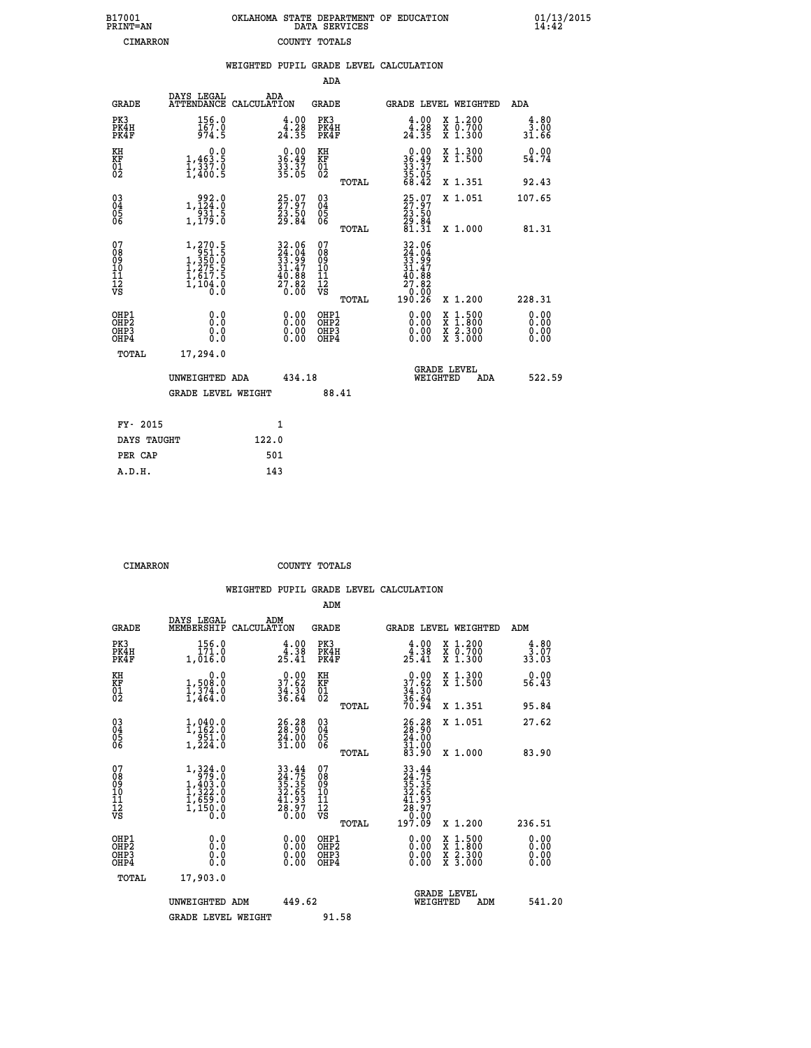B17001 OKLAHOMA STATE DEPARTMENT OF EDUCATION 01/13/2015
PRINT=AN DATA SERVICES 14:42
CIMARRON COUNTY TOTALS

### WEIGHTED PUPIL GRADE LEVEL CALCULATION

ADA

| GRADE | DAYS LEGAL ATTENDANCE | ADA CALCULATION | GRADE | | GRADE LEVEL | WEIGHTED | ADA |
|---|---|---|---|---|---|---|---|
| PK3 | 156.0 | 4.00 | PK3 | | 4.00 | X 1.200 | 4.80 |
| PK4H | 167.0 | 4.28 | PK4H | | 4.28 | X 0.700 | 3.00 |
| PK4F | 974.5 | 24.35 | PK4F | | 24.35 | X 1.300 | 31.66 |
| KH | 0.0 | 0.00 | KH | | 0.00 | X 1.300 | 0.00 |
| KF | 1,463.5 | 36.49 | KF | | 36.49 | X 1.500 | 54.74 |
| 01 | 1,337.0 | 33.37 | 01 | | 33.37 | | |
| 02 | 1,400.5 | 35.05 | 02 | | 35.05 | | |
| | | | | TOTAL | 68.42 | X 1.351 | 92.43 |
| 03 | 992.0 | 25.07 | 03 | | 25.07 | X 1.051 | 107.65 |
| 04 | 1,124.0 | 27.97 | 04 | | 27.97 | | |
| 05 | 931.5 | 23.50 | 05 | | 23.50 | | |
| 06 | 1,179.0 | 29.84 | 06 | | 29.84 | | |
| | | | | TOTAL | 81.31 | X 1.000 | 81.31 |
| 07 | 1,270.5 | 32.06 | 07 | | 32.06 | | |
| 08 | 951.5 | 24.04 | 08 | | 24.04 | | |
| 09 | 1,350.0 | 33.99 | 09 | | 33.99 | | |
| 10 | 1,275.5 | 31.47 | 10 | | 31.47 | | |
| 11 | 1,617.5 | 40.88 | 11 | | 40.88 | | |
| 12 | 1,104.0 | 27.82 | 12 | | 27.82 | | |
| VS | 0.0 | 0.00 | VS | | 0.00 | | |
| | | | | TOTAL | 190.26 | X 1.200 | 228.31 |
| OHP1 | 0.0 | 0.00 | OHP1 | | 0.00 | X 1.500 | 0.00 |
| OHP2 | 0.0 | 0.00 | OHP2 | | 0.00 | X 1.800 | 0.00 |
| OHP3 | 0.0 | 0.00 | OHP3 | | 0.00 | X 2.300 | 0.00 |
| OHP4 | 0.0 | 0.00 | OHP4 | | 0.00 | X 3.000 | 0.00 |
| TOTAL | 17,294.0 | | | | | | |

UNWEIGHTED ADA 434.18 GRADE LEVEL WEIGHTED ADA 522.59

GRADE LEVEL WEIGHT 88.41

| FY- 2015 | 1 |
|---|---|
| DAYS TAUGHT | 122.0 |
| PER CAP | 501 |
| A.D.H. | 143 |

CIMARRON COUNTY TOTALS

### WEIGHTED PUPIL GRADE LEVEL CALCULATION

ADM

| GRADE | DAYS LEGAL MEMBERSHIP | ADM CALCULATION | GRADE | | GRADE LEVEL | WEIGHTED | ADM |
|---|---|---|---|---|---|---|---|
| PK3 | 156.0 | 4.00 | PK3 | | 4.00 | X 1.200 | 4.80 |
| PK4H | 171.0 | 4.38 | PK4H | | 4.38 | X 0.700 | 3.07 |
| PK4F | 1,016.0 | 25.41 | PK4F | | 25.41 | X 1.300 | 33.03 |
| KH | 0.0 | 0.00 | KH | | 0.00 | X 1.300 | 0.00 |
| KF | 1,508.0 | 37.62 | KF | | 37.62 | X 1.500 | 56.43 |
| 01 | 1,374.0 | 34.30 | 01 | | 34.30 | | |
| 02 | 1,464.0 | 36.64 | 02 | | 36.64 | | |
| | | | | TOTAL | 70.94 | X 1.351 | 95.84 |
| 03 | 1,040.0 | 26.28 | 03 | | 26.28 | X 1.051 | 27.62 |
| 04 | 1,162.0 | 28.90 | 04 | | 28.90 | | |
| 05 | 951.0 | 24.00 | 05 | | 24.00 | | |
| 06 | 1,224.0 | 31.00 | 06 | | 31.00 | | |
| | | | | TOTAL | 83.90 | X 1.000 | 83.90 |
| 07 | 1,324.0 | 33.44 | 07 | | 33.44 | | |
| 08 | 979.0 | 24.75 | 08 | | 24.75 | | |
| 09 | 1,403.0 | 35.35 | 09 | | 35.35 | | |
| 10 | 1,322.0 | 32.65 | 10 | | 32.65 | | |
| 11 | 1,659.0 | 41.93 | 11 | | 41.93 | | |
| 12 | 1,150.0 | 28.97 | 12 | | 28.97 | | |
| VS | 0.0 | 0.00 | VS | | 0.00 | | |
| | | | | TOTAL | 197.09 | X 1.200 | 236.51 |
| OHP1 | 0.0 | 0.00 | OHP1 | | 0.00 | X 1.500 | 0.00 |
| OHP2 | 0.0 | 0.00 | OHP2 | | 0.00 | X 1.800 | 0.00 |
| OHP3 | 0.0 | 0.00 | OHP3 | | 0.00 | X 2.300 | 0.00 |
| OHP4 | 0.0 | 0.00 | OHP4 | | 0.00 | X 3.000 | 0.00 |
| TOTAL | 17,903.0 | | | | | | |

UNWEIGHTED ADM 449.62 GRADE LEVEL WEIGHTED ADM 541.20

GRADE LEVEL WEIGHT 91.58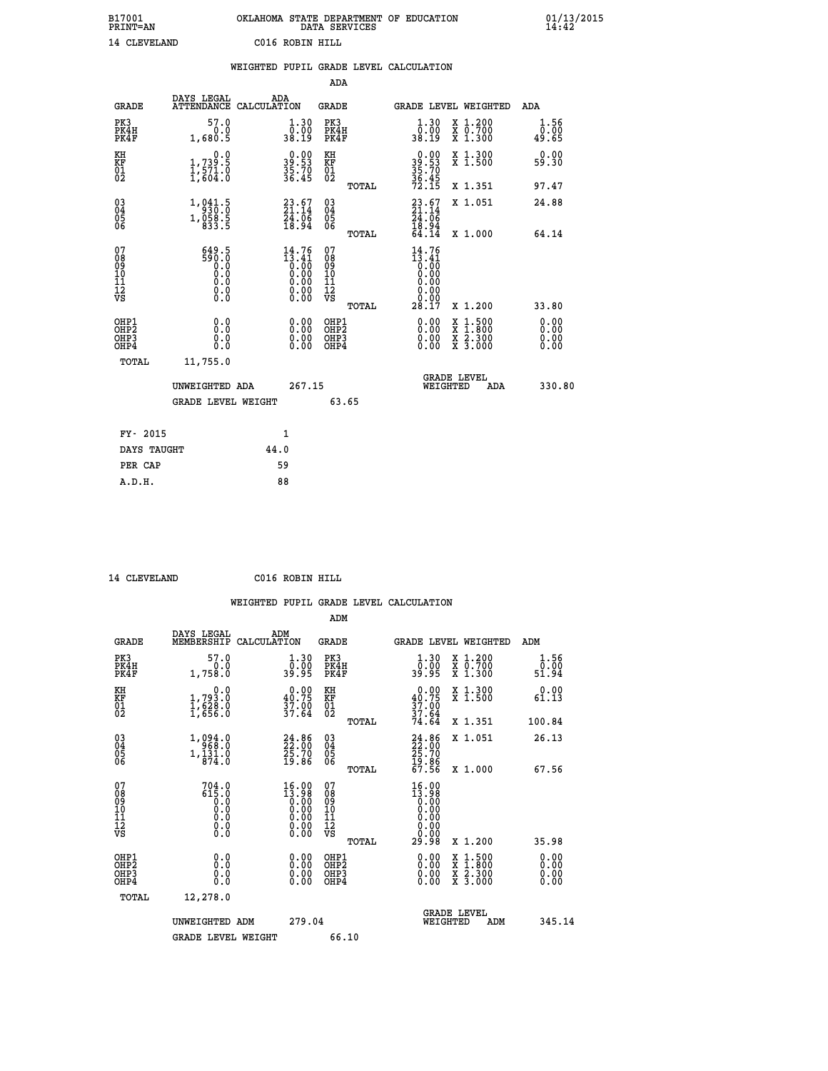B17001 OKLAHOMA STATE DEPARTMENT OF EDUCATION 01/13/2015
PRINT=AN DATA SERVICES 14:42

14 CLEVELAND C016 ROBIN HILL

## WEIGHTED PUPIL GRADE LEVEL CALCULATION

### ADA

| GRADE | DAYS LEGAL ATTENDANCE | ADA CALCULATION | GRADE | GRADE LEVEL | WEIGHTED | ADA |
|---|---|---|---|---|---|---|
| PK3 | 57.0 | 1.30 | PK3 | 1.30 | X 1.200 | 1.56 |
| PK4H | 0.0 | 0.00 | PK4H | 0.00 | X 0.700 | 0.00 |
| PK4F | 1,680.5 | 38.19 | PK4F | 38.19 | X 1.300 | 49.65 |
| KH | 0.0 | 0.00 | KH | 0.00 | X 1.300 | 0.00 |
| KF | 1,739.5 | 39.53 | KF | 39.53 | X 1.500 | 59.30 |
| 01 | 1,571.0 | 35.70 | 01 | 35.70 | | |
| 02 | 1,604.0 | 36.45 | 02 | 36.45 | | |
| | | | TOTAL | 72.15 | X 1.351 | 97.47 |
| 03 | 1,041.5 | 23.67 | 03 | 23.67 | X 1.051 | 24.88 |
| 04 | 930.0 | 21.14 | 04 | 21.14 | | |
| 05 | 1,058.5 | 24.06 | 05 | 24.06 | | |
| 06 | 833.5 | 18.94 | 06 | 18.94 | | |
| | | | TOTAL | 64.14 | X 1.000 | 64.14 |
| 07 | 649.5 | 14.76 | 07 | 14.76 | | |
| 08 | 590.0 | 13.41 | 08 | 13.41 | | |
| 09 | 0.0 | 0.00 | 09 | 0.00 | | |
| 10 | 0.0 | 0.00 | 10 | 0.00 | | |
| 11 | 0.0 | 0.00 | 11 | 0.00 | | |
| 12 | 0.0 | 0.00 | 12 | 0.00 | | |
| VS | 0.0 | 0.00 | VS | 0.00 | | |
| | | | TOTAL | 28.17 | X 1.200 | 33.80 |
| OHP1 | 0.0 | 0.00 | OHP1 | 0.00 | X 1.500 | 0.00 |
| OHP2 | 0.0 | 0.00 | OHP2 | 0.00 | X 1.800 | 0.00 |
| OHP3 | 0.0 | 0.00 | OHP3 | 0.00 | X 2.300 | 0.00 |
| OHP4 | 0.0 | 0.00 | OHP4 | 0.00 | X 3.000 | 0.00 |
| TOTAL | 11,755.0 | | | | | |

UNWEIGHTED ADA 267.15 GRADE LEVEL WEIGHTED ADA 330.80

GRADE LEVEL WEIGHT 63.65

| FY- 2015 | 1 |
|---|---|
| DAYS TAUGHT | 44.0 |
| PER CAP | 59 |
| A.D.H. | 88 |

14 CLEVELAND C016 ROBIN HILL

## WEIGHTED PUPIL GRADE LEVEL CALCULATION

### ADM

| GRADE | DAYS LEGAL MEMBERSHIP | ADM CALCULATION | GRADE | GRADE LEVEL | WEIGHTED | ADM |
|---|---|---|---|---|---|---|
| PK3 | 57.0 | 1.30 | PK3 | 1.30 | X 1.200 | 1.56 |
| PK4H | 0.0 | 0.00 | PK4H | 0.00 | X 0.700 | 0.00 |
| PK4F | 1,758.0 | 39.95 | PK4F | 39.95 | X 1.300 | 51.94 |
| KH | 0.0 | 0.00 | KH | 0.00 | X 1.300 | 0.00 |
| KF | 1,793.0 | 40.75 | KF | 40.75 | X 1.500 | 61.13 |
| 01 | 1,628.0 | 37.00 | 01 | 37.00 | | |
| 02 | 1,656.0 | 37.64 | 02 | 37.64 | | |
| | | | TOTAL | 74.64 | X 1.351 | 100.84 |
| 03 | 1,094.0 | 24.86 | 03 | 24.86 | X 1.051 | 26.13 |
| 04 | 968.0 | 22.00 | 04 | 22.00 | | |
| 05 | 1,131.0 | 25.70 | 05 | 25.70 | | |
| 06 | 874.0 | 19.86 | 06 | 19.86 | | |
| | | | TOTAL | 67.56 | X 1.000 | 67.56 |
| 07 | 704.0 | 16.00 | 07 | 16.00 | | |
| 08 | 615.0 | 13.98 | 08 | 13.98 | | |
| 09 | 0.0 | 0.00 | 09 | 0.00 | | |
| 10 | 0.0 | 0.00 | 10 | 0.00 | | |
| 11 | 0.0 | 0.00 | 11 | 0.00 | | |
| 12 | 0.0 | 0.00 | 12 | 0.00 | | |
| VS | 0.0 | 0.00 | VS | 0.00 | | |
| | | | TOTAL | 29.98 | X 1.200 | 35.98 |
| OHP1 | 0.0 | 0.00 | OHP1 | 0.00 | X 1.500 | 0.00 |
| OHP2 | 0.0 | 0.00 | OHP2 | 0.00 | X 1.800 | 0.00 |
| OHP3 | 0.0 | 0.00 | OHP3 | 0.00 | X 2.300 | 0.00 |
| OHP4 | 0.0 | 0.00 | OHP4 | 0.00 | X 3.000 | 0.00 |
| TOTAL | 12,278.0 | | | | | |

UNWEIGHTED ADM 279.04 GRADE LEVEL WEIGHTED ADM 345.14

GRADE LEVEL WEIGHT 66.10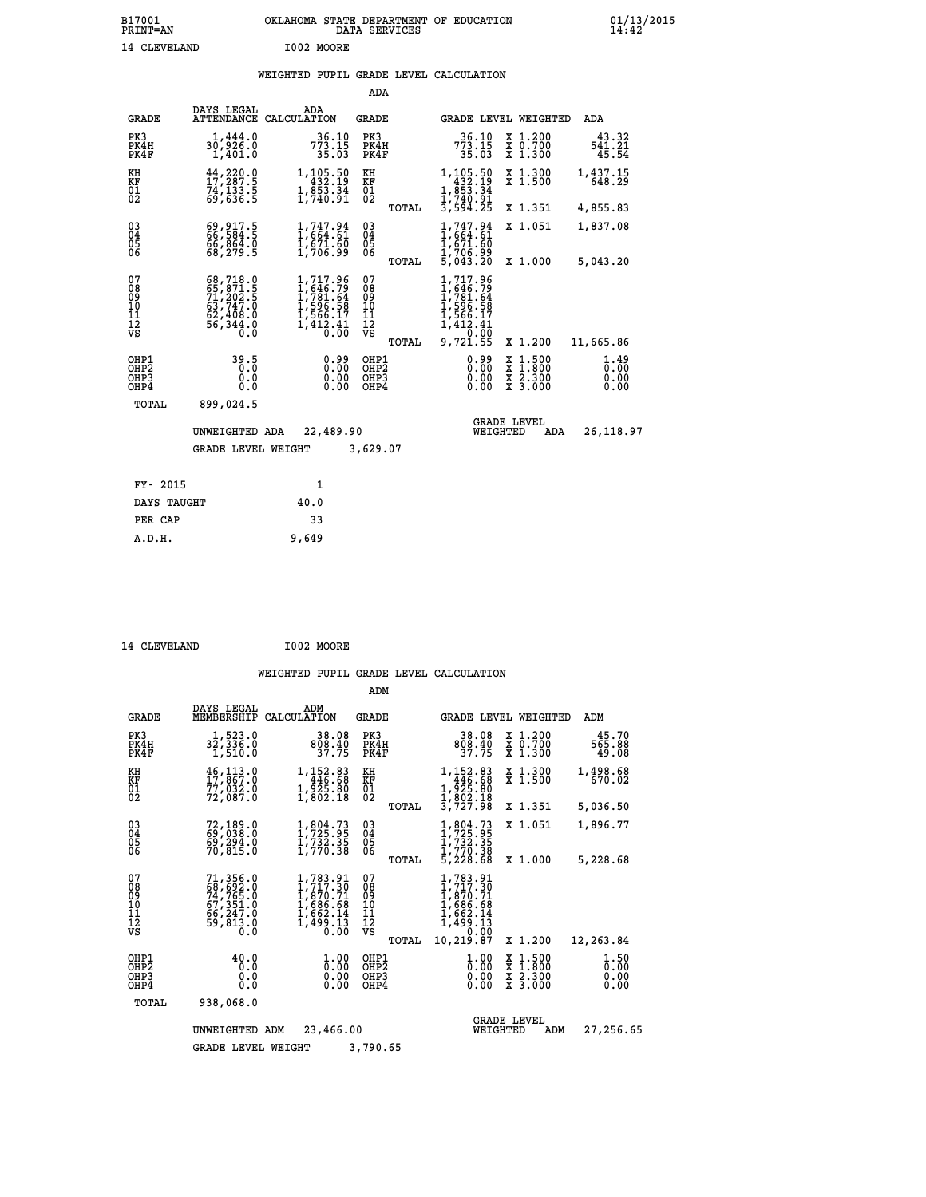B17001 OKLAHOMA STATE DEPARTMENT OF EDUCATION 01/13/2015
PRINT=AN DATA SERVICES 14:42

14 CLEVELAND I002 MOORE

## WEIGHTED PUPIL GRADE LEVEL CALCULATION

### ADA

| GRADE | DAYS LEGAL ATTENDANCE | ADA CALCULATION | GRADE | | GRADE LEVEL | WEIGHTED | ADA |
|---|---|---|---|---|---|---|---|
| PK3 | 1,444.0 | 36.10 | PK3 | | 36.10 | X 1.200 | 43.32 |
| PK4H | 30,926.0 | 773.15 | PK4H | | 773.15 | X 0.700 | 541.21 |
| PK4F | 1,401.0 | 35.03 | PK4F | | 35.03 | X 1.300 | 45.54 |
| KH | 44,220.0 | 1,105.50 | KH | | 1,105.50 | X 1.300 | 1,437.15 |
| KF | 17,287.5 | 432.19 | KF | | 432.19 | X 1.500 | 648.29 |
| 01 | 74,133.5 | 1,853.34 | 01 | | 1,853.34 | | |
| 02 | 69,636.5 | 1,740.91 | 02 | | 1,740.91 | | |
| | | | | TOTAL | 3,594.25 | X 1.351 | 4,855.83 |
| 03 | 69,917.5 | 1,747.94 | 03 | | 1,747.94 | X 1.051 | 1,837.08 |
| 04 | 66,584.5 | 1,664.61 | 04 | | 1,664.61 | | |
| 05 | 66,864.0 | 1,671.60 | 05 | | 1,671.60 | | |
| 06 | 68,279.5 | 1,706.99 | 06 | | 1,706.99 | | |
| | | | | TOTAL | 5,043.20 | X 1.000 | 5,043.20 |
| 07 | 68,718.0 | 1,717.96 | 07 | | 1,717.96 | | |
| 08 | 65,871.5 | 1,646.79 | 08 | | 1,646.79 | | |
| 09 | 71,202.5 | 1,781.64 | 09 | | 1,781.64 | | |
| 10 | 63,747.0 | 1,596.58 | 10 | | 1,596.58 | | |
| 11 | 62,408.0 | 1,566.17 | 11 | | 1,566.17 | | |
| 12 | 56,344.0 | 1,412.41 | 12 | | 1,412.41 | | |
| VS | 0.0 | 0.00 | VS | | 0.00 | | |
| | | | | TOTAL | 9,721.55 | X 1.200 | 11,665.86 |
| OHP1 | 39.5 | 0.99 | OHP1 | | 0.99 | X 1.500 | 1.49 |
| OHP2 | 0.0 | 0.00 | OHP2 | | 0.00 | X 1.800 | 0.00 |
| OHP3 | 0.0 | 0.00 | OHP3 | | 0.00 | X 2.300 | 0.00 |
| OHP4 | 0.0 | 0.00 | OHP4 | | 0.00 | X 3.000 | 0.00 |
| TOTAL | 899,024.5 | | | | | | |

UNWEIGHTED ADA 22,489.90 — GRADE LEVEL WEIGHTED ADA 26,118.97

GRADE LEVEL WEIGHT 3,629.07

| | |
|---|---|
| FY- 2015 | 1 |
| DAYS TAUGHT | 40.0 |
| PER CAP | 33 |
| A.D.H. | 9,649 |

14 CLEVELAND I002 MOORE

## WEIGHTED PUPIL GRADE LEVEL CALCULATION

### ADM

| GRADE | DAYS LEGAL MEMBERSHIP | ADM CALCULATION | GRADE | | GRADE LEVEL | WEIGHTED | ADM |
|---|---|---|---|---|---|---|---|
| PK3 | 1,523.0 | 38.08 | PK3 | | 38.08 | X 1.200 | 45.70 |
| PK4H | 32,336.0 | 808.40 | PK4H | | 808.40 | X 0.700 | 565.88 |
| PK4F | 1,510.0 | 37.75 | PK4F | | 37.75 | X 1.300 | 49.08 |
| KH | 46,113.0 | 1,152.83 | KH | | 1,152.83 | X 1.300 | 1,498.68 |
| KF | 17,867.0 | 446.68 | KF | | 446.68 | X 1.500 | 670.02 |
| 01 | 77,032.0 | 1,925.80 | 01 | | 1,925.80 | | |
| 02 | 72,087.0 | 1,802.18 | 02 | | 1,802.18 | | |
| | | | | TOTAL | 3,727.98 | X 1.351 | 5,036.50 |
| 03 | 72,189.0 | 1,804.73 | 03 | | 1,804.73 | X 1.051 | 1,896.77 |
| 04 | 69,038.0 | 1,725.95 | 04 | | 1,725.95 | | |
| 05 | 69,294.0 | 1,732.35 | 05 | | 1,732.35 | | |
| 06 | 70,815.0 | 1,770.38 | 06 | | 1,770.38 | | |
| | | | | TOTAL | 5,228.68 | X 1.000 | 5,228.68 |
| 07 | 71,356.0 | 1,783.91 | 07 | | 1,783.91 | | |
| 08 | 68,692.0 | 1,717.30 | 08 | | 1,717.30 | | |
| 09 | 74,765.0 | 1,870.71 | 09 | | 1,870.71 | | |
| 10 | 67,351.0 | 1,686.68 | 10 | | 1,686.68 | | |
| 11 | 66,247.0 | 1,662.14 | 11 | | 1,662.14 | | |
| 12 | 59,813.0 | 1,499.13 | 12 | | 1,499.13 | | |
| VS | 0.0 | 0.00 | VS | | 0.00 | | |
| | | | | TOTAL | 10,219.87 | X 1.200 | 12,263.84 |
| OHP1 | 40.0 | 1.00 | OHP1 | | 1.00 | X 1.500 | 1.50 |
| OHP2 | 0.0 | 0.00 | OHP2 | | 0.00 | X 1.800 | 0.00 |
| OHP3 | 0.0 | 0.00 | OHP3 | | 0.00 | X 2.300 | 0.00 |
| OHP4 | 0.0 | 0.00 | OHP4 | | 0.00 | X 3.000 | 0.00 |
| TOTAL | 938,068.0 | | | | | | |

UNWEIGHTED ADM 23,466.00 — GRADE LEVEL WEIGHTED ADM 27,256.65

GRADE LEVEL WEIGHT 3,790.65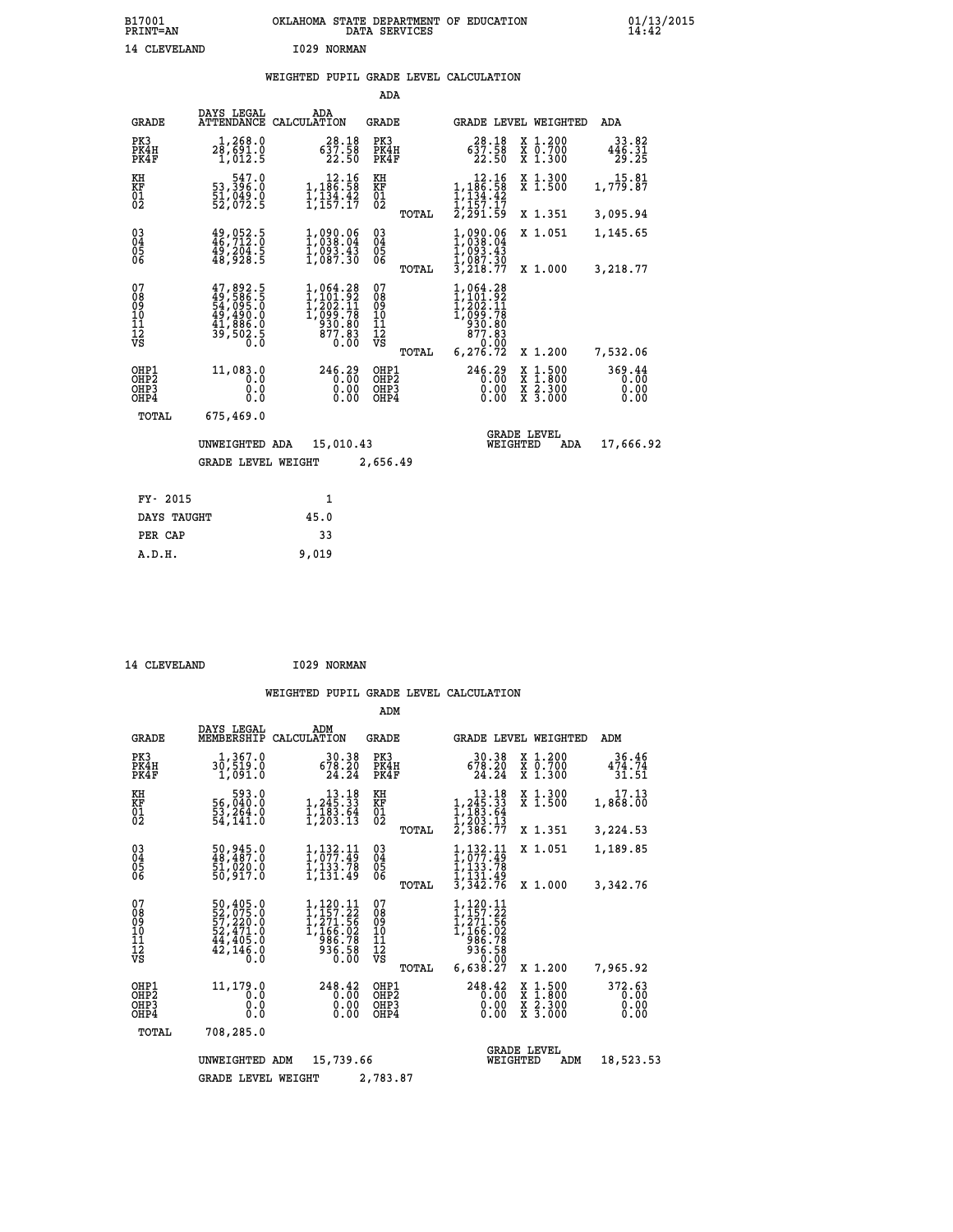B17001 OKLAHOMA STATE DEPARTMENT OF EDUCATION 01/13/2015
PRINT=AN DATA SERVICES 14:42

14 CLEVELAND I029 NORMAN

## WEIGHTED PUPIL GRADE LEVEL CALCULATION

### ADA

| GRADE | DAYS LEGAL ATTENDANCE | ADA CALCULATION | GRADE | | GRADE LEVEL | WEIGHTED | ADA |
|---|---|---|---|---|---|---|---|
| PK3 | 1,268.0 | 28.18 | PK3 | | 28.18 | X 1.200 | 33.82 |
| PK4H | 28,691.0 | 637.58 | PK4H | | 637.58 | X 0.700 | 446.31 |
| PK4F | 1,012.5 | 22.50 | PK4F | | 22.50 | X 1.300 | 29.25 |
| KH | 547.0 | 12.16 | KH | | 12.16 | X 1.300 | 15.81 |
| KF | 53,396.0 | 1,186.58 | KF | | 1,186.58 | X 1.500 | 1,779.87 |
| 01 | 51,049.0 | 1,134.42 | 01 | | 1,134.42 | | |
| 02 | 52,072.5 | 1,157.17 | 02 | | 1,157.17 | | |
| | | | | TOTAL | 2,291.59 | X 1.351 | 3,095.94 |
| 03 | 49,052.5 | 1,090.06 | 03 | | 1,090.06 | X 1.051 | 1,145.65 |
| 04 | 46,712.0 | 1,038.04 | 04 | | 1,038.04 | | |
| 05 | 49,204.5 | 1,093.43 | 05 | | 1,093.43 | | |
| 06 | 48,928.5 | 1,087.30 | 06 | | 1,087.30 | | |
| | | | | TOTAL | 3,218.77 | X 1.000 | 3,218.77 |
| 07 | 47,892.5 | 1,064.28 | 07 | | 1,064.28 | | |
| 08 | 49,586.5 | 1,101.92 | 08 | | 1,101.92 | | |
| 09 | 54,095.0 | 1,202.11 | 09 | | 1,202.11 | | |
| 10 | 49,490.0 | 1,099.78 | 10 | | 1,099.78 | | |
| 11 | 41,886.0 | 930.80 | 11 | | 930.80 | | |
| 12 | 39,502.5 | 877.83 | 12 | | 877.83 | | |
| VS | 0.0 | 0.00 | VS | | 0.00 | | |
| | | | | TOTAL | 6,276.72 | X 1.200 | 7,532.06 |
| OHP1 | 11,083.0 | 246.29 | OHP1 | | 246.29 | X 1.500 | 369.44 |
| OHP2 | 0.0 | 0.00 | OHP2 | | 0.00 | X 1.800 | 0.00 |
| OHP3 | 0.0 | 0.00 | OHP3 | | 0.00 | X 2.300 | 0.00 |
| OHP4 | 0.0 | 0.00 | OHP4 | | 0.00 | X 3.000 | 0.00 |
| TOTAL | 675,469.0 | | | | | | |

UNWEIGHTED ADA 15,010.43 | GRADE LEVEL WEIGHTED ADA 17,666.92

GRADE LEVEL WEIGHT 2,656.49

| | |
|---|---|
| FY- 2015 | 1 |
| DAYS TAUGHT | 45.0 |
| PER CAP | 33 |
| A.D.H. | 9,019 |

14 CLEVELAND I029 NORMAN

## WEIGHTED PUPIL GRADE LEVEL CALCULATION

### ADM

| GRADE | DAYS LEGAL MEMBERSHIP | ADM CALCULATION | GRADE | | GRADE LEVEL | WEIGHTED | ADM |
|---|---|---|---|---|---|---|---|
| PK3 | 1,367.0 | 30.38 | PK3 | | 30.38 | X 1.200 | 36.46 |
| PK4H | 30,519.0 | 678.20 | PK4H | | 678.20 | X 0.700 | 474.74 |
| PK4F | 1,091.0 | 24.24 | PK4F | | 24.24 | X 1.300 | 31.51 |
| KH | 593.0 | 13.18 | KH | | 13.18 | X 1.300 | 17.13 |
| KF | 56,040.0 | 1,245.33 | KF | | 1,245.33 | X 1.500 | 1,868.00 |
| 01 | 53,264.0 | 1,183.64 | 01 | | 1,183.64 | | |
| 02 | 54,141.0 | 1,203.13 | 02 | | 1,203.13 | | |
| | | | | TOTAL | 2,386.77 | X 1.351 | 3,224.53 |
| 03 | 50,945.0 | 1,132.11 | 03 | | 1,132.11 | X 1.051 | 1,189.85 |
| 04 | 48,487.0 | 1,077.49 | 04 | | 1,077.49 | | |
| 05 | 51,020.0 | 1,133.78 | 05 | | 1,133.78 | | |
| 06 | 50,917.0 | 1,131.49 | 06 | | 1,131.49 | | |
| | | | | TOTAL | 3,342.76 | X 1.000 | 3,342.76 |
| 07 | 50,405.0 | 1,120.11 | 07 | | 1,120.11 | | |
| 08 | 52,075.0 | 1,157.22 | 08 | | 1,157.22 | | |
| 09 | 57,220.0 | 1,271.56 | 09 | | 1,271.56 | | |
| 10 | 52,471.0 | 1,166.02 | 10 | | 1,166.02 | | |
| 11 | 44,405.0 | 986.78 | 11 | | 986.78 | | |
| 12 | 42,146.0 | 936.58 | 12 | | 936.58 | | |
| VS | 0.0 | 0.00 | VS | | 0.00 | | |
| | | | | TOTAL | 6,638.27 | X 1.200 | 7,965.92 |
| OHP1 | 11,179.0 | 248.42 | OHP1 | | 248.42 | X 1.500 | 372.63 |
| OHP2 | 0.0 | 0.00 | OHP2 | | 0.00 | X 1.800 | 0.00 |
| OHP3 | 0.0 | 0.00 | OHP3 | | 0.00 | X 2.300 | 0.00 |
| OHP4 | 0.0 | 0.00 | OHP4 | | 0.00 | X 3.000 | 0.00 |
| TOTAL | 708,285.0 | | | | | | |

UNWEIGHTED ADM 15,739.66 | GRADE LEVEL WEIGHTED ADM 18,523.53

GRADE LEVEL WEIGHT 2,783.87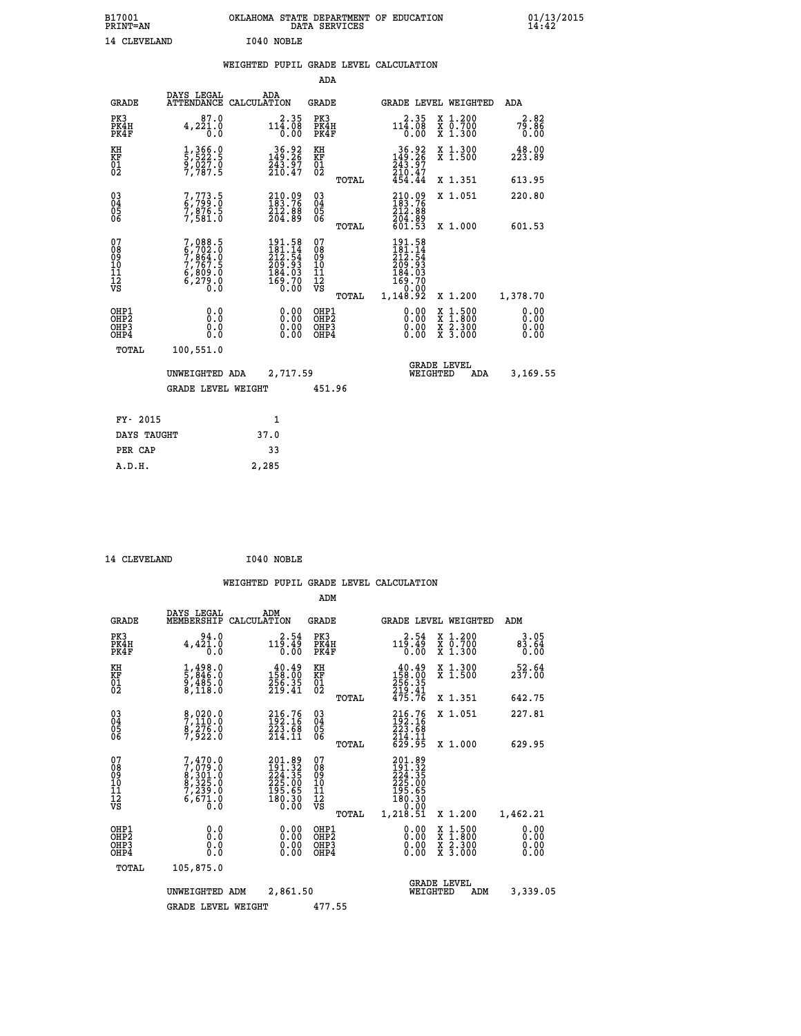B17001 OKLAHOMA STATE DEPARTMENT OF EDUCATION 01/13/2015
PRINT=AN DATA SERVICES 14:42

14 CLEVELAND I040 NOBLE

## WEIGHTED PUPIL GRADE LEVEL CALCULATION

### ADA

| GRADE | DAYS LEGAL ATTENDANCE | ADA CALCULATION | GRADE | | GRADE LEVEL | WEIGHTED | ADA |
|---|---|---|---|---|---|---|---|
| PK3 | 87.0 | 2.35 | PK3 | | 2.35 | X 1.200 | 2.82 |
| PK4H | 4,221.0 | 114.08 | PK4H | | 114.08 | X 0.700 | 79.86 |
| PK4F | 0.0 | 0.00 | PK4F | | 0.00 | X 1.300 | 0.00 |
| KH | 1,366.0 | 36.92 | KH | | 36.92 | X 1.300 | 48.00 |
| KF | 5,522.5 | 149.26 | KF | | 149.26 | X 1.500 | 223.89 |
| 01 | 9,027.0 | 243.97 | 01 | | 243.97 | | |
| 02 | 7,787.5 | 210.47 | 02 | | 210.47 | | |
| | | | | TOTAL | 454.44 | X 1.351 | 613.95 |
| 03 | 7,773.5 | 210.09 | 03 | | 210.09 | X 1.051 | 220.80 |
| 04 | 6,799.0 | 183.76 | 04 | | 183.76 | | |
| 05 | 7,876.5 | 212.88 | 05 | | 212.88 | | |
| 06 | 7,581.0 | 204.89 | 06 | | 204.89 | | |
| | | | | TOTAL | 601.53 | X 1.000 | 601.53 |
| 07 | 7,088.5 | 191.58 | 07 | | 191.58 | | |
| 08 | 6,702.0 | 181.14 | 08 | | 181.14 | | |
| 09 | 7,864.0 | 212.54 | 09 | | 212.54 | | |
| 10 | 7,767.5 | 209.93 | 10 | | 209.93 | | |
| 11 | 6,809.0 | 184.03 | 11 | | 184.03 | | |
| 12 | 6,279.0 | 169.70 | 12 | | 169.70 | | |
| VS | 0.0 | 0.00 | VS | | 0.00 | | |
| | | | | TOTAL | 1,148.92 | X 1.200 | 1,378.70 |
| OHP1 | 0.0 | 0.00 | OHP1 | | 0.00 | X 1.500 | 0.00 |
| OHP2 | 0.0 | 0.00 | OHP2 | | 0.00 | X 1.800 | 0.00 |
| OHP3 | 0.0 | 0.00 | OHP3 | | 0.00 | X 2.300 | 0.00 |
| OHP4 | 0.0 | 0.00 | OHP4 | | 0.00 | X 3.000 | 0.00 |
| TOTAL | 100,551.0 | | | | | | |

UNWEIGHTED ADA 2,717.59 GRADE LEVEL WEIGHTED ADA 3,169.55

GRADE LEVEL WEIGHT 451.96

| FY- 2015 | 1 |
|---|---|
| DAYS TAUGHT | 37.0 |
| PER CAP | 33 |
| A.D.H. | 2,285 |

14 CLEVELAND I040 NOBLE

## WEIGHTED PUPIL GRADE LEVEL CALCULATION

### ADM

| GRADE | DAYS LEGAL MEMBERSHIP | ADM CALCULATION | GRADE | | GRADE LEVEL | WEIGHTED | ADM |
|---|---|---|---|---|---|---|---|
| PK3 | 94.0 | 2.54 | PK3 | | 2.54 | X 1.200 | 3.05 |
| PK4H | 4,421.0 | 119.49 | PK4H | | 119.49 | X 0.700 | 83.64 |
| PK4F | 0.0 | 0.00 | PK4F | | 0.00 | X 1.300 | 0.00 |
| KH | 1,498.0 | 40.49 | KH | | 40.49 | X 1.300 | 52.64 |
| KF | 5,846.0 | 158.00 | KF | | 158.00 | X 1.500 | 237.00 |
| 01 | 9,485.0 | 256.35 | 01 | | 256.35 | | |
| 02 | 8,118.0 | 219.41 | 02 | | 219.41 | | |
| | | | | TOTAL | 475.76 | X 1.351 | 642.75 |
| 03 | 8,020.0 | 216.76 | 03 | | 216.76 | X 1.051 | 227.81 |
| 04 | 7,110.0 | 192.16 | 04 | | 192.16 | | |
| 05 | 8,276.0 | 223.68 | 05 | | 223.68 | | |
| 06 | 7,922.0 | 214.11 | 06 | | 214.11 | | |
| | | | | TOTAL | 629.95 | X 1.000 | 629.95 |
| 07 | 7,470.0 | 201.89 | 07 | | 201.89 | | |
| 08 | 7,079.0 | 191.32 | 08 | | 191.32 | | |
| 09 | 8,301.0 | 224.35 | 09 | | 224.35 | | |
| 10 | 8,325.0 | 225.00 | 10 | | 225.00 | | |
| 11 | 7,239.0 | 195.65 | 11 | | 195.65 | | |
| 12 | 6,671.0 | 180.30 | 12 | | 180.30 | | |
| VS | 0.0 | 0.00 | VS | | 0.00 | | |
| | | | | TOTAL | 1,218.51 | X 1.200 | 1,462.21 |
| OHP1 | 0.0 | 0.00 | OHP1 | | 0.00 | X 1.500 | 0.00 |
| OHP2 | 0.0 | 0.00 | OHP2 | | 0.00 | X 1.800 | 0.00 |
| OHP3 | 0.0 | 0.00 | OHP3 | | 0.00 | X 2.300 | 0.00 |
| OHP4 | 0.0 | 0.00 | OHP4 | | 0.00 | X 3.000 | 0.00 |
| TOTAL | 105,875.0 | | | | | | |

UNWEIGHTED ADM 2,861.50 GRADE LEVEL WEIGHTED ADM 3,339.05

GRADE LEVEL WEIGHT 477.55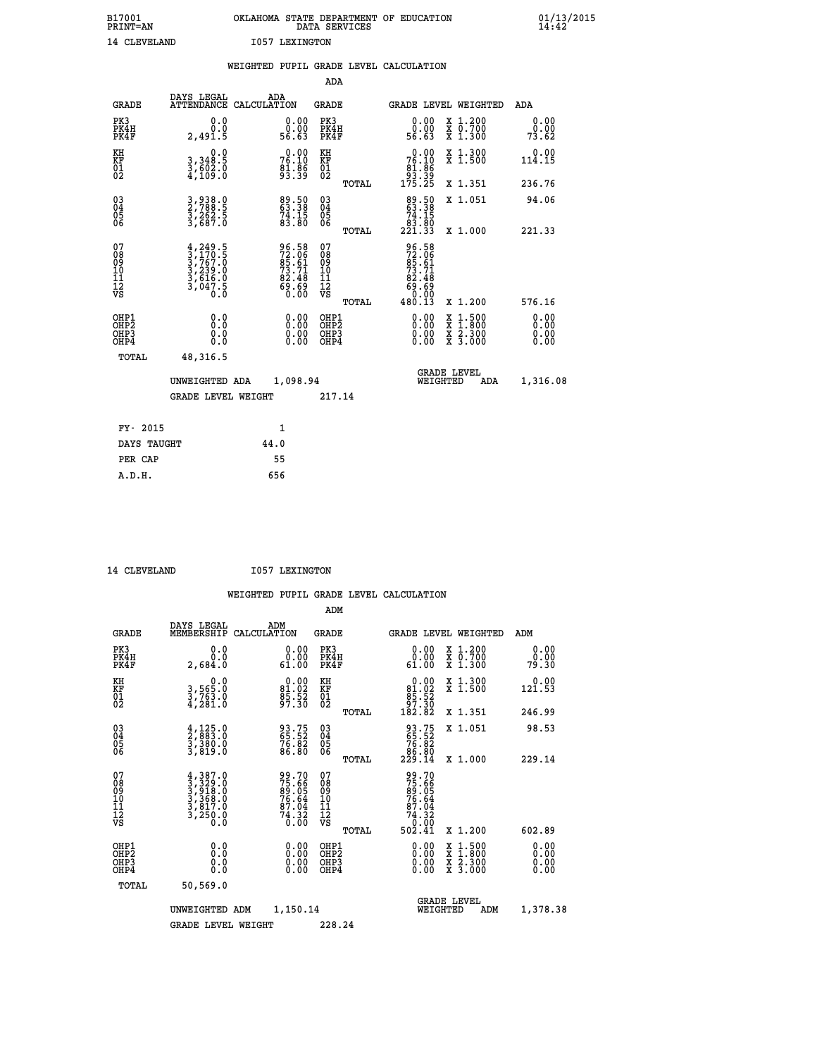B17001 OKLAHOMA STATE DEPARTMENT OF EDUCATION 01/13/2015
PRINT=AN DATA SERVICES 14:42

14 CLEVELAND I057 LEXINGTON

## WEIGHTED PUPIL GRADE LEVEL CALCULATION

### ADA

| GRADE | DAYS LEGAL ATTENDANCE | ADA CALCULATION | GRADE | | GRADE LEVEL | WEIGHTED | ADA |
|---|---|---|---|---|---|---|---|
| PK3 | 0.0 | 0.00 | PK3 | | 0.00 | X 1.200 | 0.00 |
| PK4H | 0.0 | 0.00 | PK4H | | 0.00 | X 0.700 | 0.00 |
| PK4F | 2,491.5 | 56.63 | PK4F | | 56.63 | X 1.300 | 73.62 |
| KH | 0.0 | 0.00 | KH | | 0.00 | X 1.300 | 0.00 |
| KF | 3,348.5 | 76.10 | KF | | 76.10 | X 1.500 | 114.15 |
| 01 | 3,602.0 | 81.86 | 01 | | 81.86 | | |
| 02 | 4,109.0 | 93.39 | 02 | | 93.39 | | |
| | | | | TOTAL | 175.25 | X 1.351 | 236.76 |
| 03 | 3,938.0 | 89.50 | 03 | | 89.50 | X 1.051 | 94.06 |
| 04 | 2,788.5 | 63.38 | 04 | | 63.38 | | |
| 05 | 3,262.5 | 74.15 | 05 | | 74.15 | | |
| 06 | 3,687.0 | 83.80 | 06 | | 83.80 | | |
| | | | | TOTAL | 221.33 | X 1.000 | 221.33 |
| 07 | 4,249.5 | 96.58 | 07 | | 96.58 | | |
| 08 | 3,170.5 | 72.06 | 08 | | 72.06 | | |
| 09 | 3,767.0 | 85.61 | 09 | | 85.61 | | |
| 10 | 3,239.0 | 73.71 | 10 | | 73.71 | | |
| 11 | 3,616.0 | 82.48 | 11 | | 82.48 | | |
| 12 | 3,047.5 | 69.69 | 12 | | 69.69 | | |
| VS | 0.0 | 0.00 | VS | | 0.00 | | |
| | | | | TOTAL | 480.13 | X 1.200 | 576.16 |
| OHP1 | 0.0 | 0.00 | OHP1 | | 0.00 | X 1.500 | 0.00 |
| OHP2 | 0.0 | 0.00 | OHP2 | | 0.00 | X 1.800 | 0.00 |
| OHP3 | 0.0 | 0.00 | OHP3 | | 0.00 | X 2.300 | 0.00 |
| OHP4 | 0.0 | 0.00 | OHP4 | | 0.00 | X 3.000 | 0.00 |
| TOTAL | 48,316.5 | | | | | | |

UNWEIGHTED ADA 1,098.94 GRADE LEVEL WEIGHTED ADA 1,316.08

GRADE LEVEL WEIGHT 217.14

| FY- 2015 | 1 |
|---|---|
| DAYS TAUGHT | 44.0 |
| PER CAP | 55 |
| A.D.H. | 656 |

14 CLEVELAND I057 LEXINGTON

## WEIGHTED PUPIL GRADE LEVEL CALCULATION

### ADM

| GRADE | DAYS LEGAL MEMBERSHIP | ADM CALCULATION | GRADE | | GRADE LEVEL | WEIGHTED | ADM |
|---|---|---|---|---|---|---|---|
| PK3 | 0.0 | 0.00 | PK3 | | 0.00 | X 1.200 | 0.00 |
| PK4H | 0.0 | 0.00 | PK4H | | 0.00 | X 0.700 | 0.00 |
| PK4F | 2,684.0 | 61.00 | PK4F | | 61.00 | X 1.300 | 79.30 |
| KH | 0.0 | 0.00 | KH | | 0.00 | X 1.300 | 0.00 |
| KF | 3,565.0 | 81.02 | KF | | 81.02 | X 1.500 | 121.53 |
| 01 | 3,763.0 | 85.52 | 01 | | 85.52 | | |
| 02 | 4,281.0 | 97.30 | 02 | | 97.30 | | |
| | | | | TOTAL | 182.82 | X 1.351 | 246.99 |
| 03 | 4,125.0 | 93.75 | 03 | | 93.75 | X 1.051 | 98.53 |
| 04 | 2,883.0 | 65.52 | 04 | | 65.52 | | |
| 05 | 3,380.0 | 76.82 | 05 | | 76.82 | | |
| 06 | 3,819.0 | 86.80 | 06 | | 86.80 | | |
| | | | | TOTAL | 229.14 | X 1.000 | 229.14 |
| 07 | 4,387.0 | 99.70 | 07 | | 99.70 | | |
| 08 | 3,329.0 | 75.66 | 08 | | 75.66 | | |
| 09 | 3,918.0 | 89.05 | 09 | | 89.05 | | |
| 10 | 3,368.0 | 76.64 | 10 | | 76.64 | | |
| 11 | 3,817.0 | 87.04 | 11 | | 87.04 | | |
| 12 | 3,250.0 | 74.32 | 12 | | 74.32 | | |
| VS | 0.0 | 0.00 | VS | | 0.00 | | |
| | | | | TOTAL | 502.41 | X 1.200 | 602.89 |
| OHP1 | 0.0 | 0.00 | OHP1 | | 0.00 | X 1.500 | 0.00 |
| OHP2 | 0.0 | 0.00 | OHP2 | | 0.00 | X 1.800 | 0.00 |
| OHP3 | 0.0 | 0.00 | OHP3 | | 0.00 | X 2.300 | 0.00 |
| OHP4 | 0.0 | 0.00 | OHP4 | | 0.00 | X 3.000 | 0.00 |
| TOTAL | 50,569.0 | | | | | | |

UNWEIGHTED ADM 1,150.14 GRADE LEVEL WEIGHTED ADM 1,378.38

GRADE LEVEL WEIGHT 228.24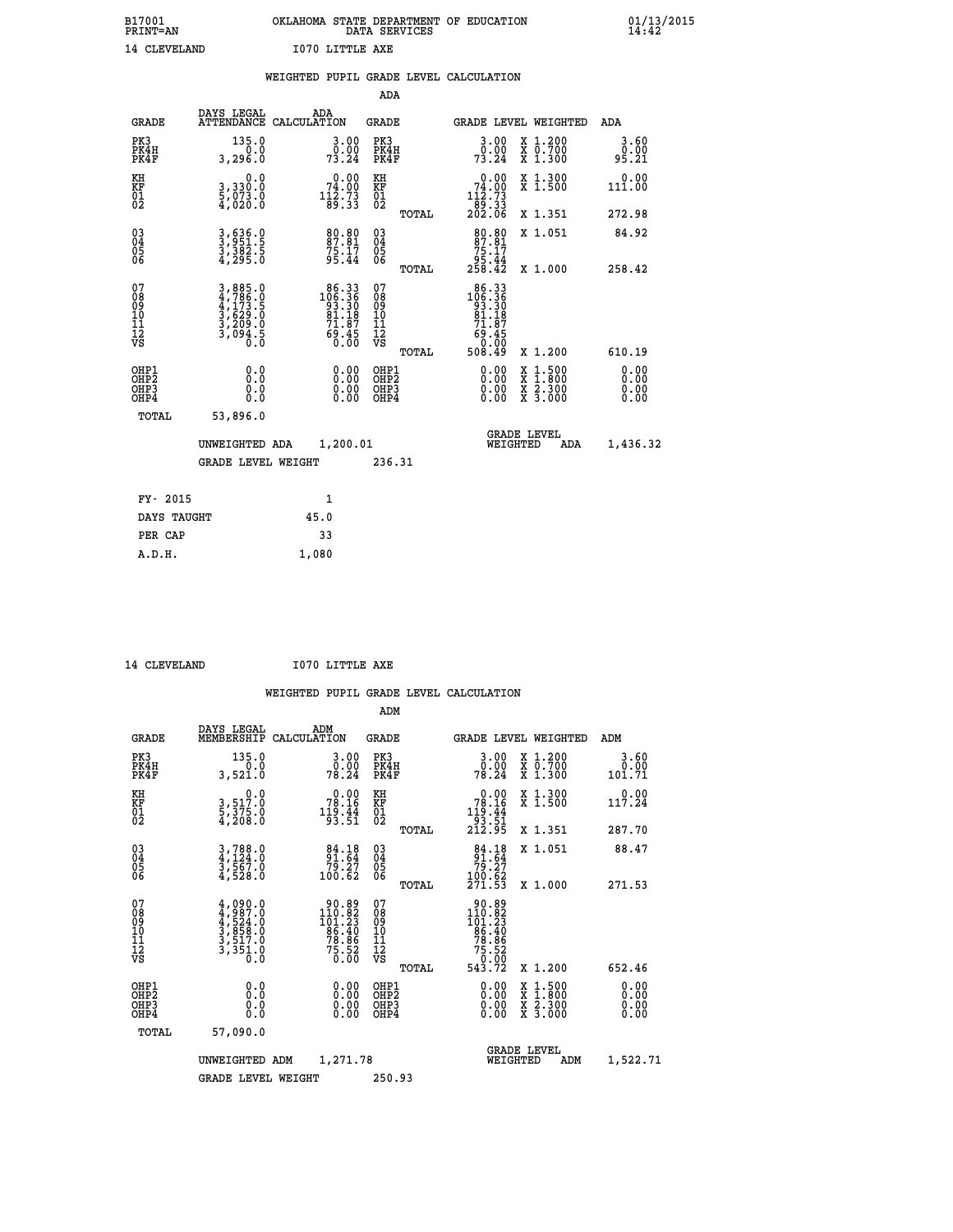B17001 OKLAHOMA STATE DEPARTMENT OF EDUCATION 01/13/2015
PRINT=AN DATA SERVICES 14:42

14 CLEVELAND I070 LITTLE AXE

## WEIGHTED PUPIL GRADE LEVEL CALCULATION

### ADA

| GRADE | DAYS LEGAL ATTENDANCE | ADA CALCULATION | GRADE | GRADE LEVEL | WEIGHTED | ADA |
|---|---|---|---|---|---|---|
| PK3 | 135.0 | 3.00 | PK3 | 3.00 | X 1.200 | 3.60 |
| PK4H | 0.0 | 0.00 | PK4H | 0.00 | X 0.700 | 0.00 |
| PK4F | 3,296.0 | 73.24 | PK4F | 73.24 | X 1.300 | 95.21 |
| KH | 0.0 | 0.00 | KH | 0.00 | X 1.300 | 0.00 |
| KF | 3,330.0 | 74.00 | KF | 74.00 | X 1.500 | 111.00 |
| 01 | 5,073.0 | 112.73 | 01 | 112.73 | | |
| 02 | 4,020.0 | 89.33 | 02 | 89.33 | | |
| | | | TOTAL | 202.06 | X 1.351 | 272.98 |
| 03 | 3,636.0 | 80.80 | 03 | 80.80 | X 1.051 | 84.92 |
| 04 | 3,951.5 | 87.81 | 04 | 87.81 | | |
| 05 | 3,382.5 | 75.17 | 05 | 75.17 | | |
| 06 | 4,295.0 | 95.44 | 06 | 95.44 | | |
| | | | TOTAL | 258.42 | X 1.000 | 258.42 |
| 07 | 3,885.0 | 86.33 | 07 | 86.33 | | |
| 08 | 4,786.0 | 106.36 | 08 | 106.36 | | |
| 09 | 4,173.5 | 93.30 | 09 | 93.30 | | |
| 10 | 3,629.0 | 81.18 | 10 | 81.18 | | |
| 11 | 3,209.0 | 71.87 | 11 | 71.87 | | |
| 12 | 3,094.5 | 69.45 | 12 | 69.45 | | |
| VS | 0.0 | 0.00 | VS | 0.00 | | |
| | | | TOTAL | 508.49 | X 1.200 | 610.19 |
| OHP1 | 0.0 | 0.00 | OHP1 | 0.00 | X 1.500 | 0.00 |
| OHP2 | 0.0 | 0.00 | OHP2 | 0.00 | X 1.800 | 0.00 |
| OHP3 | 0.0 | 0.00 | OHP3 | 0.00 | X 2.300 | 0.00 |
| OHP4 | 0.0 | 0.00 | OHP4 | 0.00 | X 3.000 | 0.00 |
| TOTAL | 53,896.0 | | | | | |

UNWEIGHTED ADA 1,200.01 GRADE LEVEL WEIGHTED ADA 1,436.32

GRADE LEVEL WEIGHT 236.31

| FY- 2015 | 1 |
|---|---|
| DAYS TAUGHT | 45.0 |
| PER CAP | 33 |
| A.D.H. | 1,080 |

14 CLEVELAND I070 LITTLE AXE

## WEIGHTED PUPIL GRADE LEVEL CALCULATION

### ADM

| GRADE | DAYS LEGAL MEMBERSHIP | ADM CALCULATION | GRADE | GRADE LEVEL | WEIGHTED | ADM |
|---|---|---|---|---|---|---|
| PK3 | 135.0 | 3.00 | PK3 | 3.00 | X 1.200 | 3.60 |
| PK4H | 0.0 | 0.00 | PK4H | 0.00 | X 0.700 | 0.00 |
| PK4F | 3,521.0 | 78.24 | PK4F | 78.24 | X 1.300 | 101.71 |
| KH | 0.0 | 0.00 | KH | 0.00 | X 1.300 | 0.00 |
| KF | 3,517.0 | 78.16 | KF | 78.16 | X 1.500 | 117.24 |
| 01 | 5,375.0 | 119.44 | 01 | 119.44 | | |
| 02 | 4,208.0 | 93.51 | 02 | 93.51 | | |
| | | | TOTAL | 212.95 | X 1.351 | 287.70 |
| 03 | 3,788.0 | 84.18 | 03 | 84.18 | X 1.051 | 88.47 |
| 04 | 4,124.0 | 91.64 | 04 | 91.64 | | |
| 05 | 3,567.0 | 79.27 | 05 | 79.27 | | |
| 06 | 4,528.0 | 100.62 | 06 | 100.62 | | |
| | | | TOTAL | 271.53 | X 1.000 | 271.53 |
| 07 | 4,090.0 | 90.89 | 07 | 90.89 | | |
| 08 | 4,987.0 | 110.82 | 08 | 110.82 | | |
| 09 | 4,524.0 | 101.23 | 09 | 101.23 | | |
| 10 | 3,858.0 | 86.40 | 10 | 86.40 | | |
| 11 | 3,517.0 | 78.86 | 11 | 78.86 | | |
| 12 | 3,351.0 | 75.52 | 12 | 75.52 | | |
| VS | 0.0 | 0.00 | VS | 0.00 | | |
| | | | TOTAL | 543.72 | X 1.200 | 652.46 |
| OHP1 | 0.0 | 0.00 | OHP1 | 0.00 | X 1.500 | 0.00 |
| OHP2 | 0.0 | 0.00 | OHP2 | 0.00 | X 1.800 | 0.00 |
| OHP3 | 0.0 | 0.00 | OHP3 | 0.00 | X 2.300 | 0.00 |
| OHP4 | 0.0 | 0.00 | OHP4 | 0.00 | X 3.000 | 0.00 |
| TOTAL | 57,090.0 | | | | | |

UNWEIGHTED ADM 1,271.78 GRADE LEVEL WEIGHTED ADM 1,522.71

GRADE LEVEL WEIGHT 250.93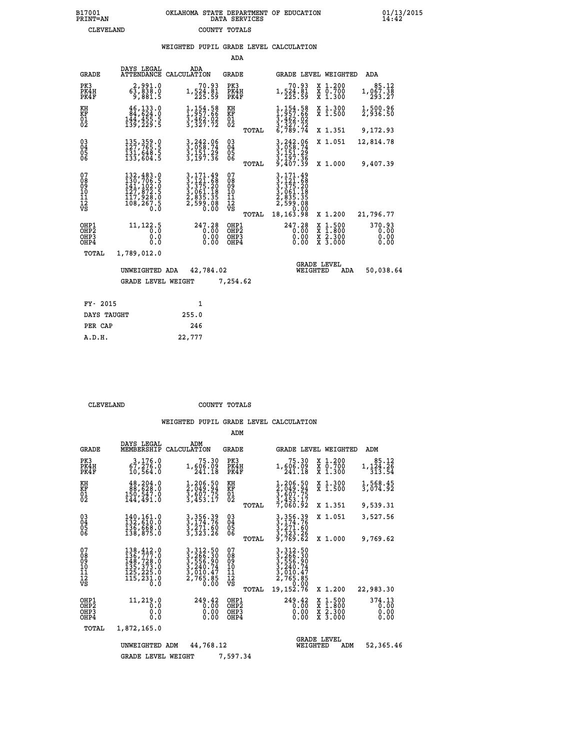B17001 OKLAHOMA STATE DEPARTMENT OF EDUCATION 01/13/2015
PRINT=AN DATA SERVICES 14:42
CLEVELAND COUNTY TOTALS

## WEIGHTED PUPIL GRADE LEVEL CALCULATION

### ADA

| GRADE | DAYS LEGAL ATTENDANCE | ADA CALCULATION | GRADE | | GRADE LEVEL | WEIGHTED | ADA |
|---|---|---|---|---|---|---|---|
| PK3 | 2,991.0 | 70.93 | PK3 | | 70.93 | X 1.200 | 85.12 |
| PK4H | 63,838.0 | 1,524.81 | PK4H | | 1,524.81 | X 0.700 | 1,067.38 |
| PK4F | 9,881.5 | 225.59 | PK4F | | 225.59 | X 1.300 | 293.27 |
| KH | 46,133.0 | 1,154.58 | KH | | 1,154.58 | X 1.300 | 1,500.96 |
| KF | 84,624.0 | 1,957.66 | KF | | 1,957.66 | X 1.500 | 2,936.50 |
| 01 | 144,455.5 | 3,462.02 | 01 | | 3,462.02 | | |
| 02 | 139,229.5 | 3,327.72 | 02 | | 3,327.72 | | |
| | | | | TOTAL | 6,789.74 | X 1.351 | 9,172.93 |
| 03 | 135,359.0 | 3,242.06 | 03 | | 3,242.06 | X 1.051 | 12,814.78 |
| 04 | 127,765.5 | 3,058.74 | 04 | | 3,058.74 | | |
| 05 | 131,648.5 | 3,151.29 | 05 | | 3,151.29 | | |
| 06 | 133,604.5 | 3,197.36 | 06 | | 3,197.36 | | |
| | | | | TOTAL | 9,407.39 | X 1.000 | 9,407.39 |
| 07 | 132,483.0 | 3,171.49 | 07 | | 3,171.49 | | |
| 08 | 130,706.5 | 3,121.68 | 08 | | 3,121.68 | | |
| 09 | 141,102.0 | 3,375.20 | 09 | | 3,375.20 | | |
| 10 | 127,872.5 | 3,061.18 | 10 | | 3,061.18 | | |
| 11 | 117,928.0 | 2,835.35 | 11 | | 2,835.35 | | |
| 12 | 108,267.5 | 2,599.08 | 12 | | 2,599.08 | | |
| VS | 0.0 | 0.00 | VS | | 0.00 | | |
| | | | | TOTAL | 18,163.98 | X 1.200 | 21,796.77 |
| OHP1 | 11,122.5 | 247.28 | OHP1 | | 247.28 | X 1.500 | 370.93 |
| OHP2 | 0.0 | 0.00 | OHP2 | | 0.00 | X 1.800 | 0.00 |
| OHP3 | 0.0 | 0.00 | OHP3 | | 0.00 | X 2.300 | 0.00 |
| OHP4 | 0.0 | 0.00 | OHP4 | | 0.00 | X 3.000 | 0.00 |
| TOTAL | 1,789,012.0 | | | | | | |

UNWEIGHTED ADA 42,784.02 | GRADE LEVEL WEIGHTED ADA 50,038.64

GRADE LEVEL WEIGHT 7,254.62

| | |
|---|---|
| FY- 2015 | 1 |
| DAYS TAUGHT | 255.0 |
| PER CAP | 246 |
| A.D.H. | 22,777 |

CLEVELAND COUNTY TOTALS

## WEIGHTED PUPIL GRADE LEVEL CALCULATION

### ADM

| GRADE | DAYS LEGAL MEMBERSHIP | ADM CALCULATION | GRADE | | GRADE LEVEL | WEIGHTED | ADM |
|---|---|---|---|---|---|---|---|
| PK3 | 3,176.0 | 75.30 | PK3 | | 75.30 | X 1.200 | 85.12 |
| PK4H | 67,276.0 | 1,606.09 | PK4H | | 1,606.09 | X 0.700 | 1,124.26 |
| PK4F | 10,564.0 | 241.18 | PK4F | | 241.18 | X 1.300 | 313.54 |
| KH | 48,204.0 | 1,206.50 | KH | | 1,206.50 | X 1.300 | 1,568.45 |
| KF | 88,628.0 | 2,049.94 | KF | | 2,049.94 | X 1.500 | 3,074.92 |
| 01 | 150,547.0 | 3,607.75 | 01 | | 3,607.75 | | |
| 02 | 144,491.0 | 3,453.17 | 02 | | 3,453.17 | | |
| | | | | TOTAL | 7,060.92 | X 1.351 | 9,539.31 |
| 03 | 140,161.0 | 3,356.39 | 03 | | 3,356.39 | X 1.051 | 3,527.56 |
| 04 | 132,610.0 | 3,174.76 | 04 | | 3,174.76 | | |
| 05 | 136,668.0 | 3,271.60 | 05 | | 3,271.60 | | |
| 06 | 138,875.0 | 3,323.26 | 06 | | 3,323.26 | | |
| | | | | TOTAL | 9,769.62 | X 1.000 | 9,769.62 |
| 07 | 138,412.0 | 3,312.50 | 07 | | 3,312.50 | | |
| 08 | 136,777.0 | 3,266.30 | 08 | | 3,266.30 | | |
| 09 | 148,728.0 | 3,556.90 | 09 | | 3,556.90 | | |
| 10 | 135,373.0 | 3,240.74 | 10 | | 3,240.74 | | |
| 11 | 125,225.0 | 3,010.47 | 11 | | 3,010.47 | | |
| 12 | 115,231.0 | 2,765.85 | 12 | | 2,765.85 | | |
| VS | 0.0 | 0.00 | VS | | 0.00 | | |
| | | | | TOTAL | 19,152.76 | X 1.200 | 22,983.30 |
| OHP1 | 11,219.0 | 249.42 | OHP1 | | 249.42 | X 1.500 | 374.13 |
| OHP2 | 0.0 | 0.00 | OHP2 | | 0.00 | X 1.800 | 0.00 |
| OHP3 | 0.0 | 0.00 | OHP3 | | 0.00 | X 2.300 | 0.00 |
| OHP4 | 0.0 | 0.00 | OHP4 | | 0.00 | X 3.000 | 0.00 |
| TOTAL | 1,872,165.0 | | | | | | |

UNWEIGHTED ADM 44,768.12 | GRADE LEVEL WEIGHTED ADM 52,365.46

GRADE LEVEL WEIGHT 7,597.34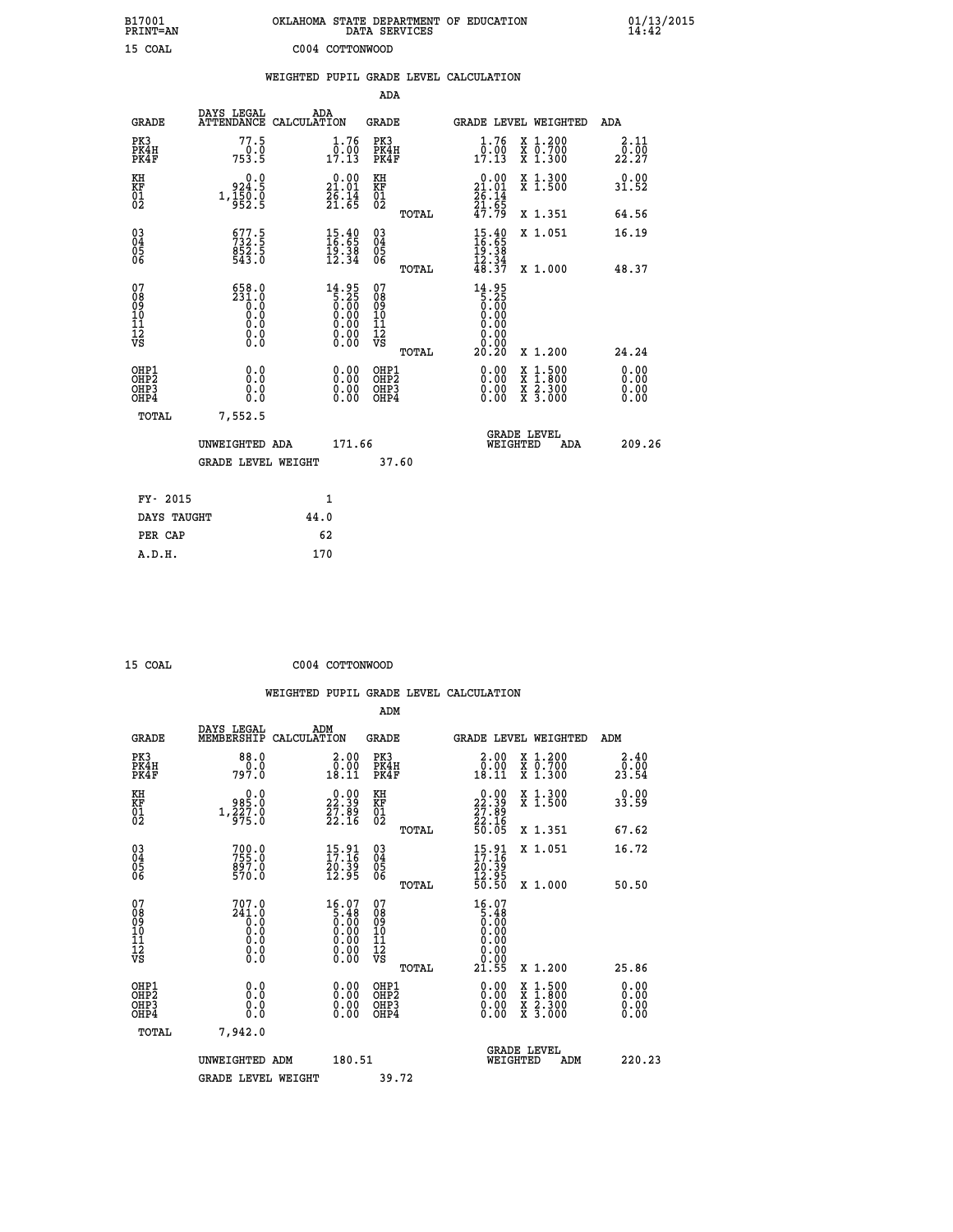B17001 OKLAHOMA STATE DEPARTMENT OF EDUCATION 01/13/2015
PRINT=AN DATA SERVICES 14:42

15 COAL C004 COTTONWOOD

## WEIGHTED PUPIL GRADE LEVEL CALCULATION

### ADA

| GRADE | DAYS LEGAL ATTENDANCE | ADA CALCULATION | GRADE | GRADE LEVEL | WEIGHTED | ADA |
|---|---|---|---|---|---|---|
| PK3 | 77.5 | 1.76 | PK3 | 1.76 | X 1.200 | 2.11 |
| PK4H | 0.0 | 0.00 | PK4H | 0.00 | X 0.700 | 0.00 |
| PK4F | 753.5 | 17.13 | PK4F | 17.13 | X 1.300 | 22.27 |
| KH | 0.0 | 0.00 | KH | 0.00 | X 1.300 | 0.00 |
| KF | 924.5 | 21.01 | KF | 21.01 | X 1.500 | 31.52 |
| 01 | 1,150.0 | 26.14 | 01 | 26.14 | | |
| 02 | 952.5 | 21.65 | 02 | 21.65 | | |
| | | | TOTAL | 47.79 | X 1.351 | 64.56 |
| 03 | 677.5 | 15.40 | 03 | 15.40 | X 1.051 | 16.19 |
| 04 | 732.5 | 16.65 | 04 | 16.65 | | |
| 05 | 852.5 | 19.38 | 05 | 19.38 | | |
| 06 | 543.0 | 12.34 | 06 | 12.34 | | |
| | | | TOTAL | 48.37 | X 1.000 | 48.37 |
| 07 | 658.0 | 14.95 | 07 | 14.95 | | |
| 08 | 231.0 | 5.25 | 08 | 5.25 | | |
| 09 | 0.0 | 0.00 | 09 | 0.00 | | |
| 10 | 0.0 | 0.00 | 10 | 0.00 | | |
| 11 | 0.0 | 0.00 | 11 | 0.00 | | |
| 12 | 0.0 | 0.00 | 12 | 0.00 | | |
| VS | 0.0 | 0.00 | VS | 0.00 | | |
| | | | TOTAL | 20.20 | X 1.200 | 24.24 |
| OHP1 | 0.0 | 0.00 | OHP1 | 0.00 | X 1.500 | 0.00 |
| OHP2 | 0.0 | 0.00 | OHP2 | 0.00 | X 1.800 | 0.00 |
| OHP3 | 0.0 | 0.00 | OHP3 | 0.00 | X 2.300 | 0.00 |
| OHP4 | 0.0 | 0.00 | OHP4 | 0.00 | X 3.000 | 0.00 |
| TOTAL | 7,552.5 | | | | | |

UNWEIGHTED ADA 171.66 GRADE LEVEL WEIGHTED ADA 209.26

GRADE LEVEL WEIGHT 37.60

FY- 2015 1

DAYS TAUGHT 44.0

PER CAP 62

A.D.H. 170

15 COAL C004 COTTONWOOD

## WEIGHTED PUPIL GRADE LEVEL CALCULATION

### ADM

| GRADE | DAYS LEGAL MEMBERSHIP | ADM CALCULATION | GRADE | GRADE LEVEL | WEIGHTED | ADM |
|---|---|---|---|---|---|---|
| PK3 | 88.0 | 2.00 | PK3 | 2.00 | X 1.200 | 2.40 |
| PK4H | 0.0 | 0.00 | PK4H | 0.00 | X 0.700 | 0.00 |
| PK4F | 797.0 | 18.11 | PK4F | 18.11 | X 1.300 | 23.54 |
| KH | 0.0 | 0.00 | KH | 0.00 | X 1.300 | 0.00 |
| KF | 985.0 | 22.39 | KF | 22.39 | X 1.500 | 33.59 |
| 01 | 1,227.0 | 27.89 | 01 | 27.89 | | |
| 02 | 975.0 | 22.16 | 02 | 22.16 | | |
| | | | TOTAL | 50.05 | X 1.351 | 67.62 |
| 03 | 700.0 | 15.91 | 03 | 15.91 | X 1.051 | 16.72 |
| 04 | 755.0 | 17.16 | 04 | 17.16 | | |
| 05 | 897.0 | 20.39 | 05 | 20.39 | | |
| 06 | 570.0 | 12.95 | 06 | 12.95 | | |
| | | | TOTAL | 50.50 | X 1.000 | 50.50 |
| 07 | 707.0 | 16.07 | 07 | 16.07 | | |
| 08 | 241.0 | 5.48 | 08 | 5.48 | | |
| 09 | 0.0 | 0.00 | 09 | 0.00 | | |
| 10 | 0.0 | 0.00 | 10 | 0.00 | | |
| 11 | 0.0 | 0.00 | 11 | 0.00 | | |
| 12 | 0.0 | 0.00 | 12 | 0.00 | | |
| VS | 0.0 | 0.00 | VS | 0.00 | | |
| | | | TOTAL | 21.55 | X 1.200 | 25.86 |
| OHP1 | 0.0 | 0.00 | OHP1 | 0.00 | X 1.500 | 0.00 |
| OHP2 | 0.0 | 0.00 | OHP2 | 0.00 | X 1.800 | 0.00 |
| OHP3 | 0.0 | 0.00 | OHP3 | 0.00 | X 2.300 | 0.00 |
| OHP4 | 0.0 | 0.00 | OHP4 | 0.00 | X 3.000 | 0.00 |
| TOTAL | 7,942.0 | | | | | |

UNWEIGHTED ADM 180.51 GRADE LEVEL WEIGHTED ADM 220.23

GRADE LEVEL WEIGHT 39.72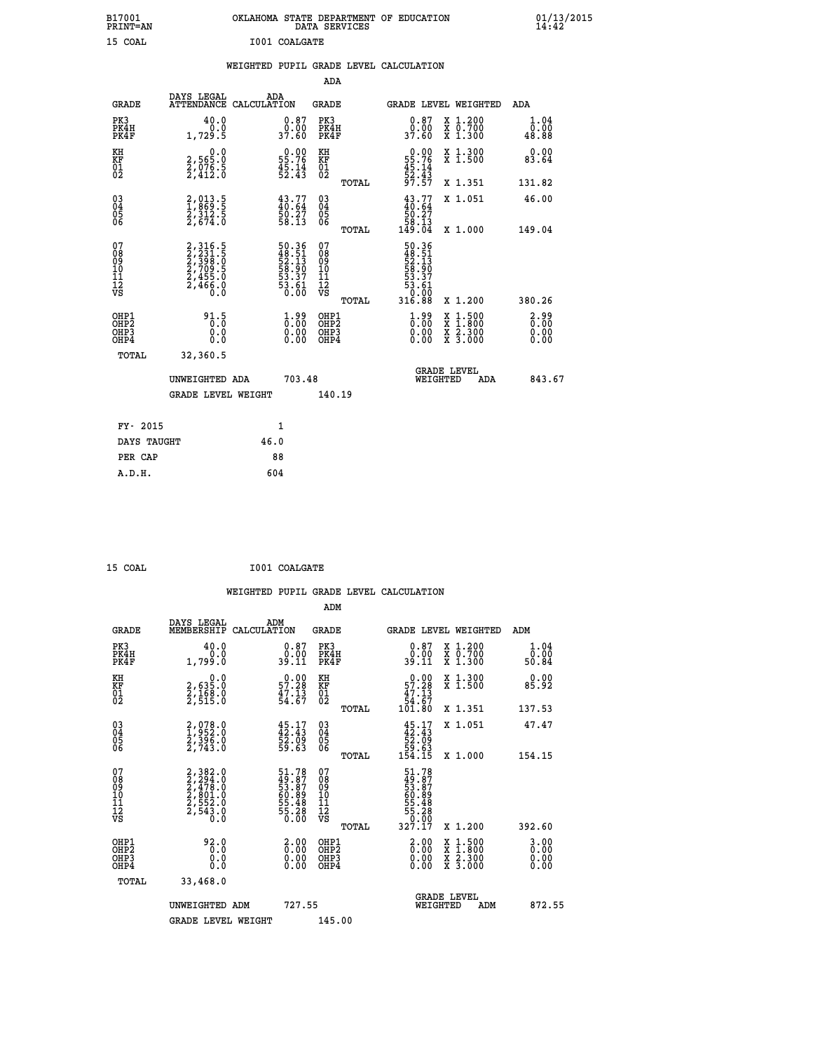B17001 OKLAHOMA STATE DEPARTMENT OF EDUCATION 01/13/2015
PRINT=AN DATA SERVICES 14:42

15 COAL I001 COALGATE

WEIGHTED PUPIL GRADE LEVEL CALCULATION

ADA

| GRADE | DAYS LEGAL ATTENDANCE | ADA CALCULATION | GRADE | | GRADE LEVEL | WEIGHTED | ADA |
|---|---|---|---|---|---|---|---|
| PK3 | 40.0 | 0.87 | PK3 | | 0.87 | X 1.200 | 1.04 |
| PK4H | 0.0 | 0.00 | PK4H | | 0.00 | X 0.700 | 0.00 |
| PK4F | 1,729.5 | 37.60 | PK4F | | 37.60 | X 1.300 | 48.88 |
| KH | 0.0 | 0.00 | KH | | 0.00 | X 1.300 | 0.00 |
| KF | 2,565.0 | 55.76 | KF | | 55.76 | X 1.500 | 83.64 |
| 01 | 2,076.5 | 45.14 | 01 | | 45.14 | | |
| 02 | 2,412.0 | 52.43 | 02 | | 52.43 | | |
| | | | | TOTAL | 97.57 | X 1.351 | 131.82 |
| 03 | 2,013.5 | 43.77 | 03 | | 43.77 | X 1.051 | 46.00 |
| 04 | 1,869.5 | 40.64 | 04 | | 40.64 | | |
| 05 | 2,312.5 | 50.27 | 05 | | 50.27 | | |
| 06 | 2,674.0 | 58.13 | 06 | | 58.13 | | |
| | | | | TOTAL | 149.04 | X 1.000 | 149.04 |
| 07 | 2,316.5 | 50.36 | 07 | | 50.36 | | |
| 08 | 2,231.5 | 48.51 | 08 | | 48.51 | | |
| 09 | 2,398.0 | 52.13 | 09 | | 52.13 | | |
| 10 | 2,709.5 | 58.90 | 10 | | 58.90 | | |
| 11 | 2,455.0 | 53.37 | 11 | | 53.37 | | |
| 12 | 2,466.0 | 53.61 | 12 | | 53.61 | | |
| VS | 0.0 | 0.00 | VS | | 0.00 | | |
| | | | | TOTAL | 316.88 | X 1.200 | 380.26 |
| OHP1 | 91.5 | 1.99 | OHP1 | | 1.99 | X 1.500 | 2.99 |
| OHP2 | 0.0 | 0.00 | OHP2 | | 0.00 | X 1.800 | 0.00 |
| OHP3 | 0.0 | 0.00 | OHP3 | | 0.00 | X 2.300 | 0.00 |
| OHP4 | 0.0 | 0.00 | OHP4 | | 0.00 | X 3.000 | 0.00 |
| TOTAL | 32,360.5 | | | | | | |

UNWEIGHTED ADA 703.48 | GRADE LEVEL WEIGHTED ADA 843.67

GRADE LEVEL WEIGHT 140.19

| FY- 2015 | 1 |
|---|---|
| DAYS TAUGHT | 46.0 |
| PER CAP | 88 |
| A.D.H. | 604 |

15 COAL I001 COALGATE

WEIGHTED PUPIL GRADE LEVEL CALCULATION

ADM

| GRADE | DAYS LEGAL MEMBERSHIP | ADM CALCULATION | GRADE | | GRADE LEVEL | WEIGHTED | ADM |
|---|---|---|---|---|---|---|---|
| PK3 | 40.0 | 0.87 | PK3 | | 0.87 | X 1.200 | 1.04 |
| PK4H | 0.0 | 0.00 | PK4H | | 0.00 | X 0.700 | 0.00 |
| PK4F | 1,799.0 | 39.11 | PK4F | | 39.11 | X 1.300 | 50.84 |
| KH | 0.0 | 0.00 | KH | | 0.00 | X 1.300 | 0.00 |
| KF | 2,635.0 | 57.28 | KF | | 57.28 | X 1.500 | 85.92 |
| 01 | 2,168.0 | 47.13 | 01 | | 47.13 | | |
| 02 | 2,515.0 | 54.67 | 02 | | 54.67 | | |
| | | | | TOTAL | 101.80 | X 1.351 | 137.53 |
| 03 | 2,078.0 | 45.17 | 03 | | 45.17 | X 1.051 | 47.47 |
| 04 | 1,952.0 | 42.43 | 04 | | 42.43 | | |
| 05 | 2,396.0 | 52.09 | 05 | | 52.09 | | |
| 06 | 2,743.0 | 59.63 | 06 | | 59.63 | | |
| | | | | TOTAL | 154.15 | X 1.000 | 154.15 |
| 07 | 2,382.0 | 51.78 | 07 | | 51.78 | | |
| 08 | 2,294.0 | 49.87 | 08 | | 49.87 | | |
| 09 | 2,478.0 | 53.87 | 09 | | 53.87 | | |
| 10 | 2,801.0 | 60.89 | 10 | | 60.89 | | |
| 11 | 2,552.0 | 55.48 | 11 | | 55.48 | | |
| 12 | 2,543.0 | 55.28 | 12 | | 55.28 | | |
| VS | 0.0 | 0.00 | VS | | 0.00 | | |
| | | | | TOTAL | 327.17 | X 1.200 | 392.60 |
| OHP1 | 92.0 | 2.00 | OHP1 | | 2.00 | X 1.500 | 3.00 |
| OHP2 | 0.0 | 0.00 | OHP2 | | 0.00 | X 1.800 | 0.00 |
| OHP3 | 0.0 | 0.00 | OHP3 | | 0.00 | X 2.300 | 0.00 |
| OHP4 | 0.0 | 0.00 | OHP4 | | 0.00 | X 3.000 | 0.00 |
| TOTAL | 33,468.0 | | | | | | |

UNWEIGHTED ADM 727.55 | GRADE LEVEL WEIGHTED ADM 872.55

GRADE LEVEL WEIGHT 145.00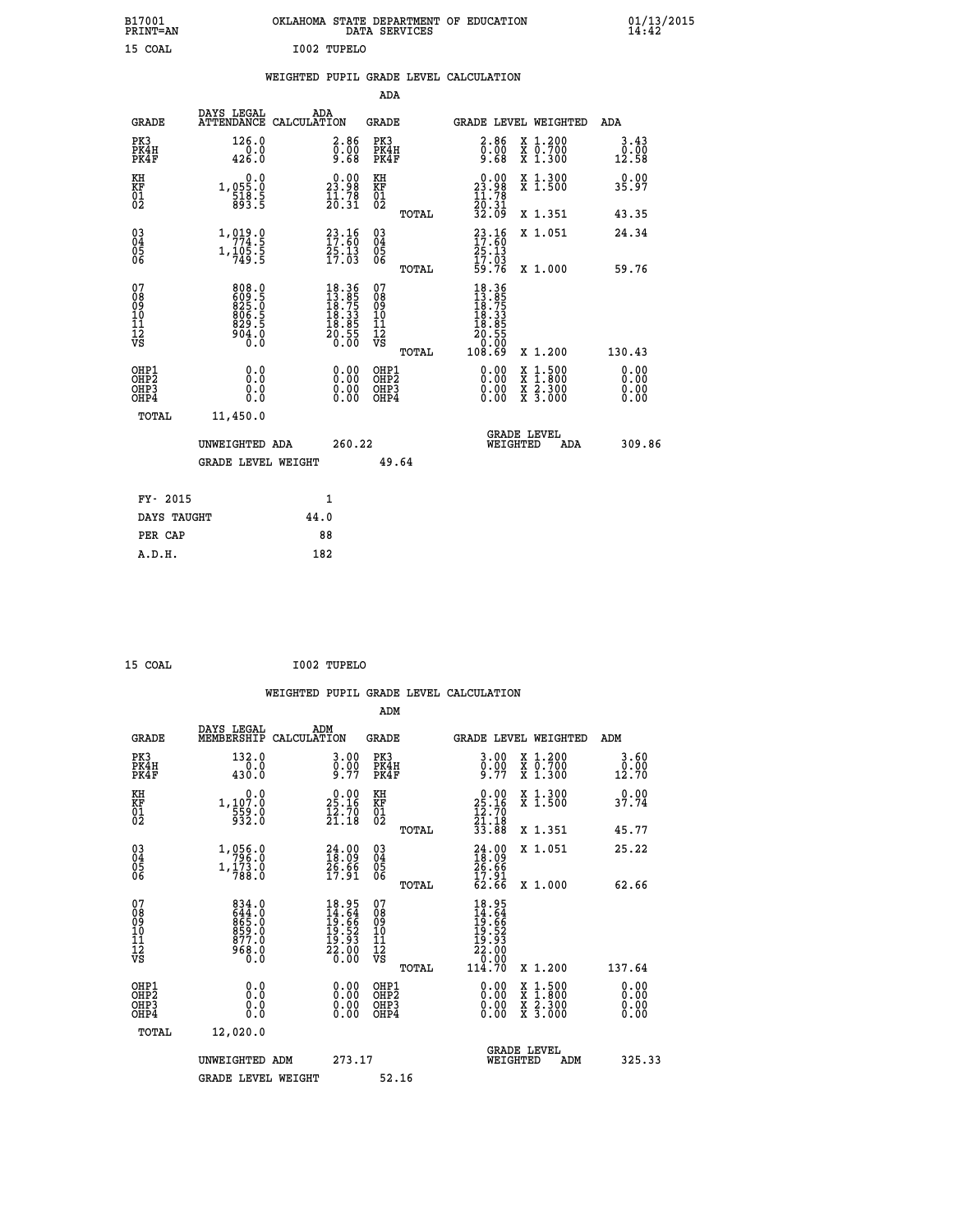B17001 OKLAHOMA STATE DEPARTMENT OF EDUCATION 01/13/2015
PRINT=AN DATA SERVICES 14:42

15 COAL I002 TUPELO

## WEIGHTED PUPIL GRADE LEVEL CALCULATION

### ADA

| GRADE | DAYS LEGAL ATTENDANCE | ADA CALCULATION | GRADE | | GRADE LEVEL | WEIGHTED | ADA |
|---|---|---|---|---|---|---|---|
| PK3 | 126.0 | 2.86 | PK3 | | 2.86 | X 1.200 | 3.43 |
| PK4H | 0.0 | 0.00 | PK4H | | 0.00 | X 0.700 | 0.00 |
| PK4F | 426.0 | 9.68 | PK4F | | 9.68 | X 1.300 | 12.58 |
| KH | 0.0 | 0.00 | KH | | 0.00 | X 1.300 | 0.00 |
| KF | 1,055.0 | 23.98 | KF | | 23.98 | X 1.500 | 35.97 |
| 01 | 518.5 | 11.78 | 01 | | 11.78 | | |
| 02 | 893.5 | 20.31 | 02 | | 20.31 | | |
| | | | | TOTAL | 32.09 | X 1.351 | 43.35 |
| 03 | 1,019.0 | 23.16 | 03 | | 23.16 | X 1.051 | 24.34 |
| 04 | 774.5 | 17.60 | 04 | | 17.60 | | |
| 05 | 1,105.5 | 25.13 | 05 | | 25.13 | | |
| 06 | 749.5 | 17.03 | 06 | | 17.03 | | |
| | | | | TOTAL | 59.76 | X 1.000 | 59.76 |
| 07 | 808.0 | 18.36 | 07 | | 18.36 | | |
| 08 | 609.5 | 13.85 | 08 | | 13.85 | | |
| 09 | 825.0 | 18.75 | 09 | | 18.75 | | |
| 10 | 806.5 | 18.33 | 10 | | 18.33 | | |
| 11 | 829.5 | 18.85 | 11 | | 18.85 | | |
| 12 | 904.0 | 20.55 | 12 | | 20.55 | | |
| VS | 0.0 | 0.00 | VS | | 0.00 | | |
| | | | | TOTAL | 108.69 | X 1.200 | 130.43 |
| OHP1 | 0.0 | 0.00 | OHP1 | | 0.00 | X 1.500 | 0.00 |
| OHP2 | 0.0 | 0.00 | OHP2 | | 0.00 | X 1.800 | 0.00 |
| OHP3 | 0.0 | 0.00 | OHP3 | | 0.00 | X 2.300 | 0.00 |
| OHP4 | 0.0 | 0.00 | OHP4 | | 0.00 | X 3.000 | 0.00 |
| TOTAL | 11,450.0 | | | | | | |

UNWEIGHTED ADA 260.22 GRADE LEVEL WEIGHTED ADA 309.86

GRADE LEVEL WEIGHT 49.64

| FY- 2015 | 1 |
|---|---|
| DAYS TAUGHT | 44.0 |
| PER CAP | 88 |
| A.D.H. | 182 |

15 COAL I002 TUPELO

## WEIGHTED PUPIL GRADE LEVEL CALCULATION

### ADM

| GRADE | DAYS LEGAL MEMBERSHIP | ADM CALCULATION | GRADE | | GRADE LEVEL | WEIGHTED | ADM |
|---|---|---|---|---|---|---|---|
| PK3 | 132.0 | 3.00 | PK3 | | 3.00 | X 1.200 | 3.60 |
| PK4H | 0.0 | 0.00 | PK4H | | 0.00 | X 0.700 | 0.00 |
| PK4F | 430.0 | 9.77 | PK4F | | 9.77 | X 1.300 | 12.70 |
| KH | 0.0 | 0.00 | KH | | 0.00 | X 1.300 | 0.00 |
| KF | 1,107.0 | 25.16 | KF | | 25.16 | X 1.500 | 37.74 |
| 01 | 559.0 | 12.70 | 01 | | 12.70 | | |
| 02 | 932.0 | 21.18 | 02 | | 21.18 | | |
| | | | | TOTAL | 33.88 | X 1.351 | 45.77 |
| 03 | 1,056.0 | 24.00 | 03 | | 24.00 | X 1.051 | 25.22 |
| 04 | 796.0 | 18.09 | 04 | | 18.09 | | |
| 05 | 1,173.0 | 26.66 | 05 | | 26.66 | | |
| 06 | 788.0 | 17.91 | 06 | | 17.91 | | |
| | | | | TOTAL | 62.66 | X 1.000 | 62.66 |
| 07 | 834.0 | 18.95 | 07 | | 18.95 | | |
| 08 | 644.0 | 14.64 | 08 | | 14.64 | | |
| 09 | 865.0 | 19.66 | 09 | | 19.66 | | |
| 10 | 859.0 | 19.52 | 10 | | 19.52 | | |
| 11 | 877.0 | 19.93 | 11 | | 19.93 | | |
| 12 | 968.0 | 22.00 | 12 | | 22.00 | | |
| VS | 0.0 | 0.00 | VS | | 0.00 | | |
| | | | | TOTAL | 114.70 | X 1.200 | 137.64 |
| OHP1 | 0.0 | 0.00 | OHP1 | | 0.00 | X 1.500 | 0.00 |
| OHP2 | 0.0 | 0.00 | OHP2 | | 0.00 | X 1.800 | 0.00 |
| OHP3 | 0.0 | 0.00 | OHP3 | | 0.00 | X 2.300 | 0.00 |
| OHP4 | 0.0 | 0.00 | OHP4 | | 0.00 | X 3.000 | 0.00 |
| TOTAL | 12,020.0 | | | | | | |

UNWEIGHTED ADM 273.17 GRADE LEVEL WEIGHTED ADM 325.33

GRADE LEVEL WEIGHT 52.16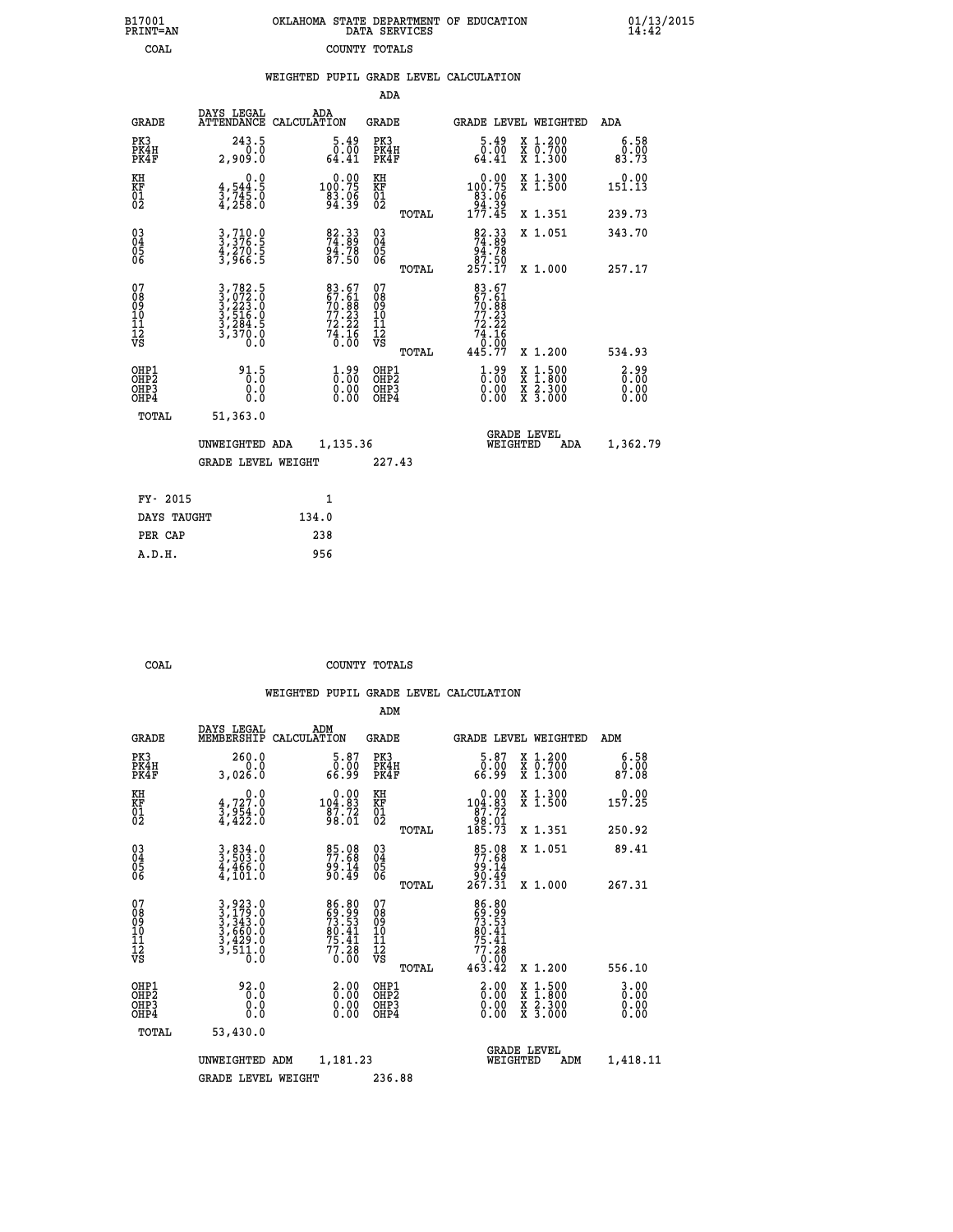B17001 PRINT=AN — OKLAHOMA STATE DEPARTMENT OF EDUCATION DATA SERVICES — 01/13/2015 14:42

COAL — COUNTY TOTALS

## WEIGHTED PUPIL GRADE LEVEL CALCULATION

### ADA

| GRADE | DAYS LEGAL ATTENDANCE | ADA CALCULATION | GRADE | GRADE LEVEL | WEIGHTED | ADA |
|---|---|---|---|---|---|---|
| PK3 | 243.5 | 5.49 | PK3 | 5.49 | X 1.200 | 6.58 |
| PK4H | 0.0 | 0.00 | PK4H | 0.00 | X 0.700 | 0.00 |
| PK4F | 2,909.0 | 64.41 | PK4F | 64.41 | X 1.300 | 83.73 |
| KH | 0.0 | 0.00 | KH | 0.00 | X 1.300 | 0.00 |
| KF | 4,544.5 | 100.75 | KF | 100.75 | X 1.500 | 151.13 |
| 01 | 3,745.0 | 83.06 | 01 | 83.06 | | |
| 02 | 4,258.0 | 94.39 | 02 | 94.39 | | |
| | | | TOTAL | 177.45 | X 1.351 | 239.73 |
| 03 | 3,710.0 | 82.33 | 03 | 82.33 | X 1.051 | 343.70 |
| 04 | 3,376.5 | 74.89 | 04 | 74.89 | | |
| 05 | 4,270.5 | 94.78 | 05 | 94.78 | | |
| 06 | 3,966.5 | 87.50 | 06 | 87.50 | | |
| | | | TOTAL | 257.17 | X 1.000 | 257.17 |
| 07 | 3,782.5 | 83.67 | 07 | 83.67 | | |
| 08 | 3,072.0 | 67.61 | 08 | 67.61 | | |
| 09 | 3,223.0 | 70.88 | 09 | 70.88 | | |
| 10 | 3,516.0 | 77.23 | 10 | 77.23 | | |
| 11 | 3,284.5 | 72.22 | 11 | 72.22 | | |
| 12 | 3,370.0 | 74.16 | 12 | 74.16 | | |
| VS | 0.0 | 0.00 | VS | 0.00 | | |
| | | | TOTAL | 445.77 | X 1.200 | 534.93 |
| OHP1 | 91.5 | 1.99 | OHP1 | 1.99 | X 1.500 | 2.99 |
| OHP2 | 0.0 | 0.00 | OHP2 | 0.00 | X 1.800 | 0.00 |
| OHP3 | 0.0 | 0.00 | OHP3 | 0.00 | X 2.300 | 0.00 |
| OHP4 | 0.0 | 0.00 | OHP4 | 0.00 | X 3.000 | 0.00 |
| TOTAL | 51,363.0 | | | | | |

UNWEIGHTED ADA 1,135.36 — GRADE LEVEL WEIGHTED ADA 1,362.79

GRADE LEVEL WEIGHT 227.43

| FY- 2015 | 1 |
|---|---|
| DAYS TAUGHT | 134.0 |
| PER CAP | 238 |
| A.D.H. | 956 |

COAL — COUNTY TOTALS

## WEIGHTED PUPIL GRADE LEVEL CALCULATION

### ADM

| GRADE | DAYS LEGAL MEMBERSHIP | ADM CALCULATION | GRADE | GRADE LEVEL | WEIGHTED | ADM |
|---|---|---|---|---|---|---|
| PK3 | 260.0 | 5.87 | PK3 | 5.87 | X 1.200 | 6.58 |
| PK4H | 0.0 | 0.00 | PK4H | 0.00 | X 0.700 | 0.00 |
| PK4F | 3,026.0 | 66.99 | PK4F | 66.99 | X 1.300 | 87.08 |
| KH | 0.0 | 0.00 | KH | 0.00 | X 1.300 | 0.00 |
| KF | 4,727.0 | 104.83 | KF | 104.83 | X 1.500 | 157.25 |
| 01 | 3,954.0 | 87.72 | 01 | 87.72 | | |
| 02 | 4,422.0 | 98.01 | 02 | 98.01 | | |
| | | | TOTAL | 185.73 | X 1.351 | 250.92 |
| 03 | 3,834.0 | 85.08 | 03 | 85.08 | X 1.051 | 89.41 |
| 04 | 3,503.0 | 77.68 | 04 | 77.68 | | |
| 05 | 4,466.0 | 99.14 | 05 | 99.14 | | |
| 06 | 4,101.0 | 90.49 | 06 | 90.49 | | |
| | | | TOTAL | 267.31 | X 1.000 | 267.31 |
| 07 | 3,923.0 | 86.80 | 07 | 86.80 | | |
| 08 | 3,179.0 | 69.99 | 08 | 69.99 | | |
| 09 | 3,343.0 | 73.53 | 09 | 73.53 | | |
| 10 | 3,660.0 | 80.41 | 10 | 80.41 | | |
| 11 | 3,429.0 | 75.41 | 11 | 75.41 | | |
| 12 | 3,511.0 | 77.28 | 12 | 77.28 | | |
| VS | 0.0 | 0.00 | VS | 0.00 | | |
| | | | TOTAL | 463.42 | X 1.200 | 556.10 |
| OHP1 | 92.0 | 2.00 | OHP1 | 2.00 | X 1.500 | 3.00 |
| OHP2 | 0.0 | 0.00 | OHP2 | 0.00 | X 1.800 | 0.00 |
| OHP3 | 0.0 | 0.00 | OHP3 | 0.00 | X 2.300 | 0.00 |
| OHP4 | 0.0 | 0.00 | OHP4 | 0.00 | X 3.000 | 0.00 |
| TOTAL | 53,430.0 | | | | | |

UNWEIGHTED ADM 1,181.23 — GRADE LEVEL WEIGHTED ADM 1,418.11

GRADE LEVEL WEIGHT 236.88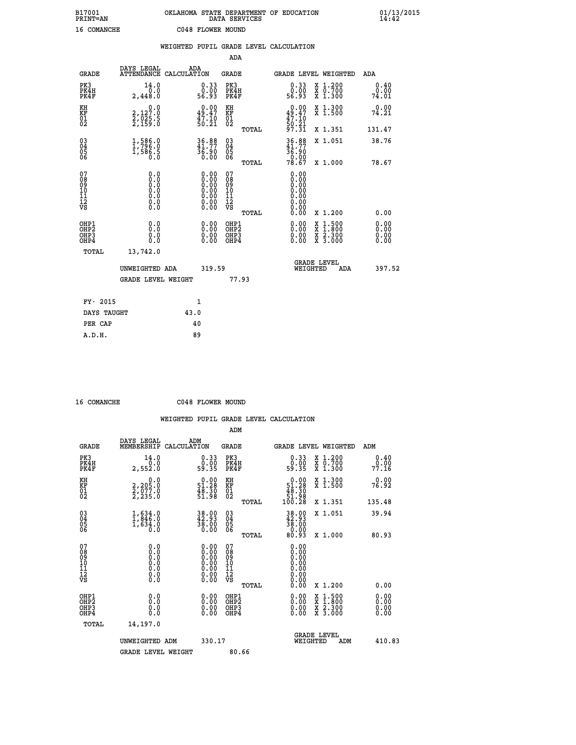B17001 OKLAHOMA STATE DEPARTMENT OF EDUCATION 01/13/2015
PRINT=AN DATA SERVICES 14:42

16 COMANCHE C048 FLOWER MOUND

## WEIGHTED PUPIL GRADE LEVEL CALCULATION

### ADA

| GRADE | DAYS LEGAL ATTENDANCE | ADA CALCULATION | GRADE | GRADE LEVEL | WEIGHTED | ADA |
|---|---|---|---|---|---|---|
| PK3 | 14.0 | 0.33 | PK3 | 0.33 | X 1.200 | 0.40 |
| PK4H | 0.0 | 0.00 | PK4H | 0.00 | X 0.700 | 0.00 |
| PK4F | 2,448.0 | 56.93 | PK4F | 56.93 | X 1.300 | 74.01 |
| KH | 0.0 | 0.00 | KH | 0.00 | X 1.300 | 0.00 |
| KF | 2,127.0 | 49.47 | KF | 49.47 | X 1.500 | 74.21 |
| 01 | 2,025.5 | 47.10 | 01 | 47.10 | | |
| 02 | 2,159.0 | 50.21 | 02 | 50.21 | | |
| | | | TOTAL | 97.31 | X 1.351 | 131.47 |
| 03 | 1,586.0 | 36.88 | 03 | 36.88 | X 1.051 | 38.76 |
| 04 | 1,796.0 | 41.77 | 04 | 41.77 | | |
| 05 | 1,586.5 | 36.90 | 05 | 36.90 | | |
| 06 | 0.0 | 0.00 | 06 | 0.00 | | |
| | | | TOTAL | 78.67 | X 1.000 | 78.67 |
| 07 | 0.0 | 0.00 | 07 | 0.00 | | |
| 08 | 0.0 | 0.00 | 08 | 0.00 | | |
| 09 | 0.0 | 0.00 | 09 | 0.00 | | |
| 10 | 0.0 | 0.00 | 10 | 0.00 | | |
| 11 | 0.0 | 0.00 | 11 | 0.00 | | |
| 12 | 0.0 | 0.00 | 12 | 0.00 | | |
| VS | 0.0 | 0.00 | VS | 0.00 | | |
| | | | TOTAL | 0.00 | X 1.200 | 0.00 |
| OHP1 | 0.0 | 0.00 | OHP1 | 0.00 | X 1.500 | 0.00 |
| OHP2 | 0.0 | 0.00 | OHP2 | 0.00 | X 1.800 | 0.00 |
| OHP3 | 0.0 | 0.00 | OHP3 | 0.00 | X 2.300 | 0.00 |
| OHP4 | 0.0 | 0.00 | OHP4 | 0.00 | X 3.000 | 0.00 |
| TOTAL | 13,742.0 | | | | | |

UNWEIGHTED ADA 319.59 GRADE LEVEL WEIGHTED ADA 397.52

GRADE LEVEL WEIGHT 77.93

| | |
|---|---|
| FY- 2015 | 1 |
| DAYS TAUGHT | 43.0 |
| PER CAP | 40 |
| A.D.H. | 89 |

16 COMANCHE C048 FLOWER MOUND

## WEIGHTED PUPIL GRADE LEVEL CALCULATION

### ADM

| GRADE | DAYS LEGAL MEMBERSHIP | ADM CALCULATION | GRADE | GRADE LEVEL | WEIGHTED | ADM |
|---|---|---|---|---|---|---|
| PK3 | 14.0 | 0.33 | PK3 | 0.33 | X 1.200 | 0.40 |
| PK4H | 0.0 | 0.00 | PK4H | 0.00 | X 0.700 | 0.00 |
| PK4F | 2,552.0 | 59.35 | PK4F | 59.35 | X 1.300 | 77.16 |
| KH | 0.0 | 0.00 | KH | 0.00 | X 1.300 | 0.00 |
| KF | 2,205.0 | 51.28 | KF | 51.28 | X 1.500 | 76.92 |
| 01 | 2,077.0 | 48.30 | 01 | 48.30 | | |
| 02 | 2,235.0 | 51.98 | 02 | 51.98 | | |
| | | | TOTAL | 100.28 | X 1.351 | 135.48 |
| 03 | 1,634.0 | 38.00 | 03 | 38.00 | X 1.051 | 39.94 |
| 04 | 1,846.0 | 42.93 | 04 | 42.93 | | |
| 05 | 1,634.0 | 38.00 | 05 | 38.00 | | |
| 06 | 0.0 | 0.00 | 06 | 0.00 | | |
| | | | TOTAL | 80.93 | X 1.000 | 80.93 |
| 07 | 0.0 | 0.00 | 07 | 0.00 | | |
| 08 | 0.0 | 0.00 | 08 | 0.00 | | |
| 09 | 0.0 | 0.00 | 09 | 0.00 | | |
| 10 | 0.0 | 0.00 | 10 | 0.00 | | |
| 11 | 0.0 | 0.00 | 11 | 0.00 | | |
| 12 | 0.0 | 0.00 | 12 | 0.00 | | |
| VS | 0.0 | 0.00 | VS | 0.00 | | |
| | | | TOTAL | 0.00 | X 1.200 | 0.00 |
| OHP1 | 0.0 | 0.00 | OHP1 | 0.00 | X 1.500 | 0.00 |
| OHP2 | 0.0 | 0.00 | OHP2 | 0.00 | X 1.800 | 0.00 |
| OHP3 | 0.0 | 0.00 | OHP3 | 0.00 | X 2.300 | 0.00 |
| OHP4 | 0.0 | 0.00 | OHP4 | 0.00 | X 3.000 | 0.00 |
| TOTAL | 14,197.0 | | | | | |

UNWEIGHTED ADM 330.17 GRADE LEVEL WEIGHTED ADM 410.83

GRADE LEVEL WEIGHT 80.66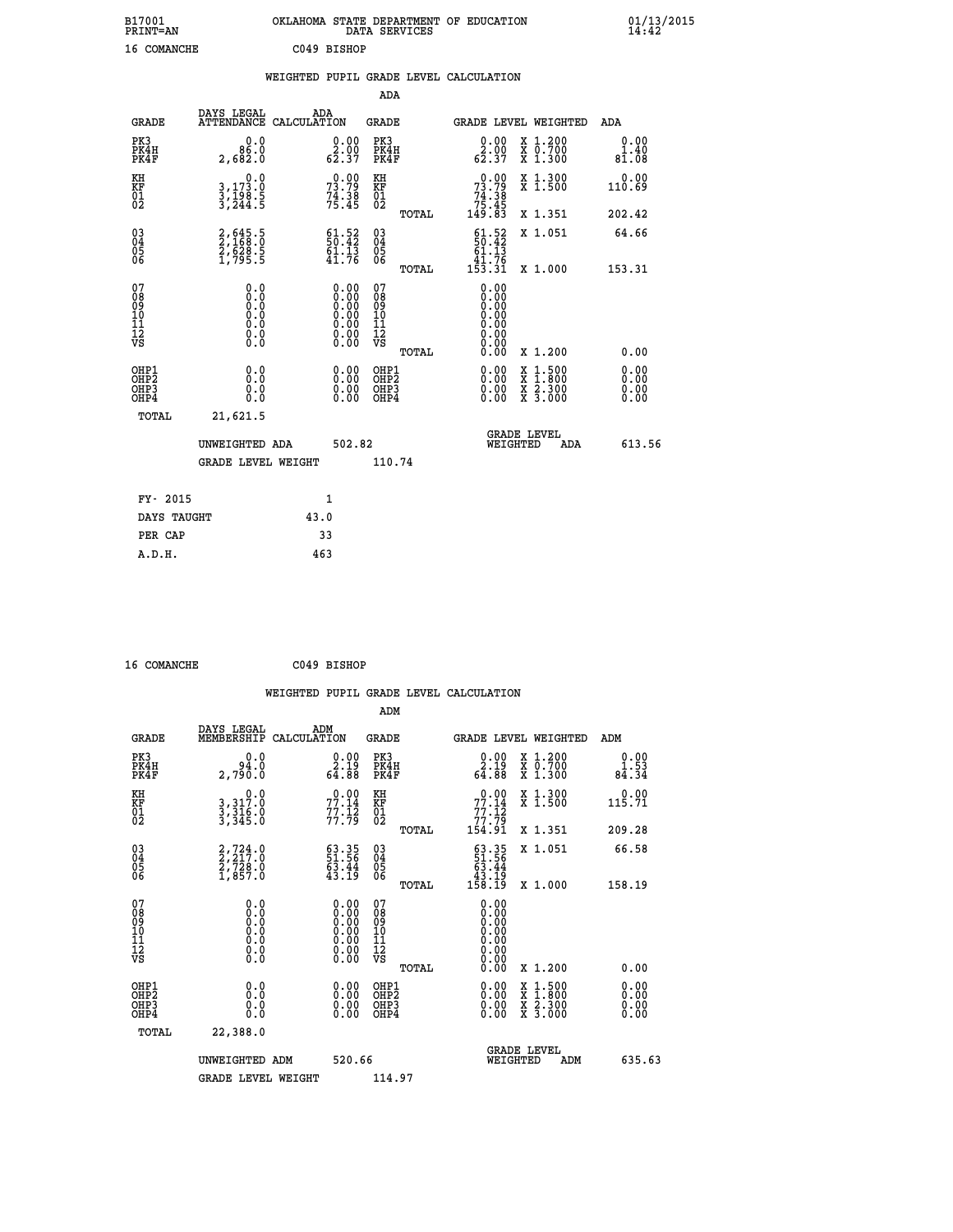B17001 OKLAHOMA STATE DEPARTMENT OF EDUCATION 01/13/2015
PRINT=AN DATA SERVICES 14:42

16 COMANCHE C049 BISHOP

## WEIGHTED PUPIL GRADE LEVEL CALCULATION

### ADA

| GRADE | DAYS LEGAL ATTENDANCE | ADA CALCULATION | GRADE | GRADE LEVEL | WEIGHTED | ADA |
|---|---|---|---|---|---|---|
| PK3 | 0.0 | 0.00 | PK3 | 0.00 | X 1.200 | 0.00 |
| PK4H | 86.0 | 2.00 | PK4H | 2.00 | X 0.700 | 1.40 |
| PK4F | 2,682.0 | 62.37 | PK4F | 62.37 | X 1.300 | 81.08 |
| KH | 0.0 | 0.00 | KH | 0.00 | X 1.300 | 0.00 |
| KF | 3,173.0 | 73.79 | KF | 73.79 | X 1.500 | 110.69 |
| 01 | 3,198.5 | 74.38 | 01 | 74.38 | | |
| 02 | 3,244.5 | 75.45 | 02 | 75.45 | | |
| | | | TOTAL | 149.83 | X 1.351 | 202.42 |
| 03 | 2,645.5 | 61.52 | 03 | 61.52 | X 1.051 | 64.66 |
| 04 | 2,168.0 | 50.42 | 04 | 50.42 | | |
| 05 | 2,628.5 | 61.13 | 05 | 61.13 | | |
| 06 | 1,795.5 | 41.76 | 06 | 41.76 | | |
| | | | TOTAL | 153.31 | X 1.000 | 153.31 |
| 07 | 0.0 | 0.00 | 07 | 0.00 | | |
| 08 | 0.0 | 0.00 | 08 | 0.00 | | |
| 09 | 0.0 | 0.00 | 09 | 0.00 | | |
| 10 | 0.0 | 0.00 | 10 | 0.00 | | |
| 11 | 0.0 | 0.00 | 11 | 0.00 | | |
| 12 | 0.0 | 0.00 | 12 | 0.00 | | |
| VS | 0.0 | 0.00 | VS | 0.00 | | |
| | | | TOTAL | 0.00 | X 1.200 | 0.00 |
| OHP1 | 0.0 | 0.00 | OHP1 | 0.00 | X 1.500 | 0.00 |
| OHP2 | 0.0 | 0.00 | OHP2 | 0.00 | X 1.800 | 0.00 |
| OHP3 | 0.0 | 0.00 | OHP3 | 0.00 | X 2.300 | 0.00 |
| OHP4 | 0.0 | 0.00 | OHP4 | 0.00 | X 3.000 | 0.00 |
| TOTAL | 21,621.5 | | | | | |

UNWEIGHTED ADA 502.82 — GRADE LEVEL WEIGHTED ADA 613.56

GRADE LEVEL WEIGHT 110.74

| | |
|---|---|
| FY- 2015 | 1 |
| DAYS TAUGHT | 43.0 |
| PER CAP | 33 |
| A.D.H. | 463 |

16 COMANCHE C049 BISHOP

## WEIGHTED PUPIL GRADE LEVEL CALCULATION

### ADM

| GRADE | DAYS LEGAL MEMBERSHIP | ADM CALCULATION | GRADE | GRADE LEVEL | WEIGHTED | ADM |
|---|---|---|---|---|---|---|
| PK3 | 0.0 | 0.00 | PK3 | 0.00 | X 1.200 | 0.00 |
| PK4H | 94.0 | 2.19 | PK4H | 2.19 | X 0.700 | 1.53 |
| PK4F | 2,790.0 | 64.88 | PK4F | 64.88 | X 1.300 | 84.34 |
| KH | 0.0 | 0.00 | KH | 0.00 | X 1.300 | 0.00 |
| KF | 3,317.0 | 77.14 | KF | 77.14 | X 1.500 | 115.71 |
| 01 | 3,316.0 | 77.12 | 01 | 77.12 | | |
| 02 | 3,345.0 | 77.79 | 02 | 77.79 | | |
| | | | TOTAL | 154.91 | X 1.351 | 209.28 |
| 03 | 2,724.0 | 63.35 | 03 | 63.35 | X 1.051 | 66.58 |
| 04 | 2,217.0 | 51.56 | 04 | 51.56 | | |
| 05 | 2,728.0 | 63.44 | 05 | 63.44 | | |
| 06 | 1,857.0 | 43.19 | 06 | 43.19 | | |
| | | | TOTAL | 158.19 | X 1.000 | 158.19 |
| 07 | 0.0 | 0.00 | 07 | 0.00 | | |
| 08 | 0.0 | 0.00 | 08 | 0.00 | | |
| 09 | 0.0 | 0.00 | 09 | 0.00 | | |
| 10 | 0.0 | 0.00 | 10 | 0.00 | | |
| 11 | 0.0 | 0.00 | 11 | 0.00 | | |
| 12 | 0.0 | 0.00 | 12 | 0.00 | | |
| VS | 0.0 | 0.00 | VS | 0.00 | | |
| | | | TOTAL | 0.00 | X 1.200 | 0.00 |
| OHP1 | 0.0 | 0.00 | OHP1 | 0.00 | X 1.500 | 0.00 |
| OHP2 | 0.0 | 0.00 | OHP2 | 0.00 | X 1.800 | 0.00 |
| OHP3 | 0.0 | 0.00 | OHP3 | 0.00 | X 2.300 | 0.00 |
| OHP4 | 0.0 | 0.00 | OHP4 | 0.00 | X 3.000 | 0.00 |
| TOTAL | 22,388.0 | | | | | |

UNWEIGHTED ADM 520.66 — GRADE LEVEL WEIGHTED ADM 635.63

GRADE LEVEL WEIGHT 114.97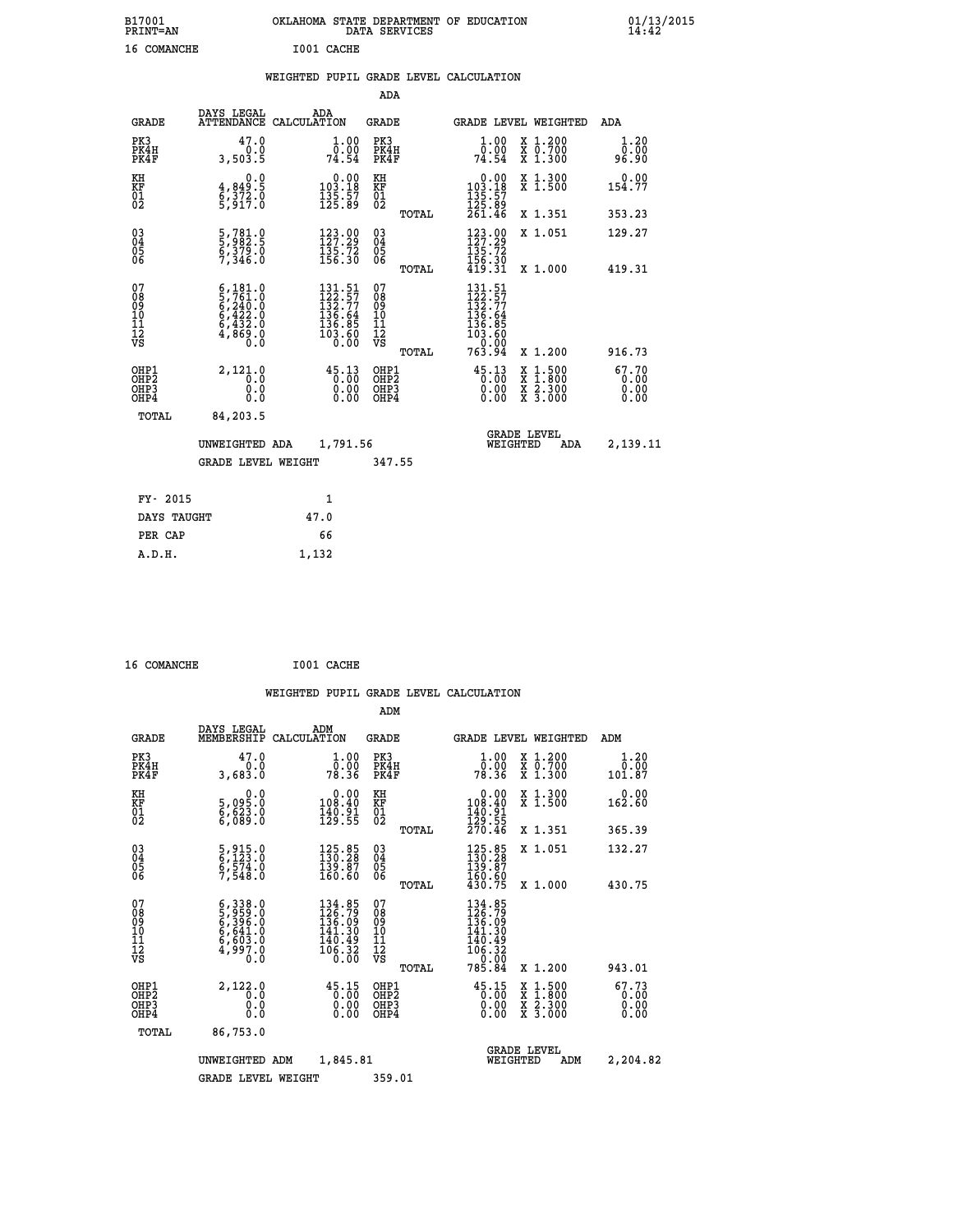B17001 OKLAHOMA STATE DEPARTMENT OF EDUCATION 01/13/2015
PRINT=AN DATA SERVICES 14:42

16 COMANCHE I001 CACHE

WEIGHTED PUPIL GRADE LEVEL CALCULATION

ADA

| GRADE | DAYS LEGAL ATTENDANCE | ADA CALCULATION | GRADE | | GRADE LEVEL | WEIGHTED | ADA |
|---|---|---|---|---|---|---|---|
| PK3 | 47.0 | 1.00 | PK3 | | 1.00 | X 1.200 | 1.20 |
| PK4H | 0.0 | 0.00 | PK4H | | 0.00 | X 0.700 | 0.00 |
| PK4F | 3,503.5 | 74.54 | PK4F | | 74.54 | X 1.300 | 96.90 |
| KH | 0.0 | 0.00 | KH | | 0.00 | X 1.300 | 0.00 |
| KF | 4,849.5 | 103.18 | KF | | 103.18 | X 1.500 | 154.77 |
| 01 | 6,372.0 | 135.57 | 01 | | 135.57 | | |
| 02 | 5,917.0 | 125.89 | 02 | | 125.89 | | |
| | | | | TOTAL | 261.46 | X 1.351 | 353.23 |
| 03 | 5,781.0 | 123.00 | 03 | | 123.00 | X 1.051 | 129.27 |
| 04 | 5,982.5 | 127.29 | 04 | | 127.29 | | |
| 05 | 6,379.0 | 135.72 | 05 | | 135.72 | | |
| 06 | 7,346.0 | 156.30 | 06 | | 156.30 | | |
| | | | | TOTAL | 419.31 | X 1.000 | 419.31 |
| 07 | 6,181.0 | 131.51 | 07 | | 131.51 | | |
| 08 | 5,761.0 | 122.57 | 08 | | 122.57 | | |
| 09 | 6,240.0 | 132.77 | 09 | | 132.77 | | |
| 10 | 6,422.0 | 136.64 | 10 | | 136.64 | | |
| 11 | 6,432.0 | 136.85 | 11 | | 136.85 | | |
| 12 | 4,869.0 | 103.60 | 12 | | 103.60 | | |
| VS | 0.0 | 0.00 | VS | | 0.00 | | |
| | | | | TOTAL | 763.94 | X 1.200 | 916.73 |
| OHP1 | 2,121.0 | 45.13 | OHP1 | | 45.13 | X 1.500 | 67.70 |
| OHP2 | 0.0 | 0.00 | OHP2 | | 0.00 | X 1.800 | 0.00 |
| OHP3 | 0.0 | 0.00 | OHP3 | | 0.00 | X 2.300 | 0.00 |
| OHP4 | 0.0 | 0.00 | OHP4 | | 0.00 | X 3.000 | 0.00 |
| TOTAL | 84,203.5 | | | | | | |

UNWEIGHTED ADA 1,791.56 | GRADE LEVEL WEIGHTED ADA 2,139.11

GRADE LEVEL WEIGHT 347.55

| FY- 2015 | 1 |
|---|---|
| DAYS TAUGHT | 47.0 |
| PER CAP | 66 |
| A.D.H. | 1,132 |

16 COMANCHE I001 CACHE

WEIGHTED PUPIL GRADE LEVEL CALCULATION

ADM

| GRADE | DAYS LEGAL MEMBERSHIP | ADM CALCULATION | GRADE | | GRADE LEVEL | WEIGHTED | ADM |
|---|---|---|---|---|---|---|---|
| PK3 | 47.0 | 1.00 | PK3 | | 1.00 | X 1.200 | 1.20 |
| PK4H | 0.0 | 0.00 | PK4H | | 0.00 | X 0.700 | 0.00 |
| PK4F | 3,683.0 | 78.36 | PK4F | | 78.36 | X 1.300 | 101.87 |
| KH | 0.0 | 0.00 | KH | | 0.00 | X 1.300 | 0.00 |
| KF | 5,095.0 | 108.40 | KF | | 108.40 | X 1.500 | 162.60 |
| 01 | 6,623.0 | 140.91 | 01 | | 140.91 | | |
| 02 | 6,089.0 | 129.55 | 02 | | 129.55 | | |
| | | | | TOTAL | 270.46 | X 1.351 | 365.39 |
| 03 | 5,915.0 | 125.85 | 03 | | 125.85 | X 1.051 | 132.27 |
| 04 | 6,123.0 | 130.28 | 04 | | 130.28 | | |
| 05 | 6,574.0 | 139.87 | 05 | | 139.87 | | |
| 06 | 7,548.0 | 160.60 | 06 | | 160.60 | | |
| | | | | TOTAL | 430.75 | X 1.000 | 430.75 |
| 07 | 6,338.0 | 134.85 | 07 | | 134.85 | | |
| 08 | 5,959.0 | 126.79 | 08 | | 126.79 | | |
| 09 | 6,396.0 | 136.09 | 09 | | 136.09 | | |
| 10 | 6,641.0 | 141.30 | 10 | | 141.30 | | |
| 11 | 6,603.0 | 140.49 | 11 | | 140.49 | | |
| 12 | 4,997.0 | 106.32 | 12 | | 106.32 | | |
| VS | 0.0 | 0.00 | VS | | 0.00 | | |
| | | | | TOTAL | 785.84 | X 1.200 | 943.01 |
| OHP1 | 2,122.0 | 45.15 | OHP1 | | 45.15 | X 1.500 | 67.73 |
| OHP2 | 0.0 | 0.00 | OHP2 | | 0.00 | X 1.800 | 0.00 |
| OHP3 | 0.0 | 0.00 | OHP3 | | 0.00 | X 2.300 | 0.00 |
| OHP4 | 0.0 | 0.00 | OHP4 | | 0.00 | X 3.000 | 0.00 |
| TOTAL | 86,753.0 | | | | | | |

UNWEIGHTED ADM 1,845.81 | GRADE LEVEL WEIGHTED ADM 2,204.82

GRADE LEVEL WEIGHT 359.01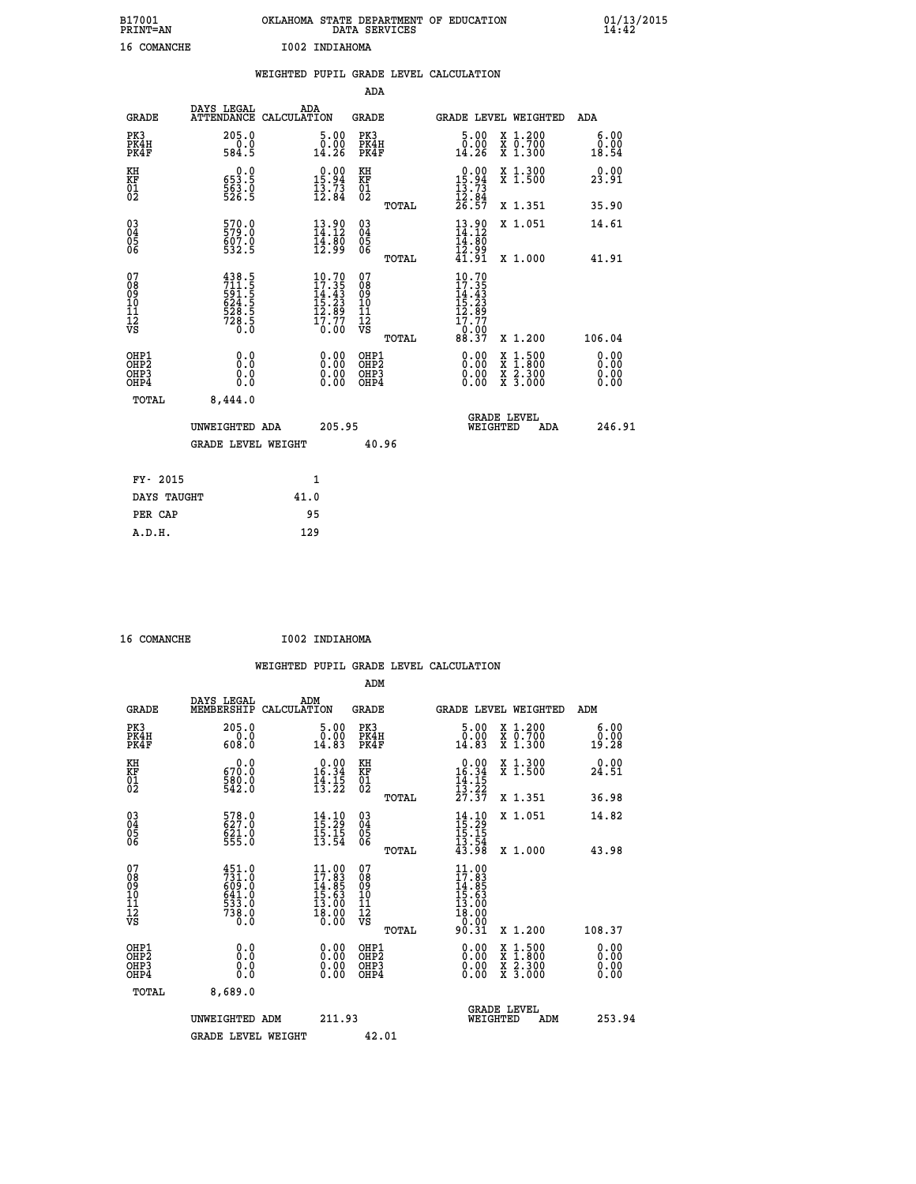B17001 OKLAHOMA STATE DEPARTMENT OF EDUCATION 01/13/2015
PRINT=AN DATA SERVICES 14:42

16 COMANCHE I002 INDIAHOMA

## WEIGHTED PUPIL GRADE LEVEL CALCULATION

### ADA

| GRADE | DAYS LEGAL ATTENDANCE | ADA CALCULATION | GRADE | GRADE LEVEL | WEIGHTED | ADA |
|---|---|---|---|---|---|---|
| PK3 | 205.0 | 5.00 | PK3 | 5.00 | X 1.200 | 6.00 |
| PK4H | 0.0 | 0.00 | PK4H | 0.00 | X 0.700 | 0.00 |
| PK4F | 584.5 | 14.26 | PK4F | 14.26 | X 1.300 | 18.54 |
| KH | 0.0 | 0.00 | KH | 0.00 | X 1.300 | 0.00 |
| KF | 653.5 | 15.94 | KF | 15.94 | X 1.500 | 23.91 |
| 01 | 563.0 | 13.73 | 01 | 13.73 | | |
| 02 | 526.5 | 12.84 | 02 | 12.84 | | |
| | | | TOTAL | 26.57 | X 1.351 | 35.90 |
| 03 | 570.0 | 13.90 | 03 | 13.90 | X 1.051 | 14.61 |
| 04 | 579.0 | 14.12 | 04 | 14.12 | | |
| 05 | 607.0 | 14.80 | 05 | 14.80 | | |
| 06 | 532.5 | 12.99 | 06 | 12.99 | | |
| | | | TOTAL | 41.91 | X 1.000 | 41.91 |
| 07 | 438.5 | 10.70 | 07 | 10.70 | | |
| 08 | 711.5 | 17.35 | 08 | 17.35 | | |
| 09 | 591.5 | 14.43 | 09 | 14.43 | | |
| 10 | 624.5 | 15.23 | 10 | 15.23 | | |
| 11 | 528.5 | 12.89 | 11 | 12.89 | | |
| 12 | 728.5 | 17.77 | 12 | 17.77 | | |
| VS | 0.0 | 0.00 | VS | 0.00 | | |
| | | | TOTAL | 88.37 | X 1.200 | 106.04 |
| OHP1 | 0.0 | 0.00 | OHP1 | 0.00 | X 1.500 | 0.00 |
| OHP2 | 0.0 | 0.00 | OHP2 | 0.00 | X 1.800 | 0.00 |
| OHP3 | 0.0 | 0.00 | OHP3 | 0.00 | X 2.300 | 0.00 |
| OHP4 | 0.0 | 0.00 | OHP4 | 0.00 | X 3.000 | 0.00 |
| TOTAL | 8,444.0 | | | | | |

UNWEIGHTED ADA 205.95 GRADE LEVEL WEIGHTED ADA 246.91

GRADE LEVEL WEIGHT 40.96

| | |
|---|---|
| FY- 2015 | 1 |
| DAYS TAUGHT | 41.0 |
| PER CAP | 95 |
| A.D.H. | 129 |

16 COMANCHE I002 INDIAHOMA

## WEIGHTED PUPIL GRADE LEVEL CALCULATION

### ADM

| GRADE | DAYS LEGAL MEMBERSHIP | ADM CALCULATION | GRADE | GRADE LEVEL | WEIGHTED | ADM |
|---|---|---|---|---|---|---|
| PK3 | 205.0 | 5.00 | PK3 | 5.00 | X 1.200 | 6.00 |
| PK4H | 0.0 | 0.00 | PK4H | 0.00 | X 0.700 | 0.00 |
| PK4F | 608.0 | 14.83 | PK4F | 14.83 | X 1.300 | 19.28 |
| KH | 0.0 | 0.00 | KH | 0.00 | X 1.300 | 0.00 |
| KF | 670.0 | 16.34 | KF | 16.34 | X 1.500 | 24.51 |
| 01 | 580.0 | 14.15 | 01 | 14.15 | | |
| 02 | 542.0 | 13.22 | 02 | 13.22 | | |
| | | | TOTAL | 27.37 | X 1.351 | 36.98 |
| 03 | 578.0 | 14.10 | 03 | 14.10 | X 1.051 | 14.82 |
| 04 | 627.0 | 15.29 | 04 | 15.29 | | |
| 05 | 621.0 | 15.15 | 05 | 15.15 | | |
| 06 | 555.0 | 13.54 | 06 | 13.54 | | |
| | | | TOTAL | 43.98 | X 1.000 | 43.98 |
| 07 | 451.0 | 11.00 | 07 | 11.00 | | |
| 08 | 731.0 | 17.83 | 08 | 17.83 | | |
| 09 | 609.0 | 14.85 | 09 | 14.85 | | |
| 10 | 641.0 | 15.63 | 10 | 15.63 | | |
| 11 | 533.0 | 13.00 | 11 | 13.00 | | |
| 12 | 738.0 | 18.00 | 12 | 18.00 | | |
| VS | 0.0 | 0.00 | VS | 0.00 | | |
| | | | TOTAL | 90.31 | X 1.200 | 108.37 |
| OHP1 | 0.0 | 0.00 | OHP1 | 0.00 | X 1.500 | 0.00 |
| OHP2 | 0.0 | 0.00 | OHP2 | 0.00 | X 1.800 | 0.00 |
| OHP3 | 0.0 | 0.00 | OHP3 | 0.00 | X 2.300 | 0.00 |
| OHP4 | 0.0 | 0.00 | OHP4 | 0.00 | X 3.000 | 0.00 |
| TOTAL | 8,689.0 | | | | | |

UNWEIGHTED ADM 211.93 GRADE LEVEL WEIGHTED ADM 253.94

GRADE LEVEL WEIGHT 42.01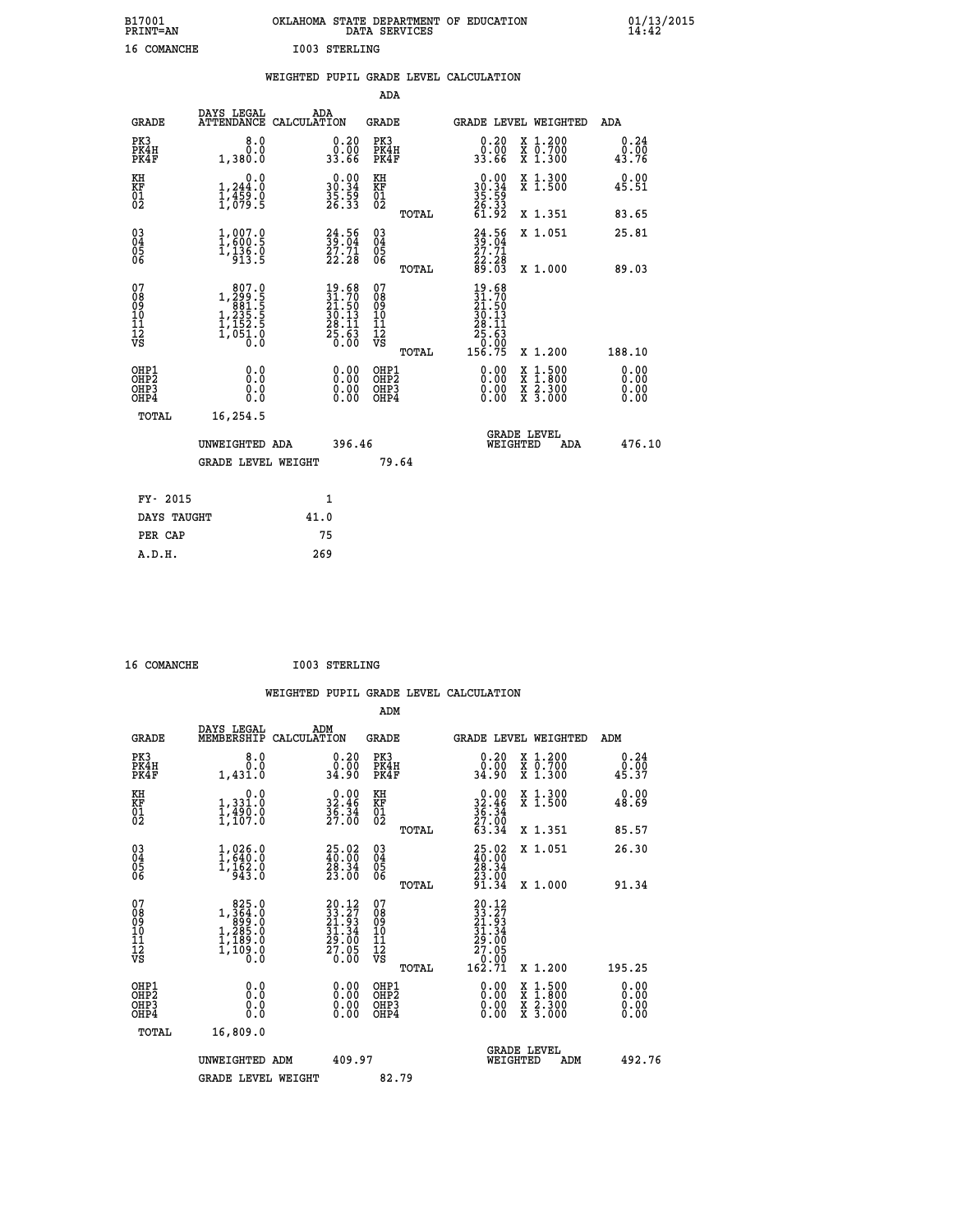B17001 OKLAHOMA STATE DEPARTMENT OF EDUCATION 01/13/2015
PRINT=AN DATA SERVICES 14:42

16 COMANCHE I003 STERLING

## WEIGHTED PUPIL GRADE LEVEL CALCULATION

### ADA

| GRADE | DAYS LEGAL ATTENDANCE | ADA CALCULATION | GRADE | GRADE LEVEL | WEIGHTED | ADA |
|---|---|---|---|---|---|---|
| PK3 | 8.0 | 0.20 | PK3 | 0.20 | X 1.200 | 0.24 |
| PK4H | 0.0 | 0.00 | PK4H | 0.00 | X 0.700 | 0.00 |
| PK4F | 1,380.0 | 33.66 | PK4F | 33.66 | X 1.300 | 43.76 |
| KH | 0.0 | 0.00 | KH | 0.00 | X 1.300 | 0.00 |
| KF | 1,244.0 | 30.34 | KF | 30.34 | X 1.500 | 45.51 |
| 01 | 1,459.0 | 35.59 | 01 | 35.59 | | |
| 02 | 1,079.5 | 26.33 | 02 | 26.33 | | |
| | | | TOTAL | 61.92 | X 1.351 | 83.65 |
| 03 | 1,007.0 | 24.56 | 03 | 24.56 | X 1.051 | 25.81 |
| 04 | 1,600.5 | 39.04 | 04 | 39.04 | | |
| 05 | 1,136.0 | 27.71 | 05 | 27.71 | | |
| 06 | 913.5 | 22.28 | 06 | 22.28 | | |
| | | | TOTAL | 89.03 | X 1.000 | 89.03 |
| 07 | 807.0 | 19.68 | 07 | 19.68 | | |
| 08 | 1,299.5 | 31.70 | 08 | 31.70 | | |
| 09 | 881.5 | 21.50 | 09 | 21.50 | | |
| 10 | 1,235.5 | 30.13 | 10 | 30.13 | | |
| 11 | 1,152.5 | 28.11 | 11 | 28.11 | | |
| 12 | 1,051.0 | 25.63 | 12 | 25.63 | | |
| VS | 0.0 | 0.00 | VS | 0.00 | | |
| | | | TOTAL | 156.75 | X 1.200 | 188.10 |
| OHP1 | 0.0 | 0.00 | OHP1 | 0.00 | X 1.500 | 0.00 |
| OHP2 | 0.0 | 0.00 | OHP2 | 0.00 | X 1.800 | 0.00 |
| OHP3 | 0.0 | 0.00 | OHP3 | 0.00 | X 2.300 | 0.00 |
| OHP4 | 0.0 | 0.00 | OHP4 | 0.00 | X 3.000 | 0.00 |
| TOTAL | 16,254.5 | | | | | |

UNWEIGHTED ADA 396.46 GRADE LEVEL WEIGHTED ADA 476.10

GRADE LEVEL WEIGHT 79.64

| | |
|---|---|
| FY- 2015 | 1 |
| DAYS TAUGHT | 41.0 |
| PER CAP | 75 |
| A.D.H. | 269 |

16 COMANCHE I003 STERLING

## WEIGHTED PUPIL GRADE LEVEL CALCULATION

### ADM

| GRADE | DAYS LEGAL MEMBERSHIP | ADM CALCULATION | GRADE | GRADE LEVEL | WEIGHTED | ADM |
|---|---|---|---|---|---|---|
| PK3 | 8.0 | 0.20 | PK3 | 0.20 | X 1.200 | 0.24 |
| PK4H | 0.0 | 0.00 | PK4H | 0.00 | X 0.700 | 0.00 |
| PK4F | 1,431.0 | 34.90 | PK4F | 34.90 | X 1.300 | 45.37 |
| KH | 0.0 | 0.00 | KH | 0.00 | X 1.300 | 0.00 |
| KF | 1,331.0 | 32.46 | KF | 32.46 | X 1.500 | 48.69 |
| 01 | 1,490.0 | 36.34 | 01 | 36.34 | | |
| 02 | 1,107.0 | 27.00 | 02 | 27.00 | | |
| | | | TOTAL | 63.34 | X 1.351 | 85.57 |
| 03 | 1,026.0 | 25.02 | 03 | 25.02 | X 1.051 | 26.30 |
| 04 | 1,640.0 | 40.00 | 04 | 40.00 | | |
| 05 | 1,162.0 | 28.34 | 05 | 28.34 | | |
| 06 | 943.0 | 23.00 | 06 | 23.00 | | |
| | | | TOTAL | 91.34 | X 1.000 | 91.34 |
| 07 | 825.0 | 20.12 | 07 | 20.12 | | |
| 08 | 1,364.0 | 33.27 | 08 | 33.27 | | |
| 09 | 899.0 | 21.93 | 09 | 21.93 | | |
| 10 | 1,285.0 | 31.34 | 10 | 31.34 | | |
| 11 | 1,189.0 | 29.00 | 11 | 29.00 | | |
| 12 | 1,109.0 | 27.05 | 12 | 27.05 | | |
| VS | 0.0 | 0.00 | VS | 0.00 | | |
| | | | TOTAL | 162.71 | X 1.200 | 195.25 |
| OHP1 | 0.0 | 0.00 | OHP1 | 0.00 | X 1.500 | 0.00 |
| OHP2 | 0.0 | 0.00 | OHP2 | 0.00 | X 1.800 | 0.00 |
| OHP3 | 0.0 | 0.00 | OHP3 | 0.00 | X 2.300 | 0.00 |
| OHP4 | 0.0 | 0.00 | OHP4 | 0.00 | X 3.000 | 0.00 |
| TOTAL | 16,809.0 | | | | | |

UNWEIGHTED ADM 409.97 GRADE LEVEL WEIGHTED ADM 492.76

GRADE LEVEL WEIGHT 82.79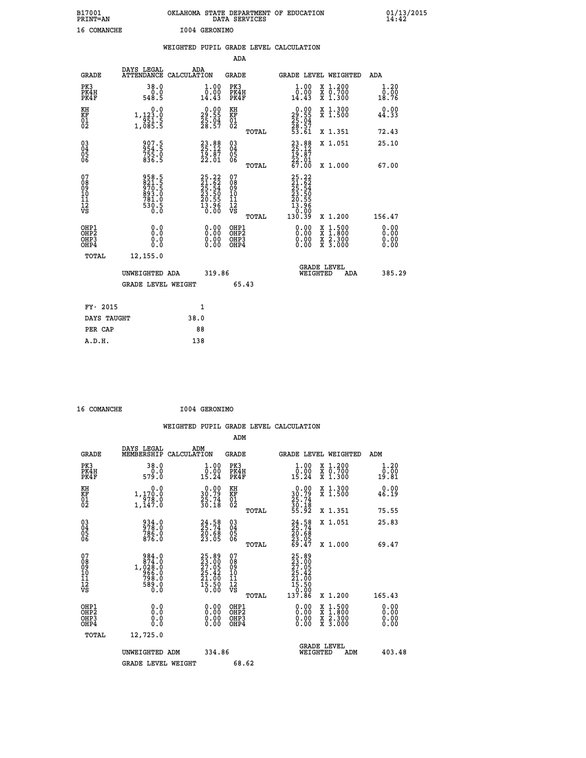B17001 OKLAHOMA STATE DEPARTMENT OF EDUCATION 01/13/2015
PRINT=AN DATA SERVICES 14:42

16 COMANCHE I004 GERONIMO

## WEIGHTED PUPIL GRADE LEVEL CALCULATION

### ADA

| GRADE | DAYS LEGAL ATTENDANCE | ADA CALCULATION | GRADE | GRADE LEVEL | WEIGHTED | ADA |
|---|---|---|---|---|---|---|
| PK3 | 38.0 | 1.00 | PK3 | 1.00 | X 1.200 | 1.20 |
| PK4H | 0.0 | 0.00 | PK4H | 0.00 | X 0.700 | 0.00 |
| PK4F | 548.5 | 14.43 | PK4F | 14.43 | X 1.300 | 18.76 |
| KH | 0.0 | 0.00 | KH | 0.00 | X 1.300 | 0.00 |
| KF | 1,123.0 | 29.55 | KF | 29.55 | X 1.500 | 44.33 |
| 01 | 951.5 | 25.04 | 01 | 25.04 | | |
| 02 | 1,085.5 | 28.57 | 02 | 28.57 | | |
| | | | TOTAL | 53.61 | X 1.351 | 72.43 |
| 03 | 907.5 | 23.88 | 03 | 23.88 | X 1.051 | 25.10 |
| 04 | 954.5 | 25.12 | 04 | 25.12 | | |
| 05 | 755.0 | 19.87 | 05 | 19.87 | | |
| 06 | 836.5 | 22.01 | 06 | 22.01 | | |
| | | | TOTAL | 67.00 | X 1.000 | 67.00 |
| 07 | 958.5 | 25.22 | 07 | 25.22 | | |
| 08 | 821.5 | 21.62 | 08 | 21.62 | | |
| 09 | 970.5 | 25.54 | 09 | 25.54 | | |
| 10 | 893.0 | 23.50 | 10 | 23.50 | | |
| 11 | 781.0 | 20.55 | 11 | 20.55 | | |
| 12 | 530.5 | 13.96 | 12 | 13.96 | | |
| VS | 0.0 | 0.00 | VS | 0.00 | | |
| | | | TOTAL | 130.39 | X 1.200 | 156.47 |
| OHP1 | 0.0 | 0.00 | OHP1 | 0.00 | X 1.500 | 0.00 |
| OHP2 | 0.0 | 0.00 | OHP2 | 0.00 | X 1.800 | 0.00 |
| OHP3 | 0.0 | 0.00 | OHP3 | 0.00 | X 2.300 | 0.00 |
| OHP4 | 0.0 | 0.00 | OHP4 | 0.00 | X 3.000 | 0.00 |
| TOTAL | 12,155.0 | | | | | |

UNWEIGHTED ADA 319.86 GRADE LEVEL WEIGHTED ADA 385.29

GRADE LEVEL WEIGHT 65.43

| | |
|---|---|
| FY- 2015 | 1 |
| DAYS TAUGHT | 38.0 |
| PER CAP | 88 |
| A.D.H. | 138 |

16 COMANCHE I004 GERONIMO

## WEIGHTED PUPIL GRADE LEVEL CALCULATION

### ADM

| GRADE | DAYS LEGAL MEMBERSHIP | ADM CALCULATION | GRADE | GRADE LEVEL | WEIGHTED | ADM |
|---|---|---|---|---|---|---|
| PK3 | 38.0 | 1.00 | PK3 | 1.00 | X 1.200 | 1.20 |
| PK4H | 0.0 | 0.00 | PK4H | 0.00 | X 0.700 | 0.00 |
| PK4F | 579.0 | 15.24 | PK4F | 15.24 | X 1.300 | 19.81 |
| KH | 0.0 | 0.00 | KH | 0.00 | X 1.300 | 0.00 |
| KF | 1,170.0 | 30.79 | KF | 30.79 | X 1.500 | 46.19 |
| 01 | 978.0 | 25.74 | 01 | 25.74 | | |
| 02 | 1,147.0 | 30.18 | 02 | 30.18 | | |
| | | | TOTAL | 55.92 | X 1.351 | 75.55 |
| 03 | 934.0 | 24.58 | 03 | 24.58 | X 1.051 | 25.83 |
| 04 | 978.0 | 25.74 | 04 | 25.74 | | |
| 05 | 786.0 | 20.68 | 05 | 20.68 | | |
| 06 | 876.0 | 23.05 | 06 | 23.05 | | |
| | | | TOTAL | 69.47 | X 1.000 | 69.47 |
| 07 | 984.0 | 25.89 | 07 | 25.89 | | |
| 08 | 874.0 | 23.00 | 08 | 23.00 | | |
| 09 | 1,028.0 | 27.05 | 09 | 27.05 | | |
| 10 | 966.0 | 25.42 | 10 | 25.42 | | |
| 11 | 798.0 | 21.00 | 11 | 21.00 | | |
| 12 | 589.0 | 15.50 | 12 | 15.50 | | |
| VS | 0.0 | 0.00 | VS | 0.00 | | |
| | | | TOTAL | 137.86 | X 1.200 | 165.43 |
| OHP1 | 0.0 | 0.00 | OHP1 | 0.00 | X 1.500 | 0.00 |
| OHP2 | 0.0 | 0.00 | OHP2 | 0.00 | X 1.800 | 0.00 |
| OHP3 | 0.0 | 0.00 | OHP3 | 0.00 | X 2.300 | 0.00 |
| OHP4 | 0.0 | 0.00 | OHP4 | 0.00 | X 3.000 | 0.00 |
| TOTAL | 12,725.0 | | | | | |

UNWEIGHTED ADM 334.86 GRADE LEVEL WEIGHTED ADM 403.48

GRADE LEVEL WEIGHT 68.62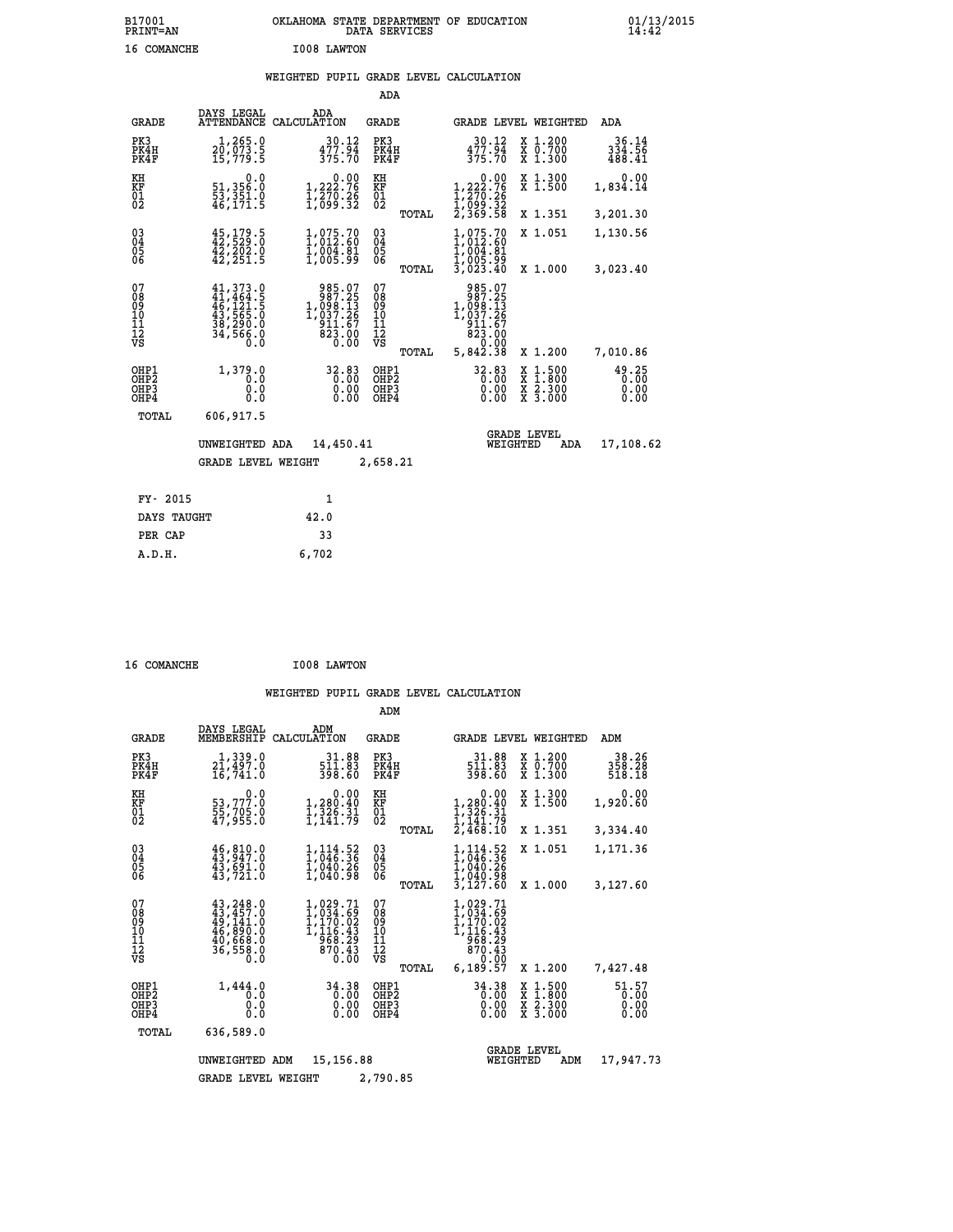B17001 OKLAHOMA STATE DEPARTMENT OF EDUCATION 01/13/2015
PRINT=AN DATA SERVICES 14:42

16 COMANCHE I008 LAWTON

## WEIGHTED PUPIL GRADE LEVEL CALCULATION

### ADA

| GRADE | DAYS LEGAL ATTENDANCE | ADA CALCULATION | GRADE | | GRADE LEVEL | WEIGHTED | ADA |
|---|---|---|---|---|---|---|---|
| PK3 | 1,265.0 | 30.12 | PK3 | | 30.12 | X 1.200 | 36.14 |
| PK4H | 20,073.5 | 477.94 | PK4H | | 477.94 | X 0.700 | 334.56 |
| PK4F | 15,779.5 | 375.70 | PK4F | | 375.70 | X 1.300 | 488.41 |
| KH | 0.0 | 0.00 | KH | | 0.00 | X 1.300 | 0.00 |
| KF | 51,356.0 | 1,222.76 | KF | | 1,222.76 | X 1.500 | 1,834.14 |
| 01 | 53,351.0 | 1,270.26 | 01 | | 1,270.26 | | |
| 02 | 46,171.5 | 1,099.32 | 02 | | 1,099.32 | | |
| | | | | TOTAL | 2,369.58 | X 1.351 | 3,201.30 |
| 03 | 45,179.5 | 1,075.70 | 03 | | 1,075.70 | X 1.051 | 1,130.56 |
| 04 | 42,529.0 | 1,012.60 | 04 | | 1,012.60 | | |
| 05 | 42,202.0 | 1,004.81 | 05 | | 1,004.81 | | |
| 06 | 42,251.5 | 1,005.99 | 06 | | 1,005.99 | | |
| | | | | TOTAL | 3,023.40 | X 1.000 | 3,023.40 |
| 07 | 41,373.0 | 985.07 | 07 | | 985.07 | | |
| 08 | 41,464.5 | 987.25 | 08 | | 987.25 | | |
| 09 | 46,121.5 | 1,098.13 | 09 | | 1,098.13 | | |
| 10 | 43,565.0 | 1,037.26 | 10 | | 1,037.26 | | |
| 11 | 38,290.0 | 911.67 | 11 | | 911.67 | | |
| 12 | 34,566.0 | 823.00 | 12 | | 823.00 | | |
| VS | 0.0 | 0.00 | VS | | 0.00 | | |
| | | | | TOTAL | 5,842.38 | X 1.200 | 7,010.86 |
| OHP1 | 1,379.0 | 32.83 | OHP1 | | 32.83 | X 1.500 | 49.25 |
| OHP2 | 0.0 | 0.00 | OHP2 | | 0.00 | X 1.800 | 0.00 |
| OHP3 | 0.0 | 0.00 | OHP3 | | 0.00 | X 2.300 | 0.00 |
| OHP4 | 0.0 | 0.00 | OHP4 | | 0.00 | X 3.000 | 0.00 |
| TOTAL | 606,917.5 | | | | | | |

UNWEIGHTED ADA 14,450.41 GRADE LEVEL WEIGHTED ADA 17,108.62

GRADE LEVEL WEIGHT 2,658.21

| FY- 2015 | 1 |
|---|---|
| DAYS TAUGHT | 42.0 |
| PER CAP | 33 |
| A.D.H. | 6,702 |

16 COMANCHE I008 LAWTON

## WEIGHTED PUPIL GRADE LEVEL CALCULATION

### ADM

| GRADE | DAYS LEGAL MEMBERSHIP | ADM CALCULATION | GRADE | | GRADE LEVEL | WEIGHTED | ADM |
|---|---|---|---|---|---|---|---|
| PK3 | 1,339.0 | 31.88 | PK3 | | 31.88 | X 1.200 | 38.26 |
| PK4H | 21,497.0 | 511.83 | PK4H | | 511.83 | X 0.700 | 358.28 |
| PK4F | 16,741.0 | 398.60 | PK4F | | 398.60 | X 1.300 | 518.18 |
| KH | 0.0 | 0.00 | KH | | 0.00 | X 1.300 | 0.00 |
| KF | 53,777.0 | 1,280.40 | KF | | 1,280.40 | X 1.500 | 1,920.60 |
| 01 | 55,705.0 | 1,326.31 | 01 | | 1,326.31 | | |
| 02 | 47,955.0 | 1,141.79 | 02 | | 1,141.79 | | |
| | | | | TOTAL | 2,468.10 | X 1.351 | 3,334.40 |
| 03 | 46,810.0 | 1,114.52 | 03 | | 1,114.52 | X 1.051 | 1,171.36 |
| 04 | 43,947.0 | 1,046.36 | 04 | | 1,046.36 | | |
| 05 | 43,691.0 | 1,040.26 | 05 | | 1,040.26 | | |
| 06 | 43,721.0 | 1,040.98 | 06 | | 1,040.98 | | |
| | | | | TOTAL | 3,127.60 | X 1.000 | 3,127.60 |
| 07 | 43,248.0 | 1,029.71 | 07 | | 1,029.71 | | |
| 08 | 43,457.0 | 1,034.69 | 08 | | 1,034.69 | | |
| 09 | 49,141.0 | 1,170.02 | 09 | | 1,170.02 | | |
| 10 | 46,890.0 | 1,116.43 | 10 | | 1,116.43 | | |
| 11 | 40,668.0 | 968.29 | 11 | | 968.29 | | |
| 12 | 36,558.0 | 870.43 | 12 | | 870.43 | | |
| VS | 0.0 | 0.00 | VS | | 0.00 | | |
| | | | | TOTAL | 6,189.57 | X 1.200 | 7,427.48 |
| OHP1 | 1,444.0 | 34.38 | OHP1 | | 34.38 | X 1.500 | 51.57 |
| OHP2 | 0.0 | 0.00 | OHP2 | | 0.00 | X 1.800 | 0.00 |
| OHP3 | 0.0 | 0.00 | OHP3 | | 0.00 | X 2.300 | 0.00 |
| OHP4 | 0.0 | 0.00 | OHP4 | | 0.00 | X 3.000 | 0.00 |
| TOTAL | 636,589.0 | | | | | | |

UNWEIGHTED ADM 15,156.88 GRADE LEVEL WEIGHTED ADM 17,947.73

GRADE LEVEL WEIGHT 2,790.85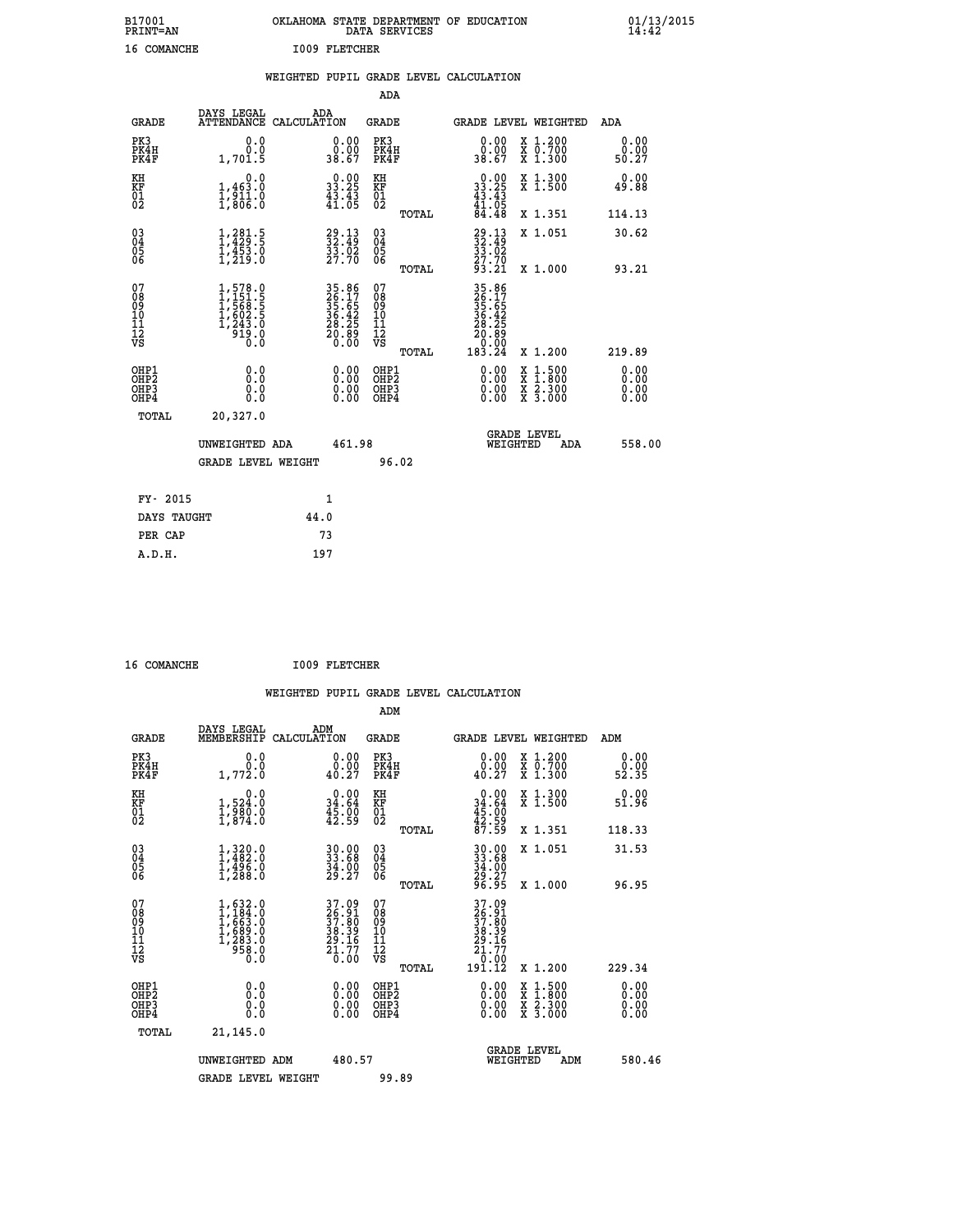B17001 OKLAHOMA STATE DEPARTMENT OF EDUCATION 01/13/2015
PRINT=AN DATA SERVICES 14:42

16 COMANCHE I009 FLETCHER

WEIGHTED PUPIL GRADE LEVEL CALCULATION

ADA

| GRADE | DAYS LEGAL ATTENDANCE | ADA CALCULATION | GRADE | | GRADE LEVEL | WEIGHTED | ADA |
|---|---|---|---|---|---|---|---|
| PK3 | 0.0 | 0.00 | PK3 | | 0.00 | X 1.200 | 0.00 |
| PK4H | 0.0 | 0.00 | PK4H | | 0.00 | X 0.700 | 0.00 |
| PK4F | 1,701.5 | 38.67 | PK4F | | 38.67 | X 1.300 | 50.27 |
| KH | 0.0 | 0.00 | KH | | 0.00 | X 1.300 | 0.00 |
| KF | 1,463.0 | 33.25 | KF | | 33.25 | X 1.500 | 49.88 |
| 01 | 1,911.0 | 43.43 | 01 | | 43.43 | | |
| 02 | 1,806.0 | 41.05 | 02 | | 41.05 | | |
| | | | | TOTAL | 84.48 | X 1.351 | 114.13 |
| 03 | 1,281.5 | 29.13 | 03 | | 29.13 | X 1.051 | 30.62 |
| 04 | 1,429.5 | 32.49 | 04 | | 32.49 | | |
| 05 | 1,453.0 | 33.02 | 05 | | 33.02 | | |
| 06 | 1,219.0 | 27.70 | 06 | | 27.70 | | |
| | | | | TOTAL | 93.21 | X 1.000 | 93.21 |
| 07 | 1,578.0 | 35.86 | 07 | | 35.86 | | |
| 08 | 1,151.5 | 26.17 | 08 | | 26.17 | | |
| 09 | 1,568.5 | 35.65 | 09 | | 35.65 | | |
| 10 | 1,602.5 | 36.42 | 10 | | 36.42 | | |
| 11 | 1,243.0 | 28.25 | 11 | | 28.25 | | |
| 12 | 919.0 | 20.89 | 12 | | 20.89 | | |
| VS | 0.0 | 0.00 | VS | | 0.00 | | |
| | | | | TOTAL | 183.24 | X 1.200 | 219.89 |
| OHP1 | 0.0 | 0.00 | OHP1 | | 0.00 | X 1.500 | 0.00 |
| OHP2 | 0.0 | 0.00 | OHP2 | | 0.00 | X 1.800 | 0.00 |
| OHP3 | 0.0 | 0.00 | OHP3 | | 0.00 | X 2.300 | 0.00 |
| OHP4 | 0.0 | 0.00 | OHP4 | | 0.00 | X 3.000 | 0.00 |
| TOTAL | 20,327.0 | | | | | | |

UNWEIGHTED ADA 461.98 GRADE LEVEL WEIGHTED ADA 558.00

GRADE LEVEL WEIGHT 96.02

FY- 2015 1
DAYS TAUGHT 44.0
PER CAP 73
A.D.H. 197

16 COMANCHE I009 FLETCHER

WEIGHTED PUPIL GRADE LEVEL CALCULATION

ADM

| GRADE | DAYS LEGAL MEMBERSHIP | ADM CALCULATION | GRADE | | GRADE LEVEL | WEIGHTED | ADM |
|---|---|---|---|---|---|---|---|
| PK3 | 0.0 | 0.00 | PK3 | | 0.00 | X 1.200 | 0.00 |
| PK4H | 0.0 | 0.00 | PK4H | | 0.00 | X 0.700 | 0.00 |
| PK4F | 1,772.0 | 40.27 | PK4F | | 40.27 | X 1.300 | 52.35 |
| KH | 0.0 | 0.00 | KH | | 0.00 | X 1.300 | 0.00 |
| KF | 1,524.0 | 34.64 | KF | | 34.64 | X 1.500 | 51.96 |
| 01 | 1,980.0 | 45.00 | 01 | | 45.00 | | |
| 02 | 1,874.0 | 42.59 | 02 | | 42.59 | | |
| | | | | TOTAL | 87.59 | X 1.351 | 118.33 |
| 03 | 1,320.0 | 30.00 | 03 | | 30.00 | X 1.051 | 31.53 |
| 04 | 1,482.0 | 33.68 | 04 | | 33.68 | | |
| 05 | 1,496.0 | 34.00 | 05 | | 34.00 | | |
| 06 | 1,288.0 | 29.27 | 06 | | 29.27 | | |
| | | | | TOTAL | 96.95 | X 1.000 | 96.95 |
| 07 | 1,632.0 | 37.09 | 07 | | 37.09 | | |
| 08 | 1,184.0 | 26.91 | 08 | | 26.91 | | |
| 09 | 1,663.0 | 37.80 | 09 | | 37.80 | | |
| 10 | 1,689.0 | 38.39 | 10 | | 38.39 | | |
| 11 | 1,283.0 | 29.16 | 11 | | 29.16 | | |
| 12 | 958.0 | 21.77 | 12 | | 21.77 | | |
| VS | 0.0 | 0.00 | VS | | 0.00 | | |
| | | | | TOTAL | 191.12 | X 1.200 | 229.34 |
| OHP1 | 0.0 | 0.00 | OHP1 | | 0.00 | X 1.500 | 0.00 |
| OHP2 | 0.0 | 0.00 | OHP2 | | 0.00 | X 1.800 | 0.00 |
| OHP3 | 0.0 | 0.00 | OHP3 | | 0.00 | X 2.300 | 0.00 |
| OHP4 | 0.0 | 0.00 | OHP4 | | 0.00 | X 3.000 | 0.00 |
| TOTAL | 21,145.0 | | | | | | |

UNWEIGHTED ADM 480.57 GRADE LEVEL WEIGHTED ADM 580.46

GRADE LEVEL WEIGHT 99.89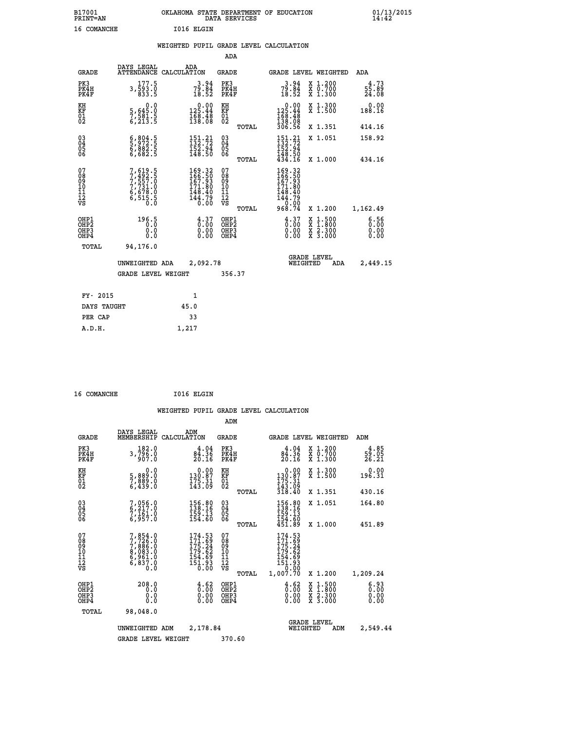B17001 OKLAHOMA STATE DEPARTMENT OF EDUCATION 01/13/2015
PRINT=AN DATA SERVICES 14:42

16 COMANCHE I016 ELGIN

## WEIGHTED PUPIL GRADE LEVEL CALCULATION

### ADA

| GRADE | DAYS LEGAL ATTENDANCE | ADA CALCULATION | GRADE | | GRADE LEVEL | WEIGHTED | ADA |
|---|---|---|---|---|---|---|---|
| PK3 | 177.5 | 3.94 | PK3 | | 3.94 | X 1.200 | 4.73 |
| PK4H | 3,593.0 | 79.84 | PK4H | | 79.84 | X 0.700 | 55.89 |
| PK4F | 833.5 | 18.52 | PK4F | | 18.52 | X 1.300 | 24.08 |
| KH | 0.0 | 0.00 | KH | | 0.00 | X 1.300 | 0.00 |
| KF | 5,645.0 | 125.44 | KF | | 125.44 | X 1.500 | 188.16 |
| 01 | 7,581.5 | 168.48 | 01 | | 168.48 | | |
| 02 | 6,213.5 | 138.08 | 02 | | 138.08 | | |
| | | | | TOTAL | 306.56 | X 1.351 | 414.16 |
| 03 | 6,804.5 | 151.21 | 03 | | 151.21 | X 1.051 | 158.92 |
| 04 | 5,972.5 | 132.72 | 04 | | 132.72 | | |
| 05 | 6,882.5 | 152.94 | 05 | | 152.94 | | |
| 06 | 6,682.5 | 148.50 | 06 | | 148.50 | | |
| | | | | TOTAL | 434.16 | X 1.000 | 434.16 |
| 07 | 7,619.5 | 169.32 | 07 | | 169.32 | | |
| 08 | 7,492.5 | 166.50 | 08 | | 166.50 | | |
| 09 | 7,557.0 | 167.93 | 09 | | 167.93 | | |
| 10 | 7,731.0 | 171.80 | 10 | | 171.80 | | |
| 11 | 6,678.0 | 148.40 | 11 | | 148.40 | | |
| 12 | 6,515.5 | 144.79 | 12 | | 144.79 | | |
| VS | 0.0 | 0.00 | VS | | 0.00 | | |
| | | | | TOTAL | 968.74 | X 1.200 | 1,162.49 |
| OHP1 | 196.5 | 4.37 | OHP1 | | 4.37 | X 1.500 | 6.56 |
| OHP2 | 0.0 | 0.00 | OHP2 | | 0.00 | X 1.800 | 0.00 |
| OHP3 | 0.0 | 0.00 | OHP3 | | 0.00 | X 2.300 | 0.00 |
| OHP4 | 0.0 | 0.00 | OHP4 | | 0.00 | X 3.000 | 0.00 |
| TOTAL | 94,176.0 | | | | | | |

UNWEIGHTED ADA 2,092.78 GRADE LEVEL WEIGHTED ADA 2,449.15

GRADE LEVEL WEIGHT 356.37

| | |
|---|---|
| FY- 2015 | 1 |
| DAYS TAUGHT | 45.0 |
| PER CAP | 33 |
| A.D.H. | 1,217 |

16 COMANCHE I016 ELGIN

## WEIGHTED PUPIL GRADE LEVEL CALCULATION

### ADM

| GRADE | DAYS LEGAL MEMBERSHIP | ADM CALCULATION | GRADE | | GRADE LEVEL | WEIGHTED | ADM |
|---|---|---|---|---|---|---|---|
| PK3 | 182.0 | 4.04 | PK3 | | 4.04 | X 1.200 | 4.85 |
| PK4H | 3,796.0 | 84.36 | PK4H | | 84.36 | X 0.700 | 59.05 |
| PK4F | 907.0 | 20.16 | PK4F | | 20.16 | X 1.300 | 26.21 |
| KH | 0.0 | 0.00 | KH | | 0.00 | X 1.300 | 0.00 |
| KF | 5,889.0 | 130.87 | KF | | 130.87 | X 1.500 | 196.31 |
| 01 | 7,889.0 | 175.31 | 01 | | 175.31 | | |
| 02 | 6,439.0 | 143.09 | 02 | | 143.09 | | |
| | | | | TOTAL | 318.40 | X 1.351 | 430.16 |
| 03 | 7,056.0 | 156.80 | 03 | | 156.80 | X 1.051 | 164.80 |
| 04 | 6,217.0 | 138.16 | 04 | | 138.16 | | |
| 05 | 7,161.0 | 159.13 | 05 | | 159.13 | | |
| 06 | 6,957.0 | 154.60 | 06 | | 154.60 | | |
| | | | | TOTAL | 451.89 | X 1.000 | 451.89 |
| 07 | 7,854.0 | 174.53 | 07 | | 174.53 | | |
| 08 | 7,726.0 | 171.69 | 08 | | 171.69 | | |
| 09 | 7,886.0 | 175.24 | 09 | | 175.24 | | |
| 10 | 8,083.0 | 179.62 | 10 | | 179.62 | | |
| 11 | 6,961.0 | 154.69 | 11 | | 154.69 | | |
| 12 | 6,837.0 | 151.93 | 12 | | 151.93 | | |
| VS | 0.0 | 0.00 | VS | | 0.00 | | |
| | | | | TOTAL | 1,007.70 | X 1.200 | 1,209.24 |
| OHP1 | 208.0 | 4.62 | OHP1 | | 4.62 | X 1.500 | 6.93 |
| OHP2 | 0.0 | 0.00 | OHP2 | | 0.00 | X 1.800 | 0.00 |
| OHP3 | 0.0 | 0.00 | OHP3 | | 0.00 | X 2.300 | 0.00 |
| OHP4 | 0.0 | 0.00 | OHP4 | | 0.00 | X 3.000 | 0.00 |
| TOTAL | 98,048.0 | | | | | | |

UNWEIGHTED ADM 2,178.84 GRADE LEVEL WEIGHTED ADM 2,549.44

GRADE LEVEL WEIGHT 370.60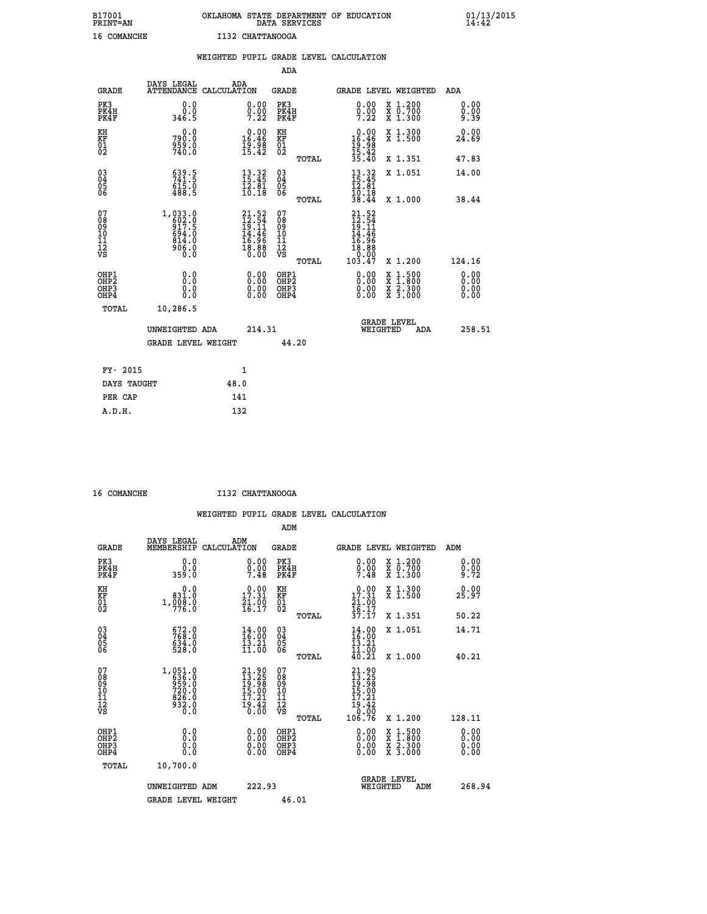B17001 OKLAHOMA STATE DEPARTMENT OF EDUCATION 01/13/2015
PRINT=AN DATA SERVICES 14:42

16 COMANCHE I132 CHATTANOOGA

## WEIGHTED PUPIL GRADE LEVEL CALCULATION

### ADA

| GRADE | DAYS LEGAL ATTENDANCE | ADA CALCULATION | GRADE | GRADE LEVEL | WEIGHTED | ADA |
|---|---|---|---|---|---|---|
| PK3 | 0.0 | 0.00 | PK3 | 0.00 | X 1.200 | 0.00 |
| PK4H | 0.0 | 0.00 | PK4H | 0.00 | X 0.700 | 0.00 |
| PK4F | 346.5 | 7.22 | PK4F | 7.22 | X 1.300 | 9.39 |
| KH | 0.0 | 0.00 | KH | 0.00 | X 1.300 | 0.00 |
| KF | 790.0 | 16.46 | KF | 16.46 | X 1.500 | 24.69 |
| 01 | 959.0 | 19.98 | 01 | 19.98 | | |
| 02 | 740.0 | 15.42 | 02 | 15.42 | | |
| | | | TOTAL | 35.40 | X 1.351 | 47.83 |
| 03 | 639.5 | 13.32 | 03 | 13.32 | X 1.051 | 14.00 |
| 04 | 741.5 | 15.45 | 04 | 15.45 | | |
| 05 | 615.0 | 12.81 | 05 | 12.81 | | |
| 06 | 488.5 | 10.18 | 06 | 10.18 | | |
| | | | TOTAL | 38.44 | X 1.000 | 38.44 |
| 07 | 1,033.0 | 21.52 | 07 | 21.52 | | |
| 08 | 602.0 | 12.54 | 08 | 12.54 | | |
| 09 | 917.5 | 19.11 | 09 | 19.11 | | |
| 10 | 694.0 | 14.46 | 10 | 14.46 | | |
| 11 | 814.0 | 16.96 | 11 | 16.96 | | |
| 12 | 906.0 | 18.88 | 12 | 18.88 | | |
| VS | 0.0 | 0.00 | VS | 0.00 | | |
| | | | TOTAL | 103.47 | X 1.200 | 124.16 |
| OHP1 | 0.0 | 0.00 | OHP1 | 0.00 | X 1.500 | 0.00 |
| OHP2 | 0.0 | 0.00 | OHP2 | 0.00 | X 1.800 | 0.00 |
| OHP3 | 0.0 | 0.00 | OHP3 | 0.00 | X 2.300 | 0.00 |
| OHP4 | 0.0 | 0.00 | OHP4 | 0.00 | X 3.000 | 0.00 |
| TOTAL | 10,286.5 | | | | | |

UNWEIGHTED ADA 214.31 GRADE LEVEL WEIGHTED ADA 258.51

GRADE LEVEL WEIGHT 44.20

| FY- 2015 | 1 |
|---|---|
| DAYS TAUGHT | 48.0 |
| PER CAP | 141 |
| A.D.H. | 132 |

16 COMANCHE I132 CHATTANOOGA

## WEIGHTED PUPIL GRADE LEVEL CALCULATION

### ADM

| GRADE | DAYS LEGAL MEMBERSHIP | ADM CALCULATION | GRADE | GRADE LEVEL | WEIGHTED | ADM |
|---|---|---|---|---|---|---|
| PK3 | 0.0 | 0.00 | PK3 | 0.00 | X 1.200 | 0.00 |
| PK4H | 0.0 | 0.00 | PK4H | 0.00 | X 0.700 | 0.00 |
| PK4F | 359.0 | 7.48 | PK4F | 7.48 | X 1.300 | 9.72 |
| KH | 0.0 | 0.00 | KH | 0.00 | X 1.300 | 0.00 |
| KF | 831.0 | 17.31 | KF | 17.31 | X 1.500 | 25.97 |
| 01 | 1,008.0 | 21.00 | 01 | 21.00 | | |
| 02 | 776.0 | 16.17 | 02 | 16.17 | | |
| | | | TOTAL | 37.17 | X 1.351 | 50.22 |
| 03 | 672.0 | 14.00 | 03 | 14.00 | X 1.051 | 14.71 |
| 04 | 768.0 | 16.00 | 04 | 16.00 | | |
| 05 | 634.0 | 13.21 | 05 | 13.21 | | |
| 06 | 528.0 | 11.00 | 06 | 11.00 | | |
| | | | TOTAL | 40.21 | X 1.000 | 40.21 |
| 07 | 1,051.0 | 21.90 | 07 | 21.90 | | |
| 08 | 636.0 | 13.25 | 08 | 13.25 | | |
| 09 | 959.0 | 19.98 | 09 | 19.98 | | |
| 10 | 720.0 | 15.00 | 10 | 15.00 | | |
| 11 | 826.0 | 17.21 | 11 | 17.21 | | |
| 12 | 932.0 | 19.42 | 12 | 19.42 | | |
| VS | 0.0 | 0.00 | VS | 0.00 | | |
| | | | TOTAL | 106.76 | X 1.200 | 128.11 |
| OHP1 | 0.0 | 0.00 | OHP1 | 0.00 | X 1.500 | 0.00 |
| OHP2 | 0.0 | 0.00 | OHP2 | 0.00 | X 1.800 | 0.00 |
| OHP3 | 0.0 | 0.00 | OHP3 | 0.00 | X 2.300 | 0.00 |
| OHP4 | 0.0 | 0.00 | OHP4 | 0.00 | X 3.000 | 0.00 |
| TOTAL | 10,700.0 | | | | | |

UNWEIGHTED ADM 222.93 GRADE LEVEL WEIGHTED ADM 268.94

GRADE LEVEL WEIGHT 46.01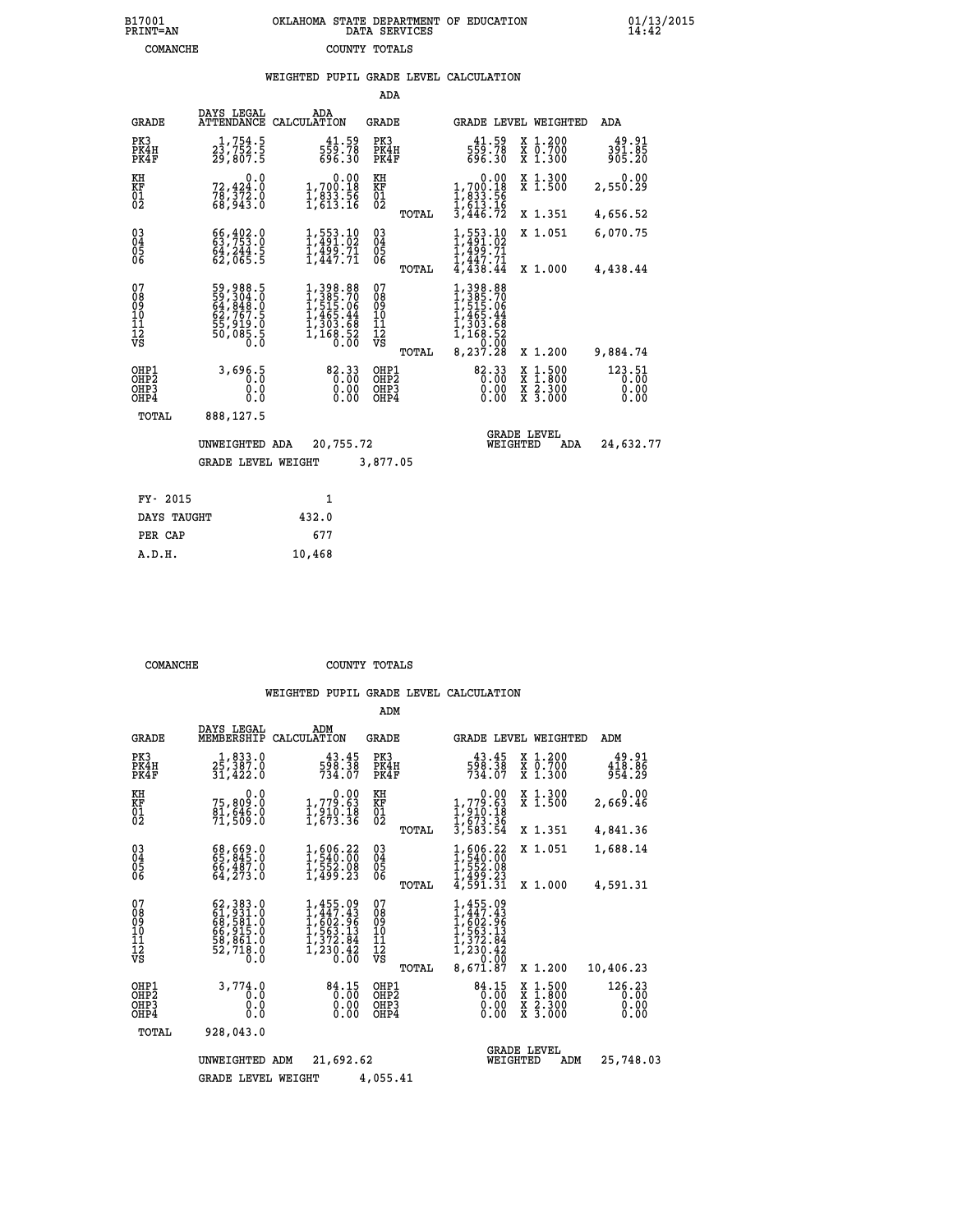B17001 PRINT=AN — OKLAHOMA STATE DEPARTMENT OF EDUCATION DATA SERVICES — 01/13/2015 14:42

COMANCHE — COUNTY TOTALS

## WEIGHTED PUPIL GRADE LEVEL CALCULATION

### ADA

| GRADE | DAYS LEGAL ATTENDANCE | ADA CALCULATION | GRADE | | GRADE LEVEL | WEIGHTED | ADA |
|---|---|---|---|---|---|---|---|
| PK3 | 1,754.5 | 41.59 | PK3 | | 41.59 | X 1.200 | 49.91 |
| PK4H | 23,752.5 | 559.78 | PK4H | | 559.78 | X 0.700 | 391.85 |
| PK4F | 29,807.5 | 696.30 | PK4F | | 696.30 | X 1.300 | 905.20 |
| KH | 0.0 | 0.00 | KH | | 0.00 | X 1.300 | 0.00 |
| KF | 72,424.0 | 1,700.18 | KF | | 1,700.18 | X 1.500 | 2,550.29 |
| 01 | 78,372.0 | 1,833.56 | 01 | | 1,833.56 | | |
| 02 | 68,943.0 | 1,613.16 | 02 | | 1,613.16 | | |
| | | | | TOTAL | 3,446.72 | X 1.351 | 4,656.52 |
| 03 | 66,402.0 | 1,553.10 | 03 | | 1,553.10 | X 1.051 | 6,070.75 |
| 04 | 63,753.0 | 1,491.02 | 04 | | 1,491.02 | | |
| 05 | 64,244.5 | 1,499.71 | 05 | | 1,499.71 | | |
| 06 | 62,065.5 | 1,447.71 | 06 | | 1,447.71 | | |
| | | | | TOTAL | 4,438.44 | X 1.000 | 4,438.44 |
| 07 | 59,988.5 | 1,398.88 | 07 | | 1,398.88 | | |
| 08 | 59,304.0 | 1,385.70 | 08 | | 1,385.70 | | |
| 09 | 64,848.0 | 1,515.06 | 09 | | 1,515.06 | | |
| 10 | 62,767.5 | 1,465.44 | 10 | | 1,465.44 | | |
| 11 | 55,919.0 | 1,303.68 | 11 | | 1,303.68 | | |
| 12 | 50,085.5 | 1,168.52 | 12 | | 1,168.52 | | |
| VS | 0.0 | 0.00 | VS | | 0.00 | | |
| | | | | TOTAL | 8,237.28 | X 1.200 | 9,884.74 |
| OHP1 | 3,696.5 | 82.33 | OHP1 | | 82.33 | X 1.500 | 123.51 |
| OHP2 | 0.0 | 0.00 | OHP2 | | 0.00 | X 1.800 | 0.00 |
| OHP3 | 0.0 | 0.00 | OHP3 | | 0.00 | X 2.300 | 0.00 |
| OHP4 | 0.0 | 0.00 | OHP4 | | 0.00 | X 3.000 | 0.00 |
| TOTAL | 888,127.5 | | | | | | |

UNWEIGHTED ADA 20,755.72 — GRADE LEVEL WEIGHTED ADA 24,632.77

GRADE LEVEL WEIGHT 3,877.05

| | |
|---|---|
| FY- 2015 | 1 |
| DAYS TAUGHT | 432.0 |
| PER CAP | 677 |
| A.D.H. | 10,468 |

COMANCHE — COUNTY TOTALS

## WEIGHTED PUPIL GRADE LEVEL CALCULATION

### ADM

| GRADE | DAYS LEGAL MEMBERSHIP | ADM CALCULATION | GRADE | | GRADE LEVEL | WEIGHTED | ADM |
|---|---|---|---|---|---|---|---|
| PK3 | 1,833.0 | 43.45 | PK3 | | 43.45 | X 1.200 | 49.91 |
| PK4H | 25,387.0 | 598.38 | PK4H | | 598.38 | X 0.700 | 418.86 |
| PK4F | 31,422.0 | 734.07 | PK4F | | 734.07 | X 1.300 | 954.29 |
| KH | 0.0 | 0.00 | KH | | 0.00 | X 1.300 | 0.00 |
| KF | 75,809.0 | 1,779.63 | KF | | 1,779.63 | X 1.500 | 2,669.46 |
| 01 | 81,646.0 | 1,910.18 | 01 | | 1,910.18 | | |
| 02 | 71,509.0 | 1,673.36 | 02 | | 1,673.36 | | |
| | | | | TOTAL | 3,583.54 | X 1.351 | 4,841.36 |
| 03 | 68,669.0 | 1,606.22 | 03 | | 1,606.22 | X 1.051 | 1,688.14 |
| 04 | 65,845.0 | 1,540.00 | 04 | | 1,540.00 | | |
| 05 | 66,487.0 | 1,552.08 | 05 | | 1,552.08 | | |
| 06 | 64,273.0 | 1,499.23 | 06 | | 1,499.23 | | |
| | | | | TOTAL | 4,591.31 | X 1.000 | 4,591.31 |
| 07 | 62,383.0 | 1,455.09 | 07 | | 1,455.09 | | |
| 08 | 61,931.0 | 1,447.43 | 08 | | 1,447.43 | | |
| 09 | 68,581.0 | 1,602.96 | 09 | | 1,602.96 | | |
| 10 | 66,915.0 | 1,563.13 | 10 | | 1,563.13 | | |
| 11 | 58,861.0 | 1,372.84 | 11 | | 1,372.84 | | |
| 12 | 52,718.0 | 1,230.42 | 12 | | 1,230.42 | | |
| VS | 0.0 | 0.00 | VS | | 0.00 | | |
| | | | | TOTAL | 8,671.87 | X 1.200 | 10,406.23 |
| OHP1 | 3,774.0 | 84.15 | OHP1 | | 84.15 | X 1.500 | 126.23 |
| OHP2 | 0.0 | 0.00 | OHP2 | | 0.00 | X 1.800 | 0.00 |
| OHP3 | 0.0 | 0.00 | OHP3 | | 0.00 | X 2.300 | 0.00 |
| OHP4 | 0.0 | 0.00 | OHP4 | | 0.00 | X 3.000 | 0.00 |
| TOTAL | 928,043.0 | | | | | | |

UNWEIGHTED ADM 21,692.62 — GRADE LEVEL WEIGHTED ADM 25,748.03

GRADE LEVEL WEIGHT 4,055.41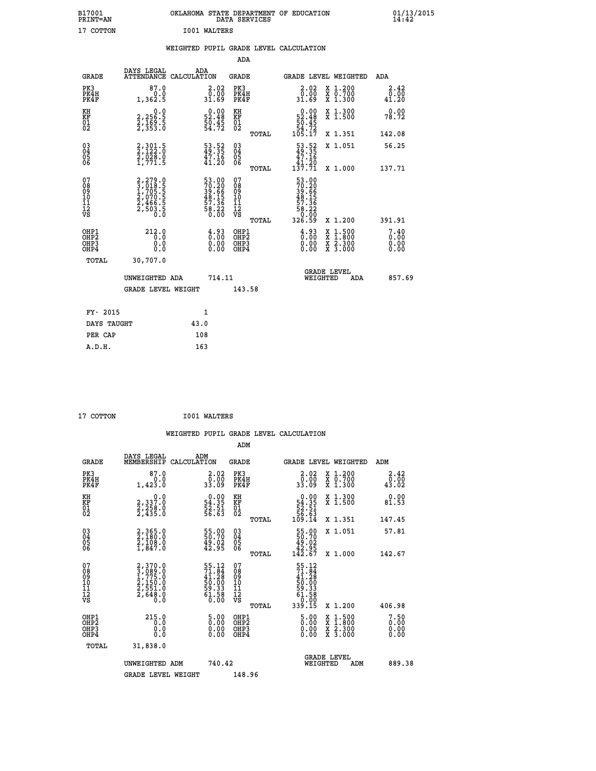B17001 OKLAHOMA STATE DEPARTMENT OF EDUCATION 01/13/2015
PRINT=AN DATA SERVICES 14:42

17 COTTON I001 WALTERS

## WEIGHTED PUPIL GRADE LEVEL CALCULATION

### ADA

| GRADE | DAYS LEGAL ATTENDANCE | ADA CALCULATION | GRADE | | GRADE LEVEL | WEIGHTED | ADA |
|---|---|---|---|---|---|---|---|
| PK3 | 87.0 | 2.02 | PK3 | | 2.02 | X 1.200 | 2.42 |
| PK4H | 0.0 | 0.00 | PK4H | | 0.00 | X 0.700 | 0.00 |
| PK4F | 1,362.5 | 31.69 | PK4F | | 31.69 | X 1.300 | 41.20 |
| KH | 0.0 | 0.00 | KH | | 0.00 | X 1.300 | 0.00 |
| KF | 2,256.5 | 52.48 | KF | | 52.48 | X 1.500 | 78.72 |
| 01 | 2,169.5 | 50.45 | 01 | | 50.45 | | |
| 02 | 2,353.0 | 54.72 | 02 | | 54.72 | | |
| | | | | TOTAL | 105.17 | X 1.351 | 142.08 |
| 03 | 2,301.5 | 53.52 | 03 | | 53.52 | X 1.051 | 56.25 |
| 04 | 2,122.0 | 49.35 | 04 | | 49.35 | | |
| 05 | 2,028.0 | 47.16 | 05 | | 47.16 | | |
| 06 | 1,771.5 | 41.20 | 06 | | 41.20 | | |
| | | | | TOTAL | 137.71 | X 1.000 | 137.71 |
| 07 | 2,279.0 | 53.00 | 07 | | 53.00 | | |
| 08 | 3,018.5 | 70.20 | 08 | | 70.20 | | |
| 09 | 1,705.5 | 39.66 | 09 | | 39.66 | | |
| 10 | 2,070.5 | 48.15 | 10 | | 48.15 | | |
| 11 | 2,466.5 | 57.36 | 11 | | 57.36 | | |
| 12 | 2,503.5 | 58.22 | 12 | | 58.22 | | |
| VS | 0.0 | 0.00 | VS | | 0.00 | | |
| | | | | TOTAL | 326.59 | X 1.200 | 391.91 |
| OHP1 | 212.0 | 4.93 | OHP1 | | 4.93 | X 1.500 | 7.40 |
| OHP2 | 0.0 | 0.00 | OHP2 | | 0.00 | X 1.800 | 0.00 |
| OHP3 | 0.0 | 0.00 | OHP3 | | 0.00 | X 2.300 | 0.00 |
| OHP4 | 0.0 | 0.00 | OHP4 | | 0.00 | X 3.000 | 0.00 |
| TOTAL | 30,707.0 | | | | | | |

UNWEIGHTED ADA 714.11 GRADE LEVEL WEIGHTED ADA 857.69

GRADE LEVEL WEIGHT 143.58

| FY- 2015 | 1 |
|---|---|
| DAYS TAUGHT | 43.0 |
| PER CAP | 108 |
| A.D.H. | 163 |

17 COTTON I001 WALTERS

## WEIGHTED PUPIL GRADE LEVEL CALCULATION

### ADM

| GRADE | DAYS LEGAL MEMBERSHIP | ADM CALCULATION | GRADE | | GRADE LEVEL | WEIGHTED | ADM |
|---|---|---|---|---|---|---|---|
| PK3 | 87.0 | 2.02 | PK3 | | 2.02 | X 1.200 | 2.42 |
| PK4H | 0.0 | 0.00 | PK4H | | 0.00 | X 0.700 | 0.00 |
| PK4F | 1,423.0 | 33.09 | PK4F | | 33.09 | X 1.300 | 43.02 |
| KH | 0.0 | 0.00 | KH | | 0.00 | X 1.300 | 0.00 |
| KF | 2,337.0 | 54.35 | KF | | 54.35 | X 1.500 | 81.53 |
| 01 | 2,258.0 | 52.51 | 01 | | 52.51 | | |
| 02 | 2,435.0 | 56.63 | 02 | | 56.63 | | |
| | | | | TOTAL | 109.14 | X 1.351 | 147.45 |
| 03 | 2,365.0 | 55.00 | 03 | | 55.00 | X 1.051 | 57.81 |
| 04 | 2,180.0 | 50.70 | 04 | | 50.70 | | |
| 05 | 2,108.0 | 49.02 | 05 | | 49.02 | | |
| 06 | 1,847.0 | 42.95 | 06 | | 42.95 | | |
| | | | | TOTAL | 142.67 | X 1.000 | 142.67 |
| 07 | 2,370.0 | 55.12 | 07 | | 55.12 | | |
| 08 | 3,089.0 | 71.84 | 08 | | 71.84 | | |
| 09 | 1,775.0 | 41.28 | 09 | | 41.28 | | |
| 10 | 2,150.0 | 50.00 | 10 | | 50.00 | | |
| 11 | 2,551.0 | 59.33 | 11 | | 59.33 | | |
| 12 | 2,648.0 | 61.58 | 12 | | 61.58 | | |
| VS | 0.0 | 0.00 | VS | | 0.00 | | |
| | | | | TOTAL | 339.15 | X 1.200 | 406.98 |
| OHP1 | 215.0 | 5.00 | OHP1 | | 5.00 | X 1.500 | 7.50 |
| OHP2 | 0.0 | 0.00 | OHP2 | | 0.00 | X 1.800 | 0.00 |
| OHP3 | 0.0 | 0.00 | OHP3 | | 0.00 | X 2.300 | 0.00 |
| OHP4 | 0.0 | 0.00 | OHP4 | | 0.00 | X 3.000 | 0.00 |
| TOTAL | 31,838.0 | | | | | | |

UNWEIGHTED ADM 740.42 GRADE LEVEL WEIGHTED ADM 889.38

GRADE LEVEL WEIGHT 148.96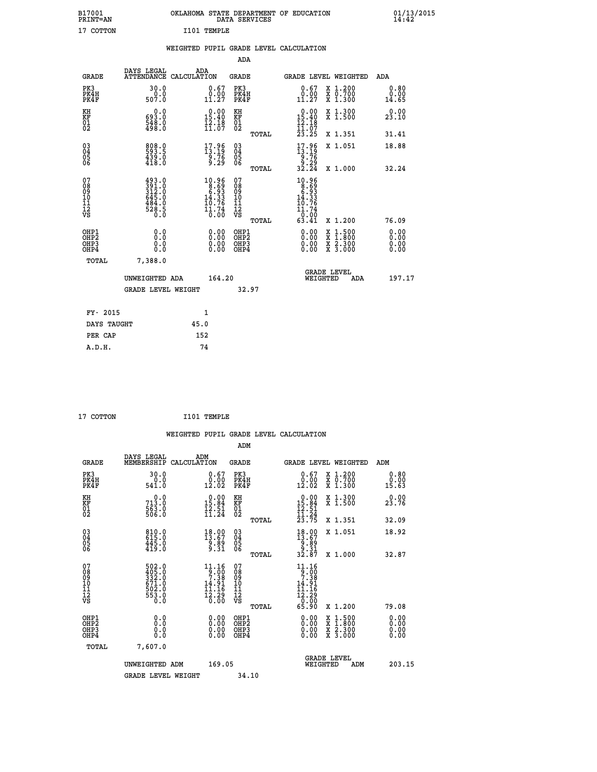B17001 OKLAHOMA STATE DEPARTMENT OF EDUCATION 01/13/2015
PRINT=AN DATA SERVICES 14:42

17 COTTON I101 TEMPLE

WEIGHTED PUPIL GRADE LEVEL CALCULATION

ADA

| GRADE | DAYS LEGAL ATTENDANCE | ADA CALCULATION | GRADE | GRADE LEVEL | WEIGHTED | ADA |
|---|---|---|---|---|---|---|
| PK3 | 30.0 | 0.67 | PK3 | 0.67 | X 1.200 | 0.80 |
| PK4H | 0.0 | 0.00 | PK4H | 0.00 | X 0.700 | 0.00 |
| PK4F | 507.0 | 11.27 | PK4F | 11.27 | X 1.300 | 14.65 |
| KH | 0.0 | 0.00 | KH | 0.00 | X 1.300 | 0.00 |
| KF | 693.0 | 15.40 | KF | 15.40 | X 1.500 | 23.10 |
| 01 | 548.0 | 12.18 | 01 | 12.18 | | |
| 02 | 498.0 | 11.07 | 02 | 11.07 | | |
| | | | TOTAL | 23.25 | X 1.351 | 31.41 |
| 03 | 808.0 | 17.96 | 03 | 17.96 | X 1.051 | 18.88 |
| 04 | 593.5 | 13.19 | 04 | 13.19 | | |
| 05 | 439.0 | 9.76 | 05 | 9.76 | | |
| 06 | 418.0 | 9.29 | 06 | 9.29 | | |
| | | | TOTAL | 32.24 | X 1.000 | 32.24 |
| 07 | 493.0 | 10.96 | 07 | 10.96 | | |
| 08 | 391.0 | 8.69 | 08 | 8.69 | | |
| 09 | 312.0 | 6.93 | 09 | 6.93 | | |
| 10 | 645.0 | 14.33 | 10 | 14.33 | | |
| 11 | 484.0 | 10.76 | 11 | 10.76 | | |
| 12 | 528.5 | 11.74 | 12 | 11.74 | | |
| VS | 0.0 | 0.00 | VS | 0.00 | | |
| | | | TOTAL | 63.41 | X 1.200 | 76.09 |
| OHP1 | 0.0 | 0.00 | OHP1 | 0.00 | X 1.500 | 0.00 |
| OHP2 | 0.0 | 0.00 | OHP2 | 0.00 | X 1.800 | 0.00 |
| OHP3 | 0.0 | 0.00 | OHP3 | 0.00 | X 2.300 | 0.00 |
| OHP4 | 0.0 | 0.00 | OHP4 | 0.00 | X 3.000 | 0.00 |
| TOTAL | 7,388.0 | | | | | |

UNWEIGHTED ADA 164.20 GRADE LEVEL WEIGHTED ADA 197.17

GRADE LEVEL WEIGHT 32.97

| FY- 2015 | 1 |
|---|---|
| DAYS TAUGHT | 45.0 |
| PER CAP | 152 |
| A.D.H. | 74 |

17 COTTON I101 TEMPLE

WEIGHTED PUPIL GRADE LEVEL CALCULATION

ADM

| GRADE | DAYS LEGAL MEMBERSHIP | ADM CALCULATION | GRADE | GRADE LEVEL | WEIGHTED | ADM |
|---|---|---|---|---|---|---|
| PK3 | 30.0 | 0.67 | PK3 | 0.67 | X 1.200 | 0.80 |
| PK4H | 0.0 | 0.00 | PK4H | 0.00 | X 0.700 | 0.00 |
| PK4F | 541.0 | 12.02 | PK4F | 12.02 | X 1.300 | 15.63 |
| KH | 0.0 | 0.00 | KH | 0.00 | X 1.300 | 0.00 |
| KF | 713.0 | 15.84 | KF | 15.84 | X 1.500 | 23.76 |
| 01 | 563.0 | 12.51 | 01 | 12.51 | | |
| 02 | 506.0 | 11.24 | 02 | 11.24 | | |
| | | | TOTAL | 23.75 | X 1.351 | 32.09 |
| 03 | 810.0 | 18.00 | 03 | 18.00 | X 1.051 | 18.92 |
| 04 | 615.0 | 13.67 | 04 | 13.67 | | |
| 05 | 445.0 | 9.89 | 05 | 9.89 | | |
| 06 | 419.0 | 9.31 | 06 | 9.31 | | |
| | | | TOTAL | 32.87 | X 1.000 | 32.87 |
| 07 | 502.0 | 11.16 | 07 | 11.16 | | |
| 08 | 405.0 | 9.00 | 08 | 9.00 | | |
| 09 | 332.0 | 7.38 | 09 | 7.38 | | |
| 10 | 671.0 | 14.91 | 10 | 14.91 | | |
| 11 | 502.0 | 11.16 | 11 | 11.16 | | |
| 12 | 553.0 | 12.29 | 12 | 12.29 | | |
| VS | 0.0 | 0.00 | VS | 0.00 | | |
| | | | TOTAL | 65.90 | X 1.200 | 79.08 |
| OHP1 | 0.0 | 0.00 | OHP1 | 0.00 | X 1.500 | 0.00 |
| OHP2 | 0.0 | 0.00 | OHP2 | 0.00 | X 1.800 | 0.00 |
| OHP3 | 0.0 | 0.00 | OHP3 | 0.00 | X 2.300 | 0.00 |
| OHP4 | 0.0 | 0.00 | OHP4 | 0.00 | X 3.000 | 0.00 |
| TOTAL | 7,607.0 | | | | | |

UNWEIGHTED ADM 169.05 GRADE LEVEL WEIGHTED ADM 203.15

GRADE LEVEL WEIGHT 34.10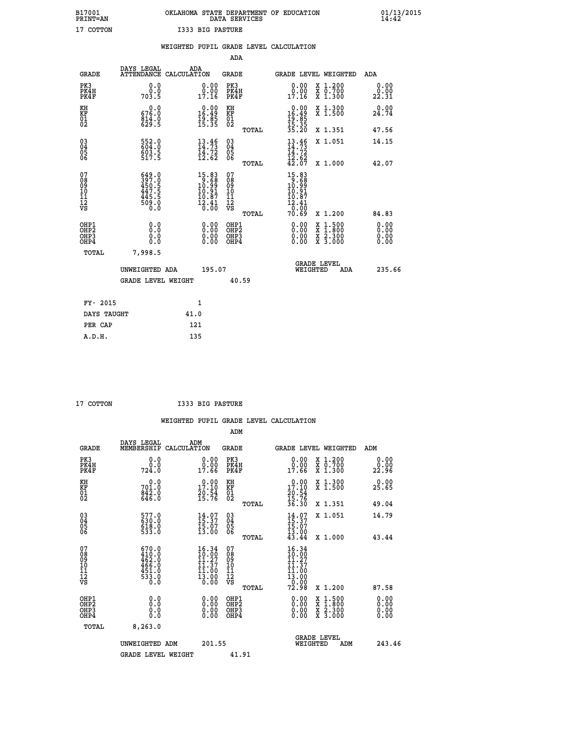B17001
PRINT=AN

OKLAHOMA STATE DEPARTMENT OF EDUCATION
DATA SERVICES

01/13/2015
14:42

17 COTTON          I333 BIG PASTURE

WEIGHTED PUPIL GRADE LEVEL CALCULATION

ADA

| GRADE | DAYS LEGAL ATTENDANCE | ADA CALCULATION | GRADE | GRADE LEVEL | WEIGHTED | ADA |
|---|---|---|---|---|---|---|
| PK3 | 0.0 | 0.00 | PK3 | 0.00 | X 1.200 | 0.00 |
| PK4H | 0.0 | 0.00 | PK4H | 0.00 | X 0.700 | 0.00 |
| PK4F | 703.5 | 17.16 | PK4F | 17.16 | X 1.300 | 22.31 |
| KH | 0.0 | 0.00 | KH | 0.00 | X 1.300 | 0.00 |
| KF | 676.0 | 16.49 | KF | 16.49 | X 1.500 | 24.74 |
| 01 | 814.0 | 19.85 | 01 | 19.85 | | |
| 02 | 629.5 | 15.35 | 02 | 15.35 | | |
| | | | TOTAL | 35.20 | X 1.351 | 47.56 |
| 03 | 552.0 | 13.46 | 03 | 13.46 | X 1.051 | 14.15 |
| 04 | 604.0 | 14.73 | 04 | 14.73 | | |
| 05 | 603.5 | 14.72 | 05 | 14.72 | | |
| 06 | 517.5 | 12.62 | 06 | 12.62 | | |
| | | | TOTAL | 42.07 | X 1.000 | 42.07 |
| 07 | 649.0 | 15.83 | 07 | 15.83 | | |
| 08 | 397.0 | 9.68 | 08 | 9.68 | | |
| 09 | 450.5 | 10.99 | 09 | 10.99 | | |
| 10 | 447.5 | 10.91 | 10 | 10.91 | | |
| 11 | 445.5 | 10.87 | 11 | 10.87 | | |
| 12 | 509.0 | 12.41 | 12 | 12.41 | | |
| VS | 0.0 | 0.00 | VS | 0.00 | | |
| | | | TOTAL | 70.69 | X 1.200 | 84.83 |
| OHP1 | 0.0 | 0.00 | OHP1 | 0.00 | X 1.500 | 0.00 |
| OHP2 | 0.0 | 0.00 | OHP2 | 0.00 | X 1.800 | 0.00 |
| OHP3 | 0.0 | 0.00 | OHP3 | 0.00 | X 2.300 | 0.00 |
| OHP4 | 0.0 | 0.00 | OHP4 | 0.00 | X 3.000 | 0.00 |
| TOTAL | 7,998.5 | | | | | |

UNWEIGHTED ADA 195.07 | GRADE LEVEL WEIGHTED ADA 235.66

GRADE LEVEL WEIGHT 40.59

| | |
|---|---|
| FY- 2015 | 1 |
| DAYS TAUGHT | 41.0 |
| PER CAP | 121 |
| A.D.H. | 135 |

17 COTTON          I333 BIG PASTURE

WEIGHTED PUPIL GRADE LEVEL CALCULATION

ADM

| GRADE | DAYS LEGAL MEMBERSHIP | ADM CALCULATION | GRADE | GRADE LEVEL | WEIGHTED | ADM |
|---|---|---|---|---|---|---|
| PK3 | 0.0 | 0.00 | PK3 | 0.00 | X 1.200 | 0.00 |
| PK4H | 0.0 | 0.00 | PK4H | 0.00 | X 0.700 | 0.00 |
| PK4F | 724.0 | 17.66 | PK4F | 17.66 | X 1.300 | 22.96 |
| KH | 0.0 | 0.00 | KH | 0.00 | X 1.300 | 0.00 |
| KF | 701.0 | 17.10 | KF | 17.10 | X 1.500 | 25.65 |
| 01 | 842.0 | 20.54 | 01 | 20.54 | | |
| 02 | 646.0 | 15.76 | 02 | 15.76 | | |
| | | | TOTAL | 36.30 | X 1.351 | 49.04 |
| 03 | 577.0 | 14.07 | 03 | 14.07 | X 1.051 | 14.79 |
| 04 | 630.0 | 15.37 | 04 | 15.37 | | |
| 05 | 618.0 | 15.07 | 05 | 15.07 | | |
| 06 | 533.0 | 13.00 | 06 | 13.00 | | |
| | | | TOTAL | 43.44 | X 1.000 | 43.44 |
| 07 | 670.0 | 16.34 | 07 | 16.34 | | |
| 08 | 410.0 | 10.00 | 08 | 10.00 | | |
| 09 | 462.0 | 11.27 | 09 | 11.27 | | |
| 10 | 466.0 | 11.37 | 10 | 11.37 | | |
| 11 | 451.0 | 11.00 | 11 | 11.00 | | |
| 12 | 533.0 | 13.00 | 12 | 13.00 | | |
| VS | 0.0 | 0.00 | VS | 0.00 | | |
| | | | TOTAL | 72.98 | X 1.200 | 87.58 |
| OHP1 | 0.0 | 0.00 | OHP1 | 0.00 | X 1.500 | 0.00 |
| OHP2 | 0.0 | 0.00 | OHP2 | 0.00 | X 1.800 | 0.00 |
| OHP3 | 0.0 | 0.00 | OHP3 | 0.00 | X 2.300 | 0.00 |
| OHP4 | 0.0 | 0.00 | OHP4 | 0.00 | X 3.000 | 0.00 |
| TOTAL | 8,263.0 | | | | | |

UNWEIGHTED ADM 201.55 | GRADE LEVEL WEIGHTED ADM 243.46

GRADE LEVEL WEIGHT 41.91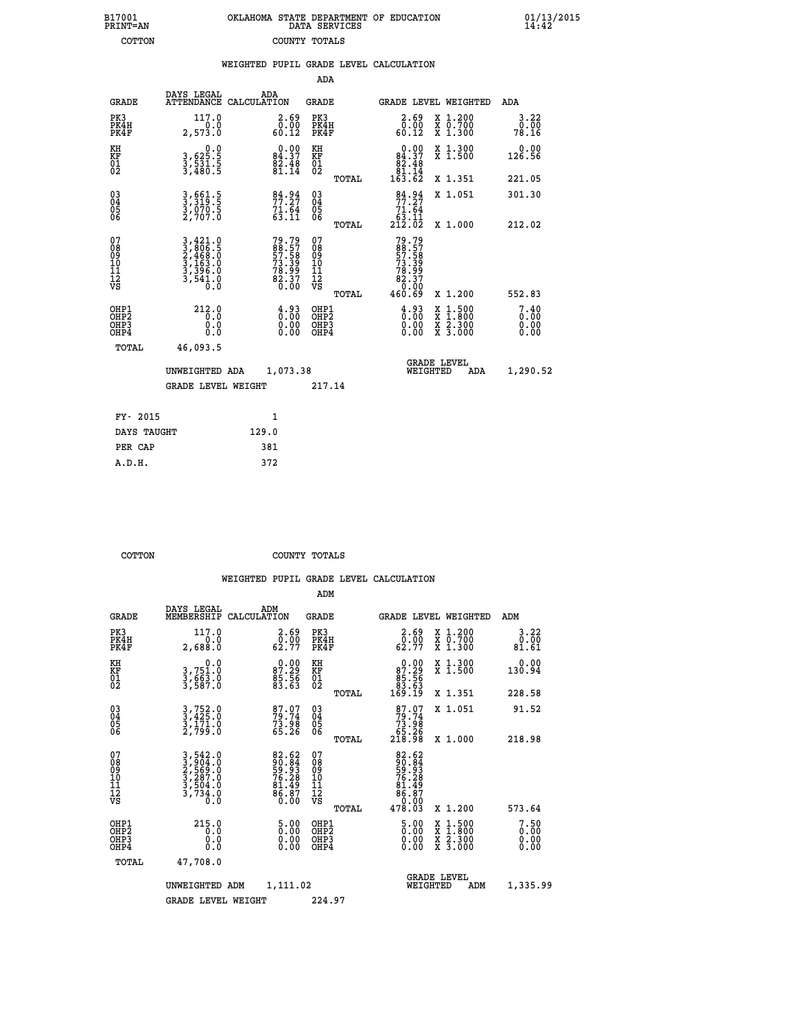B17001
PRINT=AN

OKLAHOMA STATE DEPARTMENT OF EDUCATION
DATA SERVICES

01/13/2015
14:42

COTTON                COUNTY TOTALS

## WEIGHTED PUPIL GRADE LEVEL CALCULATION

### ADA

| GRADE | DAYS LEGAL ATTENDANCE | ADA CALCULATION | GRADE | GRADE LEVEL | WEIGHTED | ADA |
|---|---|---|---|---|---|---|
| PK3 | 117.0 | 2.69 | PK3 | 2.69 | X 1.200 | 3.22 |
| PK4H | 0.0 | 0.00 | PK4H | 0.00 | X 0.700 | 0.00 |
| PK4F | 2,573.0 | 60.12 | PK4F | 60.12 | X 1.300 | 78.16 |
| KH | 0.0 | 0.00 | KH | 0.00 | X 1.300 | 0.00 |
| KF | 3,625.5 | 84.37 | KF | 84.37 | X 1.500 | 126.56 |
| 01 | 3,531.5 | 82.48 | 01 | 82.48 | | |
| 02 | 3,480.5 | 81.14 | 02 | 81.14 | | |
| | | | TOTAL | 163.62 | X 1.351 | 221.05 |
| 03 | 3,661.5 | 84.94 | 03 | 84.94 | X 1.051 | 301.30 |
| 04 | 3,319.5 | 77.27 | 04 | 77.27 | | |
| 05 | 3,070.5 | 71.64 | 05 | 71.64 | | |
| 06 | 2,707.0 | 63.11 | 06 | 63.11 | | |
| | | | TOTAL | 212.02 | X 1.000 | 212.02 |
| 07 | 3,421.0 | 79.79 | 07 | 79.79 | | |
| 08 | 3,806.5 | 88.57 | 08 | 88.57 | | |
| 09 | 2,468.0 | 57.58 | 09 | 57.58 | | |
| 10 | 3,163.0 | 73.39 | 10 | 73.39 | | |
| 11 | 3,396.0 | 78.99 | 11 | 78.99 | | |
| 12 | 3,541.0 | 82.37 | 12 | 82.37 | | |
| VS | 0.0 | 0.00 | VS | 0.00 | | |
| | | | TOTAL | 460.69 | X 1.200 | 552.83 |
| OHP1 | 212.0 | 4.93 | OHP1 | 4.93 | X 1.500 | 7.40 |
| OHP2 | 0.0 | 0.00 | OHP2 | 0.00 | X 1.800 | 0.00 |
| OHP3 | 0.0 | 0.00 | OHP3 | 0.00 | X 2.300 | 0.00 |
| OHP4 | 0.0 | 0.00 | OHP4 | 0.00 | X 3.000 | 0.00 |
| TOTAL | 46,093.5 | | | | | |

UNWEIGHTED ADA 1,073.38 | GRADE LEVEL WEIGHTED ADA 1,290.52

GRADE LEVEL WEIGHT 217.14

| FY- 2015 | 1 |
|---|---|
| DAYS TAUGHT | 129.0 |
| PER CAP | 381 |
| A.D.H. | 372 |

COTTON                COUNTY TOTALS

## WEIGHTED PUPIL GRADE LEVEL CALCULATION

### ADM

| GRADE | DAYS LEGAL MEMBERSHIP | ADM CALCULATION | GRADE | GRADE LEVEL | WEIGHTED | ADM |
|---|---|---|---|---|---|---|
| PK3 | 117.0 | 2.69 | PK3 | 2.69 | X 1.200 | 3.22 |
| PK4H | 0.0 | 0.00 | PK4H | 0.00 | X 0.700 | 0.00 |
| PK4F | 2,688.0 | 62.77 | PK4F | 62.77 | X 1.300 | 81.61 |
| KH | 0.0 | 0.00 | KH | 0.00 | X 1.300 | 0.00 |
| KF | 3,751.0 | 87.29 | KF | 87.29 | X 1.500 | 130.94 |
| 01 | 3,663.0 | 85.56 | 01 | 85.56 | | |
| 02 | 3,587.0 | 83.63 | 02 | 83.63 | | |
| | | | TOTAL | 169.19 | X 1.351 | 228.58 |
| 03 | 3,752.0 | 87.07 | 03 | 87.07 | X 1.051 | 91.52 |
| 04 | 3,425.0 | 79.74 | 04 | 79.74 | | |
| 05 | 3,171.0 | 73.98 | 05 | 73.98 | | |
| 06 | 2,799.0 | 65.26 | 06 | 65.26 | | |
| | | | TOTAL | 218.98 | X 1.000 | 218.98 |
| 07 | 3,542.0 | 82.62 | 07 | 82.62 | | |
| 08 | 3,904.0 | 90.84 | 08 | 90.84 | | |
| 09 | 2,569.0 | 59.93 | 09 | 59.93 | | |
| 10 | 3,287.0 | 76.28 | 10 | 76.28 | | |
| 11 | 3,504.0 | 81.49 | 11 | 81.49 | | |
| 12 | 3,734.0 | 86.87 | 12 | 86.87 | | |
| VS | 0.0 | 0.00 | VS | 0.00 | | |
| | | | TOTAL | 478.03 | X 1.200 | 573.64 |
| OHP1 | 215.0 | 5.00 | OHP1 | 5.00 | X 1.500 | 7.50 |
| OHP2 | 0.0 | 0.00 | OHP2 | 0.00 | X 1.800 | 0.00 |
| OHP3 | 0.0 | 0.00 | OHP3 | 0.00 | X 2.300 | 0.00 |
| OHP4 | 0.0 | 0.00 | OHP4 | 0.00 | X 3.000 | 0.00 |
| TOTAL | 47,708.0 | | | | | |

UNWEIGHTED ADM 1,111.02 | GRADE LEVEL WEIGHTED ADM 1,335.99

GRADE LEVEL WEIGHT 224.97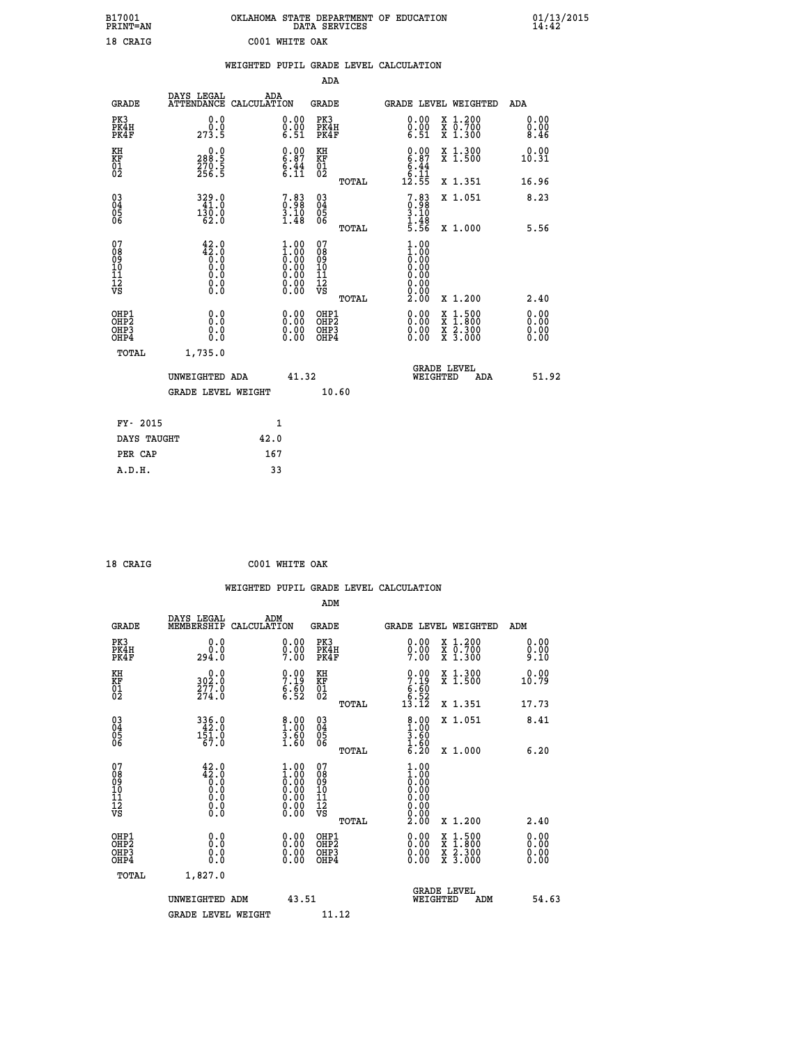B17001 OKLAHOMA STATE DEPARTMENT OF EDUCATION 01/13/2015
PRINT=AN DATA SERVICES 14:42

18 CRAIG C001 WHITE OAK

## WEIGHTED PUPIL GRADE LEVEL CALCULATION

### ADA

| GRADE | DAYS LEGAL ATTENDANCE | ADA CALCULATION | GRADE | GRADE LEVEL | WEIGHTED | ADA |
|---|---|---|---|---|---|---|
| PK3 | 0.0 | 0.00 | PK3 | 0.00 | X 1.200 | 0.00 |
| PK4H | 0.0 | 0.00 | PK4H | 0.00 | X 0.700 | 0.00 |
| PK4F | 273.5 | 6.51 | PK4F | 6.51 | X 1.300 | 8.46 |
| KH | 0.0 | 0.00 | KH | 0.00 | X 1.300 | 0.00 |
| KF | 288.5 | 6.87 | KF | 6.87 | X 1.500 | 10.31 |
| 01 | 270.5 | 6.44 | 01 | 6.44 | | |
| 02 | 256.5 | 6.11 | 02 | 6.11 | | |
| | | | TOTAL | 12.55 | X 1.351 | 16.96 |
| 03 | 329.0 | 7.83 | 03 | 7.83 | X 1.051 | 8.23 |
| 04 | 41.0 | 0.98 | 04 | 0.98 | | |
| 05 | 130.0 | 3.10 | 05 | 3.10 | | |
| 06 | 62.0 | 1.48 | 06 | 1.48 | | |
| | | | TOTAL | 5.56 | X 1.000 | 5.56 |
| 07 | 42.0 | 1.00 | 07 | 1.00 | | |
| 08 | 42.0 | 1.00 | 08 | 1.00 | | |
| 09 | 0.0 | 0.00 | 09 | 0.00 | | |
| 10 | 0.0 | 0.00 | 10 | 0.00 | | |
| 11 | 0.0 | 0.00 | 11 | 0.00 | | |
| 12 | 0.0 | 0.00 | 12 | 0.00 | | |
| VS | 0.0 | 0.00 | VS | 0.00 | | |
| | | | TOTAL | 2.00 | X 1.200 | 2.40 |
| OHP1 | 0.0 | 0.00 | OHP1 | 0.00 | X 1.500 | 0.00 |
| OHP2 | 0.0 | 0.00 | OHP2 | 0.00 | X 1.800 | 0.00 |
| OHP3 | 0.0 | 0.00 | OHP3 | 0.00 | X 2.300 | 0.00 |
| OHP4 | 0.0 | 0.00 | OHP4 | 0.00 | X 3.000 | 0.00 |
| TOTAL | 1,735.0 | | | | | |

UNWEIGHTED ADA 41.32 GRADE LEVEL WEIGHTED ADA 51.92

GRADE LEVEL WEIGHT 10.60

| FY- 2015 | 1 |
|---|---|
| DAYS TAUGHT | 42.0 |
| PER CAP | 167 |
| A.D.H. | 33 |

18 CRAIG C001 WHITE OAK

## WEIGHTED PUPIL GRADE LEVEL CALCULATION

### ADM

| GRADE | DAYS LEGAL MEMBERSHIP | ADM CALCULATION | GRADE | GRADE LEVEL | WEIGHTED | ADM |
|---|---|---|---|---|---|---|
| PK3 | 0.0 | 0.00 | PK3 | 0.00 | X 1.200 | 0.00 |
| PK4H | 0.0 | 0.00 | PK4H | 0.00 | X 0.700 | 0.00 |
| PK4F | 294.0 | 7.00 | PK4F | 7.00 | X 1.300 | 9.10 |
| KH | 0.0 | 0.00 | KH | 0.00 | X 1.300 | 0.00 |
| KF | 302.0 | 7.19 | KF | 7.19 | X 1.500 | 10.79 |
| 01 | 277.0 | 6.60 | 01 | 6.60 | | |
| 02 | 274.0 | 6.52 | 02 | 6.52 | | |
| | | | TOTAL | 13.12 | X 1.351 | 17.73 |
| 03 | 336.0 | 8.00 | 03 | 8.00 | X 1.051 | 8.41 |
| 04 | 42.0 | 1.00 | 04 | 1.00 | | |
| 05 | 151.0 | 3.60 | 05 | 3.60 | | |
| 06 | 67.0 | 1.60 | 06 | 1.60 | | |
| | | | TOTAL | 6.20 | X 1.000 | 6.20 |
| 07 | 42.0 | 1.00 | 07 | 1.00 | | |
| 08 | 42.0 | 1.00 | 08 | 1.00 | | |
| 09 | 0.0 | 0.00 | 09 | 0.00 | | |
| 10 | 0.0 | 0.00 | 10 | 0.00 | | |
| 11 | 0.0 | 0.00 | 11 | 0.00 | | |
| 12 | 0.0 | 0.00 | 12 | 0.00 | | |
| VS | 0.0 | 0.00 | VS | 0.00 | | |
| | | | TOTAL | 2.00 | X 1.200 | 2.40 |
| OHP1 | 0.0 | 0.00 | OHP1 | 0.00 | X 1.500 | 0.00 |
| OHP2 | 0.0 | 0.00 | OHP2 | 0.00 | X 1.800 | 0.00 |
| OHP3 | 0.0 | 0.00 | OHP3 | 0.00 | X 2.300 | 0.00 |
| OHP4 | 0.0 | 0.00 | OHP4 | 0.00 | X 3.000 | 0.00 |
| TOTAL | 1,827.0 | | | | | |

UNWEIGHTED ADM 43.51 GRADE LEVEL WEIGHTED ADM 54.63

GRADE LEVEL WEIGHT 11.12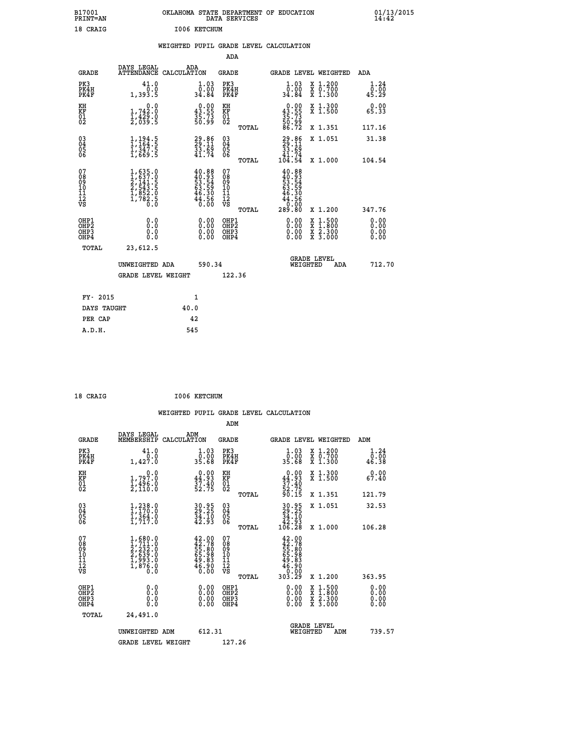B17001 OKLAHOMA STATE DEPARTMENT OF EDUCATION 01/13/2015
PRINT=AN DATA SERVICES 14:42

18 CRAIG I006 KETCHUM

WEIGHTED PUPIL GRADE LEVEL CALCULATION

ADA

| GRADE | DAYS LEGAL ATTENDANCE | ADA CALCULATION | GRADE | | GRADE LEVEL | WEIGHTED | ADA |
|---|---|---|---|---|---|---|---|
| PK3 | 41.0 | 1.03 | PK3 | | 1.03 | X 1.200 | 1.24 |
| PK4H | 0.0 | 0.00 | PK4H | | 0.00 | X 0.700 | 0.00 |
| PK4F | 1,393.5 | 34.84 | PK4F | | 34.84 | X 1.300 | 45.29 |
| KH | 0.0 | 0.00 | KH | | 0.00 | X 1.300 | 0.00 |
| KF | 1,742.0 | 43.55 | KF | | 43.55 | X 1.500 | 65.33 |
| 01 | 1,429.0 | 35.73 | 01 | | 35.73 | | |
| 02 | 2,039.5 | 50.99 | 02 | | 50.99 | | |
| | | | | TOTAL | 86.72 | X 1.351 | 117.16 |
| 03 | 1,194.5 | 29.86 | 03 | | 29.86 | X 1.051 | 31.38 |
| 04 | 1,164.5 | 29.11 | 04 | | 29.11 | | |
| 05 | 1,347.5 | 33.69 | 05 | | 33.69 | | |
| 06 | 1,669.5 | 41.74 | 06 | | 41.74 | | |
| | | | | TOTAL | 104.54 | X 1.000 | 104.54 |
| 07 | 1,635.0 | 40.88 | 07 | | 40.88 | | |
| 08 | 1,637.0 | 40.93 | 08 | | 40.93 | | |
| 09 | 2,141.5 | 53.54 | 09 | | 53.54 | | |
| 10 | 2,543.5 | 63.59 | 10 | | 63.59 | | |
| 11 | 1,852.0 | 46.30 | 11 | | 46.30 | | |
| 12 | 1,782.5 | 44.56 | 12 | | 44.56 | | |
| VS | 0.0 | 0.00 | VS | | 0.00 | | |
| | | | | TOTAL | 289.80 | X 1.200 | 347.76 |
| OHP1 | 0.0 | 0.00 | OHP1 | | 0.00 | X 1.500 | 0.00 |
| OHP2 | 0.0 | 0.00 | OHP2 | | 0.00 | X 1.800 | 0.00 |
| OHP3 | 0.0 | 0.00 | OHP3 | | 0.00 | X 2.300 | 0.00 |
| OHP4 | 0.0 | 0.00 | OHP4 | | 0.00 | X 3.000 | 0.00 |
| TOTAL | 23,612.5 | | | | | | |

UNWEIGHTED ADA 590.34 GRADE LEVEL WEIGHTED ADA 712.70

GRADE LEVEL WEIGHT 122.36

| FY- 2015 | 1 |
|---|---|
| DAYS TAUGHT | 40.0 |
| PER CAP | 42 |
| A.D.H. | 545 |

18 CRAIG I006 KETCHUM

WEIGHTED PUPIL GRADE LEVEL CALCULATION

ADM

| GRADE | DAYS LEGAL MEMBERSHIP | ADM CALCULATION | GRADE | | GRADE LEVEL | WEIGHTED | ADM |
|---|---|---|---|---|---|---|---|
| PK3 | 41.0 | 1.03 | PK3 | | 1.03 | X 1.200 | 1.24 |
| PK4H | 0.0 | 0.00 | PK4H | | 0.00 | X 0.700 | 0.00 |
| PK4F | 1,427.0 | 35.68 | PK4F | | 35.68 | X 1.300 | 46.38 |
| KH | 0.0 | 0.00 | KH | | 0.00 | X 1.300 | 0.00 |
| KF | 1,797.0 | 44.93 | KF | | 44.93 | X 1.500 | 67.40 |
| 01 | 1,496.0 | 37.40 | 01 | | 37.40 | | |
| 02 | 2,110.0 | 52.75 | 02 | | 52.75 | | |
| | | | | TOTAL | 90.15 | X 1.351 | 121.79 |
| 03 | 1,238.0 | 30.95 | 03 | | 30.95 | X 1.051 | 32.53 |
| 04 | 1,170.0 | 29.25 | 04 | | 29.25 | | |
| 05 | 1,364.0 | 34.10 | 05 | | 34.10 | | |
| 06 | 1,717.0 | 42.93 | 06 | | 42.93 | | |
| | | | | TOTAL | 106.28 | X 1.000 | 106.28 |
| 07 | 1,680.0 | 42.00 | 07 | | 42.00 | | |
| 08 | 1,711.0 | 42.78 | 08 | | 42.78 | | |
| 09 | 2,232.0 | 55.80 | 09 | | 55.80 | | |
| 10 | 2,639.0 | 65.98 | 10 | | 65.98 | | |
| 11 | 1,993.0 | 49.83 | 11 | | 49.83 | | |
| 12 | 1,876.0 | 46.90 | 12 | | 46.90 | | |
| VS | 0.0 | 0.00 | VS | | 0.00 | | |
| | | | | TOTAL | 303.29 | X 1.200 | 363.95 |
| OHP1 | 0.0 | 0.00 | OHP1 | | 0.00 | X 1.500 | 0.00 |
| OHP2 | 0.0 | 0.00 | OHP2 | | 0.00 | X 1.800 | 0.00 |
| OHP3 | 0.0 | 0.00 | OHP3 | | 0.00 | X 2.300 | 0.00 |
| OHP4 | 0.0 | 0.00 | OHP4 | | 0.00 | X 3.000 | 0.00 |
| TOTAL | 24,491.0 | | | | | | |

UNWEIGHTED ADM 612.31 GRADE LEVEL WEIGHTED ADM 739.57

GRADE LEVEL WEIGHT 127.26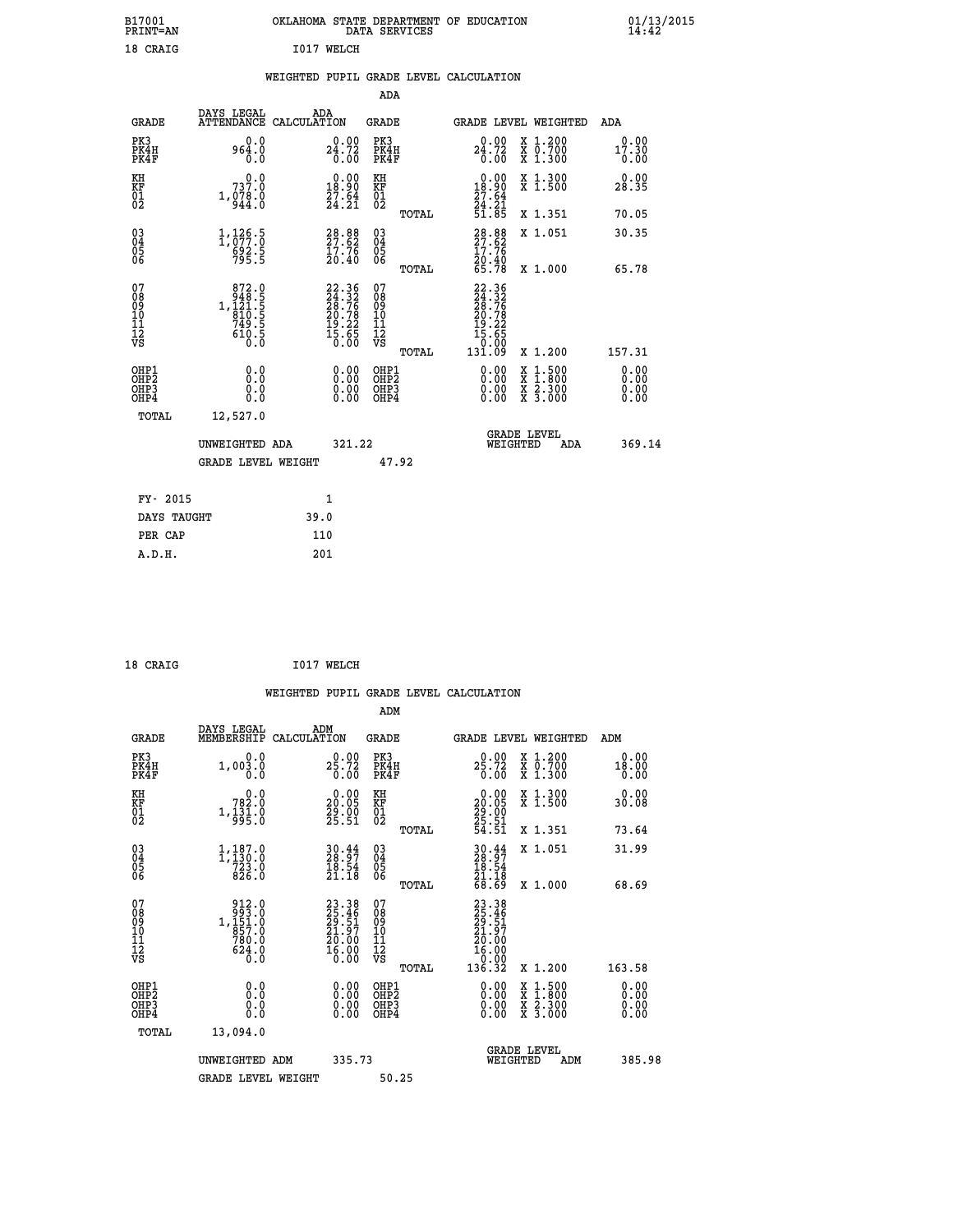B17001 OKLAHOMA STATE DEPARTMENT OF EDUCATION 01/13/2015
PRINT=AN DATA SERVICES 14:42

18 CRAIG I017 WELCH

## WEIGHTED PUPIL GRADE LEVEL CALCULATION

### ADA

| GRADE | DAYS LEGAL ATTENDANCE | ADA CALCULATION | GRADE | GRADE LEVEL | WEIGHTED | ADA |
|---|---|---|---|---|---|---|
| PK3 | 0.0 | 0.00 | PK3 | 0.00 | X 1.200 | 0.00 |
| PK4H | 964.0 | 24.72 | PK4H | 24.72 | X 0.700 | 17.30 |
| PK4F | 0.0 | 0.00 | PK4F | 0.00 | X 1.300 | 0.00 |
| KH | 0.0 | 0.00 | KH | 0.00 | X 1.300 | 0.00 |
| KF | 737.0 | 18.90 | KF | 18.90 | X 1.500 | 28.35 |
| 01 | 1,078.0 | 27.64 | 01 | 27.64 | | |
| 02 | 944.0 | 24.21 | 02 | 24.21 | | |
| | | | TOTAL | 51.85 | X 1.351 | 70.05 |
| 03 | 1,126.5 | 28.88 | 03 | 28.88 | X 1.051 | 30.35 |
| 04 | 1,077.0 | 27.62 | 04 | 27.62 | | |
| 05 | 692.5 | 17.76 | 05 | 17.76 | | |
| 06 | 795.5 | 20.40 | 06 | 20.40 | | |
| | | | TOTAL | 65.78 | X 1.000 | 65.78 |
| 07 | 872.0 | 22.36 | 07 | 22.36 | | |
| 08 | 948.5 | 24.32 | 08 | 24.32 | | |
| 09 | 1,121.5 | 28.76 | 09 | 28.76 | | |
| 10 | 810.5 | 20.78 | 10 | 20.78 | | |
| 11 | 749.5 | 19.22 | 11 | 19.22 | | |
| 12 | 610.5 | 15.65 | 12 | 15.65 | | |
| VS | 0.0 | 0.00 | VS | 0.00 | | |
| | | | TOTAL | 131.09 | X 1.200 | 157.31 |
| OHP1 | 0.0 | 0.00 | OHP1 | 0.00 | X 1.500 | 0.00 |
| OHP2 | 0.0 | 0.00 | OHP2 | 0.00 | X 1.800 | 0.00 |
| OHP3 | 0.0 | 0.00 | OHP3 | 0.00 | X 2.300 | 0.00 |
| OHP4 | 0.0 | 0.00 | OHP4 | 0.00 | X 3.000 | 0.00 |
| TOTAL | 12,527.0 | | | | | |

UNWEIGHTED ADA 321.22 GRADE LEVEL WEIGHTED ADA 369.14

GRADE LEVEL WEIGHT 47.92

| FY- 2015 | 1 |
|---|---|
| DAYS TAUGHT | 39.0 |
| PER CAP | 110 |
| A.D.H. | 201 |

18 CRAIG I017 WELCH

## WEIGHTED PUPIL GRADE LEVEL CALCULATION

### ADM

| GRADE | DAYS LEGAL MEMBERSHIP | ADM CALCULATION | GRADE | GRADE LEVEL | WEIGHTED | ADM |
|---|---|---|---|---|---|---|
| PK3 | 0.0 | 0.00 | PK3 | 0.00 | X 1.200 | 0.00 |
| PK4H | 1,003.0 | 25.72 | PK4H | 25.72 | X 0.700 | 18.00 |
| PK4F | 0.0 | 0.00 | PK4F | 0.00 | X 1.300 | 0.00 |
| KH | 0.0 | 0.00 | KH | 0.00 | X 1.300 | 0.00 |
| KF | 782.0 | 20.05 | KF | 20.05 | X 1.500 | 30.08 |
| 01 | 1,131.0 | 29.00 | 01 | 29.00 | | |
| 02 | 995.0 | 25.51 | 02 | 25.51 | | |
| | | | TOTAL | 54.51 | X 1.351 | 73.64 |
| 03 | 1,187.0 | 30.44 | 03 | 30.44 | X 1.051 | 31.99 |
| 04 | 1,130.0 | 28.97 | 04 | 28.97 | | |
| 05 | 723.0 | 18.54 | 05 | 18.54 | | |
| 06 | 826.0 | 21.18 | 06 | 21.18 | | |
| | | | TOTAL | 68.69 | X 1.000 | 68.69 |
| 07 | 912.0 | 23.38 | 07 | 23.38 | | |
| 08 | 993.0 | 25.46 | 08 | 25.46 | | |
| 09 | 1,151.0 | 29.51 | 09 | 29.51 | | |
| 10 | 857.0 | 21.97 | 10 | 21.97 | | |
| 11 | 780.0 | 20.00 | 11 | 20.00 | | |
| 12 | 624.0 | 16.00 | 12 | 16.00 | | |
| VS | 0.0 | 0.00 | VS | 0.00 | | |
| | | | TOTAL | 136.32 | X 1.200 | 163.58 |
| OHP1 | 0.0 | 0.00 | OHP1 | 0.00 | X 1.500 | 0.00 |
| OHP2 | 0.0 | 0.00 | OHP2 | 0.00 | X 1.800 | 0.00 |
| OHP3 | 0.0 | 0.00 | OHP3 | 0.00 | X 2.300 | 0.00 |
| OHP4 | 0.0 | 0.00 | OHP4 | 0.00 | X 3.000 | 0.00 |
| TOTAL | 13,094.0 | | | | | |

UNWEIGHTED ADM 335.73 GRADE LEVEL WEIGHTED ADM 385.98

GRADE LEVEL WEIGHT 50.25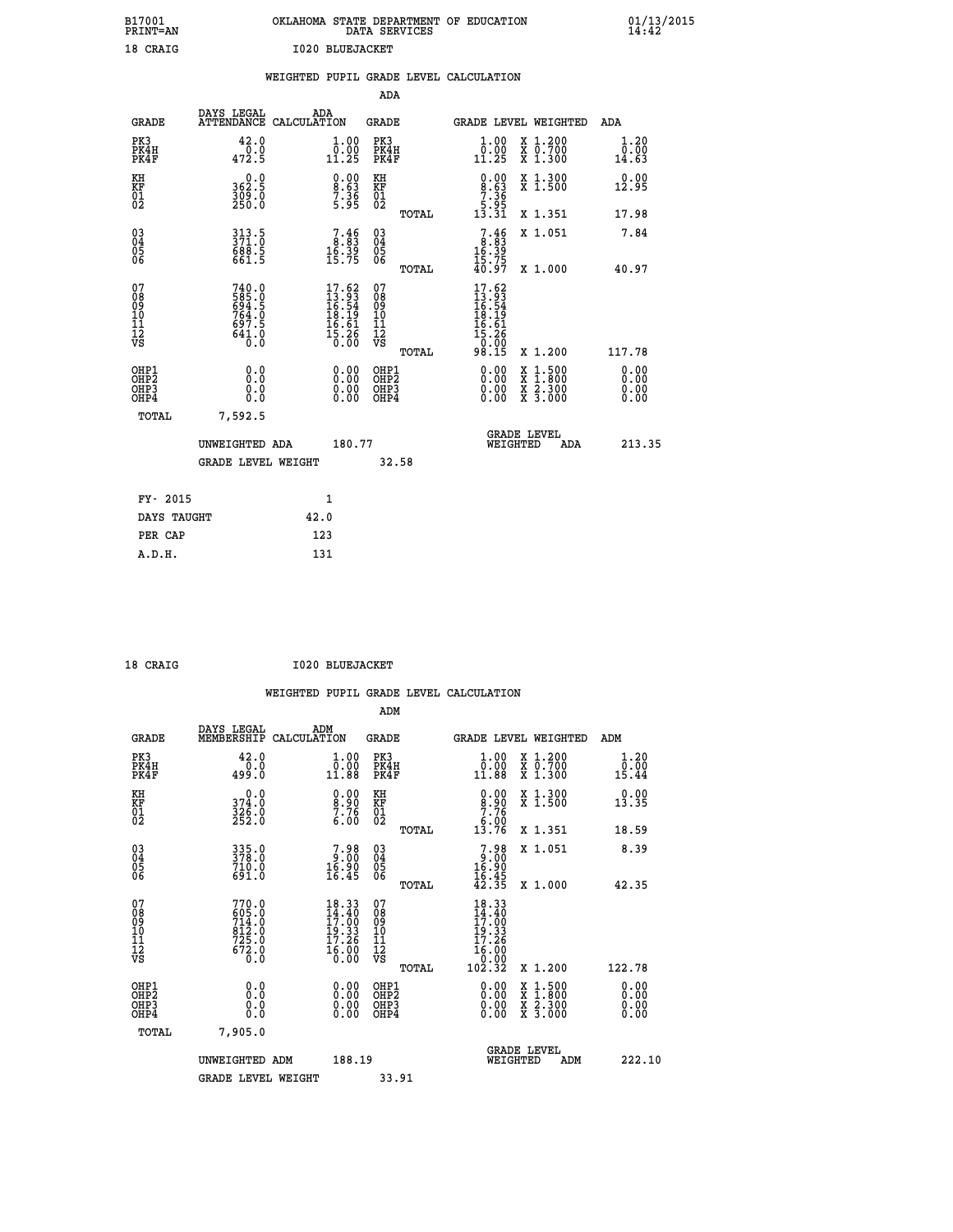B17001 PRINT=AN — OKLAHOMA STATE DEPARTMENT OF EDUCATION DATA SERVICES — 01/13/2015 14:42

18 CRAIG — I020 BLUEJACKET

## WEIGHTED PUPIL GRADE LEVEL CALCULATION

### ADA

| GRADE | DAYS LEGAL ATTENDANCE | ADA CALCULATION | GRADE | | GRADE LEVEL | WEIGHTED | ADA |
|---|---|---|---|---|---|---|---|
| PK3 | 42.0 | 1.00 | PK3 | | 1.00 | X 1.200 | 1.20 |
| PK4H | 0.0 | 0.00 | PK4H | | 0.00 | X 0.700 | 0.00 |
| PK4F | 472.5 | 11.25 | PK4F | | 11.25 | X 1.300 | 14.63 |
| KH | 0.0 | 0.00 | KH | | 0.00 | X 1.300 | 0.00 |
| KF | 362.5 | 8.63 | KF | | 8.63 | X 1.500 | 12.95 |
| 01 | 309.0 | 7.36 | 01 | | 7.36 | | |
| 02 | 250.0 | 5.95 | 02 | | 5.95 | | |
| | | | | TOTAL | 13.31 | X 1.351 | 17.98 |
| 03 | 313.5 | 7.46 | 03 | | 7.46 | X 1.051 | 7.84 |
| 04 | 371.0 | 8.83 | 04 | | 8.83 | | |
| 05 | 688.5 | 16.39 | 05 | | 16.39 | | |
| 06 | 661.5 | 15.75 | 06 | | 15.75 | | |
| | | | | TOTAL | 40.97 | X 1.000 | 40.97 |
| 07 | 740.0 | 17.62 | 07 | | 17.62 | | |
| 08 | 585.0 | 13.93 | 08 | | 13.93 | | |
| 09 | 694.5 | 16.54 | 09 | | 16.54 | | |
| 10 | 764.0 | 18.19 | 10 | | 18.19 | | |
| 11 | 697.5 | 16.61 | 11 | | 16.61 | | |
| 12 | 641.0 | 15.26 | 12 | | 15.26 | | |
| VS | 0.0 | 0.00 | VS | | 0.00 | | |
| | | | | TOTAL | 98.15 | X 1.200 | 117.78 |
| OHP1 | 0.0 | 0.00 | OHP1 | | 0.00 | X 1.500 | 0.00 |
| OHP2 | 0.0 | 0.00 | OHP2 | | 0.00 | X 1.800 | 0.00 |
| OHP3 | 0.0 | 0.00 | OHP3 | | 0.00 | X 2.300 | 0.00 |
| OHP4 | 0.0 | 0.00 | OHP4 | | 0.00 | X 3.000 | 0.00 |
| TOTAL | 7,592.5 | | | | | | |

UNWEIGHTED ADA 180.77 — GRADE LEVEL WEIGHTED ADA 213.35

GRADE LEVEL WEIGHT 32.58

| FY- 2015 | 1 |
|---|---|
| DAYS TAUGHT | 42.0 |
| PER CAP | 123 |
| A.D.H. | 131 |

18 CRAIG — I020 BLUEJACKET

## WEIGHTED PUPIL GRADE LEVEL CALCULATION

### ADM

| GRADE | DAYS LEGAL MEMBERSHIP | ADM CALCULATION | GRADE | | GRADE LEVEL | WEIGHTED | ADM |
|---|---|---|---|---|---|---|---|
| PK3 | 42.0 | 1.00 | PK3 | | 1.00 | X 1.200 | 1.20 |
| PK4H | 0.0 | 0.00 | PK4H | | 0.00 | X 0.700 | 0.00 |
| PK4F | 499.0 | 11.88 | PK4F | | 11.88 | X 1.300 | 15.44 |
| KH | 0.0 | 0.00 | KH | | 0.00 | X 1.300 | 0.00 |
| KF | 374.0 | 8.90 | KF | | 8.90 | X 1.500 | 13.35 |
| 01 | 326.0 | 7.76 | 01 | | 7.76 | | |
| 02 | 252.0 | 6.00 | 02 | | 6.00 | | |
| | | | | TOTAL | 13.76 | X 1.351 | 18.59 |
| 03 | 335.0 | 7.98 | 03 | | 7.98 | X 1.051 | 8.39 |
| 04 | 378.0 | 9.00 | 04 | | 9.00 | | |
| 05 | 710.0 | 16.90 | 05 | | 16.90 | | |
| 06 | 691.0 | 16.45 | 06 | | 16.45 | | |
| | | | | TOTAL | 42.35 | X 1.000 | 42.35 |
| 07 | 770.0 | 18.33 | 07 | | 18.33 | | |
| 08 | 605.0 | 14.40 | 08 | | 14.40 | | |
| 09 | 714.0 | 17.00 | 09 | | 17.00 | | |
| 10 | 812.0 | 19.33 | 10 | | 19.33 | | |
| 11 | 725.0 | 17.26 | 11 | | 17.26 | | |
| 12 | 672.0 | 16.00 | 12 | | 16.00 | | |
| VS | 0.0 | 0.00 | VS | | 0.00 | | |
| | | | | TOTAL | 102.32 | X 1.200 | 122.78 |
| OHP1 | 0.0 | 0.00 | OHP1 | | 0.00 | X 1.500 | 0.00 |
| OHP2 | 0.0 | 0.00 | OHP2 | | 0.00 | X 1.800 | 0.00 |
| OHP3 | 0.0 | 0.00 | OHP3 | | 0.00 | X 2.300 | 0.00 |
| OHP4 | 0.0 | 0.00 | OHP4 | | 0.00 | X 3.000 | 0.00 |
| TOTAL | 7,905.0 | | | | | | |

UNWEIGHTED ADM 188.19 — GRADE LEVEL WEIGHTED ADM 222.10

GRADE LEVEL WEIGHT 33.91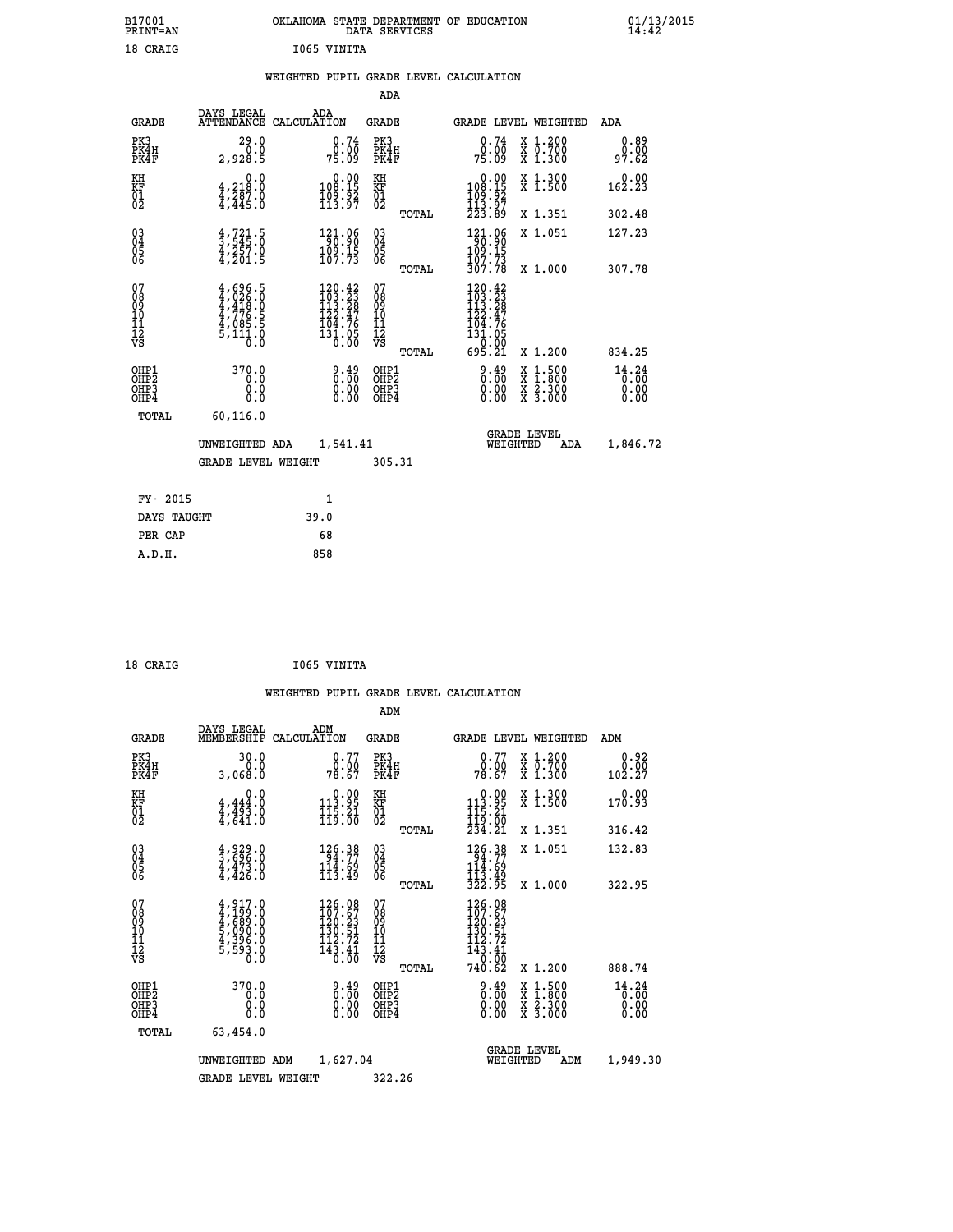B17001 OKLAHOMA STATE DEPARTMENT OF EDUCATION 01/13/2015
PRINT=AN DATA SERVICES 14:42

18 CRAIG I065 VINITA

## WEIGHTED PUPIL GRADE LEVEL CALCULATION

### ADA

| GRADE | DAYS LEGAL ATTENDANCE | ADA CALCULATION | GRADE | GRADE LEVEL | WEIGHTED | ADA |
|---|---|---|---|---|---|---|
| PK3 | 29.0 | 0.74 | PK3 | 0.74 | X 1.200 | 0.89 |
| PK4H | 0.0 | 0.00 | PK4H | 0.00 | X 0.700 | 0.00 |
| PK4F | 2,928.5 | 75.09 | PK4F | 75.09 | X 1.300 | 97.62 |
| KH | 0.0 | 0.00 | KH | 0.00 | X 1.300 | 0.00 |
| KF | 4,218.0 | 108.15 | KF | 108.15 | X 1.500 | 162.23 |
| 01 | 4,287.0 | 109.92 | 01 | 109.92 | | |
| 02 | 4,445.0 | 113.97 | 02 | 113.97 | | |
| | | | TOTAL | 223.89 | X 1.351 | 302.48 |
| 03 | 4,721.5 | 121.06 | 03 | 121.06 | X 1.051 | 127.23 |
| 04 | 3,545.0 | 90.90 | 04 | 90.90 | | |
| 05 | 4,257.0 | 109.15 | 05 | 109.15 | | |
| 06 | 4,201.5 | 107.73 | 06 | 107.73 | | |
| | | | TOTAL | 307.78 | X 1.000 | 307.78 |
| 07 | 4,696.5 | 120.42 | 07 | 120.42 | | |
| 08 | 4,026.0 | 103.23 | 08 | 103.23 | | |
| 09 | 4,418.0 | 113.28 | 09 | 113.28 | | |
| 10 | 4,776.5 | 122.47 | 10 | 122.47 | | |
| 11 | 4,085.5 | 104.76 | 11 | 104.76 | | |
| 12 | 5,111.0 | 131.05 | 12 | 131.05 | | |
| VS | 0.0 | 0.00 | VS | 0.00 | | |
| | | | TOTAL | 695.21 | X 1.200 | 834.25 |
| OHP1 | 370.0 | 9.49 | OHP1 | 9.49 | X 1.500 | 14.24 |
| OHP2 | 0.0 | 0.00 | OHP2 | 0.00 | X 1.800 | 0.00 |
| OHP3 | 0.0 | 0.00 | OHP3 | 0.00 | X 2.300 | 0.00 |
| OHP4 | 0.0 | 0.00 | OHP4 | 0.00 | X 3.000 | 0.00 |
| TOTAL | 60,116.0 | | | | | |

UNWEIGHTED ADA 1,541.41 GRADE LEVEL WEIGHTED ADA 1,846.72

GRADE LEVEL WEIGHT 305.31

| FY- 2015 | 1 |
|---|---|
| DAYS TAUGHT | 39.0 |
| PER CAP | 68 |
| A.D.H. | 858 |

18 CRAIG I065 VINITA

## WEIGHTED PUPIL GRADE LEVEL CALCULATION

### ADM

| GRADE | DAYS LEGAL MEMBERSHIP | ADM CALCULATION | GRADE | GRADE LEVEL | WEIGHTED | ADM |
|---|---|---|---|---|---|---|
| PK3 | 30.0 | 0.77 | PK3 | 0.77 | X 1.200 | 0.92 |
| PK4H | 0.0 | 0.00 | PK4H | 0.00 | X 0.700 | 0.00 |
| PK4F | 3,068.0 | 78.67 | PK4F | 78.67 | X 1.300 | 102.27 |
| KH | 0.0 | 0.00 | KH | 0.00 | X 1.300 | 0.00 |
| KF | 4,444.0 | 113.95 | KF | 113.95 | X 1.500 | 170.93 |
| 01 | 4,493.0 | 115.21 | 01 | 115.21 | | |
| 02 | 4,641.0 | 119.00 | 02 | 119.00 | | |
| | | | TOTAL | 234.21 | X 1.351 | 316.42 |
| 03 | 4,929.0 | 126.38 | 03 | 126.38 | X 1.051 | 132.83 |
| 04 | 3,696.0 | 94.77 | 04 | 94.77 | | |
| 05 | 4,473.0 | 114.69 | 05 | 114.69 | | |
| 06 | 4,426.0 | 113.49 | 06 | 113.49 | | |
| | | | TOTAL | 322.95 | X 1.000 | 322.95 |
| 07 | 4,917.0 | 126.08 | 07 | 126.08 | | |
| 08 | 4,199.0 | 107.67 | 08 | 107.67 | | |
| 09 | 4,689.0 | 120.23 | 09 | 120.23 | | |
| 10 | 5,090.0 | 130.51 | 10 | 130.51 | | |
| 11 | 4,396.0 | 112.72 | 11 | 112.72 | | |
| 12 | 5,593.0 | 143.41 | 12 | 143.41 | | |
| VS | 0.0 | 0.00 | VS | 0.00 | | |
| | | | TOTAL | 740.62 | X 1.200 | 888.74 |
| OHP1 | 370.0 | 9.49 | OHP1 | 9.49 | X 1.500 | 14.24 |
| OHP2 | 0.0 | 0.00 | OHP2 | 0.00 | X 1.800 | 0.00 |
| OHP3 | 0.0 | 0.00 | OHP3 | 0.00 | X 2.300 | 0.00 |
| OHP4 | 0.0 | 0.00 | OHP4 | 0.00 | X 3.000 | 0.00 |
| TOTAL | 63,454.0 | | | | | |

UNWEIGHTED ADM 1,627.04 GRADE LEVEL WEIGHTED ADM 1,949.30

GRADE LEVEL WEIGHT 322.26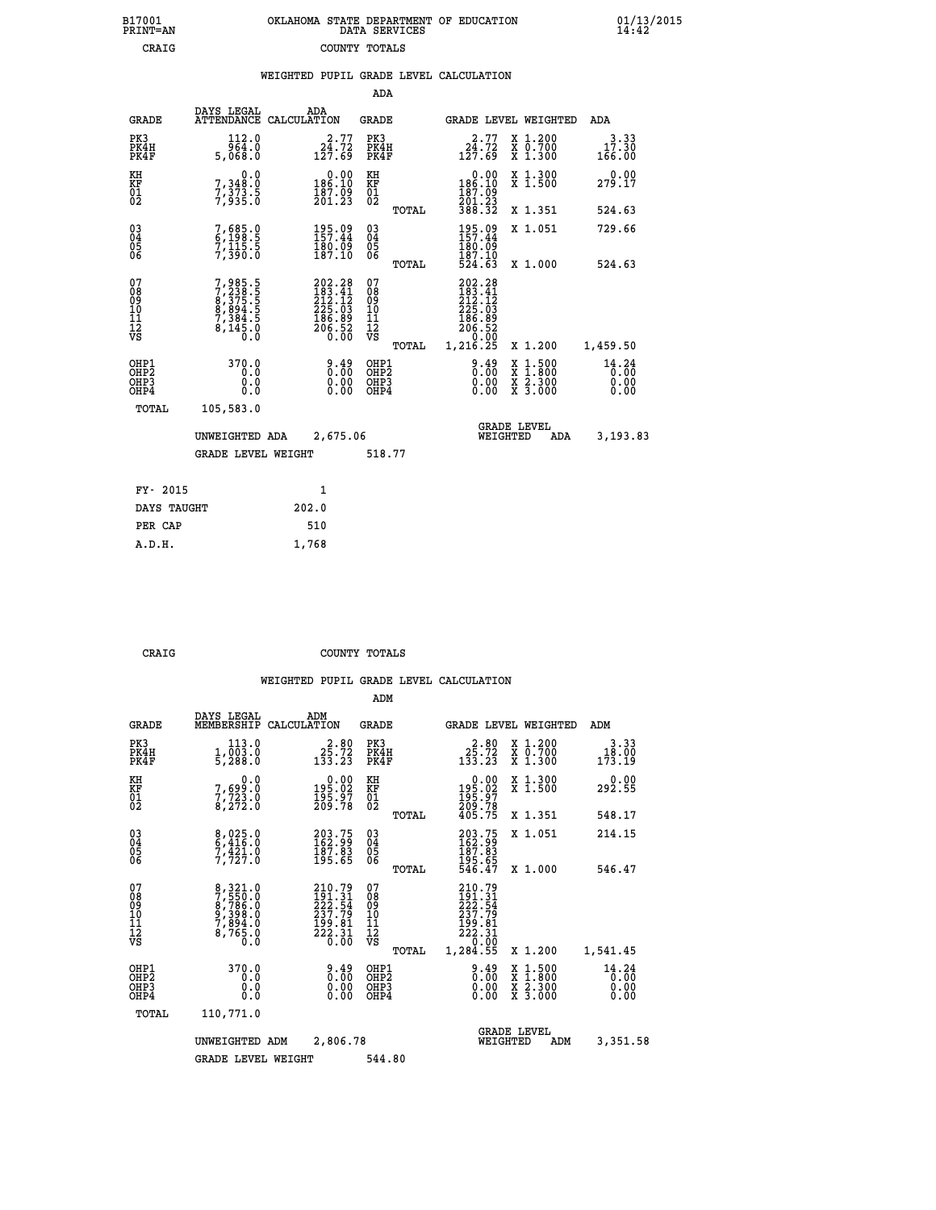B17001 PRINT=AN — OKLAHOMA STATE DEPARTMENT OF EDUCATION DATA SERVICES — 01/13/2015 14:42

CRAIG — COUNTY TOTALS

## WEIGHTED PUPIL GRADE LEVEL CALCULATION

### ADA

| GRADE | DAYS LEGAL ATTENDANCE | ADA CALCULATION | GRADE | GRADE LEVEL | WEIGHTED | ADA |
|---|---|---|---|---|---|---|
| PK3 | 112.0 | 2.77 | PK3 | 2.77 | X 1.200 | 3.33 |
| PK4H | 964.0 | 24.72 | PK4H | 24.72 | X 0.700 | 17.30 |
| PK4F | 5,068.0 | 127.69 | PK4F | 127.69 | X 1.300 | 166.00 |
| KH | 0.0 | 0.00 | KH | 0.00 | X 1.300 | 0.00 |
| KF | 7,348.0 | 186.10 | KF | 186.10 | X 1.500 | 279.17 |
| 01 | 7,373.5 | 187.09 | 01 | 187.09 | | |
| 02 | 7,935.0 | 201.23 | 02 | 201.23 | | |
| | | | TOTAL | 388.32 | X 1.351 | 524.63 |
| 03 | 7,685.0 | 195.09 | 03 | 195.09 | X 1.051 | 729.66 |
| 04 | 6,198.5 | 157.44 | 04 | 157.44 | | |
| 05 | 7,115.5 | 180.09 | 05 | 180.09 | | |
| 06 | 7,390.0 | 187.10 | 06 | 187.10 | | |
| | | | TOTAL | 524.63 | X 1.000 | 524.63 |
| 07 | 7,985.5 | 202.28 | 07 | 202.28 | | |
| 08 | 7,238.5 | 183.41 | 08 | 183.41 | | |
| 09 | 8,375.5 | 212.12 | 09 | 212.12 | | |
| 10 | 8,894.5 | 225.03 | 10 | 225.03 | | |
| 11 | 7,384.5 | 186.89 | 11 | 186.89 | | |
| 12 | 8,145.0 | 206.52 | 12 | 206.52 | | |
| VS | 0.0 | 0.00 | VS | 0.00 | | |
| | | | TOTAL | 1,216.25 | X 1.200 | 1,459.50 |
| OHP1 | 370.0 | 9.49 | OHP1 | 9.49 | X 1.500 | 14.24 |
| OHP2 | 0.0 | 0.00 | OHP2 | 0.00 | X 1.800 | 0.00 |
| OHP3 | 0.0 | 0.00 | OHP3 | 0.00 | X 2.300 | 0.00 |
| OHP4 | 0.0 | 0.00 | OHP4 | 0.00 | X 3.000 | 0.00 |
| TOTAL | 105,583.0 | | | | | |

UNWEIGHTED ADA 2,675.06 — GRADE LEVEL WEIGHTED ADA 3,193.83

GRADE LEVEL WEIGHT 518.77

| FY- 2015 | 1 |
|---|---|
| DAYS TAUGHT | 202.0 |
| PER CAP | 510 |
| A.D.H. | 1,768 |

CRAIG — COUNTY TOTALS

## WEIGHTED PUPIL GRADE LEVEL CALCULATION

### ADM

| GRADE | DAYS LEGAL MEMBERSHIP | ADM CALCULATION | GRADE | GRADE LEVEL | WEIGHTED | ADM |
|---|---|---|---|---|---|---|
| PK3 | 113.0 | 2.80 | PK3 | 2.80 | X 1.200 | 3.33 |
| PK4H | 1,003.0 | 25.72 | PK4H | 25.72 | X 0.700 | 18.00 |
| PK4F | 5,288.0 | 133.23 | PK4F | 133.23 | X 1.300 | 173.19 |
| KH | 0.0 | 0.00 | KH | 0.00 | X 1.300 | 0.00 |
| KF | 7,699.0 | 195.02 | KF | 195.02 | X 1.500 | 292.55 |
| 01 | 7,723.0 | 195.97 | 01 | 195.97 | | |
| 02 | 8,272.0 | 209.78 | 02 | 209.78 | | |
| | | | TOTAL | 405.75 | X 1.351 | 548.17 |
| 03 | 8,025.0 | 203.75 | 03 | 203.75 | X 1.051 | 214.15 |
| 04 | 6,416.0 | 162.99 | 04 | 162.99 | | |
| 05 | 7,421.0 | 187.83 | 05 | 187.83 | | |
| 06 | 7,727.0 | 195.65 | 06 | 195.65 | | |
| | | | TOTAL | 546.47 | X 1.000 | 546.47 |
| 07 | 8,321.0 | 210.79 | 07 | 210.79 | | |
| 08 | 7,550.0 | 191.31 | 08 | 191.31 | | |
| 09 | 8,786.0 | 222.54 | 09 | 222.54 | | |
| 10 | 9,398.0 | 237.79 | 10 | 237.79 | | |
| 11 | 7,894.0 | 199.81 | 11 | 199.81 | | |
| 12 | 8,765.0 | 222.31 | 12 | 222.31 | | |
| VS | 0.0 | 0.00 | VS | 0.00 | | |
| | | | TOTAL | 1,284.55 | X 1.200 | 1,541.45 |
| OHP1 | 370.0 | 9.49 | OHP1 | 9.49 | X 1.500 | 14.24 |
| OHP2 | 0.0 | 0.00 | OHP2 | 0.00 | X 1.800 | 0.00 |
| OHP3 | 0.0 | 0.00 | OHP3 | 0.00 | X 2.300 | 0.00 |
| OHP4 | 0.0 | 0.00 | OHP4 | 0.00 | X 3.000 | 0.00 |
| TOTAL | 110,771.0 | | | | | |

UNWEIGHTED ADM 2,806.78 — GRADE LEVEL WEIGHTED ADM 3,351.58

GRADE LEVEL WEIGHT 544.80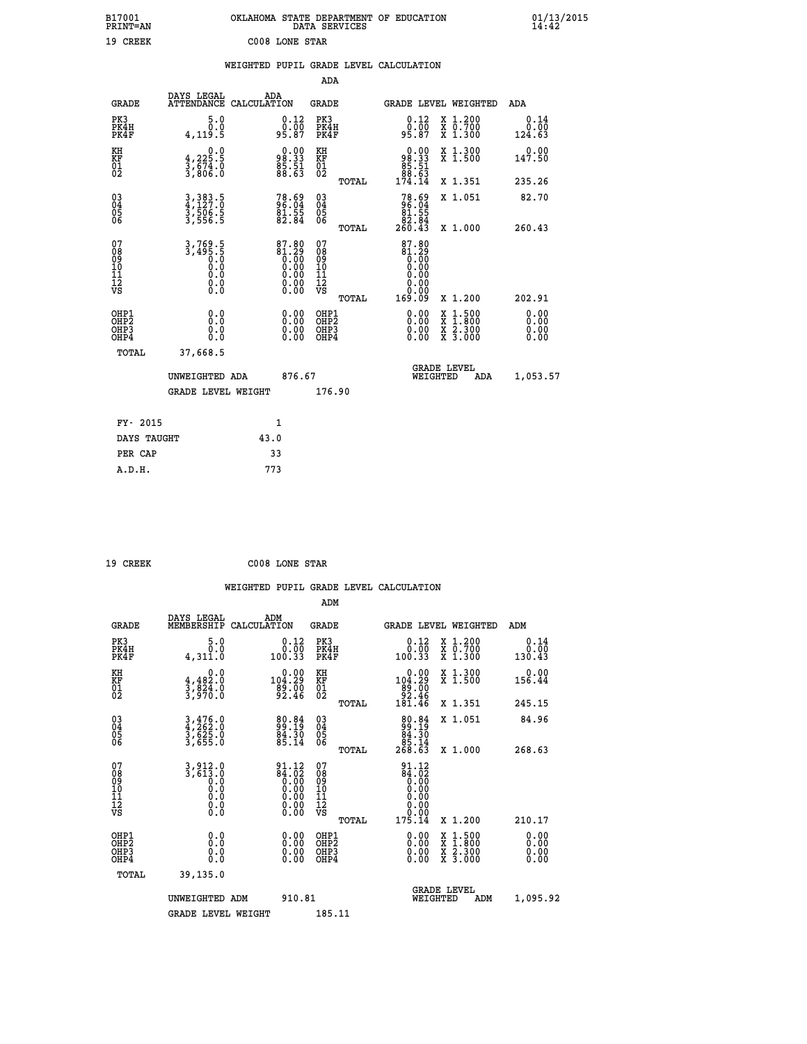B17001 OKLAHOMA STATE DEPARTMENT OF EDUCATION 01/13/2015
PRINT=AN DATA SERVICES 14:42

19 CREEK C008 LONE STAR

## WEIGHTED PUPIL GRADE LEVEL CALCULATION

### ADA

| GRADE | DAYS LEGAL ATTENDANCE | ADA CALCULATION | GRADE | GRADE LEVEL | WEIGHTED | ADA |
|---|---|---|---|---|---|---|
| PK3 | 5.0 | 0.12 | PK3 | 0.12 | X 1.200 | 0.14 |
| PK4H | 0.0 | 0.00 | PK4H | 0.00 | X 0.700 | 0.00 |
| PK4F | 4,119.5 | 95.87 | PK4F | 95.87 | X 1.300 | 124.63 |
| KH | 0.0 | 0.00 | KH | 0.00 | X 1.300 | 0.00 |
| KF | 4,225.5 | 98.33 | KF | 98.33 | X 1.500 | 147.50 |
| 01 | 3,674.0 | 85.51 | 01 | 85.51 | | |
| 02 | 3,806.0 | 88.63 | 02 | 88.63 | | |
| | | | TOTAL | 174.14 | X 1.351 | 235.26 |
| 03 | 3,383.5 | 78.69 | 03 | 78.69 | X 1.051 | 82.70 |
| 04 | 4,127.0 | 96.04 | 04 | 96.04 | | |
| 05 | 3,506.5 | 81.55 | 05 | 81.55 | | |
| 06 | 3,556.5 | 82.84 | 06 | 82.84 | | |
| | | | TOTAL | 260.43 | X 1.000 | 260.43 |
| 07 | 3,769.5 | 87.80 | 07 | 87.80 | | |
| 08 | 3,495.5 | 81.29 | 08 | 81.29 | | |
| 09 | 0.0 | 0.00 | 09 | 0.00 | | |
| 10 | 0.0 | 0.00 | 10 | 0.00 | | |
| 11 | 0.0 | 0.00 | 11 | 0.00 | | |
| 12 | 0.0 | 0.00 | 12 | 0.00 | | |
| VS | 0.0 | 0.00 | VS | 0.00 | | |
| | | | TOTAL | 169.09 | X 1.200 | 202.91 |
| OHP1 | 0.0 | 0.00 | OHP1 | 0.00 | X 1.500 | 0.00 |
| OHP2 | 0.0 | 0.00 | OHP2 | 0.00 | X 1.800 | 0.00 |
| OHP3 | 0.0 | 0.00 | OHP3 | 0.00 | X 2.300 | 0.00 |
| OHP4 | 0.0 | 0.00 | OHP4 | 0.00 | X 3.000 | 0.00 |
| TOTAL | 37,668.5 | | | | | |

UNWEIGHTED ADA 876.67 | GRADE LEVEL WEIGHTED ADA 1,053.57

GRADE LEVEL WEIGHT 176.90

| | |
|---|---|
| FY- 2015 | 1 |
| DAYS TAUGHT | 43.0 |
| PER CAP | 33 |
| A.D.H. | 773 |

19 CREEK C008 LONE STAR

## WEIGHTED PUPIL GRADE LEVEL CALCULATION

### ADM

| GRADE | DAYS LEGAL MEMBERSHIP | ADM CALCULATION | GRADE | GRADE LEVEL | WEIGHTED | ADM |
|---|---|---|---|---|---|---|
| PK3 | 5.0 | 0.12 | PK3 | 0.12 | X 1.200 | 0.14 |
| PK4H | 0.0 | 0.00 | PK4H | 0.00 | X 0.700 | 0.00 |
| PK4F | 4,311.0 | 100.33 | PK4F | 100.33 | X 1.300 | 130.43 |
| KH | 0.0 | 0.00 | KH | 0.00 | X 1.300 | 0.00 |
| KF | 4,482.0 | 104.29 | KF | 104.29 | X 1.500 | 156.44 |
| 01 | 3,824.0 | 89.00 | 01 | 89.00 | | |
| 02 | 3,970.0 | 92.46 | 02 | 92.46 | | |
| | | | TOTAL | 181.46 | X 1.351 | 245.15 |
| 03 | 3,476.0 | 80.84 | 03 | 80.84 | X 1.051 | 84.96 |
| 04 | 4,262.0 | 99.19 | 04 | 99.19 | | |
| 05 | 3,625.0 | 84.30 | 05 | 84.30 | | |
| 06 | 3,655.0 | 85.14 | 06 | 85.14 | | |
| | | | TOTAL | 268.63 | X 1.000 | 268.63 |
| 07 | 3,912.0 | 91.12 | 07 | 91.12 | | |
| 08 | 3,613.0 | 84.02 | 08 | 84.02 | | |
| 09 | 0.0 | 0.00 | 09 | 0.00 | | |
| 10 | 0.0 | 0.00 | 10 | 0.00 | | |
| 11 | 0.0 | 0.00 | 11 | 0.00 | | |
| 12 | 0.0 | 0.00 | 12 | 0.00 | | |
| VS | 0.0 | 0.00 | VS | 0.00 | | |
| | | | TOTAL | 175.14 | X 1.200 | 210.17 |
| OHP1 | 0.0 | 0.00 | OHP1 | 0.00 | X 1.500 | 0.00 |
| OHP2 | 0.0 | 0.00 | OHP2 | 0.00 | X 1.800 | 0.00 |
| OHP3 | 0.0 | 0.00 | OHP3 | 0.00 | X 2.300 | 0.00 |
| OHP4 | 0.0 | 0.00 | OHP4 | 0.00 | X 3.000 | 0.00 |
| TOTAL | 39,135.0 | | | | | |

UNWEIGHTED ADM 910.81 | GRADE LEVEL WEIGHTED ADM 1,095.92

GRADE LEVEL WEIGHT 185.11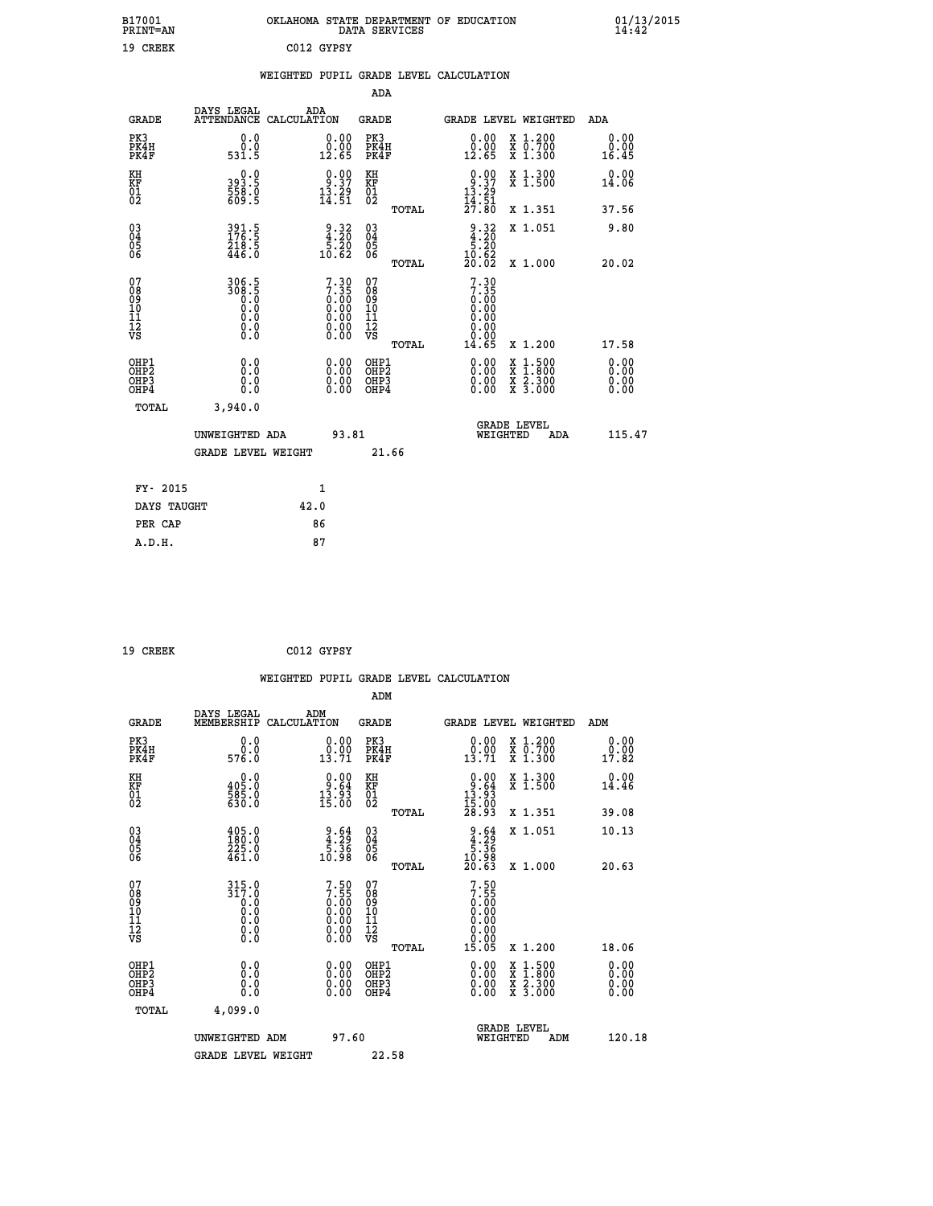B17001
PRINT=AN

OKLAHOMA STATE DEPARTMENT OF EDUCATION
DATA SERVICES

01/13/2015
14:42

19 CREEK    C012 GYPSY

## WEIGHTED PUPIL GRADE LEVEL CALCULATION

### ADA

| GRADE | DAYS LEGAL ATTENDANCE | ADA CALCULATION | GRADE | GRADE LEVEL | WEIGHTED | ADA |
|---|---|---|---|---|---|---|
| PK3 | 0.0 | 0.00 | PK3 | 0.00 | X 1.200 | 0.00 |
| PK4H | 0.0 | 0.00 | PK4H | 0.00 | X 0.700 | 0.00 |
| PK4F | 531.5 | 12.65 | PK4F | 12.65 | X 1.300 | 16.45 |
| KH | 0.0 | 0.00 | KH | 0.00 | X 1.300 | 0.00 |
| KF | 393.5 | 9.37 | KF | 9.37 | X 1.500 | 14.06 |
| 01 | 558.0 | 13.29 | 01 | 13.29 | | |
| 02 | 609.5 | 14.51 | 02 | 14.51 | | |
| | | | TOTAL | 27.80 | X 1.351 | 37.56 |
| 03 | 391.5 | 9.32 | 03 | 9.32 | X 1.051 | 9.80 |
| 04 | 176.5 | 4.20 | 04 | 4.20 | | |
| 05 | 218.5 | 5.20 | 05 | 5.20 | | |
| 06 | 446.0 | 10.62 | 06 | 10.62 | | |
| | | | TOTAL | 20.02 | X 1.000 | 20.02 |
| 07 | 306.5 | 7.30 | 07 | 7.30 | | |
| 08 | 308.5 | 7.35 | 08 | 7.35 | | |
| 09 | 0.0 | 0.00 | 09 | 0.00 | | |
| 10 | 0.0 | 0.00 | 10 | 0.00 | | |
| 11 | 0.0 | 0.00 | 11 | 0.00 | | |
| 12 | 0.0 | 0.00 | 12 | 0.00 | | |
| VS | 0.0 | 0.00 | VS | 0.00 | | |
| | | | TOTAL | 14.65 | X 1.200 | 17.58 |
| OHP1 | 0.0 | 0.00 | OHP1 | 0.00 | X 1.500 | 0.00 |
| OHP2 | 0.0 | 0.00 | OHP2 | 0.00 | X 1.800 | 0.00 |
| OHP3 | 0.0 | 0.00 | OHP3 | 0.00 | X 2.300 | 0.00 |
| OHP4 | 0.0 | 0.00 | OHP4 | 0.00 | X 3.000 | 0.00 |
| TOTAL | 3,940.0 | | | | | |

UNWEIGHTED ADA 93.81    GRADE LEVEL WEIGHTED ADA 115.47

GRADE LEVEL WEIGHT 21.66

| | |
|---|---|
| FY- 2015 | 1 |
| DAYS TAUGHT | 42.0 |
| PER CAP | 86 |
| A.D.H. | 87 |

19 CREEK    C012 GYPSY

## WEIGHTED PUPIL GRADE LEVEL CALCULATION

### ADM

| GRADE | DAYS LEGAL MEMBERSHIP | ADM CALCULATION | GRADE | GRADE LEVEL | WEIGHTED | ADM |
|---|---|---|---|---|---|---|
| PK3 | 0.0 | 0.00 | PK3 | 0.00 | X 1.200 | 0.00 |
| PK4H | 0.0 | 0.00 | PK4H | 0.00 | X 0.700 | 0.00 |
| PK4F | 576.0 | 13.71 | PK4F | 13.71 | X 1.300 | 17.82 |
| KH | 0.0 | 0.00 | KH | 0.00 | X 1.300 | 0.00 |
| KF | 405.0 | 9.64 | KF | 9.64 | X 1.500 | 14.46 |
| 01 | 585.0 | 13.93 | 01 | 13.93 | | |
| 02 | 630.0 | 15.00 | 02 | 15.00 | | |
| | | | TOTAL | 28.93 | X 1.351 | 39.08 |
| 03 | 405.0 | 9.64 | 03 | 9.64 | X 1.051 | 10.13 |
| 04 | 180.0 | 4.29 | 04 | 4.29 | | |
| 05 | 225.0 | 5.36 | 05 | 5.36 | | |
| 06 | 461.0 | 10.98 | 06 | 10.98 | | |
| | | | TOTAL | 20.63 | X 1.000 | 20.63 |
| 07 | 315.0 | 7.50 | 07 | 7.50 | | |
| 08 | 317.0 | 7.55 | 08 | 7.55 | | |
| 09 | 0.0 | 0.00 | 09 | 0.00 | | |
| 10 | 0.0 | 0.00 | 10 | 0.00 | | |
| 11 | 0.0 | 0.00 | 11 | 0.00 | | |
| 12 | 0.0 | 0.00 | 12 | 0.00 | | |
| VS | 0.0 | 0.00 | VS | 0.00 | | |
| | | | TOTAL | 15.05 | X 1.200 | 18.06 |
| OHP1 | 0.0 | 0.00 | OHP1 | 0.00 | X 1.500 | 0.00 |
| OHP2 | 0.0 | 0.00 | OHP2 | 0.00 | X 1.800 | 0.00 |
| OHP3 | 0.0 | 0.00 | OHP3 | 0.00 | X 2.300 | 0.00 |
| OHP4 | 0.0 | 0.00 | OHP4 | 0.00 | X 3.000 | 0.00 |
| TOTAL | 4,099.0 | | | | | |

UNWEIGHTED ADM 97.60    GRADE LEVEL WEIGHTED ADM 120.18

GRADE LEVEL WEIGHT 22.58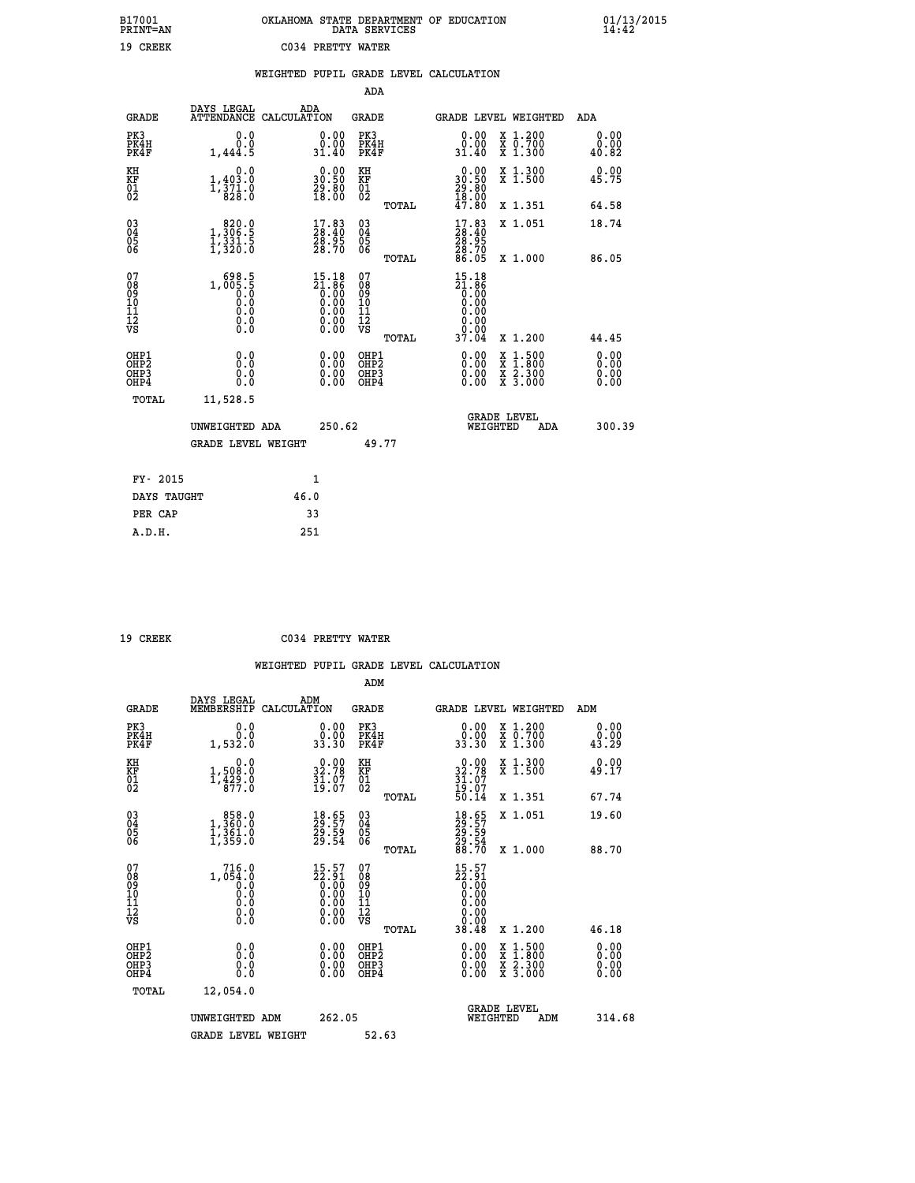B17001 PRINT=AN — OKLAHOMA STATE DEPARTMENT OF EDUCATION DATA SERVICES — 01/13/2015 14:42

19 CREEK — C034 PRETTY WATER

## WEIGHTED PUPIL GRADE LEVEL CALCULATION

### ADA

| GRADE | DAYS LEGAL ATTENDANCE | ADA CALCULATION | GRADE | GRADE LEVEL | WEIGHTED | ADA |
|---|---|---|---|---|---|---|
| PK3 | 0.0 | 0.00 | PK3 | 0.00 | X 1.200 | 0.00 |
| PK4H | 0.0 | 0.00 | PK4H | 0.00 | X 0.700 | 0.00 |
| PK4F | 1,444.5 | 31.40 | PK4F | 31.40 | X 1.300 | 40.82 |
| KH | 0.0 | 0.00 | KH | 0.00 | X 1.300 | 0.00 |
| KF | 1,403.0 | 30.50 | KF | 30.50 | X 1.500 | 45.75 |
| 01 | 1,371.0 | 29.80 | 01 | 29.80 | | |
| 02 | 828.0 | 18.00 | 02 | 18.00 | | |
| | | | TOTAL | 47.80 | X 1.351 | 64.58 |
| 03 | 820.0 | 17.83 | 03 | 17.83 | X 1.051 | 18.74 |
| 04 | 1,306.5 | 28.40 | 04 | 28.40 | | |
| 05 | 1,331.5 | 28.95 | 05 | 28.95 | | |
| 06 | 1,320.0 | 28.70 | 06 | 28.70 | | |
| | | | TOTAL | 86.05 | X 1.000 | 86.05 |
| 07 | 698.5 | 15.18 | 07 | 15.18 | | |
| 08 | 1,005.5 | 21.86 | 08 | 21.86 | | |
| 09 | 0.0 | 0.00 | 09 | 0.00 | | |
| 10 | 0.0 | 0.00 | 10 | 0.00 | | |
| 11 | 0.0 | 0.00 | 11 | 0.00 | | |
| 12 | 0.0 | 0.00 | 12 | 0.00 | | |
| VS | 0.0 | 0.00 | VS | 0.00 | | |
| | | | TOTAL | 37.04 | X 1.200 | 44.45 |
| OHP1 | 0.0 | 0.00 | OHP1 | 0.00 | X 1.500 | 0.00 |
| OHP2 | 0.0 | 0.00 | OHP2 | 0.00 | X 1.800 | 0.00 |
| OHP3 | 0.0 | 0.00 | OHP3 | 0.00 | X 2.300 | 0.00 |
| OHP4 | 0.0 | 0.00 | OHP4 | 0.00 | X 3.000 | 0.00 |
| TOTAL | 11,528.5 | | | | | |

UNWEIGHTED ADA 250.62 — GRADE LEVEL WEIGHTED ADA 300.39

GRADE LEVEL WEIGHT 49.77

| | |
|---|---|
| FY- 2015 | 1 |
| DAYS TAUGHT | 46.0 |
| PER CAP | 33 |
| A.D.H. | 251 |

19 CREEK — C034 PRETTY WATER

## WEIGHTED PUPIL GRADE LEVEL CALCULATION

### ADM

| GRADE | DAYS LEGAL MEMBERSHIP | ADM CALCULATION | GRADE | GRADE LEVEL | WEIGHTED | ADM |
|---|---|---|---|---|---|---|
| PK3 | 0.0 | 0.00 | PK3 | 0.00 | X 1.200 | 0.00 |
| PK4H | 0.0 | 0.00 | PK4H | 0.00 | X 0.700 | 0.00 |
| PK4F | 1,532.0 | 33.30 | PK4F | 33.30 | X 1.300 | 43.29 |
| KH | 0.0 | 0.00 | KH | 0.00 | X 1.300 | 0.00 |
| KF | 1,508.0 | 32.78 | KF | 32.78 | X 1.500 | 49.17 |
| 01 | 1,429.0 | 31.07 | 01 | 31.07 | | |
| 02 | 877.0 | 19.07 | 02 | 19.07 | | |
| | | | TOTAL | 50.14 | X 1.351 | 67.74 |
| 03 | 858.0 | 18.65 | 03 | 18.65 | X 1.051 | 19.60 |
| 04 | 1,360.0 | 29.57 | 04 | 29.57 | | |
| 05 | 1,361.0 | 29.59 | 05 | 29.59 | | |
| 06 | 1,359.0 | 29.54 | 06 | 29.54 | | |
| | | | TOTAL | 88.70 | X 1.000 | 88.70 |
| 07 | 716.0 | 15.57 | 07 | 15.57 | | |
| 08 | 1,054.0 | 22.91 | 08 | 22.91 | | |
| 09 | 0.0 | 0.00 | 09 | 0.00 | | |
| 10 | 0.0 | 0.00 | 10 | 0.00 | | |
| 11 | 0.0 | 0.00 | 11 | 0.00 | | |
| 12 | 0.0 | 0.00 | 12 | 0.00 | | |
| VS | 0.0 | 0.00 | VS | 0.00 | | |
| | | | TOTAL | 38.48 | X 1.200 | 46.18 |
| OHP1 | 0.0 | 0.00 | OHP1 | 0.00 | X 1.500 | 0.00 |
| OHP2 | 0.0 | 0.00 | OHP2 | 0.00 | X 1.800 | 0.00 |
| OHP3 | 0.0 | 0.00 | OHP3 | 0.00 | X 2.300 | 0.00 |
| OHP4 | 0.0 | 0.00 | OHP4 | 0.00 | X 3.000 | 0.00 |
| TOTAL | 12,054.0 | | | | | |

UNWEIGHTED ADM 262.05 — GRADE LEVEL WEIGHTED ADM 314.68

GRADE LEVEL WEIGHT 52.63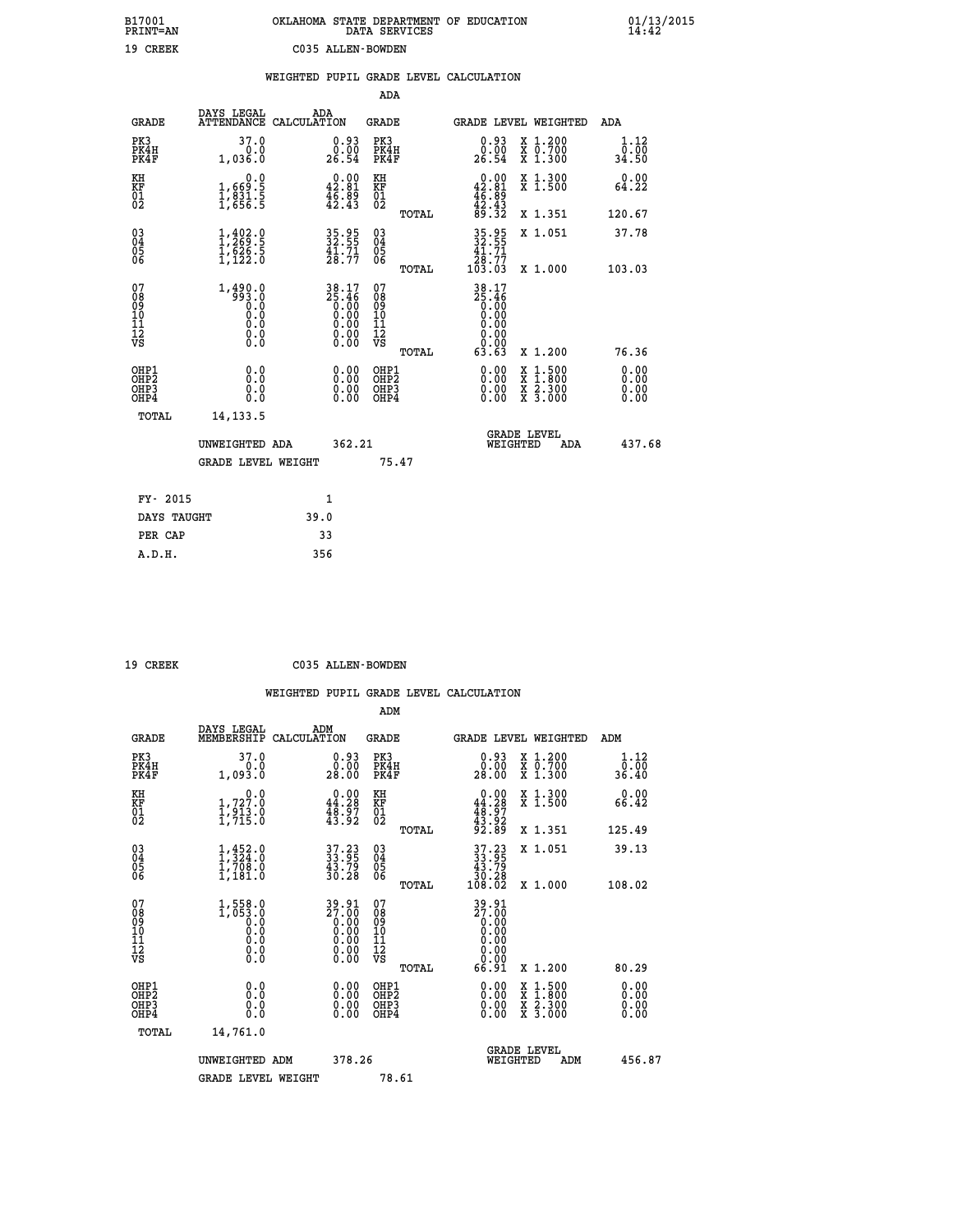B17001 OKLAHOMA STATE DEPARTMENT OF EDUCATION 01/13/2015
PRINT=AN DATA SERVICES 14:42

19 CREEK C035 ALLEN-BOWDEN

## WEIGHTED PUPIL GRADE LEVEL CALCULATION

### ADA

| GRADE | DAYS LEGAL ATTENDANCE | ADA CALCULATION | GRADE | | GRADE LEVEL | WEIGHTED | ADA |
|---|---|---|---|---|---|---|---|
| PK3 | 37.0 | 0.93 | PK3 | | 0.93 | X 1.200 | 1.12 |
| PK4H | 0.0 | 0.00 | PK4H | | 0.00 | X 0.700 | 0.00 |
| PK4F | 1,036.0 | 26.54 | PK4F | | 26.54 | X 1.300 | 34.50 |
| KH | 0.0 | 0.00 | KH | | 0.00 | X 1.300 | 0.00 |
| KF | 1,669.5 | 42.81 | KF | | 42.81 | X 1.500 | 64.22 |
| 01 | 1,831.5 | 46.89 | 01 | | 46.89 | | |
| 02 | 1,656.5 | 42.43 | 02 | | 42.43 | | |
| | | | | TOTAL | 89.32 | X 1.351 | 120.67 |
| 03 | 1,402.0 | 35.95 | 03 | | 35.95 | X 1.051 | 37.78 |
| 04 | 1,269.5 | 32.55 | 04 | | 32.55 | | |
| 05 | 1,626.5 | 41.71 | 05 | | 41.71 | | |
| 06 | 1,122.0 | 28.77 | 06 | | 28.77 | | |
| | | | | TOTAL | 103.03 | X 1.000 | 103.03 |
| 07 | 1,490.0 | 38.17 | 07 | | 38.17 | | |
| 08 | 993.0 | 25.46 | 08 | | 25.46 | | |
| 09 | 0.0 | 0.00 | 09 | | 0.00 | | |
| 10 | 0.0 | 0.00 | 10 | | 0.00 | | |
| 11 | 0.0 | 0.00 | 11 | | 0.00 | | |
| 12 | 0.0 | 0.00 | 12 | | 0.00 | | |
| VS | 0.0 | 0.00 | VS | | 0.00 | | |
| | | | | TOTAL | 63.63 | X 1.200 | 76.36 |
| OHP1 | 0.0 | 0.00 | OHP1 | | 0.00 | X 1.500 | 0.00 |
| OHP2 | 0.0 | 0.00 | OHP2 | | 0.00 | X 1.800 | 0.00 |
| OHP3 | 0.0 | 0.00 | OHP3 | | 0.00 | X 2.300 | 0.00 |
| OHP4 | 0.0 | 0.00 | OHP4 | | 0.00 | X 3.000 | 0.00 |
| TOTAL | 14,133.5 | | | | | | |

UNWEIGHTED ADA 362.21 | GRADE LEVEL WEIGHTED ADA 437.68

GRADE LEVEL WEIGHT 75.47

| | |
|---|---|
| FY- 2015 | 1 |
| DAYS TAUGHT | 39.0 |
| PER CAP | 33 |
| A.D.H. | 356 |

19 CREEK C035 ALLEN-BOWDEN

## WEIGHTED PUPIL GRADE LEVEL CALCULATION

### ADM

| GRADE | DAYS LEGAL MEMBERSHIP | ADM CALCULATION | GRADE | | GRADE LEVEL | WEIGHTED | ADM |
|---|---|---|---|---|---|---|---|
| PK3 | 37.0 | 0.93 | PK3 | | 0.93 | X 1.200 | 1.12 |
| PK4H | 0.0 | 0.00 | PK4H | | 0.00 | X 0.700 | 0.00 |
| PK4F | 1,093.0 | 28.00 | PK4F | | 28.00 | X 1.300 | 36.40 |
| KH | 0.0 | 0.00 | KH | | 0.00 | X 1.300 | 0.00 |
| KF | 1,727.0 | 44.28 | KF | | 44.28 | X 1.500 | 66.42 |
| 01 | 1,913.0 | 48.97 | 01 | | 48.97 | | |
| 02 | 1,715.0 | 43.92 | 02 | | 43.92 | | |
| | | | | TOTAL | 92.89 | X 1.351 | 125.49 |
| 03 | 1,452.0 | 37.23 | 03 | | 37.23 | X 1.051 | 39.13 |
| 04 | 1,324.0 | 33.95 | 04 | | 33.95 | | |
| 05 | 1,708.0 | 43.79 | 05 | | 43.79 | | |
| 06 | 1,181.0 | 30.28 | 06 | | 30.28 | | |
| | | | | TOTAL | 108.02 | X 1.000 | 108.02 |
| 07 | 1,558.0 | 39.91 | 07 | | 39.91 | | |
| 08 | 1,053.0 | 27.00 | 08 | | 27.00 | | |
| 09 | 0.0 | 0.00 | 09 | | 0.00 | | |
| 10 | 0.0 | 0.00 | 10 | | 0.00 | | |
| 11 | 0.0 | 0.00 | 11 | | 0.00 | | |
| 12 | 0.0 | 0.00 | 12 | | 0.00 | | |
| VS | 0.0 | 0.00 | VS | | 0.00 | | |
| | | | | TOTAL | 66.91 | X 1.200 | 80.29 |
| OHP1 | 0.0 | 0.00 | OHP1 | | 0.00 | X 1.500 | 0.00 |
| OHP2 | 0.0 | 0.00 | OHP2 | | 0.00 | X 1.800 | 0.00 |
| OHP3 | 0.0 | 0.00 | OHP3 | | 0.00 | X 2.300 | 0.00 |
| OHP4 | 0.0 | 0.00 | OHP4 | | 0.00 | X 3.000 | 0.00 |
| TOTAL | 14,761.0 | | | | | | |

UNWEIGHTED ADM 378.26 | GRADE LEVEL WEIGHTED ADM 456.87

GRADE LEVEL WEIGHT 78.61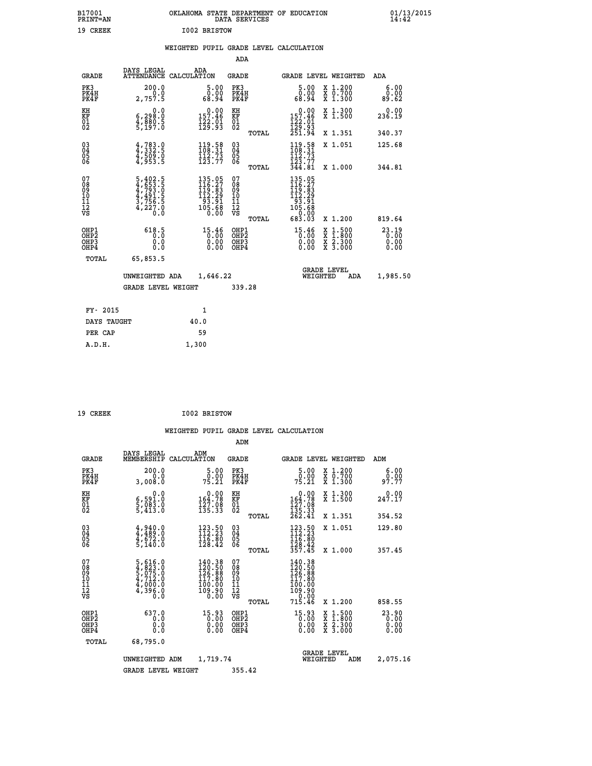B17001
PRINT=AN

OKLAHOMA STATE DEPARTMENT OF EDUCATION
DATA SERVICES

01/13/2015
14:42

19 CREEK                I002 BRISTOW

WEIGHTED PUPIL GRADE LEVEL CALCULATION

ADA

| GRADE | DAYS LEGAL ATTENDANCE | ADA CALCULATION | GRADE | | GRADE LEVEL | WEIGHTED | ADA |
|---|---|---|---|---|---|---|---|
| PK3 | 200.0 | 5.00 | PK3 | | 5.00 | X 1.200 | 6.00 |
| PK4H | 0.0 | 0.00 | PK4H | | 0.00 | X 0.700 | 0.00 |
| PK4F | 2,757.5 | 68.94 | PK4F | | 68.94 | X 1.300 | 89.62 |
| KH | 0.0 | 0.00 | KH | | 0.00 | X 1.300 | 0.00 |
| KF | 6,298.0 | 157.46 | KF | | 157.46 | X 1.500 | 236.19 |
| 01 | 4,880.5 | 122.01 | 01 | | 122.01 | | |
| 02 | 5,197.0 | 129.93 | 02 | | 129.93 | | |
| | | | | TOTAL | 251.94 | X 1.351 | 340.37 |
| 03 | 4,783.0 | 119.58 | 03 | | 119.58 | X 1.051 | 125.68 |
| 04 | 4,332.5 | 108.31 | 04 | | 108.31 | | |
| 05 | 4,509.0 | 112.73 | 05 | | 112.73 | | |
| 06 | 4,953.5 | 123.77 | 06 | | 123.77 | | |
| | | | | TOTAL | 344.81 | X 1.000 | 344.81 |
| 07 | 5,402.5 | 135.05 | 07 | | 135.05 | | |
| 08 | 4,653.5 | 116.27 | 08 | | 116.27 | | |
| 09 | 4,793.0 | 119.83 | 09 | | 119.83 | | |
| 10 | 4,491.5 | 112.29 | 10 | | 112.29 | | |
| 11 | 3,756.5 | 93.91 | 11 | | 93.91 | | |
| 12 | 4,227.0 | 105.68 | 12 | | 105.68 | | |
| VS | 0.0 | 0.00 | VS | | 0.00 | | |
| | | | | TOTAL | 683.03 | X 1.200 | 819.64 |
| OHP1 | 618.5 | 15.46 | OHP1 | | 15.46 | X 1.500 | 23.19 |
| OHP2 | 0.0 | 0.00 | OHP2 | | 0.00 | X 1.800 | 0.00 |
| OHP3 | 0.0 | 0.00 | OHP3 | | 0.00 | X 2.300 | 0.00 |
| OHP4 | 0.0 | 0.00 | OHP4 | | 0.00 | X 3.000 | 0.00 |
| TOTAL | 65,853.5 | | | | | | |

UNWEIGHTED ADA    1,646.22        GRADE LEVEL WEIGHTED ADA    1,985.50

GRADE LEVEL WEIGHT    339.28

| FY- 2015 | 1 |
|---|---|
| DAYS TAUGHT | 40.0 |
| PER CAP | 59 |
| A.D.H. | 1,300 |

19 CREEK                I002 BRISTOW

WEIGHTED PUPIL GRADE LEVEL CALCULATION

ADM

| GRADE | DAYS LEGAL MEMBERSHIP | ADM CALCULATION | GRADE | | GRADE LEVEL | WEIGHTED | ADM |
|---|---|---|---|---|---|---|---|
| PK3 | 200.0 | 5.00 | PK3 | | 5.00 | X 1.200 | 6.00 |
| PK4H | 0.0 | 0.00 | PK4H | | 0.00 | X 0.700 | 0.00 |
| PK4F | 3,008.0 | 75.21 | PK4F | | 75.21 | X 1.300 | 97.77 |
| KH | 0.0 | 0.00 | KH | | 0.00 | X 1.300 | 0.00 |
| KF | 6,591.0 | 164.78 | KF | | 164.78 | X 1.500 | 247.17 |
| 01 | 5,083.0 | 127.08 | 01 | | 127.08 | | |
| 02 | 5,413.0 | 135.33 | 02 | | 135.33 | | |
| | | | | TOTAL | 262.41 | X 1.351 | 354.52 |
| 03 | 4,940.0 | 123.50 | 03 | | 123.50 | X 1.051 | 129.80 |
| 04 | 4,489.0 | 112.23 | 04 | | 112.23 | | |
| 05 | 4,672.0 | 116.80 | 05 | | 116.80 | | |
| 06 | 5,140.0 | 128.42 | 06 | | 128.42 | | |
| | | | | TOTAL | 357.45 | X 1.000 | 357.45 |
| 07 | 5,616.0 | 140.38 | 07 | | 140.38 | | |
| 08 | 4,823.0 | 120.50 | 08 | | 120.50 | | |
| 09 | 5,075.0 | 126.88 | 09 | | 126.88 | | |
| 10 | 4,712.0 | 117.80 | 10 | | 117.80 | | |
| 11 | 4,000.0 | 100.00 | 11 | | 100.00 | | |
| 12 | 4,396.0 | 109.90 | 12 | | 109.90 | | |
| VS | 0.0 | 0.00 | VS | | 0.00 | | |
| | | | | TOTAL | 715.46 | X 1.200 | 858.55 |
| OHP1 | 637.0 | 15.93 | OHP1 | | 15.93 | X 1.500 | 23.90 |
| OHP2 | 0.0 | 0.00 | OHP2 | | 0.00 | X 1.800 | 0.00 |
| OHP3 | 0.0 | 0.00 | OHP3 | | 0.00 | X 2.300 | 0.00 |
| OHP4 | 0.0 | 0.00 | OHP4 | | 0.00 | X 3.000 | 0.00 |
| TOTAL | 68,795.0 | | | | | | |

UNWEIGHTED ADM    1,719.74        GRADE LEVEL WEIGHTED ADM    2,075.16

GRADE LEVEL WEIGHT    355.42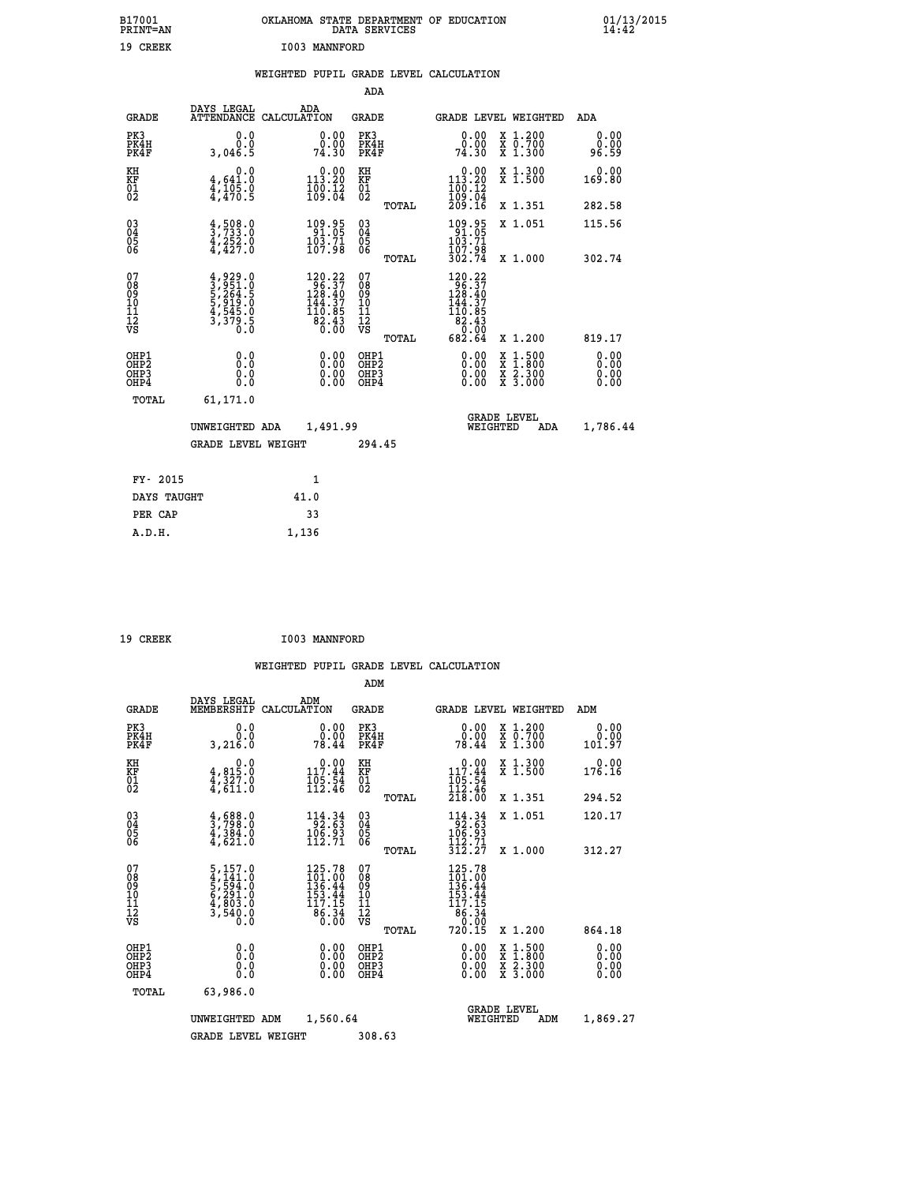B17001 OKLAHOMA STATE DEPARTMENT OF EDUCATION 01/13/2015
PRINT=AN DATA SERVICES 14:42

19 CREEK I003 MANNFORD

## WEIGHTED PUPIL GRADE LEVEL CALCULATION

### ADA

| GRADE | DAYS LEGAL ATTENDANCE | ADA CALCULATION | GRADE | GRADE LEVEL | WEIGHTED | ADA |
|---|---|---|---|---|---|---|
| PK3 | 0.0 | 0.00 | PK3 | 0.00 | X 1.200 | 0.00 |
| PK4H | 0.0 | 0.00 | PK4H | 0.00 | X 0.700 | 0.00 |
| PK4F | 3,046.5 | 74.30 | PK4F | 74.30 | X 1.300 | 96.59 |
| KH | 0.0 | 0.00 | KH | 0.00 | X 1.300 | 0.00 |
| KF | 4,641.0 | 113.20 | KF | 113.20 | X 1.500 | 169.80 |
| 01 | 4,105.0 | 100.12 | 01 | 100.12 | | |
| 02 | 4,470.5 | 109.04 | 02 | 109.04 | | |
| | | | TOTAL | 209.16 | X 1.351 | 282.58 |
| 03 | 4,508.0 | 109.95 | 03 | 109.95 | X 1.051 | 115.56 |
| 04 | 3,733.0 | 91.05 | 04 | 91.05 | | |
| 05 | 4,252.0 | 103.71 | 05 | 103.71 | | |
| 06 | 4,427.0 | 107.98 | 06 | 107.98 | | |
| | | | TOTAL | 302.74 | X 1.000 | 302.74 |
| 07 | 4,929.0 | 120.22 | 07 | 120.22 | | |
| 08 | 3,951.0 | 96.37 | 08 | 96.37 | | |
| 09 | 5,264.5 | 128.40 | 09 | 128.40 | | |
| 10 | 5,919.0 | 144.37 | 10 | 144.37 | | |
| 11 | 4,545.0 | 110.85 | 11 | 110.85 | | |
| 12 | 3,379.5 | 82.43 | 12 | 82.43 | | |
| VS | 0.0 | 0.00 | VS | 0.00 | | |
| | | | TOTAL | 682.64 | X 1.200 | 819.17 |
| OHP1 | 0.0 | 0.00 | OHP1 | 0.00 | X 1.500 | 0.00 |
| OHP2 | 0.0 | 0.00 | OHP2 | 0.00 | X 1.800 | 0.00 |
| OHP3 | 0.0 | 0.00 | OHP3 | 0.00 | X 2.300 | 0.00 |
| OHP4 | 0.0 | 0.00 | OHP4 | 0.00 | X 3.000 | 0.00 |
| TOTAL | 61,171.0 | | | | | |

UNWEIGHTED ADA 1,491.99 GRADE LEVEL WEIGHTED ADA 1,786.44

GRADE LEVEL WEIGHT 294.45

| FY- 2015 | 1 |
|---|---|
| DAYS TAUGHT | 41.0 |
| PER CAP | 33 |
| A.D.H. | 1,136 |

19 CREEK I003 MANNFORD

## WEIGHTED PUPIL GRADE LEVEL CALCULATION

### ADM

| GRADE | DAYS LEGAL MEMBERSHIP | ADM CALCULATION | GRADE | GRADE LEVEL | WEIGHTED | ADM |
|---|---|---|---|---|---|---|
| PK3 | 0.0 | 0.00 | PK3 | 0.00 | X 1.200 | 0.00 |
| PK4H | 0.0 | 0.00 | PK4H | 0.00 | X 0.700 | 0.00 |
| PK4F | 3,216.0 | 78.44 | PK4F | 78.44 | X 1.300 | 101.97 |
| KH | 0.0 | 0.00 | KH | 0.00 | X 1.300 | 0.00 |
| KF | 4,815.0 | 117.44 | KF | 117.44 | X 1.500 | 176.16 |
| 01 | 4,327.0 | 105.54 | 01 | 105.54 | | |
| 02 | 4,611.0 | 112.46 | 02 | 112.46 | | |
| | | | TOTAL | 218.00 | X 1.351 | 294.52 |
| 03 | 4,688.0 | 114.34 | 03 | 114.34 | X 1.051 | 120.17 |
| 04 | 3,798.0 | 92.63 | 04 | 92.63 | | |
| 05 | 4,384.0 | 106.93 | 05 | 106.93 | | |
| 06 | 4,621.0 | 112.71 | 06 | 112.71 | | |
| | | | TOTAL | 312.27 | X 1.000 | 312.27 |
| 07 | 5,157.0 | 125.78 | 07 | 125.78 | | |
| 08 | 4,141.0 | 101.00 | 08 | 101.00 | | |
| 09 | 5,594.0 | 136.44 | 09 | 136.44 | | |
| 10 | 6,291.0 | 153.44 | 10 | 153.44 | | |
| 11 | 4,803.0 | 117.15 | 11 | 117.15 | | |
| 12 | 3,540.0 | 86.34 | 12 | 86.34 | | |
| VS | 0.0 | 0.00 | VS | 0.00 | | |
| | | | TOTAL | 720.15 | X 1.200 | 864.18 |
| OHP1 | 0.0 | 0.00 | OHP1 | 0.00 | X 1.500 | 0.00 |
| OHP2 | 0.0 | 0.00 | OHP2 | 0.00 | X 1.800 | 0.00 |
| OHP3 | 0.0 | 0.00 | OHP3 | 0.00 | X 2.300 | 0.00 |
| OHP4 | 0.0 | 0.00 | OHP4 | 0.00 | X 3.000 | 0.00 |
| TOTAL | 63,986.0 | | | | | |

UNWEIGHTED ADM 1,560.64 GRADE LEVEL WEIGHTED ADM 1,869.27

GRADE LEVEL WEIGHT 308.63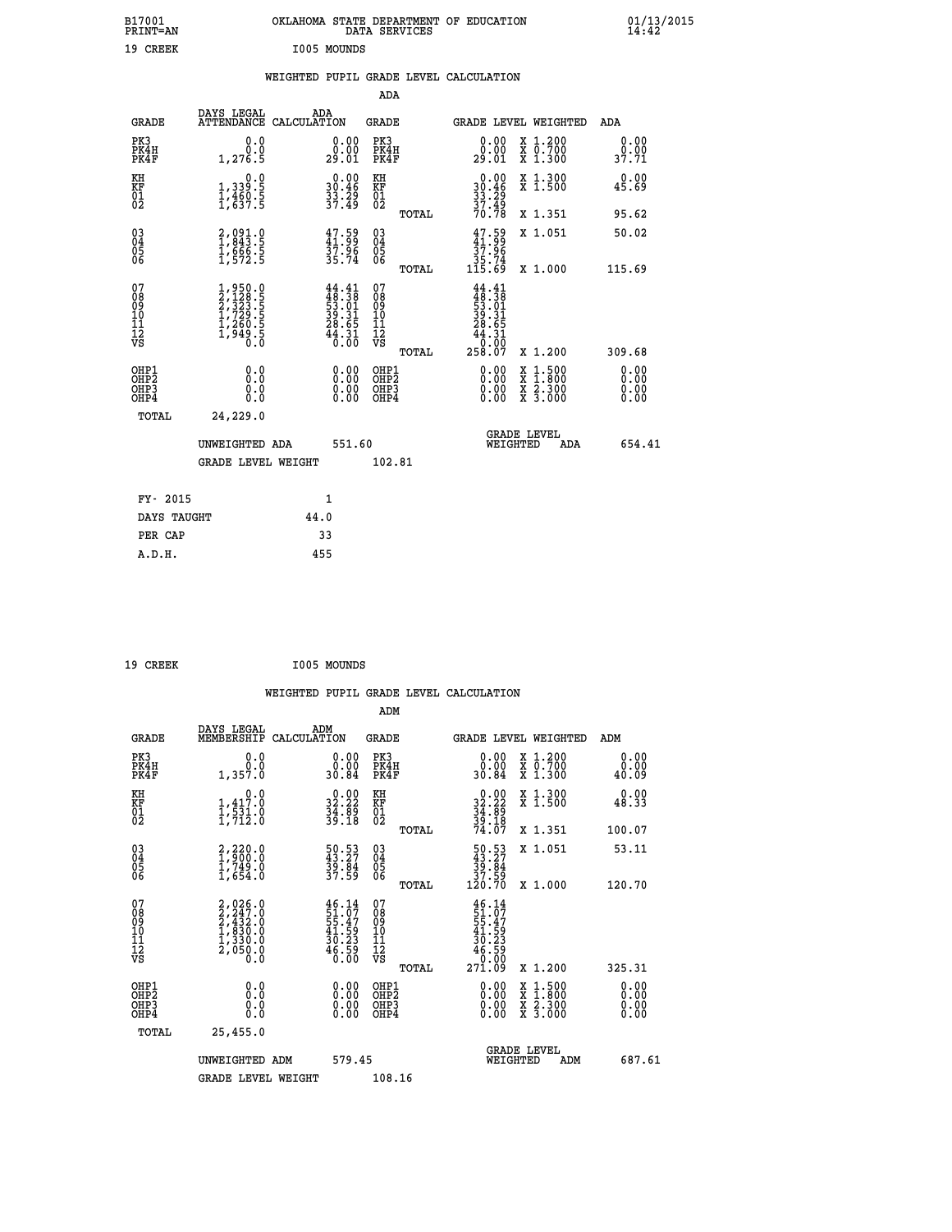B17001 OKLAHOMA STATE DEPARTMENT OF EDUCATION 01/13/2015
PRINT=AN DATA SERVICES 14:42

19 CREEK I005 MOUNDS

## WEIGHTED PUPIL GRADE LEVEL CALCULATION

### ADA

| GRADE | DAYS LEGAL ATTENDANCE | ADA CALCULATION | GRADE | GRADE LEVEL | WEIGHTED | ADA |
|---|---|---|---|---|---|---|
| PK3 | 0.0 | 0.00 | PK3 | 0.00 | X 1.200 | 0.00 |
| PK4H | 0.0 | 0.00 | PK4H | 0.00 | X 0.700 | 0.00 |
| PK4F | 1,276.5 | 29.01 | PK4F | 29.01 | X 1.300 | 37.71 |
| KH | 0.0 | 0.00 | KH | 0.00 | X 1.300 | 0.00 |
| KF | 1,339.5 | 30.46 | KF | 30.46 | X 1.500 | 45.69 |
| 01 | 1,460.5 | 33.29 | 01 | 33.29 | | |
| 02 | 1,637.5 | 37.49 | 02 | 37.49 | | |
| | | | TOTAL | 70.78 | X 1.351 | 95.62 |
| 03 | 2,091.0 | 47.59 | 03 | 47.59 | X 1.051 | 50.02 |
| 04 | 1,843.5 | 41.99 | 04 | 41.99 | | |
| 05 | 1,666.5 | 37.96 | 05 | 37.96 | | |
| 06 | 1,572.5 | 35.74 | 06 | 35.74 | | |
| | | | TOTAL | 115.69 | X 1.000 | 115.69 |
| 07 | 1,950.0 | 44.41 | 07 | 44.41 | | |
| 08 | 2,128.5 | 48.38 | 08 | 48.38 | | |
| 09 | 2,323.5 | 53.01 | 09 | 53.01 | | |
| 10 | 1,729.5 | 39.31 | 10 | 39.31 | | |
| 11 | 1,260.5 | 28.65 | 11 | 28.65 | | |
| 12 | 1,949.5 | 44.31 | 12 | 44.31 | | |
| VS | 0.0 | 0.00 | VS | 0.00 | | |
| | | | TOTAL | 258.07 | X 1.200 | 309.68 |
| OHP1 | 0.0 | 0.00 | OHP1 | 0.00 | X 1.500 | 0.00 |
| OHP2 | 0.0 | 0.00 | OHP2 | 0.00 | X 1.800 | 0.00 |
| OHP3 | 0.0 | 0.00 | OHP3 | 0.00 | X 2.300 | 0.00 |
| OHP4 | 0.0 | 0.00 | OHP4 | 0.00 | X 3.000 | 0.00 |
| TOTAL | 24,229.0 | | | | | |

UNWEIGHTED ADA 551.60 GRADE LEVEL WEIGHTED ADA 654.41

GRADE LEVEL WEIGHT 102.81

| FY- 2015 | 1 |
|---|---|
| DAYS TAUGHT | 44.0 |
| PER CAP | 33 |
| A.D.H. | 455 |

19 CREEK I005 MOUNDS

## WEIGHTED PUPIL GRADE LEVEL CALCULATION

### ADM

| GRADE | DAYS LEGAL MEMBERSHIP | ADM CALCULATION | GRADE | GRADE LEVEL | WEIGHTED | ADM |
|---|---|---|---|---|---|---|
| PK3 | 0.0 | 0.00 | PK3 | 0.00 | X 1.200 | 0.00 |
| PK4H | 0.0 | 0.00 | PK4H | 0.00 | X 0.700 | 0.00 |
| PK4F | 1,357.0 | 30.84 | PK4F | 30.84 | X 1.300 | 40.09 |
| KH | 0.0 | 0.00 | KH | 0.00 | X 1.300 | 0.00 |
| KF | 1,417.0 | 32.22 | KF | 32.22 | X 1.500 | 48.33 |
| 01 | 1,531.0 | 34.89 | 01 | 34.89 | | |
| 02 | 1,712.0 | 39.18 | 02 | 39.18 | | |
| | | | TOTAL | 74.07 | X 1.351 | 100.07 |
| 03 | 2,220.0 | 50.53 | 03 | 50.53 | X 1.051 | 53.11 |
| 04 | 1,900.0 | 43.27 | 04 | 43.27 | | |
| 05 | 1,749.0 | 39.84 | 05 | 39.84 | | |
| 06 | 1,654.0 | 37.59 | 06 | 37.59 | | |
| | | | TOTAL | 120.70 | X 1.000 | 120.70 |
| 07 | 2,026.0 | 46.14 | 07 | 46.14 | | |
| 08 | 2,247.0 | 51.07 | 08 | 51.07 | | |
| 09 | 2,432.0 | 55.47 | 09 | 55.47 | | |
| 10 | 1,830.0 | 41.59 | 10 | 41.59 | | |
| 11 | 1,330.0 | 30.23 | 11 | 30.23 | | |
| 12 | 2,050.0 | 46.59 | 12 | 46.59 | | |
| VS | 0.0 | 0.00 | VS | 0.00 | | |
| | | | TOTAL | 271.09 | X 1.200 | 325.31 |
| OHP1 | 0.0 | 0.00 | OHP1 | 0.00 | X 1.500 | 0.00 |
| OHP2 | 0.0 | 0.00 | OHP2 | 0.00 | X 1.800 | 0.00 |
| OHP3 | 0.0 | 0.00 | OHP3 | 0.00 | X 2.300 | 0.00 |
| OHP4 | 0.0 | 0.00 | OHP4 | 0.00 | X 3.000 | 0.00 |
| TOTAL | 25,455.0 | | | | | |

UNWEIGHTED ADM 579.45 GRADE LEVEL WEIGHTED ADM 687.61

GRADE LEVEL WEIGHT 108.16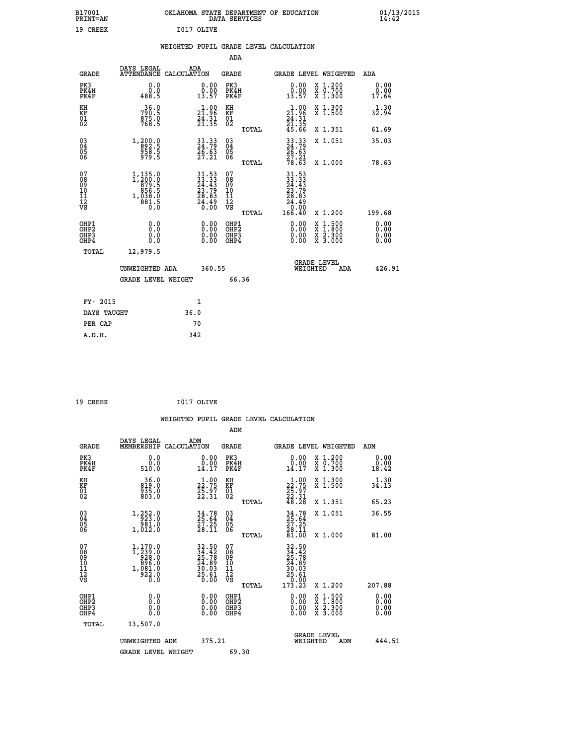B17001
PRINT=AN

OKLAHOMA STATE DEPARTMENT OF EDUCATION
DATA SERVICES

01/13/2015
14:42

19 CREEK          I017 OLIVE

WEIGHTED PUPIL GRADE LEVEL CALCULATION

ADA

| GRADE | DAYS LEGAL ATTENDANCE | ADA CALCULATION | GRADE | GRADE LEVEL | WEIGHTED | ADA |
|---|---|---|---|---|---|---|
| PK3 | 0.0 | 0.00 | PK3 | 0.00 | X 1.200 | 0.00 |
| PK4H | 0.0 | 0.00 | PK4H | 0.00 | X 0.700 | 0.00 |
| PK4F | 488.5 | 13.57 | PK4F | 13.57 | X 1.300 | 17.64 |
| KH | 36.0 | 1.00 | KH | 1.00 | X 1.300 | 1.30 |
| KF | 790.5 | 21.96 | KF | 21.96 | X 1.500 | 32.94 |
| 01 | 875.0 | 24.31 | 01 | 24.31 | | |
| 02 | 768.5 | 21.35 | 02 | 21.35 | | |
| | | | TOTAL | 45.66 | X 1.351 | 61.69 |
| 03 | 1,200.0 | 33.33 | 03 | 33.33 | X 1.051 | 35.03 |
| 04 | 892.5 | 24.79 | 04 | 24.79 | | |
| 05 | 958.5 | 26.63 | 05 | 26.63 | | |
| 06 | 979.5 | 27.21 | 06 | 27.21 | | |
| | | | TOTAL | 78.63 | X 1.000 | 78.63 |
| 07 | 1,135.0 | 31.53 | 07 | 31.53 | | |
| 08 | 1,200.0 | 33.33 | 08 | 33.33 | | |
| 09 | 879.5 | 24.43 | 09 | 24.43 | | |
| 10 | 856.5 | 23.79 | 10 | 23.79 | | |
| 11 | 1,038.0 | 28.83 | 11 | 28.83 | | |
| 12 | 881.5 | 24.49 | 12 | 24.49 | | |
| VS | 0.0 | 0.00 | VS | 0.00 | | |
| | | | TOTAL | 166.40 | X 1.200 | 199.68 |
| OHP1 | 0.0 | 0.00 | OHP1 | 0.00 | X 1.500 | 0.00 |
| OHP2 | 0.0 | 0.00 | OHP2 | 0.00 | X 1.800 | 0.00 |
| OHP3 | 0.0 | 0.00 | OHP3 | 0.00 | X 2.300 | 0.00 |
| OHP4 | 0.0 | 0.00 | OHP4 | 0.00 | X 3.000 | 0.00 |
| TOTAL | 12,979.5 | | | | | |

UNWEIGHTED ADA 360.55          GRADE LEVEL WEIGHTED ADA 426.91

GRADE LEVEL WEIGHT 66.36

FY- 2015: 1
DAYS TAUGHT: 36.0
PER CAP: 70
A.D.H.: 342

19 CREEK          I017 OLIVE

WEIGHTED PUPIL GRADE LEVEL CALCULATION

ADM

| GRADE | DAYS LEGAL MEMBERSHIP | ADM CALCULATION | GRADE | GRADE LEVEL | WEIGHTED | ADM |
|---|---|---|---|---|---|---|
| PK3 | 0.0 | 0.00 | PK3 | 0.00 | X 1.200 | 0.00 |
| PK4H | 0.0 | 0.00 | PK4H | 0.00 | X 0.700 | 0.00 |
| PK4F | 510.0 | 14.17 | PK4F | 14.17 | X 1.300 | 18.42 |
| KH | 36.0 | 1.00 | KH | 1.00 | X 1.300 | 1.30 |
| KF | 819.0 | 22.75 | KF | 22.75 | X 1.500 | 34.13 |
| 01 | 935.0 | 25.97 | 01 | 25.97 | | |
| 02 | 803.0 | 22.31 | 02 | 22.31 | | |
| | | | TOTAL | 48.28 | X 1.351 | 65.23 |
| 03 | 1,252.0 | 34.78 | 03 | 34.78 | X 1.051 | 36.55 |
| 04 | 923.0 | 25.64 | 04 | 25.64 | | |
| 05 | 981.0 | 27.25 | 05 | 27.25 | | |
| 06 | 1,012.0 | 28.11 | 06 | 28.11 | | |
| | | | TOTAL | 81.00 | X 1.000 | 81.00 |
| 07 | 1,170.0 | 32.50 | 07 | 32.50 | | |
| 08 | 1,239.0 | 34.42 | 08 | 34.42 | | |
| 09 | 928.0 | 25.78 | 09 | 25.78 | | |
| 10 | 896.0 | 24.89 | 10 | 24.89 | | |
| 11 | 1,081.0 | 30.03 | 11 | 30.03 | | |
| 12 | 922.0 | 25.61 | 12 | 25.61 | | |
| VS | 0.0 | 0.00 | VS | 0.00 | | |
| | | | TOTAL | 173.23 | X 1.200 | 207.88 |
| OHP1 | 0.0 | 0.00 | OHP1 | 0.00 | X 1.500 | 0.00 |
| OHP2 | 0.0 | 0.00 | OHP2 | 0.00 | X 1.800 | 0.00 |
| OHP3 | 0.0 | 0.00 | OHP3 | 0.00 | X 2.300 | 0.00 |
| OHP4 | 0.0 | 0.00 | OHP4 | 0.00 | X 3.000 | 0.00 |
| TOTAL | 13,507.0 | | | | | |

UNWEIGHTED ADM 375.21          GRADE LEVEL WEIGHTED ADM 444.51

GRADE LEVEL WEIGHT 69.30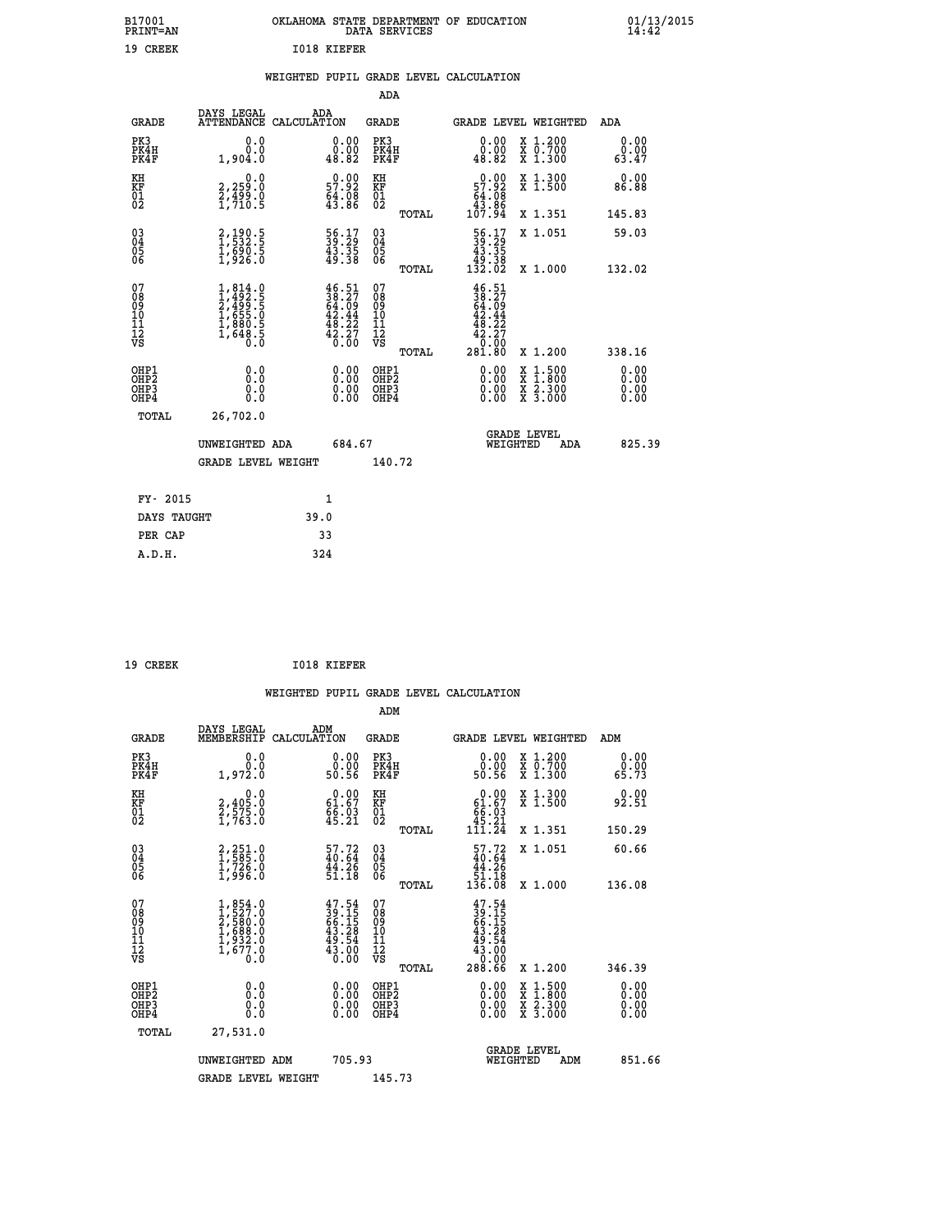B17001 OKLAHOMA STATE DEPARTMENT OF EDUCATION 01/13/2015
PRINT=AN DATA SERVICES 14:42

19 CREEK I018 KIEFER

## WEIGHTED PUPIL GRADE LEVEL CALCULATION

### ADA

| GRADE | DAYS LEGAL ATTENDANCE | ADA CALCULATION | GRADE | | GRADE LEVEL | WEIGHTED | ADA |
|---|---|---|---|---|---|---|---|
| PK3 | 0.0 | 0.00 | PK3 | | 0.00 | X 1.200 | 0.00 |
| PK4H | 0.0 | 0.00 | PK4H | | 0.00 | X 0.700 | 0.00 |
| PK4F | 1,904.0 | 48.82 | PK4F | | 48.82 | X 1.300 | 63.47 |
| KH | 0.0 | 0.00 | KH | | 0.00 | X 1.300 | 0.00 |
| KF | 2,259.0 | 57.92 | KF | | 57.92 | X 1.500 | 86.88 |
| 01 | 2,499.0 | 64.08 | 01 | | 64.08 | | |
| 02 | 1,710.5 | 43.86 | 02 | | 43.86 | | |
| | | | | TOTAL | 107.94 | X 1.351 | 145.83 |
| 03 | 2,190.5 | 56.17 | 03 | | 56.17 | X 1.051 | 59.03 |
| 04 | 1,532.5 | 39.29 | 04 | | 39.29 | | |
| 05 | 1,690.5 | 43.35 | 05 | | 43.35 | | |
| 06 | 1,926.0 | 49.38 | 06 | | 49.38 | | |
| | | | | TOTAL | 132.02 | X 1.000 | 132.02 |
| 07 | 1,814.0 | 46.51 | 07 | | 46.51 | | |
| 08 | 1,492.5 | 38.27 | 08 | | 38.27 | | |
| 09 | 2,499.5 | 64.09 | 09 | | 64.09 | | |
| 10 | 1,655.0 | 42.44 | 10 | | 42.44 | | |
| 11 | 1,880.5 | 48.22 | 11 | | 48.22 | | |
| 12 | 1,648.5 | 42.27 | 12 | | 42.27 | | |
| VS | 0.0 | 0.00 | VS | | 0.00 | | |
| | | | | TOTAL | 281.80 | X 1.200 | 338.16 |
| OHP1 | 0.0 | 0.00 | OHP1 | | 0.00 | X 1.500 | 0.00 |
| OHP2 | 0.0 | 0.00 | OHP2 | | 0.00 | X 1.800 | 0.00 |
| OHP3 | 0.0 | 0.00 | OHP3 | | 0.00 | X 2.300 | 0.00 |
| OHP4 | 0.0 | 0.00 | OHP4 | | 0.00 | X 3.000 | 0.00 |
| TOTAL | 26,702.0 | | | | | | |

UNWEIGHTED ADA 684.67 GRADE LEVEL WEIGHTED ADA 825.39

GRADE LEVEL WEIGHT 140.72

| FY- 2015 | 1 |
|---|---|
| DAYS TAUGHT | 39.0 |
| PER CAP | 33 |
| A.D.H. | 324 |

19 CREEK I018 KIEFER

## WEIGHTED PUPIL GRADE LEVEL CALCULATION

### ADM

| GRADE | DAYS LEGAL MEMBERSHIP | ADM CALCULATION | GRADE | | GRADE LEVEL | WEIGHTED | ADM |
|---|---|---|---|---|---|---|---|
| PK3 | 0.0 | 0.00 | PK3 | | 0.00 | X 1.200 | 0.00 |
| PK4H | 0.0 | 0.00 | PK4H | | 0.00 | X 0.700 | 0.00 |
| PK4F | 1,972.0 | 50.56 | PK4F | | 50.56 | X 1.300 | 65.73 |
| KH | 0.0 | 0.00 | KH | | 0.00 | X 1.300 | 0.00 |
| KF | 2,405.0 | 61.67 | KF | | 61.67 | X 1.500 | 92.51 |
| 01 | 2,575.0 | 66.03 | 01 | | 66.03 | | |
| 02 | 1,763.0 | 45.21 | 02 | | 45.21 | | |
| | | | | TOTAL | 111.24 | X 1.351 | 150.29 |
| 03 | 2,251.0 | 57.72 | 03 | | 57.72 | X 1.051 | 60.66 |
| 04 | 1,585.0 | 40.64 | 04 | | 40.64 | | |
| 05 | 1,726.0 | 44.26 | 05 | | 44.26 | | |
| 06 | 1,996.0 | 51.18 | 06 | | 51.18 | | |
| | | | | TOTAL | 136.08 | X 1.000 | 136.08 |
| 07 | 1,854.0 | 47.54 | 07 | | 47.54 | | |
| 08 | 1,527.0 | 39.15 | 08 | | 39.15 | | |
| 09 | 2,580.0 | 66.15 | 09 | | 66.15 | | |
| 10 | 1,688.0 | 43.28 | 10 | | 43.28 | | |
| 11 | 1,932.0 | 49.54 | 11 | | 49.54 | | |
| 12 | 1,677.0 | 43.00 | 12 | | 43.00 | | |
| VS | 0.0 | 0.00 | VS | | 0.00 | | |
| | | | | TOTAL | 288.66 | X 1.200 | 346.39 |
| OHP1 | 0.0 | 0.00 | OHP1 | | 0.00 | X 1.500 | 0.00 |
| OHP2 | 0.0 | 0.00 | OHP2 | | 0.00 | X 1.800 | 0.00 |
| OHP3 | 0.0 | 0.00 | OHP3 | | 0.00 | X 2.300 | 0.00 |
| OHP4 | 0.0 | 0.00 | OHP4 | | 0.00 | X 3.000 | 0.00 |
| TOTAL | 27,531.0 | | | | | | |

UNWEIGHTED ADM 705.93 GRADE LEVEL WEIGHTED ADM 851.66

GRADE LEVEL WEIGHT 145.73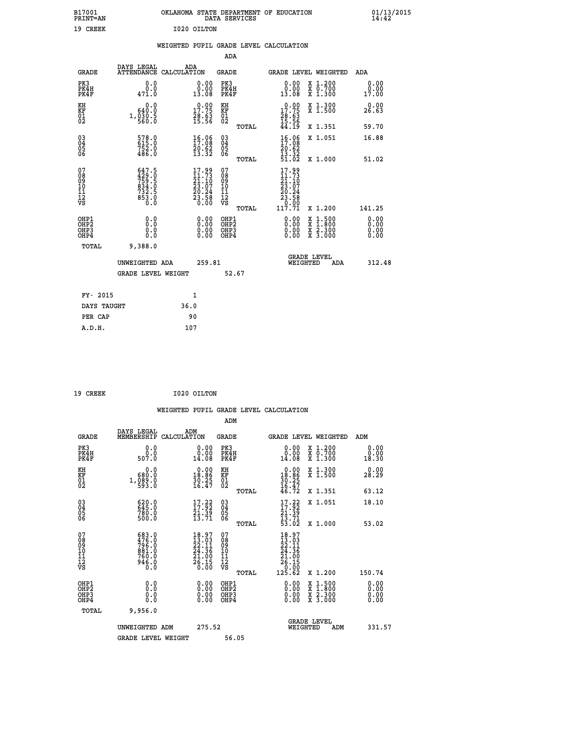B17001 OKLAHOMA STATE DEPARTMENT OF EDUCATION 01/13/2015
PRINT=AN DATA SERVICES 14:42

19 CREEK I020 OILTON

## WEIGHTED PUPIL GRADE LEVEL CALCULATION

### ADA

| GRADE | DAYS LEGAL ATTENDANCE | ADA CALCULATION | GRADE | | GRADE LEVEL | WEIGHTED | ADA |
|---|---|---|---|---|---|---|---|
| PK3 | 0.0 | 0.00 | PK3 | | 0.00 | X 1.200 | 0.00 |
| PK4H | 0.0 | 0.00 | PK4H | | 0.00 | X 0.700 | 0.00 |
| PK4F | 471.0 | 13.08 | PK4F | | 13.08 | X 1.300 | 17.00 |
| KH | 0.0 | 0.00 | KH | | 0.00 | X 1.300 | 0.00 |
| KF | 640.0 | 17.75 | KF | | 17.75 | X 1.500 | 26.63 |
| 01 | 1,030.5 | 28.63 | 01 | | 28.63 | | |
| 02 | 560.0 | 15.56 | 02 | | 15.56 | | |
| | | | | TOTAL | 44.19 | X 1.351 | 59.70 |
| 03 | 578.0 | 16.06 | 03 | | 16.06 | X 1.051 | 16.88 |
| 04 | 615.0 | 17.08 | 04 | | 17.08 | | |
| 05 | 752.0 | 20.62 | 05 | | 20.62 | | |
| 06 | 486.0 | 13.32 | 06 | | 13.32 | | |
| | | | | TOTAL | 51.02 | X 1.000 | 51.02 |
| 07 | 647.5 | 17.99 | 07 | | 17.99 | | |
| 08 | 429.0 | 11.73 | 08 | | 11.73 | | |
| 09 | 759.5 | 21.10 | 09 | | 21.10 | | |
| 10 | 834.0 | 23.07 | 10 | | 23.07 | | |
| 11 | 732.5 | 20.24 | 11 | | 20.24 | | |
| 12 | 853.0 | 23.58 | 12 | | 23.58 | | |
| VS | 0.0 | 0.00 | VS | | 0.00 | | |
| | | | | TOTAL | 117.71 | X 1.200 | 141.25 |
| OHP1 | 0.0 | 0.00 | OHP1 | | 0.00 | X 1.500 | 0.00 |
| OHP2 | 0.0 | 0.00 | OHP2 | | 0.00 | X 1.800 | 0.00 |
| OHP3 | 0.0 | 0.00 | OHP3 | | 0.00 | X 2.300 | 0.00 |
| OHP4 | 0.0 | 0.00 | OHP4 | | 0.00 | X 3.000 | 0.00 |
| TOTAL | 9,388.0 | | | | | | |

UNWEIGHTED ADA 259.81 — GRADE LEVEL WEIGHTED ADA 312.48

GRADE LEVEL WEIGHT 52.67

| | |
|---|---|
| FY- 2015 | 1 |
| DAYS TAUGHT | 36.0 |
| PER CAP | 90 |
| A.D.H. | 107 |

19 CREEK I020 OILTON

## WEIGHTED PUPIL GRADE LEVEL CALCULATION

### ADM

| GRADE | DAYS LEGAL MEMBERSHIP | ADM CALCULATION | GRADE | | GRADE LEVEL | WEIGHTED | ADM |
|---|---|---|---|---|---|---|---|
| PK3 | 0.0 | 0.00 | PK3 | | 0.00 | X 1.200 | 0.00 |
| PK4H | 0.0 | 0.00 | PK4H | | 0.00 | X 0.700 | 0.00 |
| PK4F | 507.0 | 14.08 | PK4F | | 14.08 | X 1.300 | 18.30 |
| KH | 0.0 | 0.00 | KH | | 0.00 | X 1.300 | 0.00 |
| KF | 680.0 | 18.86 | KF | | 18.86 | X 1.500 | 28.29 |
| 01 | 1,089.0 | 30.25 | 01 | | 30.25 | | |
| 02 | 593.0 | 16.47 | 02 | | 16.47 | | |
| | | | | TOTAL | 46.72 | X 1.351 | 63.12 |
| 03 | 620.0 | 17.22 | 03 | | 17.22 | X 1.051 | 18.10 |
| 04 | 645.0 | 17.92 | 04 | | 17.92 | | |
| 05 | 780.0 | 21.39 | 05 | | 21.39 | | |
| 06 | 500.0 | 13.71 | 06 | | 13.71 | | |
| | | | | TOTAL | 53.02 | X 1.000 | 53.02 |
| 07 | 683.0 | 18.97 | 07 | | 18.97 | | |
| 08 | 476.0 | 13.03 | 08 | | 13.03 | | |
| 09 | 796.0 | 22.11 | 09 | | 22.11 | | |
| 10 | 881.0 | 24.36 | 10 | | 24.36 | | |
| 11 | 760.0 | 21.00 | 11 | | 21.00 | | |
| 12 | 946.0 | 26.15 | 12 | | 26.15 | | |
| VS | 0.0 | 0.00 | VS | | 0.00 | | |
| | | | | TOTAL | 125.62 | X 1.200 | 150.74 |
| OHP1 | 0.0 | 0.00 | OHP1 | | 0.00 | X 1.500 | 0.00 |
| OHP2 | 0.0 | 0.00 | OHP2 | | 0.00 | X 1.800 | 0.00 |
| OHP3 | 0.0 | 0.00 | OHP3 | | 0.00 | X 2.300 | 0.00 |
| OHP4 | 0.0 | 0.00 | OHP4 | | 0.00 | X 3.000 | 0.00 |
| TOTAL | 9,956.0 | | | | | | |

UNWEIGHTED ADM 275.52 — GRADE LEVEL WEIGHTED ADM 331.57

GRADE LEVEL WEIGHT 56.05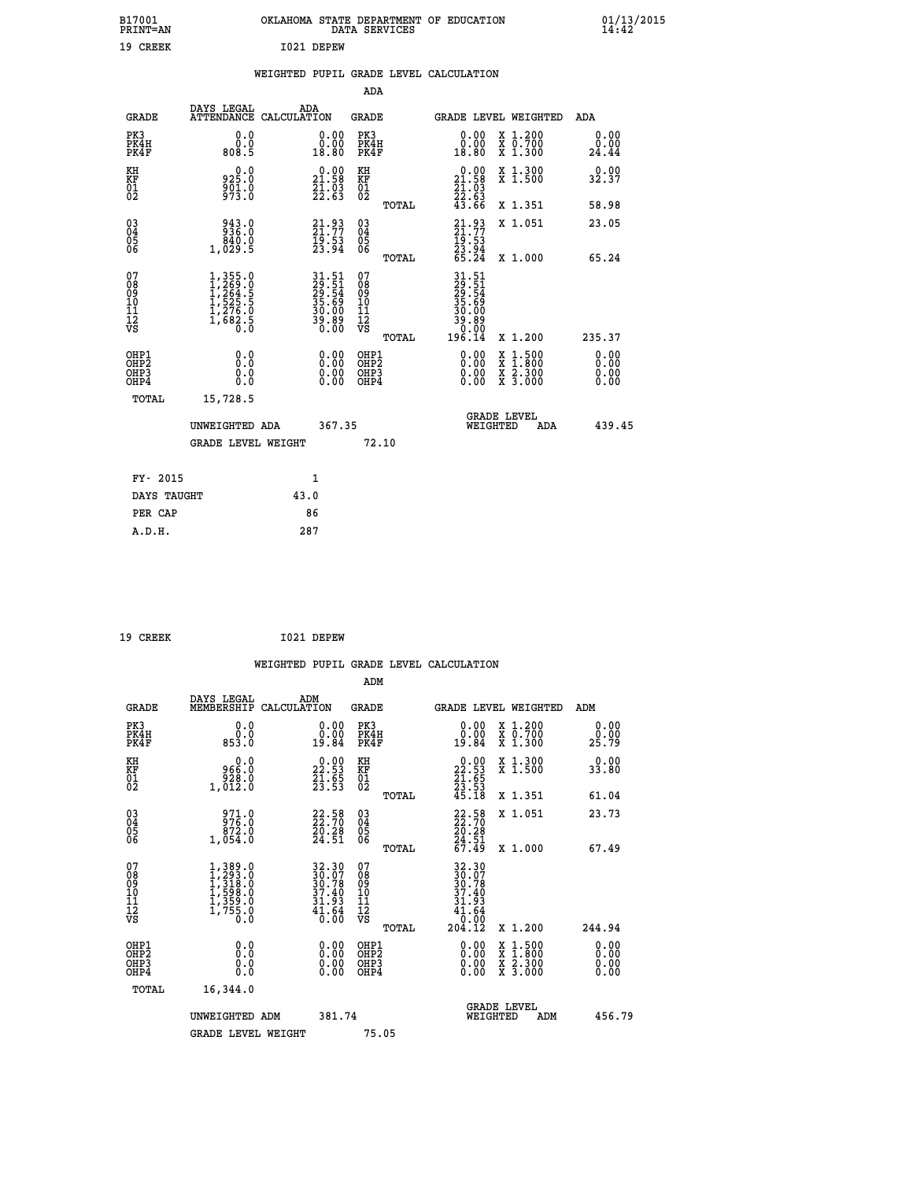B17001 OKLAHOMA STATE DEPARTMENT OF EDUCATION 01/13/2015
PRINT=AN DATA SERVICES 14:42

19 CREEK I021 DEPEW

## WEIGHTED PUPIL GRADE LEVEL CALCULATION

### ADA

| GRADE | DAYS LEGAL ATTENDANCE | ADA CALCULATION | GRADE | GRADE LEVEL | WEIGHTED | ADA |
|---|---|---|---|---|---|---|
| PK3 | 0.0 | 0.00 | PK3 | 0.00 | X 1.200 | 0.00 |
| PK4H | 0.0 | 0.00 | PK4H | 0.00 | X 0.700 | 0.00 |
| PK4F | 808.5 | 18.80 | PK4F | 18.80 | X 1.300 | 24.44 |
| KH | 0.0 | 0.00 | KH | 0.00 | X 1.300 | 0.00 |
| KF | 925.0 | 21.58 | KF | 21.58 | X 1.500 | 32.37 |
| 01 | 901.0 | 21.03 | 01 | 21.03 | | |
| 02 | 973.0 | 22.63 | 02 | 22.63 | | |
| | | | TOTAL | 43.66 | X 1.351 | 58.98 |
| 03 | 943.0 | 21.93 | 03 | 21.93 | X 1.051 | 23.05 |
| 04 | 936.0 | 21.77 | 04 | 21.77 | | |
| 05 | 840.0 | 19.53 | 05 | 19.53 | | |
| 06 | 1,029.5 | 23.94 | 06 | 23.94 | | |
| | | | TOTAL | 65.24 | X 1.000 | 65.24 |
| 07 | 1,355.0 | 31.51 | 07 | 31.51 | | |
| 08 | 1,269.0 | 29.51 | 08 | 29.51 | | |
| 09 | 1,264.5 | 29.54 | 09 | 29.54 | | |
| 10 | 1,525.5 | 35.69 | 10 | 35.69 | | |
| 11 | 1,276.0 | 30.00 | 11 | 30.00 | | |
| 12 | 1,682.5 | 39.89 | 12 | 39.89 | | |
| VS | 0.0 | 0.00 | VS | 0.00 | | |
| | | | TOTAL | 196.14 | X 1.200 | 235.37 |
| OHP1 | 0.0 | 0.00 | OHP1 | 0.00 | X 1.500 | 0.00 |
| OHP2 | 0.0 | 0.00 | OHP2 | 0.00 | X 1.800 | 0.00 |
| OHP3 | 0.0 | 0.00 | OHP3 | 0.00 | X 2.300 | 0.00 |
| OHP4 | 0.0 | 0.00 | OHP4 | 0.00 | X 3.000 | 0.00 |
| TOTAL | 15,728.5 | | | | | |

UNWEIGHTED ADA 367.35 GRADE LEVEL WEIGHTED ADA 439.45

GRADE LEVEL WEIGHT 72.10

| FY- 2015 | 1 |
|---|---|
| DAYS TAUGHT | 43.0 |
| PER CAP | 86 |
| A.D.H. | 287 |

19 CREEK I021 DEPEW

## WEIGHTED PUPIL GRADE LEVEL CALCULATION

### ADM

| GRADE | DAYS LEGAL MEMBERSHIP | ADM CALCULATION | GRADE | GRADE LEVEL | WEIGHTED | ADM |
|---|---|---|---|---|---|---|
| PK3 | 0.0 | 0.00 | PK3 | 0.00 | X 1.200 | 0.00 |
| PK4H | 0.0 | 0.00 | PK4H | 0.00 | X 0.700 | 0.00 |
| PK4F | 853.0 | 19.84 | PK4F | 19.84 | X 1.300 | 25.79 |
| KH | 0.0 | 0.00 | KH | 0.00 | X 1.300 | 0.00 |
| KF | 966.0 | 22.53 | KF | 22.53 | X 1.500 | 33.80 |
| 01 | 928.0 | 21.65 | 01 | 21.65 | | |
| 02 | 1,012.0 | 23.53 | 02 | 23.53 | | |
| | | | TOTAL | 45.18 | X 1.351 | 61.04 |
| 03 | 971.0 | 22.58 | 03 | 22.58 | X 1.051 | 23.73 |
| 04 | 976.0 | 22.70 | 04 | 22.70 | | |
| 05 | 872.0 | 20.28 | 05 | 20.28 | | |
| 06 | 1,054.0 | 24.51 | 06 | 24.51 | | |
| | | | TOTAL | 67.49 | X 1.000 | 67.49 |
| 07 | 1,389.0 | 32.30 | 07 | 32.30 | | |
| 08 | 1,293.0 | 30.07 | 08 | 30.07 | | |
| 09 | 1,318.0 | 30.78 | 09 | 30.78 | | |
| 10 | 1,598.0 | 37.40 | 10 | 37.40 | | |
| 11 | 1,359.0 | 31.93 | 11 | 31.93 | | |
| 12 | 1,755.0 | 41.64 | 12 | 41.64 | | |
| VS | 0.0 | 0.00 | VS | 0.00 | | |
| | | | TOTAL | 204.12 | X 1.200 | 244.94 |
| OHP1 | 0.0 | 0.00 | OHP1 | 0.00 | X 1.500 | 0.00 |
| OHP2 | 0.0 | 0.00 | OHP2 | 0.00 | X 1.800 | 0.00 |
| OHP3 | 0.0 | 0.00 | OHP3 | 0.00 | X 2.300 | 0.00 |
| OHP4 | 0.0 | 0.00 | OHP4 | 0.00 | X 3.000 | 0.00 |
| TOTAL | 16,344.0 | | | | | |

UNWEIGHTED ADM 381.74 GRADE LEVEL WEIGHTED ADM 456.79

GRADE LEVEL WEIGHT 75.05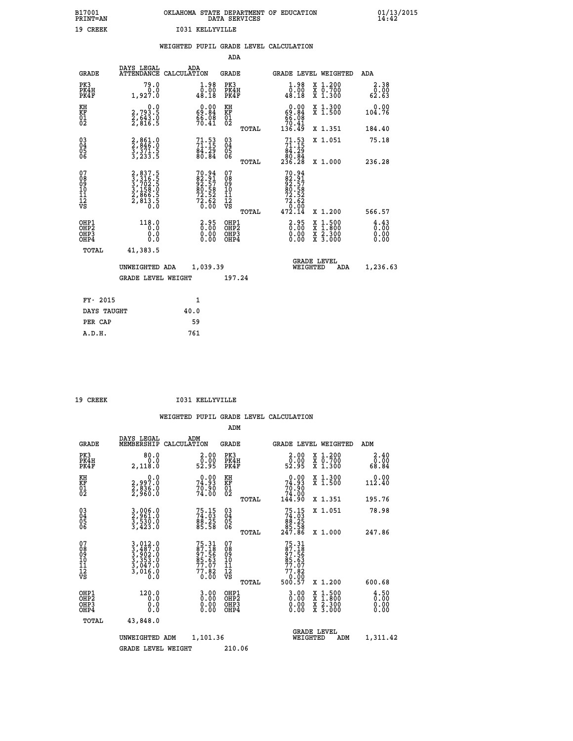B17001 PRINT=AN — OKLAHOMA STATE DEPARTMENT OF EDUCATION DATA SERVICES — 01/13/2015 14:42

19 CREEK — I031 KELLYVILLE

## WEIGHTED PUPIL GRADE LEVEL CALCULATION

### ADA

| GRADE | DAYS LEGAL ATTENDANCE | ADA CALCULATION | GRADE | GRADE LEVEL | WEIGHTED | ADA |
|---|---|---|---|---|---|---|
| PK3 | 79.0 | 1.98 | PK3 | 1.98 | X 1.200 | 2.38 |
| PK4H | 0.0 | 0.00 | PK4H | 0.00 | X 0.700 | 0.00 |
| PK4F | 1,927.0 | 48.18 | PK4F | 48.18 | X 1.300 | 62.63 |
| KH | 0.0 | 0.00 | KH | 0.00 | X 1.300 | 0.00 |
| KF | 2,793.5 | 69.84 | KF | 69.84 | X 1.500 | 104.76 |
| 01 | 2,643.0 | 66.08 | 01 | 66.08 | | |
| 02 | 2,816.5 | 70.41 | 02 | 70.41 | | |
| | | | TOTAL | 136.49 | X 1.351 | 184.40 |
| 03 | 2,861.0 | 71.53 | 03 | 71.53 | X 1.051 | 75.18 |
| 04 | 2,846.0 | 71.15 | 04 | 71.15 | | |
| 05 | 3,371.5 | 84.29 | 05 | 84.29 | | |
| 06 | 3,233.5 | 80.84 | 06 | 80.84 | | |
| | | | TOTAL | 236.28 | X 1.000 | 236.28 |
| 07 | 2,837.5 | 70.94 | 07 | 70.94 | | |
| 08 | 3,316.5 | 82.91 | 08 | 82.91 | | |
| 09 | 3,702.5 | 92.57 | 09 | 92.57 | | |
| 10 | 3,158.0 | 80.58 | 10 | 80.58 | | |
| 11 | 2,866.5 | 72.52 | 11 | 72.52 | | |
| 12 | 2,813.5 | 72.62 | 12 | 72.62 | | |
| VS | 0.0 | 0.00 | VS | 0.00 | | |
| | | | TOTAL | 472.14 | X 1.200 | 566.57 |
| OHP1 | 118.0 | 2.95 | OHP1 | 2.95 | X 1.500 | 4.43 |
| OHP2 | 0.0 | 0.00 | OHP2 | 0.00 | X 1.800 | 0.00 |
| OHP3 | 0.0 | 0.00 | OHP3 | 0.00 | X 2.300 | 0.00 |
| OHP4 | 0.0 | 0.00 | OHP4 | 0.00 | X 3.000 | 0.00 |
| TOTAL | 41,383.5 | | | | | |

UNWEIGHTED ADA 1,039.39 — GRADE LEVEL WEIGHTED ADA 1,236.63

GRADE LEVEL WEIGHT 197.24

| | |
|---|---|
| FY- 2015 | 1 |
| DAYS TAUGHT | 40.0 |
| PER CAP | 59 |
| A.D.H. | 761 |

19 CREEK — I031 KELLYVILLE

## WEIGHTED PUPIL GRADE LEVEL CALCULATION

### ADM

| GRADE | DAYS LEGAL MEMBERSHIP | ADM CALCULATION | GRADE | GRADE LEVEL | WEIGHTED | ADM |
|---|---|---|---|---|---|---|
| PK3 | 80.0 | 2.00 | PK3 | 2.00 | X 1.200 | 2.40 |
| PK4H | 0.0 | 0.00 | PK4H | 0.00 | X 0.700 | 0.00 |
| PK4F | 2,118.0 | 52.95 | PK4F | 52.95 | X 1.300 | 68.84 |
| KH | 0.0 | 0.00 | KH | 0.00 | X 1.300 | 0.00 |
| KF | 2,997.0 | 74.93 | KF | 74.93 | X 1.500 | 112.40 |
| 01 | 2,836.0 | 70.90 | 01 | 70.90 | | |
| 02 | 2,960.0 | 74.00 | 02 | 74.00 | | |
| | | | TOTAL | 144.90 | X 1.351 | 195.76 |
| 03 | 3,006.0 | 75.15 | 03 | 75.15 | X 1.051 | 78.98 |
| 04 | 2,961.0 | 74.03 | 04 | 74.03 | | |
| 05 | 3,530.0 | 88.25 | 05 | 88.25 | | |
| 06 | 3,423.0 | 85.58 | 06 | 85.58 | | |
| | | | TOTAL | 247.86 | X 1.000 | 247.86 |
| 07 | 3,012.0 | 75.31 | 07 | 75.31 | | |
| 08 | 3,487.0 | 87.18 | 08 | 87.18 | | |
| 09 | 3,902.0 | 97.56 | 09 | 97.56 | | |
| 10 | 3,353.0 | 85.63 | 10 | 85.63 | | |
| 11 | 3,047.0 | 77.07 | 11 | 77.07 | | |
| 12 | 3,016.0 | 77.82 | 12 | 77.82 | | |
| VS | 0.0 | 0.00 | VS | 0.00 | | |
| | | | TOTAL | 500.57 | X 1.200 | 600.68 |
| OHP1 | 120.0 | 3.00 | OHP1 | 3.00 | X 1.500 | 4.50 |
| OHP2 | 0.0 | 0.00 | OHP2 | 0.00 | X 1.800 | 0.00 |
| OHP3 | 0.0 | 0.00 | OHP3 | 0.00 | X 2.300 | 0.00 |
| OHP4 | 0.0 | 0.00 | OHP4 | 0.00 | X 3.000 | 0.00 |
| TOTAL | 43,848.0 | | | | | |

UNWEIGHTED ADM 1,101.36 — GRADE LEVEL WEIGHTED ADM 1,311.42

GRADE LEVEL WEIGHT 210.06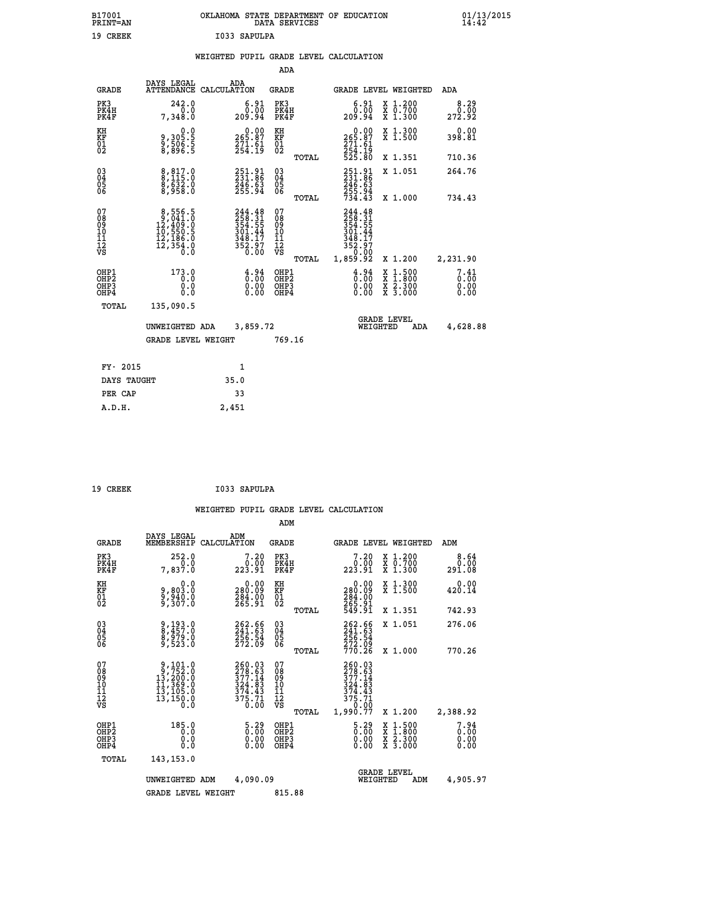B17001 OKLAHOMA STATE DEPARTMENT OF EDUCATION 01/13/2015
PRINT=AN DATA SERVICES 14:42

19 CREEK I033 SAPULPA

## WEIGHTED PUPIL GRADE LEVEL CALCULATION

### ADA

| GRADE | DAYS LEGAL ATTENDANCE | ADA CALCULATION | GRADE | | GRADE LEVEL | WEIGHTED | ADA |
|---|---|---|---|---|---|---|---|
| PK3 | 242.0 | 6.91 | PK3 | | 6.91 | X 1.200 | 8.29 |
| PK4H | 0.0 | 0.00 | PK4H | | 0.00 | X 0.700 | 0.00 |
| PK4F | 7,348.0 | 209.94 | PK4F | | 209.94 | X 1.300 | 272.92 |
| KH | 0.0 | 0.00 | KH | | 0.00 | X 1.300 | 0.00 |
| KF | 9,305.5 | 265.87 | KF | | 265.87 | X 1.500 | 398.81 |
| 01 | 9,506.5 | 271.61 | 01 | | 271.61 | | |
| 02 | 8,896.5 | 254.19 | 02 | | 254.19 | | |
| | | | | TOTAL | 525.80 | X 1.351 | 710.36 |
| 03 | 8,817.0 | 251.91 | 03 | | 251.91 | X 1.051 | 264.76 |
| 04 | 8,115.0 | 231.86 | 04 | | 231.86 | | |
| 05 | 8,632.0 | 246.63 | 05 | | 246.63 | | |
| 06 | 8,958.0 | 255.94 | 06 | | 255.94 | | |
| | | | | TOTAL | 734.43 | X 1.000 | 734.43 |
| 07 | 8,556.5 | 244.48 | 07 | | 244.48 | | |
| 08 | 9,041.0 | 258.31 | 08 | | 258.31 | | |
| 09 | 12,409.0 | 354.55 | 09 | | 354.55 | | |
| 10 | 10,550.5 | 301.44 | 10 | | 301.44 | | |
| 11 | 12,186.0 | 348.17 | 11 | | 348.17 | | |
| 12 | 12,354.0 | 352.97 | 12 | | 352.97 | | |
| VS | 0.0 | 0.00 | VS | | 0.00 | | |
| | | | | TOTAL | 1,859.92 | X 1.200 | 2,231.90 |
| OHP1 | 173.0 | 4.94 | OHP1 | | 4.94 | X 1.500 | 7.41 |
| OHP2 | 0.0 | 0.00 | OHP2 | | 0.00 | X 1.800 | 0.00 |
| OHP3 | 0.0 | 0.00 | OHP3 | | 0.00 | X 2.300 | 0.00 |
| OHP4 | 0.0 | 0.00 | OHP4 | | 0.00 | X 3.000 | 0.00 |
| TOTAL | 135,090.5 | | | | | | |

UNWEIGHTED ADA 3,859.72 GRADE LEVEL WEIGHTED ADA 4,628.88

GRADE LEVEL WEIGHT 769.16

| FY- 2015 | 1 |
|---|---|
| DAYS TAUGHT | 35.0 |
| PER CAP | 33 |
| A.D.H. | 2,451 |

19 CREEK I033 SAPULPA

## WEIGHTED PUPIL GRADE LEVEL CALCULATION

### ADM

| GRADE | DAYS LEGAL MEMBERSHIP | ADM CALCULATION | GRADE | | GRADE LEVEL | WEIGHTED | ADM |
|---|---|---|---|---|---|---|---|
| PK3 | 252.0 | 7.20 | PK3 | | 7.20 | X 1.200 | 8.64 |
| PK4H | 0.0 | 0.00 | PK4H | | 0.00 | X 0.700 | 0.00 |
| PK4F | 7,837.0 | 223.91 | PK4F | | 223.91 | X 1.300 | 291.08 |
| KH | 0.0 | 0.00 | KH | | 0.00 | X 1.300 | 0.00 |
| KF | 9,803.0 | 280.09 | KF | | 280.09 | X 1.500 | 420.14 |
| 01 | 9,940.0 | 284.00 | 01 | | 284.00 | | |
| 02 | 9,307.0 | 265.91 | 02 | | 265.91 | | |
| | | | | TOTAL | 549.91 | X 1.351 | 742.93 |
| 03 | 9,193.0 | 262.66 | 03 | | 262.66 | X 1.051 | 276.06 |
| 04 | 8,457.0 | 241.63 | 04 | | 241.63 | | |
| 05 | 8,979.0 | 256.54 | 05 | | 256.54 | | |
| 06 | 9,523.0 | 272.09 | 06 | | 272.09 | | |
| | | | | TOTAL | 770.26 | X 1.000 | 770.26 |
| 07 | 9,101.0 | 260.03 | 07 | | 260.03 | | |
| 08 | 9,752.0 | 278.63 | 08 | | 278.63 | | |
| 09 | 13,200.0 | 377.14 | 09 | | 377.14 | | |
| 10 | 11,369.0 | 324.83 | 10 | | 324.83 | | |
| 11 | 13,105.0 | 374.43 | 11 | | 374.43 | | |
| 12 | 13,150.0 | 375.71 | 12 | | 375.71 | | |
| VS | 0.0 | 0.00 | VS | | 0.00 | | |
| | | | | TOTAL | 1,990.77 | X 1.200 | 2,388.92 |
| OHP1 | 185.0 | 5.29 | OHP1 | | 5.29 | X 1.500 | 7.94 |
| OHP2 | 0.0 | 0.00 | OHP2 | | 0.00 | X 1.800 | 0.00 |
| OHP3 | 0.0 | 0.00 | OHP3 | | 0.00 | X 2.300 | 0.00 |
| OHP4 | 0.0 | 0.00 | OHP4 | | 0.00 | X 3.000 | 0.00 |
| TOTAL | 143,153.0 | | | | | | |

UNWEIGHTED ADM 4,090.09 GRADE LEVEL WEIGHTED ADM 4,905.97

GRADE LEVEL WEIGHT 815.88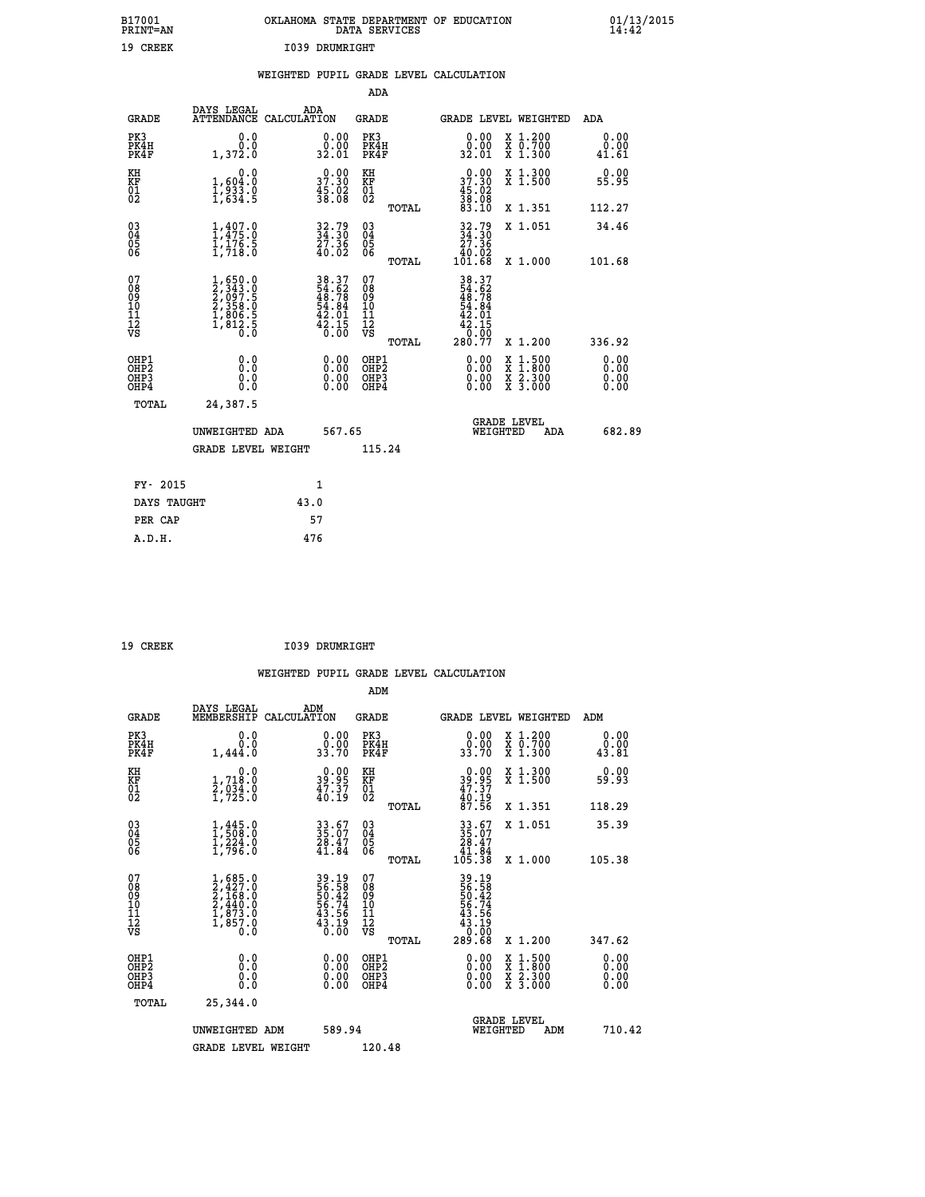B17001 OKLAHOMA STATE DEPARTMENT OF EDUCATION 01/13/2015
PRINT=AN DATA SERVICES 14:42

19 CREEK I039 DRUMRIGHT

WEIGHTED PUPIL GRADE LEVEL CALCULATION

ADA

| GRADE | DAYS LEGAL ATTENDANCE | ADA CALCULATION | GRADE | GRADE LEVEL | WEIGHTED | ADA |
|---|---|---|---|---|---|---|
| PK3 | 0.0 | 0.00 | PK3 | 0.00 | X 1.200 | 0.00 |
| PK4H | 0.0 | 0.00 | PK4H | 0.00 | X 0.700 | 0.00 |
| PK4F | 1,372.0 | 32.01 | PK4F | 32.01 | X 1.300 | 41.61 |
| KH | 0.0 | 0.00 | KH | 0.00 | X 1.300 | 0.00 |
| KF | 1,604.0 | 37.30 | KF | 37.30 | X 1.500 | 55.95 |
| 01 | 1,933.0 | 45.02 | 01 | 45.02 | | |
| 02 | 1,634.5 | 38.08 | 02 | 38.08 | | |
| | | | TOTAL | 83.10 | X 1.351 | 112.27 |
| 03 | 1,407.0 | 32.79 | 03 | 32.79 | X 1.051 | 34.46 |
| 04 | 1,475.0 | 34.30 | 04 | 34.30 | | |
| 05 | 1,176.5 | 27.36 | 05 | 27.36 | | |
| 06 | 1,718.0 | 40.02 | 06 | 40.02 | | |
| | | | TOTAL | 101.68 | X 1.000 | 101.68 |
| 07 | 1,650.0 | 38.37 | 07 | 38.37 | | |
| 08 | 2,343.0 | 54.62 | 08 | 54.62 | | |
| 09 | 2,097.5 | 48.78 | 09 | 48.78 | | |
| 10 | 2,358.0 | 54.84 | 10 | 54.84 | | |
| 11 | 1,806.5 | 42.01 | 11 | 42.01 | | |
| 12 | 1,812.5 | 42.15 | 12 | 42.15 | | |
| VS | 0.0 | 0.00 | VS | 0.00 | | |
| | | | TOTAL | 280.77 | X 1.200 | 336.92 |
| OHP1 | 0.0 | 0.00 | OHP1 | 0.00 | X 1.500 | 0.00 |
| OHP2 | 0.0 | 0.00 | OHP2 | 0.00 | X 1.800 | 0.00 |
| OHP3 | 0.0 | 0.00 | OHP3 | 0.00 | X 2.300 | 0.00 |
| OHP4 | 0.0 | 0.00 | OHP4 | 0.00 | X 3.000 | 0.00 |
| TOTAL | 24,387.5 | | | | | |

UNWEIGHTED ADA 567.65 GRADE LEVEL WEIGHTED ADA 682.89

GRADE LEVEL WEIGHT 115.24

| FY- 2015 | 1 |
|---|---|
| DAYS TAUGHT | 43.0 |
| PER CAP | 57 |
| A.D.H. | 476 |

19 CREEK I039 DRUMRIGHT

WEIGHTED PUPIL GRADE LEVEL CALCULATION

ADM

| GRADE | DAYS LEGAL MEMBERSHIP | ADM CALCULATION | GRADE | GRADE LEVEL | WEIGHTED | ADM |
|---|---|---|---|---|---|---|
| PK3 | 0.0 | 0.00 | PK3 | 0.00 | X 1.200 | 0.00 |
| PK4H | 0.0 | 0.00 | PK4H | 0.00 | X 0.700 | 0.00 |
| PK4F | 1,444.0 | 33.70 | PK4F | 33.70 | X 1.300 | 43.81 |
| KH | 0.0 | 0.00 | KH | 0.00 | X 1.300 | 0.00 |
| KF | 1,718.0 | 39.95 | KF | 39.95 | X 1.500 | 59.93 |
| 01 | 2,034.0 | 47.37 | 01 | 47.37 | | |
| 02 | 1,725.0 | 40.19 | 02 | 40.19 | | |
| | | | TOTAL | 87.56 | X 1.351 | 118.29 |
| 03 | 1,445.0 | 33.67 | 03 | 33.67 | X 1.051 | 35.39 |
| 04 | 1,508.0 | 35.07 | 04 | 35.07 | | |
| 05 | 1,224.0 | 28.47 | 05 | 28.47 | | |
| 06 | 1,796.0 | 41.84 | 06 | 41.84 | | |
| | | | TOTAL | 105.38 | X 1.000 | 105.38 |
| 07 | 1,685.0 | 39.19 | 07 | 39.19 | | |
| 08 | 2,427.0 | 56.58 | 08 | 56.58 | | |
| 09 | 2,168.0 | 50.42 | 09 | 50.42 | | |
| 10 | 2,440.0 | 56.74 | 10 | 56.74 | | |
| 11 | 1,873.0 | 43.56 | 11 | 43.56 | | |
| 12 | 1,857.0 | 43.19 | 12 | 43.19 | | |
| VS | 0.0 | 0.00 | VS | 0.00 | | |
| | | | TOTAL | 289.68 | X 1.200 | 347.62 |
| OHP1 | 0.0 | 0.00 | OHP1 | 0.00 | X 1.500 | 0.00 |
| OHP2 | 0.0 | 0.00 | OHP2 | 0.00 | X 1.800 | 0.00 |
| OHP3 | 0.0 | 0.00 | OHP3 | 0.00 | X 2.300 | 0.00 |
| OHP4 | 0.0 | 0.00 | OHP4 | 0.00 | X 3.000 | 0.00 |
| TOTAL | 25,344.0 | | | | | |

UNWEIGHTED ADM 589.94 GRADE LEVEL WEIGHTED ADM 710.42

GRADE LEVEL WEIGHT 120.48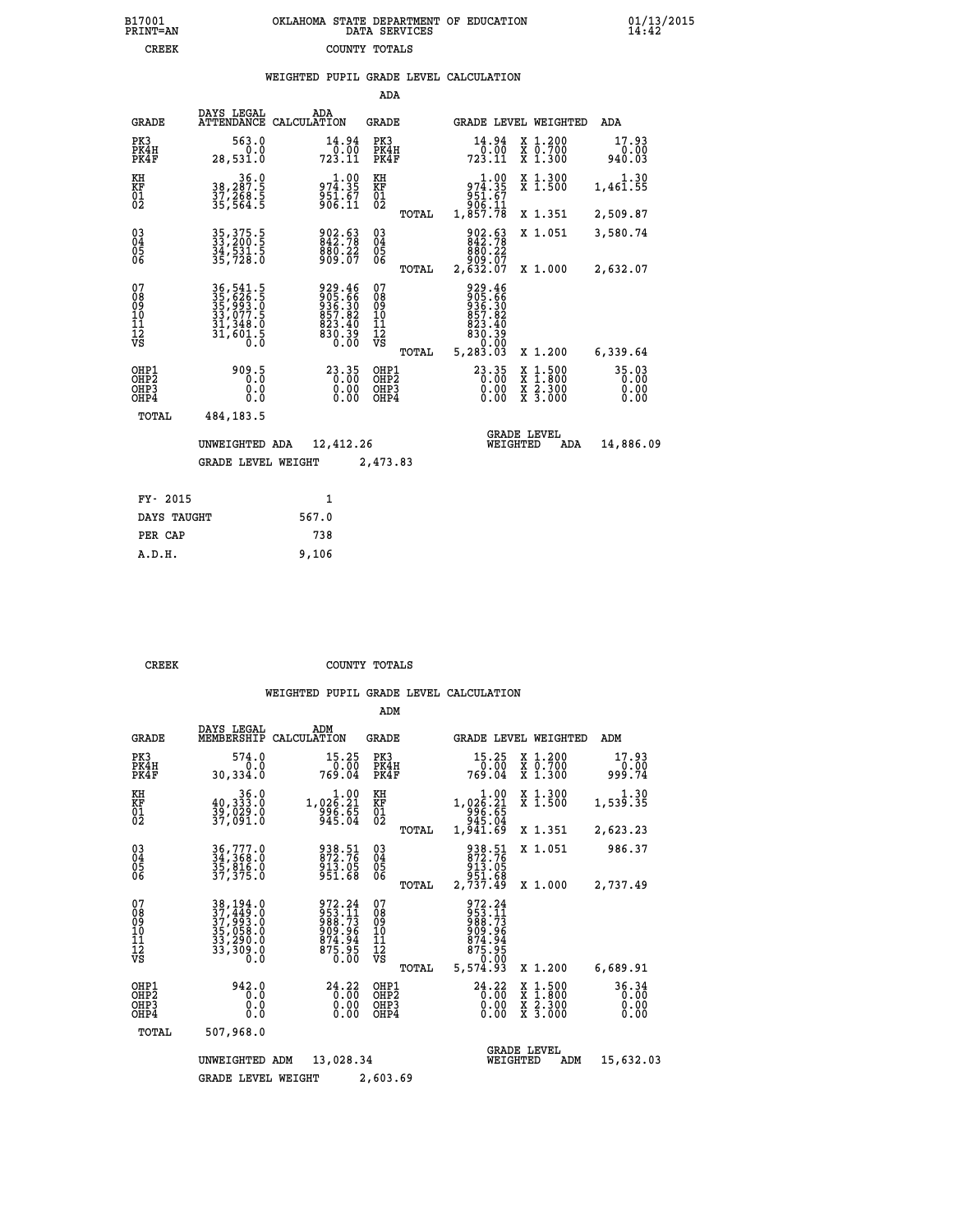B17001 PRINT=AN — OKLAHOMA STATE DEPARTMENT OF EDUCATION DATA SERVICES — 01/13/2015 14:42

CREEK — COUNTY TOTALS

## WEIGHTED PUPIL GRADE LEVEL CALCULATION

### ADA

| GRADE | DAYS LEGAL ATTENDANCE | ADA CALCULATION | GRADE | GRADE LEVEL | WEIGHTED | ADA |
|---|---|---|---|---|---|---|
| PK3 | 563.0 | 14.94 | PK3 | 14.94 | X 1.200 | 17.93 |
| PK4H | 0.0 | 0.00 | PK4H | 0.00 | X 0.700 | 0.00 |
| PK4F | 28,531.0 | 723.11 | PK4F | 723.11 | X 1.300 | 940.03 |
| KH | 36.0 | 1.00 | KH | 1.00 | X 1.300 | 1.30 |
| KF | 38,287.5 | 974.35 | KF | 974.35 | X 1.500 | 1,461.55 |
| 01 | 37,268.5 | 951.67 | 01 | 951.67 | | |
| 02 | 35,564.5 | 906.11 | 02 | 906.11 | | |
| | | | TOTAL | 1,857.78 | X 1.351 | 2,509.87 |
| 03 | 35,375.5 | 902.63 | 03 | 902.63 | X 1.051 | 3,580.74 |
| 04 | 33,200.5 | 842.78 | 04 | 842.78 | | |
| 05 | 34,531.5 | 880.22 | 05 | 880.22 | | |
| 06 | 35,728.0 | 909.07 | 06 | 909.07 | | |
| | | | TOTAL | 2,632.07 | X 1.000 | 2,632.07 |
| 07 | 36,541.5 | 929.46 | 07 | 929.46 | | |
| 08 | 35,626.5 | 905.66 | 08 | 905.66 | | |
| 09 | 35,993.0 | 936.30 | 09 | 936.30 | | |
| 10 | 33,077.5 | 857.82 | 10 | 857.82 | | |
| 11 | 31,348.0 | 823.40 | 11 | 823.40 | | |
| 12 | 31,601.5 | 830.39 | 12 | 830.39 | | |
| VS | 0.0 | 0.00 | VS | 0.00 | | |
| | | | TOTAL | 5,283.03 | X 1.200 | 6,339.64 |
| OHP1 | 909.5 | 23.35 | OHP1 | 23.35 | X 1.500 | 35.03 |
| OHP2 | 0.0 | 0.00 | OHP2 | 0.00 | X 1.800 | 0.00 |
| OHP3 | 0.0 | 0.00 | OHP3 | 0.00 | X 2.300 | 0.00 |
| OHP4 | 0.0 | 0.00 | OHP4 | 0.00 | X 3.000 | 0.00 |
| TOTAL | 484,183.5 | | | | | |

UNWEIGHTED ADA 12,412.26 — GRADE LEVEL WEIGHTED ADA 14,886.09

GRADE LEVEL WEIGHT 2,473.83

| | |
|---|---|
| FY- 2015 | 1 |
| DAYS TAUGHT | 567.0 |
| PER CAP | 738 |
| A.D.H. | 9,106 |

CREEK — COUNTY TOTALS

## WEIGHTED PUPIL GRADE LEVEL CALCULATION

### ADM

| GRADE | DAYS LEGAL MEMBERSHIP | ADM CALCULATION | GRADE | GRADE LEVEL | WEIGHTED | ADM |
|---|---|---|---|---|---|---|
| PK3 | 574.0 | 15.25 | PK3 | 15.25 | X 1.200 | 17.93 |
| PK4H | 0.0 | 0.00 | PK4H | 0.00 | X 0.700 | 0.00 |
| PK4F | 30,334.0 | 769.04 | PK4F | 769.04 | X 1.300 | 999.74 |
| KH | 36.0 | 1.00 | KH | 1.00 | X 1.300 | 1.30 |
| KF | 40,333.0 | 1,026.21 | KF | 1,026.21 | X 1.500 | 1,539.35 |
| 01 | 39,029.0 | 996.65 | 01 | 996.65 | | |
| 02 | 37,091.0 | 945.04 | 02 | 945.04 | | |
| | | | TOTAL | 1,941.69 | X 1.351 | 2,623.23 |
| 03 | 36,777.0 | 938.51 | 03 | 938.51 | X 1.051 | 986.37 |
| 04 | 34,368.0 | 872.76 | 04 | 872.76 | | |
| 05 | 35,816.0 | 913.05 | 05 | 913.05 | | |
| 06 | 37,375.0 | 951.68 | 06 | 951.68 | | |
| | | | TOTAL | 2,737.49 | X 1.000 | 2,737.49 |
| 07 | 38,194.0 | 972.24 | 07 | 972.24 | | |
| 08 | 37,449.0 | 953.11 | 08 | 953.11 | | |
| 09 | 37,993.0 | 988.73 | 09 | 988.73 | | |
| 10 | 35,058.0 | 909.96 | 10 | 909.96 | | |
| 11 | 33,290.0 | 874.94 | 11 | 874.94 | | |
| 12 | 33,309.0 | 875.95 | 12 | 875.95 | | |
| VS | 0.0 | 0.00 | VS | 0.00 | | |
| | | | TOTAL | 5,574.93 | X 1.200 | 6,689.91 |
| OHP1 | 942.0 | 24.22 | OHP1 | 24.22 | X 1.500 | 36.34 |
| OHP2 | 0.0 | 0.00 | OHP2 | 0.00 | X 1.800 | 0.00 |
| OHP3 | 0.0 | 0.00 | OHP3 | 0.00 | X 2.300 | 0.00 |
| OHP4 | 0.0 | 0.00 | OHP4 | 0.00 | X 3.000 | 0.00 |
| TOTAL | 507,968.0 | | | | | |

UNWEIGHTED ADM 13,028.34 — GRADE LEVEL WEIGHTED ADM 15,632.03

GRADE LEVEL WEIGHT 2,603.69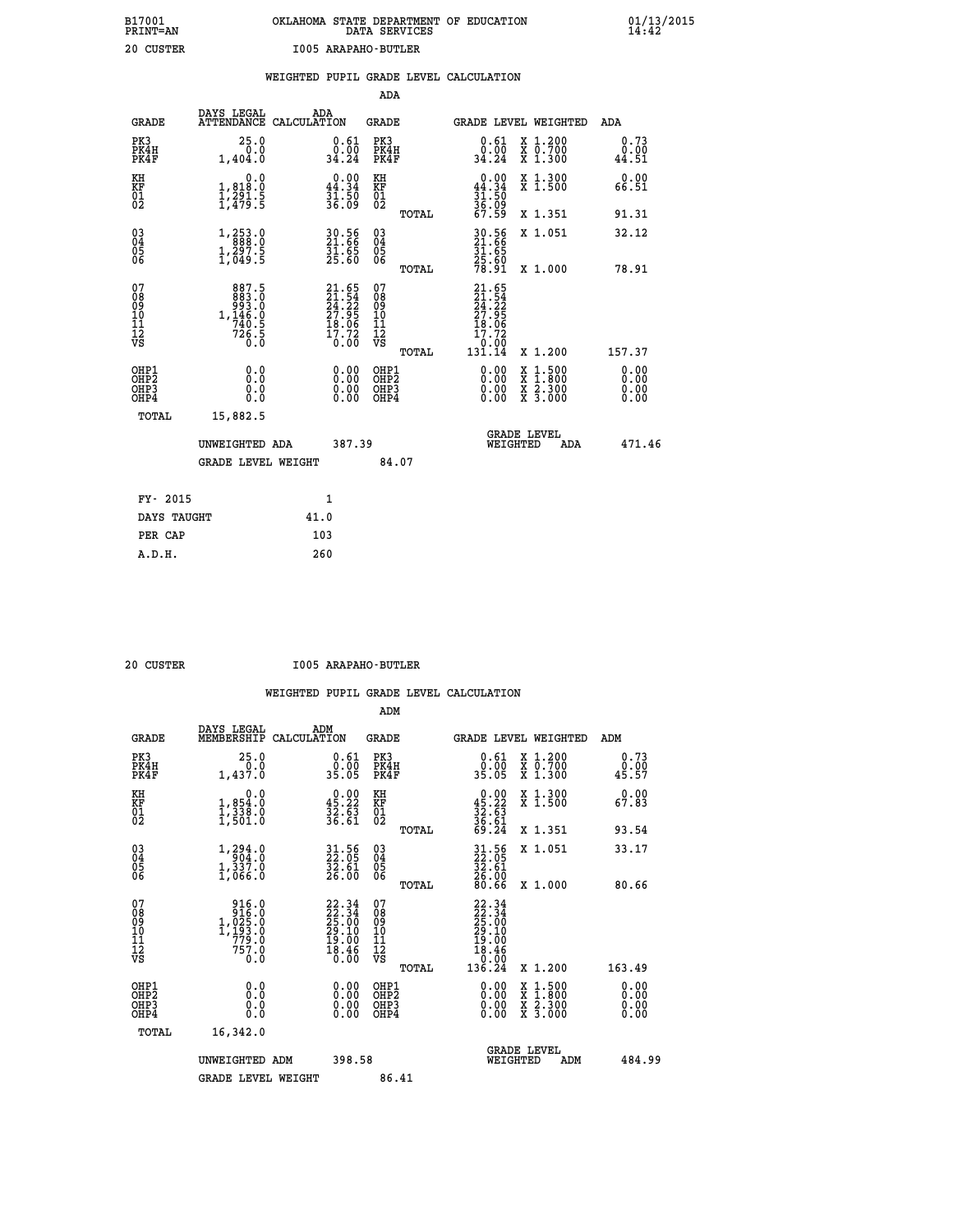B17001 OKLAHOMA STATE DEPARTMENT OF EDUCATION 01/13/2015
PRINT=AN DATA SERVICES 14:42

20 CUSTER I005 ARAPAHO-BUTLER

WEIGHTED PUPIL GRADE LEVEL CALCULATION

ADA

| GRADE | DAYS LEGAL ATTENDANCE | ADA CALCULATION | GRADE | | GRADE LEVEL | WEIGHTED | ADA |
|---|---|---|---|---|---|---|---|
| PK3 | 25.0 | 0.61 | PK3 | | 0.61 | X 1.200 | 0.73 |
| PK4H | 0.0 | 0.00 | PK4H | | 0.00 | X 0.700 | 0.00 |
| PK4F | 1,404.0 | 34.24 | PK4F | | 34.24 | X 1.300 | 44.51 |
| KH | 0.0 | 0.00 | KH | | 0.00 | X 1.300 | 0.00 |
| KF | 1,818.0 | 44.34 | KF | | 44.34 | X 1.500 | 66.51 |
| 01 | 1,291.5 | 31.50 | 01 | | 31.50 | | |
| 02 | 1,479.5 | 36.09 | 02 | | 36.09 | | |
| | | | | TOTAL | 67.59 | X 1.351 | 91.31 |
| 03 | 1,253.0 | 30.56 | 03 | | 30.56 | X 1.051 | 32.12 |
| 04 | 888.0 | 21.66 | 04 | | 21.66 | | |
| 05 | 1,297.5 | 31.65 | 05 | | 31.65 | | |
| 06 | 1,049.5 | 25.60 | 06 | | 25.60 | | |
| | | | | TOTAL | 78.91 | X 1.000 | 78.91 |
| 07 | 887.5 | 21.65 | 07 | | 21.65 | | |
| 08 | 883.0 | 21.54 | 08 | | 21.54 | | |
| 09 | 993.0 | 24.22 | 09 | | 24.22 | | |
| 10 | 1,146.0 | 27.95 | 10 | | 27.95 | | |
| 11 | 740.5 | 18.06 | 11 | | 18.06 | | |
| 12 | 726.5 | 17.72 | 12 | | 17.72 | | |
| VS | 0.0 | 0.00 | VS | | 0.00 | | |
| | | | | TOTAL | 131.14 | X 1.200 | 157.37 |
| OHP1 | 0.0 | 0.00 | OHP1 | | 0.00 | X 1.500 | 0.00 |
| OHP2 | 0.0 | 0.00 | OHP2 | | 0.00 | X 1.800 | 0.00 |
| OHP3 | 0.0 | 0.00 | OHP3 | | 0.00 | X 2.300 | 0.00 |
| OHP4 | 0.0 | 0.00 | OHP4 | | 0.00 | X 3.000 | 0.00 |
| TOTAL | 15,882.5 | | | | | | |

UNWEIGHTED ADA 387.39 | GRADE LEVEL WEIGHTED ADA 471.46

GRADE LEVEL WEIGHT 84.07

| FY- 2015 | 1 |
|---|---|
| DAYS TAUGHT | 41.0 |
| PER CAP | 103 |
| A.D.H. | 260 |

20 CUSTER I005 ARAPAHO-BUTLER

WEIGHTED PUPIL GRADE LEVEL CALCULATION

ADM

| GRADE | DAYS LEGAL MEMBERSHIP | ADM CALCULATION | GRADE | | GRADE LEVEL | WEIGHTED | ADM |
|---|---|---|---|---|---|---|---|
| PK3 | 25.0 | 0.61 | PK3 | | 0.61 | X 1.200 | 0.73 |
| PK4H | 0.0 | 0.00 | PK4H | | 0.00 | X 0.700 | 0.00 |
| PK4F | 1,437.0 | 35.05 | PK4F | | 35.05 | X 1.300 | 45.57 |
| KH | 0.0 | 0.00 | KH | | 0.00 | X 1.300 | 0.00 |
| KF | 1,854.0 | 45.22 | KF | | 45.22 | X 1.500 | 67.83 |
| 01 | 1,338.0 | 32.63 | 01 | | 32.63 | | |
| 02 | 1,501.0 | 36.61 | 02 | | 36.61 | | |
| | | | | TOTAL | 69.24 | X 1.351 | 93.54 |
| 03 | 1,294.0 | 31.56 | 03 | | 31.56 | X 1.051 | 33.17 |
| 04 | 904.0 | 22.05 | 04 | | 22.05 | | |
| 05 | 1,337.0 | 32.61 | 05 | | 32.61 | | |
| 06 | 1,066.0 | 26.00 | 06 | | 26.00 | | |
| | | | | TOTAL | 80.66 | X 1.000 | 80.66 |
| 07 | 916.0 | 22.34 | 07 | | 22.34 | | |
| 08 | 916.0 | 22.34 | 08 | | 22.34 | | |
| 09 | 1,025.0 | 25.00 | 09 | | 25.00 | | |
| 10 | 1,193.0 | 29.10 | 10 | | 29.10 | | |
| 11 | 779.0 | 19.00 | 11 | | 19.00 | | |
| 12 | 757.0 | 18.46 | 12 | | 18.46 | | |
| VS | 0.0 | 0.00 | VS | | 0.00 | | |
| | | | | TOTAL | 136.24 | X 1.200 | 163.49 |
| OHP1 | 0.0 | 0.00 | OHP1 | | 0.00 | X 1.500 | 0.00 |
| OHP2 | 0.0 | 0.00 | OHP2 | | 0.00 | X 1.800 | 0.00 |
| OHP3 | 0.0 | 0.00 | OHP3 | | 0.00 | X 2.300 | 0.00 |
| OHP4 | 0.0 | 0.00 | OHP4 | | 0.00 | X 3.000 | 0.00 |
| TOTAL | 16,342.0 | | | | | | |

UNWEIGHTED ADM 398.58 | GRADE LEVEL WEIGHTED ADM 484.99

GRADE LEVEL WEIGHT 86.41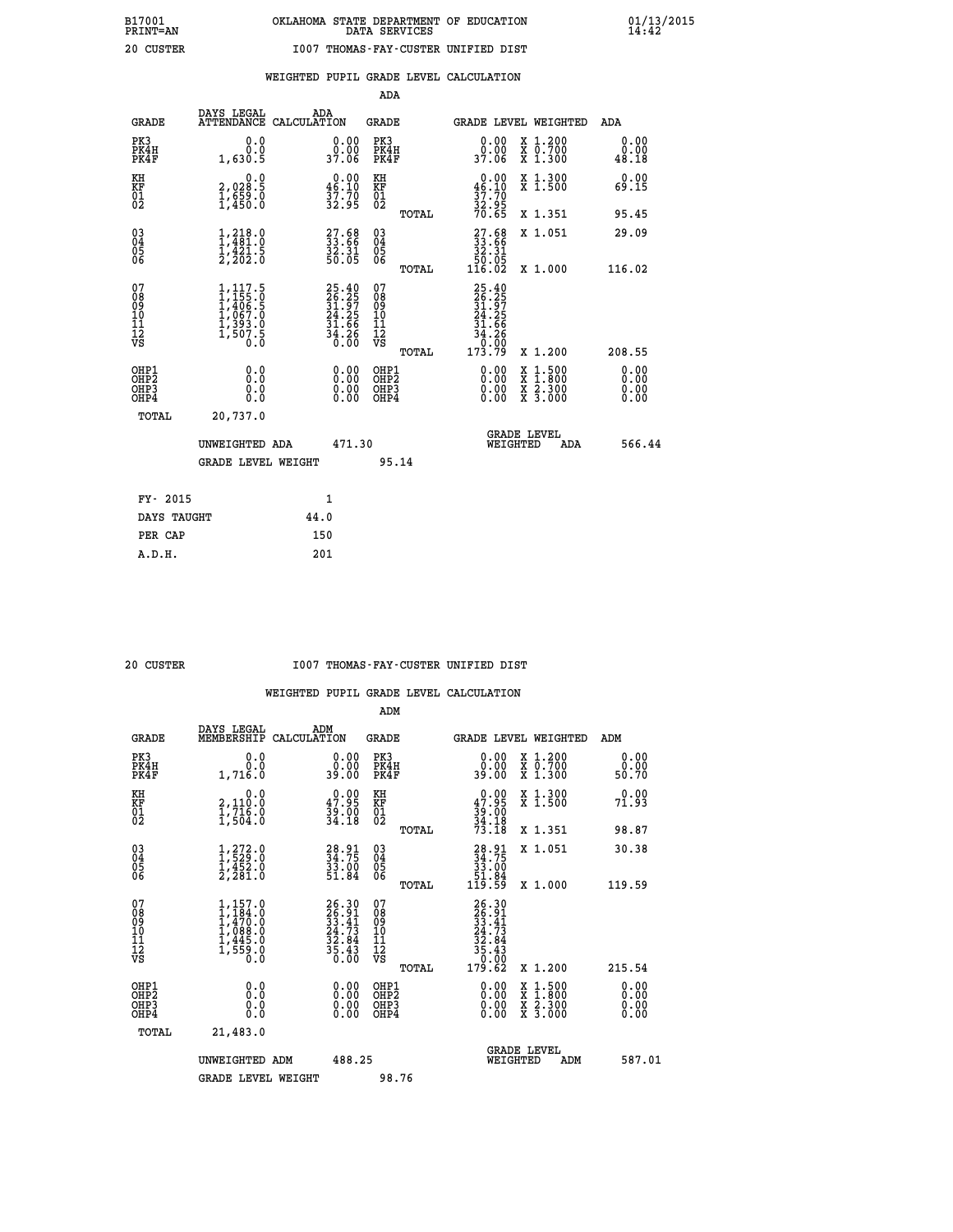B17001 OKLAHOMA STATE DEPARTMENT OF EDUCATION 01/13/2015
PRINT=AN DATA SERVICES 14:42

20 CUSTER I007 THOMAS-FAY-CUSTER UNIFIED DIST

WEIGHTED PUPIL GRADE LEVEL CALCULATION

ADA

| GRADE | DAYS LEGAL ATTENDANCE | ADA CALCULATION | GRADE | | GRADE LEVEL | WEIGHTED | ADA |
|---|---|---|---|---|---|---|---|
| PK3 | 0.0 | 0.00 | PK3 | | 0.00 | X 1.200 | 0.00 |
| PK4H | 0.0 | 0.00 | PK4H | | 0.00 | X 0.700 | 0.00 |
| PK4F | 1,630.5 | 37.06 | PK4F | | 37.06 | X 1.300 | 48.18 |
| KH | 0.0 | 0.00 | KH | | 0.00 | X 1.300 | 0.00 |
| KF | 2,028.5 | 46.10 | KF | | 46.10 | X 1.500 | 69.15 |
| 01 | 1,659.0 | 37.70 | 01 | | 37.70 | | |
| 02 | 1,450.0 | 32.95 | 02 | | 32.95 | | |
| | | | | TOTAL | 70.65 | X 1.351 | 95.45 |
| 03 | 1,218.0 | 27.68 | 03 | | 27.68 | X 1.051 | 29.09 |
| 04 | 1,481.0 | 33.66 | 04 | | 33.66 | | |
| 05 | 1,421.5 | 32.31 | 05 | | 32.31 | | |
| 06 | 2,202.0 | 50.05 | 06 | | 50.05 | | |
| | | | | TOTAL | 116.02 | X 1.000 | 116.02 |
| 07 | 1,117.5 | 25.40 | 07 | | 25.40 | | |
| 08 | 1,155.0 | 26.25 | 08 | | 26.25 | | |
| 09 | 1,406.5 | 31.97 | 09 | | 31.97 | | |
| 10 | 1,067.0 | 24.25 | 10 | | 24.25 | | |
| 11 | 1,393.0 | 31.66 | 11 | | 31.66 | | |
| 12 | 1,507.5 | 34.26 | 12 | | 34.26 | | |
| VS | 0.0 | 0.00 | VS | | 0.00 | | |
| | | | | TOTAL | 173.79 | X 1.200 | 208.55 |
| OHP1 | 0.0 | 0.00 | OHP1 | | 0.00 | X 1.500 | 0.00 |
| OHP2 | 0.0 | 0.00 | OHP2 | | 0.00 | X 1.800 | 0.00 |
| OHP3 | 0.0 | 0.00 | OHP3 | | 0.00 | X 2.300 | 0.00 |
| OHP4 | 0.0 | 0.00 | OHP4 | | 0.00 | X 3.000 | 0.00 |
| TOTAL | 20,737.0 | | | | | | |

UNWEIGHTED ADA 471.30 — GRADE LEVEL WEIGHTED ADA 566.44

GRADE LEVEL WEIGHT 95.14

| FY- 2015 | 1 |
|---|---|
| DAYS TAUGHT | 44.0 |
| PER CAP | 150 |
| A.D.H. | 201 |

20 CUSTER I007 THOMAS-FAY-CUSTER UNIFIED DIST

WEIGHTED PUPIL GRADE LEVEL CALCULATION

ADM

| GRADE | DAYS LEGAL MEMBERSHIP | ADM CALCULATION | GRADE | | GRADE LEVEL | WEIGHTED | ADM |
|---|---|---|---|---|---|---|---|
| PK3 | 0.0 | 0.00 | PK3 | | 0.00 | X 1.200 | 0.00 |
| PK4H | 0.0 | 0.00 | PK4H | | 0.00 | X 0.700 | 0.00 |
| PK4F | 1,716.0 | 39.00 | PK4F | | 39.00 | X 1.300 | 50.70 |
| KH | 0.0 | 0.00 | KH | | 0.00 | X 1.300 | 0.00 |
| KF | 2,110.0 | 47.95 | KF | | 47.95 | X 1.500 | 71.93 |
| 01 | 1,716.0 | 39.00 | 01 | | 39.00 | | |
| 02 | 1,504.0 | 34.18 | 02 | | 34.18 | | |
| | | | | TOTAL | 73.18 | X 1.351 | 98.87 |
| 03 | 1,272.0 | 28.91 | 03 | | 28.91 | X 1.051 | 30.38 |
| 04 | 1,529.0 | 34.75 | 04 | | 34.75 | | |
| 05 | 1,452.0 | 33.00 | 05 | | 33.00 | | |
| 06 | 2,281.0 | 51.84 | 06 | | 51.84 | | |
| | | | | TOTAL | 119.59 | X 1.000 | 119.59 |
| 07 | 1,157.0 | 26.30 | 07 | | 26.30 | | |
| 08 | 1,184.0 | 26.91 | 08 | | 26.91 | | |
| 09 | 1,470.0 | 33.41 | 09 | | 33.41 | | |
| 10 | 1,088.0 | 24.73 | 10 | | 24.73 | | |
| 11 | 1,445.0 | 32.84 | 11 | | 32.84 | | |
| 12 | 1,559.0 | 35.43 | 12 | | 35.43 | | |
| VS | 0.0 | 0.00 | VS | | 0.00 | | |
| | | | | TOTAL | 179.62 | X 1.200 | 215.54 |
| OHP1 | 0.0 | 0.00 | OHP1 | | 0.00 | X 1.500 | 0.00 |
| OHP2 | 0.0 | 0.00 | OHP2 | | 0.00 | X 1.800 | 0.00 |
| OHP3 | 0.0 | 0.00 | OHP3 | | 0.00 | X 2.300 | 0.00 |
| OHP4 | 0.0 | 0.00 | OHP4 | | 0.00 | X 3.000 | 0.00 |
| TOTAL | 21,483.0 | | | | | | |

UNWEIGHTED ADM 488.25 — GRADE LEVEL WEIGHTED ADM 587.01

GRADE LEVEL WEIGHT 98.76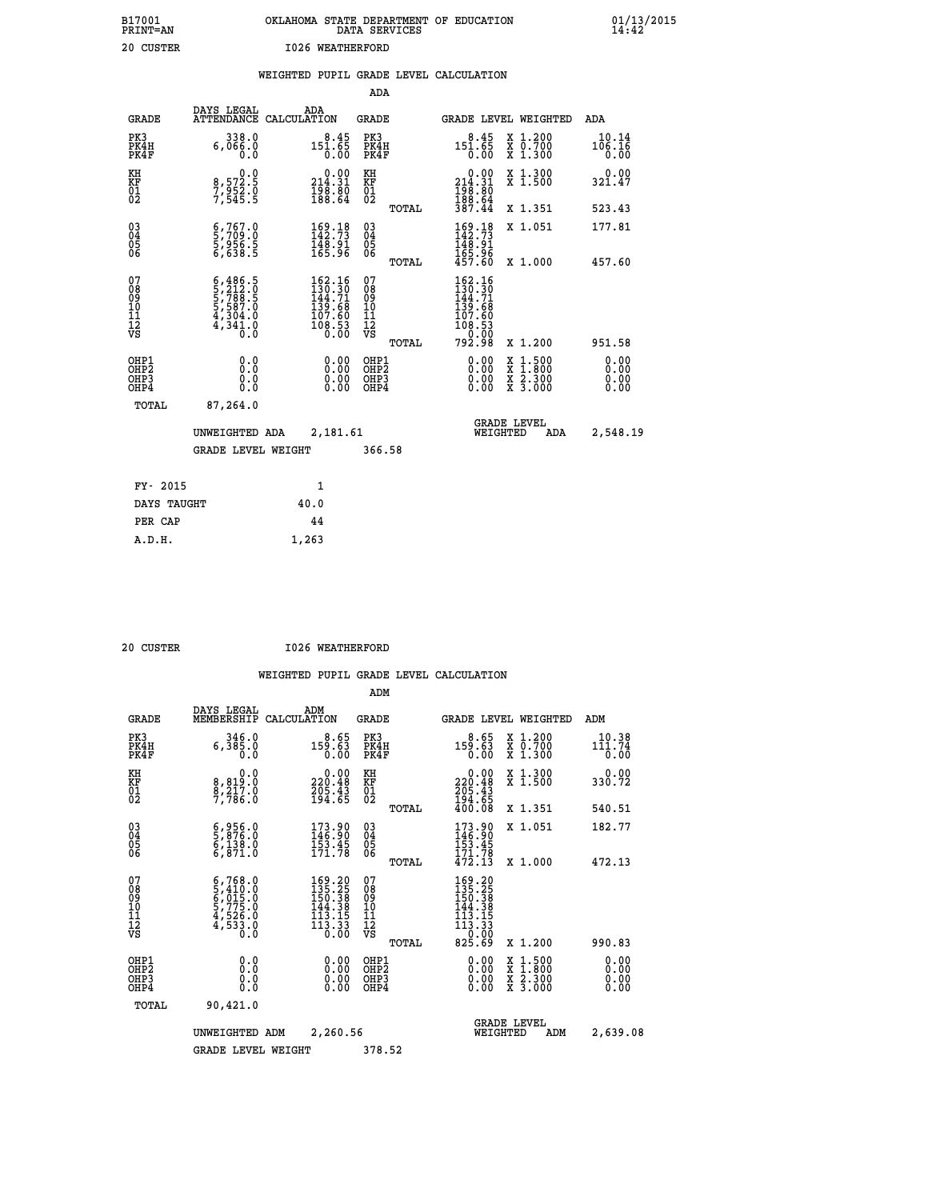B17001 OKLAHOMA STATE DEPARTMENT OF EDUCATION 01/13/2015
PRINT=AN DATA SERVICES 14:42

20 CUSTER I026 WEATHERFORD

WEIGHTED PUPIL GRADE LEVEL CALCULATION

ADA

| GRADE | DAYS LEGAL ATTENDANCE | ADA CALCULATION | GRADE | | GRADE LEVEL | WEIGHTED | ADA |
|---|---|---|---|---|---|---|---|
| PK3 | 338.0 | 8.45 | PK3 | | 8.45 | X 1.200 | 10.14 |
| PK4H | 6,066.0 | 151.65 | PK4H | | 151.65 | X 0.700 | 106.16 |
| PK4F | 0.0 | 0.00 | PK4F | | 0.00 | X 1.300 | 0.00 |
| KH | 0.0 | 0.00 | KH | | 0.00 | X 1.300 | 0.00 |
| KF | 8,572.5 | 214.31 | KF | | 214.31 | X 1.500 | 321.47 |
| 01 | 7,952.0 | 198.80 | 01 | | 198.80 | | |
| 02 | 7,545.5 | 188.64 | 02 | | 188.64 | | |
| | | | | TOTAL | 387.44 | X 1.351 | 523.43 |
| 03 | 6,767.0 | 169.18 | 03 | | 169.18 | X 1.051 | 177.81 |
| 04 | 5,709.0 | 142.73 | 04 | | 142.73 | | |
| 05 | 5,956.5 | 148.91 | 05 | | 148.91 | | |
| 06 | 6,638.5 | 165.96 | 06 | | 165.96 | | |
| | | | | TOTAL | 457.60 | X 1.000 | 457.60 |
| 07 | 6,486.5 | 162.16 | 07 | | 162.16 | | |
| 08 | 5,212.0 | 130.30 | 08 | | 130.30 | | |
| 09 | 5,788.5 | 144.71 | 09 | | 144.71 | | |
| 10 | 5,587.0 | 139.68 | 10 | | 139.68 | | |
| 11 | 4,304.0 | 107.60 | 11 | | 107.60 | | |
| 12 | 4,341.0 | 108.53 | 12 | | 108.53 | | |
| VS | 0.0 | 0.00 | VS | | 0.00 | | |
| | | | | TOTAL | 792.98 | X 1.200 | 951.58 |
| OHP1 | 0.0 | 0.00 | OHP1 | | 0.00 | X 1.500 | 0.00 |
| OHP2 | 0.0 | 0.00 | OHP2 | | 0.00 | X 1.800 | 0.00 |
| OHP3 | 0.0 | 0.00 | OHP3 | | 0.00 | X 2.300 | 0.00 |
| OHP4 | 0.0 | 0.00 | OHP4 | | 0.00 | X 3.000 | 0.00 |
| TOTAL | 87,264.0 | | | | | | |

UNWEIGHTED ADA 2,181.61 GRADE LEVEL WEIGHTED ADA 2,548.19

GRADE LEVEL WEIGHT 366.58

| FY- 2015 | 1 |
|---|---|
| DAYS TAUGHT | 40.0 |
| PER CAP | 44 |
| A.D.H. | 1,263 |

20 CUSTER I026 WEATHERFORD

WEIGHTED PUPIL GRADE LEVEL CALCULATION

ADM

| GRADE | DAYS LEGAL MEMBERSHIP | ADM CALCULATION | GRADE | | GRADE LEVEL | WEIGHTED | ADM |
|---|---|---|---|---|---|---|---|
| PK3 | 346.0 | 8.65 | PK3 | | 8.65 | X 1.200 | 10.38 |
| PK4H | 6,385.0 | 159.63 | PK4H | | 159.63 | X 0.700 | 111.74 |
| PK4F | 0.0 | 0.00 | PK4F | | 0.00 | X 1.300 | 0.00 |
| KH | 0.0 | 0.00 | KH | | 0.00 | X 1.300 | 0.00 |
| KF | 8,819.0 | 220.48 | KF | | 220.48 | X 1.500 | 330.72 |
| 01 | 8,217.0 | 205.43 | 01 | | 205.43 | | |
| 02 | 7,786.0 | 194.65 | 02 | | 194.65 | | |
| | | | | TOTAL | 400.08 | X 1.351 | 540.51 |
| 03 | 6,956.0 | 173.90 | 03 | | 173.90 | X 1.051 | 182.77 |
| 04 | 5,876.0 | 146.90 | 04 | | 146.90 | | |
| 05 | 6,138.0 | 153.45 | 05 | | 153.45 | | |
| 06 | 6,871.0 | 171.78 | 06 | | 171.78 | | |
| | | | | TOTAL | 472.13 | X 1.000 | 472.13 |
| 07 | 6,768.0 | 169.20 | 07 | | 169.20 | | |
| 08 | 5,410.0 | 135.25 | 08 | | 135.25 | | |
| 09 | 6,015.0 | 150.38 | 09 | | 150.38 | | |
| 10 | 5,775.0 | 144.38 | 10 | | 144.38 | | |
| 11 | 4,526.0 | 113.15 | 11 | | 113.15 | | |
| 12 | 4,533.0 | 113.33 | 12 | | 113.33 | | |
| VS | 0.0 | 0.00 | VS | | 0.00 | | |
| | | | | TOTAL | 825.69 | X 1.200 | 990.83 |
| OHP1 | 0.0 | 0.00 | OHP1 | | 0.00 | X 1.500 | 0.00 |
| OHP2 | 0.0 | 0.00 | OHP2 | | 0.00 | X 1.800 | 0.00 |
| OHP3 | 0.0 | 0.00 | OHP3 | | 0.00 | X 2.300 | 0.00 |
| OHP4 | 0.0 | 0.00 | OHP4 | | 0.00 | X 3.000 | 0.00 |
| TOTAL | 90,421.0 | | | | | | |

UNWEIGHTED ADM 2,260.56 GRADE LEVEL WEIGHTED ADM 2,639.08

GRADE LEVEL WEIGHT 378.52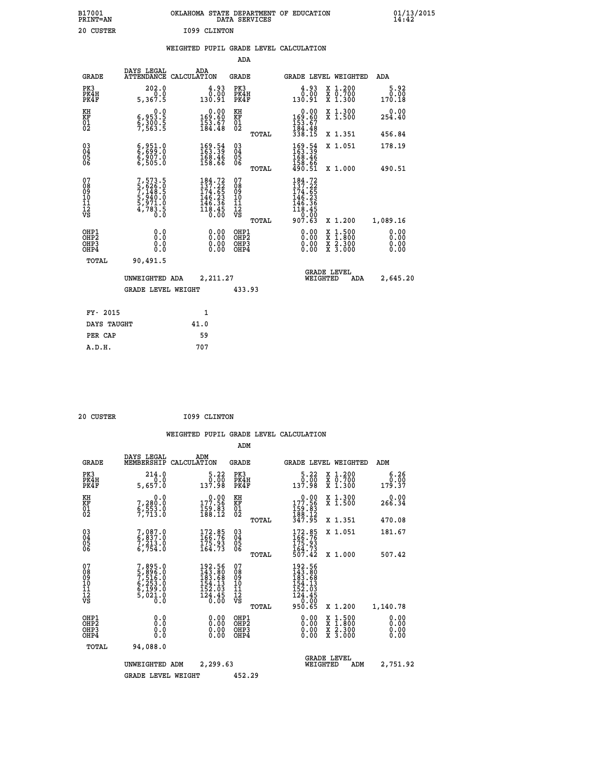B17001 OKLAHOMA STATE DEPARTMENT OF EDUCATION 01/13/2015
PRINT=AN DATA SERVICES 14:42

20 CUSTER I099 CLINTON

## WEIGHTED PUPIL GRADE LEVEL CALCULATION

### ADA

| GRADE | DAYS LEGAL ATTENDANCE | ADA CALCULATION | GRADE | | GRADE LEVEL | WEIGHTED | ADA |
|---|---|---|---|---|---|---|---|
| PK3 | 202.0 | 4.93 | PK3 | | 4.93 | X 1.200 | 5.92 |
| PK4H | 0.0 | 0.00 | PK4H | | 0.00 | X 0.700 | 0.00 |
| PK4F | 5,367.5 | 130.91 | PK4F | | 130.91 | X 1.300 | 170.18 |
| KH | 0.0 | 0.00 | KH | | 0.00 | X 1.300 | 0.00 |
| KF | 6,953.5 | 169.60 | KF | | 169.60 | X 1.500 | 254.40 |
| 01 | 6,300.5 | 153.67 | 01 | | 153.67 | | |
| 02 | 7,563.5 | 184.48 | 02 | | 184.48 | | |
| | | | | TOTAL | 338.15 | X 1.351 | 456.84 |
| 03 | 6,951.0 | 169.54 | 03 | | 169.54 | X 1.051 | 178.19 |
| 04 | 6,699.0 | 163.39 | 04 | | 163.39 | | |
| 05 | 6,907.0 | 168.46 | 05 | | 168.46 | | |
| 06 | 6,505.0 | 158.66 | 06 | | 158.66 | | |
| | | | | TOTAL | 490.51 | X 1.000 | 490.51 |
| 07 | 7,573.5 | 184.72 | 07 | | 184.72 | | |
| 08 | 5,626.0 | 137.22 | 08 | | 137.22 | | |
| 09 | 7,148.5 | 174.65 | 09 | | 174.65 | | |
| 10 | 5,940.0 | 146.23 | 10 | | 146.23 | | |
| 11 | 5,971.0 | 146.36 | 11 | | 146.36 | | |
| 12 | 4,783.5 | 118.45 | 12 | | 118.45 | | |
| VS | 0.0 | 0.00 | VS | | 0.00 | | |
| | | | | TOTAL | 907.63 | X 1.200 | 1,089.16 |
| OHP1 | 0.0 | 0.00 | OHP1 | | 0.00 | X 1.500 | 0.00 |
| OHP2 | 0.0 | 0.00 | OHP2 | | 0.00 | X 1.800 | 0.00 |
| OHP3 | 0.0 | 0.00 | OHP3 | | 0.00 | X 2.300 | 0.00 |
| OHP4 | 0.0 | 0.00 | OHP4 | | 0.00 | X 3.000 | 0.00 |
| TOTAL | 90,491.5 | | | | | | |

UNWEIGHTED ADA 2,211.27 GRADE LEVEL WEIGHTED ADA 2,645.20

GRADE LEVEL WEIGHT 433.93

| | |
|---|---|
| FY- 2015 | 1 |
| DAYS TAUGHT | 41.0 |
| PER CAP | 59 |
| A.D.H. | 707 |

20 CUSTER I099 CLINTON

## WEIGHTED PUPIL GRADE LEVEL CALCULATION

### ADM

| GRADE | DAYS LEGAL MEMBERSHIP | ADM CALCULATION | GRADE | | GRADE LEVEL | WEIGHTED | ADM |
|---|---|---|---|---|---|---|---|
| PK3 | 214.0 | 5.22 | PK3 | | 5.22 | X 1.200 | 6.26 |
| PK4H | 0.0 | 0.00 | PK4H | | 0.00 | X 0.700 | 0.00 |
| PK4F | 5,657.0 | 137.98 | PK4F | | 137.98 | X 1.300 | 179.37 |
| KH | 0.0 | 0.00 | KH | | 0.00 | X 1.300 | 0.00 |
| KF | 7,280.0 | 177.56 | KF | | 177.56 | X 1.500 | 266.34 |
| 01 | 6,553.0 | 159.83 | 01 | | 159.83 | | |
| 02 | 7,713.0 | 188.12 | 02 | | 188.12 | | |
| | | | | TOTAL | 347.95 | X 1.351 | 470.08 |
| 03 | 7,087.0 | 172.85 | 03 | | 172.85 | X 1.051 | 181.67 |
| 04 | 6,837.0 | 166.76 | 04 | | 166.76 | | |
| 05 | 7,213.0 | 175.93 | 05 | | 175.93 | | |
| 06 | 6,754.0 | 164.73 | 06 | | 164.73 | | |
| | | | | TOTAL | 507.42 | X 1.000 | 507.42 |
| 07 | 7,895.0 | 192.56 | 07 | | 192.56 | | |
| 08 | 5,896.0 | 143.80 | 08 | | 143.80 | | |
| 09 | 7,516.0 | 183.68 | 09 | | 183.68 | | |
| 10 | 6,253.0 | 154.13 | 10 | | 154.13 | | |
| 11 | 6,199.0 | 152.03 | 11 | | 152.03 | | |
| 12 | 5,021.0 | 124.45 | 12 | | 124.45 | | |
| VS | 0.0 | 0.00 | VS | | 0.00 | | |
| | | | | TOTAL | 950.65 | X 1.200 | 1,140.78 |
| OHP1 | 0.0 | 0.00 | OHP1 | | 0.00 | X 1.500 | 0.00 |
| OHP2 | 0.0 | 0.00 | OHP2 | | 0.00 | X 1.800 | 0.00 |
| OHP3 | 0.0 | 0.00 | OHP3 | | 0.00 | X 2.300 | 0.00 |
| OHP4 | 0.0 | 0.00 | OHP4 | | 0.00 | X 3.000 | 0.00 |
| TOTAL | 94,088.0 | | | | | | |

UNWEIGHTED ADM 2,299.63 GRADE LEVEL WEIGHTED ADM 2,751.92

GRADE LEVEL WEIGHT 452.29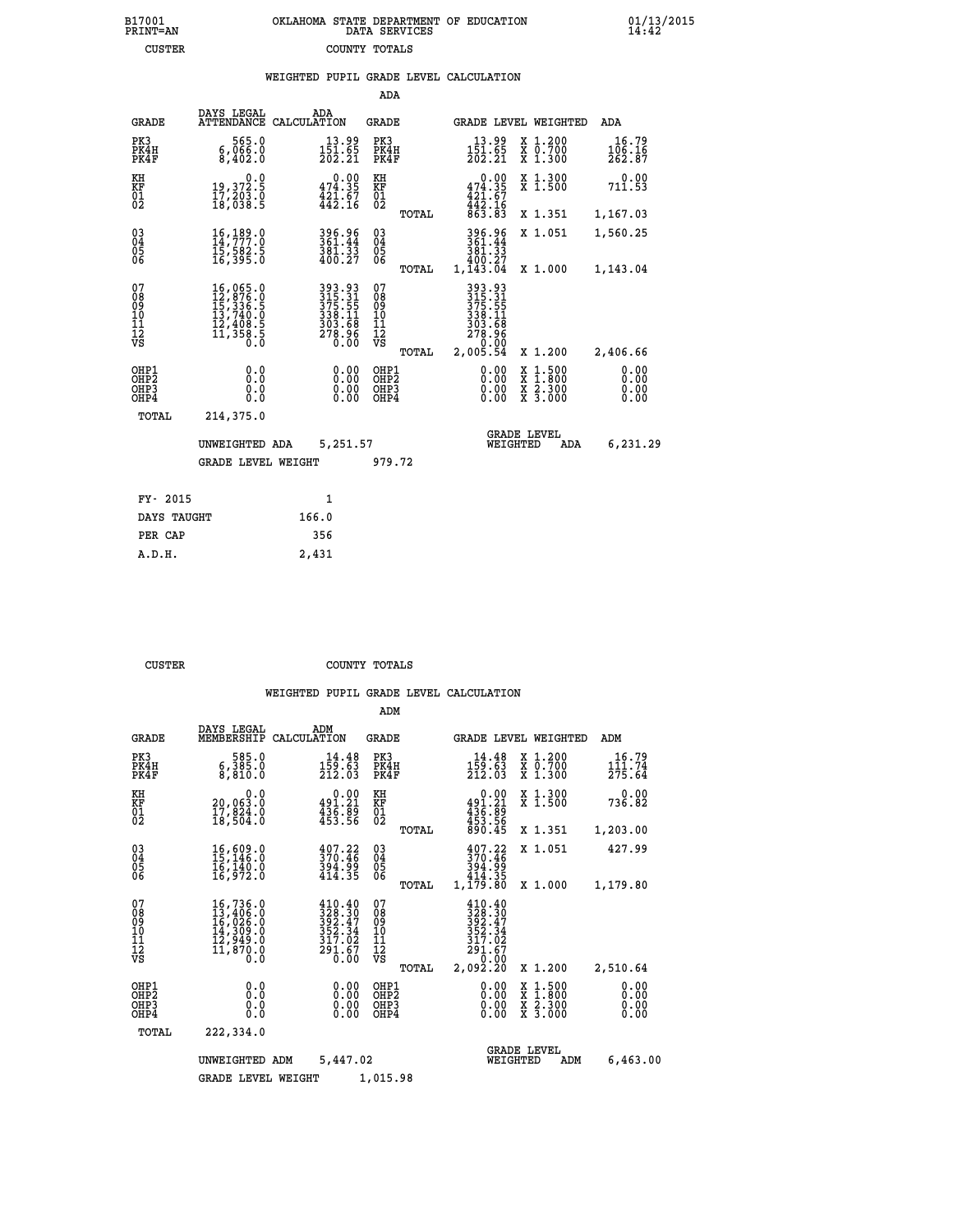B17001 OKLAHOMA STATE DEPARTMENT OF EDUCATION 01/13/2015
PRINT=AN DATA SERVICES 14:42
CUSTER COUNTY TOTALS

WEIGHTED PUPIL GRADE LEVEL CALCULATION

ADA

| GRADE | DAYS LEGAL ATTENDANCE | ADA CALCULATION | GRADE | | GRADE LEVEL | WEIGHTED | ADA |
|---|---|---|---|---|---|---|---|
| PK3 | 565.0 | 13.99 | PK3 | | 13.99 | X 1.200 | 16.79 |
| PK4H | 6,066.0 | 151.65 | PK4H | | 151.65 | X 0.700 | 106.16 |
| PK4F | 8,402.0 | 202.21 | PK4F | | 202.21 | X 1.300 | 262.87 |
| KH | 0.0 | 0.00 | KH | | 0.00 | X 1.300 | 0.00 |
| KF | 19,372.5 | 474.35 | KF | | 474.35 | X 1.500 | 711.53 |
| 01 | 17,203.0 | 421.67 | 01 | | 421.67 | | |
| 02 | 18,038.5 | 442.16 | 02 | | 442.16 | | |
| | | | | TOTAL | 863.83 | X 1.351 | 1,167.03 |
| 03 | 16,189.0 | 396.96 | 03 | | 396.96 | X 1.051 | 1,560.25 |
| 04 | 14,777.0 | 361.44 | 04 | | 361.44 | | |
| 05 | 15,582.5 | 381.33 | 05 | | 381.33 | | |
| 06 | 16,395.0 | 400.27 | 06 | | 400.27 | | |
| | | | | TOTAL | 1,143.04 | X 1.000 | 1,143.04 |
| 07 | 16,065.0 | 393.93 | 07 | | 393.93 | | |
| 08 | 12,876.0 | 315.31 | 08 | | 315.31 | | |
| 09 | 15,336.5 | 375.55 | 09 | | 375.55 | | |
| 10 | 13,740.0 | 338.11 | 10 | | 338.11 | | |
| 11 | 12,408.5 | 303.68 | 11 | | 303.68 | | |
| 12 | 11,358.5 | 278.96 | 12 | | 278.96 | | |
| VS | 0.0 | 0.00 | VS | | 0.00 | | |
| | | | | TOTAL | 2,005.54 | X 1.200 | 2,406.66 |
| OHP1 | 0.0 | 0.00 | OHP1 | | 0.00 | X 1.500 | 0.00 |
| OHP2 | 0.0 | 0.00 | OHP2 | | 0.00 | X 1.800 | 0.00 |
| OHP3 | 0.0 | 0.00 | OHP3 | | 0.00 | X 2.300 | 0.00 |
| OHP4 | 0.0 | 0.00 | OHP4 | | 0.00 | X 3.000 | 0.00 |
| TOTAL | 214,375.0 | | | | | | |

UNWEIGHTED ADA 5,251.57 GRADE LEVEL WEIGHTED ADA 6,231.29

GRADE LEVEL WEIGHT 979.72

| FY- 2015 | 1 |
|---|---|
| DAYS TAUGHT | 166.0 |
| PER CAP | 356 |
| A.D.H. | 2,431 |

CUSTER COUNTY TOTALS

WEIGHTED PUPIL GRADE LEVEL CALCULATION

ADM

| GRADE | DAYS LEGAL MEMBERSHIP | ADM CALCULATION | GRADE | | GRADE LEVEL | WEIGHTED | ADM |
|---|---|---|---|---|---|---|---|
| PK3 | 585.0 | 14.48 | PK3 | | 14.48 | X 1.200 | 16.79 |
| PK4H | 6,385.0 | 159.63 | PK4H | | 159.63 | X 0.700 | 111.74 |
| PK4F | 8,810.0 | 212.03 | PK4F | | 212.03 | X 1.300 | 275.64 |
| KH | 0.0 | 0.00 | KH | | 0.00 | X 1.300 | 0.00 |
| KF | 20,063.0 | 491.21 | KF | | 491.21 | X 1.500 | 736.82 |
| 01 | 17,824.0 | 436.89 | 01 | | 436.89 | | |
| 02 | 18,504.0 | 453.56 | 02 | | 453.56 | | |
| | | | | TOTAL | 890.45 | X 1.351 | 1,203.00 |
| 03 | 16,609.0 | 407.22 | 03 | | 407.22 | X 1.051 | 427.99 |
| 04 | 15,146.0 | 370.46 | 04 | | 370.46 | | |
| 05 | 16,140.0 | 394.99 | 05 | | 394.99 | | |
| 06 | 16,972.0 | 414.35 | 06 | | 414.35 | | |
| | | | | TOTAL | 1,179.80 | X 1.000 | 1,179.80 |
| 07 | 16,736.0 | 410.40 | 07 | | 410.40 | | |
| 08 | 13,406.0 | 328.30 | 08 | | 328.30 | | |
| 09 | 16,026.0 | 392.47 | 09 | | 392.47 | | |
| 10 | 14,309.0 | 352.34 | 10 | | 352.34 | | |
| 11 | 12,949.0 | 317.02 | 11 | | 317.02 | | |
| 12 | 11,870.0 | 291.67 | 12 | | 291.67 | | |
| VS | 0.0 | 0.00 | VS | | 0.00 | | |
| | | | | TOTAL | 2,092.20 | X 1.200 | 2,510.64 |
| OHP1 | 0.0 | 0.00 | OHP1 | | 0.00 | X 1.500 | 0.00 |
| OHP2 | 0.0 | 0.00 | OHP2 | | 0.00 | X 1.800 | 0.00 |
| OHP3 | 0.0 | 0.00 | OHP3 | | 0.00 | X 2.300 | 0.00 |
| OHP4 | 0.0 | 0.00 | OHP4 | | 0.00 | X 3.000 | 0.00 |
| TOTAL | 222,334.0 | | | | | | |

UNWEIGHTED ADM 5,447.02 GRADE LEVEL WEIGHTED ADM 6,463.00

GRADE LEVEL WEIGHT 1,015.98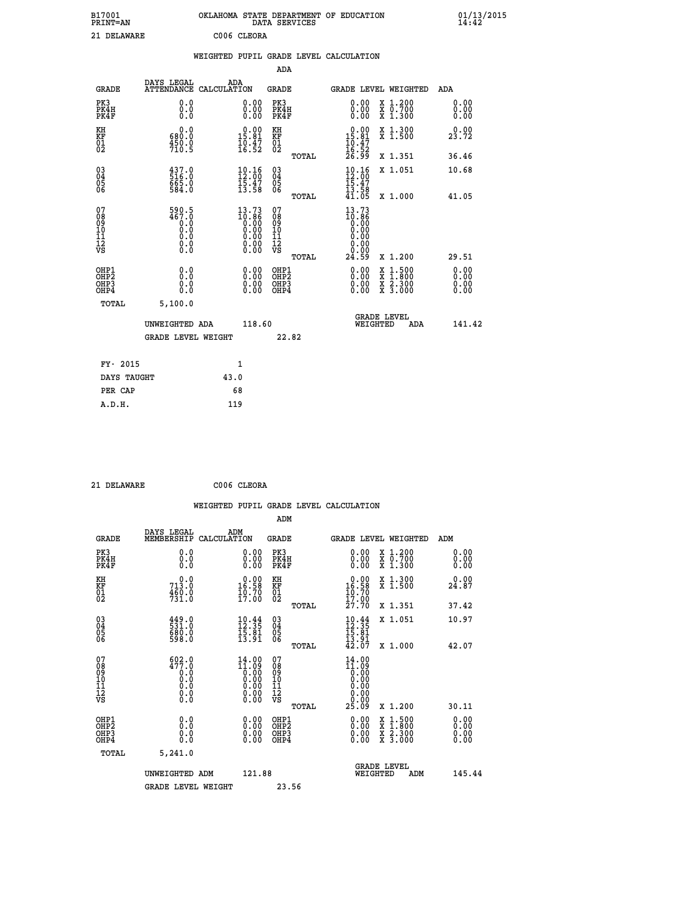B17001 OKLAHOMA STATE DEPARTMENT OF EDUCATION 01/13/2015
PRINT=AN DATA SERVICES 14:42

21 DELAWARE C006 CLEORA

WEIGHTED PUPIL GRADE LEVEL CALCULATION

ADA

| GRADE | DAYS LEGAL ATTENDANCE | ADA CALCULATION | GRADE | | GRADE LEVEL | WEIGHTED | ADA |
|---|---|---|---|---|---|---|---|
| PK3 | 0.0 | 0.00 | PK3 | | 0.00 | X 1.200 | 0.00 |
| PK4H | 0.0 | 0.00 | PK4H | | 0.00 | X 0.700 | 0.00 |
| PK4F | 0.0 | 0.00 | PK4F | | 0.00 | X 1.300 | 0.00 |
| KH | 0.0 | 0.00 | KH | | 0.00 | X 1.300 | 0.00 |
| KF | 680.0 | 15.81 | KF | | 15.81 | X 1.500 | 23.72 |
| 01 | 450.0 | 10.47 | 01 | | 10.47 | | |
| 02 | 710.5 | 16.52 | 02 | | 16.52 | | |
| | | | | TOTAL | 26.99 | X 1.351 | 36.46 |
| 03 | 437.0 | 10.16 | 03 | | 10.16 | X 1.051 | 10.68 |
| 04 | 516.0 | 12.00 | 04 | | 12.00 | | |
| 05 | 665.0 | 15.47 | 05 | | 15.47 | | |
| 06 | 584.0 | 13.58 | 06 | | 13.58 | | |
| | | | | TOTAL | 41.05 | X 1.000 | 41.05 |
| 07 | 590.5 | 13.73 | 07 | | 13.73 | | |
| 08 | 467.0 | 10.86 | 08 | | 10.86 | | |
| 09 | 0.0 | 0.00 | 09 | | 0.00 | | |
| 10 | 0.0 | 0.00 | 10 | | 0.00 | | |
| 11 | 0.0 | 0.00 | 11 | | 0.00 | | |
| 12 | 0.0 | 0.00 | 12 | | 0.00 | | |
| VS | 0.0 | 0.00 | VS | | 0.00 | | |
| | | | | TOTAL | 24.59 | X 1.200 | 29.51 |
| OHP1 | 0.0 | 0.00 | OHP1 | | 0.00 | X 1.500 | 0.00 |
| OHP2 | 0.0 | 0.00 | OHP2 | | 0.00 | X 1.800 | 0.00 |
| OHP3 | 0.0 | 0.00 | OHP3 | | 0.00 | X 2.300 | 0.00 |
| OHP4 | 0.0 | 0.00 | OHP4 | | 0.00 | X 3.000 | 0.00 |
| TOTAL | 5,100.0 | | | | | | |

UNWEIGHTED ADA 118.60 GRADE LEVEL WEIGHTED ADA 141.42

GRADE LEVEL WEIGHT 22.82

| FY- 2015 | 1 |
|---|---|
| DAYS TAUGHT | 43.0 |
| PER CAP | 68 |
| A.D.H. | 119 |

21 DELAWARE C006 CLEORA

WEIGHTED PUPIL GRADE LEVEL CALCULATION

ADM

| GRADE | DAYS LEGAL MEMBERSHIP | ADM CALCULATION | GRADE | | GRADE LEVEL | WEIGHTED | ADM |
|---|---|---|---|---|---|---|---|
| PK3 | 0.0 | 0.00 | PK3 | | 0.00 | X 1.200 | 0.00 |
| PK4H | 0.0 | 0.00 | PK4H | | 0.00 | X 0.700 | 0.00 |
| PK4F | 0.0 | 0.00 | PK4F | | 0.00 | X 1.300 | 0.00 |
| KH | 0.0 | 0.00 | KH | | 0.00 | X 1.300 | 0.00 |
| KF | 713.0 | 16.58 | KF | | 16.58 | X 1.500 | 24.87 |
| 01 | 460.0 | 10.70 | 01 | | 10.70 | | |
| 02 | 731.0 | 17.00 | 02 | | 17.00 | | |
| | | | | TOTAL | 27.70 | X 1.351 | 37.42 |
| 03 | 449.0 | 10.44 | 03 | | 10.44 | X 1.051 | 10.97 |
| 04 | 531.0 | 12.35 | 04 | | 12.35 | | |
| 05 | 680.0 | 15.81 | 05 | | 15.81 | | |
| 06 | 598.0 | 13.91 | 06 | | 13.91 | | |
| | | | | TOTAL | 42.07 | X 1.000 | 42.07 |
| 07 | 602.0 | 14.00 | 07 | | 14.00 | | |
| 08 | 477.0 | 11.09 | 08 | | 11.09 | | |
| 09 | 0.0 | 0.00 | 09 | | 0.00 | | |
| 10 | 0.0 | 0.00 | 10 | | 0.00 | | |
| 11 | 0.0 | 0.00 | 11 | | 0.00 | | |
| 12 | 0.0 | 0.00 | 12 | | 0.00 | | |
| VS | 0.0 | 0.00 | VS | | 0.00 | | |
| | | | | TOTAL | 25.09 | X 1.200 | 30.11 |
| OHP1 | 0.0 | 0.00 | OHP1 | | 0.00 | X 1.500 | 0.00 |
| OHP2 | 0.0 | 0.00 | OHP2 | | 0.00 | X 1.800 | 0.00 |
| OHP3 | 0.0 | 0.00 | OHP3 | | 0.00 | X 2.300 | 0.00 |
| OHP4 | 0.0 | 0.00 | OHP4 | | 0.00 | X 3.000 | 0.00 |
| TOTAL | 5,241.0 | | | | | | |

UNWEIGHTED ADM 121.88 GRADE LEVEL WEIGHTED ADM 145.44

GRADE LEVEL WEIGHT 23.56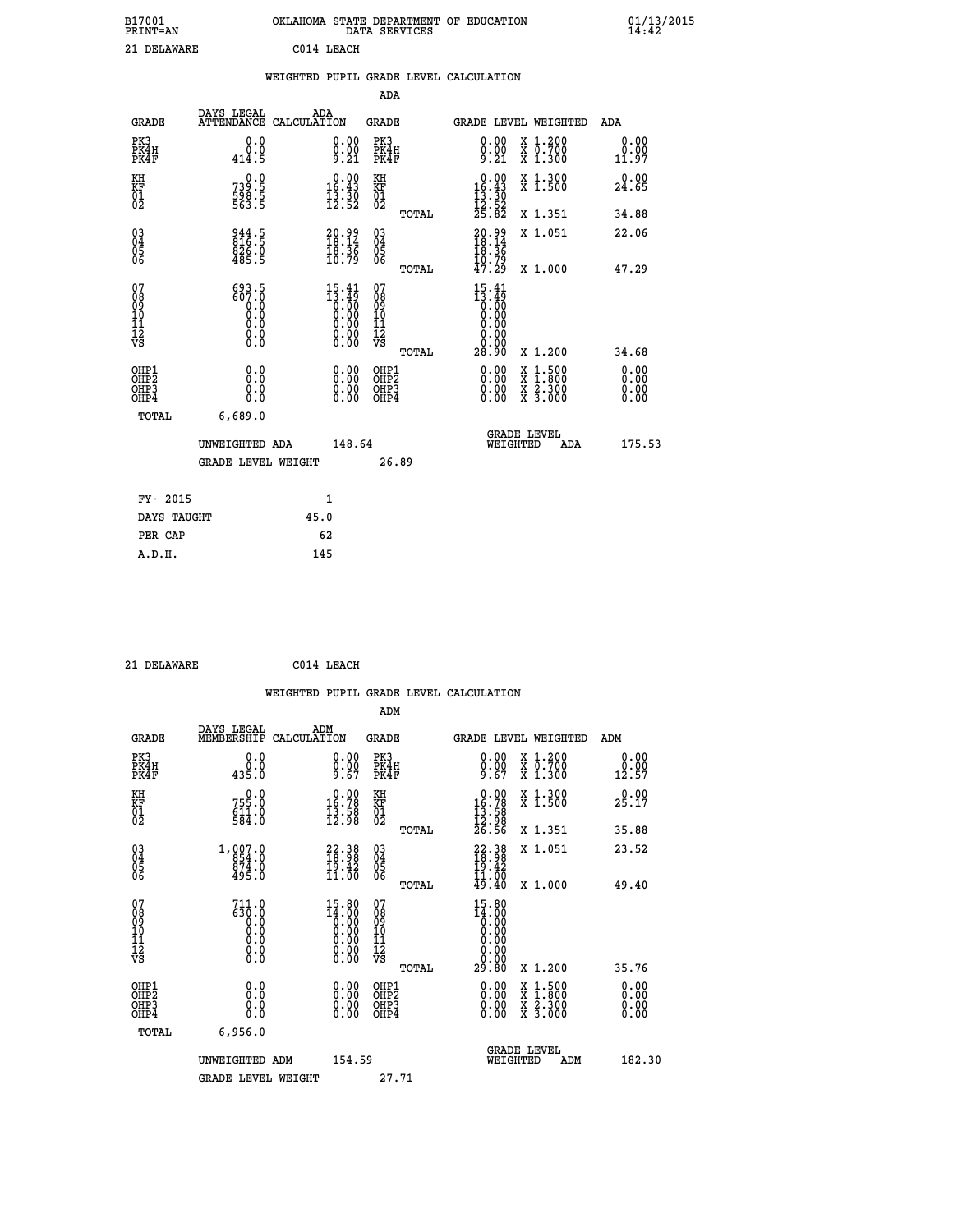B17001 OKLAHOMA STATE DEPARTMENT OF EDUCATION 01/13/2015
PRINT=AN DATA SERVICES 14:42

21 DELAWARE C014 LEACH

WEIGHTED PUPIL GRADE LEVEL CALCULATION

ADA

| GRADE | DAYS LEGAL ATTENDANCE | ADA CALCULATION | GRADE | GRADE LEVEL | WEIGHTED | ADA |
|---|---|---|---|---|---|---|
| PK3 | 0.0 | 0.00 | PK3 | 0.00 | X 1.200 | 0.00 |
| PK4H | 0.0 | 0.00 | PK4H | 0.00 | X 0.700 | 0.00 |
| PK4F | 414.5 | 9.21 | PK4F | 9.21 | X 1.300 | 11.97 |
| KH | 0.0 | 0.00 | KH | 0.00 | X 1.300 | 0.00 |
| KF | 739.5 | 16.43 | KF | 16.43 | X 1.500 | 24.65 |
| 01 | 598.5 | 13.30 | 01 | 13.30 | | |
| 02 | 563.5 | 12.52 | 02 | 12.52 | | |
| | | | TOTAL | 25.82 | X 1.351 | 34.88 |
| 03 | 944.5 | 20.99 | 03 | 20.99 | X 1.051 | 22.06 |
| 04 | 816.5 | 18.14 | 04 | 18.14 | | |
| 05 | 826.0 | 18.36 | 05 | 18.36 | | |
| 06 | 485.5 | 10.79 | 06 | 10.79 | | |
| | | | TOTAL | 47.29 | X 1.000 | 47.29 |
| 07 | 693.5 | 15.41 | 07 | 15.41 | | |
| 08 | 607.0 | 13.49 | 08 | 13.49 | | |
| 09 | 0.0 | 0.00 | 09 | 0.00 | | |
| 10 | 0.0 | 0.00 | 10 | 0.00 | | |
| 11 | 0.0 | 0.00 | 11 | 0.00 | | |
| 12 | 0.0 | 0.00 | 12 | 0.00 | | |
| VS | 0.0 | 0.00 | VS | 0.00 | | |
| | | | TOTAL | 28.90 | X 1.200 | 34.68 |
| OHP1 | 0.0 | 0.00 | OHP1 | 0.00 | X 1.500 | 0.00 |
| OHP2 | 0.0 | 0.00 | OHP2 | 0.00 | X 1.800 | 0.00 |
| OHP3 | 0.0 | 0.00 | OHP3 | 0.00 | X 2.300 | 0.00 |
| OHP4 | 0.0 | 0.00 | OHP4 | 0.00 | X 3.000 | 0.00 |
| TOTAL | 6,689.0 | | | | | |

UNWEIGHTED ADA 148.64 GRADE LEVEL WEIGHTED ADA 175.53

GRADE LEVEL WEIGHT 26.89

| FY- 2015 | 1 |
|---|---|
| DAYS TAUGHT | 45.0 |
| PER CAP | 62 |
| A.D.H. | 145 |

21 DELAWARE C014 LEACH

WEIGHTED PUPIL GRADE LEVEL CALCULATION

ADM

| GRADE | DAYS LEGAL MEMBERSHIP | ADM CALCULATION | GRADE | GRADE LEVEL | WEIGHTED | ADM |
|---|---|---|---|---|---|---|
| PK3 | 0.0 | 0.00 | PK3 | 0.00 | X 1.200 | 0.00 |
| PK4H | 0.0 | 0.00 | PK4H | 0.00 | X 0.700 | 0.00 |
| PK4F | 435.0 | 9.67 | PK4F | 9.67 | X 1.300 | 12.57 |
| KH | 0.0 | 0.00 | KH | 0.00 | X 1.300 | 0.00 |
| KF | 755.0 | 16.78 | KF | 16.78 | X 1.500 | 25.17 |
| 01 | 611.0 | 13.58 | 01 | 13.58 | | |
| 02 | 584.0 | 12.98 | 02 | 12.98 | | |
| | | | TOTAL | 26.56 | X 1.351 | 35.88 |
| 03 | 1,007.0 | 22.38 | 03 | 22.38 | X 1.051 | 23.52 |
| 04 | 854.0 | 18.98 | 04 | 18.98 | | |
| 05 | 874.0 | 19.42 | 05 | 19.42 | | |
| 06 | 495.0 | 11.00 | 06 | 11.00 | | |
| | | | TOTAL | 49.40 | X 1.000 | 49.40 |
| 07 | 711.0 | 15.80 | 07 | 15.80 | | |
| 08 | 630.0 | 14.00 | 08 | 14.00 | | |
| 09 | 0.0 | 0.00 | 09 | 0.00 | | |
| 10 | 0.0 | 0.00 | 10 | 0.00 | | |
| 11 | 0.0 | 0.00 | 11 | 0.00 | | |
| 12 | 0.0 | 0.00 | 12 | 0.00 | | |
| VS | 0.0 | 0.00 | VS | 0.00 | | |
| | | | TOTAL | 29.80 | X 1.200 | 35.76 |
| OHP1 | 0.0 | 0.00 | OHP1 | 0.00 | X 1.500 | 0.00 |
| OHP2 | 0.0 | 0.00 | OHP2 | 0.00 | X 1.800 | 0.00 |
| OHP3 | 0.0 | 0.00 | OHP3 | 0.00 | X 2.300 | 0.00 |
| OHP4 | 0.0 | 0.00 | OHP4 | 0.00 | X 3.000 | 0.00 |
| TOTAL | 6,956.0 | | | | | |

UNWEIGHTED ADM 154.59 GRADE LEVEL WEIGHTED ADM 182.30

GRADE LEVEL WEIGHT 27.71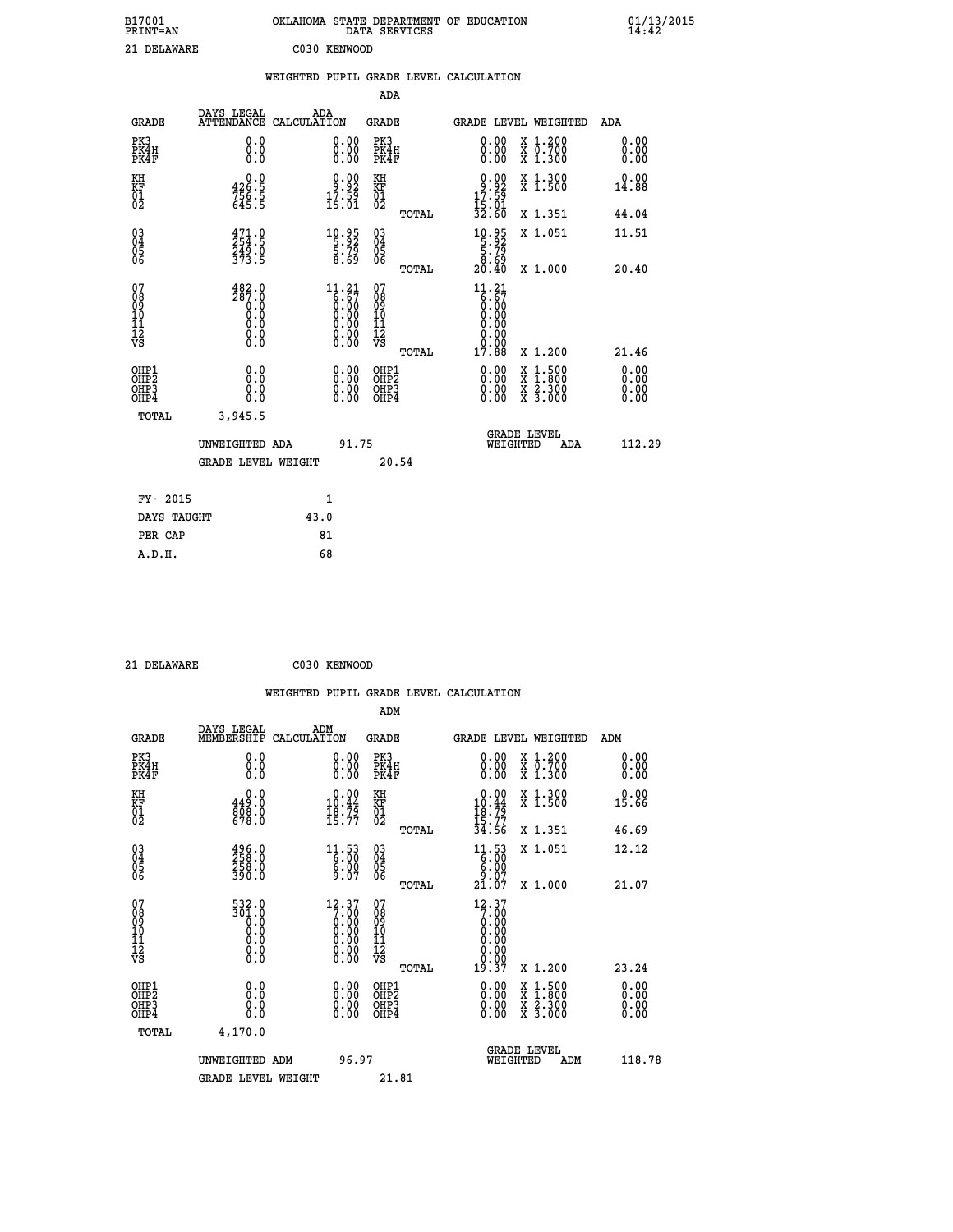B17001 OKLAHOMA STATE DEPARTMENT OF EDUCATION 01/13/2015
PRINT=AN DATA SERVICES 14:42

21 DELAWARE C030 KENWOOD

WEIGHTED PUPIL GRADE LEVEL CALCULATION

ADA

| GRADE | DAYS LEGAL ATTENDANCE | ADA CALCULATION | GRADE | GRADE LEVEL | WEIGHTED | ADA |
|---|---|---|---|---|---|---|
| PK3 | 0.0 | 0.00 | PK3 | 0.00 | X 1.200 | 0.00 |
| PK4H | 0.0 | 0.00 | PK4H | 0.00 | X 0.700 | 0.00 |
| PK4F | 0.0 | 0.00 | PK4F | 0.00 | X 1.300 | 0.00 |
| KH | 0.0 | 0.00 | KH | 0.00 | X 1.300 | 0.00 |
| KF | 426.5 | 9.92 | KF | 9.92 | X 1.500 | 14.88 |
| 01 | 756.5 | 17.59 | 01 | 17.59 | | |
| 02 | 645.5 | 15.01 | 02 | 15.01 | | |
| | | | TOTAL | 32.60 | X 1.351 | 44.04 |
| 03 | 471.0 | 10.95 | 03 | 10.95 | X 1.051 | 11.51 |
| 04 | 254.5 | 5.92 | 04 | 5.92 | | |
| 05 | 249.0 | 5.79 | 05 | 5.79 | | |
| 06 | 373.5 | 8.69 | 06 | 8.69 | | |
| | | | TOTAL | 20.40 | X 1.000 | 20.40 |
| 07 | 482.0 | 11.21 | 07 | 11.21 | | |
| 08 | 287.0 | 6.67 | 08 | 6.67 | | |
| 09 | 0.0 | 0.00 | 09 | 0.00 | | |
| 10 | 0.0 | 0.00 | 10 | 0.00 | | |
| 11 | 0.0 | 0.00 | 11 | 0.00 | | |
| 12 | 0.0 | 0.00 | 12 | 0.00 | | |
| VS | 0.0 | 0.00 | VS | 0.00 | | |
| | | | TOTAL | 17.88 | X 1.200 | 21.46 |
| OHP1 | 0.0 | 0.00 | OHP1 | 0.00 | X 1.500 | 0.00 |
| OHP2 | 0.0 | 0.00 | OHP2 | 0.00 | X 1.800 | 0.00 |
| OHP3 | 0.0 | 0.00 | OHP3 | 0.00 | X 2.300 | 0.00 |
| OHP4 | 0.0 | 0.00 | OHP4 | 0.00 | X 3.000 | 0.00 |
| TOTAL | 3,945.5 | | | | | |

UNWEIGHTED ADA 91.75 GRADE LEVEL WEIGHTED ADA 112.29

GRADE LEVEL WEIGHT 20.54

| FY- 2015 | 1 |
|---|---|
| DAYS TAUGHT | 43.0 |
| PER CAP | 81 |
| A.D.H. | 68 |

21 DELAWARE C030 KENWOOD

WEIGHTED PUPIL GRADE LEVEL CALCULATION

ADM

| GRADE | DAYS LEGAL MEMBERSHIP | ADM CALCULATION | GRADE | GRADE LEVEL | WEIGHTED | ADM |
|---|---|---|---|---|---|---|
| PK3 | 0.0 | 0.00 | PK3 | 0.00 | X 1.200 | 0.00 |
| PK4H | 0.0 | 0.00 | PK4H | 0.00 | X 0.700 | 0.00 |
| PK4F | 0.0 | 0.00 | PK4F | 0.00 | X 1.300 | 0.00 |
| KH | 0.0 | 0.00 | KH | 0.00 | X 1.300 | 0.00 |
| KF | 449.0 | 10.44 | KF | 10.44 | X 1.500 | 15.66 |
| 01 | 808.0 | 18.79 | 01 | 18.79 | | |
| 02 | 678.0 | 15.77 | 02 | 15.77 | | |
| | | | TOTAL | 34.56 | X 1.351 | 46.69 |
| 03 | 496.0 | 11.53 | 03 | 11.53 | X 1.051 | 12.12 |
| 04 | 258.0 | 6.00 | 04 | 6.00 | | |
| 05 | 258.0 | 6.00 | 05 | 6.00 | | |
| 06 | 390.0 | 9.07 | 06 | 9.07 | | |
| | | | TOTAL | 21.07 | X 1.000 | 21.07 |
| 07 | 532.0 | 12.37 | 07 | 12.37 | | |
| 08 | 301.0 | 7.00 | 08 | 7.00 | | |
| 09 | 0.0 | 0.00 | 09 | 0.00 | | |
| 10 | 0.0 | 0.00 | 10 | 0.00 | | |
| 11 | 0.0 | 0.00 | 11 | 0.00 | | |
| 12 | 0.0 | 0.00 | 12 | 0.00 | | |
| VS | 0.0 | 0.00 | VS | 0.00 | | |
| | | | TOTAL | 19.37 | X 1.200 | 23.24 |
| OHP1 | 0.0 | 0.00 | OHP1 | 0.00 | X 1.500 | 0.00 |
| OHP2 | 0.0 | 0.00 | OHP2 | 0.00 | X 1.800 | 0.00 |
| OHP3 | 0.0 | 0.00 | OHP3 | 0.00 | X 2.300 | 0.00 |
| OHP4 | 0.0 | 0.00 | OHP4 | 0.00 | X 3.000 | 0.00 |
| TOTAL | 4,170.0 | | | | | |

UNWEIGHTED ADM 96.97 GRADE LEVEL WEIGHTED ADM 118.78

GRADE LEVEL WEIGHT 21.81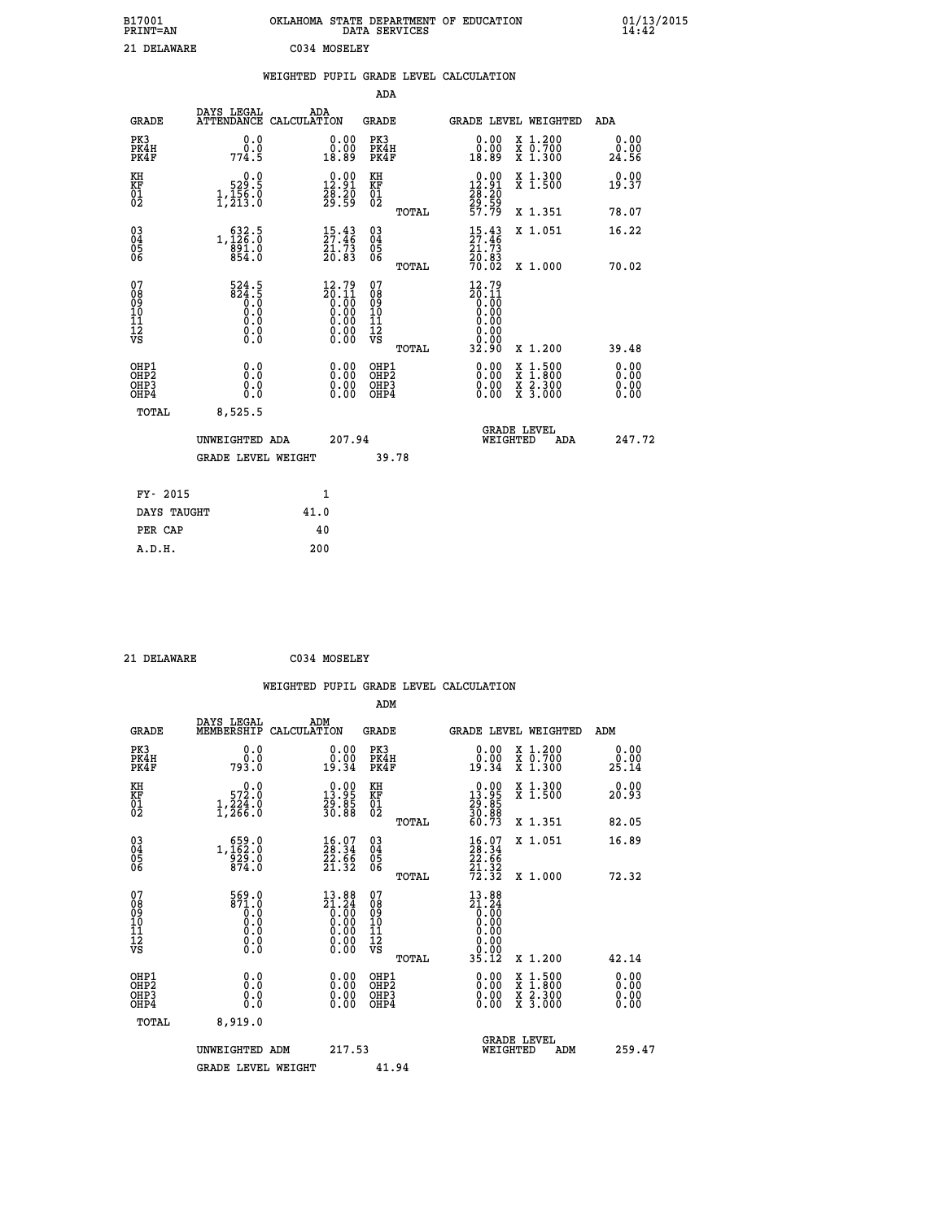B17001 OKLAHOMA STATE DEPARTMENT OF EDUCATION 01/13/2015
PRINT=AN DATA SERVICES 14:42

21 DELAWARE C034 MOSELEY

## WEIGHTED PUPIL GRADE LEVEL CALCULATION

### ADA

| GRADE | DAYS LEGAL ATTENDANCE | ADA CALCULATION | GRADE | GRADE LEVEL | WEIGHTED | ADA |
|---|---|---|---|---|---|---|
| PK3 | 0.0 | 0.00 | PK3 | 0.00 | X 1.200 | 0.00 |
| PK4H | 0.0 | 0.00 | PK4H | 0.00 | X 0.700 | 0.00 |
| PK4F | 774.5 | 18.89 | PK4F | 18.89 | X 1.300 | 24.56 |
| KH | 0.0 | 0.00 | KH | 0.00 | X 1.300 | 0.00 |
| KF | 529.5 | 12.91 | KF | 12.91 | X 1.500 | 19.37 |
| 01 | 1,156.0 | 28.20 | 01 | 28.20 | | |
| 02 | 1,213.0 | 29.59 | 02 | 29.59 | | |
| | | | TOTAL | 57.79 | X 1.351 | 78.07 |
| 03 | 632.5 | 15.43 | 03 | 15.43 | X 1.051 | 16.22 |
| 04 | 1,126.0 | 27.46 | 04 | 27.46 | | |
| 05 | 891.0 | 21.73 | 05 | 21.73 | | |
| 06 | 854.0 | 20.83 | 06 | 20.83 | | |
| | | | TOTAL | 70.02 | X 1.000 | 70.02 |
| 07 | 524.5 | 12.79 | 07 | 12.79 | | |
| 08 | 824.5 | 20.11 | 08 | 20.11 | | |
| 09 | 0.0 | 0.00 | 09 | 0.00 | | |
| 10 | 0.0 | 0.00 | 10 | 0.00 | | |
| 11 | 0.0 | 0.00 | 11 | 0.00 | | |
| 12 | 0.0 | 0.00 | 12 | 0.00 | | |
| VS | 0.0 | 0.00 | VS | 0.00 | | |
| | | | TOTAL | 32.90 | X 1.200 | 39.48 |
| OHP1 | 0.0 | 0.00 | OHP1 | 0.00 | X 1.500 | 0.00 |
| OHP2 | 0.0 | 0.00 | OHP2 | 0.00 | X 1.800 | 0.00 |
| OHP3 | 0.0 | 0.00 | OHP3 | 0.00 | X 2.300 | 0.00 |
| OHP4 | 0.0 | 0.00 | OHP4 | 0.00 | X 3.000 | 0.00 |
| TOTAL | 8,525.5 | | | | | |

UNWEIGHTED ADA 207.94 GRADE LEVEL WEIGHTED ADA 247.72

GRADE LEVEL WEIGHT 39.78

| FY- 2015 | 1 |
|---|---|
| DAYS TAUGHT | 41.0 |
| PER CAP | 40 |
| A.D.H. | 200 |

21 DELAWARE C034 MOSELEY

## WEIGHTED PUPIL GRADE LEVEL CALCULATION

### ADM

| GRADE | DAYS LEGAL MEMBERSHIP | ADM CALCULATION | GRADE | GRADE LEVEL | WEIGHTED | ADM |
|---|---|---|---|---|---|---|
| PK3 | 0.0 | 0.00 | PK3 | 0.00 | X 1.200 | 0.00 |
| PK4H | 0.0 | 0.00 | PK4H | 0.00 | X 0.700 | 0.00 |
| PK4F | 793.0 | 19.34 | PK4F | 19.34 | X 1.300 | 25.14 |
| KH | 0.0 | 0.00 | KH | 0.00 | X 1.300 | 0.00 |
| KF | 572.0 | 13.95 | KF | 13.95 | X 1.500 | 20.93 |
| 01 | 1,224.0 | 29.85 | 01 | 29.85 | | |
| 02 | 1,266.0 | 30.88 | 02 | 30.88 | | |
| | | | TOTAL | 60.73 | X 1.351 | 82.05 |
| 03 | 659.0 | 16.07 | 03 | 16.07 | X 1.051 | 16.89 |
| 04 | 1,162.0 | 28.34 | 04 | 28.34 | | |
| 05 | 929.0 | 22.66 | 05 | 22.66 | | |
| 06 | 874.0 | 21.32 | 06 | 21.32 | | |
| | | | TOTAL | 72.32 | X 1.000 | 72.32 |
| 07 | 569.0 | 13.88 | 07 | 13.88 | | |
| 08 | 871.0 | 21.24 | 08 | 21.24 | | |
| 09 | 0.0 | 0.00 | 09 | 0.00 | | |
| 10 | 0.0 | 0.00 | 10 | 0.00 | | |
| 11 | 0.0 | 0.00 | 11 | 0.00 | | |
| 12 | 0.0 | 0.00 | 12 | 0.00 | | |
| VS | 0.0 | 0.00 | VS | 0.00 | | |
| | | | TOTAL | 35.12 | X 1.200 | 42.14 |
| OHP1 | 0.0 | 0.00 | OHP1 | 0.00 | X 1.500 | 0.00 |
| OHP2 | 0.0 | 0.00 | OHP2 | 0.00 | X 1.800 | 0.00 |
| OHP3 | 0.0 | 0.00 | OHP3 | 0.00 | X 2.300 | 0.00 |
| OHP4 | 0.0 | 0.00 | OHP4 | 0.00 | X 3.000 | 0.00 |
| TOTAL | 8,919.0 | | | | | |

UNWEIGHTED ADM 217.53 GRADE LEVEL WEIGHTED ADM 259.47

GRADE LEVEL WEIGHT 41.94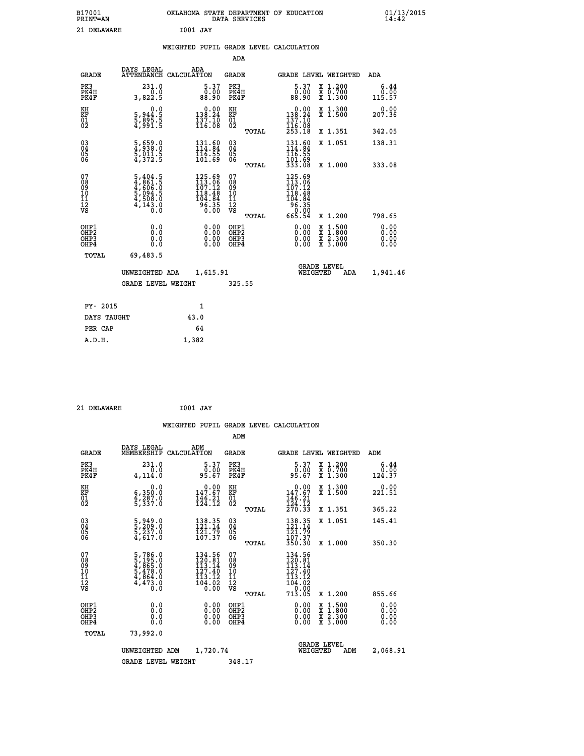B17001 OKLAHOMA STATE DEPARTMENT OF EDUCATION 01/13/2015
PRINT=AN DATA SERVICES 14:42

21 DELAWARE I001 JAY

## WEIGHTED PUPIL GRADE LEVEL CALCULATION

### ADA

| GRADE | DAYS LEGAL ATTENDANCE | ADA CALCULATION | GRADE | GRADE LEVEL | WEIGHTED | ADA |
|---|---|---|---|---|---|---|
| PK3 | 231.0 | 5.37 | PK3 | 5.37 | X 1.200 | 6.44 |
| PK4H | 0.0 | 0.00 | PK4H | 0.00 | X 0.700 | 0.00 |
| PK4F | 3,822.5 | 88.90 | PK4F | 88.90 | X 1.300 | 115.57 |
| KH | 0.0 | 0.00 | KH | 0.00 | X 1.300 | 0.00 |
| KF | 5,944.5 | 138.24 | KF | 138.24 | X 1.500 | 207.36 |
| 01 | 5,895.5 | 137.10 | 01 | 137.10 | | |
| 02 | 4,991.5 | 116.08 | 02 | 116.08 | | |
| | | | TOTAL | 253.18 | X 1.351 | 342.05 |
| 03 | 5,659.0 | 131.60 | 03 | 131.60 | X 1.051 | 138.31 |
| 04 | 4,938.0 | 114.84 | 04 | 114.84 | | |
| 05 | 5,011.5 | 116.55 | 05 | 116.55 | | |
| 06 | 4,372.5 | 101.69 | 06 | 101.69 | | |
| | | | TOTAL | 333.08 | X 1.000 | 333.08 |
| 07 | 5,404.5 | 125.69 | 07 | 125.69 | | |
| 08 | 4,861.5 | 113.06 | 08 | 113.06 | | |
| 09 | 4,606.0 | 107.12 | 09 | 107.12 | | |
| 10 | 5,094.5 | 118.48 | 10 | 118.48 | | |
| 11 | 4,508.0 | 104.84 | 11 | 104.84 | | |
| 12 | 4,143.0 | 96.35 | 12 | 96.35 | | |
| VS | 0.0 | 0.00 | VS | 0.00 | | |
| | | | TOTAL | 665.54 | X 1.200 | 798.65 |
| OHP1 | 0.0 | 0.00 | OHP1 | 0.00 | X 1.500 | 0.00 |
| OHP2 | 0.0 | 0.00 | OHP2 | 0.00 | X 1.800 | 0.00 |
| OHP3 | 0.0 | 0.00 | OHP3 | 0.00 | X 2.300 | 0.00 |
| OHP4 | 0.0 | 0.00 | OHP4 | 0.00 | X 3.000 | 0.00 |
| TOTAL | 69,483.5 | | | | | |

UNWEIGHTED ADA 1,615.91 GRADE LEVEL WEIGHTED ADA 1,941.46

GRADE LEVEL WEIGHT 325.55

| FY- 2015 | 1 |
|---|---|
| DAYS TAUGHT | 43.0 |
| PER CAP | 64 |
| A.D.H. | 1,382 |

21 DELAWARE I001 JAY

## WEIGHTED PUPIL GRADE LEVEL CALCULATION

### ADM

| GRADE | DAYS LEGAL MEMBERSHIP | ADM CALCULATION | GRADE | GRADE LEVEL | WEIGHTED | ADM |
|---|---|---|---|---|---|---|
| PK3 | 231.0 | 5.37 | PK3 | 5.37 | X 1.200 | 6.44 |
| PK4H | 0.0 | 0.00 | PK4H | 0.00 | X 0.700 | 0.00 |
| PK4F | 4,114.0 | 95.67 | PK4F | 95.67 | X 1.300 | 124.37 |
| KH | 0.0 | 0.00 | KH | 0.00 | X 1.300 | 0.00 |
| KF | 6,350.0 | 147.67 | KF | 147.67 | X 1.500 | 221.51 |
| 01 | 6,287.0 | 146.21 | 01 | 146.21 | | |
| 02 | 5,337.0 | 124.12 | 02 | 124.12 | | |
| | | | TOTAL | 270.33 | X 1.351 | 365.22 |
| 03 | 5,949.0 | 138.35 | 03 | 138.35 | X 1.051 | 145.41 |
| 04 | 5,209.0 | 121.14 | 04 | 121.14 | | |
| 05 | 5,237.0 | 121.79 | 05 | 121.79 | | |
| 06 | 4,617.0 | 107.37 | 06 | 107.37 | | |
| | | | TOTAL | 350.30 | X 1.000 | 350.30 |
| 07 | 5,786.0 | 134.56 | 07 | 134.56 | | |
| 08 | 5,195.0 | 120.81 | 08 | 120.81 | | |
| 09 | 4,865.0 | 113.14 | 09 | 113.14 | | |
| 10 | 5,478.0 | 127.40 | 10 | 127.40 | | |
| 11 | 4,864.0 | 113.12 | 11 | 113.12 | | |
| 12 | 4,473.0 | 104.02 | 12 | 104.02 | | |
| VS | 0.0 | 0.00 | VS | 0.00 | | |
| | | | TOTAL | 713.05 | X 1.200 | 855.66 |
| OHP1 | 0.0 | 0.00 | OHP1 | 0.00 | X 1.500 | 0.00 |
| OHP2 | 0.0 | 0.00 | OHP2 | 0.00 | X 1.800 | 0.00 |
| OHP3 | 0.0 | 0.00 | OHP3 | 0.00 | X 2.300 | 0.00 |
| OHP4 | 0.0 | 0.00 | OHP4 | 0.00 | X 3.000 | 0.00 |
| TOTAL | 73,992.0 | | | | | |

UNWEIGHTED ADM 1,720.74 GRADE LEVEL WEIGHTED ADM 2,068.91

GRADE LEVEL WEIGHT 348.17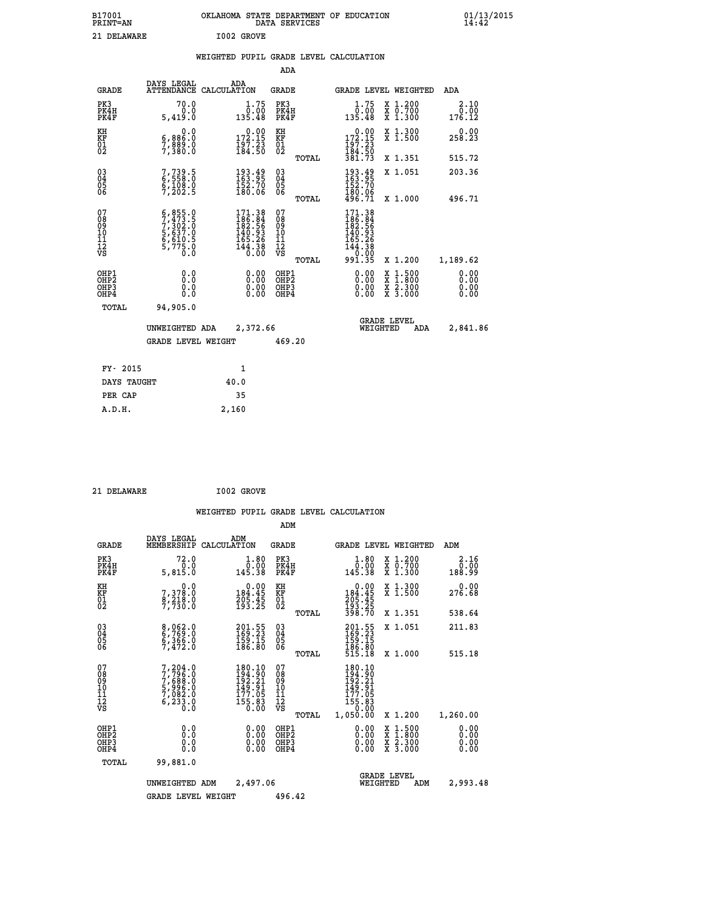B17001 OKLAHOMA STATE DEPARTMENT OF EDUCATION 01/13/2015
PRINT=AN DATA SERVICES 14:42

21 DELAWARE I002 GROVE

## WEIGHTED PUPIL GRADE LEVEL CALCULATION

### ADA

| GRADE | DAYS LEGAL ATTENDANCE | ADA CALCULATION | GRADE | | GRADE LEVEL | WEIGHTED | ADA |
|---|---|---|---|---|---|---|---|
| PK3 | 70.0 | 1.75 | PK3 | | 1.75 | X 1.200 | 2.10 |
| PK4H | 0.0 | 0.00 | PK4H | | 0.00 | X 0.700 | 0.00 |
| PK4F | 5,419.0 | 135.48 | PK4F | | 135.48 | X 1.300 | 176.12 |
| KH | 0.0 | 0.00 | KH | | 0.00 | X 1.300 | 0.00 |
| KF | 6,886.0 | 172.15 | KF | | 172.15 | X 1.500 | 258.23 |
| 01 | 7,889.0 | 197.23 | 01 | | 197.23 | | |
| 02 | 7,380.0 | 184.50 | 02 | | 184.50 | | |
| | | | | TOTAL | 381.73 | X 1.351 | 515.72 |
| 03 | 7,739.5 | 193.49 | 03 | | 193.49 | X 1.051 | 203.36 |
| 04 | 6,558.0 | 163.95 | 04 | | 163.95 | | |
| 05 | 6,108.0 | 152.70 | 05 | | 152.70 | | |
| 06 | 7,202.5 | 180.06 | 06 | | 180.06 | | |
| | | | | TOTAL | 496.71 | X 1.000 | 496.71 |
| 07 | 6,855.0 | 171.38 | 07 | | 171.38 | | |
| 08 | 7,473.5 | 186.84 | 08 | | 186.84 | | |
| 09 | 7,302.0 | 182.56 | 09 | | 182.56 | | |
| 10 | 5,637.0 | 140.93 | 10 | | 140.93 | | |
| 11 | 6,610.5 | 165.26 | 11 | | 165.26 | | |
| 12 | 5,775.0 | 144.38 | 12 | | 144.38 | | |
| VS | 0.0 | 0.00 | VS | | 0.00 | | |
| | | | | TOTAL | 991.35 | X 1.200 | 1,189.62 |
| OHP1 | 0.0 | 0.00 | OHP1 | | 0.00 | X 1.500 | 0.00 |
| OHP2 | 0.0 | 0.00 | OHP2 | | 0.00 | X 1.800 | 0.00 |
| OHP3 | 0.0 | 0.00 | OHP3 | | 0.00 | X 2.300 | 0.00 |
| OHP4 | 0.0 | 0.00 | OHP4 | | 0.00 | X 3.000 | 0.00 |
| TOTAL | 94,905.0 | | | | | | |

UNWEIGHTED ADA 2,372.66 GRADE LEVEL WEIGHTED ADA 2,841.86

GRADE LEVEL WEIGHT 469.20

| | |
|---|---|
| FY- 2015 | 1 |
| DAYS TAUGHT | 40.0 |
| PER CAP | 35 |
| A.D.H. | 2,160 |

21 DELAWARE I002 GROVE

## WEIGHTED PUPIL GRADE LEVEL CALCULATION

### ADM

| GRADE | DAYS LEGAL MEMBERSHIP | ADM CALCULATION | GRADE | | GRADE LEVEL | WEIGHTED | ADM |
|---|---|---|---|---|---|---|---|
| PK3 | 72.0 | 1.80 | PK3 | | 1.80 | X 1.200 | 2.16 |
| PK4H | 0.0 | 0.00 | PK4H | | 0.00 | X 0.700 | 0.00 |
| PK4F | 5,815.0 | 145.38 | PK4F | | 145.38 | X 1.300 | 188.99 |
| KH | 0.0 | 0.00 | KH | | 0.00 | X 1.300 | 0.00 |
| KF | 7,378.0 | 184.45 | KF | | 184.45 | X 1.500 | 276.68 |
| 01 | 8,218.0 | 205.45 | 01 | | 205.45 | | |
| 02 | 7,730.0 | 193.25 | 02 | | 193.25 | | |
| | | | | TOTAL | 398.70 | X 1.351 | 538.64 |
| 03 | 8,062.0 | 201.55 | 03 | | 201.55 | X 1.051 | 211.83 |
| 04 | 6,769.0 | 169.23 | 04 | | 169.23 | | |
| 05 | 6,366.0 | 159.15 | 05 | | 159.15 | | |
| 06 | 7,472.0 | 186.80 | 06 | | 186.80 | | |
| | | | | TOTAL | 515.18 | X 1.000 | 515.18 |
| 07 | 7,204.0 | 180.10 | 07 | | 180.10 | | |
| 08 | 7,796.0 | 194.90 | 08 | | 194.90 | | |
| 09 | 7,688.0 | 192.21 | 09 | | 192.21 | | |
| 10 | 5,996.0 | 149.91 | 10 | | 149.91 | | |
| 11 | 7,082.0 | 177.05 | 11 | | 177.05 | | |
| 12 | 6,233.0 | 155.83 | 12 | | 155.83 | | |
| VS | 0.0 | 0.00 | VS | | 0.00 | | |
| | | | | TOTAL | 1,050.00 | X 1.200 | 1,260.00 |
| OHP1 | 0.0 | 0.00 | OHP1 | | 0.00 | X 1.500 | 0.00 |
| OHP2 | 0.0 | 0.00 | OHP2 | | 0.00 | X 1.800 | 0.00 |
| OHP3 | 0.0 | 0.00 | OHP3 | | 0.00 | X 2.300 | 0.00 |
| OHP4 | 0.0 | 0.00 | OHP4 | | 0.00 | X 3.000 | 0.00 |
| TOTAL | 99,881.0 | | | | | | |

UNWEIGHTED ADM 2,497.06 GRADE LEVEL WEIGHTED ADM 2,993.48

GRADE LEVEL WEIGHT 496.42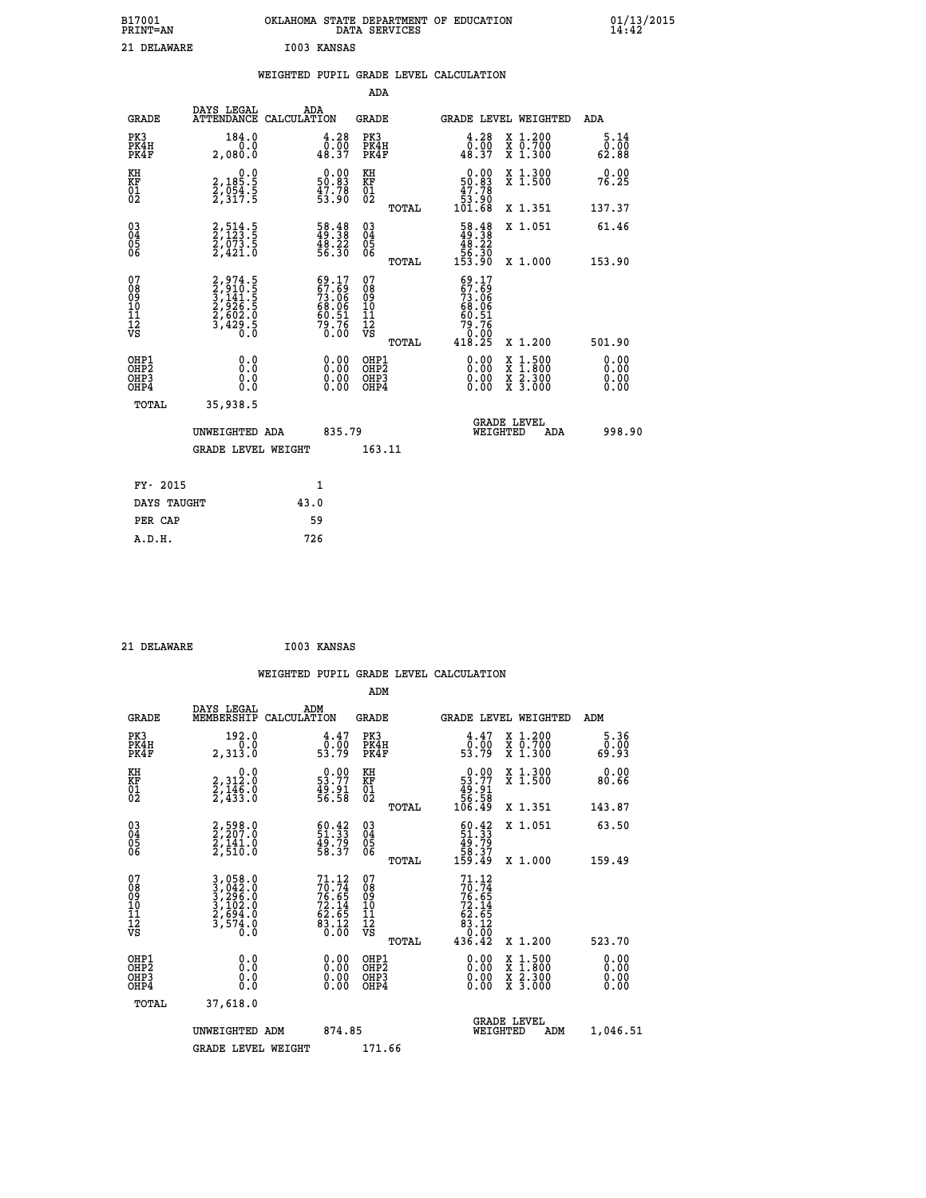B17001 OKLAHOMA STATE DEPARTMENT OF EDUCATION 01/13/2015
PRINT=AN DATA SERVICES 14:42

21 DELAWARE I003 KANSAS

## WEIGHTED PUPIL GRADE LEVEL CALCULATION

### ADA

| GRADE | DAYS LEGAL ATTENDANCE | ADA CALCULATION | GRADE | GRADE LEVEL | WEIGHTED | ADA |
|---|---|---|---|---|---|---|
| PK3 | 184.0 | 4.28 | PK3 | 4.28 | X 1.200 | 5.14 |
| PK4H | 0.0 | 0.00 | PK4H | 0.00 | X 0.700 | 0.00 |
| PK4F | 2,080.0 | 48.37 | PK4F | 48.37 | X 1.300 | 62.88 |
| KH | 0.0 | 0.00 | KH | 0.00 | X 1.300 | 0.00 |
| KF | 2,185.5 | 50.83 | KF | 50.83 | X 1.500 | 76.25 |
| 01 | 2,054.5 | 47.78 | 01 | 47.78 | | |
| 02 | 2,317.5 | 53.90 | 02 | 53.90 | | |
| | | | TOTAL | 101.68 | X 1.351 | 137.37 |
| 03 | 2,514.5 | 58.48 | 03 | 58.48 | X 1.051 | 61.46 |
| 04 | 2,123.5 | 49.38 | 04 | 49.38 | | |
| 05 | 2,073.5 | 48.22 | 05 | 48.22 | | |
| 06 | 2,421.0 | 56.30 | 06 | 56.30 | | |
| | | | TOTAL | 153.90 | X 1.000 | 153.90 |
| 07 | 2,974.5 | 69.17 | 07 | 69.17 | | |
| 08 | 2,910.5 | 67.69 | 08 | 67.69 | | |
| 09 | 3,141.5 | 73.06 | 09 | 73.06 | | |
| 10 | 2,926.5 | 68.06 | 10 | 68.06 | | |
| 11 | 2,602.0 | 60.51 | 11 | 60.51 | | |
| 12 | 3,429.5 | 79.76 | 12 | 79.76 | | |
| VS | 0.0 | 0.00 | VS | 0.00 | | |
| | | | TOTAL | 418.25 | X 1.200 | 501.90 |
| OHP1 | 0.0 | 0.00 | OHP1 | 0.00 | X 1.500 | 0.00 |
| OHP2 | 0.0 | 0.00 | OHP2 | 0.00 | X 1.800 | 0.00 |
| OHP3 | 0.0 | 0.00 | OHP3 | 0.00 | X 2.300 | 0.00 |
| OHP4 | 0.0 | 0.00 | OHP4 | 0.00 | X 3.000 | 0.00 |
| TOTAL | 35,938.5 | | | | | |

UNWEIGHTED ADA 835.79 GRADE LEVEL WEIGHTED ADA 998.90

GRADE LEVEL WEIGHT 163.11

| | |
|---|---|
| FY- 2015 | 1 |
| DAYS TAUGHT | 43.0 |
| PER CAP | 59 |
| A.D.H. | 726 |

21 DELAWARE I003 KANSAS

## WEIGHTED PUPIL GRADE LEVEL CALCULATION

### ADM

| GRADE | DAYS LEGAL MEMBERSHIP | ADM CALCULATION | GRADE | GRADE LEVEL | WEIGHTED | ADM |
|---|---|---|---|---|---|---|
| PK3 | 192.0 | 4.47 | PK3 | 4.47 | X 1.200 | 5.36 |
| PK4H | 0.0 | 0.00 | PK4H | 0.00 | X 0.700 | 0.00 |
| PK4F | 2,313.0 | 53.79 | PK4F | 53.79 | X 1.300 | 69.93 |
| KH | 0.0 | 0.00 | KH | 0.00 | X 1.300 | 0.00 |
| KF | 2,312.0 | 53.77 | KF | 53.77 | X 1.500 | 80.66 |
| 01 | 2,146.0 | 49.91 | 01 | 49.91 | | |
| 02 | 2,433.0 | 56.58 | 02 | 56.58 | | |
| | | | TOTAL | 106.49 | X 1.351 | 143.87 |
| 03 | 2,598.0 | 60.42 | 03 | 60.42 | X 1.051 | 63.50 |
| 04 | 2,207.0 | 51.33 | 04 | 51.33 | | |
| 05 | 2,141.0 | 49.79 | 05 | 49.79 | | |
| 06 | 2,510.0 | 58.37 | 06 | 58.37 | | |
| | | | TOTAL | 159.49 | X 1.000 | 159.49 |
| 07 | 3,058.0 | 71.12 | 07 | 71.12 | | |
| 08 | 3,042.0 | 70.74 | 08 | 70.74 | | |
| 09 | 3,296.0 | 76.65 | 09 | 76.65 | | |
| 10 | 3,102.0 | 72.14 | 10 | 72.14 | | |
| 11 | 2,694.0 | 62.65 | 11 | 62.65 | | |
| 12 | 3,574.0 | 83.12 | 12 | 83.12 | | |
| VS | 0.0 | 0.00 | VS | 0.00 | | |
| | | | TOTAL | 436.42 | X 1.200 | 523.70 |
| OHP1 | 0.0 | 0.00 | OHP1 | 0.00 | X 1.500 | 0.00 |
| OHP2 | 0.0 | 0.00 | OHP2 | 0.00 | X 1.800 | 0.00 |
| OHP3 | 0.0 | 0.00 | OHP3 | 0.00 | X 2.300 | 0.00 |
| OHP4 | 0.0 | 0.00 | OHP4 | 0.00 | X 3.000 | 0.00 |
| TOTAL | 37,618.0 | | | | | |

UNWEIGHTED ADM 874.85 GRADE LEVEL WEIGHTED ADM 1,046.51

GRADE LEVEL WEIGHT 171.66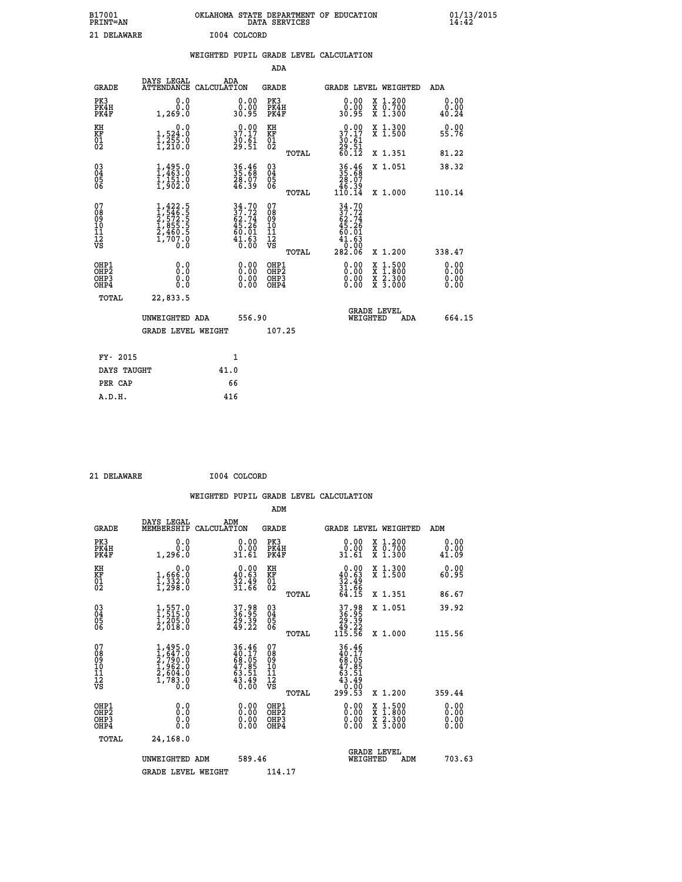B17001 OKLAHOMA STATE DEPARTMENT OF EDUCATION 01/13/2015
PRINT=AN DATA SERVICES 14:42

21 DELAWARE I004 COLCORD

## WEIGHTED PUPIL GRADE LEVEL CALCULATION

### ADA

| GRADE | DAYS LEGAL ATTENDANCE | ADA CALCULATION | GRADE | | GRADE LEVEL | WEIGHTED | ADA |
|---|---|---|---|---|---|---|---|
| PK3 | 0.0 | 0.00 | PK3 | | 0.00 | X 1.200 | 0.00 |
| PK4H | 0.0 | 0.00 | PK4H | | 0.00 | X 0.700 | 0.00 |
| PK4F | 1,269.0 | 30.95 | PK4F | | 30.95 | X 1.300 | 40.24 |
| KH | 0.0 | 0.00 | KH | | 0.00 | X 1.300 | 0.00 |
| KF | 1,524.0 | 37.17 | KF | | 37.17 | X 1.500 | 55.76 |
| 01 | 1,255.0 | 30.61 | 01 | | 30.61 | | |
| 02 | 1,210.0 | 29.51 | 02 | | 29.51 | | |
| | | | | TOTAL | 60.12 | X 1.351 | 81.22 |
| 03 | 1,495.0 | 36.46 | 03 | | 36.46 | X 1.051 | 38.32 |
| 04 | 1,463.0 | 35.68 | 04 | | 35.68 | | |
| 05 | 1,151.0 | 28.07 | 05 | | 28.07 | | |
| 06 | 1,902.0 | 46.39 | 06 | | 46.39 | | |
| | | | | TOTAL | 110.14 | X 1.000 | 110.14 |
| 07 | 1,422.5 | 34.70 | 07 | | 34.70 | | |
| 08 | 1,546.5 | 37.72 | 08 | | 37.72 | | |
| 09 | 2,572.5 | 62.74 | 09 | | 62.74 | | |
| 10 | 1,855.5 | 45.26 | 10 | | 45.26 | | |
| 11 | 2,460.5 | 60.01 | 11 | | 60.01 | | |
| 12 | 1,707.0 | 41.63 | 12 | | 41.63 | | |
| VS | 0.0 | 0.00 | VS | | 0.00 | | |
| | | | | TOTAL | 282.06 | X 1.200 | 338.47 |
| OHP1 | 0.0 | 0.00 | OHP1 | | 0.00 | X 1.500 | 0.00 |
| OHP2 | 0.0 | 0.00 | OHP2 | | 0.00 | X 1.800 | 0.00 |
| OHP3 | 0.0 | 0.00 | OHP3 | | 0.00 | X 2.300 | 0.00 |
| OHP4 | 0.0 | 0.00 | OHP4 | | 0.00 | X 3.000 | 0.00 |
| TOTAL | 22,833.5 | | | | | | |

UNWEIGHTED ADA 556.90 &nbsp;&nbsp; GRADE LEVEL WEIGHTED ADA 664.15

GRADE LEVEL WEIGHT 107.25

| | |
|---|---|
| FY- 2015 | 1 |
| DAYS TAUGHT | 41.0 |
| PER CAP | 66 |
| A.D.H. | 416 |

21 DELAWARE I004 COLCORD

## WEIGHTED PUPIL GRADE LEVEL CALCULATION

### ADM

| GRADE | DAYS LEGAL MEMBERSHIP | ADM CALCULATION | GRADE | | GRADE LEVEL | WEIGHTED | ADM |
|---|---|---|---|---|---|---|---|
| PK3 | 0.0 | 0.00 | PK3 | | 0.00 | X 1.200 | 0.00 |
| PK4H | 0.0 | 0.00 | PK4H | | 0.00 | X 0.700 | 0.00 |
| PK4F | 1,296.0 | 31.61 | PK4F | | 31.61 | X 1.300 | 41.09 |
| KH | 0.0 | 0.00 | KH | | 0.00 | X 1.300 | 0.00 |
| KF | 1,666.0 | 40.63 | KF | | 40.63 | X 1.500 | 60.95 |
| 01 | 1,332.0 | 32.49 | 01 | | 32.49 | | |
| 02 | 1,298.0 | 31.66 | 02 | | 31.66 | | |
| | | | | TOTAL | 64.15 | X 1.351 | 86.67 |
| 03 | 1,557.0 | 37.98 | 03 | | 37.98 | X 1.051 | 39.92 |
| 04 | 1,515.0 | 36.95 | 04 | | 36.95 | | |
| 05 | 1,205.0 | 29.39 | 05 | | 29.39 | | |
| 06 | 2,018.0 | 49.22 | 06 | | 49.22 | | |
| | | | | TOTAL | 115.56 | X 1.000 | 115.56 |
| 07 | 1,495.0 | 36.46 | 07 | | 36.46 | | |
| 08 | 1,647.0 | 40.17 | 08 | | 40.17 | | |
| 09 | 2,790.0 | 68.05 | 09 | | 68.05 | | |
| 10 | 1,962.0 | 47.85 | 10 | | 47.85 | | |
| 11 | 2,604.0 | 63.51 | 11 | | 63.51 | | |
| 12 | 1,783.0 | 43.49 | 12 | | 43.49 | | |
| VS | 0.0 | 0.00 | VS | | 0.00 | | |
| | | | | TOTAL | 299.53 | X 1.200 | 359.44 |
| OHP1 | 0.0 | 0.00 | OHP1 | | 0.00 | X 1.500 | 0.00 |
| OHP2 | 0.0 | 0.00 | OHP2 | | 0.00 | X 1.800 | 0.00 |
| OHP3 | 0.0 | 0.00 | OHP3 | | 0.00 | X 2.300 | 0.00 |
| OHP4 | 0.0 | 0.00 | OHP4 | | 0.00 | X 3.000 | 0.00 |
| TOTAL | 24,168.0 | | | | | | |

UNWEIGHTED ADM 589.46 &nbsp;&nbsp; GRADE LEVEL WEIGHTED ADM 703.63

GRADE LEVEL WEIGHT 114.17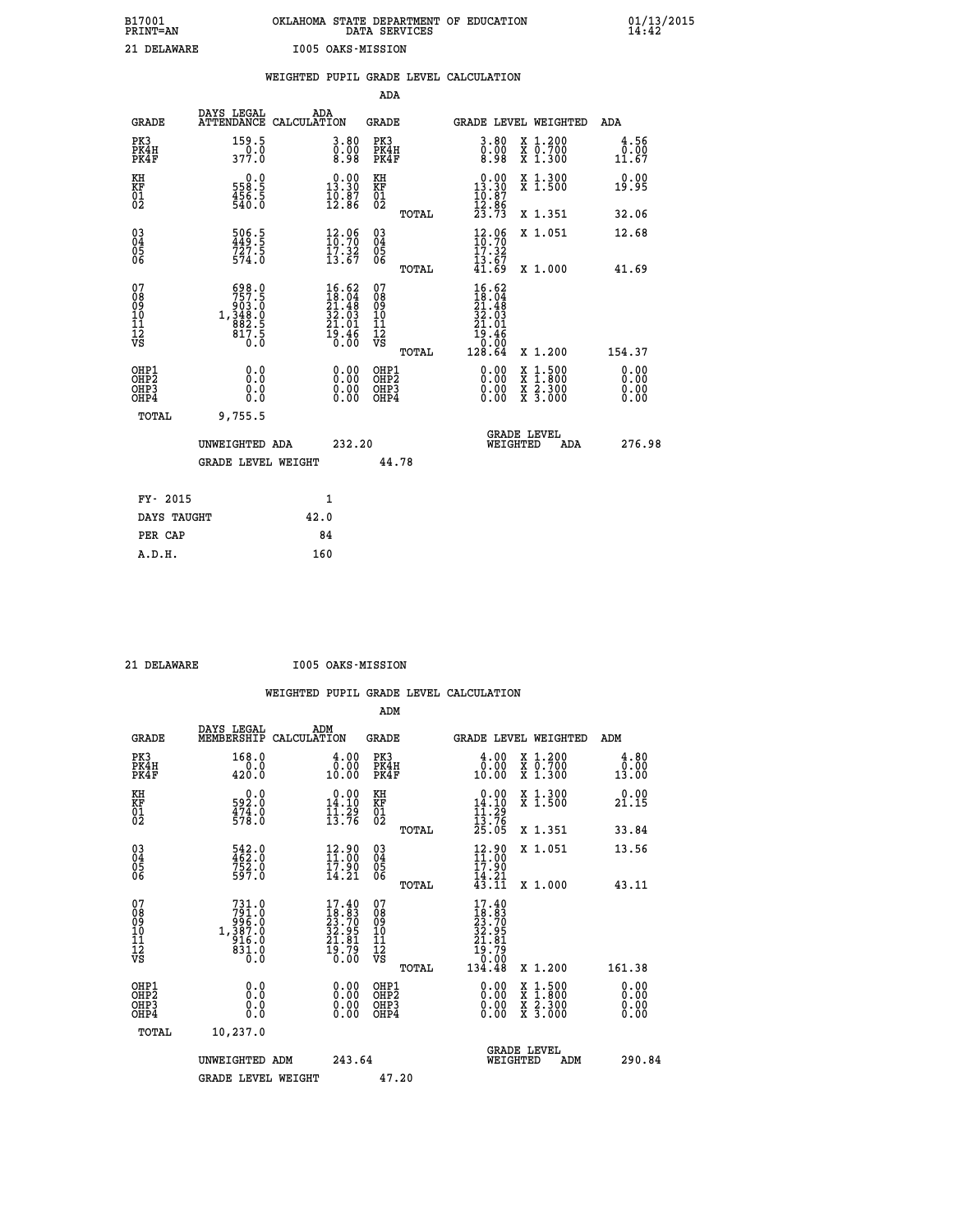B17001 OKLAHOMA STATE DEPARTMENT OF EDUCATION 01/13/2015
PRINT=AN DATA SERVICES 14:42

21 DELAWARE I005 OAKS-MISSION

## WEIGHTED PUPIL GRADE LEVEL CALCULATION

### ADA

| GRADE | DAYS LEGAL ATTENDANCE | ADA CALCULATION | GRADE | | GRADE LEVEL | WEIGHTED | ADA |
|---|---|---|---|---|---|---|---|
| PK3 | 159.5 | 3.80 | PK3 | | 3.80 | X 1.200 | 4.56 |
| PK4H | 0.0 | 0.00 | PK4H | | 0.00 | X 0.700 | 0.00 |
| PK4F | 377.0 | 8.98 | PK4F | | 8.98 | X 1.300 | 11.67 |
| KH | 0.0 | 0.00 | KH | | 0.00 | X 1.300 | 0.00 |
| KF | 558.5 | 13.30 | KF | | 13.30 | X 1.500 | 19.95 |
| 01 | 456.5 | 10.87 | 01 | | 10.87 | | |
| 02 | 540.0 | 12.86 | 02 | | 12.86 | | |
| | | | | TOTAL | 23.73 | X 1.351 | 32.06 |
| 03 | 506.5 | 12.06 | 03 | | 12.06 | X 1.051 | 12.68 |
| 04 | 449.5 | 10.70 | 04 | | 10.70 | | |
| 05 | 727.5 | 17.32 | 05 | | 17.32 | | |
| 06 | 574.0 | 13.67 | 06 | | 13.67 | | |
| | | | | TOTAL | 41.69 | X 1.000 | 41.69 |
| 07 | 698.0 | 16.62 | 07 | | 16.62 | | |
| 08 | 757.5 | 18.04 | 08 | | 18.04 | | |
| 09 | 903.0 | 21.48 | 09 | | 21.48 | | |
| 10 | 1,348.0 | 32.03 | 10 | | 32.03 | | |
| 11 | 882.5 | 21.01 | 11 | | 21.01 | | |
| 12 | 817.5 | 19.46 | 12 | | 19.46 | | |
| VS | 0.0 | 0.00 | VS | | 0.00 | | |
| | | | | TOTAL | 128.64 | X 1.200 | 154.37 |
| OHP1 | 0.0 | 0.00 | OHP1 | | 0.00 | X 1.500 | 0.00 |
| OHP2 | 0.0 | 0.00 | OHP2 | | 0.00 | X 1.800 | 0.00 |
| OHP3 | 0.0 | 0.00 | OHP3 | | 0.00 | X 2.300 | 0.00 |
| OHP4 | 0.0 | 0.00 | OHP4 | | 0.00 | X 3.000 | 0.00 |
| TOTAL | 9,755.5 | | | | | | |

UNWEIGHTED ADA 232.20 | GRADE LEVEL WEIGHTED ADA 276.98

GRADE LEVEL WEIGHT 44.78

| FY- 2015 | 1 |
|---|---|
| DAYS TAUGHT | 42.0 |
| PER CAP | 84 |
| A.D.H. | 160 |

21 DELAWARE I005 OAKS-MISSION

## WEIGHTED PUPIL GRADE LEVEL CALCULATION

### ADM

| GRADE | DAYS LEGAL MEMBERSHIP | ADM CALCULATION | GRADE | | GRADE LEVEL | WEIGHTED | ADM |
|---|---|---|---|---|---|---|---|
| PK3 | 168.0 | 4.00 | PK3 | | 4.00 | X 1.200 | 4.80 |
| PK4H | 0.0 | 0.00 | PK4H | | 0.00 | X 0.700 | 0.00 |
| PK4F | 420.0 | 10.00 | PK4F | | 10.00 | X 1.300 | 13.00 |
| KH | 0.0 | 0.00 | KH | | 0.00 | X 1.300 | 0.00 |
| KF | 592.0 | 14.10 | KF | | 14.10 | X 1.500 | 21.15 |
| 01 | 474.0 | 11.29 | 01 | | 11.29 | | |
| 02 | 578.0 | 13.76 | 02 | | 13.76 | | |
| | | | | TOTAL | 25.05 | X 1.351 | 33.84 |
| 03 | 542.0 | 12.90 | 03 | | 12.90 | X 1.051 | 13.56 |
| 04 | 462.0 | 11.00 | 04 | | 11.00 | | |
| 05 | 752.0 | 17.90 | 05 | | 17.90 | | |
| 06 | 597.0 | 14.21 | 06 | | 14.21 | | |
| | | | | TOTAL | 43.11 | X 1.000 | 43.11 |
| 07 | 731.0 | 17.40 | 07 | | 17.40 | | |
| 08 | 791.0 | 18.83 | 08 | | 18.83 | | |
| 09 | 996.0 | 23.70 | 09 | | 23.70 | | |
| 10 | 1,387.0 | 32.95 | 10 | | 32.95 | | |
| 11 | 916.0 | 21.81 | 11 | | 21.81 | | |
| 12 | 831.0 | 19.79 | 12 | | 19.79 | | |
| VS | 0.0 | 0.00 | VS | | 0.00 | | |
| | | | | TOTAL | 134.48 | X 1.200 | 161.38 |
| OHP1 | 0.0 | 0.00 | OHP1 | | 0.00 | X 1.500 | 0.00 |
| OHP2 | 0.0 | 0.00 | OHP2 | | 0.00 | X 1.800 | 0.00 |
| OHP3 | 0.0 | 0.00 | OHP3 | | 0.00 | X 2.300 | 0.00 |
| OHP4 | 0.0 | 0.00 | OHP4 | | 0.00 | X 3.000 | 0.00 |
| TOTAL | 10,237.0 | | | | | | |

UNWEIGHTED ADM 243.64 | GRADE LEVEL WEIGHTED ADM 290.84

GRADE LEVEL WEIGHT 47.20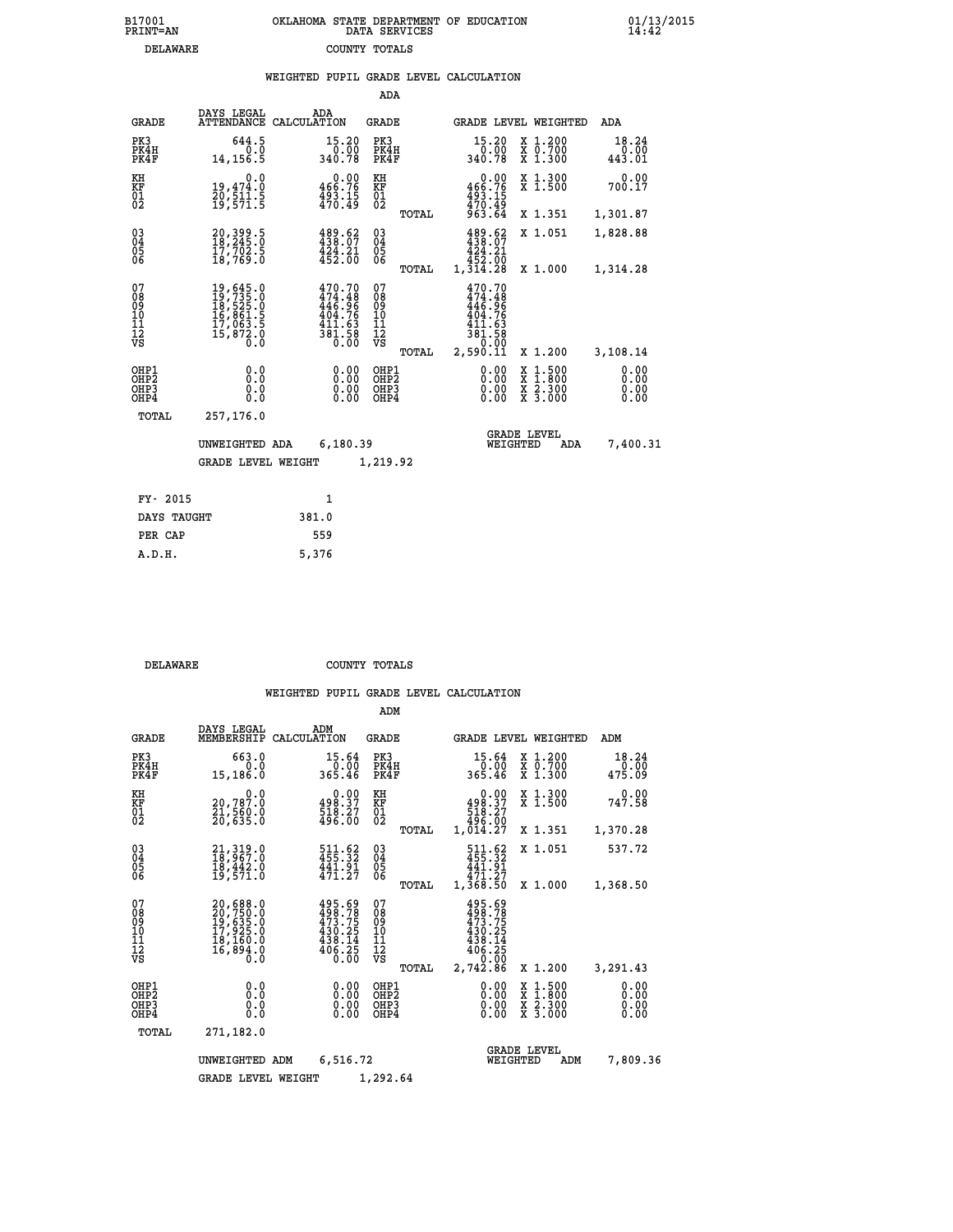B17001 OKLAHOMA STATE DEPARTMENT OF EDUCATION 01/13/2015
PRINT=AN DATA SERVICES 14:42
DELAWARE COUNTY TOTALS

## WEIGHTED PUPIL GRADE LEVEL CALCULATION

### ADA

| GRADE | DAYS LEGAL ATTENDANCE | ADA CALCULATION | GRADE | GRADE LEVEL | WEIGHTED | ADA |
|---|---|---|---|---|---|---|
| PK3 | 644.5 | 15.20 | PK3 | 15.20 | X 1.200 | 18.24 |
| PK4H | 0.0 | 0.00 | PK4H | 0.00 | X 0.700 | 0.00 |
| PK4F | 14,156.5 | 340.78 | PK4F | 340.78 | X 1.300 | 443.01 |
| KH | 0.0 | 0.00 | KH | 0.00 | X 1.300 | 0.00 |
| KF | 19,474.0 | 466.76 | KF | 466.76 | X 1.500 | 700.17 |
| 01 | 20,511.5 | 493.15 | 01 | 493.15 | | |
| 02 | 19,571.5 | 470.49 | 02 | 470.49 | | |
| | | | TOTAL | 963.64 | X 1.351 | 1,301.87 |
| 03 | 20,399.5 | 489.62 | 03 | 489.62 | X 1.051 | 1,828.88 |
| 04 | 18,245.0 | 438.07 | 04 | 438.07 | | |
| 05 | 17,702.5 | 424.21 | 05 | 424.21 | | |
| 06 | 18,769.0 | 452.00 | 06 | 452.00 | | |
| | | | TOTAL | 1,314.28 | X 1.000 | 1,314.28 |
| 07 | 19,645.0 | 470.70 | 07 | 470.70 | | |
| 08 | 19,735.0 | 474.48 | 08 | 474.48 | | |
| 09 | 18,525.0 | 446.96 | 09 | 446.96 | | |
| 10 | 16,861.5 | 404.76 | 10 | 404.76 | | |
| 11 | 17,063.5 | 411.63 | 11 | 411.63 | | |
| 12 | 15,872.0 | 381.58 | 12 | 381.58 | | |
| VS | 0.0 | 0.00 | VS | 0.00 | | |
| | | | TOTAL | 2,590.11 | X 1.200 | 3,108.14 |
| OHP1 | 0.0 | 0.00 | OHP1 | 0.00 | X 1.500 | 0.00 |
| OHP2 | 0.0 | 0.00 | OHP2 | 0.00 | X 1.800 | 0.00 |
| OHP3 | 0.0 | 0.00 | OHP3 | 0.00 | X 2.300 | 0.00 |
| OHP4 | 0.0 | 0.00 | OHP4 | 0.00 | X 3.000 | 0.00 |
| TOTAL | 257,176.0 | | | | | |

UNWEIGHTED ADA 6,180.39 GRADE LEVEL WEIGHTED ADA 7,400.31

GRADE LEVEL WEIGHT 1,219.92

| FY- 2015 | 1 |
|---|---|
| DAYS TAUGHT | 381.0 |
| PER CAP | 559 |
| A.D.H. | 5,376 |

DELAWARE COUNTY TOTALS

## WEIGHTED PUPIL GRADE LEVEL CALCULATION

### ADM

| GRADE | DAYS LEGAL MEMBERSHIP | ADM CALCULATION | GRADE | GRADE LEVEL | WEIGHTED | ADM |
|---|---|---|---|---|---|---|
| PK3 | 663.0 | 15.64 | PK3 | 15.64 | X 1.200 | 18.24 |
| PK4H | 0.0 | 0.00 | PK4H | 0.00 | X 0.700 | 0.00 |
| PK4F | 15,186.0 | 365.46 | PK4F | 365.46 | X 1.300 | 475.09 |
| KH | 0.0 | 0.00 | KH | 0.00 | X 1.300 | 0.00 |
| KF | 20,787.0 | 498.37 | KF | 498.37 | X 1.500 | 747.58 |
| 01 | 21,560.0 | 518.27 | 01 | 518.27 | | |
| 02 | 20,635.0 | 496.00 | 02 | 496.00 | | |
| | | | TOTAL | 1,014.27 | X 1.351 | 1,370.28 |
| 03 | 21,319.0 | 511.62 | 03 | 511.62 | X 1.051 | 537.72 |
| 04 | 18,967.0 | 455.32 | 04 | 455.32 | | |
| 05 | 18,442.0 | 441.91 | 05 | 441.91 | | |
| 06 | 19,571.0 | 471.27 | 06 | 471.27 | | |
| | | | TOTAL | 1,368.50 | X 1.000 | 1,368.50 |
| 07 | 20,688.0 | 495.69 | 07 | 495.69 | | |
| 08 | 20,750.0 | 498.78 | 08 | 498.78 | | |
| 09 | 19,635.0 | 473.75 | 09 | 473.75 | | |
| 10 | 17,925.0 | 430.25 | 10 | 430.25 | | |
| 11 | 18,160.0 | 438.14 | 11 | 438.14 | | |
| 12 | 16,894.0 | 406.25 | 12 | 406.25 | | |
| VS | 0.0 | 0.00 | VS | 0.00 | | |
| | | | TOTAL | 2,742.86 | X 1.200 | 3,291.43 |
| OHP1 | 0.0 | 0.00 | OHP1 | 0.00 | X 1.500 | 0.00 |
| OHP2 | 0.0 | 0.00 | OHP2 | 0.00 | X 1.800 | 0.00 |
| OHP3 | 0.0 | 0.00 | OHP3 | 0.00 | X 2.300 | 0.00 |
| OHP4 | 0.0 | 0.00 | OHP4 | 0.00 | X 3.000 | 0.00 |
| TOTAL | 271,182.0 | | | | | |

UNWEIGHTED ADM 6,516.72 GRADE LEVEL WEIGHTED ADM 7,809.36

GRADE LEVEL WEIGHT 1,292.64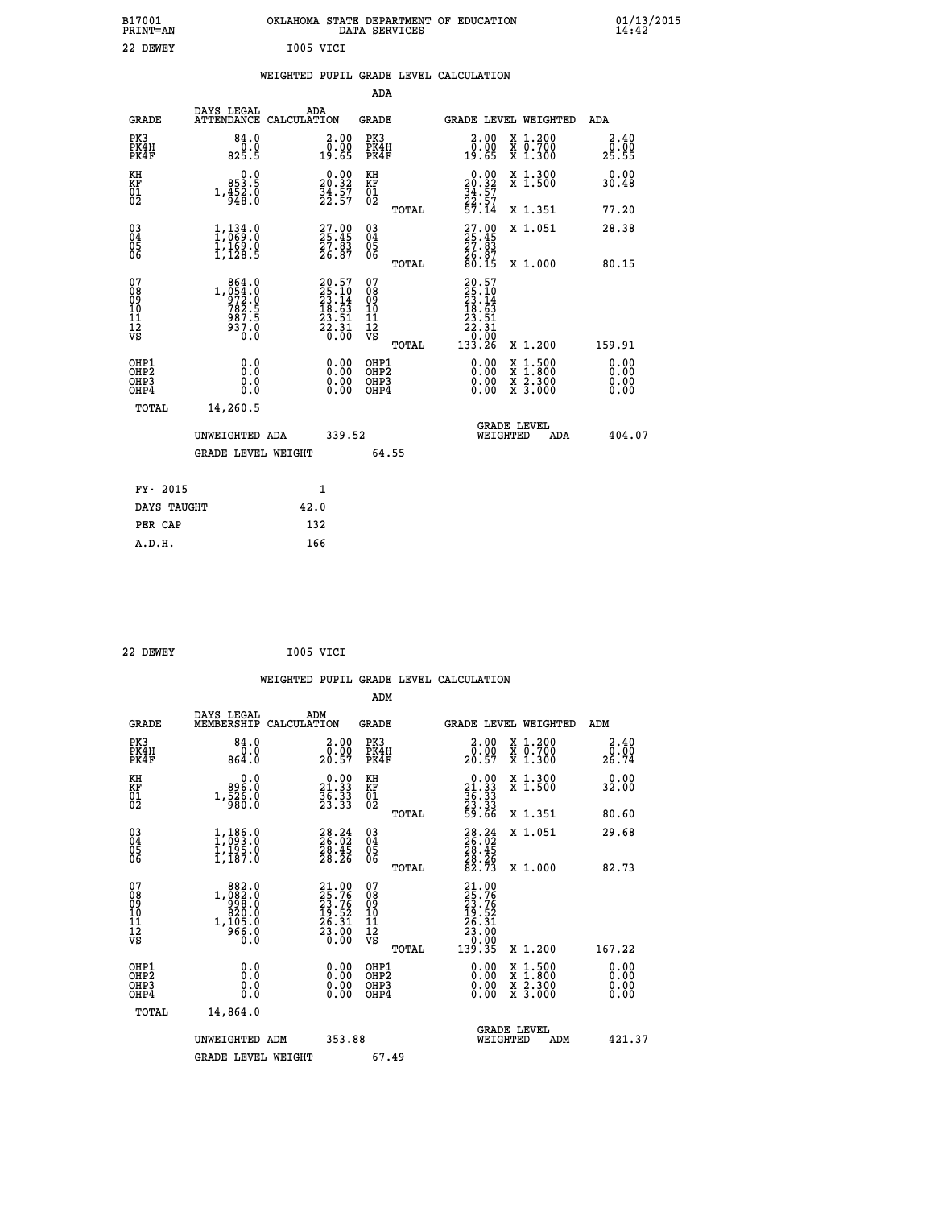B17001 OKLAHOMA STATE DEPARTMENT OF EDUCATION 01/13/2015
PRINT=AN DATA SERVICES 14:42

22 DEWEY I005 VICI

## WEIGHTED PUPIL GRADE LEVEL CALCULATION

### ADA

| GRADE | DAYS LEGAL ATTENDANCE | ADA CALCULATION | GRADE | | GRADE LEVEL | WEIGHTED | ADA |
|---|---|---|---|---|---|---|---|
| PK3 | 84.0 | 2.00 | PK3 | | 2.00 | X 1.200 | 2.40 |
| PK4H | 0.0 | 0.00 | PK4H | | 0.00 | X 0.700 | 0.00 |
| PK4F | 825.5 | 19.65 | PK4F | | 19.65 | X 1.300 | 25.55 |
| KH | 0.0 | 0.00 | KH | | 0.00 | X 1.300 | 0.00 |
| KF | 853.5 | 20.32 | KF | | 20.32 | X 1.500 | 30.48 |
| 01 | 1,452.0 | 34.57 | 01 | | 34.57 | | |
| 02 | 948.0 | 22.57 | 02 | | 22.57 | | |
| | | | | TOTAL | 57.14 | X 1.351 | 77.20 |
| 03 | 1,134.0 | 27.00 | 03 | | 27.00 | X 1.051 | 28.38 |
| 04 | 1,069.0 | 25.45 | 04 | | 25.45 | | |
| 05 | 1,169.0 | 27.83 | 05 | | 27.83 | | |
| 06 | 1,128.5 | 26.87 | 06 | | 26.87 | | |
| | | | | TOTAL | 80.15 | X 1.000 | 80.15 |
| 07 | 864.0 | 20.57 | 07 | | 20.57 | | |
| 08 | 1,054.0 | 25.10 | 08 | | 25.10 | | |
| 09 | 972.0 | 23.14 | 09 | | 23.14 | | |
| 10 | 782.5 | 18.63 | 10 | | 18.63 | | |
| 11 | 987.5 | 23.51 | 11 | | 23.51 | | |
| 12 | 937.0 | 22.31 | 12 | | 22.31 | | |
| VS | 0.0 | 0.00 | VS | | 0.00 | | |
| | | | | TOTAL | 133.26 | X 1.200 | 159.91 |
| OHP1 | 0.0 | 0.00 | OHP1 | | 0.00 | X 1.500 | 0.00 |
| OHP2 | 0.0 | 0.00 | OHP2 | | 0.00 | X 1.800 | 0.00 |
| OHP3 | 0.0 | 0.00 | OHP3 | | 0.00 | X 2.300 | 0.00 |
| OHP4 | 0.0 | 0.00 | OHP4 | | 0.00 | X 3.000 | 0.00 |
| TOTAL | 14,260.5 | | | | | | |

UNWEIGHTED ADA 339.52 GRADE LEVEL WEIGHTED ADA 404.07

GRADE LEVEL WEIGHT 64.55

| FY- 2015 | 1 |
|---|---|
| DAYS TAUGHT | 42.0 |
| PER CAP | 132 |
| A.D.H. | 166 |

22 DEWEY I005 VICI

## WEIGHTED PUPIL GRADE LEVEL CALCULATION

### ADM

| GRADE | DAYS LEGAL MEMBERSHIP | ADM CALCULATION | GRADE | | GRADE LEVEL | WEIGHTED | ADM |
|---|---|---|---|---|---|---|---|
| PK3 | 84.0 | 2.00 | PK3 | | 2.00 | X 1.200 | 2.40 |
| PK4H | 0.0 | 0.00 | PK4H | | 0.00 | X 0.700 | 0.00 |
| PK4F | 864.0 | 20.57 | PK4F | | 20.57 | X 1.300 | 26.74 |
| KH | 0.0 | 0.00 | KH | | 0.00 | X 1.300 | 0.00 |
| KF | 896.0 | 21.33 | KF | | 21.33 | X 1.500 | 32.00 |
| 01 | 1,526.0 | 36.33 | 01 | | 36.33 | | |
| 02 | 980.0 | 23.33 | 02 | | 23.33 | | |
| | | | | TOTAL | 59.66 | X 1.351 | 80.60 |
| 03 | 1,186.0 | 28.24 | 03 | | 28.24 | X 1.051 | 29.68 |
| 04 | 1,093.0 | 26.02 | 04 | | 26.02 | | |
| 05 | 1,195.0 | 28.45 | 05 | | 28.45 | | |
| 06 | 1,187.0 | 28.26 | 06 | | 28.26 | | |
| | | | | TOTAL | 82.73 | X 1.000 | 82.73 |
| 07 | 882.0 | 21.00 | 07 | | 21.00 | | |
| 08 | 1,082.0 | 25.76 | 08 | | 25.76 | | |
| 09 | 998.0 | 23.76 | 09 | | 23.76 | | |
| 10 | 820.0 | 19.52 | 10 | | 19.52 | | |
| 11 | 1,105.0 | 26.31 | 11 | | 26.31 | | |
| 12 | 966.0 | 23.00 | 12 | | 23.00 | | |
| VS | 0.0 | 0.00 | VS | | 0.00 | | |
| | | | | TOTAL | 139.35 | X 1.200 | 167.22 |
| OHP1 | 0.0 | 0.00 | OHP1 | | 0.00 | X 1.500 | 0.00 |
| OHP2 | 0.0 | 0.00 | OHP2 | | 0.00 | X 1.800 | 0.00 |
| OHP3 | 0.0 | 0.00 | OHP3 | | 0.00 | X 2.300 | 0.00 |
| OHP4 | 0.0 | 0.00 | OHP4 | | 0.00 | X 3.000 | 0.00 |
| TOTAL | 14,864.0 | | | | | | |

UNWEIGHTED ADM 353.88 GRADE LEVEL WEIGHTED ADM 421.37

GRADE LEVEL WEIGHT 67.49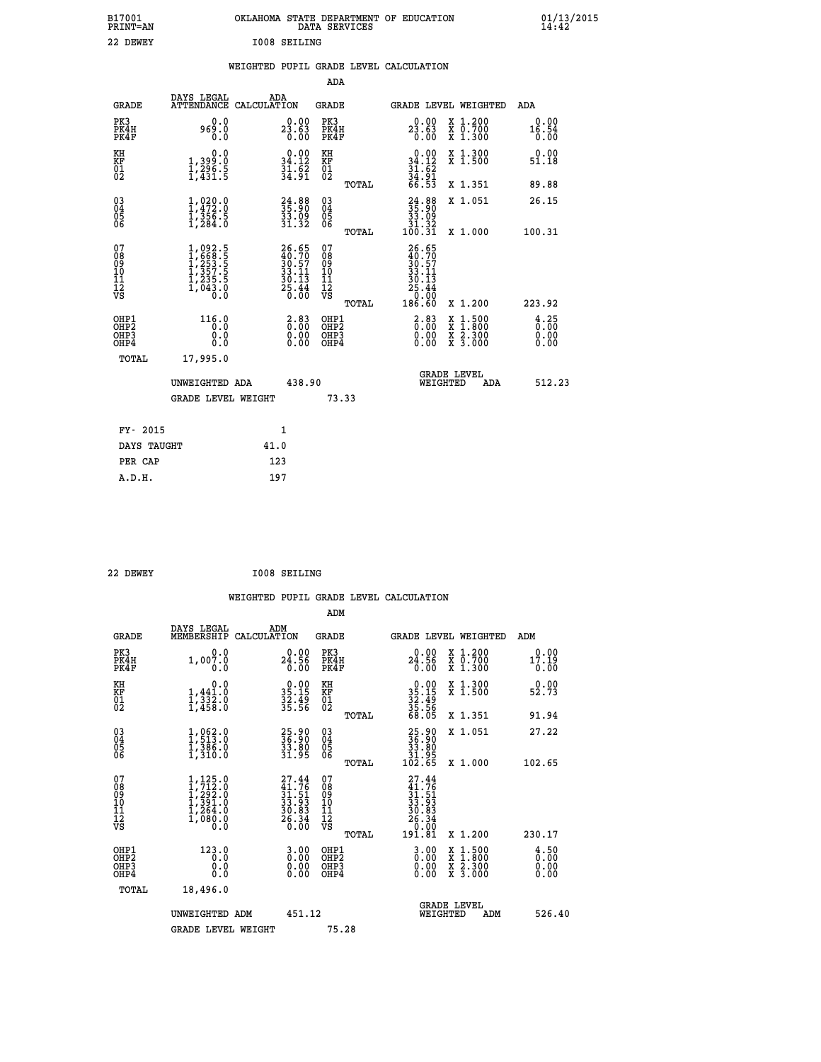B17001 OKLAHOMA STATE DEPARTMENT OF EDUCATION 01/13/2015
PRINT=AN DATA SERVICES 14:42

22 DEWEY I008 SEILING

## WEIGHTED PUPIL GRADE LEVEL CALCULATION

### ADA

| GRADE | DAYS LEGAL ATTENDANCE | ADA CALCULATION | GRADE | | GRADE LEVEL | WEIGHTED | ADA |
|---|---|---|---|---|---|---|---|
| PK3 | 0.0 | 0.00 | PK3 | | 0.00 | X 1.200 | 0.00 |
| PK4H | 969.0 | 23.63 | PK4H | | 23.63 | X 0.700 | 16.54 |
| PK4F | 0.0 | 0.00 | PK4F | | 0.00 | X 1.300 | 0.00 |
| KH | 0.0 | 0.00 | KH | | 0.00 | X 1.300 | 0.00 |
| KF | 1,399.0 | 34.12 | KF | | 34.12 | X 1.500 | 51.18 |
| 01 | 1,296.5 | 31.62 | 01 | | 31.62 | | |
| 02 | 1,431.5 | 34.91 | 02 | | 34.91 | | |
| | | | | TOTAL | 66.53 | X 1.351 | 89.88 |
| 03 | 1,020.0 | 24.88 | 03 | | 24.88 | X 1.051 | 26.15 |
| 04 | 1,472.0 | 35.90 | 04 | | 35.90 | | |
| 05 | 1,356.5 | 33.09 | 05 | | 33.09 | | |
| 06 | 1,284.0 | 31.32 | 06 | | 31.32 | | |
| | | | | TOTAL | 100.31 | X 1.000 | 100.31 |
| 07 | 1,092.5 | 26.65 | 07 | | 26.65 | | |
| 08 | 1,668.5 | 40.70 | 08 | | 40.70 | | |
| 09 | 1,253.5 | 30.57 | 09 | | 30.57 | | |
| 10 | 1,357.5 | 33.11 | 10 | | 33.11 | | |
| 11 | 1,235.5 | 30.13 | 11 | | 30.13 | | |
| 12 | 1,043.0 | 25.44 | 12 | | 25.44 | | |
| VS | 0.0 | 0.00 | VS | | 0.00 | | |
| | | | | TOTAL | 186.60 | X 1.200 | 223.92 |
| OHP1 | 116.0 | 2.83 | OHP1 | | 2.83 | X 1.500 | 4.25 |
| OHP2 | 0.0 | 0.00 | OHP2 | | 0.00 | X 1.800 | 0.00 |
| OHP3 | 0.0 | 0.00 | OHP3 | | 0.00 | X 2.300 | 0.00 |
| OHP4 | 0.0 | 0.00 | OHP4 | | 0.00 | X 3.000 | 0.00 |
| TOTAL | 17,995.0 | | | | | | |

UNWEIGHTED ADA 438.90 GRADE LEVEL WEIGHTED ADA 512.23

GRADE LEVEL WEIGHT 73.33

| | |
|---|---|
| FY- 2015 | 1 |
| DAYS TAUGHT | 41.0 |
| PER CAP | 123 |
| A.D.H. | 197 |

22 DEWEY I008 SEILING

## WEIGHTED PUPIL GRADE LEVEL CALCULATION

### ADM

| GRADE | DAYS LEGAL MEMBERSHIP | ADM CALCULATION | GRADE | | GRADE LEVEL | WEIGHTED | ADM |
|---|---|---|---|---|---|---|---|
| PK3 | 0.0 | 0.00 | PK3 | | 0.00 | X 1.200 | 0.00 |
| PK4H | 1,007.0 | 24.56 | PK4H | | 24.56 | X 0.700 | 17.19 |
| PK4F | 0.0 | 0.00 | PK4F | | 0.00 | X 1.300 | 0.00 |
| KH | 0.0 | 0.00 | KH | | 0.00 | X 1.300 | 0.00 |
| KF | 1,441.0 | 35.15 | KF | | 35.15 | X 1.500 | 52.73 |
| 01 | 1,332.0 | 32.49 | 01 | | 32.49 | | |
| 02 | 1,458.0 | 35.56 | 02 | | 35.56 | | |
| | | | | TOTAL | 68.05 | X 1.351 | 91.94 |
| 03 | 1,062.0 | 25.90 | 03 | | 25.90 | X 1.051 | 27.22 |
| 04 | 1,513.0 | 36.90 | 04 | | 36.90 | | |
| 05 | 1,386.0 | 33.80 | 05 | | 33.80 | | |
| 06 | 1,310.0 | 31.95 | 06 | | 31.95 | | |
| | | | | TOTAL | 102.65 | X 1.000 | 102.65 |
| 07 | 1,125.0 | 27.44 | 07 | | 27.44 | | |
| 08 | 1,712.0 | 41.76 | 08 | | 41.76 | | |
| 09 | 1,292.0 | 31.51 | 09 | | 31.51 | | |
| 10 | 1,391.0 | 33.93 | 10 | | 33.93 | | |
| 11 | 1,264.0 | 30.83 | 11 | | 30.83 | | |
| 12 | 1,080.0 | 26.34 | 12 | | 26.34 | | |
| VS | 0.0 | 0.00 | VS | | 0.00 | | |
| | | | | TOTAL | 191.81 | X 1.200 | 230.17 |
| OHP1 | 123.0 | 3.00 | OHP1 | | 3.00 | X 1.500 | 4.50 |
| OHP2 | 0.0 | 0.00 | OHP2 | | 0.00 | X 1.800 | 0.00 |
| OHP3 | 0.0 | 0.00 | OHP3 | | 0.00 | X 2.300 | 0.00 |
| OHP4 | 0.0 | 0.00 | OHP4 | | 0.00 | X 3.000 | 0.00 |
| TOTAL | 18,496.0 | | | | | | |

UNWEIGHTED ADM 451.12 GRADE LEVEL WEIGHTED ADM 526.40

GRADE LEVEL WEIGHT 75.28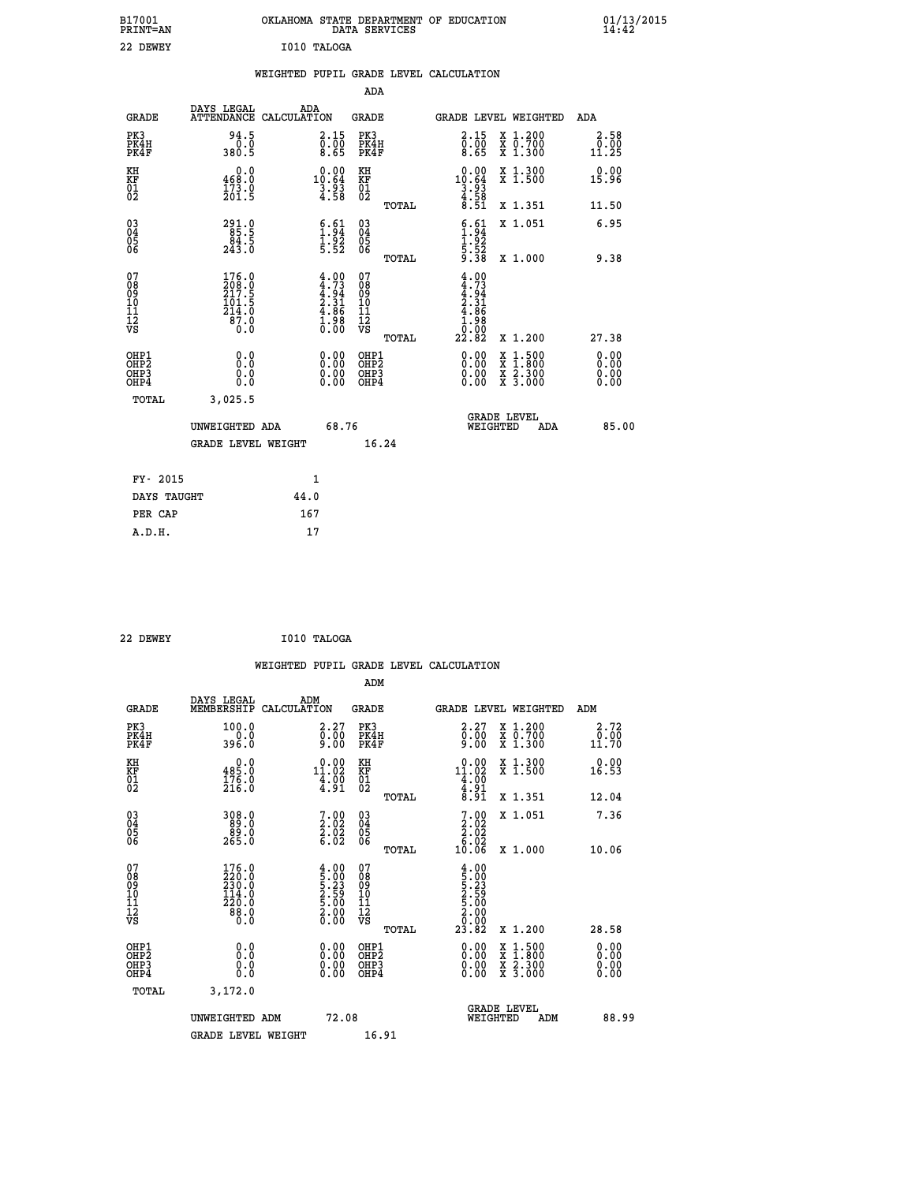B17001 PRINT=AN — OKLAHOMA STATE DEPARTMENT OF EDUCATION DATA SERVICES — 01/13/2015 14:42

22 DEWEY — I010 TALOGA

## WEIGHTED PUPIL GRADE LEVEL CALCULATION

### ADA

| GRADE | DAYS LEGAL ATTENDANCE | ADA CALCULATION | GRADE | | GRADE LEVEL | WEIGHTED | ADA |
|---|---|---|---|---|---|---|---|
| PK3 | 94.5 | 2.15 | PK3 | | 2.15 | X 1.200 | 2.58 |
| PK4H | 0.0 | 0.00 | PK4H | | 0.00 | X 0.700 | 0.00 |
| PK4F | 380.5 | 8.65 | PK4F | | 8.65 | X 1.300 | 11.25 |
| KH | 0.0 | 0.00 | KH | | 0.00 | X 1.300 | 0.00 |
| KF | 468.0 | 10.64 | KF | | 10.64 | X 1.500 | 15.96 |
| 01 | 173.0 | 3.93 | 01 | | 3.93 | | |
| 02 | 201.5 | 4.58 | 02 | | 4.58 | | |
| | | | | TOTAL | 8.51 | X 1.351 | 11.50 |
| 03 | 291.0 | 6.61 | 03 | | 6.61 | X 1.051 | 6.95 |
| 04 | 85.5 | 1.94 | 04 | | 1.94 | | |
| 05 | 84.5 | 1.92 | 05 | | 1.92 | | |
| 06 | 243.0 | 5.52 | 06 | | 5.52 | | |
| | | | | TOTAL | 9.38 | X 1.000 | 9.38 |
| 07 | 176.0 | 4.00 | 07 | | 4.00 | | |
| 08 | 208.0 | 4.73 | 08 | | 4.73 | | |
| 09 | 217.5 | 4.94 | 09 | | 4.94 | | |
| 10 | 101.5 | 2.31 | 10 | | 2.31 | | |
| 11 | 214.0 | 4.86 | 11 | | 4.86 | | |
| 12 | 87.0 | 1.98 | 12 | | 1.98 | | |
| VS | 0.0 | 0.00 | VS | | 0.00 | | |
| | | | | TOTAL | 22.82 | X 1.200 | 27.38 |
| OHP1 | 0.0 | 0.00 | OHP1 | | 0.00 | X 1.500 | 0.00 |
| OHP2 | 0.0 | 0.00 | OHP2 | | 0.00 | X 1.800 | 0.00 |
| OHP3 | 0.0 | 0.00 | OHP3 | | 0.00 | X 2.300 | 0.00 |
| OHP4 | 0.0 | 0.00 | OHP4 | | 0.00 | X 3.000 | 0.00 |
| TOTAL | 3,025.5 | | | | | | |

UNWEIGHTED ADA 68.76 — GRADE LEVEL WEIGHTED ADA 85.00

GRADE LEVEL WEIGHT 16.24

| FY- 2015 | 1 |
|---|---|
| DAYS TAUGHT | 44.0 |
| PER CAP | 167 |
| A.D.H. | 17 |

22 DEWEY — I010 TALOGA

## WEIGHTED PUPIL GRADE LEVEL CALCULATION

### ADM

| GRADE | DAYS LEGAL MEMBERSHIP | ADM CALCULATION | GRADE | | GRADE LEVEL | WEIGHTED | ADM |
|---|---|---|---|---|---|---|---|
| PK3 | 100.0 | 2.27 | PK3 | | 2.27 | X 1.200 | 2.72 |
| PK4H | 0.0 | 0.00 | PK4H | | 0.00 | X 0.700 | 0.00 |
| PK4F | 396.0 | 9.00 | PK4F | | 9.00 | X 1.300 | 11.70 |
| KH | 0.0 | 0.00 | KH | | 0.00 | X 1.300 | 0.00 |
| KF | 485.0 | 11.02 | KF | | 11.02 | X 1.500 | 16.53 |
| 01 | 176.0 | 4.00 | 01 | | 4.00 | | |
| 02 | 216.0 | 4.91 | 02 | | 4.91 | | |
| | | | | TOTAL | 8.91 | X 1.351 | 12.04 |
| 03 | 308.0 | 7.00 | 03 | | 7.00 | X 1.051 | 7.36 |
| 04 | 89.0 | 2.02 | 04 | | 2.02 | | |
| 05 | 89.0 | 2.02 | 05 | | 2.02 | | |
| 06 | 265.0 | 6.02 | 06 | | 6.02 | | |
| | | | | TOTAL | 10.06 | X 1.000 | 10.06 |
| 07 | 176.0 | 4.00 | 07 | | 4.00 | | |
| 08 | 220.0 | 5.00 | 08 | | 5.00 | | |
| 09 | 230.0 | 5.23 | 09 | | 5.23 | | |
| 10 | 114.0 | 2.59 | 10 | | 2.59 | | |
| 11 | 220.0 | 5.00 | 11 | | 5.00 | | |
| 12 | 88.0 | 2.00 | 12 | | 2.00 | | |
| VS | 0.0 | 0.00 | VS | | 0.00 | | |
| | | | | TOTAL | 23.82 | X 1.200 | 28.58 |
| OHP1 | 0.0 | 0.00 | OHP1 | | 0.00 | X 1.500 | 0.00 |
| OHP2 | 0.0 | 0.00 | OHP2 | | 0.00 | X 1.800 | 0.00 |
| OHP3 | 0.0 | 0.00 | OHP3 | | 0.00 | X 2.300 | 0.00 |
| OHP4 | 0.0 | 0.00 | OHP4 | | 0.00 | X 3.000 | 0.00 |
| TOTAL | 3,172.0 | | | | | | |

UNWEIGHTED ADM 72.08 — GRADE LEVEL WEIGHTED ADM 88.99

GRADE LEVEL WEIGHT 16.91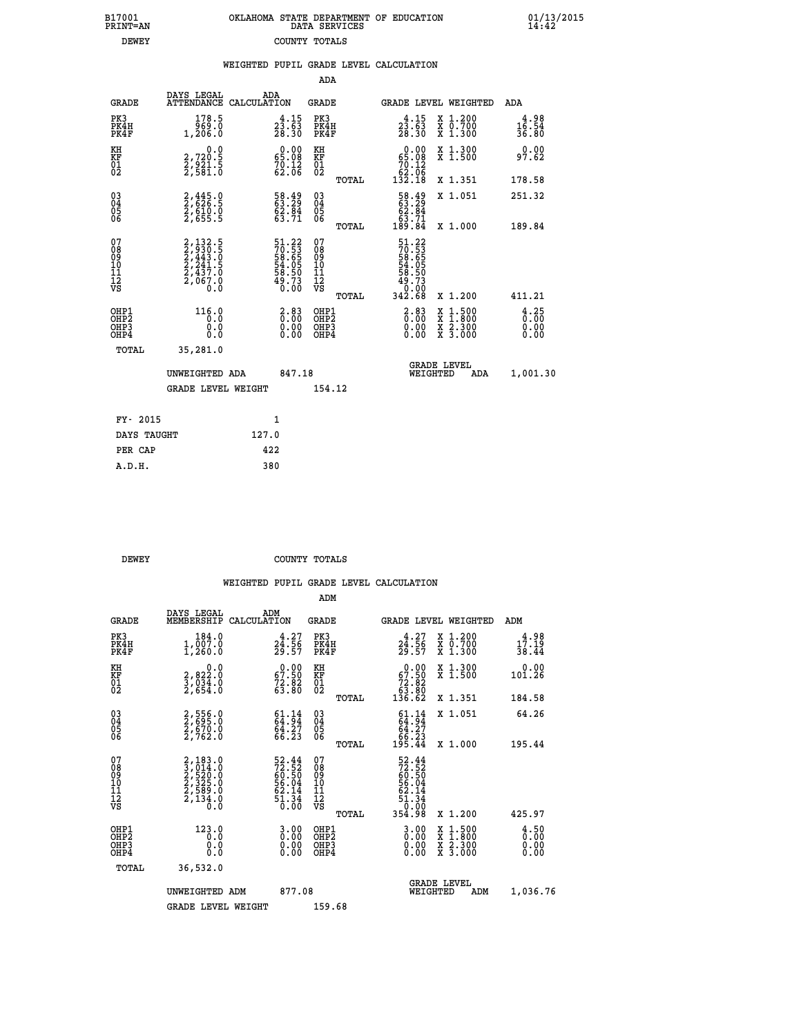B17001 PRINT=AN — OKLAHOMA STATE DEPARTMENT OF EDUCATION DATA SERVICES — 01/13/2015 14:42

DEWEY — COUNTY TOTALS

## WEIGHTED PUPIL GRADE LEVEL CALCULATION

### ADA

| GRADE | DAYS LEGAL ATTENDANCE | ADA CALCULATION | GRADE | GRADE LEVEL | WEIGHTED | ADA |
|---|---|---|---|---|---|---|
| PK3 | 178.5 | 4.15 | PK3 | 4.15 | X 1.200 | 4.98 |
| PK4H | 969.0 | 23.63 | PK4H | 23.63 | X 0.700 | 16.54 |
| PK4F | 1,206.0 | 28.30 | PK4F | 28.30 | X 1.300 | 36.80 |
| KH | 0.0 | 0.00 | KH | 0.00 | X 1.300 | 0.00 |
| KF | 2,720.5 | 65.08 | KF | 65.08 | X 1.500 | 97.62 |
| 01 | 2,921.5 | 70.12 | 01 | 70.12 | | |
| 02 | 2,581.0 | 62.06 | 02 | 62.06 | | |
| | | | TOTAL | 132.18 | X 1.351 | 178.58 |
| 03 | 2,445.0 | 58.49 | 03 | 58.49 | X 1.051 | 251.32 |
| 04 | 2,626.5 | 63.29 | 04 | 63.29 | | |
| 05 | 2,610.0 | 62.84 | 05 | 62.84 | | |
| 06 | 2,655.5 | 63.71 | 06 | 63.71 | | |
| | | | TOTAL | 189.84 | X 1.000 | 189.84 |
| 07 | 2,132.5 | 51.22 | 07 | 51.22 | | |
| 08 | 2,930.5 | 70.53 | 08 | 70.53 | | |
| 09 | 2,443.0 | 58.65 | 09 | 58.65 | | |
| 10 | 2,241.5 | 54.05 | 10 | 54.05 | | |
| 11 | 2,437.0 | 58.50 | 11 | 58.50 | | |
| 12 | 2,067.0 | 49.73 | 12 | 49.73 | | |
| VS | 0.0 | 0.00 | VS | 0.00 | | |
| | | | TOTAL | 342.68 | X 1.200 | 411.21 |
| OHP1 | 116.0 | 2.83 | OHP1 | 2.83 | X 1.500 | 4.25 |
| OHP2 | 0.0 | 0.00 | OHP2 | 0.00 | X 1.800 | 0.00 |
| OHP3 | 0.0 | 0.00 | OHP3 | 0.00 | X 2.300 | 0.00 |
| OHP4 | 0.0 | 0.00 | OHP4 | 0.00 | X 3.000 | 0.00 |
| TOTAL | 35,281.0 | | | | | |

UNWEIGHTED ADA 847.18 — GRADE LEVEL WEIGHTED ADA 1,001.30

GRADE LEVEL WEIGHT 154.12

| | |
|---|---|
| FY- 2015 | 1 |
| DAYS TAUGHT | 127.0 |
| PER CAP | 422 |
| A.D.H. | 380 |

DEWEY — COUNTY TOTALS

## WEIGHTED PUPIL GRADE LEVEL CALCULATION

### ADM

| GRADE | DAYS LEGAL MEMBERSHIP | ADM CALCULATION | GRADE | GRADE LEVEL | WEIGHTED | ADM |
|---|---|---|---|---|---|---|
| PK3 | 184.0 | 4.27 | PK3 | 4.27 | X 1.200 | 4.98 |
| PK4H | 1,007.0 | 24.56 | PK4H | 24.56 | X 0.700 | 17.19 |
| PK4F | 1,260.0 | 29.57 | PK4F | 29.57 | X 1.300 | 38.44 |
| KH | 0.0 | 0.00 | KH | 0.00 | X 1.300 | 0.00 |
| KF | 2,822.0 | 67.50 | KF | 67.50 | X 1.500 | 101.26 |
| 01 | 3,034.0 | 72.82 | 01 | 72.82 | | |
| 02 | 2,654.0 | 63.80 | 02 | 63.80 | | |
| | | | TOTAL | 136.62 | X 1.351 | 184.58 |
| 03 | 2,556.0 | 61.14 | 03 | 61.14 | X 1.051 | 64.26 |
| 04 | 2,695.0 | 64.94 | 04 | 64.94 | | |
| 05 | 2,670.0 | 64.27 | 05 | 64.27 | | |
| 06 | 2,762.0 | 66.23 | 06 | 66.23 | | |
| | | | TOTAL | 195.44 | X 1.000 | 195.44 |
| 07 | 2,183.0 | 52.44 | 07 | 52.44 | | |
| 08 | 3,014.0 | 72.52 | 08 | 72.52 | | |
| 09 | 2,520.0 | 60.50 | 09 | 60.50 | | |
| 10 | 2,325.0 | 56.04 | 10 | 56.04 | | |
| 11 | 2,589.0 | 62.14 | 11 | 62.14 | | |
| 12 | 2,134.0 | 51.34 | 12 | 51.34 | | |
| VS | 0.0 | 0.00 | VS | 0.00 | | |
| | | | TOTAL | 354.98 | X 1.200 | 425.97 |
| OHP1 | 123.0 | 3.00 | OHP1 | 3.00 | X 1.500 | 4.50 |
| OHP2 | 0.0 | 0.00 | OHP2 | 0.00 | X 1.800 | 0.00 |
| OHP3 | 0.0 | 0.00 | OHP3 | 0.00 | X 2.300 | 0.00 |
| OHP4 | 0.0 | 0.00 | OHP4 | 0.00 | X 3.000 | 0.00 |
| TOTAL | 36,532.0 | | | | | |

UNWEIGHTED ADM 877.08 — GRADE LEVEL WEIGHTED ADM 1,036.76

GRADE LEVEL WEIGHT 159.68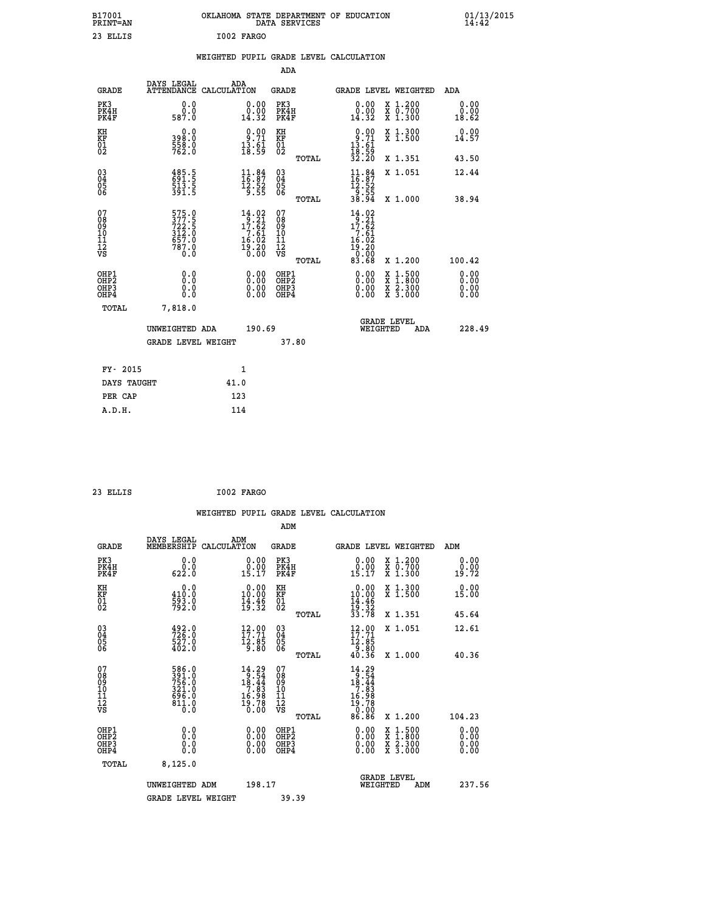B17001 PRINT=AN — OKLAHOMA STATE DEPARTMENT OF EDUCATION DATA SERVICES — 01/13/2015 14:42

23 ELLIS I002 FARGO

## WEIGHTED PUPIL GRADE LEVEL CALCULATION

### ADA

| GRADE | DAYS LEGAL ATTENDANCE | ADA CALCULATION | GRADE | GRADE LEVEL | WEIGHTED | ADA |
|---|---|---|---|---|---|---|
| PK3 | 0.0 | 0.00 | PK3 | 0.00 | X 1.200 | 0.00 |
| PK4H | 0.0 | 0.00 | PK4H | 0.00 | X 0.700 | 0.00 |
| PK4F | 587.0 | 14.32 | PK4F | 14.32 | X 1.300 | 18.62 |
| KH | 0.0 | 0.00 | KH | 0.00 | X 1.300 | 0.00 |
| KF | 398.0 | 9.71 | KF | 9.71 | X 1.500 | 14.57 |
| 01 | 558.0 | 13.61 | 01 | 13.61 | | |
| 02 | 762.0 | 18.59 | 02 | 18.59 | | |
| | | | TOTAL | 32.20 | X 1.351 | 43.50 |
| 03 | 485.5 | 11.84 | 03 | 11.84 | X 1.051 | 12.44 |
| 04 | 691.5 | 16.87 | 04 | 16.87 | | |
| 05 | 513.5 | 12.52 | 05 | 12.52 | | |
| 06 | 391.5 | 9.55 | 06 | 9.55 | | |
| | | | TOTAL | 38.94 | X 1.000 | 38.94 |
| 07 | 575.0 | 14.02 | 07 | 14.02 | | |
| 08 | 377.5 | 9.21 | 08 | 9.21 | | |
| 09 | 722.5 | 17.62 | 09 | 17.62 | | |
| 10 | 312.0 | 7.61 | 10 | 7.61 | | |
| 11 | 657.0 | 16.02 | 11 | 16.02 | | |
| 12 | 787.0 | 19.20 | 12 | 19.20 | | |
| VS | 0.0 | 0.00 | VS | 0.00 | | |
| | | | TOTAL | 83.68 | X 1.200 | 100.42 |
| OHP1 | 0.0 | 0.00 | OHP1 | 0.00 | X 1.500 | 0.00 |
| OHP2 | 0.0 | 0.00 | OHP2 | 0.00 | X 1.800 | 0.00 |
| OHP3 | 0.0 | 0.00 | OHP3 | 0.00 | X 2.300 | 0.00 |
| OHP4 | 0.0 | 0.00 | OHP4 | 0.00 | X 3.000 | 0.00 |
| TOTAL | 7,818.0 | | | | | |

UNWEIGHTED ADA 190.69 — GRADE LEVEL WEIGHTED ADA 228.49

GRADE LEVEL WEIGHT 37.80

| | |
|---|---|
| FY- 2015 | 1 |
| DAYS TAUGHT | 41.0 |
| PER CAP | 123 |
| A.D.H. | 114 |

23 ELLIS I002 FARGO

## WEIGHTED PUPIL GRADE LEVEL CALCULATION

### ADM

| GRADE | DAYS LEGAL MEMBERSHIP | ADM CALCULATION | GRADE | GRADE LEVEL | WEIGHTED | ADM |
|---|---|---|---|---|---|---|
| PK3 | 0.0 | 0.00 | PK3 | 0.00 | X 1.200 | 0.00 |
| PK4H | 0.0 | 0.00 | PK4H | 0.00 | X 0.700 | 0.00 |
| PK4F | 622.0 | 15.17 | PK4F | 15.17 | X 1.300 | 19.72 |
| KH | 0.0 | 0.00 | KH | 0.00 | X 1.300 | 0.00 |
| KF | 410.0 | 10.00 | KF | 10.00 | X 1.500 | 15.00 |
| 01 | 593.0 | 14.46 | 01 | 14.46 | | |
| 02 | 792.0 | 19.32 | 02 | 19.32 | | |
| | | | TOTAL | 33.78 | X 1.351 | 45.64 |
| 03 | 492.0 | 12.00 | 03 | 12.00 | X 1.051 | 12.61 |
| 04 | 726.0 | 17.71 | 04 | 17.71 | | |
| 05 | 527.0 | 12.85 | 05 | 12.85 | | |
| 06 | 402.0 | 9.80 | 06 | 9.80 | | |
| | | | TOTAL | 40.36 | X 1.000 | 40.36 |
| 07 | 586.0 | 14.29 | 07 | 14.29 | | |
| 08 | 391.0 | 9.54 | 08 | 9.54 | | |
| 09 | 756.0 | 18.44 | 09 | 18.44 | | |
| 10 | 321.0 | 7.83 | 10 | 7.83 | | |
| 11 | 696.0 | 16.98 | 11 | 16.98 | | |
| 12 | 811.0 | 19.78 | 12 | 19.78 | | |
| VS | 0.0 | 0.00 | VS | 0.00 | | |
| | | | TOTAL | 86.86 | X 1.200 | 104.23 |
| OHP1 | 0.0 | 0.00 | OHP1 | 0.00 | X 1.500 | 0.00 |
| OHP2 | 0.0 | 0.00 | OHP2 | 0.00 | X 1.800 | 0.00 |
| OHP3 | 0.0 | 0.00 | OHP3 | 0.00 | X 2.300 | 0.00 |
| OHP4 | 0.0 | 0.00 | OHP4 | 0.00 | X 3.000 | 0.00 |
| TOTAL | 8,125.0 | | | | | |

UNWEIGHTED ADM 198.17 — GRADE LEVEL WEIGHTED ADM 237.56

GRADE LEVEL WEIGHT 39.39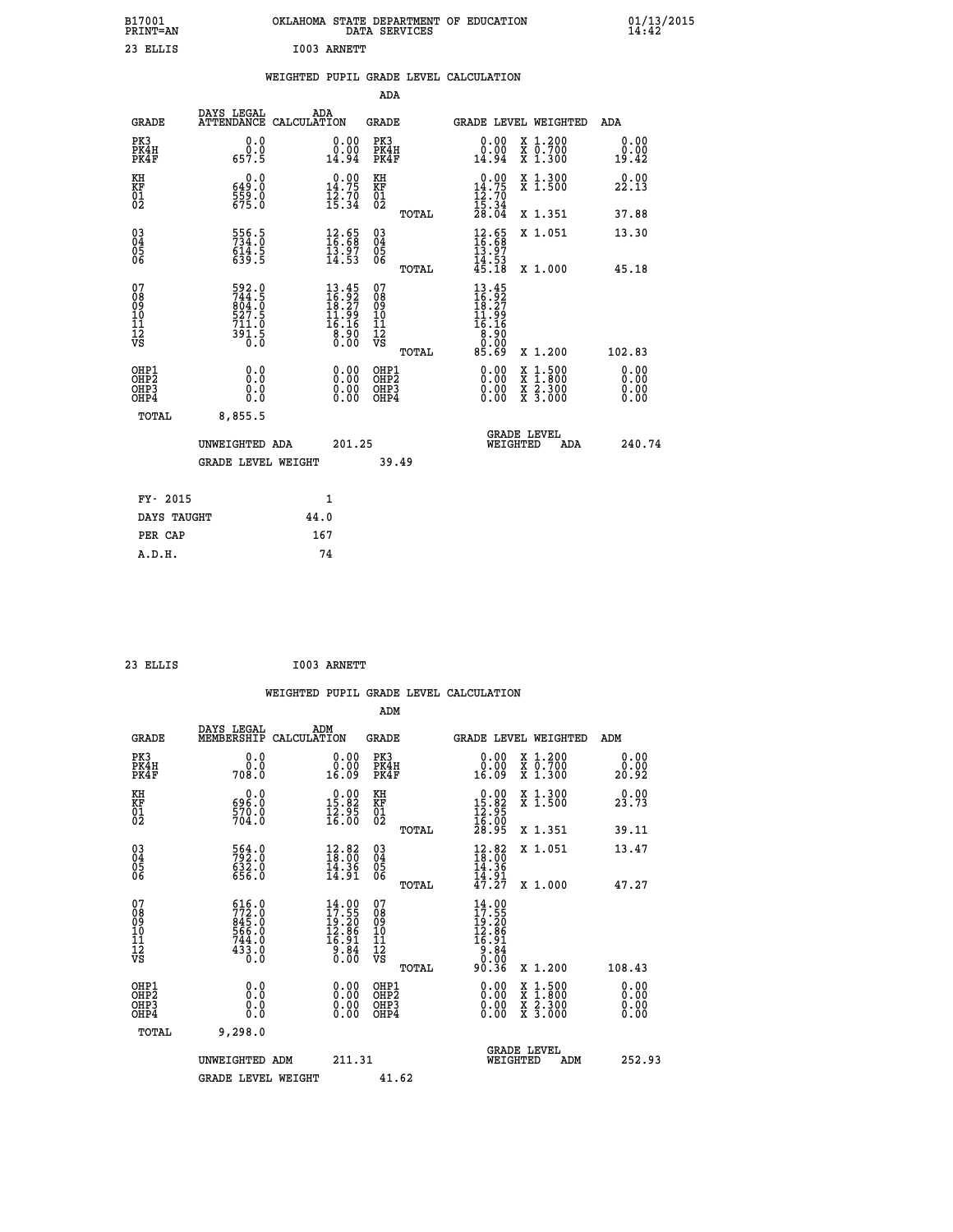B17001 OKLAHOMA STATE DEPARTMENT OF EDUCATION 01/13/2015
PRINT=AN DATA SERVICES 14:42

23 ELLIS I003 ARNETT

## WEIGHTED PUPIL GRADE LEVEL CALCULATION

### ADA

| GRADE | DAYS LEGAL ATTENDANCE | ADA CALCULATION | GRADE | GRADE LEVEL | WEIGHTED | ADA |
|---|---|---|---|---|---|---|
| PK3 | 0.0 | 0.00 | PK3 | 0.00 | X 1.200 | 0.00 |
| PK4H | 0.0 | 0.00 | PK4H | 0.00 | X 0.700 | 0.00 |
| PK4F | 657.5 | 14.94 | PK4F | 14.94 | X 1.300 | 19.42 |
| KH | 0.0 | 0.00 | KH | 0.00 | X 1.300 | 0.00 |
| KF | 649.0 | 14.75 | KF | 14.75 | X 1.500 | 22.13 |
| 01 | 559.0 | 12.70 | 01 | 12.70 | | |
| 02 | 675.0 | 15.34 | 02 | 15.34 | | |
| | | | TOTAL | 28.04 | X 1.351 | 37.88 |
| 03 | 556.5 | 12.65 | 03 | 12.65 | X 1.051 | 13.30 |
| 04 | 734.0 | 16.68 | 04 | 16.68 | | |
| 05 | 614.5 | 13.97 | 05 | 13.97 | | |
| 06 | 639.5 | 14.53 | 06 | 14.53 | | |
| | | | TOTAL | 45.18 | X 1.000 | 45.18 |
| 07 | 592.0 | 13.45 | 07 | 13.45 | | |
| 08 | 744.5 | 16.92 | 08 | 16.92 | | |
| 09 | 804.0 | 18.27 | 09 | 18.27 | | |
| 10 | 527.5 | 11.99 | 10 | 11.99 | | |
| 11 | 711.0 | 16.16 | 11 | 16.16 | | |
| 12 | 391.5 | 8.90 | 12 | 8.90 | | |
| VS | 0.0 | 0.00 | VS | 0.00 | | |
| | | | TOTAL | 85.69 | X 1.200 | 102.83 |
| OHP1 | 0.0 | 0.00 | OHP1 | 0.00 | X 1.500 | 0.00 |
| OHP2 | 0.0 | 0.00 | OHP2 | 0.00 | X 1.800 | 0.00 |
| OHP3 | 0.0 | 0.00 | OHP3 | 0.00 | X 2.300 | 0.00 |
| OHP4 | 0.0 | 0.00 | OHP4 | 0.00 | X 3.000 | 0.00 |
| TOTAL | 8,855.5 | | | | | |

UNWEIGHTED ADA 201.25 GRADE LEVEL WEIGHTED ADA 240.74

GRADE LEVEL WEIGHT 39.49

| | |
|---|---|
| FY- 2015 | 1 |
| DAYS TAUGHT | 44.0 |
| PER CAP | 167 |
| A.D.H. | 74 |

23 ELLIS I003 ARNETT

## WEIGHTED PUPIL GRADE LEVEL CALCULATION

### ADM

| GRADE | DAYS LEGAL MEMBERSHIP | ADM CALCULATION | GRADE | GRADE LEVEL | WEIGHTED | ADM |
|---|---|---|---|---|---|---|
| PK3 | 0.0 | 0.00 | PK3 | 0.00 | X 1.200 | 0.00 |
| PK4H | 0.0 | 0.00 | PK4H | 0.00 | X 0.700 | 0.00 |
| PK4F | 708.0 | 16.09 | PK4F | 16.09 | X 1.300 | 20.92 |
| KH | 0.0 | 0.00 | KH | 0.00 | X 1.300 | 0.00 |
| KF | 696.0 | 15.82 | KF | 15.82 | X 1.500 | 23.73 |
| 01 | 570.0 | 12.95 | 01 | 12.95 | | |
| 02 | 704.0 | 16.00 | 02 | 16.00 | | |
| | | | TOTAL | 28.95 | X 1.351 | 39.11 |
| 03 | 564.0 | 12.82 | 03 | 12.82 | X 1.051 | 13.47 |
| 04 | 792.0 | 18.00 | 04 | 18.00 | | |
| 05 | 632.0 | 14.36 | 05 | 14.36 | | |
| 06 | 656.0 | 14.91 | 06 | 14.91 | | |
| | | | TOTAL | 47.27 | X 1.000 | 47.27 |
| 07 | 616.0 | 14.00 | 07 | 14.00 | | |
| 08 | 772.0 | 17.55 | 08 | 17.55 | | |
| 09 | 845.0 | 19.20 | 09 | 19.20 | | |
| 10 | 566.0 | 12.86 | 10 | 12.86 | | |
| 11 | 744.0 | 16.91 | 11 | 16.91 | | |
| 12 | 433.0 | 9.84 | 12 | 9.84 | | |
| VS | 0.0 | 0.00 | VS | 0.00 | | |
| | | | TOTAL | 90.36 | X 1.200 | 108.43 |
| OHP1 | 0.0 | 0.00 | OHP1 | 0.00 | X 1.500 | 0.00 |
| OHP2 | 0.0 | 0.00 | OHP2 | 0.00 | X 1.800 | 0.00 |
| OHP3 | 0.0 | 0.00 | OHP3 | 0.00 | X 2.300 | 0.00 |
| OHP4 | 0.0 | 0.00 | OHP4 | 0.00 | X 3.000 | 0.00 |
| TOTAL | 9,298.0 | | | | | |

UNWEIGHTED ADM 211.31 GRADE LEVEL WEIGHTED ADM 252.93

GRADE LEVEL WEIGHT 41.62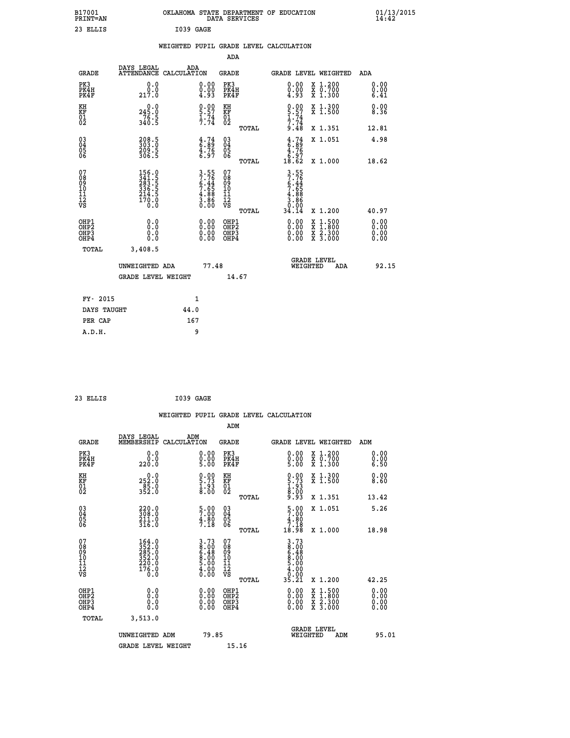B17001 OKLAHOMA STATE DEPARTMENT OF EDUCATION 01/13/2015
PRINT=AN DATA SERVICES 14:42

23 ELLIS I039 GAGE

## WEIGHTED PUPIL GRADE LEVEL CALCULATION

### ADA

| GRADE | DAYS LEGAL ATTENDANCE | ADA CALCULATION | GRADE | GRADE LEVEL | WEIGHTED | ADA |
|---|---|---|---|---|---|---|
| PK3 | 0.0 | 0.00 | PK3 | 0.00 | X 1.200 | 0.00 |
| PK4H | 0.0 | 0.00 | PK4H | 0.00 | X 0.700 | 0.00 |
| PK4F | 217.0 | 4.93 | PK4F | 4.93 | X 1.300 | 6.41 |
| KH | 0.0 | 0.00 | KH | 0.00 | X 1.300 | 0.00 |
| KF | 245.0 | 5.57 | KF | 5.57 | X 1.500 | 8.36 |
| 01 | 76.5 | 1.74 | 01 | 1.74 | | |
| 02 | 340.5 | 7.74 | 02 | 7.74 | | |
| | | | TOTAL | 9.48 | X 1.351 | 12.81 |
| 03 | 208.5 | 4.74 | 03 | 4.74 | X 1.051 | 4.98 |
| 04 | 303.0 | 6.89 | 04 | 6.89 | | |
| 05 | 209.5 | 4.76 | 05 | 4.76 | | |
| 06 | 306.5 | 6.97 | 06 | 6.97 | | |
| | | | TOTAL | 18.62 | X 1.000 | 18.62 |
| 07 | 156.0 | 3.55 | 07 | 3.55 | | |
| 08 | 341.5 | 7.76 | 08 | 7.76 | | |
| 09 | 283.5 | 6.44 | 09 | 6.44 | | |
| 10 | 336.5 | 7.65 | 10 | 7.65 | | |
| 11 | 214.5 | 4.88 | 11 | 4.88 | | |
| 12 | 170.0 | 3.86 | 12 | 3.86 | | |
| VS | 0.0 | 0.00 | VS | 0.00 | | |
| | | | TOTAL | 34.14 | X 1.200 | 40.97 |
| OHP1 | 0.0 | 0.00 | OHP1 | 0.00 | X 1.500 | 0.00 |
| OHP2 | 0.0 | 0.00 | OHP2 | 0.00 | X 1.800 | 0.00 |
| OHP3 | 0.0 | 0.00 | OHP3 | 0.00 | X 2.300 | 0.00 |
| OHP4 | 0.0 | 0.00 | OHP4 | 0.00 | X 3.000 | 0.00 |
| TOTAL | 3,408.5 | | | | | |

UNWEIGHTED ADA 77.48 | GRADE LEVEL WEIGHTED ADA 92.15

GRADE LEVEL WEIGHT 14.67

| FY- 2015 | 1 |
|---|---|
| DAYS TAUGHT | 44.0 |
| PER CAP | 167 |
| A.D.H. | 9 |

23 ELLIS I039 GAGE

## WEIGHTED PUPIL GRADE LEVEL CALCULATION

### ADM

| GRADE | DAYS LEGAL MEMBERSHIP | ADM CALCULATION | GRADE | GRADE LEVEL | WEIGHTED | ADM |
|---|---|---|---|---|---|---|
| PK3 | 0.0 | 0.00 | PK3 | 0.00 | X 1.200 | 0.00 |
| PK4H | 0.0 | 0.00 | PK4H | 0.00 | X 0.700 | 0.00 |
| PK4F | 220.0 | 5.00 | PK4F | 5.00 | X 1.300 | 6.50 |
| KH | 0.0 | 0.00 | KH | 0.00 | X 1.300 | 0.00 |
| KF | 252.0 | 5.73 | KF | 5.73 | X 1.500 | 8.60 |
| 01 | 85.0 | 1.93 | 01 | 1.93 | | |
| 02 | 352.0 | 8.00 | 02 | 8.00 | | |
| | | | TOTAL | 9.93 | X 1.351 | 13.42 |
| 03 | 220.0 | 5.00 | 03 | 5.00 | X 1.051 | 5.26 |
| 04 | 308.0 | 7.00 | 04 | 7.00 | | |
| 05 | 211.0 | 4.80 | 05 | 4.80 | | |
| 06 | 316.0 | 7.18 | 06 | 7.18 | | |
| | | | TOTAL | 18.98 | X 1.000 | 18.98 |
| 07 | 164.0 | 3.73 | 07 | 3.73 | | |
| 08 | 352.0 | 8.00 | 08 | 8.00 | | |
| 09 | 285.0 | 6.48 | 09 | 6.48 | | |
| 10 | 352.0 | 8.00 | 10 | 8.00 | | |
| 11 | 220.0 | 5.00 | 11 | 5.00 | | |
| 12 | 176.0 | 4.00 | 12 | 4.00 | | |
| VS | 0.0 | 0.00 | VS | 0.00 | | |
| | | | TOTAL | 35.21 | X 1.200 | 42.25 |
| OHP1 | 0.0 | 0.00 | OHP1 | 0.00 | X 1.500 | 0.00 |
| OHP2 | 0.0 | 0.00 | OHP2 | 0.00 | X 1.800 | 0.00 |
| OHP3 | 0.0 | 0.00 | OHP3 | 0.00 | X 2.300 | 0.00 |
| OHP4 | 0.0 | 0.00 | OHP4 | 0.00 | X 3.000 | 0.00 |
| TOTAL | 3,513.0 | | | | | |

UNWEIGHTED ADM 79.85 | GRADE LEVEL WEIGHTED ADM 95.01

GRADE LEVEL WEIGHT 15.16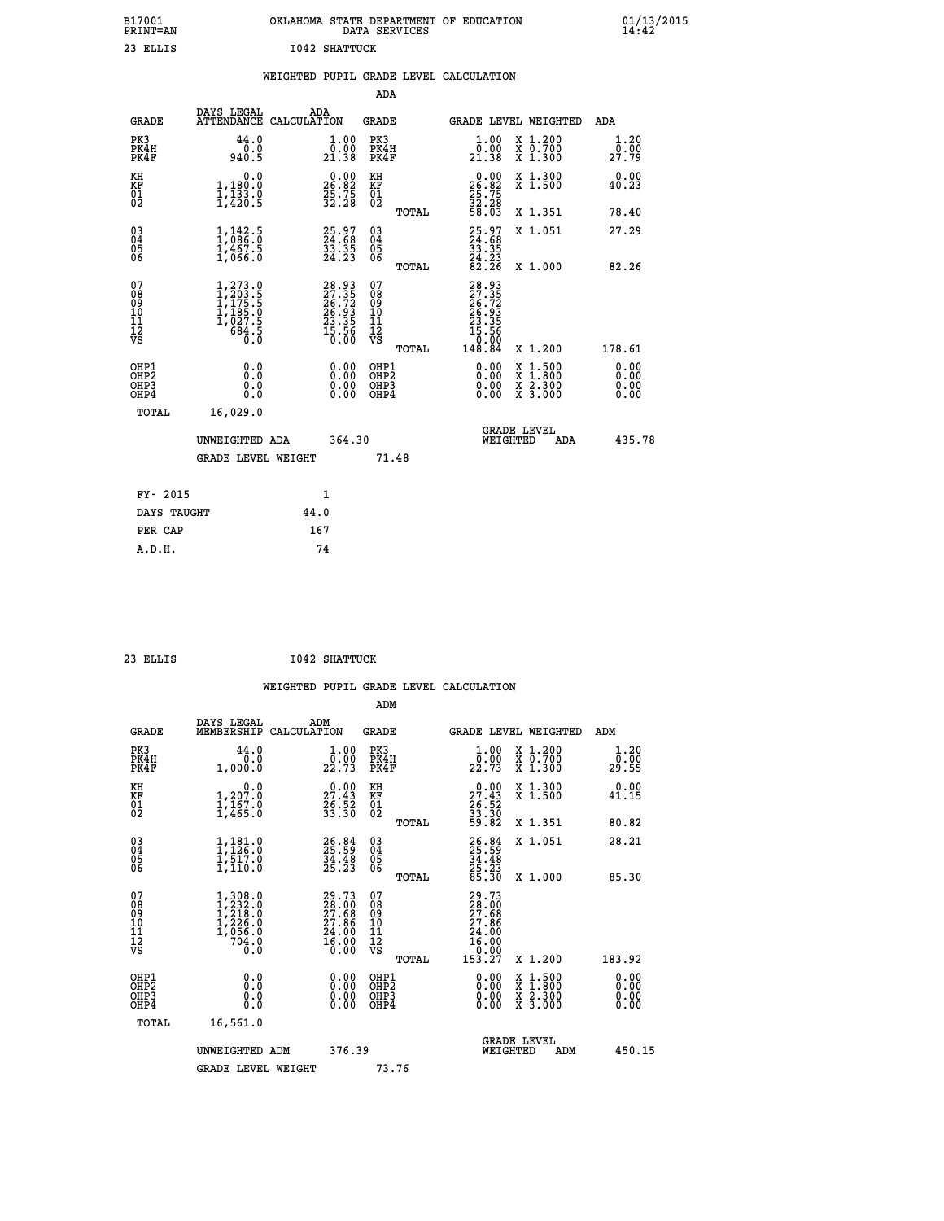B17001 OKLAHOMA STATE DEPARTMENT OF EDUCATION 01/13/2015
PRINT=AN DATA SERVICES 14:42

23 ELLIS I042 SHATTUCK

WEIGHTED PUPIL GRADE LEVEL CALCULATION

ADA

| GRADE | DAYS LEGAL ATTENDANCE | ADA CALCULATION | GRADE | GRADE LEVEL | WEIGHTED | ADA |
|---|---|---|---|---|---|---|
| PK3 | 44.0 | 1.00 | PK3 | 1.00 | X 1.200 | 1.20 |
| PK4H | 0.0 | 0.00 | PK4H | 0.00 | X 0.700 | 0.00 |
| PK4F | 940.5 | 21.38 | PK4F | 21.38 | X 1.300 | 27.79 |
| KH | 0.0 | 0.00 | KH | 0.00 | X 1.300 | 0.00 |
| KF | 1,180.0 | 26.82 | KF | 26.82 | X 1.500 | 40.23 |
| 01 | 1,133.0 | 25.75 | 01 | 25.75 | | |
| 02 | 1,420.5 | 32.28 | 02 | 32.28 | | |
| | | | TOTAL | 58.03 | X 1.351 | 78.40 |
| 03 | 1,142.5 | 25.97 | 03 | 25.97 | X 1.051 | 27.29 |
| 04 | 1,086.0 | 24.68 | 04 | 24.68 | | |
| 05 | 1,467.5 | 33.35 | 05 | 33.35 | | |
| 06 | 1,066.0 | 24.23 | 06 | 24.23 | | |
| | | | TOTAL | 82.26 | X 1.000 | 82.26 |
| 07 | 1,273.0 | 28.93 | 07 | 28.93 | | |
| 08 | 1,203.5 | 27.35 | 08 | 27.35 | | |
| 09 | 1,175.5 | 26.72 | 09 | 26.72 | | |
| 10 | 1,185.0 | 26.93 | 10 | 26.93 | | |
| 11 | 1,027.5 | 23.35 | 11 | 23.35 | | |
| 12 | 684.5 | 15.56 | 12 | 15.56 | | |
| VS | 0.0 | 0.00 | VS | 0.00 | | |
| | | | TOTAL | 148.84 | X 1.200 | 178.61 |
| OHP1 | 0.0 | 0.00 | OHP1 | 0.00 | X 1.500 | 0.00 |
| OHP2 | 0.0 | 0.00 | OHP2 | 0.00 | X 1.800 | 0.00 |
| OHP3 | 0.0 | 0.00 | OHP3 | 0.00 | X 2.300 | 0.00 |
| OHP4 | 0.0 | 0.00 | OHP4 | 0.00 | X 3.000 | 0.00 |
| TOTAL | 16,029.0 | | | | | |

UNWEIGHTED ADA 364.30 GRADE LEVEL WEIGHTED ADA 435.78

GRADE LEVEL WEIGHT 71.48

| FY- 2015 | 1 |
|---|---|
| DAYS TAUGHT | 44.0 |
| PER CAP | 167 |
| A.D.H. | 74 |

23 ELLIS I042 SHATTUCK

WEIGHTED PUPIL GRADE LEVEL CALCULATION

ADM

| GRADE | DAYS LEGAL MEMBERSHIP | ADM CALCULATION | GRADE | GRADE LEVEL | WEIGHTED | ADM |
|---|---|---|---|---|---|---|
| PK3 | 44.0 | 1.00 | PK3 | 1.00 | X 1.200 | 1.20 |
| PK4H | 0.0 | 0.00 | PK4H | 0.00 | X 0.700 | 0.00 |
| PK4F | 1,000.0 | 22.73 | PK4F | 22.73 | X 1.300 | 29.55 |
| KH | 0.0 | 0.00 | KH | 0.00 | X 1.300 | 0.00 |
| KF | 1,207.0 | 27.43 | KF | 27.43 | X 1.500 | 41.15 |
| 01 | 1,167.0 | 26.52 | 01 | 26.52 | | |
| 02 | 1,465.0 | 33.30 | 02 | 33.30 | | |
| | | | TOTAL | 59.82 | X 1.351 | 80.82 |
| 03 | 1,181.0 | 26.84 | 03 | 26.84 | X 1.051 | 28.21 |
| 04 | 1,126.0 | 25.59 | 04 | 25.59 | | |
| 05 | 1,517.0 | 34.48 | 05 | 34.48 | | |
| 06 | 1,110.0 | 25.23 | 06 | 25.23 | | |
| | | | TOTAL | 85.30 | X 1.000 | 85.30 |
| 07 | 1,308.0 | 29.73 | 07 | 29.73 | | |
| 08 | 1,232.0 | 28.00 | 08 | 28.00 | | |
| 09 | 1,218.0 | 27.68 | 09 | 27.68 | | |
| 10 | 1,226.0 | 27.86 | 10 | 27.86 | | |
| 11 | 1,056.0 | 24.00 | 11 | 24.00 | | |
| 12 | 704.0 | 16.00 | 12 | 16.00 | | |
| VS | 0.0 | 0.00 | VS | 0.00 | | |
| | | | TOTAL | 153.27 | X 1.200 | 183.92 |
| OHP1 | 0.0 | 0.00 | OHP1 | 0.00 | X 1.500 | 0.00 |
| OHP2 | 0.0 | 0.00 | OHP2 | 0.00 | X 1.800 | 0.00 |
| OHP3 | 0.0 | 0.00 | OHP3 | 0.00 | X 2.300 | 0.00 |
| OHP4 | 0.0 | 0.00 | OHP4 | 0.00 | X 3.000 | 0.00 |
| TOTAL | 16,561.0 | | | | | |

UNWEIGHTED ADM 376.39 GRADE LEVEL WEIGHTED ADM 450.15

GRADE LEVEL WEIGHT 73.76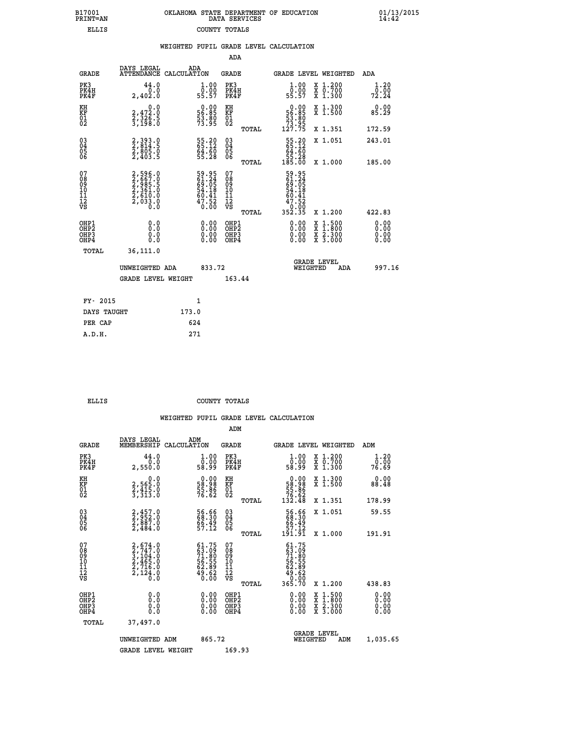B17001 OKLAHOMA STATE DEPARTMENT OF EDUCATION 01/13/2015
PRINT=AN DATA SERVICES 14:42
ELLIS COUNTY TOTALS

### WEIGHTED PUPIL GRADE LEVEL CALCULATION

ADA

| GRADE | DAYS LEGAL ATTENDANCE | ADA CALCULATION | GRADE | | GRADE LEVEL | WEIGHTED | ADA |
|---|---|---|---|---|---|---|---|
| PK3 | 44.0 | 1.00 | PK3 | | 1.00 | X 1.200 | 1.20 |
| PK4H | 0.0 | 0.00 | PK4H | | 0.00 | X 0.700 | 0.00 |
| PK4F | 2,402.0 | 55.57 | PK4F | | 55.57 | X 1.300 | 72.24 |
| KH | 0.0 | 0.00 | KH | | 0.00 | X 1.300 | 0.00 |
| KF | 2,472.0 | 56.85 | KF | | 56.85 | X 1.500 | 85.29 |
| 01 | 2,326.5 | 53.80 | 01 | | 53.80 | | |
| 02 | 3,198.0 | 73.95 | 02 | | 73.95 | | |
| | | | | TOTAL | 127.75 | X 1.351 | 172.59 |
| 03 | 2,393.0 | 55.20 | 03 | | 55.20 | X 1.051 | 243.01 |
| 04 | 2,814.5 | 65.12 | 04 | | 65.12 | | |
| 05 | 2,805.0 | 64.60 | 05 | | 64.60 | | |
| 06 | 2,403.5 | 55.28 | 06 | | 55.28 | | |
| | | | | TOTAL | 185.00 | X 1.000 | 185.00 |
| 07 | 2,596.0 | 59.95 | 07 | | 59.95 | | |
| 08 | 2,667.0 | 61.24 | 08 | | 61.24 | | |
| 09 | 2,985.5 | 69.05 | 09 | | 69.05 | | |
| 10 | 2,361.0 | 54.18 | 10 | | 54.18 | | |
| 11 | 2,610.0 | 60.41 | 11 | | 60.41 | | |
| 12 | 2,033.0 | 47.52 | 12 | | 47.52 | | |
| VS | 0.0 | 0.00 | VS | | 0.00 | | |
| | | | | TOTAL | 352.35 | X 1.200 | 422.83 |
| OHP1 | 0.0 | 0.00 | OHP1 | | 0.00 | X 1.500 | 0.00 |
| OHP2 | 0.0 | 0.00 | OHP2 | | 0.00 | X 1.800 | 0.00 |
| OHP3 | 0.0 | 0.00 | OHP3 | | 0.00 | X 2.300 | 0.00 |
| OHP4 | 0.0 | 0.00 | OHP4 | | 0.00 | X 3.000 | 0.00 |
| TOTAL | 36,111.0 | | | | | | |

UNWEIGHTED ADA 833.72 GRADE LEVEL WEIGHTED ADA 997.16

GRADE LEVEL WEIGHT 163.44

FY- 2015 1
DAYS TAUGHT 173.0
PER CAP 624
A.D.H. 271

ELLIS COUNTY TOTALS

### WEIGHTED PUPIL GRADE LEVEL CALCULATION

ADM

| GRADE | DAYS LEGAL MEMBERSHIP | ADM CALCULATION | GRADE | | GRADE LEVEL | WEIGHTED | ADM |
|---|---|---|---|---|---|---|---|
| PK3 | 44.0 | 1.00 | PK3 | | 1.00 | X 1.200 | 1.20 |
| PK4H | 0.0 | 0.00 | PK4H | | 0.00 | X 0.700 | 0.00 |
| PK4F | 2,550.0 | 58.99 | PK4F | | 58.99 | X 1.300 | 76.69 |
| KH | 0.0 | 0.00 | KH | | 0.00 | X 1.300 | 0.00 |
| KF | 2,565.0 | 58.98 | KF | | 58.98 | X 1.500 | 88.48 |
| 01 | 2,415.0 | 55.86 | 01 | | 55.86 | | |
| 02 | 3,313.0 | 76.62 | 02 | | 76.62 | | |
| | | | | TOTAL | 132.48 | X 1.351 | 178.99 |
| 03 | 2,457.0 | 56.66 | 03 | | 56.66 | X 1.051 | 59.55 |
| 04 | 2,952.0 | 68.30 | 04 | | 68.30 | | |
| 05 | 2,887.0 | 66.49 | 05 | | 66.49 | | |
| 06 | 2,484.0 | 57.12 | 06 | | 57.12 | | |
| | | | | TOTAL | 191.91 | X 1.000 | 191.91 |
| 07 | 2,674.0 | 61.75 | 07 | | 61.75 | | |
| 08 | 2,747.0 | 63.09 | 08 | | 63.09 | | |
| 09 | 3,104.0 | 71.80 | 09 | | 71.80 | | |
| 10 | 2,465.0 | 56.55 | 10 | | 56.55 | | |
| 11 | 2,716.0 | 62.89 | 11 | | 62.89 | | |
| 12 | 2,124.0 | 49.62 | 12 | | 49.62 | | |
| VS | 0.0 | 0.00 | VS | | 0.00 | | |
| | | | | TOTAL | 365.70 | X 1.200 | 438.83 |
| OHP1 | 0.0 | 0.00 | OHP1 | | 0.00 | X 1.500 | 0.00 |
| OHP2 | 0.0 | 0.00 | OHP2 | | 0.00 | X 1.800 | 0.00 |
| OHP3 | 0.0 | 0.00 | OHP3 | | 0.00 | X 2.300 | 0.00 |
| OHP4 | 0.0 | 0.00 | OHP4 | | 0.00 | X 3.000 | 0.00 |
| TOTAL | 37,497.0 | | | | | | |

UNWEIGHTED ADM 865.72 GRADE LEVEL WEIGHTED ADM 1,035.65

GRADE LEVEL WEIGHT 169.93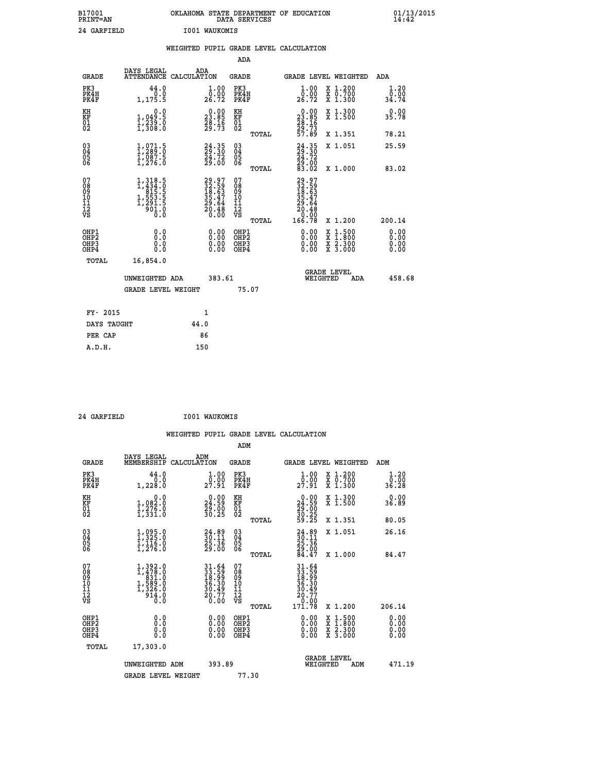B17001 OKLAHOMA STATE DEPARTMENT OF EDUCATION 01/13/2015
PRINT=AN DATA SERVICES 14:42

24 GARFIELD I001 WAUKOMIS

## WEIGHTED PUPIL GRADE LEVEL CALCULATION

### ADA

| GRADE | DAYS LEGAL ATTENDANCE | ADA CALCULATION | GRADE | GRADE LEVEL | WEIGHTED | ADA |
|---|---|---|---|---|---|---|
| PK3 | 44.0 | 1.00 | PK3 | 1.00 | X 1.200 | 1.20 |
| PK4H | 0.0 | 0.00 | PK4H | 0.00 | X 0.700 | 0.00 |
| PK4F | 1,175.5 | 26.72 | PK4F | 26.72 | X 1.300 | 34.74 |
| KH | 0.0 | 0.00 | KH | 0.00 | X 1.300 | 0.00 |
| KF | 1,049.5 | 23.85 | KF | 23.85 | X 1.500 | 35.78 |
| 01 | 1,239.0 | 28.16 | 01 | 28.16 | | |
| 02 | 1,308.0 | 29.73 | 02 | 29.73 | | |
| | | | TOTAL | 57.89 | X 1.351 | 78.21 |
| 03 | 1,071.5 | 24.35 | 03 | 24.35 | X 1.051 | 25.59 |
| 04 | 1,289.0 | 29.30 | 04 | 29.30 | | |
| 05 | 1,087.5 | 24.72 | 05 | 24.72 | | |
| 06 | 1,276.0 | 29.00 | 06 | 29.00 | | |
| | | | TOTAL | 83.02 | X 1.000 | 83.02 |
| 07 | 1,318.5 | 29.97 | 07 | 29.97 | | |
| 08 | 1,434.0 | 32.59 | 08 | 32.59 | | |
| 09 | 815.5 | 18.63 | 09 | 18.63 | | |
| 10 | 1,553.5 | 35.47 | 10 | 35.47 | | |
| 11 | 1,291.5 | 29.64 | 11 | 29.64 | | |
| 12 | 901.0 | 20.48 | 12 | 20.48 | | |
| VS | 0.0 | 0.00 | VS | 0.00 | | |
| | | | TOTAL | 166.78 | X 1.200 | 200.14 |
| OHP1 | 0.0 | 0.00 | OHP1 | 0.00 | X 1.500 | 0.00 |
| OHP2 | 0.0 | 0.00 | OHP2 | 0.00 | X 1.800 | 0.00 |
| OHP3 | 0.0 | 0.00 | OHP3 | 0.00 | X 2.300 | 0.00 |
| OHP4 | 0.0 | 0.00 | OHP4 | 0.00 | X 3.000 | 0.00 |
| TOTAL | 16,854.0 | | | | | |

UNWEIGHTED ADA 383.61 GRADE LEVEL WEIGHTED ADA 458.68

GRADE LEVEL WEIGHT 75.07

| | |
|---|---|
| FY- 2015 | 1 |
| DAYS TAUGHT | 44.0 |
| PER CAP | 86 |
| A.D.H. | 150 |

24 GARFIELD I001 WAUKOMIS

## WEIGHTED PUPIL GRADE LEVEL CALCULATION

### ADM

| GRADE | DAYS LEGAL MEMBERSHIP | ADM CALCULATION | GRADE | GRADE LEVEL | WEIGHTED | ADM |
|---|---|---|---|---|---|---|
| PK3 | 44.0 | 1.00 | PK3 | 1.00 | X 1.200 | 1.20 |
| PK4H | 0.0 | 0.00 | PK4H | 0.00 | X 0.700 | 0.00 |
| PK4F | 1,228.0 | 27.91 | PK4F | 27.91 | X 1.300 | 36.28 |
| KH | 0.0 | 0.00 | KH | 0.00 | X 1.300 | 0.00 |
| KF | 1,082.0 | 24.59 | KF | 24.59 | X 1.500 | 36.89 |
| 01 | 1,276.0 | 29.00 | 01 | 29.00 | | |
| 02 | 1,331.0 | 30.25 | 02 | 30.25 | | |
| | | | TOTAL | 59.25 | X 1.351 | 80.05 |
| 03 | 1,095.0 | 24.89 | 03 | 24.89 | X 1.051 | 26.16 |
| 04 | 1,325.0 | 30.11 | 04 | 30.11 | | |
| 05 | 1,116.0 | 25.36 | 05 | 25.36 | | |
| 06 | 1,276.0 | 29.00 | 06 | 29.00 | | |
| | | | TOTAL | 84.47 | X 1.000 | 84.47 |
| 07 | 1,392.0 | 31.64 | 07 | 31.64 | | |
| 08 | 1,478.0 | 33.59 | 08 | 33.59 | | |
| 09 | 831.0 | 18.99 | 09 | 18.99 | | |
| 10 | 1,589.0 | 36.30 | 10 | 36.30 | | |
| 11 | 1,326.0 | 30.49 | 11 | 30.49 | | |
| 12 | 914.0 | 20.77 | 12 | 20.77 | | |
| VS | 0.0 | 0.00 | VS | 0.00 | | |
| | | | TOTAL | 171.78 | X 1.200 | 206.14 |
| OHP1 | 0.0 | 0.00 | OHP1 | 0.00 | X 1.500 | 0.00 |
| OHP2 | 0.0 | 0.00 | OHP2 | 0.00 | X 1.800 | 0.00 |
| OHP3 | 0.0 | 0.00 | OHP3 | 0.00 | X 2.300 | 0.00 |
| OHP4 | 0.0 | 0.00 | OHP4 | 0.00 | X 3.000 | 0.00 |
| TOTAL | 17,303.0 | | | | | |

UNWEIGHTED ADM 393.89 GRADE LEVEL WEIGHTED ADM 471.19

GRADE LEVEL WEIGHT 77.30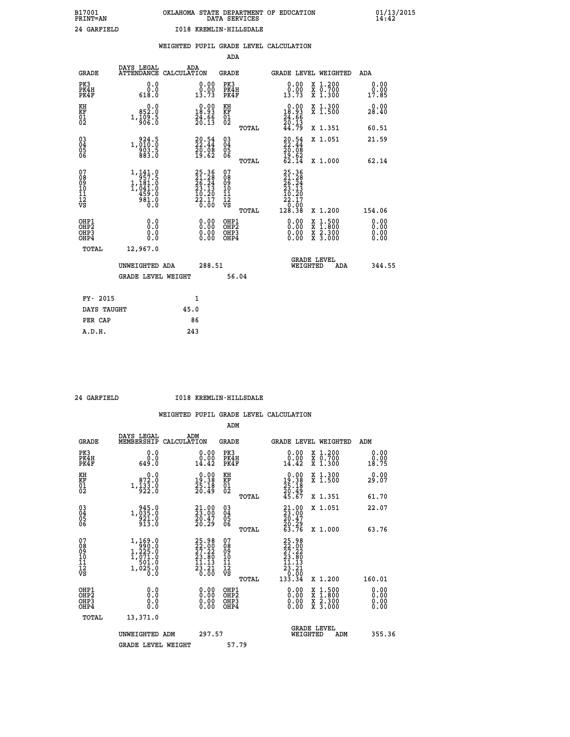B17001 OKLAHOMA STATE DEPARTMENT OF EDUCATION 01/13/2015
PRINT=AN DATA SERVICES 14:42

24 GARFIELD I018 KREMLIN-HILLSDALE

## WEIGHTED PUPIL GRADE LEVEL CALCULATION

### ADA

| GRADE | DAYS LEGAL ATTENDANCE | ADA CALCULATION | GRADE | GRADE LEVEL | WEIGHTED | ADA |
|---|---|---|---|---|---|---|
| PK3 | 0.0 | 0.00 | PK3 | 0.00 | X 1.200 | 0.00 |
| PK4H | 0.0 | 0.00 | PK4H | 0.00 | X 0.700 | 0.00 |
| PK4F | 618.0 | 13.73 | PK4F | 13.73 | X 1.300 | 17.85 |
| KH | 0.0 | 0.00 | KH | 0.00 | X 1.300 | 0.00 |
| KF | 852.0 | 18.93 | KF | 18.93 | X 1.500 | 28.40 |
| 01 | 1,109.5 | 24.66 | 01 | 24.66 | | |
| 02 | 906.0 | 20.13 | 02 | 20.13 | | |
| | | | TOTAL | 44.79 | X 1.351 | 60.51 |
| 03 | 924.5 | 20.54 | 03 | 20.54 | X 1.051 | 21.59 |
| 04 | 1,010.0 | 22.44 | 04 | 22.44 | | |
| 05 | 903.5 | 20.08 | 05 | 20.08 | | |
| 06 | 883.0 | 19.62 | 06 | 19.62 | | |
| | | | TOTAL | 62.14 | X 1.000 | 62.14 |
| 07 | 1,141.0 | 25.36 | 07 | 25.36 | | |
| 08 | 957.5 | 21.28 | 08 | 21.28 | | |
| 09 | 1,181.0 | 26.24 | 09 | 26.24 | | |
| 10 | 1,041.0 | 23.13 | 10 | 23.13 | | |
| 11 | 459.0 | 10.20 | 11 | 10.20 | | |
| 12 | 981.0 | 22.17 | 12 | 22.17 | | |
| VS | 0.0 | 0.00 | VS | 0.00 | | |
| | | | TOTAL | 128.38 | X 1.200 | 154.06 |
| OHP1 | 0.0 | 0.00 | OHP1 | 0.00 | X 1.500 | 0.00 |
| OHP2 | 0.0 | 0.00 | OHP2 | 0.00 | X 1.800 | 0.00 |
| OHP3 | 0.0 | 0.00 | OHP3 | 0.00 | X 2.300 | 0.00 |
| OHP4 | 0.0 | 0.00 | OHP4 | 0.00 | X 3.000 | 0.00 |
| TOTAL | 12,967.0 | | | | | |

UNWEIGHTED ADA 288.51 GRADE LEVEL WEIGHTED ADA 344.55

GRADE LEVEL WEIGHT 56.04

| FY- 2015 | 1 |
|---|---|
| DAYS TAUGHT | 45.0 |
| PER CAP | 86 |
| A.D.H. | 243 |

24 GARFIELD I018 KREMLIN-HILLSDALE

## WEIGHTED PUPIL GRADE LEVEL CALCULATION

### ADM

| GRADE | DAYS LEGAL MEMBERSHIP | ADM CALCULATION | GRADE | GRADE LEVEL | WEIGHTED | ADM |
|---|---|---|---|---|---|---|
| PK3 | 0.0 | 0.00 | PK3 | 0.00 | X 1.200 | 0.00 |
| PK4H | 0.0 | 0.00 | PK4H | 0.00 | X 0.700 | 0.00 |
| PK4F | 649.0 | 14.42 | PK4F | 14.42 | X 1.300 | 18.75 |
| KH | 0.0 | 0.00 | KH | 0.00 | X 1.300 | 0.00 |
| KF | 872.0 | 19.38 | KF | 19.38 | X 1.500 | 29.07 |
| 01 | 1,133.0 | 25.18 | 01 | 25.18 | | |
| 02 | 922.0 | 20.49 | 02 | 20.49 | | |
| | | | TOTAL | 45.67 | X 1.351 | 61.70 |
| 03 | 945.0 | 21.00 | 03 | 21.00 | X 1.051 | 22.07 |
| 04 | 1,035.0 | 23.00 | 04 | 23.00 | | |
| 05 | 921.0 | 20.47 | 05 | 20.47 | | |
| 06 | 913.0 | 20.29 | 06 | 20.29 | | |
| | | | TOTAL | 63.76 | X 1.000 | 63.76 |
| 07 | 1,169.0 | 25.98 | 07 | 25.98 | | |
| 08 | 990.0 | 22.00 | 08 | 22.00 | | |
| 09 | 1,225.0 | 27.22 | 09 | 27.22 | | |
| 10 | 1,071.0 | 23.80 | 10 | 23.80 | | |
| 11 | 501.0 | 11.13 | 11 | 11.13 | | |
| 12 | 1,025.0 | 23.21 | 12 | 23.21 | | |
| VS | 0.0 | 0.00 | VS | 0.00 | | |
| | | | TOTAL | 133.34 | X 1.200 | 160.01 |
| OHP1 | 0.0 | 0.00 | OHP1 | 0.00 | X 1.500 | 0.00 |
| OHP2 | 0.0 | 0.00 | OHP2 | 0.00 | X 1.800 | 0.00 |
| OHP3 | 0.0 | 0.00 | OHP3 | 0.00 | X 2.300 | 0.00 |
| OHP4 | 0.0 | 0.00 | OHP4 | 0.00 | X 3.000 | 0.00 |
| TOTAL | 13,371.0 | | | | | |

UNWEIGHTED ADM 297.57 GRADE LEVEL WEIGHTED ADM 355.36

GRADE LEVEL WEIGHT 57.79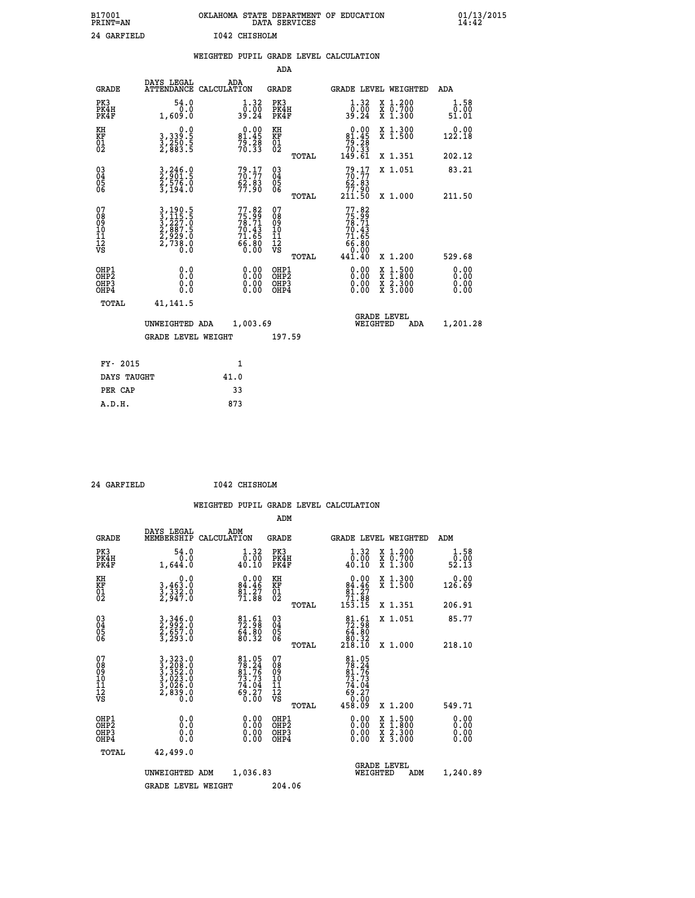B17001 OKLAHOMA STATE DEPARTMENT OF EDUCATION 01/13/2015
PRINT=AN DATA SERVICES 14:42

24 GARFIELD I042 CHISHOLM

WEIGHTED PUPIL GRADE LEVEL CALCULATION

ADA

| GRADE | DAYS LEGAL ATTENDANCE | ADA CALCULATION | GRADE | GRADE LEVEL | WEIGHTED | ADA |
|---|---|---|---|---|---|---|
| PK3 | 54.0 | 1.32 | PK3 | 1.32 | X 1.200 | 1.58 |
| PK4H | 0.0 | 0.00 | PK4H | 0.00 | X 0.700 | 0.00 |
| PK4F | 1,609.0 | 39.24 | PK4F | 39.24 | X 1.300 | 51.01 |
| KH | 0.0 | 0.00 | KH | 0.00 | X 1.300 | 0.00 |
| KF | 3,339.5 | 81.45 | KF | 81.45 | X 1.500 | 122.18 |
| 01 | 3,250.5 | 79.28 | 01 | 79.28 | | |
| 02 | 2,883.5 | 70.33 | 02 | 70.33 | | |
| | | | TOTAL | 149.61 | X 1.351 | 202.12 |
| 03 | 3,246.0 | 79.17 | 03 | 79.17 | X 1.051 | 83.21 |
| 04 | 2,901.5 | 70.77 | 04 | 70.77 | | |
| 05 | 2,576.0 | 62.83 | 05 | 62.83 | | |
| 06 | 3,194.0 | 77.90 | 06 | 77.90 | | |
| | | | TOTAL | 211.50 | X 1.000 | 211.50 |
| 07 | 3,190.5 | 77.82 | 07 | 77.82 | | |
| 08 | 3,115.5 | 75.99 | 08 | 75.99 | | |
| 09 | 3,227.0 | 78.71 | 09 | 78.71 | | |
| 10 | 2,887.5 | 70.43 | 10 | 70.43 | | |
| 11 | 2,929.0 | 71.65 | 11 | 71.65 | | |
| 12 | 2,738.0 | 66.80 | 12 | 66.80 | | |
| VS | 0.0 | 0.00 | VS | 0.00 | | |
| | | | TOTAL | 441.40 | X 1.200 | 529.68 |
| OHP1 | 0.0 | 0.00 | OHP1 | 0.00 | X 1.500 | 0.00 |
| OHP2 | 0.0 | 0.00 | OHP2 | 0.00 | X 1.800 | 0.00 |
| OHP3 | 0.0 | 0.00 | OHP3 | 0.00 | X 2.300 | 0.00 |
| OHP4 | 0.0 | 0.00 | OHP4 | 0.00 | X 3.000 | 0.00 |
| TOTAL | 41,141.5 | | | | | |

UNWEIGHTED ADA 1,003.69 GRADE LEVEL WEIGHTED ADA 1,201.28

GRADE LEVEL WEIGHT 197.59

| FY- 2015 | 1 |
|---|---|
| DAYS TAUGHT | 41.0 |
| PER CAP | 33 |
| A.D.H. | 873 |

24 GARFIELD I042 CHISHOLM

WEIGHTED PUPIL GRADE LEVEL CALCULATION

ADM

| GRADE | DAYS LEGAL MEMBERSHIP | ADM CALCULATION | GRADE | GRADE LEVEL | WEIGHTED | ADM |
|---|---|---|---|---|---|---|
| PK3 | 54.0 | 1.32 | PK3 | 1.32 | X 1.200 | 1.58 |
| PK4H | 0.0 | 0.00 | PK4H | 0.00 | X 0.700 | 0.00 |
| PK4F | 1,644.0 | 40.10 | PK4F | 40.10 | X 1.300 | 52.13 |
| KH | 0.0 | 0.00 | KH | 0.00 | X 1.300 | 0.00 |
| KF | 3,463.0 | 84.46 | KF | 84.46 | X 1.500 | 126.69 |
| 01 | 3,332.0 | 81.27 | 01 | 81.27 | | |
| 02 | 2,947.0 | 71.88 | 02 | 71.88 | | |
| | | | TOTAL | 153.15 | X 1.351 | 206.91 |
| 03 | 3,346.0 | 81.61 | 03 | 81.61 | X 1.051 | 85.77 |
| 04 | 2,992.0 | 72.98 | 04 | 72.98 | | |
| 05 | 2,657.0 | 64.80 | 05 | 64.80 | | |
| 06 | 3,293.0 | 80.32 | 06 | 80.32 | | |
| | | | TOTAL | 218.10 | X 1.000 | 218.10 |
| 07 | 3,323.0 | 81.05 | 07 | 81.05 | | |
| 08 | 3,208.0 | 78.24 | 08 | 78.24 | | |
| 09 | 3,352.0 | 81.76 | 09 | 81.76 | | |
| 10 | 3,023.0 | 73.73 | 10 | 73.73 | | |
| 11 | 3,026.0 | 74.04 | 11 | 74.04 | | |
| 12 | 2,839.0 | 69.27 | 12 | 69.27 | | |
| VS | 0.0 | 0.00 | VS | 0.00 | | |
| | | | TOTAL | 458.09 | X 1.200 | 549.71 |
| OHP1 | 0.0 | 0.00 | OHP1 | 0.00 | X 1.500 | 0.00 |
| OHP2 | 0.0 | 0.00 | OHP2 | 0.00 | X 1.800 | 0.00 |
| OHP3 | 0.0 | 0.00 | OHP3 | 0.00 | X 2.300 | 0.00 |
| OHP4 | 0.0 | 0.00 | OHP4 | 0.00 | X 3.000 | 0.00 |
| TOTAL | 42,499.0 | | | | | |

UNWEIGHTED ADM 1,036.83 GRADE LEVEL WEIGHTED ADM 1,240.89

GRADE LEVEL WEIGHT 204.06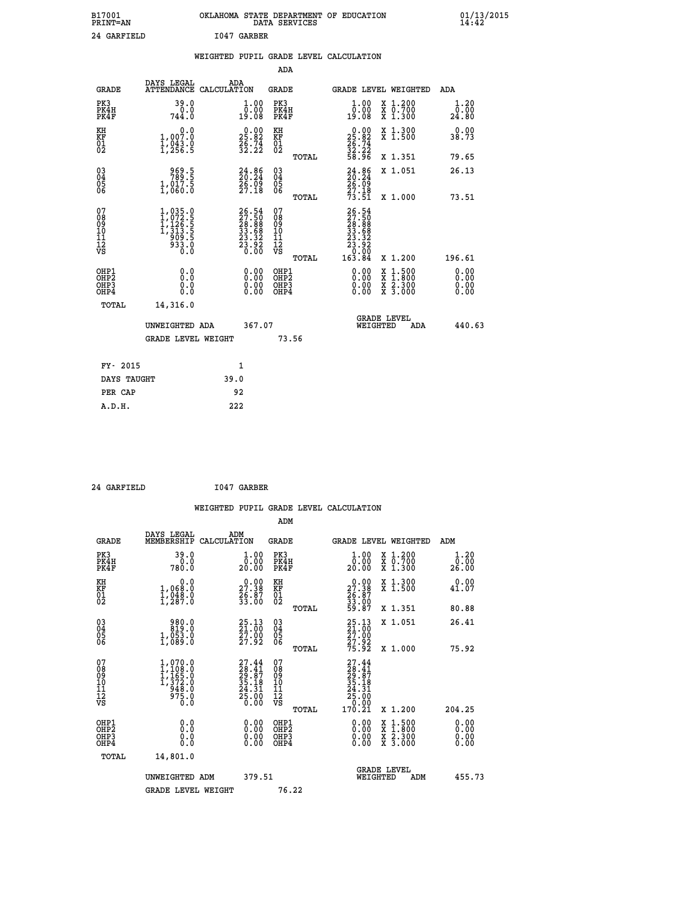B17001 OKLAHOMA STATE DEPARTMENT OF EDUCATION 01/13/2015
PRINT=AN DATA SERVICES 14:42

24 GARFIELD I047 GARBER

WEIGHTED PUPIL GRADE LEVEL CALCULATION

ADA

| GRADE | DAYS LEGAL ATTENDANCE | ADA CALCULATION | GRADE | | GRADE LEVEL | WEIGHTED | ADA |
|---|---|---|---|---|---|---|---|
| PK3 | 39.0 | 1.00 | PK3 | | 1.00 | X 1.200 | 1.20 |
| PK4H | 0.0 | 0.00 | PK4H | | 0.00 | X 0.700 | 0.00 |
| PK4F | 744.0 | 19.08 | PK4F | | 19.08 | X 1.300 | 24.80 |
| KH | 0.0 | 0.00 | KH | | 0.00 | X 1.300 | 0.00 |
| KF | 1,007.0 | 25.82 | KF | | 25.82 | X 1.500 | 38.73 |
| 01 | 1,043.0 | 26.74 | 01 | | 26.74 | | |
| 02 | 1,256.5 | 32.22 | 02 | | 32.22 | | |
| | | | | TOTAL | 58.96 | X 1.351 | 79.65 |
| 03 | 969.5 | 24.86 | 03 | | 24.86 | X 1.051 | 26.13 |
| 04 | 789.5 | 20.24 | 04 | | 20.24 | | |
| 05 | 1,017.5 | 26.09 | 05 | | 26.09 | | |
| 06 | 1,060.0 | 27.18 | 06 | | 27.18 | | |
| | | | | TOTAL | 73.51 | X 1.000 | 73.51 |
| 07 | 1,035.0 | 26.54 | 07 | | 26.54 | | |
| 08 | 1,072.5 | 27.50 | 08 | | 27.50 | | |
| 09 | 1,126.5 | 28.88 | 09 | | 28.88 | | |
| 10 | 1,313.5 | 33.68 | 10 | | 33.68 | | |
| 11 | 909.5 | 23.32 | 11 | | 23.32 | | |
| 12 | 933.0 | 23.92 | 12 | | 23.92 | | |
| VS | 0.0 | 0.00 | VS | | 0.00 | | |
| | | | | TOTAL | 163.84 | X 1.200 | 196.61 |
| OHP1 | 0.0 | 0.00 | OHP1 | | 0.00 | X 1.500 | 0.00 |
| OHP2 | 0.0 | 0.00 | OHP2 | | 0.00 | X 1.800 | 0.00 |
| OHP3 | 0.0 | 0.00 | OHP3 | | 0.00 | X 2.300 | 0.00 |
| OHP4 | 0.0 | 0.00 | OHP4 | | 0.00 | X 3.000 | 0.00 |
| TOTAL | 14,316.0 | | | | | | |

UNWEIGHTED ADA 367.07 GRADE LEVEL WEIGHTED ADA 440.63

GRADE LEVEL WEIGHT 73.56

| FY- 2015 | 1 |
|---|---|
| DAYS TAUGHT | 39.0 |
| PER CAP | 92 |
| A.D.H. | 222 |

24 GARFIELD I047 GARBER

WEIGHTED PUPIL GRADE LEVEL CALCULATION

ADM

| GRADE | DAYS LEGAL MEMBERSHIP | ADM CALCULATION | GRADE | | GRADE LEVEL | WEIGHTED | ADM |
|---|---|---|---|---|---|---|---|
| PK3 | 39.0 | 1.00 | PK3 | | 1.00 | X 1.200 | 1.20 |
| PK4H | 0.0 | 0.00 | PK4H | | 0.00 | X 0.700 | 0.00 |
| PK4F | 780.0 | 20.00 | PK4F | | 20.00 | X 1.300 | 26.00 |
| KH | 0.0 | 0.00 | KH | | 0.00 | X 1.300 | 0.00 |
| KF | 1,068.0 | 27.38 | KF | | 27.38 | X 1.500 | 41.07 |
| 01 | 1,048.0 | 26.87 | 01 | | 26.87 | | |
| 02 | 1,287.0 | 33.00 | 02 | | 33.00 | | |
| | | | | TOTAL | 59.87 | X 1.351 | 80.88 |
| 03 | 980.0 | 25.13 | 03 | | 25.13 | X 1.051 | 26.41 |
| 04 | 819.0 | 21.00 | 04 | | 21.00 | | |
| 05 | 1,053.0 | 27.00 | 05 | | 27.00 | | |
| 06 | 1,089.0 | 27.92 | 06 | | 27.92 | | |
| | | | | TOTAL | 75.92 | X 1.000 | 75.92 |
| 07 | 1,070.0 | 27.44 | 07 | | 27.44 | | |
| 08 | 1,108.0 | 28.41 | 08 | | 28.41 | | |
| 09 | 1,165.0 | 29.87 | 09 | | 29.87 | | |
| 10 | 1,372.0 | 35.18 | 10 | | 35.18 | | |
| 11 | 948.0 | 24.31 | 11 | | 24.31 | | |
| 12 | 975.0 | 25.00 | 12 | | 25.00 | | |
| VS | 0.0 | 0.00 | VS | | 0.00 | | |
| | | | | TOTAL | 170.21 | X 1.200 | 204.25 |
| OHP1 | 0.0 | 0.00 | OHP1 | | 0.00 | X 1.500 | 0.00 |
| OHP2 | 0.0 | 0.00 | OHP2 | | 0.00 | X 1.800 | 0.00 |
| OHP3 | 0.0 | 0.00 | OHP3 | | 0.00 | X 2.300 | 0.00 |
| OHP4 | 0.0 | 0.00 | OHP4 | | 0.00 | X 3.000 | 0.00 |
| TOTAL | 14,801.0 | | | | | | |

UNWEIGHTED ADM 379.51 GRADE LEVEL WEIGHTED ADM 455.73

GRADE LEVEL WEIGHT 76.22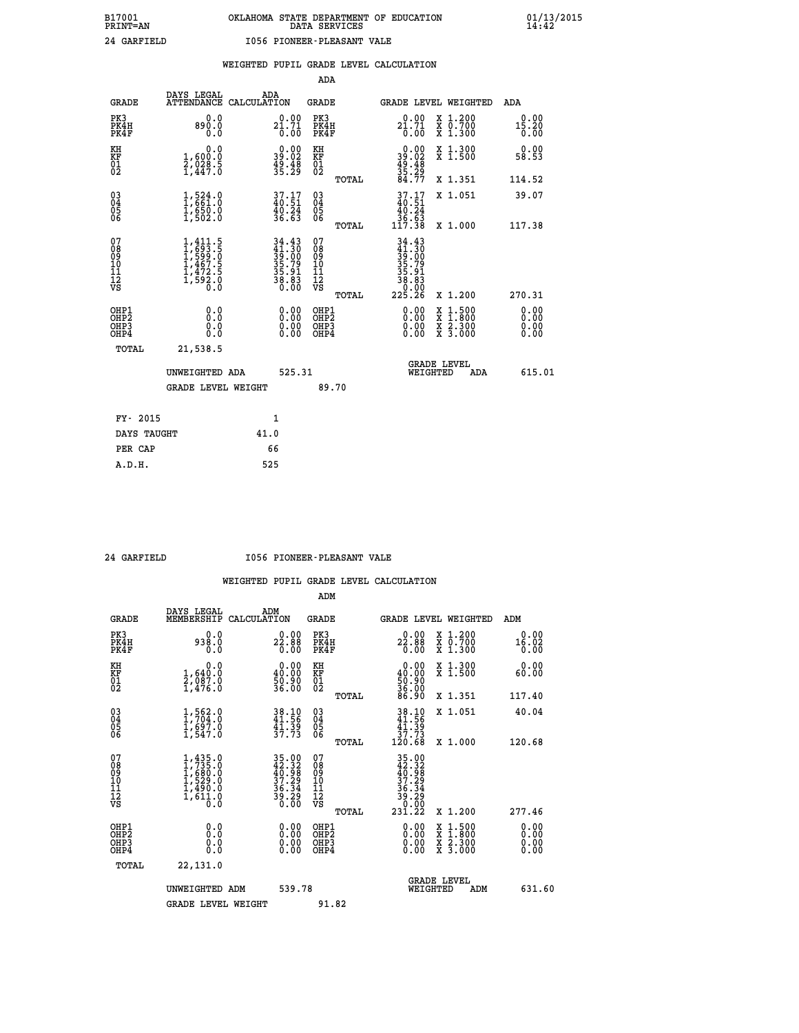B17001 OKLAHOMA STATE DEPARTMENT OF EDUCATION 01/13/2015
PRINT=AN DATA SERVICES 14:42

24 GARFIELD I056 PIONEER-PLEASANT VALE

## WEIGHTED PUPIL GRADE LEVEL CALCULATION

### ADA

| GRADE | DAYS LEGAL ATTENDANCE | ADA CALCULATION | GRADE | | GRADE LEVEL | WEIGHTED | ADA |
|---|---|---|---|---|---|---|---|
| PK3 | 0.0 | 0.00 | PK3 | | 0.00 | X 1.200 | 0.00 |
| PK4H | 890.0 | 21.71 | PK4H | | 21.71 | X 0.700 | 15.20 |
| PK4F | 0.0 | 0.00 | PK4F | | 0.00 | X 1.300 | 0.00 |
| KH | 0.0 | 0.00 | KH | | 0.00 | X 1.300 | 0.00 |
| KF | 1,600.0 | 39.02 | KF | | 39.02 | X 1.500 | 58.53 |
| 01 | 2,028.5 | 49.48 | 01 | | 49.48 | | |
| 02 | 1,447.0 | 35.29 | 02 | | 35.29 | | |
| | | | | TOTAL | 84.77 | X 1.351 | 114.52 |
| 03 | 1,524.0 | 37.17 | 03 | | 37.17 | X 1.051 | 39.07 |
| 04 | 1,661.0 | 40.51 | 04 | | 40.51 | | |
| 05 | 1,650.0 | 40.24 | 05 | | 40.24 | | |
| 06 | 1,502.0 | 36.63 | 06 | | 36.63 | | |
| | | | | TOTAL | 117.38 | X 1.000 | 117.38 |
| 07 | 1,411.5 | 34.43 | 07 | | 34.43 | | |
| 08 | 1,693.5 | 41.30 | 08 | | 41.30 | | |
| 09 | 1,599.0 | 39.00 | 09 | | 39.00 | | |
| 10 | 1,467.5 | 35.79 | 10 | | 35.79 | | |
| 11 | 1,472.5 | 35.91 | 11 | | 35.91 | | |
| 12 | 1,592.0 | 38.83 | 12 | | 38.83 | | |
| VS | 0.0 | 0.00 | VS | | 0.00 | | |
| | | | | TOTAL | 225.26 | X 1.200 | 270.31 |
| OHP1 | 0.0 | 0.00 | OHP1 | | 0.00 | X 1.500 | 0.00 |
| OHP2 | 0.0 | 0.00 | OHP2 | | 0.00 | X 1.800 | 0.00 |
| OHP3 | 0.0 | 0.00 | OHP3 | | 0.00 | X 2.300 | 0.00 |
| OHP4 | 0.0 | 0.00 | OHP4 | | 0.00 | X 3.000 | 0.00 |
| TOTAL | 21,538.5 | | | | | | |

UNWEIGHTED ADA 525.31 — GRADE LEVEL WEIGHTED ADA 615.01

GRADE LEVEL WEIGHT 89.70

| | |
|---|---|
| FY- 2015 | 1 |
| DAYS TAUGHT | 41.0 |
| PER CAP | 66 |
| A.D.H. | 525 |

24 GARFIELD I056 PIONEER-PLEASANT VALE

## WEIGHTED PUPIL GRADE LEVEL CALCULATION

### ADM

| GRADE | DAYS LEGAL MEMBERSHIP | ADM CALCULATION | GRADE | | GRADE LEVEL | WEIGHTED | ADM |
|---|---|---|---|---|---|---|---|
| PK3 | 0.0 | 0.00 | PK3 | | 0.00 | X 1.200 | 0.00 |
| PK4H | 938.0 | 22.88 | PK4H | | 22.88 | X 0.700 | 16.02 |
| PK4F | 0.0 | 0.00 | PK4F | | 0.00 | X 1.300 | 0.00 |
| KH | 0.0 | 0.00 | KH | | 0.00 | X 1.300 | 0.00 |
| KF | 1,640.0 | 40.00 | KF | | 40.00 | X 1.500 | 60.00 |
| 01 | 2,087.0 | 50.90 | 01 | | 50.90 | | |
| 02 | 1,476.0 | 36.00 | 02 | | 36.00 | | |
| | | | | TOTAL | 86.90 | X 1.351 | 117.40 |
| 03 | 1,562.0 | 38.10 | 03 | | 38.10 | X 1.051 | 40.04 |
| 04 | 1,704.0 | 41.56 | 04 | | 41.56 | | |
| 05 | 1,697.0 | 41.39 | 05 | | 41.39 | | |
| 06 | 1,547.0 | 37.73 | 06 | | 37.73 | | |
| | | | | TOTAL | 120.68 | X 1.000 | 120.68 |
| 07 | 1,435.0 | 35.00 | 07 | | 35.00 | | |
| 08 | 1,735.0 | 42.32 | 08 | | 42.32 | | |
| 09 | 1,680.0 | 40.98 | 09 | | 40.98 | | |
| 10 | 1,529.0 | 37.29 | 10 | | 37.29 | | |
| 11 | 1,490.0 | 36.34 | 11 | | 36.34 | | |
| 12 | 1,611.0 | 39.29 | 12 | | 39.29 | | |
| VS | 0.0 | 0.00 | VS | | 0.00 | | |
| | | | | TOTAL | 231.22 | X 1.200 | 277.46 |
| OHP1 | 0.0 | 0.00 | OHP1 | | 0.00 | X 1.500 | 0.00 |
| OHP2 | 0.0 | 0.00 | OHP2 | | 0.00 | X 1.800 | 0.00 |
| OHP3 | 0.0 | 0.00 | OHP3 | | 0.00 | X 2.300 | 0.00 |
| OHP4 | 0.0 | 0.00 | OHP4 | | 0.00 | X 3.000 | 0.00 |
| TOTAL | 22,131.0 | | | | | | |

UNWEIGHTED ADM 539.78 — GRADE LEVEL WEIGHTED ADM 631.60

GRADE LEVEL WEIGHT 91.82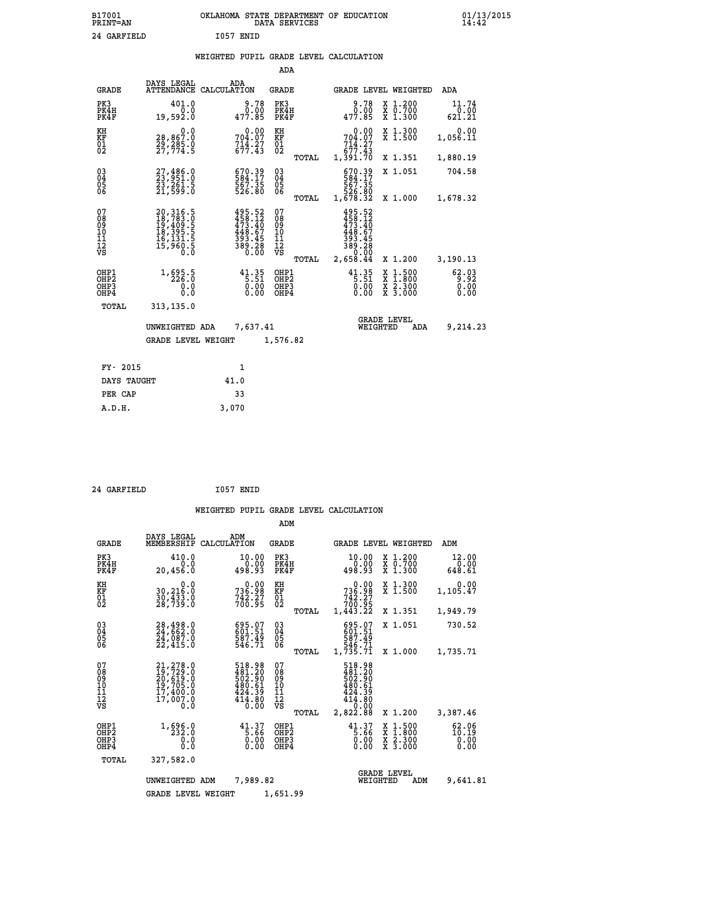B17001 OKLAHOMA STATE DEPARTMENT OF EDUCATION 01/13/2015
PRINT=AN DATA SERVICES 14:42

24 GARFIELD I057 ENID

## WEIGHTED PUPIL GRADE LEVEL CALCULATION

### ADA

| GRADE | DAYS LEGAL ATTENDANCE | ADA CALCULATION | GRADE | | GRADE LEVEL | WEIGHTED | ADA |
|---|---|---|---|---|---|---|---|
| PK3 | 401.0 | 9.78 | PK3 | | 9.78 | X 1.200 | 11.74 |
| PK4H | 0.0 | 0.00 | PK4H | | 0.00 | X 0.700 | 0.00 |
| PK4F | 19,592.0 | 477.85 | PK4F | | 477.85 | X 1.300 | 621.21 |
| KH | 0.0 | 0.00 | KH | | 0.00 | X 1.300 | 0.00 |
| KF | 28,867.0 | 704.07 | KF | | 704.07 | X 1.500 | 1,056.11 |
| 01 | 29,285.0 | 714.27 | 01 | | 714.27 | | |
| 02 | 27,774.5 | 677.43 | 02 | | 677.43 | | |
| | | | | TOTAL | 1,391.70 | X 1.351 | 1,880.19 |
| 03 | 27,486.0 | 670.39 | 03 | | 670.39 | X 1.051 | 704.58 |
| 04 | 23,951.0 | 584.17 | 04 | | 584.17 | | |
| 05 | 23,261.5 | 567.35 | 05 | | 567.35 | | |
| 06 | 21,599.0 | 526.80 | 06 | | 526.80 | | |
| | | | | TOTAL | 1,678.32 | X 1.000 | 1,678.32 |
| 07 | 20,316.5 | 495.52 | 07 | | 495.52 | | |
| 08 | 18,783.0 | 458.12 | 08 | | 458.12 | | |
| 09 | 19,409.5 | 473.40 | 09 | | 473.40 | | |
| 10 | 18,395.5 | 448.67 | 10 | | 448.67 | | |
| 11 | 16,131.5 | 393.45 | 11 | | 393.45 | | |
| 12 | 15,960.5 | 389.28 | 12 | | 389.28 | | |
| VS | 0.0 | 0.00 | VS | | 0.00 | | |
| | | | | TOTAL | 2,658.44 | X 1.200 | 3,190.13 |
| OHP1 | 1,695.5 | 41.35 | OHP1 | | 41.35 | X 1.500 | 62.03 |
| OHP2 | 226.0 | 5.51 | OHP2 | | 5.51 | X 1.800 | 9.92 |
| OHP3 | 0.0 | 0.00 | OHP3 | | 0.00 | X 2.300 | 0.00 |
| OHP4 | 0.0 | 0.00 | OHP4 | | 0.00 | X 3.000 | 0.00 |
| TOTAL | 313,135.0 | | | | | | |

UNWEIGHTED ADA 7,637.41 GRADE LEVEL WEIGHTED ADA 9,214.23

GRADE LEVEL WEIGHT 1,576.82

| | |
|---|---|
| FY- 2015 | 1 |
| DAYS TAUGHT | 41.0 |
| PER CAP | 33 |
| A.D.H. | 3,070 |

24 GARFIELD I057 ENID

## WEIGHTED PUPIL GRADE LEVEL CALCULATION

### ADM

| GRADE | DAYS LEGAL MEMBERSHIP | ADM CALCULATION | GRADE | | GRADE LEVEL | WEIGHTED | ADM |
|---|---|---|---|---|---|---|---|
| PK3 | 410.0 | 10.00 | PK3 | | 10.00 | X 1.200 | 12.00 |
| PK4H | 0.0 | 0.00 | PK4H | | 0.00 | X 0.700 | 0.00 |
| PK4F | 20,456.0 | 498.93 | PK4F | | 498.93 | X 1.300 | 648.61 |
| KH | 0.0 | 0.00 | KH | | 0.00 | X 1.300 | 0.00 |
| KF | 30,216.0 | 736.98 | KF | | 736.98 | X 1.500 | 1,105.47 |
| 01 | 30,433.0 | 742.27 | 01 | | 742.27 | | |
| 02 | 28,739.0 | 700.95 | 02 | | 700.95 | | |
| | | | | TOTAL | 1,443.22 | X 1.351 | 1,949.79 |
| 03 | 28,498.0 | 695.07 | 03 | | 695.07 | X 1.051 | 730.52 |
| 04 | 24,662.0 | 601.51 | 04 | | 601.51 | | |
| 05 | 24,087.0 | 587.49 | 05 | | 587.49 | | |
| 06 | 22,415.0 | 546.71 | 06 | | 546.71 | | |
| | | | | TOTAL | 1,735.71 | X 1.000 | 1,735.71 |
| 07 | 21,278.0 | 518.98 | 07 | | 518.98 | | |
| 08 | 19,729.0 | 481.20 | 08 | | 481.20 | | |
| 09 | 20,619.0 | 502.90 | 09 | | 502.90 | | |
| 10 | 19,705.0 | 480.61 | 10 | | 480.61 | | |
| 11 | 17,400.0 | 424.39 | 11 | | 424.39 | | |
| 12 | 17,007.0 | 414.80 | 12 | | 414.80 | | |
| VS | 0.0 | 0.00 | VS | | 0.00 | | |
| | | | | TOTAL | 2,822.88 | X 1.200 | 3,387.46 |
| OHP1 | 1,696.0 | 41.37 | OHP1 | | 41.37 | X 1.500 | 62.06 |
| OHP2 | 232.0 | 5.66 | OHP2 | | 5.66 | X 1.800 | 10.19 |
| OHP3 | 0.0 | 0.00 | OHP3 | | 0.00 | X 2.300 | 0.00 |
| OHP4 | 0.0 | 0.00 | OHP4 | | 0.00 | X 3.000 | 0.00 |
| TOTAL | 327,582.0 | | | | | | |

UNWEIGHTED ADM 7,989.82 GRADE LEVEL WEIGHTED ADM 9,641.81

GRADE LEVEL WEIGHT 1,651.99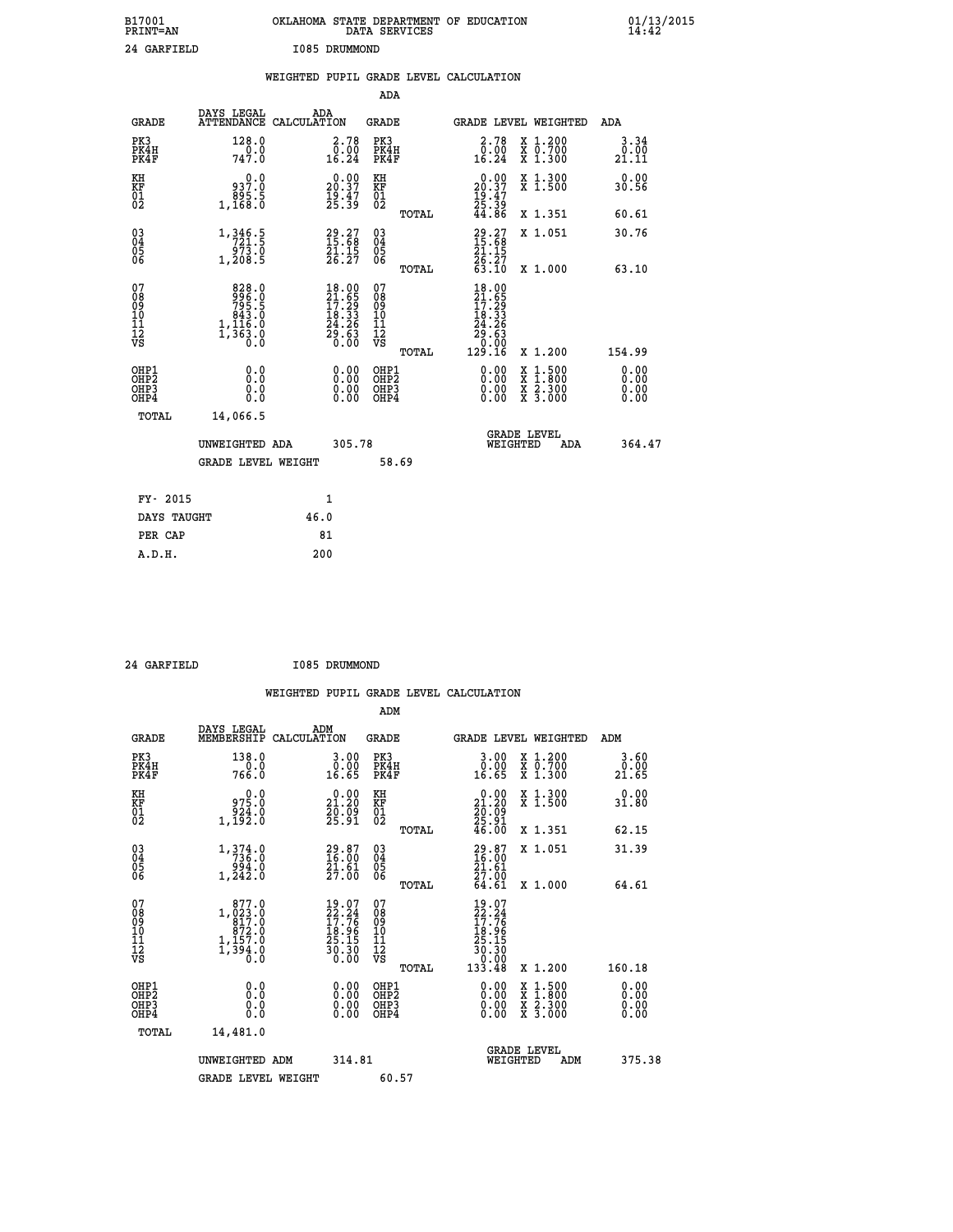B17001 PRINT=AN &nbsp;&nbsp;&nbsp;&nbsp; OKLAHOMA STATE DEPARTMENT OF EDUCATION DATA SERVICES &nbsp;&nbsp;&nbsp;&nbsp; 01/13/2015 14:42

24 GARFIELD &nbsp;&nbsp;&nbsp;&nbsp; I085 DRUMMOND

WEIGHTED PUPIL GRADE LEVEL CALCULATION

ADA

| GRADE | DAYS LEGAL ATTENDANCE | ADA CALCULATION | GRADE | GRADE LEVEL | WEIGHTED | ADA |
|---|---|---|---|---|---|---|
| PK3 | 128.0 | 2.78 | PK3 | 2.78 | X 1.200 | 3.34 |
| PK4H | 0.0 | 0.00 | PK4H | 0.00 | X 0.700 | 0.00 |
| PK4F | 747.0 | 16.24 | PK4F | 16.24 | X 1.300 | 21.11 |
| KH | 0.0 | 0.00 | KH | 0.00 | X 1.300 | 0.00 |
| KF | 937.0 | 20.37 | KF | 20.37 | X 1.500 | 30.56 |
| 01 | 895.5 | 19.47 | 01 | 19.47 | | |
| 02 | 1,168.0 | 25.39 | 02 | 25.39 | | |
| | | | TOTAL | 44.86 | X 1.351 | 60.61 |
| 03 | 1,346.5 | 29.27 | 03 | 29.27 | X 1.051 | 30.76 |
| 04 | 721.5 | 15.68 | 04 | 15.68 | | |
| 05 | 973.0 | 21.15 | 05 | 21.15 | | |
| 06 | 1,208.5 | 26.27 | 06 | 26.27 | | |
| | | | TOTAL | 63.10 | X 1.000 | 63.10 |
| 07 | 828.0 | 18.00 | 07 | 18.00 | | |
| 08 | 996.0 | 21.65 | 08 | 21.65 | | |
| 09 | 795.5 | 17.29 | 09 | 17.29 | | |
| 10 | 843.0 | 18.33 | 10 | 18.33 | | |
| 11 | 1,116.0 | 24.26 | 11 | 24.26 | | |
| 12 | 1,363.0 | 29.63 | 12 | 29.63 | | |
| VS | 0.0 | 0.00 | VS | 0.00 | | |
| | | | TOTAL | 129.16 | X 1.200 | 154.99 |
| OHP1 | 0.0 | 0.00 | OHP1 | 0.00 | X 1.500 | 0.00 |
| OHP2 | 0.0 | 0.00 | OHP2 | 0.00 | X 1.800 | 0.00 |
| OHP3 | 0.0 | 0.00 | OHP3 | 0.00 | X 2.300 | 0.00 |
| OHP4 | 0.0 | 0.00 | OHP4 | 0.00 | X 3.000 | 0.00 |
| TOTAL | 14,066.5 | | | | | |

UNWEIGHTED ADA 305.78 &nbsp;&nbsp;&nbsp;&nbsp; GRADE LEVEL WEIGHTED ADA 364.47

GRADE LEVEL WEIGHT 58.69

| FY- 2015 | 1 |
|---|---|
| DAYS TAUGHT | 46.0 |
| PER CAP | 81 |
| A.D.H. | 200 |

24 GARFIELD &nbsp;&nbsp;&nbsp;&nbsp; I085 DRUMMOND

WEIGHTED PUPIL GRADE LEVEL CALCULATION

ADM

| GRADE | DAYS LEGAL MEMBERSHIP | ADM CALCULATION | GRADE | GRADE LEVEL | WEIGHTED | ADM |
|---|---|---|---|---|---|---|
| PK3 | 138.0 | 3.00 | PK3 | 3.00 | X 1.200 | 3.60 |
| PK4H | 0.0 | 0.00 | PK4H | 0.00 | X 0.700 | 0.00 |
| PK4F | 766.0 | 16.65 | PK4F | 16.65 | X 1.300 | 21.65 |
| KH | 0.0 | 0.00 | KH | 0.00 | X 1.300 | 0.00 |
| KF | 975.0 | 21.20 | KF | 21.20 | X 1.500 | 31.80 |
| 01 | 924.0 | 20.09 | 01 | 20.09 | | |
| 02 | 1,192.0 | 25.91 | 02 | 25.91 | | |
| | | | TOTAL | 46.00 | X 1.351 | 62.15 |
| 03 | 1,374.0 | 29.87 | 03 | 29.87 | X 1.051 | 31.39 |
| 04 | 736.0 | 16.00 | 04 | 16.00 | | |
| 05 | 994.0 | 21.61 | 05 | 21.61 | | |
| 06 | 1,242.0 | 27.00 | 06 | 27.00 | | |
| | | | TOTAL | 64.61 | X 1.000 | 64.61 |
| 07 | 877.0 | 19.07 | 07 | 19.07 | | |
| 08 | 1,023.0 | 22.24 | 08 | 22.24 | | |
| 09 | 817.0 | 17.76 | 09 | 17.76 | | |
| 10 | 872.0 | 18.96 | 10 | 18.96 | | |
| 11 | 1,157.0 | 25.15 | 11 | 25.15 | | |
| 12 | 1,394.0 | 30.30 | 12 | 30.30 | | |
| VS | 0.0 | 0.00 | VS | 0.00 | | |
| | | | TOTAL | 133.48 | X 1.200 | 160.18 |
| OHP1 | 0.0 | 0.00 | OHP1 | 0.00 | X 1.500 | 0.00 |
| OHP2 | 0.0 | 0.00 | OHP2 | 0.00 | X 1.800 | 0.00 |
| OHP3 | 0.0 | 0.00 | OHP3 | 0.00 | X 2.300 | 0.00 |
| OHP4 | 0.0 | 0.00 | OHP4 | 0.00 | X 3.000 | 0.00 |
| TOTAL | 14,481.0 | | | | | |

UNWEIGHTED ADM 314.81 &nbsp;&nbsp;&nbsp;&nbsp; GRADE LEVEL WEIGHTED ADM 375.38

GRADE LEVEL WEIGHT 60.57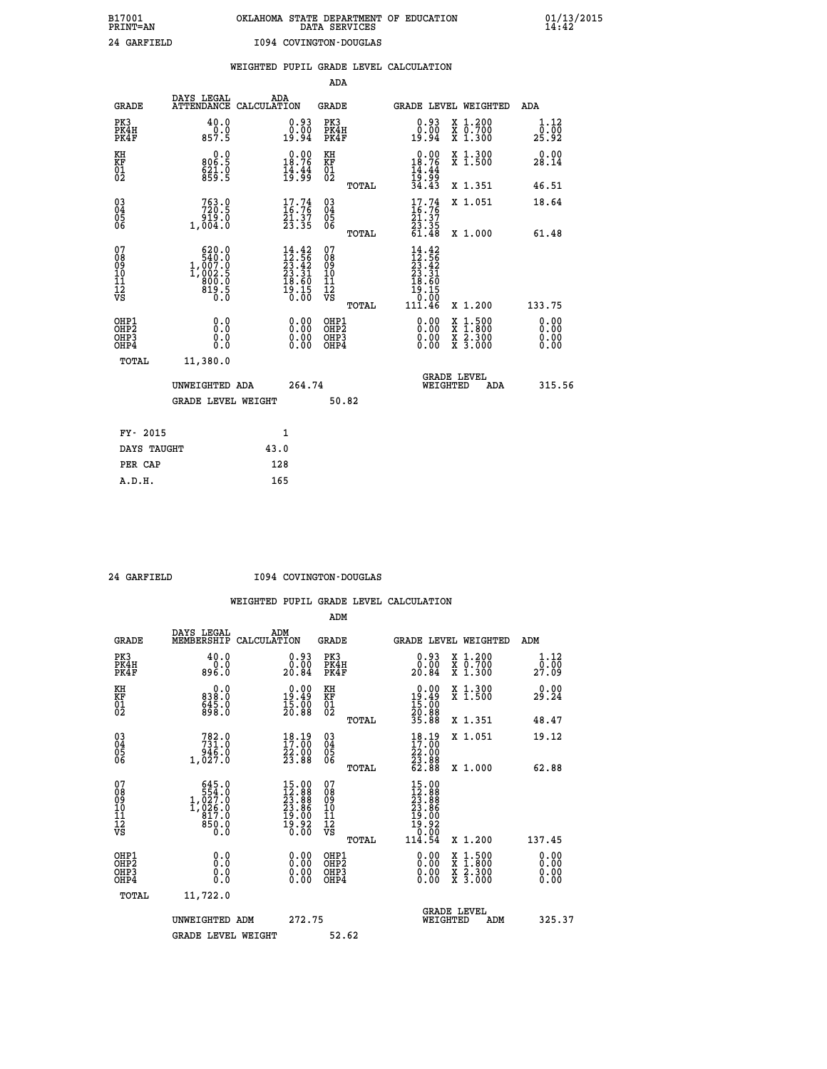B17001 OKLAHOMA STATE DEPARTMENT OF EDUCATION 01/13/2015
PRINT=AN DATA SERVICES 14:42

24 GARFIELD I094 COVINGTON-DOUGLAS

## WEIGHTED PUPIL GRADE LEVEL CALCULATION

### ADA

| GRADE | DAYS LEGAL ATTENDANCE | ADA CALCULATION | GRADE | GRADE LEVEL | WEIGHTED | ADA |
|---|---|---|---|---|---|---|
| PK3 | 40.0 | 0.93 | PK3 | 0.93 | X 1.200 | 1.12 |
| PK4H | 0.0 | 0.00 | PK4H | 0.00 | X 0.700 | 0.00 |
| PK4F | 857.5 | 19.94 | PK4F | 19.94 | X 1.300 | 25.92 |
| KH | 0.0 | 0.00 | KH | 0.00 | X 1.300 | 0.00 |
| KF | 806.5 | 18.76 | KF | 18.76 | X 1.500 | 28.14 |
| 01 | 621.0 | 14.44 | 01 | 14.44 | | |
| 02 | 859.5 | 19.99 | 02 | 19.99 | | |
| | | | TOTAL | 34.43 | X 1.351 | 46.51 |
| 03 | 763.0 | 17.74 | 03 | 17.74 | X 1.051 | 18.64 |
| 04 | 720.5 | 16.76 | 04 | 16.76 | | |
| 05 | 919.0 | 21.37 | 05 | 21.37 | | |
| 06 | 1,004.0 | 23.35 | 06 | 23.35 | | |
| | | | TOTAL | 61.48 | X 1.000 | 61.48 |
| 07 | 620.0 | 14.42 | 07 | 14.42 | | |
| 08 | 540.0 | 12.56 | 08 | 12.56 | | |
| 09 | 1,007.0 | 23.42 | 09 | 23.42 | | |
| 10 | 1,002.5 | 23.31 | 10 | 23.31 | | |
| 11 | 800.0 | 18.60 | 11 | 18.60 | | |
| 12 | 819.5 | 19.15 | 12 | 19.15 | | |
| VS | 0.0 | 0.00 | VS | 0.00 | | |
| | | | TOTAL | 111.46 | X 1.200 | 133.75 |
| OHP1 | 0.0 | 0.00 | OHP1 | 0.00 | X 1.500 | 0.00 |
| OHP2 | 0.0 | 0.00 | OHP2 | 0.00 | X 1.800 | 0.00 |
| OHP3 | 0.0 | 0.00 | OHP3 | 0.00 | X 2.300 | 0.00 |
| OHP4 | 0.0 | 0.00 | OHP4 | 0.00 | X 3.000 | 0.00 |
| TOTAL | 11,380.0 | | | | | |

UNWEIGHTED ADA 264.74 — GRADE LEVEL WEIGHTED ADA 315.56

GRADE LEVEL WEIGHT 50.82

| FY- 2015 | 1 |
|---|---|
| DAYS TAUGHT | 43.0 |
| PER CAP | 128 |
| A.D.H. | 165 |

24 GARFIELD I094 COVINGTON-DOUGLAS

## WEIGHTED PUPIL GRADE LEVEL CALCULATION

### ADM

| GRADE | DAYS LEGAL MEMBERSHIP | ADM CALCULATION | GRADE | GRADE LEVEL | WEIGHTED | ADM |
|---|---|---|---|---|---|---|
| PK3 | 40.0 | 0.93 | PK3 | 0.93 | X 1.200 | 1.12 |
| PK4H | 0.0 | 0.00 | PK4H | 0.00 | X 0.700 | 0.00 |
| PK4F | 896.0 | 20.84 | PK4F | 20.84 | X 1.300 | 27.09 |
| KH | 0.0 | 0.00 | KH | 0.00 | X 1.300 | 0.00 |
| KF | 838.0 | 19.49 | KF | 19.49 | X 1.500 | 29.24 |
| 01 | 645.0 | 15.00 | 01 | 15.00 | | |
| 02 | 898.0 | 20.88 | 02 | 20.88 | | |
| | | | TOTAL | 35.88 | X 1.351 | 48.47 |
| 03 | 782.0 | 18.19 | 03 | 18.19 | X 1.051 | 19.12 |
| 04 | 731.0 | 17.00 | 04 | 17.00 | | |
| 05 | 946.0 | 22.00 | 05 | 22.00 | | |
| 06 | 1,027.0 | 23.88 | 06 | 23.88 | | |
| | | | TOTAL | 62.88 | X 1.000 | 62.88 |
| 07 | 645.0 | 15.00 | 07 | 15.00 | | |
| 08 | 554.0 | 12.88 | 08 | 12.88 | | |
| 09 | 1,027.0 | 23.88 | 09 | 23.88 | | |
| 10 | 1,026.0 | 23.86 | 10 | 23.86 | | |
| 11 | 817.0 | 19.00 | 11 | 19.00 | | |
| 12 | 850.0 | 19.92 | 12 | 19.92 | | |
| VS | 0.0 | 0.00 | VS | 0.00 | | |
| | | | TOTAL | 114.54 | X 1.200 | 137.45 |
| OHP1 | 0.0 | 0.00 | OHP1 | 0.00 | X 1.500 | 0.00 |
| OHP2 | 0.0 | 0.00 | OHP2 | 0.00 | X 1.800 | 0.00 |
| OHP3 | 0.0 | 0.00 | OHP3 | 0.00 | X 2.300 | 0.00 |
| OHP4 | 0.0 | 0.00 | OHP4 | 0.00 | X 3.000 | 0.00 |
| TOTAL | 11,722.0 | | | | | |

UNWEIGHTED ADM 272.75 — GRADE LEVEL WEIGHTED ADM 325.37

GRADE LEVEL WEIGHT 52.62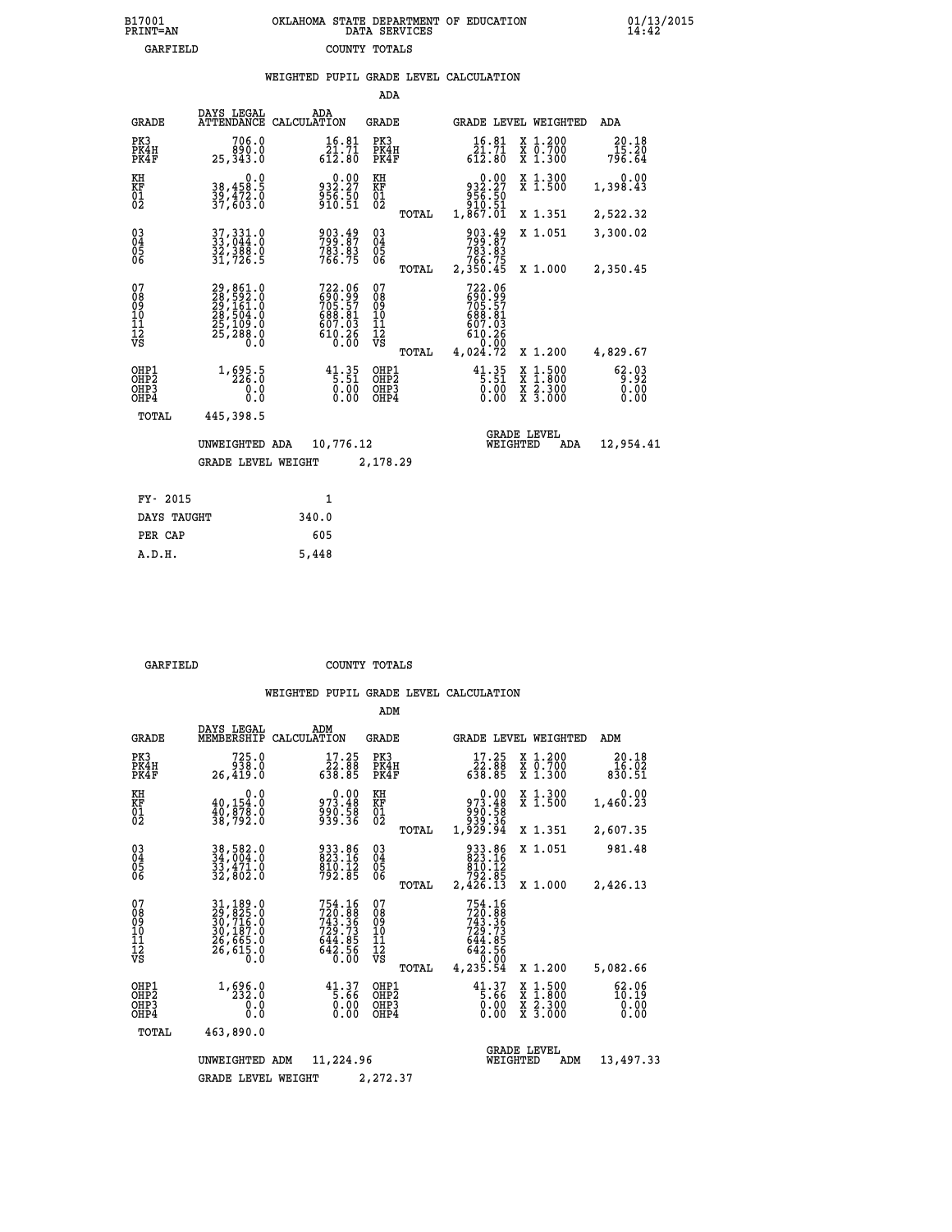B17001 OKLAHOMA STATE DEPARTMENT OF EDUCATION 01/13/2015
PRINT=AN DATA SERVICES 14:42

GARFIELD COUNTY TOTALS

## WEIGHTED PUPIL GRADE LEVEL CALCULATION

### ADA

| GRADE | DAYS LEGAL ATTENDANCE | ADA CALCULATION | GRADE | | GRADE LEVEL | WEIGHTED | ADA |
|---|---|---|---|---|---|---|---|
| PK3 | 706.0 | 16.81 | PK3 | | 16.81 | X 1.200 | 20.18 |
| PK4H | 890.0 | 21.71 | PK4H | | 21.71 | X 0.700 | 15.20 |
| PK4F | 25,343.0 | 612.80 | PK4F | | 612.80 | X 1.300 | 796.64 |
| KH | 0.0 | 0.00 | KH | | 0.00 | X 1.300 | 0.00 |
| KF | 38,458.5 | 932.27 | KF | | 932.27 | X 1.500 | 1,398.43 |
| 01 | 39,472.0 | 956.50 | 01 | | 956.50 | | |
| 02 | 37,603.0 | 910.51 | 02 | | 910.51 | | |
| | | | | TOTAL | 1,867.01 | X 1.351 | 2,522.32 |
| 03 | 37,331.0 | 903.49 | 03 | | 903.49 | X 1.051 | 3,300.02 |
| 04 | 33,044.0 | 799.87 | 04 | | 799.87 | | |
| 05 | 32,388.0 | 783.83 | 05 | | 783.83 | | |
| 06 | 31,726.5 | 766.75 | 06 | | 766.75 | | |
| | | | | TOTAL | 2,350.45 | X 1.000 | 2,350.45 |
| 07 | 29,861.0 | 722.06 | 07 | | 722.06 | | |
| 08 | 28,592.0 | 690.99 | 08 | | 690.99 | | |
| 09 | 29,161.0 | 705.57 | 09 | | 705.57 | | |
| 10 | 28,504.0 | 688.81 | 10 | | 688.81 | | |
| 11 | 25,109.0 | 607.03 | 11 | | 607.03 | | |
| 12 | 25,288.0 | 610.26 | 12 | | 610.26 | | |
| VS | 0.0 | 0.00 | VS | | 0.00 | | |
| | | | | TOTAL | 4,024.72 | X 1.200 | 4,829.67 |
| OHP1 | 1,695.5 | 41.35 | OHP1 | | 41.35 | X 1.500 | 62.03 |
| OHP2 | 226.0 | 5.51 | OHP2 | | 5.51 | X 1.800 | 9.92 |
| OHP3 | 0.0 | 0.00 | OHP3 | | 0.00 | X 2.300 | 0.00 |
| OHP4 | 0.0 | 0.00 | OHP4 | | 0.00 | X 3.000 | 0.00 |
| TOTAL | 445,398.5 | | | | | | |

UNWEIGHTED ADA 10,776.12 | GRADE LEVEL WEIGHTED ADA 12,954.41

GRADE LEVEL WEIGHT 2,178.29

| | |
|---|---|
| FY- 2015 | 1 |
| DAYS TAUGHT | 340.0 |
| PER CAP | 605 |
| A.D.H. | 5,448 |

GARFIELD COUNTY TOTALS

## WEIGHTED PUPIL GRADE LEVEL CALCULATION

### ADM

| GRADE | DAYS LEGAL MEMBERSHIP | ADM CALCULATION | GRADE | | GRADE LEVEL | WEIGHTED | ADM |
|---|---|---|---|---|---|---|---|
| PK3 | 725.0 | 17.25 | PK3 | | 17.25 | X 1.200 | 20.18 |
| PK4H | 938.0 | 22.88 | PK4H | | 22.88 | X 0.700 | 16.02 |
| PK4F | 26,419.0 | 638.85 | PK4F | | 638.85 | X 1.300 | 830.51 |
| KH | 0.0 | 0.00 | KH | | 0.00 | X 1.300 | 0.00 |
| KF | 40,154.0 | 973.48 | KF | | 973.48 | X 1.500 | 1,460.23 |
| 01 | 40,878.0 | 990.58 | 01 | | 990.58 | | |
| 02 | 38,792.0 | 939.36 | 02 | | 939.36 | | |
| | | | | TOTAL | 1,929.94 | X 1.351 | 2,607.35 |
| 03 | 38,582.0 | 933.86 | 03 | | 933.86 | X 1.051 | 981.48 |
| 04 | 34,004.0 | 823.16 | 04 | | 823.16 | | |
| 05 | 33,471.0 | 810.12 | 05 | | 810.12 | | |
| 06 | 32,802.0 | 792.85 | 06 | | 792.85 | | |
| | | | | TOTAL | 2,426.13 | X 1.000 | 2,426.13 |
| 07 | 31,189.0 | 754.16 | 07 | | 754.16 | | |
| 08 | 29,825.0 | 720.88 | 08 | | 720.88 | | |
| 09 | 30,716.0 | 743.36 | 09 | | 743.36 | | |
| 10 | 30,187.0 | 729.73 | 10 | | 729.73 | | |
| 11 | 26,665.0 | 644.85 | 11 | | 644.85 | | |
| 12 | 26,615.0 | 642.56 | 12 | | 642.56 | | |
| VS | 0.0 | 0.00 | VS | | 0.00 | | |
| | | | | TOTAL | 4,235.54 | X 1.200 | 5,082.66 |
| OHP1 | 1,696.0 | 41.37 | OHP1 | | 41.37 | X 1.500 | 62.06 |
| OHP2 | 232.0 | 5.66 | OHP2 | | 5.66 | X 1.800 | 10.19 |
| OHP3 | 0.0 | 0.00 | OHP3 | | 0.00 | X 2.300 | 0.00 |
| OHP4 | 0.0 | 0.00 | OHP4 | | 0.00 | X 3.000 | 0.00 |
| TOTAL | 463,890.0 | | | | | | |

UNWEIGHTED ADM 11,224.96 | GRADE LEVEL WEIGHTED ADM 13,497.33

GRADE LEVEL WEIGHT 2,272.37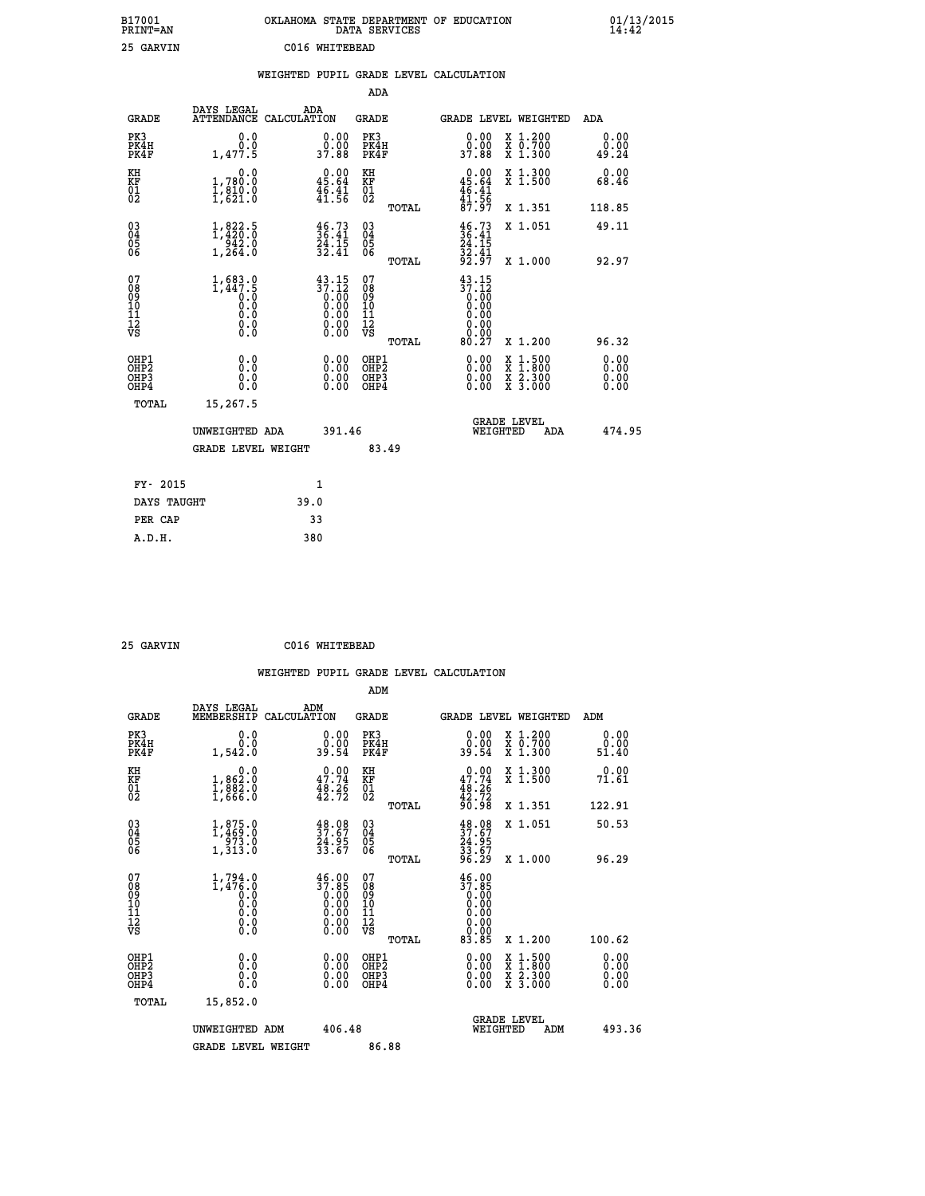B17001 OKLAHOMA STATE DEPARTMENT OF EDUCATION 01/13/2015
PRINT=AN DATA SERVICES 14:42

25 GARVIN C016 WHITEBEAD

## WEIGHTED PUPIL GRADE LEVEL CALCULATION

### ADA

| GRADE | DAYS LEGAL ATTENDANCE | ADA CALCULATION | GRADE | GRADE LEVEL | WEIGHTED | ADA |
|---|---|---|---|---|---|---|
| PK3 | 0.0 | 0.00 | PK3 | 0.00 | X 1.200 | 0.00 |
| PK4H | 0.0 | 0.00 | PK4H | 0.00 | X 0.700 | 0.00 |
| PK4F | 1,477.5 | 37.88 | PK4F | 37.88 | X 1.300 | 49.24 |
| KH | 0.0 | 0.00 | KH | 0.00 | X 1.300 | 0.00 |
| KF | 1,780.0 | 45.64 | KF | 45.64 | X 1.500 | 68.46 |
| 01 | 1,810.0 | 46.41 | 01 | 46.41 | | |
| 02 | 1,621.0 | 41.56 | 02 | 41.56 | | |
| | | | TOTAL | 87.97 | X 1.351 | 118.85 |
| 03 | 1,822.5 | 46.73 | 03 | 46.73 | X 1.051 | 49.11 |
| 04 | 1,420.0 | 36.41 | 04 | 36.41 | | |
| 05 | 942.0 | 24.15 | 05 | 24.15 | | |
| 06 | 1,264.0 | 32.41 | 06 | 32.41 | | |
| | | | TOTAL | 92.97 | X 1.000 | 92.97 |
| 07 | 1,683.0 | 43.15 | 07 | 43.15 | | |
| 08 | 1,447.5 | 37.12 | 08 | 37.12 | | |
| 09 | 0.0 | 0.00 | 09 | 0.00 | | |
| 10 | 0.0 | 0.00 | 10 | 0.00 | | |
| 11 | 0.0 | 0.00 | 11 | 0.00 | | |
| 12 | 0.0 | 0.00 | 12 | 0.00 | | |
| VS | 0.0 | 0.00 | VS | 0.00 | | |
| | | | TOTAL | 80.27 | X 1.200 | 96.32 |
| OHP1 | 0.0 | 0.00 | OHP1 | 0.00 | X 1.500 | 0.00 |
| OHP2 | 0.0 | 0.00 | OHP2 | 0.00 | X 1.800 | 0.00 |
| OHP3 | 0.0 | 0.00 | OHP3 | 0.00 | X 2.300 | 0.00 |
| OHP4 | 0.0 | 0.00 | OHP4 | 0.00 | X 3.000 | 0.00 |
| TOTAL | 15,267.5 | | | | | |

UNWEIGHTED ADA 391.46 | GRADE LEVEL WEIGHTED ADA 474.95

GRADE LEVEL WEIGHT 83.49

| FY- 2015 | 1 |
|---|---|
| DAYS TAUGHT | 39.0 |
| PER CAP | 33 |
| A.D.H. | 380 |

25 GARVIN C016 WHITEBEAD

## WEIGHTED PUPIL GRADE LEVEL CALCULATION

### ADM

| GRADE | DAYS LEGAL MEMBERSHIP | ADM CALCULATION | GRADE | GRADE LEVEL | WEIGHTED | ADM |
|---|---|---|---|---|---|---|
| PK3 | 0.0 | 0.00 | PK3 | 0.00 | X 1.200 | 0.00 |
| PK4H | 0.0 | 0.00 | PK4H | 0.00 | X 0.700 | 0.00 |
| PK4F | 1,542.0 | 39.54 | PK4F | 39.54 | X 1.300 | 51.40 |
| KH | 0.0 | 0.00 | KH | 0.00 | X 1.300 | 0.00 |
| KF | 1,862.0 | 47.74 | KF | 47.74 | X 1.500 | 71.61 |
| 01 | 1,882.0 | 48.26 | 01 | 48.26 | | |
| 02 | 1,666.0 | 42.72 | 02 | 42.72 | | |
| | | | TOTAL | 90.98 | X 1.351 | 122.91 |
| 03 | 1,875.0 | 48.08 | 03 | 48.08 | X 1.051 | 50.53 |
| 04 | 1,469.0 | 37.67 | 04 | 37.67 | | |
| 05 | 973.0 | 24.95 | 05 | 24.95 | | |
| 06 | 1,313.0 | 33.67 | 06 | 33.67 | | |
| | | | TOTAL | 96.29 | X 1.000 | 96.29 |
| 07 | 1,794.0 | 46.00 | 07 | 46.00 | | |
| 08 | 1,476.0 | 37.85 | 08 | 37.85 | | |
| 09 | 0.0 | 0.00 | 09 | 0.00 | | |
| 10 | 0.0 | 0.00 | 10 | 0.00 | | |
| 11 | 0.0 | 0.00 | 11 | 0.00 | | |
| 12 | 0.0 | 0.00 | 12 | 0.00 | | |
| VS | 0.0 | 0.00 | VS | 0.00 | | |
| | | | TOTAL | 83.85 | X 1.200 | 100.62 |
| OHP1 | 0.0 | 0.00 | OHP1 | 0.00 | X 1.500 | 0.00 |
| OHP2 | 0.0 | 0.00 | OHP2 | 0.00 | X 1.800 | 0.00 |
| OHP3 | 0.0 | 0.00 | OHP3 | 0.00 | X 2.300 | 0.00 |
| OHP4 | 0.0 | 0.00 | OHP4 | 0.00 | X 3.000 | 0.00 |
| TOTAL | 15,852.0 | | | | | |

UNWEIGHTED ADM 406.48 | GRADE LEVEL WEIGHTED ADM 493.36

GRADE LEVEL WEIGHT 86.88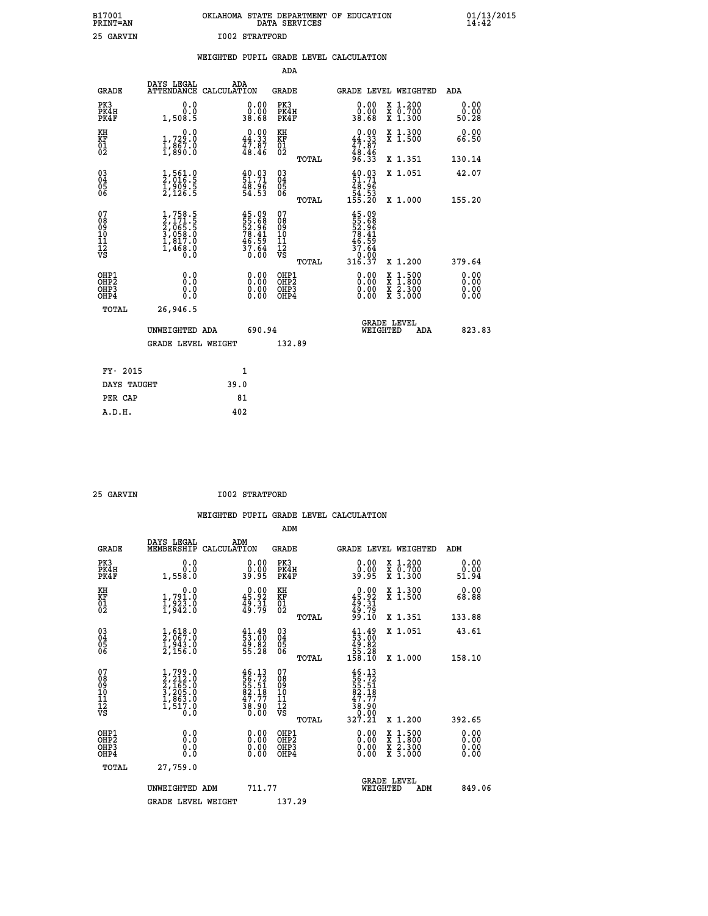B17001 PRINT=AN — OKLAHOMA STATE DEPARTMENT OF EDUCATION DATA SERVICES — 01/13/2015 14:42

25 GARVIN — I002 STRATFORD

## WEIGHTED PUPIL GRADE LEVEL CALCULATION

### ADA

| GRADE | DAYS LEGAL ATTENDANCE | ADA CALCULATION | GRADE | GRADE LEVEL | WEIGHTED | ADA |
|---|---|---|---|---|---|---|
| PK3 | 0.0 | 0.00 | PK3 | 0.00 | X 1.200 | 0.00 |
| PK4H | 0.0 | 0.00 | PK4H | 0.00 | X 0.700 | 0.00 |
| PK4F | 1,508.5 | 38.68 | PK4F | 38.68 | X 1.300 | 50.28 |
| KH | 0.0 | 0.00 | KH | 0.00 | X 1.300 | 0.00 |
| KF | 1,729.0 | 44.33 | KF | 44.33 | X 1.500 | 66.50 |
| 01 | 1,867.0 | 47.87 | 01 | 47.87 | | |
| 02 | 1,890.0 | 48.46 | 02 | 48.46 | | |
| | | | TOTAL | 96.33 | X 1.351 | 130.14 |
| 03 | 1,561.0 | 40.03 | 03 | 40.03 | X 1.051 | 42.07 |
| 04 | 2,016.5 | 51.71 | 04 | 51.71 | | |
| 05 | 1,909.5 | 48.96 | 05 | 48.96 | | |
| 06 | 2,126.5 | 54.53 | 06 | 54.53 | | |
| | | | TOTAL | 155.20 | X 1.000 | 155.20 |
| 07 | 1,758.5 | 45.09 | 07 | 45.09 | | |
| 08 | 2,171.5 | 55.68 | 08 | 55.68 | | |
| 09 | 2,065.5 | 52.96 | 09 | 52.96 | | |
| 10 | 3,058.0 | 78.41 | 10 | 78.41 | | |
| 11 | 1,817.0 | 46.59 | 11 | 46.59 | | |
| 12 | 1,468.0 | 37.64 | 12 | 37.64 | | |
| VS | 0.0 | 0.00 | VS | 0.00 | | |
| | | | TOTAL | 316.37 | X 1.200 | 379.64 |
| OHP1 | 0.0 | 0.00 | OHP1 | 0.00 | X 1.500 | 0.00 |
| OHP2 | 0.0 | 0.00 | OHP2 | 0.00 | X 1.800 | 0.00 |
| OHP3 | 0.0 | 0.00 | OHP3 | 0.00 | X 2.300 | 0.00 |
| OHP4 | 0.0 | 0.00 | OHP4 | 0.00 | X 3.000 | 0.00 |
| TOTAL | 26,946.5 | | | | | |

UNWEIGHTED ADA 690.94 — GRADE LEVEL WEIGHTED ADA 823.83

GRADE LEVEL WEIGHT 132.89

| FY- 2015 | 1 |
|---|---|
| DAYS TAUGHT | 39.0 |
| PER CAP | 81 |
| A.D.H. | 402 |

25 GARVIN — I002 STRATFORD

## WEIGHTED PUPIL GRADE LEVEL CALCULATION

### ADM

| GRADE | DAYS LEGAL MEMBERSHIP | ADM CALCULATION | GRADE | GRADE LEVEL | WEIGHTED | ADM |
|---|---|---|---|---|---|---|
| PK3 | 0.0 | 0.00 | PK3 | 0.00 | X 1.200 | 0.00 |
| PK4H | 0.0 | 0.00 | PK4H | 0.00 | X 0.700 | 0.00 |
| PK4F | 1,558.0 | 39.95 | PK4F | 39.95 | X 1.300 | 51.94 |
| KH | 0.0 | 0.00 | KH | 0.00 | X 1.300 | 0.00 |
| KF | 1,791.0 | 45.92 | KF | 45.92 | X 1.500 | 68.88 |
| 01 | 1,923.0 | 49.31 | 01 | 49.31 | | |
| 02 | 1,942.0 | 49.79 | 02 | 49.79 | | |
| | | | TOTAL | 99.10 | X 1.351 | 133.88 |
| 03 | 1,618.0 | 41.49 | 03 | 41.49 | X 1.051 | 43.61 |
| 04 | 2,067.0 | 53.00 | 04 | 53.00 | | |
| 05 | 1,943.0 | 49.82 | 05 | 49.82 | | |
| 06 | 2,156.0 | 55.28 | 06 | 55.28 | | |
| | | | TOTAL | 158.10 | X 1.000 | 158.10 |
| 07 | 1,799.0 | 46.13 | 07 | 46.13 | | |
| 08 | 2,212.0 | 56.72 | 08 | 56.72 | | |
| 09 | 2,165.0 | 55.51 | 09 | 55.51 | | |
| 10 | 3,205.0 | 82.18 | 10 | 82.18 | | |
| 11 | 1,863.0 | 47.77 | 11 | 47.77 | | |
| 12 | 1,517.0 | 38.90 | 12 | 38.90 | | |
| VS | 0.0 | 0.00 | VS | 0.00 | | |
| | | | TOTAL | 327.21 | X 1.200 | 392.65 |
| OHP1 | 0.0 | 0.00 | OHP1 | 0.00 | X 1.500 | 0.00 |
| OHP2 | 0.0 | 0.00 | OHP2 | 0.00 | X 1.800 | 0.00 |
| OHP3 | 0.0 | 0.00 | OHP3 | 0.00 | X 2.300 | 0.00 |
| OHP4 | 0.0 | 0.00 | OHP4 | 0.00 | X 3.000 | 0.00 |
| TOTAL | 27,759.0 | | | | | |

UNWEIGHTED ADM 711.77 — GRADE LEVEL WEIGHTED ADM 849.06

GRADE LEVEL WEIGHT 137.29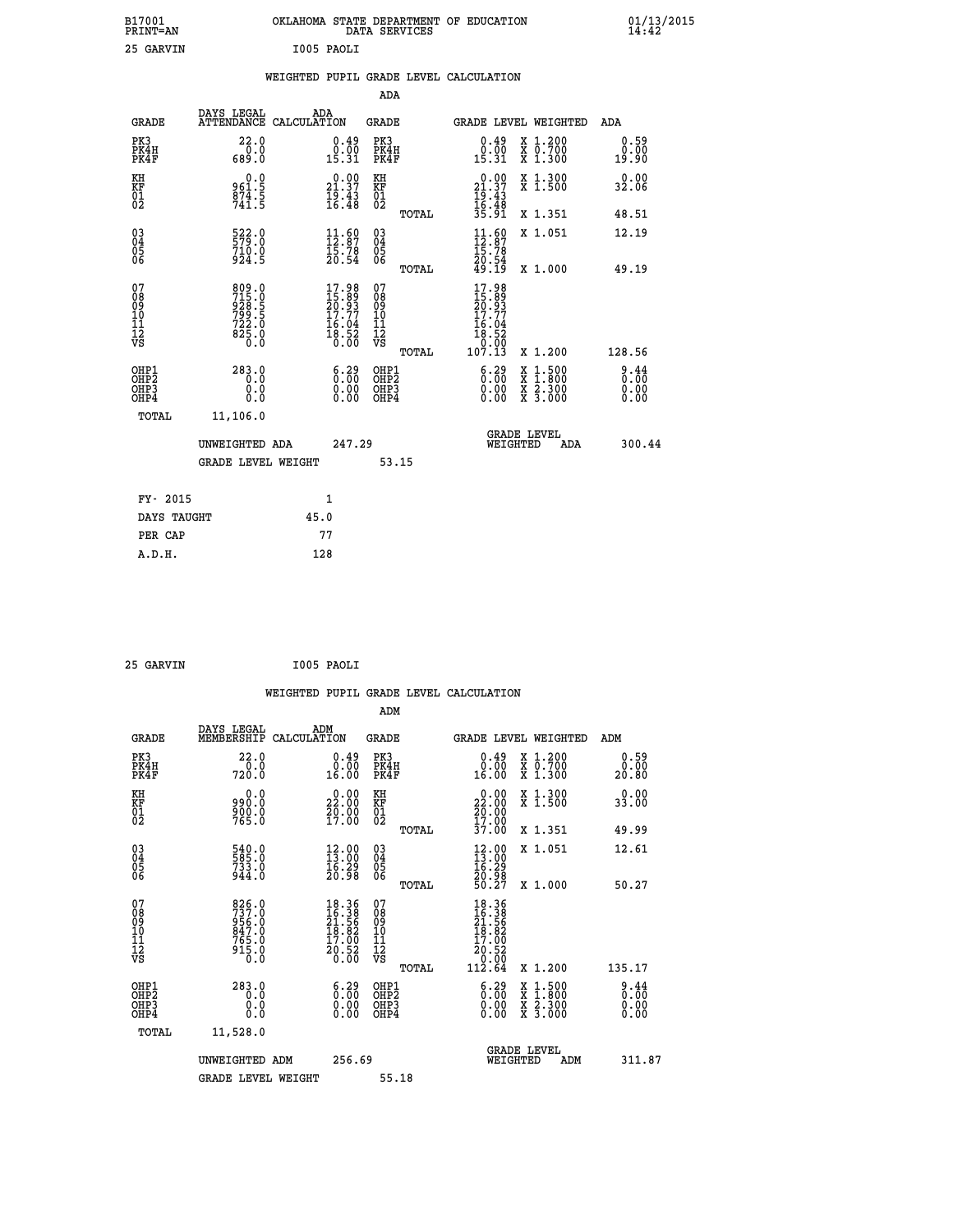B17001 OKLAHOMA STATE DEPARTMENT OF EDUCATION 01/13/2015
PRINT=AN DATA SERVICES 14:42

25 GARVIN I005 PAOLI

## WEIGHTED PUPIL GRADE LEVEL CALCULATION

### ADA

| GRADE | DAYS LEGAL ATTENDANCE | ADA CALCULATION | GRADE | GRADE LEVEL | WEIGHTED | ADA |
|---|---|---|---|---|---|---|
| PK3 | 22.0 | 0.49 | PK3 | 0.49 | X 1.200 | 0.59 |
| PK4H | 0.0 | 0.00 | PK4H | 0.00 | X 0.700 | 0.00 |
| PK4F | 689.0 | 15.31 | PK4F | 15.31 | X 1.300 | 19.90 |
| KH | 0.0 | 0.00 | KH | 0.00 | X 1.300 | 0.00 |
| KF | 961.5 | 21.37 | KF | 21.37 | X 1.500 | 32.06 |
| 01 | 874.5 | 19.43 | 01 | 19.43 | | |
| 02 | 741.5 | 16.48 | 02 | 16.48 | | |
| | | | TOTAL | 35.91 | X 1.351 | 48.51 |
| 03 | 522.0 | 11.60 | 03 | 11.60 | X 1.051 | 12.19 |
| 04 | 579.0 | 12.87 | 04 | 12.87 | | |
| 05 | 710.0 | 15.78 | 05 | 15.78 | | |
| 06 | 924.5 | 20.54 | 06 | 20.54 | | |
| | | | TOTAL | 49.19 | X 1.000 | 49.19 |
| 07 | 809.0 | 17.98 | 07 | 17.98 | | |
| 08 | 715.0 | 15.89 | 08 | 15.89 | | |
| 09 | 928.5 | 20.93 | 09 | 20.93 | | |
| 10 | 799.5 | 17.77 | 10 | 17.77 | | |
| 11 | 722.0 | 16.04 | 11 | 16.04 | | |
| 12 | 825.0 | 18.52 | 12 | 18.52 | | |
| VS | 0.0 | 0.00 | VS | 0.00 | | |
| | | | TOTAL | 107.13 | X 1.200 | 128.56 |
| OHP1 | 283.0 | 6.29 | OHP1 | 6.29 | X 1.500 | 9.44 |
| OHP2 | 0.0 | 0.00 | OHP2 | 0.00 | X 1.800 | 0.00 |
| OHP3 | 0.0 | 0.00 | OHP3 | 0.00 | X 2.300 | 0.00 |
| OHP4 | 0.0 | 0.00 | OHP4 | 0.00 | X 3.000 | 0.00 |
| TOTAL | 11,106.0 | | | | | |

UNWEIGHTED ADA 247.29 GRADE LEVEL WEIGHTED ADA 300.44

GRADE LEVEL WEIGHT 53.15

| FY- 2015 | 1 |
|---|---|
| DAYS TAUGHT | 45.0 |
| PER CAP | 77 |
| A.D.H. | 128 |

25 GARVIN I005 PAOLI

## WEIGHTED PUPIL GRADE LEVEL CALCULATION

### ADM

| GRADE | DAYS LEGAL MEMBERSHIP | ADM CALCULATION | GRADE | GRADE LEVEL | WEIGHTED | ADM |
|---|---|---|---|---|---|---|
| PK3 | 22.0 | 0.49 | PK3 | 0.49 | X 1.200 | 0.59 |
| PK4H | 0.0 | 0.00 | PK4H | 0.00 | X 0.700 | 0.00 |
| PK4F | 720.0 | 16.00 | PK4F | 16.00 | X 1.300 | 20.80 |
| KH | 0.0 | 0.00 | KH | 0.00 | X 1.300 | 0.00 |
| KF | 990.0 | 22.00 | KF | 22.00 | X 1.500 | 33.00 |
| 01 | 900.0 | 20.00 | 01 | 20.00 | | |
| 02 | 765.0 | 17.00 | 02 | 17.00 | | |
| | | | TOTAL | 37.00 | X 1.351 | 49.99 |
| 03 | 540.0 | 12.00 | 03 | 12.00 | X 1.051 | 12.61 |
| 04 | 585.0 | 13.00 | 04 | 13.00 | | |
| 05 | 733.0 | 16.29 | 05 | 16.29 | | |
| 06 | 944.0 | 20.98 | 06 | 20.98 | | |
| | | | TOTAL | 50.27 | X 1.000 | 50.27 |
| 07 | 826.0 | 18.36 | 07 | 18.36 | | |
| 08 | 737.0 | 16.38 | 08 | 16.38 | | |
| 09 | 956.0 | 21.56 | 09 | 21.56 | | |
| 10 | 847.0 | 18.82 | 10 | 18.82 | | |
| 11 | 765.0 | 17.00 | 11 | 17.00 | | |
| 12 | 915.0 | 20.52 | 12 | 20.52 | | |
| VS | 0.0 | 0.00 | VS | 0.00 | | |
| | | | TOTAL | 112.64 | X 1.200 | 135.17 |
| OHP1 | 283.0 | 6.29 | OHP1 | 6.29 | X 1.500 | 9.44 |
| OHP2 | 0.0 | 0.00 | OHP2 | 0.00 | X 1.800 | 0.00 |
| OHP3 | 0.0 | 0.00 | OHP3 | 0.00 | X 2.300 | 0.00 |
| OHP4 | 0.0 | 0.00 | OHP4 | 0.00 | X 3.000 | 0.00 |
| TOTAL | 11,528.0 | | | | | |

UNWEIGHTED ADM 256.69 GRADE LEVEL WEIGHTED ADM 311.87

GRADE LEVEL WEIGHT 55.18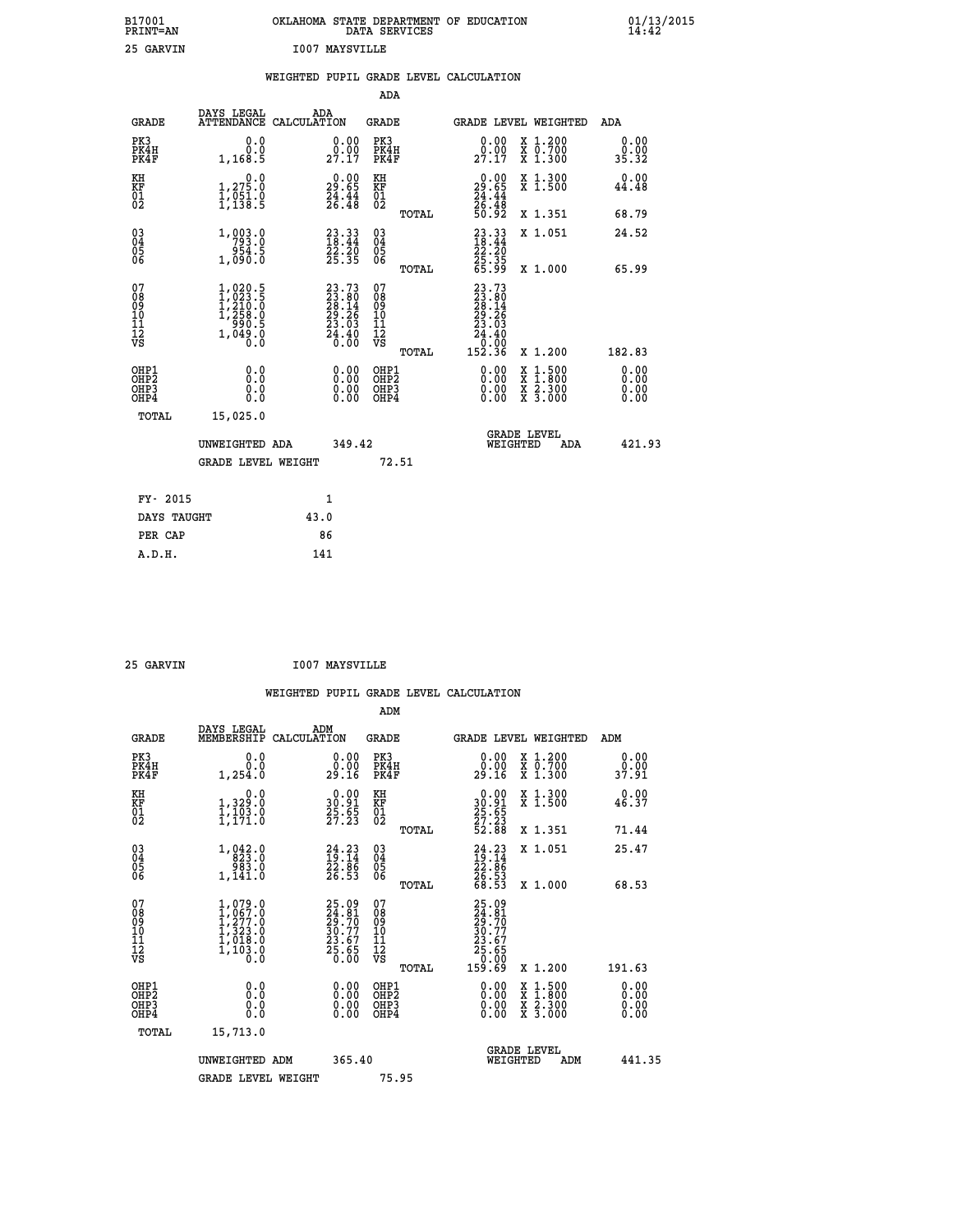B17001 PRINT=AN — OKLAHOMA STATE DEPARTMENT OF EDUCATION DATA SERVICES — 01/13/2015 14:42

25 GARVIN — I007 MAYSVILLE

## WEIGHTED PUPIL GRADE LEVEL CALCULATION

### ADA

| GRADE | DAYS LEGAL ATTENDANCE | ADA CALCULATION | GRADE | GRADE LEVEL | WEIGHTED | ADA |
|---|---|---|---|---|---|---|
| PK3 | 0.0 | 0.00 | PK3 | 0.00 | X 1.200 | 0.00 |
| PK4H | 0.0 | 0.00 | PK4H | 0.00 | X 0.700 | 0.00 |
| PK4F | 1,168.5 | 27.17 | PK4F | 27.17 | X 1.300 | 35.32 |
| KH | 0.0 | 0.00 | KH | 0.00 | X 1.300 | 0.00 |
| KF | 1,275.0 | 29.65 | KF | 29.65 | X 1.500 | 44.48 |
| 01 | 1,051.0 | 24.44 | 01 | 24.44 | | |
| 02 | 1,138.5 | 26.48 | 02 | 26.48 | | |
| | | | TOTAL | 50.92 | X 1.351 | 68.79 |
| 03 | 1,003.0 | 23.33 | 03 | 23.33 | X 1.051 | 24.52 |
| 04 | 793.0 | 18.44 | 04 | 18.44 | | |
| 05 | 954.5 | 22.20 | 05 | 22.20 | | |
| 06 | 1,090.0 | 25.35 | 06 | 25.35 | | |
| | | | TOTAL | 65.99 | X 1.000 | 65.99 |
| 07 | 1,020.5 | 23.73 | 07 | 23.73 | | |
| 08 | 1,023.5 | 23.80 | 08 | 23.80 | | |
| 09 | 1,210.0 | 28.14 | 09 | 28.14 | | |
| 10 | 1,258.0 | 29.26 | 10 | 29.26 | | |
| 11 | 990.5 | 23.03 | 11 | 23.03 | | |
| 12 | 1,049.0 | 24.40 | 12 | 24.40 | | |
| VS | 0.0 | 0.00 | VS | 0.00 | | |
| | | | TOTAL | 152.36 | X 1.200 | 182.83 |
| OHP1 | 0.0 | 0.00 | OHP1 | 0.00 | X 1.500 | 0.00 |
| OHP2 | 0.0 | 0.00 | OHP2 | 0.00 | X 1.800 | 0.00 |
| OHP3 | 0.0 | 0.00 | OHP3 | 0.00 | X 2.300 | 0.00 |
| OHP4 | 0.0 | 0.00 | OHP4 | 0.00 | X 3.000 | 0.00 |
| TOTAL | 15,025.0 | | | | | |

UNWEIGHTED ADA 349.42 — GRADE LEVEL WEIGHTED ADA 421.93

GRADE LEVEL WEIGHT 72.51

| FY- 2015 | 1 |
|---|---|
| DAYS TAUGHT | 43.0 |
| PER CAP | 86 |
| A.D.H. | 141 |

25 GARVIN — I007 MAYSVILLE

## WEIGHTED PUPIL GRADE LEVEL CALCULATION

### ADM

| GRADE | DAYS LEGAL MEMBERSHIP | ADM CALCULATION | GRADE | GRADE LEVEL | WEIGHTED | ADM |
|---|---|---|---|---|---|---|
| PK3 | 0.0 | 0.00 | PK3 | 0.00 | X 1.200 | 0.00 |
| PK4H | 0.0 | 0.00 | PK4H | 0.00 | X 0.700 | 0.00 |
| PK4F | 1,254.0 | 29.16 | PK4F | 29.16 | X 1.300 | 37.91 |
| KH | 0.0 | 0.00 | KH | 0.00 | X 1.300 | 0.00 |
| KF | 1,329.0 | 30.91 | KF | 30.91 | X 1.500 | 46.37 |
| 01 | 1,103.0 | 25.65 | 01 | 25.65 | | |
| 02 | 1,171.0 | 27.23 | 02 | 27.23 | | |
| | | | TOTAL | 52.88 | X 1.351 | 71.44 |
| 03 | 1,042.0 | 24.23 | 03 | 24.23 | X 1.051 | 25.47 |
| 04 | 823.0 | 19.14 | 04 | 19.14 | | |
| 05 | 983.0 | 22.86 | 05 | 22.86 | | |
| 06 | 1,141.0 | 26.53 | 06 | 26.53 | | |
| | | | TOTAL | 68.53 | X 1.000 | 68.53 |
| 07 | 1,079.0 | 25.09 | 07 | 25.09 | | |
| 08 | 1,067.0 | 24.81 | 08 | 24.81 | | |
| 09 | 1,277.0 | 29.70 | 09 | 29.70 | | |
| 10 | 1,323.0 | 30.77 | 10 | 30.77 | | |
| 11 | 1,018.0 | 23.67 | 11 | 23.67 | | |
| 12 | 1,103.0 | 25.65 | 12 | 25.65 | | |
| VS | 0.0 | 0.00 | VS | 0.00 | | |
| | | | TOTAL | 159.69 | X 1.200 | 191.63 |
| OHP1 | 0.0 | 0.00 | OHP1 | 0.00 | X 1.500 | 0.00 |
| OHP2 | 0.0 | 0.00 | OHP2 | 0.00 | X 1.800 | 0.00 |
| OHP3 | 0.0 | 0.00 | OHP3 | 0.00 | X 2.300 | 0.00 |
| OHP4 | 0.0 | 0.00 | OHP4 | 0.00 | X 3.000 | 0.00 |
| TOTAL | 15,713.0 | | | | | |

UNWEIGHTED ADM 365.40 — GRADE LEVEL WEIGHTED ADM 441.35

GRADE LEVEL WEIGHT 75.95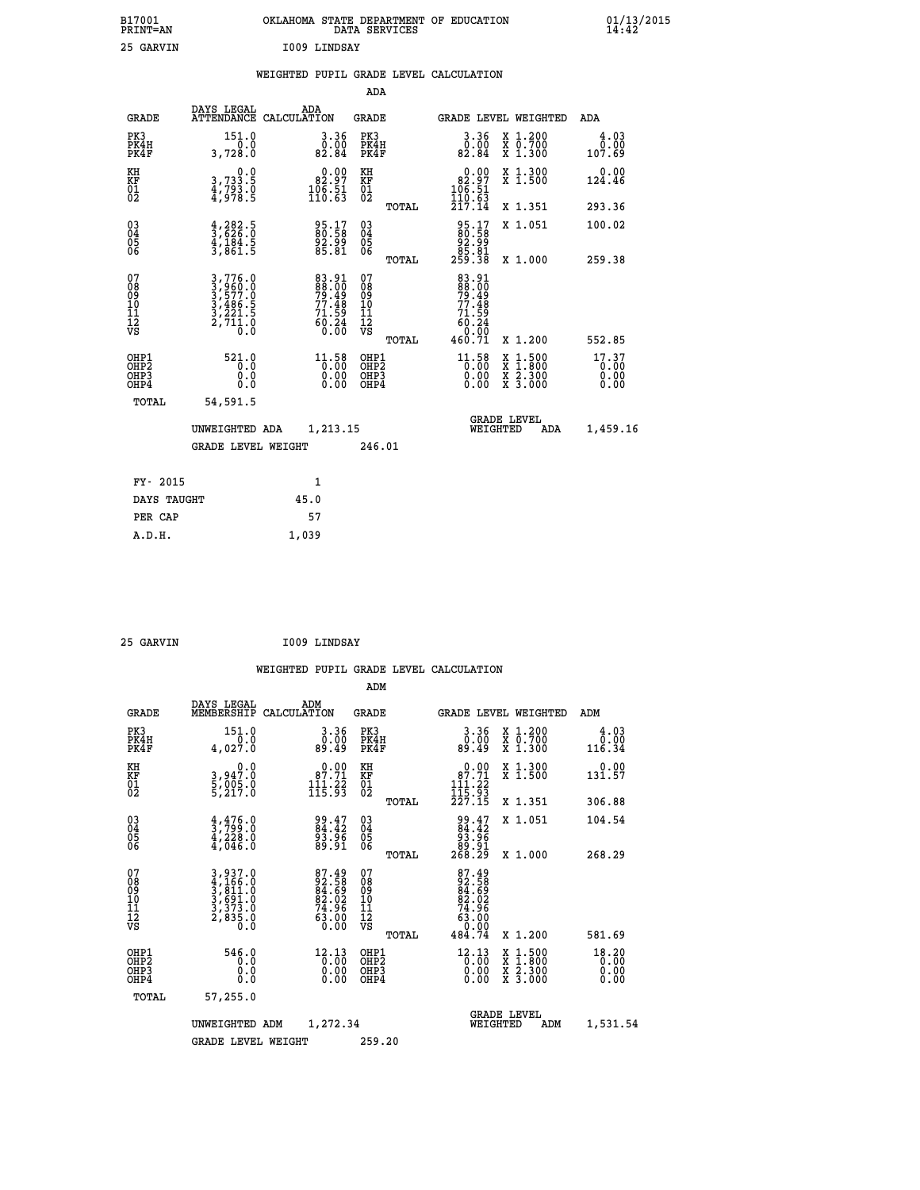B17001 OKLAHOMA STATE DEPARTMENT OF EDUCATION 01/13/2015
PRINT=AN DATA SERVICES 14:42

25 GARVIN I009 LINDSAY

WEIGHTED PUPIL GRADE LEVEL CALCULATION

ADA

| GRADE | DAYS LEGAL ATTENDANCE | ADA CALCULATION | GRADE | | GRADE LEVEL | WEIGHTED | ADA |
|---|---|---|---|---|---|---|---|
| PK3 | 151.0 | 3.36 | PK3 | | 3.36 | X 1.200 | 4.03 |
| PK4H | 0.0 | 0.00 | PK4H | | 0.00 | X 0.700 | 0.00 |
| PK4F | 3,728.0 | 82.84 | PK4F | | 82.84 | X 1.300 | 107.69 |
| KH | 0.0 | 0.00 | KH | | 0.00 | X 1.300 | 0.00 |
| KF | 3,733.5 | 82.97 | KF | | 82.97 | X 1.500 | 124.46 |
| 01 | 4,793.0 | 106.51 | 01 | | 106.51 | | |
| 02 | 4,978.5 | 110.63 | 02 | | 110.63 | | |
| | | | | TOTAL | 217.14 | X 1.351 | 293.36 |
| 03 | 4,282.5 | 95.17 | 03 | | 95.17 | X 1.051 | 100.02 |
| 04 | 3,626.0 | 80.58 | 04 | | 80.58 | | |
| 05 | 4,184.5 | 92.99 | 05 | | 92.99 | | |
| 06 | 3,861.5 | 85.81 | 06 | | 85.81 | | |
| | | | | TOTAL | 259.38 | X 1.000 | 259.38 |
| 07 | 3,776.0 | 83.91 | 07 | | 83.91 | | |
| 08 | 3,960.0 | 88.00 | 08 | | 88.00 | | |
| 09 | 3,577.0 | 79.49 | 09 | | 79.49 | | |
| 10 | 3,486.5 | 77.48 | 10 | | 77.48 | | |
| 11 | 3,221.5 | 71.59 | 11 | | 71.59 | | |
| 12 | 2,711.0 | 60.24 | 12 | | 60.24 | | |
| VS | 0.0 | 0.00 | VS | | 0.00 | | |
| | | | | TOTAL | 460.71 | X 1.200 | 552.85 |
| OHP1 | 521.0 | 11.58 | OHP1 | | 11.58 | X 1.500 | 17.37 |
| OHP2 | 0.0 | 0.00 | OHP2 | | 0.00 | X 1.800 | 0.00 |
| OHP3 | 0.0 | 0.00 | OHP3 | | 0.00 | X 2.300 | 0.00 |
| OHP4 | 0.0 | 0.00 | OHP4 | | 0.00 | X 3.000 | 0.00 |
| TOTAL | 54,591.5 | | | | | | |

UNWEIGHTED ADA 1,213.15 GRADE LEVEL WEIGHTED ADA 1,459.16

GRADE LEVEL WEIGHT 246.01

| FY- 2015 | 1 |
|---|---|
| DAYS TAUGHT | 45.0 |
| PER CAP | 57 |
| A.D.H. | 1,039 |

25 GARVIN I009 LINDSAY

WEIGHTED PUPIL GRADE LEVEL CALCULATION

ADM

| GRADE | DAYS LEGAL MEMBERSHIP | ADM CALCULATION | GRADE | | GRADE LEVEL | WEIGHTED | ADM |
|---|---|---|---|---|---|---|---|
| PK3 | 151.0 | 3.36 | PK3 | | 3.36 | X 1.200 | 4.03 |
| PK4H | 0.0 | 0.00 | PK4H | | 0.00 | X 0.700 | 0.00 |
| PK4F | 4,027.0 | 89.49 | PK4F | | 89.49 | X 1.300 | 116.34 |
| KH | 0.0 | 0.00 | KH | | 0.00 | X 1.300 | 0.00 |
| KF | 3,947.0 | 87.71 | KF | | 87.71 | X 1.500 | 131.57 |
| 01 | 5,005.0 | 111.22 | 01 | | 111.22 | | |
| 02 | 5,217.0 | 115.93 | 02 | | 115.93 | | |
| | | | | TOTAL | 227.15 | X 1.351 | 306.88 |
| 03 | 4,476.0 | 99.47 | 03 | | 99.47 | X 1.051 | 104.54 |
| 04 | 3,799.0 | 84.42 | 04 | | 84.42 | | |
| 05 | 4,228.0 | 93.96 | 05 | | 93.96 | | |
| 06 | 4,046.0 | 89.91 | 06 | | 89.91 | | |
| | | | | TOTAL | 268.29 | X 1.000 | 268.29 |
| 07 | 3,937.0 | 87.49 | 07 | | 87.49 | | |
| 08 | 4,166.0 | 92.58 | 08 | | 92.58 | | |
| 09 | 3,811.0 | 84.69 | 09 | | 84.69 | | |
| 10 | 3,691.0 | 82.02 | 10 | | 82.02 | | |
| 11 | 3,373.0 | 74.96 | 11 | | 74.96 | | |
| 12 | 2,835.0 | 63.00 | 12 | | 63.00 | | |
| VS | 0.0 | 0.00 | VS | | 0.00 | | |
| | | | | TOTAL | 484.74 | X 1.200 | 581.69 |
| OHP1 | 546.0 | 12.13 | OHP1 | | 12.13 | X 1.500 | 18.20 |
| OHP2 | 0.0 | 0.00 | OHP2 | | 0.00 | X 1.800 | 0.00 |
| OHP3 | 0.0 | 0.00 | OHP3 | | 0.00 | X 2.300 | 0.00 |
| OHP4 | 0.0 | 0.00 | OHP4 | | 0.00 | X 3.000 | 0.00 |
| TOTAL | 57,255.0 | | | | | | |

UNWEIGHTED ADM 1,272.34 GRADE LEVEL WEIGHTED ADM 1,531.54

GRADE LEVEL WEIGHT 259.20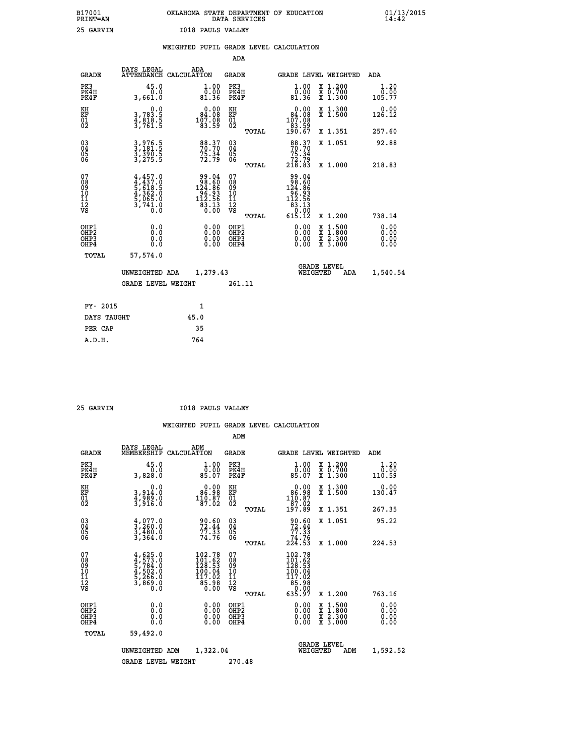B17001 OKLAHOMA STATE DEPARTMENT OF EDUCATION 01/13/2015
PRINT=AN DATA SERVICES 14:42

25 GARVIN I018 PAULS VALLEY

WEIGHTED PUPIL GRADE LEVEL CALCULATION

ADA

| GRADE | DAYS LEGAL ATTENDANCE | ADA CALCULATION | GRADE | GRADE LEVEL | WEIGHTED | ADA |
|---|---|---|---|---|---|---|
| PK3 | 45.0 | 1.00 | PK3 | 1.00 | X 1.200 | 1.20 |
| PK4H | 0.0 | 0.00 | PK4H | 0.00 | X 0.700 | 0.00 |
| PK4F | 3,661.0 | 81.36 | PK4F | 81.36 | X 1.300 | 105.77 |
| KH | 0.0 | 0.00 | KH | 0.00 | X 1.300 | 0.00 |
| KF | 3,783.5 | 84.08 | KF | 84.08 | X 1.500 | 126.12 |
| 01 | 4,818.5 | 107.08 | 01 | 107.08 | | |
| 02 | 3,761.5 | 83.59 | 02 | 83.59 | | |
| | | | TOTAL | 190.67 | X 1.351 | 257.60 |
| 03 | 3,976.5 | 88.37 | 03 | 88.37 | X 1.051 | 92.88 |
| 04 | 3,181.5 | 70.70 | 04 | 70.70 | | |
| 05 | 3,390.5 | 75.34 | 05 | 75.34 | | |
| 06 | 3,275.5 | 72.79 | 06 | 72.79 | | |
| | | | TOTAL | 218.83 | X 1.000 | 218.83 |
| 07 | 4,457.0 | 99.04 | 07 | 99.04 | | |
| 08 | 4,437.0 | 98.60 | 08 | 98.60 | | |
| 09 | 5,618.5 | 124.86 | 09 | 124.86 | | |
| 10 | 4,362.0 | 96.93 | 10 | 96.93 | | |
| 11 | 5,065.0 | 112.56 | 11 | 112.56 | | |
| 12 | 3,741.0 | 83.13 | 12 | 83.13 | | |
| VS | 0.0 | 0.00 | VS | 0.00 | | |
| | | | TOTAL | 615.12 | X 1.200 | 738.14 |
| OHP1 | 0.0 | 0.00 | OHP1 | 0.00 | X 1.500 | 0.00 |
| OHP2 | 0.0 | 0.00 | OHP2 | 0.00 | X 1.800 | 0.00 |
| OHP3 | 0.0 | 0.00 | OHP3 | 0.00 | X 2.300 | 0.00 |
| OHP4 | 0.0 | 0.00 | OHP4 | 0.00 | X 3.000 | 0.00 |
| TOTAL | 57,574.0 | | | | | |

UNWEIGHTED ADA 1,279.43 GRADE LEVEL WEIGHTED ADA 1,540.54

GRADE LEVEL WEIGHT 261.11

| FY- 2015 | 1 |
|---|---|
| DAYS TAUGHT | 45.0 |
| PER CAP | 35 |
| A.D.H. | 764 |

25 GARVIN I018 PAULS VALLEY

WEIGHTED PUPIL GRADE LEVEL CALCULATION

ADM

| GRADE | DAYS LEGAL MEMBERSHIP | ADM CALCULATION | GRADE | GRADE LEVEL | WEIGHTED | ADM |
|---|---|---|---|---|---|---|
| PK3 | 45.0 | 1.00 | PK3 | 1.00 | X 1.200 | 1.20 |
| PK4H | 0.0 | 0.00 | PK4H | 0.00 | X 0.700 | 0.00 |
| PK4F | 3,828.0 | 85.07 | PK4F | 85.07 | X 1.300 | 110.59 |
| KH | 0.0 | 0.00 | KH | 0.00 | X 1.300 | 0.00 |
| KF | 3,914.0 | 86.98 | KF | 86.98 | X 1.500 | 130.47 |
| 01 | 4,989.0 | 110.87 | 01 | 110.87 | | |
| 02 | 3,916.0 | 87.02 | 02 | 87.02 | | |
| | | | TOTAL | 197.89 | X 1.351 | 267.35 |
| 03 | 4,077.0 | 90.60 | 03 | 90.60 | X 1.051 | 95.22 |
| 04 | 3,260.0 | 72.44 | 04 | 72.44 | | |
| 05 | 3,480.0 | 77.33 | 05 | 77.33 | | |
| 06 | 3,364.0 | 74.76 | 06 | 74.76 | | |
| | | | TOTAL | 224.53 | X 1.000 | 224.53 |
| 07 | 4,625.0 | 102.78 | 07 | 102.78 | | |
| 08 | 4,573.0 | 101.62 | 08 | 101.62 | | |
| 09 | 5,784.0 | 128.53 | 09 | 128.53 | | |
| 10 | 4,502.0 | 100.04 | 10 | 100.04 | | |
| 11 | 5,266.0 | 117.02 | 11 | 117.02 | | |
| 12 | 3,869.0 | 85.98 | 12 | 85.98 | | |
| VS | 0.0 | 0.00 | VS | 0.00 | | |
| | | | TOTAL | 635.97 | X 1.200 | 763.16 |
| OHP1 | 0.0 | 0.00 | OHP1 | 0.00 | X 1.500 | 0.00 |
| OHP2 | 0.0 | 0.00 | OHP2 | 0.00 | X 1.800 | 0.00 |
| OHP3 | 0.0 | 0.00 | OHP3 | 0.00 | X 2.300 | 0.00 |
| OHP4 | 0.0 | 0.00 | OHP4 | 0.00 | X 3.000 | 0.00 |
| TOTAL | 59,492.0 | | | | | |

UNWEIGHTED ADM 1,322.04 GRADE LEVEL WEIGHTED ADM 1,592.52

GRADE LEVEL WEIGHT 270.48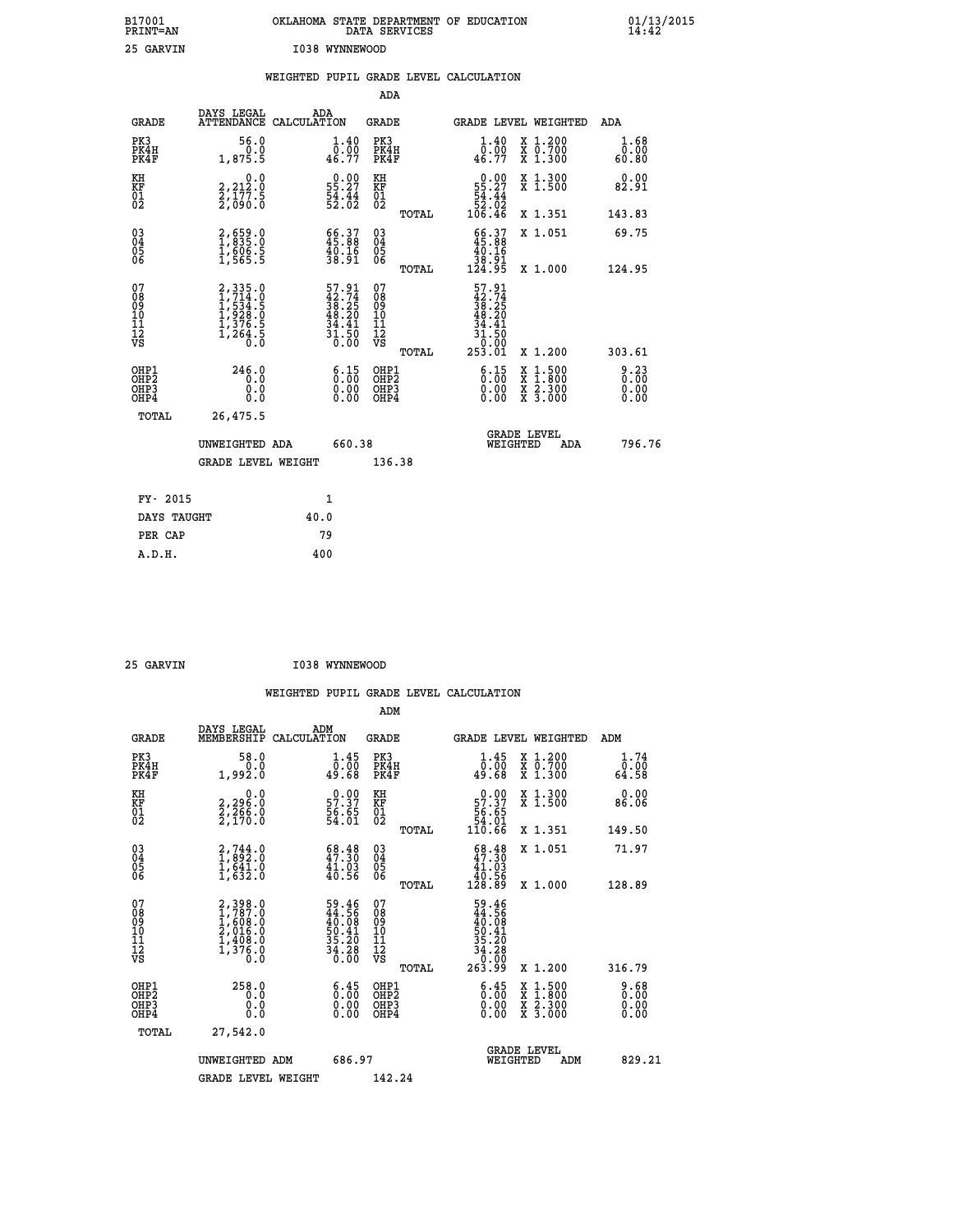B17001 OKLAHOMA STATE DEPARTMENT OF EDUCATION 01/13/2015
PRINT=AN DATA SERVICES 14:42

25 GARVIN I038 WYNNEWOOD

## WEIGHTED PUPIL GRADE LEVEL CALCULATION

ADA

| GRADE | DAYS LEGAL ATTENDANCE | ADA CALCULATION | GRADE | | GRADE LEVEL | WEIGHTED | ADA |
|---|---|---|---|---|---|---|---|
| PK3 | 56.0 | 1.40 | PK3 | | 1.40 | X 1.200 | 1.68 |
| PK4H | 0.0 | 0.00 | PK4H | | 0.00 | X 0.700 | 0.00 |
| PK4F | 1,875.5 | 46.77 | PK4F | | 46.77 | X 1.300 | 60.80 |
| KH | 0.0 | 0.00 | KH | | 0.00 | X 1.300 | 0.00 |
| KF | 2,212.0 | 55.27 | KF | | 55.27 | X 1.500 | 82.91 |
| 01 | 2,177.5 | 54.44 | 01 | | 54.44 | | |
| 02 | 2,090.0 | 52.02 | 02 | | 52.02 | | |
| | | | | TOTAL | 106.46 | X 1.351 | 143.83 |
| 03 | 2,659.0 | 66.37 | 03 | | 66.37 | X 1.051 | 69.75 |
| 04 | 1,835.0 | 45.88 | 04 | | 45.88 | | |
| 05 | 1,606.5 | 40.16 | 05 | | 40.16 | | |
| 06 | 1,565.5 | 38.91 | 06 | | 38.91 | | |
| | | | | TOTAL | 124.95 | X 1.000 | 124.95 |
| 07 | 2,335.0 | 57.91 | 07 | | 57.91 | | |
| 08 | 1,714.0 | 42.74 | 08 | | 42.74 | | |
| 09 | 1,534.5 | 38.25 | 09 | | 38.25 | | |
| 10 | 1,928.0 | 48.20 | 10 | | 48.20 | | |
| 11 | 1,376.5 | 34.41 | 11 | | 34.41 | | |
| 12 | 1,264.5 | 31.50 | 12 | | 31.50 | | |
| VS | 0.0 | 0.00 | VS | | 0.00 | | |
| | | | | TOTAL | 253.01 | X 1.200 | 303.61 |
| OHP1 | 246.0 | 6.15 | OHP1 | | 6.15 | X 1.500 | 9.23 |
| OHP2 | 0.0 | 0.00 | OHP2 | | 0.00 | X 1.800 | 0.00 |
| OHP3 | 0.0 | 0.00 | OHP3 | | 0.00 | X 2.300 | 0.00 |
| OHP4 | 0.0 | 0.00 | OHP4 | | 0.00 | X 3.000 | 0.00 |
| TOTAL | 26,475.5 | | | | | | |

UNWEIGHTED ADA 660.38 GRADE LEVEL WEIGHTED ADA 796.76

GRADE LEVEL WEIGHT 136.38

| FY- 2015 | 1 |
|---|---|
| DAYS TAUGHT | 40.0 |
| PER CAP | 79 |
| A.D.H. | 400 |

25 GARVIN I038 WYNNEWOOD

## WEIGHTED PUPIL GRADE LEVEL CALCULATION

ADM

| GRADE | DAYS LEGAL MEMBERSHIP | ADM CALCULATION | GRADE | | GRADE LEVEL | WEIGHTED | ADM |
|---|---|---|---|---|---|---|---|
| PK3 | 58.0 | 1.45 | PK3 | | 1.45 | X 1.200 | 1.74 |
| PK4H | 0.0 | 0.00 | PK4H | | 0.00 | X 0.700 | 0.00 |
| PK4F | 1,992.0 | 49.68 | PK4F | | 49.68 | X 1.300 | 64.58 |
| KH | 0.0 | 0.00 | KH | | 0.00 | X 1.300 | 0.00 |
| KF | 2,296.0 | 57.37 | KF | | 57.37 | X 1.500 | 86.06 |
| 01 | 2,266.0 | 56.65 | 01 | | 56.65 | | |
| 02 | 2,170.0 | 54.01 | 02 | | 54.01 | | |
| | | | | TOTAL | 110.66 | X 1.351 | 149.50 |
| 03 | 2,744.0 | 68.48 | 03 | | 68.48 | X 1.051 | 71.97 |
| 04 | 1,892.0 | 47.30 | 04 | | 47.30 | | |
| 05 | 1,641.0 | 41.03 | 05 | | 41.03 | | |
| 06 | 1,632.0 | 40.56 | 06 | | 40.56 | | |
| | | | | TOTAL | 128.89 | X 1.000 | 128.89 |
| 07 | 2,398.0 | 59.46 | 07 | | 59.46 | | |
| 08 | 1,787.0 | 44.56 | 08 | | 44.56 | | |
| 09 | 1,608.0 | 40.08 | 09 | | 40.08 | | |
| 10 | 2,016.0 | 50.41 | 10 | | 50.41 | | |
| 11 | 1,408.0 | 35.20 | 11 | | 35.20 | | |
| 12 | 1,376.0 | 34.28 | 12 | | 34.28 | | |
| VS | 0.0 | 0.00 | VS | | 0.00 | | |
| | | | | TOTAL | 263.99 | X 1.200 | 316.79 |
| OHP1 | 258.0 | 6.45 | OHP1 | | 6.45 | X 1.500 | 9.68 |
| OHP2 | 0.0 | 0.00 | OHP2 | | 0.00 | X 1.800 | 0.00 |
| OHP3 | 0.0 | 0.00 | OHP3 | | 0.00 | X 2.300 | 0.00 |
| OHP4 | 0.0 | 0.00 | OHP4 | | 0.00 | X 3.000 | 0.00 |
| TOTAL | 27,542.0 | | | | | | |

UNWEIGHTED ADM 686.97 GRADE LEVEL WEIGHTED ADM 829.21

GRADE LEVEL WEIGHT 142.24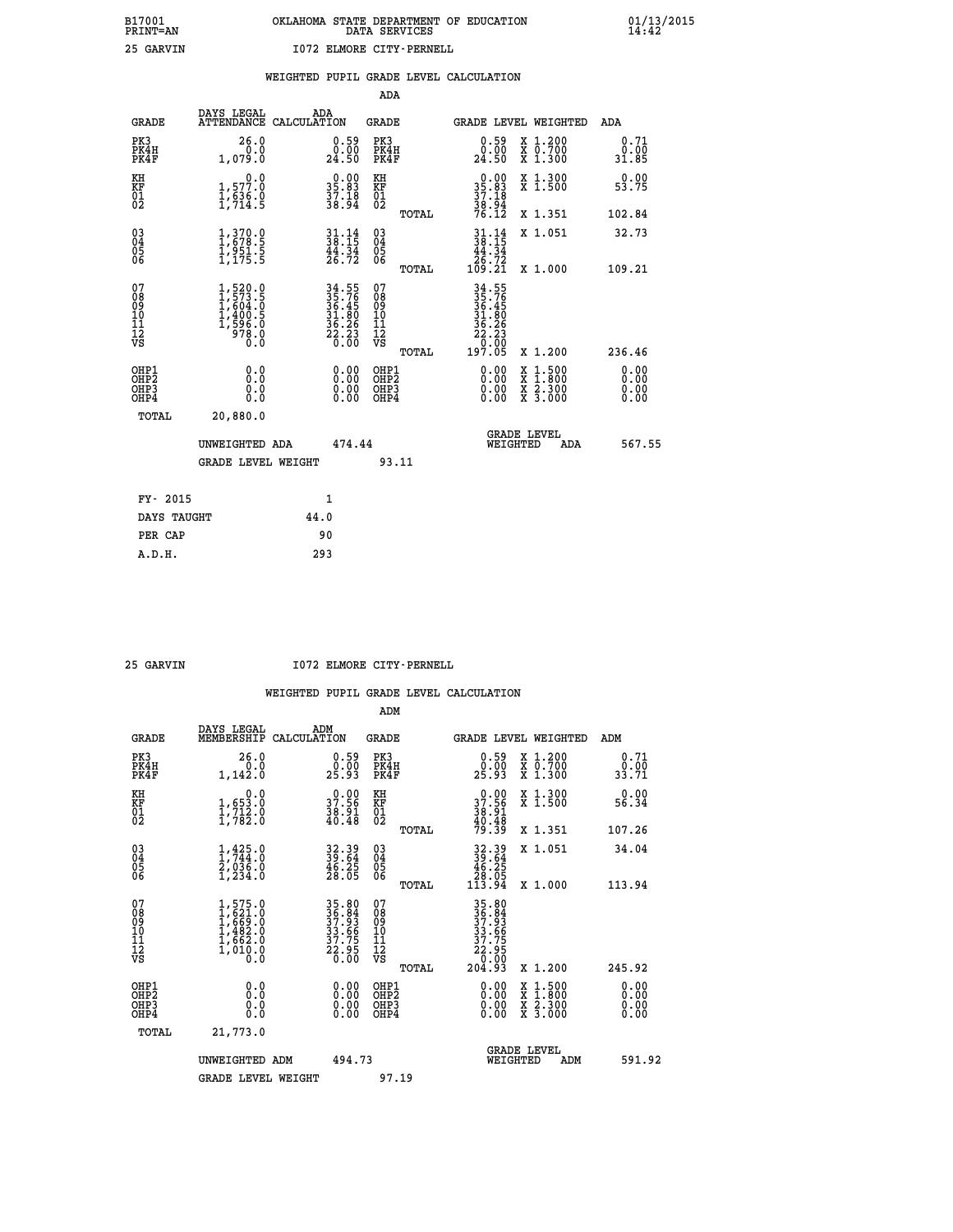B17001 OKLAHOMA STATE DEPARTMENT OF EDUCATION 01/13/2015
PRINT=AN DATA SERVICES 14:42

25 GARVIN I072 ELMORE CITY-PERNELL

## WEIGHTED PUPIL GRADE LEVEL CALCULATION

### ADA

| GRADE | DAYS LEGAL ATTENDANCE | ADA CALCULATION | GRADE | GRADE LEVEL | WEIGHTED | ADA |
|---|---|---|---|---|---|---|
| PK3 | 26.0 | 0.59 | PK3 | 0.59 | X 1.200 | 0.71 |
| PK4H | 0.0 | 0.00 | PK4H | 0.00 | X 0.700 | 0.00 |
| PK4F | 1,079.0 | 24.50 | PK4F | 24.50 | X 1.300 | 31.85 |
| KH | 0.0 | 0.00 | KH | 0.00 | X 1.300 | 0.00 |
| KF | 1,577.0 | 35.83 | KF | 35.83 | X 1.500 | 53.75 |
| 01 | 1,636.0 | 37.18 | 01 | 37.18 | | |
| 02 | 1,714.5 | 38.94 | 02 | 38.94 | | |
| | | | TOTAL | 76.12 | X 1.351 | 102.84 |
| 03 | 1,370.0 | 31.14 | 03 | 31.14 | X 1.051 | 32.73 |
| 04 | 1,678.5 | 38.15 | 04 | 38.15 | | |
| 05 | 1,951.5 | 44.34 | 05 | 44.34 | | |
| 06 | 1,175.5 | 26.72 | 06 | 26.72 | | |
| | | | TOTAL | 109.21 | X 1.000 | 109.21 |
| 07 | 1,520.0 | 34.55 | 07 | 34.55 | | |
| 08 | 1,573.5 | 35.76 | 08 | 35.76 | | |
| 09 | 1,604.0 | 36.45 | 09 | 36.45 | | |
| 10 | 1,400.5 | 31.80 | 10 | 31.80 | | |
| 11 | 1,596.0 | 36.26 | 11 | 36.26 | | |
| 12 | 978.0 | 22.23 | 12 | 22.23 | | |
| VS | 0.0 | 0.00 | VS | 0.00 | | |
| | | | TOTAL | 197.05 | X 1.200 | 236.46 |
| OHP1 | 0.0 | 0.00 | OHP1 | 0.00 | X 1.500 | 0.00 |
| OHP2 | 0.0 | 0.00 | OHP2 | 0.00 | X 1.800 | 0.00 |
| OHP3 | 0.0 | 0.00 | OHP3 | 0.00 | X 2.300 | 0.00 |
| OHP4 | 0.0 | 0.00 | OHP4 | 0.00 | X 3.000 | 0.00 |
| TOTAL | 20,880.0 | | | | | |

UNWEIGHTED ADA 474.44 | GRADE LEVEL WEIGHTED ADA 567.55

GRADE LEVEL WEIGHT 93.11

| | |
|---|---|
| FY- 2015 | 1 |
| DAYS TAUGHT | 44.0 |
| PER CAP | 90 |
| A.D.H. | 293 |

25 GARVIN I072 ELMORE CITY-PERNELL

## WEIGHTED PUPIL GRADE LEVEL CALCULATION

### ADM

| GRADE | DAYS LEGAL MEMBERSHIP | ADM CALCULATION | GRADE | GRADE LEVEL | WEIGHTED | ADM |
|---|---|---|---|---|---|---|
| PK3 | 26.0 | 0.59 | PK3 | 0.59 | X 1.200 | 0.71 |
| PK4H | 0.0 | 0.00 | PK4H | 0.00 | X 0.700 | 0.00 |
| PK4F | 1,142.0 | 25.93 | PK4F | 25.93 | X 1.300 | 33.71 |
| KH | 0.0 | 0.00 | KH | 0.00 | X 1.300 | 0.00 |
| KF | 1,653.0 | 37.56 | KF | 37.56 | X 1.500 | 56.34 |
| 01 | 1,712.0 | 38.91 | 01 | 38.91 | | |
| 02 | 1,782.0 | 40.48 | 02 | 40.48 | | |
| | | | TOTAL | 79.39 | X 1.351 | 107.26 |
| 03 | 1,425.0 | 32.39 | 03 | 32.39 | X 1.051 | 34.04 |
| 04 | 1,744.0 | 39.64 | 04 | 39.64 | | |
| 05 | 2,036.0 | 46.25 | 05 | 46.25 | | |
| 06 | 1,234.0 | 28.05 | 06 | 28.05 | | |
| | | | TOTAL | 113.94 | X 1.000 | 113.94 |
| 07 | 1,575.0 | 35.80 | 07 | 35.80 | | |
| 08 | 1,621.0 | 36.84 | 08 | 36.84 | | |
| 09 | 1,669.0 | 37.93 | 09 | 37.93 | | |
| 10 | 1,482.0 | 33.66 | 10 | 33.66 | | |
| 11 | 1,662.0 | 37.75 | 11 | 37.75 | | |
| 12 | 1,010.0 | 22.95 | 12 | 22.95 | | |
| VS | 0.0 | 0.00 | VS | 0.00 | | |
| | | | TOTAL | 204.93 | X 1.200 | 245.92 |
| OHP1 | 0.0 | 0.00 | OHP1 | 0.00 | X 1.500 | 0.00 |
| OHP2 | 0.0 | 0.00 | OHP2 | 0.00 | X 1.800 | 0.00 |
| OHP3 | 0.0 | 0.00 | OHP3 | 0.00 | X 2.300 | 0.00 |
| OHP4 | 0.0 | 0.00 | OHP4 | 0.00 | X 3.000 | 0.00 |
| TOTAL | 21,773.0 | | | | | |

UNWEIGHTED ADM 494.73 | GRADE LEVEL WEIGHTED ADM 591.92

GRADE LEVEL WEIGHT 97.19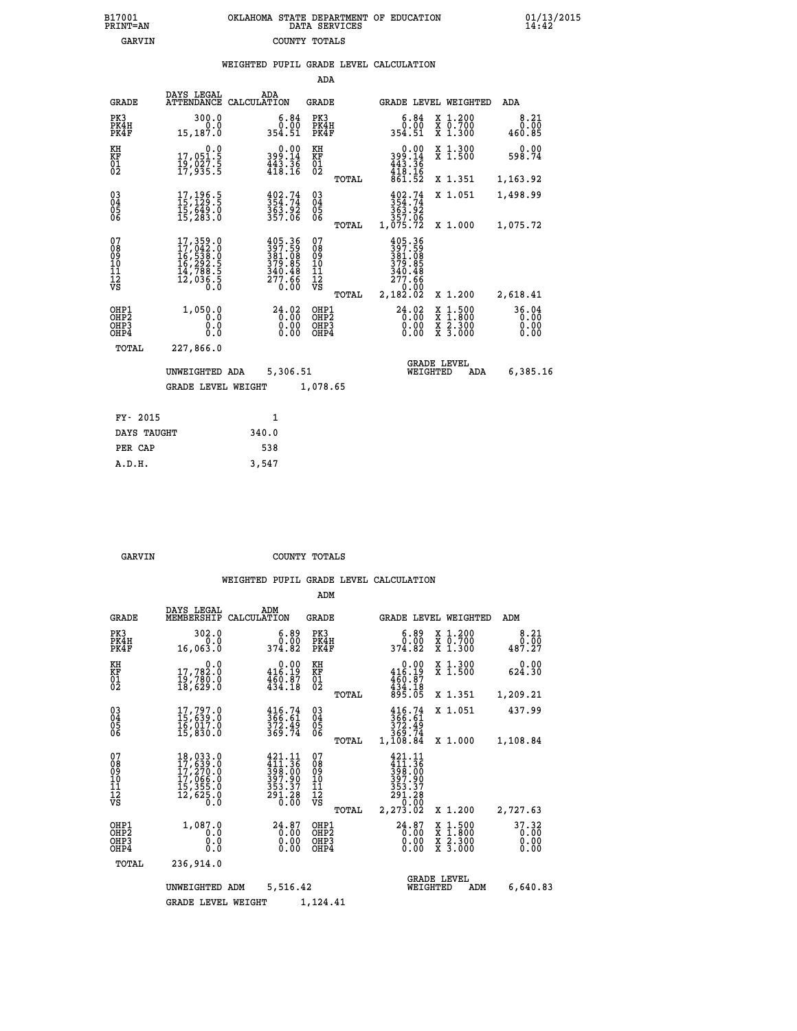B17001 OKLAHOMA STATE DEPARTMENT OF EDUCATION 01/13/2015
PRINT=AN DATA SERVICES 14:42
GARVIN COUNTY TOTALS

WEIGHTED PUPIL GRADE LEVEL CALCULATION

ADA

| GRADE | DAYS LEGAL ATTENDANCE | ADA CALCULATION | GRADE | | GRADE LEVEL | WEIGHTED | ADA |
|---|---|---|---|---|---|---|---|
| PK3 | 300.0 | 6.84 | PK3 | | 6.84 | X 1.200 | 8.21 |
| PK4H | 0.0 | 0.00 | PK4H | | 0.00 | X 0.700 | 0.00 |
| PK4F | 15,187.0 | 354.51 | PK4F | | 354.51 | X 1.300 | 460.85 |
| KH | 0.0 | 0.00 | KH | | 0.00 | X 1.300 | 0.00 |
| KF | 17,051.5 | 399.14 | KF | | 399.14 | X 1.500 | 598.74 |
| 01 | 19,027.5 | 443.36 | 01 | | 443.36 | | |
| 02 | 17,935.5 | 418.16 | 02 | | 418.16 | | |
| | | | | TOTAL | 861.52 | X 1.351 | 1,163.92 |
| 03 | 17,196.5 | 402.74 | 03 | | 402.74 | X 1.051 | 1,498.99 |
| 04 | 15,129.5 | 354.74 | 04 | | 354.74 | | |
| 05 | 15,649.0 | 363.92 | 05 | | 363.92 | | |
| 06 | 15,283.0 | 357.06 | 06 | | 357.06 | | |
| | | | | TOTAL | 1,075.72 | X 1.000 | 1,075.72 |
| 07 | 17,359.0 | 405.36 | 07 | | 405.36 | | |
| 08 | 17,042.0 | 397.59 | 08 | | 397.59 | | |
| 09 | 16,538.0 | 381.08 | 09 | | 381.08 | | |
| 10 | 16,292.5 | 379.85 | 10 | | 379.85 | | |
| 11 | 14,788.5 | 340.48 | 11 | | 340.48 | | |
| 12 | 12,036.5 | 277.66 | 12 | | 277.66 | | |
| VS | 0.0 | 0.00 | VS | | 0.00 | | |
| | | | | TOTAL | 2,182.02 | X 1.200 | 2,618.41 |
| OHP1 | 1,050.0 | 24.02 | OHP1 | | 24.02 | X 1.500 | 36.04 |
| OHP2 | 0.0 | 0.00 | OHP2 | | 0.00 | X 1.800 | 0.00 |
| OHP3 | 0.0 | 0.00 | OHP3 | | 0.00 | X 2.300 | 0.00 |
| OHP4 | 0.0 | 0.00 | OHP4 | | 0.00 | X 3.000 | 0.00 |
| TOTAL | 227,866.0 | | | | | | |

UNWEIGHTED ADA 5,306.51 GRADE LEVEL WEIGHTED ADA 6,385.16

GRADE LEVEL WEIGHT 1,078.65

| FY- 2015 | 1 |
|---|---|
| DAYS TAUGHT | 340.0 |
| PER CAP | 538 |
| A.D.H. | 3,547 |

GARVIN COUNTY TOTALS

WEIGHTED PUPIL GRADE LEVEL CALCULATION

ADM

| GRADE | DAYS LEGAL MEMBERSHIP | ADM CALCULATION | GRADE | | GRADE LEVEL | WEIGHTED | ADM |
|---|---|---|---|---|---|---|---|
| PK3 | 302.0 | 6.89 | PK3 | | 6.89 | X 1.200 | 8.21 |
| PK4H | 0.0 | 0.00 | PK4H | | 0.00 | X 0.700 | 0.00 |
| PK4F | 16,063.0 | 374.82 | PK4F | | 374.82 | X 1.300 | 487.27 |
| KH | 0.0 | 0.00 | KH | | 0.00 | X 1.300 | 0.00 |
| KF | 17,782.0 | 416.19 | KF | | 416.19 | X 1.500 | 624.30 |
| 01 | 19,780.0 | 460.87 | 01 | | 460.87 | | |
| 02 | 18,629.0 | 434.18 | 02 | | 434.18 | | |
| | | | | TOTAL | 895.05 | X 1.351 | 1,209.21 |
| 03 | 17,797.0 | 416.74 | 03 | | 416.74 | X 1.051 | 437.99 |
| 04 | 15,639.0 | 366.61 | 04 | | 366.61 | | |
| 05 | 16,017.0 | 372.49 | 05 | | 372.49 | | |
| 06 | 15,830.0 | 369.74 | 06 | | 369.74 | | |
| | | | | TOTAL | 1,108.84 | X 1.000 | 1,108.84 |
| 07 | 18,033.0 | 421.11 | 07 | | 421.11 | | |
| 08 | 17,639.0 | 411.36 | 08 | | 411.36 | | |
| 09 | 17,270.0 | 398.00 | 09 | | 398.00 | | |
| 10 | 17,066.0 | 397.90 | 10 | | 397.90 | | |
| 11 | 15,355.0 | 353.37 | 11 | | 353.37 | | |
| 12 | 12,625.0 | 291.28 | 12 | | 291.28 | | |
| VS | 0.0 | 0.00 | VS | | 0.00 | | |
| | | | | TOTAL | 2,273.02 | X 1.200 | 2,727.63 |
| OHP1 | 1,087.0 | 24.87 | OHP1 | | 24.87 | X 1.500 | 37.32 |
| OHP2 | 0.0 | 0.00 | OHP2 | | 0.00 | X 1.800 | 0.00 |
| OHP3 | 0.0 | 0.00 | OHP3 | | 0.00 | X 2.300 | 0.00 |
| OHP4 | 0.0 | 0.00 | OHP4 | | 0.00 | X 3.000 | 0.00 |
| TOTAL | 236,914.0 | | | | | | |

UNWEIGHTED ADM 5,516.42 GRADE LEVEL WEIGHTED ADM 6,640.83

GRADE LEVEL WEIGHT 1,124.41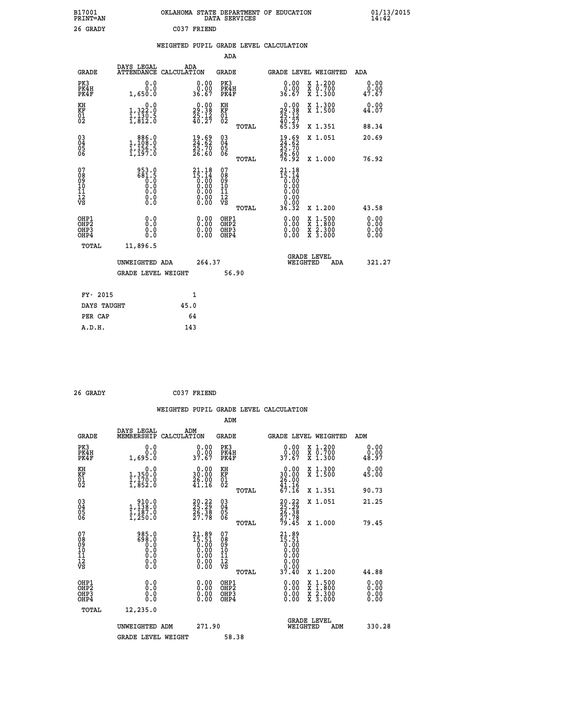B17001 OKLAHOMA STATE DEPARTMENT OF EDUCATION 01/13/2015
PRINT=AN DATA SERVICES 14:42

26 GRADY C037 FRIEND

WEIGHTED PUPIL GRADE LEVEL CALCULATION

ADA

| GRADE | DAYS LEGAL ATTENDANCE | ADA CALCULATION | GRADE | GRADE LEVEL | WEIGHTED | ADA |
|---|---|---|---|---|---|---|
| PK3 | 0.0 | 0.00 | PK3 | 0.00 | X 1.200 | 0.00 |
| PK4H | 0.0 | 0.00 | PK4H | 0.00 | X 0.700 | 0.00 |
| PK4F | 1,650.0 | 36.67 | PK4F | 36.67 | X 1.300 | 47.67 |
| KH | 0.0 | 0.00 | KH | 0.00 | X 1.300 | 0.00 |
| KF | 1,322.0 | 29.38 | KF | 29.38 | X 1.500 | 44.07 |
| 01 | 1,130.5 | 25.12 | 01 | 25.12 | | |
| 02 | 1,812.0 | 40.27 | 02 | 40.27 | | |
| | | | TOTAL | 65.39 | X 1.351 | 88.34 |
| 03 | 886.0 | 19.69 | 03 | 19.69 | X 1.051 | 20.69 |
| 04 | 1,108.0 | 24.62 | 04 | 24.62 | | |
| 05 | 1,156.5 | 25.70 | 05 | 25.70 | | |
| 06 | 1,197.0 | 26.60 | 06 | 26.60 | | |
| | | | TOTAL | 76.92 | X 1.000 | 76.92 |
| 07 | 953.0 | 21.18 | 07 | 21.18 | | |
| 08 | 681.5 | 15.14 | 08 | 15.14 | | |
| 09 | 0.0 | 0.00 | 09 | 0.00 | | |
| 10 | 0.0 | 0.00 | 10 | 0.00 | | |
| 11 | 0.0 | 0.00 | 11 | 0.00 | | |
| 12 | 0.0 | 0.00 | 12 | 0.00 | | |
| VS | 0.0 | 0.00 | VS | 0.00 | | |
| | | | TOTAL | 36.32 | X 1.200 | 43.58 |
| OHP1 | 0.0 | 0.00 | OHP1 | 0.00 | X 1.500 | 0.00 |
| OHP2 | 0.0 | 0.00 | OHP2 | 0.00 | X 1.800 | 0.00 |
| OHP3 | 0.0 | 0.00 | OHP3 | 0.00 | X 2.300 | 0.00 |
| OHP4 | 0.0 | 0.00 | OHP4 | 0.00 | X 3.000 | 0.00 |
| TOTAL | 11,896.5 | | | | | |

UNWEIGHTED ADA 264.37 | GRADE LEVEL WEIGHTED ADA 321.27

GRADE LEVEL WEIGHT 56.90

| FY- 2015 | 1 |
|---|---|
| DAYS TAUGHT | 45.0 |
| PER CAP | 64 |
| A.D.H. | 143 |

26 GRADY C037 FRIEND

WEIGHTED PUPIL GRADE LEVEL CALCULATION

ADM

| GRADE | DAYS LEGAL MEMBERSHIP | ADM CALCULATION | GRADE | GRADE LEVEL | WEIGHTED | ADM |
|---|---|---|---|---|---|---|
| PK3 | 0.0 | 0.00 | PK3 | 0.00 | X 1.200 | 0.00 |
| PK4H | 0.0 | 0.00 | PK4H | 0.00 | X 0.700 | 0.00 |
| PK4F | 1,695.0 | 37.67 | PK4F | 37.67 | X 1.300 | 48.97 |
| KH | 0.0 | 0.00 | KH | 0.00 | X 1.300 | 0.00 |
| KF | 1,350.0 | 30.00 | KF | 30.00 | X 1.500 | 45.00 |
| 01 | 1,170.0 | 26.00 | 01 | 26.00 | | |
| 02 | 1,852.0 | 41.16 | 02 | 41.16 | | |
| | | | TOTAL | 67.16 | X 1.351 | 90.73 |
| 03 | 910.0 | 20.22 | 03 | 20.22 | X 1.051 | 21.25 |
| 04 | 1,138.0 | 25.29 | 04 | 25.29 | | |
| 05 | 1,187.0 | 26.38 | 05 | 26.38 | | |
| 06 | 1,250.0 | 27.78 | 06 | 27.78 | | |
| | | | TOTAL | 79.45 | X 1.000 | 79.45 |
| 07 | 985.0 | 21.89 | 07 | 21.89 | | |
| 08 | 698.0 | 15.51 | 08 | 15.51 | | |
| 09 | 0.0 | 0.00 | 09 | 0.00 | | |
| 10 | 0.0 | 0.00 | 10 | 0.00 | | |
| 11 | 0.0 | 0.00 | 11 | 0.00 | | |
| 12 | 0.0 | 0.00 | 12 | 0.00 | | |
| VS | 0.0 | 0.00 | VS | 0.00 | | |
| | | | TOTAL | 37.40 | X 1.200 | 44.88 |
| OHP1 | 0.0 | 0.00 | OHP1 | 0.00 | X 1.500 | 0.00 |
| OHP2 | 0.0 | 0.00 | OHP2 | 0.00 | X 1.800 | 0.00 |
| OHP3 | 0.0 | 0.00 | OHP3 | 0.00 | X 2.300 | 0.00 |
| OHP4 | 0.0 | 0.00 | OHP4 | 0.00 | X 3.000 | 0.00 |
| TOTAL | 12,235.0 | | | | | |

UNWEIGHTED ADM 271.90 | GRADE LEVEL WEIGHTED ADM 330.28

GRADE LEVEL WEIGHT 58.38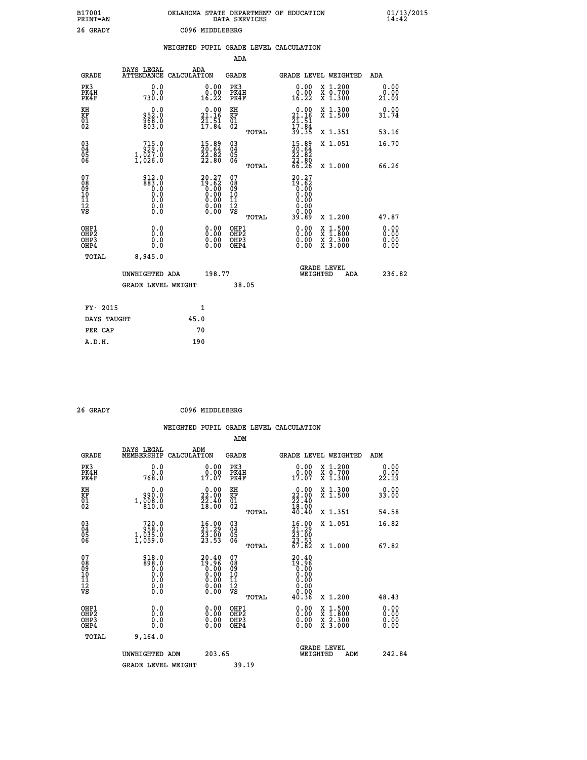B17001 OKLAHOMA STATE DEPARTMENT OF EDUCATION 01/13/2015
PRINT=AN DATA SERVICES 14:42

26 GRADY C096 MIDDLEBERG

## WEIGHTED PUPIL GRADE LEVEL CALCULATION

### ADA

| GRADE | DAYS LEGAL ATTENDANCE | ADA CALCULATION | GRADE | GRADE LEVEL | WEIGHTED | ADA |
|---|---|---|---|---|---|---|
| PK3 | 0.0 | 0.00 | PK3 | 0.00 | X 1.200 | 0.00 |
| PK4H | 0.0 | 0.00 | PK4H | 0.00 | X 0.700 | 0.00 |
| PK4F | 730.0 | 16.22 | PK4F | 16.22 | X 1.300 | 21.09 |
| KH | 0.0 | 0.00 | KH | 0.00 | X 1.300 | 0.00 |
| KF | 952.0 | 21.16 | KF | 21.16 | X 1.500 | 31.74 |
| 01 | 968.0 | 21.51 | 01 | 21.51 | | |
| 02 | 803.0 | 17.84 | 02 | 17.84 | | |
| | | | TOTAL | 39.35 | X 1.351 | 53.16 |
| 03 | 715.0 | 15.89 | 03 | 15.89 | X 1.051 | 16.70 |
| 04 | 929.0 | 20.64 | 04 | 20.64 | | |
| 05 | 1,027.0 | 22.82 | 05 | 22.82 | | |
| 06 | 1,026.0 | 22.80 | 06 | 22.80 | | |
| | | | TOTAL | 66.26 | X 1.000 | 66.26 |
| 07 | 912.0 | 20.27 | 07 | 20.27 | | |
| 08 | 883.0 | 19.62 | 08 | 19.62 | | |
| 09 | 0.0 | 0.00 | 09 | 0.00 | | |
| 10 | 0.0 | 0.00 | 10 | 0.00 | | |
| 11 | 0.0 | 0.00 | 11 | 0.00 | | |
| 12 | 0.0 | 0.00 | 12 | 0.00 | | |
| VS | 0.0 | 0.00 | VS | 0.00 | | |
| | | | TOTAL | 39.89 | X 1.200 | 47.87 |
| OHP1 | 0.0 | 0.00 | OHP1 | 0.00 | X 1.500 | 0.00 |
| OHP2 | 0.0 | 0.00 | OHP2 | 0.00 | X 1.800 | 0.00 |
| OHP3 | 0.0 | 0.00 | OHP3 | 0.00 | X 2.300 | 0.00 |
| OHP4 | 0.0 | 0.00 | OHP4 | 0.00 | X 3.000 | 0.00 |
| TOTAL | 8,945.0 | | | | | |

UNWEIGHTED ADA 198.77 GRADE LEVEL WEIGHTED ADA 236.82

GRADE LEVEL WEIGHT 38.05

| FY- 2015 | 1 |
|---|---|
| DAYS TAUGHT | 45.0 |
| PER CAP | 70 |
| A.D.H. | 190 |

26 GRADY C096 MIDDLEBERG

## WEIGHTED PUPIL GRADE LEVEL CALCULATION

### ADM

| GRADE | DAYS LEGAL MEMBERSHIP | ADM CALCULATION | GRADE | GRADE LEVEL | WEIGHTED | ADM |
|---|---|---|---|---|---|---|
| PK3 | 0.0 | 0.00 | PK3 | 0.00 | X 1.200 | 0.00 |
| PK4H | 0.0 | 0.00 | PK4H | 0.00 | X 0.700 | 0.00 |
| PK4F | 768.0 | 17.07 | PK4F | 17.07 | X 1.300 | 22.19 |
| KH | 0.0 | 0.00 | KH | 0.00 | X 1.300 | 0.00 |
| KF | 990.0 | 22.00 | KF | 22.00 | X 1.500 | 33.00 |
| 01 | 1,008.0 | 22.40 | 01 | 22.40 | | |
| 02 | 810.0 | 18.00 | 02 | 18.00 | | |
| | | | TOTAL | 40.40 | X 1.351 | 54.58 |
| 03 | 720.0 | 16.00 | 03 | 16.00 | X 1.051 | 16.82 |
| 04 | 958.0 | 21.29 | 04 | 21.29 | | |
| 05 | 1,035.0 | 23.00 | 05 | 23.00 | | |
| 06 | 1,059.0 | 23.53 | 06 | 23.53 | | |
| | | | TOTAL | 67.82 | X 1.000 | 67.82 |
| 07 | 918.0 | 20.40 | 07 | 20.40 | | |
| 08 | 898.0 | 19.96 | 08 | 19.96 | | |
| 09 | 0.0 | 0.00 | 09 | 0.00 | | |
| 10 | 0.0 | 0.00 | 10 | 0.00 | | |
| 11 | 0.0 | 0.00 | 11 | 0.00 | | |
| 12 | 0.0 | 0.00 | 12 | 0.00 | | |
| VS | 0.0 | 0.00 | VS | 0.00 | | |
| | | | TOTAL | 40.36 | X 1.200 | 48.43 |
| OHP1 | 0.0 | 0.00 | OHP1 | 0.00 | X 1.500 | 0.00 |
| OHP2 | 0.0 | 0.00 | OHP2 | 0.00 | X 1.800 | 0.00 |
| OHP3 | 0.0 | 0.00 | OHP3 | 0.00 | X 2.300 | 0.00 |
| OHP4 | 0.0 | 0.00 | OHP4 | 0.00 | X 3.000 | 0.00 |
| TOTAL | 9,164.0 | | | | | |

UNWEIGHTED ADM 203.65 GRADE LEVEL WEIGHTED ADM 242.84

GRADE LEVEL WEIGHT 39.19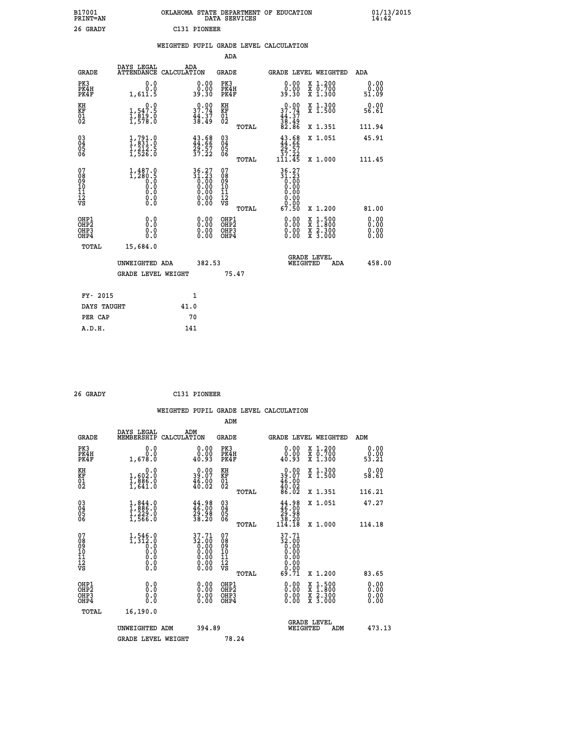B17001 OKLAHOMA STATE DEPARTMENT OF EDUCATION 01/13/2015
PRINT=AN DATA SERVICES 14:42

26 GRADY C131 PIONEER

## WEIGHTED PUPIL GRADE LEVEL CALCULATION

### ADA

| GRADE | DAYS LEGAL ATTENDANCE | ADA CALCULATION | GRADE | GRADE LEVEL | WEIGHTED | ADA |
|---|---|---|---|---|---|---|
| PK3 | 0.0 | 0.00 | PK3 | 0.00 | X 1.200 | 0.00 |
| PK4H | 0.0 | 0.00 | PK4H | 0.00 | X 0.700 | 0.00 |
| PK4F | 1,611.5 | 39.30 | PK4F | 39.30 | X 1.300 | 51.09 |
| KH | 0.0 | 0.00 | KH | 0.00 | X 1.300 | 0.00 |
| KF | 1,547.5 | 37.74 | KF | 37.74 | X 1.500 | 56.61 |
| 01 | 1,819.0 | 44.37 | 01 | 44.37 | | |
| 02 | 1,578.0 | 38.49 | 02 | 38.49 | | |
| | | | TOTAL | 82.86 | X 1.351 | 111.94 |
| 03 | 1,791.0 | 43.68 | 03 | 43.68 | X 1.051 | 45.91 |
| 04 | 1,831.0 | 44.66 | 04 | 44.66 | | |
| 05 | 1,212.5 | 29.57 | 05 | 29.57 | | |
| 06 | 1,526.0 | 37.22 | 06 | 37.22 | | |
| | | | TOTAL | 111.45 | X 1.000 | 111.45 |
| 07 | 1,487.0 | 36.27 | 07 | 36.27 | | |
| 08 | 1,280.5 | 31.23 | 08 | 31.23 | | |
| 09 | 0.0 | 0.00 | 09 | 0.00 | | |
| 10 | 0.0 | 0.00 | 10 | 0.00 | | |
| 11 | 0.0 | 0.00 | 11 | 0.00 | | |
| 12 | 0.0 | 0.00 | 12 | 0.00 | | |
| VS | 0.0 | 0.00 | VS | 0.00 | | |
| | | | TOTAL | 67.50 | X 1.200 | 81.00 |
| OHP1 | 0.0 | 0.00 | OHP1 | 0.00 | X 1.500 | 0.00 |
| OHP2 | 0.0 | 0.00 | OHP2 | 0.00 | X 1.800 | 0.00 |
| OHP3 | 0.0 | 0.00 | OHP3 | 0.00 | X 2.300 | 0.00 |
| OHP4 | 0.0 | 0.00 | OHP4 | 0.00 | X 3.000 | 0.00 |
| TOTAL | 15,684.0 | | | | | |

UNWEIGHTED ADA 382.53 — GRADE LEVEL WEIGHTED ADA 458.00

GRADE LEVEL WEIGHT 75.47

| FY- 2015 | 1 |
|---|---|
| DAYS TAUGHT | 41.0 |
| PER CAP | 70 |
| A.D.H. | 141 |

26 GRADY C131 PIONEER

## WEIGHTED PUPIL GRADE LEVEL CALCULATION

### ADM

| GRADE | DAYS LEGAL MEMBERSHIP | ADM CALCULATION | GRADE | GRADE LEVEL | WEIGHTED | ADM |
|---|---|---|---|---|---|---|
| PK3 | 0.0 | 0.00 | PK3 | 0.00 | X 1.200 | 0.00 |
| PK4H | 0.0 | 0.00 | PK4H | 0.00 | X 0.700 | 0.00 |
| PK4F | 1,678.0 | 40.93 | PK4F | 40.93 | X 1.300 | 53.21 |
| KH | 0.0 | 0.00 | KH | 0.00 | X 1.300 | 0.00 |
| KF | 1,602.0 | 39.07 | KF | 39.07 | X 1.500 | 58.61 |
| 01 | 1,886.0 | 46.00 | 01 | 46.00 | | |
| 02 | 1,641.0 | 40.02 | 02 | 40.02 | | |
| | | | TOTAL | 86.02 | X 1.351 | 116.21 |
| 03 | 1,844.0 | 44.98 | 03 | 44.98 | X 1.051 | 47.27 |
| 04 | 1,886.0 | 46.00 | 04 | 46.00 | | |
| 05 | 1,229.0 | 29.98 | 05 | 29.98 | | |
| 06 | 1,566.0 | 38.20 | 06 | 38.20 | | |
| | | | TOTAL | 114.18 | X 1.000 | 114.18 |
| 07 | 1,546.0 | 37.71 | 07 | 37.71 | | |
| 08 | 1,312.0 | 32.00 | 08 | 32.00 | | |
| 09 | 0.0 | 0.00 | 09 | 0.00 | | |
| 10 | 0.0 | 0.00 | 10 | 0.00 | | |
| 11 | 0.0 | 0.00 | 11 | 0.00 | | |
| 12 | 0.0 | 0.00 | 12 | 0.00 | | |
| VS | 0.0 | 0.00 | VS | 0.00 | | |
| | | | TOTAL | 69.71 | X 1.200 | 83.65 |
| OHP1 | 0.0 | 0.00 | OHP1 | 0.00 | X 1.500 | 0.00 |
| OHP2 | 0.0 | 0.00 | OHP2 | 0.00 | X 1.800 | 0.00 |
| OHP3 | 0.0 | 0.00 | OHP3 | 0.00 | X 2.300 | 0.00 |
| OHP4 | 0.0 | 0.00 | OHP4 | 0.00 | X 3.000 | 0.00 |
| TOTAL | 16,190.0 | | | | | |

UNWEIGHTED ADM 394.89 — GRADE LEVEL WEIGHTED ADM 473.13

GRADE LEVEL WEIGHT 78.24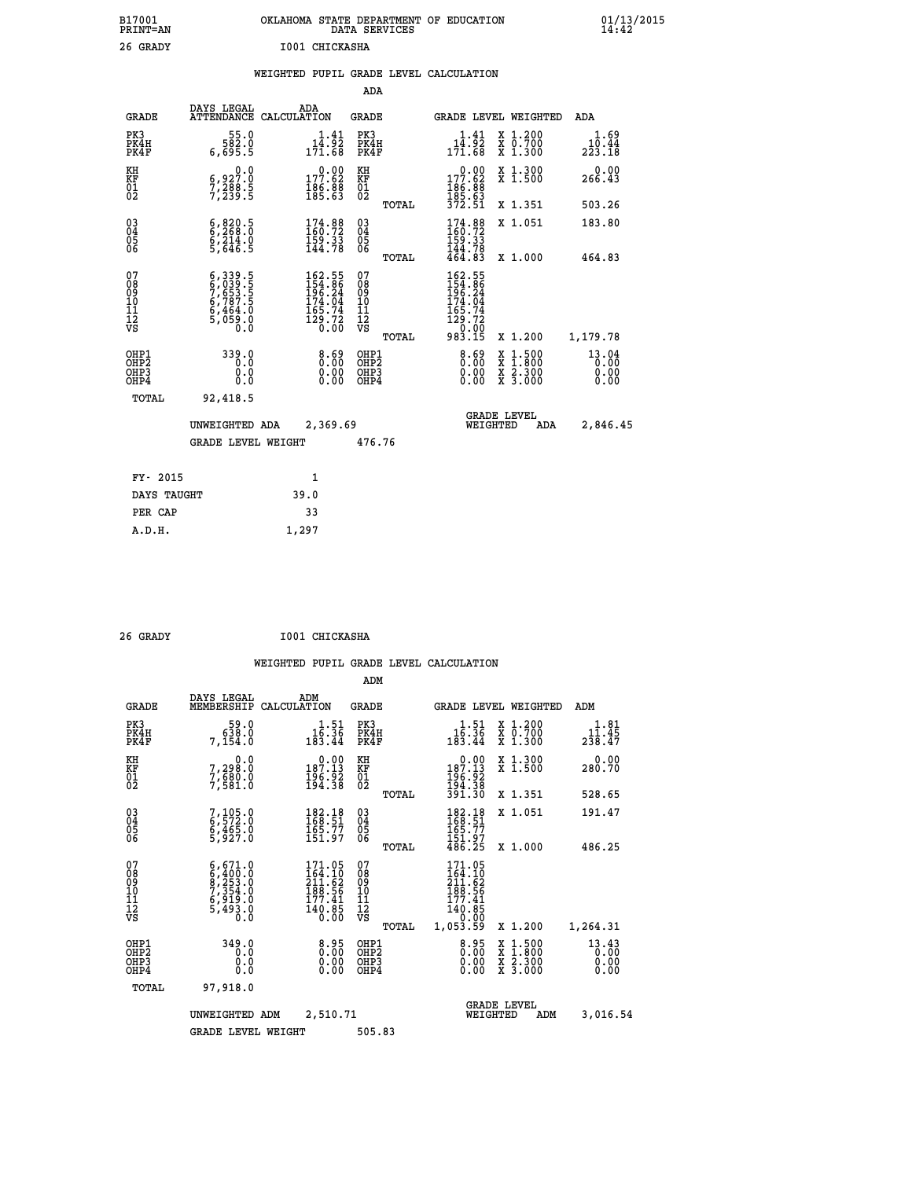B17001 OKLAHOMA STATE DEPARTMENT OF EDUCATION 01/13/2015
PRINT=AN DATA SERVICES 14:42

26 GRADY I001 CHICKASHA

## WEIGHTED PUPIL GRADE LEVEL CALCULATION

### ADA

| GRADE | DAYS LEGAL ATTENDANCE | ADA CALCULATION | GRADE | | GRADE LEVEL | WEIGHTED | ADA |
|---|---|---|---|---|---|---|---|
| PK3 | 55.0 | 1.41 | PK3 | | 1.41 | X 1.200 | 1.69 |
| PK4H | 582.0 | 14.92 | PK4H | | 14.92 | X 0.700 | 10.44 |
| PK4F | 6,695.5 | 171.68 | PK4F | | 171.68 | X 1.300 | 223.18 |
| KH | 0.0 | 0.00 | KH | | 0.00 | X 1.300 | 0.00 |
| KF | 6,927.0 | 177.62 | KF | | 177.62 | X 1.500 | 266.43 |
| 01 | 7,288.5 | 186.88 | 01 | | 186.88 | | |
| 02 | 7,239.5 | 185.63 | 02 | | 185.63 | | |
| | | | | TOTAL | 372.51 | X 1.351 | 503.26 |
| 03 | 6,820.5 | 174.88 | 03 | | 174.88 | X 1.051 | 183.80 |
| 04 | 6,268.0 | 160.72 | 04 | | 160.72 | | |
| 05 | 6,214.0 | 159.33 | 05 | | 159.33 | | |
| 06 | 5,646.5 | 144.78 | 06 | | 144.78 | | |
| | | | | TOTAL | 464.83 | X 1.000 | 464.83 |
| 07 | 6,339.5 | 162.55 | 07 | | 162.55 | | |
| 08 | 6,039.5 | 154.86 | 08 | | 154.86 | | |
| 09 | 7,653.5 | 196.24 | 09 | | 196.24 | | |
| 10 | 6,787.5 | 174.04 | 10 | | 174.04 | | |
| 11 | 6,464.0 | 165.74 | 11 | | 165.74 | | |
| 12 | 5,059.0 | 129.72 | 12 | | 129.72 | | |
| VS | 0.0 | 0.00 | VS | | 0.00 | | |
| | | | | TOTAL | 983.15 | X 1.200 | 1,179.78 |
| OHP1 | 339.0 | 8.69 | OHP1 | | 8.69 | X 1.500 | 13.04 |
| OHP2 | 0.0 | 0.00 | OHP2 | | 0.00 | X 1.800 | 0.00 |
| OHP3 | 0.0 | 0.00 | OHP3 | | 0.00 | X 2.300 | 0.00 |
| OHP4 | 0.0 | 0.00 | OHP4 | | 0.00 | X 3.000 | 0.00 |
| TOTAL | 92,418.5 | | | | | | |

UNWEIGHTED ADA 2,369.69 GRADE LEVEL WEIGHTED ADA 2,846.45

GRADE LEVEL WEIGHT 476.76

| FY- 2015 | 1 |
|---|---|
| DAYS TAUGHT | 39.0 |
| PER CAP | 33 |
| A.D.H. | 1,297 |

26 GRADY I001 CHICKASHA

## WEIGHTED PUPIL GRADE LEVEL CALCULATION

### ADM

| GRADE | DAYS LEGAL MEMBERSHIP | ADM CALCULATION | GRADE | | GRADE LEVEL | WEIGHTED | ADM |
|---|---|---|---|---|---|---|---|
| PK3 | 59.0 | 1.51 | PK3 | | 1.51 | X 1.200 | 1.81 |
| PK4H | 638.0 | 16.36 | PK4H | | 16.36 | X 0.700 | 11.45 |
| PK4F | 7,154.0 | 183.44 | PK4F | | 183.44 | X 1.300 | 238.47 |
| KH | 0.0 | 0.00 | KH | | 0.00 | X 1.300 | 0.00 |
| KF | 7,298.0 | 187.13 | KF | | 187.13 | X 1.500 | 280.70 |
| 01 | 7,680.0 | 196.92 | 01 | | 196.92 | | |
| 02 | 7,581.0 | 194.38 | 02 | | 194.38 | | |
| | | | | TOTAL | 391.30 | X 1.351 | 528.65 |
| 03 | 7,105.0 | 182.18 | 03 | | 182.18 | X 1.051 | 191.47 |
| 04 | 6,572.0 | 168.51 | 04 | | 168.51 | | |
| 05 | 6,465.0 | 165.77 | 05 | | 165.77 | | |
| 06 | 5,927.0 | 151.97 | 06 | | 151.97 | | |
| | | | | TOTAL | 486.25 | X 1.000 | 486.25 |
| 07 | 6,671.0 | 171.05 | 07 | | 171.05 | | |
| 08 | 6,400.0 | 164.10 | 08 | | 164.10 | | |
| 09 | 8,253.0 | 211.62 | 09 | | 211.62 | | |
| 10 | 7,354.0 | 188.56 | 10 | | 188.56 | | |
| 11 | 6,919.0 | 177.41 | 11 | | 177.41 | | |
| 12 | 5,493.0 | 140.85 | 12 | | 140.85 | | |
| VS | 0.0 | 0.00 | VS | | 0.00 | | |
| | | | | TOTAL | 1,053.59 | X 1.200 | 1,264.31 |
| OHP1 | 349.0 | 8.95 | OHP1 | | 8.95 | X 1.500 | 13.43 |
| OHP2 | 0.0 | 0.00 | OHP2 | | 0.00 | X 1.800 | 0.00 |
| OHP3 | 0.0 | 0.00 | OHP3 | | 0.00 | X 2.300 | 0.00 |
| OHP4 | 0.0 | 0.00 | OHP4 | | 0.00 | X 3.000 | 0.00 |
| TOTAL | 97,918.0 | | | | | | |

UNWEIGHTED ADM 2,510.71 GRADE LEVEL WEIGHTED ADM 3,016.54

GRADE LEVEL WEIGHT 505.83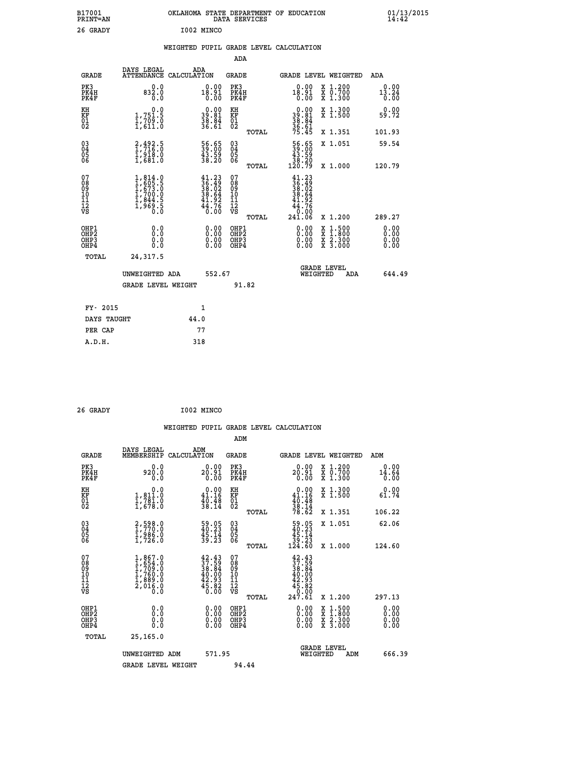B17001 OKLAHOMA STATE DEPARTMENT OF EDUCATION 01/13/2015
PRINT=AN DATA SERVICES 14:42

26 GRADY I002 MINCO

## WEIGHTED PUPIL GRADE LEVEL CALCULATION

### ADA

| GRADE | DAYS LEGAL ATTENDANCE | ADA CALCULATION | GRADE | | GRADE LEVEL | WEIGHTED | ADA |
|---|---|---|---|---|---|---|---|
| PK3 | 0.0 | 0.00 | PK3 | | 0.00 | X 1.200 | 0.00 |
| PK4H | 832.0 | 18.91 | PK4H | | 18.91 | X 0.700 | 13.24 |
| PK4F | 0.0 | 0.00 | PK4F | | 0.00 | X 1.300 | 0.00 |
| KH | 0.0 | 0.00 | KH | | 0.00 | X 1.300 | 0.00 |
| KF | 1,751.5 | 39.81 | KF | | 39.81 | X 1.500 | 59.72 |
| 01 | 1,709.0 | 38.84 | 01 | | 38.84 | | |
| 02 | 1,611.0 | 36.61 | 02 | | 36.61 | | |
| | | | | TOTAL | 75.45 | X 1.351 | 101.93 |
| 03 | 2,492.5 | 56.65 | 03 | | 56.65 | X 1.051 | 59.54 |
| 04 | 1,716.0 | 39.00 | 04 | | 39.00 | | |
| 05 | 1,918.0 | 43.59 | 05 | | 43.59 | | |
| 06 | 1,681.0 | 38.20 | 06 | | 38.20 | | |
| | | | | TOTAL | 120.79 | X 1.000 | 120.79 |
| 07 | 1,814.0 | 41.23 | 07 | | 41.23 | | |
| 08 | 1,605.5 | 36.49 | 08 | | 36.49 | | |
| 09 | 1,673.0 | 38.02 | 09 | | 38.02 | | |
| 10 | 1,700.0 | 38.64 | 10 | | 38.64 | | |
| 11 | 1,844.5 | 41.92 | 11 | | 41.92 | | |
| 12 | 1,969.5 | 44.76 | 12 | | 44.76 | | |
| VS | 0.0 | 0.00 | VS | | 0.00 | | |
| | | | | TOTAL | 241.06 | X 1.200 | 289.27 |
| OHP1 | 0.0 | 0.00 | OHP1 | | 0.00 | X 1.500 | 0.00 |
| OHP2 | 0.0 | 0.00 | OHP2 | | 0.00 | X 1.800 | 0.00 |
| OHP3 | 0.0 | 0.00 | OHP3 | | 0.00 | X 2.300 | 0.00 |
| OHP4 | 0.0 | 0.00 | OHP4 | | 0.00 | X 3.000 | 0.00 |
| TOTAL | 24,317.5 | | | | | | |

UNWEIGHTED ADA 552.67 — GRADE LEVEL WEIGHTED ADA 644.49

GRADE LEVEL WEIGHT 91.82

| | |
|---|---|
| FY- 2015 | 1 |
| DAYS TAUGHT | 44.0 |
| PER CAP | 77 |
| A.D.H. | 318 |

26 GRADY I002 MINCO

## WEIGHTED PUPIL GRADE LEVEL CALCULATION

### ADM

| GRADE | DAYS LEGAL MEMBERSHIP | ADM CALCULATION | GRADE | | GRADE LEVEL | WEIGHTED | ADM |
|---|---|---|---|---|---|---|---|
| PK3 | 0.0 | 0.00 | PK3 | | 0.00 | X 1.200 | 0.00 |
| PK4H | 920.0 | 20.91 | PK4H | | 20.91 | X 0.700 | 14.64 |
| PK4F | 0.0 | 0.00 | PK4F | | 0.00 | X 1.300 | 0.00 |
| KH | 0.0 | 0.00 | KH | | 0.00 | X 1.300 | 0.00 |
| KF | 1,811.0 | 41.16 | KF | | 41.16 | X 1.500 | 61.74 |
| 01 | 1,781.0 | 40.48 | 01 | | 40.48 | | |
| 02 | 1,678.0 | 38.14 | 02 | | 38.14 | | |
| | | | | TOTAL | 78.62 | X 1.351 | 106.22 |
| 03 | 2,598.0 | 59.05 | 03 | | 59.05 | X 1.051 | 62.06 |
| 04 | 1,770.0 | 40.23 | 04 | | 40.23 | | |
| 05 | 1,986.0 | 45.14 | 05 | | 45.14 | | |
| 06 | 1,726.0 | 39.23 | 06 | | 39.23 | | |
| | | | | TOTAL | 124.60 | X 1.000 | 124.60 |
| 07 | 1,867.0 | 42.43 | 07 | | 42.43 | | |
| 08 | 1,654.0 | 37.59 | 08 | | 37.59 | | |
| 09 | 1,709.0 | 38.84 | 09 | | 38.84 | | |
| 10 | 1,760.0 | 40.00 | 10 | | 40.00 | | |
| 11 | 1,889.0 | 42.93 | 11 | | 42.93 | | |
| 12 | 2,016.0 | 45.82 | 12 | | 45.82 | | |
| VS | 0.0 | 0.00 | VS | | 0.00 | | |
| | | | | TOTAL | 247.61 | X 1.200 | 297.13 |
| OHP1 | 0.0 | 0.00 | OHP1 | | 0.00 | X 1.500 | 0.00 |
| OHP2 | 0.0 | 0.00 | OHP2 | | 0.00 | X 1.800 | 0.00 |
| OHP3 | 0.0 | 0.00 | OHP3 | | 0.00 | X 2.300 | 0.00 |
| OHP4 | 0.0 | 0.00 | OHP4 | | 0.00 | X 3.000 | 0.00 |
| TOTAL | 25,165.0 | | | | | | |

UNWEIGHTED ADM 571.95 — GRADE LEVEL WEIGHTED ADM 666.39

GRADE LEVEL WEIGHT 94.44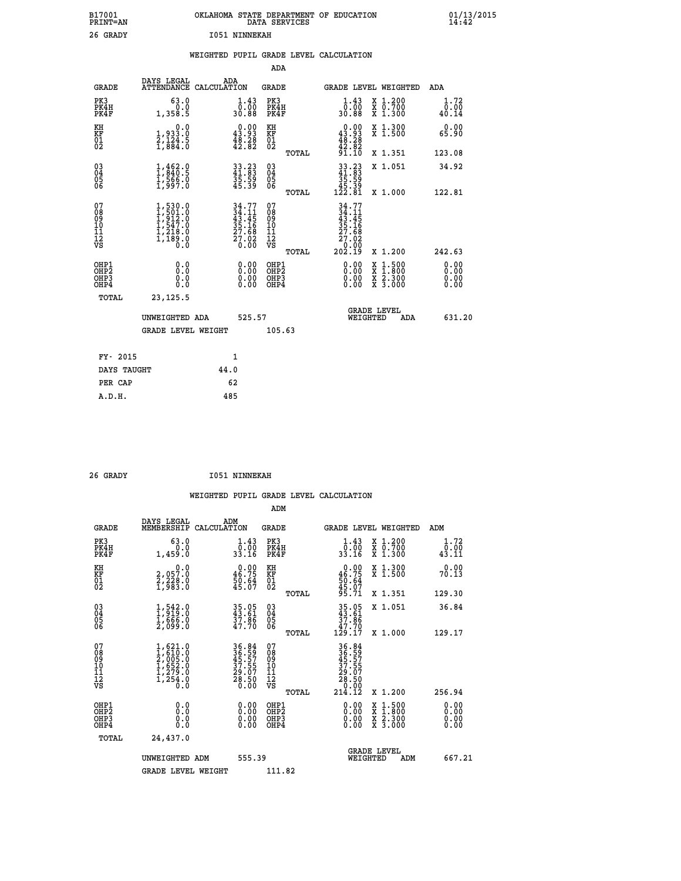B17001 OKLAHOMA STATE DEPARTMENT OF EDUCATION 01/13/2015
PRINT=AN DATA SERVICES 14:42

26 GRADY I051 NINNEKAH

## WEIGHTED PUPIL GRADE LEVEL CALCULATION

### ADA

| GRADE | DAYS LEGAL ATTENDANCE | ADA CALCULATION | GRADE | GRADE LEVEL | WEIGHTED | ADA |
|---|---|---|---|---|---|---|
| PK3 | 63.0 | 1.43 | PK3 | 1.43 | X 1.200 | 1.72 |
| PK4H | 0.0 | 0.00 | PK4H | 0.00 | X 0.700 | 0.00 |
| PK4F | 1,358.5 | 30.88 | PK4F | 30.88 | X 1.300 | 40.14 |
| KH | 0.0 | 0.00 | KH | 0.00 | X 1.300 | 0.00 |
| KF | 1,933.0 | 43.93 | KF | 43.93 | X 1.500 | 65.90 |
| 01 | 2,124.5 | 48.28 | 01 | 48.28 | | |
| 02 | 1,884.0 | 42.82 | 02 | 42.82 | | |
| | | | TOTAL | 91.10 | X 1.351 | 123.08 |
| 03 | 1,462.0 | 33.23 | 03 | 33.23 | X 1.051 | 34.92 |
| 04 | 1,840.5 | 41.83 | 04 | 41.83 | | |
| 05 | 1,566.0 | 35.59 | 05 | 35.59 | | |
| 06 | 1,997.0 | 45.39 | 06 | 45.39 | | |
| | | | TOTAL | 122.81 | X 1.000 | 122.81 |
| 07 | 1,530.0 | 34.77 | 07 | 34.77 | | |
| 08 | 1,501.0 | 34.11 | 08 | 34.11 | | |
| 09 | 1,912.0 | 43.45 | 09 | 43.45 | | |
| 10 | 1,547.0 | 35.16 | 10 | 35.16 | | |
| 11 | 1,218.0 | 27.68 | 11 | 27.68 | | |
| 12 | 1,189.0 | 27.02 | 12 | 27.02 | | |
| VS | 0.0 | 0.00 | VS | 0.00 | | |
| | | | TOTAL | 202.19 | X 1.200 | 242.63 |
| OHP1 | 0.0 | 0.00 | OHP1 | 0.00 | X 1.500 | 0.00 |
| OHP2 | 0.0 | 0.00 | OHP2 | 0.00 | X 1.800 | 0.00 |
| OHP3 | 0.0 | 0.00 | OHP3 | 0.00 | X 2.300 | 0.00 |
| OHP4 | 0.0 | 0.00 | OHP4 | 0.00 | X 3.000 | 0.00 |
| TOTAL | 23,125.5 | | | | | |

UNWEIGHTED ADA 525.57 GRADE LEVEL WEIGHTED ADA 631.20

GRADE LEVEL WEIGHT 105.63

| FY- 2015 | 1 |
|---|---|
| DAYS TAUGHT | 44.0 |
| PER CAP | 62 |
| A.D.H. | 485 |

26 GRADY I051 NINNEKAH

## WEIGHTED PUPIL GRADE LEVEL CALCULATION

### ADM

| GRADE | DAYS LEGAL MEMBERSHIP | ADM CALCULATION | GRADE | GRADE LEVEL | WEIGHTED | ADM |
|---|---|---|---|---|---|---|
| PK3 | 63.0 | 1.43 | PK3 | 1.43 | X 1.200 | 1.72 |
| PK4H | 0.0 | 0.00 | PK4H | 0.00 | X 0.700 | 0.00 |
| PK4F | 1,459.0 | 33.16 | PK4F | 33.16 | X 1.300 | 43.11 |
| KH | 0.0 | 0.00 | KH | 0.00 | X 1.300 | 0.00 |
| KF | 2,057.0 | 46.75 | KF | 46.75 | X 1.500 | 70.13 |
| 01 | 2,228.0 | 50.64 | 01 | 50.64 | | |
| 02 | 1,983.0 | 45.07 | 02 | 45.07 | | |
| | | | TOTAL | 95.71 | X 1.351 | 129.30 |
| 03 | 1,542.0 | 35.05 | 03 | 35.05 | X 1.051 | 36.84 |
| 04 | 1,919.0 | 43.61 | 04 | 43.61 | | |
| 05 | 1,666.0 | 37.86 | 05 | 37.86 | | |
| 06 | 2,099.0 | 47.70 | 06 | 47.70 | | |
| | | | TOTAL | 129.17 | X 1.000 | 129.17 |
| 07 | 1,621.0 | 36.84 | 07 | 36.84 | | |
| 08 | 1,610.0 | 36.59 | 08 | 36.59 | | |
| 09 | 2,005.0 | 45.57 | 09 | 45.57 | | |
| 10 | 1,652.0 | 37.55 | 10 | 37.55 | | |
| 11 | 1,279.0 | 29.07 | 11 | 29.07 | | |
| 12 | 1,254.0 | 28.50 | 12 | 28.50 | | |
| VS | 0.0 | 0.00 | VS | 0.00 | | |
| | | | TOTAL | 214.12 | X 1.200 | 256.94 |
| OHP1 | 0.0 | 0.00 | OHP1 | 0.00 | X 1.500 | 0.00 |
| OHP2 | 0.0 | 0.00 | OHP2 | 0.00 | X 1.800 | 0.00 |
| OHP3 | 0.0 | 0.00 | OHP3 | 0.00 | X 2.300 | 0.00 |
| OHP4 | 0.0 | 0.00 | OHP4 | 0.00 | X 3.000 | 0.00 |
| TOTAL | 24,437.0 | | | | | |

UNWEIGHTED ADM 555.39 GRADE LEVEL WEIGHTED ADM 667.21

GRADE LEVEL WEIGHT 111.82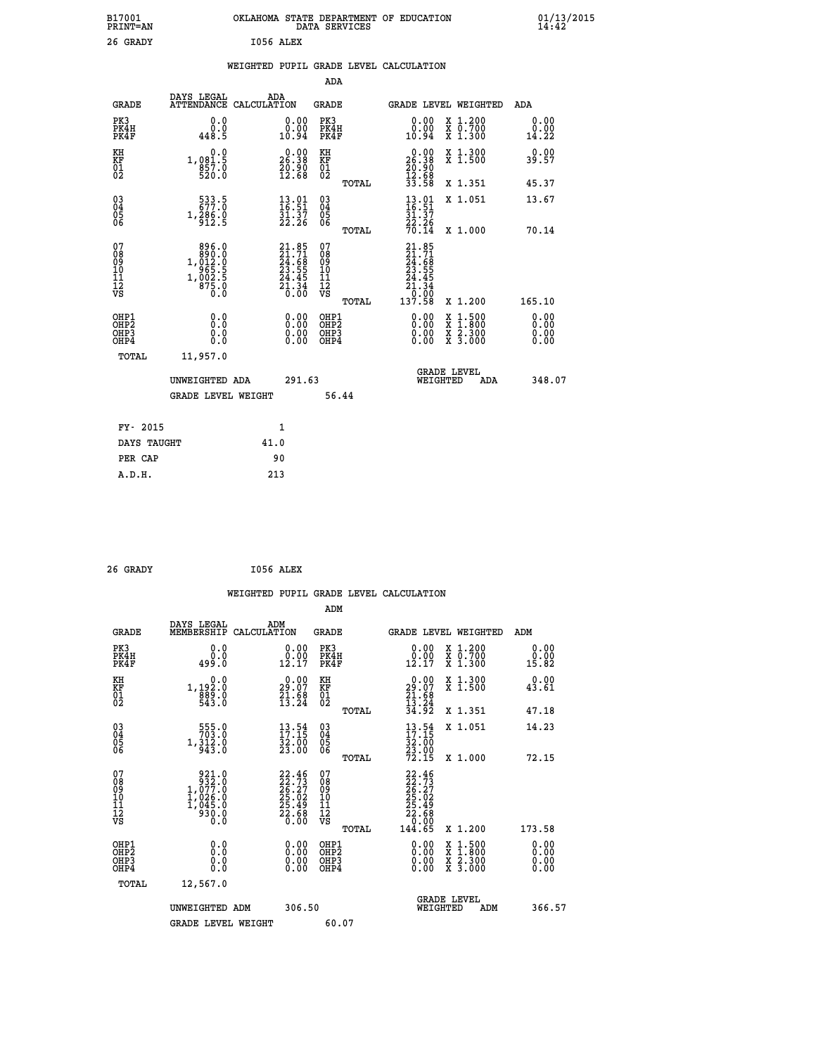B17001
PRINT=AN

OKLAHOMA STATE DEPARTMENT OF EDUCATION
DATA SERVICES

01/13/2015
14:42

26 GRADY          I056 ALEX

## WEIGHTED PUPIL GRADE LEVEL CALCULATION

### ADA

| GRADE | DAYS LEGAL ATTENDANCE | ADA CALCULATION | GRADE | GRADE LEVEL | WEIGHTED | ADA |
|---|---|---|---|---|---|---|
| PK3 | 0.0 | 0.00 | PK3 | 0.00 | X 1.200 | 0.00 |
| PK4H | 0.0 | 0.00 | PK4H | 0.00 | X 0.700 | 0.00 |
| PK4F | 448.5 | 10.94 | PK4F | 10.94 | X 1.300 | 14.22 |
| KH | 0.0 | 0.00 | KH | 0.00 | X 1.300 | 0.00 |
| KF | 1,081.5 | 26.38 | KF | 26.38 | X 1.500 | 39.57 |
| 01 | 857.0 | 20.90 | 01 | 20.90 | | |
| 02 | 520.0 | 12.68 | 02 | 12.68 | | |
| | | | TOTAL | 33.58 | X 1.351 | 45.37 |
| 03 | 533.5 | 13.01 | 03 | 13.01 | X 1.051 | 13.67 |
| 04 | 677.0 | 16.51 | 04 | 16.51 | | |
| 05 | 1,286.0 | 31.37 | 05 | 31.37 | | |
| 06 | 912.5 | 22.26 | 06 | 22.26 | | |
| | | | TOTAL | 70.14 | X 1.000 | 70.14 |
| 07 | 896.0 | 21.85 | 07 | 21.85 | | |
| 08 | 890.0 | 21.71 | 08 | 21.71 | | |
| 09 | 1,012.0 | 24.68 | 09 | 24.68 | | |
| 10 | 965.5 | 23.55 | 10 | 23.55 | | |
| 11 | 1,002.5 | 24.45 | 11 | 24.45 | | |
| 12 | 875.0 | 21.34 | 12 | 21.34 | | |
| VS | 0.0 | 0.00 | VS | 0.00 | | |
| | | | TOTAL | 137.58 | X 1.200 | 165.10 |
| OHP1 | 0.0 | 0.00 | OHP1 | 0.00 | X 1.500 | 0.00 |
| OHP2 | 0.0 | 0.00 | OHP2 | 0.00 | X 1.800 | 0.00 |
| OHP3 | 0.0 | 0.00 | OHP3 | 0.00 | X 2.300 | 0.00 |
| OHP4 | 0.0 | 0.00 | OHP4 | 0.00 | X 3.000 | 0.00 |
| TOTAL | 11,957.0 | | | | | |

UNWEIGHTED ADA 291.63 | GRADE LEVEL WEIGHTED ADA 348.07

GRADE LEVEL WEIGHT 56.44

| FY- 2015 | 1 |
|---|---|
| DAYS TAUGHT | 41.0 |
| PER CAP | 90 |
| A.D.H. | 213 |

26 GRADY          I056 ALEX

## WEIGHTED PUPIL GRADE LEVEL CALCULATION

### ADM

| GRADE | DAYS LEGAL MEMBERSHIP | ADM CALCULATION | GRADE | GRADE LEVEL | WEIGHTED | ADM |
|---|---|---|---|---|---|---|
| PK3 | 0.0 | 0.00 | PK3 | 0.00 | X 1.200 | 0.00 |
| PK4H | 0.0 | 0.00 | PK4H | 0.00 | X 0.700 | 0.00 |
| PK4F | 499.0 | 12.17 | PK4F | 12.17 | X 1.300 | 15.82 |
| KH | 0.0 | 0.00 | KH | 0.00 | X 1.300 | 0.00 |
| KF | 1,192.0 | 29.07 | KF | 29.07 | X 1.500 | 43.61 |
| 01 | 889.0 | 21.68 | 01 | 21.68 | | |
| 02 | 543.0 | 13.24 | 02 | 13.24 | | |
| | | | TOTAL | 34.92 | X 1.351 | 47.18 |
| 03 | 555.0 | 13.54 | 03 | 13.54 | X 1.051 | 14.23 |
| 04 | 703.0 | 17.15 | 04 | 17.15 | | |
| 05 | 1,312.0 | 32.00 | 05 | 32.00 | | |
| 06 | 943.0 | 23.00 | 06 | 23.00 | | |
| | | | TOTAL | 72.15 | X 1.000 | 72.15 |
| 07 | 921.0 | 22.46 | 07 | 22.46 | | |
| 08 | 932.0 | 22.73 | 08 | 22.73 | | |
| 09 | 1,077.0 | 26.27 | 09 | 26.27 | | |
| 10 | 1,026.0 | 25.02 | 10 | 25.02 | | |
| 11 | 1,045.0 | 25.49 | 11 | 25.49 | | |
| 12 | 930.0 | 22.68 | 12 | 22.68 | | |
| VS | 0.0 | 0.00 | VS | 0.00 | | |
| | | | TOTAL | 144.65 | X 1.200 | 173.58 |
| OHP1 | 0.0 | 0.00 | OHP1 | 0.00 | X 1.500 | 0.00 |
| OHP2 | 0.0 | 0.00 | OHP2 | 0.00 | X 1.800 | 0.00 |
| OHP3 | 0.0 | 0.00 | OHP3 | 0.00 | X 2.300 | 0.00 |
| OHP4 | 0.0 | 0.00 | OHP4 | 0.00 | X 3.000 | 0.00 |
| TOTAL | 12,567.0 | | | | | |

UNWEIGHTED ADM 306.50 | GRADE LEVEL WEIGHTED ADM 366.57

GRADE LEVEL WEIGHT 60.07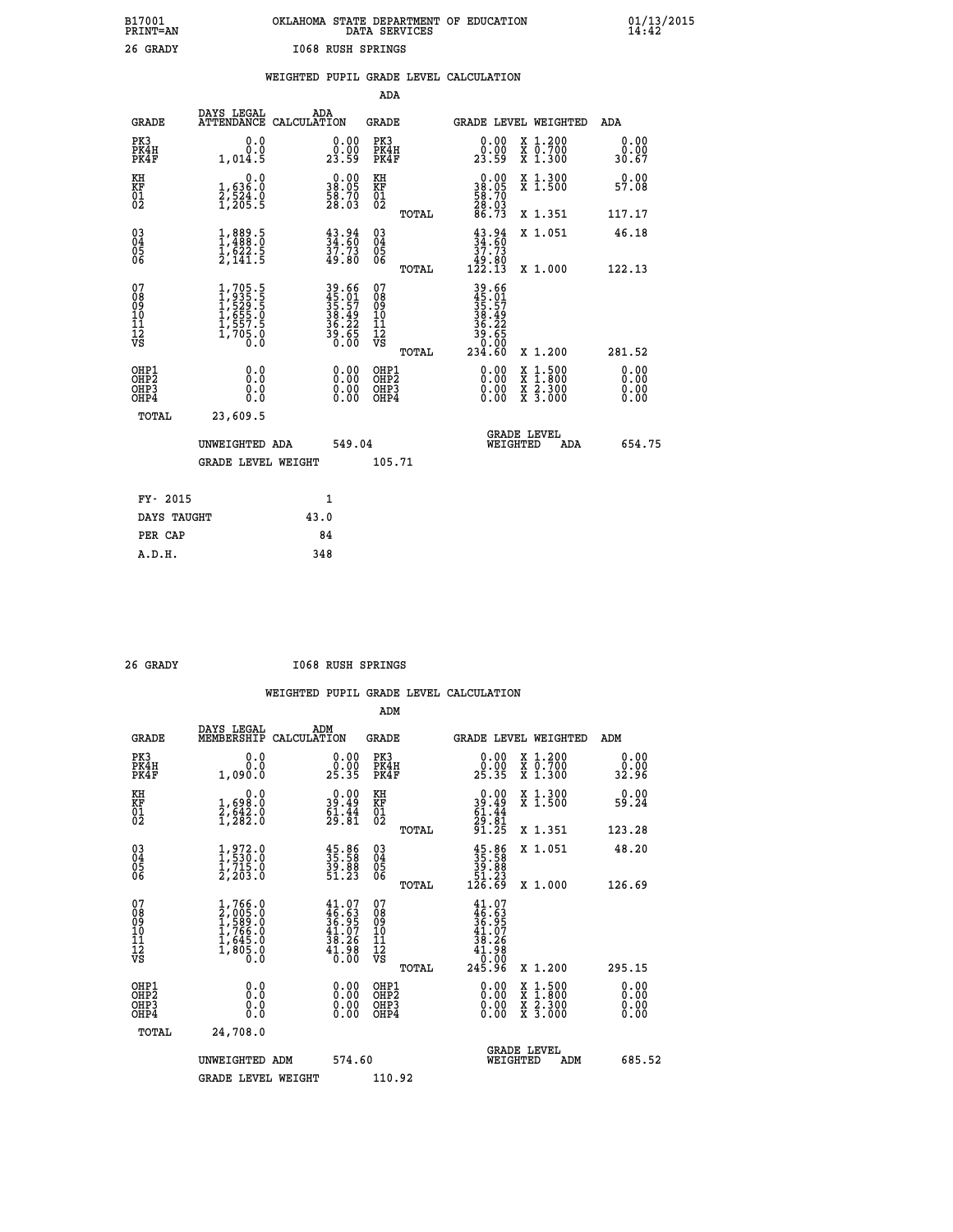B17001 OKLAHOMA STATE DEPARTMENT OF EDUCATION 01/13/2015
PRINT=AN DATA SERVICES 14:42
26 GRADY I068 RUSH SPRINGS

WEIGHTED PUPIL GRADE LEVEL CALCULATION

ADA

| GRADE | DAYS LEGAL ATTENDANCE | ADA CALCULATION | GRADE | GRADE LEVEL | WEIGHTED | ADA |
|---|---|---|---|---|---|---|
| PK3 | 0.0 | 0.00 | PK3 | 0.00 | X 1.200 | 0.00 |
| PK4H | 0.0 | 0.00 | PK4H | 0.00 | X 0.700 | 0.00 |
| PK4F | 1,014.5 | 23.59 | PK4F | 23.59 | X 1.300 | 30.67 |
| KH | 0.0 | 0.00 | KH | 0.00 | X 1.300 | 0.00 |
| KF | 1,636.0 | 38.05 | KF | 38.05 | X 1.500 | 57.08 |
| 01 | 2,524.0 | 58.70 | 01 | 58.70 | | |
| 02 | 1,205.5 | 28.03 | 02 | 28.03 | | |
| | | | TOTAL | 86.73 | X 1.351 | 117.17 |
| 03 | 1,889.5 | 43.94 | 03 | 43.94 | X 1.051 | 46.18 |
| 04 | 1,488.0 | 34.60 | 04 | 34.60 | | |
| 05 | 1,622.5 | 37.73 | 05 | 37.73 | | |
| 06 | 2,141.5 | 49.80 | 06 | 49.80 | | |
| | | | TOTAL | 122.13 | X 1.000 | 122.13 |
| 07 | 1,705.5 | 39.66 | 07 | 39.66 | | |
| 08 | 1,935.5 | 45.01 | 08 | 45.01 | | |
| 09 | 1,529.5 | 35.57 | 09 | 35.57 | | |
| 10 | 1,655.0 | 38.49 | 10 | 38.49 | | |
| 11 | 1,557.5 | 36.22 | 11 | 36.22 | | |
| 12 | 1,705.0 | 39.65 | 12 | 39.65 | | |
| VS | 0.0 | 0.00 | VS | 0.00 | | |
| | | | TOTAL | 234.60 | X 1.200 | 281.52 |
| OHP1 | 0.0 | 0.00 | OHP1 | 0.00 | X 1.500 | 0.00 |
| OHP2 | 0.0 | 0.00 | OHP2 | 0.00 | X 1.800 | 0.00 |
| OHP3 | 0.0 | 0.00 | OHP3 | 0.00 | X 2.300 | 0.00 |
| OHP4 | 0.0 | 0.00 | OHP4 | 0.00 | X 3.000 | 0.00 |
| TOTAL | 23,609.5 | | | | | |

UNWEIGHTED ADA 549.04 | GRADE LEVEL WEIGHTED ADA 654.75

GRADE LEVEL WEIGHT 105.71

| FY- 2015 | 1 |
|---|---|
| DAYS TAUGHT | 43.0 |
| PER CAP | 84 |
| A.D.H. | 348 |

26 GRADY I068 RUSH SPRINGS

WEIGHTED PUPIL GRADE LEVEL CALCULATION

ADM

| GRADE | DAYS LEGAL MEMBERSHIP | ADM CALCULATION | GRADE | GRADE LEVEL | WEIGHTED | ADM |
|---|---|---|---|---|---|---|
| PK3 | 0.0 | 0.00 | PK3 | 0.00 | X 1.200 | 0.00 |
| PK4H | 0.0 | 0.00 | PK4H | 0.00 | X 0.700 | 0.00 |
| PK4F | 1,090.0 | 25.35 | PK4F | 25.35 | X 1.300 | 32.96 |
| KH | 0.0 | 0.00 | KH | 0.00 | X 1.300 | 0.00 |
| KF | 1,698.0 | 39.49 | KF | 39.49 | X 1.500 | 59.24 |
| 01 | 2,642.0 | 61.44 | 01 | 61.44 | | |
| 02 | 1,282.0 | 29.81 | 02 | 29.81 | | |
| | | | TOTAL | 91.25 | X 1.351 | 123.28 |
| 03 | 1,972.0 | 45.86 | 03 | 45.86 | X 1.051 | 48.20 |
| 04 | 1,530.0 | 35.58 | 04 | 35.58 | | |
| 05 | 1,715.0 | 39.88 | 05 | 39.88 | | |
| 06 | 2,203.0 | 51.23 | 06 | 51.23 | | |
| | | | TOTAL | 126.69 | X 1.000 | 126.69 |
| 07 | 1,766.0 | 41.07 | 07 | 41.07 | | |
| 08 | 2,005.0 | 46.63 | 08 | 46.63 | | |
| 09 | 1,589.0 | 36.95 | 09 | 36.95 | | |
| 10 | 1,766.0 | 41.07 | 10 | 41.07 | | |
| 11 | 1,645.0 | 38.26 | 11 | 38.26 | | |
| 12 | 1,805.0 | 41.98 | 12 | 41.98 | | |
| VS | 0.0 | 0.00 | VS | 0.00 | | |
| | | | TOTAL | 245.96 | X 1.200 | 295.15 |
| OHP1 | 0.0 | 0.00 | OHP1 | 0.00 | X 1.500 | 0.00 |
| OHP2 | 0.0 | 0.00 | OHP2 | 0.00 | X 1.800 | 0.00 |
| OHP3 | 0.0 | 0.00 | OHP3 | 0.00 | X 2.300 | 0.00 |
| OHP4 | 0.0 | 0.00 | OHP4 | 0.00 | X 3.000 | 0.00 |
| TOTAL | 24,708.0 | | | | | |

UNWEIGHTED ADM 574.60 | GRADE LEVEL WEIGHTED ADM 685.52

GRADE LEVEL WEIGHT 110.92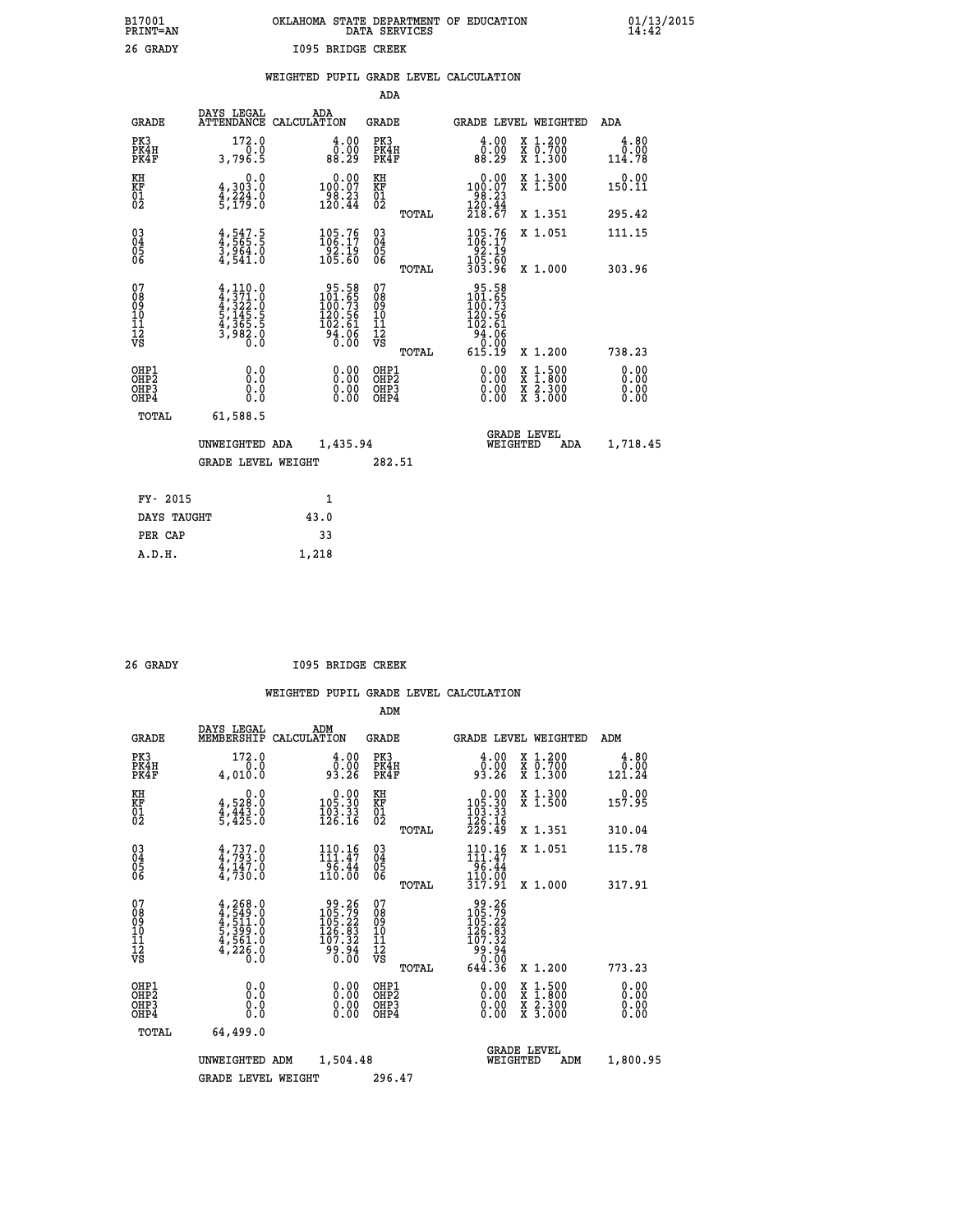B17001 OKLAHOMA STATE DEPARTMENT OF EDUCATION 01/13/2015
PRINT=AN DATA SERVICES 14:42

26 GRADY I095 BRIDGE CREEK

## WEIGHTED PUPIL GRADE LEVEL CALCULATION

### ADA

| GRADE | DAYS LEGAL ATTENDANCE | ADA CALCULATION | GRADE | GRADE LEVEL | WEIGHTED | ADA |
|---|---|---|---|---|---|---|
| PK3 | 172.0 | 4.00 | PK3 | 4.00 | X 1.200 | 4.80 |
| PK4H | 0.0 | 0.00 | PK4H | 0.00 | X 0.700 | 0.00 |
| PK4F | 3,796.5 | 88.29 | PK4F | 88.29 | X 1.300 | 114.78 |
| KH | 0.0 | 0.00 | KH | 0.00 | X 1.300 | 0.00 |
| KF | 4,303.0 | 100.07 | KF | 100.07 | X 1.500 | 150.11 |
| 01 | 4,224.0 | 98.23 | 01 | 98.23 | | |
| 02 | 5,179.0 | 120.44 | 02 | 120.44 | | |
| | | | TOTAL | 218.67 | X 1.351 | 295.42 |
| 03 | 4,547.5 | 105.76 | 03 | 105.76 | X 1.051 | 111.15 |
| 04 | 4,565.5 | 106.17 | 04 | 106.17 | | |
| 05 | 3,964.0 | 92.19 | 05 | 92.19 | | |
| 06 | 4,541.0 | 105.60 | 06 | 105.60 | | |
| | | | TOTAL | 303.96 | X 1.000 | 303.96 |
| 07 | 4,110.0 | 95.58 | 07 | 95.58 | | |
| 08 | 4,371.0 | 101.65 | 08 | 101.65 | | |
| 09 | 4,322.0 | 100.73 | 09 | 100.73 | | |
| 10 | 5,145.5 | 120.56 | 10 | 120.56 | | |
| 11 | 4,365.5 | 102.61 | 11 | 102.61 | | |
| 12 | 3,982.0 | 94.06 | 12 | 94.06 | | |
| VS | 0.0 | 0.00 | VS | 0.00 | | |
| | | | TOTAL | 615.19 | X 1.200 | 738.23 |
| OHP1 | 0.0 | 0.00 | OHP1 | 0.00 | X 1.500 | 0.00 |
| OHP2 | 0.0 | 0.00 | OHP2 | 0.00 | X 1.800 | 0.00 |
| OHP3 | 0.0 | 0.00 | OHP3 | 0.00 | X 2.300 | 0.00 |
| OHP4 | 0.0 | 0.00 | OHP4 | 0.00 | X 3.000 | 0.00 |
| TOTAL | 61,588.5 | | | | | |

UNWEIGHTED ADA 1,435.94 GRADE LEVEL WEIGHTED ADA 1,718.45

GRADE LEVEL WEIGHT 282.51

| | |
|---|---|
| FY- 2015 | 1 |
| DAYS TAUGHT | 43.0 |
| PER CAP | 33 |
| A.D.H. | 1,218 |

26 GRADY I095 BRIDGE CREEK

## WEIGHTED PUPIL GRADE LEVEL CALCULATION

### ADM

| GRADE | DAYS LEGAL MEMBERSHIP | ADM CALCULATION | GRADE | GRADE LEVEL | WEIGHTED | ADM |
|---|---|---|---|---|---|---|
| PK3 | 172.0 | 4.00 | PK3 | 4.00 | X 1.200 | 4.80 |
| PK4H | 0.0 | 0.00 | PK4H | 0.00 | X 0.700 | 0.00 |
| PK4F | 4,010.0 | 93.26 | PK4F | 93.26 | X 1.300 | 121.24 |
| KH | 0.0 | 0.00 | KH | 0.00 | X 1.300 | 0.00 |
| KF | 4,528.0 | 105.30 | KF | 105.30 | X 1.500 | 157.95 |
| 01 | 4,443.0 | 103.33 | 01 | 103.33 | | |
| 02 | 5,425.0 | 126.16 | 02 | 126.16 | | |
| | | | TOTAL | 229.49 | X 1.351 | 310.04 |
| 03 | 4,737.0 | 110.16 | 03 | 110.16 | X 1.051 | 115.78 |
| 04 | 4,793.0 | 111.47 | 04 | 111.47 | | |
| 05 | 4,147.0 | 96.44 | 05 | 96.44 | | |
| 06 | 4,730.0 | 110.00 | 06 | 110.00 | | |
| | | | TOTAL | 317.91 | X 1.000 | 317.91 |
| 07 | 4,268.0 | 99.26 | 07 | 99.26 | | |
| 08 | 4,549.0 | 105.79 | 08 | 105.79 | | |
| 09 | 4,511.0 | 105.22 | 09 | 105.22 | | |
| 10 | 5,399.0 | 126.83 | 10 | 126.83 | | |
| 11 | 4,561.0 | 107.32 | 11 | 107.32 | | |
| 12 | 4,226.0 | 99.94 | 12 | 99.94 | | |
| VS | 0.0 | 0.00 | VS | 0.00 | | |
| | | | TOTAL | 644.36 | X 1.200 | 773.23 |
| OHP1 | 0.0 | 0.00 | OHP1 | 0.00 | X 1.500 | 0.00 |
| OHP2 | 0.0 | 0.00 | OHP2 | 0.00 | X 1.800 | 0.00 |
| OHP3 | 0.0 | 0.00 | OHP3 | 0.00 | X 2.300 | 0.00 |
| OHP4 | 0.0 | 0.00 | OHP4 | 0.00 | X 3.000 | 0.00 |
| TOTAL | 64,499.0 | | | | | |

UNWEIGHTED ADM 1,504.48 GRADE LEVEL WEIGHTED ADM 1,800.95

GRADE LEVEL WEIGHT 296.47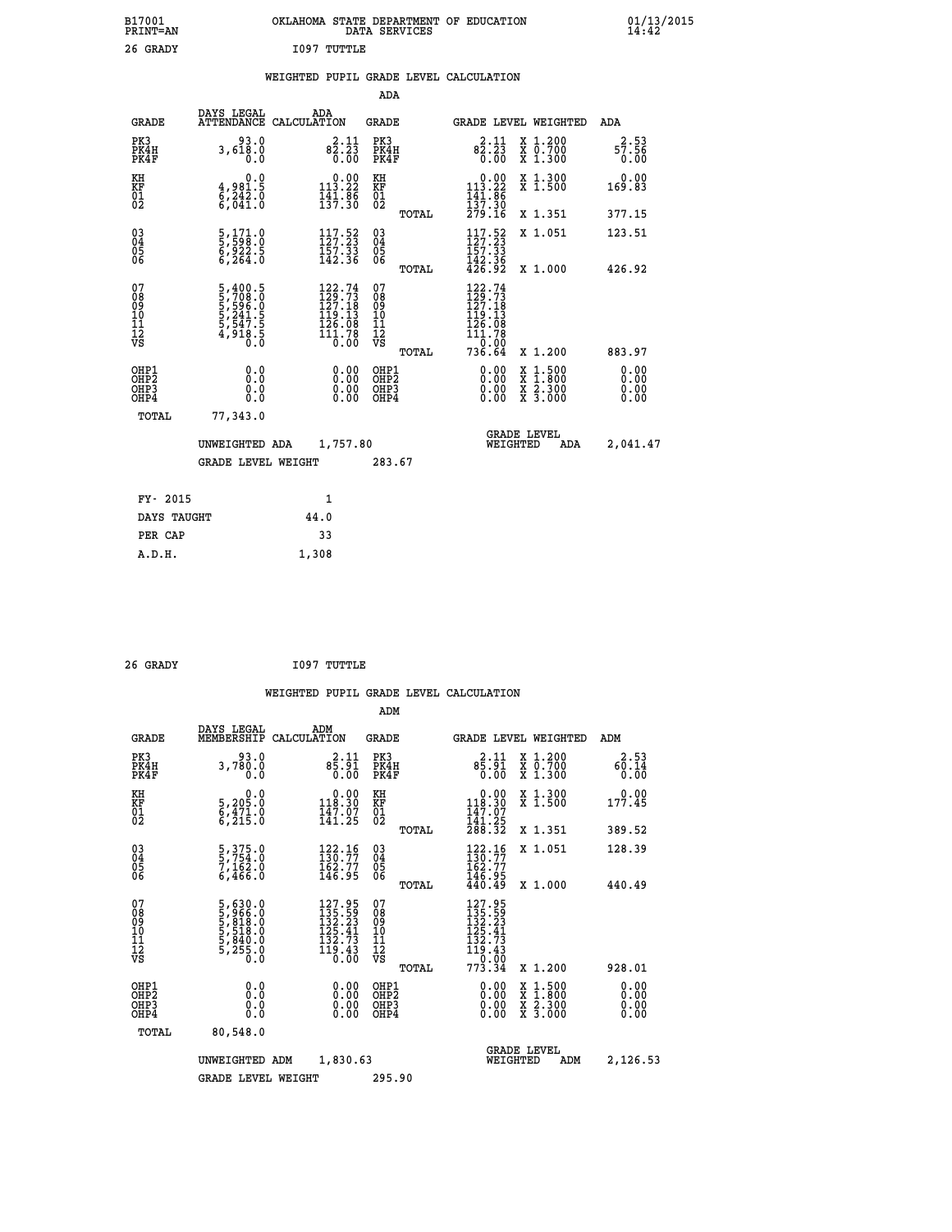B17001 PRINT=AN — OKLAHOMA STATE DEPARTMENT OF EDUCATION DATA SERVICES — 01/13/2015 14:42

26 GRADY — I097 TUTTLE

## WEIGHTED PUPIL GRADE LEVEL CALCULATION

### ADA

| GRADE | DAYS LEGAL ATTENDANCE | ADA CALCULATION | GRADE | GRADE LEVEL | WEIGHTED | ADA |
|---|---|---|---|---|---|---|
| PK3 | 93.0 | 2.11 | PK3 | 2.11 | X 1.200 | 2.53 |
| PK4H | 3,618.0 | 82.23 | PK4H | 82.23 | X 0.700 | 57.56 |
| PK4F | 0.0 | 0.00 | PK4F | 0.00 | X 1.300 | 0.00 |
| KH | 0.0 | 0.00 | KH | 0.00 | X 1.300 | 0.00 |
| KF | 4,981.5 | 113.22 | KF | 113.22 | X 1.500 | 169.83 |
| 01 | 6,242.0 | 141.86 | 01 | 141.86 | | |
| 02 | 6,041.0 | 137.30 | 02 | 137.30 | | |
| | | | TOTAL | 279.16 | X 1.351 | 377.15 |
| 03 | 5,171.0 | 117.52 | 03 | 117.52 | X 1.051 | 123.51 |
| 04 | 5,598.0 | 127.23 | 04 | 127.23 | | |
| 05 | 6,922.5 | 157.33 | 05 | 157.33 | | |
| 06 | 6,264.0 | 142.36 | 06 | 142.36 | | |
| | | | TOTAL | 426.92 | X 1.000 | 426.92 |
| 07 | 5,400.5 | 122.74 | 07 | 122.74 | | |
| 08 | 5,708.0 | 129.73 | 08 | 129.73 | | |
| 09 | 5,596.0 | 127.18 | 09 | 127.18 | | |
| 10 | 5,241.5 | 119.13 | 10 | 119.13 | | |
| 11 | 5,547.5 | 126.08 | 11 | 126.08 | | |
| 12 | 4,918.5 | 111.78 | 12 | 111.78 | | |
| VS | 0.0 | 0.00 | VS | 0.00 | | |
| | | | TOTAL | 736.64 | X 1.200 | 883.97 |
| OHP1 | 0.0 | 0.00 | OHP1 | 0.00 | X 1.500 | 0.00 |
| OHP2 | 0.0 | 0.00 | OHP2 | 0.00 | X 1.800 | 0.00 |
| OHP3 | 0.0 | 0.00 | OHP3 | 0.00 | X 2.300 | 0.00 |
| OHP4 | 0.0 | 0.00 | OHP4 | 0.00 | X 3.000 | 0.00 |
| TOTAL | 77,343.0 | | | | | |

UNWEIGHTED ADA 1,757.80 — GRADE LEVEL WEIGHTED ADA 2,041.47

GRADE LEVEL WEIGHT 283.67

| | |
|---|---|
| FY- 2015 | 1 |
| DAYS TAUGHT | 44.0 |
| PER CAP | 33 |
| A.D.H. | 1,308 |

26 GRADY — I097 TUTTLE

## WEIGHTED PUPIL GRADE LEVEL CALCULATION

### ADM

| GRADE | DAYS LEGAL MEMBERSHIP | ADM CALCULATION | GRADE | GRADE LEVEL | WEIGHTED | ADM |
|---|---|---|---|---|---|---|
| PK3 | 93.0 | 2.11 | PK3 | 2.11 | X 1.200 | 2.53 |
| PK4H | 3,780.0 | 85.91 | PK4H | 85.91 | X 0.700 | 60.14 |
| PK4F | 0.0 | 0.00 | PK4F | 0.00 | X 1.300 | 0.00 |
| KH | 0.0 | 0.00 | KH | 0.00 | X 1.300 | 0.00 |
| KF | 5,205.0 | 118.30 | KF | 118.30 | X 1.500 | 177.45 |
| 01 | 6,471.0 | 147.07 | 01 | 147.07 | | |
| 02 | 6,215.0 | 141.25 | 02 | 141.25 | | |
| | | | TOTAL | 288.32 | X 1.351 | 389.52 |
| 03 | 5,375.0 | 122.16 | 03 | 122.16 | X 1.051 | 128.39 |
| 04 | 5,754.0 | 130.77 | 04 | 130.77 | | |
| 05 | 7,162.0 | 162.77 | 05 | 162.77 | | |
| 06 | 6,466.0 | 146.95 | 06 | 146.95 | | |
| | | | TOTAL | 440.49 | X 1.000 | 440.49 |
| 07 | 5,630.0 | 127.95 | 07 | 127.95 | | |
| 08 | 5,966.0 | 135.59 | 08 | 135.59 | | |
| 09 | 5,818.0 | 132.23 | 09 | 132.23 | | |
| 10 | 5,518.0 | 125.41 | 10 | 125.41 | | |
| 11 | 5,840.0 | 132.73 | 11 | 132.73 | | |
| 12 | 5,255.0 | 119.43 | 12 | 119.43 | | |
| VS | 0.0 | 0.00 | VS | 0.00 | | |
| | | | TOTAL | 773.34 | X 1.200 | 928.01 |
| OHP1 | 0.0 | 0.00 | OHP1 | 0.00 | X 1.500 | 0.00 |
| OHP2 | 0.0 | 0.00 | OHP2 | 0.00 | X 1.800 | 0.00 |
| OHP3 | 0.0 | 0.00 | OHP3 | 0.00 | X 2.300 | 0.00 |
| OHP4 | 0.0 | 0.00 | OHP4 | 0.00 | X 3.000 | 0.00 |
| TOTAL | 80,548.0 | | | | | |

UNWEIGHTED ADM 1,830.63 — GRADE LEVEL WEIGHTED ADM 2,126.53

GRADE LEVEL WEIGHT 295.90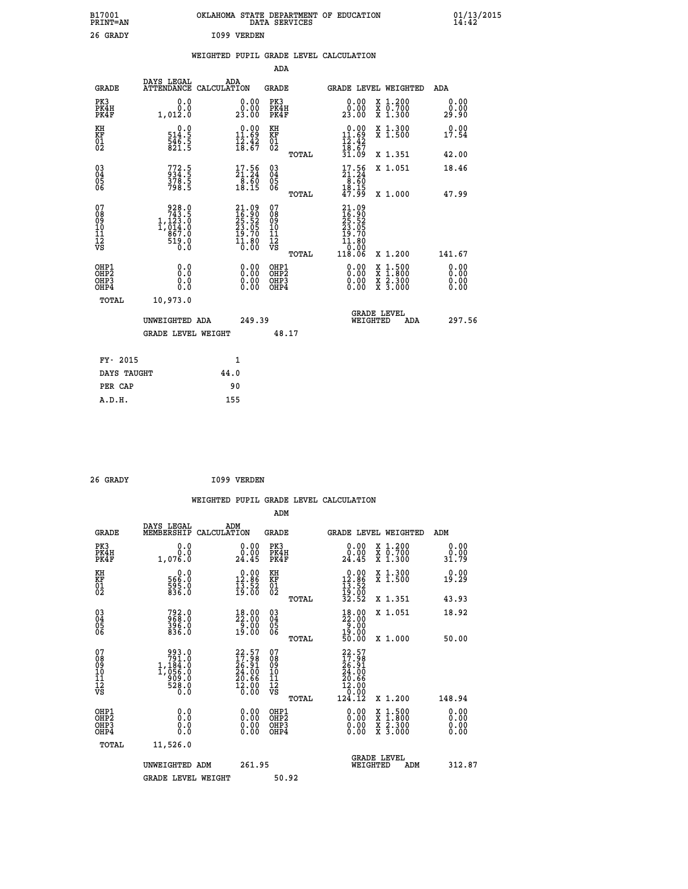B17001 OKLAHOMA STATE DEPARTMENT OF EDUCATION 01/13/2015
PRINT=AN DATA SERVICES 14:42

26 GRADY I099 VERDEN

## WEIGHTED PUPIL GRADE LEVEL CALCULATION

### ADA

| GRADE | DAYS LEGAL ATTENDANCE | ADA CALCULATION | GRADE | | GRADE LEVEL | WEIGHTED | ADA |
|---|---|---|---|---|---|---|---|
| PK3 | 0.0 | 0.00 | PK3 | | 0.00 | X 1.200 | 0.00 |
| PK4H | 0.0 | 0.00 | PK4H | | 0.00 | X 0.700 | 0.00 |
| PK4F | 1,012.0 | 23.00 | PK4F | | 23.00 | X 1.300 | 29.90 |
| KH | 0.0 | 0.00 | KH | | 0.00 | X 1.300 | 0.00 |
| KF | 514.5 | 11.69 | KF | | 11.69 | X 1.500 | 17.54 |
| 01 | 546.5 | 12.42 | 01 | | 12.42 | | |
| 02 | 821.5 | 18.67 | 02 | | 18.67 | | |
| | | | | TOTAL | 31.09 | X 1.351 | 42.00 |
| 03 | 772.5 | 17.56 | 03 | | 17.56 | X 1.051 | 18.46 |
| 04 | 934.5 | 21.24 | 04 | | 21.24 | | |
| 05 | 378.5 | 8.60 | 05 | | 8.60 | | |
| 06 | 798.5 | 18.15 | 06 | | 18.15 | | |
| | | | | TOTAL | 47.99 | X 1.000 | 47.99 |
| 07 | 928.0 | 21.09 | 07 | | 21.09 | | |
| 08 | 743.5 | 16.90 | 08 | | 16.90 | | |
| 09 | 1,123.0 | 25.52 | 09 | | 25.52 | | |
| 10 | 1,014.0 | 23.05 | 10 | | 23.05 | | |
| 11 | 867.0 | 19.70 | 11 | | 19.70 | | |
| 12 | 519.0 | 11.80 | 12 | | 11.80 | | |
| VS | 0.0 | 0.00 | VS | | 0.00 | | |
| | | | | TOTAL | 118.06 | X 1.200 | 141.67 |
| OHP1 | 0.0 | 0.00 | OHP1 | | 0.00 | X 1.500 | 0.00 |
| OHP2 | 0.0 | 0.00 | OHP2 | | 0.00 | X 1.800 | 0.00 |
| OHP3 | 0.0 | 0.00 | OHP3 | | 0.00 | X 2.300 | 0.00 |
| OHP4 | 0.0 | 0.00 | OHP4 | | 0.00 | X 3.000 | 0.00 |
| TOTAL | 10,973.0 | | | | | | |

UNWEIGHTED ADA 249.39 — GRADE LEVEL WEIGHTED ADA 297.56

GRADE LEVEL WEIGHT 48.17

| FY- 2015 | 1 |
|---|---|
| DAYS TAUGHT | 44.0 |
| PER CAP | 90 |
| A.D.H. | 155 |

26 GRADY I099 VERDEN

## WEIGHTED PUPIL GRADE LEVEL CALCULATION

### ADM

| GRADE | DAYS LEGAL MEMBERSHIP | ADM CALCULATION | GRADE | | GRADE LEVEL | WEIGHTED | ADM |
|---|---|---|---|---|---|---|---|
| PK3 | 0.0 | 0.00 | PK3 | | 0.00 | X 1.200 | 0.00 |
| PK4H | 0.0 | 0.00 | PK4H | | 0.00 | X 0.700 | 0.00 |
| PK4F | 1,076.0 | 24.45 | PK4F | | 24.45 | X 1.300 | 31.79 |
| KH | 0.0 | 0.00 | KH | | 0.00 | X 1.300 | 0.00 |
| KF | 566.0 | 12.86 | KF | | 12.86 | X 1.500 | 19.29 |
| 01 | 595.0 | 13.52 | 01 | | 13.52 | | |
| 02 | 836.0 | 19.00 | 02 | | 19.00 | | |
| | | | | TOTAL | 32.52 | X 1.351 | 43.93 |
| 03 | 792.0 | 18.00 | 03 | | 18.00 | X 1.051 | 18.92 |
| 04 | 968.0 | 22.00 | 04 | | 22.00 | | |
| 05 | 396.0 | 9.00 | 05 | | 9.00 | | |
| 06 | 836.0 | 19.00 | 06 | | 19.00 | | |
| | | | | TOTAL | 50.00 | X 1.000 | 50.00 |
| 07 | 993.0 | 22.57 | 07 | | 22.57 | | |
| 08 | 791.0 | 17.98 | 08 | | 17.98 | | |
| 09 | 1,184.0 | 26.91 | 09 | | 26.91 | | |
| 10 | 1,056.0 | 24.00 | 10 | | 24.00 | | |
| 11 | 909.0 | 20.66 | 11 | | 20.66 | | |
| 12 | 528.0 | 12.00 | 12 | | 12.00 | | |
| VS | 0.0 | 0.00 | VS | | 0.00 | | |
| | | | | TOTAL | 124.12 | X 1.200 | 148.94 |
| OHP1 | 0.0 | 0.00 | OHP1 | | 0.00 | X 1.500 | 0.00 |
| OHP2 | 0.0 | 0.00 | OHP2 | | 0.00 | X 1.800 | 0.00 |
| OHP3 | 0.0 | 0.00 | OHP3 | | 0.00 | X 2.300 | 0.00 |
| OHP4 | 0.0 | 0.00 | OHP4 | | 0.00 | X 3.000 | 0.00 |
| TOTAL | 11,526.0 | | | | | | |

UNWEIGHTED ADM 261.95 — GRADE LEVEL WEIGHTED ADM 312.87

GRADE LEVEL WEIGHT 50.92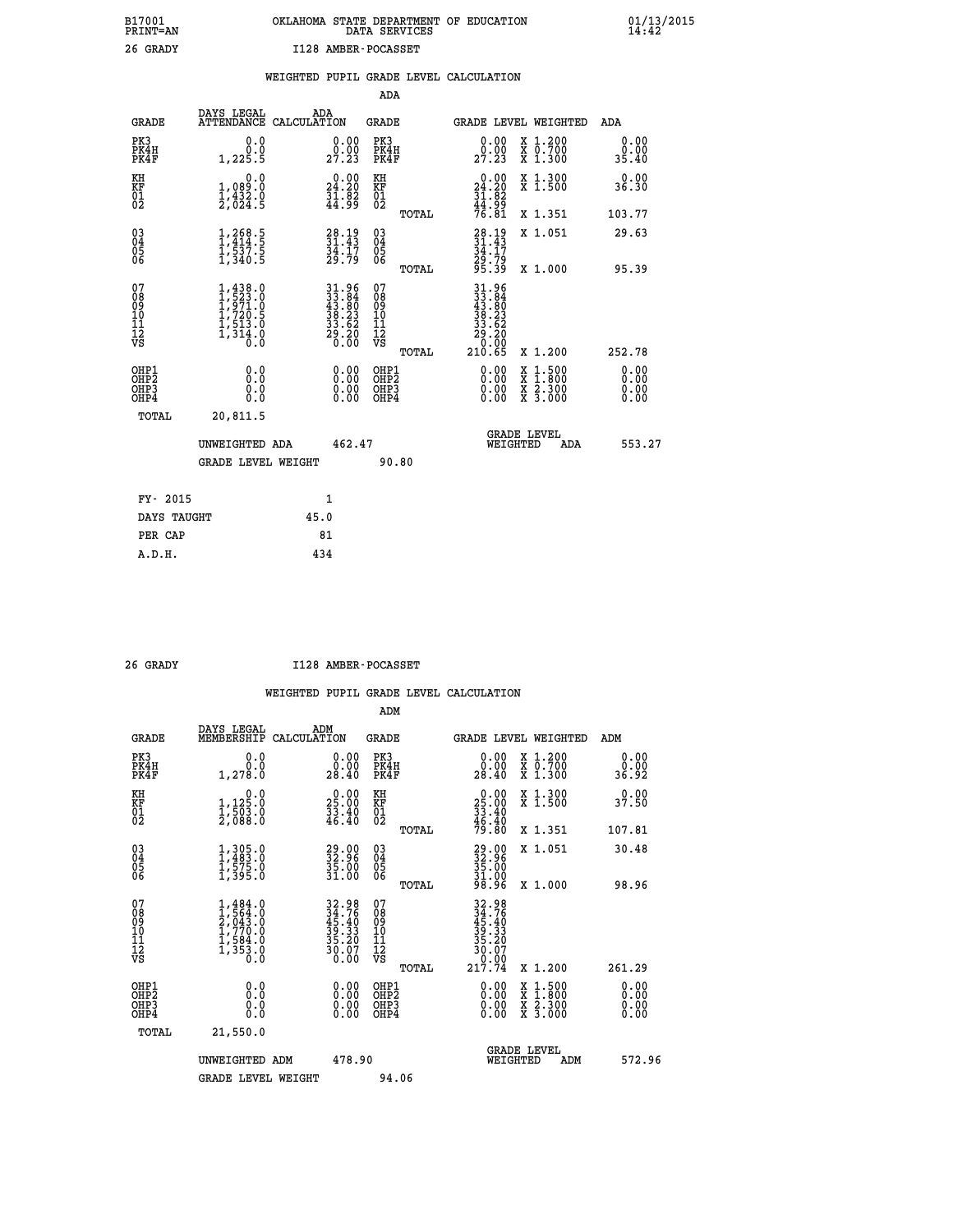B17001 PRINT=AN — OKLAHOMA STATE DEPARTMENT OF EDUCATION DATA SERVICES — 01/13/2015 14:42

26 GRADY — I128 AMBER-POCASSET

## WEIGHTED PUPIL GRADE LEVEL CALCULATION

### ADA

| GRADE | DAYS LEGAL ATTENDANCE | ADA CALCULATION | GRADE | GRADE LEVEL | WEIGHTED | ADA |
|---|---|---|---|---|---|---|
| PK3 | 0.0 | 0.00 | PK3 | 0.00 | X 1.200 | 0.00 |
| PK4H | 0.0 | 0.00 | PK4H | 0.00 | X 0.700 | 0.00 |
| PK4F | 1,225.5 | 27.23 | PK4F | 27.23 | X 1.300 | 35.40 |
| KH | 0.0 | 0.00 | KH | 0.00 | X 1.300 | 0.00 |
| KF | 1,089.0 | 24.20 | KF | 24.20 | X 1.500 | 36.30 |
| 01 | 1,432.0 | 31.82 | 01 | 31.82 | | |
| 02 | 2,024.5 | 44.99 | 02 | 44.99 | | |
| | | | TOTAL | 76.81 | X 1.351 | 103.77 |
| 03 | 1,268.5 | 28.19 | 03 | 28.19 | X 1.051 | 29.63 |
| 04 | 1,414.5 | 31.43 | 04 | 31.43 | | |
| 05 | 1,537.5 | 34.17 | 05 | 34.17 | | |
| 06 | 1,340.5 | 29.79 | 06 | 29.79 | | |
| | | | TOTAL | 95.39 | X 1.000 | 95.39 |
| 07 | 1,438.0 | 31.96 | 07 | 31.96 | | |
| 08 | 1,523.0 | 33.84 | 08 | 33.84 | | |
| 09 | 1,971.0 | 43.80 | 09 | 43.80 | | |
| 10 | 1,720.5 | 38.23 | 10 | 38.23 | | |
| 11 | 1,513.0 | 33.62 | 11 | 33.62 | | |
| 12 | 1,314.0 | 29.20 | 12 | 29.20 | | |
| VS | 0.0 | 0.00 | VS | 0.00 | | |
| | | | TOTAL | 210.65 | X 1.200 | 252.78 |
| OHP1 | 0.0 | 0.00 | OHP1 | 0.00 | X 1.500 | 0.00 |
| OHP2 | 0.0 | 0.00 | OHP2 | 0.00 | X 1.800 | 0.00 |
| OHP3 | 0.0 | 0.00 | OHP3 | 0.00 | X 2.300 | 0.00 |
| OHP4 | 0.0 | 0.00 | OHP4 | 0.00 | X 3.000 | 0.00 |
| TOTAL | 20,811.5 | | | | | |

UNWEIGHTED ADA: 462.47 — GRADE LEVEL WEIGHTED ADA: 553.27

GRADE LEVEL WEIGHT: 90.80

| | |
|---|---|
| FY- 2015 | 1 |
| DAYS TAUGHT | 45.0 |
| PER CAP | 81 |
| A.D.H. | 434 |

26 GRADY — I128 AMBER-POCASSET

## WEIGHTED PUPIL GRADE LEVEL CALCULATION

### ADM

| GRADE | DAYS LEGAL MEMBERSHIP | ADM CALCULATION | GRADE | GRADE LEVEL | WEIGHTED | ADM |
|---|---|---|---|---|---|---|
| PK3 | 0.0 | 0.00 | PK3 | 0.00 | X 1.200 | 0.00 |
| PK4H | 0.0 | 0.00 | PK4H | 0.00 | X 0.700 | 0.00 |
| PK4F | 1,278.0 | 28.40 | PK4F | 28.40 | X 1.300 | 36.92 |
| KH | 0.0 | 0.00 | KH | 0.00 | X 1.300 | 0.00 |
| KF | 1,125.0 | 25.00 | KF | 25.00 | X 1.500 | 37.50 |
| 01 | 1,503.0 | 33.40 | 01 | 33.40 | | |
| 02 | 2,088.0 | 46.40 | 02 | 46.40 | | |
| | | | TOTAL | 79.80 | X 1.351 | 107.81 |
| 03 | 1,305.0 | 29.00 | 03 | 29.00 | X 1.051 | 30.48 |
| 04 | 1,483.0 | 32.96 | 04 | 32.96 | | |
| 05 | 1,575.0 | 35.00 | 05 | 35.00 | | |
| 06 | 1,395.0 | 31.00 | 06 | 31.00 | | |
| | | | TOTAL | 98.96 | X 1.000 | 98.96 |
| 07 | 1,484.0 | 32.98 | 07 | 32.98 | | |
| 08 | 1,564.0 | 34.76 | 08 | 34.76 | | |
| 09 | 2,043.0 | 45.40 | 09 | 45.40 | | |
| 10 | 1,770.0 | 39.33 | 10 | 39.33 | | |
| 11 | 1,584.0 | 35.20 | 11 | 35.20 | | |
| 12 | 1,353.0 | 30.07 | 12 | 30.07 | | |
| VS | 0.0 | 0.00 | VS | 0.00 | | |
| | | | TOTAL | 217.74 | X 1.200 | 261.29 |
| OHP1 | 0.0 | 0.00 | OHP1 | 0.00 | X 1.500 | 0.00 |
| OHP2 | 0.0 | 0.00 | OHP2 | 0.00 | X 1.800 | 0.00 |
| OHP3 | 0.0 | 0.00 | OHP3 | 0.00 | X 2.300 | 0.00 |
| OHP4 | 0.0 | 0.00 | OHP4 | 0.00 | X 3.000 | 0.00 |
| TOTAL | 21,550.0 | | | | | |

UNWEIGHTED ADM: 478.90 — GRADE LEVEL WEIGHTED ADM: 572.96

GRADE LEVEL WEIGHT: 94.06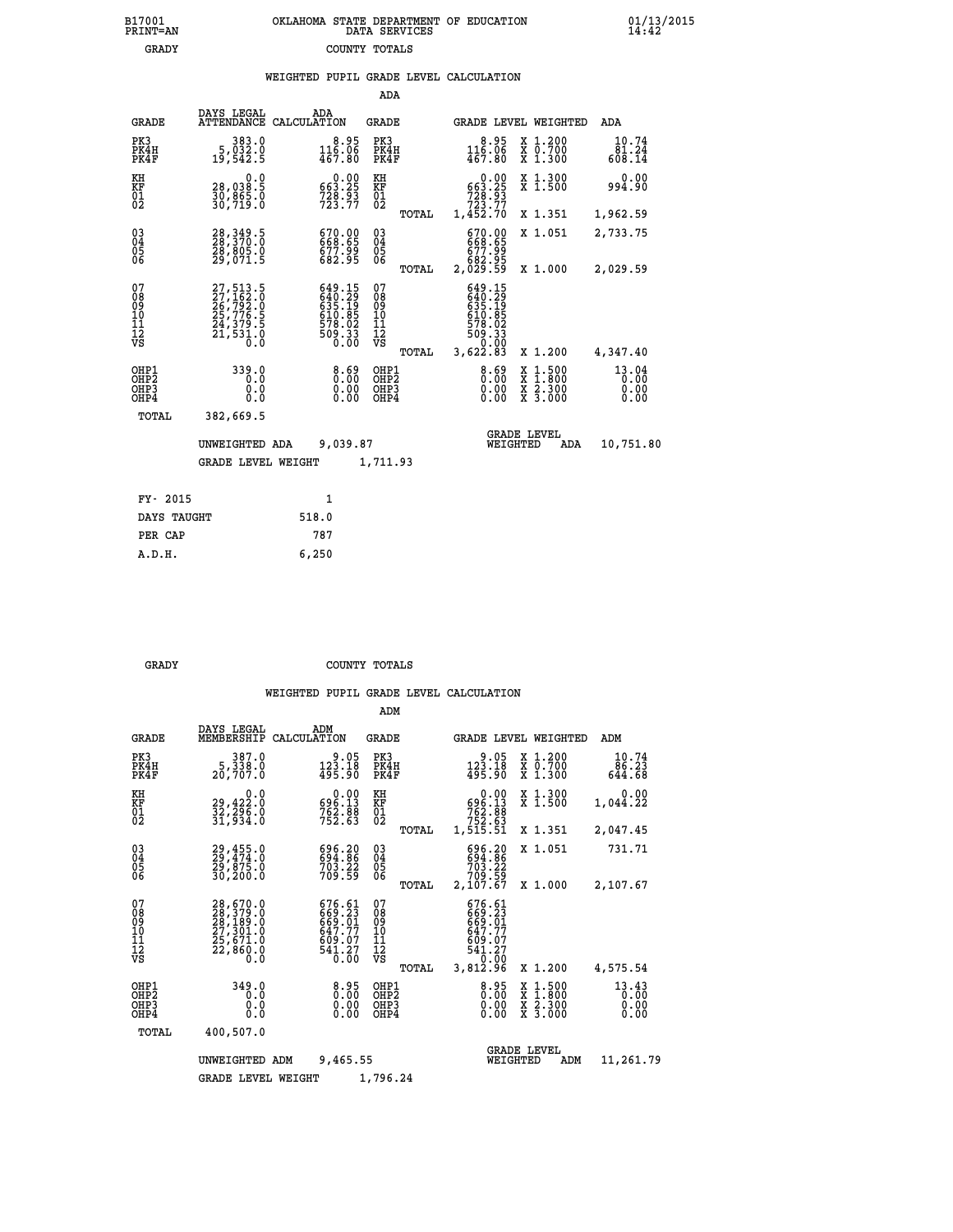B17001 PRINT=AN — OKLAHOMA STATE DEPARTMENT OF EDUCATION DATA SERVICES — 01/13/2015 14:42

GRADY — COUNTY TOTALS

## WEIGHTED PUPIL GRADE LEVEL CALCULATION

### ADA

| GRADE | DAYS LEGAL ATTENDANCE | ADA CALCULATION | GRADE | GRADE LEVEL | WEIGHTED | ADA |
|---|---|---|---|---|---|---|
| PK3 | 383.0 | 8.95 | PK3 | 8.95 | X 1.200 | 10.74 |
| PK4H | 5,032.0 | 116.06 | PK4H | 116.06 | X 0.700 | 81.24 |
| PK4F | 19,542.5 | 467.80 | PK4F | 467.80 | X 1.300 | 608.14 |
| KH | 0.0 | 0.00 | KH | 0.00 | X 1.300 | 0.00 |
| KF | 28,038.5 | 663.25 | KF | 663.25 | X 1.500 | 994.90 |
| 01 | 30,865.0 | 728.93 | 01 | 728.93 | | |
| 02 | 30,719.0 | 723.77 | 02 | 723.77 | | |
| | | | TOTAL | 1,452.70 | X 1.351 | 1,962.59 |
| 03 | 28,349.5 | 670.00 | 03 | 670.00 | X 1.051 | 2,733.75 |
| 04 | 28,370.0 | 668.65 | 04 | 668.65 | | |
| 05 | 28,805.0 | 677.99 | 05 | 677.99 | | |
| 06 | 29,071.5 | 682.95 | 06 | 682.95 | | |
| | | | TOTAL | 2,029.59 | X 1.000 | 2,029.59 |
| 07 | 27,513.5 | 649.15 | 07 | 649.15 | | |
| 08 | 27,162.0 | 640.29 | 08 | 640.29 | | |
| 09 | 26,792.0 | 635.19 | 09 | 635.19 | | |
| 10 | 25,776.5 | 610.85 | 10 | 610.85 | | |
| 11 | 24,379.5 | 578.02 | 11 | 578.02 | | |
| 12 | 21,531.0 | 509.33 | 12 | 509.33 | | |
| VS | 0.0 | 0.00 | VS | 0.00 | | |
| | | | TOTAL | 3,622.83 | X 1.200 | 4,347.40 |
| OHP1 | 339.0 | 8.69 | OHP1 | 8.69 | X 1.500 | 13.04 |
| OHP2 | 0.0 | 0.00 | OHP2 | 0.00 | X 1.800 | 0.00 |
| OHP3 | 0.0 | 0.00 | OHP3 | 0.00 | X 2.300 | 0.00 |
| OHP4 | 0.0 | 0.00 | OHP4 | 0.00 | X 3.000 | 0.00 |
| TOTAL | 382,669.5 | | | | | |

UNWEIGHTED ADA 9,039.87 — GRADE LEVEL WEIGHTED ADA 10,751.80

GRADE LEVEL WEIGHT 1,711.93

| | |
|---|---|
| FY- 2015 | 1 |
| DAYS TAUGHT | 518.0 |
| PER CAP | 787 |
| A.D.H. | 6,250 |

GRADY — COUNTY TOTALS

## WEIGHTED PUPIL GRADE LEVEL CALCULATION

### ADM

| GRADE | DAYS LEGAL MEMBERSHIP | ADM CALCULATION | GRADE | GRADE LEVEL | WEIGHTED | ADM |
|---|---|---|---|---|---|---|
| PK3 | 387.0 | 9.05 | PK3 | 9.05 | X 1.200 | 10.74 |
| PK4H | 5,338.0 | 123.18 | PK4H | 123.18 | X 0.700 | 86.23 |
| PK4F | 20,707.0 | 495.90 | PK4F | 495.90 | X 1.300 | 644.68 |
| KH | 0.0 | 0.00 | KH | 0.00 | X 1.300 | 0.00 |
| KF | 29,422.0 | 696.13 | KF | 696.13 | X 1.500 | 1,044.22 |
| 01 | 32,296.0 | 762.88 | 01 | 762.88 | | |
| 02 | 31,934.0 | 752.63 | 02 | 752.63 | | |
| | | | TOTAL | 1,515.51 | X 1.351 | 2,047.45 |
| 03 | 29,455.0 | 696.20 | 03 | 696.20 | X 1.051 | 731.71 |
| 04 | 29,474.0 | 694.86 | 04 | 694.86 | | |
| 05 | 29,875.0 | 703.22 | 05 | 703.22 | | |
| 06 | 30,200.0 | 709.59 | 06 | 709.59 | | |
| | | | TOTAL | 2,107.67 | X 1.000 | 2,107.67 |
| 07 | 28,670.0 | 676.61 | 07 | 676.61 | | |
| 08 | 28,379.0 | 669.23 | 08 | 669.23 | | |
| 09 | 28,189.0 | 669.01 | 09 | 669.01 | | |
| 10 | 27,301.0 | 647.77 | 10 | 647.77 | | |
| 11 | 25,671.0 | 609.07 | 11 | 609.07 | | |
| 12 | 22,860.0 | 541.27 | 12 | 541.27 | | |
| VS | 0.0 | 0.00 | VS | 0.00 | | |
| | | | TOTAL | 3,812.96 | X 1.200 | 4,575.54 |
| OHP1 | 349.0 | 8.95 | OHP1 | 8.95 | X 1.500 | 13.43 |
| OHP2 | 0.0 | 0.00 | OHP2 | 0.00 | X 1.800 | 0.00 |
| OHP3 | 0.0 | 0.00 | OHP3 | 0.00 | X 2.300 | 0.00 |
| OHP4 | 0.0 | 0.00 | OHP4 | 0.00 | X 3.000 | 0.00 |
| TOTAL | 400,507.0 | | | | | |

UNWEIGHTED ADM 9,465.55 — GRADE LEVEL WEIGHTED ADM 11,261.79

GRADE LEVEL WEIGHT 1,796.24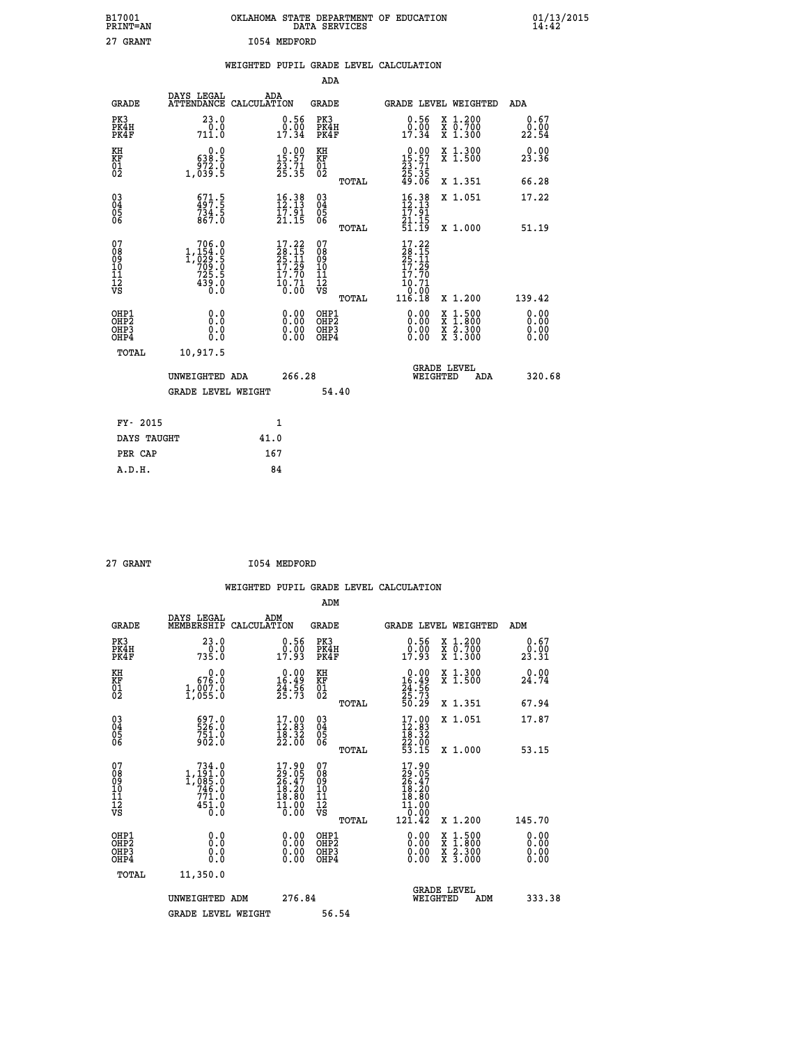B17001 OKLAHOMA STATE DEPARTMENT OF EDUCATION 01/13/2015
PRINT=AN DATA SERVICES 14:42

27 GRANT I054 MEDFORD

## WEIGHTED PUPIL GRADE LEVEL CALCULATION

### ADA

| GRADE | DAYS LEGAL ATTENDANCE | ADA CALCULATION | GRADE | GRADE LEVEL | WEIGHTED | ADA |
|---|---|---|---|---|---|---|
| PK3 | 23.0 | 0.56 | PK3 | 0.56 | X 1.200 | 0.67 |
| PK4H | 0.0 | 0.00 | PK4H | 0.00 | X 0.700 | 0.00 |
| PK4F | 711.0 | 17.34 | PK4F | 17.34 | X 1.300 | 22.54 |
| KH | 0.0 | 0.00 | KH | 0.00 | X 1.300 | 0.00 |
| KF | 638.5 | 15.57 | KF | 15.57 | X 1.500 | 23.36 |
| 01 | 972.0 | 23.71 | 01 | 23.71 | | |
| 02 | 1,039.5 | 25.35 | 02 | 25.35 | | |
| | | | TOTAL | 49.06 | X 1.351 | 66.28 |
| 03 | 671.5 | 16.38 | 03 | 16.38 | X 1.051 | 17.22 |
| 04 | 497.5 | 12.13 | 04 | 12.13 | | |
| 05 | 734.5 | 17.91 | 05 | 17.91 | | |
| 06 | 867.0 | 21.15 | 06 | 21.15 | | |
| | | | TOTAL | 51.19 | X 1.000 | 51.19 |
| 07 | 706.0 | 17.22 | 07 | 17.22 | | |
| 08 | 1,154.0 | 28.15 | 08 | 28.15 | | |
| 09 | 1,029.5 | 25.11 | 09 | 25.11 | | |
| 10 | 709.0 | 17.29 | 10 | 17.29 | | |
| 11 | 725.5 | 17.70 | 11 | 17.70 | | |
| 12 | 439.0 | 10.71 | 12 | 10.71 | | |
| VS | 0.0 | 0.00 | VS | 0.00 | | |
| | | | TOTAL | 116.18 | X 1.200 | 139.42 |
| OHP1 | 0.0 | 0.00 | OHP1 | 0.00 | X 1.500 | 0.00 |
| OHP2 | 0.0 | 0.00 | OHP2 | 0.00 | X 1.800 | 0.00 |
| OHP3 | 0.0 | 0.00 | OHP3 | 0.00 | X 2.300 | 0.00 |
| OHP4 | 0.0 | 0.00 | OHP4 | 0.00 | X 3.000 | 0.00 |
| TOTAL | 10,917.5 | | | | | |

UNWEIGHTED ADA 266.28 | GRADE LEVEL WEIGHTED ADA 320.68

GRADE LEVEL WEIGHT 54.40

| FY- 2015 | 1 |
|---|---|
| DAYS TAUGHT | 41.0 |
| PER CAP | 167 |
| A.D.H. | 84 |

27 GRANT I054 MEDFORD

## WEIGHTED PUPIL GRADE LEVEL CALCULATION

### ADM

| GRADE | DAYS LEGAL MEMBERSHIP | ADM CALCULATION | GRADE | GRADE LEVEL | WEIGHTED | ADM |
|---|---|---|---|---|---|---|
| PK3 | 23.0 | 0.56 | PK3 | 0.56 | X 1.200 | 0.67 |
| PK4H | 0.0 | 0.00 | PK4H | 0.00 | X 0.700 | 0.00 |
| PK4F | 735.0 | 17.93 | PK4F | 17.93 | X 1.300 | 23.31 |
| KH | 0.0 | 0.00 | KH | 0.00 | X 1.300 | 0.00 |
| KF | 676.0 | 16.49 | KF | 16.49 | X 1.500 | 24.74 |
| 01 | 1,007.0 | 24.56 | 01 | 24.56 | | |
| 02 | 1,055.0 | 25.73 | 02 | 25.73 | | |
| | | | TOTAL | 50.29 | X 1.351 | 67.94 |
| 03 | 697.0 | 17.00 | 03 | 17.00 | X 1.051 | 17.87 |
| 04 | 526.0 | 12.83 | 04 | 12.83 | | |
| 05 | 751.0 | 18.32 | 05 | 18.32 | | |
| 06 | 902.0 | 22.00 | 06 | 22.00 | | |
| | | | TOTAL | 53.15 | X 1.000 | 53.15 |
| 07 | 734.0 | 17.90 | 07 | 17.90 | | |
| 08 | 1,191.0 | 29.05 | 08 | 29.05 | | |
| 09 | 1,085.0 | 26.47 | 09 | 26.47 | | |
| 10 | 746.0 | 18.20 | 10 | 18.20 | | |
| 11 | 771.0 | 18.80 | 11 | 18.80 | | |
| 12 | 451.0 | 11.00 | 12 | 11.00 | | |
| VS | 0.0 | 0.00 | VS | 0.00 | | |
| | | | TOTAL | 121.42 | X 1.200 | 145.70 |
| OHP1 | 0.0 | 0.00 | OHP1 | 0.00 | X 1.500 | 0.00 |
| OHP2 | 0.0 | 0.00 | OHP2 | 0.00 | X 1.800 | 0.00 |
| OHP3 | 0.0 | 0.00 | OHP3 | 0.00 | X 2.300 | 0.00 |
| OHP4 | 0.0 | 0.00 | OHP4 | 0.00 | X 3.000 | 0.00 |
| TOTAL | 11,350.0 | | | | | |

UNWEIGHTED ADM 276.84 | GRADE LEVEL WEIGHTED ADM 333.38

GRADE LEVEL WEIGHT 56.54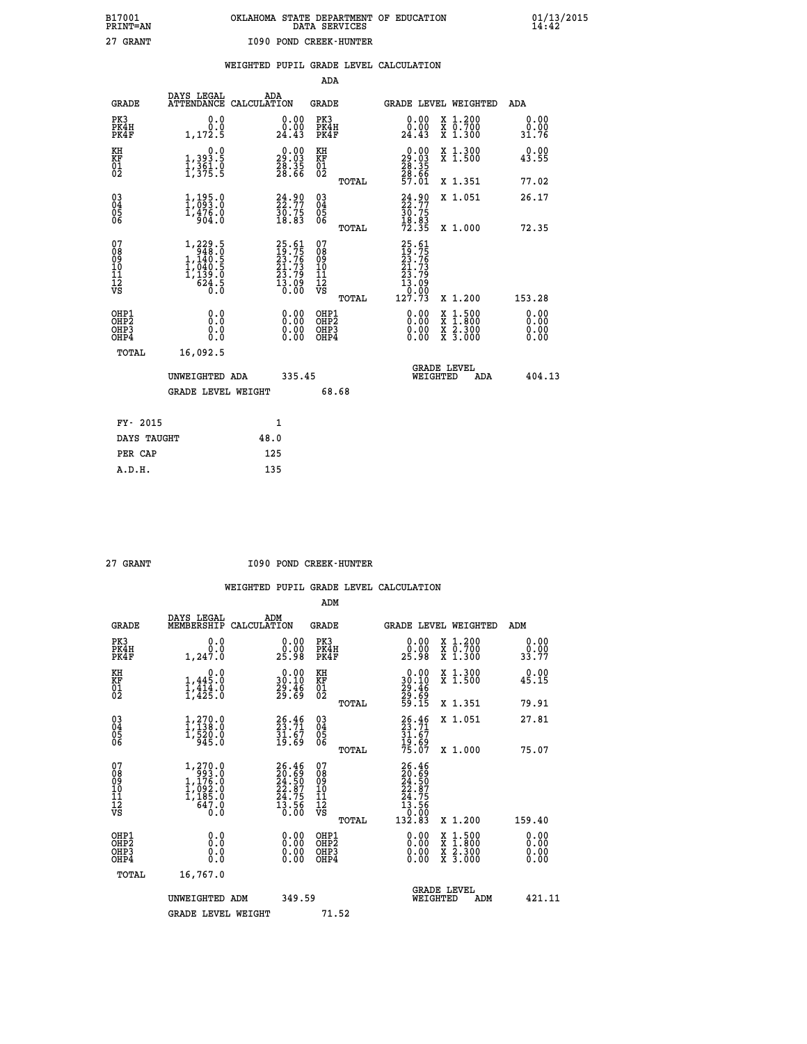B17001 OKLAHOMA STATE DEPARTMENT OF EDUCATION 01/13/2015
PRINT=AN DATA SERVICES 14:42

27 GRANT I090 POND CREEK-HUNTER

## WEIGHTED PUPIL GRADE LEVEL CALCULATION

### ADA

| GRADE | DAYS LEGAL ATTENDANCE | ADA CALCULATION | GRADE | GRADE LEVEL | WEIGHTED | ADA |
|---|---|---|---|---|---|---|
| PK3 | 0.0 | 0.00 | PK3 | 0.00 | X 1.200 | 0.00 |
| PK4H | 0.0 | 0.00 | PK4H | 0.00 | X 0.700 | 0.00 |
| PK4F | 1,172.5 | 24.43 | PK4F | 24.43 | X 1.300 | 31.76 |
| KH | 0.0 | 0.00 | KH | 0.00 | X 1.300 | 0.00 |
| KF | 1,393.5 | 29.03 | KF | 29.03 | X 1.500 | 43.55 |
| 01 | 1,361.0 | 28.35 | 01 | 28.35 | | |
| 02 | 1,375.5 | 28.66 | 02 | 28.66 | | |
| | | | TOTAL | 57.01 | X 1.351 | 77.02 |
| 03 | 1,195.0 | 24.90 | 03 | 24.90 | X 1.051 | 26.17 |
| 04 | 1,093.0 | 22.77 | 04 | 22.77 | | |
| 05 | 1,476.0 | 30.75 | 05 | 30.75 | | |
| 06 | 904.0 | 18.83 | 06 | 18.83 | | |
| | | | TOTAL | 72.35 | X 1.000 | 72.35 |
| 07 | 1,229.5 | 25.61 | 07 | 25.61 | | |
| 08 | 948.0 | 19.75 | 08 | 19.75 | | |
| 09 | 1,140.5 | 23.76 | 09 | 23.76 | | |
| 10 | 1,040.5 | 21.73 | 10 | 21.73 | | |
| 11 | 1,139.0 | 23.79 | 11 | 23.79 | | |
| 12 | 624.5 | 13.09 | 12 | 13.09 | | |
| VS | 0.0 | 0.00 | VS | 0.00 | | |
| | | | TOTAL | 127.73 | X 1.200 | 153.28 |
| OHP1 | 0.0 | 0.00 | OHP1 | 0.00 | X 1.500 | 0.00 |
| OHP2 | 0.0 | 0.00 | OHP2 | 0.00 | X 1.800 | 0.00 |
| OHP3 | 0.0 | 0.00 | OHP3 | 0.00 | X 2.300 | 0.00 |
| OHP4 | 0.0 | 0.00 | OHP4 | 0.00 | X 3.000 | 0.00 |
| TOTAL | 16,092.5 | | | | | |

UNWEIGHTED ADA 335.45 GRADE LEVEL WEIGHTED ADA 404.13

GRADE LEVEL WEIGHT 68.68

| FY- 2015 | 1 |
|---|---|
| DAYS TAUGHT | 48.0 |
| PER CAP | 125 |
| A.D.H. | 135 |

27 GRANT I090 POND CREEK-HUNTER

## WEIGHTED PUPIL GRADE LEVEL CALCULATION

### ADM

| GRADE | DAYS LEGAL MEMBERSHIP | ADM CALCULATION | GRADE | GRADE LEVEL | WEIGHTED | ADM |
|---|---|---|---|---|---|---|
| PK3 | 0.0 | 0.00 | PK3 | 0.00 | X 1.200 | 0.00 |
| PK4H | 0.0 | 0.00 | PK4H | 0.00 | X 0.700 | 0.00 |
| PK4F | 1,247.0 | 25.98 | PK4F | 25.98 | X 1.300 | 33.77 |
| KH | 0.0 | 0.00 | KH | 0.00 | X 1.300 | 0.00 |
| KF | 1,445.0 | 30.10 | KF | 30.10 | X 1.500 | 45.15 |
| 01 | 1,414.0 | 29.46 | 01 | 29.46 | | |
| 02 | 1,425.0 | 29.69 | 02 | 29.69 | | |
| | | | TOTAL | 59.15 | X 1.351 | 79.91 |
| 03 | 1,270.0 | 26.46 | 03 | 26.46 | X 1.051 | 27.81 |
| 04 | 1,138.0 | 23.71 | 04 | 23.71 | | |
| 05 | 1,520.0 | 31.67 | 05 | 31.67 | | |
| 06 | 945.0 | 19.69 | 06 | 19.69 | | |
| | | | TOTAL | 75.07 | X 1.000 | 75.07 |
| 07 | 1,270.0 | 26.46 | 07 | 26.46 | | |
| 08 | 993.0 | 20.69 | 08 | 20.69 | | |
| 09 | 1,176.0 | 24.50 | 09 | 24.50 | | |
| 10 | 1,092.0 | 22.87 | 10 | 22.87 | | |
| 11 | 1,185.0 | 24.75 | 11 | 24.75 | | |
| 12 | 647.0 | 13.56 | 12 | 13.56 | | |
| VS | 0.0 | 0.00 | VS | 0.00 | | |
| | | | TOTAL | 132.83 | X 1.200 | 159.40 |
| OHP1 | 0.0 | 0.00 | OHP1 | 0.00 | X 1.500 | 0.00 |
| OHP2 | 0.0 | 0.00 | OHP2 | 0.00 | X 1.800 | 0.00 |
| OHP3 | 0.0 | 0.00 | OHP3 | 0.00 | X 2.300 | 0.00 |
| OHP4 | 0.0 | 0.00 | OHP4 | 0.00 | X 3.000 | 0.00 |
| TOTAL | 16,767.0 | | | | | |

UNWEIGHTED ADM 349.59 GRADE LEVEL WEIGHTED ADM 421.11

GRADE LEVEL WEIGHT 71.52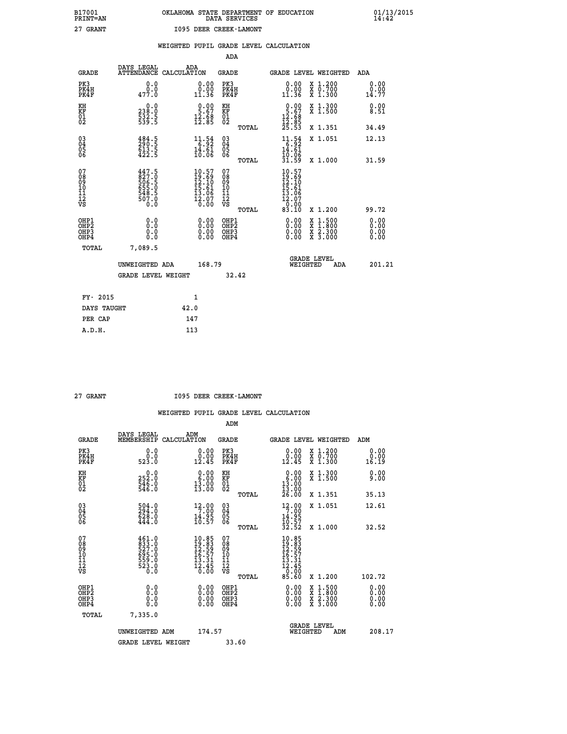B17001 OKLAHOMA STATE DEPARTMENT OF EDUCATION 01/13/2015
PRINT=AN DATA SERVICES 14:42

27 GRANT I095 DEER CREEK-LAMONT

## WEIGHTED PUPIL GRADE LEVEL CALCULATION

### ADA

| GRADE | DAYS LEGAL ATTENDANCE | ADA CALCULATION | GRADE | GRADE LEVEL | WEIGHTED | ADA |
|---|---|---|---|---|---|---|
| PK3 | 0.0 | 0.00 | PK3 | 0.00 | X 1.200 | 0.00 |
| PK4H | 0.0 | 0.00 | PK4H | 0.00 | X 0.700 | 0.00 |
| PK4F | 477.0 | 11.36 | PK4F | 11.36 | X 1.300 | 14.77 |
| KH | 0.0 | 0.00 | KH | 0.00 | X 1.300 | 0.00 |
| KF | 238.0 | 5.67 | KF | 5.67 | X 1.500 | 8.51 |
| 01 | 532.5 | 12.68 | 01 | 12.68 | | |
| 02 | 539.5 | 12.85 | 02 | 12.85 | | |
| | | | TOTAL | 25.53 | X 1.351 | 34.49 |
| 03 | 484.5 | 11.54 | 03 | 11.54 | X 1.051 | 12.13 |
| 04 | 290.5 | 6.92 | 04 | 6.92 | | |
| 05 | 613.5 | 14.61 | 05 | 14.61 | | |
| 06 | 422.5 | 10.06 | 06 | 10.06 | | |
| | | | TOTAL | 31.59 | X 1.000 | 31.59 |
| 07 | 447.5 | 10.57 | 07 | 10.57 | | |
| 08 | 827.0 | 19.69 | 08 | 19.69 | | |
| 09 | 506.5 | 12.10 | 09 | 12.10 | | |
| 10 | 655.0 | 15.61 | 10 | 15.61 | | |
| 11 | 548.5 | 13.06 | 11 | 13.06 | | |
| 12 | 507.0 | 12.07 | 12 | 12.07 | | |
| VS | 0.0 | 0.00 | VS | 0.00 | | |
| | | | TOTAL | 83.10 | X 1.200 | 99.72 |
| OHP1 | 0.0 | 0.00 | OHP1 | 0.00 | X 1.500 | 0.00 |
| OHP2 | 0.0 | 0.00 | OHP2 | 0.00 | X 1.800 | 0.00 |
| OHP3 | 0.0 | 0.00 | OHP3 | 0.00 | X 2.300 | 0.00 |
| OHP4 | 0.0 | 0.00 | OHP4 | 0.00 | X 3.000 | 0.00 |
| TOTAL | 7,089.5 | | | | | |

UNWEIGHTED ADA 168.79 | GRADE LEVEL WEIGHTED ADA 201.21

GRADE LEVEL WEIGHT 32.42

| | |
|---|---|
| FY- 2015 | 1 |
| DAYS TAUGHT | 42.0 |
| PER CAP | 147 |
| A.D.H. | 113 |

27 GRANT I095 DEER CREEK-LAMONT

## WEIGHTED PUPIL GRADE LEVEL CALCULATION

### ADM

| GRADE | DAYS LEGAL MEMBERSHIP | ADM CALCULATION | GRADE | GRADE LEVEL | WEIGHTED | ADM |
|---|---|---|---|---|---|---|
| PK3 | 0.0 | 0.00 | PK3 | 0.00 | X 1.200 | 0.00 |
| PK4H | 0.0 | 0.00 | PK4H | 0.00 | X 0.700 | 0.00 |
| PK4F | 523.0 | 12.45 | PK4F | 12.45 | X 1.300 | 16.19 |
| KH | 0.0 | 0.00 | KH | 0.00 | X 1.300 | 0.00 |
| KF | 252.0 | 6.00 | KF | 6.00 | X 1.500 | 9.00 |
| 01 | 546.0 | 13.00 | 01 | 13.00 | | |
| 02 | 546.0 | 13.00 | 02 | 13.00 | | |
| | | | TOTAL | 26.00 | X 1.351 | 35.13 |
| 03 | 504.0 | 12.00 | 03 | 12.00 | X 1.051 | 12.61 |
| 04 | 294.0 | 7.00 | 04 | 7.00 | | |
| 05 | 628.0 | 14.95 | 05 | 14.95 | | |
| 06 | 444.0 | 10.57 | 06 | 10.57 | | |
| | | | TOTAL | 32.52 | X 1.000 | 32.52 |
| 07 | 461.0 | 10.85 | 07 | 10.85 | | |
| 08 | 833.0 | 19.83 | 08 | 19.83 | | |
| 09 | 527.0 | 12.59 | 09 | 12.59 | | |
| 10 | 695.0 | 16.57 | 10 | 16.57 | | |
| 11 | 559.0 | 13.31 | 11 | 13.31 | | |
| 12 | 523.0 | 12.45 | 12 | 12.45 | | |
| VS | 0.0 | 0.00 | VS | 0.00 | | |
| | | | TOTAL | 85.60 | X 1.200 | 102.72 |
| OHP1 | 0.0 | 0.00 | OHP1 | 0.00 | X 1.500 | 0.00 |
| OHP2 | 0.0 | 0.00 | OHP2 | 0.00 | X 1.800 | 0.00 |
| OHP3 | 0.0 | 0.00 | OHP3 | 0.00 | X 2.300 | 0.00 |
| OHP4 | 0.0 | 0.00 | OHP4 | 0.00 | X 3.000 | 0.00 |
| TOTAL | 7,335.0 | | | | | |

UNWEIGHTED ADM 174.57 | GRADE LEVEL WEIGHTED ADM 208.17

GRADE LEVEL WEIGHT 33.60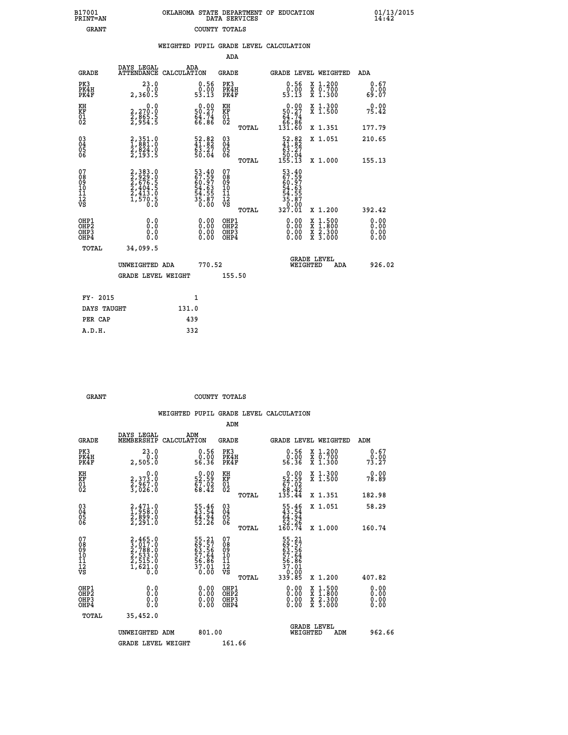B17001 PRINT=AN — OKLAHOMA STATE DEPARTMENT OF EDUCATION DATA SERVICES — 01/13/2015 14:42

GRANT — COUNTY TOTALS

## WEIGHTED PUPIL GRADE LEVEL CALCULATION

### ADA

| GRADE | DAYS LEGAL ATTENDANCE | ADA CALCULATION | GRADE | GRADE LEVEL | WEIGHTED | ADA |
|---|---|---|---|---|---|---|
| PK3 | 23.0 | 0.56 | PK3 | 0.56 | X 1.200 | 0.67 |
| PK4H | 0.0 | 0.00 | PK4H | 0.00 | X 0.700 | 0.00 |
| PK4F | 2,360.5 | 53.13 | PK4F | 53.13 | X 1.300 | 69.07 |
| KH | 0.0 | 0.00 | KH | 0.00 | X 1.300 | 0.00 |
| KF | 2,270.0 | 50.27 | KF | 50.27 | X 1.500 | 75.42 |
| 01 | 2,865.5 | 64.74 | 01 | 64.74 | | |
| 02 | 2,954.5 | 66.86 | 02 | 66.86 | | |
| | | | TOTAL | 131.60 | X 1.351 | 177.79 |
| 03 | 2,351.0 | 52.82 | 03 | 52.82 | X 1.051 | 210.65 |
| 04 | 1,881.0 | 41.82 | 04 | 41.82 | | |
| 05 | 2,824.0 | 63.27 | 05 | 63.27 | | |
| 06 | 2,193.5 | 50.04 | 06 | 50.04 | | |
| | | | TOTAL | 155.13 | X 1.000 | 155.13 |
| 07 | 2,383.0 | 53.40 | 07 | 53.40 | | |
| 08 | 2,929.0 | 67.59 | 08 | 67.59 | | |
| 09 | 2,676.5 | 60.97 | 09 | 60.97 | | |
| 10 | 2,404.5 | 54.63 | 10 | 54.63 | | |
| 11 | 2,413.0 | 54.55 | 11 | 54.55 | | |
| 12 | 1,570.5 | 35.87 | 12 | 35.87 | | |
| VS | 0.0 | 0.00 | VS | 0.00 | | |
| | | | TOTAL | 327.01 | X 1.200 | 392.42 |
| OHP1 | 0.0 | 0.00 | OHP1 | 0.00 | X 1.500 | 0.00 |
| OHP2 | 0.0 | 0.00 | OHP2 | 0.00 | X 1.800 | 0.00 |
| OHP3 | 0.0 | 0.00 | OHP3 | 0.00 | X 2.300 | 0.00 |
| OHP4 | 0.0 | 0.00 | OHP4 | 0.00 | X 3.000 | 0.00 |
| TOTAL | 34,099.5 | | | | | |

UNWEIGHTED ADA 770.52 — GRADE LEVEL WEIGHTED ADA 926.02

GRADE LEVEL WEIGHT 155.50

| | |
|---|---|
| FY- 2015 | 1 |
| DAYS TAUGHT | 131.0 |
| PER CAP | 439 |
| A.D.H. | 332 |

GRANT — COUNTY TOTALS

## WEIGHTED PUPIL GRADE LEVEL CALCULATION

### ADM

| GRADE | DAYS LEGAL MEMBERSHIP | ADM CALCULATION | GRADE | GRADE LEVEL | WEIGHTED | ADM |
|---|---|---|---|---|---|---|
| PK3 | 23.0 | 0.56 | PK3 | 0.56 | X 1.200 | 0.67 |
| PK4H | 0.0 | 0.00 | PK4H | 0.00 | X 0.700 | 0.00 |
| PK4F | 2,505.0 | 56.36 | PK4F | 56.36 | X 1.300 | 73.27 |
| KH | 0.0 | 0.00 | KH | 0.00 | X 1.300 | 0.00 |
| KF | 2,373.0 | 52.59 | KF | 52.59 | X 1.500 | 78.89 |
| 01 | 2,967.0 | 67.02 | 01 | 67.02 | | |
| 02 | 3,026.0 | 68.42 | 02 | 68.42 | | |
| | | | TOTAL | 135.44 | X 1.351 | 182.98 |
| 03 | 2,471.0 | 55.46 | 03 | 55.46 | X 1.051 | 58.29 |
| 04 | 1,958.0 | 43.54 | 04 | 43.54 | | |
| 05 | 2,899.0 | 64.94 | 05 | 64.94 | | |
| 06 | 2,291.0 | 52.26 | 06 | 52.26 | | |
| | | | TOTAL | 160.74 | X 1.000 | 160.74 |
| 07 | 2,465.0 | 55.21 | 07 | 55.21 | | |
| 08 | 3,017.0 | 69.57 | 08 | 69.57 | | |
| 09 | 2,788.0 | 63.56 | 09 | 63.56 | | |
| 10 | 2,533.0 | 57.64 | 10 | 57.64 | | |
| 11 | 2,515.0 | 56.86 | 11 | 56.86 | | |
| 12 | 1,621.0 | 37.01 | 12 | 37.01 | | |
| VS | 0.0 | 0.00 | VS | 0.00 | | |
| | | | TOTAL | 339.85 | X 1.200 | 407.82 |
| OHP1 | 0.0 | 0.00 | OHP1 | 0.00 | X 1.500 | 0.00 |
| OHP2 | 0.0 | 0.00 | OHP2 | 0.00 | X 1.800 | 0.00 |
| OHP3 | 0.0 | 0.00 | OHP3 | 0.00 | X 2.300 | 0.00 |
| OHP4 | 0.0 | 0.00 | OHP4 | 0.00 | X 3.000 | 0.00 |
| TOTAL | 35,452.0 | | | | | |

UNWEIGHTED ADM 801.00 — GRADE LEVEL WEIGHTED ADM 962.66

GRADE LEVEL WEIGHT 161.66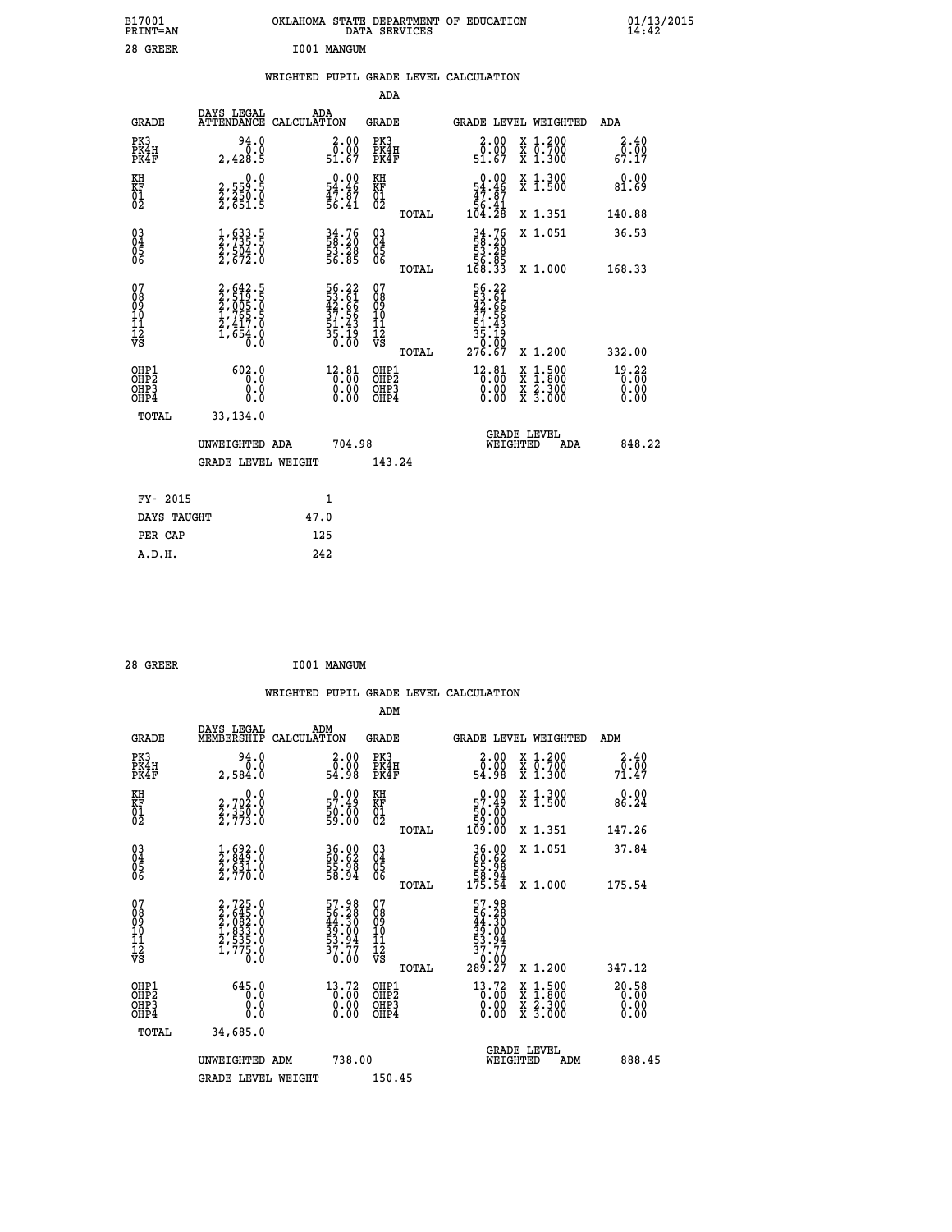28 GREER I001 MANGUM

## WEIGHTED PUPIL GRADE LEVEL CALCULATION

### ADA

| GRADE | DAYS LEGAL ATTENDANCE | ADA CALCULATION | GRADE | GRADE LEVEL | WEIGHTED | ADA |
|---|---|---|---|---|---|---|
| PK3 | 94.0 | 2.00 | PK3 | 2.00 | X 1.200 | 2.40 |
| PK4H | 0.0 | 0.00 | PK4H | 0.00 | X 0.700 | 0.00 |
| PK4F | 2,428.5 | 51.67 | PK4F | 51.67 | X 1.300 | 67.17 |
| KH | 0.0 | 0.00 | KH | 0.00 | X 1.300 | 0.00 |
| KF | 2,559.5 | 54.46 | KF | 54.46 | X 1.500 | 81.69 |
| 01 | 2,250.0 | 47.87 | 01 | 47.87 | | |
| 02 | 2,651.5 | 56.41 | 02 | 56.41 | | |
| | | | TOTAL | 104.28 | X 1.351 | 140.88 |
| 03 | 1,633.5 | 34.76 | 03 | 34.76 | X 1.051 | 36.53 |
| 04 | 2,735.5 | 58.20 | 04 | 58.20 | | |
| 05 | 2,504.0 | 53.28 | 05 | 53.28 | | |
| 06 | 2,672.0 | 56.85 | 06 | 56.85 | | |
| | | | TOTAL | 168.33 | X 1.000 | 168.33 |
| 07 | 2,642.5 | 56.22 | 07 | 56.22 | | |
| 08 | 2,519.5 | 53.61 | 08 | 53.61 | | |
| 09 | 2,005.0 | 42.66 | 09 | 42.66 | | |
| 10 | 1,765.5 | 37.56 | 10 | 37.56 | | |
| 11 | 2,417.0 | 51.43 | 11 | 51.43 | | |
| 12 | 1,654.0 | 35.19 | 12 | 35.19 | | |
| VS | 0.0 | 0.00 | VS | 0.00 | | |
| | | | TOTAL | 276.67 | X 1.200 | 332.00 |
| OHP1 | 602.0 | 12.81 | OHP1 | 12.81 | X 1.500 | 19.22 |
| OHP2 | 0.0 | 0.00 | OHP2 | 0.00 | X 1.800 | 0.00 |
| OHP3 | 0.0 | 0.00 | OHP3 | 0.00 | X 2.300 | 0.00 |
| OHP4 | 0.0 | 0.00 | OHP4 | 0.00 | X 3.000 | 0.00 |
| TOTAL | 33,134.0 | | | | | |

UNWEIGHTED ADA 704.98 — GRADE LEVEL WEIGHTED ADA 848.22

GRADE LEVEL WEIGHT 143.24

| FY- 2015 | 1 |
|---|---|
| DAYS TAUGHT | 47.0 |
| PER CAP | 125 |
| A.D.H. | 242 |

28 GREER I001 MANGUM

## WEIGHTED PUPIL GRADE LEVEL CALCULATION

### ADM

| GRADE | DAYS LEGAL MEMBERSHIP | ADM CALCULATION | GRADE | GRADE LEVEL | WEIGHTED | ADM |
|---|---|---|---|---|---|---|
| PK3 | 94.0 | 2.00 | PK3 | 2.00 | X 1.200 | 2.40 |
| PK4H | 0.0 | 0.00 | PK4H | 0.00 | X 0.700 | 0.00 |
| PK4F | 2,584.0 | 54.98 | PK4F | 54.98 | X 1.300 | 71.47 |
| KH | 0.0 | 0.00 | KH | 0.00 | X 1.300 | 0.00 |
| KF | 2,702.0 | 57.49 | KF | 57.49 | X 1.500 | 86.24 |
| 01 | 2,350.0 | 50.00 | 01 | 50.00 | | |
| 02 | 2,773.0 | 59.00 | 02 | 59.00 | | |
| | | | TOTAL | 109.00 | X 1.351 | 147.26 |
| 03 | 1,692.0 | 36.00 | 03 | 36.00 | X 1.051 | 37.84 |
| 04 | 2,849.0 | 60.62 | 04 | 60.62 | | |
| 05 | 2,631.0 | 55.98 | 05 | 55.98 | | |
| 06 | 2,770.0 | 58.94 | 06 | 58.94 | | |
| | | | TOTAL | 175.54 | X 1.000 | 175.54 |
| 07 | 2,725.0 | 57.98 | 07 | 57.98 | | |
| 08 | 2,645.0 | 56.28 | 08 | 56.28 | | |
| 09 | 2,082.0 | 44.30 | 09 | 44.30 | | |
| 10 | 1,833.0 | 39.00 | 10 | 39.00 | | |
| 11 | 2,535.0 | 53.94 | 11 | 53.94 | | |
| 12 | 1,775.0 | 37.77 | 12 | 37.77 | | |
| VS | 0.0 | 0.00 | VS | 0.00 | | |
| | | | TOTAL | 289.27 | X 1.200 | 347.12 |
| OHP1 | 645.0 | 13.72 | OHP1 | 13.72 | X 1.500 | 20.58 |
| OHP2 | 0.0 | 0.00 | OHP2 | 0.00 | X 1.800 | 0.00 |
| OHP3 | 0.0 | 0.00 | OHP3 | 0.00 | X 2.300 | 0.00 |
| OHP4 | 0.0 | 0.00 | OHP4 | 0.00 | X 3.000 | 0.00 |
| TOTAL | 34,685.0 | | | | | |

UNWEIGHTED ADM 738.00 — GRADE LEVEL WEIGHTED ADM 888.45

GRADE LEVEL WEIGHT 150.45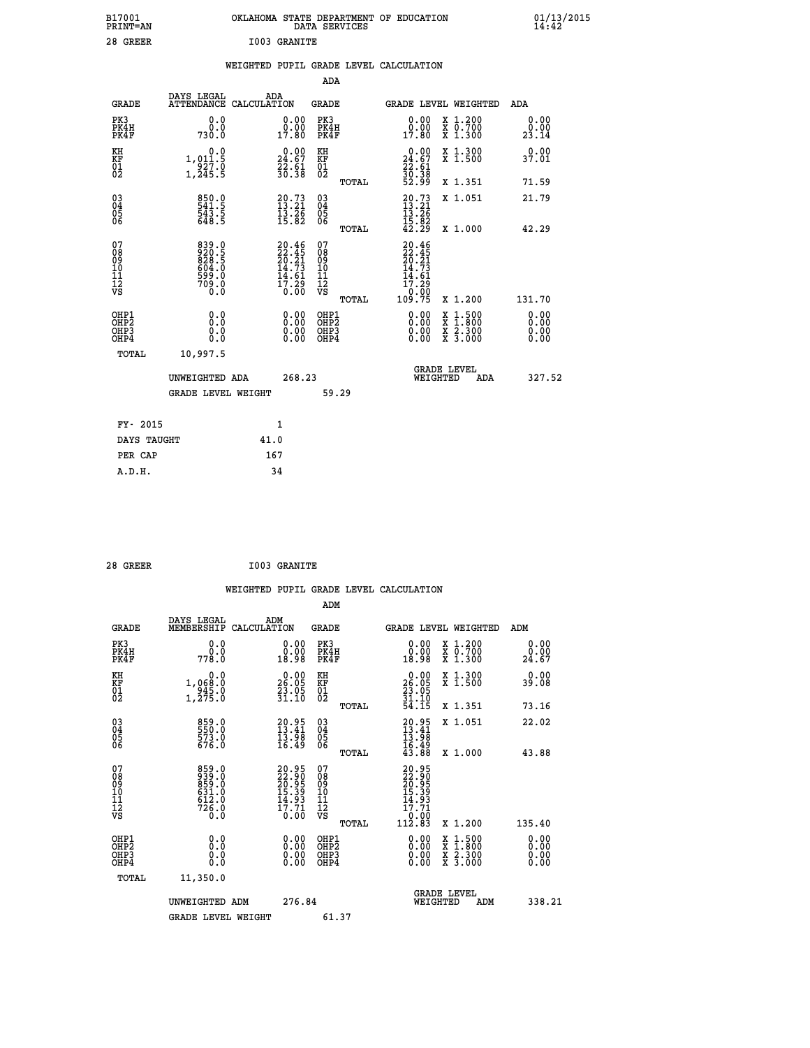B17001 OKLAHOMA STATE DEPARTMENT OF EDUCATION 01/13/2015
PRINT=AN DATA SERVICES 14:42

28 GREER I003 GRANITE

## WEIGHTED PUPIL GRADE LEVEL CALCULATION

### ADA

| GRADE | DAYS LEGAL ATTENDANCE | ADA CALCULATION | GRADE | GRADE LEVEL | WEIGHTED | ADA |
|---|---|---|---|---|---|---|
| PK3 | 0.0 | 0.00 | PK3 | 0.00 | X 1.200 | 0.00 |
| PK4H | 0.0 | 0.00 | PK4H | 0.00 | X 0.700 | 0.00 |
| PK4F | 730.0 | 17.80 | PK4F | 17.80 | X 1.300 | 23.14 |
| KH | 0.0 | 0.00 | KH | 0.00 | X 1.300 | 0.00 |
| KF | 1,011.5 | 24.67 | KF | 24.67 | X 1.500 | 37.01 |
| 01 | 927.0 | 22.61 | 01 | 22.61 | | |
| 02 | 1,245.5 | 30.38 | 02 | 30.38 | | |
| | | | TOTAL | 52.99 | X 1.351 | 71.59 |
| 03 | 850.0 | 20.73 | 03 | 20.73 | X 1.051 | 21.79 |
| 04 | 541.5 | 13.21 | 04 | 13.21 | | |
| 05 | 543.5 | 13.26 | 05 | 13.26 | | |
| 06 | 648.5 | 15.82 | 06 | 15.82 | | |
| | | | TOTAL | 42.29 | X 1.000 | 42.29 |
| 07 | 839.0 | 20.46 | 07 | 20.46 | | |
| 08 | 920.5 | 22.45 | 08 | 22.45 | | |
| 09 | 828.5 | 20.21 | 09 | 20.21 | | |
| 10 | 604.0 | 14.73 | 10 | 14.73 | | |
| 11 | 599.0 | 14.61 | 11 | 14.61 | | |
| 12 | 709.0 | 17.29 | 12 | 17.29 | | |
| VS | 0.0 | 0.00 | VS | 0.00 | | |
| | | | TOTAL | 109.75 | X 1.200 | 131.70 |
| OHP1 | 0.0 | 0.00 | OHP1 | 0.00 | X 1.500 | 0.00 |
| OHP2 | 0.0 | 0.00 | OHP2 | 0.00 | X 1.800 | 0.00 |
| OHP3 | 0.0 | 0.00 | OHP3 | 0.00 | X 2.300 | 0.00 |
| OHP4 | 0.0 | 0.00 | OHP4 | 0.00 | X 3.000 | 0.00 |
| TOTAL | 10,997.5 | | | | | |

UNWEIGHTED ADA 268.23 GRADE LEVEL WEIGHTED ADA 327.52

GRADE LEVEL WEIGHT 59.29

| FY- 2015 | 1 |
|---|---|
| DAYS TAUGHT | 41.0 |
| PER CAP | 167 |
| A.D.H. | 34 |

28 GREER I003 GRANITE

## WEIGHTED PUPIL GRADE LEVEL CALCULATION

### ADM

| GRADE | DAYS LEGAL MEMBERSHIP | ADM CALCULATION | GRADE | GRADE LEVEL | WEIGHTED | ADM |
|---|---|---|---|---|---|---|
| PK3 | 0.0 | 0.00 | PK3 | 0.00 | X 1.200 | 0.00 |
| PK4H | 0.0 | 0.00 | PK4H | 0.00 | X 0.700 | 0.00 |
| PK4F | 778.0 | 18.98 | PK4F | 18.98 | X 1.300 | 24.67 |
| KH | 0.0 | 0.00 | KH | 0.00 | X 1.300 | 0.00 |
| KF | 1,068.0 | 26.05 | KF | 26.05 | X 1.500 | 39.08 |
| 01 | 945.0 | 23.05 | 01 | 23.05 | | |
| 02 | 1,275.0 | 31.10 | 02 | 31.10 | | |
| | | | TOTAL | 54.15 | X 1.351 | 73.16 |
| 03 | 859.0 | 20.95 | 03 | 20.95 | X 1.051 | 22.02 |
| 04 | 550.0 | 13.41 | 04 | 13.41 | | |
| 05 | 573.0 | 13.98 | 05 | 13.98 | | |
| 06 | 676.0 | 16.49 | 06 | 16.49 | | |
| | | | TOTAL | 43.88 | X 1.000 | 43.88 |
| 07 | 859.0 | 20.95 | 07 | 20.95 | | |
| 08 | 939.0 | 22.90 | 08 | 22.90 | | |
| 09 | 859.0 | 20.95 | 09 | 20.95 | | |
| 10 | 631.0 | 15.39 | 10 | 15.39 | | |
| 11 | 612.0 | 14.93 | 11 | 14.93 | | |
| 12 | 726.0 | 17.71 | 12 | 17.71 | | |
| VS | 0.0 | 0.00 | VS | 0.00 | | |
| | | | TOTAL | 112.83 | X 1.200 | 135.40 |
| OHP1 | 0.0 | 0.00 | OHP1 | 0.00 | X 1.500 | 0.00 |
| OHP2 | 0.0 | 0.00 | OHP2 | 0.00 | X 1.800 | 0.00 |
| OHP3 | 0.0 | 0.00 | OHP3 | 0.00 | X 2.300 | 0.00 |
| OHP4 | 0.0 | 0.00 | OHP4 | 0.00 | X 3.000 | 0.00 |
| TOTAL | 11,350.0 | | | | | |

UNWEIGHTED ADM 276.84 GRADE LEVEL WEIGHTED ADM 338.21

GRADE LEVEL WEIGHT 61.37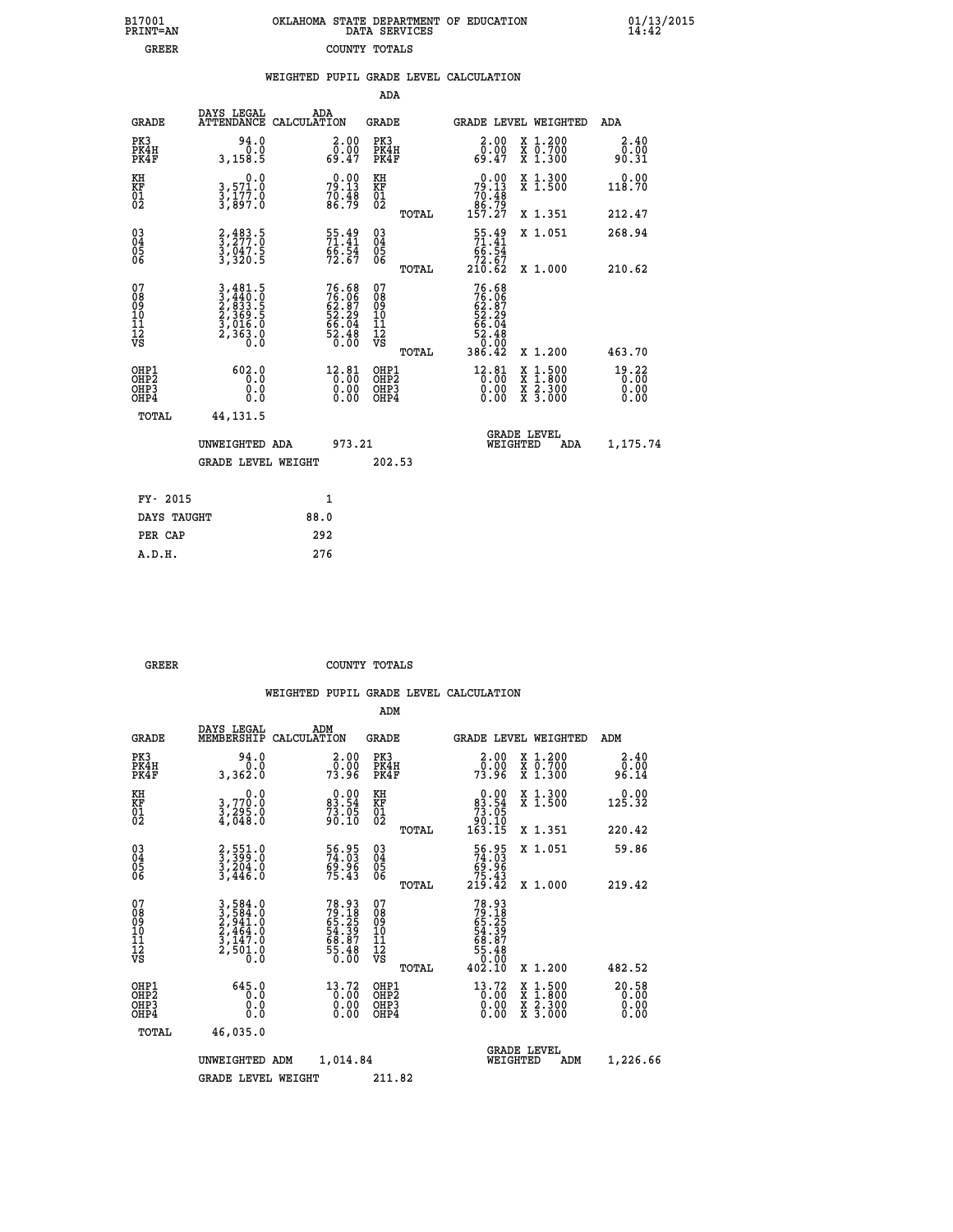B17001 PRINT=AN — OKLAHOMA STATE DEPARTMENT OF EDUCATION DATA SERVICES — 01/13/2015 14:42

GREER — COUNTY TOTALS

## WEIGHTED PUPIL GRADE LEVEL CALCULATION

### ADA

| GRADE | DAYS LEGAL ATTENDANCE | ADA CALCULATION | GRADE | GRADE LEVEL | WEIGHTED | ADA |
|---|---|---|---|---|---|---|
| PK3 | 94.0 | 2.00 | PK3 | 2.00 | X 1.200 | 2.40 |
| PK4H | 0.0 | 0.00 | PK4H | 0.00 | X 0.700 | 0.00 |
| PK4F | 3,158.5 | 69.47 | PK4F | 69.47 | X 1.300 | 90.31 |
| KH | 0.0 | 0.00 | KH | 0.00 | X 1.300 | 0.00 |
| KF | 3,571.0 | 79.13 | KF | 79.13 | X 1.500 | 118.70 |
| 01 | 3,177.0 | 70.48 | 01 | 70.48 | | |
| 02 | 3,897.0 | 86.79 | 02 | 86.79 | | |
| | | | TOTAL | 157.27 | X 1.351 | 212.47 |
| 03 | 2,483.5 | 55.49 | 03 | 55.49 | X 1.051 | 268.94 |
| 04 | 3,277.0 | 71.41 | 04 | 71.41 | | |
| 05 | 3,047.5 | 66.54 | 05 | 66.54 | | |
| 06 | 3,320.5 | 72.67 | 06 | 72.67 | | |
| | | | TOTAL | 210.62 | X 1.000 | 210.62 |
| 07 | 3,481.5 | 76.68 | 07 | 76.68 | | |
| 08 | 3,440.0 | 76.06 | 08 | 76.06 | | |
| 09 | 2,833.5 | 62.87 | 09 | 62.87 | | |
| 10 | 2,369.5 | 52.29 | 10 | 52.29 | | |
| 11 | 3,016.0 | 66.04 | 11 | 66.04 | | |
| 12 | 2,363.0 | 52.48 | 12 | 52.48 | | |
| VS | 0.0 | 0.00 | VS | 0.00 | | |
| | | | TOTAL | 386.42 | X 1.200 | 463.70 |
| OHP1 | 602.0 | 12.81 | OHP1 | 12.81 | X 1.500 | 19.22 |
| OHP2 | 0.0 | 0.00 | OHP2 | 0.00 | X 1.800 | 0.00 |
| OHP3 | 0.0 | 0.00 | OHP3 | 0.00 | X 2.300 | 0.00 |
| OHP4 | 0.0 | 0.00 | OHP4 | 0.00 | X 3.000 | 0.00 |
| TOTAL | 44,131.5 | | | | | |

UNWEIGHTED ADA: 973.21 — GRADE LEVEL WEIGHTED ADA: 1,175.74

GRADE LEVEL WEIGHT: 202.53

| | |
|---|---|
| FY- 2015 | 1 |
| DAYS TAUGHT | 88.0 |
| PER CAP | 292 |
| A.D.H. | 276 |

GREER — COUNTY TOTALS

## WEIGHTED PUPIL GRADE LEVEL CALCULATION

### ADM

| GRADE | DAYS LEGAL MEMBERSHIP | ADM CALCULATION | GRADE | GRADE LEVEL | WEIGHTED | ADM |
|---|---|---|---|---|---|---|
| PK3 | 94.0 | 2.00 | PK3 | 2.00 | X 1.200 | 2.40 |
| PK4H | 0.0 | 0.00 | PK4H | 0.00 | X 0.700 | 0.00 |
| PK4F | 3,362.0 | 73.96 | PK4F | 73.96 | X 1.300 | 96.14 |
| KH | 0.0 | 0.00 | KH | 0.00 | X 1.300 | 0.00 |
| KF | 3,770.0 | 83.54 | KF | 83.54 | X 1.500 | 125.32 |
| 01 | 3,295.0 | 73.05 | 01 | 73.05 | | |
| 02 | 4,048.0 | 90.10 | 02 | 90.10 | | |
| | | | TOTAL | 163.15 | X 1.351 | 220.42 |
| 03 | 2,551.0 | 56.95 | 03 | 56.95 | X 1.051 | 59.86 |
| 04 | 3,399.0 | 74.03 | 04 | 74.03 | | |
| 05 | 3,204.0 | 69.96 | 05 | 69.96 | | |
| 06 | 3,446.0 | 75.43 | 06 | 75.43 | | |
| | | | TOTAL | 219.42 | X 1.000 | 219.42 |
| 07 | 3,584.0 | 78.93 | 07 | 78.93 | | |
| 08 | 3,584.0 | 79.18 | 08 | 79.18 | | |
| 09 | 2,941.0 | 65.25 | 09 | 65.25 | | |
| 10 | 2,464.0 | 54.39 | 10 | 54.39 | | |
| 11 | 3,147.0 | 68.87 | 11 | 68.87 | | |
| 12 | 2,501.0 | 55.48 | 12 | 55.48 | | |
| VS | 0.0 | 0.00 | VS | 0.00 | | |
| | | | TOTAL | 402.10 | X 1.200 | 482.52 |
| OHP1 | 645.0 | 13.72 | OHP1 | 13.72 | X 1.500 | 20.58 |
| OHP2 | 0.0 | 0.00 | OHP2 | 0.00 | X 1.800 | 0.00 |
| OHP3 | 0.0 | 0.00 | OHP3 | 0.00 | X 2.300 | 0.00 |
| OHP4 | 0.0 | 0.00 | OHP4 | 0.00 | X 3.000 | 0.00 |
| TOTAL | 46,035.0 | | | | | |

UNWEIGHTED ADM: 1,014.84 — GRADE LEVEL WEIGHTED ADM: 1,226.66

GRADE LEVEL WEIGHT: 211.82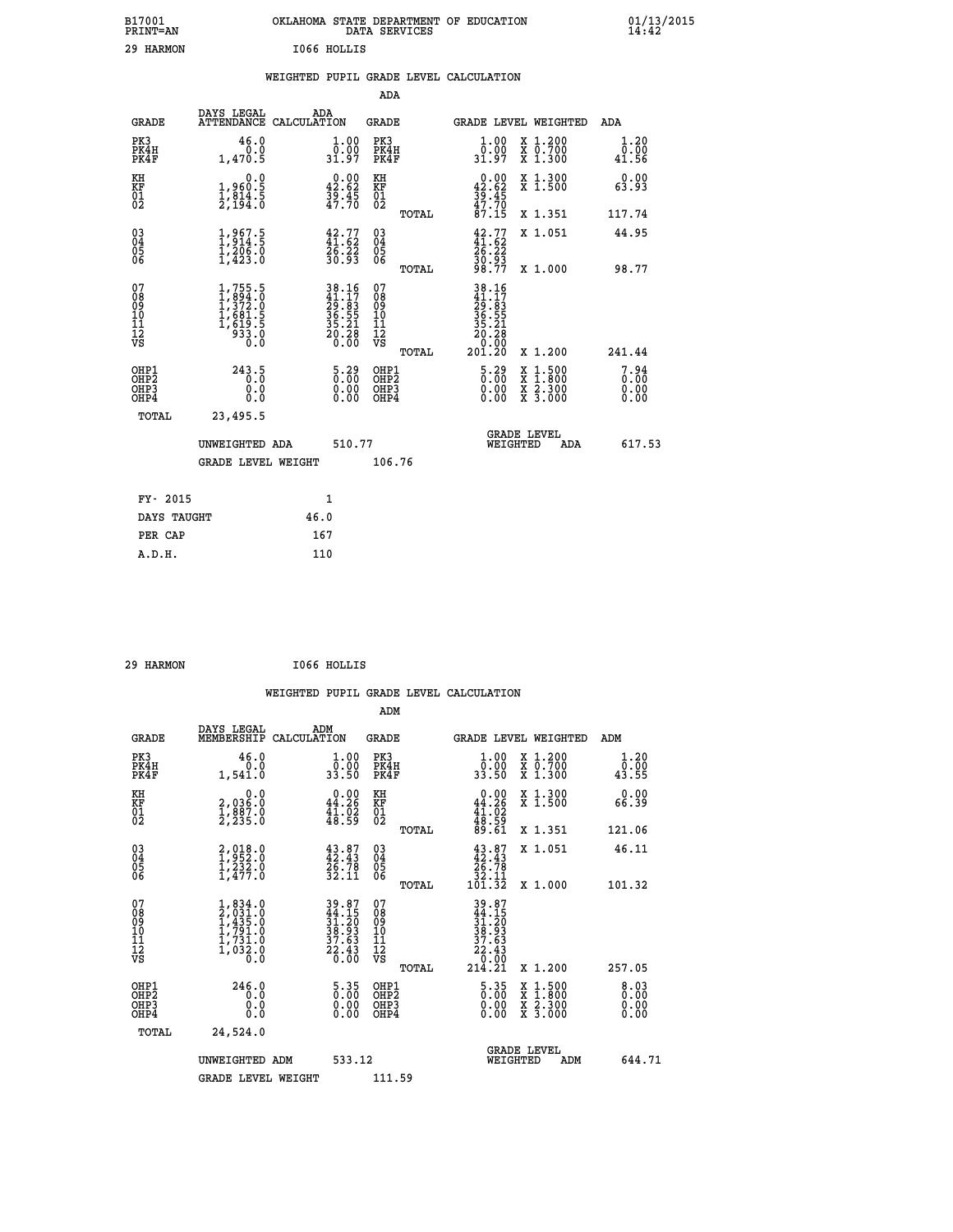B17001
PRINT=AN

OKLAHOMA STATE DEPARTMENT OF EDUCATION
DATA SERVICES

01/13/2015
14:42

29 HARMON    I066 HOLLIS

## WEIGHTED PUPIL GRADE LEVEL CALCULATION

### ADA

| GRADE | DAYS LEGAL ATTENDANCE | ADA CALCULATION | GRADE | | GRADE LEVEL | WEIGHTED | ADA |
|---|---|---|---|---|---|---|---|
| PK3 | 46.0 | 1.00 | PK3 | | 1.00 | X 1.200 | 1.20 |
| PK4H | 0.0 | 0.00 | PK4H | | 0.00 | X 0.700 | 0.00 |
| PK4F | 1,470.5 | 31.97 | PK4F | | 31.97 | X 1.300 | 41.56 |
| KH | 0.0 | 0.00 | KH | | 0.00 | X 1.300 | 0.00 |
| KF | 1,960.5 | 42.62 | KF | | 42.62 | X 1.500 | 63.93 |
| 01 | 1,814.5 | 39.45 | 01 | | 39.45 | | |
| 02 | 2,194.0 | 47.70 | 02 | | 47.70 | | |
| | | | | TOTAL | 87.15 | X 1.351 | 117.74 |
| 03 | 1,967.5 | 42.77 | 03 | | 42.77 | X 1.051 | 44.95 |
| 04 | 1,914.5 | 41.62 | 04 | | 41.62 | | |
| 05 | 1,206.0 | 26.22 | 05 | | 26.22 | | |
| 06 | 1,423.0 | 30.93 | 06 | | 30.93 | | |
| | | | | TOTAL | 98.77 | X 1.000 | 98.77 |
| 07 | 1,755.5 | 38.16 | 07 | | 38.16 | | |
| 08 | 1,894.0 | 41.17 | 08 | | 41.17 | | |
| 09 | 1,372.0 | 29.83 | 09 | | 29.83 | | |
| 10 | 1,681.5 | 36.55 | 10 | | 36.55 | | |
| 11 | 1,619.5 | 35.21 | 11 | | 35.21 | | |
| 12 | 933.0 | 20.28 | 12 | | 20.28 | | |
| VS | 0.0 | 0.00 | VS | | 0.00 | | |
| | | | | TOTAL | 201.20 | X 1.200 | 241.44 |
| OHP1 | 243.5 | 5.29 | OHP1 | | 5.29 | X 1.500 | 7.94 |
| OHP2 | 0.0 | 0.00 | OHP2 | | 0.00 | X 1.800 | 0.00 |
| OHP3 | 0.0 | 0.00 | OHP3 | | 0.00 | X 2.300 | 0.00 |
| OHP4 | 0.0 | 0.00 | OHP4 | | 0.00 | X 3.000 | 0.00 |
| TOTAL | 23,495.5 | | | | | | |

UNWEIGHTED ADA 510.77    GRADE LEVEL WEIGHTED ADA 617.53

GRADE LEVEL WEIGHT 106.76

| | |
|---|---|
| FY- 2015 | 1 |
| DAYS TAUGHT | 46.0 |
| PER CAP | 167 |
| A.D.H. | 110 |

29 HARMON    I066 HOLLIS

## WEIGHTED PUPIL GRADE LEVEL CALCULATION

### ADM

| GRADE | DAYS LEGAL MEMBERSHIP | ADM CALCULATION | GRADE | | GRADE LEVEL | WEIGHTED | ADM |
|---|---|---|---|---|---|---|---|
| PK3 | 46.0 | 1.00 | PK3 | | 1.00 | X 1.200 | 1.20 |
| PK4H | 0.0 | 0.00 | PK4H | | 0.00 | X 0.700 | 0.00 |
| PK4F | 1,541.0 | 33.50 | PK4F | | 33.50 | X 1.300 | 43.55 |
| KH | 0.0 | 0.00 | KH | | 0.00 | X 1.300 | 0.00 |
| KF | 2,036.0 | 44.26 | KF | | 44.26 | X 1.500 | 66.39 |
| 01 | 1,887.0 | 41.02 | 01 | | 41.02 | | |
| 02 | 2,235.0 | 48.59 | 02 | | 48.59 | | |
| | | | | TOTAL | 89.61 | X 1.351 | 121.06 |
| 03 | 2,018.0 | 43.87 | 03 | | 43.87 | X 1.051 | 46.11 |
| 04 | 1,952.0 | 42.43 | 04 | | 42.43 | | |
| 05 | 1,232.0 | 26.78 | 05 | | 26.78 | | |
| 06 | 1,477.0 | 32.11 | 06 | | 32.11 | | |
| | | | | TOTAL | 101.32 | X 1.000 | 101.32 |
| 07 | 1,834.0 | 39.87 | 07 | | 39.87 | | |
| 08 | 2,031.0 | 44.15 | 08 | | 44.15 | | |
| 09 | 1,435.0 | 31.20 | 09 | | 31.20 | | |
| 10 | 1,791.0 | 38.93 | 10 | | 38.93 | | |
| 11 | 1,731.0 | 37.63 | 11 | | 37.63 | | |
| 12 | 1,032.0 | 22.43 | 12 | | 22.43 | | |
| VS | 0.0 | 0.00 | VS | | 0.00 | | |
| | | | | TOTAL | 214.21 | X 1.200 | 257.05 |
| OHP1 | 246.0 | 5.35 | OHP1 | | 5.35 | X 1.500 | 8.03 |
| OHP2 | 0.0 | 0.00 | OHP2 | | 0.00 | X 1.800 | 0.00 |
| OHP3 | 0.0 | 0.00 | OHP3 | | 0.00 | X 2.300 | 0.00 |
| OHP4 | 0.0 | 0.00 | OHP4 | | 0.00 | X 3.000 | 0.00 |
| TOTAL | 24,524.0 | | | | | | |

UNWEIGHTED ADM 533.12    GRADE LEVEL WEIGHTED ADM 644.71

GRADE LEVEL WEIGHT 111.59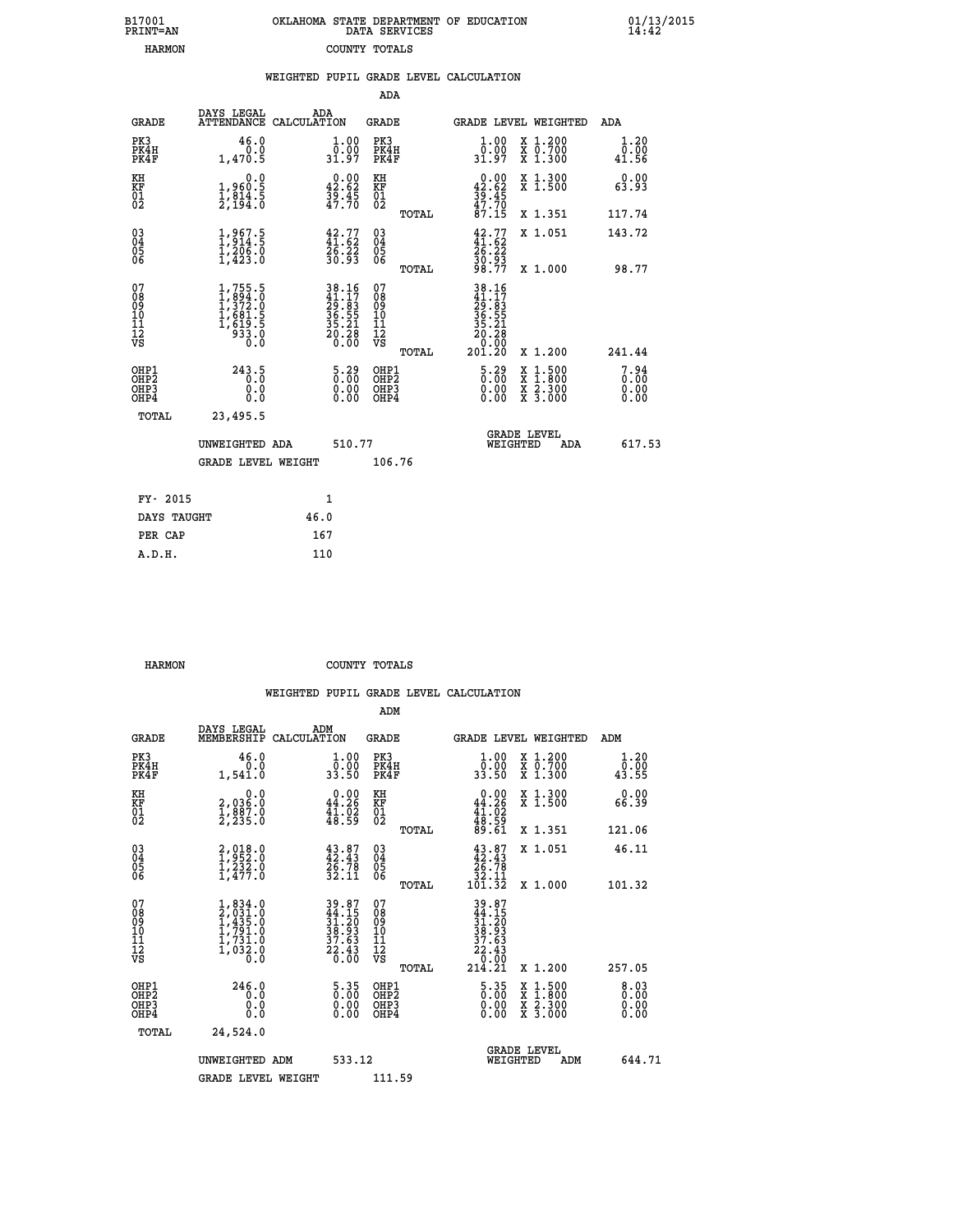B17001 OKLAHOMA STATE DEPARTMENT OF EDUCATION 01/13/2015
PRINT=AN DATA SERVICES 14:42

HARMON COUNTY TOTALS

## WEIGHTED PUPIL GRADE LEVEL CALCULATION

ADA

| GRADE | DAYS LEGAL ATTENDANCE | ADA CALCULATION | GRADE | | GRADE LEVEL | WEIGHTED | ADA |
|---|---|---|---|---|---|---|---|
| PK3 | 46.0 | 1.00 | PK3 | | 1.00 | X 1.200 | 1.20 |
| PK4H | 0.0 | 0.00 | PK4H | | 0.00 | X 0.700 | 0.00 |
| PK4F | 1,470.5 | 31.97 | PK4F | | 31.97 | X 1.300 | 41.56 |
| KH | 0.0 | 0.00 | KH | | 0.00 | X 1.300 | 0.00 |
| KF | 1,960.5 | 42.62 | KF | | 42.62 | X 1.500 | 63.93 |
| 01 | 1,814.5 | 39.45 | 01 | | 39.45 | | |
| 02 | 2,194.0 | 47.70 | 02 | | 47.70 | | |
| | | | | TOTAL | 87.15 | X 1.351 | 117.74 |
| 03 | 1,967.5 | 42.77 | 03 | | 42.77 | X 1.051 | 143.72 |
| 04 | 1,914.5 | 41.62 | 04 | | 41.62 | | |
| 05 | 1,206.0 | 26.22 | 05 | | 26.22 | | |
| 06 | 1,423.0 | 30.93 | 06 | | 30.93 | | |
| | | | | TOTAL | 98.77 | X 1.000 | 98.77 |
| 07 | 1,755.5 | 38.16 | 07 | | 38.16 | | |
| 08 | 1,894.0 | 41.17 | 08 | | 41.17 | | |
| 09 | 1,372.0 | 29.83 | 09 | | 29.83 | | |
| 10 | 1,681.5 | 36.55 | 10 | | 36.55 | | |
| 11 | 1,619.5 | 35.21 | 11 | | 35.21 | | |
| 12 | 933.0 | 20.28 | 12 | | 20.28 | | |
| VS | 0.0 | 0.00 | VS | | 0.00 | | |
| | | | | TOTAL | 201.20 | X 1.200 | 241.44 |
| OHP1 | 243.5 | 5.29 | OHP1 | | 5.29 | X 1.500 | 7.94 |
| OHP2 | 0.0 | 0.00 | OHP2 | | 0.00 | X 1.800 | 0.00 |
| OHP3 | 0.0 | 0.00 | OHP3 | | 0.00 | X 2.300 | 0.00 |
| OHP4 | 0.0 | 0.00 | OHP4 | | 0.00 | X 3.000 | 0.00 |
| TOTAL | 23,495.5 | | | | | | |

UNWEIGHTED ADA 510.77 GRADE LEVEL WEIGHTED ADA 617.53

GRADE LEVEL WEIGHT 106.76

| FY- 2015 | 1 |
|---|---|
| DAYS TAUGHT | 46.0 |
| PER CAP | 167 |
| A.D.H. | 110 |

HARMON COUNTY TOTALS

## WEIGHTED PUPIL GRADE LEVEL CALCULATION

ADM

| GRADE | DAYS LEGAL MEMBERSHIP | ADM CALCULATION | GRADE | | GRADE LEVEL | WEIGHTED | ADM |
|---|---|---|---|---|---|---|---|
| PK3 | 46.0 | 1.00 | PK3 | | 1.00 | X 1.200 | 1.20 |
| PK4H | 0.0 | 0.00 | PK4H | | 0.00 | X 0.700 | 0.00 |
| PK4F | 1,541.0 | 33.50 | PK4F | | 33.50 | X 1.300 | 43.55 |
| KH | 0.0 | 0.00 | KH | | 0.00 | X 1.300 | 0.00 |
| KF | 2,036.0 | 44.26 | KF | | 44.26 | X 1.500 | 66.39 |
| 01 | 1,887.0 | 41.02 | 01 | | 41.02 | | |
| 02 | 2,235.0 | 48.59 | 02 | | 48.59 | | |
| | | | | TOTAL | 89.61 | X 1.351 | 121.06 |
| 03 | 2,018.0 | 43.87 | 03 | | 43.87 | X 1.051 | 46.11 |
| 04 | 1,952.0 | 42.43 | 04 | | 42.43 | | |
| 05 | 1,232.0 | 26.78 | 05 | | 26.78 | | |
| 06 | 1,477.0 | 32.11 | 06 | | 32.11 | | |
| | | | | TOTAL | 101.32 | X 1.000 | 101.32 |
| 07 | 1,834.0 | 39.87 | 07 | | 39.87 | | |
| 08 | 2,031.0 | 44.15 | 08 | | 44.15 | | |
| 09 | 1,435.0 | 31.20 | 09 | | 31.20 | | |
| 10 | 1,791.0 | 38.93 | 10 | | 38.93 | | |
| 11 | 1,731.0 | 37.63 | 11 | | 37.63 | | |
| 12 | 1,032.0 | 22.43 | 12 | | 22.43 | | |
| VS | 0.0 | 0.00 | VS | | 0.00 | | |
| | | | | TOTAL | 214.21 | X 1.200 | 257.05 |
| OHP1 | 246.0 | 5.35 | OHP1 | | 5.35 | X 1.500 | 8.03 |
| OHP2 | 0.0 | 0.00 | OHP2 | | 0.00 | X 1.800 | 0.00 |
| OHP3 | 0.0 | 0.00 | OHP3 | | 0.00 | X 2.300 | 0.00 |
| OHP4 | 0.0 | 0.00 | OHP4 | | 0.00 | X 3.000 | 0.00 |
| TOTAL | 24,524.0 | | | | | | |

UNWEIGHTED ADM 533.12 GRADE LEVEL WEIGHTED ADM 644.71

GRADE LEVEL WEIGHT 111.59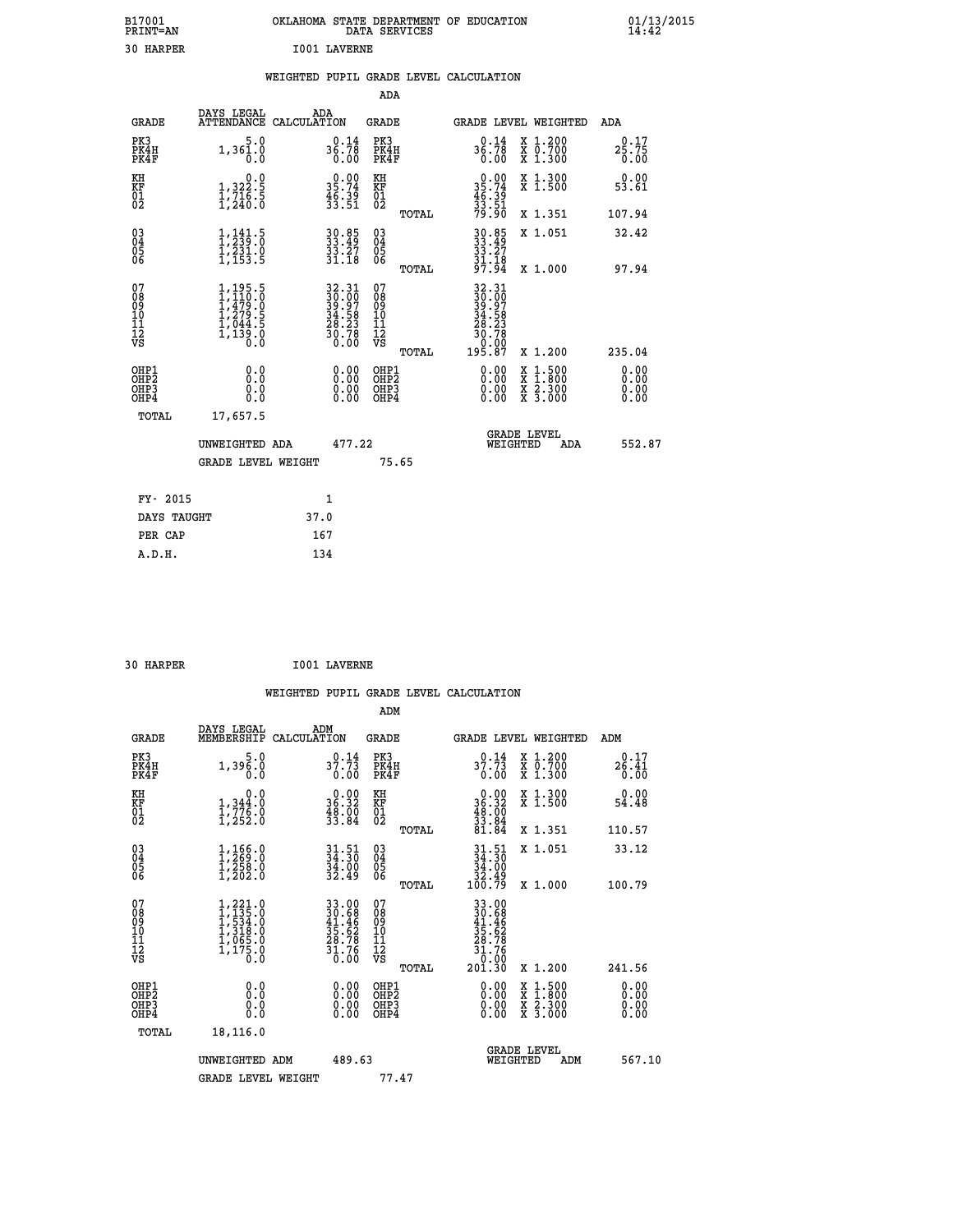B17001
PRINT=AN

OKLAHOMA STATE DEPARTMENT OF EDUCATION
DATA SERVICES

01/13/2015
14:42

30 HARPER                I001 LAVERNE

WEIGHTED PUPIL GRADE LEVEL CALCULATION

ADA

| GRADE | DAYS LEGAL ATTENDANCE | ADA CALCULATION | GRADE | GRADE LEVEL | WEIGHTED | ADA |
|---|---|---|---|---|---|---|
| PK3 | 5.0 | 0.14 | PK3 | 0.14 | X 1.200 | 0.17 |
| PK4H | 1,361.0 | 36.78 | PK4H | 36.78 | X 0.700 | 25.75 |
| PK4F | 0.0 | 0.00 | PK4F | 0.00 | X 1.300 | 0.00 |
| KH | 0.0 | 0.00 | KH | 0.00 | X 1.300 | 0.00 |
| KF | 1,322.5 | 35.74 | KF | 35.74 | X 1.500 | 53.61 |
| 01 | 1,716.5 | 46.39 | 01 | 46.39 | | |
| 02 | 1,240.0 | 33.51 | 02 | 33.51 | | |
| | | | TOTAL | 79.90 | X 1.351 | 107.94 |
| 03 | 1,141.5 | 30.85 | 03 | 30.85 | X 1.051 | 32.42 |
| 04 | 1,239.0 | 33.49 | 04 | 33.49 | | |
| 05 | 1,231.0 | 33.27 | 05 | 33.27 | | |
| 06 | 1,153.5 | 31.18 | 06 | 31.18 | | |
| | | | TOTAL | 97.94 | X 1.000 | 97.94 |
| 07 | 1,195.5 | 32.31 | 07 | 32.31 | | |
| 08 | 1,110.0 | 30.00 | 08 | 30.00 | | |
| 09 | 1,479.0 | 39.97 | 09 | 39.97 | | |
| 10 | 1,279.5 | 34.58 | 10 | 34.58 | | |
| 11 | 1,044.5 | 28.23 | 11 | 28.23 | | |
| 12 | 1,139.0 | 30.78 | 12 | 30.78 | | |
| VS | 0.0 | 0.00 | VS | 0.00 | | |
| | | | TOTAL | 195.87 | X 1.200 | 235.04 |
| OHP1 | 0.0 | 0.00 | OHP1 | 0.00 | X 1.500 | 0.00 |
| OHP2 | 0.0 | 0.00 | OHP2 | 0.00 | X 1.800 | 0.00 |
| OHP3 | 0.0 | 0.00 | OHP3 | 0.00 | X 2.300 | 0.00 |
| OHP4 | 0.0 | 0.00 | OHP4 | 0.00 | X 3.000 | 0.00 |
| TOTAL | 17,657.5 | | | | | |

UNWEIGHTED ADA 477.22 &nbsp;&nbsp;&nbsp; GRADE LEVEL WEIGHTED ADA 552.87

GRADE LEVEL WEIGHT 75.65

| FY- 2015 | 1 |
|---|---|
| DAYS TAUGHT | 37.0 |
| PER CAP | 167 |
| A.D.H. | 134 |

30 HARPER                I001 LAVERNE

WEIGHTED PUPIL GRADE LEVEL CALCULATION

ADM

| GRADE | DAYS LEGAL MEMBERSHIP | ADM CALCULATION | GRADE | GRADE LEVEL | WEIGHTED | ADM |
|---|---|---|---|---|---|---|
| PK3 | 5.0 | 0.14 | PK3 | 0.14 | X 1.200 | 0.17 |
| PK4H | 1,396.0 | 37.73 | PK4H | 37.73 | X 0.700 | 26.41 |
| PK4F | 0.0 | 0.00 | PK4F | 0.00 | X 1.300 | 0.00 |
| KH | 0.0 | 0.00 | KH | 0.00 | X 1.300 | 0.00 |
| KF | 1,344.0 | 36.32 | KF | 36.32 | X 1.500 | 54.48 |
| 01 | 1,776.0 | 48.00 | 01 | 48.00 | | |
| 02 | 1,252.0 | 33.84 | 02 | 33.84 | | |
| | | | TOTAL | 81.84 | X 1.351 | 110.57 |
| 03 | 1,166.0 | 31.51 | 03 | 31.51 | X 1.051 | 33.12 |
| 04 | 1,269.0 | 34.30 | 04 | 34.30 | | |
| 05 | 1,258.0 | 34.00 | 05 | 34.00 | | |
| 06 | 1,202.0 | 32.49 | 06 | 32.49 | | |
| | | | TOTAL | 100.79 | X 1.000 | 100.79 |
| 07 | 1,221.0 | 33.00 | 07 | 33.00 | | |
| 08 | 1,135.0 | 30.68 | 08 | 30.68 | | |
| 09 | 1,534.0 | 41.46 | 09 | 41.46 | | |
| 10 | 1,318.0 | 35.62 | 10 | 35.62 | | |
| 11 | 1,065.0 | 28.78 | 11 | 28.78 | | |
| 12 | 1,175.0 | 31.76 | 12 | 31.76 | | |
| VS | 0.0 | 0.00 | VS | 0.00 | | |
| | | | TOTAL | 201.30 | X 1.200 | 241.56 |
| OHP1 | 0.0 | 0.00 | OHP1 | 0.00 | X 1.500 | 0.00 |
| OHP2 | 0.0 | 0.00 | OHP2 | 0.00 | X 1.800 | 0.00 |
| OHP3 | 0.0 | 0.00 | OHP3 | 0.00 | X 2.300 | 0.00 |
| OHP4 | 0.0 | 0.00 | OHP4 | 0.00 | X 3.000 | 0.00 |
| TOTAL | 18,116.0 | | | | | |

UNWEIGHTED ADM 489.63 &nbsp;&nbsp;&nbsp; GRADE LEVEL WEIGHTED ADM 567.10

GRADE LEVEL WEIGHT 77.47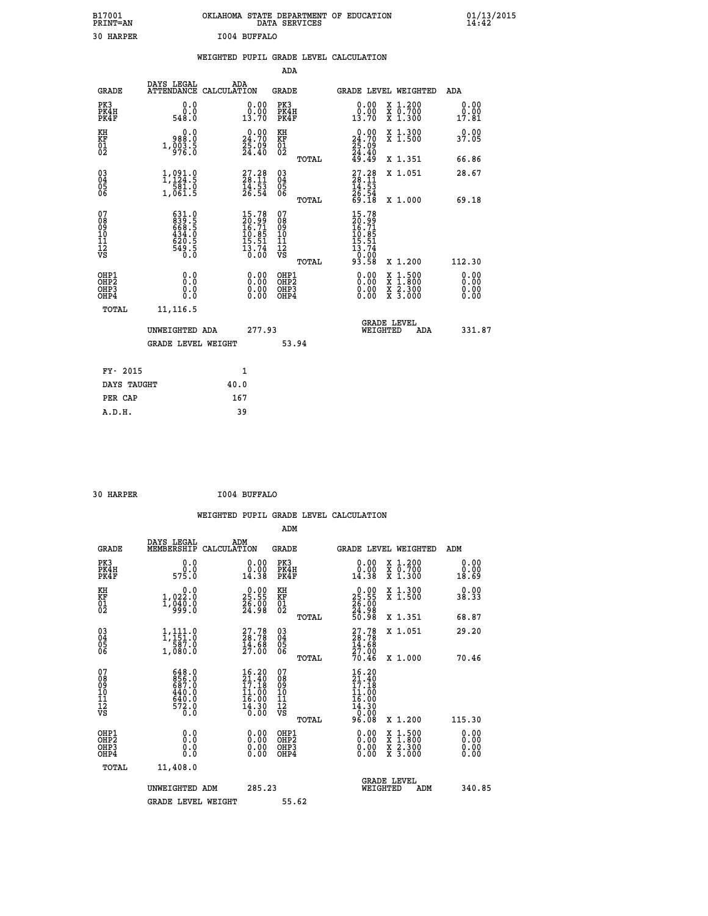B17001 OKLAHOMA STATE DEPARTMENT OF EDUCATION 01/13/2015
PRINT=AN DATA SERVICES 14:42

30 HARPER I004 BUFFALO

## WEIGHTED PUPIL GRADE LEVEL CALCULATION

### ADA

| GRADE | DAYS LEGAL ATTENDANCE | ADA CALCULATION | GRADE | GRADE LEVEL | WEIGHTED | ADA |
|---|---|---|---|---|---|---|
| PK3 | 0.0 | 0.00 | PK3 | 0.00 | X 1.200 | 0.00 |
| PK4H | 0.0 | 0.00 | PK4H | 0.00 | X 0.700 | 0.00 |
| PK4F | 548.0 | 13.70 | PK4F | 13.70 | X 1.300 | 17.81 |
| KH | 0.0 | 0.00 | KH | 0.00 | X 1.300 | 0.00 |
| KF | 988.0 | 24.70 | KF | 24.70 | X 1.500 | 37.05 |
| 01 | 1,003.5 | 25.09 | 01 | 25.09 | | |
| 02 | 976.0 | 24.40 | 02 | 24.40 | | |
| | | | TOTAL | 49.49 | X 1.351 | 66.86 |
| 03 | 1,091.0 | 27.28 | 03 | 27.28 | X 1.051 | 28.67 |
| 04 | 1,124.5 | 28.11 | 04 | 28.11 | | |
| 05 | 581.0 | 14.53 | 05 | 14.53 | | |
| 06 | 1,061.5 | 26.54 | 06 | 26.54 | | |
| | | | TOTAL | 69.18 | X 1.000 | 69.18 |
| 07 | 631.0 | 15.78 | 07 | 15.78 | | |
| 08 | 839.5 | 20.99 | 08 | 20.99 | | |
| 09 | 668.5 | 16.71 | 09 | 16.71 | | |
| 10 | 434.0 | 10.85 | 10 | 10.85 | | |
| 11 | 620.5 | 15.51 | 11 | 15.51 | | |
| 12 | 549.5 | 13.74 | 12 | 13.74 | | |
| VS | 0.0 | 0.00 | VS | 0.00 | | |
| | | | TOTAL | 93.58 | X 1.200 | 112.30 |
| OHP1 | 0.0 | 0.00 | OHP1 | 0.00 | X 1.500 | 0.00 |
| OHP2 | 0.0 | 0.00 | OHP2 | 0.00 | X 1.800 | 0.00 |
| OHP3 | 0.0 | 0.00 | OHP3 | 0.00 | X 2.300 | 0.00 |
| OHP4 | 0.0 | 0.00 | OHP4 | 0.00 | X 3.000 | 0.00 |
| TOTAL | 11,116.5 | | | | | |

UNWEIGHTED ADA 277.93 GRADE LEVEL WEIGHTED ADA 331.87

GRADE LEVEL WEIGHT 53.94

| | |
|---|---|
| FY- 2015 | 1 |
| DAYS TAUGHT | 40.0 |
| PER CAP | 167 |
| A.D.H. | 39 |

30 HARPER I004 BUFFALO

## WEIGHTED PUPIL GRADE LEVEL CALCULATION

### ADM

| GRADE | DAYS LEGAL MEMBERSHIP | ADM CALCULATION | GRADE | GRADE LEVEL | WEIGHTED | ADM |
|---|---|---|---|---|---|---|
| PK3 | 0.0 | 0.00 | PK3 | 0.00 | X 1.200 | 0.00 |
| PK4H | 0.0 | 0.00 | PK4H | 0.00 | X 0.700 | 0.00 |
| PK4F | 575.0 | 14.38 | PK4F | 14.38 | X 1.300 | 18.69 |
| KH | 0.0 | 0.00 | KH | 0.00 | X 1.300 | 0.00 |
| KF | 1,022.0 | 25.55 | KF | 25.55 | X 1.500 | 38.33 |
| 01 | 1,040.0 | 26.00 | 01 | 26.00 | | |
| 02 | 999.0 | 24.98 | 02 | 24.98 | | |
| | | | TOTAL | 50.98 | X 1.351 | 68.87 |
| 03 | 1,111.0 | 27.78 | 03 | 27.78 | X 1.051 | 29.20 |
| 04 | 1,151.0 | 28.78 | 04 | 28.78 | | |
| 05 | 587.0 | 14.68 | 05 | 14.68 | | |
| 06 | 1,080.0 | 27.00 | 06 | 27.00 | | |
| | | | TOTAL | 70.46 | X 1.000 | 70.46 |
| 07 | 648.0 | 16.20 | 07 | 16.20 | | |
| 08 | 856.0 | 21.40 | 08 | 21.40 | | |
| 09 | 687.0 | 17.18 | 09 | 17.18 | | |
| 10 | 440.0 | 11.00 | 10 | 11.00 | | |
| 11 | 640.0 | 16.00 | 11 | 16.00 | | |
| 12 | 572.0 | 14.30 | 12 | 14.30 | | |
| VS | 0.0 | 0.00 | VS | 0.00 | | |
| | | | TOTAL | 96.08 | X 1.200 | 115.30 |
| OHP1 | 0.0 | 0.00 | OHP1 | 0.00 | X 1.500 | 0.00 |
| OHP2 | 0.0 | 0.00 | OHP2 | 0.00 | X 1.800 | 0.00 |
| OHP3 | 0.0 | 0.00 | OHP3 | 0.00 | X 2.300 | 0.00 |
| OHP4 | 0.0 | 0.00 | OHP4 | 0.00 | X 3.000 | 0.00 |
| TOTAL | 11,408.0 | | | | | |

UNWEIGHTED ADM 285.23 GRADE LEVEL WEIGHTED ADM 340.85

GRADE LEVEL WEIGHT 55.62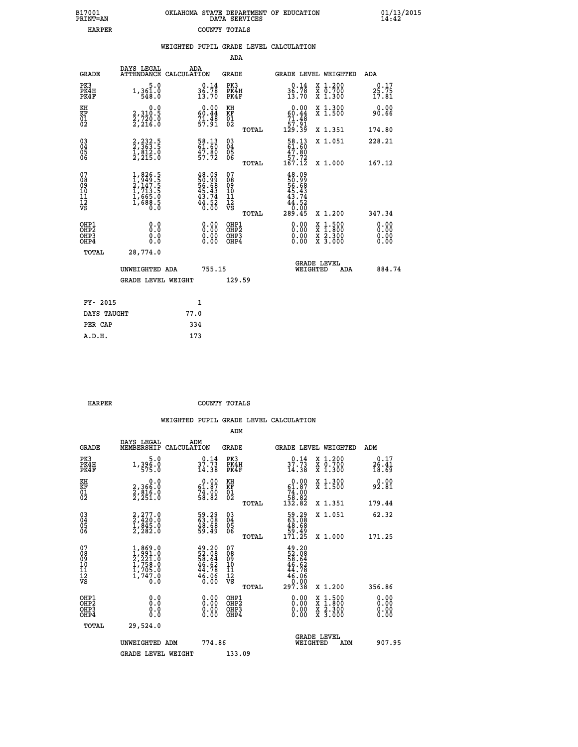B17001 OKLAHOMA STATE DEPARTMENT OF EDUCATION 01/13/2015
PRINT=AN DATA SERVICES 14:42

HARPER COUNTY TOTALS

WEIGHTED PUPIL GRADE LEVEL CALCULATION

ADA

| GRADE | DAYS LEGAL ATTENDANCE | ADA CALCULATION | GRADE | | GRADE LEVEL | WEIGHTED | ADA |
|---|---|---|---|---|---|---|---|
| PK3 | 5.0 | 0.14 | PK3 | | 0.14 | X 1.200 | 0.17 |
| PK4H | 1,361.0 | 36.78 | PK4H | | 36.78 | X 0.700 | 25.75 |
| PK4F | 548.0 | 13.70 | PK4F | | 13.70 | X 1.300 | 17.81 |
| KH | 0.0 | 0.00 | KH | | 0.00 | X 1.300 | 0.00 |
| KF | 2,310.5 | 60.44 | KF | | 60.44 | X 1.500 | 90.66 |
| 01 | 2,720.0 | 71.48 | 01 | | 71.48 | | |
| 02 | 2,216.0 | 57.91 | 02 | | 57.91 | | |
| | | | | TOTAL | 129.39 | X 1.351 | 174.80 |
| 03 | 2,232.5 | 58.13 | 03 | | 58.13 | X 1.051 | 228.21 |
| 04 | 2,363.5 | 61.60 | 04 | | 61.60 | | |
| 05 | 1,812.0 | 47.80 | 05 | | 47.80 | | |
| 06 | 2,215.0 | 57.72 | 06 | | 57.72 | | |
| | | | | TOTAL | 167.12 | X 1.000 | 167.12 |
| 07 | 1,826.5 | 48.09 | 07 | | 48.09 | | |
| 08 | 1,949.5 | 50.99 | 08 | | 50.99 | | |
| 09 | 2,147.5 | 56.68 | 09 | | 56.68 | | |
| 10 | 1,713.5 | 45.43 | 10 | | 45.43 | | |
| 11 | 1,665.0 | 43.74 | 11 | | 43.74 | | |
| 12 | 1,688.5 | 44.52 | 12 | | 44.52 | | |
| VS | 0.0 | 0.00 | VS | | 0.00 | | |
| | | | | TOTAL | 289.45 | X 1.200 | 347.34 |
| OHP1 | 0.0 | 0.00 | OHP1 | | 0.00 | X 1.500 | 0.00 |
| OHP2 | 0.0 | 0.00 | OHP2 | | 0.00 | X 1.800 | 0.00 |
| OHP3 | 0.0 | 0.00 | OHP3 | | 0.00 | X 2.300 | 0.00 |
| OHP4 | 0.0 | 0.00 | OHP4 | | 0.00 | X 3.000 | 0.00 |
| TOTAL | 28,774.0 | | | | | | |

UNWEIGHTED ADA 755.15 | GRADE LEVEL WEIGHTED ADA 884.74

GRADE LEVEL WEIGHT 129.59

| | |
|---|---|
| FY- 2015 | 1 |
| DAYS TAUGHT | 77.0 |
| PER CAP | 334 |
| A.D.H. | 173 |

HARPER COUNTY TOTALS

WEIGHTED PUPIL GRADE LEVEL CALCULATION

ADM

| GRADE | DAYS LEGAL MEMBERSHIP | ADM CALCULATION | GRADE | | GRADE LEVEL | WEIGHTED | ADM |
|---|---|---|---|---|---|---|---|
| PK3 | 5.0 | 0.14 | PK3 | | 0.14 | X 1.200 | 0.17 |
| PK4H | 1,396.0 | 37.73 | PK4H | | 37.73 | X 0.700 | 26.41 |
| PK4F | 575.0 | 14.38 | PK4F | | 14.38 | X 1.300 | 18.69 |
| KH | 0.0 | 0.00 | KH | | 0.00 | X 1.300 | 0.00 |
| KF | 2,366.0 | 61.87 | KF | | 61.87 | X 1.500 | 92.81 |
| 01 | 2,816.0 | 74.00 | 01 | | 74.00 | | |
| 02 | 2,251.0 | 58.82 | 02 | | 58.82 | | |
| | | | | TOTAL | 132.82 | X 1.351 | 179.44 |
| 03 | 2,277.0 | 59.29 | 03 | | 59.29 | X 1.051 | 62.32 |
| 04 | 2,420.0 | 63.08 | 04 | | 63.08 | | |
| 05 | 1,845.0 | 48.68 | 05 | | 48.68 | | |
| 06 | 2,282.0 | 59.49 | 06 | | 59.49 | | |
| | | | | TOTAL | 171.25 | X 1.000 | 171.25 |
| 07 | 1,869.0 | 49.20 | 07 | | 49.20 | | |
| 08 | 1,991.0 | 52.08 | 08 | | 52.08 | | |
| 09 | 2,221.0 | 58.64 | 09 | | 58.64 | | |
| 10 | 1,758.0 | 46.62 | 10 | | 46.62 | | |
| 11 | 1,705.0 | 44.78 | 11 | | 44.78 | | |
| 12 | 1,747.0 | 46.06 | 12 | | 46.06 | | |
| VS | 0.0 | 0.00 | VS | | 0.00 | | |
| | | | | TOTAL | 297.38 | X 1.200 | 356.86 |
| OHP1 | 0.0 | 0.00 | OHP1 | | 0.00 | X 1.500 | 0.00 |
| OHP2 | 0.0 | 0.00 | OHP2 | | 0.00 | X 1.800 | 0.00 |
| OHP3 | 0.0 | 0.00 | OHP3 | | 0.00 | X 2.300 | 0.00 |
| OHP4 | 0.0 | 0.00 | OHP4 | | 0.00 | X 3.000 | 0.00 |
| TOTAL | 29,524.0 | | | | | | |

UNWEIGHTED ADM 774.86 | GRADE LEVEL WEIGHTED ADM 907.95

GRADE LEVEL WEIGHT 133.09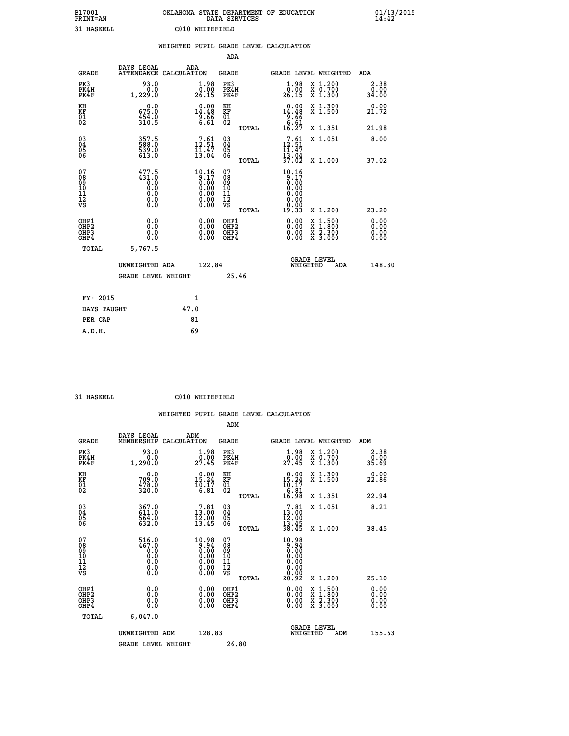B17001 OKLAHOMA STATE DEPARTMENT OF EDUCATION 01/13/2015
PRINT=AN DATA SERVICES 14:42

31 HASKELL C010 WHITEFIELD

## WEIGHTED PUPIL GRADE LEVEL CALCULATION

### ADA

| GRADE | DAYS LEGAL ATTENDANCE | ADA CALCULATION | GRADE | GRADE LEVEL | WEIGHTED | ADA |
|---|---|---|---|---|---|---|
| PK3 | 93.0 | 1.98 | PK3 | 1.98 | X 1.200 | 2.38 |
| PK4H | 0.0 | 0.00 | PK4H | 0.00 | X 0.700 | 0.00 |
| PK4F | 1,229.0 | 26.15 | PK4F | 26.15 | X 1.300 | 34.00 |
| KH | 0.0 | 0.00 | KH | 0.00 | X 1.300 | 0.00 |
| KF | 675.0 | 14.48 | KF | 14.48 | X 1.500 | 21.72 |
| 01 | 454.0 | 9.66 | 01 | 9.66 | | |
| 02 | 310.5 | 6.61 | 02 | 6.61 | | |
| | | | TOTAL | 16.27 | X 1.351 | 21.98 |
| 03 | 357.5 | 7.61 | 03 | 7.61 | X 1.051 | 8.00 |
| 04 | 588.0 | 12.51 | 04 | 12.51 | | |
| 05 | 539.0 | 11.47 | 05 | 11.47 | | |
| 06 | 613.0 | 13.04 | 06 | 13.04 | | |
| | | | TOTAL | 37.02 | X 1.000 | 37.02 |
| 07 | 477.5 | 10.16 | 07 | 10.16 | | |
| 08 | 431.0 | 9.17 | 08 | 9.17 | | |
| 09 | 0.0 | 0.00 | 09 | 0.00 | | |
| 10 | 0.0 | 0.00 | 10 | 0.00 | | |
| 11 | 0.0 | 0.00 | 11 | 0.00 | | |
| 12 | 0.0 | 0.00 | 12 | 0.00 | | |
| VS | 0.0 | 0.00 | VS | 0.00 | | |
| | | | TOTAL | 19.33 | X 1.200 | 23.20 |
| OHP1 | 0.0 | 0.00 | OHP1 | 0.00 | X 1.500 | 0.00 |
| OHP2 | 0.0 | 0.00 | OHP2 | 0.00 | X 1.800 | 0.00 |
| OHP3 | 0.0 | 0.00 | OHP3 | 0.00 | X 2.300 | 0.00 |
| OHP4 | 0.0 | 0.00 | OHP4 | 0.00 | X 3.000 | 0.00 |
| TOTAL | 5,767.5 | | | | | |

UNWEIGHTED ADA 122.84 — GRADE LEVEL WEIGHTED ADA 148.30

GRADE LEVEL WEIGHT 25.46

| FY- 2015 | 1 |
|---|---|
| DAYS TAUGHT | 47.0 |
| PER CAP | 81 |
| A.D.H. | 69 |

31 HASKELL C010 WHITEFIELD

## WEIGHTED PUPIL GRADE LEVEL CALCULATION

### ADM

| GRADE | DAYS LEGAL MEMBERSHIP | ADM CALCULATION | GRADE | GRADE LEVEL | WEIGHTED | ADM |
|---|---|---|---|---|---|---|
| PK3 | 93.0 | 1.98 | PK3 | 1.98 | X 1.200 | 2.38 |
| PK4H | 0.0 | 0.00 | PK4H | 0.00 | X 0.700 | 0.00 |
| PK4F | 1,290.0 | 27.45 | PK4F | 27.45 | X 1.300 | 35.69 |
| KH | 0.0 | 0.00 | KH | 0.00 | X 1.300 | 0.00 |
| KF | 709.0 | 15.24 | KF | 15.24 | X 1.500 | 22.86 |
| 01 | 478.0 | 10.17 | 01 | 10.17 | | |
| 02 | 320.0 | 6.81 | 02 | 6.81 | | |
| | | | TOTAL | 16.98 | X 1.351 | 22.94 |
| 03 | 367.0 | 7.81 | 03 | 7.81 | X 1.051 | 8.21 |
| 04 | 611.0 | 13.00 | 04 | 13.00 | | |
| 05 | 564.0 | 12.00 | 05 | 12.00 | | |
| 06 | 632.0 | 13.45 | 06 | 13.45 | | |
| | | | TOTAL | 38.45 | X 1.000 | 38.45 |
| 07 | 516.0 | 10.98 | 07 | 10.98 | | |
| 08 | 467.0 | 9.94 | 08 | 9.94 | | |
| 09 | 0.0 | 0.00 | 09 | 0.00 | | |
| 10 | 0.0 | 0.00 | 10 | 0.00 | | |
| 11 | 0.0 | 0.00 | 11 | 0.00 | | |
| 12 | 0.0 | 0.00 | 12 | 0.00 | | |
| VS | 0.0 | 0.00 | VS | 0.00 | | |
| | | | TOTAL | 20.92 | X 1.200 | 25.10 |
| OHP1 | 0.0 | 0.00 | OHP1 | 0.00 | X 1.500 | 0.00 |
| OHP2 | 0.0 | 0.00 | OHP2 | 0.00 | X 1.800 | 0.00 |
| OHP3 | 0.0 | 0.00 | OHP3 | 0.00 | X 2.300 | 0.00 |
| OHP4 | 0.0 | 0.00 | OHP4 | 0.00 | X 3.000 | 0.00 |
| TOTAL | 6,047.0 | | | | | |

UNWEIGHTED ADM 128.83 — GRADE LEVEL WEIGHTED ADM 155.63

GRADE LEVEL WEIGHT 26.80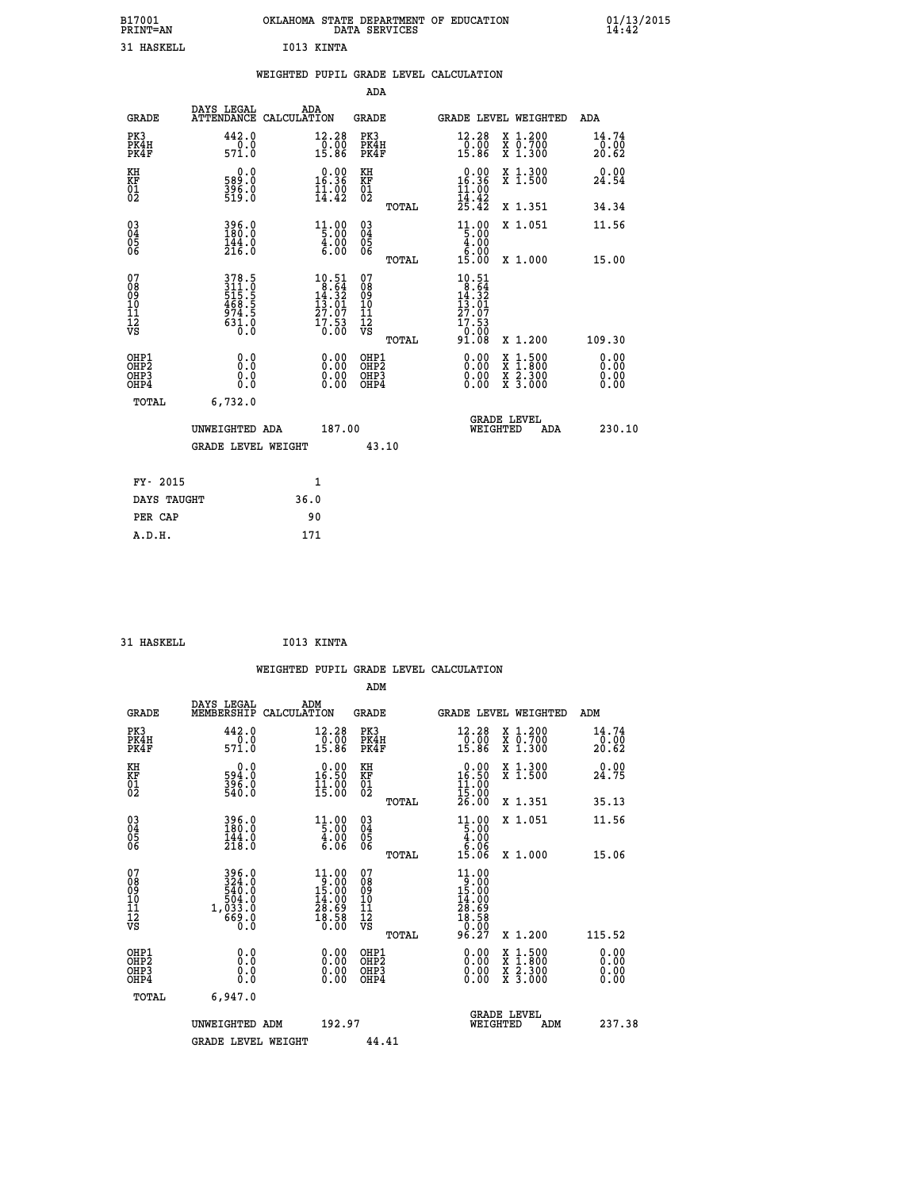B17001 OKLAHOMA STATE DEPARTMENT OF EDUCATION 01/13/2015
PRINT=AN DATA SERVICES 14:42

31 HASKELL I013 KINTA

## WEIGHTED PUPIL GRADE LEVEL CALCULATION

### ADA

| GRADE | DAYS LEGAL ATTENDANCE | ADA CALCULATION | GRADE | | GRADE LEVEL | WEIGHTED | ADA |
|---|---|---|---|---|---|---|---|
| PK3 | 442.0 | 12.28 | PK3 | | 12.28 | X 1.200 | 14.74 |
| PK4H | 0.0 | 0.00 | PK4H | | 0.00 | X 0.700 | 0.00 |
| PK4F | 571.0 | 15.86 | PK4F | | 15.86 | X 1.300 | 20.62 |
| KH | 0.0 | 0.00 | KH | | 0.00 | X 1.300 | 0.00 |
| KF | 589.0 | 16.36 | KF | | 16.36 | X 1.500 | 24.54 |
| 01 | 396.0 | 11.00 | 01 | | 11.00 | | |
| 02 | 519.0 | 14.42 | 02 | | 14.42 | | |
| | | | | TOTAL | 25.42 | X 1.351 | 34.34 |
| 03 | 396.0 | 11.00 | 03 | | 11.00 | X 1.051 | 11.56 |
| 04 | 180.0 | 5.00 | 04 | | 5.00 | | |
| 05 | 144.0 | 4.00 | 05 | | 4.00 | | |
| 06 | 216.0 | 6.00 | 06 | | 6.00 | | |
| | | | | TOTAL | 15.00 | X 1.000 | 15.00 |
| 07 | 378.5 | 10.51 | 07 | | 10.51 | | |
| 08 | 311.0 | 8.64 | 08 | | 8.64 | | |
| 09 | 515.5 | 14.32 | 09 | | 14.32 | | |
| 10 | 468.5 | 13.01 | 10 | | 13.01 | | |
| 11 | 974.5 | 27.07 | 11 | | 27.07 | | |
| 12 | 631.0 | 17.53 | 12 | | 17.53 | | |
| VS | 0.0 | 0.00 | VS | | 0.00 | | |
| | | | | TOTAL | 91.08 | X 1.200 | 109.30 |
| OHP1 | 0.0 | 0.00 | OHP1 | | 0.00 | X 1.500 | 0.00 |
| OHP2 | 0.0 | 0.00 | OHP2 | | 0.00 | X 1.800 | 0.00 |
| OHP3 | 0.0 | 0.00 | OHP3 | | 0.00 | X 2.300 | 0.00 |
| OHP4 | 0.0 | 0.00 | OHP4 | | 0.00 | X 3.000 | 0.00 |
| TOTAL | 6,732.0 | | | | | | |

UNWEIGHTED ADA 187.00 GRADE LEVEL WEIGHTED ADA 230.10

GRADE LEVEL WEIGHT 43.10

| FY- 2015 | 1 |
|---|---|
| DAYS TAUGHT | 36.0 |
| PER CAP | 90 |
| A.D.H. | 171 |

31 HASKELL I013 KINTA

## WEIGHTED PUPIL GRADE LEVEL CALCULATION

### ADM

| GRADE | DAYS LEGAL MEMBERSHIP | ADM CALCULATION | GRADE | | GRADE LEVEL | WEIGHTED | ADM |
|---|---|---|---|---|---|---|---|
| PK3 | 442.0 | 12.28 | PK3 | | 12.28 | X 1.200 | 14.74 |
| PK4H | 0.0 | 0.00 | PK4H | | 0.00 | X 0.700 | 0.00 |
| PK4F | 571.0 | 15.86 | PK4F | | 15.86 | X 1.300 | 20.62 |
| KH | 0.0 | 0.00 | KH | | 0.00 | X 1.300 | 0.00 |
| KF | 594.0 | 16.50 | KF | | 16.50 | X 1.500 | 24.75 |
| 01 | 396.0 | 11.00 | 01 | | 11.00 | | |
| 02 | 540.0 | 15.00 | 02 | | 15.00 | | |
| | | | | TOTAL | 26.00 | X 1.351 | 35.13 |
| 03 | 396.0 | 11.00 | 03 | | 11.00 | X 1.051 | 11.56 |
| 04 | 180.0 | 5.00 | 04 | | 5.00 | | |
| 05 | 144.0 | 4.00 | 05 | | 4.00 | | |
| 06 | 218.0 | 6.06 | 06 | | 6.06 | | |
| | | | | TOTAL | 15.06 | X 1.000 | 15.06 |
| 07 | 396.0 | 11.00 | 07 | | 11.00 | | |
| 08 | 324.0 | 9.00 | 08 | | 9.00 | | |
| 09 | 540.0 | 15.00 | 09 | | 15.00 | | |
| 10 | 504.0 | 14.00 | 10 | | 14.00 | | |
| 11 | 1,033.0 | 28.69 | 11 | | 28.69 | | |
| 12 | 669.0 | 18.58 | 12 | | 18.58 | | |
| VS | 0.0 | 0.00 | VS | | 0.00 | | |
| | | | | TOTAL | 96.27 | X 1.200 | 115.52 |
| OHP1 | 0.0 | 0.00 | OHP1 | | 0.00 | X 1.500 | 0.00 |
| OHP2 | 0.0 | 0.00 | OHP2 | | 0.00 | X 1.800 | 0.00 |
| OHP3 | 0.0 | 0.00 | OHP3 | | 0.00 | X 2.300 | 0.00 |
| OHP4 | 0.0 | 0.00 | OHP4 | | 0.00 | X 3.000 | 0.00 |
| TOTAL | 6,947.0 | | | | | | |

UNWEIGHTED ADM 192.97 GRADE LEVEL WEIGHTED ADM 237.38

GRADE LEVEL WEIGHT 44.41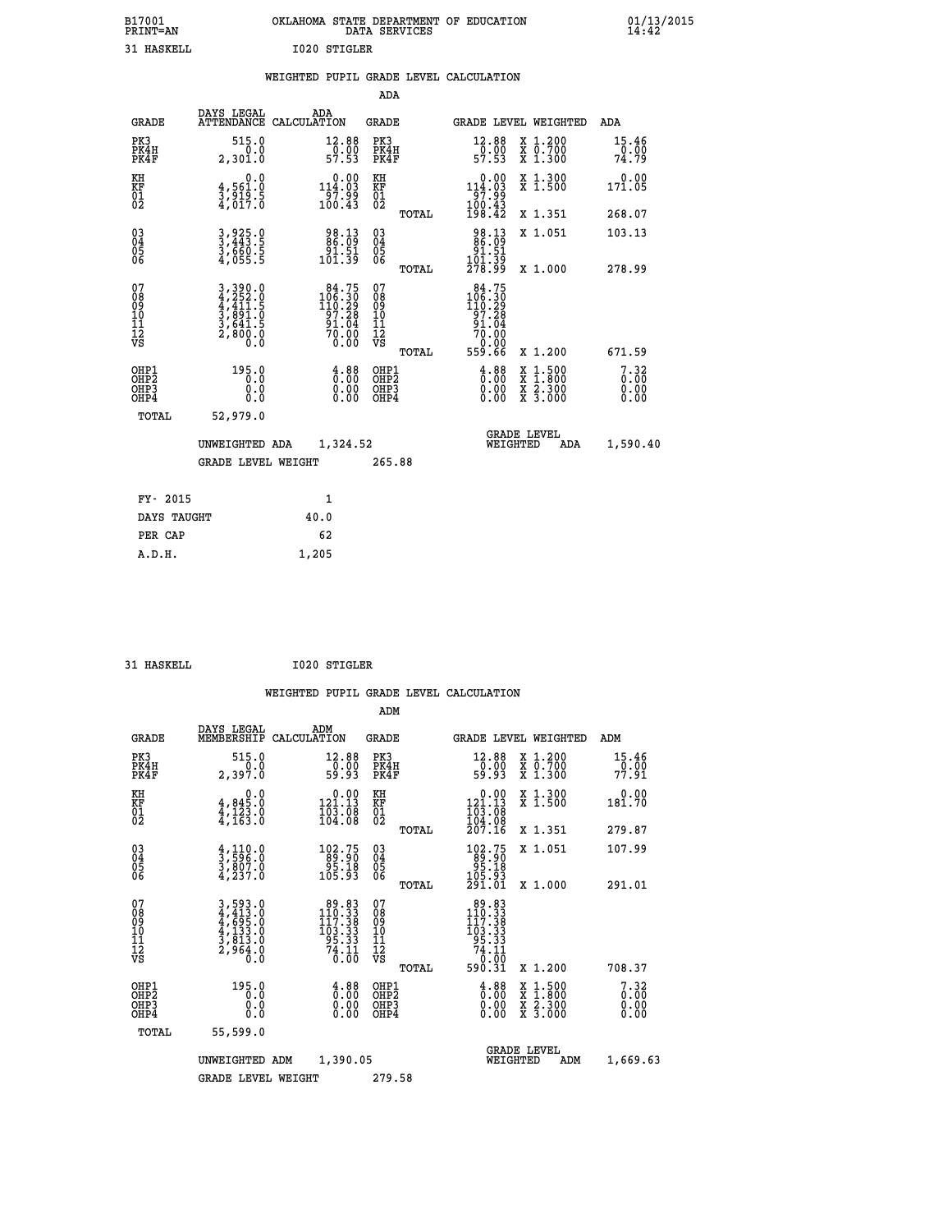B17001 OKLAHOMA STATE DEPARTMENT OF EDUCATION 01/13/2015
PRINT=AN DATA SERVICES 14:42

31 HASKELL I020 STIGLER

## WEIGHTED PUPIL GRADE LEVEL CALCULATION

### ADA

| GRADE | DAYS LEGAL ATTENDANCE | ADA CALCULATION | GRADE | GRADE LEVEL | WEIGHTED | ADA |
|---|---|---|---|---|---|---|
| PK3 | 515.0 | 12.88 | PK3 | 12.88 | X 1.200 | 15.46 |
| PK4H | 0.0 | 0.00 | PK4H | 0.00 | X 0.700 | 0.00 |
| PK4F | 2,301.0 | 57.53 | PK4F | 57.53 | X 1.300 | 74.79 |
| KH | 0.0 | 0.00 | KH | 0.00 | X 1.300 | 0.00 |
| KF | 4,561.0 | 114.03 | KF | 114.03 | X 1.500 | 171.05 |
| 01 | 3,919.5 | 97.99 | 01 | 97.99 | | |
| 02 | 4,017.0 | 100.43 | 02 | 100.43 | | |
| | | | TOTAL | 198.42 | X 1.351 | 268.07 |
| 03 | 3,925.0 | 98.13 | 03 | 98.13 | X 1.051 | 103.13 |
| 04 | 3,443.5 | 86.09 | 04 | 86.09 | | |
| 05 | 3,660.5 | 91.51 | 05 | 91.51 | | |
| 06 | 4,055.5 | 101.39 | 06 | 101.39 | | |
| | | | TOTAL | 278.99 | X 1.000 | 278.99 |
| 07 | 3,390.0 | 84.75 | 07 | 84.75 | | |
| 08 | 4,252.0 | 106.30 | 08 | 106.30 | | |
| 09 | 4,411.5 | 110.29 | 09 | 110.29 | | |
| 10 | 3,891.0 | 97.28 | 10 | 97.28 | | |
| 11 | 3,641.5 | 91.04 | 11 | 91.04 | | |
| 12 | 2,800.0 | 70.00 | 12 | 70.00 | | |
| VS | 0.0 | 0.00 | VS | 0.00 | | |
| | | | TOTAL | 559.66 | X 1.200 | 671.59 |
| OHP1 | 195.0 | 4.88 | OHP1 | 4.88 | X 1.500 | 7.32 |
| OHP2 | 0.0 | 0.00 | OHP2 | 0.00 | X 1.800 | 0.00 |
| OHP3 | 0.0 | 0.00 | OHP3 | 0.00 | X 2.300 | 0.00 |
| OHP4 | 0.0 | 0.00 | OHP4 | 0.00 | X 3.000 | 0.00 |
| TOTAL | 52,979.0 | | | | | |

UNWEIGHTED ADA 1,324.52 GRADE LEVEL WEIGHTED ADA 1,590.40

GRADE LEVEL WEIGHT 265.88

| FY- 2015 | 1 |
|---|---|
| DAYS TAUGHT | 40.0 |
| PER CAP | 62 |
| A.D.H. | 1,205 |

31 HASKELL I020 STIGLER

## WEIGHTED PUPIL GRADE LEVEL CALCULATION

### ADM

| GRADE | DAYS LEGAL MEMBERSHIP | ADM CALCULATION | GRADE | GRADE LEVEL | WEIGHTED | ADM |
|---|---|---|---|---|---|---|
| PK3 | 515.0 | 12.88 | PK3 | 12.88 | X 1.200 | 15.46 |
| PK4H | 0.0 | 0.00 | PK4H | 0.00 | X 0.700 | 0.00 |
| PK4F | 2,397.0 | 59.93 | PK4F | 59.93 | X 1.300 | 77.91 |
| KH | 0.0 | 0.00 | KH | 0.00 | X 1.300 | 0.00 |
| KF | 4,845.0 | 121.13 | KF | 121.13 | X 1.500 | 181.70 |
| 01 | 4,123.0 | 103.08 | 01 | 103.08 | | |
| 02 | 4,163.0 | 104.08 | 02 | 104.08 | | |
| | | | TOTAL | 207.16 | X 1.351 | 279.87 |
| 03 | 4,110.0 | 102.75 | 03 | 102.75 | X 1.051 | 107.99 |
| 04 | 3,596.0 | 89.90 | 04 | 89.90 | | |
| 05 | 3,807.0 | 95.18 | 05 | 95.18 | | |
| 06 | 4,237.0 | 105.93 | 06 | 105.93 | | |
| | | | TOTAL | 291.01 | X 1.000 | 291.01 |
| 07 | 3,593.0 | 89.83 | 07 | 89.83 | | |
| 08 | 4,413.0 | 110.33 | 08 | 110.33 | | |
| 09 | 4,695.0 | 117.38 | 09 | 117.38 | | |
| 10 | 4,133.0 | 103.33 | 10 | 103.33 | | |
| 11 | 3,813.0 | 95.33 | 11 | 95.33 | | |
| 12 | 2,964.0 | 74.11 | 12 | 74.11 | | |
| VS | 0.0 | 0.00 | VS | 0.00 | | |
| | | | TOTAL | 590.31 | X 1.200 | 708.37 |
| OHP1 | 195.0 | 4.88 | OHP1 | 4.88 | X 1.500 | 7.32 |
| OHP2 | 0.0 | 0.00 | OHP2 | 0.00 | X 1.800 | 0.00 |
| OHP3 | 0.0 | 0.00 | OHP3 | 0.00 | X 2.300 | 0.00 |
| OHP4 | 0.0 | 0.00 | OHP4 | 0.00 | X 3.000 | 0.00 |
| TOTAL | 55,599.0 | | | | | |

UNWEIGHTED ADM 1,390.05 GRADE LEVEL WEIGHTED ADM 1,669.63

GRADE LEVEL WEIGHT 279.58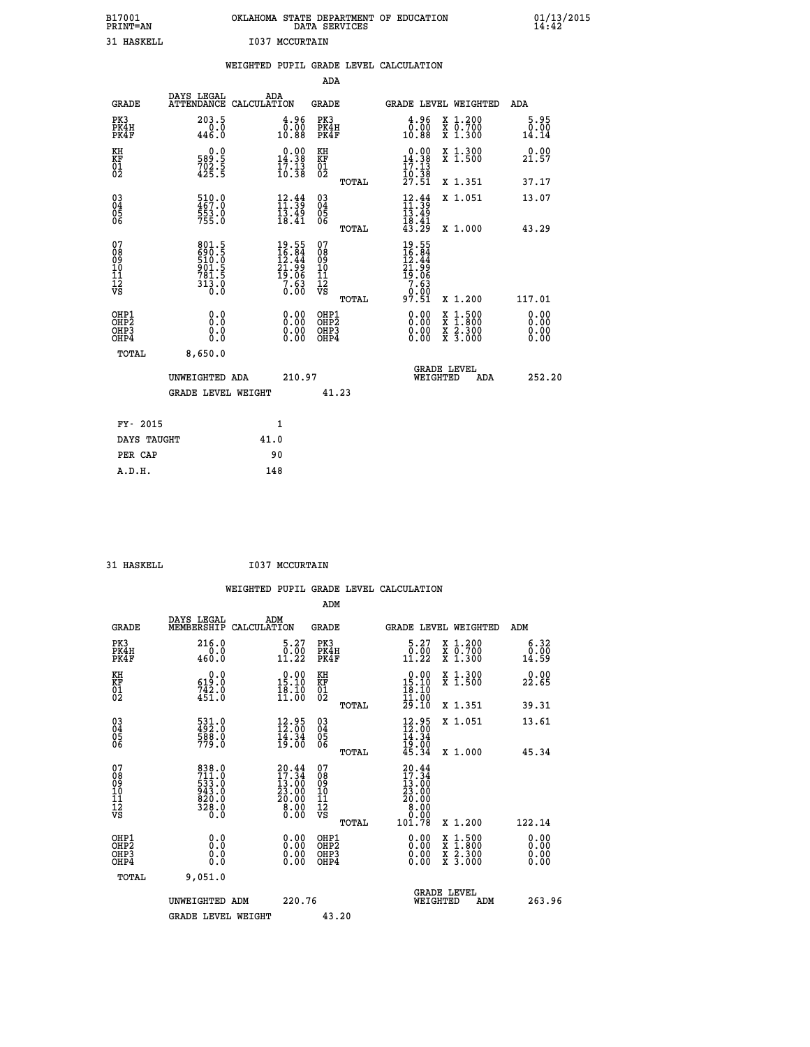B17001 OKLAHOMA STATE DEPARTMENT OF EDUCATION 01/13/2015
PRINT=AN DATA SERVICES 14:42

31 HASKELL I037 MCCURTAIN

## WEIGHTED PUPIL GRADE LEVEL CALCULATION

### ADA

| GRADE | DAYS LEGAL ATTENDANCE | ADA CALCULATION | GRADE | | GRADE LEVEL | WEIGHTED | ADA |
|---|---|---|---|---|---|---|---|
| PK3 | 203.5 | 4.96 | PK3 | | 4.96 | X 1.200 | 5.95 |
| PK4H | 0.0 | 0.00 | PK4H | | 0.00 | X 0.700 | 0.00 |
| PK4F | 446.0 | 10.88 | PK4F | | 10.88 | X 1.300 | 14.14 |
| KH | 0.0 | 0.00 | KH | | 0.00 | X 1.300 | 0.00 |
| KF | 589.5 | 14.38 | KF | | 14.38 | X 1.500 | 21.57 |
| 01 | 702.5 | 17.13 | 01 | | 17.13 | | |
| 02 | 425.5 | 10.38 | 02 | | 10.38 | | |
| | | | | TOTAL | 27.51 | X 1.351 | 37.17 |
| 03 | 510.0 | 12.44 | 03 | | 12.44 | X 1.051 | 13.07 |
| 04 | 467.0 | 11.39 | 04 | | 11.39 | | |
| 05 | 553.0 | 13.49 | 05 | | 13.49 | | |
| 06 | 755.0 | 18.41 | 06 | | 18.41 | | |
| | | | | TOTAL | 43.29 | X 1.000 | 43.29 |
| 07 | 801.5 | 19.55 | 07 | | 19.55 | | |
| 08 | 690.5 | 16.84 | 08 | | 16.84 | | |
| 09 | 510.0 | 12.44 | 09 | | 12.44 | | |
| 10 | 901.5 | 21.99 | 10 | | 21.99 | | |
| 11 | 781.5 | 19.06 | 11 | | 19.06 | | |
| 12 | 313.0 | 7.63 | 12 | | 7.63 | | |
| VS | 0.0 | 0.00 | VS | | 0.00 | | |
| | | | | TOTAL | 97.51 | X 1.200 | 117.01 |
| OHP1 | 0.0 | 0.00 | OHP1 | | 0.00 | X 1.500 | 0.00 |
| OHP2 | 0.0 | 0.00 | OHP2 | | 0.00 | X 1.800 | 0.00 |
| OHP3 | 0.0 | 0.00 | OHP3 | | 0.00 | X 2.300 | 0.00 |
| OHP4 | 0.0 | 0.00 | OHP4 | | 0.00 | X 3.000 | 0.00 |
| TOTAL | 8,650.0 | | | | | | |

UNWEIGHTED ADA 210.97 — GRADE LEVEL WEIGHTED ADA 252.20

GRADE LEVEL WEIGHT 41.23

| | |
|---|---|
| FY- 2015 | 1 |
| DAYS TAUGHT | 41.0 |
| PER CAP | 90 |
| A.D.H. | 148 |

31 HASKELL I037 MCCURTAIN

## WEIGHTED PUPIL GRADE LEVEL CALCULATION

### ADM

| GRADE | DAYS LEGAL MEMBERSHIP | ADM CALCULATION | GRADE | | GRADE LEVEL | WEIGHTED | ADM |
|---|---|---|---|---|---|---|---|
| PK3 | 216.0 | 5.27 | PK3 | | 5.27 | X 1.200 | 6.32 |
| PK4H | 0.0 | 0.00 | PK4H | | 0.00 | X 0.700 | 0.00 |
| PK4F | 460.0 | 11.22 | PK4F | | 11.22 | X 1.300 | 14.59 |
| KH | 0.0 | 0.00 | KH | | 0.00 | X 1.300 | 0.00 |
| KF | 619.0 | 15.10 | KF | | 15.10 | X 1.500 | 22.65 |
| 01 | 742.0 | 18.10 | 01 | | 18.10 | | |
| 02 | 451.0 | 11.00 | 02 | | 11.00 | | |
| | | | | TOTAL | 29.10 | X 1.351 | 39.31 |
| 03 | 531.0 | 12.95 | 03 | | 12.95 | X 1.051 | 13.61 |
| 04 | 492.0 | 12.00 | 04 | | 12.00 | | |
| 05 | 588.0 | 14.34 | 05 | | 14.34 | | |
| 06 | 779.0 | 19.00 | 06 | | 19.00 | | |
| | | | | TOTAL | 45.34 | X 1.000 | 45.34 |
| 07 | 838.0 | 20.44 | 07 | | 20.44 | | |
| 08 | 711.0 | 17.34 | 08 | | 17.34 | | |
| 09 | 533.0 | 13.00 | 09 | | 13.00 | | |
| 10 | 943.0 | 23.00 | 10 | | 23.00 | | |
| 11 | 820.0 | 20.00 | 11 | | 20.00 | | |
| 12 | 328.0 | 8.00 | 12 | | 8.00 | | |
| VS | 0.0 | 0.00 | VS | | 0.00 | | |
| | | | | TOTAL | 101.78 | X 1.200 | 122.14 |
| OHP1 | 0.0 | 0.00 | OHP1 | | 0.00 | X 1.500 | 0.00 |
| OHP2 | 0.0 | 0.00 | OHP2 | | 0.00 | X 1.800 | 0.00 |
| OHP3 | 0.0 | 0.00 | OHP3 | | 0.00 | X 2.300 | 0.00 |
| OHP4 | 0.0 | 0.00 | OHP4 | | 0.00 | X 3.000 | 0.00 |
| TOTAL | 9,051.0 | | | | | | |

UNWEIGHTED ADM 220.76 — GRADE LEVEL WEIGHTED ADM 263.96

GRADE LEVEL WEIGHT 43.20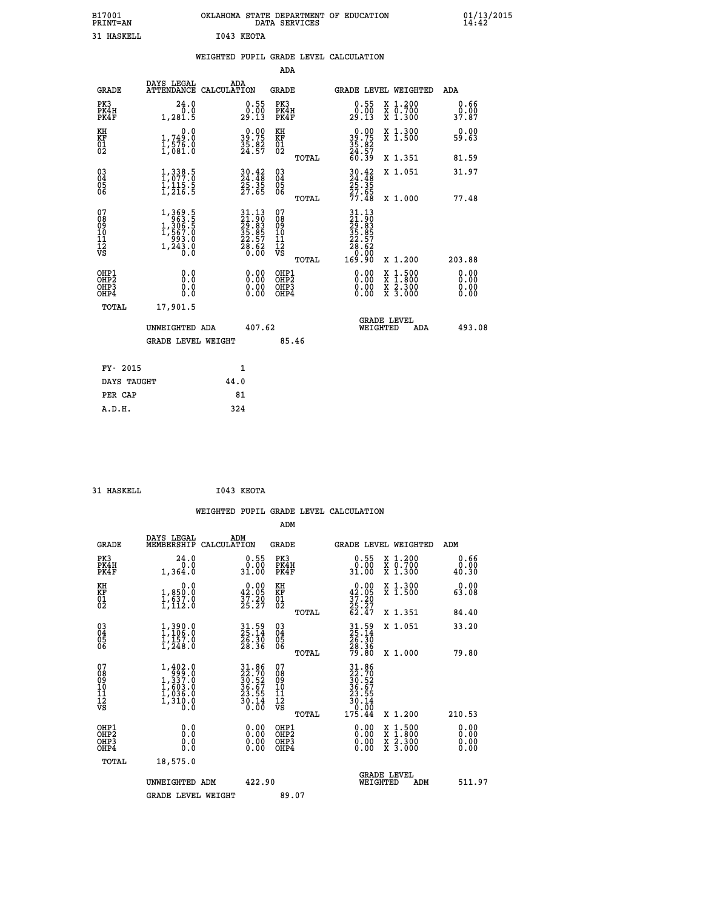B17001 PRINT=AN OKLAHOMA STATE DEPARTMENT OF EDUCATION DATA SERVICES 01/13/2015 14:42

31 HASKELL I043 KEOTA

WEIGHTED PUPIL GRADE LEVEL CALCULATION

ADA

| GRADE | DAYS LEGAL ATTENDANCE | ADA CALCULATION | GRADE | GRADE LEVEL | WEIGHTED | ADA |
|---|---|---|---|---|---|---|
| PK3 | 24.0 | 0.55 | PK3 | 0.55 | X 1.200 | 0.66 |
| PK4H | 0.0 | 0.00 | PK4H | 0.00 | X 0.700 | 0.00 |
| PK4F | 1,281.5 | 29.13 | PK4F | 29.13 | X 1.300 | 37.87 |
| KH | 0.0 | 0.00 | KH | 0.00 | X 1.300 | 0.00 |
| KF | 1,749.0 | 39.75 | KF | 39.75 | X 1.500 | 59.63 |
| 01 | 1,576.0 | 35.82 | 01 | 35.82 | | |
| 02 | 1,081.0 | 24.57 | 02 | 24.57 | | |
| | | | TOTAL | 60.39 | X 1.351 | 81.59 |
| 03 | 1,338.5 | 30.42 | 03 | 30.42 | X 1.051 | 31.97 |
| 04 | 1,077.0 | 24.48 | 04 | 24.48 | | |
| 05 | 1,115.5 | 25.35 | 05 | 25.35 | | |
| 06 | 1,216.5 | 27.65 | 06 | 27.65 | | |
| | | | TOTAL | 77.48 | X 1.000 | 77.48 |
| 07 | 1,369.5 | 31.13 | 07 | 31.13 | | |
| 08 | 963.5 | 21.90 | 08 | 21.90 | | |
| 09 | 1,306.5 | 29.83 | 09 | 29.83 | | |
| 10 | 1,567.0 | 35.85 | 10 | 35.85 | | |
| 11 | 993.0 | 22.57 | 11 | 22.57 | | |
| 12 | 1,243.0 | 28.62 | 12 | 28.62 | | |
| VS | 0.0 | 0.00 | VS | 0.00 | | |
| | | | TOTAL | 169.90 | X 1.200 | 203.88 |
| OHP1 | 0.0 | 0.00 | OHP1 | 0.00 | X 1.500 | 0.00 |
| OHP2 | 0.0 | 0.00 | OHP2 | 0.00 | X 1.800 | 0.00 |
| OHP3 | 0.0 | 0.00 | OHP3 | 0.00 | X 2.300 | 0.00 |
| OHP4 | 0.0 | 0.00 | OHP4 | 0.00 | X 3.000 | 0.00 |
| TOTAL | 17,901.5 | | | | | |

UNWEIGHTED ADA 407.62 GRADE LEVEL WEIGHTED ADA 493.08

GRADE LEVEL WEIGHT 85.46

| FY- 2015 | 1 |
|---|---|
| DAYS TAUGHT | 44.0 |
| PER CAP | 81 |
| A.D.H. | 324 |

31 HASKELL I043 KEOTA

WEIGHTED PUPIL GRADE LEVEL CALCULATION

ADM

| GRADE | DAYS LEGAL MEMBERSHIP | ADM CALCULATION | GRADE | GRADE LEVEL | WEIGHTED | ADM |
|---|---|---|---|---|---|---|
| PK3 | 24.0 | 0.55 | PK3 | 0.55 | X 1.200 | 0.66 |
| PK4H | 0.0 | 0.00 | PK4H | 0.00 | X 0.700 | 0.00 |
| PK4F | 1,364.0 | 31.00 | PK4F | 31.00 | X 1.300 | 40.30 |
| KH | 0.0 | 0.00 | KH | 0.00 | X 1.300 | 0.00 |
| KF | 1,850.0 | 42.05 | KF | 42.05 | X 1.500 | 63.08 |
| 01 | 1,637.0 | 37.20 | 01 | 37.20 | | |
| 02 | 1,112.0 | 25.27 | 02 | 25.27 | | |
| | | | TOTAL | 62.47 | X 1.351 | 84.40 |
| 03 | 1,390.0 | 31.59 | 03 | 31.59 | X 1.051 | 33.20 |
| 04 | 1,106.0 | 25.14 | 04 | 25.14 | | |
| 05 | 1,157.0 | 26.30 | 05 | 26.30 | | |
| 06 | 1,248.0 | 28.36 | 06 | 28.36 | | |
| | | | TOTAL | 79.80 | X 1.000 | 79.80 |
| 07 | 1,402.0 | 31.86 | 07 | 31.86 | | |
| 08 | 999.0 | 22.70 | 08 | 22.70 | | |
| 09 | 1,337.0 | 30.52 | 09 | 30.52 | | |
| 10 | 1,603.0 | 36.67 | 10 | 36.67 | | |
| 11 | 1,036.0 | 23.55 | 11 | 23.55 | | |
| 12 | 1,310.0 | 30.14 | 12 | 30.14 | | |
| VS | 0.0 | 0.00 | VS | 0.00 | | |
| | | | TOTAL | 175.44 | X 1.200 | 210.53 |
| OHP1 | 0.0 | 0.00 | OHP1 | 0.00 | X 1.500 | 0.00 |
| OHP2 | 0.0 | 0.00 | OHP2 | 0.00 | X 1.800 | 0.00 |
| OHP3 | 0.0 | 0.00 | OHP3 | 0.00 | X 2.300 | 0.00 |
| OHP4 | 0.0 | 0.00 | OHP4 | 0.00 | X 3.000 | 0.00 |
| TOTAL | 18,575.0 | | | | | |

UNWEIGHTED ADM 422.90 GRADE LEVEL WEIGHTED ADM 511.97

GRADE LEVEL WEIGHT 89.07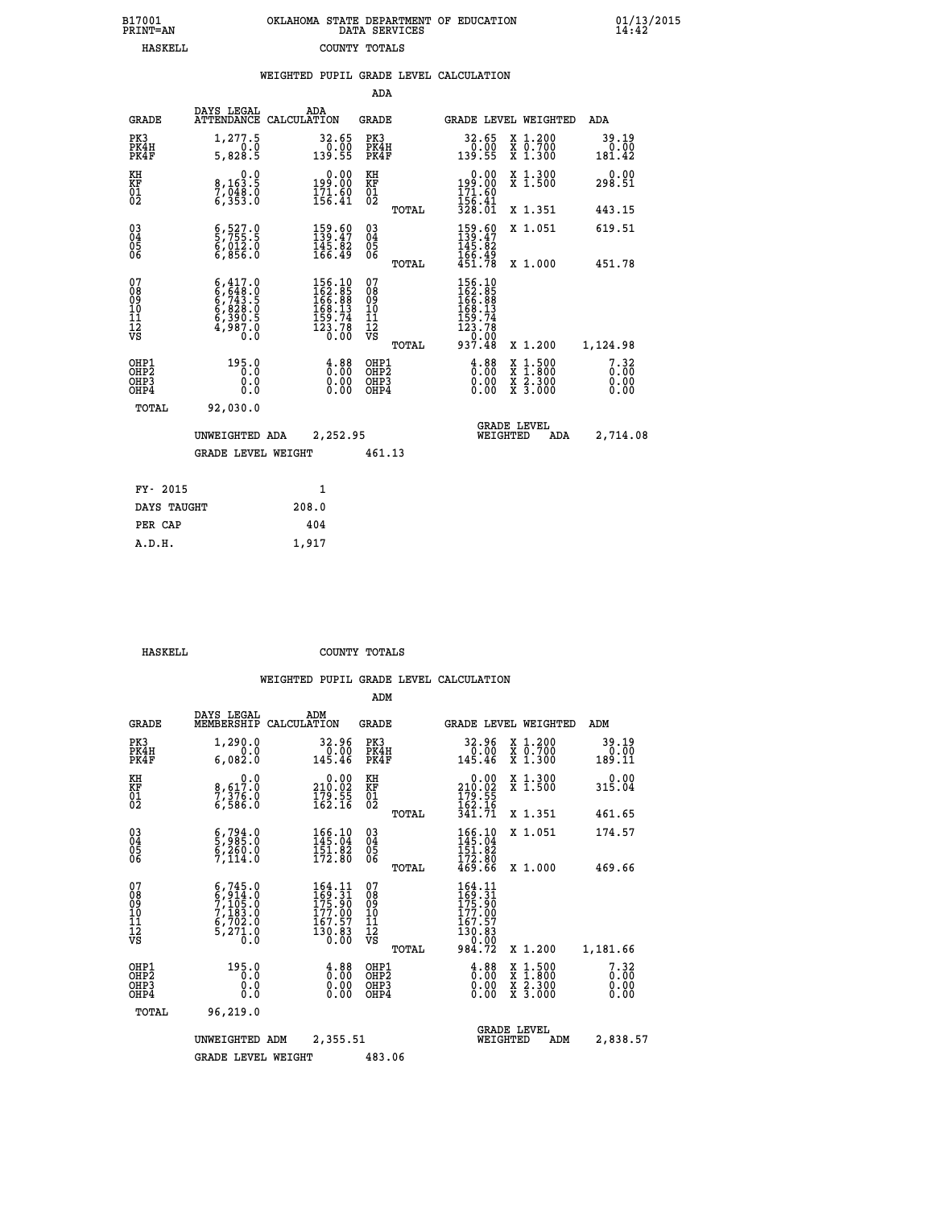B17001 OKLAHOMA STATE DEPARTMENT OF EDUCATION 01/13/2015
PRINT=AN DATA SERVICES 14:42
HASKELL COUNTY TOTALS

### WEIGHTED PUPIL GRADE LEVEL CALCULATION

#### ADA

| GRADE | DAYS LEGAL ATTENDANCE | ADA CALCULATION | GRADE | | GRADE LEVEL | WEIGHTED | ADA |
|---|---|---|---|---|---|---|---|
| PK3 | 1,277.5 | 32.65 | PK3 | | 32.65 | X 1.200 | 39.19 |
| PK4H | 0.0 | 0.00 | PK4H | | 0.00 | X 0.700 | 0.00 |
| PK4F | 5,828.5 | 139.55 | PK4F | | 139.55 | X 1.300 | 181.42 |
| KH | 0.0 | 0.00 | KH | | 0.00 | X 1.300 | 0.00 |
| KF | 8,163.5 | 199.00 | KF | | 199.00 | X 1.500 | 298.51 |
| 01 | 7,048.0 | 171.60 | 01 | | 171.60 | | |
| 02 | 6,353.0 | 156.41 | 02 | | 156.41 | | |
| | | | | TOTAL | 328.01 | X 1.351 | 443.15 |
| 03 | 6,527.0 | 159.60 | 03 | | 159.60 | X 1.051 | 619.51 |
| 04 | 5,755.5 | 139.47 | 04 | | 139.47 | | |
| 05 | 6,012.0 | 145.82 | 05 | | 145.82 | | |
| 06 | 6,856.0 | 166.49 | 06 | | 166.49 | | |
| | | | | TOTAL | 451.78 | X 1.000 | 451.78 |
| 07 | 6,417.0 | 156.10 | 07 | | 156.10 | | |
| 08 | 6,648.0 | 162.85 | 08 | | 162.85 | | |
| 09 | 6,743.5 | 166.88 | 09 | | 166.88 | | |
| 10 | 6,828.0 | 168.13 | 10 | | 168.13 | | |
| 11 | 6,390.5 | 159.74 | 11 | | 159.74 | | |
| 12 | 4,987.0 | 123.78 | 12 | | 123.78 | | |
| VS | 0.0 | 0.00 | VS | | 0.00 | | |
| | | | | TOTAL | 937.48 | X 1.200 | 1,124.98 |
| OHP1 | 195.0 | 4.88 | OHP1 | | 4.88 | X 1.500 | 7.32 |
| OHP2 | 0.0 | 0.00 | OHP2 | | 0.00 | X 1.800 | 0.00 |
| OHP3 | 0.0 | 0.00 | OHP3 | | 0.00 | X 2.300 | 0.00 |
| OHP4 | 0.0 | 0.00 | OHP4 | | 0.00 | X 3.000 | 0.00 |
| TOTAL | 92,030.0 | | | | | | |

UNWEIGHTED ADA 2,252.95 GRADE LEVEL WEIGHTED ADA 2,714.08

GRADE LEVEL WEIGHT 461.13

| | |
|---|---|
| FY- 2015 | 1 |
| DAYS TAUGHT | 208.0 |
| PER CAP | 404 |
| A.D.H. | 1,917 |

HASKELL COUNTY TOTALS

### WEIGHTED PUPIL GRADE LEVEL CALCULATION

#### ADM

| GRADE | DAYS LEGAL MEMBERSHIP | ADM CALCULATION | GRADE | | GRADE LEVEL | WEIGHTED | ADM |
|---|---|---|---|---|---|---|---|
| PK3 | 1,290.0 | 32.96 | PK3 | | 32.96 | X 1.200 | 39.19 |
| PK4H | 0.0 | 0.00 | PK4H | | 0.00 | X 0.700 | 0.00 |
| PK4F | 6,082.0 | 145.46 | PK4F | | 145.46 | X 1.300 | 189.11 |
| KH | 0.0 | 0.00 | KH | | 0.00 | X 1.300 | 0.00 |
| KF | 8,617.0 | 210.02 | KF | | 210.02 | X 1.500 | 315.04 |
| 01 | 7,376.0 | 179.55 | 01 | | 179.55 | | |
| 02 | 6,586.0 | 162.16 | 02 | | 162.16 | | |
| | | | | TOTAL | 341.71 | X 1.351 | 461.65 |
| 03 | 6,794.0 | 166.10 | 03 | | 166.10 | X 1.051 | 174.57 |
| 04 | 5,985.0 | 145.04 | 04 | | 145.04 | | |
| 05 | 6,260.0 | 151.82 | 05 | | 151.82 | | |
| 06 | 7,114.0 | 172.80 | 06 | | 172.80 | | |
| | | | | TOTAL | 469.66 | X 1.000 | 469.66 |
| 07 | 6,745.0 | 164.11 | 07 | | 164.11 | | |
| 08 | 6,914.0 | 169.31 | 08 | | 169.31 | | |
| 09 | 7,105.0 | 175.90 | 09 | | 175.90 | | |
| 10 | 7,183.0 | 177.00 | 10 | | 177.00 | | |
| 11 | 6,702.0 | 167.57 | 11 | | 167.57 | | |
| 12 | 5,271.0 | 130.83 | 12 | | 130.83 | | |
| VS | 0.0 | 0.00 | VS | | 0.00 | | |
| | | | | TOTAL | 984.72 | X 1.200 | 1,181.66 |
| OHP1 | 195.0 | 4.88 | OHP1 | | 4.88 | X 1.500 | 7.32 |
| OHP2 | 0.0 | 0.00 | OHP2 | | 0.00 | X 1.800 | 0.00 |
| OHP3 | 0.0 | 0.00 | OHP3 | | 0.00 | X 2.300 | 0.00 |
| OHP4 | 0.0 | 0.00 | OHP4 | | 0.00 | X 3.000 | 0.00 |
| TOTAL | 96,219.0 | | | | | | |

UNWEIGHTED ADM 2,355.51 GRADE LEVEL WEIGHTED ADM 2,838.57

GRADE LEVEL WEIGHT 483.06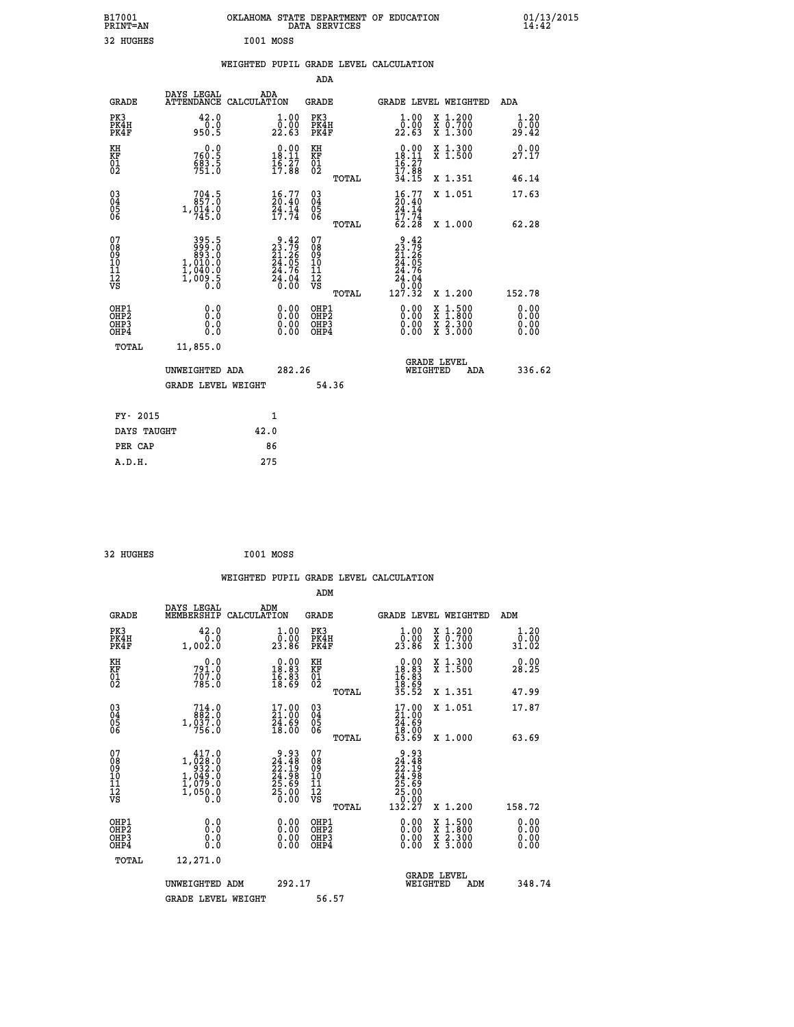B17001 OKLAHOMA STATE DEPARTMENT OF EDUCATION 01/13/2015
PRINT=AN DATA SERVICES 14:42

32 HUGHES I001 MOSS

## WEIGHTED PUPIL GRADE LEVEL CALCULATION

### ADA

| GRADE | DAYS LEGAL ATTENDANCE | ADA CALCULATION | GRADE | GRADE LEVEL | WEIGHTED | ADA |
|---|---|---|---|---|---|---|
| PK3 | 42.0 | 1.00 | PK3 | 1.00 | X 1.200 | 1.20 |
| PK4H | 0.0 | 0.00 | PK4H | 0.00 | X 0.700 | 0.00 |
| PK4F | 950.5 | 22.63 | PK4F | 22.63 | X 1.300 | 29.42 |
| KH | 0.0 | 0.00 | KH | 0.00 | X 1.300 | 0.00 |
| KF | 760.5 | 18.11 | KF | 18.11 | X 1.500 | 27.17 |
| 01 | 683.5 | 16.27 | 01 | 16.27 | | |
| 02 | 751.0 | 17.88 | 02 | 17.88 | | |
| | | | TOTAL | 34.15 | X 1.351 | 46.14 |
| 03 | 704.5 | 16.77 | 03 | 16.77 | X 1.051 | 17.63 |
| 04 | 857.0 | 20.40 | 04 | 20.40 | | |
| 05 | 1,014.0 | 24.14 | 05 | 24.14 | | |
| 06 | 745.0 | 17.74 | 06 | 17.74 | | |
| | | | TOTAL | 62.28 | X 1.000 | 62.28 |
| 07 | 395.5 | 9.42 | 07 | 9.42 | | |
| 08 | 999.0 | 23.79 | 08 | 23.79 | | |
| 09 | 893.0 | 21.26 | 09 | 21.26 | | |
| 10 | 1,010.0 | 24.05 | 10 | 24.05 | | |
| 11 | 1,040.0 | 24.76 | 11 | 24.76 | | |
| 12 | 1,009.5 | 24.04 | 12 | 24.04 | | |
| VS | 0.0 | 0.00 | VS | 0.00 | | |
| | | | TOTAL | 127.32 | X 1.200 | 152.78 |
| OHP1 | 0.0 | 0.00 | OHP1 | 0.00 | X 1.500 | 0.00 |
| OHP2 | 0.0 | 0.00 | OHP2 | 0.00 | X 1.800 | 0.00 |
| OHP3 | 0.0 | 0.00 | OHP3 | 0.00 | X 2.300 | 0.00 |
| OHP4 | 0.0 | 0.00 | OHP4 | 0.00 | X 3.000 | 0.00 |
| TOTAL | 11,855.0 | | | | | |

UNWEIGHTED ADA 282.26 GRADE LEVEL WEIGHTED ADA 336.62

GRADE LEVEL WEIGHT 54.36

| | |
|---|---|
| FY- 2015 | 1 |
| DAYS TAUGHT | 42.0 |
| PER CAP | 86 |
| A.D.H. | 275 |

32 HUGHES I001 MOSS

## WEIGHTED PUPIL GRADE LEVEL CALCULATION

### ADM

| GRADE | DAYS LEGAL MEMBERSHIP | ADM CALCULATION | GRADE | GRADE LEVEL | WEIGHTED | ADM |
|---|---|---|---|---|---|---|
| PK3 | 42.0 | 1.00 | PK3 | 1.00 | X 1.200 | 1.20 |
| PK4H | 0.0 | 0.00 | PK4H | 0.00 | X 0.700 | 0.00 |
| PK4F | 1,002.0 | 23.86 | PK4F | 23.86 | X 1.300 | 31.02 |
| KH | 0.0 | 0.00 | KH | 0.00 | X 1.300 | 0.00 |
| KF | 791.0 | 18.83 | KF | 18.83 | X 1.500 | 28.25 |
| 01 | 707.0 | 16.83 | 01 | 16.83 | | |
| 02 | 785.0 | 18.69 | 02 | 18.69 | | |
| | | | TOTAL | 35.52 | X 1.351 | 47.99 |
| 03 | 714.0 | 17.00 | 03 | 17.00 | X 1.051 | 17.87 |
| 04 | 882.0 | 21.00 | 04 | 21.00 | | |
| 05 | 1,037.0 | 24.69 | 05 | 24.69 | | |
| 06 | 756.0 | 18.00 | 06 | 18.00 | | |
| | | | TOTAL | 63.69 | X 1.000 | 63.69 |
| 07 | 417.0 | 9.93 | 07 | 9.93 | | |
| 08 | 1,028.0 | 24.48 | 08 | 24.48 | | |
| 09 | 932.0 | 22.19 | 09 | 22.19 | | |
| 10 | 1,049.0 | 24.98 | 10 | 24.98 | | |
| 11 | 1,079.0 | 25.69 | 11 | 25.69 | | |
| 12 | 1,050.0 | 25.00 | 12 | 25.00 | | |
| VS | 0.0 | 0.00 | VS | 0.00 | | |
| | | | TOTAL | 132.27 | X 1.200 | 158.72 |
| OHP1 | 0.0 | 0.00 | OHP1 | 0.00 | X 1.500 | 0.00 |
| OHP2 | 0.0 | 0.00 | OHP2 | 0.00 | X 1.800 | 0.00 |
| OHP3 | 0.0 | 0.00 | OHP3 | 0.00 | X 2.300 | 0.00 |
| OHP4 | 0.0 | 0.00 | OHP4 | 0.00 | X 3.000 | 0.00 |
| TOTAL | 12,271.0 | | | | | |

UNWEIGHTED ADM 292.17 GRADE LEVEL WEIGHTED ADM 348.74

GRADE LEVEL WEIGHT 56.57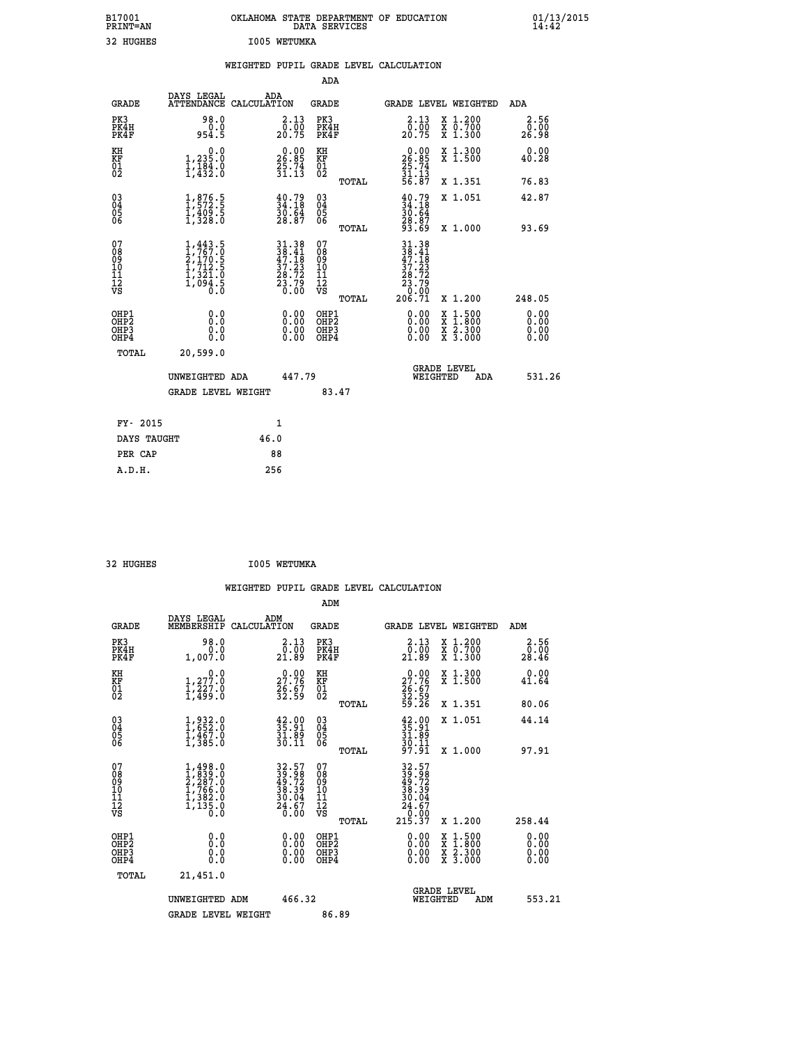B17001 OKLAHOMA STATE DEPARTMENT OF EDUCATION 01/13/2015
PRINT=AN DATA SERVICES 14:42

32 HUGHES I005 WETUMKA

WEIGHTED PUPIL GRADE LEVEL CALCULATION

ADA

| GRADE | DAYS LEGAL ATTENDANCE | ADA CALCULATION | GRADE | | GRADE LEVEL | WEIGHTED | ADA |
|---|---|---|---|---|---|---|---|
| PK3 | 98.0 | 2.13 | PK3 | | 2.13 | X 1.200 | 2.56 |
| PK4H | 0.0 | 0.00 | PK4H | | 0.00 | X 0.700 | 0.00 |
| PK4F | 954.5 | 20.75 | PK4F | | 20.75 | X 1.300 | 26.98 |
| KH | 0.0 | 0.00 | KH | | 0.00 | X 1.300 | 0.00 |
| KF | 1,235.0 | 26.85 | KF | | 26.85 | X 1.500 | 40.28 |
| 01 | 1,184.0 | 25.74 | 01 | | 25.74 | | |
| 02 | 1,432.0 | 31.13 | 02 | | 31.13 | | |
| | | | | TOTAL | 56.87 | X 1.351 | 76.83 |
| 03 | 1,876.5 | 40.79 | 03 | | 40.79 | X 1.051 | 42.87 |
| 04 | 1,572.5 | 34.18 | 04 | | 34.18 | | |
| 05 | 1,409.5 | 30.64 | 05 | | 30.64 | | |
| 06 | 1,328.0 | 28.87 | 06 | | 28.87 | | |
| | | | | TOTAL | 93.69 | X 1.000 | 93.69 |
| 07 | 1,443.5 | 31.38 | 07 | | 31.38 | | |
| 08 | 1,767.0 | 38.41 | 08 | | 38.41 | | |
| 09 | 2,170.5 | 47.18 | 09 | | 47.18 | | |
| 10 | 1,712.5 | 37.23 | 10 | | 37.23 | | |
| 11 | 1,321.0 | 28.72 | 11 | | 28.72 | | |
| 12 | 1,094.5 | 23.79 | 12 | | 23.79 | | |
| VS | 0.0 | 0.00 | VS | | 0.00 | | |
| | | | | TOTAL | 206.71 | X 1.200 | 248.05 |
| OHP1 | 0.0 | 0.00 | OHP1 | | 0.00 | X 1.500 | 0.00 |
| OHP2 | 0.0 | 0.00 | OHP2 | | 0.00 | X 1.800 | 0.00 |
| OHP3 | 0.0 | 0.00 | OHP3 | | 0.00 | X 2.300 | 0.00 |
| OHP4 | 0.0 | 0.00 | OHP4 | | 0.00 | X 3.000 | 0.00 |
| TOTAL | 20,599.0 | | | | | | |

UNWEIGHTED ADA 447.79 GRADE LEVEL WEIGHTED ADA 531.26

GRADE LEVEL WEIGHT 83.47

| FY- 2015 | 1 |
|---|---|
| DAYS TAUGHT | 46.0 |
| PER CAP | 88 |
| A.D.H. | 256 |

32 HUGHES I005 WETUMKA

WEIGHTED PUPIL GRADE LEVEL CALCULATION

ADM

| GRADE | DAYS LEGAL MEMBERSHIP | ADM CALCULATION | GRADE | | GRADE LEVEL | WEIGHTED | ADM |
|---|---|---|---|---|---|---|---|
| PK3 | 98.0 | 2.13 | PK3 | | 2.13 | X 1.200 | 2.56 |
| PK4H | 0.0 | 0.00 | PK4H | | 0.00 | X 0.700 | 0.00 |
| PK4F | 1,007.0 | 21.89 | PK4F | | 21.89 | X 1.300 | 28.46 |
| KH | 0.0 | 0.00 | KH | | 0.00 | X 1.300 | 0.00 |
| KF | 1,277.0 | 27.76 | KF | | 27.76 | X 1.500 | 41.64 |
| 01 | 1,227.0 | 26.67 | 01 | | 26.67 | | |
| 02 | 1,499.0 | 32.59 | 02 | | 32.59 | | |
| | | | | TOTAL | 59.26 | X 1.351 | 80.06 |
| 03 | 1,932.0 | 42.00 | 03 | | 42.00 | X 1.051 | 44.14 |
| 04 | 1,652.0 | 35.91 | 04 | | 35.91 | | |
| 05 | 1,467.0 | 31.89 | 05 | | 31.89 | | |
| 06 | 1,385.0 | 30.11 | 06 | | 30.11 | | |
| | | | | TOTAL | 97.91 | X 1.000 | 97.91 |
| 07 | 1,498.0 | 32.57 | 07 | | 32.57 | | |
| 08 | 1,839.0 | 39.98 | 08 | | 39.98 | | |
| 09 | 2,287.0 | 49.72 | 09 | | 49.72 | | |
| 10 | 1,766.0 | 38.39 | 10 | | 38.39 | | |
| 11 | 1,382.0 | 30.04 | 11 | | 30.04 | | |
| 12 | 1,135.0 | 24.67 | 12 | | 24.67 | | |
| VS | 0.0 | 0.00 | VS | | 0.00 | | |
| | | | | TOTAL | 215.37 | X 1.200 | 258.44 |
| OHP1 | 0.0 | 0.00 | OHP1 | | 0.00 | X 1.500 | 0.00 |
| OHP2 | 0.0 | 0.00 | OHP2 | | 0.00 | X 1.800 | 0.00 |
| OHP3 | 0.0 | 0.00 | OHP3 | | 0.00 | X 2.300 | 0.00 |
| OHP4 | 0.0 | 0.00 | OHP4 | | 0.00 | X 3.000 | 0.00 |
| TOTAL | 21,451.0 | | | | | | |

UNWEIGHTED ADM 466.32 GRADE LEVEL WEIGHTED ADM 553.21

GRADE LEVEL WEIGHT 86.89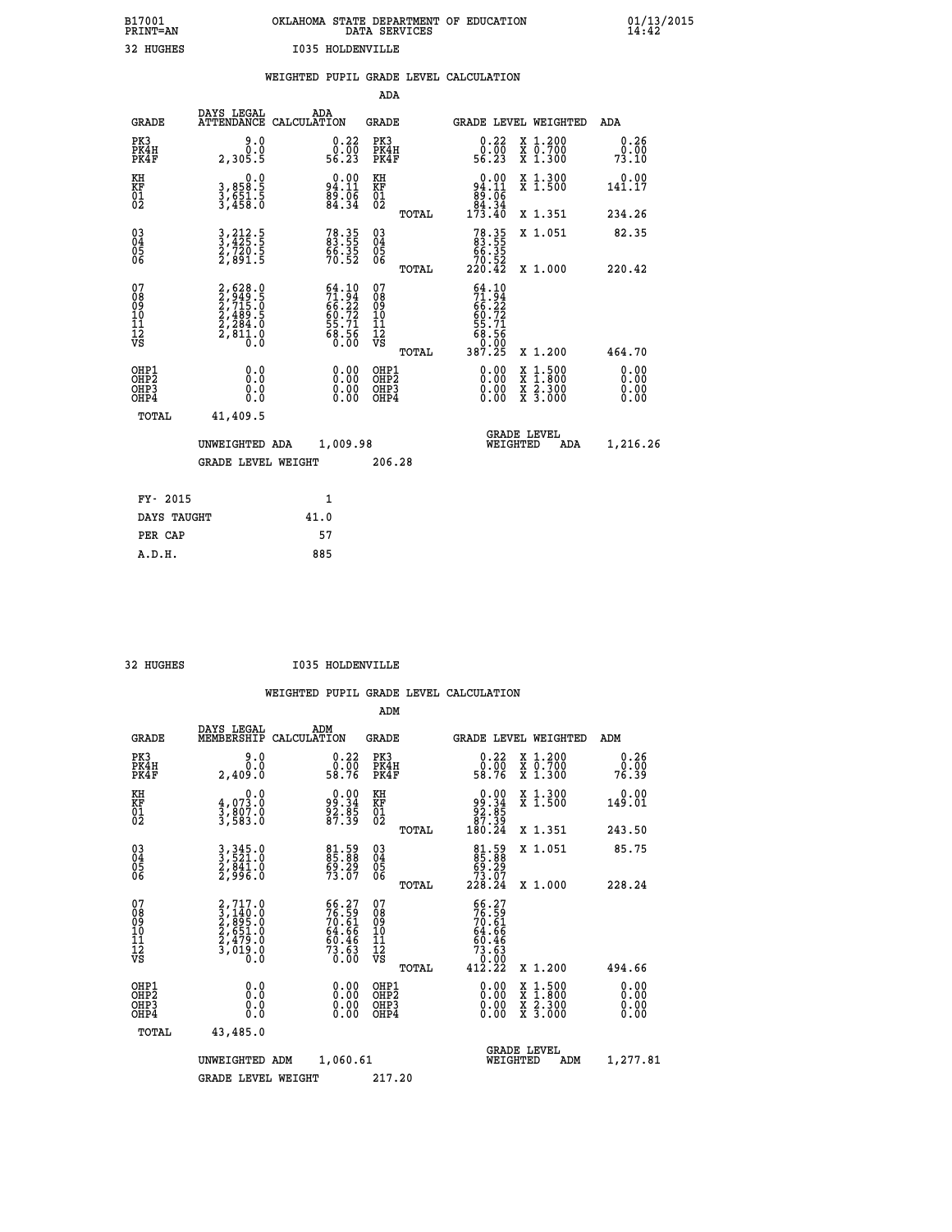B17001 OKLAHOMA STATE DEPARTMENT OF EDUCATION 01/13/2015
PRINT=AN DATA SERVICES 14:42

32 HUGHES I035 HOLDENVILLE

## WEIGHTED PUPIL GRADE LEVEL CALCULATION

### ADA

| GRADE | DAYS LEGAL ATTENDANCE | ADA CALCULATION | GRADE | | GRADE LEVEL | WEIGHTED | ADA |
|---|---|---|---|---|---|---|---|
| PK3 | 9.0 | 0.22 | PK3 | | 0.22 | X 1.200 | 0.26 |
| PK4H | 0.0 | 0.00 | PK4H | | 0.00 | X 0.700 | 0.00 |
| PK4F | 2,305.5 | 56.23 | PK4F | | 56.23 | X 1.300 | 73.10 |
| KH | 0.0 | 0.00 | KH | | 0.00 | X 1.300 | 0.00 |
| KF | 3,858.5 | 94.11 | KF | | 94.11 | X 1.500 | 141.17 |
| 01 | 3,651.5 | 89.06 | 01 | | 89.06 | | |
| 02 | 3,458.0 | 84.34 | 02 | | 84.34 | | |
| | | | | TOTAL | 173.40 | X 1.351 | 234.26 |
| 03 | 3,212.5 | 78.35 | 03 | | 78.35 | X 1.051 | 82.35 |
| 04 | 3,425.5 | 83.55 | 04 | | 83.55 | | |
| 05 | 2,720.5 | 66.35 | 05 | | 66.35 | | |
| 06 | 2,891.5 | 70.52 | 06 | | 70.52 | | |
| | | | | TOTAL | 220.42 | X 1.000 | 220.42 |
| 07 | 2,628.0 | 64.10 | 07 | | 64.10 | | |
| 08 | 2,949.5 | 71.94 | 08 | | 71.94 | | |
| 09 | 2,715.0 | 66.22 | 09 | | 66.22 | | |
| 10 | 2,489.5 | 60.72 | 10 | | 60.72 | | |
| 11 | 2,284.0 | 55.71 | 11 | | 55.71 | | |
| 12 | 2,811.0 | 68.56 | 12 | | 68.56 | | |
| VS | 0.0 | 0.00 | VS | | 0.00 | | |
| | | | | TOTAL | 387.25 | X 1.200 | 464.70 |
| OHP1 | 0.0 | 0.00 | OHP1 | | 0.00 | X 1.500 | 0.00 |
| OHP2 | 0.0 | 0.00 | OHP2 | | 0.00 | X 1.800 | 0.00 |
| OHP3 | 0.0 | 0.00 | OHP3 | | 0.00 | X 2.300 | 0.00 |
| OHP4 | 0.0 | 0.00 | OHP4 | | 0.00 | X 3.000 | 0.00 |
| TOTAL | 41,409.5 | | | | | | |

UNWEIGHTED ADA 1,009.98 GRADE LEVEL WEIGHTED ADA 1,216.26

GRADE LEVEL WEIGHT 206.28

| | |
|---|---|
| FY- 2015 | 1 |
| DAYS TAUGHT | 41.0 |
| PER CAP | 57 |
| A.D.H. | 885 |

32 HUGHES I035 HOLDENVILLE

## WEIGHTED PUPIL GRADE LEVEL CALCULATION

### ADM

| GRADE | DAYS LEGAL MEMBERSHIP | ADM CALCULATION | GRADE | | GRADE LEVEL | WEIGHTED | ADM |
|---|---|---|---|---|---|---|---|
| PK3 | 9.0 | 0.22 | PK3 | | 0.22 | X 1.200 | 0.26 |
| PK4H | 0.0 | 0.00 | PK4H | | 0.00 | X 0.700 | 0.00 |
| PK4F | 2,409.0 | 58.76 | PK4F | | 58.76 | X 1.300 | 76.39 |
| KH | 0.0 | 0.00 | KH | | 0.00 | X 1.300 | 0.00 |
| KF | 4,073.0 | 99.34 | KF | | 99.34 | X 1.500 | 149.01 |
| 01 | 3,807.0 | 92.85 | 01 | | 92.85 | | |
| 02 | 3,583.0 | 87.39 | 02 | | 87.39 | | |
| | | | | TOTAL | 180.24 | X 1.351 | 243.50 |
| 03 | 3,345.0 | 81.59 | 03 | | 81.59 | X 1.051 | 85.75 |
| 04 | 3,521.0 | 85.88 | 04 | | 85.88 | | |
| 05 | 2,841.0 | 69.29 | 05 | | 69.29 | | |
| 06 | 2,996.0 | 73.07 | 06 | | 73.07 | | |
| | | | | TOTAL | 228.24 | X 1.000 | 228.24 |
| 07 | 2,717.0 | 66.27 | 07 | | 66.27 | | |
| 08 | 3,140.0 | 76.59 | 08 | | 76.59 | | |
| 09 | 2,895.0 | 70.61 | 09 | | 70.61 | | |
| 10 | 2,651.0 | 64.66 | 10 | | 64.66 | | |
| 11 | 2,479.0 | 60.46 | 11 | | 60.46 | | |
| 12 | 3,019.0 | 73.63 | 12 | | 73.63 | | |
| VS | 0.0 | 0.00 | VS | | 0.00 | | |
| | | | | TOTAL | 412.22 | X 1.200 | 494.66 |
| OHP1 | 0.0 | 0.00 | OHP1 | | 0.00 | X 1.500 | 0.00 |
| OHP2 | 0.0 | 0.00 | OHP2 | | 0.00 | X 1.800 | 0.00 |
| OHP3 | 0.0 | 0.00 | OHP3 | | 0.00 | X 2.300 | 0.00 |
| OHP4 | 0.0 | 0.00 | OHP4 | | 0.00 | X 3.000 | 0.00 |
| TOTAL | 43,485.0 | | | | | | |

UNWEIGHTED ADM 1,060.61 GRADE LEVEL WEIGHTED ADM 1,277.81

GRADE LEVEL WEIGHT 217.20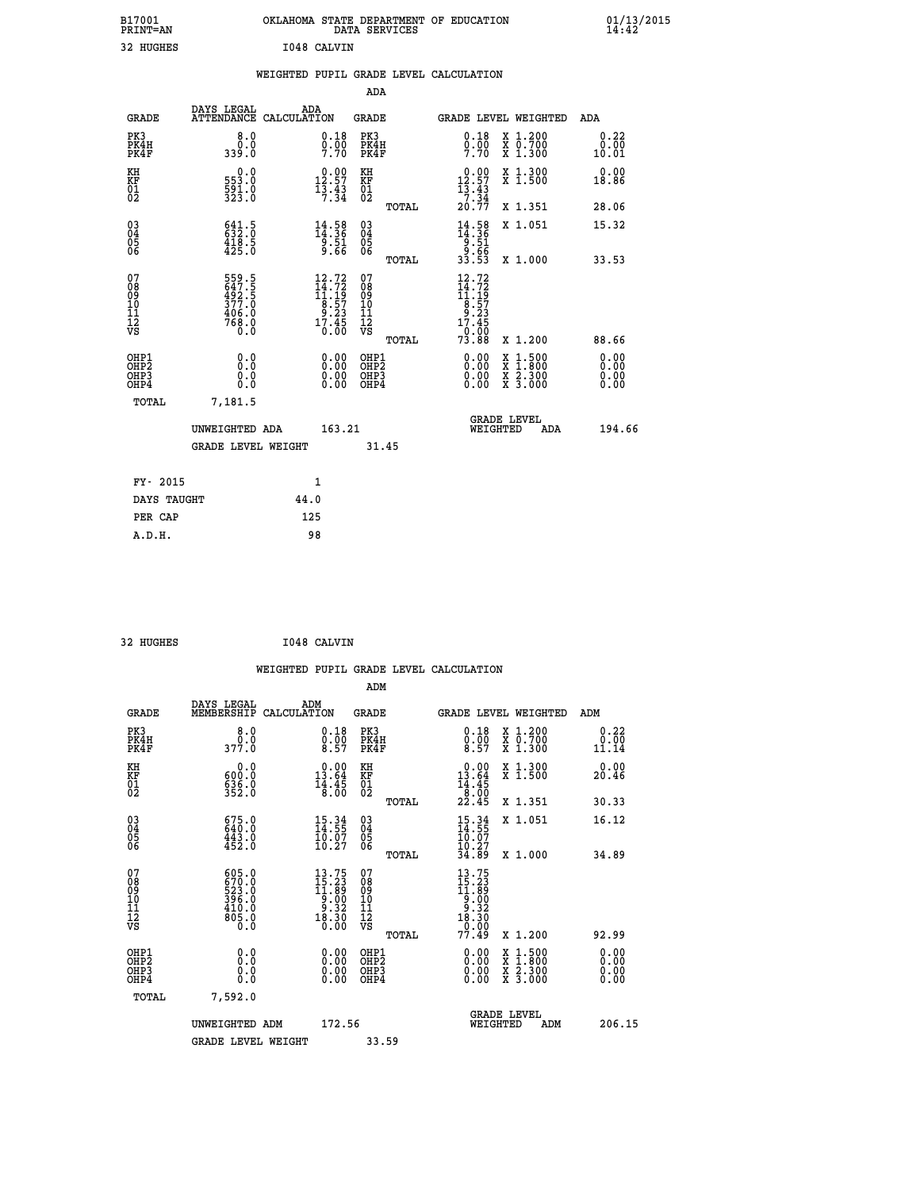B17001 OKLAHOMA STATE DEPARTMENT OF EDUCATION 01/13/2015
PRINT=AN DATA SERVICES 14:42

32 HUGHES I048 CALVIN

## WEIGHTED PUPIL GRADE LEVEL CALCULATION

### ADA

| GRADE | DAYS LEGAL ATTENDANCE | ADA CALCULATION | GRADE | GRADE LEVEL | WEIGHTED | ADA |
|---|---|---|---|---|---|---|
| PK3 | 8.0 | 0.18 | PK3 | 0.18 | X 1.200 | 0.22 |
| PK4H | 0.0 | 0.00 | PK4H | 0.00 | X 0.700 | 0.00 |
| PK4F | 339.0 | 7.70 | PK4F | 7.70 | X 1.300 | 10.01 |
| KH | 0.0 | 0.00 | KH | 0.00 | X 1.300 | 0.00 |
| KF | 553.0 | 12.57 | KF | 12.57 | X 1.500 | 18.86 |
| 01 | 591.0 | 13.43 | 01 | 13.43 | | |
| 02 | 323.0 | 7.34 | 02 | 7.34 | | |
| | | | TOTAL | 20.77 | X 1.351 | 28.06 |
| 03 | 641.5 | 14.58 | 03 | 14.58 | X 1.051 | 15.32 |
| 04 | 632.0 | 14.36 | 04 | 14.36 | | |
| 05 | 418.5 | 9.51 | 05 | 9.51 | | |
| 06 | 425.0 | 9.66 | 06 | 9.66 | | |
| | | | TOTAL | 33.53 | X 1.000 | 33.53 |
| 07 | 559.5 | 12.72 | 07 | 12.72 | | |
| 08 | 647.5 | 14.72 | 08 | 14.72 | | |
| 09 | 492.5 | 11.19 | 09 | 11.19 | | |
| 10 | 377.0 | 8.57 | 10 | 8.57 | | |
| 11 | 406.0 | 9.23 | 11 | 9.23 | | |
| 12 | 768.0 | 17.45 | 12 | 17.45 | | |
| VS | 0.0 | 0.00 | VS | 0.00 | | |
| | | | TOTAL | 73.88 | X 1.200 | 88.66 |
| OHP1 | 0.0 | 0.00 | OHP1 | 0.00 | X 1.500 | 0.00 |
| OHP2 | 0.0 | 0.00 | OHP2 | 0.00 | X 1.800 | 0.00 |
| OHP3 | 0.0 | 0.00 | OHP3 | 0.00 | X 2.300 | 0.00 |
| OHP4 | 0.0 | 0.00 | OHP4 | 0.00 | X 3.000 | 0.00 |
| TOTAL | 7,181.5 | | | | | |

UNWEIGHTED ADA 163.21 — GRADE LEVEL WEIGHTED ADA 194.66

GRADE LEVEL WEIGHT 31.45

| | |
|---|---|
| FY- 2015 | 1 |
| DAYS TAUGHT | 44.0 |
| PER CAP | 125 |
| A.D.H. | 98 |

32 HUGHES I048 CALVIN

## WEIGHTED PUPIL GRADE LEVEL CALCULATION

### ADM

| GRADE | DAYS LEGAL MEMBERSHIP | ADM CALCULATION | GRADE | GRADE LEVEL | WEIGHTED | ADM |
|---|---|---|---|---|---|---|
| PK3 | 8.0 | 0.18 | PK3 | 0.18 | X 1.200 | 0.22 |
| PK4H | 0.0 | 0.00 | PK4H | 0.00 | X 0.700 | 0.00 |
| PK4F | 377.0 | 8.57 | PK4F | 8.57 | X 1.300 | 11.14 |
| KH | 0.0 | 0.00 | KH | 0.00 | X 1.300 | 0.00 |
| KF | 600.0 | 13.64 | KF | 13.64 | X 1.500 | 20.46 |
| 01 | 636.0 | 14.45 | 01 | 14.45 | | |
| 02 | 352.0 | 8.00 | 02 | 8.00 | | |
| | | | TOTAL | 22.45 | X 1.351 | 30.33 |
| 03 | 675.0 | 15.34 | 03 | 15.34 | X 1.051 | 16.12 |
| 04 | 640.0 | 14.55 | 04 | 14.55 | | |
| 05 | 443.0 | 10.07 | 05 | 10.07 | | |
| 06 | 452.0 | 10.27 | 06 | 10.27 | | |
| | | | TOTAL | 34.89 | X 1.000 | 34.89 |
| 07 | 605.0 | 13.75 | 07 | 13.75 | | |
| 08 | 670.0 | 15.23 | 08 | 15.23 | | |
| 09 | 523.0 | 11.89 | 09 | 11.89 | | |
| 10 | 396.0 | 9.00 | 10 | 9.00 | | |
| 11 | 410.0 | 9.32 | 11 | 9.32 | | |
| 12 | 805.0 | 18.30 | 12 | 18.30 | | |
| VS | 0.0 | 0.00 | VS | 0.00 | | |
| | | | TOTAL | 77.49 | X 1.200 | 92.99 |
| OHP1 | 0.0 | 0.00 | OHP1 | 0.00 | X 1.500 | 0.00 |
| OHP2 | 0.0 | 0.00 | OHP2 | 0.00 | X 1.800 | 0.00 |
| OHP3 | 0.0 | 0.00 | OHP3 | 0.00 | X 2.300 | 0.00 |
| OHP4 | 0.0 | 0.00 | OHP4 | 0.00 | X 3.000 | 0.00 |
| TOTAL | 7,592.0 | | | | | |

UNWEIGHTED ADM 172.56 — GRADE LEVEL WEIGHTED ADM 206.15

GRADE LEVEL WEIGHT 33.59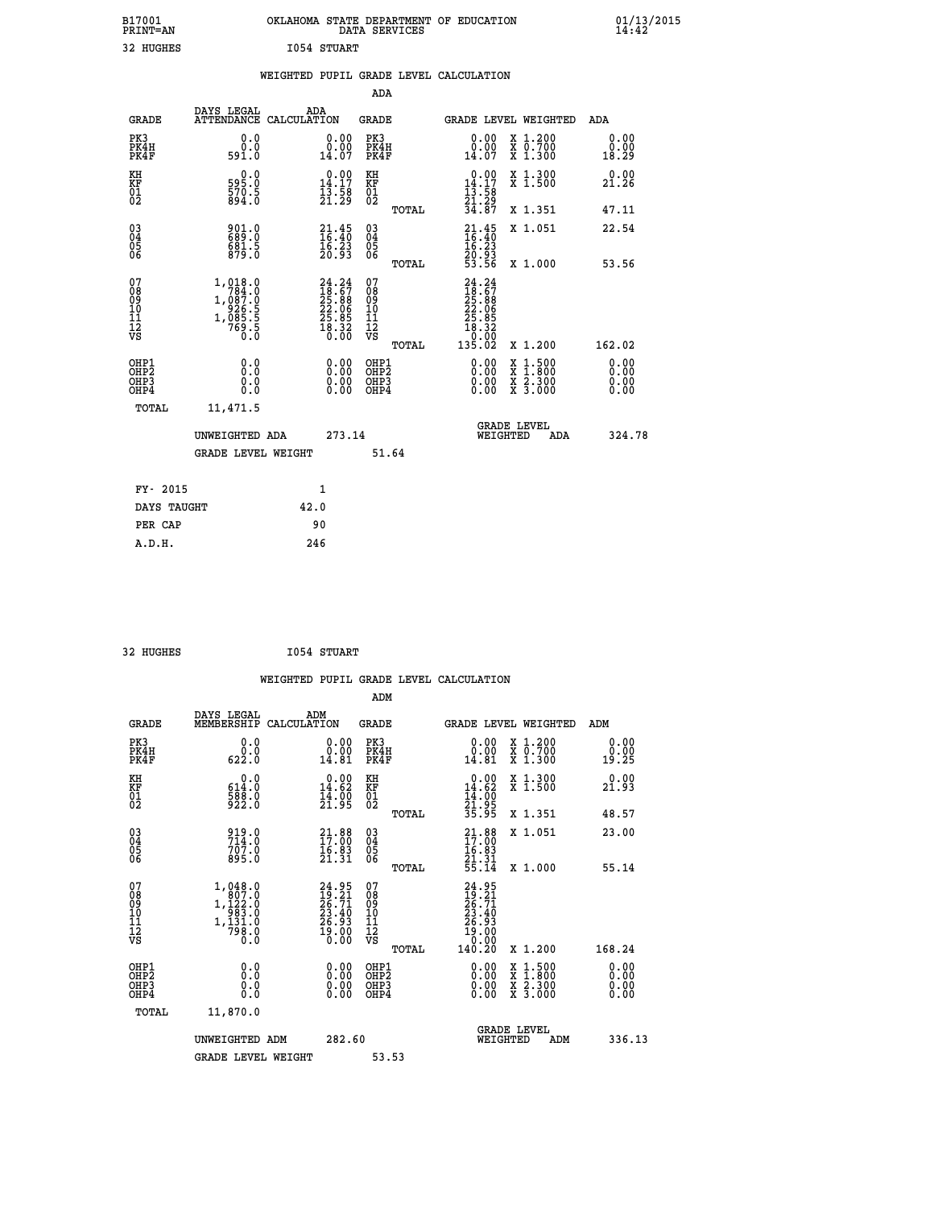B17001 OKLAHOMA STATE DEPARTMENT OF EDUCATION 01/13/2015
PRINT=AN DATA SERVICES 14:42

32 HUGHES I054 STUART

## WEIGHTED PUPIL GRADE LEVEL CALCULATION

### ADA

| GRADE | DAYS LEGAL ATTENDANCE | ADA CALCULATION | GRADE | GRADE LEVEL | WEIGHTED | ADA |
|---|---|---|---|---|---|---|
| PK3 | 0.0 | 0.00 | PK3 | 0.00 | X 1.200 | 0.00 |
| PK4H | 0.0 | 0.00 | PK4H | 0.00 | X 0.700 | 0.00 |
| PK4F | 591.0 | 14.07 | PK4F | 14.07 | X 1.300 | 18.29 |
| KH | 0.0 | 0.00 | KH | 0.00 | X 1.300 | 0.00 |
| KF | 595.0 | 14.17 | KF | 14.17 | X 1.500 | 21.26 |
| 01 | 570.5 | 13.58 | 01 | 13.58 | | |
| 02 | 894.0 | 21.29 | 02 | 21.29 | | |
| | | | TOTAL | 34.87 | X 1.351 | 47.11 |
| 03 | 901.0 | 21.45 | 03 | 21.45 | X 1.051 | 22.54 |
| 04 | 689.0 | 16.40 | 04 | 16.40 | | |
| 05 | 681.5 | 16.23 | 05 | 16.23 | | |
| 06 | 879.0 | 20.93 | 06 | 20.93 | | |
| | | | TOTAL | 53.56 | X 1.000 | 53.56 |
| 07 | 1,018.0 | 24.24 | 07 | 24.24 | | |
| 08 | 784.0 | 18.67 | 08 | 18.67 | | |
| 09 | 1,087.0 | 25.88 | 09 | 25.88 | | |
| 10 | 926.5 | 22.06 | 10 | 22.06 | | |
| 11 | 1,085.5 | 25.85 | 11 | 25.85 | | |
| 12 | 769.5 | 18.32 | 12 | 18.32 | | |
| VS | 0.0 | 0.00 | VS | 0.00 | | |
| | | | TOTAL | 135.02 | X 1.200 | 162.02 |
| OHP1 | 0.0 | 0.00 | OHP1 | 0.00 | X 1.500 | 0.00 |
| OHP2 | 0.0 | 0.00 | OHP2 | 0.00 | X 1.800 | 0.00 |
| OHP3 | 0.0 | 0.00 | OHP3 | 0.00 | X 2.300 | 0.00 |
| OHP4 | 0.0 | 0.00 | OHP4 | 0.00 | X 3.000 | 0.00 |
| TOTAL | 11,471.5 | | | | | |

UNWEIGHTED ADA 273.14 GRADE LEVEL WEIGHTED ADA 324.78

GRADE LEVEL WEIGHT 51.64

FY- 2015 1
DAYS TAUGHT 42.0
PER CAP 90
A.D.H. 246

32 HUGHES I054 STUART

## WEIGHTED PUPIL GRADE LEVEL CALCULATION

### ADM

| GRADE | DAYS LEGAL MEMBERSHIP | ADM CALCULATION | GRADE | GRADE LEVEL | WEIGHTED | ADM |
|---|---|---|---|---|---|---|
| PK3 | 0.0 | 0.00 | PK3 | 0.00 | X 1.200 | 0.00 |
| PK4H | 0.0 | 0.00 | PK4H | 0.00 | X 0.700 | 0.00 |
| PK4F | 622.0 | 14.81 | PK4F | 14.81 | X 1.300 | 19.25 |
| KH | 0.0 | 0.00 | KH | 0.00 | X 1.300 | 0.00 |
| KF | 614.0 | 14.62 | KF | 14.62 | X 1.500 | 21.93 |
| 01 | 588.0 | 14.00 | 01 | 14.00 | | |
| 02 | 922.0 | 21.95 | 02 | 21.95 | | |
| | | | TOTAL | 35.95 | X 1.351 | 48.57 |
| 03 | 919.0 | 21.88 | 03 | 21.88 | X 1.051 | 23.00 |
| 04 | 714.0 | 17.00 | 04 | 17.00 | | |
| 05 | 707.0 | 16.83 | 05 | 16.83 | | |
| 06 | 895.0 | 21.31 | 06 | 21.31 | | |
| | | | TOTAL | 55.14 | X 1.000 | 55.14 |
| 07 | 1,048.0 | 24.95 | 07 | 24.95 | | |
| 08 | 807.0 | 19.21 | 08 | 19.21 | | |
| 09 | 1,122.0 | 26.71 | 09 | 26.71 | | |
| 10 | 983.0 | 23.40 | 10 | 23.40 | | |
| 11 | 1,131.0 | 26.93 | 11 | 26.93 | | |
| 12 | 798.0 | 19.00 | 12 | 19.00 | | |
| VS | 0.0 | 0.00 | VS | 0.00 | | |
| | | | TOTAL | 140.20 | X 1.200 | 168.24 |
| OHP1 | 0.0 | 0.00 | OHP1 | 0.00 | X 1.500 | 0.00 |
| OHP2 | 0.0 | 0.00 | OHP2 | 0.00 | X 1.800 | 0.00 |
| OHP3 | 0.0 | 0.00 | OHP3 | 0.00 | X 2.300 | 0.00 |
| OHP4 | 0.0 | 0.00 | OHP4 | 0.00 | X 3.000 | 0.00 |
| TOTAL | 11,870.0 | | | | | |

UNWEIGHTED ADM 282.60 GRADE LEVEL WEIGHTED ADM 336.13

GRADE LEVEL WEIGHT 53.53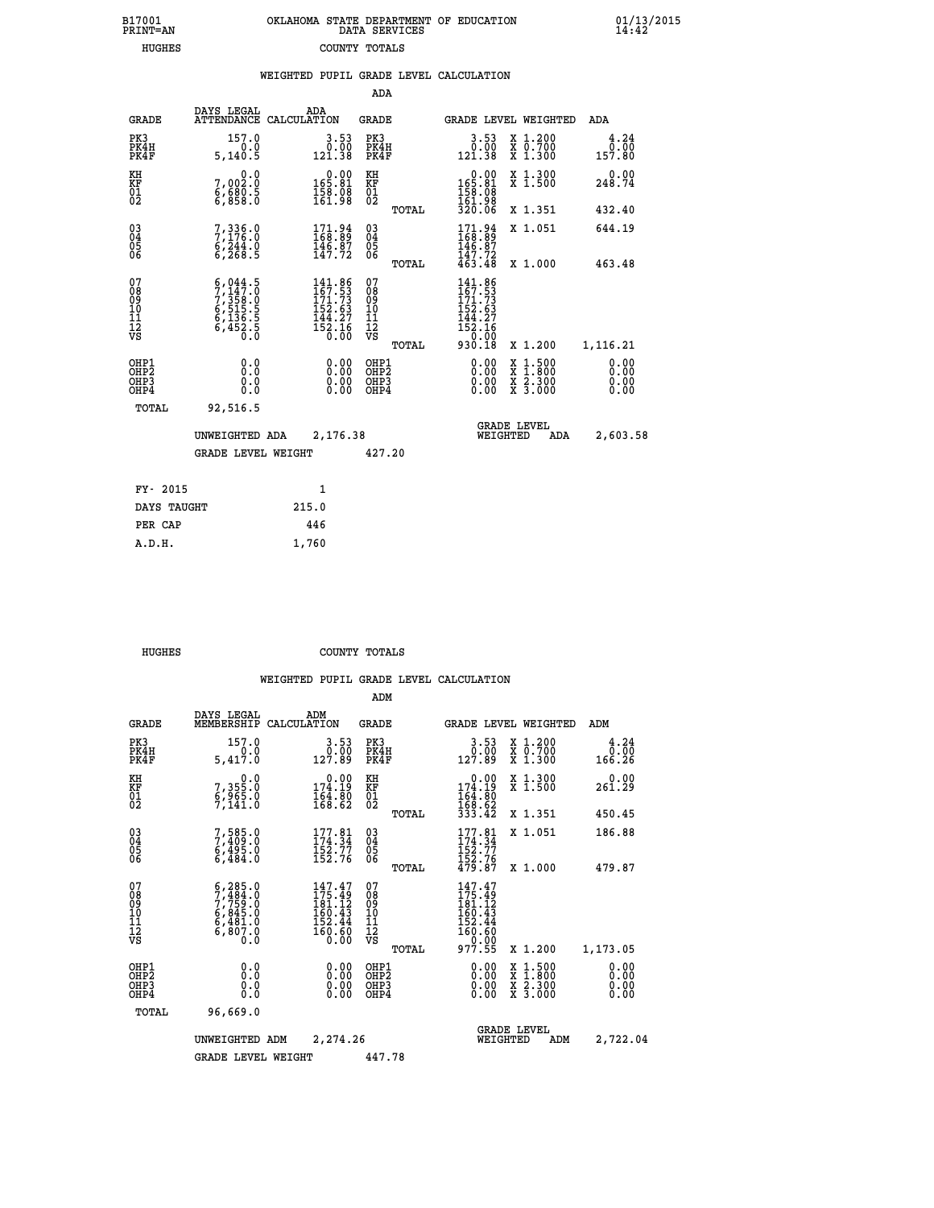B17001 PRINT=AN — OKLAHOMA STATE DEPARTMENT OF EDUCATION DATA SERVICES — 01/13/2015 14:42

HUGHES — COUNTY TOTALS

## WEIGHTED PUPIL GRADE LEVEL CALCULATION

### ADA

| GRADE | DAYS LEGAL ATTENDANCE | ADA CALCULATION | GRADE | GRADE LEVEL | WEIGHTED | ADA |
|---|---|---|---|---|---|---|
| PK3 | 157.0 | 3.53 | PK3 | 3.53 | X 1.200 | 4.24 |
| PK4H | 0.0 | 0.00 | PK4H | 0.00 | X 0.700 | 0.00 |
| PK4F | 5,140.5 | 121.38 | PK4F | 121.38 | X 1.300 | 157.80 |
| KH | 0.0 | 0.00 | KH | 0.00 | X 1.300 | 0.00 |
| KF | 7,002.0 | 165.81 | KF | 165.81 | X 1.500 | 248.74 |
| 01 | 6,680.5 | 158.08 | 01 | 158.08 | | |
| 02 | 6,858.0 | 161.98 | 02 | 161.98 | | |
| | | | TOTAL | 320.06 | X 1.351 | 432.40 |
| 03 | 7,336.0 | 171.94 | 03 | 171.94 | X 1.051 | 644.19 |
| 04 | 7,176.0 | 168.89 | 04 | 168.89 | | |
| 05 | 6,244.0 | 146.87 | 05 | 146.87 | | |
| 06 | 6,268.5 | 147.72 | 06 | 147.72 | | |
| | | | TOTAL | 463.48 | X 1.000 | 463.48 |
| 07 | 6,044.5 | 141.86 | 07 | 141.86 | | |
| 08 | 7,147.0 | 167.53 | 08 | 167.53 | | |
| 09 | 7,358.0 | 171.73 | 09 | 171.73 | | |
| 10 | 6,515.5 | 152.63 | 10 | 152.63 | | |
| 11 | 6,136.5 | 144.27 | 11 | 144.27 | | |
| 12 | 6,452.5 | 152.16 | 12 | 152.16 | | |
| VS | 0.0 | 0.00 | VS | 0.00 | | |
| | | | TOTAL | 930.18 | X 1.200 | 1,116.21 |
| OHP1 | 0.0 | 0.00 | OHP1 | 0.00 | X 1.500 | 0.00 |
| OHP2 | 0.0 | 0.00 | OHP2 | 0.00 | X 1.800 | 0.00 |
| OHP3 | 0.0 | 0.00 | OHP3 | 0.00 | X 2.300 | 0.00 |
| OHP4 | 0.0 | 0.00 | OHP4 | 0.00 | X 3.000 | 0.00 |
| TOTAL | 92,516.5 | | | | | |

UNWEIGHTED ADA 2,176.38 — GRADE LEVEL WEIGHTED ADA 2,603.58

GRADE LEVEL WEIGHT 427.20

| | |
|---|---|
| FY- 2015 | 1 |
| DAYS TAUGHT | 215.0 |
| PER CAP | 446 |
| A.D.H. | 1,760 |

HUGHES — COUNTY TOTALS

## WEIGHTED PUPIL GRADE LEVEL CALCULATION

### ADM

| GRADE | DAYS LEGAL MEMBERSHIP | ADM CALCULATION | GRADE | GRADE LEVEL | WEIGHTED | ADM |
|---|---|---|---|---|---|---|
| PK3 | 157.0 | 3.53 | PK3 | 3.53 | X 1.200 | 4.24 |
| PK4H | 0.0 | 0.00 | PK4H | 0.00 | X 0.700 | 0.00 |
| PK4F | 5,417.0 | 127.89 | PK4F | 127.89 | X 1.300 | 166.26 |
| KH | 0.0 | 0.00 | KH | 0.00 | X 1.300 | 0.00 |
| KF | 7,355.0 | 174.19 | KF | 174.19 | X 1.500 | 261.29 |
| 01 | 6,965.0 | 164.80 | 01 | 164.80 | | |
| 02 | 7,141.0 | 168.62 | 02 | 168.62 | | |
| | | | TOTAL | 333.42 | X 1.351 | 450.45 |
| 03 | 7,585.0 | 177.81 | 03 | 177.81 | X 1.051 | 186.88 |
| 04 | 7,409.0 | 174.34 | 04 | 174.34 | | |
| 05 | 6,495.0 | 152.77 | 05 | 152.77 | | |
| 06 | 6,484.0 | 152.76 | 06 | 152.76 | | |
| | | | TOTAL | 479.87 | X 1.000 | 479.87 |
| 07 | 6,285.0 | 147.47 | 07 | 147.47 | | |
| 08 | 7,484.0 | 175.49 | 08 | 175.49 | | |
| 09 | 7,759.0 | 181.12 | 09 | 181.12 | | |
| 10 | 6,845.0 | 160.43 | 10 | 160.43 | | |
| 11 | 6,481.0 | 152.44 | 11 | 152.44 | | |
| 12 | 6,807.0 | 160.60 | 12 | 160.60 | | |
| VS | 0.0 | 0.00 | VS | 0.00 | | |
| | | | TOTAL | 977.55 | X 1.200 | 1,173.05 |
| OHP1 | 0.0 | 0.00 | OHP1 | 0.00 | X 1.500 | 0.00 |
| OHP2 | 0.0 | 0.00 | OHP2 | 0.00 | X 1.800 | 0.00 |
| OHP3 | 0.0 | 0.00 | OHP3 | 0.00 | X 2.300 | 0.00 |
| OHP4 | 0.0 | 0.00 | OHP4 | 0.00 | X 3.000 | 0.00 |
| TOTAL | 96,669.0 | | | | | |

UNWEIGHTED ADM 2,274.26 — GRADE LEVEL WEIGHTED ADM 2,722.04

GRADE LEVEL WEIGHT 447.78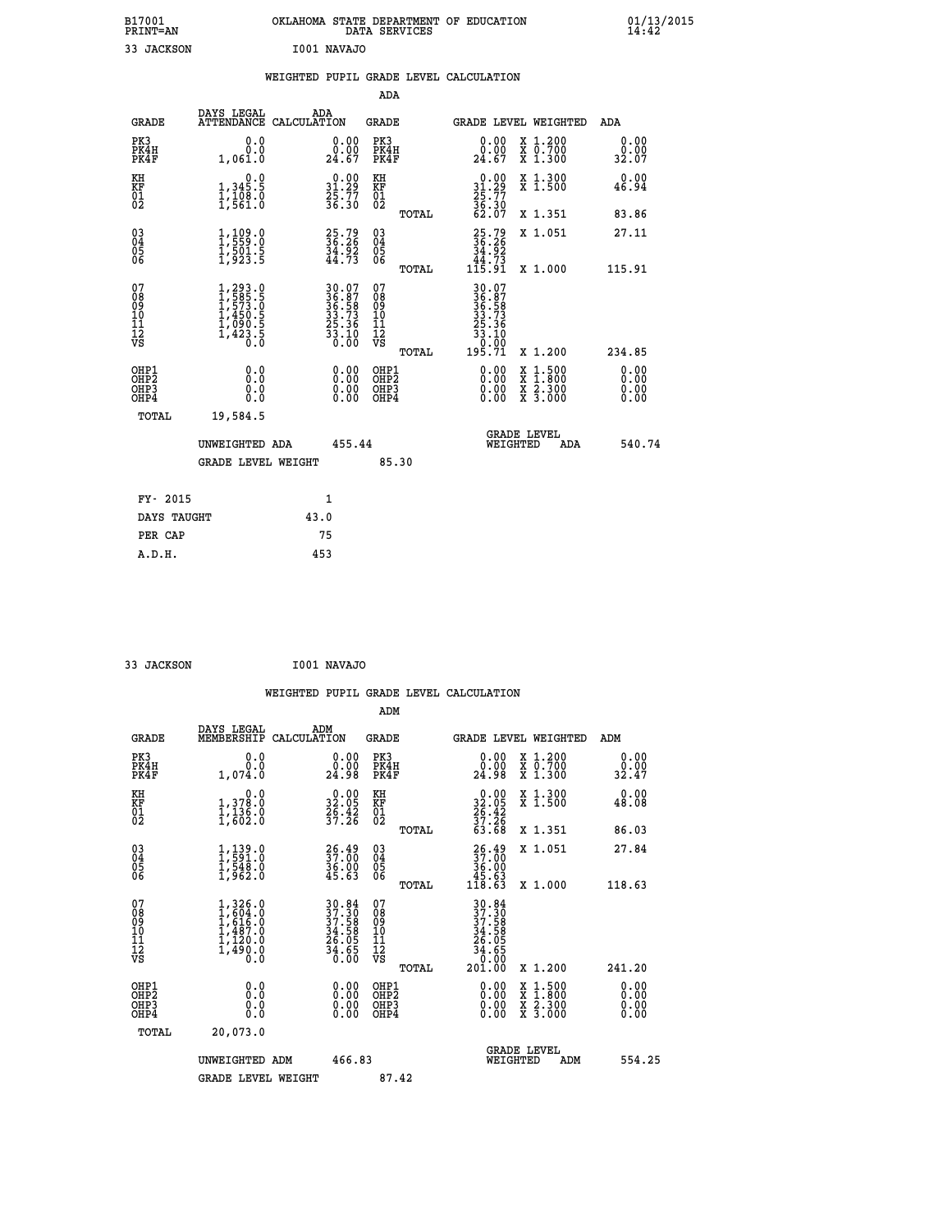B17001 OKLAHOMA STATE DEPARTMENT OF EDUCATION 01/13/2015
PRINT=AN DATA SERVICES 14:42

33 JACKSON I001 NAVAJO

## WEIGHTED PUPIL GRADE LEVEL CALCULATION

### ADA

| GRADE | DAYS LEGAL ATTENDANCE | ADA CALCULATION | GRADE | | GRADE LEVEL | WEIGHTED | ADA |
|---|---|---|---|---|---|---|---|
| PK3 | 0.0 | 0.00 | PK3 | | 0.00 | X 1.200 | 0.00 |
| PK4H | 0.0 | 0.00 | PK4H | | 0.00 | X 0.700 | 0.00 |
| PK4F | 1,061.0 | 24.67 | PK4F | | 24.67 | X 1.300 | 32.07 |
| KH | 0.0 | 0.00 | KH | | 0.00 | X 1.300 | 0.00 |
| KF | 1,345.5 | 31.29 | KF | | 31.29 | X 1.500 | 46.94 |
| 01 | 1,108.0 | 25.77 | 01 | | 25.77 | | |
| 02 | 1,561.0 | 36.30 | 02 | | 36.30 | | |
| | | | | TOTAL | 62.07 | X 1.351 | 83.86 |
| 03 | 1,109.0 | 25.79 | 03 | | 25.79 | X 1.051 | 27.11 |
| 04 | 1,559.0 | 36.26 | 04 | | 36.26 | | |
| 05 | 1,501.5 | 34.92 | 05 | | 34.92 | | |
| 06 | 1,923.5 | 44.73 | 06 | | 44.73 | | |
| | | | | TOTAL | 115.91 | X 1.000 | 115.91 |
| 07 | 1,293.0 | 30.07 | 07 | | 30.07 | | |
| 08 | 1,585.5 | 36.87 | 08 | | 36.87 | | |
| 09 | 1,573.0 | 36.58 | 09 | | 36.58 | | |
| 10 | 1,450.5 | 33.73 | 10 | | 33.73 | | |
| 11 | 1,090.5 | 25.36 | 11 | | 25.36 | | |
| 12 | 1,423.5 | 33.10 | 12 | | 33.10 | | |
| VS | 0.0 | 0.00 | VS | | 0.00 | | |
| | | | | TOTAL | 195.71 | X 1.200 | 234.85 |
| OHP1 | 0.0 | 0.00 | OHP1 | | 0.00 | X 1.500 | 0.00 |
| OHP2 | 0.0 | 0.00 | OHP2 | | 0.00 | X 1.800 | 0.00 |
| OHP3 | 0.0 | 0.00 | OHP3 | | 0.00 | X 2.300 | 0.00 |
| OHP4 | 0.0 | 0.00 | OHP4 | | 0.00 | X 3.000 | 0.00 |
| TOTAL | 19,584.5 | | | | | | |

UNWEIGHTED ADA 455.44 | GRADE LEVEL WEIGHTED ADA 540.74

GRADE LEVEL WEIGHT 85.30

| FY- 2015 | 1 |
|---|---|
| DAYS TAUGHT | 43.0 |
| PER CAP | 75 |
| A.D.H. | 453 |

33 JACKSON I001 NAVAJO

## WEIGHTED PUPIL GRADE LEVEL CALCULATION

### ADM

| GRADE | DAYS LEGAL MEMBERSHIP | ADM CALCULATION | GRADE | | GRADE LEVEL | WEIGHTED | ADM |
|---|---|---|---|---|---|---|---|
| PK3 | 0.0 | 0.00 | PK3 | | 0.00 | X 1.200 | 0.00 |
| PK4H | 0.0 | 0.00 | PK4H | | 0.00 | X 0.700 | 0.00 |
| PK4F | 1,074.0 | 24.98 | PK4F | | 24.98 | X 1.300 | 32.47 |
| KH | 0.0 | 0.00 | KH | | 0.00 | X 1.300 | 0.00 |
| KF | 1,378.0 | 32.05 | KF | | 32.05 | X 1.500 | 48.08 |
| 01 | 1,136.0 | 26.42 | 01 | | 26.42 | | |
| 02 | 1,602.0 | 37.26 | 02 | | 37.26 | | |
| | | | | TOTAL | 63.68 | X 1.351 | 86.03 |
| 03 | 1,139.0 | 26.49 | 03 | | 26.49 | X 1.051 | 27.84 |
| 04 | 1,591.0 | 37.00 | 04 | | 37.00 | | |
| 05 | 1,548.0 | 36.00 | 05 | | 36.00 | | |
| 06 | 1,962.0 | 45.63 | 06 | | 45.63 | | |
| | | | | TOTAL | 118.63 | X 1.000 | 118.63 |
| 07 | 1,326.0 | 30.84 | 07 | | 30.84 | | |
| 08 | 1,604.0 | 37.30 | 08 | | 37.30 | | |
| 09 | 1,616.0 | 37.58 | 09 | | 37.58 | | |
| 10 | 1,487.0 | 34.58 | 10 | | 34.58 | | |
| 11 | 1,120.0 | 26.05 | 11 | | 26.05 | | |
| 12 | 1,490.0 | 34.65 | 12 | | 34.65 | | |
| VS | 0.0 | 0.00 | VS | | 0.00 | | |
| | | | | TOTAL | 201.00 | X 1.200 | 241.20 |
| OHP1 | 0.0 | 0.00 | OHP1 | | 0.00 | X 1.500 | 0.00 |
| OHP2 | 0.0 | 0.00 | OHP2 | | 0.00 | X 1.800 | 0.00 |
| OHP3 | 0.0 | 0.00 | OHP3 | | 0.00 | X 2.300 | 0.00 |
| OHP4 | 0.0 | 0.00 | OHP4 | | 0.00 | X 3.000 | 0.00 |
| TOTAL | 20,073.0 | | | | | | |

UNWEIGHTED ADM 466.83 | GRADE LEVEL WEIGHTED ADM 554.25

GRADE LEVEL WEIGHT 87.42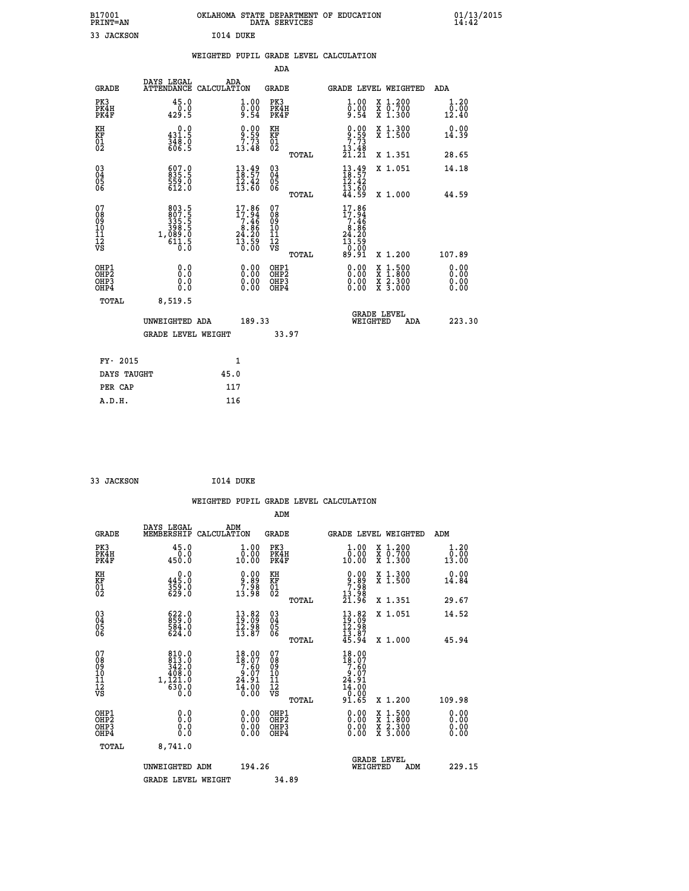B17001 OKLAHOMA STATE DEPARTMENT OF EDUCATION 01/13/2015
PRINT=AN DATA SERVICES 14:42

33 JACKSON I014 DUKE

## WEIGHTED PUPIL GRADE LEVEL CALCULATION

### ADA

| GRADE | DAYS LEGAL ATTENDANCE | ADA CALCULATION | GRADE | GRADE LEVEL | WEIGHTED | ADA |
|---|---|---|---|---|---|---|
| PK3 | 45.0 | 1.00 | PK3 | 1.00 | X 1.200 | 1.20 |
| PK4H | 0.0 | 0.00 | PK4H | 0.00 | X 0.700 | 0.00 |
| PK4F | 429.5 | 9.54 | PK4F | 9.54 | X 1.300 | 12.40 |
| KH | 0.0 | 0.00 | KH | 0.00 | X 1.300 | 0.00 |
| KF | 431.5 | 9.59 | KF | 9.59 | X 1.500 | 14.39 |
| 01 | 348.0 | 7.73 | 01 | 7.73 | | |
| 02 | 606.5 | 13.48 | 02 | 13.48 | | |
| | | | TOTAL | 21.21 | X 1.351 | 28.65 |
| 03 | 607.0 | 13.49 | 03 | 13.49 | X 1.051 | 14.18 |
| 04 | 835.5 | 18.57 | 04 | 18.57 | | |
| 05 | 559.0 | 12.42 | 05 | 12.42 | | |
| 06 | 612.0 | 13.60 | 06 | 13.60 | | |
| | | | TOTAL | 44.59 | X 1.000 | 44.59 |
| 07 | 803.5 | 17.86 | 07 | 17.86 | | |
| 08 | 807.5 | 17.94 | 08 | 17.94 | | |
| 09 | 335.5 | 7.46 | 09 | 7.46 | | |
| 10 | 398.5 | 8.86 | 10 | 8.86 | | |
| 11 | 1,089.0 | 24.20 | 11 | 24.20 | | |
| 12 | 611.5 | 13.59 | 12 | 13.59 | | |
| VS | 0.0 | 0.00 | VS | 0.00 | | |
| | | | TOTAL | 89.91 | X 1.200 | 107.89 |
| OHP1 | 0.0 | 0.00 | OHP1 | 0.00 | X 1.500 | 0.00 |
| OHP2 | 0.0 | 0.00 | OHP2 | 0.00 | X 1.800 | 0.00 |
| OHP3 | 0.0 | 0.00 | OHP3 | 0.00 | X 2.300 | 0.00 |
| OHP4 | 0.0 | 0.00 | OHP4 | 0.00 | X 3.000 | 0.00 |
| TOTAL | 8,519.5 | | | | | |

UNWEIGHTED ADA 189.33 GRADE LEVEL WEIGHTED ADA 223.30

GRADE LEVEL WEIGHT 33.97

| FY- 2015 | 1 |
|---|---|
| DAYS TAUGHT | 45.0 |
| PER CAP | 117 |
| A.D.H. | 116 |

33 JACKSON I014 DUKE

## WEIGHTED PUPIL GRADE LEVEL CALCULATION

### ADM

| GRADE | DAYS LEGAL MEMBERSHIP | ADM CALCULATION | GRADE | GRADE LEVEL | WEIGHTED | ADM |
|---|---|---|---|---|---|---|
| PK3 | 45.0 | 1.00 | PK3 | 1.00 | X 1.200 | 1.20 |
| PK4H | 0.0 | 0.00 | PK4H | 0.00 | X 0.700 | 0.00 |
| PK4F | 450.0 | 10.00 | PK4F | 10.00 | X 1.300 | 13.00 |
| KH | 0.0 | 0.00 | KH | 0.00 | X 1.300 | 0.00 |
| KF | 445.0 | 9.89 | KF | 9.89 | X 1.500 | 14.84 |
| 01 | 359.0 | 7.98 | 01 | 7.98 | | |
| 02 | 629.0 | 13.98 | 02 | 13.98 | | |
| | | | TOTAL | 21.96 | X 1.351 | 29.67 |
| 03 | 622.0 | 13.82 | 03 | 13.82 | X 1.051 | 14.52 |
| 04 | 859.0 | 19.09 | 04 | 19.09 | | |
| 05 | 584.0 | 12.98 | 05 | 12.98 | | |
| 06 | 624.0 | 13.87 | 06 | 13.87 | | |
| | | | TOTAL | 45.94 | X 1.000 | 45.94 |
| 07 | 810.0 | 18.00 | 07 | 18.00 | | |
| 08 | 813.0 | 18.07 | 08 | 18.07 | | |
| 09 | 342.0 | 7.60 | 09 | 7.60 | | |
| 10 | 408.0 | 9.07 | 10 | 9.07 | | |
| 11 | 1,121.0 | 24.91 | 11 | 24.91 | | |
| 12 | 630.0 | 14.00 | 12 | 14.00 | | |
| VS | 0.0 | 0.00 | VS | 0.00 | | |
| | | | TOTAL | 91.65 | X 1.200 | 109.98 |
| OHP1 | 0.0 | 0.00 | OHP1 | 0.00 | X 1.500 | 0.00 |
| OHP2 | 0.0 | 0.00 | OHP2 | 0.00 | X 1.800 | 0.00 |
| OHP3 | 0.0 | 0.00 | OHP3 | 0.00 | X 2.300 | 0.00 |
| OHP4 | 0.0 | 0.00 | OHP4 | 0.00 | X 3.000 | 0.00 |
| TOTAL | 8,741.0 | | | | | |

UNWEIGHTED ADM 194.26 GRADE LEVEL WEIGHTED ADM 229.15

GRADE LEVEL WEIGHT 34.89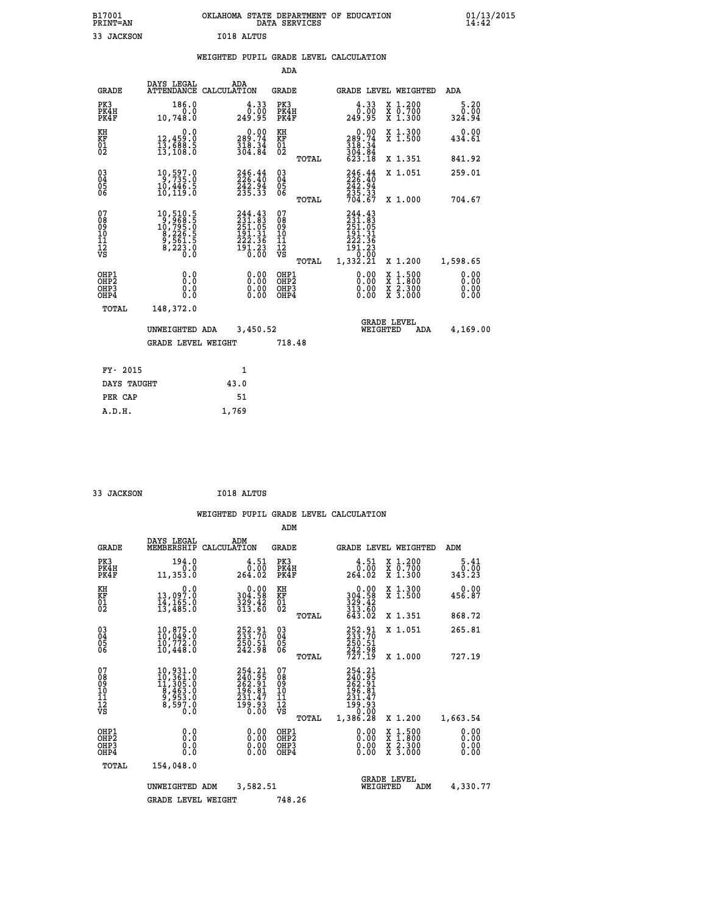B17001 PRINT=AN OKLAHOMA STATE DEPARTMENT OF EDUCATION DATA SERVICES 01/13/2015 14:42

33 JACKSON I018 ALTUS

## WEIGHTED PUPIL GRADE LEVEL CALCULATION

### ADA

| GRADE | DAYS LEGAL ATTENDANCE | ADA CALCULATION | GRADE | | GRADE LEVEL | WEIGHTED | ADA |
|---|---|---|---|---|---|---|---|
| PK3 | 186.0 | 4.33 | PK3 | | 4.33 | X 1.200 | 5.20 |
| PK4H | 0.0 | 0.00 | PK4H | | 0.00 | X 0.700 | 0.00 |
| PK4F | 10,748.0 | 249.95 | PK4F | | 249.95 | X 1.300 | 324.94 |
| KH | 0.0 | 0.00 | KH | | 0.00 | X 1.300 | 0.00 |
| KF | 12,459.0 | 289.74 | KF | | 289.74 | X 1.500 | 434.61 |
| 01 | 13,688.5 | 318.34 | 01 | | 318.34 | | |
| 02 | 13,108.0 | 304.84 | 02 | | 304.84 | | |
| | | | | TOTAL | 623.18 | X 1.351 | 841.92 |
| 03 | 10,597.0 | 246.44 | 03 | | 246.44 | X 1.051 | 259.01 |
| 04 | 9,735.0 | 226.40 | 04 | | 226.40 | | |
| 05 | 10,446.5 | 242.94 | 05 | | 242.94 | | |
| 06 | 10,119.0 | 235.33 | 06 | | 235.33 | | |
| | | | | TOTAL | 704.67 | X 1.000 | 704.67 |
| 07 | 10,510.5 | 244.43 | 07 | | 244.43 | | |
| 08 | 9,968.5 | 231.83 | 08 | | 231.83 | | |
| 09 | 10,795.0 | 251.05 | 09 | | 251.05 | | |
| 10 | 8,226.5 | 191.31 | 10 | | 191.31 | | |
| 11 | 9,561.5 | 222.36 | 11 | | 222.36 | | |
| 12 | 8,223.0 | 191.23 | 12 | | 191.23 | | |
| VS | 0.0 | 0.00 | VS | | 0.00 | | |
| | | | | TOTAL | 1,332.21 | X 1.200 | 1,598.65 |
| OHP1 | 0.0 | 0.00 | OHP1 | | 0.00 | X 1.500 | 0.00 |
| OHP2 | 0.0 | 0.00 | OHP2 | | 0.00 | X 1.800 | 0.00 |
| OHP3 | 0.0 | 0.00 | OHP3 | | 0.00 | X 2.300 | 0.00 |
| OHP4 | 0.0 | 0.00 | OHP4 | | 0.00 | X 3.000 | 0.00 |
| TOTAL | 148,372.0 | | | | | | |

UNWEIGHTED ADA 3,450.52 GRADE LEVEL WEIGHTED ADA 4,169.00

GRADE LEVEL WEIGHT 718.48

| FY- 2015 | 1 |
|---|---|
| DAYS TAUGHT | 43.0 |
| PER CAP | 51 |
| A.D.H. | 1,769 |

33 JACKSON I018 ALTUS

## WEIGHTED PUPIL GRADE LEVEL CALCULATION

### ADM

| GRADE | DAYS LEGAL MEMBERSHIP | ADM CALCULATION | GRADE | | GRADE LEVEL | WEIGHTED | ADM |
|---|---|---|---|---|---|---|---|
| PK3 | 194.0 | 4.51 | PK3 | | 4.51 | X 1.200 | 5.41 |
| PK4H | 0.0 | 0.00 | PK4H | | 0.00 | X 0.700 | 0.00 |
| PK4F | 11,353.0 | 264.02 | PK4F | | 264.02 | X 1.300 | 343.23 |
| KH | 0.0 | 0.00 | KH | | 0.00 | X 1.300 | 0.00 |
| KF | 13,097.0 | 304.58 | KF | | 304.58 | X 1.500 | 456.87 |
| 01 | 14,165.0 | 329.42 | 01 | | 329.42 | | |
| 02 | 13,485.0 | 313.60 | 02 | | 313.60 | | |
| | | | | TOTAL | 643.02 | X 1.351 | 868.72 |
| 03 | 10,875.0 | 252.91 | 03 | | 252.91 | X 1.051 | 265.81 |
| 04 | 10,049.0 | 233.70 | 04 | | 233.70 | | |
| 05 | 10,772.0 | 250.51 | 05 | | 250.51 | | |
| 06 | 10,448.0 | 242.98 | 06 | | 242.98 | | |
| | | | | TOTAL | 727.19 | X 1.000 | 727.19 |
| 07 | 10,931.0 | 254.21 | 07 | | 254.21 | | |
| 08 | 10,361.0 | 240.95 | 08 | | 240.95 | | |
| 09 | 11,305.0 | 262.91 | 09 | | 262.91 | | |
| 10 | 8,463.0 | 196.81 | 10 | | 196.81 | | |
| 11 | 9,953.0 | 231.47 | 11 | | 231.47 | | |
| 12 | 8,597.0 | 199.93 | 12 | | 199.93 | | |
| VS | 0.0 | 0.00 | VS | | 0.00 | | |
| | | | | TOTAL | 1,386.28 | X 1.200 | 1,663.54 |
| OHP1 | 0.0 | 0.00 | OHP1 | | 0.00 | X 1.500 | 0.00 |
| OHP2 | 0.0 | 0.00 | OHP2 | | 0.00 | X 1.800 | 0.00 |
| OHP3 | 0.0 | 0.00 | OHP3 | | 0.00 | X 2.300 | 0.00 |
| OHP4 | 0.0 | 0.00 | OHP4 | | 0.00 | X 3.000 | 0.00 |
| TOTAL | 154,048.0 | | | | | | |

UNWEIGHTED ADM 3,582.51 GRADE LEVEL WEIGHTED ADM 4,330.77

GRADE LEVEL WEIGHT 748.26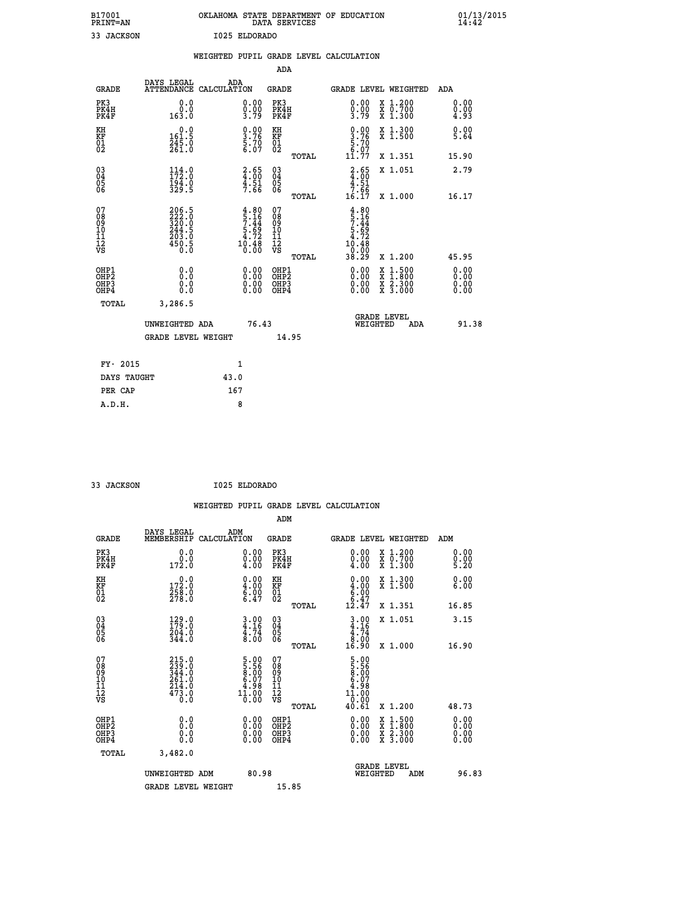B17001 OKLAHOMA STATE DEPARTMENT OF EDUCATION 01/13/2015
PRINT=AN DATA SERVICES 14:42

33 JACKSON I025 ELDORADO

WEIGHTED PUPIL GRADE LEVEL CALCULATION

ADA

| GRADE | DAYS LEGAL ATTENDANCE | ADA CALCULATION | GRADE | | GRADE LEVEL | WEIGHTED | ADA |
|---|---|---|---|---|---|---|---|
| PK3 | 0.0 | 0.00 | PK3 | | 0.00 | X 1.200 | 0.00 |
| PK4H | 0.0 | 0.00 | PK4H | | 0.00 | X 0.700 | 0.00 |
| PK4F | 163.0 | 3.79 | PK4F | | 3.79 | X 1.300 | 4.93 |
| KH | 0.0 | 0.00 | KH | | 0.00 | X 1.300 | 0.00 |
| KF | 161.5 | 3.76 | KF | | 3.76 | X 1.500 | 5.64 |
| 01 | 245.0 | 5.70 | 01 | | 5.70 | | |
| 02 | 261.0 | 6.07 | 02 | | 6.07 | | |
| | | | | TOTAL | 11.77 | X 1.351 | 15.90 |
| 03 | 114.0 | 2.65 | 03 | | 2.65 | X 1.051 | 2.79 |
| 04 | 172.0 | 4.00 | 04 | | 4.00 | | |
| 05 | 194.0 | 4.51 | 05 | | 4.51 | | |
| 06 | 329.5 | 7.66 | 06 | | 7.66 | | |
| | | | | TOTAL | 16.17 | X 1.000 | 16.17 |
| 07 | 206.5 | 4.80 | 07 | | 4.80 | | |
| 08 | 222.0 | 5.16 | 08 | | 5.16 | | |
| 09 | 320.0 | 7.44 | 09 | | 7.44 | | |
| 10 | 244.5 | 5.69 | 10 | | 5.69 | | |
| 11 | 203.0 | 4.72 | 11 | | 4.72 | | |
| 12 | 450.5 | 10.48 | 12 | | 10.48 | | |
| VS | 0.0 | 0.00 | VS | | 0.00 | | |
| | | | | TOTAL | 38.29 | X 1.200 | 45.95 |
| OHP1 | 0.0 | 0.00 | OHP1 | | 0.00 | X 1.500 | 0.00 |
| OHP2 | 0.0 | 0.00 | OHP2 | | 0.00 | X 1.800 | 0.00 |
| OHP3 | 0.0 | 0.00 | OHP3 | | 0.00 | X 2.300 | 0.00 |
| OHP4 | 0.0 | 0.00 | OHP4 | | 0.00 | X 3.000 | 0.00 |
| TOTAL | 3,286.5 | | | | | | |

UNWEIGHTED ADA 76.43 GRADE LEVEL WEIGHTED ADA 91.38

GRADE LEVEL WEIGHT 14.95

| FY- 2015 | 1 |
|---|---|
| DAYS TAUGHT | 43.0 |
| PER CAP | 167 |
| A.D.H. | 8 |

33 JACKSON I025 ELDORADO

WEIGHTED PUPIL GRADE LEVEL CALCULATION

ADM

| GRADE | DAYS LEGAL MEMBERSHIP | ADM CALCULATION | GRADE | | GRADE LEVEL | WEIGHTED | ADM |
|---|---|---|---|---|---|---|---|
| PK3 | 0.0 | 0.00 | PK3 | | 0.00 | X 1.200 | 0.00 |
| PK4H | 0.0 | 0.00 | PK4H | | 0.00 | X 0.700 | 0.00 |
| PK4F | 172.0 | 4.00 | PK4F | | 4.00 | X 1.300 | 5.20 |
| KH | 0.0 | 0.00 | KH | | 0.00 | X 1.300 | 0.00 |
| KF | 172.0 | 4.00 | KF | | 4.00 | X 1.500 | 6.00 |
| 01 | 258.0 | 6.00 | 01 | | 6.00 | | |
| 02 | 278.0 | 6.47 | 02 | | 6.47 | | |
| | | | | TOTAL | 12.47 | X 1.351 | 16.85 |
| 03 | 129.0 | 3.00 | 03 | | 3.00 | X 1.051 | 3.15 |
| 04 | 179.0 | 4.16 | 04 | | 4.16 | | |
| 05 | 204.0 | 4.74 | 05 | | 4.74 | | |
| 06 | 344.0 | 8.00 | 06 | | 8.00 | | |
| | | | | TOTAL | 16.90 | X 1.000 | 16.90 |
| 07 | 215.0 | 5.00 | 07 | | 5.00 | | |
| 08 | 239.0 | 5.56 | 08 | | 5.56 | | |
| 09 | 344.0 | 8.00 | 09 | | 8.00 | | |
| 10 | 261.0 | 6.07 | 10 | | 6.07 | | |
| 11 | 214.0 | 4.98 | 11 | | 4.98 | | |
| 12 | 473.0 | 11.00 | 12 | | 11.00 | | |
| VS | 0.0 | 0.00 | VS | | 0.00 | | |
| | | | | TOTAL | 40.61 | X 1.200 | 48.73 |
| OHP1 | 0.0 | 0.00 | OHP1 | | 0.00 | X 1.500 | 0.00 |
| OHP2 | 0.0 | 0.00 | OHP2 | | 0.00 | X 1.800 | 0.00 |
| OHP3 | 0.0 | 0.00 | OHP3 | | 0.00 | X 2.300 | 0.00 |
| OHP4 | 0.0 | 0.00 | OHP4 | | 0.00 | X 3.000 | 0.00 |
| TOTAL | 3,482.0 | | | | | | |

UNWEIGHTED ADM 80.98 GRADE LEVEL WEIGHTED ADM 96.83

GRADE LEVEL WEIGHT 15.85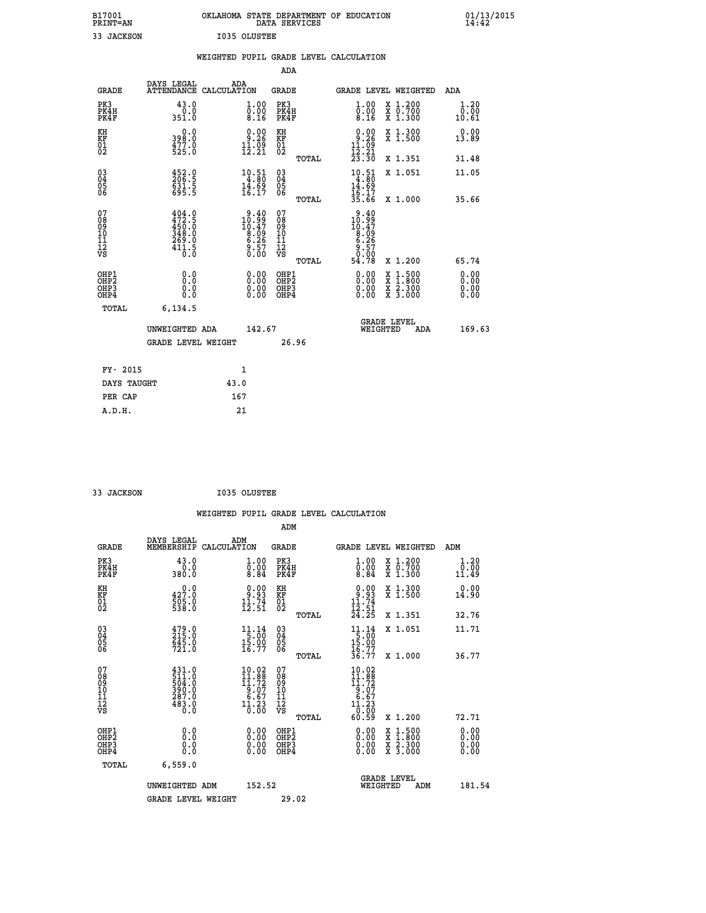B17001 OKLAHOMA STATE DEPARTMENT OF EDUCATION 01/13/2015
PRINT=AN DATA SERVICES 14:42

33 JACKSON I035 OLUSTEE

WEIGHTED PUPIL GRADE LEVEL CALCULATION

ADA

| GRADE | DAYS LEGAL ATTENDANCE | ADA CALCULATION | GRADE | GRADE LEVEL | WEIGHTED | ADA |
|---|---|---|---|---|---|---|
| PK3 | 43.0 | 1.00 | PK3 | 1.00 | X 1.200 | 1.20 |
| PK4H | 0.0 | 0.00 | PK4H | 0.00 | X 0.700 | 0.00 |
| PK4F | 351.0 | 8.16 | PK4F | 8.16 | X 1.300 | 10.61 |
| KH | 0.0 | 0.00 | KH | 0.00 | X 1.300 | 0.00 |
| KF | 398.0 | 9.26 | KF | 9.26 | X 1.500 | 13.89 |
| 01 | 477.0 | 11.09 | 01 | 11.09 | | |
| 02 | 525.0 | 12.21 | 02 | 12.21 | | |
| | | | TOTAL | 23.30 | X 1.351 | 31.48 |
| 03 | 452.0 | 10.51 | 03 | 10.51 | X 1.051 | 11.05 |
| 04 | 206.5 | 4.80 | 04 | 4.80 | | |
| 05 | 631.5 | 14.69 | 05 | 14.69 | | |
| 06 | 695.5 | 16.17 | 06 | 16.17 | | |
| | | | TOTAL | 35.66 | X 1.000 | 35.66 |
| 07 | 404.0 | 9.40 | 07 | 9.40 | | |
| 08 | 472.5 | 10.99 | 08 | 10.99 | | |
| 09 | 450.0 | 10.47 | 09 | 10.47 | | |
| 10 | 348.0 | 8.09 | 10 | 8.09 | | |
| 11 | 269.0 | 6.26 | 11 | 6.26 | | |
| 12 | 411.5 | 9.57 | 12 | 9.57 | | |
| VS | 0.0 | 0.00 | VS | 0.00 | | |
| | | | TOTAL | 54.78 | X 1.200 | 65.74 |
| OHP1 | 0.0 | 0.00 | OHP1 | 0.00 | X 1.500 | 0.00 |
| OHP2 | 0.0 | 0.00 | OHP2 | 0.00 | X 1.800 | 0.00 |
| OHP3 | 0.0 | 0.00 | OHP3 | 0.00 | X 2.300 | 0.00 |
| OHP4 | 0.0 | 0.00 | OHP4 | 0.00 | X 3.000 | 0.00 |
| TOTAL | 6,134.5 | | | | | |

UNWEIGHTED ADA 142.67 GRADE LEVEL WEIGHTED ADA 169.63

GRADE LEVEL WEIGHT 26.96

| FY- 2015 | 1 |
|---|---|
| DAYS TAUGHT | 43.0 |
| PER CAP | 167 |
| A.D.H. | 21 |

33 JACKSON I035 OLUSTEE

WEIGHTED PUPIL GRADE LEVEL CALCULATION

ADM

| GRADE | DAYS LEGAL MEMBERSHIP | ADM CALCULATION | GRADE | GRADE LEVEL | WEIGHTED | ADM |
|---|---|---|---|---|---|---|
| PK3 | 43.0 | 1.00 | PK3 | 1.00 | X 1.200 | 1.20 |
| PK4H | 0.0 | 0.00 | PK4H | 0.00 | X 0.700 | 0.00 |
| PK4F | 380.0 | 8.84 | PK4F | 8.84 | X 1.300 | 11.49 |
| KH | 0.0 | 0.00 | KH | 0.00 | X 1.300 | 0.00 |
| KF | 427.0 | 9.93 | KF | 9.93 | X 1.500 | 14.90 |
| 01 | 505.0 | 11.74 | 01 | 11.74 | | |
| 02 | 538.0 | 12.51 | 02 | 12.51 | | |
| | | | TOTAL | 24.25 | X 1.351 | 32.76 |
| 03 | 479.0 | 11.14 | 03 | 11.14 | X 1.051 | 11.71 |
| 04 | 215.0 | 5.00 | 04 | 5.00 | | |
| 05 | 645.0 | 15.00 | 05 | 15.00 | | |
| 06 | 721.0 | 16.77 | 06 | 16.77 | | |
| | | | TOTAL | 36.77 | X 1.000 | 36.77 |
| 07 | 431.0 | 10.02 | 07 | 10.02 | | |
| 08 | 511.0 | 11.88 | 08 | 11.88 | | |
| 09 | 504.0 | 11.72 | 09 | 11.72 | | |
| 10 | 390.0 | 9.07 | 10 | 9.07 | | |
| 11 | 287.0 | 6.67 | 11 | 6.67 | | |
| 12 | 483.0 | 11.23 | 12 | 11.23 | | |
| VS | 0.0 | 0.00 | VS | 0.00 | | |
| | | | TOTAL | 60.59 | X 1.200 | 72.71 |
| OHP1 | 0.0 | 0.00 | OHP1 | 0.00 | X 1.500 | 0.00 |
| OHP2 | 0.0 | 0.00 | OHP2 | 0.00 | X 1.800 | 0.00 |
| OHP3 | 0.0 | 0.00 | OHP3 | 0.00 | X 2.300 | 0.00 |
| OHP4 | 0.0 | 0.00 | OHP4 | 0.00 | X 3.000 | 0.00 |
| TOTAL | 6,559.0 | | | | | |

UNWEIGHTED ADM 152.52 GRADE LEVEL WEIGHTED ADM 181.54

GRADE LEVEL WEIGHT 29.02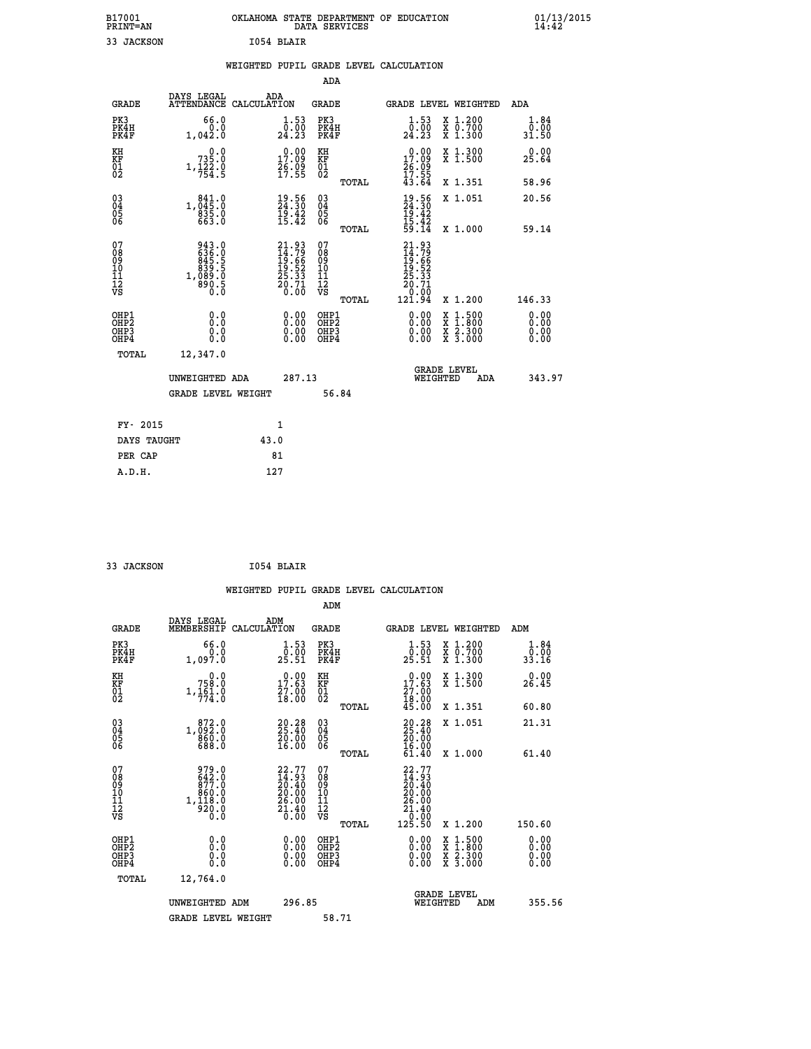B17001 OKLAHOMA STATE DEPARTMENT OF EDUCATION 01/13/2015
PRINT=AN DATA SERVICES 14:42

33 JACKSON I054 BLAIR

## WEIGHTED PUPIL GRADE LEVEL CALCULATION

### ADA

| GRADE | DAYS LEGAL ATTENDANCE | ADA CALCULATION | GRADE | GRADE LEVEL | WEIGHTED | ADA |
|---|---|---|---|---|---|---|
| PK3 | 66.0 | 1.53 | PK3 | 1.53 | X 1.200 | 1.84 |
| PK4H | 0.0 | 0.00 | PK4H | 0.00 | X 0.700 | 0.00 |
| PK4F | 1,042.0 | 24.23 | PK4F | 24.23 | X 1.300 | 31.50 |
| KH | 0.0 | 0.00 | KH | 0.00 | X 1.300 | 0.00 |
| KF | 735.0 | 17.09 | KF | 17.09 | X 1.500 | 25.64 |
| 01 | 1,122.0 | 26.09 | 01 | 26.09 | | |
| 02 | 754.5 | 17.55 | 02 | 17.55 | | |
| | | | TOTAL | 43.64 | X 1.351 | 58.96 |
| 03 | 841.0 | 19.56 | 03 | 19.56 | X 1.051 | 20.56 |
| 04 | 1,045.0 | 24.30 | 04 | 24.30 | | |
| 05 | 835.0 | 19.42 | 05 | 19.42 | | |
| 06 | 663.0 | 15.42 | 06 | 15.42 | | |
| | | | TOTAL | 59.14 | X 1.000 | 59.14 |
| 07 | 943.0 | 21.93 | 07 | 21.93 | | |
| 08 | 636.0 | 14.79 | 08 | 14.79 | | |
| 09 | 845.5 | 19.66 | 09 | 19.66 | | |
| 10 | 839.5 | 19.52 | 10 | 19.52 | | |
| 11 | 1,089.0 | 25.33 | 11 | 25.33 | | |
| 12 | 890.5 | 20.71 | 12 | 20.71 | | |
| VS | 0.0 | 0.00 | VS | 0.00 | | |
| | | | TOTAL | 121.94 | X 1.200 | 146.33 |
| OHP1 | 0.0 | 0.00 | OHP1 | 0.00 | X 1.500 | 0.00 |
| OHP2 | 0.0 | 0.00 | OHP2 | 0.00 | X 1.800 | 0.00 |
| OHP3 | 0.0 | 0.00 | OHP3 | 0.00 | X 2.300 | 0.00 |
| OHP4 | 0.0 | 0.00 | OHP4 | 0.00 | X 3.000 | 0.00 |
| TOTAL | 12,347.0 | | | | | |

UNWEIGHTED ADA 287.13 | GRADE LEVEL WEIGHTED ADA 343.97

GRADE LEVEL WEIGHT 56.84

| FY- 2015 | 1 |
|---|---|
| DAYS TAUGHT | 43.0 |
| PER CAP | 81 |
| A.D.H. | 127 |

33 JACKSON I054 BLAIR

## WEIGHTED PUPIL GRADE LEVEL CALCULATION

### ADM

| GRADE | DAYS LEGAL MEMBERSHIP | ADM CALCULATION | GRADE | GRADE LEVEL | WEIGHTED | ADM |
|---|---|---|---|---|---|---|
| PK3 | 66.0 | 1.53 | PK3 | 1.53 | X 1.200 | 1.84 |
| PK4H | 0.0 | 0.00 | PK4H | 0.00 | X 0.700 | 0.00 |
| PK4F | 1,097.0 | 25.51 | PK4F | 25.51 | X 1.300 | 33.16 |
| KH | 0.0 | 0.00 | KH | 0.00 | X 1.300 | 0.00 |
| KF | 758.0 | 17.63 | KF | 17.63 | X 1.500 | 26.45 |
| 01 | 1,161.0 | 27.00 | 01 | 27.00 | | |
| 02 | 774.0 | 18.00 | 02 | 18.00 | | |
| | | | TOTAL | 45.00 | X 1.351 | 60.80 |
| 03 | 872.0 | 20.28 | 03 | 20.28 | X 1.051 | 21.31 |
| 04 | 1,092.0 | 25.40 | 04 | 25.40 | | |
| 05 | 860.0 | 20.00 | 05 | 20.00 | | |
| 06 | 688.0 | 16.00 | 06 | 16.00 | | |
| | | | TOTAL | 61.40 | X 1.000 | 61.40 |
| 07 | 979.0 | 22.77 | 07 | 22.77 | | |
| 08 | 642.0 | 14.93 | 08 | 14.93 | | |
| 09 | 877.0 | 20.40 | 09 | 20.40 | | |
| 10 | 860.0 | 20.00 | 10 | 20.00 | | |
| 11 | 1,118.0 | 26.00 | 11 | 26.00 | | |
| 12 | 920.0 | 21.40 | 12 | 21.40 | | |
| VS | 0.0 | 0.00 | VS | 0.00 | | |
| | | | TOTAL | 125.50 | X 1.200 | 150.60 |
| OHP1 | 0.0 | 0.00 | OHP1 | 0.00 | X 1.500 | 0.00 |
| OHP2 | 0.0 | 0.00 | OHP2 | 0.00 | X 1.800 | 0.00 |
| OHP3 | 0.0 | 0.00 | OHP3 | 0.00 | X 2.300 | 0.00 |
| OHP4 | 0.0 | 0.00 | OHP4 | 0.00 | X 3.000 | 0.00 |
| TOTAL | 12,764.0 | | | | | |

UNWEIGHTED ADM 296.85 | GRADE LEVEL WEIGHTED ADM 355.56

GRADE LEVEL WEIGHT 58.71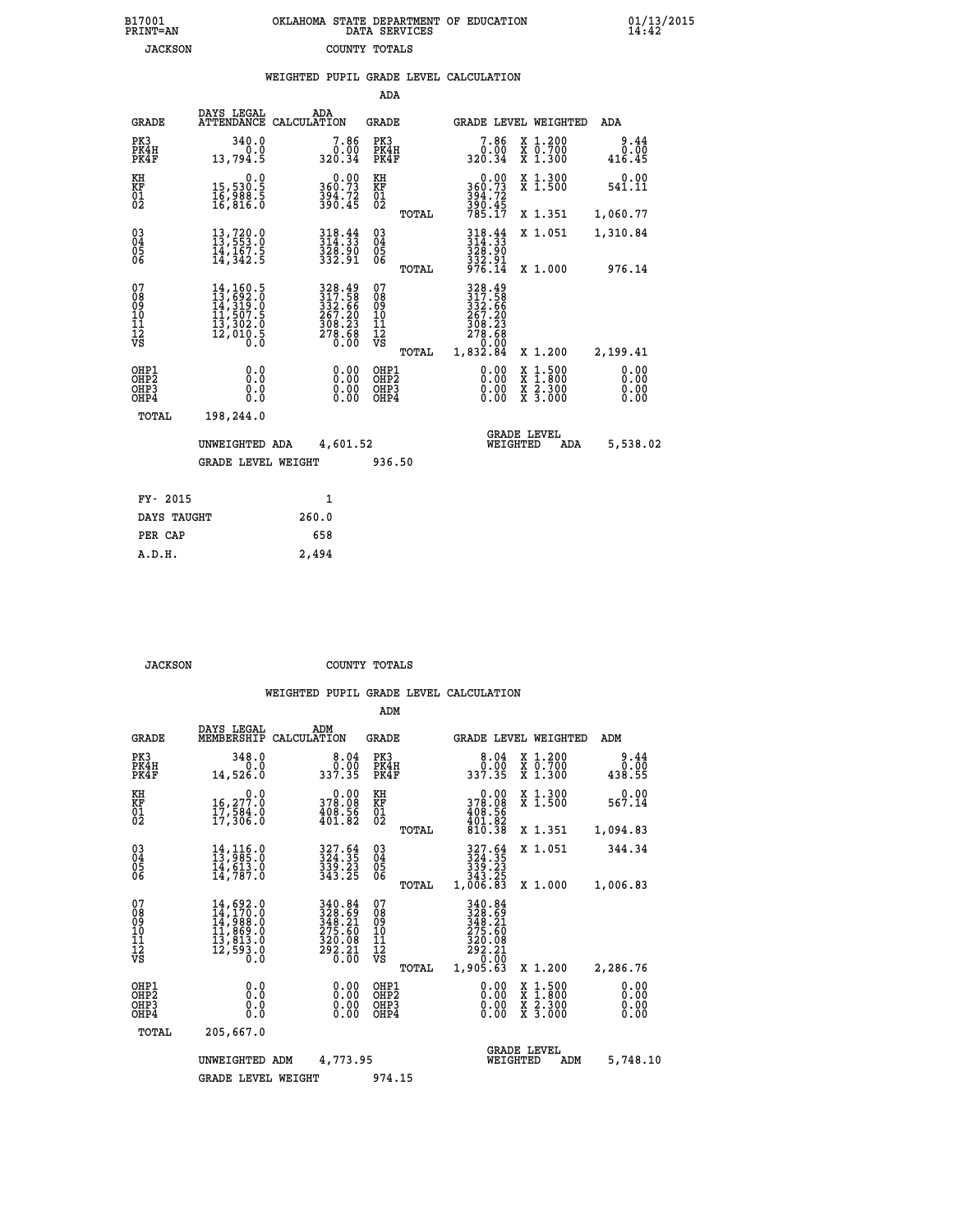B17001 PRINT=AN — OKLAHOMA STATE DEPARTMENT OF EDUCATION DATA SERVICES — 01/13/2015 14:42

JACKSON — COUNTY TOTALS

### WEIGHTED PUPIL GRADE LEVEL CALCULATION

ADA

| GRADE | DAYS LEGAL ATTENDANCE | ADA CALCULATION | GRADE | | GRADE LEVEL | WEIGHTED | ADA |
|---|---|---|---|---|---|---|---|
| PK3 | 340.0 | 7.86 | PK3 | | 7.86 | X 1.200 | 9.44 |
| PK4H | 0.0 | 0.00 | PK4H | | 0.00 | X 0.700 | 0.00 |
| PK4F | 13,794.5 | 320.34 | PK4F | | 320.34 | X 1.300 | 416.45 |
| KH | 0.0 | 0.00 | KH | | 0.00 | X 1.300 | 0.00 |
| KF | 15,530.5 | 360.73 | KF | | 360.73 | X 1.500 | 541.11 |
| 01 | 16,988.5 | 394.72 | 01 | | 394.72 | | |
| 02 | 16,816.0 | 390.45 | 02 | | 390.45 | | |
| | | | | TOTAL | 785.17 | X 1.351 | 1,060.77 |
| 03 | 13,720.0 | 318.44 | 03 | | 318.44 | X 1.051 | 1,310.84 |
| 04 | 13,553.0 | 314.33 | 04 | | 314.33 | | |
| 05 | 14,167.5 | 328.90 | 05 | | 328.90 | | |
| 06 | 14,342.5 | 332.91 | 06 | | 332.91 | | |
| | | | | TOTAL | 976.14 | X 1.000 | 976.14 |
| 07 | 14,160.5 | 328.49 | 07 | | 328.49 | | |
| 08 | 13,692.0 | 317.58 | 08 | | 317.58 | | |
| 09 | 14,319.0 | 332.66 | 09 | | 332.66 | | |
| 10 | 11,507.5 | 267.20 | 10 | | 267.20 | | |
| 11 | 13,302.0 | 308.23 | 11 | | 308.23 | | |
| 12 | 12,010.5 | 278.68 | 12 | | 278.68 | | |
| VS | 0.0 | 0.00 | VS | | 0.00 | | |
| | | | | TOTAL | 1,832.84 | X 1.200 | 2,199.41 |
| OHP1 | 0.0 | 0.00 | OHP1 | | 0.00 | X 1.500 | 0.00 |
| OHP2 | 0.0 | 0.00 | OHP2 | | 0.00 | X 1.800 | 0.00 |
| OHP3 | 0.0 | 0.00 | OHP3 | | 0.00 | X 2.300 | 0.00 |
| OHP4 | 0.0 | 0.00 | OHP4 | | 0.00 | X 3.000 | 0.00 |
| TOTAL | 198,244.0 | | | | | | |

UNWEIGHTED ADA 4,601.52 — GRADE LEVEL WEIGHTED ADA 5,538.02

GRADE LEVEL WEIGHT 936.50

| FY- 2015 | 1 |
|---|---|
| DAYS TAUGHT | 260.0 |
| PER CAP | 658 |
| A.D.H. | 2,494 |

JACKSON — COUNTY TOTALS

### WEIGHTED PUPIL GRADE LEVEL CALCULATION

ADM

| GRADE | DAYS LEGAL MEMBERSHIP | ADM CALCULATION | GRADE | | GRADE LEVEL | WEIGHTED | ADM |
|---|---|---|---|---|---|---|---|
| PK3 | 348.0 | 8.04 | PK3 | | 8.04 | X 1.200 | 9.44 |
| PK4H | 0.0 | 0.00 | PK4H | | 0.00 | X 0.700 | 0.00 |
| PK4F | 14,526.0 | 337.35 | PK4F | | 337.35 | X 1.300 | 438.55 |
| KH | 0.0 | 0.00 | KH | | 0.00 | X 1.300 | 0.00 |
| KF | 16,277.0 | 378.08 | KF | | 378.08 | X 1.500 | 567.14 |
| 01 | 17,584.0 | 408.56 | 01 | | 408.56 | | |
| 02 | 17,306.0 | 401.82 | 02 | | 401.82 | | |
| | | | | TOTAL | 810.38 | X 1.351 | 1,094.83 |
| 03 | 14,116.0 | 327.64 | 03 | | 327.64 | X 1.051 | 344.34 |
| 04 | 13,985.0 | 324.35 | 04 | | 324.35 | | |
| 05 | 14,613.0 | 339.23 | 05 | | 339.23 | | |
| 06 | 14,787.0 | 343.25 | 06 | | 343.25 | | |
| | | | | TOTAL | 1,006.83 | X 1.000 | 1,006.83 |
| 07 | 14,692.0 | 340.84 | 07 | | 340.84 | | |
| 08 | 14,170.0 | 328.69 | 08 | | 328.69 | | |
| 09 | 14,988.0 | 348.21 | 09 | | 348.21 | | |
| 10 | 11,869.0 | 275.60 | 10 | | 275.60 | | |
| 11 | 13,813.0 | 320.08 | 11 | | 320.08 | | |
| 12 | 12,593.0 | 292.21 | 12 | | 292.21 | | |
| VS | 0.0 | 0.00 | VS | | 0.00 | | |
| | | | | TOTAL | 1,905.63 | X 1.200 | 2,286.76 |
| OHP1 | 0.0 | 0.00 | OHP1 | | 0.00 | X 1.500 | 0.00 |
| OHP2 | 0.0 | 0.00 | OHP2 | | 0.00 | X 1.800 | 0.00 |
| OHP3 | 0.0 | 0.00 | OHP3 | | 0.00 | X 2.300 | 0.00 |
| OHP4 | 0.0 | 0.00 | OHP4 | | 0.00 | X 3.000 | 0.00 |
| TOTAL | 205,667.0 | | | | | | |

UNWEIGHTED ADM 4,773.95 — GRADE LEVEL WEIGHTED ADM 5,748.10

GRADE LEVEL WEIGHT 974.15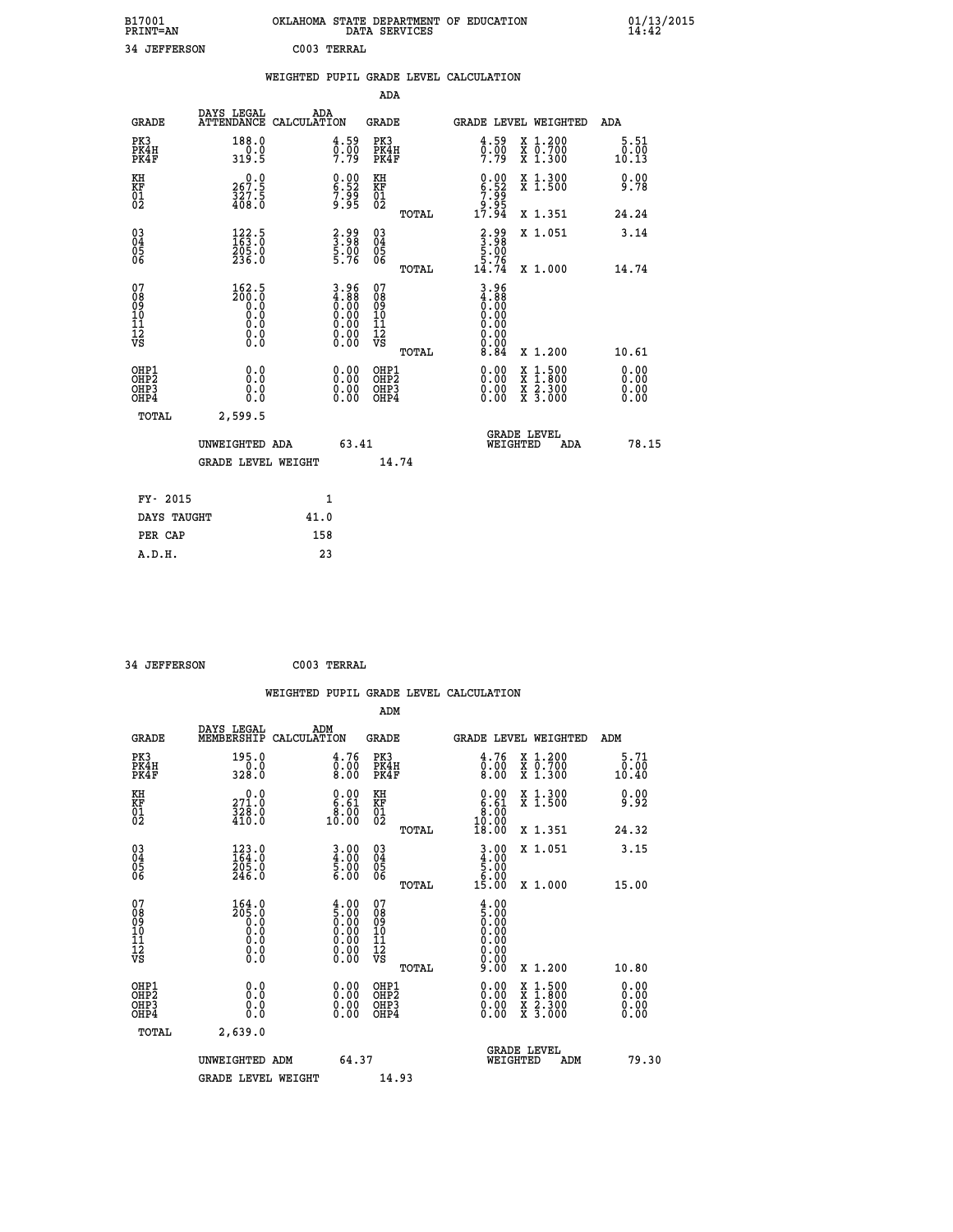B17001 OKLAHOMA STATE DEPARTMENT OF EDUCATION 01/13/2015
PRINT=AN DATA SERVICES 14:42

34 JEFFERSON C003 TERRAL

WEIGHTED PUPIL GRADE LEVEL CALCULATION

ADA

| GRADE | DAYS LEGAL ATTENDANCE | ADA CALCULATION | GRADE | | GRADE LEVEL | WEIGHTED | ADA |
|---|---|---|---|---|---|---|---|
| PK3 | 188.0 | 4.59 | PK3 | | 4.59 | X 1.200 | 5.51 |
| PK4H | 0.0 | 0.00 | PK4H | | 0.00 | X 0.700 | 0.00 |
| PK4F | 319.5 | 7.79 | PK4F | | 7.79 | X 1.300 | 10.13 |
| KH | 0.0 | 0.00 | KH | | 0.00 | X 1.300 | 0.00 |
| KF | 267.5 | 6.52 | KF | | 6.52 | X 1.500 | 9.78 |
| 01 | 327.5 | 7.99 | 01 | | 7.99 | | |
| 02 | 408.0 | 9.95 | 02 | | 9.95 | | |
| | | | | TOTAL | 17.94 | X 1.351 | 24.24 |
| 03 | 122.5 | 2.99 | 03 | | 2.99 | X 1.051 | 3.14 |
| 04 | 163.0 | 3.98 | 04 | | 3.98 | | |
| 05 | 205.0 | 5.00 | 05 | | 5.00 | | |
| 06 | 236.0 | 5.76 | 06 | | 5.76 | | |
| | | | | TOTAL | 14.74 | X 1.000 | 14.74 |
| 07 | 162.5 | 3.96 | 07 | | 3.96 | | |
| 08 | 200.0 | 4.88 | 08 | | 4.88 | | |
| 09 | 0.0 | 0.00 | 09 | | 0.00 | | |
| 10 | 0.0 | 0.00 | 10 | | 0.00 | | |
| 11 | 0.0 | 0.00 | 11 | | 0.00 | | |
| 12 | 0.0 | 0.00 | 12 | | 0.00 | | |
| VS | 0.0 | 0.00 | VS | | 0.00 | | |
| | | | | TOTAL | 8.84 | X 1.200 | 10.61 |
| OHP1 | 0.0 | 0.00 | OHP1 | | 0.00 | X 1.500 | 0.00 |
| OHP2 | 0.0 | 0.00 | OHP2 | | 0.00 | X 1.800 | 0.00 |
| OHP3 | 0.0 | 0.00 | OHP3 | | 0.00 | X 2.300 | 0.00 |
| OHP4 | 0.0 | 0.00 | OHP4 | | 0.00 | X 3.000 | 0.00 |
| TOTAL | 2,599.5 | | | | | | |

UNWEIGHTED ADA 63.41 GRADE LEVEL WEIGHTED ADA 78.15

GRADE LEVEL WEIGHT 14.74

| | |
|---|---|
| FY- 2015 | 1 |
| DAYS TAUGHT | 41.0 |
| PER CAP | 158 |
| A.D.H. | 23 |

34 JEFFERSON C003 TERRAL

WEIGHTED PUPIL GRADE LEVEL CALCULATION

ADM

| GRADE | DAYS LEGAL MEMBERSHIP | ADM CALCULATION | GRADE | | GRADE LEVEL | WEIGHTED | ADM |
|---|---|---|---|---|---|---|---|
| PK3 | 195.0 | 4.76 | PK3 | | 4.76 | X 1.200 | 5.71 |
| PK4H | 0.0 | 0.00 | PK4H | | 0.00 | X 0.700 | 0.00 |
| PK4F | 328.0 | 8.00 | PK4F | | 8.00 | X 1.300 | 10.40 |
| KH | 0.0 | 0.00 | KH | | 0.00 | X 1.300 | 0.00 |
| KF | 271.0 | 6.61 | KF | | 6.61 | X 1.500 | 9.92 |
| 01 | 328.0 | 8.00 | 01 | | 8.00 | | |
| 02 | 410.0 | 10.00 | 02 | | 10.00 | | |
| | | | | TOTAL | 18.00 | X 1.351 | 24.32 |
| 03 | 123.0 | 3.00 | 03 | | 3.00 | X 1.051 | 3.15 |
| 04 | 164.0 | 4.00 | 04 | | 4.00 | | |
| 05 | 205.0 | 5.00 | 05 | | 5.00 | | |
| 06 | 246.0 | 6.00 | 06 | | 6.00 | | |
| | | | | TOTAL | 15.00 | X 1.000 | 15.00 |
| 07 | 164.0 | 4.00 | 07 | | 4.00 | | |
| 08 | 205.0 | 5.00 | 08 | | 5.00 | | |
| 09 | 0.0 | 0.00 | 09 | | 0.00 | | |
| 10 | 0.0 | 0.00 | 10 | | 0.00 | | |
| 11 | 0.0 | 0.00 | 11 | | 0.00 | | |
| 12 | 0.0 | 0.00 | 12 | | 0.00 | | |
| VS | 0.0 | 0.00 | VS | | 0.00 | | |
| | | | | TOTAL | 9.00 | X 1.200 | 10.80 |
| OHP1 | 0.0 | 0.00 | OHP1 | | 0.00 | X 1.500 | 0.00 |
| OHP2 | 0.0 | 0.00 | OHP2 | | 0.00 | X 1.800 | 0.00 |
| OHP3 | 0.0 | 0.00 | OHP3 | | 0.00 | X 2.300 | 0.00 |
| OHP4 | 0.0 | 0.00 | OHP4 | | 0.00 | X 3.000 | 0.00 |
| TOTAL | 2,639.0 | | | | | | |

UNWEIGHTED ADM 64.37 GRADE LEVEL WEIGHTED ADM 79.30

GRADE LEVEL WEIGHT 14.93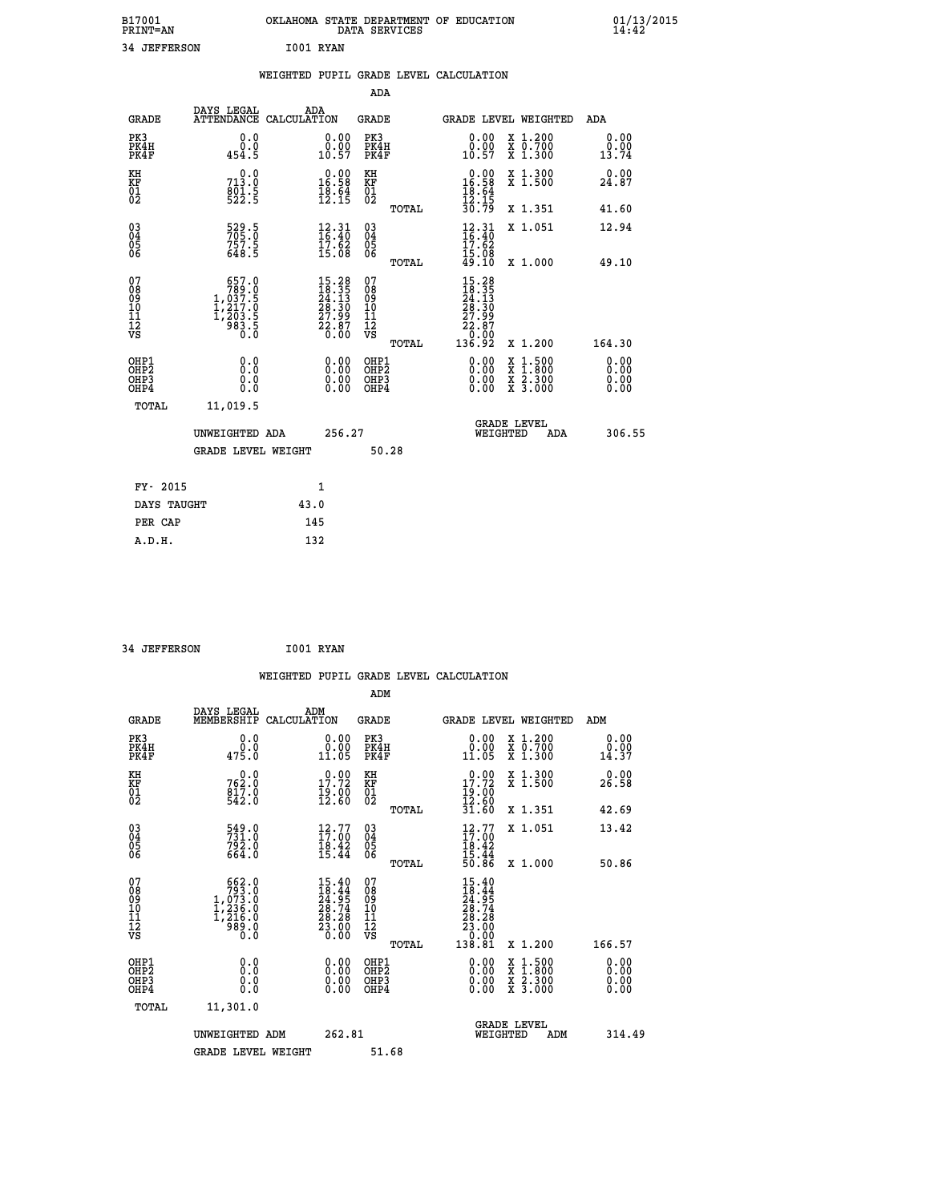B17001 OKLAHOMA STATE DEPARTMENT OF EDUCATION 01/13/2015
PRINT=AN DATA SERVICES 14:42

34 JEFFERSON I001 RYAN

## WEIGHTED PUPIL GRADE LEVEL CALCULATION

### ADA

| GRADE | DAYS LEGAL ATTENDANCE | ADA CALCULATION | GRADE | | GRADE LEVEL | WEIGHTED | ADA |
|---|---|---|---|---|---|---|---|
| PK3 | 0.0 | 0.00 | PK3 | | 0.00 | X 1.200 | 0.00 |
| PK4H | 0.0 | 0.00 | PK4H | | 0.00 | X 0.700 | 0.00 |
| PK4F | 454.5 | 10.57 | PK4F | | 10.57 | X 1.300 | 13.74 |
| KH | 0.0 | 0.00 | KH | | 0.00 | X 1.300 | 0.00 |
| KF | 713.0 | 16.58 | KF | | 16.58 | X 1.500 | 24.87 |
| 01 | 801.5 | 18.64 | 01 | | 18.64 | | |
| 02 | 522.5 | 12.15 | 02 | | 12.15 | | |
| | | | | TOTAL | 30.79 | X 1.351 | 41.60 |
| 03 | 529.5 | 12.31 | 03 | | 12.31 | X 1.051 | 12.94 |
| 04 | 705.0 | 16.40 | 04 | | 16.40 | | |
| 05 | 757.5 | 17.62 | 05 | | 17.62 | | |
| 06 | 648.5 | 15.08 | 06 | | 15.08 | | |
| | | | | TOTAL | 49.10 | X 1.000 | 49.10 |
| 07 | 657.0 | 15.28 | 07 | | 15.28 | | |
| 08 | 789.0 | 18.35 | 08 | | 18.35 | | |
| 09 | 1,037.5 | 24.13 | 09 | | 24.13 | | |
| 10 | 1,217.0 | 28.30 | 10 | | 28.30 | | |
| 11 | 1,203.5 | 27.99 | 11 | | 27.99 | | |
| 12 | 983.5 | 22.87 | 12 | | 22.87 | | |
| VS | 0.0 | 0.00 | VS | | 0.00 | | |
| | | | | TOTAL | 136.92 | X 1.200 | 164.30 |
| OHP1 | 0.0 | 0.00 | OHP1 | | 0.00 | X 1.500 | 0.00 |
| OHP2 | 0.0 | 0.00 | OHP2 | | 0.00 | X 1.800 | 0.00 |
| OHP3 | 0.0 | 0.00 | OHP3 | | 0.00 | X 2.300 | 0.00 |
| OHP4 | 0.0 | 0.00 | OHP4 | | 0.00 | X 3.000 | 0.00 |
| TOTAL | 11,019.5 | | | | | | |

UNWEIGHTED ADA 256.27 GRADE LEVEL WEIGHTED ADA 306.55

GRADE LEVEL WEIGHT 50.28

| | |
|---|---|
| FY- 2015 | 1 |
| DAYS TAUGHT | 43.0 |
| PER CAP | 145 |
| A.D.H. | 132 |

34 JEFFERSON I001 RYAN

## WEIGHTED PUPIL GRADE LEVEL CALCULATION

### ADM

| GRADE | DAYS LEGAL MEMBERSHIP | ADM CALCULATION | GRADE | | GRADE LEVEL | WEIGHTED | ADM |
|---|---|---|---|---|---|---|---|
| PK3 | 0.0 | 0.00 | PK3 | | 0.00 | X 1.200 | 0.00 |
| PK4H | 0.0 | 0.00 | PK4H | | 0.00 | X 0.700 | 0.00 |
| PK4F | 475.0 | 11.05 | PK4F | | 11.05 | X 1.300 | 14.37 |
| KH | 0.0 | 0.00 | KH | | 0.00 | X 1.300 | 0.00 |
| KF | 762.0 | 17.72 | KF | | 17.72 | X 1.500 | 26.58 |
| 01 | 817.0 | 19.00 | 01 | | 19.00 | | |
| 02 | 542.0 | 12.60 | 02 | | 12.60 | | |
| | | | | TOTAL | 31.60 | X 1.351 | 42.69 |
| 03 | 549.0 | 12.77 | 03 | | 12.77 | X 1.051 | 13.42 |
| 04 | 731.0 | 17.00 | 04 | | 17.00 | | |
| 05 | 792.0 | 18.42 | 05 | | 18.42 | | |
| 06 | 664.0 | 15.44 | 06 | | 15.44 | | |
| | | | | TOTAL | 50.86 | X 1.000 | 50.86 |
| 07 | 662.0 | 15.40 | 07 | | 15.40 | | |
| 08 | 793.0 | 18.44 | 08 | | 18.44 | | |
| 09 | 1,073.0 | 24.95 | 09 | | 24.95 | | |
| 10 | 1,236.0 | 28.74 | 10 | | 28.74 | | |
| 11 | 1,216.0 | 28.28 | 11 | | 28.28 | | |
| 12 | 989.0 | 23.00 | 12 | | 23.00 | | |
| VS | 0.0 | 0.00 | VS | | 0.00 | | |
| | | | | TOTAL | 138.81 | X 1.200 | 166.57 |
| OHP1 | 0.0 | 0.00 | OHP1 | | 0.00 | X 1.500 | 0.00 |
| OHP2 | 0.0 | 0.00 | OHP2 | | 0.00 | X 1.800 | 0.00 |
| OHP3 | 0.0 | 0.00 | OHP3 | | 0.00 | X 2.300 | 0.00 |
| OHP4 | 0.0 | 0.00 | OHP4 | | 0.00 | X 3.000 | 0.00 |
| TOTAL | 11,301.0 | | | | | | |

UNWEIGHTED ADM 262.81 GRADE LEVEL WEIGHTED ADM 314.49

GRADE LEVEL WEIGHT 51.68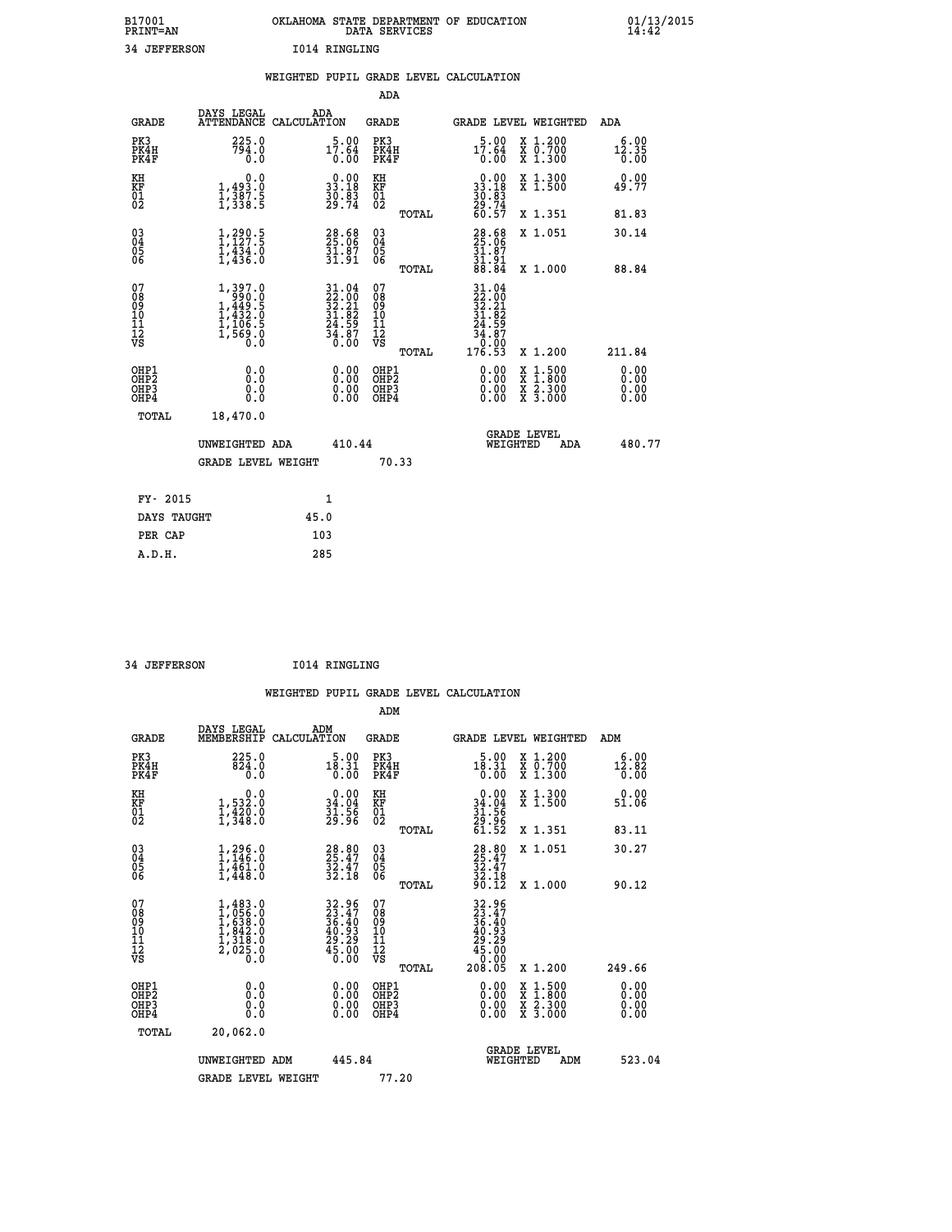B17001 OKLAHOMA STATE DEPARTMENT OF EDUCATION 01/13/2015
PRINT=AN DATA SERVICES 14:42

34 JEFFERSON I014 RINGLING

## WEIGHTED PUPIL GRADE LEVEL CALCULATION

### ADA

| GRADE | DAYS LEGAL ATTENDANCE | ADA CALCULATION | GRADE | GRADE LEVEL | WEIGHTED | ADA |
|---|---|---|---|---|---|---|
| PK3 | 225.0 | 5.00 | PK3 | 5.00 | X 1.200 | 6.00 |
| PK4H | 794.0 | 17.64 | PK4H | 17.64 | X 0.700 | 12.35 |
| PK4F | 0.0 | 0.00 | PK4F | 0.00 | X 1.300 | 0.00 |
| KH | 0.0 | 0.00 | KH | 0.00 | X 1.300 | 0.00 |
| KF | 1,493.0 | 33.18 | KF | 33.18 | X 1.500 | 49.77 |
| 01 | 1,387.5 | 30.83 | 01 | 30.83 | | |
| 02 | 1,338.5 | 29.74 | 02 | 29.74 | | |
| | | | TOTAL | 60.57 | X 1.351 | 81.83 |
| 03 | 1,290.5 | 28.68 | 03 | 28.68 | X 1.051 | 30.14 |
| 04 | 1,127.5 | 25.06 | 04 | 25.06 | | |
| 05 | 1,434.0 | 31.87 | 05 | 31.87 | | |
| 06 | 1,436.0 | 31.91 | 06 | 31.91 | | |
| | | | TOTAL | 88.84 | X 1.000 | 88.84 |
| 07 | 1,397.0 | 31.04 | 07 | 31.04 | | |
| 08 | 990.0 | 22.00 | 08 | 22.00 | | |
| 09 | 1,449.5 | 32.21 | 09 | 32.21 | | |
| 10 | 1,432.0 | 31.82 | 10 | 31.82 | | |
| 11 | 1,106.5 | 24.59 | 11 | 24.59 | | |
| 12 | 1,569.0 | 34.87 | 12 | 34.87 | | |
| VS | 0.0 | 0.00 | VS | 0.00 | | |
| | | | TOTAL | 176.53 | X 1.200 | 211.84 |
| OHP1 | 0.0 | 0.00 | OHP1 | 0.00 | X 1.500 | 0.00 |
| OHP2 | 0.0 | 0.00 | OHP2 | 0.00 | X 1.800 | 0.00 |
| OHP3 | 0.0 | 0.00 | OHP3 | 0.00 | X 2.300 | 0.00 |
| OHP4 | 0.0 | 0.00 | OHP4 | 0.00 | X 3.000 | 0.00 |
| TOTAL | 18,470.0 | | | | | |

UNWEIGHTED ADA 410.44 GRADE LEVEL WEIGHTED ADA 480.77

GRADE LEVEL WEIGHT 70.33

| FY- 2015 | 1 |
|---|---|
| DAYS TAUGHT | 45.0 |
| PER CAP | 103 |
| A.D.H. | 285 |

34 JEFFERSON I014 RINGLING

## WEIGHTED PUPIL GRADE LEVEL CALCULATION

### ADM

| GRADE | DAYS LEGAL MEMBERSHIP | ADM CALCULATION | GRADE | GRADE LEVEL | WEIGHTED | ADM |
|---|---|---|---|---|---|---|
| PK3 | 225.0 | 5.00 | PK3 | 5.00 | X 1.200 | 6.00 |
| PK4H | 824.0 | 18.31 | PK4H | 18.31 | X 0.700 | 12.82 |
| PK4F | 0.0 | 0.00 | PK4F | 0.00 | X 1.300 | 0.00 |
| KH | 0.0 | 0.00 | KH | 0.00 | X 1.300 | 0.00 |
| KF | 1,532.0 | 34.04 | KF | 34.04 | X 1.500 | 51.06 |
| 01 | 1,420.0 | 31.56 | 01 | 31.56 | | |
| 02 | 1,348.0 | 29.96 | 02 | 29.96 | | |
| | | | TOTAL | 61.52 | X 1.351 | 83.11 |
| 03 | 1,296.0 | 28.80 | 03 | 28.80 | X 1.051 | 30.27 |
| 04 | 1,146.0 | 25.47 | 04 | 25.47 | | |
| 05 | 1,461.0 | 32.47 | 05 | 32.47 | | |
| 06 | 1,448.0 | 32.18 | 06 | 32.18 | | |
| | | | TOTAL | 90.12 | X 1.000 | 90.12 |
| 07 | 1,483.0 | 32.96 | 07 | 32.96 | | |
| 08 | 1,056.0 | 23.47 | 08 | 23.47 | | |
| 09 | 1,638.0 | 36.40 | 09 | 36.40 | | |
| 10 | 1,842.0 | 40.93 | 10 | 40.93 | | |
| 11 | 1,318.0 | 29.29 | 11 | 29.29 | | |
| 12 | 2,025.0 | 45.00 | 12 | 45.00 | | |
| VS | 0.0 | 0.00 | VS | 0.00 | | |
| | | | TOTAL | 208.05 | X 1.200 | 249.66 |
| OHP1 | 0.0 | 0.00 | OHP1 | 0.00 | X 1.500 | 0.00 |
| OHP2 | 0.0 | 0.00 | OHP2 | 0.00 | X 1.800 | 0.00 |
| OHP3 | 0.0 | 0.00 | OHP3 | 0.00 | X 2.300 | 0.00 |
| OHP4 | 0.0 | 0.00 | OHP4 | 0.00 | X 3.000 | 0.00 |
| TOTAL | 20,062.0 | | | | | |

UNWEIGHTED ADM 445.84 GRADE LEVEL WEIGHTED ADM 523.04

GRADE LEVEL WEIGHT 77.20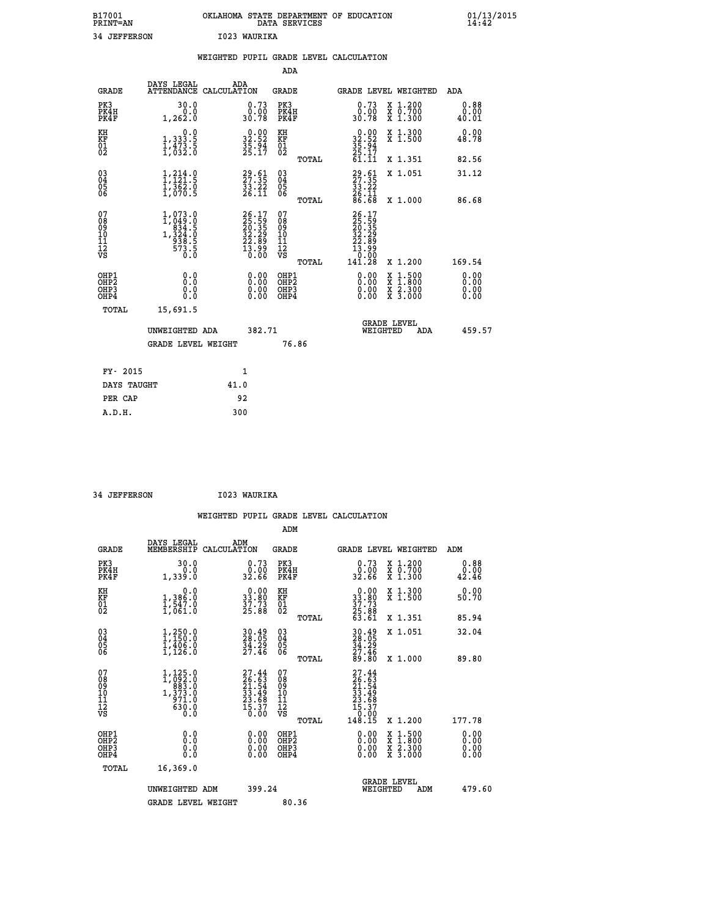B17001 OKLAHOMA STATE DEPARTMENT OF EDUCATION 01/13/2015
PRINT=AN DATA SERVICES 14:42

34 JEFFERSON I023 WAURIKA

## WEIGHTED PUPIL GRADE LEVEL CALCULATION

### ADA

| GRADE | DAYS LEGAL ATTENDANCE | ADA CALCULATION | GRADE | GRADE LEVEL | WEIGHTED | ADA |
|---|---|---|---|---|---|---|
| PK3 | 30.0 | 0.73 | PK3 | 0.73 | X 1.200 | 0.88 |
| PK4H | 0.0 | 0.00 | PK4H | 0.00 | X 0.700 | 0.00 |
| PK4F | 1,262.0 | 30.78 | PK4F | 30.78 | X 1.300 | 40.01 |
| KH | 0.0 | 0.00 | KH | 0.00 | X 1.300 | 0.00 |
| KF | 1,333.5 | 32.52 | KF | 32.52 | X 1.500 | 48.78 |
| 01 | 1,473.5 | 35.94 | 01 | 35.94 | | |
| 02 | 1,032.0 | 25.17 | 02 | 25.17 | | |
| | | | TOTAL | 61.11 | X 1.351 | 82.56 |
| 03 | 1,214.0 | 29.61 | 03 | 29.61 | X 1.051 | 31.12 |
| 04 | 1,121.5 | 27.35 | 04 | 27.35 | | |
| 05 | 1,362.0 | 33.22 | 05 | 33.22 | | |
| 06 | 1,070.5 | 26.11 | 06 | 26.11 | | |
| | | | TOTAL | 86.68 | X 1.000 | 86.68 |
| 07 | 1,073.0 | 26.17 | 07 | 26.17 | | |
| 08 | 1,049.0 | 25.59 | 08 | 25.59 | | |
| 09 | 834.5 | 20.35 | 09 | 20.35 | | |
| 10 | 1,324.0 | 32.29 | 10 | 32.29 | | |
| 11 | 938.5 | 22.89 | 11 | 22.89 | | |
| 12 | 573.5 | 13.99 | 12 | 13.99 | | |
| VS | 0.0 | 0.00 | VS | 0.00 | | |
| | | | TOTAL | 141.28 | X 1.200 | 169.54 |
| OHP1 | 0.0 | 0.00 | OHP1 | 0.00 | X 1.500 | 0.00 |
| OHP2 | 0.0 | 0.00 | OHP2 | 0.00 | X 1.800 | 0.00 |
| OHP3 | 0.0 | 0.00 | OHP3 | 0.00 | X 2.300 | 0.00 |
| OHP4 | 0.0 | 0.00 | OHP4 | 0.00 | X 3.000 | 0.00 |
| TOTAL | 15,691.5 | | | | | |

UNWEIGHTED ADA 382.71 GRADE LEVEL WEIGHTED ADA 459.57

GRADE LEVEL WEIGHT 76.86

| FY- 2015 | 1 |
|---|---|
| DAYS TAUGHT | 41.0 |
| PER CAP | 92 |
| A.D.H. | 300 |

34 JEFFERSON I023 WAURIKA

## WEIGHTED PUPIL GRADE LEVEL CALCULATION

### ADM

| GRADE | DAYS LEGAL MEMBERSHIP | ADM CALCULATION | GRADE | GRADE LEVEL | WEIGHTED | ADM |
|---|---|---|---|---|---|---|
| PK3 | 30.0 | 0.73 | PK3 | 0.73 | X 1.200 | 0.88 |
| PK4H | 0.0 | 0.00 | PK4H | 0.00 | X 0.700 | 0.00 |
| PK4F | 1,339.0 | 32.66 | PK4F | 32.66 | X 1.300 | 42.46 |
| KH | 0.0 | 0.00 | KH | 0.00 | X 1.300 | 0.00 |
| KF | 1,386.0 | 33.80 | KF | 33.80 | X 1.500 | 50.70 |
| 01 | 1,547.0 | 37.73 | 01 | 37.73 | | |
| 02 | 1,061.0 | 25.88 | 02 | 25.88 | | |
| | | | TOTAL | 63.61 | X 1.351 | 85.94 |
| 03 | 1,250.0 | 30.49 | 03 | 30.49 | X 1.051 | 32.04 |
| 04 | 1,150.0 | 28.05 | 04 | 28.05 | | |
| 05 | 1,406.0 | 34.29 | 05 | 34.29 | | |
| 06 | 1,126.0 | 27.46 | 06 | 27.46 | | |
| | | | TOTAL | 89.80 | X 1.000 | 89.80 |
| 07 | 1,125.0 | 27.44 | 07 | 27.44 | | |
| 08 | 1,092.0 | 26.63 | 08 | 26.63 | | |
| 09 | 883.0 | 21.54 | 09 | 21.54 | | |
| 10 | 1,373.0 | 33.49 | 10 | 33.49 | | |
| 11 | 971.0 | 23.68 | 11 | 23.68 | | |
| 12 | 630.0 | 15.37 | 12 | 15.37 | | |
| VS | 0.0 | 0.00 | VS | 0.00 | | |
| | | | TOTAL | 148.15 | X 1.200 | 177.78 |
| OHP1 | 0.0 | 0.00 | OHP1 | 0.00 | X 1.500 | 0.00 |
| OHP2 | 0.0 | 0.00 | OHP2 | 0.00 | X 1.800 | 0.00 |
| OHP3 | 0.0 | 0.00 | OHP3 | 0.00 | X 2.300 | 0.00 |
| OHP4 | 0.0 | 0.00 | OHP4 | 0.00 | X 3.000 | 0.00 |
| TOTAL | 16,369.0 | | | | | |

UNWEIGHTED ADM 399.24 GRADE LEVEL WEIGHTED ADM 479.60

GRADE LEVEL WEIGHT 80.36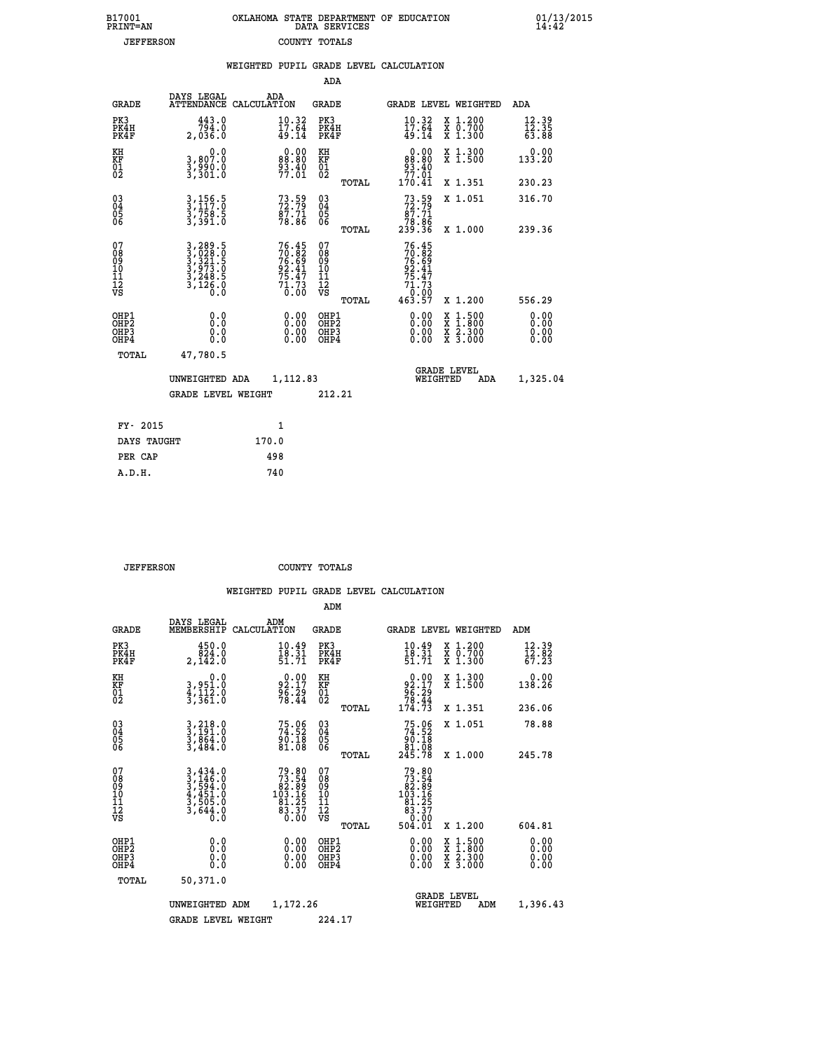B17001 OKLAHOMA STATE DEPARTMENT OF EDUCATION 01/13/2015
PRINT=AN DATA SERVICES 14:42
JEFFERSON COUNTY TOTALS

WEIGHTED PUPIL GRADE LEVEL CALCULATION

ADA

| GRADE | DAYS LEGAL ATTENDANCE | ADA CALCULATION | GRADE | | GRADE LEVEL | WEIGHTED | ADA |
|---|---|---|---|---|---|---|---|
| PK3 | 443.0 | 10.32 | PK3 | | 10.32 | X 1.200 | 12.39 |
| PK4H | 794.0 | 17.64 | PK4H | | 17.64 | X 0.700 | 12.35 |
| PK4F | 2,036.0 | 49.14 | PK4F | | 49.14 | X 1.300 | 63.88 |
| KH | 0.0 | 0.00 | KH | | 0.00 | X 1.300 | 0.00 |
| KF | 3,807.0 | 88.80 | KF | | 88.80 | X 1.500 | 133.20 |
| 01 | 3,990.0 | 93.40 | 01 | | 93.40 | | |
| 02 | 3,301.0 | 77.01 | 02 | | 77.01 | | |
| | | | | TOTAL | 170.41 | X 1.351 | 230.23 |
| 03 | 3,156.5 | 73.59 | 03 | | 73.59 | X 1.051 | 316.70 |
| 04 | 3,117.0 | 72.79 | 04 | | 72.79 | | |
| 05 | 3,758.5 | 87.71 | 05 | | 87.71 | | |
| 06 | 3,391.0 | 78.86 | 06 | | 78.86 | | |
| | | | | TOTAL | 239.36 | X 1.000 | 239.36 |
| 07 | 3,289.5 | 76.45 | 07 | | 76.45 | | |
| 08 | 3,028.0 | 70.82 | 08 | | 70.82 | | |
| 09 | 3,321.5 | 76.69 | 09 | | 76.69 | | |
| 10 | 3,973.0 | 92.41 | 10 | | 92.41 | | |
| 11 | 3,248.5 | 75.47 | 11 | | 75.47 | | |
| 12 | 3,126.0 | 71.73 | 12 | | 71.73 | | |
| VS | 0.0 | 0.00 | VS | | 0.00 | | |
| | | | | TOTAL | 463.57 | X 1.200 | 556.29 |
| OHP1 | 0.0 | 0.00 | OHP1 | | 0.00 | X 1.500 | 0.00 |
| OHP2 | 0.0 | 0.00 | OHP2 | | 0.00 | X 1.800 | 0.00 |
| OHP3 | 0.0 | 0.00 | OHP3 | | 0.00 | X 2.300 | 0.00 |
| OHP4 | 0.0 | 0.00 | OHP4 | | 0.00 | X 3.000 | 0.00 |
| TOTAL | 47,780.5 | | | | | | |

UNWEIGHTED ADA 1,112.83 GRADE LEVEL WEIGHTED ADA 1,325.04

GRADE LEVEL WEIGHT 212.21

| FY- 2015 | 1 |
|---|---|
| DAYS TAUGHT | 170.0 |
| PER CAP | 498 |
| A.D.H. | 740 |

JEFFERSON COUNTY TOTALS

WEIGHTED PUPIL GRADE LEVEL CALCULATION

ADM

| GRADE | DAYS LEGAL MEMBERSHIP | ADM CALCULATION | GRADE | | GRADE LEVEL | WEIGHTED | ADM |
|---|---|---|---|---|---|---|---|
| PK3 | 450.0 | 10.49 | PK3 | | 10.49 | X 1.200 | 12.39 |
| PK4H | 824.0 | 18.31 | PK4H | | 18.31 | X 0.700 | 12.82 |
| PK4F | 2,142.0 | 51.71 | PK4F | | 51.71 | X 1.300 | 67.23 |
| KH | 0.0 | 0.00 | KH | | 0.00 | X 1.300 | 0.00 |
| KF | 3,951.0 | 92.17 | KF | | 92.17 | X 1.500 | 138.26 |
| 01 | 4,112.0 | 96.29 | 01 | | 96.29 | | |
| 02 | 3,361.0 | 78.44 | 02 | | 78.44 | | |
| | | | | TOTAL | 174.73 | X 1.351 | 236.06 |
| 03 | 3,218.0 | 75.06 | 03 | | 75.06 | X 1.051 | 78.88 |
| 04 | 3,191.0 | 74.52 | 04 | | 74.52 | | |
| 05 | 3,864.0 | 90.18 | 05 | | 90.18 | | |
| 06 | 3,484.0 | 81.08 | 06 | | 81.08 | | |
| | | | | TOTAL | 245.78 | X 1.000 | 245.78 |
| 07 | 3,434.0 | 79.80 | 07 | | 79.80 | | |
| 08 | 3,146.0 | 73.54 | 08 | | 73.54 | | |
| 09 | 3,594.0 | 82.89 | 09 | | 82.89 | | |
| 10 | 4,451.0 | 103.16 | 10 | | 103.16 | | |
| 11 | 3,505.0 | 81.25 | 11 | | 81.25 | | |
| 12 | 3,644.0 | 83.37 | 12 | | 83.37 | | |
| VS | 0.0 | 0.00 | VS | | 0.00 | | |
| | | | | TOTAL | 504.01 | X 1.200 | 604.81 |
| OHP1 | 0.0 | 0.00 | OHP1 | | 0.00 | X 1.500 | 0.00 |
| OHP2 | 0.0 | 0.00 | OHP2 | | 0.00 | X 1.800 | 0.00 |
| OHP3 | 0.0 | 0.00 | OHP3 | | 0.00 | X 2.300 | 0.00 |
| OHP4 | 0.0 | 0.00 | OHP4 | | 0.00 | X 3.000 | 0.00 |
| TOTAL | 50,371.0 | | | | | | |

UNWEIGHTED ADM 1,172.26 GRADE LEVEL WEIGHTED ADM 1,396.43

GRADE LEVEL WEIGHT 224.17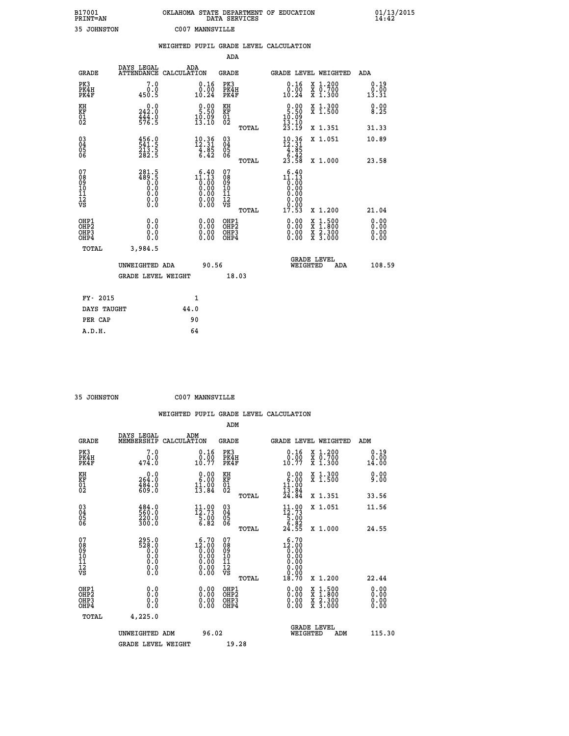B17001 OKLAHOMA STATE DEPARTMENT OF EDUCATION 01/13/2015
PRINT=AN DATA SERVICES 14:42

35 JOHNSTON C007 MANNSVILLE

## WEIGHTED PUPIL GRADE LEVEL CALCULATION

### ADA

| GRADE | DAYS LEGAL ATTENDANCE | ADA CALCULATION | GRADE | GRADE LEVEL | WEIGHTED | ADA |
|---|---|---|---|---|---|---|
| PK3 | 7.0 | 0.16 | PK3 | 0.16 | X 1.200 | 0.19 |
| PK4H | 0.0 | 0.00 | PK4H | 0.00 | X 0.700 | 0.00 |
| PK4F | 450.5 | 10.24 | PK4F | 10.24 | X 1.300 | 13.31 |
| KH | 0.0 | 0.00 | KH | 0.00 | X 1.300 | 0.00 |
| KF | 242.0 | 5.50 | KF | 5.50 | X 1.500 | 8.25 |
| 01 | 444.0 | 10.09 | 01 | 10.09 | | |
| 02 | 576.5 | 13.10 | 02 | 13.10 | | |
| | | | TOTAL | 23.19 | X 1.351 | 31.33 |
| 03 | 456.0 | 10.36 | 03 | 10.36 | X 1.051 | 10.89 |
| 04 | 541.5 | 12.31 | 04 | 12.31 | | |
| 05 | 213.5 | 4.85 | 05 | 4.85 | | |
| 06 | 282.5 | 6.42 | 06 | 6.42 | | |
| | | | TOTAL | 23.58 | X 1.000 | 23.58 |
| 07 | 281.5 | 6.40 | 07 | 6.40 | | |
| 08 | 489.5 | 11.13 | 08 | 11.13 | | |
| 09 | 0.0 | 0.00 | 09 | 0.00 | | |
| 10 | 0.0 | 0.00 | 10 | 0.00 | | |
| 11 | 0.0 | 0.00 | 11 | 0.00 | | |
| 12 | 0.0 | 0.00 | 12 | 0.00 | | |
| VS | 0.0 | 0.00 | VS | 0.00 | | |
| | | | TOTAL | 17.53 | X 1.200 | 21.04 |
| OHP1 | 0.0 | 0.00 | OHP1 | 0.00 | X 1.500 | 0.00 |
| OHP2 | 0.0 | 0.00 | OHP2 | 0.00 | X 1.800 | 0.00 |
| OHP3 | 0.0 | 0.00 | OHP3 | 0.00 | X 2.300 | 0.00 |
| OHP4 | 0.0 | 0.00 | OHP4 | 0.00 | X 3.000 | 0.00 |
| TOTAL | 3,984.5 | | | | | |

UNWEIGHTED ADA 90.56 GRADE LEVEL WEIGHTED ADA 108.59

GRADE LEVEL WEIGHT 18.03

| | |
|---|---|
| FY- 2015 | 1 |
| DAYS TAUGHT | 44.0 |
| PER CAP | 90 |
| A.D.H. | 64 |

35 JOHNSTON C007 MANNSVILLE

## WEIGHTED PUPIL GRADE LEVEL CALCULATION

### ADM

| GRADE | DAYS LEGAL MEMBERSHIP | ADM CALCULATION | GRADE | GRADE LEVEL | WEIGHTED | ADM |
|---|---|---|---|---|---|---|
| PK3 | 7.0 | 0.16 | PK3 | 0.16 | X 1.200 | 0.19 |
| PK4H | 0.0 | 0.00 | PK4H | 0.00 | X 0.700 | 0.00 |
| PK4F | 474.0 | 10.77 | PK4F | 10.77 | X 1.300 | 14.00 |
| KH | 0.0 | 0.00 | KH | 0.00 | X 1.300 | 0.00 |
| KF | 264.0 | 6.00 | KF | 6.00 | X 1.500 | 9.00 |
| 01 | 484.0 | 11.00 | 01 | 11.00 | | |
| 02 | 609.0 | 13.84 | 02 | 13.84 | | |
| | | | TOTAL | 24.84 | X 1.351 | 33.56 |
| 03 | 484.0 | 11.00 | 03 | 11.00 | X 1.051 | 11.56 |
| 04 | 560.0 | 12.73 | 04 | 12.73 | | |
| 05 | 220.0 | 5.00 | 05 | 5.00 | | |
| 06 | 300.0 | 6.82 | 06 | 6.82 | | |
| | | | TOTAL | 24.55 | X 1.000 | 24.55 |
| 07 | 295.0 | 6.70 | 07 | 6.70 | | |
| 08 | 528.0 | 12.00 | 08 | 12.00 | | |
| 09 | 0.0 | 0.00 | 09 | 0.00 | | |
| 10 | 0.0 | 0.00 | 10 | 0.00 | | |
| 11 | 0.0 | 0.00 | 11 | 0.00 | | |
| 12 | 0.0 | 0.00 | 12 | 0.00 | | |
| VS | 0.0 | 0.00 | VS | 0.00 | | |
| | | | TOTAL | 18.70 | X 1.200 | 22.44 |
| OHP1 | 0.0 | 0.00 | OHP1 | 0.00 | X 1.500 | 0.00 |
| OHP2 | 0.0 | 0.00 | OHP2 | 0.00 | X 1.800 | 0.00 |
| OHP3 | 0.0 | 0.00 | OHP3 | 0.00 | X 2.300 | 0.00 |
| OHP4 | 0.0 | 0.00 | OHP4 | 0.00 | X 3.000 | 0.00 |
| TOTAL | 4,225.0 | | | | | |

UNWEIGHTED ADM 96.02 GRADE LEVEL WEIGHTED ADM 115.30

GRADE LEVEL WEIGHT 19.28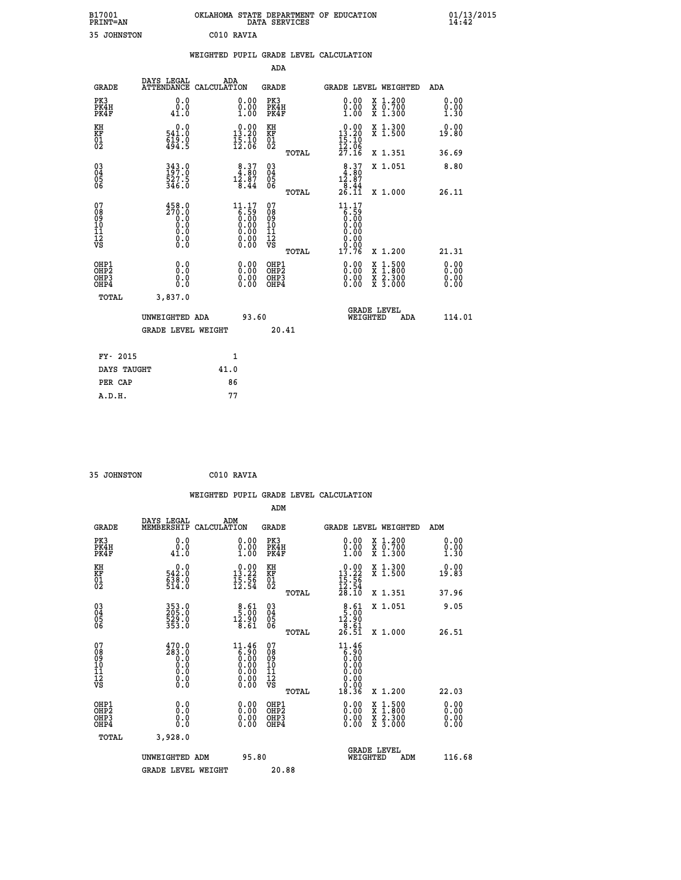B17001 OKLAHOMA STATE DEPARTMENT OF EDUCATION 01/13/2015
PRINT=AN DATA SERVICES 14:42

35 JOHNSTON C010 RAVIA

## WEIGHTED PUPIL GRADE LEVEL CALCULATION

### ADA

| GRADE | DAYS LEGAL ATTENDANCE | ADA CALCULATION | GRADE | GRADE LEVEL | WEIGHTED | ADA |
|---|---|---|---|---|---|---|
| PK3 | 0.0 | 0.00 | PK3 | 0.00 | X 1.200 | 0.00 |
| PK4H | 0.0 | 0.00 | PK4H | 0.00 | X 0.700 | 0.00 |
| PK4F | 41.0 | 1.00 | PK4F | 1.00 | X 1.300 | 1.30 |
| KH | 0.0 | 0.00 | KH | 0.00 | X 1.300 | 0.00 |
| KF | 541.0 | 13.20 | KF | 13.20 | X 1.500 | 19.80 |
| 01 | 619.0 | 15.10 | 01 | 15.10 | | |
| 02 | 494.5 | 12.06 | 02 | 12.06 | | |
| | | | TOTAL | 27.16 | X 1.351 | 36.69 |
| 03 | 343.0 | 8.37 | 03 | 8.37 | X 1.051 | 8.80 |
| 04 | 197.0 | 4.80 | 04 | 4.80 | | |
| 05 | 527.5 | 12.87 | 05 | 12.87 | | |
| 06 | 346.0 | 8.44 | 06 | 8.44 | | |
| | | | TOTAL | 26.11 | X 1.000 | 26.11 |
| 07 | 458.0 | 11.17 | 07 | 11.17 | | |
| 08 | 270.0 | 6.59 | 08 | 6.59 | | |
| 09 | 0.0 | 0.00 | 09 | 0.00 | | |
| 10 | 0.0 | 0.00 | 10 | 0.00 | | |
| 11 | 0.0 | 0.00 | 11 | 0.00 | | |
| 12 | 0.0 | 0.00 | 12 | 0.00 | | |
| VS | 0.0 | 0.00 | VS | 0.00 | | |
| | | | TOTAL | 17.76 | X 1.200 | 21.31 |
| OHP1 | 0.0 | 0.00 | OHP1 | 0.00 | X 1.500 | 0.00 |
| OHP2 | 0.0 | 0.00 | OHP2 | 0.00 | X 1.800 | 0.00 |
| OHP3 | 0.0 | 0.00 | OHP3 | 0.00 | X 2.300 | 0.00 |
| OHP4 | 0.0 | 0.00 | OHP4 | 0.00 | X 3.000 | 0.00 |
| TOTAL | 3,837.0 | | | | | |

UNWEIGHTED ADA 93.60 | GRADE LEVEL WEIGHTED ADA 114.01

GRADE LEVEL WEIGHT 20.41

| FY- 2015 | 1 |
|---|---|
| DAYS TAUGHT | 41.0 |
| PER CAP | 86 |
| A.D.H. | 77 |

35 JOHNSTON C010 RAVIA

## WEIGHTED PUPIL GRADE LEVEL CALCULATION

### ADM

| GRADE | DAYS LEGAL MEMBERSHIP | ADM CALCULATION | GRADE | GRADE LEVEL | WEIGHTED | ADM |
|---|---|---|---|---|---|---|
| PK3 | 0.0 | 0.00 | PK3 | 0.00 | X 1.200 | 0.00 |
| PK4H | 0.0 | 0.00 | PK4H | 0.00 | X 0.700 | 0.00 |
| PK4F | 41.0 | 1.00 | PK4F | 1.00 | X 1.300 | 1.30 |
| KH | 0.0 | 0.00 | KH | 0.00 | X 1.300 | 0.00 |
| KF | 542.0 | 13.22 | KF | 13.22 | X 1.500 | 19.83 |
| 01 | 638.0 | 15.56 | 01 | 15.56 | | |
| 02 | 514.0 | 12.54 | 02 | 12.54 | | |
| | | | TOTAL | 28.10 | X 1.351 | 37.96 |
| 03 | 353.0 | 8.61 | 03 | 8.61 | X 1.051 | 9.05 |
| 04 | 205.0 | 5.00 | 04 | 5.00 | | |
| 05 | 529.0 | 12.90 | 05 | 12.90 | | |
| 06 | 353.0 | 8.61 | 06 | 8.61 | | |
| | | | TOTAL | 26.51 | X 1.000 | 26.51 |
| 07 | 470.0 | 11.46 | 07 | 11.46 | | |
| 08 | 283.0 | 6.90 | 08 | 6.90 | | |
| 09 | 0.0 | 0.00 | 09 | 0.00 | | |
| 10 | 0.0 | 0.00 | 10 | 0.00 | | |
| 11 | 0.0 | 0.00 | 11 | 0.00 | | |
| 12 | 0.0 | 0.00 | 12 | 0.00 | | |
| VS | 0.0 | 0.00 | VS | 0.00 | | |
| | | | TOTAL | 18.36 | X 1.200 | 22.03 |
| OHP1 | 0.0 | 0.00 | OHP1 | 0.00 | X 1.500 | 0.00 |
| OHP2 | 0.0 | 0.00 | OHP2 | 0.00 | X 1.800 | 0.00 |
| OHP3 | 0.0 | 0.00 | OHP3 | 0.00 | X 2.300 | 0.00 |
| OHP4 | 0.0 | 0.00 | OHP4 | 0.00 | X 3.000 | 0.00 |
| TOTAL | 3,928.0 | | | | | |

UNWEIGHTED ADM 95.80 | GRADE LEVEL WEIGHTED ADM 116.68

GRADE LEVEL WEIGHT 20.88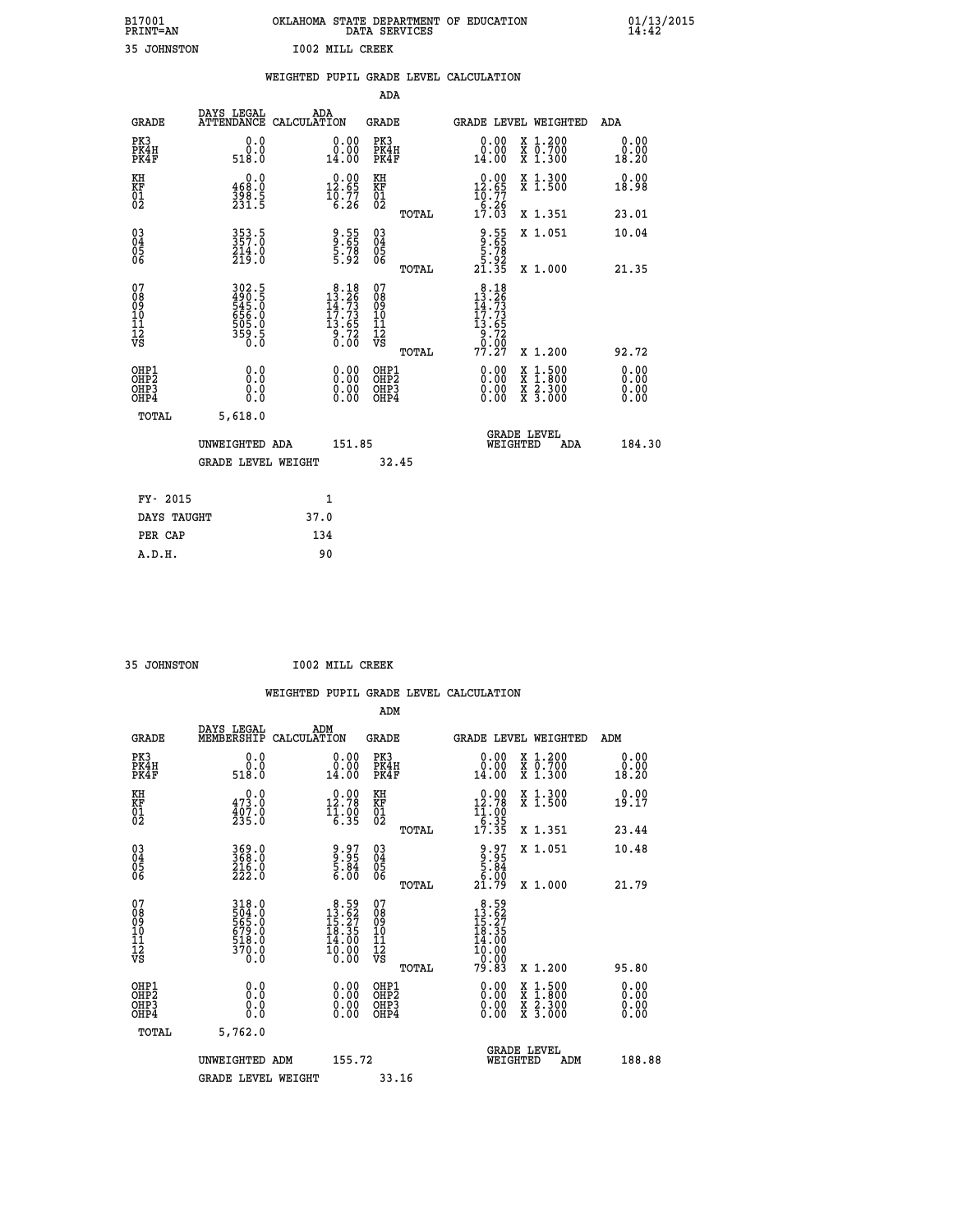B17001 OKLAHOMA STATE DEPARTMENT OF EDUCATION 01/13/2015
PRINT=AN DATA SERVICES 14:42

35 JOHNSTON I002 MILL CREEK

WEIGHTED PUPIL GRADE LEVEL CALCULATION

ADA

| GRADE | DAYS LEGAL ATTENDANCE | ADA CALCULATION | GRADE | | GRADE LEVEL | WEIGHTED | ADA |
|---|---|---|---|---|---|---|---|
| PK3 | 0.0 | 0.00 | PK3 | | 0.00 | X 1.200 | 0.00 |
| PK4H | 0.0 | 0.00 | PK4H | | 0.00 | X 0.700 | 0.00 |
| PK4F | 518.0 | 14.00 | PK4F | | 14.00 | X 1.300 | 18.20 |
| KH | 0.0 | 0.00 | KH | | 0.00 | X 1.300 | 0.00 |
| KF | 468.0 | 12.65 | KF | | 12.65 | X 1.500 | 18.98 |
| 01 | 398.5 | 10.77 | 01 | | 10.77 | | |
| 02 | 231.5 | 6.26 | 02 | | 6.26 | | |
| | | | | TOTAL | 17.03 | X 1.351 | 23.01 |
| 03 | 353.5 | 9.55 | 03 | | 9.55 | X 1.051 | 10.04 |
| 04 | 357.0 | 9.65 | 04 | | 9.65 | | |
| 05 | 214.0 | 5.78 | 05 | | 5.78 | | |
| 06 | 219.0 | 5.92 | 06 | | 5.92 | | |
| | | | | TOTAL | 21.35 | X 1.000 | 21.35 |
| 07 | 302.5 | 8.18 | 07 | | 8.18 | | |
| 08 | 490.5 | 13.26 | 08 | | 13.26 | | |
| 09 | 545.0 | 14.73 | 09 | | 14.73 | | |
| 10 | 656.0 | 17.73 | 10 | | 17.73 | | |
| 11 | 505.0 | 13.65 | 11 | | 13.65 | | |
| 12 | 359.5 | 9.72 | 12 | | 9.72 | | |
| VS | 0.0 | 0.00 | VS | | 0.00 | | |
| | | | | TOTAL | 77.27 | X 1.200 | 92.72 |
| OHP1 | 0.0 | 0.00 | OHP1 | | 0.00 | X 1.500 | 0.00 |
| OHP2 | 0.0 | 0.00 | OHP2 | | 0.00 | X 1.800 | 0.00 |
| OHP3 | 0.0 | 0.00 | OHP3 | | 0.00 | X 2.300 | 0.00 |
| OHP4 | 0.0 | 0.00 | OHP4 | | 0.00 | X 3.000 | 0.00 |
| TOTAL | 5,618.0 | | | | | | |

UNWEIGHTED ADA 151.85 GRADE LEVEL WEIGHTED ADA 184.30

GRADE LEVEL WEIGHT 32.45

| FY- 2015 | 1 |
|---|---|
| DAYS TAUGHT | 37.0 |
| PER CAP | 134 |
| A.D.H. | 90 |

35 JOHNSTON I002 MILL CREEK

WEIGHTED PUPIL GRADE LEVEL CALCULATION

ADM

| GRADE | DAYS LEGAL MEMBERSHIP | ADM CALCULATION | GRADE | | GRADE LEVEL | WEIGHTED | ADM |
|---|---|---|---|---|---|---|---|
| PK3 | 0.0 | 0.00 | PK3 | | 0.00 | X 1.200 | 0.00 |
| PK4H | 0.0 | 0.00 | PK4H | | 0.00 | X 0.700 | 0.00 |
| PK4F | 518.0 | 14.00 | PK4F | | 14.00 | X 1.300 | 18.20 |
| KH | 0.0 | 0.00 | KH | | 0.00 | X 1.300 | 0.00 |
| KF | 473.0 | 12.78 | KF | | 12.78 | X 1.500 | 19.17 |
| 01 | 407.0 | 11.00 | 01 | | 11.00 | | |
| 02 | 235.0 | 6.35 | 02 | | 6.35 | | |
| | | | | TOTAL | 17.35 | X 1.351 | 23.44 |
| 03 | 369.0 | 9.97 | 03 | | 9.97 | X 1.051 | 10.48 |
| 04 | 368.0 | 9.95 | 04 | | 9.95 | | |
| 05 | 216.0 | 5.84 | 05 | | 5.84 | | |
| 06 | 222.0 | 6.00 | 06 | | 6.00 | | |
| | | | | TOTAL | 21.79 | X 1.000 | 21.79 |
| 07 | 318.0 | 8.59 | 07 | | 8.59 | | |
| 08 | 504.0 | 13.62 | 08 | | 13.62 | | |
| 09 | 565.0 | 15.27 | 09 | | 15.27 | | |
| 10 | 679.0 | 18.35 | 10 | | 18.35 | | |
| 11 | 518.0 | 14.00 | 11 | | 14.00 | | |
| 12 | 370.0 | 10.00 | 12 | | 10.00 | | |
| VS | 0.0 | 0.00 | VS | | 0.00 | | |
| | | | | TOTAL | 79.83 | X 1.200 | 95.80 |
| OHP1 | 0.0 | 0.00 | OHP1 | | 0.00 | X 1.500 | 0.00 |
| OHP2 | 0.0 | 0.00 | OHP2 | | 0.00 | X 1.800 | 0.00 |
| OHP3 | 0.0 | 0.00 | OHP3 | | 0.00 | X 2.300 | 0.00 |
| OHP4 | 0.0 | 0.00 | OHP4 | | 0.00 | X 3.000 | 0.00 |
| TOTAL | 5,762.0 | | | | | | |

UNWEIGHTED ADM 155.72 GRADE LEVEL WEIGHTED ADM 188.88

GRADE LEVEL WEIGHT 33.16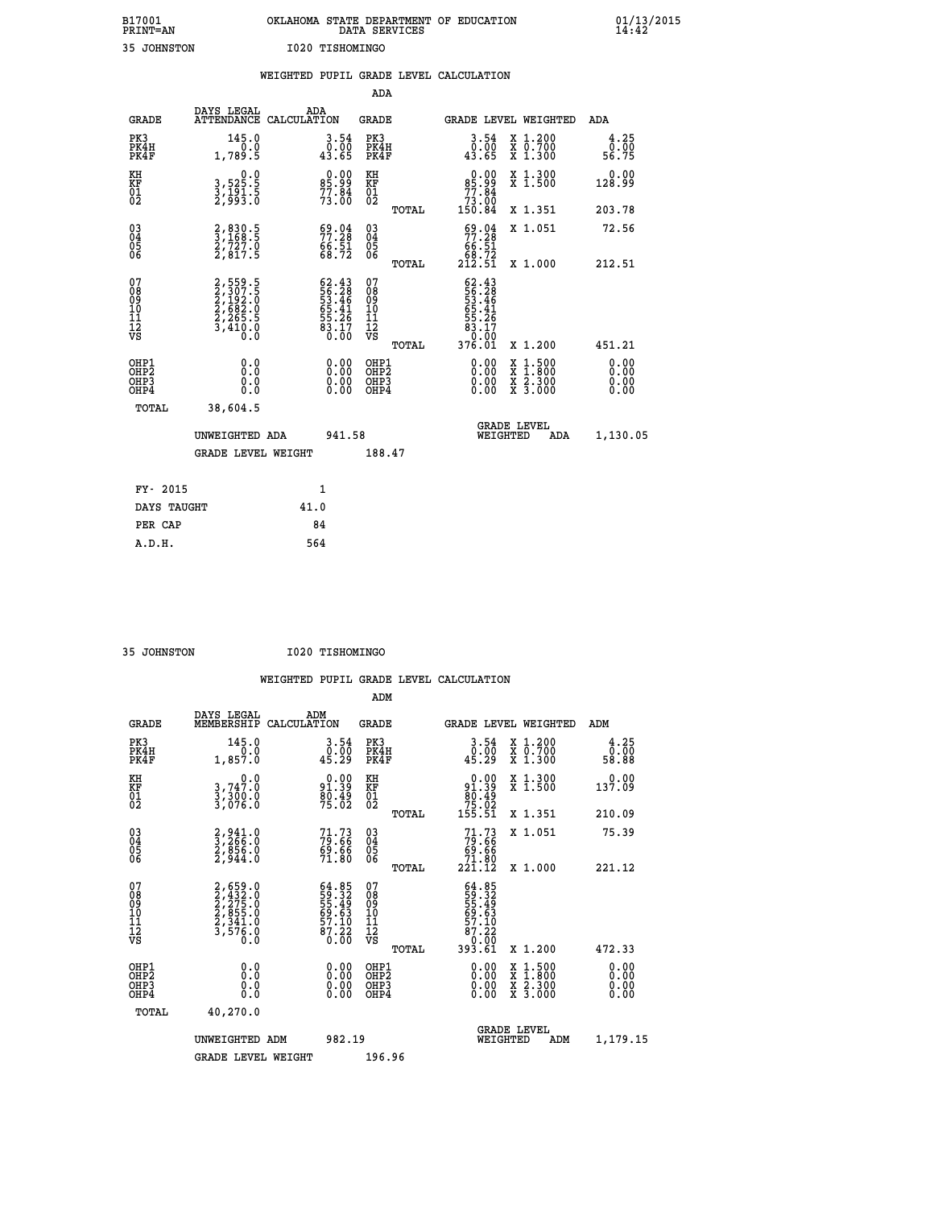B17001 OKLAHOMA STATE DEPARTMENT OF EDUCATION 01/13/2015
PRINT=AN DATA SERVICES 14:42

35 JOHNSTON I020 TISHOMINGO

WEIGHTED PUPIL GRADE LEVEL CALCULATION

ADA

| GRADE | DAYS LEGAL ATTENDANCE | ADA CALCULATION | GRADE | | GRADE LEVEL | WEIGHTED | ADA |
|---|---|---|---|---|---|---|---|
| PK3 | 145.0 | 3.54 | PK3 | | 3.54 | X 1.200 | 4.25 |
| PK4H | 0.0 | 0.00 | PK4H | | 0.00 | X 0.700 | 0.00 |
| PK4F | 1,789.5 | 43.65 | PK4F | | 43.65 | X 1.300 | 56.75 |
| KH | 0.0 | 0.00 | KH | | 0.00 | X 1.300 | 0.00 |
| KF | 3,525.5 | 85.99 | KF | | 85.99 | X 1.500 | 128.99 |
| 01 | 3,191.5 | 77.84 | 01 | | 77.84 | | |
| 02 | 2,993.0 | 73.00 | 02 | | 73.00 | | |
| | | | | TOTAL | 150.84 | X 1.351 | 203.78 |
| 03 | 2,830.5 | 69.04 | 03 | | 69.04 | X 1.051 | 72.56 |
| 04 | 3,168.5 | 77.28 | 04 | | 77.28 | | |
| 05 | 2,727.0 | 66.51 | 05 | | 66.51 | | |
| 06 | 2,817.5 | 68.72 | 06 | | 68.72 | | |
| | | | | TOTAL | 212.51 | X 1.000 | 212.51 |
| 07 | 2,559.5 | 62.43 | 07 | | 62.43 | | |
| 08 | 2,307.5 | 56.28 | 08 | | 56.28 | | |
| 09 | 2,192.0 | 53.46 | 09 | | 53.46 | | |
| 10 | 2,682.0 | 65.41 | 10 | | 65.41 | | |
| 11 | 2,265.5 | 55.26 | 11 | | 55.26 | | |
| 12 | 3,410.0 | 83.17 | 12 | | 83.17 | | |
| VS | 0.0 | 0.00 | VS | | 0.00 | | |
| | | | | TOTAL | 376.01 | X 1.200 | 451.21 |
| OHP1 | 0.0 | 0.00 | OHP1 | | 0.00 | X 1.500 | 0.00 |
| OHP2 | 0.0 | 0.00 | OHP2 | | 0.00 | X 1.800 | 0.00 |
| OHP3 | 0.0 | 0.00 | OHP3 | | 0.00 | X 2.300 | 0.00 |
| OHP4 | 0.0 | 0.00 | OHP4 | | 0.00 | X 3.000 | 0.00 |
| TOTAL | 38,604.5 | | | | | | |

UNWEIGHTED ADA 941.58 GRADE LEVEL WEIGHTED ADA 1,130.05

GRADE LEVEL WEIGHT 188.47

FY- 2015 1

DAYS TAUGHT 41.0

PER CAP 84

A.D.H. 564

35 JOHNSTON I020 TISHOMINGO

WEIGHTED PUPIL GRADE LEVEL CALCULATION

ADM

| GRADE | DAYS LEGAL MEMBERSHIP | ADM CALCULATION | GRADE | | GRADE LEVEL | WEIGHTED | ADM |
|---|---|---|---|---|---|---|---|
| PK3 | 145.0 | 3.54 | PK3 | | 3.54 | X 1.200 | 4.25 |
| PK4H | 0.0 | 0.00 | PK4H | | 0.00 | X 0.700 | 0.00 |
| PK4F | 1,857.0 | 45.29 | PK4F | | 45.29 | X 1.300 | 58.88 |
| KH | 0.0 | 0.00 | KH | | 0.00 | X 1.300 | 0.00 |
| KF | 3,747.0 | 91.39 | KF | | 91.39 | X 1.500 | 137.09 |
| 01 | 3,300.0 | 80.49 | 01 | | 80.49 | | |
| 02 | 3,076.0 | 75.02 | 02 | | 75.02 | | |
| | | | | TOTAL | 155.51 | X 1.351 | 210.09 |
| 03 | 2,941.0 | 71.73 | 03 | | 71.73 | X 1.051 | 75.39 |
| 04 | 3,266.0 | 79.66 | 04 | | 79.66 | | |
| 05 | 2,856.0 | 69.66 | 05 | | 69.66 | | |
| 06 | 2,944.0 | 71.80 | 06 | | 71.80 | | |
| | | | | TOTAL | 221.12 | X 1.000 | 221.12 |
| 07 | 2,659.0 | 64.85 | 07 | | 64.85 | | |
| 08 | 2,432.0 | 59.32 | 08 | | 59.32 | | |
| 09 | 2,275.0 | 55.49 | 09 | | 55.49 | | |
| 10 | 2,855.0 | 69.63 | 10 | | 69.63 | | |
| 11 | 2,341.0 | 57.10 | 11 | | 57.10 | | |
| 12 | 3,576.0 | 87.22 | 12 | | 87.22 | | |
| VS | 0.0 | 0.00 | VS | | 0.00 | | |
| | | | | TOTAL | 393.61 | X 1.200 | 472.33 |
| OHP1 | 0.0 | 0.00 | OHP1 | | 0.00 | X 1.500 | 0.00 |
| OHP2 | 0.0 | 0.00 | OHP2 | | 0.00 | X 1.800 | 0.00 |
| OHP3 | 0.0 | 0.00 | OHP3 | | 0.00 | X 2.300 | 0.00 |
| OHP4 | 0.0 | 0.00 | OHP4 | | 0.00 | X 3.000 | 0.00 |
| TOTAL | 40,270.0 | | | | | | |

UNWEIGHTED ADM 982.19 GRADE LEVEL WEIGHTED ADM 1,179.15

GRADE LEVEL WEIGHT 196.96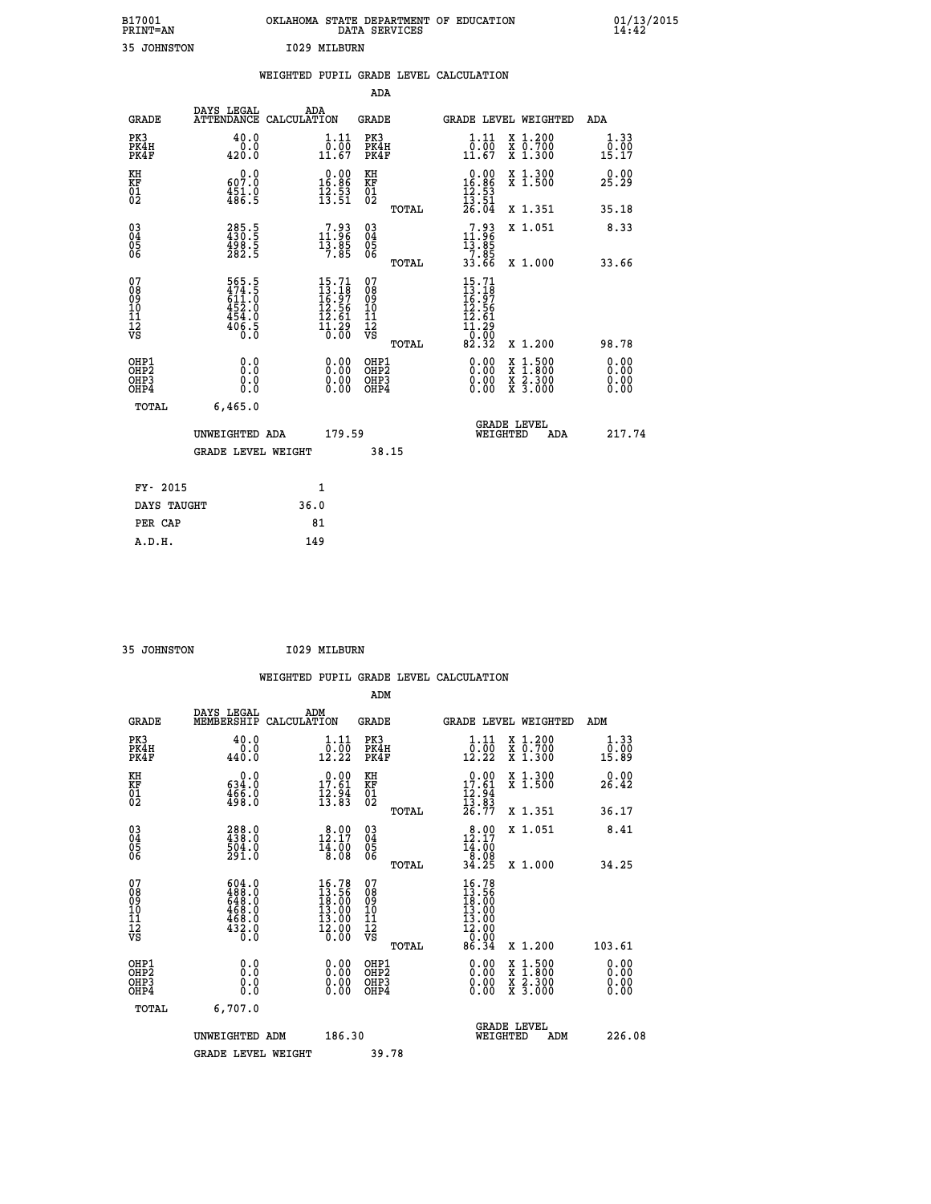B17001 OKLAHOMA STATE DEPARTMENT OF EDUCATION 01/13/2015
PRINT=AN DATA SERVICES 14:42

35 JOHNSTON I029 MILBURN

## WEIGHTED PUPIL GRADE LEVEL CALCULATION

### ADA

| GRADE | DAYS LEGAL ATTENDANCE | ADA CALCULATION | GRADE | GRADE LEVEL | WEIGHTED | ADA |
|---|---|---|---|---|---|---|
| PK3 | 40.0 | 1.11 | PK3 | 1.11 | X 1.200 | 1.33 |
| PK4H | 0.0 | 0.00 | PK4H | 0.00 | X 0.700 | 0.00 |
| PK4F | 420.0 | 11.67 | PK4F | 11.67 | X 1.300 | 15.17 |
| KH | 0.0 | 0.00 | KH | 0.00 | X 1.300 | 0.00 |
| KF | 607.0 | 16.86 | KF | 16.86 | X 1.500 | 25.29 |
| 01 | 451.0 | 12.53 | 01 | 12.53 | | |
| 02 | 486.5 | 13.51 | 02 | 13.51 | | |
| | | | TOTAL | 26.04 | X 1.351 | 35.18 |
| 03 | 285.5 | 7.93 | 03 | 7.93 | X 1.051 | 8.33 |
| 04 | 430.5 | 11.96 | 04 | 11.96 | | |
| 05 | 498.5 | 13.85 | 05 | 13.85 | | |
| 06 | 282.5 | 7.85 | 06 | 7.85 | | |
| | | | TOTAL | 33.66 | X 1.000 | 33.66 |
| 07 | 565.5 | 15.71 | 07 | 15.71 | | |
| 08 | 474.5 | 13.18 | 08 | 13.18 | | |
| 09 | 611.0 | 16.97 | 09 | 16.97 | | |
| 10 | 452.0 | 12.56 | 10 | 12.56 | | |
| 11 | 454.0 | 12.61 | 11 | 12.61 | | |
| 12 | 406.5 | 11.29 | 12 | 11.29 | | |
| VS | 0.0 | 0.00 | VS | 0.00 | | |
| | | | TOTAL | 82.32 | X 1.200 | 98.78 |
| OHP1 | 0.0 | 0.00 | OHP1 | 0.00 | X 1.500 | 0.00 |
| OHP2 | 0.0 | 0.00 | OHP2 | 0.00 | X 1.800 | 0.00 |
| OHP3 | 0.0 | 0.00 | OHP3 | 0.00 | X 2.300 | 0.00 |
| OHP4 | 0.0 | 0.00 | OHP4 | 0.00 | X 3.000 | 0.00 |
| TOTAL | 6,465.0 | | | | | |

UNWEIGHTED ADA 179.59 GRADE LEVEL WEIGHTED ADA 217.74

GRADE LEVEL WEIGHT 38.15

| FY- 2015 | 1 |
|---|---|
| DAYS TAUGHT | 36.0 |
| PER CAP | 81 |
| A.D.H. | 149 |

35 JOHNSTON I029 MILBURN

## WEIGHTED PUPIL GRADE LEVEL CALCULATION

### ADM

| GRADE | DAYS LEGAL MEMBERSHIP | ADM CALCULATION | GRADE | GRADE LEVEL | WEIGHTED | ADM |
|---|---|---|---|---|---|---|
| PK3 | 40.0 | 1.11 | PK3 | 1.11 | X 1.200 | 1.33 |
| PK4H | 0.0 | 0.00 | PK4H | 0.00 | X 0.700 | 0.00 |
| PK4F | 440.0 | 12.22 | PK4F | 12.22 | X 1.300 | 15.89 |
| KH | 0.0 | 0.00 | KH | 0.00 | X 1.300 | 0.00 |
| KF | 634.0 | 17.61 | KF | 17.61 | X 1.500 | 26.42 |
| 01 | 466.0 | 12.94 | 01 | 12.94 | | |
| 02 | 498.0 | 13.83 | 02 | 13.83 | | |
| | | | TOTAL | 26.77 | X 1.351 | 36.17 |
| 03 | 288.0 | 8.00 | 03 | 8.00 | X 1.051 | 8.41 |
| 04 | 438.0 | 12.17 | 04 | 12.17 | | |
| 05 | 504.0 | 14.00 | 05 | 14.00 | | |
| 06 | 291.0 | 8.08 | 06 | 8.08 | | |
| | | | TOTAL | 34.25 | X 1.000 | 34.25 |
| 07 | 604.0 | 16.78 | 07 | 16.78 | | |
| 08 | 488.0 | 13.56 | 08 | 13.56 | | |
| 09 | 648.0 | 18.00 | 09 | 18.00 | | |
| 10 | 468.0 | 13.00 | 10 | 13.00 | | |
| 11 | 468.0 | 13.00 | 11 | 13.00 | | |
| 12 | 432.0 | 12.00 | 12 | 12.00 | | |
| VS | 0.0 | 0.00 | VS | 0.00 | | |
| | | | TOTAL | 86.34 | X 1.200 | 103.61 |
| OHP1 | 0.0 | 0.00 | OHP1 | 0.00 | X 1.500 | 0.00 |
| OHP2 | 0.0 | 0.00 | OHP2 | 0.00 | X 1.800 | 0.00 |
| OHP3 | 0.0 | 0.00 | OHP3 | 0.00 | X 2.300 | 0.00 |
| OHP4 | 0.0 | 0.00 | OHP4 | 0.00 | X 3.000 | 0.00 |
| TOTAL | 6,707.0 | | | | | |

UNWEIGHTED ADM 186.30 GRADE LEVEL WEIGHTED ADM 226.08

GRADE LEVEL WEIGHT 39.78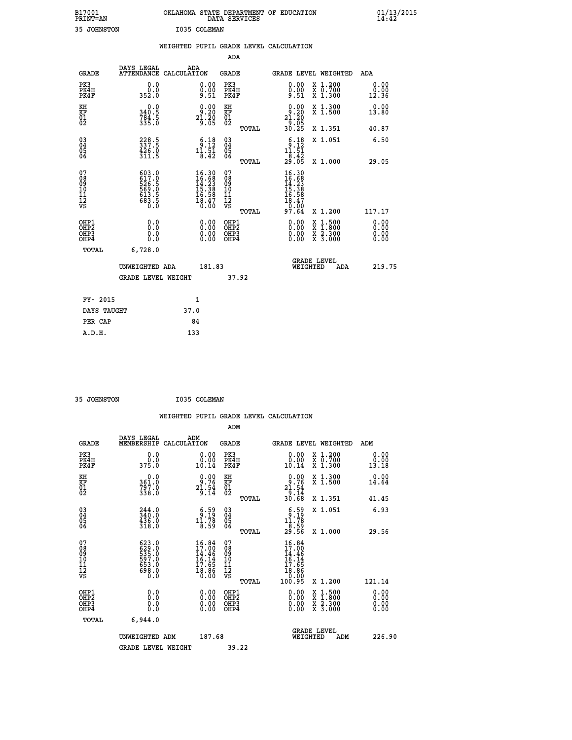B17001 OKLAHOMA STATE DEPARTMENT OF EDUCATION 01/13/2015
PRINT=AN DATA SERVICES 14:42

35 JOHNSTON I035 COLEMAN

## WEIGHTED PUPIL GRADE LEVEL CALCULATION

ADA

| GRADE | DAYS LEGAL ATTENDANCE | ADA CALCULATION | GRADE | | GRADE LEVEL | WEIGHTED | ADA |
|---|---|---|---|---|---|---|---|
| PK3 | 0.0 | 0.00 | PK3 | | 0.00 | X 1.200 | 0.00 |
| PK4H | 0.0 | 0.00 | PK4H | | 0.00 | X 0.700 | 0.00 |
| PK4F | 352.0 | 9.51 | PK4F | | 9.51 | X 1.300 | 12.36 |
| KH | 0.0 | 0.00 | KH | | 0.00 | X 1.300 | 0.00 |
| KF | 340.5 | 9.20 | KF | | 9.20 | X 1.500 | 13.80 |
| 01 | 784.5 | 21.20 | 01 | | 21.20 | | |
| 02 | 335.0 | 9.05 | 02 | | 9.05 | | |
| | | | | TOTAL | 30.25 | X 1.351 | 40.87 |
| 03 | 228.5 | 6.18 | 03 | | 6.18 | X 1.051 | 6.50 |
| 04 | 337.5 | 9.12 | 04 | | 9.12 | | |
| 05 | 426.0 | 11.51 | 05 | | 11.51 | | |
| 06 | 311.5 | 8.42 | 06 | | 8.42 | | |
| | | | | TOTAL | 29.05 | X 1.000 | 29.05 |
| 07 | 603.0 | 16.30 | 07 | | 16.30 | | |
| 08 | 617.0 | 16.68 | 08 | | 16.68 | | |
| 09 | 526.5 | 14.23 | 09 | | 14.23 | | |
| 10 | 569.0 | 15.38 | 10 | | 15.38 | | |
| 11 | 613.5 | 16.58 | 11 | | 16.58 | | |
| 12 | 683.5 | 18.47 | 12 | | 18.47 | | |
| VS | 0.0 | 0.00 | VS | | 0.00 | | |
| | | | | TOTAL | 97.64 | X 1.200 | 117.17 |
| OHP1 | 0.0 | 0.00 | OHP1 | | 0.00 | X 1.500 | 0.00 |
| OHP2 | 0.0 | 0.00 | OHP2 | | 0.00 | X 1.800 | 0.00 |
| OHP3 | 0.0 | 0.00 | OHP3 | | 0.00 | X 2.300 | 0.00 |
| OHP4 | 0.0 | 0.00 | OHP4 | | 0.00 | X 3.000 | 0.00 |
| TOTAL | 6,728.0 | | | | | | |

UNWEIGHTED ADA 181.83 | GRADE LEVEL WEIGHTED ADA 219.75

GRADE LEVEL WEIGHT 37.92

| FY- 2015 | 1 |
|---|---|
| DAYS TAUGHT | 37.0 |
| PER CAP | 84 |
| A.D.H. | 133 |

35 JOHNSTON I035 COLEMAN

## WEIGHTED PUPIL GRADE LEVEL CALCULATION

ADM

| GRADE | DAYS LEGAL MEMBERSHIP | ADM CALCULATION | GRADE | | GRADE LEVEL | WEIGHTED | ADM |
|---|---|---|---|---|---|---|---|
| PK3 | 0.0 | 0.00 | PK3 | | 0.00 | X 1.200 | 0.00 |
| PK4H | 0.0 | 0.00 | PK4H | | 0.00 | X 0.700 | 0.00 |
| PK4F | 375.0 | 10.14 | PK4F | | 10.14 | X 1.300 | 13.18 |
| KH | 0.0 | 0.00 | KH | | 0.00 | X 1.300 | 0.00 |
| KF | 361.0 | 9.76 | KF | | 9.76 | X 1.500 | 14.64 |
| 01 | 797.0 | 21.54 | 01 | | 21.54 | | |
| 02 | 338.0 | 9.14 | 02 | | 9.14 | | |
| | | | | TOTAL | 30.68 | X 1.351 | 41.45 |
| 03 | 244.0 | 6.59 | 03 | | 6.59 | X 1.051 | 6.93 |
| 04 | 340.0 | 9.19 | 04 | | 9.19 | | |
| 05 | 436.0 | 11.78 | 05 | | 11.78 | | |
| 06 | 318.0 | 8.59 | 06 | | 8.59 | | |
| | | | | TOTAL | 29.56 | X 1.000 | 29.56 |
| 07 | 623.0 | 16.84 | 07 | | 16.84 | | |
| 08 | 629.0 | 17.00 | 08 | | 17.00 | | |
| 09 | 535.0 | 14.46 | 09 | | 14.46 | | |
| 10 | 597.0 | 16.14 | 10 | | 16.14 | | |
| 11 | 653.0 | 17.65 | 11 | | 17.65 | | |
| 12 | 698.0 | 18.86 | 12 | | 18.86 | | |
| VS | 0.0 | 0.00 | VS | | 0.00 | | |
| | | | | TOTAL | 100.95 | X 1.200 | 121.14 |
| OHP1 | 0.0 | 0.00 | OHP1 | | 0.00 | X 1.500 | 0.00 |
| OHP2 | 0.0 | 0.00 | OHP2 | | 0.00 | X 1.800 | 0.00 |
| OHP3 | 0.0 | 0.00 | OHP3 | | 0.00 | X 2.300 | 0.00 |
| OHP4 | 0.0 | 0.00 | OHP4 | | 0.00 | X 3.000 | 0.00 |
| TOTAL | 6,944.0 | | | | | | |

UNWEIGHTED ADM 187.68 | GRADE LEVEL WEIGHTED ADM 226.90

GRADE LEVEL WEIGHT 39.22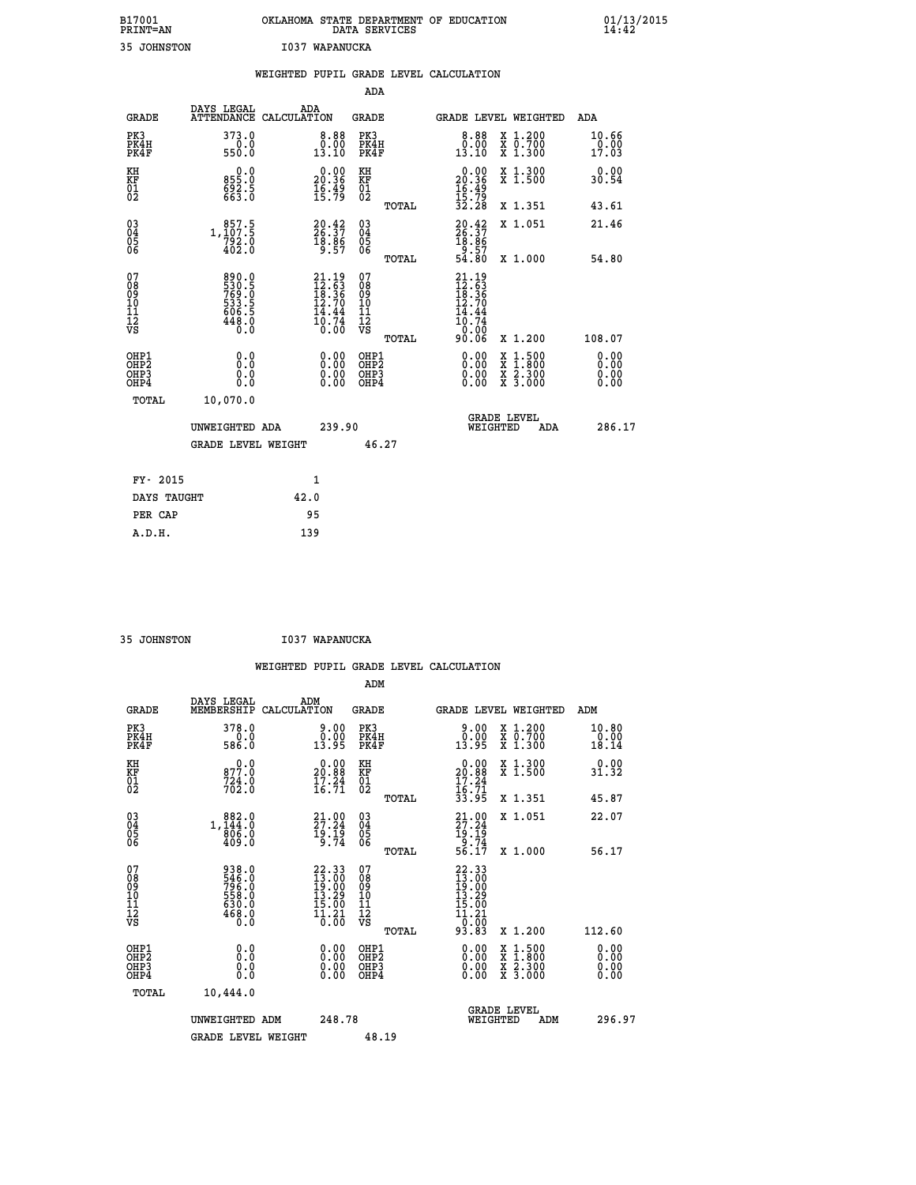B17001 PRINT=AN — OKLAHOMA STATE DEPARTMENT OF EDUCATION DATA SERVICES — 01/13/2015 14:42

35 JOHNSTON — I037 WAPANUCKA

## WEIGHTED PUPIL GRADE LEVEL CALCULATION

### ADA

| GRADE | DAYS LEGAL ATTENDANCE | ADA CALCULATION | GRADE | GRADE LEVEL | WEIGHTED | ADA |
|---|---|---|---|---|---|---|
| PK3 | 373.0 | 8.88 | PK3 | 8.88 | X 1.200 | 10.66 |
| PK4H | 0.0 | 0.00 | PK4H | 0.00 | X 0.700 | 0.00 |
| PK4F | 550.0 | 13.10 | PK4F | 13.10 | X 1.300 | 17.03 |
| KH | 0.0 | 0.00 | KH | 0.00 | X 1.300 | 0.00 |
| KF | 855.0 | 20.36 | KF | 20.36 | X 1.500 | 30.54 |
| 01 | 692.5 | 16.49 | 01 | 16.49 | | |
| 02 | 663.0 | 15.79 | 02 | 15.79 | | |
| | | | TOTAL | 32.28 | X 1.351 | 43.61 |
| 03 | 857.5 | 20.42 | 03 | 20.42 | X 1.051 | 21.46 |
| 04 | 1,107.5 | 26.37 | 04 | 26.37 | | |
| 05 | 792.0 | 18.86 | 05 | 18.86 | | |
| 06 | 402.0 | 9.57 | 06 | 9.57 | | |
| | | | TOTAL | 54.80 | X 1.000 | 54.80 |
| 07 | 890.0 | 21.19 | 07 | 21.19 | | |
| 08 | 530.5 | 12.63 | 08 | 12.63 | | |
| 09 | 769.0 | 18.36 | 09 | 18.36 | | |
| 10 | 533.5 | 12.70 | 10 | 12.70 | | |
| 11 | 606.5 | 14.44 | 11 | 14.44 | | |
| 12 | 448.0 | 10.74 | 12 | 10.74 | | |
| VS | 0.0 | 0.00 | VS | 0.00 | | |
| | | | TOTAL | 90.06 | X 1.200 | 108.07 |
| OHP1 | 0.0 | 0.00 | OHP1 | 0.00 | X 1.500 | 0.00 |
| OHP2 | 0.0 | 0.00 | OHP2 | 0.00 | X 1.800 | 0.00 |
| OHP3 | 0.0 | 0.00 | OHP3 | 0.00 | X 2.300 | 0.00 |
| OHP4 | 0.0 | 0.00 | OHP4 | 0.00 | X 3.000 | 0.00 |
| TOTAL | 10,070.0 | | | | | |

UNWEIGHTED ADA 239.90 — GRADE LEVEL WEIGHTED ADA 286.17

GRADE LEVEL WEIGHT 46.27

| | |
|---|---|
| FY- 2015 | 1 |
| DAYS TAUGHT | 42.0 |
| PER CAP | 95 |
| A.D.H. | 139 |

35 JOHNSTON — I037 WAPANUCKA

## WEIGHTED PUPIL GRADE LEVEL CALCULATION

### ADM

| GRADE | DAYS LEGAL MEMBERSHIP | ADM CALCULATION | GRADE | GRADE LEVEL | WEIGHTED | ADM |
|---|---|---|---|---|---|---|
| PK3 | 378.0 | 9.00 | PK3 | 9.00 | X 1.200 | 10.80 |
| PK4H | 0.0 | 0.00 | PK4H | 0.00 | X 0.700 | 0.00 |
| PK4F | 586.0 | 13.95 | PK4F | 13.95 | X 1.300 | 18.14 |
| KH | 0.0 | 0.00 | KH | 0.00 | X 1.300 | 0.00 |
| KF | 877.0 | 20.88 | KF | 20.88 | X 1.500 | 31.32 |
| 01 | 724.0 | 17.24 | 01 | 17.24 | | |
| 02 | 702.0 | 16.71 | 02 | 16.71 | | |
| | | | TOTAL | 33.95 | X 1.351 | 45.87 |
| 03 | 882.0 | 21.00 | 03 | 21.00 | X 1.051 | 22.07 |
| 04 | 1,144.0 | 27.24 | 04 | 27.24 | | |
| 05 | 806.0 | 19.19 | 05 | 19.19 | | |
| 06 | 409.0 | 9.74 | 06 | 9.74 | | |
| | | | TOTAL | 56.17 | X 1.000 | 56.17 |
| 07 | 938.0 | 22.33 | 07 | 22.33 | | |
| 08 | 546.0 | 13.00 | 08 | 13.00 | | |
| 09 | 796.0 | 19.00 | 09 | 19.00 | | |
| 10 | 558.0 | 13.29 | 10 | 13.29 | | |
| 11 | 630.0 | 15.00 | 11 | 15.00 | | |
| 12 | 468.0 | 11.21 | 12 | 11.21 | | |
| VS | 0.0 | 0.00 | VS | 0.00 | | |
| | | | TOTAL | 93.83 | X 1.200 | 112.60 |
| OHP1 | 0.0 | 0.00 | OHP1 | 0.00 | X 1.500 | 0.00 |
| OHP2 | 0.0 | 0.00 | OHP2 | 0.00 | X 1.800 | 0.00 |
| OHP3 | 0.0 | 0.00 | OHP3 | 0.00 | X 2.300 | 0.00 |
| OHP4 | 0.0 | 0.00 | OHP4 | 0.00 | X 3.000 | 0.00 |
| TOTAL | 10,444.0 | | | | | |

UNWEIGHTED ADM 248.78 — GRADE LEVEL WEIGHTED ADM 296.97

GRADE LEVEL WEIGHT 48.19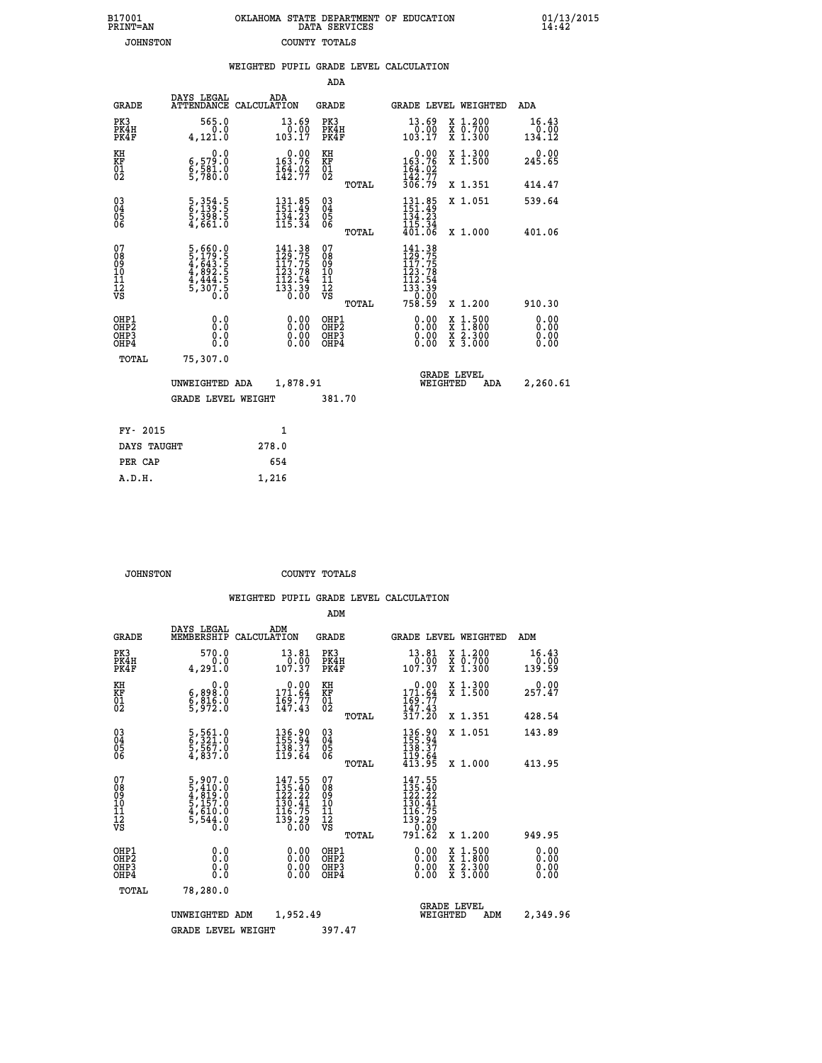B17001
PRINT=AN

OKLAHOMA STATE DEPARTMENT OF EDUCATION
DATA SERVICES

01/13/2015
14:42

JOHNSTON　　　　COUNTY TOTALS

WEIGHTED PUPIL GRADE LEVEL CALCULATION

ADA

| GRADE | DAYS LEGAL ATTENDANCE | ADA CALCULATION | GRADE | | GRADE LEVEL | WEIGHTED | ADA |
|---|---|---|---|---|---|---|---|
| PK3 | 565.0 | 13.69 | PK3 | | 13.69 | X 1.200 | 16.43 |
| PK4H | 0.0 | 0.00 | PK4H | | 0.00 | X 0.700 | 0.00 |
| PK4F | 4,121.0 | 103.17 | PK4F | | 103.17 | X 1.300 | 134.12 |
| KH | 0.0 | 0.00 | KH | | 0.00 | X 1.300 | 0.00 |
| KF | 6,579.0 | 163.76 | KF | | 163.76 | X 1.500 | 245.65 |
| 01 | 6,581.0 | 164.02 | 01 | | 164.02 | | |
| 02 | 5,780.0 | 142.77 | 02 | | 142.77 | | |
| | | | | TOTAL | 306.79 | X 1.351 | 414.47 |
| 03 | 5,354.5 | 131.85 | 03 | | 131.85 | X 1.051 | 539.64 |
| 04 | 6,139.5 | 151.49 | 04 | | 151.49 | | |
| 05 | 5,398.5 | 134.23 | 05 | | 134.23 | | |
| 06 | 4,661.0 | 115.34 | 06 | | 115.34 | | |
| | | | | TOTAL | 401.06 | X 1.000 | 401.06 |
| 07 | 5,660.0 | 141.38 | 07 | | 141.38 | | |
| 08 | 5,179.5 | 129.75 | 08 | | 129.75 | | |
| 09 | 4,643.5 | 117.75 | 09 | | 117.75 | | |
| 10 | 4,892.5 | 123.78 | 10 | | 123.78 | | |
| 11 | 4,444.5 | 112.54 | 11 | | 112.54 | | |
| 12 | 5,307.5 | 133.39 | 12 | | 133.39 | | |
| VS | 0.0 | 0.00 | VS | | 0.00 | | |
| | | | | TOTAL | 758.59 | X 1.200 | 910.30 |
| OHP1 | 0.0 | 0.00 | OHP1 | | 0.00 | X 1.500 | 0.00 |
| OHP2 | 0.0 | 0.00 | OHP2 | | 0.00 | X 1.800 | 0.00 |
| OHP3 | 0.0 | 0.00 | OHP3 | | 0.00 | X 2.300 | 0.00 |
| OHP4 | 0.0 | 0.00 | OHP4 | | 0.00 | X 3.000 | 0.00 |
| TOTAL | 75,307.0 | | | | | | |

UNWEIGHTED ADA　1,878.91　　GRADE LEVEL WEIGHTED ADA　2,260.61

GRADE LEVEL WEIGHT　381.70

| FY- 2015 | 1 |
|---|---|
| DAYS TAUGHT | 278.0 |
| PER CAP | 654 |
| A.D.H. | 1,216 |

JOHNSTON　　　　COUNTY TOTALS

WEIGHTED PUPIL GRADE LEVEL CALCULATION

ADM

| GRADE | DAYS LEGAL MEMBERSHIP | ADM CALCULATION | GRADE | | GRADE LEVEL | WEIGHTED | ADM |
|---|---|---|---|---|---|---|---|
| PK3 | 570.0 | 13.81 | PK3 | | 13.81 | X 1.200 | 16.43 |
| PK4H | 0.0 | 0.00 | PK4H | | 0.00 | X 0.700 | 0.00 |
| PK4F | 4,291.0 | 107.37 | PK4F | | 107.37 | X 1.300 | 139.59 |
| KH | 0.0 | 0.00 | KH | | 0.00 | X 1.300 | 0.00 |
| KF | 6,898.0 | 171.64 | KF | | 171.64 | X 1.500 | 257.47 |
| 01 | 6,816.0 | 169.77 | 01 | | 169.77 | | |
| 02 | 5,972.0 | 147.43 | 02 | | 147.43 | | |
| | | | | TOTAL | 317.20 | X 1.351 | 428.54 |
| 03 | 5,561.0 | 136.90 | 03 | | 136.90 | X 1.051 | 143.89 |
| 04 | 6,321.0 | 155.94 | 04 | | 155.94 | | |
| 05 | 5,567.0 | 138.37 | 05 | | 138.37 | | |
| 06 | 4,837.0 | 119.64 | 06 | | 119.64 | | |
| | | | | TOTAL | 413.95 | X 1.000 | 413.95 |
| 07 | 5,907.0 | 147.55 | 07 | | 147.55 | | |
| 08 | 5,410.0 | 135.40 | 08 | | 135.40 | | |
| 09 | 4,819.0 | 122.22 | 09 | | 122.22 | | |
| 10 | 5,157.0 | 130.41 | 10 | | 130.41 | | |
| 11 | 4,610.0 | 116.75 | 11 | | 116.75 | | |
| 12 | 5,544.0 | 139.29 | 12 | | 139.29 | | |
| VS | 0.0 | 0.00 | VS | | 0.00 | | |
| | | | | TOTAL | 791.62 | X 1.200 | 949.95 |
| OHP1 | 0.0 | 0.00 | OHP1 | | 0.00 | X 1.500 | 0.00 |
| OHP2 | 0.0 | 0.00 | OHP2 | | 0.00 | X 1.800 | 0.00 |
| OHP3 | 0.0 | 0.00 | OHP3 | | 0.00 | X 2.300 | 0.00 |
| OHP4 | 0.0 | 0.00 | OHP4 | | 0.00 | X 3.000 | 0.00 |
| TOTAL | 78,280.0 | | | | | | |

UNWEIGHTED ADM　1,952.49　　GRADE LEVEL WEIGHTED ADM　2,349.96

GRADE LEVEL WEIGHT　397.47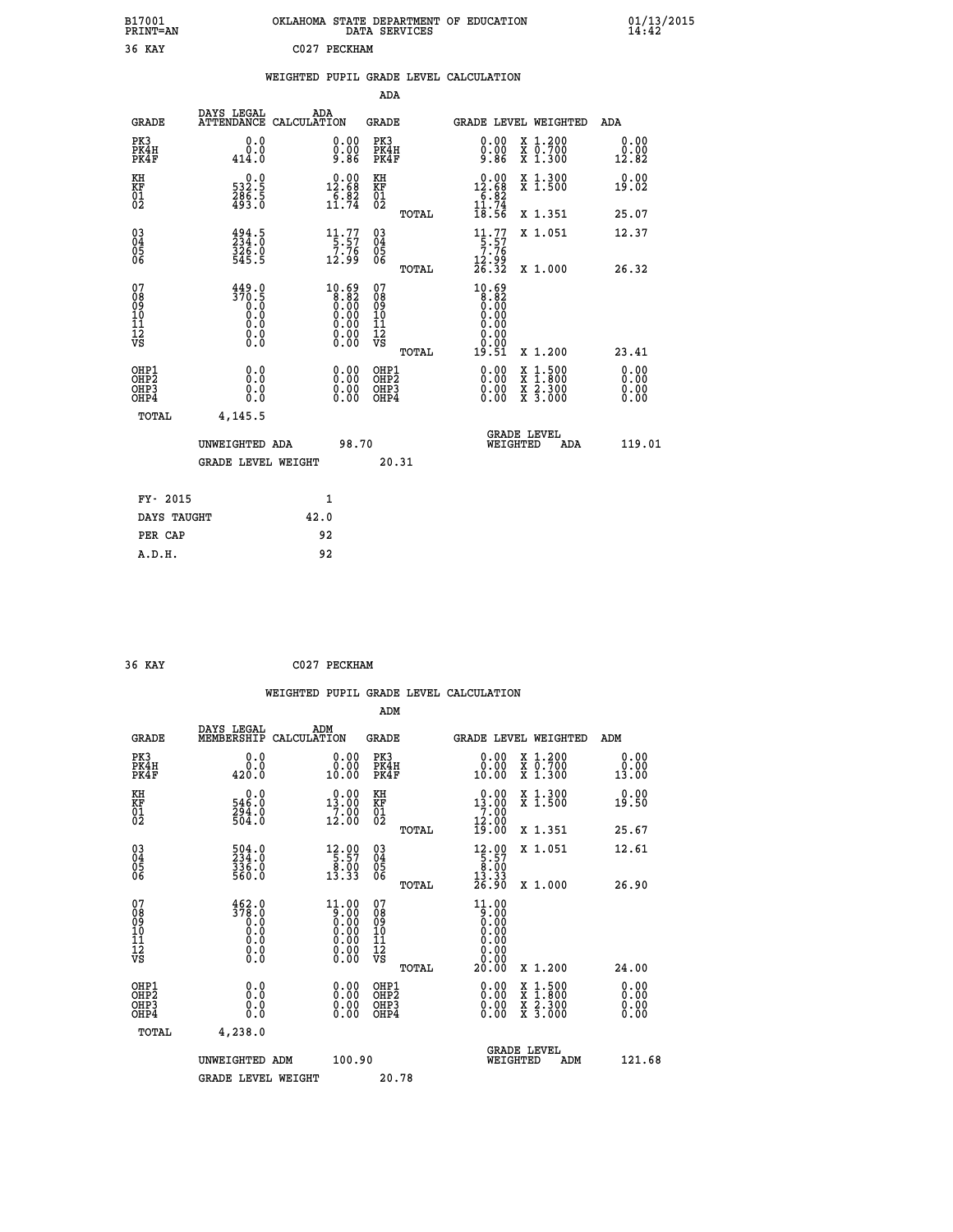B17001 OKLAHOMA STATE DEPARTMENT OF EDUCATION 01/13/2015
PRINT=AN DATA SERVICES 14:42

36 KAY C027 PECKHAM

WEIGHTED PUPIL GRADE LEVEL CALCULATION

ADA

| GRADE | DAYS LEGAL ATTENDANCE | ADA CALCULATION | GRADE | | GRADE LEVEL | WEIGHTED | ADA |
|---|---|---|---|---|---|---|---|
| PK3 | 0.0 | 0.00 | PK3 | | 0.00 | X 1.200 | 0.00 |
| PK4H | 0.0 | 0.00 | PK4H | | 0.00 | X 0.700 | 0.00 |
| PK4F | 414.0 | 9.86 | PK4F | | 9.86 | X 1.300 | 12.82 |
| KH | 0.0 | 0.00 | KH | | 0.00 | X 1.300 | 0.00 |
| KF | 532.5 | 12.68 | KF | | 12.68 | X 1.500 | 19.02 |
| 01 | 286.5 | 6.82 | 01 | | 6.82 | | |
| 02 | 493.0 | 11.74 | 02 | | 11.74 | | |
| | | | | TOTAL | 18.56 | X 1.351 | 25.07 |
| 03 | 494.5 | 11.77 | 03 | | 11.77 | X 1.051 | 12.37 |
| 04 | 234.0 | 5.57 | 04 | | 5.57 | | |
| 05 | 326.0 | 7.76 | 05 | | 7.76 | | |
| 06 | 545.5 | 12.99 | 06 | | 12.99 | | |
| | | | | TOTAL | 26.32 | X 1.000 | 26.32 |
| 07 | 449.0 | 10.69 | 07 | | 10.69 | | |
| 08 | 370.5 | 8.82 | 08 | | 8.82 | | |
| 09 | 0.0 | 0.00 | 09 | | 0.00 | | |
| 10 | 0.0 | 0.00 | 10 | | 0.00 | | |
| 11 | 0.0 | 0.00 | 11 | | 0.00 | | |
| 12 | 0.0 | 0.00 | 12 | | 0.00 | | |
| VS | 0.0 | 0.00 | VS | | 0.00 | | |
| | | | | TOTAL | 19.51 | X 1.200 | 23.41 |
| OHP1 | 0.0 | 0.00 | OHP1 | | 0.00 | X 1.500 | 0.00 |
| OHP2 | 0.0 | 0.00 | OHP2 | | 0.00 | X 1.800 | 0.00 |
| OHP3 | 0.0 | 0.00 | OHP3 | | 0.00 | X 2.300 | 0.00 |
| OHP4 | 0.0 | 0.00 | OHP4 | | 0.00 | X 3.000 | 0.00 |
| TOTAL | 4,145.5 | | | | | | |

UNWEIGHTED ADA 98.70 GRADE LEVEL WEIGHTED ADA 119.01

GRADE LEVEL WEIGHT 20.31

| FY- 2015 | 1 |
|---|---|
| DAYS TAUGHT | 42.0 |
| PER CAP | 92 |
| A.D.H. | 92 |

36 KAY C027 PECKHAM

WEIGHTED PUPIL GRADE LEVEL CALCULATION

ADM

| GRADE | DAYS LEGAL MEMBERSHIP | ADM CALCULATION | GRADE | | GRADE LEVEL | WEIGHTED | ADM |
|---|---|---|---|---|---|---|---|
| PK3 | 0.0 | 0.00 | PK3 | | 0.00 | X 1.200 | 0.00 |
| PK4H | 0.0 | 0.00 | PK4H | | 0.00 | X 0.700 | 0.00 |
| PK4F | 420.0 | 10.00 | PK4F | | 10.00 | X 1.300 | 13.00 |
| KH | 0.0 | 0.00 | KH | | 0.00 | X 1.300 | 0.00 |
| KF | 546.0 | 13.00 | KF | | 13.00 | X 1.500 | 19.50 |
| 01 | 294.0 | 7.00 | 01 | | 7.00 | | |
| 02 | 504.0 | 12.00 | 02 | | 12.00 | | |
| | | | | TOTAL | 19.00 | X 1.351 | 25.67 |
| 03 | 504.0 | 12.00 | 03 | | 12.00 | X 1.051 | 12.61 |
| 04 | 234.0 | 5.57 | 04 | | 5.57 | | |
| 05 | 336.0 | 8.00 | 05 | | 8.00 | | |
| 06 | 560.0 | 13.33 | 06 | | 13.33 | | |
| | | | | TOTAL | 26.90 | X 1.000 | 26.90 |
| 07 | 462.0 | 11.00 | 07 | | 11.00 | | |
| 08 | 378.0 | 9.00 | 08 | | 9.00 | | |
| 09 | 0.0 | 0.00 | 09 | | 0.00 | | |
| 10 | 0.0 | 0.00 | 10 | | 0.00 | | |
| 11 | 0.0 | 0.00 | 11 | | 0.00 | | |
| 12 | 0.0 | 0.00 | 12 | | 0.00 | | |
| VS | 0.0 | 0.00 | VS | | 0.00 | | |
| | | | | TOTAL | 20.00 | X 1.200 | 24.00 |
| OHP1 | 0.0 | 0.00 | OHP1 | | 0.00 | X 1.500 | 0.00 |
| OHP2 | 0.0 | 0.00 | OHP2 | | 0.00 | X 1.800 | 0.00 |
| OHP3 | 0.0 | 0.00 | OHP3 | | 0.00 | X 2.300 | 0.00 |
| OHP4 | 0.0 | 0.00 | OHP4 | | 0.00 | X 3.000 | 0.00 |
| TOTAL | 4,238.0 | | | | | | |

UNWEIGHTED ADM 100.90 GRADE LEVEL WEIGHTED ADM 121.68

GRADE LEVEL WEIGHT 20.78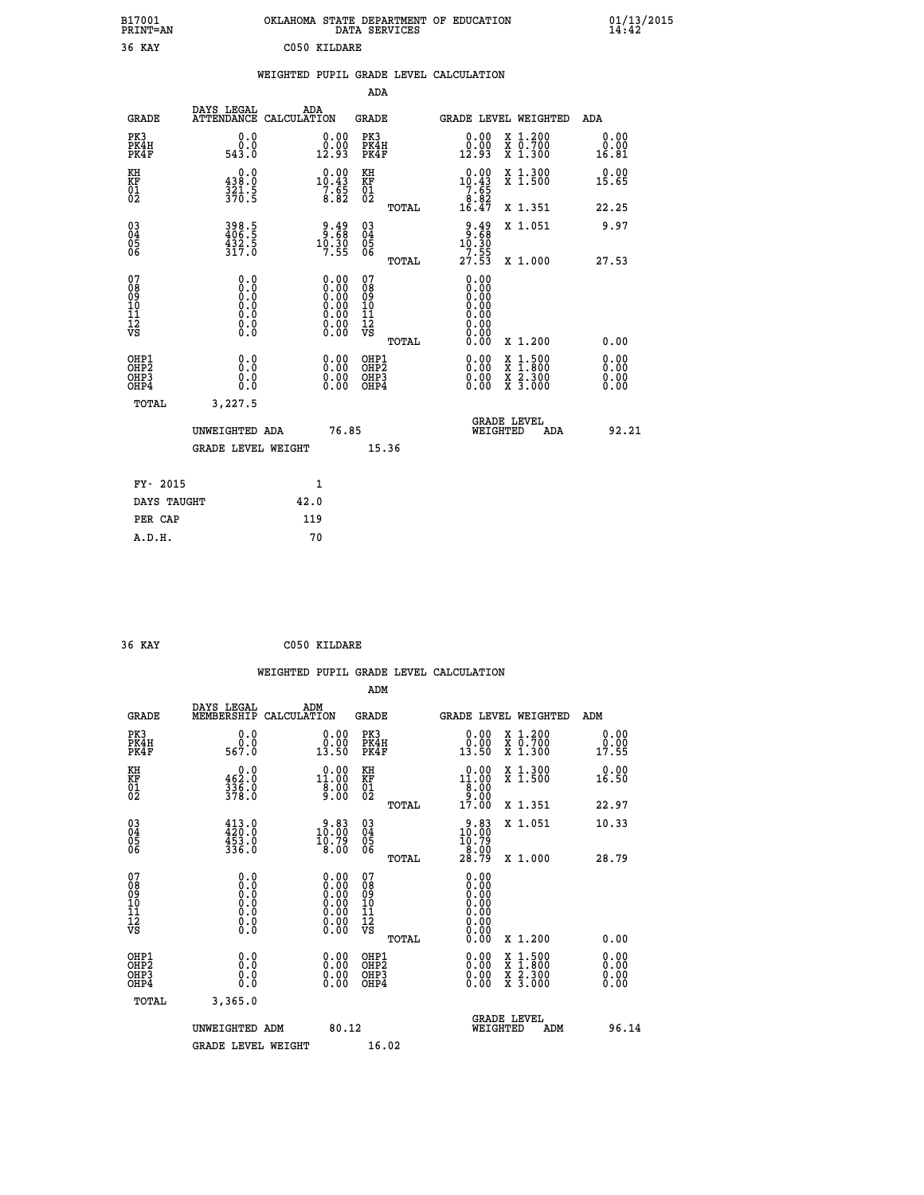B17001 OKLAHOMA STATE DEPARTMENT OF EDUCATION 01/13/2015
PRINT=AN DATA SERVICES 14:42
36 KAY C050 KILDARE

WEIGHTED PUPIL GRADE LEVEL CALCULATION

ADA

| GRADE | DAYS LEGAL ATTENDANCE | ADA CALCULATION | GRADE | GRADE LEVEL | WEIGHTED | ADA |
|---|---|---|---|---|---|---|
| PK3 | 0.0 | 0.00 | PK3 | 0.00 | X 1.200 | 0.00 |
| PK4H | 0.0 | 0.00 | PK4H | 0.00 | X 0.700 | 0.00 |
| PK4F | 543.0 | 12.93 | PK4F | 12.93 | X 1.300 | 16.81 |
| KH | 0.0 | 0.00 | KH | 0.00 | X 1.300 | 0.00 |
| KF | 438.0 | 10.43 | KF | 10.43 | X 1.500 | 15.65 |
| 01 | 321.5 | 7.65 | 01 | 7.65 | | |
| 02 | 370.5 | 8.82 | 02 | 8.82 | | |
| | | | TOTAL | 16.47 | X 1.351 | 22.25 |
| 03 | 398.5 | 9.49 | 03 | 9.49 | X 1.051 | 9.97 |
| 04 | 406.5 | 9.68 | 04 | 9.68 | | |
| 05 | 432.5 | 10.30 | 05 | 10.30 | | |
| 06 | 317.0 | 7.55 | 06 | 7.55 | | |
| | | | TOTAL | 27.53 | X 1.000 | 27.53 |
| 07 | 0.0 | 0.00 | 07 | 0.00 | | |
| 08 | 0.0 | 0.00 | 08 | 0.00 | | |
| 09 | 0.0 | 0.00 | 09 | 0.00 | | |
| 10 | 0.0 | 0.00 | 10 | 0.00 | | |
| 11 | 0.0 | 0.00 | 11 | 0.00 | | |
| 12 | 0.0 | 0.00 | 12 | 0.00 | | |
| VS | 0.0 | 0.00 | VS | 0.00 | | |
| | | | TOTAL | 0.00 | X 1.200 | 0.00 |
| OHP1 | 0.0 | 0.00 | OHP1 | 0.00 | X 1.500 | 0.00 |
| OHP2 | 0.0 | 0.00 | OHP2 | 0.00 | X 1.800 | 0.00 |
| OHP3 | 0.0 | 0.00 | OHP3 | 0.00 | X 2.300 | 0.00 |
| OHP4 | 0.0 | 0.00 | OHP4 | 0.00 | X 3.000 | 0.00 |
| TOTAL | 3,227.5 | | | | | |

UNWEIGHTED ADA 76.85 GRADE LEVEL WEIGHTED ADA 92.21

GRADE LEVEL WEIGHT 15.36

| FY- 2015 | 1 |
|---|---|
| DAYS TAUGHT | 42.0 |
| PER CAP | 119 |
| A.D.H. | 70 |

36 KAY C050 KILDARE

WEIGHTED PUPIL GRADE LEVEL CALCULATION

ADM

| GRADE | DAYS LEGAL MEMBERSHIP | ADM CALCULATION | GRADE | GRADE LEVEL | WEIGHTED | ADM |
|---|---|---|---|---|---|---|
| PK3 | 0.0 | 0.00 | PK3 | 0.00 | X 1.200 | 0.00 |
| PK4H | 0.0 | 0.00 | PK4H | 0.00 | X 0.700 | 0.00 |
| PK4F | 567.0 | 13.50 | PK4F | 13.50 | X 1.300 | 17.55 |
| KH | 0.0 | 0.00 | KH | 0.00 | X 1.300 | 0.00 |
| KF | 462.0 | 11.00 | KF | 11.00 | X 1.500 | 16.50 |
| 01 | 336.0 | 8.00 | 01 | 8.00 | | |
| 02 | 378.0 | 9.00 | 02 | 9.00 | | |
| | | | TOTAL | 17.00 | X 1.351 | 22.97 |
| 03 | 413.0 | 9.83 | 03 | 9.83 | X 1.051 | 10.33 |
| 04 | 420.0 | 10.00 | 04 | 10.00 | | |
| 05 | 453.0 | 10.79 | 05 | 10.79 | | |
| 06 | 336.0 | 8.00 | 06 | 8.00 | | |
| | | | TOTAL | 28.79 | X 1.000 | 28.79 |
| 07 | 0.0 | 0.00 | 07 | 0.00 | | |
| 08 | 0.0 | 0.00 | 08 | 0.00 | | |
| 09 | 0.0 | 0.00 | 09 | 0.00 | | |
| 10 | 0.0 | 0.00 | 10 | 0.00 | | |
| 11 | 0.0 | 0.00 | 11 | 0.00 | | |
| 12 | 0.0 | 0.00 | 12 | 0.00 | | |
| VS | 0.0 | 0.00 | VS | 0.00 | | |
| | | | TOTAL | 0.00 | X 1.200 | 0.00 |
| OHP1 | 0.0 | 0.00 | OHP1 | 0.00 | X 1.500 | 0.00 |
| OHP2 | 0.0 | 0.00 | OHP2 | 0.00 | X 1.800 | 0.00 |
| OHP3 | 0.0 | 0.00 | OHP3 | 0.00 | X 2.300 | 0.00 |
| OHP4 | 0.0 | 0.00 | OHP4 | 0.00 | X 3.000 | 0.00 |
| TOTAL | 3,365.0 | | | | | |

UNWEIGHTED ADM 80.12 GRADE LEVEL WEIGHTED ADM 96.14

GRADE LEVEL WEIGHT 16.02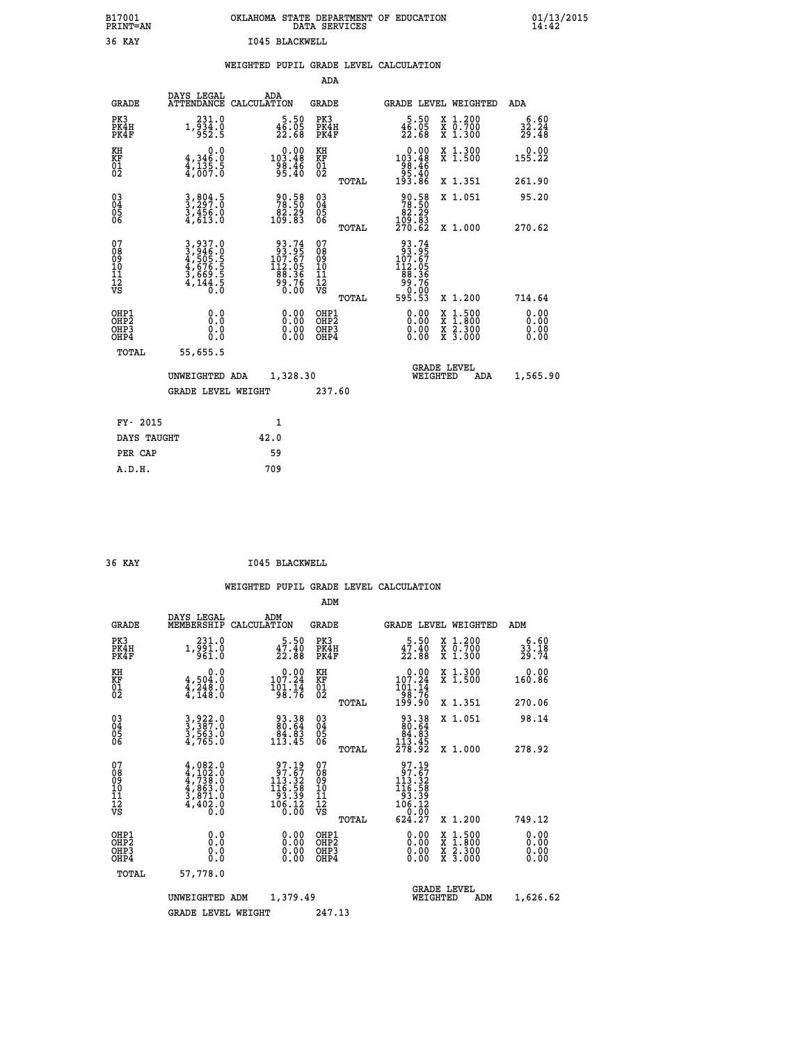B17001 OKLAHOMA STATE DEPARTMENT OF EDUCATION 01/13/2015
PRINT=AN DATA SERVICES 14:42

36 KAY I045 BLACKWELL

## WEIGHTED PUPIL GRADE LEVEL CALCULATION

### ADA

| GRADE | DAYS LEGAL ATTENDANCE | ADA CALCULATION | GRADE | GRADE LEVEL | WEIGHTED | ADA |
|---|---|---|---|---|---|---|
| PK3 | 231.0 | 5.50 | PK3 | 5.50 | X 1.200 | 6.60 |
| PK4H | 1,934.0 | 46.05 | PK4H | 46.05 | X 0.700 | 32.24 |
| PK4F | 952.5 | 22.68 | PK4F | 22.68 | X 1.300 | 29.48 |
| KH | 0.0 | 0.00 | KH | 0.00 | X 1.300 | 0.00 |
| KF | 4,346.0 | 103.48 | KF | 103.48 | X 1.500 | 155.22 |
| 01 | 4,135.5 | 98.46 | 01 | 98.46 | | |
| 02 | 4,007.0 | 95.40 | 02 | 95.40 | | |
| | | | TOTAL | 193.86 | X 1.351 | 261.90 |
| 03 | 3,804.5 | 90.58 | 03 | 90.58 | X 1.051 | 95.20 |
| 04 | 3,297.0 | 78.50 | 04 | 78.50 | | |
| 05 | 3,456.0 | 82.29 | 05 | 82.29 | | |
| 06 | 4,613.0 | 109.83 | 06 | 109.83 | | |
| | | | TOTAL | 270.62 | X 1.000 | 270.62 |
| 07 | 3,937.0 | 93.74 | 07 | 93.74 | | |
| 08 | 3,946.0 | 93.95 | 08 | 93.95 | | |
| 09 | 4,505.5 | 107.67 | 09 | 107.67 | | |
| 10 | 4,676.5 | 112.05 | 10 | 112.05 | | |
| 11 | 3,669.5 | 88.36 | 11 | 88.36 | | |
| 12 | 4,144.5 | 99.76 | 12 | 99.76 | | |
| VS | 0.0 | 0.00 | VS | 0.00 | | |
| | | | TOTAL | 595.53 | X 1.200 | 714.64 |
| OHP1 | 0.0 | 0.00 | OHP1 | 0.00 | X 1.500 | 0.00 |
| OHP2 | 0.0 | 0.00 | OHP2 | 0.00 | X 1.800 | 0.00 |
| OHP3 | 0.0 | 0.00 | OHP3 | 0.00 | X 2.300 | 0.00 |
| OHP4 | 0.0 | 0.00 | OHP4 | 0.00 | X 3.000 | 0.00 |
| TOTAL | 55,655.5 | | | | | |

UNWEIGHTED ADA 1,328.30 — GRADE LEVEL WEIGHTED ADA 1,565.90

GRADE LEVEL WEIGHT 237.60

| | |
|---|---|
| FY- 2015 | 1 |
| DAYS TAUGHT | 42.0 |
| PER CAP | 59 |
| A.D.H. | 709 |

36 KAY I045 BLACKWELL

## WEIGHTED PUPIL GRADE LEVEL CALCULATION

### ADM

| GRADE | DAYS LEGAL MEMBERSHIP | ADM CALCULATION | GRADE | GRADE LEVEL | WEIGHTED | ADM |
|---|---|---|---|---|---|---|
| PK3 | 231.0 | 5.50 | PK3 | 5.50 | X 1.200 | 6.60 |
| PK4H | 1,991.0 | 47.40 | PK4H | 47.40 | X 0.700 | 33.18 |
| PK4F | 961.0 | 22.88 | PK4F | 22.88 | X 1.300 | 29.74 |
| KH | 0.0 | 0.00 | KH | 0.00 | X 1.300 | 0.00 |
| KF | 4,504.0 | 107.24 | KF | 107.24 | X 1.500 | 160.86 |
| 01 | 4,248.0 | 101.14 | 01 | 101.14 | | |
| 02 | 4,148.0 | 98.76 | 02 | 98.76 | | |
| | | | TOTAL | 199.90 | X 1.351 | 270.06 |
| 03 | 3,922.0 | 93.38 | 03 | 93.38 | X 1.051 | 98.14 |
| 04 | 3,387.0 | 80.64 | 04 | 80.64 | | |
| 05 | 3,563.0 | 84.83 | 05 | 84.83 | | |
| 06 | 4,765.0 | 113.45 | 06 | 113.45 | | |
| | | | TOTAL | 278.92 | X 1.000 | 278.92 |
| 07 | 4,082.0 | 97.19 | 07 | 97.19 | | |
| 08 | 4,102.0 | 97.67 | 08 | 97.67 | | |
| 09 | 4,738.0 | 113.32 | 09 | 113.32 | | |
| 10 | 4,863.0 | 116.58 | 10 | 116.58 | | |
| 11 | 3,871.0 | 93.39 | 11 | 93.39 | | |
| 12 | 4,402.0 | 106.12 | 12 | 106.12 | | |
| VS | 0.0 | 0.00 | VS | 0.00 | | |
| | | | TOTAL | 624.27 | X 1.200 | 749.12 |
| OHP1 | 0.0 | 0.00 | OHP1 | 0.00 | X 1.500 | 0.00 |
| OHP2 | 0.0 | 0.00 | OHP2 | 0.00 | X 1.800 | 0.00 |
| OHP3 | 0.0 | 0.00 | OHP3 | 0.00 | X 2.300 | 0.00 |
| OHP4 | 0.0 | 0.00 | OHP4 | 0.00 | X 3.000 | 0.00 |
| TOTAL | 57,778.0 | | | | | |

UNWEIGHTED ADM 1,379.49 — GRADE LEVEL WEIGHTED ADM 1,626.62

GRADE LEVEL WEIGHT 247.13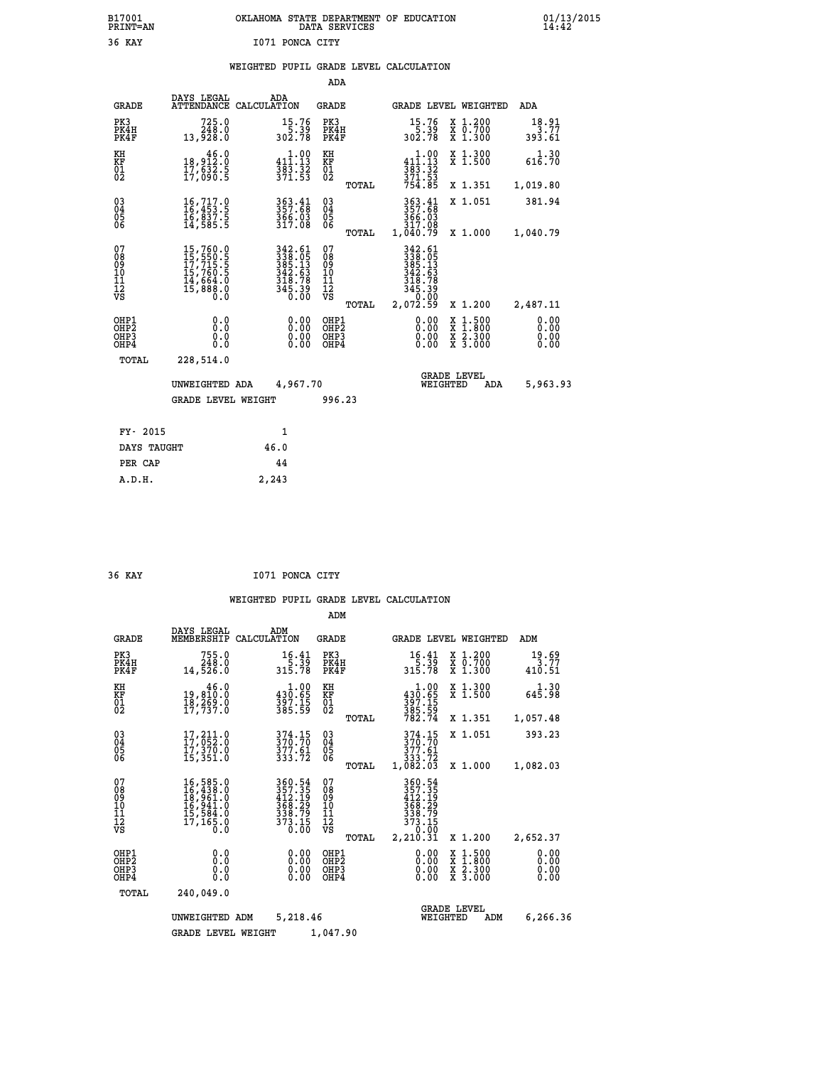B17001 OKLAHOMA STATE DEPARTMENT OF EDUCATION 01/13/2015
PRINT=AN DATA SERVICES 14:42
36 KAY I071 PONCA CITY

## WEIGHTED PUPIL GRADE LEVEL CALCULATION

### ADA

| GRADE | DAYS LEGAL ATTENDANCE | ADA CALCULATION | GRADE | | GRADE LEVEL | WEIGHTED | ADA |
|---|---|---|---|---|---|---|---|
| PK3 | 725.0 | 15.76 | PK3 | | 15.76 | X 1.200 | 18.91 |
| PK4H | 248.0 | 5.39 | PK4H | | 5.39 | X 0.700 | 3.77 |
| PK4F | 13,928.0 | 302.78 | PK4F | | 302.78 | X 1.300 | 393.61 |
| KH | 46.0 | 1.00 | KH | | 1.00 | X 1.300 | 1.30 |
| KF | 18,912.0 | 411.13 | KF | | 411.13 | X 1.500 | 616.70 |
| 01 | 17,632.5 | 383.32 | 01 | | 383.32 | | |
| 02 | 17,090.5 | 371.53 | 02 | | 371.53 | | |
| | | | | TOTAL | 754.85 | X 1.351 | 1,019.80 |
| 03 | 16,717.0 | 363.41 | 03 | | 363.41 | X 1.051 | 381.94 |
| 04 | 16,453.5 | 357.68 | 04 | | 357.68 | | |
| 05 | 16,837.5 | 366.03 | 05 | | 366.03 | | |
| 06 | 14,585.5 | 317.08 | 06 | | 317.08 | | |
| | | | | TOTAL | 1,040.79 | X 1.000 | 1,040.79 |
| 07 | 15,760.0 | 342.61 | 07 | | 342.61 | | |
| 08 | 15,550.5 | 338.05 | 08 | | 338.05 | | |
| 09 | 17,715.5 | 385.13 | 09 | | 385.13 | | |
| 10 | 15,760.5 | 342.63 | 10 | | 342.63 | | |
| 11 | 14,664.0 | 318.78 | 11 | | 318.78 | | |
| 12 | 15,888.0 | 345.39 | 12 | | 345.39 | | |
| VS | 0.0 | 0.00 | VS | | 0.00 | | |
| | | | | TOTAL | 2,072.59 | X 1.200 | 2,487.11 |
| OHP1 | 0.0 | 0.00 | OHP1 | | 0.00 | X 1.500 | 0.00 |
| OHP2 | 0.0 | 0.00 | OHP2 | | 0.00 | X 1.800 | 0.00 |
| OHP3 | 0.0 | 0.00 | OHP3 | | 0.00 | X 2.300 | 0.00 |
| OHP4 | 0.0 | 0.00 | OHP4 | | 0.00 | X 3.000 | 0.00 |
| TOTAL | 228,514.0 | | | | | | |

UNWEIGHTED ADA 4,967.70 GRADE LEVEL WEIGHTED ADA 5,963.93

GRADE LEVEL WEIGHT 996.23

| | |
|---|---|
| FY- 2015 | 1 |
| DAYS TAUGHT | 46.0 |
| PER CAP | 44 |
| A.D.H. | 2,243 |

36 KAY I071 PONCA CITY

## WEIGHTED PUPIL GRADE LEVEL CALCULATION

### ADM

| GRADE | DAYS LEGAL MEMBERSHIP | ADM CALCULATION | GRADE | | GRADE LEVEL | WEIGHTED | ADM |
|---|---|---|---|---|---|---|---|
| PK3 | 755.0 | 16.41 | PK3 | | 16.41 | X 1.200 | 19.69 |
| PK4H | 248.0 | 5.39 | PK4H | | 5.39 | X 0.700 | 3.77 |
| PK4F | 14,526.0 | 315.78 | PK4F | | 315.78 | X 1.300 | 410.51 |
| KH | 46.0 | 1.00 | KH | | 1.00 | X 1.300 | 1.30 |
| KF | 19,810.0 | 430.65 | KF | | 430.65 | X 1.500 | 645.98 |
| 01 | 18,269.0 | 397.15 | 01 | | 397.15 | | |
| 02 | 17,737.0 | 385.59 | 02 | | 385.59 | | |
| | | | | TOTAL | 782.74 | X 1.351 | 1,057.48 |
| 03 | 17,211.0 | 374.15 | 03 | | 374.15 | X 1.051 | 393.23 |
| 04 | 17,052.0 | 370.70 | 04 | | 370.70 | | |
| 05 | 17,370.0 | 377.61 | 05 | | 377.61 | | |
| 06 | 15,351.0 | 333.72 | 06 | | 333.72 | | |
| | | | | TOTAL | 1,082.03 | X 1.000 | 1,082.03 |
| 07 | 16,585.0 | 360.54 | 07 | | 360.54 | | |
| 08 | 16,438.0 | 357.35 | 08 | | 357.35 | | |
| 09 | 18,961.0 | 412.19 | 09 | | 412.19 | | |
| 10 | 16,941.0 | 368.29 | 10 | | 368.29 | | |
| 11 | 15,584.0 | 338.79 | 11 | | 338.79 | | |
| 12 | 17,165.0 | 373.15 | 12 | | 373.15 | | |
| VS | 0.0 | 0.00 | VS | | 0.00 | | |
| | | | | TOTAL | 2,210.31 | X 1.200 | 2,652.37 |
| OHP1 | 0.0 | 0.00 | OHP1 | | 0.00 | X 1.500 | 0.00 |
| OHP2 | 0.0 | 0.00 | OHP2 | | 0.00 | X 1.800 | 0.00 |
| OHP3 | 0.0 | 0.00 | OHP3 | | 0.00 | X 2.300 | 0.00 |
| OHP4 | 0.0 | 0.00 | OHP4 | | 0.00 | X 3.000 | 0.00 |
| TOTAL | 240,049.0 | | | | | | |

UNWEIGHTED ADM 5,218.46 GRADE LEVEL WEIGHTED ADM 6,266.36

GRADE LEVEL WEIGHT 1,047.90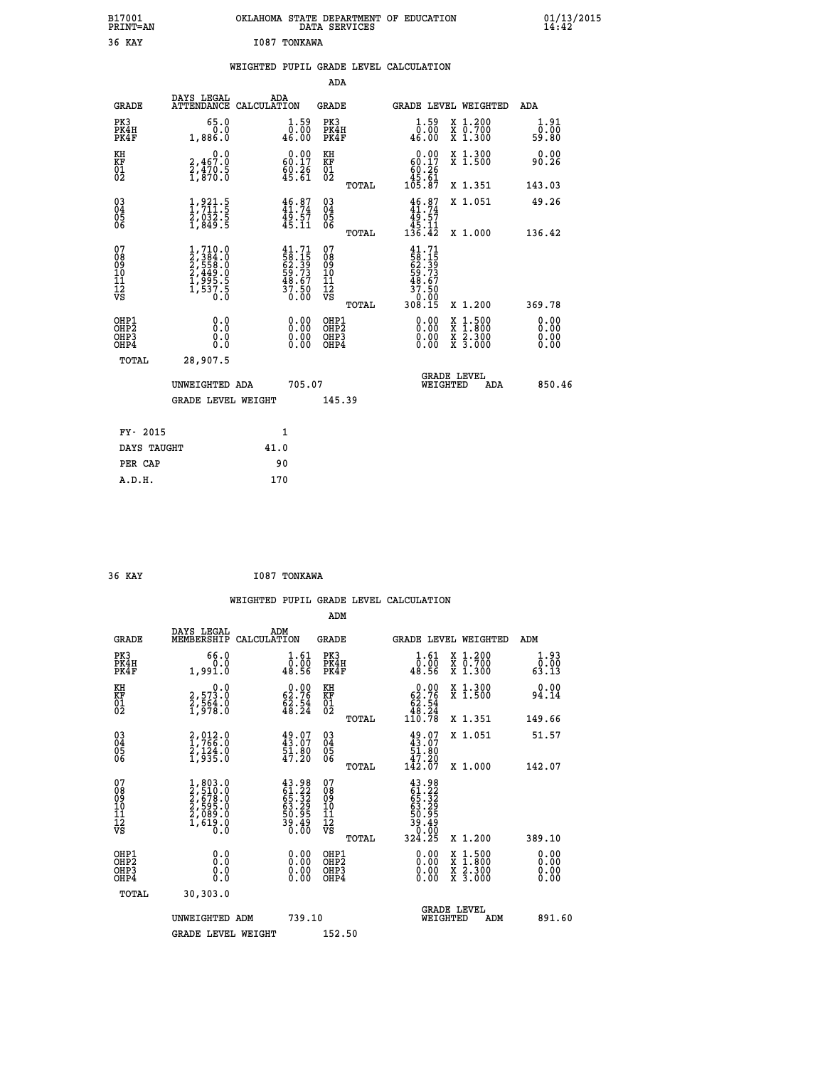B17001 OKLAHOMA STATE DEPARTMENT OF EDUCATION 01/13/2015
PRINT=AN DATA SERVICES 14:42

36 KAY I087 TONKAWA

## WEIGHTED PUPIL GRADE LEVEL CALCULATION

### ADA

| GRADE | DAYS LEGAL ATTENDANCE | ADA CALCULATION | GRADE | GRADE LEVEL | WEIGHTED | ADA |
|---|---|---|---|---|---|---|
| PK3 | 65.0 | 1.59 | PK3 | 1.59 | X 1.200 | 1.91 |
| PK4H | 0.0 | 0.00 | PK4H | 0.00 | X 0.700 | 0.00 |
| PK4F | 1,886.0 | 46.00 | PK4F | 46.00 | X 1.300 | 59.80 |
| KH | 0.0 | 0.00 | KH | 0.00 | X 1.300 | 0.00 |
| KF | 2,467.0 | 60.17 | KF | 60.17 | X 1.500 | 90.26 |
| 01 | 2,470.5 | 60.26 | 01 | 60.26 | | |
| 02 | 1,870.0 | 45.61 | 02 | 45.61 | | |
| | | | TOTAL | 105.87 | X 1.351 | 143.03 |
| 03 | 1,921.5 | 46.87 | 03 | 46.87 | X 1.051 | 49.26 |
| 04 | 1,711.5 | 41.74 | 04 | 41.74 | | |
| 05 | 2,032.5 | 49.57 | 05 | 49.57 | | |
| 06 | 1,849.5 | 45.11 | 06 | 45.11 | | |
| | | | TOTAL | 136.42 | X 1.000 | 136.42 |
| 07 | 1,710.0 | 41.71 | 07 | 41.71 | | |
| 08 | 2,384.0 | 58.15 | 08 | 58.15 | | |
| 09 | 2,558.0 | 62.39 | 09 | 62.39 | | |
| 10 | 2,449.0 | 59.73 | 10 | 59.73 | | |
| 11 | 1,995.5 | 48.67 | 11 | 48.67 | | |
| 12 | 1,537.5 | 37.50 | 12 | 37.50 | | |
| VS | 0.0 | 0.00 | VS | 0.00 | | |
| | | | TOTAL | 308.15 | X 1.200 | 369.78 |
| OHP1 | 0.0 | 0.00 | OHP1 | 0.00 | X 1.500 | 0.00 |
| OHP2 | 0.0 | 0.00 | OHP2 | 0.00 | X 1.800 | 0.00 |
| OHP3 | 0.0 | 0.00 | OHP3 | 0.00 | X 2.300 | 0.00 |
| OHP4 | 0.0 | 0.00 | OHP4 | 0.00 | X 3.000 | 0.00 |
| TOTAL | 28,907.5 | | | | | |

UNWEIGHTED ADA 705.07 — GRADE LEVEL WEIGHTED ADA 850.46

GRADE LEVEL WEIGHT 145.39

| FY- 2015 | 1 |
|---|---|
| DAYS TAUGHT | 41.0 |
| PER CAP | 90 |
| A.D.H. | 170 |

36 KAY I087 TONKAWA

## WEIGHTED PUPIL GRADE LEVEL CALCULATION

### ADM

| GRADE | DAYS LEGAL MEMBERSHIP | ADM CALCULATION | GRADE | GRADE LEVEL | WEIGHTED | ADM |
|---|---|---|---|---|---|---|
| PK3 | 66.0 | 1.61 | PK3 | 1.61 | X 1.200 | 1.93 |
| PK4H | 0.0 | 0.00 | PK4H | 0.00 | X 0.700 | 0.00 |
| PK4F | 1,991.0 | 48.56 | PK4F | 48.56 | X 1.300 | 63.13 |
| KH | 0.0 | 0.00 | KH | 0.00 | X 1.300 | 0.00 |
| KF | 2,573.0 | 62.76 | KF | 62.76 | X 1.500 | 94.14 |
| 01 | 2,564.0 | 62.54 | 01 | 62.54 | | |
| 02 | 1,978.0 | 48.24 | 02 | 48.24 | | |
| | | | TOTAL | 110.78 | X 1.351 | 149.66 |
| 03 | 2,012.0 | 49.07 | 03 | 49.07 | X 1.051 | 51.57 |
| 04 | 1,766.0 | 43.07 | 04 | 43.07 | | |
| 05 | 2,124.0 | 51.80 | 05 | 51.80 | | |
| 06 | 1,935.0 | 47.20 | 06 | 47.20 | | |
| | | | TOTAL | 142.07 | X 1.000 | 142.07 |
| 07 | 1,803.0 | 43.98 | 07 | 43.98 | | |
| 08 | 2,510.0 | 61.22 | 08 | 61.22 | | |
| 09 | 2,678.0 | 65.32 | 09 | 65.32 | | |
| 10 | 2,595.0 | 63.29 | 10 | 63.29 | | |
| 11 | 2,089.0 | 50.95 | 11 | 50.95 | | |
| 12 | 1,619.0 | 39.49 | 12 | 39.49 | | |
| VS | 0.0 | 0.00 | VS | 0.00 | | |
| | | | TOTAL | 324.25 | X 1.200 | 389.10 |
| OHP1 | 0.0 | 0.00 | OHP1 | 0.00 | X 1.500 | 0.00 |
| OHP2 | 0.0 | 0.00 | OHP2 | 0.00 | X 1.800 | 0.00 |
| OHP3 | 0.0 | 0.00 | OHP3 | 0.00 | X 2.300 | 0.00 |
| OHP4 | 0.0 | 0.00 | OHP4 | 0.00 | X 3.000 | 0.00 |
| TOTAL | 30,303.0 | | | | | |

UNWEIGHTED ADM 739.10 — GRADE LEVEL WEIGHTED ADM 891.60

GRADE LEVEL WEIGHT 152.50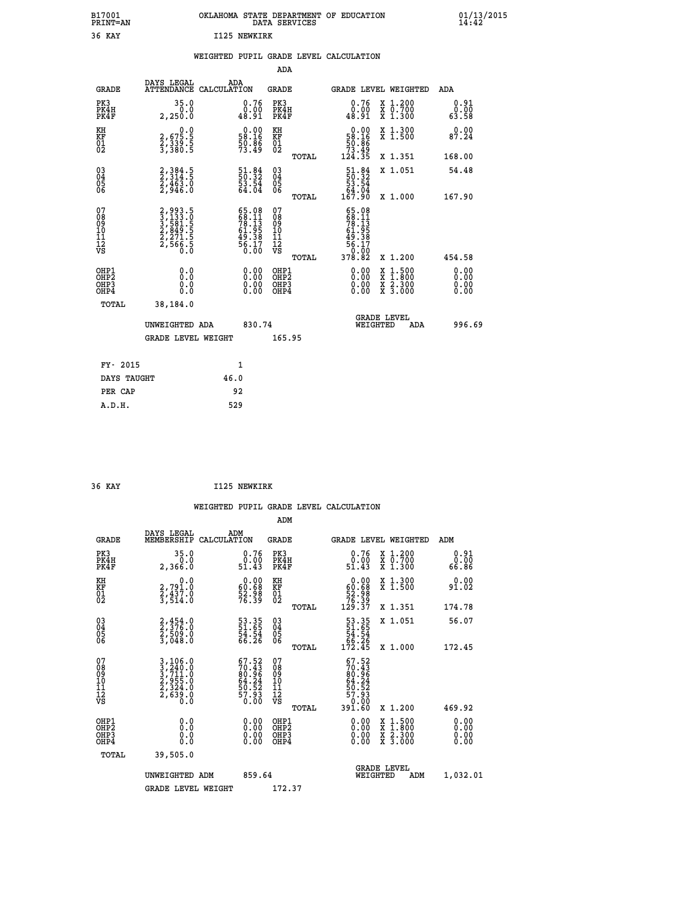B17001 OKLAHOMA STATE DEPARTMENT OF EDUCATION 01/13/2015
PRINT=AN DATA SERVICES 14:42

36 KAY I125 NEWKIRK

## WEIGHTED PUPIL GRADE LEVEL CALCULATION

### ADA

| GRADE | DAYS LEGAL ATTENDANCE | ADA CALCULATION | GRADE | GRADE LEVEL | WEIGHTED | ADA |
|---|---|---|---|---|---|---|
| PK3 | 35.0 | 0.76 | PK3 | 0.76 | X 1.200 | 0.91 |
| PK4H | 0.0 | 0.00 | PK4H | 0.00 | X 0.700 | 0.00 |
| PK4F | 2,250.0 | 48.91 | PK4F | 48.91 | X 1.300 | 63.58 |
| KH | 0.0 | 0.00 | KH | 0.00 | X 1.300 | 0.00 |
| KF | 2,675.5 | 58.16 | KF | 58.16 | X 1.500 | 87.24 |
| 01 | 2,339.5 | 50.86 | 01 | 50.86 | | |
| 02 | 3,380.5 | 73.49 | 02 | 73.49 | | |
| | | | TOTAL | 124.35 | X 1.351 | 168.00 |
| 03 | 2,384.5 | 51.84 | 03 | 51.84 | X 1.051 | 54.48 |
| 04 | 2,314.5 | 50.32 | 04 | 50.32 | | |
| 05 | 2,463.0 | 53.54 | 05 | 53.54 | | |
| 06 | 2,946.0 | 64.04 | 06 | 64.04 | | |
| | | | TOTAL | 167.90 | X 1.000 | 167.90 |
| 07 | 2,993.5 | 65.08 | 07 | 65.08 | | |
| 08 | 3,133.0 | 68.11 | 08 | 68.11 | | |
| 09 | 3,581.5 | 78.13 | 09 | 78.13 | | |
| 10 | 2,849.5 | 61.95 | 10 | 61.95 | | |
| 11 | 2,271.5 | 49.38 | 11 | 49.38 | | |
| 12 | 2,566.5 | 56.17 | 12 | 56.17 | | |
| VS | 0.0 | 0.00 | VS | 0.00 | | |
| | | | TOTAL | 378.82 | X 1.200 | 454.58 |
| OHP1 | 0.0 | 0.00 | OHP1 | 0.00 | X 1.500 | 0.00 |
| OHP2 | 0.0 | 0.00 | OHP2 | 0.00 | X 1.800 | 0.00 |
| OHP3 | 0.0 | 0.00 | OHP3 | 0.00 | X 2.300 | 0.00 |
| OHP4 | 0.0 | 0.00 | OHP4 | 0.00 | X 3.000 | 0.00 |
| TOTAL | 38,184.0 | | | | | |

UNWEIGHTED ADA 830.74 GRADE LEVEL WEIGHTED ADA 996.69

GRADE LEVEL WEIGHT 165.95

| FY- 2015 | 1 |
|---|---|
| DAYS TAUGHT | 46.0 |
| PER CAP | 92 |
| A.D.H. | 529 |

36 KAY I125 NEWKIRK

## WEIGHTED PUPIL GRADE LEVEL CALCULATION

### ADM

| GRADE | DAYS LEGAL MEMBERSHIP | ADM CALCULATION | GRADE | GRADE LEVEL | WEIGHTED | ADM |
|---|---|---|---|---|---|---|
| PK3 | 35.0 | 0.76 | PK3 | 0.76 | X 1.200 | 0.91 |
| PK4H | 0.0 | 0.00 | PK4H | 0.00 | X 0.700 | 0.00 |
| PK4F | 2,366.0 | 51.43 | PK4F | 51.43 | X 1.300 | 66.86 |
| KH | 0.0 | 0.00 | KH | 0.00 | X 1.300 | 0.00 |
| KF | 2,791.0 | 60.68 | KF | 60.68 | X 1.500 | 91.02 |
| 01 | 2,437.0 | 52.98 | 01 | 52.98 | | |
| 02 | 3,514.0 | 76.39 | 02 | 76.39 | | |
| | | | TOTAL | 129.37 | X 1.351 | 174.78 |
| 03 | 2,454.0 | 53.35 | 03 | 53.35 | X 1.051 | 56.07 |
| 04 | 2,376.0 | 51.65 | 04 | 51.65 | | |
| 05 | 2,509.0 | 54.54 | 05 | 54.54 | | |
| 06 | 3,048.0 | 66.26 | 06 | 66.26 | | |
| | | | TOTAL | 172.45 | X 1.000 | 172.45 |
| 07 | 3,106.0 | 67.52 | 07 | 67.52 | | |
| 08 | 3,240.0 | 70.43 | 08 | 70.43 | | |
| 09 | 3,711.0 | 80.96 | 09 | 80.96 | | |
| 10 | 2,955.0 | 64.24 | 10 | 64.24 | | |
| 11 | 2,324.0 | 50.52 | 11 | 50.52 | | |
| 12 | 2,639.0 | 57.93 | 12 | 57.93 | | |
| VS | 0.0 | 0.00 | VS | 0.00 | | |
| | | | TOTAL | 391.60 | X 1.200 | 469.92 |
| OHP1 | 0.0 | 0.00 | OHP1 | 0.00 | X 1.500 | 0.00 |
| OHP2 | 0.0 | 0.00 | OHP2 | 0.00 | X 1.800 | 0.00 |
| OHP3 | 0.0 | 0.00 | OHP3 | 0.00 | X 2.300 | 0.00 |
| OHP4 | 0.0 | 0.00 | OHP4 | 0.00 | X 3.000 | 0.00 |
| TOTAL | 39,505.0 | | | | | |

UNWEIGHTED ADM 859.64 GRADE LEVEL WEIGHTED ADM 1,032.01

GRADE LEVEL WEIGHT 172.37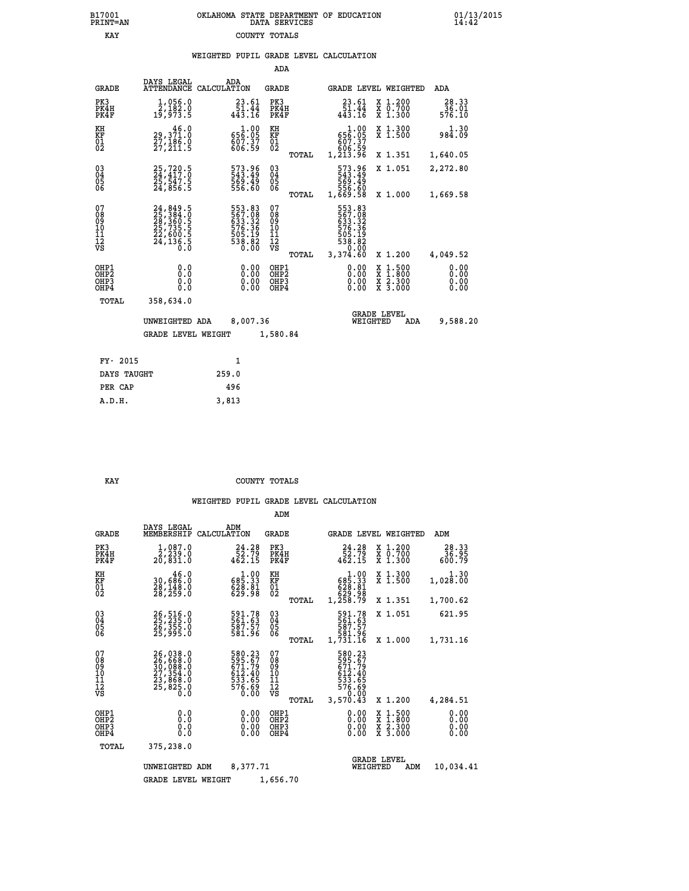B17001 OKLAHOMA STATE DEPARTMENT OF EDUCATION 01/13/2015
PRINT=AN DATA SERVICES 14:42

KAY COUNTY TOTALS

WEIGHTED PUPIL GRADE LEVEL CALCULATION

ADA

| GRADE | DAYS LEGAL ATTENDANCE | ADA CALCULATION | GRADE | | GRADE LEVEL | WEIGHTED | ADA |
|---|---|---|---|---|---|---|---|
| PK3 | 1,056.0 | 23.61 | PK3 | | 23.61 | X 1.200 | 28.33 |
| PK4H | 2,182.0 | 51.44 | PK4H | | 51.44 | X 0.700 | 36.01 |
| PK4F | 19,973.5 | 443.16 | PK4F | | 443.16 | X 1.300 | 576.10 |
| KH | 46.0 | 1.00 | KH | | 1.00 | X 1.300 | 1.30 |
| KF | 29,371.0 | 656.05 | KF | | 656.05 | X 1.500 | 984.09 |
| 01 | 27,186.0 | 607.37 | 01 | | 607.37 | | |
| 02 | 27,211.5 | 606.59 | 02 | | 606.59 | | |
| | | | | TOTAL | 1,213.96 | X 1.351 | 1,640.05 |
| 03 | 25,720.5 | 573.96 | 03 | | 573.96 | X 1.051 | 2,272.80 |
| 04 | 24,417.0 | 543.49 | 04 | | 543.49 | | |
| 05 | 25,547.5 | 569.49 | 05 | | 569.49 | | |
| 06 | 24,856.5 | 556.60 | 06 | | 556.60 | | |
| | | | | TOTAL | 1,669.58 | X 1.000 | 1,669.58 |
| 07 | 24,849.5 | 553.83 | 07 | | 553.83 | | |
| 08 | 25,384.0 | 567.08 | 08 | | 567.08 | | |
| 09 | 28,360.5 | 633.32 | 09 | | 633.32 | | |
| 10 | 25,735.5 | 576.36 | 10 | | 576.36 | | |
| 11 | 22,600.5 | 505.19 | 11 | | 505.19 | | |
| 12 | 24,136.5 | 538.82 | 12 | | 538.82 | | |
| VS | 0.0 | 0.00 | VS | | 0.00 | | |
| | | | | TOTAL | 3,374.60 | X 1.200 | 4,049.52 |
| OHP1 | 0.0 | 0.00 | OHP1 | | 0.00 | X 1.500 | 0.00 |
| OHP2 | 0.0 | 0.00 | OHP2 | | 0.00 | X 1.800 | 0.00 |
| OHP3 | 0.0 | 0.00 | OHP3 | | 0.00 | X 2.300 | 0.00 |
| OHP4 | 0.0 | 0.00 | OHP4 | | 0.00 | X 3.000 | 0.00 |
| TOTAL | 358,634.0 | | | | | | |

UNWEIGHTED ADA 8,007.36 GRADE LEVEL WEIGHTED ADA 9,588.20

GRADE LEVEL WEIGHT 1,580.84

| FY- 2015 | 1 |
|---|---|
| DAYS TAUGHT | 259.0 |
| PER CAP | 496 |
| A.D.H. | 3,813 |

KAY COUNTY TOTALS

WEIGHTED PUPIL GRADE LEVEL CALCULATION

ADM

| GRADE | DAYS LEGAL MEMBERSHIP | ADM CALCULATION | GRADE | | GRADE LEVEL | WEIGHTED | ADM |
|---|---|---|---|---|---|---|---|
| PK3 | 1,087.0 | 24.28 | PK3 | | 24.28 | X 1.200 | 28.33 |
| PK4H | 2,239.0 | 52.79 | PK4H | | 52.79 | X 0.700 | 36.95 |
| PK4F | 20,831.0 | 462.15 | PK4F | | 462.15 | X 1.300 | 600.79 |
| KH | 46.0 | 1.00 | KH | | 1.00 | X 1.300 | 1.30 |
| KF | 30,686.0 | 685.33 | KF | | 685.33 | X 1.500 | 1,028.00 |
| 01 | 28,148.0 | 628.81 | 01 | | 628.81 | | |
| 02 | 28,259.0 | 629.98 | 02 | | 629.98 | | |
| | | | | TOTAL | 1,258.79 | X 1.351 | 1,700.62 |
| 03 | 26,516.0 | 591.78 | 03 | | 591.78 | X 1.051 | 621.95 |
| 04 | 25,235.0 | 561.63 | 04 | | 561.63 | | |
| 05 | 26,355.0 | 587.57 | 05 | | 587.57 | | |
| 06 | 25,995.0 | 581.96 | 06 | | 581.96 | | |
| | | | | TOTAL | 1,731.16 | X 1.000 | 1,731.16 |
| 07 | 26,038.0 | 580.23 | 07 | | 580.23 | | |
| 08 | 26,668.0 | 595.67 | 08 | | 595.67 | | |
| 09 | 30,088.0 | 671.79 | 09 | | 671.79 | | |
| 10 | 27,354.0 | 612.40 | 10 | | 612.40 | | |
| 11 | 23,868.0 | 533.65 | 11 | | 533.65 | | |
| 12 | 25,825.0 | 576.69 | 12 | | 576.69 | | |
| VS | 0.0 | 0.00 | VS | | 0.00 | | |
| | | | | TOTAL | 3,570.43 | X 1.200 | 4,284.51 |
| OHP1 | 0.0 | 0.00 | OHP1 | | 0.00 | X 1.500 | 0.00 |
| OHP2 | 0.0 | 0.00 | OHP2 | | 0.00 | X 1.800 | 0.00 |
| OHP3 | 0.0 | 0.00 | OHP3 | | 0.00 | X 2.300 | 0.00 |
| OHP4 | 0.0 | 0.00 | OHP4 | | 0.00 | X 3.000 | 0.00 |
| TOTAL | 375,238.0 | | | | | | |

UNWEIGHTED ADM 8,377.71 GRADE LEVEL WEIGHTED ADM 10,034.41

GRADE LEVEL WEIGHT 1,656.70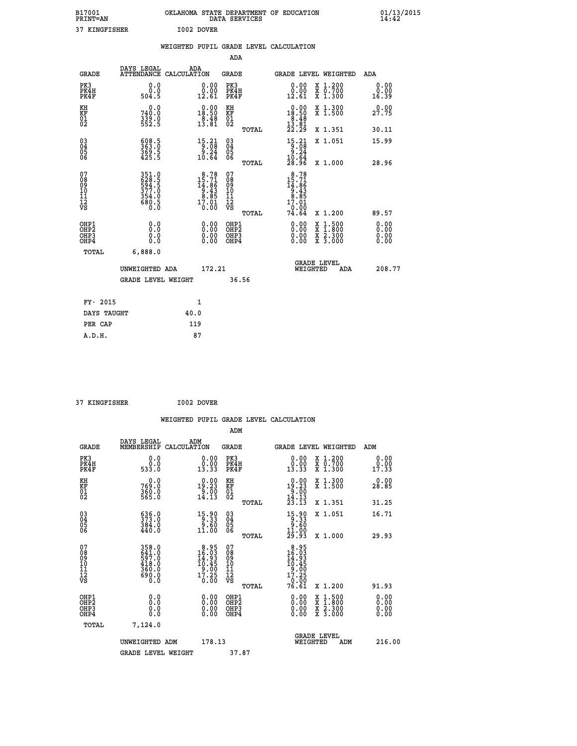B17001 OKLAHOMA STATE DEPARTMENT OF EDUCATION 01/13/2015
PRINT=AN DATA SERVICES 14:42

37 KINGFISHER I002 DOVER

## WEIGHTED PUPIL GRADE LEVEL CALCULATION

### ADA

| GRADE | DAYS LEGAL ATTENDANCE | ADA CALCULATION | GRADE | GRADE LEVEL | WEIGHTED | ADA |
|---|---|---|---|---|---|---|
| PK3 | 0.0 | 0.00 | PK3 | 0.00 | X 1.200 | 0.00 |
| PK4H | 0.0 | 0.00 | PK4H | 0.00 | X 0.700 | 0.00 |
| PK4F | 504.5 | 12.61 | PK4F | 12.61 | X 1.300 | 16.39 |
| KH | 0.0 | 0.00 | KH | 0.00 | X 1.300 | 0.00 |
| KF | 740.0 | 18.50 | KF | 18.50 | X 1.500 | 27.75 |
| 01 | 339.0 | 8.48 | 01 | 8.48 | | |
| 02 | 552.5 | 13.81 | 02 | 13.81 | | |
| | | | TOTAL | 22.29 | X 1.351 | 30.11 |
| 03 | 608.5 | 15.21 | 03 | 15.21 | X 1.051 | 15.99 |
| 04 | 363.0 | 9.08 | 04 | 9.08 | | |
| 05 | 369.5 | 9.24 | 05 | 9.24 | | |
| 06 | 425.5 | 10.64 | 06 | 10.64 | | |
| | | | TOTAL | 28.96 | X 1.000 | 28.96 |
| 07 | 351.0 | 8.78 | 07 | 8.78 | | |
| 08 | 628.5 | 15.71 | 08 | 15.71 | | |
| 09 | 594.5 | 14.86 | 09 | 14.86 | | |
| 10 | 377.0 | 9.43 | 10 | 9.43 | | |
| 11 | 354.0 | 8.85 | 11 | 8.85 | | |
| 12 | 680.5 | 17.01 | 12 | 17.01 | | |
| VS | 0.0 | 0.00 | VS | 0.00 | | |
| | | | TOTAL | 74.64 | X 1.200 | 89.57 |
| OHP1 | 0.0 | 0.00 | OHP1 | 0.00 | X 1.500 | 0.00 |
| OHP2 | 0.0 | 0.00 | OHP2 | 0.00 | X 1.800 | 0.00 |
| OHP3 | 0.0 | 0.00 | OHP3 | 0.00 | X 2.300 | 0.00 |
| OHP4 | 0.0 | 0.00 | OHP4 | 0.00 | X 3.000 | 0.00 |
| TOTAL | 6,888.0 | | | | | |

UNWEIGHTED ADA 172.21 | GRADE LEVEL WEIGHTED ADA 208.77

GRADE LEVEL WEIGHT 36.56

| | |
|---|---|
| FY- 2015 | 1 |
| DAYS TAUGHT | 40.0 |
| PER CAP | 119 |
| A.D.H. | 87 |

37 KINGFISHER I002 DOVER

## WEIGHTED PUPIL GRADE LEVEL CALCULATION

### ADM

| GRADE | DAYS LEGAL MEMBERSHIP | ADM CALCULATION | GRADE | GRADE LEVEL | WEIGHTED | ADM |
|---|---|---|---|---|---|---|
| PK3 | 0.0 | 0.00 | PK3 | 0.00 | X 1.200 | 0.00 |
| PK4H | 0.0 | 0.00 | PK4H | 0.00 | X 0.700 | 0.00 |
| PK4F | 533.0 | 13.33 | PK4F | 13.33 | X 1.300 | 17.33 |
| KH | 0.0 | 0.00 | KH | 0.00 | X 1.300 | 0.00 |
| KF | 769.0 | 19.23 | KF | 19.23 | X 1.500 | 28.85 |
| 01 | 360.0 | 9.00 | 01 | 9.00 | | |
| 02 | 565.0 | 14.13 | 02 | 14.13 | | |
| | | | TOTAL | 23.13 | X 1.351 | 31.25 |
| 03 | 636.0 | 15.90 | 03 | 15.90 | X 1.051 | 16.71 |
| 04 | 373.0 | 9.33 | 04 | 9.33 | | |
| 05 | 384.0 | 9.60 | 05 | 9.60 | | |
| 06 | 440.0 | 11.00 | 06 | 11.00 | | |
| | | | TOTAL | 29.93 | X 1.000 | 29.93 |
| 07 | 358.0 | 8.95 | 07 | 8.95 | | |
| 08 | 641.0 | 16.03 | 08 | 16.03 | | |
| 09 | 597.0 | 14.93 | 09 | 14.93 | | |
| 10 | 418.0 | 10.45 | 10 | 10.45 | | |
| 11 | 360.0 | 9.00 | 11 | 9.00 | | |
| 12 | 690.0 | 17.25 | 12 | 17.25 | | |
| VS | 0.0 | 0.00 | VS | 0.00 | | |
| | | | TOTAL | 76.61 | X 1.200 | 91.93 |
| OHP1 | 0.0 | 0.00 | OHP1 | 0.00 | X 1.500 | 0.00 |
| OHP2 | 0.0 | 0.00 | OHP2 | 0.00 | X 1.800 | 0.00 |
| OHP3 | 0.0 | 0.00 | OHP3 | 0.00 | X 2.300 | 0.00 |
| OHP4 | 0.0 | 0.00 | OHP4 | 0.00 | X 3.000 | 0.00 |
| TOTAL | 7,124.0 | | | | | |

UNWEIGHTED ADM 178.13 | GRADE LEVEL WEIGHTED ADM 216.00

GRADE LEVEL WEIGHT 37.87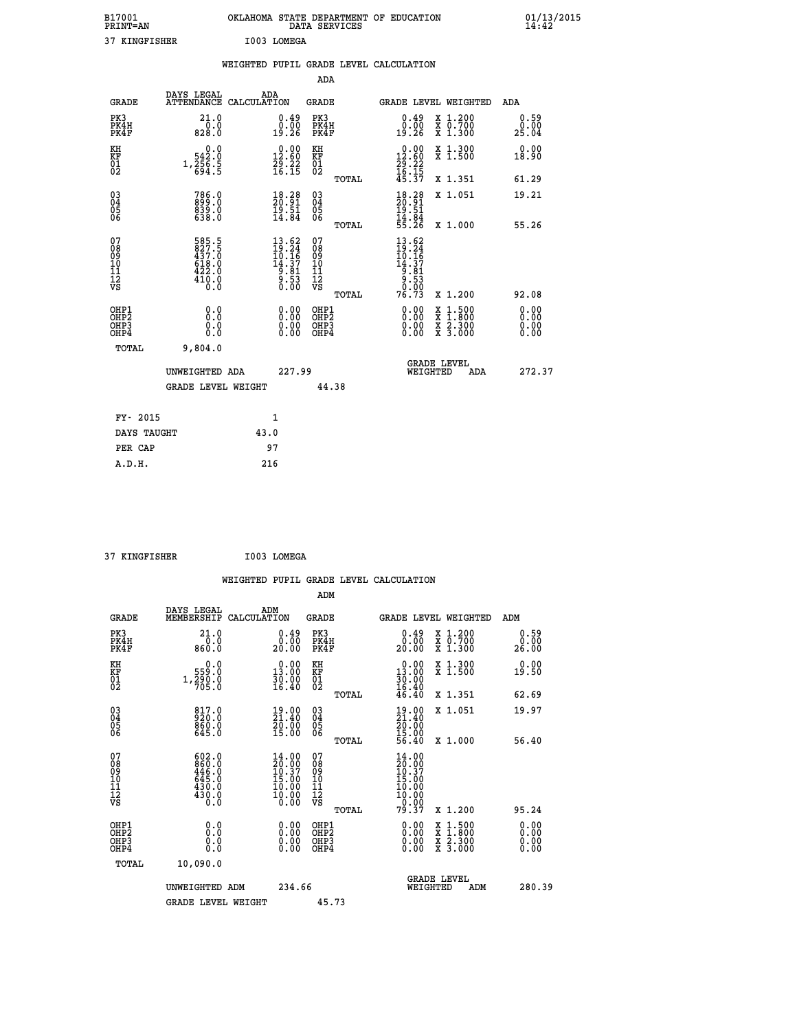B17001 OKLAHOMA STATE DEPARTMENT OF EDUCATION 01/13/2015
PRINT=AN DATA SERVICES 14:42

37 KINGFISHER I003 LOMEGA

## WEIGHTED PUPIL GRADE LEVEL CALCULATION

### ADA

| GRADE | DAYS LEGAL ATTENDANCE | ADA CALCULATION | GRADE | | GRADE LEVEL | WEIGHTED | ADA |
|---|---|---|---|---|---|---|---|
| PK3 | 21.0 | 0.49 | PK3 | | 0.49 | X 1.200 | 0.59 |
| PK4H | 0.0 | 0.00 | PK4H | | 0.00 | X 0.700 | 0.00 |
| PK4F | 828.0 | 19.26 | PK4F | | 19.26 | X 1.300 | 25.04 |
| KH | 0.0 | 0.00 | KH | | 0.00 | X 1.300 | 0.00 |
| KF | 542.0 | 12.60 | KF | | 12.60 | X 1.500 | 18.90 |
| 01 | 1,256.5 | 29.22 | 01 | | 29.22 | | |
| 02 | 694.5 | 16.15 | 02 | | 16.15 | | |
| | | | | TOTAL | 45.37 | X 1.351 | 61.29 |
| 03 | 786.0 | 18.28 | 03 | | 18.28 | X 1.051 | 19.21 |
| 04 | 899.0 | 20.91 | 04 | | 20.91 | | |
| 05 | 839.0 | 19.51 | 05 | | 19.51 | | |
| 06 | 638.0 | 14.84 | 06 | | 14.84 | | |
| | | | | TOTAL | 55.26 | X 1.000 | 55.26 |
| 07 | 585.5 | 13.62 | 07 | | 13.62 | | |
| 08 | 827.5 | 19.24 | 08 | | 19.24 | | |
| 09 | 437.0 | 10.16 | 09 | | 10.16 | | |
| 10 | 618.0 | 14.37 | 10 | | 14.37 | | |
| 11 | 422.0 | 9.81 | 11 | | 9.81 | | |
| 12 | 410.0 | 9.53 | 12 | | 9.53 | | |
| VS | 0.0 | 0.00 | VS | | 0.00 | | |
| | | | | TOTAL | 76.73 | X 1.200 | 92.08 |
| OHP1 | 0.0 | 0.00 | OHP1 | | 0.00 | X 1.500 | 0.00 |
| OHP2 | 0.0 | 0.00 | OHP2 | | 0.00 | X 1.800 | 0.00 |
| OHP3 | 0.0 | 0.00 | OHP3 | | 0.00 | X 2.300 | 0.00 |
| OHP4 | 0.0 | 0.00 | OHP4 | | 0.00 | X 3.000 | 0.00 |
| TOTAL | 9,804.0 | | | | | | |

UNWEIGHTED ADA 227.99 | GRADE LEVEL WEIGHTED ADA 272.37

GRADE LEVEL WEIGHT 44.38

| FY- 2015 | 1 |
|---|---|
| DAYS TAUGHT | 43.0 |
| PER CAP | 97 |
| A.D.H. | 216 |

37 KINGFISHER I003 LOMEGA

## WEIGHTED PUPIL GRADE LEVEL CALCULATION

### ADM

| GRADE | DAYS LEGAL MEMBERSHIP | ADM CALCULATION | GRADE | | GRADE LEVEL | WEIGHTED | ADM |
|---|---|---|---|---|---|---|---|
| PK3 | 21.0 | 0.49 | PK3 | | 0.49 | X 1.200 | 0.59 |
| PK4H | 0.0 | 0.00 | PK4H | | 0.00 | X 0.700 | 0.00 |
| PK4F | 860.0 | 20.00 | PK4F | | 20.00 | X 1.300 | 26.00 |
| KH | 0.0 | 0.00 | KH | | 0.00 | X 1.300 | 0.00 |
| KF | 559.0 | 13.00 | KF | | 13.00 | X 1.500 | 19.50 |
| 01 | 1,290.0 | 30.00 | 01 | | 30.00 | | |
| 02 | 705.0 | 16.40 | 02 | | 16.40 | | |
| | | | | TOTAL | 46.40 | X 1.351 | 62.69 |
| 03 | 817.0 | 19.00 | 03 | | 19.00 | X 1.051 | 19.97 |
| 04 | 920.0 | 21.40 | 04 | | 21.40 | | |
| 05 | 860.0 | 20.00 | 05 | | 20.00 | | |
| 06 | 645.0 | 15.00 | 06 | | 15.00 | | |
| | | | | TOTAL | 56.40 | X 1.000 | 56.40 |
| 07 | 602.0 | 14.00 | 07 | | 14.00 | | |
| 08 | 860.0 | 20.00 | 08 | | 20.00 | | |
| 09 | 446.0 | 10.37 | 09 | | 10.37 | | |
| 10 | 645.0 | 15.00 | 10 | | 15.00 | | |
| 11 | 430.0 | 10.00 | 11 | | 10.00 | | |
| 12 | 430.0 | 10.00 | 12 | | 10.00 | | |
| VS | 0.0 | 0.00 | VS | | 0.00 | | |
| | | | | TOTAL | 79.37 | X 1.200 | 95.24 |
| OHP1 | 0.0 | 0.00 | OHP1 | | 0.00 | X 1.500 | 0.00 |
| OHP2 | 0.0 | 0.00 | OHP2 | | 0.00 | X 1.800 | 0.00 |
| OHP3 | 0.0 | 0.00 | OHP3 | | 0.00 | X 2.300 | 0.00 |
| OHP4 | 0.0 | 0.00 | OHP4 | | 0.00 | X 3.000 | 0.00 |
| TOTAL | 10,090.0 | | | | | | |

UNWEIGHTED ADM 234.66 | GRADE LEVEL WEIGHTED ADM 280.39

GRADE LEVEL WEIGHT 45.73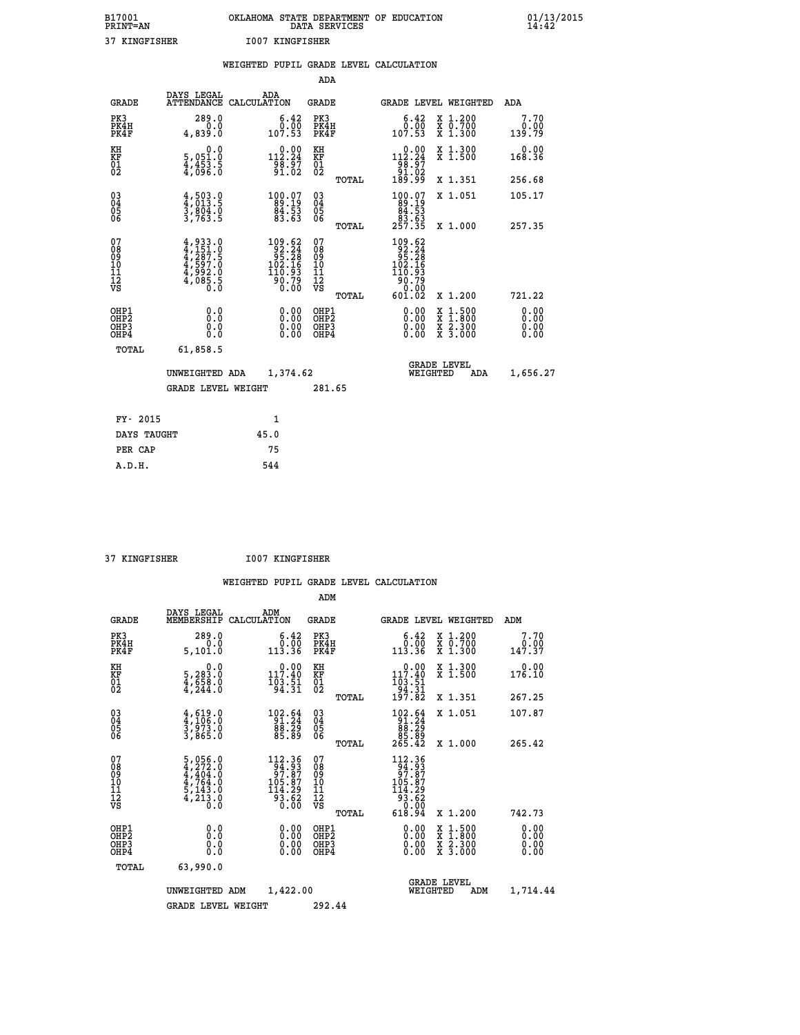B17001 OKLAHOMA STATE DEPARTMENT OF EDUCATION 01/13/2015
PRINT=AN DATA SERVICES 14:42

37 KINGFISHER I007 KINGFISHER

## WEIGHTED PUPIL GRADE LEVEL CALCULATION

### ADA

| GRADE | DAYS LEGAL ATTENDANCE | ADA CALCULATION | GRADE | | GRADE LEVEL | WEIGHTED | ADA |
|---|---|---|---|---|---|---|---|
| PK3 | 289.0 | 6.42 | PK3 | | 6.42 | X 1.200 | 7.70 |
| PK4H | 0.0 | 0.00 | PK4H | | 0.00 | X 0.700 | 0.00 |
| PK4F | 4,839.0 | 107.53 | PK4F | | 107.53 | X 1.300 | 139.79 |
| KH | 0.0 | 0.00 | KH | | 0.00 | X 1.300 | 0.00 |
| KF | 5,051.0 | 112.24 | KF | | 112.24 | X 1.500 | 168.36 |
| 01 | 4,453.5 | 98.97 | 01 | | 98.97 | | |
| 02 | 4,096.0 | 91.02 | 02 | | 91.02 | | |
| | | | | TOTAL | 189.99 | X 1.351 | 256.68 |
| 03 | 4,503.0 | 100.07 | 03 | | 100.07 | X 1.051 | 105.17 |
| 04 | 4,013.5 | 89.19 | 04 | | 89.19 | | |
| 05 | 3,804.0 | 84.53 | 05 | | 84.53 | | |
| 06 | 3,763.5 | 83.63 | 06 | | 83.63 | | |
| | | | | TOTAL | 257.35 | X 1.000 | 257.35 |
| 07 | 4,933.0 | 109.62 | 07 | | 109.62 | | |
| 08 | 4,151.0 | 92.24 | 08 | | 92.24 | | |
| 09 | 4,287.5 | 95.28 | 09 | | 95.28 | | |
| 10 | 4,597.0 | 102.16 | 10 | | 102.16 | | |
| 11 | 4,992.0 | 110.93 | 11 | | 110.93 | | |
| 12 | 4,085.5 | 90.79 | 12 | | 90.79 | | |
| VS | 0.0 | 0.00 | VS | | 0.00 | | |
| | | | | TOTAL | 601.02 | X 1.200 | 721.22 |
| OHP1 | 0.0 | 0.00 | OHP1 | | 0.00 | X 1.500 | 0.00 |
| OHP2 | 0.0 | 0.00 | OHP2 | | 0.00 | X 1.800 | 0.00 |
| OHP3 | 0.0 | 0.00 | OHP3 | | 0.00 | X 2.300 | 0.00 |
| OHP4 | 0.0 | 0.00 | OHP4 | | 0.00 | X 3.000 | 0.00 |
| TOTAL | 61,858.5 | | | | | | |

UNWEIGHTED ADA 1,374.62 GRADE LEVEL WEIGHTED ADA 1,656.27

GRADE LEVEL WEIGHT 281.65

| | |
|---|---|
| FY- 2015 | 1 |
| DAYS TAUGHT | 45.0 |
| PER CAP | 75 |
| A.D.H. | 544 |

37 KINGFISHER I007 KINGFISHER

## WEIGHTED PUPIL GRADE LEVEL CALCULATION

### ADM

| GRADE | DAYS LEGAL MEMBERSHIP | ADM CALCULATION | GRADE | | GRADE LEVEL | WEIGHTED | ADM |
|---|---|---|---|---|---|---|---|
| PK3 | 289.0 | 6.42 | PK3 | | 6.42 | X 1.200 | 7.70 |
| PK4H | 0.0 | 0.00 | PK4H | | 0.00 | X 0.700 | 0.00 |
| PK4F | 5,101.0 | 113.36 | PK4F | | 113.36 | X 1.300 | 147.37 |
| KH | 0.0 | 0.00 | KH | | 0.00 | X 1.300 | 0.00 |
| KF | 5,283.0 | 117.40 | KF | | 117.40 | X 1.500 | 176.10 |
| 01 | 4,658.0 | 103.51 | 01 | | 103.51 | | |
| 02 | 4,244.0 | 94.31 | 02 | | 94.31 | | |
| | | | | TOTAL | 197.82 | X 1.351 | 267.25 |
| 03 | 4,619.0 | 102.64 | 03 | | 102.64 | X 1.051 | 107.87 |
| 04 | 4,106.0 | 91.24 | 04 | | 91.24 | | |
| 05 | 3,973.0 | 88.29 | 05 | | 88.29 | | |
| 06 | 3,865.0 | 85.89 | 06 | | 85.89 | | |
| | | | | TOTAL | 265.42 | X 1.000 | 265.42 |
| 07 | 5,056.0 | 112.36 | 07 | | 112.36 | | |
| 08 | 4,272.0 | 94.93 | 08 | | 94.93 | | |
| 09 | 4,404.0 | 97.87 | 09 | | 97.87 | | |
| 10 | 4,764.0 | 105.87 | 10 | | 105.87 | | |
| 11 | 5,143.0 | 114.29 | 11 | | 114.29 | | |
| 12 | 4,213.0 | 93.62 | 12 | | 93.62 | | |
| VS | 0.0 | 0.00 | VS | | 0.00 | | |
| | | | | TOTAL | 618.94 | X 1.200 | 742.73 |
| OHP1 | 0.0 | 0.00 | OHP1 | | 0.00 | X 1.500 | 0.00 |
| OHP2 | 0.0 | 0.00 | OHP2 | | 0.00 | X 1.800 | 0.00 |
| OHP3 | 0.0 | 0.00 | OHP3 | | 0.00 | X 2.300 | 0.00 |
| OHP4 | 0.0 | 0.00 | OHP4 | | 0.00 | X 3.000 | 0.00 |
| TOTAL | 63,990.0 | | | | | | |

UNWEIGHTED ADM 1,422.00 GRADE LEVEL WEIGHTED ADM 1,714.44

GRADE LEVEL WEIGHT 292.44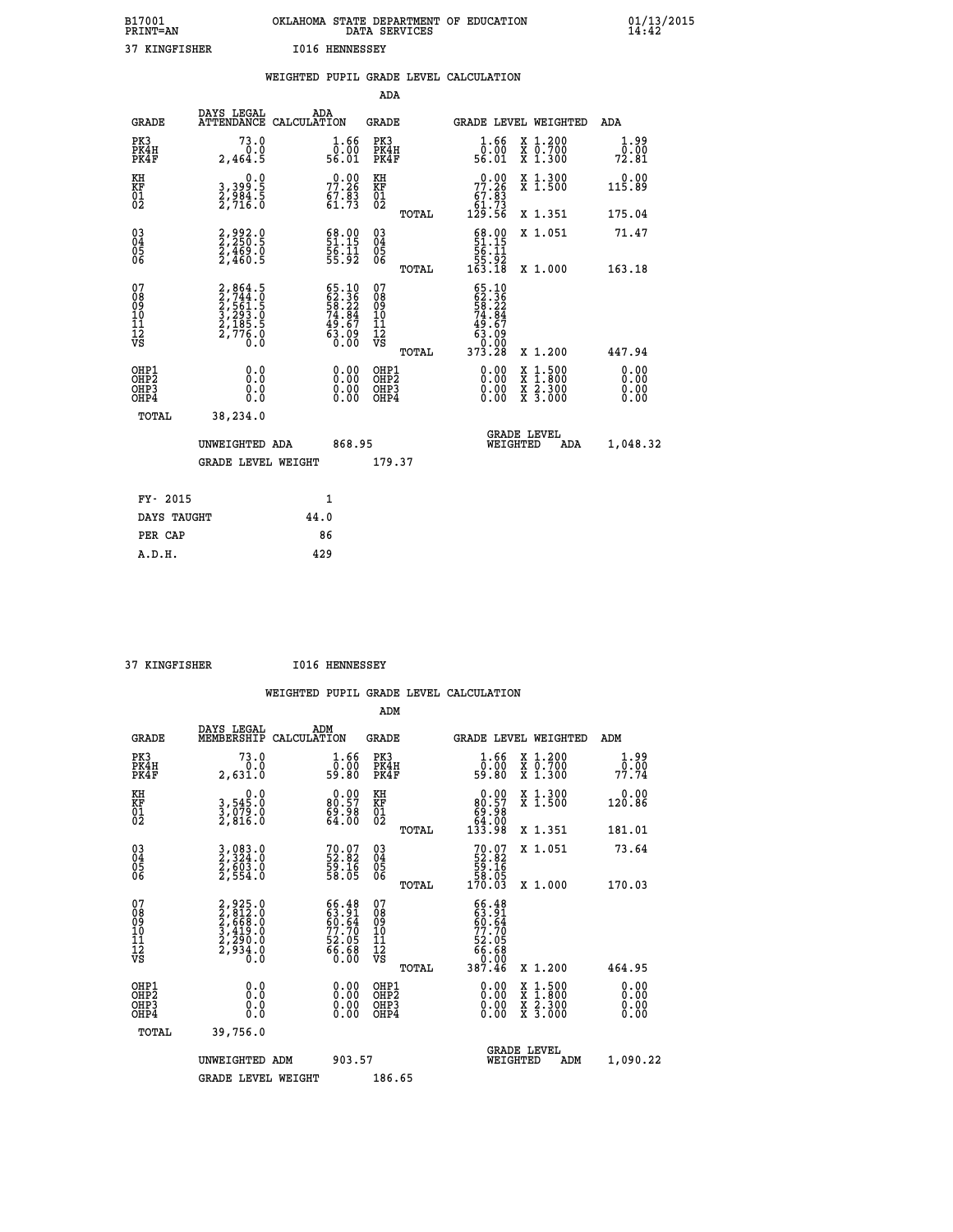B17001 OKLAHOMA STATE DEPARTMENT OF EDUCATION 01/13/2015
PRINT=AN DATA SERVICES 14:42

37 KINGFISHER I016 HENNESSEY

## WEIGHTED PUPIL GRADE LEVEL CALCULATION

### ADA

| GRADE | DAYS LEGAL ATTENDANCE | ADA CALCULATION | GRADE | | GRADE LEVEL | WEIGHTED | ADA |
|---|---|---|---|---|---|---|---|
| PK3 | 73.0 | 1.66 | PK3 | | 1.66 | X 1.200 | 1.99 |
| PK4H | 0.0 | 0.00 | PK4H | | 0.00 | X 0.700 | 0.00 |
| PK4F | 2,464.5 | 56.01 | PK4F | | 56.01 | X 1.300 | 72.81 |
| KH | 0.0 | 0.00 | KH | | 0.00 | X 1.300 | 0.00 |
| KF | 3,399.5 | 77.26 | KF | | 77.26 | X 1.500 | 115.89 |
| 01 | 2,984.5 | 67.83 | 01 | | 67.83 | | |
| 02 | 2,716.0 | 61.73 | 02 | | 61.73 | | |
| | | | | TOTAL | 129.56 | X 1.351 | 175.04 |
| 03 | 2,992.0 | 68.00 | 03 | | 68.00 | X 1.051 | 71.47 |
| 04 | 2,250.5 | 51.15 | 04 | | 51.15 | | |
| 05 | 2,469.0 | 56.11 | 05 | | 56.11 | | |
| 06 | 2,460.5 | 55.92 | 06 | | 55.92 | | |
| | | | | TOTAL | 163.18 | X 1.000 | 163.18 |
| 07 | 2,864.5 | 65.10 | 07 | | 65.10 | | |
| 08 | 2,744.0 | 62.36 | 08 | | 62.36 | | |
| 09 | 2,561.5 | 58.22 | 09 | | 58.22 | | |
| 10 | 3,293.0 | 74.84 | 10 | | 74.84 | | |
| 11 | 2,185.5 | 49.67 | 11 | | 49.67 | | |
| 12 | 2,776.0 | 63.09 | 12 | | 63.09 | | |
| VS | 0.0 | 0.00 | VS | | 0.00 | | |
| | | | | TOTAL | 373.28 | X 1.200 | 447.94 |
| OHP1 | 0.0 | 0.00 | OHP1 | | 0.00 | X 1.500 | 0.00 |
| OHP2 | 0.0 | 0.00 | OHP2 | | 0.00 | X 1.800 | 0.00 |
| OHP3 | 0.0 | 0.00 | OHP3 | | 0.00 | X 2.300 | 0.00 |
| OHP4 | 0.0 | 0.00 | OHP4 | | 0.00 | X 3.000 | 0.00 |
| TOTAL | 38,234.0 | | | | | | |

UNWEIGHTED ADA 868.95 — GRADE LEVEL WEIGHTED ADA 1,048.32

GRADE LEVEL WEIGHT 179.37

| | |
|---|---|
| FY- 2015 | 1 |
| DAYS TAUGHT | 44.0 |
| PER CAP | 86 |
| A.D.H. | 429 |

37 KINGFISHER I016 HENNESSEY

## WEIGHTED PUPIL GRADE LEVEL CALCULATION

### ADM

| GRADE | DAYS LEGAL MEMBERSHIP | ADM CALCULATION | GRADE | | GRADE LEVEL | WEIGHTED | ADM |
|---|---|---|---|---|---|---|---|
| PK3 | 73.0 | 1.66 | PK3 | | 1.66 | X 1.200 | 1.99 |
| PK4H | 0.0 | 0.00 | PK4H | | 0.00 | X 0.700 | 0.00 |
| PK4F | 2,631.0 | 59.80 | PK4F | | 59.80 | X 1.300 | 77.74 |
| KH | 0.0 | 0.00 | KH | | 0.00 | X 1.300 | 0.00 |
| KF | 3,545.0 | 80.57 | KF | | 80.57 | X 1.500 | 120.86 |
| 01 | 3,079.0 | 69.98 | 01 | | 69.98 | | |
| 02 | 2,816.0 | 64.00 | 02 | | 64.00 | | |
| | | | | TOTAL | 133.98 | X 1.351 | 181.01 |
| 03 | 3,083.0 | 70.07 | 03 | | 70.07 | X 1.051 | 73.64 |
| 04 | 2,324.0 | 52.82 | 04 | | 52.82 | | |
| 05 | 2,603.0 | 59.16 | 05 | | 59.16 | | |
| 06 | 2,554.0 | 58.05 | 06 | | 58.05 | | |
| | | | | TOTAL | 170.03 | X 1.000 | 170.03 |
| 07 | 2,925.0 | 66.48 | 07 | | 66.48 | | |
| 08 | 2,812.0 | 63.91 | 08 | | 63.91 | | |
| 09 | 2,668.0 | 60.64 | 09 | | 60.64 | | |
| 10 | 3,419.0 | 77.70 | 10 | | 77.70 | | |
| 11 | 2,290.0 | 52.05 | 11 | | 52.05 | | |
| 12 | 2,934.0 | 66.68 | 12 | | 66.68 | | |
| VS | 0.0 | 0.00 | VS | | 0.00 | | |
| | | | | TOTAL | 387.46 | X 1.200 | 464.95 |
| OHP1 | 0.0 | 0.00 | OHP1 | | 0.00 | X 1.500 | 0.00 |
| OHP2 | 0.0 | 0.00 | OHP2 | | 0.00 | X 1.800 | 0.00 |
| OHP3 | 0.0 | 0.00 | OHP3 | | 0.00 | X 2.300 | 0.00 |
| OHP4 | 0.0 | 0.00 | OHP4 | | 0.00 | X 3.000 | 0.00 |
| TOTAL | 39,756.0 | | | | | | |

UNWEIGHTED ADM 903.57 — GRADE LEVEL WEIGHTED ADM 1,090.22

GRADE LEVEL WEIGHT 186.65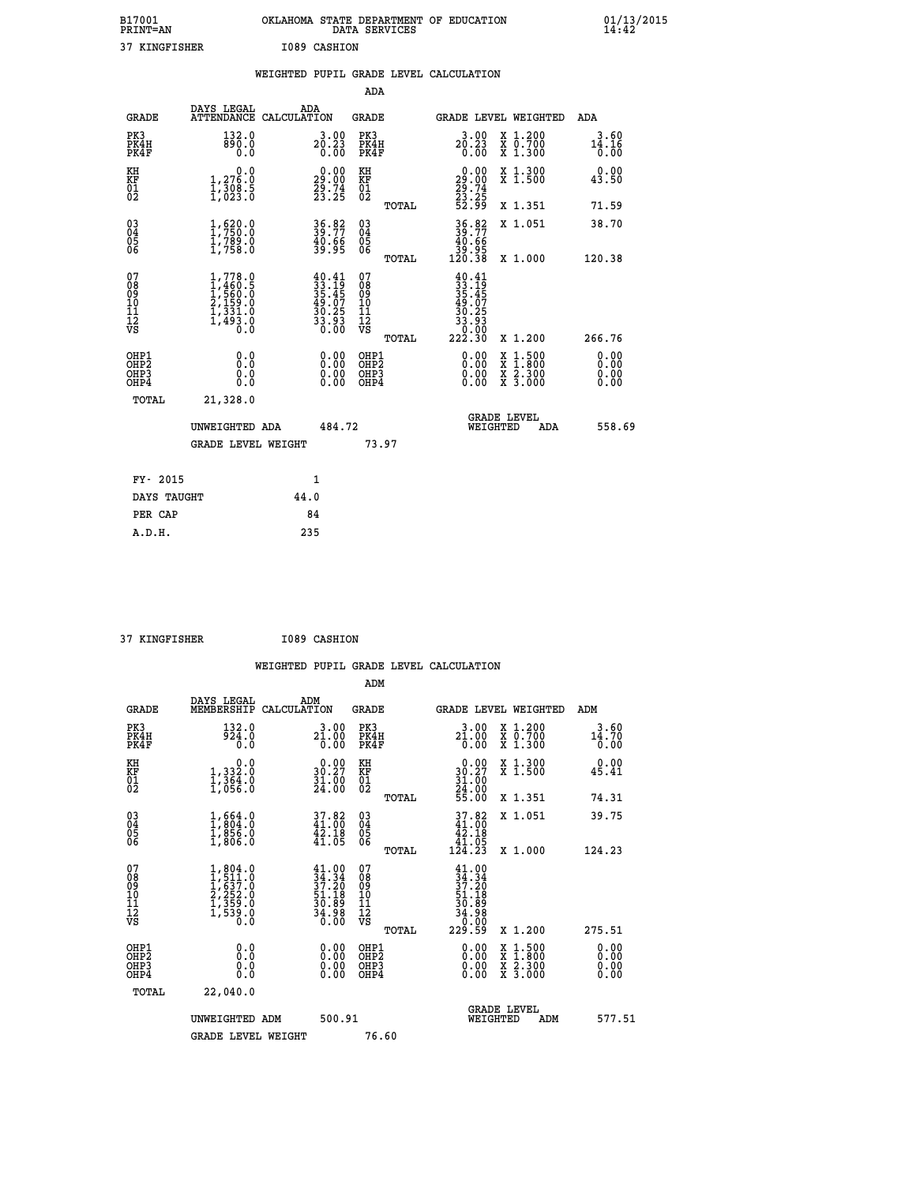B17001 OKLAHOMA STATE DEPARTMENT OF EDUCATION 01/13/2015
PRINT=AN DATA SERVICES 14:42

37 KINGFISHER I089 CASHION

WEIGHTED PUPIL GRADE LEVEL CALCULATION

ADA

| GRADE | DAYS LEGAL ATTENDANCE | ADA CALCULATION | GRADE | | GRADE LEVEL | WEIGHTED | ADA |
|---|---|---|---|---|---|---|---|
| PK3 | 132.0 | 3.00 | PK3 | | 3.00 | X 1.200 | 3.60 |
| PK4H | 890.0 | 20.23 | PK4H | | 20.23 | X 0.700 | 14.16 |
| PK4F | 0.0 | 0.00 | PK4F | | 0.00 | X 1.300 | 0.00 |
| KH | 0.0 | 0.00 | KH | | 0.00 | X 1.300 | 0.00 |
| KF | 1,276.0 | 29.00 | KF | | 29.00 | X 1.500 | 43.50 |
| 01 | 1,308.5 | 29.74 | 01 | | 29.74 | | |
| 02 | 1,023.0 | 23.25 | 02 | | 23.25 | | |
| | | | | TOTAL | 52.99 | X 1.351 | 71.59 |
| 03 | 1,620.0 | 36.82 | 03 | | 36.82 | X 1.051 | 38.70 |
| 04 | 1,750.0 | 39.77 | 04 | | 39.77 | | |
| 05 | 1,789.0 | 40.66 | 05 | | 40.66 | | |
| 06 | 1,758.0 | 39.95 | 06 | | 39.95 | | |
| | | | | TOTAL | 120.38 | X 1.000 | 120.38 |
| 07 | 1,778.0 | 40.41 | 07 | | 40.41 | | |
| 08 | 1,460.5 | 33.19 | 08 | | 33.19 | | |
| 09 | 1,560.0 | 35.45 | 09 | | 35.45 | | |
| 10 | 2,159.0 | 49.07 | 10 | | 49.07 | | |
| 11 | 1,331.0 | 30.25 | 11 | | 30.25 | | |
| 12 | 1,493.0 | 33.93 | 12 | | 33.93 | | |
| VS | 0.0 | 0.00 | VS | | 0.00 | | |
| | | | | TOTAL | 222.30 | X 1.200 | 266.76 |
| OHP1 | 0.0 | 0.00 | OHP1 | | 0.00 | X 1.500 | 0.00 |
| OHP2 | 0.0 | 0.00 | OHP2 | | 0.00 | X 1.800 | 0.00 |
| OHP3 | 0.0 | 0.00 | OHP3 | | 0.00 | X 2.300 | 0.00 |
| OHP4 | 0.0 | 0.00 | OHP4 | | 0.00 | X 3.000 | 0.00 |
| TOTAL | 21,328.0 | | | | | | |

UNWEIGHTED ADA 484.72 | GRADE LEVEL WEIGHTED ADA 558.69

GRADE LEVEL WEIGHT 73.97

| FY- 2015 | 1 |
|---|---|
| DAYS TAUGHT | 44.0 |
| PER CAP | 84 |
| A.D.H. | 235 |

37 KINGFISHER I089 CASHION

WEIGHTED PUPIL GRADE LEVEL CALCULATION

ADM

| GRADE | DAYS LEGAL MEMBERSHIP | ADM CALCULATION | GRADE | | GRADE LEVEL | WEIGHTED | ADM |
|---|---|---|---|---|---|---|---|
| PK3 | 132.0 | 3.00 | PK3 | | 3.00 | X 1.200 | 3.60 |
| PK4H | 924.0 | 21.00 | PK4H | | 21.00 | X 0.700 | 14.70 |
| PK4F | 0.0 | 0.00 | PK4F | | 0.00 | X 1.300 | 0.00 |
| KH | 0.0 | 0.00 | KH | | 0.00 | X 1.300 | 0.00 |
| KF | 1,332.0 | 30.27 | KF | | 30.27 | X 1.500 | 45.41 |
| 01 | 1,364.0 | 31.00 | 01 | | 31.00 | | |
| 02 | 1,056.0 | 24.00 | 02 | | 24.00 | | |
| | | | | TOTAL | 55.00 | X 1.351 | 74.31 |
| 03 | 1,664.0 | 37.82 | 03 | | 37.82 | X 1.051 | 39.75 |
| 04 | 1,804.0 | 41.00 | 04 | | 41.00 | | |
| 05 | 1,856.0 | 42.18 | 05 | | 42.18 | | |
| 06 | 1,806.0 | 41.05 | 06 | | 41.05 | | |
| | | | | TOTAL | 124.23 | X 1.000 | 124.23 |
| 07 | 1,804.0 | 41.00 | 07 | | 41.00 | | |
| 08 | 1,511.0 | 34.34 | 08 | | 34.34 | | |
| 09 | 1,637.0 | 37.20 | 09 | | 37.20 | | |
| 10 | 2,252.0 | 51.18 | 10 | | 51.18 | | |
| 11 | 1,359.0 | 30.89 | 11 | | 30.89 | | |
| 12 | 1,539.0 | 34.98 | 12 | | 34.98 | | |
| VS | 0.0 | 0.00 | VS | | 0.00 | | |
| | | | | TOTAL | 229.59 | X 1.200 | 275.51 |
| OHP1 | 0.0 | 0.00 | OHP1 | | 0.00 | X 1.500 | 0.00 |
| OHP2 | 0.0 | 0.00 | OHP2 | | 0.00 | X 1.800 | 0.00 |
| OHP3 | 0.0 | 0.00 | OHP3 | | 0.00 | X 2.300 | 0.00 |
| OHP4 | 0.0 | 0.00 | OHP4 | | 0.00 | X 3.000 | 0.00 |
| TOTAL | 22,040.0 | | | | | | |

UNWEIGHTED ADM 500.91 | GRADE LEVEL WEIGHTED ADM 577.51

GRADE LEVEL WEIGHT 76.60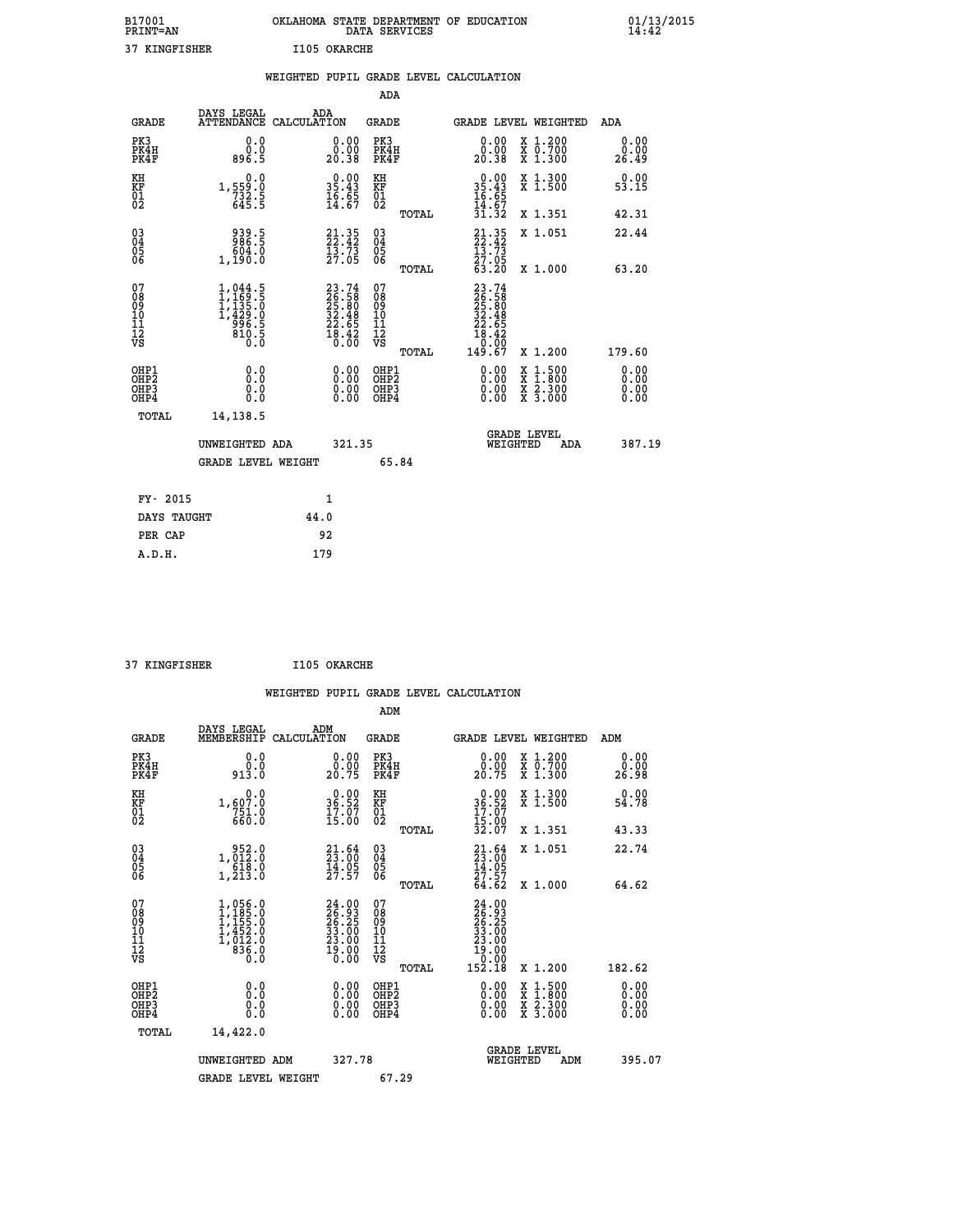B17001 OKLAHOMA STATE DEPARTMENT OF EDUCATION 01/13/2015
PRINT=AN DATA SERVICES 14:42

37 KINGFISHER I105 OKARCHE

WEIGHTED PUPIL GRADE LEVEL CALCULATION

ADA

| GRADE | DAYS LEGAL ATTENDANCE | ADA CALCULATION | GRADE | | GRADE LEVEL | WEIGHTED | ADA |
|---|---|---|---|---|---|---|---|
| PK3 | 0.0 | 0.00 | PK3 | | 0.00 | X 1.200 | 0.00 |
| PK4H | 0.0 | 0.00 | PK4H | | 0.00 | X 0.700 | 0.00 |
| PK4F | 896.5 | 20.38 | PK4F | | 20.38 | X 1.300 | 26.49 |
| KH | 0.0 | 0.00 | KH | | 0.00 | X 1.300 | 0.00 |
| KF | 1,559.0 | 35.43 | KF | | 35.43 | X 1.500 | 53.15 |
| 01 | 732.5 | 16.65 | 01 | | 16.65 | | |
| 02 | 645.5 | 14.67 | 02 | | 14.67 | | |
| | | | | TOTAL | 31.32 | X 1.351 | 42.31 |
| 03 | 939.5 | 21.35 | 03 | | 21.35 | X 1.051 | 22.44 |
| 04 | 986.5 | 22.42 | 04 | | 22.42 | | |
| 05 | 604.0 | 13.73 | 05 | | 13.73 | | |
| 06 | 1,190.0 | 27.05 | 06 | | 27.05 | | |
| | | | | TOTAL | 63.20 | X 1.000 | 63.20 |
| 07 | 1,044.5 | 23.74 | 07 | | 23.74 | | |
| 08 | 1,169.5 | 26.58 | 08 | | 26.58 | | |
| 09 | 1,135.0 | 25.80 | 09 | | 25.80 | | |
| 10 | 1,429.0 | 32.48 | 10 | | 32.48 | | |
| 11 | 996.5 | 22.65 | 11 | | 22.65 | | |
| 12 | 810.5 | 18.42 | 12 | | 18.42 | | |
| VS | 0.0 | 0.00 | VS | | 0.00 | | |
| | | | | TOTAL | 149.67 | X 1.200 | 179.60 |
| OHP1 | 0.0 | 0.00 | OHP1 | | 0.00 | X 1.500 | 0.00 |
| OHP2 | 0.0 | 0.00 | OHP2 | | 0.00 | X 1.800 | 0.00 |
| OHP3 | 0.0 | 0.00 | OHP3 | | 0.00 | X 2.300 | 0.00 |
| OHP4 | 0.0 | 0.00 | OHP4 | | 0.00 | X 3.000 | 0.00 |
| TOTAL | 14,138.5 | | | | | | |

UNWEIGHTED ADA 321.35 GRADE LEVEL WEIGHTED ADA 387.19

GRADE LEVEL WEIGHT 65.84

FY- 2015 1
DAYS TAUGHT 44.0
PER CAP 92
A.D.H. 179

37 KINGFISHER I105 OKARCHE

WEIGHTED PUPIL GRADE LEVEL CALCULATION

ADM

| GRADE | DAYS LEGAL MEMBERSHIP | ADM CALCULATION | GRADE | | GRADE LEVEL | WEIGHTED | ADM |
|---|---|---|---|---|---|---|---|
| PK3 | 0.0 | 0.00 | PK3 | | 0.00 | X 1.200 | 0.00 |
| PK4H | 0.0 | 0.00 | PK4H | | 0.00 | X 0.700 | 0.00 |
| PK4F | 913.0 | 20.75 | PK4F | | 20.75 | X 1.300 | 26.98 |
| KH | 0.0 | 0.00 | KH | | 0.00 | X 1.300 | 0.00 |
| KF | 1,607.0 | 36.52 | KF | | 36.52 | X 1.500 | 54.78 |
| 01 | 751.0 | 17.07 | 01 | | 17.07 | | |
| 02 | 660.0 | 15.00 | 02 | | 15.00 | | |
| | | | | TOTAL | 32.07 | X 1.351 | 43.33 |
| 03 | 952.0 | 21.64 | 03 | | 21.64 | X 1.051 | 22.74 |
| 04 | 1,012.0 | 23.00 | 04 | | 23.00 | | |
| 05 | 618.0 | 14.05 | 05 | | 14.05 | | |
| 06 | 1,213.0 | 27.57 | 06 | | 27.57 | | |
| | | | | TOTAL | 64.62 | X 1.000 | 64.62 |
| 07 | 1,056.0 | 24.00 | 07 | | 24.00 | | |
| 08 | 1,185.0 | 26.93 | 08 | | 26.93 | | |
| 09 | 1,155.0 | 26.25 | 09 | | 26.25 | | |
| 10 | 1,452.0 | 33.00 | 10 | | 33.00 | | |
| 11 | 1,012.0 | 23.00 | 11 | | 23.00 | | |
| 12 | 836.0 | 19.00 | 12 | | 19.00 | | |
| VS | 0.0 | 0.00 | VS | | 0.00 | | |
| | | | | TOTAL | 152.18 | X 1.200 | 182.62 |
| OHP1 | 0.0 | 0.00 | OHP1 | | 0.00 | X 1.500 | 0.00 |
| OHP2 | 0.0 | 0.00 | OHP2 | | 0.00 | X 1.800 | 0.00 |
| OHP3 | 0.0 | 0.00 | OHP3 | | 0.00 | X 2.300 | 0.00 |
| OHP4 | 0.0 | 0.00 | OHP4 | | 0.00 | X 3.000 | 0.00 |
| TOTAL | 14,422.0 | | | | | | |

UNWEIGHTED ADM 327.78 GRADE LEVEL WEIGHTED ADM 395.07

GRADE LEVEL WEIGHT 67.29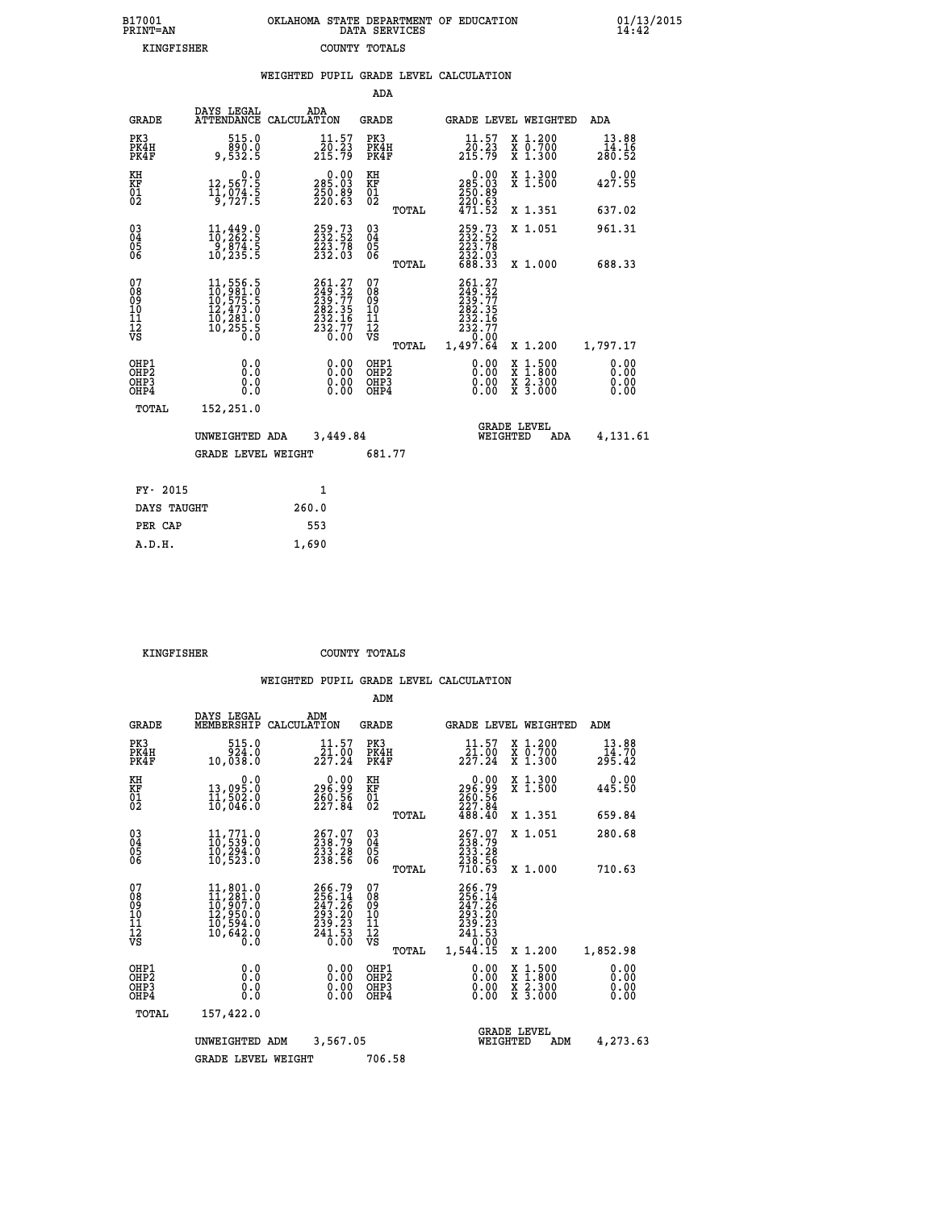B17001 OKLAHOMA STATE DEPARTMENT OF EDUCATION 01/13/2015
PRINT=AN DATA SERVICES 14:42
KINGFISHER COUNTY TOTALS

## WEIGHTED PUPIL GRADE LEVEL CALCULATION

### ADA

| GRADE | DAYS LEGAL ATTENDANCE | ADA CALCULATION | GRADE | | GRADE LEVEL | WEIGHTED | ADA |
|---|---|---|---|---|---|---|---|
| PK3 | 515.0 | 11.57 | PK3 | | 11.57 | X 1.200 | 13.88 |
| PK4H | 890.0 | 20.23 | PK4H | | 20.23 | X 0.700 | 14.16 |
| PK4F | 9,532.5 | 215.79 | PK4F | | 215.79 | X 1.300 | 280.52 |
| KH | 0.0 | 0.00 | KH | | 0.00 | X 1.300 | 0.00 |
| KF | 12,567.5 | 285.03 | KF | | 285.03 | X 1.500 | 427.55 |
| 01 | 11,074.5 | 250.89 | 01 | | 250.89 | | |
| 02 | 9,727.5 | 220.63 | 02 | | 220.63 | | |
| | | | | TOTAL | 471.52 | X 1.351 | 637.02 |
| 03 | 11,449.0 | 259.73 | 03 | | 259.73 | X 1.051 | 961.31 |
| 04 | 10,262.5 | 232.52 | 04 | | 232.52 | | |
| 05 | 9,874.5 | 223.78 | 05 | | 223.78 | | |
| 06 | 10,235.5 | 232.03 | 06 | | 232.03 | | |
| | | | | TOTAL | 688.33 | X 1.000 | 688.33 |
| 07 | 11,556.5 | 261.27 | 07 | | 261.27 | | |
| 08 | 10,981.0 | 249.32 | 08 | | 249.32 | | |
| 09 | 10,575.5 | 239.77 | 09 | | 239.77 | | |
| 10 | 12,473.0 | 282.35 | 10 | | 282.35 | | |
| 11 | 10,281.0 | 232.16 | 11 | | 232.16 | | |
| 12 | 10,255.5 | 232.77 | 12 | | 232.77 | | |
| VS | 0.0 | 0.00 | VS | | 0.00 | | |
| | | | | TOTAL | 1,497.64 | X 1.200 | 1,797.17 |
| OHP1 | 0.0 | 0.00 | OHP1 | | 0.00 | X 1.500 | 0.00 |
| OHP2 | 0.0 | 0.00 | OHP2 | | 0.00 | X 1.800 | 0.00 |
| OHP3 | 0.0 | 0.00 | OHP3 | | 0.00 | X 2.300 | 0.00 |
| OHP4 | 0.0 | 0.00 | OHP4 | | 0.00 | X 3.000 | 0.00 |
| TOTAL | 152,251.0 | | | | | | |

UNWEIGHTED ADA 3,449.84 GRADE LEVEL WEIGHTED ADA 4,131.61

GRADE LEVEL WEIGHT 681.77

| | |
|---|---|
| FY- 2015 | 1 |
| DAYS TAUGHT | 260.0 |
| PER CAP | 553 |
| A.D.H. | 1,690 |

KINGFISHER COUNTY TOTALS

## WEIGHTED PUPIL GRADE LEVEL CALCULATION

### ADM

| GRADE | DAYS LEGAL MEMBERSHIP | ADM CALCULATION | GRADE | | GRADE LEVEL | WEIGHTED | ADM |
|---|---|---|---|---|---|---|---|
| PK3 | 515.0 | 11.57 | PK3 | | 11.57 | X 1.200 | 13.88 |
| PK4H | 924.0 | 21.00 | PK4H | | 21.00 | X 0.700 | 14.70 |
| PK4F | 10,038.0 | 227.24 | PK4F | | 227.24 | X 1.300 | 295.42 |
| KH | 0.0 | 0.00 | KH | | 0.00 | X 1.300 | 0.00 |
| KF | 13,095.0 | 296.99 | KF | | 296.99 | X 1.500 | 445.50 |
| 01 | 11,502.0 | 260.56 | 01 | | 260.56 | | |
| 02 | 10,046.0 | 227.84 | 02 | | 227.84 | | |
| | | | | TOTAL | 488.40 | X 1.351 | 659.84 |
| 03 | 11,771.0 | 267.07 | 03 | | 267.07 | X 1.051 | 280.68 |
| 04 | 10,539.0 | 238.79 | 04 | | 238.79 | | |
| 05 | 10,294.0 | 233.28 | 05 | | 233.28 | | |
| 06 | 10,523.0 | 238.56 | 06 | | 238.56 | | |
| | | | | TOTAL | 710.63 | X 1.000 | 710.63 |
| 07 | 11,801.0 | 266.79 | 07 | | 266.79 | | |
| 08 | 11,281.0 | 256.14 | 08 | | 256.14 | | |
| 09 | 10,907.0 | 247.26 | 09 | | 247.26 | | |
| 10 | 12,950.0 | 293.20 | 10 | | 293.20 | | |
| 11 | 10,594.0 | 239.23 | 11 | | 239.23 | | |
| 12 | 10,642.0 | 241.53 | 12 | | 241.53 | | |
| VS | 0.0 | 0.00 | VS | | 0.00 | | |
| | | | | TOTAL | 1,544.15 | X 1.200 | 1,852.98 |
| OHP1 | 0.0 | 0.00 | OHP1 | | 0.00 | X 1.500 | 0.00 |
| OHP2 | 0.0 | 0.00 | OHP2 | | 0.00 | X 1.800 | 0.00 |
| OHP3 | 0.0 | 0.00 | OHP3 | | 0.00 | X 2.300 | 0.00 |
| OHP4 | 0.0 | 0.00 | OHP4 | | 0.00 | X 3.000 | 0.00 |
| TOTAL | 157,422.0 | | | | | | |

UNWEIGHTED ADM 3,567.05 GRADE LEVEL WEIGHTED ADM 4,273.63

GRADE LEVEL WEIGHT 706.58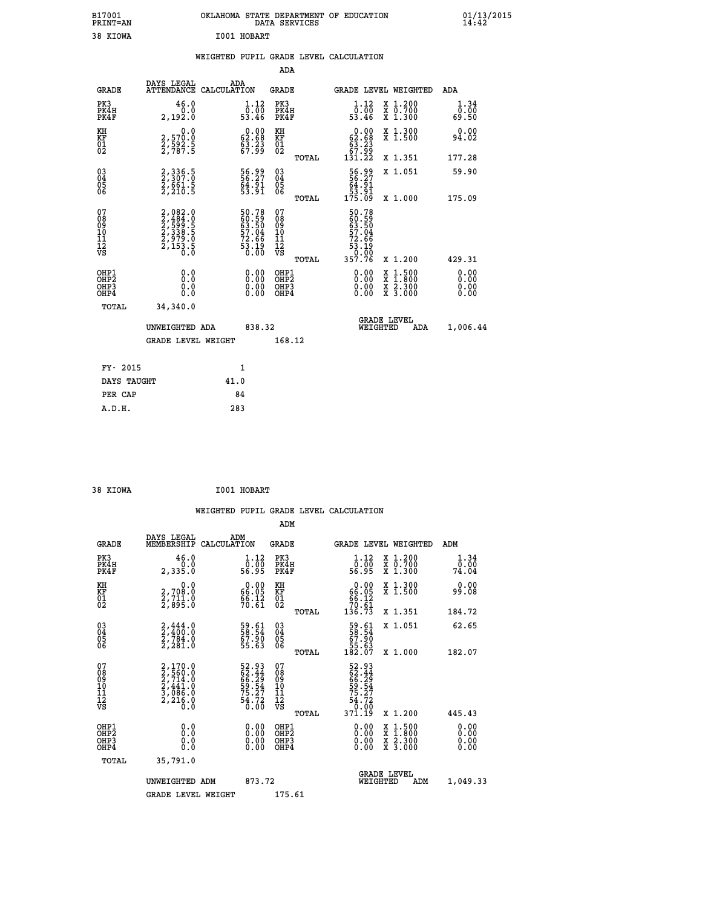B17001 OKLAHOMA STATE DEPARTMENT OF EDUCATION 01/13/2015
PRINT=AN DATA SERVICES 14:42

38 KIOWA I001 HOBART

WEIGHTED PUPIL GRADE LEVEL CALCULATION

ADA

| GRADE | DAYS LEGAL ATTENDANCE | ADA CALCULATION | GRADE | | GRADE LEVEL | WEIGHTED | ADA |
|---|---|---|---|---|---|---|---|
| PK3 | 46.0 | 1.12 | PK3 | | 1.12 | X 1.200 | 1.34 |
| PK4H | 0.0 | 0.00 | PK4H | | 0.00 | X 0.700 | 0.00 |
| PK4F | 2,192.0 | 53.46 | PK4F | | 53.46 | X 1.300 | 69.50 |
| KH | 0.0 | 0.00 | KH | | 0.00 | X 1.300 | 0.00 |
| KF | 2,570.0 | 62.68 | KF | | 62.68 | X 1.500 | 94.02 |
| 01 | 2,592.5 | 63.23 | 01 | | 63.23 | | |
| 02 | 2,787.5 | 67.99 | 02 | | 67.99 | | |
| | | | | TOTAL | 131.22 | X 1.351 | 177.28 |
| 03 | 2,336.5 | 56.99 | 03 | | 56.99 | X 1.051 | 59.90 |
| 04 | 2,307.0 | 56.27 | 04 | | 56.27 | | |
| 05 | 2,661.5 | 64.91 | 05 | | 64.91 | | |
| 06 | 2,210.5 | 53.91 | 06 | | 53.91 | | |
| | | | | TOTAL | 175.09 | X 1.000 | 175.09 |
| 07 | 2,082.0 | 50.78 | 07 | | 50.78 | | |
| 08 | 2,484.0 | 60.59 | 08 | | 60.59 | | |
| 09 | 2,599.5 | 63.50 | 09 | | 63.50 | | |
| 10 | 2,338.5 | 57.04 | 10 | | 57.04 | | |
| 11 | 2,979.0 | 72.66 | 11 | | 72.66 | | |
| 12 | 2,153.5 | 53.19 | 12 | | 53.19 | | |
| VS | 0.0 | 0.00 | VS | | 0.00 | | |
| | | | | TOTAL | 357.76 | X 1.200 | 429.31 |
| OHP1 | 0.0 | 0.00 | OHP1 | | 0.00 | X 1.500 | 0.00 |
| OHP2 | 0.0 | 0.00 | OHP2 | | 0.00 | X 1.800 | 0.00 |
| OHP3 | 0.0 | 0.00 | OHP3 | | 0.00 | X 2.300 | 0.00 |
| OHP4 | 0.0 | 0.00 | OHP4 | | 0.00 | X 3.000 | 0.00 |
| TOTAL | 34,340.0 | | | | | | |

UNWEIGHTED ADA 838.32 GRADE LEVEL WEIGHTED ADA 1,006.44

GRADE LEVEL WEIGHT 168.12

| FY- 2015 | 1 |
|---|---|
| DAYS TAUGHT | 41.0 |
| PER CAP | 84 |
| A.D.H. | 283 |

38 KIOWA I001 HOBART

WEIGHTED PUPIL GRADE LEVEL CALCULATION

ADM

| GRADE | DAYS LEGAL MEMBERSHIP | ADM CALCULATION | GRADE | | GRADE LEVEL | WEIGHTED | ADM |
|---|---|---|---|---|---|---|---|
| PK3 | 46.0 | 1.12 | PK3 | | 1.12 | X 1.200 | 1.34 |
| PK4H | 0.0 | 0.00 | PK4H | | 0.00 | X 0.700 | 0.00 |
| PK4F | 2,335.0 | 56.95 | PK4F | | 56.95 | X 1.300 | 74.04 |
| KH | 0.0 | 0.00 | KH | | 0.00 | X 1.300 | 0.00 |
| KF | 2,708.0 | 66.05 | KF | | 66.05 | X 1.500 | 99.08 |
| 01 | 2,711.0 | 66.12 | 01 | | 66.12 | | |
| 02 | 2,895.0 | 70.61 | 02 | | 70.61 | | |
| | | | | TOTAL | 136.73 | X 1.351 | 184.72 |
| 03 | 2,444.0 | 59.61 | 03 | | 59.61 | X 1.051 | 62.65 |
| 04 | 2,400.0 | 58.54 | 04 | | 58.54 | | |
| 05 | 2,784.0 | 67.90 | 05 | | 67.90 | | |
| 06 | 2,281.0 | 55.63 | 06 | | 55.63 | | |
| | | | | TOTAL | 182.07 | X 1.000 | 182.07 |
| 07 | 2,170.0 | 52.93 | 07 | | 52.93 | | |
| 08 | 2,560.0 | 62.44 | 08 | | 62.44 | | |
| 09 | 2,714.0 | 66.29 | 09 | | 66.29 | | |
| 10 | 2,441.0 | 59.54 | 10 | | 59.54 | | |
| 11 | 3,086.0 | 75.27 | 11 | | 75.27 | | |
| 12 | 2,216.0 | 54.72 | 12 | | 54.72 | | |
| VS | 0.0 | 0.00 | VS | | 0.00 | | |
| | | | | TOTAL | 371.19 | X 1.200 | 445.43 |
| OHP1 | 0.0 | 0.00 | OHP1 | | 0.00 | X 1.500 | 0.00 |
| OHP2 | 0.0 | 0.00 | OHP2 | | 0.00 | X 1.800 | 0.00 |
| OHP3 | 0.0 | 0.00 | OHP3 | | 0.00 | X 2.300 | 0.00 |
| OHP4 | 0.0 | 0.00 | OHP4 | | 0.00 | X 3.000 | 0.00 |
| TOTAL | 35,791.0 | | | | | | |

UNWEIGHTED ADM 873.72 GRADE LEVEL WEIGHTED ADM 1,049.33

GRADE LEVEL WEIGHT 175.61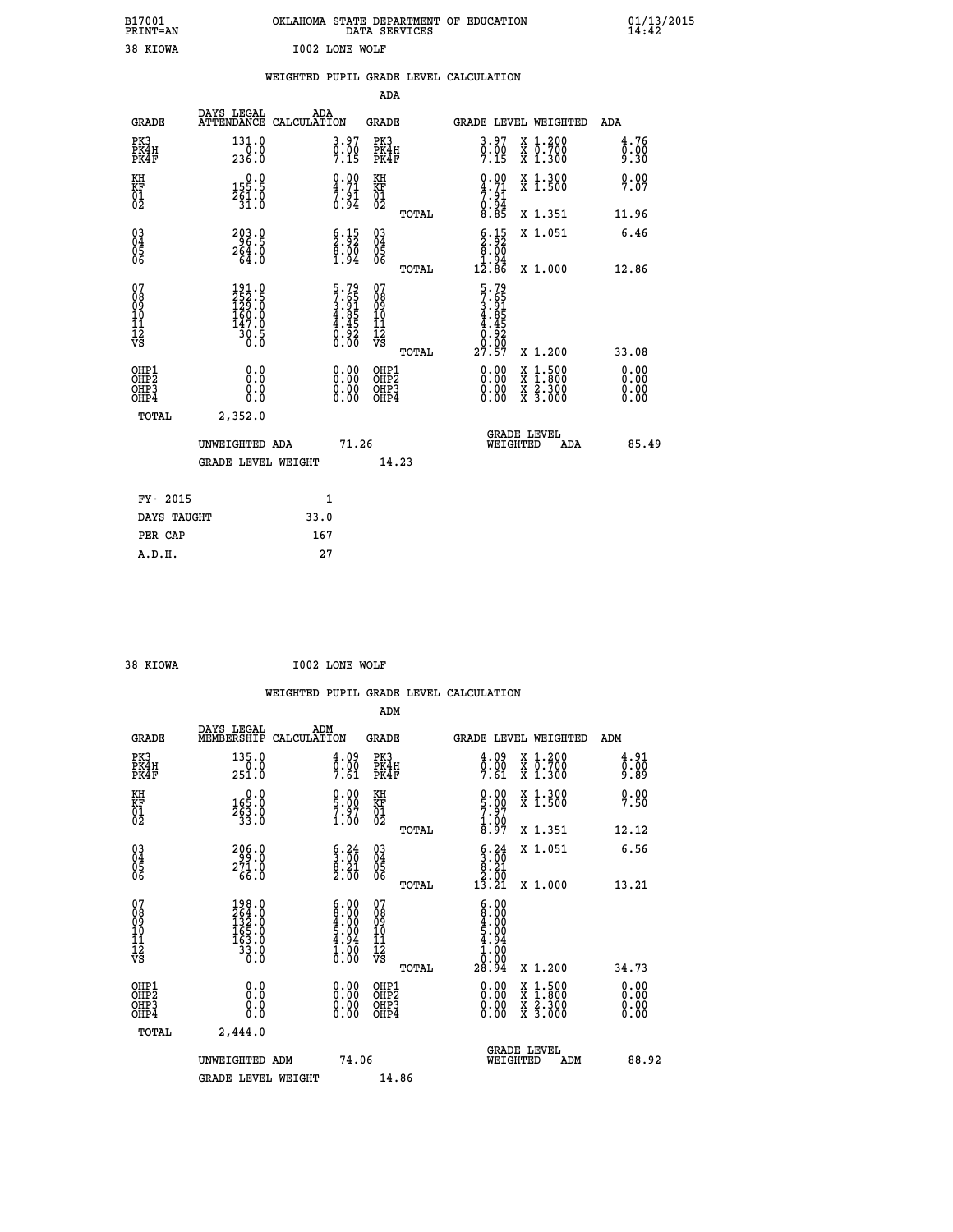B17001 PRINT=AN — OKLAHOMA STATE DEPARTMENT OF EDUCATION DATA SERVICES — 01/13/2015 14:42

38 KIOWA — I002 LONE WOLF

## WEIGHTED PUPIL GRADE LEVEL CALCULATION

### ADA

| GRADE | DAYS LEGAL ATTENDANCE | ADA CALCULATION | GRADE | GRADE LEVEL | WEIGHTED | ADA |
|---|---|---|---|---|---|---|
| PK3 | 131.0 | 3.97 | PK3 | 3.97 | X 1.200 | 4.76 |
| PK4H | 0.0 | 0.00 | PK4H | 0.00 | X 0.700 | 0.00 |
| PK4F | 236.0 | 7.15 | PK4F | 7.15 | X 1.300 | 9.30 |
| KH | 0.0 | 0.00 | KH | 0.00 | X 1.300 | 0.00 |
| KF | 155.5 | 4.71 | KF | 4.71 | X 1.500 | 7.07 |
| 01 | 261.0 | 7.91 | 01 | 7.91 | | |
| 02 | 31.0 | 0.94 | 02 | 0.94 | | |
| | | | TOTAL | 8.85 | X 1.351 | 11.96 |
| 03 | 203.0 | 6.15 | 03 | 6.15 | X 1.051 | 6.46 |
| 04 | 96.5 | 2.92 | 04 | 2.92 | | |
| 05 | 264.0 | 8.00 | 05 | 8.00 | | |
| 06 | 64.0 | 1.94 | 06 | 1.94 | | |
| | | | TOTAL | 12.86 | X 1.000 | 12.86 |
| 07 | 191.0 | 5.79 | 07 | 5.79 | | |
| 08 | 252.5 | 7.65 | 08 | 7.65 | | |
| 09 | 129.0 | 3.91 | 09 | 3.91 | | |
| 10 | 160.0 | 4.85 | 10 | 4.85 | | |
| 11 | 147.0 | 4.45 | 11 | 4.45 | | |
| 12 | 30.5 | 0.92 | 12 | 0.92 | | |
| VS | 0.0 | 0.00 | VS | 0.00 | | |
| | | | TOTAL | 27.57 | X 1.200 | 33.08 |
| OHP1 | 0.0 | 0.00 | OHP1 | 0.00 | X 1.500 | 0.00 |
| OHP2 | 0.0 | 0.00 | OHP2 | 0.00 | X 1.800 | 0.00 |
| OHP3 | 0.0 | 0.00 | OHP3 | 0.00 | X 2.300 | 0.00 |
| OHP4 | 0.0 | 0.00 | OHP4 | 0.00 | X 3.000 | 0.00 |
| TOTAL | 2,352.0 | | | | | |

UNWEIGHTED ADA: 71.26 — GRADE LEVEL WEIGHTED ADA: 85.49

GRADE LEVEL WEIGHT: 14.23

| FY- 2015 | 1 |
|---|---|
| DAYS TAUGHT | 33.0 |
| PER CAP | 167 |
| A.D.H. | 27 |

38 KIOWA — I002 LONE WOLF

## WEIGHTED PUPIL GRADE LEVEL CALCULATION

### ADM

| GRADE | DAYS LEGAL MEMBERSHIP | ADM CALCULATION | GRADE | GRADE LEVEL | WEIGHTED | ADM |
|---|---|---|---|---|---|---|
| PK3 | 135.0 | 4.09 | PK3 | 4.09 | X 1.200 | 4.91 |
| PK4H | 0.0 | 0.00 | PK4H | 0.00 | X 0.700 | 0.00 |
| PK4F | 251.0 | 7.61 | PK4F | 7.61 | X 1.300 | 9.89 |
| KH | 0.0 | 0.00 | KH | 0.00 | X 1.300 | 0.00 |
| KF | 165.0 | 5.00 | KF | 5.00 | X 1.500 | 7.50 |
| 01 | 263.0 | 7.97 | 01 | 7.97 | | |
| 02 | 33.0 | 1.00 | 02 | 1.00 | | |
| | | | TOTAL | 8.97 | X 1.351 | 12.12 |
| 03 | 206.0 | 6.24 | 03 | 6.24 | X 1.051 | 6.56 |
| 04 | 99.0 | 3.00 | 04 | 3.00 | | |
| 05 | 271.0 | 8.21 | 05 | 8.21 | | |
| 06 | 66.0 | 2.00 | 06 | 2.00 | | |
| | | | TOTAL | 13.21 | X 1.000 | 13.21 |
| 07 | 198.0 | 6.00 | 07 | 6.00 | | |
| 08 | 264.0 | 8.00 | 08 | 8.00 | | |
| 09 | 132.0 | 4.00 | 09 | 4.00 | | |
| 10 | 165.0 | 5.00 | 10 | 5.00 | | |
| 11 | 163.0 | 4.94 | 11 | 4.94 | | |
| 12 | 33.0 | 1.00 | 12 | 1.00 | | |
| VS | 0.0 | 0.00 | VS | 0.00 | | |
| | | | TOTAL | 28.94 | X 1.200 | 34.73 |
| OHP1 | 0.0 | 0.00 | OHP1 | 0.00 | X 1.500 | 0.00 |
| OHP2 | 0.0 | 0.00 | OHP2 | 0.00 | X 1.800 | 0.00 |
| OHP3 | 0.0 | 0.00 | OHP3 | 0.00 | X 2.300 | 0.00 |
| OHP4 | 0.0 | 0.00 | OHP4 | 0.00 | X 3.000 | 0.00 |
| TOTAL | 2,444.0 | | | | | |

UNWEIGHTED ADM: 74.06 — GRADE LEVEL WEIGHTED ADM: 88.92

GRADE LEVEL WEIGHT: 14.86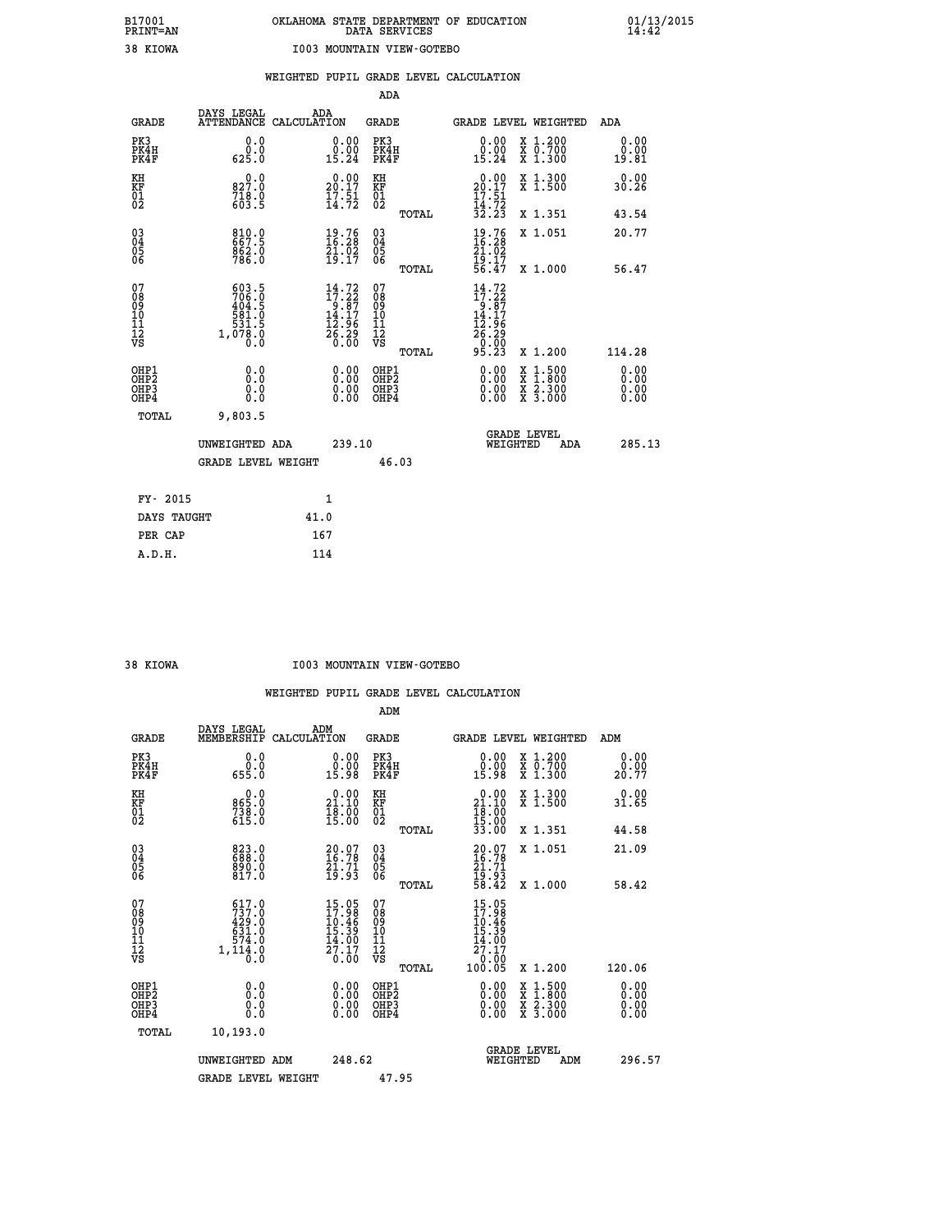B17001 OKLAHOMA STATE DEPARTMENT OF EDUCATION 01/13/2015
PRINT=AN DATA SERVICES 14:42

38 KIOWA I003 MOUNTAIN VIEW-GOTEBO

WEIGHTED PUPIL GRADE LEVEL CALCULATION

ADA

| GRADE | DAYS LEGAL ATTENDANCE | ADA CALCULATION | GRADE | GRADE LEVEL | WEIGHTED | ADA |
|---|---|---|---|---|---|---|
| PK3 | 0.0 | 0.00 | PK3 | 0.00 | X 1.200 | 0.00 |
| PK4H | 0.0 | 0.00 | PK4H | 0.00 | X 0.700 | 0.00 |
| PK4F | 625.0 | 15.24 | PK4F | 15.24 | X 1.300 | 19.81 |
| KH | 0.0 | 0.00 | KH | 0.00 | X 1.300 | 0.00 |
| KF | 827.0 | 20.17 | KF | 20.17 | X 1.500 | 30.26 |
| 01 | 718.0 | 17.51 | 01 | 17.51 | | |
| 02 | 603.5 | 14.72 | 02 | 14.72 | | |
| | | | TOTAL | 32.23 | X 1.351 | 43.54 |
| 03 | 810.0 | 19.76 | 03 | 19.76 | X 1.051 | 20.77 |
| 04 | 667.5 | 16.28 | 04 | 16.28 | | |
| 05 | 862.0 | 21.02 | 05 | 21.02 | | |
| 06 | 786.0 | 19.17 | 06 | 19.17 | | |
| | | | TOTAL | 56.47 | X 1.000 | 56.47 |
| 07 | 603.5 | 14.72 | 07 | 14.72 | | |
| 08 | 706.0 | 17.22 | 08 | 17.22 | | |
| 09 | 404.5 | 9.87 | 09 | 9.87 | | |
| 10 | 581.0 | 14.17 | 10 | 14.17 | | |
| 11 | 531.5 | 12.96 | 11 | 12.96 | | |
| 12 | 1,078.0 | 26.29 | 12 | 26.29 | | |
| VS | 0.0 | 0.00 | VS | 0.00 | | |
| | | | TOTAL | 95.23 | X 1.200 | 114.28 |
| OHP1 | 0.0 | 0.00 | OHP1 | 0.00 | X 1.500 | 0.00 |
| OHP2 | 0.0 | 0.00 | OHP2 | 0.00 | X 1.800 | 0.00 |
| OHP3 | 0.0 | 0.00 | OHP3 | 0.00 | X 2.300 | 0.00 |
| OHP4 | 0.0 | 0.00 | OHP4 | 0.00 | X 3.000 | 0.00 |
| TOTAL | 9,803.5 | | | | | |

UNWEIGHTED ADA 239.10 GRADE LEVEL WEIGHTED ADA 285.13

GRADE LEVEL WEIGHT 46.03

| FY- 2015 | 1 |
|---|---|
| DAYS TAUGHT | 41.0 |
| PER CAP | 167 |
| A.D.H. | 114 |

38 KIOWA I003 MOUNTAIN VIEW-GOTEBO

WEIGHTED PUPIL GRADE LEVEL CALCULATION

ADM

| GRADE | DAYS LEGAL MEMBERSHIP | ADM CALCULATION | GRADE | GRADE LEVEL | WEIGHTED | ADM |
|---|---|---|---|---|---|---|
| PK3 | 0.0 | 0.00 | PK3 | 0.00 | X 1.200 | 0.00 |
| PK4H | 0.0 | 0.00 | PK4H | 0.00 | X 0.700 | 0.00 |
| PK4F | 655.0 | 15.98 | PK4F | 15.98 | X 1.300 | 20.77 |
| KH | 0.0 | 0.00 | KH | 0.00 | X 1.300 | 0.00 |
| KF | 865.0 | 21.10 | KF | 21.10 | X 1.500 | 31.65 |
| 01 | 738.0 | 18.00 | 01 | 18.00 | | |
| 02 | 615.0 | 15.00 | 02 | 15.00 | | |
| | | | TOTAL | 33.00 | X 1.351 | 44.58 |
| 03 | 823.0 | 20.07 | 03 | 20.07 | X 1.051 | 21.09 |
| 04 | 688.0 | 16.78 | 04 | 16.78 | | |
| 05 | 890.0 | 21.71 | 05 | 21.71 | | |
| 06 | 817.0 | 19.93 | 06 | 19.93 | | |
| | | | TOTAL | 58.42 | X 1.000 | 58.42 |
| 07 | 617.0 | 15.05 | 07 | 15.05 | | |
| 08 | 737.0 | 17.98 | 08 | 17.98 | | |
| 09 | 429.0 | 10.46 | 09 | 10.46 | | |
| 10 | 631.0 | 15.39 | 10 | 15.39 | | |
| 11 | 574.0 | 14.00 | 11 | 14.00 | | |
| 12 | 1,114.0 | 27.17 | 12 | 27.17 | | |
| VS | 0.0 | 0.00 | VS | 0.00 | | |
| | | | TOTAL | 100.05 | X 1.200 | 120.06 |
| OHP1 | 0.0 | 0.00 | OHP1 | 0.00 | X 1.500 | 0.00 |
| OHP2 | 0.0 | 0.00 | OHP2 | 0.00 | X 1.800 | 0.00 |
| OHP3 | 0.0 | 0.00 | OHP3 | 0.00 | X 2.300 | 0.00 |
| OHP4 | 0.0 | 0.00 | OHP4 | 0.00 | X 3.000 | 0.00 |
| TOTAL | 10,193.0 | | | | | |

UNWEIGHTED ADM 248.62 GRADE LEVEL WEIGHTED ADM 296.57

GRADE LEVEL WEIGHT 47.95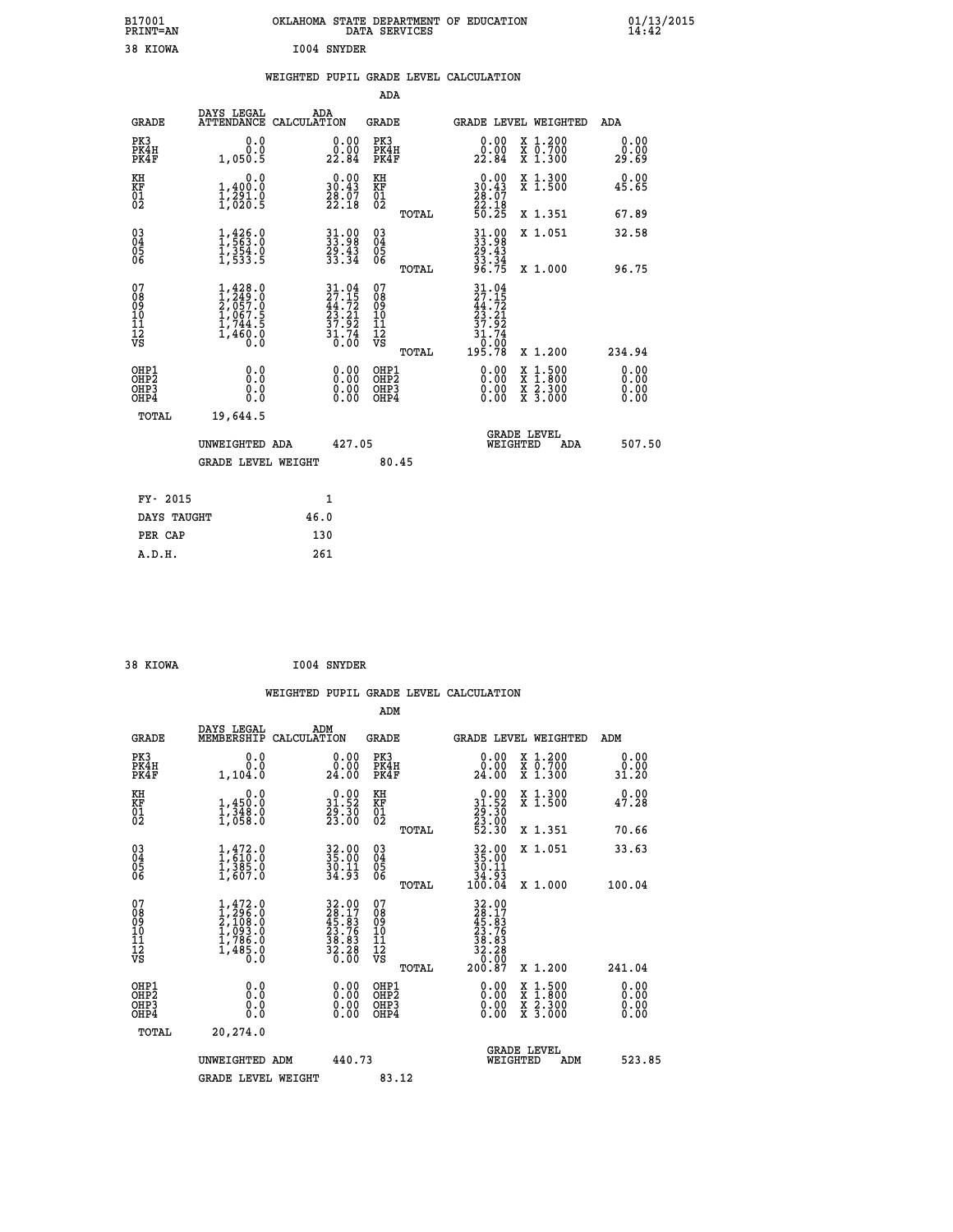B17001 PRINT=AN — OKLAHOMA STATE DEPARTMENT OF EDUCATION DATA SERVICES — 01/13/2015 14:42

38 KIOWA — I004 SNYDER

## WEIGHTED PUPIL GRADE LEVEL CALCULATION

### ADA

| GRADE | DAYS LEGAL ATTENDANCE | ADA CALCULATION | GRADE | GRADE LEVEL | WEIGHTED | ADA |
|---|---|---|---|---|---|---|
| PK3 | 0.0 | 0.00 | PK3 | 0.00 | X 1.200 | 0.00 |
| PK4H | 0.0 | 0.00 | PK4H | 0.00 | X 0.700 | 0.00 |
| PK4F | 1,050.5 | 22.84 | PK4F | 22.84 | X 1.300 | 29.69 |
| KH | 0.0 | 0.00 | KH | 0.00 | X 1.300 | 0.00 |
| KF | 1,400.0 | 30.43 | KF | 30.43 | X 1.500 | 45.65 |
| 01 | 1,291.0 | 28.07 | 01 | 28.07 | | |
| 02 | 1,020.5 | 22.18 | 02 | 22.18 | | |
| | | | TOTAL | 50.25 | X 1.351 | 67.89 |
| 03 | 1,426.0 | 31.00 | 03 | 31.00 | X 1.051 | 32.58 |
| 04 | 1,563.0 | 33.98 | 04 | 33.98 | | |
| 05 | 1,354.0 | 29.43 | 05 | 29.43 | | |
| 06 | 1,533.5 | 33.34 | 06 | 33.34 | | |
| | | | TOTAL | 96.75 | X 1.000 | 96.75 |
| 07 | 1,428.0 | 31.04 | 07 | 31.04 | | |
| 08 | 1,249.0 | 27.15 | 08 | 27.15 | | |
| 09 | 2,057.0 | 44.72 | 09 | 44.72 | | |
| 10 | 1,067.5 | 23.21 | 10 | 23.21 | | |
| 11 | 1,744.5 | 37.92 | 11 | 37.92 | | |
| 12 | 1,460.0 | 31.74 | 12 | 31.74 | | |
| VS | 0.0 | 0.00 | VS | 0.00 | | |
| | | | TOTAL | 195.78 | X 1.200 | 234.94 |
| OHP1 | 0.0 | 0.00 | OHP1 | 0.00 | X 1.500 | 0.00 |
| OHP2 | 0.0 | 0.00 | OHP2 | 0.00 | X 1.800 | 0.00 |
| OHP3 | 0.0 | 0.00 | OHP3 | 0.00 | X 2.300 | 0.00 |
| OHP4 | 0.0 | 0.00 | OHP4 | 0.00 | X 3.000 | 0.00 |
| TOTAL | 19,644.5 | | | | | |

UNWEIGHTED ADA: 427.05 — GRADE LEVEL WEIGHTED ADA: 507.50

GRADE LEVEL WEIGHT: 80.45

| | |
|---|---|
| FY- 2015 | 1 |
| DAYS TAUGHT | 46.0 |
| PER CAP | 130 |
| A.D.H. | 261 |

38 KIOWA — I004 SNYDER

## WEIGHTED PUPIL GRADE LEVEL CALCULATION

### ADM

| GRADE | DAYS LEGAL MEMBERSHIP | ADM CALCULATION | GRADE | GRADE LEVEL | WEIGHTED | ADM |
|---|---|---|---|---|---|---|
| PK3 | 0.0 | 0.00 | PK3 | 0.00 | X 1.200 | 0.00 |
| PK4H | 0.0 | 0.00 | PK4H | 0.00 | X 0.700 | 0.00 |
| PK4F | 1,104.0 | 24.00 | PK4F | 24.00 | X 1.300 | 31.20 |
| KH | 0.0 | 0.00 | KH | 0.00 | X 1.300 | 0.00 |
| KF | 1,450.0 | 31.52 | KF | 31.52 | X 1.500 | 47.28 |
| 01 | 1,348.0 | 29.30 | 01 | 29.30 | | |
| 02 | 1,058.0 | 23.00 | 02 | 23.00 | | |
| | | | TOTAL | 52.30 | X 1.351 | 70.66 |
| 03 | 1,472.0 | 32.00 | 03 | 32.00 | X 1.051 | 33.63 |
| 04 | 1,610.0 | 35.00 | 04 | 35.00 | | |
| 05 | 1,385.0 | 30.11 | 05 | 30.11 | | |
| 06 | 1,607.0 | 34.93 | 06 | 34.93 | | |
| | | | TOTAL | 100.04 | X 1.000 | 100.04 |
| 07 | 1,472.0 | 32.00 | 07 | 32.00 | | |
| 08 | 1,296.0 | 28.17 | 08 | 28.17 | | |
| 09 | 2,108.0 | 45.83 | 09 | 45.83 | | |
| 10 | 1,093.0 | 23.76 | 10 | 23.76 | | |
| 11 | 1,786.0 | 38.83 | 11 | 38.83 | | |
| 12 | 1,485.0 | 32.28 | 12 | 32.28 | | |
| VS | 0.0 | 0.00 | VS | 0.00 | | |
| | | | TOTAL | 200.87 | X 1.200 | 241.04 |
| OHP1 | 0.0 | 0.00 | OHP1 | 0.00 | X 1.500 | 0.00 |
| OHP2 | 0.0 | 0.00 | OHP2 | 0.00 | X 1.800 | 0.00 |
| OHP3 | 0.0 | 0.00 | OHP3 | 0.00 | X 2.300 | 0.00 |
| OHP4 | 0.0 | 0.00 | OHP4 | 0.00 | X 3.000 | 0.00 |
| TOTAL | 20,274.0 | | | | | |

UNWEIGHTED ADM: 440.73 — GRADE LEVEL WEIGHTED ADM: 523.85

GRADE LEVEL WEIGHT: 83.12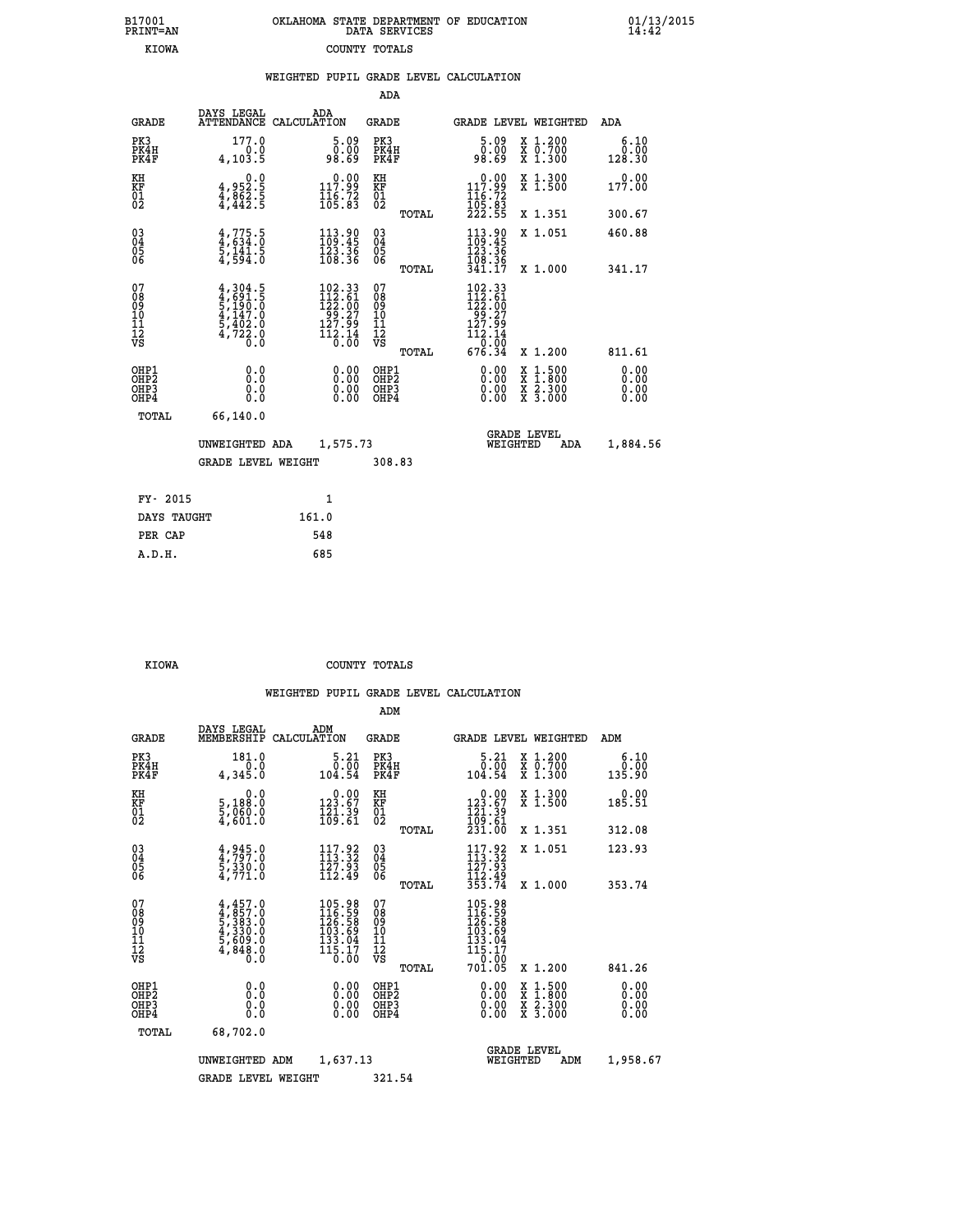B17001 OKLAHOMA STATE DEPARTMENT OF EDUCATION 01/13/2015
PRINT=AN DATA SERVICES 14:42

KIOWA COUNTY TOTALS

## WEIGHTED PUPIL GRADE LEVEL CALCULATION

### ADA

| GRADE | DAYS LEGAL ATTENDANCE | ADA CALCULATION | GRADE | | GRADE LEVEL | WEIGHTED | ADA |
|---|---|---|---|---|---|---|---|
| PK3 | 177.0 | 5.09 | PK3 | | 5.09 | X 1.200 | 6.10 |
| PK4H | 0.0 | 0.00 | PK4H | | 0.00 | X 0.700 | 0.00 |
| PK4F | 4,103.5 | 98.69 | PK4F | | 98.69 | X 1.300 | 128.30 |
| KH | 0.0 | 0.00 | KH | | 0.00 | X 1.300 | 0.00 |
| KF | 4,952.5 | 117.99 | KF | | 117.99 | X 1.500 | 177.00 |
| 01 | 4,862.5 | 116.72 | 01 | | 116.72 | | |
| 02 | 4,442.5 | 105.83 | 02 | | 105.83 | | |
| | | | | TOTAL | 222.55 | X 1.351 | 300.67 |
| 03 | 4,775.5 | 113.90 | 03 | | 113.90 | X 1.051 | 460.88 |
| 04 | 4,634.0 | 109.45 | 04 | | 109.45 | | |
| 05 | 5,141.5 | 123.36 | 05 | | 123.36 | | |
| 06 | 4,594.0 | 108.36 | 06 | | 108.36 | | |
| | | | | TOTAL | 341.17 | X 1.000 | 341.17 |
| 07 | 4,304.5 | 102.33 | 07 | | 102.33 | | |
| 08 | 4,691.5 | 112.61 | 08 | | 112.61 | | |
| 09 | 5,190.0 | 122.00 | 09 | | 122.00 | | |
| 10 | 4,147.0 | 99.27 | 10 | | 99.27 | | |
| 11 | 5,402.0 | 127.99 | 11 | | 127.99 | | |
| 12 | 4,722.0 | 112.14 | 12 | | 112.14 | | |
| VS | 0.0 | 0.00 | VS | | 0.00 | | |
| | | | | TOTAL | 676.34 | X 1.200 | 811.61 |
| OHP1 | 0.0 | 0.00 | OHP1 | | 0.00 | X 1.500 | 0.00 |
| OHP2 | 0.0 | 0.00 | OHP2 | | 0.00 | X 1.800 | 0.00 |
| OHP3 | 0.0 | 0.00 | OHP3 | | 0.00 | X 2.300 | 0.00 |
| OHP4 | 0.0 | 0.00 | OHP4 | | 0.00 | X 3.000 | 0.00 |
| TOTAL | 66,140.0 | | | | | | |

UNWEIGHTED ADA 1,575.73 — GRADE LEVEL WEIGHTED ADA 1,884.56

GRADE LEVEL WEIGHT 308.83

| FY- 2015 | 1 |
|---|---|
| DAYS TAUGHT | 161.0 |
| PER CAP | 548 |
| A.D.H. | 685 |

KIOWA COUNTY TOTALS

## WEIGHTED PUPIL GRADE LEVEL CALCULATION

### ADM

| GRADE | DAYS LEGAL MEMBERSHIP | ADM CALCULATION | GRADE | | GRADE LEVEL | WEIGHTED | ADM |
|---|---|---|---|---|---|---|---|
| PK3 | 181.0 | 5.21 | PK3 | | 5.21 | X 1.200 | 6.10 |
| PK4H | 0.0 | 0.00 | PK4H | | 0.00 | X 0.700 | 0.00 |
| PK4F | 4,345.0 | 104.54 | PK4F | | 104.54 | X 1.300 | 135.90 |
| KH | 0.0 | 0.00 | KH | | 0.00 | X 1.300 | 0.00 |
| KF | 5,188.0 | 123.67 | KF | | 123.67 | X 1.500 | 185.51 |
| 01 | 5,060.0 | 121.39 | 01 | | 121.39 | | |
| 02 | 4,601.0 | 109.61 | 02 | | 109.61 | | |
| | | | | TOTAL | 231.00 | X 1.351 | 312.08 |
| 03 | 4,945.0 | 117.92 | 03 | | 117.92 | X 1.051 | 123.93 |
| 04 | 4,797.0 | 113.32 | 04 | | 113.32 | | |
| 05 | 5,330.0 | 127.93 | 05 | | 127.93 | | |
| 06 | 4,771.0 | 112.49 | 06 | | 112.49 | | |
| | | | | TOTAL | 353.74 | X 1.000 | 353.74 |
| 07 | 4,457.0 | 105.98 | 07 | | 105.98 | | |
| 08 | 4,857.0 | 116.59 | 08 | | 116.59 | | |
| 09 | 5,383.0 | 126.58 | 09 | | 126.58 | | |
| 10 | 4,330.0 | 103.69 | 10 | | 103.69 | | |
| 11 | 5,609.0 | 133.04 | 11 | | 133.04 | | |
| 12 | 4,848.0 | 115.17 | 12 | | 115.17 | | |
| VS | 0.0 | 0.00 | VS | | 0.00 | | |
| | | | | TOTAL | 701.05 | X 1.200 | 841.26 |
| OHP1 | 0.0 | 0.00 | OHP1 | | 0.00 | X 1.500 | 0.00 |
| OHP2 | 0.0 | 0.00 | OHP2 | | 0.00 | X 1.800 | 0.00 |
| OHP3 | 0.0 | 0.00 | OHP3 | | 0.00 | X 2.300 | 0.00 |
| OHP4 | 0.0 | 0.00 | OHP4 | | 0.00 | X 3.000 | 0.00 |
| TOTAL | 68,702.0 | | | | | | |

UNWEIGHTED ADM 1,637.13 — GRADE LEVEL WEIGHTED ADM 1,958.67

GRADE LEVEL WEIGHT 321.54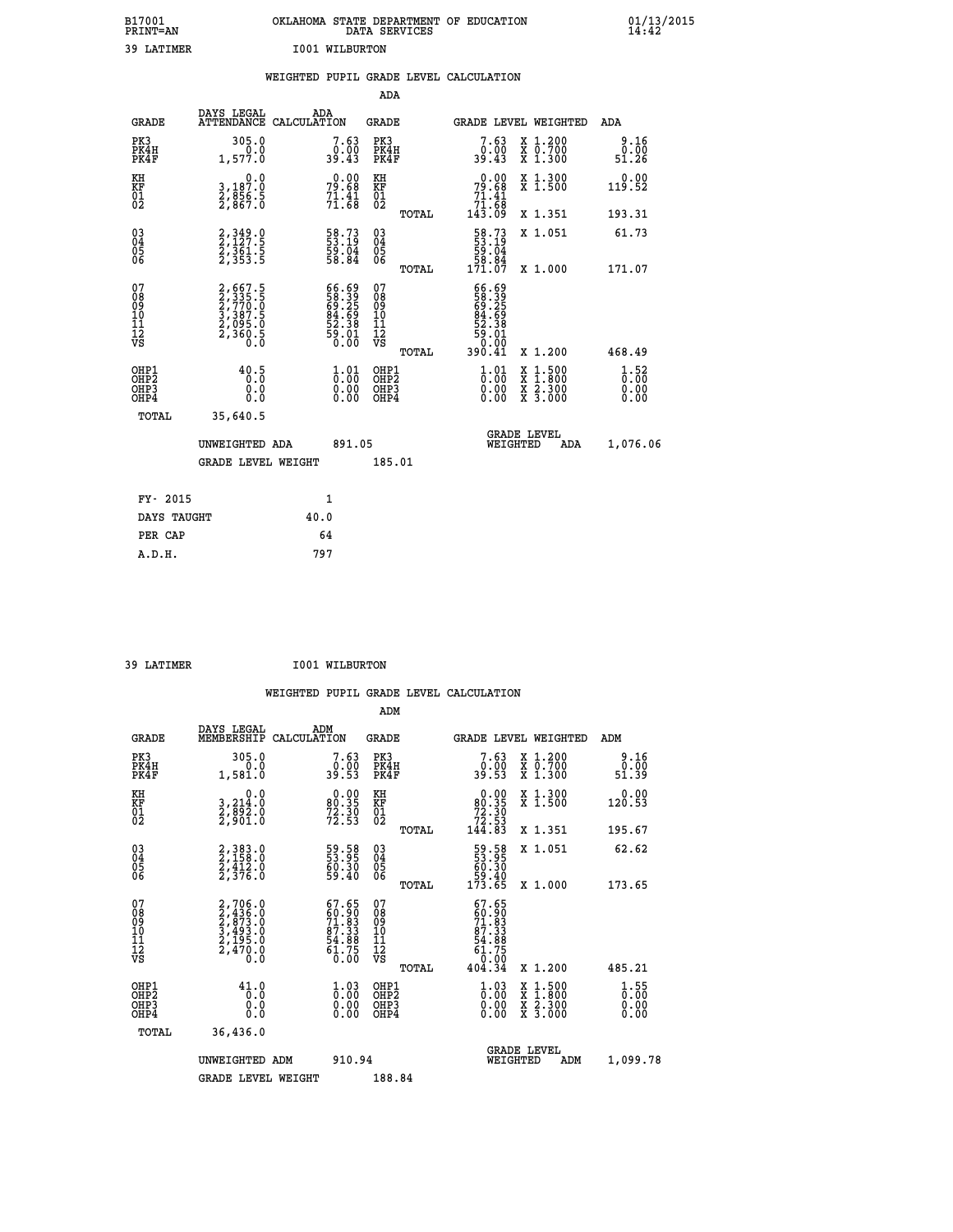B17001 PRINT=AN — OKLAHOMA STATE DEPARTMENT OF EDUCATION DATA SERVICES — 01/13/2015 14:42

39 LATIMER — I001 WILBURTON

## WEIGHTED PUPIL GRADE LEVEL CALCULATION

### ADA

| GRADE | DAYS LEGAL ATTENDANCE | ADA CALCULATION | GRADE | GRADE LEVEL | WEIGHTED | ADA |
|---|---|---|---|---|---|---|
| PK3 | 305.0 | 7.63 | PK3 | 7.63 | X 1.200 | 9.16 |
| PK4H | 0.0 | 0.00 | PK4H | 0.00 | X 0.700 | 0.00 |
| PK4F | 1,577.0 | 39.43 | PK4F | 39.43 | X 1.300 | 51.26 |
| KH | 0.0 | 0.00 | KH | 0.00 | X 1.300 | 0.00 |
| KF | 3,187.0 | 79.68 | KF | 79.68 | X 1.500 | 119.52 |
| 01 | 2,856.5 | 71.41 | 01 | 71.41 | | |
| 02 | 2,867.0 | 71.68 | 02 | 71.68 | | |
| | | | TOTAL | 143.09 | X 1.351 | 193.31 |
| 03 | 2,349.0 | 58.73 | 03 | 58.73 | X 1.051 | 61.73 |
| 04 | 2,127.5 | 53.19 | 04 | 53.19 | | |
| 05 | 2,361.5 | 59.04 | 05 | 59.04 | | |
| 06 | 2,353.5 | 58.84 | 06 | 58.84 | | |
| | | | TOTAL | 171.07 | X 1.000 | 171.07 |
| 07 | 2,667.5 | 66.69 | 07 | 66.69 | | |
| 08 | 2,335.5 | 58.39 | 08 | 58.39 | | |
| 09 | 2,770.0 | 69.25 | 09 | 69.25 | | |
| 10 | 3,387.5 | 84.69 | 10 | 84.69 | | |
| 11 | 2,095.0 | 52.38 | 11 | 52.38 | | |
| 12 | 2,360.5 | 59.01 | 12 | 59.01 | | |
| VS | 0.0 | 0.00 | VS | 0.00 | | |
| | | | TOTAL | 390.41 | X 1.200 | 468.49 |
| OHP1 | 40.5 | 1.01 | OHP1 | 1.01 | X 1.500 | 1.52 |
| OHP2 | 0.0 | 0.00 | OHP2 | 0.00 | X 1.800 | 0.00 |
| OHP3 | 0.0 | 0.00 | OHP3 | 0.00 | X 2.300 | 0.00 |
| OHP4 | 0.0 | 0.00 | OHP4 | 0.00 | X 3.000 | 0.00 |
| TOTAL | 35,640.5 | | | | | |

UNWEIGHTED ADA 891.05 — GRADE LEVEL WEIGHTED ADA 1,076.06

GRADE LEVEL WEIGHT 185.01

| | |
|---|---|
| FY- 2015 | 1 |
| DAYS TAUGHT | 40.0 |
| PER CAP | 64 |
| A.D.H. | 797 |

39 LATIMER — I001 WILBURTON

## WEIGHTED PUPIL GRADE LEVEL CALCULATION

### ADM

| GRADE | DAYS LEGAL MEMBERSHIP | ADM CALCULATION | GRADE | GRADE LEVEL | WEIGHTED | ADM |
|---|---|---|---|---|---|---|
| PK3 | 305.0 | 7.63 | PK3 | 7.63 | X 1.200 | 9.16 |
| PK4H | 0.0 | 0.00 | PK4H | 0.00 | X 0.700 | 0.00 |
| PK4F | 1,581.0 | 39.53 | PK4F | 39.53 | X 1.300 | 51.39 |
| KH | 0.0 | 0.00 | KH | 0.00 | X 1.300 | 0.00 |
| KF | 3,214.0 | 80.35 | KF | 80.35 | X 1.500 | 120.53 |
| 01 | 2,892.0 | 72.30 | 01 | 72.30 | | |
| 02 | 2,901.0 | 72.53 | 02 | 72.53 | | |
| | | | TOTAL | 144.83 | X 1.351 | 195.67 |
| 03 | 2,383.0 | 59.58 | 03 | 59.58 | X 1.051 | 62.62 |
| 04 | 2,158.0 | 53.95 | 04 | 53.95 | | |
| 05 | 2,412.0 | 60.30 | 05 | 60.30 | | |
| 06 | 2,376.0 | 59.40 | 06 | 59.40 | | |
| | | | TOTAL | 173.65 | X 1.000 | 173.65 |
| 07 | 2,706.0 | 67.65 | 07 | 67.65 | | |
| 08 | 2,436.0 | 60.90 | 08 | 60.90 | | |
| 09 | 2,873.0 | 71.83 | 09 | 71.83 | | |
| 10 | 3,493.0 | 87.33 | 10 | 87.33 | | |
| 11 | 2,195.0 | 54.88 | 11 | 54.88 | | |
| 12 | 2,470.0 | 61.75 | 12 | 61.75 | | |
| VS | 0.0 | 0.00 | VS | 0.00 | | |
| | | | TOTAL | 404.34 | X 1.200 | 485.21 |
| OHP1 | 41.0 | 1.03 | OHP1 | 1.03 | X 1.500 | 1.55 |
| OHP2 | 0.0 | 0.00 | OHP2 | 0.00 | X 1.800 | 0.00 |
| OHP3 | 0.0 | 0.00 | OHP3 | 0.00 | X 2.300 | 0.00 |
| OHP4 | 0.0 | 0.00 | OHP4 | 0.00 | X 3.000 | 0.00 |
| TOTAL | 36,436.0 | | | | | |

UNWEIGHTED ADM 910.94 — GRADE LEVEL WEIGHTED ADM 1,099.78

GRADE LEVEL WEIGHT 188.84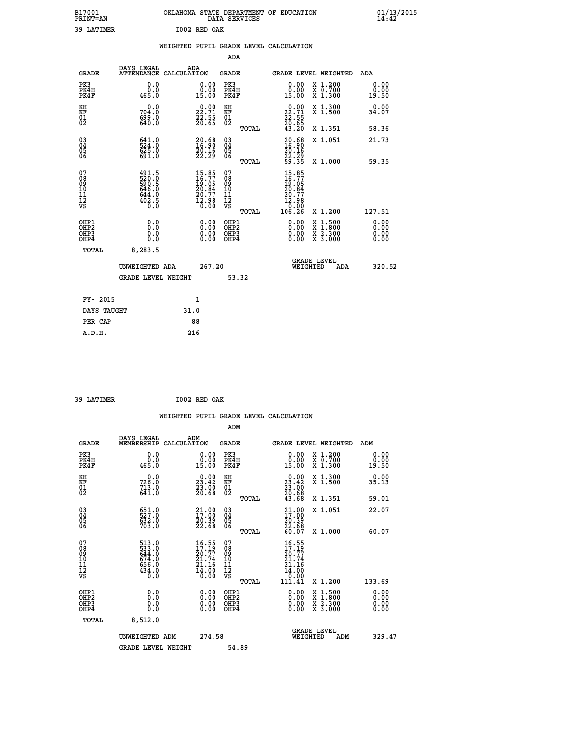B17001 PRINT=AN OKLAHOMA STATE DEPARTMENT OF EDUCATION DATA SERVICES 01/13/2015 14:42

39 LATIMER I002 RED OAK

WEIGHTED PUPIL GRADE LEVEL CALCULATION

ADA

| GRADE | DAYS LEGAL ATTENDANCE | ADA CALCULATION | GRADE | GRADE LEVEL | WEIGHTED | ADA |
|---|---|---|---|---|---|---|
| PK3 | 0.0 | 0.00 | PK3 | 0.00 | X 1.200 | 0.00 |
| PK4H | 0.0 | 0.00 | PK4H | 0.00 | X 0.700 | 0.00 |
| PK4F | 465.0 | 15.00 | PK4F | 15.00 | X 1.300 | 19.50 |
| KH | 0.0 | 0.00 | KH | 0.00 | X 1.300 | 0.00 |
| KF | 704.0 | 22.71 | KF | 22.71 | X 1.500 | 34.07 |
| 01 | 699.0 | 22.55 | 01 | 22.55 | | |
| 02 | 640.0 | 20.65 | 02 | 20.65 | | |
| | | | TOTAL | 43.20 | X 1.351 | 58.36 |
| 03 | 641.0 | 20.68 | 03 | 20.68 | X 1.051 | 21.73 |
| 04 | 524.0 | 16.90 | 04 | 16.90 | | |
| 05 | 625.0 | 20.16 | 05 | 20.16 | | |
| 06 | 691.0 | 22.29 | 06 | 22.29 | | |
| | | | TOTAL | 59.35 | X 1.000 | 59.35 |
| 07 | 491.5 | 15.85 | 07 | 15.85 | | |
| 08 | 520.0 | 16.77 | 08 | 16.77 | | |
| 09 | 590.5 | 19.05 | 09 | 19.05 | | |
| 10 | 646.0 | 20.84 | 10 | 20.84 | | |
| 11 | 644.0 | 20.77 | 11 | 20.77 | | |
| 12 | 402.5 | 12.98 | 12 | 12.98 | | |
| VS | 0.0 | 0.00 | VS | 0.00 | | |
| | | | TOTAL | 106.26 | X 1.200 | 127.51 |
| OHP1 | 0.0 | 0.00 | OHP1 | 0.00 | X 1.500 | 0.00 |
| OHP2 | 0.0 | 0.00 | OHP2 | 0.00 | X 1.800 | 0.00 |
| OHP3 | 0.0 | 0.00 | OHP3 | 0.00 | X 2.300 | 0.00 |
| OHP4 | 0.0 | 0.00 | OHP4 | 0.00 | X 3.000 | 0.00 |
| TOTAL | 8,283.5 | | | | | |

UNWEIGHTED ADA 267.20 GRADE LEVEL WEIGHTED ADA 320.52

GRADE LEVEL WEIGHT 53.32

| FY- 2015 | 1 |
|---|---|
| DAYS TAUGHT | 31.0 |
| PER CAP | 88 |
| A.D.H. | 216 |

39 LATIMER I002 RED OAK

WEIGHTED PUPIL GRADE LEVEL CALCULATION

ADM

| GRADE | DAYS LEGAL MEMBERSHIP | ADM CALCULATION | GRADE | GRADE LEVEL | WEIGHTED | ADM |
|---|---|---|---|---|---|---|
| PK3 | 0.0 | 0.00 | PK3 | 0.00 | X 1.200 | 0.00 |
| PK4H | 0.0 | 0.00 | PK4H | 0.00 | X 0.700 | 0.00 |
| PK4F | 465.0 | 15.00 | PK4F | 15.00 | X 1.300 | 19.50 |
| KH | 0.0 | 0.00 | KH | 0.00 | X 1.300 | 0.00 |
| KF | 726.0 | 23.42 | KF | 23.42 | X 1.500 | 35.13 |
| 01 | 713.0 | 23.00 | 01 | 23.00 | | |
| 02 | 641.0 | 20.68 | 02 | 20.68 | | |
| | | | TOTAL | 43.68 | X 1.351 | 59.01 |
| 03 | 651.0 | 21.00 | 03 | 21.00 | X 1.051 | 22.07 |
| 04 | 527.0 | 17.00 | 04 | 17.00 | | |
| 05 | 632.0 | 20.39 | 05 | 20.39 | | |
| 06 | 703.0 | 22.68 | 06 | 22.68 | | |
| | | | TOTAL | 60.07 | X 1.000 | 60.07 |
| 07 | 513.0 | 16.55 | 07 | 16.55 | | |
| 08 | 533.0 | 17.19 | 08 | 17.19 | | |
| 09 | 644.0 | 20.77 | 09 | 20.77 | | |
| 10 | 674.0 | 21.74 | 10 | 21.74 | | |
| 11 | 656.0 | 21.16 | 11 | 21.16 | | |
| 12 | 434.0 | 14.00 | 12 | 14.00 | | |
| VS | 0.0 | 0.00 | VS | 0.00 | | |
| | | | TOTAL | 111.41 | X 1.200 | 133.69 |
| OHP1 | 0.0 | 0.00 | OHP1 | 0.00 | X 1.500 | 0.00 |
| OHP2 | 0.0 | 0.00 | OHP2 | 0.00 | X 1.800 | 0.00 |
| OHP3 | 0.0 | 0.00 | OHP3 | 0.00 | X 2.300 | 0.00 |
| OHP4 | 0.0 | 0.00 | OHP4 | 0.00 | X 3.000 | 0.00 |
| TOTAL | 8,512.0 | | | | | |

UNWEIGHTED ADM 274.58 GRADE LEVEL WEIGHTED ADM 329.47

GRADE LEVEL WEIGHT 54.89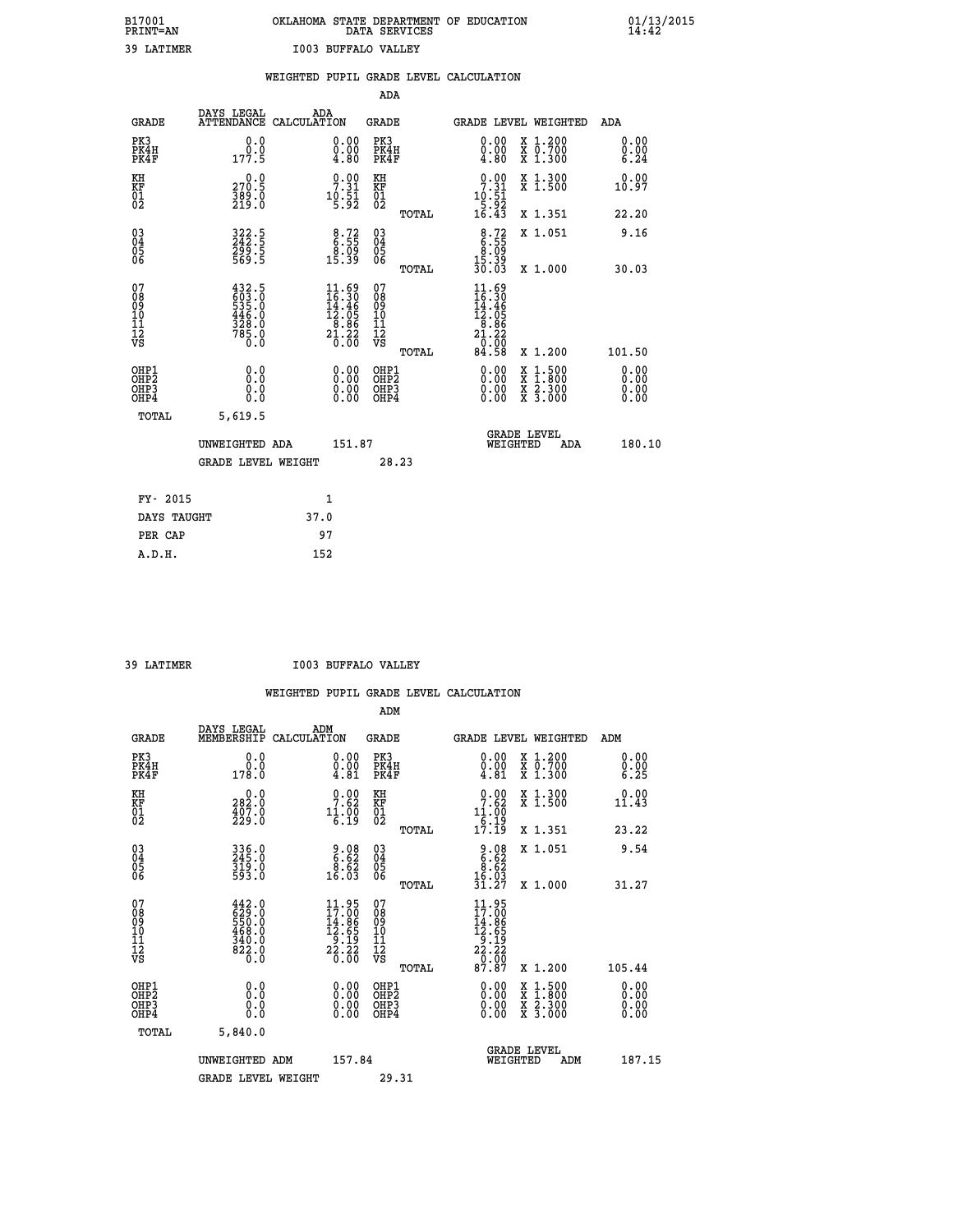B17001 OKLAHOMA STATE DEPARTMENT OF EDUCATION 01/13/2015
PRINT=AN DATA SERVICES 14:42

39 LATIMER I003 BUFFALO VALLEY

WEIGHTED PUPIL GRADE LEVEL CALCULATION

ADA

| GRADE | DAYS LEGAL ATTENDANCE | ADA CALCULATION | GRADE | GRADE LEVEL | WEIGHTED | ADA |
|---|---|---|---|---|---|---|
| PK3 | 0.0 | 0.00 | PK3 | 0.00 | X 1.200 | 0.00 |
| PK4H | 0.0 | 0.00 | PK4H | 0.00 | X 0.700 | 0.00 |
| PK4F | 177.5 | 4.80 | PK4F | 4.80 | X 1.300 | 6.24 |
| KH | 0.0 | 0.00 | KH | 0.00 | X 1.300 | 0.00 |
| KF | 270.5 | 7.31 | KF | 7.31 | X 1.500 | 10.97 |
| 01 | 389.0 | 10.51 | 01 | 10.51 | | |
| 02 | 219.0 | 5.92 | 02 | 5.92 | | |
| | | | TOTAL | 16.43 | X 1.351 | 22.20 |
| 03 | 322.5 | 8.72 | 03 | 8.72 | X 1.051 | 9.16 |
| 04 | 242.5 | 6.55 | 04 | 6.55 | | |
| 05 | 299.5 | 8.09 | 05 | 8.09 | | |
| 06 | 569.5 | 15.39 | 06 | 15.39 | | |
| | | | TOTAL | 30.03 | X 1.000 | 30.03 |
| 07 | 432.5 | 11.69 | 07 | 11.69 | | |
| 08 | 603.0 | 16.30 | 08 | 16.30 | | |
| 09 | 535.0 | 14.46 | 09 | 14.46 | | |
| 10 | 446.0 | 12.05 | 10 | 12.05 | | |
| 11 | 328.0 | 8.86 | 11 | 8.86 | | |
| 12 | 785.0 | 21.22 | 12 | 21.22 | | |
| VS | 0.0 | 0.00 | VS | 0.00 | | |
| | | | TOTAL | 84.58 | X 1.200 | 101.50 |
| OHP1 | 0.0 | 0.00 | OHP1 | 0.00 | X 1.500 | 0.00 |
| OHP2 | 0.0 | 0.00 | OHP2 | 0.00 | X 1.800 | 0.00 |
| OHP3 | 0.0 | 0.00 | OHP3 | 0.00 | X 2.300 | 0.00 |
| OHP4 | 0.0 | 0.00 | OHP4 | 0.00 | X 3.000 | 0.00 |
| TOTAL | 5,619.5 | | | | | |

UNWEIGHTED ADA 151.87 GRADE LEVEL WEIGHTED ADA 180.10

GRADE LEVEL WEIGHT 28.23

FY- 2015 1
DAYS TAUGHT 37.0
PER CAP 97
A.D.H. 152

39 LATIMER I003 BUFFALO VALLEY

WEIGHTED PUPIL GRADE LEVEL CALCULATION

ADM

| GRADE | DAYS LEGAL MEMBERSHIP | ADM CALCULATION | GRADE | GRADE LEVEL | WEIGHTED | ADM |
|---|---|---|---|---|---|---|
| PK3 | 0.0 | 0.00 | PK3 | 0.00 | X 1.200 | 0.00 |
| PK4H | 0.0 | 0.00 | PK4H | 0.00 | X 0.700 | 0.00 |
| PK4F | 178.0 | 4.81 | PK4F | 4.81 | X 1.300 | 6.25 |
| KH | 0.0 | 0.00 | KH | 0.00 | X 1.300 | 0.00 |
| KF | 282.0 | 7.62 | KF | 7.62 | X 1.500 | 11.43 |
| 01 | 407.0 | 11.00 | 01 | 11.00 | | |
| 02 | 229.0 | 6.19 | 02 | 6.19 | | |
| | | | TOTAL | 17.19 | X 1.351 | 23.22 |
| 03 | 336.0 | 9.08 | 03 | 9.08 | X 1.051 | 9.54 |
| 04 | 245.0 | 6.62 | 04 | 6.62 | | |
| 05 | 319.0 | 8.62 | 05 | 8.62 | | |
| 06 | 593.0 | 16.03 | 06 | 16.03 | | |
| | | | TOTAL | 31.27 | X 1.000 | 31.27 |
| 07 | 442.0 | 11.95 | 07 | 11.95 | | |
| 08 | 629.0 | 17.00 | 08 | 17.00 | | |
| 09 | 550.0 | 14.86 | 09 | 14.86 | | |
| 10 | 468.0 | 12.65 | 10 | 12.65 | | |
| 11 | 340.0 | 9.19 | 11 | 9.19 | | |
| 12 | 822.0 | 22.22 | 12 | 22.22 | | |
| VS | 0.0 | 0.00 | VS | 0.00 | | |
| | | | TOTAL | 87.87 | X 1.200 | 105.44 |
| OHP1 | 0.0 | 0.00 | OHP1 | 0.00 | X 1.500 | 0.00 |
| OHP2 | 0.0 | 0.00 | OHP2 | 0.00 | X 1.800 | 0.00 |
| OHP3 | 0.0 | 0.00 | OHP3 | 0.00 | X 2.300 | 0.00 |
| OHP4 | 0.0 | 0.00 | OHP4 | 0.00 | X 3.000 | 0.00 |
| TOTAL | 5,840.0 | | | | | |

UNWEIGHTED ADM 157.84 GRADE LEVEL WEIGHTED ADM 187.15

GRADE LEVEL WEIGHT 29.31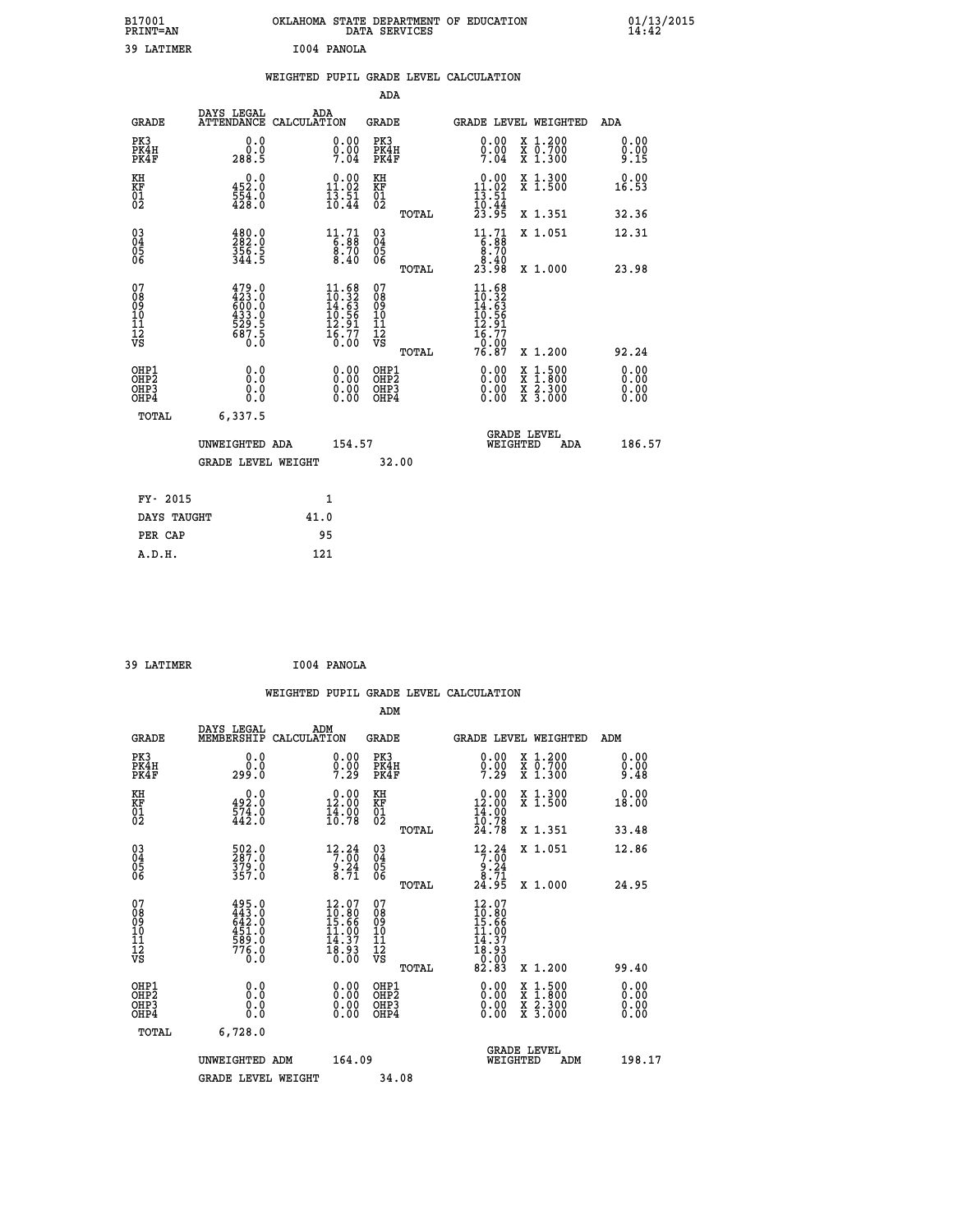B17001 OKLAHOMA STATE DEPARTMENT OF EDUCATION 01/13/2015
PRINT=AN DATA SERVICES 14:42

39 LATIMER I004 PANOLA

## WEIGHTED PUPIL GRADE LEVEL CALCULATION

ADA

| GRADE | DAYS LEGAL ATTENDANCE | ADA CALCULATION | GRADE | | GRADE LEVEL | WEIGHTED | ADA |
|---|---|---|---|---|---|---|---|
| PK3 | 0.0 | 0.00 | PK3 | | 0.00 | X 1.200 | 0.00 |
| PK4H | 0.0 | 0.00 | PK4H | | 0.00 | X 0.700 | 0.00 |
| PK4F | 288.5 | 7.04 | PK4F | | 7.04 | X 1.300 | 9.15 |
| KH | 0.0 | 0.00 | KH | | 0.00 | X 1.300 | 0.00 |
| KF | 452.0 | 11.02 | KF | | 11.02 | X 1.500 | 16.53 |
| 01 | 554.0 | 13.51 | 01 | | 13.51 | | |
| 02 | 428.0 | 10.44 | 02 | | 10.44 | | |
| | | | | TOTAL | 23.95 | X 1.351 | 32.36 |
| 03 | 480.0 | 11.71 | 03 | | 11.71 | X 1.051 | 12.31 |
| 04 | 282.0 | 6.88 | 04 | | 6.88 | | |
| 05 | 356.5 | 8.70 | 05 | | 8.70 | | |
| 06 | 344.5 | 8.40 | 06 | | 8.40 | | |
| | | | | TOTAL | 23.98 | X 1.000 | 23.98 |
| 07 | 479.0 | 11.68 | 07 | | 11.68 | | |
| 08 | 423.0 | 10.32 | 08 | | 10.32 | | |
| 09 | 600.0 | 14.63 | 09 | | 14.63 | | |
| 10 | 433.0 | 10.56 | 10 | | 10.56 | | |
| 11 | 529.5 | 12.91 | 11 | | 12.91 | | |
| 12 | 687.5 | 16.77 | 12 | | 16.77 | | |
| VS | 0.0 | 0.00 | VS | | 0.00 | | |
| | | | | TOTAL | 76.87 | X 1.200 | 92.24 |
| OHP1 | 0.0 | 0.00 | OHP1 | | 0.00 | X 1.500 | 0.00 |
| OHP2 | 0.0 | 0.00 | OHP2 | | 0.00 | X 1.800 | 0.00 |
| OHP3 | 0.0 | 0.00 | OHP3 | | 0.00 | X 2.300 | 0.00 |
| OHP4 | 0.0 | 0.00 | OHP4 | | 0.00 | X 3.000 | 0.00 |
| TOTAL | 6,337.5 | | | | | | |

UNWEIGHTED ADA 154.57 GRADE LEVEL WEIGHTED ADA 186.57

GRADE LEVEL WEIGHT 32.00

| FY- 2015 | 1 |
|---|---|
| DAYS TAUGHT | 41.0 |
| PER CAP | 95 |
| A.D.H. | 121 |

39 LATIMER I004 PANOLA

## WEIGHTED PUPIL GRADE LEVEL CALCULATION

ADM

| GRADE | DAYS LEGAL MEMBERSHIP | ADM CALCULATION | GRADE | | GRADE LEVEL | WEIGHTED | ADM |
|---|---|---|---|---|---|---|---|
| PK3 | 0.0 | 0.00 | PK3 | | 0.00 | X 1.200 | 0.00 |
| PK4H | 0.0 | 0.00 | PK4H | | 0.00 | X 0.700 | 0.00 |
| PK4F | 299.0 | 7.29 | PK4F | | 7.29 | X 1.300 | 9.48 |
| KH | 0.0 | 0.00 | KH | | 0.00 | X 1.300 | 0.00 |
| KF | 492.0 | 12.00 | KF | | 12.00 | X 1.500 | 18.00 |
| 01 | 574.0 | 14.00 | 01 | | 14.00 | | |
| 02 | 442.0 | 10.78 | 02 | | 10.78 | | |
| | | | | TOTAL | 24.78 | X 1.351 | 33.48 |
| 03 | 502.0 | 12.24 | 03 | | 12.24 | X 1.051 | 12.86 |
| 04 | 287.0 | 7.00 | 04 | | 7.00 | | |
| 05 | 379.0 | 9.24 | 05 | | 9.24 | | |
| 06 | 357.0 | 8.71 | 06 | | 8.71 | | |
| | | | | TOTAL | 24.95 | X 1.000 | 24.95 |
| 07 | 495.0 | 12.07 | 07 | | 12.07 | | |
| 08 | 443.0 | 10.80 | 08 | | 10.80 | | |
| 09 | 642.0 | 15.66 | 09 | | 15.66 | | |
| 10 | 451.0 | 11.00 | 10 | | 11.00 | | |
| 11 | 589.0 | 14.37 | 11 | | 14.37 | | |
| 12 | 776.0 | 18.93 | 12 | | 18.93 | | |
| VS | 0.0 | 0.00 | VS | | 0.00 | | |
| | | | | TOTAL | 82.83 | X 1.200 | 99.40 |
| OHP1 | 0.0 | 0.00 | OHP1 | | 0.00 | X 1.500 | 0.00 |
| OHP2 | 0.0 | 0.00 | OHP2 | | 0.00 | X 1.800 | 0.00 |
| OHP3 | 0.0 | 0.00 | OHP3 | | 0.00 | X 2.300 | 0.00 |
| OHP4 | 0.0 | 0.00 | OHP4 | | 0.00 | X 3.000 | 0.00 |
| TOTAL | 6,728.0 | | | | | | |

UNWEIGHTED ADM 164.09 GRADE LEVEL WEIGHTED ADM 198.17

GRADE LEVEL WEIGHT 34.08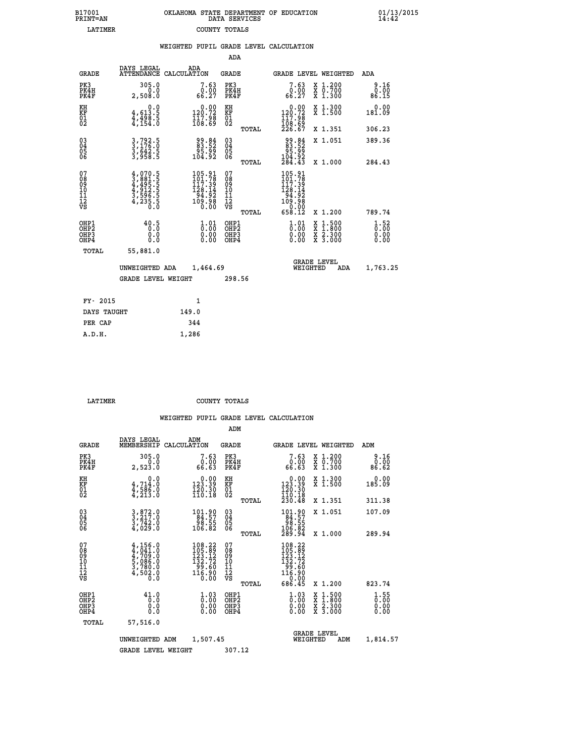B17001
PRINT=AN

OKLAHOMA STATE DEPARTMENT OF EDUCATION
DATA SERVICES

01/13/2015
14:42

LATIMER                COUNTY TOTALS

## WEIGHTED PUPIL GRADE LEVEL CALCULATION

ADA

| GRADE | DAYS LEGAL ATTENDANCE | ADA CALCULATION | GRADE | | GRADE LEVEL | WEIGHTED | ADA |
|---|---|---|---|---|---|---|---|
| PK3 | 305.0 | 7.63 | PK3 | | 7.63 | X 1.200 | 9.16 |
| PK4H | 0.0 | 0.00 | PK4H | | 0.00 | X 0.700 | 0.00 |
| PK4F | 2,508.0 | 66.27 | PK4F | | 66.27 | X 1.300 | 86.15 |
| KH | 0.0 | 0.00 | KH | | 0.00 | X 1.300 | 0.00 |
| KF | 4,613.5 | 120.72 | KF | | 120.72 | X 1.500 | 181.09 |
| 01 | 4,498.5 | 117.98 | 01 | | 117.98 | | |
| 02 | 4,154.0 | 108.69 | 02 | | 108.69 | | |
| | | | | TOTAL | 226.67 | X 1.351 | 306.23 |
| 03 | 3,792.5 | 99.84 | 03 | | 99.84 | X 1.051 | 389.36 |
| 04 | 3,176.0 | 83.52 | 04 | | 83.52 | | |
| 05 | 3,642.5 | 95.99 | 05 | | 95.99 | | |
| 06 | 3,958.5 | 104.92 | 06 | | 104.92 | | |
| | | | | TOTAL | 284.43 | X 1.000 | 284.43 |
| 07 | 4,070.5 | 105.91 | 07 | | 105.91 | | |
| 08 | 3,881.5 | 101.78 | 08 | | 101.78 | | |
| 09 | 4,495.5 | 117.39 | 09 | | 117.39 | | |
| 10 | 4,912.5 | 128.14 | 10 | | 128.14 | | |
| 11 | 3,596.5 | 94.92 | 11 | | 94.92 | | |
| 12 | 4,235.5 | 109.98 | 12 | | 109.98 | | |
| VS | 0.0 | 0.00 | VS | | 0.00 | | |
| | | | | TOTAL | 658.12 | X 1.200 | 789.74 |
| OHP1 | 40.5 | 1.01 | OHP1 | | 1.01 | X 1.500 | 1.52 |
| OHP2 | 0.0 | 0.00 | OHP2 | | 0.00 | X 1.800 | 0.00 |
| OHP3 | 0.0 | 0.00 | OHP3 | | 0.00 | X 2.300 | 0.00 |
| OHP4 | 0.0 | 0.00 | OHP4 | | 0.00 | X 3.000 | 0.00 |
| TOTAL | 55,881.0 | | | | | | |

UNWEIGHTED ADA 1,464.69 | GRADE LEVEL WEIGHTED ADA 1,763.25

GRADE LEVEL WEIGHT 298.56

| FY- 2015 | 1 |
|---|---|
| DAYS TAUGHT | 149.0 |
| PER CAP | 344 |
| A.D.H. | 1,286 |

LATIMER                COUNTY TOTALS

## WEIGHTED PUPIL GRADE LEVEL CALCULATION

ADM

| GRADE | DAYS LEGAL MEMBERSHIP | ADM CALCULATION | GRADE | | GRADE LEVEL | WEIGHTED | ADM |
|---|---|---|---|---|---|---|---|
| PK3 | 305.0 | 7.63 | PK3 | | 7.63 | X 1.200 | 9.16 |
| PK4H | 0.0 | 0.00 | PK4H | | 0.00 | X 0.700 | 0.00 |
| PK4F | 2,523.0 | 66.63 | PK4F | | 66.63 | X 1.300 | 86.62 |
| KH | 0.0 | 0.00 | KH | | 0.00 | X 1.300 | 0.00 |
| KF | 4,714.0 | 123.39 | KF | | 123.39 | X 1.500 | 185.09 |
| 01 | 4,586.0 | 120.30 | 01 | | 120.30 | | |
| 02 | 4,213.0 | 110.18 | 02 | | 110.18 | | |
| | | | | TOTAL | 230.48 | X 1.351 | 311.38 |
| 03 | 3,872.0 | 101.90 | 03 | | 101.90 | X 1.051 | 107.09 |
| 04 | 3,217.0 | 84.57 | 04 | | 84.57 | | |
| 05 | 3,742.0 | 98.55 | 05 | | 98.55 | | |
| 06 | 4,029.0 | 106.82 | 06 | | 106.82 | | |
| | | | | TOTAL | 289.94 | X 1.000 | 289.94 |
| 07 | 4,156.0 | 108.22 | 07 | | 108.22 | | |
| 08 | 4,041.0 | 105.89 | 08 | | 105.89 | | |
| 09 | 4,709.0 | 123.12 | 09 | | 123.12 | | |
| 10 | 5,086.0 | 132.72 | 10 | | 132.72 | | |
| 11 | 3,780.0 | 99.60 | 11 | | 99.60 | | |
| 12 | 4,502.0 | 116.90 | 12 | | 116.90 | | |
| VS | 0.0 | 0.00 | VS | | 0.00 | | |
| | | | | TOTAL | 686.45 | X 1.200 | 823.74 |
| OHP1 | 41.0 | 1.03 | OHP1 | | 1.03 | X 1.500 | 1.55 |
| OHP2 | 0.0 | 0.00 | OHP2 | | 0.00 | X 1.800 | 0.00 |
| OHP3 | 0.0 | 0.00 | OHP3 | | 0.00 | X 2.300 | 0.00 |
| OHP4 | 0.0 | 0.00 | OHP4 | | 0.00 | X 3.000 | 0.00 |
| TOTAL | 57,516.0 | | | | | | |

UNWEIGHTED ADM 1,507.45 | GRADE LEVEL WEIGHTED ADM 1,814.57

GRADE LEVEL WEIGHT 307.12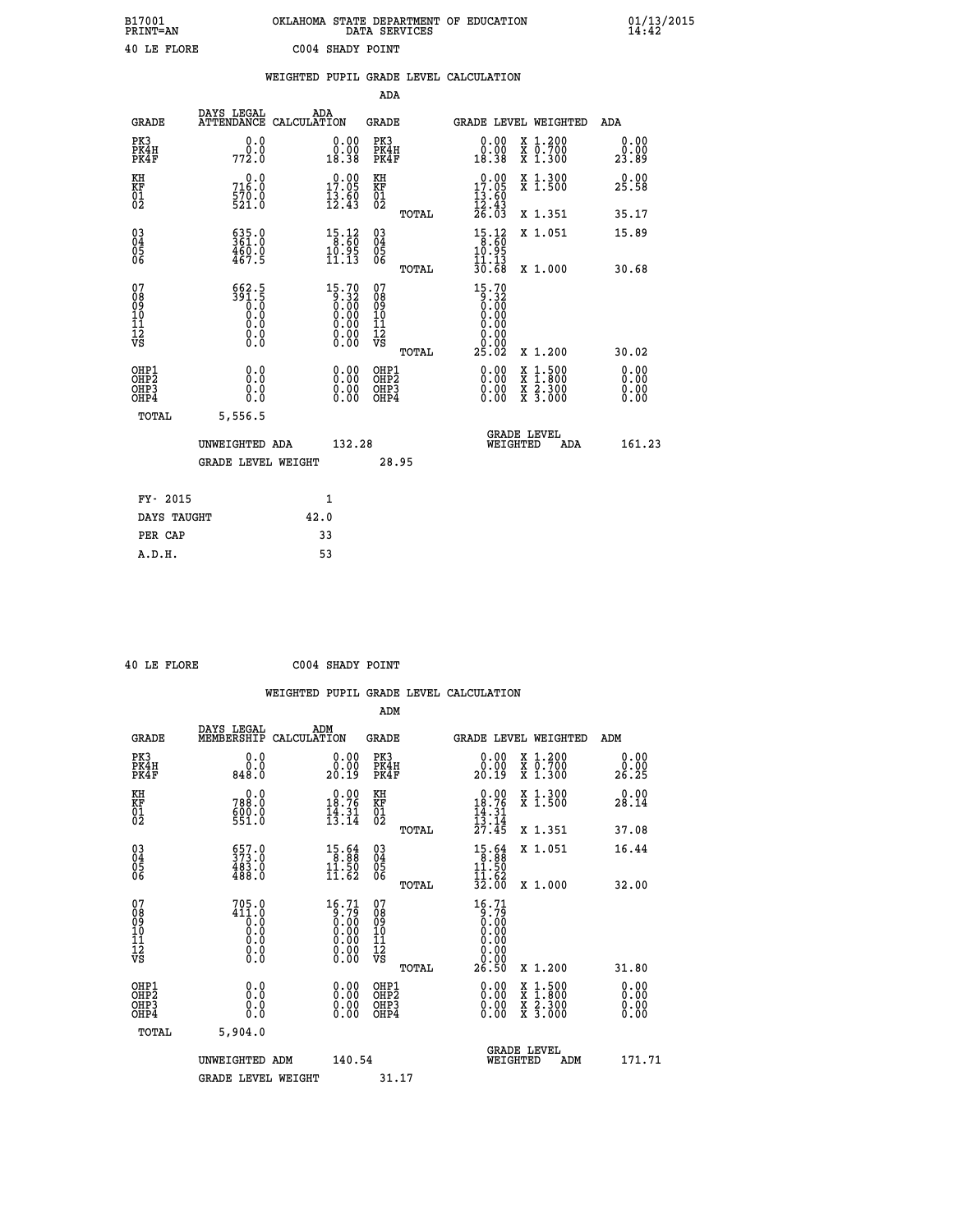B17001 OKLAHOMA STATE DEPARTMENT OF EDUCATION 01/13/2015
PRINT=AN DATA SERVICES 14:42

40 LE FLORE C004 SHADY POINT

## WEIGHTED PUPIL GRADE LEVEL CALCULATION

### ADA

| GRADE | DAYS LEGAL ATTENDANCE | ADA CALCULATION | GRADE | GRADE LEVEL | WEIGHTED | ADA |
|---|---|---|---|---|---|---|
| PK3 | 0.0 | 0.00 | PK3 | 0.00 | X 1.200 | 0.00 |
| PK4H | 0.0 | 0.00 | PK4H | 0.00 | X 0.700 | 0.00 |
| PK4F | 772.0 | 18.38 | PK4F | 18.38 | X 1.300 | 23.89 |
| KH | 0.0 | 0.00 | KH | 0.00 | X 1.300 | 0.00 |
| KF | 716.0 | 17.05 | KF | 17.05 | X 1.500 | 25.58 |
| 01 | 570.0 | 13.60 | 01 | 13.60 | | |
| 02 | 521.0 | 12.43 | 02 | 12.43 | | |
| | | | TOTAL | 26.03 | X 1.351 | 35.17 |
| 03 | 635.0 | 15.12 | 03 | 15.12 | X 1.051 | 15.89 |
| 04 | 361.0 | 8.60 | 04 | 8.60 | | |
| 05 | 460.0 | 10.95 | 05 | 10.95 | | |
| 06 | 467.5 | 11.13 | 06 | 11.13 | | |
| | | | TOTAL | 30.68 | X 1.000 | 30.68 |
| 07 | 662.5 | 15.70 | 07 | 15.70 | | |
| 08 | 391.5 | 9.32 | 08 | 9.32 | | |
| 09 | 0.0 | 0.00 | 09 | 0.00 | | |
| 10 | 0.0 | 0.00 | 10 | 0.00 | | |
| 11 | 0.0 | 0.00 | 11 | 0.00 | | |
| 12 | 0.0 | 0.00 | 12 | 0.00 | | |
| VS | 0.0 | 0.00 | VS | 0.00 | | |
| | | | TOTAL | 25.02 | X 1.200 | 30.02 |
| OHP1 | 0.0 | 0.00 | OHP1 | 0.00 | X 1.500 | 0.00 |
| OHP2 | 0.0 | 0.00 | OHP2 | 0.00 | X 1.800 | 0.00 |
| OHP3 | 0.0 | 0.00 | OHP3 | 0.00 | X 2.300 | 0.00 |
| OHP4 | 0.0 | 0.00 | OHP4 | 0.00 | X 3.000 | 0.00 |
| TOTAL | 5,556.5 | | | | | |

UNWEIGHTED ADA 132.28 GRADE LEVEL WEIGHTED ADA 161.23

GRADE LEVEL WEIGHT 28.95

| FY- 2015 | 1 |
|---|---|
| DAYS TAUGHT | 42.0 |
| PER CAP | 33 |
| A.D.H. | 53 |

40 LE FLORE C004 SHADY POINT

## WEIGHTED PUPIL GRADE LEVEL CALCULATION

### ADM

| GRADE | DAYS LEGAL MEMBERSHIP | ADM CALCULATION | GRADE | GRADE LEVEL | WEIGHTED | ADM |
|---|---|---|---|---|---|---|
| PK3 | 0.0 | 0.00 | PK3 | 0.00 | X 1.200 | 0.00 |
| PK4H | 0.0 | 0.00 | PK4H | 0.00 | X 0.700 | 0.00 |
| PK4F | 848.0 | 20.19 | PK4F | 20.19 | X 1.300 | 26.25 |
| KH | 0.0 | 0.00 | KH | 0.00 | X 1.300 | 0.00 |
| KF | 788.0 | 18.76 | KF | 18.76 | X 1.500 | 28.14 |
| 01 | 600.0 | 14.31 | 01 | 14.31 | | |
| 02 | 551.0 | 13.14 | 02 | 13.14 | | |
| | | | TOTAL | 27.45 | X 1.351 | 37.08 |
| 03 | 657.0 | 15.64 | 03 | 15.64 | X 1.051 | 16.44 |
| 04 | 373.0 | 8.88 | 04 | 8.88 | | |
| 05 | 483.0 | 11.50 | 05 | 11.50 | | |
| 06 | 488.0 | 11.62 | 06 | 11.62 | | |
| | | | TOTAL | 32.00 | X 1.000 | 32.00 |
| 07 | 705.0 | 16.71 | 07 | 16.71 | | |
| 08 | 411.0 | 9.79 | 08 | 9.79 | | |
| 09 | 0.0 | 0.00 | 09 | 0.00 | | |
| 10 | 0.0 | 0.00 | 10 | 0.00 | | |
| 11 | 0.0 | 0.00 | 11 | 0.00 | | |
| 12 | 0.0 | 0.00 | 12 | 0.00 | | |
| VS | 0.0 | 0.00 | VS | 0.00 | | |
| | | | TOTAL | 26.50 | X 1.200 | 31.80 |
| OHP1 | 0.0 | 0.00 | OHP1 | 0.00 | X 1.500 | 0.00 |
| OHP2 | 0.0 | 0.00 | OHP2 | 0.00 | X 1.800 | 0.00 |
| OHP3 | 0.0 | 0.00 | OHP3 | 0.00 | X 2.300 | 0.00 |
| OHP4 | 0.0 | 0.00 | OHP4 | 0.00 | X 3.000 | 0.00 |
| TOTAL | 5,904.0 | | | | | |

UNWEIGHTED ADM 140.54 GRADE LEVEL WEIGHTED ADM 171.71

GRADE LEVEL WEIGHT 31.17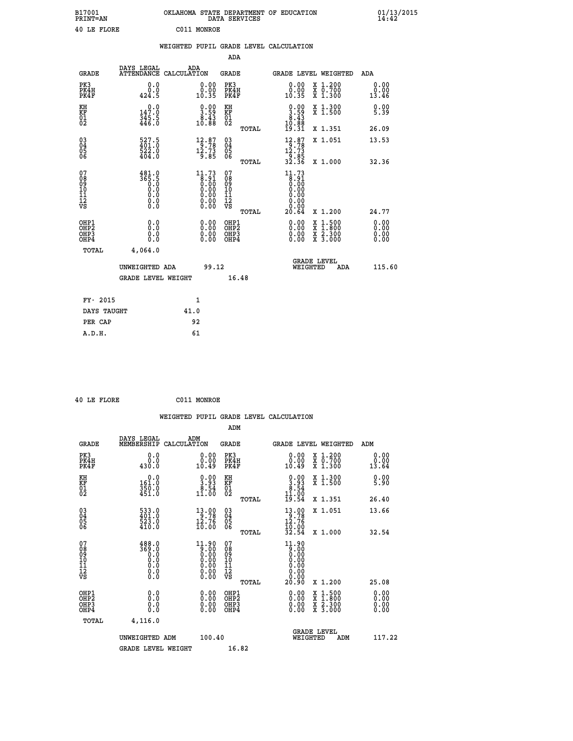B17001 OKLAHOMA STATE DEPARTMENT OF EDUCATION 01/13/2015
PRINT=AN DATA SERVICES 14:42

40 LE FLORE C011 MONROE

## WEIGHTED PUPIL GRADE LEVEL CALCULATION

### ADA

| GRADE | DAYS LEGAL ATTENDANCE | ADA CALCULATION | GRADE | | GRADE LEVEL | WEIGHTED | ADA |
|---|---|---|---|---|---|---|---|
| PK3 | 0.0 | 0.00 | PK3 | | 0.00 | X 1.200 | 0.00 |
| PK4H | 0.0 | 0.00 | PK4H | | 0.00 | X 0.700 | 0.00 |
| PK4F | 424.5 | 10.35 | PK4F | | 10.35 | X 1.300 | 13.46 |
| KH | 0.0 | 0.00 | KH | | 0.00 | X 1.300 | 0.00 |
| KF | 147.0 | 3.59 | KF | | 3.59 | X 1.500 | 5.39 |
| 01 | 345.5 | 8.43 | 01 | | 8.43 | | |
| 02 | 446.0 | 10.88 | 02 | | 10.88 | | |
| | | | | TOTAL | 19.31 | X 1.351 | 26.09 |
| 03 | 527.5 | 12.87 | 03 | | 12.87 | X 1.051 | 13.53 |
| 04 | 401.0 | 9.78 | 04 | | 9.78 | | |
| 05 | 522.0 | 12.73 | 05 | | 12.73 | | |
| 06 | 404.0 | 9.85 | 06 | | 9.85 | | |
| | | | | TOTAL | 32.36 | X 1.000 | 32.36 |
| 07 | 481.0 | 11.73 | 07 | | 11.73 | | |
| 08 | 365.5 | 8.91 | 08 | | 8.91 | | |
| 09 | 0.0 | 0.00 | 09 | | 0.00 | | |
| 10 | 0.0 | 0.00 | 10 | | 0.00 | | |
| 11 | 0.0 | 0.00 | 11 | | 0.00 | | |
| 12 | 0.0 | 0.00 | 12 | | 0.00 | | |
| VS | 0.0 | 0.00 | VS | | 0.00 | | |
| | | | | TOTAL | 20.64 | X 1.200 | 24.77 |
| OHP1 | 0.0 | 0.00 | OHP1 | | 0.00 | X 1.500 | 0.00 |
| OHP2 | 0.0 | 0.00 | OHP2 | | 0.00 | X 1.800 | 0.00 |
| OHP3 | 0.0 | 0.00 | OHP3 | | 0.00 | X 2.300 | 0.00 |
| OHP4 | 0.0 | 0.00 | OHP4 | | 0.00 | X 3.000 | 0.00 |
| TOTAL | 4,064.0 | | | | | | |

UNWEIGHTED ADA 99.12 GRADE LEVEL WEIGHTED ADA 115.60

GRADE LEVEL WEIGHT 16.48

| | |
|---|---|
| FY- 2015 | 1 |
| DAYS TAUGHT | 41.0 |
| PER CAP | 92 |
| A.D.H. | 61 |

40 LE FLORE C011 MONROE

## WEIGHTED PUPIL GRADE LEVEL CALCULATION

### ADM

| GRADE | DAYS LEGAL MEMBERSHIP | ADM CALCULATION | GRADE | | GRADE LEVEL | WEIGHTED | ADM |
|---|---|---|---|---|---|---|---|
| PK3 | 0.0 | 0.00 | PK3 | | 0.00 | X 1.200 | 0.00 |
| PK4H | 0.0 | 0.00 | PK4H | | 0.00 | X 0.700 | 0.00 |
| PK4F | 430.0 | 10.49 | PK4F | | 10.49 | X 1.300 | 13.64 |
| KH | 0.0 | 0.00 | KH | | 0.00 | X 1.300 | 0.00 |
| KF | 161.0 | 3.93 | KF | | 3.93 | X 1.500 | 5.90 |
| 01 | 350.0 | 8.54 | 01 | | 8.54 | | |
| 02 | 451.0 | 11.00 | 02 | | 11.00 | | |
| | | | | TOTAL | 19.54 | X 1.351 | 26.40 |
| 03 | 533.0 | 13.00 | 03 | | 13.00 | X 1.051 | 13.66 |
| 04 | 401.0 | 9.78 | 04 | | 9.78 | | |
| 05 | 523.0 | 12.76 | 05 | | 12.76 | | |
| 06 | 410.0 | 10.00 | 06 | | 10.00 | | |
| | | | | TOTAL | 32.54 | X 1.000 | 32.54 |
| 07 | 488.0 | 11.90 | 07 | | 11.90 | | |
| 08 | 369.0 | 9.00 | 08 | | 9.00 | | |
| 09 | 0.0 | 0.00 | 09 | | 0.00 | | |
| 10 | 0.0 | 0.00 | 10 | | 0.00 | | |
| 11 | 0.0 | 0.00 | 11 | | 0.00 | | |
| 12 | 0.0 | 0.00 | 12 | | 0.00 | | |
| VS | 0.0 | 0.00 | VS | | 0.00 | | |
| | | | | TOTAL | 20.90 | X 1.200 | 25.08 |
| OHP1 | 0.0 | 0.00 | OHP1 | | 0.00 | X 1.500 | 0.00 |
| OHP2 | 0.0 | 0.00 | OHP2 | | 0.00 | X 1.800 | 0.00 |
| OHP3 | 0.0 | 0.00 | OHP3 | | 0.00 | X 2.300 | 0.00 |
| OHP4 | 0.0 | 0.00 | OHP4 | | 0.00 | X 3.000 | 0.00 |
| TOTAL | 4,116.0 | | | | | | |

UNWEIGHTED ADM 100.40 GRADE LEVEL WEIGHTED ADM 117.22

GRADE LEVEL WEIGHT 16.82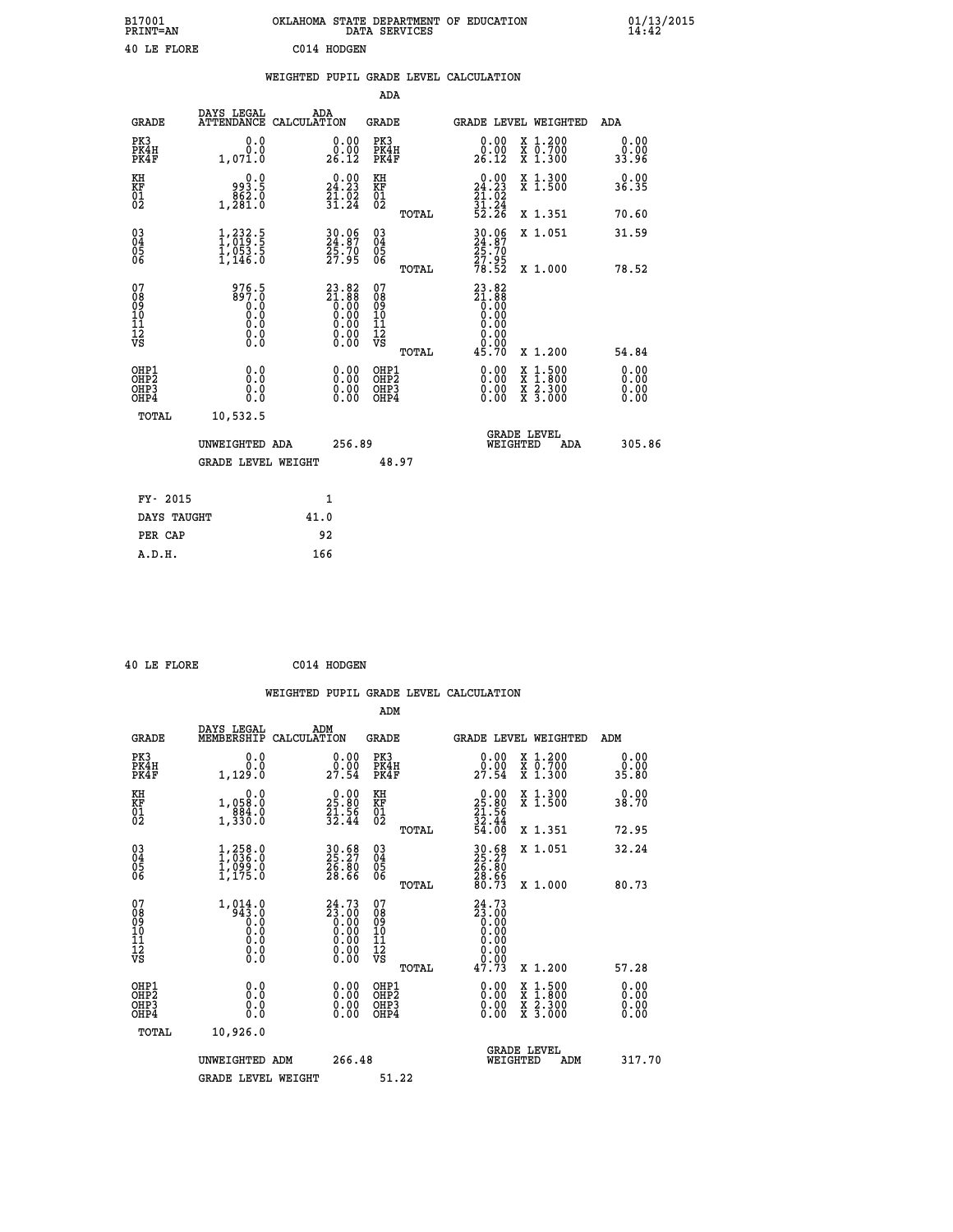B17001 OKLAHOMA STATE DEPARTMENT OF EDUCATION 01/13/2015
PRINT=AN DATA SERVICES 14:42

40 LE FLORE C014 HODGEN

WEIGHTED PUPIL GRADE LEVEL CALCULATION

ADA

| GRADE | DAYS LEGAL ATTENDANCE | ADA CALCULATION | GRADE | GRADE LEVEL | WEIGHTED | ADA |
|---|---|---|---|---|---|---|
| PK3 | 0.0 | 0.00 | PK3 | 0.00 | X 1.200 | 0.00 |
| PK4H | 0.0 | 0.00 | PK4H | 0.00 | X 0.700 | 0.00 |
| PK4F | 1,071.0 | 26.12 | PK4F | 26.12 | X 1.300 | 33.96 |
| KH | 0.0 | 0.00 | KH | 0.00 | X 1.300 | 0.00 |
| KF | 993.5 | 24.23 | KF | 24.23 | X 1.500 | 36.35 |
| 01 | 862.0 | 21.02 | 01 | 21.02 | | |
| 02 | 1,281.0 | 31.24 | 02 | 31.24 | | |
| | | | TOTAL | 52.26 | X 1.351 | 70.60 |
| 03 | 1,232.5 | 30.06 | 03 | 30.06 | X 1.051 | 31.59 |
| 04 | 1,019.5 | 24.87 | 04 | 24.87 | | |
| 05 | 1,053.5 | 25.70 | 05 | 25.70 | | |
| 06 | 1,146.0 | 27.95 | 06 | 27.95 | | |
| | | | TOTAL | 78.52 | X 1.000 | 78.52 |
| 07 | 976.5 | 23.82 | 07 | 23.82 | | |
| 08 | 897.0 | 21.88 | 08 | 21.88 | | |
| 09 | 0.0 | 0.00 | 09 | 0.00 | | |
| 10 | 0.0 | 0.00 | 10 | 0.00 | | |
| 11 | 0.0 | 0.00 | 11 | 0.00 | | |
| 12 | 0.0 | 0.00 | 12 | 0.00 | | |
| VS | 0.0 | 0.00 | VS | 0.00 | | |
| | | | TOTAL | 45.70 | X 1.200 | 54.84 |
| OHP1 | 0.0 | 0.00 | OHP1 | 0.00 | X 1.500 | 0.00 |
| OHP2 | 0.0 | 0.00 | OHP2 | 0.00 | X 1.800 | 0.00 |
| OHP3 | 0.0 | 0.00 | OHP3 | 0.00 | X 2.300 | 0.00 |
| OHP4 | 0.0 | 0.00 | OHP4 | 0.00 | X 3.000 | 0.00 |
| TOTAL | 10,532.5 | | | | | |

UNWEIGHTED ADA 256.89 GRADE LEVEL WEIGHTED ADA 305.86

GRADE LEVEL WEIGHT 48.97

| FY- 2015 | 1 |
|---|---|
| DAYS TAUGHT | 41.0 |
| PER CAP | 92 |
| A.D.H. | 166 |

40 LE FLORE C014 HODGEN

WEIGHTED PUPIL GRADE LEVEL CALCULATION

ADM

| GRADE | DAYS LEGAL MEMBERSHIP | ADM CALCULATION | GRADE | GRADE LEVEL | WEIGHTED | ADM |
|---|---|---|---|---|---|---|
| PK3 | 0.0 | 0.00 | PK3 | 0.00 | X 1.200 | 0.00 |
| PK4H | 0.0 | 0.00 | PK4H | 0.00 | X 0.700 | 0.00 |
| PK4F | 1,129.0 | 27.54 | PK4F | 27.54 | X 1.300 | 35.80 |
| KH | 0.0 | 0.00 | KH | 0.00 | X 1.300 | 0.00 |
| KF | 1,058.0 | 25.80 | KF | 25.80 | X 1.500 | 38.70 |
| 01 | 884.0 | 21.56 | 01 | 21.56 | | |
| 02 | 1,330.0 | 32.44 | 02 | 32.44 | | |
| | | | TOTAL | 54.00 | X 1.351 | 72.95 |
| 03 | 1,258.0 | 30.68 | 03 | 30.68 | X 1.051 | 32.24 |
| 04 | 1,036.0 | 25.27 | 04 | 25.27 | | |
| 05 | 1,099.0 | 26.80 | 05 | 26.80 | | |
| 06 | 1,175.0 | 28.66 | 06 | 28.66 | | |
| | | | TOTAL | 80.73 | X 1.000 | 80.73 |
| 07 | 1,014.0 | 24.73 | 07 | 24.73 | | |
| 08 | 943.0 | 23.00 | 08 | 23.00 | | |
| 09 | 0.0 | 0.00 | 09 | 0.00 | | |
| 10 | 0.0 | 0.00 | 10 | 0.00 | | |
| 11 | 0.0 | 0.00 | 11 | 0.00 | | |
| 12 | 0.0 | 0.00 | 12 | 0.00 | | |
| VS | 0.0 | 0.00 | VS | 0.00 | | |
| | | | TOTAL | 47.73 | X 1.200 | 57.28 |
| OHP1 | 0.0 | 0.00 | OHP1 | 0.00 | X 1.500 | 0.00 |
| OHP2 | 0.0 | 0.00 | OHP2 | 0.00 | X 1.800 | 0.00 |
| OHP3 | 0.0 | 0.00 | OHP3 | 0.00 | X 2.300 | 0.00 |
| OHP4 | 0.0 | 0.00 | OHP4 | 0.00 | X 3.000 | 0.00 |
| TOTAL | 10,926.0 | | | | | |

UNWEIGHTED ADM 266.48 GRADE LEVEL WEIGHTED ADM 317.70

GRADE LEVEL WEIGHT 51.22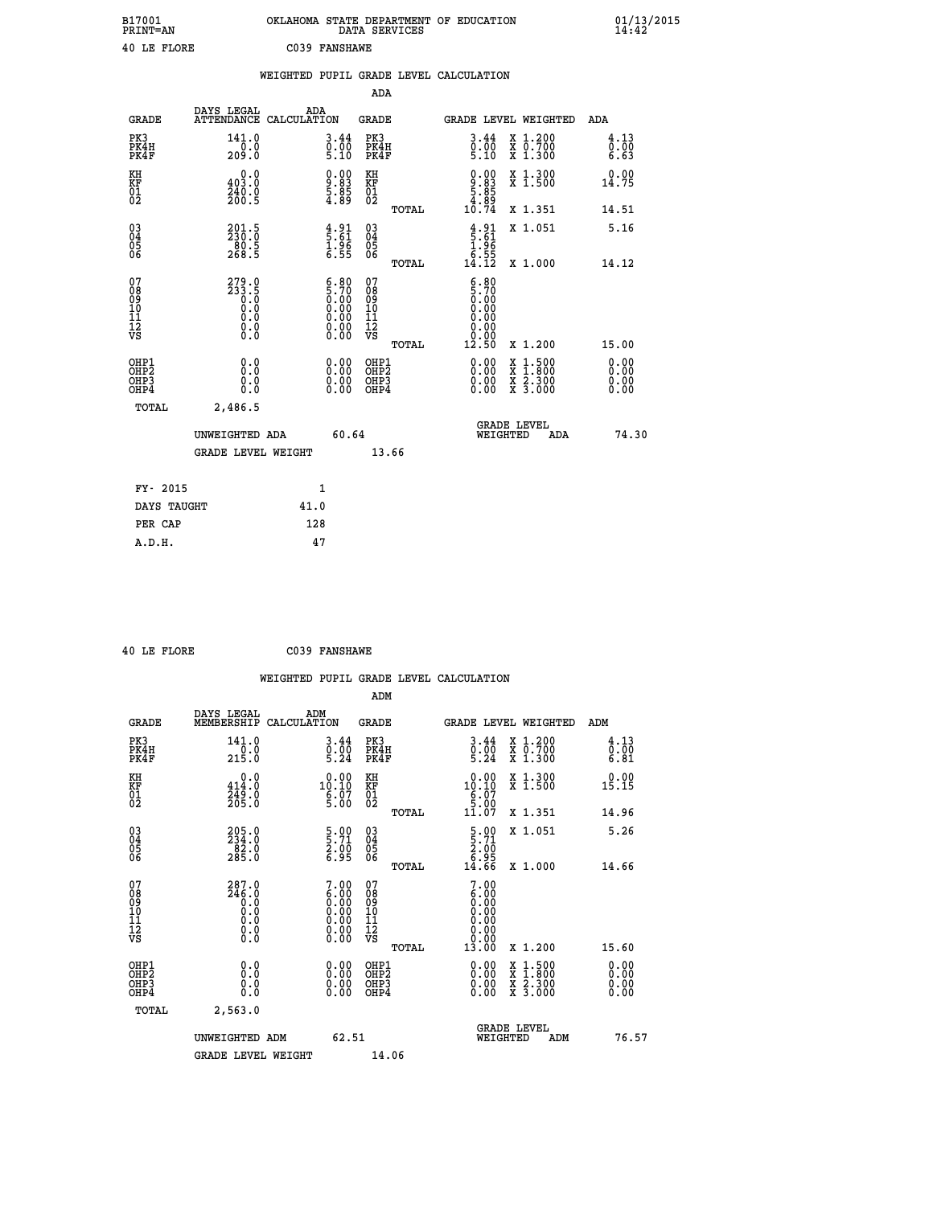B17001 OKLAHOMA STATE DEPARTMENT OF EDUCATION 01/13/2015
PRINT=AN DATA SERVICES 14:42

40 LE FLORE C039 FANSHAWE

## WEIGHTED PUPIL GRADE LEVEL CALCULATION

### ADA

| GRADE | DAYS LEGAL ATTENDANCE | ADA CALCULATION | GRADE | GRADE LEVEL | WEIGHTED | ADA |
|---|---|---|---|---|---|---|
| PK3 | 141.0 | 3.44 | PK3 | 3.44 | X 1.200 | 4.13 |
| PK4H | 0.0 | 0.00 | PK4H | 0.00 | X 0.700 | 0.00 |
| PK4F | 209.0 | 5.10 | PK4F | 5.10 | X 1.300 | 6.63 |
| KH | 0.0 | 0.00 | KH | 0.00 | X 1.300 | 0.00 |
| KF | 403.0 | 9.83 | KF | 9.83 | X 1.500 | 14.75 |
| 01 | 240.0 | 5.85 | 01 | 5.85 | | |
| 02 | 200.5 | 4.89 | 02 | 4.89 | | |
| | | | TOTAL | 10.74 | X 1.351 | 14.51 |
| 03 | 201.5 | 4.91 | 03 | 4.91 | X 1.051 | 5.16 |
| 04 | 230.0 | 5.61 | 04 | 5.61 | | |
| 05 | 80.5 | 1.96 | 05 | 1.96 | | |
| 06 | 268.5 | 6.55 | 06 | 6.55 | | |
| | | | TOTAL | 14.12 | X 1.000 | 14.12 |
| 07 | 279.0 | 6.80 | 07 | 6.80 | | |
| 08 | 233.5 | 5.70 | 08 | 5.70 | | |
| 09 | 0.0 | 0.00 | 09 | 0.00 | | |
| 10 | 0.0 | 0.00 | 10 | 0.00 | | |
| 11 | 0.0 | 0.00 | 11 | 0.00 | | |
| 12 | 0.0 | 0.00 | 12 | 0.00 | | |
| VS | 0.0 | 0.00 | VS | 0.00 | | |
| | | | TOTAL | 12.50 | X 1.200 | 15.00 |
| OHP1 | 0.0 | 0.00 | OHP1 | 0.00 | X 1.500 | 0.00 |
| OHP2 | 0.0 | 0.00 | OHP2 | 0.00 | X 1.800 | 0.00 |
| OHP3 | 0.0 | 0.00 | OHP3 | 0.00 | X 2.300 | 0.00 |
| OHP4 | 0.0 | 0.00 | OHP4 | 0.00 | X 3.000 | 0.00 |
| TOTAL | 2,486.5 | | | | | |

UNWEIGHTED ADA 60.64 — GRADE LEVEL WEIGHTED ADA 74.30

GRADE LEVEL WEIGHT 13.66

| FY- 2015 | 1 |
|---|---|
| DAYS TAUGHT | 41.0 |
| PER CAP | 128 |
| A.D.H. | 47 |

40 LE FLORE C039 FANSHAWE

## WEIGHTED PUPIL GRADE LEVEL CALCULATION

### ADM

| GRADE | DAYS LEGAL MEMBERSHIP | ADM CALCULATION | GRADE | GRADE LEVEL | WEIGHTED | ADM |
|---|---|---|---|---|---|---|
| PK3 | 141.0 | 3.44 | PK3 | 3.44 | X 1.200 | 4.13 |
| PK4H | 0.0 | 0.00 | PK4H | 0.00 | X 0.700 | 0.00 |
| PK4F | 215.0 | 5.24 | PK4F | 5.24 | X 1.300 | 6.81 |
| KH | 0.0 | 0.00 | KH | 0.00 | X 1.300 | 0.00 |
| KF | 414.0 | 10.10 | KF | 10.10 | X 1.500 | 15.15 |
| 01 | 249.0 | 6.07 | 01 | 6.07 | | |
| 02 | 205.0 | 5.00 | 02 | 5.00 | | |
| | | | TOTAL | 11.07 | X 1.351 | 14.96 |
| 03 | 205.0 | 5.00 | 03 | 5.00 | X 1.051 | 5.26 |
| 04 | 234.0 | 5.71 | 04 | 5.71 | | |
| 05 | 82.0 | 2.00 | 05 | 2.00 | | |
| 06 | 285.0 | 6.95 | 06 | 6.95 | | |
| | | | TOTAL | 14.66 | X 1.000 | 14.66 |
| 07 | 287.0 | 7.00 | 07 | 7.00 | | |
| 08 | 246.0 | 6.00 | 08 | 6.00 | | |
| 09 | 0.0 | 0.00 | 09 | 0.00 | | |
| 10 | 0.0 | 0.00 | 10 | 0.00 | | |
| 11 | 0.0 | 0.00 | 11 | 0.00 | | |
| 12 | 0.0 | 0.00 | 12 | 0.00 | | |
| VS | 0.0 | 0.00 | VS | 0.00 | | |
| | | | TOTAL | 13.00 | X 1.200 | 15.60 |
| OHP1 | 0.0 | 0.00 | OHP1 | 0.00 | X 1.500 | 0.00 |
| OHP2 | 0.0 | 0.00 | OHP2 | 0.00 | X 1.800 | 0.00 |
| OHP3 | 0.0 | 0.00 | OHP3 | 0.00 | X 2.300 | 0.00 |
| OHP4 | 0.0 | 0.00 | OHP4 | 0.00 | X 3.000 | 0.00 |
| TOTAL | 2,563.0 | | | | | |

UNWEIGHTED ADM 62.51 — GRADE LEVEL WEIGHTED ADM 76.57

GRADE LEVEL WEIGHT 14.06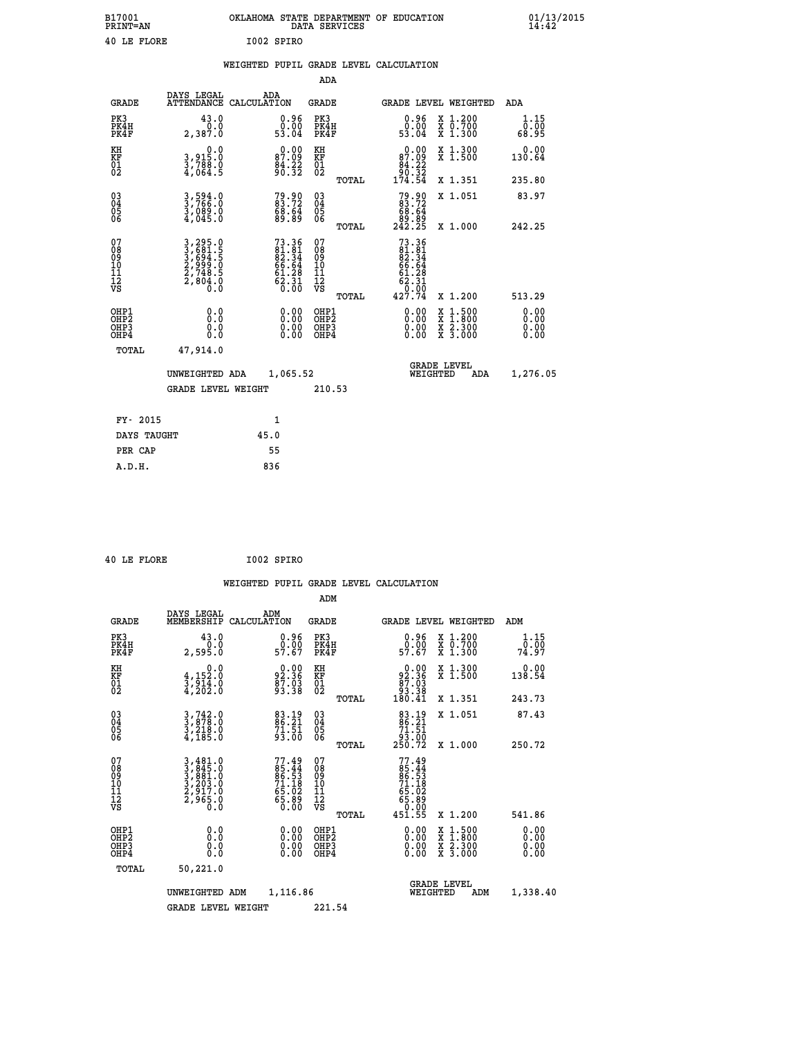B17001 OKLAHOMA STATE DEPARTMENT OF EDUCATION 01/13/2015
PRINT=AN DATA SERVICES 14:42

40 LE FLORE I002 SPIRO

## WEIGHTED PUPIL GRADE LEVEL CALCULATION

### ADA

| GRADE | DAYS LEGAL ATTENDANCE | ADA CALCULATION | GRADE | GRADE LEVEL | WEIGHTED | ADA |
|---|---|---|---|---|---|---|
| PK3 | 43.0 | 0.96 | PK3 | 0.96 | X 1.200 | 1.15 |
| PK4H | 0.0 | 0.00 | PK4H | 0.00 | X 0.700 | 0.00 |
| PK4F | 2,387.0 | 53.04 | PK4F | 53.04 | X 1.300 | 68.95 |
| KH | 0.0 | 0.00 | KH | 0.00 | X 1.300 | 0.00 |
| KF | 3,915.0 | 87.09 | KF | 87.09 | X 1.500 | 130.64 |
| 01 | 3,788.0 | 84.22 | 01 | 84.22 | | |
| 02 | 4,064.5 | 90.32 | 02 | 90.32 | | |
| | | | TOTAL | 174.54 | X 1.351 | 235.80 |
| 03 | 3,594.0 | 79.90 | 03 | 79.90 | X 1.051 | 83.97 |
| 04 | 3,766.0 | 83.72 | 04 | 83.72 | | |
| 05 | 3,089.0 | 68.64 | 05 | 68.64 | | |
| 06 | 4,045.0 | 89.89 | 06 | 89.89 | | |
| | | | TOTAL | 242.25 | X 1.000 | 242.25 |
| 07 | 3,295.0 | 73.36 | 07 | 73.36 | | |
| 08 | 3,681.5 | 81.81 | 08 | 81.81 | | |
| 09 | 3,694.5 | 82.34 | 09 | 82.34 | | |
| 10 | 2,999.0 | 66.64 | 10 | 66.64 | | |
| 11 | 2,748.5 | 61.28 | 11 | 61.28 | | |
| 12 | 2,804.0 | 62.31 | 12 | 62.31 | | |
| VS | 0.0 | 0.00 | VS | 0.00 | | |
| | | | TOTAL | 427.74 | X 1.200 | 513.29 |
| OHP1 | 0.0 | 0.00 | OHP1 | 0.00 | X 1.500 | 0.00 |
| OHP2 | 0.0 | 0.00 | OHP2 | 0.00 | X 1.800 | 0.00 |
| OHP3 | 0.0 | 0.00 | OHP3 | 0.00 | X 2.300 | 0.00 |
| OHP4 | 0.0 | 0.00 | OHP4 | 0.00 | X 3.000 | 0.00 |
| TOTAL | 47,914.0 | | | | | |

UNWEIGHTED ADA 1,065.52 | GRADE LEVEL WEIGHTED ADA 1,276.05

GRADE LEVEL WEIGHT 210.53

| | |
|---|---|
| FY- 2015 | 1 |
| DAYS TAUGHT | 45.0 |
| PER CAP | 55 |
| A.D.H. | 836 |

40 LE FLORE I002 SPIRO

## WEIGHTED PUPIL GRADE LEVEL CALCULATION

### ADM

| GRADE | DAYS LEGAL MEMBERSHIP | ADM CALCULATION | GRADE | GRADE LEVEL | WEIGHTED | ADM |
|---|---|---|---|---|---|---|
| PK3 | 43.0 | 0.96 | PK3 | 0.96 | X 1.200 | 1.15 |
| PK4H | 0.0 | 0.00 | PK4H | 0.00 | X 0.700 | 0.00 |
| PK4F | 2,595.0 | 57.67 | PK4F | 57.67 | X 1.300 | 74.97 |
| KH | 0.0 | 0.00 | KH | 0.00 | X 1.300 | 0.00 |
| KF | 4,152.0 | 92.36 | KF | 92.36 | X 1.500 | 138.54 |
| 01 | 3,914.0 | 87.03 | 01 | 87.03 | | |
| 02 | 4,202.0 | 93.38 | 02 | 93.38 | | |
| | | | TOTAL | 180.41 | X 1.351 | 243.73 |
| 03 | 3,742.0 | 83.19 | 03 | 83.19 | X 1.051 | 87.43 |
| 04 | 3,878.0 | 86.21 | 04 | 86.21 | | |
| 05 | 3,218.0 | 71.51 | 05 | 71.51 | | |
| 06 | 4,185.0 | 93.00 | 06 | 93.00 | | |
| | | | TOTAL | 250.72 | X 1.000 | 250.72 |
| 07 | 3,481.0 | 77.49 | 07 | 77.49 | | |
| 08 | 3,845.0 | 85.44 | 08 | 85.44 | | |
| 09 | 3,881.0 | 86.53 | 09 | 86.53 | | |
| 10 | 3,203.0 | 71.18 | 10 | 71.18 | | |
| 11 | 2,917.0 | 65.02 | 11 | 65.02 | | |
| 12 | 2,965.0 | 65.89 | 12 | 65.89 | | |
| VS | 0.0 | 0.00 | VS | 0.00 | | |
| | | | TOTAL | 451.55 | X 1.200 | 541.86 |
| OHP1 | 0.0 | 0.00 | OHP1 | 0.00 | X 1.500 | 0.00 |
| OHP2 | 0.0 | 0.00 | OHP2 | 0.00 | X 1.800 | 0.00 |
| OHP3 | 0.0 | 0.00 | OHP3 | 0.00 | X 2.300 | 0.00 |
| OHP4 | 0.0 | 0.00 | OHP4 | 0.00 | X 3.000 | 0.00 |
| TOTAL | 50,221.0 | | | | | |

UNWEIGHTED ADM 1,116.86 | GRADE LEVEL WEIGHTED ADM 1,338.40

GRADE LEVEL WEIGHT 221.54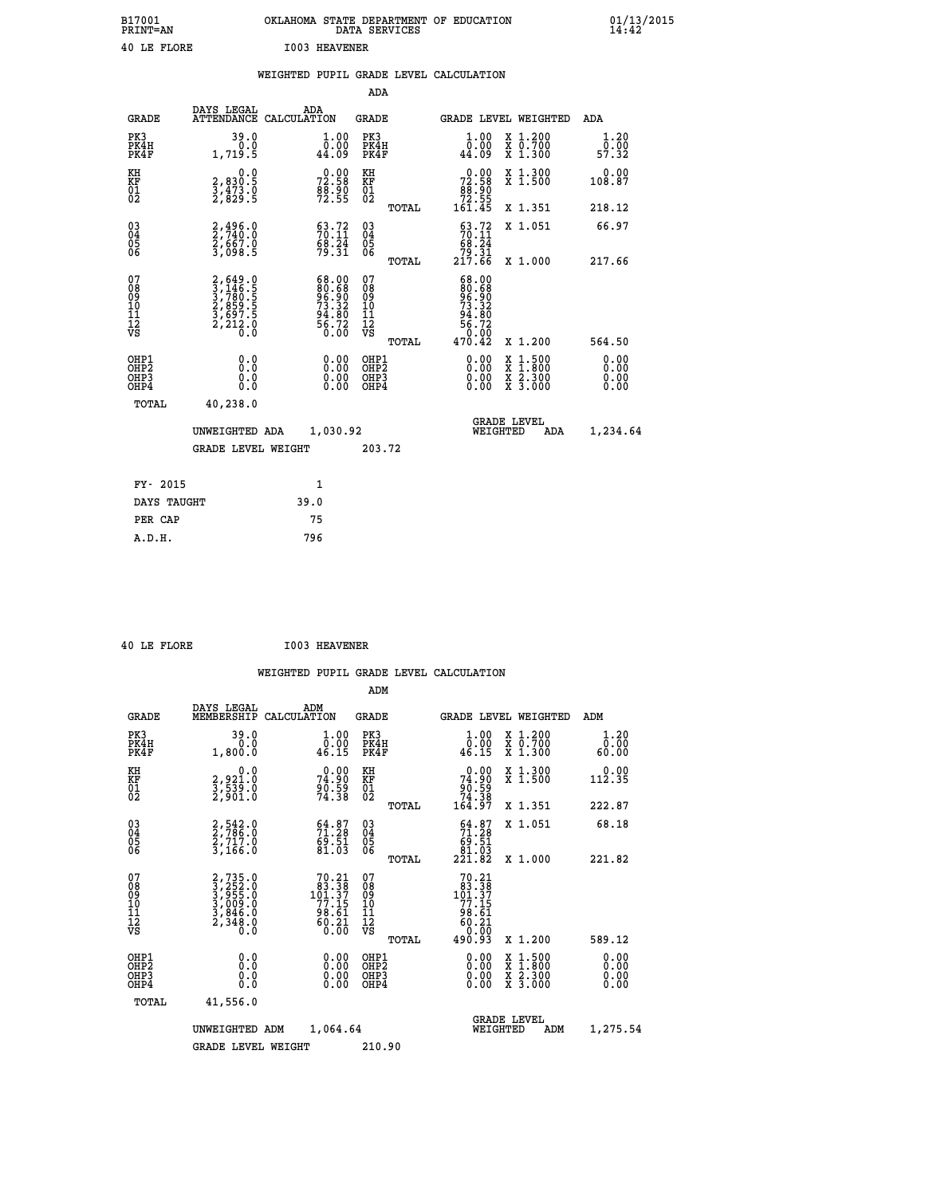B17001 OKLAHOMA STATE DEPARTMENT OF EDUCATION 01/13/2015
PRINT=AN DATA SERVICES 14:42

40 LE FLORE I003 HEAVENER

## WEIGHTED PUPIL GRADE LEVEL CALCULATION

### ADA

| GRADE | DAYS LEGAL ATTENDANCE | ADA CALCULATION | GRADE | | GRADE LEVEL WEIGHTED | | ADA |
|---|---|---|---|---|---|---|---|
| PK3 | 39.0 | 1.00 | PK3 | | 1.00 | X 1.200 | 1.20 |
| PK4H | 0.0 | 0.00 | PK4H | | 0.00 | X 0.700 | 0.00 |
| PK4F | 1,719.5 | 44.09 | PK4F | | 44.09 | X 1.300 | 57.32 |
| KH | 0.0 | 0.00 | KH | | 0.00 | X 1.300 | 0.00 |
| KF | 2,830.5 | 72.58 | KF | | 72.58 | X 1.500 | 108.87 |
| 01 | 3,473.0 | 88.90 | 01 | | 88.90 | | |
| 02 | 2,829.5 | 72.55 | 02 | | 72.55 | | |
| | | | | TOTAL | 161.45 | X 1.351 | 218.12 |
| 03 | 2,496.0 | 63.72 | 03 | | 63.72 | X 1.051 | 66.97 |
| 04 | 2,740.0 | 70.11 | 04 | | 70.11 | | |
| 05 | 2,667.0 | 68.24 | 05 | | 68.24 | | |
| 06 | 3,098.5 | 79.31 | 06 | | 79.31 | | |
| | | | | TOTAL | 217.66 | X 1.000 | 217.66 |
| 07 | 2,649.0 | 68.00 | 07 | | 68.00 | | |
| 08 | 3,146.5 | 80.68 | 08 | | 80.68 | | |
| 09 | 3,780.5 | 96.90 | 09 | | 96.90 | | |
| 10 | 2,859.5 | 73.32 | 10 | | 73.32 | | |
| 11 | 3,697.5 | 94.80 | 11 | | 94.80 | | |
| 12 | 2,212.0 | 56.72 | 12 | | 56.72 | | |
| VS | 0.0 | 0.00 | VS | | 0.00 | | |
| | | | | TOTAL | 470.42 | X 1.200 | 564.50 |
| OHP1 | 0.0 | 0.00 | OHP1 | | 0.00 | X 1.500 | 0.00 |
| OHP2 | 0.0 | 0.00 | OHP2 | | 0.00 | X 1.800 | 0.00 |
| OHP3 | 0.0 | 0.00 | OHP3 | | 0.00 | X 2.300 | 0.00 |
| OHP4 | 0.0 | 0.00 | OHP4 | | 0.00 | X 3.000 | 0.00 |
| TOTAL | 40,238.0 | | | | | | |

UNWEIGHTED ADA 1,030.92 | GRADE LEVEL WEIGHTED ADA 1,234.64

GRADE LEVEL WEIGHT 203.72

| | |
|---|---|
| FY- 2015 | 1 |
| DAYS TAUGHT | 39.0 |
| PER CAP | 75 |
| A.D.H. | 796 |

40 LE FLORE I003 HEAVENER

## WEIGHTED PUPIL GRADE LEVEL CALCULATION

### ADM

| GRADE | DAYS LEGAL MEMBERSHIP | ADM CALCULATION | GRADE | | GRADE LEVEL WEIGHTED | | ADM |
|---|---|---|---|---|---|---|---|
| PK3 | 39.0 | 1.00 | PK3 | | 1.00 | X 1.200 | 1.20 |
| PK4H | 0.0 | 0.00 | PK4H | | 0.00 | X 0.700 | 0.00 |
| PK4F | 1,800.0 | 46.15 | PK4F | | 46.15 | X 1.300 | 60.00 |
| KH | 0.0 | 0.00 | KH | | 0.00 | X 1.300 | 0.00 |
| KF | 2,921.0 | 74.90 | KF | | 74.90 | X 1.500 | 112.35 |
| 01 | 3,539.0 | 90.59 | 01 | | 90.59 | | |
| 02 | 2,901.0 | 74.38 | 02 | | 74.38 | | |
| | | | | TOTAL | 164.97 | X 1.351 | 222.87 |
| 03 | 2,542.0 | 64.87 | 03 | | 64.87 | X 1.051 | 68.18 |
| 04 | 2,786.0 | 71.28 | 04 | | 71.28 | | |
| 05 | 2,717.0 | 69.51 | 05 | | 69.51 | | |
| 06 | 3,166.0 | 81.03 | 06 | | 81.03 | | |
| | | | | TOTAL | 221.82 | X 1.000 | 221.82 |
| 07 | 2,735.0 | 70.21 | 07 | | 70.21 | | |
| 08 | 3,252.0 | 83.38 | 08 | | 83.38 | | |
| 09 | 3,955.0 | 101.37 | 09 | | 101.37 | | |
| 10 | 3,009.0 | 77.15 | 10 | | 77.15 | | |
| 11 | 3,846.0 | 98.61 | 11 | | 98.61 | | |
| 12 | 2,348.0 | 60.21 | 12 | | 60.21 | | |
| VS | 0.0 | 0.00 | VS | | 0.00 | | |
| | | | | TOTAL | 490.93 | X 1.200 | 589.12 |
| OHP1 | 0.0 | 0.00 | OHP1 | | 0.00 | X 1.500 | 0.00 |
| OHP2 | 0.0 | 0.00 | OHP2 | | 0.00 | X 1.800 | 0.00 |
| OHP3 | 0.0 | 0.00 | OHP3 | | 0.00 | X 2.300 | 0.00 |
| OHP4 | 0.0 | 0.00 | OHP4 | | 0.00 | X 3.000 | 0.00 |
| TOTAL | 41,556.0 | | | | | | |

UNWEIGHTED ADM 1,064.64 | GRADE LEVEL WEIGHTED ADM 1,275.54

GRADE LEVEL WEIGHT 210.90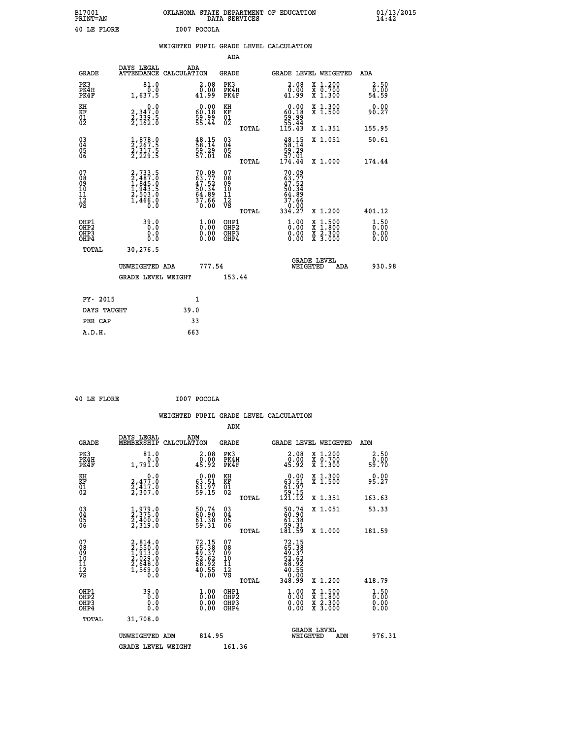B17001 OKLAHOMA STATE DEPARTMENT OF EDUCATION 01/13/2015
PRINT=AN DATA SERVICES 14:42

40 LE FLORE I007 POCOLA

## WEIGHTED PUPIL GRADE LEVEL CALCULATION

### ADA

| GRADE | DAYS LEGAL ATTENDANCE | ADA CALCULATION | GRADE | | GRADE LEVEL | WEIGHTED | ADA |
|---|---|---|---|---|---|---|---|
| PK3 | 81.0 | 2.08 | PK3 | | 2.08 | X 1.200 | 2.50 |
| PK4H | 0.0 | 0.00 | PK4H | | 0.00 | X 0.700 | 0.00 |
| PK4F | 1,637.5 | 41.99 | PK4F | | 41.99 | X 1.300 | 54.59 |
| KH | 0.0 | 0.00 | KH | | 0.00 | X 1.300 | 0.00 |
| KF | 2,347.0 | 60.18 | KF | | 60.18 | X 1.500 | 90.27 |
| 01 | 2,339.5 | 59.99 | 01 | | 59.99 | | |
| 02 | 2,162.0 | 55.44 | 02 | | 55.44 | | |
| | | | | TOTAL | 115.43 | X 1.351 | 155.95 |
| 03 | 1,878.0 | 48.15 | 03 | | 48.15 | X 1.051 | 50.61 |
| 04 | 2,267.5 | 58.14 | 04 | | 58.14 | | |
| 05 | 2,317.5 | 59.29 | 05 | | 59.29 | | |
| 06 | 2,229.5 | 57.01 | 06 | | 57.01 | | |
| | | | | TOTAL | 174.44 | X 1.000 | 174.44 |
| 07 | 2,733.5 | 70.09 | 07 | | 70.09 | | |
| 08 | 2,487.0 | 63.77 | 08 | | 63.77 | | |
| 09 | 1,845.0 | 47.52 | 09 | | 47.52 | | |
| 10 | 1,943.5 | 50.34 | 10 | | 50.34 | | |
| 11 | 2,503.0 | 64.89 | 11 | | 64.89 | | |
| 12 | 1,466.0 | 37.66 | 12 | | 37.66 | | |
| VS | 0.0 | 0.00 | VS | | 0.00 | | |
| | | | | TOTAL | 334.27 | X 1.200 | 401.12 |
| OHP1 | 39.0 | 1.00 | OHP1 | | 1.00 | X 1.500 | 1.50 |
| OHP2 | 0.0 | 0.00 | OHP2 | | 0.00 | X 1.800 | 0.00 |
| OHP3 | 0.0 | 0.00 | OHP3 | | 0.00 | X 2.300 | 0.00 |
| OHP4 | 0.0 | 0.00 | OHP4 | | 0.00 | X 3.000 | 0.00 |
| TOTAL | 30,276.5 | | | | | | |

UNWEIGHTED ADA 777.54 GRADE LEVEL WEIGHTED ADA 930.98

GRADE LEVEL WEIGHT 153.44

| FY- 2015 | 1 |
|---|---|
| DAYS TAUGHT | 39.0 |
| PER CAP | 33 |
| A.D.H. | 663 |

40 LE FLORE I007 POCOLA

## WEIGHTED PUPIL GRADE LEVEL CALCULATION

### ADM

| GRADE | DAYS LEGAL MEMBERSHIP | ADM CALCULATION | GRADE | | GRADE LEVEL | WEIGHTED | ADM |
|---|---|---|---|---|---|---|---|
| PK3 | 81.0 | 2.08 | PK3 | | 2.08 | X 1.200 | 2.50 |
| PK4H | 0.0 | 0.00 | PK4H | | 0.00 | X 0.700 | 0.00 |
| PK4F | 1,791.0 | 45.92 | PK4F | | 45.92 | X 1.300 | 59.70 |
| KH | 0.0 | 0.00 | KH | | 0.00 | X 1.300 | 0.00 |
| KF | 2,477.0 | 63.51 | KF | | 63.51 | X 1.500 | 95.27 |
| 01 | 2,417.0 | 61.97 | 01 | | 61.97 | | |
| 02 | 2,307.0 | 59.15 | 02 | | 59.15 | | |
| | | | | TOTAL | 121.12 | X 1.351 | 163.63 |
| 03 | 1,979.0 | 50.74 | 03 | | 50.74 | X 1.051 | 53.33 |
| 04 | 2,375.0 | 60.90 | 04 | | 60.90 | | |
| 05 | 2,400.0 | 61.38 | 05 | | 61.38 | | |
| 06 | 2,319.0 | 59.31 | 06 | | 59.31 | | |
| | | | | TOTAL | 181.59 | X 1.000 | 181.59 |
| 07 | 2,814.0 | 72.15 | 07 | | 72.15 | | |
| 08 | 2,550.0 | 65.38 | 08 | | 65.38 | | |
| 09 | 1,913.0 | 49.37 | 09 | | 49.37 | | |
| 10 | 2,029.0 | 52.62 | 10 | | 52.62 | | |
| 11 | 2,648.0 | 68.92 | 11 | | 68.92 | | |
| 12 | 1,569.0 | 40.55 | 12 | | 40.55 | | |
| VS | 0.0 | 0.00 | VS | | 0.00 | | |
| | | | | TOTAL | 348.99 | X 1.200 | 418.79 |
| OHP1 | 39.0 | 1.00 | OHP1 | | 1.00 | X 1.500 | 1.50 |
| OHP2 | 0.0 | 0.00 | OHP2 | | 0.00 | X 1.800 | 0.00 |
| OHP3 | 0.0 | 0.00 | OHP3 | | 0.00 | X 2.300 | 0.00 |
| OHP4 | 0.0 | 0.00 | OHP4 | | 0.00 | X 3.000 | 0.00 |
| TOTAL | 31,708.0 | | | | | | |

UNWEIGHTED ADM 814.95 GRADE LEVEL WEIGHTED ADM 976.31

GRADE LEVEL WEIGHT 161.36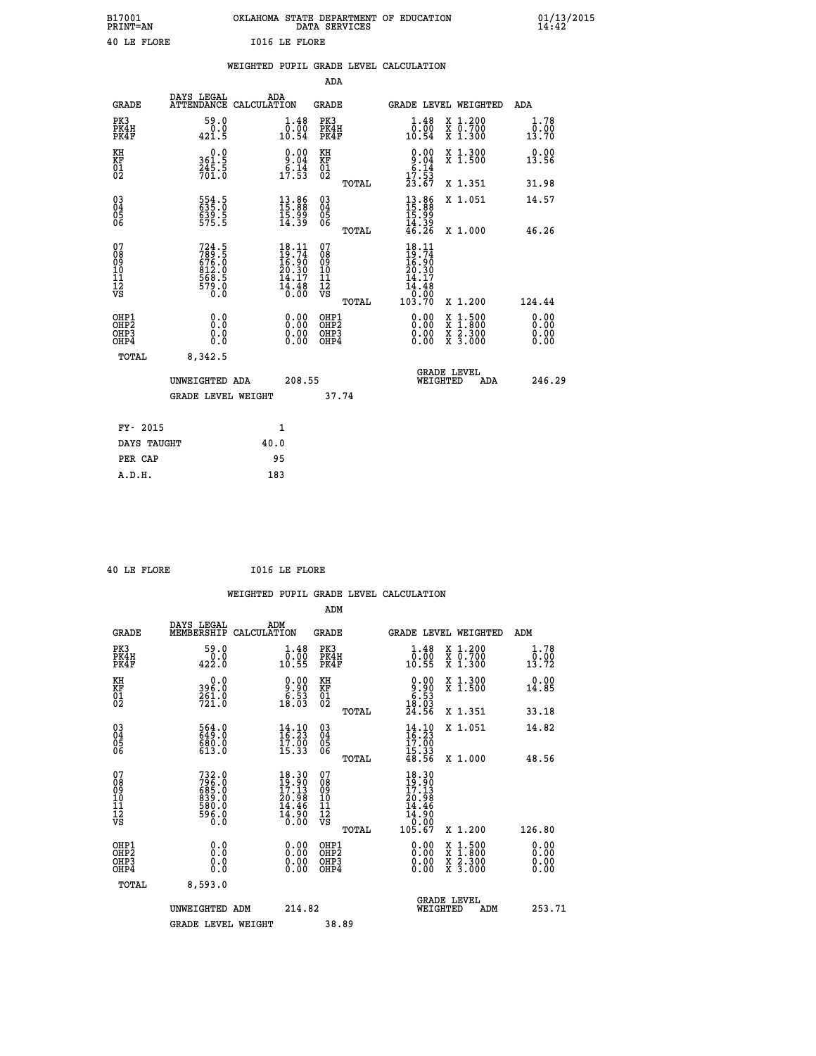B17001 OKLAHOMA STATE DEPARTMENT OF EDUCATION 01/13/2015
PRINT=AN DATA SERVICES 14:42

40 LE FLORE I016 LE FLORE

## WEIGHTED PUPIL GRADE LEVEL CALCULATION

### ADA

| GRADE | DAYS LEGAL ATTENDANCE | ADA CALCULATION | GRADE | GRADE LEVEL | WEIGHTED | ADA |
|---|---|---|---|---|---|---|
| PK3 | 59.0 | 1.48 | PK3 | 1.48 | X 1.200 | 1.78 |
| PK4H | 0.0 | 0.00 | PK4H | 0.00 | X 0.700 | 0.00 |
| PK4F | 421.5 | 10.54 | PK4F | 10.54 | X 1.300 | 13.70 |
| KH | 0.0 | 0.00 | KH | 0.00 | X 1.300 | 0.00 |
| KF | 361.5 | 9.04 | KF | 9.04 | X 1.500 | 13.56 |
| 01 | 245.5 | 6.14 | 01 | 6.14 | | |
| 02 | 701.0 | 17.53 | 02 | 17.53 | | |
| | | | TOTAL | 23.67 | X 1.351 | 31.98 |
| 03 | 554.5 | 13.86 | 03 | 13.86 | X 1.051 | 14.57 |
| 04 | 635.0 | 15.88 | 04 | 15.88 | | |
| 05 | 639.5 | 15.99 | 05 | 15.99 | | |
| 06 | 575.5 | 14.39 | 06 | 14.39 | | |
| | | | TOTAL | 46.26 | X 1.000 | 46.26 |
| 07 | 724.5 | 18.11 | 07 | 18.11 | | |
| 08 | 789.5 | 19.74 | 08 | 19.74 | | |
| 09 | 676.0 | 16.90 | 09 | 16.90 | | |
| 10 | 812.0 | 20.30 | 10 | 20.30 | | |
| 11 | 568.5 | 14.17 | 11 | 14.17 | | |
| 12 | 579.0 | 14.48 | 12 | 14.48 | | |
| VS | 0.0 | 0.00 | VS | 0.00 | | |
| | | | TOTAL | 103.70 | X 1.200 | 124.44 |
| OHP1 | 0.0 | 0.00 | OHP1 | 0.00 | X 1.500 | 0.00 |
| OHP2 | 0.0 | 0.00 | OHP2 | 0.00 | X 1.800 | 0.00 |
| OHP3 | 0.0 | 0.00 | OHP3 | 0.00 | X 2.300 | 0.00 |
| OHP4 | 0.0 | 0.00 | OHP4 | 0.00 | X 3.000 | 0.00 |
| TOTAL | 8,342.5 | | | | | |

UNWEIGHTED ADA 208.55 | GRADE LEVEL WEIGHTED ADA 246.29

GRADE LEVEL WEIGHT 37.74

| FY- 2015 | 1 |
|---|---|
| DAYS TAUGHT | 40.0 |
| PER CAP | 95 |
| A.D.H. | 183 |

40 LE FLORE I016 LE FLORE

## WEIGHTED PUPIL GRADE LEVEL CALCULATION

### ADM

| GRADE | DAYS LEGAL MEMBERSHIP | ADM CALCULATION | GRADE | GRADE LEVEL | WEIGHTED | ADM |
|---|---|---|---|---|---|---|
| PK3 | 59.0 | 1.48 | PK3 | 1.48 | X 1.200 | 1.78 |
| PK4H | 0.0 | 0.00 | PK4H | 0.00 | X 0.700 | 0.00 |
| PK4F | 422.0 | 10.55 | PK4F | 10.55 | X 1.300 | 13.72 |
| KH | 0.0 | 0.00 | KH | 0.00 | X 1.300 | 0.00 |
| KF | 396.0 | 9.90 | KF | 9.90 | X 1.500 | 14.85 |
| 01 | 261.0 | 6.53 | 01 | 6.53 | | |
| 02 | 721.0 | 18.03 | 02 | 18.03 | | |
| | | | TOTAL | 24.56 | X 1.351 | 33.18 |
| 03 | 564.0 | 14.10 | 03 | 14.10 | X 1.051 | 14.82 |
| 04 | 649.0 | 16.23 | 04 | 16.23 | | |
| 05 | 680.0 | 17.00 | 05 | 17.00 | | |
| 06 | 613.0 | 15.33 | 06 | 15.33 | | |
| | | | TOTAL | 48.56 | X 1.000 | 48.56 |
| 07 | 732.0 | 18.30 | 07 | 18.30 | | |
| 08 | 796.0 | 19.90 | 08 | 19.90 | | |
| 09 | 685.0 | 17.13 | 09 | 17.13 | | |
| 10 | 839.0 | 20.98 | 10 | 20.98 | | |
| 11 | 580.0 | 14.46 | 11 | 14.46 | | |
| 12 | 596.0 | 14.90 | 12 | 14.90 | | |
| VS | 0.0 | 0.00 | VS | 0.00 | | |
| | | | TOTAL | 105.67 | X 1.200 | 126.80 |
| OHP1 | 0.0 | 0.00 | OHP1 | 0.00 | X 1.500 | 0.00 |
| OHP2 | 0.0 | 0.00 | OHP2 | 0.00 | X 1.800 | 0.00 |
| OHP3 | 0.0 | 0.00 | OHP3 | 0.00 | X 2.300 | 0.00 |
| OHP4 | 0.0 | 0.00 | OHP4 | 0.00 | X 3.000 | 0.00 |
| TOTAL | 8,593.0 | | | | | |

UNWEIGHTED ADM 214.82 | GRADE LEVEL WEIGHTED ADM 253.71

GRADE LEVEL WEIGHT 38.89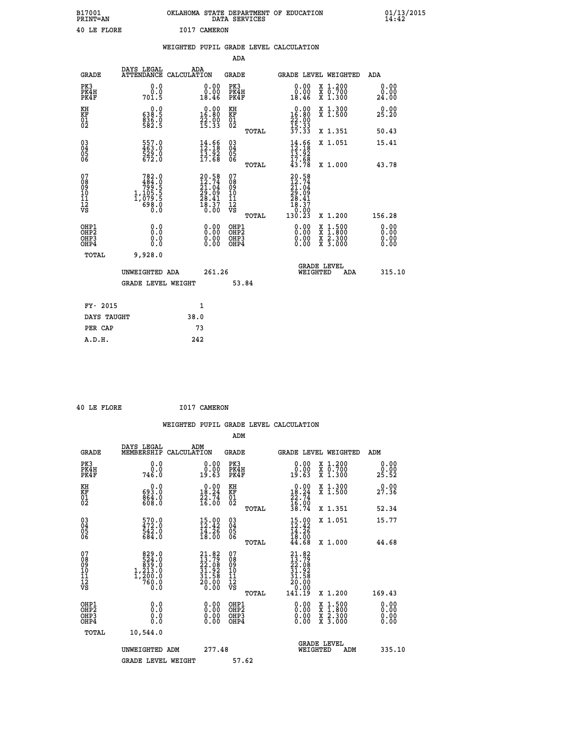B17001 OKLAHOMA STATE DEPARTMENT OF EDUCATION 01/13/2015
PRINT=AN DATA SERVICES 14:42

40 LE FLORE I017 CAMERON

## WEIGHTED PUPIL GRADE LEVEL CALCULATION

### ADA

| GRADE | DAYS LEGAL ATTENDANCE | ADA CALCULATION | GRADE | | GRADE LEVEL WEIGHTED | | ADA |
|---|---|---|---|---|---|---|---|
| PK3 | 0.0 | 0.00 | PK3 | | 0.00 | X 1.200 | 0.00 |
| PK4H | 0.0 | 0.00 | PK4H | | 0.00 | X 0.700 | 0.00 |
| PK4F | 701.5 | 18.46 | PK4F | | 18.46 | X 1.300 | 24.00 |
| KH | 0.0 | 0.00 | KH | | 0.00 | X 1.300 | 0.00 |
| KF | 638.5 | 16.80 | KF | | 16.80 | X 1.500 | 25.20 |
| 01 | 836.0 | 22.00 | 01 | | 22.00 | | |
| 02 | 582.5 | 15.33 | 02 | | 15.33 | | |
| | | | | TOTAL | 37.33 | X 1.351 | 50.43 |
| 03 | 557.0 | 14.66 | 03 | | 14.66 | X 1.051 | 15.41 |
| 04 | 463.0 | 12.18 | 04 | | 12.18 | | |
| 05 | 529.0 | 13.92 | 05 | | 13.92 | | |
| 06 | 672.0 | 17.68 | 06 | | 17.68 | | |
| | | | | TOTAL | 43.78 | X 1.000 | 43.78 |
| 07 | 782.0 | 20.58 | 07 | | 20.58 | | |
| 08 | 484.0 | 12.74 | 08 | | 12.74 | | |
| 09 | 799.5 | 21.04 | 09 | | 21.04 | | |
| 10 | 1,105.5 | 29.09 | 10 | | 29.09 | | |
| 11 | 1,079.5 | 28.41 | 11 | | 28.41 | | |
| 12 | 698.0 | 18.37 | 12 | | 18.37 | | |
| VS | 0.0 | 0.00 | VS | | 0.00 | | |
| | | | | TOTAL | 130.23 | X 1.200 | 156.28 |
| OHP1 | 0.0 | 0.00 | OHP1 | | 0.00 | X 1.500 | 0.00 |
| OHP2 | 0.0 | 0.00 | OHP2 | | 0.00 | X 1.800 | 0.00 |
| OHP3 | 0.0 | 0.00 | OHP3 | | 0.00 | X 2.300 | 0.00 |
| OHP4 | 0.0 | 0.00 | OHP4 | | 0.00 | X 3.000 | 0.00 |
| TOTAL | 9,928.0 | | | | | | |

UNWEIGHTED ADA 261.26 GRADE LEVEL WEIGHTED ADA 315.10

GRADE LEVEL WEIGHT 53.84

| FY- 2015 | 1 |
|---|---|
| DAYS TAUGHT | 38.0 |
| PER CAP | 73 |
| A.D.H. | 242 |

40 LE FLORE I017 CAMERON

## WEIGHTED PUPIL GRADE LEVEL CALCULATION

### ADM

| GRADE | DAYS LEGAL MEMBERSHIP | ADM CALCULATION | GRADE | | GRADE LEVEL WEIGHTED | | ADM |
|---|---|---|---|---|---|---|---|
| PK3 | 0.0 | 0.00 | PK3 | | 0.00 | X 1.200 | 0.00 |
| PK4H | 0.0 | 0.00 | PK4H | | 0.00 | X 0.700 | 0.00 |
| PK4F | 746.0 | 19.63 | PK4F | | 19.63 | X 1.300 | 25.52 |
| KH | 0.0 | 0.00 | KH | | 0.00 | X 1.300 | 0.00 |
| KF | 693.0 | 18.24 | KF | | 18.24 | X 1.500 | 27.36 |
| 01 | 864.0 | 22.74 | 01 | | 22.74 | | |
| 02 | 608.0 | 16.00 | 02 | | 16.00 | | |
| | | | | TOTAL | 38.74 | X 1.351 | 52.34 |
| 03 | 570.0 | 15.00 | 03 | | 15.00 | X 1.051 | 15.77 |
| 04 | 472.0 | 12.42 | 04 | | 12.42 | | |
| 05 | 542.0 | 14.26 | 05 | | 14.26 | | |
| 06 | 684.0 | 18.00 | 06 | | 18.00 | | |
| | | | | TOTAL | 44.68 | X 1.000 | 44.68 |
| 07 | 829.0 | 21.82 | 07 | | 21.82 | | |
| 08 | 524.0 | 13.79 | 08 | | 13.79 | | |
| 09 | 839.0 | 22.08 | 09 | | 22.08 | | |
| 10 | 1,213.0 | 31.92 | 10 | | 31.92 | | |
| 11 | 1,200.0 | 31.58 | 11 | | 31.58 | | |
| 12 | 760.0 | 20.00 | 12 | | 20.00 | | |
| VS | 0.0 | 0.00 | VS | | 0.00 | | |
| | | | | TOTAL | 141.19 | X 1.200 | 169.43 |
| OHP1 | 0.0 | 0.00 | OHP1 | | 0.00 | X 1.500 | 0.00 |
| OHP2 | 0.0 | 0.00 | OHP2 | | 0.00 | X 1.800 | 0.00 |
| OHP3 | 0.0 | 0.00 | OHP3 | | 0.00 | X 2.300 | 0.00 |
| OHP4 | 0.0 | 0.00 | OHP4 | | 0.00 | X 3.000 | 0.00 |
| TOTAL | 10,544.0 | | | | | | |

UNWEIGHTED ADM 277.48 GRADE LEVEL WEIGHTED ADM 335.10

GRADE LEVEL WEIGHT 57.62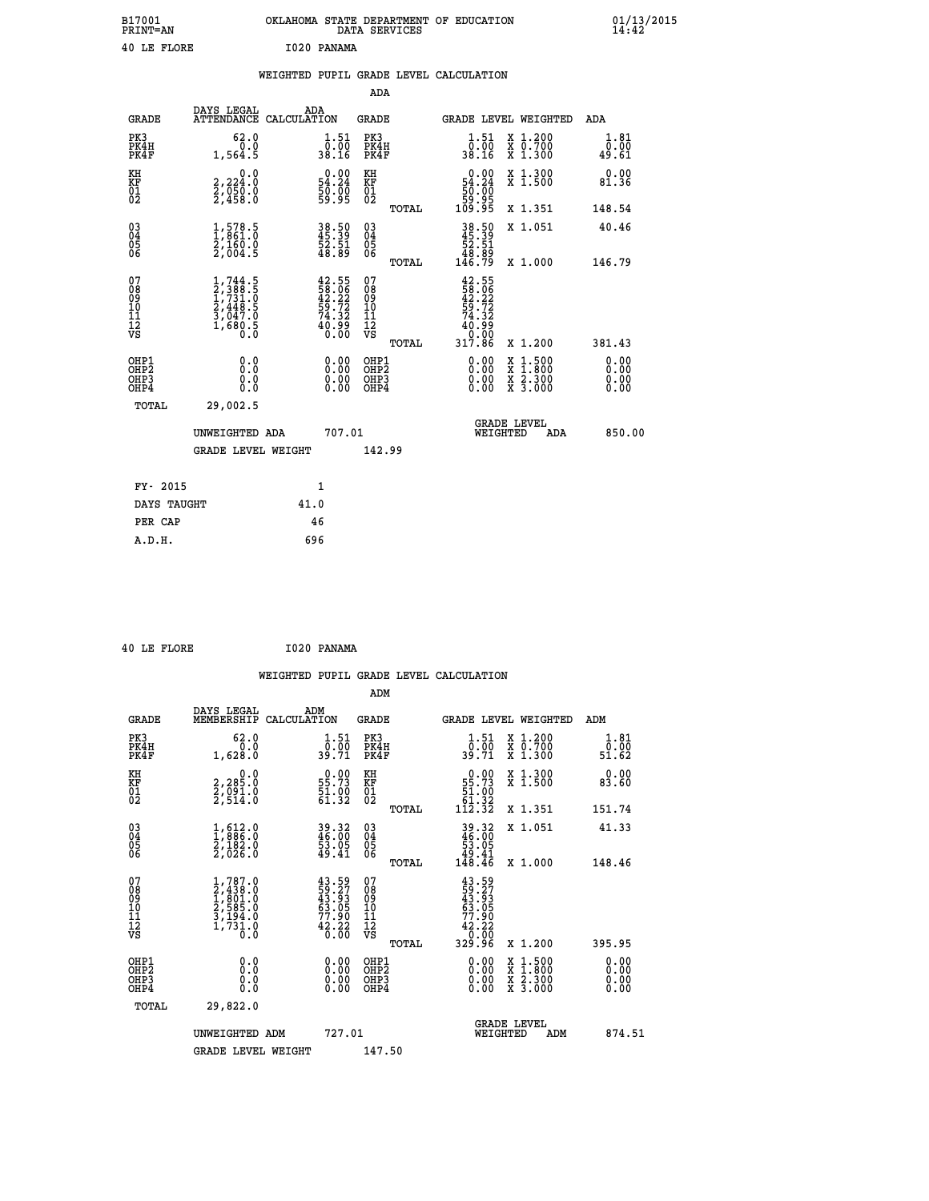B17001 OKLAHOMA STATE DEPARTMENT OF EDUCATION 01/13/2015
PRINT=AN DATA SERVICES 14:42

40 LE FLORE I020 PANAMA

WEIGHTED PUPIL GRADE LEVEL CALCULATION

ADA

| GRADE | DAYS LEGAL ATTENDANCE | ADA CALCULATION | GRADE | GRADE LEVEL | WEIGHTED | ADA |
|---|---|---|---|---|---|---|
| PK3 | 62.0 | 1.51 | PK3 | 1.51 | X 1.200 | 1.81 |
| PK4H | 0.0 | 0.00 | PK4H | 0.00 | X 0.700 | 0.00 |
| PK4F | 1,564.5 | 38.16 | PK4F | 38.16 | X 1.300 | 49.61 |
| KH | 0.0 | 0.00 | KH | 0.00 | X 1.300 | 0.00 |
| KF | 2,224.0 | 54.24 | KF | 54.24 | X 1.500 | 81.36 |
| 01 | 2,050.0 | 50.00 | 01 | 50.00 | | |
| 02 | 2,458.0 | 59.95 | 02 | 59.95 | | |
| | | | TOTAL | 109.95 | X 1.351 | 148.54 |
| 03 | 1,578.5 | 38.50 | 03 | 38.50 | X 1.051 | 40.46 |
| 04 | 1,861.0 | 45.39 | 04 | 45.39 | | |
| 05 | 2,160.0 | 52.51 | 05 | 52.51 | | |
| 06 | 2,004.5 | 48.89 | 06 | 48.89 | | |
| | | | TOTAL | 146.79 | X 1.000 | 146.79 |
| 07 | 1,744.5 | 42.55 | 07 | 42.55 | | |
| 08 | 2,388.5 | 58.06 | 08 | 58.06 | | |
| 09 | 1,731.0 | 42.22 | 09 | 42.22 | | |
| 10 | 2,448.5 | 59.72 | 10 | 59.72 | | |
| 11 | 3,047.0 | 74.32 | 11 | 74.32 | | |
| 12 | 1,680.5 | 40.99 | 12 | 40.99 | | |
| VS | 0.0 | 0.00 | VS | 0.00 | | |
| | | | TOTAL | 317.86 | X 1.200 | 381.43 |
| OHP1 | 0.0 | 0.00 | OHP1 | 0.00 | X 1.500 | 0.00 |
| OHP2 | 0.0 | 0.00 | OHP2 | 0.00 | X 1.800 | 0.00 |
| OHP3 | 0.0 | 0.00 | OHP3 | 0.00 | X 2.300 | 0.00 |
| OHP4 | 0.0 | 0.00 | OHP4 | 0.00 | X 3.000 | 0.00 |
| TOTAL | 29,002.5 | | | | | |

UNWEIGHTED ADA 707.01 GRADE LEVEL WEIGHTED ADA 850.00

GRADE LEVEL WEIGHT 142.99

| FY- 2015 | 1 |
|---|---|
| DAYS TAUGHT | 41.0 |
| PER CAP | 46 |
| A.D.H. | 696 |

40 LE FLORE I020 PANAMA

WEIGHTED PUPIL GRADE LEVEL CALCULATION

ADM

| GRADE | DAYS LEGAL MEMBERSHIP | ADM CALCULATION | GRADE | GRADE LEVEL | WEIGHTED | ADM |
|---|---|---|---|---|---|---|
| PK3 | 62.0 | 1.51 | PK3 | 1.51 | X 1.200 | 1.81 |
| PK4H | 0.0 | 0.00 | PK4H | 0.00 | X 0.700 | 0.00 |
| PK4F | 1,628.0 | 39.71 | PK4F | 39.71 | X 1.300 | 51.62 |
| KH | 0.0 | 0.00 | KH | 0.00 | X 1.300 | 0.00 |
| KF | 2,285.0 | 55.73 | KF | 55.73 | X 1.500 | 83.60 |
| 01 | 2,091.0 | 51.00 | 01 | 51.00 | | |
| 02 | 2,514.0 | 61.32 | 02 | 61.32 | | |
| | | | TOTAL | 112.32 | X 1.351 | 151.74 |
| 03 | 1,612.0 | 39.32 | 03 | 39.32 | X 1.051 | 41.33 |
| 04 | 1,886.0 | 46.00 | 04 | 46.00 | | |
| 05 | 2,182.0 | 53.05 | 05 | 53.05 | | |
| 06 | 2,026.0 | 49.41 | 06 | 49.41 | | |
| | | | TOTAL | 148.46 | X 1.000 | 148.46 |
| 07 | 1,787.0 | 43.59 | 07 | 43.59 | | |
| 08 | 2,438.0 | 59.27 | 08 | 59.27 | | |
| 09 | 1,801.0 | 43.93 | 09 | 43.93 | | |
| 10 | 2,585.0 | 63.05 | 10 | 63.05 | | |
| 11 | 3,194.0 | 77.90 | 11 | 77.90 | | |
| 12 | 1,731.0 | 42.22 | 12 | 42.22 | | |
| VS | 0.0 | 0.00 | VS | 0.00 | | |
| | | | TOTAL | 329.96 | X 1.200 | 395.95 |
| OHP1 | 0.0 | 0.00 | OHP1 | 0.00 | X 1.500 | 0.00 |
| OHP2 | 0.0 | 0.00 | OHP2 | 0.00 | X 1.800 | 0.00 |
| OHP3 | 0.0 | 0.00 | OHP3 | 0.00 | X 2.300 | 0.00 |
| OHP4 | 0.0 | 0.00 | OHP4 | 0.00 | X 3.000 | 0.00 |
| TOTAL | 29,822.0 | | | | | |

UNWEIGHTED ADM 727.01 GRADE LEVEL WEIGHTED ADM 874.51

GRADE LEVEL WEIGHT 147.50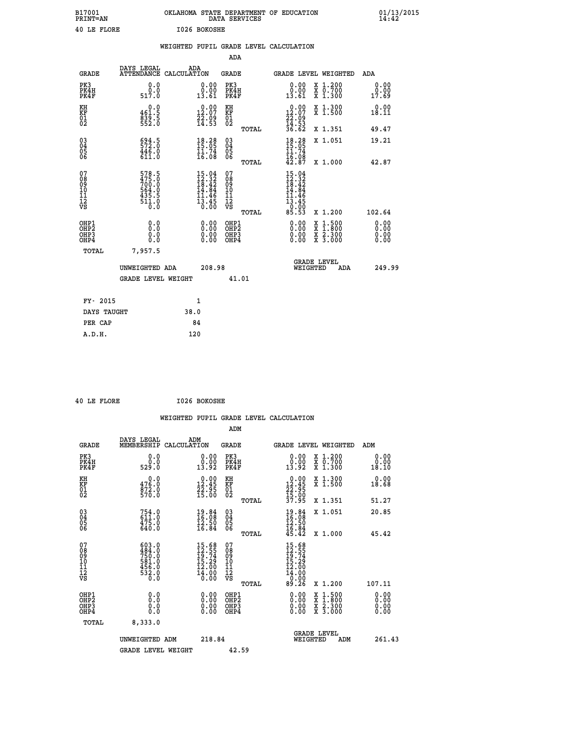B17001 OKLAHOMA STATE DEPARTMENT OF EDUCATION 01/13/2015
PRINT=AN DATA SERVICES 14:42

40 LE FLORE I026 BOKOSHE

WEIGHTED PUPIL GRADE LEVEL CALCULATION

ADA

| GRADE | DAYS LEGAL ATTENDANCE | ADA CALCULATION | GRADE | GRADE LEVEL | WEIGHTED | ADA |
|---|---|---|---|---|---|---|
| PK3 | 0.0 | 0.00 | PK3 | 0.00 | X 1.200 | 0.00 |
| PK4H | 0.0 | 0.00 | PK4H | 0.00 | X 0.700 | 0.00 |
| PK4F | 517.0 | 13.61 | PK4F | 13.61 | X 1.300 | 17.69 |
| KH | 0.0 | 0.00 | KH | 0.00 | X 1.300 | 0.00 |
| KF | 461.5 | 12.07 | KF | 12.07 | X 1.500 | 18.11 |
| 01 | 839.5 | 22.09 | 01 | 22.09 | | |
| 02 | 552.0 | 14.53 | 02 | 14.53 | | |
| | | | TOTAL | 36.62 | X 1.351 | 49.47 |
| 03 | 694.5 | 18.28 | 03 | 18.28 | X 1.051 | 19.21 |
| 04 | 572.0 | 15.05 | 04 | 15.05 | | |
| 05 | 446.0 | 11.74 | 05 | 11.74 | | |
| 06 | 611.0 | 16.08 | 06 | 16.08 | | |
| | | | TOTAL | 42.87 | X 1.000 | 42.87 |
| 07 | 578.5 | 15.04 | 07 | 15.04 | | |
| 08 | 475.0 | 12.32 | 08 | 12.32 | | |
| 09 | 700.0 | 18.42 | 09 | 18.42 | | |
| 10 | 564.0 | 14.84 | 10 | 14.84 | | |
| 11 | 435.5 | 11.46 | 11 | 11.46 | | |
| 12 | 511.0 | 13.45 | 12 | 13.45 | | |
| VS | 0.0 | 0.00 | VS | 0.00 | | |
| | | | TOTAL | 85.53 | X 1.200 | 102.64 |
| OHP1 | 0.0 | 0.00 | OHP1 | 0.00 | X 1.500 | 0.00 |
| OHP2 | 0.0 | 0.00 | OHP2 | 0.00 | X 1.800 | 0.00 |
| OHP3 | 0.0 | 0.00 | OHP3 | 0.00 | X 2.300 | 0.00 |
| OHP4 | 0.0 | 0.00 | OHP4 | 0.00 | X 3.000 | 0.00 |
| TOTAL | 7,957.5 | | | | | |

UNWEIGHTED ADA 208.98 GRADE LEVEL WEIGHTED ADA 249.99

GRADE LEVEL WEIGHT 41.01

| FY- 2015 | 1 |
|---|---|
| DAYS TAUGHT | 38.0 |
| PER CAP | 84 |
| A.D.H. | 120 |

40 LE FLORE I026 BOKOSHE

WEIGHTED PUPIL GRADE LEVEL CALCULATION

ADM

| GRADE | DAYS LEGAL MEMBERSHIP | ADM CALCULATION | GRADE | GRADE LEVEL | WEIGHTED | ADM |
|---|---|---|---|---|---|---|
| PK3 | 0.0 | 0.00 | PK3 | 0.00 | X 1.200 | 0.00 |
| PK4H | 0.0 | 0.00 | PK4H | 0.00 | X 0.700 | 0.00 |
| PK4F | 529.0 | 13.92 | PK4F | 13.92 | X 1.300 | 18.10 |
| KH | 0.0 | 0.00 | KH | 0.00 | X 1.300 | 0.00 |
| KF | 476.0 | 12.45 | KF | 12.45 | X 1.500 | 18.68 |
| 01 | 872.0 | 22.95 | 01 | 22.95 | | |
| 02 | 570.0 | 15.00 | 02 | 15.00 | | |
| | | | TOTAL | 37.95 | X 1.351 | 51.27 |
| 03 | 754.0 | 19.84 | 03 | 19.84 | X 1.051 | 20.85 |
| 04 | 611.0 | 16.08 | 04 | 16.08 | | |
| 05 | 475.0 | 12.50 | 05 | 12.50 | | |
| 06 | 640.0 | 16.84 | 06 | 16.84 | | |
| | | | TOTAL | 45.42 | X 1.000 | 45.42 |
| 07 | 603.0 | 15.68 | 07 | 15.68 | | |
| 08 | 484.0 | 12.55 | 08 | 12.55 | | |
| 09 | 750.0 | 19.74 | 09 | 19.74 | | |
| 10 | 581.0 | 15.29 | 10 | 15.29 | | |
| 11 | 456.0 | 12.00 | 11 | 12.00 | | |
| 12 | 532.0 | 14.00 | 12 | 14.00 | | |
| VS | 0.0 | 0.00 | VS | 0.00 | | |
| | | | TOTAL | 89.26 | X 1.200 | 107.11 |
| OHP1 | 0.0 | 0.00 | OHP1 | 0.00 | X 1.500 | 0.00 |
| OHP2 | 0.0 | 0.00 | OHP2 | 0.00 | X 1.800 | 0.00 |
| OHP3 | 0.0 | 0.00 | OHP3 | 0.00 | X 2.300 | 0.00 |
| OHP4 | 0.0 | 0.00 | OHP4 | 0.00 | X 3.000 | 0.00 |
| TOTAL | 8,333.0 | | | | | |

UNWEIGHTED ADM 218.84 GRADE LEVEL WEIGHTED ADM 261.43

GRADE LEVEL WEIGHT 42.59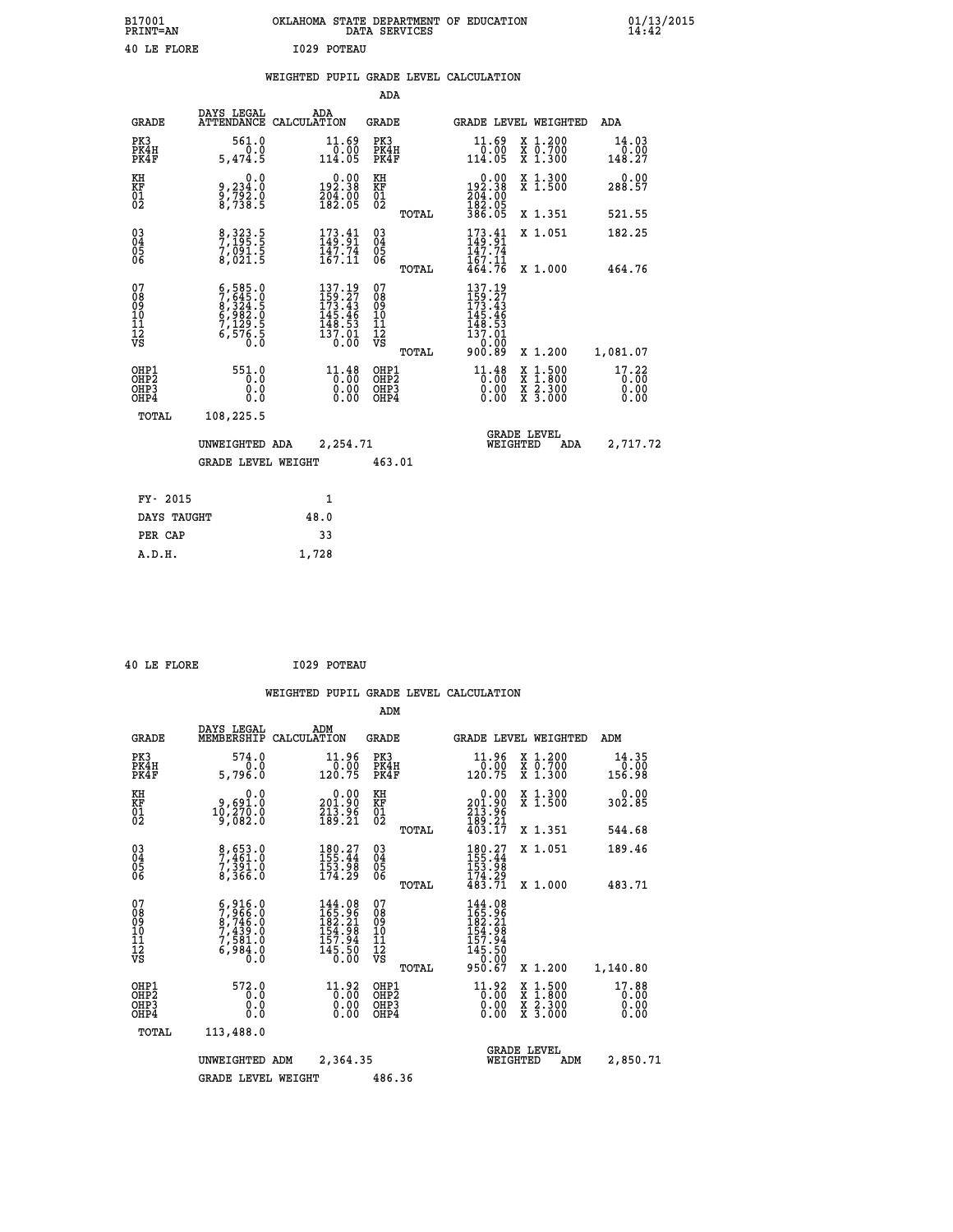B17001 OKLAHOMA STATE DEPARTMENT OF EDUCATION 01/13/2015
PRINT=AN DATA SERVICES 14:42

40 LE FLORE I029 POTEAU

## WEIGHTED PUPIL GRADE LEVEL CALCULATION

### ADA

| GRADE | DAYS LEGAL ATTENDANCE | ADA CALCULATION | GRADE | GRADE LEVEL | WEIGHTED | ADA |
|---|---|---|---|---|---|---|
| PK3 | 561.0 | 11.69 | PK3 | 11.69 | X 1.200 | 14.03 |
| PK4H | 0.0 | 0.00 | PK4H | 0.00 | X 0.700 | 0.00 |
| PK4F | 5,474.5 | 114.05 | PK4F | 114.05 | X 1.300 | 148.27 |
| KH | 0.0 | 0.00 | KH | 0.00 | X 1.300 | 0.00 |
| KF | 9,234.0 | 192.38 | KF | 192.38 | X 1.500 | 288.57 |
| 01 | 9,792.0 | 204.00 | 01 | 204.00 | | |
| 02 | 8,738.5 | 182.05 | 02 | 182.05 | | |
| | | | TOTAL | 386.05 | X 1.351 | 521.55 |
| 03 | 8,323.5 | 173.41 | 03 | 173.41 | X 1.051 | 182.25 |
| 04 | 7,195.5 | 149.91 | 04 | 149.91 | | |
| 05 | 7,091.5 | 147.74 | 05 | 147.74 | | |
| 06 | 8,021.5 | 167.11 | 06 | 167.11 | | |
| | | | TOTAL | 464.76 | X 1.000 | 464.76 |
| 07 | 6,585.0 | 137.19 | 07 | 137.19 | | |
| 08 | 7,645.0 | 159.27 | 08 | 159.27 | | |
| 09 | 8,324.5 | 173.43 | 09 | 173.43 | | |
| 10 | 6,982.0 | 145.46 | 10 | 145.46 | | |
| 11 | 7,129.5 | 148.53 | 11 | 148.53 | | |
| 12 | 6,576.5 | 137.01 | 12 | 137.01 | | |
| VS | 0.0 | 0.00 | VS | 0.00 | | |
| | | | TOTAL | 900.89 | X 1.200 | 1,081.07 |
| OHP1 | 551.0 | 11.48 | OHP1 | 11.48 | X 1.500 | 17.22 |
| OHP2 | 0.0 | 0.00 | OHP2 | 0.00 | X 1.800 | 0.00 |
| OHP3 | 0.0 | 0.00 | OHP3 | 0.00 | X 2.300 | 0.00 |
| OHP4 | 0.0 | 0.00 | OHP4 | 0.00 | X 3.000 | 0.00 |
| TOTAL | 108,225.5 | | | | | |

UNWEIGHTED ADA 2,254.71 GRADE LEVEL WEIGHTED ADA 2,717.72

GRADE LEVEL WEIGHT 463.01

| | |
|---|---|
| FY- 2015 | 1 |
| DAYS TAUGHT | 48.0 |
| PER CAP | 33 |
| A.D.H. | 1,728 |

40 LE FLORE I029 POTEAU

## WEIGHTED PUPIL GRADE LEVEL CALCULATION

### ADM

| GRADE | DAYS LEGAL MEMBERSHIP | ADM CALCULATION | GRADE | GRADE LEVEL | WEIGHTED | ADM |
|---|---|---|---|---|---|---|
| PK3 | 574.0 | 11.96 | PK3 | 11.96 | X 1.200 | 14.35 |
| PK4H | 0.0 | 0.00 | PK4H | 0.00 | X 0.700 | 0.00 |
| PK4F | 5,796.0 | 120.75 | PK4F | 120.75 | X 1.300 | 156.98 |
| KH | 0.0 | 0.00 | KH | 0.00 | X 1.300 | 0.00 |
| KF | 9,691.0 | 201.90 | KF | 201.90 | X 1.500 | 302.85 |
| 01 | 10,270.0 | 213.96 | 01 | 213.96 | | |
| 02 | 9,082.0 | 189.21 | 02 | 189.21 | | |
| | | | TOTAL | 403.17 | X 1.351 | 544.68 |
| 03 | 8,653.0 | 180.27 | 03 | 180.27 | X 1.051 | 189.46 |
| 04 | 7,461.0 | 155.44 | 04 | 155.44 | | |
| 05 | 7,391.0 | 153.98 | 05 | 153.98 | | |
| 06 | 8,366.0 | 174.29 | 06 | 174.29 | | |
| | | | TOTAL | 483.71 | X 1.000 | 483.71 |
| 07 | 6,916.0 | 144.08 | 07 | 144.08 | | |
| 08 | 7,966.0 | 165.96 | 08 | 165.96 | | |
| 09 | 8,746.0 | 182.21 | 09 | 182.21 | | |
| 10 | 7,439.0 | 154.98 | 10 | 154.98 | | |
| 11 | 7,581.0 | 157.94 | 11 | 157.94 | | |
| 12 | 6,984.0 | 145.50 | 12 | 145.50 | | |
| VS | 0.0 | 0.00 | VS | 0.00 | | |
| | | | TOTAL | 950.67 | X 1.200 | 1,140.80 |
| OHP1 | 572.0 | 11.92 | OHP1 | 11.92 | X 1.500 | 17.88 |
| OHP2 | 0.0 | 0.00 | OHP2 | 0.00 | X 1.800 | 0.00 |
| OHP3 | 0.0 | 0.00 | OHP3 | 0.00 | X 2.300 | 0.00 |
| OHP4 | 0.0 | 0.00 | OHP4 | 0.00 | X 3.000 | 0.00 |
| TOTAL | 113,488.0 | | | | | |

UNWEIGHTED ADM 2,364.35 GRADE LEVEL WEIGHTED ADM 2,850.71

GRADE LEVEL WEIGHT 486.36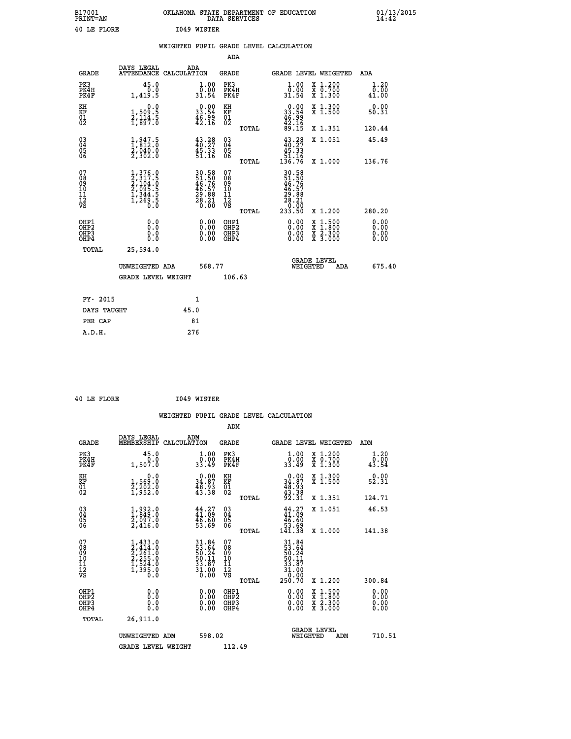B17001 OKLAHOMA STATE DEPARTMENT OF EDUCATION 01/13/2015
PRINT=AN DATA SERVICES 14:42

40 LE FLORE I049 WISTER

## WEIGHTED PUPIL GRADE LEVEL CALCULATION

### ADA

| GRADE | DAYS LEGAL ATTENDANCE | ADA CALCULATION | GRADE | | GRADE LEVEL | WEIGHTED | ADA |
|---|---|---|---|---|---|---|---|
| PK3 | 45.0 | 1.00 | PK3 | | 1.00 | X 1.200 | 1.20 |
| PK4H | 0.0 | 0.00 | PK4H | | 0.00 | X 0.700 | 0.00 |
| PK4F | 1,419.5 | 31.54 | PK4F | | 31.54 | X 1.300 | 41.00 |
| KH | 0.0 | 0.00 | KH | | 0.00 | X 1.300 | 0.00 |
| KF | 1,509.5 | 33.54 | KF | | 33.54 | X 1.500 | 50.31 |
| 01 | 2,114.5 | 46.99 | 01 | | 46.99 | | |
| 02 | 1,897.0 | 42.16 | 02 | | 42.16 | | |
| | | | | TOTAL | 89.15 | X 1.351 | 120.44 |
| 03 | 1,947.5 | 43.28 | 03 | | 43.28 | X 1.051 | 45.49 |
| 04 | 1,812.0 | 40.27 | 04 | | 40.27 | | |
| 05 | 2,040.0 | 45.33 | 05 | | 45.33 | | |
| 06 | 2,302.0 | 51.16 | 06 | | 51.16 | | |
| | | | | TOTAL | 136.76 | X 1.000 | 136.76 |
| 07 | 1,376.0 | 30.58 | 07 | | 30.58 | | |
| 08 | 2,317.5 | 51.50 | 08 | | 51.50 | | |
| 09 | 2,104.0 | 46.76 | 09 | | 46.76 | | |
| 10 | 2,095.5 | 46.57 | 10 | | 46.57 | | |
| 11 | 1,344.5 | 29.88 | 11 | | 29.88 | | |
| 12 | 1,269.5 | 28.21 | 12 | | 28.21 | | |
| VS | 0.0 | 0.00 | VS | | 0.00 | | |
| | | | | TOTAL | 233.50 | X 1.200 | 280.20 |
| OHP1 | 0.0 | 0.00 | OHP1 | | 0.00 | X 1.500 | 0.00 |
| OHP2 | 0.0 | 0.00 | OHP2 | | 0.00 | X 1.800 | 0.00 |
| OHP3 | 0.0 | 0.00 | OHP3 | | 0.00 | X 2.300 | 0.00 |
| OHP4 | 0.0 | 0.00 | OHP4 | | 0.00 | X 3.000 | 0.00 |
| TOTAL | 25,594.0 | | | | | | |

UNWEIGHTED ADA 568.77 — GRADE LEVEL WEIGHTED ADA 675.40

GRADE LEVEL WEIGHT 106.63

| | |
|---|---|
| FY- 2015 | 1 |
| DAYS TAUGHT | 45.0 |
| PER CAP | 81 |
| A.D.H. | 276 |

40 LE FLORE I049 WISTER

## WEIGHTED PUPIL GRADE LEVEL CALCULATION

### ADM

| GRADE | DAYS LEGAL MEMBERSHIP | ADM CALCULATION | GRADE | | GRADE LEVEL | WEIGHTED | ADM |
|---|---|---|---|---|---|---|---|
| PK3 | 45.0 | 1.00 | PK3 | | 1.00 | X 1.200 | 1.20 |
| PK4H | 0.0 | 0.00 | PK4H | | 0.00 | X 0.700 | 0.00 |
| PK4F | 1,507.0 | 33.49 | PK4F | | 33.49 | X 1.300 | 43.54 |
| KH | 0.0 | 0.00 | KH | | 0.00 | X 1.300 | 0.00 |
| KF | 1,569.0 | 34.87 | KF | | 34.87 | X 1.500 | 52.31 |
| 01 | 2,202.0 | 48.93 | 01 | | 48.93 | | |
| 02 | 1,952.0 | 43.38 | 02 | | 43.38 | | |
| | | | | TOTAL | 92.31 | X 1.351 | 124.71 |
| 03 | 1,992.0 | 44.27 | 03 | | 44.27 | X 1.051 | 46.53 |
| 04 | 1,849.0 | 41.09 | 04 | | 41.09 | | |
| 05 | 2,097.0 | 46.60 | 05 | | 46.60 | | |
| 06 | 2,416.0 | 53.69 | 06 | | 53.69 | | |
| | | | | TOTAL | 141.38 | X 1.000 | 141.38 |
| 07 | 1,433.0 | 31.84 | 07 | | 31.84 | | |
| 08 | 2,414.0 | 53.64 | 08 | | 53.64 | | |
| 09 | 2,261.0 | 50.24 | 09 | | 50.24 | | |
| 10 | 2,255.0 | 50.11 | 10 | | 50.11 | | |
| 11 | 1,524.0 | 33.87 | 11 | | 33.87 | | |
| 12 | 1,395.0 | 31.00 | 12 | | 31.00 | | |
| VS | 0.0 | 0.00 | VS | | 0.00 | | |
| | | | | TOTAL | 250.70 | X 1.200 | 300.84 |
| OHP1 | 0.0 | 0.00 | OHP1 | | 0.00 | X 1.500 | 0.00 |
| OHP2 | 0.0 | 0.00 | OHP2 | | 0.00 | X 1.800 | 0.00 |
| OHP3 | 0.0 | 0.00 | OHP3 | | 0.00 | X 2.300 | 0.00 |
| OHP4 | 0.0 | 0.00 | OHP4 | | 0.00 | X 3.000 | 0.00 |
| TOTAL | 26,911.0 | | | | | | |

UNWEIGHTED ADM 598.02 — GRADE LEVEL WEIGHTED ADM 710.51

GRADE LEVEL WEIGHT 112.49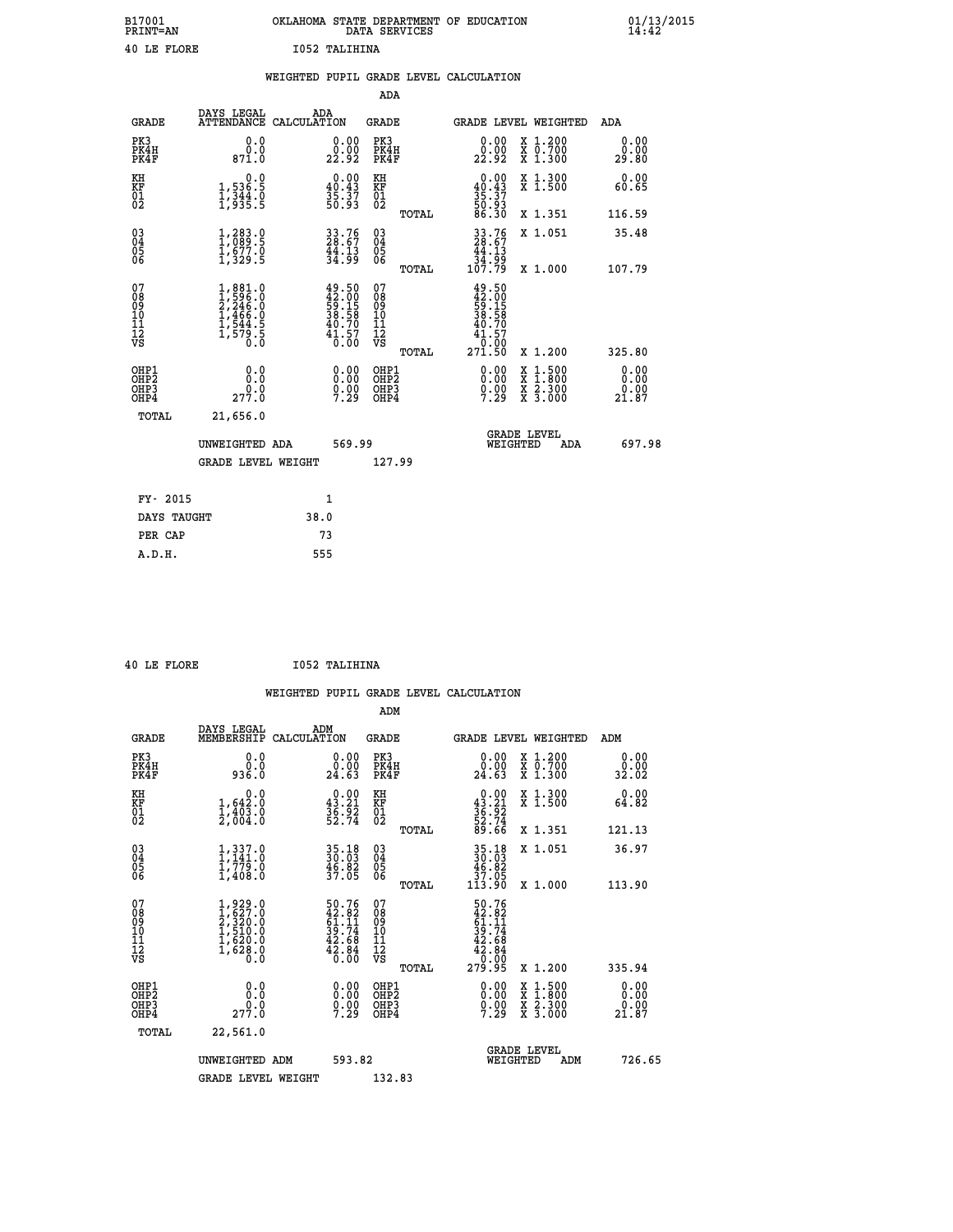B17001 OKLAHOMA STATE DEPARTMENT OF EDUCATION 01/13/2015
PRINT=AN DATA SERVICES 14:42

40 LE FLORE I052 TALIHINA

WEIGHTED PUPIL GRADE LEVEL CALCULATION

ADA

| GRADE | DAYS LEGAL ATTENDANCE | ADA CALCULATION | GRADE | GRADE LEVEL | WEIGHTED | ADA |
|---|---|---|---|---|---|---|
| PK3 | 0.0 | 0.00 | PK3 | 0.00 | X 1.200 | 0.00 |
| PK4H | 0.0 | 0.00 | PK4H | 0.00 | X 0.700 | 0.00 |
| PK4F | 871.0 | 22.92 | PK4F | 22.92 | X 1.300 | 29.80 |
| KH | 0.0 | 0.00 | KH | 0.00 | X 1.300 | 0.00 |
| KF | 1,536.5 | 40.43 | KF | 40.43 | X 1.500 | 60.65 |
| 01 | 1,344.0 | 35.37 | 01 | 35.37 | | |
| 02 | 1,935.5 | 50.93 | 02 | 50.93 | | |
| | | | TOTAL | 86.30 | X 1.351 | 116.59 |
| 03 | 1,283.0 | 33.76 | 03 | 33.76 | X 1.051 | 35.48 |
| 04 | 1,089.5 | 28.67 | 04 | 28.67 | | |
| 05 | 1,677.0 | 44.13 | 05 | 44.13 | | |
| 06 | 1,329.5 | 34.99 | 06 | 34.99 | | |
| | | | TOTAL | 107.79 | X 1.000 | 107.79 |
| 07 | 1,881.0 | 49.50 | 07 | 49.50 | | |
| 08 | 1,596.0 | 42.00 | 08 | 42.00 | | |
| 09 | 2,246.0 | 59.15 | 09 | 59.15 | | |
| 10 | 1,466.0 | 38.58 | 10 | 38.58 | | |
| 11 | 1,544.5 | 40.70 | 11 | 40.70 | | |
| 12 | 1,579.5 | 41.57 | 12 | 41.57 | | |
| VS | 0.0 | 0.00 | VS | 0.00 | | |
| | | | TOTAL | 271.50 | X 1.200 | 325.80 |
| OHP1 | 0.0 | 0.00 | OHP1 | 0.00 | X 1.500 | 0.00 |
| OHP2 | 0.0 | 0.00 | OHP2 | 0.00 | X 1.800 | 0.00 |
| OHP3 | 0.0 | 0.00 | OHP3 | 0.00 | X 2.300 | 0.00 |
| OHP4 | 277.0 | 7.29 | OHP4 | 7.29 | X 3.000 | 21.87 |
| TOTAL | 21,656.0 | | | | | |

UNWEIGHTED ADA 569.99 GRADE LEVEL WEIGHTED ADA 697.98

GRADE LEVEL WEIGHT 127.99

| FY- 2015 | 1 |
|---|---|
| DAYS TAUGHT | 38.0 |
| PER CAP | 73 |
| A.D.H. | 555 |

40 LE FLORE I052 TALIHINA

WEIGHTED PUPIL GRADE LEVEL CALCULATION

ADM

| GRADE | DAYS LEGAL MEMBERSHIP | ADM CALCULATION | GRADE | GRADE LEVEL | WEIGHTED | ADM |
|---|---|---|---|---|---|---|
| PK3 | 0.0 | 0.00 | PK3 | 0.00 | X 1.200 | 0.00 |
| PK4H | 0.0 | 0.00 | PK4H | 0.00 | X 0.700 | 0.00 |
| PK4F | 936.0 | 24.63 | PK4F | 24.63 | X 1.300 | 32.02 |
| KH | 0.0 | 0.00 | KH | 0.00 | X 1.300 | 0.00 |
| KF | 1,642.0 | 43.21 | KF | 43.21 | X 1.500 | 64.82 |
| 01 | 1,403.0 | 36.92 | 01 | 36.92 | | |
| 02 | 2,004.0 | 52.74 | 02 | 52.74 | | |
| | | | TOTAL | 89.66 | X 1.351 | 121.13 |
| 03 | 1,337.0 | 35.18 | 03 | 35.18 | X 1.051 | 36.97 |
| 04 | 1,141.0 | 30.03 | 04 | 30.03 | | |
| 05 | 1,779.0 | 46.82 | 05 | 46.82 | | |
| 06 | 1,408.0 | 37.05 | 06 | 37.05 | | |
| | | | TOTAL | 113.90 | X 1.000 | 113.90 |
| 07 | 1,929.0 | 50.76 | 07 | 50.76 | | |
| 08 | 1,627.0 | 42.82 | 08 | 42.82 | | |
| 09 | 2,320.0 | 61.11 | 09 | 61.11 | | |
| 10 | 1,510.0 | 39.74 | 10 | 39.74 | | |
| 11 | 1,620.0 | 42.68 | 11 | 42.68 | | |
| 12 | 1,628.0 | 42.84 | 12 | 42.84 | | |
| VS | 0.0 | 0.00 | VS | 0.00 | | |
| | | | TOTAL | 279.95 | X 1.200 | 335.94 |
| OHP1 | 0.0 | 0.00 | OHP1 | 0.00 | X 1.500 | 0.00 |
| OHP2 | 0.0 | 0.00 | OHP2 | 0.00 | X 1.800 | 0.00 |
| OHP3 | 0.0 | 0.00 | OHP3 | 0.00 | X 2.300 | 0.00 |
| OHP4 | 277.0 | 7.29 | OHP4 | 7.29 | X 3.000 | 21.87 |
| TOTAL | 22,561.0 | | | | | |

UNWEIGHTED ADM 593.82 GRADE LEVEL WEIGHTED ADM 726.65

GRADE LEVEL WEIGHT 132.83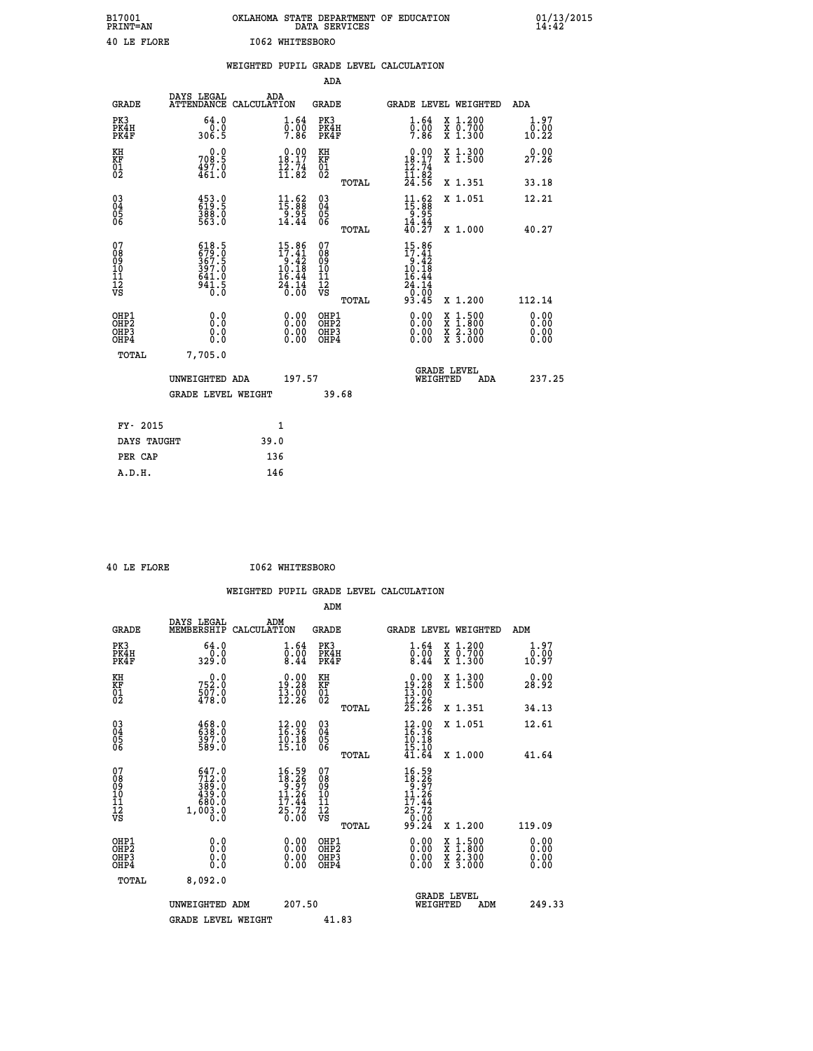B17001 OKLAHOMA STATE DEPARTMENT OF EDUCATION 01/13/2015
PRINT=AN DATA SERVICES 14:42

40 LE FLORE I062 WHITESBORO

## WEIGHTED PUPIL GRADE LEVEL CALCULATION

### ADA

| GRADE | DAYS LEGAL ATTENDANCE | ADA CALCULATION | GRADE | GRADE LEVEL | WEIGHTED | ADA |
|---|---|---|---|---|---|---|
| PK3 | 64.0 | 1.64 | PK3 | 1.64 | X 1.200 | 1.97 |
| PK4H | 0.0 | 0.00 | PK4H | 0.00 | X 0.700 | 0.00 |
| PK4F | 306.5 | 7.86 | PK4F | 7.86 | X 1.300 | 10.22 |
| KH | 0.0 | 0.00 | KH | 0.00 | X 1.300 | 0.00 |
| KF | 708.5 | 18.17 | KF | 18.17 | X 1.500 | 27.26 |
| 01 | 497.0 | 12.74 | 01 | 12.74 | | |
| 02 | 461.0 | 11.82 | 02 | 11.82 | | |
| | | | TOTAL | 24.56 | X 1.351 | 33.18 |
| 03 | 453.0 | 11.62 | 03 | 11.62 | X 1.051 | 12.21 |
| 04 | 619.5 | 15.88 | 04 | 15.88 | | |
| 05 | 388.0 | 9.95 | 05 | 9.95 | | |
| 06 | 563.0 | 14.44 | 06 | 14.44 | | |
| | | | TOTAL | 40.27 | X 1.000 | 40.27 |
| 07 | 618.5 | 15.86 | 07 | 15.86 | | |
| 08 | 679.0 | 17.41 | 08 | 17.41 | | |
| 09 | 367.5 | 9.42 | 09 | 9.42 | | |
| 10 | 397.0 | 10.18 | 10 | 10.18 | | |
| 11 | 641.0 | 16.44 | 11 | 16.44 | | |
| 12 | 941.5 | 24.14 | 12 | 24.14 | | |
| VS | 0.0 | 0.00 | VS | 0.00 | | |
| | | | TOTAL | 93.45 | X 1.200 | 112.14 |
| OHP1 | 0.0 | 0.00 | OHP1 | 0.00 | X 1.500 | 0.00 |
| OHP2 | 0.0 | 0.00 | OHP2 | 0.00 | X 1.800 | 0.00 |
| OHP3 | 0.0 | 0.00 | OHP3 | 0.00 | X 2.300 | 0.00 |
| OHP4 | 0.0 | 0.00 | OHP4 | 0.00 | X 3.000 | 0.00 |
| TOTAL | 7,705.0 | | | | | |

UNWEIGHTED ADA 197.57 | GRADE LEVEL WEIGHTED ADA 237.25

GRADE LEVEL WEIGHT 39.68

| FY- 2015 | 1 |
|---|---|
| DAYS TAUGHT | 39.0 |
| PER CAP | 136 |
| A.D.H. | 146 |

40 LE FLORE I062 WHITESBORO

## WEIGHTED PUPIL GRADE LEVEL CALCULATION

### ADM

| GRADE | DAYS LEGAL MEMBERSHIP | ADM CALCULATION | GRADE | GRADE LEVEL | WEIGHTED | ADM |
|---|---|---|---|---|---|---|
| PK3 | 64.0 | 1.64 | PK3 | 1.64 | X 1.200 | 1.97 |
| PK4H | 0.0 | 0.00 | PK4H | 0.00 | X 0.700 | 0.00 |
| PK4F | 329.0 | 8.44 | PK4F | 8.44 | X 1.300 | 10.97 |
| KH | 0.0 | 0.00 | KH | 0.00 | X 1.300 | 0.00 |
| KF | 752.0 | 19.28 | KF | 19.28 | X 1.500 | 28.92 |
| 01 | 507.0 | 13.00 | 01 | 13.00 | | |
| 02 | 478.0 | 12.26 | 02 | 12.26 | | |
| | | | TOTAL | 25.26 | X 1.351 | 34.13 |
| 03 | 468.0 | 12.00 | 03 | 12.00 | X 1.051 | 12.61 |
| 04 | 638.0 | 16.36 | 04 | 16.36 | | |
| 05 | 397.0 | 10.18 | 05 | 10.18 | | |
| 06 | 589.0 | 15.10 | 06 | 15.10 | | |
| | | | TOTAL | 41.64 | X 1.000 | 41.64 |
| 07 | 647.0 | 16.59 | 07 | 16.59 | | |
| 08 | 712.0 | 18.26 | 08 | 18.26 | | |
| 09 | 389.0 | 9.97 | 09 | 9.97 | | |
| 10 | 439.0 | 11.26 | 10 | 11.26 | | |
| 11 | 680.0 | 17.44 | 11 | 17.44 | | |
| 12 | 1,003.0 | 25.72 | 12 | 25.72 | | |
| VS | 0.0 | 0.00 | VS | 0.00 | | |
| | | | TOTAL | 99.24 | X 1.200 | 119.09 |
| OHP1 | 0.0 | 0.00 | OHP1 | 0.00 | X 1.500 | 0.00 |
| OHP2 | 0.0 | 0.00 | OHP2 | 0.00 | X 1.800 | 0.00 |
| OHP3 | 0.0 | 0.00 | OHP3 | 0.00 | X 2.300 | 0.00 |
| OHP4 | 0.0 | 0.00 | OHP4 | 0.00 | X 3.000 | 0.00 |
| TOTAL | 8,092.0 | | | | | |

UNWEIGHTED ADM 207.50 | GRADE LEVEL WEIGHTED ADM 249.33

GRADE LEVEL WEIGHT 41.83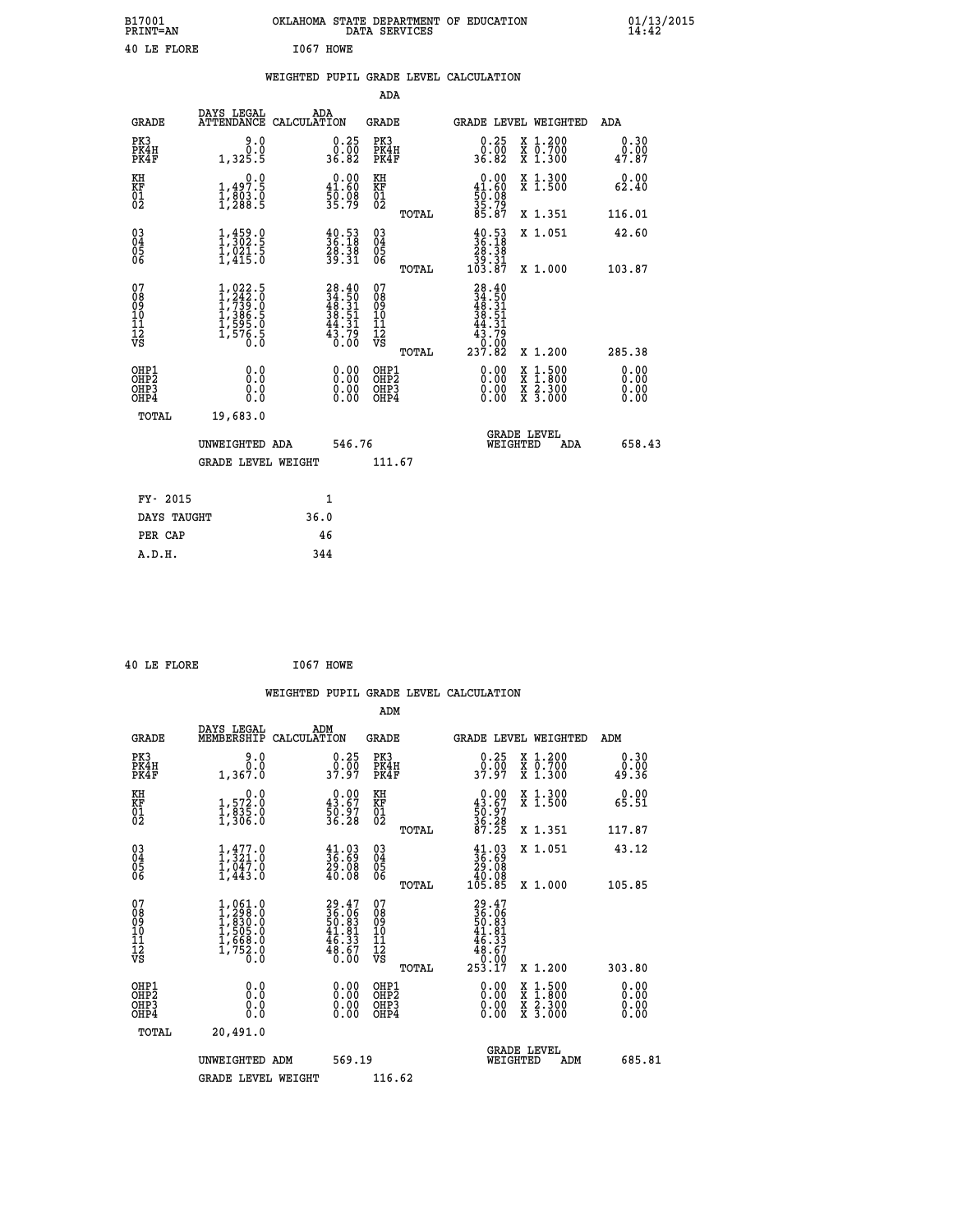B17001 OKLAHOMA STATE DEPARTMENT OF EDUCATION 01/13/2015
PRINT=AN DATA SERVICES 14:42

40 LE FLORE I067 HOWE

## WEIGHTED PUPIL GRADE LEVEL CALCULATION

### ADA

| GRADE | DAYS LEGAL ATTENDANCE | ADA CALCULATION | GRADE | GRADE LEVEL | WEIGHTED | ADA |
|---|---|---|---|---|---|---|
| PK3 | 9.0 | 0.25 | PK3 | 0.25 | X 1.200 | 0.30 |
| PK4H | 0.0 | 0.00 | PK4H | 0.00 | X 0.700 | 0.00 |
| PK4F | 1,325.5 | 36.82 | PK4F | 36.82 | X 1.300 | 47.87 |
| KH | 0.0 | 0.00 | KH | 0.00 | X 1.300 | 0.00 |
| KF | 1,497.5 | 41.60 | KF | 41.60 | X 1.500 | 62.40 |
| 01 | 1,803.0 | 50.08 | 01 | 50.08 | | |
| 02 | 1,288.5 | 35.79 | 02 | 35.79 | | |
| | | | TOTAL | 85.87 | X 1.351 | 116.01 |
| 03 | 1,459.0 | 40.53 | 03 | 40.53 | X 1.051 | 42.60 |
| 04 | 1,302.5 | 36.18 | 04 | 36.18 | | |
| 05 | 1,021.5 | 28.38 | 05 | 28.38 | | |
| 06 | 1,415.0 | 39.31 | 06 | 39.31 | | |
| | | | TOTAL | 103.87 | X 1.000 | 103.87 |
| 07 | 1,022.5 | 28.40 | 07 | 28.40 | | |
| 08 | 1,242.0 | 34.50 | 08 | 34.50 | | |
| 09 | 1,739.0 | 48.31 | 09 | 48.31 | | |
| 10 | 1,386.5 | 38.51 | 10 | 38.51 | | |
| 11 | 1,595.0 | 44.31 | 11 | 44.31 | | |
| 12 | 1,576.5 | 43.79 | 12 | 43.79 | | |
| VS | 0.0 | 0.00 | VS | 0.00 | | |
| | | | TOTAL | 237.82 | X 1.200 | 285.38 |
| OHP1 | 0.0 | 0.00 | OHP1 | 0.00 | X 1.500 | 0.00 |
| OHP2 | 0.0 | 0.00 | OHP2 | 0.00 | X 1.800 | 0.00 |
| OHP3 | 0.0 | 0.00 | OHP3 | 0.00 | X 2.300 | 0.00 |
| OHP4 | 0.0 | 0.00 | OHP4 | 0.00 | X 3.000 | 0.00 |
| TOTAL | 19,683.0 | | | | | |

UNWEIGHTED ADA 546.76 GRADE LEVEL WEIGHTED ADA 658.43

GRADE LEVEL WEIGHT 111.67

| | |
|---|---|
| FY- 2015 | 1 |
| DAYS TAUGHT | 36.0 |
| PER CAP | 46 |
| A.D.H. | 344 |

40 LE FLORE I067 HOWE

## WEIGHTED PUPIL GRADE LEVEL CALCULATION

### ADM

| GRADE | DAYS LEGAL MEMBERSHIP | ADM CALCULATION | GRADE | GRADE LEVEL | WEIGHTED | ADM |
|---|---|---|---|---|---|---|
| PK3 | 9.0 | 0.25 | PK3 | 0.25 | X 1.200 | 0.30 |
| PK4H | 0.0 | 0.00 | PK4H | 0.00 | X 0.700 | 0.00 |
| PK4F | 1,367.0 | 37.97 | PK4F | 37.97 | X 1.300 | 49.36 |
| KH | 0.0 | 0.00 | KH | 0.00 | X 1.300 | 0.00 |
| KF | 1,572.0 | 43.67 | KF | 43.67 | X 1.500 | 65.51 |
| 01 | 1,835.0 | 50.97 | 01 | 50.97 | | |
| 02 | 1,306.0 | 36.28 | 02 | 36.28 | | |
| | | | TOTAL | 87.25 | X 1.351 | 117.87 |
| 03 | 1,477.0 | 41.03 | 03 | 41.03 | X 1.051 | 43.12 |
| 04 | 1,321.0 | 36.69 | 04 | 36.69 | | |
| 05 | 1,047.0 | 29.08 | 05 | 29.08 | | |
| 06 | 1,443.0 | 40.08 | 06 | 40.08 | | |
| | | | TOTAL | 105.85 | X 1.000 | 105.85 |
| 07 | 1,061.0 | 29.47 | 07 | 29.47 | | |
| 08 | 1,298.0 | 36.06 | 08 | 36.06 | | |
| 09 | 1,830.0 | 50.83 | 09 | 50.83 | | |
| 10 | 1,505.0 | 41.81 | 10 | 41.81 | | |
| 11 | 1,668.0 | 46.33 | 11 | 46.33 | | |
| 12 | 1,752.0 | 48.67 | 12 | 48.67 | | |
| VS | 0.0 | 0.00 | VS | 0.00 | | |
| | | | TOTAL | 253.17 | X 1.200 | 303.80 |
| OHP1 | 0.0 | 0.00 | OHP1 | 0.00 | X 1.500 | 0.00 |
| OHP2 | 0.0 | 0.00 | OHP2 | 0.00 | X 1.800 | 0.00 |
| OHP3 | 0.0 | 0.00 | OHP3 | 0.00 | X 2.300 | 0.00 |
| OHP4 | 0.0 | 0.00 | OHP4 | 0.00 | X 3.000 | 0.00 |
| TOTAL | 20,491.0 | | | | | |

UNWEIGHTED ADM 569.19 GRADE LEVEL WEIGHTED ADM 685.81

GRADE LEVEL WEIGHT 116.62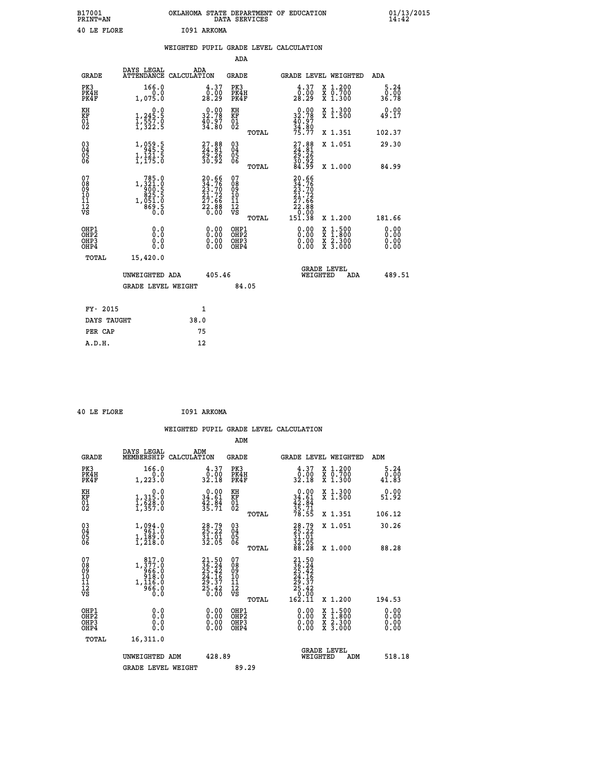B17001 OKLAHOMA STATE DEPARTMENT OF EDUCATION 01/13/2015
PRINT=AN DATA SERVICES 14:42

40 LE FLORE I091 ARKOMA

WEIGHTED PUPIL GRADE LEVEL CALCULATION

ADA

| GRADE | DAYS LEGAL ATTENDANCE | ADA CALCULATION | GRADE | GRADE LEVEL | WEIGHTED | ADA |
|---|---|---|---|---|---|---|
| PK3 | 166.0 | 4.37 | PK3 | 4.37 | X 1.200 | 5.24 |
| PK4H | 0.0 | 0.00 | PK4H | 0.00 | X 0.700 | 0.00 |
| PK4F | 1,075.0 | 28.29 | PK4F | 28.29 | X 1.300 | 36.78 |
| KH | 0.0 | 0.00 | KH | 0.00 | X 1.300 | 0.00 |
| KF | 1,245.5 | 32.78 | KF | 32.78 | X 1.500 | 49.17 |
| 01 | 1,557.0 | 40.97 | 01 | 40.97 | | |
| 02 | 1,322.5 | 34.80 | 02 | 34.80 | | |
| | | | TOTAL | 75.77 | X 1.351 | 102.37 |
| 03 | 1,059.5 | 27.88 | 03 | 27.88 | X 1.051 | 29.30 |
| 04 | 945.5 | 24.81 | 04 | 24.81 | | |
| 05 | 1,121.5 | 29.26 | 05 | 29.26 | | |
| 06 | 1,175.0 | 30.92 | 06 | 30.92 | | |
| | | | TOTAL | 84.99 | X 1.000 | 84.99 |
| 07 | 785.0 | 20.66 | 07 | 20.66 | | |
| 08 | 1,321.0 | 34.76 | 08 | 34.76 | | |
| 09 | 900.5 | 23.70 | 09 | 23.70 | | |
| 10 | 825.5 | 21.72 | 10 | 21.72 | | |
| 11 | 1,051.0 | 27.66 | 11 | 27.66 | | |
| 12 | 869.5 | 22.88 | 12 | 22.88 | | |
| VS | 0.0 | 0.00 | VS | 0.00 | | |
| | | | TOTAL | 151.38 | X 1.200 | 181.66 |
| OHP1 | 0.0 | 0.00 | OHP1 | 0.00 | X 1.500 | 0.00 |
| OHP2 | 0.0 | 0.00 | OHP2 | 0.00 | X 1.800 | 0.00 |
| OHP3 | 0.0 | 0.00 | OHP3 | 0.00 | X 2.300 | 0.00 |
| OHP4 | 0.0 | 0.00 | OHP4 | 0.00 | X 3.000 | 0.00 |
| TOTAL | 15,420.0 | | | | | |

UNWEIGHTED ADA 405.46 GRADE LEVEL WEIGHTED ADA 489.51

GRADE LEVEL WEIGHT 84.05

| | |
|---|---|
| FY- 2015 | 1 |
| DAYS TAUGHT | 38.0 |
| PER CAP | 75 |
| A.D.H. | 12 |

40 LE FLORE I091 ARKOMA

WEIGHTED PUPIL GRADE LEVEL CALCULATION

ADM

| GRADE | DAYS LEGAL MEMBERSHIP | ADM CALCULATION | GRADE | GRADE LEVEL | WEIGHTED | ADM |
|---|---|---|---|---|---|---|
| PK3 | 166.0 | 4.37 | PK3 | 4.37 | X 1.200 | 5.24 |
| PK4H | 0.0 | 0.00 | PK4H | 0.00 | X 0.700 | 0.00 |
| PK4F | 1,223.0 | 32.18 | PK4F | 32.18 | X 1.300 | 41.83 |
| KH | 0.0 | 0.00 | KH | 0.00 | X 1.300 | 0.00 |
| KF | 1,315.0 | 34.61 | KF | 34.61 | X 1.500 | 51.92 |
| 01 | 1,628.0 | 42.84 | 01 | 42.84 | | |
| 02 | 1,357.0 | 35.71 | 02 | 35.71 | | |
| | | | TOTAL | 78.55 | X 1.351 | 106.12 |
| 03 | 1,094.0 | 28.79 | 03 | 28.79 | X 1.051 | 30.26 |
| 04 | 961.0 | 25.22 | 04 | 25.22 | | |
| 05 | 1,189.0 | 31.01 | 05 | 31.01 | | |
| 06 | 1,218.0 | 32.05 | 06 | 32.05 | | |
| | | | TOTAL | 88.28 | X 1.000 | 88.28 |
| 07 | 817.0 | 21.50 | 07 | 21.50 | | |
| 08 | 1,377.0 | 36.24 | 08 | 36.24 | | |
| 09 | 966.0 | 25.42 | 09 | 25.42 | | |
| 10 | 918.0 | 24.16 | 10 | 24.16 | | |
| 11 | 1,116.0 | 29.37 | 11 | 29.37 | | |
| 12 | 966.0 | 25.42 | 12 | 25.42 | | |
| VS | 0.0 | 0.00 | VS | 0.00 | | |
| | | | TOTAL | 162.11 | X 1.200 | 194.53 |
| OHP1 | 0.0 | 0.00 | OHP1 | 0.00 | X 1.500 | 0.00 |
| OHP2 | 0.0 | 0.00 | OHP2 | 0.00 | X 1.800 | 0.00 |
| OHP3 | 0.0 | 0.00 | OHP3 | 0.00 | X 2.300 | 0.00 |
| OHP4 | 0.0 | 0.00 | OHP4 | 0.00 | X 3.000 | 0.00 |
| TOTAL | 16,311.0 | | | | | |

UNWEIGHTED ADM 428.89 GRADE LEVEL WEIGHTED ADM 518.18

GRADE LEVEL WEIGHT 89.29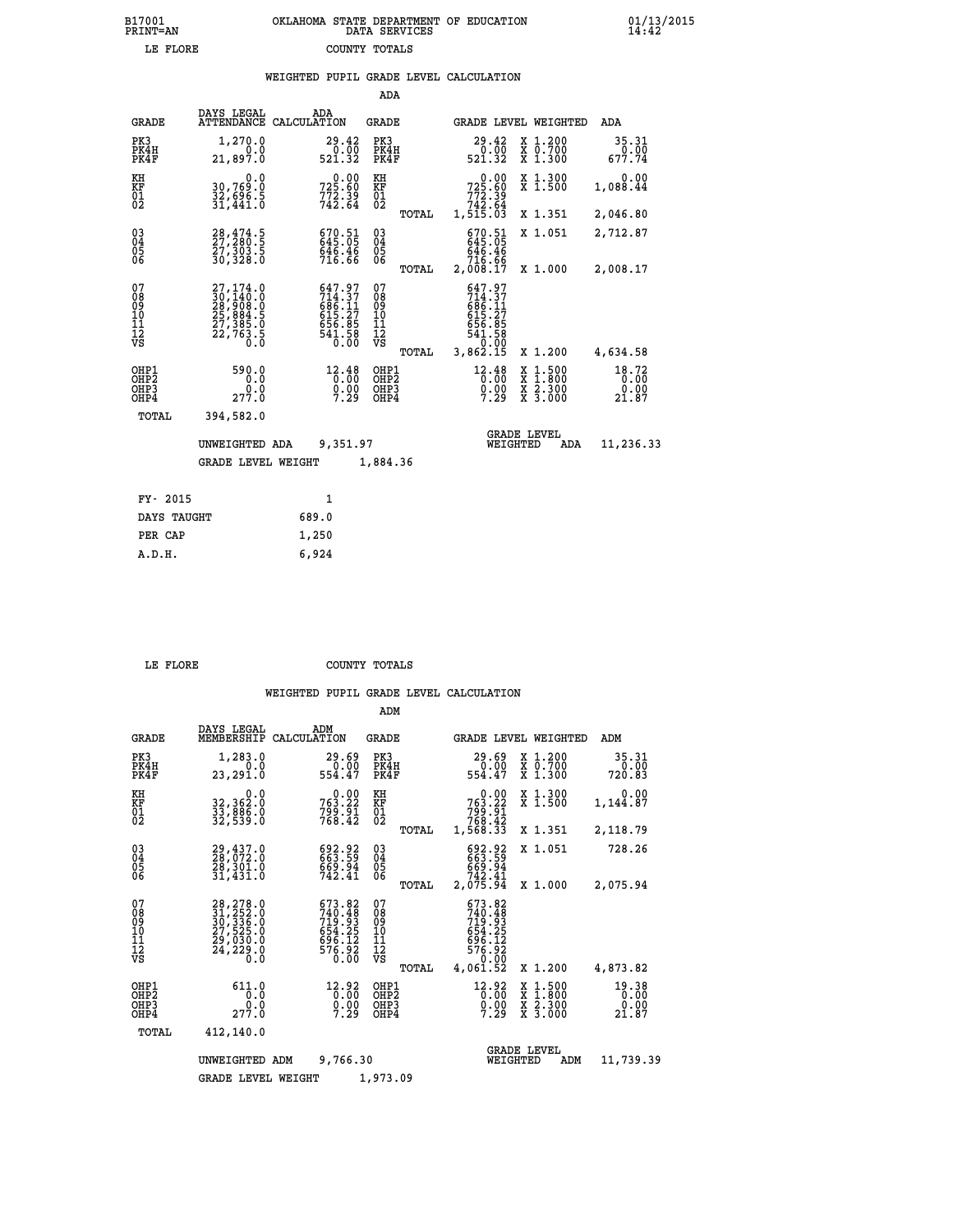B17001 OKLAHOMA STATE DEPARTMENT OF EDUCATION 01/13/2015
PRINT=AN DATA SERVICES 14:42

LE FLORE COUNTY TOTALS

WEIGHTED PUPIL GRADE LEVEL CALCULATION

ADA

| GRADE | DAYS LEGAL ATTENDANCE | ADA CALCULATION | GRADE | | GRADE LEVEL | WEIGHTED | ADA |
|---|---|---|---|---|---|---|---|
| PK3 | 1,270.0 | 29.42 | PK3 | | 29.42 | X 1.200 | 35.31 |
| PK4H | 0.0 | 0.00 | PK4H | | 0.00 | X 0.700 | 0.00 |
| PK4F | 21,897.0 | 521.32 | PK4F | | 521.32 | X 1.300 | 677.74 |
| KH | 0.0 | 0.00 | KH | | 0.00 | X 1.300 | 0.00 |
| KF | 30,769.0 | 725.60 | KF | | 725.60 | X 1.500 | 1,088.44 |
| 01 | 32,696.5 | 772.39 | 01 | | 772.39 | | |
| 02 | 31,441.0 | 742.64 | 02 | | 742.64 | | |
| | | | | TOTAL | 1,515.03 | X 1.351 | 2,046.80 |
| 03 | 28,474.5 | 670.51 | 03 | | 670.51 | X 1.051 | 2,712.87 |
| 04 | 27,280.5 | 645.05 | 04 | | 645.05 | | |
| 05 | 27,303.5 | 646.46 | 05 | | 646.46 | | |
| 06 | 30,328.0 | 716.66 | 06 | | 716.66 | | |
| | | | | TOTAL | 2,008.17 | X 1.000 | 2,008.17 |
| 07 | 27,174.0 | 647.97 | 07 | | 647.97 | | |
| 08 | 30,140.0 | 714.37 | 08 | | 714.37 | | |
| 09 | 28,908.0 | 686.11 | 09 | | 686.11 | | |
| 10 | 25,884.5 | 615.27 | 10 | | 615.27 | | |
| 11 | 27,385.0 | 656.85 | 11 | | 656.85 | | |
| 12 | 22,763.5 | 541.58 | 12 | | 541.58 | | |
| VS | 0.0 | 0.00 | VS | | 0.00 | | |
| | | | | TOTAL | 3,862.15 | X 1.200 | 4,634.58 |
| OHP1 | 590.0 | 12.48 | OHP1 | | 12.48 | X 1.500 | 18.72 |
| OHP2 | 0.0 | 0.00 | OHP2 | | 0.00 | X 1.800 | 0.00 |
| OHP3 | 0.0 | 0.00 | OHP3 | | 0.00 | X 2.300 | 0.00 |
| OHP4 | 277.0 | 7.29 | OHP4 | | 7.29 | X 3.000 | 21.87 |
| TOTAL | 394,582.0 | | | | | | |

UNWEIGHTED ADA 9,351.97 GRADE LEVEL WEIGHTED ADA 11,236.33

GRADE LEVEL WEIGHT 1,884.36

| FY- 2015 | 1 |
|---|---|
| DAYS TAUGHT | 689.0 |
| PER CAP | 1,250 |
| A.D.H. | 6,924 |

LE FLORE COUNTY TOTALS

WEIGHTED PUPIL GRADE LEVEL CALCULATION

ADM

| GRADE | DAYS LEGAL MEMBERSHIP | ADM CALCULATION | GRADE | | GRADE LEVEL | WEIGHTED | ADM |
|---|---|---|---|---|---|---|---|
| PK3 | 1,283.0 | 29.69 | PK3 | | 29.69 | X 1.200 | 35.31 |
| PK4H | 0.0 | 0.00 | PK4H | | 0.00 | X 0.700 | 0.00 |
| PK4F | 23,291.0 | 554.47 | PK4F | | 554.47 | X 1.300 | 720.83 |
| KH | 0.0 | 0.00 | KH | | 0.00 | X 1.300 | 0.00 |
| KF | 32,362.0 | 763.22 | KF | | 763.22 | X 1.500 | 1,144.87 |
| 01 | 33,886.0 | 799.91 | 01 | | 799.91 | | |
| 02 | 32,539.0 | 768.42 | 02 | | 768.42 | | |
| | | | | TOTAL | 1,568.33 | X 1.351 | 2,118.79 |
| 03 | 29,437.0 | 692.92 | 03 | | 692.92 | X 1.051 | 728.26 |
| 04 | 28,072.0 | 663.59 | 04 | | 663.59 | | |
| 05 | 28,301.0 | 669.94 | 05 | | 669.94 | | |
| 06 | 31,431.0 | 742.41 | 06 | | 742.41 | | |
| | | | | TOTAL | 2,075.94 | X 1.000 | 2,075.94 |
| 07 | 28,278.0 | 673.82 | 07 | | 673.82 | | |
| 08 | 31,252.0 | 740.48 | 08 | | 740.48 | | |
| 09 | 30,336.0 | 719.93 | 09 | | 719.93 | | |
| 10 | 27,525.0 | 654.25 | 10 | | 654.25 | | |
| 11 | 29,030.0 | 696.12 | 11 | | 696.12 | | |
| 12 | 24,229.0 | 576.92 | 12 | | 576.92 | | |
| VS | 0.0 | 0.00 | VS | | 0.00 | | |
| | | | | TOTAL | 4,061.52 | X 1.200 | 4,873.82 |
| OHP1 | 611.0 | 12.92 | OHP1 | | 12.92 | X 1.500 | 19.38 |
| OHP2 | 0.0 | 0.00 | OHP2 | | 0.00 | X 1.800 | 0.00 |
| OHP3 | 0.0 | 0.00 | OHP3 | | 0.00 | X 2.300 | 0.00 |
| OHP4 | 277.0 | 7.29 | OHP4 | | 7.29 | X 3.000 | 21.87 |
| TOTAL | 412,140.0 | | | | | | |

UNWEIGHTED ADM 9,766.30 GRADE LEVEL WEIGHTED ADM 11,739.39

GRADE LEVEL WEIGHT 1,973.09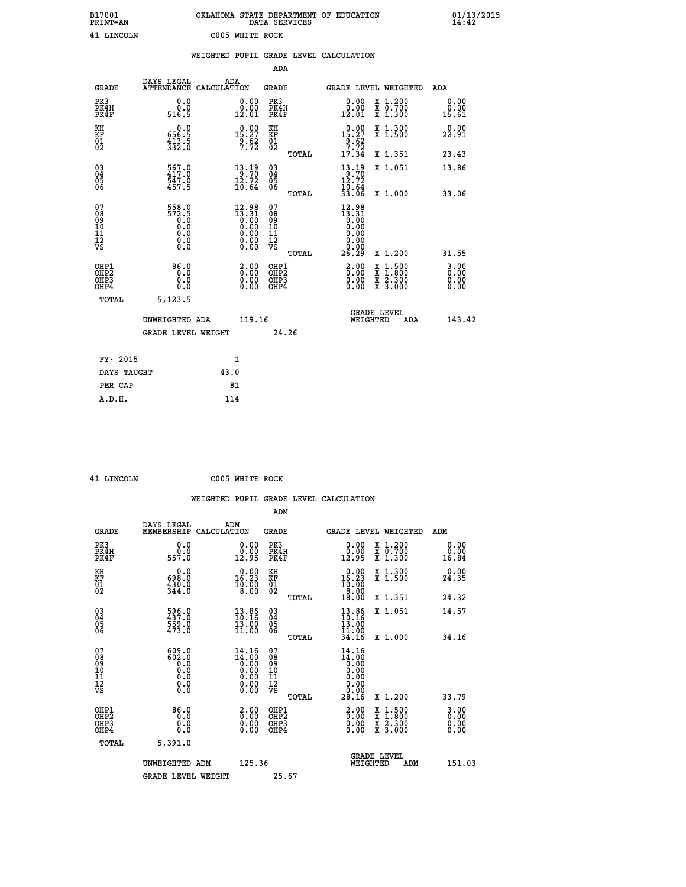B17001 OKLAHOMA STATE DEPARTMENT OF EDUCATION 01/13/2015
PRINT=AN DATA SERVICES 14:42

41 LINCOLN C005 WHITE ROCK

## WEIGHTED PUPIL GRADE LEVEL CALCULATION

### ADA

| GRADE | DAYS LEGAL ATTENDANCE | ADA CALCULATION | GRADE | GRADE LEVEL | WEIGHTED | ADA |
|---|---|---|---|---|---|---|
| PK3 | 0.0 | 0.00 | PK3 | 0.00 | X 1.200 | 0.00 |
| PK4H | 0.0 | 0.00 | PK4H | 0.00 | X 0.700 | 0.00 |
| PK4F | 516.5 | 12.01 | PK4F | 12.01 | X 1.300 | 15.61 |
| KH | 0.0 | 0.00 | KH | 0.00 | X 1.300 | 0.00 |
| KF | 656.5 | 15.27 | KF | 15.27 | X 1.500 | 22.91 |
| 01 | 413.5 | 9.62 | 01 | 9.62 | | |
| 02 | 332.0 | 7.72 | 02 | 7.72 | | |
| | | | TOTAL | 17.34 | X 1.351 | 23.43 |
| 03 | 567.0 | 13.19 | 03 | 13.19 | X 1.051 | 13.86 |
| 04 | 417.0 | 9.70 | 04 | 9.70 | | |
| 05 | 547.0 | 12.72 | 05 | 12.72 | | |
| 06 | 457.5 | 10.64 | 06 | 10.64 | | |
| | | | TOTAL | 33.06 | X 1.000 | 33.06 |
| 07 | 558.0 | 12.98 | 07 | 12.98 | | |
| 08 | 572.5 | 13.31 | 08 | 13.31 | | |
| 09 | 0.0 | 0.00 | 09 | 0.00 | | |
| 10 | 0.0 | 0.00 | 10 | 0.00 | | |
| 11 | 0.0 | 0.00 | 11 | 0.00 | | |
| 12 | 0.0 | 0.00 | 12 | 0.00 | | |
| VS | 0.0 | 0.00 | VS | 0.00 | | |
| | | | TOTAL | 26.29 | X 1.200 | 31.55 |
| OHP1 | 86.0 | 2.00 | OHP1 | 2.00 | X 1.500 | 3.00 |
| OHP2 | 0.0 | 0.00 | OHP2 | 0.00 | X 1.800 | 0.00 |
| OHP3 | 0.0 | 0.00 | OHP3 | 0.00 | X 2.300 | 0.00 |
| OHP4 | 0.0 | 0.00 | OHP4 | 0.00 | X 3.000 | 0.00 |
| TOTAL | 5,123.5 | | | | | |

UNWEIGHTED ADA 119.16 GRADE LEVEL WEIGHTED ADA 143.42

GRADE LEVEL WEIGHT 24.26

| | |
|---|---|
| FY- 2015 | 1 |
| DAYS TAUGHT | 43.0 |
| PER CAP | 81 |
| A.D.H. | 114 |

41 LINCOLN C005 WHITE ROCK

## WEIGHTED PUPIL GRADE LEVEL CALCULATION

### ADM

| GRADE | DAYS LEGAL MEMBERSHIP | ADM CALCULATION | GRADE | GRADE LEVEL | WEIGHTED | ADM |
|---|---|---|---|---|---|---|
| PK3 | 0.0 | 0.00 | PK3 | 0.00 | X 1.200 | 0.00 |
| PK4H | 0.0 | 0.00 | PK4H | 0.00 | X 0.700 | 0.00 |
| PK4F | 557.0 | 12.95 | PK4F | 12.95 | X 1.300 | 16.84 |
| KH | 0.0 | 0.00 | KH | 0.00 | X 1.300 | 0.00 |
| KF | 698.0 | 16.23 | KF | 16.23 | X 1.500 | 24.35 |
| 01 | 430.0 | 10.00 | 01 | 10.00 | | |
| 02 | 344.0 | 8.00 | 02 | 8.00 | | |
| | | | TOTAL | 18.00 | X 1.351 | 24.32 |
| 03 | 596.0 | 13.86 | 03 | 13.86 | X 1.051 | 14.57 |
| 04 | 437.0 | 10.16 | 04 | 10.16 | | |
| 05 | 559.0 | 13.00 | 05 | 13.00 | | |
| 06 | 473.0 | 11.00 | 06 | 11.00 | | |
| | | | TOTAL | 34.16 | X 1.000 | 34.16 |
| 07 | 609.0 | 14.16 | 07 | 14.16 | | |
| 08 | 602.0 | 14.00 | 08 | 14.00 | | |
| 09 | 0.0 | 0.00 | 09 | 0.00 | | |
| 10 | 0.0 | 0.00 | 10 | 0.00 | | |
| 11 | 0.0 | 0.00 | 11 | 0.00 | | |
| 12 | 0.0 | 0.00 | 12 | 0.00 | | |
| VS | 0.0 | 0.00 | VS | 0.00 | | |
| | | | TOTAL | 28.16 | X 1.200 | 33.79 |
| OHP1 | 86.0 | 2.00 | OHP1 | 2.00 | X 1.500 | 3.00 |
| OHP2 | 0.0 | 0.00 | OHP2 | 0.00 | X 1.800 | 0.00 |
| OHP3 | 0.0 | 0.00 | OHP3 | 0.00 | X 2.300 | 0.00 |
| OHP4 | 0.0 | 0.00 | OHP4 | 0.00 | X 3.000 | 0.00 |
| TOTAL | 5,391.0 | | | | | |

UNWEIGHTED ADM 125.36 GRADE LEVEL WEIGHTED ADM 151.03

GRADE LEVEL WEIGHT 25.67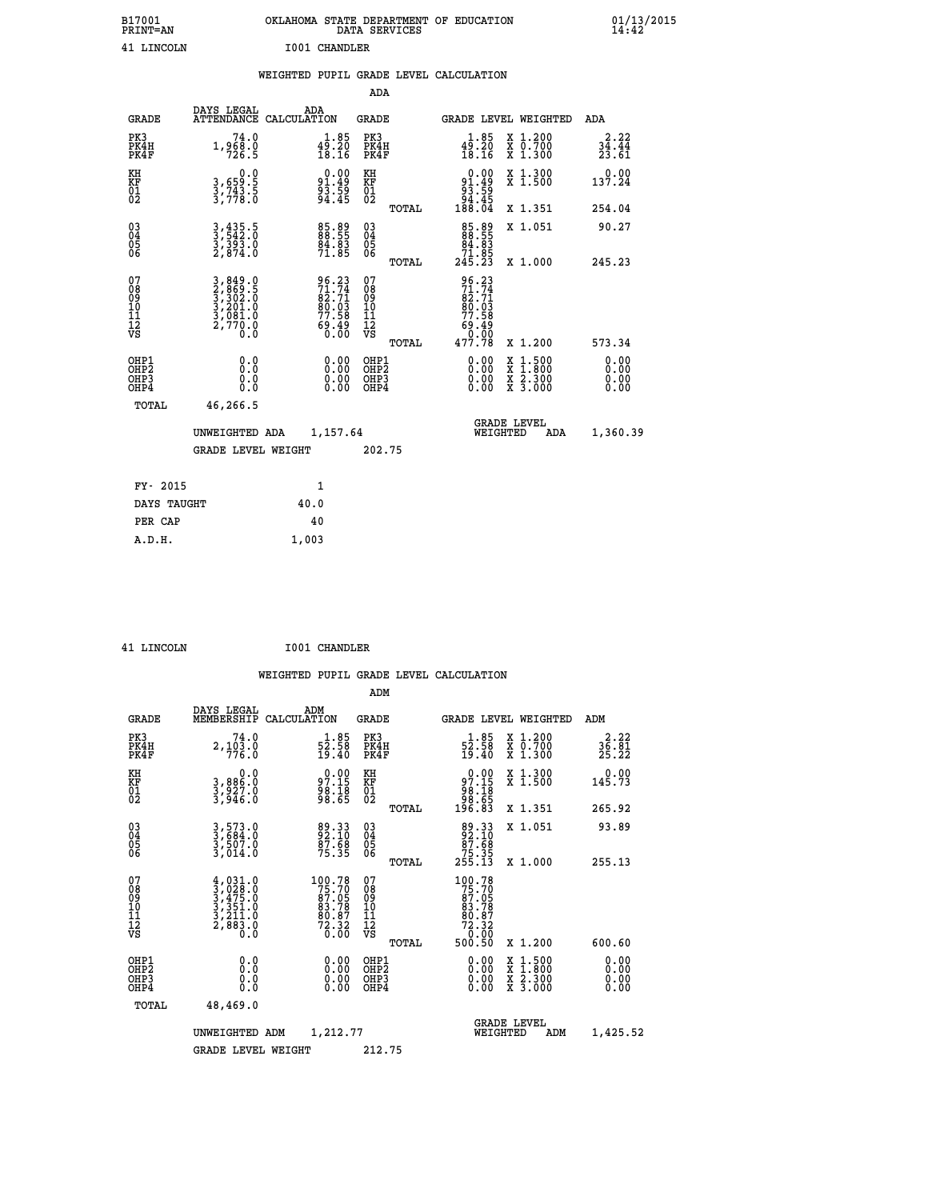B17001 OKLAHOMA STATE DEPARTMENT OF EDUCATION 01/13/2015
PRINT=AN DATA SERVICES 14:42

41 LINCOLN I001 CHANDLER

WEIGHTED PUPIL GRADE LEVEL CALCULATION

ADA

| GRADE | DAYS LEGAL ATTENDANCE | ADA CALCULATION | GRADE | | GRADE LEVEL | WEIGHTED | ADA |
|---|---|---|---|---|---|---|---|
| PK3 | 74.0 | 1.85 | PK3 | | 1.85 | X 1.200 | 2.22 |
| PK4H | 1,968.0 | 49.20 | PK4H | | 49.20 | X 0.700 | 34.44 |
| PK4F | 726.5 | 18.16 | PK4F | | 18.16 | X 1.300 | 23.61 |
| KH | 0.0 | 0.00 | KH | | 0.00 | X 1.300 | 0.00 |
| KF | 3,659.5 | 91.49 | KF | | 91.49 | X 1.500 | 137.24 |
| 01 | 3,743.5 | 93.59 | 01 | | 93.59 | | |
| 02 | 3,778.0 | 94.45 | 02 | | 94.45 | | |
| | | | | TOTAL | 188.04 | X 1.351 | 254.04 |
| 03 | 3,435.5 | 85.89 | 03 | | 85.89 | X 1.051 | 90.27 |
| 04 | 3,542.0 | 88.55 | 04 | | 88.55 | | |
| 05 | 3,393.0 | 84.83 | 05 | | 84.83 | | |
| 06 | 2,874.0 | 71.85 | 06 | | 71.85 | | |
| | | | | TOTAL | 245.23 | X 1.000 | 245.23 |
| 07 | 3,849.0 | 96.23 | 07 | | 96.23 | | |
| 08 | 2,869.5 | 71.74 | 08 | | 71.74 | | |
| 09 | 3,302.0 | 82.71 | 09 | | 82.71 | | |
| 10 | 3,201.0 | 80.03 | 10 | | 80.03 | | |
| 11 | 3,081.0 | 77.58 | 11 | | 77.58 | | |
| 12 | 2,770.0 | 69.49 | 12 | | 69.49 | | |
| VS | 0.0 | 0.00 | VS | | 0.00 | | |
| | | | | TOTAL | 477.78 | X 1.200 | 573.34 |
| OHP1 | 0.0 | 0.00 | OHP1 | | 0.00 | X 1.500 | 0.00 |
| OHP2 | 0.0 | 0.00 | OHP2 | | 0.00 | X 1.800 | 0.00 |
| OHP3 | 0.0 | 0.00 | OHP3 | | 0.00 | X 2.300 | 0.00 |
| OHP4 | 0.0 | 0.00 | OHP4 | | 0.00 | X 3.000 | 0.00 |
| TOTAL | 46,266.5 | | | | | | |

UNWEIGHTED ADA 1,157.64 GRADE LEVEL WEIGHTED ADA 1,360.39

GRADE LEVEL WEIGHT 202.75

| FY- 2015 | 1 |
|---|---|
| DAYS TAUGHT | 40.0 |
| PER CAP | 40 |
| A.D.H. | 1,003 |

41 LINCOLN I001 CHANDLER

WEIGHTED PUPIL GRADE LEVEL CALCULATION

ADM

| GRADE | DAYS LEGAL MEMBERSHIP | ADM CALCULATION | GRADE | | GRADE LEVEL | WEIGHTED | ADM |
|---|---|---|---|---|---|---|---|
| PK3 | 74.0 | 1.85 | PK3 | | 1.85 | X 1.200 | 2.22 |
| PK4H | 2,103.0 | 52.58 | PK4H | | 52.58 | X 0.700 | 36.81 |
| PK4F | 776.0 | 19.40 | PK4F | | 19.40 | X 1.300 | 25.22 |
| KH | 0.0 | 0.00 | KH | | 0.00 | X 1.300 | 0.00 |
| KF | 3,886.0 | 97.15 | KF | | 97.15 | X 1.500 | 145.73 |
| 01 | 3,927.0 | 98.18 | 01 | | 98.18 | | |
| 02 | 3,946.0 | 98.65 | 02 | | 98.65 | | |
| | | | | TOTAL | 196.83 | X 1.351 | 265.92 |
| 03 | 3,573.0 | 89.33 | 03 | | 89.33 | X 1.051 | 93.89 |
| 04 | 3,684.0 | 92.10 | 04 | | 92.10 | | |
| 05 | 3,507.0 | 87.68 | 05 | | 87.68 | | |
| 06 | 3,014.0 | 75.35 | 06 | | 75.35 | | |
| | | | | TOTAL | 255.13 | X 1.000 | 255.13 |
| 07 | 4,031.0 | 100.78 | 07 | | 100.78 | | |
| 08 | 3,028.0 | 75.70 | 08 | | 75.70 | | |
| 09 | 3,475.0 | 87.05 | 09 | | 87.05 | | |
| 10 | 3,351.0 | 83.78 | 10 | | 83.78 | | |
| 11 | 3,211.0 | 80.87 | 11 | | 80.87 | | |
| 12 | 2,883.0 | 72.32 | 12 | | 72.32 | | |
| VS | 0.0 | 0.00 | VS | | 0.00 | | |
| | | | | TOTAL | 500.50 | X 1.200 | 600.60 |
| OHP1 | 0.0 | 0.00 | OHP1 | | 0.00 | X 1.500 | 0.00 |
| OHP2 | 0.0 | 0.00 | OHP2 | | 0.00 | X 1.800 | 0.00 |
| OHP3 | 0.0 | 0.00 | OHP3 | | 0.00 | X 2.300 | 0.00 |
| OHP4 | 0.0 | 0.00 | OHP4 | | 0.00 | X 3.000 | 0.00 |
| TOTAL | 48,469.0 | | | | | | |

UNWEIGHTED ADM 1,212.77 GRADE LEVEL WEIGHTED ADM 1,425.52

GRADE LEVEL WEIGHT 212.75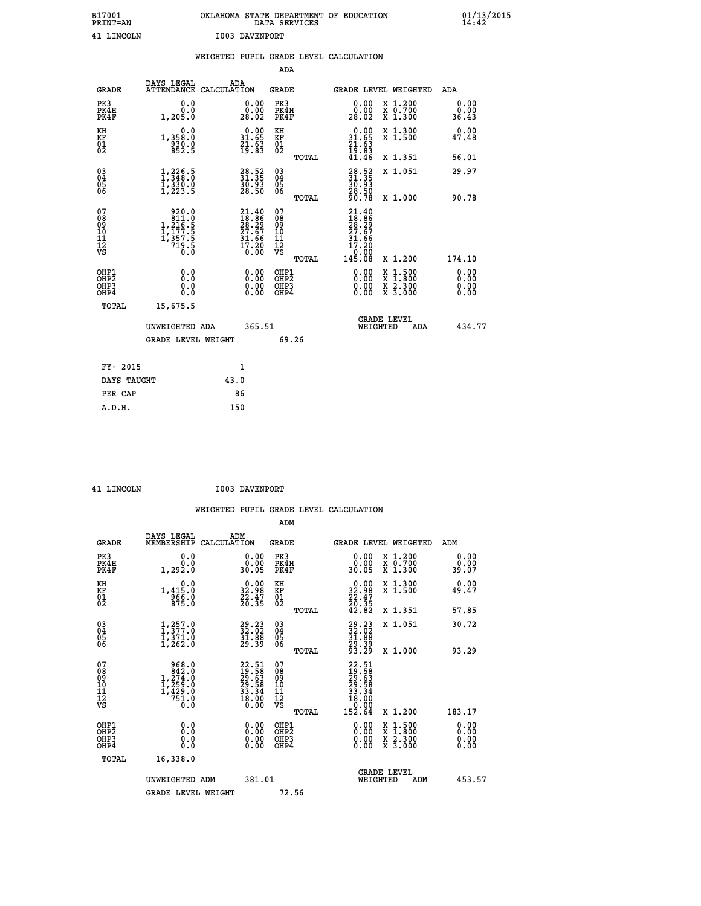B17001 OKLAHOMA STATE DEPARTMENT OF EDUCATION 01/13/2015
PRINT=AN DATA SERVICES 14:42

41 LINCOLN I003 DAVENPORT

## WEIGHTED PUPIL GRADE LEVEL CALCULATION

### ADA

| GRADE | DAYS LEGAL ATTENDANCE | ADA CALCULATION | GRADE | GRADE LEVEL | WEIGHTED | ADA |
|---|---|---|---|---|---|---|
| PK3 | 0.0 | 0.00 | PK3 | 0.00 | X 1.200 | 0.00 |
| PK4H | 0.0 | 0.00 | PK4H | 0.00 | X 0.700 | 0.00 |
| PK4F | 1,205.0 | 28.02 | PK4F | 28.02 | X 1.300 | 36.43 |
| KH | 0.0 | 0.00 | KH | 0.00 | X 1.300 | 0.00 |
| KF | 1,358.0 | 31.65 | KF | 31.65 | X 1.500 | 47.48 |
| 01 | 930.0 | 21.63 | 01 | 21.63 | | |
| 02 | 852.5 | 19.83 | 02 | 19.83 | | |
| | | | TOTAL | 41.46 | X 1.351 | 56.01 |
| 03 | 1,226.5 | 28.52 | 03 | 28.52 | X 1.051 | 29.97 |
| 04 | 1,348.0 | 31.35 | 04 | 31.35 | | |
| 05 | 1,330.0 | 30.93 | 05 | 30.93 | | |
| 06 | 1,223.5 | 28.50 | 06 | 28.50 | | |
| | | | TOTAL | 90.78 | X 1.000 | 90.78 |
| 07 | 920.0 | 21.40 | 07 | 21.40 | | |
| 08 | 811.0 | 18.86 | 08 | 18.86 | | |
| 09 | 1,216.5 | 28.29 | 09 | 28.29 | | |
| 10 | 1,177.5 | 27.67 | 10 | 27.67 | | |
| 11 | 1,357.5 | 31.66 | 11 | 31.66 | | |
| 12 | 719.5 | 17.20 | 12 | 17.20 | | |
| VS | 0.0 | 0.00 | VS | 0.00 | | |
| | | | TOTAL | 145.08 | X 1.200 | 174.10 |
| OHP1 | 0.0 | 0.00 | OHP1 | 0.00 | X 1.500 | 0.00 |
| OHP2 | 0.0 | 0.00 | OHP2 | 0.00 | X 1.800 | 0.00 |
| OHP3 | 0.0 | 0.00 | OHP3 | 0.00 | X 2.300 | 0.00 |
| OHP4 | 0.0 | 0.00 | OHP4 | 0.00 | X 3.000 | 0.00 |
| TOTAL | 15,675.5 | | | | | |

UNWEIGHTED ADA 365.51 GRADE LEVEL WEIGHTED ADA 434.77

GRADE LEVEL WEIGHT 69.26

| FY- 2015 | 1 |
|---|---|
| DAYS TAUGHT | 43.0 |
| PER CAP | 86 |
| A.D.H. | 150 |

41 LINCOLN I003 DAVENPORT

## WEIGHTED PUPIL GRADE LEVEL CALCULATION

### ADM

| GRADE | DAYS LEGAL MEMBERSHIP | ADM CALCULATION | GRADE | GRADE LEVEL | WEIGHTED | ADM |
|---|---|---|---|---|---|---|
| PK3 | 0.0 | 0.00 | PK3 | 0.00 | X 1.200 | 0.00 |
| PK4H | 0.0 | 0.00 | PK4H | 0.00 | X 0.700 | 0.00 |
| PK4F | 1,292.0 | 30.05 | PK4F | 30.05 | X 1.300 | 39.07 |
| KH | 0.0 | 0.00 | KH | 0.00 | X 1.300 | 0.00 |
| KF | 1,415.0 | 32.98 | KF | 32.98 | X 1.500 | 49.47 |
| 01 | 966.0 | 22.47 | 01 | 22.47 | | |
| 02 | 875.0 | 20.35 | 02 | 20.35 | | |
| | | | TOTAL | 42.82 | X 1.351 | 57.85 |
| 03 | 1,257.0 | 29.23 | 03 | 29.23 | X 1.051 | 30.72 |
| 04 | 1,377.0 | 32.02 | 04 | 32.02 | | |
| 05 | 1,371.0 | 31.88 | 05 | 31.88 | | |
| 06 | 1,262.0 | 29.39 | 06 | 29.39 | | |
| | | | TOTAL | 93.29 | X 1.000 | 93.29 |
| 07 | 968.0 | 22.51 | 07 | 22.51 | | |
| 08 | 842.0 | 19.58 | 08 | 19.58 | | |
| 09 | 1,274.0 | 29.63 | 09 | 29.63 | | |
| 10 | 1,259.0 | 29.58 | 10 | 29.58 | | |
| 11 | 1,429.0 | 33.34 | 11 | 33.34 | | |
| 12 | 751.0 | 18.00 | 12 | 18.00 | | |
| VS | 0.0 | 0.00 | VS | 0.00 | | |
| | | | TOTAL | 152.64 | X 1.200 | 183.17 |
| OHP1 | 0.0 | 0.00 | OHP1 | 0.00 | X 1.500 | 0.00 |
| OHP2 | 0.0 | 0.00 | OHP2 | 0.00 | X 1.800 | 0.00 |
| OHP3 | 0.0 | 0.00 | OHP3 | 0.00 | X 2.300 | 0.00 |
| OHP4 | 0.0 | 0.00 | OHP4 | 0.00 | X 3.000 | 0.00 |
| TOTAL | 16,338.0 | | | | | |

UNWEIGHTED ADM 381.01 GRADE LEVEL WEIGHTED ADM 453.57

GRADE LEVEL WEIGHT 72.56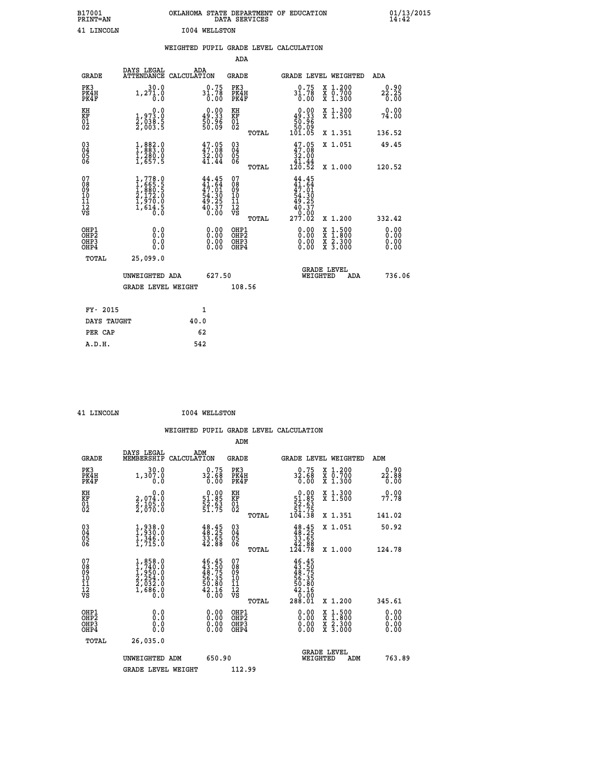B17001 OKLAHOMA STATE DEPARTMENT OF EDUCATION 01/13/2015
PRINT=AN DATA SERVICES 14:42

41 LINCOLN I004 WELLSTON

WEIGHTED PUPIL GRADE LEVEL CALCULATION

ADA

| GRADE | DAYS LEGAL ATTENDANCE | ADA CALCULATION | GRADE | | GRADE LEVEL | WEIGHTED | ADA |
|---|---|---|---|---|---|---|---|
| PK3 | 30.0 | 0.75 | PK3 | | 0.75 | X 1.200 | 0.90 |
| PK4H | 1,271.0 | 31.78 | PK4H | | 31.78 | X 0.700 | 22.25 |
| PK4F | 0.0 | 0.00 | PK4F | | 0.00 | X 1.300 | 0.00 |
| KH | 0.0 | 0.00 | KH | | 0.00 | X 1.300 | 0.00 |
| KF | 1,973.0 | 49.33 | KF | | 49.33 | X 1.500 | 74.00 |
| 01 | 2,038.5 | 50.96 | 01 | | 50.96 | | |
| 02 | 2,003.5 | 50.09 | 02 | | 50.09 | | |
| | | | | TOTAL | 101.05 | X 1.351 | 136.52 |
| 03 | 1,882.0 | 47.05 | 03 | | 47.05 | X 1.051 | 49.45 |
| 04 | 1,883.0 | 47.08 | 04 | | 47.08 | | |
| 05 | 1,280.0 | 32.00 | 05 | | 32.00 | | |
| 06 | 1,657.5 | 41.44 | 06 | | 41.44 | | |
| | | | | TOTAL | 120.52 | X 1.000 | 120.52 |
| 07 | 1,778.0 | 44.45 | 07 | | 44.45 | | |
| 08 | 1,665.5 | 41.64 | 08 | | 41.64 | | |
| 09 | 1,880.5 | 47.01 | 09 | | 47.01 | | |
| 10 | 2,172.0 | 54.30 | 10 | | 54.30 | | |
| 11 | 1,970.0 | 49.25 | 11 | | 49.25 | | |
| 12 | 1,614.5 | 40.37 | 12 | | 40.37 | | |
| VS | 0.0 | 0.00 | VS | | 0.00 | | |
| | | | | TOTAL | 277.02 | X 1.200 | 332.42 |
| OHP1 | 0.0 | 0.00 | OHP1 | | 0.00 | X 1.500 | 0.00 |
| OHP2 | 0.0 | 0.00 | OHP2 | | 0.00 | X 1.800 | 0.00 |
| OHP3 | 0.0 | 0.00 | OHP3 | | 0.00 | X 2.300 | 0.00 |
| OHP4 | 0.0 | 0.00 | OHP4 | | 0.00 | X 3.000 | 0.00 |
| TOTAL | 25,099.0 | | | | | | |

UNWEIGHTED ADA 627.50 GRADE LEVEL WEIGHTED ADA 736.06

GRADE LEVEL WEIGHT 108.56

| | |
|---|---|
| FY- 2015 | 1 |
| DAYS TAUGHT | 40.0 |
| PER CAP | 62 |
| A.D.H. | 542 |

41 LINCOLN I004 WELLSTON

WEIGHTED PUPIL GRADE LEVEL CALCULATION

ADM

| GRADE | DAYS LEGAL MEMBERSHIP | ADM CALCULATION | GRADE | | GRADE LEVEL | WEIGHTED | ADM |
|---|---|---|---|---|---|---|---|
| PK3 | 30.0 | 0.75 | PK3 | | 0.75 | X 1.200 | 0.90 |
| PK4H | 1,307.0 | 32.68 | PK4H | | 32.68 | X 0.700 | 22.88 |
| PK4F | 0.0 | 0.00 | PK4F | | 0.00 | X 1.300 | 0.00 |
| KH | 0.0 | 0.00 | KH | | 0.00 | X 1.300 | 0.00 |
| KF | 2,074.0 | 51.85 | KF | | 51.85 | X 1.500 | 77.78 |
| 01 | 2,105.0 | 52.63 | 01 | | 52.63 | | |
| 02 | 2,070.0 | 51.75 | 02 | | 51.75 | | |
| | | | | TOTAL | 104.38 | X 1.351 | 141.02 |
| 03 | 1,938.0 | 48.45 | 03 | | 48.45 | X 1.051 | 50.92 |
| 04 | 1,930.0 | 48.25 | 04 | | 48.25 | | |
| 05 | 1,346.0 | 33.65 | 05 | | 33.65 | | |
| 06 | 1,715.0 | 42.88 | 06 | | 42.88 | | |
| | | | | TOTAL | 124.78 | X 1.000 | 124.78 |
| 07 | 1,858.0 | 46.45 | 07 | | 46.45 | | |
| 08 | 1,740.0 | 43.50 | 08 | | 43.50 | | |
| 09 | 1,950.0 | 48.75 | 09 | | 48.75 | | |
| 10 | 2,254.0 | 56.35 | 10 | | 56.35 | | |
| 11 | 2,032.0 | 50.80 | 11 | | 50.80 | | |
| 12 | 1,686.0 | 42.16 | 12 | | 42.16 | | |
| VS | 0.0 | 0.00 | VS | | 0.00 | | |
| | | | | TOTAL | 288.01 | X 1.200 | 345.61 |
| OHP1 | 0.0 | 0.00 | OHP1 | | 0.00 | X 1.500 | 0.00 |
| OHP2 | 0.0 | 0.00 | OHP2 | | 0.00 | X 1.800 | 0.00 |
| OHP3 | 0.0 | 0.00 | OHP3 | | 0.00 | X 2.300 | 0.00 |
| OHP4 | 0.0 | 0.00 | OHP4 | | 0.00 | X 3.000 | 0.00 |
| TOTAL | 26,035.0 | | | | | | |

UNWEIGHTED ADM 650.90 GRADE LEVEL WEIGHTED ADM 763.89

GRADE LEVEL WEIGHT 112.99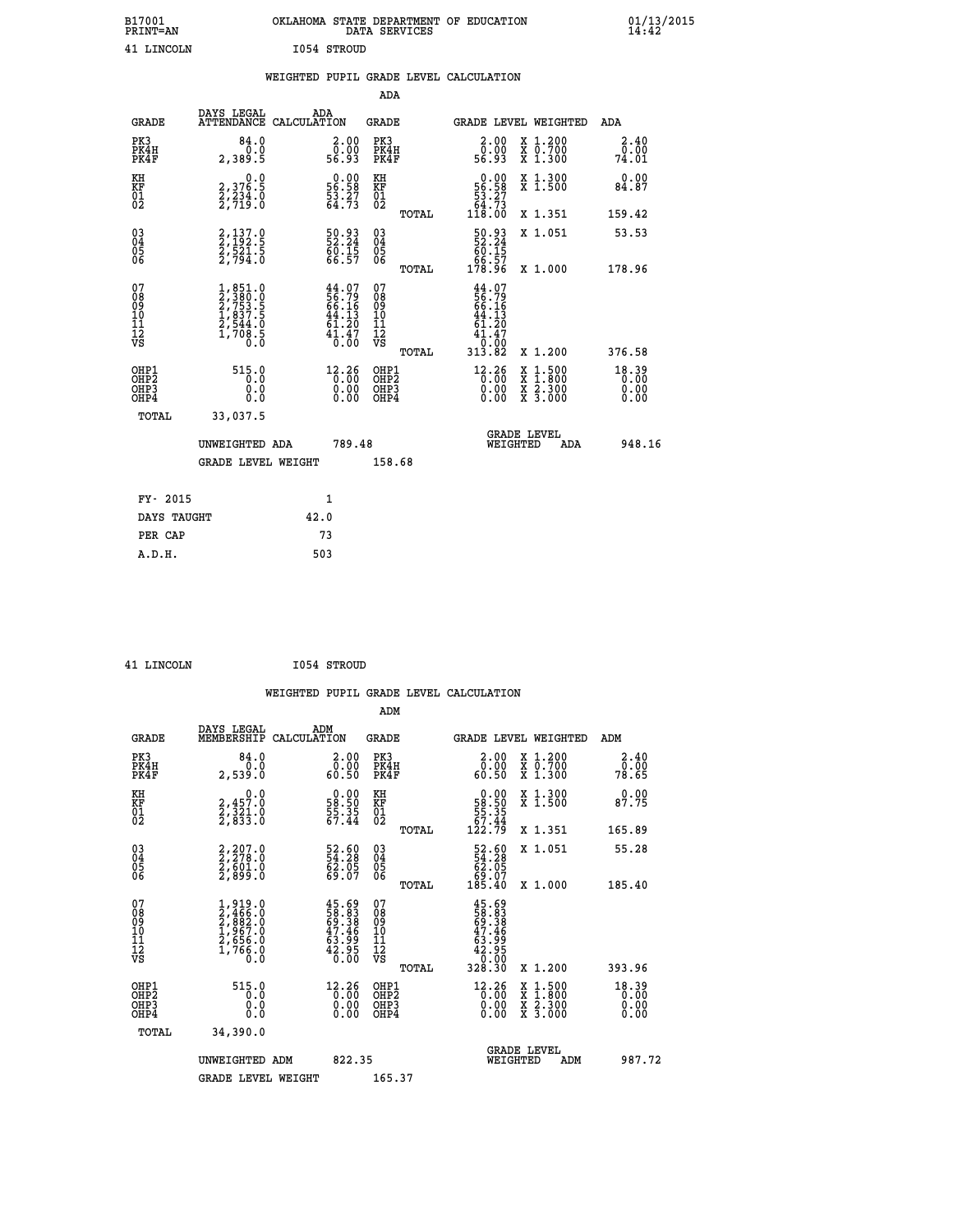B17001 OKLAHOMA STATE DEPARTMENT OF EDUCATION 01/13/2015
PRINT=AN DATA SERVICES 14:42

41 LINCOLN I054 STROUD

## WEIGHTED PUPIL GRADE LEVEL CALCULATION

ADA

| GRADE | DAYS LEGAL ATTENDANCE | ADA CALCULATION | GRADE | | GRADE LEVEL | WEIGHTED | ADA |
|---|---|---|---|---|---|---|---|
| PK3 | 84.0 | 2.00 | PK3 | | 2.00 | X 1.200 | 2.40 |
| PK4H | 0.0 | 0.00 | PK4H | | 0.00 | X 0.700 | 0.00 |
| PK4F | 2,389.5 | 56.93 | PK4F | | 56.93 | X 1.300 | 74.01 |
| KH | 0.0 | 0.00 | KH | | 0.00 | X 1.300 | 0.00 |
| KF | 2,376.5 | 56.58 | KF | | 56.58 | X 1.500 | 84.87 |
| 01 | 2,234.0 | 53.27 | 01 | | 53.27 | | |
| 02 | 2,719.0 | 64.73 | 02 | | 64.73 | | |
| | | | | TOTAL | 118.00 | X 1.351 | 159.42 |
| 03 | 2,137.0 | 50.93 | 03 | | 50.93 | X 1.051 | 53.53 |
| 04 | 2,192.5 | 52.24 | 04 | | 52.24 | | |
| 05 | 2,521.5 | 60.15 | 05 | | 60.15 | | |
| 06 | 2,794.0 | 66.57 | 06 | | 66.57 | | |
| | | | | TOTAL | 178.96 | X 1.000 | 178.96 |
| 07 | 1,851.0 | 44.07 | 07 | | 44.07 | | |
| 08 | 2,380.0 | 56.79 | 08 | | 56.79 | | |
| 09 | 2,753.5 | 66.16 | 09 | | 66.16 | | |
| 10 | 1,837.5 | 44.13 | 10 | | 44.13 | | |
| 11 | 2,544.0 | 61.20 | 11 | | 61.20 | | |
| 12 | 1,708.5 | 41.47 | 12 | | 41.47 | | |
| VS | 0.0 | 0.00 | VS | | 0.00 | | |
| | | | | TOTAL | 313.82 | X 1.200 | 376.58 |
| OHP1 | 515.0 | 12.26 | OHP1 | | 12.26 | X 1.500 | 18.39 |
| OHP2 | 0.0 | 0.00 | OHP2 | | 0.00 | X 1.800 | 0.00 |
| OHP3 | 0.0 | 0.00 | OHP3 | | 0.00 | X 2.300 | 0.00 |
| OHP4 | 0.0 | 0.00 | OHP4 | | 0.00 | X 3.000 | 0.00 |
| TOTAL | 33,037.5 | | | | | | |

UNWEIGHTED ADA 789.48 GRADE LEVEL WEIGHTED ADA 948.16

GRADE LEVEL WEIGHT 158.68

| FY- 2015 | 1 |
|---|---|
| DAYS TAUGHT | 42.0 |
| PER CAP | 73 |
| A.D.H. | 503 |

41 LINCOLN I054 STROUD

## WEIGHTED PUPIL GRADE LEVEL CALCULATION

ADM

| GRADE | DAYS LEGAL MEMBERSHIP | ADM CALCULATION | GRADE | | GRADE LEVEL | WEIGHTED | ADM |
|---|---|---|---|---|---|---|---|
| PK3 | 84.0 | 2.00 | PK3 | | 2.00 | X 1.200 | 2.40 |
| PK4H | 0.0 | 0.00 | PK4H | | 0.00 | X 0.700 | 0.00 |
| PK4F | 2,539.0 | 60.50 | PK4F | | 60.50 | X 1.300 | 78.65 |
| KH | 0.0 | 0.00 | KH | | 0.00 | X 1.300 | 0.00 |
| KF | 2,457.0 | 58.50 | KF | | 58.50 | X 1.500 | 87.75 |
| 01 | 2,321.0 | 55.35 | 01 | | 55.35 | | |
| 02 | 2,833.0 | 67.44 | 02 | | 67.44 | | |
| | | | | TOTAL | 122.79 | X 1.351 | 165.89 |
| 03 | 2,207.0 | 52.60 | 03 | | 52.60 | X 1.051 | 55.28 |
| 04 | 2,278.0 | 54.28 | 04 | | 54.28 | | |
| 05 | 2,601.0 | 62.05 | 05 | | 62.05 | | |
| 06 | 2,899.0 | 69.07 | 06 | | 69.07 | | |
| | | | | TOTAL | 185.40 | X 1.000 | 185.40 |
| 07 | 1,919.0 | 45.69 | 07 | | 45.69 | | |
| 08 | 2,466.0 | 58.83 | 08 | | 58.83 | | |
| 09 | 2,882.0 | 69.38 | 09 | | 69.38 | | |
| 10 | 1,967.0 | 47.46 | 10 | | 47.46 | | |
| 11 | 2,656.0 | 63.99 | 11 | | 63.99 | | |
| 12 | 1,766.0 | 42.95 | 12 | | 42.95 | | |
| VS | 0.0 | 0.00 | VS | | 0.00 | | |
| | | | | TOTAL | 328.30 | X 1.200 | 393.96 |
| OHP1 | 515.0 | 12.26 | OHP1 | | 12.26 | X 1.500 | 18.39 |
| OHP2 | 0.0 | 0.00 | OHP2 | | 0.00 | X 1.800 | 0.00 |
| OHP3 | 0.0 | 0.00 | OHP3 | | 0.00 | X 2.300 | 0.00 |
| OHP4 | 0.0 | 0.00 | OHP4 | | 0.00 | X 3.000 | 0.00 |
| TOTAL | 34,390.0 | | | | | | |

UNWEIGHTED ADM 822.35 GRADE LEVEL WEIGHTED ADM 987.72

GRADE LEVEL WEIGHT 165.37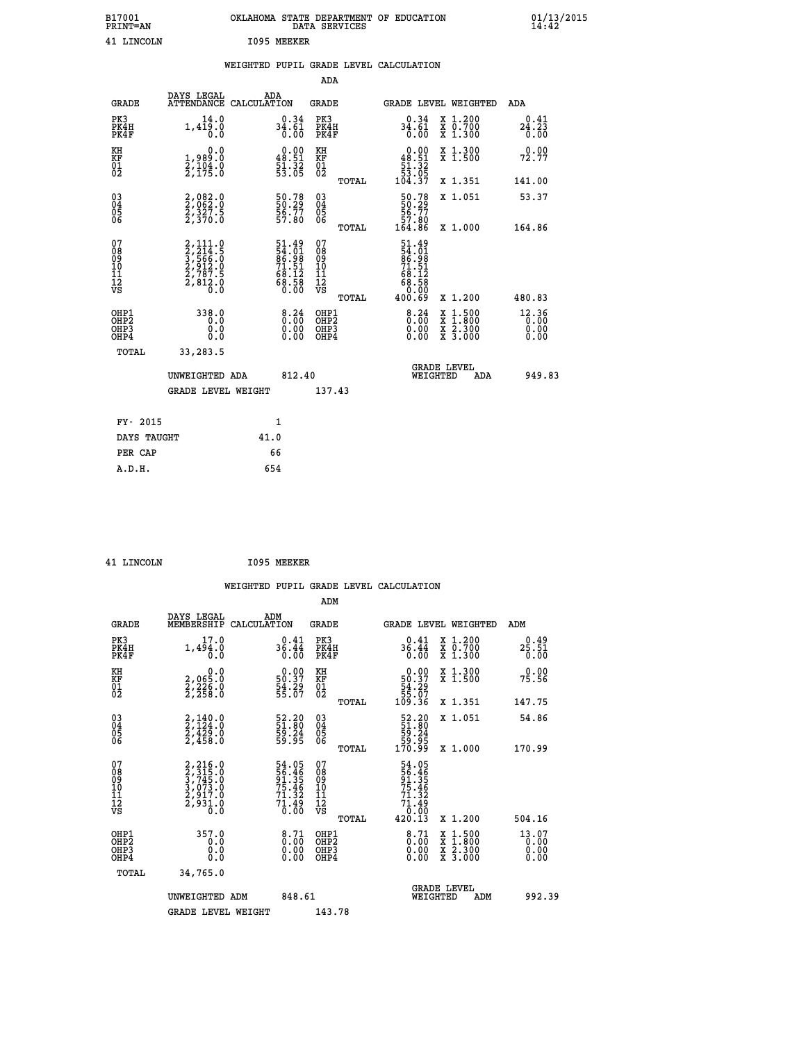B17001 OKLAHOMA STATE DEPARTMENT OF EDUCATION 01/13/2015
PRINT=AN DATA SERVICES 14:42

41 LINCOLN I095 MEEKER

## WEIGHTED PUPIL GRADE LEVEL CALCULATION

### ADA

| GRADE | DAYS LEGAL ATTENDANCE | ADA CALCULATION | GRADE | GRADE LEVEL | WEIGHTED | ADA |
|---|---|---|---|---|---|---|
| PK3 | 14.0 | 0.34 | PK3 | 0.34 | X 1.200 | 0.41 |
| PK4H | 1,419.0 | 34.61 | PK4H | 34.61 | X 0.700 | 24.23 |
| PK4F | 0.0 | 0.00 | PK4F | 0.00 | X 1.300 | 0.00 |
| KH | 0.0 | 0.00 | KH | 0.00 | X 1.300 | 0.00 |
| KF | 1,989.0 | 48.51 | KF | 48.51 | X 1.500 | 72.77 |
| 01 | 2,104.0 | 51.32 | 01 | 51.32 | | |
| 02 | 2,175.0 | 53.05 | 02 | 53.05 | | |
| | | | TOTAL | 104.37 | X 1.351 | 141.00 |
| 03 | 2,082.0 | 50.78 | 03 | 50.78 | X 1.051 | 53.37 |
| 04 | 2,062.0 | 50.29 | 04 | 50.29 | | |
| 05 | 2,327.5 | 56.77 | 05 | 56.77 | | |
| 06 | 2,370.0 | 57.80 | 06 | 57.80 | | |
| | | | TOTAL | 164.86 | X 1.000 | 164.86 |
| 07 | 2,111.0 | 51.49 | 07 | 51.49 | | |
| 08 | 2,214.5 | 54.01 | 08 | 54.01 | | |
| 09 | 3,566.0 | 86.98 | 09 | 86.98 | | |
| 10 | 2,912.0 | 71.51 | 10 | 71.51 | | |
| 11 | 2,787.5 | 68.12 | 11 | 68.12 | | |
| 12 | 2,812.0 | 68.58 | 12 | 68.58 | | |
| VS | 0.0 | 0.00 | VS | 0.00 | | |
| | | | TOTAL | 400.69 | X 1.200 | 480.83 |
| OHP1 | 338.0 | 8.24 | OHP1 | 8.24 | X 1.500 | 12.36 |
| OHP2 | 0.0 | 0.00 | OHP2 | 0.00 | X 1.800 | 0.00 |
| OHP3 | 0.0 | 0.00 | OHP3 | 0.00 | X 2.300 | 0.00 |
| OHP4 | 0.0 | 0.00 | OHP4 | 0.00 | X 3.000 | 0.00 |
| TOTAL | 33,283.5 | | | | | |

UNWEIGHTED ADA 812.40 GRADE LEVEL WEIGHTED ADA 949.83

GRADE LEVEL WEIGHT 137.43

| FY- 2015 | 1 |
|---|---|
| DAYS TAUGHT | 41.0 |
| PER CAP | 66 |
| A.D.H. | 654 |

41 LINCOLN I095 MEEKER

## WEIGHTED PUPIL GRADE LEVEL CALCULATION

### ADM

| GRADE | DAYS LEGAL MEMBERSHIP | ADM CALCULATION | GRADE | GRADE LEVEL | WEIGHTED | ADM |
|---|---|---|---|---|---|---|
| PK3 | 17.0 | 0.41 | PK3 | 0.41 | X 1.200 | 0.49 |
| PK4H | 1,494.0 | 36.44 | PK4H | 36.44 | X 0.700 | 25.51 |
| PK4F | 0.0 | 0.00 | PK4F | 0.00 | X 1.300 | 0.00 |
| KH | 0.0 | 0.00 | KH | 0.00 | X 1.300 | 0.00 |
| KF | 2,065.0 | 50.37 | KF | 50.37 | X 1.500 | 75.56 |
| 01 | 2,226.0 | 54.29 | 01 | 54.29 | | |
| 02 | 2,258.0 | 55.07 | 02 | 55.07 | | |
| | | | TOTAL | 109.36 | X 1.351 | 147.75 |
| 03 | 2,140.0 | 52.20 | 03 | 52.20 | X 1.051 | 54.86 |
| 04 | 2,124.0 | 51.80 | 04 | 51.80 | | |
| 05 | 2,429.0 | 59.24 | 05 | 59.24 | | |
| 06 | 2,458.0 | 59.95 | 06 | 59.95 | | |
| | | | TOTAL | 170.99 | X 1.000 | 170.99 |
| 07 | 2,216.0 | 54.05 | 07 | 54.05 | | |
| 08 | 2,315.0 | 56.46 | 08 | 56.46 | | |
| 09 | 3,745.0 | 91.35 | 09 | 91.35 | | |
| 10 | 3,073.0 | 75.46 | 10 | 75.46 | | |
| 11 | 2,917.0 | 71.32 | 11 | 71.32 | | |
| 12 | 2,931.0 | 71.49 | 12 | 71.49 | | |
| VS | 0.0 | 0.00 | VS | 0.00 | | |
| | | | TOTAL | 420.13 | X 1.200 | 504.16 |
| OHP1 | 357.0 | 8.71 | OHP1 | 8.71 | X 1.500 | 13.07 |
| OHP2 | 0.0 | 0.00 | OHP2 | 0.00 | X 1.800 | 0.00 |
| OHP3 | 0.0 | 0.00 | OHP3 | 0.00 | X 2.300 | 0.00 |
| OHP4 | 0.0 | 0.00 | OHP4 | 0.00 | X 3.000 | 0.00 |
| TOTAL | 34,765.0 | | | | | |

UNWEIGHTED ADM 848.61 GRADE LEVEL WEIGHTED ADM 992.39

GRADE LEVEL WEIGHT 143.78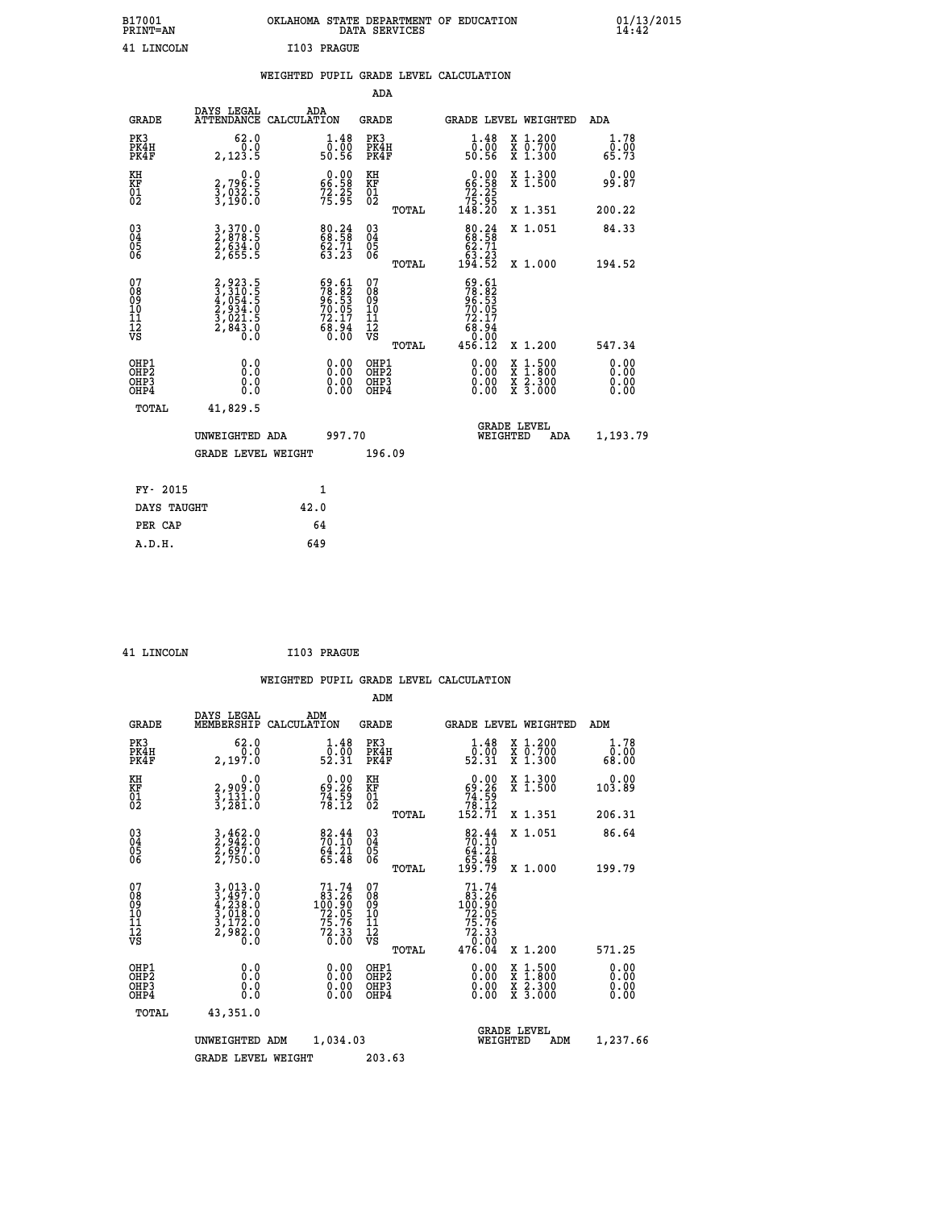B17001 PRINT=AN — OKLAHOMA STATE DEPARTMENT OF EDUCATION DATA SERVICES — 01/13/2015 14:42

41 LINCOLN — I103 PRAGUE

## WEIGHTED PUPIL GRADE LEVEL CALCULATION

### ADA

| GRADE | DAYS LEGAL ATTENDANCE | ADA CALCULATION | GRADE | | GRADE LEVEL | WEIGHTED | ADA |
|---|---|---|---|---|---|---|---|
| PK3 | 62.0 | 1.48 | PK3 | | 1.48 | X 1.200 | 1.78 |
| PK4H | 0.0 | 0.00 | PK4H | | 0.00 | X 0.700 | 0.00 |
| PK4F | 2,123.5 | 50.56 | PK4F | | 50.56 | X 1.300 | 65.73 |
| KH | 0.0 | 0.00 | KH | | 0.00 | X 1.300 | 0.00 |
| KF | 2,796.5 | 66.58 | KF | | 66.58 | X 1.500 | 99.87 |
| 01 | 3,032.5 | 72.25 | 01 | | 72.25 | | |
| 02 | 3,190.0 | 75.95 | 02 | | 75.95 | | |
| | | | | TOTAL | 148.20 | X 1.351 | 200.22 |
| 03 | 3,370.0 | 80.24 | 03 | | 80.24 | X 1.051 | 84.33 |
| 04 | 2,878.5 | 68.58 | 04 | | 68.58 | | |
| 05 | 2,634.0 | 62.71 | 05 | | 62.71 | | |
| 06 | 2,655.5 | 63.23 | 06 | | 63.23 | | |
| | | | | TOTAL | 194.52 | X 1.000 | 194.52 |
| 07 | 2,923.5 | 69.61 | 07 | | 69.61 | | |
| 08 | 3,310.5 | 78.82 | 08 | | 78.82 | | |
| 09 | 4,054.5 | 96.53 | 09 | | 96.53 | | |
| 10 | 2,934.0 | 70.05 | 10 | | 70.05 | | |
| 11 | 3,021.5 | 72.17 | 11 | | 72.17 | | |
| 12 | 2,843.0 | 68.94 | 12 | | 68.94 | | |
| VS | 0.0 | 0.00 | VS | | 0.00 | | |
| | | | | TOTAL | 456.12 | X 1.200 | 547.34 |
| OHP1 | 0.0 | 0.00 | OHP1 | | 0.00 | X 1.500 | 0.00 |
| OHP2 | 0.0 | 0.00 | OHP2 | | 0.00 | X 1.800 | 0.00 |
| OHP3 | 0.0 | 0.00 | OHP3 | | 0.00 | X 2.300 | 0.00 |
| OHP4 | 0.0 | 0.00 | OHP4 | | 0.00 | X 3.000 | 0.00 |
| TOTAL | 41,829.5 | | | | | | |

UNWEIGHTED ADA 997.70 — GRADE LEVEL WEIGHTED ADA 1,193.79

GRADE LEVEL WEIGHT 196.09

| | |
|---|---|
| FY- 2015 | 1 |
| DAYS TAUGHT | 42.0 |
| PER CAP | 64 |
| A.D.H. | 649 |

41 LINCOLN — I103 PRAGUE

## WEIGHTED PUPIL GRADE LEVEL CALCULATION

### ADM

| GRADE | DAYS LEGAL MEMBERSHIP | ADM CALCULATION | GRADE | | GRADE LEVEL | WEIGHTED | ADM |
|---|---|---|---|---|---|---|---|
| PK3 | 62.0 | 1.48 | PK3 | | 1.48 | X 1.200 | 1.78 |
| PK4H | 0.0 | 0.00 | PK4H | | 0.00 | X 0.700 | 0.00 |
| PK4F | 2,197.0 | 52.31 | PK4F | | 52.31 | X 1.300 | 68.00 |
| KH | 0.0 | 0.00 | KH | | 0.00 | X 1.300 | 0.00 |
| KF | 2,909.0 | 69.26 | KF | | 69.26 | X 1.500 | 103.89 |
| 01 | 3,131.0 | 74.59 | 01 | | 74.59 | | |
| 02 | 3,281.0 | 78.12 | 02 | | 78.12 | | |
| | | | | TOTAL | 152.71 | X 1.351 | 206.31 |
| 03 | 3,462.0 | 82.44 | 03 | | 82.44 | X 1.051 | 86.64 |
| 04 | 2,942.0 | 70.10 | 04 | | 70.10 | | |
| 05 | 2,697.0 | 64.21 | 05 | | 64.21 | | |
| 06 | 2,750.0 | 65.48 | 06 | | 65.48 | | |
| | | | | TOTAL | 199.79 | X 1.000 | 199.79 |
| 07 | 3,013.0 | 71.74 | 07 | | 71.74 | | |
| 08 | 3,497.0 | 83.26 | 08 | | 83.26 | | |
| 09 | 4,238.0 | 100.90 | 09 | | 100.90 | | |
| 10 | 3,018.0 | 72.05 | 10 | | 72.05 | | |
| 11 | 3,172.0 | 75.76 | 11 | | 75.76 | | |
| 12 | 2,982.0 | 72.33 | 12 | | 72.33 | | |
| VS | 0.0 | 0.00 | VS | | 0.00 | | |
| | | | | TOTAL | 476.04 | X 1.200 | 571.25 |
| OHP1 | 0.0 | 0.00 | OHP1 | | 0.00 | X 1.500 | 0.00 |
| OHP2 | 0.0 | 0.00 | OHP2 | | 0.00 | X 1.800 | 0.00 |
| OHP3 | 0.0 | 0.00 | OHP3 | | 0.00 | X 2.300 | 0.00 |
| OHP4 | 0.0 | 0.00 | OHP4 | | 0.00 | X 3.000 | 0.00 |
| TOTAL | 43,351.0 | | | | | | |

UNWEIGHTED ADM 1,034.03 — GRADE LEVEL WEIGHTED ADM 1,237.66

GRADE LEVEL WEIGHT 203.63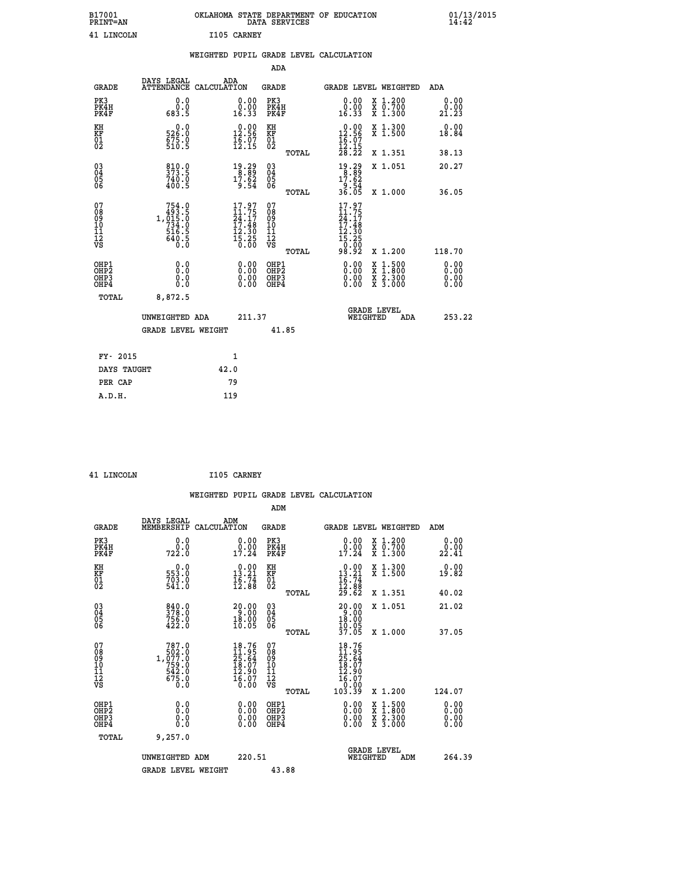B17001 OKLAHOMA STATE DEPARTMENT OF EDUCATION 01/13/2015
PRINT=AN DATA SERVICES 14:42

41 LINCOLN I105 CARNEY

WEIGHTED PUPIL GRADE LEVEL CALCULATION

ADA

| GRADE | DAYS LEGAL ATTENDANCE | ADA CALCULATION | GRADE | GRADE LEVEL | WEIGHTED | ADA |
|---|---|---|---|---|---|---|
| PK3 | 0.0 | 0.00 | PK3 | 0.00 | X 1.200 | 0.00 |
| PK4H | 0.0 | 0.00 | PK4H | 0.00 | X 0.700 | 0.00 |
| PK4F | 683.5 | 16.33 | PK4F | 16.33 | X 1.300 | 21.23 |
| KH | 0.0 | 0.00 | KH | 0.00 | X 1.300 | 0.00 |
| KF | 526.0 | 12.56 | KF | 12.56 | X 1.500 | 18.84 |
| 01 | 675.0 | 16.07 | 01 | 16.07 | | |
| 02 | 510.5 | 12.15 | 02 | 12.15 | | |
| | | | TOTAL | 28.22 | X 1.351 | 38.13 |
| 03 | 810.0 | 19.29 | 03 | 19.29 | X 1.051 | 20.27 |
| 04 | 373.5 | 8.89 | 04 | 8.89 | | |
| 05 | 740.0 | 17.62 | 05 | 17.62 | | |
| 06 | 400.5 | 9.54 | 06 | 9.54 | | |
| | | | TOTAL | 36.05 | X 1.000 | 36.05 |
| 07 | 754.0 | 17.97 | 07 | 17.97 | | |
| 08 | 493.5 | 11.75 | 08 | 11.75 | | |
| 09 | 1,015.0 | 24.17 | 09 | 24.17 | | |
| 10 | 734.0 | 17.48 | 10 | 17.48 | | |
| 11 | 516.5 | 12.30 | 11 | 12.30 | | |
| 12 | 640.5 | 15.25 | 12 | 15.25 | | |
| VS | 0.0 | 0.00 | VS | 0.00 | | |
| | | | TOTAL | 98.92 | X 1.200 | 118.70 |
| OHP1 | 0.0 | 0.00 | OHP1 | 0.00 | X 1.500 | 0.00 |
| OHP2 | 0.0 | 0.00 | OHP2 | 0.00 | X 1.800 | 0.00 |
| OHP3 | 0.0 | 0.00 | OHP3 | 0.00 | X 2.300 | 0.00 |
| OHP4 | 0.0 | 0.00 | OHP4 | 0.00 | X 3.000 | 0.00 |
| TOTAL | 8,872.5 | | | | | |

UNWEIGHTED ADA 211.37 GRADE LEVEL WEIGHTED ADA 253.22

GRADE LEVEL WEIGHT 41.85

| FY- 2015 | 1 |
|---|---|
| DAYS TAUGHT | 42.0 |
| PER CAP | 79 |
| A.D.H. | 119 |

41 LINCOLN I105 CARNEY

WEIGHTED PUPIL GRADE LEVEL CALCULATION

ADM

| GRADE | DAYS LEGAL MEMBERSHIP | ADM CALCULATION | GRADE | GRADE LEVEL | WEIGHTED | ADM |
|---|---|---|---|---|---|---|
| PK3 | 0.0 | 0.00 | PK3 | 0.00 | X 1.200 | 0.00 |
| PK4H | 0.0 | 0.00 | PK4H | 0.00 | X 0.700 | 0.00 |
| PK4F | 722.0 | 17.24 | PK4F | 17.24 | X 1.300 | 22.41 |
| KH | 0.0 | 0.00 | KH | 0.00 | X 1.300 | 0.00 |
| KF | 553.0 | 13.21 | KF | 13.21 | X 1.500 | 19.82 |
| 01 | 703.0 | 16.74 | 01 | 16.74 | | |
| 02 | 541.0 | 12.88 | 02 | 12.88 | | |
| | | | TOTAL | 29.62 | X 1.351 | 40.02 |
| 03 | 840.0 | 20.00 | 03 | 20.00 | X 1.051 | 21.02 |
| 04 | 378.0 | 9.00 | 04 | 9.00 | | |
| 05 | 756.0 | 18.00 | 05 | 18.00 | | |
| 06 | 422.0 | 10.05 | 06 | 10.05 | | |
| | | | TOTAL | 37.05 | X 1.000 | 37.05 |
| 07 | 787.0 | 18.76 | 07 | 18.76 | | |
| 08 | 502.0 | 11.95 | 08 | 11.95 | | |
| 09 | 1,077.0 | 25.64 | 09 | 25.64 | | |
| 10 | 759.0 | 18.07 | 10 | 18.07 | | |
| 11 | 542.0 | 12.90 | 11 | 12.90 | | |
| 12 | 675.0 | 16.07 | 12 | 16.07 | | |
| VS | 0.0 | 0.00 | VS | 0.00 | | |
| | | | TOTAL | 103.39 | X 1.200 | 124.07 |
| OHP1 | 0.0 | 0.00 | OHP1 | 0.00 | X 1.500 | 0.00 |
| OHP2 | 0.0 | 0.00 | OHP2 | 0.00 | X 1.800 | 0.00 |
| OHP3 | 0.0 | 0.00 | OHP3 | 0.00 | X 2.300 | 0.00 |
| OHP4 | 0.0 | 0.00 | OHP4 | 0.00 | X 3.000 | 0.00 |
| TOTAL | 9,257.0 | | | | | |

UNWEIGHTED ADM 220.51 GRADE LEVEL WEIGHTED ADM 264.39

GRADE LEVEL WEIGHT 43.88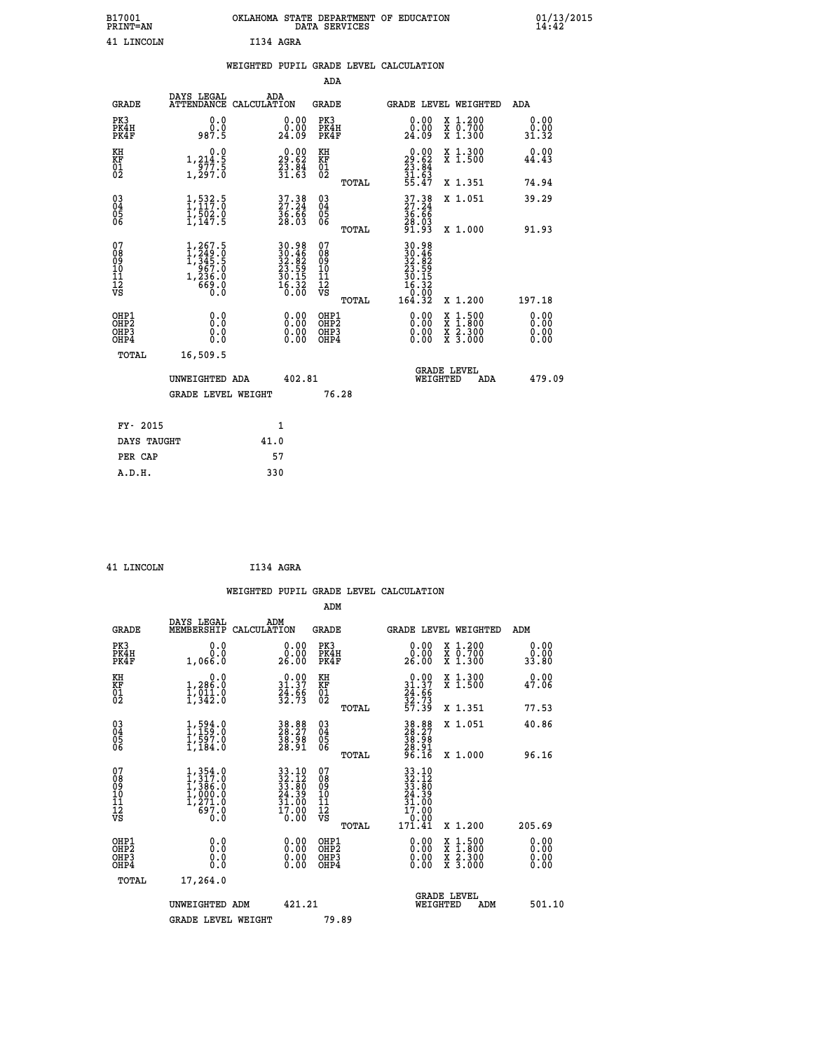B17001 OKLAHOMA STATE DEPARTMENT OF EDUCATION 01/13/2015
PRINT=AN DATA SERVICES 14:42

41 LINCOLN I134 AGRA

## WEIGHTED PUPIL GRADE LEVEL CALCULATION

### ADA

| GRADE | DAYS LEGAL ATTENDANCE | ADA CALCULATION | GRADE | GRADE LEVEL | WEIGHTED | ADA |
|---|---|---|---|---|---|---|
| PK3 | 0.0 | 0.00 | PK3 | 0.00 | X 1.200 | 0.00 |
| PK4H | 0.0 | 0.00 | PK4H | 0.00 | X 0.700 | 0.00 |
| PK4F | 987.5 | 24.09 | PK4F | 24.09 | X 1.300 | 31.32 |
| KH | 0.0 | 0.00 | KH | 0.00 | X 1.300 | 0.00 |
| KF | 1,214.5 | 29.62 | KF | 29.62 | X 1.500 | 44.43 |
| 01 | 977.5 | 23.84 | 01 | 23.84 | | |
| 02 | 1,297.0 | 31.63 | 02 | 31.63 | | |
| | | | TOTAL | 55.47 | X 1.351 | 74.94 |
| 03 | 1,532.5 | 37.38 | 03 | 37.38 | X 1.051 | 39.29 |
| 04 | 1,117.0 | 27.24 | 04 | 27.24 | | |
| 05 | 1,502.0 | 36.66 | 05 | 36.66 | | |
| 06 | 1,147.5 | 28.03 | 06 | 28.03 | | |
| | | | TOTAL | 91.93 | X 1.000 | 91.93 |
| 07 | 1,267.5 | 30.98 | 07 | 30.98 | | |
| 08 | 1,249.0 | 30.46 | 08 | 30.46 | | |
| 09 | 1,345.5 | 32.82 | 09 | 32.82 | | |
| 10 | 967.0 | 23.59 | 10 | 23.59 | | |
| 11 | 1,236.0 | 30.15 | 11 | 30.15 | | |
| 12 | 669.0 | 16.32 | 12 | 16.32 | | |
| VS | 0.0 | 0.00 | VS | 0.00 | | |
| | | | TOTAL | 164.32 | X 1.200 | 197.18 |
| OHP1 | 0.0 | 0.00 | OHP1 | 0.00 | X 1.500 | 0.00 |
| OHP2 | 0.0 | 0.00 | OHP2 | 0.00 | X 1.800 | 0.00 |
| OHP3 | 0.0 | 0.00 | OHP3 | 0.00 | X 2.300 | 0.00 |
| OHP4 | 0.0 | 0.00 | OHP4 | 0.00 | X 3.000 | 0.00 |
| TOTAL | 16,509.5 | | | | | |

UNWEIGHTED ADA 402.81 — GRADE LEVEL WEIGHTED ADA 479.09

GRADE LEVEL WEIGHT 76.28

| FY- 2015 | 1 |
|---|---|
| DAYS TAUGHT | 41.0 |
| PER CAP | 57 |
| A.D.H. | 330 |

41 LINCOLN I134 AGRA

## WEIGHTED PUPIL GRADE LEVEL CALCULATION

### ADM

| GRADE | DAYS LEGAL MEMBERSHIP | ADM CALCULATION | GRADE | GRADE LEVEL | WEIGHTED | ADM |
|---|---|---|---|---|---|---|
| PK3 | 0.0 | 0.00 | PK3 | 0.00 | X 1.200 | 0.00 |
| PK4H | 0.0 | 0.00 | PK4H | 0.00 | X 0.700 | 0.00 |
| PK4F | 1,066.0 | 26.00 | PK4F | 26.00 | X 1.300 | 33.80 |
| KH | 0.0 | 0.00 | KH | 0.00 | X 1.300 | 0.00 |
| KF | 1,286.0 | 31.37 | KF | 31.37 | X 1.500 | 47.06 |
| 01 | 1,011.0 | 24.66 | 01 | 24.66 | | |
| 02 | 1,342.0 | 32.73 | 02 | 32.73 | | |
| | | | TOTAL | 57.39 | X 1.351 | 77.53 |
| 03 | 1,594.0 | 38.88 | 03 | 38.88 | X 1.051 | 40.86 |
| 04 | 1,159.0 | 28.27 | 04 | 28.27 | | |
| 05 | 1,597.0 | 38.98 | 05 | 38.98 | | |
| 06 | 1,184.0 | 28.91 | 06 | 28.91 | | |
| | | | TOTAL | 96.16 | X 1.000 | 96.16 |
| 07 | 1,354.0 | 33.10 | 07 | 33.10 | | |
| 08 | 1,317.0 | 32.12 | 08 | 32.12 | | |
| 09 | 1,386.0 | 33.80 | 09 | 33.80 | | |
| 10 | 1,000.0 | 24.39 | 10 | 24.39 | | |
| 11 | 1,271.0 | 31.00 | 11 | 31.00 | | |
| 12 | 697.0 | 17.00 | 12 | 17.00 | | |
| VS | 0.0 | 0.00 | VS | 0.00 | | |
| | | | TOTAL | 171.41 | X 1.200 | 205.69 |
| OHP1 | 0.0 | 0.00 | OHP1 | 0.00 | X 1.500 | 0.00 |
| OHP2 | 0.0 | 0.00 | OHP2 | 0.00 | X 1.800 | 0.00 |
| OHP3 | 0.0 | 0.00 | OHP3 | 0.00 | X 2.300 | 0.00 |
| OHP4 | 0.0 | 0.00 | OHP4 | 0.00 | X 3.000 | 0.00 |
| TOTAL | 17,264.0 | | | | | |

UNWEIGHTED ADM 421.21 — GRADE LEVEL WEIGHTED ADM 501.10

GRADE LEVEL WEIGHT 79.89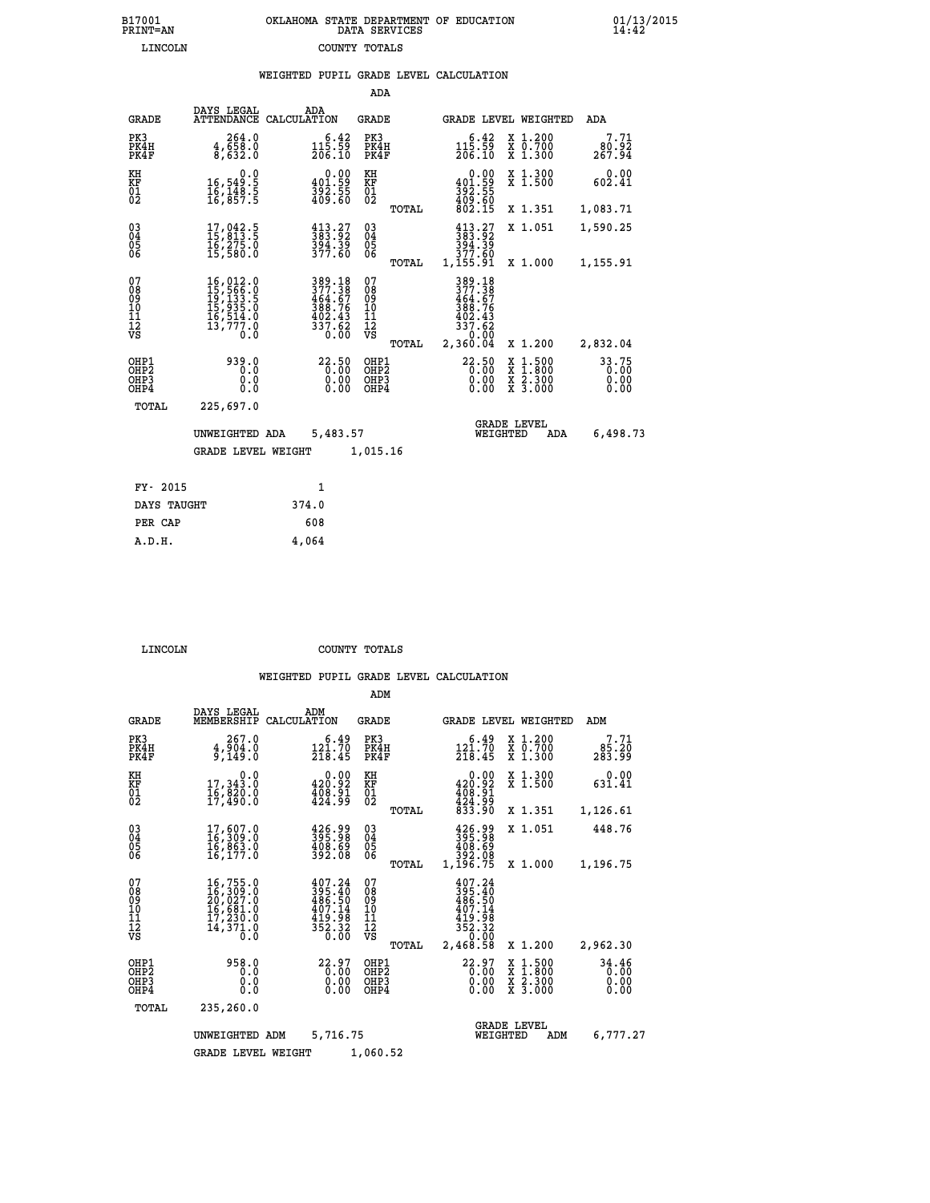B17001 OKLAHOMA STATE DEPARTMENT OF EDUCATION 01/13/2015
PRINT=AN DATA SERVICES 14:42

LINCOLN COUNTY TOTALS

### WEIGHTED PUPIL GRADE LEVEL CALCULATION

ADA

| GRADE | DAYS LEGAL ATTENDANCE | ADA CALCULATION | GRADE | | GRADE LEVEL | WEIGHTED | ADA |
|---|---|---|---|---|---|---|---|
| PK3 | 264.0 | 6.42 | PK3 | | 6.42 | X 1.200 | 7.71 |
| PK4H | 4,658.0 | 115.59 | PK4H | | 115.59 | X 0.700 | 80.92 |
| PK4F | 8,632.0 | 206.10 | PK4F | | 206.10 | X 1.300 | 267.94 |
| KH | 0.0 | 0.00 | KH | | 0.00 | X 1.300 | 0.00 |
| KF | 16,549.5 | 401.59 | KF | | 401.59 | X 1.500 | 602.41 |
| 01 | 16,148.5 | 392.55 | 01 | | 392.55 | | |
| 02 | 16,857.5 | 409.60 | 02 | | 409.60 | | |
| | | | | TOTAL | 802.15 | X 1.351 | 1,083.71 |
| 03 | 17,042.5 | 413.27 | 03 | | 413.27 | X 1.051 | 1,590.25 |
| 04 | 15,813.5 | 383.92 | 04 | | 383.92 | | |
| 05 | 16,275.0 | 394.39 | 05 | | 394.39 | | |
| 06 | 15,580.0 | 377.60 | 06 | | 377.60 | | |
| | | | | TOTAL | 1,155.91 | X 1.000 | 1,155.91 |
| 07 | 16,012.0 | 389.18 | 07 | | 389.18 | | |
| 08 | 15,566.0 | 377.38 | 08 | | 377.38 | | |
| 09 | 19,133.5 | 464.67 | 09 | | 464.67 | | |
| 10 | 15,935.0 | 388.76 | 10 | | 388.76 | | |
| 11 | 16,514.0 | 402.43 | 11 | | 402.43 | | |
| 12 | 13,777.0 | 337.62 | 12 | | 337.62 | | |
| VS | 0.0 | 0.00 | VS | | 0.00 | | |
| | | | | TOTAL | 2,360.04 | X 1.200 | 2,832.04 |
| OHP1 | 939.0 | 22.50 | OHP1 | | 22.50 | X 1.500 | 33.75 |
| OHP2 | 0.0 | 0.00 | OHP2 | | 0.00 | X 1.800 | 0.00 |
| OHP3 | 0.0 | 0.00 | OHP3 | | 0.00 | X 2.300 | 0.00 |
| OHP4 | 0.0 | 0.00 | OHP4 | | 0.00 | X 3.000 | 0.00 |
| TOTAL | 225,697.0 | | | | | | |

UNWEIGHTED ADA 5,483.57 GRADE LEVEL WEIGHTED ADA 6,498.73

GRADE LEVEL WEIGHT 1,015.16

| FY- 2015 | 1 |
|---|---|
| DAYS TAUGHT | 374.0 |
| PER CAP | 608 |
| A.D.H. | 4,064 |

LINCOLN COUNTY TOTALS

### WEIGHTED PUPIL GRADE LEVEL CALCULATION

ADM

| GRADE | DAYS LEGAL MEMBERSHIP | ADM CALCULATION | GRADE | | GRADE LEVEL | WEIGHTED | ADM |
|---|---|---|---|---|---|---|---|
| PK3 | 267.0 | 6.49 | PK3 | | 6.49 | X 1.200 | 7.71 |
| PK4H | 4,904.0 | 121.70 | PK4H | | 121.70 | X 0.700 | 85.20 |
| PK4F | 9,149.0 | 218.45 | PK4F | | 218.45 | X 1.300 | 283.99 |
| KH | 0.0 | 0.00 | KH | | 0.00 | X 1.300 | 0.00 |
| KF | 17,343.0 | 420.92 | KF | | 420.92 | X 1.500 | 631.41 |
| 01 | 16,820.0 | 408.91 | 01 | | 408.91 | | |
| 02 | 17,490.0 | 424.99 | 02 | | 424.99 | | |
| | | | | TOTAL | 833.90 | X 1.351 | 1,126.61 |
| 03 | 17,607.0 | 426.99 | 03 | | 426.99 | X 1.051 | 448.76 |
| 04 | 16,309.0 | 395.98 | 04 | | 395.98 | | |
| 05 | 16,863.0 | 408.69 | 05 | | 408.69 | | |
| 06 | 16,177.0 | 392.08 | 06 | | 392.08 | | |
| | | | | TOTAL | 1,196.75 | X 1.000 | 1,196.75 |
| 07 | 16,755.0 | 407.24 | 07 | | 407.24 | | |
| 08 | 16,309.0 | 395.40 | 08 | | 395.40 | | |
| 09 | 20,027.0 | 486.50 | 09 | | 486.50 | | |
| 10 | 16,681.0 | 407.14 | 10 | | 407.14 | | |
| 11 | 17,230.0 | 419.98 | 11 | | 419.98 | | |
| 12 | 14,371.0 | 352.32 | 12 | | 352.32 | | |
| VS | 0.0 | 0.00 | VS | | 0.00 | | |
| | | | | TOTAL | 2,468.58 | X 1.200 | 2,962.30 |
| OHP1 | 958.0 | 22.97 | OHP1 | | 22.97 | X 1.500 | 34.46 |
| OHP2 | 0.0 | 0.00 | OHP2 | | 0.00 | X 1.800 | 0.00 |
| OHP3 | 0.0 | 0.00 | OHP3 | | 0.00 | X 2.300 | 0.00 |
| OHP4 | 0.0 | 0.00 | OHP4 | | 0.00 | X 3.000 | 0.00 |
| TOTAL | 235,260.0 | | | | | | |

UNWEIGHTED ADM 5,716.75 GRADE LEVEL WEIGHTED ADM 6,777.27

GRADE LEVEL WEIGHT 1,060.52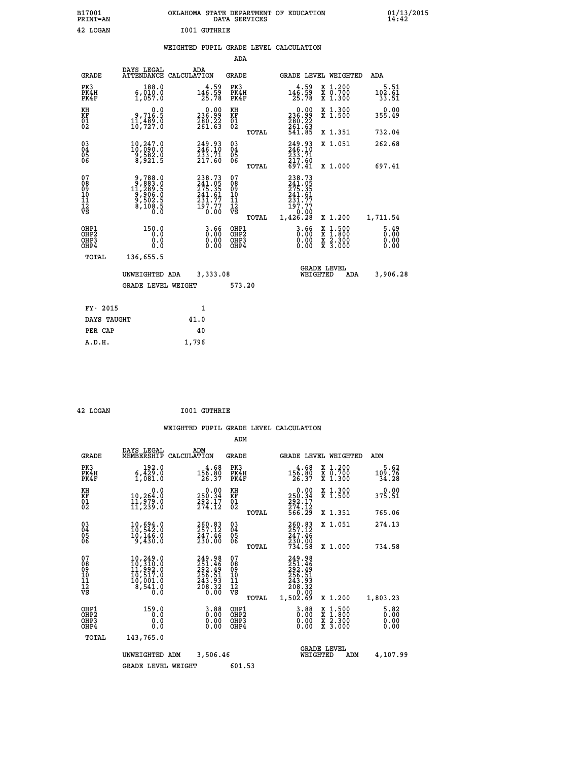B17001 OKLAHOMA STATE DEPARTMENT OF EDUCATION 01/13/2015
PRINT=AN DATA SERVICES 14:42

42 LOGAN I001 GUTHRIE

WEIGHTED PUPIL GRADE LEVEL CALCULATION

ADA

| GRADE | DAYS LEGAL ATTENDANCE | ADA CALCULATION | GRADE | | GRADE LEVEL | WEIGHTED | ADA |
|---|---|---|---|---|---|---|---|
| PK3 | 188.0 | 4.59 | PK3 | | 4.59 | X 1.200 | 5.51 |
| PK4H | 6,010.0 | 146.59 | PK4H | | 146.59 | X 0.700 | 102.61 |
| PK4F | 1,057.0 | 25.78 | PK4F | | 25.78 | X 1.300 | 33.51 |
| KH | 0.0 | 0.00 | KH | | 0.00 | X 1.300 | 0.00 |
| KF | 9,716.5 | 236.99 | KF | | 236.99 | X 1.500 | 355.49 |
| 01 | 11,489.0 | 280.22 | 01 | | 280.22 | | |
| 02 | 10,727.0 | 261.63 | 02 | | 261.63 | | |
| | | | | TOTAL | 541.85 | X 1.351 | 732.04 |
| 03 | 10,247.0 | 249.93 | 03 | | 249.93 | X 1.051 | 262.68 |
| 04 | 10,090.0 | 246.10 | 04 | | 246.10 | | |
| 05 | 9,582.0 | 233.71 | 05 | | 233.71 | | |
| 06 | 8,921.5 | 217.60 | 06 | | 217.60 | | |
| | | | | TOTAL | 697.41 | X 1.000 | 697.41 |
| 07 | 9,788.0 | 238.73 | 07 | | 238.73 | | |
| 08 | 9,883.0 | 241.05 | 08 | | 241.05 | | |
| 09 | 11,289.5 | 275.35 | 09 | | 275.35 | | |
| 10 | 9,906.0 | 241.61 | 10 | | 241.61 | | |
| 11 | 9,502.5 | 231.77 | 11 | | 231.77 | | |
| 12 | 8,108.5 | 197.77 | 12 | | 197.77 | | |
| VS | 0.0 | 0.00 | VS | | 0.00 | | |
| | | | | TOTAL | 1,426.28 | X 1.200 | 1,711.54 |
| OHP1 | 150.0 | 3.66 | OHP1 | | 3.66 | X 1.500 | 5.49 |
| OHP2 | 0.0 | 0.00 | OHP2 | | 0.00 | X 1.800 | 0.00 |
| OHP3 | 0.0 | 0.00 | OHP3 | | 0.00 | X 2.300 | 0.00 |
| OHP4 | 0.0 | 0.00 | OHP4 | | 0.00 | X 3.000 | 0.00 |
| TOTAL | 136,655.5 | | | | | | |

UNWEIGHTED ADA 3,333.08 GRADE LEVEL WEIGHTED ADA 3,906.28

GRADE LEVEL WEIGHT 573.20

| FY- 2015 | 1 |
|---|---|
| DAYS TAUGHT | 41.0 |
| PER CAP | 40 |
| A.D.H. | 1,796 |

42 LOGAN I001 GUTHRIE

WEIGHTED PUPIL GRADE LEVEL CALCULATION

ADM

| GRADE | DAYS LEGAL MEMBERSHIP | ADM CALCULATION | GRADE | | GRADE LEVEL | WEIGHTED | ADM |
|---|---|---|---|---|---|---|---|
| PK3 | 192.0 | 4.68 | PK3 | | 4.68 | X 1.200 | 5.62 |
| PK4H | 6,429.0 | 156.80 | PK4H | | 156.80 | X 0.700 | 109.76 |
| PK4F | 1,081.0 | 26.37 | PK4F | | 26.37 | X 1.300 | 34.28 |
| KH | 0.0 | 0.00 | KH | | 0.00 | X 1.300 | 0.00 |
| KF | 10,264.0 | 250.34 | KF | | 250.34 | X 1.500 | 375.51 |
| 01 | 11,979.0 | 292.17 | 01 | | 292.17 | | |
| 02 | 11,239.0 | 274.12 | 02 | | 274.12 | | |
| | | | | TOTAL | 566.29 | X 1.351 | 765.06 |
| 03 | 10,694.0 | 260.83 | 03 | | 260.83 | X 1.051 | 274.13 |
| 04 | 10,542.0 | 257.12 | 04 | | 257.12 | | |
| 05 | 10,146.0 | 247.46 | 05 | | 247.46 | | |
| 06 | 9,430.0 | 230.00 | 06 | | 230.00 | | |
| | | | | TOTAL | 734.58 | X 1.000 | 734.58 |
| 07 | 10,249.0 | 249.98 | 07 | | 249.98 | | |
| 08 | 10,310.0 | 251.46 | 08 | | 251.46 | | |
| 09 | 11,992.0 | 292.49 | 09 | | 292.49 | | |
| 10 | 10,517.0 | 256.51 | 10 | | 256.51 | | |
| 11 | 10,001.0 | 243.93 | 11 | | 243.93 | | |
| 12 | 8,541.0 | 208.32 | 12 | | 208.32 | | |
| VS | 0.0 | 0.00 | VS | | 0.00 | | |
| | | | | TOTAL | 1,502.69 | X 1.200 | 1,803.23 |
| OHP1 | 159.0 | 3.88 | OHP1 | | 3.88 | X 1.500 | 5.82 |
| OHP2 | 0.0 | 0.00 | OHP2 | | 0.00 | X 1.800 | 0.00 |
| OHP3 | 0.0 | 0.00 | OHP3 | | 0.00 | X 2.300 | 0.00 |
| OHP4 | 0.0 | 0.00 | OHP4 | | 0.00 | X 3.000 | 0.00 |
| TOTAL | 143,765.0 | | | | | | |

UNWEIGHTED ADM 3,506.46 GRADE LEVEL WEIGHTED ADM 4,107.99

GRADE LEVEL WEIGHT 601.53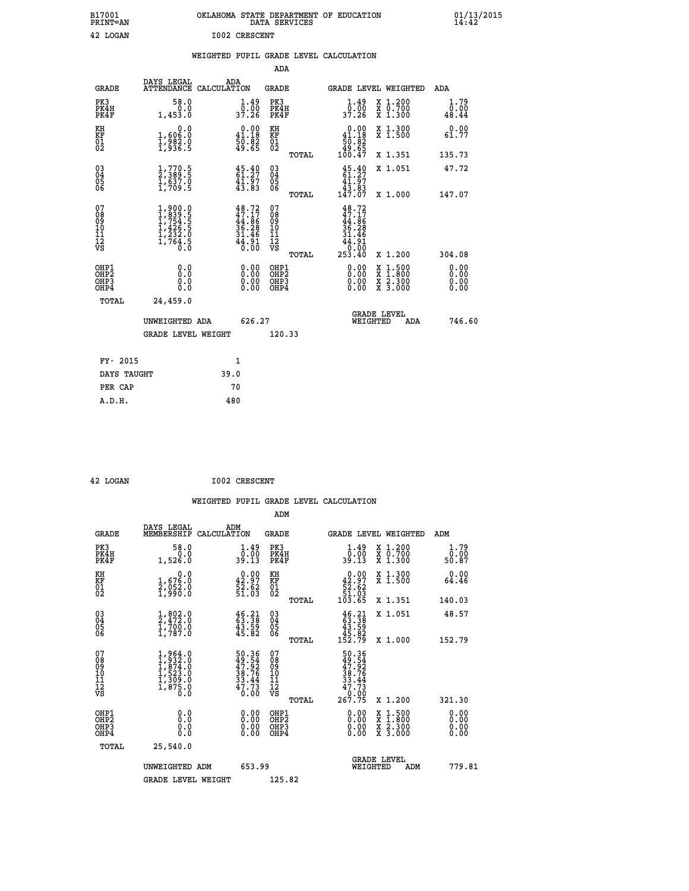B17001 PRINT=AN — OKLAHOMA STATE DEPARTMENT OF EDUCATION DATA SERVICES — 01/13/2015 14:42

42 LOGAN — I002 CRESCENT

## WEIGHTED PUPIL GRADE LEVEL CALCULATION

### ADA

| GRADE | DAYS LEGAL ATTENDANCE | ADA CALCULATION | GRADE | GRADE LEVEL | WEIGHTED | ADA |
|---|---|---|---|---|---|---|
| PK3 | 58.0 | 1.49 | PK3 | 1.49 | X 1.200 | 1.79 |
| PK4H | 0.0 | 0.00 | PK4H | 0.00 | X 0.700 | 0.00 |
| PK4F | 1,453.0 | 37.26 | PK4F | 37.26 | X 1.300 | 48.44 |
| KH | 0.0 | 0.00 | KH | 0.00 | X 1.300 | 0.00 |
| KF | 1,606.0 | 41.18 | KF | 41.18 | X 1.500 | 61.77 |
| 01 | 1,982.0 | 50.82 | 01 | 50.82 | | |
| 02 | 1,936.5 | 49.65 | 02 | 49.65 | | |
| | | | TOTAL | 100.47 | X 1.351 | 135.73 |
| 03 | 1,770.5 | 45.40 | 03 | 45.40 | X 1.051 | 47.72 |
| 04 | 2,389.5 | 61.27 | 04 | 61.27 | | |
| 05 | 1,637.0 | 41.97 | 05 | 41.97 | | |
| 06 | 1,709.5 | 43.83 | 06 | 43.83 | | |
| | | | TOTAL | 147.07 | X 1.000 | 147.07 |
| 07 | 1,900.0 | 48.72 | 07 | 48.72 | | |
| 08 | 1,839.5 | 47.17 | 08 | 47.17 | | |
| 09 | 1,754.5 | 44.86 | 09 | 44.86 | | |
| 10 | 1,426.5 | 36.28 | 10 | 36.28 | | |
| 11 | 1,232.0 | 31.46 | 11 | 31.46 | | |
| 12 | 1,764.5 | 44.91 | 12 | 44.91 | | |
| VS | 0.0 | 0.00 | VS | 0.00 | | |
| | | | TOTAL | 253.40 | X 1.200 | 304.08 |
| OHP1 | 0.0 | 0.00 | OHP1 | 0.00 | X 1.500 | 0.00 |
| OHP2 | 0.0 | 0.00 | OHP2 | 0.00 | X 1.800 | 0.00 |
| OHP3 | 0.0 | 0.00 | OHP3 | 0.00 | X 2.300 | 0.00 |
| OHP4 | 0.0 | 0.00 | OHP4 | 0.00 | X 3.000 | 0.00 |
| TOTAL | 24,459.0 | | | | | |

UNWEIGHTED ADA: 626.27 — GRADE LEVEL WEIGHTED ADA: 746.60

GRADE LEVEL WEIGHT: 120.33

| | |
|---|---|
| FY- 2015 | 1 |
| DAYS TAUGHT | 39.0 |
| PER CAP | 70 |
| A.D.H. | 480 |

42 LOGAN — I002 CRESCENT

## WEIGHTED PUPIL GRADE LEVEL CALCULATION

### ADM

| GRADE | DAYS LEGAL MEMBERSHIP | ADM CALCULATION | GRADE | GRADE LEVEL | WEIGHTED | ADM |
|---|---|---|---|---|---|---|
| PK3 | 58.0 | 1.49 | PK3 | 1.49 | X 1.200 | 1.79 |
| PK4H | 0.0 | 0.00 | PK4H | 0.00 | X 0.700 | 0.00 |
| PK4F | 1,526.0 | 39.13 | PK4F | 39.13 | X 1.300 | 50.87 |
| KH | 0.0 | 0.00 | KH | 0.00 | X 1.300 | 0.00 |
| KF | 1,676.0 | 42.97 | KF | 42.97 | X 1.500 | 64.46 |
| 01 | 2,052.0 | 52.62 | 01 | 52.62 | | |
| 02 | 1,990.0 | 51.03 | 02 | 51.03 | | |
| | | | TOTAL | 103.65 | X 1.351 | 140.03 |
| 03 | 1,802.0 | 46.21 | 03 | 46.21 | X 1.051 | 48.57 |
| 04 | 2,472.0 | 63.38 | 04 | 63.38 | | |
| 05 | 1,700.0 | 43.59 | 05 | 43.59 | | |
| 06 | 1,787.0 | 45.82 | 06 | 45.82 | | |
| | | | TOTAL | 152.79 | X 1.000 | 152.79 |
| 07 | 1,964.0 | 50.36 | 07 | 50.36 | | |
| 08 | 1,932.0 | 49.54 | 08 | 49.54 | | |
| 09 | 1,874.0 | 47.92 | 09 | 47.92 | | |
| 10 | 1,523.0 | 38.76 | 10 | 38.76 | | |
| 11 | 1,309.0 | 33.44 | 11 | 33.44 | | |
| 12 | 1,875.0 | 47.73 | 12 | 47.73 | | |
| VS | 0.0 | 0.00 | VS | 0.00 | | |
| | | | TOTAL | 267.75 | X 1.200 | 321.30 |
| OHP1 | 0.0 | 0.00 | OHP1 | 0.00 | X 1.500 | 0.00 |
| OHP2 | 0.0 | 0.00 | OHP2 | 0.00 | X 1.800 | 0.00 |
| OHP3 | 0.0 | 0.00 | OHP3 | 0.00 | X 2.300 | 0.00 |
| OHP4 | 0.0 | 0.00 | OHP4 | 0.00 | X 3.000 | 0.00 |
| TOTAL | 25,540.0 | | | | | |

UNWEIGHTED ADM: 653.99 — GRADE LEVEL WEIGHTED ADM: 779.81

GRADE LEVEL WEIGHT: 125.82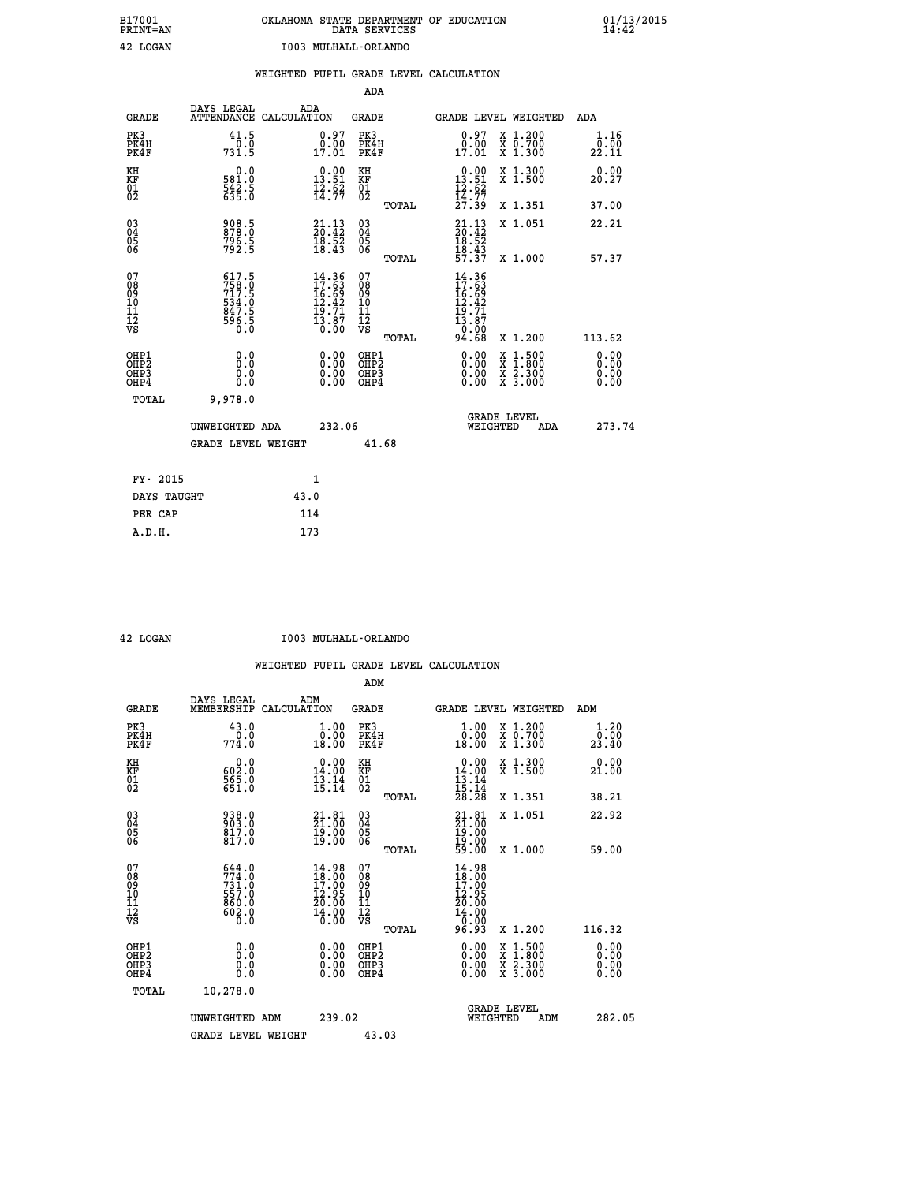B17001 PRINT=AN — OKLAHOMA STATE DEPARTMENT OF EDUCATION DATA SERVICES — 01/13/2015 14:42

42 LOGAN — I003 MULHALL-ORLANDO

## WEIGHTED PUPIL GRADE LEVEL CALCULATION

### ADA

| GRADE | DAYS LEGAL ATTENDANCE | ADA CALCULATION | GRADE | | GRADE LEVEL | WEIGHTED | ADA |
|---|---|---|---|---|---|---|---|
| PK3 | 41.5 | 0.97 | PK3 | | 0.97 | X 1.200 | 1.16 |
| PK4H | 0.0 | 0.00 | PK4H | | 0.00 | X 0.700 | 0.00 |
| PK4F | 731.5 | 17.01 | PK4F | | 17.01 | X 1.300 | 22.11 |
| KH | 0.0 | 0.00 | KH | | 0.00 | X 1.300 | 0.00 |
| KF | 581.0 | 13.51 | KF | | 13.51 | X 1.500 | 20.27 |
| 01 | 542.5 | 12.62 | 01 | | 12.62 | | |
| 02 | 635.0 | 14.77 | 02 | | 14.77 | | |
| | | | | TOTAL | 27.39 | X 1.351 | 37.00 |
| 03 | 908.5 | 21.13 | 03 | | 21.13 | X 1.051 | 22.21 |
| 04 | 878.0 | 20.42 | 04 | | 20.42 | | |
| 05 | 796.5 | 18.52 | 05 | | 18.52 | | |
| 06 | 792.5 | 18.43 | 06 | | 18.43 | | |
| | | | | TOTAL | 57.37 | X 1.000 | 57.37 |
| 07 | 617.5 | 14.36 | 07 | | 14.36 | | |
| 08 | 758.0 | 17.63 | 08 | | 17.63 | | |
| 09 | 717.5 | 16.69 | 09 | | 16.69 | | |
| 10 | 534.0 | 12.42 | 10 | | 12.42 | | |
| 11 | 847.5 | 19.71 | 11 | | 19.71 | | |
| 12 | 596.5 | 13.87 | 12 | | 13.87 | | |
| VS | 0.0 | 0.00 | VS | | 0.00 | | |
| | | | | TOTAL | 94.68 | X 1.200 | 113.62 |
| OHP1 | 0.0 | 0.00 | OHP1 | | 0.00 | X 1.500 | 0.00 |
| OHP2 | 0.0 | 0.00 | OHP2 | | 0.00 | X 1.800 | 0.00 |
| OHP3 | 0.0 | 0.00 | OHP3 | | 0.00 | X 2.300 | 0.00 |
| OHP4 | 0.0 | 0.00 | OHP4 | | 0.00 | X 3.000 | 0.00 |
| TOTAL | 9,978.0 | | | | | | |

UNWEIGHTED ADA 232.06 — GRADE LEVEL WEIGHTED ADA 273.74

GRADE LEVEL WEIGHT 41.68

| FY- 2015 | 1 |
|---|---|
| DAYS TAUGHT | 43.0 |
| PER CAP | 114 |
| A.D.H. | 173 |

42 LOGAN — I003 MULHALL-ORLANDO

## WEIGHTED PUPIL GRADE LEVEL CALCULATION

### ADM

| GRADE | DAYS LEGAL MEMBERSHIP | ADM CALCULATION | GRADE | | GRADE LEVEL | WEIGHTED | ADM |
|---|---|---|---|---|---|---|---|
| PK3 | 43.0 | 1.00 | PK3 | | 1.00 | X 1.200 | 1.20 |
| PK4H | 0.0 | 0.00 | PK4H | | 0.00 | X 0.700 | 0.00 |
| PK4F | 774.0 | 18.00 | PK4F | | 18.00 | X 1.300 | 23.40 |
| KH | 0.0 | 0.00 | KH | | 0.00 | X 1.300 | 0.00 |
| KF | 602.0 | 14.00 | KF | | 14.00 | X 1.500 | 21.00 |
| 01 | 565.0 | 13.14 | 01 | | 13.14 | | |
| 02 | 651.0 | 15.14 | 02 | | 15.14 | | |
| | | | | TOTAL | 28.28 | X 1.351 | 38.21 |
| 03 | 938.0 | 21.81 | 03 | | 21.81 | X 1.051 | 22.92 |
| 04 | 903.0 | 21.00 | 04 | | 21.00 | | |
| 05 | 817.0 | 19.00 | 05 | | 19.00 | | |
| 06 | 817.0 | 19.00 | 06 | | 19.00 | | |
| | | | | TOTAL | 59.00 | X 1.000 | 59.00 |
| 07 | 644.0 | 14.98 | 07 | | 14.98 | | |
| 08 | 774.0 | 18.00 | 08 | | 18.00 | | |
| 09 | 731.0 | 17.00 | 09 | | 17.00 | | |
| 10 | 557.0 | 12.95 | 10 | | 12.95 | | |
| 11 | 860.0 | 20.00 | 11 | | 20.00 | | |
| 12 | 602.0 | 14.00 | 12 | | 14.00 | | |
| VS | 0.0 | 0.00 | VS | | 0.00 | | |
| | | | | TOTAL | 96.93 | X 1.200 | 116.32 |
| OHP1 | 0.0 | 0.00 | OHP1 | | 0.00 | X 1.500 | 0.00 |
| OHP2 | 0.0 | 0.00 | OHP2 | | 0.00 | X 1.800 | 0.00 |
| OHP3 | 0.0 | 0.00 | OHP3 | | 0.00 | X 2.300 | 0.00 |
| OHP4 | 0.0 | 0.00 | OHP4 | | 0.00 | X 3.000 | 0.00 |
| TOTAL | 10,278.0 | | | | | | |

UNWEIGHTED ADM 239.02 — GRADE LEVEL WEIGHTED ADM 282.05

GRADE LEVEL WEIGHT 43.03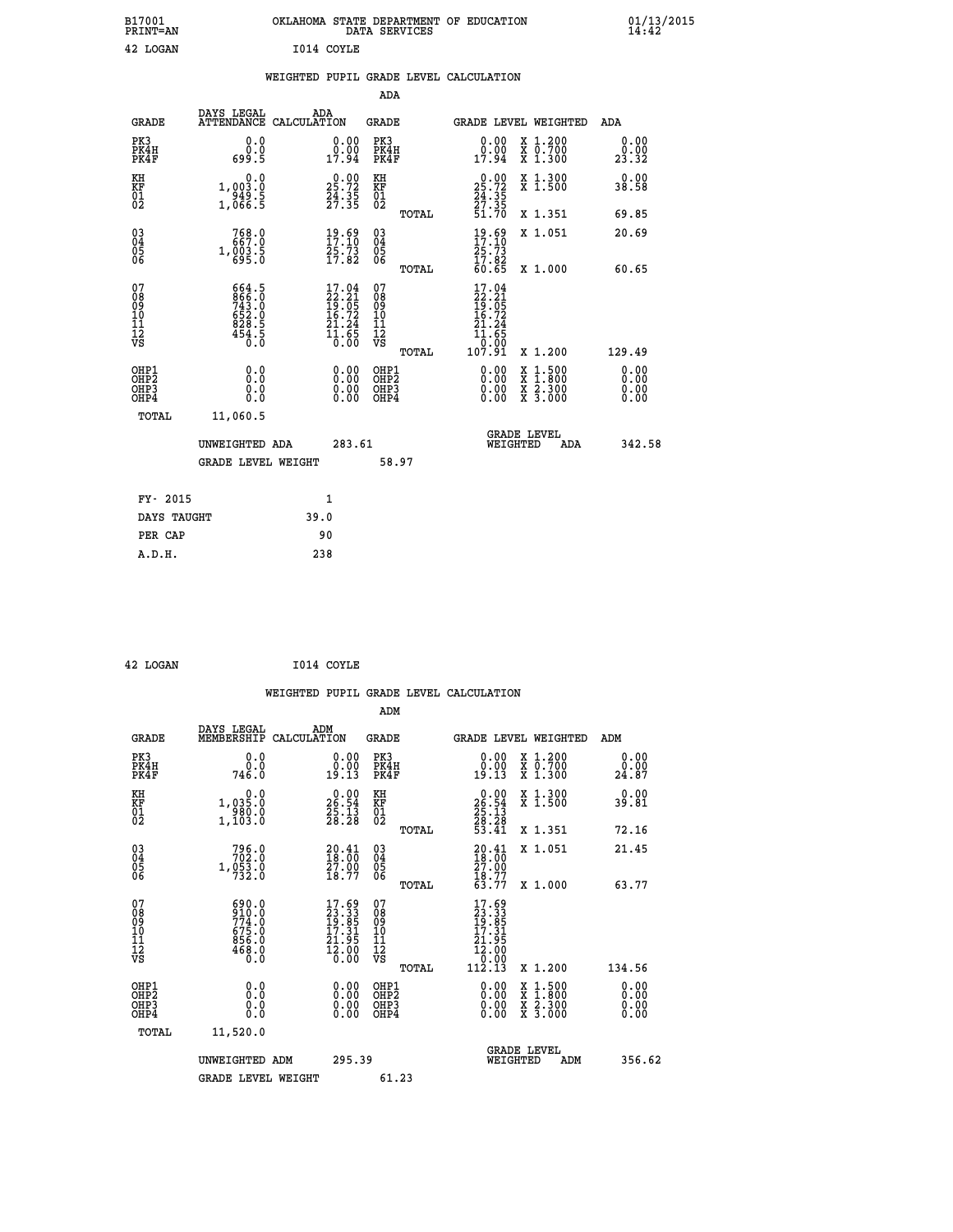B17001 OKLAHOMA STATE DEPARTMENT OF EDUCATION 01/13/2015
PRINT=AN DATA SERVICES 14:42

42 LOGAN I014 COYLE

WEIGHTED PUPIL GRADE LEVEL CALCULATION

ADA

| GRADE | DAYS LEGAL ATTENDANCE | ADA CALCULATION | GRADE | GRADE LEVEL | WEIGHTED | ADA |
|---|---|---|---|---|---|---|
| PK3 | 0.0 | 0.00 | PK3 | 0.00 | X 1.200 | 0.00 |
| PK4H | 0.0 | 0.00 | PK4H | 0.00 | X 0.700 | 0.00 |
| PK4F | 699.5 | 17.94 | PK4F | 17.94 | X 1.300 | 23.32 |
| KH | 0.0 | 0.00 | KH | 0.00 | X 1.300 | 0.00 |
| KF | 1,003.0 | 25.72 | KF | 25.72 | X 1.500 | 38.58 |
| 01 | 949.5 | 24.35 | 01 | 24.35 | | |
| 02 | 1,066.5 | 27.35 | 02 | 27.35 | | |
| | | | TOTAL | 51.70 | X 1.351 | 69.85 |
| 03 | 768.0 | 19.69 | 03 | 19.69 | X 1.051 | 20.69 |
| 04 | 667.0 | 17.10 | 04 | 17.10 | | |
| 05 | 1,003.5 | 25.73 | 05 | 25.73 | | |
| 06 | 695.0 | 17.82 | 06 | 17.82 | | |
| | | | TOTAL | 60.65 | X 1.000 | 60.65 |
| 07 | 664.5 | 17.04 | 07 | 17.04 | | |
| 08 | 866.0 | 22.21 | 08 | 22.21 | | |
| 09 | 743.0 | 19.05 | 09 | 19.05 | | |
| 10 | 652.0 | 16.72 | 10 | 16.72 | | |
| 11 | 828.5 | 21.24 | 11 | 21.24 | | |
| 12 | 454.5 | 11.65 | 12 | 11.65 | | |
| VS | 0.0 | 0.00 | VS | 0.00 | | |
| | | | TOTAL | 107.91 | X 1.200 | 129.49 |
| OHP1 | 0.0 | 0.00 | OHP1 | 0.00 | X 1.500 | 0.00 |
| OHP2 | 0.0 | 0.00 | OHP2 | 0.00 | X 1.800 | 0.00 |
| OHP3 | 0.0 | 0.00 | OHP3 | 0.00 | X 2.300 | 0.00 |
| OHP4 | 0.0 | 0.00 | OHP4 | 0.00 | X 3.000 | 0.00 |
| TOTAL | 11,060.5 | | | | | |

UNWEIGHTED ADA 283.61 GRADE LEVEL WEIGHTED ADA 342.58

GRADE LEVEL WEIGHT 58.97

FY- 2015 1
DAYS TAUGHT 39.0
PER CAP 90
A.D.H. 238

42 LOGAN I014 COYLE

WEIGHTED PUPIL GRADE LEVEL CALCULATION

ADM

| GRADE | DAYS LEGAL MEMBERSHIP | ADM CALCULATION | GRADE | GRADE LEVEL | WEIGHTED | ADM |
|---|---|---|---|---|---|---|
| PK3 | 0.0 | 0.00 | PK3 | 0.00 | X 1.200 | 0.00 |
| PK4H | 0.0 | 0.00 | PK4H | 0.00 | X 0.700 | 0.00 |
| PK4F | 746.0 | 19.13 | PK4F | 19.13 | X 1.300 | 24.87 |
| KH | 0.0 | 0.00 | KH | 0.00 | X 1.300 | 0.00 |
| KF | 1,035.0 | 26.54 | KF | 26.54 | X 1.500 | 39.81 |
| 01 | 980.0 | 25.13 | 01 | 25.13 | | |
| 02 | 1,103.0 | 28.28 | 02 | 28.28 | | |
| | | | TOTAL | 53.41 | X 1.351 | 72.16 |
| 03 | 796.0 | 20.41 | 03 | 20.41 | X 1.051 | 21.45 |
| 04 | 702.0 | 18.00 | 04 | 18.00 | | |
| 05 | 1,053.0 | 27.00 | 05 | 27.00 | | |
| 06 | 732.0 | 18.77 | 06 | 18.77 | | |
| | | | TOTAL | 63.77 | X 1.000 | 63.77 |
| 07 | 690.0 | 17.69 | 07 | 17.69 | | |
| 08 | 910.0 | 23.33 | 08 | 23.33 | | |
| 09 | 774.0 | 19.85 | 09 | 19.85 | | |
| 10 | 675.0 | 17.31 | 10 | 17.31 | | |
| 11 | 856.0 | 21.95 | 11 | 21.95 | | |
| 12 | 468.0 | 12.00 | 12 | 12.00 | | |
| VS | 0.0 | 0.00 | VS | 0.00 | | |
| | | | TOTAL | 112.13 | X 1.200 | 134.56 |
| OHP1 | 0.0 | 0.00 | OHP1 | 0.00 | X 1.500 | 0.00 |
| OHP2 | 0.0 | 0.00 | OHP2 | 0.00 | X 1.800 | 0.00 |
| OHP3 | 0.0 | 0.00 | OHP3 | 0.00 | X 2.300 | 0.00 |
| OHP4 | 0.0 | 0.00 | OHP4 | 0.00 | X 3.000 | 0.00 |
| TOTAL | 11,520.0 | | | | | |

UNWEIGHTED ADM 295.39 GRADE LEVEL WEIGHTED ADM 356.62

GRADE LEVEL WEIGHT 61.23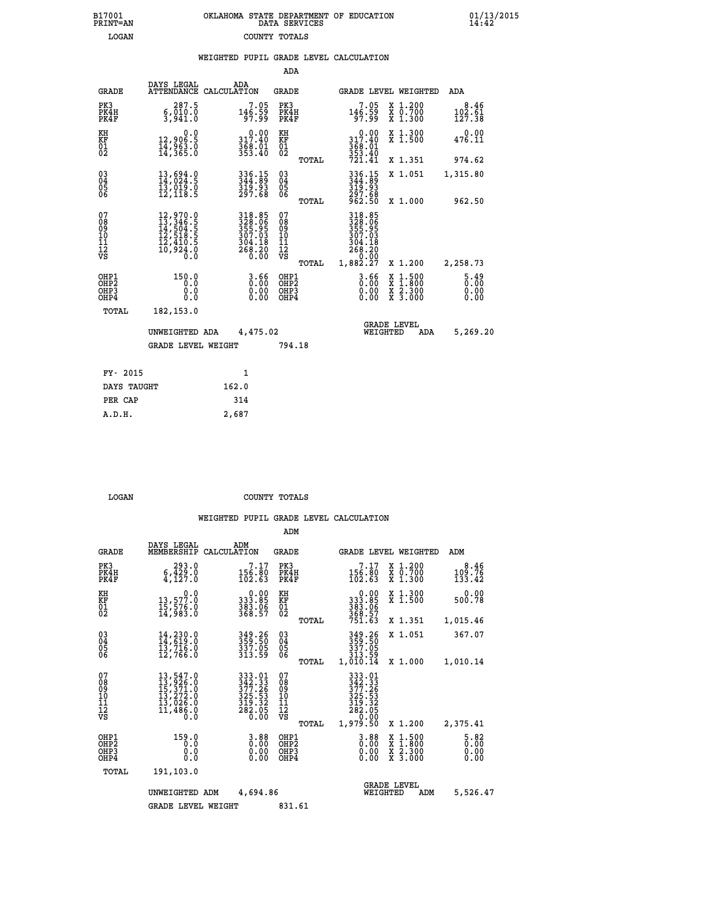B17001 PRINT=AN — OKLAHOMA STATE DEPARTMENT OF EDUCATION DATA SERVICES — 01/13/2015 14:42

LOGAN — COUNTY TOTALS

## WEIGHTED PUPIL GRADE LEVEL CALCULATION

### ADA

| GRADE | DAYS LEGAL ATTENDANCE | ADA CALCULATION | GRADE | | GRADE LEVEL | WEIGHTED | ADA |
|---|---|---|---|---|---|---|---|
| PK3 | 287.5 | 7.05 | PK3 | | 7.05 | X 1.200 | 8.46 |
| PK4H | 6,010.0 | 146.59 | PK4H | | 146.59 | X 0.700 | 102.61 |
| PK4F | 3,941.0 | 97.99 | PK4F | | 97.99 | X 1.300 | 127.38 |
| KH | 0.0 | 0.00 | KH | | 0.00 | X 1.300 | 0.00 |
| KF | 12,906.5 | 317.40 | KF | | 317.40 | X 1.500 | 476.11 |
| 01 | 14,963.0 | 368.01 | 01 | | 368.01 | | |
| 02 | 14,365.0 | 353.40 | 02 | | 353.40 | | |
| | | | | TOTAL | 721.41 | X 1.351 | 974.62 |
| 03 | 13,694.0 | 336.15 | 03 | | 336.15 | X 1.051 | 1,315.80 |
| 04 | 14,024.5 | 344.89 | 04 | | 344.89 | | |
| 05 | 13,019.0 | 319.93 | 05 | | 319.93 | | |
| 06 | 12,118.5 | 297.68 | 06 | | 297.68 | | |
| | | | | TOTAL | 962.50 | X 1.000 | 962.50 |
| 07 | 12,970.0 | 318.85 | 07 | | 318.85 | | |
| 08 | 13,346.5 | 328.06 | 08 | | 328.06 | | |
| 09 | 14,504.5 | 355.95 | 09 | | 355.95 | | |
| 10 | 12,518.5 | 307.03 | 10 | | 307.03 | | |
| 11 | 12,410.5 | 304.18 | 11 | | 304.18 | | |
| 12 | 10,924.0 | 268.20 | 12 | | 268.20 | | |
| VS | 0.0 | 0.00 | VS | | 0.00 | | |
| | | | | TOTAL | 1,882.27 | X 1.200 | 2,258.73 |
| OHP1 | 150.0 | 3.66 | OHP1 | | 3.66 | X 1.500 | 5.49 |
| OHP2 | 0.0 | 0.00 | OHP2 | | 0.00 | X 1.800 | 0.00 |
| OHP3 | 0.0 | 0.00 | OHP3 | | 0.00 | X 2.300 | 0.00 |
| OHP4 | 0.0 | 0.00 | OHP4 | | 0.00 | X 3.000 | 0.00 |
| TOTAL | 182,153.0 | | | | | | |

UNWEIGHTED ADA 4,475.02 — GRADE LEVEL WEIGHTED ADA 5,269.20

GRADE LEVEL WEIGHT 794.18

| FY- 2015 | 1 |
|---|---|
| DAYS TAUGHT | 162.0 |
| PER CAP | 314 |
| A.D.H. | 2,687 |

LOGAN — COUNTY TOTALS

## WEIGHTED PUPIL GRADE LEVEL CALCULATION

### ADM

| GRADE | DAYS LEGAL MEMBERSHIP | ADM CALCULATION | GRADE | | GRADE LEVEL | WEIGHTED | ADM |
|---|---|---|---|---|---|---|---|
| PK3 | 293.0 | 7.17 | PK3 | | 7.17 | X 1.200 | 8.46 |
| PK4H | 6,429.0 | 156.80 | PK4H | | 156.80 | X 0.700 | 109.76 |
| PK4F | 4,127.0 | 102.63 | PK4F | | 102.63 | X 1.300 | 133.42 |
| KH | 0.0 | 0.00 | KH | | 0.00 | X 1.300 | 0.00 |
| KF | 13,577.0 | 333.85 | KF | | 333.85 | X 1.500 | 500.78 |
| 01 | 15,576.0 | 383.06 | 01 | | 383.06 | | |
| 02 | 14,983.0 | 368.57 | 02 | | 368.57 | | |
| | | | | TOTAL | 751.63 | X 1.351 | 1,015.46 |
| 03 | 14,230.0 | 349.26 | 03 | | 349.26 | X 1.051 | 367.07 |
| 04 | 14,619.0 | 359.50 | 04 | | 359.50 | | |
| 05 | 13,716.0 | 337.05 | 05 | | 337.05 | | |
| 06 | 12,766.0 | 313.59 | 06 | | 313.59 | | |
| | | | | TOTAL | 1,010.14 | X 1.000 | 1,010.14 |
| 07 | 13,547.0 | 333.01 | 07 | | 333.01 | | |
| 08 | 13,926.0 | 342.33 | 08 | | 342.33 | | |
| 09 | 15,371.0 | 377.26 | 09 | | 377.26 | | |
| 10 | 13,272.0 | 325.53 | 10 | | 325.53 | | |
| 11 | 13,026.0 | 319.32 | 11 | | 319.32 | | |
| 12 | 11,486.0 | 282.05 | 12 | | 282.05 | | |
| VS | 0.0 | 0.00 | VS | | 0.00 | | |
| | | | | TOTAL | 1,979.50 | X 1.200 | 2,375.41 |
| OHP1 | 159.0 | 3.88 | OHP1 | | 3.88 | X 1.500 | 5.82 |
| OHP2 | 0.0 | 0.00 | OHP2 | | 0.00 | X 1.800 | 0.00 |
| OHP3 | 0.0 | 0.00 | OHP3 | | 0.00 | X 2.300 | 0.00 |
| OHP4 | 0.0 | 0.00 | OHP4 | | 0.00 | X 3.000 | 0.00 |
| TOTAL | 191,103.0 | | | | | | |

UNWEIGHTED ADM 4,694.86 — GRADE LEVEL WEIGHTED ADM 5,526.47

GRADE LEVEL WEIGHT 831.61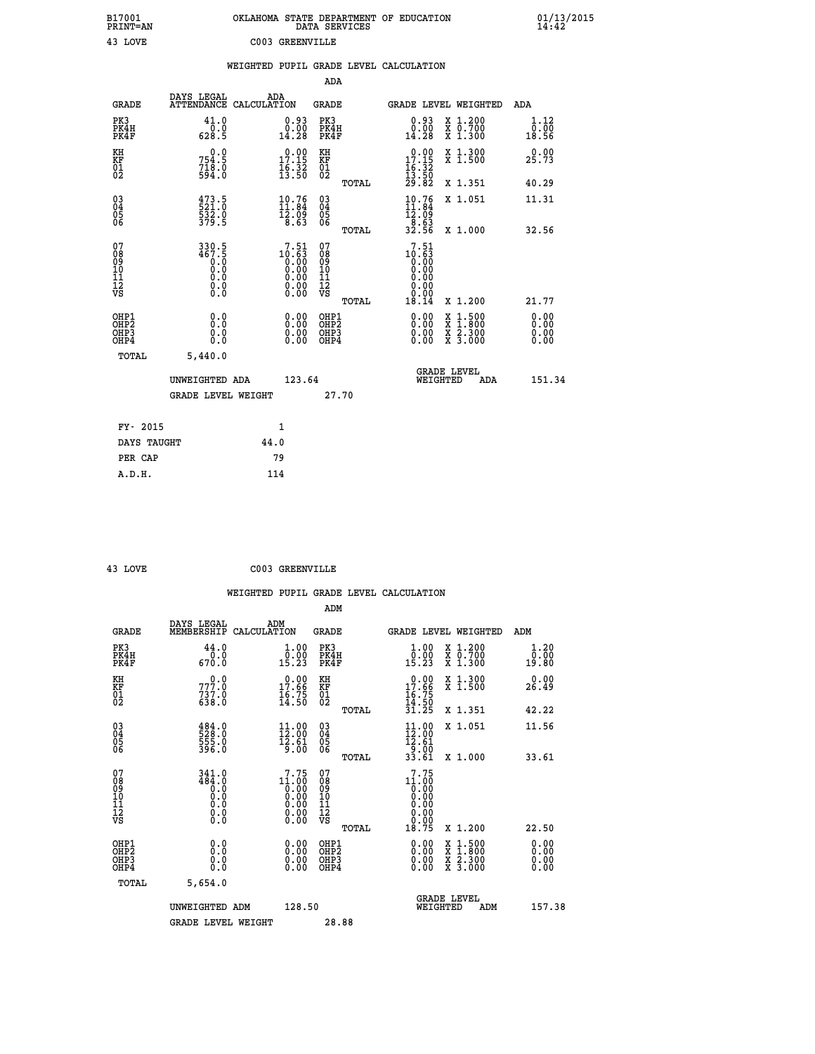B17001 OKLAHOMA STATE DEPARTMENT OF EDUCATION 01/13/2015
PRINT=AN DATA SERVICES 14:42

43 LOVE C003 GREENVILLE

WEIGHTED PUPIL GRADE LEVEL CALCULATION

ADA

| GRADE | DAYS LEGAL ATTENDANCE | ADA CALCULATION | GRADE | GRADE LEVEL | WEIGHTED | ADA |
|---|---|---|---|---|---|---|
| PK3 | 41.0 | 0.93 | PK3 | 0.93 | X 1.200 | 1.12 |
| PK4H | 0.0 | 0.00 | PK4H | 0.00 | X 0.700 | 0.00 |
| PK4F | 628.5 | 14.28 | PK4F | 14.28 | X 1.300 | 18.56 |
| KH | 0.0 | 0.00 | KH | 0.00 | X 1.300 | 0.00 |
| KF | 754.5 | 17.15 | KF | 17.15 | X 1.500 | 25.73 |
| 01 | 718.0 | 16.32 | 01 | 16.32 | | |
| 02 | 594.0 | 13.50 | 02 | 13.50 | | |
| | | | TOTAL | 29.82 | X 1.351 | 40.29 |
| 03 | 473.5 | 10.76 | 03 | 10.76 | X 1.051 | 11.31 |
| 04 | 521.0 | 11.84 | 04 | 11.84 | | |
| 05 | 532.0 | 12.09 | 05 | 12.09 | | |
| 06 | 379.5 | 8.63 | 06 | 8.63 | | |
| | | | TOTAL | 32.56 | X 1.000 | 32.56 |
| 07 | 330.5 | 7.51 | 07 | 7.51 | | |
| 08 | 467.5 | 10.63 | 08 | 10.63 | | |
| 09 | 0.0 | 0.00 | 09 | 0.00 | | |
| 10 | 0.0 | 0.00 | 10 | 0.00 | | |
| 11 | 0.0 | 0.00 | 11 | 0.00 | | |
| 12 | 0.0 | 0.00 | 12 | 0.00 | | |
| VS | 0.0 | 0.00 | VS | 0.00 | | |
| | | | TOTAL | 18.14 | X 1.200 | 21.77 |
| OHP1 | 0.0 | 0.00 | OHP1 | 0.00 | X 1.500 | 0.00 |
| OHP2 | 0.0 | 0.00 | OHP2 | 0.00 | X 1.800 | 0.00 |
| OHP3 | 0.0 | 0.00 | OHP3 | 0.00 | X 2.300 | 0.00 |
| OHP4 | 0.0 | 0.00 | OHP4 | 0.00 | X 3.000 | 0.00 |
| TOTAL | 5,440.0 | | | | | |

UNWEIGHTED ADA 123.64 GRADE LEVEL WEIGHTED ADA 151.34

GRADE LEVEL WEIGHT 27.70

FY- 2015 1
DAYS TAUGHT 44.0
PER CAP 79
A.D.H. 114

43 LOVE C003 GREENVILLE

WEIGHTED PUPIL GRADE LEVEL CALCULATION

ADM

| GRADE | DAYS LEGAL MEMBERSHIP | ADM CALCULATION | GRADE | GRADE LEVEL | WEIGHTED | ADM |
|---|---|---|---|---|---|---|
| PK3 | 44.0 | 1.00 | PK3 | 1.00 | X 1.200 | 1.20 |
| PK4H | 0.0 | 0.00 | PK4H | 0.00 | X 0.700 | 0.00 |
| PK4F | 670.0 | 15.23 | PK4F | 15.23 | X 1.300 | 19.80 |
| KH | 0.0 | 0.00 | KH | 0.00 | X 1.300 | 0.00 |
| KF | 777.0 | 17.66 | KF | 17.66 | X 1.500 | 26.49 |
| 01 | 737.0 | 16.75 | 01 | 16.75 | | |
| 02 | 638.0 | 14.50 | 02 | 14.50 | | |
| | | | TOTAL | 31.25 | X 1.351 | 42.22 |
| 03 | 484.0 | 11.00 | 03 | 11.00 | X 1.051 | 11.56 |
| 04 | 528.0 | 12.00 | 04 | 12.00 | | |
| 05 | 555.0 | 12.61 | 05 | 12.61 | | |
| 06 | 396.0 | 9.00 | 06 | 9.00 | | |
| | | | TOTAL | 33.61 | X 1.000 | 33.61 |
| 07 | 341.0 | 7.75 | 07 | 7.75 | | |
| 08 | 484.0 | 11.00 | 08 | 11.00 | | |
| 09 | 0.0 | 0.00 | 09 | 0.00 | | |
| 10 | 0.0 | 0.00 | 10 | 0.00 | | |
| 11 | 0.0 | 0.00 | 11 | 0.00 | | |
| 12 | 0.0 | 0.00 | 12 | 0.00 | | |
| VS | 0.0 | 0.00 | VS | 0.00 | | |
| | | | TOTAL | 18.75 | X 1.200 | 22.50 |
| OHP1 | 0.0 | 0.00 | OHP1 | 0.00 | X 1.500 | 0.00 |
| OHP2 | 0.0 | 0.00 | OHP2 | 0.00 | X 1.800 | 0.00 |
| OHP3 | 0.0 | 0.00 | OHP3 | 0.00 | X 2.300 | 0.00 |
| OHP4 | 0.0 | 0.00 | OHP4 | 0.00 | X 3.000 | 0.00 |
| TOTAL | 5,654.0 | | | | | |

UNWEIGHTED ADM 128.50 GRADE LEVEL WEIGHTED ADM 157.38

GRADE LEVEL WEIGHT 28.88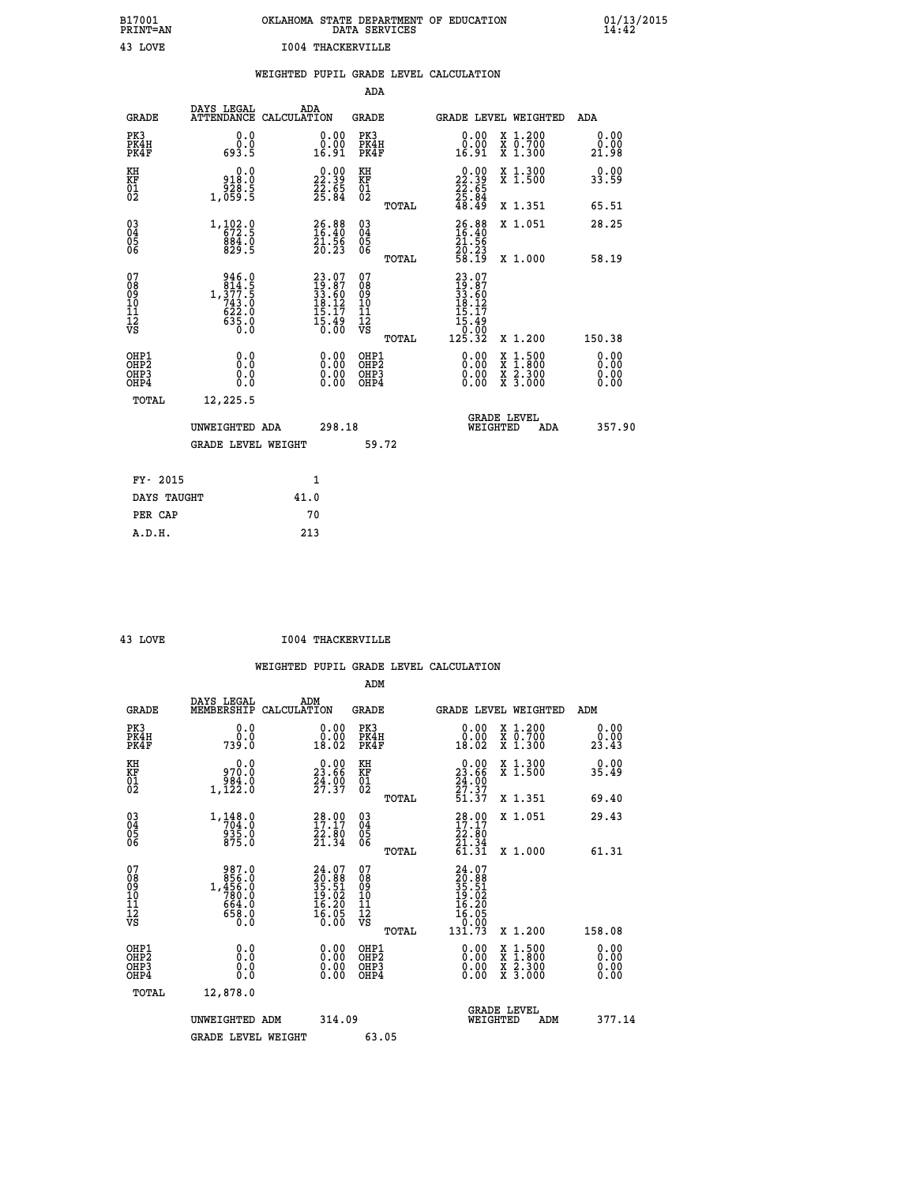B17001 PRINT=AN    OKLAHOMA STATE DEPARTMENT OF EDUCATION DATA SERVICES    01/13/2015 14:42

43 LOVE    I004 THACKERVILLE

WEIGHTED PUPIL GRADE LEVEL CALCULATION

ADA

| GRADE | DAYS LEGAL ATTENDANCE | ADA CALCULATION | GRADE | | GRADE LEVEL | WEIGHTED | ADA |
|---|---|---|---|---|---|---|---|
| PK3 | 0.0 | 0.00 | PK3 | | 0.00 | X 1.200 | 0.00 |
| PK4H | 0.0 | 0.00 | PK4H | | 0.00 | X 0.700 | 0.00 |
| PK4F | 693.5 | 16.91 | PK4F | | 16.91 | X 1.300 | 21.98 |
| KH | 0.0 | 0.00 | KH | | 0.00 | X 1.300 | 0.00 |
| KF | 918.0 | 22.39 | KF | | 22.39 | X 1.500 | 33.59 |
| 01 | 928.5 | 22.65 | 01 | | 22.65 | | |
| 02 | 1,059.5 | 25.84 | 02 | | 25.84 | | |
| | | | | TOTAL | 48.49 | X 1.351 | 65.51 |
| 03 | 1,102.0 | 26.88 | 03 | | 26.88 | X 1.051 | 28.25 |
| 04 | 672.5 | 16.40 | 04 | | 16.40 | | |
| 05 | 884.0 | 21.56 | 05 | | 21.56 | | |
| 06 | 829.5 | 20.23 | 06 | | 20.23 | | |
| | | | | TOTAL | 58.19 | X 1.000 | 58.19 |
| 07 | 946.0 | 23.07 | 07 | | 23.07 | | |
| 08 | 814.5 | 19.87 | 08 | | 19.87 | | |
| 09 | 1,377.5 | 33.60 | 09 | | 33.60 | | |
| 10 | 743.0 | 18.12 | 10 | | 18.12 | | |
| 11 | 622.0 | 15.17 | 11 | | 15.17 | | |
| 12 | 635.0 | 15.49 | 12 | | 15.49 | | |
| VS | 0.0 | 0.00 | VS | | 0.00 | | |
| | | | | TOTAL | 125.32 | X 1.200 | 150.38 |
| OHP1 | 0.0 | 0.00 | OHP1 | | 0.00 | X 1.500 | 0.00 |
| OHP2 | 0.0 | 0.00 | OHP2 | | 0.00 | X 1.800 | 0.00 |
| OHP3 | 0.0 | 0.00 | OHP3 | | 0.00 | X 2.300 | 0.00 |
| OHP4 | 0.0 | 0.00 | OHP4 | | 0.00 | X 3.000 | 0.00 |
| TOTAL | 12,225.5 | | | | | | |

UNWEIGHTED ADA 298.18    GRADE LEVEL WEIGHTED ADA 357.90

GRADE LEVEL WEIGHT 59.72

FY- 2015: 1
DAYS TAUGHT: 41.0
PER CAP: 70
A.D.H.: 213

43 LOVE    I004 THACKERVILLE

WEIGHTED PUPIL GRADE LEVEL CALCULATION

ADM

| GRADE | DAYS LEGAL MEMBERSHIP | ADM CALCULATION | GRADE | | GRADE LEVEL | WEIGHTED | ADM |
|---|---|---|---|---|---|---|---|
| PK3 | 0.0 | 0.00 | PK3 | | 0.00 | X 1.200 | 0.00 |
| PK4H | 0.0 | 0.00 | PK4H | | 0.00 | X 0.700 | 0.00 |
| PK4F | 739.0 | 18.02 | PK4F | | 18.02 | X 1.300 | 23.43 |
| KH | 0.0 | 0.00 | KH | | 0.00 | X 1.300 | 0.00 |
| KF | 970.0 | 23.66 | KF | | 23.66 | X 1.500 | 35.49 |
| 01 | 984.0 | 24.00 | 01 | | 24.00 | | |
| 02 | 1,122.0 | 27.37 | 02 | | 27.37 | | |
| | | | | TOTAL | 51.37 | X 1.351 | 69.40 |
| 03 | 1,148.0 | 28.00 | 03 | | 28.00 | X 1.051 | 29.43 |
| 04 | 704.0 | 17.17 | 04 | | 17.17 | | |
| 05 | 935.0 | 22.80 | 05 | | 22.80 | | |
| 06 | 875.0 | 21.34 | 06 | | 21.34 | | |
| | | | | TOTAL | 61.31 | X 1.000 | 61.31 |
| 07 | 987.0 | 24.07 | 07 | | 24.07 | | |
| 08 | 856.0 | 20.88 | 08 | | 20.88 | | |
| 09 | 1,456.0 | 35.51 | 09 | | 35.51 | | |
| 10 | 780.0 | 19.02 | 10 | | 19.02 | | |
| 11 | 664.0 | 16.20 | 11 | | 16.20 | | |
| 12 | 658.0 | 16.05 | 12 | | 16.05 | | |
| VS | 0.0 | 0.00 | VS | | 0.00 | | |
| | | | | TOTAL | 131.73 | X 1.200 | 158.08 |
| OHP1 | 0.0 | 0.00 | OHP1 | | 0.00 | X 1.500 | 0.00 |
| OHP2 | 0.0 | 0.00 | OHP2 | | 0.00 | X 1.800 | 0.00 |
| OHP3 | 0.0 | 0.00 | OHP3 | | 0.00 | X 2.300 | 0.00 |
| OHP4 | 0.0 | 0.00 | OHP4 | | 0.00 | X 3.000 | 0.00 |
| TOTAL | 12,878.0 | | | | | | |

UNWEIGHTED ADM 314.09    GRADE LEVEL WEIGHTED ADM 377.14

GRADE LEVEL WEIGHT 63.05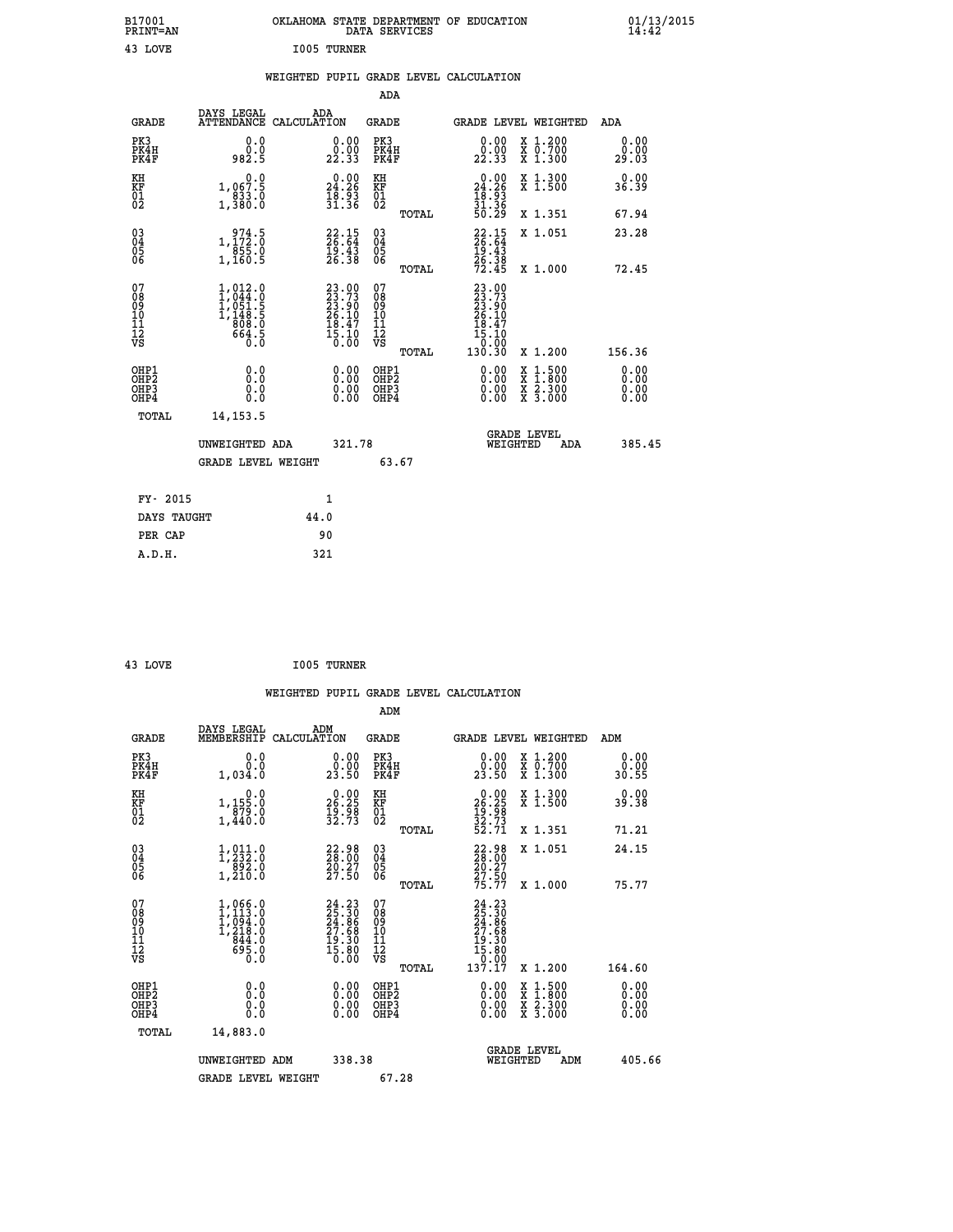B17001 OKLAHOMA STATE DEPARTMENT OF EDUCATION 01/13/2015
PRINT=AN DATA SERVICES 14:42

43 LOVE I005 TURNER

## WEIGHTED PUPIL GRADE LEVEL CALCULATION

### ADA

| GRADE | DAYS LEGAL ATTENDANCE | ADA CALCULATION | GRADE | | GRADE LEVEL | WEIGHTED | ADA |
|---|---|---|---|---|---|---|---|
| PK3 | 0.0 | 0.00 | PK3 | | 0.00 | X 1.200 | 0.00 |
| PK4H | 0.0 | 0.00 | PK4H | | 0.00 | X 0.700 | 0.00 |
| PK4F | 982.5 | 22.33 | PK4F | | 22.33 | X 1.300 | 29.03 |
| KH | 0.0 | 0.00 | KH | | 0.00 | X 1.300 | 0.00 |
| KF | 1,067.5 | 24.26 | KF | | 24.26 | X 1.500 | 36.39 |
| 01 | 833.0 | 18.93 | 01 | | 18.93 | | |
| 02 | 1,380.0 | 31.36 | 02 | | 31.36 | | |
| | | | | TOTAL | 50.29 | X 1.351 | 67.94 |
| 03 | 974.5 | 22.15 | 03 | | 22.15 | X 1.051 | 23.28 |
| 04 | 1,172.0 | 26.64 | 04 | | 26.64 | | |
| 05 | 855.0 | 19.43 | 05 | | 19.43 | | |
| 06 | 1,160.5 | 26.38 | 06 | | 26.38 | | |
| | | | | TOTAL | 72.45 | X 1.000 | 72.45 |
| 07 | 1,012.0 | 23.00 | 07 | | 23.00 | | |
| 08 | 1,044.0 | 23.73 | 08 | | 23.73 | | |
| 09 | 1,051.5 | 23.90 | 09 | | 23.90 | | |
| 10 | 1,148.5 | 26.10 | 10 | | 26.10 | | |
| 11 | 808.0 | 18.47 | 11 | | 18.47 | | |
| 12 | 664.5 | 15.10 | 12 | | 15.10 | | |
| VS | 0.0 | 0.00 | VS | | 0.00 | | |
| | | | | TOTAL | 130.30 | X 1.200 | 156.36 |
| OHP1 | 0.0 | 0.00 | OHP1 | | 0.00 | X 1.500 | 0.00 |
| OHP2 | 0.0 | 0.00 | OHP2 | | 0.00 | X 1.800 | 0.00 |
| OHP3 | 0.0 | 0.00 | OHP3 | | 0.00 | X 2.300 | 0.00 |
| OHP4 | 0.0 | 0.00 | OHP4 | | 0.00 | X 3.000 | 0.00 |
| TOTAL | 14,153.5 | | | | | | |

UNWEIGHTED ADA 321.78 GRADE LEVEL WEIGHTED ADA 385.45

GRADE LEVEL WEIGHT 63.67

FY- 2015 1
DAYS TAUGHT 44.0
PER CAP 90
A.D.H. 321

43 LOVE I005 TURNER

## WEIGHTED PUPIL GRADE LEVEL CALCULATION

### ADM

| GRADE | DAYS LEGAL MEMBERSHIP | ADM CALCULATION | GRADE | | GRADE LEVEL | WEIGHTED | ADM |
|---|---|---|---|---|---|---|---|
| PK3 | 0.0 | 0.00 | PK3 | | 0.00 | X 1.200 | 0.00 |
| PK4H | 0.0 | 0.00 | PK4H | | 0.00 | X 0.700 | 0.00 |
| PK4F | 1,034.0 | 23.50 | PK4F | | 23.50 | X 1.300 | 30.55 |
| KH | 0.0 | 0.00 | KH | | 0.00 | X 1.300 | 0.00 |
| KF | 1,155.0 | 26.25 | KF | | 26.25 | X 1.500 | 39.38 |
| 01 | 879.0 | 19.98 | 01 | | 19.98 | | |
| 02 | 1,440.0 | 32.73 | 02 | | 32.73 | | |
| | | | | TOTAL | 52.71 | X 1.351 | 71.21 |
| 03 | 1,011.0 | 22.98 | 03 | | 22.98 | X 1.051 | 24.15 |
| 04 | 1,232.0 | 28.00 | 04 | | 28.00 | | |
| 05 | 892.0 | 20.27 | 05 | | 20.27 | | |
| 06 | 1,210.0 | 27.50 | 06 | | 27.50 | | |
| | | | | TOTAL | 75.77 | X 1.000 | 75.77 |
| 07 | 1,066.0 | 24.23 | 07 | | 24.23 | | |
| 08 | 1,113.0 | 25.30 | 08 | | 25.30 | | |
| 09 | 1,094.0 | 24.86 | 09 | | 24.86 | | |
| 10 | 1,218.0 | 27.68 | 10 | | 27.68 | | |
| 11 | 844.0 | 19.30 | 11 | | 19.30 | | |
| 12 | 695.0 | 15.80 | 12 | | 15.80 | | |
| VS | 0.0 | 0.00 | VS | | 0.00 | | |
| | | | | TOTAL | 137.17 | X 1.200 | 164.60 |
| OHP1 | 0.0 | 0.00 | OHP1 | | 0.00 | X 1.500 | 0.00 |
| OHP2 | 0.0 | 0.00 | OHP2 | | 0.00 | X 1.800 | 0.00 |
| OHP3 | 0.0 | 0.00 | OHP3 | | 0.00 | X 2.300 | 0.00 |
| OHP4 | 0.0 | 0.00 | OHP4 | | 0.00 | X 3.000 | 0.00 |
| TOTAL | 14,883.0 | | | | | | |

UNWEIGHTED ADM 338.38 GRADE LEVEL WEIGHTED ADM 405.66

GRADE LEVEL WEIGHT 67.28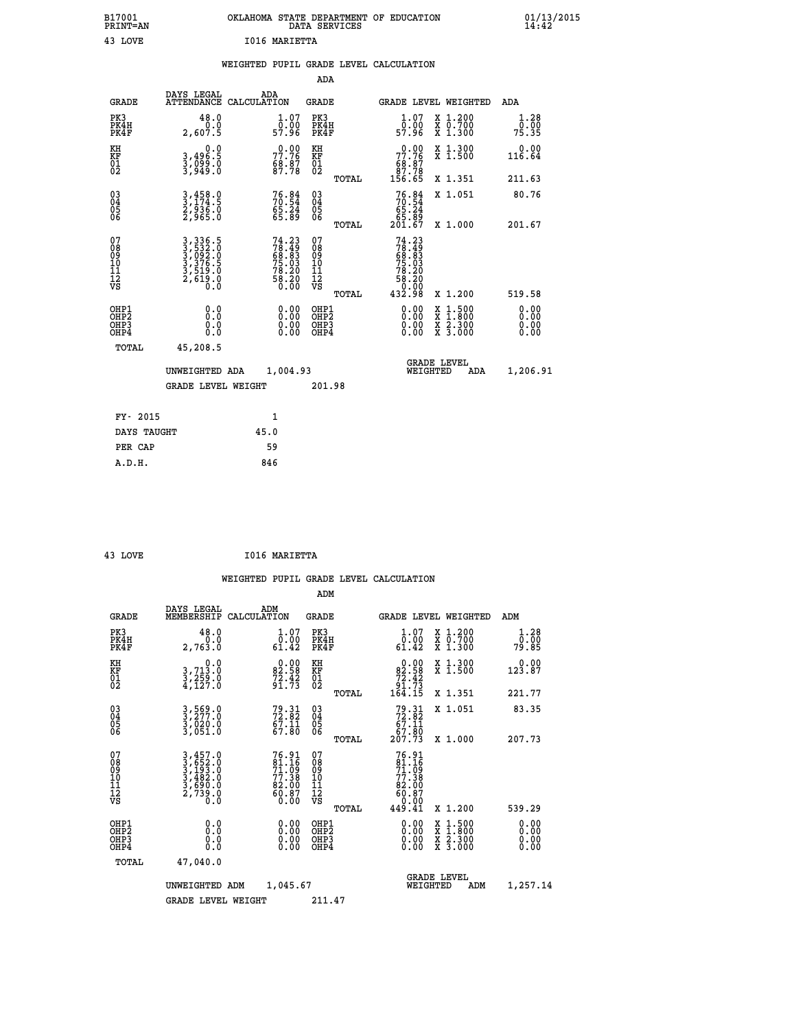B17001
PRINT=AN

OKLAHOMA STATE DEPARTMENT OF EDUCATION
DATA SERVICES

01/13/2015
14:42

43 LOVE    I016 MARIETTA

## WEIGHTED PUPIL GRADE LEVEL CALCULATION

### ADA

| GRADE | DAYS LEGAL ATTENDANCE | ADA CALCULATION | GRADE | | GRADE LEVEL | WEIGHTED | ADA |
|---|---|---|---|---|---|---|---|
| PK3 | 48.0 | 1.07 | PK3 | | 1.07 | X 1.200 | 1.28 |
| PK4H | 0.0 | 0.00 | PK4H | | 0.00 | X 0.700 | 0.00 |
| PK4F | 2,607.5 | 57.96 | PK4F | | 57.96 | X 1.300 | 75.35 |
| KH | 0.0 | 0.00 | KH | | 0.00 | X 1.300 | 0.00 |
| KF | 3,496.5 | 77.76 | KF | | 77.76 | X 1.500 | 116.64 |
| 01 | 3,099.0 | 68.87 | 01 | | 68.87 | | |
| 02 | 3,949.0 | 87.78 | 02 | | 87.78 | | |
| | | | | TOTAL | 156.65 | X 1.351 | 211.63 |
| 03 | 3,458.0 | 76.84 | 03 | | 76.84 | X 1.051 | 80.76 |
| 04 | 3,174.5 | 70.54 | 04 | | 70.54 | | |
| 05 | 2,936.0 | 65.24 | 05 | | 65.24 | | |
| 06 | 2,965.0 | 65.89 | 06 | | 65.89 | | |
| | | | | TOTAL | 201.67 | X 1.000 | 201.67 |
| 07 | 3,336.5 | 74.23 | 07 | | 74.23 | | |
| 08 | 3,532.0 | 78.49 | 08 | | 78.49 | | |
| 09 | 3,092.0 | 68.83 | 09 | | 68.83 | | |
| 10 | 3,376.5 | 75.03 | 10 | | 75.03 | | |
| 11 | 3,519.0 | 78.20 | 11 | | 78.20 | | |
| 12 | 2,619.0 | 58.20 | 12 | | 58.20 | | |
| VS | 0.0 | 0.00 | VS | | 0.00 | | |
| | | | | TOTAL | 432.98 | X 1.200 | 519.58 |
| OHP1 | 0.0 | 0.00 | OHP1 | | 0.00 | X 1.500 | 0.00 |
| OHP2 | 0.0 | 0.00 | OHP2 | | 0.00 | X 1.800 | 0.00 |
| OHP3 | 0.0 | 0.00 | OHP3 | | 0.00 | X 2.300 | 0.00 |
| OHP4 | 0.0 | 0.00 | OHP4 | | 0.00 | X 3.000 | 0.00 |
| TOTAL | 45,208.5 | | | | | | |

UNWEIGHTED ADA 1,004.93    GRADE LEVEL WEIGHTED ADA 1,206.91

GRADE LEVEL WEIGHT 201.98

| FY- 2015 | 1 |
|---|---|
| DAYS TAUGHT | 45.0 |
| PER CAP | 59 |
| A.D.H. | 846 |

43 LOVE    I016 MARIETTA

## WEIGHTED PUPIL GRADE LEVEL CALCULATION

### ADM

| GRADE | DAYS LEGAL MEMBERSHIP | ADM CALCULATION | GRADE | | GRADE LEVEL | WEIGHTED | ADM |
|---|---|---|---|---|---|---|---|
| PK3 | 48.0 | 1.07 | PK3 | | 1.07 | X 1.200 | 1.28 |
| PK4H | 0.0 | 0.00 | PK4H | | 0.00 | X 0.700 | 0.00 |
| PK4F | 2,763.0 | 61.42 | PK4F | | 61.42 | X 1.300 | 79.85 |
| KH | 0.0 | 0.00 | KH | | 0.00 | X 1.300 | 0.00 |
| KF | 3,713.0 | 82.58 | KF | | 82.58 | X 1.500 | 123.87 |
| 01 | 3,259.0 | 72.42 | 01 | | 72.42 | | |
| 02 | 4,127.0 | 91.73 | 02 | | 91.73 | | |
| | | | | TOTAL | 164.15 | X 1.351 | 221.77 |
| 03 | 3,569.0 | 79.31 | 03 | | 79.31 | X 1.051 | 83.35 |
| 04 | 3,277.0 | 72.82 | 04 | | 72.82 | | |
| 05 | 3,020.0 | 67.11 | 05 | | 67.11 | | |
| 06 | 3,051.0 | 67.80 | 06 | | 67.80 | | |
| | | | | TOTAL | 207.73 | X 1.000 | 207.73 |
| 07 | 3,457.0 | 76.91 | 07 | | 76.91 | | |
| 08 | 3,652.0 | 81.16 | 08 | | 81.16 | | |
| 09 | 3,193.0 | 71.09 | 09 | | 71.09 | | |
| 10 | 3,482.0 | 77.38 | 10 | | 77.38 | | |
| 11 | 3,690.0 | 82.00 | 11 | | 82.00 | | |
| 12 | 2,739.0 | 60.87 | 12 | | 60.87 | | |
| VS | 0.0 | 0.00 | VS | | 0.00 | | |
| | | | | TOTAL | 449.41 | X 1.200 | 539.29 |
| OHP1 | 0.0 | 0.00 | OHP1 | | 0.00 | X 1.500 | 0.00 |
| OHP2 | 0.0 | 0.00 | OHP2 | | 0.00 | X 1.800 | 0.00 |
| OHP3 | 0.0 | 0.00 | OHP3 | | 0.00 | X 2.300 | 0.00 |
| OHP4 | 0.0 | 0.00 | OHP4 | | 0.00 | X 3.000 | 0.00 |
| TOTAL | 47,040.0 | | | | | | |

UNWEIGHTED ADM 1,045.67    GRADE LEVEL WEIGHTED ADM 1,257.14

GRADE LEVEL WEIGHT 211.47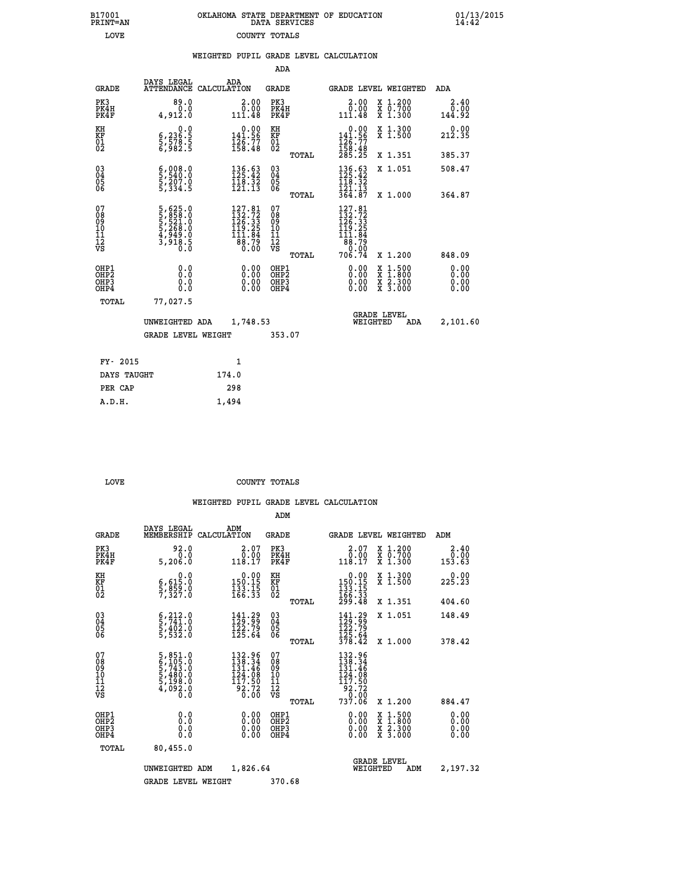B17001 PRINT=AN — OKLAHOMA STATE DEPARTMENT OF EDUCATION DATA SERVICES — 01/13/2015 14:42

LOVE — COUNTY TOTALS

WEIGHTED PUPIL GRADE LEVEL CALCULATION

ADA

| GRADE | DAYS LEGAL ATTENDANCE | ADA CALCULATION | GRADE | | GRADE LEVEL | WEIGHTED | ADA |
|---|---|---|---|---|---|---|---|
| PK3 | 89.0 | 2.00 | PK3 | | 2.00 | X 1.200 | 2.40 |
| PK4H | 0.0 | 0.00 | PK4H | | 0.00 | X 0.700 | 0.00 |
| PK4F | 4,912.0 | 111.48 | PK4F | | 111.48 | X 1.300 | 144.92 |
| KH | 0.0 | 0.00 | KH | | 0.00 | X 1.300 | 0.00 |
| KF | 6,236.5 | 141.56 | KF | | 141.56 | X 1.500 | 212.35 |
| 01 | 5,578.5 | 126.77 | 01 | | 126.77 | | |
| 02 | 6,982.5 | 158.48 | 02 | | 158.48 | | |
| | | | | TOTAL | 285.25 | X 1.351 | 385.37 |
| 03 | 6,008.0 | 136.63 | 03 | | 136.63 | X 1.051 | 508.47 |
| 04 | 5,540.0 | 125.42 | 04 | | 125.42 | | |
| 05 | 5,207.0 | 118.32 | 05 | | 118.32 | | |
| 06 | 5,334.5 | 121.13 | 06 | | 121.13 | | |
| | | | | TOTAL | 364.87 | X 1.000 | 364.87 |
| 07 | 5,625.0 | 127.81 | 07 | | 127.81 | | |
| 08 | 5,858.0 | 132.72 | 08 | | 132.72 | | |
| 09 | 5,521.0 | 126.33 | 09 | | 126.33 | | |
| 10 | 5,268.0 | 119.25 | 10 | | 119.25 | | |
| 11 | 4,949.0 | 111.84 | 11 | | 111.84 | | |
| 12 | 3,918.5 | 88.79 | 12 | | 88.79 | | |
| VS | 0.0 | 0.00 | VS | | 0.00 | | |
| | | | | TOTAL | 706.74 | X 1.200 | 848.09 |
| OHP1 | 0.0 | 0.00 | OHP1 | | 0.00 | X 1.500 | 0.00 |
| OHP2 | 0.0 | 0.00 | OHP2 | | 0.00 | X 1.800 | 0.00 |
| OHP3 | 0.0 | 0.00 | OHP3 | | 0.00 | X 2.300 | 0.00 |
| OHP4 | 0.0 | 0.00 | OHP4 | | 0.00 | X 3.000 | 0.00 |
| TOTAL | 77,027.5 | | | | | | |

UNWEIGHTED ADA 1,748.53 — GRADE LEVEL WEIGHTED ADA 2,101.60

GRADE LEVEL WEIGHT 353.07

| | |
|---|---|
| FY- 2015 | 1 |
| DAYS TAUGHT | 174.0 |
| PER CAP | 298 |
| A.D.H. | 1,494 |

LOVE — COUNTY TOTALS

WEIGHTED PUPIL GRADE LEVEL CALCULATION

ADM

| GRADE | DAYS LEGAL MEMBERSHIP | ADM CALCULATION | GRADE | | GRADE LEVEL | WEIGHTED | ADM |
|---|---|---|---|---|---|---|---|
| PK3 | 92.0 | 2.07 | PK3 | | 2.07 | X 1.200 | 2.40 |
| PK4H | 0.0 | 0.00 | PK4H | | 0.00 | X 0.700 | 0.00 |
| PK4F | 5,206.0 | 118.17 | PK4F | | 118.17 | X 1.300 | 153.63 |
| KH | 0.0 | 0.00 | KH | | 0.00 | X 1.300 | 0.00 |
| KF | 6,615.0 | 150.15 | KF | | 150.15 | X 1.500 | 225.23 |
| 01 | 5,859.0 | 133.15 | 01 | | 133.15 | | |
| 02 | 7,327.0 | 166.33 | 02 | | 166.33 | | |
| | | | | TOTAL | 299.48 | X 1.351 | 404.60 |
| 03 | 6,212.0 | 141.29 | 03 | | 141.29 | X 1.051 | 148.49 |
| 04 | 5,741.0 | 129.99 | 04 | | 129.99 | | |
| 05 | 5,402.0 | 122.79 | 05 | | 122.79 | | |
| 06 | 5,532.0 | 125.64 | 06 | | 125.64 | | |
| | | | | TOTAL | 378.42 | X 1.000 | 378.42 |
| 07 | 5,851.0 | 132.96 | 07 | | 132.96 | | |
| 08 | 6,105.0 | 138.34 | 08 | | 138.34 | | |
| 09 | 5,743.0 | 131.46 | 09 | | 131.46 | | |
| 10 | 5,480.0 | 124.08 | 10 | | 124.08 | | |
| 11 | 5,198.0 | 117.50 | 11 | | 117.50 | | |
| 12 | 4,092.0 | 92.72 | 12 | | 92.72 | | |
| VS | 0.0 | 0.00 | VS | | 0.00 | | |
| | | | | TOTAL | 737.06 | X 1.200 | 884.47 |
| OHP1 | 0.0 | 0.00 | OHP1 | | 0.00 | X 1.500 | 0.00 |
| OHP2 | 0.0 | 0.00 | OHP2 | | 0.00 | X 1.800 | 0.00 |
| OHP3 | 0.0 | 0.00 | OHP3 | | 0.00 | X 2.300 | 0.00 |
| OHP4 | 0.0 | 0.00 | OHP4 | | 0.00 | X 3.000 | 0.00 |
| TOTAL | 80,455.0 | | | | | | |

UNWEIGHTED ADM 1,826.64 — GRADE LEVEL WEIGHTED ADM 2,197.32

GRADE LEVEL WEIGHT 370.68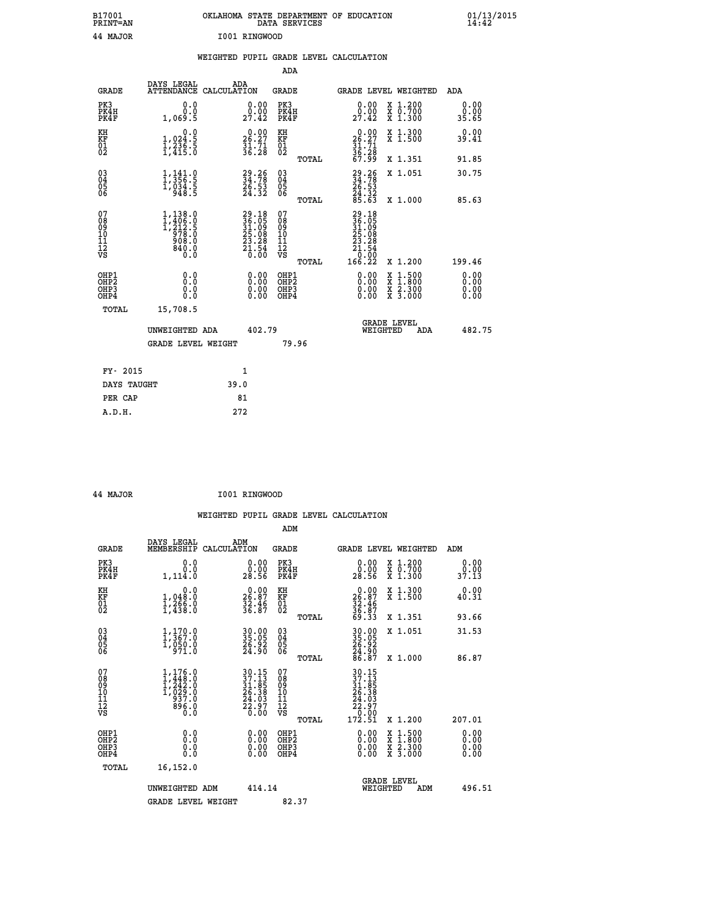B17001 OKLAHOMA STATE DEPARTMENT OF EDUCATION 01/13/2015
PRINT=AN DATA SERVICES 14:42

44 MAJOR I001 RINGWOOD

## WEIGHTED PUPIL GRADE LEVEL CALCULATION

### ADA

| GRADE | DAYS LEGAL ATTENDANCE | ADA CALCULATION | GRADE | GRADE LEVEL | WEIGHTED | ADA |
|---|---|---|---|---|---|---|
| PK3 | 0.0 | 0.00 | PK3 | 0.00 | X 1.200 | 0.00 |
| PK4H | 0.0 | 0.00 | PK4H | 0.00 | X 0.700 | 0.00 |
| PK4F | 1,069.5 | 27.42 | PK4F | 27.42 | X 1.300 | 35.65 |
| KH | 0.0 | 0.00 | KH | 0.00 | X 1.300 | 0.00 |
| KF | 1,024.5 | 26.27 | KF | 26.27 | X 1.500 | 39.41 |
| 01 | 1,236.5 | 31.71 | 01 | 31.71 | | |
| 02 | 1,415.0 | 36.28 | 02 | 36.28 | | |
| | | | TOTAL | 67.99 | X 1.351 | 91.85 |
| 03 | 1,141.0 | 29.26 | 03 | 29.26 | X 1.051 | 30.75 |
| 04 | 1,356.5 | 34.78 | 04 | 34.78 | | |
| 05 | 1,034.5 | 26.53 | 05 | 26.53 | | |
| 06 | 948.5 | 24.32 | 06 | 24.32 | | |
| | | | TOTAL | 85.63 | X 1.000 | 85.63 |
| 07 | 1,138.0 | 29.18 | 07 | 29.18 | | |
| 08 | 1,406.0 | 36.05 | 08 | 36.05 | | |
| 09 | 1,212.5 | 31.09 | 09 | 31.09 | | |
| 10 | 978.0 | 25.08 | 10 | 25.08 | | |
| 11 | 908.0 | 23.28 | 11 | 23.28 | | |
| 12 | 840.0 | 21.54 | 12 | 21.54 | | |
| VS | 0.0 | 0.00 | VS | 0.00 | | |
| | | | TOTAL | 166.22 | X 1.200 | 199.46 |
| OHP1 | 0.0 | 0.00 | OHP1 | 0.00 | X 1.500 | 0.00 |
| OHP2 | 0.0 | 0.00 | OHP2 | 0.00 | X 1.800 | 0.00 |
| OHP3 | 0.0 | 0.00 | OHP3 | 0.00 | X 2.300 | 0.00 |
| OHP4 | 0.0 | 0.00 | OHP4 | 0.00 | X 3.000 | 0.00 |
| TOTAL | 15,708.5 | | | | | |

UNWEIGHTED ADA 402.79 GRADE LEVEL WEIGHTED ADA 482.75

GRADE LEVEL WEIGHT 79.96

| FY- 2015 | 1 |
|---|---|
| DAYS TAUGHT | 39.0 |
| PER CAP | 81 |
| A.D.H. | 272 |

44 MAJOR I001 RINGWOOD

## WEIGHTED PUPIL GRADE LEVEL CALCULATION

### ADM

| GRADE | DAYS LEGAL MEMBERSHIP | ADM CALCULATION | GRADE | GRADE LEVEL | WEIGHTED | ADM |
|---|---|---|---|---|---|---|
| PK3 | 0.0 | 0.00 | PK3 | 0.00 | X 1.200 | 0.00 |
| PK4H | 0.0 | 0.00 | PK4H | 0.00 | X 0.700 | 0.00 |
| PK4F | 1,114.0 | 28.56 | PK4F | 28.56 | X 1.300 | 37.13 |
| KH | 0.0 | 0.00 | KH | 0.00 | X 1.300 | 0.00 |
| KF | 1,048.0 | 26.87 | KF | 26.87 | X 1.500 | 40.31 |
| 01 | 1,266.0 | 32.46 | 01 | 32.46 | | |
| 02 | 1,438.0 | 36.87 | 02 | 36.87 | | |
| | | | TOTAL | 69.33 | X 1.351 | 93.66 |
| 03 | 1,170.0 | 30.00 | 03 | 30.00 | X 1.051 | 31.53 |
| 04 | 1,367.0 | 35.05 | 04 | 35.05 | | |
| 05 | 1,050.0 | 26.92 | 05 | 26.92 | | |
| 06 | 971.0 | 24.90 | 06 | 24.90 | | |
| | | | TOTAL | 86.87 | X 1.000 | 86.87 |
| 07 | 1,176.0 | 30.15 | 07 | 30.15 | | |
| 08 | 1,448.0 | 37.13 | 08 | 37.13 | | |
| 09 | 1,242.0 | 31.85 | 09 | 31.85 | | |
| 10 | 1,029.0 | 26.38 | 10 | 26.38 | | |
| 11 | 937.0 | 24.03 | 11 | 24.03 | | |
| 12 | 896.0 | 22.97 | 12 | 22.97 | | |
| VS | 0.0 | 0.00 | VS | 0.00 | | |
| | | | TOTAL | 172.51 | X 1.200 | 207.01 |
| OHP1 | 0.0 | 0.00 | OHP1 | 0.00 | X 1.500 | 0.00 |
| OHP2 | 0.0 | 0.00 | OHP2 | 0.00 | X 1.800 | 0.00 |
| OHP3 | 0.0 | 0.00 | OHP3 | 0.00 | X 2.300 | 0.00 |
| OHP4 | 0.0 | 0.00 | OHP4 | 0.00 | X 3.000 | 0.00 |
| TOTAL | 16,152.0 | | | | | |

UNWEIGHTED ADM 414.14 GRADE LEVEL WEIGHTED ADM 496.51

GRADE LEVEL WEIGHT 82.37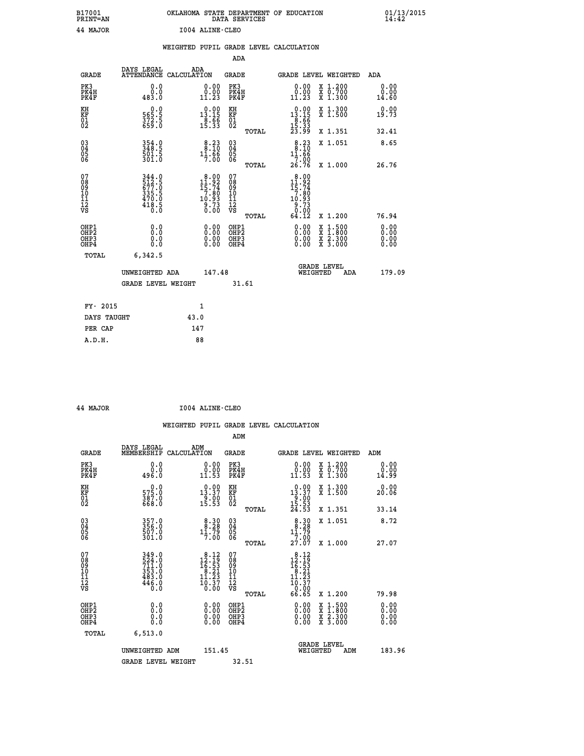B17001 OKLAHOMA STATE DEPARTMENT OF EDUCATION 01/13/2015
PRINT=AN DATA SERVICES 14:42

44 MAJOR I004 ALINE-CLEO

## WEIGHTED PUPIL GRADE LEVEL CALCULATION

### ADA

| GRADE | DAYS LEGAL ATTENDANCE | ADA CALCULATION | GRADE | GRADE LEVEL | WEIGHTED | ADA |
|---|---|---|---|---|---|---|
| PK3 | 0.0 | 0.00 | PK3 | 0.00 | X 1.200 | 0.00 |
| PK4H | 0.0 | 0.00 | PK4H | 0.00 | X 0.700 | 0.00 |
| PK4F | 483.0 | 11.23 | PK4F | 11.23 | X 1.300 | 14.60 |
| KH | 0.0 | 0.00 | KH | 0.00 | X 1.300 | 0.00 |
| KF | 565.5 | 13.15 | KF | 13.15 | X 1.500 | 19.73 |
| 01 | 372.5 | 8.66 | 01 | 8.66 | | |
| 02 | 659.0 | 15.33 | 02 | 15.33 | | |
| | | | TOTAL | 23.99 | X 1.351 | 32.41 |
| 03 | 354.0 | 8.23 | 03 | 8.23 | X 1.051 | 8.65 |
| 04 | 348.5 | 8.10 | 04 | 8.10 | | |
| 05 | 501.5 | 11.66 | 05 | 11.66 | | |
| 06 | 301.0 | 7.00 | 06 | 7.00 | | |
| | | | TOTAL | 26.76 | X 1.000 | 26.76 |
| 07 | 344.0 | 8.00 | 07 | 8.00 | | |
| 08 | 512.5 | 11.92 | 08 | 11.92 | | |
| 09 | 677.0 | 15.74 | 09 | 15.74 | | |
| 10 | 335.5 | 7.80 | 10 | 7.80 | | |
| 11 | 470.0 | 10.93 | 11 | 10.93 | | |
| 12 | 418.5 | 9.73 | 12 | 9.73 | | |
| VS | 0.0 | 0.00 | VS | 0.00 | | |
| | | | TOTAL | 64.12 | X 1.200 | 76.94 |
| OHP1 | 0.0 | 0.00 | OHP1 | 0.00 | X 1.500 | 0.00 |
| OHP2 | 0.0 | 0.00 | OHP2 | 0.00 | X 1.800 | 0.00 |
| OHP3 | 0.0 | 0.00 | OHP3 | 0.00 | X 2.300 | 0.00 |
| OHP4 | 0.0 | 0.00 | OHP4 | 0.00 | X 3.000 | 0.00 |
| TOTAL | 6,342.5 | | | | | |

UNWEIGHTED ADA 147.48 GRADE LEVEL WEIGHTED ADA 179.09

GRADE LEVEL WEIGHT 31.61

| FY- 2015 | 1 |
|---|---|
| DAYS TAUGHT | 43.0 |
| PER CAP | 147 |
| A.D.H. | 88 |

44 MAJOR I004 ALINE-CLEO

## WEIGHTED PUPIL GRADE LEVEL CALCULATION

### ADM

| GRADE | DAYS LEGAL MEMBERSHIP | ADM CALCULATION | GRADE | GRADE LEVEL | WEIGHTED | ADM |
|---|---|---|---|---|---|---|
| PK3 | 0.0 | 0.00 | PK3 | 0.00 | X 1.200 | 0.00 |
| PK4H | 0.0 | 0.00 | PK4H | 0.00 | X 0.700 | 0.00 |
| PK4F | 496.0 | 11.53 | PK4F | 11.53 | X 1.300 | 14.99 |
| KH | 0.0 | 0.00 | KH | 0.00 | X 1.300 | 0.00 |
| KF | 575.0 | 13.37 | KF | 13.37 | X 1.500 | 20.06 |
| 01 | 387.0 | 9.00 | 01 | 9.00 | | |
| 02 | 668.0 | 15.53 | 02 | 15.53 | | |
| | | | TOTAL | 24.53 | X 1.351 | 33.14 |
| 03 | 357.0 | 8.30 | 03 | 8.30 | X 1.051 | 8.72 |
| 04 | 356.0 | 8.28 | 04 | 8.28 | | |
| 05 | 507.0 | 11.79 | 05 | 11.79 | | |
| 06 | 301.0 | 7.00 | 06 | 7.00 | | |
| | | | TOTAL | 27.07 | X 1.000 | 27.07 |
| 07 | 349.0 | 8.12 | 07 | 8.12 | | |
| 08 | 524.0 | 12.19 | 08 | 12.19 | | |
| 09 | 711.0 | 16.53 | 09 | 16.53 | | |
| 10 | 353.0 | 8.21 | 10 | 8.21 | | |
| 11 | 483.0 | 11.23 | 11 | 11.23 | | |
| 12 | 446.0 | 10.37 | 12 | 10.37 | | |
| VS | 0.0 | 0.00 | VS | 0.00 | | |
| | | | TOTAL | 66.65 | X 1.200 | 79.98 |
| OHP1 | 0.0 | 0.00 | OHP1 | 0.00 | X 1.500 | 0.00 |
| OHP2 | 0.0 | 0.00 | OHP2 | 0.00 | X 1.800 | 0.00 |
| OHP3 | 0.0 | 0.00 | OHP3 | 0.00 | X 2.300 | 0.00 |
| OHP4 | 0.0 | 0.00 | OHP4 | 0.00 | X 3.000 | 0.00 |
| TOTAL | 6,513.0 | | | | | |

UNWEIGHTED ADM 151.45 GRADE LEVEL WEIGHTED ADM 183.96

GRADE LEVEL WEIGHT 32.51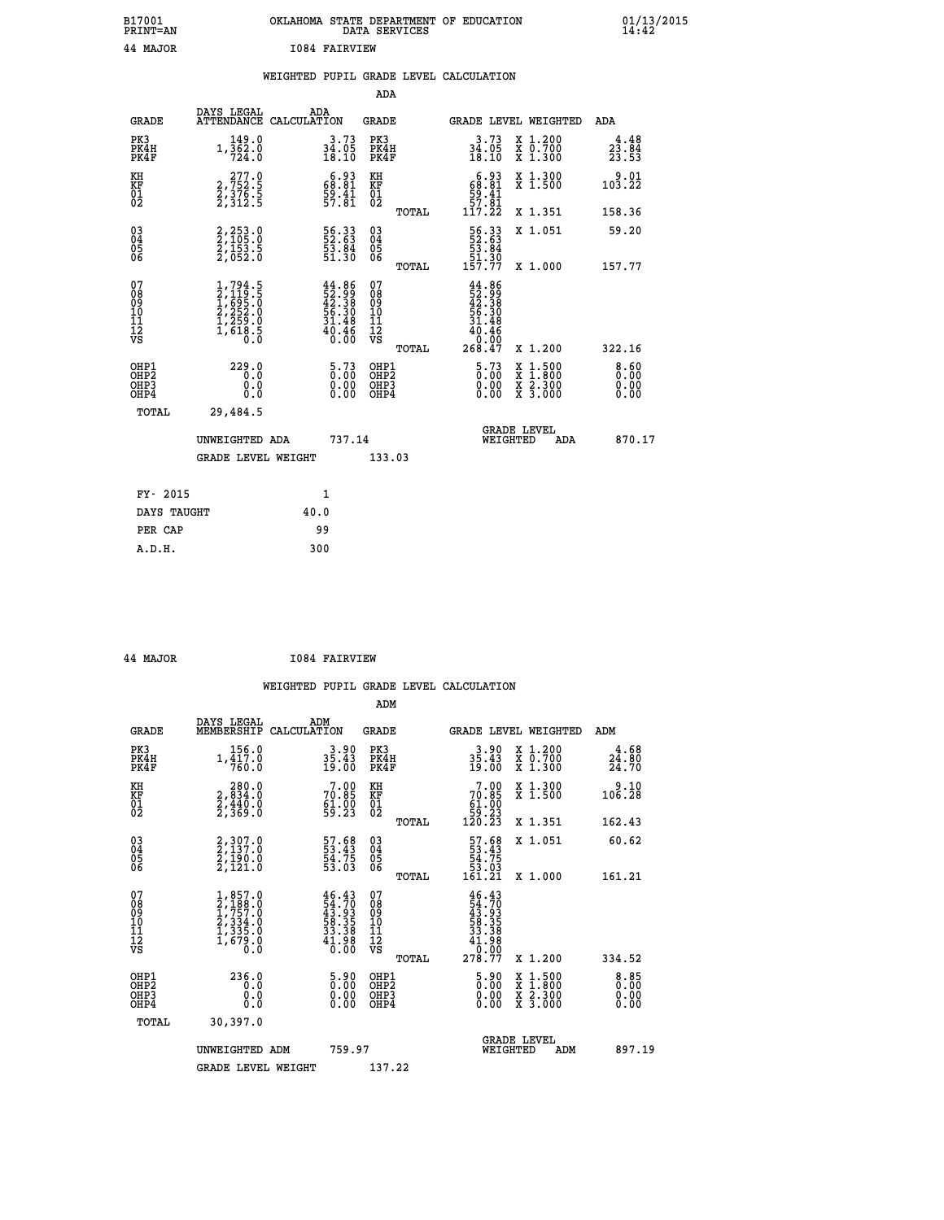B17001 OKLAHOMA STATE DEPARTMENT OF EDUCATION 01/13/2015
PRINT=AN DATA SERVICES 14:42

44 MAJOR I084 FAIRVIEW

## WEIGHTED PUPIL GRADE LEVEL CALCULATION

### ADA

| GRADE | DAYS LEGAL ATTENDANCE | ADA CALCULATION | GRADE | | GRADE LEVEL | WEIGHTED | ADA |
|---|---|---|---|---|---|---|---|
| PK3 | 149.0 | 3.73 | PK3 | | 3.73 | X 1.200 | 4.48 |
| PK4H | 1,362.0 | 34.05 | PK4H | | 34.05 | X 0.700 | 23.84 |
| PK4F | 724.0 | 18.10 | PK4F | | 18.10 | X 1.300 | 23.53 |
| KH | 277.0 | 6.93 | KH | | 6.93 | X 1.300 | 9.01 |
| KF | 2,752.5 | 68.81 | KF | | 68.81 | X 1.500 | 103.22 |
| 01 | 2,376.5 | 59.41 | 01 | | 59.41 | | |
| 02 | 2,312.5 | 57.81 | 02 | | 57.81 | | |
| | | | | TOTAL | 117.22 | X 1.351 | 158.36 |
| 03 | 2,253.0 | 56.33 | 03 | | 56.33 | X 1.051 | 59.20 |
| 04 | 2,105.0 | 52.63 | 04 | | 52.63 | | |
| 05 | 2,153.5 | 53.84 | 05 | | 53.84 | | |
| 06 | 2,052.0 | 51.30 | 06 | | 51.30 | | |
| | | | | TOTAL | 157.77 | X 1.000 | 157.77 |
| 07 | 1,794.5 | 44.86 | 07 | | 44.86 | | |
| 08 | 2,119.5 | 52.99 | 08 | | 52.99 | | |
| 09 | 1,695.0 | 42.38 | 09 | | 42.38 | | |
| 10 | 2,252.0 | 56.30 | 10 | | 56.30 | | |
| 11 | 1,259.0 | 31.48 | 11 | | 31.48 | | |
| 12 | 1,618.5 | 40.46 | 12 | | 40.46 | | |
| VS | 0.0 | 0.00 | VS | | 0.00 | | |
| | | | | TOTAL | 268.47 | X 1.200 | 322.16 |
| OHP1 | 229.0 | 5.73 | OHP1 | | 5.73 | X 1.500 | 8.60 |
| OHP2 | 0.0 | 0.00 | OHP2 | | 0.00 | X 1.800 | 0.00 |
| OHP3 | 0.0 | 0.00 | OHP3 | | 0.00 | X 2.300 | 0.00 |
| OHP4 | 0.0 | 0.00 | OHP4 | | 0.00 | X 3.000 | 0.00 |
| TOTAL | 29,484.5 | | | | | | |

UNWEIGHTED ADA 737.14 | GRADE LEVEL WEIGHTED ADA 870.17

GRADE LEVEL WEIGHT 133.03

| | |
|---|---|
| FY- 2015 | 1 |
| DAYS TAUGHT | 40.0 |
| PER CAP | 99 |
| A.D.H. | 300 |

44 MAJOR I084 FAIRVIEW

## WEIGHTED PUPIL GRADE LEVEL CALCULATION

### ADM

| GRADE | DAYS LEGAL MEMBERSHIP | ADM CALCULATION | GRADE | | GRADE LEVEL | WEIGHTED | ADM |
|---|---|---|---|---|---|---|---|
| PK3 | 156.0 | 3.90 | PK3 | | 3.90 | X 1.200 | 4.68 |
| PK4H | 1,417.0 | 35.43 | PK4H | | 35.43 | X 0.700 | 24.80 |
| PK4F | 760.0 | 19.00 | PK4F | | 19.00 | X 1.300 | 24.70 |
| KH | 280.0 | 7.00 | KH | | 7.00 | X 1.300 | 9.10 |
| KF | 2,834.0 | 70.85 | KF | | 70.85 | X 1.500 | 106.28 |
| 01 | 2,440.0 | 61.00 | 01 | | 61.00 | | |
| 02 | 2,369.0 | 59.23 | 02 | | 59.23 | | |
| | | | | TOTAL | 120.23 | X 1.351 | 162.43 |
| 03 | 2,307.0 | 57.68 | 03 | | 57.68 | X 1.051 | 60.62 |
| 04 | 2,137.0 | 53.43 | 04 | | 53.43 | | |
| 05 | 2,190.0 | 54.75 | 05 | | 54.75 | | |
| 06 | 2,121.0 | 53.03 | 06 | | 53.03 | | |
| | | | | TOTAL | 161.21 | X 1.000 | 161.21 |
| 07 | 1,857.0 | 46.43 | 07 | | 46.43 | | |
| 08 | 2,188.0 | 54.70 | 08 | | 54.70 | | |
| 09 | 1,757.0 | 43.93 | 09 | | 43.93 | | |
| 10 | 2,334.0 | 58.35 | 10 | | 58.35 | | |
| 11 | 1,335.0 | 33.38 | 11 | | 33.38 | | |
| 12 | 1,679.0 | 41.98 | 12 | | 41.98 | | |
| VS | 0.0 | 0.00 | VS | | 0.00 | | |
| | | | | TOTAL | 278.77 | X 1.200 | 334.52 |
| OHP1 | 236.0 | 5.90 | OHP1 | | 5.90 | X 1.500 | 8.85 |
| OHP2 | 0.0 | 0.00 | OHP2 | | 0.00 | X 1.800 | 0.00 |
| OHP3 | 0.0 | 0.00 | OHP3 | | 0.00 | X 2.300 | 0.00 |
| OHP4 | 0.0 | 0.00 | OHP4 | | 0.00 | X 3.000 | 0.00 |
| TOTAL | 30,397.0 | | | | | | |

UNWEIGHTED ADM 759.97 | GRADE LEVEL WEIGHTED ADM 897.19

GRADE LEVEL WEIGHT 137.22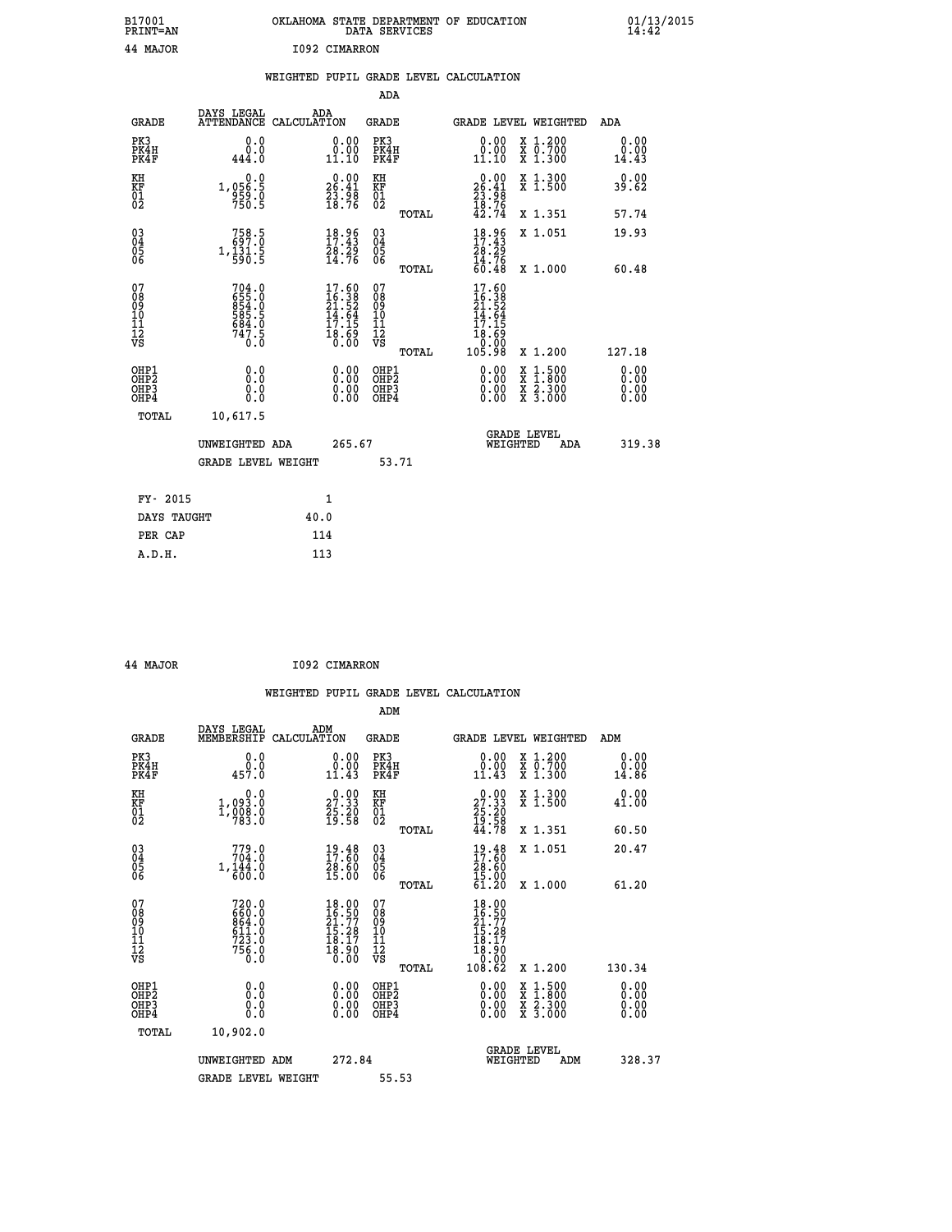B17001 OKLAHOMA STATE DEPARTMENT OF EDUCATION 01/13/2015
PRINT=AN DATA SERVICES 14:42

44 MAJOR I092 CIMARRON

## WEIGHTED PUPIL GRADE LEVEL CALCULATION

### ADA

| GRADE | DAYS LEGAL ATTENDANCE | ADA CALCULATION | GRADE | GRADE LEVEL | WEIGHTED | ADA |
|---|---|---|---|---|---|---|
| PK3 | 0.0 | 0.00 | PK3 | 0.00 | X 1.200 | 0.00 |
| PK4H | 0.0 | 0.00 | PK4H | 0.00 | X 0.700 | 0.00 |
| PK4F | 444.0 | 11.10 | PK4F | 11.10 | X 1.300 | 14.43 |
| KH | 0.0 | 0.00 | KH | 0.00 | X 1.300 | 0.00 |
| KF | 1,056.5 | 26.41 | KF | 26.41 | X 1.500 | 39.62 |
| 01 | 959.0 | 23.98 | 01 | 23.98 | | |
| 02 | 750.5 | 18.76 | 02 | 18.76 | | |
| | | | TOTAL | 42.74 | X 1.351 | 57.74 |
| 03 | 758.5 | 18.96 | 03 | 18.96 | X 1.051 | 19.93 |
| 04 | 697.0 | 17.43 | 04 | 17.43 | | |
| 05 | 1,131.5 | 28.29 | 05 | 28.29 | | |
| 06 | 590.5 | 14.76 | 06 | 14.76 | | |
| | | | TOTAL | 60.48 | X 1.000 | 60.48 |
| 07 | 704.0 | 17.60 | 07 | 17.60 | | |
| 08 | 655.0 | 16.38 | 08 | 16.38 | | |
| 09 | 854.0 | 21.52 | 09 | 21.52 | | |
| 10 | 585.5 | 14.64 | 10 | 14.64 | | |
| 11 | 684.0 | 17.15 | 11 | 17.15 | | |
| 12 | 747.5 | 18.69 | 12 | 18.69 | | |
| VS | 0.0 | 0.00 | VS | 0.00 | | |
| | | | TOTAL | 105.98 | X 1.200 | 127.18 |
| OHP1 | 0.0 | 0.00 | OHP1 | 0.00 | X 1.500 | 0.00 |
| OHP2 | 0.0 | 0.00 | OHP2 | 0.00 | X 1.800 | 0.00 |
| OHP3 | 0.0 | 0.00 | OHP3 | 0.00 | X 2.300 | 0.00 |
| OHP4 | 0.0 | 0.00 | OHP4 | 0.00 | X 3.000 | 0.00 |
| TOTAL | 10,617.5 | | | | | |

UNWEIGHTED ADA 265.67 GRADE LEVEL WEIGHTED ADA 319.38

GRADE LEVEL WEIGHT 53.71

| FY- 2015 | 1 |
|---|---|
| DAYS TAUGHT | 40.0 |
| PER CAP | 114 |
| A.D.H. | 113 |

44 MAJOR I092 CIMARRON

## WEIGHTED PUPIL GRADE LEVEL CALCULATION

### ADM

| GRADE | DAYS LEGAL MEMBERSHIP | ADM CALCULATION | GRADE | GRADE LEVEL | WEIGHTED | ADM |
|---|---|---|---|---|---|---|
| PK3 | 0.0 | 0.00 | PK3 | 0.00 | X 1.200 | 0.00 |
| PK4H | 0.0 | 0.00 | PK4H | 0.00 | X 0.700 | 0.00 |
| PK4F | 457.0 | 11.43 | PK4F | 11.43 | X 1.300 | 14.86 |
| KH | 0.0 | 0.00 | KH | 0.00 | X 1.300 | 0.00 |
| KF | 1,093.0 | 27.33 | KF | 27.33 | X 1.500 | 41.00 |
| 01 | 1,008.0 | 25.20 | 01 | 25.20 | | |
| 02 | 783.0 | 19.58 | 02 | 19.58 | | |
| | | | TOTAL | 44.78 | X 1.351 | 60.50 |
| 03 | 779.0 | 19.48 | 03 | 19.48 | X 1.051 | 20.47 |
| 04 | 704.0 | 17.60 | 04 | 17.60 | | |
| 05 | 1,144.0 | 28.60 | 05 | 28.60 | | |
| 06 | 600.0 | 15.00 | 06 | 15.00 | | |
| | | | TOTAL | 61.20 | X 1.000 | 61.20 |
| 07 | 720.0 | 18.00 | 07 | 18.00 | | |
| 08 | 660.0 | 16.50 | 08 | 16.50 | | |
| 09 | 864.0 | 21.77 | 09 | 21.77 | | |
| 10 | 611.0 | 15.28 | 10 | 15.28 | | |
| 11 | 723.0 | 18.17 | 11 | 18.17 | | |
| 12 | 756.0 | 18.90 | 12 | 18.90 | | |
| VS | 0.0 | 0.00 | VS | 0.00 | | |
| | | | TOTAL | 108.62 | X 1.200 | 130.34 |
| OHP1 | 0.0 | 0.00 | OHP1 | 0.00 | X 1.500 | 0.00 |
| OHP2 | 0.0 | 0.00 | OHP2 | 0.00 | X 1.800 | 0.00 |
| OHP3 | 0.0 | 0.00 | OHP3 | 0.00 | X 2.300 | 0.00 |
| OHP4 | 0.0 | 0.00 | OHP4 | 0.00 | X 3.000 | 0.00 |
| TOTAL | 10,902.0 | | | | | |

UNWEIGHTED ADM 272.84 GRADE LEVEL WEIGHTED ADM 328.37

GRADE LEVEL WEIGHT 55.53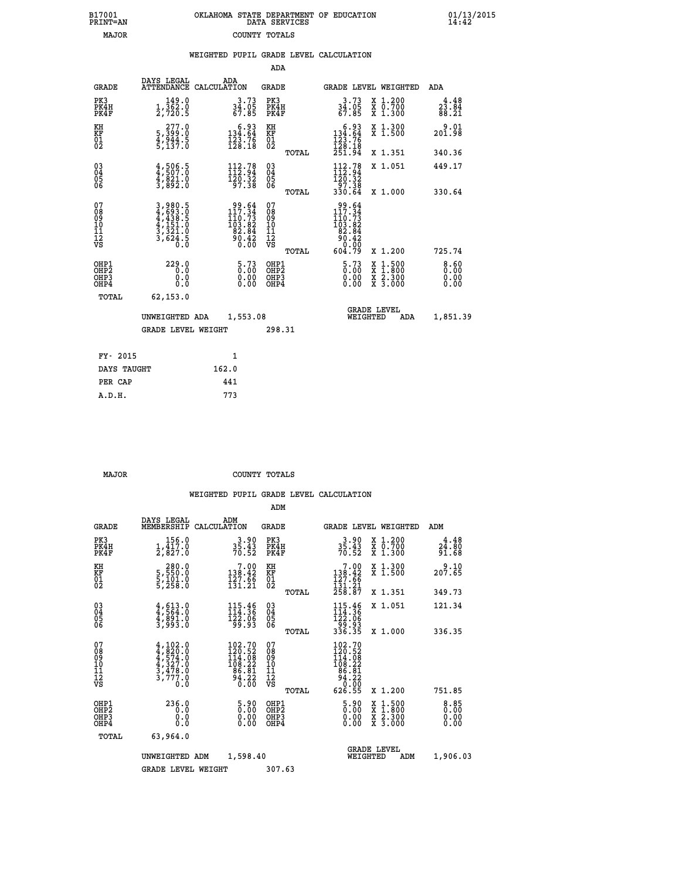B17001 PRINT=AN — OKLAHOMA STATE DEPARTMENT OF EDUCATION DATA SERVICES — 01/13/2015 14:42

MAJOR — COUNTY TOTALS

## WEIGHTED PUPIL GRADE LEVEL CALCULATION

### ADA

| GRADE | DAYS LEGAL ATTENDANCE | ADA CALCULATION | GRADE | GRADE LEVEL | WEIGHTED | ADA |
|---|---|---|---|---|---|---|
| PK3 | 149.0 | 3.73 | PK3 | 3.73 | X 1.200 | 4.48 |
| PK4H | 1,362.0 | 34.05 | PK4H | 34.05 | X 0.700 | 23.84 |
| PK4F | 2,720.5 | 67.85 | PK4F | 67.85 | X 1.300 | 88.21 |
| KH | 277.0 | 6.93 | KH | 6.93 | X 1.300 | 9.01 |
| KF | 5,399.0 | 134.64 | KF | 134.64 | X 1.500 | 201.98 |
| 01 | 4,944.5 | 123.76 | 01 | 123.76 | | |
| 02 | 5,137.0 | 128.18 | 02 | 128.18 | | |
| | | | TOTAL | 251.94 | X 1.351 | 340.36 |
| 03 | 4,506.5 | 112.78 | 03 | 112.78 | X 1.051 | 449.17 |
| 04 | 4,507.0 | 112.94 | 04 | 112.94 | | |
| 05 | 4,821.0 | 120.32 | 05 | 120.32 | | |
| 06 | 3,892.0 | 97.38 | 06 | 97.38 | | |
| | | | TOTAL | 330.64 | X 1.000 | 330.64 |
| 07 | 3,980.5 | 99.64 | 07 | 99.64 | | |
| 08 | 4,693.0 | 117.34 | 08 | 117.34 | | |
| 09 | 4,438.5 | 110.73 | 09 | 110.73 | | |
| 10 | 4,151.0 | 103.82 | 10 | 103.82 | | |
| 11 | 3,321.0 | 82.84 | 11 | 82.84 | | |
| 12 | 3,624.5 | 90.42 | 12 | 90.42 | | |
| VS | 0.0 | 0.00 | VS | 0.00 | | |
| | | | TOTAL | 604.79 | X 1.200 | 725.74 |
| OHP1 | 229.0 | 5.73 | OHP1 | 5.73 | X 1.500 | 8.60 |
| OHP2 | 0.0 | 0.00 | OHP2 | 0.00 | X 1.800 | 0.00 |
| OHP3 | 0.0 | 0.00 | OHP3 | 0.00 | X 2.300 | 0.00 |
| OHP4 | 0.0 | 0.00 | OHP4 | 0.00 | X 3.000 | 0.00 |
| TOTAL | 62,153.0 | | | | | |

UNWEIGHTED ADA 1,553.08 — GRADE LEVEL WEIGHTED ADA 1,851.39

GRADE LEVEL WEIGHT 298.31

| FY- 2015 | 1 |
|---|---|
| DAYS TAUGHT | 162.0 |
| PER CAP | 441 |
| A.D.H. | 773 |

MAJOR — COUNTY TOTALS

## WEIGHTED PUPIL GRADE LEVEL CALCULATION

### ADM

| GRADE | DAYS LEGAL MEMBERSHIP | ADM CALCULATION | GRADE | GRADE LEVEL | WEIGHTED | ADM |
|---|---|---|---|---|---|---|
| PK3 | 156.0 | 3.90 | PK3 | 3.90 | X 1.200 | 4.48 |
| PK4H | 1,417.0 | 35.43 | PK4H | 35.43 | X 0.700 | 24.80 |
| PK4F | 2,827.0 | 70.52 | PK4F | 70.52 | X 1.300 | 91.68 |
| KH | 280.0 | 7.00 | KH | 7.00 | X 1.300 | 9.10 |
| KF | 5,550.0 | 138.42 | KF | 138.42 | X 1.500 | 207.65 |
| 01 | 5,101.0 | 127.66 | 01 | 127.66 | | |
| 02 | 5,258.0 | 131.21 | 02 | 131.21 | | |
| | | | TOTAL | 258.87 | X 1.351 | 349.73 |
| 03 | 4,613.0 | 115.46 | 03 | 115.46 | X 1.051 | 121.34 |
| 04 | 4,564.0 | 114.36 | 04 | 114.36 | | |
| 05 | 4,891.0 | 122.06 | 05 | 122.06 | | |
| 06 | 3,993.0 | 99.93 | 06 | 99.93 | | |
| | | | TOTAL | 336.35 | X 1.000 | 336.35 |
| 07 | 4,102.0 | 102.70 | 07 | 102.70 | | |
| 08 | 4,820.0 | 120.52 | 08 | 120.52 | | |
| 09 | 4,574.0 | 114.08 | 09 | 114.08 | | |
| 10 | 4,327.0 | 108.22 | 10 | 108.22 | | |
| 11 | 3,478.0 | 86.81 | 11 | 86.81 | | |
| 12 | 3,777.0 | 94.22 | 12 | 94.22 | | |
| VS | 0.0 | 0.00 | VS | 0.00 | | |
| | | | TOTAL | 626.55 | X 1.200 | 751.85 |
| OHP1 | 236.0 | 5.90 | OHP1 | 5.90 | X 1.500 | 8.85 |
| OHP2 | 0.0 | 0.00 | OHP2 | 0.00 | X 1.800 | 0.00 |
| OHP3 | 0.0 | 0.00 | OHP3 | 0.00 | X 2.300 | 0.00 |
| OHP4 | 0.0 | 0.00 | OHP4 | 0.00 | X 3.000 | 0.00 |
| TOTAL | 63,964.0 | | | | | |

UNWEIGHTED ADM 1,598.40 — GRADE LEVEL WEIGHTED ADM 1,906.03

GRADE LEVEL WEIGHT 307.63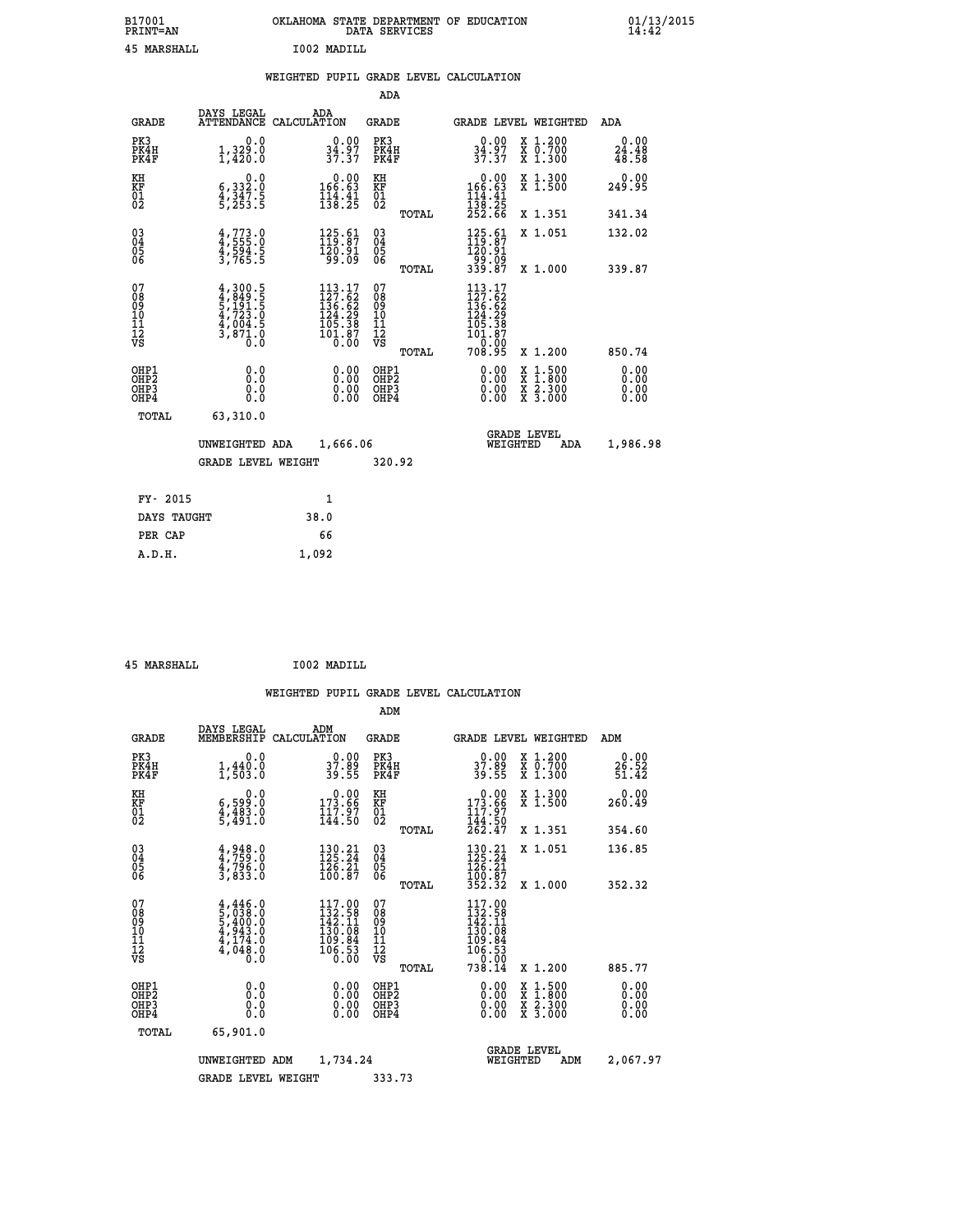B17001 OKLAHOMA STATE DEPARTMENT OF EDUCATION 01/13/2015
PRINT=AN DATA SERVICES 14:42

45 MARSHALL I002 MADILL

## WEIGHTED PUPIL GRADE LEVEL CALCULATION

### ADA

| GRADE | DAYS LEGAL ATTENDANCE | ADA CALCULATION | GRADE | GRADE LEVEL | WEIGHTED | ADA |
|---|---|---|---|---|---|---|
| PK3 | 0.0 | 0.00 | PK3 | 0.00 | X 1.200 | 0.00 |
| PK4H | 1,329.0 | 34.97 | PK4H | 34.97 | X 0.700 | 24.48 |
| PK4F | 1,420.0 | 37.37 | PK4F | 37.37 | X 1.300 | 48.58 |
| KH | 0.0 | 0.00 | KH | 0.00 | X 1.300 | 0.00 |
| KF | 6,332.0 | 166.63 | KF | 166.63 | X 1.500 | 249.95 |
| 01 | 4,347.5 | 114.41 | 01 | 114.41 | | |
| 02 | 5,253.5 | 138.25 | 02 | 138.25 | | |
| | | | TOTAL | 252.66 | X 1.351 | 341.34 |
| 03 | 4,773.0 | 125.61 | 03 | 125.61 | X 1.051 | 132.02 |
| 04 | 4,555.0 | 119.87 | 04 | 119.87 | | |
| 05 | 4,594.5 | 120.91 | 05 | 120.91 | | |
| 06 | 3,765.5 | 99.09 | 06 | 99.09 | | |
| | | | TOTAL | 339.87 | X 1.000 | 339.87 |
| 07 | 4,300.5 | 113.17 | 07 | 113.17 | | |
| 08 | 4,849.5 | 127.62 | 08 | 127.62 | | |
| 09 | 5,191.5 | 136.62 | 09 | 136.62 | | |
| 10 | 4,723.0 | 124.29 | 10 | 124.29 | | |
| 11 | 4,004.5 | 105.38 | 11 | 105.38 | | |
| 12 | 3,871.0 | 101.87 | 12 | 101.87 | | |
| VS | 0.0 | 0.00 | VS | 0.00 | | |
| | | | TOTAL | 708.95 | X 1.200 | 850.74 |
| OHP1 | 0.0 | 0.00 | OHP1 | 0.00 | X 1.500 | 0.00 |
| OHP2 | 0.0 | 0.00 | OHP2 | 0.00 | X 1.800 | 0.00 |
| OHP3 | 0.0 | 0.00 | OHP3 | 0.00 | X 2.300 | 0.00 |
| OHP4 | 0.0 | 0.00 | OHP4 | 0.00 | X 3.000 | 0.00 |
| TOTAL | 63,310.0 | | | | | |

UNWEIGHTED ADA 1,666.06 — GRADE LEVEL WEIGHTED ADA 1,986.98

GRADE LEVEL WEIGHT 320.92

| FY- 2015 | 1 |
|---|---|
| DAYS TAUGHT | 38.0 |
| PER CAP | 66 |
| A.D.H. | 1,092 |

45 MARSHALL I002 MADILL

## WEIGHTED PUPIL GRADE LEVEL CALCULATION

### ADM

| GRADE | DAYS LEGAL MEMBERSHIP | ADM CALCULATION | GRADE | GRADE LEVEL | WEIGHTED | ADM |
|---|---|---|---|---|---|---|
| PK3 | 0.0 | 0.00 | PK3 | 0.00 | X 1.200 | 0.00 |
| PK4H | 1,440.0 | 37.89 | PK4H | 37.89 | X 0.700 | 26.52 |
| PK4F | 1,503.0 | 39.55 | PK4F | 39.55 | X 1.300 | 51.42 |
| KH | 0.0 | 0.00 | KH | 0.00 | X 1.300 | 0.00 |
| KF | 6,599.0 | 173.66 | KF | 173.66 | X 1.500 | 260.49 |
| 01 | 4,483.0 | 117.97 | 01 | 117.97 | | |
| 02 | 5,491.0 | 144.50 | 02 | 144.50 | | |
| | | | TOTAL | 262.47 | X 1.351 | 354.60 |
| 03 | 4,948.0 | 130.21 | 03 | 130.21 | X 1.051 | 136.85 |
| 04 | 4,759.0 | 125.24 | 04 | 125.24 | | |
| 05 | 4,796.0 | 126.21 | 05 | 126.21 | | |
| 06 | 3,833.0 | 100.87 | 06 | 100.87 | | |
| | | | TOTAL | 352.32 | X 1.000 | 352.32 |
| 07 | 4,446.0 | 117.00 | 07 | 117.00 | | |
| 08 | 5,038.0 | 132.58 | 08 | 132.58 | | |
| 09 | 5,400.0 | 142.11 | 09 | 142.11 | | |
| 10 | 4,943.0 | 130.08 | 10 | 130.08 | | |
| 11 | 4,174.0 | 109.84 | 11 | 109.84 | | |
| 12 | 4,048.0 | 106.53 | 12 | 106.53 | | |
| VS | 0.0 | 0.00 | VS | 0.00 | | |
| | | | TOTAL | 738.14 | X 1.200 | 885.77 |
| OHP1 | 0.0 | 0.00 | OHP1 | 0.00 | X 1.500 | 0.00 |
| OHP2 | 0.0 | 0.00 | OHP2 | 0.00 | X 1.800 | 0.00 |
| OHP3 | 0.0 | 0.00 | OHP3 | 0.00 | X 2.300 | 0.00 |
| OHP4 | 0.0 | 0.00 | OHP4 | 0.00 | X 3.000 | 0.00 |
| TOTAL | 65,901.0 | | | | | |

UNWEIGHTED ADM 1,734.24 — GRADE LEVEL WEIGHTED ADM 2,067.97

GRADE LEVEL WEIGHT 333.73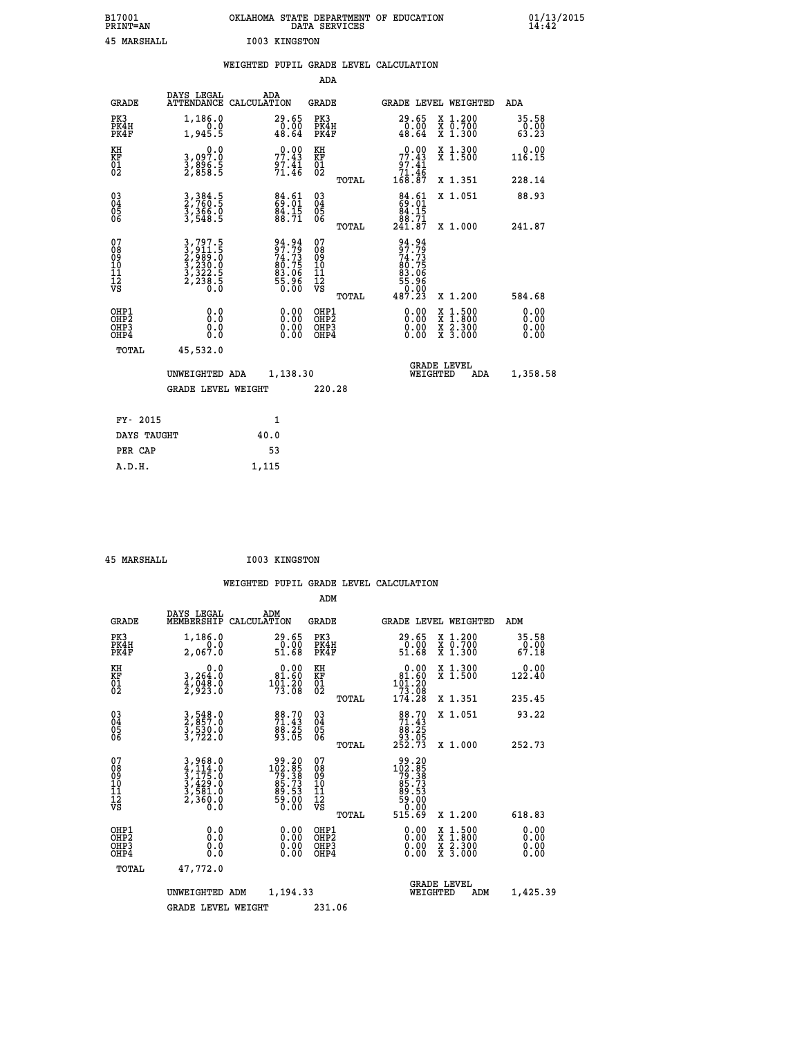B17001 OKLAHOMA STATE DEPARTMENT OF EDUCATION 01/13/2015
PRINT=AN DATA SERVICES 14:42

45 MARSHALL I003 KINGSTON

## WEIGHTED PUPIL GRADE LEVEL CALCULATION

### ADA

| GRADE | DAYS LEGAL ATTENDANCE | ADA CALCULATION | GRADE | GRADE LEVEL | WEIGHTED | ADA |
|---|---|---|---|---|---|---|
| PK3 | 1,186.0 | 29.65 | PK3 | 29.65 | X 1.200 | 35.58 |
| PK4H | 0.0 | 0.00 | PK4H | 0.00 | X 0.700 | 0.00 |
| PK4F | 1,945.5 | 48.64 | PK4F | 48.64 | X 1.300 | 63.23 |
| KH | 0.0 | 0.00 | KH | 0.00 | X 1.300 | 0.00 |
| KF | 3,097.0 | 77.43 | KF | 77.43 | X 1.500 | 116.15 |
| 01 | 3,896.5 | 97.41 | 01 | 97.41 | | |
| 02 | 2,858.5 | 71.46 | 02 | 71.46 | | |
| | | | TOTAL | 168.87 | X 1.351 | 228.14 |
| 03 | 3,384.5 | 84.61 | 03 | 84.61 | X 1.051 | 88.93 |
| 04 | 2,760.5 | 69.01 | 04 | 69.01 | | |
| 05 | 3,366.0 | 84.15 | 05 | 84.15 | | |
| 06 | 3,548.5 | 88.71 | 06 | 88.71 | | |
| | | | TOTAL | 241.87 | X 1.000 | 241.87 |
| 07 | 3,797.5 | 94.94 | 07 | 94.94 | | |
| 08 | 3,911.5 | 97.79 | 08 | 97.79 | | |
| 09 | 2,989.0 | 74.73 | 09 | 74.73 | | |
| 10 | 3,230.0 | 80.75 | 10 | 80.75 | | |
| 11 | 3,322.5 | 83.06 | 11 | 83.06 | | |
| 12 | 2,238.5 | 55.96 | 12 | 55.96 | | |
| VS | 0.0 | 0.00 | VS | 0.00 | | |
| | | | TOTAL | 487.23 | X 1.200 | 584.68 |
| OHP1 | 0.0 | 0.00 | OHP1 | 0.00 | X 1.500 | 0.00 |
| OHP2 | 0.0 | 0.00 | OHP2 | 0.00 | X 1.800 | 0.00 |
| OHP3 | 0.0 | 0.00 | OHP3 | 0.00 | X 2.300 | 0.00 |
| OHP4 | 0.0 | 0.00 | OHP4 | 0.00 | X 3.000 | 0.00 |
| TOTAL | 45,532.0 | | | | | |

UNWEIGHTED ADA 1,138.30 GRADE LEVEL WEIGHTED ADA 1,358.58

GRADE LEVEL WEIGHT 220.28

| FY- 2015 | 1 |
|---|---|
| DAYS TAUGHT | 40.0 |
| PER CAP | 53 |
| A.D.H. | 1,115 |

45 MARSHALL I003 KINGSTON

## WEIGHTED PUPIL GRADE LEVEL CALCULATION

### ADM

| GRADE | DAYS LEGAL MEMBERSHIP | ADM CALCULATION | GRADE | GRADE LEVEL | WEIGHTED | ADM |
|---|---|---|---|---|---|---|
| PK3 | 1,186.0 | 29.65 | PK3 | 29.65 | X 1.200 | 35.58 |
| PK4H | 0.0 | 0.00 | PK4H | 0.00 | X 0.700 | 0.00 |
| PK4F | 2,067.0 | 51.68 | PK4F | 51.68 | X 1.300 | 67.18 |
| KH | 0.0 | 0.00 | KH | 0.00 | X 1.300 | 0.00 |
| KF | 3,264.0 | 81.60 | KF | 81.60 | X 1.500 | 122.40 |
| 01 | 4,048.0 | 101.20 | 01 | 101.20 | | |
| 02 | 2,923.0 | 73.08 | 02 | 73.08 | | |
| | | | TOTAL | 174.28 | X 1.351 | 235.45 |
| 03 | 3,548.0 | 88.70 | 03 | 88.70 | X 1.051 | 93.22 |
| 04 | 2,857.0 | 71.43 | 04 | 71.43 | | |
| 05 | 3,530.0 | 88.25 | 05 | 88.25 | | |
| 06 | 3,722.0 | 93.05 | 06 | 93.05 | | |
| | | | TOTAL | 252.73 | X 1.000 | 252.73 |
| 07 | 3,968.0 | 99.20 | 07 | 99.20 | | |
| 08 | 4,114.0 | 102.85 | 08 | 102.85 | | |
| 09 | 3,175.0 | 79.38 | 09 | 79.38 | | |
| 10 | 3,429.0 | 85.73 | 10 | 85.73 | | |
| 11 | 3,581.0 | 89.53 | 11 | 89.53 | | |
| 12 | 2,360.0 | 59.00 | 12 | 59.00 | | |
| VS | 0.0 | 0.00 | VS | 0.00 | | |
| | | | TOTAL | 515.69 | X 1.200 | 618.83 |
| OHP1 | 0.0 | 0.00 | OHP1 | 0.00 | X 1.500 | 0.00 |
| OHP2 | 0.0 | 0.00 | OHP2 | 0.00 | X 1.800 | 0.00 |
| OHP3 | 0.0 | 0.00 | OHP3 | 0.00 | X 2.300 | 0.00 |
| OHP4 | 0.0 | 0.00 | OHP4 | 0.00 | X 3.000 | 0.00 |
| TOTAL | 47,772.0 | | | | | |

UNWEIGHTED ADM 1,194.33 GRADE LEVEL WEIGHTED ADM 1,425.39

GRADE LEVEL WEIGHT 231.06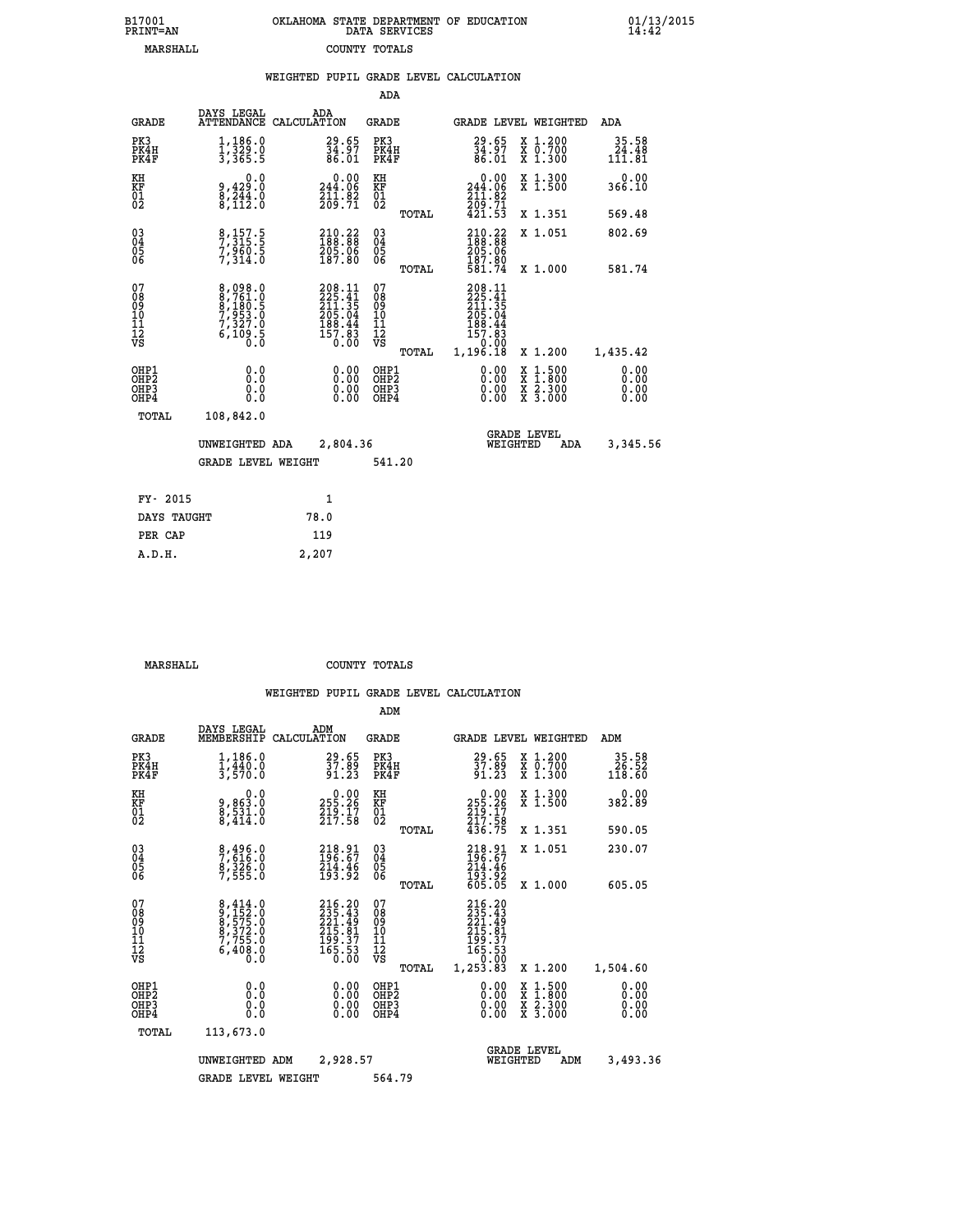B17001 OKLAHOMA STATE DEPARTMENT OF EDUCATION 01/13/2015
PRINT=AN DATA SERVICES 14:42

MARSHALL COUNTY TOTALS

## WEIGHTED PUPIL GRADE LEVEL CALCULATION

### ADA

| GRADE | DAYS LEGAL ATTENDANCE | ADA CALCULATION | GRADE | | GRADE LEVEL | WEIGHTED | ADA |
|---|---|---|---|---|---|---|---|
| PK3 | 1,186.0 | 29.65 | PK3 | | 29.65 | X 1.200 | 35.58 |
| PK4H | 1,329.0 | 34.97 | PK4H | | 34.97 | X 0.700 | 24.48 |
| PK4F | 3,365.5 | 86.01 | PK4F | | 86.01 | X 1.300 | 111.81 |
| KH | 0.0 | 0.00 | KH | | 0.00 | X 1.300 | 0.00 |
| KF | 9,429.0 | 244.06 | KF | | 244.06 | X 1.500 | 366.10 |
| 01 | 8,244.0 | 211.82 | 01 | | 211.82 | | |
| 02 | 8,112.0 | 209.71 | 02 | | 209.71 | | |
| | | | | TOTAL | 421.53 | X 1.351 | 569.48 |
| 03 | 8,157.5 | 210.22 | 03 | | 210.22 | X 1.051 | 802.69 |
| 04 | 7,315.5 | 188.88 | 04 | | 188.88 | | |
| 05 | 7,960.5 | 205.06 | 05 | | 205.06 | | |
| 06 | 7,314.0 | 187.80 | 06 | | 187.80 | | |
| | | | | TOTAL | 581.74 | X 1.000 | 581.74 |
| 07 | 8,098.0 | 208.11 | 07 | | 208.11 | | |
| 08 | 8,761.0 | 225.41 | 08 | | 225.41 | | |
| 09 | 8,180.5 | 211.35 | 09 | | 211.35 | | |
| 10 | 7,953.0 | 205.04 | 10 | | 205.04 | | |
| 11 | 7,327.0 | 188.44 | 11 | | 188.44 | | |
| 12 | 6,109.5 | 157.83 | 12 | | 157.83 | | |
| VS | 0.0 | 0.00 | VS | | 0.00 | | |
| | | | | TOTAL | 1,196.18 | X 1.200 | 1,435.42 |
| OHP1 | 0.0 | 0.00 | OHP1 | | 0.00 | X 1.500 | 0.00 |
| OHP2 | 0.0 | 0.00 | OHP2 | | 0.00 | X 1.800 | 0.00 |
| OHP3 | 0.0 | 0.00 | OHP3 | | 0.00 | X 2.300 | 0.00 |
| OHP4 | 0.0 | 0.00 | OHP4 | | 0.00 | X 3.000 | 0.00 |
| TOTAL | 108,842.0 | | | | | | |

UNWEIGHTED ADA 2,804.36 &nbsp;&nbsp;&nbsp; GRADE LEVEL WEIGHTED ADA 3,345.56

GRADE LEVEL WEIGHT 541.20

| | |
|---|---|
| FY- 2015 | 1 |
| DAYS TAUGHT | 78.0 |
| PER CAP | 119 |
| A.D.H. | 2,207 |

MARSHALL COUNTY TOTALS

## WEIGHTED PUPIL GRADE LEVEL CALCULATION

### ADM

| GRADE | DAYS LEGAL MEMBERSHIP | ADM CALCULATION | GRADE | | GRADE LEVEL | WEIGHTED | ADM |
|---|---|---|---|---|---|---|---|
| PK3 | 1,186.0 | 29.65 | PK3 | | 29.65 | X 1.200 | 35.58 |
| PK4H | 1,440.0 | 37.89 | PK4H | | 37.89 | X 0.700 | 26.52 |
| PK4F | 3,570.0 | 91.23 | PK4F | | 91.23 | X 1.300 | 118.60 |
| KH | 0.0 | 0.00 | KH | | 0.00 | X 1.300 | 0.00 |
| KF | 9,863.0 | 255.26 | KF | | 255.26 | X 1.500 | 382.89 |
| 01 | 8,531.0 | 219.17 | 01 | | 219.17 | | |
| 02 | 8,414.0 | 217.58 | 02 | | 217.58 | | |
| | | | | TOTAL | 436.75 | X 1.351 | 590.05 |
| 03 | 8,496.0 | 218.91 | 03 | | 218.91 | X 1.051 | 230.07 |
| 04 | 7,616.0 | 196.67 | 04 | | 196.67 | | |
| 05 | 8,326.0 | 214.46 | 05 | | 214.46 | | |
| 06 | 7,555.0 | 193.92 | 06 | | 193.92 | | |
| | | | | TOTAL | 605.05 | X 1.000 | 605.05 |
| 07 | 8,414.0 | 216.20 | 07 | | 216.20 | | |
| 08 | 9,152.0 | 235.43 | 08 | | 235.43 | | |
| 09 | 8,575.0 | 221.49 | 09 | | 221.49 | | |
| 10 | 8,372.0 | 215.81 | 10 | | 215.81 | | |
| 11 | 7,755.0 | 199.37 | 11 | | 199.37 | | |
| 12 | 6,408.0 | 165.53 | 12 | | 165.53 | | |
| VS | 0.0 | 0.00 | VS | | 0.00 | | |
| | | | | TOTAL | 1,253.83 | X 1.200 | 1,504.60 |
| OHP1 | 0.0 | 0.00 | OHP1 | | 0.00 | X 1.500 | 0.00 |
| OHP2 | 0.0 | 0.00 | OHP2 | | 0.00 | X 1.800 | 0.00 |
| OHP3 | 0.0 | 0.00 | OHP3 | | 0.00 | X 2.300 | 0.00 |
| OHP4 | 0.0 | 0.00 | OHP4 | | 0.00 | X 3.000 | 0.00 |
| TOTAL | 113,673.0 | | | | | | |

UNWEIGHTED ADM 2,928.57 &nbsp;&nbsp;&nbsp; GRADE LEVEL WEIGHTED ADM 3,493.36

GRADE LEVEL WEIGHT 564.79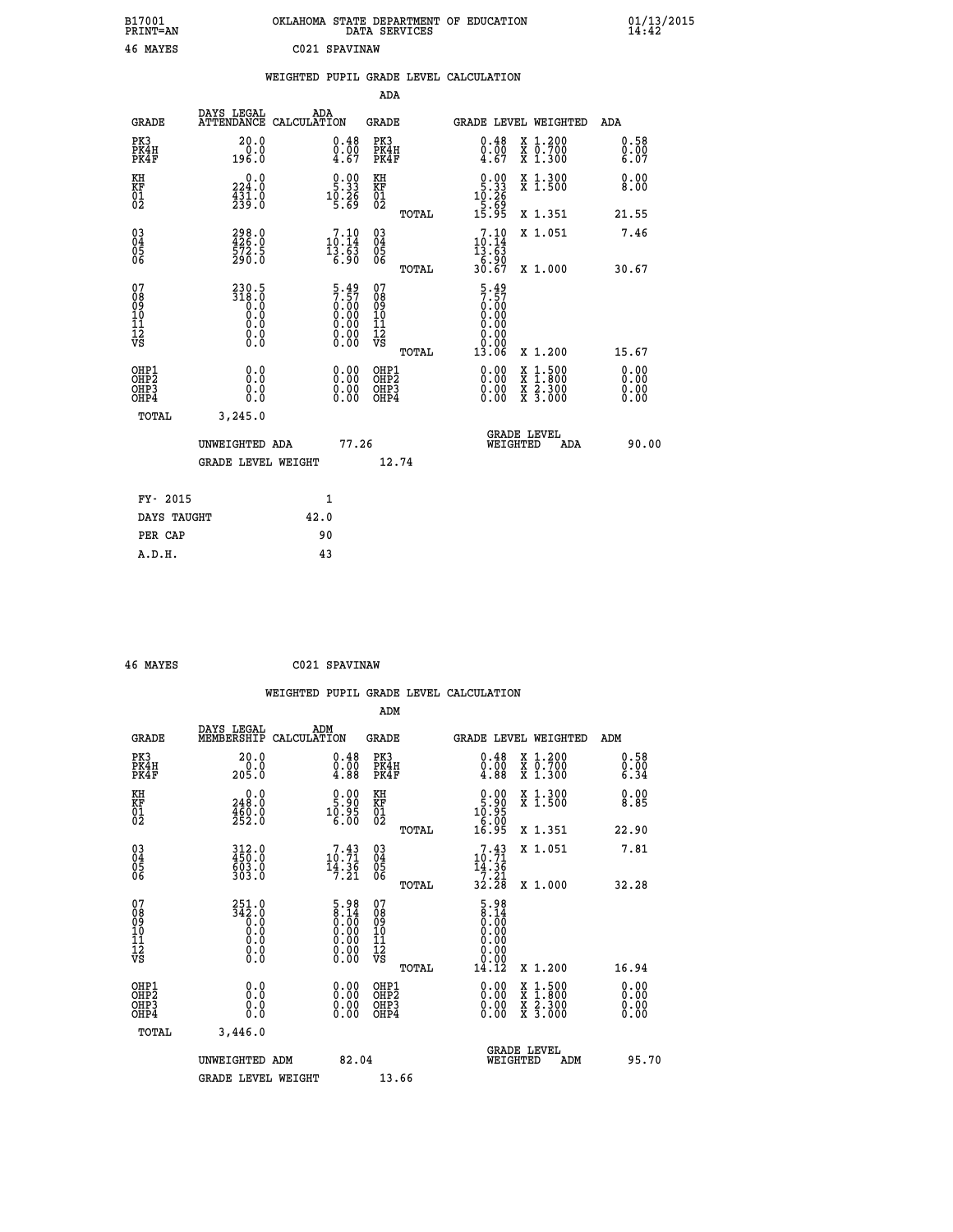B17001 OKLAHOMA STATE DEPARTMENT OF EDUCATION 01/13/2015
PRINT=AN DATA SERVICES 14:42

46 MAYES C021 SPAVINAW

## WEIGHTED PUPIL GRADE LEVEL CALCULATION

### ADA

| GRADE | DAYS LEGAL ATTENDANCE | ADA CALCULATION | GRADE | | GRADE LEVEL | WEIGHTED | ADA |
|---|---|---|---|---|---|---|---|
| PK3 | 20.0 | 0.48 | PK3 | | 0.48 | X 1.200 | 0.58 |
| PK4H | 0.0 | 0.00 | PK4H | | 0.00 | X 0.700 | 0.00 |
| PK4F | 196.0 | 4.67 | PK4F | | 4.67 | X 1.300 | 6.07 |
| KH | 0.0 | 0.00 | KH | | 0.00 | X 1.300 | 0.00 |
| KF | 224.0 | 5.33 | KF | | 5.33 | X 1.500 | 8.00 |
| 01 | 431.0 | 10.26 | 01 | | 10.26 | | |
| 02 | 239.0 | 5.69 | 02 | | 5.69 | | |
| | | | | TOTAL | 15.95 | X 1.351 | 21.55 |
| 03 | 298.0 | 7.10 | 03 | | 7.10 | X 1.051 | 7.46 |
| 04 | 426.0 | 10.14 | 04 | | 10.14 | | |
| 05 | 572.5 | 13.63 | 05 | | 13.63 | | |
| 06 | 290.0 | 6.90 | 06 | | 6.90 | | |
| | | | | TOTAL | 30.67 | X 1.000 | 30.67 |
| 07 | 230.5 | 5.49 | 07 | | 5.49 | | |
| 08 | 318.0 | 7.57 | 08 | | 7.57 | | |
| 09 | 0.0 | 0.00 | 09 | | 0.00 | | |
| 10 | 0.0 | 0.00 | 10 | | 0.00 | | |
| 11 | 0.0 | 0.00 | 11 | | 0.00 | | |
| 12 | 0.0 | 0.00 | 12 | | 0.00 | | |
| VS | 0.0 | 0.00 | VS | | 0.00 | | |
| | | | | TOTAL | 13.06 | X 1.200 | 15.67 |
| OHP1 | 0.0 | 0.00 | OHP1 | | 0.00 | X 1.500 | 0.00 |
| OHP2 | 0.0 | 0.00 | OHP2 | | 0.00 | X 1.800 | 0.00 |
| OHP3 | 0.0 | 0.00 | OHP3 | | 0.00 | X 2.300 | 0.00 |
| OHP4 | 0.0 | 0.00 | OHP4 | | 0.00 | X 3.000 | 0.00 |
| TOTAL | 3,245.0 | | | | | | |

UNWEIGHTED ADA 77.26 | GRADE LEVEL WEIGHTED ADA 90.00

GRADE LEVEL WEIGHT 12.74

| FY- 2015 | 1 |
|---|---|
| DAYS TAUGHT | 42.0 |
| PER CAP | 90 |
| A.D.H. | 43 |

46 MAYES C021 SPAVINAW

## WEIGHTED PUPIL GRADE LEVEL CALCULATION

### ADM

| GRADE | DAYS LEGAL MEMBERSHIP | ADM CALCULATION | GRADE | | GRADE LEVEL | WEIGHTED | ADM |
|---|---|---|---|---|---|---|---|
| PK3 | 20.0 | 0.48 | PK3 | | 0.48 | X 1.200 | 0.58 |
| PK4H | 0.0 | 0.00 | PK4H | | 0.00 | X 0.700 | 0.00 |
| PK4F | 205.0 | 4.88 | PK4F | | 4.88 | X 1.300 | 6.34 |
| KH | 0.0 | 0.00 | KH | | 0.00 | X 1.300 | 0.00 |
| KF | 248.0 | 5.90 | KF | | 5.90 | X 1.500 | 8.85 |
| 01 | 460.0 | 10.95 | 01 | | 10.95 | | |
| 02 | 252.0 | 6.00 | 02 | | 6.00 | | |
| | | | | TOTAL | 16.95 | X 1.351 | 22.90 |
| 03 | 312.0 | 7.43 | 03 | | 7.43 | X 1.051 | 7.81 |
| 04 | 450.0 | 10.71 | 04 | | 10.71 | | |
| 05 | 603.0 | 14.36 | 05 | | 14.36 | | |
| 06 | 303.0 | 7.21 | 06 | | 7.21 | | |
| | | | | TOTAL | 32.28 | X 1.000 | 32.28 |
| 07 | 251.0 | 5.98 | 07 | | 5.98 | | |
| 08 | 342.0 | 8.14 | 08 | | 8.14 | | |
| 09 | 0.0 | 0.00 | 09 | | 0.00 | | |
| 10 | 0.0 | 0.00 | 10 | | 0.00 | | |
| 11 | 0.0 | 0.00 | 11 | | 0.00 | | |
| 12 | 0.0 | 0.00 | 12 | | 0.00 | | |
| VS | 0.0 | 0.00 | VS | | 0.00 | | |
| | | | | TOTAL | 14.12 | X 1.200 | 16.94 |
| OHP1 | 0.0 | 0.00 | OHP1 | | 0.00 | X 1.500 | 0.00 |
| OHP2 | 0.0 | 0.00 | OHP2 | | 0.00 | X 1.800 | 0.00 |
| OHP3 | 0.0 | 0.00 | OHP3 | | 0.00 | X 2.300 | 0.00 |
| OHP4 | 0.0 | 0.00 | OHP4 | | 0.00 | X 3.000 | 0.00 |
| TOTAL | 3,446.0 | | | | | | |

UNWEIGHTED ADM 82.04 | GRADE LEVEL WEIGHTED ADM 95.70

GRADE LEVEL WEIGHT 13.66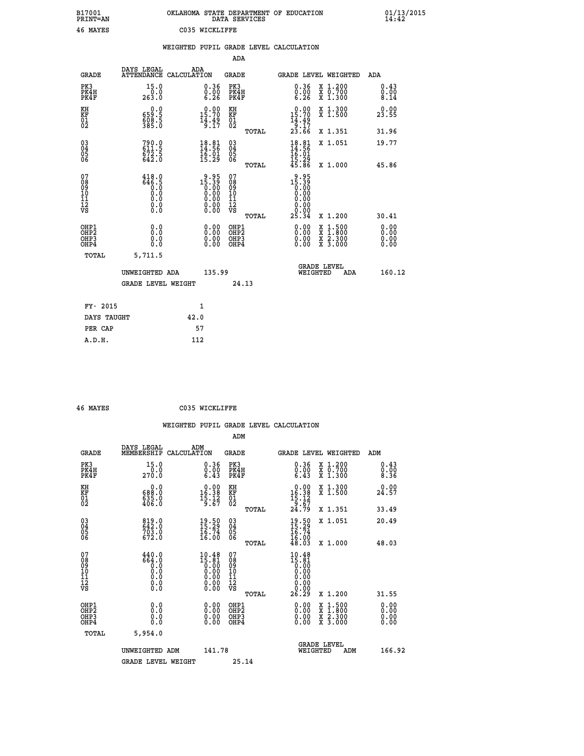B17001 OKLAHOMA STATE DEPARTMENT OF EDUCATION 01/13/2015
PRINT=AN DATA SERVICES 14:42

46 MAYES C035 WICKLIFFE

## WEIGHTED PUPIL GRADE LEVEL CALCULATION

### ADA

| GRADE | DAYS LEGAL ATTENDANCE | ADA CALCULATION | GRADE | GRADE LEVEL | WEIGHTED | ADA |
|---|---|---|---|---|---|---|
| PK3 | 15.0 | 0.36 | PK3 | 0.36 | X 1.200 | 0.43 |
| PK4H | 0.0 | 0.00 | PK4H | 0.00 | X 0.700 | 0.00 |
| PK4F | 263.0 | 6.26 | PK4F | 6.26 | X 1.300 | 8.14 |
| KH | 0.0 | 0.00 | KH | 0.00 | X 1.300 | 0.00 |
| KF | 659.5 | 15.70 | KF | 15.70 | X 1.500 | 23.55 |
| 01 | 608.5 | 14.49 | 01 | 14.49 | | |
| 02 | 385.0 | 9.17 | 02 | 9.17 | | |
| | | | TOTAL | 23.66 | X 1.351 | 31.96 |
| 03 | 790.0 | 18.81 | 03 | 18.81 | X 1.051 | 19.77 |
| 04 | 611.5 | 14.56 | 04 | 14.56 | | |
| 05 | 672.5 | 16.01 | 05 | 16.01 | | |
| 06 | 642.0 | 15.29 | 06 | 15.29 | | |
| | | | TOTAL | 45.86 | X 1.000 | 45.86 |
| 07 | 418.0 | 9.95 | 07 | 9.95 | | |
| 08 | 646.5 | 15.39 | 08 | 15.39 | | |
| 09 | 0.0 | 0.00 | 09 | 0.00 | | |
| 10 | 0.0 | 0.00 | 10 | 0.00 | | |
| 11 | 0.0 | 0.00 | 11 | 0.00 | | |
| 12 | 0.0 | 0.00 | 12 | 0.00 | | |
| VS | 0.0 | 0.00 | VS | 0.00 | | |
| | | | TOTAL | 25.34 | X 1.200 | 30.41 |
| OHP1 | 0.0 | 0.00 | OHP1 | 0.00 | X 1.500 | 0.00 |
| OHP2 | 0.0 | 0.00 | OHP2 | 0.00 | X 1.800 | 0.00 |
| OHP3 | 0.0 | 0.00 | OHP3 | 0.00 | X 2.300 | 0.00 |
| OHP4 | 0.0 | 0.00 | OHP4 | 0.00 | X 3.000 | 0.00 |
| TOTAL | 5,711.5 | | | | | |

UNWEIGHTED ADA 135.99 GRADE LEVEL WEIGHTED ADA 160.12

GRADE LEVEL WEIGHT 24.13

| FY- 2015 | 1 |
|---|---|
| DAYS TAUGHT | 42.0 |
| PER CAP | 57 |
| A.D.H. | 112 |

46 MAYES C035 WICKLIFFE

## WEIGHTED PUPIL GRADE LEVEL CALCULATION

### ADM

| GRADE | DAYS LEGAL MEMBERSHIP | ADM CALCULATION | GRADE | GRADE LEVEL | WEIGHTED | ADM |
|---|---|---|---|---|---|---|
| PK3 | 15.0 | 0.36 | PK3 | 0.36 | X 1.200 | 0.43 |
| PK4H | 0.0 | 0.00 | PK4H | 0.00 | X 0.700 | 0.00 |
| PK4F | 270.0 | 6.43 | PK4F | 6.43 | X 1.300 | 8.36 |
| KH | 0.0 | 0.00 | KH | 0.00 | X 1.300 | 0.00 |
| KF | 688.0 | 16.38 | KF | 16.38 | X 1.500 | 24.57 |
| 01 | 635.0 | 15.12 | 01 | 15.12 | | |
| 02 | 406.0 | 9.67 | 02 | 9.67 | | |
| | | | TOTAL | 24.79 | X 1.351 | 33.49 |
| 03 | 819.0 | 19.50 | 03 | 19.50 | X 1.051 | 20.49 |
| 04 | 642.0 | 15.29 | 04 | 15.29 | | |
| 05 | 703.0 | 16.74 | 05 | 16.74 | | |
| 06 | 672.0 | 16.00 | 06 | 16.00 | | |
| | | | TOTAL | 48.03 | X 1.000 | 48.03 |
| 07 | 440.0 | 10.48 | 07 | 10.48 | | |
| 08 | 664.0 | 15.81 | 08 | 15.81 | | |
| 09 | 0.0 | 0.00 | 09 | 0.00 | | |
| 10 | 0.0 | 0.00 | 10 | 0.00 | | |
| 11 | 0.0 | 0.00 | 11 | 0.00 | | |
| 12 | 0.0 | 0.00 | 12 | 0.00 | | |
| VS | 0.0 | 0.00 | VS | 0.00 | | |
| | | | TOTAL | 26.29 | X 1.200 | 31.55 |
| OHP1 | 0.0 | 0.00 | OHP1 | 0.00 | X 1.500 | 0.00 |
| OHP2 | 0.0 | 0.00 | OHP2 | 0.00 | X 1.800 | 0.00 |
| OHP3 | 0.0 | 0.00 | OHP3 | 0.00 | X 2.300 | 0.00 |
| OHP4 | 0.0 | 0.00 | OHP4 | 0.00 | X 3.000 | 0.00 |
| TOTAL | 5,954.0 | | | | | |

UNWEIGHTED ADM 141.78 GRADE LEVEL WEIGHTED ADM 166.92

GRADE LEVEL WEIGHT 25.14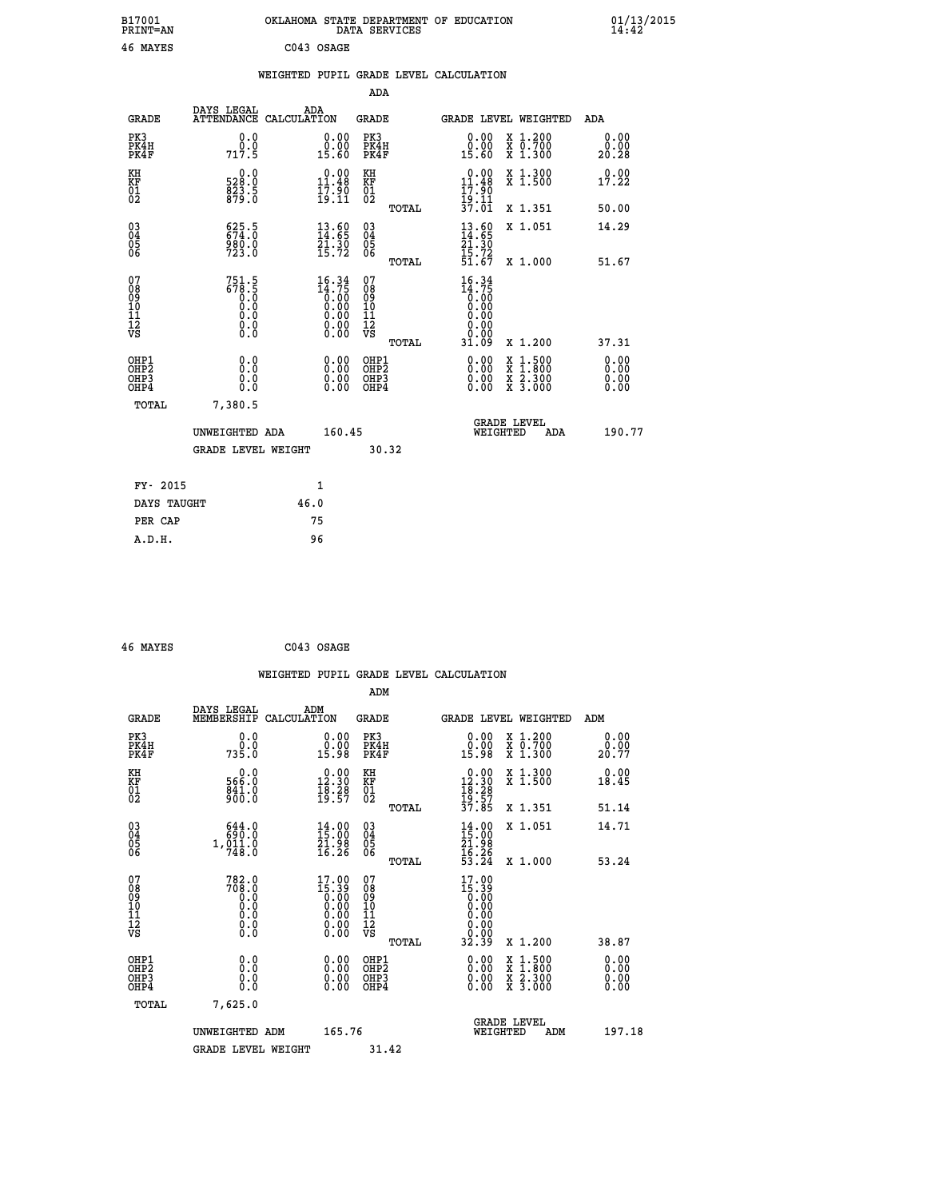B17001
PRINT=AN

OKLAHOMA STATE DEPARTMENT OF EDUCATION
DATA SERVICES

01/13/2015
14:42

46 MAYES          C043 OSAGE

WEIGHTED PUPIL GRADE LEVEL CALCULATION

ADA

| GRADE | DAYS LEGAL ATTENDANCE | ADA CALCULATION | GRADE | GRADE LEVEL | WEIGHTED | ADA |
|---|---|---|---|---|---|---|
| PK3 | 0.0 | 0.00 | PK3 | 0.00 | X 1.200 | 0.00 |
| PK4H | 0.0 | 0.00 | PK4H | 0.00 | X 0.700 | 0.00 |
| PK4F | 717.5 | 15.60 | PK4F | 15.60 | X 1.300 | 20.28 |
| KH | 0.0 | 0.00 | KH | 0.00 | X 1.300 | 0.00 |
| KF | 528.0 | 11.48 | KF | 11.48 | X 1.500 | 17.22 |
| 01 | 823.5 | 17.90 | 01 | 17.90 | | |
| 02 | 879.0 | 19.11 | 02 | 19.11 | | |
| | | | TOTAL | 37.01 | X 1.351 | 50.00 |
| 03 | 625.5 | 13.60 | 03 | 13.60 | X 1.051 | 14.29 |
| 04 | 674.0 | 14.65 | 04 | 14.65 | | |
| 05 | 980.0 | 21.30 | 05 | 21.30 | | |
| 06 | 723.0 | 15.72 | 06 | 15.72 | | |
| | | | TOTAL | 51.67 | X 1.000 | 51.67 |
| 07 | 751.5 | 16.34 | 07 | 16.34 | | |
| 08 | 678.5 | 14.75 | 08 | 14.75 | | |
| 09 | 0.0 | 0.00 | 09 | 0.00 | | |
| 10 | 0.0 | 0.00 | 10 | 0.00 | | |
| 11 | 0.0 | 0.00 | 11 | 0.00 | | |
| 12 | 0.0 | 0.00 | 12 | 0.00 | | |
| VS | 0.0 | 0.00 | VS | 0.00 | | |
| | | | TOTAL | 31.09 | X 1.200 | 37.31 |
| OHP1 | 0.0 | 0.00 | OHP1 | 0.00 | X 1.500 | 0.00 |
| OHP2 | 0.0 | 0.00 | OHP2 | 0.00 | X 1.800 | 0.00 |
| OHP3 | 0.0 | 0.00 | OHP3 | 0.00 | X 2.300 | 0.00 |
| OHP4 | 0.0 | 0.00 | OHP4 | 0.00 | X 3.000 | 0.00 |
| TOTAL | 7,380.5 | | | | | |

UNWEIGHTED ADA 160.45 — GRADE LEVEL WEIGHTED ADA 190.77

GRADE LEVEL WEIGHT 30.32

FY- 2015: 1
DAYS TAUGHT: 46.0
PER CAP: 75
A.D.H.: 96

46 MAYES          C043 OSAGE

WEIGHTED PUPIL GRADE LEVEL CALCULATION

ADM

| GRADE | DAYS LEGAL MEMBERSHIP | ADM CALCULATION | GRADE | GRADE LEVEL | WEIGHTED | ADM |
|---|---|---|---|---|---|---|
| PK3 | 0.0 | 0.00 | PK3 | 0.00 | X 1.200 | 0.00 |
| PK4H | 0.0 | 0.00 | PK4H | 0.00 | X 0.700 | 0.00 |
| PK4F | 735.0 | 15.98 | PK4F | 15.98 | X 1.300 | 20.77 |
| KH | 0.0 | 0.00 | KH | 0.00 | X 1.300 | 0.00 |
| KF | 566.0 | 12.30 | KF | 12.30 | X 1.500 | 18.45 |
| 01 | 841.0 | 18.28 | 01 | 18.28 | | |
| 02 | 900.0 | 19.57 | 02 | 19.57 | | |
| | | | TOTAL | 37.85 | X 1.351 | 51.14 |
| 03 | 644.0 | 14.00 | 03 | 14.00 | X 1.051 | 14.71 |
| 04 | 690.0 | 15.00 | 04 | 15.00 | | |
| 05 | 1,011.0 | 21.98 | 05 | 21.98 | | |
| 06 | 748.0 | 16.26 | 06 | 16.26 | | |
| | | | TOTAL | 53.24 | X 1.000 | 53.24 |
| 07 | 782.0 | 17.00 | 07 | 17.00 | | |
| 08 | 708.0 | 15.39 | 08 | 15.39 | | |
| 09 | 0.0 | 0.00 | 09 | 0.00 | | |
| 10 | 0.0 | 0.00 | 10 | 0.00 | | |
| 11 | 0.0 | 0.00 | 11 | 0.00 | | |
| 12 | 0.0 | 0.00 | 12 | 0.00 | | |
| VS | 0.0 | 0.00 | VS | 0.00 | | |
| | | | TOTAL | 32.39 | X 1.200 | 38.87 |
| OHP1 | 0.0 | 0.00 | OHP1 | 0.00 | X 1.500 | 0.00 |
| OHP2 | 0.0 | 0.00 | OHP2 | 0.00 | X 1.800 | 0.00 |
| OHP3 | 0.0 | 0.00 | OHP3 | 0.00 | X 2.300 | 0.00 |
| OHP4 | 0.0 | 0.00 | OHP4 | 0.00 | X 3.000 | 0.00 |
| TOTAL | 7,625.0 | | | | | |

UNWEIGHTED ADM 165.76 — GRADE LEVEL WEIGHTED ADM 197.18

GRADE LEVEL WEIGHT 31.42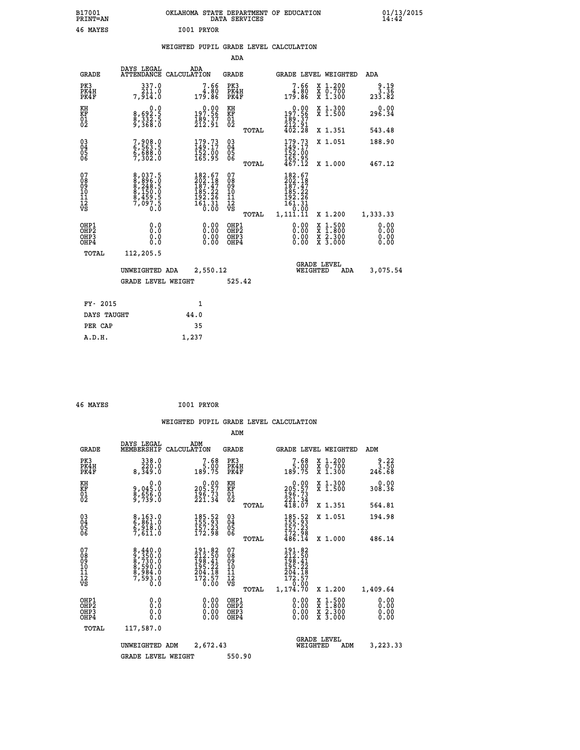B17001 PRINT=AN — OKLAHOMA STATE DEPARTMENT OF EDUCATION DATA SERVICES — 01/13/2015 14:42

46 MAYES — I001 PRYOR

## WEIGHTED PUPIL GRADE LEVEL CALCULATION

### ADA

| GRADE | DAYS LEGAL ATTENDANCE | ADA CALCULATION | GRADE | | GRADE LEVEL | WEIGHTED | ADA |
|---|---|---|---|---|---|---|---|
| PK3 | 337.0 | 7.66 | PK3 | | 7.66 | X 1.200 | 9.19 |
| PK4H | 211.0 | 4.80 | PK4H | | 4.80 | X 0.700 | 3.36 |
| PK4F | 7,914.0 | 179.86 | PK4F | | 179.86 | X 1.300 | 233.82 |
| KH | 0.0 | 0.00 | KH | | 0.00 | X 1.300 | 0.00 |
| KF | 8,692.5 | 197.56 | KF | | 197.56 | X 1.500 | 296.34 |
| 01 | 8,332.5 | 189.37 | 01 | | 189.37 | | |
| 02 | 9,368.0 | 212.91 | 02 | | 212.91 | | |
| | | | | TOTAL | 402.28 | X 1.351 | 543.48 |
| 03 | 7,908.0 | 179.73 | 03 | | 179.73 | X 1.051 | 188.90 |
| 04 | 6,563.5 | 149.17 | 04 | | 149.17 | | |
| 05 | 6,688.0 | 152.00 | 05 | | 152.00 | | |
| 06 | 7,302.0 | 165.95 | 06 | | 165.95 | | |
| | | | | TOTAL | 467.12 | X 1.000 | 467.12 |
| 07 | 8,037.5 | 182.67 | 07 | | 182.67 | | |
| 08 | 8,896.0 | 202.18 | 08 | | 202.18 | | |
| 09 | 8,248.5 | 187.47 | 09 | | 187.47 | | |
| 10 | 8,150.0 | 185.22 | 10 | | 185.22 | | |
| 11 | 8,459.5 | 192.26 | 11 | | 192.26 | | |
| 12 | 7,097.5 | 161.31 | 12 | | 161.31 | | |
| VS | 0.0 | 0.00 | VS | | 0.00 | | |
| | | | | TOTAL | 1,111.11 | X 1.200 | 1,333.33 |
| OHP1 | 0.0 | 0.00 | OHP1 | | 0.00 | X 1.500 | 0.00 |
| OHP2 | 0.0 | 0.00 | OHP2 | | 0.00 | X 1.800 | 0.00 |
| OHP3 | 0.0 | 0.00 | OHP3 | | 0.00 | X 2.300 | 0.00 |
| OHP4 | 0.0 | 0.00 | OHP4 | | 0.00 | X 3.000 | 0.00 |
| TOTAL | 112,205.5 | | | | | | |

UNWEIGHTED ADA 2,550.12 — GRADE LEVEL WEIGHTED ADA 3,075.54

GRADE LEVEL WEIGHT 525.42

| | |
|---|---|
| FY- 2015 | 1 |
| DAYS TAUGHT | 44.0 |
| PER CAP | 35 |
| A.D.H. | 1,237 |

46 MAYES — I001 PRYOR

## WEIGHTED PUPIL GRADE LEVEL CALCULATION

### ADM

| GRADE | DAYS LEGAL MEMBERSHIP | ADM CALCULATION | GRADE | | GRADE LEVEL | WEIGHTED | ADM |
|---|---|---|---|---|---|---|---|
| PK3 | 338.0 | 7.68 | PK3 | | 7.68 | X 1.200 | 9.22 |
| PK4H | 220.0 | 5.00 | PK4H | | 5.00 | X 0.700 | 3.50 |
| PK4F | 8,349.0 | 189.75 | PK4F | | 189.75 | X 1.300 | 246.68 |
| KH | 0.0 | 0.00 | KH | | 0.00 | X 1.300 | 0.00 |
| KF | 9,045.0 | 205.57 | KF | | 205.57 | X 1.500 | 308.36 |
| 01 | 8,656.0 | 196.73 | 01 | | 196.73 | | |
| 02 | 9,739.0 | 221.34 | 02 | | 221.34 | | |
| | | | | TOTAL | 418.07 | X 1.351 | 564.81 |
| 03 | 8,163.0 | 185.52 | 03 | | 185.52 | X 1.051 | 194.98 |
| 04 | 6,861.0 | 155.93 | 04 | | 155.93 | | |
| 05 | 6,918.0 | 157.23 | 05 | | 157.23 | | |
| 06 | 7,611.0 | 172.98 | 06 | | 172.98 | | |
| | | | | TOTAL | 486.14 | X 1.000 | 486.14 |
| 07 | 8,440.0 | 191.82 | 07 | | 191.82 | | |
| 08 | 9,350.0 | 212.50 | 08 | | 212.50 | | |
| 09 | 8,730.0 | 198.41 | 09 | | 198.41 | | |
| 10 | 8,590.0 | 195.22 | 10 | | 195.22 | | |
| 11 | 8,984.0 | 204.18 | 11 | | 204.18 | | |
| 12 | 7,593.0 | 172.57 | 12 | | 172.57 | | |
| VS | 0.0 | 0.00 | VS | | 0.00 | | |
| | | | | TOTAL | 1,174.70 | X 1.200 | 1,409.64 |
| OHP1 | 0.0 | 0.00 | OHP1 | | 0.00 | X 1.500 | 0.00 |
| OHP2 | 0.0 | 0.00 | OHP2 | | 0.00 | X 1.800 | 0.00 |
| OHP3 | 0.0 | 0.00 | OHP3 | | 0.00 | X 2.300 | 0.00 |
| OHP4 | 0.0 | 0.00 | OHP4 | | 0.00 | X 3.000 | 0.00 |
| TOTAL | 117,587.0 | | | | | | |

UNWEIGHTED ADM 2,672.43 — GRADE LEVEL WEIGHTED ADM 3,223.33

GRADE LEVEL WEIGHT 550.90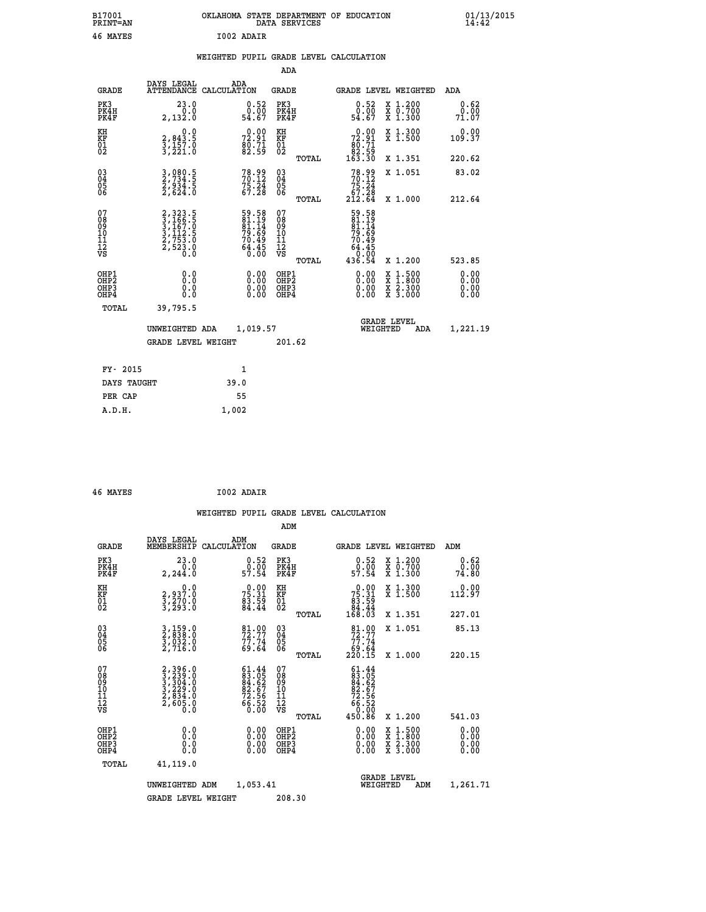B17001 OKLAHOMA STATE DEPARTMENT OF EDUCATION 01/13/2015
PRINT=AN DATA SERVICES 14:42

46 MAYES I002 ADAIR

## WEIGHTED PUPIL GRADE LEVEL CALCULATION

### ADA

| GRADE | DAYS LEGAL ATTENDANCE | ADA CALCULATION | GRADE | | GRADE LEVEL | WEIGHTED | ADA |
|---|---|---|---|---|---|---|---|
| PK3 | 23.0 | 0.52 | PK3 | | 0.52 | X 1.200 | 0.62 |
| PK4H | 0.0 | 0.00 | PK4H | | 0.00 | X 0.700 | 0.00 |
| PK4F | 2,132.0 | 54.67 | PK4F | | 54.67 | X 1.300 | 71.07 |
| KH | 0.0 | 0.00 | KH | | 0.00 | X 1.300 | 0.00 |
| KF | 2,843.5 | 72.91 | KF | | 72.91 | X 1.500 | 109.37 |
| 01 | 3,157.0 | 80.71 | 01 | | 80.71 | | |
| 02 | 3,221.0 | 82.59 | 02 | | 82.59 | | |
| | | | | TOTAL | 163.30 | X 1.351 | 220.62 |
| 03 | 3,080.5 | 78.99 | 03 | | 78.99 | X 1.051 | 83.02 |
| 04 | 2,734.5 | 70.12 | 04 | | 70.12 | | |
| 05 | 2,934.5 | 75.24 | 05 | | 75.24 | | |
| 06 | 2,624.0 | 67.28 | 06 | | 67.28 | | |
| | | | | TOTAL | 212.64 | X 1.000 | 212.64 |
| 07 | 2,323.5 | 59.58 | 07 | | 59.58 | | |
| 08 | 3,166.5 | 81.19 | 08 | | 81.19 | | |
| 09 | 3,167.0 | 81.14 | 09 | | 81.14 | | |
| 10 | 3,112.5 | 79.69 | 10 | | 79.69 | | |
| 11 | 2,753.0 | 70.49 | 11 | | 70.49 | | |
| 12 | 2,523.0 | 64.45 | 12 | | 64.45 | | |
| VS | 0.0 | 0.00 | VS | | 0.00 | | |
| | | | | TOTAL | 436.54 | X 1.200 | 523.85 |
| OHP1 | 0.0 | 0.00 | OHP1 | | 0.00 | X 1.500 | 0.00 |
| OHP2 | 0.0 | 0.00 | OHP2 | | 0.00 | X 1.800 | 0.00 |
| OHP3 | 0.0 | 0.00 | OHP3 | | 0.00 | X 2.300 | 0.00 |
| OHP4 | 0.0 | 0.00 | OHP4 | | 0.00 | X 3.000 | 0.00 |
| TOTAL | 39,795.5 | | | | | | |

UNWEIGHTED ADA 1,019.57 GRADE LEVEL WEIGHTED ADA 1,221.19

GRADE LEVEL WEIGHT 201.62

| FY- 2015 | 1 |
|---|---|
| DAYS TAUGHT | 39.0 |
| PER CAP | 55 |
| A.D.H. | 1,002 |

46 MAYES I002 ADAIR

## WEIGHTED PUPIL GRADE LEVEL CALCULATION

### ADM

| GRADE | DAYS LEGAL MEMBERSHIP | ADM CALCULATION | GRADE | | GRADE LEVEL | WEIGHTED | ADM |
|---|---|---|---|---|---|---|---|
| PK3 | 23.0 | 0.52 | PK3 | | 0.52 | X 1.200 | 0.62 |
| PK4H | 0.0 | 0.00 | PK4H | | 0.00 | X 0.700 | 0.00 |
| PK4F | 2,244.0 | 57.54 | PK4F | | 57.54 | X 1.300 | 74.80 |
| KH | 0.0 | 0.00 | KH | | 0.00 | X 1.300 | 0.00 |
| KF | 2,937.0 | 75.31 | KF | | 75.31 | X 1.500 | 112.97 |
| 01 | 3,270.0 | 83.59 | 01 | | 83.59 | | |
| 02 | 3,293.0 | 84.44 | 02 | | 84.44 | | |
| | | | | TOTAL | 168.03 | X 1.351 | 227.01 |
| 03 | 3,159.0 | 81.00 | 03 | | 81.00 | X 1.051 | 85.13 |
| 04 | 2,838.0 | 72.77 | 04 | | 72.77 | | |
| 05 | 3,032.0 | 77.74 | 05 | | 77.74 | | |
| 06 | 2,716.0 | 69.64 | 06 | | 69.64 | | |
| | | | | TOTAL | 220.15 | X 1.000 | 220.15 |
| 07 | 2,396.0 | 61.44 | 07 | | 61.44 | | |
| 08 | 3,239.0 | 83.05 | 08 | | 83.05 | | |
| 09 | 3,304.0 | 84.62 | 09 | | 84.62 | | |
| 10 | 3,229.0 | 82.67 | 10 | | 82.67 | | |
| 11 | 2,834.0 | 72.56 | 11 | | 72.56 | | |
| 12 | 2,605.0 | 66.52 | 12 | | 66.52 | | |
| VS | 0.0 | 0.00 | VS | | 0.00 | | |
| | | | | TOTAL | 450.86 | X 1.200 | 541.03 |
| OHP1 | 0.0 | 0.00 | OHP1 | | 0.00 | X 1.500 | 0.00 |
| OHP2 | 0.0 | 0.00 | OHP2 | | 0.00 | X 1.800 | 0.00 |
| OHP3 | 0.0 | 0.00 | OHP3 | | 0.00 | X 2.300 | 0.00 |
| OHP4 | 0.0 | 0.00 | OHP4 | | 0.00 | X 3.000 | 0.00 |
| TOTAL | 41,119.0 | | | | | | |

UNWEIGHTED ADM 1,053.41 GRADE LEVEL WEIGHTED ADM 1,261.71

GRADE LEVEL WEIGHT 208.30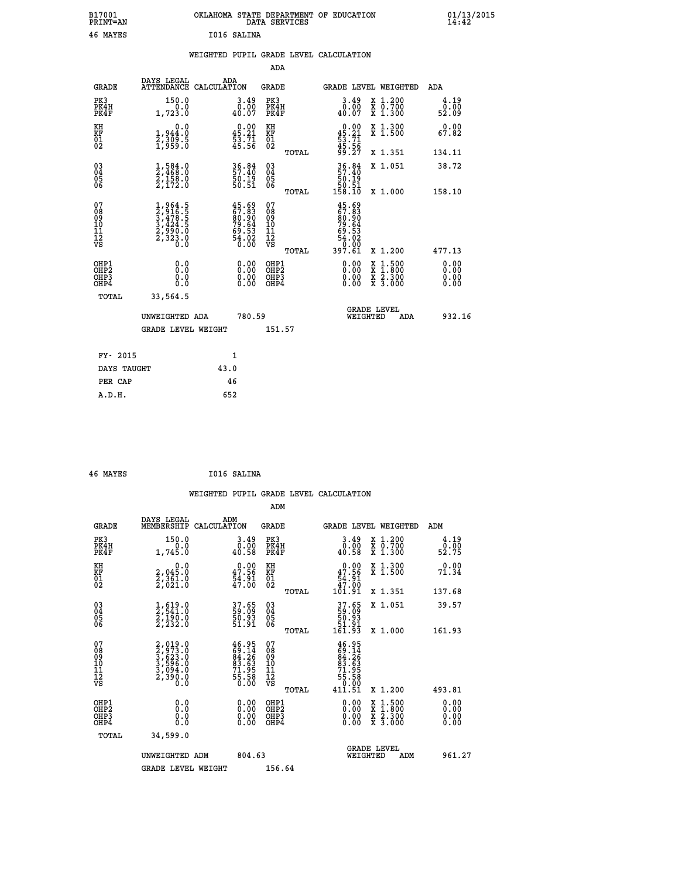B17001 OKLAHOMA STATE DEPARTMENT OF EDUCATION 01/13/2015
PRINT=AN DATA SERVICES 14:42

46 MAYES I016 SALINA

## WEIGHTED PUPIL GRADE LEVEL CALCULATION

### ADA

| GRADE | DAYS LEGAL ATTENDANCE | ADA CALCULATION | GRADE | GRADE LEVEL | WEIGHTED | ADA |
|---|---|---|---|---|---|---|
| PK3 | 150.0 | 3.49 | PK3 | 3.49 | X 1.200 | 4.19 |
| PK4H | 0.0 | 0.00 | PK4H | 0.00 | X 0.700 | 0.00 |
| PK4F | 1,723.0 | 40.07 | PK4F | 40.07 | X 1.300 | 52.09 |
| KH | 0.0 | 0.00 | KH | 0.00 | X 1.300 | 0.00 |
| KF | 1,944.0 | 45.21 | KF | 45.21 | X 1.500 | 67.82 |
| 01 | 2,309.5 | 53.71 | 01 | 53.71 | | |
| 02 | 1,959.0 | 45.56 | 02 | 45.56 | | |
| | | | TOTAL | 99.27 | X 1.351 | 134.11 |
| 03 | 1,584.0 | 36.84 | 03 | 36.84 | X 1.051 | 38.72 |
| 04 | 2,468.0 | 57.40 | 04 | 57.40 | | |
| 05 | 2,158.0 | 50.19 | 05 | 50.19 | | |
| 06 | 2,172.0 | 50.51 | 06 | 50.51 | | |
| | | | TOTAL | 158.10 | X 1.000 | 158.10 |
| 07 | 1,964.5 | 45.69 | 07 | 45.69 | | |
| 08 | 2,916.5 | 67.83 | 08 | 67.83 | | |
| 09 | 3,478.5 | 80.90 | 09 | 80.90 | | |
| 10 | 3,424.5 | 79.64 | 10 | 79.64 | | |
| 11 | 2,990.0 | 69.53 | 11 | 69.53 | | |
| 12 | 2,323.0 | 54.02 | 12 | 54.02 | | |
| VS | 0.0 | 0.00 | VS | 0.00 | | |
| | | | TOTAL | 397.61 | X 1.200 | 477.13 |
| OHP1 | 0.0 | 0.00 | OHP1 | 0.00 | X 1.500 | 0.00 |
| OHP2 | 0.0 | 0.00 | OHP2 | 0.00 | X 1.800 | 0.00 |
| OHP3 | 0.0 | 0.00 | OHP3 | 0.00 | X 2.300 | 0.00 |
| OHP4 | 0.0 | 0.00 | OHP4 | 0.00 | X 3.000 | 0.00 |
| TOTAL | 33,564.5 | | | | | |

UNWEIGHTED ADA 780.59 | GRADE LEVEL WEIGHTED ADA 932.16

GRADE LEVEL WEIGHT 151.57

| | |
|---|---|
| FY- 2015 | 1 |
| DAYS TAUGHT | 43.0 |
| PER CAP | 46 |
| A.D.H. | 652 |

46 MAYES I016 SALINA

## WEIGHTED PUPIL GRADE LEVEL CALCULATION

### ADM

| GRADE | DAYS LEGAL MEMBERSHIP | ADM CALCULATION | GRADE | GRADE LEVEL | WEIGHTED | ADM |
|---|---|---|---|---|---|---|
| PK3 | 150.0 | 3.49 | PK3 | 3.49 | X 1.200 | 4.19 |
| PK4H | 0.0 | 0.00 | PK4H | 0.00 | X 0.700 | 0.00 |
| PK4F | 1,745.0 | 40.58 | PK4F | 40.58 | X 1.300 | 52.75 |
| KH | 0.0 | 0.00 | KH | 0.00 | X 1.300 | 0.00 |
| KF | 2,045.0 | 47.56 | KF | 47.56 | X 1.500 | 71.34 |
| 01 | 2,361.0 | 54.91 | 01 | 54.91 | | |
| 02 | 2,021.0 | 47.00 | 02 | 47.00 | | |
| | | | TOTAL | 101.91 | X 1.351 | 137.68 |
| 03 | 1,619.0 | 37.65 | 03 | 37.65 | X 1.051 | 39.57 |
| 04 | 2,541.0 | 59.09 | 04 | 59.09 | | |
| 05 | 2,190.0 | 50.93 | 05 | 50.93 | | |
| 06 | 2,232.0 | 51.91 | 06 | 51.91 | | |
| | | | TOTAL | 161.93 | X 1.000 | 161.93 |
| 07 | 2,019.0 | 46.95 | 07 | 46.95 | | |
| 08 | 2,973.0 | 69.14 | 08 | 69.14 | | |
| 09 | 3,623.0 | 84.26 | 09 | 84.26 | | |
| 10 | 3,596.0 | 83.63 | 10 | 83.63 | | |
| 11 | 3,094.0 | 71.95 | 11 | 71.95 | | |
| 12 | 2,390.0 | 55.58 | 12 | 55.58 | | |
| VS | 0.0 | 0.00 | VS | 0.00 | | |
| | | | TOTAL | 411.51 | X 1.200 | 493.81 |
| OHP1 | 0.0 | 0.00 | OHP1 | 0.00 | X 1.500 | 0.00 |
| OHP2 | 0.0 | 0.00 | OHP2 | 0.00 | X 1.800 | 0.00 |
| OHP3 | 0.0 | 0.00 | OHP3 | 0.00 | X 2.300 | 0.00 |
| OHP4 | 0.0 | 0.00 | OHP4 | 0.00 | X 3.000 | 0.00 |
| TOTAL | 34,599.0 | | | | | |

UNWEIGHTED ADM 804.63 | GRADE LEVEL WEIGHTED ADM 961.27

GRADE LEVEL WEIGHT 156.64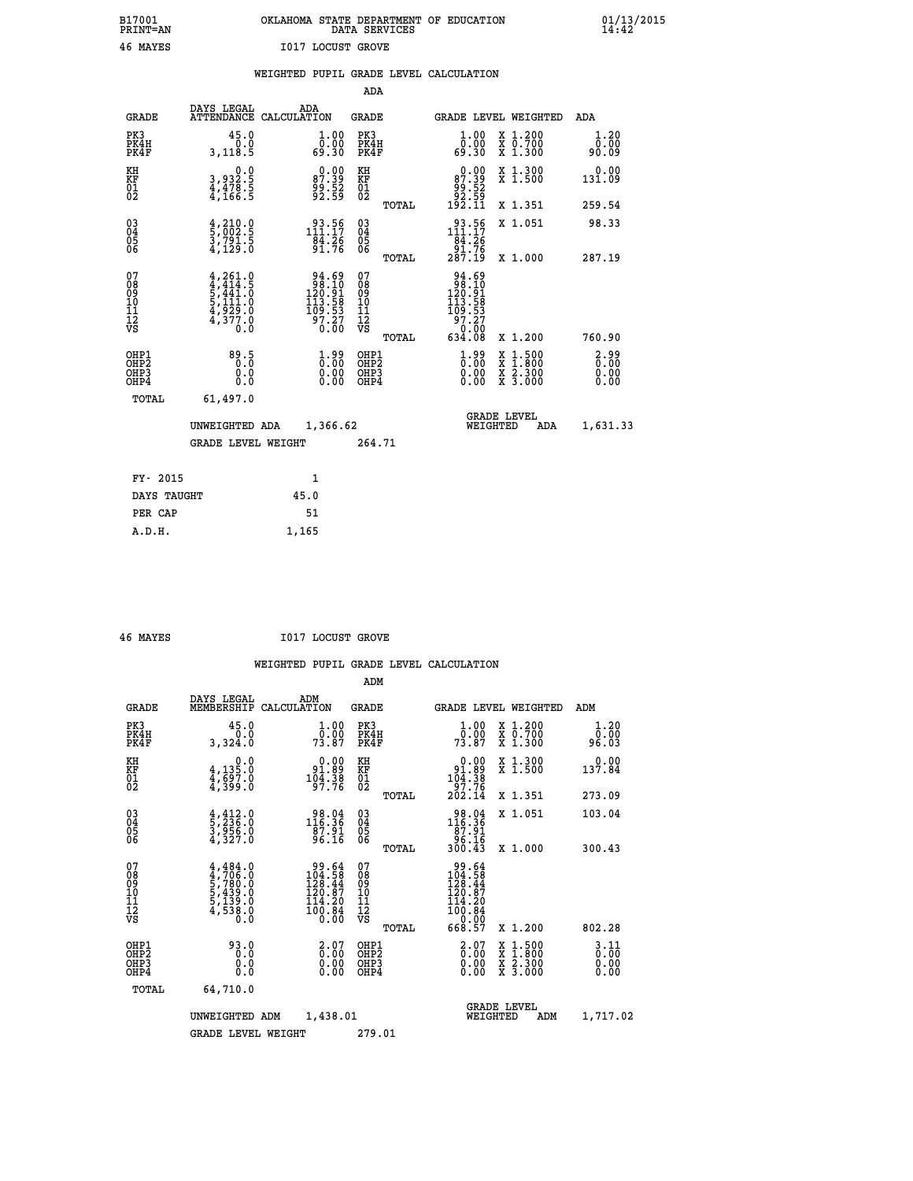B17001 OKLAHOMA STATE DEPARTMENT OF EDUCATION 01/13/2015
PRINT=AN DATA SERVICES 14:42
46 MAYES I017 LOCUST GROVE

WEIGHTED PUPIL GRADE LEVEL CALCULATION

ADA

| GRADE | DAYS LEGAL ATTENDANCE | ADA CALCULATION | GRADE | | GRADE LEVEL | WEIGHTED | ADA |
|---|---|---|---|---|---|---|---|
| PK3 | 45.0 | 1.00 | PK3 | | 1.00 | X 1.200 | 1.20 |
| PK4H | 0.0 | 0.00 | PK4H | | 0.00 | X 0.700 | 0.00 |
| PK4F | 3,118.5 | 69.30 | PK4F | | 69.30 | X 1.300 | 90.09 |
| KH | 0.0 | 0.00 | KH | | 0.00 | X 1.300 | 0.00 |
| KF | 3,932.5 | 87.39 | KF | | 87.39 | X 1.500 | 131.09 |
| 01 | 4,478.5 | 99.52 | 01 | | 99.52 | | |
| 02 | 4,166.5 | 92.59 | 02 | | 92.59 | | |
| | | | | TOTAL | 192.11 | X 1.351 | 259.54 |
| 03 | 4,210.0 | 93.56 | 03 | | 93.56 | X 1.051 | 98.33 |
| 04 | 5,002.5 | 111.17 | 04 | | 111.17 | | |
| 05 | 3,791.5 | 84.26 | 05 | | 84.26 | | |
| 06 | 4,129.0 | 91.76 | 06 | | 91.76 | | |
| | | | | TOTAL | 287.19 | X 1.000 | 287.19 |
| 07 | 4,261.0 | 94.69 | 07 | | 94.69 | | |
| 08 | 4,414.5 | 98.10 | 08 | | 98.10 | | |
| 09 | 5,441.0 | 120.91 | 09 | | 120.91 | | |
| 10 | 5,111.0 | 113.58 | 10 | | 113.58 | | |
| 11 | 4,929.0 | 109.53 | 11 | | 109.53 | | |
| 12 | 4,377.0 | 97.27 | 12 | | 97.27 | | |
| VS | 0.0 | 0.00 | VS | | 0.00 | | |
| | | | | TOTAL | 634.08 | X 1.200 | 760.90 |
| OHP1 | 89.5 | 1.99 | OHP1 | | 1.99 | X 1.500 | 2.99 |
| OHP2 | 0.0 | 0.00 | OHP2 | | 0.00 | X 1.800 | 0.00 |
| OHP3 | 0.0 | 0.00 | OHP3 | | 0.00 | X 2.300 | 0.00 |
| OHP4 | 0.0 | 0.00 | OHP4 | | 0.00 | X 3.000 | 0.00 |
| TOTAL | 61,497.0 | | | | | | |

UNWEIGHTED ADA 1,366.62 | GRADE LEVEL WEIGHTED ADA 1,631.33

GRADE LEVEL WEIGHT 264.71

| FY- 2015 | 1 |
|---|---|
| DAYS TAUGHT | 45.0 |
| PER CAP | 51 |
| A.D.H. | 1,165 |

46 MAYES I017 LOCUST GROVE

WEIGHTED PUPIL GRADE LEVEL CALCULATION

ADM

| GRADE | DAYS LEGAL MEMBERSHIP | ADM CALCULATION | GRADE | | GRADE LEVEL | WEIGHTED | ADM |
|---|---|---|---|---|---|---|---|
| PK3 | 45.0 | 1.00 | PK3 | | 1.00 | X 1.200 | 1.20 |
| PK4H | 0.0 | 0.00 | PK4H | | 0.00 | X 0.700 | 0.00 |
| PK4F | 3,324.0 | 73.87 | PK4F | | 73.87 | X 1.300 | 96.03 |
| KH | 0.0 | 0.00 | KH | | 0.00 | X 1.300 | 0.00 |
| KF | 4,135.0 | 91.89 | KF | | 91.89 | X 1.500 | 137.84 |
| 01 | 4,697.0 | 104.38 | 01 | | 104.38 | | |
| 02 | 4,399.0 | 97.76 | 02 | | 97.76 | | |
| | | | | TOTAL | 202.14 | X 1.351 | 273.09 |
| 03 | 4,412.0 | 98.04 | 03 | | 98.04 | X 1.051 | 103.04 |
| 04 | 5,236.0 | 116.36 | 04 | | 116.36 | | |
| 05 | 3,956.0 | 87.91 | 05 | | 87.91 | | |
| 06 | 4,327.0 | 96.16 | 06 | | 96.16 | | |
| | | | | TOTAL | 300.43 | X 1.000 | 300.43 |
| 07 | 4,484.0 | 99.64 | 07 | | 99.64 | | |
| 08 | 4,706.0 | 104.58 | 08 | | 104.58 | | |
| 09 | 5,780.0 | 128.44 | 09 | | 128.44 | | |
| 10 | 5,439.0 | 120.87 | 10 | | 120.87 | | |
| 11 | 5,139.0 | 114.20 | 11 | | 114.20 | | |
| 12 | 4,538.0 | 100.84 | 12 | | 100.84 | | |
| VS | 0.0 | 0.00 | VS | | 0.00 | | |
| | | | | TOTAL | 668.57 | X 1.200 | 802.28 |
| OHP1 | 93.0 | 2.07 | OHP1 | | 2.07 | X 1.500 | 3.11 |
| OHP2 | 0.0 | 0.00 | OHP2 | | 0.00 | X 1.800 | 0.00 |
| OHP3 | 0.0 | 0.00 | OHP3 | | 0.00 | X 2.300 | 0.00 |
| OHP4 | 0.0 | 0.00 | OHP4 | | 0.00 | X 3.000 | 0.00 |
| TOTAL | 64,710.0 | | | | | | |

UNWEIGHTED ADM 1,438.01 | GRADE LEVEL WEIGHTED ADM 1,717.02

GRADE LEVEL WEIGHT 279.01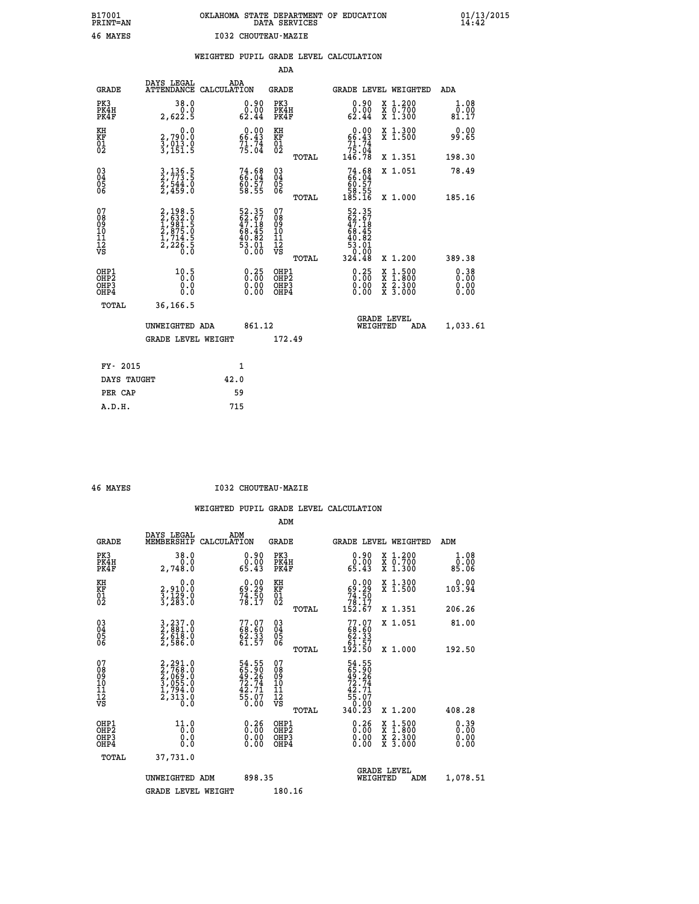B17001 OKLAHOMA STATE DEPARTMENT OF EDUCATION 01/13/2015
PRINT=AN DATA SERVICES 14:42
46 MAYES I032 CHOUTEAU-MAZIE

WEIGHTED PUPIL GRADE LEVEL CALCULATION

ADA

| GRADE | DAYS LEGAL ATTENDANCE | ADA CALCULATION | GRADE | GRADE LEVEL | WEIGHTED | ADA |
|---|---|---|---|---|---|---|
| PK3 | 38.0 | 0.90 | PK3 | 0.90 | X 1.200 | 1.08 |
| PK4H | 0.0 | 0.00 | PK4H | 0.00 | X 0.700 | 0.00 |
| PK4F | 2,622.5 | 62.44 | PK4F | 62.44 | X 1.300 | 81.17 |
| KH | 0.0 | 0.00 | KH | 0.00 | X 1.300 | 0.00 |
| KF | 2,790.0 | 66.43 | KF | 66.43 | X 1.500 | 99.65 |
| 01 | 3,013.0 | 71.74 | 01 | 71.74 | | |
| 02 | 3,151.5 | 75.04 | 02 | 75.04 | | |
| | | | TOTAL | 146.78 | X 1.351 | 198.30 |
| 03 | 3,136.5 | 74.68 | 03 | 74.68 | X 1.051 | 78.49 |
| 04 | 2,773.5 | 66.04 | 04 | 66.04 | | |
| 05 | 2,544.0 | 60.57 | 05 | 60.57 | | |
| 06 | 2,459.0 | 58.55 | 06 | 58.55 | | |
| | | | TOTAL | 185.16 | X 1.000 | 185.16 |
| 07 | 2,198.5 | 52.35 | 07 | 52.35 | | |
| 08 | 2,632.0 | 62.67 | 08 | 62.67 | | |
| 09 | 1,981.5 | 47.18 | 09 | 47.18 | | |
| 10 | 2,875.0 | 68.45 | 10 | 68.45 | | |
| 11 | 1,714.5 | 40.82 | 11 | 40.82 | | |
| 12 | 2,226.5 | 53.01 | 12 | 53.01 | | |
| VS | 0.0 | 0.00 | VS | 0.00 | | |
| | | | TOTAL | 324.48 | X 1.200 | 389.38 |
| OHP1 | 10.5 | 0.25 | OHP1 | 0.25 | X 1.500 | 0.38 |
| OHP2 | 0.0 | 0.00 | OHP2 | 0.00 | X 1.800 | 0.00 |
| OHP3 | 0.0 | 0.00 | OHP3 | 0.00 | X 2.300 | 0.00 |
| OHP4 | 0.0 | 0.00 | OHP4 | 0.00 | X 3.000 | 0.00 |
| TOTAL | 36,166.5 | | | | | |

UNWEIGHTED ADA 861.12 GRADE LEVEL WEIGHTED ADA 1,033.61

GRADE LEVEL WEIGHT 172.49

| FY- 2015 | 1 |
|---|---|
| DAYS TAUGHT | 42.0 |
| PER CAP | 59 |
| A.D.H. | 715 |

46 MAYES I032 CHOUTEAU-MAZIE

WEIGHTED PUPIL GRADE LEVEL CALCULATION

ADM

| GRADE | DAYS LEGAL MEMBERSHIP | ADM CALCULATION | GRADE | GRADE LEVEL | WEIGHTED | ADM |
|---|---|---|---|---|---|---|
| PK3 | 38.0 | 0.90 | PK3 | 0.90 | X 1.200 | 1.08 |
| PK4H | 0.0 | 0.00 | PK4H | 0.00 | X 0.700 | 0.00 |
| PK4F | 2,748.0 | 65.43 | PK4F | 65.43 | X 1.300 | 85.06 |
| KH | 0.0 | 0.00 | KH | 0.00 | X 1.300 | 0.00 |
| KF | 2,910.0 | 69.29 | KF | 69.29 | X 1.500 | 103.94 |
| 01 | 3,129.0 | 74.50 | 01 | 74.50 | | |
| 02 | 3,283.0 | 78.17 | 02 | 78.17 | | |
| | | | TOTAL | 152.67 | X 1.351 | 206.26 |
| 03 | 3,237.0 | 77.07 | 03 | 77.07 | X 1.051 | 81.00 |
| 04 | 2,881.0 | 68.60 | 04 | 68.60 | | |
| 05 | 2,618.0 | 62.33 | 05 | 62.33 | | |
| 06 | 2,586.0 | 61.57 | 06 | 61.57 | | |
| | | | TOTAL | 192.50 | X 1.000 | 192.50 |
| 07 | 2,291.0 | 54.55 | 07 | 54.55 | | |
| 08 | 2,768.0 | 65.90 | 08 | 65.90 | | |
| 09 | 2,069.0 | 49.26 | 09 | 49.26 | | |
| 10 | 3,055.0 | 72.74 | 10 | 72.74 | | |
| 11 | 1,794.0 | 42.71 | 11 | 42.71 | | |
| 12 | 2,313.0 | 55.07 | 12 | 55.07 | | |
| VS | 0.0 | 0.00 | VS | 0.00 | | |
| | | | TOTAL | 340.23 | X 1.200 | 408.28 |
| OHP1 | 11.0 | 0.26 | OHP1 | 0.26 | X 1.500 | 0.39 |
| OHP2 | 0.0 | 0.00 | OHP2 | 0.00 | X 1.800 | 0.00 |
| OHP3 | 0.0 | 0.00 | OHP3 | 0.00 | X 2.300 | 0.00 |
| OHP4 | 0.0 | 0.00 | OHP4 | 0.00 | X 3.000 | 0.00 |
| TOTAL | 37,731.0 | | | | | |

UNWEIGHTED ADM 898.35 GRADE LEVEL WEIGHTED ADM 1,078.51

GRADE LEVEL WEIGHT 180.16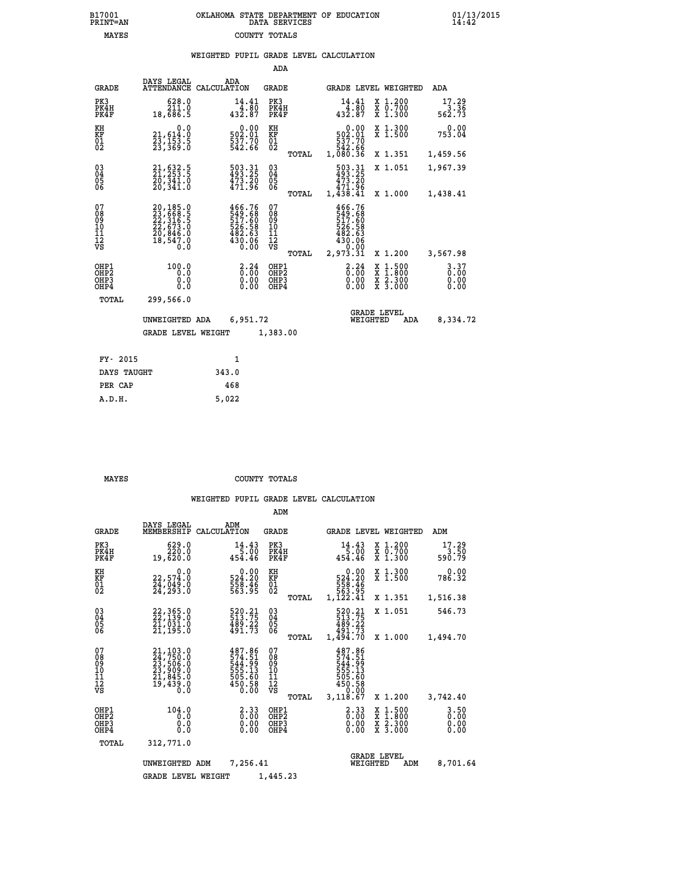B17001 PRINT=AN — OKLAHOMA STATE DEPARTMENT OF EDUCATION DATA SERVICES — 01/13/2015 14:42

MAYES — COUNTY TOTALS

## WEIGHTED PUPIL GRADE LEVEL CALCULATION

### ADA

| GRADE | DAYS LEGAL ATTENDANCE | ADA CALCULATION | GRADE | GRADE LEVEL | WEIGHTED | ADA |
|---|---|---|---|---|---|---|
| PK3 | 628.0 | 14.41 | PK3 | 14.41 | X 1.200 | 17.29 |
| PK4H | 211.0 | 4.80 | PK4H | 4.80 | X 0.700 | 3.36 |
| PK4F | 18,686.5 | 432.87 | PK4F | 432.87 | X 1.300 | 562.73 |
| KH | 0.0 | 0.00 | KH | 0.00 | X 1.300 | 0.00 |
| KF | 21,614.0 | 502.01 | KF | 502.01 | X 1.500 | 753.04 |
| 01 | 23,153.5 | 537.70 | 01 | 537.70 | | |
| 02 | 23,369.0 | 542.66 | 02 | 542.66 | | |
| | | | TOTAL | 1,080.36 | X 1.351 | 1,459.56 |
| 03 | 21,632.5 | 503.31 | 03 | 503.31 | X 1.051 | 1,967.39 |
| 04 | 21,253.5 | 493.25 | 04 | 493.25 | | |
| 05 | 20,341.0 | 473.20 | 05 | 473.20 | | |
| 06 | 20,341.0 | 471.96 | 06 | 471.96 | | |
| | | | TOTAL | 1,438.41 | X 1.000 | 1,438.41 |
| 07 | 20,185.0 | 466.76 | 07 | 466.76 | | |
| 08 | 23,668.5 | 549.68 | 08 | 549.68 | | |
| 09 | 22,316.5 | 517.60 | 09 | 517.60 | | |
| 10 | 22,673.0 | 526.58 | 10 | 526.58 | | |
| 11 | 20,846.0 | 482.63 | 11 | 482.63 | | |
| 12 | 18,547.0 | 430.06 | 12 | 430.06 | | |
| VS | 0.0 | 0.00 | VS | 0.00 | | |
| | | | TOTAL | 2,973.31 | X 1.200 | 3,567.98 |
| OHP1 | 100.0 | 2.24 | OHP1 | 2.24 | X 1.500 | 3.37 |
| OHP2 | 0.0 | 0.00 | OHP2 | 0.00 | X 1.800 | 0.00 |
| OHP3 | 0.0 | 0.00 | OHP3 | 0.00 | X 2.300 | 0.00 |
| OHP4 | 0.0 | 0.00 | OHP4 | 0.00 | X 3.000 | 0.00 |
| TOTAL | 299,566.0 | | | | | |

UNWEIGHTED ADA 6,951.72 — GRADE LEVEL WEIGHTED ADA 8,334.72

GRADE LEVEL WEIGHT 1,383.00

| | |
|---|---|
| FY- 2015 | 1 |
| DAYS TAUGHT | 343.0 |
| PER CAP | 468 |
| A.D.H. | 5,022 |

MAYES — COUNTY TOTALS

## WEIGHTED PUPIL GRADE LEVEL CALCULATION

### ADM

| GRADE | DAYS LEGAL MEMBERSHIP | ADM CALCULATION | GRADE | GRADE LEVEL | WEIGHTED | ADM |
|---|---|---|---|---|---|---|
| PK3 | 629.0 | 14.43 | PK3 | 14.43 | X 1.200 | 17.29 |
| PK4H | 220.0 | 5.00 | PK4H | 5.00 | X 0.700 | 3.50 |
| PK4F | 19,620.0 | 454.46 | PK4F | 454.46 | X 1.300 | 590.79 |
| KH | 0.0 | 0.00 | KH | 0.00 | X 1.300 | 0.00 |
| KF | 22,574.0 | 524.20 | KF | 524.20 | X 1.500 | 786.32 |
| 01 | 24,049.0 | 558.46 | 01 | 558.46 | | |
| 02 | 24,293.0 | 563.95 | 02 | 563.95 | | |
| | | | TOTAL | 1,122.41 | X 1.351 | 1,516.38 |
| 03 | 22,365.0 | 520.21 | 03 | 520.21 | X 1.051 | 546.73 |
| 04 | 22,139.0 | 513.75 | 04 | 513.75 | | |
| 05 | 21,031.0 | 489.22 | 05 | 489.22 | | |
| 06 | 21,195.0 | 491.73 | 06 | 491.73 | | |
| | | | TOTAL | 1,494.70 | X 1.000 | 1,494.70 |
| 07 | 21,103.0 | 487.86 | 07 | 487.86 | | |
| 08 | 24,750.0 | 574.51 | 08 | 574.51 | | |
| 09 | 23,506.0 | 544.99 | 09 | 544.99 | | |
| 10 | 23,909.0 | 555.13 | 10 | 555.13 | | |
| 11 | 21,845.0 | 505.60 | 11 | 505.60 | | |
| 12 | 19,439.0 | 450.58 | 12 | 450.58 | | |
| VS | 0.0 | 0.00 | VS | 0.00 | | |
| | | | TOTAL | 3,118.67 | X 1.200 | 3,742.40 |
| OHP1 | 104.0 | 2.33 | OHP1 | 2.33 | X 1.500 | 3.50 |
| OHP2 | 0.0 | 0.00 | OHP2 | 0.00 | X 1.800 | 0.00 |
| OHP3 | 0.0 | 0.00 | OHP3 | 0.00 | X 2.300 | 0.00 |
| OHP4 | 0.0 | 0.00 | OHP4 | 0.00 | X 3.000 | 0.00 |
| TOTAL | 312,771.0 | | | | | |

UNWEIGHTED ADM 7,256.41 — GRADE LEVEL WEIGHTED ADM 8,701.64

GRADE LEVEL WEIGHT 1,445.23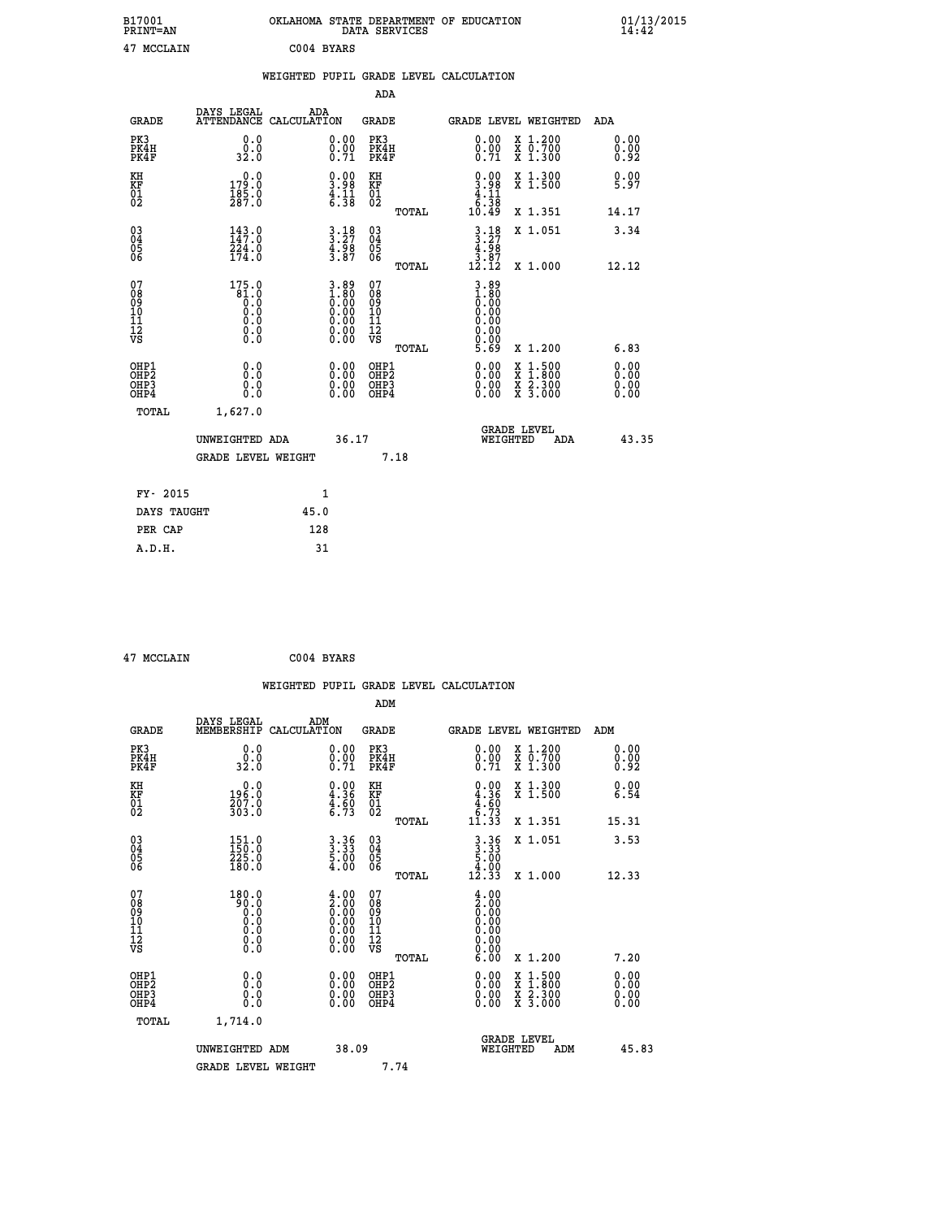B17001 OKLAHOMA STATE DEPARTMENT OF EDUCATION 01/13/2015
PRINT=AN DATA SERVICES 14:42

47 MCCLAIN C004 BYARS

## WEIGHTED PUPIL GRADE LEVEL CALCULATION

### ADA

| GRADE | DAYS LEGAL ATTENDANCE | ADA CALCULATION | GRADE | GRADE LEVEL | WEIGHTED | ADA |
|---|---|---|---|---|---|---|
| PK3 | 0.0 | 0.00 | PK3 | 0.00 | X 1.200 | 0.00 |
| PK4H | 0.0 | 0.00 | PK4H | 0.00 | X 0.700 | 0.00 |
| PK4F | 32.0 | 0.71 | PK4F | 0.71 | X 1.300 | 0.92 |
| KH | 0.0 | 0.00 | KH | 0.00 | X 1.300 | 0.00 |
| KF | 179.0 | 3.98 | KF | 3.98 | X 1.500 | 5.97 |
| 01 | 185.0 | 4.11 | 01 | 4.11 | | |
| 02 | 287.0 | 6.38 | 02 | 6.38 | | |
| | | | TOTAL | 10.49 | X 1.351 | 14.17 |
| 03 | 143.0 | 3.18 | 03 | 3.18 | X 1.051 | 3.34 |
| 04 | 147.0 | 3.27 | 04 | 3.27 | | |
| 05 | 224.0 | 4.98 | 05 | 4.98 | | |
| 06 | 174.0 | 3.87 | 06 | 3.87 | | |
| | | | TOTAL | 12.12 | X 1.000 | 12.12 |
| 07 | 175.0 | 3.89 | 07 | 3.89 | | |
| 08 | 81.0 | 1.80 | 08 | 1.80 | | |
| 09 | 0.0 | 0.00 | 09 | 0.00 | | |
| 10 | 0.0 | 0.00 | 10 | 0.00 | | |
| 11 | 0.0 | 0.00 | 11 | 0.00 | | |
| 12 | 0.0 | 0.00 | 12 | 0.00 | | |
| VS | 0.0 | 0.00 | VS | 0.00 | | |
| | | | TOTAL | 5.69 | X 1.200 | 6.83 |
| OHP1 | 0.0 | 0.00 | OHP1 | 0.00 | X 1.500 | 0.00 |
| OHP2 | 0.0 | 0.00 | OHP2 | 0.00 | X 1.800 | 0.00 |
| OHP3 | 0.0 | 0.00 | OHP3 | 0.00 | X 2.300 | 0.00 |
| OHP4 | 0.0 | 0.00 | OHP4 | 0.00 | X 3.000 | 0.00 |
| TOTAL | 1,627.0 | | | | | |

UNWEIGHTED ADA 36.17 GRADE LEVEL WEIGHTED ADA 43.35

GRADE LEVEL WEIGHT 7.18

| FY- 2015 | 1 |
|---|---|
| DAYS TAUGHT | 45.0 |
| PER CAP | 128 |
| A.D.H. | 31 |

47 MCCLAIN C004 BYARS

## WEIGHTED PUPIL GRADE LEVEL CALCULATION

### ADM

| GRADE | DAYS LEGAL MEMBERSHIP | ADM CALCULATION | GRADE | GRADE LEVEL | WEIGHTED | ADM |
|---|---|---|---|---|---|---|
| PK3 | 0.0 | 0.00 | PK3 | 0.00 | X 1.200 | 0.00 |
| PK4H | 0.0 | 0.00 | PK4H | 0.00 | X 0.700 | 0.00 |
| PK4F | 32.0 | 0.71 | PK4F | 0.71 | X 1.300 | 0.92 |
| KH | 0.0 | 0.00 | KH | 0.00 | X 1.300 | 0.00 |
| KF | 196.0 | 4.36 | KF | 4.36 | X 1.500 | 6.54 |
| 01 | 207.0 | 4.60 | 01 | 4.60 | | |
| 02 | 303.0 | 6.73 | 02 | 6.73 | | |
| | | | TOTAL | 11.33 | X 1.351 | 15.31 |
| 03 | 151.0 | 3.36 | 03 | 3.36 | X 1.051 | 3.53 |
| 04 | 150.0 | 3.33 | 04 | 3.33 | | |
| 05 | 225.0 | 5.00 | 05 | 5.00 | | |
| 06 | 180.0 | 4.00 | 06 | 4.00 | | |
| | | | TOTAL | 12.33 | X 1.000 | 12.33 |
| 07 | 180.0 | 4.00 | 07 | 4.00 | | |
| 08 | 90.0 | 2.00 | 08 | 2.00 | | |
| 09 | 0.0 | 0.00 | 09 | 0.00 | | |
| 10 | 0.0 | 0.00 | 10 | 0.00 | | |
| 11 | 0.0 | 0.00 | 11 | 0.00 | | |
| 12 | 0.0 | 0.00 | 12 | 0.00 | | |
| VS | 0.0 | 0.00 | VS | 0.00 | | |
| | | | TOTAL | 6.00 | X 1.200 | 7.20 |
| OHP1 | 0.0 | 0.00 | OHP1 | 0.00 | X 1.500 | 0.00 |
| OHP2 | 0.0 | 0.00 | OHP2 | 0.00 | X 1.800 | 0.00 |
| OHP3 | 0.0 | 0.00 | OHP3 | 0.00 | X 2.300 | 0.00 |
| OHP4 | 0.0 | 0.00 | OHP4 | 0.00 | X 3.000 | 0.00 |
| TOTAL | 1,714.0 | | | | | |

UNWEIGHTED ADM 38.09 GRADE LEVEL WEIGHTED ADM 45.83

GRADE LEVEL WEIGHT 7.74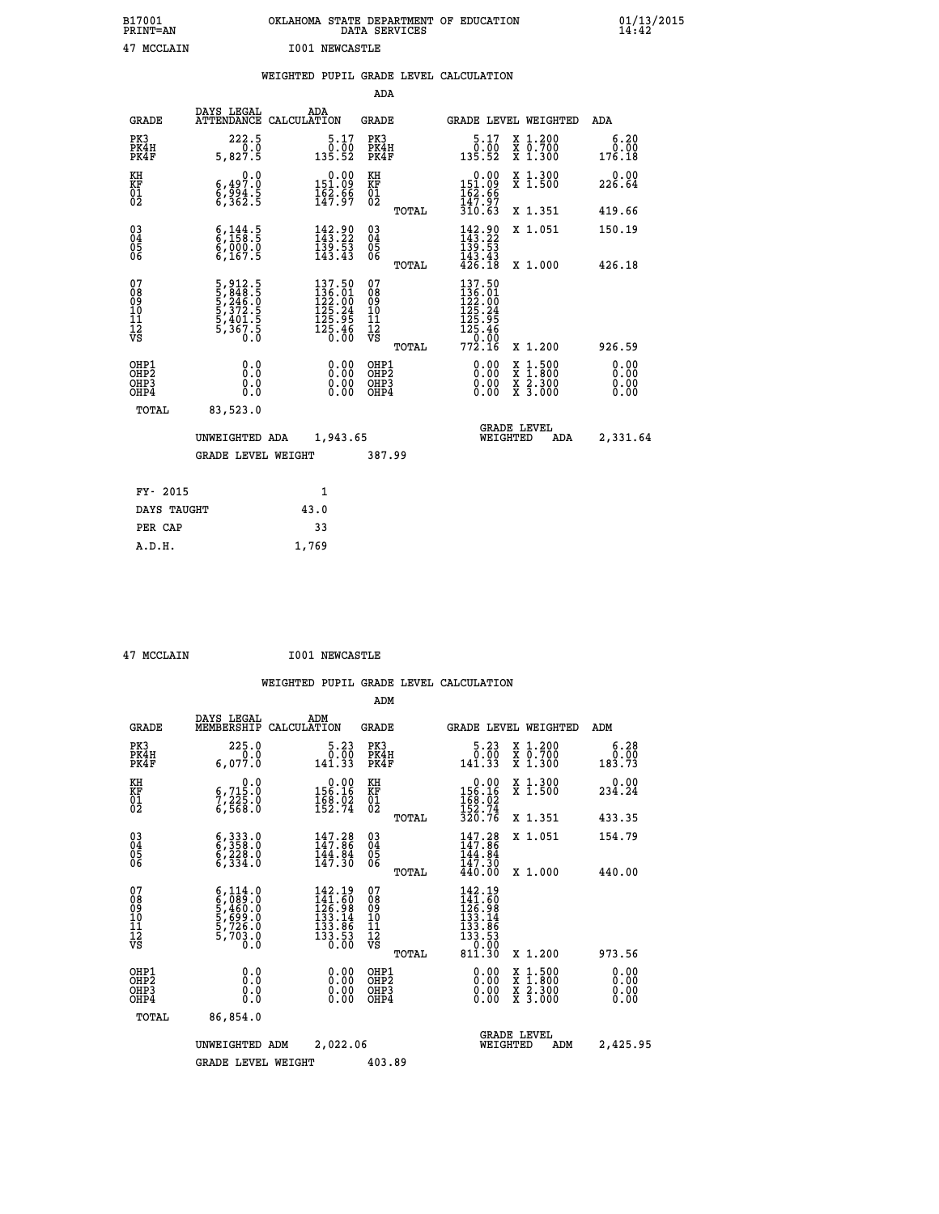B17001 OKLAHOMA STATE DEPARTMENT OF EDUCATION 01/13/2015
PRINT=AN DATA SERVICES 14:42

47 MCCLAIN I001 NEWCASTLE

## WEIGHTED PUPIL GRADE LEVEL CALCULATION

### ADA

| GRADE | DAYS LEGAL ATTENDANCE | ADA CALCULATION | GRADE | GRADE LEVEL | WEIGHTED | ADA |
|---|---|---|---|---|---|---|
| PK3 | 222.5 | 5.17 | PK3 | 5.17 | X 1.200 | 6.20 |
| PK4H | 0.0 | 0.00 | PK4H | 0.00 | X 0.700 | 0.00 |
| PK4F | 5,827.5 | 135.52 | PK4F | 135.52 | X 1.300 | 176.18 |
| KH | 0.0 | 0.00 | KH | 0.00 | X 1.300 | 0.00 |
| KF | 6,497.0 | 151.09 | KF | 151.09 | X 1.500 | 226.64 |
| 01 | 6,994.5 | 162.66 | 01 | 162.66 | | |
| 02 | 6,362.5 | 147.97 | 02 | 147.97 | | |
| | | | TOTAL | 310.63 | X 1.351 | 419.66 |
| 03 | 6,144.5 | 142.90 | 03 | 142.90 | X 1.051 | 150.19 |
| 04 | 6,158.5 | 143.22 | 04 | 143.22 | | |
| 05 | 6,000.0 | 139.53 | 05 | 139.53 | | |
| 06 | 6,167.5 | 143.43 | 06 | 143.43 | | |
| | | | TOTAL | 426.18 | X 1.000 | 426.18 |
| 07 | 5,912.5 | 137.50 | 07 | 137.50 | | |
| 08 | 5,848.5 | 136.01 | 08 | 136.01 | | |
| 09 | 5,246.0 | 122.00 | 09 | 122.00 | | |
| 10 | 5,372.5 | 125.24 | 10 | 125.24 | | |
| 11 | 5,401.5 | 125.95 | 11 | 125.95 | | |
| 12 | 5,367.5 | 125.46 | 12 | 125.46 | | |
| VS | 0.0 | 0.00 | VS | 0.00 | | |
| | | | TOTAL | 772.16 | X 1.200 | 926.59 |
| OHP1 | 0.0 | 0.00 | OHP1 | 0.00 | X 1.500 | 0.00 |
| OHP2 | 0.0 | 0.00 | OHP2 | 0.00 | X 1.800 | 0.00 |
| OHP3 | 0.0 | 0.00 | OHP3 | 0.00 | X 2.300 | 0.00 |
| OHP4 | 0.0 | 0.00 | OHP4 | 0.00 | X 3.000 | 0.00 |
| TOTAL | 83,523.0 | | | | | |

UNWEIGHTED ADA 1,943.65 GRADE LEVEL WEIGHTED ADA 2,331.64

GRADE LEVEL WEIGHT 387.99

| | |
|---|---|
| FY- 2015 | 1 |
| DAYS TAUGHT | 43.0 |
| PER CAP | 33 |
| A.D.H. | 1,769 |

47 MCCLAIN I001 NEWCASTLE

## WEIGHTED PUPIL GRADE LEVEL CALCULATION

### ADM

| GRADE | DAYS LEGAL MEMBERSHIP | ADM CALCULATION | GRADE | GRADE LEVEL | WEIGHTED | ADM |
|---|---|---|---|---|---|---|
| PK3 | 225.0 | 5.23 | PK3 | 5.23 | X 1.200 | 6.28 |
| PK4H | 0.0 | 0.00 | PK4H | 0.00 | X 0.700 | 0.00 |
| PK4F | 6,077.0 | 141.33 | PK4F | 141.33 | X 1.300 | 183.73 |
| KH | 0.0 | 0.00 | KH | 0.00 | X 1.300 | 0.00 |
| KF | 6,715.0 | 156.16 | KF | 156.16 | X 1.500 | 234.24 |
| 01 | 7,225.0 | 168.02 | 01 | 168.02 | | |
| 02 | 6,568.0 | 152.74 | 02 | 152.74 | | |
| | | | TOTAL | 320.76 | X 1.351 | 433.35 |
| 03 | 6,333.0 | 147.28 | 03 | 147.28 | X 1.051 | 154.79 |
| 04 | 6,358.0 | 147.86 | 04 | 147.86 | | |
| 05 | 6,228.0 | 144.84 | 05 | 144.84 | | |
| 06 | 6,334.0 | 147.30 | 06 | 147.30 | | |
| | | | TOTAL | 440.00 | X 1.000 | 440.00 |
| 07 | 6,114.0 | 142.19 | 07 | 142.19 | | |
| 08 | 6,089.0 | 141.60 | 08 | 141.60 | | |
| 09 | 5,460.0 | 126.98 | 09 | 126.98 | | |
| 10 | 5,699.0 | 133.14 | 10 | 133.14 | | |
| 11 | 5,726.0 | 133.86 | 11 | 133.86 | | |
| 12 | 5,703.0 | 133.53 | 12 | 133.53 | | |
| VS | 0.0 | 0.00 | VS | 0.00 | | |
| | | | TOTAL | 811.30 | X 1.200 | 973.56 |
| OHP1 | 0.0 | 0.00 | OHP1 | 0.00 | X 1.500 | 0.00 |
| OHP2 | 0.0 | 0.00 | OHP2 | 0.00 | X 1.800 | 0.00 |
| OHP3 | 0.0 | 0.00 | OHP3 | 0.00 | X 2.300 | 0.00 |
| OHP4 | 0.0 | 0.00 | OHP4 | 0.00 | X 3.000 | 0.00 |
| TOTAL | 86,854.0 | | | | | |

UNWEIGHTED ADM 2,022.06 GRADE LEVEL WEIGHTED ADM 2,425.95

GRADE LEVEL WEIGHT 403.89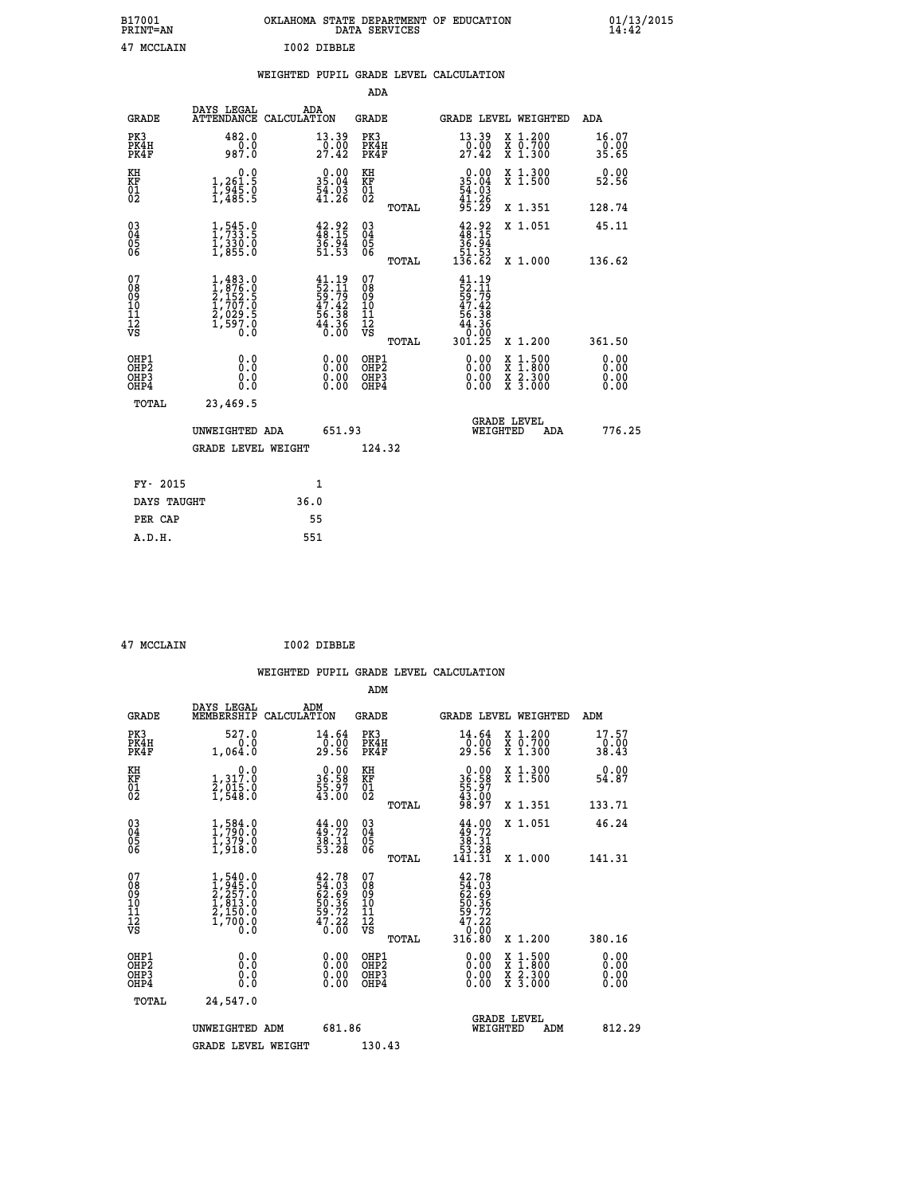B17001 OKLAHOMA STATE DEPARTMENT OF EDUCATION 01/13/2015
PRINT=AN DATA SERVICES 14:42

47 MCCLAIN I002 DIBBLE

## WEIGHTED PUPIL GRADE LEVEL CALCULATION

### ADA

| GRADE | DAYS LEGAL ATTENDANCE | ADA CALCULATION | GRADE | GRADE LEVEL | WEIGHTED | ADA |
|---|---|---|---|---|---|---|
| PK3 | 482.0 | 13.39 | PK3 | 13.39 | X 1.200 | 16.07 |
| PK4H | 0.0 | 0.00 | PK4H | 0.00 | X 0.700 | 0.00 |
| PK4F | 987.0 | 27.42 | PK4F | 27.42 | X 1.300 | 35.65 |
| KH | 0.0 | 0.00 | KH | 0.00 | X 1.300 | 0.00 |
| KF | 1,261.5 | 35.04 | KF | 35.04 | X 1.500 | 52.56 |
| 01 | 1,945.0 | 54.03 | 01 | 54.03 | | |
| 02 | 1,485.5 | 41.26 | 02 | 41.26 | | |
| | | | TOTAL | 95.29 | X 1.351 | 128.74 |
| 03 | 1,545.0 | 42.92 | 03 | 42.92 | X 1.051 | 45.11 |
| 04 | 1,733.5 | 48.15 | 04 | 48.15 | | |
| 05 | 1,330.0 | 36.94 | 05 | 36.94 | | |
| 06 | 1,855.0 | 51.53 | 06 | 51.53 | | |
| | | | TOTAL | 136.62 | X 1.000 | 136.62 |
| 07 | 1,483.0 | 41.19 | 07 | 41.19 | | |
| 08 | 1,876.0 | 52.11 | 08 | 52.11 | | |
| 09 | 2,152.5 | 59.79 | 09 | 59.79 | | |
| 10 | 1,707.0 | 47.42 | 10 | 47.42 | | |
| 11 | 2,029.5 | 56.38 | 11 | 56.38 | | |
| 12 | 1,597.0 | 44.36 | 12 | 44.36 | | |
| VS | 0.0 | 0.00 | VS | 0.00 | | |
| | | | TOTAL | 301.25 | X 1.200 | 361.50 |
| OHP1 | 0.0 | 0.00 | OHP1 | 0.00 | X 1.500 | 0.00 |
| OHP2 | 0.0 | 0.00 | OHP2 | 0.00 | X 1.800 | 0.00 |
| OHP3 | 0.0 | 0.00 | OHP3 | 0.00 | X 2.300 | 0.00 |
| OHP4 | 0.0 | 0.00 | OHP4 | 0.00 | X 3.000 | 0.00 |
| TOTAL | 23,469.5 | | | | | |

UNWEIGHTED ADA 651.93 — GRADE LEVEL WEIGHTED ADA 776.25

GRADE LEVEL WEIGHT 124.32

| FY- 2015 | 1 |
|---|---|
| DAYS TAUGHT | 36.0 |
| PER CAP | 55 |
| A.D.H. | 551 |

47 MCCLAIN I002 DIBBLE

## WEIGHTED PUPIL GRADE LEVEL CALCULATION

### ADM

| GRADE | DAYS LEGAL MEMBERSHIP | ADM CALCULATION | GRADE | GRADE LEVEL | WEIGHTED | ADM |
|---|---|---|---|---|---|---|
| PK3 | 527.0 | 14.64 | PK3 | 14.64 | X 1.200 | 17.57 |
| PK4H | 0.0 | 0.00 | PK4H | 0.00 | X 0.700 | 0.00 |
| PK4F | 1,064.0 | 29.56 | PK4F | 29.56 | X 1.300 | 38.43 |
| KH | 0.0 | 0.00 | KH | 0.00 | X 1.300 | 0.00 |
| KF | 1,317.0 | 36.58 | KF | 36.58 | X 1.500 | 54.87 |
| 01 | 2,015.0 | 55.97 | 01 | 55.97 | | |
| 02 | 1,548.0 | 43.00 | 02 | 43.00 | | |
| | | | TOTAL | 98.97 | X 1.351 | 133.71 |
| 03 | 1,584.0 | 44.00 | 03 | 44.00 | X 1.051 | 46.24 |
| 04 | 1,790.0 | 49.72 | 04 | 49.72 | | |
| 05 | 1,379.0 | 38.31 | 05 | 38.31 | | |
| 06 | 1,918.0 | 53.28 | 06 | 53.28 | | |
| | | | TOTAL | 141.31 | X 1.000 | 141.31 |
| 07 | 1,540.0 | 42.78 | 07 | 42.78 | | |
| 08 | 1,945.0 | 54.03 | 08 | 54.03 | | |
| 09 | 2,257.0 | 62.69 | 09 | 62.69 | | |
| 10 | 1,813.0 | 50.36 | 10 | 50.36 | | |
| 11 | 2,150.0 | 59.72 | 11 | 59.72 | | |
| 12 | 1,700.0 | 47.22 | 12 | 47.22 | | |
| VS | 0.0 | 0.00 | VS | 0.00 | | |
| | | | TOTAL | 316.80 | X 1.200 | 380.16 |
| OHP1 | 0.0 | 0.00 | OHP1 | 0.00 | X 1.500 | 0.00 |
| OHP2 | 0.0 | 0.00 | OHP2 | 0.00 | X 1.800 | 0.00 |
| OHP3 | 0.0 | 0.00 | OHP3 | 0.00 | X 2.300 | 0.00 |
| OHP4 | 0.0 | 0.00 | OHP4 | 0.00 | X 3.000 | 0.00 |
| TOTAL | 24,547.0 | | | | | |

UNWEIGHTED ADM 681.86 — GRADE LEVEL WEIGHTED ADM 812.29

GRADE LEVEL WEIGHT 130.43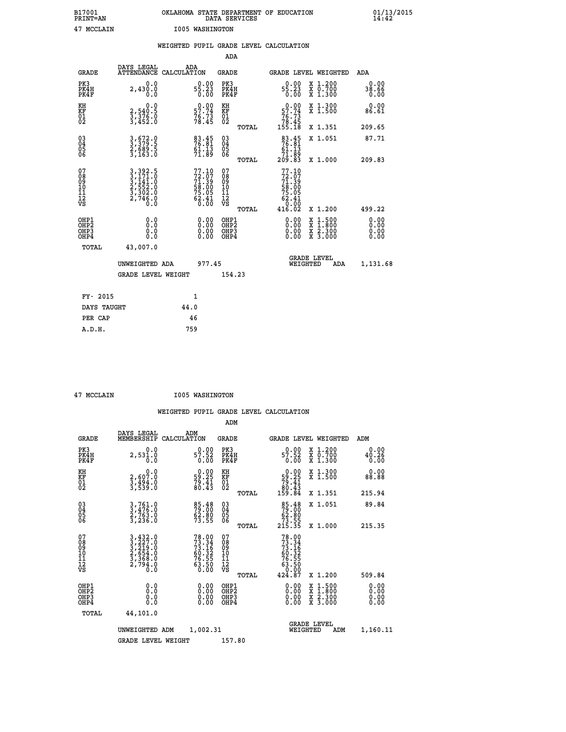B17001 OKLAHOMA STATE DEPARTMENT OF EDUCATION 01/13/2015
PRINT=AN DATA SERVICES 14:42

47 MCCLAIN I005 WASHINGTON

WEIGHTED PUPIL GRADE LEVEL CALCULATION

ADA

| GRADE | DAYS LEGAL ATTENDANCE | ADA CALCULATION | GRADE | GRADE LEVEL | WEIGHTED | ADA |
|---|---|---|---|---|---|---|
| PK3 | 0.0 | 0.00 | PK3 | 0.00 | X 1.200 | 0.00 |
| PK4H | 2,430.0 | 55.23 | PK4H | 55.23 | X 0.700 | 38.66 |
| PK4F | 0.0 | 0.00 | PK4F | 0.00 | X 1.300 | 0.00 |
| KH | 0.0 | 0.00 | KH | 0.00 | X 1.300 | 0.00 |
| KF | 2,540.5 | 57.74 | KF | 57.74 | X 1.500 | 86.61 |
| 01 | 3,376.0 | 76.73 | 01 | 76.73 | | |
| 02 | 3,452.0 | 78.45 | 02 | 78.45 | | |
| | | | TOTAL | 155.18 | X 1.351 | 209.65 |
| 03 | 3,672.0 | 83.45 | 03 | 83.45 | X 1.051 | 87.71 |
| 04 | 3,379.5 | 76.81 | 04 | 76.81 | | |
| 05 | 2,689.5 | 61.13 | 05 | 61.13 | | |
| 06 | 3,163.0 | 71.89 | 06 | 71.89 | | |
| | | | TOTAL | 209.83 | X 1.000 | 209.83 |
| 07 | 3,392.5 | 77.10 | 07 | 77.10 | | |
| 08 | 3,171.0 | 72.07 | 08 | 72.07 | | |
| 09 | 3,141.0 | 71.39 | 09 | 71.39 | | |
| 10 | 2,552.0 | 58.00 | 10 | 58.00 | | |
| 11 | 3,302.0 | 75.05 | 11 | 75.05 | | |
| 12 | 2,746.0 | 62.41 | 12 | 62.41 | | |
| VS | 0.0 | 0.00 | VS | 0.00 | | |
| | | | TOTAL | 416.02 | X 1.200 | 499.22 |
| OHP1 | 0.0 | 0.00 | OHP1 | 0.00 | X 1.500 | 0.00 |
| OHP2 | 0.0 | 0.00 | OHP2 | 0.00 | X 1.800 | 0.00 |
| OHP3 | 0.0 | 0.00 | OHP3 | 0.00 | X 2.300 | 0.00 |
| OHP4 | 0.0 | 0.00 | OHP4 | 0.00 | X 3.000 | 0.00 |
| TOTAL | 43,007.0 | | | | | |

UNWEIGHTED ADA 977.45 GRADE LEVEL WEIGHTED ADA 1,131.68

GRADE LEVEL WEIGHT 154.23

| FY- 2015 | 1 |
|---|---|
| DAYS TAUGHT | 44.0 |
| PER CAP | 46 |
| A.D.H. | 759 |

47 MCCLAIN I005 WASHINGTON

WEIGHTED PUPIL GRADE LEVEL CALCULATION

ADM

| GRADE | DAYS LEGAL MEMBERSHIP | ADM CALCULATION | GRADE | GRADE LEVEL | WEIGHTED | ADM |
|---|---|---|---|---|---|---|
| PK3 | 0.0 | 0.00 | PK3 | 0.00 | X 1.200 | 0.00 |
| PK4H | 2,531.0 | 57.52 | PK4H | 57.52 | X 0.700 | 40.26 |
| PK4F | 0.0 | 0.00 | PK4F | 0.00 | X 1.300 | 0.00 |
| KH | 0.0 | 0.00 | KH | 0.00 | X 1.300 | 0.00 |
| KF | 2,607.0 | 59.25 | KF | 59.25 | X 1.500 | 88.88 |
| 01 | 3,494.0 | 79.41 | 01 | 79.41 | | |
| 02 | 3,539.0 | 80.43 | 02 | 80.43 | | |
| | | | TOTAL | 159.84 | X 1.351 | 215.94 |
| 03 | 3,761.0 | 85.48 | 03 | 85.48 | X 1.051 | 89.84 |
| 04 | 3,476.0 | 79.00 | 04 | 79.00 | | |
| 05 | 2,763.0 | 62.80 | 05 | 62.80 | | |
| 06 | 3,236.0 | 73.55 | 06 | 73.55 | | |
| | | | TOTAL | 215.35 | X 1.000 | 215.35 |
| 07 | 3,432.0 | 78.00 | 07 | 78.00 | | |
| 08 | 3,227.0 | 73.34 | 08 | 73.34 | | |
| 09 | 3,219.0 | 73.16 | 09 | 73.16 | | |
| 10 | 2,654.0 | 60.32 | 10 | 60.32 | | |
| 11 | 3,368.0 | 76.55 | 11 | 76.55 | | |
| 12 | 2,794.0 | 63.50 | 12 | 63.50 | | |
| VS | 0.0 | 0.00 | VS | 0.00 | | |
| | | | TOTAL | 424.87 | X 1.200 | 509.84 |
| OHP1 | 0.0 | 0.00 | OHP1 | 0.00 | X 1.500 | 0.00 |
| OHP2 | 0.0 | 0.00 | OHP2 | 0.00 | X 1.800 | 0.00 |
| OHP3 | 0.0 | 0.00 | OHP3 | 0.00 | X 2.300 | 0.00 |
| OHP4 | 0.0 | 0.00 | OHP4 | 0.00 | X 3.000 | 0.00 |
| TOTAL | 44,101.0 | | | | | |

UNWEIGHTED ADM 1,002.31 GRADE LEVEL WEIGHTED ADM 1,160.11

GRADE LEVEL WEIGHT 157.80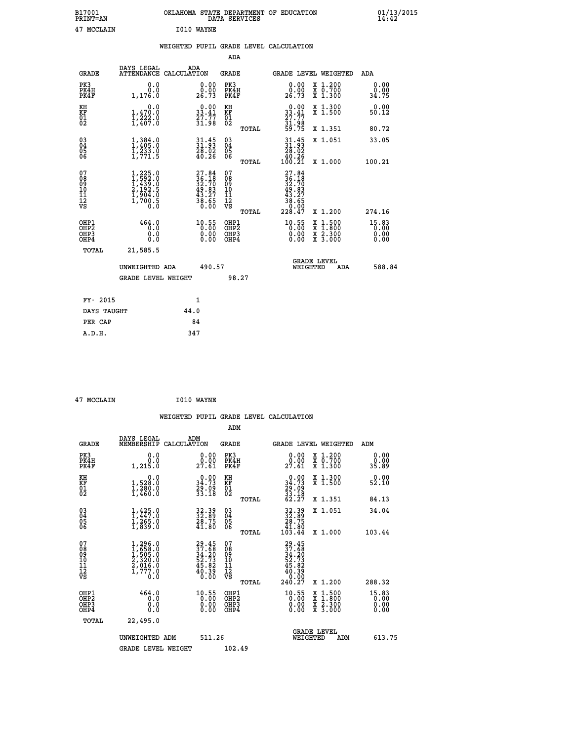B17001 OKLAHOMA STATE DEPARTMENT OF EDUCATION 01/13/2015
PRINT=AN DATA SERVICES 14:42

47 MCCLAIN I010 WAYNE

## WEIGHTED PUPIL GRADE LEVEL CALCULATION

### ADA

| GRADE | DAYS LEGAL ATTENDANCE | ADA CALCULATION | GRADE | GRADE LEVEL | WEIGHTED | ADA |
|---|---|---|---|---|---|---|
| PK3 | 0.0 | 0.00 | PK3 | 0.00 | X 1.200 | 0.00 |
| PK4H | 0.0 | 0.00 | PK4H | 0.00 | X 0.700 | 0.00 |
| PK4F | 1,176.0 | 26.73 | PK4F | 26.73 | X 1.300 | 34.75 |
| KH | 0.0 | 0.00 | KH | 0.00 | X 1.300 | 0.00 |
| KF | 1,470.0 | 33.41 | KF | 33.41 | X 1.500 | 50.12 |
| 01 | 1,222.0 | 27.77 | 01 | 27.77 | | |
| 02 | 1,407.0 | 31.98 | 02 | 31.98 | | |
| | | | TOTAL | 59.75 | X 1.351 | 80.72 |
| 03 | 1,384.0 | 31.45 | 03 | 31.45 | X 1.051 | 33.05 |
| 04 | 1,405.0 | 31.93 | 04 | 31.93 | | |
| 05 | 1,233.0 | 28.02 | 05 | 28.02 | | |
| 06 | 1,771.5 | 40.26 | 06 | 40.26 | | |
| | | | TOTAL | 100.21 | X 1.000 | 100.21 |
| 07 | 1,225.0 | 27.84 | 07 | 27.84 | | |
| 08 | 1,592.0 | 36.18 | 08 | 36.18 | | |
| 09 | 1,439.0 | 32.70 | 09 | 32.70 | | |
| 10 | 2,192.5 | 49.83 | 10 | 49.83 | | |
| 11 | 1,904.0 | 43.27 | 11 | 43.27 | | |
| 12 | 1,700.5 | 38.65 | 12 | 38.65 | | |
| VS | 0.0 | 0.00 | VS | 0.00 | | |
| | | | TOTAL | 228.47 | X 1.200 | 274.16 |
| OHP1 | 464.0 | 10.55 | OHP1 | 10.55 | X 1.500 | 15.83 |
| OHP2 | 0.0 | 0.00 | OHP2 | 0.00 | X 1.800 | 0.00 |
| OHP3 | 0.0 | 0.00 | OHP3 | 0.00 | X 2.300 | 0.00 |
| OHP4 | 0.0 | 0.00 | OHP4 | 0.00 | X 3.000 | 0.00 |
| TOTAL | 21,585.5 | | | | | |

UNWEIGHTED ADA 490.57 GRADE LEVEL WEIGHTED ADA 588.84

GRADE LEVEL WEIGHT 98.27

| | |
|---|---|
| FY- 2015 | 1 |
| DAYS TAUGHT | 44.0 |
| PER CAP | 84 |
| A.D.H. | 347 |

47 MCCLAIN I010 WAYNE

## WEIGHTED PUPIL GRADE LEVEL CALCULATION

### ADM

| GRADE | DAYS LEGAL MEMBERSHIP | ADM CALCULATION | GRADE | GRADE LEVEL | WEIGHTED | ADM |
|---|---|---|---|---|---|---|
| PK3 | 0.0 | 0.00 | PK3 | 0.00 | X 1.200 | 0.00 |
| PK4H | 0.0 | 0.00 | PK4H | 0.00 | X 0.700 | 0.00 |
| PK4F | 1,215.0 | 27.61 | PK4F | 27.61 | X 1.300 | 35.89 |
| KH | 0.0 | 0.00 | KH | 0.00 | X 1.300 | 0.00 |
| KF | 1,528.0 | 34.73 | KF | 34.73 | X 1.500 | 52.10 |
| 01 | 1,280.0 | 29.09 | 01 | 29.09 | | |
| 02 | 1,460.0 | 33.18 | 02 | 33.18 | | |
| | | | TOTAL | 62.27 | X 1.351 | 84.13 |
| 03 | 1,425.0 | 32.39 | 03 | 32.39 | X 1.051 | 34.04 |
| 04 | 1,447.0 | 32.89 | 04 | 32.89 | | |
| 05 | 1,265.0 | 28.75 | 05 | 28.75 | | |
| 06 | 1,839.0 | 41.80 | 06 | 41.80 | | |
| | | | TOTAL | 103.44 | X 1.000 | 103.44 |
| 07 | 1,296.0 | 29.45 | 07 | 29.45 | | |
| 08 | 1,658.0 | 37.68 | 08 | 37.68 | | |
| 09 | 1,505.0 | 34.20 | 09 | 34.20 | | |
| 10 | 2,320.0 | 52.73 | 10 | 52.73 | | |
| 11 | 2,016.0 | 45.82 | 11 | 45.82 | | |
| 12 | 1,777.0 | 40.39 | 12 | 40.39 | | |
| VS | 0.0 | 0.00 | VS | 0.00 | | |
| | | | TOTAL | 240.27 | X 1.200 | 288.32 |
| OHP1 | 464.0 | 10.55 | OHP1 | 10.55 | X 1.500 | 15.83 |
| OHP2 | 0.0 | 0.00 | OHP2 | 0.00 | X 1.800 | 0.00 |
| OHP3 | 0.0 | 0.00 | OHP3 | 0.00 | X 2.300 | 0.00 |
| OHP4 | 0.0 | 0.00 | OHP4 | 0.00 | X 3.000 | 0.00 |
| TOTAL | 22,495.0 | | | | | |

UNWEIGHTED ADM 511.26 GRADE LEVEL WEIGHTED ADM 613.75

GRADE LEVEL WEIGHT 102.49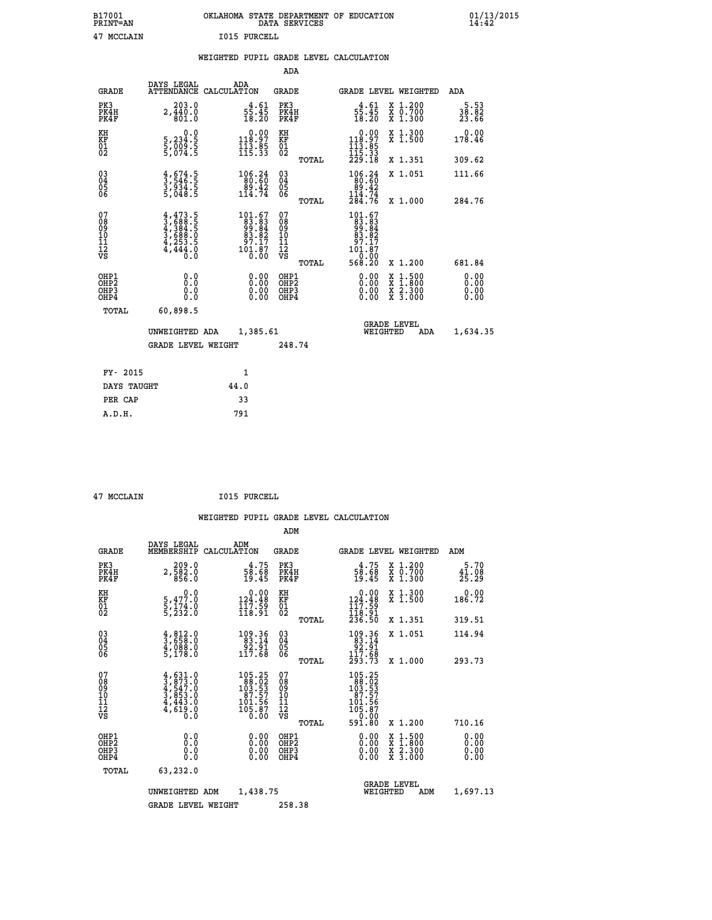B17001 OKLAHOMA STATE DEPARTMENT OF EDUCATION 01/13/2015
PRINT=AN DATA SERVICES 14:42

47 MCCLAIN I015 PURCELL

## WEIGHTED PUPIL GRADE LEVEL CALCULATION

### ADA

| GRADE | DAYS LEGAL ATTENDANCE | ADA CALCULATION | GRADE | | GRADE LEVEL | WEIGHTED | ADA |
|---|---|---|---|---|---|---|---|
| PK3 | 203.0 | 4.61 | PK3 | | 4.61 | X 1.200 | 5.53 |
| PK4H | 2,440.0 | 55.45 | PK4H | | 55.45 | X 0.700 | 38.82 |
| PK4F | 801.0 | 18.20 | PK4F | | 18.20 | X 1.300 | 23.66 |
| KH | 0.0 | 0.00 | KH | | 0.00 | X 1.300 | 0.00 |
| KF | 5,234.5 | 118.97 | KF | | 118.97 | X 1.500 | 178.46 |
| 01 | 5,009.5 | 113.85 | 01 | | 113.85 | | |
| 02 | 5,074.5 | 115.33 | 02 | | 115.33 | | |
| | | | | TOTAL | 229.18 | X 1.351 | 309.62 |
| 03 | 4,674.5 | 106.24 | 03 | | 106.24 | X 1.051 | 111.66 |
| 04 | 3,546.5 | 80.60 | 04 | | 80.60 | | |
| 05 | 3,934.5 | 89.42 | 05 | | 89.42 | | |
| 06 | 5,048.5 | 114.74 | 06 | | 114.74 | | |
| | | | | TOTAL | 284.76 | X 1.000 | 284.76 |
| 07 | 4,473.5 | 101.67 | 07 | | 101.67 | | |
| 08 | 3,688.5 | 83.83 | 08 | | 83.83 | | |
| 09 | 4,384.5 | 99.84 | 09 | | 99.84 | | |
| 10 | 3,688.0 | 83.82 | 10 | | 83.82 | | |
| 11 | 4,253.5 | 97.17 | 11 | | 97.17 | | |
| 12 | 4,444.0 | 101.87 | 12 | | 101.87 | | |
| VS | 0.0 | 0.00 | VS | | 0.00 | | |
| | | | | TOTAL | 568.20 | X 1.200 | 681.84 |
| OHP1 | 0.0 | 0.00 | OHP1 | | 0.00 | X 1.500 | 0.00 |
| OHP2 | 0.0 | 0.00 | OHP2 | | 0.00 | X 1.800 | 0.00 |
| OHP3 | 0.0 | 0.00 | OHP3 | | 0.00 | X 2.300 | 0.00 |
| OHP4 | 0.0 | 0.00 | OHP4 | | 0.00 | X 3.000 | 0.00 |
| TOTAL | 60,898.5 | | | | | | |

UNWEIGHTED ADA 1,385.61 GRADE LEVEL WEIGHTED ADA 1,634.35

GRADE LEVEL WEIGHT 248.74

| | |
|---|---|
| FY- 2015 | 1 |
| DAYS TAUGHT | 44.0 |
| PER CAP | 33 |
| A.D.H. | 791 |

47 MCCLAIN I015 PURCELL

## WEIGHTED PUPIL GRADE LEVEL CALCULATION

### ADM

| GRADE | DAYS LEGAL MEMBERSHIP | ADM CALCULATION | GRADE | | GRADE LEVEL | WEIGHTED | ADM |
|---|---|---|---|---|---|---|---|
| PK3 | 209.0 | 4.75 | PK3 | | 4.75 | X 1.200 | 5.70 |
| PK4H | 2,582.0 | 58.68 | PK4H | | 58.68 | X 0.700 | 41.08 |
| PK4F | 856.0 | 19.45 | PK4F | | 19.45 | X 1.300 | 25.29 |
| KH | 0.0 | 0.00 | KH | | 0.00 | X 1.300 | 0.00 |
| KF | 5,477.0 | 124.48 | KF | | 124.48 | X 1.500 | 186.72 |
| 01 | 5,174.0 | 117.59 | 01 | | 117.59 | | |
| 02 | 5,232.0 | 118.91 | 02 | | 118.91 | | |
| | | | | TOTAL | 236.50 | X 1.351 | 319.51 |
| 03 | 4,812.0 | 109.36 | 03 | | 109.36 | X 1.051 | 114.94 |
| 04 | 3,658.0 | 83.14 | 04 | | 83.14 | | |
| 05 | 4,088.0 | 92.91 | 05 | | 92.91 | | |
| 06 | 5,178.0 | 117.68 | 06 | | 117.68 | | |
| | | | | TOTAL | 293.73 | X 1.000 | 293.73 |
| 07 | 4,631.0 | 105.25 | 07 | | 105.25 | | |
| 08 | 3,873.0 | 88.02 | 08 | | 88.02 | | |
| 09 | 4,547.0 | 103.53 | 09 | | 103.53 | | |
| 10 | 3,853.0 | 87.57 | 10 | | 87.57 | | |
| 11 | 4,443.0 | 101.56 | 11 | | 101.56 | | |
| 12 | 4,619.0 | 105.87 | 12 | | 105.87 | | |
| VS | 0.0 | 0.00 | VS | | 0.00 | | |
| | | | | TOTAL | 591.80 | X 1.200 | 710.16 |
| OHP1 | 0.0 | 0.00 | OHP1 | | 0.00 | X 1.500 | 0.00 |
| OHP2 | 0.0 | 0.00 | OHP2 | | 0.00 | X 1.800 | 0.00 |
| OHP3 | 0.0 | 0.00 | OHP3 | | 0.00 | X 2.300 | 0.00 |
| OHP4 | 0.0 | 0.00 | OHP4 | | 0.00 | X 3.000 | 0.00 |
| TOTAL | 63,232.0 | | | | | | |

UNWEIGHTED ADM 1,438.75 GRADE LEVEL WEIGHTED ADM 1,697.13

GRADE LEVEL WEIGHT 258.38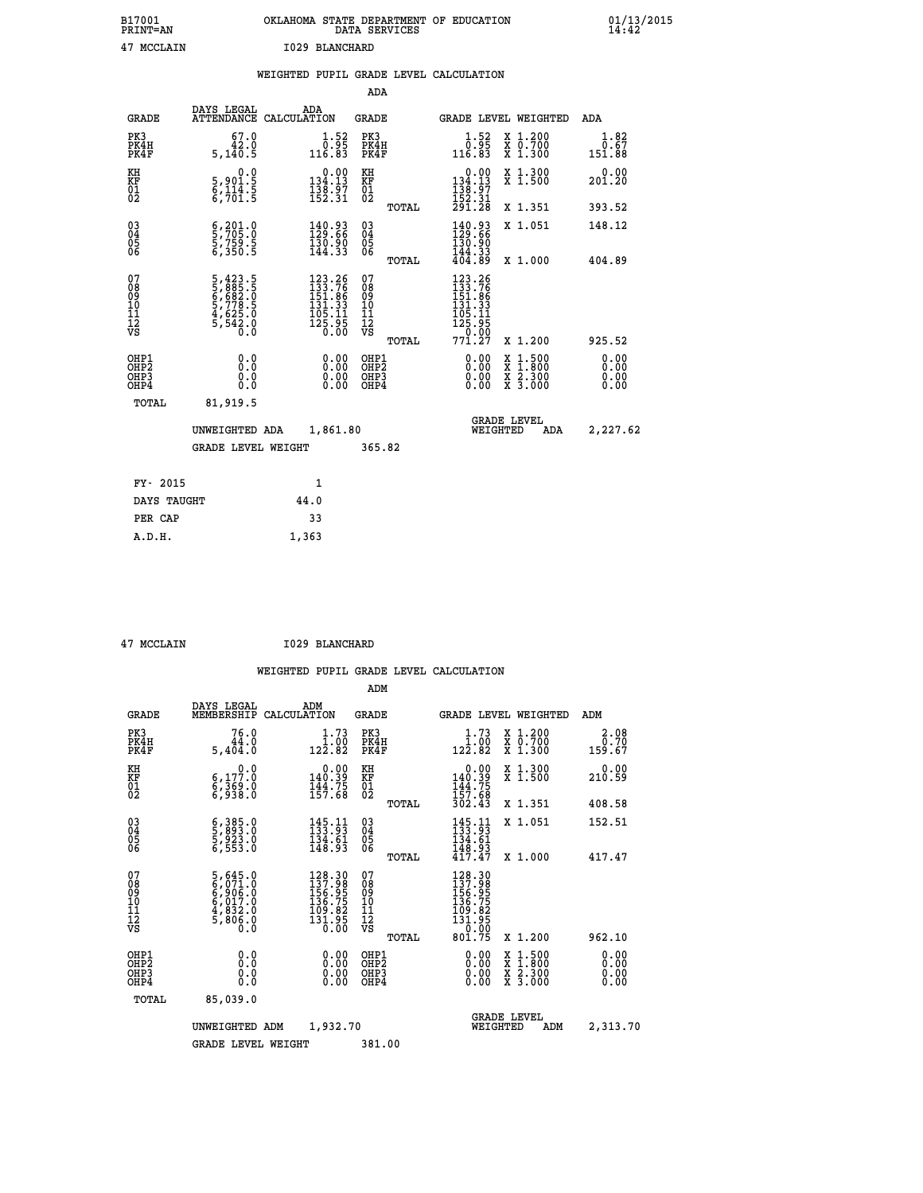B17001 OKLAHOMA STATE DEPARTMENT OF EDUCATION 01/13/2015
PRINT=AN DATA SERVICES 14:42

47 MCCLAIN I029 BLANCHARD

## WEIGHTED PUPIL GRADE LEVEL CALCULATION

### ADA

| GRADE | DAYS LEGAL ATTENDANCE | ADA CALCULATION | GRADE | | GRADE LEVEL | WEIGHTED | ADA |
|---|---|---|---|---|---|---|---|
| PK3 | 67.0 | 1.52 | PK3 | | 1.52 | X 1.200 | 1.82 |
| PK4H | 42.0 | 0.95 | PK4H | | 0.95 | X 0.700 | 0.67 |
| PK4F | 5,140.5 | 116.83 | PK4F | | 116.83 | X 1.300 | 151.88 |
| KH | 0.0 | 0.00 | KH | | 0.00 | X 1.300 | 0.00 |
| KF | 5,901.5 | 134.13 | KF | | 134.13 | X 1.500 | 201.20 |
| 01 | 6,114.5 | 138.97 | 01 | | 138.97 | | |
| 02 | 6,701.5 | 152.31 | 02 | | 152.31 | | |
| | | | | TOTAL | 291.28 | X 1.351 | 393.52 |
| 03 | 6,201.0 | 140.93 | 03 | | 140.93 | X 1.051 | 148.12 |
| 04 | 5,705.0 | 129.66 | 04 | | 129.66 | | |
| 05 | 5,759.5 | 130.90 | 05 | | 130.90 | | |
| 06 | 6,350.5 | 144.33 | 06 | | 144.33 | | |
| | | | | TOTAL | 404.89 | X 1.000 | 404.89 |
| 07 | 5,423.5 | 123.26 | 07 | | 123.26 | | |
| 08 | 5,885.5 | 133.76 | 08 | | 133.76 | | |
| 09 | 6,682.0 | 151.86 | 09 | | 151.86 | | |
| 10 | 5,778.5 | 131.33 | 10 | | 131.33 | | |
| 11 | 4,625.0 | 105.11 | 11 | | 105.11 | | |
| 12 | 5,542.0 | 125.95 | 12 | | 125.95 | | |
| VS | 0.0 | 0.00 | VS | | 0.00 | | |
| | | | | TOTAL | 771.27 | X 1.200 | 925.52 |
| OHP1 | 0.0 | 0.00 | OHP1 | | 0.00 | X 1.500 | 0.00 |
| OHP2 | 0.0 | 0.00 | OHP2 | | 0.00 | X 1.800 | 0.00 |
| OHP3 | 0.0 | 0.00 | OHP3 | | 0.00 | X 2.300 | 0.00 |
| OHP4 | 0.0 | 0.00 | OHP4 | | 0.00 | X 3.000 | 0.00 |
| TOTAL | 81,919.5 | | | | | | |

UNWEIGHTED ADA 1,861.80 GRADE LEVEL WEIGHTED ADA 2,227.62

GRADE LEVEL WEIGHT 365.82

| FY- 2015 | 1 |
|---|---|
| DAYS TAUGHT | 44.0 |
| PER CAP | 33 |
| A.D.H. | 1,363 |

47 MCCLAIN I029 BLANCHARD

## WEIGHTED PUPIL GRADE LEVEL CALCULATION

### ADM

| GRADE | DAYS LEGAL MEMBERSHIP | ADM CALCULATION | GRADE | | GRADE LEVEL | WEIGHTED | ADM |
|---|---|---|---|---|---|---|---|
| PK3 | 76.0 | 1.73 | PK3 | | 1.73 | X 1.200 | 2.08 |
| PK4H | 44.0 | 1.00 | PK4H | | 1.00 | X 0.700 | 0.70 |
| PK4F | 5,404.0 | 122.82 | PK4F | | 122.82 | X 1.300 | 159.67 |
| KH | 0.0 | 0.00 | KH | | 0.00 | X 1.300 | 0.00 |
| KF | 6,177.0 | 140.39 | KF | | 140.39 | X 1.500 | 210.59 |
| 01 | 6,369.0 | 144.75 | 01 | | 144.75 | | |
| 02 | 6,938.0 | 157.68 | 02 | | 157.68 | | |
| | | | | TOTAL | 302.43 | X 1.351 | 408.58 |
| 03 | 6,385.0 | 145.11 | 03 | | 145.11 | X 1.051 | 152.51 |
| 04 | 5,893.0 | 133.93 | 04 | | 133.93 | | |
| 05 | 5,923.0 | 134.61 | 05 | | 134.61 | | |
| 06 | 6,553.0 | 148.93 | 06 | | 148.93 | | |
| | | | | TOTAL | 417.47 | X 1.000 | 417.47 |
| 07 | 5,645.0 | 128.30 | 07 | | 128.30 | | |
| 08 | 6,071.0 | 137.98 | 08 | | 137.98 | | |
| 09 | 6,906.0 | 156.95 | 09 | | 156.95 | | |
| 10 | 6,017.0 | 136.75 | 10 | | 136.75 | | |
| 11 | 4,832.0 | 109.82 | 11 | | 109.82 | | |
| 12 | 5,806.0 | 131.95 | 12 | | 131.95 | | |
| VS | 0.0 | 0.00 | VS | | 0.00 | | |
| | | | | TOTAL | 801.75 | X 1.200 | 962.10 |
| OHP1 | 0.0 | 0.00 | OHP1 | | 0.00 | X 1.500 | 0.00 |
| OHP2 | 0.0 | 0.00 | OHP2 | | 0.00 | X 1.800 | 0.00 |
| OHP3 | 0.0 | 0.00 | OHP3 | | 0.00 | X 2.300 | 0.00 |
| OHP4 | 0.0 | 0.00 | OHP4 | | 0.00 | X 3.000 | 0.00 |
| TOTAL | 85,039.0 | | | | | | |

UNWEIGHTED ADM 1,932.70 GRADE LEVEL WEIGHTED ADM 2,313.70

GRADE LEVEL WEIGHT 381.00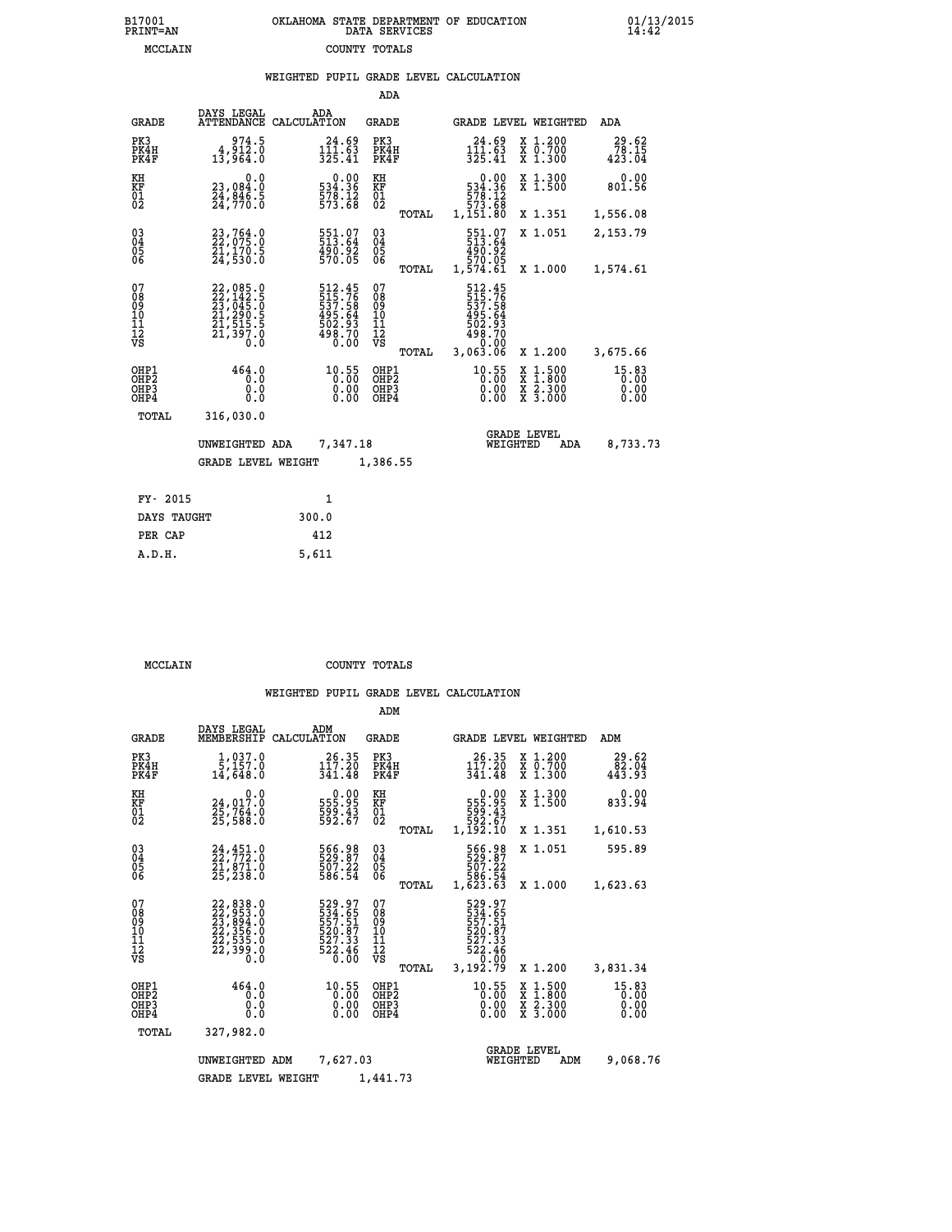B17001 OKLAHOMA STATE DEPARTMENT OF EDUCATION 01/13/2015
PRINT=AN DATA SERVICES 14:42

MCCLAIN COUNTY TOTALS

## WEIGHTED PUPIL GRADE LEVEL CALCULATION

### ADA

| GRADE | DAYS LEGAL ATTENDANCE | ADA CALCULATION | GRADE | | GRADE LEVEL | WEIGHTED | ADA |
|---|---|---|---|---|---|---|---|
| PK3 | 974.5 | 24.69 | PK3 | | 24.69 | X 1.200 | 29.62 |
| PK4H | 4,912.0 | 111.63 | PK4H | | 111.63 | X 0.700 | 78.15 |
| PK4F | 13,964.0 | 325.41 | PK4F | | 325.41 | X 1.300 | 423.04 |
| KH | 0.0 | 0.00 | KH | | 0.00 | X 1.300 | 0.00 |
| KF | 23,084.0 | 534.36 | KF | | 534.36 | X 1.500 | 801.56 |
| 01 | 24,846.5 | 578.12 | 01 | | 578.12 | | |
| 02 | 24,770.0 | 573.68 | 02 | | 573.68 | | |
| | | | | TOTAL | 1,151.80 | X 1.351 | 1,556.08 |
| 03 | 23,764.0 | 551.07 | 03 | | 551.07 | X 1.051 | 2,153.79 |
| 04 | 22,075.0 | 513.64 | 04 | | 513.64 | | |
| 05 | 21,170.5 | 490.92 | 05 | | 490.92 | | |
| 06 | 24,530.0 | 570.05 | 06 | | 570.05 | | |
| | | | | TOTAL | 1,574.61 | X 1.000 | 1,574.61 |
| 07 | 22,085.0 | 512.45 | 07 | | 512.45 | | |
| 08 | 22,142.5 | 515.76 | 08 | | 515.76 | | |
| 09 | 23,045.0 | 537.58 | 09 | | 537.58 | | |
| 10 | 21,290.5 | 495.64 | 10 | | 495.64 | | |
| 11 | 21,515.5 | 502.93 | 11 | | 502.93 | | |
| 12 | 21,397.0 | 498.70 | 12 | | 498.70 | | |
| VS | 0.0 | 0.00 | VS | | 0.00 | | |
| | | | | TOTAL | 3,063.06 | X 1.200 | 3,675.66 |
| OHP1 | 464.0 | 10.55 | OHP1 | | 10.55 | X 1.500 | 15.83 |
| OHP2 | 0.0 | 0.00 | OHP2 | | 0.00 | X 1.800 | 0.00 |
| OHP3 | 0.0 | 0.00 | OHP3 | | 0.00 | X 2.300 | 0.00 |
| OHP4 | 0.0 | 0.00 | OHP4 | | 0.00 | X 3.000 | 0.00 |
| TOTAL | 316,030.0 | | | | | | |

UNWEIGHTED ADA 7,347.18 GRADE LEVEL WEIGHTED ADA 8,733.73

GRADE LEVEL WEIGHT 1,386.55

| | |
|---|---|
| FY- 2015 | 1 |
| DAYS TAUGHT | 300.0 |
| PER CAP | 412 |
| A.D.H. | 5,611 |

MCCLAIN COUNTY TOTALS

## WEIGHTED PUPIL GRADE LEVEL CALCULATION

### ADM

| GRADE | DAYS LEGAL MEMBERSHIP | ADM CALCULATION | GRADE | | GRADE LEVEL | WEIGHTED | ADM |
|---|---|---|---|---|---|---|---|
| PK3 | 1,037.0 | 26.35 | PK3 | | 26.35 | X 1.200 | 29.62 |
| PK4H | 5,157.0 | 117.20 | PK4H | | 117.20 | X 0.700 | 82.04 |
| PK4F | 14,648.0 | 341.48 | PK4F | | 341.48 | X 1.300 | 443.93 |
| KH | 0.0 | 0.00 | KH | | 0.00 | X 1.300 | 0.00 |
| KF | 24,017.0 | 555.95 | KF | | 555.95 | X 1.500 | 833.94 |
| 01 | 25,764.0 | 599.43 | 01 | | 599.43 | | |
| 02 | 25,588.0 | 592.67 | 02 | | 592.67 | | |
| | | | | TOTAL | 1,192.10 | X 1.351 | 1,610.53 |
| 03 | 24,451.0 | 566.98 | 03 | | 566.98 | X 1.051 | 595.89 |
| 04 | 22,772.0 | 529.87 | 04 | | 529.87 | | |
| 05 | 21,871.0 | 507.22 | 05 | | 507.22 | | |
| 06 | 25,238.0 | 586.54 | 06 | | 586.54 | | |
| | | | | TOTAL | 1,623.63 | X 1.000 | 1,623.63 |
| 07 | 22,838.0 | 529.97 | 07 | | 529.97 | | |
| 08 | 22,953.0 | 534.65 | 08 | | 534.65 | | |
| 09 | 23,894.0 | 557.51 | 09 | | 557.51 | | |
| 10 | 22,356.0 | 520.87 | 10 | | 520.87 | | |
| 11 | 22,535.0 | 527.33 | 11 | | 527.33 | | |
| 12 | 22,399.0 | 522.46 | 12 | | 522.46 | | |
| VS | 0.0 | 0.00 | VS | | 0.00 | | |
| | | | | TOTAL | 3,192.79 | X 1.200 | 3,831.34 |
| OHP1 | 464.0 | 10.55 | OHP1 | | 10.55 | X 1.500 | 15.83 |
| OHP2 | 0.0 | 0.00 | OHP2 | | 0.00 | X 1.800 | 0.00 |
| OHP3 | 0.0 | 0.00 | OHP3 | | 0.00 | X 2.300 | 0.00 |
| OHP4 | 0.0 | 0.00 | OHP4 | | 0.00 | X 3.000 | 0.00 |
| TOTAL | 327,982.0 | | | | | | |

UNWEIGHTED ADM 7,627.03 GRADE LEVEL WEIGHTED ADM 9,068.76

GRADE LEVEL WEIGHT 1,441.73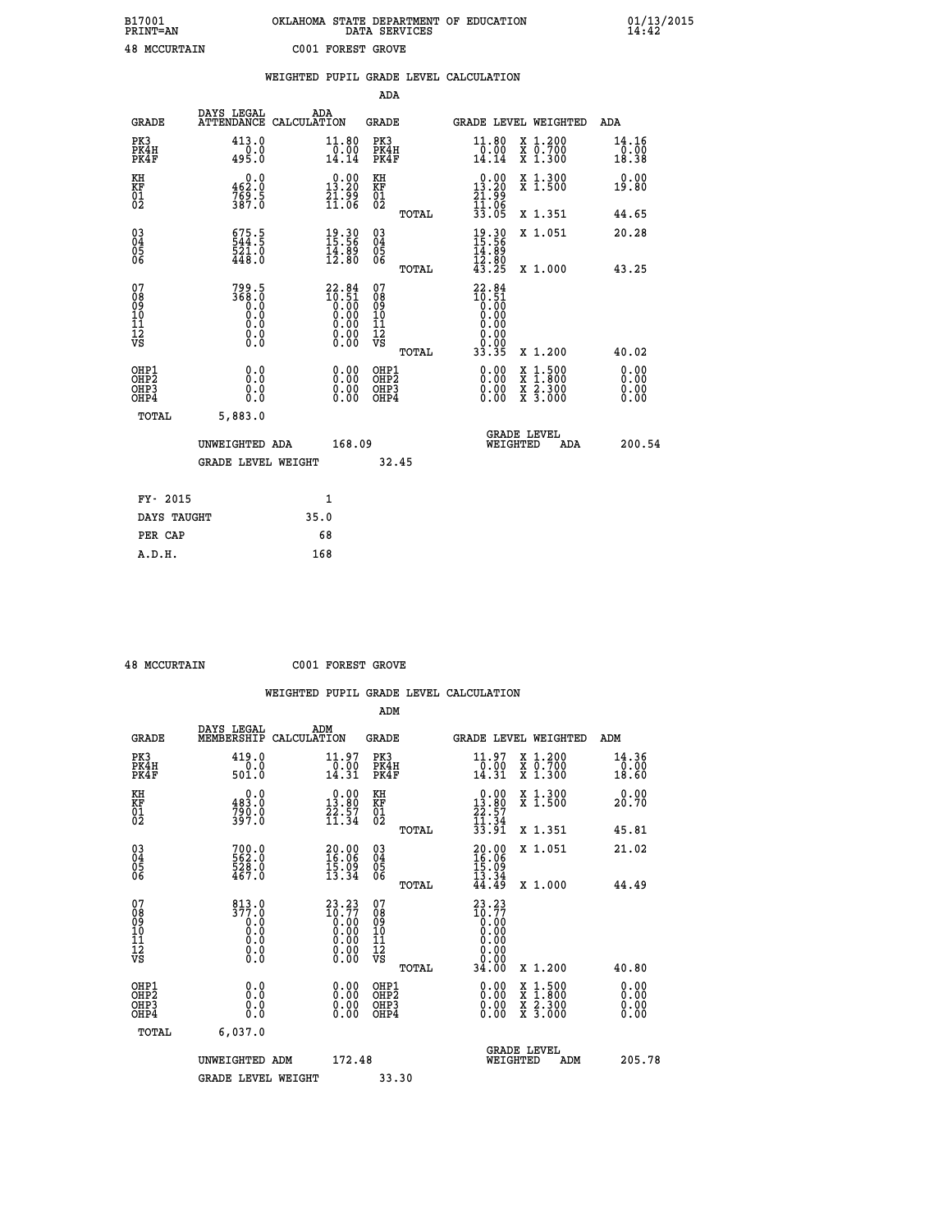B17001 OKLAHOMA STATE DEPARTMENT OF EDUCATION 01/13/2015
PRINT=AN DATA SERVICES 14:42

48 MCCURTAIN C001 FOREST GROVE

## WEIGHTED PUPIL GRADE LEVEL CALCULATION

### ADA

| GRADE | DAYS LEGAL ATTENDANCE | ADA CALCULATION | GRADE | GRADE LEVEL | WEIGHTED | ADA |
|---|---|---|---|---|---|---|
| PK3 | 413.0 | 11.80 | PK3 | 11.80 | X 1.200 | 14.16 |
| PK4H | 0.0 | 0.00 | PK4H | 0.00 | X 0.700 | 0.00 |
| PK4F | 495.0 | 14.14 | PK4F | 14.14 | X 1.300 | 18.38 |
| KH | 0.0 | 0.00 | KH | 0.00 | X 1.300 | 0.00 |
| KF | 462.0 | 13.20 | KF | 13.20 | X 1.500 | 19.80 |
| 01 | 769.5 | 21.99 | 01 | 21.99 | | |
| 02 | 387.0 | 11.06 | 02 | 11.06 | | |
| | | | TOTAL | 33.05 | X 1.351 | 44.65 |
| 03 | 675.5 | 19.30 | 03 | 19.30 | X 1.051 | 20.28 |
| 04 | 544.5 | 15.56 | 04 | 15.56 | | |
| 05 | 521.0 | 14.89 | 05 | 14.89 | | |
| 06 | 448.0 | 12.80 | 06 | 12.80 | | |
| | | | TOTAL | 43.25 | X 1.000 | 43.25 |
| 07 | 799.5 | 22.84 | 07 | 22.84 | | |
| 08 | 368.0 | 10.51 | 08 | 10.51 | | |
| 09 | 0.0 | 0.00 | 09 | 0.00 | | |
| 10 | 0.0 | 0.00 | 10 | 0.00 | | |
| 11 | 0.0 | 0.00 | 11 | 0.00 | | |
| 12 | 0.0 | 0.00 | 12 | 0.00 | | |
| VS | 0.0 | 0.00 | VS | 0.00 | | |
| | | | TOTAL | 33.35 | X 1.200 | 40.02 |
| OHP1 | 0.0 | 0.00 | OHP1 | 0.00 | X 1.500 | 0.00 |
| OHP2 | 0.0 | 0.00 | OHP2 | 0.00 | X 1.800 | 0.00 |
| OHP3 | 0.0 | 0.00 | OHP3 | 0.00 | X 2.300 | 0.00 |
| OHP4 | 0.0 | 0.00 | OHP4 | 0.00 | X 3.000 | 0.00 |
| TOTAL | 5,883.0 | | | | | |

UNWEIGHTED ADA 168.09 &nbsp;&nbsp;&nbsp; GRADE LEVEL WEIGHTED ADA 200.54

GRADE LEVEL WEIGHT 32.45

| FY- 2015 | 1 |
|---|---|
| DAYS TAUGHT | 35.0 |
| PER CAP | 68 |
| A.D.H. | 168 |

48 MCCURTAIN C001 FOREST GROVE

## WEIGHTED PUPIL GRADE LEVEL CALCULATION

### ADM

| GRADE | DAYS LEGAL MEMBERSHIP | ADM CALCULATION | GRADE | GRADE LEVEL | WEIGHTED | ADM |
|---|---|---|---|---|---|---|
| PK3 | 419.0 | 11.97 | PK3 | 11.97 | X 1.200 | 14.36 |
| PK4H | 0.0 | 0.00 | PK4H | 0.00 | X 0.700 | 0.00 |
| PK4F | 501.0 | 14.31 | PK4F | 14.31 | X 1.300 | 18.60 |
| KH | 0.0 | 0.00 | KH | 0.00 | X 1.300 | 0.00 |
| KF | 483.0 | 13.80 | KF | 13.80 | X 1.500 | 20.70 |
| 01 | 790.0 | 22.57 | 01 | 22.57 | | |
| 02 | 397.0 | 11.34 | 02 | 11.34 | | |
| | | | TOTAL | 33.91 | X 1.351 | 45.81 |
| 03 | 700.0 | 20.00 | 03 | 20.00 | X 1.051 | 21.02 |
| 04 | 562.0 | 16.06 | 04 | 16.06 | | |
| 05 | 528.0 | 15.09 | 05 | 15.09 | | |
| 06 | 467.0 | 13.34 | 06 | 13.34 | | |
| | | | TOTAL | 44.49 | X 1.000 | 44.49 |
| 07 | 813.0 | 23.23 | 07 | 23.23 | | |
| 08 | 377.0 | 10.77 | 08 | 10.77 | | |
| 09 | 0.0 | 0.00 | 09 | 0.00 | | |
| 10 | 0.0 | 0.00 | 10 | 0.00 | | |
| 11 | 0.0 | 0.00 | 11 | 0.00 | | |
| 12 | 0.0 | 0.00 | 12 | 0.00 | | |
| VS | 0.0 | 0.00 | VS | 0.00 | | |
| | | | TOTAL | 34.00 | X 1.200 | 40.80 |
| OHP1 | 0.0 | 0.00 | OHP1 | 0.00 | X 1.500 | 0.00 |
| OHP2 | 0.0 | 0.00 | OHP2 | 0.00 | X 1.800 | 0.00 |
| OHP3 | 0.0 | 0.00 | OHP3 | 0.00 | X 2.300 | 0.00 |
| OHP4 | 0.0 | 0.00 | OHP4 | 0.00 | X 3.000 | 0.00 |
| TOTAL | 6,037.0 | | | | | |

UNWEIGHTED ADM 172.48 &nbsp;&nbsp;&nbsp; GRADE LEVEL WEIGHTED ADM 205.78

GRADE LEVEL WEIGHT 33.30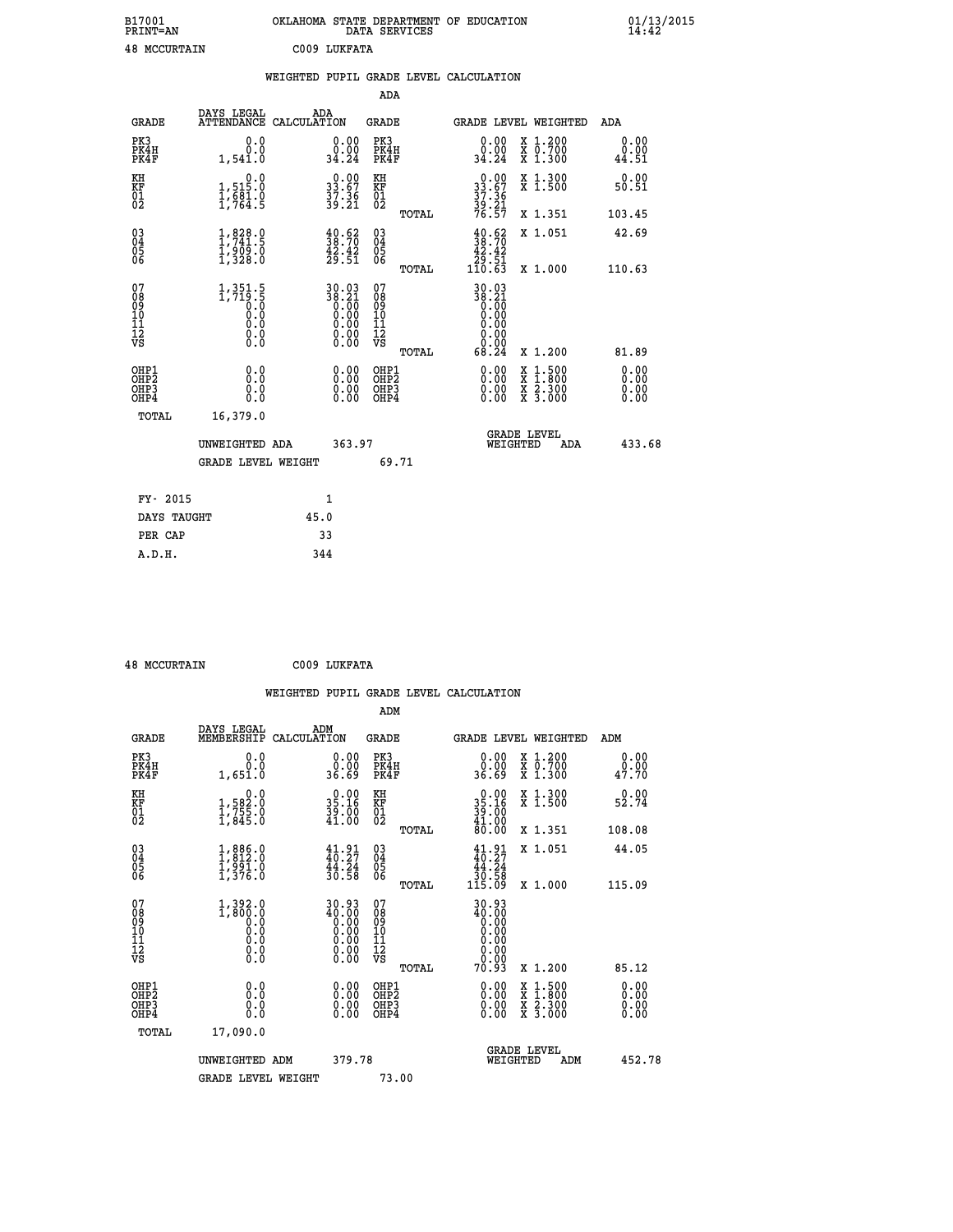B17001 OKLAHOMA STATE DEPARTMENT OF EDUCATION 01/13/2015
PRINT=AN DATA SERVICES 14:42

48 MCCURTAIN C009 LUKFATA

## WEIGHTED PUPIL GRADE LEVEL CALCULATION

### ADA

| GRADE | DAYS LEGAL ATTENDANCE | ADA CALCULATION | GRADE | GRADE LEVEL | WEIGHTED | ADA |
|---|---|---|---|---|---|---|
| PK3 | 0.0 | 0.00 | PK3 | 0.00 | X 1.200 | 0.00 |
| PK4H | 0.0 | 0.00 | PK4H | 0.00 | X 0.700 | 0.00 |
| PK4F | 1,541.0 | 34.24 | PK4F | 34.24 | X 1.300 | 44.51 |
| KH | 0.0 | 0.00 | KH | 0.00 | X 1.300 | 0.00 |
| KF | 1,515.0 | 33.67 | KF | 33.67 | X 1.500 | 50.51 |
| 01 | 1,681.0 | 37.36 | 01 | 37.36 | | |
| 02 | 1,764.5 | 39.21 | 02 | 39.21 | | |
| | | | TOTAL | 76.57 | X 1.351 | 103.45 |
| 03 | 1,828.0 | 40.62 | 03 | 40.62 | X 1.051 | 42.69 |
| 04 | 1,741.5 | 38.70 | 04 | 38.70 | | |
| 05 | 1,909.0 | 42.42 | 05 | 42.42 | | |
| 06 | 1,328.0 | 29.51 | 06 | 29.51 | | |
| | | | TOTAL | 110.63 | X 1.000 | 110.63 |
| 07 | 1,351.5 | 30.03 | 07 | 30.03 | | |
| 08 | 1,719.5 | 38.21 | 08 | 38.21 | | |
| 09 | 0.0 | 0.00 | 09 | 0.00 | | |
| 10 | 0.0 | 0.00 | 10 | 0.00 | | |
| 11 | 0.0 | 0.00 | 11 | 0.00 | | |
| 12 | 0.0 | 0.00 | 12 | 0.00 | | |
| VS | 0.0 | 0.00 | VS | 0.00 | | |
| | | | TOTAL | 68.24 | X 1.200 | 81.89 |
| OHP1 | 0.0 | 0.00 | OHP1 | 0.00 | X 1.500 | 0.00 |
| OHP2 | 0.0 | 0.00 | OHP2 | 0.00 | X 1.800 | 0.00 |
| OHP3 | 0.0 | 0.00 | OHP3 | 0.00 | X 2.300 | 0.00 |
| OHP4 | 0.0 | 0.00 | OHP4 | 0.00 | X 3.000 | 0.00 |
| TOTAL | 16,379.0 | | | | | |

UNWEIGHTED ADA 363.97 | GRADE LEVEL WEIGHTED ADA 433.68

GRADE LEVEL WEIGHT 69.71

| | |
|---|---|
| FY- 2015 | 1 |
| DAYS TAUGHT | 45.0 |
| PER CAP | 33 |
| A.D.H. | 344 |

48 MCCURTAIN C009 LUKFATA

## WEIGHTED PUPIL GRADE LEVEL CALCULATION

### ADM

| GRADE | DAYS LEGAL MEMBERSHIP | ADM CALCULATION | GRADE | GRADE LEVEL | WEIGHTED | ADM |
|---|---|---|---|---|---|---|
| PK3 | 0.0 | 0.00 | PK3 | 0.00 | X 1.200 | 0.00 |
| PK4H | 0.0 | 0.00 | PK4H | 0.00 | X 0.700 | 0.00 |
| PK4F | 1,651.0 | 36.69 | PK4F | 36.69 | X 1.300 | 47.70 |
| KH | 0.0 | 0.00 | KH | 0.00 | X 1.300 | 0.00 |
| KF | 1,582.0 | 35.16 | KF | 35.16 | X 1.500 | 52.74 |
| 01 | 1,755.0 | 39.00 | 01 | 39.00 | | |
| 02 | 1,845.0 | 41.00 | 02 | 41.00 | | |
| | | | TOTAL | 80.00 | X 1.351 | 108.08 |
| 03 | 1,886.0 | 41.91 | 03 | 41.91 | X 1.051 | 44.05 |
| 04 | 1,812.0 | 40.27 | 04 | 40.27 | | |
| 05 | 1,991.0 | 44.24 | 05 | 44.24 | | |
| 06 | 1,376.0 | 30.58 | 06 | 30.58 | | |
| | | | TOTAL | 115.09 | X 1.000 | 115.09 |
| 07 | 1,392.0 | 30.93 | 07 | 30.93 | | |
| 08 | 1,800.0 | 40.00 | 08 | 40.00 | | |
| 09 | 0.0 | 0.00 | 09 | 0.00 | | |
| 10 | 0.0 | 0.00 | 10 | 0.00 | | |
| 11 | 0.0 | 0.00 | 11 | 0.00 | | |
| 12 | 0.0 | 0.00 | 12 | 0.00 | | |
| VS | 0.0 | 0.00 | VS | 0.00 | | |
| | | | TOTAL | 70.93 | X 1.200 | 85.12 |
| OHP1 | 0.0 | 0.00 | OHP1 | 0.00 | X 1.500 | 0.00 |
| OHP2 | 0.0 | 0.00 | OHP2 | 0.00 | X 1.800 | 0.00 |
| OHP3 | 0.0 | 0.00 | OHP3 | 0.00 | X 2.300 | 0.00 |
| OHP4 | 0.0 | 0.00 | OHP4 | 0.00 | X 3.000 | 0.00 |
| TOTAL | 17,090.0 | | | | | |

UNWEIGHTED ADM 379.78 | GRADE LEVEL WEIGHTED ADM 452.78

GRADE LEVEL WEIGHT 73.00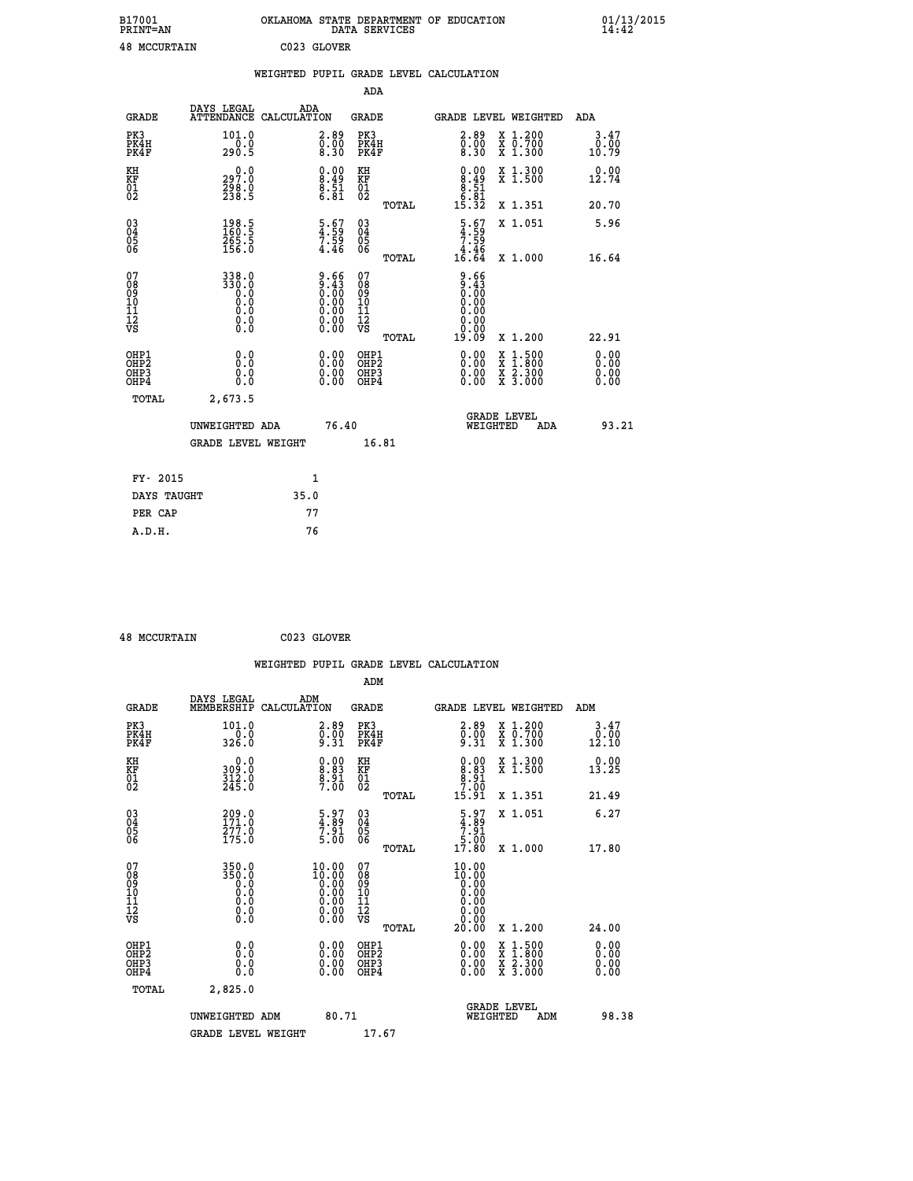B17001 OKLAHOMA STATE DEPARTMENT OF EDUCATION 01/13/2015
PRINT=AN DATA SERVICES 14:42

48 MCCURTAIN C023 GLOVER

## WEIGHTED PUPIL GRADE LEVEL CALCULATION

### ADA

| GRADE | DAYS LEGAL ATTENDANCE | ADA CALCULATION | GRADE | GRADE LEVEL | WEIGHTED | ADA |
|---|---|---|---|---|---|---|
| PK3 | 101.0 | 2.89 | PK3 | 2.89 | X 1.200 | 3.47 |
| PK4H | 0.0 | 0.00 | PK4H | 0.00 | X 0.700 | 0.00 |
| PK4F | 290.5 | 8.30 | PK4F | 8.30 | X 1.300 | 10.79 |
| KH | 0.0 | 0.00 | KH | 0.00 | X 1.300 | 0.00 |
| KF | 297.0 | 8.49 | KF | 8.49 | X 1.500 | 12.74 |
| 01 | 298.0 | 8.51 | 01 | 8.51 | | |
| 02 | 238.5 | 6.81 | 02 | 6.81 | | |
| | | | TOTAL | 15.32 | X 1.351 | 20.70 |
| 03 | 198.5 | 5.67 | 03 | 5.67 | X 1.051 | 5.96 |
| 04 | 160.5 | 4.59 | 04 | 4.59 | | |
| 05 | 265.5 | 7.59 | 05 | 7.59 | | |
| 06 | 156.0 | 4.46 | 06 | 4.46 | | |
| | | | TOTAL | 16.64 | X 1.000 | 16.64 |
| 07 | 338.0 | 9.66 | 07 | 9.66 | | |
| 08 | 330.0 | 9.43 | 08 | 9.43 | | |
| 09 | 0.0 | 0.00 | 09 | 0.00 | | |
| 10 | 0.0 | 0.00 | 10 | 0.00 | | |
| 11 | 0.0 | 0.00 | 11 | 0.00 | | |
| 12 | 0.0 | 0.00 | 12 | 0.00 | | |
| VS | 0.0 | 0.00 | VS | 0.00 | | |
| | | | TOTAL | 19.09 | X 1.200 | 22.91 |
| OHP1 | 0.0 | 0.00 | OHP1 | 0.00 | X 1.500 | 0.00 |
| OHP2 | 0.0 | 0.00 | OHP2 | 0.00 | X 1.800 | 0.00 |
| OHP3 | 0.0 | 0.00 | OHP3 | 0.00 | X 2.300 | 0.00 |
| OHP4 | 0.0 | 0.00 | OHP4 | 0.00 | X 3.000 | 0.00 |
| TOTAL | 2,673.5 | | | | | |

UNWEIGHTED ADA 76.40 GRADE LEVEL WEIGHTED ADA 93.21

GRADE LEVEL WEIGHT 16.81

| FY- 2015 | 1 |
|---|---|
| DAYS TAUGHT | 35.0 |
| PER CAP | 77 |
| A.D.H. | 76 |

48 MCCURTAIN C023 GLOVER

## WEIGHTED PUPIL GRADE LEVEL CALCULATION

### ADM

| GRADE | DAYS LEGAL MEMBERSHIP | ADM CALCULATION | GRADE | GRADE LEVEL | WEIGHTED | ADM |
|---|---|---|---|---|---|---|
| PK3 | 101.0 | 2.89 | PK3 | 2.89 | X 1.200 | 3.47 |
| PK4H | 0.0 | 0.00 | PK4H | 0.00 | X 0.700 | 0.00 |
| PK4F | 326.0 | 9.31 | PK4F | 9.31 | X 1.300 | 12.10 |
| KH | 0.0 | 0.00 | KH | 0.00 | X 1.300 | 0.00 |
| KF | 309.0 | 8.83 | KF | 8.83 | X 1.500 | 13.25 |
| 01 | 312.0 | 8.91 | 01 | 8.91 | | |
| 02 | 245.0 | 7.00 | 02 | 7.00 | | |
| | | | TOTAL | 15.91 | X 1.351 | 21.49 |
| 03 | 209.0 | 5.97 | 03 | 5.97 | X 1.051 | 6.27 |
| 04 | 171.0 | 4.89 | 04 | 4.89 | | |
| 05 | 277.0 | 7.91 | 05 | 7.91 | | |
| 06 | 175.0 | 5.00 | 06 | 5.00 | | |
| | | | TOTAL | 17.80 | X 1.000 | 17.80 |
| 07 | 350.0 | 10.00 | 07 | 10.00 | | |
| 08 | 350.0 | 10.00 | 08 | 10.00 | | |
| 09 | 0.0 | 0.00 | 09 | 0.00 | | |
| 10 | 0.0 | 0.00 | 10 | 0.00 | | |
| 11 | 0.0 | 0.00 | 11 | 0.00 | | |
| 12 | 0.0 | 0.00 | 12 | 0.00 | | |
| VS | 0.0 | 0.00 | VS | 0.00 | | |
| | | | TOTAL | 20.00 | X 1.200 | 24.00 |
| OHP1 | 0.0 | 0.00 | OHP1 | 0.00 | X 1.500 | 0.00 |
| OHP2 | 0.0 | 0.00 | OHP2 | 0.00 | X 1.800 | 0.00 |
| OHP3 | 0.0 | 0.00 | OHP3 | 0.00 | X 2.300 | 0.00 |
| OHP4 | 0.0 | 0.00 | OHP4 | 0.00 | X 3.000 | 0.00 |
| TOTAL | 2,825.0 | | | | | |

UNWEIGHTED ADM 80.71 GRADE LEVEL WEIGHTED ADM 98.38

GRADE LEVEL WEIGHT 17.67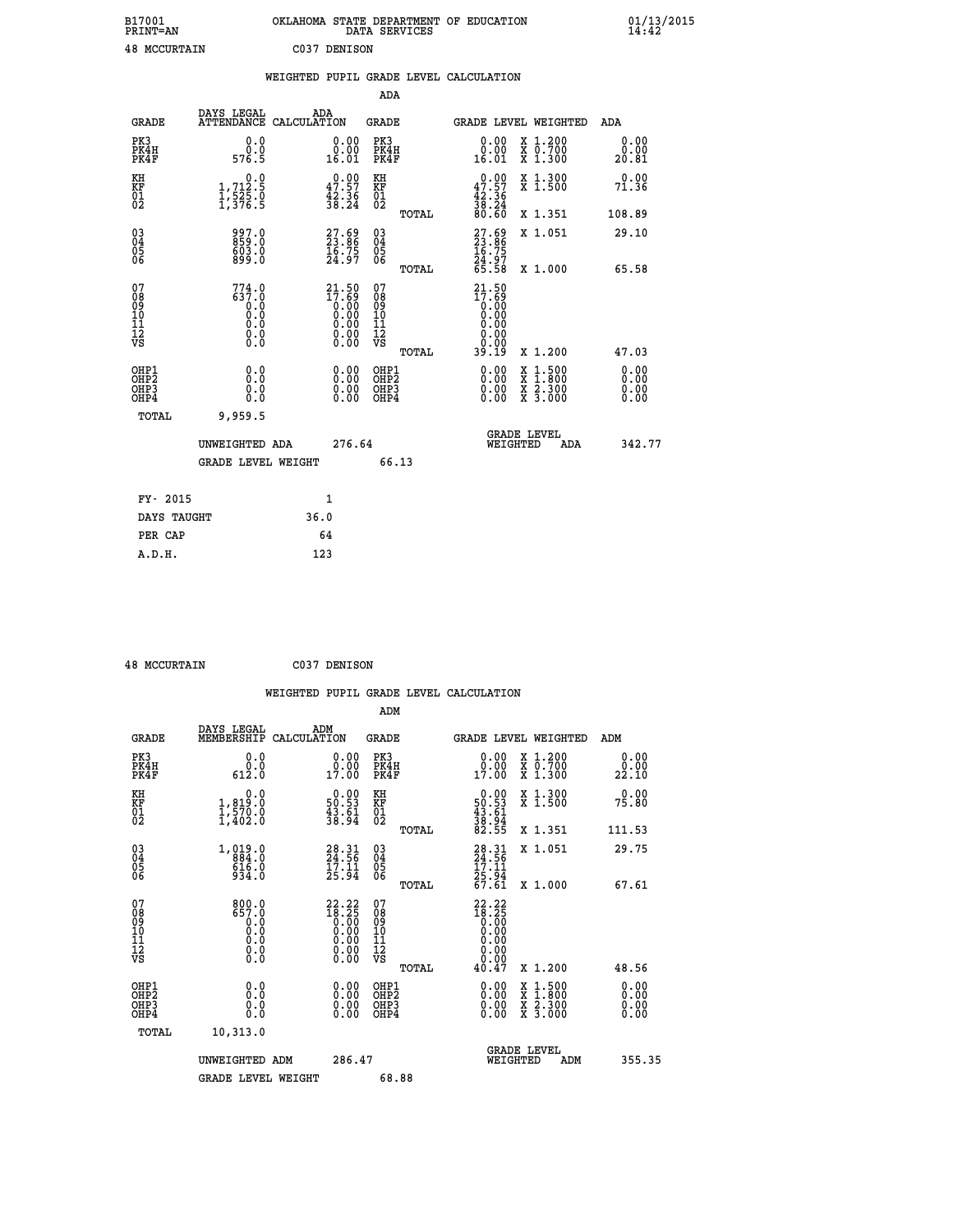B17001 OKLAHOMA STATE DEPARTMENT OF EDUCATION 01/13/2015
PRINT=AN DATA SERVICES 14:42

48 MCCURTAIN C037 DENISON

## WEIGHTED PUPIL GRADE LEVEL CALCULATION

### ADA

| GRADE | DAYS LEGAL ATTENDANCE | ADA CALCULATION | GRADE | GRADE LEVEL | WEIGHTED | ADA |
|---|---|---|---|---|---|---|
| PK3 | 0.0 | 0.00 | PK3 | 0.00 | X 1.200 | 0.00 |
| PK4H | 0.0 | 0.00 | PK4H | 0.00 | X 0.700 | 0.00 |
| PK4F | 576.5 | 16.01 | PK4F | 16.01 | X 1.300 | 20.81 |
| KH | 0.0 | 0.00 | KH | 0.00 | X 1.300 | 0.00 |
| KF | 1,712.5 | 47.57 | KF | 47.57 | X 1.500 | 71.36 |
| 01 | 1,525.0 | 42.36 | 01 | 42.36 | | |
| 02 | 1,376.5 | 38.24 | 02 | 38.24 | | |
| | | | TOTAL | 80.60 | X 1.351 | 108.89 |
| 03 | 997.0 | 27.69 | 03 | 27.69 | X 1.051 | 29.10 |
| 04 | 859.0 | 23.86 | 04 | 23.86 | | |
| 05 | 603.0 | 16.75 | 05 | 16.75 | | |
| 06 | 899.0 | 24.97 | 06 | 24.97 | | |
| | | | TOTAL | 65.58 | X 1.000 | 65.58 |
| 07 | 774.0 | 21.50 | 07 | 21.50 | | |
| 08 | 637.0 | 17.69 | 08 | 17.69 | | |
| 09 | 0.0 | 0.00 | 09 | 0.00 | | |
| 10 | 0.0 | 0.00 | 10 | 0.00 | | |
| 11 | 0.0 | 0.00 | 11 | 0.00 | | |
| 12 | 0.0 | 0.00 | 12 | 0.00 | | |
| VS | 0.0 | 0.00 | VS | 0.00 | | |
| | | | TOTAL | 39.19 | X 1.200 | 47.03 |
| OHP1 | 0.0 | 0.00 | OHP1 | 0.00 | X 1.500 | 0.00 |
| OHP2 | 0.0 | 0.00 | OHP2 | 0.00 | X 1.800 | 0.00 |
| OHP3 | 0.0 | 0.00 | OHP3 | 0.00 | X 2.300 | 0.00 |
| OHP4 | 0.0 | 0.00 | OHP4 | 0.00 | X 3.000 | 0.00 |
| TOTAL | 9,959.5 | | | | | |

UNWEIGHTED ADA 276.64 GRADE LEVEL WEIGHTED ADA 342.77

GRADE LEVEL WEIGHT 66.13

| FY- 2015 | 1 |
|---|---|
| DAYS TAUGHT | 36.0 |
| PER CAP | 64 |
| A.D.H. | 123 |

48 MCCURTAIN C037 DENISON

## WEIGHTED PUPIL GRADE LEVEL CALCULATION

### ADM

| GRADE | DAYS LEGAL MEMBERSHIP | ADM CALCULATION | GRADE | GRADE LEVEL | WEIGHTED | ADM |
|---|---|---|---|---|---|---|
| PK3 | 0.0 | 0.00 | PK3 | 0.00 | X 1.200 | 0.00 |
| PK4H | 0.0 | 0.00 | PK4H | 0.00 | X 0.700 | 0.00 |
| PK4F | 612.0 | 17.00 | PK4F | 17.00 | X 1.300 | 22.10 |
| KH | 0.0 | 0.00 | KH | 0.00 | X 1.300 | 0.00 |
| KF | 1,819.0 | 50.53 | KF | 50.53 | X 1.500 | 75.80 |
| 01 | 1,570.0 | 43.61 | 01 | 43.61 | | |
| 02 | 1,402.0 | 38.94 | 02 | 38.94 | | |
| | | | TOTAL | 82.55 | X 1.351 | 111.53 |
| 03 | 1,019.0 | 28.31 | 03 | 28.31 | X 1.051 | 29.75 |
| 04 | 884.0 | 24.56 | 04 | 24.56 | | |
| 05 | 616.0 | 17.11 | 05 | 17.11 | | |
| 06 | 934.0 | 25.94 | 06 | 25.94 | | |
| | | | TOTAL | 67.61 | X 1.000 | 67.61 |
| 07 | 800.0 | 22.22 | 07 | 22.22 | | |
| 08 | 657.0 | 18.25 | 08 | 18.25 | | |
| 09 | 0.0 | 0.00 | 09 | 0.00 | | |
| 10 | 0.0 | 0.00 | 10 | 0.00 | | |
| 11 | 0.0 | 0.00 | 11 | 0.00 | | |
| 12 | 0.0 | 0.00 | 12 | 0.00 | | |
| VS | 0.0 | 0.00 | VS | 0.00 | | |
| | | | TOTAL | 40.47 | X 1.200 | 48.56 |
| OHP1 | 0.0 | 0.00 | OHP1 | 0.00 | X 1.500 | 0.00 |
| OHP2 | 0.0 | 0.00 | OHP2 | 0.00 | X 1.800 | 0.00 |
| OHP3 | 0.0 | 0.00 | OHP3 | 0.00 | X 2.300 | 0.00 |
| OHP4 | 0.0 | 0.00 | OHP4 | 0.00 | X 3.000 | 0.00 |
| TOTAL | 10,313.0 | | | | | |

UNWEIGHTED ADM 286.47 GRADE LEVEL WEIGHTED ADM 355.35

GRADE LEVEL WEIGHT 68.88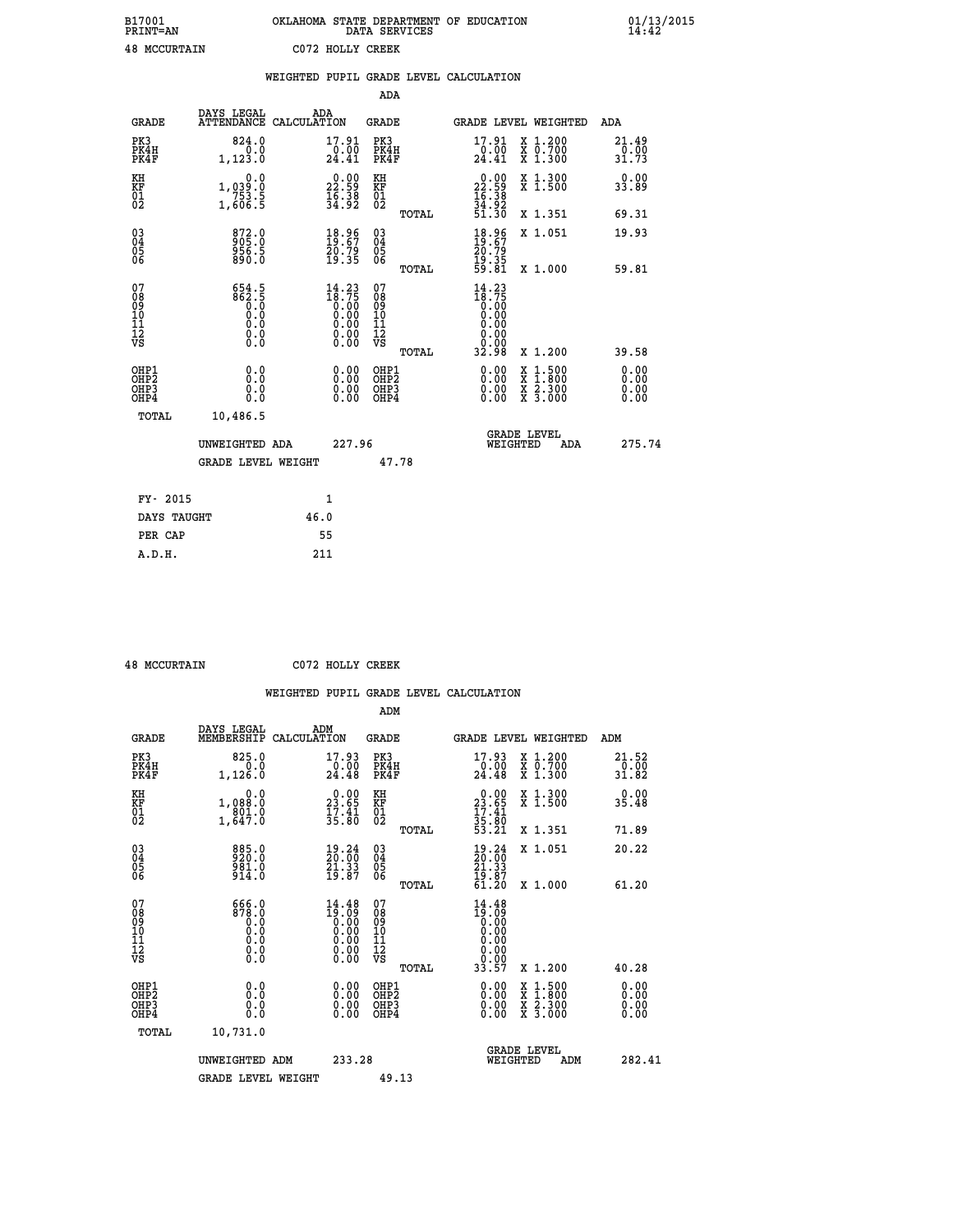B17001 OKLAHOMA STATE DEPARTMENT OF EDUCATION 01/13/2015
PRINT=AN DATA SERVICES 14:42

48 MCCURTAIN C072 HOLLY CREEK

WEIGHTED PUPIL GRADE LEVEL CALCULATION

ADA

| GRADE | DAYS LEGAL ATTENDANCE | ADA CALCULATION | GRADE | GRADE LEVEL | WEIGHTED | ADA |
|---|---|---|---|---|---|---|
| PK3 | 824.0 | 17.91 | PK3 | 17.91 | X 1.200 | 21.49 |
| PK4H | 0.0 | 0.00 | PK4H | 0.00 | X 0.700 | 0.00 |
| PK4F | 1,123.0 | 24.41 | PK4F | 24.41 | X 1.300 | 31.73 |
| KH | 0.0 | 0.00 | KH | 0.00 | X 1.300 | 0.00 |
| KF | 1,039.0 | 22.59 | KF | 22.59 | X 1.500 | 33.89 |
| 01 | 753.5 | 16.38 | 01 | 16.38 | | |
| 02 | 1,606.5 | 34.92 | 02 | 34.92 | | |
| | | | TOTAL | 51.30 | X 1.351 | 69.31 |
| 03 | 872.0 | 18.96 | 03 | 18.96 | X 1.051 | 19.93 |
| 04 | 905.0 | 19.67 | 04 | 19.67 | | |
| 05 | 956.5 | 20.79 | 05 | 20.79 | | |
| 06 | 890.0 | 19.35 | 06 | 19.35 | | |
| | | | TOTAL | 59.81 | X 1.000 | 59.81 |
| 07 | 654.5 | 14.23 | 07 | 14.23 | | |
| 08 | 862.5 | 18.75 | 08 | 18.75 | | |
| 09 | 0.0 | 0.00 | 09 | 0.00 | | |
| 10 | 0.0 | 0.00 | 10 | 0.00 | | |
| 11 | 0.0 | 0.00 | 11 | 0.00 | | |
| 12 | 0.0 | 0.00 | 12 | 0.00 | | |
| VS | 0.0 | 0.00 | VS | 0.00 | | |
| | | | TOTAL | 32.98 | X 1.200 | 39.58 |
| OHP1 | 0.0 | 0.00 | OHP1 | 0.00 | X 1.500 | 0.00 |
| OHP2 | 0.0 | 0.00 | OHP2 | 0.00 | X 1.800 | 0.00 |
| OHP3 | 0.0 | 0.00 | OHP3 | 0.00 | X 2.300 | 0.00 |
| OHP4 | 0.0 | 0.00 | OHP4 | 0.00 | X 3.000 | 0.00 |
| TOTAL | 10,486.5 | | | | | |

UNWEIGHTED ADA 227.96 GRADE LEVEL WEIGHTED ADA 275.74

GRADE LEVEL WEIGHT 47.78

| FY- 2015 | 1 |
|---|---|
| DAYS TAUGHT | 46.0 |
| PER CAP | 55 |
| A.D.H. | 211 |

48 MCCURTAIN C072 HOLLY CREEK

WEIGHTED PUPIL GRADE LEVEL CALCULATION

ADM

| GRADE | DAYS LEGAL MEMBERSHIP | ADM CALCULATION | GRADE | GRADE LEVEL | WEIGHTED | ADM |
|---|---|---|---|---|---|---|
| PK3 | 825.0 | 17.93 | PK3 | 17.93 | X 1.200 | 21.52 |
| PK4H | 0.0 | 0.00 | PK4H | 0.00 | X 0.700 | 0.00 |
| PK4F | 1,126.0 | 24.48 | PK4F | 24.48 | X 1.300 | 31.82 |
| KH | 0.0 | 0.00 | KH | 0.00 | X 1.300 | 0.00 |
| KF | 1,088.0 | 23.65 | KF | 23.65 | X 1.500 | 35.48 |
| 01 | 801.0 | 17.41 | 01 | 17.41 | | |
| 02 | 1,647.0 | 35.80 | 02 | 35.80 | | |
| | | | TOTAL | 53.21 | X 1.351 | 71.89 |
| 03 | 885.0 | 19.24 | 03 | 19.24 | X 1.051 | 20.22 |
| 04 | 920.0 | 20.00 | 04 | 20.00 | | |
| 05 | 981.0 | 21.33 | 05 | 21.33 | | |
| 06 | 914.0 | 19.87 | 06 | 19.87 | | |
| | | | TOTAL | 61.20 | X 1.000 | 61.20 |
| 07 | 666.0 | 14.48 | 07 | 14.48 | | |
| 08 | 878.0 | 19.09 | 08 | 19.09 | | |
| 09 | 0.0 | 0.00 | 09 | 0.00 | | |
| 10 | 0.0 | 0.00 | 10 | 0.00 | | |
| 11 | 0.0 | 0.00 | 11 | 0.00 | | |
| 12 | 0.0 | 0.00 | 12 | 0.00 | | |
| VS | 0.0 | 0.00 | VS | 0.00 | | |
| | | | TOTAL | 33.57 | X 1.200 | 40.28 |
| OHP1 | 0.0 | 0.00 | OHP1 | 0.00 | X 1.500 | 0.00 |
| OHP2 | 0.0 | 0.00 | OHP2 | 0.00 | X 1.800 | 0.00 |
| OHP3 | 0.0 | 0.00 | OHP3 | 0.00 | X 2.300 | 0.00 |
| OHP4 | 0.0 | 0.00 | OHP4 | 0.00 | X 3.000 | 0.00 |
| TOTAL | 10,731.0 | | | | | |

UNWEIGHTED ADM 233.28 GRADE LEVEL WEIGHTED ADM 282.41

GRADE LEVEL WEIGHT 49.13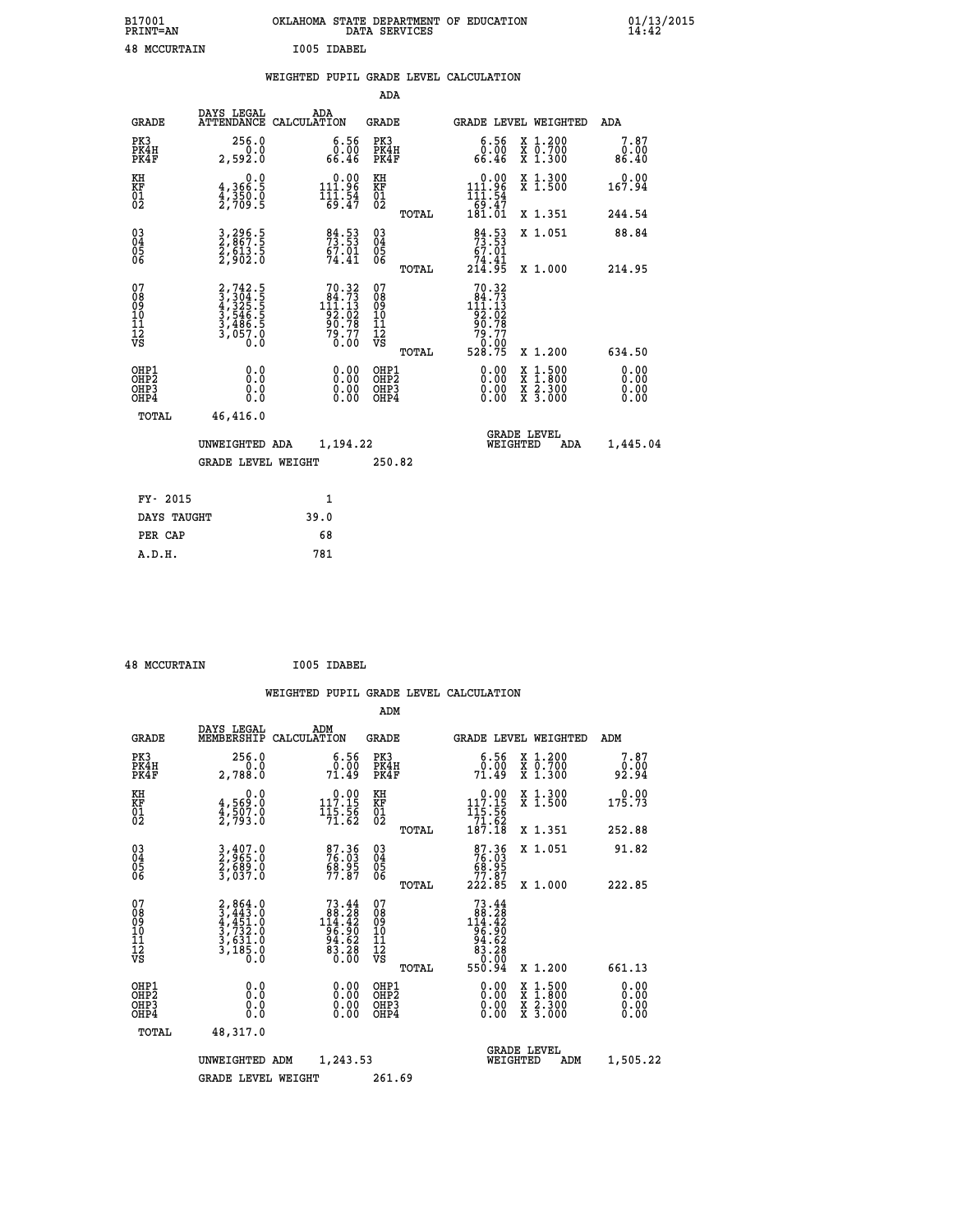B17001 OKLAHOMA STATE DEPARTMENT OF EDUCATION 01/13/2015
PRINT=AN DATA SERVICES 14:42

48 MCCURTAIN I005 IDABEL

## WEIGHTED PUPIL GRADE LEVEL CALCULATION

### ADA

| GRADE | DAYS LEGAL ATTENDANCE | ADA CALCULATION | GRADE | | GRADE LEVEL WEIGHTED | | ADA |
|---|---|---|---|---|---|---|---|
| PK3 | 256.0 | 6.56 | PK3 | | 6.56 | X 1.200 | 7.87 |
| PK4H | 0.0 | 0.00 | PK4H | | 0.00 | X 0.700 | 0.00 |
| PK4F | 2,592.0 | 66.46 | PK4F | | 66.46 | X 1.300 | 86.40 |
| KH | 0.0 | 0.00 | KH | | 0.00 | X 1.300 | 0.00 |
| KF | 4,366.5 | 111.96 | KF | | 111.96 | X 1.500 | 167.94 |
| 01 | 4,350.0 | 111.54 | 01 | | 111.54 | | |
| 02 | 2,709.5 | 69.47 | 02 | | 69.47 | | |
| | | | | TOTAL | 181.01 | X 1.351 | 244.54 |
| 03 | 3,296.5 | 84.53 | 03 | | 84.53 | X 1.051 | 88.84 |
| 04 | 2,867.5 | 73.53 | 04 | | 73.53 | | |
| 05 | 2,613.5 | 67.01 | 05 | | 67.01 | | |
| 06 | 2,902.0 | 74.41 | 06 | | 74.41 | | |
| | | | | TOTAL | 214.95 | X 1.000 | 214.95 |
| 07 | 2,742.5 | 70.32 | 07 | | 70.32 | | |
| 08 | 3,304.5 | 84.73 | 08 | | 84.73 | | |
| 09 | 4,325.5 | 111.13 | 09 | | 111.13 | | |
| 10 | 3,546.5 | 92.02 | 10 | | 92.02 | | |
| 11 | 3,486.5 | 90.78 | 11 | | 90.78 | | |
| 12 | 3,057.0 | 79.77 | 12 | | 79.77 | | |
| VS | 0.0 | 0.00 | VS | | 0.00 | | |
| | | | | TOTAL | 528.75 | X 1.200 | 634.50 |
| OHP1 | 0.0 | 0.00 | OHP1 | | 0.00 | X 1.500 | 0.00 |
| OHP2 | 0.0 | 0.00 | OHP2 | | 0.00 | X 1.800 | 0.00 |
| OHP3 | 0.0 | 0.00 | OHP3 | | 0.00 | X 2.300 | 0.00 |
| OHP4 | 0.0 | 0.00 | OHP4 | | 0.00 | X 3.000 | 0.00 |
| TOTAL | 46,416.0 | | | | | | |

UNWEIGHTED ADA 1,194.22 GRADE LEVEL WEIGHTED ADA 1,445.04

GRADE LEVEL WEIGHT 250.82

| FY- 2015 | 1 |
|---|---|
| DAYS TAUGHT | 39.0 |
| PER CAP | 68 |
| A.D.H. | 781 |

48 MCCURTAIN I005 IDABEL

## WEIGHTED PUPIL GRADE LEVEL CALCULATION

### ADM

| GRADE | DAYS LEGAL MEMBERSHIP | ADM CALCULATION | GRADE | | GRADE LEVEL WEIGHTED | | ADM |
|---|---|---|---|---|---|---|---|
| PK3 | 256.0 | 6.56 | PK3 | | 6.56 | X 1.200 | 7.87 |
| PK4H | 0.0 | 0.00 | PK4H | | 0.00 | X 0.700 | 0.00 |
| PK4F | 2,788.0 | 71.49 | PK4F | | 71.49 | X 1.300 | 92.94 |
| KH | 0.0 | 0.00 | KH | | 0.00 | X 1.300 | 0.00 |
| KF | 4,569.0 | 117.15 | KF | | 117.15 | X 1.500 | 175.73 |
| 01 | 4,507.0 | 115.56 | 01 | | 115.56 | | |
| 02 | 2,793.0 | 71.62 | 02 | | 71.62 | | |
| | | | | TOTAL | 187.18 | X 1.351 | 252.88 |
| 03 | 3,407.0 | 87.36 | 03 | | 87.36 | X 1.051 | 91.82 |
| 04 | 2,965.0 | 76.03 | 04 | | 76.03 | | |
| 05 | 2,689.0 | 68.95 | 05 | | 68.95 | | |
| 06 | 3,037.0 | 77.87 | 06 | | 77.87 | | |
| | | | | TOTAL | 222.85 | X 1.000 | 222.85 |
| 07 | 2,864.0 | 73.44 | 07 | | 73.44 | | |
| 08 | 3,443.0 | 88.28 | 08 | | 88.28 | | |
| 09 | 4,451.0 | 114.42 | 09 | | 114.42 | | |
| 10 | 3,732.0 | 96.90 | 10 | | 96.90 | | |
| 11 | 3,631.0 | 94.62 | 11 | | 94.62 | | |
| 12 | 3,185.0 | 83.28 | 12 | | 83.28 | | |
| VS | 0.0 | 0.00 | VS | | 0.00 | | |
| | | | | TOTAL | 550.94 | X 1.200 | 661.13 |
| OHP1 | 0.0 | 0.00 | OHP1 | | 0.00 | X 1.500 | 0.00 |
| OHP2 | 0.0 | 0.00 | OHP2 | | 0.00 | X 1.800 | 0.00 |
| OHP3 | 0.0 | 0.00 | OHP3 | | 0.00 | X 2.300 | 0.00 |
| OHP4 | 0.0 | 0.00 | OHP4 | | 0.00 | X 3.000 | 0.00 |
| TOTAL | 48,317.0 | | | | | | |

UNWEIGHTED ADM 1,243.53 GRADE LEVEL WEIGHTED ADM 1,505.22

GRADE LEVEL WEIGHT 261.69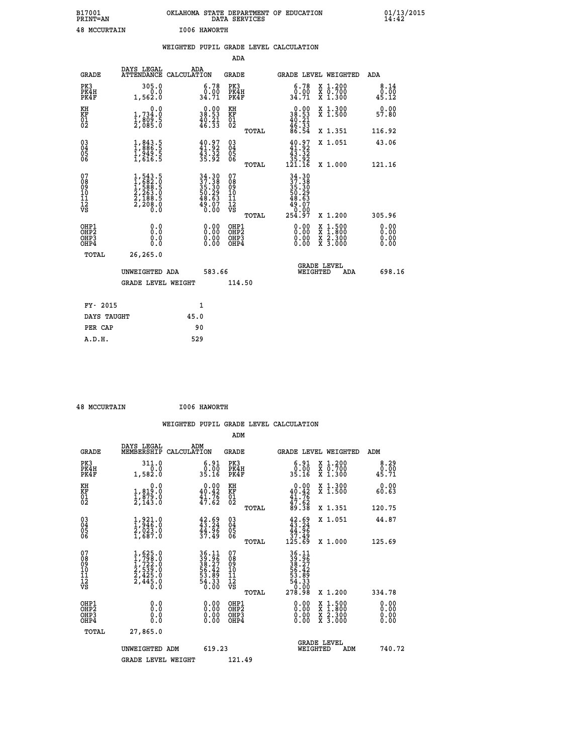B17001 OKLAHOMA STATE DEPARTMENT OF EDUCATION 01/13/2015
PRINT=AN DATA SERVICES 14:42

48 MCCURTAIN I006 HAWORTH

## WEIGHTED PUPIL GRADE LEVEL CALCULATION

### ADA

| GRADE | DAYS LEGAL ATTENDANCE | ADA CALCULATION | GRADE | GRADE LEVEL | WEIGHTED | ADA |
|---|---|---|---|---|---|---|
| PK3 | 305.0 | 6.78 | PK3 | 6.78 | X 1.200 | 8.14 |
| PK4H | 0.0 | 0.00 | PK4H | 0.00 | X 0.700 | 0.00 |
| PK4F | 1,562.0 | 34.71 | PK4F | 34.71 | X 1.300 | 45.12 |
| KH | 0.0 | 0.00 | KH | 0.00 | X 1.300 | 0.00 |
| KF | 1,734.0 | 38.53 | KF | 38.53 | X 1.500 | 57.80 |
| 01 | 1,809.5 | 40.21 | 01 | 40.21 | | |
| 02 | 2,085.0 | 46.33 | 02 | 46.33 | | |
| | | | TOTAL | 86.54 | X 1.351 | 116.92 |
| 03 | 1,843.5 | 40.97 | 03 | 40.97 | X 1.051 | 43.06 |
| 04 | 1,886.5 | 41.92 | 04 | 41.92 | | |
| 05 | 1,949.5 | 43.32 | 05 | 43.32 | | |
| 06 | 1,616.5 | 35.92 | 06 | 35.92 | | |
| | | | TOTAL | 121.16 | X 1.000 | 121.16 |
| 07 | 1,543.5 | 34.30 | 07 | 34.30 | | |
| 08 | 1,682.0 | 37.38 | 08 | 37.38 | | |
| 09 | 1,588.5 | 35.30 | 09 | 35.30 | | |
| 10 | 2,263.0 | 50.29 | 10 | 50.29 | | |
| 11 | 2,188.5 | 48.63 | 11 | 48.63 | | |
| 12 | 2,208.0 | 49.07 | 12 | 49.07 | | |
| VS | 0.0 | 0.00 | VS | 0.00 | | |
| | | | TOTAL | 254.97 | X 1.200 | 305.96 |
| OHP1 | 0.0 | 0.00 | OHP1 | 0.00 | X 1.500 | 0.00 |
| OHP2 | 0.0 | 0.00 | OHP2 | 0.00 | X 1.800 | 0.00 |
| OHP3 | 0.0 | 0.00 | OHP3 | 0.00 | X 2.300 | 0.00 |
| OHP4 | 0.0 | 0.00 | OHP4 | 0.00 | X 3.000 | 0.00 |
| TOTAL | 26,265.0 | | | | | |

UNWEIGHTED ADA 583.66 GRADE LEVEL WEIGHTED ADA 698.16

GRADE LEVEL WEIGHT 114.50

| FY- 2015 | 1 |
|---|---|
| DAYS TAUGHT | 45.0 |
| PER CAP | 90 |
| A.D.H. | 529 |

48 MCCURTAIN I006 HAWORTH

## WEIGHTED PUPIL GRADE LEVEL CALCULATION

### ADM

| GRADE | DAYS LEGAL MEMBERSHIP | ADM CALCULATION | GRADE | GRADE LEVEL | WEIGHTED | ADM |
|---|---|---|---|---|---|---|
| PK3 | 311.0 | 6.91 | PK3 | 6.91 | X 1.200 | 8.29 |
| PK4H | 0.0 | 0.00 | PK4H | 0.00 | X 0.700 | 0.00 |
| PK4F | 1,582.0 | 35.16 | PK4F | 35.16 | X 1.300 | 45.71 |
| KH | 0.0 | 0.00 | KH | 0.00 | X 1.300 | 0.00 |
| KF | 1,819.0 | 40.42 | KF | 40.42 | X 1.500 | 60.63 |
| 01 | 1,879.0 | 41.76 | 01 | 41.76 | | |
| 02 | 2,143.0 | 47.62 | 02 | 47.62 | | |
| | | | TOTAL | 89.38 | X 1.351 | 120.75 |
| 03 | 1,921.0 | 42.69 | 03 | 42.69 | X 1.051 | 44.87 |
| 04 | 1,946.0 | 43.24 | 04 | 43.24 | | |
| 05 | 2,023.0 | 44.96 | 05 | 44.96 | | |
| 06 | 1,687.0 | 37.49 | 06 | 37.49 | | |
| | | | TOTAL | 125.69 | X 1.000 | 125.69 |
| 07 | 1,625.0 | 36.11 | 07 | 36.11 | | |
| 08 | 1,798.0 | 39.96 | 08 | 39.96 | | |
| 09 | 1,722.0 | 38.27 | 09 | 38.27 | | |
| 10 | 2,539.0 | 56.42 | 10 | 56.42 | | |
| 11 | 2,425.0 | 53.89 | 11 | 53.89 | | |
| 12 | 2,445.0 | 54.33 | 12 | 54.33 | | |
| VS | 0.0 | 0.00 | VS | 0.00 | | |
| | | | TOTAL | 278.98 | X 1.200 | 334.78 |
| OHP1 | 0.0 | 0.00 | OHP1 | 0.00 | X 1.500 | 0.00 |
| OHP2 | 0.0 | 0.00 | OHP2 | 0.00 | X 1.800 | 0.00 |
| OHP3 | 0.0 | 0.00 | OHP3 | 0.00 | X 2.300 | 0.00 |
| OHP4 | 0.0 | 0.00 | OHP4 | 0.00 | X 3.000 | 0.00 |
| TOTAL | 27,865.0 | | | | | |

UNWEIGHTED ADM 619.23 GRADE LEVEL WEIGHTED ADM 740.72

GRADE LEVEL WEIGHT 121.49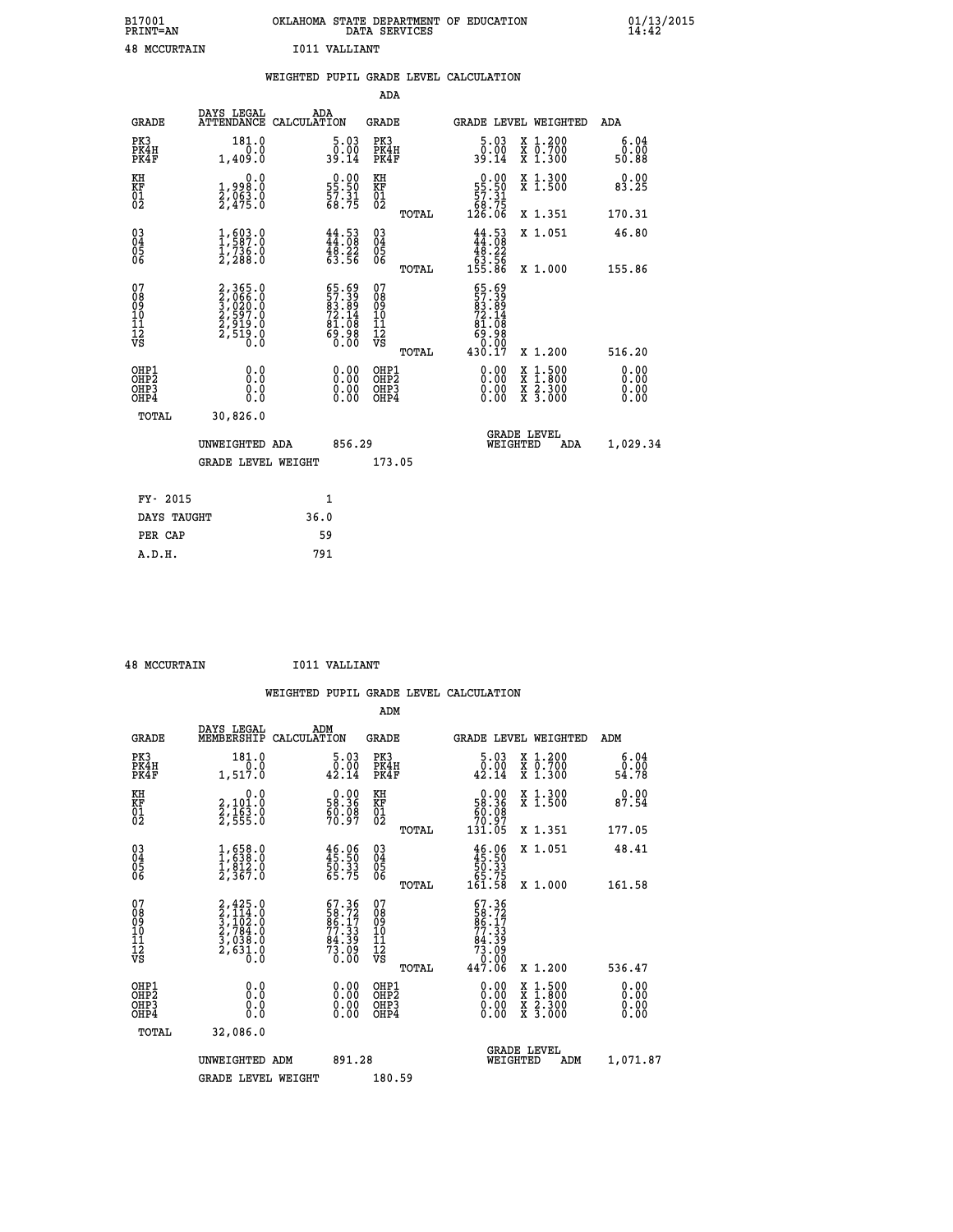B17001 OKLAHOMA STATE DEPARTMENT OF EDUCATION 01/13/2015
PRINT=AN DATA SERVICES 14:42

48 MCCURTAIN I011 VALLIANT

## WEIGHTED PUPIL GRADE LEVEL CALCULATION

### ADA

| GRADE | DAYS LEGAL ATTENDANCE | ADA CALCULATION | GRADE | | GRADE LEVEL | WEIGHTED | ADA |
|---|---|---|---|---|---|---|---|
| PK3 | 181.0 | 5.03 | PK3 | | 5.03 | X 1.200 | 6.04 |
| PK4H | 0.0 | 0.00 | PK4H | | 0.00 | X 0.700 | 0.00 |
| PK4F | 1,409.0 | 39.14 | PK4F | | 39.14 | X 1.300 | 50.88 |
| KH | 0.0 | 0.00 | KH | | 0.00 | X 1.300 | 0.00 |
| KF | 1,998.0 | 55.50 | KF | | 55.50 | X 1.500 | 83.25 |
| 01 | 2,063.0 | 57.31 | 01 | | 57.31 | | |
| 02 | 2,475.0 | 68.75 | 02 | | 68.75 | | |
| | | | | TOTAL | 126.06 | X 1.351 | 170.31 |
| 03 | 1,603.0 | 44.53 | 03 | | 44.53 | X 1.051 | 46.80 |
| 04 | 1,587.0 | 44.08 | 04 | | 44.08 | | |
| 05 | 1,736.0 | 48.22 | 05 | | 48.22 | | |
| 06 | 2,288.0 | 63.56 | 06 | | 63.56 | | |
| | | | | TOTAL | 155.86 | X 1.000 | 155.86 |
| 07 | 2,365.0 | 65.69 | 07 | | 65.69 | | |
| 08 | 2,066.0 | 57.39 | 08 | | 57.39 | | |
| 09 | 3,020.0 | 83.89 | 09 | | 83.89 | | |
| 10 | 2,597.0 | 72.14 | 10 | | 72.14 | | |
| 11 | 2,919.0 | 81.08 | 11 | | 81.08 | | |
| 12 | 2,519.0 | 69.98 | 12 | | 69.98 | | |
| VS | 0.0 | 0.00 | VS | | 0.00 | | |
| | | | | TOTAL | 430.17 | X 1.200 | 516.20 |
| OHP1 | 0.0 | 0.00 | OHP1 | | 0.00 | X 1.500 | 0.00 |
| OHP2 | 0.0 | 0.00 | OHP2 | | 0.00 | X 1.800 | 0.00 |
| OHP3 | 0.0 | 0.00 | OHP3 | | 0.00 | X 2.300 | 0.00 |
| OHP4 | 0.0 | 0.00 | OHP4 | | 0.00 | X 3.000 | 0.00 |
| TOTAL | 30,826.0 | | | | | | |

UNWEIGHTED ADA 856.29 GRADE LEVEL WEIGHTED ADA 1,029.34

GRADE LEVEL WEIGHT 173.05

| FY- 2015 | 1 |
|---|---|
| DAYS TAUGHT | 36.0 |
| PER CAP | 59 |
| A.D.H. | 791 |

48 MCCURTAIN I011 VALLIANT

## WEIGHTED PUPIL GRADE LEVEL CALCULATION

### ADM

| GRADE | DAYS LEGAL MEMBERSHIP | ADM CALCULATION | GRADE | | GRADE LEVEL | WEIGHTED | ADM |
|---|---|---|---|---|---|---|---|
| PK3 | 181.0 | 5.03 | PK3 | | 5.03 | X 1.200 | 6.04 |
| PK4H | 0.0 | 0.00 | PK4H | | 0.00 | X 0.700 | 0.00 |
| PK4F | 1,517.0 | 42.14 | PK4F | | 42.14 | X 1.300 | 54.78 |
| KH | 0.0 | 0.00 | KH | | 0.00 | X 1.300 | 0.00 |
| KF | 2,101.0 | 58.36 | KF | | 58.36 | X 1.500 | 87.54 |
| 01 | 2,163.0 | 60.08 | 01 | | 60.08 | | |
| 02 | 2,555.0 | 70.97 | 02 | | 70.97 | | |
| | | | | TOTAL | 131.05 | X 1.351 | 177.05 |
| 03 | 1,658.0 | 46.06 | 03 | | 46.06 | X 1.051 | 48.41 |
| 04 | 1,638.0 | 45.50 | 04 | | 45.50 | | |
| 05 | 1,812.0 | 50.33 | 05 | | 50.33 | | |
| 06 | 2,367.0 | 65.75 | 06 | | 65.75 | | |
| | | | | TOTAL | 161.58 | X 1.000 | 161.58 |
| 07 | 2,425.0 | 67.36 | 07 | | 67.36 | | |
| 08 | 2,114.0 | 58.72 | 08 | | 58.72 | | |
| 09 | 3,102.0 | 86.17 | 09 | | 86.17 | | |
| 10 | 2,784.0 | 77.33 | 10 | | 77.33 | | |
| 11 | 3,038.0 | 84.39 | 11 | | 84.39 | | |
| 12 | 2,631.0 | 73.09 | 12 | | 73.09 | | |
| VS | 0.0 | 0.00 | VS | | 0.00 | | |
| | | | | TOTAL | 447.06 | X 1.200 | 536.47 |
| OHP1 | 0.0 | 0.00 | OHP1 | | 0.00 | X 1.500 | 0.00 |
| OHP2 | 0.0 | 0.00 | OHP2 | | 0.00 | X 1.800 | 0.00 |
| OHP3 | 0.0 | 0.00 | OHP3 | | 0.00 | X 2.300 | 0.00 |
| OHP4 | 0.0 | 0.00 | OHP4 | | 0.00 | X 3.000 | 0.00 |
| TOTAL | 32,086.0 | | | | | | |

UNWEIGHTED ADM 891.28 GRADE LEVEL WEIGHTED ADM 1,071.87

GRADE LEVEL WEIGHT 180.59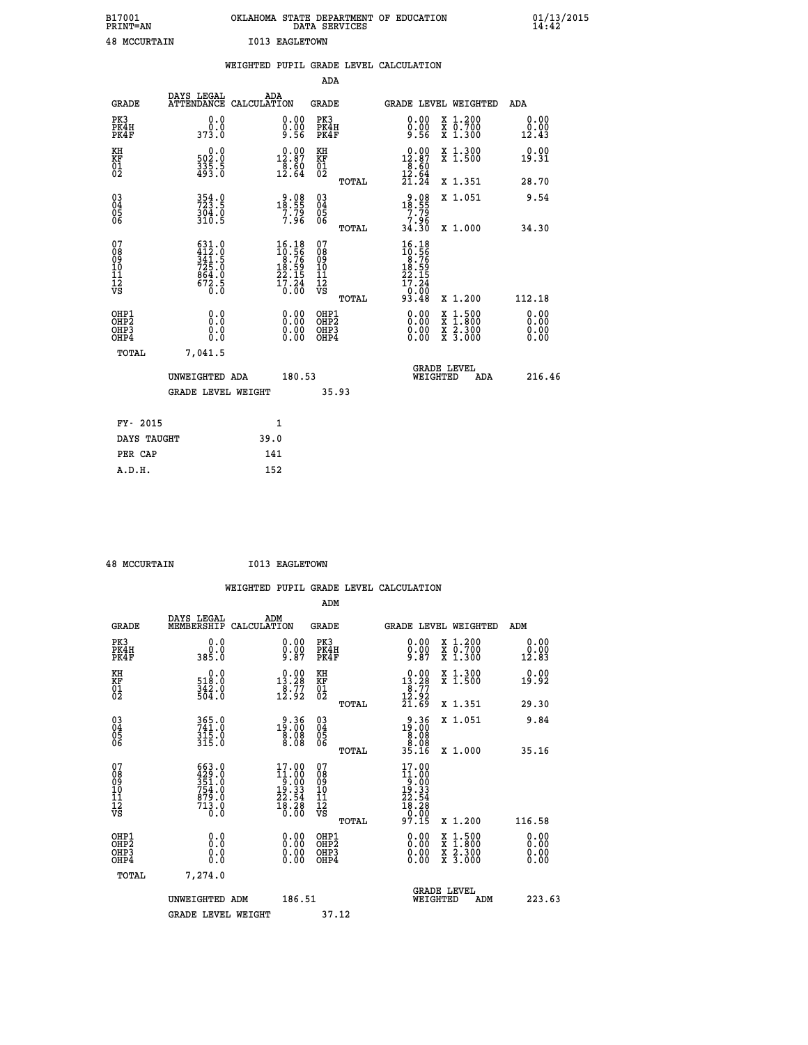B17001 OKLAHOMA STATE DEPARTMENT OF EDUCATION 01/13/2015
PRINT=AN DATA SERVICES 14:42

48 MCCURTAIN I013 EAGLETOWN

## WEIGHTED PUPIL GRADE LEVEL CALCULATION

### ADA

| GRADE | DAYS LEGAL ATTENDANCE | ADA CALCULATION | GRADE | GRADE LEVEL | WEIGHTED | ADA |
|---|---|---|---|---|---|---|
| PK3 | 0.0 | 0.00 | PK3 | 0.00 | X 1.200 | 0.00 |
| PK4H | 0.0 | 0.00 | PK4H | 0.00 | X 0.700 | 0.00 |
| PK4F | 373.0 | 9.56 | PK4F | 9.56 | X 1.300 | 12.43 |
| KH | 0.0 | 0.00 | KH | 0.00 | X 1.300 | 0.00 |
| KF | 502.0 | 12.87 | KF | 12.87 | X 1.500 | 19.31 |
| 01 | 335.5 | 8.60 | 01 | 8.60 | | |
| 02 | 493.0 | 12.64 | 02 | 12.64 | | |
| | | | TOTAL | 21.24 | X 1.351 | 28.70 |
| 03 | 354.0 | 9.08 | 03 | 9.08 | X 1.051 | 9.54 |
| 04 | 723.5 | 18.55 | 04 | 18.55 | | |
| 05 | 304.0 | 7.79 | 05 | 7.79 | | |
| 06 | 310.5 | 7.96 | 06 | 7.96 | | |
| | | | TOTAL | 34.30 | X 1.000 | 34.30 |
| 07 | 631.0 | 16.18 | 07 | 16.18 | | |
| 08 | 412.0 | 10.56 | 08 | 10.56 | | |
| 09 | 341.5 | 8.76 | 09 | 8.76 | | |
| 10 | 725.0 | 18.59 | 10 | 18.59 | | |
| 11 | 864.0 | 22.15 | 11 | 22.15 | | |
| 12 | 672.5 | 17.24 | 12 | 17.24 | | |
| VS | 0.0 | 0.00 | VS | 0.00 | | |
| | | | TOTAL | 93.48 | X 1.200 | 112.18 |
| OHP1 | 0.0 | 0.00 | OHP1 | 0.00 | X 1.500 | 0.00 |
| OHP2 | 0.0 | 0.00 | OHP2 | 0.00 | X 1.800 | 0.00 |
| OHP3 | 0.0 | 0.00 | OHP3 | 0.00 | X 2.300 | 0.00 |
| OHP4 | 0.0 | 0.00 | OHP4 | 0.00 | X 3.000 | 0.00 |
| TOTAL | 7,041.5 | | | | | |

UNWEIGHTED ADA 180.53 | GRADE LEVEL WEIGHTED ADA 216.46

GRADE LEVEL WEIGHT 35.93

| | |
|---|---|
| FY- 2015 | 1 |
| DAYS TAUGHT | 39.0 |
| PER CAP | 141 |
| A.D.H. | 152 |

48 MCCURTAIN I013 EAGLETOWN

## WEIGHTED PUPIL GRADE LEVEL CALCULATION

### ADM

| GRADE | DAYS LEGAL MEMBERSHIP | ADM CALCULATION | GRADE | GRADE LEVEL | WEIGHTED | ADM |
|---|---|---|---|---|---|---|
| PK3 | 0.0 | 0.00 | PK3 | 0.00 | X 1.200 | 0.00 |
| PK4H | 0.0 | 0.00 | PK4H | 0.00 | X 0.700 | 0.00 |
| PK4F | 385.0 | 9.87 | PK4F | 9.87 | X 1.300 | 12.83 |
| KH | 0.0 | 0.00 | KH | 0.00 | X 1.300 | 0.00 |
| KF | 518.0 | 13.28 | KF | 13.28 | X 1.500 | 19.92 |
| 01 | 342.0 | 8.77 | 01 | 8.77 | | |
| 02 | 504.0 | 12.92 | 02 | 12.92 | | |
| | | | TOTAL | 21.69 | X 1.351 | 29.30 |
| 03 | 365.0 | 9.36 | 03 | 9.36 | X 1.051 | 9.84 |
| 04 | 741.0 | 19.00 | 04 | 19.00 | | |
| 05 | 315.0 | 8.08 | 05 | 8.08 | | |
| 06 | 315.0 | 8.08 | 06 | 8.08 | | |
| | | | TOTAL | 35.16 | X 1.000 | 35.16 |
| 07 | 663.0 | 17.00 | 07 | 17.00 | | |
| 08 | 429.0 | 11.00 | 08 | 11.00 | | |
| 09 | 351.0 | 9.00 | 09 | 9.00 | | |
| 10 | 754.0 | 19.33 | 10 | 19.33 | | |
| 11 | 879.0 | 22.54 | 11 | 22.54 | | |
| 12 | 713.0 | 18.28 | 12 | 18.28 | | |
| VS | 0.0 | 0.00 | VS | 0.00 | | |
| | | | TOTAL | 97.15 | X 1.200 | 116.58 |
| OHP1 | 0.0 | 0.00 | OHP1 | 0.00 | X 1.500 | 0.00 |
| OHP2 | 0.0 | 0.00 | OHP2 | 0.00 | X 1.800 | 0.00 |
| OHP3 | 0.0 | 0.00 | OHP3 | 0.00 | X 2.300 | 0.00 |
| OHP4 | 0.0 | 0.00 | OHP4 | 0.00 | X 3.000 | 0.00 |
| TOTAL | 7,274.0 | | | | | |

UNWEIGHTED ADM 186.51 | GRADE LEVEL WEIGHTED ADM 223.63

GRADE LEVEL WEIGHT 37.12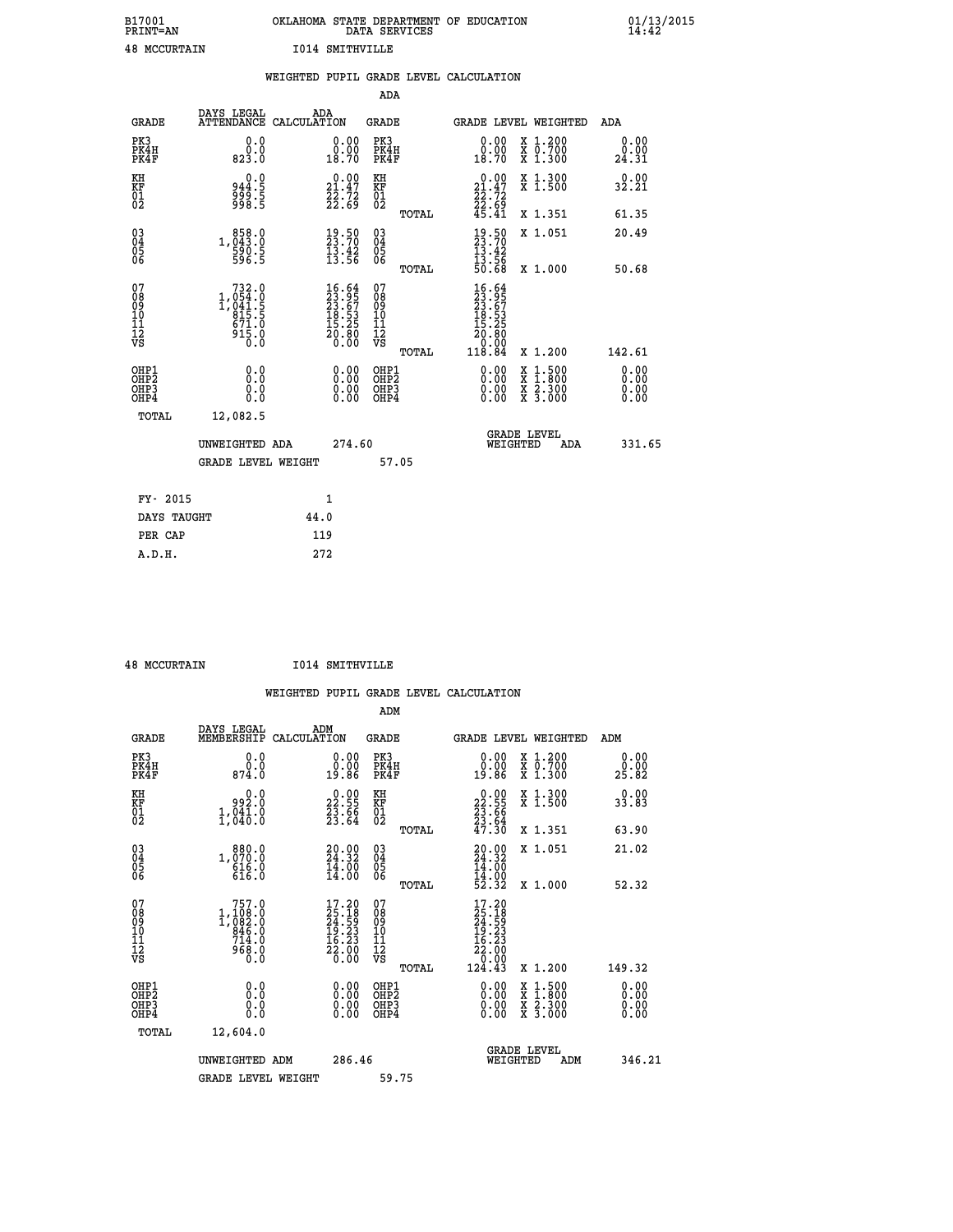B17001 OKLAHOMA STATE DEPARTMENT OF EDUCATION 01/13/2015
PRINT=AN DATA SERVICES 14:42

48 MCCURTAIN I014 SMITHVILLE

## WEIGHTED PUPIL GRADE LEVEL CALCULATION

### ADA

| GRADE | DAYS LEGAL ATTENDANCE | ADA CALCULATION | GRADE | GRADE LEVEL | WEIGHTED | ADA |
|---|---|---|---|---|---|---|
| PK3 | 0.0 | 0.00 | PK3 | 0.00 | X 1.200 | 0.00 |
| PK4H | 0.0 | 0.00 | PK4H | 0.00 | X 0.700 | 0.00 |
| PK4F | 823.0 | 18.70 | PK4F | 18.70 | X 1.300 | 24.31 |
| KH | 0.0 | 0.00 | KH | 0.00 | X 1.300 | 0.00 |
| KF | 944.5 | 21.47 | KF | 21.47 | X 1.500 | 32.21 |
| 01 | 999.5 | 22.72 | 01 | 22.72 | | |
| 02 | 998.5 | 22.69 | 02 | 22.69 | | |
| | | | TOTAL | 45.41 | X 1.351 | 61.35 |
| 03 | 858.0 | 19.50 | 03 | 19.50 | X 1.051 | 20.49 |
| 04 | 1,043.0 | 23.70 | 04 | 23.70 | | |
| 05 | 590.5 | 13.42 | 05 | 13.42 | | |
| 06 | 596.5 | 13.56 | 06 | 13.56 | | |
| | | | TOTAL | 50.68 | X 1.000 | 50.68 |
| 07 | 732.0 | 16.64 | 07 | 16.64 | | |
| 08 | 1,054.0 | 23.95 | 08 | 23.95 | | |
| 09 | 1,041.5 | 23.67 | 09 | 23.67 | | |
| 10 | 815.5 | 18.53 | 10 | 18.53 | | |
| 11 | 671.0 | 15.25 | 11 | 15.25 | | |
| 12 | 915.0 | 20.80 | 12 | 20.80 | | |
| VS | 0.0 | 0.00 | VS | 0.00 | | |
| | | | TOTAL | 118.84 | X 1.200 | 142.61 |
| OHP1 | 0.0 | 0.00 | OHP1 | 0.00 | X 1.500 | 0.00 |
| OHP2 | 0.0 | 0.00 | OHP2 | 0.00 | X 1.800 | 0.00 |
| OHP3 | 0.0 | 0.00 | OHP3 | 0.00 | X 2.300 | 0.00 |
| OHP4 | 0.0 | 0.00 | OHP4 | 0.00 | X 3.000 | 0.00 |
| TOTAL | 12,082.5 | | | | | |

UNWEIGHTED ADA 274.60 GRADE LEVEL WEIGHTED ADA 331.65

GRADE LEVEL WEIGHT 57.05

| FY- 2015 | 1 |
|---|---|
| DAYS TAUGHT | 44.0 |
| PER CAP | 119 |
| A.D.H. | 272 |

48 MCCURTAIN I014 SMITHVILLE

## WEIGHTED PUPIL GRADE LEVEL CALCULATION

### ADM

| GRADE | DAYS LEGAL MEMBERSHIP | ADM CALCULATION | GRADE | GRADE LEVEL | WEIGHTED | ADM |
|---|---|---|---|---|---|---|
| PK3 | 0.0 | 0.00 | PK3 | 0.00 | X 1.200 | 0.00 |
| PK4H | 0.0 | 0.00 | PK4H | 0.00 | X 0.700 | 0.00 |
| PK4F | 874.0 | 19.86 | PK4F | 19.86 | X 1.300 | 25.82 |
| KH | 0.0 | 0.00 | KH | 0.00 | X 1.300 | 0.00 |
| KF | 992.0 | 22.55 | KF | 22.55 | X 1.500 | 33.83 |
| 01 | 1,041.0 | 23.66 | 01 | 23.66 | | |
| 02 | 1,040.0 | 23.64 | 02 | 23.64 | | |
| | | | TOTAL | 47.30 | X 1.351 | 63.90 |
| 03 | 880.0 | 20.00 | 03 | 20.00 | X 1.051 | 21.02 |
| 04 | 1,070.0 | 24.32 | 04 | 24.32 | | |
| 05 | 616.0 | 14.00 | 05 | 14.00 | | |
| 06 | 616.0 | 14.00 | 06 | 14.00 | | |
| | | | TOTAL | 52.32 | X 1.000 | 52.32 |
| 07 | 757.0 | 17.20 | 07 | 17.20 | | |
| 08 | 1,108.0 | 25.18 | 08 | 25.18 | | |
| 09 | 1,082.0 | 24.59 | 09 | 24.59 | | |
| 10 | 846.0 | 19.23 | 10 | 19.23 | | |
| 11 | 714.0 | 16.23 | 11 | 16.23 | | |
| 12 | 968.0 | 22.00 | 12 | 22.00 | | |
| VS | 0.0 | 0.00 | VS | 0.00 | | |
| | | | TOTAL | 124.43 | X 1.200 | 149.32 |
| OHP1 | 0.0 | 0.00 | OHP1 | 0.00 | X 1.500 | 0.00 |
| OHP2 | 0.0 | 0.00 | OHP2 | 0.00 | X 1.800 | 0.00 |
| OHP3 | 0.0 | 0.00 | OHP3 | 0.00 | X 2.300 | 0.00 |
| OHP4 | 0.0 | 0.00 | OHP4 | 0.00 | X 3.000 | 0.00 |
| TOTAL | 12,604.0 | | | | | |

UNWEIGHTED ADM 286.46 GRADE LEVEL WEIGHTED ADM 346.21

GRADE LEVEL WEIGHT 59.75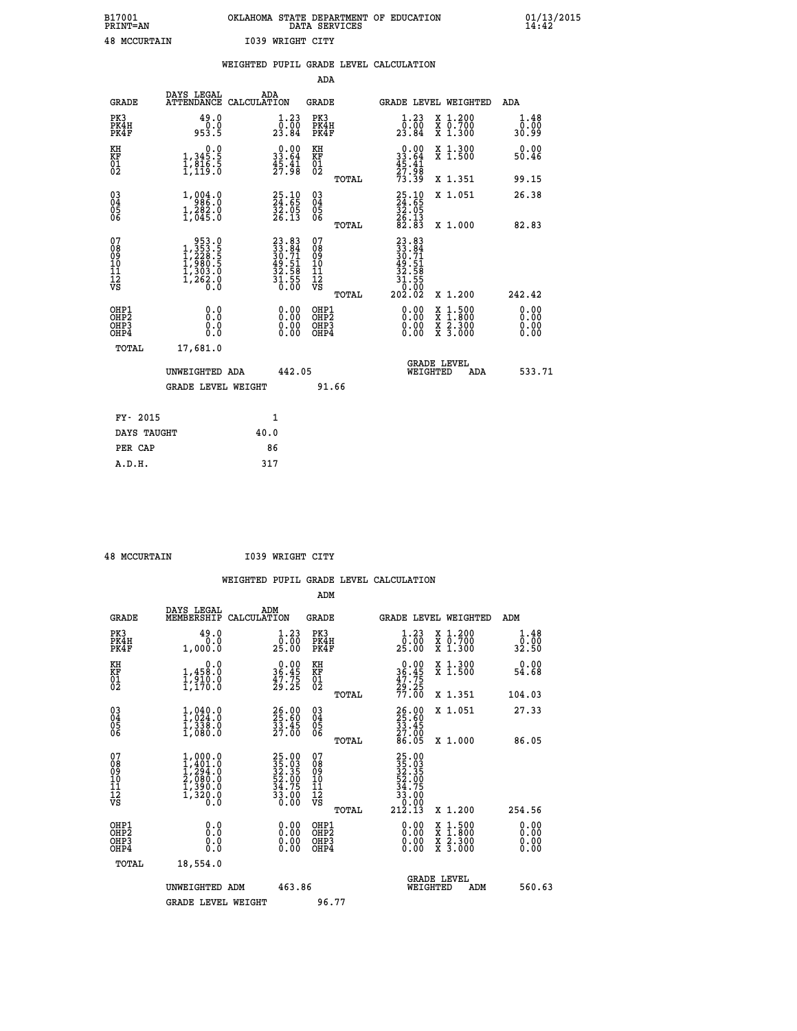B17001 PRINT=AN — OKLAHOMA STATE DEPARTMENT OF EDUCATION DATA SERVICES — 01/13/2015 14:42

48 MCCURTAIN — I039 WRIGHT CITY

## WEIGHTED PUPIL GRADE LEVEL CALCULATION

### ADA

| GRADE | DAYS LEGAL ATTENDANCE | ADA CALCULATION | GRADE | | GRADE LEVEL | WEIGHTED | ADA |
|---|---|---|---|---|---|---|---|
| PK3 | 49.0 | 1.23 | PK3 | | 1.23 | X 1.200 | 1.48 |
| PK4H | 0.0 | 0.00 | PK4H | | 0.00 | X 0.700 | 0.00 |
| PK4F | 953.5 | 23.84 | PK4F | | 23.84 | X 1.300 | 30.99 |
| KH | 0.0 | 0.00 | KH | | 0.00 | X 1.300 | 0.00 |
| KF | 1,345.5 | 33.64 | KF | | 33.64 | X 1.500 | 50.46 |
| 01 | 1,816.5 | 45.41 | 01 | | 45.41 | | |
| 02 | 1,119.0 | 27.98 | 02 | | 27.98 | | |
| | | | | TOTAL | 73.39 | X 1.351 | 99.15 |
| 03 | 1,004.0 | 25.10 | 03 | | 25.10 | X 1.051 | 26.38 |
| 04 | 986.0 | 24.65 | 04 | | 24.65 | | |
| 05 | 1,282.0 | 32.05 | 05 | | 32.05 | | |
| 06 | 1,045.0 | 26.13 | 06 | | 26.13 | | |
| | | | | TOTAL | 82.83 | X 1.000 | 82.83 |
| 07 | 953.0 | 23.83 | 07 | | 23.83 | | |
| 08 | 1,353.5 | 33.84 | 08 | | 33.84 | | |
| 09 | 1,228.5 | 30.71 | 09 | | 30.71 | | |
| 10 | 1,980.5 | 49.51 | 10 | | 49.51 | | |
| 11 | 1,303.0 | 32.58 | 11 | | 32.58 | | |
| 12 | 1,262.0 | 31.55 | 12 | | 31.55 | | |
| VS | 0.0 | 0.00 | VS | | 0.00 | | |
| | | | | TOTAL | 202.02 | X 1.200 | 242.42 |
| OHP1 | 0.0 | 0.00 | OHP1 | | 0.00 | X 1.500 | 0.00 |
| OHP2 | 0.0 | 0.00 | OHP2 | | 0.00 | X 1.800 | 0.00 |
| OHP3 | 0.0 | 0.00 | OHP3 | | 0.00 | X 2.300 | 0.00 |
| OHP4 | 0.0 | 0.00 | OHP4 | | 0.00 | X 3.000 | 0.00 |
| TOTAL | 17,681.0 | | | | | | |

UNWEIGHTED ADA 442.05 — GRADE LEVEL WEIGHTED ADA 533.71

GRADE LEVEL WEIGHT 91.66

| | |
|---|---|
| FY- 2015 | 1 |
| DAYS TAUGHT | 40.0 |
| PER CAP | 86 |
| A.D.H. | 317 |

48 MCCURTAIN — I039 WRIGHT CITY

## WEIGHTED PUPIL GRADE LEVEL CALCULATION

### ADM

| GRADE | DAYS LEGAL MEMBERSHIP | ADM CALCULATION | GRADE | | GRADE LEVEL | WEIGHTED | ADM |
|---|---|---|---|---|---|---|---|
| PK3 | 49.0 | 1.23 | PK3 | | 1.23 | X 1.200 | 1.48 |
| PK4H | 0.0 | 0.00 | PK4H | | 0.00 | X 0.700 | 0.00 |
| PK4F | 1,000.0 | 25.00 | PK4F | | 25.00 | X 1.300 | 32.50 |
| KH | 0.0 | 0.00 | KH | | 0.00 | X 1.300 | 0.00 |
| KF | 1,458.0 | 36.45 | KF | | 36.45 | X 1.500 | 54.68 |
| 01 | 1,910.0 | 47.75 | 01 | | 47.75 | | |
| 02 | 1,170.0 | 29.25 | 02 | | 29.25 | | |
| | | | | TOTAL | 77.00 | X 1.351 | 104.03 |
| 03 | 1,040.0 | 26.00 | 03 | | 26.00 | X 1.051 | 27.33 |
| 04 | 1,024.0 | 25.60 | 04 | | 25.60 | | |
| 05 | 1,338.0 | 33.45 | 05 | | 33.45 | | |
| 06 | 1,080.0 | 27.00 | 06 | | 27.00 | | |
| | | | | TOTAL | 86.05 | X 1.000 | 86.05 |
| 07 | 1,000.0 | 25.00 | 07 | | 25.00 | | |
| 08 | 1,401.0 | 35.03 | 08 | | 35.03 | | |
| 09 | 1,294.0 | 32.35 | 09 | | 32.35 | | |
| 10 | 2,080.0 | 52.00 | 10 | | 52.00 | | |
| 11 | 1,390.0 | 34.75 | 11 | | 34.75 | | |
| 12 | 1,320.0 | 33.00 | 12 | | 33.00 | | |
| VS | 0.0 | 0.00 | VS | | 0.00 | | |
| | | | | TOTAL | 212.13 | X 1.200 | 254.56 |
| OHP1 | 0.0 | 0.00 | OHP1 | | 0.00 | X 1.500 | 0.00 |
| OHP2 | 0.0 | 0.00 | OHP2 | | 0.00 | X 1.800 | 0.00 |
| OHP3 | 0.0 | 0.00 | OHP3 | | 0.00 | X 2.300 | 0.00 |
| OHP4 | 0.0 | 0.00 | OHP4 | | 0.00 | X 3.000 | 0.00 |
| TOTAL | 18,554.0 | | | | | | |

UNWEIGHTED ADM 463.86 — GRADE LEVEL WEIGHTED ADM 560.63

GRADE LEVEL WEIGHT 96.77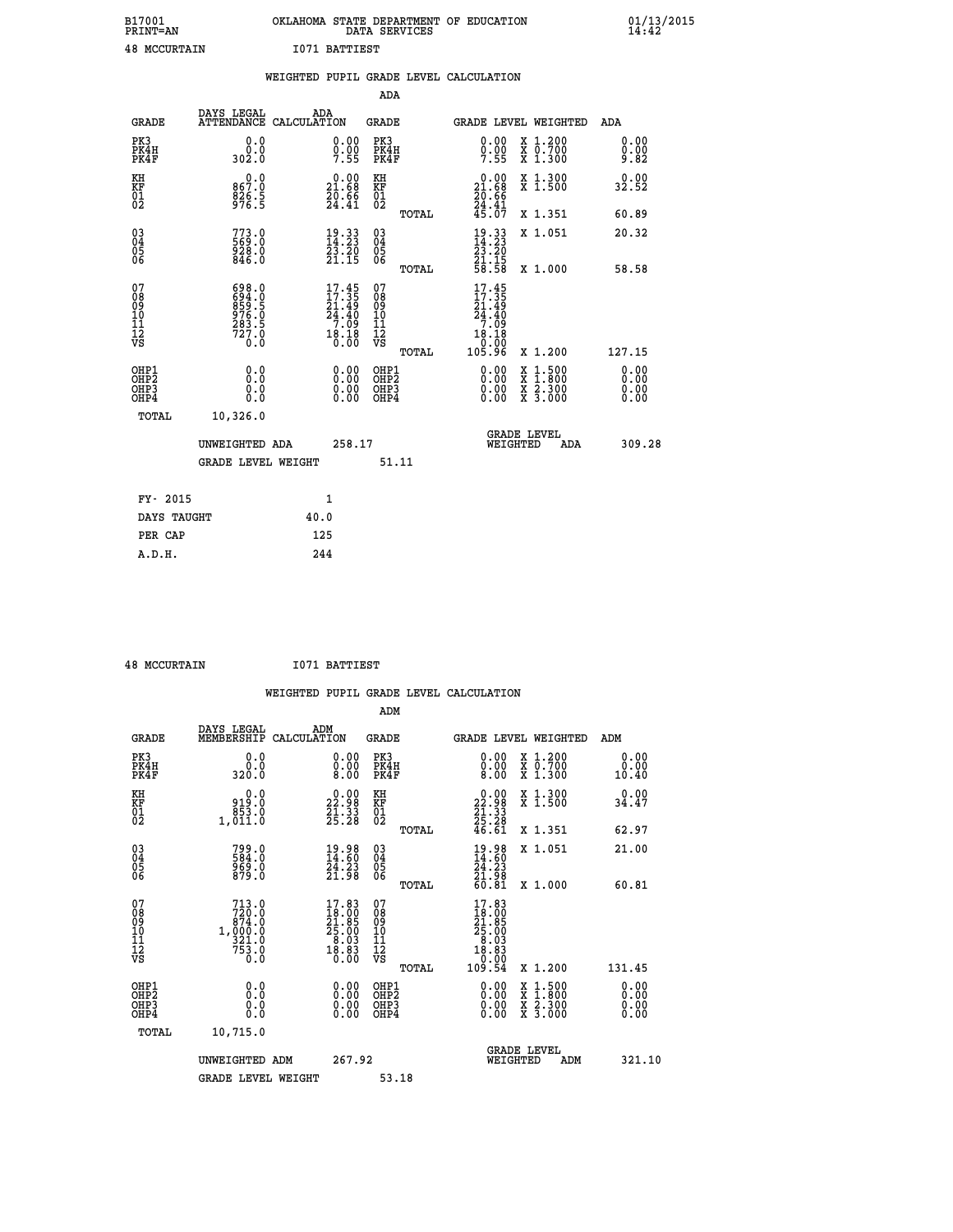B17001 OKLAHOMA STATE DEPARTMENT OF EDUCATION 01/13/2015
PRINT=AN DATA SERVICES 14:42

48 MCCURTAIN I071 BATTIEST

WEIGHTED PUPIL GRADE LEVEL CALCULATION

ADA

| GRADE | DAYS LEGAL ATTENDANCE | ADA CALCULATION | GRADE | GRADE LEVEL | WEIGHTED | ADA |
|---|---|---|---|---|---|---|
| PK3 | 0.0 | 0.00 | PK3 | 0.00 | X 1.200 | 0.00 |
| PK4H | 0.0 | 0.00 | PK4H | 0.00 | X 0.700 | 0.00 |
| PK4F | 302.0 | 7.55 | PK4F | 7.55 | X 1.300 | 9.82 |
| KH | 0.0 | 0.00 | KH | 0.00 | X 1.300 | 0.00 |
| KF | 867.0 | 21.68 | KF | 21.68 | X 1.500 | 32.52 |
| 01 | 826.5 | 20.66 | 01 | 20.66 | | |
| 02 | 976.5 | 24.41 | 02 | 24.41 | | |
| | | | TOTAL | 45.07 | X 1.351 | 60.89 |
| 03 | 773.0 | 19.33 | 03 | 19.33 | X 1.051 | 20.32 |
| 04 | 569.0 | 14.23 | 04 | 14.23 | | |
| 05 | 928.0 | 23.20 | 05 | 23.20 | | |
| 06 | 846.0 | 21.15 | 06 | 21.15 | | |
| | | | TOTAL | 58.58 | X 1.000 | 58.58 |
| 07 | 698.0 | 17.45 | 07 | 17.45 | | |
| 08 | 694.0 | 17.35 | 08 | 17.35 | | |
| 09 | 859.5 | 21.49 | 09 | 21.49 | | |
| 10 | 976.0 | 24.40 | 10 | 24.40 | | |
| 11 | 283.5 | 7.09 | 11 | 7.09 | | |
| 12 | 727.0 | 18.18 | 12 | 18.18 | | |
| VS | 0.0 | 0.00 | VS | 0.00 | | |
| | | | TOTAL | 105.96 | X 1.200 | 127.15 |
| OHP1 | 0.0 | 0.00 | OHP1 | 0.00 | X 1.500 | 0.00 |
| OHP2 | 0.0 | 0.00 | OHP2 | 0.00 | X 1.800 | 0.00 |
| OHP3 | 0.0 | 0.00 | OHP3 | 0.00 | X 2.300 | 0.00 |
| OHP4 | 0.0 | 0.00 | OHP4 | 0.00 | X 3.000 | 0.00 |
| TOTAL | 10,326.0 | | | | | |

UNWEIGHTED ADA 258.17 GRADE LEVEL WEIGHTED ADA 309.28

GRADE LEVEL WEIGHT 51.11

| FY- 2015 | 1 |
|---|---|
| DAYS TAUGHT | 40.0 |
| PER CAP | 125 |
| A.D.H. | 244 |

48 MCCURTAIN I071 BATTIEST

WEIGHTED PUPIL GRADE LEVEL CALCULATION

ADM

| GRADE | DAYS LEGAL MEMBERSHIP | ADM CALCULATION | GRADE | GRADE LEVEL | WEIGHTED | ADM |
|---|---|---|---|---|---|---|
| PK3 | 0.0 | 0.00 | PK3 | 0.00 | X 1.200 | 0.00 |
| PK4H | 0.0 | 0.00 | PK4H | 0.00 | X 0.700 | 0.00 |
| PK4F | 320.0 | 8.00 | PK4F | 8.00 | X 1.300 | 10.40 |
| KH | 0.0 | 0.00 | KH | 0.00 | X 1.300 | 0.00 |
| KF | 919.0 | 22.98 | KF | 22.98 | X 1.500 | 34.47 |
| 01 | 853.0 | 21.33 | 01 | 21.33 | | |
| 02 | 1,011.0 | 25.28 | 02 | 25.28 | | |
| | | | TOTAL | 46.61 | X 1.351 | 62.97 |
| 03 | 799.0 | 19.98 | 03 | 19.98 | X 1.051 | 21.00 |
| 04 | 584.0 | 14.60 | 04 | 14.60 | | |
| 05 | 969.0 | 24.23 | 05 | 24.23 | | |
| 06 | 879.0 | 21.98 | 06 | 21.98 | | |
| | | | TOTAL | 60.81 | X 1.000 | 60.81 |
| 07 | 713.0 | 17.83 | 07 | 17.83 | | |
| 08 | 720.0 | 18.00 | 08 | 18.00 | | |
| 09 | 874.0 | 21.85 | 09 | 21.85 | | |
| 10 | 1,000.0 | 25.00 | 10 | 25.00 | | |
| 11 | 321.0 | 8.03 | 11 | 8.03 | | |
| 12 | 753.0 | 18.83 | 12 | 18.83 | | |
| VS | 0.0 | 0.00 | VS | 0.00 | | |
| | | | TOTAL | 109.54 | X 1.200 | 131.45 |
| OHP1 | 0.0 | 0.00 | OHP1 | 0.00 | X 1.500 | 0.00 |
| OHP2 | 0.0 | 0.00 | OHP2 | 0.00 | X 1.800 | 0.00 |
| OHP3 | 0.0 | 0.00 | OHP3 | 0.00 | X 2.300 | 0.00 |
| OHP4 | 0.0 | 0.00 | OHP4 | 0.00 | X 3.000 | 0.00 |
| TOTAL | 10,715.0 | | | | | |

UNWEIGHTED ADM 267.92 GRADE LEVEL WEIGHTED ADM 321.10

GRADE LEVEL WEIGHT 53.18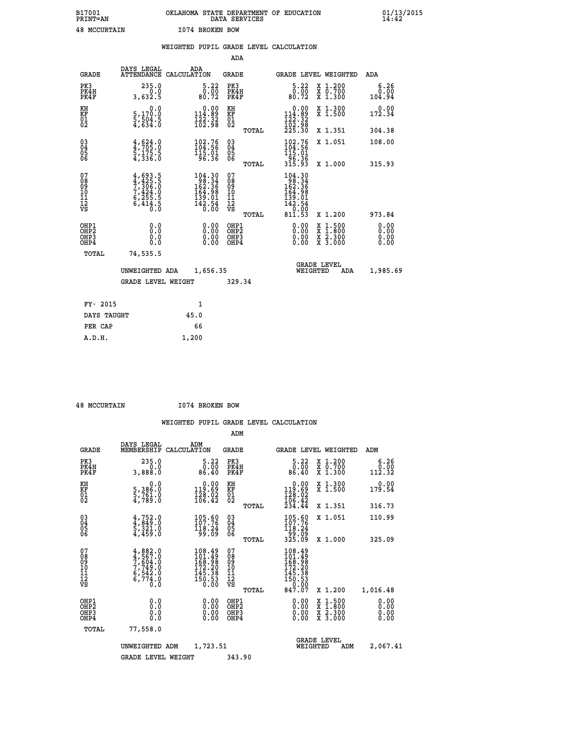B17001 OKLAHOMA STATE DEPARTMENT OF EDUCATION 01/13/2015
PRINT=AN DATA SERVICES 14:42

48 MCCURTAIN I074 BROKEN BOW

WEIGHTED PUPIL GRADE LEVEL CALCULATION

ADA

| GRADE | DAYS LEGAL ATTENDANCE | ADA CALCULATION | GRADE | GRADE LEVEL | WEIGHTED | ADA |
|---|---|---|---|---|---|---|
| PK3 | 235.0 | 5.22 | PK3 | 5.22 | X 1.200 | 6.26 |
| PK4H | 0.0 | 0.00 | PK4H | 0.00 | X 0.700 | 0.00 |
| PK4F | 3,632.5 | 80.72 | PK4F | 80.72 | X 1.300 | 104.94 |
| KH | 0.0 | 0.00 | KH | 0.00 | X 1.300 | 0.00 |
| KF | 5,170.0 | 114.89 | KF | 114.89 | X 1.500 | 172.34 |
| 01 | 5,504.5 | 122.32 | 01 | 122.32 | | |
| 02 | 4,634.0 | 102.98 | 02 | 102.98 | | |
| | | | TOTAL | 225.30 | X 1.351 | 304.38 |
| 03 | 4,624.0 | 102.76 | 03 | 102.76 | X 1.051 | 108.00 |
| 04 | 4,705.0 | 104.56 | 04 | 104.56 | | |
| 05 | 5,175.5 | 115.01 | 05 | 115.01 | | |
| 06 | 4,336.0 | 96.36 | 06 | 96.36 | | |
| | | | TOTAL | 315.93 | X 1.000 | 315.93 |
| 07 | 4,693.5 | 104.30 | 07 | 104.30 | | |
| 08 | 4,425.5 | 98.34 | 08 | 98.34 | | |
| 09 | 7,306.0 | 162.36 | 09 | 162.36 | | |
| 10 | 7,424.0 | 164.98 | 10 | 164.98 | | |
| 11 | 6,255.5 | 139.01 | 11 | 139.01 | | |
| 12 | 6,414.5 | 142.54 | 12 | 142.54 | | |
| VS | 0.0 | 0.00 | VS | 0.00 | | |
| | | | TOTAL | 811.53 | X 1.200 | 973.84 |
| OHP1 | 0.0 | 0.00 | OHP1 | 0.00 | X 1.500 | 0.00 |
| OHP2 | 0.0 | 0.00 | OHP2 | 0.00 | X 1.800 | 0.00 |
| OHP3 | 0.0 | 0.00 | OHP3 | 0.00 | X 2.300 | 0.00 |
| OHP4 | 0.0 | 0.00 | OHP4 | 0.00 | X 3.000 | 0.00 |
| TOTAL | 74,535.5 | | | | | |

UNWEIGHTED ADA 1,656.35 GRADE LEVEL WEIGHTED ADA 1,985.69

GRADE LEVEL WEIGHT 329.34

| FY- 2015 | 1 |
|---|---|
| DAYS TAUGHT | 45.0 |
| PER CAP | 66 |
| A.D.H. | 1,200 |

48 MCCURTAIN I074 BROKEN BOW

WEIGHTED PUPIL GRADE LEVEL CALCULATION

ADM

| GRADE | DAYS LEGAL MEMBERSHIP | ADM CALCULATION | GRADE | GRADE LEVEL | WEIGHTED | ADM |
|---|---|---|---|---|---|---|
| PK3 | 235.0 | 5.22 | PK3 | 5.22 | X 1.200 | 6.26 |
| PK4H | 0.0 | 0.00 | PK4H | 0.00 | X 0.700 | 0.00 |
| PK4F | 3,888.0 | 86.40 | PK4F | 86.40 | X 1.300 | 112.32 |
| KH | 0.0 | 0.00 | KH | 0.00 | X 1.300 | 0.00 |
| KF | 5,386.0 | 119.69 | KF | 119.69 | X 1.500 | 179.54 |
| 01 | 5,761.0 | 128.02 | 01 | 128.02 | | |
| 02 | 4,789.0 | 106.42 | 02 | 106.42 | | |
| | | | TOTAL | 234.44 | X 1.351 | 316.73 |
| 03 | 4,752.0 | 105.60 | 03 | 105.60 | X 1.051 | 110.99 |
| 04 | 4,849.0 | 107.76 | 04 | 107.76 | | |
| 05 | 5,321.0 | 118.24 | 05 | 118.24 | | |
| 06 | 4,459.0 | 99.09 | 06 | 99.09 | | |
| | | | TOTAL | 325.09 | X 1.000 | 325.09 |
| 07 | 4,882.0 | 108.49 | 07 | 108.49 | | |
| 08 | 4,567.0 | 101.49 | 08 | 101.49 | | |
| 09 | 7,604.0 | 168.98 | 09 | 168.98 | | |
| 10 | 7,749.0 | 172.20 | 10 | 172.20 | | |
| 11 | 6,542.0 | 145.38 | 11 | 145.38 | | |
| 12 | 6,774.0 | 150.53 | 12 | 150.53 | | |
| VS | 0.0 | 0.00 | VS | 0.00 | | |
| | | | TOTAL | 847.07 | X 1.200 | 1,016.48 |
| OHP1 | 0.0 | 0.00 | OHP1 | 0.00 | X 1.500 | 0.00 |
| OHP2 | 0.0 | 0.00 | OHP2 | 0.00 | X 1.800 | 0.00 |
| OHP3 | 0.0 | 0.00 | OHP3 | 0.00 | X 2.300 | 0.00 |
| OHP4 | 0.0 | 0.00 | OHP4 | 0.00 | X 3.000 | 0.00 |
| TOTAL | 77,558.0 | | | | | |

UNWEIGHTED ADM 1,723.51 GRADE LEVEL WEIGHTED ADM 2,067.41

GRADE LEVEL WEIGHT 343.90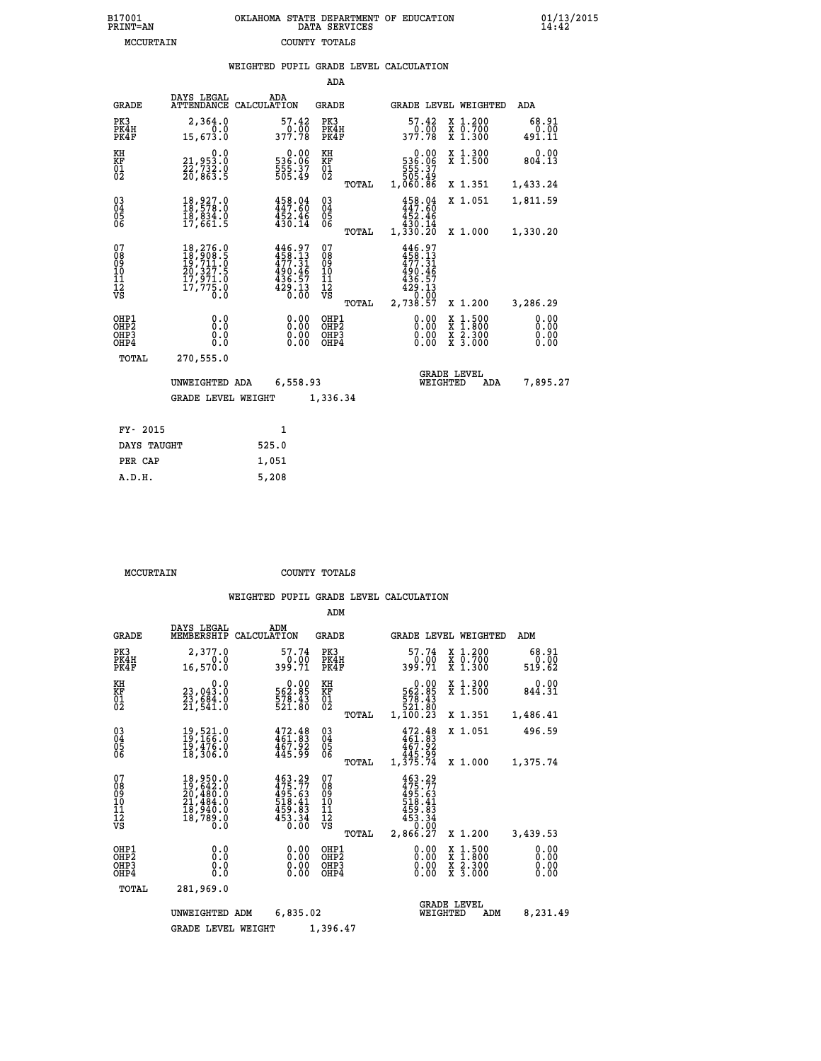B17001 OKLAHOMA STATE DEPARTMENT OF EDUCATION 01/13/2015
PRINT=AN DATA SERVICES 14:42

MCCURTAIN COUNTY TOTALS

## WEIGHTED PUPIL GRADE LEVEL CALCULATION

### ADA

| GRADE | DAYS LEGAL ATTENDANCE | ADA CALCULATION | GRADE | | GRADE LEVEL | WEIGHTED | ADA |
|---|---|---|---|---|---|---|---|
| PK3 | 2,364.0 | 57.42 | PK3 | | 57.42 | X 1.200 | 68.91 |
| PK4H | 0.0 | 0.00 | PK4H | | 0.00 | X 0.700 | 0.00 |
| PK4F | 15,673.0 | 377.78 | PK4F | | 377.78 | X 1.300 | 491.11 |
| KH | 0.0 | 0.00 | KH | | 0.00 | X 1.300 | 0.00 |
| KF | 21,953.0 | 536.06 | KF | | 536.06 | X 1.500 | 804.13 |
| 01 | 22,732.0 | 555.37 | 01 | | 555.37 | | |
| 02 | 20,863.5 | 505.49 | 02 | | 505.49 | | |
| | | | | TOTAL | 1,060.86 | X 1.351 | 1,433.24 |
| 03 | 18,927.0 | 458.04 | 03 | | 458.04 | X 1.051 | 1,811.59 |
| 04 | 18,578.0 | 447.60 | 04 | | 447.60 | | |
| 05 | 18,834.0 | 452.46 | 05 | | 452.46 | | |
| 06 | 17,661.5 | 430.14 | 06 | | 430.14 | | |
| | | | | TOTAL | 1,330.20 | X 1.000 | 1,330.20 |
| 07 | 18,276.0 | 446.97 | 07 | | 446.97 | | |
| 08 | 18,908.5 | 458.13 | 08 | | 458.13 | | |
| 09 | 19,711.0 | 477.31 | 09 | | 477.31 | | |
| 10 | 20,327.5 | 490.46 | 10 | | 490.46 | | |
| 11 | 17,971.0 | 436.57 | 11 | | 436.57 | | |
| 12 | 17,775.0 | 429.13 | 12 | | 429.13 | | |
| VS | 0.0 | 0.00 | VS | | 0.00 | | |
| | | | | TOTAL | 2,738.57 | X 1.200 | 3,286.29 |
| OHP1 | 0.0 | 0.00 | OHP1 | | 0.00 | X 1.500 | 0.00 |
| OHP2 | 0.0 | 0.00 | OHP2 | | 0.00 | X 1.800 | 0.00 |
| OHP3 | 0.0 | 0.00 | OHP3 | | 0.00 | X 2.300 | 0.00 |
| OHP4 | 0.0 | 0.00 | OHP4 | | 0.00 | X 3.000 | 0.00 |
| TOTAL | 270,555.0 | | | | | | |

UNWEIGHTED ADA 6,558.93 — GRADE LEVEL WEIGHTED ADA 7,895.27

GRADE LEVEL WEIGHT 1,336.34

| | |
|---|---|
| FY- 2015 | 1 |
| DAYS TAUGHT | 525.0 |
| PER CAP | 1,051 |
| A.D.H. | 5,208 |

MCCURTAIN COUNTY TOTALS

## WEIGHTED PUPIL GRADE LEVEL CALCULATION

### ADM

| GRADE | DAYS LEGAL MEMBERSHIP | ADM CALCULATION | GRADE | | GRADE LEVEL | WEIGHTED | ADM |
|---|---|---|---|---|---|---|---|
| PK3 | 2,377.0 | 57.74 | PK3 | | 57.74 | X 1.200 | 68.91 |
| PK4H | 0.0 | 0.00 | PK4H | | 0.00 | X 0.700 | 0.00 |
| PK4F | 16,570.0 | 399.71 | PK4F | | 399.71 | X 1.300 | 519.62 |
| KH | 0.0 | 0.00 | KH | | 0.00 | X 1.300 | 0.00 |
| KF | 23,043.0 | 562.85 | KF | | 562.85 | X 1.500 | 844.31 |
| 01 | 23,684.0 | 578.43 | 01 | | 578.43 | | |
| 02 | 21,541.0 | 521.80 | 02 | | 521.80 | | |
| | | | | TOTAL | 1,100.23 | X 1.351 | 1,486.41 |
| 03 | 19,521.0 | 472.48 | 03 | | 472.48 | X 1.051 | 496.59 |
| 04 | 19,166.0 | 461.83 | 04 | | 461.83 | | |
| 05 | 19,476.0 | 467.92 | 05 | | 467.92 | | |
| 06 | 18,306.0 | 445.99 | 06 | | 445.99 | | |
| | | | | TOTAL | 1,375.74 | X 1.000 | 1,375.74 |
| 07 | 18,950.0 | 463.29 | 07 | | 463.29 | | |
| 08 | 19,642.0 | 475.77 | 08 | | 475.77 | | |
| 09 | 20,480.0 | 495.63 | 09 | | 495.63 | | |
| 10 | 21,484.0 | 518.41 | 10 | | 518.41 | | |
| 11 | 18,940.0 | 459.83 | 11 | | 459.83 | | |
| 12 | 18,789.0 | 453.34 | 12 | | 453.34 | | |
| VS | 0.0 | 0.00 | VS | | 0.00 | | |
| | | | | TOTAL | 2,866.27 | X 1.200 | 3,439.53 |
| OHP1 | 0.0 | 0.00 | OHP1 | | 0.00 | X 1.500 | 0.00 |
| OHP2 | 0.0 | 0.00 | OHP2 | | 0.00 | X 1.800 | 0.00 |
| OHP3 | 0.0 | 0.00 | OHP3 | | 0.00 | X 2.300 | 0.00 |
| OHP4 | 0.0 | 0.00 | OHP4 | | 0.00 | X 3.000 | 0.00 |
| TOTAL | 281,969.0 | | | | | | |

UNWEIGHTED ADM 6,835.02 — GRADE LEVEL WEIGHTED ADM 8,231.49

GRADE LEVEL WEIGHT 1,396.47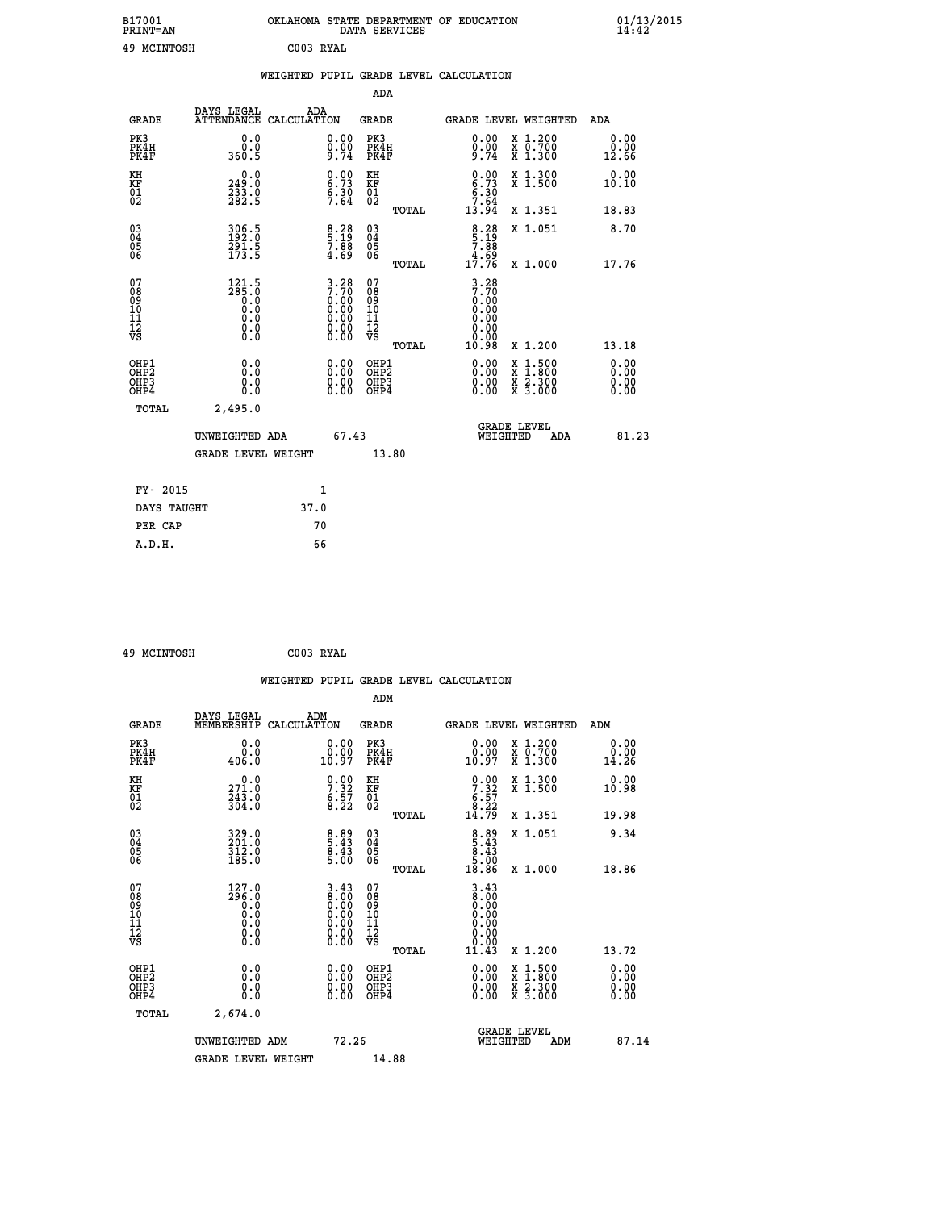B17001 OKLAHOMA STATE DEPARTMENT OF EDUCATION 01/13/2015
PRINT=AN DATA SERVICES 14:42

49 MCINTOSH C003 RYAL

## WEIGHTED PUPIL GRADE LEVEL CALCULATION

### ADA

| GRADE | DAYS LEGAL ATTENDANCE | ADA CALCULATION | GRADE | GRADE LEVEL | WEIGHTED | ADA |
|---|---|---|---|---|---|---|
| PK3 | 0.0 | 0.00 | PK3 | 0.00 | X 1.200 | 0.00 |
| PK4H | 0.0 | 0.00 | PK4H | 0.00 | X 0.700 | 0.00 |
| PK4F | 360.5 | 9.74 | PK4F | 9.74 | X 1.300 | 12.66 |
| KH | 0.0 | 0.00 | KH | 0.00 | X 1.300 | 0.00 |
| KF | 249.0 | 6.73 | KF | 6.73 | X 1.500 | 10.10 |
| 01 | 233.0 | 6.30 | 01 | 6.30 | | |
| 02 | 282.5 | 7.64 | 02 | 7.64 | | |
| | | | TOTAL | 13.94 | X 1.351 | 18.83 |
| 03 | 306.5 | 8.28 | 03 | 8.28 | X 1.051 | 8.70 |
| 04 | 192.0 | 5.19 | 04 | 5.19 | | |
| 05 | 291.5 | 7.88 | 05 | 7.88 | | |
| 06 | 173.5 | 4.69 | 06 | 4.69 | | |
| | | | TOTAL | 17.76 | X 1.000 | 17.76 |
| 07 | 121.5 | 3.28 | 07 | 3.28 | | |
| 08 | 285.0 | 7.70 | 08 | 7.70 | | |
| 09 | 0.0 | 0.00 | 09 | 0.00 | | |
| 10 | 0.0 | 0.00 | 10 | 0.00 | | |
| 11 | 0.0 | 0.00 | 11 | 0.00 | | |
| 12 | 0.0 | 0.00 | 12 | 0.00 | | |
| VS | 0.0 | 0.00 | VS | 0.00 | | |
| | | | TOTAL | 10.98 | X 1.200 | 13.18 |
| OHP1 | 0.0 | 0.00 | OHP1 | 0.00 | X 1.500 | 0.00 |
| OHP2 | 0.0 | 0.00 | OHP2 | 0.00 | X 1.800 | 0.00 |
| OHP3 | 0.0 | 0.00 | OHP3 | 0.00 | X 2.300 | 0.00 |
| OHP4 | 0.0 | 0.00 | OHP4 | 0.00 | X 3.000 | 0.00 |
| TOTAL | 2,495.0 | | | | | |

UNWEIGHTED ADA 67.43 — GRADE LEVEL WEIGHTED ADA 81.23

GRADE LEVEL WEIGHT 13.80

| | |
|---|---|
| FY- 2015 | 1 |
| DAYS TAUGHT | 37.0 |
| PER CAP | 70 |
| A.D.H. | 66 |

49 MCINTOSH C003 RYAL

## WEIGHTED PUPIL GRADE LEVEL CALCULATION

### ADM

| GRADE | DAYS LEGAL MEMBERSHIP | ADM CALCULATION | GRADE | GRADE LEVEL | WEIGHTED | ADM |
|---|---|---|---|---|---|---|
| PK3 | 0.0 | 0.00 | PK3 | 0.00 | X 1.200 | 0.00 |
| PK4H | 0.0 | 0.00 | PK4H | 0.00 | X 0.700 | 0.00 |
| PK4F | 406.0 | 10.97 | PK4F | 10.97 | X 1.300 | 14.26 |
| KH | 0.0 | 0.00 | KH | 0.00 | X 1.300 | 0.00 |
| KF | 271.0 | 7.32 | KF | 7.32 | X 1.500 | 10.98 |
| 01 | 243.0 | 6.57 | 01 | 6.57 | | |
| 02 | 304.0 | 8.22 | 02 | 8.22 | | |
| | | | TOTAL | 14.79 | X 1.351 | 19.98 |
| 03 | 329.0 | 8.89 | 03 | 8.89 | X 1.051 | 9.34 |
| 04 | 201.0 | 5.43 | 04 | 5.43 | | |
| 05 | 312.0 | 8.43 | 05 | 8.43 | | |
| 06 | 185.0 | 5.00 | 06 | 5.00 | | |
| | | | TOTAL | 18.86 | X 1.000 | 18.86 |
| 07 | 127.0 | 3.43 | 07 | 3.43 | | |
| 08 | 296.0 | 8.00 | 08 | 8.00 | | |
| 09 | 0.0 | 0.00 | 09 | 0.00 | | |
| 10 | 0.0 | 0.00 | 10 | 0.00 | | |
| 11 | 0.0 | 0.00 | 11 | 0.00 | | |
| 12 | 0.0 | 0.00 | 12 | 0.00 | | |
| VS | 0.0 | 0.00 | VS | 0.00 | | |
| | | | TOTAL | 11.43 | X 1.200 | 13.72 |
| OHP1 | 0.0 | 0.00 | OHP1 | 0.00 | X 1.500 | 0.00 |
| OHP2 | 0.0 | 0.00 | OHP2 | 0.00 | X 1.800 | 0.00 |
| OHP3 | 0.0 | 0.00 | OHP3 | 0.00 | X 2.300 | 0.00 |
| OHP4 | 0.0 | 0.00 | OHP4 | 0.00 | X 3.000 | 0.00 |
| TOTAL | 2,674.0 | | | | | |

UNWEIGHTED ADM 72.26 — GRADE LEVEL WEIGHTED ADM 87.14

GRADE LEVEL WEIGHT 14.88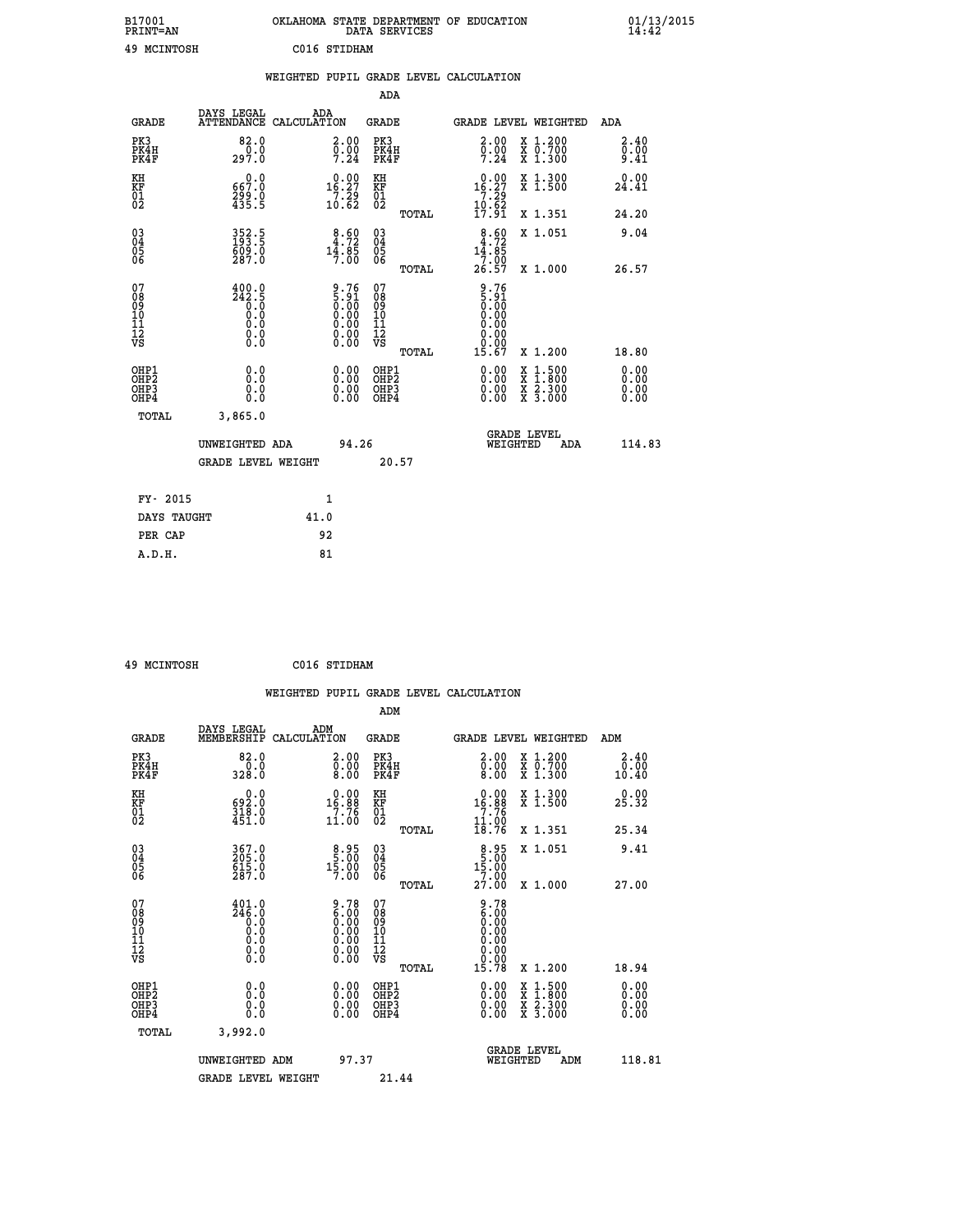B17001 OKLAHOMA STATE DEPARTMENT OF EDUCATION 01/13/2015
PRINT=AN DATA SERVICES 14:42

49 MCINTOSH C016 STIDHAM

## WEIGHTED PUPIL GRADE LEVEL CALCULATION

### ADA

| GRADE | DAYS LEGAL ATTENDANCE | ADA CALCULATION | GRADE | GRADE LEVEL | WEIGHTED | ADA |
|---|---|---|---|---|---|---|
| PK3 | 82.0 | 2.00 | PK3 | 2.00 | X 1.200 | 2.40 |
| PK4H | 0.0 | 0.00 | PK4H | 0.00 | X 0.700 | 0.00 |
| PK4F | 297.0 | 7.24 | PK4F | 7.24 | X 1.300 | 9.41 |
| KH | 0.0 | 0.00 | KH | 0.00 | X 1.300 | 0.00 |
| KF | 667.0 | 16.27 | KF | 16.27 | X 1.500 | 24.41 |
| 01 | 299.0 | 7.29 | 01 | 7.29 | | |
| 02 | 435.5 | 10.62 | 02 | 10.62 | | |
| | | | TOTAL | 17.91 | X 1.351 | 24.20 |
| 03 | 352.5 | 8.60 | 03 | 8.60 | X 1.051 | 9.04 |
| 04 | 193.5 | 4.72 | 04 | 4.72 | | |
| 05 | 609.0 | 14.85 | 05 | 14.85 | | |
| 06 | 287.0 | 7.00 | 06 | 7.00 | | |
| | | | TOTAL | 26.57 | X 1.000 | 26.57 |
| 07 | 400.0 | 9.76 | 07 | 9.76 | | |
| 08 | 242.5 | 5.91 | 08 | 5.91 | | |
| 09 | 0.0 | 0.00 | 09 | 0.00 | | |
| 10 | 0.0 | 0.00 | 10 | 0.00 | | |
| 11 | 0.0 | 0.00 | 11 | 0.00 | | |
| 12 | 0.0 | 0.00 | 12 | 0.00 | | |
| VS | 0.0 | 0.00 | VS | 0.00 | | |
| | | | TOTAL | 15.67 | X 1.200 | 18.80 |
| OHP1 | 0.0 | 0.00 | OHP1 | 0.00 | X 1.500 | 0.00 |
| OHP2 | 0.0 | 0.00 | OHP2 | 0.00 | X 1.800 | 0.00 |
| OHP3 | 0.0 | 0.00 | OHP3 | 0.00 | X 2.300 | 0.00 |
| OHP4 | 0.0 | 0.00 | OHP4 | 0.00 | X 3.000 | 0.00 |
| TOTAL | 3,865.0 | | | | | |

UNWEIGHTED ADA 94.26 — GRADE LEVEL WEIGHTED ADA 114.83

GRADE LEVEL WEIGHT 20.57

| FY- 2015 | 1 |
|---|---|
| DAYS TAUGHT | 41.0 |
| PER CAP | 92 |
| A.D.H. | 81 |

49 MCINTOSH C016 STIDHAM

## WEIGHTED PUPIL GRADE LEVEL CALCULATION

### ADM

| GRADE | DAYS LEGAL MEMBERSHIP | ADM CALCULATION | GRADE | GRADE LEVEL | WEIGHTED | ADM |
|---|---|---|---|---|---|---|
| PK3 | 82.0 | 2.00 | PK3 | 2.00 | X 1.200 | 2.40 |
| PK4H | 0.0 | 0.00 | PK4H | 0.00 | X 0.700 | 0.00 |
| PK4F | 328.0 | 8.00 | PK4F | 8.00 | X 1.300 | 10.40 |
| KH | 0.0 | 0.00 | KH | 0.00 | X 1.300 | 0.00 |
| KF | 692.0 | 16.88 | KF | 16.88 | X 1.500 | 25.32 |
| 01 | 318.0 | 7.76 | 01 | 7.76 | | |
| 02 | 451.0 | 11.00 | 02 | 11.00 | | |
| | | | TOTAL | 18.76 | X 1.351 | 25.34 |
| 03 | 367.0 | 8.95 | 03 | 8.95 | X 1.051 | 9.41 |
| 04 | 205.0 | 5.00 | 04 | 5.00 | | |
| 05 | 615.0 | 15.00 | 05 | 15.00 | | |
| 06 | 287.0 | 7.00 | 06 | 7.00 | | |
| | | | TOTAL | 27.00 | X 1.000 | 27.00 |
| 07 | 401.0 | 9.78 | 07 | 9.78 | | |
| 08 | 246.0 | 6.00 | 08 | 6.00 | | |
| 09 | 0.0 | 0.00 | 09 | 0.00 | | |
| 10 | 0.0 | 0.00 | 10 | 0.00 | | |
| 11 | 0.0 | 0.00 | 11 | 0.00 | | |
| 12 | 0.0 | 0.00 | 12 | 0.00 | | |
| VS | 0.0 | 0.00 | VS | 0.00 | | |
| | | | TOTAL | 15.78 | X 1.200 | 18.94 |
| OHP1 | 0.0 | 0.00 | OHP1 | 0.00 | X 1.500 | 0.00 |
| OHP2 | 0.0 | 0.00 | OHP2 | 0.00 | X 1.800 | 0.00 |
| OHP3 | 0.0 | 0.00 | OHP3 | 0.00 | X 2.300 | 0.00 |
| OHP4 | 0.0 | 0.00 | OHP4 | 0.00 | X 3.000 | 0.00 |
| TOTAL | 3,992.0 | | | | | |

UNWEIGHTED ADM 97.37 — GRADE LEVEL WEIGHTED ADM 118.81

GRADE LEVEL WEIGHT 21.44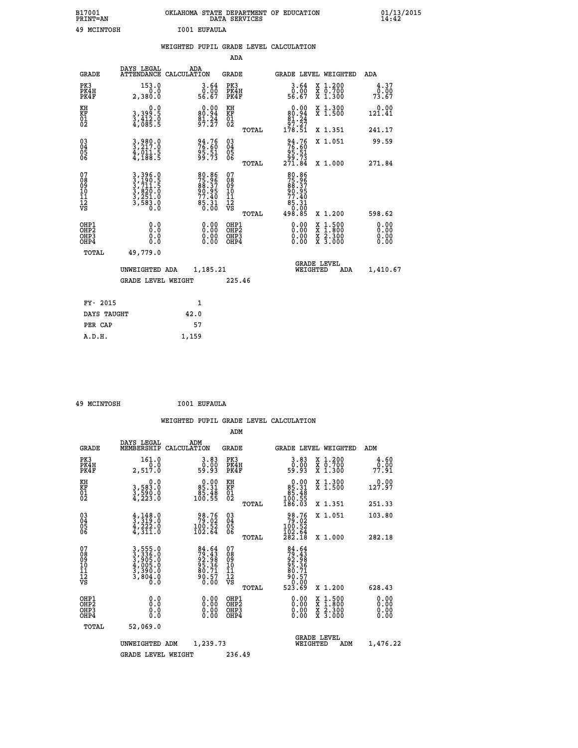B17001 OKLAHOMA STATE DEPARTMENT OF EDUCATION 01/13/2015
PRINT=AN DATA SERVICES 14:42

49 MCINTOSH I001 EUFAULA

## WEIGHTED PUPIL GRADE LEVEL CALCULATION

### ADA

| GRADE | DAYS LEGAL ATTENDANCE | ADA CALCULATION | GRADE | | GRADE LEVEL | WEIGHTED | ADA |
|---|---|---|---|---|---|---|---|
| PK3 | 153.0 | 3.64 | PK3 | | 3.64 | X 1.200 | 4.37 |
| PK4H | 0.0 | 0.00 | PK4H | | 0.00 | X 0.700 | 0.00 |
| PK4F | 2,380.0 | 56.67 | PK4F | | 56.67 | X 1.300 | 73.67 |
| KH | 0.0 | 0.00 | KH | | 0.00 | X 1.300 | 0.00 |
| KF | 3,399.5 | 80.94 | KF | | 80.94 | X 1.500 | 121.41 |
| 01 | 3,412.0 | 81.24 | 01 | | 81.24 | | |
| 02 | 4,085.5 | 97.27 | 02 | | 97.27 | | |
| | | | | TOTAL | 178.51 | X 1.351 | 241.17 |
| 03 | 3,980.0 | 94.76 | 03 | | 94.76 | X 1.051 | 99.59 |
| 04 | 3,217.0 | 76.60 | 04 | | 76.60 | | |
| 05 | 4,011.5 | 95.51 | 05 | | 95.51 | | |
| 06 | 4,188.5 | 99.73 | 06 | | 99.73 | | |
| | | | | TOTAL | 271.84 | X 1.000 | 271.84 |
| 07 | 3,396.0 | 80.86 | 07 | | 80.86 | | |
| 08 | 3,190.5 | 75.96 | 08 | | 75.96 | | |
| 09 | 3,711.5 | 88.37 | 09 | | 88.37 | | |
| 10 | 3,820.0 | 90.95 | 10 | | 90.95 | | |
| 11 | 3,251.0 | 77.40 | 11 | | 77.40 | | |
| 12 | 3,583.0 | 85.31 | 12 | | 85.31 | | |
| VS | 0.0 | 0.00 | VS | | 0.00 | | |
| | | | | TOTAL | 498.85 | X 1.200 | 598.62 |
| OHP1 | 0.0 | 0.00 | OHP1 | | 0.00 | X 1.500 | 0.00 |
| OHP2 | 0.0 | 0.00 | OHP2 | | 0.00 | X 1.800 | 0.00 |
| OHP3 | 0.0 | 0.00 | OHP3 | | 0.00 | X 2.300 | 0.00 |
| OHP4 | 0.0 | 0.00 | OHP4 | | 0.00 | X 3.000 | 0.00 |
| TOTAL | 49,779.0 | | | | | | |

UNWEIGHTED ADA 1,185.21 — GRADE LEVEL WEIGHTED ADA 1,410.67

GRADE LEVEL WEIGHT 225.46

| FY- 2015 | 1 |
|---|---|
| DAYS TAUGHT | 42.0 |
| PER CAP | 57 |
| A.D.H. | 1,159 |

49 MCINTOSH I001 EUFAULA

## WEIGHTED PUPIL GRADE LEVEL CALCULATION

### ADM

| GRADE | DAYS LEGAL MEMBERSHIP | ADM CALCULATION | GRADE | | GRADE LEVEL | WEIGHTED | ADM |
|---|---|---|---|---|---|---|---|
| PK3 | 161.0 | 3.83 | PK3 | | 3.83 | X 1.200 | 4.60 |
| PK4H | 0.0 | 0.00 | PK4H | | 0.00 | X 0.700 | 0.00 |
| PK4F | 2,517.0 | 59.93 | PK4F | | 59.93 | X 1.300 | 77.91 |
| KH | 0.0 | 0.00 | KH | | 0.00 | X 1.300 | 0.00 |
| KF | 3,583.0 | 85.31 | KF | | 85.31 | X 1.500 | 127.97 |
| 01 | 3,590.0 | 85.48 | 01 | | 85.48 | | |
| 02 | 4,223.0 | 100.55 | 02 | | 100.55 | | |
| | | | | TOTAL | 186.03 | X 1.351 | 251.33 |
| 03 | 4,148.0 | 98.76 | 03 | | 98.76 | X 1.051 | 103.80 |
| 04 | 3,319.0 | 79.02 | 04 | | 79.02 | | |
| 05 | 4,222.0 | 100.52 | 05 | | 100.52 | | |
| 06 | 4,311.0 | 102.64 | 06 | | 102.64 | | |
| | | | | TOTAL | 282.18 | X 1.000 | 282.18 |
| 07 | 3,555.0 | 84.64 | 07 | | 84.64 | | |
| 08 | 3,336.0 | 79.43 | 08 | | 79.43 | | |
| 09 | 3,905.0 | 92.98 | 09 | | 92.98 | | |
| 10 | 4,005.0 | 95.36 | 10 | | 95.36 | | |
| 11 | 3,390.0 | 80.71 | 11 | | 80.71 | | |
| 12 | 3,804.0 | 90.57 | 12 | | 90.57 | | |
| VS | 0.0 | 0.00 | VS | | 0.00 | | |
| | | | | TOTAL | 523.69 | X 1.200 | 628.43 |
| OHP1 | 0.0 | 0.00 | OHP1 | | 0.00 | X 1.500 | 0.00 |
| OHP2 | 0.0 | 0.00 | OHP2 | | 0.00 | X 1.800 | 0.00 |
| OHP3 | 0.0 | 0.00 | OHP3 | | 0.00 | X 2.300 | 0.00 |
| OHP4 | 0.0 | 0.00 | OHP4 | | 0.00 | X 3.000 | 0.00 |
| TOTAL | 52,069.0 | | | | | | |

UNWEIGHTED ADM 1,239.73 — GRADE LEVEL WEIGHTED ADM 1,476.22

GRADE LEVEL WEIGHT 236.49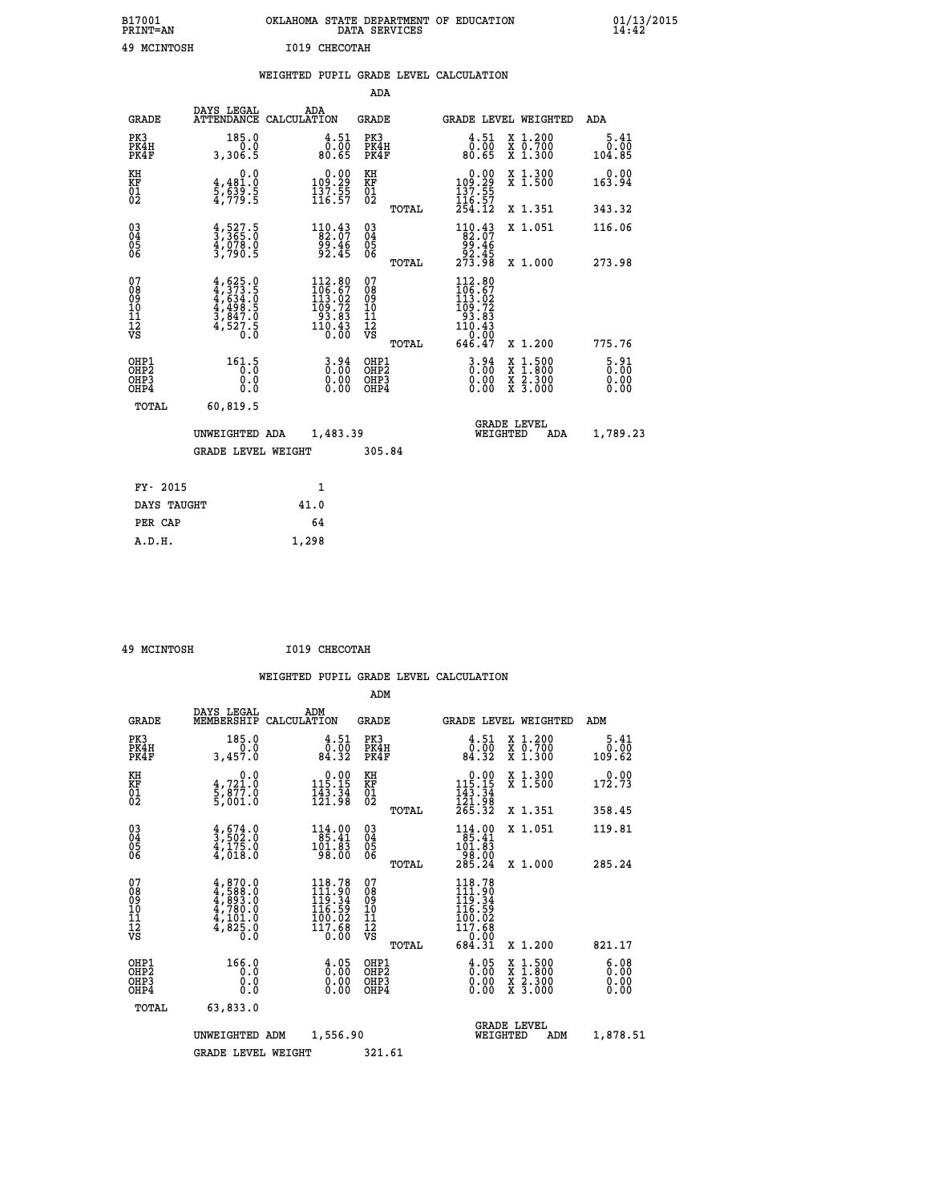B17001 OKLAHOMA STATE DEPARTMENT OF EDUCATION 01/13/2015
PRINT=AN DATA SERVICES 14:42

49 MCINTOSH I019 CHECOTAH

## WEIGHTED PUPIL GRADE LEVEL CALCULATION

### ADA

| GRADE | DAYS LEGAL ATTENDANCE | ADA CALCULATION | GRADE | | GRADE LEVEL | WEIGHTED | ADA |
|---|---|---|---|---|---|---|---|
| PK3 | 185.0 | 4.51 | PK3 | | 4.51 | X 1.200 | 5.41 |
| PK4H | 0.0 | 0.00 | PK4H | | 0.00 | X 0.700 | 0.00 |
| PK4F | 3,306.5 | 80.65 | PK4F | | 80.65 | X 1.300 | 104.85 |
| KH | 0.0 | 0.00 | KH | | 0.00 | X 1.300 | 0.00 |
| KF | 4,481.0 | 109.29 | KF | | 109.29 | X 1.500 | 163.94 |
| 01 | 5,639.5 | 137.55 | 01 | | 137.55 | | |
| 02 | 4,779.5 | 116.57 | 02 | | 116.57 | | |
| | | | | TOTAL | 254.12 | X 1.351 | 343.32 |
| 03 | 4,527.5 | 110.43 | 03 | | 110.43 | X 1.051 | 116.06 |
| 04 | 3,365.0 | 82.07 | 04 | | 82.07 | | |
| 05 | 4,078.0 | 99.46 | 05 | | 99.46 | | |
| 06 | 3,790.5 | 92.45 | 06 | | 92.45 | | |
| | | | | TOTAL | 273.98 | X 1.000 | 273.98 |
| 07 | 4,625.0 | 112.80 | 07 | | 112.80 | | |
| 08 | 4,373.5 | 106.67 | 08 | | 106.67 | | |
| 09 | 4,634.0 | 113.02 | 09 | | 113.02 | | |
| 10 | 4,498.5 | 109.72 | 10 | | 109.72 | | |
| 11 | 3,847.0 | 93.83 | 11 | | 93.83 | | |
| 12 | 4,527.5 | 110.43 | 12 | | 110.43 | | |
| VS | 0.0 | 0.00 | VS | | 0.00 | | |
| | | | | TOTAL | 646.47 | X 1.200 | 775.76 |
| OHP1 | 161.5 | 3.94 | OHP1 | | 3.94 | X 1.500 | 5.91 |
| OHP2 | 0.0 | 0.00 | OHP2 | | 0.00 | X 1.800 | 0.00 |
| OHP3 | 0.0 | 0.00 | OHP3 | | 0.00 | X 2.300 | 0.00 |
| OHP4 | 0.0 | 0.00 | OHP4 | | 0.00 | X 3.000 | 0.00 |
| TOTAL | 60,819.5 | | | | | | |

UNWEIGHTED ADA 1,483.39 | GRADE LEVEL WEIGHTED ADA 1,789.23

GRADE LEVEL WEIGHT 305.84

| | |
|---|---|
| FY- 2015 | 1 |
| DAYS TAUGHT | 41.0 |
| PER CAP | 64 |
| A.D.H. | 1,298 |

49 MCINTOSH I019 CHECOTAH

## WEIGHTED PUPIL GRADE LEVEL CALCULATION

### ADM

| GRADE | DAYS LEGAL MEMBERSHIP | ADM CALCULATION | GRADE | | GRADE LEVEL | WEIGHTED | ADM |
|---|---|---|---|---|---|---|---|
| PK3 | 185.0 | 4.51 | PK3 | | 4.51 | X 1.200 | 5.41 |
| PK4H | 0.0 | 0.00 | PK4H | | 0.00 | X 0.700 | 0.00 |
| PK4F | 3,457.0 | 84.32 | PK4F | | 84.32 | X 1.300 | 109.62 |
| KH | 0.0 | 0.00 | KH | | 0.00 | X 1.300 | 0.00 |
| KF | 4,721.0 | 115.15 | KF | | 115.15 | X 1.500 | 172.73 |
| 01 | 5,877.0 | 143.34 | 01 | | 143.34 | | |
| 02 | 5,001.0 | 121.98 | 02 | | 121.98 | | |
| | | | | TOTAL | 265.32 | X 1.351 | 358.45 |
| 03 | 4,674.0 | 114.00 | 03 | | 114.00 | X 1.051 | 119.81 |
| 04 | 3,502.0 | 85.41 | 04 | | 85.41 | | |
| 05 | 4,175.0 | 101.83 | 05 | | 101.83 | | |
| 06 | 4,018.0 | 98.00 | 06 | | 98.00 | | |
| | | | | TOTAL | 285.24 | X 1.000 | 285.24 |
| 07 | 4,870.0 | 118.78 | 07 | | 118.78 | | |
| 08 | 4,588.0 | 111.90 | 08 | | 111.90 | | |
| 09 | 4,893.0 | 119.34 | 09 | | 119.34 | | |
| 10 | 4,780.0 | 116.59 | 10 | | 116.59 | | |
| 11 | 4,101.0 | 100.02 | 11 | | 100.02 | | |
| 12 | 4,825.0 | 117.68 | 12 | | 117.68 | | |
| VS | 0.0 | 0.00 | VS | | 0.00 | | |
| | | | | TOTAL | 684.31 | X 1.200 | 821.17 |
| OHP1 | 166.0 | 4.05 | OHP1 | | 4.05 | X 1.500 | 6.08 |
| OHP2 | 0.0 | 0.00 | OHP2 | | 0.00 | X 1.800 | 0.00 |
| OHP3 | 0.0 | 0.00 | OHP3 | | 0.00 | X 2.300 | 0.00 |
| OHP4 | 0.0 | 0.00 | OHP4 | | 0.00 | X 3.000 | 0.00 |
| TOTAL | 63,833.0 | | | | | | |

UNWEIGHTED ADM 1,556.90 | GRADE LEVEL WEIGHTED ADM 1,878.51

GRADE LEVEL WEIGHT 321.61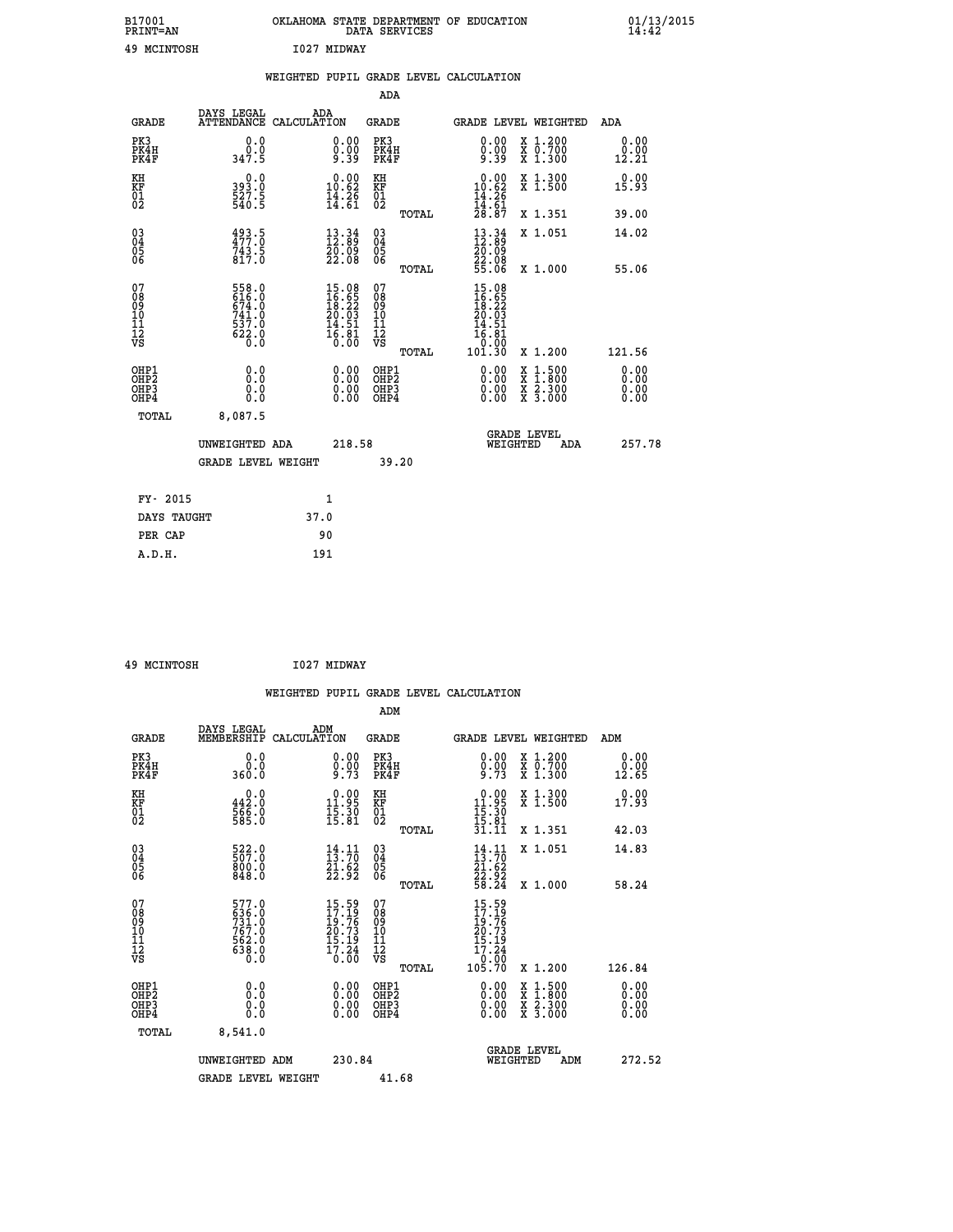B17001 OKLAHOMA STATE DEPARTMENT OF EDUCATION 01/13/2015
PRINT=AN DATA SERVICES 14:42

49 MCINTOSH I027 MIDWAY

## WEIGHTED PUPIL GRADE LEVEL CALCULATION

### ADA

| GRADE | DAYS LEGAL ATTENDANCE | ADA CALCULATION | GRADE | | GRADE LEVEL | WEIGHTED | ADA |
|---|---|---|---|---|---|---|---|
| PK3 | 0.0 | 0.00 | PK3 | | 0.00 | X 1.200 | 0.00 |
| PK4H | 0.0 | 0.00 | PK4H | | 0.00 | X 0.700 | 0.00 |
| PK4F | 347.5 | 9.39 | PK4F | | 9.39 | X 1.300 | 12.21 |
| KH | 0.0 | 0.00 | KH | | 0.00 | X 1.300 | 0.00 |
| KF | 393.0 | 10.62 | KF | | 10.62 | X 1.500 | 15.93 |
| 01 | 527.5 | 14.26 | 01 | | 14.26 | | |
| 02 | 540.5 | 14.61 | 02 | | 14.61 | | |
| | | | | TOTAL | 28.87 | X 1.351 | 39.00 |
| 03 | 493.5 | 13.34 | 03 | | 13.34 | X 1.051 | 14.02 |
| 04 | 477.0 | 12.89 | 04 | | 12.89 | | |
| 05 | 743.5 | 20.09 | 05 | | 20.09 | | |
| 06 | 817.0 | 22.08 | 06 | | 22.08 | | |
| | | | | TOTAL | 55.06 | X 1.000 | 55.06 |
| 07 | 558.0 | 15.08 | 07 | | 15.08 | | |
| 08 | 616.0 | 16.65 | 08 | | 16.65 | | |
| 09 | 674.0 | 18.22 | 09 | | 18.22 | | |
| 10 | 741.0 | 20.03 | 10 | | 20.03 | | |
| 11 | 537.0 | 14.51 | 11 | | 14.51 | | |
| 12 | 622.0 | 16.81 | 12 | | 16.81 | | |
| VS | 0.0 | 0.00 | VS | | 0.00 | | |
| | | | | TOTAL | 101.30 | X 1.200 | 121.56 |
| OHP1 | 0.0 | 0.00 | OHP1 | | 0.00 | X 1.500 | 0.00 |
| OHP2 | 0.0 | 0.00 | OHP2 | | 0.00 | X 1.800 | 0.00 |
| OHP3 | 0.0 | 0.00 | OHP3 | | 0.00 | X 2.300 | 0.00 |
| OHP4 | 0.0 | 0.00 | OHP4 | | 0.00 | X 3.000 | 0.00 |
| TOTAL | 8,087.5 | | | | | | |

UNWEIGHTED ADA 218.58 — GRADE LEVEL WEIGHTED ADA 257.78

GRADE LEVEL WEIGHT 39.20

| FY- 2015 | 1 |
|---|---|
| DAYS TAUGHT | 37.0 |
| PER CAP | 90 |
| A.D.H. | 191 |

49 MCINTOSH I027 MIDWAY

## WEIGHTED PUPIL GRADE LEVEL CALCULATION

### ADM

| GRADE | DAYS LEGAL MEMBERSHIP | ADM CALCULATION | GRADE | | GRADE LEVEL | WEIGHTED | ADM |
|---|---|---|---|---|---|---|---|
| PK3 | 0.0 | 0.00 | PK3 | | 0.00 | X 1.200 | 0.00 |
| PK4H | 0.0 | 0.00 | PK4H | | 0.00 | X 0.700 | 0.00 |
| PK4F | 360.0 | 9.73 | PK4F | | 9.73 | X 1.300 | 12.65 |
| KH | 0.0 | 0.00 | KH | | 0.00 | X 1.300 | 0.00 |
| KF | 442.0 | 11.95 | KF | | 11.95 | X 1.500 | 17.93 |
| 01 | 566.0 | 15.30 | 01 | | 15.30 | | |
| 02 | 585.0 | 15.81 | 02 | | 15.81 | | |
| | | | | TOTAL | 31.11 | X 1.351 | 42.03 |
| 03 | 522.0 | 14.11 | 03 | | 14.11 | X 1.051 | 14.83 |
| 04 | 507.0 | 13.70 | 04 | | 13.70 | | |
| 05 | 800.0 | 21.62 | 05 | | 21.62 | | |
| 06 | 848.0 | 22.92 | 06 | | 22.92 | | |
| | | | | TOTAL | 58.24 | X 1.000 | 58.24 |
| 07 | 577.0 | 15.59 | 07 | | 15.59 | | |
| 08 | 636.0 | 17.19 | 08 | | 17.19 | | |
| 09 | 731.0 | 19.76 | 09 | | 19.76 | | |
| 10 | 767.0 | 20.73 | 10 | | 20.73 | | |
| 11 | 562.0 | 15.19 | 11 | | 15.19 | | |
| 12 | 638.0 | 17.24 | 12 | | 17.24 | | |
| VS | 0.0 | 0.00 | VS | | 0.00 | | |
| | | | | TOTAL | 105.70 | X 1.200 | 126.84 |
| OHP1 | 0.0 | 0.00 | OHP1 | | 0.00 | X 1.500 | 0.00 |
| OHP2 | 0.0 | 0.00 | OHP2 | | 0.00 | X 1.800 | 0.00 |
| OHP3 | 0.0 | 0.00 | OHP3 | | 0.00 | X 2.300 | 0.00 |
| OHP4 | 0.0 | 0.00 | OHP4 | | 0.00 | X 3.000 | 0.00 |
| TOTAL | 8,541.0 | | | | | | |

UNWEIGHTED ADM 230.84 — GRADE LEVEL WEIGHTED ADM 272.52

GRADE LEVEL WEIGHT 41.68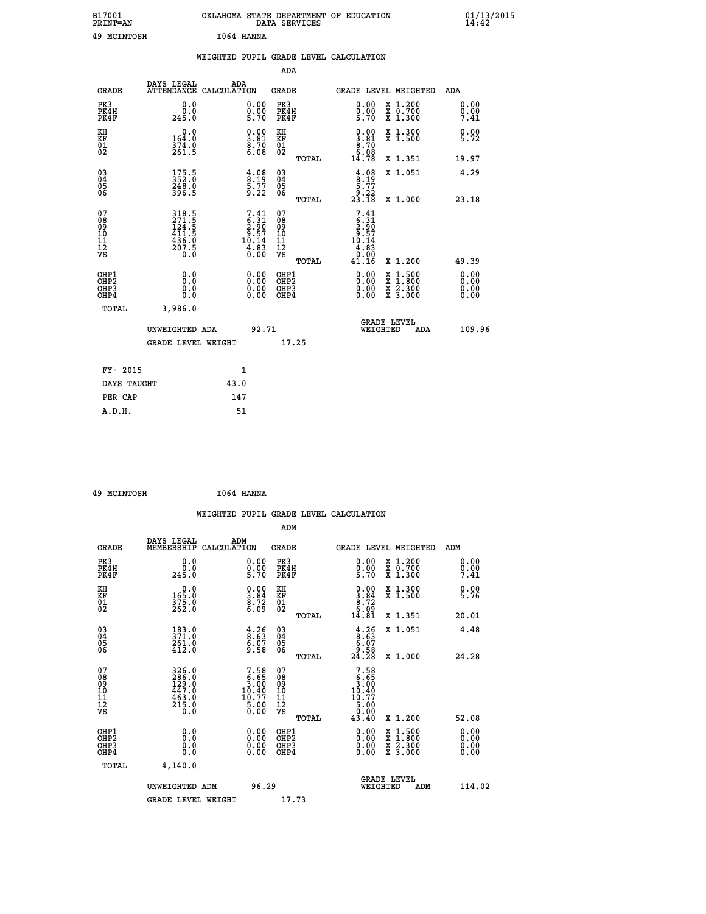B17001 OKLAHOMA STATE DEPARTMENT OF EDUCATION 01/13/2015
PRINT=AN DATA SERVICES 14:42

49 MCINTOSH I064 HANNA

WEIGHTED PUPIL GRADE LEVEL CALCULATION

ADA

| GRADE | DAYS LEGAL ATTENDANCE | ADA CALCULATION | GRADE | | GRADE LEVEL | WEIGHTED | ADA |
|---|---|---|---|---|---|---|---|
| PK3 | 0.0 | 0.00 | PK3 | | 0.00 | X 1.200 | 0.00 |
| PK4H | 0.0 | 0.00 | PK4H | | 0.00 | X 0.700 | 0.00 |
| PK4F | 245.0 | 5.70 | PK4F | | 5.70 | X 1.300 | 7.41 |
| KH | 0.0 | 0.00 | KH | | 0.00 | X 1.300 | 0.00 |
| KF | 164.0 | 3.81 | KF | | 3.81 | X 1.500 | 5.72 |
| 01 | 374.0 | 8.70 | 01 | | 8.70 | | |
| 02 | 261.5 | 6.08 | 02 | | 6.08 | | |
| | | | | TOTAL | 14.78 | X 1.351 | 19.97 |
| 03 | 175.5 | 4.08 | 03 | | 4.08 | X 1.051 | 4.29 |
| 04 | 352.0 | 8.19 | 04 | | 8.19 | | |
| 05 | 248.0 | 5.77 | 05 | | 5.77 | | |
| 06 | 396.5 | 9.22 | 06 | | 9.22 | | |
| | | | | TOTAL | 23.18 | X 1.000 | 23.18 |
| 07 | 318.5 | 7.41 | 07 | | 7.41 | | |
| 08 | 271.5 | 6.31 | 08 | | 6.31 | | |
| 09 | 124.5 | 2.90 | 09 | | 2.90 | | |
| 10 | 411.5 | 9.57 | 10 | | 9.57 | | |
| 11 | 436.0 | 10.14 | 11 | | 10.14 | | |
| 12 | 207.5 | 4.83 | 12 | | 4.83 | | |
| VS | 0.0 | 0.00 | VS | | 0.00 | | |
| | | | | TOTAL | 41.16 | X 1.200 | 49.39 |
| OHP1 | 0.0 | 0.00 | OHP1 | | 0.00 | X 1.500 | 0.00 |
| OHP2 | 0.0 | 0.00 | OHP2 | | 0.00 | X 1.800 | 0.00 |
| OHP3 | 0.0 | 0.00 | OHP3 | | 0.00 | X 2.300 | 0.00 |
| OHP4 | 0.0 | 0.00 | OHP4 | | 0.00 | X 3.000 | 0.00 |
| TOTAL | 3,986.0 | | | | | | |

UNWEIGHTED ADA 92.71 GRADE LEVEL WEIGHTED ADA 109.96

GRADE LEVEL WEIGHT 17.25

| FY- 2015 | 1 |
|---|---|
| DAYS TAUGHT | 43.0 |
| PER CAP | 147 |
| A.D.H. | 51 |

49 MCINTOSH I064 HANNA

WEIGHTED PUPIL GRADE LEVEL CALCULATION

ADM

| GRADE | DAYS LEGAL MEMBERSHIP | ADM CALCULATION | GRADE | | GRADE LEVEL | WEIGHTED | ADM |
|---|---|---|---|---|---|---|---|
| PK3 | 0.0 | 0.00 | PK3 | | 0.00 | X 1.200 | 0.00 |
| PK4H | 0.0 | 0.00 | PK4H | | 0.00 | X 0.700 | 0.00 |
| PK4F | 245.0 | 5.70 | PK4F | | 5.70 | X 1.300 | 7.41 |
| KH | 0.0 | 0.00 | KH | | 0.00 | X 1.300 | 0.00 |
| KF | 165.0 | 3.84 | KF | | 3.84 | X 1.500 | 5.76 |
| 01 | 375.0 | 8.72 | 01 | | 8.72 | | |
| 02 | 262.0 | 6.09 | 02 | | 6.09 | | |
| | | | | TOTAL | 14.81 | X 1.351 | 20.01 |
| 03 | 183.0 | 4.26 | 03 | | 4.26 | X 1.051 | 4.48 |
| 04 | 371.0 | 8.63 | 04 | | 8.63 | | |
| 05 | 261.0 | 6.07 | 05 | | 6.07 | | |
| 06 | 412.0 | 9.58 | 06 | | 9.58 | | |
| | | | | TOTAL | 24.28 | X 1.000 | 24.28 |
| 07 | 326.0 | 7.58 | 07 | | 7.58 | | |
| 08 | 286.0 | 6.65 | 08 | | 6.65 | | |
| 09 | 129.0 | 3.00 | 09 | | 3.00 | | |
| 10 | 447.0 | 10.40 | 10 | | 10.40 | | |
| 11 | 463.0 | 10.77 | 11 | | 10.77 | | |
| 12 | 215.0 | 5.00 | 12 | | 5.00 | | |
| VS | 0.0 | 0.00 | VS | | 0.00 | | |
| | | | | TOTAL | 43.40 | X 1.200 | 52.08 |
| OHP1 | 0.0 | 0.00 | OHP1 | | 0.00 | X 1.500 | 0.00 |
| OHP2 | 0.0 | 0.00 | OHP2 | | 0.00 | X 1.800 | 0.00 |
| OHP3 | 0.0 | 0.00 | OHP3 | | 0.00 | X 2.300 | 0.00 |
| OHP4 | 0.0 | 0.00 | OHP4 | | 0.00 | X 3.000 | 0.00 |
| TOTAL | 4,140.0 | | | | | | |

UNWEIGHTED ADM 96.29 GRADE LEVEL WEIGHTED ADM 114.02

GRADE LEVEL WEIGHT 17.73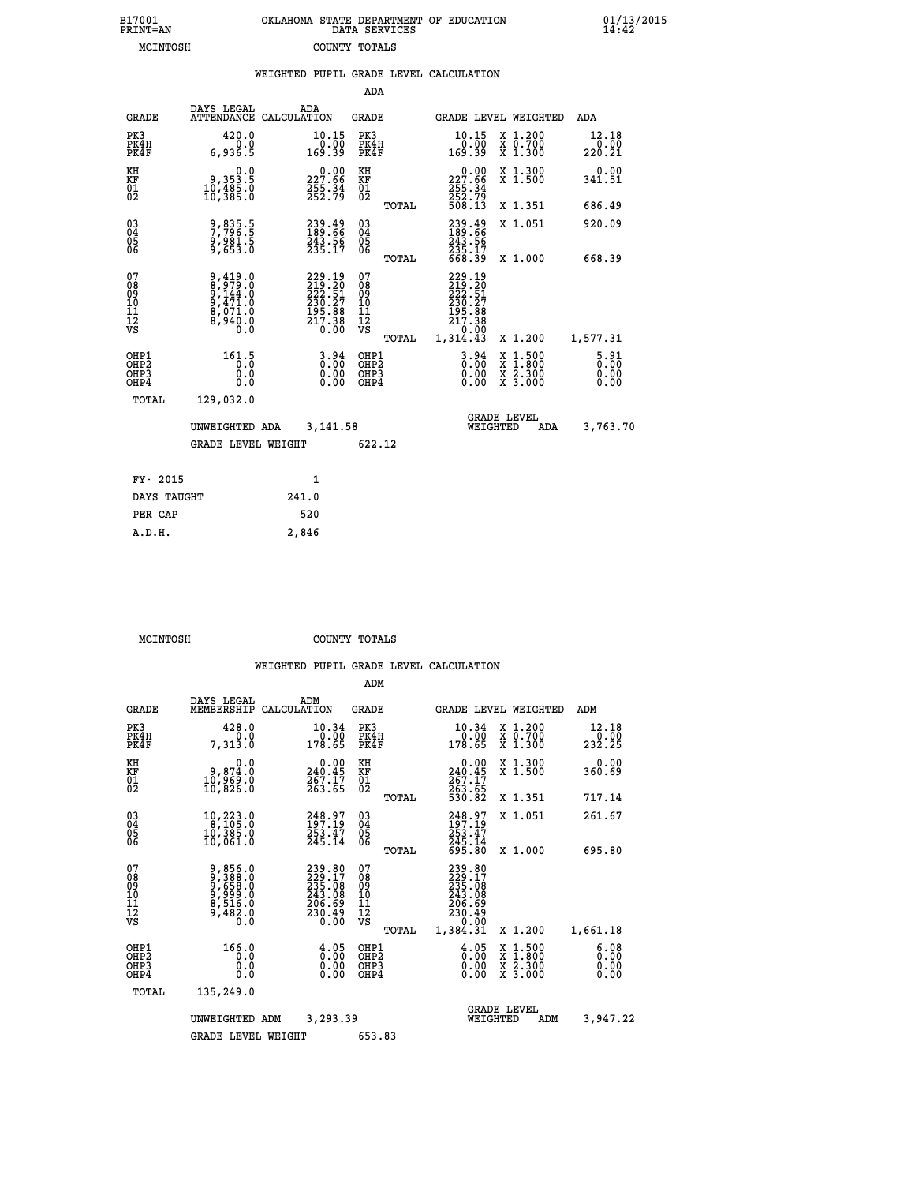B17001 PRINT=AN · OKLAHOMA STATE DEPARTMENT OF EDUCATION DATA SERVICES · 01/13/2015 14:42

MCINTOSH · COUNTY TOTALS

## WEIGHTED PUPIL GRADE LEVEL CALCULATION

### ADA

| GRADE | DAYS LEGAL ATTENDANCE | ADA CALCULATION | GRADE | GRADE LEVEL | WEIGHTED | ADA |
|---|---|---|---|---|---|---|
| PK3 | 420.0 | 10.15 | PK3 | 10.15 | X 1.200 | 12.18 |
| PK4H | 0.0 | 0.00 | PK4H | 0.00 | X 0.700 | 0.00 |
| PK4F | 6,936.5 | 169.39 | PK4F | 169.39 | X 1.300 | 220.21 |
| KH | 0.0 | 0.00 | KH | 0.00 | X 1.300 | 0.00 |
| KF | 9,353.5 | 227.66 | KF | 227.66 | X 1.500 | 341.51 |
| 01 | 10,485.0 | 255.34 | 01 | 255.34 | | |
| 02 | 10,385.0 | 252.79 | 02 | 252.79 | | |
| | | | TOTAL | 508.13 | X 1.351 | 686.49 |
| 03 | 9,835.5 | 239.49 | 03 | 239.49 | X 1.051 | 920.09 |
| 04 | 7,796.5 | 189.66 | 04 | 189.66 | | |
| 05 | 9,981.5 | 243.56 | 05 | 243.56 | | |
| 06 | 9,653.0 | 235.17 | 06 | 235.17 | | |
| | | | TOTAL | 668.39 | X 1.000 | 668.39 |
| 07 | 9,419.0 | 229.19 | 07 | 229.19 | | |
| 08 | 8,979.0 | 219.20 | 08 | 219.20 | | |
| 09 | 9,144.0 | 222.51 | 09 | 222.51 | | |
| 10 | 9,471.0 | 230.27 | 10 | 230.27 | | |
| 11 | 8,071.0 | 195.88 | 11 | 195.88 | | |
| 12 | 8,940.0 | 217.38 | 12 | 217.38 | | |
| VS | 0.0 | 0.00 | VS | 0.00 | | |
| | | | TOTAL | 1,314.43 | X 1.200 | 1,577.31 |
| OHP1 | 161.5 | 3.94 | OHP1 | 3.94 | X 1.500 | 5.91 |
| OHP2 | 0.0 | 0.00 | OHP2 | 0.00 | X 1.800 | 0.00 |
| OHP3 | 0.0 | 0.00 | OHP3 | 0.00 | X 2.300 | 0.00 |
| OHP4 | 0.0 | 0.00 | OHP4 | 0.00 | X 3.000 | 0.00 |
| TOTAL | 129,032.0 | | | | | |

UNWEIGHTED ADA 3,141.58 · GRADE LEVEL WEIGHTED ADA 3,763.70

GRADE LEVEL WEIGHT 622.12

| | |
|---|---|
| FY- 2015 | 1 |
| DAYS TAUGHT | 241.0 |
| PER CAP | 520 |
| A.D.H. | 2,846 |

MCINTOSH · COUNTY TOTALS

## WEIGHTED PUPIL GRADE LEVEL CALCULATION

### ADM

| GRADE | DAYS LEGAL MEMBERSHIP | ADM CALCULATION | GRADE | GRADE LEVEL | WEIGHTED | ADM |
|---|---|---|---|---|---|---|
| PK3 | 428.0 | 10.34 | PK3 | 10.34 | X 1.200 | 12.18 |
| PK4H | 0.0 | 0.00 | PK4H | 0.00 | X 0.700 | 0.00 |
| PK4F | 7,313.0 | 178.65 | PK4F | 178.65 | X 1.300 | 232.25 |
| KH | 0.0 | 0.00 | KH | 0.00 | X 1.300 | 0.00 |
| KF | 9,874.0 | 240.45 | KF | 240.45 | X 1.500 | 360.69 |
| 01 | 10,969.0 | 267.17 | 01 | 267.17 | | |
| 02 | 10,826.0 | 263.65 | 02 | 263.65 | | |
| | | | TOTAL | 530.82 | X 1.351 | 717.14 |
| 03 | 10,223.0 | 248.97 | 03 | 248.97 | X 1.051 | 261.67 |
| 04 | 8,105.0 | 197.19 | 04 | 197.19 | | |
| 05 | 10,385.0 | 253.47 | 05 | 253.47 | | |
| 06 | 10,061.0 | 245.14 | 06 | 245.14 | | |
| | | | TOTAL | 695.80 | X 1.000 | 695.80 |
| 07 | 9,856.0 | 239.80 | 07 | 239.80 | | |
| 08 | 9,388.0 | 229.17 | 08 | 229.17 | | |
| 09 | 9,658.0 | 235.08 | 09 | 235.08 | | |
| 10 | 9,999.0 | 243.08 | 10 | 243.08 | | |
| 11 | 8,516.0 | 206.69 | 11 | 206.69 | | |
| 12 | 9,482.0 | 230.49 | 12 | 230.49 | | |
| VS | 0.0 | 0.00 | VS | 0.00 | | |
| | | | TOTAL | 1,384.31 | X 1.200 | 1,661.18 |
| OHP1 | 166.0 | 4.05 | OHP1 | 4.05 | X 1.500 | 6.08 |
| OHP2 | 0.0 | 0.00 | OHP2 | 0.00 | X 1.800 | 0.00 |
| OHP3 | 0.0 | 0.00 | OHP3 | 0.00 | X 2.300 | 0.00 |
| OHP4 | 0.0 | 0.00 | OHP4 | 0.00 | X 3.000 | 0.00 |
| TOTAL | 135,249.0 | | | | | |

UNWEIGHTED ADM 3,293.39 · GRADE LEVEL WEIGHTED ADM 3,947.22

GRADE LEVEL WEIGHT 653.83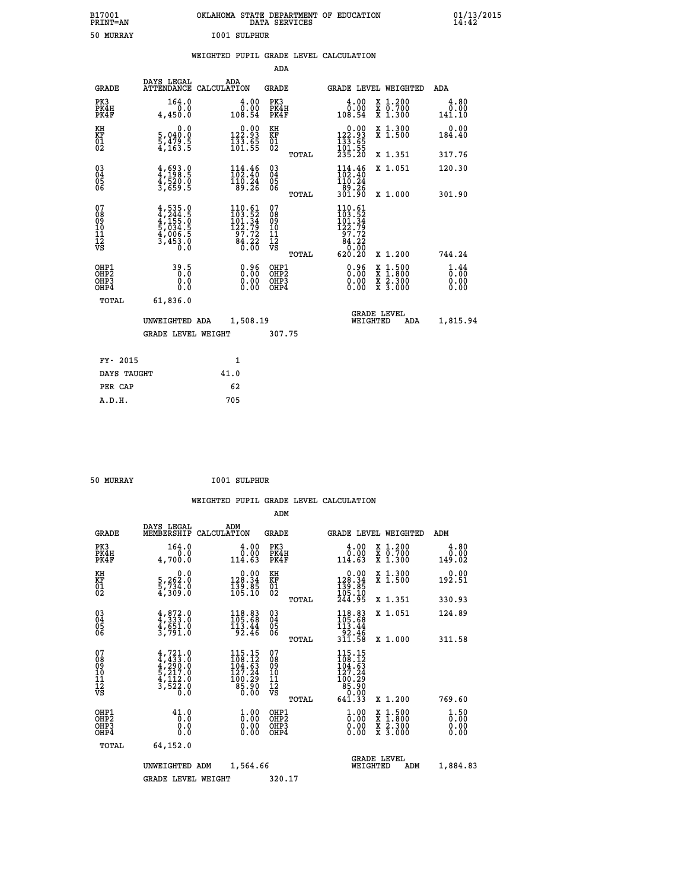B17001 OKLAHOMA STATE DEPARTMENT OF EDUCATION 01/13/2015
PRINT=AN DATA SERVICES 14:42

50 MURRAY I001 SULPHUR

## WEIGHTED PUPIL GRADE LEVEL CALCULATION

### ADA

| GRADE | DAYS LEGAL ATTENDANCE | ADA CALCULATION | GRADE | GRADE LEVEL | WEIGHTED | ADA |
|---|---|---|---|---|---|---|
| PK3 | 164.0 | 4.00 | PK3 | 4.00 | X 1.200 | 4.80 |
| PK4H | 0.0 | 0.00 | PK4H | 0.00 | X 0.700 | 0.00 |
| PK4F | 4,450.0 | 108.54 | PK4F | 108.54 | X 1.300 | 141.10 |
| KH | 0.0 | 0.00 | KH | 0.00 | X 1.300 | 0.00 |
| KF | 5,040.0 | 122.93 | KF | 122.93 | X 1.500 | 184.40 |
| 01 | 5,479.5 | 133.65 | 01 | 133.65 | | |
| 02 | 4,163.5 | 101.55 | 02 | 101.55 | | |
| | | | TOTAL | 235.20 | X 1.351 | 317.76 |
| 03 | 4,693.0 | 114.46 | 03 | 114.46 | X 1.051 | 120.30 |
| 04 | 4,198.5 | 102.40 | 04 | 102.40 | | |
| 05 | 4,520.0 | 110.24 | 05 | 110.24 | | |
| 06 | 3,659.5 | 89.26 | 06 | 89.26 | | |
| | | | TOTAL | 301.90 | X 1.000 | 301.90 |
| 07 | 4,535.0 | 110.61 | 07 | 110.61 | | |
| 08 | 4,244.5 | 103.52 | 08 | 103.52 | | |
| 09 | 4,155.0 | 101.34 | 09 | 101.34 | | |
| 10 | 5,034.5 | 122.79 | 10 | 122.79 | | |
| 11 | 4,006.5 | 97.72 | 11 | 97.72 | | |
| 12 | 3,453.0 | 84.22 | 12 | 84.22 | | |
| VS | 0.0 | 0.00 | VS | 0.00 | | |
| | | | TOTAL | 620.20 | X 1.200 | 744.24 |
| OHP1 | 39.5 | 0.96 | OHP1 | 0.96 | X 1.500 | 1.44 |
| OHP2 | 0.0 | 0.00 | OHP2 | 0.00 | X 1.800 | 0.00 |
| OHP3 | 0.0 | 0.00 | OHP3 | 0.00 | X 2.300 | 0.00 |
| OHP4 | 0.0 | 0.00 | OHP4 | 0.00 | X 3.000 | 0.00 |
| TOTAL | 61,836.0 | | | | | |

UNWEIGHTED ADA 1,508.19 GRADE LEVEL WEIGHTED ADA 1,815.94

GRADE LEVEL WEIGHT 307.75

| FY- 2015 | 1 |
|---|---|
| DAYS TAUGHT | 41.0 |
| PER CAP | 62 |
| A.D.H. | 705 |

50 MURRAY I001 SULPHUR

## WEIGHTED PUPIL GRADE LEVEL CALCULATION

### ADM

| GRADE | DAYS LEGAL MEMBERSHIP | ADM CALCULATION | GRADE | GRADE LEVEL | WEIGHTED | ADM |
|---|---|---|---|---|---|---|
| PK3 | 164.0 | 4.00 | PK3 | 4.00 | X 1.200 | 4.80 |
| PK4H | 0.0 | 0.00 | PK4H | 0.00 | X 0.700 | 0.00 |
| PK4F | 4,700.0 | 114.63 | PK4F | 114.63 | X 1.300 | 149.02 |
| KH | 0.0 | 0.00 | KH | 0.00 | X 1.300 | 0.00 |
| KF | 5,262.0 | 128.34 | KF | 128.34 | X 1.500 | 192.51 |
| 01 | 5,734.0 | 139.85 | 01 | 139.85 | | |
| 02 | 4,309.0 | 105.10 | 02 | 105.10 | | |
| | | | TOTAL | 244.95 | X 1.351 | 330.93 |
| 03 | 4,872.0 | 118.83 | 03 | 118.83 | X 1.051 | 124.89 |
| 04 | 4,333.0 | 105.68 | 04 | 105.68 | | |
| 05 | 4,651.0 | 113.44 | 05 | 113.44 | | |
| 06 | 3,791.0 | 92.46 | 06 | 92.46 | | |
| | | | TOTAL | 311.58 | X 1.000 | 311.58 |
| 07 | 4,721.0 | 115.15 | 07 | 115.15 | | |
| 08 | 4,433.0 | 108.12 | 08 | 108.12 | | |
| 09 | 4,290.0 | 104.63 | 09 | 104.63 | | |
| 10 | 5,217.0 | 127.24 | 10 | 127.24 | | |
| 11 | 4,112.0 | 100.29 | 11 | 100.29 | | |
| 12 | 3,522.0 | 85.90 | 12 | 85.90 | | |
| VS | 0.0 | 0.00 | VS | 0.00 | | |
| | | | TOTAL | 641.33 | X 1.200 | 769.60 |
| OHP1 | 41.0 | 1.00 | OHP1 | 1.00 | X 1.500 | 1.50 |
| OHP2 | 0.0 | 0.00 | OHP2 | 0.00 | X 1.800 | 0.00 |
| OHP3 | 0.0 | 0.00 | OHP3 | 0.00 | X 2.300 | 0.00 |
| OHP4 | 0.0 | 0.00 | OHP4 | 0.00 | X 3.000 | 0.00 |
| TOTAL | 64,152.0 | | | | | |

UNWEIGHTED ADM 1,564.66 GRADE LEVEL WEIGHTED ADM 1,884.83

GRADE LEVEL WEIGHT 320.17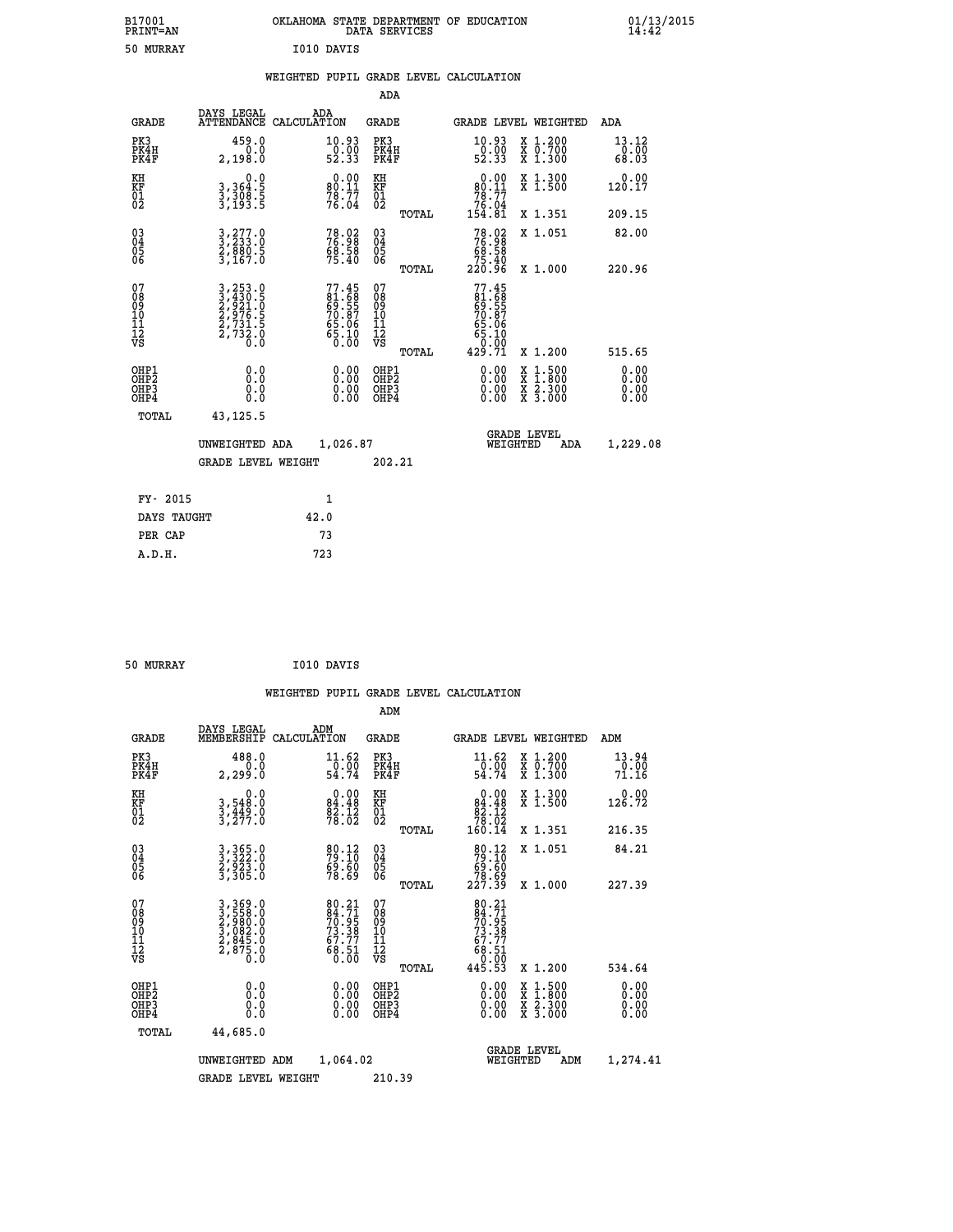B17001 OKLAHOMA STATE DEPARTMENT OF EDUCATION 01/13/2015
PRINT=AN DATA SERVICES 14:42

50 MURRAY I010 DAVIS

## WEIGHTED PUPIL GRADE LEVEL CALCULATION

### ADA

| GRADE | DAYS LEGAL ATTENDANCE | ADA CALCULATION | GRADE | GRADE LEVEL | WEIGHTED | ADA |
|---|---|---|---|---|---|---|
| PK3 | 459.0 | 10.93 | PK3 | 10.93 | X 1.200 | 13.12 |
| PK4H | 0.0 | 0.00 | PK4H | 0.00 | X 0.700 | 0.00 |
| PK4F | 2,198.0 | 52.33 | PK4F | 52.33 | X 1.300 | 68.03 |
| KH | 0.0 | 0.00 | KH | 0.00 | X 1.300 | 0.00 |
| KF | 3,364.5 | 80.11 | KF | 80.11 | X 1.500 | 120.17 |
| 01 | 3,308.5 | 78.77 | 01 | 78.77 | | |
| 02 | 3,193.5 | 76.04 | 02 | 76.04 | | |
| | | | TOTAL | 154.81 | X 1.351 | 209.15 |
| 03 | 3,277.0 | 78.02 | 03 | 78.02 | X 1.051 | 82.00 |
| 04 | 3,233.0 | 76.98 | 04 | 76.98 | | |
| 05 | 2,880.5 | 68.58 | 05 | 68.58 | | |
| 06 | 3,167.0 | 75.40 | 06 | 75.40 | | |
| | | | TOTAL | 220.96 | X 1.000 | 220.96 |
| 07 | 3,253.0 | 77.45 | 07 | 77.45 | | |
| 08 | 3,430.5 | 81.68 | 08 | 81.68 | | |
| 09 | 2,921.0 | 69.55 | 09 | 69.55 | | |
| 10 | 2,976.5 | 70.87 | 10 | 70.87 | | |
| 11 | 2,731.5 | 65.06 | 11 | 65.06 | | |
| 12 | 2,732.0 | 65.10 | 12 | 65.10 | | |
| VS | 0.0 | 0.00 | VS | 0.00 | | |
| | | | TOTAL | 429.71 | X 1.200 | 515.65 |
| OHP1 | 0.0 | 0.00 | OHP1 | 0.00 | X 1.500 | 0.00 |
| OHP2 | 0.0 | 0.00 | OHP2 | 0.00 | X 1.800 | 0.00 |
| OHP3 | 0.0 | 0.00 | OHP3 | 0.00 | X 2.300 | 0.00 |
| OHP4 | 0.0 | 0.00 | OHP4 | 0.00 | X 3.000 | 0.00 |
| TOTAL | 43,125.5 | | | | | |

UNWEIGHTED ADA 1,026.87 GRADE LEVEL WEIGHTED ADA 1,229.08

GRADE LEVEL WEIGHT 202.21

| FY- 2015 | 1 |
|---|---|
| DAYS TAUGHT | 42.0 |
| PER CAP | 73 |
| A.D.H. | 723 |

50 MURRAY I010 DAVIS

## WEIGHTED PUPIL GRADE LEVEL CALCULATION

### ADM

| GRADE | DAYS LEGAL MEMBERSHIP | ADM CALCULATION | GRADE | GRADE LEVEL | WEIGHTED | ADM |
|---|---|---|---|---|---|---|
| PK3 | 488.0 | 11.62 | PK3 | 11.62 | X 1.200 | 13.94 |
| PK4H | 0.0 | 0.00 | PK4H | 0.00 | X 0.700 | 0.00 |
| PK4F | 2,299.0 | 54.74 | PK4F | 54.74 | X 1.300 | 71.16 |
| KH | 0.0 | 0.00 | KH | 0.00 | X 1.300 | 0.00 |
| KF | 3,548.0 | 84.48 | KF | 84.48 | X 1.500 | 126.72 |
| 01 | 3,449.0 | 82.12 | 01 | 82.12 | | |
| 02 | 3,277.0 | 78.02 | 02 | 78.02 | | |
| | | | TOTAL | 160.14 | X 1.351 | 216.35 |
| 03 | 3,365.0 | 80.12 | 03 | 80.12 | X 1.051 | 84.21 |
| 04 | 3,322.0 | 79.10 | 04 | 79.10 | | |
| 05 | 2,923.0 | 69.60 | 05 | 69.60 | | |
| 06 | 3,305.0 | 78.69 | 06 | 78.69 | | |
| | | | TOTAL | 227.39 | X 1.000 | 227.39 |
| 07 | 3,369.0 | 80.21 | 07 | 80.21 | | |
| 08 | 3,558.0 | 84.71 | 08 | 84.71 | | |
| 09 | 2,980.0 | 70.95 | 09 | 70.95 | | |
| 10 | 3,082.0 | 73.38 | 10 | 73.38 | | |
| 11 | 2,845.0 | 67.77 | 11 | 67.77 | | |
| 12 | 2,875.0 | 68.51 | 12 | 68.51 | | |
| VS | 0.0 | 0.00 | VS | 0.00 | | |
| | | | TOTAL | 445.53 | X 1.200 | 534.64 |
| OHP1 | 0.0 | 0.00 | OHP1 | 0.00 | X 1.500 | 0.00 |
| OHP2 | 0.0 | 0.00 | OHP2 | 0.00 | X 1.800 | 0.00 |
| OHP3 | 0.0 | 0.00 | OHP3 | 0.00 | X 2.300 | 0.00 |
| OHP4 | 0.0 | 0.00 | OHP4 | 0.00 | X 3.000 | 0.00 |
| TOTAL | 44,685.0 | | | | | |

UNWEIGHTED ADM 1,064.02 GRADE LEVEL WEIGHTED ADM 1,274.41

GRADE LEVEL WEIGHT 210.39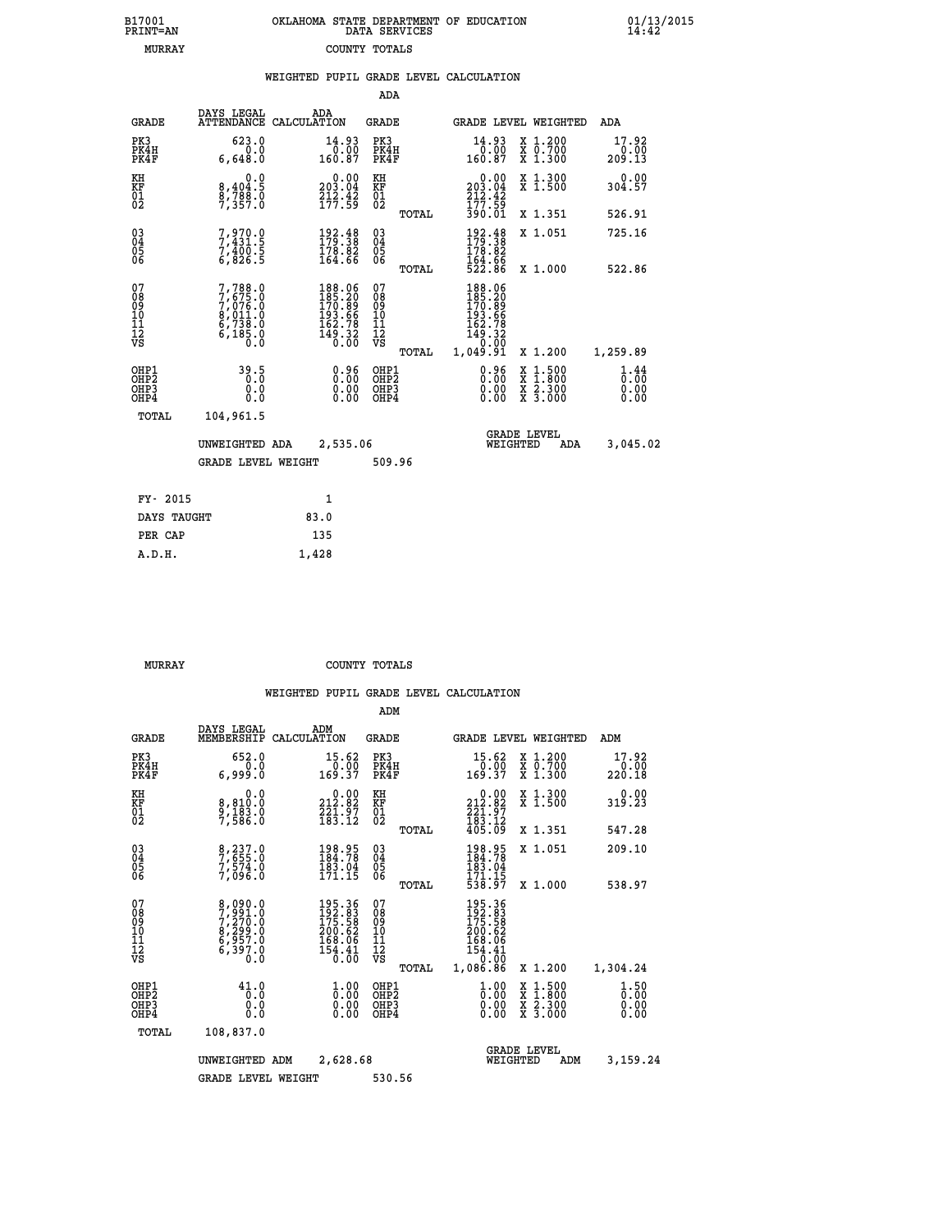B17001 PRINT=AN — OKLAHOMA STATE DEPARTMENT OF EDUCATION DATA SERVICES — 01/13/2015 14:42

MURRAY — COUNTY TOTALS

## WEIGHTED PUPIL GRADE LEVEL CALCULATION

### ADA

| GRADE | DAYS LEGAL ATTENDANCE | ADA CALCULATION | GRADE | | GRADE LEVEL | WEIGHTED | ADA |
|---|---|---|---|---|---|---|---|
| PK3 | 623.0 | 14.93 | PK3 | | 14.93 | X 1.200 | 17.92 |
| PK4H | 0.0 | 0.00 | PK4H | | 0.00 | X 0.700 | 0.00 |
| PK4F | 6,648.0 | 160.87 | PK4F | | 160.87 | X 1.300 | 209.13 |
| KH | 0.0 | 0.00 | KH | | 0.00 | X 1.300 | 0.00 |
| KF | 8,404.5 | 203.04 | KF | | 203.04 | X 1.500 | 304.57 |
| 01 | 8,788.0 | 212.42 | 01 | | 212.42 | | |
| 02 | 7,357.0 | 177.59 | 02 | | 177.59 | | |
| | | | | TOTAL | 390.01 | X 1.351 | 526.91 |
| 03 | 7,970.0 | 192.48 | 03 | | 192.48 | X 1.051 | 725.16 |
| 04 | 7,431.5 | 179.38 | 04 | | 179.38 | | |
| 05 | 7,400.5 | 178.82 | 05 | | 178.82 | | |
| 06 | 6,826.5 | 164.66 | 06 | | 164.66 | | |
| | | | | TOTAL | 522.86 | X 1.000 | 522.86 |
| 07 | 7,788.0 | 188.06 | 07 | | 188.06 | | |
| 08 | 7,675.0 | 185.20 | 08 | | 185.20 | | |
| 09 | 7,076.0 | 170.89 | 09 | | 170.89 | | |
| 10 | 8,011.0 | 193.66 | 10 | | 193.66 | | |
| 11 | 6,738.0 | 162.78 | 11 | | 162.78 | | |
| 12 | 6,185.0 | 149.32 | 12 | | 149.32 | | |
| VS | 0.0 | 0.00 | VS | | 0.00 | | |
| | | | | TOTAL | 1,049.91 | X 1.200 | 1,259.89 |
| OHP1 | 39.5 | 0.96 | OHP1 | | 0.96 | X 1.500 | 1.44 |
| OHP2 | 0.0 | 0.00 | OHP2 | | 0.00 | X 1.800 | 0.00 |
| OHP3 | 0.0 | 0.00 | OHP3 | | 0.00 | X 2.300 | 0.00 |
| OHP4 | 0.0 | 0.00 | OHP4 | | 0.00 | X 3.000 | 0.00 |
| TOTAL | 104,961.5 | | | | | | |

UNWEIGHTED ADA 2,535.06 — GRADE LEVEL WEIGHTED ADA 3,045.02

GRADE LEVEL WEIGHT 509.96

| | |
|---|---|
| FY- 2015 | 1 |
| DAYS TAUGHT | 83.0 |
| PER CAP | 135 |
| A.D.H. | 1,428 |

MURRAY — COUNTY TOTALS

## WEIGHTED PUPIL GRADE LEVEL CALCULATION

### ADM

| GRADE | DAYS LEGAL MEMBERSHIP | ADM CALCULATION | GRADE | | GRADE LEVEL | WEIGHTED | ADM |
|---|---|---|---|---|---|---|---|
| PK3 | 652.0 | 15.62 | PK3 | | 15.62 | X 1.200 | 17.92 |
| PK4H | 0.0 | 0.00 | PK4H | | 0.00 | X 0.700 | 0.00 |
| PK4F | 6,999.0 | 169.37 | PK4F | | 169.37 | X 1.300 | 220.18 |
| KH | 0.0 | 0.00 | KH | | 0.00 | X 1.300 | 0.00 |
| KF | 8,810.0 | 212.82 | KF | | 212.82 | X 1.500 | 319.23 |
| 01 | 9,183.0 | 221.97 | 01 | | 221.97 | | |
| 02 | 7,586.0 | 183.12 | 02 | | 183.12 | | |
| | | | | TOTAL | 405.09 | X 1.351 | 547.28 |
| 03 | 8,237.0 | 198.95 | 03 | | 198.95 | X 1.051 | 209.10 |
| 04 | 7,655.0 | 184.78 | 04 | | 184.78 | | |
| 05 | 7,574.0 | 183.04 | 05 | | 183.04 | | |
| 06 | 7,096.0 | 171.15 | 06 | | 171.15 | | |
| | | | | TOTAL | 538.97 | X 1.000 | 538.97 |
| 07 | 8,090.0 | 195.36 | 07 | | 195.36 | | |
| 08 | 7,991.0 | 192.83 | 08 | | 192.83 | | |
| 09 | 7,270.0 | 175.58 | 09 | | 175.58 | | |
| 10 | 8,299.0 | 200.62 | 10 | | 200.62 | | |
| 11 | 6,957.0 | 168.06 | 11 | | 168.06 | | |
| 12 | 6,397.0 | 154.41 | 12 | | 154.41 | | |
| VS | 0.0 | 0.00 | VS | | 0.00 | | |
| | | | | TOTAL | 1,086.86 | X 1.200 | 1,304.24 |
| OHP1 | 41.0 | 1.00 | OHP1 | | 1.00 | X 1.500 | 1.50 |
| OHP2 | 0.0 | 0.00 | OHP2 | | 0.00 | X 1.800 | 0.00 |
| OHP3 | 0.0 | 0.00 | OHP3 | | 0.00 | X 2.300 | 0.00 |
| OHP4 | 0.0 | 0.00 | OHP4 | | 0.00 | X 3.000 | 0.00 |
| TOTAL | 108,837.0 | | | | | | |

UNWEIGHTED ADM 2,628.68 — GRADE LEVEL WEIGHTED ADM 3,159.24

GRADE LEVEL WEIGHT 530.56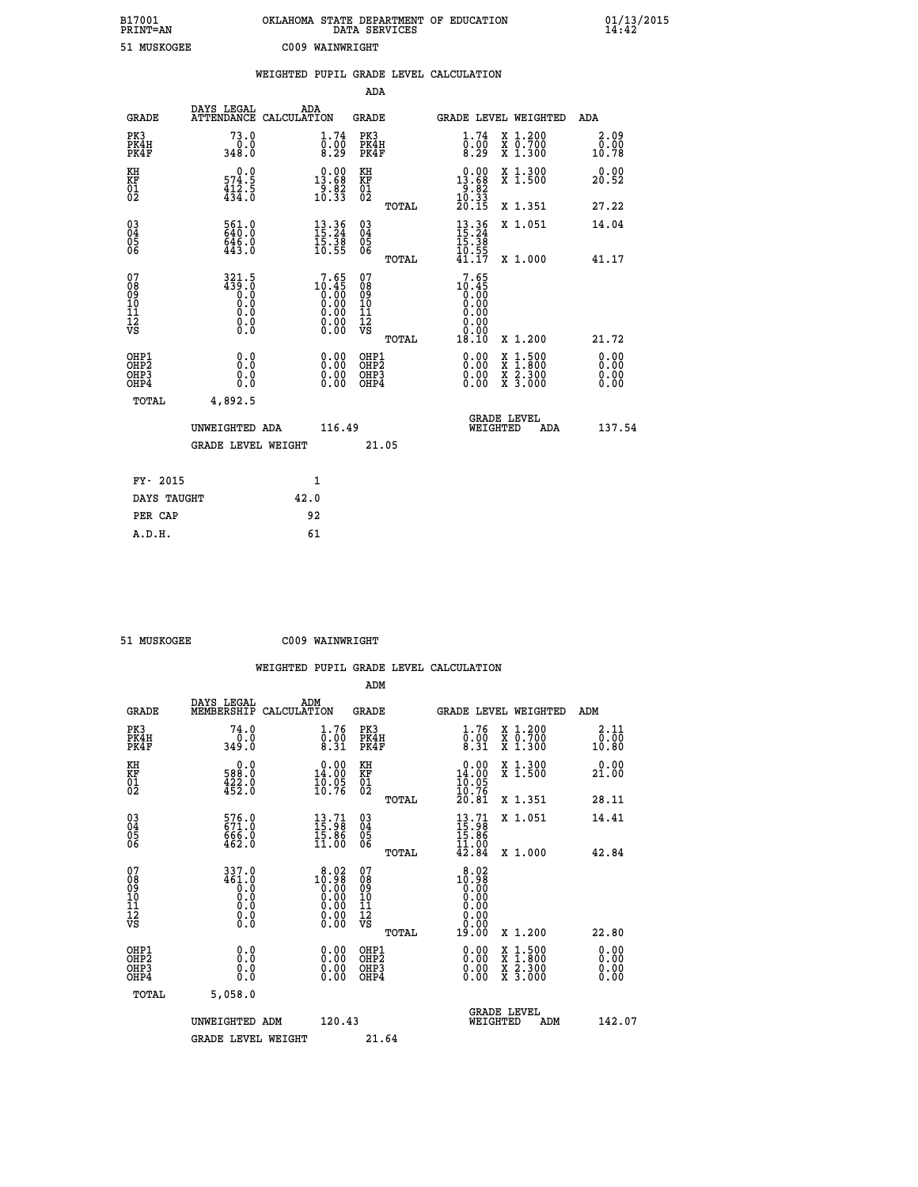B17001 OKLAHOMA STATE DEPARTMENT OF EDUCATION 01/13/2015
PRINT=AN DATA SERVICES 14:42

51 MUSKOGEE C009 WAINWRIGHT

## WEIGHTED PUPIL GRADE LEVEL CALCULATION

### ADA

| GRADE | DAYS LEGAL ATTENDANCE | ADA CALCULATION | GRADE | GRADE LEVEL | WEIGHTED | ADA |
|---|---|---|---|---|---|---|
| PK3 | 73.0 | 1.74 | PK3 | 1.74 | X 1.200 | 2.09 |
| PK4H | 0.0 | 0.00 | PK4H | 0.00 | X 0.700 | 0.00 |
| PK4F | 348.0 | 8.29 | PK4F | 8.29 | X 1.300 | 10.78 |
| KH | 0.0 | 0.00 | KH | 0.00 | X 1.300 | 0.00 |
| KF | 574.5 | 13.68 | KF | 13.68 | X 1.500 | 20.52 |
| 01 | 412.5 | 9.82 | 01 | 9.82 | | |
| 02 | 434.0 | 10.33 | 02 | 10.33 | | |
| | | | TOTAL | 20.15 | X 1.351 | 27.22 |
| 03 | 561.0 | 13.36 | 03 | 13.36 | X 1.051 | 14.04 |
| 04 | 640.0 | 15.24 | 04 | 15.24 | | |
| 05 | 646.0 | 15.38 | 05 | 15.38 | | |
| 06 | 443.0 | 10.55 | 06 | 10.55 | | |
| | | | TOTAL | 41.17 | X 1.000 | 41.17 |
| 07 | 321.5 | 7.65 | 07 | 7.65 | | |
| 08 | 439.0 | 10.45 | 08 | 10.45 | | |
| 09 | 0.0 | 0.00 | 09 | 0.00 | | |
| 10 | 0.0 | 0.00 | 10 | 0.00 | | |
| 11 | 0.0 | 0.00 | 11 | 0.00 | | |
| 12 | 0.0 | 0.00 | 12 | 0.00 | | |
| VS | 0.0 | 0.00 | VS | 0.00 | | |
| | | | TOTAL | 18.10 | X 1.200 | 21.72 |
| OHP1 | 0.0 | 0.00 | OHP1 | 0.00 | X 1.500 | 0.00 |
| OHP2 | 0.0 | 0.00 | OHP2 | 0.00 | X 1.800 | 0.00 |
| OHP3 | 0.0 | 0.00 | OHP3 | 0.00 | X 2.300 | 0.00 |
| OHP4 | 0.0 | 0.00 | OHP4 | 0.00 | X 3.000 | 0.00 |
| TOTAL | 4,892.5 | | | | | |

UNWEIGHTED ADA 116.49 GRADE LEVEL WEIGHTED ADA 137.54

GRADE LEVEL WEIGHT 21.05

| FY- 2015 | 1 |
|---|---|
| DAYS TAUGHT | 42.0 |
| PER CAP | 92 |
| A.D.H. | 61 |

51 MUSKOGEE C009 WAINWRIGHT

## WEIGHTED PUPIL GRADE LEVEL CALCULATION

### ADM

| GRADE | DAYS LEGAL MEMBERSHIP | ADM CALCULATION | GRADE | GRADE LEVEL | WEIGHTED | ADM |
|---|---|---|---|---|---|---|
| PK3 | 74.0 | 1.76 | PK3 | 1.76 | X 1.200 | 2.11 |
| PK4H | 0.0 | 0.00 | PK4H | 0.00 | X 0.700 | 0.00 |
| PK4F | 349.0 | 8.31 | PK4F | 8.31 | X 1.300 | 10.80 |
| KH | 0.0 | 0.00 | KH | 0.00 | X 1.300 | 0.00 |
| KF | 588.0 | 14.00 | KF | 14.00 | X 1.500 | 21.00 |
| 01 | 422.0 | 10.05 | 01 | 10.05 | | |
| 02 | 452.0 | 10.76 | 02 | 10.76 | | |
| | | | TOTAL | 20.81 | X 1.351 | 28.11 |
| 03 | 576.0 | 13.71 | 03 | 13.71 | X 1.051 | 14.41 |
| 04 | 671.0 | 15.98 | 04 | 15.98 | | |
| 05 | 666.0 | 15.86 | 05 | 15.86 | | |
| 06 | 462.0 | 11.00 | 06 | 11.00 | | |
| | | | TOTAL | 42.84 | X 1.000 | 42.84 |
| 07 | 337.0 | 8.02 | 07 | 8.02 | | |
| 08 | 461.0 | 10.98 | 08 | 10.98 | | |
| 09 | 0.0 | 0.00 | 09 | 0.00 | | |
| 10 | 0.0 | 0.00 | 10 | 0.00 | | |
| 11 | 0.0 | 0.00 | 11 | 0.00 | | |
| 12 | 0.0 | 0.00 | 12 | 0.00 | | |
| VS | 0.0 | 0.00 | VS | 0.00 | | |
| | | | TOTAL | 19.00 | X 1.200 | 22.80 |
| OHP1 | 0.0 | 0.00 | OHP1 | 0.00 | X 1.500 | 0.00 |
| OHP2 | 0.0 | 0.00 | OHP2 | 0.00 | X 1.800 | 0.00 |
| OHP3 | 0.0 | 0.00 | OHP3 | 0.00 | X 2.300 | 0.00 |
| OHP4 | 0.0 | 0.00 | OHP4 | 0.00 | X 3.000 | 0.00 |
| TOTAL | 5,058.0 | | | | | |

UNWEIGHTED ADM 120.43 GRADE LEVEL WEIGHTED ADM 142.07

GRADE LEVEL WEIGHT 21.64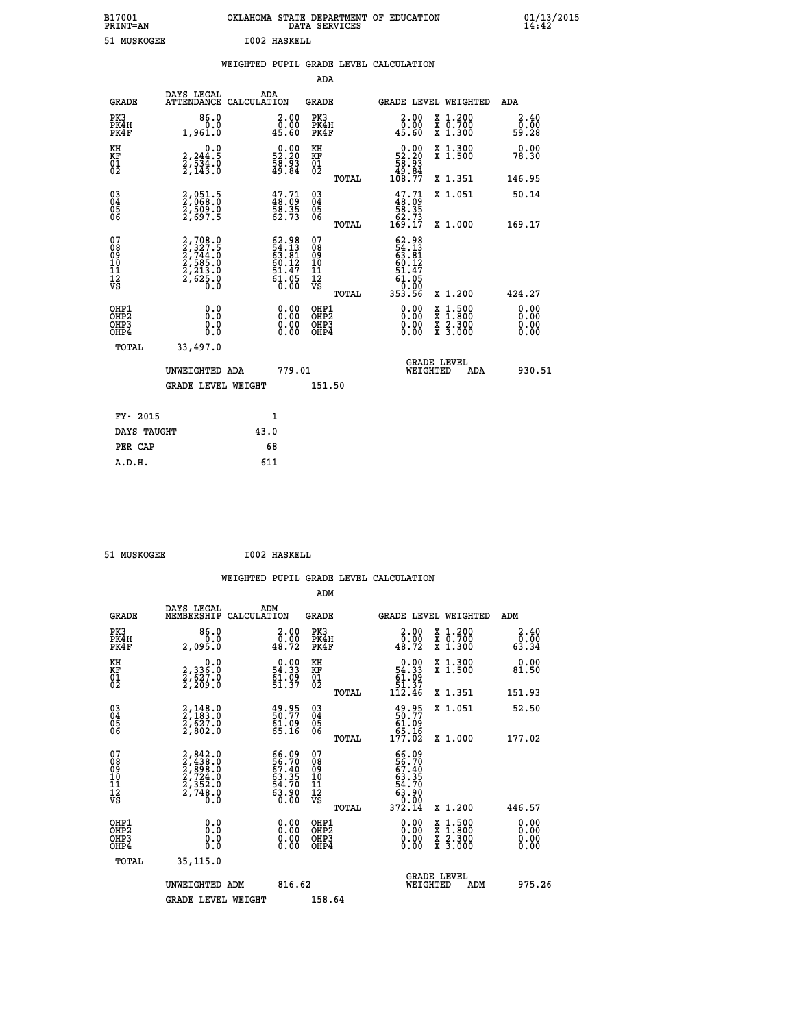B17001 OKLAHOMA STATE DEPARTMENT OF EDUCATION 01/13/2015
PRINT=AN DATA SERVICES 14:42

51 MUSKOGEE I002 HASKELL

## WEIGHTED PUPIL GRADE LEVEL CALCULATION

### ADA

| GRADE | DAYS LEGAL ATTENDANCE | ADA CALCULATION | GRADE | GRADE LEVEL | WEIGHTED | ADA |
|---|---|---|---|---|---|---|
| PK3 | 86.0 | 2.00 | PK3 | 2.00 | X 1.200 | 2.40 |
| PK4H | 0.0 | 0.00 | PK4H | 0.00 | X 0.700 | 0.00 |
| PK4F | 1,961.0 | 45.60 | PK4F | 45.60 | X 1.300 | 59.28 |
| KH | 0.0 | 0.00 | KH | 0.00 | X 1.300 | 0.00 |
| KF | 2,244.5 | 52.20 | KF | 52.20 | X 1.500 | 78.30 |
| 01 | 2,534.0 | 58.93 | 01 | 58.93 | | |
| 02 | 2,143.0 | 49.84 | 02 | 49.84 | | |
| | | | TOTAL | 108.77 | X 1.351 | 146.95 |
| 03 | 2,051.5 | 47.71 | 03 | 47.71 | X 1.051 | 50.14 |
| 04 | 2,068.0 | 48.09 | 04 | 48.09 | | |
| 05 | 2,509.0 | 58.35 | 05 | 58.35 | | |
| 06 | 2,697.5 | 62.73 | 06 | 62.73 | | |
| | | | TOTAL | 169.17 | X 1.000 | 169.17 |
| 07 | 2,708.0 | 62.98 | 07 | 62.98 | | |
| 08 | 2,327.5 | 54.13 | 08 | 54.13 | | |
| 09 | 2,744.0 | 63.81 | 09 | 63.81 | | |
| 10 | 2,585.0 | 60.12 | 10 | 60.12 | | |
| 11 | 2,213.0 | 51.47 | 11 | 51.47 | | |
| 12 | 2,625.0 | 61.05 | 12 | 61.05 | | |
| VS | 0.0 | 0.00 | VS | 0.00 | | |
| | | | TOTAL | 353.56 | X 1.200 | 424.27 |
| OHP1 | 0.0 | 0.00 | OHP1 | 0.00 | X 1.500 | 0.00 |
| OHP2 | 0.0 | 0.00 | OHP2 | 0.00 | X 1.800 | 0.00 |
| OHP3 | 0.0 | 0.00 | OHP3 | 0.00 | X 2.300 | 0.00 |
| OHP4 | 0.0 | 0.00 | OHP4 | 0.00 | X 3.000 | 0.00 |
| TOTAL | 33,497.0 | | | | | |

UNWEIGHTED ADA 779.01 GRADE LEVEL WEIGHTED ADA 930.51

GRADE LEVEL WEIGHT 151.50

| FY- 2015 | 1 |
|---|---|
| DAYS TAUGHT | 43.0 |
| PER CAP | 68 |
| A.D.H. | 611 |

51 MUSKOGEE I002 HASKELL

## WEIGHTED PUPIL GRADE LEVEL CALCULATION

### ADM

| GRADE | DAYS LEGAL MEMBERSHIP | ADM CALCULATION | GRADE | GRADE LEVEL | WEIGHTED | ADM |
|---|---|---|---|---|---|---|
| PK3 | 86.0 | 2.00 | PK3 | 2.00 | X 1.200 | 2.40 |
| PK4H | 0.0 | 0.00 | PK4H | 0.00 | X 0.700 | 0.00 |
| PK4F | 2,095.0 | 48.72 | PK4F | 48.72 | X 1.300 | 63.34 |
| KH | 0.0 | 0.00 | KH | 0.00 | X 1.300 | 0.00 |
| KF | 2,336.0 | 54.33 | KF | 54.33 | X 1.500 | 81.50 |
| 01 | 2,627.0 | 61.09 | 01 | 61.09 | | |
| 02 | 2,209.0 | 51.37 | 02 | 51.37 | | |
| | | | TOTAL | 112.46 | X 1.351 | 151.93 |
| 03 | 2,148.0 | 49.95 | 03 | 49.95 | X 1.051 | 52.50 |
| 04 | 2,183.0 | 50.77 | 04 | 50.77 | | |
| 05 | 2,627.0 | 61.09 | 05 | 61.09 | | |
| 06 | 2,802.0 | 65.16 | 06 | 65.16 | | |
| | | | TOTAL | 177.02 | X 1.000 | 177.02 |
| 07 | 2,842.0 | 66.09 | 07 | 66.09 | | |
| 08 | 2,438.0 | 56.70 | 08 | 56.70 | | |
| 09 | 2,898.0 | 67.40 | 09 | 67.40 | | |
| 10 | 2,724.0 | 63.35 | 10 | 63.35 | | |
| 11 | 2,352.0 | 54.70 | 11 | 54.70 | | |
| 12 | 2,748.0 | 63.90 | 12 | 63.90 | | |
| VS | 0.0 | 0.00 | VS | 0.00 | | |
| | | | TOTAL | 372.14 | X 1.200 | 446.57 |
| OHP1 | 0.0 | 0.00 | OHP1 | 0.00 | X 1.500 | 0.00 |
| OHP2 | 0.0 | 0.00 | OHP2 | 0.00 | X 1.800 | 0.00 |
| OHP3 | 0.0 | 0.00 | OHP3 | 0.00 | X 2.300 | 0.00 |
| OHP4 | 0.0 | 0.00 | OHP4 | 0.00 | X 3.000 | 0.00 |
| TOTAL | 35,115.0 | | | | | |

UNWEIGHTED ADM 816.62 GRADE LEVEL WEIGHTED ADM 975.26

GRADE LEVEL WEIGHT 158.64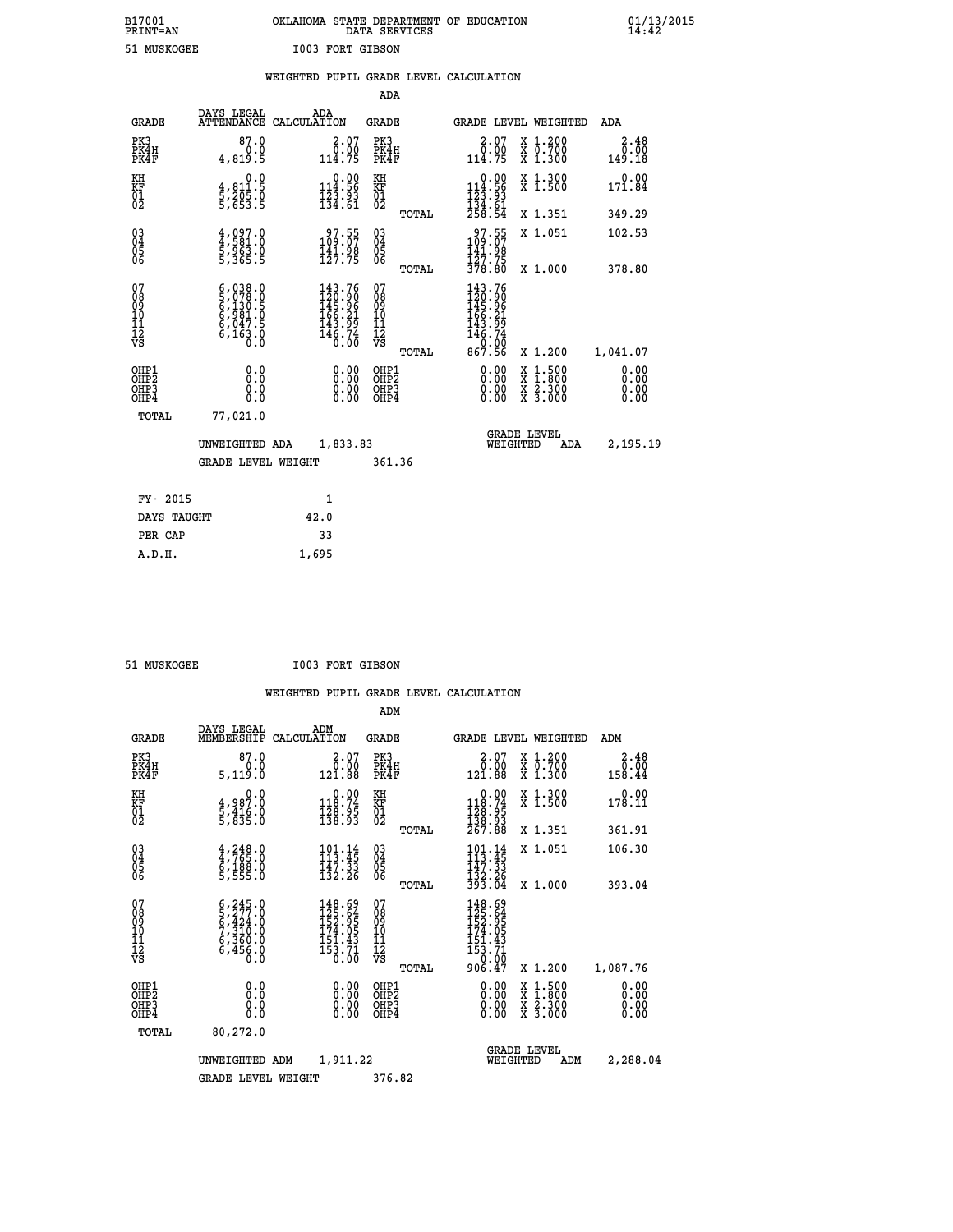B17001 OKLAHOMA STATE DEPARTMENT OF EDUCATION 01/13/2015
PRINT=AN DATA SERVICES 14:42

51 MUSKOGEE I003 FORT GIBSON

WEIGHTED PUPIL GRADE LEVEL CALCULATION

ADA

| GRADE | DAYS LEGAL ATTENDANCE | ADA CALCULATION | GRADE | GRADE LEVEL | WEIGHTED | ADA |
|---|---|---|---|---|---|---|
| PK3 | 87.0 | 2.07 | PK3 | 2.07 | X 1.200 | 2.48 |
| PK4H | 0.0 | 0.00 | PK4H | 0.00 | X 0.700 | 0.00 |
| PK4F | 4,819.5 | 114.75 | PK4F | 114.75 | X 1.300 | 149.18 |
| KH | 0.0 | 0.00 | KH | 0.00 | X 1.300 | 0.00 |
| KF | 4,811.5 | 114.56 | KF | 114.56 | X 1.500 | 171.84 |
| 01 | 5,205.0 | 123.93 | 01 | 123.93 | | |
| 02 | 5,653.5 | 134.61 | 02 | 134.61 | | |
| | | | TOTAL | 258.54 | X 1.351 | 349.29 |
| 03 | 4,097.0 | 97.55 | 03 | 97.55 | X 1.051 | 102.53 |
| 04 | 4,581.0 | 109.07 | 04 | 109.07 | | |
| 05 | 5,963.0 | 141.98 | 05 | 141.98 | | |
| 06 | 5,365.5 | 127.75 | 06 | 127.75 | | |
| | | | TOTAL | 378.80 | X 1.000 | 378.80 |
| 07 | 6,038.0 | 143.76 | 07 | 143.76 | | |
| 08 | 5,078.0 | 120.90 | 08 | 120.90 | | |
| 09 | 6,130.5 | 145.96 | 09 | 145.96 | | |
| 10 | 6,981.0 | 166.21 | 10 | 166.21 | | |
| 11 | 6,047.5 | 143.99 | 11 | 143.99 | | |
| 12 | 6,163.0 | 146.74 | 12 | 146.74 | | |
| VS | 0.0 | 0.00 | VS | 0.00 | | |
| | | | TOTAL | 867.56 | X 1.200 | 1,041.07 |
| OHP1 | 0.0 | 0.00 | OHP1 | 0.00 | X 1.500 | 0.00 |
| OHP2 | 0.0 | 0.00 | OHP2 | 0.00 | X 1.800 | 0.00 |
| OHP3 | 0.0 | 0.00 | OHP3 | 0.00 | X 2.300 | 0.00 |
| OHP4 | 0.0 | 0.00 | OHP4 | 0.00 | X 3.000 | 0.00 |
| TOTAL | 77,021.0 | | | | | |

UNWEIGHTED ADA 1,833.83 GRADE LEVEL WEIGHTED ADA 2,195.19

GRADE LEVEL WEIGHT 361.36

| FY- 2015 | 1 |
|---|---|
| DAYS TAUGHT | 42.0 |
| PER CAP | 33 |
| A.D.H. | 1,695 |

51 MUSKOGEE I003 FORT GIBSON

WEIGHTED PUPIL GRADE LEVEL CALCULATION

ADM

| GRADE | DAYS LEGAL MEMBERSHIP | ADM CALCULATION | GRADE | GRADE LEVEL | WEIGHTED | ADM |
|---|---|---|---|---|---|---|
| PK3 | 87.0 | 2.07 | PK3 | 2.07 | X 1.200 | 2.48 |
| PK4H | 0.0 | 0.00 | PK4H | 0.00 | X 0.700 | 0.00 |
| PK4F | 5,119.0 | 121.88 | PK4F | 121.88 | X 1.300 | 158.44 |
| KH | 0.0 | 0.00 | KH | 0.00 | X 1.300 | 0.00 |
| KF | 4,987.0 | 118.74 | KF | 118.74 | X 1.500 | 178.11 |
| 01 | 5,416.0 | 128.95 | 01 | 128.95 | | |
| 02 | 5,835.0 | 138.93 | 02 | 138.93 | | |
| | | | TOTAL | 267.88 | X 1.351 | 361.91 |
| 03 | 4,248.0 | 101.14 | 03 | 101.14 | X 1.051 | 106.30 |
| 04 | 4,765.0 | 113.45 | 04 | 113.45 | | |
| 05 | 6,188.0 | 147.33 | 05 | 147.33 | | |
| 06 | 5,555.0 | 132.26 | 06 | 132.26 | | |
| | | | TOTAL | 393.04 | X 1.000 | 393.04 |
| 07 | 6,245.0 | 148.69 | 07 | 148.69 | | |
| 08 | 5,277.0 | 125.64 | 08 | 125.64 | | |
| 09 | 6,424.0 | 152.95 | 09 | 152.95 | | |
| 10 | 7,310.0 | 174.05 | 10 | 174.05 | | |
| 11 | 6,360.0 | 151.43 | 11 | 151.43 | | |
| 12 | 6,456.0 | 153.71 | 12 | 153.71 | | |
| VS | 0.0 | 0.00 | VS | 0.00 | | |
| | | | TOTAL | 906.47 | X 1.200 | 1,087.76 |
| OHP1 | 0.0 | 0.00 | OHP1 | 0.00 | X 1.500 | 0.00 |
| OHP2 | 0.0 | 0.00 | OHP2 | 0.00 | X 1.800 | 0.00 |
| OHP3 | 0.0 | 0.00 | OHP3 | 0.00 | X 2.300 | 0.00 |
| OHP4 | 0.0 | 0.00 | OHP4 | 0.00 | X 3.000 | 0.00 |
| TOTAL | 80,272.0 | | | | | |

UNWEIGHTED ADM 1,911.22 GRADE LEVEL WEIGHTED ADM 2,288.04

GRADE LEVEL WEIGHT 376.82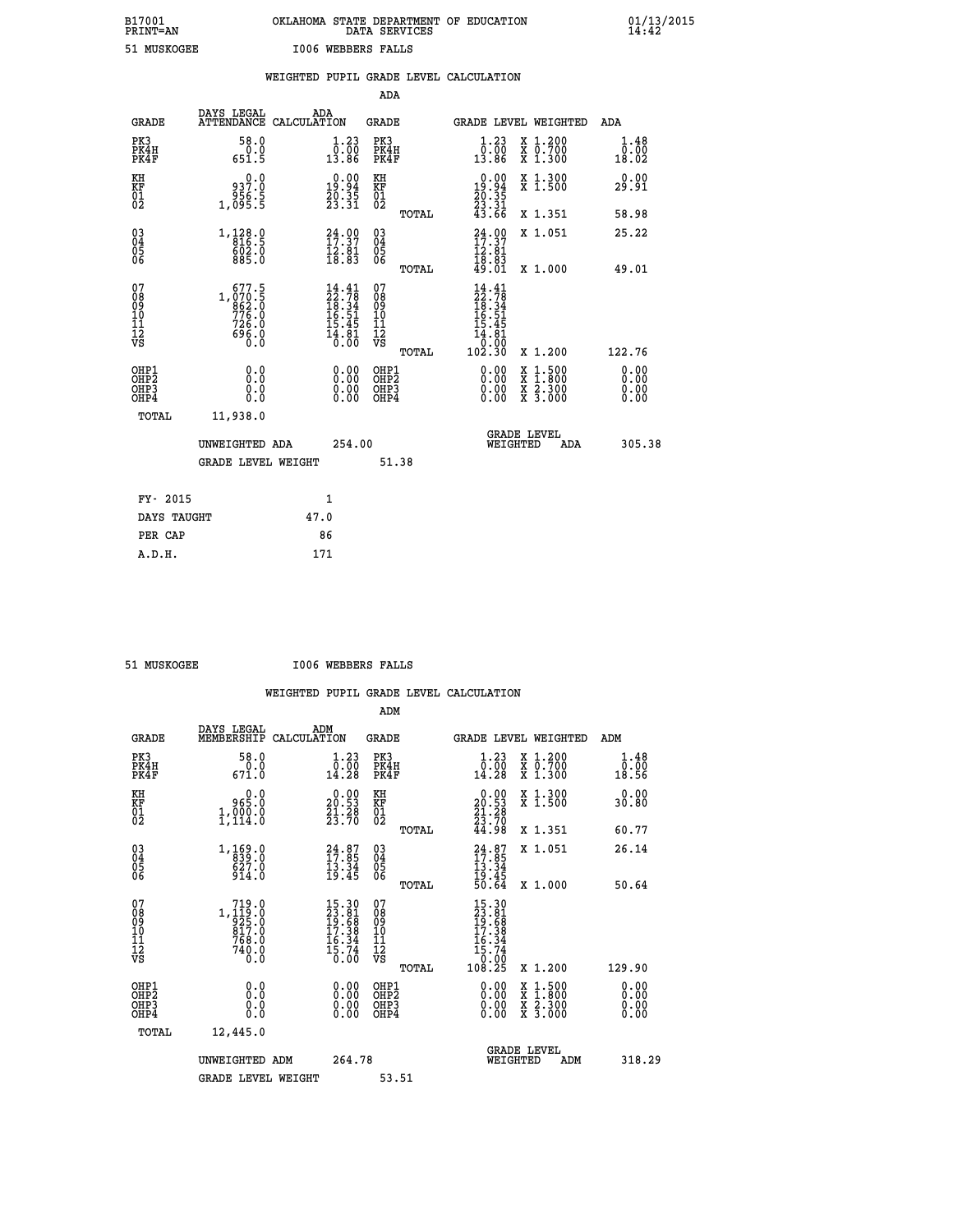B17001 OKLAHOMA STATE DEPARTMENT OF EDUCATION 01/13/2015
PRINT=AN DATA SERVICES 14:42

51 MUSKOGEE I006 WEBBERS FALLS

## WEIGHTED PUPIL GRADE LEVEL CALCULATION

### ADA

| GRADE | DAYS LEGAL ATTENDANCE | ADA CALCULATION | GRADE | GRADE LEVEL | WEIGHTED | ADA |
|---|---|---|---|---|---|---|
| PK3 | 58.0 | 1.23 | PK3 | 1.23 | X 1.200 | 1.48 |
| PK4H | 0.0 | 0.00 | PK4H | 0.00 | X 0.700 | 0.00 |
| PK4F | 651.5 | 13.86 | PK4F | 13.86 | X 1.300 | 18.02 |
| KH | 0.0 | 0.00 | KH | 0.00 | X 1.300 | 0.00 |
| KF | 937.0 | 19.94 | KF | 19.94 | X 1.500 | 29.91 |
| 01 | 956.5 | 20.35 | 01 | 20.35 | | |
| 02 | 1,095.5 | 23.31 | 02 | 23.31 | | |
| | | | TOTAL | 43.66 | X 1.351 | 58.98 |
| 03 | 1,128.0 | 24.00 | 03 | 24.00 | X 1.051 | 25.22 |
| 04 | 816.5 | 17.37 | 04 | 17.37 | | |
| 05 | 602.0 | 12.81 | 05 | 12.81 | | |
| 06 | 885.0 | 18.83 | 06 | 18.83 | | |
| | | | TOTAL | 49.01 | X 1.000 | 49.01 |
| 07 | 677.5 | 14.41 | 07 | 14.41 | | |
| 08 | 1,070.5 | 22.78 | 08 | 22.78 | | |
| 09 | 862.0 | 18.34 | 09 | 18.34 | | |
| 10 | 776.0 | 16.51 | 10 | 16.51 | | |
| 11 | 726.0 | 15.45 | 11 | 15.45 | | |
| 12 | 696.0 | 14.81 | 12 | 14.81 | | |
| VS | 0.0 | 0.00 | VS | 0.00 | | |
| | | | TOTAL | 102.30 | X 1.200 | 122.76 |
| OHP1 | 0.0 | 0.00 | OHP1 | 0.00 | X 1.500 | 0.00 |
| OHP2 | 0.0 | 0.00 | OHP2 | 0.00 | X 1.800 | 0.00 |
| OHP3 | 0.0 | 0.00 | OHP3 | 0.00 | X 2.300 | 0.00 |
| OHP4 | 0.0 | 0.00 | OHP4 | 0.00 | X 3.000 | 0.00 |
| TOTAL | 11,938.0 | | | | | |

UNWEIGHTED ADA 254.00 — GRADE LEVEL WEIGHTED ADA 305.38

GRADE LEVEL WEIGHT 51.38

| | |
|---|---|
| FY- 2015 | 1 |
| DAYS TAUGHT | 47.0 |
| PER CAP | 86 |
| A.D.H. | 171 |

51 MUSKOGEE I006 WEBBERS FALLS

## WEIGHTED PUPIL GRADE LEVEL CALCULATION

### ADM

| GRADE | DAYS LEGAL MEMBERSHIP | ADM CALCULATION | GRADE | GRADE LEVEL | WEIGHTED | ADM |
|---|---|---|---|---|---|---|
| PK3 | 58.0 | 1.23 | PK3 | 1.23 | X 1.200 | 1.48 |
| PK4H | 0.0 | 0.00 | PK4H | 0.00 | X 0.700 | 0.00 |
| PK4F | 671.0 | 14.28 | PK4F | 14.28 | X 1.300 | 18.56 |
| KH | 0.0 | 0.00 | KH | 0.00 | X 1.300 | 0.00 |
| KF | 965.0 | 20.53 | KF | 20.53 | X 1.500 | 30.80 |
| 01 | 1,000.0 | 21.28 | 01 | 21.28 | | |
| 02 | 1,114.0 | 23.70 | 02 | 23.70 | | |
| | | | TOTAL | 44.98 | X 1.351 | 60.77 |
| 03 | 1,169.0 | 24.87 | 03 | 24.87 | X 1.051 | 26.14 |
| 04 | 839.0 | 17.85 | 04 | 17.85 | | |
| 05 | 627.0 | 13.34 | 05 | 13.34 | | |
| 06 | 914.0 | 19.45 | 06 | 19.45 | | |
| | | | TOTAL | 50.64 | X 1.000 | 50.64 |
| 07 | 719.0 | 15.30 | 07 | 15.30 | | |
| 08 | 1,119.0 | 23.81 | 08 | 23.81 | | |
| 09 | 925.0 | 19.68 | 09 | 19.68 | | |
| 10 | 817.0 | 17.38 | 10 | 17.38 | | |
| 11 | 768.0 | 16.34 | 11 | 16.34 | | |
| 12 | 740.0 | 15.74 | 12 | 15.74 | | |
| VS | 0.0 | 0.00 | VS | 0.00 | | |
| | | | TOTAL | 108.25 | X 1.200 | 129.90 |
| OHP1 | 0.0 | 0.00 | OHP1 | 0.00 | X 1.500 | 0.00 |
| OHP2 | 0.0 | 0.00 | OHP2 | 0.00 | X 1.800 | 0.00 |
| OHP3 | 0.0 | 0.00 | OHP3 | 0.00 | X 2.300 | 0.00 |
| OHP4 | 0.0 | 0.00 | OHP4 | 0.00 | X 3.000 | 0.00 |
| TOTAL | 12,445.0 | | | | | |

UNWEIGHTED ADM 264.78 — GRADE LEVEL WEIGHTED ADM 318.29

GRADE LEVEL WEIGHT 53.51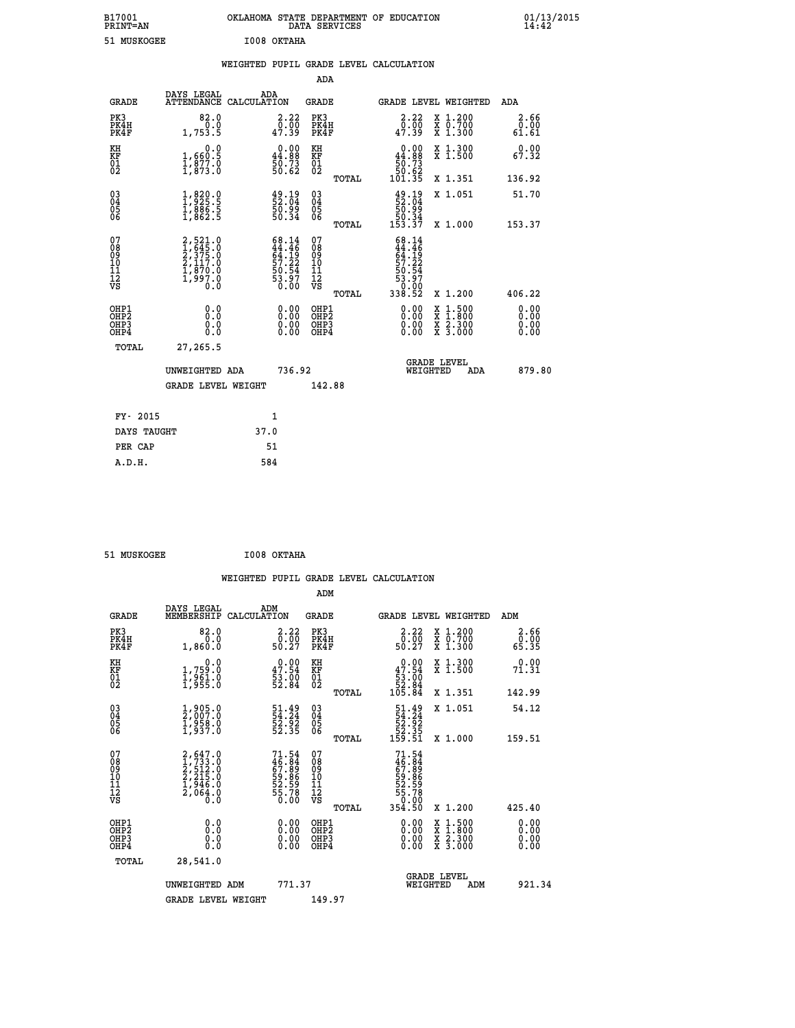B17001 OKLAHOMA STATE DEPARTMENT OF EDUCATION 01/13/2015
PRINT=AN DATA SERVICES 14:42

51 MUSKOGEE I008 OKTAHA

## WEIGHTED PUPIL GRADE LEVEL CALCULATION

### ADA

| GRADE | DAYS LEGAL ATTENDANCE | ADA CALCULATION | GRADE | | GRADE LEVEL | WEIGHTED | ADA |
|---|---|---|---|---|---|---|---|
| PK3 | 82.0 | 2.22 | PK3 | | 2.22 | X 1.200 | 2.66 |
| PK4H | 0.0 | 0.00 | PK4H | | 0.00 | X 0.700 | 0.00 |
| PK4F | 1,753.5 | 47.39 | PK4F | | 47.39 | X 1.300 | 61.61 |
| KH | 0.0 | 0.00 | KH | | 0.00 | X 1.300 | 0.00 |
| KF | 1,660.5 | 44.88 | KF | | 44.88 | X 1.500 | 67.32 |
| 01 | 1,877.0 | 50.73 | 01 | | 50.73 | | |
| 02 | 1,873.0 | 50.62 | 02 | | 50.62 | | |
| | | | | TOTAL | 101.35 | X 1.351 | 136.92 |
| 03 | 1,820.0 | 49.19 | 03 | | 49.19 | X 1.051 | 51.70 |
| 04 | 1,925.5 | 52.04 | 04 | | 52.04 | | |
| 05 | 1,886.5 | 50.99 | 05 | | 50.99 | | |
| 06 | 1,862.5 | 50.34 | 06 | | 50.34 | | |
| | | | | TOTAL | 153.37 | X 1.000 | 153.37 |
| 07 | 2,521.0 | 68.14 | 07 | | 68.14 | | |
| 08 | 1,645.0 | 44.46 | 08 | | 44.46 | | |
| 09 | 2,375.0 | 64.19 | 09 | | 64.19 | | |
| 10 | 2,117.0 | 57.22 | 10 | | 57.22 | | |
| 11 | 1,870.0 | 50.54 | 11 | | 50.54 | | |
| 12 | 1,997.0 | 53.97 | 12 | | 53.97 | | |
| VS | 0.0 | 0.00 | VS | | 0.00 | | |
| | | | | TOTAL | 338.52 | X 1.200 | 406.22 |
| OHP1 | 0.0 | 0.00 | OHP1 | | 0.00 | X 1.500 | 0.00 |
| OHP2 | 0.0 | 0.00 | OHP2 | | 0.00 | X 1.800 | 0.00 |
| OHP3 | 0.0 | 0.00 | OHP3 | | 0.00 | X 2.300 | 0.00 |
| OHP4 | 0.0 | 0.00 | OHP4 | | 0.00 | X 3.000 | 0.00 |
| TOTAL | 27,265.5 | | | | | | |

UNWEIGHTED ADA 736.92 GRADE LEVEL WEIGHTED ADA 879.80

GRADE LEVEL WEIGHT 142.88

| | |
|---|---|
| FY- 2015 | 1 |
| DAYS TAUGHT | 37.0 |
| PER CAP | 51 |
| A.D.H. | 584 |

51 MUSKOGEE I008 OKTAHA

## WEIGHTED PUPIL GRADE LEVEL CALCULATION

### ADM

| GRADE | DAYS LEGAL MEMBERSHIP | ADM CALCULATION | GRADE | | GRADE LEVEL | WEIGHTED | ADM |
|---|---|---|---|---|---|---|---|
| PK3 | 82.0 | 2.22 | PK3 | | 2.22 | X 1.200 | 2.66 |
| PK4H | 0.0 | 0.00 | PK4H | | 0.00 | X 0.700 | 0.00 |
| PK4F | 1,860.0 | 50.27 | PK4F | | 50.27 | X 1.300 | 65.35 |
| KH | 0.0 | 0.00 | KH | | 0.00 | X 1.300 | 0.00 |
| KF | 1,759.0 | 47.54 | KF | | 47.54 | X 1.500 | 71.31 |
| 01 | 1,961.0 | 53.00 | 01 | | 53.00 | | |
| 02 | 1,955.0 | 52.84 | 02 | | 52.84 | | |
| | | | | TOTAL | 105.84 | X 1.351 | 142.99 |
| 03 | 1,905.0 | 51.49 | 03 | | 51.49 | X 1.051 | 54.12 |
| 04 | 2,007.0 | 54.24 | 04 | | 54.24 | | |
| 05 | 1,958.0 | 52.92 | 05 | | 52.92 | | |
| 06 | 1,937.0 | 52.35 | 06 | | 52.35 | | |
| | | | | TOTAL | 159.51 | X 1.000 | 159.51 |
| 07 | 2,647.0 | 71.54 | 07 | | 71.54 | | |
| 08 | 1,733.0 | 46.84 | 08 | | 46.84 | | |
| 09 | 2,512.0 | 67.89 | 09 | | 67.89 | | |
| 10 | 2,215.0 | 59.86 | 10 | | 59.86 | | |
| 11 | 1,946.0 | 52.59 | 11 | | 52.59 | | |
| 12 | 2,064.0 | 55.78 | 12 | | 55.78 | | |
| VS | 0.0 | 0.00 | VS | | 0.00 | | |
| | | | | TOTAL | 354.50 | X 1.200 | 425.40 |
| OHP1 | 0.0 | 0.00 | OHP1 | | 0.00 | X 1.500 | 0.00 |
| OHP2 | 0.0 | 0.00 | OHP2 | | 0.00 | X 1.800 | 0.00 |
| OHP3 | 0.0 | 0.00 | OHP3 | | 0.00 | X 2.300 | 0.00 |
| OHP4 | 0.0 | 0.00 | OHP4 | | 0.00 | X 3.000 | 0.00 |
| TOTAL | 28,541.0 | | | | | | |

UNWEIGHTED ADM 771.37 GRADE LEVEL WEIGHTED ADM 921.34

GRADE LEVEL WEIGHT 149.97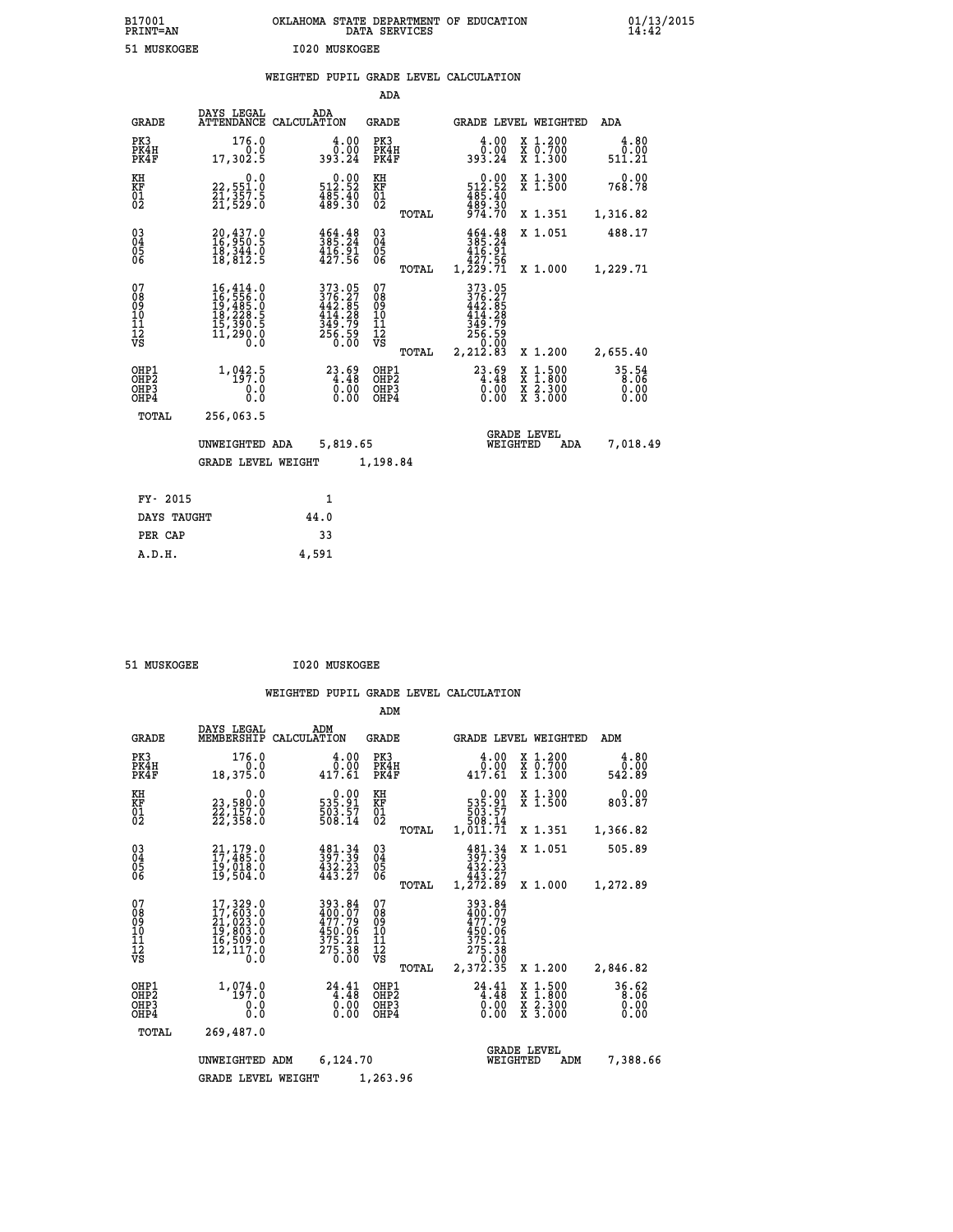B17001 OKLAHOMA STATE DEPARTMENT OF EDUCATION 01/13/2015
PRINT=AN DATA SERVICES 14:42

51 MUSKOGEE I020 MUSKOGEE

## WEIGHTED PUPIL GRADE LEVEL CALCULATION

### ADA

| GRADE | DAYS LEGAL ATTENDANCE | ADA CALCULATION | GRADE | | GRADE LEVEL | WEIGHTED | ADA |
|---|---|---|---|---|---|---|---|
| PK3 | 176.0 | 4.00 | PK3 | | 4.00 | X 1.200 | 4.80 |
| PK4H | 0.0 | 0.00 | PK4H | | 0.00 | X 0.700 | 0.00 |
| PK4F | 17,302.5 | 393.24 | PK4F | | 393.24 | X 1.300 | 511.21 |
| KH | 0.0 | 0.00 | KH | | 0.00 | X 1.300 | 0.00 |
| KF | 22,551.0 | 512.52 | KF | | 512.52 | X 1.500 | 768.78 |
| 01 | 21,357.5 | 485.40 | 01 | | 485.40 | | |
| 02 | 21,529.0 | 489.30 | 02 | | 489.30 | | |
| | | | | TOTAL | 974.70 | X 1.351 | 1,316.82 |
| 03 | 20,437.0 | 464.48 | 03 | | 464.48 | X 1.051 | 488.17 |
| 04 | 16,950.5 | 385.24 | 04 | | 385.24 | | |
| 05 | 18,344.0 | 416.91 | 05 | | 416.91 | | |
| 06 | 18,812.5 | 427.56 | 06 | | 427.56 | | |
| | | | | TOTAL | 1,229.71 | X 1.000 | 1,229.71 |
| 07 | 16,414.0 | 373.05 | 07 | | 373.05 | | |
| 08 | 16,556.0 | 376.27 | 08 | | 376.27 | | |
| 09 | 19,485.0 | 442.85 | 09 | | 442.85 | | |
| 10 | 18,228.5 | 414.28 | 10 | | 414.28 | | |
| 11 | 15,390.5 | 349.79 | 11 | | 349.79 | | |
| 12 | 11,290.0 | 256.59 | 12 | | 256.59 | | |
| VS | 0.0 | 0.00 | VS | | 0.00 | | |
| | | | | TOTAL | 2,212.83 | X 1.200 | 2,655.40 |
| OHP1 | 1,042.5 | 23.69 | OHP1 | | 23.69 | X 1.500 | 35.54 |
| OHP2 | 197.0 | 4.48 | OHP2 | | 4.48 | X 1.800 | 8.06 |
| OHP3 | 0.0 | 0.00 | OHP3 | | 0.00 | X 2.300 | 0.00 |
| OHP4 | 0.0 | 0.00 | OHP4 | | 0.00 | X 3.000 | 0.00 |
| TOTAL | 256,063.5 | | | | | | |

UNWEIGHTED ADA 5,819.65 — GRADE LEVEL WEIGHTED ADA 7,018.49

GRADE LEVEL WEIGHT 1,198.84

| FY- 2015 | 1 |
|---|---|
| DAYS TAUGHT | 44.0 |
| PER CAP | 33 |
| A.D.H. | 4,591 |

51 MUSKOGEE I020 MUSKOGEE

## WEIGHTED PUPIL GRADE LEVEL CALCULATION

### ADM

| GRADE | DAYS LEGAL MEMBERSHIP | ADM CALCULATION | GRADE | | GRADE LEVEL | WEIGHTED | ADM |
|---|---|---|---|---|---|---|---|
| PK3 | 176.0 | 4.00 | PK3 | | 4.00 | X 1.200 | 4.80 |
| PK4H | 0.0 | 0.00 | PK4H | | 0.00 | X 0.700 | 0.00 |
| PK4F | 18,375.0 | 417.61 | PK4F | | 417.61 | X 1.300 | 542.89 |
| KH | 0.0 | 0.00 | KH | | 0.00 | X 1.300 | 0.00 |
| KF | 23,580.0 | 535.91 | KF | | 535.91 | X 1.500 | 803.87 |
| 01 | 22,157.0 | 503.57 | 01 | | 503.57 | | |
| 02 | 22,358.0 | 508.14 | 02 | | 508.14 | | |
| | | | | TOTAL | 1,011.71 | X 1.351 | 1,366.82 |
| 03 | 21,179.0 | 481.34 | 03 | | 481.34 | X 1.051 | 505.89 |
| 04 | 17,485.0 | 397.39 | 04 | | 397.39 | | |
| 05 | 19,018.0 | 432.23 | 05 | | 432.23 | | |
| 06 | 19,504.0 | 443.27 | 06 | | 443.27 | | |
| | | | | TOTAL | 1,272.89 | X 1.000 | 1,272.89 |
| 07 | 17,329.0 | 393.84 | 07 | | 393.84 | | |
| 08 | 17,603.0 | 400.07 | 08 | | 400.07 | | |
| 09 | 21,023.0 | 477.79 | 09 | | 477.79 | | |
| 10 | 19,803.0 | 450.06 | 10 | | 450.06 | | |
| 11 | 16,509.0 | 375.21 | 11 | | 375.21 | | |
| 12 | 12,117.0 | 275.38 | 12 | | 275.38 | | |
| VS | 0.0 | 0.00 | VS | | 0.00 | | |
| | | | | TOTAL | 2,372.35 | X 1.200 | 2,846.82 |
| OHP1 | 1,074.0 | 24.41 | OHP1 | | 24.41 | X 1.500 | 36.62 |
| OHP2 | 197.0 | 4.48 | OHP2 | | 4.48 | X 1.800 | 8.06 |
| OHP3 | 0.0 | 0.00 | OHP3 | | 0.00 | X 2.300 | 0.00 |
| OHP4 | 0.0 | 0.00 | OHP4 | | 0.00 | X 3.000 | 0.00 |
| TOTAL | 269,487.0 | | | | | | |

UNWEIGHTED ADM 6,124.70 — GRADE LEVEL WEIGHTED ADM 7,388.66

GRADE LEVEL WEIGHT 1,263.96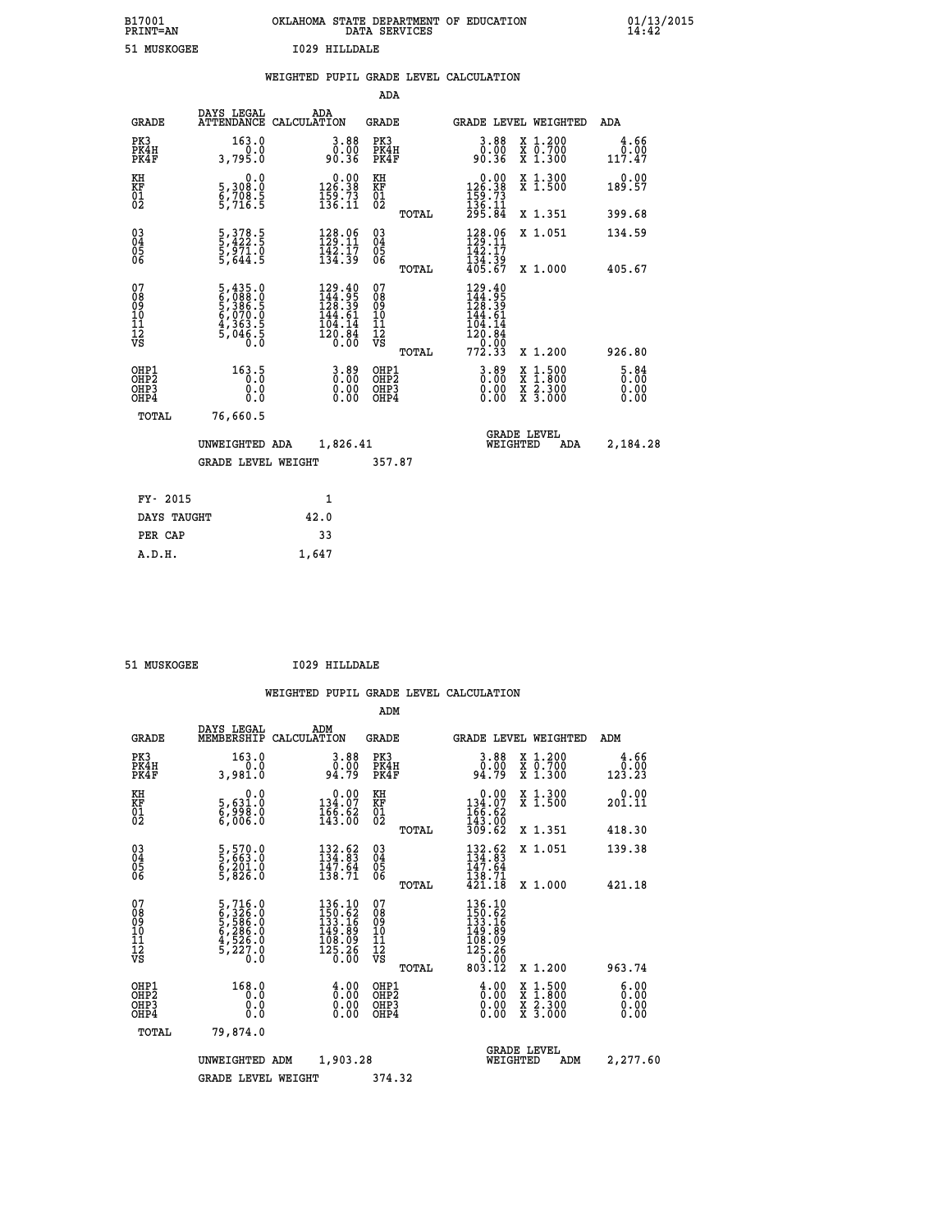B17001 OKLAHOMA STATE DEPARTMENT OF EDUCATION 01/13/2015
PRINT=AN DATA SERVICES 14:42

51 MUSKOGEE I029 HILLDALE

## WEIGHTED PUPIL GRADE LEVEL CALCULATION

### ADA

| GRADE | DAYS LEGAL ATTENDANCE | ADA CALCULATION | GRADE | | GRADE LEVEL | WEIGHTED | ADA |
|---|---|---|---|---|---|---|---|
| PK3 | 163.0 | 3.88 | PK3 | | 3.88 | X 1.200 | 4.66 |
| PK4H | 0.0 | 0.00 | PK4H | | 0.00 | X 0.700 | 0.00 |
| PK4F | 3,795.0 | 90.36 | PK4F | | 90.36 | X 1.300 | 117.47 |
| KH | 0.0 | 0.00 | KH | | 0.00 | X 1.300 | 0.00 |
| KF | 5,308.0 | 126.38 | KF | | 126.38 | X 1.500 | 189.57 |
| 01 | 6,708.5 | 159.73 | 01 | | 159.73 | | |
| 02 | 5,716.5 | 136.11 | 02 | | 136.11 | | |
| | | | | TOTAL | 295.84 | X 1.351 | 399.68 |
| 03 | 5,378.5 | 128.06 | 03 | | 128.06 | X 1.051 | 134.59 |
| 04 | 5,422.5 | 129.11 | 04 | | 129.11 | | |
| 05 | 5,971.0 | 142.17 | 05 | | 142.17 | | |
| 06 | 5,644.5 | 134.39 | 06 | | 134.39 | | |
| | | | | TOTAL | 405.67 | X 1.000 | 405.67 |
| 07 | 5,435.0 | 129.40 | 07 | | 129.40 | | |
| 08 | 6,088.0 | 144.95 | 08 | | 144.95 | | |
| 09 | 5,386.5 | 128.39 | 09 | | 128.39 | | |
| 10 | 6,070.0 | 144.61 | 10 | | 144.61 | | |
| 11 | 4,363.5 | 104.14 | 11 | | 104.14 | | |
| 12 | 5,046.5 | 120.84 | 12 | | 120.84 | | |
| VS | 0.0 | 0.00 | VS | | 0.00 | | |
| | | | | TOTAL | 772.33 | X 1.200 | 926.80 |
| OHP1 | 163.5 | 3.89 | OHP1 | | 3.89 | X 1.500 | 5.84 |
| OHP2 | 0.0 | 0.00 | OHP2 | | 0.00 | X 1.800 | 0.00 |
| OHP3 | 0.0 | 0.00 | OHP3 | | 0.00 | X 2.300 | 0.00 |
| OHP4 | 0.0 | 0.00 | OHP4 | | 0.00 | X 3.000 | 0.00 |
| TOTAL | 76,660.5 | | | | | | |

UNWEIGHTED ADA 1,826.41 — GRADE LEVEL WEIGHTED ADA 2,184.28

GRADE LEVEL WEIGHT 357.87

| | |
|---|---|
| FY- 2015 | 1 |
| DAYS TAUGHT | 42.0 |
| PER CAP | 33 |
| A.D.H. | 1,647 |

51 MUSKOGEE I029 HILLDALE

## WEIGHTED PUPIL GRADE LEVEL CALCULATION

### ADM

| GRADE | DAYS LEGAL MEMBERSHIP | ADM CALCULATION | GRADE | | GRADE LEVEL | WEIGHTED | ADM |
|---|---|---|---|---|---|---|---|
| PK3 | 163.0 | 3.88 | PK3 | | 3.88 | X 1.200 | 4.66 |
| PK4H | 0.0 | 0.00 | PK4H | | 0.00 | X 0.700 | 0.00 |
| PK4F | 3,981.0 | 94.79 | PK4F | | 94.79 | X 1.300 | 123.23 |
| KH | 0.0 | 0.00 | KH | | 0.00 | X 1.300 | 0.00 |
| KF | 5,631.0 | 134.07 | KF | | 134.07 | X 1.500 | 201.11 |
| 01 | 6,998.0 | 166.62 | 01 | | 166.62 | | |
| 02 | 6,006.0 | 143.00 | 02 | | 143.00 | | |
| | | | | TOTAL | 309.62 | X 1.351 | 418.30 |
| 03 | 5,570.0 | 132.62 | 03 | | 132.62 | X 1.051 | 139.38 |
| 04 | 5,663.0 | 134.83 | 04 | | 134.83 | | |
| 05 | 6,201.0 | 147.64 | 05 | | 147.64 | | |
| 06 | 5,826.0 | 138.71 | 06 | | 138.71 | | |
| | | | | TOTAL | 421.18 | X 1.000 | 421.18 |
| 07 | 5,716.0 | 136.10 | 07 | | 136.10 | | |
| 08 | 6,326.0 | 150.62 | 08 | | 150.62 | | |
| 09 | 5,586.0 | 133.16 | 09 | | 133.16 | | |
| 10 | 6,286.0 | 149.89 | 10 | | 149.89 | | |
| 11 | 4,526.0 | 108.09 | 11 | | 108.09 | | |
| 12 | 5,227.0 | 125.26 | 12 | | 125.26 | | |
| VS | 0.0 | 0.00 | VS | | 0.00 | | |
| | | | | TOTAL | 803.12 | X 1.200 | 963.74 |
| OHP1 | 168.0 | 4.00 | OHP1 | | 4.00 | X 1.500 | 6.00 |
| OHP2 | 0.0 | 0.00 | OHP2 | | 0.00 | X 1.800 | 0.00 |
| OHP3 | 0.0 | 0.00 | OHP3 | | 0.00 | X 2.300 | 0.00 |
| OHP4 | 0.0 | 0.00 | OHP4 | | 0.00 | X 3.000 | 0.00 |
| TOTAL | 79,874.0 | | | | | | |

UNWEIGHTED ADM 1,903.28 — GRADE LEVEL WEIGHTED ADM 2,277.60

GRADE LEVEL WEIGHT 374.32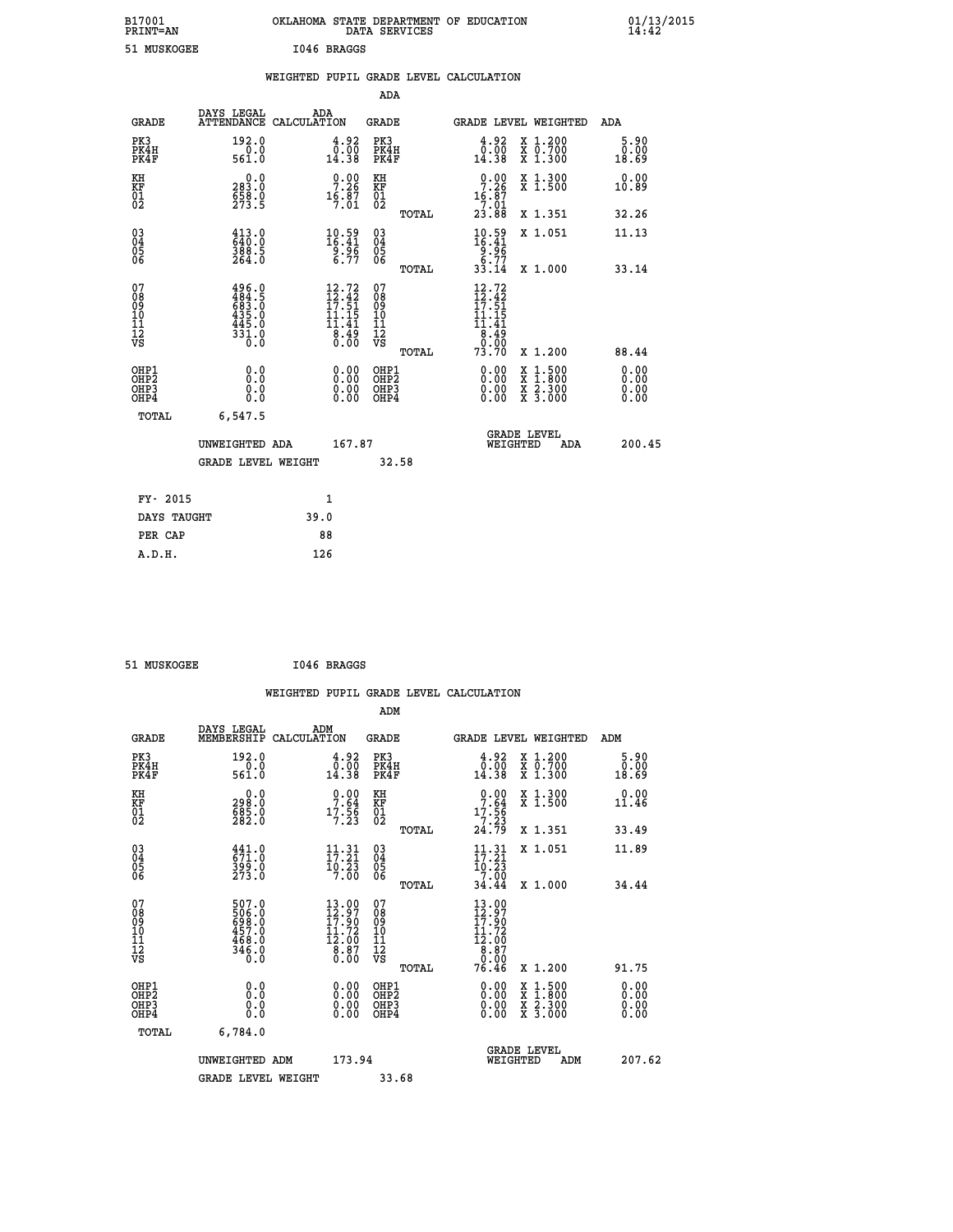B17001 OKLAHOMA STATE DEPARTMENT OF EDUCATION 01/13/2015
PRINT=AN DATA SERVICES 14:42

51 MUSKOGEE I046 BRAGGS

## WEIGHTED PUPIL GRADE LEVEL CALCULATION

### ADA

| GRADE | DAYS LEGAL ATTENDANCE | ADA CALCULATION | GRADE | GRADE LEVEL | WEIGHTED | ADA |
|---|---|---|---|---|---|---|
| PK3 | 192.0 | 4.92 | PK3 | 4.92 | X 1.200 | 5.90 |
| PK4H | 0.0 | 0.00 | PK4H | 0.00 | X 0.700 | 0.00 |
| PK4F | 561.0 | 14.38 | PK4F | 14.38 | X 1.300 | 18.69 |
| KH | 0.0 | 0.00 | KH | 0.00 | X 1.300 | 0.00 |
| KF | 283.0 | 7.26 | KF | 7.26 | X 1.500 | 10.89 |
| 01 | 658.0 | 16.87 | 01 | 16.87 | | |
| 02 | 273.5 | 7.01 | 02 | 7.01 | | |
| | | | TOTAL | 23.88 | X 1.351 | 32.26 |
| 03 | 413.0 | 10.59 | 03 | 10.59 | X 1.051 | 11.13 |
| 04 | 640.0 | 16.41 | 04 | 16.41 | | |
| 05 | 388.5 | 9.96 | 05 | 9.96 | | |
| 06 | 264.0 | 6.77 | 06 | 6.77 | | |
| | | | TOTAL | 33.14 | X 1.000 | 33.14 |
| 07 | 496.0 | 12.72 | 07 | 12.72 | | |
| 08 | 484.5 | 12.42 | 08 | 12.42 | | |
| 09 | 683.0 | 17.51 | 09 | 17.51 | | |
| 10 | 435.0 | 11.15 | 10 | 11.15 | | |
| 11 | 445.0 | 11.41 | 11 | 11.41 | | |
| 12 | 331.0 | 8.49 | 12 | 8.49 | | |
| VS | 0.0 | 0.00 | VS | 0.00 | | |
| | | | TOTAL | 73.70 | X 1.200 | 88.44 |
| OHP1 | 0.0 | 0.00 | OHP1 | 0.00 | X 1.500 | 0.00 |
| OHP2 | 0.0 | 0.00 | OHP2 | 0.00 | X 1.800 | 0.00 |
| OHP3 | 0.0 | 0.00 | OHP3 | 0.00 | X 2.300 | 0.00 |
| OHP4 | 0.0 | 0.00 | OHP4 | 0.00 | X 3.000 | 0.00 |
| TOTAL | 6,547.5 | | | | | |

UNWEIGHTED ADA 167.87 | GRADE LEVEL WEIGHTED ADA 200.45

GRADE LEVEL WEIGHT 32.58

| FY- 2015 | 1 |
|---|---|
| DAYS TAUGHT | 39.0 |
| PER CAP | 88 |
| A.D.H. | 126 |

51 MUSKOGEE I046 BRAGGS

## WEIGHTED PUPIL GRADE LEVEL CALCULATION

### ADM

| GRADE | DAYS LEGAL MEMBERSHIP | ADM CALCULATION | GRADE | GRADE LEVEL | WEIGHTED | ADM |
|---|---|---|---|---|---|---|
| PK3 | 192.0 | 4.92 | PK3 | 4.92 | X 1.200 | 5.90 |
| PK4H | 0.0 | 0.00 | PK4H | 0.00 | X 0.700 | 0.00 |
| PK4F | 561.0 | 14.38 | PK4F | 14.38 | X 1.300 | 18.69 |
| KH | 0.0 | 0.00 | KH | 0.00 | X 1.300 | 0.00 |
| KF | 298.0 | 7.64 | KF | 7.64 | X 1.500 | 11.46 |
| 01 | 685.0 | 17.56 | 01 | 17.56 | | |
| 02 | 282.0 | 7.23 | 02 | 7.23 | | |
| | | | TOTAL | 24.79 | X 1.351 | 33.49 |
| 03 | 441.0 | 11.31 | 03 | 11.31 | X 1.051 | 11.89 |
| 04 | 671.0 | 17.21 | 04 | 17.21 | | |
| 05 | 399.0 | 10.23 | 05 | 10.23 | | |
| 06 | 273.0 | 7.00 | 06 | 7.00 | | |
| | | | TOTAL | 34.44 | X 1.000 | 34.44 |
| 07 | 507.0 | 13.00 | 07 | 13.00 | | |
| 08 | 506.0 | 12.97 | 08 | 12.97 | | |
| 09 | 698.0 | 17.90 | 09 | 17.90 | | |
| 10 | 457.0 | 11.72 | 10 | 11.72 | | |
| 11 | 468.0 | 12.00 | 11 | 12.00 | | |
| 12 | 346.0 | 8.87 | 12 | 8.87 | | |
| VS | 0.0 | 0.00 | VS | 0.00 | | |
| | | | TOTAL | 76.46 | X 1.200 | 91.75 |
| OHP1 | 0.0 | 0.00 | OHP1 | 0.00 | X 1.500 | 0.00 |
| OHP2 | 0.0 | 0.00 | OHP2 | 0.00 | X 1.800 | 0.00 |
| OHP3 | 0.0 | 0.00 | OHP3 | 0.00 | X 2.300 | 0.00 |
| OHP4 | 0.0 | 0.00 | OHP4 | 0.00 | X 3.000 | 0.00 |
| TOTAL | 6,784.0 | | | | | |

UNWEIGHTED ADM 173.94 | GRADE LEVEL WEIGHTED ADM 207.62

GRADE LEVEL WEIGHT 33.68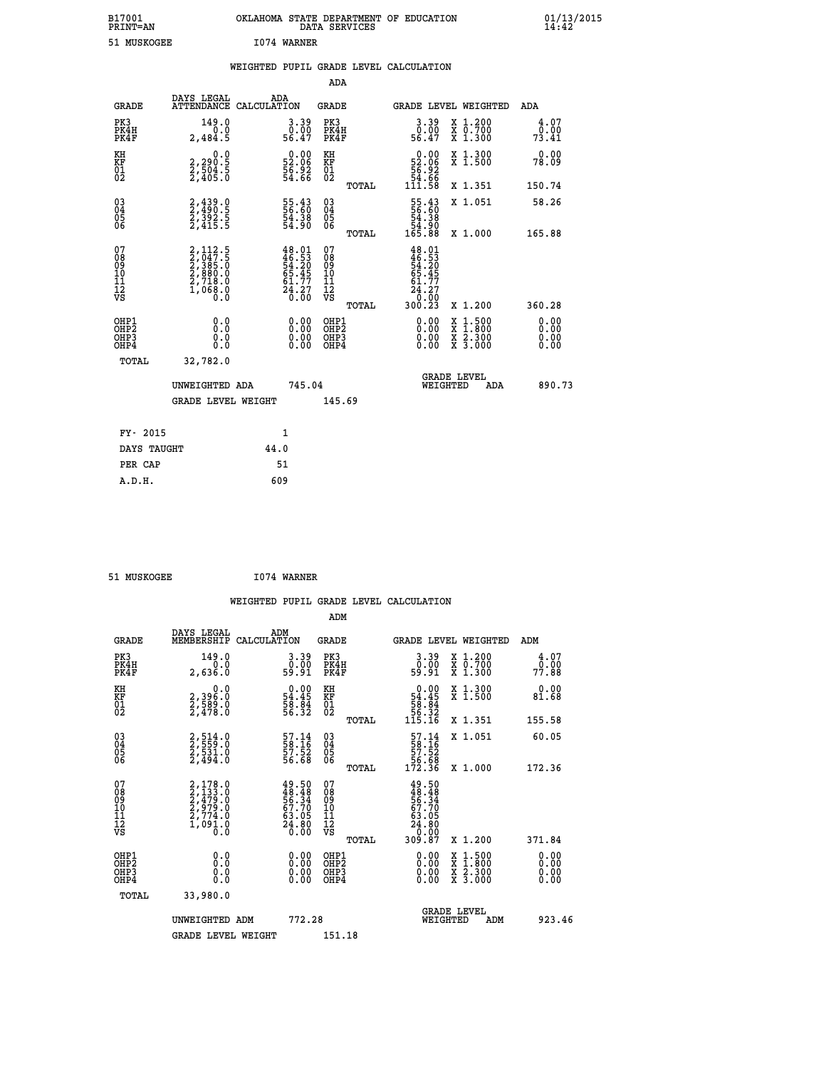B17001 OKLAHOMA STATE DEPARTMENT OF EDUCATION 01/13/2015
PRINT=AN DATA SERVICES 14:42

51 MUSKOGEE I074 WARNER

## WEIGHTED PUPIL GRADE LEVEL CALCULATION

### ADA

| GRADE | DAYS LEGAL ATTENDANCE | ADA CALCULATION | GRADE | GRADE LEVEL | WEIGHTED | ADA |
|---|---|---|---|---|---|---|
| PK3 | 149.0 | 3.39 | PK3 | 3.39 | X 1.200 | 4.07 |
| PK4H | 0.0 | 0.00 | PK4H | 0.00 | X 0.700 | 0.00 |
| PK4F | 2,484.5 | 56.47 | PK4F | 56.47 | X 1.300 | 73.41 |
| KH | 0.0 | 0.00 | KH | 0.00 | X 1.300 | 0.00 |
| KF | 2,290.5 | 52.06 | KF | 52.06 | X 1.500 | 78.09 |
| 01 | 2,504.5 | 56.92 | 01 | 56.92 | | |
| 02 | 2,405.0 | 54.66 | 02 | 54.66 | | |
| | | | TOTAL | 111.58 | X 1.351 | 150.74 |
| 03 | 2,439.0 | 55.43 | 03 | 55.43 | X 1.051 | 58.26 |
| 04 | 2,490.5 | 56.60 | 04 | 56.60 | | |
| 05 | 2,392.5 | 54.38 | 05 | 54.38 | | |
| 06 | 2,415.5 | 54.90 | 06 | 54.90 | | |
| | | | TOTAL | 165.88 | X 1.000 | 165.88 |
| 07 | 2,112.5 | 48.01 | 07 | 48.01 | | |
| 08 | 2,047.5 | 46.53 | 08 | 46.53 | | |
| 09 | 2,385.0 | 54.20 | 09 | 54.20 | | |
| 10 | 2,880.0 | 65.45 | 10 | 65.45 | | |
| 11 | 2,718.0 | 61.77 | 11 | 61.77 | | |
| 12 | 1,068.0 | 24.27 | 12 | 24.27 | | |
| VS | 0.0 | 0.00 | VS | 0.00 | | |
| | | | TOTAL | 300.23 | X 1.200 | 360.28 |
| OHP1 | 0.0 | 0.00 | OHP1 | 0.00 | X 1.500 | 0.00 |
| OHP2 | 0.0 | 0.00 | OHP2 | 0.00 | X 1.800 | 0.00 |
| OHP3 | 0.0 | 0.00 | OHP3 | 0.00 | X 2.300 | 0.00 |
| OHP4 | 0.0 | 0.00 | OHP4 | 0.00 | X 3.000 | 0.00 |
| TOTAL | 32,782.0 | | | | | |

UNWEIGHTED ADA 745.04 GRADE LEVEL WEIGHTED ADA 890.73

GRADE LEVEL WEIGHT 145.69

| | |
|---|---|
| FY- 2015 | 1 |
| DAYS TAUGHT | 44.0 |
| PER CAP | 51 |
| A.D.H. | 609 |

51 MUSKOGEE I074 WARNER

## WEIGHTED PUPIL GRADE LEVEL CALCULATION

### ADM

| GRADE | DAYS LEGAL MEMBERSHIP | ADM CALCULATION | GRADE | GRADE LEVEL | WEIGHTED | ADM |
|---|---|---|---|---|---|---|
| PK3 | 149.0 | 3.39 | PK3 | 3.39 | X 1.200 | 4.07 |
| PK4H | 0.0 | 0.00 | PK4H | 0.00 | X 0.700 | 0.00 |
| PK4F | 2,636.0 | 59.91 | PK4F | 59.91 | X 1.300 | 77.88 |
| KH | 0.0 | 0.00 | KH | 0.00 | X 1.300 | 0.00 |
| KF | 2,396.0 | 54.45 | KF | 54.45 | X 1.500 | 81.68 |
| 01 | 2,589.0 | 58.84 | 01 | 58.84 | | |
| 02 | 2,478.0 | 56.32 | 02 | 56.32 | | |
| | | | TOTAL | 115.16 | X 1.351 | 155.58 |
| 03 | 2,514.0 | 57.14 | 03 | 57.14 | X 1.051 | 60.05 |
| 04 | 2,559.0 | 58.16 | 04 | 58.16 | | |
| 05 | 2,531.0 | 57.52 | 05 | 57.52 | | |
| 06 | 2,494.0 | 56.68 | 06 | 56.68 | | |
| | | | TOTAL | 172.36 | X 1.000 | 172.36 |
| 07 | 2,178.0 | 49.50 | 07 | 49.50 | | |
| 08 | 2,133.0 | 48.48 | 08 | 48.48 | | |
| 09 | 2,479.0 | 56.34 | 09 | 56.34 | | |
| 10 | 2,979.0 | 67.70 | 10 | 67.70 | | |
| 11 | 2,774.0 | 63.05 | 11 | 63.05 | | |
| 12 | 1,091.0 | 24.80 | 12 | 24.80 | | |
| VS | 0.0 | 0.00 | VS | 0.00 | | |
| | | | TOTAL | 309.87 | X 1.200 | 371.84 |
| OHP1 | 0.0 | 0.00 | OHP1 | 0.00 | X 1.500 | 0.00 |
| OHP2 | 0.0 | 0.00 | OHP2 | 0.00 | X 1.800 | 0.00 |
| OHP3 | 0.0 | 0.00 | OHP3 | 0.00 | X 2.300 | 0.00 |
| OHP4 | 0.0 | 0.00 | OHP4 | 0.00 | X 3.000 | 0.00 |
| TOTAL | 33,980.0 | | | | | |

UNWEIGHTED ADM 772.28 GRADE LEVEL WEIGHTED ADM 923.46

GRADE LEVEL WEIGHT 151.18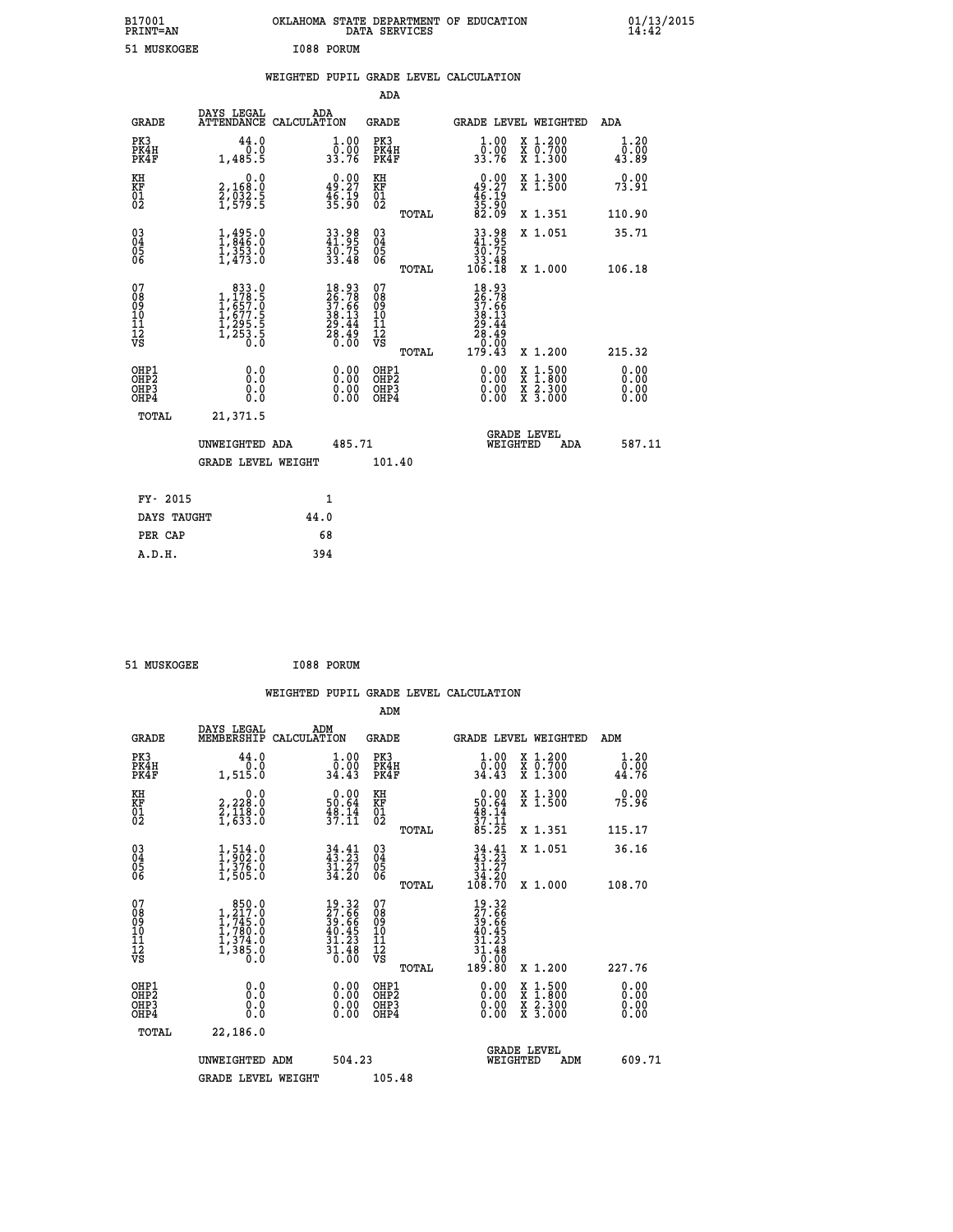B17001 OKLAHOMA STATE DEPARTMENT OF EDUCATION 01/13/2015
PRINT=AN DATA SERVICES 14:42

51 MUSKOGEE I088 PORUM

## WEIGHTED PUPIL GRADE LEVEL CALCULATION

### ADA

| GRADE | DAYS LEGAL ATTENDANCE | ADA CALCULATION | GRADE | GRADE LEVEL | WEIGHTED | ADA |
|---|---|---|---|---|---|---|
| PK3 | 44.0 | 1.00 | PK3 | 1.00 | X 1.200 | 1.20 |
| PK4H | 0.0 | 0.00 | PK4H | 0.00 | X 0.700 | 0.00 |
| PK4F | 1,485.5 | 33.76 | PK4F | 33.76 | X 1.300 | 43.89 |
| KH | 0.0 | 0.00 | KH | 0.00 | X 1.300 | 0.00 |
| KF | 2,168.0 | 49.27 | KF | 49.27 | X 1.500 | 73.91 |
| 01 | 2,032.5 | 46.19 | 01 | 46.19 | | |
| 02 | 1,579.5 | 35.90 | 02 | 35.90 | | |
| | | | TOTAL | 82.09 | X 1.351 | 110.90 |
| 03 | 1,495.0 | 33.98 | 03 | 33.98 | X 1.051 | 35.71 |
| 04 | 1,846.0 | 41.95 | 04 | 41.95 | | |
| 05 | 1,353.0 | 30.75 | 05 | 30.75 | | |
| 06 | 1,473.0 | 33.48 | 06 | 33.48 | | |
| | | | TOTAL | 106.18 | X 1.000 | 106.18 |
| 07 | 833.0 | 18.93 | 07 | 18.93 | | |
| 08 | 1,178.5 | 26.78 | 08 | 26.78 | | |
| 09 | 1,657.0 | 37.66 | 09 | 37.66 | | |
| 10 | 1,677.5 | 38.13 | 10 | 38.13 | | |
| 11 | 1,295.5 | 29.44 | 11 | 29.44 | | |
| 12 | 1,253.5 | 28.49 | 12 | 28.49 | | |
| VS | 0.0 | 0.00 | VS | 0.00 | | |
| | | | TOTAL | 179.43 | X 1.200 | 215.32 |
| OHP1 | 0.0 | 0.00 | OHP1 | 0.00 | X 1.500 | 0.00 |
| OHP2 | 0.0 | 0.00 | OHP2 | 0.00 | X 1.800 | 0.00 |
| OHP3 | 0.0 | 0.00 | OHP3 | 0.00 | X 2.300 | 0.00 |
| OHP4 | 0.0 | 0.00 | OHP4 | 0.00 | X 3.000 | 0.00 |
| TOTAL | 21,371.5 | | | | | |

UNWEIGHTED ADA 485.71 GRADE LEVEL WEIGHTED ADA 587.11

GRADE LEVEL WEIGHT 101.40

| | |
|---|---|
| FY- 2015 | 1 |
| DAYS TAUGHT | 44.0 |
| PER CAP | 68 |
| A.D.H. | 394 |

51 MUSKOGEE I088 PORUM

## WEIGHTED PUPIL GRADE LEVEL CALCULATION

### ADM

| GRADE | DAYS LEGAL MEMBERSHIP | ADM CALCULATION | GRADE | GRADE LEVEL | WEIGHTED | ADM |
|---|---|---|---|---|---|---|
| PK3 | 44.0 | 1.00 | PK3 | 1.00 | X 1.200 | 1.20 |
| PK4H | 0.0 | 0.00 | PK4H | 0.00 | X 0.700 | 0.00 |
| PK4F | 1,515.0 | 34.43 | PK4F | 34.43 | X 1.300 | 44.76 |
| KH | 0.0 | 0.00 | KH | 0.00 | X 1.300 | 0.00 |
| KF | 2,228.0 | 50.64 | KF | 50.64 | X 1.500 | 75.96 |
| 01 | 2,118.0 | 48.14 | 01 | 48.14 | | |
| 02 | 1,633.0 | 37.11 | 02 | 37.11 | | |
| | | | TOTAL | 85.25 | X 1.351 | 115.17 |
| 03 | 1,514.0 | 34.41 | 03 | 34.41 | X 1.051 | 36.16 |
| 04 | 1,902.0 | 43.23 | 04 | 43.23 | | |
| 05 | 1,376.0 | 31.27 | 05 | 31.27 | | |
| 06 | 1,505.0 | 34.20 | 06 | 34.20 | | |
| | | | TOTAL | 108.70 | X 1.000 | 108.70 |
| 07 | 850.0 | 19.32 | 07 | 19.32 | | |
| 08 | 1,217.0 | 27.66 | 08 | 27.66 | | |
| 09 | 1,745.0 | 39.66 | 09 | 39.66 | | |
| 10 | 1,780.0 | 40.45 | 10 | 40.45 | | |
| 11 | 1,374.0 | 31.23 | 11 | 31.23 | | |
| 12 | 1,385.0 | 31.48 | 12 | 31.48 | | |
| VS | 0.0 | 0.00 | VS | 0.00 | | |
| | | | TOTAL | 189.80 | X 1.200 | 227.76 |
| OHP1 | 0.0 | 0.00 | OHP1 | 0.00 | X 1.500 | 0.00 |
| OHP2 | 0.0 | 0.00 | OHP2 | 0.00 | X 1.800 | 0.00 |
| OHP3 | 0.0 | 0.00 | OHP3 | 0.00 | X 2.300 | 0.00 |
| OHP4 | 0.0 | 0.00 | OHP4 | 0.00 | X 3.000 | 0.00 |
| TOTAL | 22,186.0 | | | | | |

UNWEIGHTED ADM 504.23 GRADE LEVEL WEIGHTED ADM 609.71

GRADE LEVEL WEIGHT 105.48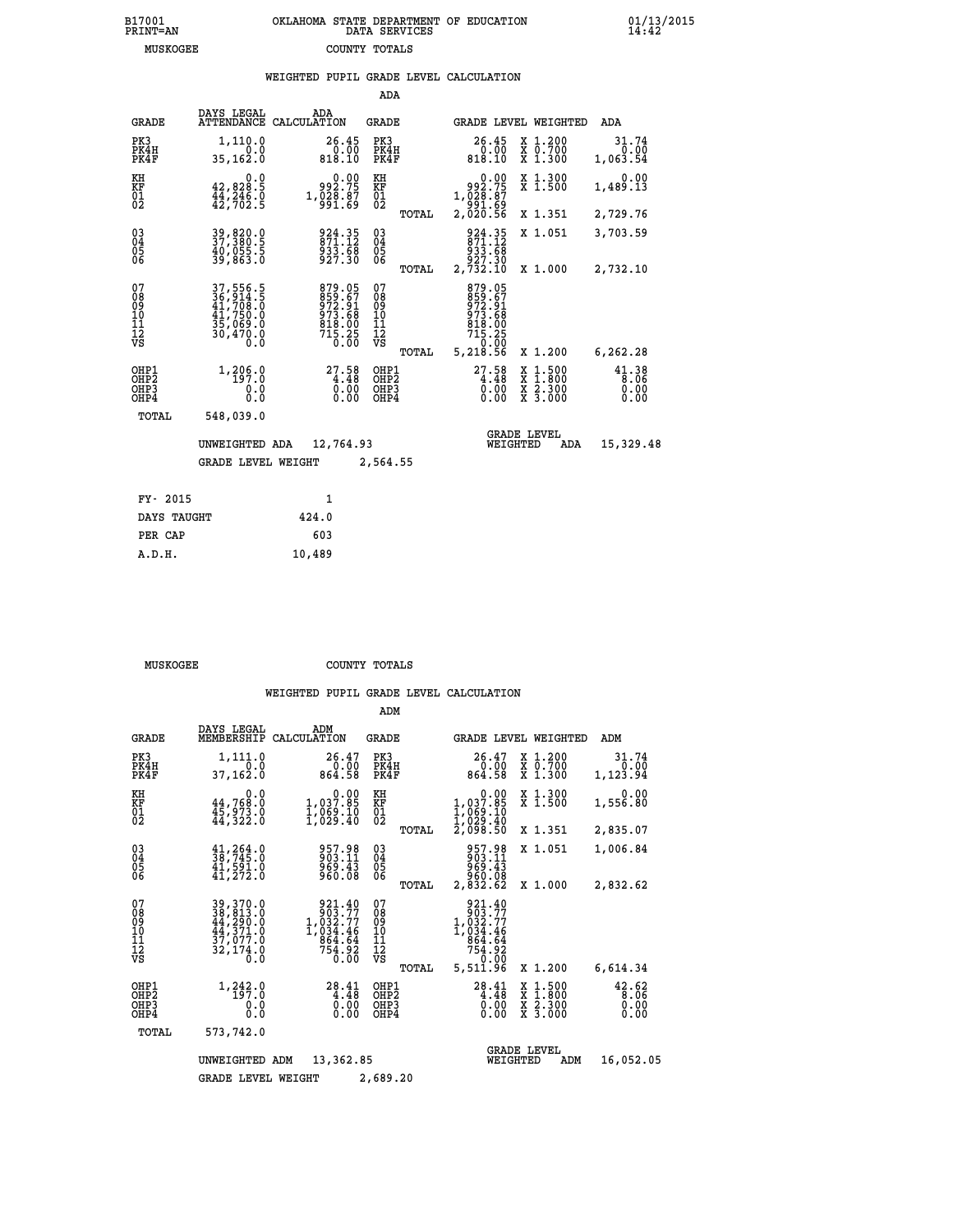B17001 PRINT=AN — OKLAHOMA STATE DEPARTMENT OF EDUCATION DATA SERVICES — 01/13/2015 14:42

MUSKOGEE — COUNTY TOTALS

WEIGHTED PUPIL GRADE LEVEL CALCULATION

ADA

| GRADE | DAYS LEGAL ATTENDANCE | ADA CALCULATION | GRADE | GRADE LEVEL | WEIGHTED | ADA |
|---|---|---|---|---|---|---|
| PK3 | 1,110.0 | 26.45 | PK3 | 26.45 | X 1.200 | 31.74 |
| PK4H | 0.0 | 0.00 | PK4H | 0.00 | X 0.700 | 0.00 |
| PK4F | 35,162.0 | 818.10 | PK4F | 818.10 | X 1.300 | 1,063.54 |
| KH | 0.0 | 0.00 | KH | 0.00 | X 1.300 | 0.00 |
| KF | 42,828.5 | 992.75 | KF | 992.75 | X 1.500 | 1,489.13 |
| 01 | 44,246.0 | 1,028.87 | 01 | 1,028.87 | | |
| 02 | 42,702.5 | 991.69 | 02 | 991.69 | | |
| | | | TOTAL | 2,020.56 | X 1.351 | 2,729.76 |
| 03 | 39,820.0 | 924.35 | 03 | 924.35 | X 1.051 | 3,703.59 |
| 04 | 37,380.5 | 871.12 | 04 | 871.12 | | |
| 05 | 40,055.5 | 933.68 | 05 | 933.68 | | |
| 06 | 39,863.0 | 927.30 | 06 | 927.30 | | |
| | | | TOTAL | 2,732.10 | X 1.000 | 2,732.10 |
| 07 | 37,556.5 | 879.05 | 07 | 879.05 | | |
| 08 | 36,914.5 | 859.67 | 08 | 859.67 | | |
| 09 | 41,708.0 | 972.91 | 09 | 972.91 | | |
| 10 | 41,750.0 | 973.68 | 10 | 973.68 | | |
| 11 | 35,069.0 | 818.00 | 11 | 818.00 | | |
| 12 | 30,470.0 | 715.25 | 12 | 715.25 | | |
| VS | 0.0 | 0.00 | VS | 0.00 | | |
| | | | TOTAL | 5,218.56 | X 1.200 | 6,262.28 |
| OHP1 | 1,206.0 | 27.58 | OHP1 | 27.58 | X 1.500 | 41.38 |
| OHP2 | 197.0 | 4.48 | OHP2 | 4.48 | X 1.800 | 8.06 |
| OHP3 | 0.0 | 0.00 | OHP3 | 0.00 | X 2.300 | 0.00 |
| OHP4 | 0.0 | 0.00 | OHP4 | 0.00 | X 3.000 | 0.00 |
| TOTAL | 548,039.0 | | | | | |

UNWEIGHTED ADA 12,764.93 — GRADE LEVEL WEIGHTED ADA 15,329.48

GRADE LEVEL WEIGHT 2,564.55

| | |
|---|---|
| FY- 2015 | 1 |
| DAYS TAUGHT | 424.0 |
| PER CAP | 603 |
| A.D.H. | 10,489 |

MUSKOGEE — COUNTY TOTALS

WEIGHTED PUPIL GRADE LEVEL CALCULATION

ADM

| GRADE | DAYS LEGAL MEMBERSHIP | ADM CALCULATION | GRADE | GRADE LEVEL | WEIGHTED | ADM |
|---|---|---|---|---|---|---|
| PK3 | 1,111.0 | 26.47 | PK3 | 26.47 | X 1.200 | 31.74 |
| PK4H | 0.0 | 0.00 | PK4H | 0.00 | X 0.700 | 0.00 |
| PK4F | 37,162.0 | 864.58 | PK4F | 864.58 | X 1.300 | 1,123.94 |
| KH | 0.0 | 0.00 | KH | 0.00 | X 1.300 | 0.00 |
| KF | 44,768.0 | 1,037.85 | KF | 1,037.85 | X 1.500 | 1,556.80 |
| 01 | 45,973.0 | 1,069.10 | 01 | 1,069.10 | | |
| 02 | 44,322.0 | 1,029.40 | 02 | 1,029.40 | | |
| | | | TOTAL | 2,098.50 | X 1.351 | 2,835.07 |
| 03 | 41,264.0 | 957.98 | 03 | 957.98 | X 1.051 | 1,006.84 |
| 04 | 38,745.0 | 903.11 | 04 | 903.11 | | |
| 05 | 41,591.0 | 969.43 | 05 | 969.43 | | |
| 06 | 41,272.0 | 960.08 | 06 | 960.08 | | |
| | | | TOTAL | 2,832.62 | X 1.000 | 2,832.62 |
| 07 | 39,370.0 | 921.40 | 07 | 921.40 | | |
| 08 | 38,813.0 | 903.77 | 08 | 903.77 | | |
| 09 | 44,290.0 | 1,032.77 | 09 | 1,032.77 | | |
| 10 | 44,371.0 | 1,034.46 | 10 | 1,034.46 | | |
| 11 | 37,077.0 | 864.64 | 11 | 864.64 | | |
| 12 | 32,174.0 | 754.92 | 12 | 754.92 | | |
| VS | 0.0 | 0.00 | VS | 0.00 | | |
| | | | TOTAL | 5,511.96 | X 1.200 | 6,614.34 |
| OHP1 | 1,242.0 | 28.41 | OHP1 | 28.41 | X 1.500 | 42.62 |
| OHP2 | 197.0 | 4.48 | OHP2 | 4.48 | X 1.800 | 8.06 |
| OHP3 | 0.0 | 0.00 | OHP3 | 0.00 | X 2.300 | 0.00 |
| OHP4 | 0.0 | 0.00 | OHP4 | 0.00 | X 3.000 | 0.00 |
| TOTAL | 573,742.0 | | | | | |

UNWEIGHTED ADM 13,362.85 — GRADE LEVEL WEIGHTED ADM 16,052.05

GRADE LEVEL WEIGHT 2,689.20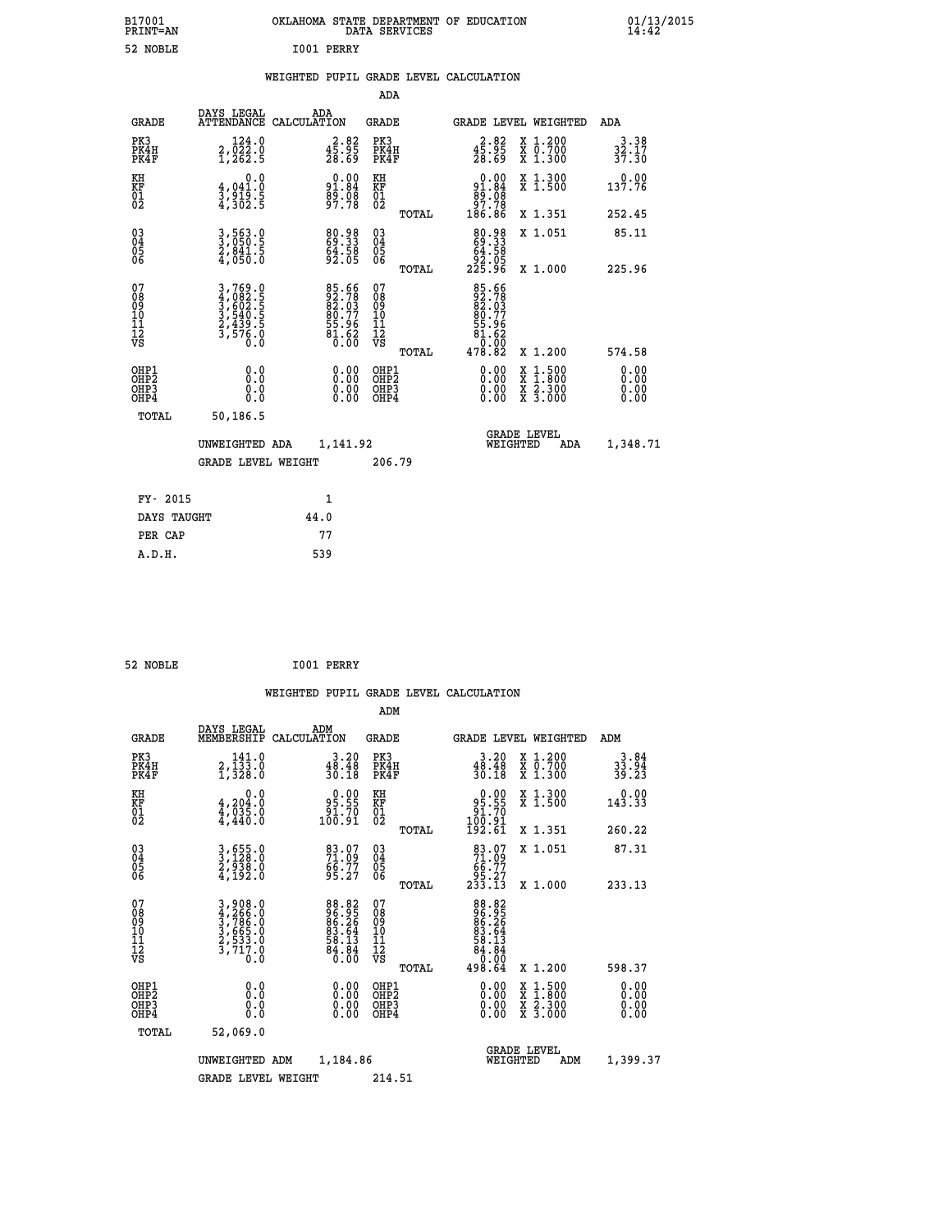B17001 PRINT=AN — OKLAHOMA STATE DEPARTMENT OF EDUCATION DATA SERVICES — 01/13/2015 14:42

52 NOBLE — I001 PERRY

## WEIGHTED PUPIL GRADE LEVEL CALCULATION

### ADA

| GRADE | DAYS LEGAL ATTENDANCE | ADA CALCULATION | GRADE | GRADE LEVEL | WEIGHTED | ADA |
|---|---|---|---|---|---|---|
| PK3 | 124.0 | 2.82 | PK3 | 2.82 | X 1.200 | 3.38 |
| PK4H | 2,022.0 | 45.95 | PK4H | 45.95 | X 0.700 | 32.17 |
| PK4F | 1,262.5 | 28.69 | PK4F | 28.69 | X 1.300 | 37.30 |
| KH | 0.0 | 0.00 | KH | 0.00 | X 1.300 | 0.00 |
| KF | 4,041.0 | 91.84 | KF | 91.84 | X 1.500 | 137.76 |
| 01 | 3,919.5 | 89.08 | 01 | 89.08 | | |
| 02 | 4,302.5 | 97.78 | 02 | 97.78 | | |
| | | | TOTAL | 186.86 | X 1.351 | 252.45 |
| 03 | 3,563.0 | 80.98 | 03 | 80.98 | X 1.051 | 85.11 |
| 04 | 3,050.5 | 69.33 | 04 | 69.33 | | |
| 05 | 2,841.5 | 64.58 | 05 | 64.58 | | |
| 06 | 4,050.0 | 92.05 | 06 | 92.05 | | |
| | | | TOTAL | 225.96 | X 1.000 | 225.96 |
| 07 | 3,769.0 | 85.66 | 07 | 85.66 | | |
| 08 | 4,082.5 | 92.78 | 08 | 92.78 | | |
| 09 | 3,602.5 | 82.03 | 09 | 82.03 | | |
| 10 | 3,540.5 | 80.77 | 10 | 80.77 | | |
| 11 | 2,439.5 | 55.96 | 11 | 55.96 | | |
| 12 | 3,576.0 | 81.62 | 12 | 81.62 | | |
| VS | 0.0 | 0.00 | VS | 0.00 | | |
| | | | TOTAL | 478.82 | X 1.200 | 574.58 |
| OHP1 | 0.0 | 0.00 | OHP1 | 0.00 | X 1.500 | 0.00 |
| OHP2 | 0.0 | 0.00 | OHP2 | 0.00 | X 1.800 | 0.00 |
| OHP3 | 0.0 | 0.00 | OHP3 | 0.00 | X 2.300 | 0.00 |
| OHP4 | 0.0 | 0.00 | OHP4 | 0.00 | X 3.000 | 0.00 |
| TOTAL | 50,186.5 | | | | | |

UNWEIGHTED ADA 1,141.92 — GRADE LEVEL WEIGHTED ADA 1,348.71

GRADE LEVEL WEIGHT 206.79

| FY- 2015 | 1 |
|---|---|
| DAYS TAUGHT | 44.0 |
| PER CAP | 77 |
| A.D.H. | 539 |

52 NOBLE — I001 PERRY

## WEIGHTED PUPIL GRADE LEVEL CALCULATION

### ADM

| GRADE | DAYS LEGAL MEMBERSHIP | ADM CALCULATION | GRADE | GRADE LEVEL | WEIGHTED | ADM |
|---|---|---|---|---|---|---|
| PK3 | 141.0 | 3.20 | PK3 | 3.20 | X 1.200 | 3.84 |
| PK4H | 2,133.0 | 48.48 | PK4H | 48.48 | X 0.700 | 33.94 |
| PK4F | 1,328.0 | 30.18 | PK4F | 30.18 | X 1.300 | 39.23 |
| KH | 0.0 | 0.00 | KH | 0.00 | X 1.300 | 0.00 |
| KF | 4,204.0 | 95.55 | KF | 95.55 | X 1.500 | 143.33 |
| 01 | 4,035.0 | 91.70 | 01 | 91.70 | | |
| 02 | 4,440.0 | 100.91 | 02 | 100.91 | | |
| | | | TOTAL | 192.61 | X 1.351 | 260.22 |
| 03 | 3,655.0 | 83.07 | 03 | 83.07 | X 1.051 | 87.31 |
| 04 | 3,128.0 | 71.09 | 04 | 71.09 | | |
| 05 | 2,938.0 | 66.77 | 05 | 66.77 | | |
| 06 | 4,192.0 | 95.27 | 06 | 95.27 | | |
| | | | TOTAL | 233.13 | X 1.000 | 233.13 |
| 07 | 3,908.0 | 88.82 | 07 | 88.82 | | |
| 08 | 4,266.0 | 96.95 | 08 | 96.95 | | |
| 09 | 3,786.0 | 86.26 | 09 | 86.26 | | |
| 10 | 3,665.0 | 83.64 | 10 | 83.64 | | |
| 11 | 2,533.0 | 58.13 | 11 | 58.13 | | |
| 12 | 3,717.0 | 84.84 | 12 | 84.84 | | |
| VS | 0.0 | 0.00 | VS | 0.00 | | |
| | | | TOTAL | 498.64 | X 1.200 | 598.37 |
| OHP1 | 0.0 | 0.00 | OHP1 | 0.00 | X 1.500 | 0.00 |
| OHP2 | 0.0 | 0.00 | OHP2 | 0.00 | X 1.800 | 0.00 |
| OHP3 | 0.0 | 0.00 | OHP3 | 0.00 | X 2.300 | 0.00 |
| OHP4 | 0.0 | 0.00 | OHP4 | 0.00 | X 3.000 | 0.00 |
| TOTAL | 52,069.0 | | | | | |

UNWEIGHTED ADM 1,184.86 — GRADE LEVEL WEIGHTED ADM 1,399.37

GRADE LEVEL WEIGHT 214.51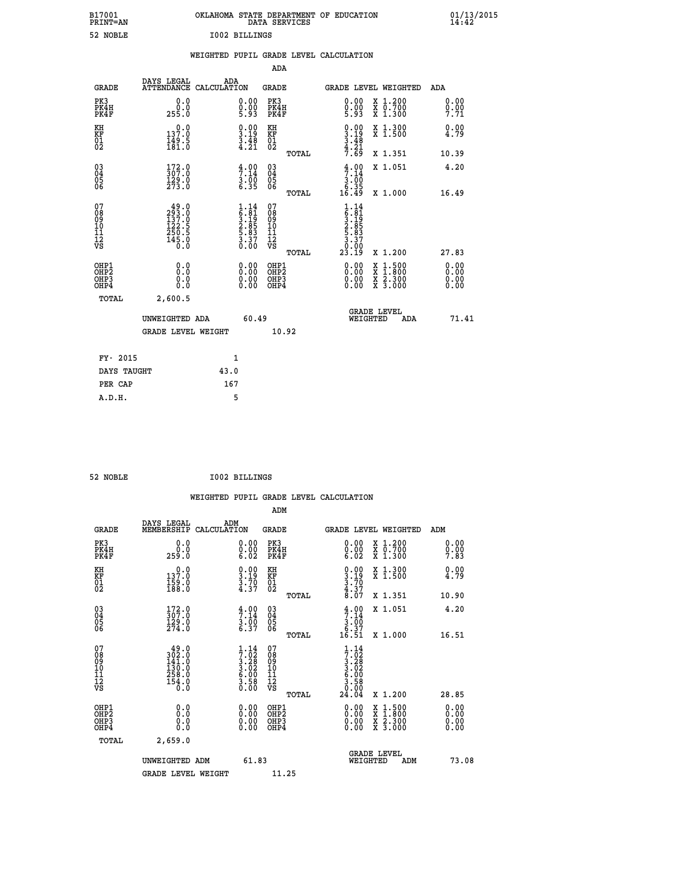B17001 OKLAHOMA STATE DEPARTMENT OF EDUCATION 01/13/2015
PRINT=AN DATA SERVICES 14:42

52 NOBLE I002 BILLINGS

WEIGHTED PUPIL GRADE LEVEL CALCULATION

ADA

| GRADE | DAYS LEGAL ATTENDANCE | ADA CALCULATION | GRADE | GRADE LEVEL | WEIGHTED | ADA |
|---|---|---|---|---|---|---|
| PK3 | 0.0 | 0.00 | PK3 | 0.00 | X 1.200 | 0.00 |
| PK4H | 0.0 | 0.00 | PK4H | 0.00 | X 0.700 | 0.00 |
| PK4F | 255.0 | 5.93 | PK4F | 5.93 | X 1.300 | 7.71 |
| KH | 0.0 | 0.00 | KH | 0.00 | X 1.300 | 0.00 |
| KF | 137.0 | 3.19 | KF | 3.19 | X 1.500 | 4.79 |
| 01 | 149.5 | 3.48 | 01 | 3.48 | | |
| 02 | 181.0 | 4.21 | 02 | 4.21 | | |
| | | | TOTAL | 7.69 | X 1.351 | 10.39 |
| 03 | 172.0 | 4.00 | 03 | 4.00 | X 1.051 | 4.20 |
| 04 | 307.0 | 7.14 | 04 | 7.14 | | |
| 05 | 129.0 | 3.00 | 05 | 3.00 | | |
| 06 | 273.0 | 6.35 | 06 | 6.35 | | |
| | | | TOTAL | 16.49 | X 1.000 | 16.49 |
| 07 | 49.0 | 1.14 | 07 | 1.14 | | |
| 08 | 293.0 | 6.81 | 08 | 6.81 | | |
| 09 | 137.0 | 3.19 | 09 | 3.19 | | |
| 10 | 122.5 | 2.85 | 10 | 2.85 | | |
| 11 | 250.5 | 5.83 | 11 | 5.83 | | |
| 12 | 145.0 | 3.37 | 12 | 3.37 | | |
| VS | 0.0 | 0.00 | VS | 0.00 | | |
| | | | TOTAL | 23.19 | X 1.200 | 27.83 |
| OHP1 | 0.0 | 0.00 | OHP1 | 0.00 | X 1.500 | 0.00 |
| OHP2 | 0.0 | 0.00 | OHP2 | 0.00 | X 1.800 | 0.00 |
| OHP3 | 0.0 | 0.00 | OHP3 | 0.00 | X 2.300 | 0.00 |
| OHP4 | 0.0 | 0.00 | OHP4 | 0.00 | X 3.000 | 0.00 |
| TOTAL | 2,600.5 | | | | | |

UNWEIGHTED ADA 60.49 GRADE LEVEL WEIGHTED ADA 71.41

GRADE LEVEL WEIGHT 10.92

FY- 2015 1

DAYS TAUGHT 43.0

PER CAP 167

A.D.H. 5

52 NOBLE I002 BILLINGS

WEIGHTED PUPIL GRADE LEVEL CALCULATION

ADM

| GRADE | DAYS LEGAL MEMBERSHIP | ADM CALCULATION | GRADE | GRADE LEVEL | WEIGHTED | ADM |
|---|---|---|---|---|---|---|
| PK3 | 0.0 | 0.00 | PK3 | 0.00 | X 1.200 | 0.00 |
| PK4H | 0.0 | 0.00 | PK4H | 0.00 | X 0.700 | 0.00 |
| PK4F | 259.0 | 6.02 | PK4F | 6.02 | X 1.300 | 7.83 |
| KH | 0.0 | 0.00 | KH | 0.00 | X 1.300 | 0.00 |
| KF | 137.0 | 3.19 | KF | 3.19 | X 1.500 | 4.79 |
| 01 | 159.0 | 3.70 | 01 | 3.70 | | |
| 02 | 188.0 | 4.37 | 02 | 4.37 | | |
| | | | TOTAL | 8.07 | X 1.351 | 10.90 |
| 03 | 172.0 | 4.00 | 03 | 4.00 | X 1.051 | 4.20 |
| 04 | 307.0 | 7.14 | 04 | 7.14 | | |
| 05 | 129.0 | 3.00 | 05 | 3.00 | | |
| 06 | 274.0 | 6.37 | 06 | 6.37 | | |
| | | | TOTAL | 16.51 | X 1.000 | 16.51 |
| 07 | 49.0 | 1.14 | 07 | 1.14 | | |
| 08 | 302.0 | 7.02 | 08 | 7.02 | | |
| 09 | 141.0 | 3.28 | 09 | 3.28 | | |
| 10 | 130.0 | 3.02 | 10 | 3.02 | | |
| 11 | 258.0 | 6.00 | 11 | 6.00 | | |
| 12 | 154.0 | 3.58 | 12 | 3.58 | | |
| VS | 0.0 | 0.00 | VS | 0.00 | | |
| | | | TOTAL | 24.04 | X 1.200 | 28.85 |
| OHP1 | 0.0 | 0.00 | OHP1 | 0.00 | X 1.500 | 0.00 |
| OHP2 | 0.0 | 0.00 | OHP2 | 0.00 | X 1.800 | 0.00 |
| OHP3 | 0.0 | 0.00 | OHP3 | 0.00 | X 2.300 | 0.00 |
| OHP4 | 0.0 | 0.00 | OHP4 | 0.00 | X 3.000 | 0.00 |
| TOTAL | 2,659.0 | | | | | |

UNWEIGHTED ADM 61.83 GRADE LEVEL WEIGHTED ADM 73.08

GRADE LEVEL WEIGHT 11.25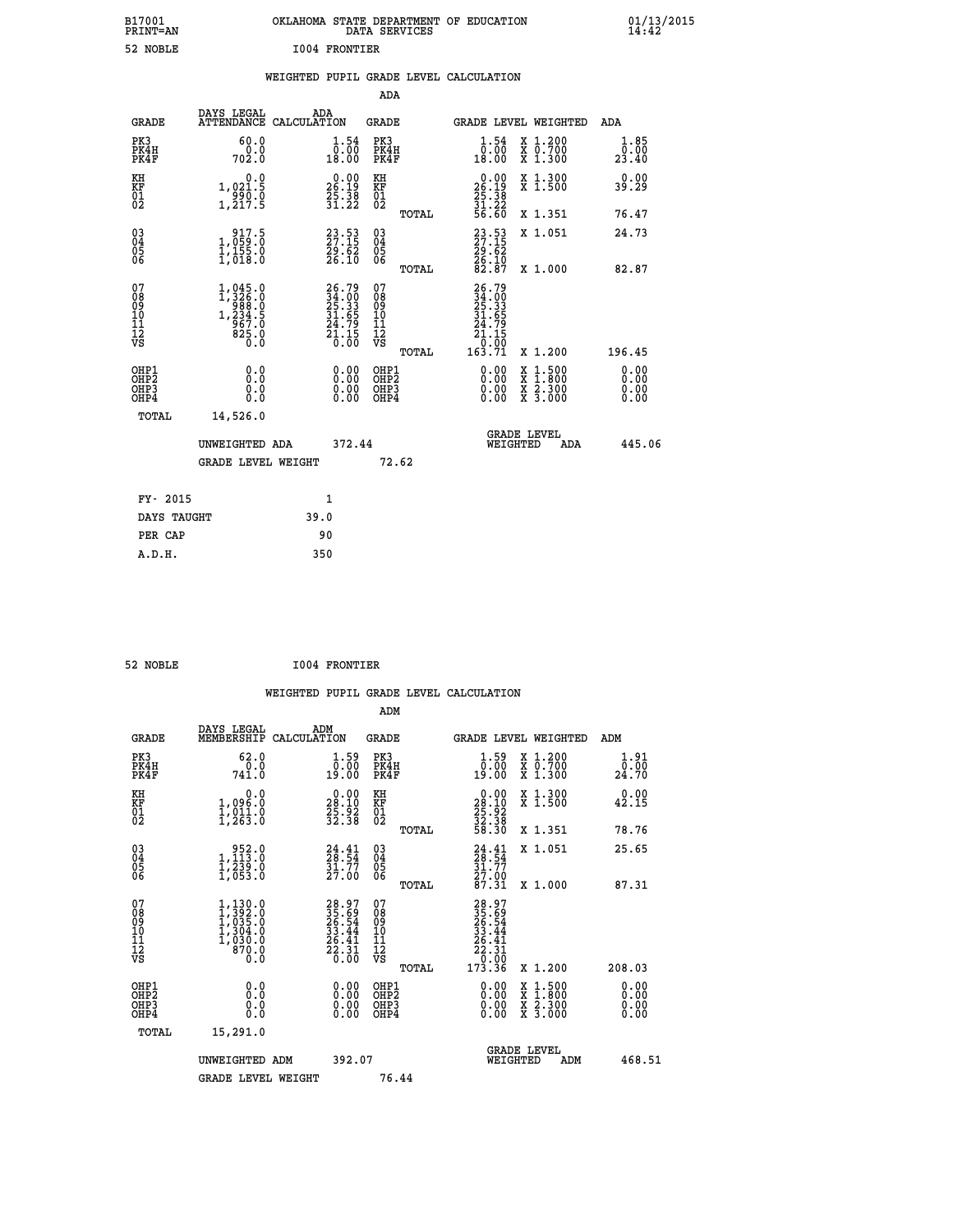B17001 OKLAHOMA STATE DEPARTMENT OF EDUCATION 01/13/2015
PRINT=AN DATA SERVICES 14:42

52 NOBLE I004 FRONTIER

WEIGHTED PUPIL GRADE LEVEL CALCULATION

ADA

| GRADE | DAYS LEGAL ATTENDANCE | ADA CALCULATION | GRADE | | GRADE LEVEL | WEIGHTED | ADA |
|---|---|---|---|---|---|---|---|
| PK3 | 60.0 | 1.54 | PK3 | | 1.54 | X 1.200 | 1.85 |
| PK4H | 0.0 | 0.00 | PK4H | | 0.00 | X 0.700 | 0.00 |
| PK4F | 702.0 | 18.00 | PK4F | | 18.00 | X 1.300 | 23.40 |
| KH | 0.0 | 0.00 | KH | | 0.00 | X 1.300 | 0.00 |
| KF | 1,021.5 | 26.19 | KF | | 26.19 | X 1.500 | 39.29 |
| 01 | 990.0 | 25.38 | 01 | | 25.38 | | |
| 02 | 1,217.5 | 31.22 | 02 | | 31.22 | | |
| | | | | TOTAL | 56.60 | X 1.351 | 76.47 |
| 03 | 917.5 | 23.53 | 03 | | 23.53 | X 1.051 | 24.73 |
| 04 | 1,059.0 | 27.15 | 04 | | 27.15 | | |
| 05 | 1,155.0 | 29.62 | 05 | | 29.62 | | |
| 06 | 1,018.0 | 26.10 | 06 | | 26.10 | | |
| | | | | TOTAL | 82.87 | X 1.000 | 82.87 |
| 07 | 1,045.0 | 26.79 | 07 | | 26.79 | | |
| 08 | 1,326.0 | 34.00 | 08 | | 34.00 | | |
| 09 | 988.0 | 25.33 | 09 | | 25.33 | | |
| 10 | 1,234.5 | 31.65 | 10 | | 31.65 | | |
| 11 | 967.0 | 24.79 | 11 | | 24.79 | | |
| 12 | 825.0 | 21.15 | 12 | | 21.15 | | |
| VS | 0.0 | 0.00 | VS | | 0.00 | | |
| | | | | TOTAL | 163.71 | X 1.200 | 196.45 |
| OHP1 | 0.0 | 0.00 | OHP1 | | 0.00 | X 1.500 | 0.00 |
| OHP2 | 0.0 | 0.00 | OHP2 | | 0.00 | X 1.800 | 0.00 |
| OHP3 | 0.0 | 0.00 | OHP3 | | 0.00 | X 2.300 | 0.00 |
| OHP4 | 0.0 | 0.00 | OHP4 | | 0.00 | X 3.000 | 0.00 |
| TOTAL | 14,526.0 | | | | | | |

UNWEIGHTED ADA 372.44 GRADE LEVEL WEIGHTED ADA 445.06

GRADE LEVEL WEIGHT 72.62

| FY- 2015 | 1 |
|---|---|
| DAYS TAUGHT | 39.0 |
| PER CAP | 90 |
| A.D.H. | 350 |

52 NOBLE I004 FRONTIER

WEIGHTED PUPIL GRADE LEVEL CALCULATION

ADM

| GRADE | DAYS LEGAL MEMBERSHIP | ADM CALCULATION | GRADE | | GRADE LEVEL | WEIGHTED | ADM |
|---|---|---|---|---|---|---|---|
| PK3 | 62.0 | 1.59 | PK3 | | 1.59 | X 1.200 | 1.91 |
| PK4H | 0.0 | 0.00 | PK4H | | 0.00 | X 0.700 | 0.00 |
| PK4F | 741.0 | 19.00 | PK4F | | 19.00 | X 1.300 | 24.70 |
| KH | 0.0 | 0.00 | KH | | 0.00 | X 1.300 | 0.00 |
| KF | 1,096.0 | 28.10 | KF | | 28.10 | X 1.500 | 42.15 |
| 01 | 1,011.0 | 25.92 | 01 | | 25.92 | | |
| 02 | 1,263.0 | 32.38 | 02 | | 32.38 | | |
| | | | | TOTAL | 58.30 | X 1.351 | 78.76 |
| 03 | 952.0 | 24.41 | 03 | | 24.41 | X 1.051 | 25.65 |
| 04 | 1,113.0 | 28.54 | 04 | | 28.54 | | |
| 05 | 1,239.0 | 31.77 | 05 | | 31.77 | | |
| 06 | 1,053.0 | 27.00 | 06 | | 27.00 | | |
| | | | | TOTAL | 87.31 | X 1.000 | 87.31 |
| 07 | 1,130.0 | 28.97 | 07 | | 28.97 | | |
| 08 | 1,392.0 | 35.69 | 08 | | 35.69 | | |
| 09 | 1,035.0 | 26.54 | 09 | | 26.54 | | |
| 10 | 1,304.0 | 33.44 | 10 | | 33.44 | | |
| 11 | 1,030.0 | 26.41 | 11 | | 26.41 | | |
| 12 | 870.0 | 22.31 | 12 | | 22.31 | | |
| VS | 0.0 | 0.00 | VS | | 0.00 | | |
| | | | | TOTAL | 173.36 | X 1.200 | 208.03 |
| OHP1 | 0.0 | 0.00 | OHP1 | | 0.00 | X 1.500 | 0.00 |
| OHP2 | 0.0 | 0.00 | OHP2 | | 0.00 | X 1.800 | 0.00 |
| OHP3 | 0.0 | 0.00 | OHP3 | | 0.00 | X 2.300 | 0.00 |
| OHP4 | 0.0 | 0.00 | OHP4 | | 0.00 | X 3.000 | 0.00 |
| TOTAL | 15,291.0 | | | | | | |

UNWEIGHTED ADM 392.07 GRADE LEVEL WEIGHTED ADM 468.51

GRADE LEVEL WEIGHT 76.44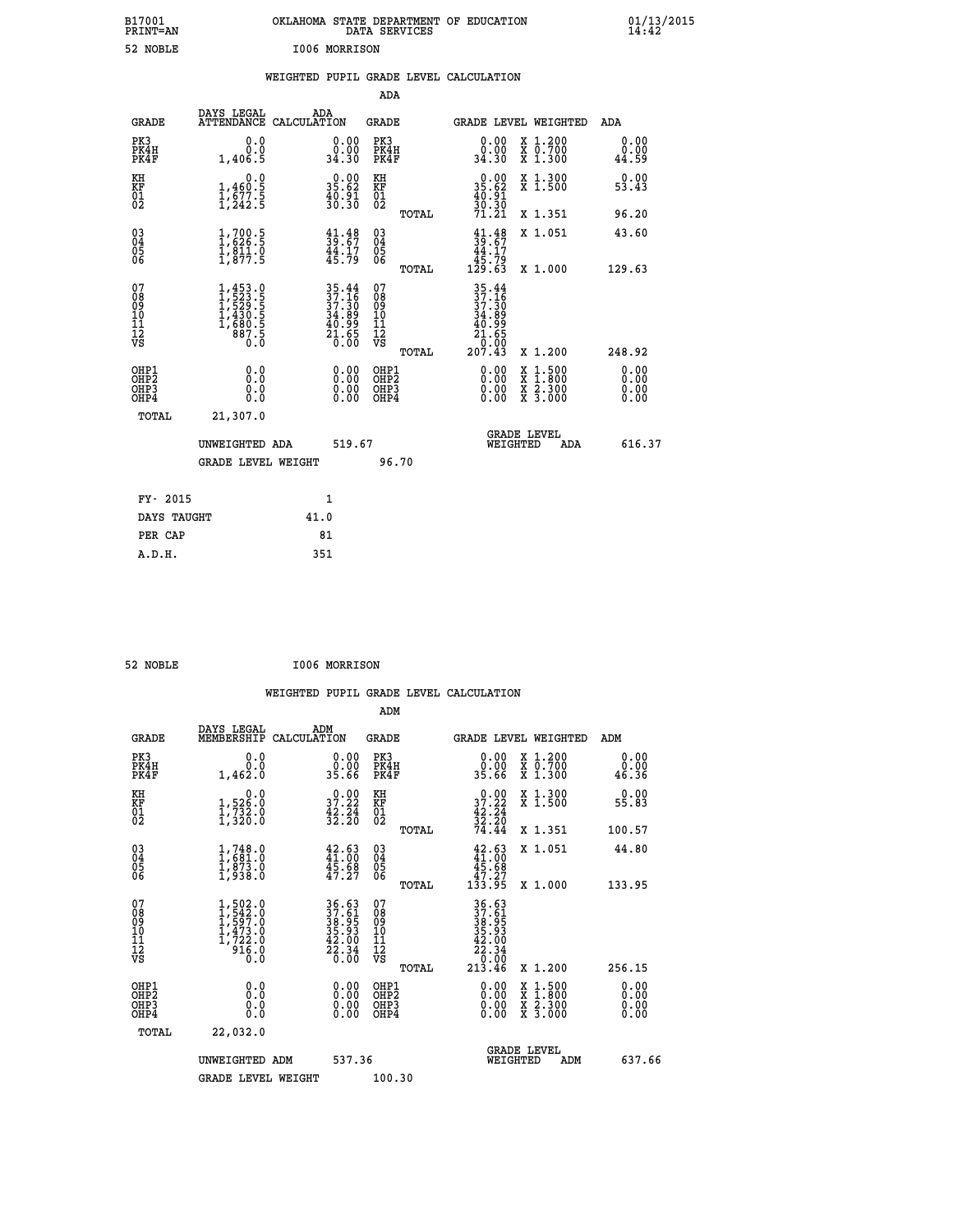B17001 OKLAHOMA STATE DEPARTMENT OF EDUCATION 01/13/2015
PRINT=AN DATA SERVICES 14:42

52 NOBLE I006 MORRISON

WEIGHTED PUPIL GRADE LEVEL CALCULATION

ADA

| GRADE | DAYS LEGAL ATTENDANCE | ADA CALCULATION | GRADE | | GRADE LEVEL | WEIGHTED | ADA |
|---|---|---|---|---|---|---|---|
| PK3 | 0.0 | 0.00 | PK3 | | 0.00 | X 1.200 | 0.00 |
| PK4H | 0.0 | 0.00 | PK4H | | 0.00 | X 0.700 | 0.00 |
| PK4F | 1,406.5 | 34.30 | PK4F | | 34.30 | X 1.300 | 44.59 |
| KH | 0.0 | 0.00 | KH | | 0.00 | X 1.300 | 0.00 |
| KF | 1,460.5 | 35.62 | KF | | 35.62 | X 1.500 | 53.43 |
| 01 | 1,677.5 | 40.91 | 01 | | 40.91 | | |
| 02 | 1,242.5 | 30.30 | 02 | | 30.30 | | |
| | | | | TOTAL | 71.21 | X 1.351 | 96.20 |
| 03 | 1,700.5 | 41.48 | 03 | | 41.48 | X 1.051 | 43.60 |
| 04 | 1,626.5 | 39.67 | 04 | | 39.67 | | |
| 05 | 1,811.0 | 44.17 | 05 | | 44.17 | | |
| 06 | 1,877.5 | 45.79 | 06 | | 45.79 | | |
| | | | | TOTAL | 129.63 | X 1.000 | 129.63 |
| 07 | 1,453.0 | 35.44 | 07 | | 35.44 | | |
| 08 | 1,523.5 | 37.16 | 08 | | 37.16 | | |
| 09 | 1,529.5 | 37.30 | 09 | | 37.30 | | |
| 10 | 1,430.5 | 34.89 | 10 | | 34.89 | | |
| 11 | 1,680.5 | 40.99 | 11 | | 40.99 | | |
| 12 | 887.5 | 21.65 | 12 | | 21.65 | | |
| VS | 0.0 | 0.00 | VS | | 0.00 | | |
| | | | | TOTAL | 207.43 | X 1.200 | 248.92 |
| OHP1 | 0.0 | 0.00 | OHP1 | | 0.00 | X 1.500 | 0.00 |
| OHP2 | 0.0 | 0.00 | OHP2 | | 0.00 | X 1.800 | 0.00 |
| OHP3 | 0.0 | 0.00 | OHP3 | | 0.00 | X 2.300 | 0.00 |
| OHP4 | 0.0 | 0.00 | OHP4 | | 0.00 | X 3.000 | 0.00 |
| TOTAL | 21,307.0 | | | | | | |

UNWEIGHTED ADA 519.67 GRADE LEVEL WEIGHTED ADA 616.37

GRADE LEVEL WEIGHT 96.70

| FY- 2015 | 1 |
|---|---|
| DAYS TAUGHT | 41.0 |
| PER CAP | 81 |
| A.D.H. | 351 |

52 NOBLE I006 MORRISON

WEIGHTED PUPIL GRADE LEVEL CALCULATION

ADM

| GRADE | DAYS LEGAL MEMBERSHIP | ADM CALCULATION | GRADE | | GRADE LEVEL | WEIGHTED | ADM |
|---|---|---|---|---|---|---|---|
| PK3 | 0.0 | 0.00 | PK3 | | 0.00 | X 1.200 | 0.00 |
| PK4H | 0.0 | 0.00 | PK4H | | 0.00 | X 0.700 | 0.00 |
| PK4F | 1,462.0 | 35.66 | PK4F | | 35.66 | X 1.300 | 46.36 |
| KH | 0.0 | 0.00 | KH | | 0.00 | X 1.300 | 0.00 |
| KF | 1,526.0 | 37.22 | KF | | 37.22 | X 1.500 | 55.83 |
| 01 | 1,732.0 | 42.24 | 01 | | 42.24 | | |
| 02 | 1,320.0 | 32.20 | 02 | | 32.20 | | |
| | | | | TOTAL | 74.44 | X 1.351 | 100.57 |
| 03 | 1,748.0 | 42.63 | 03 | | 42.63 | X 1.051 | 44.80 |
| 04 | 1,681.0 | 41.00 | 04 | | 41.00 | | |
| 05 | 1,873.0 | 45.68 | 05 | | 45.68 | | |
| 06 | 1,938.0 | 47.27 | 06 | | 47.27 | | |
| | | | | TOTAL | 133.95 | X 1.000 | 133.95 |
| 07 | 1,502.0 | 36.63 | 07 | | 36.63 | | |
| 08 | 1,542.0 | 37.61 | 08 | | 37.61 | | |
| 09 | 1,597.0 | 38.95 | 09 | | 38.95 | | |
| 10 | 1,473.0 | 35.93 | 10 | | 35.93 | | |
| 11 | 1,722.0 | 42.00 | 11 | | 42.00 | | |
| 12 | 916.0 | 22.34 | 12 | | 22.34 | | |
| VS | 0.0 | 0.00 | VS | | 0.00 | | |
| | | | | TOTAL | 213.46 | X 1.200 | 256.15 |
| OHP1 | 0.0 | 0.00 | OHP1 | | 0.00 | X 1.500 | 0.00 |
| OHP2 | 0.0 | 0.00 | OHP2 | | 0.00 | X 1.800 | 0.00 |
| OHP3 | 0.0 | 0.00 | OHP3 | | 0.00 | X 2.300 | 0.00 |
| OHP4 | 0.0 | 0.00 | OHP4 | | 0.00 | X 3.000 | 0.00 |
| TOTAL | 22,032.0 | | | | | | |

UNWEIGHTED ADM 537.36 GRADE LEVEL WEIGHTED ADM 637.66

GRADE LEVEL WEIGHT 100.30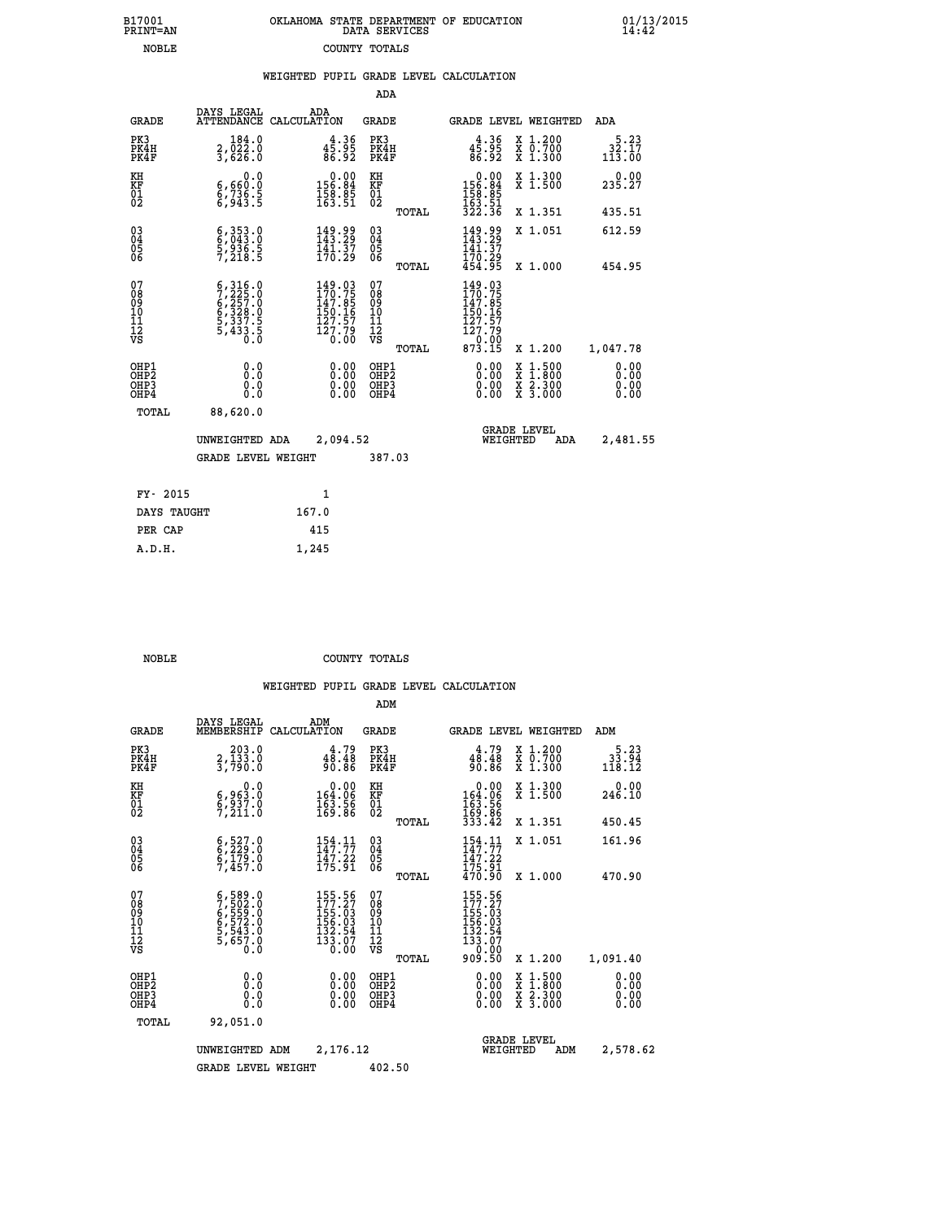B17001 PRINT=AN — OKLAHOMA STATE DEPARTMENT OF EDUCATION DATA SERVICES — 01/13/2015 14:42

NOBLE — COUNTY TOTALS

## WEIGHTED PUPIL GRADE LEVEL CALCULATION

### ADA

| GRADE | DAYS LEGAL ATTENDANCE | ADA CALCULATION | GRADE | GRADE LEVEL | WEIGHTED | ADA |
|---|---|---|---|---|---|---|
| PK3 | 184.0 | 4.36 | PK3 | 4.36 | X 1.200 | 5.23 |
| PK4H | 2,022.0 | 45.95 | PK4H | 45.95 | X 0.700 | 32.17 |
| PK4F | 3,626.0 | 86.92 | PK4F | 86.92 | X 1.300 | 113.00 |
| KH | 0.0 | 0.00 | KH | 0.00 | X 1.300 | 0.00 |
| KF | 6,660.0 | 156.84 | KF | 156.84 | X 1.500 | 235.27 |
| 01 | 6,736.5 | 158.85 | 01 | 158.85 | | |
| 02 | 6,943.5 | 163.51 | 02 | 163.51 | | |
| | | | TOTAL | 322.36 | X 1.351 | 435.51 |
| 03 | 6,353.0 | 149.99 | 03 | 149.99 | X 1.051 | 612.59 |
| 04 | 6,043.0 | 143.29 | 04 | 143.29 | | |
| 05 | 5,936.5 | 141.37 | 05 | 141.37 | | |
| 06 | 7,218.5 | 170.29 | 06 | 170.29 | | |
| | | | TOTAL | 454.95 | X 1.000 | 454.95 |
| 07 | 6,316.0 | 149.03 | 07 | 149.03 | | |
| 08 | 7,225.0 | 170.75 | 08 | 170.75 | | |
| 09 | 6,257.0 | 147.85 | 09 | 147.85 | | |
| 10 | 6,328.0 | 150.16 | 10 | 150.16 | | |
| 11 | 5,337.5 | 127.57 | 11 | 127.57 | | |
| 12 | 5,433.5 | 127.79 | 12 | 127.79 | | |
| VS | 0.0 | 0.00 | VS | 0.00 | | |
| | | | TOTAL | 873.15 | X 1.200 | 1,047.78 |
| OHP1 | 0.0 | 0.00 | OHP1 | 0.00 | X 1.500 | 0.00 |
| OHP2 | 0.0 | 0.00 | OHP2 | 0.00 | X 1.800 | 0.00 |
| OHP3 | 0.0 | 0.00 | OHP3 | 0.00 | X 2.300 | 0.00 |
| OHP4 | 0.0 | 0.00 | OHP4 | 0.00 | X 3.000 | 0.00 |
| TOTAL | 88,620.0 | | | | | |

UNWEIGHTED ADA 2,094.52 — GRADE LEVEL WEIGHTED ADA 2,481.55

GRADE LEVEL WEIGHT 387.03

| FY- 2015 | 1 |
|---|---|
| DAYS TAUGHT | 167.0 |
| PER CAP | 415 |
| A.D.H. | 1,245 |

NOBLE — COUNTY TOTALS

## WEIGHTED PUPIL GRADE LEVEL CALCULATION

### ADM

| GRADE | DAYS LEGAL MEMBERSHIP | ADM CALCULATION | GRADE | GRADE LEVEL | WEIGHTED | ADM |
|---|---|---|---|---|---|---|
| PK3 | 203.0 | 4.79 | PK3 | 4.79 | X 1.200 | 5.23 |
| PK4H | 2,133.0 | 48.48 | PK4H | 48.48 | X 0.700 | 33.94 |
| PK4F | 3,790.0 | 90.86 | PK4F | 90.86 | X 1.300 | 118.12 |
| KH | 0.0 | 0.00 | KH | 0.00 | X 1.300 | 0.00 |
| KF | 6,963.0 | 164.06 | KF | 164.06 | X 1.500 | 246.10 |
| 01 | 6,937.0 | 163.56 | 01 | 163.56 | | |
| 02 | 7,211.0 | 169.86 | 02 | 169.86 | | |
| | | | TOTAL | 333.42 | X 1.351 | 450.45 |
| 03 | 6,527.0 | 154.11 | 03 | 154.11 | X 1.051 | 161.96 |
| 04 | 6,229.0 | 147.77 | 04 | 147.77 | | |
| 05 | 6,179.0 | 147.22 | 05 | 147.22 | | |
| 06 | 7,457.0 | 175.91 | 06 | 175.91 | | |
| | | | TOTAL | 470.90 | X 1.000 | 470.90 |
| 07 | 6,589.0 | 155.56 | 07 | 155.56 | | |
| 08 | 7,502.0 | 177.27 | 08 | 177.27 | | |
| 09 | 6,559.0 | 155.03 | 09 | 155.03 | | |
| 10 | 6,572.0 | 156.03 | 10 | 156.03 | | |
| 11 | 5,543.0 | 132.54 | 11 | 132.54 | | |
| 12 | 5,657.0 | 133.07 | 12 | 133.07 | | |
| VS | 0.0 | 0.00 | VS | 0.00 | | |
| | | | TOTAL | 909.50 | X 1.200 | 1,091.40 |
| OHP1 | 0.0 | 0.00 | OHP1 | 0.00 | X 1.500 | 0.00 |
| OHP2 | 0.0 | 0.00 | OHP2 | 0.00 | X 1.800 | 0.00 |
| OHP3 | 0.0 | 0.00 | OHP3 | 0.00 | X 2.300 | 0.00 |
| OHP4 | 0.0 | 0.00 | OHP4 | 0.00 | X 3.000 | 0.00 |
| TOTAL | 92,051.0 | | | | | |

UNWEIGHTED ADM 2,176.12 — GRADE LEVEL WEIGHTED ADM 2,578.62

GRADE LEVEL WEIGHT 402.50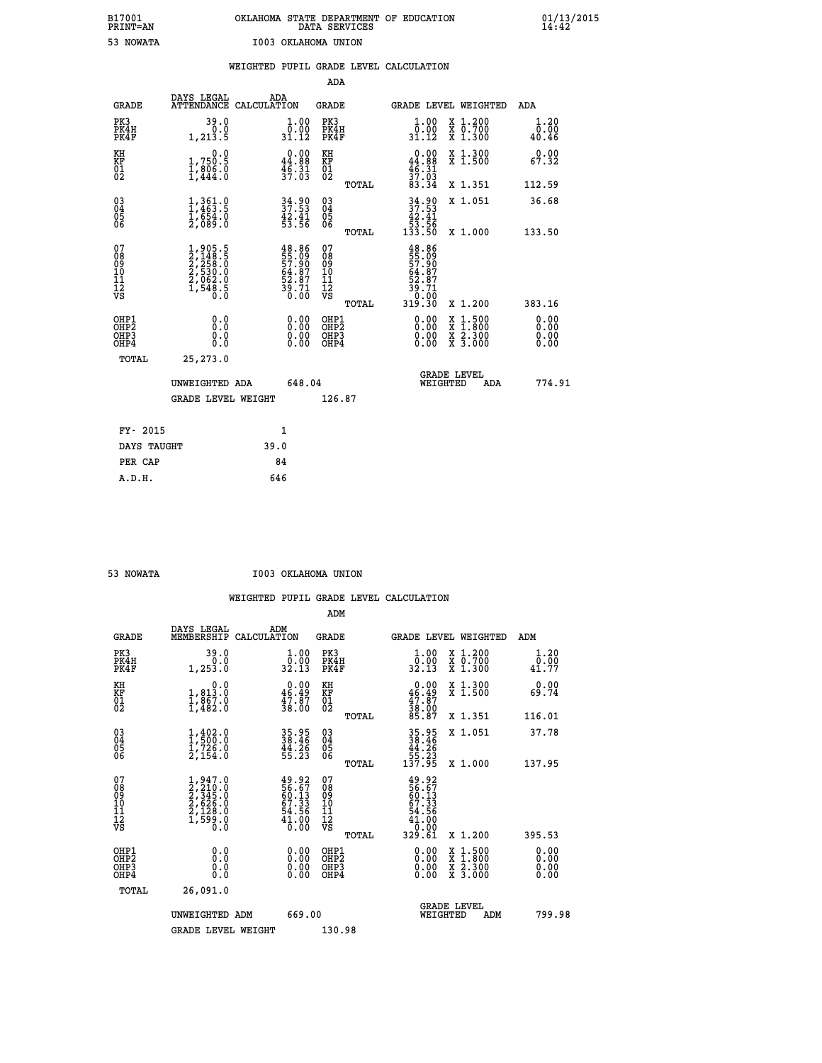B17001 OKLAHOMA STATE DEPARTMENT OF EDUCATION 01/13/2015
PRINT=AN DATA SERVICES 14:42

53 NOWATA I003 OKLAHOMA UNION

WEIGHTED PUPIL GRADE LEVEL CALCULATION

ADA

| GRADE | DAYS LEGAL ATTENDANCE | ADA CALCULATION | GRADE | GRADE LEVEL | WEIGHTED | ADA |
|---|---|---|---|---|---|---|
| PK3 | 39.0 | 1.00 | PK3 | 1.00 | X 1.200 | 1.20 |
| PK4H | 0.0 | 0.00 | PK4H | 0.00 | X 0.700 | 0.00 |
| PK4F | 1,213.5 | 31.12 | PK4F | 31.12 | X 1.300 | 40.46 |
| KH | 0.0 | 0.00 | KH | 0.00 | X 1.300 | 0.00 |
| KF | 1,750.5 | 44.88 | KF | 44.88 | X 1.500 | 67.32 |
| 01 | 1,806.0 | 46.31 | 01 | 46.31 | | |
| 02 | 1,444.0 | 37.03 | 02 | 37.03 | | |
| | | | TOTAL | 83.34 | X 1.351 | 112.59 |
| 03 | 1,361.0 | 34.90 | 03 | 34.90 | X 1.051 | 36.68 |
| 04 | 1,463.5 | 37.53 | 04 | 37.53 | | |
| 05 | 1,654.0 | 42.41 | 05 | 42.41 | | |
| 06 | 2,089.0 | 53.56 | 06 | 53.56 | | |
| | | | TOTAL | 133.50 | X 1.000 | 133.50 |
| 07 | 1,905.5 | 48.86 | 07 | 48.86 | | |
| 08 | 2,148.5 | 55.09 | 08 | 55.09 | | |
| 09 | 2,258.0 | 57.90 | 09 | 57.90 | | |
| 10 | 2,530.0 | 64.87 | 10 | 64.87 | | |
| 11 | 2,062.0 | 52.87 | 11 | 52.87 | | |
| 12 | 1,548.5 | 39.71 | 12 | 39.71 | | |
| VS | 0.0 | 0.00 | VS | 0.00 | | |
| | | | TOTAL | 319.30 | X 1.200 | 383.16 |
| OHP1 | 0.0 | 0.00 | OHP1 | 0.00 | X 1.500 | 0.00 |
| OHP2 | 0.0 | 0.00 | OHP2 | 0.00 | X 1.800 | 0.00 |
| OHP3 | 0.0 | 0.00 | OHP3 | 0.00 | X 2.300 | 0.00 |
| OHP4 | 0.0 | 0.00 | OHP4 | 0.00 | X 3.000 | 0.00 |
| TOTAL | 25,273.0 | | | | | |

UNWEIGHTED ADA 648.04 GRADE LEVEL WEIGHTED ADA 774.91

GRADE LEVEL WEIGHT 126.87

| FY- 2015 | 1 |
|---|---|
| DAYS TAUGHT | 39.0 |
| PER CAP | 84 |
| A.D.H. | 646 |

53 NOWATA I003 OKLAHOMA UNION

WEIGHTED PUPIL GRADE LEVEL CALCULATION

ADM

| GRADE | DAYS LEGAL MEMBERSHIP | ADM CALCULATION | GRADE | GRADE LEVEL | WEIGHTED | ADM |
|---|---|---|---|---|---|---|
| PK3 | 39.0 | 1.00 | PK3 | 1.00 | X 1.200 | 1.20 |
| PK4H | 0.0 | 0.00 | PK4H | 0.00 | X 0.700 | 0.00 |
| PK4F | 1,253.0 | 32.13 | PK4F | 32.13 | X 1.300 | 41.77 |
| KH | 0.0 | 0.00 | KH | 0.00 | X 1.300 | 0.00 |
| KF | 1,813.0 | 46.49 | KF | 46.49 | X 1.500 | 69.74 |
| 01 | 1,867.0 | 47.87 | 01 | 47.87 | | |
| 02 | 1,482.0 | 38.00 | 02 | 38.00 | | |
| | | | TOTAL | 85.87 | X 1.351 | 116.01 |
| 03 | 1,402.0 | 35.95 | 03 | 35.95 | X 1.051 | 37.78 |
| 04 | 1,500.0 | 38.46 | 04 | 38.46 | | |
| 05 | 1,726.0 | 44.26 | 05 | 44.26 | | |
| 06 | 2,154.0 | 55.23 | 06 | 55.23 | | |
| | | | TOTAL | 137.95 | X 1.000 | 137.95 |
| 07 | 1,947.0 | 49.92 | 07 | 49.92 | | |
| 08 | 2,210.0 | 56.67 | 08 | 56.67 | | |
| 09 | 2,345.0 | 60.13 | 09 | 60.13 | | |
| 10 | 2,626.0 | 67.33 | 10 | 67.33 | | |
| 11 | 2,128.0 | 54.56 | 11 | 54.56 | | |
| 12 | 1,599.0 | 41.00 | 12 | 41.00 | | |
| VS | 0.0 | 0.00 | VS | 0.00 | | |
| | | | TOTAL | 329.61 | X 1.200 | 395.53 |
| OHP1 | 0.0 | 0.00 | OHP1 | 0.00 | X 1.500 | 0.00 |
| OHP2 | 0.0 | 0.00 | OHP2 | 0.00 | X 1.800 | 0.00 |
| OHP3 | 0.0 | 0.00 | OHP3 | 0.00 | X 2.300 | 0.00 |
| OHP4 | 0.0 | 0.00 | OHP4 | 0.00 | X 3.000 | 0.00 |
| TOTAL | 26,091.0 | | | | | |

UNWEIGHTED ADM 669.00 GRADE LEVEL WEIGHTED ADM 799.98

GRADE LEVEL WEIGHT 130.98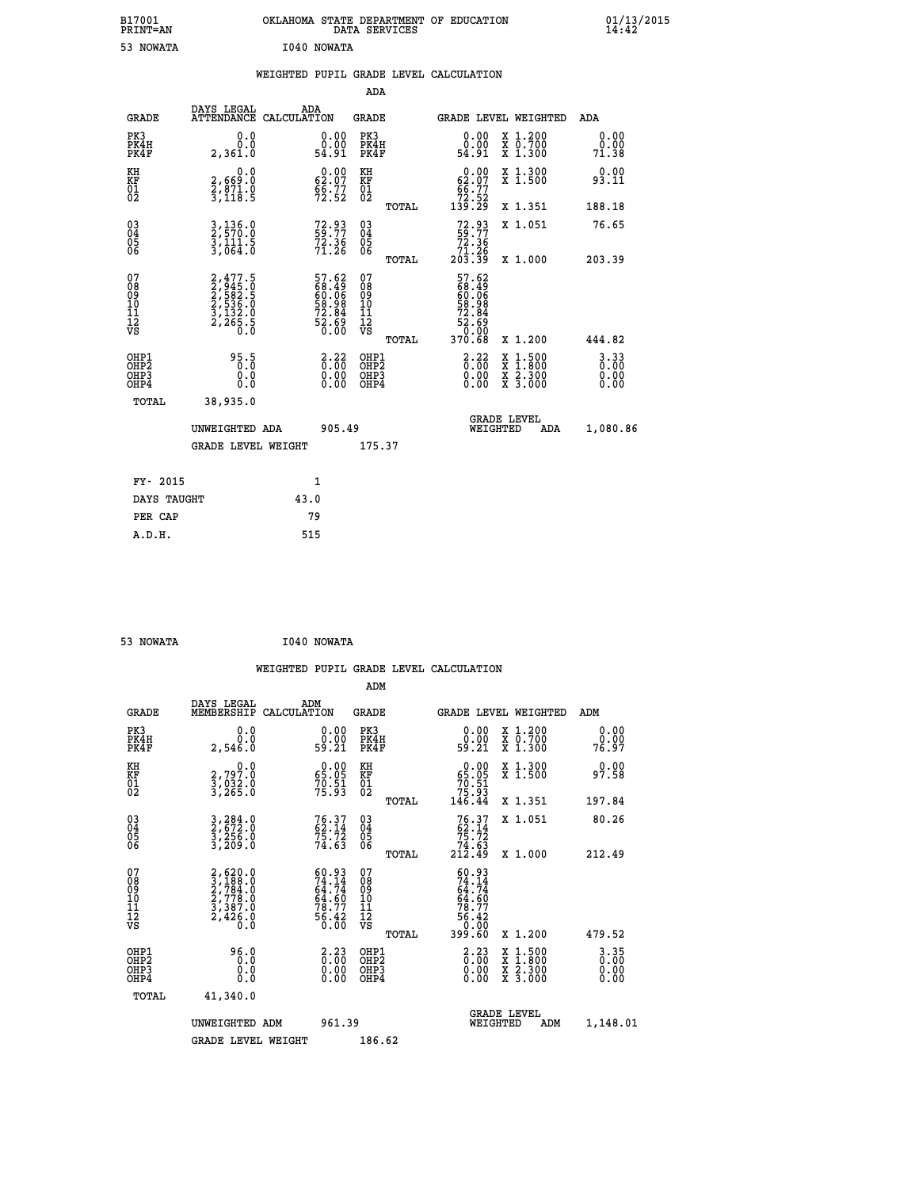B17001
PRINT=AN

OKLAHOMA STATE DEPARTMENT OF EDUCATION
DATA SERVICES

01/13/2015
14:42

53 NOWATA &nbsp;&nbsp;&nbsp;&nbsp;&nbsp;&nbsp;&nbsp; I040 NOWATA

## WEIGHTED PUPIL GRADE LEVEL CALCULATION

### ADA

| GRADE | DAYS LEGAL ATTENDANCE | ADA CALCULATION | GRADE | GRADE LEVEL | WEIGHTED | ADA |
|---|---|---|---|---|---|---|
| PK3 | 0.0 | 0.00 | PK3 | 0.00 | X 1.200 | 0.00 |
| PK4H | 0.0 | 0.00 | PK4H | 0.00 | X 0.700 | 0.00 |
| PK4F | 2,361.0 | 54.91 | PK4F | 54.91 | X 1.300 | 71.38 |
| KH | 0.0 | 0.00 | KH | 0.00 | X 1.300 | 0.00 |
| KF | 2,669.0 | 62.07 | KF | 62.07 | X 1.500 | 93.11 |
| 01 | 2,871.0 | 66.77 | 01 | 66.77 | | |
| 02 | 3,118.5 | 72.52 | 02 | 72.52 | | |
| | | | TOTAL | 139.29 | X 1.351 | 188.18 |
| 03 | 3,136.0 | 72.93 | 03 | 72.93 | X 1.051 | 76.65 |
| 04 | 2,570.0 | 59.77 | 04 | 59.77 | | |
| 05 | 3,111.5 | 72.36 | 05 | 72.36 | | |
| 06 | 3,064.0 | 71.26 | 06 | 71.26 | | |
| | | | TOTAL | 203.39 | X 1.000 | 203.39 |
| 07 | 2,477.5 | 57.62 | 07 | 57.62 | | |
| 08 | 2,945.0 | 68.49 | 08 | 68.49 | | |
| 09 | 2,582.5 | 60.06 | 09 | 60.06 | | |
| 10 | 2,536.0 | 58.98 | 10 | 58.98 | | |
| 11 | 3,132.0 | 72.84 | 11 | 72.84 | | |
| 12 | 2,265.5 | 52.69 | 12 | 52.69 | | |
| VS | 0.0 | 0.00 | VS | 0.00 | | |
| | | | TOTAL | 370.68 | X 1.200 | 444.82 |
| OHP1 | 95.5 | 2.22 | OHP1 | 2.22 | X 1.500 | 3.33 |
| OHP2 | 0.0 | 0.00 | OHP2 | 0.00 | X 1.800 | 0.00 |
| OHP3 | 0.0 | 0.00 | OHP3 | 0.00 | X 2.300 | 0.00 |
| OHP4 | 0.0 | 0.00 | OHP4 | 0.00 | X 3.000 | 0.00 |
| TOTAL | 38,935.0 | | | | | |

UNWEIGHTED ADA 905.49 &nbsp;&nbsp;&nbsp; GRADE LEVEL WEIGHTED ADA 1,080.86

GRADE LEVEL WEIGHT 175.37

| | |
|---|---|
| FY- 2015 | 1 |
| DAYS TAUGHT | 43.0 |
| PER CAP | 79 |
| A.D.H. | 515 |

53 NOWATA &nbsp;&nbsp;&nbsp;&nbsp;&nbsp;&nbsp;&nbsp; I040 NOWATA

## WEIGHTED PUPIL GRADE LEVEL CALCULATION

### ADM

| GRADE | DAYS LEGAL MEMBERSHIP | ADM CALCULATION | GRADE | GRADE LEVEL | WEIGHTED | ADM |
|---|---|---|---|---|---|---|
| PK3 | 0.0 | 0.00 | PK3 | 0.00 | X 1.200 | 0.00 |
| PK4H | 0.0 | 0.00 | PK4H | 0.00 | X 0.700 | 0.00 |
| PK4F | 2,546.0 | 59.21 | PK4F | 59.21 | X 1.300 | 76.97 |
| KH | 0.0 | 0.00 | KH | 0.00 | X 1.300 | 0.00 |
| KF | 2,797.0 | 65.05 | KF | 65.05 | X 1.500 | 97.58 |
| 01 | 3,032.0 | 70.51 | 01 | 70.51 | | |
| 02 | 3,265.0 | 75.93 | 02 | 75.93 | | |
| | | | TOTAL | 146.44 | X 1.351 | 197.84 |
| 03 | 3,284.0 | 76.37 | 03 | 76.37 | X 1.051 | 80.26 |
| 04 | 2,672.0 | 62.14 | 04 | 62.14 | | |
| 05 | 3,256.0 | 75.72 | 05 | 75.72 | | |
| 06 | 3,209.0 | 74.63 | 06 | 74.63 | | |
| | | | TOTAL | 212.49 | X 1.000 | 212.49 |
| 07 | 2,620.0 | 60.93 | 07 | 60.93 | | |
| 08 | 3,188.0 | 74.14 | 08 | 74.14 | | |
| 09 | 2,784.0 | 64.74 | 09 | 64.74 | | |
| 10 | 2,778.0 | 64.60 | 10 | 64.60 | | |
| 11 | 3,387.0 | 78.77 | 11 | 78.77 | | |
| 12 | 2,426.0 | 56.42 | 12 | 56.42 | | |
| VS | 0.0 | 0.00 | VS | 0.00 | | |
| | | | TOTAL | 399.60 | X 1.200 | 479.52 |
| OHP1 | 96.0 | 2.23 | OHP1 | 2.23 | X 1.500 | 3.35 |
| OHP2 | 0.0 | 0.00 | OHP2 | 0.00 | X 1.800 | 0.00 |
| OHP3 | 0.0 | 0.00 | OHP3 | 0.00 | X 2.300 | 0.00 |
| OHP4 | 0.0 | 0.00 | OHP4 | 0.00 | X 3.000 | 0.00 |
| TOTAL | 41,340.0 | | | | | |

UNWEIGHTED ADM 961.39 &nbsp;&nbsp;&nbsp; GRADE LEVEL WEIGHTED ADM 1,148.01

GRADE LEVEL WEIGHT 186.62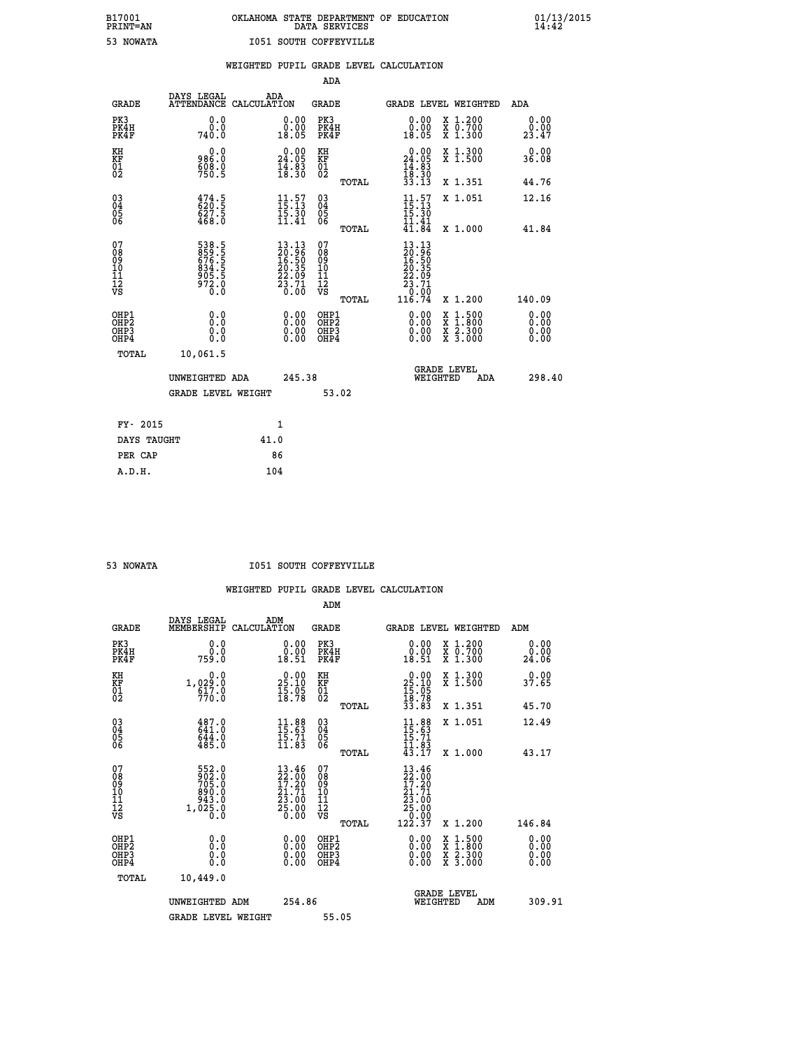B17001 OKLAHOMA STATE DEPARTMENT OF EDUCATION 01/13/2015
PRINT=AN DATA SERVICES 14:42

53 NOWATA I051 SOUTH COFFEYVILLE

WEIGHTED PUPIL GRADE LEVEL CALCULATION

ADA

| GRADE | DAYS LEGAL ATTENDANCE | ADA CALCULATION | GRADE | GRADE LEVEL | WEIGHTED | ADA |
|---|---|---|---|---|---|---|
| PK3 | 0.0 | 0.00 | PK3 | 0.00 | X 1.200 | 0.00 |
| PK4H | 0.0 | 0.00 | PK4H | 0.00 | X 0.700 | 0.00 |
| PK4F | 740.0 | 18.05 | PK4F | 18.05 | X 1.300 | 23.47 |
| KH | 0.0 | 0.00 | KH | 0.00 | X 1.300 | 0.00 |
| KF | 986.0 | 24.05 | KF | 24.05 | X 1.500 | 36.08 |
| 01 | 608.0 | 14.83 | 01 | 14.83 | | |
| 02 | 750.5 | 18.30 | 02 | 18.30 | | |
| | | | TOTAL | 33.13 | X 1.351 | 44.76 |
| 03 | 474.5 | 11.57 | 03 | 11.57 | X 1.051 | 12.16 |
| 04 | 620.5 | 15.13 | 04 | 15.13 | | |
| 05 | 627.5 | 15.30 | 05 | 15.30 | | |
| 06 | 468.0 | 11.41 | 06 | 11.41 | | |
| | | | TOTAL | 41.84 | X 1.000 | 41.84 |
| 07 | 538.5 | 13.13 | 07 | 13.13 | | |
| 08 | 859.5 | 20.96 | 08 | 20.96 | | |
| 09 | 676.5 | 16.50 | 09 | 16.50 | | |
| 10 | 834.5 | 20.35 | 10 | 20.35 | | |
| 11 | 905.5 | 22.09 | 11 | 22.09 | | |
| 12 | 972.0 | 23.71 | 12 | 23.71 | | |
| VS | 0.0 | 0.00 | VS | 0.00 | | |
| | | | TOTAL | 116.74 | X 1.200 | 140.09 |
| OHP1 | 0.0 | 0.00 | OHP1 | 0.00 | X 1.500 | 0.00 |
| OHP2 | 0.0 | 0.00 | OHP2 | 0.00 | X 1.800 | 0.00 |
| OHP3 | 0.0 | 0.00 | OHP3 | 0.00 | X 2.300 | 0.00 |
| OHP4 | 0.0 | 0.00 | OHP4 | 0.00 | X 3.000 | 0.00 |
| TOTAL | 10,061.5 | | | | | |

UNWEIGHTED ADA 245.38 GRADE LEVEL WEIGHTED ADA 298.40

GRADE LEVEL WEIGHT 53.02

| FY- 2015 | 1 |
|---|---|
| DAYS TAUGHT | 41.0 |
| PER CAP | 86 |
| A.D.H. | 104 |

53 NOWATA I051 SOUTH COFFEYVILLE

WEIGHTED PUPIL GRADE LEVEL CALCULATION

ADM

| GRADE | DAYS LEGAL MEMBERSHIP | ADM CALCULATION | GRADE | GRADE LEVEL | WEIGHTED | ADM |
|---|---|---|---|---|---|---|
| PK3 | 0.0 | 0.00 | PK3 | 0.00 | X 1.200 | 0.00 |
| PK4H | 0.0 | 0.00 | PK4H | 0.00 | X 0.700 | 0.00 |
| PK4F | 759.0 | 18.51 | PK4F | 18.51 | X 1.300 | 24.06 |
| KH | 0.0 | 0.00 | KH | 0.00 | X 1.300 | 0.00 |
| KF | 1,029.0 | 25.10 | KF | 25.10 | X 1.500 | 37.65 |
| 01 | 617.0 | 15.05 | 01 | 15.05 | | |
| 02 | 770.0 | 18.78 | 02 | 18.78 | | |
| | | | TOTAL | 33.83 | X 1.351 | 45.70 |
| 03 | 487.0 | 11.88 | 03 | 11.88 | X 1.051 | 12.49 |
| 04 | 641.0 | 15.63 | 04 | 15.63 | | |
| 05 | 644.0 | 15.71 | 05 | 15.71 | | |
| 06 | 485.0 | 11.83 | 06 | 11.83 | | |
| | | | TOTAL | 43.17 | X 1.000 | 43.17 |
| 07 | 552.0 | 13.46 | 07 | 13.46 | | |
| 08 | 902.0 | 22.00 | 08 | 22.00 | | |
| 09 | 705.0 | 17.20 | 09 | 17.20 | | |
| 10 | 890.0 | 21.71 | 10 | 21.71 | | |
| 11 | 943.0 | 23.00 | 11 | 23.00 | | |
| 12 | 1,025.0 | 25.00 | 12 | 25.00 | | |
| VS | 0.0 | 0.00 | VS | 0.00 | | |
| | | | TOTAL | 122.37 | X 1.200 | 146.84 |
| OHP1 | 0.0 | 0.00 | OHP1 | 0.00 | X 1.500 | 0.00 |
| OHP2 | 0.0 | 0.00 | OHP2 | 0.00 | X 1.800 | 0.00 |
| OHP3 | 0.0 | 0.00 | OHP3 | 0.00 | X 2.300 | 0.00 |
| OHP4 | 0.0 | 0.00 | OHP4 | 0.00 | X 3.000 | 0.00 |
| TOTAL | 10,449.0 | | | | | |

UNWEIGHTED ADM 254.86 GRADE LEVEL WEIGHTED ADM 309.91

GRADE LEVEL WEIGHT 55.05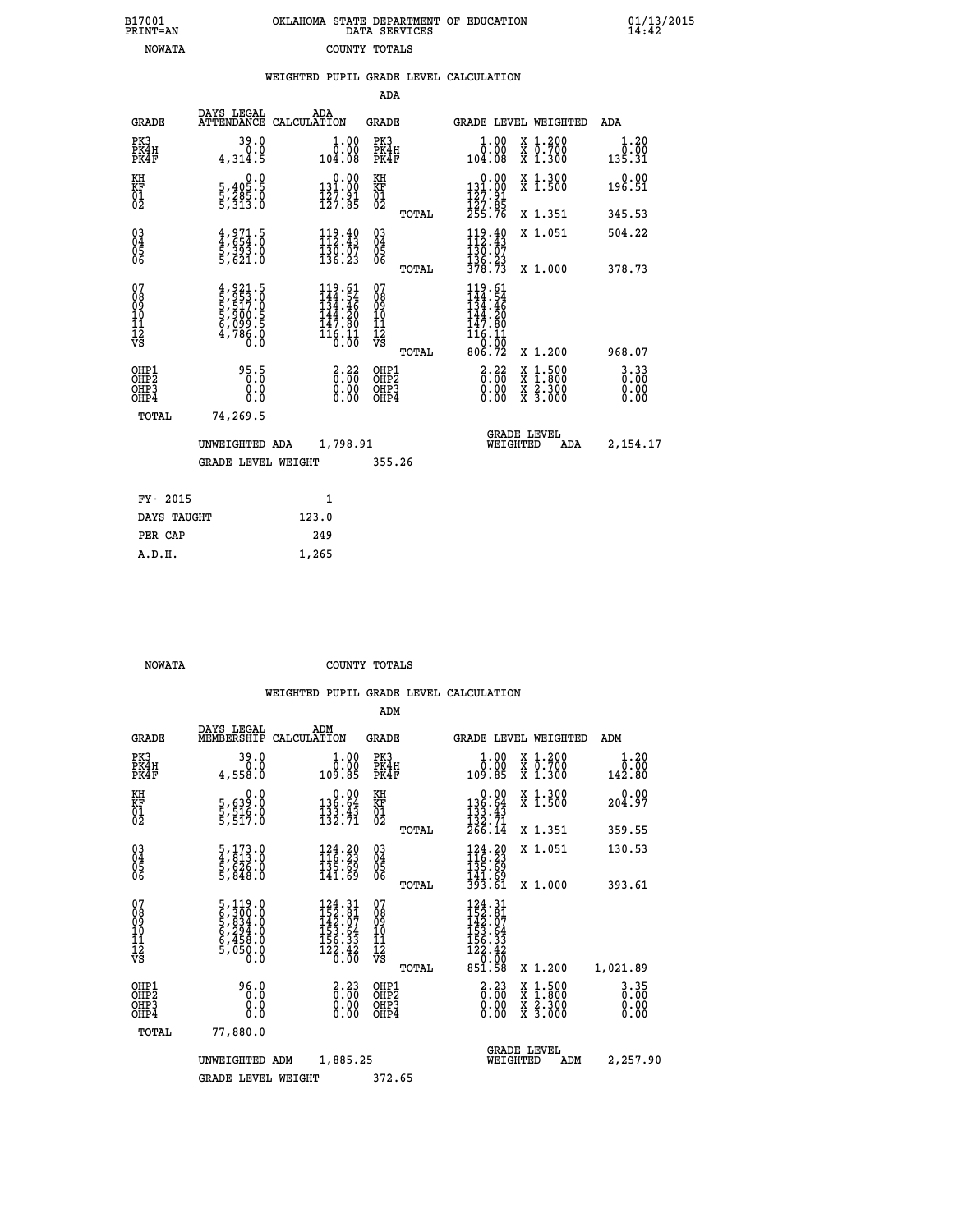B17001 OKLAHOMA STATE DEPARTMENT OF EDUCATION 01/13/2015
PRINT=AN DATA SERVICES 14:42

NOWATA COUNTY TOTALS

WEIGHTED PUPIL GRADE LEVEL CALCULATION

ADA

| GRADE | DAYS LEGAL ATTENDANCE | ADA CALCULATION | GRADE | | GRADE LEVEL | WEIGHTED | ADA |
|---|---|---|---|---|---|---|---|
| PK3 | 39.0 | 1.00 | PK3 | | 1.00 | X 1.200 | 1.20 |
| PK4H | 0.0 | 0.00 | PK4H | | 0.00 | X 0.700 | 0.00 |
| PK4F | 4,314.5 | 104.08 | PK4F | | 104.08 | X 1.300 | 135.31 |
| KH | 0.0 | 0.00 | KH | | 0.00 | X 1.300 | 0.00 |
| KF | 5,405.5 | 131.00 | KF | | 131.00 | X 1.500 | 196.51 |
| 01 | 5,285.0 | 127.91 | 01 | | 127.91 | | |
| 02 | 5,313.0 | 127.85 | 02 | | 127.85 | | |
| | | | | TOTAL | 255.76 | X 1.351 | 345.53 |
| 03 | 4,971.5 | 119.40 | 03 | | 119.40 | X 1.051 | 504.22 |
| 04 | 4,654.0 | 112.43 | 04 | | 112.43 | | |
| 05 | 5,393.0 | 130.07 | 05 | | 130.07 | | |
| 06 | 5,621.0 | 136.23 | 06 | | 136.23 | | |
| | | | | TOTAL | 378.73 | X 1.000 | 378.73 |
| 07 | 4,921.5 | 119.61 | 07 | | 119.61 | | |
| 08 | 5,953.0 | 144.54 | 08 | | 144.54 | | |
| 09 | 5,517.0 | 134.46 | 09 | | 134.46 | | |
| 10 | 5,900.5 | 144.20 | 10 | | 144.20 | | |
| 11 | 6,099.5 | 147.80 | 11 | | 147.80 | | |
| 12 | 4,786.0 | 116.11 | 12 | | 116.11 | | |
| VS | 0.0 | 0.00 | VS | | 0.00 | | |
| | | | | TOTAL | 806.72 | X 1.200 | 968.07 |
| OHP1 | 95.5 | 2.22 | OHP1 | | 2.22 | X 1.500 | 3.33 |
| OHP2 | 0.0 | 0.00 | OHP2 | | 0.00 | X 1.800 | 0.00 |
| OHP3 | 0.0 | 0.00 | OHP3 | | 0.00 | X 2.300 | 0.00 |
| OHP4 | 0.0 | 0.00 | OHP4 | | 0.00 | X 3.000 | 0.00 |
| TOTAL | 74,269.5 | | | | | | |

UNWEIGHTED ADA 1,798.91 GRADE LEVEL WEIGHTED ADA 2,154.17

GRADE LEVEL WEIGHT 355.26

| FY- 2015 | 1 |
|---|---|
| DAYS TAUGHT | 123.0 |
| PER CAP | 249 |
| A.D.H. | 1,265 |

NOWATA COUNTY TOTALS

WEIGHTED PUPIL GRADE LEVEL CALCULATION

ADM

| GRADE | DAYS LEGAL MEMBERSHIP | ADM CALCULATION | GRADE | | GRADE LEVEL | WEIGHTED | ADM |
|---|---|---|---|---|---|---|---|
| PK3 | 39.0 | 1.00 | PK3 | | 1.00 | X 1.200 | 1.20 |
| PK4H | 0.0 | 0.00 | PK4H | | 0.00 | X 0.700 | 0.00 |
| PK4F | 4,558.0 | 109.85 | PK4F | | 109.85 | X 1.300 | 142.80 |
| KH | 0.0 | 0.00 | KH | | 0.00 | X 1.300 | 0.00 |
| KF | 5,639.0 | 136.64 | KF | | 136.64 | X 1.500 | 204.97 |
| 01 | 5,516.0 | 133.43 | 01 | | 133.43 | | |
| 02 | 5,517.0 | 132.71 | 02 | | 132.71 | | |
| | | | | TOTAL | 266.14 | X 1.351 | 359.55 |
| 03 | 5,173.0 | 124.20 | 03 | | 124.20 | X 1.051 | 130.53 |
| 04 | 4,813.0 | 116.23 | 04 | | 116.23 | | |
| 05 | 5,626.0 | 135.69 | 05 | | 135.69 | | |
| 06 | 5,848.0 | 141.69 | 06 | | 141.69 | | |
| | | | | TOTAL | 393.61 | X 1.000 | 393.61 |
| 07 | 5,119.0 | 124.31 | 07 | | 124.31 | | |
| 08 | 6,300.0 | 152.81 | 08 | | 152.81 | | |
| 09 | 5,834.0 | 142.07 | 09 | | 142.07 | | |
| 10 | 6,294.0 | 153.64 | 10 | | 153.64 | | |
| 11 | 6,458.0 | 156.33 | 11 | | 156.33 | | |
| 12 | 5,050.0 | 122.42 | 12 | | 122.42 | | |
| VS | 0.0 | 0.00 | VS | | 0.00 | | |
| | | | | TOTAL | 851.58 | X 1.200 | 1,021.89 |
| OHP1 | 96.0 | 2.23 | OHP1 | | 2.23 | X 1.500 | 3.35 |
| OHP2 | 0.0 | 0.00 | OHP2 | | 0.00 | X 1.800 | 0.00 |
| OHP3 | 0.0 | 0.00 | OHP3 | | 0.00 | X 2.300 | 0.00 |
| OHP4 | 0.0 | 0.00 | OHP4 | | 0.00 | X 3.000 | 0.00 |
| TOTAL | 77,880.0 | | | | | | |

UNWEIGHTED ADM 1,885.25 GRADE LEVEL WEIGHTED ADM 2,257.90

GRADE LEVEL WEIGHT 372.65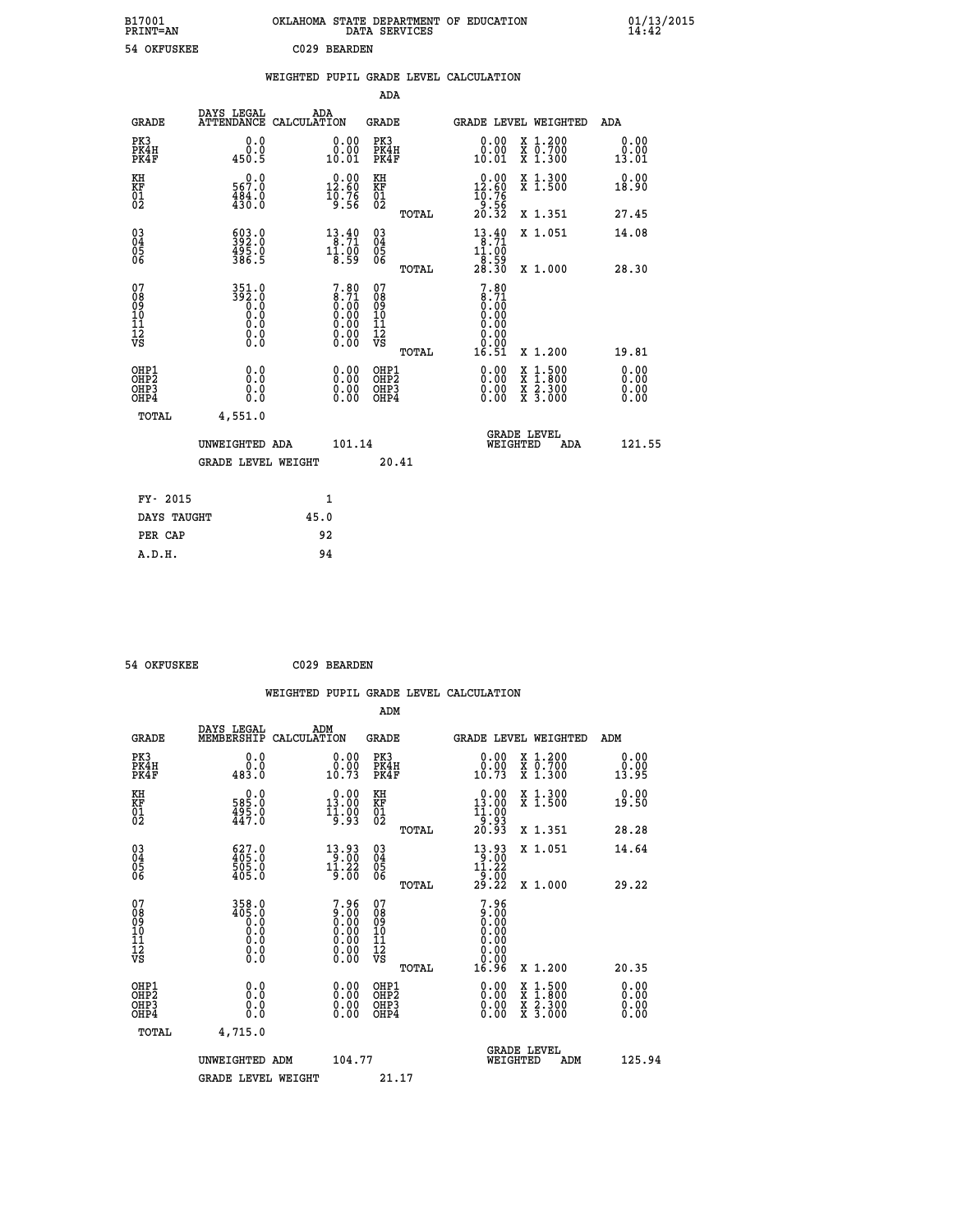B17001 OKLAHOMA STATE DEPARTMENT OF EDUCATION 01/13/2015
PRINT=AN DATA SERVICES 14:42

54 OKFUSKEE C029 BEARDEN

## WEIGHTED PUPIL GRADE LEVEL CALCULATION

### ADA

| GRADE | DAYS LEGAL ATTENDANCE | ADA CALCULATION | GRADE | GRADE LEVEL | WEIGHTED | ADA |
|---|---|---|---|---|---|---|
| PK3 | 0.0 | 0.00 | PK3 | 0.00 | X 1.200 | 0.00 |
| PK4H | 0.0 | 0.00 | PK4H | 0.00 | X 0.700 | 0.00 |
| PK4F | 450.5 | 10.01 | PK4F | 10.01 | X 1.300 | 13.01 |
| KH | 0.0 | 0.00 | KH | 0.00 | X 1.300 | 0.00 |
| KF | 567.0 | 12.60 | KF | 12.60 | X 1.500 | 18.90 |
| 01 | 484.0 | 10.76 | 01 | 10.76 | | |
| 02 | 430.0 | 9.56 | 02 | 9.56 | | |
| | | | TOTAL | 20.32 | X 1.351 | 27.45 |
| 03 | 603.0 | 13.40 | 03 | 13.40 | X 1.051 | 14.08 |
| 04 | 392.0 | 8.71 | 04 | 8.71 | | |
| 05 | 495.0 | 11.00 | 05 | 11.00 | | |
| 06 | 386.5 | 8.59 | 06 | 8.59 | | |
| | | | TOTAL | 28.30 | X 1.000 | 28.30 |
| 07 | 351.0 | 7.80 | 07 | 7.80 | | |
| 08 | 392.0 | 8.71 | 08 | 8.71 | | |
| 09 | 0.0 | 0.00 | 09 | 0.00 | | |
| 10 | 0.0 | 0.00 | 10 | 0.00 | | |
| 11 | 0.0 | 0.00 | 11 | 0.00 | | |
| 12 | 0.0 | 0.00 | 12 | 0.00 | | |
| VS | 0.0 | 0.00 | VS | 0.00 | | |
| | | | TOTAL | 16.51 | X 1.200 | 19.81 |
| OHP1 | 0.0 | 0.00 | OHP1 | 0.00 | X 1.500 | 0.00 |
| OHP2 | 0.0 | 0.00 | OHP2 | 0.00 | X 1.800 | 0.00 |
| OHP3 | 0.0 | 0.00 | OHP3 | 0.00 | X 2.300 | 0.00 |
| OHP4 | 0.0 | 0.00 | OHP4 | 0.00 | X 3.000 | 0.00 |
| TOTAL | 4,551.0 | | | | | |

UNWEIGHTED ADA 101.14 GRADE LEVEL WEIGHTED ADA 121.55

GRADE LEVEL WEIGHT 20.41

| FY- 2015 | 1 |
|---|---|
| DAYS TAUGHT | 45.0 |
| PER CAP | 92 |
| A.D.H. | 94 |

54 OKFUSKEE C029 BEARDEN

## WEIGHTED PUPIL GRADE LEVEL CALCULATION

### ADM

| GRADE | DAYS LEGAL MEMBERSHIP | ADM CALCULATION | GRADE | GRADE LEVEL | WEIGHTED | ADM |
|---|---|---|---|---|---|---|
| PK3 | 0.0 | 0.00 | PK3 | 0.00 | X 1.200 | 0.00 |
| PK4H | 0.0 | 0.00 | PK4H | 0.00 | X 0.700 | 0.00 |
| PK4F | 483.0 | 10.73 | PK4F | 10.73 | X 1.300 | 13.95 |
| KH | 0.0 | 0.00 | KH | 0.00 | X 1.300 | 0.00 |
| KF | 585.0 | 13.00 | KF | 13.00 | X 1.500 | 19.50 |
| 01 | 495.0 | 11.00 | 01 | 11.00 | | |
| 02 | 447.0 | 9.93 | 02 | 9.93 | | |
| | | | TOTAL | 20.93 | X 1.351 | 28.28 |
| 03 | 627.0 | 13.93 | 03 | 13.93 | X 1.051 | 14.64 |
| 04 | 405.0 | 9.00 | 04 | 9.00 | | |
| 05 | 505.0 | 11.22 | 05 | 11.22 | | |
| 06 | 405.0 | 9.00 | 06 | 9.00 | | |
| | | | TOTAL | 29.22 | X 1.000 | 29.22 |
| 07 | 358.0 | 7.96 | 07 | 7.96 | | |
| 08 | 405.0 | 9.00 | 08 | 9.00 | | |
| 09 | 0.0 | 0.00 | 09 | 0.00 | | |
| 10 | 0.0 | 0.00 | 10 | 0.00 | | |
| 11 | 0.0 | 0.00 | 11 | 0.00 | | |
| 12 | 0.0 | 0.00 | 12 | 0.00 | | |
| VS | 0.0 | 0.00 | VS | 0.00 | | |
| | | | TOTAL | 16.96 | X 1.200 | 20.35 |
| OHP1 | 0.0 | 0.00 | OHP1 | 0.00 | X 1.500 | 0.00 |
| OHP2 | 0.0 | 0.00 | OHP2 | 0.00 | X 1.800 | 0.00 |
| OHP3 | 0.0 | 0.00 | OHP3 | 0.00 | X 2.300 | 0.00 |
| OHP4 | 0.0 | 0.00 | OHP4 | 0.00 | X 3.000 | 0.00 |
| TOTAL | 4,715.0 | | | | | |

UNWEIGHTED ADM 104.77 GRADE LEVEL WEIGHTED ADM 125.94

GRADE LEVEL WEIGHT 21.17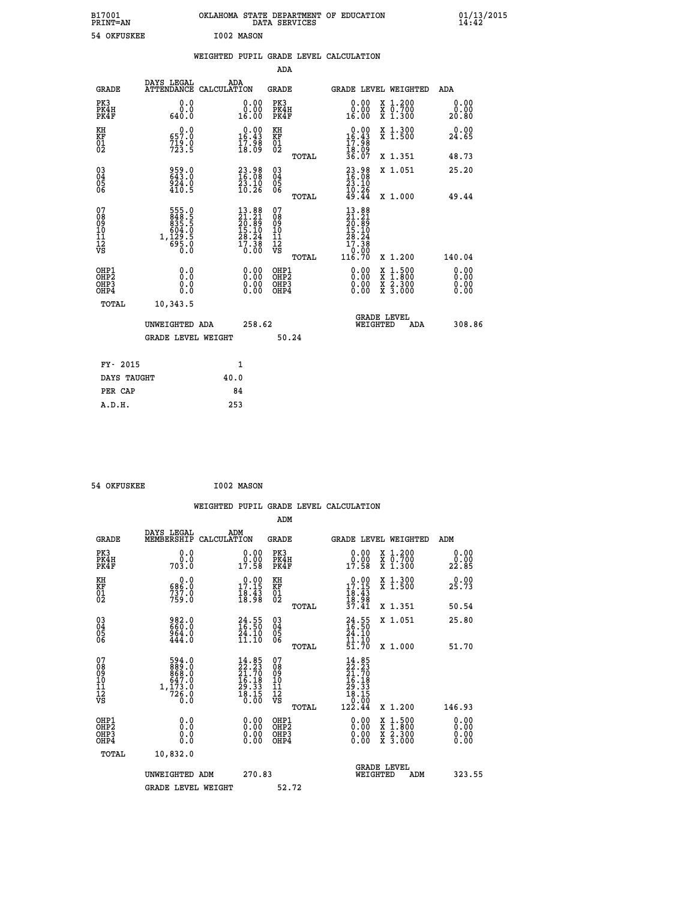B17001 OKLAHOMA STATE DEPARTMENT OF EDUCATION 01/13/2015
PRINT=AN DATA SERVICES 14:42

54 OKFUSKEE I002 MASON

## WEIGHTED PUPIL GRADE LEVEL CALCULATION

### ADA

| GRADE | DAYS LEGAL ATTENDANCE | ADA CALCULATION | GRADE | GRADE LEVEL | WEIGHTED | ADA |
|---|---|---|---|---|---|---|
| PK3 | 0.0 | 0.00 | PK3 | 0.00 | X 1.200 | 0.00 |
| PK4H | 0.0 | 0.00 | PK4H | 0.00 | X 0.700 | 0.00 |
| PK4F | 640.0 | 16.00 | PK4F | 16.00 | X 1.300 | 20.80 |
| KH | 0.0 | 0.00 | KH | 0.00 | X 1.300 | 0.00 |
| KF | 657.0 | 16.43 | KF | 16.43 | X 1.500 | 24.65 |
| 01 | 719.0 | 17.98 | 01 | 17.98 | | |
| 02 | 723.5 | 18.09 | 02 | 18.09 | | |
| | | | TOTAL | 36.07 | X 1.351 | 48.73 |
| 03 | 959.0 | 23.98 | 03 | 23.98 | X 1.051 | 25.20 |
| 04 | 643.0 | 16.08 | 04 | 16.08 | | |
| 05 | 924.0 | 23.10 | 05 | 23.10 | | |
| 06 | 410.5 | 10.26 | 06 | 10.26 | | |
| | | | TOTAL | 49.44 | X 1.000 | 49.44 |
| 07 | 555.0 | 13.88 | 07 | 13.88 | | |
| 08 | 848.5 | 21.21 | 08 | 21.21 | | |
| 09 | 835.5 | 20.89 | 09 | 20.89 | | |
| 10 | 604.0 | 15.10 | 10 | 15.10 | | |
| 11 | 1,129.5 | 28.24 | 11 | 28.24 | | |
| 12 | 695.0 | 17.38 | 12 | 17.38 | | |
| VS | 0.0 | 0.00 | VS | 0.00 | | |
| | | | TOTAL | 116.70 | X 1.200 | 140.04 |
| OHP1 | 0.0 | 0.00 | OHP1 | 0.00 | X 1.500 | 0.00 |
| OHP2 | 0.0 | 0.00 | OHP2 | 0.00 | X 1.800 | 0.00 |
| OHP3 | 0.0 | 0.00 | OHP3 | 0.00 | X 2.300 | 0.00 |
| OHP4 | 0.0 | 0.00 | OHP4 | 0.00 | X 3.000 | 0.00 |
| TOTAL | 10,343.5 | | | | | |

UNWEIGHTED ADA 258.62 GRADE LEVEL WEIGHTED ADA 308.86

GRADE LEVEL WEIGHT 50.24

| | |
|---|---|
| FY- 2015 | 1 |
| DAYS TAUGHT | 40.0 |
| PER CAP | 84 |
| A.D.H. | 253 |

54 OKFUSKEE I002 MASON

## WEIGHTED PUPIL GRADE LEVEL CALCULATION

### ADM

| GRADE | DAYS LEGAL MEMBERSHIP | ADM CALCULATION | GRADE | GRADE LEVEL | WEIGHTED | ADM |
|---|---|---|---|---|---|---|
| PK3 | 0.0 | 0.00 | PK3 | 0.00 | X 1.200 | 0.00 |
| PK4H | 0.0 | 0.00 | PK4H | 0.00 | X 0.700 | 0.00 |
| PK4F | 703.0 | 17.58 | PK4F | 17.58 | X 1.300 | 22.85 |
| KH | 0.0 | 0.00 | KH | 0.00 | X 1.300 | 0.00 |
| KF | 686.0 | 17.15 | KF | 17.15 | X 1.500 | 25.73 |
| 01 | 737.0 | 18.43 | 01 | 18.43 | | |
| 02 | 759.0 | 18.98 | 02 | 18.98 | | |
| | | | TOTAL | 37.41 | X 1.351 | 50.54 |
| 03 | 982.0 | 24.55 | 03 | 24.55 | X 1.051 | 25.80 |
| 04 | 660.0 | 16.50 | 04 | 16.50 | | |
| 05 | 964.0 | 24.10 | 05 | 24.10 | | |
| 06 | 444.0 | 11.10 | 06 | 11.10 | | |
| | | | TOTAL | 51.70 | X 1.000 | 51.70 |
| 07 | 594.0 | 14.85 | 07 | 14.85 | | |
| 08 | 889.0 | 22.23 | 08 | 22.23 | | |
| 09 | 868.0 | 21.70 | 09 | 21.70 | | |
| 10 | 647.0 | 16.18 | 10 | 16.18 | | |
| 11 | 1,173.0 | 29.33 | 11 | 29.33 | | |
| 12 | 726.0 | 18.15 | 12 | 18.15 | | |
| VS | 0.0 | 0.00 | VS | 0.00 | | |
| | | | TOTAL | 122.44 | X 1.200 | 146.93 |
| OHP1 | 0.0 | 0.00 | OHP1 | 0.00 | X 1.500 | 0.00 |
| OHP2 | 0.0 | 0.00 | OHP2 | 0.00 | X 1.800 | 0.00 |
| OHP3 | 0.0 | 0.00 | OHP3 | 0.00 | X 2.300 | 0.00 |
| OHP4 | 0.0 | 0.00 | OHP4 | 0.00 | X 3.000 | 0.00 |
| TOTAL | 10,832.0 | | | | | |

UNWEIGHTED ADM 270.83 GRADE LEVEL WEIGHTED ADM 323.55

GRADE LEVEL WEIGHT 52.72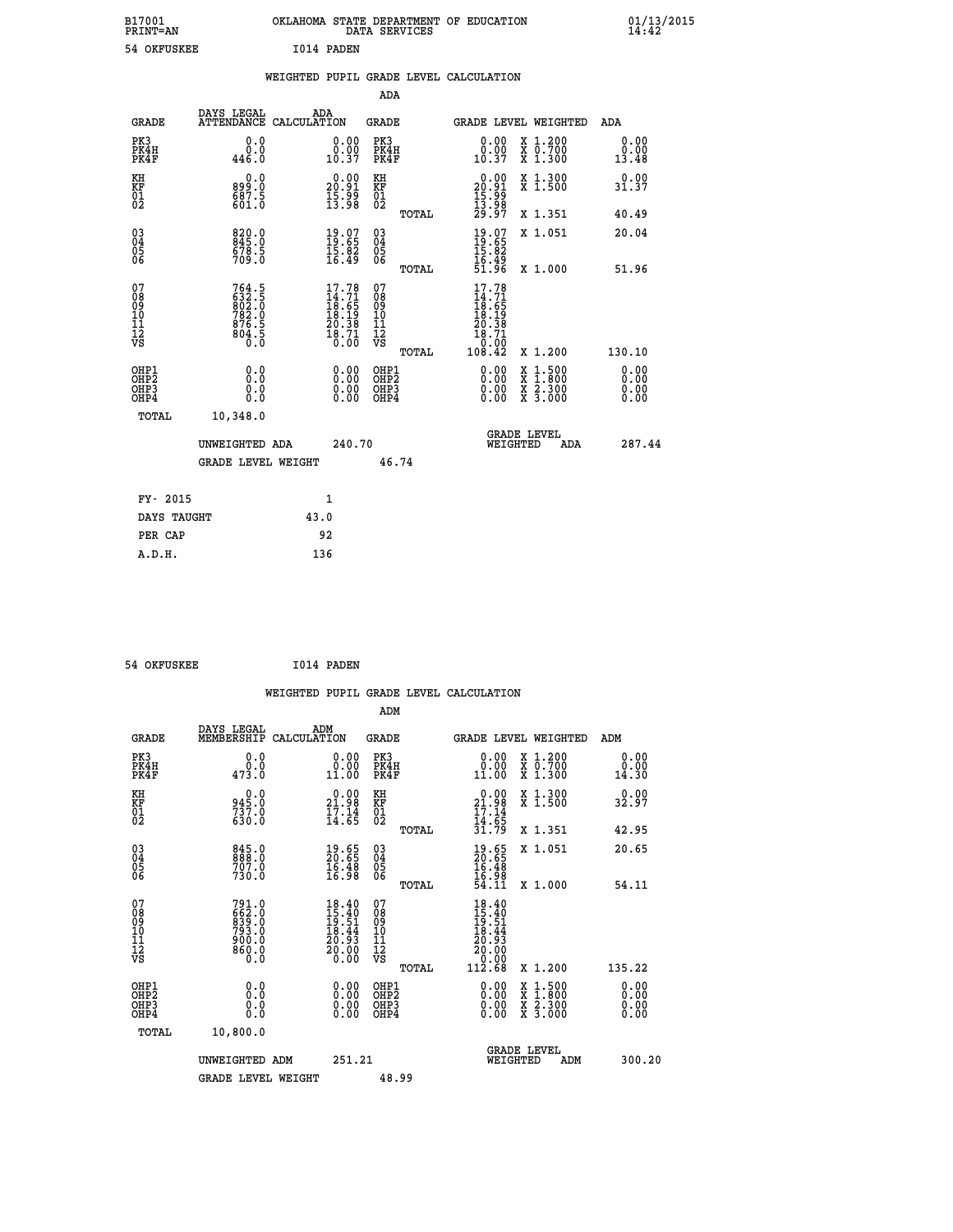B17001 OKLAHOMA STATE DEPARTMENT OF EDUCATION 01/13/2015
PRINT=AN DATA SERVICES 14:42

54 OKFUSKEE I014 PADEN

WEIGHTED PUPIL GRADE LEVEL CALCULATION

ADA

| GRADE | DAYS LEGAL ATTENDANCE | ADA CALCULATION | GRADE | | GRADE LEVEL | WEIGHTED | ADA |
|---|---|---|---|---|---|---|---|
| PK3 | 0.0 | 0.00 | PK3 | | 0.00 | X 1.200 | 0.00 |
| PK4H | 0.0 | 0.00 | PK4H | | 0.00 | X 0.700 | 0.00 |
| PK4F | 446.0 | 10.37 | PK4F | | 10.37 | X 1.300 | 13.48 |
| KH | 0.0 | 0.00 | KH | | 0.00 | X 1.300 | 0.00 |
| KF | 899.0 | 20.91 | KF | | 20.91 | X 1.500 | 31.37 |
| 01 | 687.5 | 15.99 | 01 | | 15.99 | | |
| 02 | 601.0 | 13.98 | 02 | | 13.98 | | |
| | | | | TOTAL | 29.97 | X 1.351 | 40.49 |
| 03 | 820.0 | 19.07 | 03 | | 19.07 | X 1.051 | 20.04 |
| 04 | 845.0 | 19.65 | 04 | | 19.65 | | |
| 05 | 678.5 | 15.82 | 05 | | 15.82 | | |
| 06 | 709.0 | 16.49 | 06 | | 16.49 | | |
| | | | | TOTAL | 51.96 | X 1.000 | 51.96 |
| 07 | 764.5 | 17.78 | 07 | | 17.78 | | |
| 08 | 632.5 | 14.71 | 08 | | 14.71 | | |
| 09 | 802.0 | 18.65 | 09 | | 18.65 | | |
| 10 | 782.0 | 18.19 | 10 | | 18.19 | | |
| 11 | 876.5 | 20.38 | 11 | | 20.38 | | |
| 12 | 804.5 | 18.71 | 12 | | 18.71 | | |
| VS | 0.0 | 0.00 | VS | | 0.00 | | |
| | | | | TOTAL | 108.42 | X 1.200 | 130.10 |
| OHP1 | 0.0 | 0.00 | OHP1 | | 0.00 | X 1.500 | 0.00 |
| OHP2 | 0.0 | 0.00 | OHP2 | | 0.00 | X 1.800 | 0.00 |
| OHP3 | 0.0 | 0.00 | OHP3 | | 0.00 | X 2.300 | 0.00 |
| OHP4 | 0.0 | 0.00 | OHP4 | | 0.00 | X 3.000 | 0.00 |
| TOTAL | 10,348.0 | | | | | | |

UNWEIGHTED ADA 240.70 | GRADE LEVEL WEIGHTED ADA 287.44

GRADE LEVEL WEIGHT 46.74

| FY- 2015 | 1 |
|---|---|
| DAYS TAUGHT | 43.0 |
| PER CAP | 92 |
| A.D.H. | 136 |

54 OKFUSKEE I014 PADEN

WEIGHTED PUPIL GRADE LEVEL CALCULATION

ADM

| GRADE | DAYS LEGAL MEMBERSHIP | ADM CALCULATION | GRADE | | GRADE LEVEL | WEIGHTED | ADM |
|---|---|---|---|---|---|---|---|
| PK3 | 0.0 | 0.00 | PK3 | | 0.00 | X 1.200 | 0.00 |
| PK4H | 0.0 | 0.00 | PK4H | | 0.00 | X 0.700 | 0.00 |
| PK4F | 473.0 | 11.00 | PK4F | | 11.00 | X 1.300 | 14.30 |
| KH | 0.0 | 0.00 | KH | | 0.00 | X 1.300 | 0.00 |
| KF | 945.0 | 21.98 | KF | | 21.98 | X 1.500 | 32.97 |
| 01 | 737.0 | 17.14 | 01 | | 17.14 | | |
| 02 | 630.0 | 14.65 | 02 | | 14.65 | | |
| | | | | TOTAL | 31.79 | X 1.351 | 42.95 |
| 03 | 845.0 | 19.65 | 03 | | 19.65 | X 1.051 | 20.65 |
| 04 | 888.0 | 20.65 | 04 | | 20.65 | | |
| 05 | 707.0 | 16.48 | 05 | | 16.48 | | |
| 06 | 730.0 | 16.98 | 06 | | 16.98 | | |
| | | | | TOTAL | 54.11 | X 1.000 | 54.11 |
| 07 | 791.0 | 18.40 | 07 | | 18.40 | | |
| 08 | 662.0 | 15.40 | 08 | | 15.40 | | |
| 09 | 839.0 | 19.51 | 09 | | 19.51 | | |
| 10 | 793.0 | 18.44 | 10 | | 18.44 | | |
| 11 | 900.0 | 20.93 | 11 | | 20.93 | | |
| 12 | 860.0 | 20.00 | 12 | | 20.00 | | |
| VS | 0.0 | 0.00 | VS | | 0.00 | | |
| | | | | TOTAL | 112.68 | X 1.200 | 135.22 |
| OHP1 | 0.0 | 0.00 | OHP1 | | 0.00 | X 1.500 | 0.00 |
| OHP2 | 0.0 | 0.00 | OHP2 | | 0.00 | X 1.800 | 0.00 |
| OHP3 | 0.0 | 0.00 | OHP3 | | 0.00 | X 2.300 | 0.00 |
| OHP4 | 0.0 | 0.00 | OHP4 | | 0.00 | X 3.000 | 0.00 |
| TOTAL | 10,800.0 | | | | | | |

UNWEIGHTED ADM 251.21 | GRADE LEVEL WEIGHTED ADM 300.20

GRADE LEVEL WEIGHT 48.99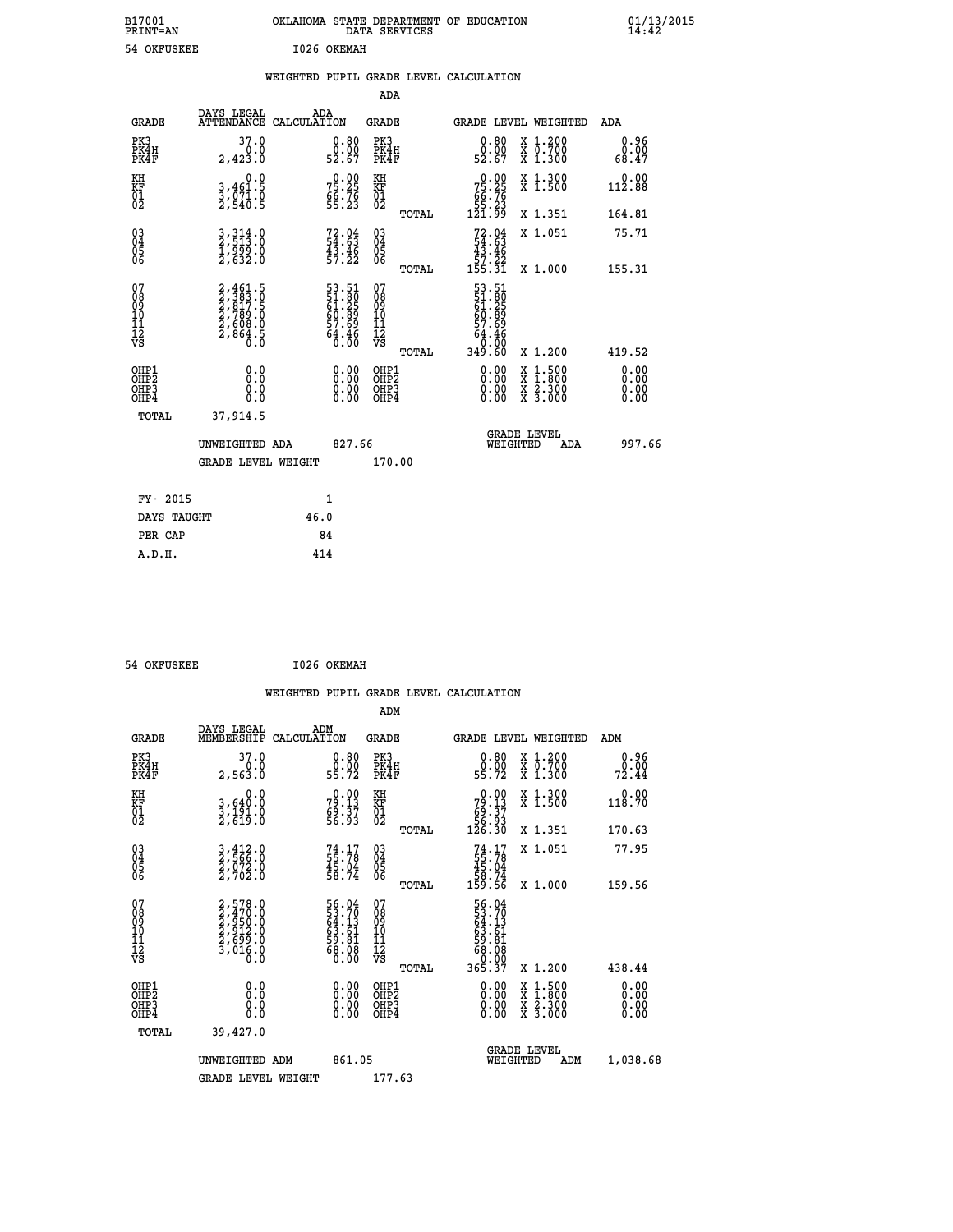B17001 PRINT=AN &nbsp;&nbsp;&nbsp; OKLAHOMA STATE DEPARTMENT OF EDUCATION DATA SERVICES &nbsp;&nbsp;&nbsp; 01/13/2015 14:42

54 OKFUSKEE &nbsp;&nbsp;&nbsp; I026 OKEMAH

## WEIGHTED PUPIL GRADE LEVEL CALCULATION

### ADA

| GRADE | DAYS LEGAL ATTENDANCE | ADA CALCULATION | GRADE | | GRADE LEVEL | WEIGHTED | ADA |
|---|---|---|---|---|---|---|---|
| PK3 | 37.0 | 0.80 | PK3 | | 0.80 | X 1.200 | 0.96 |
| PK4H | 0.0 | 0.00 | PK4H | | 0.00 | X 0.700 | 0.00 |
| PK4F | 2,423.0 | 52.67 | PK4F | | 52.67 | X 1.300 | 68.47 |
| KH | 0.0 | 0.00 | KH | | 0.00 | X 1.300 | 0.00 |
| KF | 3,461.5 | 75.25 | KF | | 75.25 | X 1.500 | 112.88 |
| 01 | 3,071.0 | 66.76 | 01 | | 66.76 | | |
| 02 | 2,540.5 | 55.23 | 02 | | 55.23 | | |
| | | | | TOTAL | 121.99 | X 1.351 | 164.81 |
| 03 | 3,314.0 | 72.04 | 03 | | 72.04 | X 1.051 | 75.71 |
| 04 | 2,513.0 | 54.63 | 04 | | 54.63 | | |
| 05 | 1,999.0 | 43.46 | 05 | | 43.46 | | |
| 06 | 2,632.0 | 57.22 | 06 | | 57.22 | | |
| | | | | TOTAL | 155.31 | X 1.000 | 155.31 |
| 07 | 2,461.5 | 53.51 | 07 | | 53.51 | | |
| 08 | 2,383.0 | 51.80 | 08 | | 51.80 | | |
| 09 | 2,817.5 | 61.25 | 09 | | 61.25 | | |
| 10 | 2,789.0 | 60.89 | 10 | | 60.89 | | |
| 11 | 2,608.0 | 57.69 | 11 | | 57.69 | | |
| 12 | 2,864.5 | 64.46 | 12 | | 64.46 | | |
| VS | 0.0 | 0.00 | VS | | 0.00 | | |
| | | | | TOTAL | 349.60 | X 1.200 | 419.52 |
| OHP1 | 0.0 | 0.00 | OHP1 | | 0.00 | X 1.500 | 0.00 |
| OHP2 | 0.0 | 0.00 | OHP2 | | 0.00 | X 1.800 | 0.00 |
| OHP3 | 0.0 | 0.00 | OHP3 | | 0.00 | X 2.300 | 0.00 |
| OHP4 | 0.0 | 0.00 | OHP4 | | 0.00 | X 3.000 | 0.00 |
| TOTAL | 37,914.5 | | | | | | |

UNWEIGHTED ADA 827.66 &nbsp;&nbsp;&nbsp; GRADE LEVEL WEIGHTED ADA 997.66

GRADE LEVEL WEIGHT 170.00

| | |
|---|---|
| FY- 2015 | 1 |
| DAYS TAUGHT | 46.0 |
| PER CAP | 84 |
| A.D.H. | 414 |

54 OKFUSKEE &nbsp;&nbsp;&nbsp; I026 OKEMAH

## WEIGHTED PUPIL GRADE LEVEL CALCULATION

### ADM

| GRADE | DAYS LEGAL MEMBERSHIP | ADM CALCULATION | GRADE | | GRADE LEVEL | WEIGHTED | ADM |
|---|---|---|---|---|---|---|---|
| PK3 | 37.0 | 0.80 | PK3 | | 0.80 | X 1.200 | 0.96 |
| PK4H | 0.0 | 0.00 | PK4H | | 0.00 | X 0.700 | 0.00 |
| PK4F | 2,563.0 | 55.72 | PK4F | | 55.72 | X 1.300 | 72.44 |
| KH | 0.0 | 0.00 | KH | | 0.00 | X 1.300 | 0.00 |
| KF | 3,640.0 | 79.13 | KF | | 79.13 | X 1.500 | 118.70 |
| 01 | 3,191.0 | 69.37 | 01 | | 69.37 | | |
| 02 | 2,619.0 | 56.93 | 02 | | 56.93 | | |
| | | | | TOTAL | 126.30 | X 1.351 | 170.63 |
| 03 | 3,412.0 | 74.17 | 03 | | 74.17 | X 1.051 | 77.95 |
| 04 | 2,566.0 | 55.78 | 04 | | 55.78 | | |
| 05 | 2,072.0 | 45.04 | 05 | | 45.04 | | |
| 06 | 2,702.0 | 58.74 | 06 | | 58.74 | | |
| | | | | TOTAL | 159.56 | X 1.000 | 159.56 |
| 07 | 2,578.0 | 56.04 | 07 | | 56.04 | | |
| 08 | 2,470.0 | 53.70 | 08 | | 53.70 | | |
| 09 | 2,950.0 | 64.13 | 09 | | 64.13 | | |
| 10 | 2,912.0 | 63.61 | 10 | | 63.61 | | |
| 11 | 2,699.0 | 59.81 | 11 | | 59.81 | | |
| 12 | 3,016.0 | 68.08 | 12 | | 68.08 | | |
| VS | 0.0 | 0.00 | VS | | 0.00 | | |
| | | | | TOTAL | 365.37 | X 1.200 | 438.44 |
| OHP1 | 0.0 | 0.00 | OHP1 | | 0.00 | X 1.500 | 0.00 |
| OHP2 | 0.0 | 0.00 | OHP2 | | 0.00 | X 1.800 | 0.00 |
| OHP3 | 0.0 | 0.00 | OHP3 | | 0.00 | X 2.300 | 0.00 |
| OHP4 | 0.0 | 0.00 | OHP4 | | 0.00 | X 3.000 | 0.00 |
| TOTAL | 39,427.0 | | | | | | |

UNWEIGHTED ADM 861.05 &nbsp;&nbsp;&nbsp; GRADE LEVEL WEIGHTED ADM 1,038.68

GRADE LEVEL WEIGHT 177.63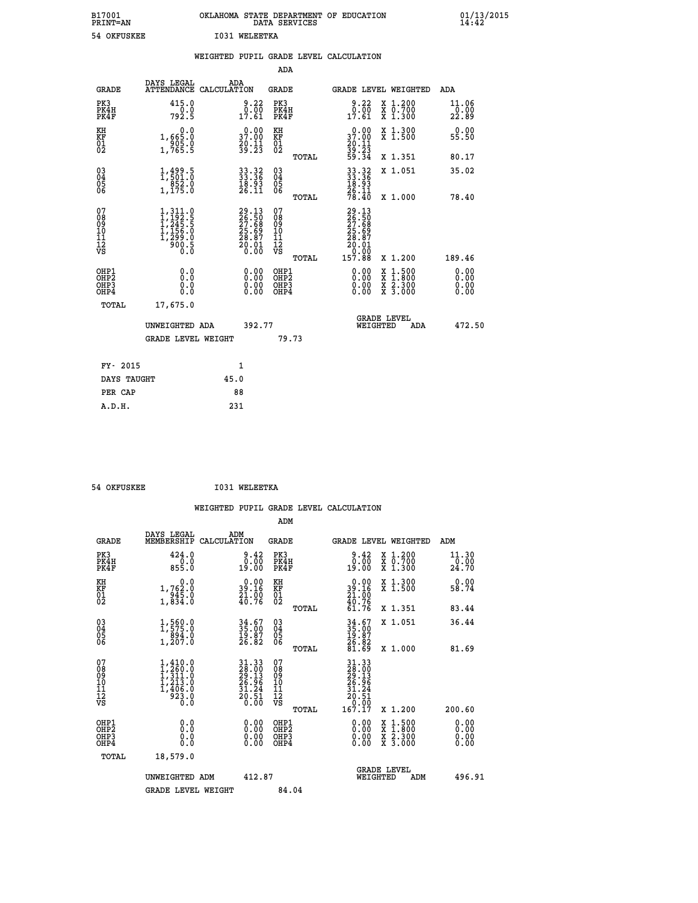B17001
PRINT=AN

OKLAHOMA STATE DEPARTMENT OF EDUCATION
DATA SERVICES

01/13/2015
14:42

54 OKFUSKEE          I031 WELEETKA

WEIGHTED PUPIL GRADE LEVEL CALCULATION

ADA

| GRADE | DAYS LEGAL ATTENDANCE | ADA CALCULATION | GRADE | GRADE LEVEL | WEIGHTED | ADA |
|---|---|---|---|---|---|---|
| PK3 | 415.0 | 9.22 | PK3 | 9.22 | X 1.200 | 11.06 |
| PK4H | 0.0 | 0.00 | PK4H | 0.00 | X 0.700 | 0.00 |
| PK4F | 792.5 | 17.61 | PK4F | 17.61 | X 1.300 | 22.89 |
| KH | 0.0 | 0.00 | KH | 0.00 | X 1.300 | 0.00 |
| KF | 1,665.0 | 37.00 | KF | 37.00 | X 1.500 | 55.50 |
| 01 | 905.0 | 20.11 | 01 | 20.11 | | |
| 02 | 1,765.5 | 39.23 | 02 | 39.23 | | |
| | | | TOTAL | 59.34 | X 1.351 | 80.17 |
| 03 | 1,499.5 | 33.32 | 03 | 33.32 | X 1.051 | 35.02 |
| 04 | 1,501.0 | 33.36 | 04 | 33.36 | | |
| 05 | 852.0 | 18.93 | 05 | 18.93 | | |
| 06 | 1,175.0 | 26.11 | 06 | 26.11 | | |
| | | | TOTAL | 78.40 | X 1.000 | 78.40 |
| 07 | 1,311.0 | 29.13 | 07 | 29.13 | | |
| 08 | 1,192.5 | 26.50 | 08 | 26.50 | | |
| 09 | 1,245.5 | 27.68 | 09 | 27.68 | | |
| 10 | 1,156.0 | 25.69 | 10 | 25.69 | | |
| 11 | 1,299.0 | 28.87 | 11 | 28.87 | | |
| 12 | 900.5 | 20.01 | 12 | 20.01 | | |
| VS | 0.0 | 0.00 | VS | 0.00 | | |
| | | | TOTAL | 157.88 | X 1.200 | 189.46 |
| OHP1 | 0.0 | 0.00 | OHP1 | 0.00 | X 1.500 | 0.00 |
| OHP2 | 0.0 | 0.00 | OHP2 | 0.00 | X 1.800 | 0.00 |
| OHP3 | 0.0 | 0.00 | OHP3 | 0.00 | X 2.300 | 0.00 |
| OHP4 | 0.0 | 0.00 | OHP4 | 0.00 | X 3.000 | 0.00 |
| TOTAL | 17,675.0 | | | | | |

UNWEIGHTED ADA 392.77 — GRADE LEVEL WEIGHTED ADA 472.50

GRADE LEVEL WEIGHT 79.73

| FY- 2015 | 1 |
|---|---|
| DAYS TAUGHT | 45.0 |
| PER CAP | 88 |
| A.D.H. | 231 |

54 OKFUSKEE          I031 WELEETKA

WEIGHTED PUPIL GRADE LEVEL CALCULATION

ADM

| GRADE | DAYS LEGAL MEMBERSHIP | ADM CALCULATION | GRADE | GRADE LEVEL | WEIGHTED | ADM |
|---|---|---|---|---|---|---|
| PK3 | 424.0 | 9.42 | PK3 | 9.42 | X 1.200 | 11.30 |
| PK4H | 0.0 | 0.00 | PK4H | 0.00 | X 0.700 | 0.00 |
| PK4F | 855.0 | 19.00 | PK4F | 19.00 | X 1.300 | 24.70 |
| KH | 0.0 | 0.00 | KH | 0.00 | X 1.300 | 0.00 |
| KF | 1,762.0 | 39.16 | KF | 39.16 | X 1.500 | 58.74 |
| 01 | 945.0 | 21.00 | 01 | 21.00 | | |
| 02 | 1,834.0 | 40.76 | 02 | 40.76 | | |
| | | | TOTAL | 61.76 | X 1.351 | 83.44 |
| 03 | 1,560.0 | 34.67 | 03 | 34.67 | X 1.051 | 36.44 |
| 04 | 1,575.0 | 35.00 | 04 | 35.00 | | |
| 05 | 894.0 | 19.87 | 05 | 19.87 | | |
| 06 | 1,207.0 | 26.82 | 06 | 26.82 | | |
| | | | TOTAL | 81.69 | X 1.000 | 81.69 |
| 07 | 1,410.0 | 31.33 | 07 | 31.33 | | |
| 08 | 1,260.0 | 28.00 | 08 | 28.00 | | |
| 09 | 1,311.0 | 29.13 | 09 | 29.13 | | |
| 10 | 1,213.0 | 26.96 | 10 | 26.96 | | |
| 11 | 1,406.0 | 31.24 | 11 | 31.24 | | |
| 12 | 923.0 | 20.51 | 12 | 20.51 | | |
| VS | 0.0 | 0.00 | VS | 0.00 | | |
| | | | TOTAL | 167.17 | X 1.200 | 200.60 |
| OHP1 | 0.0 | 0.00 | OHP1 | 0.00 | X 1.500 | 0.00 |
| OHP2 | 0.0 | 0.00 | OHP2 | 0.00 | X 1.800 | 0.00 |
| OHP3 | 0.0 | 0.00 | OHP3 | 0.00 | X 2.300 | 0.00 |
| OHP4 | 0.0 | 0.00 | OHP4 | 0.00 | X 3.000 | 0.00 |
| TOTAL | 18,579.0 | | | | | |

UNWEIGHTED ADM 412.87 — GRADE LEVEL WEIGHTED ADM 496.91

GRADE LEVEL WEIGHT 84.04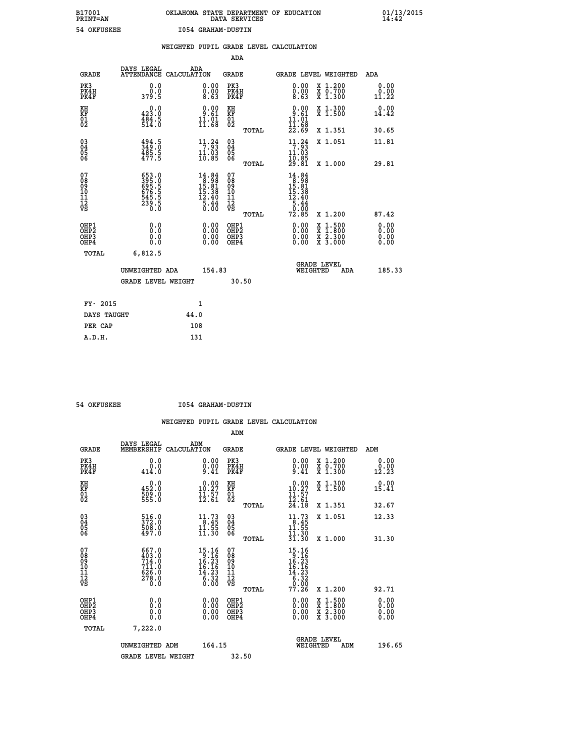B17001 OKLAHOMA STATE DEPARTMENT OF EDUCATION 01/13/2015
PRINT=AN DATA SERVICES 14:42

54 OKFUSKEE I054 GRAHAM-DUSTIN

## WEIGHTED PUPIL GRADE LEVEL CALCULATION

### ADA

| GRADE | DAYS LEGAL ATTENDANCE | ADA CALCULATION | GRADE | GRADE LEVEL | WEIGHTED | ADA |
|---|---|---|---|---|---|---|
| PK3 | 0.0 | 0.00 | PK3 | 0.00 | X 1.200 | 0.00 |
| PK4H | 0.0 | 0.00 | PK4H | 0.00 | X 0.700 | 0.00 |
| PK4F | 379.5 | 8.63 | PK4F | 8.63 | X 1.300 | 11.22 |
| KH | 0.0 | 0.00 | KH | 0.00 | X 1.300 | 0.00 |
| KF | 423.0 | 9.61 | KF | 9.61 | X 1.500 | 14.42 |
| 01 | 484.5 | 11.01 | 01 | 11.01 | | |
| 02 | 514.0 | 11.68 | 02 | 11.68 | | |
| | | | TOTAL | 22.69 | X 1.351 | 30.65 |
| 03 | 494.5 | 11.24 | 03 | 11.24 | X 1.051 | 11.81 |
| 04 | 349.0 | 7.93 | 04 | 7.93 | | |
| 05 | 485.5 | 11.03 | 05 | 11.03 | | |
| 06 | 477.5 | 10.85 | 06 | 10.85 | | |
| | | | TOTAL | 29.81 | X 1.000 | 29.81 |
| 07 | 653.0 | 14.84 | 07 | 14.84 | | |
| 08 | 395.0 | 8.98 | 08 | 8.98 | | |
| 09 | 695.5 | 15.81 | 09 | 15.81 | | |
| 10 | 676.5 | 15.38 | 10 | 15.38 | | |
| 11 | 545.5 | 12.40 | 11 | 12.40 | | |
| 12 | 239.5 | 5.44 | 12 | 5.44 | | |
| VS | 0.0 | 0.00 | VS | 0.00 | | |
| | | | TOTAL | 72.85 | X 1.200 | 87.42 |
| OHP1 | 0.0 | 0.00 | OHP1 | 0.00 | X 1.500 | 0.00 |
| OHP2 | 0.0 | 0.00 | OHP2 | 0.00 | X 1.800 | 0.00 |
| OHP3 | 0.0 | 0.00 | OHP3 | 0.00 | X 2.300 | 0.00 |
| OHP4 | 0.0 | 0.00 | OHP4 | 0.00 | X 3.000 | 0.00 |
| TOTAL | 6,812.5 | | | | | |

UNWEIGHTED ADA 154.83 GRADE LEVEL WEIGHTED ADA 185.33

GRADE LEVEL WEIGHT 30.50

| FY- 2015 | 1 |
|---|---|
| DAYS TAUGHT | 44.0 |
| PER CAP | 108 |
| A.D.H. | 131 |

54 OKFUSKEE I054 GRAHAM-DUSTIN

## WEIGHTED PUPIL GRADE LEVEL CALCULATION

### ADM

| GRADE | DAYS LEGAL MEMBERSHIP | ADM CALCULATION | GRADE | GRADE LEVEL | WEIGHTED | ADM |
|---|---|---|---|---|---|---|
| PK3 | 0.0 | 0.00 | PK3 | 0.00 | X 1.200 | 0.00 |
| PK4H | 0.0 | 0.00 | PK4H | 0.00 | X 0.700 | 0.00 |
| PK4F | 414.0 | 9.41 | PK4F | 9.41 | X 1.300 | 12.23 |
| KH | 0.0 | 0.00 | KH | 0.00 | X 1.300 | 0.00 |
| KF | 452.0 | 10.27 | KF | 10.27 | X 1.500 | 15.41 |
| 01 | 509.0 | 11.57 | 01 | 11.57 | | |
| 02 | 555.0 | 12.61 | 02 | 12.61 | | |
| | | | TOTAL | 24.18 | X 1.351 | 32.67 |
| 03 | 516.0 | 11.73 | 03 | 11.73 | X 1.051 | 12.33 |
| 04 | 372.0 | 8.45 | 04 | 8.45 | | |
| 05 | 508.0 | 11.55 | 05 | 11.55 | | |
| 06 | 497.0 | 11.30 | 06 | 11.30 | | |
| | | | TOTAL | 31.30 | X 1.000 | 31.30 |
| 07 | 667.0 | 15.16 | 07 | 15.16 | | |
| 08 | 403.0 | 9.16 | 08 | 9.16 | | |
| 09 | 714.0 | 16.23 | 09 | 16.23 | | |
| 10 | 711.0 | 16.16 | 10 | 16.16 | | |
| 11 | 626.0 | 14.23 | 11 | 14.23 | | |
| 12 | 278.0 | 6.32 | 12 | 6.32 | | |
| VS | 0.0 | 0.00 | VS | 0.00 | | |
| | | | TOTAL | 77.26 | X 1.200 | 92.71 |
| OHP1 | 0.0 | 0.00 | OHP1 | 0.00 | X 1.500 | 0.00 |
| OHP2 | 0.0 | 0.00 | OHP2 | 0.00 | X 1.800 | 0.00 |
| OHP3 | 0.0 | 0.00 | OHP3 | 0.00 | X 2.300 | 0.00 |
| OHP4 | 0.0 | 0.00 | OHP4 | 0.00 | X 3.000 | 0.00 |
| TOTAL | 7,222.0 | | | | | |

UNWEIGHTED ADM 164.15 GRADE LEVEL WEIGHTED ADM 196.65

GRADE LEVEL WEIGHT 32.50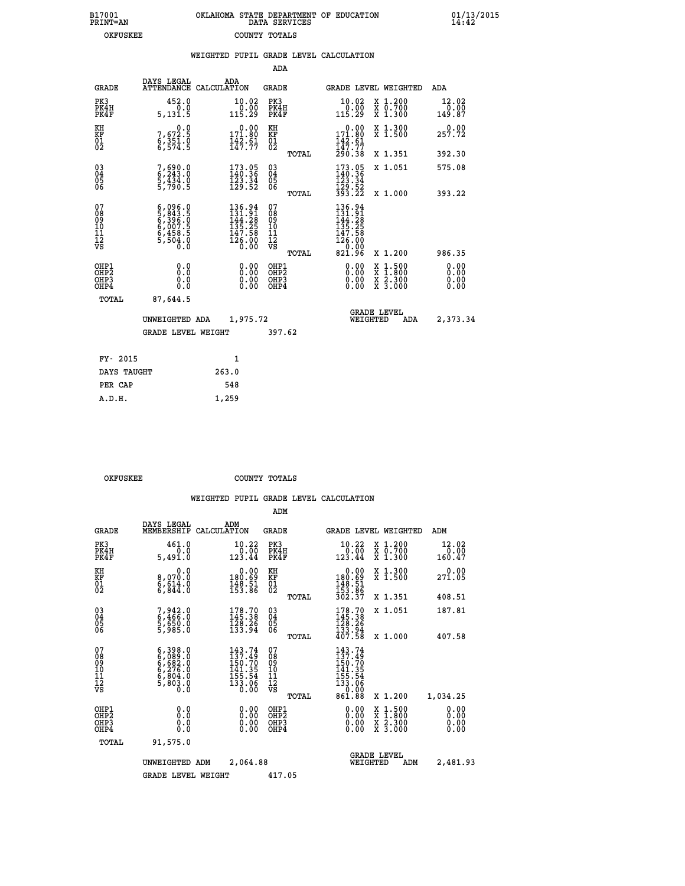B17001 OKLAHOMA STATE DEPARTMENT OF EDUCATION 01/13/2015
PRINT=AN DATA SERVICES 14:42

OKFUSKEE COUNTY TOTALS

## WEIGHTED PUPIL GRADE LEVEL CALCULATION

### ADA

| GRADE | DAYS LEGAL ATTENDANCE | ADA CALCULATION | GRADE | GRADE LEVEL | WEIGHTED | ADA |
|---|---|---|---|---|---|---|
| PK3 | 452.0 | 10.02 | PK3 | 10.02 | X 1.200 | 12.02 |
| PK4H | 0.0 | 0.00 | PK4H | 0.00 | X 0.700 | 0.00 |
| PK4F | 5,131.5 | 115.29 | PK4F | 115.29 | X 1.300 | 149.87 |
| KH | 0.0 | 0.00 | KH | 0.00 | X 1.300 | 0.00 |
| KF | 7,672.5 | 171.80 | KF | 171.80 | X 1.500 | 257.72 |
| 01 | 6,351.0 | 142.61 | 01 | 142.61 | | |
| 02 | 6,574.5 | 147.77 | 02 | 147.77 | | |
| | | | TOTAL | 290.38 | X 1.351 | 392.30 |
| 03 | 7,690.0 | 173.05 | 03 | 173.05 | X 1.051 | 575.08 |
| 04 | 6,243.0 | 140.36 | 04 | 140.36 | | |
| 05 | 5,434.0 | 123.34 | 05 | 123.34 | | |
| 06 | 5,790.5 | 129.52 | 06 | 129.52 | | |
| | | | TOTAL | 393.22 | X 1.000 | 393.22 |
| 07 | 6,096.0 | 136.94 | 07 | 136.94 | | |
| 08 | 5,843.5 | 131.91 | 08 | 131.91 | | |
| 09 | 6,396.0 | 144.28 | 09 | 144.28 | | |
| 10 | 6,007.5 | 135.25 | 10 | 135.25 | | |
| 11 | 6,458.5 | 147.58 | 11 | 147.58 | | |
| 12 | 5,504.0 | 126.00 | 12 | 126.00 | | |
| VS | 0.0 | 0.00 | VS | 0.00 | | |
| | | | TOTAL | 821.96 | X 1.200 | 986.35 |
| OHP1 | 0.0 | 0.00 | OHP1 | 0.00 | X 1.500 | 0.00 |
| OHP2 | 0.0 | 0.00 | OHP2 | 0.00 | X 1.800 | 0.00 |
| OHP3 | 0.0 | 0.00 | OHP3 | 0.00 | X 2.300 | 0.00 |
| OHP4 | 0.0 | 0.00 | OHP4 | 0.00 | X 3.000 | 0.00 |
| TOTAL | 87,644.5 | | | | | |

UNWEIGHTED ADA 1,975.72 GRADE LEVEL WEIGHTED ADA 2,373.34

GRADE LEVEL WEIGHT 397.62

| FY- 2015 | 1 |
|---|---|
| DAYS TAUGHT | 263.0 |
| PER CAP | 548 |
| A.D.H. | 1,259 |

OKFUSKEE COUNTY TOTALS

## WEIGHTED PUPIL GRADE LEVEL CALCULATION

### ADM

| GRADE | DAYS LEGAL MEMBERSHIP | ADM CALCULATION | GRADE | GRADE LEVEL | WEIGHTED | ADM |
|---|---|---|---|---|---|---|
| PK3 | 461.0 | 10.22 | PK3 | 10.22 | X 1.200 | 12.02 |
| PK4H | 0.0 | 0.00 | PK4H | 0.00 | X 0.700 | 0.00 |
| PK4F | 5,491.0 | 123.44 | PK4F | 123.44 | X 1.300 | 160.47 |
| KH | 0.0 | 0.00 | KH | 0.00 | X 1.300 | 0.00 |
| KF | 8,070.0 | 180.69 | KF | 180.69 | X 1.500 | 271.05 |
| 01 | 6,614.0 | 148.51 | 01 | 148.51 | | |
| 02 | 6,844.0 | 153.86 | 02 | 153.86 | | |
| | | | TOTAL | 302.37 | X 1.351 | 408.51 |
| 03 | 7,942.0 | 178.70 | 03 | 178.70 | X 1.051 | 187.81 |
| 04 | 6,466.0 | 145.38 | 04 | 145.38 | | |
| 05 | 5,650.0 | 128.26 | 05 | 128.26 | | |
| 06 | 5,985.0 | 133.94 | 06 | 133.94 | | |
| | | | TOTAL | 407.58 | X 1.000 | 407.58 |
| 07 | 6,398.0 | 143.74 | 07 | 143.74 | | |
| 08 | 6,089.0 | 137.49 | 08 | 137.49 | | |
| 09 | 6,682.0 | 150.70 | 09 | 150.70 | | |
| 10 | 6,276.0 | 141.35 | 10 | 141.35 | | |
| 11 | 6,804.0 | 155.54 | 11 | 155.54 | | |
| 12 | 5,803.0 | 133.06 | 12 | 133.06 | | |
| VS | 0.0 | 0.00 | VS | 0.00 | | |
| | | | TOTAL | 861.88 | X 1.200 | 1,034.25 |
| OHP1 | 0.0 | 0.00 | OHP1 | 0.00 | X 1.500 | 0.00 |
| OHP2 | 0.0 | 0.00 | OHP2 | 0.00 | X 1.800 | 0.00 |
| OHP3 | 0.0 | 0.00 | OHP3 | 0.00 | X 2.300 | 0.00 |
| OHP4 | 0.0 | 0.00 | OHP4 | 0.00 | X 3.000 | 0.00 |
| TOTAL | 91,575.0 | | | | | |

UNWEIGHTED ADM 2,064.88 GRADE LEVEL WEIGHTED ADM 2,481.93

GRADE LEVEL WEIGHT 417.05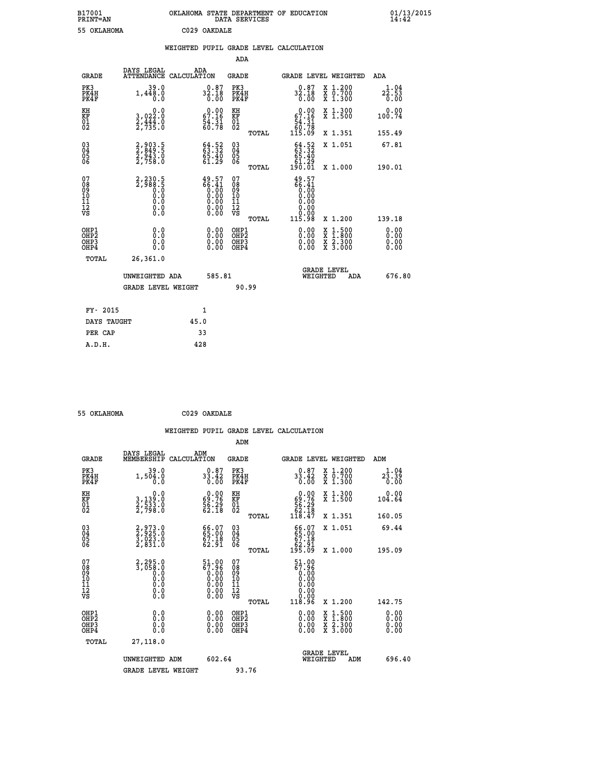B17001 OKLAHOMA STATE DEPARTMENT OF EDUCATION 01/13/2015
PRINT=AN DATA SERVICES 14:42

55 OKLAHOMA C029 OAKDALE

## WEIGHTED PUPIL GRADE LEVEL CALCULATION

### ADA

| GRADE | DAYS LEGAL ATTENDANCE | ADA CALCULATION | GRADE | | GRADE LEVEL | WEIGHTED | ADA |
|---|---|---|---|---|---|---|---|
| PK3 | 39.0 | 0.87 | PK3 | | 0.87 | X 1.200 | 1.04 |
| PK4H | 1,448.0 | 32.18 | PK4H | | 32.18 | X 0.700 | 22.53 |
| PK4F | 0.0 | 0.00 | PK4F | | 0.00 | X 1.300 | 0.00 |
| KH | 0.0 | 0.00 | KH | | 0.00 | X 1.300 | 0.00 |
| KF | 3,022.0 | 67.16 | KF | | 67.16 | X 1.500 | 100.74 |
| 01 | 2,444.0 | 54.31 | 01 | | 54.31 | | |
| 02 | 2,735.0 | 60.78 | 02 | | 60.78 | | |
| | | | | TOTAL | 115.09 | X 1.351 | 155.49 |
| 03 | 2,903.5 | 64.52 | 03 | | 64.52 | X 1.051 | 67.81 |
| 04 | 2,849.5 | 63.32 | 04 | | 63.32 | | |
| 05 | 2,943.0 | 65.40 | 05 | | 65.40 | | |
| 06 | 2,758.0 | 61.29 | 06 | | 61.29 | | |
| | | | | TOTAL | 190.01 | X 1.000 | 190.01 |
| 07 | 2,230.5 | 49.57 | 07 | | 49.57 | | |
| 08 | 2,988.5 | 66.41 | 08 | | 66.41 | | |
| 09 | 0.0 | 0.00 | 09 | | 0.00 | | |
| 10 | 0.0 | 0.00 | 10 | | 0.00 | | |
| 11 | 0.0 | 0.00 | 11 | | 0.00 | | |
| 12 | 0.0 | 0.00 | 12 | | 0.00 | | |
| VS | 0.0 | 0.00 | VS | | 0.00 | | |
| | | | | TOTAL | 115.98 | X 1.200 | 139.18 |
| OHP1 | 0.0 | 0.00 | OHP1 | | 0.00 | X 1.500 | 0.00 |
| OHP2 | 0.0 | 0.00 | OHP2 | | 0.00 | X 1.800 | 0.00 |
| OHP3 | 0.0 | 0.00 | OHP3 | | 0.00 | X 2.300 | 0.00 |
| OHP4 | 0.0 | 0.00 | OHP4 | | 0.00 | X 3.000 | 0.00 |
| TOTAL | 26,361.0 | | | | | | |

UNWEIGHTED ADA 585.81 — GRADE LEVEL WEIGHTED ADA 676.80

GRADE LEVEL WEIGHT 90.99

| | |
|---|---|
| FY- 2015 | 1 |
| DAYS TAUGHT | 45.0 |
| PER CAP | 33 |
| A.D.H. | 428 |

55 OKLAHOMA C029 OAKDALE

## WEIGHTED PUPIL GRADE LEVEL CALCULATION

### ADM

| GRADE | DAYS LEGAL MEMBERSHIP | ADM CALCULATION | GRADE | | GRADE LEVEL | WEIGHTED | ADM |
|---|---|---|---|---|---|---|---|
| PK3 | 39.0 | 0.87 | PK3 | | 0.87 | X 1.200 | 1.04 |
| PK4H | 1,504.0 | 33.42 | PK4H | | 33.42 | X 0.700 | 23.39 |
| PK4F | 0.0 | 0.00 | PK4F | | 0.00 | X 1.300 | 0.00 |
| KH | 0.0 | 0.00 | KH | | 0.00 | X 1.300 | 0.00 |
| KF | 3,139.0 | 69.76 | KF | | 69.76 | X 1.500 | 104.64 |
| 01 | 2,533.0 | 56.29 | 01 | | 56.29 | | |
| 02 | 2,798.0 | 62.18 | 02 | | 62.18 | | |
| | | | | TOTAL | 118.47 | X 1.351 | 160.05 |
| 03 | 2,973.0 | 66.07 | 03 | | 66.07 | X 1.051 | 69.44 |
| 04 | 2,925.0 | 65.00 | 04 | | 65.00 | | |
| 05 | 3,023.0 | 67.18 | 05 | | 67.18 | | |
| 06 | 2,831.0 | 62.91 | 06 | | 62.91 | | |
| | | | | TOTAL | 195.09 | X 1.000 | 195.09 |
| 07 | 2,295.0 | 51.00 | 07 | | 51.00 | | |
| 08 | 3,058.0 | 67.96 | 08 | | 67.96 | | |
| 09 | 0.0 | 0.00 | 09 | | 0.00 | | |
| 10 | 0.0 | 0.00 | 10 | | 0.00 | | |
| 11 | 0.0 | 0.00 | 11 | | 0.00 | | |
| 12 | 0.0 | 0.00 | 12 | | 0.00 | | |
| VS | 0.0 | 0.00 | VS | | 0.00 | | |
| | | | | TOTAL | 118.96 | X 1.200 | 142.75 |
| OHP1 | 0.0 | 0.00 | OHP1 | | 0.00 | X 1.500 | 0.00 |
| OHP2 | 0.0 | 0.00 | OHP2 | | 0.00 | X 1.800 | 0.00 |
| OHP3 | 0.0 | 0.00 | OHP3 | | 0.00 | X 2.300 | 0.00 |
| OHP4 | 0.0 | 0.00 | OHP4 | | 0.00 | X 3.000 | 0.00 |
| TOTAL | 27,118.0 | | | | | | |

UNWEIGHTED ADM 602.64 — GRADE LEVEL WEIGHTED ADM 696.40

GRADE LEVEL WEIGHT 93.76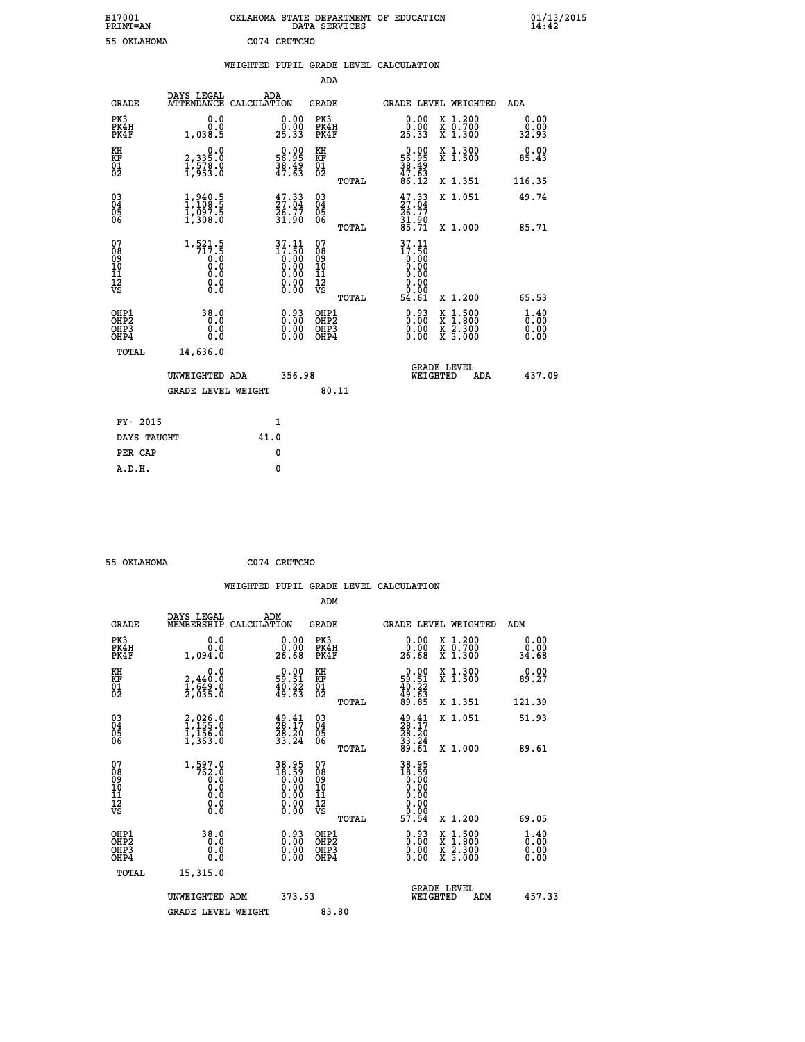B17001 OKLAHOMA STATE DEPARTMENT OF EDUCATION 01/13/2015
PRINT=AN DATA SERVICES 14:42

55 OKLAHOMA C074 CRUTCHO

## WEIGHTED PUPIL GRADE LEVEL CALCULATION

### ADA

| GRADE | DAYS LEGAL ATTENDANCE | ADA CALCULATION | GRADE | GRADE LEVEL | WEIGHTED | ADA |
|---|---|---|---|---|---|---|
| PK3 | 0.0 | 0.00 | PK3 | 0.00 | X 1.200 | 0.00 |
| PK4H | 0.0 | 0.00 | PK4H | 0.00 | X 0.700 | 0.00 |
| PK4F | 1,038.5 | 25.33 | PK4F | 25.33 | X 1.300 | 32.93 |
| KH | 0.0 | 0.00 | KH | 0.00 | X 1.300 | 0.00 |
| KF | 2,335.0 | 56.95 | KF | 56.95 | X 1.500 | 85.43 |
| 01 | 1,578.0 | 38.49 | 01 | 38.49 | | |
| 02 | 1,953.0 | 47.63 | 02 | 47.63 | | |
| | | | TOTAL | 86.12 | X 1.351 | 116.35 |
| 03 | 1,940.5 | 47.33 | 03 | 47.33 | X 1.051 | 49.74 |
| 04 | 1,108.5 | 27.04 | 04 | 27.04 | | |
| 05 | 1,097.5 | 26.77 | 05 | 26.77 | | |
| 06 | 1,308.0 | 31.90 | 06 | 31.90 | | |
| | | | TOTAL | 85.71 | X 1.000 | 85.71 |
| 07 | 1,521.5 | 37.11 | 07 | 37.11 | | |
| 08 | 717.5 | 17.50 | 08 | 17.50 | | |
| 09 | 0.0 | 0.00 | 09 | 0.00 | | |
| 10 | 0.0 | 0.00 | 10 | 0.00 | | |
| 11 | 0.0 | 0.00 | 11 | 0.00 | | |
| 12 | 0.0 | 0.00 | 12 | 0.00 | | |
| VS | 0.0 | 0.00 | VS | 0.00 | | |
| | | | TOTAL | 54.61 | X 1.200 | 65.53 |
| OHP1 | 38.0 | 0.93 | OHP1 | 0.93 | X 1.500 | 1.40 |
| OHP2 | 0.0 | 0.00 | OHP2 | 0.00 | X 1.800 | 0.00 |
| OHP3 | 0.0 | 0.00 | OHP3 | 0.00 | X 2.300 | 0.00 |
| OHP4 | 0.0 | 0.00 | OHP4 | 0.00 | X 3.000 | 0.00 |
| TOTAL | 14,636.0 | | | | | |

UNWEIGHTED ADA 356.98 GRADE LEVEL WEIGHTED ADA 437.09

GRADE LEVEL WEIGHT 80.11

| FY- 2015 | 1 |
|---|---|
| DAYS TAUGHT | 41.0 |
| PER CAP | 0 |
| A.D.H. | 0 |

55 OKLAHOMA C074 CRUTCHO

## WEIGHTED PUPIL GRADE LEVEL CALCULATION

### ADM

| GRADE | DAYS LEGAL MEMBERSHIP | ADM CALCULATION | GRADE | GRADE LEVEL | WEIGHTED | ADM |
|---|---|---|---|---|---|---|
| PK3 | 0.0 | 0.00 | PK3 | 0.00 | X 1.200 | 0.00 |
| PK4H | 0.0 | 0.00 | PK4H | 0.00 | X 0.700 | 0.00 |
| PK4F | 1,094.0 | 26.68 | PK4F | 26.68 | X 1.300 | 34.68 |
| KH | 0.0 | 0.00 | KH | 0.00 | X 1.300 | 0.00 |
| KF | 2,440.0 | 59.51 | KF | 59.51 | X 1.500 | 89.27 |
| 01 | 1,649.0 | 40.22 | 01 | 40.22 | | |
| 02 | 2,035.0 | 49.63 | 02 | 49.63 | | |
| | | | TOTAL | 89.85 | X 1.351 | 121.39 |
| 03 | 2,026.0 | 49.41 | 03 | 49.41 | X 1.051 | 51.93 |
| 04 | 1,155.0 | 28.17 | 04 | 28.17 | | |
| 05 | 1,156.0 | 28.20 | 05 | 28.20 | | |
| 06 | 1,363.0 | 33.24 | 06 | 33.24 | | |
| | | | TOTAL | 89.61 | X 1.000 | 89.61 |
| 07 | 1,597.0 | 38.95 | 07 | 38.95 | | |
| 08 | 762.0 | 18.59 | 08 | 18.59 | | |
| 09 | 0.0 | 0.00 | 09 | 0.00 | | |
| 10 | 0.0 | 0.00 | 10 | 0.00 | | |
| 11 | 0.0 | 0.00 | 11 | 0.00 | | |
| 12 | 0.0 | 0.00 | 12 | 0.00 | | |
| VS | 0.0 | 0.00 | VS | 0.00 | | |
| | | | TOTAL | 57.54 | X 1.200 | 69.05 |
| OHP1 | 38.0 | 0.93 | OHP1 | 0.93 | X 1.500 | 1.40 |
| OHP2 | 0.0 | 0.00 | OHP2 | 0.00 | X 1.800 | 0.00 |
| OHP3 | 0.0 | 0.00 | OHP3 | 0.00 | X 2.300 | 0.00 |
| OHP4 | 0.0 | 0.00 | OHP4 | 0.00 | X 3.000 | 0.00 |
| TOTAL | 15,315.0 | | | | | |

UNWEIGHTED ADM 373.53 GRADE LEVEL WEIGHTED ADM 457.33

GRADE LEVEL WEIGHT 83.80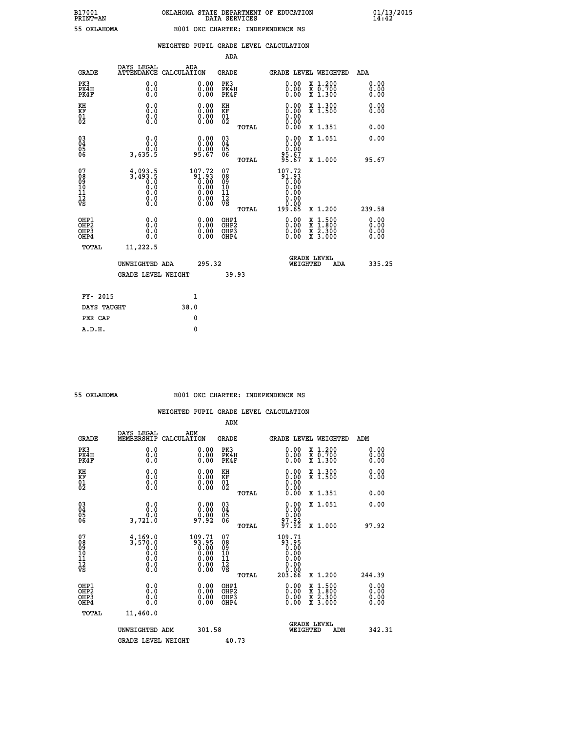B17001 OKLAHOMA STATE DEPARTMENT OF EDUCATION 01/13/2015
PRINT=AN DATA SERVICES 14:42

55 OKLAHOMA E001 OKC CHARTER: INDEPENDENCE MS

## WEIGHTED PUPIL GRADE LEVEL CALCULATION

### ADA

| GRADE | DAYS LEGAL ATTENDANCE | ADA CALCULATION | GRADE | GRADE LEVEL | WEIGHTED | ADA |
|---|---|---|---|---|---|---|
| PK3 | 0.0 | 0.00 | PK3 | 0.00 | X 1.200 | 0.00 |
| PK4H | 0.0 | 0.00 | PK4H | 0.00 | X 0.700 | 0.00 |
| PK4F | 0.0 | 0.00 | PK4F | 0.00 | X 1.300 | 0.00 |
| KH | 0.0 | 0.00 | KH | 0.00 | X 1.300 | 0.00 |
| KF | 0.0 | 0.00 | KF | 0.00 | X 1.500 | 0.00 |
| 01 | 0.0 | 0.00 | 01 | 0.00 | | |
| 02 | 0.0 | 0.00 | 02 | 0.00 | | |
| | | | TOTAL | 0.00 | X 1.351 | 0.00 |
| 03 | 0.0 | 0.00 | 03 | 0.00 | X 1.051 | 0.00 |
| 04 | 0.0 | 0.00 | 04 | 0.00 | | |
| 05 | 0.0 | 0.00 | 05 | 0.00 | | |
| 06 | 3,635.5 | 95.67 | 06 | 95.67 | | |
| | | | TOTAL | 95.67 | X 1.000 | 95.67 |
| 07 | 4,093.5 | 107.72 | 07 | 107.72 | | |
| 08 | 3,493.5 | 91.93 | 08 | 91.93 | | |
| 09 | 0.0 | 0.00 | 09 | 0.00 | | |
| 10 | 0.0 | 0.00 | 10 | 0.00 | | |
| 11 | 0.0 | 0.00 | 11 | 0.00 | | |
| 12 | 0.0 | 0.00 | 12 | 0.00 | | |
| VS | 0.0 | 0.00 | VS | 0.00 | | |
| | | | TOTAL | 199.65 | X 1.200 | 239.58 |
| OHP1 | 0.0 | 0.00 | OHP1 | 0.00 | X 1.500 | 0.00 |
| OHP2 | 0.0 | 0.00 | OHP2 | 0.00 | X 1.800 | 0.00 |
| OHP3 | 0.0 | 0.00 | OHP3 | 0.00 | X 2.300 | 0.00 |
| OHP4 | 0.0 | 0.00 | OHP4 | 0.00 | X 3.000 | 0.00 |
| TOTAL | 11,222.5 | | | | | |

UNWEIGHTED ADA 295.32 — GRADE LEVEL WEIGHTED ADA 335.25

GRADE LEVEL WEIGHT 39.93

| | |
|---|---|
| FY- 2015 | 1 |
| DAYS TAUGHT | 38.0 |
| PER CAP | 0 |
| A.D.H. | 0 |

55 OKLAHOMA E001 OKC CHARTER: INDEPENDENCE MS

## WEIGHTED PUPIL GRADE LEVEL CALCULATION

### ADM

| GRADE | DAYS LEGAL MEMBERSHIP | ADM CALCULATION | GRADE | GRADE LEVEL | WEIGHTED | ADM |
|---|---|---|---|---|---|---|
| PK3 | 0.0 | 0.00 | PK3 | 0.00 | X 1.200 | 0.00 |
| PK4H | 0.0 | 0.00 | PK4H | 0.00 | X 0.700 | 0.00 |
| PK4F | 0.0 | 0.00 | PK4F | 0.00 | X 1.300 | 0.00 |
| KH | 0.0 | 0.00 | KH | 0.00 | X 1.300 | 0.00 |
| KF | 0.0 | 0.00 | KF | 0.00 | X 1.500 | 0.00 |
| 01 | 0.0 | 0.00 | 01 | 0.00 | | |
| 02 | 0.0 | 0.00 | 02 | 0.00 | | |
| | | | TOTAL | 0.00 | X 1.351 | 0.00 |
| 03 | 0.0 | 0.00 | 03 | 0.00 | X 1.051 | 0.00 |
| 04 | 0.0 | 0.00 | 04 | 0.00 | | |
| 05 | 0.0 | 0.00 | 05 | 0.00 | | |
| 06 | 3,721.0 | 97.92 | 06 | 97.92 | | |
| | | | TOTAL | 97.92 | X 1.000 | 97.92 |
| 07 | 4,169.0 | 109.71 | 07 | 109.71 | | |
| 08 | 3,570.0 | 93.95 | 08 | 93.95 | | |
| 09 | 0.0 | 0.00 | 09 | 0.00 | | |
| 10 | 0.0 | 0.00 | 10 | 0.00 | | |
| 11 | 0.0 | 0.00 | 11 | 0.00 | | |
| 12 | 0.0 | 0.00 | 12 | 0.00 | | |
| VS | 0.0 | 0.00 | VS | 0.00 | | |
| | | | TOTAL | 203.66 | X 1.200 | 244.39 |
| OHP1 | 0.0 | 0.00 | OHP1 | 0.00 | X 1.500 | 0.00 |
| OHP2 | 0.0 | 0.00 | OHP2 | 0.00 | X 1.800 | 0.00 |
| OHP3 | 0.0 | 0.00 | OHP3 | 0.00 | X 2.300 | 0.00 |
| OHP4 | 0.0 | 0.00 | OHP4 | 0.00 | X 3.000 | 0.00 |
| TOTAL | 11,460.0 | | | | | |

UNWEIGHTED ADM 301.58 — GRADE LEVEL WEIGHTED ADM 342.31

GRADE LEVEL WEIGHT 40.73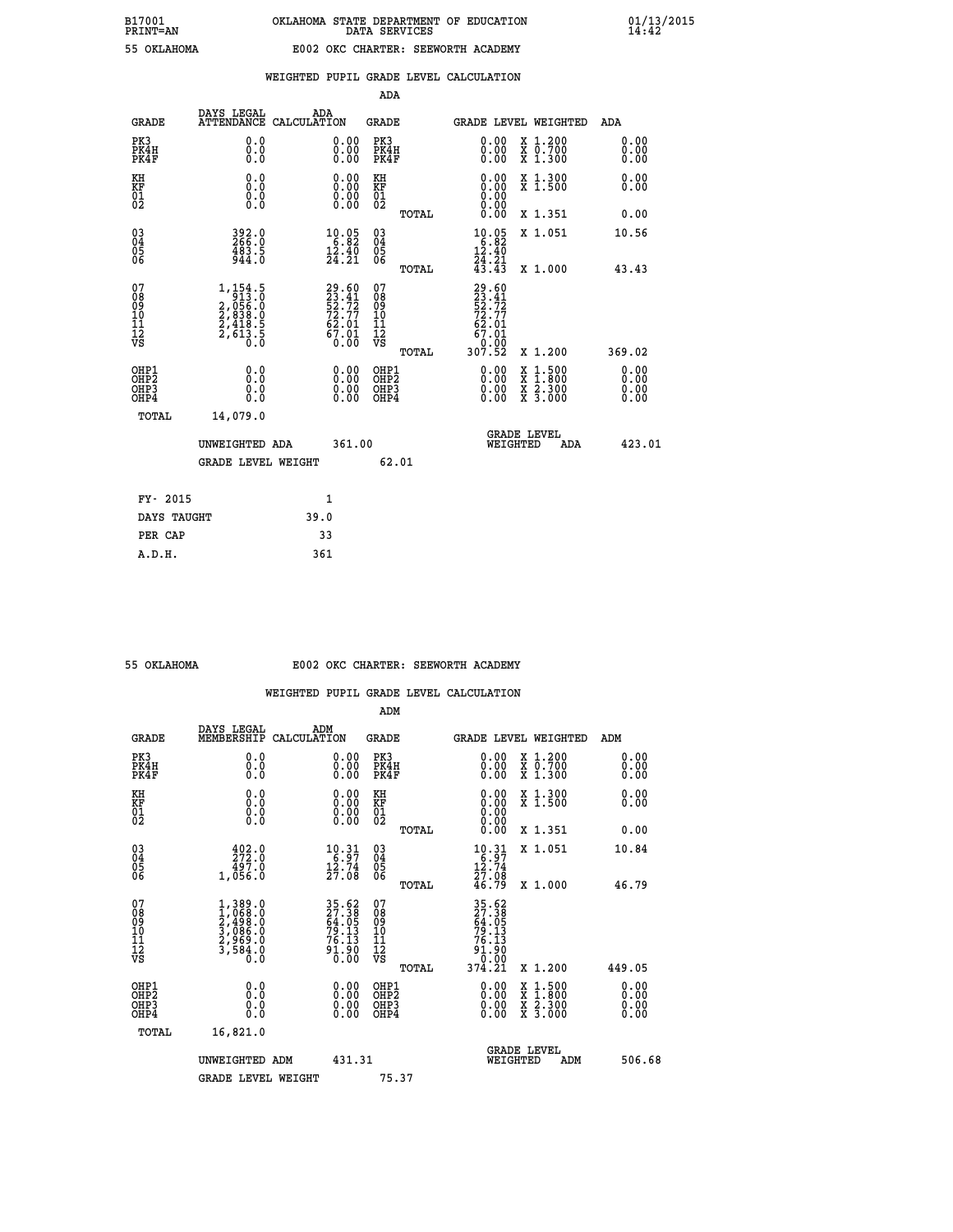B17001 OKLAHOMA STATE DEPARTMENT OF EDUCATION 01/13/2015
PRINT=AN DATA SERVICES 14:42

55 OKLAHOMA E002 OKC CHARTER: SEEWORTH ACADEMY

WEIGHTED PUPIL GRADE LEVEL CALCULATION

ADA

| GRADE | DAYS LEGAL ATTENDANCE | ADA CALCULATION | GRADE | GRADE LEVEL | WEIGHTED | ADA |
|---|---|---|---|---|---|---|
| PK3 | 0.0 | 0.00 | PK3 | 0.00 | X 1.200 | 0.00 |
| PK4H | 0.0 | 0.00 | PK4H | 0.00 | X 0.700 | 0.00 |
| PK4F | 0.0 | 0.00 | PK4F | 0.00 | X 1.300 | 0.00 |
| KH | 0.0 | 0.00 | KH | 0.00 | X 1.300 | 0.00 |
| KF | 0.0 | 0.00 | KF | 0.00 | X 1.500 | 0.00 |
| 01 | 0.0 | 0.00 | 01 | 0.00 | | |
| 02 | 0.0 | 0.00 | 02 | 0.00 | | |
| | | | TOTAL | 0.00 | X 1.351 | 0.00 |
| 03 | 392.0 | 10.05 | 03 | 10.05 | X 1.051 | 10.56 |
| 04 | 266.0 | 6.82 | 04 | 6.82 | | |
| 05 | 483.5 | 12.40 | 05 | 12.40 | | |
| 06 | 944.0 | 24.21 | 06 | 24.21 | | |
| | | | TOTAL | 43.43 | X 1.000 | 43.43 |
| 07 | 1,154.5 | 29.60 | 07 | 29.60 | | |
| 08 | 913.0 | 23.41 | 08 | 23.41 | | |
| 09 | 2,056.0 | 52.72 | 09 | 52.72 | | |
| 10 | 2,838.0 | 72.77 | 10 | 72.77 | | |
| 11 | 2,418.5 | 62.01 | 11 | 62.01 | | |
| 12 | 2,613.5 | 67.01 | 12 | 67.01 | | |
| VS | 0.0 | 0.00 | VS | 0.00 | | |
| | | | TOTAL | 307.52 | X 1.200 | 369.02 |
| OHP1 | 0.0 | 0.00 | OHP1 | 0.00 | X 1.500 | 0.00 |
| OHP2 | 0.0 | 0.00 | OHP2 | 0.00 | X 1.800 | 0.00 |
| OHP3 | 0.0 | 0.00 | OHP3 | 0.00 | X 2.300 | 0.00 |
| OHP4 | 0.0 | 0.00 | OHP4 | 0.00 | X 3.000 | 0.00 |
| TOTAL | 14,079.0 | | | | | |

UNWEIGHTED ADA 361.00 GRADE LEVEL WEIGHTED ADA 423.01

GRADE LEVEL WEIGHT 62.01

| FY- 2015 | 1 |
|---|---|
| DAYS TAUGHT | 39.0 |
| PER CAP | 33 |
| A.D.H. | 361 |

55 OKLAHOMA E002 OKC CHARTER: SEEWORTH ACADEMY

WEIGHTED PUPIL GRADE LEVEL CALCULATION

ADM

| GRADE | DAYS LEGAL MEMBERSHIP | ADM CALCULATION | GRADE | GRADE LEVEL | WEIGHTED | ADM |
|---|---|---|---|---|---|---|
| PK3 | 0.0 | 0.00 | PK3 | 0.00 | X 1.200 | 0.00 |
| PK4H | 0.0 | 0.00 | PK4H | 0.00 | X 0.700 | 0.00 |
| PK4F | 0.0 | 0.00 | PK4F | 0.00 | X 1.300 | 0.00 |
| KH | 0.0 | 0.00 | KH | 0.00 | X 1.300 | 0.00 |
| KF | 0.0 | 0.00 | KF | 0.00 | X 1.500 | 0.00 |
| 01 | 0.0 | 0.00 | 01 | 0.00 | | |
| 02 | 0.0 | 0.00 | 02 | 0.00 | | |
| | | | TOTAL | 0.00 | X 1.351 | 0.00 |
| 03 | 402.0 | 10.31 | 03 | 10.31 | X 1.051 | 10.84 |
| 04 | 272.0 | 6.97 | 04 | 6.97 | | |
| 05 | 497.0 | 12.74 | 05 | 12.74 | | |
| 06 | 1,056.0 | 27.08 | 06 | 27.08 | | |
| | | | TOTAL | 46.79 | X 1.000 | 46.79 |
| 07 | 1,389.0 | 35.62 | 07 | 35.62 | | |
| 08 | 1,068.0 | 27.38 | 08 | 27.38 | | |
| 09 | 2,498.0 | 64.05 | 09 | 64.05 | | |
| 10 | 3,086.0 | 79.13 | 10 | 79.13 | | |
| 11 | 2,969.0 | 76.13 | 11 | 76.13 | | |
| 12 | 3,584.0 | 91.90 | 12 | 91.90 | | |
| VS | 0.0 | 0.00 | VS | 0.00 | | |
| | | | TOTAL | 374.21 | X 1.200 | 449.05 |
| OHP1 | 0.0 | 0.00 | OHP1 | 0.00 | X 1.500 | 0.00 |
| OHP2 | 0.0 | 0.00 | OHP2 | 0.00 | X 1.800 | 0.00 |
| OHP3 | 0.0 | 0.00 | OHP3 | 0.00 | X 2.300 | 0.00 |
| OHP4 | 0.0 | 0.00 | OHP4 | 0.00 | X 3.000 | 0.00 |
| TOTAL | 16,821.0 | | | | | |

UNWEIGHTED ADM 431.31 GRADE LEVEL WEIGHTED ADM 506.68

GRADE LEVEL WEIGHT 75.37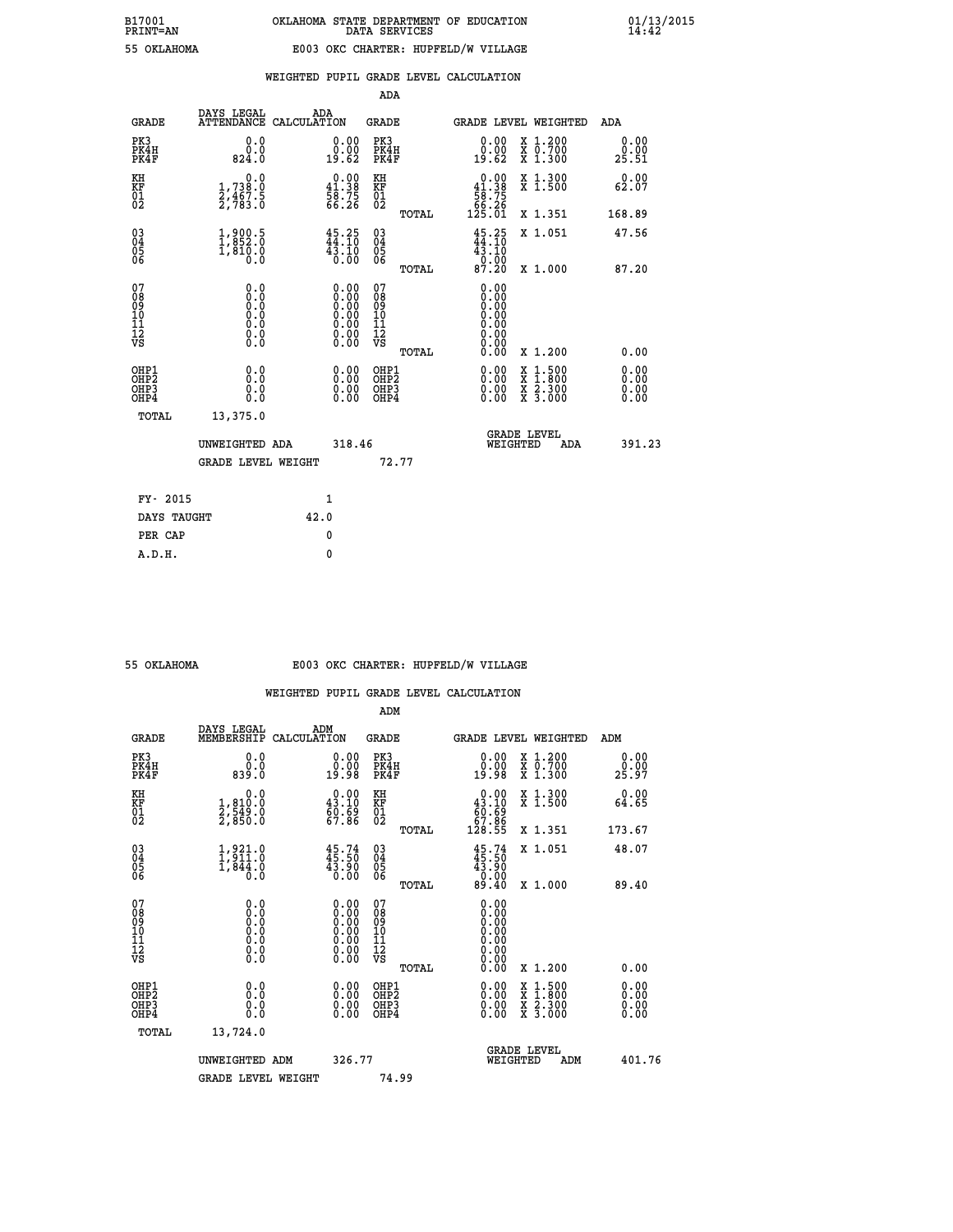B17001 OKLAHOMA STATE DEPARTMENT OF EDUCATION 01/13/2015
PRINT=AN DATA SERVICES 14:42

55 OKLAHOMA E003 OKC CHARTER: HUPFELD/W VILLAGE

WEIGHTED PUPIL GRADE LEVEL CALCULATION

ADA

| GRADE | DAYS LEGAL ATTENDANCE | ADA CALCULATION | GRADE | GRADE LEVEL | WEIGHTED | ADA |
|---|---|---|---|---|---|---|
| PK3 | 0.0 | 0.00 | PK3 | 0.00 | X 1.200 | 0.00 |
| PK4H | 0.0 | 0.00 | PK4H | 0.00 | X 0.700 | 0.00 |
| PK4F | 824.0 | 19.62 | PK4F | 19.62 | X 1.300 | 25.51 |
| KH | 0.0 | 0.00 | KH | 0.00 | X 1.300 | 0.00 |
| KF | 1,738.0 | 41.38 | KF | 41.38 | X 1.500 | 62.07 |
| 01 | 2,467.5 | 58.75 | 01 | 58.75 | | |
| 02 | 2,783.0 | 66.26 | 02 | 66.26 | | |
| | | | TOTAL | 125.01 | X 1.351 | 168.89 |
| 03 | 1,900.5 | 45.25 | 03 | 45.25 | X 1.051 | 47.56 |
| 04 | 1,852.0 | 44.10 | 04 | 44.10 | | |
| 05 | 1,810.0 | 43.10 | 05 | 43.10 | | |
| 06 | 0.0 | 0.00 | 06 | 0.00 | | |
| | | | TOTAL | 87.20 | X 1.000 | 87.20 |
| 07 | 0.0 | 0.00 | 07 | 0.00 | | |
| 08 | 0.0 | 0.00 | 08 | 0.00 | | |
| 09 | 0.0 | 0.00 | 09 | 0.00 | | |
| 10 | 0.0 | 0.00 | 10 | 0.00 | | |
| 11 | 0.0 | 0.00 | 11 | 0.00 | | |
| 12 | 0.0 | 0.00 | 12 | 0.00 | | |
| VS | 0.0 | 0.00 | VS | 0.00 | | |
| | | | TOTAL | 0.00 | X 1.200 | 0.00 |
| OHP1 | 0.0 | 0.00 | OHP1 | 0.00 | X 1.500 | 0.00 |
| OHP2 | 0.0 | 0.00 | OHP2 | 0.00 | X 1.800 | 0.00 |
| OHP3 | 0.0 | 0.00 | OHP3 | 0.00 | X 2.300 | 0.00 |
| OHP4 | 0.0 | 0.00 | OHP4 | 0.00 | X 3.000 | 0.00 |
| TOTAL | 13,375.0 | | | | | |

UNWEIGHTED ADA 318.46 GRADE LEVEL WEIGHTED ADA 391.23

GRADE LEVEL WEIGHT 72.77

FY- 2015 1

DAYS TAUGHT 42.0

PER CAP 0

A.D.H. 0

55 OKLAHOMA E003 OKC CHARTER: HUPFELD/W VILLAGE

WEIGHTED PUPIL GRADE LEVEL CALCULATION

ADM

| GRADE | DAYS LEGAL MEMBERSHIP | ADM CALCULATION | GRADE | GRADE LEVEL | WEIGHTED | ADM |
|---|---|---|---|---|---|---|
| PK3 | 0.0 | 0.00 | PK3 | 0.00 | X 1.200 | 0.00 |
| PK4H | 0.0 | 0.00 | PK4H | 0.00 | X 0.700 | 0.00 |
| PK4F | 839.0 | 19.98 | PK4F | 19.98 | X 1.300 | 25.97 |
| KH | 0.0 | 0.00 | KH | 0.00 | X 1.300 | 0.00 |
| KF | 1,810.0 | 43.10 | KF | 43.10 | X 1.500 | 64.65 |
| 01 | 2,549.0 | 60.69 | 01 | 60.69 | | |
| 02 | 2,850.0 | 67.86 | 02 | 67.86 | | |
| | | | TOTAL | 128.55 | X 1.351 | 173.67 |
| 03 | 1,921.0 | 45.74 | 03 | 45.74 | X 1.051 | 48.07 |
| 04 | 1,911.0 | 45.50 | 04 | 45.50 | | |
| 05 | 1,844.0 | 43.90 | 05 | 43.90 | | |
| 06 | 0.0 | 0.00 | 06 | 0.00 | | |
| | | | TOTAL | 89.40 | X 1.000 | 89.40 |
| 07 | 0.0 | 0.00 | 07 | 0.00 | | |
| 08 | 0.0 | 0.00 | 08 | 0.00 | | |
| 09 | 0.0 | 0.00 | 09 | 0.00 | | |
| 10 | 0.0 | 0.00 | 10 | 0.00 | | |
| 11 | 0.0 | 0.00 | 11 | 0.00 | | |
| 12 | 0.0 | 0.00 | 12 | 0.00 | | |
| VS | 0.0 | 0.00 | VS | 0.00 | | |
| | | | TOTAL | 0.00 | X 1.200 | 0.00 |
| OHP1 | 0.0 | 0.00 | OHP1 | 0.00 | X 1.500 | 0.00 |
| OHP2 | 0.0 | 0.00 | OHP2 | 0.00 | X 1.800 | 0.00 |
| OHP3 | 0.0 | 0.00 | OHP3 | 0.00 | X 2.300 | 0.00 |
| OHP4 | 0.0 | 0.00 | OHP4 | 0.00 | X 3.000 | 0.00 |
| TOTAL | 13,724.0 | | | | | |

UNWEIGHTED ADM 326.77 GRADE LEVEL WEIGHTED ADM 401.76

GRADE LEVEL WEIGHT 74.99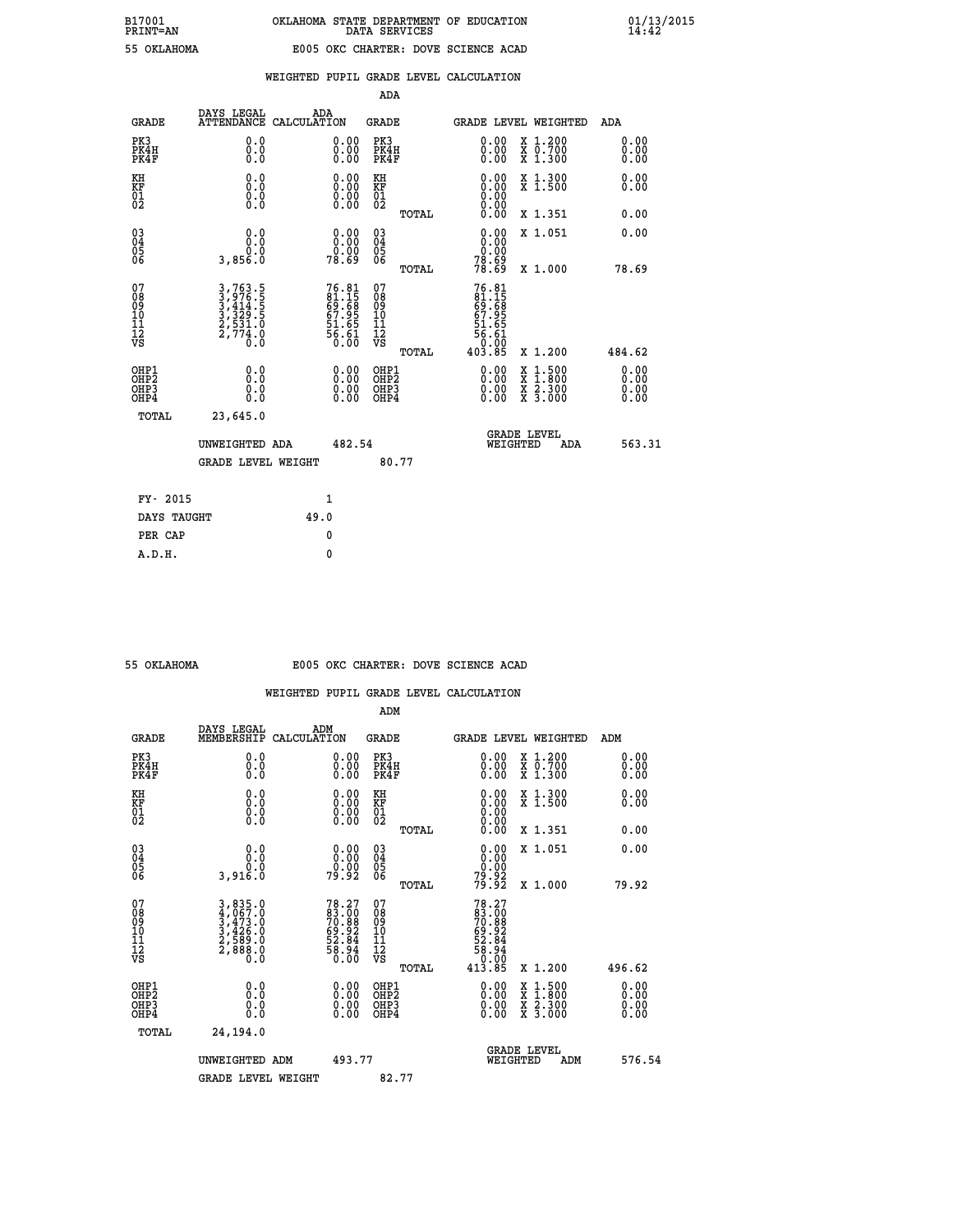B17001 OKLAHOMA STATE DEPARTMENT OF EDUCATION 01/13/2015
PRINT=AN DATA SERVICES 14:42

55 OKLAHOMA E005 OKC CHARTER: DOVE SCIENCE ACAD

WEIGHTED PUPIL GRADE LEVEL CALCULATION

ADA

| GRADE | DAYS LEGAL ATTENDANCE | ADA CALCULATION | GRADE | GRADE LEVEL | WEIGHTED | ADA |
|---|---|---|---|---|---|---|
| PK3 | 0.0 | 0.00 | PK3 | 0.00 | X 1.200 | 0.00 |
| PK4H | 0.0 | 0.00 | PK4H | 0.00 | X 0.700 | 0.00 |
| PK4F | 0.0 | 0.00 | PK4F | 0.00 | X 1.300 | 0.00 |
| KH | 0.0 | 0.00 | KH | 0.00 | X 1.300 | 0.00 |
| KF | 0.0 | 0.00 | KF | 0.00 | X 1.500 | 0.00 |
| 01 | 0.0 | 0.00 | 01 | 0.00 | | |
| 02 | 0.0 | 0.00 | 02 | 0.00 | | |
| | | | TOTAL | 0.00 | X 1.351 | 0.00 |
| 03 | 0.0 | 0.00 | 03 | 0.00 | X 1.051 | 0.00 |
| 04 | 0.0 | 0.00 | 04 | 0.00 | | |
| 05 | 0.0 | 0.00 | 05 | 0.00 | | |
| 06 | 3,856.0 | 78.69 | 06 | 78.69 | | |
| | | | TOTAL | 78.69 | X 1.000 | 78.69 |
| 07 | 3,763.5 | 76.81 | 07 | 76.81 | | |
| 08 | 3,976.5 | 81.15 | 08 | 81.15 | | |
| 09 | 3,414.5 | 69.68 | 09 | 69.68 | | |
| 10 | 3,329.5 | 67.95 | 10 | 67.95 | | |
| 11 | 2,531.0 | 51.65 | 11 | 51.65 | | |
| 12 | 2,774.0 | 56.61 | 12 | 56.61 | | |
| VS | 0.0 | 0.00 | VS | 0.00 | | |
| | | | TOTAL | 403.85 | X 1.200 | 484.62 |
| OHP1 | 0.0 | 0.00 | OHP1 | 0.00 | X 1.500 | 0.00 |
| OHP2 | 0.0 | 0.00 | OHP2 | 0.00 | X 1.800 | 0.00 |
| OHP3 | 0.0 | 0.00 | OHP3 | 0.00 | X 2.300 | 0.00 |
| OHP4 | 0.0 | 0.00 | OHP4 | 0.00 | X 3.000 | 0.00 |
| TOTAL | 23,645.0 | | | | | |

UNWEIGHTED ADA 482.54 GRADE LEVEL WEIGHTED ADA 563.31

GRADE LEVEL WEIGHT 80.77

FY- 2015 1
DAYS TAUGHT 49.0
PER CAP 0
A.D.H. 0

55 OKLAHOMA E005 OKC CHARTER: DOVE SCIENCE ACAD

WEIGHTED PUPIL GRADE LEVEL CALCULATION

ADM

| GRADE | DAYS LEGAL MEMBERSHIP | ADM CALCULATION | GRADE | GRADE LEVEL | WEIGHTED | ADM |
|---|---|---|---|---|---|---|
| PK3 | 0.0 | 0.00 | PK3 | 0.00 | X 1.200 | 0.00 |
| PK4H | 0.0 | 0.00 | PK4H | 0.00 | X 0.700 | 0.00 |
| PK4F | 0.0 | 0.00 | PK4F | 0.00 | X 1.300 | 0.00 |
| KH | 0.0 | 0.00 | KH | 0.00 | X 1.300 | 0.00 |
| KF | 0.0 | 0.00 | KF | 0.00 | X 1.500 | 0.00 |
| 01 | 0.0 | 0.00 | 01 | 0.00 | | |
| 02 | 0.0 | 0.00 | 02 | 0.00 | | |
| | | | TOTAL | 0.00 | X 1.351 | 0.00 |
| 03 | 0.0 | 0.00 | 03 | 0.00 | X 1.051 | 0.00 |
| 04 | 0.0 | 0.00 | 04 | 0.00 | | |
| 05 | 0.0 | 0.00 | 05 | 0.00 | | |
| 06 | 3,916.0 | 79.92 | 06 | 79.92 | | |
| | | | TOTAL | 79.92 | X 1.000 | 79.92 |
| 07 | 3,835.0 | 78.27 | 07 | 78.27 | | |
| 08 | 4,067.0 | 83.00 | 08 | 83.00 | | |
| 09 | 3,473.0 | 70.88 | 09 | 70.88 | | |
| 10 | 3,426.0 | 69.92 | 10 | 69.92 | | |
| 11 | 2,589.0 | 52.84 | 11 | 52.84 | | |
| 12 | 2,888.0 | 58.94 | 12 | 58.94 | | |
| VS | 0.0 | 0.00 | VS | 0.00 | | |
| | | | TOTAL | 413.85 | X 1.200 | 496.62 |
| OHP1 | 0.0 | 0.00 | OHP1 | 0.00 | X 1.500 | 0.00 |
| OHP2 | 0.0 | 0.00 | OHP2 | 0.00 | X 1.800 | 0.00 |
| OHP3 | 0.0 | 0.00 | OHP3 | 0.00 | X 2.300 | 0.00 |
| OHP4 | 0.0 | 0.00 | OHP4 | 0.00 | X 3.000 | 0.00 |
| TOTAL | 24,194.0 | | | | | |

UNWEIGHTED ADM 493.77 GRADE LEVEL WEIGHTED ADM 576.54

GRADE LEVEL WEIGHT 82.77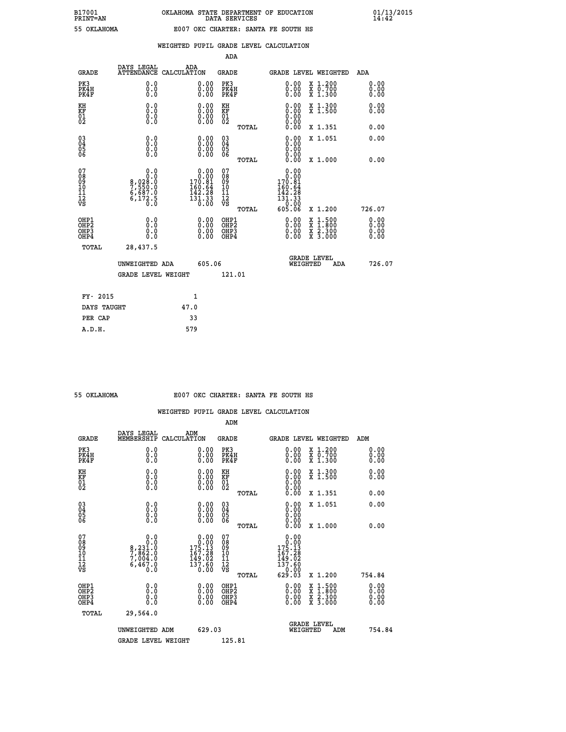B17001 OKLAHOMA STATE DEPARTMENT OF EDUCATION 01/13/2015
PRINT=AN DATA SERVICES 14:42

55 OKLAHOMA E007 OKC CHARTER: SANTA FE SOUTH HS

## WEIGHTED PUPIL GRADE LEVEL CALCULATION

### ADA

| GRADE | DAYS LEGAL ATTENDANCE | ADA CALCULATION | GRADE | GRADE LEVEL | WEIGHTED | ADA |
|---|---|---|---|---|---|---|
| PK3 | 0.0 | 0.00 | PK3 | 0.00 | X 1.200 | 0.00 |
| PK4H | 0.0 | 0.00 | PK4H | 0.00 | X 0.700 | 0.00 |
| PK4F | 0.0 | 0.00 | PK4F | 0.00 | X 1.300 | 0.00 |
| KH | 0.0 | 0.00 | KH | 0.00 | X 1.300 | 0.00 |
| KF | 0.0 | 0.00 | KF | 0.00 | X 1.500 | 0.00 |
| 01 | 0.0 | 0.00 | 01 | 0.00 | | |
| 02 | 0.0 | 0.00 | 02 | 0.00 | | |
| | | | TOTAL | 0.00 | X 1.351 | 0.00 |
| 03 | 0.0 | 0.00 | 03 | 0.00 | X 1.051 | 0.00 |
| 04 | 0.0 | 0.00 | 04 | 0.00 | | |
| 05 | 0.0 | 0.00 | 05 | 0.00 | | |
| 06 | 0.0 | 0.00 | 06 | 0.00 | | |
| | | | TOTAL | 0.00 | X 1.000 | 0.00 |
| 07 | 0.0 | 0.00 | 07 | 0.00 | | |
| 08 | 0.0 | 0.00 | 08 | 0.00 | | |
| 09 | 8,028.0 | 170.81 | 09 | 170.81 | | |
| 10 | 7,550.0 | 160.64 | 10 | 160.64 | | |
| 11 | 6,687.0 | 142.28 | 11 | 142.28 | | |
| 12 | 6,172.5 | 131.33 | 12 | 131.33 | | |
| VS | 0.0 | 0.00 | VS | 0.00 | | |
| | | | TOTAL | 605.06 | X 1.200 | 726.07 |
| OHP1 | 0.0 | 0.00 | OHP1 | 0.00 | X 1.500 | 0.00 |
| OHP2 | 0.0 | 0.00 | OHP2 | 0.00 | X 1.800 | 0.00 |
| OHP3 | 0.0 | 0.00 | OHP3 | 0.00 | X 2.300 | 0.00 |
| OHP4 | 0.0 | 0.00 | OHP4 | 0.00 | X 3.000 | 0.00 |
| TOTAL | 28,437.5 | | | | | |

UNWEIGHTED ADA 605.06 GRADE LEVEL WEIGHTED ADA 726.07

GRADE LEVEL WEIGHT 121.01

| | |
|---|---|
| FY- 2015 | 1 |
| DAYS TAUGHT | 47.0 |
| PER CAP | 33 |
| A.D.H. | 579 |

55 OKLAHOMA E007 OKC CHARTER: SANTA FE SOUTH HS

## WEIGHTED PUPIL GRADE LEVEL CALCULATION

### ADM

| GRADE | DAYS LEGAL MEMBERSHIP | ADM CALCULATION | GRADE | GRADE LEVEL | WEIGHTED | ADM |
|---|---|---|---|---|---|---|
| PK3 | 0.0 | 0.00 | PK3 | 0.00 | X 1.200 | 0.00 |
| PK4H | 0.0 | 0.00 | PK4H | 0.00 | X 0.700 | 0.00 |
| PK4F | 0.0 | 0.00 | PK4F | 0.00 | X 1.300 | 0.00 |
| KH | 0.0 | 0.00 | KH | 0.00 | X 1.300 | 0.00 |
| KF | 0.0 | 0.00 | KF | 0.00 | X 1.500 | 0.00 |
| 01 | 0.0 | 0.00 | 01 | 0.00 | | |
| 02 | 0.0 | 0.00 | 02 | 0.00 | | |
| | | | TOTAL | 0.00 | X 1.351 | 0.00 |
| 03 | 0.0 | 0.00 | 03 | 0.00 | X 1.051 | 0.00 |
| 04 | 0.0 | 0.00 | 04 | 0.00 | | |
| 05 | 0.0 | 0.00 | 05 | 0.00 | | |
| 06 | 0.0 | 0.00 | 06 | 0.00 | | |
| | | | TOTAL | 0.00 | X 1.000 | 0.00 |
| 07 | 0.0 | 0.00 | 07 | 0.00 | | |
| 08 | 0.0 | 0.00 | 08 | 0.00 | | |
| 09 | 8,231.0 | 175.13 | 09 | 175.13 | | |
| 10 | 7,862.0 | 167.28 | 10 | 167.28 | | |
| 11 | 7,004.0 | 149.02 | 11 | 149.02 | | |
| 12 | 6,467.0 | 137.60 | 12 | 137.60 | | |
| VS | 0.0 | 0.00 | VS | 0.00 | | |
| | | | TOTAL | 629.03 | X 1.200 | 754.84 |
| OHP1 | 0.0 | 0.00 | OHP1 | 0.00 | X 1.500 | 0.00 |
| OHP2 | 0.0 | 0.00 | OHP2 | 0.00 | X 1.800 | 0.00 |
| OHP3 | 0.0 | 0.00 | OHP3 | 0.00 | X 2.300 | 0.00 |
| OHP4 | 0.0 | 0.00 | OHP4 | 0.00 | X 3.000 | 0.00 |
| TOTAL | 29,564.0 | | | | | |

UNWEIGHTED ADM 629.03 GRADE LEVEL WEIGHTED ADM 754.84

GRADE LEVEL WEIGHT 125.81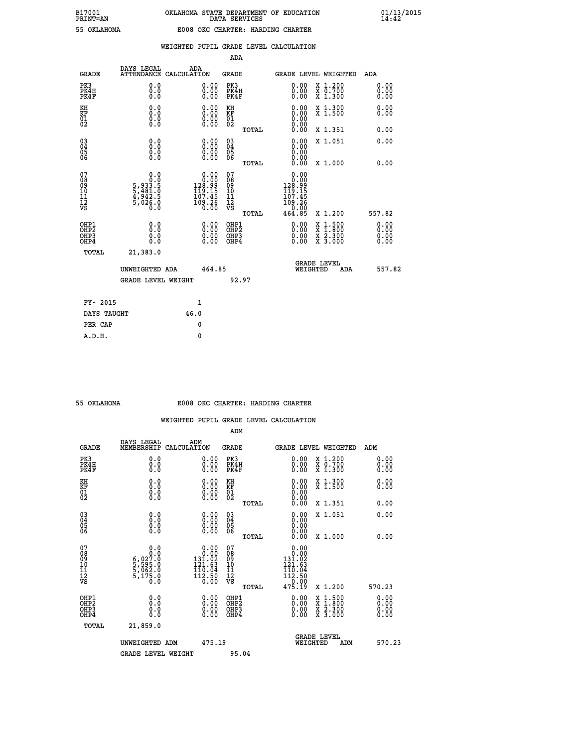B17001 PRINT=AN — OKLAHOMA STATE DEPARTMENT OF EDUCATION DATA SERVICES — 01/13/2015 14:42

55 OKLAHOMA — E008 OKC CHARTER: HARDING CHARTER

## WEIGHTED PUPIL GRADE LEVEL CALCULATION

### ADA

| GRADE | DAYS LEGAL ATTENDANCE | ADA CALCULATION | GRADE | GRADE LEVEL | WEIGHTED | ADA |
|---|---|---|---|---|---|---|
| PK3 | 0.0 | 0.00 | PK3 | 0.00 | X 1.200 | 0.00 |
| PK4H | 0.0 | 0.00 | PK4H | 0.00 | X 0.700 | 0.00 |
| PK4F | 0.0 | 0.00 | PK4F | 0.00 | X 1.300 | 0.00 |
| KH | 0.0 | 0.00 | KH | 0.00 | X 1.300 | 0.00 |
| KF | 0.0 | 0.00 | KF | 0.00 | X 1.500 | 0.00 |
| 01 | 0.0 | 0.00 | 01 | 0.00 | | |
| 02 | 0.0 | 0.00 | 02 | 0.00 | | |
| | | | TOTAL | 0.00 | X 1.351 | 0.00 |
| 03 | 0.0 | 0.00 | 03 | 0.00 | X 1.051 | 0.00 |
| 04 | 0.0 | 0.00 | 04 | 0.00 | | |
| 05 | 0.0 | 0.00 | 05 | 0.00 | | |
| 06 | 0.0 | 0.00 | 06 | 0.00 | | |
| | | | TOTAL | 0.00 | X 1.000 | 0.00 |
| 07 | 0.0 | 0.00 | 07 | 0.00 | | |
| 08 | 0.0 | 0.00 | 08 | 0.00 | | |
| 09 | 5,933.5 | 128.99 | 09 | 128.99 | | |
| 10 | 5,481.0 | 119.15 | 10 | 119.15 | | |
| 11 | 4,942.5 | 107.45 | 11 | 107.45 | | |
| 12 | 5,026.0 | 109.26 | 12 | 109.26 | | |
| VS | 0.0 | 0.00 | VS | 0.00 | | |
| | | | TOTAL | 464.85 | X 1.200 | 557.82 |
| OHP1 | 0.0 | 0.00 | OHP1 | 0.00 | X 1.500 | 0.00 |
| OHP2 | 0.0 | 0.00 | OHP2 | 0.00 | X 1.800 | 0.00 |
| OHP3 | 0.0 | 0.00 | OHP3 | 0.00 | X 2.300 | 0.00 |
| OHP4 | 0.0 | 0.00 | OHP4 | 0.00 | X 3.000 | 0.00 |
| TOTAL | 21,383.0 | | | | | |

UNWEIGHTED ADA 464.85 — GRADE LEVEL WEIGHTED ADA 557.82

GRADE LEVEL WEIGHT 92.97

| | |
|---|---|
| FY- 2015 | 1 |
| DAYS TAUGHT | 46.0 |
| PER CAP | 0 |
| A.D.H. | 0 |

55 OKLAHOMA — E008 OKC CHARTER: HARDING CHARTER

## WEIGHTED PUPIL GRADE LEVEL CALCULATION

### ADM

| GRADE | DAYS LEGAL MEMBERSHIP | ADM CALCULATION | GRADE | GRADE LEVEL | WEIGHTED | ADM |
|---|---|---|---|---|---|---|
| PK3 | 0.0 | 0.00 | PK3 | 0.00 | X 1.200 | 0.00 |
| PK4H | 0.0 | 0.00 | PK4H | 0.00 | X 0.700 | 0.00 |
| PK4F | 0.0 | 0.00 | PK4F | 0.00 | X 1.300 | 0.00 |
| KH | 0.0 | 0.00 | KH | 0.00 | X 1.300 | 0.00 |
| KF | 0.0 | 0.00 | KF | 0.00 | X 1.500 | 0.00 |
| 01 | 0.0 | 0.00 | 01 | 0.00 | | |
| 02 | 0.0 | 0.00 | 02 | 0.00 | | |
| | | | TOTAL | 0.00 | X 1.351 | 0.00 |
| 03 | 0.0 | 0.00 | 03 | 0.00 | X 1.051 | 0.00 |
| 04 | 0.0 | 0.00 | 04 | 0.00 | | |
| 05 | 0.0 | 0.00 | 05 | 0.00 | | |
| 06 | 0.0 | 0.00 | 06 | 0.00 | | |
| | | | TOTAL | 0.00 | X 1.000 | 0.00 |
| 07 | 0.0 | 0.00 | 07 | 0.00 | | |
| 08 | 0.0 | 0.00 | 08 | 0.00 | | |
| 09 | 6,027.0 | 131.02 | 09 | 131.02 | | |
| 10 | 5,595.0 | 121.63 | 10 | 121.63 | | |
| 11 | 5,062.0 | 110.04 | 11 | 110.04 | | |
| 12 | 5,175.0 | 112.50 | 12 | 112.50 | | |
| VS | 0.0 | 0.00 | VS | 0.00 | | |
| | | | TOTAL | 475.19 | X 1.200 | 570.23 |
| OHP1 | 0.0 | 0.00 | OHP1 | 0.00 | X 1.500 | 0.00 |
| OHP2 | 0.0 | 0.00 | OHP2 | 0.00 | X 1.800 | 0.00 |
| OHP3 | 0.0 | 0.00 | OHP3 | 0.00 | X 2.300 | 0.00 |
| OHP4 | 0.0 | 0.00 | OHP4 | 0.00 | X 3.000 | 0.00 |
| TOTAL | 21,859.0 | | | | | |

UNWEIGHTED ADM 475.19 — GRADE LEVEL WEIGHTED ADM 570.23

GRADE LEVEL WEIGHT 95.04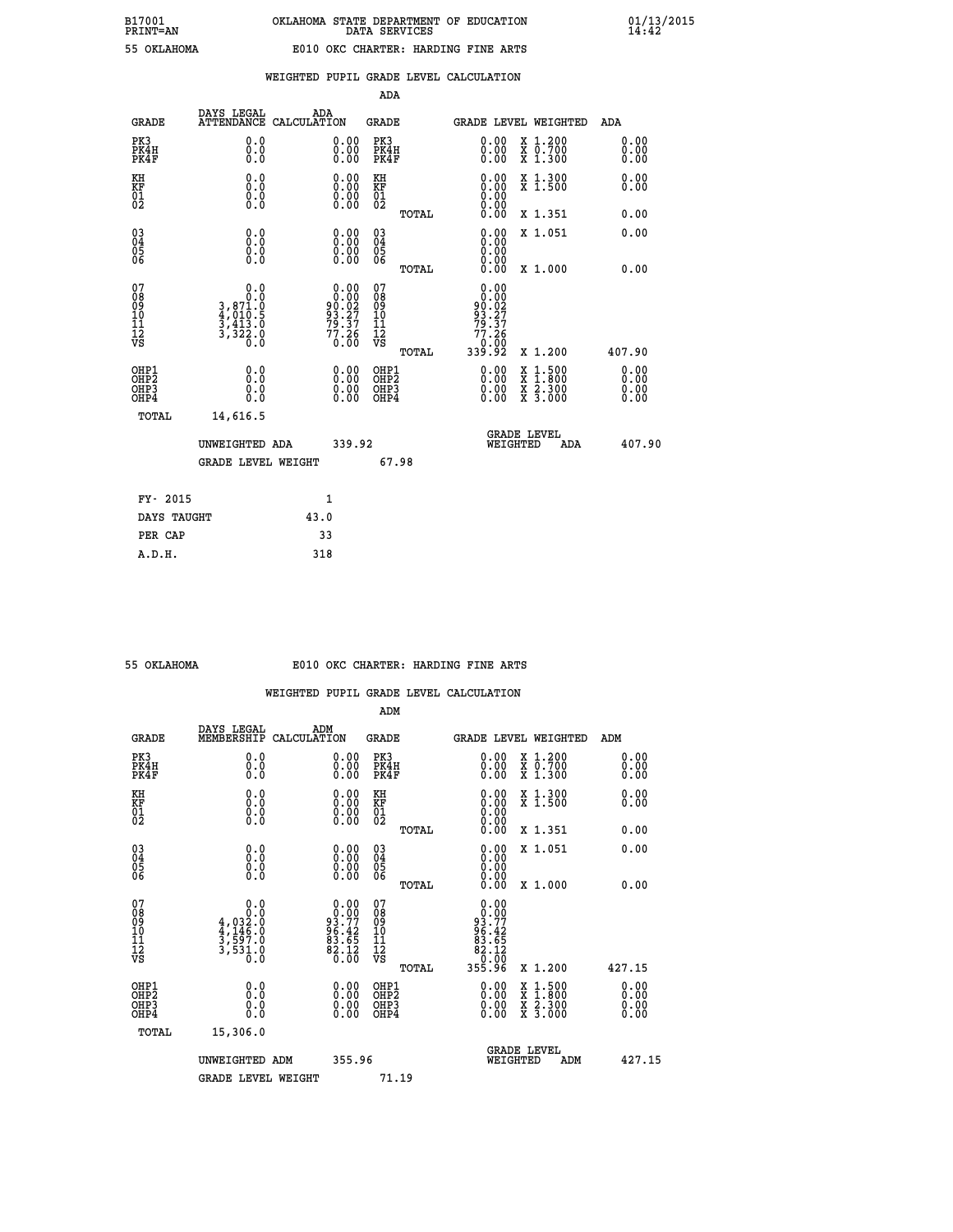B17001 PRINT=AN — OKLAHOMA STATE DEPARTMENT OF EDUCATION DATA SERVICES — 01/13/2015 14:42

55 OKLAHOMA — E010 OKC CHARTER: HARDING FINE ARTS

## WEIGHTED PUPIL GRADE LEVEL CALCULATION

### ADA

| GRADE | DAYS LEGAL ATTENDANCE | ADA CALCULATION | GRADE | GRADE LEVEL | WEIGHTED | ADA |
|---|---|---|---|---|---|---|
| PK3 | 0.0 | 0.00 | PK3 | 0.00 | X 1.200 | 0.00 |
| PK4H | 0.0 | 0.00 | PK4H | 0.00 | X 0.700 | 0.00 |
| PK4F | 0.0 | 0.00 | PK4F | 0.00 | X 1.300 | 0.00 |
| KH | 0.0 | 0.00 | KH | 0.00 | X 1.300 | 0.00 |
| KF | 0.0 | 0.00 | KF | 0.00 | X 1.500 | 0.00 |
| 01 | 0.0 | 0.00 | 01 | 0.00 | | |
| 02 | 0.0 | 0.00 | 02 | 0.00 | | |
| | | | TOTAL | 0.00 | X 1.351 | 0.00 |
| 03 | 0.0 | 0.00 | 03 | 0.00 | X 1.051 | 0.00 |
| 04 | 0.0 | 0.00 | 04 | 0.00 | | |
| 05 | 0.0 | 0.00 | 05 | 0.00 | | |
| 06 | 0.0 | 0.00 | 06 | 0.00 | | |
| | | | TOTAL | 0.00 | X 1.000 | 0.00 |
| 07 | 0.0 | 0.00 | 07 | 0.00 | | |
| 08 | 0.0 | 0.00 | 08 | 0.00 | | |
| 09 | 3,871.0 | 90.02 | 09 | 90.02 | | |
| 10 | 4,010.5 | 93.27 | 10 | 93.27 | | |
| 11 | 3,413.0 | 79.37 | 11 | 79.37 | | |
| 12 | 3,322.0 | 77.26 | 12 | 77.26 | | |
| VS | 0.0 | 0.00 | VS | 0.00 | | |
| | | | TOTAL | 339.92 | X 1.200 | 407.90 |
| OHP1 | 0.0 | 0.00 | OHP1 | 0.00 | X 1.500 | 0.00 |
| OHP2 | 0.0 | 0.00 | OHP2 | 0.00 | X 1.800 | 0.00 |
| OHP3 | 0.0 | 0.00 | OHP3 | 0.00 | X 2.300 | 0.00 |
| OHP4 | 0.0 | 0.00 | OHP4 | 0.00 | X 3.000 | 0.00 |
| TOTAL | 14,616.5 | | | | | |

UNWEIGHTED ADA 339.92 — GRADE LEVEL WEIGHTED ADA 407.90

GRADE LEVEL WEIGHT 67.98

| | |
|---|---|
| FY- 2015 | 1 |
| DAYS TAUGHT | 43.0 |
| PER CAP | 33 |
| A.D.H. | 318 |

55 OKLAHOMA — E010 OKC CHARTER: HARDING FINE ARTS

## WEIGHTED PUPIL GRADE LEVEL CALCULATION

### ADM

| GRADE | DAYS LEGAL MEMBERSHIP | ADM CALCULATION | GRADE | GRADE LEVEL | WEIGHTED | ADM |
|---|---|---|---|---|---|---|
| PK3 | 0.0 | 0.00 | PK3 | 0.00 | X 1.200 | 0.00 |
| PK4H | 0.0 | 0.00 | PK4H | 0.00 | X 0.700 | 0.00 |
| PK4F | 0.0 | 0.00 | PK4F | 0.00 | X 1.300 | 0.00 |
| KH | 0.0 | 0.00 | KH | 0.00 | X 1.300 | 0.00 |
| KF | 0.0 | 0.00 | KF | 0.00 | X 1.500 | 0.00 |
| 01 | 0.0 | 0.00 | 01 | 0.00 | | |
| 02 | 0.0 | 0.00 | 02 | 0.00 | | |
| | | | TOTAL | 0.00 | X 1.351 | 0.00 |
| 03 | 0.0 | 0.00 | 03 | 0.00 | X 1.051 | 0.00 |
| 04 | 0.0 | 0.00 | 04 | 0.00 | | |
| 05 | 0.0 | 0.00 | 05 | 0.00 | | |
| 06 | 0.0 | 0.00 | 06 | 0.00 | | |
| | | | TOTAL | 0.00 | X 1.000 | 0.00 |
| 07 | 0.0 | 0.00 | 07 | 0.00 | | |
| 08 | 0.0 | 0.00 | 08 | 0.00 | | |
| 09 | 4,032.0 | 93.77 | 09 | 93.77 | | |
| 10 | 4,146.0 | 96.42 | 10 | 96.42 | | |
| 11 | 3,597.0 | 83.65 | 11 | 83.65 | | |
| 12 | 3,531.0 | 82.12 | 12 | 82.12 | | |
| VS | 0.0 | 0.00 | VS | 0.00 | | |
| | | | TOTAL | 355.96 | X 1.200 | 427.15 |
| OHP1 | 0.0 | 0.00 | OHP1 | 0.00 | X 1.500 | 0.00 |
| OHP2 | 0.0 | 0.00 | OHP2 | 0.00 | X 1.800 | 0.00 |
| OHP3 | 0.0 | 0.00 | OHP3 | 0.00 | X 2.300 | 0.00 |
| OHP4 | 0.0 | 0.00 | OHP4 | 0.00 | X 3.000 | 0.00 |
| TOTAL | 15,306.0 | | | | | |

UNWEIGHTED ADM 355.96 — GRADE LEVEL WEIGHTED ADM 427.15

GRADE LEVEL WEIGHT 71.19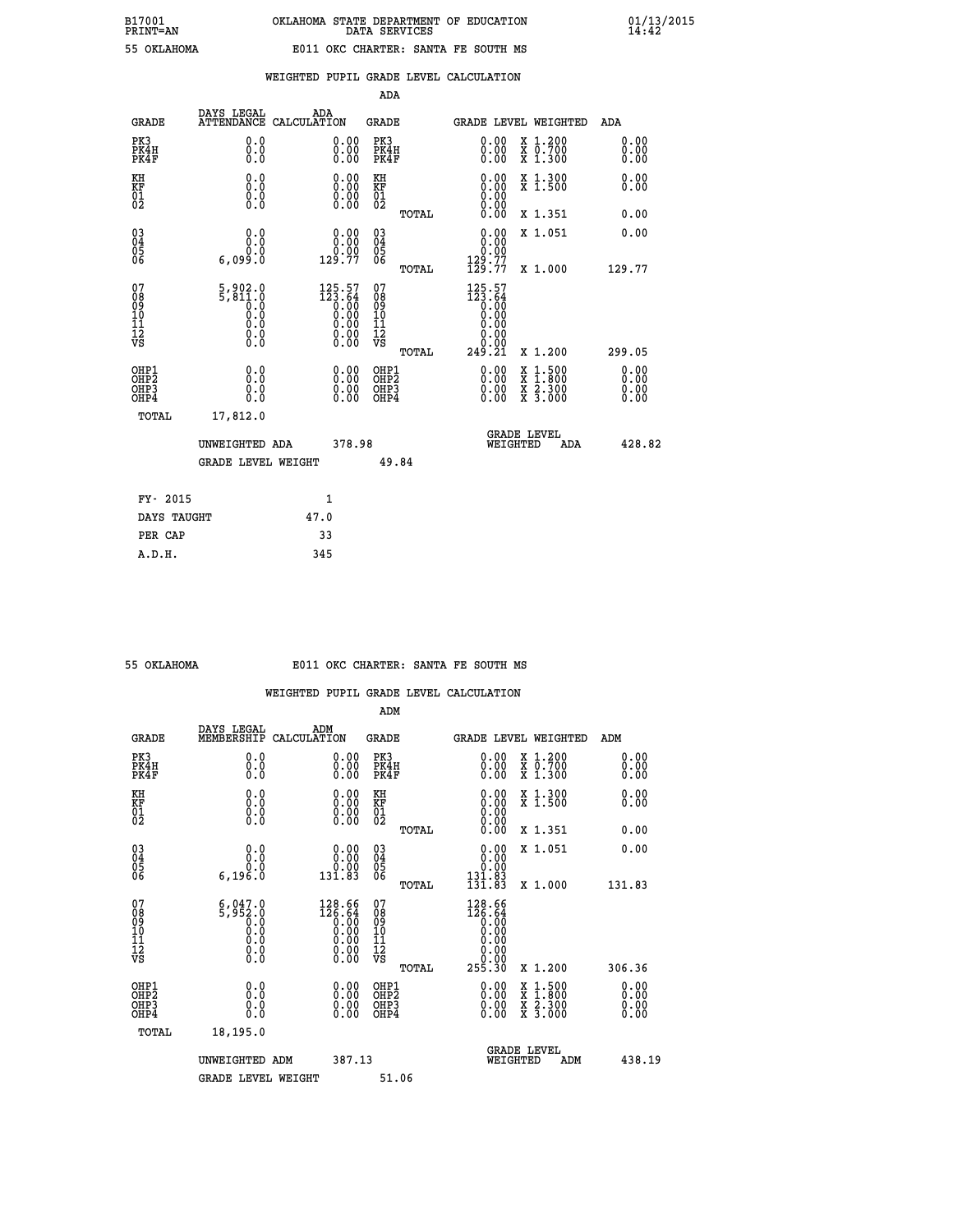B17001 PRINT=AN — OKLAHOMA STATE DEPARTMENT OF EDUCATION DATA SERVICES — 01/13/2015 14:42

55 OKLAHOMA — E011 OKC CHARTER: SANTA FE SOUTH MS

## WEIGHTED PUPIL GRADE LEVEL CALCULATION

### ADA

| GRADE | DAYS LEGAL ATTENDANCE | ADA CALCULATION | GRADE | GRADE LEVEL | WEIGHTED | ADA |
|---|---|---|---|---|---|---|
| PK3 | 0.0 | 0.00 | PK3 | 0.00 | X 1.200 | 0.00 |
| PK4H | 0.0 | 0.00 | PK4H | 0.00 | X 0.700 | 0.00 |
| PK4F | 0.0 | 0.00 | PK4F | 0.00 | X 1.300 | 0.00 |
| KH | 0.0 | 0.00 | KH | 0.00 | X 1.300 | 0.00 |
| KF | 0.0 | 0.00 | KF | 0.00 | X 1.500 | 0.00 |
| 01 | 0.0 | 0.00 | 01 | 0.00 | | |
| 02 | 0.0 | 0.00 | 02 | 0.00 | | |
| | | | TOTAL | 0.00 | X 1.351 | 0.00 |
| 03 | 0.0 | 0.00 | 03 | 0.00 | X 1.051 | 0.00 |
| 04 | 0.0 | 0.00 | 04 | 0.00 | | |
| 05 | 0.0 | 0.00 | 05 | 0.00 | | |
| 06 | 6,099.0 | 129.77 | 06 | 129.77 | | |
| | | | TOTAL | 129.77 | X 1.000 | 129.77 |
| 07 | 5,902.0 | 125.57 | 07 | 125.57 | | |
| 08 | 5,811.0 | 123.64 | 08 | 123.64 | | |
| 09 | 0.0 | 0.00 | 09 | 0.00 | | |
| 10 | 0.0 | 0.00 | 10 | 0.00 | | |
| 11 | 0.0 | 0.00 | 11 | 0.00 | | |
| 12 | 0.0 | 0.00 | 12 | 0.00 | | |
| VS | 0.0 | 0.00 | VS | 0.00 | | |
| | | | TOTAL | 249.21 | X 1.200 | 299.05 |
| OHP1 | 0.0 | 0.00 | OHP1 | 0.00 | X 1.500 | 0.00 |
| OHP2 | 0.0 | 0.00 | OHP2 | 0.00 | X 1.800 | 0.00 |
| OHP3 | 0.0 | 0.00 | OHP3 | 0.00 | X 2.300 | 0.00 |
| OHP4 | 0.0 | 0.00 | OHP4 | 0.00 | X 3.000 | 0.00 |
| TOTAL | 17,812.0 | | | | | |

UNWEIGHTED ADA 378.98 — GRADE LEVEL WEIGHTED ADA 428.82

GRADE LEVEL WEIGHT 49.84

| | |
|---|---|
| FY- 2015 | 1 |
| DAYS TAUGHT | 47.0 |
| PER CAP | 33 |
| A.D.H. | 345 |

55 OKLAHOMA — E011 OKC CHARTER: SANTA FE SOUTH MS

## WEIGHTED PUPIL GRADE LEVEL CALCULATION

### ADM

| GRADE | DAYS LEGAL MEMBERSHIP | ADM CALCULATION | GRADE | GRADE LEVEL | WEIGHTED | ADM |
|---|---|---|---|---|---|---|
| PK3 | 0.0 | 0.00 | PK3 | 0.00 | X 1.200 | 0.00 |
| PK4H | 0.0 | 0.00 | PK4H | 0.00 | X 0.700 | 0.00 |
| PK4F | 0.0 | 0.00 | PK4F | 0.00 | X 1.300 | 0.00 |
| KH | 0.0 | 0.00 | KH | 0.00 | X 1.300 | 0.00 |
| KF | 0.0 | 0.00 | KF | 0.00 | X 1.500 | 0.00 |
| 01 | 0.0 | 0.00 | 01 | 0.00 | | |
| 02 | 0.0 | 0.00 | 02 | 0.00 | | |
| | | | TOTAL | 0.00 | X 1.351 | 0.00 |
| 03 | 0.0 | 0.00 | 03 | 0.00 | X 1.051 | 0.00 |
| 04 | 0.0 | 0.00 | 04 | 0.00 | | |
| 05 | 0.0 | 0.00 | 05 | 0.00 | | |
| 06 | 6,196.0 | 131.83 | 06 | 131.83 | | |
| | | | TOTAL | 131.83 | X 1.000 | 131.83 |
| 07 | 6,047.0 | 128.66 | 07 | 128.66 | | |
| 08 | 5,952.0 | 126.64 | 08 | 126.64 | | |
| 09 | 0.0 | 0.00 | 09 | 0.00 | | |
| 10 | 0.0 | 0.00 | 10 | 0.00 | | |
| 11 | 0.0 | 0.00 | 11 | 0.00 | | |
| 12 | 0.0 | 0.00 | 12 | 0.00 | | |
| VS | 0.0 | 0.00 | VS | 0.00 | | |
| | | | TOTAL | 255.30 | X 1.200 | 306.36 |
| OHP1 | 0.0 | 0.00 | OHP1 | 0.00 | X 1.500 | 0.00 |
| OHP2 | 0.0 | 0.00 | OHP2 | 0.00 | X 1.800 | 0.00 |
| OHP3 | 0.0 | 0.00 | OHP3 | 0.00 | X 2.300 | 0.00 |
| OHP4 | 0.0 | 0.00 | OHP4 | 0.00 | X 3.000 | 0.00 |
| TOTAL | 18,195.0 | | | | | |

UNWEIGHTED ADM 387.13 — GRADE LEVEL WEIGHTED ADM 438.19

GRADE LEVEL WEIGHT 51.06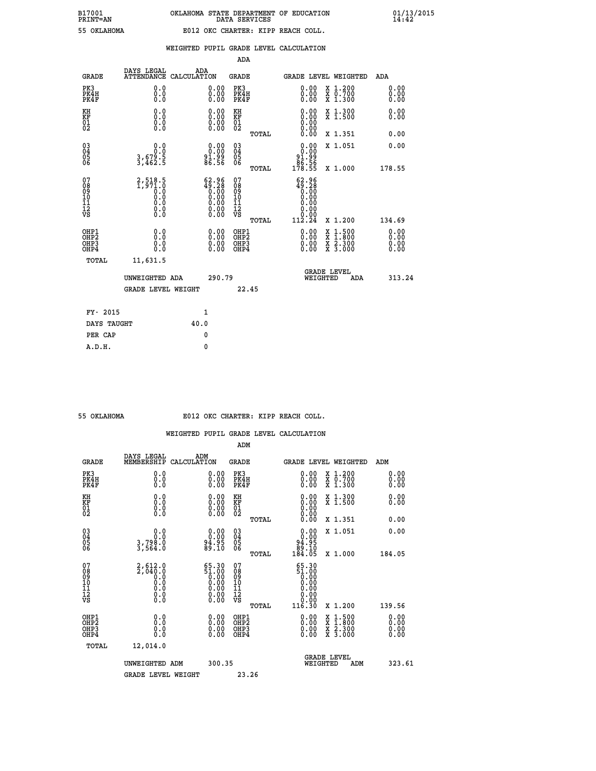B17001 OKLAHOMA STATE DEPARTMENT OF EDUCATION 01/13/2015
PRINT=AN DATA SERVICES 14:42

55 OKLAHOMA E012 OKC CHARTER: KIPP REACH COLL.

## WEIGHTED PUPIL GRADE LEVEL CALCULATION

### ADA

| GRADE | DAYS LEGAL ATTENDANCE | ADA CALCULATION | GRADE | GRADE LEVEL | WEIGHTED | ADA |
|---|---|---|---|---|---|---|
| PK3 | 0.0 | 0.00 | PK3 | 0.00 | X 1.200 | 0.00 |
| PK4H | 0.0 | 0.00 | PK4H | 0.00 | X 0.700 | 0.00 |
| PK4F | 0.0 | 0.00 | PK4F | 0.00 | X 1.300 | 0.00 |
| KH | 0.0 | 0.00 | KH | 0.00 | X 1.300 | 0.00 |
| KF | 0.0 | 0.00 | KF | 0.00 | X 1.500 | 0.00 |
| 01 | 0.0 | 0.00 | 01 | 0.00 | | |
| 02 | 0.0 | 0.00 | 02 | 0.00 | | |
| | | | TOTAL | 0.00 | X 1.351 | 0.00 |
| 03 | 0.0 | 0.00 | 03 | 0.00 | X 1.051 | 0.00 |
| 04 | 0.0 | 0.00 | 04 | 0.00 | | |
| 05 | 3,679.5 | 91.99 | 05 | 91.99 | | |
| 06 | 3,462.5 | 86.56 | 06 | 86.56 | | |
| | | | TOTAL | 178.55 | X 1.000 | 178.55 |
| 07 | 2,518.5 | 62.96 | 07 | 62.96 | | |
| 08 | 1,971.0 | 49.28 | 08 | 49.28 | | |
| 09 | 0.0 | 0.00 | 09 | 0.00 | | |
| 10 | 0.0 | 0.00 | 10 | 0.00 | | |
| 11 | 0.0 | 0.00 | 11 | 0.00 | | |
| 12 | 0.0 | 0.00 | 12 | 0.00 | | |
| VS | 0.0 | 0.00 | VS | 0.00 | | |
| | | | TOTAL | 112.24 | X 1.200 | 134.69 |
| OHP1 | 0.0 | 0.00 | OHP1 | 0.00 | X 1.500 | 0.00 |
| OHP2 | 0.0 | 0.00 | OHP2 | 0.00 | X 1.800 | 0.00 |
| OHP3 | 0.0 | 0.00 | OHP3 | 0.00 | X 2.300 | 0.00 |
| OHP4 | 0.0 | 0.00 | OHP4 | 0.00 | X 3.000 | 0.00 |
| TOTAL | 11,631.5 | | | | | |

UNWEIGHTED ADA 290.79 GRADE LEVEL WEIGHTED ADA 313.24

GRADE LEVEL WEIGHT 22.45

| | |
|---|---|
| FY- 2015 | 1 |
| DAYS TAUGHT | 40.0 |
| PER CAP | 0 |
| A.D.H. | 0 |

55 OKLAHOMA E012 OKC CHARTER: KIPP REACH COLL.

## WEIGHTED PUPIL GRADE LEVEL CALCULATION

### ADM

| GRADE | DAYS LEGAL MEMBERSHIP | ADM CALCULATION | GRADE | GRADE LEVEL | WEIGHTED | ADM |
|---|---|---|---|---|---|---|
| PK3 | 0.0 | 0.00 | PK3 | 0.00 | X 1.200 | 0.00 |
| PK4H | 0.0 | 0.00 | PK4H | 0.00 | X 0.700 | 0.00 |
| PK4F | 0.0 | 0.00 | PK4F | 0.00 | X 1.300 | 0.00 |
| KH | 0.0 | 0.00 | KH | 0.00 | X 1.300 | 0.00 |
| KF | 0.0 | 0.00 | KF | 0.00 | X 1.500 | 0.00 |
| 01 | 0.0 | 0.00 | 01 | 0.00 | | |
| 02 | 0.0 | 0.00 | 02 | 0.00 | | |
| | | | TOTAL | 0.00 | X 1.351 | 0.00 |
| 03 | 0.0 | 0.00 | 03 | 0.00 | X 1.051 | 0.00 |
| 04 | 0.0 | 0.00 | 04 | 0.00 | | |
| 05 | 3,798.0 | 94.95 | 05 | 94.95 | | |
| 06 | 3,564.0 | 89.10 | 06 | 89.10 | | |
| | | | TOTAL | 184.05 | X 1.000 | 184.05 |
| 07 | 2,612.0 | 65.30 | 07 | 65.30 | | |
| 08 | 2,040.0 | 51.00 | 08 | 51.00 | | |
| 09 | 0.0 | 0.00 | 09 | 0.00 | | |
| 10 | 0.0 | 0.00 | 10 | 0.00 | | |
| 11 | 0.0 | 0.00 | 11 | 0.00 | | |
| 12 | 0.0 | 0.00 | 12 | 0.00 | | |
| VS | 0.0 | 0.00 | VS | 0.00 | | |
| | | | TOTAL | 116.30 | X 1.200 | 139.56 |
| OHP1 | 0.0 | 0.00 | OHP1 | 0.00 | X 1.500 | 0.00 |
| OHP2 | 0.0 | 0.00 | OHP2 | 0.00 | X 1.800 | 0.00 |
| OHP3 | 0.0 | 0.00 | OHP3 | 0.00 | X 2.300 | 0.00 |
| OHP4 | 0.0 | 0.00 | OHP4 | 0.00 | X 3.000 | 0.00 |
| TOTAL | 12,014.0 | | | | | |

UNWEIGHTED ADM 300.35 GRADE LEVEL WEIGHTED ADM 323.61

GRADE LEVEL WEIGHT 23.26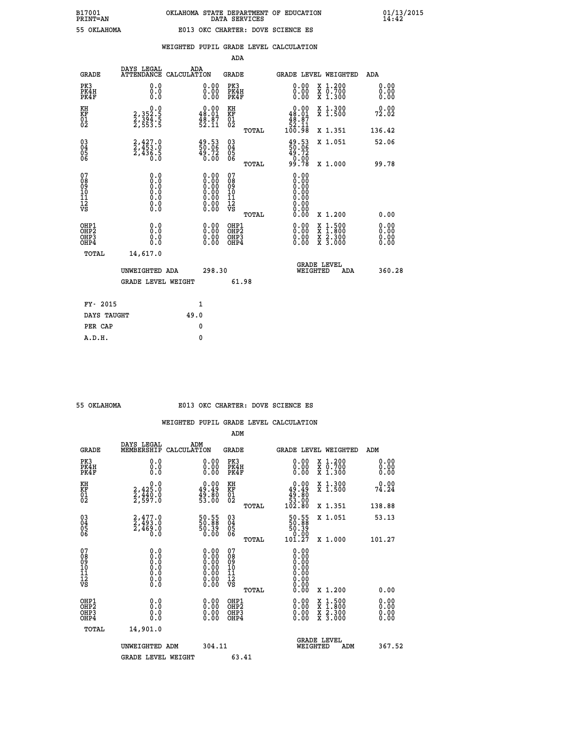B17001 OKLAHOMA STATE DEPARTMENT OF EDUCATION 01/13/2015
PRINT=AN DATA SERVICES 14:42

55 OKLAHOMA E013 OKC CHARTER: DOVE SCIENCE ES

## WEIGHTED PUPIL GRADE LEVEL CALCULATION

ADA

| GRADE | DAYS LEGAL ATTENDANCE | ADA CALCULATION | GRADE | GRADE LEVEL | WEIGHTED | ADA |
|---|---|---|---|---|---|---|
| PK3 | 0.0 | 0.00 | PK3 | 0.00 | X 1.200 | 0.00 |
| PK4H | 0.0 | 0.00 | PK4H | 0.00 | X 0.700 | 0.00 |
| PK4F | 0.0 | 0.00 | PK4F | 0.00 | X 1.300 | 0.00 |
| KH | 0.0 | 0.00 | KH | 0.00 | X 1.300 | 0.00 |
| KF | 2,352.5 | 48.01 | KF | 48.01 | X 1.500 | 72.02 |
| 01 | 2,394.5 | 48.87 | 01 | 48.87 | | |
| 02 | 2,553.5 | 52.11 | 02 | 52.11 | | |
| | | | TOTAL | 100.98 | X 1.351 | 136.42 |
| 03 | 2,427.0 | 49.53 | 03 | 49.53 | X 1.051 | 52.06 |
| 04 | 2,453.0 | 50.06 | 04 | 50.06 | | |
| 05 | 2,436.5 | 49.72 | 05 | 49.72 | | |
| 06 | 0.0 | 0.00 | 06 | 0.00 | | |
| | | | TOTAL | 99.78 | X 1.000 | 99.78 |
| 07 | 0.0 | 0.00 | 07 | 0.00 | | |
| 08 | 0.0 | 0.00 | 08 | 0.00 | | |
| 09 | 0.0 | 0.00 | 09 | 0.00 | | |
| 10 | 0.0 | 0.00 | 10 | 0.00 | | |
| 11 | 0.0 | 0.00 | 11 | 0.00 | | |
| 12 | 0.0 | 0.00 | 12 | 0.00 | | |
| VS | 0.0 | 0.00 | VS | 0.00 | | |
| | | | TOTAL | 0.00 | X 1.200 | 0.00 |
| OHP1 | 0.0 | 0.00 | OHP1 | 0.00 | X 1.500 | 0.00 |
| OHP2 | 0.0 | 0.00 | OHP2 | 0.00 | X 1.800 | 0.00 |
| OHP3 | 0.0 | 0.00 | OHP3 | 0.00 | X 2.300 | 0.00 |
| OHP4 | 0.0 | 0.00 | OHP4 | 0.00 | X 3.000 | 0.00 |
| TOTAL | 14,617.0 | | | | | |

UNWEIGHTED ADA 298.30 — GRADE LEVEL WEIGHTED ADA 360.28

GRADE LEVEL WEIGHT 61.98

| FY- 2015 | 1 |
|---|---|
| DAYS TAUGHT | 49.0 |
| PER CAP | 0 |
| A.D.H. | 0 |

55 OKLAHOMA E013 OKC CHARTER: DOVE SCIENCE ES

## WEIGHTED PUPIL GRADE LEVEL CALCULATION

ADM

| GRADE | DAYS LEGAL MEMBERSHIP | ADM CALCULATION | GRADE | GRADE LEVEL | WEIGHTED | ADM |
|---|---|---|---|---|---|---|
| PK3 | 0.0 | 0.00 | PK3 | 0.00 | X 1.200 | 0.00 |
| PK4H | 0.0 | 0.00 | PK4H | 0.00 | X 0.700 | 0.00 |
| PK4F | 0.0 | 0.00 | PK4F | 0.00 | X 1.300 | 0.00 |
| KH | 0.0 | 0.00 | KH | 0.00 | X 1.300 | 0.00 |
| KF | 2,425.0 | 49.49 | KF | 49.49 | X 1.500 | 74.24 |
| 01 | 2,440.0 | 49.80 | 01 | 49.80 | | |
| 02 | 2,597.0 | 53.00 | 02 | 53.00 | | |
| | | | TOTAL | 102.80 | X 1.351 | 138.88 |
| 03 | 2,477.0 | 50.55 | 03 | 50.55 | X 1.051 | 53.13 |
| 04 | 2,493.0 | 50.88 | 04 | 50.88 | | |
| 05 | 2,469.0 | 50.39 | 05 | 50.39 | | |
| 06 | 0.0 | 0.00 | 06 | 0.00 | | |
| | | | TOTAL | 101.27 | X 1.000 | 101.27 |
| 07 | 0.0 | 0.00 | 07 | 0.00 | | |
| 08 | 0.0 | 0.00 | 08 | 0.00 | | |
| 09 | 0.0 | 0.00 | 09 | 0.00 | | |
| 10 | 0.0 | 0.00 | 10 | 0.00 | | |
| 11 | 0.0 | 0.00 | 11 | 0.00 | | |
| 12 | 0.0 | 0.00 | 12 | 0.00 | | |
| VS | 0.0 | 0.00 | VS | 0.00 | | |
| | | | TOTAL | 0.00 | X 1.200 | 0.00 |
| OHP1 | 0.0 | 0.00 | OHP1 | 0.00 | X 1.500 | 0.00 |
| OHP2 | 0.0 | 0.00 | OHP2 | 0.00 | X 1.800 | 0.00 |
| OHP3 | 0.0 | 0.00 | OHP3 | 0.00 | X 2.300 | 0.00 |
| OHP4 | 0.0 | 0.00 | OHP4 | 0.00 | X 3.000 | 0.00 |
| TOTAL | 14,901.0 | | | | | |

UNWEIGHTED ADM 304.11 — GRADE LEVEL WEIGHTED ADM 367.52

GRADE LEVEL WEIGHT 63.41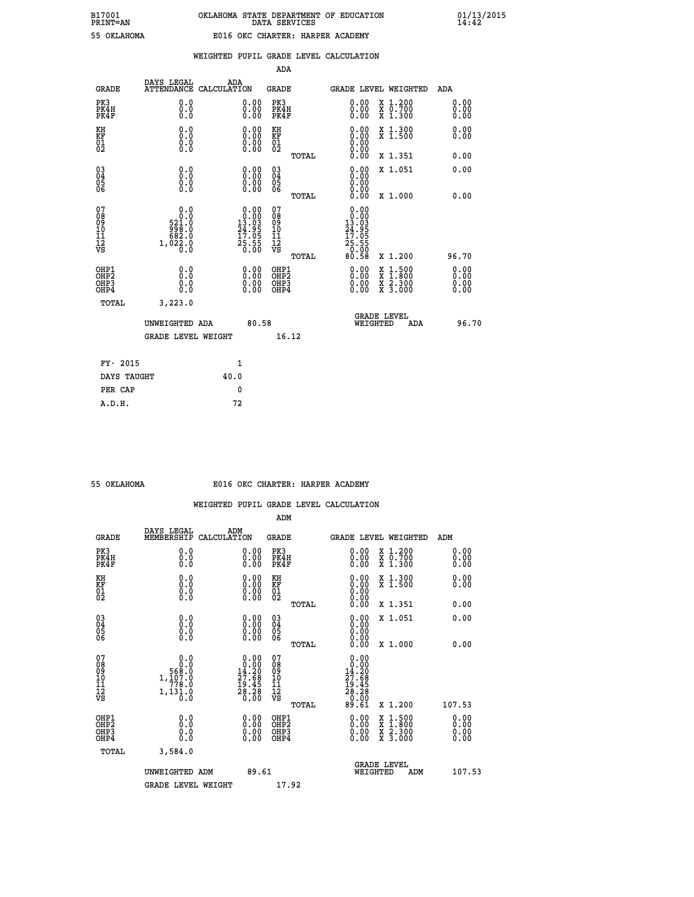B17001 OKLAHOMA STATE DEPARTMENT OF EDUCATION 01/13/2015
PRINT=AN DATA SERVICES 14:42

55 OKLAHOMA E016 OKC CHARTER: HARPER ACADEMY

## WEIGHTED PUPIL GRADE LEVEL CALCULATION

### ADA

| GRADE | DAYS LEGAL ATTENDANCE | ADA CALCULATION | GRADE | GRADE LEVEL | WEIGHTED | ADA |
|---|---|---|---|---|---|---|
| PK3 | 0.0 | 0.00 | PK3 | 0.00 | X 1.200 | 0.00 |
| PK4H | 0.0 | 0.00 | PK4H | 0.00 | X 0.700 | 0.00 |
| PK4F | 0.0 | 0.00 | PK4F | 0.00 | X 1.300 | 0.00 |
| KH | 0.0 | 0.00 | KH | 0.00 | X 1.300 | 0.00 |
| KF | 0.0 | 0.00 | KF | 0.00 | X 1.500 | 0.00 |
| 01 | 0.0 | 0.00 | 01 | 0.00 | | |
| 02 | 0.0 | 0.00 | 02 | 0.00 | | |
| | | | TOTAL | 0.00 | X 1.351 | 0.00 |
| 03 | 0.0 | 0.00 | 03 | 0.00 | X 1.051 | 0.00 |
| 04 | 0.0 | 0.00 | 04 | 0.00 | | |
| 05 | 0.0 | 0.00 | 05 | 0.00 | | |
| 06 | 0.0 | 0.00 | 06 | 0.00 | | |
| | | | TOTAL | 0.00 | X 1.000 | 0.00 |
| 07 | 0.0 | 0.00 | 07 | 0.00 | | |
| 08 | 0.0 | 0.00 | 08 | 0.00 | | |
| 09 | 521.0 | 13.03 | 09 | 13.03 | | |
| 10 | 998.0 | 24.95 | 10 | 24.95 | | |
| 11 | 682.0 | 17.05 | 11 | 17.05 | | |
| 12 | 1,022.0 | 25.55 | 12 | 25.55 | | |
| VS | 0.0 | 0.00 | VS | 0.00 | | |
| | | | TOTAL | 80.58 | X 1.200 | 96.70 |
| OHP1 | 0.0 | 0.00 | OHP1 | 0.00 | X 1.500 | 0.00 |
| OHP2 | 0.0 | 0.00 | OHP2 | 0.00 | X 1.800 | 0.00 |
| OHP3 | 0.0 | 0.00 | OHP3 | 0.00 | X 2.300 | 0.00 |
| OHP4 | 0.0 | 0.00 | OHP4 | 0.00 | X 3.000 | 0.00 |
| TOTAL | 3,223.0 | | | | | |

UNWEIGHTED ADA 80.58 GRADE LEVEL WEIGHTED ADA 96.70

GRADE LEVEL WEIGHT 16.12

FY- 2015 1

DAYS TAUGHT 40.0

PER CAP 0

A.D.H. 72

55 OKLAHOMA E016 OKC CHARTER: HARPER ACADEMY

## WEIGHTED PUPIL GRADE LEVEL CALCULATION

### ADM

| GRADE | DAYS LEGAL MEMBERSHIP | ADM CALCULATION | GRADE | GRADE LEVEL | WEIGHTED | ADM |
|---|---|---|---|---|---|---|
| PK3 | 0.0 | 0.00 | PK3 | 0.00 | X 1.200 | 0.00 |
| PK4H | 0.0 | 0.00 | PK4H | 0.00 | X 0.700 | 0.00 |
| PK4F | 0.0 | 0.00 | PK4F | 0.00 | X 1.300 | 0.00 |
| KH | 0.0 | 0.00 | KH | 0.00 | X 1.300 | 0.00 |
| KF | 0.0 | 0.00 | KF | 0.00 | X 1.500 | 0.00 |
| 01 | 0.0 | 0.00 | 01 | 0.00 | | |
| 02 | 0.0 | 0.00 | 02 | 0.00 | | |
| | | | TOTAL | 0.00 | X 1.351 | 0.00 |
| 03 | 0.0 | 0.00 | 03 | 0.00 | X 1.051 | 0.00 |
| 04 | 0.0 | 0.00 | 04 | 0.00 | | |
| 05 | 0.0 | 0.00 | 05 | 0.00 | | |
| 06 | 0.0 | 0.00 | 06 | 0.00 | | |
| | | | TOTAL | 0.00 | X 1.000 | 0.00 |
| 07 | 0.0 | 0.00 | 07 | 0.00 | | |
| 08 | 0.0 | 0.00 | 08 | 0.00 | | |
| 09 | 568.0 | 14.20 | 09 | 14.20 | | |
| 10 | 1,107.0 | 27.68 | 10 | 27.68 | | |
| 11 | 778.0 | 19.45 | 11 | 19.45 | | |
| 12 | 1,131.0 | 28.28 | 12 | 28.28 | | |
| VS | 0.0 | 0.00 | VS | 0.00 | | |
| | | | TOTAL | 89.61 | X 1.200 | 107.53 |
| OHP1 | 0.0 | 0.00 | OHP1 | 0.00 | X 1.500 | 0.00 |
| OHP2 | 0.0 | 0.00 | OHP2 | 0.00 | X 1.800 | 0.00 |
| OHP3 | 0.0 | 0.00 | OHP3 | 0.00 | X 2.300 | 0.00 |
| OHP4 | 0.0 | 0.00 | OHP4 | 0.00 | X 3.000 | 0.00 |
| TOTAL | 3,584.0 | | | | | |

UNWEIGHTED ADM 89.61 GRADE LEVEL WEIGHTED ADM 107.53

GRADE LEVEL WEIGHT 17.92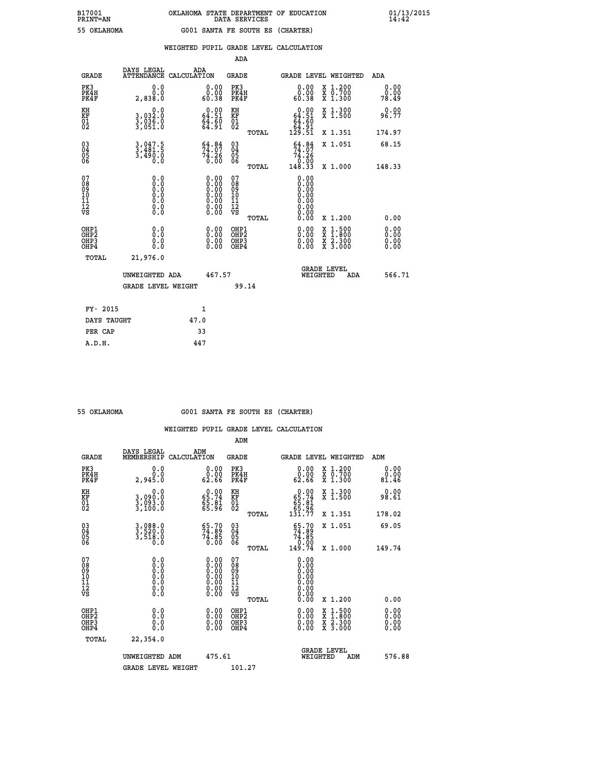B17001
PRINT=AN

OKLAHOMA STATE DEPARTMENT OF EDUCATION
DATA SERVICES

01/13/2015
14:42

55 OKLAHOMA    G001 SANTA FE SOUTH ES (CHARTER)

WEIGHTED PUPIL GRADE LEVEL CALCULATION

ADA

| GRADE | DAYS LEGAL ATTENDANCE | ADA CALCULATION | GRADE | GRADE LEVEL | WEIGHTED | ADA |
|---|---|---|---|---|---|---|
| PK3 | 0.0 | 0.00 | PK3 | 0.00 | X 1.200 | 0.00 |
| PK4H | 0.0 | 0.00 | PK4H | 0.00 | X 0.700 | 0.00 |
| PK4F | 2,838.0 | 60.38 | PK4F | 60.38 | X 1.300 | 78.49 |
| KH | 0.0 | 0.00 | KH | 0.00 | X 1.300 | 0.00 |
| KF | 3,032.0 | 64.51 | KF | 64.51 | X 1.500 | 96.77 |
| 01 | 3,036.0 | 64.60 | 01 | 64.60 | | |
| 02 | 3,051.0 | 64.91 | 02 | 64.91 | | |
| | | | TOTAL | 129.51 | X 1.351 | 174.97 |
| 03 | 3,047.5 | 64.84 | 03 | 64.84 | X 1.051 | 68.15 |
| 04 | 3,481.5 | 74.07 | 04 | 74.07 | | |
| 05 | 3,490.0 | 74.26 | 05 | 74.26 | | |
| 06 | 0.0 | 0.00 | 06 | 0.00 | | |
| | | | TOTAL | 148.33 | X 1.000 | 148.33 |
| 07 | 0.0 | 0.00 | 07 | 0.00 | | |
| 08 | 0.0 | 0.00 | 08 | 0.00 | | |
| 09 | 0.0 | 0.00 | 09 | 0.00 | | |
| 10 | 0.0 | 0.00 | 10 | 0.00 | | |
| 11 | 0.0 | 0.00 | 11 | 0.00 | | |
| 12 | 0.0 | 0.00 | 12 | 0.00 | | |
| VS | 0.0 | 0.00 | VS | 0.00 | | |
| | | | TOTAL | 0.00 | X 1.200 | 0.00 |
| OHP1 | 0.0 | 0.00 | OHP1 | 0.00 | X 1.500 | 0.00 |
| OHP2 | 0.0 | 0.00 | OHP2 | 0.00 | X 1.800 | 0.00 |
| OHP3 | 0.0 | 0.00 | OHP3 | 0.00 | X 2.300 | 0.00 |
| OHP4 | 0.0 | 0.00 | OHP4 | 0.00 | X 3.000 | 0.00 |
| TOTAL | 21,976.0 | | | | | |

UNWEIGHTED ADA 467.57    GRADE LEVEL WEIGHTED ADA 566.71

GRADE LEVEL WEIGHT 99.14

| | |
|---|---|
| FY- 2015 | 1 |
| DAYS TAUGHT | 47.0 |
| PER CAP | 33 |
| A.D.H. | 447 |

55 OKLAHOMA    G001 SANTA FE SOUTH ES (CHARTER)

WEIGHTED PUPIL GRADE LEVEL CALCULATION

ADM

| GRADE | DAYS LEGAL MEMBERSHIP | ADM CALCULATION | GRADE | GRADE LEVEL | WEIGHTED | ADM |
|---|---|---|---|---|---|---|
| PK3 | 0.0 | 0.00 | PK3 | 0.00 | X 1.200 | 0.00 |
| PK4H | 0.0 | 0.00 | PK4H | 0.00 | X 0.700 | 0.00 |
| PK4F | 2,945.0 | 62.66 | PK4F | 62.66 | X 1.300 | 81.46 |
| KH | 0.0 | 0.00 | KH | 0.00 | X 1.300 | 0.00 |
| KF | 3,090.0 | 65.74 | KF | 65.74 | X 1.500 | 98.61 |
| 01 | 3,093.0 | 65.81 | 01 | 65.81 | | |
| 02 | 3,100.0 | 65.96 | 02 | 65.96 | | |
| | | | TOTAL | 131.77 | X 1.351 | 178.02 |
| 03 | 3,088.0 | 65.70 | 03 | 65.70 | X 1.051 | 69.05 |
| 04 | 3,520.0 | 74.89 | 04 | 74.89 | | |
| 05 | 3,518.0 | 74.85 | 05 | 74.85 | | |
| 06 | 0.0 | 0.00 | 06 | 0.00 | | |
| | | | TOTAL | 149.74 | X 1.000 | 149.74 |
| 07 | 0.0 | 0.00 | 07 | 0.00 | | |
| 08 | 0.0 | 0.00 | 08 | 0.00 | | |
| 09 | 0.0 | 0.00 | 09 | 0.00 | | |
| 10 | 0.0 | 0.00 | 10 | 0.00 | | |
| 11 | 0.0 | 0.00 | 11 | 0.00 | | |
| 12 | 0.0 | 0.00 | 12 | 0.00 | | |
| VS | 0.0 | 0.00 | VS | 0.00 | | |
| | | | TOTAL | 0.00 | X 1.200 | 0.00 |
| OHP1 | 0.0 | 0.00 | OHP1 | 0.00 | X 1.500 | 0.00 |
| OHP2 | 0.0 | 0.00 | OHP2 | 0.00 | X 1.800 | 0.00 |
| OHP3 | 0.0 | 0.00 | OHP3 | 0.00 | X 2.300 | 0.00 |
| OHP4 | 0.0 | 0.00 | OHP4 | 0.00 | X 3.000 | 0.00 |
| TOTAL | 22,354.0 | | | | | |

UNWEIGHTED ADM 475.61    GRADE LEVEL WEIGHTED ADM 576.88

GRADE LEVEL WEIGHT 101.27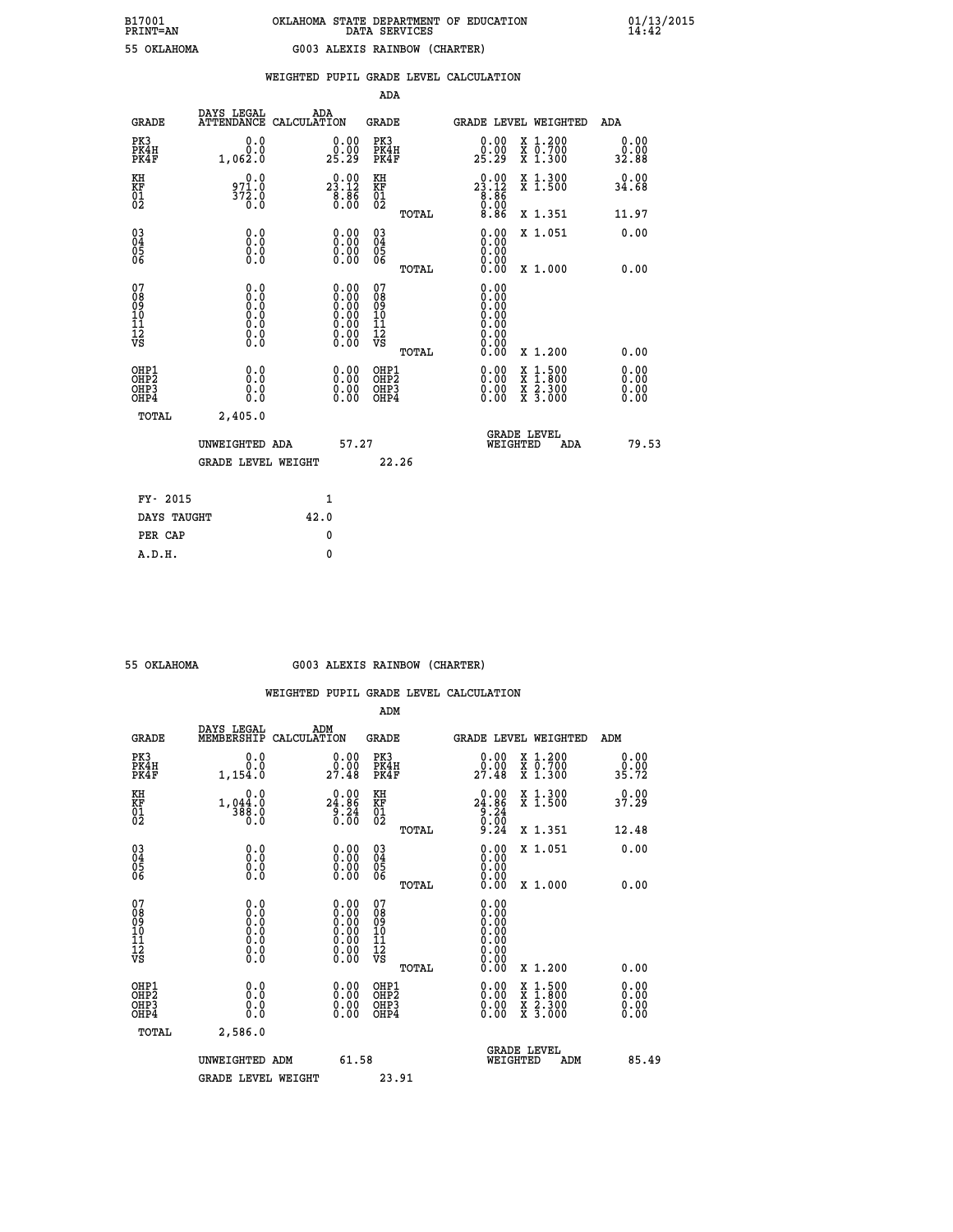B17001 OKLAHOMA STATE DEPARTMENT OF EDUCATION 01/13/2015
PRINT=AN DATA SERVICES 14:42

55 OKLAHOMA G003 ALEXIS RAINBOW (CHARTER)

WEIGHTED PUPIL GRADE LEVEL CALCULATION

ADA

| GRADE | DAYS LEGAL ATTENDANCE | ADA CALCULATION | GRADE | GRADE LEVEL | WEIGHTED | ADA |
|---|---|---|---|---|---|---|
| PK3 | 0.0 | 0.00 | PK3 | 0.00 | X 1.200 | 0.00 |
| PK4H | 0.0 | 0.00 | PK4H | 0.00 | X 0.700 | 0.00 |
| PK4F | 1,062.0 | 25.29 | PK4F | 25.29 | X 1.300 | 32.88 |
| KH | 0.0 | 0.00 | KH | 0.00 | X 1.300 | 0.00 |
| KF | 971.0 | 23.12 | KF | 23.12 | X 1.500 | 34.68 |
| 01 | 372.0 | 8.86 | 01 | 8.86 | | |
| 02 | 0.0 | 0.00 | 02 | 0.00 | | |
| | | | TOTAL | 8.86 | X 1.351 | 11.97 |
| 03 | 0.0 | 0.00 | 03 | 0.00 | X 1.051 | 0.00 |
| 04 | 0.0 | 0.00 | 04 | 0.00 | | |
| 05 | 0.0 | 0.00 | 05 | 0.00 | | |
| 06 | 0.0 | 0.00 | 06 | 0.00 | | |
| | | | TOTAL | 0.00 | X 1.000 | 0.00 |
| 07 | 0.0 | 0.00 | 07 | 0.00 | | |
| 08 | 0.0 | 0.00 | 08 | 0.00 | | |
| 09 | 0.0 | 0.00 | 09 | 0.00 | | |
| 10 | 0.0 | 0.00 | 10 | 0.00 | | |
| 11 | 0.0 | 0.00 | 11 | 0.00 | | |
| 12 | 0.0 | 0.00 | 12 | 0.00 | | |
| VS | 0.0 | 0.00 | VS | 0.00 | | |
| | | | TOTAL | 0.00 | X 1.200 | 0.00 |
| OHP1 | 0.0 | 0.00 | OHP1 | 0.00 | X 1.500 | 0.00 |
| OHP2 | 0.0 | 0.00 | OHP2 | 0.00 | X 1.800 | 0.00 |
| OHP3 | 0.0 | 0.00 | OHP3 | 0.00 | X 2.300 | 0.00 |
| OHP4 | 0.0 | 0.00 | OHP4 | 0.00 | X 3.000 | 0.00 |
| TOTAL | 2,405.0 | | | | | |

UNWEIGHTED ADA 57.27 GRADE LEVEL WEIGHTED ADA 79.53

GRADE LEVEL WEIGHT 22.26

FY- 2015 1
DAYS TAUGHT 42.0
PER CAP 0
A.D.H. 0

55 OKLAHOMA G003 ALEXIS RAINBOW (CHARTER)

WEIGHTED PUPIL GRADE LEVEL CALCULATION

ADM

| GRADE | DAYS LEGAL MEMBERSHIP | ADM CALCULATION | GRADE | GRADE LEVEL | WEIGHTED | ADM |
|---|---|---|---|---|---|---|
| PK3 | 0.0 | 0.00 | PK3 | 0.00 | X 1.200 | 0.00 |
| PK4H | 0.0 | 0.00 | PK4H | 0.00 | X 0.700 | 0.00 |
| PK4F | 1,154.0 | 27.48 | PK4F | 27.48 | X 1.300 | 35.72 |
| KH | 0.0 | 0.00 | KH | 0.00 | X 1.300 | 0.00 |
| KF | 1,044.0 | 24.86 | KF | 24.86 | X 1.500 | 37.29 |
| 01 | 388.0 | 9.24 | 01 | 9.24 | | |
| 02 | 0.0 | 0.00 | 02 | 0.00 | | |
| | | | TOTAL | 9.24 | X 1.351 | 12.48 |
| 03 | 0.0 | 0.00 | 03 | 0.00 | X 1.051 | 0.00 |
| 04 | 0.0 | 0.00 | 04 | 0.00 | | |
| 05 | 0.0 | 0.00 | 05 | 0.00 | | |
| 06 | 0.0 | 0.00 | 06 | 0.00 | | |
| | | | TOTAL | 0.00 | X 1.000 | 0.00 |
| 07 | 0.0 | 0.00 | 07 | 0.00 | | |
| 08 | 0.0 | 0.00 | 08 | 0.00 | | |
| 09 | 0.0 | 0.00 | 09 | 0.00 | | |
| 10 | 0.0 | 0.00 | 10 | 0.00 | | |
| 11 | 0.0 | 0.00 | 11 | 0.00 | | |
| 12 | 0.0 | 0.00 | 12 | 0.00 | | |
| VS | 0.0 | 0.00 | VS | 0.00 | | |
| | | | TOTAL | 0.00 | X 1.200 | 0.00 |
| OHP1 | 0.0 | 0.00 | OHP1 | 0.00 | X 1.500 | 0.00 |
| OHP2 | 0.0 | 0.00 | OHP2 | 0.00 | X 1.800 | 0.00 |
| OHP3 | 0.0 | 0.00 | OHP3 | 0.00 | X 2.300 | 0.00 |
| OHP4 | 0.0 | 0.00 | OHP4 | 0.00 | X 3.000 | 0.00 |
| TOTAL | 2,586.0 | | | | | |

UNWEIGHTED ADM 61.58 GRADE LEVEL WEIGHTED ADM 85.49

GRADE LEVEL WEIGHT 23.91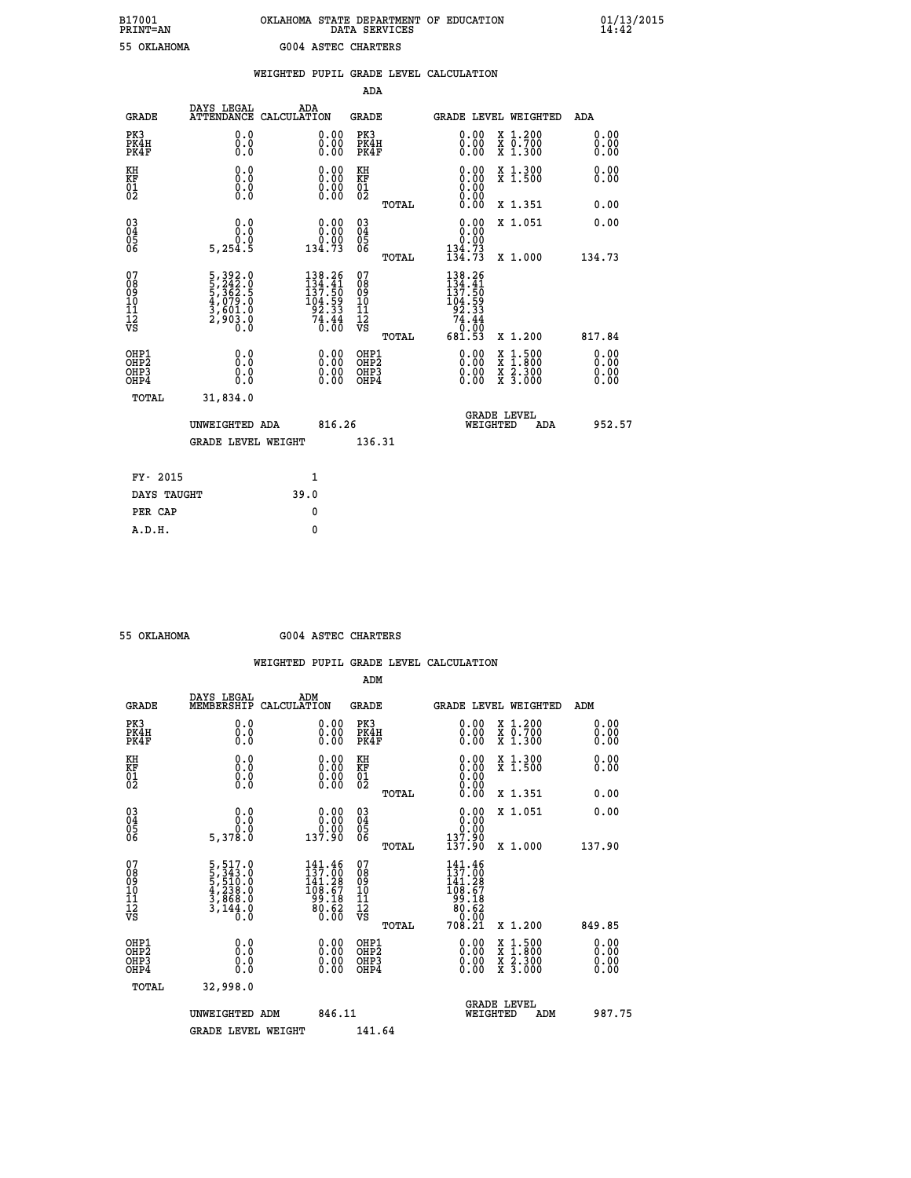B17001 PRINT=AN — OKLAHOMA STATE DEPARTMENT OF EDUCATION DATA SERVICES — 01/13/2015 14:42

55 OKLAHOMA — G004 ASTEC CHARTERS

## WEIGHTED PUPIL GRADE LEVEL CALCULATION

### ADA

| GRADE | DAYS LEGAL ATTENDANCE | ADA CALCULATION | GRADE | GRADE LEVEL | WEIGHTED | ADA |
|---|---|---|---|---|---|---|
| PK3 | 0.0 | 0.00 | PK3 | 0.00 | X 1.200 | 0.00 |
| PK4H | 0.0 | 0.00 | PK4H | 0.00 | X 0.700 | 0.00 |
| PK4F | 0.0 | 0.00 | PK4F | 0.00 | X 1.300 | 0.00 |
| KH | 0.0 | 0.00 | KH | 0.00 | X 1.300 | 0.00 |
| KF | 0.0 | 0.00 | KF | 0.00 | X 1.500 | 0.00 |
| 01 | 0.0 | 0.00 | 01 | 0.00 | | |
| 02 | 0.0 | 0.00 | 02 | 0.00 | | |
| | | | TOTAL | 0.00 | X 1.351 | 0.00 |
| 03 | 0.0 | 0.00 | 03 | 0.00 | X 1.051 | 0.00 |
| 04 | 0.0 | 0.00 | 04 | 0.00 | | |
| 05 | 0.0 | 0.00 | 05 | 0.00 | | |
| 06 | 5,254.5 | 134.73 | 06 | 134.73 | | |
| | | | TOTAL | 134.73 | X 1.000 | 134.73 |
| 07 | 5,392.0 | 138.26 | 07 | 138.26 | | |
| 08 | 5,242.0 | 134.41 | 08 | 134.41 | | |
| 09 | 5,362.5 | 137.50 | 09 | 137.50 | | |
| 10 | 4,079.0 | 104.59 | 10 | 104.59 | | |
| 11 | 3,601.0 | 92.33 | 11 | 92.33 | | |
| 12 | 2,903.0 | 74.44 | 12 | 74.44 | | |
| VS | 0.0 | 0.00 | VS | 0.00 | | |
| | | | TOTAL | 681.53 | X 1.200 | 817.84 |
| OHP1 | 0.0 | 0.00 | OHP1 | 0.00 | X 1.500 | 0.00 |
| OHP2 | 0.0 | 0.00 | OHP2 | 0.00 | X 1.800 | 0.00 |
| OHP3 | 0.0 | 0.00 | OHP3 | 0.00 | X 2.300 | 0.00 |
| OHP4 | 0.0 | 0.00 | OHP4 | 0.00 | X 3.000 | 0.00 |
| TOTAL | 31,834.0 | | | | | |

UNWEIGHTED ADA 816.26 — GRADE LEVEL WEIGHTED ADA 952.57

GRADE LEVEL WEIGHT 136.31

| | |
|---|---|
| FY- 2015 | 1 |
| DAYS TAUGHT | 39.0 |
| PER CAP | 0 |
| A.D.H. | 0 |

55 OKLAHOMA — G004 ASTEC CHARTERS

## WEIGHTED PUPIL GRADE LEVEL CALCULATION

### ADM

| GRADE | DAYS LEGAL MEMBERSHIP | ADM CALCULATION | GRADE | GRADE LEVEL | WEIGHTED | ADM |
|---|---|---|---|---|---|---|
| PK3 | 0.0 | 0.00 | PK3 | 0.00 | X 1.200 | 0.00 |
| PK4H | 0.0 | 0.00 | PK4H | 0.00 | X 0.700 | 0.00 |
| PK4F | 0.0 | 0.00 | PK4F | 0.00 | X 1.300 | 0.00 |
| KH | 0.0 | 0.00 | KH | 0.00 | X 1.300 | 0.00 |
| KF | 0.0 | 0.00 | KF | 0.00 | X 1.500 | 0.00 |
| 01 | 0.0 | 0.00 | 01 | 0.00 | | |
| 02 | 0.0 | 0.00 | 02 | 0.00 | | |
| | | | TOTAL | 0.00 | X 1.351 | 0.00 |
| 03 | 0.0 | 0.00 | 03 | 0.00 | X 1.051 | 0.00 |
| 04 | 0.0 | 0.00 | 04 | 0.00 | | |
| 05 | 0.0 | 0.00 | 05 | 0.00 | | |
| 06 | 5,378.0 | 137.90 | 06 | 137.90 | | |
| | | | TOTAL | 137.90 | X 1.000 | 137.90 |
| 07 | 5,517.0 | 141.46 | 07 | 141.46 | | |
| 08 | 5,343.0 | 137.00 | 08 | 137.00 | | |
| 09 | 5,510.0 | 141.28 | 09 | 141.28 | | |
| 10 | 4,238.0 | 108.67 | 10 | 108.67 | | |
| 11 | 3,868.0 | 99.18 | 11 | 99.18 | | |
| 12 | 3,144.0 | 80.62 | 12 | 80.62 | | |
| VS | 0.0 | 0.00 | VS | 0.00 | | |
| | | | TOTAL | 708.21 | X 1.200 | 849.85 |
| OHP1 | 0.0 | 0.00 | OHP1 | 0.00 | X 1.500 | 0.00 |
| OHP2 | 0.0 | 0.00 | OHP2 | 0.00 | X 1.800 | 0.00 |
| OHP3 | 0.0 | 0.00 | OHP3 | 0.00 | X 2.300 | 0.00 |
| OHP4 | 0.0 | 0.00 | OHP4 | 0.00 | X 3.000 | 0.00 |
| TOTAL | 32,998.0 | | | | | |

UNWEIGHTED ADM 846.11 — GRADE LEVEL WEIGHTED ADM 987.75

GRADE LEVEL WEIGHT 141.64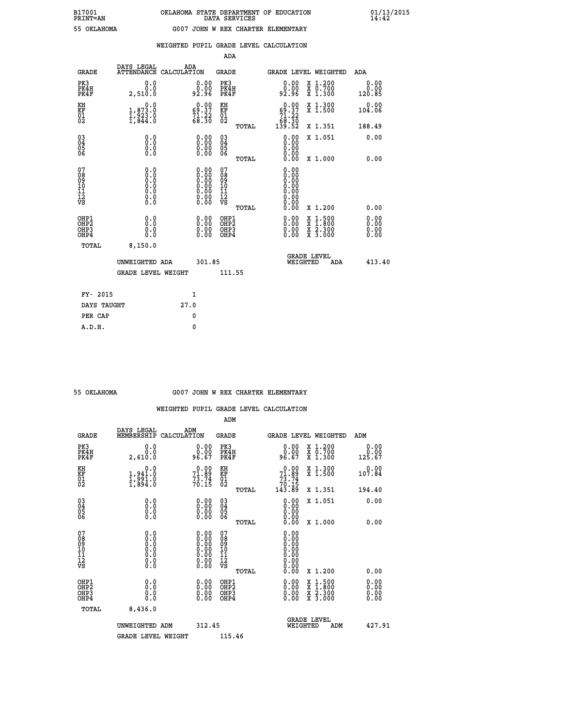B17001 OKLAHOMA STATE DEPARTMENT OF EDUCATION 01/13/2015
PRINT=AN DATA SERVICES 14:42

55 OKLAHOMA G007 JOHN W REX CHARTER ELEMENTARY

WEIGHTED PUPIL GRADE LEVEL CALCULATION

ADA

| GRADE | DAYS LEGAL ATTENDANCE | ADA CALCULATION | GRADE | GRADE LEVEL | WEIGHTED | ADA |
|---|---|---|---|---|---|---|
| PK3 | 0.0 | 0.00 | PK3 | 0.00 | X 1.200 | 0.00 |
| PK4H | 0.0 | 0.00 | PK4H | 0.00 | X 0.700 | 0.00 |
| PK4F | 2,510.0 | 92.96 | PK4F | 92.96 | X 1.300 | 120.85 |
| KH | 0.0 | 0.00 | KH | 0.00 | X 1.300 | 0.00 |
| KF | 1,873.0 | 69.37 | KF | 69.37 | X 1.500 | 104.06 |
| 01 | 1,923.0 | 71.22 | 01 | 71.22 | | |
| 02 | 1,844.0 | 68.30 | 02 | 68.30 | | |
| | | | TOTAL | 139.52 | X 1.351 | 188.49 |
| 03 | 0.0 | 0.00 | 03 | 0.00 | X 1.051 | 0.00 |
| 04 | 0.0 | 0.00 | 04 | 0.00 | | |
| 05 | 0.0 | 0.00 | 05 | 0.00 | | |
| 06 | 0.0 | 0.00 | 06 | 0.00 | | |
| | | | TOTAL | 0.00 | X 1.000 | 0.00 |
| 07 | 0.0 | 0.00 | 07 | 0.00 | | |
| 08 | 0.0 | 0.00 | 08 | 0.00 | | |
| 09 | 0.0 | 0.00 | 09 | 0.00 | | |
| 10 | 0.0 | 0.00 | 10 | 0.00 | | |
| 11 | 0.0 | 0.00 | 11 | 0.00 | | |
| 12 | 0.0 | 0.00 | 12 | 0.00 | | |
| VS | 0.0 | 0.00 | VS | 0.00 | | |
| | | | TOTAL | 0.00 | X 1.200 | 0.00 |
| OHP1 | 0.0 | 0.00 | OHP1 | 0.00 | X 1.500 | 0.00 |
| OHP2 | 0.0 | 0.00 | OHP2 | 0.00 | X 1.800 | 0.00 |
| OHP3 | 0.0 | 0.00 | OHP3 | 0.00 | X 2.300 | 0.00 |
| OHP4 | 0.0 | 0.00 | OHP4 | 0.00 | X 3.000 | 0.00 |
| TOTAL | 8,150.0 | | | | | |

UNWEIGHTED ADA 301.85 GRADE LEVEL WEIGHTED ADA 413.40

GRADE LEVEL WEIGHT 111.55

FY- 2015 1

DAYS TAUGHT 27.0

PER CAP 0

A.D.H. 0

55 OKLAHOMA G007 JOHN W REX CHARTER ELEMENTARY

WEIGHTED PUPIL GRADE LEVEL CALCULATION

ADM

| GRADE | DAYS LEGAL MEMBERSHIP | ADM CALCULATION | GRADE | GRADE LEVEL | WEIGHTED | ADM |
|---|---|---|---|---|---|---|
| PK3 | 0.0 | 0.00 | PK3 | 0.00 | X 1.200 | 0.00 |
| PK4H | 0.0 | 0.00 | PK4H | 0.00 | X 0.700 | 0.00 |
| PK4F | 2,610.0 | 96.67 | PK4F | 96.67 | X 1.300 | 125.67 |
| KH | 0.0 | 0.00 | KH | 0.00 | X 1.300 | 0.00 |
| KF | 1,941.0 | 71.89 | KF | 71.89 | X 1.500 | 107.84 |
| 01 | 1,991.0 | 73.74 | 01 | 73.74 | | |
| 02 | 1,894.0 | 70.15 | 02 | 70.15 | | |
| | | | TOTAL | 143.89 | X 1.351 | 194.40 |
| 03 | 0.0 | 0.00 | 03 | 0.00 | X 1.051 | 0.00 |
| 04 | 0.0 | 0.00 | 04 | 0.00 | | |
| 05 | 0.0 | 0.00 | 05 | 0.00 | | |
| 06 | 0.0 | 0.00 | 06 | 0.00 | | |
| | | | TOTAL | 0.00 | X 1.000 | 0.00 |
| 07 | 0.0 | 0.00 | 07 | 0.00 | | |
| 08 | 0.0 | 0.00 | 08 | 0.00 | | |
| 09 | 0.0 | 0.00 | 09 | 0.00 | | |
| 10 | 0.0 | 0.00 | 10 | 0.00 | | |
| 11 | 0.0 | 0.00 | 11 | 0.00 | | |
| 12 | 0.0 | 0.00 | 12 | 0.00 | | |
| VS | 0.0 | 0.00 | VS | 0.00 | | |
| | | | TOTAL | 0.00 | X 1.200 | 0.00 |
| OHP1 | 0.0 | 0.00 | OHP1 | 0.00 | X 1.500 | 0.00 |
| OHP2 | 0.0 | 0.00 | OHP2 | 0.00 | X 1.800 | 0.00 |
| OHP3 | 0.0 | 0.00 | OHP3 | 0.00 | X 2.300 | 0.00 |
| OHP4 | 0.0 | 0.00 | OHP4 | 0.00 | X 3.000 | 0.00 |
| TOTAL | 8,436.0 | | | | | |

UNWEIGHTED ADM 312.45 GRADE LEVEL WEIGHTED ADM 427.91

GRADE LEVEL WEIGHT 115.46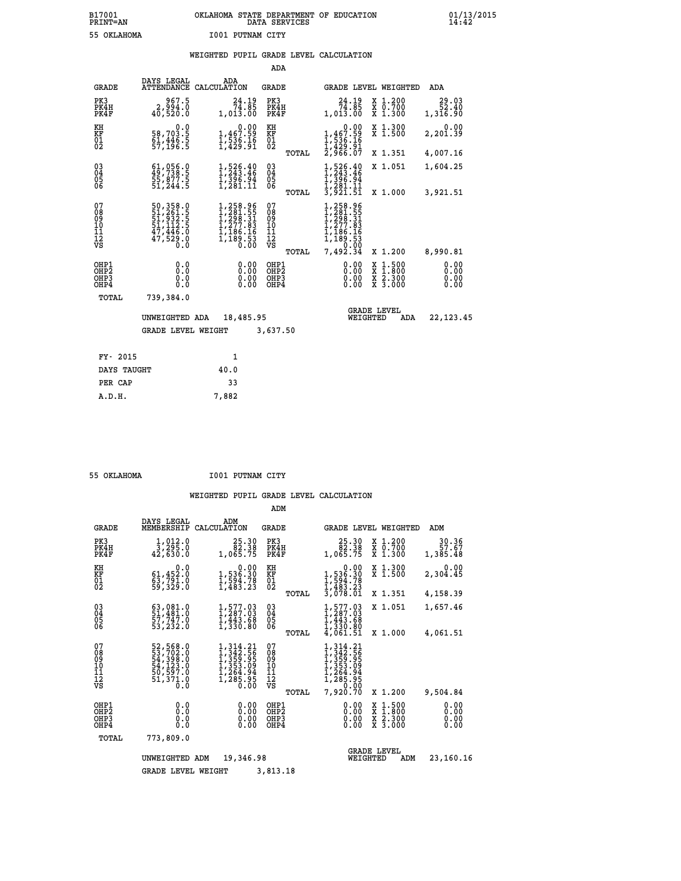B17001 OKLAHOMA STATE DEPARTMENT OF EDUCATION 01/13/2015
PRINT=AN DATA SERVICES 14:42

55 OKLAHOMA I001 PUTNAM CITY

## WEIGHTED PUPIL GRADE LEVEL CALCULATION

### ADA

| GRADE | DAYS LEGAL ATTENDANCE | ADA CALCULATION | GRADE | GRADE LEVEL | WEIGHTED | ADA |
|---|---|---|---|---|---|---|
| PK3 | 967.5 | 24.19 | PK3 | 24.19 | X 1.200 | 29.03 |
| PK4H | 2,994.0 | 74.85 | PK4H | 74.85 | X 0.700 | 52.40 |
| PK4F | 40,520.0 | 1,013.00 | PK4F | 1,013.00 | X 1.300 | 1,316.90 |
| KH | 0.0 | 0.00 | KH | 0.00 | X 1.300 | 0.00 |
| KF | 58,703.5 | 1,467.59 | KF | 1,467.59 | X 1.500 | 2,201.39 |
| 01 | 61,446.5 | 1,536.16 | 01 | 1,536.16 | | |
| 02 | 57,196.5 | 1,429.91 | 02 | 1,429.91 | | |
| | | | TOTAL | 2,966.07 | X 1.351 | 4,007.16 |
| 03 | 61,056.0 | 1,526.40 | 03 | 1,526.40 | X 1.051 | 1,604.25 |
| 04 | 49,738.5 | 1,243.46 | 04 | 1,243.46 | | |
| 05 | 55,877.5 | 1,396.94 | 05 | 1,396.94 | | |
| 06 | 51,244.5 | 1,281.11 | 06 | 1,281.11 | | |
| | | | TOTAL | 3,921.51 | X 1.000 | 3,921.51 |
| 07 | 50,358.0 | 1,258.96 | 07 | 1,258.96 | | |
| 08 | 51,261.5 | 1,281.55 | 08 | 1,281.55 | | |
| 09 | 51,932.5 | 1,298.31 | 09 | 1,298.31 | | |
| 10 | 51,112.5 | 1,277.83 | 10 | 1,277.83 | | |
| 11 | 47,446.0 | 1,186.16 | 11 | 1,186.16 | | |
| 12 | 47,529.0 | 1,189.53 | 12 | 1,189.53 | | |
| VS | 0.0 | 0.00 | VS | 0.00 | | |
| | | | TOTAL | 7,492.34 | X 1.200 | 8,990.81 |
| OHP1 | 0.0 | 0.00 | OHP1 | 0.00 | X 1.500 | 0.00 |
| OHP2 | 0.0 | 0.00 | OHP2 | 0.00 | X 1.800 | 0.00 |
| OHP3 | 0.0 | 0.00 | OHP3 | 0.00 | X 2.300 | 0.00 |
| OHP4 | 0.0 | 0.00 | OHP4 | 0.00 | X 3.000 | 0.00 |
| TOTAL | 739,384.0 | | | | | |

UNWEIGHTED ADA 18,485.95 &nbsp;&nbsp; GRADE LEVEL WEIGHTED ADA 22,123.45

GRADE LEVEL WEIGHT 3,637.50

| | |
|---|---|
| FY- 2015 | 1 |
| DAYS TAUGHT | 40.0 |
| PER CAP | 33 |
| A.D.H. | 7,882 |

55 OKLAHOMA I001 PUTNAM CITY

## WEIGHTED PUPIL GRADE LEVEL CALCULATION

### ADM

| GRADE | DAYS LEGAL MEMBERSHIP | ADM CALCULATION | GRADE | GRADE LEVEL | WEIGHTED | ADM |
|---|---|---|---|---|---|---|
| PK3 | 1,012.0 | 25.30 | PK3 | 25.30 | X 1.200 | 30.36 |
| PK4H | 3,295.0 | 82.38 | PK4H | 82.38 | X 0.700 | 57.67 |
| PK4F | 42,630.0 | 1,065.75 | PK4F | 1,065.75 | X 1.300 | 1,385.48 |
| KH | 0.0 | 0.00 | KH | 0.00 | X 1.300 | 0.00 |
| KF | 61,452.0 | 1,536.30 | KF | 1,536.30 | X 1.500 | 2,304.45 |
| 01 | 63,791.0 | 1,594.78 | 01 | 1,594.78 | | |
| 02 | 59,329.0 | 1,483.23 | 02 | 1,483.23 | | |
| | | | TOTAL | 3,078.01 | X 1.351 | 4,158.39 |
| 03 | 63,081.0 | 1,577.03 | 03 | 1,577.03 | X 1.051 | 1,657.46 |
| 04 | 51,481.0 | 1,287.03 | 04 | 1,287.03 | | |
| 05 | 57,747.0 | 1,443.68 | 05 | 1,443.68 | | |
| 06 | 53,232.0 | 1,330.80 | 06 | 1,330.80 | | |
| | | | TOTAL | 4,061.51 | X 1.000 | 4,061.51 |
| 07 | 52,568.0 | 1,314.21 | 07 | 1,314.21 | | |
| 08 | 53,702.0 | 1,342.56 | 08 | 1,342.56 | | |
| 09 | 54,398.0 | 1,359.95 | 09 | 1,359.95 | | |
| 10 | 54,123.0 | 1,353.09 | 10 | 1,353.09 | | |
| 11 | 50,597.0 | 1,264.94 | 11 | 1,264.94 | | |
| 12 | 51,371.0 | 1,285.95 | 12 | 1,285.95 | | |
| VS | 0.0 | 0.00 | VS | 0.00 | | |
| | | | TOTAL | 7,920.70 | X 1.200 | 9,504.84 |
| OHP1 | 0.0 | 0.00 | OHP1 | 0.00 | X 1.500 | 0.00 |
| OHP2 | 0.0 | 0.00 | OHP2 | 0.00 | X 1.800 | 0.00 |
| OHP3 | 0.0 | 0.00 | OHP3 | 0.00 | X 2.300 | 0.00 |
| OHP4 | 0.0 | 0.00 | OHP4 | 0.00 | X 3.000 | 0.00 |
| TOTAL | 773,809.0 | | | | | |

UNWEIGHTED ADM 19,346.98 &nbsp;&nbsp; GRADE LEVEL WEIGHTED ADM 23,160.16

GRADE LEVEL WEIGHT 3,813.18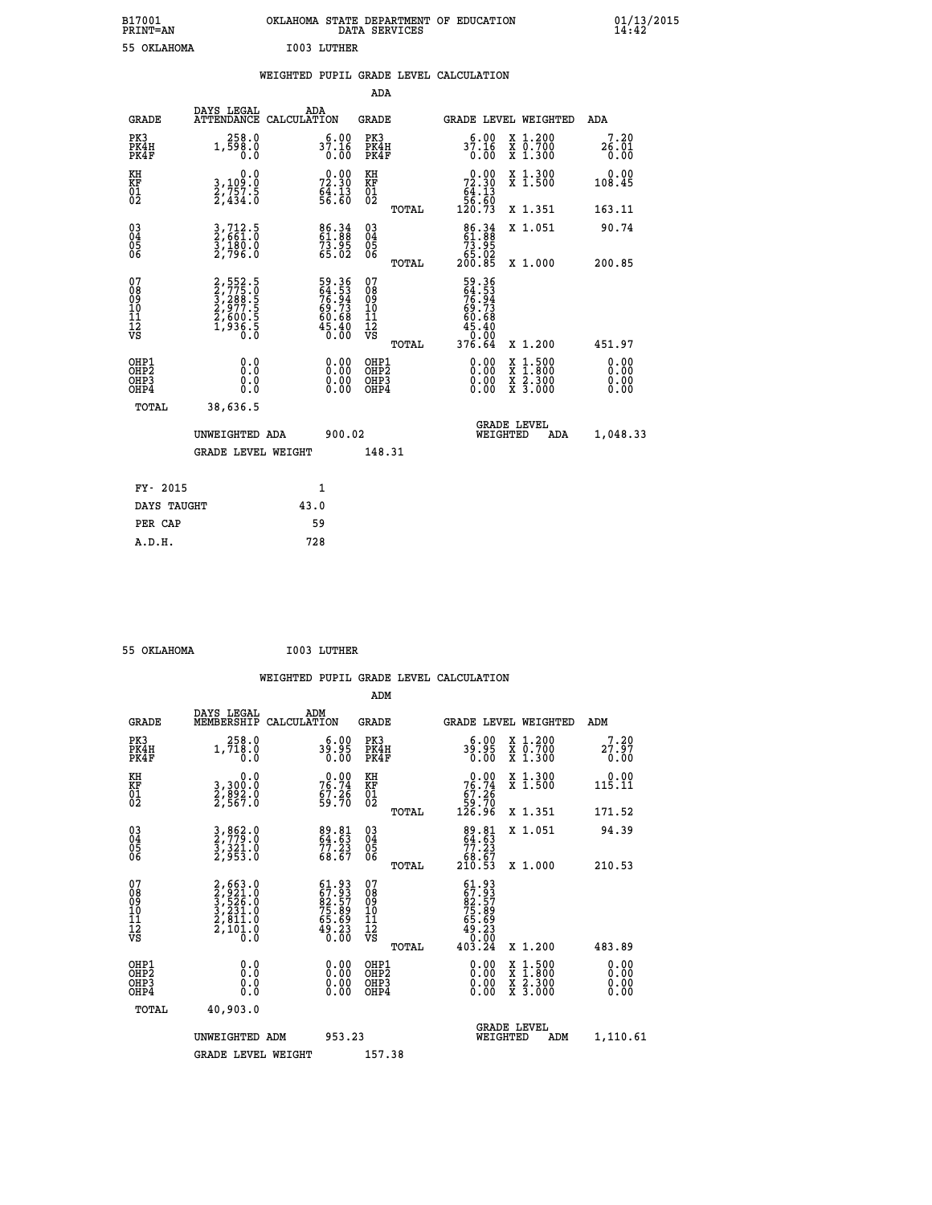B17001 OKLAHOMA STATE DEPARTMENT OF EDUCATION 01/13/2015
PRINT=AN DATA SERVICES 14:42

55 OKLAHOMA I003 LUTHER

WEIGHTED PUPIL GRADE LEVEL CALCULATION

ADA

| GRADE | DAYS LEGAL ATTENDANCE | ADA CALCULATION | GRADE | | GRADE LEVEL | WEIGHTED | ADA |
|---|---|---|---|---|---|---|---|
| PK3 | 258.0 | 6.00 | PK3 | | 6.00 | X 1.200 | 7.20 |
| PK4H | 1,598.0 | 37.16 | PK4H | | 37.16 | X 0.700 | 26.01 |
| PK4F | 0.0 | 0.00 | PK4F | | 0.00 | X 1.300 | 0.00 |
| KH | 0.0 | 0.00 | KH | | 0.00 | X 1.300 | 0.00 |
| KF | 3,109.0 | 72.30 | KF | | 72.30 | X 1.500 | 108.45 |
| 01 | 2,757.5 | 64.13 | 01 | | 64.13 | | |
| 02 | 2,434.0 | 56.60 | 02 | | 56.60 | | |
| | | | | TOTAL | 120.73 | X 1.351 | 163.11 |
| 03 | 3,712.5 | 86.34 | 03 | | 86.34 | X 1.051 | 90.74 |
| 04 | 2,661.0 | 61.88 | 04 | | 61.88 | | |
| 05 | 3,180.0 | 73.95 | 05 | | 73.95 | | |
| 06 | 2,796.0 | 65.02 | 06 | | 65.02 | | |
| | | | | TOTAL | 200.85 | X 1.000 | 200.85 |
| 07 | 2,552.5 | 59.36 | 07 | | 59.36 | | |
| 08 | 2,775.0 | 64.53 | 08 | | 64.53 | | |
| 09 | 3,288.5 | 76.94 | 09 | | 76.94 | | |
| 10 | 2,977.5 | 69.73 | 10 | | 69.73 | | |
| 11 | 2,600.5 | 60.68 | 11 | | 60.68 | | |
| 12 | 1,936.5 | 45.40 | 12 | | 45.40 | | |
| VS | 0.0 | 0.00 | VS | | 0.00 | | |
| | | | | TOTAL | 376.64 | X 1.200 | 451.97 |
| OHP1 | 0.0 | 0.00 | OHP1 | | 0.00 | X 1.500 | 0.00 |
| OHP2 | 0.0 | 0.00 | OHP2 | | 0.00 | X 1.800 | 0.00 |
| OHP3 | 0.0 | 0.00 | OHP3 | | 0.00 | X 2.300 | 0.00 |
| OHP4 | 0.0 | 0.00 | OHP4 | | 0.00 | X 3.000 | 0.00 |
| TOTAL | 38,636.5 | | | | | | |

UNWEIGHTED ADA 900.02 GRADE LEVEL WEIGHTED ADA 1,048.33

GRADE LEVEL WEIGHT 148.31

| FY- 2015 | 1 |
|---|---|
| DAYS TAUGHT | 43.0 |
| PER CAP | 59 |
| A.D.H. | 728 |

55 OKLAHOMA I003 LUTHER

WEIGHTED PUPIL GRADE LEVEL CALCULATION

ADM

| GRADE | DAYS LEGAL MEMBERSHIP | ADM CALCULATION | GRADE | | GRADE LEVEL | WEIGHTED | ADM |
|---|---|---|---|---|---|---|---|
| PK3 | 258.0 | 6.00 | PK3 | | 6.00 | X 1.200 | 7.20 |
| PK4H | 1,718.0 | 39.95 | PK4H | | 39.95 | X 0.700 | 27.97 |
| PK4F | 0.0 | 0.00 | PK4F | | 0.00 | X 1.300 | 0.00 |
| KH | 0.0 | 0.00 | KH | | 0.00 | X 1.300 | 0.00 |
| KF | 3,300.0 | 76.74 | KF | | 76.74 | X 1.500 | 115.11 |
| 01 | 2,892.0 | 67.26 | 01 | | 67.26 | | |
| 02 | 2,567.0 | 59.70 | 02 | | 59.70 | | |
| | | | | TOTAL | 126.96 | X 1.351 | 171.52 |
| 03 | 3,862.0 | 89.81 | 03 | | 89.81 | X 1.051 | 94.39 |
| 04 | 2,779.0 | 64.63 | 04 | | 64.63 | | |
| 05 | 3,321.0 | 77.23 | 05 | | 77.23 | | |
| 06 | 2,953.0 | 68.67 | 06 | | 68.67 | | |
| | | | | TOTAL | 210.53 | X 1.000 | 210.53 |
| 07 | 2,663.0 | 61.93 | 07 | | 61.93 | | |
| 08 | 2,921.0 | 67.93 | 08 | | 67.93 | | |
| 09 | 3,526.0 | 82.57 | 09 | | 82.57 | | |
| 10 | 3,231.0 | 75.89 | 10 | | 75.89 | | |
| 11 | 2,811.0 | 65.69 | 11 | | 65.69 | | |
| 12 | 2,101.0 | 49.23 | 12 | | 49.23 | | |
| VS | 0.0 | 0.00 | VS | | 0.00 | | |
| | | | | TOTAL | 403.24 | X 1.200 | 483.89 |
| OHP1 | 0.0 | 0.00 | OHP1 | | 0.00 | X 1.500 | 0.00 |
| OHP2 | 0.0 | 0.00 | OHP2 | | 0.00 | X 1.800 | 0.00 |
| OHP3 | 0.0 | 0.00 | OHP3 | | 0.00 | X 2.300 | 0.00 |
| OHP4 | 0.0 | 0.00 | OHP4 | | 0.00 | X 3.000 | 0.00 |
| TOTAL | 40,903.0 | | | | | | |

UNWEIGHTED ADM 953.23 GRADE LEVEL WEIGHTED ADM 1,110.61

GRADE LEVEL WEIGHT 157.38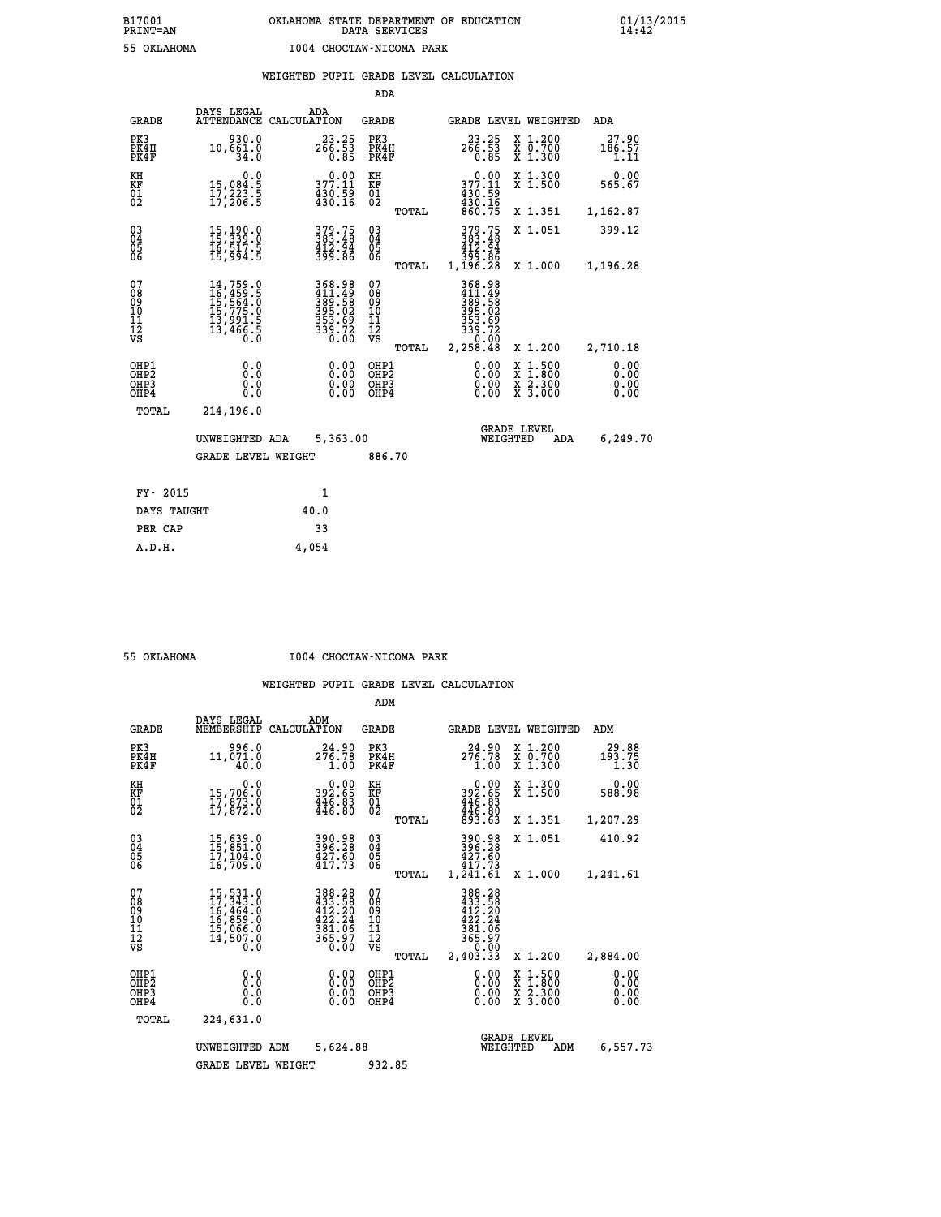B17001 OKLAHOMA STATE DEPARTMENT OF EDUCATION 01/13/2015
PRINT=AN DATA SERVICES 14:42

55 OKLAHOMA I004 CHOCTAW-NICOMA PARK

## WEIGHTED PUPIL GRADE LEVEL CALCULATION

### ADA

| GRADE | DAYS LEGAL ATTENDANCE | ADA CALCULATION | GRADE | | GRADE LEVEL | WEIGHTED | ADA |
|---|---|---|---|---|---|---|---|
| PK3 | 930.0 | 23.25 | PK3 | | 23.25 | X 1.200 | 27.90 |
| PK4H | 10,661.0 | 266.53 | PK4H | | 266.53 | X 0.700 | 186.57 |
| PK4F | 34.0 | 0.85 | PK4F | | 0.85 | X 1.300 | 1.11 |
| KH | 0.0 | 0.00 | KH | | 0.00 | X 1.300 | 0.00 |
| KF | 15,084.5 | 377.11 | KF | | 377.11 | X 1.500 | 565.67 |
| 01 | 17,223.5 | 430.59 | 01 | | 430.59 | | |
| 02 | 17,206.5 | 430.16 | 02 | | 430.16 | | |
| | | | | TOTAL | 860.75 | X 1.351 | 1,162.87 |
| 03 | 15,190.0 | 379.75 | 03 | | 379.75 | X 1.051 | 399.12 |
| 04 | 15,339.0 | 383.48 | 04 | | 383.48 | | |
| 05 | 16,517.5 | 412.94 | 05 | | 412.94 | | |
| 06 | 15,994.5 | 399.86 | 06 | | 399.86 | | |
| | | | | TOTAL | 1,196.28 | X 1.000 | 1,196.28 |
| 07 | 14,759.0 | 368.98 | 07 | | 368.98 | | |
| 08 | 16,459.5 | 411.49 | 08 | | 411.49 | | |
| 09 | 15,564.0 | 389.58 | 09 | | 389.58 | | |
| 10 | 15,775.0 | 395.02 | 10 | | 395.02 | | |
| 11 | 13,991.5 | 353.69 | 11 | | 353.69 | | |
| 12 | 13,466.5 | 339.72 | 12 | | 339.72 | | |
| VS | 0.0 | 0.00 | VS | | 0.00 | | |
| | | | | TOTAL | 2,258.48 | X 1.200 | 2,710.18 |
| OHP1 | 0.0 | 0.00 | OHP1 | | 0.00 | X 1.500 | 0.00 |
| OHP2 | 0.0 | 0.00 | OHP2 | | 0.00 | X 1.800 | 0.00 |
| OHP3 | 0.0 | 0.00 | OHP3 | | 0.00 | X 2.300 | 0.00 |
| OHP4 | 0.0 | 0.00 | OHP4 | | 0.00 | X 3.000 | 0.00 |
| TOTAL | 214,196.0 | | | | | | |

UNWEIGHTED ADA 5,363.00 — GRADE LEVEL WEIGHTED ADA 6,249.70

GRADE LEVEL WEIGHT 886.70

| FY- 2015 | 1 |
|---|---|
| DAYS TAUGHT | 40.0 |
| PER CAP | 33 |
| A.D.H. | 4,054 |

55 OKLAHOMA I004 CHOCTAW-NICOMA PARK

## WEIGHTED PUPIL GRADE LEVEL CALCULATION

### ADM

| GRADE | DAYS LEGAL MEMBERSHIP | ADM CALCULATION | GRADE | | GRADE LEVEL | WEIGHTED | ADM |
|---|---|---|---|---|---|---|---|
| PK3 | 996.0 | 24.90 | PK3 | | 24.90 | X 1.200 | 29.88 |
| PK4H | 11,071.0 | 276.78 | PK4H | | 276.78 | X 0.700 | 193.75 |
| PK4F | 40.0 | 1.00 | PK4F | | 1.00 | X 1.300 | 1.30 |
| KH | 0.0 | 0.00 | KH | | 0.00 | X 1.300 | 0.00 |
| KF | 15,706.0 | 392.65 | KF | | 392.65 | X 1.500 | 588.98 |
| 01 | 17,873.0 | 446.83 | 01 | | 446.83 | | |
| 02 | 17,872.0 | 446.80 | 02 | | 446.80 | | |
| | | | | TOTAL | 893.63 | X 1.351 | 1,207.29 |
| 03 | 15,639.0 | 390.98 | 03 | | 390.98 | X 1.051 | 410.92 |
| 04 | 15,851.0 | 396.28 | 04 | | 396.28 | | |
| 05 | 17,104.0 | 427.60 | 05 | | 427.60 | | |
| 06 | 16,709.0 | 417.73 | 06 | | 417.73 | | |
| | | | | TOTAL | 1,241.61 | X 1.000 | 1,241.61 |
| 07 | 15,531.0 | 388.28 | 07 | | 388.28 | | |
| 08 | 17,343.0 | 433.58 | 08 | | 433.58 | | |
| 09 | 16,464.0 | 412.20 | 09 | | 412.20 | | |
| 10 | 16,859.0 | 422.24 | 10 | | 422.24 | | |
| 11 | 15,066.0 | 381.06 | 11 | | 381.06 | | |
| 12 | 14,507.0 | 365.97 | 12 | | 365.97 | | |
| VS | 0.0 | 0.00 | VS | | 0.00 | | |
| | | | | TOTAL | 2,403.33 | X 1.200 | 2,884.00 |
| OHP1 | 0.0 | 0.00 | OHP1 | | 0.00 | X 1.500 | 0.00 |
| OHP2 | 0.0 | 0.00 | OHP2 | | 0.00 | X 1.800 | 0.00 |
| OHP3 | 0.0 | 0.00 | OHP3 | | 0.00 | X 2.300 | 0.00 |
| OHP4 | 0.0 | 0.00 | OHP4 | | 0.00 | X 3.000 | 0.00 |
| TOTAL | 224,631.0 | | | | | | |

UNWEIGHTED ADM 5,624.88 — GRADE LEVEL WEIGHTED ADM 6,557.73

GRADE LEVEL WEIGHT 932.85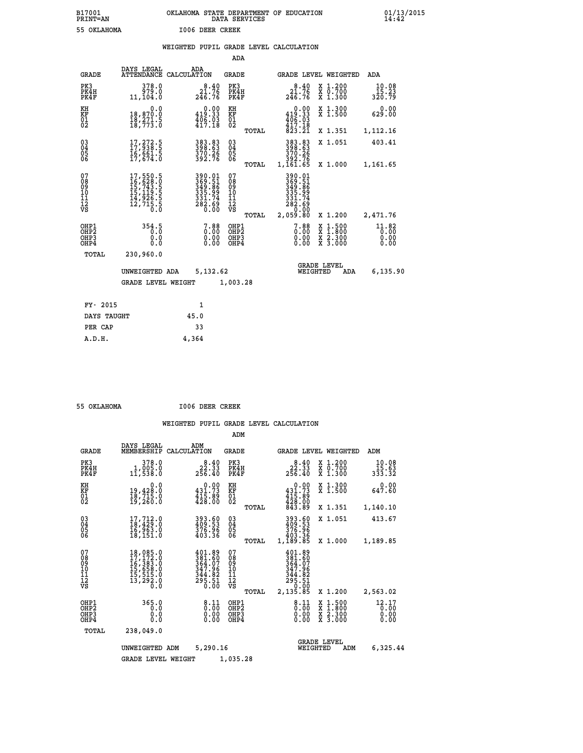B17001 OKLAHOMA STATE DEPARTMENT OF EDUCATION 01/13/2015
PRINT=AN DATA SERVICES 14:42

55 OKLAHOMA I006 DEER CREEK

## WEIGHTED PUPIL GRADE LEVEL CALCULATION

### ADA

| GRADE | DAYS LEGAL ATTENDANCE | ADA CALCULATION | GRADE | | GRADE LEVEL | WEIGHTED | ADA |
|---|---|---|---|---|---|---|---|
| PK3 | 378.0 | 8.40 | PK3 | | 8.40 | X 1.200 | 10.08 |
| PK4H | 979.0 | 21.76 | PK4H | | 21.76 | X 0.700 | 15.23 |
| PK4F | 11,104.0 | 246.76 | PK4F | | 246.76 | X 1.300 | 320.79 |
| KH | 0.0 | 0.00 | KH | | 0.00 | X 1.300 | 0.00 |
| KF | 18,870.0 | 419.33 | KF | | 419.33 | X 1.500 | 629.00 |
| 01 | 18,271.5 | 406.03 | 01 | | 406.03 | | |
| 02 | 18,773.0 | 417.18 | 02 | | 417.18 | | |
| | | | | TOTAL | 823.21 | X 1.351 | 1,112.16 |
| 03 | 17,272.5 | 383.83 | 03 | | 383.83 | X 1.051 | 403.41 |
| 04 | 17,938.5 | 398.63 | 04 | | 398.63 | | |
| 05 | 16,661.5 | 370.26 | 05 | | 370.26 | | |
| 06 | 17,674.0 | 392.76 | 06 | | 392.76 | | |
| | | | | TOTAL | 1,161.65 | X 1.000 | 1,161.65 |
| 07 | 17,550.5 | 390.01 | 07 | | 390.01 | | |
| 08 | 16,628.0 | 369.51 | 08 | | 369.51 | | |
| 09 | 15,743.5 | 349.86 | 09 | | 349.86 | | |
| 10 | 15,119.5 | 335.99 | 10 | | 335.99 | | |
| 11 | 14,926.5 | 331.74 | 11 | | 331.74 | | |
| 12 | 12,715.5 | 282.69 | 12 | | 282.69 | | |
| VS | 0.0 | 0.00 | VS | | 0.00 | | |
| | | | | TOTAL | 2,059.80 | X 1.200 | 2,471.76 |
| OHP1 | 354.5 | 7.88 | OHP1 | | 7.88 | X 1.500 | 11.82 |
| OHP2 | 0.0 | 0.00 | OHP2 | | 0.00 | X 1.800 | 0.00 |
| OHP3 | 0.0 | 0.00 | OHP3 | | 0.00 | X 2.300 | 0.00 |
| OHP4 | 0.0 | 0.00 | OHP4 | | 0.00 | X 3.000 | 0.00 |
| TOTAL | 230,960.0 | | | | | | |

UNWEIGHTED ADA 5,132.62 GRADE LEVEL WEIGHTED ADA 6,135.90

GRADE LEVEL WEIGHT 1,003.28

| FY- 2015 | 1 |
|---|---|
| DAYS TAUGHT | 45.0 |
| PER CAP | 33 |
| A.D.H. | 4,364 |

55 OKLAHOMA I006 DEER CREEK

## WEIGHTED PUPIL GRADE LEVEL CALCULATION

### ADM

| GRADE | DAYS LEGAL MEMBERSHIP | ADM CALCULATION | GRADE | | GRADE LEVEL | WEIGHTED | ADM |
|---|---|---|---|---|---|---|---|
| PK3 | 378.0 | 8.40 | PK3 | | 8.40 | X 1.200 | 10.08 |
| PK4H | 1,005.0 | 22.33 | PK4H | | 22.33 | X 0.700 | 15.63 |
| PK4F | 11,538.0 | 256.40 | PK4F | | 256.40 | X 1.300 | 333.32 |
| KH | 0.0 | 0.00 | KH | | 0.00 | X 1.300 | 0.00 |
| KF | 19,428.0 | 431.73 | KF | | 431.73 | X 1.500 | 647.60 |
| 01 | 18,715.0 | 415.89 | 01 | | 415.89 | | |
| 02 | 19,260.0 | 428.00 | 02 | | 428.00 | | |
| | | | | TOTAL | 843.89 | X 1.351 | 1,140.10 |
| 03 | 17,712.0 | 393.60 | 03 | | 393.60 | X 1.051 | 413.67 |
| 04 | 18,429.0 | 409.53 | 04 | | 409.53 | | |
| 05 | 16,963.0 | 376.96 | 05 | | 376.96 | | |
| 06 | 18,151.0 | 403.36 | 06 | | 403.36 | | |
| | | | | TOTAL | 1,189.85 | X 1.000 | 1,189.85 |
| 07 | 18,085.0 | 401.89 | 07 | | 401.89 | | |
| 08 | 17,172.0 | 381.60 | 08 | | 381.60 | | |
| 09 | 16,383.0 | 364.07 | 09 | | 364.07 | | |
| 10 | 15,658.0 | 347.96 | 10 | | 347.96 | | |
| 11 | 15,515.0 | 344.82 | 11 | | 344.82 | | |
| 12 | 13,292.0 | 295.51 | 12 | | 295.51 | | |
| VS | 0.0 | 0.00 | VS | | 0.00 | | |
| | | | | TOTAL | 2,135.85 | X 1.200 | 2,563.02 |
| OHP1 | 365.0 | 8.11 | OHP1 | | 8.11 | X 1.500 | 12.17 |
| OHP2 | 0.0 | 0.00 | OHP2 | | 0.00 | X 1.800 | 0.00 |
| OHP3 | 0.0 | 0.00 | OHP3 | | 0.00 | X 2.300 | 0.00 |
| OHP4 | 0.0 | 0.00 | OHP4 | | 0.00 | X 3.000 | 0.00 |
| TOTAL | 238,049.0 | | | | | | |

UNWEIGHTED ADM 5,290.16 GRADE LEVEL WEIGHTED ADM 6,325.44

GRADE LEVEL WEIGHT 1,035.28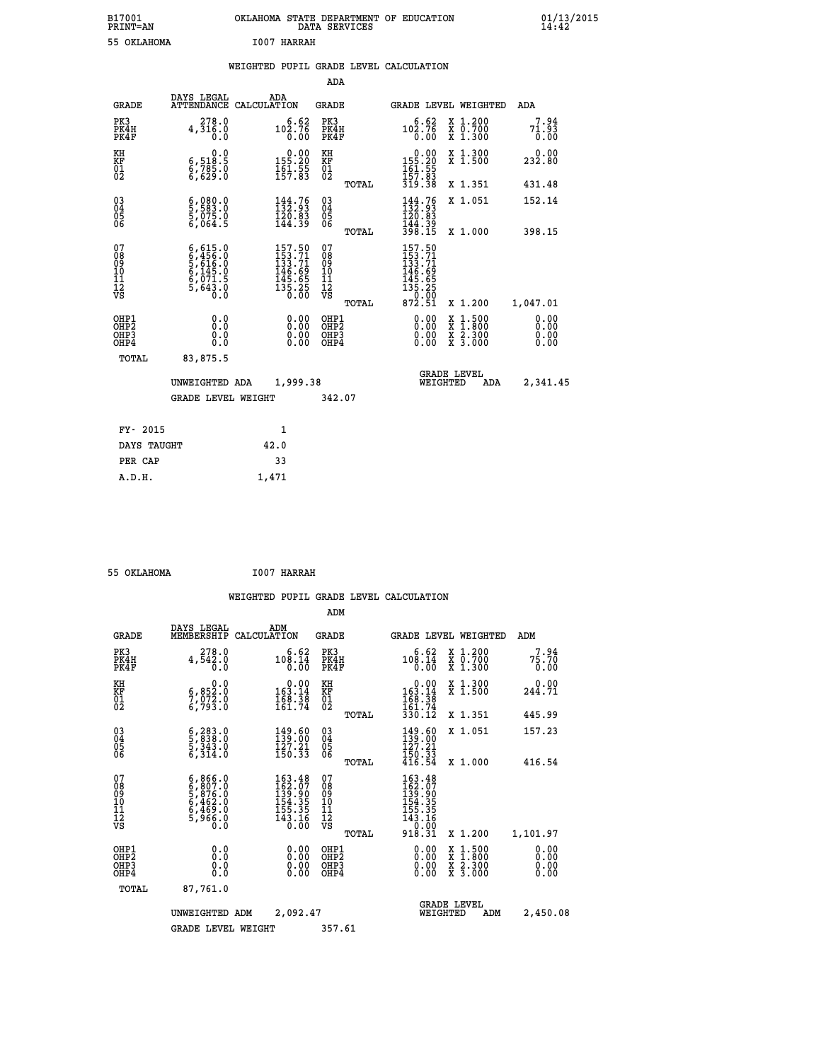B17001 OKLAHOMA STATE DEPARTMENT OF EDUCATION 01/13/2015
PRINT=AN DATA SERVICES 14:42

55 OKLAHOMA I007 HARRAH

WEIGHTED PUPIL GRADE LEVEL CALCULATION

ADA

| GRADE | DAYS LEGAL ATTENDANCE | ADA CALCULATION | GRADE | | GRADE LEVEL | WEIGHTED | ADA |
|---|---|---|---|---|---|---|---|
| PK3 | 278.0 | 6.62 | PK3 | | 6.62 | X 1.200 | 7.94 |
| PK4H | 4,316.0 | 102.76 | PK4H | | 102.76 | X 0.700 | 71.93 |
| PK4F | 0.0 | 0.00 | PK4F | | 0.00 | X 1.300 | 0.00 |
| KH | 0.0 | 0.00 | KH | | 0.00 | X 1.300 | 0.00 |
| KF | 6,518.5 | 155.20 | KF | | 155.20 | X 1.500 | 232.80 |
| 01 | 6,785.0 | 161.55 | 01 | | 161.55 | | |
| 02 | 6,629.0 | 157.83 | 02 | | 157.83 | | |
| | | | | TOTAL | 319.38 | X 1.351 | 431.48 |
| 03 | 6,080.0 | 144.76 | 03 | | 144.76 | X 1.051 | 152.14 |
| 04 | 5,583.0 | 132.93 | 04 | | 132.93 | | |
| 05 | 5,075.0 | 120.83 | 05 | | 120.83 | | |
| 06 | 6,064.5 | 144.39 | 06 | | 144.39 | | |
| | | | | TOTAL | 398.15 | X 1.000 | 398.15 |
| 07 | 6,615.0 | 157.50 | 07 | | 157.50 | | |
| 08 | 6,456.0 | 153.71 | 08 | | 153.71 | | |
| 09 | 5,616.0 | 133.71 | 09 | | 133.71 | | |
| 10 | 6,145.0 | 146.69 | 10 | | 146.69 | | |
| 11 | 6,071.5 | 145.65 | 11 | | 145.65 | | |
| 12 | 5,643.0 | 135.25 | 12 | | 135.25 | | |
| VS | 0.0 | 0.00 | VS | | 0.00 | | |
| | | | | TOTAL | 872.51 | X 1.200 | 1,047.01 |
| OHP1 | 0.0 | 0.00 | OHP1 | | 0.00 | X 1.500 | 0.00 |
| OHP2 | 0.0 | 0.00 | OHP2 | | 0.00 | X 1.800 | 0.00 |
| OHP3 | 0.0 | 0.00 | OHP3 | | 0.00 | X 2.300 | 0.00 |
| OHP4 | 0.0 | 0.00 | OHP4 | | 0.00 | X 3.000 | 0.00 |
| TOTAL | 83,875.5 | | | | | | |

UNWEIGHTED ADA 1,999.38 GRADE LEVEL WEIGHTED ADA 2,341.45

GRADE LEVEL WEIGHT 342.07

| FY- 2015 | 1 |
|---|---|
| DAYS TAUGHT | 42.0 |
| PER CAP | 33 |
| A.D.H. | 1,471 |

55 OKLAHOMA I007 HARRAH

WEIGHTED PUPIL GRADE LEVEL CALCULATION

ADM

| GRADE | DAYS LEGAL MEMBERSHIP | ADM CALCULATION | GRADE | | GRADE LEVEL | WEIGHTED | ADM |
|---|---|---|---|---|---|---|---|
| PK3 | 278.0 | 6.62 | PK3 | | 6.62 | X 1.200 | 7.94 |
| PK4H | 4,542.0 | 108.14 | PK4H | | 108.14 | X 0.700 | 75.70 |
| PK4F | 0.0 | 0.00 | PK4F | | 0.00 | X 1.300 | 0.00 |
| KH | 0.0 | 0.00 | KH | | 0.00 | X 1.300 | 0.00 |
| KF | 6,852.0 | 163.14 | KF | | 163.14 | X 1.500 | 244.71 |
| 01 | 7,072.0 | 168.38 | 01 | | 168.38 | | |
| 02 | 6,793.0 | 161.74 | 02 | | 161.74 | | |
| | | | | TOTAL | 330.12 | X 1.351 | 445.99 |
| 03 | 6,283.0 | 149.60 | 03 | | 149.60 | X 1.051 | 157.23 |
| 04 | 5,838.0 | 139.00 | 04 | | 139.00 | | |
| 05 | 5,343.0 | 127.21 | 05 | | 127.21 | | |
| 06 | 6,314.0 | 150.33 | 06 | | 150.33 | | |
| | | | | TOTAL | 416.54 | X 1.000 | 416.54 |
| 07 | 6,866.0 | 163.48 | 07 | | 163.48 | | |
| 08 | 6,807.0 | 162.07 | 08 | | 162.07 | | |
| 09 | 5,876.0 | 139.90 | 09 | | 139.90 | | |
| 10 | 6,462.0 | 154.35 | 10 | | 154.35 | | |
| 11 | 6,469.0 | 155.35 | 11 | | 155.35 | | |
| 12 | 5,966.0 | 143.16 | 12 | | 143.16 | | |
| VS | 0.0 | 0.00 | VS | | 0.00 | | |
| | | | | TOTAL | 918.31 | X 1.200 | 1,101.97 |
| OHP1 | 0.0 | 0.00 | OHP1 | | 0.00 | X 1.500 | 0.00 |
| OHP2 | 0.0 | 0.00 | OHP2 | | 0.00 | X 1.800 | 0.00 |
| OHP3 | 0.0 | 0.00 | OHP3 | | 0.00 | X 2.300 | 0.00 |
| OHP4 | 0.0 | 0.00 | OHP4 | | 0.00 | X 3.000 | 0.00 |
| TOTAL | 87,761.0 | | | | | | |

UNWEIGHTED ADM 2,092.47 GRADE LEVEL WEIGHTED ADM 2,450.08

GRADE LEVEL WEIGHT 357.61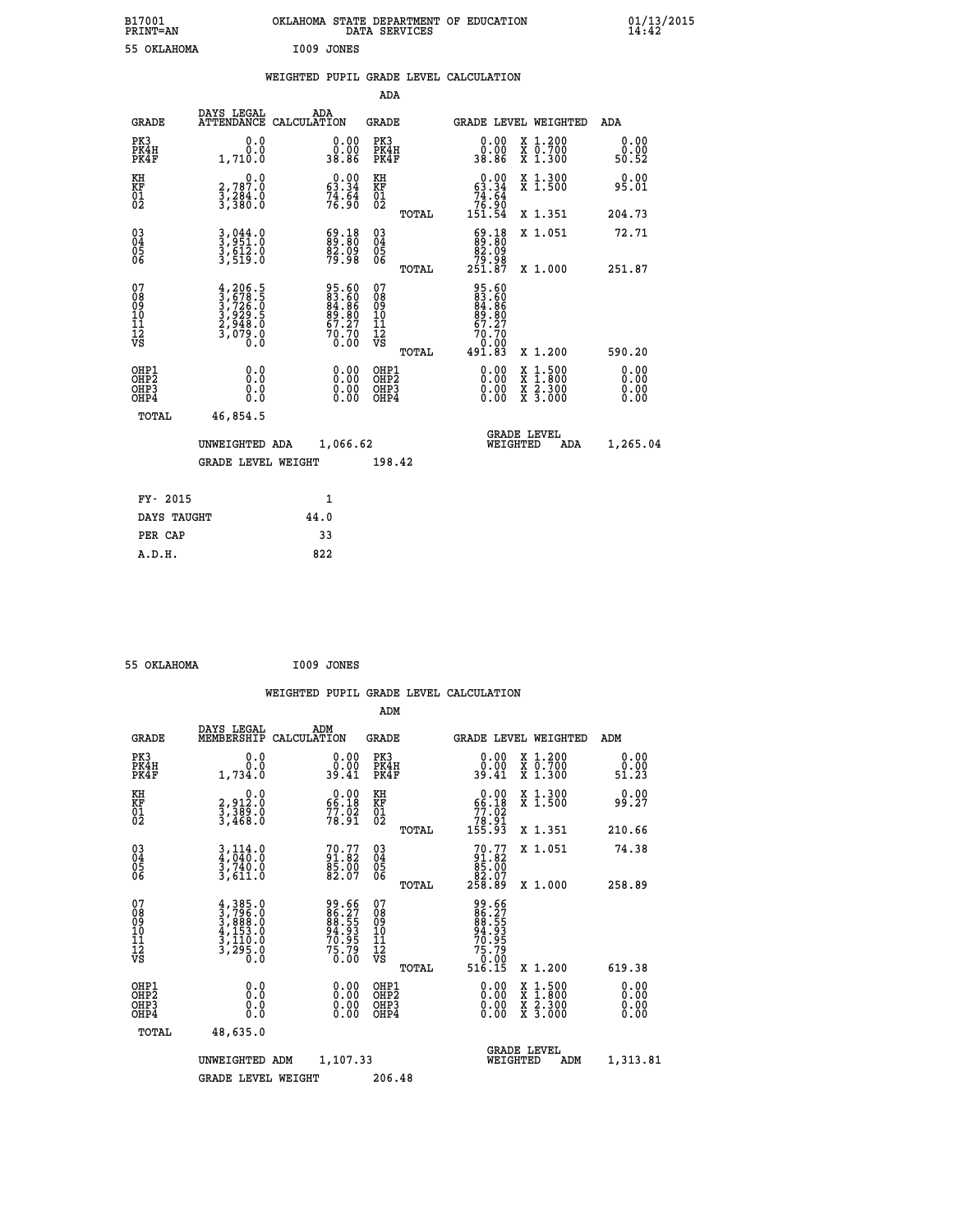B17001 OKLAHOMA STATE DEPARTMENT OF EDUCATION 01/13/2015
PRINT=AN DATA SERVICES 14:42

55 OKLAHOMA I009 JONES

WEIGHTED PUPIL GRADE LEVEL CALCULATION

ADA

| GRADE | DAYS LEGAL ATTENDANCE | ADA CALCULATION | GRADE | GRADE LEVEL | WEIGHTED | ADA |
|---|---|---|---|---|---|---|
| PK3 | 0.0 | 0.00 | PK3 | 0.00 | X 1.200 | 0.00 |
| PK4H | 0.0 | 0.00 | PK4H | 0.00 | X 0.700 | 0.00 |
| PK4F | 1,710.0 | 38.86 | PK4F | 38.86 | X 1.300 | 50.52 |
| KH | 0.0 | 0.00 | KH | 0.00 | X 1.300 | 0.00 |
| KF | 2,787.0 | 63.34 | KF | 63.34 | X 1.500 | 95.01 |
| 01 | 3,284.0 | 74.64 | 01 | 74.64 | | |
| 02 | 3,380.0 | 76.90 | 02 | 76.90 | | |
| | | | TOTAL | 151.54 | X 1.351 | 204.73 |
| 03 | 3,044.0 | 69.18 | 03 | 69.18 | X 1.051 | 72.71 |
| 04 | 3,951.0 | 89.80 | 04 | 89.80 | | |
| 05 | 3,612.0 | 82.09 | 05 | 82.09 | | |
| 06 | 3,519.0 | 79.98 | 06 | 79.98 | | |
| | | | TOTAL | 251.87 | X 1.000 | 251.87 |
| 07 | 4,206.5 | 95.60 | 07 | 95.60 | | |
| 08 | 3,678.5 | 83.60 | 08 | 83.60 | | |
| 09 | 3,726.0 | 84.86 | 09 | 84.86 | | |
| 10 | 3,929.5 | 89.80 | 10 | 89.80 | | |
| 11 | 2,948.0 | 67.27 | 11 | 67.27 | | |
| 12 | 3,079.0 | 70.70 | 12 | 70.70 | | |
| VS | 0.0 | 0.00 | VS | 0.00 | | |
| | | | TOTAL | 491.83 | X 1.200 | 590.20 |
| OHP1 | 0.0 | 0.00 | OHP1 | 0.00 | X 1.500 | 0.00 |
| OHP2 | 0.0 | 0.00 | OHP2 | 0.00 | X 1.800 | 0.00 |
| OHP3 | 0.0 | 0.00 | OHP3 | 0.00 | X 2.300 | 0.00 |
| OHP4 | 0.0 | 0.00 | OHP4 | 0.00 | X 3.000 | 0.00 |
| TOTAL | 46,854.5 | | | | | |

UNWEIGHTED ADA 1,066.62 GRADE LEVEL WEIGHTED ADA 1,265.04

GRADE LEVEL WEIGHT 198.42

FY- 2015 1

DAYS TAUGHT 44.0

PER CAP 33

A.D.H. 822

55 OKLAHOMA I009 JONES

WEIGHTED PUPIL GRADE LEVEL CALCULATION

ADM

| GRADE | DAYS LEGAL MEMBERSHIP | ADM CALCULATION | GRADE | GRADE LEVEL | WEIGHTED | ADM |
|---|---|---|---|---|---|---|
| PK3 | 0.0 | 0.00 | PK3 | 0.00 | X 1.200 | 0.00 |
| PK4H | 0.0 | 0.00 | PK4H | 0.00 | X 0.700 | 0.00 |
| PK4F | 1,734.0 | 39.41 | PK4F | 39.41 | X 1.300 | 51.23 |
| KH | 0.0 | 0.00 | KH | 0.00 | X 1.300 | 0.00 |
| KF | 2,912.0 | 66.18 | KF | 66.18 | X 1.500 | 99.27 |
| 01 | 3,389.0 | 77.02 | 01 | 77.02 | | |
| 02 | 3,468.0 | 78.91 | 02 | 78.91 | | |
| | | | TOTAL | 155.93 | X 1.351 | 210.66 |
| 03 | 3,114.0 | 70.77 | 03 | 70.77 | X 1.051 | 74.38 |
| 04 | 4,040.0 | 91.82 | 04 | 91.82 | | |
| 05 | 3,740.0 | 85.00 | 05 | 85.00 | | |
| 06 | 3,611.0 | 82.07 | 06 | 82.07 | | |
| | | | TOTAL | 258.89 | X 1.000 | 258.89 |
| 07 | 4,385.0 | 99.66 | 07 | 99.66 | | |
| 08 | 3,796.0 | 86.27 | 08 | 86.27 | | |
| 09 | 3,888.0 | 88.55 | 09 | 88.55 | | |
| 10 | 4,153.0 | 94.93 | 10 | 94.93 | | |
| 11 | 3,110.0 | 70.95 | 11 | 70.95 | | |
| 12 | 3,295.0 | 75.79 | 12 | 75.79 | | |
| VS | 0.0 | 0.00 | VS | 0.00 | | |
| | | | TOTAL | 516.15 | X 1.200 | 619.38 |
| OHP1 | 0.0 | 0.00 | OHP1 | 0.00 | X 1.500 | 0.00 |
| OHP2 | 0.0 | 0.00 | OHP2 | 0.00 | X 1.800 | 0.00 |
| OHP3 | 0.0 | 0.00 | OHP3 | 0.00 | X 2.300 | 0.00 |
| OHP4 | 0.0 | 0.00 | OHP4 | 0.00 | X 3.000 | 0.00 |
| TOTAL | 48,635.0 | | | | | |

UNWEIGHTED ADM 1,107.33 GRADE LEVEL WEIGHTED ADM 1,313.81

GRADE LEVEL WEIGHT 206.48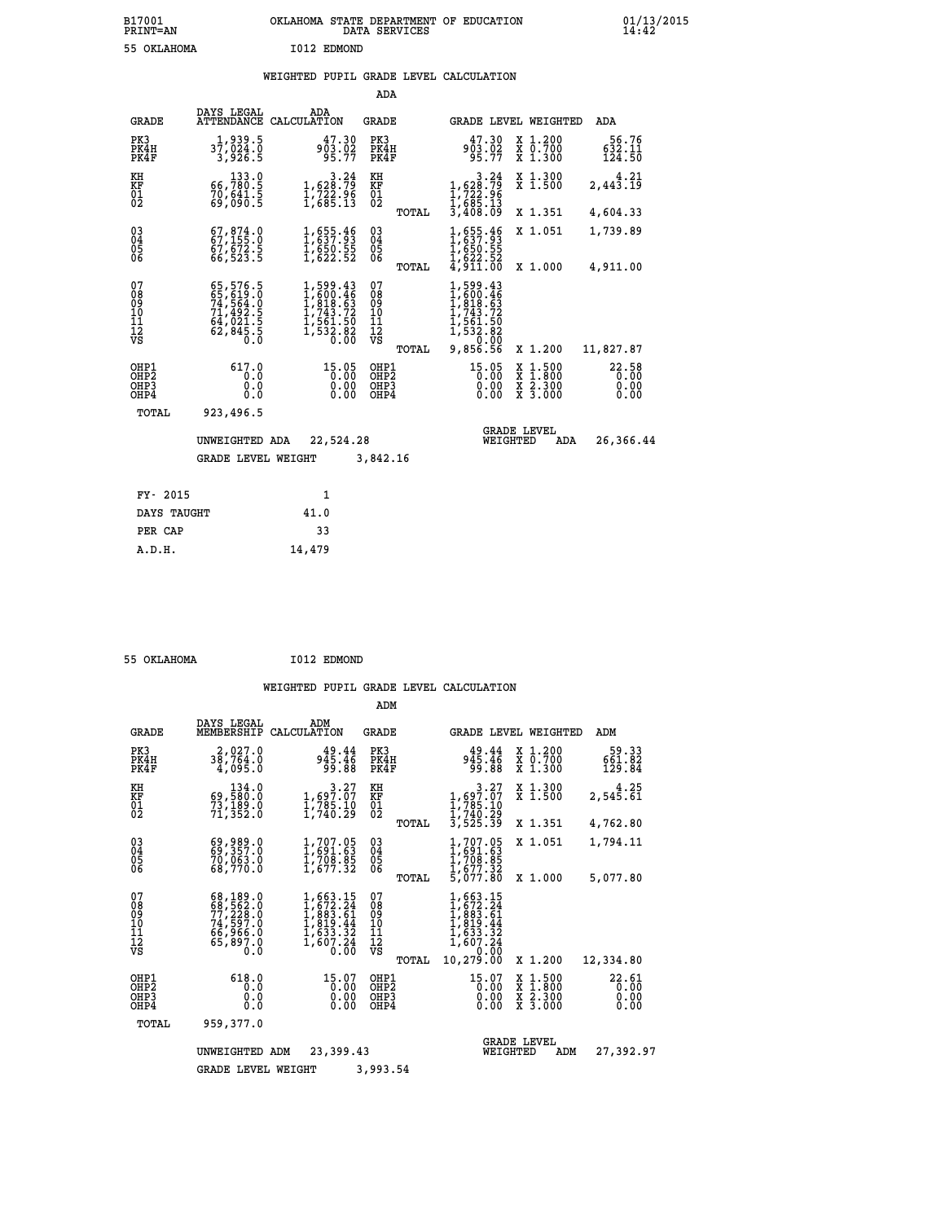B17001 OKLAHOMA STATE DEPARTMENT OF EDUCATION 01/13/2015
PRINT=AN DATA SERVICES 14:42

55 OKLAHOMA I012 EDMOND

## WEIGHTED PUPIL GRADE LEVEL CALCULATION

ADA

| GRADE | DAYS LEGAL ATTENDANCE | ADA CALCULATION | GRADE | | GRADE LEVEL | WEIGHTED | ADA |
|---|---|---|---|---|---|---|---|
| PK3 | 1,939.5 | 47.30 | PK3 | | 47.30 | X 1.200 | 56.76 |
| PK4H | 37,024.0 | 903.02 | PK4H | | 903.02 | X 0.700 | 632.11 |
| PK4F | 3,926.5 | 95.77 | PK4F | | 95.77 | X 1.300 | 124.50 |
| KH | 133.0 | 3.24 | KH | | 3.24 | X 1.300 | 4.21 |
| KF | 66,780.5 | 1,628.79 | KF | | 1,628.79 | X 1.500 | 2,443.19 |
| 01 | 70,641.5 | 1,722.96 | 01 | | 1,722.96 | | |
| 02 | 69,090.5 | 1,685.13 | 02 | | 1,685.13 | | |
| | | | | TOTAL | 3,408.09 | X 1.351 | 4,604.33 |
| 03 | 67,874.0 | 1,655.46 | 03 | | 1,655.46 | X 1.051 | 1,739.89 |
| 04 | 67,155.0 | 1,637.93 | 04 | | 1,637.93 | | |
| 05 | 67,672.5 | 1,650.55 | 05 | | 1,650.55 | | |
| 06 | 66,523.5 | 1,622.52 | 06 | | 1,622.52 | | |
| | | | | TOTAL | 4,911.00 | X 1.000 | 4,911.00 |
| 07 | 65,576.5 | 1,599.43 | 07 | | 1,599.43 | | |
| 08 | 65,619.0 | 1,600.46 | 08 | | 1,600.46 | | |
| 09 | 74,564.0 | 1,818.63 | 09 | | 1,818.63 | | |
| 10 | 71,492.5 | 1,743.72 | 10 | | 1,743.72 | | |
| 11 | 64,021.5 | 1,561.50 | 11 | | 1,561.50 | | |
| 12 | 62,845.5 | 1,532.82 | 12 | | 1,532.82 | | |
| VS | 0.0 | 0.00 | VS | | 0.00 | | |
| | | | | TOTAL | 9,856.56 | X 1.200 | 11,827.87 |
| OHP1 | 617.0 | 15.05 | OHP1 | | 15.05 | X 1.500 | 22.58 |
| OHP2 | 0.0 | 0.00 | OHP2 | | 0.00 | X 1.800 | 0.00 |
| OHP3 | 0.0 | 0.00 | OHP3 | | 0.00 | X 2.300 | 0.00 |
| OHP4 | 0.0 | 0.00 | OHP4 | | 0.00 | X 3.000 | 0.00 |
| TOTAL | 923,496.5 | | | | | | |

UNWEIGHTED ADA 22,524.28 — GRADE LEVEL WEIGHTED ADA 26,366.44

GRADE LEVEL WEIGHT 3,842.16

| FY- 2015 | 1 |
|---|---|
| DAYS TAUGHT | 41.0 |
| PER CAP | 33 |
| A.D.H. | 14,479 |

55 OKLAHOMA I012 EDMOND

## WEIGHTED PUPIL GRADE LEVEL CALCULATION

ADM

| GRADE | DAYS LEGAL MEMBERSHIP | ADM CALCULATION | GRADE | | GRADE LEVEL | WEIGHTED | ADM |
|---|---|---|---|---|---|---|---|
| PK3 | 2,027.0 | 49.44 | PK3 | | 49.44 | X 1.200 | 59.33 |
| PK4H | 38,764.0 | 945.46 | PK4H | | 945.46 | X 0.700 | 661.82 |
| PK4F | 4,095.0 | 99.88 | PK4F | | 99.88 | X 1.300 | 129.84 |
| KH | 134.0 | 3.27 | KH | | 3.27 | X 1.300 | 4.25 |
| KF | 69,580.0 | 1,697.07 | KF | | 1,697.07 | X 1.500 | 2,545.61 |
| 01 | 73,189.0 | 1,785.10 | 01 | | 1,785.10 | | |
| 02 | 71,352.0 | 1,740.29 | 02 | | 1,740.29 | | |
| | | | | TOTAL | 3,525.39 | X 1.351 | 4,762.80 |
| 03 | 69,989.0 | 1,707.05 | 03 | | 1,707.05 | X 1.051 | 1,794.11 |
| 04 | 69,357.0 | 1,691.63 | 04 | | 1,691.63 | | |
| 05 | 70,063.0 | 1,708.85 | 05 | | 1,708.85 | | |
| 06 | 68,770.0 | 1,677.32 | 06 | | 1,677.32 | | |
| | | | | TOTAL | 5,077.80 | X 1.000 | 5,077.80 |
| 07 | 68,189.0 | 1,663.15 | 07 | | 1,663.15 | | |
| 08 | 68,562.0 | 1,672.24 | 08 | | 1,672.24 | | |
| 09 | 77,228.0 | 1,883.61 | 09 | | 1,883.61 | | |
| 10 | 74,597.0 | 1,819.44 | 10 | | 1,819.44 | | |
| 11 | 66,966.0 | 1,633.32 | 11 | | 1,633.32 | | |
| 12 | 65,897.0 | 1,607.24 | 12 | | 1,607.24 | | |
| VS | 0.0 | 0.00 | VS | | 0.00 | | |
| | | | | TOTAL | 10,279.00 | X 1.200 | 12,334.80 |
| OHP1 | 618.0 | 15.07 | OHP1 | | 15.07 | X 1.500 | 22.61 |
| OHP2 | 0.0 | 0.00 | OHP2 | | 0.00 | X 1.800 | 0.00 |
| OHP3 | 0.0 | 0.00 | OHP3 | | 0.00 | X 2.300 | 0.00 |
| OHP4 | 0.0 | 0.00 | OHP4 | | 0.00 | X 3.000 | 0.00 |
| TOTAL | 959,377.0 | | | | | | |

UNWEIGHTED ADM 23,399.43 — GRADE LEVEL WEIGHTED ADM 27,392.97

GRADE LEVEL WEIGHT 3,993.54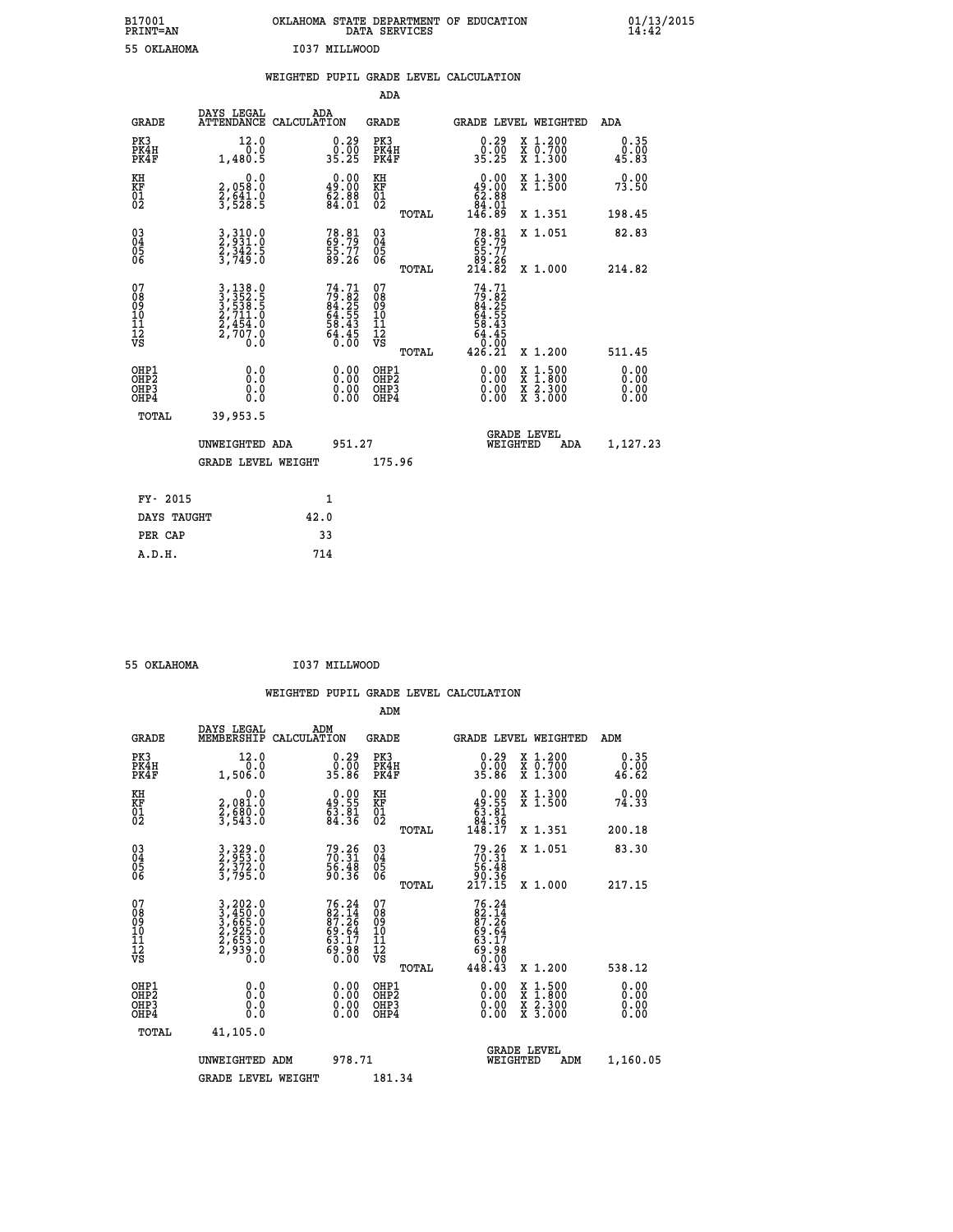B17001 OKLAHOMA STATE DEPARTMENT OF EDUCATION 01/13/2015
PRINT=AN DATA SERVICES 14:42

55 OKLAHOMA I037 MILLWOOD

## WEIGHTED PUPIL GRADE LEVEL CALCULATION

### ADA

| GRADE | DAYS LEGAL ATTENDANCE | ADA CALCULATION | GRADE | GRADE LEVEL | WEIGHTED | ADA |
|---|---|---|---|---|---|---|
| PK3 | 12.0 | 0.29 | PK3 | 0.29 | X 1.200 | 0.35 |
| PK4H | 0.0 | 0.00 | PK4H | 0.00 | X 0.700 | 0.00 |
| PK4F | 1,480.5 | 35.25 | PK4F | 35.25 | X 1.300 | 45.83 |
| KH | 0.0 | 0.00 | KH | 0.00 | X 1.300 | 0.00 |
| KF | 2,058.0 | 49.00 | KF | 49.00 | X 1.500 | 73.50 |
| 01 | 2,641.0 | 62.88 | 01 | 62.88 | | |
| 02 | 3,528.5 | 84.01 | 02 | 84.01 | | |
| | | | TOTAL | 146.89 | X 1.351 | 198.45 |
| 03 | 3,310.0 | 78.81 | 03 | 78.81 | X 1.051 | 82.83 |
| 04 | 2,931.0 | 69.79 | 04 | 69.79 | | |
| 05 | 2,342.5 | 55.77 | 05 | 55.77 | | |
| 06 | 3,749.0 | 89.26 | 06 | 89.26 | | |
| | | | TOTAL | 214.82 | X 1.000 | 214.82 |
| 07 | 3,138.0 | 74.71 | 07 | 74.71 | | |
| 08 | 3,352.5 | 79.82 | 08 | 79.82 | | |
| 09 | 3,538.5 | 84.25 | 09 | 84.25 | | |
| 10 | 2,711.0 | 64.55 | 10 | 64.55 | | |
| 11 | 2,454.0 | 58.43 | 11 | 58.43 | | |
| 12 | 2,707.0 | 64.45 | 12 | 64.45 | | |
| VS | 0.0 | 0.00 | VS | 0.00 | | |
| | | | TOTAL | 426.21 | X 1.200 | 511.45 |
| OHP1 | 0.0 | 0.00 | OHP1 | 0.00 | X 1.500 | 0.00 |
| OHP2 | 0.0 | 0.00 | OHP2 | 0.00 | X 1.800 | 0.00 |
| OHP3 | 0.0 | 0.00 | OHP3 | 0.00 | X 2.300 | 0.00 |
| OHP4 | 0.0 | 0.00 | OHP4 | 0.00 | X 3.000 | 0.00 |
| TOTAL | 39,953.5 | | | | | |

UNWEIGHTED ADA 951.27 | GRADE LEVEL WEIGHTED ADA 1,127.23

GRADE LEVEL WEIGHT 175.96

| FY- 2015 | 1 |
|---|---|
| DAYS TAUGHT | 42.0 |
| PER CAP | 33 |
| A.D.H. | 714 |

55 OKLAHOMA I037 MILLWOOD

## WEIGHTED PUPIL GRADE LEVEL CALCULATION

### ADM

| GRADE | DAYS LEGAL MEMBERSHIP | ADM CALCULATION | GRADE | GRADE LEVEL | WEIGHTED | ADM |
|---|---|---|---|---|---|---|
| PK3 | 12.0 | 0.29 | PK3 | 0.29 | X 1.200 | 0.35 |
| PK4H | 0.0 | 0.00 | PK4H | 0.00 | X 0.700 | 0.00 |
| PK4F | 1,506.0 | 35.86 | PK4F | 35.86 | X 1.300 | 46.62 |
| KH | 0.0 | 0.00 | KH | 0.00 | X 1.300 | 0.00 |
| KF | 2,081.0 | 49.55 | KF | 49.55 | X 1.500 | 74.33 |
| 01 | 2,680.0 | 63.81 | 01 | 63.81 | | |
| 02 | 3,543.0 | 84.36 | 02 | 84.36 | | |
| | | | TOTAL | 148.17 | X 1.351 | 200.18 |
| 03 | 3,329.0 | 79.26 | 03 | 79.26 | X 1.051 | 83.30 |
| 04 | 2,953.0 | 70.31 | 04 | 70.31 | | |
| 05 | 2,372.0 | 56.48 | 05 | 56.48 | | |
| 06 | 3,795.0 | 90.36 | 06 | 90.36 | | |
| | | | TOTAL | 217.15 | X 1.000 | 217.15 |
| 07 | 3,202.0 | 76.24 | 07 | 76.24 | | |
| 08 | 3,450.0 | 82.14 | 08 | 82.14 | | |
| 09 | 3,665.0 | 87.26 | 09 | 87.26 | | |
| 10 | 2,925.0 | 69.64 | 10 | 69.64 | | |
| 11 | 2,653.0 | 63.17 | 11 | 63.17 | | |
| 12 | 2,939.0 | 69.98 | 12 | 69.98 | | |
| VS | 0.0 | 0.00 | VS | 0.00 | | |
| | | | TOTAL | 448.43 | X 1.200 | 538.12 |
| OHP1 | 0.0 | 0.00 | OHP1 | 0.00 | X 1.500 | 0.00 |
| OHP2 | 0.0 | 0.00 | OHP2 | 0.00 | X 1.800 | 0.00 |
| OHP3 | 0.0 | 0.00 | OHP3 | 0.00 | X 2.300 | 0.00 |
| OHP4 | 0.0 | 0.00 | OHP4 | 0.00 | X 3.000 | 0.00 |
| TOTAL | 41,105.0 | | | | | |

UNWEIGHTED ADM 978.71 | GRADE LEVEL WEIGHTED ADM 1,160.05

GRADE LEVEL WEIGHT 181.34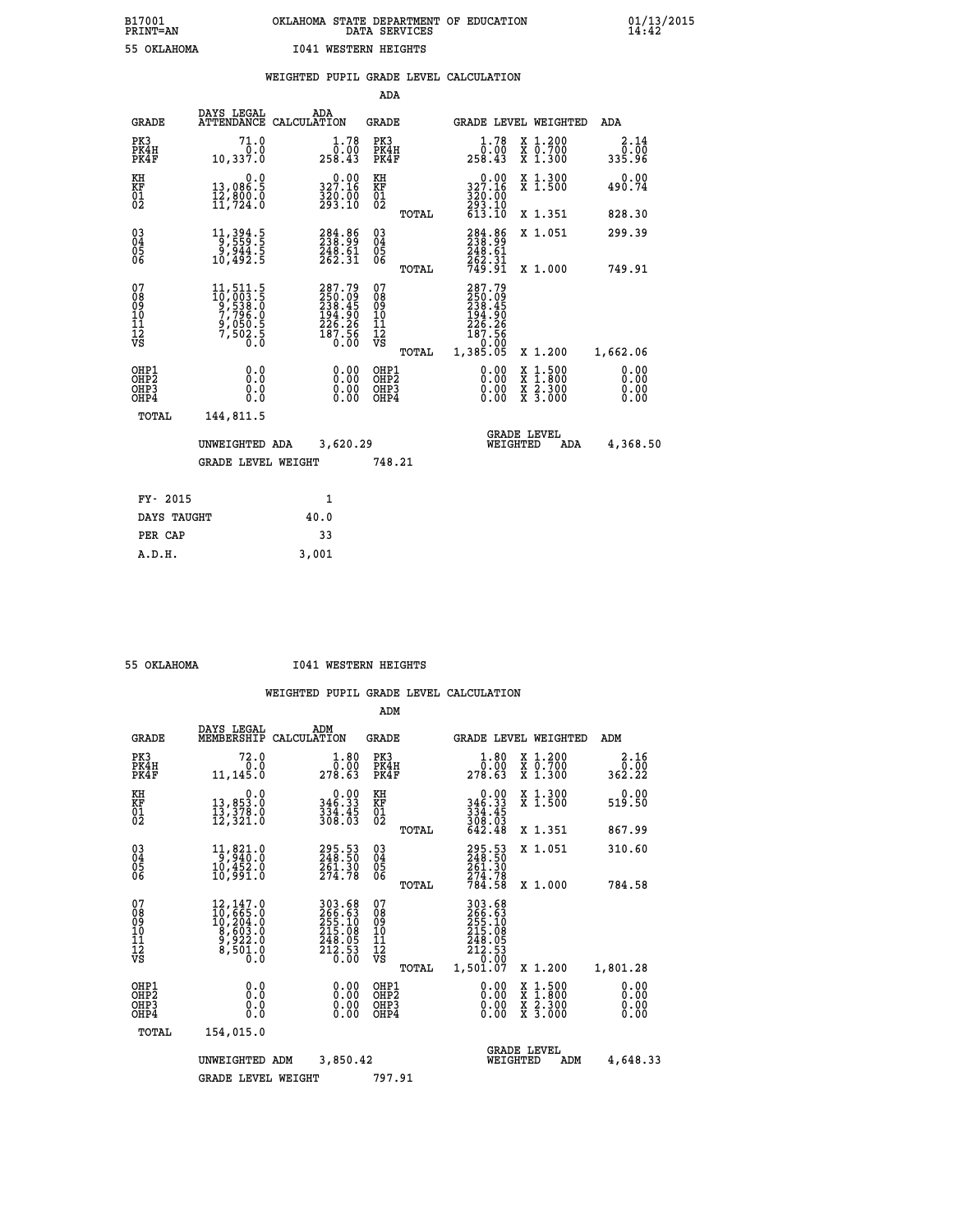B17001 OKLAHOMA STATE DEPARTMENT OF EDUCATION 01/13/2015
PRINT=AN DATA SERVICES 14:42

55 OKLAHOMA I041 WESTERN HEIGHTS

## WEIGHTED PUPIL GRADE LEVEL CALCULATION

### ADA

| GRADE | DAYS LEGAL ATTENDANCE | ADA CALCULATION | GRADE | | GRADE LEVEL | WEIGHTED | ADA |
|---|---|---|---|---|---|---|---|
| PK3 | 71.0 | 1.78 | PK3 | | 1.78 | X 1.200 | 2.14 |
| PK4H | 0.0 | 0.00 | PK4H | | 0.00 | X 0.700 | 0.00 |
| PK4F | 10,337.0 | 258.43 | PK4F | | 258.43 | X 1.300 | 335.96 |
| KH | 0.0 | 0.00 | KH | | 0.00 | X 1.300 | 0.00 |
| KF | 13,086.5 | 327.16 | KF | | 327.16 | X 1.500 | 490.74 |
| 01 | 12,800.0 | 320.00 | 01 | | 320.00 | | |
| 02 | 11,724.0 | 293.10 | 02 | | 293.10 | | |
| | | | | TOTAL | 613.10 | X 1.351 | 828.30 |
| 03 | 11,394.5 | 284.86 | 03 | | 284.86 | X 1.051 | 299.39 |
| 04 | 9,559.5 | 238.99 | 04 | | 238.99 | | |
| 05 | 9,944.5 | 248.61 | 05 | | 248.61 | | |
| 06 | 10,492.5 | 262.31 | 06 | | 262.31 | | |
| | | | | TOTAL | 749.91 | X 1.000 | 749.91 |
| 07 | 11,511.5 | 287.79 | 07 | | 287.79 | | |
| 08 | 10,003.5 | 250.09 | 08 | | 250.09 | | |
| 09 | 9,538.0 | 238.45 | 09 | | 238.45 | | |
| 10 | 7,796.0 | 194.90 | 10 | | 194.90 | | |
| 11 | 9,050.5 | 226.26 | 11 | | 226.26 | | |
| 12 | 7,502.5 | 187.56 | 12 | | 187.56 | | |
| VS | 0.0 | 0.00 | VS | | 0.00 | | |
| | | | | TOTAL | 1,385.05 | X 1.200 | 1,662.06 |
| OHP1 | 0.0 | 0.00 | OHP1 | | 0.00 | X 1.500 | 0.00 |
| OHP2 | 0.0 | 0.00 | OHP2 | | 0.00 | X 1.800 | 0.00 |
| OHP3 | 0.0 | 0.00 | OHP3 | | 0.00 | X 2.300 | 0.00 |
| OHP4 | 0.0 | 0.00 | OHP4 | | 0.00 | X 3.000 | 0.00 |
| TOTAL | 144,811.5 | | | | | | |

UNWEIGHTED ADA 3,620.29 | GRADE LEVEL WEIGHTED ADA 4,368.50

GRADE LEVEL WEIGHT 748.21

| | |
|---|---|
| FY- 2015 | 1 |
| DAYS TAUGHT | 40.0 |
| PER CAP | 33 |
| A.D.H. | 3,001 |

55 OKLAHOMA I041 WESTERN HEIGHTS

## WEIGHTED PUPIL GRADE LEVEL CALCULATION

### ADM

| GRADE | DAYS LEGAL MEMBERSHIP | ADM CALCULATION | GRADE | | GRADE LEVEL | WEIGHTED | ADM |
|---|---|---|---|---|---|---|---|
| PK3 | 72.0 | 1.80 | PK3 | | 1.80 | X 1.200 | 2.16 |
| PK4H | 0.0 | 0.00 | PK4H | | 0.00 | X 0.700 | 0.00 |
| PK4F | 11,145.0 | 278.63 | PK4F | | 278.63 | X 1.300 | 362.22 |
| KH | 0.0 | 0.00 | KH | | 0.00 | X 1.300 | 0.00 |
| KF | 13,853.0 | 346.33 | KF | | 346.33 | X 1.500 | 519.50 |
| 01 | 13,378.0 | 334.45 | 01 | | 334.45 | | |
| 02 | 12,321.0 | 308.03 | 02 | | 308.03 | | |
| | | | | TOTAL | 642.48 | X 1.351 | 867.99 |
| 03 | 11,821.0 | 295.53 | 03 | | 295.53 | X 1.051 | 310.60 |
| 04 | 9,940.0 | 248.50 | 04 | | 248.50 | | |
| 05 | 10,452.0 | 261.30 | 05 | | 261.30 | | |
| 06 | 10,991.0 | 274.78 | 06 | | 274.78 | | |
| | | | | TOTAL | 784.58 | X 1.000 | 784.58 |
| 07 | 12,147.0 | 303.68 | 07 | | 303.68 | | |
| 08 | 10,665.0 | 266.63 | 08 | | 266.63 | | |
| 09 | 10,204.0 | 255.10 | 09 | | 255.10 | | |
| 10 | 8,603.0 | 215.08 | 10 | | 215.08 | | |
| 11 | 9,922.0 | 248.05 | 11 | | 248.05 | | |
| 12 | 8,501.0 | 212.53 | 12 | | 212.53 | | |
| VS | 0.0 | 0.00 | VS | | 0.00 | | |
| | | | | TOTAL | 1,501.07 | X 1.200 | 1,801.28 |
| OHP1 | 0.0 | 0.00 | OHP1 | | 0.00 | X 1.500 | 0.00 |
| OHP2 | 0.0 | 0.00 | OHP2 | | 0.00 | X 1.800 | 0.00 |
| OHP3 | 0.0 | 0.00 | OHP3 | | 0.00 | X 2.300 | 0.00 |
| OHP4 | 0.0 | 0.00 | OHP4 | | 0.00 | X 3.000 | 0.00 |
| TOTAL | 154,015.0 | | | | | | |

UNWEIGHTED ADM 3,850.42 | GRADE LEVEL WEIGHTED ADM 4,648.33

GRADE LEVEL WEIGHT 797.91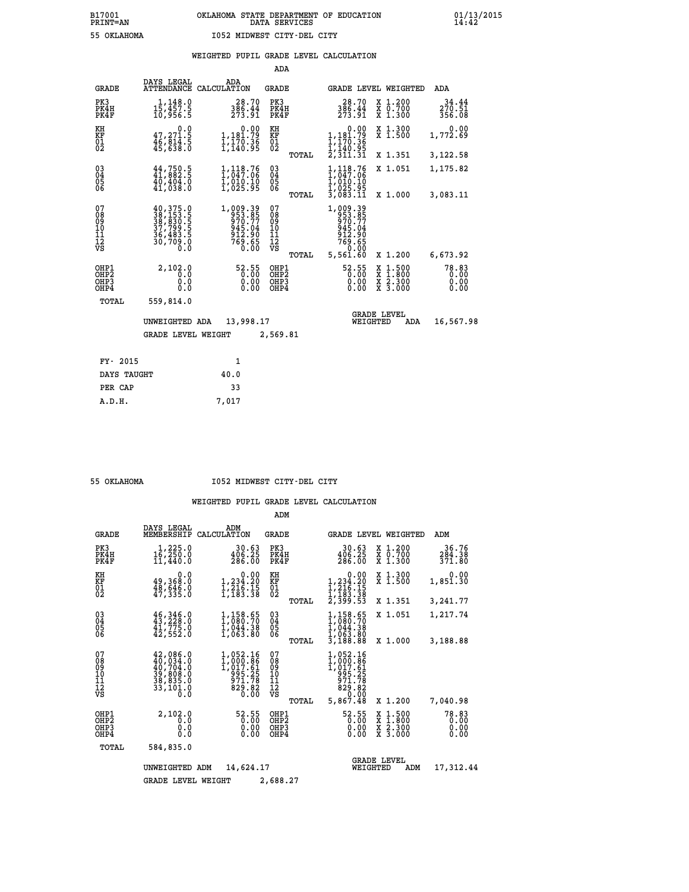B17001 OKLAHOMA STATE DEPARTMENT OF EDUCATION 01/13/2015
PRINT=AN DATA SERVICES 14:42

55 OKLAHOMA I052 MIDWEST CITY-DEL CITY

## WEIGHTED PUPIL GRADE LEVEL CALCULATION

### ADA

| GRADE | DAYS LEGAL ATTENDANCE | ADA CALCULATION | GRADE | GRADE LEVEL | WEIGHTED | ADA |
|---|---|---|---|---|---|---|
| PK3 | 1,148.0 | 28.70 | PK3 | 28.70 | X 1.200 | 34.44 |
| PK4H | 15,457.5 | 386.44 | PK4H | 386.44 | X 0.700 | 270.51 |
| PK4F | 10,956.5 | 273.91 | PK4F | 273.91 | X 1.300 | 356.08 |
| KH | 0.0 | 0.00 | KH | 0.00 | X 1.300 | 0.00 |
| KF | 47,271.5 | 1,181.79 | KF | 1,181.79 | X 1.500 | 1,772.69 |
| 01 | 46,814.5 | 1,170.36 | 01 | 1,170.36 | | |
| 02 | 45,638.0 | 1,140.95 | 02 | 1,140.95 | | |
| | | | TOTAL | 2,311.31 | X 1.351 | 3,122.58 |
| 03 | 44,750.5 | 1,118.76 | 03 | 1,118.76 | X 1.051 | 1,175.82 |
| 04 | 41,882.5 | 1,047.06 | 04 | 1,047.06 | | |
| 05 | 40,404.0 | 1,010.10 | 05 | 1,010.10 | | |
| 06 | 41,038.0 | 1,025.95 | 06 | 1,025.95 | | |
| | | | TOTAL | 3,083.11 | X 1.000 | 3,083.11 |
| 07 | 40,375.0 | 1,009.39 | 07 | 1,009.39 | | |
| 08 | 38,153.5 | 953.85 | 08 | 953.85 | | |
| 09 | 38,830.5 | 970.77 | 09 | 970.77 | | |
| 10 | 37,799.5 | 945.04 | 10 | 945.04 | | |
| 11 | 36,483.5 | 912.90 | 11 | 912.90 | | |
| 12 | 30,709.0 | 769.65 | 12 | 769.65 | | |
| VS | 0.0 | 0.00 | VS | 0.00 | | |
| | | | TOTAL | 5,561.60 | X 1.200 | 6,673.92 |
| OHP1 | 2,102.0 | 52.55 | OHP1 | 52.55 | X 1.500 | 78.83 |
| OHP2 | 0.0 | 0.00 | OHP2 | 0.00 | X 1.800 | 0.00 |
| OHP3 | 0.0 | 0.00 | OHP3 | 0.00 | X 2.300 | 0.00 |
| OHP4 | 0.0 | 0.00 | OHP4 | 0.00 | X 3.000 | 0.00 |
| TOTAL | 559,814.0 | | | | | |

UNWEIGHTED ADA 13,998.17 GRADE LEVEL WEIGHTED ADA 16,567.98

GRADE LEVEL WEIGHT 2,569.81

| FY- 2015 | 1 |
|---|---|
| DAYS TAUGHT | 40.0 |
| PER CAP | 33 |
| A.D.H. | 7,017 |

55 OKLAHOMA I052 MIDWEST CITY-DEL CITY

## WEIGHTED PUPIL GRADE LEVEL CALCULATION

### ADM

| GRADE | DAYS LEGAL MEMBERSHIP | ADM CALCULATION | GRADE | GRADE LEVEL | WEIGHTED | ADM |
|---|---|---|---|---|---|---|
| PK3 | 1,225.0 | 30.63 | PK3 | 30.63 | X 1.200 | 36.76 |
| PK4H | 16,250.0 | 406.25 | PK4H | 406.25 | X 0.700 | 284.38 |
| PK4F | 11,440.0 | 286.00 | PK4F | 286.00 | X 1.300 | 371.80 |
| KH | 0.0 | 0.00 | KH | 0.00 | X 1.300 | 0.00 |
| KF | 49,368.0 | 1,234.20 | KF | 1,234.20 | X 1.500 | 1,851.30 |
| 01 | 48,646.0 | 1,216.15 | 01 | 1,216.15 | | |
| 02 | 47,335.0 | 1,183.38 | 02 | 1,183.38 | | |
| | | | TOTAL | 2,399.53 | X 1.351 | 3,241.77 |
| 03 | 46,346.0 | 1,158.65 | 03 | 1,158.65 | X 1.051 | 1,217.74 |
| 04 | 43,228.0 | 1,080.70 | 04 | 1,080.70 | | |
| 05 | 41,775.0 | 1,044.38 | 05 | 1,044.38 | | |
| 06 | 42,552.0 | 1,063.80 | 06 | 1,063.80 | | |
| | | | TOTAL | 3,188.88 | X 1.000 | 3,188.88 |
| 07 | 42,086.0 | 1,052.16 | 07 | 1,052.16 | | |
| 08 | 40,034.0 | 1,000.86 | 08 | 1,000.86 | | |
| 09 | 40,704.0 | 1,017.61 | 09 | 1,017.61 | | |
| 10 | 39,808.0 | 995.25 | 10 | 995.25 | | |
| 11 | 38,835.0 | 971.78 | 11 | 971.78 | | |
| 12 | 33,101.0 | 829.82 | 12 | 829.82 | | |
| VS | 0.0 | 0.00 | VS | 0.00 | | |
| | | | TOTAL | 5,867.48 | X 1.200 | 7,040.98 |
| OHP1 | 2,102.0 | 52.55 | OHP1 | 52.55 | X 1.500 | 78.83 |
| OHP2 | 0.0 | 0.00 | OHP2 | 0.00 | X 1.800 | 0.00 |
| OHP3 | 0.0 | 0.00 | OHP3 | 0.00 | X 2.300 | 0.00 |
| OHP4 | 0.0 | 0.00 | OHP4 | 0.00 | X 3.000 | 0.00 |
| TOTAL | 584,835.0 | | | | | |

UNWEIGHTED ADM 14,624.17 GRADE LEVEL WEIGHTED ADM 17,312.44

GRADE LEVEL WEIGHT 2,688.27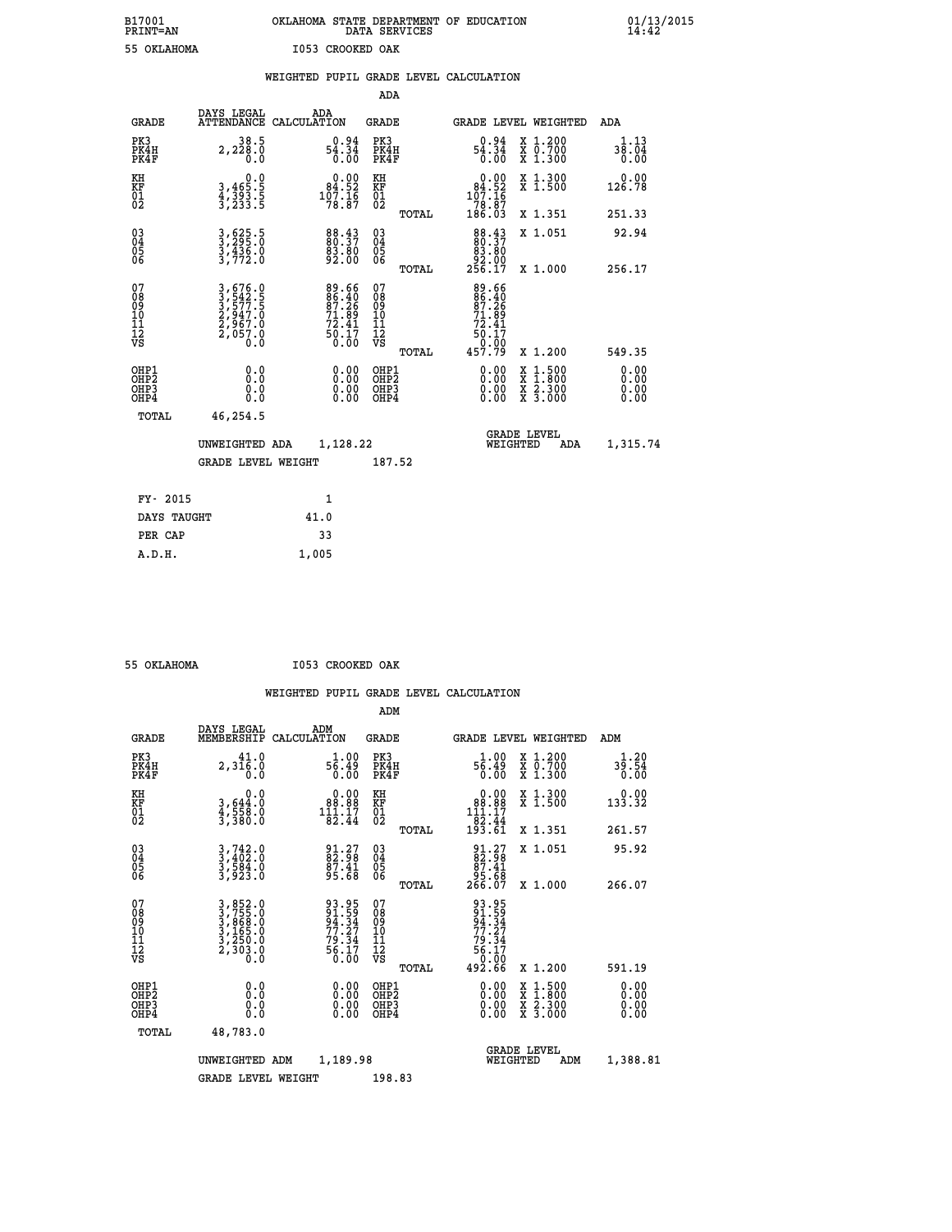B17001 OKLAHOMA STATE DEPARTMENT OF EDUCATION 01/13/2015
PRINT=AN DATA SERVICES 14:42

55 OKLAHOMA I053 CROOKED OAK

## WEIGHTED PUPIL GRADE LEVEL CALCULATION

### ADA

| GRADE | DAYS LEGAL ATTENDANCE | ADA CALCULATION | GRADE | | GRADE LEVEL | WEIGHTED | ADA |
|---|---|---|---|---|---|---|---|
| PK3 | 38.5 | 0.94 | PK3 | | 0.94 | X 1.200 | 1.13 |
| PK4H | 2,228.0 | 54.34 | PK4H | | 54.34 | X 0.700 | 38.04 |
| PK4F | 0.0 | 0.00 | PK4F | | 0.00 | X 1.300 | 0.00 |
| KH | 0.0 | 0.00 | KH | | 0.00 | X 1.300 | 0.00 |
| KF | 3,465.5 | 84.52 | KF | | 84.52 | X 1.500 | 126.78 |
| 01 | 4,393.5 | 107.16 | 01 | | 107.16 | | |
| 02 | 3,233.5 | 78.87 | 02 | | 78.87 | | |
| | | | | TOTAL | 186.03 | X 1.351 | 251.33 |
| 03 | 3,625.5 | 88.43 | 03 | | 88.43 | X 1.051 | 92.94 |
| 04 | 3,295.0 | 80.37 | 04 | | 80.37 | | |
| 05 | 3,436.0 | 83.80 | 05 | | 83.80 | | |
| 06 | 3,772.0 | 92.00 | 06 | | 92.00 | | |
| | | | | TOTAL | 256.17 | X 1.000 | 256.17 |
| 07 | 3,676.0 | 89.66 | 07 | | 89.66 | | |
| 08 | 3,542.5 | 86.40 | 08 | | 86.40 | | |
| 09 | 3,577.5 | 87.26 | 09 | | 87.26 | | |
| 10 | 2,947.0 | 71.89 | 10 | | 71.89 | | |
| 11 | 2,967.0 | 72.41 | 11 | | 72.41 | | |
| 12 | 2,057.0 | 50.17 | 12 | | 50.17 | | |
| VS | 0.0 | 0.00 | VS | | 0.00 | | |
| | | | | TOTAL | 457.79 | X 1.200 | 549.35 |
| OHP1 | 0.0 | 0.00 | OHP1 | | 0.00 | X 1.500 | 0.00 |
| OHP2 | 0.0 | 0.00 | OHP2 | | 0.00 | X 1.800 | 0.00 |
| OHP3 | 0.0 | 0.00 | OHP3 | | 0.00 | X 2.300 | 0.00 |
| OHP4 | 0.0 | 0.00 | OHP4 | | 0.00 | X 3.000 | 0.00 |
| TOTAL | 46,254.5 | | | | | | |

UNWEIGHTED ADA 1,128.22 GRADE LEVEL WEIGHTED ADA 1,315.74

GRADE LEVEL WEIGHT 187.52

| FY- 2015 | 1 |
|---|---|
| DAYS TAUGHT | 41.0 |
| PER CAP | 33 |
| A.D.H. | 1,005 |

55 OKLAHOMA I053 CROOKED OAK

## WEIGHTED PUPIL GRADE LEVEL CALCULATION

### ADM

| GRADE | DAYS LEGAL MEMBERSHIP | ADM CALCULATION | GRADE | | GRADE LEVEL | WEIGHTED | ADM |
|---|---|---|---|---|---|---|---|
| PK3 | 41.0 | 1.00 | PK3 | | 1.00 | X 1.200 | 1.20 |
| PK4H | 2,316.0 | 56.49 | PK4H | | 56.49 | X 0.700 | 39.54 |
| PK4F | 0.0 | 0.00 | PK4F | | 0.00 | X 1.300 | 0.00 |
| KH | 0.0 | 0.00 | KH | | 0.00 | X 1.300 | 0.00 |
| KF | 3,644.0 | 88.88 | KF | | 88.88 | X 1.500 | 133.32 |
| 01 | 4,558.0 | 111.17 | 01 | | 111.17 | | |
| 02 | 3,380.0 | 82.44 | 02 | | 82.44 | | |
| | | | | TOTAL | 193.61 | X 1.351 | 261.57 |
| 03 | 3,742.0 | 91.27 | 03 | | 91.27 | X 1.051 | 95.92 |
| 04 | 3,402.0 | 82.98 | 04 | | 82.98 | | |
| 05 | 3,584.0 | 87.41 | 05 | | 87.41 | | |
| 06 | 3,923.0 | 95.68 | 06 | | 95.68 | | |
| | | | | TOTAL | 266.07 | X 1.000 | 266.07 |
| 07 | 3,852.0 | 93.95 | 07 | | 93.95 | | |
| 08 | 3,755.0 | 91.59 | 08 | | 91.59 | | |
| 09 | 3,868.0 | 94.34 | 09 | | 94.34 | | |
| 10 | 3,165.0 | 77.27 | 10 | | 77.27 | | |
| 11 | 3,250.0 | 79.34 | 11 | | 79.34 | | |
| 12 | 2,303.0 | 56.17 | 12 | | 56.17 | | |
| VS | 0.0 | 0.00 | VS | | 0.00 | | |
| | | | | TOTAL | 492.66 | X 1.200 | 591.19 |
| OHP1 | 0.0 | 0.00 | OHP1 | | 0.00 | X 1.500 | 0.00 |
| OHP2 | 0.0 | 0.00 | OHP2 | | 0.00 | X 1.800 | 0.00 |
| OHP3 | 0.0 | 0.00 | OHP3 | | 0.00 | X 2.300 | 0.00 |
| OHP4 | 0.0 | 0.00 | OHP4 | | 0.00 | X 3.000 | 0.00 |
| TOTAL | 48,783.0 | | | | | | |

UNWEIGHTED ADM 1,189.98 GRADE LEVEL WEIGHTED ADM 1,388.81

GRADE LEVEL WEIGHT 198.83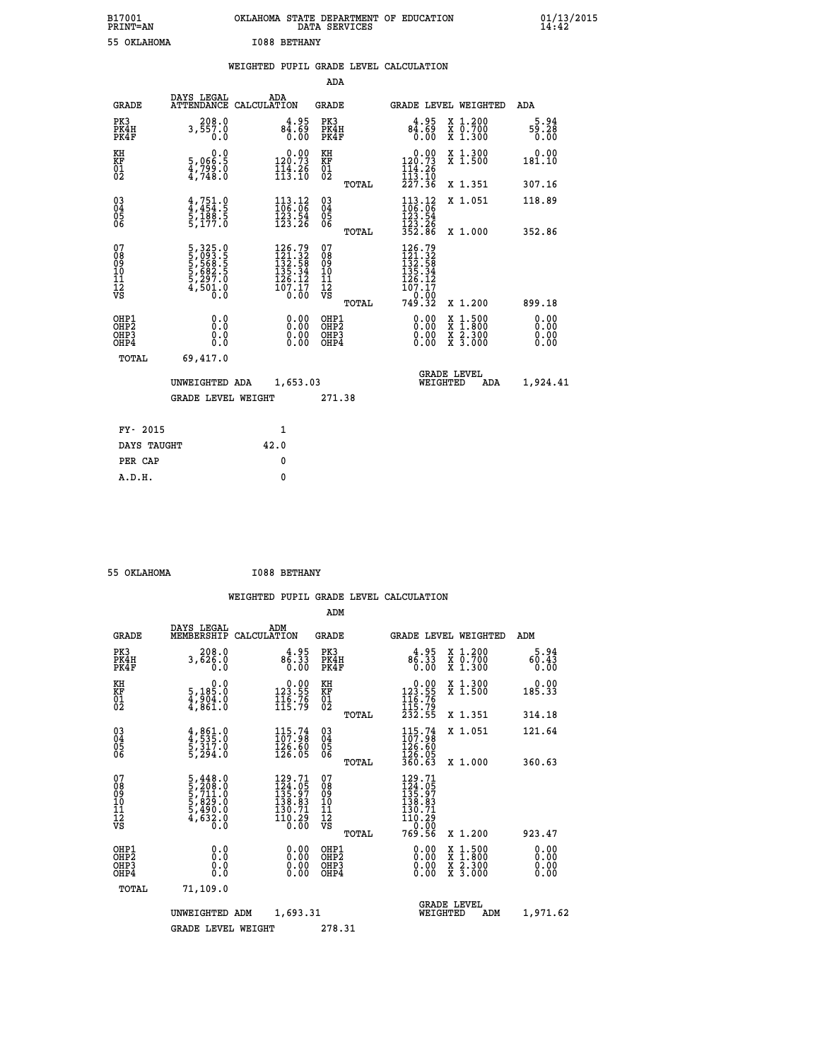B17001 OKLAHOMA STATE DEPARTMENT OF EDUCATION 01/13/2015
PRINT=AN DATA SERVICES 14:42

55 OKLAHOMA I088 BETHANY

## WEIGHTED PUPIL GRADE LEVEL CALCULATION

### ADA

| GRADE | DAYS LEGAL ATTENDANCE | ADA CALCULATION | GRADE | | GRADE LEVEL | WEIGHTED | ADA |
|---|---|---|---|---|---|---|---|
| PK3 | 208.0 | 4.95 | PK3 | | 4.95 | X 1.200 | 5.94 |
| PK4H | 3,557.0 | 84.69 | PK4H | | 84.69 | X 0.700 | 59.28 |
| PK4F | 0.0 | 0.00 | PK4F | | 0.00 | X 1.300 | 0.00 |
| KH | 0.0 | 0.00 | KH | | 0.00 | X 1.300 | 0.00 |
| KF | 5,066.5 | 120.73 | KF | | 120.73 | X 1.500 | 181.10 |
| 01 | 4,799.0 | 114.26 | 01 | | 114.26 | | |
| 02 | 4,748.0 | 113.10 | 02 | | 113.10 | | |
| | | | | TOTAL | 227.36 | X 1.351 | 307.16 |
| 03 | 4,751.0 | 113.12 | 03 | | 113.12 | X 1.051 | 118.89 |
| 04 | 4,454.5 | 106.06 | 04 | | 106.06 | | |
| 05 | 5,188.5 | 123.54 | 05 | | 123.54 | | |
| 06 | 5,177.0 | 123.26 | 06 | | 123.26 | | |
| | | | | TOTAL | 352.86 | X 1.000 | 352.86 |
| 07 | 5,325.0 | 126.79 | 07 | | 126.79 | | |
| 08 | 5,093.5 | 121.32 | 08 | | 121.32 | | |
| 09 | 5,568.5 | 132.58 | 09 | | 132.58 | | |
| 10 | 5,682.5 | 135.34 | 10 | | 135.34 | | |
| 11 | 5,297.0 | 126.12 | 11 | | 126.12 | | |
| 12 | 4,501.0 | 107.17 | 12 | | 107.17 | | |
| VS | 0.0 | 0.00 | VS | | 0.00 | | |
| | | | | TOTAL | 749.32 | X 1.200 | 899.18 |
| OHP1 | 0.0 | 0.00 | OHP1 | | 0.00 | X 1.500 | 0.00 |
| OHP2 | 0.0 | 0.00 | OHP2 | | 0.00 | X 1.800 | 0.00 |
| OHP3 | 0.0 | 0.00 | OHP3 | | 0.00 | X 2.300 | 0.00 |
| OHP4 | 0.0 | 0.00 | OHP4 | | 0.00 | X 3.000 | 0.00 |
| TOTAL | 69,417.0 | | | | | | |

UNWEIGHTED ADA 1,653.03 GRADE LEVEL WEIGHTED ADA 1,924.41

GRADE LEVEL WEIGHT 271.38

| FY- 2015 | 1 |
|---|---|
| DAYS TAUGHT | 42.0 |
| PER CAP | 0 |
| A.D.H. | 0 |

55 OKLAHOMA I088 BETHANY

## WEIGHTED PUPIL GRADE LEVEL CALCULATION

### ADM

| GRADE | DAYS LEGAL MEMBERSHIP | ADM CALCULATION | GRADE | | GRADE LEVEL | WEIGHTED | ADM |
|---|---|---|---|---|---|---|---|
| PK3 | 208.0 | 4.95 | PK3 | | 4.95 | X 1.200 | 5.94 |
| PK4H | 3,626.0 | 86.33 | PK4H | | 86.33 | X 0.700 | 60.43 |
| PK4F | 0.0 | 0.00 | PK4F | | 0.00 | X 1.300 | 0.00 |
| KH | 0.0 | 0.00 | KH | | 0.00 | X 1.300 | 0.00 |
| KF | 5,185.0 | 123.55 | KF | | 123.55 | X 1.500 | 185.33 |
| 01 | 4,904.0 | 116.76 | 01 | | 116.76 | | |
| 02 | 4,861.0 | 115.79 | 02 | | 115.79 | | |
| | | | | TOTAL | 232.55 | X 1.351 | 314.18 |
| 03 | 4,861.0 | 115.74 | 03 | | 115.74 | X 1.051 | 121.64 |
| 04 | 4,535.0 | 107.98 | 04 | | 107.98 | | |
| 05 | 5,317.0 | 126.60 | 05 | | 126.60 | | |
| 06 | 5,294.0 | 126.05 | 06 | | 126.05 | | |
| | | | | TOTAL | 360.63 | X 1.000 | 360.63 |
| 07 | 5,448.0 | 129.71 | 07 | | 129.71 | | |
| 08 | 5,208.0 | 124.05 | 08 | | 124.05 | | |
| 09 | 5,711.0 | 135.97 | 09 | | 135.97 | | |
| 10 | 5,829.0 | 138.83 | 10 | | 138.83 | | |
| 11 | 5,490.0 | 130.71 | 11 | | 130.71 | | |
| 12 | 4,632.0 | 110.29 | 12 | | 110.29 | | |
| VS | 0.0 | 0.00 | VS | | 0.00 | | |
| | | | | TOTAL | 769.56 | X 1.200 | 923.47 |
| OHP1 | 0.0 | 0.00 | OHP1 | | 0.00 | X 1.500 | 0.00 |
| OHP2 | 0.0 | 0.00 | OHP2 | | 0.00 | X 1.800 | 0.00 |
| OHP3 | 0.0 | 0.00 | OHP3 | | 0.00 | X 2.300 | 0.00 |
| OHP4 | 0.0 | 0.00 | OHP4 | | 0.00 | X 3.000 | 0.00 |
| TOTAL | 71,109.0 | | | | | | |

UNWEIGHTED ADM 1,693.31 GRADE LEVEL WEIGHTED ADM 1,971.62

GRADE LEVEL WEIGHT 278.31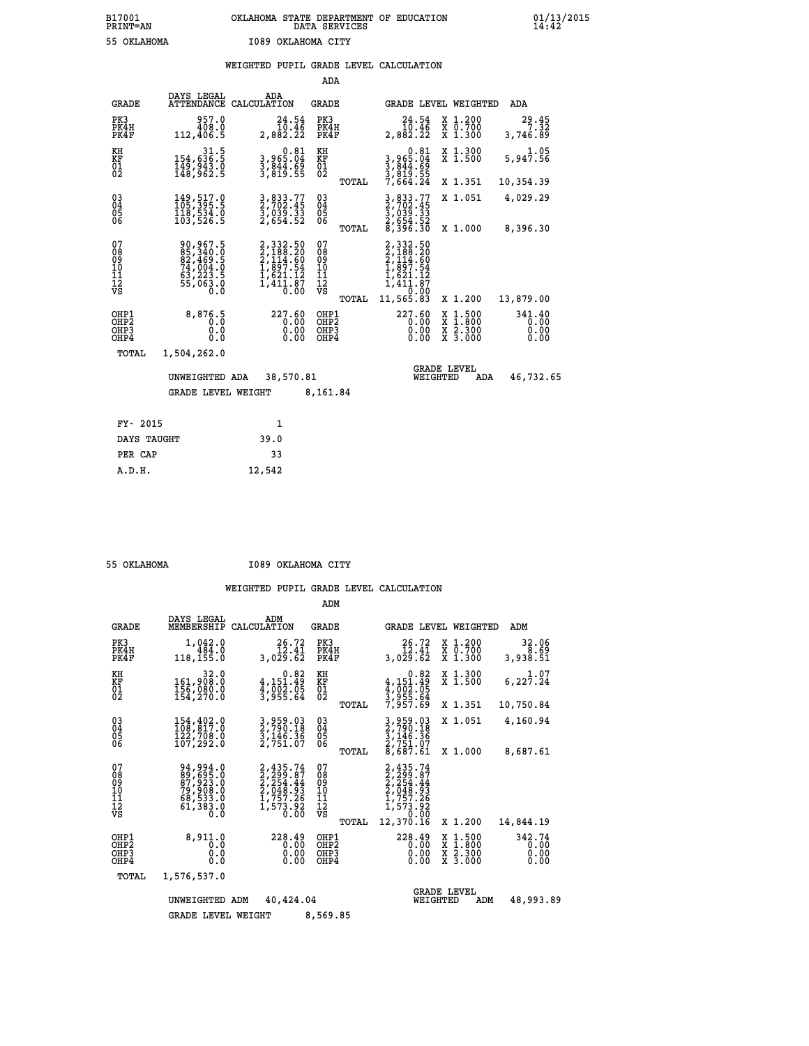B17001 OKLAHOMA STATE DEPARTMENT OF EDUCATION 01/13/2015
PRINT=AN DATA SERVICES 14:42

55 OKLAHOMA I089 OKLAHOMA CITY

## WEIGHTED PUPIL GRADE LEVEL CALCULATION

### ADA

| GRADE | DAYS LEGAL ATTENDANCE | ADA CALCULATION | GRADE | | GRADE LEVEL | WEIGHTED | ADA |
|---|---|---|---|---|---|---|---|
| PK3 | 957.0 | 24.54 | PK3 | | 24.54 | X 1.200 | 29.45 |
| PK4H | 408.0 | 10.46 | PK4H | | 10.46 | X 0.700 | 7.32 |
| PK4F | 112,406.5 | 2,882.22 | PK4F | | 2,882.22 | X 1.300 | 3,746.89 |
| KH | 31.5 | 0.81 | KH | | 0.81 | X 1.300 | 1.05 |
| KF | 154,636.5 | 3,965.04 | KF | | 3,965.04 | X 1.500 | 5,947.56 |
| 01 | 149,943.0 | 3,844.69 | 01 | | 3,844.69 | | |
| 02 | 148,962.5 | 3,819.55 | 02 | | 3,819.55 | | |
| | | | | TOTAL | 7,664.24 | X 1.351 | 10,354.39 |
| 03 | 149,517.0 | 3,833.77 | 03 | | 3,833.77 | X 1.051 | 4,029.29 |
| 04 | 105,395.5 | 2,702.45 | 04 | | 2,702.45 | | |
| 05 | 118,534.0 | 3,039.33 | 05 | | 3,039.33 | | |
| 06 | 103,526.5 | 2,654.52 | 06 | | 2,654.52 | | |
| | | | | TOTAL | 8,396.30 | X 1.000 | 8,396.30 |
| 07 | 90,967.5 | 2,332.50 | 07 | | 2,332.50 | | |
| 08 | 85,340.0 | 2,188.20 | 08 | | 2,188.20 | | |
| 09 | 82,469.5 | 2,114.60 | 09 | | 2,114.60 | | |
| 10 | 74,004.0 | 1,897.54 | 10 | | 1,897.54 | | |
| 11 | 63,223.5 | 1,621.12 | 11 | | 1,621.12 | | |
| 12 | 55,063.0 | 1,411.87 | 12 | | 1,411.87 | | |
| VS | 0.0 | 0.00 | VS | | 0.00 | | |
| | | | | TOTAL | 11,565.83 | X 1.200 | 13,879.00 |
| OHP1 | 8,876.5 | 227.60 | OHP1 | | 227.60 | X 1.500 | 341.40 |
| OHP2 | 0.0 | 0.00 | OHP2 | | 0.00 | X 1.800 | 0.00 |
| OHP3 | 0.0 | 0.00 | OHP3 | | 0.00 | X 2.300 | 0.00 |
| OHP4 | 0.0 | 0.00 | OHP4 | | 0.00 | X 3.000 | 0.00 |
| TOTAL | 1,504,262.0 | | | | | | |

UNWEIGHTED ADA 38,570.81 | GRADE LEVEL WEIGHTED ADA 46,732.65

GRADE LEVEL WEIGHT 8,161.84

| | |
|---|---|
| FY- 2015 | 1 |
| DAYS TAUGHT | 39.0 |
| PER CAP | 33 |
| A.D.H. | 12,542 |

55 OKLAHOMA I089 OKLAHOMA CITY

## WEIGHTED PUPIL GRADE LEVEL CALCULATION

### ADM

| GRADE | DAYS LEGAL MEMBERSHIP | ADM CALCULATION | GRADE | | GRADE LEVEL | WEIGHTED | ADM |
|---|---|---|---|---|---|---|---|
| PK3 | 1,042.0 | 26.72 | PK3 | | 26.72 | X 1.200 | 32.06 |
| PK4H | 484.0 | 12.41 | PK4H | | 12.41 | X 0.700 | 8.69 |
| PK4F | 118,155.0 | 3,029.62 | PK4F | | 3,029.62 | X 1.300 | 3,938.51 |
| KH | 32.0 | 0.82 | KH | | 0.82 | X 1.300 | 1.07 |
| KF | 161,908.0 | 4,151.49 | KF | | 4,151.49 | X 1.500 | 6,227.24 |
| 01 | 156,080.0 | 4,002.05 | 01 | | 4,002.05 | | |
| 02 | 154,270.0 | 3,955.64 | 02 | | 3,955.64 | | |
| | | | | TOTAL | 7,957.69 | X 1.351 | 10,750.84 |
| 03 | 154,402.0 | 3,959.03 | 03 | | 3,959.03 | X 1.051 | 4,160.94 |
| 04 | 108,817.0 | 2,790.18 | 04 | | 2,790.18 | | |
| 05 | 122,708.0 | 3,146.36 | 05 | | 3,146.36 | | |
| 06 | 107,292.0 | 2,751.07 | 06 | | 2,751.07 | | |
| | | | | TOTAL | 8,687.61 | X 1.000 | 8,687.61 |
| 07 | 94,994.0 | 2,435.74 | 07 | | 2,435.74 | | |
| 08 | 89,695.0 | 2,299.87 | 08 | | 2,299.87 | | |
| 09 | 87,923.0 | 2,254.44 | 09 | | 2,254.44 | | |
| 10 | 79,908.0 | 2,048.93 | 10 | | 2,048.93 | | |
| 11 | 68,533.0 | 1,757.26 | 11 | | 1,757.26 | | |
| 12 | 61,383.0 | 1,573.92 | 12 | | 1,573.92 | | |
| VS | 0.0 | 0.00 | VS | | 0.00 | | |
| | | | | TOTAL | 12,370.16 | X 1.200 | 14,844.19 |
| OHP1 | 8,911.0 | 228.49 | OHP1 | | 228.49 | X 1.500 | 342.74 |
| OHP2 | 0.0 | 0.00 | OHP2 | | 0.00 | X 1.800 | 0.00 |
| OHP3 | 0.0 | 0.00 | OHP3 | | 0.00 | X 2.300 | 0.00 |
| OHP4 | 0.0 | 0.00 | OHP4 | | 0.00 | X 3.000 | 0.00 |
| TOTAL | 1,576,537.0 | | | | | | |

UNWEIGHTED ADM 40,424.04 | GRADE LEVEL WEIGHTED ADM 48,993.89

GRADE LEVEL WEIGHT 8,569.85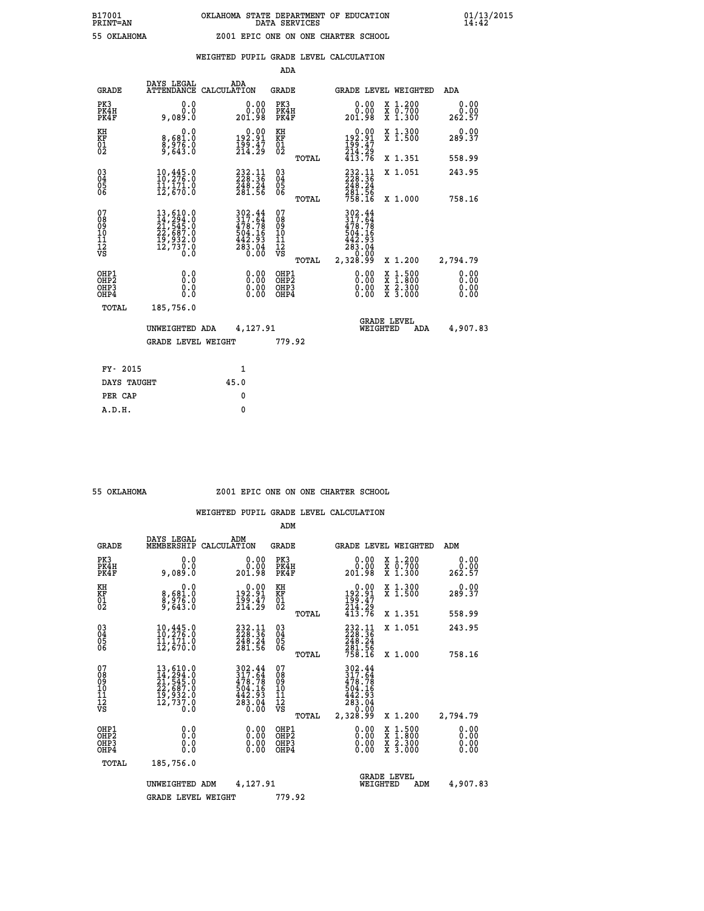B17001 OKLAHOMA STATE DEPARTMENT OF EDUCATION 01/13/2015
PRINT=AN DATA SERVICES 14:42

55 OKLAHOMA Z001 EPIC ONE ON ONE CHARTER SCHOOL

WEIGHTED PUPIL GRADE LEVEL CALCULATION

ADA

| GRADE | DAYS LEGAL ATTENDANCE | ADA CALCULATION | GRADE | | GRADE LEVEL | WEIGHTED | ADA |
|---|---|---|---|---|---|---|---|
| PK3 | 0.0 | 0.00 | PK3 | | 0.00 | X 1.200 | 0.00 |
| PK4H | 0.0 | 0.00 | PK4H | | 0.00 | X 0.700 | 0.00 |
| PK4F | 9,089.0 | 201.98 | PK4F | | 201.98 | X 1.300 | 262.57 |
| KH | 0.0 | 0.00 | KH | | 0.00 | X 1.300 | 0.00 |
| KF | 8,681.0 | 192.91 | KF | | 192.91 | X 1.500 | 289.37 |
| 01 | 8,976.0 | 199.47 | 01 | | 199.47 | | |
| 02 | 9,643.0 | 214.29 | 02 | | 214.29 | | |
| | | | | TOTAL | 413.76 | X 1.351 | 558.99 |
| 03 | 10,445.0 | 232.11 | 03 | | 232.11 | X 1.051 | 243.95 |
| 04 | 10,276.0 | 228.36 | 04 | | 228.36 | | |
| 05 | 11,171.0 | 248.24 | 05 | | 248.24 | | |
| 06 | 12,670.0 | 281.56 | 06 | | 281.56 | | |
| | | | | TOTAL | 758.16 | X 1.000 | 758.16 |
| 07 | 13,610.0 | 302.44 | 07 | | 302.44 | | |
| 08 | 14,294.0 | 317.64 | 08 | | 317.64 | | |
| 09 | 21,545.0 | 478.78 | 09 | | 478.78 | | |
| 10 | 22,687.0 | 504.16 | 10 | | 504.16 | | |
| 11 | 19,932.0 | 442.93 | 11 | | 442.93 | | |
| 12 | 12,737.0 | 283.04 | 12 | | 283.04 | | |
| VS | 0.0 | 0.00 | VS | | 0.00 | | |
| | | | | TOTAL | 2,328.99 | X 1.200 | 2,794.79 |
| OHP1 | 0.0 | 0.00 | OHP1 | | 0.00 | X 1.500 | 0.00 |
| OHP2 | 0.0 | 0.00 | OHP2 | | 0.00 | X 1.800 | 0.00 |
| OHP3 | 0.0 | 0.00 | OHP3 | | 0.00 | X 2.300 | 0.00 |
| OHP4 | 0.0 | 0.00 | OHP4 | | 0.00 | X 3.000 | 0.00 |
| TOTAL | 185,756.0 | | | | | | |

UNWEIGHTED ADA 4,127.91 GRADE LEVEL WEIGHTED ADA 4,907.83

GRADE LEVEL WEIGHT 779.92

| FY- 2015 | 1 |
|---|---|
| DAYS TAUGHT | 45.0 |
| PER CAP | 0 |
| A.D.H. | 0 |

55 OKLAHOMA Z001 EPIC ONE ON ONE CHARTER SCHOOL

WEIGHTED PUPIL GRADE LEVEL CALCULATION

ADM

| GRADE | DAYS LEGAL MEMBERSHIP | ADM CALCULATION | GRADE | | GRADE LEVEL | WEIGHTED | ADM |
|---|---|---|---|---|---|---|---|
| PK3 | 0.0 | 0.00 | PK3 | | 0.00 | X 1.200 | 0.00 |
| PK4H | 0.0 | 0.00 | PK4H | | 0.00 | X 0.700 | 0.00 |
| PK4F | 9,089.0 | 201.98 | PK4F | | 201.98 | X 1.300 | 262.57 |
| KH | 0.0 | 0.00 | KH | | 0.00 | X 1.300 | 0.00 |
| KF | 8,681.0 | 192.91 | KF | | 192.91 | X 1.500 | 289.37 |
| 01 | 8,976.0 | 199.47 | 01 | | 199.47 | | |
| 02 | 9,643.0 | 214.29 | 02 | | 214.29 | | |
| | | | | TOTAL | 413.76 | X 1.351 | 558.99 |
| 03 | 10,445.0 | 232.11 | 03 | | 232.11 | X 1.051 | 243.95 |
| 04 | 10,276.0 | 228.36 | 04 | | 228.36 | | |
| 05 | 11,171.0 | 248.24 | 05 | | 248.24 | | |
| 06 | 12,670.0 | 281.56 | 06 | | 281.56 | | |
| | | | | TOTAL | 758.16 | X 1.000 | 758.16 |
| 07 | 13,610.0 | 302.44 | 07 | | 302.44 | | |
| 08 | 14,294.0 | 317.64 | 08 | | 317.64 | | |
| 09 | 21,545.0 | 478.78 | 09 | | 478.78 | | |
| 10 | 22,687.0 | 504.16 | 10 | | 504.16 | | |
| 11 | 19,932.0 | 442.93 | 11 | | 442.93 | | |
| 12 | 12,737.0 | 283.04 | 12 | | 283.04 | | |
| VS | 0.0 | 0.00 | VS | | 0.00 | | |
| | | | | TOTAL | 2,328.99 | X 1.200 | 2,794.79 |
| OHP1 | 0.0 | 0.00 | OHP1 | | 0.00 | X 1.500 | 0.00 |
| OHP2 | 0.0 | 0.00 | OHP2 | | 0.00 | X 1.800 | 0.00 |
| OHP3 | 0.0 | 0.00 | OHP3 | | 0.00 | X 2.300 | 0.00 |
| OHP4 | 0.0 | 0.00 | OHP4 | | 0.00 | X 3.000 | 0.00 |
| TOTAL | 185,756.0 | | | | | | |

UNWEIGHTED ADM 4,127.91 GRADE LEVEL WEIGHTED ADM 4,907.83

GRADE LEVEL WEIGHT 779.92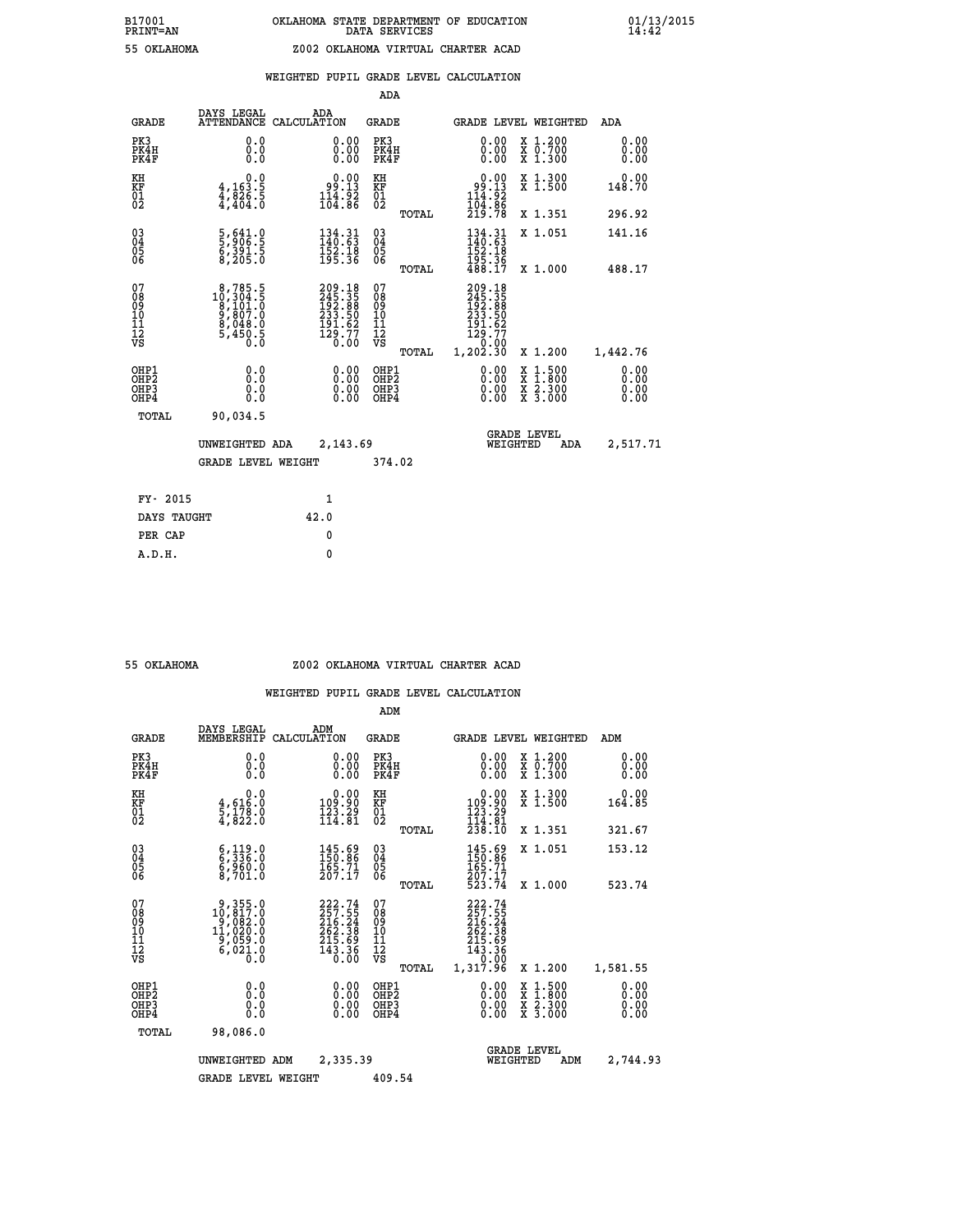B17001 OKLAHOMA STATE DEPARTMENT OF EDUCATION 01/13/2015
PRINT=AN DATA SERVICES 14:42

55 OKLAHOMA Z002 OKLAHOMA VIRTUAL CHARTER ACAD

WEIGHTED PUPIL GRADE LEVEL CALCULATION

ADA

| GRADE | DAYS LEGAL ATTENDANCE | ADA CALCULATION | GRADE | | GRADE LEVEL | WEIGHTED | ADA |
|---|---|---|---|---|---|---|---|
| PK3 | 0.0 | 0.00 | PK3 | | 0.00 | X 1.200 | 0.00 |
| PK4H | 0.0 | 0.00 | PK4H | | 0.00 | X 0.700 | 0.00 |
| PK4F | 0.0 | 0.00 | PK4F | | 0.00 | X 1.300 | 0.00 |
| KH | 0.0 | 0.00 | KH | | 0.00 | X 1.300 | 0.00 |
| KF | 4,163.5 | 99.13 | KF | | 99.13 | X 1.500 | 148.70 |
| 01 | 4,826.5 | 114.92 | 01 | | 114.92 | | |
| 02 | 4,404.0 | 104.86 | 02 | | 104.86 | | |
| | | | | TOTAL | 219.78 | X 1.351 | 296.92 |
| 03 | 5,641.0 | 134.31 | 03 | | 134.31 | X 1.051 | 141.16 |
| 04 | 5,906.5 | 140.63 | 04 | | 140.63 | | |
| 05 | 6,391.5 | 152.18 | 05 | | 152.18 | | |
| 06 | 8,205.0 | 195.36 | 06 | | 195.36 | | |
| | | | | TOTAL | 488.17 | X 1.000 | 488.17 |
| 07 | 8,785.5 | 209.18 | 07 | | 209.18 | | |
| 08 | 10,304.5 | 245.35 | 08 | | 245.35 | | |
| 09 | 8,101.0 | 192.88 | 09 | | 192.88 | | |
| 10 | 9,807.0 | 233.50 | 10 | | 233.50 | | |
| 11 | 8,048.0 | 191.62 | 11 | | 191.62 | | |
| 12 | 5,450.5 | 129.77 | 12 | | 129.77 | | |
| VS | 0.0 | 0.00 | VS | | 0.00 | | |
| | | | | TOTAL | 1,202.30 | X 1.200 | 1,442.76 |
| OHP1 | 0.0 | 0.00 | OHP1 | | 0.00 | X 1.500 | 0.00 |
| OHP2 | 0.0 | 0.00 | OHP2 | | 0.00 | X 1.800 | 0.00 |
| OHP3 | 0.0 | 0.00 | OHP3 | | 0.00 | X 2.300 | 0.00 |
| OHP4 | 0.0 | 0.00 | OHP4 | | 0.00 | X 3.000 | 0.00 |
| TOTAL | 90,034.5 | | | | | | |

UNWEIGHTED ADA 2,143.69 GRADE LEVEL WEIGHTED ADA 2,517.71

GRADE LEVEL WEIGHT 374.02

| FY- 2015 | 1 |
|---|---|
| DAYS TAUGHT | 42.0 |
| PER CAP | 0 |
| A.D.H. | 0 |

55 OKLAHOMA Z002 OKLAHOMA VIRTUAL CHARTER ACAD

WEIGHTED PUPIL GRADE LEVEL CALCULATION

ADM

| GRADE | DAYS LEGAL MEMBERSHIP | ADM CALCULATION | GRADE | | GRADE LEVEL | WEIGHTED | ADM |
|---|---|---|---|---|---|---|---|
| PK3 | 0.0 | 0.00 | PK3 | | 0.00 | X 1.200 | 0.00 |
| PK4H | 0.0 | 0.00 | PK4H | | 0.00 | X 0.700 | 0.00 |
| PK4F | 0.0 | 0.00 | PK4F | | 0.00 | X 1.300 | 0.00 |
| KH | 0.0 | 0.00 | KH | | 0.00 | X 1.300 | 0.00 |
| KF | 4,616.0 | 109.90 | KF | | 109.90 | X 1.500 | 164.85 |
| 01 | 5,178.0 | 123.29 | 01 | | 123.29 | | |
| 02 | 4,822.0 | 114.81 | 02 | | 114.81 | | |
| | | | | TOTAL | 238.10 | X 1.351 | 321.67 |
| 03 | 6,119.0 | 145.69 | 03 | | 145.69 | X 1.051 | 153.12 |
| 04 | 6,336.0 | 150.86 | 04 | | 150.86 | | |
| 05 | 6,960.0 | 165.71 | 05 | | 165.71 | | |
| 06 | 8,701.0 | 207.17 | 06 | | 207.17 | | |
| | | | | TOTAL | 523.74 | X 1.000 | 523.74 |
| 07 | 9,355.0 | 222.74 | 07 | | 222.74 | | |
| 08 | 10,817.0 | 257.55 | 08 | | 257.55 | | |
| 09 | 9,082.0 | 216.24 | 09 | | 216.24 | | |
| 10 | 11,020.0 | 262.38 | 10 | | 262.38 | | |
| 11 | 9,059.0 | 215.69 | 11 | | 215.69 | | |
| 12 | 6,021.0 | 143.36 | 12 | | 143.36 | | |
| VS | 0.0 | 0.00 | VS | | 0.00 | | |
| | | | | TOTAL | 1,317.96 | X 1.200 | 1,581.55 |
| OHP1 | 0.0 | 0.00 | OHP1 | | 0.00 | X 1.500 | 0.00 |
| OHP2 | 0.0 | 0.00 | OHP2 | | 0.00 | X 1.800 | 0.00 |
| OHP3 | 0.0 | 0.00 | OHP3 | | 0.00 | X 2.300 | 0.00 |
| OHP4 | 0.0 | 0.00 | OHP4 | | 0.00 | X 3.000 | 0.00 |
| TOTAL | 98,086.0 | | | | | | |

UNWEIGHTED ADM 2,335.39 GRADE LEVEL WEIGHTED ADM 2,744.93

GRADE LEVEL WEIGHT 409.54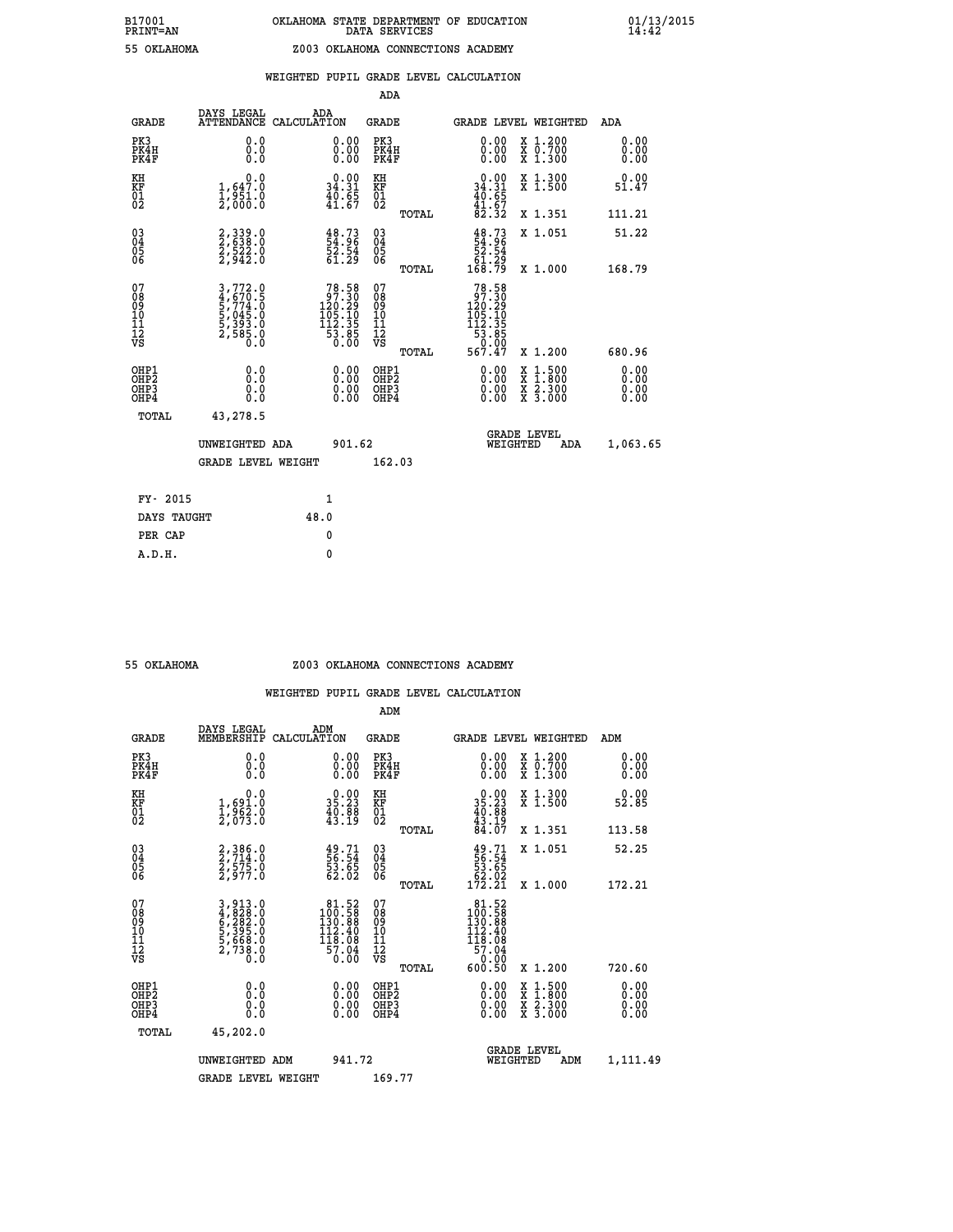B17001 OKLAHOMA STATE DEPARTMENT OF EDUCATION 01/13/2015
PRINT=AN DATA SERVICES 14:42

55 OKLAHOMA Z003 OKLAHOMA CONNECTIONS ACADEMY

WEIGHTED PUPIL GRADE LEVEL CALCULATION

ADA

| GRADE | DAYS LEGAL ATTENDANCE | ADA CALCULATION | GRADE | GRADE LEVEL | WEIGHTED | ADA |
|---|---|---|---|---|---|---|
| PK3 | 0.0 | 0.00 | PK3 | 0.00 | X 1.200 | 0.00 |
| PK4H | 0.0 | 0.00 | PK4H | 0.00 | X 0.700 | 0.00 |
| PK4F | 0.0 | 0.00 | PK4F | 0.00 | X 1.300 | 0.00 |
| KH | 0.0 | 0.00 | KH | 0.00 | X 1.300 | 0.00 |
| KF | 1,647.0 | 34.31 | KF | 34.31 | X 1.500 | 51.47 |
| 01 | 1,951.0 | 40.65 | 01 | 40.65 | | |
| 02 | 2,000.0 | 41.67 | 02 | 41.67 | | |
| | | | TOTAL | 82.32 | X 1.351 | 111.21 |
| 03 | 2,339.0 | 48.73 | 03 | 48.73 | X 1.051 | 51.22 |
| 04 | 2,638.0 | 54.96 | 04 | 54.96 | | |
| 05 | 2,522.0 | 52.54 | 05 | 52.54 | | |
| 06 | 2,942.0 | 61.29 | 06 | 61.29 | | |
| | | | TOTAL | 168.79 | X 1.000 | 168.79 |
| 07 | 3,772.0 | 78.58 | 07 | 78.58 | | |
| 08 | 4,670.5 | 97.30 | 08 | 97.30 | | |
| 09 | 5,774.0 | 120.29 | 09 | 120.29 | | |
| 10 | 5,045.0 | 105.10 | 10 | 105.10 | | |
| 11 | 5,393.0 | 112.35 | 11 | 112.35 | | |
| 12 | 2,585.0 | 53.85 | 12 | 53.85 | | |
| VS | 0.0 | 0.00 | VS | 0.00 | | |
| | | | TOTAL | 567.47 | X 1.200 | 680.96 |
| OHP1 | 0.0 | 0.00 | OHP1 | 0.00 | X 1.500 | 0.00 |
| OHP2 | 0.0 | 0.00 | OHP2 | 0.00 | X 1.800 | 0.00 |
| OHP3 | 0.0 | 0.00 | OHP3 | 0.00 | X 2.300 | 0.00 |
| OHP4 | 0.0 | 0.00 | OHP4 | 0.00 | X 3.000 | 0.00 |
| TOTAL | 43,278.5 | | | | | |

UNWEIGHTED ADA 901.62 GRADE LEVEL WEIGHTED ADA 1,063.65

GRADE LEVEL WEIGHT 162.03

| FY- 2015 | 1 |
|---|---|
| DAYS TAUGHT | 48.0 |
| PER CAP | 0 |
| A.D.H. | 0 |

55 OKLAHOMA Z003 OKLAHOMA CONNECTIONS ACADEMY

WEIGHTED PUPIL GRADE LEVEL CALCULATION

ADM

| GRADE | DAYS LEGAL MEMBERSHIP | ADM CALCULATION | GRADE | GRADE LEVEL | WEIGHTED | ADM |
|---|---|---|---|---|---|---|
| PK3 | 0.0 | 0.00 | PK3 | 0.00 | X 1.200 | 0.00 |
| PK4H | 0.0 | 0.00 | PK4H | 0.00 | X 0.700 | 0.00 |
| PK4F | 0.0 | 0.00 | PK4F | 0.00 | X 1.300 | 0.00 |
| KH | 0.0 | 0.00 | KH | 0.00 | X 1.300 | 0.00 |
| KF | 1,691.0 | 35.23 | KF | 35.23 | X 1.500 | 52.85 |
| 01 | 1,962.0 | 40.88 | 01 | 40.88 | | |
| 02 | 2,073.0 | 43.19 | 02 | 43.19 | | |
| | | | TOTAL | 84.07 | X 1.351 | 113.58 |
| 03 | 2,386.0 | 49.71 | 03 | 49.71 | X 1.051 | 52.25 |
| 04 | 2,714.0 | 56.54 | 04 | 56.54 | | |
| 05 | 2,575.0 | 53.65 | 05 | 53.65 | | |
| 06 | 2,977.0 | 62.02 | 06 | 62.02 | | |
| | | | TOTAL | 172.21 | X 1.000 | 172.21 |
| 07 | 3,913.0 | 81.52 | 07 | 81.52 | | |
| 08 | 4,828.0 | 100.58 | 08 | 100.58 | | |
| 09 | 6,282.0 | 130.88 | 09 | 130.88 | | |
| 10 | 5,395.0 | 112.40 | 10 | 112.40 | | |
| 11 | 5,668.0 | 118.08 | 11 | 118.08 | | |
| 12 | 2,738.0 | 57.04 | 12 | 57.04 | | |
| VS | 0.0 | 0.00 | VS | 0.00 | | |
| | | | TOTAL | 600.50 | X 1.200 | 720.60 |
| OHP1 | 0.0 | 0.00 | OHP1 | 0.00 | X 1.500 | 0.00 |
| OHP2 | 0.0 | 0.00 | OHP2 | 0.00 | X 1.800 | 0.00 |
| OHP3 | 0.0 | 0.00 | OHP3 | 0.00 | X 2.300 | 0.00 |
| OHP4 | 0.0 | 0.00 | OHP4 | 0.00 | X 3.000 | 0.00 |
| TOTAL | 45,202.0 | | | | | |

UNWEIGHTED ADM 941.72 GRADE LEVEL WEIGHTED ADM 1,111.49

GRADE LEVEL WEIGHT 169.77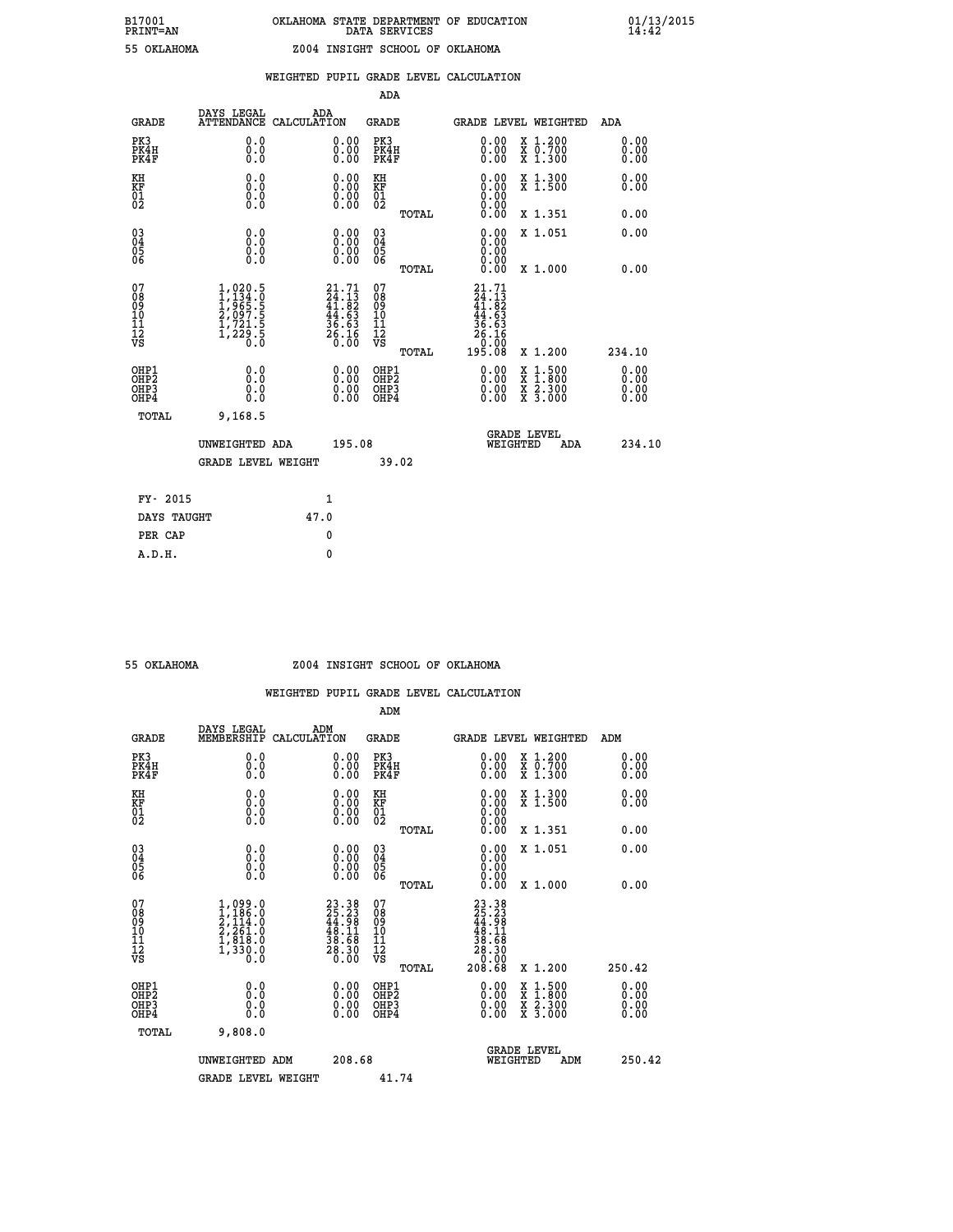B17001 OKLAHOMA STATE DEPARTMENT OF EDUCATION 01/13/2015
PRINT=AN DATA SERVICES 14:42

55 OKLAHOMA Z004 INSIGHT SCHOOL OF OKLAHOMA

## WEIGHTED PUPIL GRADE LEVEL CALCULATION

### ADA

| GRADE | DAYS LEGAL ATTENDANCE | ADA CALCULATION | GRADE | GRADE LEVEL | WEIGHTED | ADA |
|---|---|---|---|---|---|---|
| PK3 | 0.0 | 0.00 | PK3 | 0.00 | X 1.200 | 0.00 |
| PK4H | 0.0 | 0.00 | PK4H | 0.00 | X 0.700 | 0.00 |
| PK4F | 0.0 | 0.00 | PK4F | 0.00 | X 1.300 | 0.00 |
| KH | 0.0 | 0.00 | KH | 0.00 | X 1.300 | 0.00 |
| KF | 0.0 | 0.00 | KF | 0.00 | X 1.500 | 0.00 |
| 01 | 0.0 | 0.00 | 01 | 0.00 | | |
| 02 | 0.0 | 0.00 | 02 | 0.00 | | |
| | | | TOTAL | 0.00 | X 1.351 | 0.00 |
| 03 | 0.0 | 0.00 | 03 | 0.00 | X 1.051 | 0.00 |
| 04 | 0.0 | 0.00 | 04 | 0.00 | | |
| 05 | 0.0 | 0.00 | 05 | 0.00 | | |
| 06 | 0.0 | 0.00 | 06 | 0.00 | | |
| | | | TOTAL | 0.00 | X 1.000 | 0.00 |
| 07 | 1,020.5 | 21.71 | 07 | 21.71 | | |
| 08 | 1,134.0 | 24.13 | 08 | 24.13 | | |
| 09 | 1,965.5 | 41.82 | 09 | 41.82 | | |
| 10 | 2,097.5 | 44.63 | 10 | 44.63 | | |
| 11 | 1,721.5 | 36.63 | 11 | 36.63 | | |
| 12 | 1,229.5 | 26.16 | 12 | 26.16 | | |
| VS | 0.0 | 0.00 | VS | 0.00 | | |
| | | | TOTAL | 195.08 | X 1.200 | 234.10 |
| OHP1 | 0.0 | 0.00 | OHP1 | 0.00 | X 1.500 | 0.00 |
| OHP2 | 0.0 | 0.00 | OHP2 | 0.00 | X 1.800 | 0.00 |
| OHP3 | 0.0 | 0.00 | OHP3 | 0.00 | X 2.300 | 0.00 |
| OHP4 | 0.0 | 0.00 | OHP4 | 0.00 | X 3.000 | 0.00 |
| TOTAL | 9,168.5 | | | | | |

UNWEIGHTED ADA 195.08 GRADE LEVEL WEIGHTED ADA 234.10

GRADE LEVEL WEIGHT 39.02

FY- 2015 1
DAYS TAUGHT 47.0
PER CAP 0
A.D.H. 0

55 OKLAHOMA Z004 INSIGHT SCHOOL OF OKLAHOMA

## WEIGHTED PUPIL GRADE LEVEL CALCULATION

### ADM

| GRADE | DAYS LEGAL MEMBERSHIP | ADM CALCULATION | GRADE | GRADE LEVEL | WEIGHTED | ADM |
|---|---|---|---|---|---|---|
| PK3 | 0.0 | 0.00 | PK3 | 0.00 | X 1.200 | 0.00 |
| PK4H | 0.0 | 0.00 | PK4H | 0.00 | X 0.700 | 0.00 |
| PK4F | 0.0 | 0.00 | PK4F | 0.00 | X 1.300 | 0.00 |
| KH | 0.0 | 0.00 | KH | 0.00 | X 1.300 | 0.00 |
| KF | 0.0 | 0.00 | KF | 0.00 | X 1.500 | 0.00 |
| 01 | 0.0 | 0.00 | 01 | 0.00 | | |
| 02 | 0.0 | 0.00 | 02 | 0.00 | | |
| | | | TOTAL | 0.00 | X 1.351 | 0.00 |
| 03 | 0.0 | 0.00 | 03 | 0.00 | X 1.051 | 0.00 |
| 04 | 0.0 | 0.00 | 04 | 0.00 | | |
| 05 | 0.0 | 0.00 | 05 | 0.00 | | |
| 06 | 0.0 | 0.00 | 06 | 0.00 | | |
| | | | TOTAL | 0.00 | X 1.000 | 0.00 |
| 07 | 1,099.0 | 23.38 | 07 | 23.38 | | |
| 08 | 1,186.0 | 25.23 | 08 | 25.23 | | |
| 09 | 2,114.0 | 44.98 | 09 | 44.98 | | |
| 10 | 2,261.0 | 48.11 | 10 | 48.11 | | |
| 11 | 1,818.0 | 38.68 | 11 | 38.68 | | |
| 12 | 1,330.0 | 28.30 | 12 | 28.30 | | |
| VS | 0.0 | 0.00 | VS | 0.00 | | |
| | | | TOTAL | 208.68 | X 1.200 | 250.42 |
| OHP1 | 0.0 | 0.00 | OHP1 | 0.00 | X 1.500 | 0.00 |
| OHP2 | 0.0 | 0.00 | OHP2 | 0.00 | X 1.800 | 0.00 |
| OHP3 | 0.0 | 0.00 | OHP3 | 0.00 | X 2.300 | 0.00 |
| OHP4 | 0.0 | 0.00 | OHP4 | 0.00 | X 3.000 | 0.00 |
| TOTAL | 9,808.0 | | | | | |

UNWEIGHTED ADM 208.68 GRADE LEVEL WEIGHTED ADM 250.42

GRADE LEVEL WEIGHT 41.74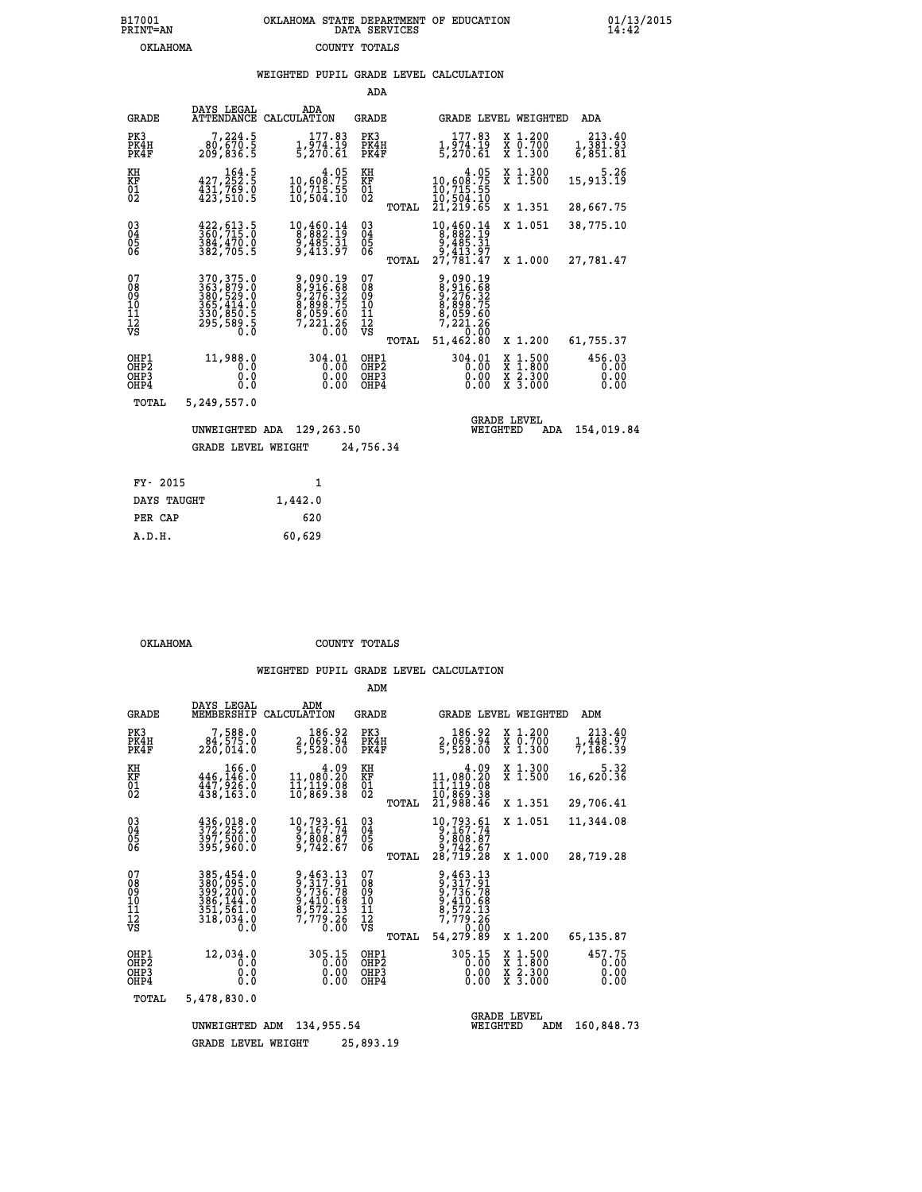B17001 PRINT=AN OKLAHOMA STATE DEPARTMENT OF EDUCATION DATA SERVICES 01/13/2015 14:42

OKLAHOMA COUNTY TOTALS

WEIGHTED PUPIL GRADE LEVEL CALCULATION

ADA

| GRADE | DAYS LEGAL ATTENDANCE | ADA CALCULATION | GRADE | | GRADE LEVEL | WEIGHTED | ADA |
|---|---|---|---|---|---|---|---|
| PK3 | 7,224.5 | 177.83 | PK3 | | 177.83 | X 1.200 | 213.40 |
| PK4H | 80,670.5 | 1,974.19 | PK4H | | 1,974.19 | X 0.700 | 1,381.93 |
| PK4F | 209,836.5 | 5,270.61 | PK4F | | 5,270.61 | X 1.300 | 6,851.81 |
| KH | 164.5 | 4.05 | KH | | 4.05 | X 1.300 | 5.26 |
| KF | 427,252.5 | 10,608.75 | KF | | 10,608.75 | X 1.500 | 15,913.19 |
| 01 | 431,769.0 | 10,715.55 | 01 | | 10,715.55 | | |
| 02 | 423,510.5 | 10,504.10 | 02 | | 10,504.10 | | |
| | | | | TOTAL | 21,219.65 | X 1.351 | 28,667.75 |
| 03 | 422,613.5 | 10,460.14 | 03 | | 10,460.14 | X 1.051 | 38,775.10 |
| 04 | 360,715.0 | 8,882.19 | 04 | | 8,882.19 | | |
| 05 | 384,470.0 | 9,485.31 | 05 | | 9,485.31 | | |
| 06 | 382,705.5 | 9,413.97 | 06 | | 9,413.97 | | |
| | | | | TOTAL | 27,781.47 | X 1.000 | 27,781.47 |
| 07 | 370,375.0 | 9,090.19 | 07 | | 9,090.19 | | |
| 08 | 363,879.0 | 8,916.68 | 08 | | 8,916.68 | | |
| 09 | 380,529.0 | 9,276.32 | 09 | | 9,276.32 | | |
| 10 | 365,414.0 | 8,898.75 | 10 | | 8,898.75 | | |
| 11 | 330,850.5 | 8,059.60 | 11 | | 8,059.60 | | |
| 12 | 295,589.5 | 7,221.26 | 12 | | 7,221.26 | | |
| VS | 0.0 | 0.00 | VS | | 0.00 | | |
| | | | | TOTAL | 51,462.80 | X 1.200 | 61,755.37 |
| OHP1 | 11,988.0 | 304.01 | OHP1 | | 304.01 | X 1.500 | 456.03 |
| OHP2 | 0.0 | 0.00 | OHP2 | | 0.00 | X 1.800 | 0.00 |
| OHP3 | 0.0 | 0.00 | OHP3 | | 0.00 | X 2.300 | 0.00 |
| OHP4 | 0.0 | 0.00 | OHP4 | | 0.00 | X 3.000 | 0.00 |
| TOTAL | 5,249,557.0 | | | | | | |

UNWEIGHTED ADA 129,263.50 — GRADE LEVEL WEIGHTED ADA 154,019.84

GRADE LEVEL WEIGHT 24,756.34

| FY- 2015 | 1 |
|---|---|
| DAYS TAUGHT | 1,442.0 |
| PER CAP | 620 |
| A.D.H. | 60,629 |

OKLAHOMA COUNTY TOTALS

WEIGHTED PUPIL GRADE LEVEL CALCULATION

ADM

| GRADE | DAYS LEGAL MEMBERSHIP | ADM CALCULATION | GRADE | | GRADE LEVEL | WEIGHTED | ADM |
|---|---|---|---|---|---|---|---|
| PK3 | 7,588.0 | 186.92 | PK3 | | 186.92 | X 1.200 | 213.40 |
| PK4H | 84,575.0 | 2,069.94 | PK4H | | 2,069.94 | X 0.700 | 1,448.97 |
| PK4F | 220,014.0 | 5,528.00 | PK4F | | 5,528.00 | X 1.300 | 7,186.39 |
| KH | 166.0 | 4.09 | KH | | 4.09 | X 1.300 | 5.32 |
| KF | 446,146.0 | 11,080.20 | KF | | 11,080.20 | X 1.500 | 16,620.36 |
| 01 | 447,926.0 | 11,119.08 | 01 | | 11,119.08 | | |
| 02 | 438,163.0 | 10,869.38 | 02 | | 10,869.38 | | |
| | | | | TOTAL | 21,988.46 | X 1.351 | 29,706.41 |
| 03 | 436,018.0 | 10,793.61 | 03 | | 10,793.61 | X 1.051 | 11,344.08 |
| 04 | 372,252.0 | 9,167.74 | 04 | | 9,167.74 | | |
| 05 | 397,500.0 | 9,808.87 | 05 | | 9,808.87 | | |
| 06 | 395,960.0 | 9,742.67 | 06 | | 9,742.67 | | |
| | | | | TOTAL | 28,719.28 | X 1.000 | 28,719.28 |
| 07 | 385,454.0 | 9,463.13 | 07 | | 9,463.13 | | |
| 08 | 380,095.0 | 9,317.91 | 08 | | 9,317.91 | | |
| 09 | 399,200.0 | 9,736.78 | 09 | | 9,736.78 | | |
| 10 | 386,144.0 | 9,410.68 | 10 | | 9,410.68 | | |
| 11 | 351,561.0 | 8,572.13 | 11 | | 8,572.13 | | |
| 12 | 318,034.0 | 7,779.26 | 12 | | 7,779.26 | | |
| VS | 0.0 | 0.00 | VS | | 0.00 | | |
| | | | | TOTAL | 54,279.89 | X 1.200 | 65,135.87 |
| OHP1 | 12,034.0 | 305.15 | OHP1 | | 305.15 | X 1.500 | 457.75 |
| OHP2 | 0.0 | 0.00 | OHP2 | | 0.00 | X 1.800 | 0.00 |
| OHP3 | 0.0 | 0.00 | OHP3 | | 0.00 | X 2.300 | 0.00 |
| OHP4 | 0.0 | 0.00 | OHP4 | | 0.00 | X 3.000 | 0.00 |
| TOTAL | 5,478,830.0 | | | | | | |

UNWEIGHTED ADM 134,955.54 — GRADE LEVEL WEIGHTED ADM 160,848.73

GRADE LEVEL WEIGHT 25,893.19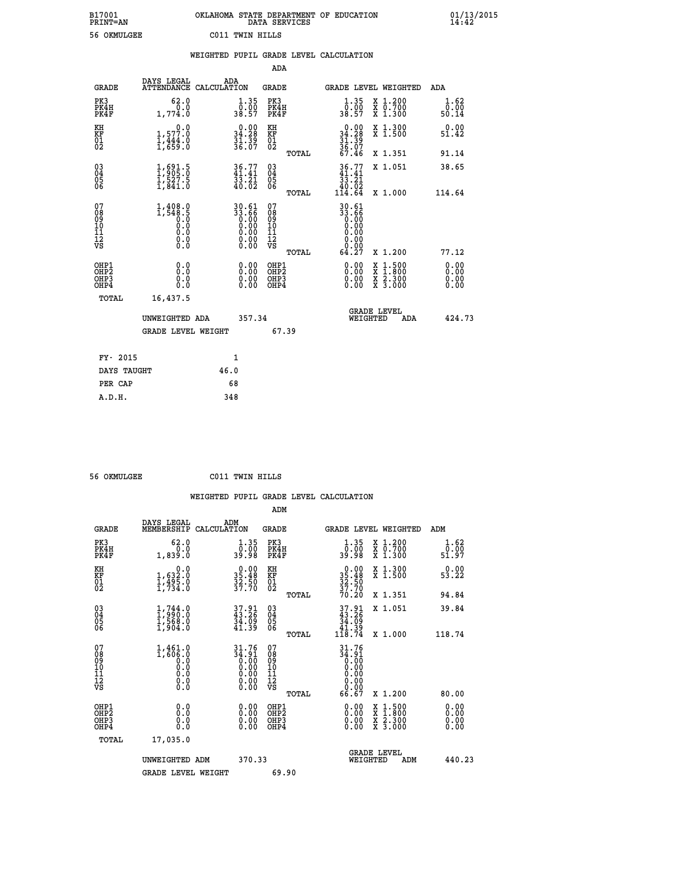B17001 OKLAHOMA STATE DEPARTMENT OF EDUCATION 01/13/2015
PRINT=AN DATA SERVICES 14:42

56 OKMULGEE C011 TWIN HILLS

## WEIGHTED PUPIL GRADE LEVEL CALCULATION

### ADA

| GRADE | DAYS LEGAL ATTENDANCE | ADA CALCULATION | GRADE | GRADE LEVEL | WEIGHTED | ADA |
|---|---|---|---|---|---|---|
| PK3 | 62.0 | 1.35 | PK3 | 1.35 | X 1.200 | 1.62 |
| PK4H | 0.0 | 0.00 | PK4H | 0.00 | X 0.700 | 0.00 |
| PK4F | 1,774.0 | 38.57 | PK4F | 38.57 | X 1.300 | 50.14 |
| KH | 0.0 | 0.00 | KH | 0.00 | X 1.300 | 0.00 |
| KF | 1,577.0 | 34.28 | KF | 34.28 | X 1.500 | 51.42 |
| 01 | 1,444.0 | 31.39 | 01 | 31.39 | | |
| 02 | 1,659.0 | 36.07 | 02 | 36.07 | | |
| | | | TOTAL | 67.46 | X 1.351 | 91.14 |
| 03 | 1,691.5 | 36.77 | 03 | 36.77 | X 1.051 | 38.65 |
| 04 | 1,905.0 | 41.41 | 04 | 41.41 | | |
| 05 | 1,527.5 | 33.21 | 05 | 33.21 | | |
| 06 | 1,841.0 | 40.02 | 06 | 40.02 | | |
| | | | TOTAL | 114.64 | X 1.000 | 114.64 |
| 07 | 1,408.0 | 30.61 | 07 | 30.61 | | |
| 08 | 1,548.5 | 33.66 | 08 | 33.66 | | |
| 09 | 0.0 | 0.00 | 09 | 0.00 | | |
| 10 | 0.0 | 0.00 | 10 | 0.00 | | |
| 11 | 0.0 | 0.00 | 11 | 0.00 | | |
| 12 | 0.0 | 0.00 | 12 | 0.00 | | |
| VS | 0.0 | 0.00 | VS | 0.00 | | |
| | | | TOTAL | 64.27 | X 1.200 | 77.12 |
| OHP1 | 0.0 | 0.00 | OHP1 | 0.00 | X 1.500 | 0.00 |
| OHP2 | 0.0 | 0.00 | OHP2 | 0.00 | X 1.800 | 0.00 |
| OHP3 | 0.0 | 0.00 | OHP3 | 0.00 | X 2.300 | 0.00 |
| OHP4 | 0.0 | 0.00 | OHP4 | 0.00 | X 3.000 | 0.00 |
| TOTAL | 16,437.5 | | | | | |

UNWEIGHTED ADA 357.34 GRADE LEVEL WEIGHTED ADA 424.73

GRADE LEVEL WEIGHT 67.39

| FY- 2015 | 1 |
|---|---|
| DAYS TAUGHT | 46.0 |
| PER CAP | 68 |
| A.D.H. | 348 |

56 OKMULGEE C011 TWIN HILLS

## WEIGHTED PUPIL GRADE LEVEL CALCULATION

### ADM

| GRADE | DAYS LEGAL MEMBERSHIP | ADM CALCULATION | GRADE | GRADE LEVEL | WEIGHTED | ADM |
|---|---|---|---|---|---|---|
| PK3 | 62.0 | 1.35 | PK3 | 1.35 | X 1.200 | 1.62 |
| PK4H | 0.0 | 0.00 | PK4H | 0.00 | X 0.700 | 0.00 |
| PK4F | 1,839.0 | 39.98 | PK4F | 39.98 | X 1.300 | 51.97 |
| KH | 0.0 | 0.00 | KH | 0.00 | X 1.300 | 0.00 |
| KF | 1,632.0 | 35.48 | KF | 35.48 | X 1.500 | 53.22 |
| 01 | 1,495.0 | 32.50 | 01 | 32.50 | | |
| 02 | 1,734.0 | 37.70 | 02 | 37.70 | | |
| | | | TOTAL | 70.20 | X 1.351 | 94.84 |
| 03 | 1,744.0 | 37.91 | 03 | 37.91 | X 1.051 | 39.84 |
| 04 | 1,990.0 | 43.26 | 04 | 43.26 | | |
| 05 | 1,568.0 | 34.09 | 05 | 34.09 | | |
| 06 | 1,904.0 | 41.39 | 06 | 41.39 | | |
| | | | TOTAL | 118.74 | X 1.000 | 118.74 |
| 07 | 1,461.0 | 31.76 | 07 | 31.76 | | |
| 08 | 1,606.0 | 34.91 | 08 | 34.91 | | |
| 09 | 0.0 | 0.00 | 09 | 0.00 | | |
| 10 | 0.0 | 0.00 | 10 | 0.00 | | |
| 11 | 0.0 | 0.00 | 11 | 0.00 | | |
| 12 | 0.0 | 0.00 | 12 | 0.00 | | |
| VS | 0.0 | 0.00 | VS | 0.00 | | |
| | | | TOTAL | 66.67 | X 1.200 | 80.00 |
| OHP1 | 0.0 | 0.00 | OHP1 | 0.00 | X 1.500 | 0.00 |
| OHP2 | 0.0 | 0.00 | OHP2 | 0.00 | X 1.800 | 0.00 |
| OHP3 | 0.0 | 0.00 | OHP3 | 0.00 | X 2.300 | 0.00 |
| OHP4 | 0.0 | 0.00 | OHP4 | 0.00 | X 3.000 | 0.00 |
| TOTAL | 17,035.0 | | | | | |

UNWEIGHTED ADM 370.33 GRADE LEVEL WEIGHTED ADM 440.23

GRADE LEVEL WEIGHT 69.90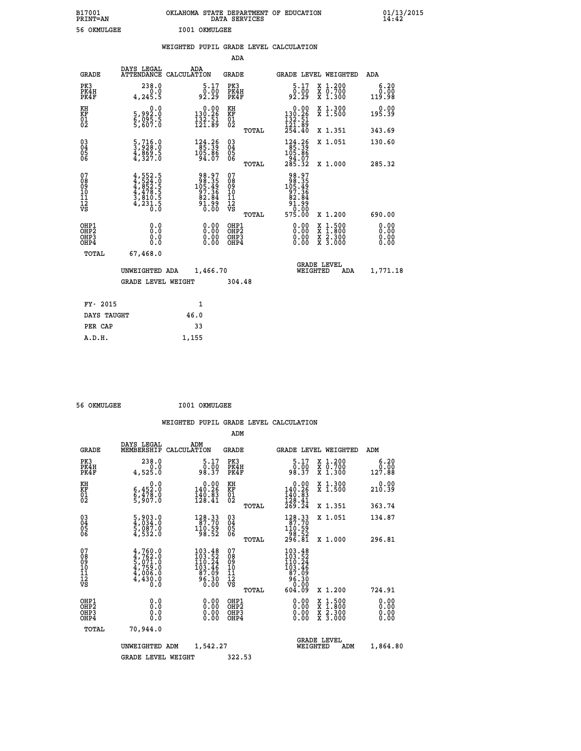B17001 OKLAHOMA STATE DEPARTMENT OF EDUCATION 01/13/2015
PRINT=AN DATA SERVICES 14:42

56 OKMULGEE I001 OKMULGEE

## WEIGHTED PUPIL GRADE LEVEL CALCULATION

### ADA

| GRADE | DAYS LEGAL ATTENDANCE | ADA CALCULATION | GRADE | GRADE LEVEL | WEIGHTED | ADA |
|---|---|---|---|---|---|---|
| PK3 | 238.0 | 5.17 | PK3 | 5.17 | X 1.200 | 6.20 |
| PK4H | 0.0 | 0.00 | PK4H | 0.00 | X 0.700 | 0.00 |
| PK4F | 4,245.5 | 92.29 | PK4F | 92.29 | X 1.300 | 119.98 |
| KH | 0.0 | 0.00 | KH | 0.00 | X 1.300 | 0.00 |
| KF | 5,992.0 | 130.26 | KF | 130.26 | X 1.500 | 195.39 |
| 01 | 6,095.5 | 132.51 | 01 | 132.51 | | |
| 02 | 5,607.0 | 121.89 | 02 | 121.89 | | |
| | | | TOTAL | 254.40 | X 1.351 | 343.69 |
| 03 | 5,716.0 | 124.26 | 03 | 124.26 | X 1.051 | 130.60 |
| 04 | 3,928.0 | 85.39 | 04 | 85.39 | | |
| 05 | 4,869.5 | 105.86 | 05 | 105.86 | | |
| 06 | 4,327.0 | 94.07 | 06 | 94.07 | | |
| | | | TOTAL | 285.32 | X 1.000 | 285.32 |
| 07 | 4,552.5 | 98.97 | 07 | 98.97 | | |
| 08 | 4,524.0 | 98.35 | 08 | 98.35 | | |
| 09 | 4,852.5 | 105.49 | 09 | 105.49 | | |
| 10 | 4,478.5 | 97.36 | 10 | 97.36 | | |
| 11 | 3,810.5 | 82.84 | 11 | 82.84 | | |
| 12 | 4,231.5 | 91.99 | 12 | 91.99 | | |
| VS | 0.0 | 0.00 | VS | 0.00 | | |
| | | | TOTAL | 575.00 | X 1.200 | 690.00 |
| OHP1 | 0.0 | 0.00 | OHP1 | 0.00 | X 1.500 | 0.00 |
| OHP2 | 0.0 | 0.00 | OHP2 | 0.00 | X 1.800 | 0.00 |
| OHP3 | 0.0 | 0.00 | OHP3 | 0.00 | X 2.300 | 0.00 |
| OHP4 | 0.0 | 0.00 | OHP4 | 0.00 | X 3.000 | 0.00 |
| TOTAL | 67,468.0 | | | | | |

UNWEIGHTED ADA 1,466.70 GRADE LEVEL WEIGHTED ADA 1,771.18

GRADE LEVEL WEIGHT 304.48

| | |
|---|---|
| FY- 2015 | 1 |
| DAYS TAUGHT | 46.0 |
| PER CAP | 33 |
| A.D.H. | 1,155 |

56 OKMULGEE I001 OKMULGEE

## WEIGHTED PUPIL GRADE LEVEL CALCULATION

### ADM

| GRADE | DAYS LEGAL MEMBERSHIP | ADM CALCULATION | GRADE | GRADE LEVEL | WEIGHTED | ADM |
|---|---|---|---|---|---|---|
| PK3 | 238.0 | 5.17 | PK3 | 5.17 | X 1.200 | 6.20 |
| PK4H | 0.0 | 0.00 | PK4H | 0.00 | X 0.700 | 0.00 |
| PK4F | 4,525.0 | 98.37 | PK4F | 98.37 | X 1.300 | 127.88 |
| KH | 0.0 | 0.00 | KH | 0.00 | X 1.300 | 0.00 |
| KF | 6,452.0 | 140.26 | KF | 140.26 | X 1.500 | 210.39 |
| 01 | 6,478.0 | 140.83 | 01 | 140.83 | | |
| 02 | 5,907.0 | 128.41 | 02 | 128.41 | | |
| | | | TOTAL | 269.24 | X 1.351 | 363.74 |
| 03 | 5,903.0 | 128.33 | 03 | 128.33 | X 1.051 | 134.87 |
| 04 | 4,034.0 | 87.70 | 04 | 87.70 | | |
| 05 | 5,087.0 | 110.59 | 05 | 110.59 | | |
| 06 | 4,532.0 | 98.52 | 06 | 98.52 | | |
| | | | TOTAL | 296.81 | X 1.000 | 296.81 |
| 07 | 4,760.0 | 103.48 | 07 | 103.48 | | |
| 08 | 4,762.0 | 103.52 | 08 | 103.52 | | |
| 09 | 5,071.0 | 110.24 | 09 | 110.24 | | |
| 10 | 4,759.0 | 103.46 | 10 | 103.46 | | |
| 11 | 4,006.0 | 87.09 | 11 | 87.09 | | |
| 12 | 4,430.0 | 96.30 | 12 | 96.30 | | |
| VS | 0.0 | 0.00 | VS | 0.00 | | |
| | | | TOTAL | 604.09 | X 1.200 | 724.91 |
| OHP1 | 0.0 | 0.00 | OHP1 | 0.00 | X 1.500 | 0.00 |
| OHP2 | 0.0 | 0.00 | OHP2 | 0.00 | X 1.800 | 0.00 |
| OHP3 | 0.0 | 0.00 | OHP3 | 0.00 | X 2.300 | 0.00 |
| OHP4 | 0.0 | 0.00 | OHP4 | 0.00 | X 3.000 | 0.00 |
| TOTAL | 70,944.0 | | | | | |

UNWEIGHTED ADM 1,542.27 GRADE LEVEL WEIGHTED ADM 1,864.80

GRADE LEVEL WEIGHT 322.53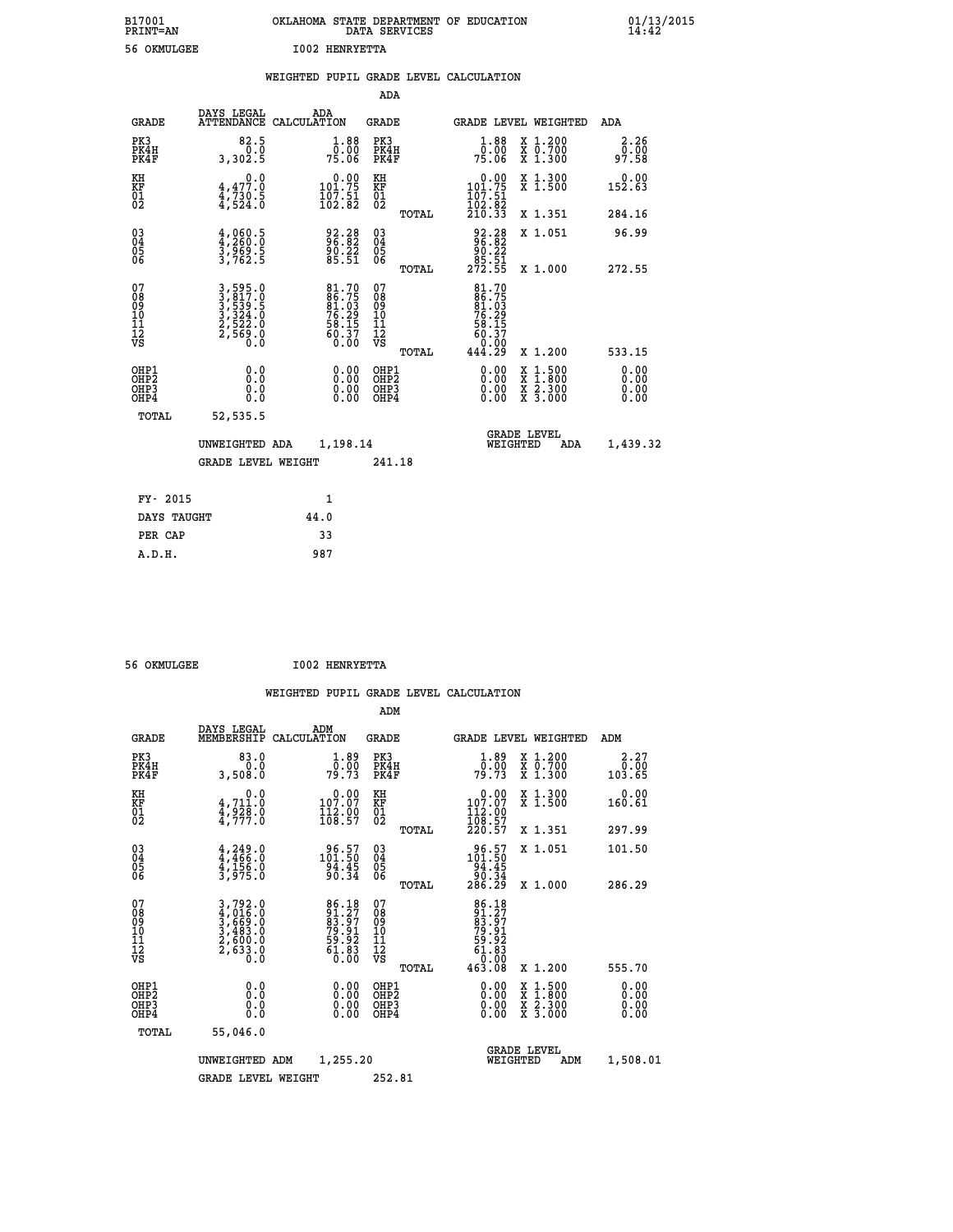B17001 OKLAHOMA STATE DEPARTMENT OF EDUCATION 01/13/2015
PRINT=AN DATA SERVICES 14:42

56 OKMULGEE I002 HENRYETTA

## WEIGHTED PUPIL GRADE LEVEL CALCULATION

### ADA

| GRADE | DAYS LEGAL ATTENDANCE | ADA CALCULATION | GRADE | | GRADE LEVEL | WEIGHTED | ADA |
|---|---|---|---|---|---|---|---|
| PK3 | 82.5 | 1.88 | PK3 | | 1.88 | X 1.200 | 2.26 |
| PK4H | 0.0 | 0.00 | PK4H | | 0.00 | X 0.700 | 0.00 |
| PK4F | 3,302.5 | 75.06 | PK4F | | 75.06 | X 1.300 | 97.58 |
| KH | 0.0 | 0.00 | KH | | 0.00 | X 1.300 | 0.00 |
| KF | 4,477.0 | 101.75 | KF | | 101.75 | X 1.500 | 152.63 |
| 01 | 4,730.5 | 107.51 | 01 | | 107.51 | | |
| 02 | 4,524.0 | 102.82 | 02 | | 102.82 | | |
| | | | | TOTAL | 210.33 | X 1.351 | 284.16 |
| 03 | 4,060.5 | 92.28 | 03 | | 92.28 | X 1.051 | 96.99 |
| 04 | 4,260.0 | 96.82 | 04 | | 96.82 | | |
| 05 | 3,969.5 | 90.22 | 05 | | 90.22 | | |
| 06 | 3,762.5 | 85.51 | 06 | | 85.51 | | |
| | | | | TOTAL | 272.55 | X 1.000 | 272.55 |
| 07 | 3,595.0 | 81.70 | 07 | | 81.70 | | |
| 08 | 3,817.0 | 86.75 | 08 | | 86.75 | | |
| 09 | 3,539.5 | 81.03 | 09 | | 81.03 | | |
| 10 | 3,324.0 | 76.29 | 10 | | 76.29 | | |
| 11 | 2,522.0 | 58.15 | 11 | | 58.15 | | |
| 12 | 2,569.0 | 60.37 | 12 | | 60.37 | | |
| VS | 0.0 | 0.00 | VS | | 0.00 | | |
| | | | | TOTAL | 444.29 | X 1.200 | 533.15 |
| OHP1 | 0.0 | 0.00 | OHP1 | | 0.00 | X 1.500 | 0.00 |
| OHP2 | 0.0 | 0.00 | OHP2 | | 0.00 | X 1.800 | 0.00 |
| OHP3 | 0.0 | 0.00 | OHP3 | | 0.00 | X 2.300 | 0.00 |
| OHP4 | 0.0 | 0.00 | OHP4 | | 0.00 | X 3.000 | 0.00 |
| TOTAL | 52,535.5 | | | | | | |

UNWEIGHTED ADA 1,198.14 GRADE LEVEL WEIGHTED ADA 1,439.32

GRADE LEVEL WEIGHT 241.18

| | |
|---|---|
| FY- 2015 | 1 |
| DAYS TAUGHT | 44.0 |
| PER CAP | 33 |
| A.D.H. | 987 |

56 OKMULGEE I002 HENRYETTA

## WEIGHTED PUPIL GRADE LEVEL CALCULATION

### ADM

| GRADE | DAYS LEGAL MEMBERSHIP | ADM CALCULATION | GRADE | | GRADE LEVEL | WEIGHTED | ADM |
|---|---|---|---|---|---|---|---|
| PK3 | 83.0 | 1.89 | PK3 | | 1.89 | X 1.200 | 2.27 |
| PK4H | 0.0 | 0.00 | PK4H | | 0.00 | X 0.700 | 0.00 |
| PK4F | 3,508.0 | 79.73 | PK4F | | 79.73 | X 1.300 | 103.65 |
| KH | 0.0 | 0.00 | KH | | 0.00 | X 1.300 | 0.00 |
| KF | 4,711.0 | 107.07 | KF | | 107.07 | X 1.500 | 160.61 |
| 01 | 4,928.0 | 112.00 | 01 | | 112.00 | | |
| 02 | 4,777.0 | 108.57 | 02 | | 108.57 | | |
| | | | | TOTAL | 220.57 | X 1.351 | 297.99 |
| 03 | 4,249.0 | 96.57 | 03 | | 96.57 | X 1.051 | 101.50 |
| 04 | 4,466.0 | 101.50 | 04 | | 101.50 | | |
| 05 | 4,156.0 | 94.45 | 05 | | 94.45 | | |
| 06 | 3,975.0 | 90.34 | 06 | | 90.34 | | |
| | | | | TOTAL | 286.29 | X 1.000 | 286.29 |
| 07 | 3,792.0 | 86.18 | 07 | | 86.18 | | |
| 08 | 4,016.0 | 91.27 | 08 | | 91.27 | | |
| 09 | 3,669.0 | 83.97 | 09 | | 83.97 | | |
| 10 | 3,483.0 | 79.91 | 10 | | 79.91 | | |
| 11 | 2,600.0 | 59.92 | 11 | | 59.92 | | |
| 12 | 2,633.0 | 61.83 | 12 | | 61.83 | | |
| VS | 0.0 | 0.00 | VS | | 0.00 | | |
| | | | | TOTAL | 463.08 | X 1.200 | 555.70 |
| OHP1 | 0.0 | 0.00 | OHP1 | | 0.00 | X 1.500 | 0.00 |
| OHP2 | 0.0 | 0.00 | OHP2 | | 0.00 | X 1.800 | 0.00 |
| OHP3 | 0.0 | 0.00 | OHP3 | | 0.00 | X 2.300 | 0.00 |
| OHP4 | 0.0 | 0.00 | OHP4 | | 0.00 | X 3.000 | 0.00 |
| TOTAL | 55,046.0 | | | | | | |

UNWEIGHTED ADM 1,255.20 GRADE LEVEL WEIGHTED ADM 1,508.01

GRADE LEVEL WEIGHT 252.81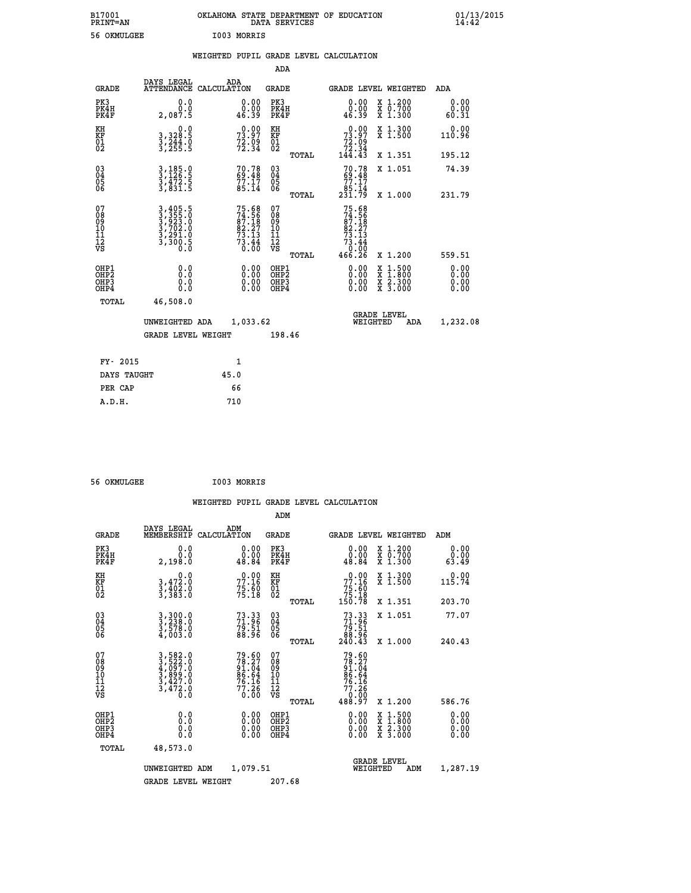B17001 OKLAHOMA STATE DEPARTMENT OF EDUCATION 01/13/2015
PRINT=AN DATA SERVICES 14:42

56 OKMULGEE I003 MORRIS

## WEIGHTED PUPIL GRADE LEVEL CALCULATION

### ADA

| GRADE | DAYS LEGAL ATTENDANCE | ADA CALCULATION | GRADE | GRADE LEVEL | WEIGHTED | ADA |
|---|---|---|---|---|---|---|
| PK3 | 0.0 | 0.00 | PK3 | 0.00 | X 1.200 | 0.00 |
| PK4H | 0.0 | 0.00 | PK4H | 0.00 | X 0.700 | 0.00 |
| PK4F | 2,087.5 | 46.39 | PK4F | 46.39 | X 1.300 | 60.31 |
| KH | 0.0 | 0.00 | KH | 0.00 | X 1.300 | 0.00 |
| KF | 3,328.5 | 73.97 | KF | 73.97 | X 1.500 | 110.96 |
| 01 | 3,244.0 | 72.09 | 01 | 72.09 | | |
| 02 | 3,255.5 | 72.34 | 02 | 72.34 | | |
| | | | TOTAL | 144.43 | X 1.351 | 195.12 |
| 03 | 3,185.0 | 70.78 | 03 | 70.78 | X 1.051 | 74.39 |
| 04 | 3,126.5 | 69.48 | 04 | 69.48 | | |
| 05 | 3,472.5 | 77.17 | 05 | 77.17 | | |
| 06 | 3,831.5 | 85.14 | 06 | 85.14 | | |
| | | | TOTAL | 231.79 | X 1.000 | 231.79 |
| 07 | 3,405.5 | 75.68 | 07 | 75.68 | | |
| 08 | 3,355.0 | 74.56 | 08 | 74.56 | | |
| 09 | 3,923.0 | 87.18 | 09 | 87.18 | | |
| 10 | 3,702.0 | 82.27 | 10 | 82.27 | | |
| 11 | 3,291.0 | 73.13 | 11 | 73.13 | | |
| 12 | 3,300.5 | 73.44 | 12 | 73.44 | | |
| VS | 0.0 | 0.00 | VS | 0.00 | | |
| | | | TOTAL | 466.26 | X 1.200 | 559.51 |
| OHP1 | 0.0 | 0.00 | OHP1 | 0.00 | X 1.500 | 0.00 |
| OHP2 | 0.0 | 0.00 | OHP2 | 0.00 | X 1.800 | 0.00 |
| OHP3 | 0.0 | 0.00 | OHP3 | 0.00 | X 2.300 | 0.00 |
| OHP4 | 0.0 | 0.00 | OHP4 | 0.00 | X 3.000 | 0.00 |
| TOTAL | 46,508.0 | | | | | |

UNWEIGHTED ADA 1,033.62 GRADE LEVEL WEIGHTED ADA 1,232.08

GRADE LEVEL WEIGHT 198.46

| FY- 2015 | 1 |
|---|---|
| DAYS TAUGHT | 45.0 |
| PER CAP | 66 |
| A.D.H. | 710 |

56 OKMULGEE I003 MORRIS

## WEIGHTED PUPIL GRADE LEVEL CALCULATION

### ADM

| GRADE | DAYS LEGAL MEMBERSHIP | ADM CALCULATION | GRADE | GRADE LEVEL | WEIGHTED | ADM |
|---|---|---|---|---|---|---|
| PK3 | 0.0 | 0.00 | PK3 | 0.00 | X 1.200 | 0.00 |
| PK4H | 0.0 | 0.00 | PK4H | 0.00 | X 0.700 | 0.00 |
| PK4F | 2,198.0 | 48.84 | PK4F | 48.84 | X 1.300 | 63.49 |
| KH | 0.0 | 0.00 | KH | 0.00 | X 1.300 | 0.00 |
| KF | 3,472.0 | 77.16 | KF | 77.16 | X 1.500 | 115.74 |
| 01 | 3,402.0 | 75.60 | 01 | 75.60 | | |
| 02 | 3,383.0 | 75.18 | 02 | 75.18 | | |
| | | | TOTAL | 150.78 | X 1.351 | 203.70 |
| 03 | 3,300.0 | 73.33 | 03 | 73.33 | X 1.051 | 77.07 |
| 04 | 3,238.0 | 71.96 | 04 | 71.96 | | |
| 05 | 3,578.0 | 79.51 | 05 | 79.51 | | |
| 06 | 4,003.0 | 88.96 | 06 | 88.96 | | |
| | | | TOTAL | 240.43 | X 1.000 | 240.43 |
| 07 | 3,582.0 | 79.60 | 07 | 79.60 | | |
| 08 | 3,522.0 | 78.27 | 08 | 78.27 | | |
| 09 | 4,097.0 | 91.04 | 09 | 91.04 | | |
| 10 | 3,899.0 | 86.64 | 10 | 86.64 | | |
| 11 | 3,427.0 | 76.16 | 11 | 76.16 | | |
| 12 | 3,472.0 | 77.26 | 12 | 77.26 | | |
| VS | 0.0 | 0.00 | VS | 0.00 | | |
| | | | TOTAL | 488.97 | X 1.200 | 586.76 |
| OHP1 | 0.0 | 0.00 | OHP1 | 0.00 | X 1.500 | 0.00 |
| OHP2 | 0.0 | 0.00 | OHP2 | 0.00 | X 1.800 | 0.00 |
| OHP3 | 0.0 | 0.00 | OHP3 | 0.00 | X 2.300 | 0.00 |
| OHP4 | 0.0 | 0.00 | OHP4 | 0.00 | X 3.000 | 0.00 |
| TOTAL | 48,573.0 | | | | | |

UNWEIGHTED ADM 1,079.51 GRADE LEVEL WEIGHTED ADM 1,287.19

GRADE LEVEL WEIGHT 207.68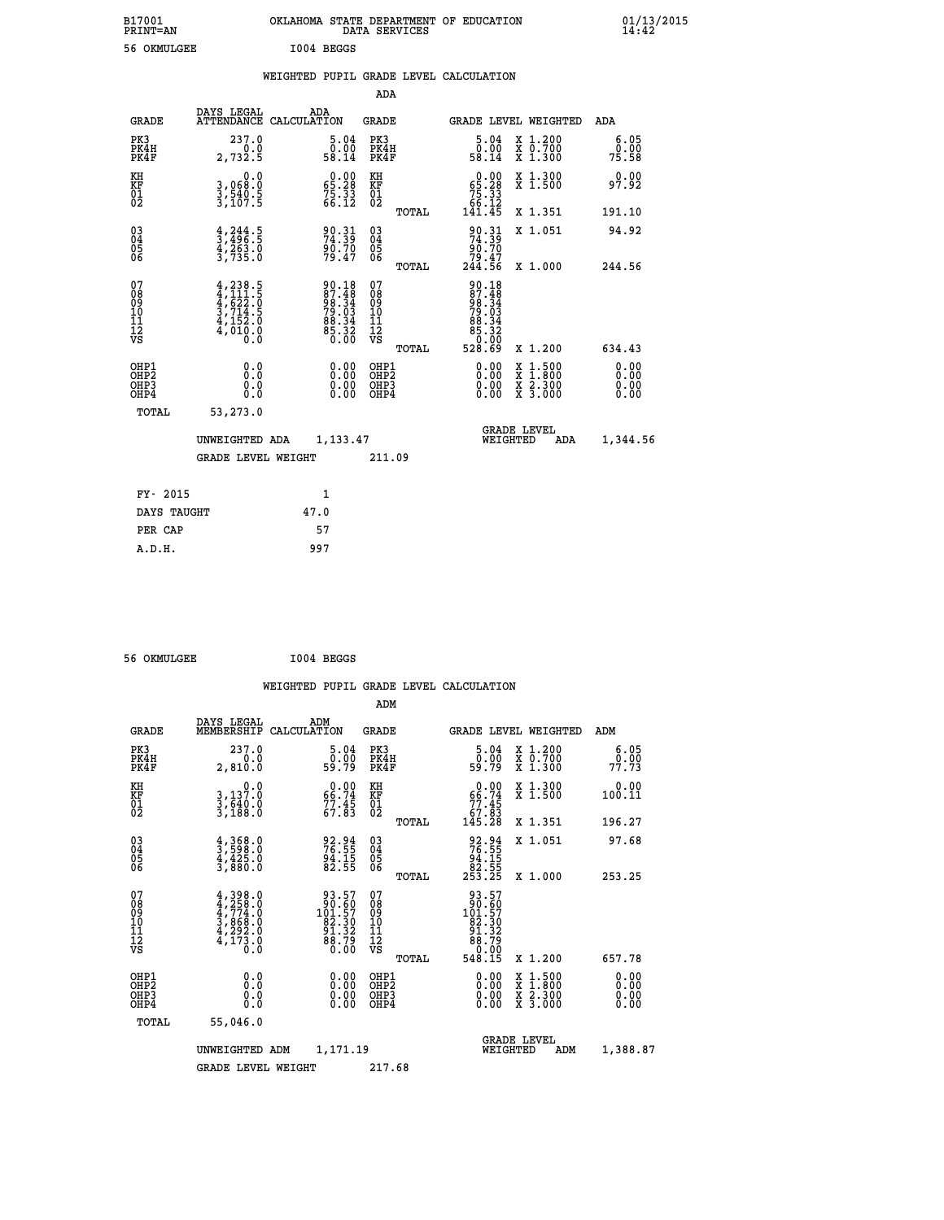B17001 OKLAHOMA STATE DEPARTMENT OF EDUCATION 01/13/2015
PRINT=AN DATA SERVICES 14:42

56 OKMULGEE I004 BEGGS

## WEIGHTED PUPIL GRADE LEVEL CALCULATION

### ADA

| GRADE | DAYS LEGAL ATTENDANCE | ADA CALCULATION | GRADE | GRADE LEVEL | WEIGHTED | ADA |
|---|---|---|---|---|---|---|
| PK3 | 237.0 | 5.04 | PK3 | 5.04 | X 1.200 | 6.05 |
| PK4H | 0.0 | 0.00 | PK4H | 0.00 | X 0.700 | 0.00 |
| PK4F | 2,732.5 | 58.14 | PK4F | 58.14 | X 1.300 | 75.58 |
| KH | 0.0 | 0.00 | KH | 0.00 | X 1.300 | 0.00 |
| KF | 3,068.0 | 65.28 | KF | 65.28 | X 1.500 | 97.92 |
| 01 | 3,540.5 | 75.33 | 01 | 75.33 | | |
| 02 | 3,107.5 | 66.12 | 02 | 66.12 | | |
| | | | TOTAL | 141.45 | X 1.351 | 191.10 |
| 03 | 4,244.5 | 90.31 | 03 | 90.31 | X 1.051 | 94.92 |
| 04 | 3,496.5 | 74.39 | 04 | 74.39 | | |
| 05 | 4,263.0 | 90.70 | 05 | 90.70 | | |
| 06 | 3,735.0 | 79.47 | 06 | 79.47 | | |
| | | | TOTAL | 244.56 | X 1.000 | 244.56 |
| 07 | 4,238.5 | 90.18 | 07 | 90.18 | | |
| 08 | 4,111.5 | 87.48 | 08 | 87.48 | | |
| 09 | 4,622.0 | 98.34 | 09 | 98.34 | | |
| 10 | 3,714.5 | 79.03 | 10 | 79.03 | | |
| 11 | 4,152.0 | 88.34 | 11 | 88.34 | | |
| 12 | 4,010.0 | 85.32 | 12 | 85.32 | | |
| VS | 0.0 | 0.00 | VS | 0.00 | | |
| | | | TOTAL | 528.69 | X 1.200 | 634.43 |
| OHP1 | 0.0 | 0.00 | OHP1 | 0.00 | X 1.500 | 0.00 |
| OHP2 | 0.0 | 0.00 | OHP2 | 0.00 | X 1.800 | 0.00 |
| OHP3 | 0.0 | 0.00 | OHP3 | 0.00 | X 2.300 | 0.00 |
| OHP4 | 0.0 | 0.00 | OHP4 | 0.00 | X 3.000 | 0.00 |
| TOTAL | 53,273.0 | | | | | |

UNWEIGHTED ADA 1,133.47 GRADE LEVEL WEIGHTED ADA 1,344.56

GRADE LEVEL WEIGHT 211.09

| FY- 2015 | 1 |
|---|---|
| DAYS TAUGHT | 47.0 |
| PER CAP | 57 |
| A.D.H. | 997 |

56 OKMULGEE I004 BEGGS

## WEIGHTED PUPIL GRADE LEVEL CALCULATION

### ADM

| GRADE | DAYS LEGAL MEMBERSHIP | ADM CALCULATION | GRADE | GRADE LEVEL | WEIGHTED | ADM |
|---|---|---|---|---|---|---|
| PK3 | 237.0 | 5.04 | PK3 | 5.04 | X 1.200 | 6.05 |
| PK4H | 0.0 | 0.00 | PK4H | 0.00 | X 0.700 | 0.00 |
| PK4F | 2,810.0 | 59.79 | PK4F | 59.79 | X 1.300 | 77.73 |
| KH | 0.0 | 0.00 | KH | 0.00 | X 1.300 | 0.00 |
| KF | 3,137.0 | 66.74 | KF | 66.74 | X 1.500 | 100.11 |
| 01 | 3,640.0 | 77.45 | 01 | 77.45 | | |
| 02 | 3,188.0 | 67.83 | 02 | 67.83 | | |
| | | | TOTAL | 145.28 | X 1.351 | 196.27 |
| 03 | 4,368.0 | 92.94 | 03 | 92.94 | X 1.051 | 97.68 |
| 04 | 3,598.0 | 76.55 | 04 | 76.55 | | |
| 05 | 4,425.0 | 94.15 | 05 | 94.15 | | |
| 06 | 3,880.0 | 82.55 | 06 | 82.55 | | |
| | | | TOTAL | 253.25 | X 1.000 | 253.25 |
| 07 | 4,398.0 | 93.57 | 07 | 93.57 | | |
| 08 | 4,258.0 | 90.60 | 08 | 90.60 | | |
| 09 | 4,774.0 | 101.57 | 09 | 101.57 | | |
| 10 | 3,868.0 | 82.30 | 10 | 82.30 | | |
| 11 | 4,292.0 | 91.32 | 11 | 91.32 | | |
| 12 | 4,173.0 | 88.79 | 12 | 88.79 | | |
| VS | 0.0 | 0.00 | VS | 0.00 | | |
| | | | TOTAL | 548.15 | X 1.200 | 657.78 |
| OHP1 | 0.0 | 0.00 | OHP1 | 0.00 | X 1.500 | 0.00 |
| OHP2 | 0.0 | 0.00 | OHP2 | 0.00 | X 1.800 | 0.00 |
| OHP3 | 0.0 | 0.00 | OHP3 | 0.00 | X 2.300 | 0.00 |
| OHP4 | 0.0 | 0.00 | OHP4 | 0.00 | X 3.000 | 0.00 |
| TOTAL | 55,046.0 | | | | | |

UNWEIGHTED ADM 1,171.19 GRADE LEVEL WEIGHTED ADM 1,388.87

GRADE LEVEL WEIGHT 217.68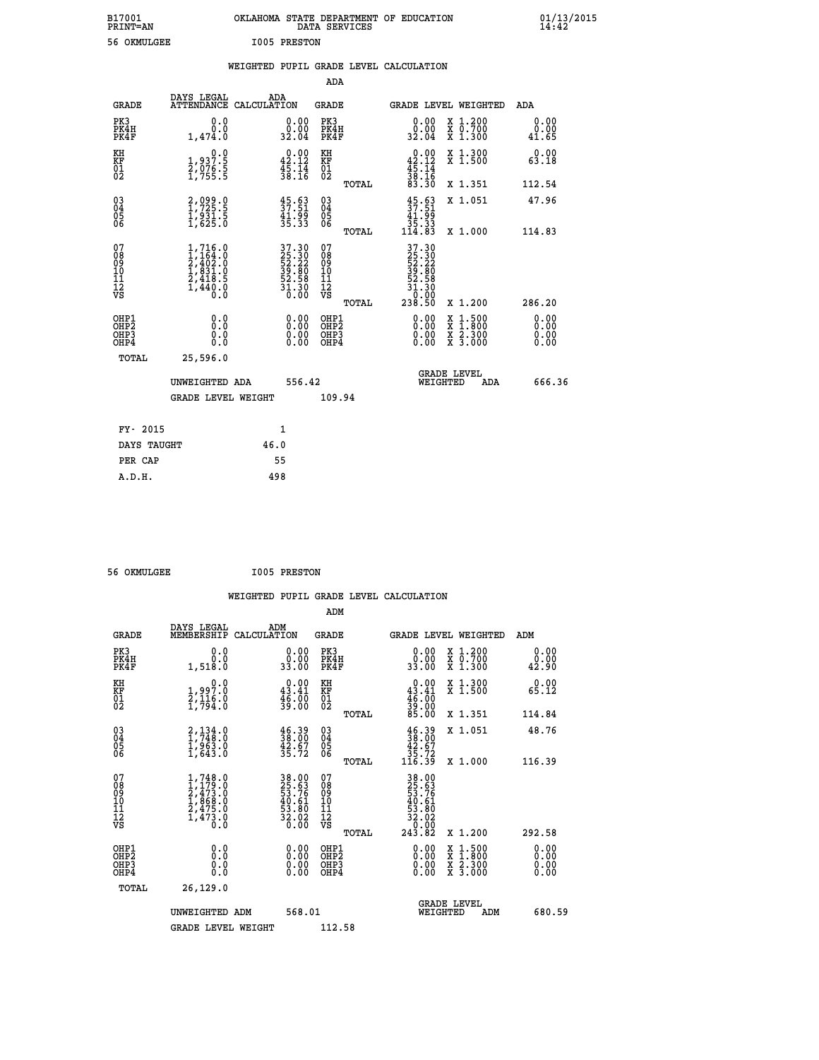B17001 OKLAHOMA STATE DEPARTMENT OF EDUCATION 01/13/2015
PRINT=AN DATA SERVICES 14:42

56 OKMULGEE I005 PRESTON

WEIGHTED PUPIL GRADE LEVEL CALCULATION

ADA

| GRADE | DAYS LEGAL ATTENDANCE | ADA CALCULATION | GRADE | GRADE LEVEL | WEIGHTED | ADA |
|---|---|---|---|---|---|---|
| PK3 | 0.0 | 0.00 | PK3 | 0.00 | X 1.200 | 0.00 |
| PK4H | 0.0 | 0.00 | PK4H | 0.00 | X 0.700 | 0.00 |
| PK4F | 1,474.0 | 32.04 | PK4F | 32.04 | X 1.300 | 41.65 |
| KH | 0.0 | 0.00 | KH | 0.00 | X 1.300 | 0.00 |
| KF | 1,937.5 | 42.12 | KF | 42.12 | X 1.500 | 63.18 |
| 01 | 2,076.5 | 45.14 | 01 | 45.14 | | |
| 02 | 1,755.5 | 38.16 | 02 | 38.16 | | |
| | | | TOTAL | 83.30 | X 1.351 | 112.54 |
| 03 | 2,099.0 | 45.63 | 03 | 45.63 | X 1.051 | 47.96 |
| 04 | 1,725.5 | 37.51 | 04 | 37.51 | | |
| 05 | 1,931.5 | 41.99 | 05 | 41.99 | | |
| 06 | 1,625.0 | 35.33 | 06 | 35.33 | | |
| | | | TOTAL | 114.83 | X 1.000 | 114.83 |
| 07 | 1,716.0 | 37.30 | 07 | 37.30 | | |
| 08 | 1,164.0 | 25.30 | 08 | 25.30 | | |
| 09 | 2,402.0 | 52.22 | 09 | 52.22 | | |
| 10 | 1,831.0 | 39.80 | 10 | 39.80 | | |
| 11 | 2,418.5 | 52.58 | 11 | 52.58 | | |
| 12 | 1,440.0 | 31.30 | 12 | 31.30 | | |
| VS | 0.0 | 0.00 | VS | 0.00 | | |
| | | | TOTAL | 238.50 | X 1.200 | 286.20 |
| OHP1 | 0.0 | 0.00 | OHP1 | 0.00 | X 1.500 | 0.00 |
| OHP2 | 0.0 | 0.00 | OHP2 | 0.00 | X 1.800 | 0.00 |
| OHP3 | 0.0 | 0.00 | OHP3 | 0.00 | X 2.300 | 0.00 |
| OHP4 | 0.0 | 0.00 | OHP4 | 0.00 | X 3.000 | 0.00 |
| TOTAL | 25,596.0 | | | | | |

UNWEIGHTED ADA 556.42 GRADE LEVEL WEIGHTED ADA 666.36

GRADE LEVEL WEIGHT 109.94

| FY- 2015 | 1 |
|---|---|
| DAYS TAUGHT | 46.0 |
| PER CAP | 55 |
| A.D.H. | 498 |

56 OKMULGEE I005 PRESTON

WEIGHTED PUPIL GRADE LEVEL CALCULATION

ADM

| GRADE | DAYS LEGAL MEMBERSHIP | ADM CALCULATION | GRADE | GRADE LEVEL | WEIGHTED | ADM |
|---|---|---|---|---|---|---|
| PK3 | 0.0 | 0.00 | PK3 | 0.00 | X 1.200 | 0.00 |
| PK4H | 0.0 | 0.00 | PK4H | 0.00 | X 0.700 | 0.00 |
| PK4F | 1,518.0 | 33.00 | PK4F | 33.00 | X 1.300 | 42.90 |
| KH | 0.0 | 0.00 | KH | 0.00 | X 1.300 | 0.00 |
| KF | 1,997.0 | 43.41 | KF | 43.41 | X 1.500 | 65.12 |
| 01 | 2,116.0 | 46.00 | 01 | 46.00 | | |
| 02 | 1,794.0 | 39.00 | 02 | 39.00 | | |
| | | | TOTAL | 85.00 | X 1.351 | 114.84 |
| 03 | 2,134.0 | 46.39 | 03 | 46.39 | X 1.051 | 48.76 |
| 04 | 1,748.0 | 38.00 | 04 | 38.00 | | |
| 05 | 1,963.0 | 42.67 | 05 | 42.67 | | |
| 06 | 1,643.0 | 35.72 | 06 | 35.72 | | |
| | | | TOTAL | 116.39 | X 1.000 | 116.39 |
| 07 | 1,748.0 | 38.00 | 07 | 38.00 | | |
| 08 | 1,179.0 | 25.63 | 08 | 25.63 | | |
| 09 | 2,473.0 | 53.76 | 09 | 53.76 | | |
| 10 | 1,868.0 | 40.61 | 10 | 40.61 | | |
| 11 | 2,475.0 | 53.80 | 11 | 53.80 | | |
| 12 | 1,473.0 | 32.02 | 12 | 32.02 | | |
| VS | 0.0 | 0.00 | VS | 0.00 | | |
| | | | TOTAL | 243.82 | X 1.200 | 292.58 |
| OHP1 | 0.0 | 0.00 | OHP1 | 0.00 | X 1.500 | 0.00 |
| OHP2 | 0.0 | 0.00 | OHP2 | 0.00 | X 1.800 | 0.00 |
| OHP3 | 0.0 | 0.00 | OHP3 | 0.00 | X 2.300 | 0.00 |
| OHP4 | 0.0 | 0.00 | OHP4 | 0.00 | X 3.000 | 0.00 |
| TOTAL | 26,129.0 | | | | | |

UNWEIGHTED ADM 568.01 GRADE LEVEL WEIGHTED ADM 680.59

GRADE LEVEL WEIGHT 112.58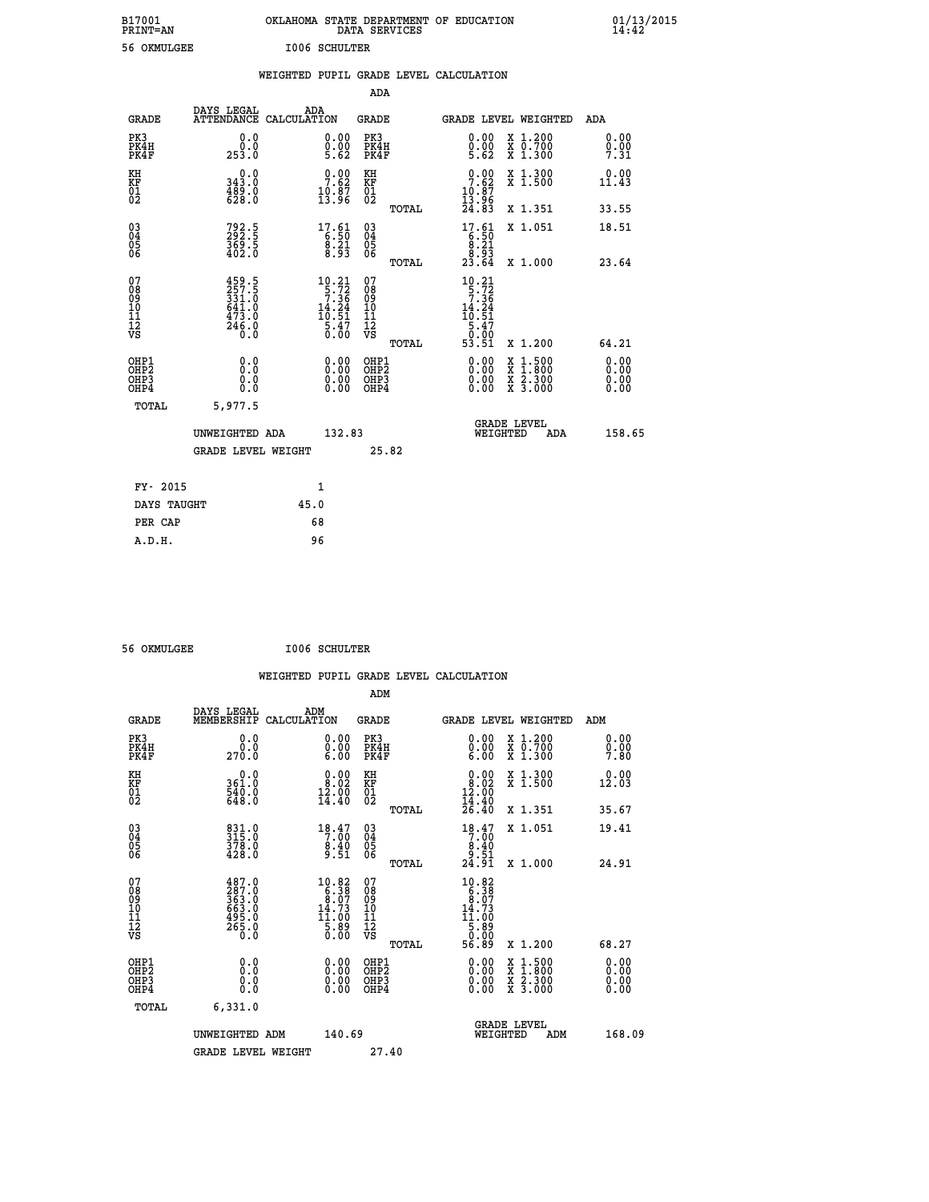B17001 OKLAHOMA STATE DEPARTMENT OF EDUCATION 01/13/2015
PRINT=AN DATA SERVICES 14:42

56 OKMULGEE I006 SCHULTER

## WEIGHTED PUPIL GRADE LEVEL CALCULATION

### ADA

| GRADE | DAYS LEGAL ATTENDANCE | ADA CALCULATION | GRADE | GRADE LEVEL | WEIGHTED | ADA |
|---|---|---|---|---|---|---|
| PK3 | 0.0 | 0.00 | PK3 | 0.00 | X 1.200 | 0.00 |
| PK4H | 0.0 | 0.00 | PK4H | 0.00 | X 0.700 | 0.00 |
| PK4F | 253.0 | 5.62 | PK4F | 5.62 | X 1.300 | 7.31 |
| KH | 0.0 | 0.00 | KH | 0.00 | X 1.300 | 0.00 |
| KF | 343.0 | 7.62 | KF | 7.62 | X 1.500 | 11.43 |
| 01 | 489.0 | 10.87 | 01 | 10.87 | | |
| 02 | 628.0 | 13.96 | 02 | 13.96 | | |
| | | | TOTAL | 24.83 | X 1.351 | 33.55 |
| 03 | 792.5 | 17.61 | 03 | 17.61 | X 1.051 | 18.51 |
| 04 | 292.5 | 6.50 | 04 | 6.50 | | |
| 05 | 369.5 | 8.21 | 05 | 8.21 | | |
| 06 | 402.0 | 8.93 | 06 | 8.93 | | |
| | | | TOTAL | 23.64 | X 1.000 | 23.64 |
| 07 | 459.5 | 10.21 | 07 | 10.21 | | |
| 08 | 257.5 | 5.72 | 08 | 5.72 | | |
| 09 | 331.0 | 7.36 | 09 | 7.36 | | |
| 10 | 641.0 | 14.24 | 10 | 14.24 | | |
| 11 | 473.0 | 10.51 | 11 | 10.51 | | |
| 12 | 246.0 | 5.47 | 12 | 5.47 | | |
| VS | 0.0 | 0.00 | VS | 0.00 | | |
| | | | TOTAL | 53.51 | X 1.200 | 64.21 |
| OHP1 | 0.0 | 0.00 | OHP1 | 0.00 | X 1.500 | 0.00 |
| OHP2 | 0.0 | 0.00 | OHP2 | 0.00 | X 1.800 | 0.00 |
| OHP3 | 0.0 | 0.00 | OHP3 | 0.00 | X 2.300 | 0.00 |
| OHP4 | 0.0 | 0.00 | OHP4 | 0.00 | X 3.000 | 0.00 |
| TOTAL | 5,977.5 | | | | | |

UNWEIGHTED ADA 132.83 — GRADE LEVEL WEIGHTED ADA 158.65

GRADE LEVEL WEIGHT 25.82

| FY- 2015 | 1 |
|---|---|
| DAYS TAUGHT | 45.0 |
| PER CAP | 68 |
| A.D.H. | 96 |

56 OKMULGEE I006 SCHULTER

## WEIGHTED PUPIL GRADE LEVEL CALCULATION

### ADM

| GRADE | DAYS LEGAL MEMBERSHIP | ADM CALCULATION | GRADE | GRADE LEVEL | WEIGHTED | ADM |
|---|---|---|---|---|---|---|
| PK3 | 0.0 | 0.00 | PK3 | 0.00 | X 1.200 | 0.00 |
| PK4H | 0.0 | 0.00 | PK4H | 0.00 | X 0.700 | 0.00 |
| PK4F | 270.0 | 6.00 | PK4F | 6.00 | X 1.300 | 7.80 |
| KH | 0.0 | 0.00 | KH | 0.00 | X 1.300 | 0.00 |
| KF | 361.0 | 8.02 | KF | 8.02 | X 1.500 | 12.03 |
| 01 | 540.0 | 12.00 | 01 | 12.00 | | |
| 02 | 648.0 | 14.40 | 02 | 14.40 | | |
| | | | TOTAL | 26.40 | X 1.351 | 35.67 |
| 03 | 831.0 | 18.47 | 03 | 18.47 | X 1.051 | 19.41 |
| 04 | 315.0 | 7.00 | 04 | 7.00 | | |
| 05 | 378.0 | 8.40 | 05 | 8.40 | | |
| 06 | 428.0 | 9.51 | 06 | 9.51 | | |
| | | | TOTAL | 24.91 | X 1.000 | 24.91 |
| 07 | 487.0 | 10.82 | 07 | 10.82 | | |
| 08 | 287.0 | 6.38 | 08 | 6.38 | | |
| 09 | 363.0 | 8.07 | 09 | 8.07 | | |
| 10 | 663.0 | 14.73 | 10 | 14.73 | | |
| 11 | 495.0 | 11.00 | 11 | 11.00 | | |
| 12 | 265.0 | 5.89 | 12 | 5.89 | | |
| VS | 0.0 | 0.00 | VS | 0.00 | | |
| | | | TOTAL | 56.89 | X 1.200 | 68.27 |
| OHP1 | 0.0 | 0.00 | OHP1 | 0.00 | X 1.500 | 0.00 |
| OHP2 | 0.0 | 0.00 | OHP2 | 0.00 | X 1.800 | 0.00 |
| OHP3 | 0.0 | 0.00 | OHP3 | 0.00 | X 2.300 | 0.00 |
| OHP4 | 0.0 | 0.00 | OHP4 | 0.00 | X 3.000 | 0.00 |
| TOTAL | 6,331.0 | | | | | |

UNWEIGHTED ADM 140.69 — GRADE LEVEL WEIGHTED ADM 168.09

GRADE LEVEL WEIGHT 27.40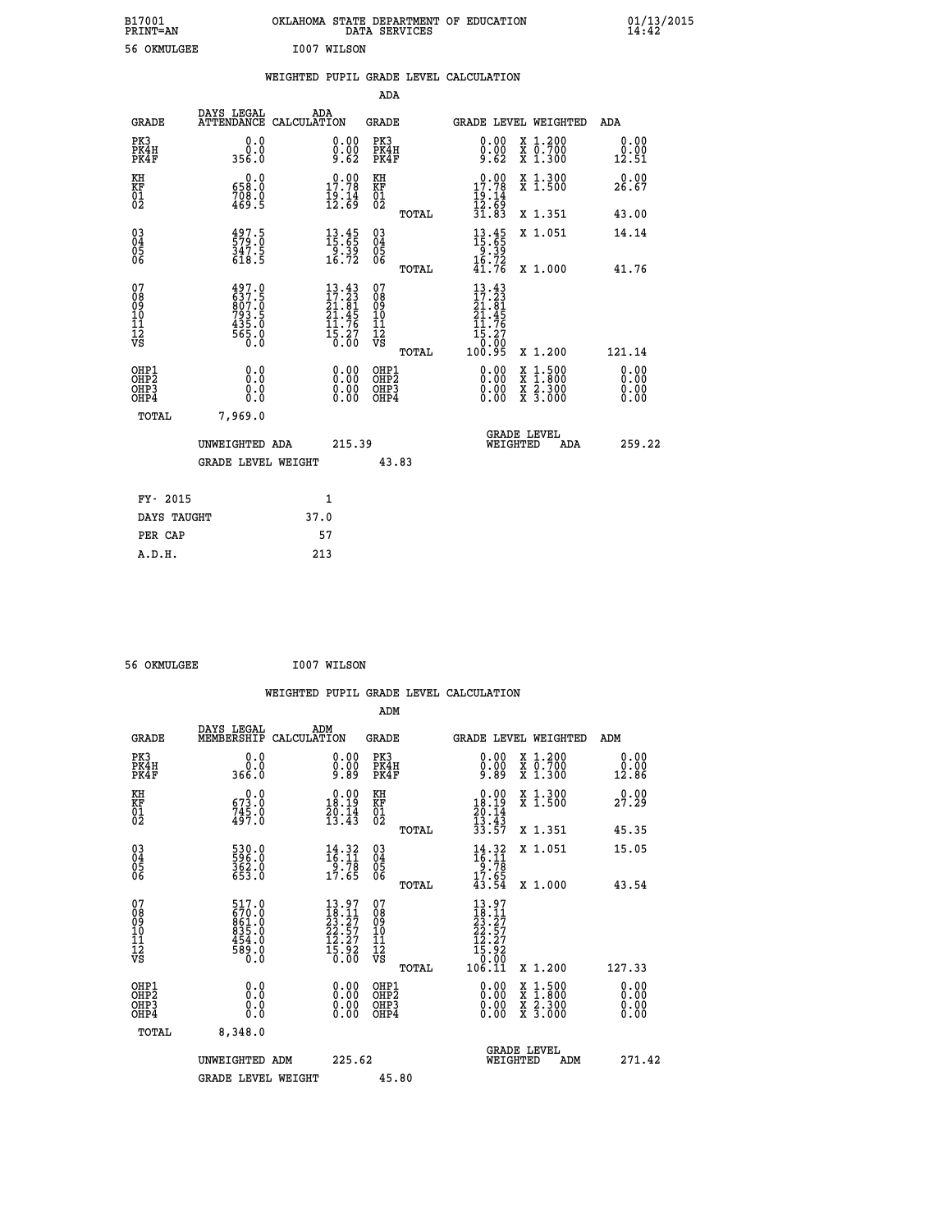B17001 OKLAHOMA STATE DEPARTMENT OF EDUCATION 01/13/2015
PRINT=AN DATA SERVICES 14:42
56 OKMULGEE I007 WILSON

## WEIGHTED PUPIL GRADE LEVEL CALCULATION

### ADA

| GRADE | DAYS LEGAL ATTENDANCE | ADA CALCULATION | GRADE | GRADE LEVEL | WEIGHTED | ADA |
|---|---|---|---|---|---|---|
| PK3 | 0.0 | 0.00 | PK3 | 0.00 | X 1.200 | 0.00 |
| PK4H | 0.0 | 0.00 | PK4H | 0.00 | X 0.700 | 0.00 |
| PK4F | 356.0 | 9.62 | PK4F | 9.62 | X 1.300 | 12.51 |
| KH | 0.0 | 0.00 | KH | 0.00 | X 1.300 | 0.00 |
| KF | 658.0 | 17.78 | KF | 17.78 | X 1.500 | 26.67 |
| 01 | 708.0 | 19.14 | 01 | 19.14 | | |
| 02 | 469.5 | 12.69 | 02 | 12.69 | | |
| | | | TOTAL | 31.83 | X 1.351 | 43.00 |
| 03 | 497.5 | 13.45 | 03 | 13.45 | X 1.051 | 14.14 |
| 04 | 579.0 | 15.65 | 04 | 15.65 | | |
| 05 | 347.5 | 9.39 | 05 | 9.39 | | |
| 06 | 618.5 | 16.72 | 06 | 16.72 | | |
| | | | TOTAL | 41.76 | X 1.000 | 41.76 |
| 07 | 497.0 | 13.43 | 07 | 13.43 | | |
| 08 | 637.5 | 17.23 | 08 | 17.23 | | |
| 09 | 807.0 | 21.81 | 09 | 21.81 | | |
| 10 | 793.5 | 21.45 | 10 | 21.45 | | |
| 11 | 435.0 | 11.76 | 11 | 11.76 | | |
| 12 | 565.0 | 15.27 | 12 | 15.27 | | |
| VS | 0.0 | 0.00 | VS | 0.00 | | |
| | | | TOTAL | 100.95 | X 1.200 | 121.14 |
| OHP1 | 0.0 | 0.00 | OHP1 | 0.00 | X 1.500 | 0.00 |
| OHP2 | 0.0 | 0.00 | OHP2 | 0.00 | X 1.800 | 0.00 |
| OHP3 | 0.0 | 0.00 | OHP3 | 0.00 | X 2.300 | 0.00 |
| OHP4 | 0.0 | 0.00 | OHP4 | 0.00 | X 3.000 | 0.00 |
| TOTAL | 7,969.0 | | | | | |

UNWEIGHTED ADA 215.39 | GRADE LEVEL WEIGHTED ADA 259.22

GRADE LEVEL WEIGHT 43.83

| FY- 2015 | 1 |
|---|---|
| DAYS TAUGHT | 37.0 |
| PER CAP | 57 |
| A.D.H. | 213 |

56 OKMULGEE I007 WILSON

## WEIGHTED PUPIL GRADE LEVEL CALCULATION

### ADM

| GRADE | DAYS LEGAL MEMBERSHIP | ADM CALCULATION | GRADE | GRADE LEVEL | WEIGHTED | ADM |
|---|---|---|---|---|---|---|
| PK3 | 0.0 | 0.00 | PK3 | 0.00 | X 1.200 | 0.00 |
| PK4H | 0.0 | 0.00 | PK4H | 0.00 | X 0.700 | 0.00 |
| PK4F | 366.0 | 9.89 | PK4F | 9.89 | X 1.300 | 12.86 |
| KH | 0.0 | 0.00 | KH | 0.00 | X 1.300 | 0.00 |
| KF | 673.0 | 18.19 | KF | 18.19 | X 1.500 | 27.29 |
| 01 | 745.0 | 20.14 | 01 | 20.14 | | |
| 02 | 497.0 | 13.43 | 02 | 13.43 | | |
| | | | TOTAL | 33.57 | X 1.351 | 45.35 |
| 03 | 530.0 | 14.32 | 03 | 14.32 | X 1.051 | 15.05 |
| 04 | 596.0 | 16.11 | 04 | 16.11 | | |
| 05 | 362.0 | 9.78 | 05 | 9.78 | | |
| 06 | 653.0 | 17.65 | 06 | 17.65 | | |
| | | | TOTAL | 43.54 | X 1.000 | 43.54 |
| 07 | 517.0 | 13.97 | 07 | 13.97 | | |
| 08 | 670.0 | 18.11 | 08 | 18.11 | | |
| 09 | 861.0 | 23.27 | 09 | 23.27 | | |
| 10 | 835.0 | 22.57 | 10 | 22.57 | | |
| 11 | 454.0 | 12.27 | 11 | 12.27 | | |
| 12 | 589.0 | 15.92 | 12 | 15.92 | | |
| VS | 0.0 | 0.00 | VS | 0.00 | | |
| | | | TOTAL | 106.11 | X 1.200 | 127.33 |
| OHP1 | 0.0 | 0.00 | OHP1 | 0.00 | X 1.500 | 0.00 |
| OHP2 | 0.0 | 0.00 | OHP2 | 0.00 | X 1.800 | 0.00 |
| OHP3 | 0.0 | 0.00 | OHP3 | 0.00 | X 2.300 | 0.00 |
| OHP4 | 0.0 | 0.00 | OHP4 | 0.00 | X 3.000 | 0.00 |
| TOTAL | 8,348.0 | | | | | |

UNWEIGHTED ADM 225.62 | GRADE LEVEL WEIGHTED ADM 271.42

GRADE LEVEL WEIGHT 45.80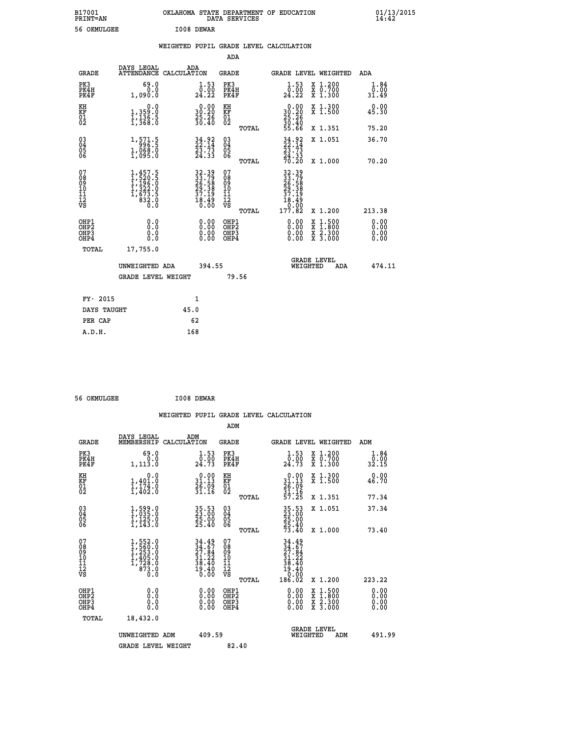B17001 OKLAHOMA STATE DEPARTMENT OF EDUCATION 01/13/2015
PRINT=AN DATA SERVICES 14:42

56 OKMULGEE I008 DEWAR

## WEIGHTED PUPIL GRADE LEVEL CALCULATION

### ADA

| GRADE | DAYS LEGAL ATTENDANCE | ADA CALCULATION | GRADE | | GRADE LEVEL | WEIGHTED | ADA |
|---|---|---|---|---|---|---|---|
| PK3 | 69.0 | 1.53 | PK3 | | 1.53 | X 1.200 | 1.84 |
| PK4H | 0.0 | 0.00 | PK4H | | 0.00 | X 0.700 | 0.00 |
| PK4F | 1,090.0 | 24.22 | PK4F | | 24.22 | X 1.300 | 31.49 |
| KH | 0.0 | 0.00 | KH | | 0.00 | X 1.300 | 0.00 |
| KF | 1,359.0 | 30.20 | KF | | 30.20 | X 1.500 | 45.30 |
| 01 | 1,136.5 | 25.26 | 01 | | 25.26 | | |
| 02 | 1,368.0 | 30.40 | 02 | | 30.40 | | |
| | | | | TOTAL | 55.66 | X 1.351 | 75.20 |
| 03 | 1,571.5 | 34.92 | 03 | | 34.92 | X 1.051 | 36.70 |
| 04 | 996.5 | 22.14 | 04 | | 22.14 | | |
| 05 | 1,068.0 | 23.73 | 05 | | 23.73 | | |
| 06 | 1,095.0 | 24.33 | 06 | | 24.33 | | |
| | | | | TOTAL | 70.20 | X 1.000 | 70.20 |
| 07 | 1,457.5 | 32.39 | 07 | | 32.39 | | |
| 08 | 1,520.5 | 33.79 | 08 | | 33.79 | | |
| 09 | 1,196.0 | 26.58 | 09 | | 26.58 | | |
| 10 | 1,322.0 | 29.38 | 10 | | 29.38 | | |
| 11 | 1,673.5 | 37.19 | 11 | | 37.19 | | |
| 12 | 832.0 | 18.49 | 12 | | 18.49 | | |
| VS | 0.0 | 0.00 | VS | | 0.00 | | |
| | | | | TOTAL | 177.82 | X 1.200 | 213.38 |
| OHP1 | 0.0 | 0.00 | OHP1 | | 0.00 | X 1.500 | 0.00 |
| OHP2 | 0.0 | 0.00 | OHP2 | | 0.00 | X 1.800 | 0.00 |
| OHP3 | 0.0 | 0.00 | OHP3 | | 0.00 | X 2.300 | 0.00 |
| OHP4 | 0.0 | 0.00 | OHP4 | | 0.00 | X 3.000 | 0.00 |
| TOTAL | 17,755.0 | | | | | | |

UNWEIGHTED ADA 394.55 GRADE LEVEL WEIGHTED ADA 474.11

GRADE LEVEL WEIGHT 79.56

| FY- 2015 | 1 |
|---|---|
| DAYS TAUGHT | 45.0 |
| PER CAP | 62 |
| A.D.H. | 168 |

56 OKMULGEE I008 DEWAR

## WEIGHTED PUPIL GRADE LEVEL CALCULATION

### ADM

| GRADE | DAYS LEGAL MEMBERSHIP | ADM CALCULATION | GRADE | | GRADE LEVEL | WEIGHTED | ADM |
|---|---|---|---|---|---|---|---|
| PK3 | 69.0 | 1.53 | PK3 | | 1.53 | X 1.200 | 1.84 |
| PK4H | 0.0 | 0.00 | PK4H | | 0.00 | X 0.700 | 0.00 |
| PK4F | 1,113.0 | 24.73 | PK4F | | 24.73 | X 1.300 | 32.15 |
| KH | 0.0 | 0.00 | KH | | 0.00 | X 1.300 | 0.00 |
| KF | 1,401.0 | 31.13 | KF | | 31.13 | X 1.500 | 46.70 |
| 01 | 1,174.0 | 26.09 | 01 | | 26.09 | | |
| 02 | 1,402.0 | 31.16 | 02 | | 31.16 | | |
| | | | | TOTAL | 57.25 | X 1.351 | 77.34 |
| 03 | 1,599.0 | 35.53 | 03 | | 35.53 | X 1.051 | 37.34 |
| 04 | 1,035.0 | 23.00 | 04 | | 23.00 | | |
| 05 | 1,125.0 | 25.00 | 05 | | 25.00 | | |
| 06 | 1,143.0 | 25.40 | 06 | | 25.40 | | |
| | | | | TOTAL | 73.40 | X 1.000 | 73.40 |
| 07 | 1,552.0 | 34.49 | 07 | | 34.49 | | |
| 08 | 1,560.0 | 34.67 | 08 | | 34.67 | | |
| 09 | 1,253.0 | 27.84 | 09 | | 27.84 | | |
| 10 | 1,405.0 | 31.22 | 10 | | 31.22 | | |
| 11 | 1,728.0 | 38.40 | 11 | | 38.40 | | |
| 12 | 873.0 | 19.40 | 12 | | 19.40 | | |
| VS | 0.0 | 0.00 | VS | | 0.00 | | |
| | | | | TOTAL | 186.02 | X 1.200 | 223.22 |
| OHP1 | 0.0 | 0.00 | OHP1 | | 0.00 | X 1.500 | 0.00 |
| OHP2 | 0.0 | 0.00 | OHP2 | | 0.00 | X 1.800 | 0.00 |
| OHP3 | 0.0 | 0.00 | OHP3 | | 0.00 | X 2.300 | 0.00 |
| OHP4 | 0.0 | 0.00 | OHP4 | | 0.00 | X 3.000 | 0.00 |
| TOTAL | 18,432.0 | | | | | | |

UNWEIGHTED ADM 409.59 GRADE LEVEL WEIGHTED ADM 491.99

GRADE LEVEL WEIGHT 82.40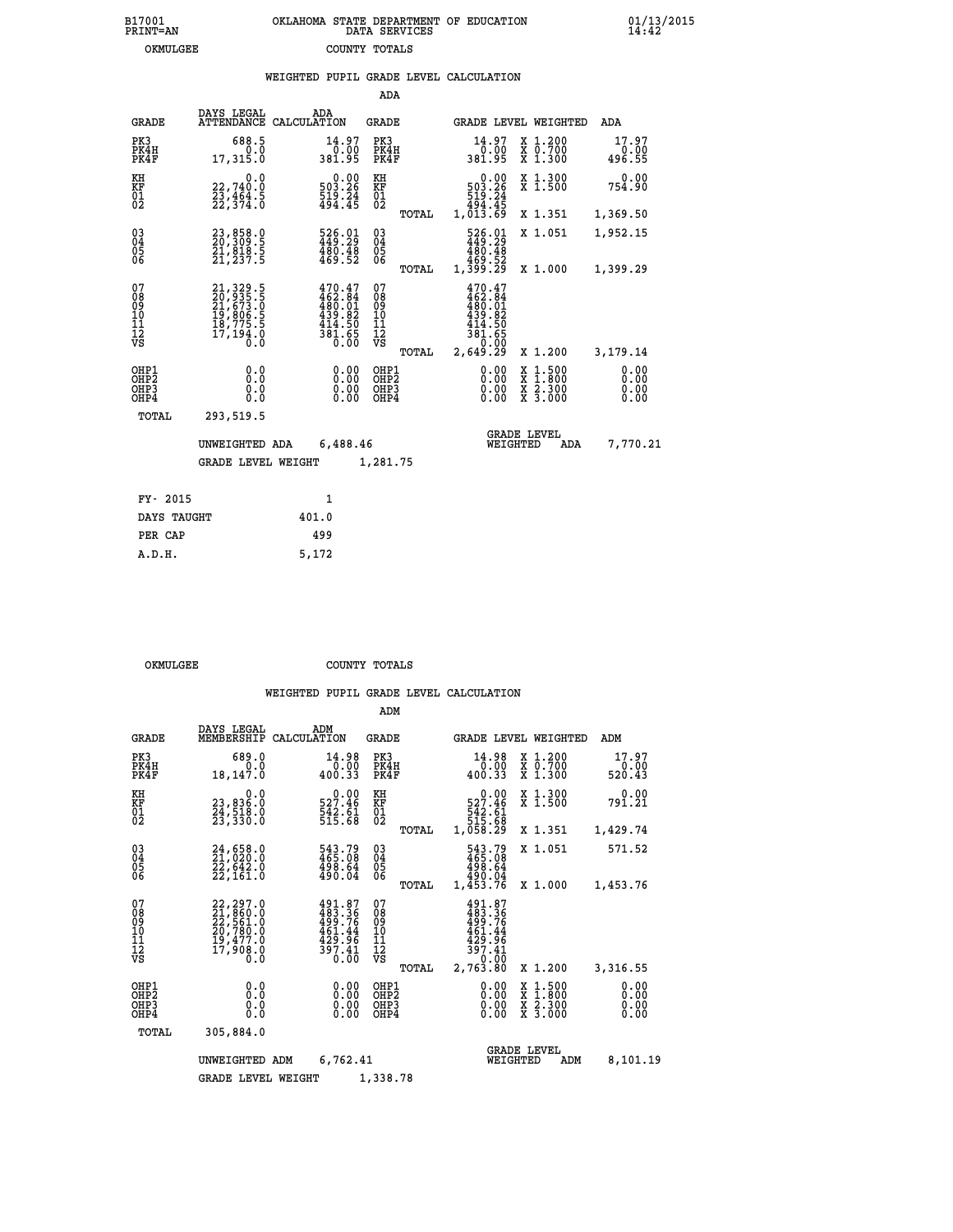B17001 PRINT=AN    OKLAHOMA STATE DEPARTMENT OF EDUCATION DATA SERVICES    01/13/2015 14:42

OKMULGEE    COUNTY TOTALS

## WEIGHTED PUPIL GRADE LEVEL CALCULATION

### ADA

| GRADE | DAYS LEGAL ATTENDANCE | ADA CALCULATION | GRADE | | GRADE LEVEL | WEIGHTED | ADA |
|---|---|---|---|---|---|---|---|
| PK3 | 688.5 | 14.97 | PK3 | | 14.97 | X 1.200 | 17.97 |
| PK4H | 0.0 | 0.00 | PK4H | | 0.00 | X 0.700 | 0.00 |
| PK4F | 17,315.0 | 381.95 | PK4F | | 381.95 | X 1.300 | 496.55 |
| KH | 0.0 | 0.00 | KH | | 0.00 | X 1.300 | 0.00 |
| KF | 22,740.0 | 503.26 | KF | | 503.26 | X 1.500 | 754.90 |
| 01 | 23,464.5 | 519.24 | 01 | | 519.24 | | |
| 02 | 22,374.0 | 494.45 | 02 | | 494.45 | | |
| | | | | TOTAL | 1,013.69 | X 1.351 | 1,369.50 |
| 03 | 23,858.0 | 526.01 | 03 | | 526.01 | X 1.051 | 1,952.15 |
| 04 | 20,309.5 | 449.29 | 04 | | 449.29 | | |
| 05 | 21,818.5 | 480.48 | 05 | | 480.48 | | |
| 06 | 21,237.5 | 469.52 | 06 | | 469.52 | | |
| | | | | TOTAL | 1,399.29 | X 1.000 | 1,399.29 |
| 07 | 21,329.5 | 470.47 | 07 | | 470.47 | | |
| 08 | 20,935.5 | 462.84 | 08 | | 462.84 | | |
| 09 | 21,673.0 | 480.01 | 09 | | 480.01 | | |
| 10 | 19,806.5 | 439.82 | 10 | | 439.82 | | |
| 11 | 18,775.5 | 414.50 | 11 | | 414.50 | | |
| 12 | 17,194.0 | 381.65 | 12 | | 381.65 | | |
| VS | 0.0 | 0.00 | VS | | 0.00 | | |
| | | | | TOTAL | 2,649.29 | X 1.200 | 3,179.14 |
| OHP1 | 0.0 | 0.00 | OHP1 | | 0.00 | X 1.500 | 0.00 |
| OHP2 | 0.0 | 0.00 | OHP2 | | 0.00 | X 1.800 | 0.00 |
| OHP3 | 0.0 | 0.00 | OHP3 | | 0.00 | X 2.300 | 0.00 |
| OHP4 | 0.0 | 0.00 | OHP4 | | 0.00 | X 3.000 | 0.00 |
| TOTAL | 293,519.5 | | | | | | |

UNWEIGHTED ADA 6,488.46    GRADE LEVEL WEIGHTED ADA 7,770.21

GRADE LEVEL WEIGHT 1,281.75

| FY- 2015 | 1 |
|---|---|
| DAYS TAUGHT | 401.0 |
| PER CAP | 499 |
| A.D.H. | 5,172 |

OKMULGEE    COUNTY TOTALS

## WEIGHTED PUPIL GRADE LEVEL CALCULATION

### ADM

| GRADE | DAYS LEGAL MEMBERSHIP | ADM CALCULATION | GRADE | | GRADE LEVEL | WEIGHTED | ADM |
|---|---|---|---|---|---|---|---|
| PK3 | 689.0 | 14.98 | PK3 | | 14.98 | X 1.200 | 17.97 |
| PK4H | 0.0 | 0.00 | PK4H | | 0.00 | X 0.700 | 0.00 |
| PK4F | 18,147.0 | 400.33 | PK4F | | 400.33 | X 1.300 | 520.43 |
| KH | 0.0 | 0.00 | KH | | 0.00 | X 1.300 | 0.00 |
| KF | 23,836.0 | 527.46 | KF | | 527.46 | X 1.500 | 791.21 |
| 01 | 24,518.0 | 542.61 | 01 | | 542.61 | | |
| 02 | 23,330.0 | 515.68 | 02 | | 515.68 | | |
| | | | | TOTAL | 1,058.29 | X 1.351 | 1,429.74 |
| 03 | 24,658.0 | 543.79 | 03 | | 543.79 | X 1.051 | 571.52 |
| 04 | 21,020.0 | 465.08 | 04 | | 465.08 | | |
| 05 | 22,642.0 | 498.64 | 05 | | 498.64 | | |
| 06 | 22,161.0 | 490.04 | 06 | | 490.04 | | |
| | | | | TOTAL | 1,453.76 | X 1.000 | 1,453.76 |
| 07 | 22,297.0 | 491.87 | 07 | | 491.87 | | |
| 08 | 21,860.0 | 483.36 | 08 | | 483.36 | | |
| 09 | 22,561.0 | 499.76 | 09 | | 499.76 | | |
| 10 | 20,780.0 | 461.44 | 10 | | 461.44 | | |
| 11 | 19,477.0 | 429.96 | 11 | | 429.96 | | |
| 12 | 17,908.0 | 397.41 | 12 | | 397.41 | | |
| VS | 0.0 | 0.00 | VS | | 0.00 | | |
| | | | | TOTAL | 2,763.80 | X 1.200 | 3,316.55 |
| OHP1 | 0.0 | 0.00 | OHP1 | | 0.00 | X 1.500 | 0.00 |
| OHP2 | 0.0 | 0.00 | OHP2 | | 0.00 | X 1.800 | 0.00 |
| OHP3 | 0.0 | 0.00 | OHP3 | | 0.00 | X 2.300 | 0.00 |
| OHP4 | 0.0 | 0.00 | OHP4 | | 0.00 | X 3.000 | 0.00 |
| TOTAL | 305,884.0 | | | | | | |

UNWEIGHTED ADM 6,762.41    GRADE LEVEL WEIGHTED ADM 8,101.19

GRADE LEVEL WEIGHT 1,338.78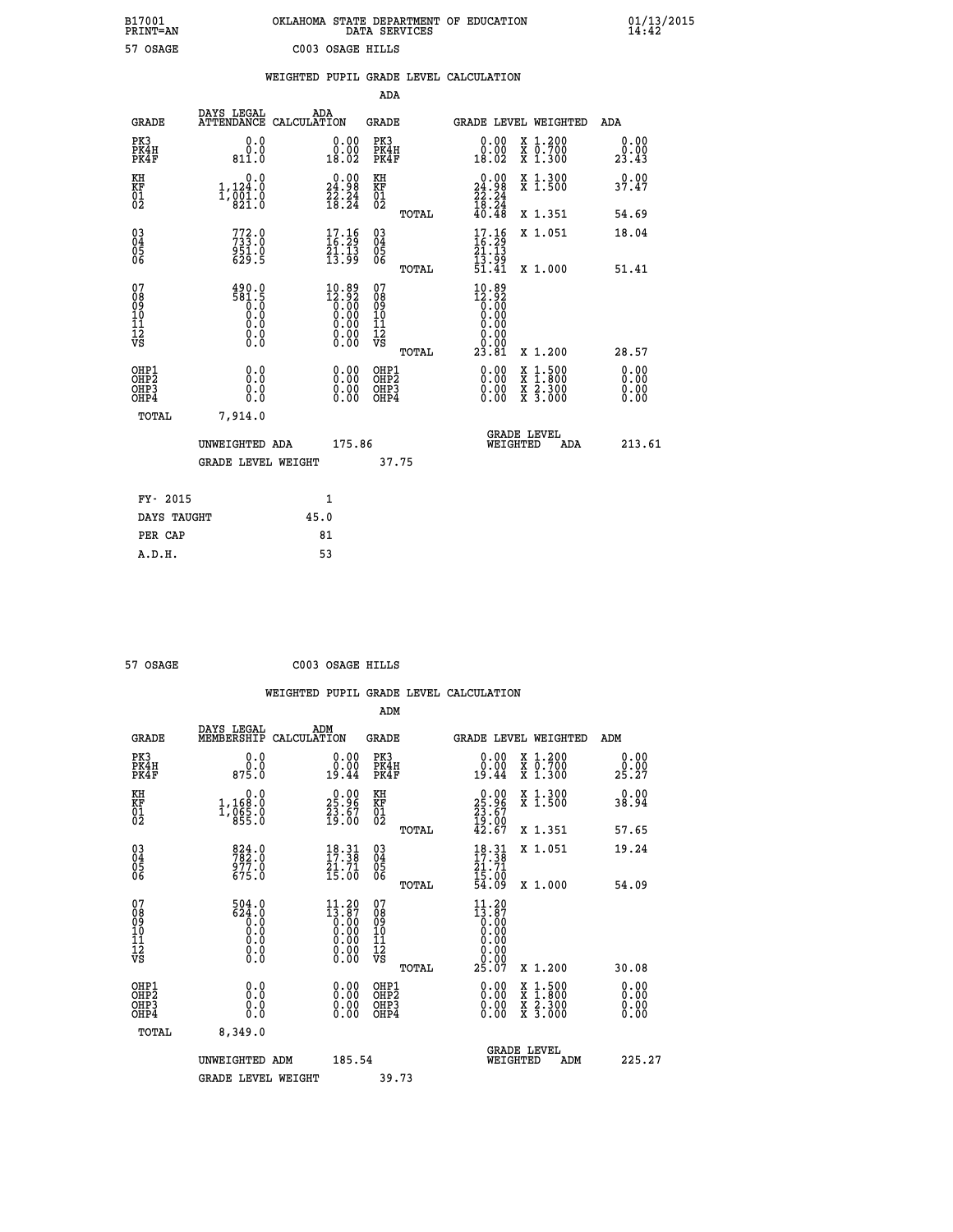B17001 PRINT=AN — OKLAHOMA STATE DEPARTMENT OF EDUCATION DATA SERVICES — 01/13/2015 14:42

57 OSAGE — C003 OSAGE HILLS

## WEIGHTED PUPIL GRADE LEVEL CALCULATION

### ADA

| GRADE | DAYS LEGAL ATTENDANCE | ADA CALCULATION | GRADE | GRADE LEVEL | WEIGHTED | ADA |
|---|---|---|---|---|---|---|
| PK3 | 0.0 | 0.00 | PK3 | 0.00 | X 1.200 | 0.00 |
| PK4H | 0.0 | 0.00 | PK4H | 0.00 | X 0.700 | 0.00 |
| PK4F | 811.0 | 18.02 | PK4F | 18.02 | X 1.300 | 23.43 |
| KH | 0.0 | 0.00 | KH | 0.00 | X 1.300 | 0.00 |
| KF | 1,124.0 | 24.98 | KF | 24.98 | X 1.500 | 37.47 |
| 01 | 1,001.0 | 22.24 | 01 | 22.24 | | |
| 02 | 821.0 | 18.24 | 02 | 18.24 | | |
| | | | TOTAL | 40.48 | X 1.351 | 54.69 |
| 03 | 772.0 | 17.16 | 03 | 17.16 | X 1.051 | 18.04 |
| 04 | 733.0 | 16.29 | 04 | 16.29 | | |
| 05 | 951.0 | 21.13 | 05 | 21.13 | | |
| 06 | 629.5 | 13.99 | 06 | 13.99 | | |
| | | | TOTAL | 51.41 | X 1.000 | 51.41 |
| 07 | 490.0 | 10.89 | 07 | 10.89 | | |
| 08 | 581.5 | 12.92 | 08 | 12.92 | | |
| 09 | 0.0 | 0.00 | 09 | 0.00 | | |
| 10 | 0.0 | 0.00 | 10 | 0.00 | | |
| 11 | 0.0 | 0.00 | 11 | 0.00 | | |
| 12 | 0.0 | 0.00 | 12 | 0.00 | | |
| VS | 0.0 | 0.00 | VS | 0.00 | | |
| | | | TOTAL | 23.81 | X 1.200 | 28.57 |
| OHP1 | 0.0 | 0.00 | OHP1 | 0.00 | X 1.500 | 0.00 |
| OHP2 | 0.0 | 0.00 | OHP2 | 0.00 | X 1.800 | 0.00 |
| OHP3 | 0.0 | 0.00 | OHP3 | 0.00 | X 2.300 | 0.00 |
| OHP4 | 0.0 | 0.00 | OHP4 | 0.00 | X 3.000 | 0.00 |
| TOTAL | 7,914.0 | | | | | |

UNWEIGHTED ADA 175.86 — GRADE LEVEL WEIGHTED ADA 213.61

GRADE LEVEL WEIGHT 37.75

| | |
|---|---|
| FY- 2015 | 1 |
| DAYS TAUGHT | 45.0 |
| PER CAP | 81 |
| A.D.H. | 53 |

57 OSAGE — C003 OSAGE HILLS

## WEIGHTED PUPIL GRADE LEVEL CALCULATION

### ADM

| GRADE | DAYS LEGAL MEMBERSHIP | ADM CALCULATION | GRADE | GRADE LEVEL | WEIGHTED | ADM |
|---|---|---|---|---|---|---|
| PK3 | 0.0 | 0.00 | PK3 | 0.00 | X 1.200 | 0.00 |
| PK4H | 0.0 | 0.00 | PK4H | 0.00 | X 0.700 | 0.00 |
| PK4F | 875.0 | 19.44 | PK4F | 19.44 | X 1.300 | 25.27 |
| KH | 0.0 | 0.00 | KH | 0.00 | X 1.300 | 0.00 |
| KF | 1,168.0 | 25.96 | KF | 25.96 | X 1.500 | 38.94 |
| 01 | 1,065.0 | 23.67 | 01 | 23.67 | | |
| 02 | 855.0 | 19.00 | 02 | 19.00 | | |
| | | | TOTAL | 42.67 | X 1.351 | 57.65 |
| 03 | 824.0 | 18.31 | 03 | 18.31 | X 1.051 | 19.24 |
| 04 | 782.0 | 17.38 | 04 | 17.38 | | |
| 05 | 977.0 | 21.71 | 05 | 21.71 | | |
| 06 | 675.0 | 15.00 | 06 | 15.00 | | |
| | | | TOTAL | 54.09 | X 1.000 | 54.09 |
| 07 | 504.0 | 11.20 | 07 | 11.20 | | |
| 08 | 624.0 | 13.87 | 08 | 13.87 | | |
| 09 | 0.0 | 0.00 | 09 | 0.00 | | |
| 10 | 0.0 | 0.00 | 10 | 0.00 | | |
| 11 | 0.0 | 0.00 | 11 | 0.00 | | |
| 12 | 0.0 | 0.00 | 12 | 0.00 | | |
| VS | 0.0 | 0.00 | VS | 0.00 | | |
| | | | TOTAL | 25.07 | X 1.200 | 30.08 |
| OHP1 | 0.0 | 0.00 | OHP1 | 0.00 | X 1.500 | 0.00 |
| OHP2 | 0.0 | 0.00 | OHP2 | 0.00 | X 1.800 | 0.00 |
| OHP3 | 0.0 | 0.00 | OHP3 | 0.00 | X 2.300 | 0.00 |
| OHP4 | 0.0 | 0.00 | OHP4 | 0.00 | X 3.000 | 0.00 |
| TOTAL | 8,349.0 | | | | | |

UNWEIGHTED ADM 185.54 — GRADE LEVEL WEIGHTED ADM 225.27

GRADE LEVEL WEIGHT 39.73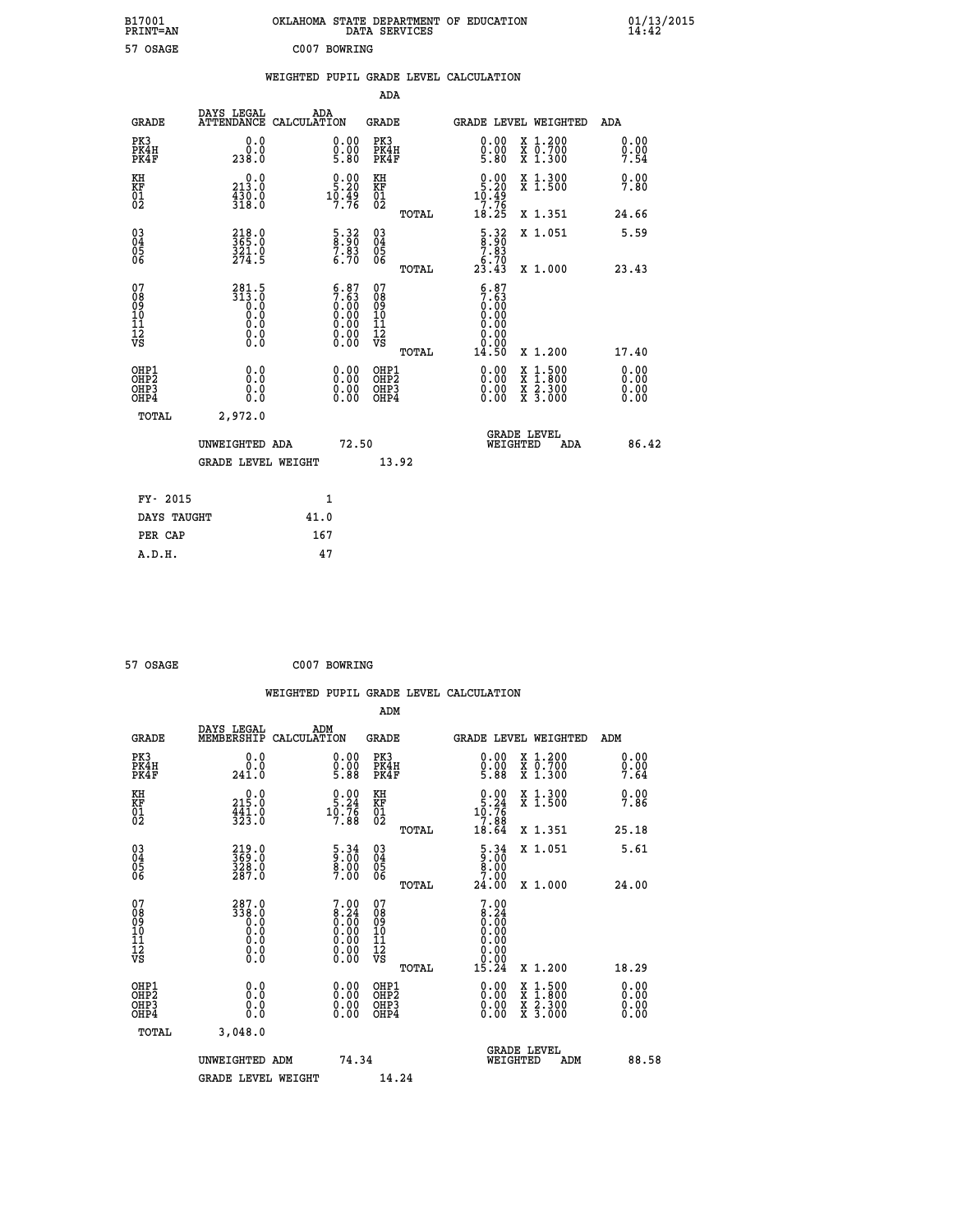B17001 OKLAHOMA STATE DEPARTMENT OF EDUCATION 01/13/2015
PRINT=AN DATA SERVICES 14:42

57 OSAGE C007 BOWRING

WEIGHTED PUPIL GRADE LEVEL CALCULATION

ADA

| GRADE | DAYS LEGAL ATTENDANCE | ADA CALCULATION | GRADE | GRADE LEVEL | WEIGHTED | ADA |
|---|---|---|---|---|---|---|
| PK3 | 0.0 | 0.00 | PK3 | 0.00 | X 1.200 | 0.00 |
| PK4H | 0.0 | 0.00 | PK4H | 0.00 | X 0.700 | 0.00 |
| PK4F | 238.0 | 5.80 | PK4F | 5.80 | X 1.300 | 7.54 |
| KH | 0.0 | 0.00 | KH | 0.00 | X 1.300 | 0.00 |
| KF | 213.0 | 5.20 | KF | 5.20 | X 1.500 | 7.80 |
| 01 | 430.0 | 10.49 | 01 | 10.49 | | |
| 02 | 318.0 | 7.76 | 02 | 7.76 | | |
| | | | TOTAL | 18.25 | X 1.351 | 24.66 |
| 03 | 218.0 | 5.32 | 03 | 5.32 | X 1.051 | 5.59 |
| 04 | 365.0 | 8.90 | 04 | 8.90 | | |
| 05 | 321.0 | 7.83 | 05 | 7.83 | | |
| 06 | 274.5 | 6.70 | 06 | 6.70 | | |
| | | | TOTAL | 23.43 | X 1.000 | 23.43 |
| 07 | 281.5 | 6.87 | 07 | 6.87 | | |
| 08 | 313.0 | 7.63 | 08 | 7.63 | | |
| 09 | 0.0 | 0.00 | 09 | 0.00 | | |
| 10 | 0.0 | 0.00 | 10 | 0.00 | | |
| 11 | 0.0 | 0.00 | 11 | 0.00 | | |
| 12 | 0.0 | 0.00 | 12 | 0.00 | | |
| VS | 0.0 | 0.00 | VS | 0.00 | | |
| | | | TOTAL | 14.50 | X 1.200 | 17.40 |
| OHP1 | 0.0 | 0.00 | OHP1 | 0.00 | X 1.500 | 0.00 |
| OHP2 | 0.0 | 0.00 | OHP2 | 0.00 | X 1.800 | 0.00 |
| OHP3 | 0.0 | 0.00 | OHP3 | 0.00 | X 2.300 | 0.00 |
| OHP4 | 0.0 | 0.00 | OHP4 | 0.00 | X 3.000 | 0.00 |
| TOTAL | 2,972.0 | | | | | |

UNWEIGHTED ADA 72.50 GRADE LEVEL WEIGHTED ADA 86.42

GRADE LEVEL WEIGHT 13.92

| FY- 2015 | 1 |
|---|---|
| DAYS TAUGHT | 41.0 |
| PER CAP | 167 |
| A.D.H. | 47 |

57 OSAGE C007 BOWRING

WEIGHTED PUPIL GRADE LEVEL CALCULATION

ADM

| GRADE | DAYS LEGAL MEMBERSHIP | ADM CALCULATION | GRADE | GRADE LEVEL | WEIGHTED | ADM |
|---|---|---|---|---|---|---|
| PK3 | 0.0 | 0.00 | PK3 | 0.00 | X 1.200 | 0.00 |
| PK4H | 0.0 | 0.00 | PK4H | 0.00 | X 0.700 | 0.00 |
| PK4F | 241.0 | 5.88 | PK4F | 5.88 | X 1.300 | 7.64 |
| KH | 0.0 | 0.00 | KH | 0.00 | X 1.300 | 0.00 |
| KF | 215.0 | 5.24 | KF | 5.24 | X 1.500 | 7.86 |
| 01 | 441.0 | 10.76 | 01 | 10.76 | | |
| 02 | 323.0 | 7.88 | 02 | 7.88 | | |
| | | | TOTAL | 18.64 | X 1.351 | 25.18 |
| 03 | 219.0 | 5.34 | 03 | 5.34 | X 1.051 | 5.61 |
| 04 | 369.0 | 9.00 | 04 | 9.00 | | |
| 05 | 328.0 | 8.00 | 05 | 8.00 | | |
| 06 | 287.0 | 7.00 | 06 | 7.00 | | |
| | | | TOTAL | 24.00 | X 1.000 | 24.00 |
| 07 | 287.0 | 7.00 | 07 | 7.00 | | |
| 08 | 338.0 | 8.24 | 08 | 8.24 | | |
| 09 | 0.0 | 0.00 | 09 | 0.00 | | |
| 10 | 0.0 | 0.00 | 10 | 0.00 | | |
| 11 | 0.0 | 0.00 | 11 | 0.00 | | |
| 12 | 0.0 | 0.00 | 12 | 0.00 | | |
| VS | 0.0 | 0.00 | VS | 0.00 | | |
| | | | TOTAL | 15.24 | X 1.200 | 18.29 |
| OHP1 | 0.0 | 0.00 | OHP1 | 0.00 | X 1.500 | 0.00 |
| OHP2 | 0.0 | 0.00 | OHP2 | 0.00 | X 1.800 | 0.00 |
| OHP3 | 0.0 | 0.00 | OHP3 | 0.00 | X 2.300 | 0.00 |
| OHP4 | 0.0 | 0.00 | OHP4 | 0.00 | X 3.000 | 0.00 |
| TOTAL | 3,048.0 | | | | | |

UNWEIGHTED ADM 74.34 GRADE LEVEL WEIGHTED ADM 88.58

GRADE LEVEL WEIGHT 14.24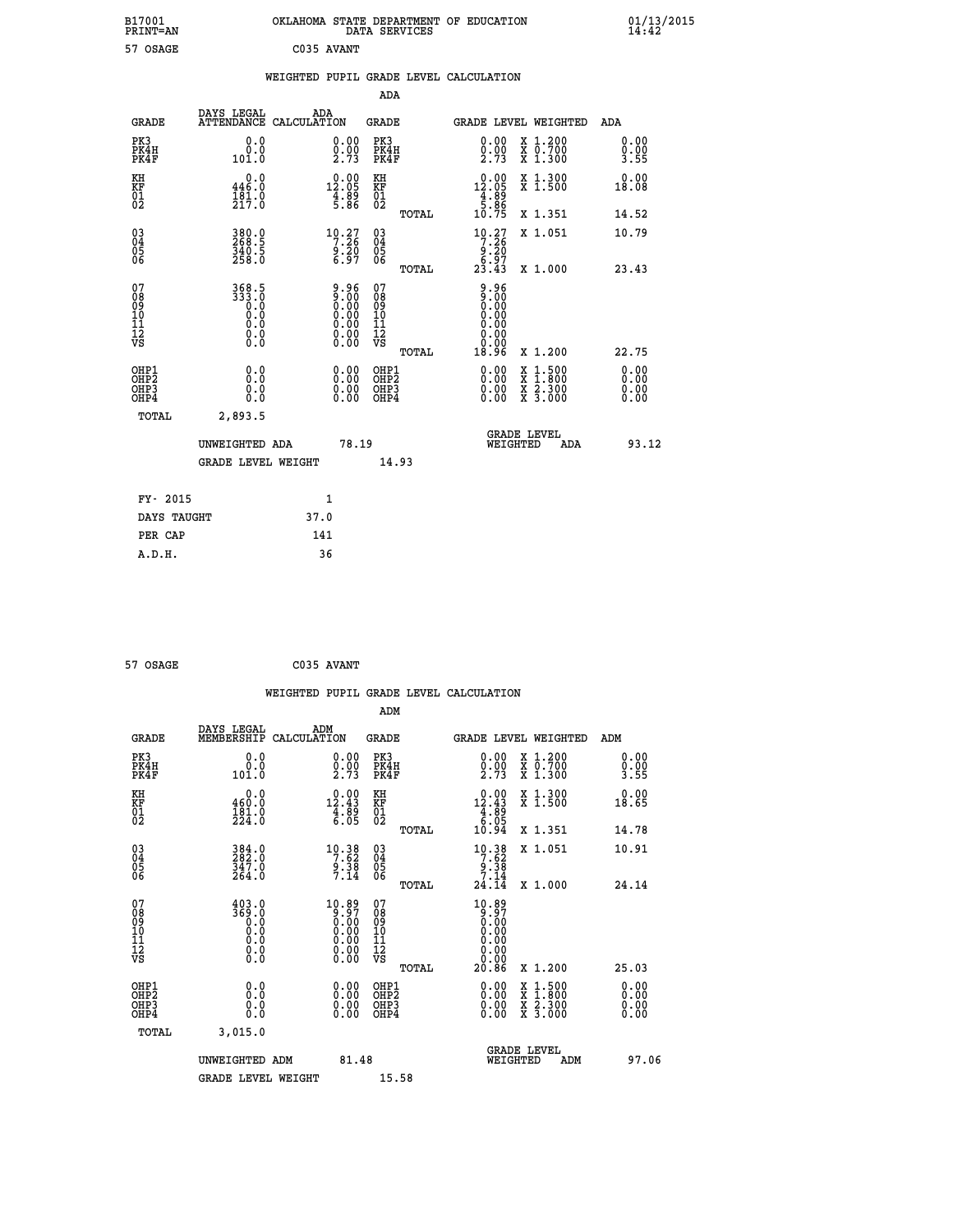B17001 PRINT=AN | OKLAHOMA STATE DEPARTMENT OF EDUCATION DATA SERVICES | 01/13/2015 14:42

57 OSAGE | C035 AVANT

WEIGHTED PUPIL GRADE LEVEL CALCULATION

ADA

| GRADE | DAYS LEGAL ATTENDANCE | ADA CALCULATION | GRADE | GRADE LEVEL | WEIGHTED | ADA |
|---|---|---|---|---|---|---|
| PK3 | 0.0 | 0.00 | PK3 | 0.00 | X 1.200 | 0.00 |
| PK4H | 0.0 | 0.00 | PK4H | 0.00 | X 0.700 | 0.00 |
| PK4F | 101.0 | 2.73 | PK4F | 2.73 | X 1.300 | 3.55 |
| KH | 0.0 | 0.00 | KH | 0.00 | X 1.300 | 0.00 |
| KF | 446.0 | 12.05 | KF | 12.05 | X 1.500 | 18.08 |
| 01 | 181.0 | 4.89 | 01 | 4.89 | | |
| 02 | 217.0 | 5.86 | 02 | 5.86 | | |
| | | | TOTAL | 10.75 | X 1.351 | 14.52 |
| 03 | 380.0 | 10.27 | 03 | 10.27 | X 1.051 | 10.79 |
| 04 | 268.5 | 7.26 | 04 | 7.26 | | |
| 05 | 340.5 | 9.20 | 05 | 9.20 | | |
| 06 | 258.0 | 6.97 | 06 | 6.97 | | |
| | | | TOTAL | 23.43 | X 1.000 | 23.43 |
| 07 | 368.5 | 9.96 | 07 | 9.96 | | |
| 08 | 333.0 | 9.00 | 08 | 9.00 | | |
| 09 | 0.0 | 0.00 | 09 | 0.00 | | |
| 10 | 0.0 | 0.00 | 10 | 0.00 | | |
| 11 | 0.0 | 0.00 | 11 | 0.00 | | |
| 12 | 0.0 | 0.00 | 12 | 0.00 | | |
| VS | 0.0 | 0.00 | VS | 0.00 | | |
| | | | TOTAL | 18.96 | X 1.200 | 22.75 |
| OHP1 | 0.0 | 0.00 | OHP1 | 0.00 | X 1.500 | 0.00 |
| OHP2 | 0.0 | 0.00 | OHP2 | 0.00 | X 1.800 | 0.00 |
| OHP3 | 0.0 | 0.00 | OHP3 | 0.00 | X 2.300 | 0.00 |
| OHP4 | 0.0 | 0.00 | OHP4 | 0.00 | X 3.000 | 0.00 |
| TOTAL | 2,893.5 | | | | | |

UNWEIGHTED ADA 78.19 | GRADE LEVEL WEIGHTED ADA 93.12

GRADE LEVEL WEIGHT 14.93

| | |
|---|---|
| FY- 2015 | 1 |
| DAYS TAUGHT | 37.0 |
| PER CAP | 141 |
| A.D.H. | 36 |

57 OSAGE | C035 AVANT

WEIGHTED PUPIL GRADE LEVEL CALCULATION

ADM

| GRADE | DAYS LEGAL MEMBERSHIP | ADM CALCULATION | GRADE | GRADE LEVEL | WEIGHTED | ADM |
|---|---|---|---|---|---|---|
| PK3 | 0.0 | 0.00 | PK3 | 0.00 | X 1.200 | 0.00 |
| PK4H | 0.0 | 0.00 | PK4H | 0.00 | X 0.700 | 0.00 |
| PK4F | 101.0 | 2.73 | PK4F | 2.73 | X 1.300 | 3.55 |
| KH | 0.0 | 0.00 | KH | 0.00 | X 1.300 | 0.00 |
| KF | 460.0 | 12.43 | KF | 12.43 | X 1.500 | 18.65 |
| 01 | 181.0 | 4.89 | 01 | 4.89 | | |
| 02 | 224.0 | 6.05 | 02 | 6.05 | | |
| | | | TOTAL | 10.94 | X 1.351 | 14.78 |
| 03 | 384.0 | 10.38 | 03 | 10.38 | X 1.051 | 10.91 |
| 04 | 282.0 | 7.62 | 04 | 7.62 | | |
| 05 | 347.0 | 9.38 | 05 | 9.38 | | |
| 06 | 264.0 | 7.14 | 06 | 7.14 | | |
| | | | TOTAL | 24.14 | X 1.000 | 24.14 |
| 07 | 403.0 | 10.89 | 07 | 10.89 | | |
| 08 | 369.0 | 9.97 | 08 | 9.97 | | |
| 09 | 0.0 | 0.00 | 09 | 0.00 | | |
| 10 | 0.0 | 0.00 | 10 | 0.00 | | |
| 11 | 0.0 | 0.00 | 11 | 0.00 | | |
| 12 | 0.0 | 0.00 | 12 | 0.00 | | |
| VS | 0.0 | 0.00 | VS | 0.00 | | |
| | | | TOTAL | 20.86 | X 1.200 | 25.03 |
| OHP1 | 0.0 | 0.00 | OHP1 | 0.00 | X 1.500 | 0.00 |
| OHP2 | 0.0 | 0.00 | OHP2 | 0.00 | X 1.800 | 0.00 |
| OHP3 | 0.0 | 0.00 | OHP3 | 0.00 | X 2.300 | 0.00 |
| OHP4 | 0.0 | 0.00 | OHP4 | 0.00 | X 3.000 | 0.00 |
| TOTAL | 3,015.0 | | | | | |

UNWEIGHTED ADM 81.48 | GRADE LEVEL WEIGHTED ADM 97.06

GRADE LEVEL WEIGHT 15.58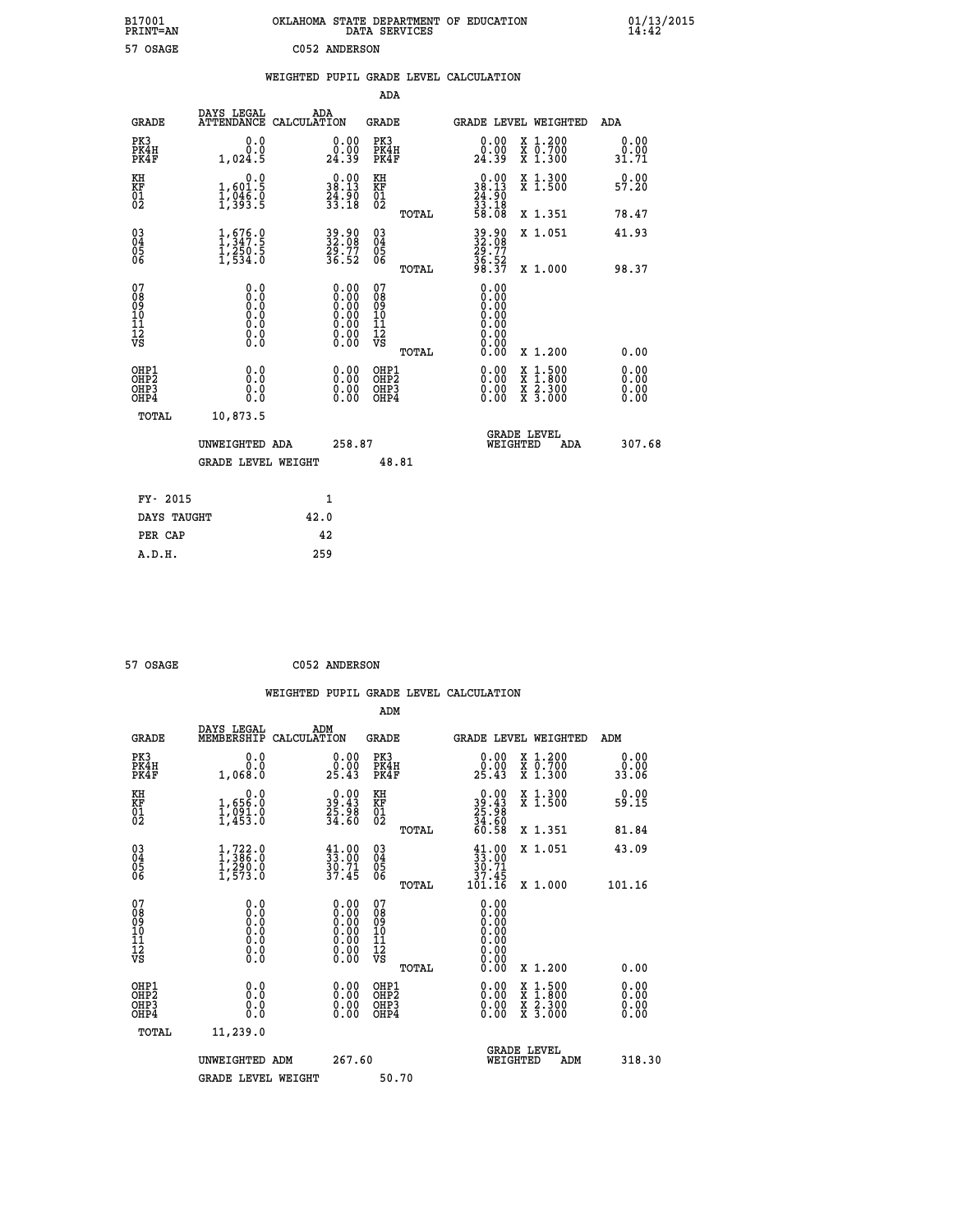B17001 PRINT=AN — OKLAHOMA STATE DEPARTMENT OF EDUCATION DATA SERVICES — 01/13/2015 14:42

57 OSAGE — C052 ANDERSON

## WEIGHTED PUPIL GRADE LEVEL CALCULATION

### ADA

| GRADE | DAYS LEGAL ATTENDANCE | ADA CALCULATION | GRADE | GRADE LEVEL | WEIGHTED | ADA |
|---|---|---|---|---|---|---|
| PK3 | 0.0 | 0.00 | PK3 | 0.00 | X 1.200 | 0.00 |
| PK4H | 0.0 | 0.00 | PK4H | 0.00 | X 0.700 | 0.00 |
| PK4F | 1,024.5 | 24.39 | PK4F | 24.39 | X 1.300 | 31.71 |
| KH | 0.0 | 0.00 | KH | 0.00 | X 1.300 | 0.00 |
| KF | 1,601.5 | 38.13 | KF | 38.13 | X 1.500 | 57.20 |
| 01 | 1,046.0 | 24.90 | 01 | 24.90 | | |
| 02 | 1,393.5 | 33.18 | 02 | 33.18 | | |
| | | | TOTAL | 58.08 | X 1.351 | 78.47 |
| 03 | 1,676.0 | 39.90 | 03 | 39.90 | X 1.051 | 41.93 |
| 04 | 1,347.5 | 32.08 | 04 | 32.08 | | |
| 05 | 1,250.5 | 29.77 | 05 | 29.77 | | |
| 06 | 1,534.0 | 36.52 | 06 | 36.52 | | |
| | | | TOTAL | 98.37 | X 1.000 | 98.37 |
| 07 | 0.0 | 0.00 | 07 | 0.00 | | |
| 08 | 0.0 | 0.00 | 08 | 0.00 | | |
| 09 | 0.0 | 0.00 | 09 | 0.00 | | |
| 10 | 0.0 | 0.00 | 10 | 0.00 | | |
| 11 | 0.0 | 0.00 | 11 | 0.00 | | |
| 12 | 0.0 | 0.00 | 12 | 0.00 | | |
| VS | 0.0 | 0.00 | VS | 0.00 | | |
| | | | TOTAL | 0.00 | X 1.200 | 0.00 |
| OHP1 | 0.0 | 0.00 | OHP1 | 0.00 | X 1.500 | 0.00 |
| OHP2 | 0.0 | 0.00 | OHP2 | 0.00 | X 1.800 | 0.00 |
| OHP3 | 0.0 | 0.00 | OHP3 | 0.00 | X 2.300 | 0.00 |
| OHP4 | 0.0 | 0.00 | OHP4 | 0.00 | X 3.000 | 0.00 |
| TOTAL | 10,873.5 | | | | | |

UNWEIGHTED ADA: 258.87 — GRADE LEVEL WEIGHTED ADA: 307.68

GRADE LEVEL WEIGHT: 48.81

| | |
|---|---|
| FY- 2015 | 1 |
| DAYS TAUGHT | 42.0 |
| PER CAP | 42 |
| A.D.H. | 259 |

57 OSAGE — C052 ANDERSON

## WEIGHTED PUPIL GRADE LEVEL CALCULATION

### ADM

| GRADE | DAYS LEGAL MEMBERSHIP | ADM CALCULATION | GRADE | GRADE LEVEL | WEIGHTED | ADM |
|---|---|---|---|---|---|---|
| PK3 | 0.0 | 0.00 | PK3 | 0.00 | X 1.200 | 0.00 |
| PK4H | 0.0 | 0.00 | PK4H | 0.00 | X 0.700 | 0.00 |
| PK4F | 1,068.0 | 25.43 | PK4F | 25.43 | X 1.300 | 33.06 |
| KH | 0.0 | 0.00 | KH | 0.00 | X 1.300 | 0.00 |
| KF | 1,656.0 | 39.43 | KF | 39.43 | X 1.500 | 59.15 |
| 01 | 1,091.0 | 25.98 | 01 | 25.98 | | |
| 02 | 1,453.0 | 34.60 | 02 | 34.60 | | |
| | | | TOTAL | 60.58 | X 1.351 | 81.84 |
| 03 | 1,722.0 | 41.00 | 03 | 41.00 | X 1.051 | 43.09 |
| 04 | 1,386.0 | 33.00 | 04 | 33.00 | | |
| 05 | 1,290.0 | 30.71 | 05 | 30.71 | | |
| 06 | 1,573.0 | 37.45 | 06 | 37.45 | | |
| | | | TOTAL | 101.16 | X 1.000 | 101.16 |
| 07 | 0.0 | 0.00 | 07 | 0.00 | | |
| 08 | 0.0 | 0.00 | 08 | 0.00 | | |
| 09 | 0.0 | 0.00 | 09 | 0.00 | | |
| 10 | 0.0 | 0.00 | 10 | 0.00 | | |
| 11 | 0.0 | 0.00 | 11 | 0.00 | | |
| 12 | 0.0 | 0.00 | 12 | 0.00 | | |
| VS | 0.0 | 0.00 | VS | 0.00 | | |
| | | | TOTAL | 0.00 | X 1.200 | 0.00 |
| OHP1 | 0.0 | 0.00 | OHP1 | 0.00 | X 1.500 | 0.00 |
| OHP2 | 0.0 | 0.00 | OHP2 | 0.00 | X 1.800 | 0.00 |
| OHP3 | 0.0 | 0.00 | OHP3 | 0.00 | X 2.300 | 0.00 |
| OHP4 | 0.0 | 0.00 | OHP4 | 0.00 | X 3.000 | 0.00 |
| TOTAL | 11,239.0 | | | | | |

UNWEIGHTED ADM: 267.60 — GRADE LEVEL WEIGHTED ADM: 318.30

GRADE LEVEL WEIGHT: 50.70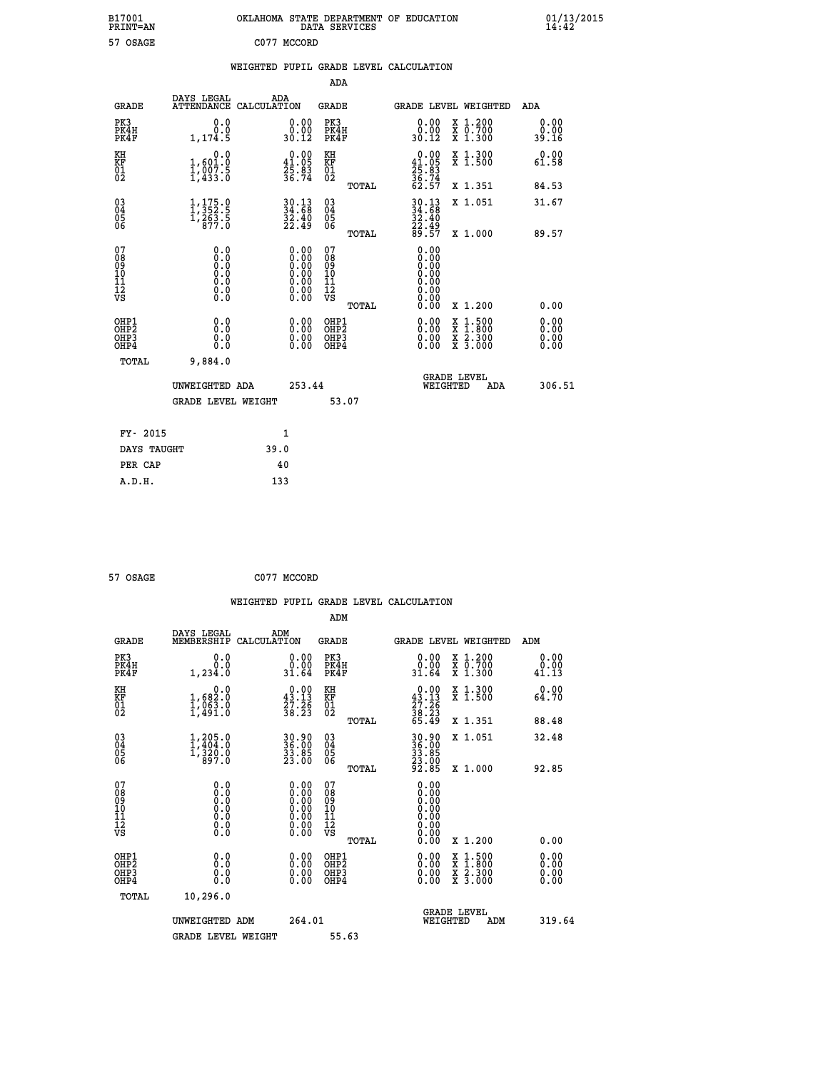B17001 OKLAHOMA STATE DEPARTMENT OF EDUCATION 01/13/2015
PRINT=AN DATA SERVICES 14:42

57 OSAGE C077 MCCORD

## WEIGHTED PUPIL GRADE LEVEL CALCULATION

### ADA

| GRADE | DAYS LEGAL ATTENDANCE | ADA CALCULATION | GRADE | GRADE LEVEL | WEIGHTED | ADA |
|---|---|---|---|---|---|---|
| PK3 | 0.0 | 0.00 | PK3 | 0.00 | X 1.200 | 0.00 |
| PK4H | 0.0 | 0.00 | PK4H | 0.00 | X 0.700 | 0.00 |
| PK4F | 1,174.5 | 30.12 | PK4F | 30.12 | X 1.300 | 39.16 |
| KH | 0.0 | 0.00 | KH | 0.00 | X 1.300 | 0.00 |
| KF | 1,601.0 | 41.05 | KF | 41.05 | X 1.500 | 61.58 |
| 01 | 1,007.5 | 25.83 | 01 | 25.83 | | |
| 02 | 1,433.0 | 36.74 | 02 | 36.74 | | |
| | | | TOTAL | 62.57 | X 1.351 | 84.53 |
| 03 | 1,175.0 | 30.13 | 03 | 30.13 | X 1.051 | 31.67 |
| 04 | 1,352.5 | 34.68 | 04 | 34.68 | | |
| 05 | 1,263.5 | 32.40 | 05 | 32.40 | | |
| 06 | 877.0 | 22.49 | 06 | 22.49 | | |
| | | | TOTAL | 89.57 | X 1.000 | 89.57 |
| 07 | 0.0 | 0.00 | 07 | 0.00 | | |
| 08 | 0.0 | 0.00 | 08 | 0.00 | | |
| 09 | 0.0 | 0.00 | 09 | 0.00 | | |
| 10 | 0.0 | 0.00 | 10 | 0.00 | | |
| 11 | 0.0 | 0.00 | 11 | 0.00 | | |
| 12 | 0.0 | 0.00 | 12 | 0.00 | | |
| VS | 0.0 | 0.00 | VS | 0.00 | | |
| | | | TOTAL | 0.00 | X 1.200 | 0.00 |
| OHP1 | 0.0 | 0.00 | OHP1 | 0.00 | X 1.500 | 0.00 |
| OHP2 | 0.0 | 0.00 | OHP2 | 0.00 | X 1.800 | 0.00 |
| OHP3 | 0.0 | 0.00 | OHP3 | 0.00 | X 2.300 | 0.00 |
| OHP4 | 0.0 | 0.00 | OHP4 | 0.00 | X 3.000 | 0.00 |
| TOTAL | 9,884.0 | | | | | |

UNWEIGHTED ADA 253.44 | GRADE LEVEL WEIGHTED ADA 306.51

GRADE LEVEL WEIGHT 53.07

| | |
|---|---|
| FY- 2015 | 1 |
| DAYS TAUGHT | 39.0 |
| PER CAP | 40 |
| A.D.H. | 133 |

57 OSAGE C077 MCCORD

## WEIGHTED PUPIL GRADE LEVEL CALCULATION

### ADM

| GRADE | DAYS LEGAL MEMBERSHIP | ADM CALCULATION | GRADE | GRADE LEVEL | WEIGHTED | ADM |
|---|---|---|---|---|---|---|
| PK3 | 0.0 | 0.00 | PK3 | 0.00 | X 1.200 | 0.00 |
| PK4H | 0.0 | 0.00 | PK4H | 0.00 | X 0.700 | 0.00 |
| PK4F | 1,234.0 | 31.64 | PK4F | 31.64 | X 1.300 | 41.13 |
| KH | 0.0 | 0.00 | KH | 0.00 | X 1.300 | 0.00 |
| KF | 1,682.0 | 43.13 | KF | 43.13 | X 1.500 | 64.70 |
| 01 | 1,063.0 | 27.26 | 01 | 27.26 | | |
| 02 | 1,491.0 | 38.23 | 02 | 38.23 | | |
| | | | TOTAL | 65.49 | X 1.351 | 88.48 |
| 03 | 1,205.0 | 30.90 | 03 | 30.90 | X 1.051 | 32.48 |
| 04 | 1,404.0 | 36.00 | 04 | 36.00 | | |
| 05 | 1,320.0 | 33.85 | 05 | 33.85 | | |
| 06 | 897.0 | 23.00 | 06 | 23.00 | | |
| | | | TOTAL | 92.85 | X 1.000 | 92.85 |
| 07 | 0.0 | 0.00 | 07 | 0.00 | | |
| 08 | 0.0 | 0.00 | 08 | 0.00 | | |
| 09 | 0.0 | 0.00 | 09 | 0.00 | | |
| 10 | 0.0 | 0.00 | 10 | 0.00 | | |
| 11 | 0.0 | 0.00 | 11 | 0.00 | | |
| 12 | 0.0 | 0.00 | 12 | 0.00 | | |
| VS | 0.0 | 0.00 | VS | 0.00 | | |
| | | | TOTAL | 0.00 | X 1.200 | 0.00 |
| OHP1 | 0.0 | 0.00 | OHP1 | 0.00 | X 1.500 | 0.00 |
| OHP2 | 0.0 | 0.00 | OHP2 | 0.00 | X 1.800 | 0.00 |
| OHP3 | 0.0 | 0.00 | OHP3 | 0.00 | X 2.300 | 0.00 |
| OHP4 | 0.0 | 0.00 | OHP4 | 0.00 | X 3.000 | 0.00 |
| TOTAL | 10,296.0 | | | | | |

UNWEIGHTED ADM 264.01 | GRADE LEVEL WEIGHTED ADM 319.64

GRADE LEVEL WEIGHT 55.63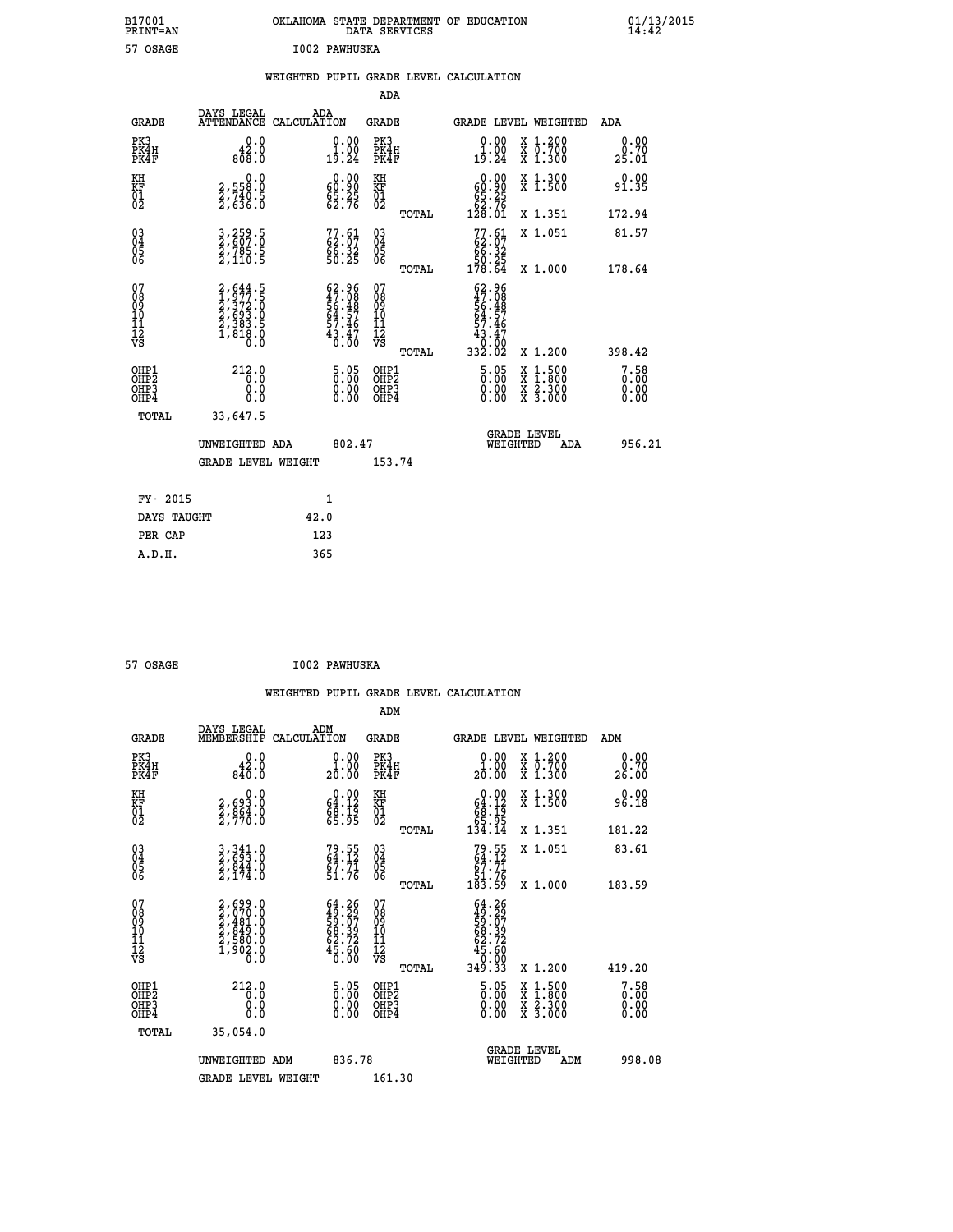B17001 OKLAHOMA STATE DEPARTMENT OF EDUCATION 01/13/2015
PRINT=AN DATA SERVICES 14:42

57 OSAGE I002 PAWHUSKA

## WEIGHTED PUPIL GRADE LEVEL CALCULATION

### ADA

| GRADE | DAYS LEGAL ATTENDANCE | ADA CALCULATION | GRADE | GRADE LEVEL | WEIGHTED | ADA |
|---|---|---|---|---|---|---|
| PK3 | 0.0 | 0.00 | PK3 | 0.00 | X 1.200 | 0.00 |
| PK4H | 42.0 | 1.00 | PK4H | 1.00 | X 0.700 | 0.70 |
| PK4F | 808.0 | 19.24 | PK4F | 19.24 | X 1.300 | 25.01 |
| KH | 0.0 | 0.00 | KH | 0.00 | X 1.300 | 0.00 |
| KF | 2,558.0 | 60.90 | KF | 60.90 | X 1.500 | 91.35 |
| 01 | 2,740.5 | 65.25 | 01 | 65.25 | | |
| 02 | 2,636.0 | 62.76 | 02 | 62.76 | | |
| | | | TOTAL | 128.01 | X 1.351 | 172.94 |
| 03 | 3,259.5 | 77.61 | 03 | 77.61 | X 1.051 | 81.57 |
| 04 | 2,607.0 | 62.07 | 04 | 62.07 | | |
| 05 | 2,785.5 | 66.32 | 05 | 66.32 | | |
| 06 | 2,110.5 | 50.25 | 06 | 50.25 | | |
| | | | TOTAL | 178.64 | X 1.000 | 178.64 |
| 07 | 2,644.5 | 62.96 | 07 | 62.96 | | |
| 08 | 1,977.5 | 47.08 | 08 | 47.08 | | |
| 09 | 2,372.0 | 56.48 | 09 | 56.48 | | |
| 10 | 2,693.0 | 64.57 | 10 | 64.57 | | |
| 11 | 2,383.5 | 57.46 | 11 | 57.46 | | |
| 12 | 1,818.0 | 43.47 | 12 | 43.47 | | |
| VS | 0.0 | 0.00 | VS | 0.00 | | |
| | | | TOTAL | 332.02 | X 1.200 | 398.42 |
| OHP1 | 212.0 | 5.05 | OHP1 | 5.05 | X 1.500 | 7.58 |
| OHP2 | 0.0 | 0.00 | OHP2 | 0.00 | X 1.800 | 0.00 |
| OHP3 | 0.0 | 0.00 | OHP3 | 0.00 | X 2.300 | 0.00 |
| OHP4 | 0.0 | 0.00 | OHP4 | 0.00 | X 3.000 | 0.00 |
| TOTAL | 33,647.5 | | | | | |

UNWEIGHTED ADA 802.47 GRADE LEVEL WEIGHTED ADA 956.21

GRADE LEVEL WEIGHT 153.74

| | |
|---|---|
| FY- 2015 | 1 |
| DAYS TAUGHT | 42.0 |
| PER CAP | 123 |
| A.D.H. | 365 |

57 OSAGE I002 PAWHUSKA

## WEIGHTED PUPIL GRADE LEVEL CALCULATION

### ADM

| GRADE | DAYS LEGAL MEMBERSHIP | ADM CALCULATION | GRADE | GRADE LEVEL | WEIGHTED | ADM |
|---|---|---|---|---|---|---|
| PK3 | 0.0 | 0.00 | PK3 | 0.00 | X 1.200 | 0.00 |
| PK4H | 42.0 | 1.00 | PK4H | 1.00 | X 0.700 | 0.70 |
| PK4F | 840.0 | 20.00 | PK4F | 20.00 | X 1.300 | 26.00 |
| KH | 0.0 | 0.00 | KH | 0.00 | X 1.300 | 0.00 |
| KF | 2,693.0 | 64.12 | KF | 64.12 | X 1.500 | 96.18 |
| 01 | 2,864.0 | 68.19 | 01 | 68.19 | | |
| 02 | 2,770.0 | 65.95 | 02 | 65.95 | | |
| | | | TOTAL | 134.14 | X 1.351 | 181.22 |
| 03 | 3,341.0 | 79.55 | 03 | 79.55 | X 1.051 | 83.61 |
| 04 | 2,693.0 | 64.12 | 04 | 64.12 | | |
| 05 | 2,844.0 | 67.71 | 05 | 67.71 | | |
| 06 | 2,174.0 | 51.76 | 06 | 51.76 | | |
| | | | TOTAL | 183.59 | X 1.000 | 183.59 |
| 07 | 2,699.0 | 64.26 | 07 | 64.26 | | |
| 08 | 2,070.0 | 49.29 | 08 | 49.29 | | |
| 09 | 2,481.0 | 59.07 | 09 | 59.07 | | |
| 10 | 2,849.0 | 68.39 | 10 | 68.39 | | |
| 11 | 2,580.0 | 62.72 | 11 | 62.72 | | |
| 12 | 1,902.0 | 45.60 | 12 | 45.60 | | |
| VS | 0.0 | 0.00 | VS | 0.00 | | |
| | | | TOTAL | 349.33 | X 1.200 | 419.20 |
| OHP1 | 212.0 | 5.05 | OHP1 | 5.05 | X 1.500 | 7.58 |
| OHP2 | 0.0 | 0.00 | OHP2 | 0.00 | X 1.800 | 0.00 |
| OHP3 | 0.0 | 0.00 | OHP3 | 0.00 | X 2.300 | 0.00 |
| OHP4 | 0.0 | 0.00 | OHP4 | 0.00 | X 3.000 | 0.00 |
| TOTAL | 35,054.0 | | | | | |

UNWEIGHTED ADM 836.78 GRADE LEVEL WEIGHTED ADM 998.08

GRADE LEVEL WEIGHT 161.30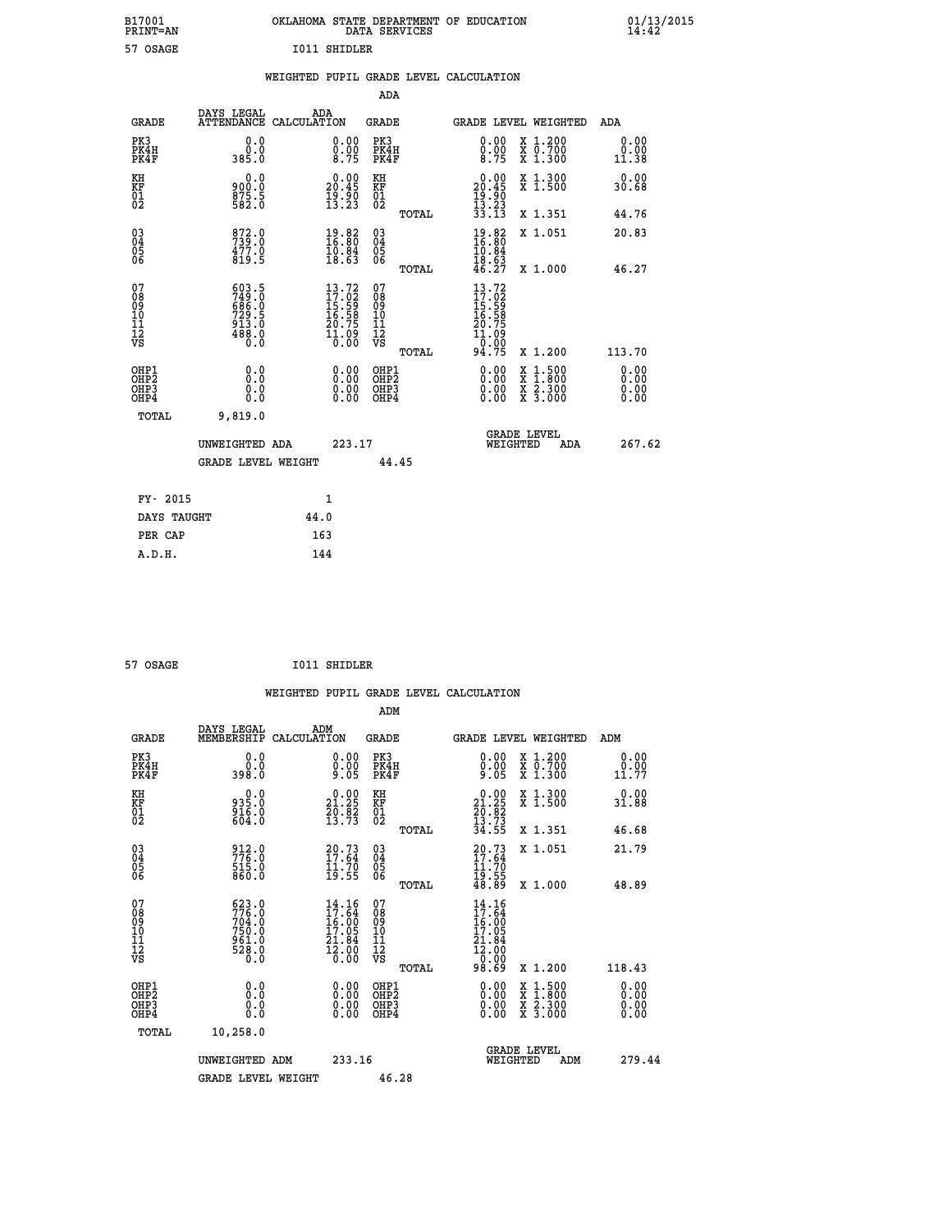B17001 OKLAHOMA STATE DEPARTMENT OF EDUCATION 01/13/2015
PRINT=AN DATA SERVICES 14:42

57 OSAGE I011 SHIDLER

WEIGHTED PUPIL GRADE LEVEL CALCULATION

ADA

| GRADE | DAYS LEGAL ATTENDANCE | ADA CALCULATION | GRADE | GRADE LEVEL | WEIGHTED | ADA |
|---|---|---|---|---|---|---|
| PK3 | 0.0 | 0.00 | PK3 | 0.00 | X 1.200 | 0.00 |
| PK4H | 0.0 | 0.00 | PK4H | 0.00 | X 0.700 | 0.00 |
| PK4F | 385.0 | 8.75 | PK4F | 8.75 | X 1.300 | 11.38 |
| KH | 0.0 | 0.00 | KH | 0.00 | X 1.300 | 0.00 |
| KF | 900.0 | 20.45 | KF | 20.45 | X 1.500 | 30.68 |
| 01 | 875.5 | 19.90 | 01 | 19.90 | | |
| 02 | 582.0 | 13.23 | 02 | 13.23 | | |
| | | | TOTAL | 33.13 | X 1.351 | 44.76 |
| 03 | 872.0 | 19.82 | 03 | 19.82 | X 1.051 | 20.83 |
| 04 | 739.0 | 16.80 | 04 | 16.80 | | |
| 05 | 477.0 | 10.84 | 05 | 10.84 | | |
| 06 | 819.5 | 18.63 | 06 | 18.63 | | |
| | | | TOTAL | 46.27 | X 1.000 | 46.27 |
| 07 | 603.5 | 13.72 | 07 | 13.72 | | |
| 08 | 749.0 | 17.02 | 08 | 17.02 | | |
| 09 | 686.0 | 15.59 | 09 | 15.59 | | |
| 10 | 729.5 | 16.58 | 10 | 16.58 | | |
| 11 | 913.0 | 20.75 | 11 | 20.75 | | |
| 12 | 488.0 | 11.09 | 12 | 11.09 | | |
| VS | 0.0 | 0.00 | VS | 0.00 | | |
| | | | TOTAL | 94.75 | X 1.200 | 113.70 |
| OHP1 | 0.0 | 0.00 | OHP1 | 0.00 | X 1.500 | 0.00 |
| OHP2 | 0.0 | 0.00 | OHP2 | 0.00 | X 1.800 | 0.00 |
| OHP3 | 0.0 | 0.00 | OHP3 | 0.00 | X 2.300 | 0.00 |
| OHP4 | 0.0 | 0.00 | OHP4 | 0.00 | X 3.000 | 0.00 |
| TOTAL | 9,819.0 | | | | | |

UNWEIGHTED ADA 223.17 GRADE LEVEL WEIGHTED ADA 267.62

GRADE LEVEL WEIGHT 44.45

| FY- 2015 | 1 |
|---|---|
| DAYS TAUGHT | 44.0 |
| PER CAP | 163 |
| A.D.H. | 144 |

57 OSAGE I011 SHIDLER

WEIGHTED PUPIL GRADE LEVEL CALCULATION

ADM

| GRADE | DAYS LEGAL MEMBERSHIP | ADM CALCULATION | GRADE | GRADE LEVEL | WEIGHTED | ADM |
|---|---|---|---|---|---|---|
| PK3 | 0.0 | 0.00 | PK3 | 0.00 | X 1.200 | 0.00 |
| PK4H | 0.0 | 0.00 | PK4H | 0.00 | X 0.700 | 0.00 |
| PK4F | 398.0 | 9.05 | PK4F | 9.05 | X 1.300 | 11.77 |
| KH | 0.0 | 0.00 | KH | 0.00 | X 1.300 | 0.00 |
| KF | 935.0 | 21.25 | KF | 21.25 | X 1.500 | 31.88 |
| 01 | 916.0 | 20.82 | 01 | 20.82 | | |
| 02 | 604.0 | 13.73 | 02 | 13.73 | | |
| | | | TOTAL | 34.55 | X 1.351 | 46.68 |
| 03 | 912.0 | 20.73 | 03 | 20.73 | X 1.051 | 21.79 |
| 04 | 776.0 | 17.64 | 04 | 17.64 | | |
| 05 | 515.0 | 11.70 | 05 | 11.70 | | |
| 06 | 860.0 | 19.55 | 06 | 19.55 | | |
| | | | TOTAL | 48.89 | X 1.000 | 48.89 |
| 07 | 623.0 | 14.16 | 07 | 14.16 | | |
| 08 | 776.0 | 17.64 | 08 | 17.64 | | |
| 09 | 704.0 | 16.00 | 09 | 16.00 | | |
| 10 | 750.0 | 17.05 | 10 | 17.05 | | |
| 11 | 961.0 | 21.84 | 11 | 21.84 | | |
| 12 | 528.0 | 12.00 | 12 | 12.00 | | |
| VS | 0.0 | 0.00 | VS | 0.00 | | |
| | | | TOTAL | 98.69 | X 1.200 | 118.43 |
| OHP1 | 0.0 | 0.00 | OHP1 | 0.00 | X 1.500 | 0.00 |
| OHP2 | 0.0 | 0.00 | OHP2 | 0.00 | X 1.800 | 0.00 |
| OHP3 | 0.0 | 0.00 | OHP3 | 0.00 | X 2.300 | 0.00 |
| OHP4 | 0.0 | 0.00 | OHP4 | 0.00 | X 3.000 | 0.00 |
| TOTAL | 10,258.0 | | | | | |

UNWEIGHTED ADM 233.16 GRADE LEVEL WEIGHTED ADM 279.44

GRADE LEVEL WEIGHT 46.28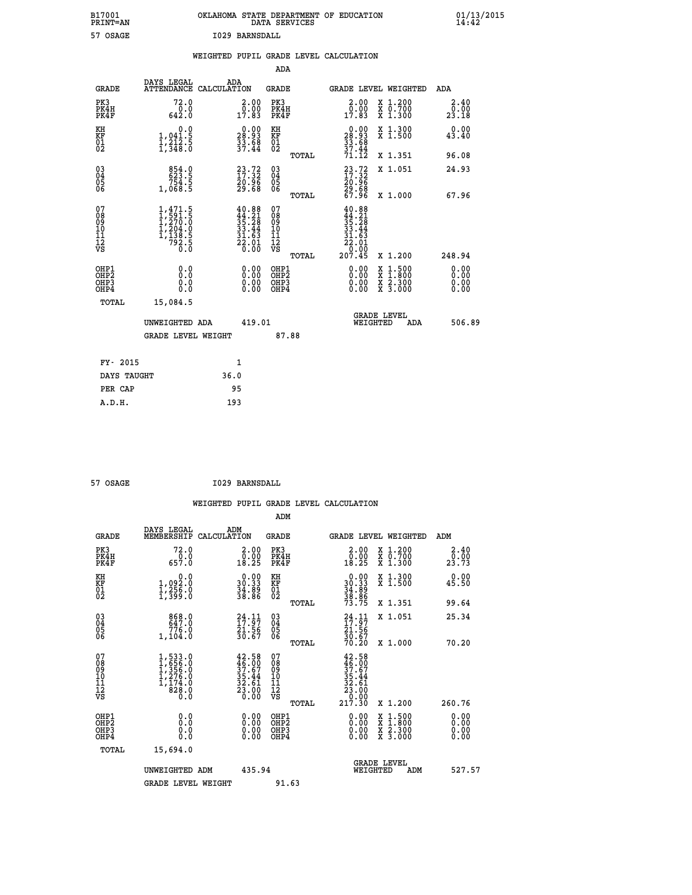B17001 OKLAHOMA STATE DEPARTMENT OF EDUCATION 01/13/2015
PRINT=AN DATA SERVICES 14:42

57 OSAGE I029 BARNSDALL

WEIGHTED PUPIL GRADE LEVEL CALCULATION

ADA

| GRADE | DAYS LEGAL ATTENDANCE | ADA CALCULATION | GRADE | | GRADE LEVEL | WEIGHTED | ADA |
|---|---|---|---|---|---|---|---|
| PK3 | 72.0 | 2.00 | PK3 | | 2.00 | X 1.200 | 2.40 |
| PK4H | 0.0 | 0.00 | PK4H | | 0.00 | X 0.700 | 0.00 |
| PK4F | 642.0 | 17.83 | PK4F | | 17.83 | X 1.300 | 23.18 |
| KH | 0.0 | 0.00 | KH | | 0.00 | X 1.300 | 0.00 |
| KF | 1,041.5 | 28.93 | KF | | 28.93 | X 1.500 | 43.40 |
| 01 | 1,212.5 | 33.68 | 01 | | 33.68 | | |
| 02 | 1,348.0 | 37.44 | 02 | | 37.44 | | |
| | | | | TOTAL | 71.12 | X 1.351 | 96.08 |
| 03 | 854.0 | 23.72 | 03 | | 23.72 | X 1.051 | 24.93 |
| 04 | 623.5 | 17.32 | 04 | | 17.32 | | |
| 05 | 754.5 | 20.96 | 05 | | 20.96 | | |
| 06 | 1,068.5 | 29.68 | 06 | | 29.68 | | |
| | | | | TOTAL | 67.96 | X 1.000 | 67.96 |
| 07 | 1,471.5 | 40.88 | 07 | | 40.88 | | |
| 08 | 1,591.5 | 44.21 | 08 | | 44.21 | | |
| 09 | 1,270.0 | 35.28 | 09 | | 35.28 | | |
| 10 | 1,204.0 | 33.44 | 10 | | 33.44 | | |
| 11 | 1,138.5 | 31.63 | 11 | | 31.63 | | |
| 12 | 792.5 | 22.01 | 12 | | 22.01 | | |
| VS | 0.0 | 0.00 | VS | | 0.00 | | |
| | | | | TOTAL | 207.45 | X 1.200 | 248.94 |
| OHP1 | 0.0 | 0.00 | OHP1 | | 0.00 | X 1.500 | 0.00 |
| OHP2 | 0.0 | 0.00 | OHP2 | | 0.00 | X 1.800 | 0.00 |
| OHP3 | 0.0 | 0.00 | OHP3 | | 0.00 | X 2.300 | 0.00 |
| OHP4 | 0.0 | 0.00 | OHP4 | | 0.00 | X 3.000 | 0.00 |
| TOTAL | 15,084.5 | | | | | | |

UNWEIGHTED ADA 419.01 GRADE LEVEL WEIGHTED ADA 506.89

GRADE LEVEL WEIGHT 87.88

| FY- 2015 | 1 |
|---|---|
| DAYS TAUGHT | 36.0 |
| PER CAP | 95 |
| A.D.H. | 193 |

57 OSAGE I029 BARNSDALL

WEIGHTED PUPIL GRADE LEVEL CALCULATION

ADM

| GRADE | DAYS LEGAL MEMBERSHIP | ADM CALCULATION | GRADE | | GRADE LEVEL | WEIGHTED | ADM |
|---|---|---|---|---|---|---|---|
| PK3 | 72.0 | 2.00 | PK3 | | 2.00 | X 1.200 | 2.40 |
| PK4H | 0.0 | 0.00 | PK4H | | 0.00 | X 0.700 | 0.00 |
| PK4F | 657.0 | 18.25 | PK4F | | 18.25 | X 1.300 | 23.73 |
| KH | 0.0 | 0.00 | KH | | 0.00 | X 1.300 | 0.00 |
| KF | 1,092.0 | 30.33 | KF | | 30.33 | X 1.500 | 45.50 |
| 01 | 1,256.0 | 34.89 | 01 | | 34.89 | | |
| 02 | 1,399.0 | 38.86 | 02 | | 38.86 | | |
| | | | | TOTAL | 73.75 | X 1.351 | 99.64 |
| 03 | 868.0 | 24.11 | 03 | | 24.11 | X 1.051 | 25.34 |
| 04 | 647.0 | 17.97 | 04 | | 17.97 | | |
| 05 | 776.0 | 21.56 | 05 | | 21.56 | | |
| 06 | 1,104.0 | 30.67 | 06 | | 30.67 | | |
| | | | | TOTAL | 70.20 | X 1.000 | 70.20 |
| 07 | 1,533.0 | 42.58 | 07 | | 42.58 | | |
| 08 | 1,656.0 | 46.00 | 08 | | 46.00 | | |
| 09 | 1,356.0 | 37.67 | 09 | | 37.67 | | |
| 10 | 1,276.0 | 35.44 | 10 | | 35.44 | | |
| 11 | 1,174.0 | 32.61 | 11 | | 32.61 | | |
| 12 | 828.0 | 23.00 | 12 | | 23.00 | | |
| VS | 0.0 | 0.00 | VS | | 0.00 | | |
| | | | | TOTAL | 217.30 | X 1.200 | 260.76 |
| OHP1 | 0.0 | 0.00 | OHP1 | | 0.00 | X 1.500 | 0.00 |
| OHP2 | 0.0 | 0.00 | OHP2 | | 0.00 | X 1.800 | 0.00 |
| OHP3 | 0.0 | 0.00 | OHP3 | | 0.00 | X 2.300 | 0.00 |
| OHP4 | 0.0 | 0.00 | OHP4 | | 0.00 | X 3.000 | 0.00 |
| TOTAL | 15,694.0 | | | | | | |

UNWEIGHTED ADM 435.94 GRADE LEVEL WEIGHTED ADM 527.57

GRADE LEVEL WEIGHT 91.63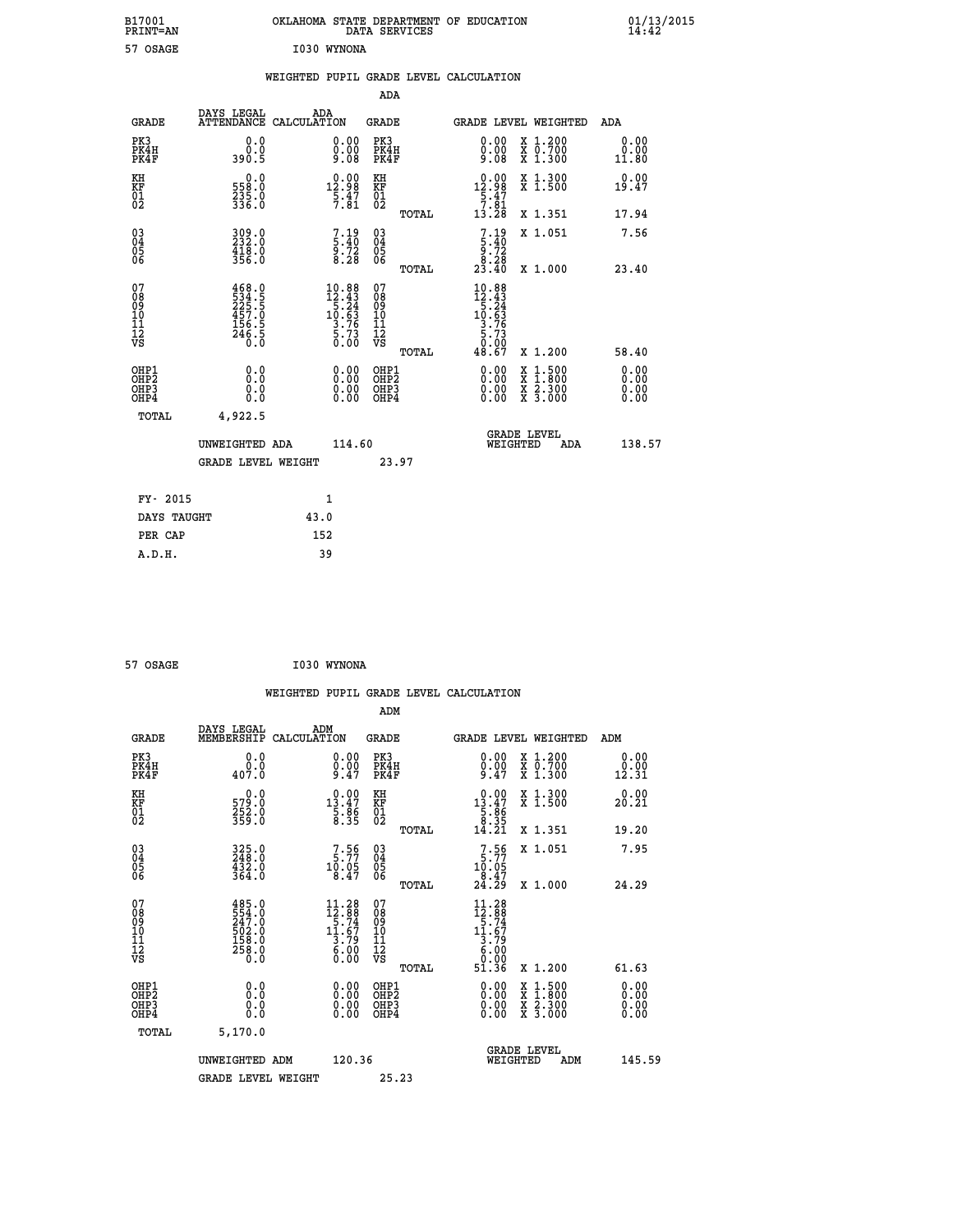B17001 PRINT=AN — OKLAHOMA STATE DEPARTMENT OF EDUCATION DATA SERVICES — 01/13/2015 14:42

57 OSAGE — I030 WYNONA

## WEIGHTED PUPIL GRADE LEVEL CALCULATION

### ADA

| GRADE | DAYS LEGAL ATTENDANCE | ADA CALCULATION | GRADE | GRADE LEVEL | WEIGHTED | ADA |
|---|---|---|---|---|---|---|
| PK3 | 0.0 | 0.00 | PK3 | 0.00 | X 1.200 | 0.00 |
| PK4H | 0.0 | 0.00 | PK4H | 0.00 | X 0.700 | 0.00 |
| PK4F | 390.5 | 9.08 | PK4F | 9.08 | X 1.300 | 11.80 |
| KH | 0.0 | 0.00 | KH | 0.00 | X 1.300 | 0.00 |
| KF | 558.0 | 12.98 | KF | 12.98 | X 1.500 | 19.47 |
| 01 | 235.0 | 5.47 | 01 | 5.47 | | |
| 02 | 336.0 | 7.81 | 02 | 7.81 | | |
| | | | TOTAL | 13.28 | X 1.351 | 17.94 |
| 03 | 309.0 | 7.19 | 03 | 7.19 | X 1.051 | 7.56 |
| 04 | 232.0 | 5.40 | 04 | 5.40 | | |
| 05 | 418.0 | 9.72 | 05 | 9.72 | | |
| 06 | 356.0 | 8.28 | 06 | 8.28 | | |
| | | | TOTAL | 23.40 | X 1.000 | 23.40 |
| 07 | 468.0 | 10.88 | 07 | 10.88 | | |
| 08 | 534.5 | 12.43 | 08 | 12.43 | | |
| 09 | 225.5 | 5.24 | 09 | 5.24 | | |
| 10 | 457.0 | 10.63 | 10 | 10.63 | | |
| 11 | 156.5 | 3.76 | 11 | 3.76 | | |
| 12 | 246.5 | 5.73 | 12 | 5.73 | | |
| VS | 0.0 | 0.00 | VS | 0.00 | | |
| | | | TOTAL | 48.67 | X 1.200 | 58.40 |
| OHP1 | 0.0 | 0.00 | OHP1 | 0.00 | X 1.500 | 0.00 |
| OHP2 | 0.0 | 0.00 | OHP2 | 0.00 | X 1.800 | 0.00 |
| OHP3 | 0.0 | 0.00 | OHP3 | 0.00 | X 2.300 | 0.00 |
| OHP4 | 0.0 | 0.00 | OHP4 | 0.00 | X 3.000 | 0.00 |
| TOTAL | 4,922.5 | | | | | |

UNWEIGHTED ADA 114.60 — GRADE LEVEL WEIGHTED ADA 138.57

GRADE LEVEL WEIGHT 23.97

| | |
|---|---|
| FY- 2015 | 1 |
| DAYS TAUGHT | 43.0 |
| PER CAP | 152 |
| A.D.H. | 39 |

57 OSAGE — I030 WYNONA

## WEIGHTED PUPIL GRADE LEVEL CALCULATION

### ADM

| GRADE | DAYS LEGAL MEMBERSHIP | ADM CALCULATION | GRADE | GRADE LEVEL | WEIGHTED | ADM |
|---|---|---|---|---|---|---|
| PK3 | 0.0 | 0.00 | PK3 | 0.00 | X 1.200 | 0.00 |
| PK4H | 0.0 | 0.00 | PK4H | 0.00 | X 0.700 | 0.00 |
| PK4F | 407.0 | 9.47 | PK4F | 9.47 | X 1.300 | 12.31 |
| KH | 0.0 | 0.00 | KH | 0.00 | X 1.300 | 0.00 |
| KF | 579.0 | 13.47 | KF | 13.47 | X 1.500 | 20.21 |
| 01 | 252.0 | 5.86 | 01 | 5.86 | | |
| 02 | 359.0 | 8.35 | 02 | 8.35 | | |
| | | | TOTAL | 14.21 | X 1.351 | 19.20 |
| 03 | 325.0 | 7.56 | 03 | 7.56 | X 1.051 | 7.95 |
| 04 | 248.0 | 5.77 | 04 | 5.77 | | |
| 05 | 432.0 | 10.05 | 05 | 10.05 | | |
| 06 | 364.0 | 8.47 | 06 | 8.47 | | |
| | | | TOTAL | 24.29 | X 1.000 | 24.29 |
| 07 | 485.0 | 11.28 | 07 | 11.28 | | |
| 08 | 554.0 | 12.88 | 08 | 12.88 | | |
| 09 | 247.0 | 5.74 | 09 | 5.74 | | |
| 10 | 502.0 | 11.67 | 10 | 11.67 | | |
| 11 | 158.0 | 3.79 | 11 | 3.79 | | |
| 12 | 258.0 | 6.00 | 12 | 6.00 | | |
| VS | 0.0 | 0.00 | VS | 0.00 | | |
| | | | TOTAL | 51.36 | X 1.200 | 61.63 |
| OHP1 | 0.0 | 0.00 | OHP1 | 0.00 | X 1.500 | 0.00 |
| OHP2 | 0.0 | 0.00 | OHP2 | 0.00 | X 1.800 | 0.00 |
| OHP3 | 0.0 | 0.00 | OHP3 | 0.00 | X 2.300 | 0.00 |
| OHP4 | 0.0 | 0.00 | OHP4 | 0.00 | X 3.000 | 0.00 |
| TOTAL | 5,170.0 | | | | | |

UNWEIGHTED ADM 120.36 — GRADE LEVEL WEIGHTED ADM 145.59

GRADE LEVEL WEIGHT 25.23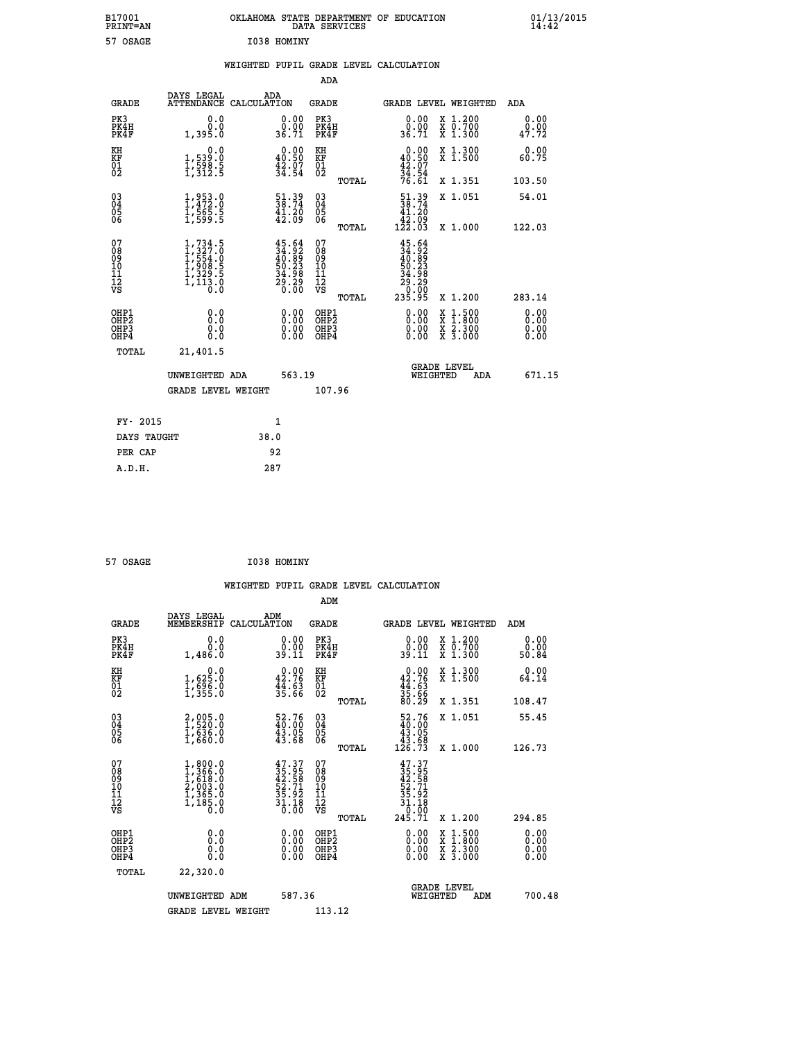B17001 OKLAHOMA STATE DEPARTMENT OF EDUCATION 01/13/2015
PRINT=AN DATA SERVICES 14:42

57 OSAGE I038 HOMINY

WEIGHTED PUPIL GRADE LEVEL CALCULATION

ADA

| GRADE | DAYS LEGAL ATTENDANCE | ADA CALCULATION | GRADE | GRADE LEVEL | WEIGHTED | ADA |
|---|---|---|---|---|---|---|
| PK3 | 0.0 | 0.00 | PK3 | 0.00 | X 1.200 | 0.00 |
| PK4H | 0.0 | 0.00 | PK4H | 0.00 | X 0.700 | 0.00 |
| PK4F | 1,395.0 | 36.71 | PK4F | 36.71 | X 1.300 | 47.72 |
| KH | 0.0 | 0.00 | KH | 0.00 | X 1.300 | 0.00 |
| KF | 1,539.0 | 40.50 | KF | 40.50 | X 1.500 | 60.75 |
| 01 | 1,598.5 | 42.07 | 01 | 42.07 | | |
| 02 | 1,312.5 | 34.54 | 02 | 34.54 | | |
| | | | TOTAL | 76.61 | X 1.351 | 103.50 |
| 03 | 1,953.0 | 51.39 | 03 | 51.39 | X 1.051 | 54.01 |
| 04 | 1,472.0 | 38.74 | 04 | 38.74 | | |
| 05 | 1,565.5 | 41.20 | 05 | 41.20 | | |
| 06 | 1,599.5 | 42.09 | 06 | 42.09 | | |
| | | | TOTAL | 122.03 | X 1.000 | 122.03 |
| 07 | 1,734.5 | 45.64 | 07 | 45.64 | | |
| 08 | 1,327.0 | 34.92 | 08 | 34.92 | | |
| 09 | 1,554.0 | 40.89 | 09 | 40.89 | | |
| 10 | 1,908.5 | 50.23 | 10 | 50.23 | | |
| 11 | 1,329.5 | 34.98 | 11 | 34.98 | | |
| 12 | 1,113.0 | 29.29 | 12 | 29.29 | | |
| VS | 0.0 | 0.00 | VS | 0.00 | | |
| | | | TOTAL | 235.95 | X 1.200 | 283.14 |
| OHP1 | 0.0 | 0.00 | OHP1 | 0.00 | X 1.500 | 0.00 |
| OHP2 | 0.0 | 0.00 | OHP2 | 0.00 | X 1.800 | 0.00 |
| OHP3 | 0.0 | 0.00 | OHP3 | 0.00 | X 2.300 | 0.00 |
| OHP4 | 0.0 | 0.00 | OHP4 | 0.00 | X 3.000 | 0.00 |
| TOTAL | 21,401.5 | | | | | |

UNWEIGHTED ADA 563.19 GRADE LEVEL WEIGHTED ADA 671.15

GRADE LEVEL WEIGHT 107.96

| FY- 2015 | 1 |
|---|---|
| DAYS TAUGHT | 38.0 |
| PER CAP | 92 |
| A.D.H. | 287 |

57 OSAGE I038 HOMINY

WEIGHTED PUPIL GRADE LEVEL CALCULATION

ADM

| GRADE | DAYS LEGAL MEMBERSHIP | ADM CALCULATION | GRADE | GRADE LEVEL | WEIGHTED | ADM |
|---|---|---|---|---|---|---|
| PK3 | 0.0 | 0.00 | PK3 | 0.00 | X 1.200 | 0.00 |
| PK4H | 0.0 | 0.00 | PK4H | 0.00 | X 0.700 | 0.00 |
| PK4F | 1,486.0 | 39.11 | PK4F | 39.11 | X 1.300 | 50.84 |
| KH | 0.0 | 0.00 | KH | 0.00 | X 1.300 | 0.00 |
| KF | 1,625.0 | 42.76 | KF | 42.76 | X 1.500 | 64.14 |
| 01 | 1,696.0 | 44.63 | 01 | 44.63 | | |
| 02 | 1,355.0 | 35.66 | 02 | 35.66 | | |
| | | | TOTAL | 80.29 | X 1.351 | 108.47 |
| 03 | 2,005.0 | 52.76 | 03 | 52.76 | X 1.051 | 55.45 |
| 04 | 1,520.0 | 40.00 | 04 | 40.00 | | |
| 05 | 1,636.0 | 43.05 | 05 | 43.05 | | |
| 06 | 1,660.0 | 43.68 | 06 | 43.68 | | |
| | | | TOTAL | 126.73 | X 1.000 | 126.73 |
| 07 | 1,800.0 | 47.37 | 07 | 47.37 | | |
| 08 | 1,366.0 | 35.95 | 08 | 35.95 | | |
| 09 | 1,618.0 | 42.58 | 09 | 42.58 | | |
| 10 | 2,003.0 | 52.71 | 10 | 52.71 | | |
| 11 | 1,365.0 | 35.92 | 11 | 35.92 | | |
| 12 | 1,185.0 | 31.18 | 12 | 31.18 | | |
| VS | 0.0 | 0.00 | VS | 0.00 | | |
| | | | TOTAL | 245.71 | X 1.200 | 294.85 |
| OHP1 | 0.0 | 0.00 | OHP1 | 0.00 | X 1.500 | 0.00 |
| OHP2 | 0.0 | 0.00 | OHP2 | 0.00 | X 1.800 | 0.00 |
| OHP3 | 0.0 | 0.00 | OHP3 | 0.00 | X 2.300 | 0.00 |
| OHP4 | 0.0 | 0.00 | OHP4 | 0.00 | X 3.000 | 0.00 |
| TOTAL | 22,320.0 | | | | | |

UNWEIGHTED ADM 587.36 GRADE LEVEL WEIGHTED ADM 700.48

GRADE LEVEL WEIGHT 113.12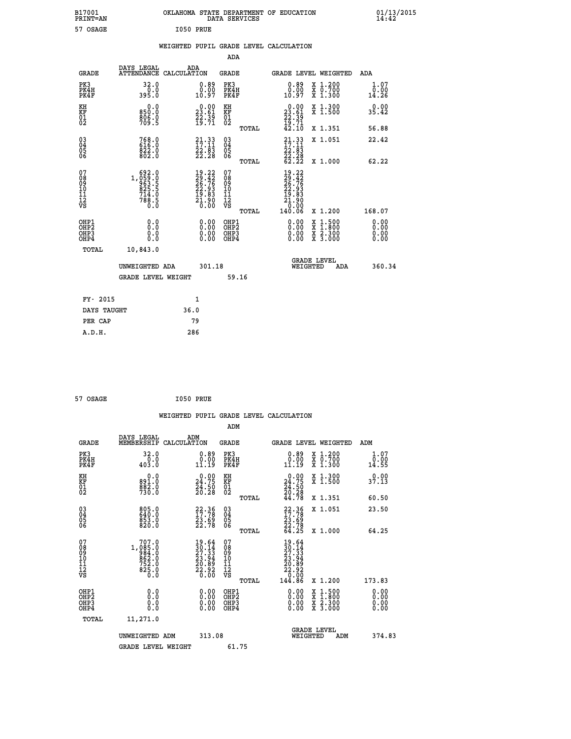B17001 PRINT=AN — OKLAHOMA STATE DEPARTMENT OF EDUCATION DATA SERVICES — 01/13/2015 14:42

57 OSAGE — I050 PRUE

WEIGHTED PUPIL GRADE LEVEL CALCULATION

ADA

| GRADE | DAYS LEGAL ATTENDANCE | ADA CALCULATION | GRADE | GRADE LEVEL | WEIGHTED | ADA |
|---|---|---|---|---|---|---|
| PK3 | 32.0 | 0.89 | PK3 | 0.89 | X 1.200 | 1.07 |
| PK4H | 0.0 | 0.00 | PK4H | 0.00 | X 0.700 | 0.00 |
| PK4F | 395.0 | 10.97 | PK4F | 10.97 | X 1.300 | 14.26 |
| KH | 0.0 | 0.00 | KH | 0.00 | X 1.300 | 0.00 |
| KF | 850.0 | 23.61 | KF | 23.61 | X 1.500 | 35.42 |
| 01 | 806.0 | 22.39 | 01 | 22.39 | | |
| 02 | 709.5 | 19.71 | 02 | 19.71 | | |
| | | | TOTAL | 42.10 | X 1.351 | 56.88 |
| 03 | 768.0 | 21.33 | 03 | 21.33 | X 1.051 | 22.42 |
| 04 | 616.0 | 17.11 | 04 | 17.11 | | |
| 05 | 822.0 | 22.83 | 05 | 22.83 | | |
| 06 | 802.0 | 22.28 | 06 | 22.28 | | |
| | | | TOTAL | 62.22 | X 1.000 | 62.22 |
| 07 | 692.0 | 19.22 | 07 | 19.22 | | |
| 08 | 1,059.0 | 29.42 | 08 | 29.42 | | |
| 09 | 963.5 | 26.76 | 09 | 26.76 | | |
| 10 | 825.5 | 22.93 | 10 | 22.93 | | |
| 11 | 714.0 | 19.83 | 11 | 19.83 | | |
| 12 | 788.5 | 21.90 | 12 | 21.90 | | |
| VS | 0.0 | 0.00 | VS | 0.00 | | |
| | | | TOTAL | 140.06 | X 1.200 | 168.07 |
| OHP1 | 0.0 | 0.00 | OHP1 | 0.00 | X 1.500 | 0.00 |
| OHP2 | 0.0 | 0.00 | OHP2 | 0.00 | X 1.800 | 0.00 |
| OHP3 | 0.0 | 0.00 | OHP3 | 0.00 | X 2.300 | 0.00 |
| OHP4 | 0.0 | 0.00 | OHP4 | 0.00 | X 3.000 | 0.00 |
| TOTAL | 10,843.0 | | | | | |

UNWEIGHTED ADA 301.18 — GRADE LEVEL WEIGHTED ADA 360.34

GRADE LEVEL WEIGHT 59.16

| FY- 2015 | 1 |
|---|---|
| DAYS TAUGHT | 36.0 |
| PER CAP | 79 |
| A.D.H. | 286 |

57 OSAGE — I050 PRUE

WEIGHTED PUPIL GRADE LEVEL CALCULATION

ADM

| GRADE | DAYS LEGAL MEMBERSHIP | ADM CALCULATION | GRADE | GRADE LEVEL | WEIGHTED | ADM |
|---|---|---|---|---|---|---|
| PK3 | 32.0 | 0.89 | PK3 | 0.89 | X 1.200 | 1.07 |
| PK4H | 0.0 | 0.00 | PK4H | 0.00 | X 0.700 | 0.00 |
| PK4F | 403.0 | 11.19 | PK4F | 11.19 | X 1.300 | 14.55 |
| KH | 0.0 | 0.00 | KH | 0.00 | X 1.300 | 0.00 |
| KF | 891.0 | 24.75 | KF | 24.75 | X 1.500 | 37.13 |
| 01 | 882.0 | 24.50 | 01 | 24.50 | | |
| 02 | 730.0 | 20.28 | 02 | 20.28 | | |
| | | | TOTAL | 44.78 | X 1.351 | 60.50 |
| 03 | 805.0 | 22.36 | 03 | 22.36 | X 1.051 | 23.50 |
| 04 | 640.0 | 17.78 | 04 | 17.78 | | |
| 05 | 853.0 | 23.69 | 05 | 23.69 | | |
| 06 | 820.0 | 22.78 | 06 | 22.78 | | |
| | | | TOTAL | 64.25 | X 1.000 | 64.25 |
| 07 | 707.0 | 19.64 | 07 | 19.64 | | |
| 08 | 1,085.0 | 30.14 | 08 | 30.14 | | |
| 09 | 984.0 | 27.33 | 09 | 27.33 | | |
| 10 | 862.0 | 23.94 | 10 | 23.94 | | |
| 11 | 752.0 | 20.89 | 11 | 20.89 | | |
| 12 | 825.0 | 22.92 | 12 | 22.92 | | |
| VS | 0.0 | 0.00 | VS | 0.00 | | |
| | | | TOTAL | 144.86 | X 1.200 | 173.83 |
| OHP1 | 0.0 | 0.00 | OHP1 | 0.00 | X 1.500 | 0.00 |
| OHP2 | 0.0 | 0.00 | OHP2 | 0.00 | X 1.800 | 0.00 |
| OHP3 | 0.0 | 0.00 | OHP3 | 0.00 | X 2.300 | 0.00 |
| OHP4 | 0.0 | 0.00 | OHP4 | 0.00 | X 3.000 | 0.00 |
| TOTAL | 11,271.0 | | | | | |

UNWEIGHTED ADM 313.08 — GRADE LEVEL WEIGHTED ADM 374.83

GRADE LEVEL WEIGHT 61.75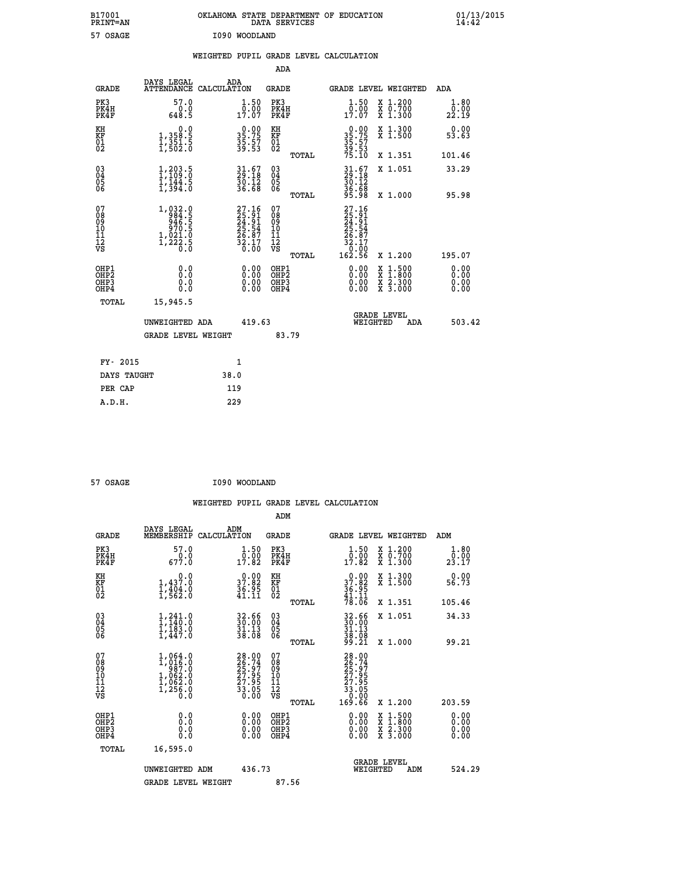B17001 PRINT=AN OKLAHOMA STATE DEPARTMENT OF EDUCATION DATA SERVICES 01/13/2015 14:42

57 OSAGE I090 WOODLAND

## WEIGHTED PUPIL GRADE LEVEL CALCULATION

### ADA

| GRADE | DAYS LEGAL ATTENDANCE | ADA CALCULATION | GRADE | GRADE LEVEL | WEIGHTED | ADA |
|---|---|---|---|---|---|---|
| PK3 | 57.0 | 1.50 | PK3 | 1.50 | X 1.200 | 1.80 |
| PK4H | 0.0 | 0.00 | PK4H | 0.00 | X 0.700 | 0.00 |
| PK4F | 648.5 | 17.07 | PK4F | 17.07 | X 1.300 | 22.19 |
| KH | 0.0 | 0.00 | KH | 0.00 | X 1.300 | 0.00 |
| KF | 1,358.5 | 35.75 | KF | 35.75 | X 1.500 | 53.63 |
| 01 | 1,351.5 | 35.57 | 01 | 35.57 | | |
| 02 | 1,502.0 | 39.53 | 02 | 39.53 | | |
| | | | TOTAL | 75.10 | X 1.351 | 101.46 |
| 03 | 1,203.5 | 31.67 | 03 | 31.67 | X 1.051 | 33.29 |
| 04 | 1,109.0 | 29.18 | 04 | 29.18 | | |
| 05 | 1,144.5 | 30.12 | 05 | 30.12 | | |
| 06 | 1,394.0 | 36.68 | 06 | 36.68 | | |
| | | | TOTAL | 95.98 | X 1.000 | 95.98 |
| 07 | 1,032.0 | 27.16 | 07 | 27.16 | | |
| 08 | 984.5 | 25.91 | 08 | 25.91 | | |
| 09 | 946.5 | 24.91 | 09 | 24.91 | | |
| 10 | 970.5 | 25.54 | 10 | 25.54 | | |
| 11 | 1,021.0 | 26.87 | 11 | 26.87 | | |
| 12 | 1,222.5 | 32.17 | 12 | 32.17 | | |
| VS | 0.0 | 0.00 | VS | 0.00 | | |
| | | | TOTAL | 162.56 | X 1.200 | 195.07 |
| OHP1 | 0.0 | 0.00 | OHP1 | 0.00 | X 1.500 | 0.00 |
| OHP2 | 0.0 | 0.00 | OHP2 | 0.00 | X 1.800 | 0.00 |
| OHP3 | 0.0 | 0.00 | OHP3 | 0.00 | X 2.300 | 0.00 |
| OHP4 | 0.0 | 0.00 | OHP4 | 0.00 | X 3.000 | 0.00 |
| TOTAL | 15,945.5 | | | | | |

UNWEIGHTED ADA 419.63 | GRADE LEVEL WEIGHTED ADA 503.42

GRADE LEVEL WEIGHT 83.79

| | |
|---|---|
| FY- 2015 | 1 |
| DAYS TAUGHT | 38.0 |
| PER CAP | 119 |
| A.D.H. | 229 |

57 OSAGE I090 WOODLAND

## WEIGHTED PUPIL GRADE LEVEL CALCULATION

### ADM

| GRADE | DAYS LEGAL MEMBERSHIP | ADM CALCULATION | GRADE | GRADE LEVEL | WEIGHTED | ADM |
|---|---|---|---|---|---|---|
| PK3 | 57.0 | 1.50 | PK3 | 1.50 | X 1.200 | 1.80 |
| PK4H | 0.0 | 0.00 | PK4H | 0.00 | X 0.700 | 0.00 |
| PK4F | 677.0 | 17.82 | PK4F | 17.82 | X 1.300 | 23.17 |
| KH | 0.0 | 0.00 | KH | 0.00 | X 1.300 | 0.00 |
| KF | 1,437.0 | 37.82 | KF | 37.82 | X 1.500 | 56.73 |
| 01 | 1,404.0 | 36.95 | 01 | 36.95 | | |
| 02 | 1,562.0 | 41.11 | 02 | 41.11 | | |
| | | | TOTAL | 78.06 | X 1.351 | 105.46 |
| 03 | 1,241.0 | 32.66 | 03 | 32.66 | X 1.051 | 34.33 |
| 04 | 1,140.0 | 30.00 | 04 | 30.00 | | |
| 05 | 1,183.0 | 31.13 | 05 | 31.13 | | |
| 06 | 1,447.0 | 38.08 | 06 | 38.08 | | |
| | | | TOTAL | 99.21 | X 1.000 | 99.21 |
| 07 | 1,064.0 | 28.00 | 07 | 28.00 | | |
| 08 | 1,016.0 | 26.74 | 08 | 26.74 | | |
| 09 | 987.0 | 25.97 | 09 | 25.97 | | |
| 10 | 1,062.0 | 27.95 | 10 | 27.95 | | |
| 11 | 1,062.0 | 27.95 | 11 | 27.95 | | |
| 12 | 1,256.0 | 33.05 | 12 | 33.05 | | |
| VS | 0.0 | 0.00 | VS | 0.00 | | |
| | | | TOTAL | 169.66 | X 1.200 | 203.59 |
| OHP1 | 0.0 | 0.00 | OHP1 | 0.00 | X 1.500 | 0.00 |
| OHP2 | 0.0 | 0.00 | OHP2 | 0.00 | X 1.800 | 0.00 |
| OHP3 | 0.0 | 0.00 | OHP3 | 0.00 | X 2.300 | 0.00 |
| OHP4 | 0.0 | 0.00 | OHP4 | 0.00 | X 3.000 | 0.00 |
| TOTAL | 16,595.0 | | | | | |

UNWEIGHTED ADM 436.73 | GRADE LEVEL WEIGHTED ADM 524.29

GRADE LEVEL WEIGHT 87.56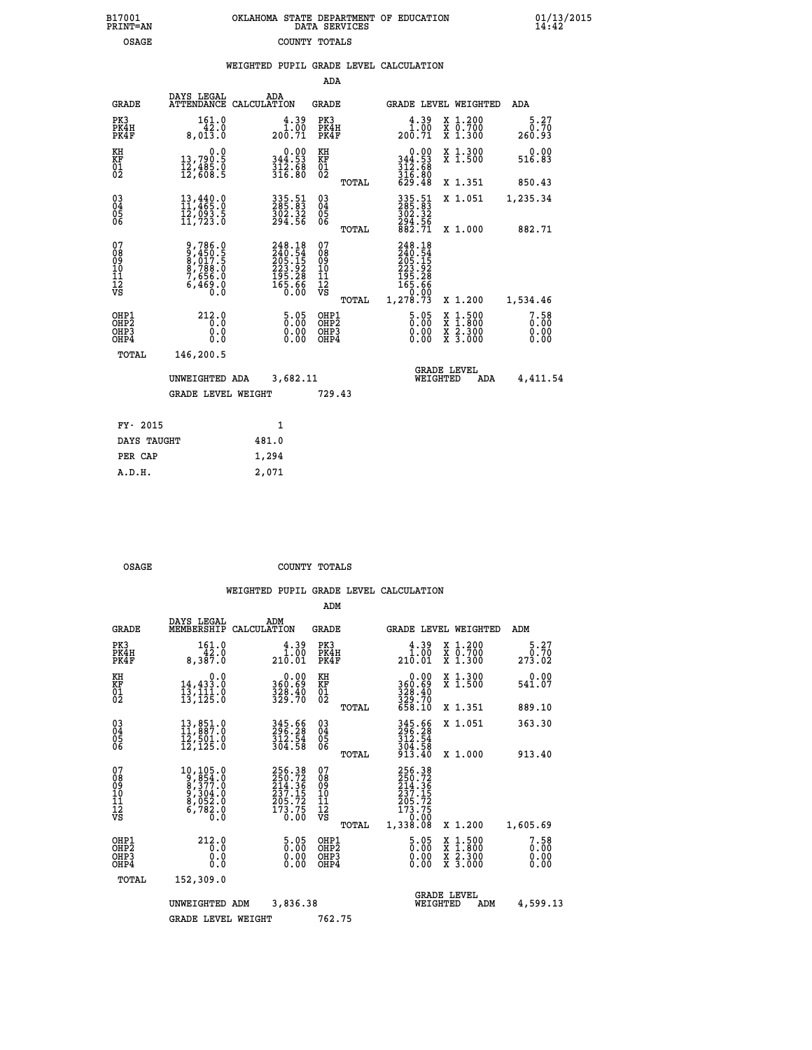B17001 PRINT=AN — OKLAHOMA STATE DEPARTMENT OF EDUCATION DATA SERVICES — 01/13/2015 14:42

OSAGE — COUNTY TOTALS

## WEIGHTED PUPIL GRADE LEVEL CALCULATION

### ADA

| GRADE | DAYS LEGAL ATTENDANCE | ADA CALCULATION | GRADE | | GRADE LEVEL | WEIGHTED | ADA |
|---|---|---|---|---|---|---|---|
| PK3 | 161.0 | 4.39 | PK3 | | 4.39 | X 1.200 | 5.27 |
| PK4H | 42.0 | 1.00 | PK4H | | 1.00 | X 0.700 | 0.70 |
| PK4F | 8,013.0 | 200.71 | PK4F | | 200.71 | X 1.300 | 260.93 |
| KH | 0.0 | 0.00 | KH | | 0.00 | X 1.300 | 0.00 |
| KF | 13,790.5 | 344.53 | KF | | 344.53 | X 1.500 | 516.83 |
| 01 | 12,485.0 | 312.68 | 01 | | 312.68 | | |
| 02 | 12,608.5 | 316.80 | 02 | | 316.80 | | |
| | | | | TOTAL | 629.48 | X 1.351 | 850.43 |
| 03 | 13,440.0 | 335.51 | 03 | | 335.51 | X 1.051 | 1,235.34 |
| 04 | 11,465.0 | 285.83 | 04 | | 285.83 | | |
| 05 | 12,093.5 | 302.32 | 05 | | 302.32 | | |
| 06 | 11,723.0 | 294.56 | 06 | | 294.56 | | |
| | | | | TOTAL | 882.71 | X 1.000 | 882.71 |
| 07 | 9,786.0 | 248.18 | 07 | | 248.18 | | |
| 08 | 9,450.5 | 240.54 | 08 | | 240.54 | | |
| 09 | 8,017.5 | 205.15 | 09 | | 205.15 | | |
| 10 | 8,788.0 | 223.92 | 10 | | 223.92 | | |
| 11 | 7,656.0 | 195.28 | 11 | | 195.28 | | |
| 12 | 6,469.0 | 165.66 | 12 | | 165.66 | | |
| VS | 0.0 | 0.00 | VS | | 0.00 | | |
| | | | | TOTAL | 1,278.73 | X 1.200 | 1,534.46 |
| OHP1 | 212.0 | 5.05 | OHP1 | | 5.05 | X 1.500 | 7.58 |
| OHP2 | 0.0 | 0.00 | OHP2 | | 0.00 | X 1.800 | 0.00 |
| OHP3 | 0.0 | 0.00 | OHP3 | | 0.00 | X 2.300 | 0.00 |
| OHP4 | 0.0 | 0.00 | OHP4 | | 0.00 | X 3.000 | 0.00 |
| TOTAL | 146,200.5 | | | | | | |

UNWEIGHTED ADA 3,682.11 — GRADE LEVEL WEIGHTED ADA 4,411.54

GRADE LEVEL WEIGHT 729.43

| FY- 2015 | 1 |
|---|---|
| DAYS TAUGHT | 481.0 |
| PER CAP | 1,294 |
| A.D.H. | 2,071 |

OSAGE — COUNTY TOTALS

## WEIGHTED PUPIL GRADE LEVEL CALCULATION

### ADM

| GRADE | DAYS LEGAL MEMBERSHIP | ADM CALCULATION | GRADE | | GRADE LEVEL | WEIGHTED | ADM |
|---|---|---|---|---|---|---|---|
| PK3 | 161.0 | 4.39 | PK3 | | 4.39 | X 1.200 | 5.27 |
| PK4H | 42.0 | 1.00 | PK4H | | 1.00 | X 0.700 | 0.70 |
| PK4F | 8,387.0 | 210.01 | PK4F | | 210.01 | X 1.300 | 273.02 |
| KH | 0.0 | 0.00 | KH | | 0.00 | X 1.300 | 0.00 |
| KF | 14,433.0 | 360.69 | KF | | 360.69 | X 1.500 | 541.07 |
| 01 | 13,111.0 | 328.40 | 01 | | 328.40 | | |
| 02 | 13,125.0 | 329.70 | 02 | | 329.70 | | |
| | | | | TOTAL | 658.10 | X 1.351 | 889.10 |
| 03 | 13,851.0 | 345.66 | 03 | | 345.66 | X 1.051 | 363.30 |
| 04 | 11,887.0 | 296.28 | 04 | | 296.28 | | |
| 05 | 12,501.0 | 312.54 | 05 | | 312.54 | | |
| 06 | 12,125.0 | 304.58 | 06 | | 304.58 | | |
| | | | | TOTAL | 913.40 | X 1.000 | 913.40 |
| 07 | 10,105.0 | 256.38 | 07 | | 256.38 | | |
| 08 | 9,854.0 | 250.72 | 08 | | 250.72 | | |
| 09 | 8,377.0 | 214.36 | 09 | | 214.36 | | |
| 10 | 9,304.0 | 237.15 | 10 | | 237.15 | | |
| 11 | 8,052.0 | 205.72 | 11 | | 205.72 | | |
| 12 | 6,782.0 | 173.75 | 12 | | 173.75 | | |
| VS | 0.0 | 0.00 | VS | | 0.00 | | |
| | | | | TOTAL | 1,338.08 | X 1.200 | 1,605.69 |
| OHP1 | 212.0 | 5.05 | OHP1 | | 5.05 | X 1.500 | 7.58 |
| OHP2 | 0.0 | 0.00 | OHP2 | | 0.00 | X 1.800 | 0.00 |
| OHP3 | 0.0 | 0.00 | OHP3 | | 0.00 | X 2.300 | 0.00 |
| OHP4 | 0.0 | 0.00 | OHP4 | | 0.00 | X 3.000 | 0.00 |
| TOTAL | 152,309.0 | | | | | | |

UNWEIGHTED ADM 3,836.38 — GRADE LEVEL WEIGHTED ADM 4,599.13

GRADE LEVEL WEIGHT 762.75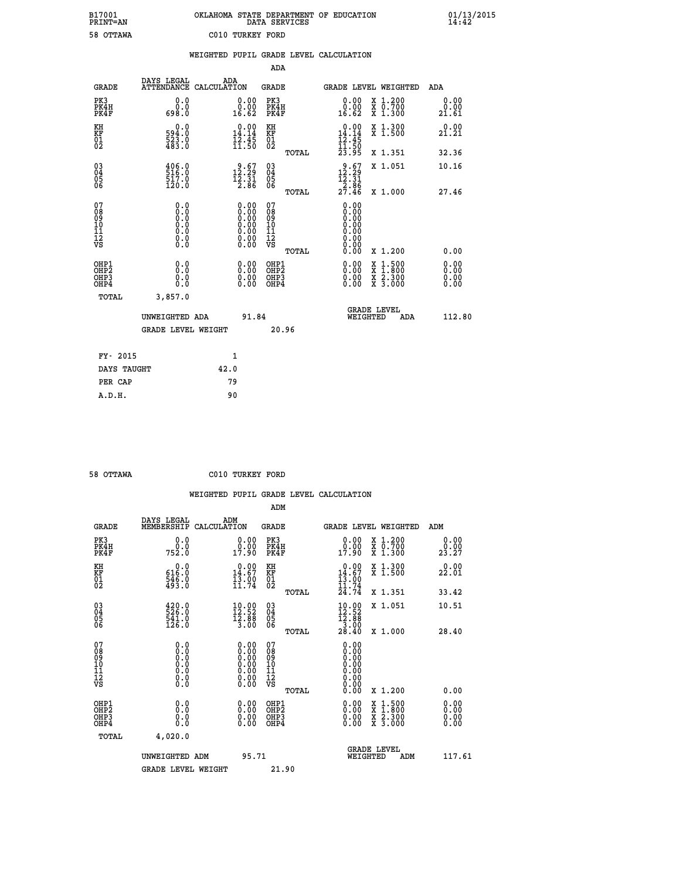B17001 OKLAHOMA STATE DEPARTMENT OF EDUCATION 01/13/2015
PRINT=AN DATA SERVICES 14:42

58 OTTAWA C010 TURKEY FORD

WEIGHTED PUPIL GRADE LEVEL CALCULATION

ADA

| GRADE | DAYS LEGAL ATTENDANCE | ADA CALCULATION | GRADE | GRADE LEVEL | WEIGHTED | ADA |
|---|---|---|---|---|---|---|
| PK3 | 0.0 | 0.00 | PK3 | 0.00 | X 1.200 | 0.00 |
| PK4H | 0.0 | 0.00 | PK4H | 0.00 | X 0.700 | 0.00 |
| PK4F | 698.0 | 16.62 | PK4F | 16.62 | X 1.300 | 21.61 |
| KH | 0.0 | 0.00 | KH | 0.00 | X 1.300 | 0.00 |
| KF | 594.0 | 14.14 | KF | 14.14 | X 1.500 | 21.21 |
| 01 | 523.0 | 12.45 | 01 | 12.45 | | |
| 02 | 483.0 | 11.50 | 02 | 11.50 | | |
| | | | TOTAL | 23.95 | X 1.351 | 32.36 |
| 03 | 406.0 | 9.67 | 03 | 9.67 | X 1.051 | 10.16 |
| 04 | 516.0 | 12.29 | 04 | 12.29 | | |
| 05 | 517.0 | 12.31 | 05 | 12.31 | | |
| 06 | 120.0 | 2.86 | 06 | 2.86 | | |
| | | | TOTAL | 27.46 | X 1.000 | 27.46 |
| 07 | 0.0 | 0.00 | 07 | 0.00 | | |
| 08 | 0.0 | 0.00 | 08 | 0.00 | | |
| 09 | 0.0 | 0.00 | 09 | 0.00 | | |
| 10 | 0.0 | 0.00 | 10 | 0.00 | | |
| 11 | 0.0 | 0.00 | 11 | 0.00 | | |
| 12 | 0.0 | 0.00 | 12 | 0.00 | | |
| VS | 0.0 | 0.00 | VS | 0.00 | | |
| | | | TOTAL | 0.00 | X 1.200 | 0.00 |
| OHP1 | 0.0 | 0.00 | OHP1 | 0.00 | X 1.500 | 0.00 |
| OHP2 | 0.0 | 0.00 | OHP2 | 0.00 | X 1.800 | 0.00 |
| OHP3 | 0.0 | 0.00 | OHP3 | 0.00 | X 2.300 | 0.00 |
| OHP4 | 0.0 | 0.00 | OHP4 | 0.00 | X 3.000 | 0.00 |
| TOTAL | 3,857.0 | | | | | |

UNWEIGHTED ADA 91.84 GRADE LEVEL WEIGHTED ADA 112.80

GRADE LEVEL WEIGHT 20.96

| | |
|---|---|
| FY- 2015 | 1 |
| DAYS TAUGHT | 42.0 |
| PER CAP | 79 |
| A.D.H. | 90 |

58 OTTAWA C010 TURKEY FORD

WEIGHTED PUPIL GRADE LEVEL CALCULATION

ADM

| GRADE | DAYS LEGAL MEMBERSHIP | ADM CALCULATION | GRADE | GRADE LEVEL | WEIGHTED | ADM |
|---|---|---|---|---|---|---|
| PK3 | 0.0 | 0.00 | PK3 | 0.00 | X 1.200 | 0.00 |
| PK4H | 0.0 | 0.00 | PK4H | 0.00 | X 0.700 | 0.00 |
| PK4F | 752.0 | 17.90 | PK4F | 17.90 | X 1.300 | 23.27 |
| KH | 0.0 | 0.00 | KH | 0.00 | X 1.300 | 0.00 |
| KF | 616.0 | 14.67 | KF | 14.67 | X 1.500 | 22.01 |
| 01 | 546.0 | 13.00 | 01 | 13.00 | | |
| 02 | 493.0 | 11.74 | 02 | 11.74 | | |
| | | | TOTAL | 24.74 | X 1.351 | 33.42 |
| 03 | 420.0 | 10.00 | 03 | 10.00 | X 1.051 | 10.51 |
| 04 | 526.0 | 12.52 | 04 | 12.52 | | |
| 05 | 541.0 | 12.88 | 05 | 12.88 | | |
| 06 | 126.0 | 3.00 | 06 | 3.00 | | |
| | | | TOTAL | 28.40 | X 1.000 | 28.40 |
| 07 | 0.0 | 0.00 | 07 | 0.00 | | |
| 08 | 0.0 | 0.00 | 08 | 0.00 | | |
| 09 | 0.0 | 0.00 | 09 | 0.00 | | |
| 10 | 0.0 | 0.00 | 10 | 0.00 | | |
| 11 | 0.0 | 0.00 | 11 | 0.00 | | |
| 12 | 0.0 | 0.00 | 12 | 0.00 | | |
| VS | 0.0 | 0.00 | VS | 0.00 | | |
| | | | TOTAL | 0.00 | X 1.200 | 0.00 |
| OHP1 | 0.0 | 0.00 | OHP1 | 0.00 | X 1.500 | 0.00 |
| OHP2 | 0.0 | 0.00 | OHP2 | 0.00 | X 1.800 | 0.00 |
| OHP3 | 0.0 | 0.00 | OHP3 | 0.00 | X 2.300 | 0.00 |
| OHP4 | 0.0 | 0.00 | OHP4 | 0.00 | X 3.000 | 0.00 |
| TOTAL | 4,020.0 | | | | | |

UNWEIGHTED ADM 95.71 GRADE LEVEL WEIGHTED ADM 117.61

GRADE LEVEL WEIGHT 21.90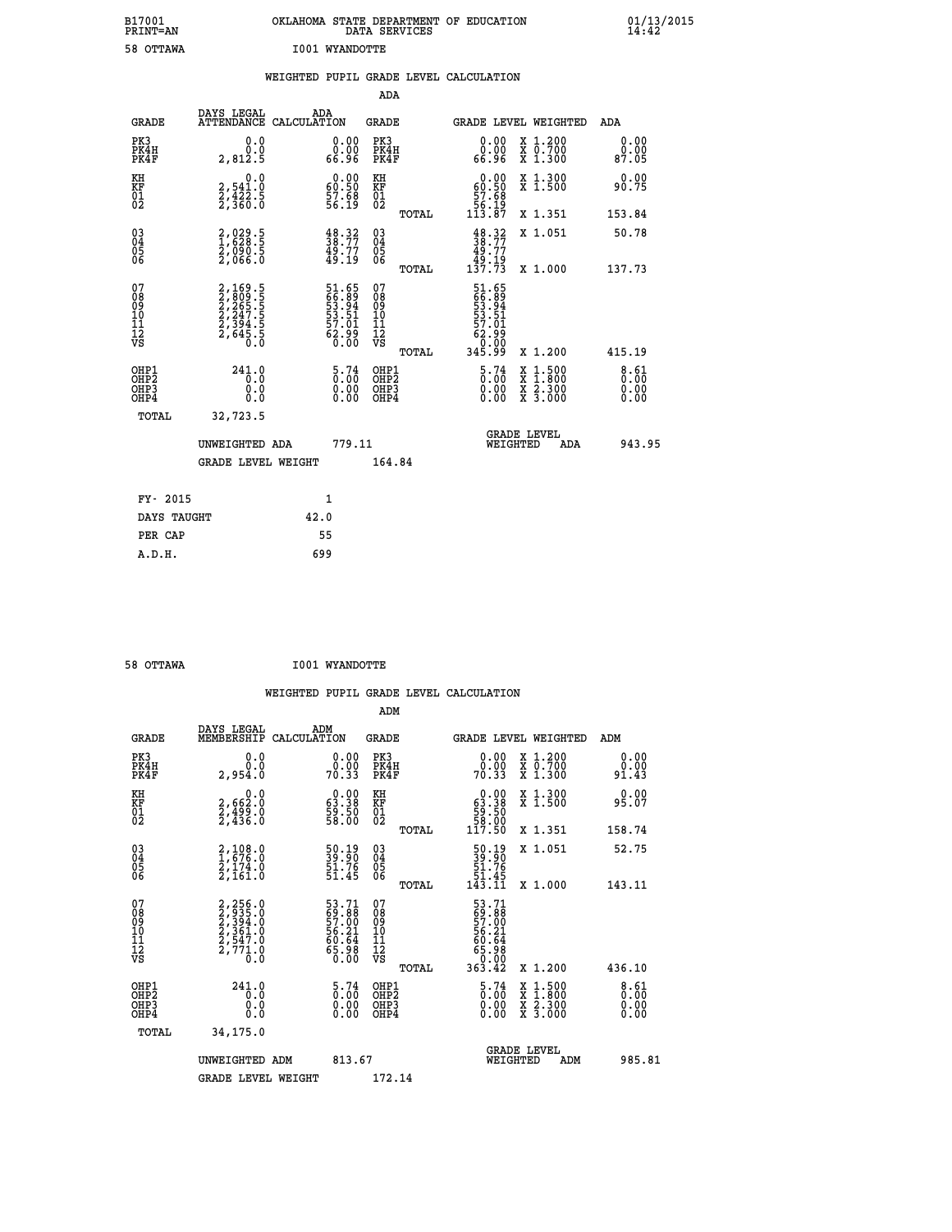B17001 OKLAHOMA STATE DEPARTMENT OF EDUCATION 01/13/2015
PRINT=AN DATA SERVICES 14:42

58 OTTAWA I001 WYANDOTTE

## WEIGHTED PUPIL GRADE LEVEL CALCULATION

### ADA

| GRADE | DAYS LEGAL ATTENDANCE | ADA CALCULATION | GRADE | | GRADE LEVEL | WEIGHTED | ADA |
|---|---|---|---|---|---|---|---|
| PK3 | 0.0 | 0.00 | PK3 | | 0.00 | X 1.200 | 0.00 |
| PK4H | 0.0 | 0.00 | PK4H | | 0.00 | X 0.700 | 0.00 |
| PK4F | 2,812.5 | 66.96 | PK4F | | 66.96 | X 1.300 | 87.05 |
| KH | 0.0 | 0.00 | KH | | 0.00 | X 1.300 | 0.00 |
| KF | 2,541.0 | 60.50 | KF | | 60.50 | X 1.500 | 90.75 |
| 01 | 2,422.5 | 57.68 | 01 | | 57.68 | | |
| 02 | 2,360.0 | 56.19 | 02 | | 56.19 | | |
| | | | | TOTAL | 113.87 | X 1.351 | 153.84 |
| 03 | 2,029.5 | 48.32 | 03 | | 48.32 | X 1.051 | 50.78 |
| 04 | 1,628.5 | 38.77 | 04 | | 38.77 | | |
| 05 | 2,090.5 | 49.77 | 05 | | 49.77 | | |
| 06 | 2,066.0 | 49.19 | 06 | | 49.19 | | |
| | | | | TOTAL | 137.73 | X 1.000 | 137.73 |
| 07 | 2,169.5 | 51.65 | 07 | | 51.65 | | |
| 08 | 2,809.5 | 66.89 | 08 | | 66.89 | | |
| 09 | 2,265.5 | 53.94 | 09 | | 53.94 | | |
| 10 | 2,247.5 | 53.51 | 10 | | 53.51 | | |
| 11 | 2,394.5 | 57.01 | 11 | | 57.01 | | |
| 12 | 2,645.5 | 62.99 | 12 | | 62.99 | | |
| VS | 0.0 | 0.00 | VS | | 0.00 | | |
| | | | | TOTAL | 345.99 | X 1.200 | 415.19 |
| OHP1 | 241.0 | 5.74 | OHP1 | | 5.74 | X 1.500 | 8.61 |
| OHP2 | 0.0 | 0.00 | OHP2 | | 0.00 | X 1.800 | 0.00 |
| OHP3 | 0.0 | 0.00 | OHP3 | | 0.00 | X 2.300 | 0.00 |
| OHP4 | 0.0 | 0.00 | OHP4 | | 0.00 | X 3.000 | 0.00 |
| TOTAL | 32,723.5 | | | | | | |

UNWEIGHTED ADA 779.11 GRADE LEVEL WEIGHTED ADA 943.95

GRADE LEVEL WEIGHT 164.84

| | |
|---|---|
| FY- 2015 | 1 |
| DAYS TAUGHT | 42.0 |
| PER CAP | 55 |
| A.D.H. | 699 |

58 OTTAWA I001 WYANDOTTE

## WEIGHTED PUPIL GRADE LEVEL CALCULATION

### ADM

| GRADE | DAYS LEGAL MEMBERSHIP | ADM CALCULATION | GRADE | | GRADE LEVEL | WEIGHTED | ADM |
|---|---|---|---|---|---|---|---|
| PK3 | 0.0 | 0.00 | PK3 | | 0.00 | X 1.200 | 0.00 |
| PK4H | 0.0 | 0.00 | PK4H | | 0.00 | X 0.700 | 0.00 |
| PK4F | 2,954.0 | 70.33 | PK4F | | 70.33 | X 1.300 | 91.43 |
| KH | 0.0 | 0.00 | KH | | 0.00 | X 1.300 | 0.00 |
| KF | 2,662.0 | 63.38 | KF | | 63.38 | X 1.500 | 95.07 |
| 01 | 2,499.0 | 59.50 | 01 | | 59.50 | | |
| 02 | 2,436.0 | 58.00 | 02 | | 58.00 | | |
| | | | | TOTAL | 117.50 | X 1.351 | 158.74 |
| 03 | 2,108.0 | 50.19 | 03 | | 50.19 | X 1.051 | 52.75 |
| 04 | 1,676.0 | 39.90 | 04 | | 39.90 | | |
| 05 | 2,174.0 | 51.76 | 05 | | 51.76 | | |
| 06 | 2,161.0 | 51.45 | 06 | | 51.45 | | |
| | | | | TOTAL | 143.11 | X 1.000 | 143.11 |
| 07 | 2,256.0 | 53.71 | 07 | | 53.71 | | |
| 08 | 2,935.0 | 69.88 | 08 | | 69.88 | | |
| 09 | 2,394.0 | 57.00 | 09 | | 57.00 | | |
| 10 | 2,361.0 | 56.21 | 10 | | 56.21 | | |
| 11 | 2,547.0 | 60.64 | 11 | | 60.64 | | |
| 12 | 2,771.0 | 65.98 | 12 | | 65.98 | | |
| VS | 0.0 | 0.00 | VS | | 0.00 | | |
| | | | | TOTAL | 363.42 | X 1.200 | 436.10 |
| OHP1 | 241.0 | 5.74 | OHP1 | | 5.74 | X 1.500 | 8.61 |
| OHP2 | 0.0 | 0.00 | OHP2 | | 0.00 | X 1.800 | 0.00 |
| OHP3 | 0.0 | 0.00 | OHP3 | | 0.00 | X 2.300 | 0.00 |
| OHP4 | 0.0 | 0.00 | OHP4 | | 0.00 | X 3.000 | 0.00 |
| TOTAL | 34,175.0 | | | | | | |

UNWEIGHTED ADM 813.67 GRADE LEVEL WEIGHTED ADM 985.81

GRADE LEVEL WEIGHT 172.14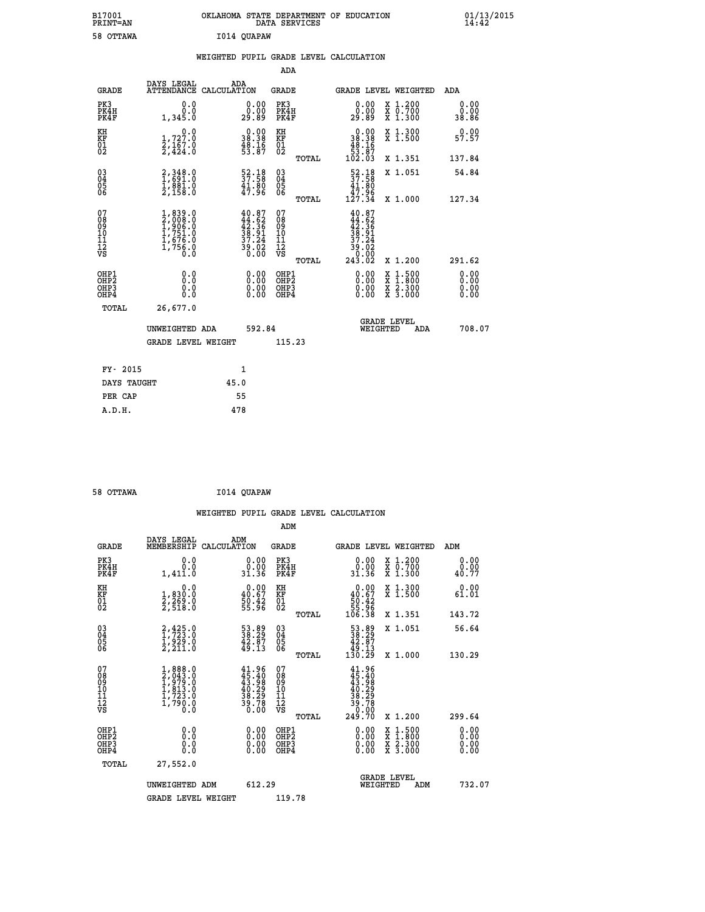B17001 OKLAHOMA STATE DEPARTMENT OF EDUCATION 01/13/2015
PRINT=AN DATA SERVICES 14:42

58 OTTAWA I014 QUAPAW

## WEIGHTED PUPIL GRADE LEVEL CALCULATION

### ADA

| GRADE | DAYS LEGAL ATTENDANCE | ADA CALCULATION | GRADE | | GRADE LEVEL | WEIGHTED | ADA |
|---|---|---|---|---|---|---|---|
| PK3 | 0.0 | 0.00 | PK3 | | 0.00 | X 1.200 | 0.00 |
| PK4H | 0.0 | 0.00 | PK4H | | 0.00 | X 0.700 | 0.00 |
| PK4F | 1,345.0 | 29.89 | PK4F | | 29.89 | X 1.300 | 38.86 |
| KH | 0.0 | 0.00 | KH | | 0.00 | X 1.300 | 0.00 |
| KF | 1,727.0 | 38.38 | KF | | 38.38 | X 1.500 | 57.57 |
| 01 | 2,167.0 | 48.16 | 01 | | 48.16 | | |
| 02 | 2,424.0 | 53.87 | 02 | | 53.87 | | |
| | | | | TOTAL | 102.03 | X 1.351 | 137.84 |
| 03 | 2,348.0 | 52.18 | 03 | | 52.18 | X 1.051 | 54.84 |
| 04 | 1,691.0 | 37.58 | 04 | | 37.58 | | |
| 05 | 1,881.0 | 41.80 | 05 | | 41.80 | | |
| 06 | 2,158.0 | 47.96 | 06 | | 47.96 | | |
| | | | | TOTAL | 127.34 | X 1.000 | 127.34 |
| 07 | 1,839.0 | 40.87 | 07 | | 40.87 | | |
| 08 | 2,008.0 | 44.62 | 08 | | 44.62 | | |
| 09 | 1,906.0 | 42.36 | 09 | | 42.36 | | |
| 10 | 1,751.0 | 38.91 | 10 | | 38.91 | | |
| 11 | 1,676.0 | 37.24 | 11 | | 37.24 | | |
| 12 | 1,756.0 | 39.02 | 12 | | 39.02 | | |
| VS | 0.0 | 0.00 | VS | | 0.00 | | |
| | | | | TOTAL | 243.02 | X 1.200 | 291.62 |
| OHP1 | 0.0 | 0.00 | OHP1 | | 0.00 | X 1.500 | 0.00 |
| OHP2 | 0.0 | 0.00 | OHP2 | | 0.00 | X 1.800 | 0.00 |
| OHP3 | 0.0 | 0.00 | OHP3 | | 0.00 | X 2.300 | 0.00 |
| OHP4 | 0.0 | 0.00 | OHP4 | | 0.00 | X 3.000 | 0.00 |
| TOTAL | 26,677.0 | | | | | | |

UNWEIGHTED ADA 592.84 GRADE LEVEL WEIGHTED ADA 708.07

GRADE LEVEL WEIGHT 115.23

| FY- 2015 | 1 |
|---|---|
| DAYS TAUGHT | 45.0 |
| PER CAP | 55 |
| A.D.H. | 478 |

58 OTTAWA I014 QUAPAW

## WEIGHTED PUPIL GRADE LEVEL CALCULATION

### ADM

| GRADE | DAYS LEGAL MEMBERSHIP | ADM CALCULATION | GRADE | | GRADE LEVEL | WEIGHTED | ADM |
|---|---|---|---|---|---|---|---|
| PK3 | 0.0 | 0.00 | PK3 | | 0.00 | X 1.200 | 0.00 |
| PK4H | 0.0 | 0.00 | PK4H | | 0.00 | X 0.700 | 0.00 |
| PK4F | 1,411.0 | 31.36 | PK4F | | 31.36 | X 1.300 | 40.77 |
| KH | 0.0 | 0.00 | KH | | 0.00 | X 1.300 | 0.00 |
| KF | 1,830.0 | 40.67 | KF | | 40.67 | X 1.500 | 61.01 |
| 01 | 2,269.0 | 50.42 | 01 | | 50.42 | | |
| 02 | 2,518.0 | 55.96 | 02 | | 55.96 | | |
| | | | | TOTAL | 106.38 | X 1.351 | 143.72 |
| 03 | 2,425.0 | 53.89 | 03 | | 53.89 | X 1.051 | 56.64 |
| 04 | 1,723.0 | 38.29 | 04 | | 38.29 | | |
| 05 | 1,929.0 | 42.87 | 05 | | 42.87 | | |
| 06 | 2,211.0 | 49.13 | 06 | | 49.13 | | |
| | | | | TOTAL | 130.29 | X 1.000 | 130.29 |
| 07 | 1,888.0 | 41.96 | 07 | | 41.96 | | |
| 08 | 2,043.0 | 45.40 | 08 | | 45.40 | | |
| 09 | 1,979.0 | 43.98 | 09 | | 43.98 | | |
| 10 | 1,813.0 | 40.29 | 10 | | 40.29 | | |
| 11 | 1,723.0 | 38.29 | 11 | | 38.29 | | |
| 12 | 1,790.0 | 39.78 | 12 | | 39.78 | | |
| VS | 0.0 | 0.00 | VS | | 0.00 | | |
| | | | | TOTAL | 249.70 | X 1.200 | 299.64 |
| OHP1 | 0.0 | 0.00 | OHP1 | | 0.00 | X 1.500 | 0.00 |
| OHP2 | 0.0 | 0.00 | OHP2 | | 0.00 | X 1.800 | 0.00 |
| OHP3 | 0.0 | 0.00 | OHP3 | | 0.00 | X 2.300 | 0.00 |
| OHP4 | 0.0 | 0.00 | OHP4 | | 0.00 | X 3.000 | 0.00 |
| TOTAL | 27,552.0 | | | | | | |

UNWEIGHTED ADM 612.29 GRADE LEVEL WEIGHTED ADM 732.07

GRADE LEVEL WEIGHT 119.78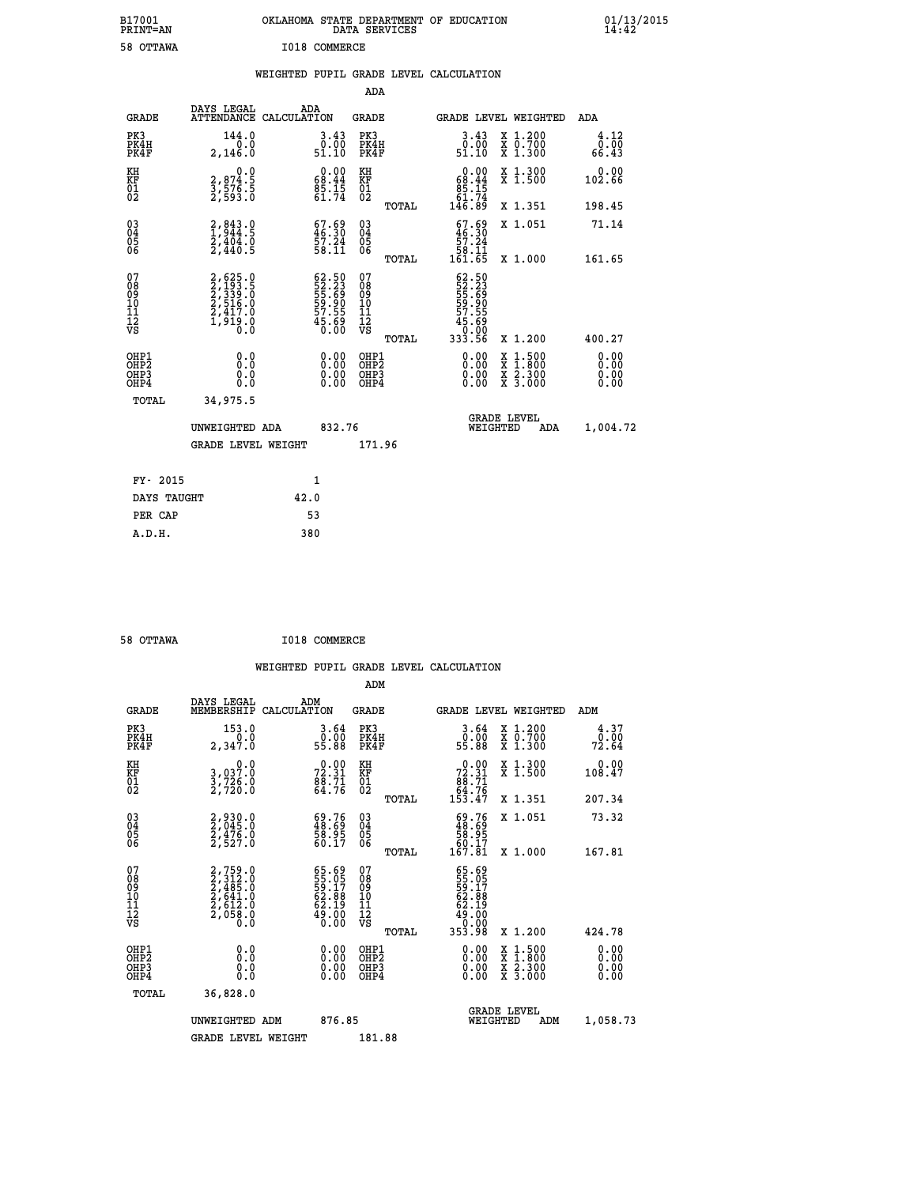B17001 OKLAHOMA STATE DEPARTMENT OF EDUCATION 01/13/2015
PRINT=AN DATA SERVICES 14:42

58 OTTAWA I018 COMMERCE

WEIGHTED PUPIL GRADE LEVEL CALCULATION

ADA

| GRADE | DAYS LEGAL ATTENDANCE | ADA CALCULATION | GRADE | | GRADE LEVEL | WEIGHTED | ADA |
|---|---|---|---|---|---|---|---|
| PK3 | 144.0 | 3.43 | PK3 | | 3.43 | X 1.200 | 4.12 |
| PK4H | 0.0 | 0.00 | PK4H | | 0.00 | X 0.700 | 0.00 |
| PK4F | 2,146.0 | 51.10 | PK4F | | 51.10 | X 1.300 | 66.43 |
| KH | 0.0 | 0.00 | KH | | 0.00 | X 1.300 | 0.00 |
| KF | 2,874.5 | 68.44 | KF | | 68.44 | X 1.500 | 102.66 |
| 01 | 3,576.5 | 85.15 | 01 | | 85.15 | | |
| 02 | 2,593.0 | 61.74 | 02 | | 61.74 | | |
| | | | | TOTAL | 146.89 | X 1.351 | 198.45 |
| 03 | 2,843.0 | 67.69 | 03 | | 67.69 | X 1.051 | 71.14 |
| 04 | 1,944.5 | 46.30 | 04 | | 46.30 | | |
| 05 | 2,404.0 | 57.24 | 05 | | 57.24 | | |
| 06 | 2,440.5 | 58.11 | 06 | | 58.11 | | |
| | | | | TOTAL | 161.65 | X 1.000 | 161.65 |
| 07 | 2,625.0 | 62.50 | 07 | | 62.50 | | |
| 08 | 2,193.5 | 52.23 | 08 | | 52.23 | | |
| 09 | 2,339.0 | 55.69 | 09 | | 55.69 | | |
| 10 | 2,516.0 | 59.90 | 10 | | 59.90 | | |
| 11 | 2,417.0 | 57.55 | 11 | | 57.55 | | |
| 12 | 1,919.0 | 45.69 | 12 | | 45.69 | | |
| VS | 0.0 | 0.00 | VS | | 0.00 | | |
| | | | | TOTAL | 333.56 | X 1.200 | 400.27 |
| OHP1 | 0.0 | 0.00 | OHP1 | | 0.00 | X 1.500 | 0.00 |
| OHP2 | 0.0 | 0.00 | OHP2 | | 0.00 | X 1.800 | 0.00 |
| OHP3 | 0.0 | 0.00 | OHP3 | | 0.00 | X 2.300 | 0.00 |
| OHP4 | 0.0 | 0.00 | OHP4 | | 0.00 | X 3.000 | 0.00 |
| TOTAL | 34,975.5 | | | | | | |

UNWEIGHTED ADA 832.76 GRADE LEVEL WEIGHTED ADA 1,004.72

GRADE LEVEL WEIGHT 171.96

FY- 2015 1
DAYS TAUGHT 42.0
PER CAP 53
A.D.H. 380

58 OTTAWA I018 COMMERCE

WEIGHTED PUPIL GRADE LEVEL CALCULATION

ADM

| GRADE | DAYS LEGAL MEMBERSHIP | ADM CALCULATION | GRADE | | GRADE LEVEL | WEIGHTED | ADM |
|---|---|---|---|---|---|---|---|
| PK3 | 153.0 | 3.64 | PK3 | | 3.64 | X 1.200 | 4.37 |
| PK4H | 0.0 | 0.00 | PK4H | | 0.00 | X 0.700 | 0.00 |
| PK4F | 2,347.0 | 55.88 | PK4F | | 55.88 | X 1.300 | 72.64 |
| KH | 0.0 | 0.00 | KH | | 0.00 | X 1.300 | 0.00 |
| KF | 3,037.0 | 72.31 | KF | | 72.31 | X 1.500 | 108.47 |
| 01 | 3,726.0 | 88.71 | 01 | | 88.71 | | |
| 02 | 2,720.0 | 64.76 | 02 | | 64.76 | | |
| | | | | TOTAL | 153.47 | X 1.351 | 207.34 |
| 03 | 2,930.0 | 69.76 | 03 | | 69.76 | X 1.051 | 73.32 |
| 04 | 2,045.0 | 48.69 | 04 | | 48.69 | | |
| 05 | 2,476.0 | 58.95 | 05 | | 58.95 | | |
| 06 | 2,527.0 | 60.17 | 06 | | 60.17 | | |
| | | | | TOTAL | 167.81 | X 1.000 | 167.81 |
| 07 | 2,759.0 | 65.69 | 07 | | 65.69 | | |
| 08 | 2,312.0 | 55.05 | 08 | | 55.05 | | |
| 09 | 2,485.0 | 59.17 | 09 | | 59.17 | | |
| 10 | 2,641.0 | 62.88 | 10 | | 62.88 | | |
| 11 | 2,612.0 | 62.19 | 11 | | 62.19 | | |
| 12 | 2,058.0 | 49.00 | 12 | | 49.00 | | |
| VS | 0.0 | 0.00 | VS | | 0.00 | | |
| | | | | TOTAL | 353.98 | X 1.200 | 424.78 |
| OHP1 | 0.0 | 0.00 | OHP1 | | 0.00 | X 1.500 | 0.00 |
| OHP2 | 0.0 | 0.00 | OHP2 | | 0.00 | X 1.800 | 0.00 |
| OHP3 | 0.0 | 0.00 | OHP3 | | 0.00 | X 2.300 | 0.00 |
| OHP4 | 0.0 | 0.00 | OHP4 | | 0.00 | X 3.000 | 0.00 |
| TOTAL | 36,828.0 | | | | | | |

UNWEIGHTED ADM 876.85 GRADE LEVEL WEIGHTED ADM 1,058.73

GRADE LEVEL WEIGHT 181.88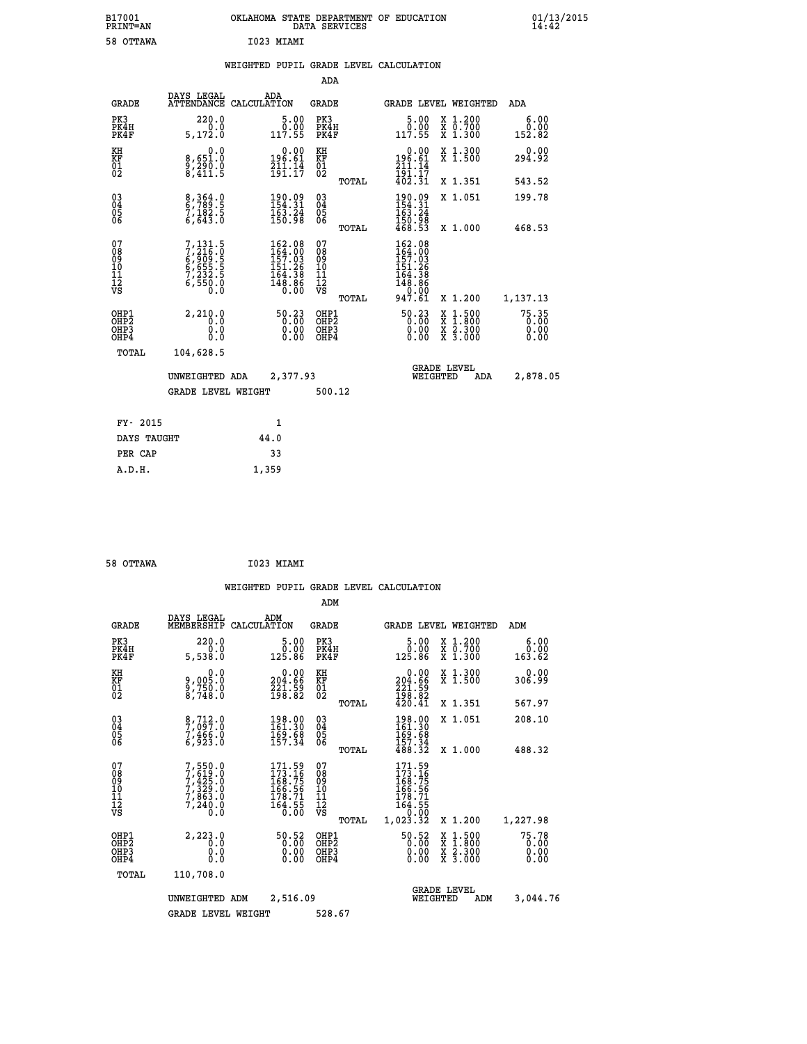B17001 OKLAHOMA STATE DEPARTMENT OF EDUCATION 01/13/2015
PRINT=AN DATA SERVICES 14:42

58 OTTAWA I023 MIAMI

## WEIGHTED PUPIL GRADE LEVEL CALCULATION

### ADA

| GRADE | DAYS LEGAL ATTENDANCE | ADA CALCULATION | GRADE | | GRADE LEVEL | WEIGHTED | ADA |
|---|---|---|---|---|---|---|---|
| PK3 | 220.0 | 5.00 | PK3 | | 5.00 | X 1.200 | 6.00 |
| PK4H | 0.0 | 0.00 | PK4H | | 0.00 | X 0.700 | 0.00 |
| PK4F | 5,172.0 | 117.55 | PK4F | | 117.55 | X 1.300 | 152.82 |
| KH | 0.0 | 0.00 | KH | | 0.00 | X 1.300 | 0.00 |
| KF | 8,651.0 | 196.61 | KF | | 196.61 | X 1.500 | 294.92 |
| 01 | 9,290.0 | 211.14 | 01 | | 211.14 | | |
| 02 | 8,411.5 | 191.17 | 02 | | 191.17 | | |
| | | | | TOTAL | 402.31 | X 1.351 | 543.52 |
| 03 | 8,364.0 | 190.09 | 03 | | 190.09 | X 1.051 | 199.78 |
| 04 | 6,789.5 | 154.31 | 04 | | 154.31 | | |
| 05 | 7,182.5 | 163.24 | 05 | | 163.24 | | |
| 06 | 6,643.0 | 150.98 | 06 | | 150.98 | | |
| | | | | TOTAL | 468.53 | X 1.000 | 468.53 |
| 07 | 7,131.5 | 162.08 | 07 | | 162.08 | | |
| 08 | 7,216.0 | 164.00 | 08 | | 164.00 | | |
| 09 | 6,909.5 | 157.03 | 09 | | 157.03 | | |
| 10 | 6,655.5 | 151.26 | 10 | | 151.26 | | |
| 11 | 7,232.5 | 164.38 | 11 | | 164.38 | | |
| 12 | 6,550.0 | 148.86 | 12 | | 148.86 | | |
| VS | 0.0 | 0.00 | VS | | 0.00 | | |
| | | | | TOTAL | 947.61 | X 1.200 | 1,137.13 |
| OHP1 | 2,210.0 | 50.23 | OHP1 | | 50.23 | X 1.500 | 75.35 |
| OHP2 | 0.0 | 0.00 | OHP2 | | 0.00 | X 1.800 | 0.00 |
| OHP3 | 0.0 | 0.00 | OHP3 | | 0.00 | X 2.300 | 0.00 |
| OHP4 | 0.0 | 0.00 | OHP4 | | 0.00 | X 3.000 | 0.00 |
| TOTAL | 104,628.5 | | | | | | |

UNWEIGHTED ADA 2,377.93 GRADE LEVEL WEIGHTED ADA 2,878.05

GRADE LEVEL WEIGHT 500.12

| FY- 2015 | 1 |
|---|---|
| DAYS TAUGHT | 44.0 |
| PER CAP | 33 |
| A.D.H. | 1,359 |

58 OTTAWA I023 MIAMI

## WEIGHTED PUPIL GRADE LEVEL CALCULATION

### ADM

| GRADE | DAYS LEGAL MEMBERSHIP | ADM CALCULATION | GRADE | | GRADE LEVEL | WEIGHTED | ADM |
|---|---|---|---|---|---|---|---|
| PK3 | 220.0 | 5.00 | PK3 | | 5.00 | X 1.200 | 6.00 |
| PK4H | 0.0 | 0.00 | PK4H | | 0.00 | X 0.700 | 0.00 |
| PK4F | 5,538.0 | 125.86 | PK4F | | 125.86 | X 1.300 | 163.62 |
| KH | 0.0 | 0.00 | KH | | 0.00 | X 1.300 | 0.00 |
| KF | 9,005.0 | 204.66 | KF | | 204.66 | X 1.500 | 306.99 |
| 01 | 9,750.0 | 221.59 | 01 | | 221.59 | | |
| 02 | 8,748.0 | 198.82 | 02 | | 198.82 | | |
| | | | | TOTAL | 420.41 | X 1.351 | 567.97 |
| 03 | 8,712.0 | 198.00 | 03 | | 198.00 | X 1.051 | 208.10 |
| 04 | 7,097.0 | 161.30 | 04 | | 161.30 | | |
| 05 | 7,466.0 | 169.68 | 05 | | 169.68 | | |
| 06 | 6,923.0 | 157.34 | 06 | | 157.34 | | |
| | | | | TOTAL | 488.32 | X 1.000 | 488.32 |
| 07 | 7,550.0 | 171.59 | 07 | | 171.59 | | |
| 08 | 7,619.0 | 173.16 | 08 | | 173.16 | | |
| 09 | 7,425.0 | 168.75 | 09 | | 168.75 | | |
| 10 | 7,329.0 | 166.56 | 10 | | 166.56 | | |
| 11 | 7,863.0 | 178.71 | 11 | | 178.71 | | |
| 12 | 7,240.0 | 164.55 | 12 | | 164.55 | | |
| VS | 0.0 | 0.00 | VS | | 0.00 | | |
| | | | | TOTAL | 1,023.32 | X 1.200 | 1,227.98 |
| OHP1 | 2,223.0 | 50.52 | OHP1 | | 50.52 | X 1.500 | 75.78 |
| OHP2 | 0.0 | 0.00 | OHP2 | | 0.00 | X 1.800 | 0.00 |
| OHP3 | 0.0 | 0.00 | OHP3 | | 0.00 | X 2.300 | 0.00 |
| OHP4 | 0.0 | 0.00 | OHP4 | | 0.00 | X 3.000 | 0.00 |
| TOTAL | 110,708.0 | | | | | | |

UNWEIGHTED ADM 2,516.09 GRADE LEVEL WEIGHTED ADM 3,044.76

GRADE LEVEL WEIGHT 528.67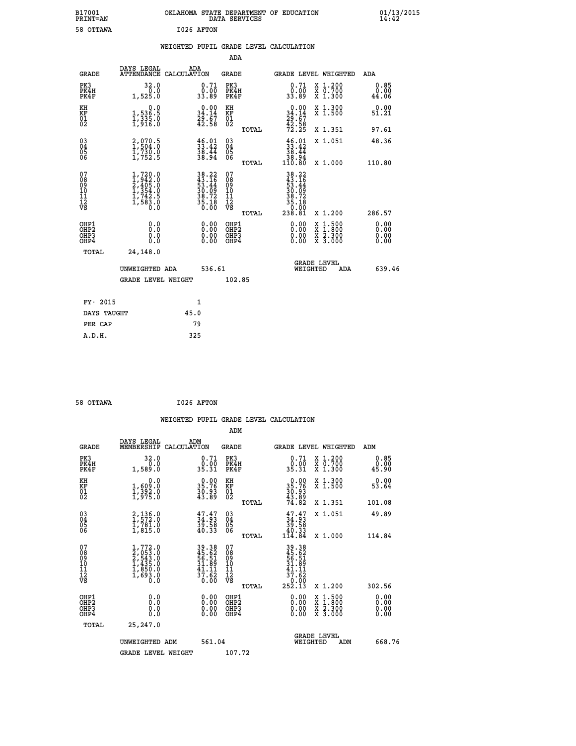B17001 OKLAHOMA STATE DEPARTMENT OF EDUCATION 01/13/2015
PRINT=AN DATA SERVICES 14:42

58 OTTAWA I026 AFTON

WEIGHTED PUPIL GRADE LEVEL CALCULATION

ADA

| GRADE | DAYS LEGAL ATTENDANCE | ADA CALCULATION | GRADE | GRADE LEVEL | WEIGHTED | ADA |
|---|---|---|---|---|---|---|
| PK3 | 32.0 | 0.71 | PK3 | 0.71 | X 1.200 | 0.85 |
| PK4H | 0.0 | 0.00 | PK4H | 0.00 | X 0.700 | 0.00 |
| PK4F | 1,525.0 | 33.89 | PK4F | 33.89 | X 1.300 | 44.06 |
| KH | 0.0 | 0.00 | KH | 0.00 | X 1.300 | 0.00 |
| KF | 1,536.5 | 34.14 | KF | 34.14 | X 1.500 | 51.21 |
| 01 | 1,335.0 | 29.67 | 01 | 29.67 | | |
| 02 | 1,916.0 | 42.58 | 02 | 42.58 | | |
| | | | TOTAL | 72.25 | X 1.351 | 97.61 |
| 03 | 2,070.5 | 46.01 | 03 | 46.01 | X 1.051 | 48.36 |
| 04 | 1,504.0 | 33.42 | 04 | 33.42 | | |
| 05 | 1,730.0 | 38.44 | 05 | 38.44 | | |
| 06 | 1,752.5 | 38.94 | 06 | 38.94 | | |
| | | | TOTAL | 110.80 | X 1.000 | 110.80 |
| 07 | 1,720.0 | 38.22 | 07 | 38.22 | | |
| 08 | 1,942.0 | 43.16 | 08 | 43.16 | | |
| 09 | 2,405.0 | 53.44 | 09 | 53.44 | | |
| 10 | 1,354.0 | 30.09 | 10 | 30.09 | | |
| 11 | 1,742.5 | 38.72 | 11 | 38.72 | | |
| 12 | 1,583.0 | 35.18 | 12 | 35.18 | | |
| VS | 0.0 | 0.00 | VS | 0.00 | | |
| | | | TOTAL | 238.81 | X 1.200 | 286.57 |
| OHP1 | 0.0 | 0.00 | OHP1 | 0.00 | X 1.500 | 0.00 |
| OHP2 | 0.0 | 0.00 | OHP2 | 0.00 | X 1.800 | 0.00 |
| OHP3 | 0.0 | 0.00 | OHP3 | 0.00 | X 2.300 | 0.00 |
| OHP4 | 0.0 | 0.00 | OHP4 | 0.00 | X 3.000 | 0.00 |
| TOTAL | 24,148.0 | | | | | |

UNWEIGHTED ADA 536.61 | GRADE LEVEL WEIGHTED ADA 639.46

GRADE LEVEL WEIGHT 102.85

| FY- 2015 | 1 |
|---|---|
| DAYS TAUGHT | 45.0 |
| PER CAP | 79 |
| A.D.H. | 325 |

58 OTTAWA I026 AFTON

WEIGHTED PUPIL GRADE LEVEL CALCULATION

ADM

| GRADE | DAYS LEGAL MEMBERSHIP | ADM CALCULATION | GRADE | GRADE LEVEL | WEIGHTED | ADM |
|---|---|---|---|---|---|---|
| PK3 | 32.0 | 0.71 | PK3 | 0.71 | X 1.200 | 0.85 |
| PK4H | 0.0 | 0.00 | PK4H | 0.00 | X 0.700 | 0.00 |
| PK4F | 1,589.0 | 35.31 | PK4F | 35.31 | X 1.300 | 45.90 |
| KH | 0.0 | 0.00 | KH | 0.00 | X 1.300 | 0.00 |
| KF | 1,609.0 | 35.76 | KF | 35.76 | X 1.500 | 53.64 |
| 01 | 1,392.0 | 30.93 | 01 | 30.93 | | |
| 02 | 1,975.0 | 43.89 | 02 | 43.89 | | |
| | | | TOTAL | 74.82 | X 1.351 | 101.08 |
| 03 | 2,136.0 | 47.47 | 03 | 47.47 | X 1.051 | 49.89 |
| 04 | 1,572.0 | 34.93 | 04 | 34.93 | | |
| 05 | 1,781.0 | 39.58 | 05 | 39.58 | | |
| 06 | 1,815.0 | 40.33 | 06 | 40.33 | | |
| | | | TOTAL | 114.84 | X 1.000 | 114.84 |
| 07 | 1,772.0 | 39.38 | 07 | 39.38 | | |
| 08 | 2,053.0 | 45.62 | 08 | 45.62 | | |
| 09 | 2,543.0 | 56.51 | 09 | 56.51 | | |
| 10 | 1,435.0 | 31.89 | 10 | 31.89 | | |
| 11 | 1,850.0 | 41.11 | 11 | 41.11 | | |
| 12 | 1,693.0 | 37.62 | 12 | 37.62 | | |
| VS | 0.0 | 0.00 | VS | 0.00 | | |
| | | | TOTAL | 252.13 | X 1.200 | 302.56 |
| OHP1 | 0.0 | 0.00 | OHP1 | 0.00 | X 1.500 | 0.00 |
| OHP2 | 0.0 | 0.00 | OHP2 | 0.00 | X 1.800 | 0.00 |
| OHP3 | 0.0 | 0.00 | OHP3 | 0.00 | X 2.300 | 0.00 |
| OHP4 | 0.0 | 0.00 | OHP4 | 0.00 | X 3.000 | 0.00 |
| TOTAL | 25,247.0 | | | | | |

UNWEIGHTED ADM 561.04 | GRADE LEVEL WEIGHTED ADM 668.76

GRADE LEVEL WEIGHT 107.72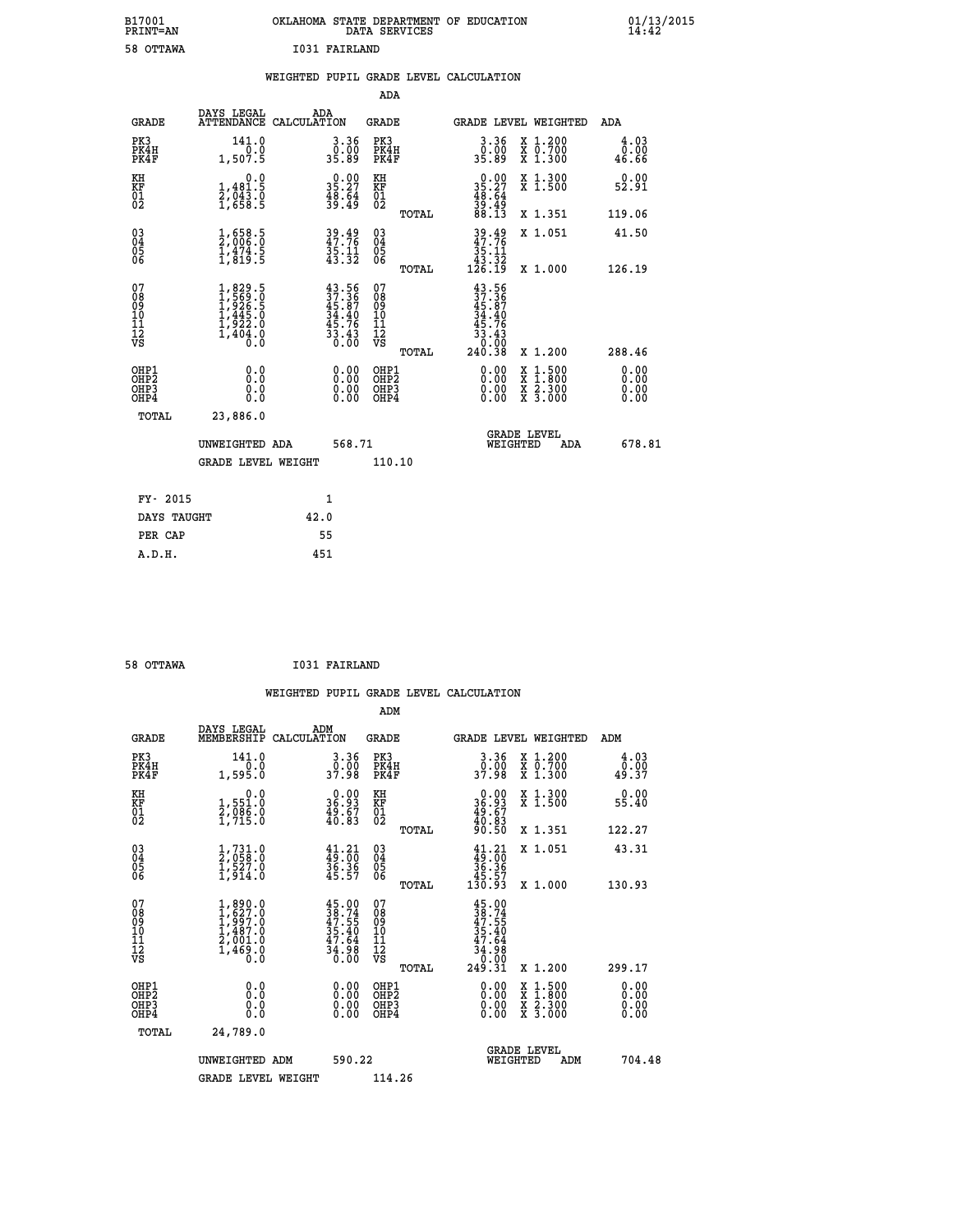B17001 PRINT=AN — OKLAHOMA STATE DEPARTMENT OF EDUCATION DATA SERVICES — 01/13/2015 14:42

58 OTTAWA — I031 FAIRLAND

## WEIGHTED PUPIL GRADE LEVEL CALCULATION

### ADA

| GRADE | DAYS LEGAL ATTENDANCE | ADA CALCULATION | GRADE | GRADE LEVEL | WEIGHTED | ADA |
|---|---|---|---|---|---|---|
| PK3 | 141.0 | 3.36 | PK3 | 3.36 | X 1.200 | 4.03 |
| PK4H | 0.0 | 0.00 | PK4H | 0.00 | X 0.700 | 0.00 |
| PK4F | 1,507.5 | 35.89 | PK4F | 35.89 | X 1.300 | 46.66 |
| KH | 0.0 | 0.00 | KH | 0.00 | X 1.300 | 0.00 |
| KF | 1,481.5 | 35.27 | KF | 35.27 | X 1.500 | 52.91 |
| 01 | 2,043.0 | 48.64 | 01 | 48.64 | | |
| 02 | 1,658.5 | 39.49 | 02 | 39.49 | | |
| | | | TOTAL | 88.13 | X 1.351 | 119.06 |
| 03 | 1,658.5 | 39.49 | 03 | 39.49 | X 1.051 | 41.50 |
| 04 | 2,006.0 | 47.76 | 04 | 47.76 | | |
| 05 | 1,474.5 | 35.11 | 05 | 35.11 | | |
| 06 | 1,819.5 | 43.32 | 06 | 43.32 | | |
| | | | TOTAL | 126.19 | X 1.000 | 126.19 |
| 07 | 1,829.5 | 43.56 | 07 | 43.56 | | |
| 08 | 1,569.0 | 37.36 | 08 | 37.36 | | |
| 09 | 1,926.5 | 45.87 | 09 | 45.87 | | |
| 10 | 1,445.0 | 34.40 | 10 | 34.40 | | |
| 11 | 1,922.0 | 45.76 | 11 | 45.76 | | |
| 12 | 1,404.0 | 33.43 | 12 | 33.43 | | |
| VS | 0.0 | 0.00 | VS | 0.00 | | |
| | | | TOTAL | 240.38 | X 1.200 | 288.46 |
| OHP1 | 0.0 | 0.00 | OHP1 | 0.00 | X 1.500 | 0.00 |
| OHP2 | 0.0 | 0.00 | OHP2 | 0.00 | X 1.800 | 0.00 |
| OHP3 | 0.0 | 0.00 | OHP3 | 0.00 | X 2.300 | 0.00 |
| OHP4 | 0.0 | 0.00 | OHP4 | 0.00 | X 3.000 | 0.00 |
| TOTAL | 23,886.0 | | | | | |

UNWEIGHTED ADA 568.71 — GRADE LEVEL WEIGHTED ADA 678.81

GRADE LEVEL WEIGHT 110.10

| | |
|---|---|
| FY- 2015 | 1 |
| DAYS TAUGHT | 42.0 |
| PER CAP | 55 |
| A.D.H. | 451 |

58 OTTAWA — I031 FAIRLAND

## WEIGHTED PUPIL GRADE LEVEL CALCULATION

### ADM

| GRADE | DAYS LEGAL MEMBERSHIP | ADM CALCULATION | GRADE | GRADE LEVEL | WEIGHTED | ADM |
|---|---|---|---|---|---|---|
| PK3 | 141.0 | 3.36 | PK3 | 3.36 | X 1.200 | 4.03 |
| PK4H | 0.0 | 0.00 | PK4H | 0.00 | X 0.700 | 0.00 |
| PK4F | 1,595.0 | 37.98 | PK4F | 37.98 | X 1.300 | 49.37 |
| KH | 0.0 | 0.00 | KH | 0.00 | X 1.300 | 0.00 |
| KF | 1,551.0 | 36.93 | KF | 36.93 | X 1.500 | 55.40 |
| 01 | 2,086.0 | 49.67 | 01 | 49.67 | | |
| 02 | 1,715.0 | 40.83 | 02 | 40.83 | | |
| | | | TOTAL | 90.50 | X 1.351 | 122.27 |
| 03 | 1,731.0 | 41.21 | 03 | 41.21 | X 1.051 | 43.31 |
| 04 | 2,058.0 | 49.00 | 04 | 49.00 | | |
| 05 | 1,527.0 | 36.36 | 05 | 36.36 | | |
| 06 | 1,914.0 | 45.57 | 06 | 45.57 | | |
| | | | TOTAL | 130.93 | X 1.000 | 130.93 |
| 07 | 1,890.0 | 45.00 | 07 | 45.00 | | |
| 08 | 1,627.0 | 38.74 | 08 | 38.74 | | |
| 09 | 1,997.0 | 47.55 | 09 | 47.55 | | |
| 10 | 1,487.0 | 35.40 | 10 | 35.40 | | |
| 11 | 2,001.0 | 47.64 | 11 | 47.64 | | |
| 12 | 1,469.0 | 34.98 | 12 | 34.98 | | |
| VS | 0.0 | 0.00 | VS | 0.00 | | |
| | | | TOTAL | 249.31 | X 1.200 | 299.17 |
| OHP1 | 0.0 | 0.00 | OHP1 | 0.00 | X 1.500 | 0.00 |
| OHP2 | 0.0 | 0.00 | OHP2 | 0.00 | X 1.800 | 0.00 |
| OHP3 | 0.0 | 0.00 | OHP3 | 0.00 | X 2.300 | 0.00 |
| OHP4 | 0.0 | 0.00 | OHP4 | 0.00 | X 3.000 | 0.00 |
| TOTAL | 24,789.0 | | | | | |

UNWEIGHTED ADM 590.22 — GRADE LEVEL WEIGHTED ADM 704.48

GRADE LEVEL WEIGHT 114.26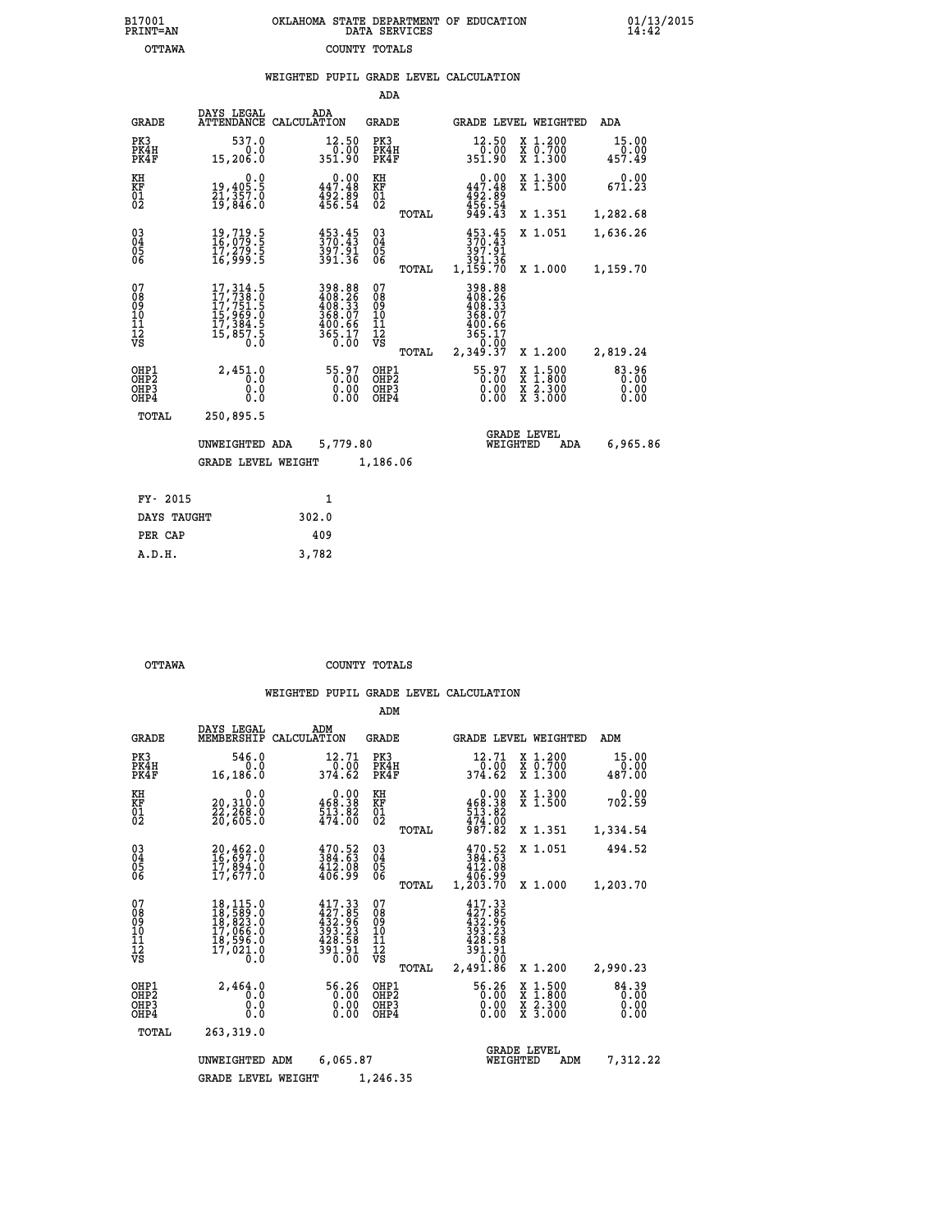B17001 PRINT=AN — OKLAHOMA STATE DEPARTMENT OF EDUCATION DATA SERVICES — 01/13/2015 14:42

OTTAWA — COUNTY TOTALS

## WEIGHTED PUPIL GRADE LEVEL CALCULATION

### ADA

| GRADE | DAYS LEGAL ATTENDANCE | ADA CALCULATION | GRADE | GRADE LEVEL | WEIGHTED | ADA |
|---|---|---|---|---|---|---|
| PK3 | 537.0 | 12.50 | PK3 | 12.50 | X 1.200 | 15.00 |
| PK4H | 0.0 | 0.00 | PK4H | 0.00 | X 0.700 | 0.00 |
| PK4F | 15,206.0 | 351.90 | PK4F | 351.90 | X 1.300 | 457.49 |
| KH | 0.0 | 0.00 | KH | 0.00 | X 1.300 | 0.00 |
| KF | 19,405.5 | 447.48 | KF | 447.48 | X 1.500 | 671.23 |
| 01 | 21,357.0 | 492.89 | 01 | 492.89 | | |
| 02 | 19,846.0 | 456.54 | 02 | 456.54 | | |
| | | | TOTAL | 949.43 | X 1.351 | 1,282.68 |
| 03 | 19,719.5 | 453.45 | 03 | 453.45 | X 1.051 | 1,636.26 |
| 04 | 16,079.5 | 370.43 | 04 | 370.43 | | |
| 05 | 17,279.5 | 397.91 | 05 | 397.91 | | |
| 06 | 16,999.5 | 391.36 | 06 | 391.36 | | |
| | | | TOTAL | 1,159.70 | X 1.000 | 1,159.70 |
| 07 | 17,314.5 | 398.88 | 07 | 398.88 | | |
| 08 | 17,738.0 | 408.26 | 08 | 408.26 | | |
| 09 | 17,751.5 | 408.33 | 09 | 408.33 | | |
| 10 | 15,969.0 | 368.07 | 10 | 368.07 | | |
| 11 | 17,384.5 | 400.66 | 11 | 400.66 | | |
| 12 | 15,857.5 | 365.17 | 12 | 365.17 | | |
| VS | 0.0 | 0.00 | VS | 0.00 | | |
| | | | TOTAL | 2,349.37 | X 1.200 | 2,819.24 |
| OHP1 | 2,451.0 | 55.97 | OHP1 | 55.97 | X 1.500 | 83.96 |
| OHP2 | 0.0 | 0.00 | OHP2 | 0.00 | X 1.800 | 0.00 |
| OHP3 | 0.0 | 0.00 | OHP3 | 0.00 | X 2.300 | 0.00 |
| OHP4 | 0.0 | 0.00 | OHP4 | 0.00 | X 3.000 | 0.00 |
| TOTAL | 250,895.5 | | | | | |

UNWEIGHTED ADA 5,779.80 — GRADE LEVEL WEIGHTED ADA 6,965.86

GRADE LEVEL WEIGHT 1,186.06

| FY- 2015 | 1 |
|---|---|
| DAYS TAUGHT | 302.0 |
| PER CAP | 409 |
| A.D.H. | 3,782 |

OTTAWA — COUNTY TOTALS

## WEIGHTED PUPIL GRADE LEVEL CALCULATION

### ADM

| GRADE | DAYS LEGAL MEMBERSHIP | ADM CALCULATION | GRADE | GRADE LEVEL | WEIGHTED | ADM |
|---|---|---|---|---|---|---|
| PK3 | 546.0 | 12.71 | PK3 | 12.71 | X 1.200 | 15.00 |
| PK4H | 0.0 | 0.00 | PK4H | 0.00 | X 0.700 | 0.00 |
| PK4F | 16,186.0 | 374.62 | PK4F | 374.62 | X 1.300 | 487.00 |
| KH | 0.0 | 0.00 | KH | 0.00 | X 1.300 | 0.00 |
| KF | 20,310.0 | 468.38 | KF | 468.38 | X 1.500 | 702.59 |
| 01 | 22,268.0 | 513.82 | 01 | 513.82 | | |
| 02 | 20,605.0 | 474.00 | 02 | 474.00 | | |
| | | | TOTAL | 987.82 | X 1.351 | 1,334.54 |
| 03 | 20,462.0 | 470.52 | 03 | 470.52 | X 1.051 | 494.52 |
| 04 | 16,697.0 | 384.63 | 04 | 384.63 | | |
| 05 | 17,894.0 | 412.08 | 05 | 412.08 | | |
| 06 | 17,677.0 | 406.99 | 06 | 406.99 | | |
| | | | TOTAL | 1,203.70 | X 1.000 | 1,203.70 |
| 07 | 18,115.0 | 417.33 | 07 | 417.33 | | |
| 08 | 18,589.0 | 427.85 | 08 | 427.85 | | |
| 09 | 18,823.0 | 432.96 | 09 | 432.96 | | |
| 10 | 17,066.0 | 393.23 | 10 | 393.23 | | |
| 11 | 18,596.0 | 428.58 | 11 | 428.58 | | |
| 12 | 17,021.0 | 391.91 | 12 | 391.91 | | |
| VS | 0.0 | 0.00 | VS | 0.00 | | |
| | | | TOTAL | 2,491.86 | X 1.200 | 2,990.23 |
| OHP1 | 2,464.0 | 56.26 | OHP1 | 56.26 | X 1.500 | 84.39 |
| OHP2 | 0.0 | 0.00 | OHP2 | 0.00 | X 1.800 | 0.00 |
| OHP3 | 0.0 | 0.00 | OHP3 | 0.00 | X 2.300 | 0.00 |
| OHP4 | 0.0 | 0.00 | OHP4 | 0.00 | X 3.000 | 0.00 |
| TOTAL | 263,319.0 | | | | | |

UNWEIGHTED ADM 6,065.87 — GRADE LEVEL WEIGHTED ADM 7,312.22

GRADE LEVEL WEIGHT 1,246.35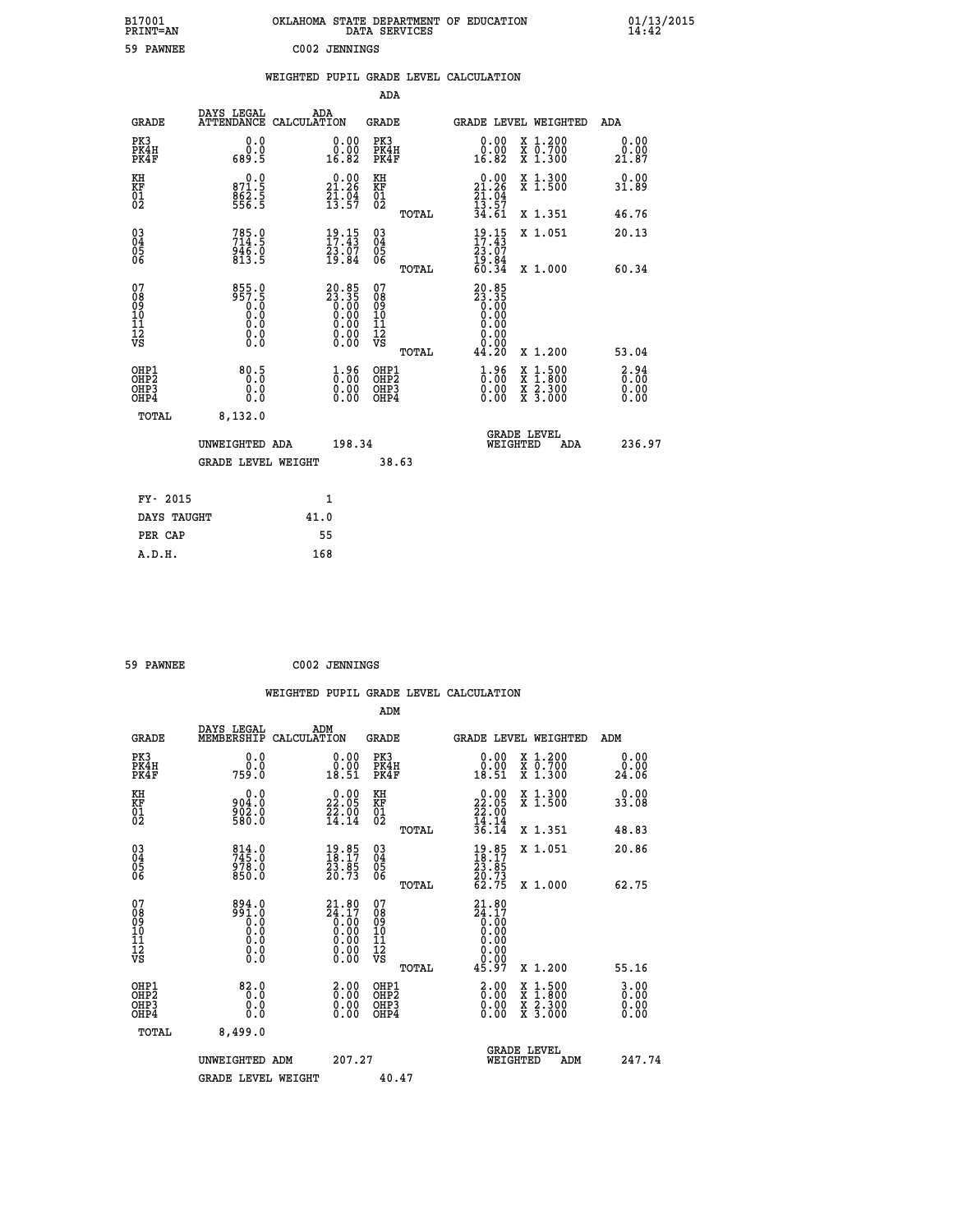B17001 OKLAHOMA STATE DEPARTMENT OF EDUCATION 01/13/2015
PRINT=AN DATA SERVICES 14:42

59 PAWNEE C002 JENNINGS

WEIGHTED PUPIL GRADE LEVEL CALCULATION

ADA

| GRADE | DAYS LEGAL ATTENDANCE | ADA CALCULATION | GRADE | GRADE LEVEL | WEIGHTED | ADA |
|---|---|---|---|---|---|---|
| PK3 | 0.0 | 0.00 | PK3 | 0.00 | X 1.200 | 0.00 |
| PK4H | 0.0 | 0.00 | PK4H | 0.00 | X 0.700 | 0.00 |
| PK4F | 689.5 | 16.82 | PK4F | 16.82 | X 1.300 | 21.87 |
| KH | 0.0 | 0.00 | KH | 0.00 | X 1.300 | 0.00 |
| KF | 871.5 | 21.26 | KF | 21.26 | X 1.500 | 31.89 |
| 01 | 862.5 | 21.04 | 01 | 21.04 | | |
| 02 | 556.5 | 13.57 | 02 | 13.57 | | |
| | | | TOTAL | 34.61 | X 1.351 | 46.76 |
| 03 | 785.0 | 19.15 | 03 | 19.15 | X 1.051 | 20.13 |
| 04 | 714.5 | 17.43 | 04 | 17.43 | | |
| 05 | 946.0 | 23.07 | 05 | 23.07 | | |
| 06 | 813.5 | 19.84 | 06 | 19.84 | | |
| | | | TOTAL | 60.34 | X 1.000 | 60.34 |
| 07 | 855.0 | 20.85 | 07 | 20.85 | | |
| 08 | 957.5 | 23.35 | 08 | 23.35 | | |
| 09 | 0.0 | 0.00 | 09 | 0.00 | | |
| 10 | 0.0 | 0.00 | 10 | 0.00 | | |
| 11 | 0.0 | 0.00 | 11 | 0.00 | | |
| 12 | 0.0 | 0.00 | 12 | 0.00 | | |
| VS | 0.0 | 0.00 | VS | 0.00 | | |
| | | | TOTAL | 44.20 | X 1.200 | 53.04 |
| OHP1 | 80.5 | 1.96 | OHP1 | 1.96 | X 1.500 | 2.94 |
| OHP2 | 0.0 | 0.00 | OHP2 | 0.00 | X 1.800 | 0.00 |
| OHP3 | 0.0 | 0.00 | OHP3 | 0.00 | X 2.300 | 0.00 |
| OHP4 | 0.0 | 0.00 | OHP4 | 0.00 | X 3.000 | 0.00 |
| TOTAL | 8,132.0 | | | | | |

UNWEIGHTED ADA 198.34 | GRADE LEVEL WEIGHTED ADA 236.97

GRADE LEVEL WEIGHT 38.63

| | |
|---|---|
| FY- 2015 | 1 |
| DAYS TAUGHT | 41.0 |
| PER CAP | 55 |
| A.D.H. | 168 |

59 PAWNEE C002 JENNINGS

WEIGHTED PUPIL GRADE LEVEL CALCULATION

ADM

| GRADE | DAYS LEGAL MEMBERSHIP | ADM CALCULATION | GRADE | GRADE LEVEL | WEIGHTED | ADM |
|---|---|---|---|---|---|---|
| PK3 | 0.0 | 0.00 | PK3 | 0.00 | X 1.200 | 0.00 |
| PK4H | 0.0 | 0.00 | PK4H | 0.00 | X 0.700 | 0.00 |
| PK4F | 759.0 | 18.51 | PK4F | 18.51 | X 1.300 | 24.06 |
| KH | 0.0 | 0.00 | KH | 0.00 | X 1.300 | 0.00 |
| KF | 904.0 | 22.05 | KF | 22.05 | X 1.500 | 33.08 |
| 01 | 902.0 | 22.00 | 01 | 22.00 | | |
| 02 | 580.0 | 14.14 | 02 | 14.14 | | |
| | | | TOTAL | 36.14 | X 1.351 | 48.83 |
| 03 | 814.0 | 19.85 | 03 | 19.85 | X 1.051 | 20.86 |
| 04 | 745.0 | 18.17 | 04 | 18.17 | | |
| 05 | 978.0 | 23.85 | 05 | 23.85 | | |
| 06 | 850.0 | 20.73 | 06 | 20.73 | | |
| | | | TOTAL | 62.75 | X 1.000 | 62.75 |
| 07 | 894.0 | 21.80 | 07 | 21.80 | | |
| 08 | 991.0 | 24.17 | 08 | 24.17 | | |
| 09 | 0.0 | 0.00 | 09 | 0.00 | | |
| 10 | 0.0 | 0.00 | 10 | 0.00 | | |
| 11 | 0.0 | 0.00 | 11 | 0.00 | | |
| 12 | 0.0 | 0.00 | 12 | 0.00 | | |
| VS | 0.0 | 0.00 | VS | 0.00 | | |
| | | | TOTAL | 45.97 | X 1.200 | 55.16 |
| OHP1 | 82.0 | 2.00 | OHP1 | 2.00 | X 1.500 | 3.00 |
| OHP2 | 0.0 | 0.00 | OHP2 | 0.00 | X 1.800 | 0.00 |
| OHP3 | 0.0 | 0.00 | OHP3 | 0.00 | X 2.300 | 0.00 |
| OHP4 | 0.0 | 0.00 | OHP4 | 0.00 | X 3.000 | 0.00 |
| TOTAL | 8,499.0 | | | | | |

UNWEIGHTED ADM 207.27 | GRADE LEVEL WEIGHTED ADM 247.74

GRADE LEVEL WEIGHT 40.47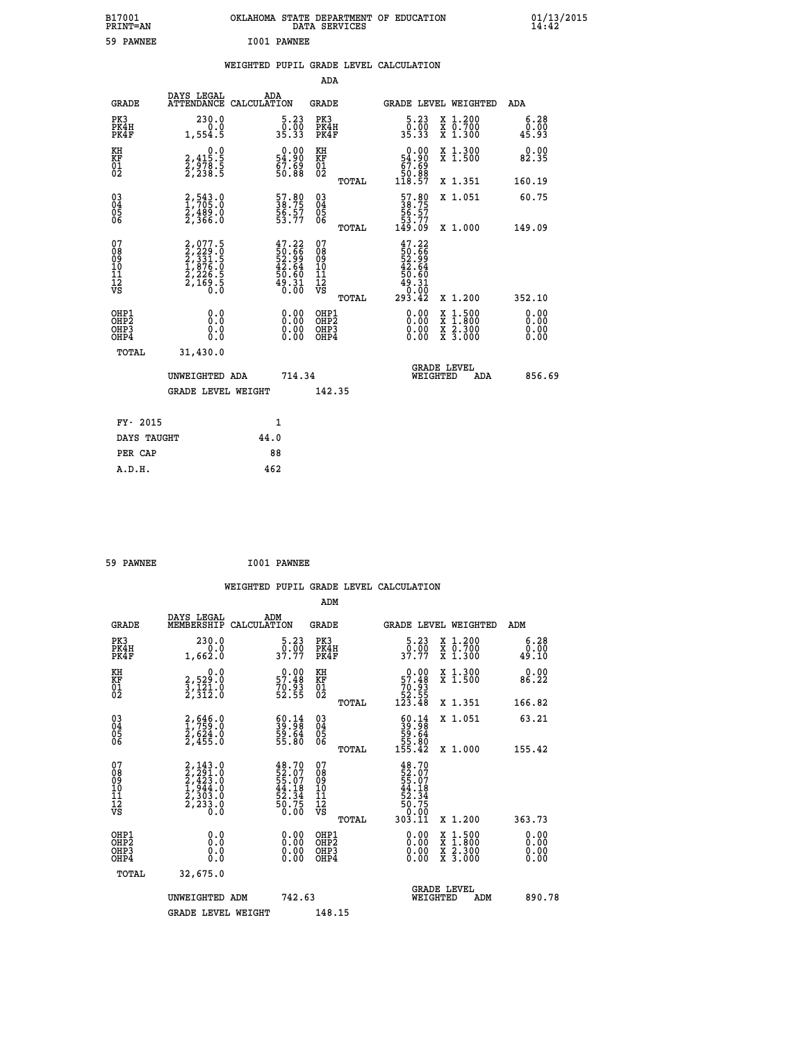B17001 OKLAHOMA STATE DEPARTMENT OF EDUCATION 01/13/2015
PRINT=AN DATA SERVICES 14:42

59 PAWNEE I001 PAWNEE

## WEIGHTED PUPIL GRADE LEVEL CALCULATION

### ADA

| GRADE | DAYS LEGAL ATTENDANCE | ADA CALCULATION | GRADE | | GRADE LEVEL | WEIGHTED | ADA |
|---|---|---|---|---|---|---|---|
| PK3 | 230.0 | 5.23 | PK3 | | 5.23 | X 1.200 | 6.28 |
| PK4H | 0.0 | 0.00 | PK4H | | 0.00 | X 0.700 | 0.00 |
| PK4F | 1,554.5 | 35.33 | PK4F | | 35.33 | X 1.300 | 45.93 |
| KH | 0.0 | 0.00 | KH | | 0.00 | X 1.300 | 0.00 |
| KF | 2,415.5 | 54.90 | KF | | 54.90 | X 1.500 | 82.35 |
| 01 | 2,978.5 | 67.69 | 01 | | 67.69 | | |
| 02 | 2,238.5 | 50.88 | 02 | | 50.88 | | |
| | | | | TOTAL | 118.57 | X 1.351 | 160.19 |
| 03 | 2,543.0 | 57.80 | 03 | | 57.80 | X 1.051 | 60.75 |
| 04 | 1,705.0 | 38.75 | 04 | | 38.75 | | |
| 05 | 2,489.0 | 56.57 | 05 | | 56.57 | | |
| 06 | 2,366.0 | 53.77 | 06 | | 53.77 | | |
| | | | | TOTAL | 149.09 | X 1.000 | 149.09 |
| 07 | 2,077.5 | 47.22 | 07 | | 47.22 | | |
| 08 | 2,229.0 | 50.66 | 08 | | 50.66 | | |
| 09 | 2,331.5 | 52.99 | 09 | | 52.99 | | |
| 10 | 1,876.0 | 42.64 | 10 | | 42.64 | | |
| 11 | 2,226.5 | 50.60 | 11 | | 50.60 | | |
| 12 | 2,169.5 | 49.31 | 12 | | 49.31 | | |
| VS | 0.0 | 0.00 | VS | | 0.00 | | |
| | | | | TOTAL | 293.42 | X 1.200 | 352.10 |
| OHP1 | 0.0 | 0.00 | OHP1 | | 0.00 | X 1.500 | 0.00 |
| OHP2 | 0.0 | 0.00 | OHP2 | | 0.00 | X 1.800 | 0.00 |
| OHP3 | 0.0 | 0.00 | OHP3 | | 0.00 | X 2.300 | 0.00 |
| OHP4 | 0.0 | 0.00 | OHP4 | | 0.00 | X 3.000 | 0.00 |
| TOTAL | 31,430.0 | | | | | | |

UNWEIGHTED ADA 714.34 — GRADE LEVEL WEIGHTED ADA 856.69

GRADE LEVEL WEIGHT 142.35

| FY- 2015 | 1 |
|---|---|
| DAYS TAUGHT | 44.0 |
| PER CAP | 88 |
| A.D.H. | 462 |

59 PAWNEE I001 PAWNEE

## WEIGHTED PUPIL GRADE LEVEL CALCULATION

### ADM

| GRADE | DAYS LEGAL MEMBERSHIP | ADM CALCULATION | GRADE | | GRADE LEVEL | WEIGHTED | ADM |
|---|---|---|---|---|---|---|---|
| PK3 | 230.0 | 5.23 | PK3 | | 5.23 | X 1.200 | 6.28 |
| PK4H | 0.0 | 0.00 | PK4H | | 0.00 | X 0.700 | 0.00 |
| PK4F | 1,662.0 | 37.77 | PK4F | | 37.77 | X 1.300 | 49.10 |
| KH | 0.0 | 0.00 | KH | | 0.00 | X 1.300 | 0.00 |
| KF | 2,529.0 | 57.48 | KF | | 57.48 | X 1.500 | 86.22 |
| 01 | 3,121.0 | 70.93 | 01 | | 70.93 | | |
| 02 | 2,312.0 | 52.55 | 02 | | 52.55 | | |
| | | | | TOTAL | 123.48 | X 1.351 | 166.82 |
| 03 | 2,646.0 | 60.14 | 03 | | 60.14 | X 1.051 | 63.21 |
| 04 | 1,759.0 | 39.98 | 04 | | 39.98 | | |
| 05 | 2,624.0 | 59.64 | 05 | | 59.64 | | |
| 06 | 2,455.0 | 55.80 | 06 | | 55.80 | | |
| | | | | TOTAL | 155.42 | X 1.000 | 155.42 |
| 07 | 2,143.0 | 48.70 | 07 | | 48.70 | | |
| 08 | 2,291.0 | 52.07 | 08 | | 52.07 | | |
| 09 | 2,423.0 | 55.07 | 09 | | 55.07 | | |
| 10 | 1,944.0 | 44.18 | 10 | | 44.18 | | |
| 11 | 2,303.0 | 52.34 | 11 | | 52.34 | | |
| 12 | 2,233.0 | 50.75 | 12 | | 50.75 | | |
| VS | 0.0 | 0.00 | VS | | 0.00 | | |
| | | | | TOTAL | 303.11 | X 1.200 | 363.73 |
| OHP1 | 0.0 | 0.00 | OHP1 | | 0.00 | X 1.500 | 0.00 |
| OHP2 | 0.0 | 0.00 | OHP2 | | 0.00 | X 1.800 | 0.00 |
| OHP3 | 0.0 | 0.00 | OHP3 | | 0.00 | X 2.300 | 0.00 |
| OHP4 | 0.0 | 0.00 | OHP4 | | 0.00 | X 3.000 | 0.00 |
| TOTAL | 32,675.0 | | | | | | |

UNWEIGHTED ADM 742.63 — GRADE LEVEL WEIGHTED ADM 890.78

GRADE LEVEL WEIGHT 148.15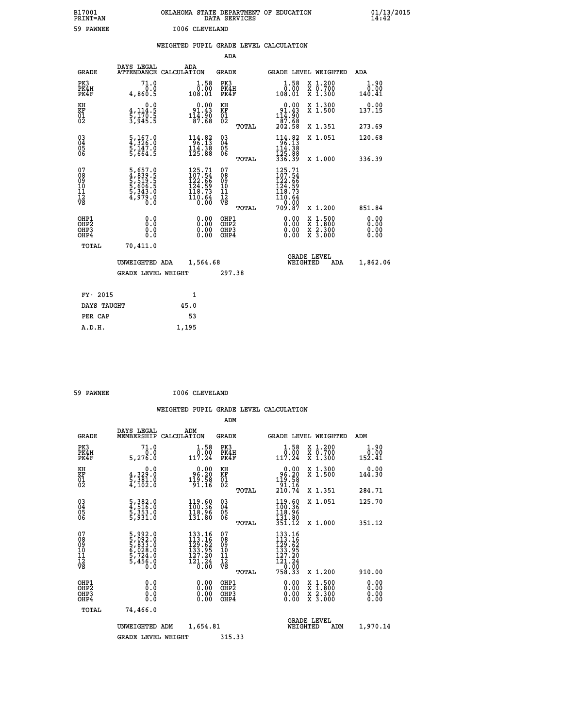B17001 PRINT=AN — OKLAHOMA STATE DEPARTMENT OF EDUCATION DATA SERVICES — 01/13/2015 14:42

59 PAWNEE — I006 CLEVELAND

## WEIGHTED PUPIL GRADE LEVEL CALCULATION

### ADA

| GRADE | DAYS LEGAL ATTENDANCE | ADA CALCULATION | GRADE | GRADE LEVEL | WEIGHTED | ADA |
|---|---|---|---|---|---|---|
| PK3 | 71.0 | 1.58 | PK3 | 1.58 | X 1.200 | 1.90 |
| PK4H | 0.0 | 0.00 | PK4H | 0.00 | X 0.700 | 0.00 |
| PK4F | 4,860.5 | 108.01 | PK4F | 108.01 | X 1.300 | 140.41 |
| KH | 0.0 | 0.00 | KH | 0.00 | X 1.300 | 0.00 |
| KF | 4,114.5 | 91.43 | KF | 91.43 | X 1.500 | 137.15 |
| 01 | 5,170.5 | 114.90 | 01 | 114.90 | | |
| 02 | 3,945.5 | 87.68 | 02 | 87.68 | | |
| | | | TOTAL | 202.58 | X 1.351 | 273.69 |
| 03 | 5,167.0 | 114.82 | 03 | 114.82 | X 1.051 | 120.68 |
| 04 | 4,326.0 | 96.13 | 04 | 96.13 | | |
| 05 | 5,147.0 | 114.38 | 05 | 114.38 | | |
| 06 | 5,664.5 | 125.88 | 06 | 125.88 | | |
| | | | TOTAL | 336.39 | X 1.000 | 336.39 |
| 07 | 5,657.0 | 125.71 | 07 | 125.71 | | |
| 08 | 4,839.5 | 107.54 | 08 | 107.54 | | |
| 09 | 5,519.5 | 122.66 | 09 | 122.66 | | |
| 10 | 5,606.5 | 124.59 | 10 | 124.59 | | |
| 11 | 5,343.0 | 118.73 | 11 | 118.73 | | |
| 12 | 4,979.0 | 110.64 | 12 | 110.64 | | |
| VS | 0.0 | 0.00 | VS | 0.00 | | |
| | | | TOTAL | 709.87 | X 1.200 | 851.84 |
| OHP1 | 0.0 | 0.00 | OHP1 | 0.00 | X 1.500 | 0.00 |
| OHP2 | 0.0 | 0.00 | OHP2 | 0.00 | X 1.800 | 0.00 |
| OHP3 | 0.0 | 0.00 | OHP3 | 0.00 | X 2.300 | 0.00 |
| OHP4 | 0.0 | 0.00 | OHP4 | 0.00 | X 3.000 | 0.00 |
| TOTAL | 70,411.0 | | | | | |

UNWEIGHTED ADA 1,564.68 — GRADE LEVEL WEIGHTED ADA 1,862.06

GRADE LEVEL WEIGHT 297.38

| | |
|---|---|
| FY- 2015 | 1 |
| DAYS TAUGHT | 45.0 |
| PER CAP | 53 |
| A.D.H. | 1,195 |

59 PAWNEE — I006 CLEVELAND

## WEIGHTED PUPIL GRADE LEVEL CALCULATION

### ADM

| GRADE | DAYS LEGAL MEMBERSHIP | ADM CALCULATION | GRADE | GRADE LEVEL | WEIGHTED | ADM |
|---|---|---|---|---|---|---|
| PK3 | 71.0 | 1.58 | PK3 | 1.58 | X 1.200 | 1.90 |
| PK4H | 0.0 | 0.00 | PK4H | 0.00 | X 0.700 | 0.00 |
| PK4F | 5,276.0 | 117.24 | PK4F | 117.24 | X 1.300 | 152.41 |
| KH | 0.0 | 0.00 | KH | 0.00 | X 1.300 | 0.00 |
| KF | 4,329.0 | 96.20 | KF | 96.20 | X 1.500 | 144.30 |
| 01 | 5,381.0 | 119.58 | 01 | 119.58 | | |
| 02 | 4,102.0 | 91.16 | 02 | 91.16 | | |
| | | | TOTAL | 210.74 | X 1.351 | 284.71 |
| 03 | 5,382.0 | 119.60 | 03 | 119.60 | X 1.051 | 125.70 |
| 04 | 4,516.0 | 100.36 | 04 | 100.36 | | |
| 05 | 5,353.0 | 118.96 | 05 | 118.96 | | |
| 06 | 5,931.0 | 131.80 | 06 | 131.80 | | |
| | | | TOTAL | 351.12 | X 1.000 | 351.12 |
| 07 | 5,992.0 | 133.16 | 07 | 133.16 | | |
| 08 | 5,092.0 | 113.16 | 08 | 113.16 | | |
| 09 | 5,833.0 | 129.62 | 09 | 129.62 | | |
| 10 | 6,028.0 | 133.95 | 10 | 133.95 | | |
| 11 | 5,724.0 | 127.20 | 11 | 127.20 | | |
| 12 | 5,456.0 | 121.24 | 12 | 121.24 | | |
| VS | 0.0 | 0.00 | VS | 0.00 | | |
| | | | TOTAL | 758.33 | X 1.200 | 910.00 |
| OHP1 | 0.0 | 0.00 | OHP1 | 0.00 | X 1.500 | 0.00 |
| OHP2 | 0.0 | 0.00 | OHP2 | 0.00 | X 1.800 | 0.00 |
| OHP3 | 0.0 | 0.00 | OHP3 | 0.00 | X 2.300 | 0.00 |
| OHP4 | 0.0 | 0.00 | OHP4 | 0.00 | X 3.000 | 0.00 |
| TOTAL | 74,466.0 | | | | | |

UNWEIGHTED ADM 1,654.81 — GRADE LEVEL WEIGHTED ADM 1,970.14

GRADE LEVEL WEIGHT 315.33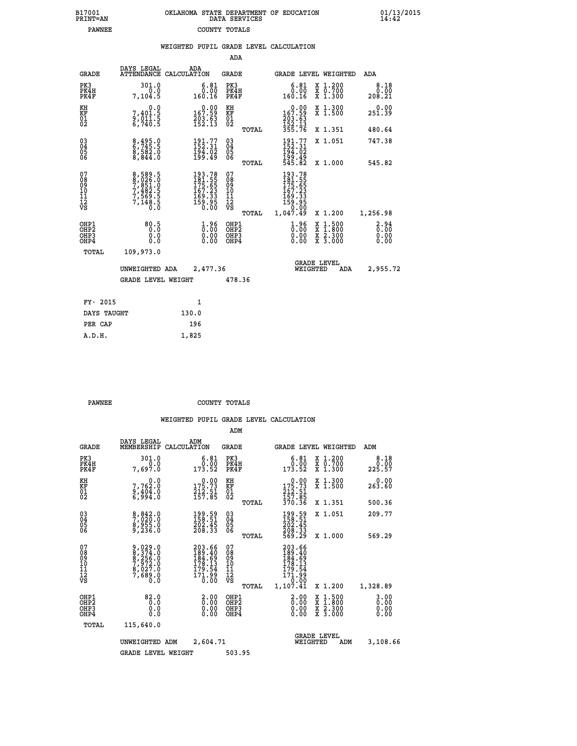B17001 PRINT=AN — OKLAHOMA STATE DEPARTMENT OF EDUCATION DATA SERVICES — 01/13/2015 14:42

PAWNEE — COUNTY TOTALS

WEIGHTED PUPIL GRADE LEVEL CALCULATION

ADA

| GRADE | DAYS LEGAL ATTENDANCE | ADA CALCULATION | GRADE | GRADE LEVEL | WEIGHTED | ADA |
|---|---|---|---|---|---|---|
| PK3 | 301.0 | 6.81 | PK3 | 6.81 | X 1.200 | 8.18 |
| PK4H | 0.0 | 0.00 | PK4H | 0.00 | X 0.700 | 0.00 |
| PK4F | 7,104.5 | 160.16 | PK4F | 160.16 | X 1.300 | 208.21 |
| KH | 0.0 | 0.00 | KH | 0.00 | X 1.300 | 0.00 |
| KF | 7,401.5 | 167.59 | KF | 167.59 | X 1.500 | 251.39 |
| 01 | 9,011.5 | 203.63 | 01 | 203.63 | | |
| 02 | 6,740.5 | 152.13 | 02 | 152.13 | | |
| | | | TOTAL | 355.76 | X 1.351 | 480.64 |
| 03 | 8,495.0 | 191.77 | 03 | 191.77 | X 1.051 | 747.38 |
| 04 | 6,745.5 | 152.31 | 04 | 152.31 | | |
| 05 | 8,582.0 | 194.02 | 05 | 194.02 | | |
| 06 | 8,844.0 | 199.49 | 06 | 199.49 | | |
| | | | TOTAL | 545.82 | X 1.000 | 545.82 |
| 07 | 8,589.5 | 193.78 | 07 | 193.78 | | |
| 08 | 8,026.0 | 181.55 | 08 | 181.55 | | |
| 09 | 7,851.0 | 175.65 | 09 | 175.65 | | |
| 10 | 7,482.5 | 167.23 | 10 | 167.23 | | |
| 11 | 7,569.5 | 169.33 | 11 | 169.33 | | |
| 12 | 7,148.5 | 159.95 | 12 | 159.95 | | |
| VS | 0.0 | 0.00 | VS | 0.00 | | |
| | | | TOTAL | 1,047.49 | X 1.200 | 1,256.98 |
| OHP1 | 80.5 | 1.96 | OHP1 | 1.96 | X 1.500 | 2.94 |
| OHP2 | 0.0 | 0.00 | OHP2 | 0.00 | X 1.800 | 0.00 |
| OHP3 | 0.0 | 0.00 | OHP3 | 0.00 | X 2.300 | 0.00 |
| OHP4 | 0.0 | 0.00 | OHP4 | 0.00 | X 3.000 | 0.00 |
| TOTAL | 109,973.0 | | | | | |

UNWEIGHTED ADA 2,477.36 — GRADE LEVEL WEIGHTED ADA 2,955.72

GRADE LEVEL WEIGHT 478.36

| FY- 2015 | 1 |
|---|---|
| DAYS TAUGHT | 130.0 |
| PER CAP | 196 |
| A.D.H. | 1,825 |

PAWNEE — COUNTY TOTALS

WEIGHTED PUPIL GRADE LEVEL CALCULATION

ADM

| GRADE | DAYS LEGAL MEMBERSHIP | ADM CALCULATION | GRADE | GRADE LEVEL | WEIGHTED | ADM |
|---|---|---|---|---|---|---|
| PK3 | 301.0 | 6.81 | PK3 | 6.81 | X 1.200 | 8.18 |
| PK4H | 0.0 | 0.00 | PK4H | 0.00 | X 0.700 | 0.00 |
| PK4F | 7,697.0 | 173.52 | PK4F | 173.52 | X 1.300 | 225.57 |
| KH | 0.0 | 0.00 | KH | 0.00 | X 1.300 | 0.00 |
| KF | 7,762.0 | 175.73 | KF | 175.73 | X 1.500 | 263.60 |
| 01 | 9,404.0 | 212.51 | 01 | 212.51 | | |
| 02 | 6,994.0 | 157.85 | 02 | 157.85 | | |
| | | | TOTAL | 370.36 | X 1.351 | 500.36 |
| 03 | 8,842.0 | 199.59 | 03 | 199.59 | X 1.051 | 209.77 |
| 04 | 7,020.0 | 158.51 | 04 | 158.51 | | |
| 05 | 8,955.0 | 202.45 | 05 | 202.45 | | |
| 06 | 9,236.0 | 208.33 | 06 | 208.33 | | |
| | | | TOTAL | 569.29 | X 1.000 | 569.29 |
| 07 | 9,029.0 | 203.66 | 07 | 203.66 | | |
| 08 | 8,374.0 | 189.40 | 08 | 189.40 | | |
| 09 | 8,256.0 | 184.69 | 09 | 184.69 | | |
| 10 | 7,972.0 | 178.13 | 10 | 178.13 | | |
| 11 | 8,027.0 | 179.54 | 11 | 179.54 | | |
| 12 | 7,689.0 | 171.99 | 12 | 171.99 | | |
| VS | 0.0 | 0.00 | VS | 0.00 | | |
| | | | TOTAL | 1,107.41 | X 1.200 | 1,328.89 |
| OHP1 | 82.0 | 2.00 | OHP1 | 2.00 | X 1.500 | 3.00 |
| OHP2 | 0.0 | 0.00 | OHP2 | 0.00 | X 1.800 | 0.00 |
| OHP3 | 0.0 | 0.00 | OHP3 | 0.00 | X 2.300 | 0.00 |
| OHP4 | 0.0 | 0.00 | OHP4 | 0.00 | X 3.000 | 0.00 |
| TOTAL | 115,640.0 | | | | | |

UNWEIGHTED ADM 2,604.71 — GRADE LEVEL WEIGHTED ADM 3,108.66

GRADE LEVEL WEIGHT 503.95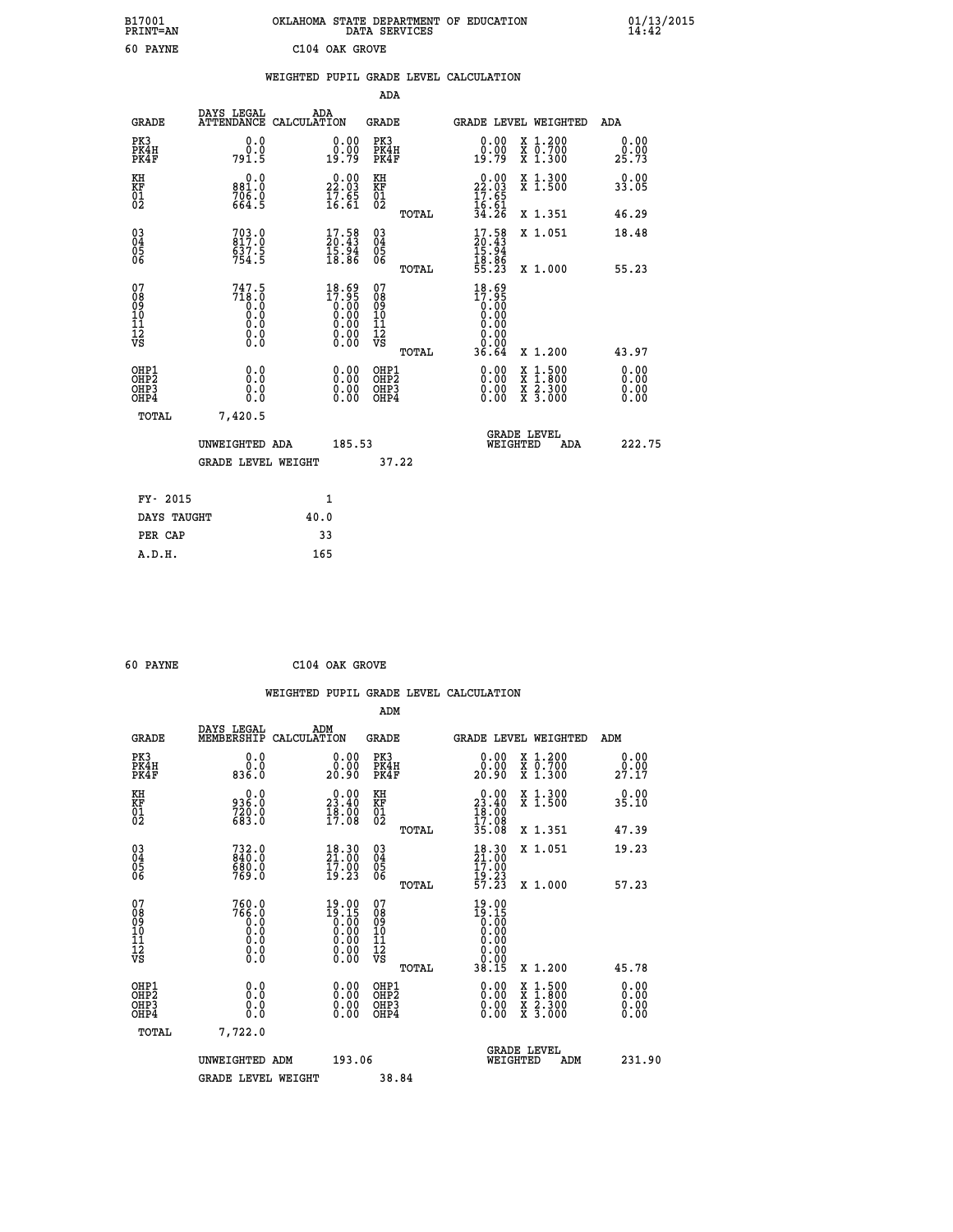B17001 OKLAHOMA STATE DEPARTMENT OF EDUCATION 01/13/2015
PRINT=AN DATA SERVICES 14:42

60 PAYNE C104 OAK GROVE

WEIGHTED PUPIL GRADE LEVEL CALCULATION

ADA

| GRADE | DAYS LEGAL ATTENDANCE | ADA CALCULATION | GRADE | | GRADE LEVEL | WEIGHTED | ADA |
|---|---|---|---|---|---|---|---|
| PK3 | 0.0 | 0.00 | PK3 | | 0.00 | X 1.200 | 0.00 |
| PK4H | 0.0 | 0.00 | PK4H | | 0.00 | X 0.700 | 0.00 |
| PK4F | 791.5 | 19.79 | PK4F | | 19.79 | X 1.300 | 25.73 |
| KH | 0.0 | 0.00 | KH | | 0.00 | X 1.300 | 0.00 |
| KF | 881.0 | 22.03 | KF | | 22.03 | X 1.500 | 33.05 |
| 01 | 706.0 | 17.65 | 01 | | 17.65 | | |
| 02 | 664.5 | 16.61 | 02 | | 16.61 | | |
| | | | | TOTAL | 34.26 | X 1.351 | 46.29 |
| 03 | 703.0 | 17.58 | 03 | | 17.58 | X 1.051 | 18.48 |
| 04 | 817.0 | 20.43 | 04 | | 20.43 | | |
| 05 | 637.5 | 15.94 | 05 | | 15.94 | | |
| 06 | 754.5 | 18.86 | 06 | | 18.86 | | |
| | | | | TOTAL | 55.23 | X 1.000 | 55.23 |
| 07 | 747.5 | 18.69 | 07 | | 18.69 | | |
| 08 | 718.0 | 17.95 | 08 | | 17.95 | | |
| 09 | 0.0 | 0.00 | 09 | | 0.00 | | |
| 10 | 0.0 | 0.00 | 10 | | 0.00 | | |
| 11 | 0.0 | 0.00 | 11 | | 0.00 | | |
| 12 | 0.0 | 0.00 | 12 | | 0.00 | | |
| VS | 0.0 | 0.00 | VS | | 0.00 | | |
| | | | | TOTAL | 36.64 | X 1.200 | 43.97 |
| OHP1 | 0.0 | 0.00 | OHP1 | | 0.00 | X 1.500 | 0.00 |
| OHP2 | 0.0 | 0.00 | OHP2 | | 0.00 | X 1.800 | 0.00 |
| OHP3 | 0.0 | 0.00 | OHP3 | | 0.00 | X 2.300 | 0.00 |
| OHP4 | 0.0 | 0.00 | OHP4 | | 0.00 | X 3.000 | 0.00 |
| TOTAL | 7,420.5 | | | | | | |

UNWEIGHTED ADA 185.53 GRADE LEVEL WEIGHTED ADA 222.75

GRADE LEVEL WEIGHT 37.22

| FY- 2015 | 1 |
|---|---|
| DAYS TAUGHT | 40.0 |
| PER CAP | 33 |
| A.D.H. | 165 |

60 PAYNE C104 OAK GROVE

WEIGHTED PUPIL GRADE LEVEL CALCULATION

ADM

| GRADE | DAYS LEGAL MEMBERSHIP | ADM CALCULATION | GRADE | | GRADE LEVEL | WEIGHTED | ADM |
|---|---|---|---|---|---|---|---|
| PK3 | 0.0 | 0.00 | PK3 | | 0.00 | X 1.200 | 0.00 |
| PK4H | 0.0 | 0.00 | PK4H | | 0.00 | X 0.700 | 0.00 |
| PK4F | 836.0 | 20.90 | PK4F | | 20.90 | X 1.300 | 27.17 |
| KH | 0.0 | 0.00 | KH | | 0.00 | X 1.300 | 0.00 |
| KF | 936.0 | 23.40 | KF | | 23.40 | X 1.500 | 35.10 |
| 01 | 720.0 | 18.00 | 01 | | 18.00 | | |
| 02 | 683.0 | 17.08 | 02 | | 17.08 | | |
| | | | | TOTAL | 35.08 | X 1.351 | 47.39 |
| 03 | 732.0 | 18.30 | 03 | | 18.30 | X 1.051 | 19.23 |
| 04 | 840.0 | 21.00 | 04 | | 21.00 | | |
| 05 | 680.0 | 17.00 | 05 | | 17.00 | | |
| 06 | 769.0 | 19.23 | 06 | | 19.23 | | |
| | | | | TOTAL | 57.23 | X 1.000 | 57.23 |
| 07 | 760.0 | 19.00 | 07 | | 19.00 | | |
| 08 | 766.0 | 19.15 | 08 | | 19.15 | | |
| 09 | 0.0 | 0.00 | 09 | | 0.00 | | |
| 10 | 0.0 | 0.00 | 10 | | 0.00 | | |
| 11 | 0.0 | 0.00 | 11 | | 0.00 | | |
| 12 | 0.0 | 0.00 | 12 | | 0.00 | | |
| VS | 0.0 | 0.00 | VS | | 0.00 | | |
| | | | | TOTAL | 38.15 | X 1.200 | 45.78 |
| OHP1 | 0.0 | 0.00 | OHP1 | | 0.00 | X 1.500 | 0.00 |
| OHP2 | 0.0 | 0.00 | OHP2 | | 0.00 | X 1.800 | 0.00 |
| OHP3 | 0.0 | 0.00 | OHP3 | | 0.00 | X 2.300 | 0.00 |
| OHP4 | 0.0 | 0.00 | OHP4 | | 0.00 | X 3.000 | 0.00 |
| TOTAL | 7,722.0 | | | | | | |

UNWEIGHTED ADM 193.06 GRADE LEVEL WEIGHTED ADM 231.90

GRADE LEVEL WEIGHT 38.84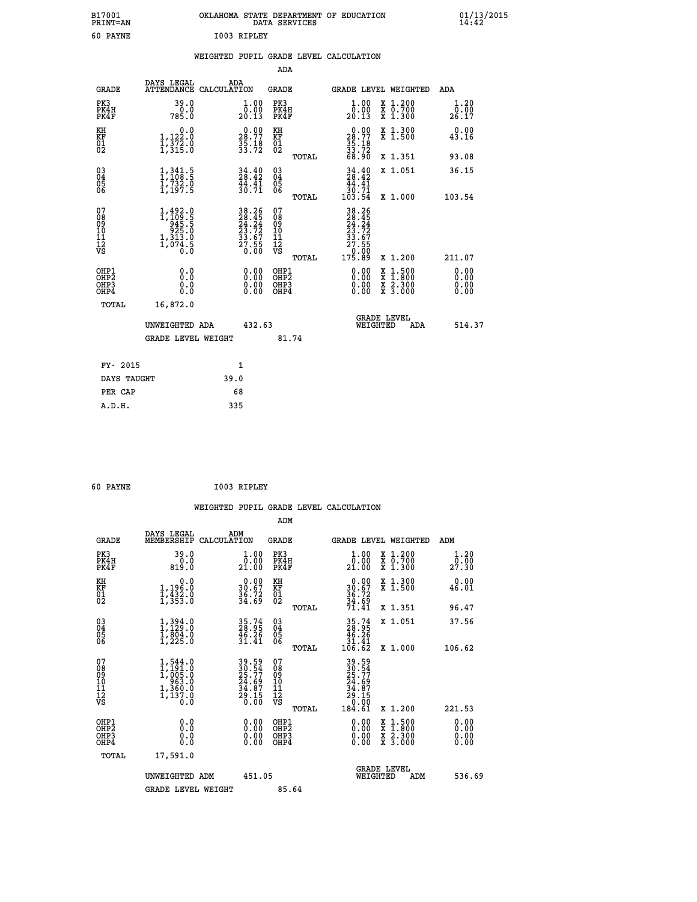B17001 OKLAHOMA STATE DEPARTMENT OF EDUCATION 01/13/2015
PRINT=AN DATA SERVICES 14:42

60 PAYNE I003 RIPLEY

## WEIGHTED PUPIL GRADE LEVEL CALCULATION

### ADA

| GRADE | DAYS LEGAL ATTENDANCE | ADA CALCULATION | GRADE | | GRADE LEVEL | WEIGHTED | ADA |
|---|---|---|---|---|---|---|---|
| PK3 | 39.0 | 1.00 | PK3 | | 1.00 | X 1.200 | 1.20 |
| PK4H | 0.0 | 0.00 | PK4H | | 0.00 | X 0.700 | 0.00 |
| PK4F | 785.0 | 20.13 | PK4F | | 20.13 | X 1.300 | 26.17 |
| KH | 0.0 | 0.00 | KH | | 0.00 | X 1.300 | 0.00 |
| KF | 1,122.0 | 28.77 | KF | | 28.77 | X 1.500 | 43.16 |
| 01 | 1,372.0 | 35.18 | 01 | | 35.18 | | |
| 02 | 1,315.0 | 33.72 | 02 | | 33.72 | | |
| | | | | TOTAL | 68.90 | X 1.351 | 93.08 |
| 03 | 1,341.5 | 34.40 | 03 | | 34.40 | X 1.051 | 36.15 |
| 04 | 1,108.5 | 28.42 | 04 | | 28.42 | | |
| 05 | 1,732.0 | 44.41 | 05 | | 44.41 | | |
| 06 | 1,197.5 | 30.71 | 06 | | 30.71 | | |
| | | | | TOTAL | 103.54 | X 1.000 | 103.54 |
| 07 | 1,492.0 | 38.26 | 07 | | 38.26 | | |
| 08 | 1,109.5 | 28.45 | 08 | | 28.45 | | |
| 09 | 945.5 | 24.24 | 09 | | 24.24 | | |
| 10 | 925.0 | 23.72 | 10 | | 23.72 | | |
| 11 | 1,313.0 | 33.67 | 11 | | 33.67 | | |
| 12 | 1,074.5 | 27.55 | 12 | | 27.55 | | |
| VS | 0.0 | 0.00 | VS | | 0.00 | | |
| | | | | TOTAL | 175.89 | X 1.200 | 211.07 |
| OHP1 | 0.0 | 0.00 | OHP1 | | 0.00 | X 1.500 | 0.00 |
| OHP2 | 0.0 | 0.00 | OHP2 | | 0.00 | X 1.800 | 0.00 |
| OHP3 | 0.0 | 0.00 | OHP3 | | 0.00 | X 2.300 | 0.00 |
| OHP4 | 0.0 | 0.00 | OHP4 | | 0.00 | X 3.000 | 0.00 |
| TOTAL | 16,872.0 | | | | | | |

UNWEIGHTED ADA 432.63 GRADE LEVEL WEIGHTED ADA 514.37

GRADE LEVEL WEIGHT 81.74

| FY- 2015 | 1 |
|---|---|
| DAYS TAUGHT | 39.0 |
| PER CAP | 68 |
| A.D.H. | 335 |

60 PAYNE I003 RIPLEY

## WEIGHTED PUPIL GRADE LEVEL CALCULATION

### ADM

| GRADE | DAYS LEGAL MEMBERSHIP | ADM CALCULATION | GRADE | | GRADE LEVEL | WEIGHTED | ADM |
|---|---|---|---|---|---|---|---|
| PK3 | 39.0 | 1.00 | PK3 | | 1.00 | X 1.200 | 1.20 |
| PK4H | 0.0 | 0.00 | PK4H | | 0.00 | X 0.700 | 0.00 |
| PK4F | 819.0 | 21.00 | PK4F | | 21.00 | X 1.300 | 27.30 |
| KH | 0.0 | 0.00 | KH | | 0.00 | X 1.300 | 0.00 |
| KF | 1,196.0 | 30.67 | KF | | 30.67 | X 1.500 | 46.01 |
| 01 | 1,432.0 | 36.72 | 01 | | 36.72 | | |
| 02 | 1,353.0 | 34.69 | 02 | | 34.69 | | |
| | | | | TOTAL | 71.41 | X 1.351 | 96.47 |
| 03 | 1,394.0 | 35.74 | 03 | | 35.74 | X 1.051 | 37.56 |
| 04 | 1,129.0 | 28.95 | 04 | | 28.95 | | |
| 05 | 1,804.0 | 46.26 | 05 | | 46.26 | | |
| 06 | 1,225.0 | 31.41 | 06 | | 31.41 | | |
| | | | | TOTAL | 106.62 | X 1.000 | 106.62 |
| 07 | 1,544.0 | 39.59 | 07 | | 39.59 | | |
| 08 | 1,191.0 | 30.54 | 08 | | 30.54 | | |
| 09 | 1,005.0 | 25.77 | 09 | | 25.77 | | |
| 10 | 963.0 | 24.69 | 10 | | 24.69 | | |
| 11 | 1,360.0 | 34.87 | 11 | | 34.87 | | |
| 12 | 1,137.0 | 29.15 | 12 | | 29.15 | | |
| VS | 0.0 | 0.00 | VS | | 0.00 | | |
| | | | | TOTAL | 184.61 | X 1.200 | 221.53 |
| OHP1 | 0.0 | 0.00 | OHP1 | | 0.00 | X 1.500 | 0.00 |
| OHP2 | 0.0 | 0.00 | OHP2 | | 0.00 | X 1.800 | 0.00 |
| OHP3 | 0.0 | 0.00 | OHP3 | | 0.00 | X 2.300 | 0.00 |
| OHP4 | 0.0 | 0.00 | OHP4 | | 0.00 | X 3.000 | 0.00 |
| TOTAL | 17,591.0 | | | | | | |

UNWEIGHTED ADM 451.05 GRADE LEVEL WEIGHTED ADM 536.69

GRADE LEVEL WEIGHT 85.64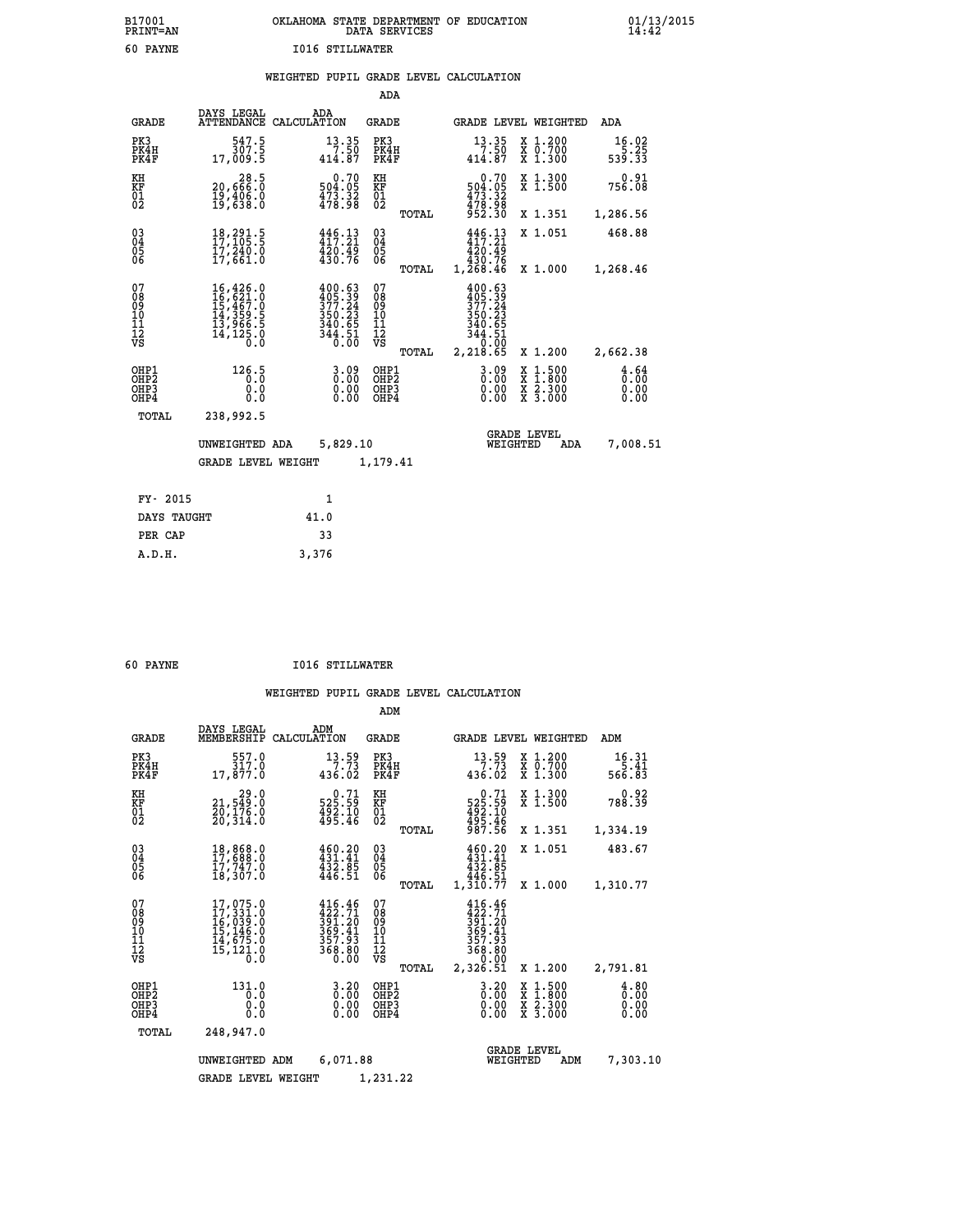B17001 OKLAHOMA STATE DEPARTMENT OF EDUCATION 01/13/2015
PRINT=AN DATA SERVICES 14:42
60 PAYNE I016 STILLWATER

## WEIGHTED PUPIL GRADE LEVEL CALCULATION

### ADA

| GRADE | DAYS LEGAL ATTENDANCE | ADA CALCULATION | GRADE | GRADE LEVEL | WEIGHTED | ADA |
|---|---|---|---|---|---|---|
| PK3 | 547.5 | 13.35 | PK3 | 13.35 | X 1.200 | 16.02 |
| PK4H | 307.5 | 7.50 | PK4H | 7.50 | X 0.700 | 5.25 |
| PK4F | 17,009.5 | 414.87 | PK4F | 414.87 | X 1.300 | 539.33 |
| KH | 28.5 | 0.70 | KH | 0.70 | X 1.300 | 0.91 |
| KF | 20,666.0 | 504.05 | KF | 504.05 | X 1.500 | 756.08 |
| 01 | 19,406.0 | 473.32 | 01 | 473.32 | | |
| 02 | 19,638.0 | 478.98 | 02 | 478.98 | | |
| | | | TOTAL | 952.30 | X 1.351 | 1,286.56 |
| 03 | 18,291.5 | 446.13 | 03 | 446.13 | X 1.051 | 468.88 |
| 04 | 17,105.5 | 417.21 | 04 | 417.21 | | |
| 05 | 17,240.0 | 420.49 | 05 | 420.49 | | |
| 06 | 17,661.0 | 430.76 | 06 | 430.76 | | |
| | | | TOTAL | 1,268.46 | X 1.000 | 1,268.46 |
| 07 | 16,426.0 | 400.63 | 07 | 400.63 | | |
| 08 | 16,621.0 | 405.39 | 08 | 405.39 | | |
| 09 | 15,467.0 | 377.24 | 09 | 377.24 | | |
| 10 | 14,359.5 | 350.23 | 10 | 350.23 | | |
| 11 | 13,966.5 | 340.65 | 11 | 340.65 | | |
| 12 | 14,125.0 | 344.51 | 12 | 344.51 | | |
| VS | 0.0 | 0.00 | VS | 0.00 | | |
| | | | TOTAL | 2,218.65 | X 1.200 | 2,662.38 |
| OHP1 | 126.5 | 3.09 | OHP1 | 3.09 | X 1.500 | 4.64 |
| OHP2 | 0.0 | 0.00 | OHP2 | 0.00 | X 1.800 | 0.00 |
| OHP3 | 0.0 | 0.00 | OHP3 | 0.00 | X 2.300 | 0.00 |
| OHP4 | 0.0 | 0.00 | OHP4 | 0.00 | X 3.000 | 0.00 |
| TOTAL | 238,992.5 | | | | | |

UNWEIGHTED ADA 5,829.10 — GRADE LEVEL WEIGHTED ADA 7,008.51

GRADE LEVEL WEIGHT 1,179.41

| FY- 2015 | 1 |
|---|---|
| DAYS TAUGHT | 41.0 |
| PER CAP | 33 |
| A.D.H. | 3,376 |

60 PAYNE I016 STILLWATER

## WEIGHTED PUPIL GRADE LEVEL CALCULATION

### ADM

| GRADE | DAYS LEGAL MEMBERSHIP | ADM CALCULATION | GRADE | GRADE LEVEL | WEIGHTED | ADM |
|---|---|---|---|---|---|---|
| PK3 | 557.0 | 13.59 | PK3 | 13.59 | X 1.200 | 16.31 |
| PK4H | 317.0 | 7.73 | PK4H | 7.73 | X 0.700 | 5.41 |
| PK4F | 17,877.0 | 436.02 | PK4F | 436.02 | X 1.300 | 566.83 |
| KH | 29.0 | 0.71 | KH | 0.71 | X 1.300 | 0.92 |
| KF | 21,549.0 | 525.59 | KF | 525.59 | X 1.500 | 788.39 |
| 01 | 20,176.0 | 492.10 | 01 | 492.10 | | |
| 02 | 20,314.0 | 495.46 | 02 | 495.46 | | |
| | | | TOTAL | 987.56 | X 1.351 | 1,334.19 |
| 03 | 18,868.0 | 460.20 | 03 | 460.20 | X 1.051 | 483.67 |
| 04 | 17,688.0 | 431.41 | 04 | 431.41 | | |
| 05 | 17,747.0 | 432.85 | 05 | 432.85 | | |
| 06 | 18,307.0 | 446.51 | 06 | 446.51 | | |
| | | | TOTAL | 1,310.77 | X 1.000 | 1,310.77 |
| 07 | 17,075.0 | 416.46 | 07 | 416.46 | | |
| 08 | 17,331.0 | 422.71 | 08 | 422.71 | | |
| 09 | 16,039.0 | 391.20 | 09 | 391.20 | | |
| 10 | 15,146.0 | 369.41 | 10 | 369.41 | | |
| 11 | 14,675.0 | 357.93 | 11 | 357.93 | | |
| 12 | 15,121.0 | 368.80 | 12 | 368.80 | | |
| VS | 0.0 | 0.00 | VS | 0.00 | | |
| | | | TOTAL | 2,326.51 | X 1.200 | 2,791.81 |
| OHP1 | 131.0 | 3.20 | OHP1 | 3.20 | X 1.500 | 4.80 |
| OHP2 | 0.0 | 0.00 | OHP2 | 0.00 | X 1.800 | 0.00 |
| OHP3 | 0.0 | 0.00 | OHP3 | 0.00 | X 2.300 | 0.00 |
| OHP4 | 0.0 | 0.00 | OHP4 | 0.00 | X 3.000 | 0.00 |
| TOTAL | 248,947.0 | | | | | |

UNWEIGHTED ADM 6,071.88 — GRADE LEVEL WEIGHTED ADM 7,303.10

GRADE LEVEL WEIGHT 1,231.22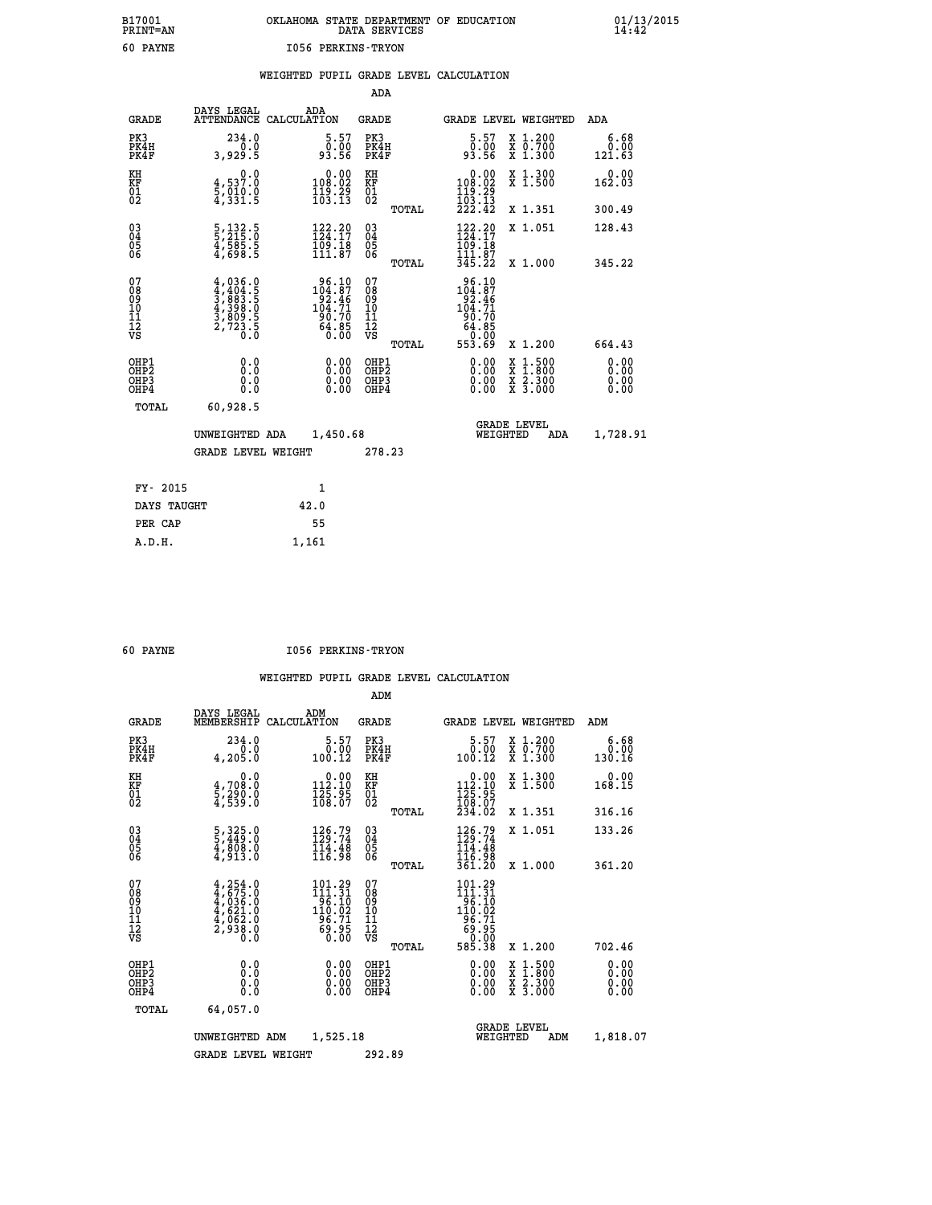B17001 PRINT=AN — OKLAHOMA STATE DEPARTMENT OF EDUCATION DATA SERVICES — 01/13/2015 14:42

60 PAYNE — I056 PERKINS-TRYON

## WEIGHTED PUPIL GRADE LEVEL CALCULATION

### ADA

| GRADE | DAYS LEGAL ATTENDANCE | ADA CALCULATION | GRADE | GRADE LEVEL | WEIGHTED | ADA |
|---|---|---|---|---|---|---|
| PK3 | 234.0 | 5.57 | PK3 | 5.57 | X 1.200 | 6.68 |
| PK4H | 0.0 | 0.00 | PK4H | 0.00 | X 0.700 | 0.00 |
| PK4F | 3,929.5 | 93.56 | PK4F | 93.56 | X 1.300 | 121.63 |
| KH | 0.0 | 0.00 | KH | 0.00 | X 1.300 | 0.00 |
| KF | 4,537.0 | 108.02 | KF | 108.02 | X 1.500 | 162.03 |
| 01 | 5,010.0 | 119.29 | 01 | 119.29 | | |
| 02 | 4,331.5 | 103.13 | 02 | 103.13 | | |
| | | | TOTAL | 222.42 | X 1.351 | 300.49 |
| 03 | 5,132.5 | 122.20 | 03 | 122.20 | X 1.051 | 128.43 |
| 04 | 5,215.0 | 124.17 | 04 | 124.17 | | |
| 05 | 4,585.5 | 109.18 | 05 | 109.18 | | |
| 06 | 4,698.5 | 111.87 | 06 | 111.87 | | |
| | | | TOTAL | 345.22 | X 1.000 | 345.22 |
| 07 | 4,036.0 | 96.10 | 07 | 96.10 | | |
| 08 | 4,404.5 | 104.87 | 08 | 104.87 | | |
| 09 | 3,883.5 | 92.46 | 09 | 92.46 | | |
| 10 | 4,398.0 | 104.71 | 10 | 104.71 | | |
| 11 | 3,809.5 | 90.70 | 11 | 90.70 | | |
| 12 | 2,723.5 | 64.85 | 12 | 64.85 | | |
| VS | 0.0 | 0.00 | VS | 0.00 | | |
| | | | TOTAL | 553.69 | X 1.200 | 664.43 |
| OHP1 | 0.0 | 0.00 | OHP1 | 0.00 | X 1.500 | 0.00 |
| OHP2 | 0.0 | 0.00 | OHP2 | 0.00 | X 1.800 | 0.00 |
| OHP3 | 0.0 | 0.00 | OHP3 | 0.00 | X 2.300 | 0.00 |
| OHP4 | 0.0 | 0.00 | OHP4 | 0.00 | X 3.000 | 0.00 |
| TOTAL | 60,928.5 | | | | | |

UNWEIGHTED ADA 1,450.68 — GRADE LEVEL WEIGHTED ADA 1,728.91

GRADE LEVEL WEIGHT 278.23

| FY- 2015 | 1 |
|---|---|
| DAYS TAUGHT | 42.0 |
| PER CAP | 55 |
| A.D.H. | 1,161 |

60 PAYNE — I056 PERKINS-TRYON

## WEIGHTED PUPIL GRADE LEVEL CALCULATION

### ADM

| GRADE | DAYS LEGAL MEMBERSHIP | ADM CALCULATION | GRADE | GRADE LEVEL | WEIGHTED | ADM |
|---|---|---|---|---|---|---|
| PK3 | 234.0 | 5.57 | PK3 | 5.57 | X 1.200 | 6.68 |
| PK4H | 0.0 | 0.00 | PK4H | 0.00 | X 0.700 | 0.00 |
| PK4F | 4,205.0 | 100.12 | PK4F | 100.12 | X 1.300 | 130.16 |
| KH | 0.0 | 0.00 | KH | 0.00 | X 1.300 | 0.00 |
| KF | 4,708.0 | 112.10 | KF | 112.10 | X 1.500 | 168.15 |
| 01 | 5,290.0 | 125.95 | 01 | 125.95 | | |
| 02 | 4,539.0 | 108.07 | 02 | 108.07 | | |
| | | | TOTAL | 234.02 | X 1.351 | 316.16 |
| 03 | 5,325.0 | 126.79 | 03 | 126.79 | X 1.051 | 133.26 |
| 04 | 5,449.0 | 129.74 | 04 | 129.74 | | |
| 05 | 4,808.0 | 114.48 | 05 | 114.48 | | |
| 06 | 4,913.0 | 116.98 | 06 | 116.98 | | |
| | | | TOTAL | 361.20 | X 1.000 | 361.20 |
| 07 | 4,254.0 | 101.29 | 07 | 101.29 | | |
| 08 | 4,675.0 | 111.31 | 08 | 111.31 | | |
| 09 | 4,036.0 | 96.10 | 09 | 96.10 | | |
| 10 | 4,621.0 | 110.02 | 10 | 110.02 | | |
| 11 | 4,062.0 | 96.71 | 11 | 96.71 | | |
| 12 | 2,938.0 | 69.95 | 12 | 69.95 | | |
| VS | 0.0 | 0.00 | VS | 0.00 | | |
| | | | TOTAL | 585.38 | X 1.200 | 702.46 |
| OHP1 | 0.0 | 0.00 | OHP1 | 0.00 | X 1.500 | 0.00 |
| OHP2 | 0.0 | 0.00 | OHP2 | 0.00 | X 1.800 | 0.00 |
| OHP3 | 0.0 | 0.00 | OHP3 | 0.00 | X 2.300 | 0.00 |
| OHP4 | 0.0 | 0.00 | OHP4 | 0.00 | X 3.000 | 0.00 |
| TOTAL | 64,057.0 | | | | | |

UNWEIGHTED ADM 1,525.18 — GRADE LEVEL WEIGHTED ADM 1,818.07

GRADE LEVEL WEIGHT 292.89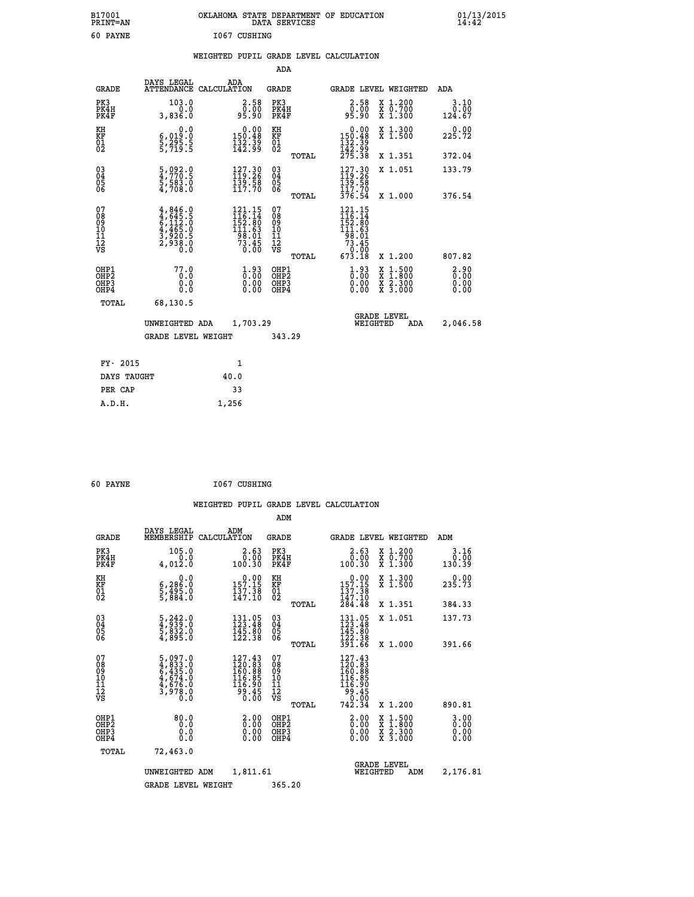B17001 OKLAHOMA STATE DEPARTMENT OF EDUCATION 01/13/2015
PRINT=AN DATA SERVICES 14:42

60 PAYNE I067 CUSHING

## WEIGHTED PUPIL GRADE LEVEL CALCULATION

### ADA

| GRADE | DAYS LEGAL ATTENDANCE | ADA CALCULATION | GRADE | GRADE LEVEL | WEIGHTED | ADA |
|---|---|---|---|---|---|---|
| PK3 | 103.0 | 2.58 | PK3 | 2.58 | X 1.200 | 3.10 |
| PK4H | 0.0 | 0.00 | PK4H | 0.00 | X 0.700 | 0.00 |
| PK4F | 3,836.0 | 95.90 | PK4F | 95.90 | X 1.300 | 124.67 |
| KH | 0.0 | 0.00 | KH | 0.00 | X 1.300 | 0.00 |
| KF | 6,019.0 | 150.48 | KF | 150.48 | X 1.500 | 225.72 |
| 01 | 5,295.5 | 132.39 | 01 | 132.39 | | |
| 02 | 5,719.5 | 142.99 | 02 | 142.99 | | |
| | | | TOTAL | 275.38 | X 1.351 | 372.04 |
| 03 | 5,092.0 | 127.30 | 03 | 127.30 | X 1.051 | 133.79 |
| 04 | 4,770.5 | 119.26 | 04 | 119.26 | | |
| 05 | 5,583.0 | 139.58 | 05 | 139.58 | | |
| 06 | 4,708.0 | 117.70 | 06 | 117.70 | | |
| | | | TOTAL | 376.54 | X 1.000 | 376.54 |
| 07 | 4,846.0 | 121.15 | 07 | 121.15 | | |
| 08 | 4,645.5 | 116.14 | 08 | 116.14 | | |
| 09 | 6,112.0 | 152.80 | 09 | 152.80 | | |
| 10 | 4,465.0 | 111.63 | 10 | 111.63 | | |
| 11 | 3,920.5 | 98.01 | 11 | 98.01 | | |
| 12 | 2,938.0 | 73.45 | 12 | 73.45 | | |
| VS | 0.0 | 0.00 | VS | 0.00 | | |
| | | | TOTAL | 673.18 | X 1.200 | 807.82 |
| OHP1 | 77.0 | 1.93 | OHP1 | 1.93 | X 1.500 | 2.90 |
| OHP2 | 0.0 | 0.00 | OHP2 | 0.00 | X 1.800 | 0.00 |
| OHP3 | 0.0 | 0.00 | OHP3 | 0.00 | X 2.300 | 0.00 |
| OHP4 | 0.0 | 0.00 | OHP4 | 0.00 | X 3.000 | 0.00 |
| TOTAL | 68,130.5 | | | | | |

UNWEIGHTED ADA 1,703.29 GRADE LEVEL WEIGHTED ADA 2,046.58

GRADE LEVEL WEIGHT 343.29

| FY- 2015 | 1 |
|---|---|
| DAYS TAUGHT | 40.0 |
| PER CAP | 33 |
| A.D.H. | 1,256 |

60 PAYNE I067 CUSHING

## WEIGHTED PUPIL GRADE LEVEL CALCULATION

### ADM

| GRADE | DAYS LEGAL MEMBERSHIP | ADM CALCULATION | GRADE | GRADE LEVEL | WEIGHTED | ADM |
|---|---|---|---|---|---|---|
| PK3 | 105.0 | 2.63 | PK3 | 2.63 | X 1.200 | 3.16 |
| PK4H | 0.0 | 0.00 | PK4H | 0.00 | X 0.700 | 0.00 |
| PK4F | 4,012.0 | 100.30 | PK4F | 100.30 | X 1.300 | 130.39 |
| KH | 0.0 | 0.00 | KH | 0.00 | X 1.300 | 0.00 |
| KF | 6,286.0 | 157.15 | KF | 157.15 | X 1.500 | 235.73 |
| 01 | 5,495.0 | 137.38 | 01 | 137.38 | | |
| 02 | 5,884.0 | 147.10 | 02 | 147.10 | | |
| | | | TOTAL | 284.48 | X 1.351 | 384.33 |
| 03 | 5,242.0 | 131.05 | 03 | 131.05 | X 1.051 | 137.73 |
| 04 | 4,939.0 | 123.48 | 04 | 123.48 | | |
| 05 | 5,832.0 | 145.80 | 05 | 145.80 | | |
| 06 | 4,895.0 | 122.38 | 06 | 122.38 | | |
| | | | TOTAL | 391.66 | X 1.000 | 391.66 |
| 07 | 5,097.0 | 127.43 | 07 | 127.43 | | |
| 08 | 4,833.0 | 120.83 | 08 | 120.83 | | |
| 09 | 6,435.0 | 160.88 | 09 | 160.88 | | |
| 10 | 4,674.0 | 116.85 | 10 | 116.85 | | |
| 11 | 4,676.0 | 116.90 | 11 | 116.90 | | |
| 12 | 3,978.0 | 99.45 | 12 | 99.45 | | |
| VS | 0.0 | 0.00 | VS | 0.00 | | |
| | | | TOTAL | 742.34 | X 1.200 | 890.81 |
| OHP1 | 80.0 | 2.00 | OHP1 | 2.00 | X 1.500 | 3.00 |
| OHP2 | 0.0 | 0.00 | OHP2 | 0.00 | X 1.800 | 0.00 |
| OHP3 | 0.0 | 0.00 | OHP3 | 0.00 | X 2.300 | 0.00 |
| OHP4 | 0.0 | 0.00 | OHP4 | 0.00 | X 3.000 | 0.00 |
| TOTAL | 72,463.0 | | | | | |

UNWEIGHTED ADM 1,811.61 GRADE LEVEL WEIGHTED ADM 2,176.81

GRADE LEVEL WEIGHT 365.20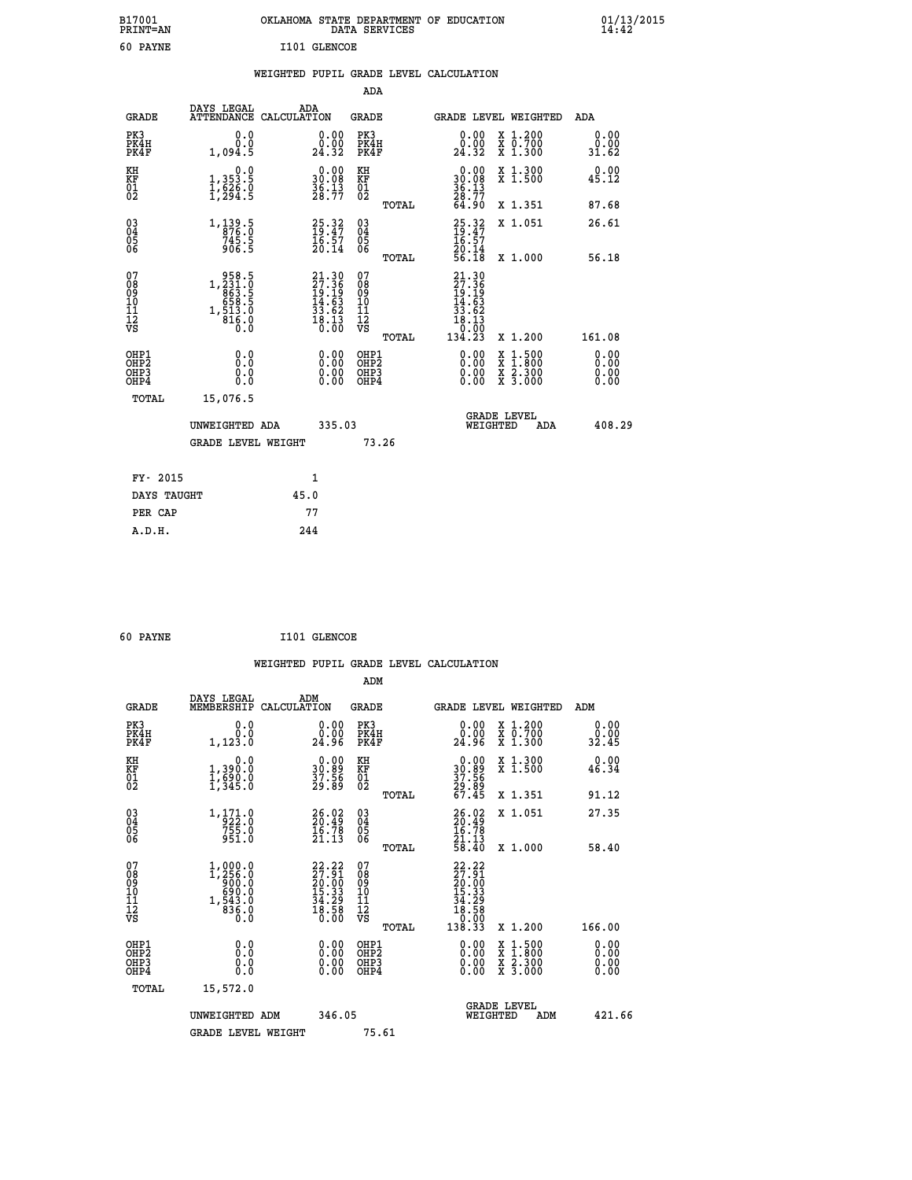B17001 PRINT=AN　　OKLAHOMA STATE DEPARTMENT OF EDUCATION DATA SERVICES　　01/13/2015 14:42

60 PAYNE　　I101 GLENCOE

WEIGHTED PUPIL GRADE LEVEL CALCULATION

ADA

| GRADE | DAYS LEGAL ATTENDANCE | ADA CALCULATION | GRADE | | GRADE LEVEL | WEIGHTED | ADA |
|---|---|---|---|---|---|---|---|
| PK3 | 0.0 | 0.00 | PK3 | | 0.00 | X 1.200 | 0.00 |
| PK4H | 0.0 | 0.00 | PK4H | | 0.00 | X 0.700 | 0.00 |
| PK4F | 1,094.5 | 24.32 | PK4F | | 24.32 | X 1.300 | 31.62 |
| KH | 0.0 | 0.00 | KH | | 0.00 | X 1.300 | 0.00 |
| KF | 1,353.5 | 30.08 | KF | | 30.08 | X 1.500 | 45.12 |
| 01 | 1,626.0 | 36.13 | 01 | | 36.13 | | |
| 02 | 1,294.5 | 28.77 | 02 | | 28.77 | | |
| | | | | TOTAL | 64.90 | X 1.351 | 87.68 |
| 03 | 1,139.5 | 25.32 | 03 | | 25.32 | X 1.051 | 26.61 |
| 04 | 876.0 | 19.47 | 04 | | 19.47 | | |
| 05 | 745.5 | 16.57 | 05 | | 16.57 | | |
| 06 | 906.5 | 20.14 | 06 | | 20.14 | | |
| | | | | TOTAL | 56.18 | X 1.000 | 56.18 |
| 07 | 958.5 | 21.30 | 07 | | 21.30 | | |
| 08 | 1,231.0 | 27.36 | 08 | | 27.36 | | |
| 09 | 863.5 | 19.19 | 09 | | 19.19 | | |
| 10 | 658.5 | 14.63 | 10 | | 14.63 | | |
| 11 | 1,513.0 | 33.62 | 11 | | 33.62 | | |
| 12 | 816.0 | 18.13 | 12 | | 18.13 | | |
| VS | 0.0 | 0.00 | VS | | 0.00 | | |
| | | | | TOTAL | 134.23 | X 1.200 | 161.08 |
| OHP1 | 0.0 | 0.00 | OHP1 | | 0.00 | X 1.500 | 0.00 |
| OHP2 | 0.0 | 0.00 | OHP2 | | 0.00 | X 1.800 | 0.00 |
| OHP3 | 0.0 | 0.00 | OHP3 | | 0.00 | X 2.300 | 0.00 |
| OHP4 | 0.0 | 0.00 | OHP4 | | 0.00 | X 3.000 | 0.00 |
| TOTAL | 15,076.5 | | | | | | |

UNWEIGHTED ADA　335.03　　GRADE LEVEL WEIGHTED ADA　408.29

GRADE LEVEL WEIGHT　73.26

| FY- 2015 | 1 |
|---|---|
| DAYS TAUGHT | 45.0 |
| PER CAP | 77 |
| A.D.H. | 244 |

60 PAYNE　　I101 GLENCOE

WEIGHTED PUPIL GRADE LEVEL CALCULATION

ADM

| GRADE | DAYS LEGAL MEMBERSHIP | ADM CALCULATION | GRADE | | GRADE LEVEL | WEIGHTED | ADM |
|---|---|---|---|---|---|---|---|
| PK3 | 0.0 | 0.00 | PK3 | | 0.00 | X 1.200 | 0.00 |
| PK4H | 0.0 | 0.00 | PK4H | | 0.00 | X 0.700 | 0.00 |
| PK4F | 1,123.0 | 24.96 | PK4F | | 24.96 | X 1.300 | 32.45 |
| KH | 0.0 | 0.00 | KH | | 0.00 | X 1.300 | 0.00 |
| KF | 1,390.0 | 30.89 | KF | | 30.89 | X 1.500 | 46.34 |
| 01 | 1,690.0 | 37.56 | 01 | | 37.56 | | |
| 02 | 1,345.0 | 29.89 | 02 | | 29.89 | | |
| | | | | TOTAL | 67.45 | X 1.351 | 91.12 |
| 03 | 1,171.0 | 26.02 | 03 | | 26.02 | X 1.051 | 27.35 |
| 04 | 922.0 | 20.49 | 04 | | 20.49 | | |
| 05 | 755.0 | 16.78 | 05 | | 16.78 | | |
| 06 | 951.0 | 21.13 | 06 | | 21.13 | | |
| | | | | TOTAL | 58.40 | X 1.000 | 58.40 |
| 07 | 1,000.0 | 22.22 | 07 | | 22.22 | | |
| 08 | 1,256.0 | 27.91 | 08 | | 27.91 | | |
| 09 | 900.0 | 20.00 | 09 | | 20.00 | | |
| 10 | 690.0 | 15.33 | 10 | | 15.33 | | |
| 11 | 1,543.0 | 34.29 | 11 | | 34.29 | | |
| 12 | 836.0 | 18.58 | 12 | | 18.58 | | |
| VS | 0.0 | 0.00 | VS | | 0.00 | | |
| | | | | TOTAL | 138.33 | X 1.200 | 166.00 |
| OHP1 | 0.0 | 0.00 | OHP1 | | 0.00 | X 1.500 | 0.00 |
| OHP2 | 0.0 | 0.00 | OHP2 | | 0.00 | X 1.800 | 0.00 |
| OHP3 | 0.0 | 0.00 | OHP3 | | 0.00 | X 2.300 | 0.00 |
| OHP4 | 0.0 | 0.00 | OHP4 | | 0.00 | X 3.000 | 0.00 |
| TOTAL | 15,572.0 | | | | | | |

UNWEIGHTED ADM　346.05　　GRADE LEVEL WEIGHTED ADM　421.66

GRADE LEVEL WEIGHT　75.61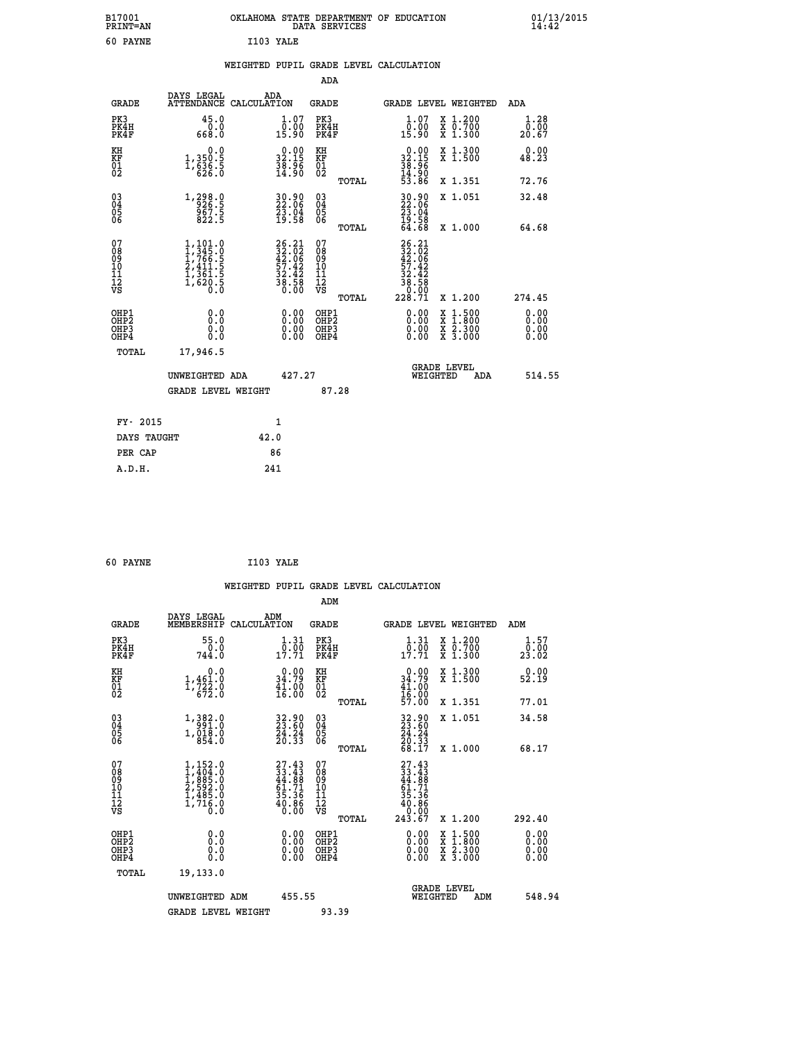B17001 OKLAHOMA STATE DEPARTMENT OF EDUCATION 01/13/2015
PRINT=AN DATA SERVICES 14:42

60 PAYNE I103 YALE

## WEIGHTED PUPIL GRADE LEVEL CALCULATION

### ADA

| GRADE | DAYS LEGAL ATTENDANCE | ADA CALCULATION | GRADE | GRADE LEVEL | WEIGHTED | ADA |
|---|---|---|---|---|---|---|
| PK3 | 45.0 | 1.07 | PK3 | 1.07 | X 1.200 | 1.28 |
| PK4H | 0.0 | 0.00 | PK4H | 0.00 | X 0.700 | 0.00 |
| PK4F | 668.0 | 15.90 | PK4F | 15.90 | X 1.300 | 20.67 |
| KH | 0.0 | 0.00 | KH | 0.00 | X 1.300 | 0.00 |
| KF | 1,350.5 | 32.15 | KF | 32.15 | X 1.500 | 48.23 |
| 01 | 1,636.5 | 38.96 | 01 | 38.96 | | |
| 02 | 626.0 | 14.90 | 02 | 14.90 | | |
| | | | TOTAL | 53.86 | X 1.351 | 72.76 |
| 03 | 1,298.0 | 30.90 | 03 | 30.90 | X 1.051 | 32.48 |
| 04 | 926.5 | 22.06 | 04 | 22.06 | | |
| 05 | 967.5 | 23.04 | 05 | 23.04 | | |
| 06 | 822.5 | 19.58 | 06 | 19.58 | | |
| | | | TOTAL | 64.68 | X 1.000 | 64.68 |
| 07 | 1,101.0 | 26.21 | 07 | 26.21 | | |
| 08 | 1,345.0 | 32.02 | 08 | 32.02 | | |
| 09 | 1,766.5 | 42.06 | 09 | 42.06 | | |
| 10 | 2,411.5 | 57.42 | 10 | 57.42 | | |
| 11 | 1,361.5 | 32.42 | 11 | 32.42 | | |
| 12 | 1,620.5 | 38.58 | 12 | 38.58 | | |
| VS | 0.0 | 0.00 | VS | 0.00 | | |
| | | | TOTAL | 228.71 | X 1.200 | 274.45 |
| OHP1 | 0.0 | 0.00 | OHP1 | 0.00 | X 1.500 | 0.00 |
| OHP2 | 0.0 | 0.00 | OHP2 | 0.00 | X 1.800 | 0.00 |
| OHP3 | 0.0 | 0.00 | OHP3 | 0.00 | X 2.300 | 0.00 |
| OHP4 | 0.0 | 0.00 | OHP4 | 0.00 | X 3.000 | 0.00 |
| TOTAL | 17,946.5 | | | | | |

UNWEIGHTED ADA 427.27 GRADE LEVEL WEIGHTED ADA 514.55

GRADE LEVEL WEIGHT 87.28

| FY- 2015 | 1 |
|---|---|
| DAYS TAUGHT | 42.0 |
| PER CAP | 86 |
| A.D.H. | 241 |

60 PAYNE I103 YALE

## WEIGHTED PUPIL GRADE LEVEL CALCULATION

### ADM

| GRADE | DAYS LEGAL MEMBERSHIP | ADM CALCULATION | GRADE | GRADE LEVEL | WEIGHTED | ADM |
|---|---|---|---|---|---|---|
| PK3 | 55.0 | 1.31 | PK3 | 1.31 | X 1.200 | 1.57 |
| PK4H | 0.0 | 0.00 | PK4H | 0.00 | X 0.700 | 0.00 |
| PK4F | 744.0 | 17.71 | PK4F | 17.71 | X 1.300 | 23.02 |
| KH | 0.0 | 0.00 | KH | 0.00 | X 1.300 | 0.00 |
| KF | 1,461.0 | 34.79 | KF | 34.79 | X 1.500 | 52.19 |
| 01 | 1,722.0 | 41.00 | 01 | 41.00 | | |
| 02 | 672.0 | 16.00 | 02 | 16.00 | | |
| | | | TOTAL | 57.00 | X 1.351 | 77.01 |
| 03 | 1,382.0 | 32.90 | 03 | 32.90 | X 1.051 | 34.58 |
| 04 | 991.0 | 23.60 | 04 | 23.60 | | |
| 05 | 1,018.0 | 24.24 | 05 | 24.24 | | |
| 06 | 854.0 | 20.33 | 06 | 20.33 | | |
| | | | TOTAL | 68.17 | X 1.000 | 68.17 |
| 07 | 1,152.0 | 27.43 | 07 | 27.43 | | |
| 08 | 1,404.0 | 33.43 | 08 | 33.43 | | |
| 09 | 1,885.0 | 44.88 | 09 | 44.88 | | |
| 10 | 2,592.0 | 61.71 | 10 | 61.71 | | |
| 11 | 1,485.0 | 35.36 | 11 | 35.36 | | |
| 12 | 1,716.0 | 40.86 | 12 | 40.86 | | |
| VS | 0.0 | 0.00 | VS | 0.00 | | |
| | | | TOTAL | 243.67 | X 1.200 | 292.40 |
| OHP1 | 0.0 | 0.00 | OHP1 | 0.00 | X 1.500 | 0.00 |
| OHP2 | 0.0 | 0.00 | OHP2 | 0.00 | X 1.800 | 0.00 |
| OHP3 | 0.0 | 0.00 | OHP3 | 0.00 | X 2.300 | 0.00 |
| OHP4 | 0.0 | 0.00 | OHP4 | 0.00 | X 3.000 | 0.00 |
| TOTAL | 19,133.0 | | | | | |

UNWEIGHTED ADM 455.55 GRADE LEVEL WEIGHTED ADM 548.94

GRADE LEVEL WEIGHT 93.39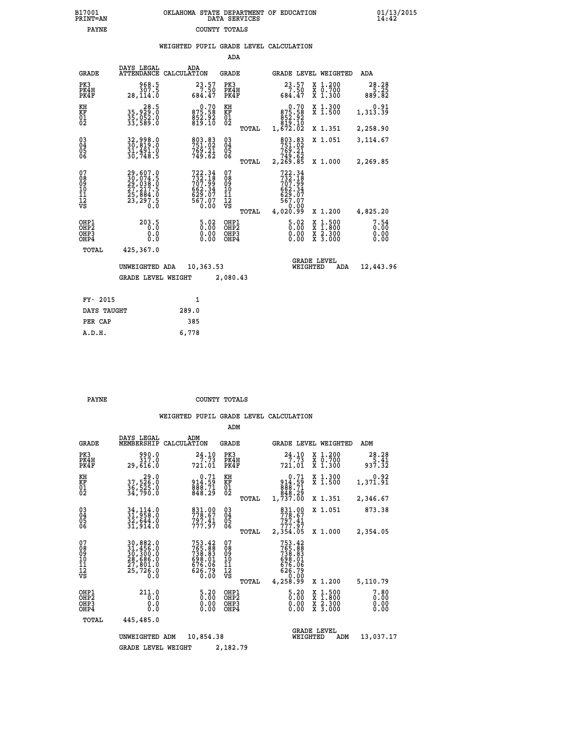B17001 OKLAHOMA STATE DEPARTMENT OF EDUCATION 01/13/2015
PRINT=AN DATA SERVICES 14:42
PAYNE COUNTY TOTALS

WEIGHTED PUPIL GRADE LEVEL CALCULATION

ADA

| GRADE | DAYS LEGAL ATTENDANCE | ADA CALCULATION | GRADE | | GRADE LEVEL | WEIGHTED | ADA |
|---|---|---|---|---|---|---|---|
| PK3 | 968.5 | 23.57 | PK3 | | 23.57 | X 1.200 | 28.28 |
| PK4H | 307.5 | 7.50 | PK4H | | 7.50 | X 0.700 | 5.25 |
| PK4F | 28,114.0 | 684.47 | PK4F | | 684.47 | X 1.300 | 889.82 |
| KH | 28.5 | 0.70 | KH | | 0.70 | X 1.300 | 0.91 |
| KF | 35,929.0 | 875.58 | KF | | 875.58 | X 1.500 | 1,313.39 |
| 01 | 35,052.0 | 852.92 | 01 | | 852.92 | | |
| 02 | 33,589.0 | 819.10 | 02 | | 819.10 | | |
| | | | | TOTAL | 1,672.02 | X 1.351 | 2,258.90 |
| 03 | 32,998.0 | 803.83 | 03 | | 803.83 | X 1.051 | 3,114.67 |
| 04 | 30,819.0 | 751.02 | 04 | | 751.02 | | |
| 05 | 31,491.0 | 769.21 | 05 | | 769.21 | | |
| 06 | 30,748.5 | 749.62 | 06 | | 749.62 | | |
| | | | | TOTAL | 2,269.85 | X 1.000 | 2,269.85 |
| 07 | 29,607.0 | 722.34 | 07 | | 722.34 | | |
| 08 | 30,074.5 | 732.18 | 08 | | 732.18 | | |
| 09 | 29,038.0 | 707.99 | 09 | | 707.99 | | |
| 10 | 27,217.5 | 662.34 | 10 | | 662.34 | | |
| 11 | 25,884.0 | 629.07 | 11 | | 629.07 | | |
| 12 | 23,297.5 | 567.07 | 12 | | 567.07 | | |
| VS | 0.0 | 0.00 | VS | | 0.00 | | |
| | | | | TOTAL | 4,020.99 | X 1.200 | 4,825.20 |
| OHP1 | 203.5 | 5.02 | OHP1 | | 5.02 | X 1.500 | 7.54 |
| OHP2 | 0.0 | 0.00 | OHP2 | | 0.00 | X 1.800 | 0.00 |
| OHP3 | 0.0 | 0.00 | OHP3 | | 0.00 | X 2.300 | 0.00 |
| OHP4 | 0.0 | 0.00 | OHP4 | | 0.00 | X 3.000 | 0.00 |
| TOTAL | 425,367.0 | | | | | | |

UNWEIGHTED ADA 10,363.53 GRADE LEVEL WEIGHTED ADA 12,443.96

GRADE LEVEL WEIGHT 2,080.43

| FY- 2015 | 1 |
|---|---|
| DAYS TAUGHT | 289.0 |
| PER CAP | 385 |
| A.D.H. | 6,778 |

PAYNE COUNTY TOTALS

WEIGHTED PUPIL GRADE LEVEL CALCULATION

ADM

| GRADE | DAYS LEGAL MEMBERSHIP | ADM CALCULATION | GRADE | | GRADE LEVEL | WEIGHTED | ADM |
|---|---|---|---|---|---|---|---|
| PK3 | 990.0 | 24.10 | PK3 | | 24.10 | X 1.200 | 28.28 |
| PK4H | 317.0 | 7.73 | PK4H | | 7.73 | X 0.700 | 5.41 |
| PK4F | 29,616.0 | 721.01 | PK4F | | 721.01 | X 1.300 | 937.32 |
| KH | 29.0 | 0.71 | KH | | 0.71 | X 1.300 | 0.92 |
| KF | 37,526.0 | 914.59 | KF | | 914.59 | X 1.500 | 1,371.91 |
| 01 | 36,525.0 | 888.71 | 01 | | 888.71 | | |
| 02 | 34,790.0 | 848.29 | 02 | | 848.29 | | |
| | | | | TOTAL | 1,737.00 | X 1.351 | 2,346.67 |
| 03 | 34,114.0 | 831.00 | 03 | | 831.00 | X 1.051 | 873.38 |
| 04 | 31,958.0 | 778.67 | 04 | | 778.67 | | |
| 05 | 32,644.0 | 797.41 | 05 | | 797.41 | | |
| 06 | 31,914.0 | 777.97 | 06 | | 777.97 | | |
| | | | | TOTAL | 2,354.05 | X 1.000 | 2,354.05 |
| 07 | 30,882.0 | 753.42 | 07 | | 753.42 | | |
| 08 | 31,456.0 | 765.88 | 08 | | 765.88 | | |
| 09 | 30,300.0 | 738.83 | 09 | | 738.83 | | |
| 10 | 28,686.0 | 698.01 | 10 | | 698.01 | | |
| 11 | 27,801.0 | 676.06 | 11 | | 676.06 | | |
| 12 | 25,726.0 | 626.79 | 12 | | 626.79 | | |
| VS | 0.0 | 0.00 | VS | | 0.00 | | |
| | | | | TOTAL | 4,258.99 | X 1.200 | 5,110.79 |
| OHP1 | 211.0 | 5.20 | OHP1 | | 5.20 | X 1.500 | 7.80 |
| OHP2 | 0.0 | 0.00 | OHP2 | | 0.00 | X 1.800 | 0.00 |
| OHP3 | 0.0 | 0.00 | OHP3 | | 0.00 | X 2.300 | 0.00 |
| OHP4 | 0.0 | 0.00 | OHP4 | | 0.00 | X 3.000 | 0.00 |
| TOTAL | 445,485.0 | | | | | | |

UNWEIGHTED ADM 10,854.38 GRADE LEVEL WEIGHTED ADM 13,037.17

GRADE LEVEL WEIGHT 2,182.79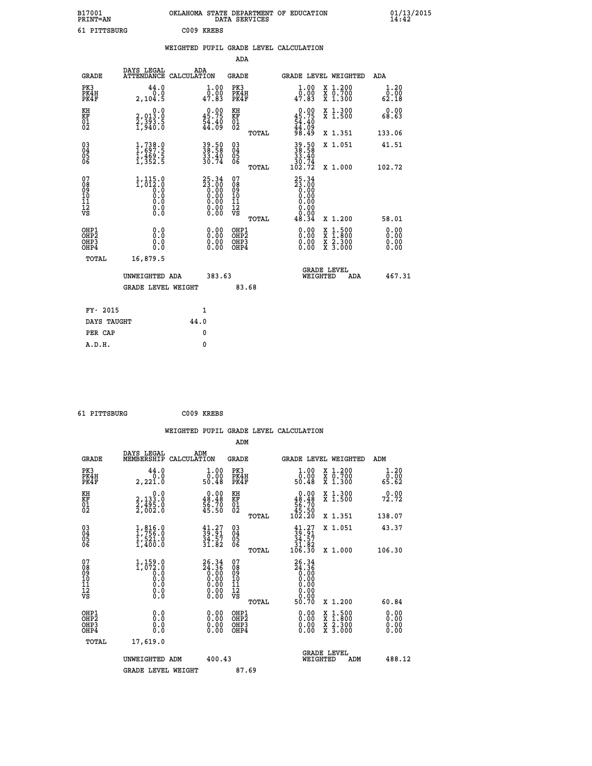B17001 OKLAHOMA STATE DEPARTMENT OF EDUCATION 01/13/2015
PRINT=AN DATA SERVICES 14:42

61 PITTSBURG C009 KREBS

## WEIGHTED PUPIL GRADE LEVEL CALCULATION

### ADA

| GRADE | DAYS LEGAL ATTENDANCE | ADA CALCULATION | GRADE | GRADE LEVEL | WEIGHTED | ADA |
|---|---|---|---|---|---|---|
| PK3 | 44.0 | 1.00 | PK3 | 1.00 | X 1.200 | 1.20 |
| PK4H | 0.0 | 0.00 | PK4H | 0.00 | X 0.700 | 0.00 |
| PK4F | 2,104.5 | 47.83 | PK4F | 47.83 | X 1.300 | 62.18 |
| KH | 0.0 | 0.00 | KH | 0.00 | X 1.300 | 0.00 |
| KF | 2,013.0 | 45.75 | KF | 45.75 | X 1.500 | 68.63 |
| 01 | 2,393.5 | 54.40 | 01 | 54.40 | | |
| 02 | 1,940.0 | 44.09 | 02 | 44.09 | | |
| | | | TOTAL | 98.49 | X 1.351 | 133.06 |
| 03 | 1,738.0 | 39.50 | 03 | 39.50 | X 1.051 | 41.51 |
| 04 | 1,697.5 | 38.58 | 04 | 38.58 | | |
| 05 | 1,469.5 | 33.40 | 05 | 33.40 | | |
| 06 | 1,352.5 | 30.74 | 06 | 30.74 | | |
| | | | TOTAL | 102.72 | X 1.000 | 102.72 |
| 07 | 1,115.0 | 25.34 | 07 | 25.34 | | |
| 08 | 1,012.0 | 23.00 | 08 | 23.00 | | |
| 09 | 0.0 | 0.00 | 09 | 0.00 | | |
| 10 | 0.0 | 0.00 | 10 | 0.00 | | |
| 11 | 0.0 | 0.00 | 11 | 0.00 | | |
| 12 | 0.0 | 0.00 | 12 | 0.00 | | |
| VS | 0.0 | 0.00 | VS | 0.00 | | |
| | | | TOTAL | 48.34 | X 1.200 | 58.01 |
| OHP1 | 0.0 | 0.00 | OHP1 | 0.00 | X 1.500 | 0.00 |
| OHP2 | 0.0 | 0.00 | OHP2 | 0.00 | X 1.800 | 0.00 |
| OHP3 | 0.0 | 0.00 | OHP3 | 0.00 | X 2.300 | 0.00 |
| OHP4 | 0.0 | 0.00 | OHP4 | 0.00 | X 3.000 | 0.00 |
| TOTAL | 16,879.5 | | | | | |

UNWEIGHTED ADA 383.63 GRADE LEVEL WEIGHTED ADA 467.31

GRADE LEVEL WEIGHT 83.68

| FY- 2015 | 1 |
|---|---|
| DAYS TAUGHT | 44.0 |
| PER CAP | 0 |
| A.D.H. | 0 |

61 PITTSBURG C009 KREBS

## WEIGHTED PUPIL GRADE LEVEL CALCULATION

### ADM

| GRADE | DAYS LEGAL MEMBERSHIP | ADM CALCULATION | GRADE | GRADE LEVEL | WEIGHTED | ADM |
|---|---|---|---|---|---|---|
| PK3 | 44.0 | 1.00 | PK3 | 1.00 | X 1.200 | 1.20 |
| PK4H | 0.0 | 0.00 | PK4H | 0.00 | X 0.700 | 0.00 |
| PK4F | 2,221.0 | 50.48 | PK4F | 50.48 | X 1.300 | 65.62 |
| KH | 0.0 | 0.00 | KH | 0.00 | X 1.300 | 0.00 |
| KF | 2,133.0 | 48.48 | KF | 48.48 | X 1.500 | 72.72 |
| 01 | 2,495.0 | 56.70 | 01 | 56.70 | | |
| 02 | 2,002.0 | 45.50 | 02 | 45.50 | | |
| | | | TOTAL | 102.20 | X 1.351 | 138.07 |
| 03 | 1,816.0 | 41.27 | 03 | 41.27 | X 1.051 | 43.37 |
| 04 | 1,756.0 | 39.91 | 04 | 39.91 | | |
| 05 | 1,521.0 | 34.57 | 05 | 34.57 | | |
| 06 | 1,400.0 | 31.82 | 06 | 31.82 | | |
| | | | TOTAL | 106.30 | X 1.000 | 106.30 |
| 07 | 1,159.0 | 26.34 | 07 | 26.34 | | |
| 08 | 1,072.0 | 24.36 | 08 | 24.36 | | |
| 09 | 0.0 | 0.00 | 09 | 0.00 | | |
| 10 | 0.0 | 0.00 | 10 | 0.00 | | |
| 11 | 0.0 | 0.00 | 11 | 0.00 | | |
| 12 | 0.0 | 0.00 | 12 | 0.00 | | |
| VS | 0.0 | 0.00 | VS | 0.00 | | |
| | | | TOTAL | 50.70 | X 1.200 | 60.84 |
| OHP1 | 0.0 | 0.00 | OHP1 | 0.00 | X 1.500 | 0.00 |
| OHP2 | 0.0 | 0.00 | OHP2 | 0.00 | X 1.800 | 0.00 |
| OHP3 | 0.0 | 0.00 | OHP3 | 0.00 | X 2.300 | 0.00 |
| OHP4 | 0.0 | 0.00 | OHP4 | 0.00 | X 3.000 | 0.00 |
| TOTAL | 17,619.0 | | | | | |

UNWEIGHTED ADM 400.43 GRADE LEVEL WEIGHTED ADM 488.12

GRADE LEVEL WEIGHT 87.69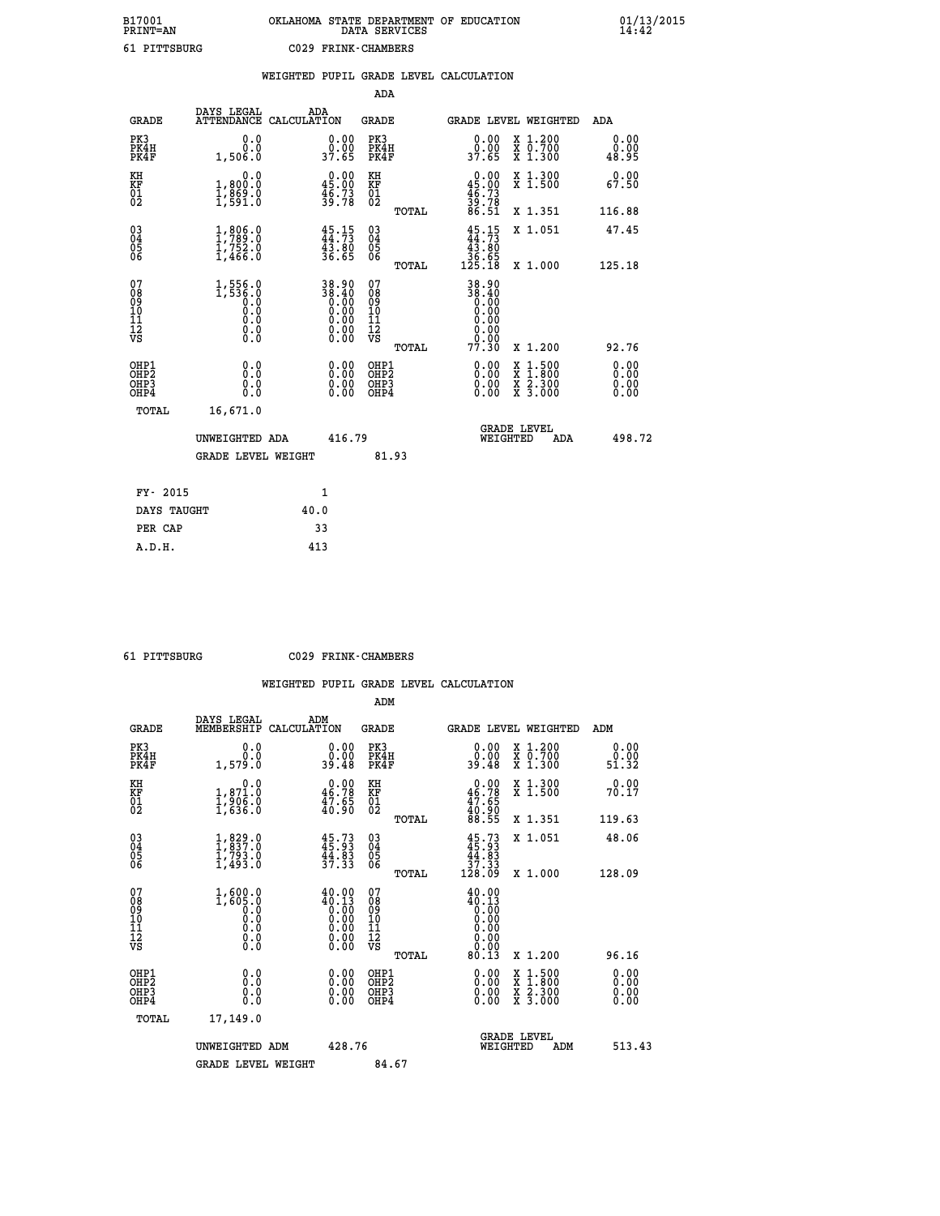B17001 OKLAHOMA STATE DEPARTMENT OF EDUCATION 01/13/2015
PRINT=AN DATA SERVICES 14:42
61 PITTSBURG C029 FRINK-CHAMBERS

WEIGHTED PUPIL GRADE LEVEL CALCULATION

ADA

| GRADE | DAYS LEGAL ATTENDANCE | ADA CALCULATION | GRADE | GRADE LEVEL | WEIGHTED | ADA |
|---|---|---|---|---|---|---|
| PK3 | 0.0 | 0.00 | PK3 | 0.00 | X 1.200 | 0.00 |
| PK4H | 0.0 | 0.00 | PK4H | 0.00 | X 0.700 | 0.00 |
| PK4F | 1,506.0 | 37.65 | PK4F | 37.65 | X 1.300 | 48.95 |
| KH | 0.0 | 0.00 | KH | 0.00 | X 1.300 | 0.00 |
| KF | 1,800.0 | 45.00 | KF | 45.00 | X 1.500 | 67.50 |
| 01 | 1,869.0 | 46.73 | 01 | 46.73 | | |
| 02 | 1,591.0 | 39.78 | 02 | 39.78 | | |
| | | | TOTAL | 86.51 | X 1.351 | 116.88 |
| 03 | 1,806.0 | 45.15 | 03 | 45.15 | X 1.051 | 47.45 |
| 04 | 1,789.0 | 44.73 | 04 | 44.73 | | |
| 05 | 1,752.0 | 43.80 | 05 | 43.80 | | |
| 06 | 1,466.0 | 36.65 | 06 | 36.65 | | |
| | | | TOTAL | 125.18 | X 1.000 | 125.18 |
| 07 | 1,556.0 | 38.90 | 07 | 38.90 | | |
| 08 | 1,536.0 | 38.40 | 08 | 38.40 | | |
| 09 | 0.0 | 0.00 | 09 | 0.00 | | |
| 10 | 0.0 | 0.00 | 10 | 0.00 | | |
| 11 | 0.0 | 0.00 | 11 | 0.00 | | |
| 12 | 0.0 | 0.00 | 12 | 0.00 | | |
| VS | 0.0 | 0.00 | VS | 0.00 | | |
| | | | TOTAL | 77.30 | X 1.200 | 92.76 |
| OHP1 | 0.0 | 0.00 | OHP1 | 0.00 | X 1.500 | 0.00 |
| OHP2 | 0.0 | 0.00 | OHP2 | 0.00 | X 1.800 | 0.00 |
| OHP3 | 0.0 | 0.00 | OHP3 | 0.00 | X 2.300 | 0.00 |
| OHP4 | 0.0 | 0.00 | OHP4 | 0.00 | X 3.000 | 0.00 |
| TOTAL | 16,671.0 | | | | | |

UNWEIGHTED ADA 416.79 | GRADE LEVEL WEIGHTED ADA 498.72

GRADE LEVEL WEIGHT 81.93

| FY- 2015 | 1 |
|---|---|
| DAYS TAUGHT | 40.0 |
| PER CAP | 33 |
| A.D.H. | 413 |

61 PITTSBURG C029 FRINK-CHAMBERS

WEIGHTED PUPIL GRADE LEVEL CALCULATION

ADM

| GRADE | DAYS LEGAL MEMBERSHIP | ADM CALCULATION | GRADE | GRADE LEVEL | WEIGHTED | ADM |
|---|---|---|---|---|---|---|
| PK3 | 0.0 | 0.00 | PK3 | 0.00 | X 1.200 | 0.00 |
| PK4H | 0.0 | 0.00 | PK4H | 0.00 | X 0.700 | 0.00 |
| PK4F | 1,579.0 | 39.48 | PK4F | 39.48 | X 1.300 | 51.32 |
| KH | 0.0 | 0.00 | KH | 0.00 | X 1.300 | 0.00 |
| KF | 1,871.0 | 46.78 | KF | 46.78 | X 1.500 | 70.17 |
| 01 | 1,906.0 | 47.65 | 01 | 47.65 | | |
| 02 | 1,636.0 | 40.90 | 02 | 40.90 | | |
| | | | TOTAL | 88.55 | X 1.351 | 119.63 |
| 03 | 1,829.0 | 45.73 | 03 | 45.73 | X 1.051 | 48.06 |
| 04 | 1,837.0 | 45.93 | 04 | 45.93 | | |
| 05 | 1,793.0 | 44.83 | 05 | 44.83 | | |
| 06 | 1,493.0 | 37.33 | 06 | 37.33 | | |
| | | | TOTAL | 128.09 | X 1.000 | 128.09 |
| 07 | 1,600.0 | 40.00 | 07 | 40.00 | | |
| 08 | 1,605.0 | 40.13 | 08 | 40.13 | | |
| 09 | 0.0 | 0.00 | 09 | 0.00 | | |
| 10 | 0.0 | 0.00 | 10 | 0.00 | | |
| 11 | 0.0 | 0.00 | 11 | 0.00 | | |
| 12 | 0.0 | 0.00 | 12 | 0.00 | | |
| VS | 0.0 | 0.00 | VS | 0.00 | | |
| | | | TOTAL | 80.13 | X 1.200 | 96.16 |
| OHP1 | 0.0 | 0.00 | OHP1 | 0.00 | X 1.500 | 0.00 |
| OHP2 | 0.0 | 0.00 | OHP2 | 0.00 | X 1.800 | 0.00 |
| OHP3 | 0.0 | 0.00 | OHP3 | 0.00 | X 2.300 | 0.00 |
| OHP4 | 0.0 | 0.00 | OHP4 | 0.00 | X 3.000 | 0.00 |
| TOTAL | 17,149.0 | | | | | |

UNWEIGHTED ADM 428.76 | GRADE LEVEL WEIGHTED ADM 513.43

GRADE LEVEL WEIGHT 84.67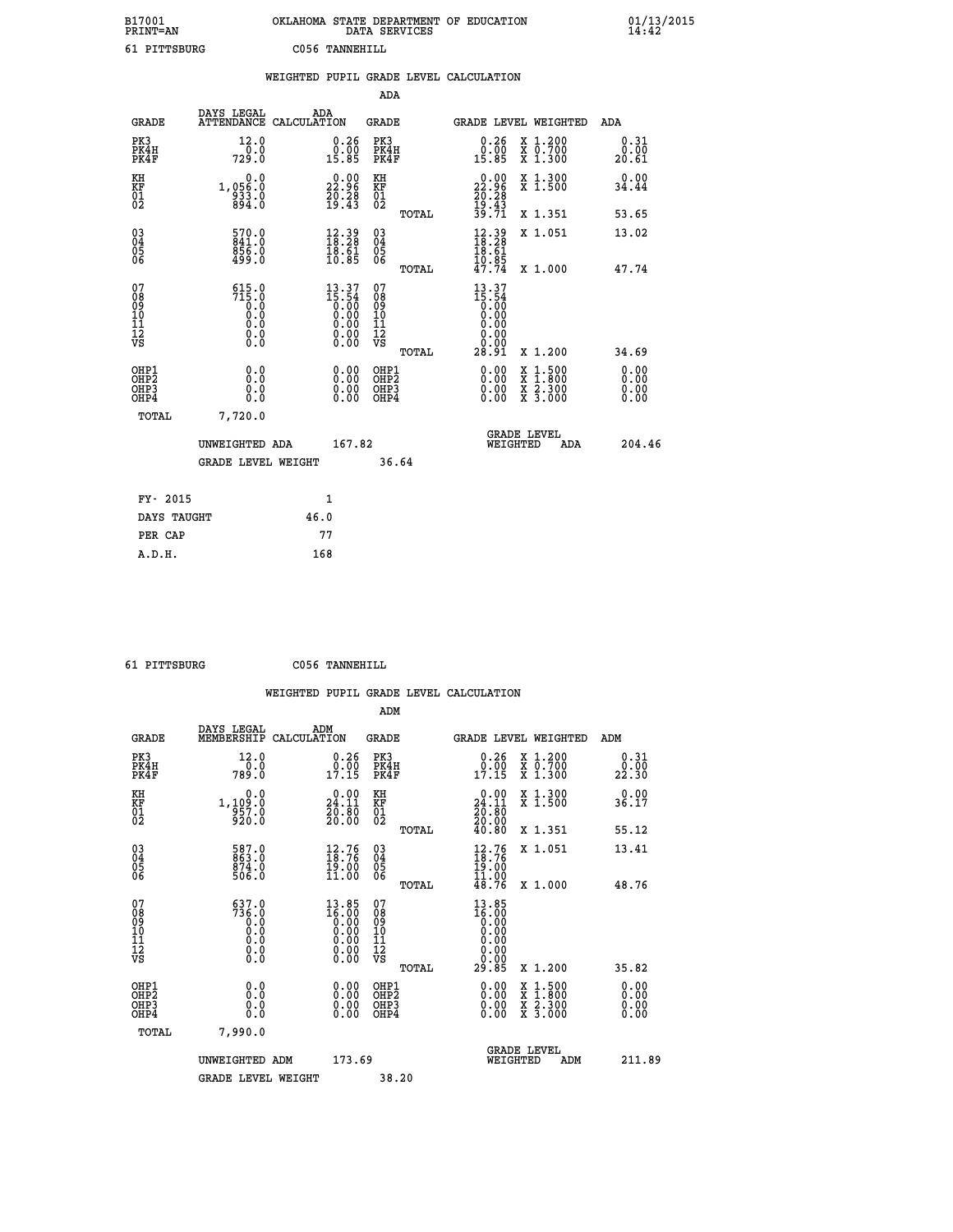B17001 OKLAHOMA STATE DEPARTMENT OF EDUCATION 01/13/2015
PRINT=AN DATA SERVICES 14:42

61 PITTSBURG C056 TANNEHILL

## WEIGHTED PUPIL GRADE LEVEL CALCULATION

### ADA

| GRADE | DAYS LEGAL ATTENDANCE | ADA CALCULATION | GRADE | GRADE LEVEL | WEIGHTED | ADA |
|---|---|---|---|---|---|---|
| PK3 | 12.0 | 0.26 | PK3 | 0.26 | X 1.200 | 0.31 |
| PK4H | 0.0 | 0.00 | PK4H | 0.00 | X 0.700 | 0.00 |
| PK4F | 729.0 | 15.85 | PK4F | 15.85 | X 1.300 | 20.61 |
| KH | 0.0 | 0.00 | KH | 0.00 | X 1.300 | 0.00 |
| KF | 1,056.0 | 22.96 | KF | 22.96 | X 1.500 | 34.44 |
| 01 | 933.0 | 20.28 | 01 | 20.28 | | |
| 02 | 894.0 | 19.43 | 02 | 19.43 | | |
| | | | TOTAL | 39.71 | X 1.351 | 53.65 |
| 03 | 570.0 | 12.39 | 03 | 12.39 | X 1.051 | 13.02 |
| 04 | 841.0 | 18.28 | 04 | 18.28 | | |
| 05 | 856.0 | 18.61 | 05 | 18.61 | | |
| 06 | 499.0 | 10.85 | 06 | 10.85 | | |
| | | | TOTAL | 47.74 | X 1.000 | 47.74 |
| 07 | 615.0 | 13.37 | 07 | 13.37 | | |
| 08 | 715.0 | 15.54 | 08 | 15.54 | | |
| 09 | 0.0 | 0.00 | 09 | 0.00 | | |
| 10 | 0.0 | 0.00 | 10 | 0.00 | | |
| 11 | 0.0 | 0.00 | 11 | 0.00 | | |
| 12 | 0.0 | 0.00 | 12 | 0.00 | | |
| VS | 0.0 | 0.00 | VS | 0.00 | | |
| | | | TOTAL | 28.91 | X 1.200 | 34.69 |
| OHP1 | 0.0 | 0.00 | OHP1 | 0.00 | X 1.500 | 0.00 |
| OHP2 | 0.0 | 0.00 | OHP2 | 0.00 | X 1.800 | 0.00 |
| OHP3 | 0.0 | 0.00 | OHP3 | 0.00 | X 2.300 | 0.00 |
| OHP4 | 0.0 | 0.00 | OHP4 | 0.00 | X 3.000 | 0.00 |
| TOTAL | 7,720.0 | | | | | |

UNWEIGHTED ADA 167.82 GRADE LEVEL WEIGHTED ADA 204.46

GRADE LEVEL WEIGHT 36.64

| FY- 2015 | 1 |
|---|---|
| DAYS TAUGHT | 46.0 |
| PER CAP | 77 |
| A.D.H. | 168 |

61 PITTSBURG C056 TANNEHILL

## WEIGHTED PUPIL GRADE LEVEL CALCULATION

### ADM

| GRADE | DAYS LEGAL MEMBERSHIP | ADM CALCULATION | GRADE | GRADE LEVEL | WEIGHTED | ADM |
|---|---|---|---|---|---|---|
| PK3 | 12.0 | 0.26 | PK3 | 0.26 | X 1.200 | 0.31 |
| PK4H | 0.0 | 0.00 | PK4H | 0.00 | X 0.700 | 0.00 |
| PK4F | 789.0 | 17.15 | PK4F | 17.15 | X 1.300 | 22.30 |
| KH | 0.0 | 0.00 | KH | 0.00 | X 1.300 | 0.00 |
| KF | 1,109.0 | 24.11 | KF | 24.11 | X 1.500 | 36.17 |
| 01 | 957.0 | 20.80 | 01 | 20.80 | | |
| 02 | 920.0 | 20.00 | 02 | 20.00 | | |
| | | | TOTAL | 40.80 | X 1.351 | 55.12 |
| 03 | 587.0 | 12.76 | 03 | 12.76 | X 1.051 | 13.41 |
| 04 | 863.0 | 18.76 | 04 | 18.76 | | |
| 05 | 874.0 | 19.00 | 05 | 19.00 | | |
| 06 | 506.0 | 11.00 | 06 | 11.00 | | |
| | | | TOTAL | 48.76 | X 1.000 | 48.76 |
| 07 | 637.0 | 13.85 | 07 | 13.85 | | |
| 08 | 736.0 | 16.00 | 08 | 16.00 | | |
| 09 | 0.0 | 0.00 | 09 | 0.00 | | |
| 10 | 0.0 | 0.00 | 10 | 0.00 | | |
| 11 | 0.0 | 0.00 | 11 | 0.00 | | |
| 12 | 0.0 | 0.00 | 12 | 0.00 | | |
| VS | 0.0 | 0.00 | VS | 0.00 | | |
| | | | TOTAL | 29.85 | X 1.200 | 35.82 |
| OHP1 | 0.0 | 0.00 | OHP1 | 0.00 | X 1.500 | 0.00 |
| OHP2 | 0.0 | 0.00 | OHP2 | 0.00 | X 1.800 | 0.00 |
| OHP3 | 0.0 | 0.00 | OHP3 | 0.00 | X 2.300 | 0.00 |
| OHP4 | 0.0 | 0.00 | OHP4 | 0.00 | X 3.000 | 0.00 |
| TOTAL | 7,990.0 | | | | | |

UNWEIGHTED ADM 173.69 GRADE LEVEL WEIGHTED ADM 211.89

GRADE LEVEL WEIGHT 38.20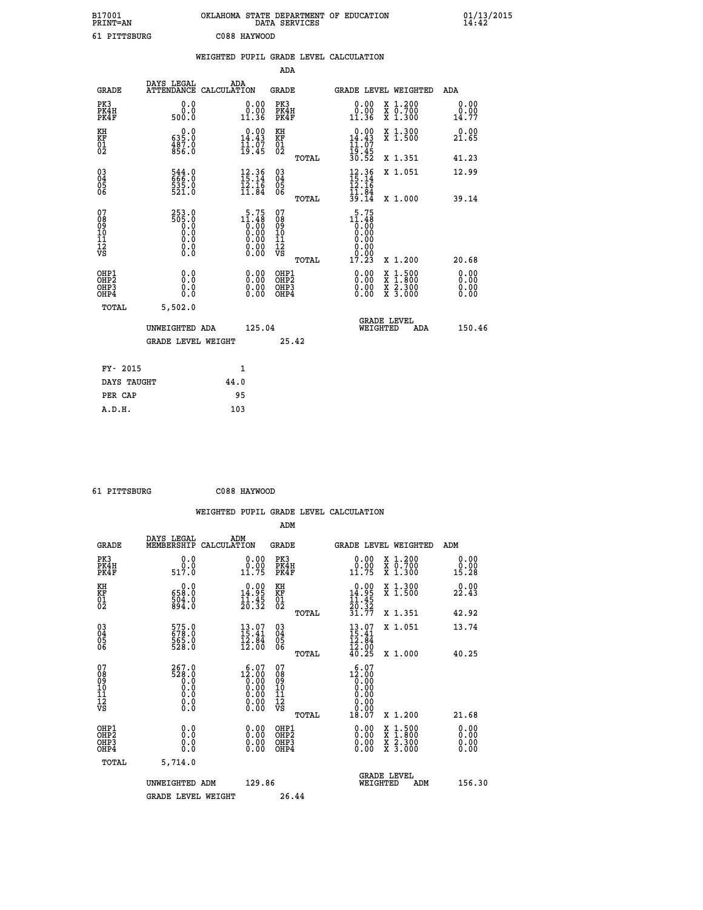B17001 OKLAHOMA STATE DEPARTMENT OF EDUCATION 01/13/2015
PRINT=AN DATA SERVICES 14:42

61 PITTSBURG C088 HAYWOOD

## WEIGHTED PUPIL GRADE LEVEL CALCULATION

### ADA

| GRADE | DAYS LEGAL ATTENDANCE | ADA CALCULATION | GRADE | GRADE LEVEL | WEIGHTED | ADA |
|---|---|---|---|---|---|---|
| PK3 | 0.0 | 0.00 | PK3 | 0.00 | X 1.200 | 0.00 |
| PK4H | 0.0 | 0.00 | PK4H | 0.00 | X 0.700 | 0.00 |
| PK4F | 500.0 | 11.36 | PK4F | 11.36 | X 1.300 | 14.77 |
| KH | 0.0 | 0.00 | KH | 0.00 | X 1.300 | 0.00 |
| KF | 635.0 | 14.43 | KF | 14.43 | X 1.500 | 21.65 |
| 01 | 487.0 | 11.07 | 01 | 11.07 | | |
| 02 | 856.0 | 19.45 | 02 | 19.45 | | |
| | | | TOTAL | 30.52 | X 1.351 | 41.23 |
| 03 | 544.0 | 12.36 | 03 | 12.36 | X 1.051 | 12.99 |
| 04 | 666.0 | 15.14 | 04 | 15.14 | | |
| 05 | 535.0 | 12.16 | 05 | 12.16 | | |
| 06 | 521.0 | 11.84 | 06 | 11.84 | | |
| | | | TOTAL | 39.14 | X 1.000 | 39.14 |
| 07 | 253.0 | 5.75 | 07 | 5.75 | | |
| 08 | 505.0 | 11.48 | 08 | 11.48 | | |
| 09 | 0.0 | 0.00 | 09 | 0.00 | | |
| 10 | 0.0 | 0.00 | 10 | 0.00 | | |
| 11 | 0.0 | 0.00 | 11 | 0.00 | | |
| 12 | 0.0 | 0.00 | 12 | 0.00 | | |
| VS | 0.0 | 0.00 | VS | 0.00 | | |
| | | | TOTAL | 17.23 | X 1.200 | 20.68 |
| OHP1 | 0.0 | 0.00 | OHP1 | 0.00 | X 1.500 | 0.00 |
| OHP2 | 0.0 | 0.00 | OHP2 | 0.00 | X 1.800 | 0.00 |
| OHP3 | 0.0 | 0.00 | OHP3 | 0.00 | X 2.300 | 0.00 |
| OHP4 | 0.0 | 0.00 | OHP4 | 0.00 | X 3.000 | 0.00 |
| TOTAL | 5,502.0 | | | | | |

UNWEIGHTED ADA 125.04 GRADE LEVEL WEIGHTED ADA 150.46

GRADE LEVEL WEIGHT 25.42

| FY- 2015 | 1 |
|---|---|
| DAYS TAUGHT | 44.0 |
| PER CAP | 95 |
| A.D.H. | 103 |

61 PITTSBURG C088 HAYWOOD

## WEIGHTED PUPIL GRADE LEVEL CALCULATION

### ADM

| GRADE | DAYS LEGAL MEMBERSHIP | ADM CALCULATION | GRADE | GRADE LEVEL | WEIGHTED | ADM |
|---|---|---|---|---|---|---|
| PK3 | 0.0 | 0.00 | PK3 | 0.00 | X 1.200 | 0.00 |
| PK4H | 0.0 | 0.00 | PK4H | 0.00 | X 0.700 | 0.00 |
| PK4F | 517.0 | 11.75 | PK4F | 11.75 | X 1.300 | 15.28 |
| KH | 0.0 | 0.00 | KH | 0.00 | X 1.300 | 0.00 |
| KF | 658.0 | 14.95 | KF | 14.95 | X 1.500 | 22.43 |
| 01 | 504.0 | 11.45 | 01 | 11.45 | | |
| 02 | 894.0 | 20.32 | 02 | 20.32 | | |
| | | | TOTAL | 31.77 | X 1.351 | 42.92 |
| 03 | 575.0 | 13.07 | 03 | 13.07 | X 1.051 | 13.74 |
| 04 | 678.0 | 15.41 | 04 | 15.41 | | |
| 05 | 565.0 | 12.84 | 05 | 12.84 | | |
| 06 | 528.0 | 12.00 | 06 | 12.00 | | |
| | | | TOTAL | 40.25 | X 1.000 | 40.25 |
| 07 | 267.0 | 6.07 | 07 | 6.07 | | |
| 08 | 528.0 | 12.00 | 08 | 12.00 | | |
| 09 | 0.0 | 0.00 | 09 | 0.00 | | |
| 10 | 0.0 | 0.00 | 10 | 0.00 | | |
| 11 | 0.0 | 0.00 | 11 | 0.00 | | |
| 12 | 0.0 | 0.00 | 12 | 0.00 | | |
| VS | 0.0 | 0.00 | VS | 0.00 | | |
| | | | TOTAL | 18.07 | X 1.200 | 21.68 |
| OHP1 | 0.0 | 0.00 | OHP1 | 0.00 | X 1.500 | 0.00 |
| OHP2 | 0.0 | 0.00 | OHP2 | 0.00 | X 1.800 | 0.00 |
| OHP3 | 0.0 | 0.00 | OHP3 | 0.00 | X 2.300 | 0.00 |
| OHP4 | 0.0 | 0.00 | OHP4 | 0.00 | X 3.000 | 0.00 |
| TOTAL | 5,714.0 | | | | | |

UNWEIGHTED ADM 129.86 GRADE LEVEL WEIGHTED ADM 156.30

GRADE LEVEL WEIGHT 26.44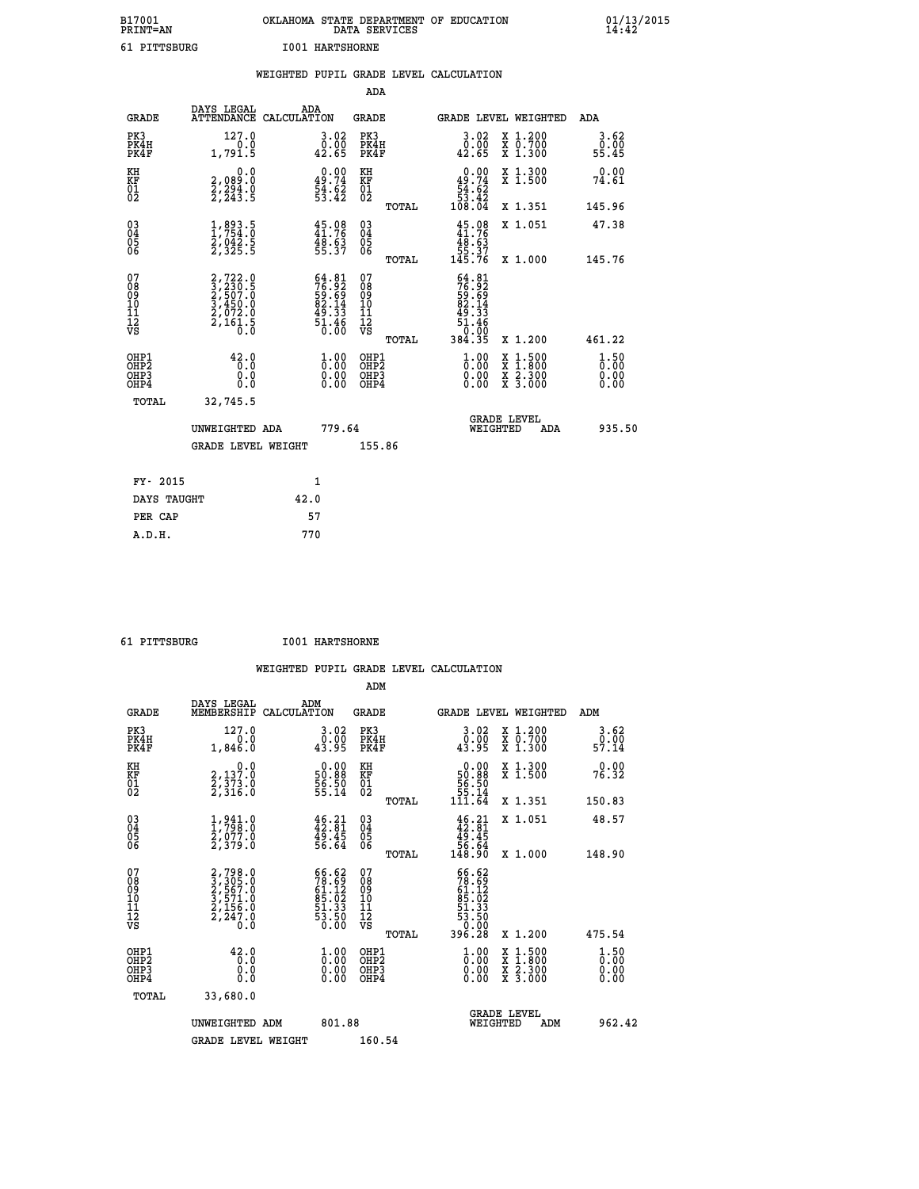B17001 OKLAHOMA STATE DEPARTMENT OF EDUCATION 01/13/2015
PRINT=AN DATA SERVICES 14:42

61 PITTSBURG I001 HARTSHORNE

## WEIGHTED PUPIL GRADE LEVEL CALCULATION

ADA

| GRADE | DAYS LEGAL ATTENDANCE | ADA CALCULATION | GRADE | | GRADE LEVEL | WEIGHTED | ADA |
|---|---|---|---|---|---|---|---|
| PK3 | 127.0 | 3.02 | PK3 | | 3.02 | X 1.200 | 3.62 |
| PK4H | 0.0 | 0.00 | PK4H | | 0.00 | X 0.700 | 0.00 |
| PK4F | 1,791.5 | 42.65 | PK4F | | 42.65 | X 1.300 | 55.45 |
| KH | 0.0 | 0.00 | KH | | 0.00 | X 1.300 | 0.00 |
| KF | 2,089.0 | 49.74 | KF | | 49.74 | X 1.500 | 74.61 |
| 01 | 2,294.0 | 54.62 | 01 | | 54.62 | | |
| 02 | 2,243.5 | 53.42 | 02 | | 53.42 | | |
| | | | | TOTAL | 108.04 | X 1.351 | 145.96 |
| 03 | 1,893.5 | 45.08 | 03 | | 45.08 | X 1.051 | 47.38 |
| 04 | 1,754.0 | 41.76 | 04 | | 41.76 | | |
| 05 | 2,042.5 | 48.63 | 05 | | 48.63 | | |
| 06 | 2,325.5 | 55.37 | 06 | | 55.37 | | |
| | | | | TOTAL | 145.76 | X 1.000 | 145.76 |
| 07 | 2,722.0 | 64.81 | 07 | | 64.81 | | |
| 08 | 3,230.5 | 76.92 | 08 | | 76.92 | | |
| 09 | 2,507.0 | 59.69 | 09 | | 59.69 | | |
| 10 | 3,450.0 | 82.14 | 10 | | 82.14 | | |
| 11 | 2,072.0 | 49.33 | 11 | | 49.33 | | |
| 12 | 2,161.5 | 51.46 | 12 | | 51.46 | | |
| VS | 0.0 | 0.00 | VS | | 0.00 | | |
| | | | | TOTAL | 384.35 | X 1.200 | 461.22 |
| OHP1 | 42.0 | 1.00 | OHP1 | | 1.00 | X 1.500 | 1.50 |
| OHP2 | 0.0 | 0.00 | OHP2 | | 0.00 | X 1.800 | 0.00 |
| OHP3 | 0.0 | 0.00 | OHP3 | | 0.00 | X 2.300 | 0.00 |
| OHP4 | 0.0 | 0.00 | OHP4 | | 0.00 | X 3.000 | 0.00 |
| TOTAL | 32,745.5 | | | | | | |

UNWEIGHTED ADA 779.64 GRADE LEVEL WEIGHTED ADA 935.50

GRADE LEVEL WEIGHT 155.86

| FY- 2015 | 1 |
|---|---|
| DAYS TAUGHT | 42.0 |
| PER CAP | 57 |
| A.D.H. | 770 |

61 PITTSBURG I001 HARTSHORNE

## WEIGHTED PUPIL GRADE LEVEL CALCULATION

ADM

| GRADE | DAYS LEGAL MEMBERSHIP | ADM CALCULATION | GRADE | | GRADE LEVEL | WEIGHTED | ADM |
|---|---|---|---|---|---|---|---|
| PK3 | 127.0 | 3.02 | PK3 | | 3.02 | X 1.200 | 3.62 |
| PK4H | 0.0 | 0.00 | PK4H | | 0.00 | X 0.700 | 0.00 |
| PK4F | 1,846.0 | 43.95 | PK4F | | 43.95 | X 1.300 | 57.14 |
| KH | 0.0 | 0.00 | KH | | 0.00 | X 1.300 | 0.00 |
| KF | 2,137.0 | 50.88 | KF | | 50.88 | X 1.500 | 76.32 |
| 01 | 2,373.0 | 56.50 | 01 | | 56.50 | | |
| 02 | 2,316.0 | 55.14 | 02 | | 55.14 | | |
| | | | | TOTAL | 111.64 | X 1.351 | 150.83 |
| 03 | 1,941.0 | 46.21 | 03 | | 46.21 | X 1.051 | 48.57 |
| 04 | 1,798.0 | 42.81 | 04 | | 42.81 | | |
| 05 | 2,077.0 | 49.45 | 05 | | 49.45 | | |
| 06 | 2,379.0 | 56.64 | 06 | | 56.64 | | |
| | | | | TOTAL | 148.90 | X 1.000 | 148.90 |
| 07 | 2,798.0 | 66.62 | 07 | | 66.62 | | |
| 08 | 3,305.0 | 78.69 | 08 | | 78.69 | | |
| 09 | 2,567.0 | 61.12 | 09 | | 61.12 | | |
| 10 | 3,571.0 | 85.02 | 10 | | 85.02 | | |
| 11 | 2,156.0 | 51.33 | 11 | | 51.33 | | |
| 12 | 2,247.0 | 53.50 | 12 | | 53.50 | | |
| VS | 0.0 | 0.00 | VS | | 0.00 | | |
| | | | | TOTAL | 396.28 | X 1.200 | 475.54 |
| OHP1 | 42.0 | 1.00 | OHP1 | | 1.00 | X 1.500 | 1.50 |
| OHP2 | 0.0 | 0.00 | OHP2 | | 0.00 | X 1.800 | 0.00 |
| OHP3 | 0.0 | 0.00 | OHP3 | | 0.00 | X 2.300 | 0.00 |
| OHP4 | 0.0 | 0.00 | OHP4 | | 0.00 | X 3.000 | 0.00 |
| TOTAL | 33,680.0 | | | | | | |

UNWEIGHTED ADM 801.88 GRADE LEVEL WEIGHTED ADM 962.42

GRADE LEVEL WEIGHT 160.54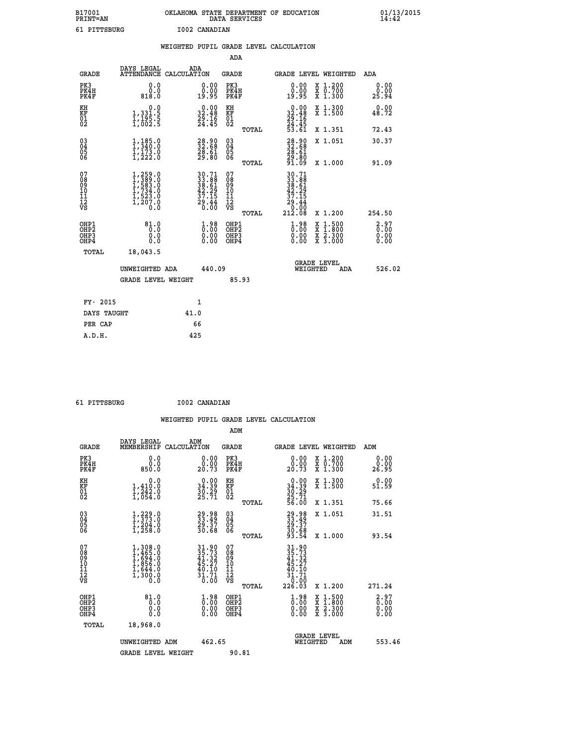B17001 OKLAHOMA STATE DEPARTMENT OF EDUCATION 01/13/2015
PRINT=AN DATA SERVICES 14:42

61 PITTSBURG I002 CANADIAN

## WEIGHTED PUPIL GRADE LEVEL CALCULATION

### ADA

| GRADE | DAYS LEGAL ATTENDANCE | ADA CALCULATION | GRADE | GRADE LEVEL | WEIGHTED | ADA |
|---|---|---|---|---|---|---|
| PK3 | 0.0 | 0.00 | PK3 | 0.00 | X 1.200 | 0.00 |
| PK4H | 0.0 | 0.00 | PK4H | 0.00 | X 0.700 | 0.00 |
| PK4F | 818.0 | 19.95 | PK4F | 19.95 | X 1.300 | 25.94 |
| KH | 0.0 | 0.00 | KH | 0.00 | X 1.300 | 0.00 |
| KF | 1,331.5 | 32.48 | KF | 32.48 | X 1.500 | 48.72 |
| 01 | 1,195.5 | 29.16 | 01 | 29.16 | | |
| 02 | 1,002.5 | 24.45 | 02 | 24.45 | | |
| | | | TOTAL | 53.61 | X 1.351 | 72.43 |
| 03 | 1,185.0 | 28.90 | 03 | 28.90 | X 1.051 | 30.37 |
| 04 | 1,340.0 | 32.68 | 04 | 32.68 | | |
| 05 | 1,173.0 | 28.61 | 05 | 28.61 | | |
| 06 | 1,222.0 | 29.80 | 06 | 29.80 | | |
| | | | TOTAL | 91.09 | X 1.000 | 91.09 |
| 07 | 1,259.0 | 30.71 | 07 | 30.71 | | |
| 08 | 1,389.0 | 33.88 | 08 | 33.88 | | |
| 09 | 1,583.0 | 38.61 | 09 | 38.61 | | |
| 10 | 1,734.0 | 42.29 | 10 | 42.29 | | |
| 11 | 1,523.0 | 37.15 | 11 | 37.15 | | |
| 12 | 1,207.0 | 29.44 | 12 | 29.44 | | |
| VS | 0.0 | 0.00 | VS | 0.00 | | |
| | | | TOTAL | 212.08 | X 1.200 | 254.50 |
| OHP1 | 81.0 | 1.98 | OHP1 | 1.98 | X 1.500 | 2.97 |
| OHP2 | 0.0 | 0.00 | OHP2 | 0.00 | X 1.800 | 0.00 |
| OHP3 | 0.0 | 0.00 | OHP3 | 0.00 | X 2.300 | 0.00 |
| OHP4 | 0.0 | 0.00 | OHP4 | 0.00 | X 3.000 | 0.00 |
| TOTAL | 18,043.5 | | | | | |

UNWEIGHTED ADA 440.09 GRADE LEVEL WEIGHTED ADA 526.02

GRADE LEVEL WEIGHT 85.93

| FY- 2015 | 1 |
|---|---|
| DAYS TAUGHT | 41.0 |
| PER CAP | 66 |
| A.D.H. | 425 |

61 PITTSBURG I002 CANADIAN

## WEIGHTED PUPIL GRADE LEVEL CALCULATION

### ADM

| GRADE | DAYS LEGAL MEMBERSHIP | ADM CALCULATION | GRADE | GRADE LEVEL | WEIGHTED | ADM |
|---|---|---|---|---|---|---|
| PK3 | 0.0 | 0.00 | PK3 | 0.00 | X 1.200 | 0.00 |
| PK4H | 0.0 | 0.00 | PK4H | 0.00 | X 0.700 | 0.00 |
| PK4F | 850.0 | 20.73 | PK4F | 20.73 | X 1.300 | 26.95 |
| KH | 0.0 | 0.00 | KH | 0.00 | X 1.300 | 0.00 |
| KF | 1,410.0 | 34.39 | KF | 34.39 | X 1.500 | 51.59 |
| 01 | 1,242.0 | 30.29 | 01 | 30.29 | | |
| 02 | 1,054.0 | 25.71 | 02 | 25.71 | | |
| | | | TOTAL | 56.00 | X 1.351 | 75.66 |
| 03 | 1,229.0 | 29.98 | 03 | 29.98 | X 1.051 | 31.51 |
| 04 | 1,373.0 | 33.49 | 04 | 33.49 | | |
| 05 | 1,204.0 | 29.37 | 05 | 29.37 | | |
| 06 | 1,258.0 | 30.68 | 06 | 30.68 | | |
| | | | TOTAL | 93.54 | X 1.000 | 93.54 |
| 07 | 1,308.0 | 31.90 | 07 | 31.90 | | |
| 08 | 1,465.0 | 35.73 | 08 | 35.73 | | |
| 09 | 1,694.0 | 41.32 | 09 | 41.32 | | |
| 10 | 1,856.0 | 45.27 | 10 | 45.27 | | |
| 11 | 1,644.0 | 40.10 | 11 | 40.10 | | |
| 12 | 1,300.0 | 31.71 | 12 | 31.71 | | |
| VS | 0.0 | 0.00 | VS | 0.00 | | |
| | | | TOTAL | 226.03 | X 1.200 | 271.24 |
| OHP1 | 81.0 | 1.98 | OHP1 | 1.98 | X 1.500 | 2.97 |
| OHP2 | 0.0 | 0.00 | OHP2 | 0.00 | X 1.800 | 0.00 |
| OHP3 | 0.0 | 0.00 | OHP3 | 0.00 | X 2.300 | 0.00 |
| OHP4 | 0.0 | 0.00 | OHP4 | 0.00 | X 3.000 | 0.00 |
| TOTAL | 18,968.0 | | | | | |

UNWEIGHTED ADM 462.65 GRADE LEVEL WEIGHTED ADM 553.46

GRADE LEVEL WEIGHT 90.81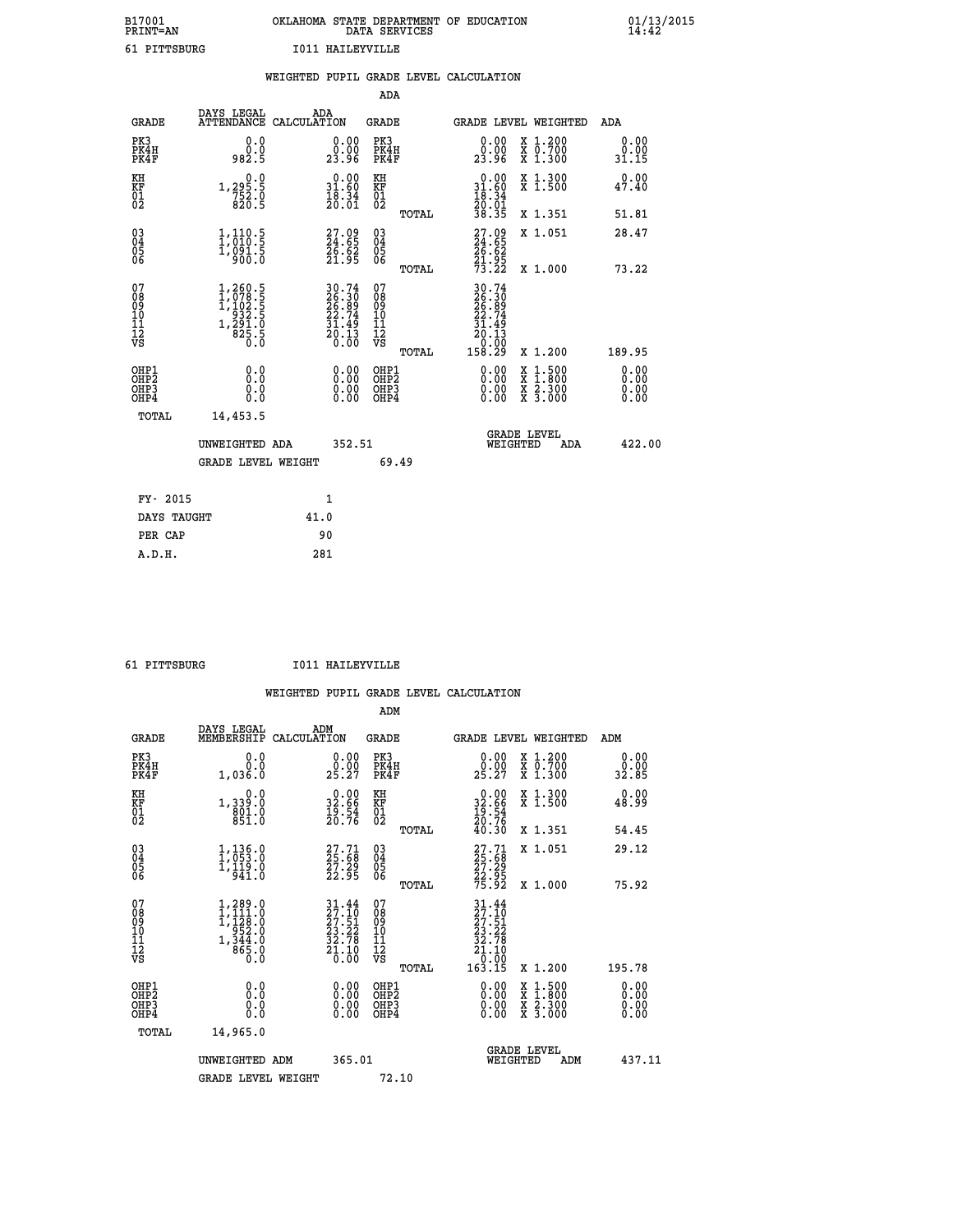B17001 OKLAHOMA STATE DEPARTMENT OF EDUCATION 01/13/2015
PRINT=AN DATA SERVICES 14:42

61 PITTSBURG I011 HAILEYVILLE

## WEIGHTED PUPIL GRADE LEVEL CALCULATION

### ADA

| GRADE | DAYS LEGAL ATTENDANCE | ADA CALCULATION | GRADE | GRADE LEVEL | WEIGHTED | ADA |
|---|---|---|---|---|---|---|
| PK3 | 0.0 | 0.00 | PK3 | 0.00 | X 1.200 | 0.00 |
| PK4H | 0.0 | 0.00 | PK4H | 0.00 | X 0.700 | 0.00 |
| PK4F | 982.5 | 23.96 | PK4F | 23.96 | X 1.300 | 31.15 |
| KH | 0.0 | 0.00 | KH | 0.00 | X 1.300 | 0.00 |
| KF | 1,295.5 | 31.60 | KF | 31.60 | X 1.500 | 47.40 |
| 01 | 752.0 | 18.34 | 01 | 18.34 | | |
| 02 | 820.5 | 20.01 | 02 | 20.01 | | |
| | | | TOTAL | 38.35 | X 1.351 | 51.81 |
| 03 | 1,110.5 | 27.09 | 03 | 27.09 | X 1.051 | 28.47 |
| 04 | 1,010.5 | 24.65 | 04 | 24.65 | | |
| 05 | 1,091.5 | 26.62 | 05 | 26.62 | | |
| 06 | 900.0 | 21.95 | 06 | 21.95 | | |
| | | | TOTAL | 73.22 | X 1.000 | 73.22 |
| 07 | 1,260.5 | 30.74 | 07 | 30.74 | | |
| 08 | 1,078.5 | 26.30 | 08 | 26.30 | | |
| 09 | 1,102.5 | 26.89 | 09 | 26.89 | | |
| 10 | 932.5 | 22.74 | 10 | 22.74 | | |
| 11 | 1,291.0 | 31.49 | 11 | 31.49 | | |
| 12 | 825.5 | 20.13 | 12 | 20.13 | | |
| VS | 0.0 | 0.00 | VS | 0.00 | | |
| | | | TOTAL | 158.29 | X 1.200 | 189.95 |
| OHP1 | 0.0 | 0.00 | OHP1 | 0.00 | X 1.500 | 0.00 |
| OHP2 | 0.0 | 0.00 | OHP2 | 0.00 | X 1.800 | 0.00 |
| OHP3 | 0.0 | 0.00 | OHP3 | 0.00 | X 2.300 | 0.00 |
| OHP4 | 0.0 | 0.00 | OHP4 | 0.00 | X 3.000 | 0.00 |
| TOTAL | 14,453.5 | | | | | |

UNWEIGHTED ADA 352.51 GRADE LEVEL WEIGHTED ADA 422.00

GRADE LEVEL WEIGHT 69.49

| | |
|---|---|
| FY- 2015 | 1 |
| DAYS TAUGHT | 41.0 |
| PER CAP | 90 |
| A.D.H. | 281 |

61 PITTSBURG I011 HAILEYVILLE

## WEIGHTED PUPIL GRADE LEVEL CALCULATION

### ADM

| GRADE | DAYS LEGAL MEMBERSHIP | ADM CALCULATION | GRADE | GRADE LEVEL | WEIGHTED | ADM |
|---|---|---|---|---|---|---|
| PK3 | 0.0 | 0.00 | PK3 | 0.00 | X 1.200 | 0.00 |
| PK4H | 0.0 | 0.00 | PK4H | 0.00 | X 0.700 | 0.00 |
| PK4F | 1,036.0 | 25.27 | PK4F | 25.27 | X 1.300 | 32.85 |
| KH | 0.0 | 0.00 | KH | 0.00 | X 1.300 | 0.00 |
| KF | 1,339.0 | 32.66 | KF | 32.66 | X 1.500 | 48.99 |
| 01 | 801.0 | 19.54 | 01 | 19.54 | | |
| 02 | 851.0 | 20.76 | 02 | 20.76 | | |
| | | | TOTAL | 40.30 | X 1.351 | 54.45 |
| 03 | 1,136.0 | 27.71 | 03 | 27.71 | X 1.051 | 29.12 |
| 04 | 1,053.0 | 25.68 | 04 | 25.68 | | |
| 05 | 1,119.0 | 27.29 | 05 | 27.29 | | |
| 06 | 941.0 | 22.95 | 06 | 22.95 | | |
| | | | TOTAL | 75.92 | X 1.000 | 75.92 |
| 07 | 1,289.0 | 31.44 | 07 | 31.44 | | |
| 08 | 1,111.0 | 27.10 | 08 | 27.10 | | |
| 09 | 1,128.0 | 27.51 | 09 | 27.51 | | |
| 10 | 952.0 | 23.22 | 10 | 23.22 | | |
| 11 | 1,344.0 | 32.78 | 11 | 32.78 | | |
| 12 | 865.0 | 21.10 | 12 | 21.10 | | |
| VS | 0.0 | 0.00 | VS | 0.00 | | |
| | | | TOTAL | 163.15 | X 1.200 | 195.78 |
| OHP1 | 0.0 | 0.00 | OHP1 | 0.00 | X 1.500 | 0.00 |
| OHP2 | 0.0 | 0.00 | OHP2 | 0.00 | X 1.800 | 0.00 |
| OHP3 | 0.0 | 0.00 | OHP3 | 0.00 | X 2.300 | 0.00 |
| OHP4 | 0.0 | 0.00 | OHP4 | 0.00 | X 3.000 | 0.00 |
| TOTAL | 14,965.0 | | | | | |

UNWEIGHTED ADM 365.01 GRADE LEVEL WEIGHTED ADM 437.11

GRADE LEVEL WEIGHT 72.10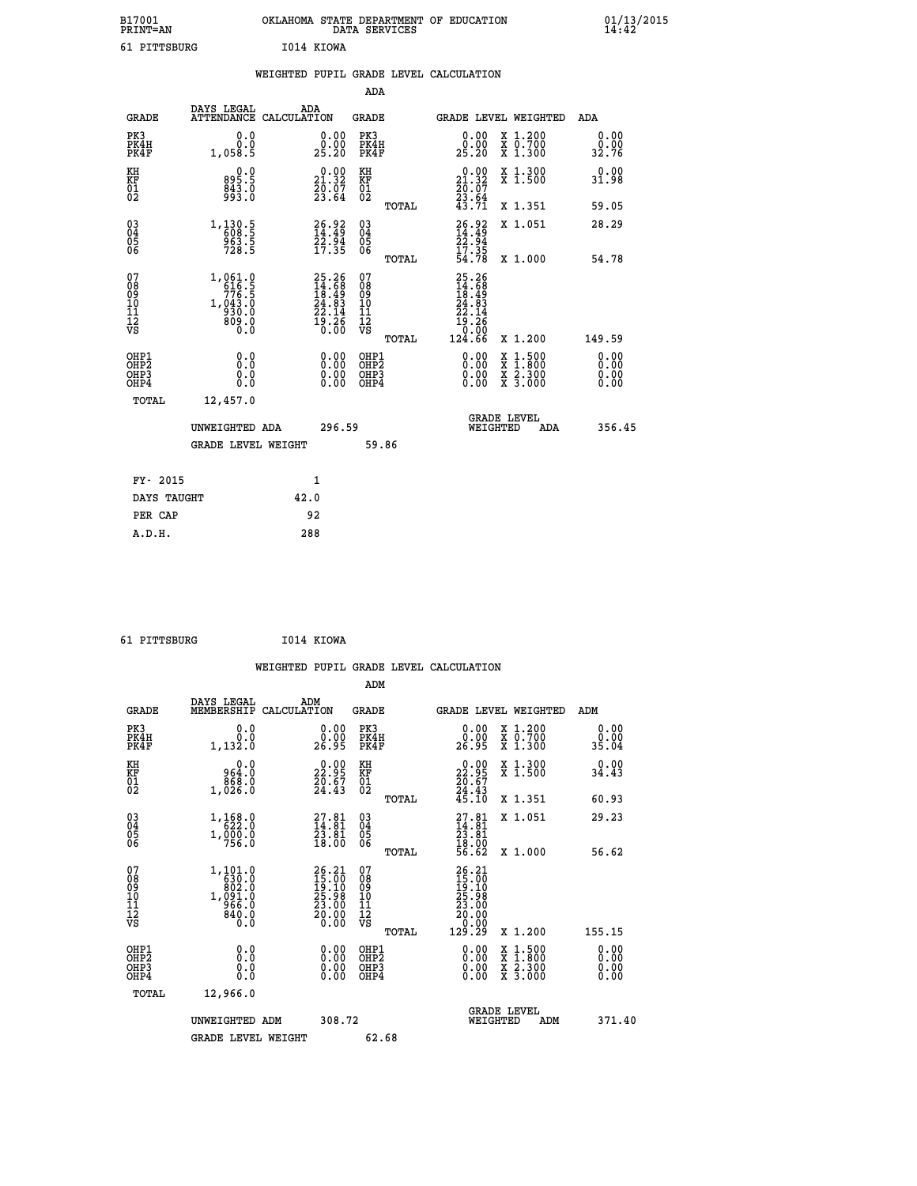B17001 OKLAHOMA STATE DEPARTMENT OF EDUCATION 01/13/2015
PRINT=AN DATA SERVICES 14:42

61 PITTSBURG I014 KIOWA

## WEIGHTED PUPIL GRADE LEVEL CALCULATION

### ADA

| GRADE | DAYS LEGAL ATTENDANCE | ADA CALCULATION | GRADE | | GRADE LEVEL | WEIGHTED | ADA |
|---|---|---|---|---|---|---|---|
| PK3 | 0.0 | 0.00 | PK3 | | 0.00 | X 1.200 | 0.00 |
| PK4H | 0.0 | 0.00 | PK4H | | 0.00 | X 0.700 | 0.00 |
| PK4F | 1,058.5 | 25.20 | PK4F | | 25.20 | X 1.300 | 32.76 |
| KH | 0.0 | 0.00 | KH | | 0.00 | X 1.300 | 0.00 |
| KF | 895.5 | 21.32 | KF | | 21.32 | X 1.500 | 31.98 |
| 01 | 843.0 | 20.07 | 01 | | 20.07 | | |
| 02 | 993.0 | 23.64 | 02 | | 23.64 | | |
| | | | | TOTAL | 43.71 | X 1.351 | 59.05 |
| 03 | 1,130.5 | 26.92 | 03 | | 26.92 | X 1.051 | 28.29 |
| 04 | 608.5 | 14.49 | 04 | | 14.49 | | |
| 05 | 963.5 | 22.94 | 05 | | 22.94 | | |
| 06 | 728.5 | 17.35 | 06 | | 17.35 | | |
| | | | | TOTAL | 54.78 | X 1.000 | 54.78 |
| 07 | 1,061.0 | 25.26 | 07 | | 25.26 | | |
| 08 | 616.5 | 14.68 | 08 | | 14.68 | | |
| 09 | 776.5 | 18.49 | 09 | | 18.49 | | |
| 10 | 1,043.0 | 24.83 | 10 | | 24.83 | | |
| 11 | 930.0 | 22.14 | 11 | | 22.14 | | |
| 12 | 809.0 | 19.26 | 12 | | 19.26 | | |
| VS | 0.0 | 0.00 | VS | | 0.00 | | |
| | | | | TOTAL | 124.66 | X 1.200 | 149.59 |
| OHP1 | 0.0 | 0.00 | OHP1 | | 0.00 | X 1.500 | 0.00 |
| OHP2 | 0.0 | 0.00 | OHP2 | | 0.00 | X 1.800 | 0.00 |
| OHP3 | 0.0 | 0.00 | OHP3 | | 0.00 | X 2.300 | 0.00 |
| OHP4 | 0.0 | 0.00 | OHP4 | | 0.00 | X 3.000 | 0.00 |
| TOTAL | 12,457.0 | | | | | | |

UNWEIGHTED ADA 296.59 — GRADE LEVEL WEIGHTED ADA 356.45

GRADE LEVEL WEIGHT 59.86

| | |
|---|---|
| FY- 2015 | 1 |
| DAYS TAUGHT | 42.0 |
| PER CAP | 92 |
| A.D.H. | 288 |

61 PITTSBURG I014 KIOWA

## WEIGHTED PUPIL GRADE LEVEL CALCULATION

### ADM

| GRADE | DAYS LEGAL MEMBERSHIP | ADM CALCULATION | GRADE | | GRADE LEVEL | WEIGHTED | ADM |
|---|---|---|---|---|---|---|---|
| PK3 | 0.0 | 0.00 | PK3 | | 0.00 | X 1.200 | 0.00 |
| PK4H | 0.0 | 0.00 | PK4H | | 0.00 | X 0.700 | 0.00 |
| PK4F | 1,132.0 | 26.95 | PK4F | | 26.95 | X 1.300 | 35.04 |
| KH | 0.0 | 0.00 | KH | | 0.00 | X 1.300 | 0.00 |
| KF | 964.0 | 22.95 | KF | | 22.95 | X 1.500 | 34.43 |
| 01 | 868.0 | 20.67 | 01 | | 20.67 | | |
| 02 | 1,026.0 | 24.43 | 02 | | 24.43 | | |
| | | | | TOTAL | 45.10 | X 1.351 | 60.93 |
| 03 | 1,168.0 | 27.81 | 03 | | 27.81 | X 1.051 | 29.23 |
| 04 | 622.0 | 14.81 | 04 | | 14.81 | | |
| 05 | 1,000.0 | 23.81 | 05 | | 23.81 | | |
| 06 | 756.0 | 18.00 | 06 | | 18.00 | | |
| | | | | TOTAL | 56.62 | X 1.000 | 56.62 |
| 07 | 1,101.0 | 26.21 | 07 | | 26.21 | | |
| 08 | 630.0 | 15.00 | 08 | | 15.00 | | |
| 09 | 802.0 | 19.10 | 09 | | 19.10 | | |
| 10 | 1,091.0 | 25.98 | 10 | | 25.98 | | |
| 11 | 966.0 | 23.00 | 11 | | 23.00 | | |
| 12 | 840.0 | 20.00 | 12 | | 20.00 | | |
| VS | 0.0 | 0.00 | VS | | 0.00 | | |
| | | | | TOTAL | 129.29 | X 1.200 | 155.15 |
| OHP1 | 0.0 | 0.00 | OHP1 | | 0.00 | X 1.500 | 0.00 |
| OHP2 | 0.0 | 0.00 | OHP2 | | 0.00 | X 1.800 | 0.00 |
| OHP3 | 0.0 | 0.00 | OHP3 | | 0.00 | X 2.300 | 0.00 |
| OHP4 | 0.0 | 0.00 | OHP4 | | 0.00 | X 3.000 | 0.00 |
| TOTAL | 12,966.0 | | | | | | |

UNWEIGHTED ADM 308.72 — GRADE LEVEL WEIGHTED ADM 371.40

GRADE LEVEL WEIGHT 62.68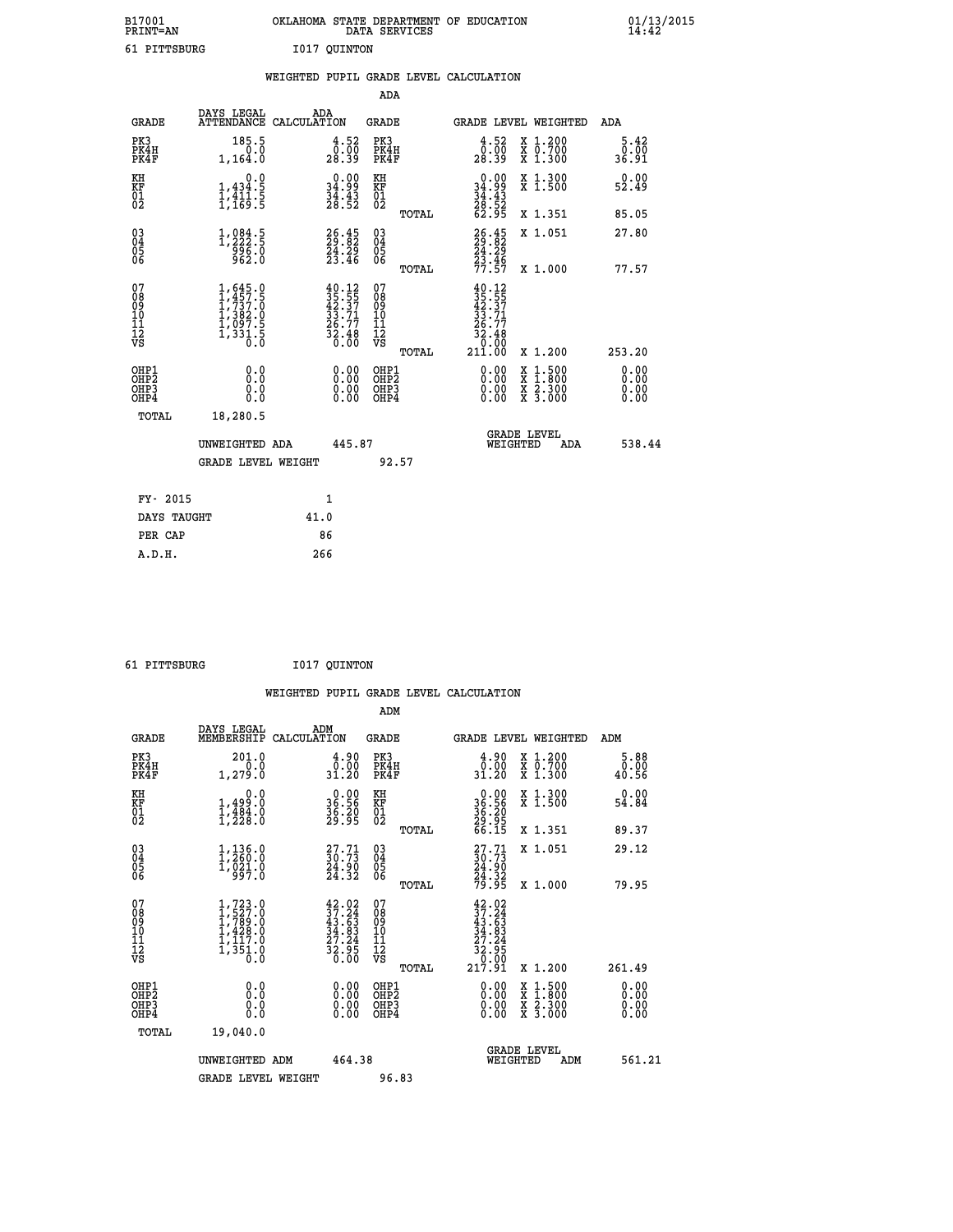B17001 OKLAHOMA STATE DEPARTMENT OF EDUCATION 01/13/2015
PRINT=AN DATA SERVICES 14:42

61 PITTSBURG I017 QUINTON

WEIGHTED PUPIL GRADE LEVEL CALCULATION

ADA

| GRADE | DAYS LEGAL ATTENDANCE | ADA CALCULATION | GRADE | GRADE LEVEL | WEIGHTED | ADA |
|---|---|---|---|---|---|---|
| PK3 | 185.5 | 4.52 | PK3 | 4.52 | X 1.200 | 5.42 |
| PK4H | 0.0 | 0.00 | PK4H | 0.00 | X 0.700 | 0.00 |
| PK4F | 1,164.0 | 28.39 | PK4F | 28.39 | X 1.300 | 36.91 |
| KH | 0.0 | 0.00 | KH | 0.00 | X 1.300 | 0.00 |
| KF | 1,434.5 | 34.99 | KF | 34.99 | X 1.500 | 52.49 |
| 01 | 1,411.5 | 34.43 | 01 | 34.43 | | |
| 02 | 1,169.5 | 28.52 | 02 | 28.52 | | |
| | | | TOTAL | 62.95 | X 1.351 | 85.05 |
| 03 | 1,084.5 | 26.45 | 03 | 26.45 | X 1.051 | 27.80 |
| 04 | 1,222.5 | 29.82 | 04 | 29.82 | | |
| 05 | 996.0 | 24.29 | 05 | 24.29 | | |
| 06 | 962.0 | 23.46 | 06 | 23.46 | | |
| | | | TOTAL | 77.57 | X 1.000 | 77.57 |
| 07 | 1,645.0 | 40.12 | 07 | 40.12 | | |
| 08 | 1,457.5 | 35.55 | 08 | 35.55 | | |
| 09 | 1,737.0 | 42.37 | 09 | 42.37 | | |
| 10 | 1,382.0 | 33.71 | 10 | 33.71 | | |
| 11 | 1,097.5 | 26.77 | 11 | 26.77 | | |
| 12 | 1,331.5 | 32.48 | 12 | 32.48 | | |
| VS | 0.0 | 0.00 | VS | 0.00 | | |
| | | | TOTAL | 211.00 | X 1.200 | 253.20 |
| OHP1 | 0.0 | 0.00 | OHP1 | 0.00 | X 1.500 | 0.00 |
| OHP2 | 0.0 | 0.00 | OHP2 | 0.00 | X 1.800 | 0.00 |
| OHP3 | 0.0 | 0.00 | OHP3 | 0.00 | X 2.300 | 0.00 |
| OHP4 | 0.0 | 0.00 | OHP4 | 0.00 | X 3.000 | 0.00 |
| TOTAL | 18,280.5 | | | | | |

UNWEIGHTED ADA 445.87 GRADE LEVEL WEIGHTED ADA 538.44

GRADE LEVEL WEIGHT 92.57

| FY- 2015 | 1 |
|---|---|
| DAYS TAUGHT | 41.0 |
| PER CAP | 86 |
| A.D.H. | 266 |

61 PITTSBURG I017 QUINTON

WEIGHTED PUPIL GRADE LEVEL CALCULATION

ADM

| GRADE | DAYS LEGAL MEMBERSHIP | ADM CALCULATION | GRADE | GRADE LEVEL | WEIGHTED | ADM |
|---|---|---|---|---|---|---|
| PK3 | 201.0 | 4.90 | PK3 | 4.90 | X 1.200 | 5.88 |
| PK4H | 0.0 | 0.00 | PK4H | 0.00 | X 0.700 | 0.00 |
| PK4F | 1,279.0 | 31.20 | PK4F | 31.20 | X 1.300 | 40.56 |
| KH | 0.0 | 0.00 | KH | 0.00 | X 1.300 | 0.00 |
| KF | 1,499.0 | 36.56 | KF | 36.56 | X 1.500 | 54.84 |
| 01 | 1,484.0 | 36.20 | 01 | 36.20 | | |
| 02 | 1,228.0 | 29.95 | 02 | 29.95 | | |
| | | | TOTAL | 66.15 | X 1.351 | 89.37 |
| 03 | 1,136.0 | 27.71 | 03 | 27.71 | X 1.051 | 29.12 |
| 04 | 1,260.0 | 30.73 | 04 | 30.73 | | |
| 05 | 1,021.0 | 24.90 | 05 | 24.90 | | |
| 06 | 997.0 | 24.32 | 06 | 24.32 | | |
| | | | TOTAL | 79.95 | X 1.000 | 79.95 |
| 07 | 1,723.0 | 42.02 | 07 | 42.02 | | |
| 08 | 1,527.0 | 37.24 | 08 | 37.24 | | |
| 09 | 1,789.0 | 43.63 | 09 | 43.63 | | |
| 10 | 1,428.0 | 34.83 | 10 | 34.83 | | |
| 11 | 1,117.0 | 27.24 | 11 | 27.24 | | |
| 12 | 1,351.0 | 32.95 | 12 | 32.95 | | |
| VS | 0.0 | 0.00 | VS | 0.00 | | |
| | | | TOTAL | 217.91 | X 1.200 | 261.49 |
| OHP1 | 0.0 | 0.00 | OHP1 | 0.00 | X 1.500 | 0.00 |
| OHP2 | 0.0 | 0.00 | OHP2 | 0.00 | X 1.800 | 0.00 |
| OHP3 | 0.0 | 0.00 | OHP3 | 0.00 | X 2.300 | 0.00 |
| OHP4 | 0.0 | 0.00 | OHP4 | 0.00 | X 3.000 | 0.00 |
| TOTAL | 19,040.0 | | | | | |

UNWEIGHTED ADM 464.38 GRADE LEVEL WEIGHTED ADM 561.21

GRADE LEVEL WEIGHT 96.83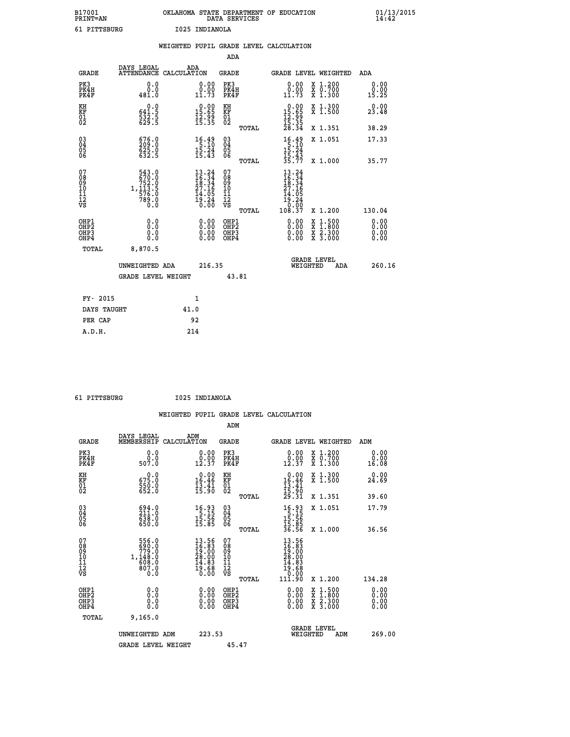B17001 OKLAHOMA STATE DEPARTMENT OF EDUCATION 01/13/2015
PRINT=AN DATA SERVICES 14:42

61 PITTSBURG I025 INDIANOLA

## WEIGHTED PUPIL GRADE LEVEL CALCULATION

### ADA

| GRADE | DAYS LEGAL ATTENDANCE | ADA CALCULATION | GRADE | GRADE LEVEL | WEIGHTED | ADA |
|---|---|---|---|---|---|---|
| PK3 | 0.0 | 0.00 | PK3 | 0.00 | X 1.200 | 0.00 |
| PK4H | 0.0 | 0.00 | PK4H | 0.00 | X 0.700 | 0.00 |
| PK4F | 481.0 | 11.73 | PK4F | 11.73 | X 1.300 | 15.25 |
| KH | 0.0 | 0.00 | KH | 0.00 | X 1.300 | 0.00 |
| KF | 641.5 | 15.65 | KF | 15.65 | X 1.500 | 23.48 |
| 01 | 532.5 | 12.99 | 01 | 12.99 | | |
| 02 | 629.5 | 15.35 | 02 | 15.35 | | |
| | | | TOTAL | 28.34 | X 1.351 | 38.29 |
| 03 | 676.0 | 16.49 | 03 | 16.49 | X 1.051 | 17.33 |
| 04 | 209.0 | 5.10 | 04 | 5.10 | | |
| 05 | 625.0 | 15.24 | 05 | 15.24 | | |
| 06 | 632.5 | 15.43 | 06 | 15.43 | | |
| | | | TOTAL | 35.77 | X 1.000 | 35.77 |
| 07 | 543.0 | 13.24 | 07 | 13.24 | | |
| 08 | 670.0 | 16.34 | 08 | 16.34 | | |
| 09 | 752.0 | 18.34 | 09 | 18.34 | | |
| 10 | 1,113.5 | 27.16 | 10 | 27.16 | | |
| 11 | 576.0 | 14.05 | 11 | 14.05 | | |
| 12 | 789.0 | 19.24 | 12 | 19.24 | | |
| VS | 0.0 | 0.00 | VS | 0.00 | | |
| | | | TOTAL | 108.37 | X 1.200 | 130.04 |
| OHP1 | 0.0 | 0.00 | OHP1 | 0.00 | X 1.500 | 0.00 |
| OHP2 | 0.0 | 0.00 | OHP2 | 0.00 | X 1.800 | 0.00 |
| OHP3 | 0.0 | 0.00 | OHP3 | 0.00 | X 2.300 | 0.00 |
| OHP4 | 0.0 | 0.00 | OHP4 | 0.00 | X 3.000 | 0.00 |
| TOTAL | 8,870.5 | | | | | |

UNWEIGHTED ADA 216.35 | GRADE LEVEL WEIGHTED ADA 260.16

GRADE LEVEL WEIGHT 43.81

| | |
|---|---|
| FY- 2015 | 1 |
| DAYS TAUGHT | 41.0 |
| PER CAP | 92 |
| A.D.H. | 214 |

61 PITTSBURG I025 INDIANOLA

## WEIGHTED PUPIL GRADE LEVEL CALCULATION

### ADM

| GRADE | DAYS LEGAL MEMBERSHIP | ADM CALCULATION | GRADE | GRADE LEVEL | WEIGHTED | ADM |
|---|---|---|---|---|---|---|
| PK3 | 0.0 | 0.00 | PK3 | 0.00 | X 1.200 | 0.00 |
| PK4H | 0.0 | 0.00 | PK4H | 0.00 | X 0.700 | 0.00 |
| PK4F | 507.0 | 12.37 | PK4F | 12.37 | X 1.300 | 16.08 |
| KH | 0.0 | 0.00 | KH | 0.00 | X 1.300 | 0.00 |
| KF | 675.0 | 16.46 | KF | 16.46 | X 1.500 | 24.69 |
| 01 | 550.0 | 13.41 | 01 | 13.41 | | |
| 02 | 652.0 | 15.90 | 02 | 15.90 | | |
| | | | TOTAL | 29.31 | X 1.351 | 39.60 |
| 03 | 694.0 | 16.93 | 03 | 16.93 | X 1.051 | 17.79 |
| 04 | 211.0 | 5.15 | 04 | 5.15 | | |
| 05 | 638.0 | 15.56 | 05 | 15.56 | | |
| 06 | 650.0 | 15.85 | 06 | 15.85 | | |
| | | | TOTAL | 36.56 | X 1.000 | 36.56 |
| 07 | 556.0 | 13.56 | 07 | 13.56 | | |
| 08 | 690.0 | 16.83 | 08 | 16.83 | | |
| 09 | 779.0 | 19.00 | 09 | 19.00 | | |
| 10 | 1,148.0 | 28.00 | 10 | 28.00 | | |
| 11 | 608.0 | 14.83 | 11 | 14.83 | | |
| 12 | 807.0 | 19.68 | 12 | 19.68 | | |
| VS | 0.0 | 0.00 | VS | 0.00 | | |
| | | | TOTAL | 111.90 | X 1.200 | 134.28 |
| OHP1 | 0.0 | 0.00 | OHP1 | 0.00 | X 1.500 | 0.00 |
| OHP2 | 0.0 | 0.00 | OHP2 | 0.00 | X 1.800 | 0.00 |
| OHP3 | 0.0 | 0.00 | OHP3 | 0.00 | X 2.300 | 0.00 |
| OHP4 | 0.0 | 0.00 | OHP4 | 0.00 | X 3.000 | 0.00 |
| TOTAL | 9,165.0 | | | | | |

UNWEIGHTED ADM 223.53 | GRADE LEVEL WEIGHTED ADM 269.00

GRADE LEVEL WEIGHT 45.47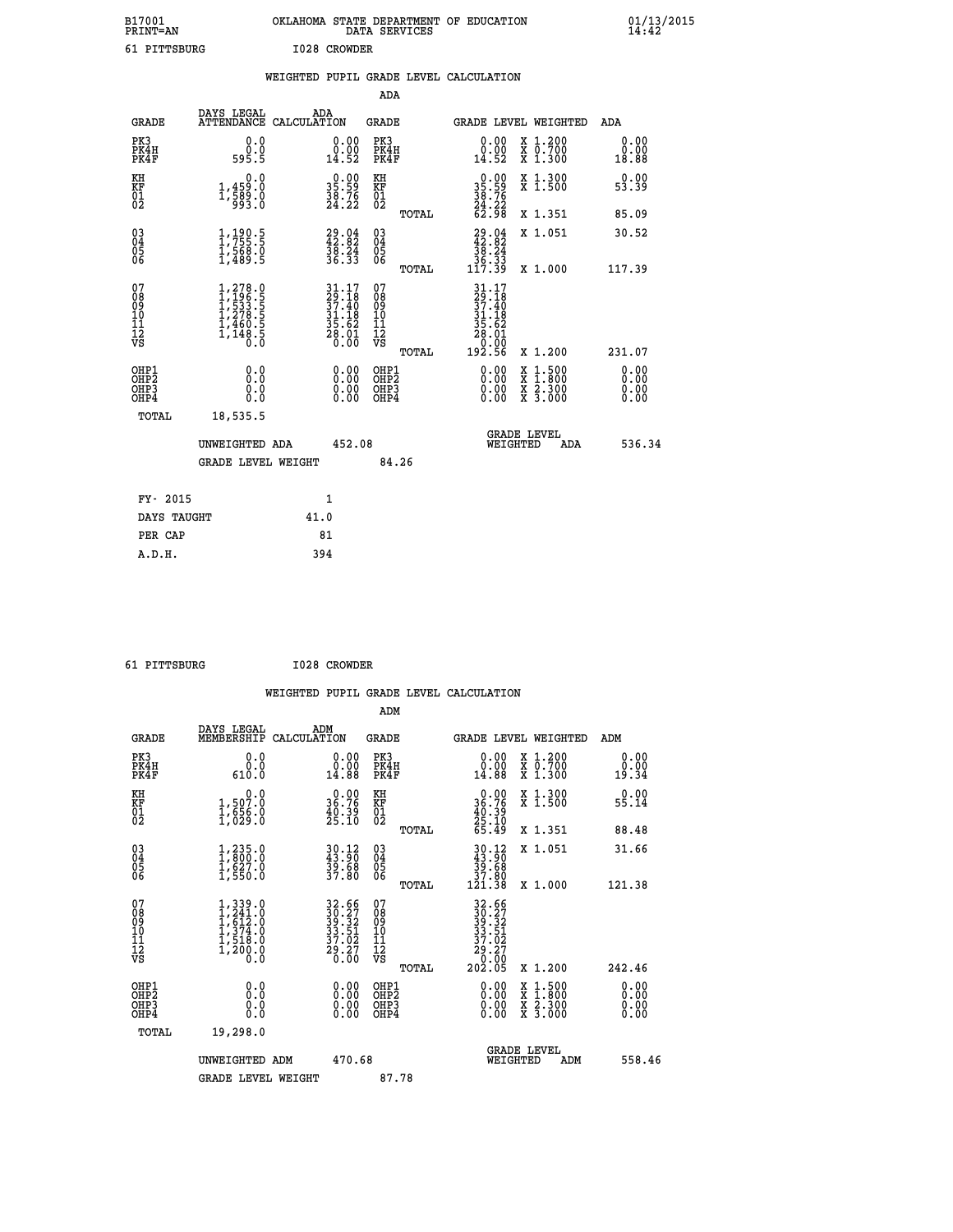B17001 OKLAHOMA STATE DEPARTMENT OF EDUCATION 01/13/2015
PRINT=AN DATA SERVICES 14:42

61 PITTSBURG I028 CROWDER

WEIGHTED PUPIL GRADE LEVEL CALCULATION

ADA

| GRADE | DAYS LEGAL ATTENDANCE | ADA CALCULATION | GRADE | | GRADE LEVEL | WEIGHTED | ADA |
|---|---|---|---|---|---|---|---|
| PK3 | 0.0 | 0.00 | PK3 | | 0.00 | X 1.200 | 0.00 |
| PK4H | 0.0 | 0.00 | PK4H | | 0.00 | X 0.700 | 0.00 |
| PK4F | 595.5 | 14.52 | PK4F | | 14.52 | X 1.300 | 18.88 |
| KH | 0.0 | 0.00 | KH | | 0.00 | X 1.300 | 0.00 |
| KF | 1,459.0 | 35.59 | KF | | 35.59 | X 1.500 | 53.39 |
| 01 | 1,589.0 | 38.76 | 01 | | 38.76 | | |
| 02 | 993.0 | 24.22 | 02 | | 24.22 | | |
| | | | | TOTAL | 62.98 | X 1.351 | 85.09 |
| 03 | 1,190.5 | 29.04 | 03 | | 29.04 | X 1.051 | 30.52 |
| 04 | 1,755.5 | 42.82 | 04 | | 42.82 | | |
| 05 | 1,568.0 | 38.24 | 05 | | 38.24 | | |
| 06 | 1,489.5 | 36.33 | 06 | | 36.33 | | |
| | | | | TOTAL | 117.39 | X 1.000 | 117.39 |
| 07 | 1,278.0 | 31.17 | 07 | | 31.17 | | |
| 08 | 1,196.5 | 29.18 | 08 | | 29.18 | | |
| 09 | 1,533.5 | 37.40 | 09 | | 37.40 | | |
| 10 | 1,278.5 | 31.18 | 10 | | 31.18 | | |
| 11 | 1,460.5 | 35.62 | 11 | | 35.62 | | |
| 12 | 1,148.5 | 28.01 | 12 | | 28.01 | | |
| VS | 0.0 | 0.00 | VS | | 0.00 | | |
| | | | | TOTAL | 192.56 | X 1.200 | 231.07 |
| OHP1 | 0.0 | 0.00 | OHP1 | | 0.00 | X 1.500 | 0.00 |
| OHP2 | 0.0 | 0.00 | OHP2 | | 0.00 | X 1.800 | 0.00 |
| OHP3 | 0.0 | 0.00 | OHP3 | | 0.00 | X 2.300 | 0.00 |
| OHP4 | 0.0 | 0.00 | OHP4 | | 0.00 | X 3.000 | 0.00 |
| TOTAL | 18,535.5 | | | | | | |

UNWEIGHTED ADA 452.08 GRADE LEVEL WEIGHTED ADA 536.34

GRADE LEVEL WEIGHT 84.26

| FY- 2015 | 1 |
|---|---|
| DAYS TAUGHT | 41.0 |
| PER CAP | 81 |
| A.D.H. | 394 |

61 PITTSBURG I028 CROWDER

WEIGHTED PUPIL GRADE LEVEL CALCULATION

ADM

| GRADE | DAYS LEGAL MEMBERSHIP | ADM CALCULATION | GRADE | | GRADE LEVEL | WEIGHTED | ADM |
|---|---|---|---|---|---|---|---|
| PK3 | 0.0 | 0.00 | PK3 | | 0.00 | X 1.200 | 0.00 |
| PK4H | 0.0 | 0.00 | PK4H | | 0.00 | X 0.700 | 0.00 |
| PK4F | 610.0 | 14.88 | PK4F | | 14.88 | X 1.300 | 19.34 |
| KH | 0.0 | 0.00 | KH | | 0.00 | X 1.300 | 0.00 |
| KF | 1,507.0 | 36.76 | KF | | 36.76 | X 1.500 | 55.14 |
| 01 | 1,656.0 | 40.39 | 01 | | 40.39 | | |
| 02 | 1,029.0 | 25.10 | 02 | | 25.10 | | |
| | | | | TOTAL | 65.49 | X 1.351 | 88.48 |
| 03 | 1,235.0 | 30.12 | 03 | | 30.12 | X 1.051 | 31.66 |
| 04 | 1,800.0 | 43.90 | 04 | | 43.90 | | |
| 05 | 1,627.0 | 39.68 | 05 | | 39.68 | | |
| 06 | 1,550.0 | 37.80 | 06 | | 37.80 | | |
| | | | | TOTAL | 121.38 | X 1.000 | 121.38 |
| 07 | 1,339.0 | 32.66 | 07 | | 32.66 | | |
| 08 | 1,241.0 | 30.27 | 08 | | 30.27 | | |
| 09 | 1,612.0 | 39.32 | 09 | | 39.32 | | |
| 10 | 1,374.0 | 33.51 | 10 | | 33.51 | | |
| 11 | 1,518.0 | 37.02 | 11 | | 37.02 | | |
| 12 | 1,200.0 | 29.27 | 12 | | 29.27 | | |
| VS | 0.0 | 0.00 | VS | | 0.00 | | |
| | | | | TOTAL | 202.05 | X 1.200 | 242.46 |
| OHP1 | 0.0 | 0.00 | OHP1 | | 0.00 | X 1.500 | 0.00 |
| OHP2 | 0.0 | 0.00 | OHP2 | | 0.00 | X 1.800 | 0.00 |
| OHP3 | 0.0 | 0.00 | OHP3 | | 0.00 | X 2.300 | 0.00 |
| OHP4 | 0.0 | 0.00 | OHP4 | | 0.00 | X 3.000 | 0.00 |
| TOTAL | 19,298.0 | | | | | | |

UNWEIGHTED ADM 470.68 GRADE LEVEL WEIGHTED ADM 558.46

GRADE LEVEL WEIGHT 87.78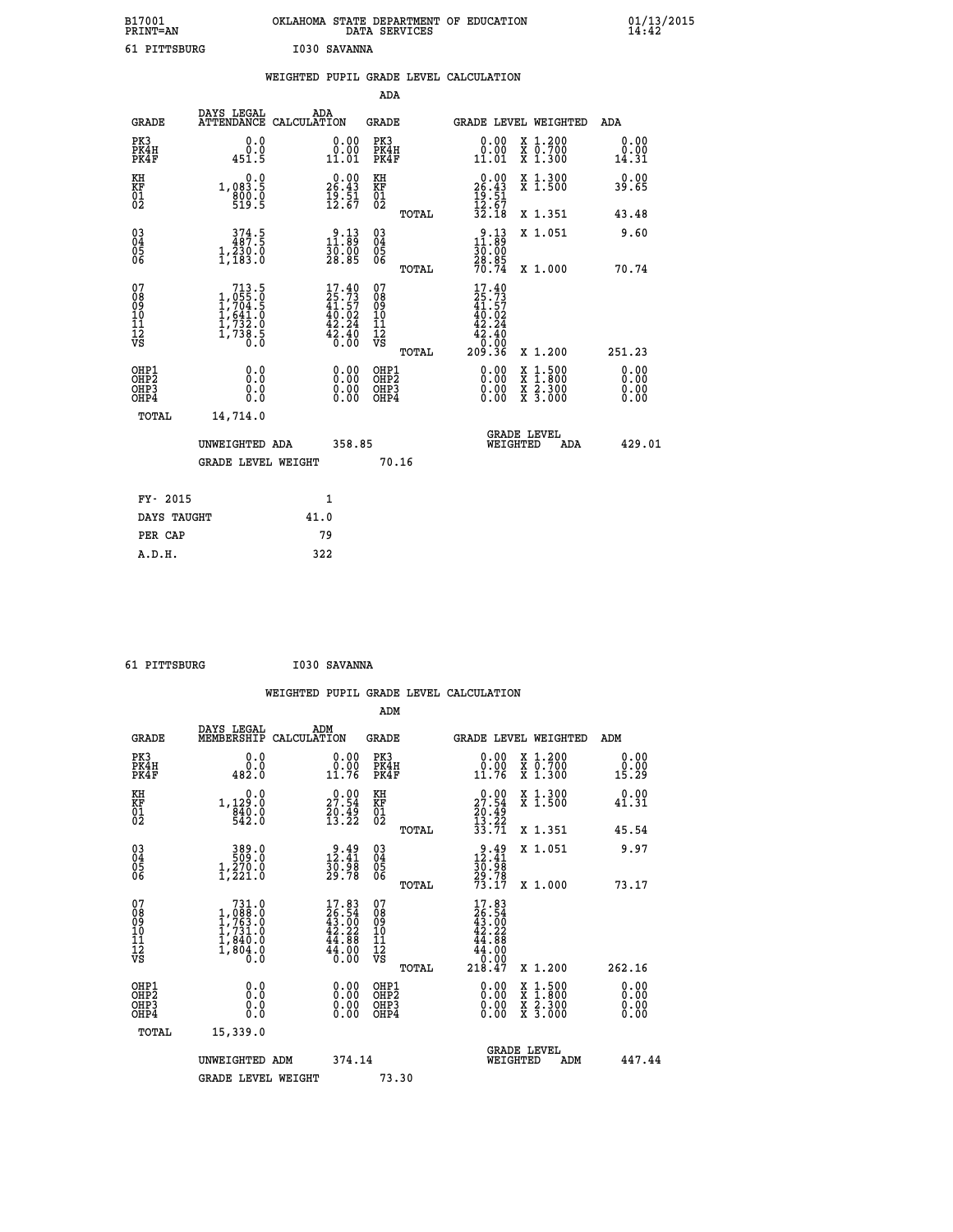B17001 OKLAHOMA STATE DEPARTMENT OF EDUCATION 01/13/2015
PRINT=AN DATA SERVICES 14:42

61 PITTSBURG I030 SAVANNA

WEIGHTED PUPIL GRADE LEVEL CALCULATION

ADA

| GRADE | DAYS LEGAL ATTENDANCE | ADA CALCULATION | GRADE | GRADE LEVEL | WEIGHTED | ADA |
|---|---|---|---|---|---|---|
| PK3 | 0.0 | 0.00 | PK3 | 0.00 | X 1.200 | 0.00 |
| PK4H | 0.0 | 0.00 | PK4H | 0.00 | X 0.700 | 0.00 |
| PK4F | 451.5 | 11.01 | PK4F | 11.01 | X 1.300 | 14.31 |
| KH | 0.0 | 0.00 | KH | 0.00 | X 1.300 | 0.00 |
| KF | 1,083.5 | 26.43 | KF | 26.43 | X 1.500 | 39.65 |
| 01 | 800.0 | 19.51 | 01 | 19.51 | | |
| 02 | 519.5 | 12.67 | 02 | 12.67 | | |
| | | | TOTAL | 32.18 | X 1.351 | 43.48 |
| 03 | 374.5 | 9.13 | 03 | 9.13 | X 1.051 | 9.60 |
| 04 | 487.5 | 11.89 | 04 | 11.89 | | |
| 05 | 1,230.0 | 30.00 | 05 | 30.00 | | |
| 06 | 1,183.0 | 28.85 | 06 | 28.85 | | |
| | | | TOTAL | 70.74 | X 1.000 | 70.74 |
| 07 | 713.5 | 17.40 | 07 | 17.40 | | |
| 08 | 1,055.0 | 25.73 | 08 | 25.73 | | |
| 09 | 1,704.5 | 41.57 | 09 | 41.57 | | |
| 10 | 1,641.0 | 40.02 | 10 | 40.02 | | |
| 11 | 1,732.0 | 42.24 | 11 | 42.24 | | |
| 12 | 1,738.5 | 42.40 | 12 | 42.40 | | |
| VS | 0.0 | 0.00 | VS | 0.00 | | |
| | | | TOTAL | 209.36 | X 1.200 | 251.23 |
| OHP1 | 0.0 | 0.00 | OHP1 | 0.00 | X 1.500 | 0.00 |
| OHP2 | 0.0 | 0.00 | OHP2 | 0.00 | X 1.800 | 0.00 |
| OHP3 | 0.0 | 0.00 | OHP3 | 0.00 | X 2.300 | 0.00 |
| OHP4 | 0.0 | 0.00 | OHP4 | 0.00 | X 3.000 | 0.00 |
| TOTAL | 14,714.0 | | | | | |

UNWEIGHTED ADA 358.85 GRADE LEVEL WEIGHTED ADA 429.01

GRADE LEVEL WEIGHT 70.16

| FY- 2015 | 1 |
|---|---|
| DAYS TAUGHT | 41.0 |
| PER CAP | 79 |
| A.D.H. | 322 |

61 PITTSBURG I030 SAVANNA

WEIGHTED PUPIL GRADE LEVEL CALCULATION

ADM

| GRADE | DAYS LEGAL MEMBERSHIP | ADM CALCULATION | GRADE | GRADE LEVEL | WEIGHTED | ADM |
|---|---|---|---|---|---|---|
| PK3 | 0.0 | 0.00 | PK3 | 0.00 | X 1.200 | 0.00 |
| PK4H | 0.0 | 0.00 | PK4H | 0.00 | X 0.700 | 0.00 |
| PK4F | 482.0 | 11.76 | PK4F | 11.76 | X 1.300 | 15.29 |
| KH | 0.0 | 0.00 | KH | 0.00 | X 1.300 | 0.00 |
| KF | 1,129.0 | 27.54 | KF | 27.54 | X 1.500 | 41.31 |
| 01 | 840.0 | 20.49 | 01 | 20.49 | | |
| 02 | 542.0 | 13.22 | 02 | 13.22 | | |
| | | | TOTAL | 33.71 | X 1.351 | 45.54 |
| 03 | 389.0 | 9.49 | 03 | 9.49 | X 1.051 | 9.97 |
| 04 | 509.0 | 12.41 | 04 | 12.41 | | |
| 05 | 1,270.0 | 30.98 | 05 | 30.98 | | |
| 06 | 1,221.0 | 29.78 | 06 | 29.78 | | |
| | | | TOTAL | 73.17 | X 1.000 | 73.17 |
| 07 | 731.0 | 17.83 | 07 | 17.83 | | |
| 08 | 1,088.0 | 26.54 | 08 | 26.54 | | |
| 09 | 1,763.0 | 43.00 | 09 | 43.00 | | |
| 10 | 1,731.0 | 42.22 | 10 | 42.22 | | |
| 11 | 1,840.0 | 44.88 | 11 | 44.88 | | |
| 12 | 1,804.0 | 44.00 | 12 | 44.00 | | |
| VS | 0.0 | 0.00 | VS | 0.00 | | |
| | | | TOTAL | 218.47 | X 1.200 | 262.16 |
| OHP1 | 0.0 | 0.00 | OHP1 | 0.00 | X 1.500 | 0.00 |
| OHP2 | 0.0 | 0.00 | OHP2 | 0.00 | X 1.800 | 0.00 |
| OHP3 | 0.0 | 0.00 | OHP3 | 0.00 | X 2.300 | 0.00 |
| OHP4 | 0.0 | 0.00 | OHP4 | 0.00 | X 3.000 | 0.00 |
| TOTAL | 15,339.0 | | | | | |

UNWEIGHTED ADM 374.14 GRADE LEVEL WEIGHTED ADM 447.44

GRADE LEVEL WEIGHT 73.30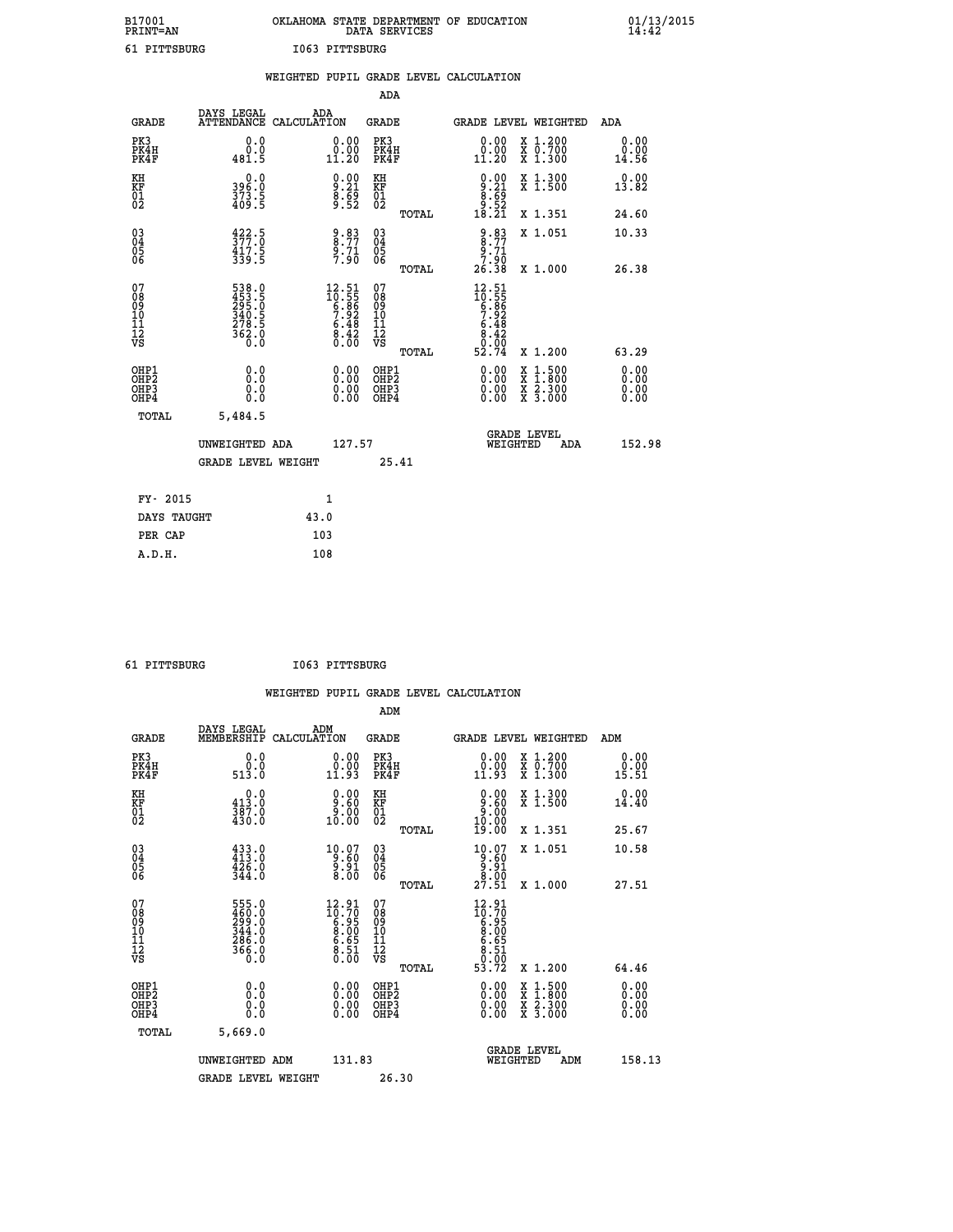B17001 OKLAHOMA STATE DEPARTMENT OF EDUCATION 01/13/2015
PRINT=AN DATA SERVICES 14:42

61 PITTSBURG I063 PITTSBURG

## WEIGHTED PUPIL GRADE LEVEL CALCULATION

### ADA

| GRADE | DAYS LEGAL ATTENDANCE | ADA CALCULATION | GRADE | | GRADE LEVEL | WEIGHTED | ADA |
|---|---|---|---|---|---|---|---|
| PK3 | 0.0 | 0.00 | PK3 | | 0.00 | X 1.200 | 0.00 |
| PK4H | 0.0 | 0.00 | PK4H | | 0.00 | X 0.700 | 0.00 |
| PK4F | 481.5 | 11.20 | PK4F | | 11.20 | X 1.300 | 14.56 |
| KH | 0.0 | 0.00 | KH | | 0.00 | X 1.300 | 0.00 |
| KF | 396.0 | 9.21 | KF | | 9.21 | X 1.500 | 13.82 |
| 01 | 373.5 | 8.69 | 01 | | 8.69 | | |
| 02 | 409.5 | 9.52 | 02 | | 9.52 | | |
| | | | | TOTAL | 18.21 | X 1.351 | 24.60 |
| 03 | 422.5 | 9.83 | 03 | | 9.83 | X 1.051 | 10.33 |
| 04 | 377.0 | 8.77 | 04 | | 8.77 | | |
| 05 | 417.5 | 9.71 | 05 | | 9.71 | | |
| 06 | 339.5 | 7.90 | 06 | | 7.90 | | |
| | | | | TOTAL | 26.38 | X 1.000 | 26.38 |
| 07 | 538.0 | 12.51 | 07 | | 12.51 | | |
| 08 | 453.5 | 10.55 | 08 | | 10.55 | | |
| 09 | 295.0 | 6.86 | 09 | | 6.86 | | |
| 10 | 340.5 | 7.92 | 10 | | 7.92 | | |
| 11 | 278.5 | 6.48 | 11 | | 6.48 | | |
| 12 | 362.0 | 8.42 | 12 | | 8.42 | | |
| VS | 0.0 | 0.00 | VS | | 0.00 | | |
| | | | | TOTAL | 52.74 | X 1.200 | 63.29 |
| OHP1 | 0.0 | 0.00 | OHP1 | | 0.00 | X 1.500 | 0.00 |
| OHP2 | 0.0 | 0.00 | OHP2 | | 0.00 | X 1.800 | 0.00 |
| OHP3 | 0.0 | 0.00 | OHP3 | | 0.00 | X 2.300 | 0.00 |
| OHP4 | 0.0 | 0.00 | OHP4 | | 0.00 | X 3.000 | 0.00 |
| TOTAL | 5,484.5 | | | | | | |

UNWEIGHTED ADA 127.57 GRADE LEVEL WEIGHTED ADA 152.98

GRADE LEVEL WEIGHT 25.41

| FY- 2015 | 1 |
|---|---|
| DAYS TAUGHT | 43.0 |
| PER CAP | 103 |
| A.D.H. | 108 |

61 PITTSBURG I063 PITTSBURG

## WEIGHTED PUPIL GRADE LEVEL CALCULATION

### ADM

| GRADE | DAYS LEGAL MEMBERSHIP | ADM CALCULATION | GRADE | | GRADE LEVEL | WEIGHTED | ADM |
|---|---|---|---|---|---|---|---|
| PK3 | 0.0 | 0.00 | PK3 | | 0.00 | X 1.200 | 0.00 |
| PK4H | 0.0 | 0.00 | PK4H | | 0.00 | X 0.700 | 0.00 |
| PK4F | 513.0 | 11.93 | PK4F | | 11.93 | X 1.300 | 15.51 |
| KH | 0.0 | 0.00 | KH | | 0.00 | X 1.300 | 0.00 |
| KF | 413.0 | 9.60 | KF | | 9.60 | X 1.500 | 14.40 |
| 01 | 387.0 | 9.00 | 01 | | 9.00 | | |
| 02 | 430.0 | 10.00 | 02 | | 10.00 | | |
| | | | | TOTAL | 19.00 | X 1.351 | 25.67 |
| 03 | 433.0 | 10.07 | 03 | | 10.07 | X 1.051 | 10.58 |
| 04 | 413.0 | 9.60 | 04 | | 9.60 | | |
| 05 | 426.0 | 9.91 | 05 | | 9.91 | | |
| 06 | 344.0 | 8.00 | 06 | | 8.00 | | |
| | | | | TOTAL | 27.51 | X 1.000 | 27.51 |
| 07 | 555.0 | 12.91 | 07 | | 12.91 | | |
| 08 | 460.0 | 10.70 | 08 | | 10.70 | | |
| 09 | 299.0 | 6.95 | 09 | | 6.95 | | |
| 10 | 344.0 | 8.00 | 10 | | 8.00 | | |
| 11 | 286.0 | 6.65 | 11 | | 6.65 | | |
| 12 | 366.0 | 8.51 | 12 | | 8.51 | | |
| VS | 0.0 | 0.00 | VS | | 0.00 | | |
| | | | | TOTAL | 53.72 | X 1.200 | 64.46 |
| OHP1 | 0.0 | 0.00 | OHP1 | | 0.00 | X 1.500 | 0.00 |
| OHP2 | 0.0 | 0.00 | OHP2 | | 0.00 | X 1.800 | 0.00 |
| OHP3 | 0.0 | 0.00 | OHP3 | | 0.00 | X 2.300 | 0.00 |
| OHP4 | 0.0 | 0.00 | OHP4 | | 0.00 | X 3.000 | 0.00 |
| TOTAL | 5,669.0 | | | | | | |

UNWEIGHTED ADM 131.83 GRADE LEVEL WEIGHTED ADM 158.13

GRADE LEVEL WEIGHT 26.30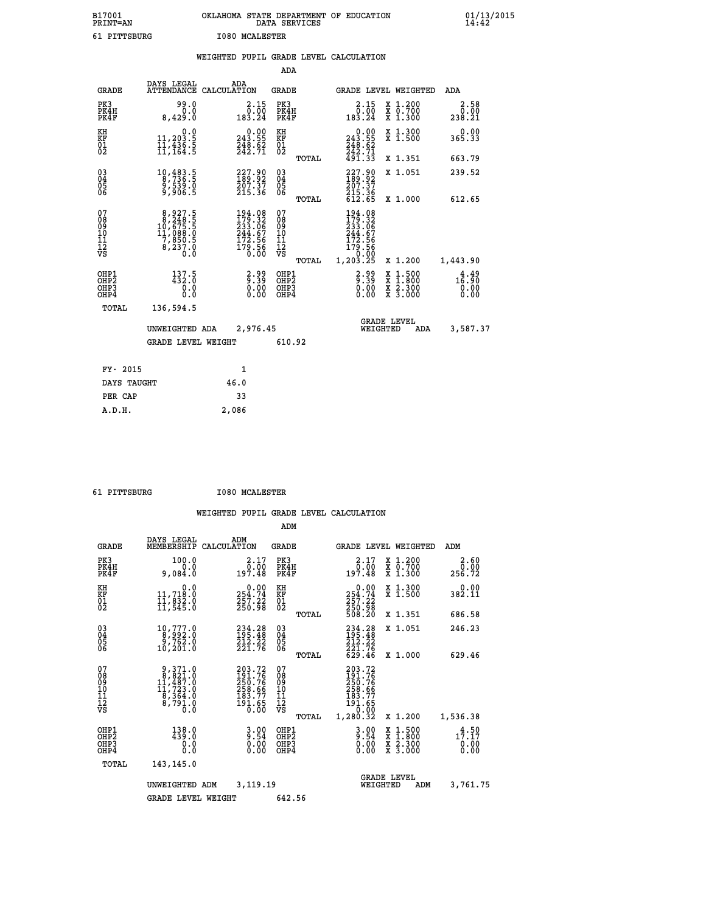B17001 OKLAHOMA STATE DEPARTMENT OF EDUCATION 01/13/2015
PRINT=AN DATA SERVICES 14:42

61 PITTSBURG I080 MCALESTER

## WEIGHTED PUPIL GRADE LEVEL CALCULATION

### ADA

| GRADE | DAYS LEGAL ATTENDANCE | ADA CALCULATION | GRADE | | GRADE LEVEL | WEIGHTED | ADA |
|---|---|---|---|---|---|---|---|
| PK3 | 99.0 | 2.15 | PK3 | | 2.15 | X 1.200 | 2.58 |
| PK4H | 0.0 | 0.00 | PK4H | | 0.00 | X 0.700 | 0.00 |
| PK4F | 8,429.0 | 183.24 | PK4F | | 183.24 | X 1.300 | 238.21 |
| KH | 0.0 | 0.00 | KH | | 0.00 | X 1.300 | 0.00 |
| KF | 11,203.5 | 243.55 | KF | | 243.55 | X 1.500 | 365.33 |
| 01 | 11,436.5 | 248.62 | 01 | | 248.62 | | |
| 02 | 11,164.5 | 242.71 | 02 | | 242.71 | | |
| | | | | TOTAL | 491.33 | X 1.351 | 663.79 |
| 03 | 10,483.5 | 227.90 | 03 | | 227.90 | X 1.051 | 239.52 |
| 04 | 8,736.5 | 189.92 | 04 | | 189.92 | | |
| 05 | 9,539.0 | 207.37 | 05 | | 207.37 | | |
| 06 | 9,906.5 | 215.36 | 06 | | 215.36 | | |
| | | | | TOTAL | 612.65 | X 1.000 | 612.65 |
| 07 | 8,927.5 | 194.08 | 07 | | 194.08 | | |
| 08 | 8,248.5 | 179.32 | 08 | | 179.32 | | |
| 09 | 10,675.5 | 233.06 | 09 | | 233.06 | | |
| 10 | 11,088.0 | 244.67 | 10 | | 244.67 | | |
| 11 | 7,850.5 | 172.56 | 11 | | 172.56 | | |
| 12 | 8,237.0 | 179.56 | 12 | | 179.56 | | |
| VS | 0.0 | 0.00 | VS | | 0.00 | | |
| | | | | TOTAL | 1,203.25 | X 1.200 | 1,443.90 |
| OHP1 | 137.5 | 2.99 | OHP1 | | 2.99 | X 1.500 | 4.49 |
| OHP2 | 432.0 | 9.39 | OHP2 | | 9.39 | X 1.800 | 16.90 |
| OHP3 | 0.0 | 0.00 | OHP3 | | 0.00 | X 2.300 | 0.00 |
| OHP4 | 0.0 | 0.00 | OHP4 | | 0.00 | X 3.000 | 0.00 |
| TOTAL | 136,594.5 | | | | | | |

UNWEIGHTED ADA 2,976.45 | GRADE LEVEL WEIGHTED ADA 3,587.37

GRADE LEVEL WEIGHT 610.92

| FY- 2015 | 1 |
|---|---|
| DAYS TAUGHT | 46.0 |
| PER CAP | 33 |
| A.D.H. | 2,086 |

61 PITTSBURG I080 MCALESTER

## WEIGHTED PUPIL GRADE LEVEL CALCULATION

### ADM

| GRADE | DAYS LEGAL MEMBERSHIP | ADM CALCULATION | GRADE | | GRADE LEVEL | WEIGHTED | ADM |
|---|---|---|---|---|---|---|---|
| PK3 | 100.0 | 2.17 | PK3 | | 2.17 | X 1.200 | 2.60 |
| PK4H | 0.0 | 0.00 | PK4H | | 0.00 | X 0.700 | 0.00 |
| PK4F | 9,084.0 | 197.48 | PK4F | | 197.48 | X 1.300 | 256.72 |
| KH | 0.0 | 0.00 | KH | | 0.00 | X 1.300 | 0.00 |
| KF | 11,718.0 | 254.74 | KF | | 254.74 | X 1.500 | 382.11 |
| 01 | 11,832.0 | 257.22 | 01 | | 257.22 | | |
| 02 | 11,545.0 | 250.98 | 02 | | 250.98 | | |
| | | | | TOTAL | 508.20 | X 1.351 | 686.58 |
| 03 | 10,777.0 | 234.28 | 03 | | 234.28 | X 1.051 | 246.23 |
| 04 | 8,992.0 | 195.48 | 04 | | 195.48 | | |
| 05 | 9,762.0 | 212.22 | 05 | | 212.22 | | |
| 06 | 10,201.0 | 221.76 | 06 | | 221.76 | | |
| | | | | TOTAL | 629.46 | X 1.000 | 629.46 |
| 07 | 9,371.0 | 203.72 | 07 | | 203.72 | | |
| 08 | 8,821.0 | 191.76 | 08 | | 191.76 | | |
| 09 | 11,487.0 | 250.76 | 09 | | 250.76 | | |
| 10 | 11,723.0 | 258.66 | 10 | | 258.66 | | |
| 11 | 8,364.0 | 183.77 | 11 | | 183.77 | | |
| 12 | 8,791.0 | 191.65 | 12 | | 191.65 | | |
| VS | 0.0 | 0.00 | VS | | 0.00 | | |
| | | | | TOTAL | 1,280.32 | X 1.200 | 1,536.38 |
| OHP1 | 138.0 | 3.00 | OHP1 | | 3.00 | X 1.500 | 4.50 |
| OHP2 | 439.0 | 9.54 | OHP2 | | 9.54 | X 1.800 | 17.17 |
| OHP3 | 0.0 | 0.00 | OHP3 | | 0.00 | X 2.300 | 0.00 |
| OHP4 | 0.0 | 0.00 | OHP4 | | 0.00 | X 3.000 | 0.00 |
| TOTAL | 143,145.0 | | | | | | |

UNWEIGHTED ADM 3,119.19 | GRADE LEVEL WEIGHTED ADM 3,761.75

GRADE LEVEL WEIGHT 642.56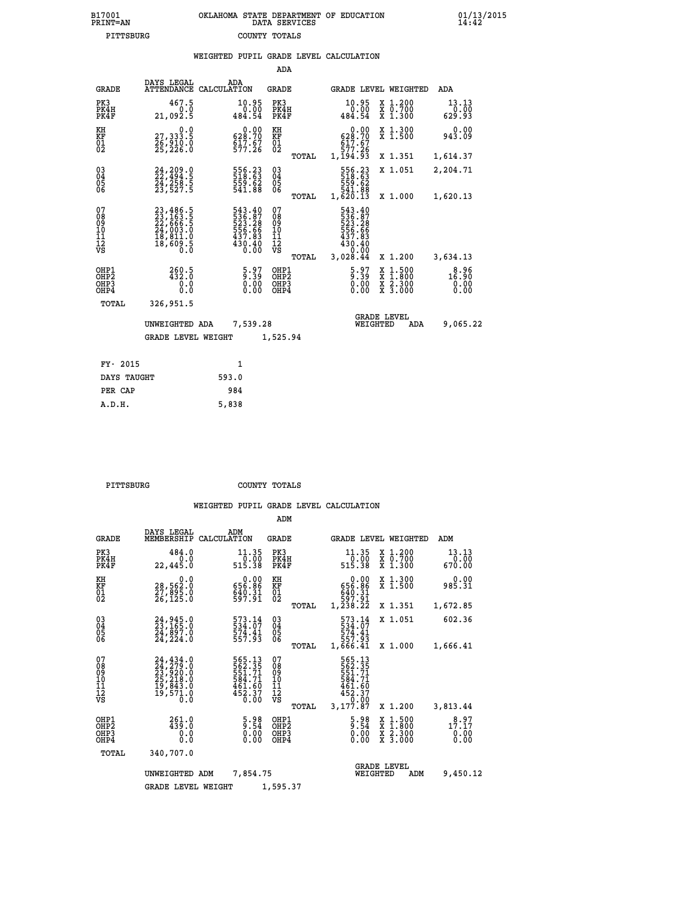B17001 OKLAHOMA STATE DEPARTMENT OF EDUCATION 01/13/2015
PRINT=AN DATA SERVICES 14:42

PITTSBURG COUNTY TOTALS

WEIGHTED PUPIL GRADE LEVEL CALCULATION

ADA

| GRADE | DAYS LEGAL ATTENDANCE | ADA CALCULATION | GRADE | | GRADE LEVEL | WEIGHTED | ADA |
|---|---|---|---|---|---|---|---|
| PK3 | 467.5 | 10.95 | PK3 | | 10.95 | X 1.200 | 13.13 |
| PK4H | 0.0 | 0.00 | PK4H | | 0.00 | X 0.700 | 0.00 |
| PK4F | 21,092.5 | 484.54 | PK4F | | 484.54 | X 1.300 | 629.93 |
| KH | 0.0 | 0.00 | KH | | 0.00 | X 1.300 | 0.00 |
| KF | 27,333.5 | 628.70 | KF | | 628.70 | X 1.500 | 943.09 |
| 01 | 26,910.0 | 617.67 | 01 | | 617.67 | | |
| 02 | 25,226.0 | 577.26 | 02 | | 577.26 | | |
| | | | | TOTAL | 1,194.93 | X 1.351 | 1,614.37 |
| 03 | 24,209.0 | 556.23 | 03 | | 556.23 | X 1.051 | 2,204.71 |
| 04 | 22,494.5 | 518.63 | 04 | | 518.63 | | |
| 05 | 24,258.5 | 559.62 | 05 | | 559.62 | | |
| 06 | 23,527.5 | 541.88 | 06 | | 541.88 | | |
| | | | | TOTAL | 1,620.13 | X 1.000 | 1,620.13 |
| 07 | 23,486.5 | 543.40 | 07 | | 543.40 | | |
| 08 | 23,163.5 | 536.87 | 08 | | 536.87 | | |
| 09 | 22,666.5 | 523.28 | 09 | | 523.28 | | |
| 10 | 24,003.0 | 556.66 | 10 | | 556.66 | | |
| 11 | 18,811.0 | 437.83 | 11 | | 437.83 | | |
| 12 | 18,609.5 | 430.40 | 12 | | 430.40 | | |
| VS | 0.0 | 0.00 | VS | | 0.00 | | |
| | | | | TOTAL | 3,028.44 | X 1.200 | 3,634.13 |
| OHP1 | 260.5 | 5.97 | OHP1 | | 5.97 | X 1.500 | 8.96 |
| OHP2 | 432.0 | 9.39 | OHP2 | | 9.39 | X 1.800 | 16.90 |
| OHP3 | 0.0 | 0.00 | OHP3 | | 0.00 | X 2.300 | 0.00 |
| OHP4 | 0.0 | 0.00 | OHP4 | | 0.00 | X 3.000 | 0.00 |
| TOTAL | 326,951.5 | | | | | | |

UNWEIGHTED ADA 7,539.28 GRADE LEVEL WEIGHTED ADA 9,065.22

GRADE LEVEL WEIGHT 1,525.94

| FY- 2015 | 1 |
|---|---|
| DAYS TAUGHT | 593.0 |
| PER CAP | 984 |
| A.D.H. | 5,838 |

PITTSBURG COUNTY TOTALS

WEIGHTED PUPIL GRADE LEVEL CALCULATION

ADM

| GRADE | DAYS LEGAL MEMBERSHIP | ADM CALCULATION | GRADE | | GRADE LEVEL | WEIGHTED | ADM |
|---|---|---|---|---|---|---|---|
| PK3 | 484.0 | 11.35 | PK3 | | 11.35 | X 1.200 | 13.13 |
| PK4H | 0.0 | 0.00 | PK4H | | 0.00 | X 0.700 | 0.00 |
| PK4F | 22,445.0 | 515.38 | PK4F | | 515.38 | X 1.300 | 670.00 |
| KH | 0.0 | 0.00 | KH | | 0.00 | X 1.300 | 0.00 |
| KF | 28,562.0 | 656.86 | KF | | 656.86 | X 1.500 | 985.31 |
| 01 | 27,895.0 | 640.31 | 01 | | 640.31 | | |
| 02 | 26,125.0 | 597.91 | 02 | | 597.91 | | |
| | | | | TOTAL | 1,238.22 | X 1.351 | 1,672.85 |
| 03 | 24,945.0 | 573.14 | 03 | | 573.14 | X 1.051 | 602.36 |
| 04 | 23,165.0 | 534.07 | 04 | | 534.07 | | |
| 05 | 24,897.0 | 574.41 | 05 | | 574.41 | | |
| 06 | 24,224.0 | 557.93 | 06 | | 557.93 | | |
| | | | | TOTAL | 1,666.41 | X 1.000 | 1,666.41 |
| 07 | 24,434.0 | 565.13 | 07 | | 565.13 | | |
| 08 | 24,279.0 | 562.35 | 08 | | 562.35 | | |
| 09 | 23,920.0 | 551.71 | 09 | | 551.71 | | |
| 10 | 25,218.0 | 584.71 | 10 | | 584.71 | | |
| 11 | 19,843.0 | 461.60 | 11 | | 461.60 | | |
| 12 | 19,571.0 | 452.37 | 12 | | 452.37 | | |
| VS | 0.0 | 0.00 | VS | | 0.00 | | |
| | | | | TOTAL | 3,177.87 | X 1.200 | 3,813.44 |
| OHP1 | 261.0 | 5.98 | OHP1 | | 5.98 | X 1.500 | 8.97 |
| OHP2 | 439.0 | 9.54 | OHP2 | | 9.54 | X 1.800 | 17.17 |
| OHP3 | 0.0 | 0.00 | OHP3 | | 0.00 | X 2.300 | 0.00 |
| OHP4 | 0.0 | 0.00 | OHP4 | | 0.00 | X 3.000 | 0.00 |
| TOTAL | 340,707.0 | | | | | | |

UNWEIGHTED ADM 7,854.75 GRADE LEVEL WEIGHTED ADM 9,450.12

GRADE LEVEL WEIGHT 1,595.37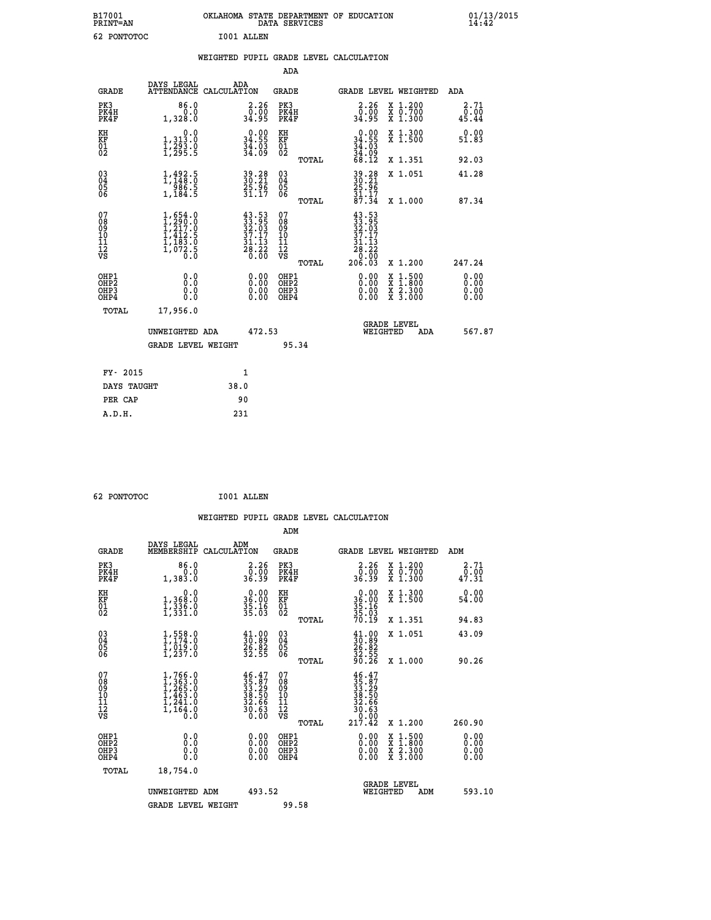B17001 OKLAHOMA STATE DEPARTMENT OF EDUCATION 01/13/2015
PRINT=AN DATA SERVICES 14:42

62 PONTOTOC I001 ALLEN

## WEIGHTED PUPIL GRADE LEVEL CALCULATION

### ADA

| GRADE | DAYS LEGAL ATTENDANCE | ADA CALCULATION | GRADE | GRADE LEVEL | WEIGHTED | ADA |
|---|---|---|---|---|---|---|
| PK3 | 86.0 | 2.26 | PK3 | 2.26 | X 1.200 | 2.71 |
| PK4H | 0.0 | 0.00 | PK4H | 0.00 | X 0.700 | 0.00 |
| PK4F | 1,328.0 | 34.95 | PK4F | 34.95 | X 1.300 | 45.44 |
| KH | 0.0 | 0.00 | KH | 0.00 | X 1.300 | 0.00 |
| KF | 1,313.0 | 34.55 | KF | 34.55 | X 1.500 | 51.83 |
| 01 | 1,293.0 | 34.03 | 01 | 34.03 | | |
| 02 | 1,295.5 | 34.09 | 02 | 34.09 | | |
| | | | TOTAL | 68.12 | X 1.351 | 92.03 |
| 03 | 1,492.5 | 39.28 | 03 | 39.28 | X 1.051 | 41.28 |
| 04 | 1,148.0 | 30.21 | 04 | 30.21 | | |
| 05 | 986.5 | 25.96 | 05 | 25.96 | | |
| 06 | 1,184.5 | 31.17 | 06 | 31.17 | | |
| | | | TOTAL | 87.34 | X 1.000 | 87.34 |
| 07 | 1,654.0 | 43.53 | 07 | 43.53 | | |
| 08 | 1,290.0 | 33.95 | 08 | 33.95 | | |
| 09 | 1,217.0 | 32.03 | 09 | 32.03 | | |
| 10 | 1,412.5 | 37.17 | 10 | 37.17 | | |
| 11 | 1,183.0 | 31.13 | 11 | 31.13 | | |
| 12 | 1,072.5 | 28.22 | 12 | 28.22 | | |
| VS | 0.0 | 0.00 | VS | 0.00 | | |
| | | | TOTAL | 206.03 | X 1.200 | 247.24 |
| OHP1 | 0.0 | 0.00 | OHP1 | 0.00 | X 1.500 | 0.00 |
| OHP2 | 0.0 | 0.00 | OHP2 | 0.00 | X 1.800 | 0.00 |
| OHP3 | 0.0 | 0.00 | OHP3 | 0.00 | X 2.300 | 0.00 |
| OHP4 | 0.0 | 0.00 | OHP4 | 0.00 | X 3.000 | 0.00 |
| TOTAL | 17,956.0 | | | | | |

UNWEIGHTED ADA 472.53 — GRADE LEVEL WEIGHTED ADA 567.87

GRADE LEVEL WEIGHT 95.34

| | |
|---|---|
| FY- 2015 | 1 |
| DAYS TAUGHT | 38.0 |
| PER CAP | 90 |
| A.D.H. | 231 |

62 PONTOTOC I001 ALLEN

## WEIGHTED PUPIL GRADE LEVEL CALCULATION

### ADM

| GRADE | DAYS LEGAL MEMBERSHIP | ADM CALCULATION | GRADE | GRADE LEVEL | WEIGHTED | ADM |
|---|---|---|---|---|---|---|
| PK3 | 86.0 | 2.26 | PK3 | 2.26 | X 1.200 | 2.71 |
| PK4H | 0.0 | 0.00 | PK4H | 0.00 | X 0.700 | 0.00 |
| PK4F | 1,383.0 | 36.39 | PK4F | 36.39 | X 1.300 | 47.31 |
| KH | 0.0 | 0.00 | KH | 0.00 | X 1.300 | 0.00 |
| KF | 1,368.0 | 36.00 | KF | 36.00 | X 1.500 | 54.00 |
| 01 | 1,336.0 | 35.16 | 01 | 35.16 | | |
| 02 | 1,331.0 | 35.03 | 02 | 35.03 | | |
| | | | TOTAL | 70.19 | X 1.351 | 94.83 |
| 03 | 1,558.0 | 41.00 | 03 | 41.00 | X 1.051 | 43.09 |
| 04 | 1,174.0 | 30.89 | 04 | 30.89 | | |
| 05 | 1,019.0 | 26.82 | 05 | 26.82 | | |
| 06 | 1,237.0 | 32.55 | 06 | 32.55 | | |
| | | | TOTAL | 90.26 | X 1.000 | 90.26 |
| 07 | 1,766.0 | 46.47 | 07 | 46.47 | | |
| 08 | 1,363.0 | 35.87 | 08 | 35.87 | | |
| 09 | 1,265.0 | 33.29 | 09 | 33.29 | | |
| 10 | 1,463.0 | 38.50 | 10 | 38.50 | | |
| 11 | 1,241.0 | 32.66 | 11 | 32.66 | | |
| 12 | 1,164.0 | 30.63 | 12 | 30.63 | | |
| VS | 0.0 | 0.00 | VS | 0.00 | | |
| | | | TOTAL | 217.42 | X 1.200 | 260.90 |
| OHP1 | 0.0 | 0.00 | OHP1 | 0.00 | X 1.500 | 0.00 |
| OHP2 | 0.0 | 0.00 | OHP2 | 0.00 | X 1.800 | 0.00 |
| OHP3 | 0.0 | 0.00 | OHP3 | 0.00 | X 2.300 | 0.00 |
| OHP4 | 0.0 | 0.00 | OHP4 | 0.00 | X 3.000 | 0.00 |
| TOTAL | 18,754.0 | | | | | |

UNWEIGHTED ADM 493.52 — GRADE LEVEL WEIGHTED ADM 593.10

GRADE LEVEL WEIGHT 99.58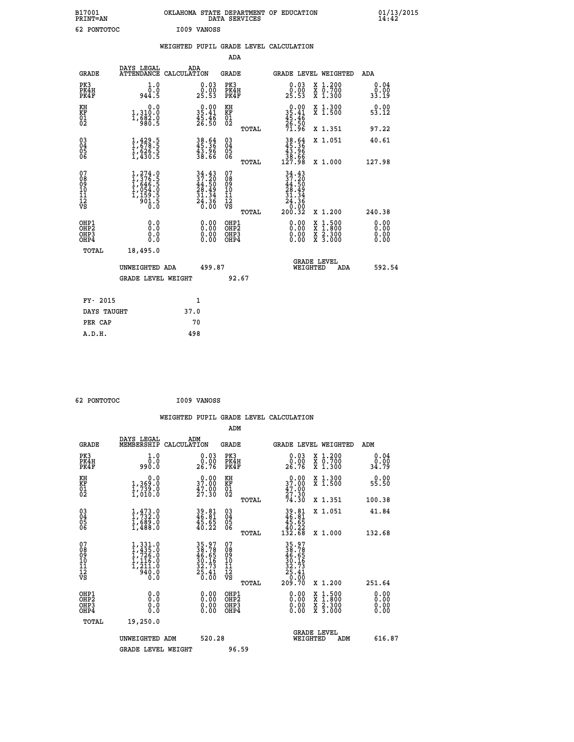B17001 OKLAHOMA STATE DEPARTMENT OF EDUCATION 01/13/2015
PRINT=AN DATA SERVICES 14:42
62 PONTOTOC I009 VANOSS

## WEIGHTED PUPIL GRADE LEVEL CALCULATION

### ADA

| GRADE | DAYS LEGAL ATTENDANCE | ADA CALCULATION | GRADE | GRADE LEVEL | WEIGHTED | ADA |
|---|---|---|---|---|---|---|
| PK3 | 1.0 | 0.03 | PK3 | 0.03 | X 1.200 | 0.04 |
| PK4H | 0.0 | 0.00 | PK4H | 0.00 | X 0.700 | 0.00 |
| PK4F | 944.5 | 25.53 | PK4F | 25.53 | X 1.300 | 33.19 |
| KH | 0.0 | 0.00 | KH | 0.00 | X 1.300 | 0.00 |
| KF | 1,310.0 | 35.41 | KF | 35.41 | X 1.500 | 53.12 |
| 01 | 1,682.0 | 45.46 | 01 | 45.46 | | |
| 02 | 980.5 | 26.50 | 02 | 26.50 | | |
| | | | TOTAL | 71.96 | X 1.351 | 97.22 |
| 03 | 1,429.5 | 38.64 | 03 | 38.64 | X 1.051 | 40.61 |
| 04 | 1,678.5 | 45.36 | 04 | 45.36 | | |
| 05 | 1,626.5 | 43.96 | 05 | 43.96 | | |
| 06 | 1,430.5 | 38.66 | 06 | 38.66 | | |
| | | | TOTAL | 127.98 | X 1.000 | 127.98 |
| 07 | 1,274.0 | 34.43 | 07 | 34.43 | | |
| 08 | 1,376.5 | 37.20 | 08 | 37.20 | | |
| 09 | 1,646.5 | 44.50 | 09 | 44.50 | | |
| 10 | 1,054.0 | 28.49 | 10 | 28.49 | | |
| 11 | 1,159.5 | 31.34 | 11 | 31.34 | | |
| 12 | 901.5 | 24.36 | 12 | 24.36 | | |
| VS | 0.0 | 0.00 | VS | 0.00 | | |
| | | | TOTAL | 200.32 | X 1.200 | 240.38 |
| OHP1 | 0.0 | 0.00 | OHP1 | 0.00 | X 1.500 | 0.00 |
| OHP2 | 0.0 | 0.00 | OHP2 | 0.00 | X 1.800 | 0.00 |
| OHP3 | 0.0 | 0.00 | OHP3 | 0.00 | X 2.300 | 0.00 |
| OHP4 | 0.0 | 0.00 | OHP4 | 0.00 | X 3.000 | 0.00 |
| TOTAL | 18,495.0 | | | | | |

UNWEIGHTED ADA 499.87 GRADE LEVEL WEIGHTED ADA 592.54

GRADE LEVEL WEIGHT 92.67

| FY- 2015 | 1 |
|---|---|
| DAYS TAUGHT | 37.0 |
| PER CAP | 70 |
| A.D.H. | 498 |

62 PONTOTOC I009 VANOSS

## WEIGHTED PUPIL GRADE LEVEL CALCULATION

### ADM

| GRADE | DAYS LEGAL MEMBERSHIP | ADM CALCULATION | GRADE | GRADE LEVEL | WEIGHTED | ADM |
|---|---|---|---|---|---|---|
| PK3 | 1.0 | 0.03 | PK3 | 0.03 | X 1.200 | 0.04 |
| PK4H | 0.0 | 0.00 | PK4H | 0.00 | X 0.700 | 0.00 |
| PK4F | 990.0 | 26.76 | PK4F | 26.76 | X 1.300 | 34.79 |
| KH | 0.0 | 0.00 | KH | 0.00 | X 1.300 | 0.00 |
| KF | 1,369.0 | 37.00 | KF | 37.00 | X 1.500 | 55.50 |
| 01 | 1,739.0 | 47.00 | 01 | 47.00 | | |
| 02 | 1,010.0 | 27.30 | 02 | 27.30 | | |
| | | | TOTAL | 74.30 | X 1.351 | 100.38 |
| 03 | 1,473.0 | 39.81 | 03 | 39.81 | X 1.051 | 41.84 |
| 04 | 1,732.0 | 46.81 | 04 | 46.81 | | |
| 05 | 1,689.0 | 45.65 | 05 | 45.65 | | |
| 06 | 1,488.0 | 40.22 | 06 | 40.22 | | |
| | | | TOTAL | 132.68 | X 1.000 | 132.68 |
| 07 | 1,331.0 | 35.97 | 07 | 35.97 | | |
| 08 | 1,435.0 | 38.78 | 08 | 38.78 | | |
| 09 | 1,726.0 | 46.65 | 09 | 46.65 | | |
| 10 | 1,116.0 | 30.16 | 10 | 30.16 | | |
| 11 | 1,211.0 | 32.73 | 11 | 32.73 | | |
| 12 | 940.0 | 25.41 | 12 | 25.41 | | |
| VS | 0.0 | 0.00 | VS | 0.00 | | |
| | | | TOTAL | 209.70 | X 1.200 | 251.64 |
| OHP1 | 0.0 | 0.00 | OHP1 | 0.00 | X 1.500 | 0.00 |
| OHP2 | 0.0 | 0.00 | OHP2 | 0.00 | X 1.800 | 0.00 |
| OHP3 | 0.0 | 0.00 | OHP3 | 0.00 | X 2.300 | 0.00 |
| OHP4 | 0.0 | 0.00 | OHP4 | 0.00 | X 3.000 | 0.00 |
| TOTAL | 19,250.0 | | | | | |

UNWEIGHTED ADM 520.28 GRADE LEVEL WEIGHTED ADM 616.87

GRADE LEVEL WEIGHT 96.59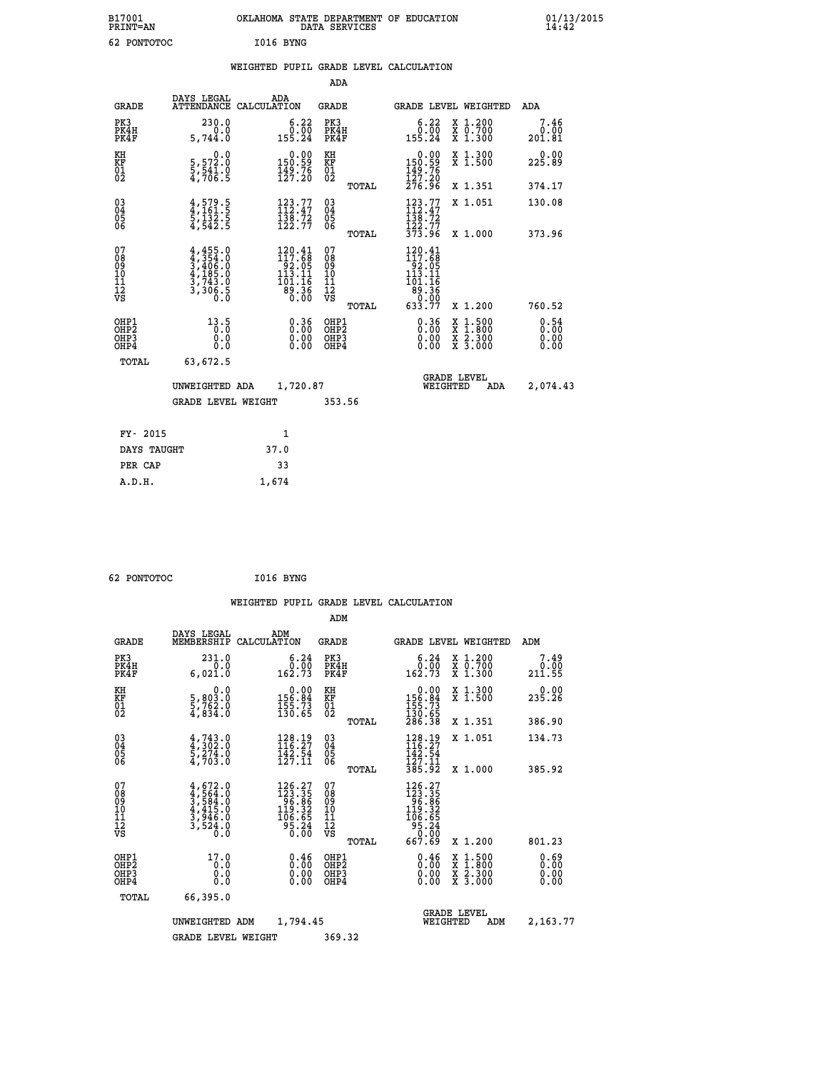B17001 OKLAHOMA STATE DEPARTMENT OF EDUCATION 01/13/2015
PRINT=AN DATA SERVICES 14:42

62 PONTOTOC I016 BYNG

## WEIGHTED PUPIL GRADE LEVEL CALCULATION

### ADA

| GRADE | DAYS LEGAL ATTENDANCE | ADA CALCULATION | GRADE | | GRADE LEVEL | WEIGHTED | ADA |
|---|---|---|---|---|---|---|---|
| PK3 | 230.0 | 6.22 | PK3 | | 6.22 | X 1.200 | 7.46 |
| PK4H | 0.0 | 0.00 | PK4H | | 0.00 | X 0.700 | 0.00 |
| PK4F | 5,744.0 | 155.24 | PK4F | | 155.24 | X 1.300 | 201.81 |
| KH | 0.0 | 0.00 | KH | | 0.00 | X 1.300 | 0.00 |
| KF | 5,572.0 | 150.59 | KF | | 150.59 | X 1.500 | 225.89 |
| 01 | 5,541.0 | 149.76 | 01 | | 149.76 | | |
| 02 | 4,706.5 | 127.20 | 02 | | 127.20 | | |
| | | | | TOTAL | 276.96 | X 1.351 | 374.17 |
| 03 | 4,579.5 | 123.77 | 03 | | 123.77 | X 1.051 | 130.08 |
| 04 | 4,161.5 | 112.47 | 04 | | 112.47 | | |
| 05 | 5,132.5 | 138.72 | 05 | | 138.72 | | |
| 06 | 4,542.5 | 122.77 | 06 | | 122.77 | | |
| | | | | TOTAL | 373.96 | X 1.000 | 373.96 |
| 07 | 4,455.0 | 120.41 | 07 | | 120.41 | | |
| 08 | 4,354.0 | 117.68 | 08 | | 117.68 | | |
| 09 | 3,406.0 | 92.05 | 09 | | 92.05 | | |
| 10 | 4,185.0 | 113.11 | 10 | | 113.11 | | |
| 11 | 3,743.0 | 101.16 | 11 | | 101.16 | | |
| 12 | 3,306.5 | 89.36 | 12 | | 89.36 | | |
| VS | 0.0 | 0.00 | VS | | 0.00 | | |
| | | | | TOTAL | 633.77 | X 1.200 | 760.52 |
| OHP1 | 13.5 | 0.36 | OHP1 | | 0.36 | X 1.500 | 0.54 |
| OHP2 | 0.0 | 0.00 | OHP2 | | 0.00 | X 1.800 | 0.00 |
| OHP3 | 0.0 | 0.00 | OHP3 | | 0.00 | X 2.300 | 0.00 |
| OHP4 | 0.0 | 0.00 | OHP4 | | 0.00 | X 3.000 | 0.00 |
| TOTAL | 63,672.5 | | | | | | |

UNWEIGHTED ADA 1,720.87 GRADE LEVEL WEIGHTED ADA 2,074.43

GRADE LEVEL WEIGHT 353.56

| FY- 2015 | 1 |
|---|---|
| DAYS TAUGHT | 37.0 |
| PER CAP | 33 |
| A.D.H. | 1,674 |

62 PONTOTOC I016 BYNG

## WEIGHTED PUPIL GRADE LEVEL CALCULATION

### ADM

| GRADE | DAYS LEGAL MEMBERSHIP | ADM CALCULATION | GRADE | | GRADE LEVEL | WEIGHTED | ADM |
|---|---|---|---|---|---|---|---|
| PK3 | 231.0 | 6.24 | PK3 | | 6.24 | X 1.200 | 7.49 |
| PK4H | 0.0 | 0.00 | PK4H | | 0.00 | X 0.700 | 0.00 |
| PK4F | 6,021.0 | 162.73 | PK4F | | 162.73 | X 1.300 | 211.55 |
| KH | 0.0 | 0.00 | KH | | 0.00 | X 1.300 | 0.00 |
| KF | 5,803.0 | 156.84 | KF | | 156.84 | X 1.500 | 235.26 |
| 01 | 5,762.0 | 155.73 | 01 | | 155.73 | | |
| 02 | 4,834.0 | 130.65 | 02 | | 130.65 | | |
| | | | | TOTAL | 286.38 | X 1.351 | 386.90 |
| 03 | 4,743.0 | 128.19 | 03 | | 128.19 | X 1.051 | 134.73 |
| 04 | 4,302.0 | 116.27 | 04 | | 116.27 | | |
| 05 | 5,274.0 | 142.54 | 05 | | 142.54 | | |
| 06 | 4,703.0 | 127.11 | 06 | | 127.11 | | |
| | | | | TOTAL | 385.92 | X 1.000 | 385.92 |
| 07 | 4,672.0 | 126.27 | 07 | | 126.27 | | |
| 08 | 4,564.0 | 123.35 | 08 | | 123.35 | | |
| 09 | 3,584.0 | 96.86 | 09 | | 96.86 | | |
| 10 | 4,415.0 | 119.32 | 10 | | 119.32 | | |
| 11 | 3,946.0 | 106.65 | 11 | | 106.65 | | |
| 12 | 3,524.0 | 95.24 | 12 | | 95.24 | | |
| VS | 0.0 | 0.00 | VS | | 0.00 | | |
| | | | | TOTAL | 667.69 | X 1.200 | 801.23 |
| OHP1 | 17.0 | 0.46 | OHP1 | | 0.46 | X 1.500 | 0.69 |
| OHP2 | 0.0 | 0.00 | OHP2 | | 0.00 | X 1.800 | 0.00 |
| OHP3 | 0.0 | 0.00 | OHP3 | | 0.00 | X 2.300 | 0.00 |
| OHP4 | 0.0 | 0.00 | OHP4 | | 0.00 | X 3.000 | 0.00 |
| TOTAL | 66,395.0 | | | | | | |

UNWEIGHTED ADM 1,794.45 GRADE LEVEL WEIGHTED ADM 2,163.77

GRADE LEVEL WEIGHT 369.32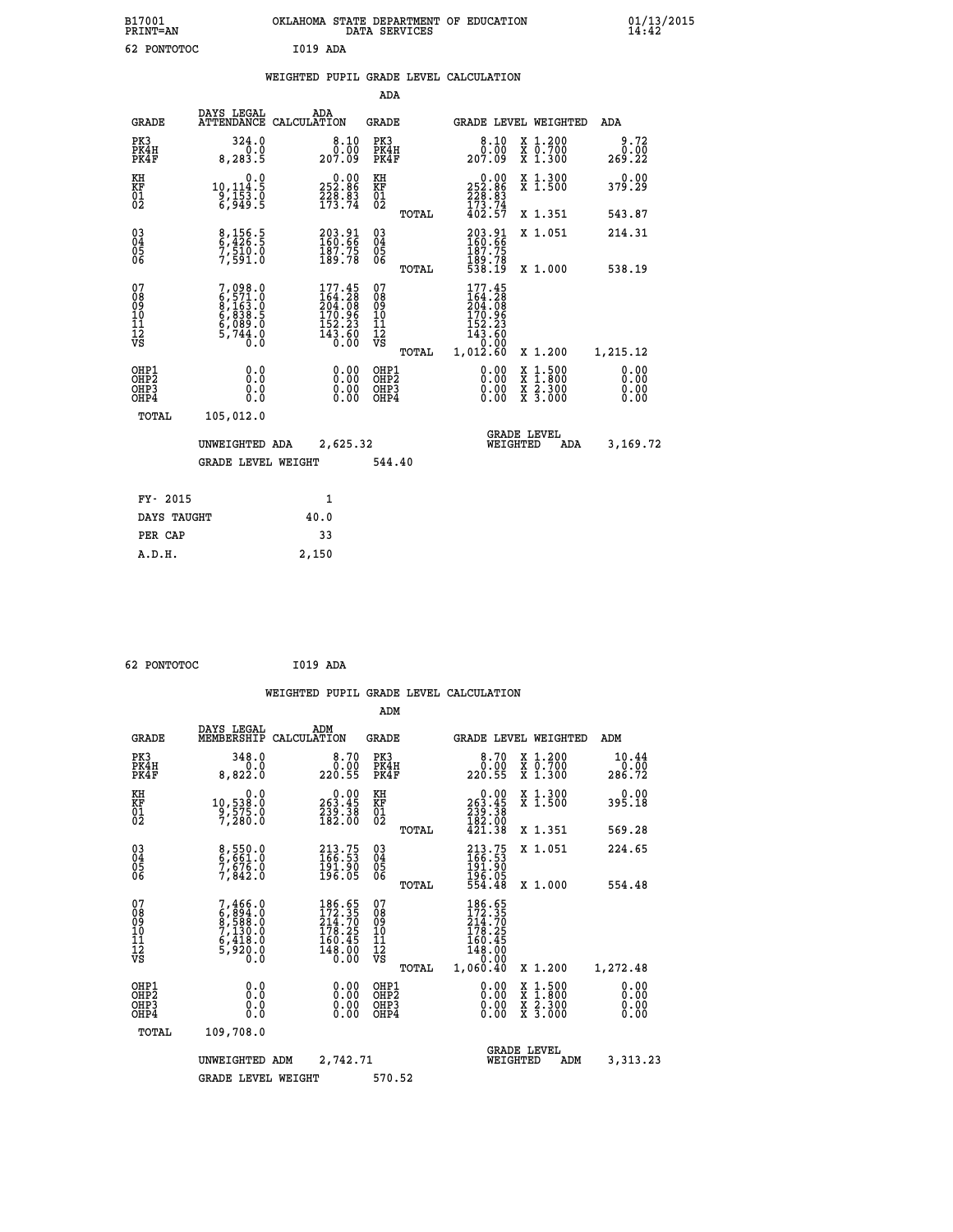B17001 OKLAHOMA STATE DEPARTMENT OF EDUCATION 01/13/2015
PRINT=AN DATA SERVICES 14:42

62 PONTOTOC I019 ADA

WEIGHTED PUPIL GRADE LEVEL CALCULATION

ADA

| GRADE | DAYS LEGAL ATTENDANCE | ADA CALCULATION | GRADE | | GRADE LEVEL | WEIGHTED | ADA |
|---|---|---|---|---|---|---|---|
| PK3 | 324.0 | 8.10 | PK3 | | 8.10 | X 1.200 | 9.72 |
| PK4H | 0.0 | 0.00 | PK4H | | 0.00 | X 0.700 | 0.00 |
| PK4F | 8,283.5 | 207.09 | PK4F | | 207.09 | X 1.300 | 269.22 |
| KH | 0.0 | 0.00 | KH | | 0.00 | X 1.300 | 0.00 |
| KF | 10,114.5 | 252.86 | KF | | 252.86 | X 1.500 | 379.29 |
| 01 | 9,153.0 | 228.83 | 01 | | 228.83 | | |
| 02 | 6,949.5 | 173.74 | 02 | | 173.74 | | |
| | | | | TOTAL | 402.57 | X 1.351 | 543.87 |
| 03 | 8,156.5 | 203.91 | 03 | | 203.91 | X 1.051 | 214.31 |
| 04 | 6,426.5 | 160.66 | 04 | | 160.66 | | |
| 05 | 7,510.0 | 187.75 | 05 | | 187.75 | | |
| 06 | 7,591.0 | 189.78 | 06 | | 189.78 | | |
| | | | | TOTAL | 538.19 | X 1.000 | 538.19 |
| 07 | 7,098.0 | 177.45 | 07 | | 177.45 | | |
| 08 | 6,571.0 | 164.28 | 08 | | 164.28 | | |
| 09 | 8,163.0 | 204.08 | 09 | | 204.08 | | |
| 10 | 6,838.5 | 170.96 | 10 | | 170.96 | | |
| 11 | 6,089.0 | 152.23 | 11 | | 152.23 | | |
| 12 | 5,744.0 | 143.60 | 12 | | 143.60 | | |
| VS | 0.0 | 0.00 | VS | | 0.00 | | |
| | | | | TOTAL | 1,012.60 | X 1.200 | 1,215.12 |
| OHP1 | 0.0 | 0.00 | OHP1 | | 0.00 | X 1.500 | 0.00 |
| OHP2 | 0.0 | 0.00 | OHP2 | | 0.00 | X 1.800 | 0.00 |
| OHP3 | 0.0 | 0.00 | OHP3 | | 0.00 | X 2.300 | 0.00 |
| OHP4 | 0.0 | 0.00 | OHP4 | | 0.00 | X 3.000 | 0.00 |
| TOTAL | 105,012.0 | | | | | | |

UNWEIGHTED ADA 2,625.32 GRADE LEVEL WEIGHTED ADA 3,169.72

GRADE LEVEL WEIGHT 544.40

| FY- 2015 | 1 |
|---|---|
| DAYS TAUGHT | 40.0 |
| PER CAP | 33 |
| A.D.H. | 2,150 |

62 PONTOTOC I019 ADA

WEIGHTED PUPIL GRADE LEVEL CALCULATION

ADM

| GRADE | DAYS LEGAL MEMBERSHIP | ADM CALCULATION | GRADE | | GRADE LEVEL | WEIGHTED | ADM |
|---|---|---|---|---|---|---|---|
| PK3 | 348.0 | 8.70 | PK3 | | 8.70 | X 1.200 | 10.44 |
| PK4H | 0.0 | 0.00 | PK4H | | 0.00 | X 0.700 | 0.00 |
| PK4F | 8,822.0 | 220.55 | PK4F | | 220.55 | X 1.300 | 286.72 |
| KH | 0.0 | 0.00 | KH | | 0.00 | X 1.300 | 0.00 |
| KF | 10,538.0 | 263.45 | KF | | 263.45 | X 1.500 | 395.18 |
| 01 | 9,575.0 | 239.38 | 01 | | 239.38 | | |
| 02 | 7,280.0 | 182.00 | 02 | | 182.00 | | |
| | | | | TOTAL | 421.38 | X 1.351 | 569.28 |
| 03 | 8,550.0 | 213.75 | 03 | | 213.75 | X 1.051 | 224.65 |
| 04 | 6,661.0 | 166.53 | 04 | | 166.53 | | |
| 05 | 7,676.0 | 191.90 | 05 | | 191.90 | | |
| 06 | 7,842.0 | 196.05 | 06 | | 196.05 | | |
| | | | | TOTAL | 554.48 | X 1.000 | 554.48 |
| 07 | 7,466.0 | 186.65 | 07 | | 186.65 | | |
| 08 | 6,894.0 | 172.35 | 08 | | 172.35 | | |
| 09 | 8,588.0 | 214.70 | 09 | | 214.70 | | |
| 10 | 7,130.0 | 178.25 | 10 | | 178.25 | | |
| 11 | 6,418.0 | 160.45 | 11 | | 160.45 | | |
| 12 | 5,920.0 | 148.00 | 12 | | 148.00 | | |
| VS | 0.0 | 0.00 | VS | | 0.00 | | |
| | | | | TOTAL | 1,060.40 | X 1.200 | 1,272.48 |
| OHP1 | 0.0 | 0.00 | OHP1 | | 0.00 | X 1.500 | 0.00 |
| OHP2 | 0.0 | 0.00 | OHP2 | | 0.00 | X 1.800 | 0.00 |
| OHP3 | 0.0 | 0.00 | OHP3 | | 0.00 | X 2.300 | 0.00 |
| OHP4 | 0.0 | 0.00 | OHP4 | | 0.00 | X 3.000 | 0.00 |
| TOTAL | 109,708.0 | | | | | | |

UNWEIGHTED ADM 2,742.71 GRADE LEVEL WEIGHTED ADM 3,313.23

GRADE LEVEL WEIGHT 570.52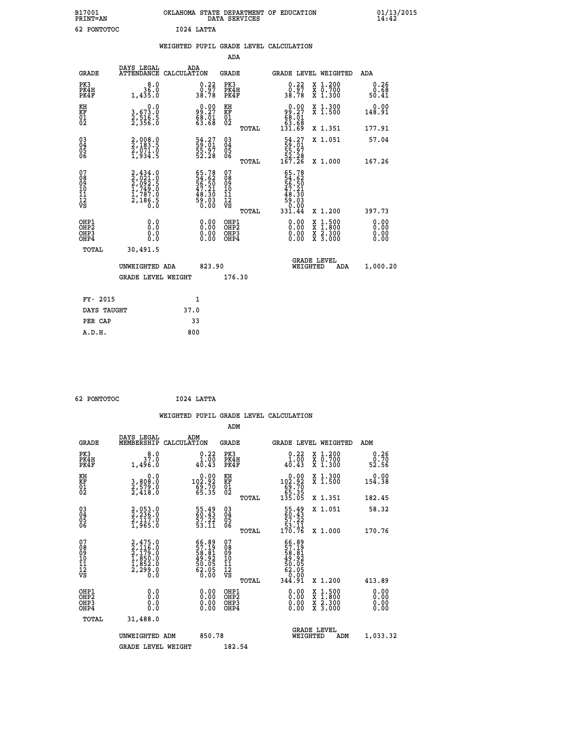B17001 OKLAHOMA STATE DEPARTMENT OF EDUCATION 01/13/2015
PRINT=AN DATA SERVICES 14:42

62 PONTOTOC I024 LATTA

## WEIGHTED PUPIL GRADE LEVEL CALCULATION

### ADA

| GRADE | DAYS LEGAL ATTENDANCE | ADA CALCULATION | GRADE | | GRADE LEVEL | WEIGHTED | ADA |
|---|---|---|---|---|---|---|---|
| PK3 | 8.0 | 0.22 | PK3 | | 0.22 | X 1.200 | 0.26 |
| PK4H | 36.0 | 0.97 | PK4H | | 0.97 | X 0.700 | 0.68 |
| PK4F | 1,435.0 | 38.78 | PK4F | | 38.78 | X 1.300 | 50.41 |
| KH | 0.0 | 0.00 | KH | | 0.00 | X 1.300 | 0.00 |
| KF | 3,673.0 | 99.27 | KF | | 99.27 | X 1.500 | 148.91 |
| 01 | 2,516.5 | 68.01 | 01 | | 68.01 | | |
| 02 | 2,356.0 | 63.68 | 02 | | 63.68 | | |
| | | | | TOTAL | 131.69 | X 1.351 | 177.91 |
| 03 | 2,008.0 | 54.27 | 03 | | 54.27 | X 1.051 | 57.04 |
| 04 | 2,183.5 | 59.01 | 04 | | 59.01 | | |
| 05 | 2,071.0 | 55.97 | 05 | | 55.97 | | |
| 06 | 1,934.5 | 52.28 | 06 | | 52.28 | | |
| | | | | TOTAL | 167.26 | X 1.000 | 167.26 |
| 07 | 2,434.0 | 65.78 | 07 | | 65.78 | | |
| 08 | 2,021.0 | 54.62 | 08 | | 54.62 | | |
| 09 | 2,092.5 | 56.50 | 09 | | 56.50 | | |
| 10 | 1,749.0 | 47.21 | 10 | | 47.21 | | |
| 11 | 1,787.0 | 48.30 | 11 | | 48.30 | | |
| 12 | 2,186.5 | 59.03 | 12 | | 59.03 | | |
| VS | 0.0 | 0.00 | VS | | 0.00 | | |
| | | | | TOTAL | 331.44 | X 1.200 | 397.73 |
| OHP1 | 0.0 | 0.00 | OHP1 | | 0.00 | X 1.500 | 0.00 |
| OHP2 | 0.0 | 0.00 | OHP2 | | 0.00 | X 1.800 | 0.00 |
| OHP3 | 0.0 | 0.00 | OHP3 | | 0.00 | X 2.300 | 0.00 |
| OHP4 | 0.0 | 0.00 | OHP4 | | 0.00 | X 3.000 | 0.00 |
| TOTAL | 30,491.5 | | | | | | |

UNWEIGHTED ADA 823.90 | GRADE LEVEL WEIGHTED ADA 1,000.20

GRADE LEVEL WEIGHT 176.30

| FY- 2015 | 1 |
|---|---|
| DAYS TAUGHT | 37.0 |
| PER CAP | 33 |
| A.D.H. | 800 |

62 PONTOTOC I024 LATTA

## WEIGHTED PUPIL GRADE LEVEL CALCULATION

### ADM

| GRADE | DAYS LEGAL MEMBERSHIP | ADM CALCULATION | GRADE | | GRADE LEVEL | WEIGHTED | ADM |
|---|---|---|---|---|---|---|---|
| PK3 | 8.0 | 0.22 | PK3 | | 0.22 | X 1.200 | 0.26 |
| PK4H | 37.0 | 1.00 | PK4H | | 1.00 | X 0.700 | 0.70 |
| PK4F | 1,496.0 | 40.43 | PK4F | | 40.43 | X 1.300 | 52.56 |
| KH | 0.0 | 0.00 | KH | | 0.00 | X 1.300 | 0.00 |
| KF | 3,808.0 | 102.92 | KF | | 102.92 | X 1.500 | 154.38 |
| 01 | 2,579.0 | 69.70 | 01 | | 69.70 | | |
| 02 | 2,418.0 | 65.35 | 02 | | 65.35 | | |
| | | | | TOTAL | 135.05 | X 1.351 | 182.45 |
| 03 | 2,053.0 | 55.49 | 03 | | 55.49 | X 1.051 | 58.32 |
| 04 | 2,236.0 | 60.43 | 04 | | 60.43 | | |
| 05 | 2,117.0 | 57.22 | 05 | | 57.22 | | |
| 06 | 1,965.0 | 53.11 | 06 | | 53.11 | | |
| | | | | TOTAL | 170.76 | X 1.000 | 170.76 |
| 07 | 2,475.0 | 66.89 | 07 | | 66.89 | | |
| 08 | 2,116.0 | 57.19 | 08 | | 57.19 | | |
| 09 | 2,179.0 | 58.81 | 09 | | 58.81 | | |
| 10 | 1,850.0 | 49.92 | 10 | | 49.92 | | |
| 11 | 1,852.0 | 50.05 | 11 | | 50.05 | | |
| 12 | 2,299.0 | 62.05 | 12 | | 62.05 | | |
| VS | 0.0 | 0.00 | VS | | 0.00 | | |
| | | | | TOTAL | 344.91 | X 1.200 | 413.89 |
| OHP1 | 0.0 | 0.00 | OHP1 | | 0.00 | X 1.500 | 0.00 |
| OHP2 | 0.0 | 0.00 | OHP2 | | 0.00 | X 1.800 | 0.00 |
| OHP3 | 0.0 | 0.00 | OHP3 | | 0.00 | X 2.300 | 0.00 |
| OHP4 | 0.0 | 0.00 | OHP4 | | 0.00 | X 3.000 | 0.00 |
| TOTAL | 31,488.0 | | | | | | |

UNWEIGHTED ADM 850.78 | GRADE LEVEL WEIGHTED ADM 1,033.32

GRADE LEVEL WEIGHT 182.54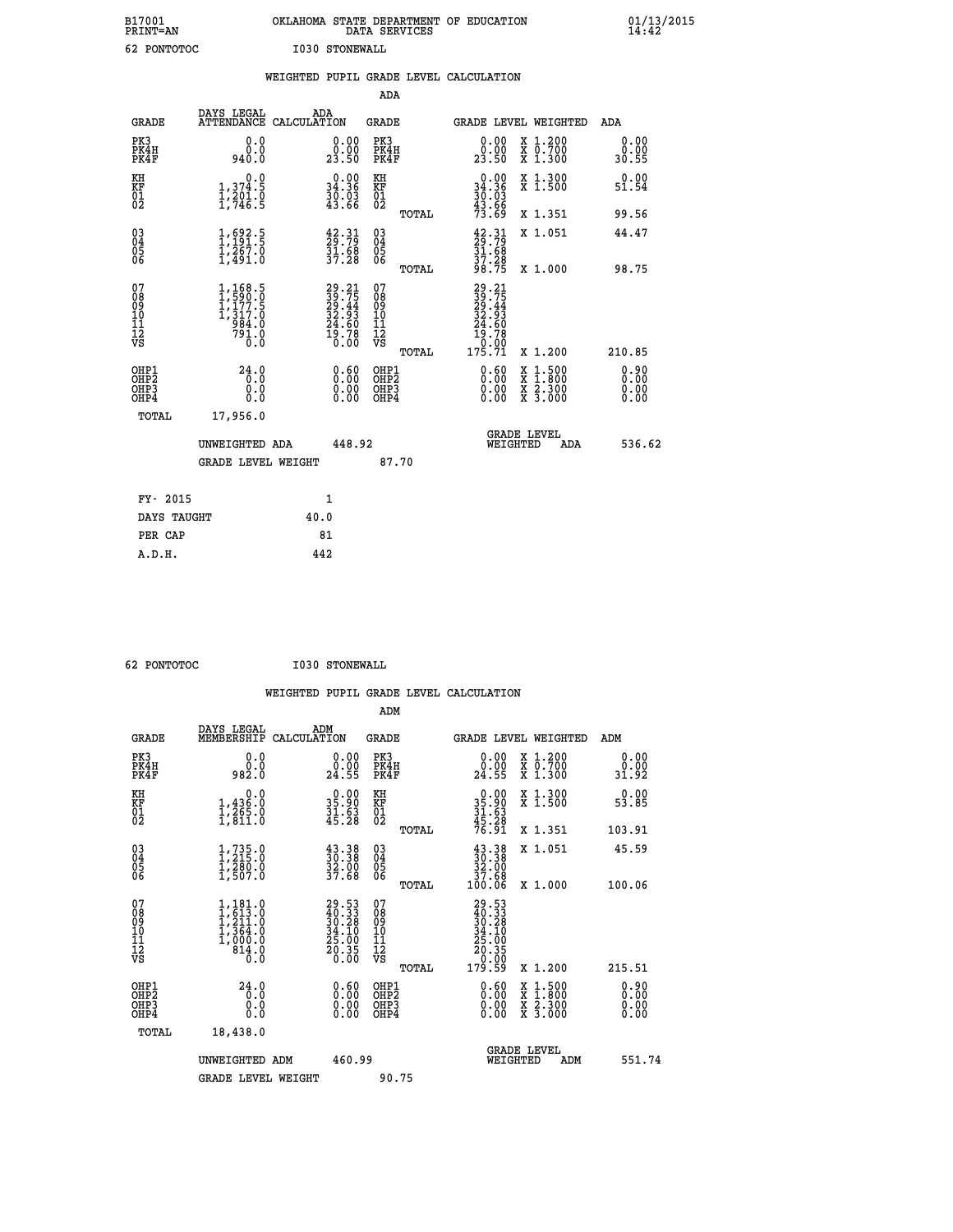B17001 OKLAHOMA STATE DEPARTMENT OF EDUCATION 01/13/2015
PRINT=AN DATA SERVICES 14:42

62 PONTOTOC I030 STONEWALL

WEIGHTED PUPIL GRADE LEVEL CALCULATION

ADA

| GRADE | DAYS LEGAL ATTENDANCE | ADA CALCULATION | GRADE | GRADE LEVEL | WEIGHTED | ADA |
|---|---|---|---|---|---|---|
| PK3 | 0.0 | 0.00 | PK3 | 0.00 | X 1.200 | 0.00 |
| PK4H | 0.0 | 0.00 | PK4H | 0.00 | X 0.700 | 0.00 |
| PK4F | 940.0 | 23.50 | PK4F | 23.50 | X 1.300 | 30.55 |
| KH | 0.0 | 0.00 | KH | 0.00 | X 1.300 | 0.00 |
| KF | 1,374.5 | 34.36 | KF | 34.36 | X 1.500 | 51.54 |
| 01 | 1,201.0 | 30.03 | 01 | 30.03 | | |
| 02 | 1,746.5 | 43.66 | 02 | 43.66 | | |
| | | | TOTAL | 73.69 | X 1.351 | 99.56 |
| 03 | 1,692.5 | 42.31 | 03 | 42.31 | X 1.051 | 44.47 |
| 04 | 1,191.5 | 29.79 | 04 | 29.79 | | |
| 05 | 1,267.0 | 31.68 | 05 | 31.68 | | |
| 06 | 1,491.0 | 37.28 | 06 | 37.28 | | |
| | | | TOTAL | 98.75 | X 1.000 | 98.75 |
| 07 | 1,168.5 | 29.21 | 07 | 29.21 | | |
| 08 | 1,590.0 | 39.75 | 08 | 39.75 | | |
| 09 | 1,177.5 | 29.44 | 09 | 29.44 | | |
| 10 | 1,317.0 | 32.93 | 10 | 32.93 | | |
| 11 | 984.0 | 24.60 | 11 | 24.60 | | |
| 12 | 791.0 | 19.78 | 12 | 19.78 | | |
| VS | 0.0 | 0.00 | VS | 0.00 | | |
| | | | TOTAL | 175.71 | X 1.200 | 210.85 |
| OHP1 | 24.0 | 0.60 | OHP1 | 0.60 | X 1.500 | 0.90 |
| OHP2 | 0.0 | 0.00 | OHP2 | 0.00 | X 1.800 | 0.00 |
| OHP3 | 0.0 | 0.00 | OHP3 | 0.00 | X 2.300 | 0.00 |
| OHP4 | 0.0 | 0.00 | OHP4 | 0.00 | X 3.000 | 0.00 |
| TOTAL | 17,956.0 | | | | | |

UNWEIGHTED ADA 448.92 GRADE LEVEL WEIGHTED ADA 536.62

GRADE LEVEL WEIGHT 87.70

| FY- 2015 | 1 |
|---|---|
| DAYS TAUGHT | 40.0 |
| PER CAP | 81 |
| A.D.H. | 442 |

62 PONTOTOC I030 STONEWALL

WEIGHTED PUPIL GRADE LEVEL CALCULATION

ADM

| GRADE | DAYS LEGAL MEMBERSHIP | ADM CALCULATION | GRADE | GRADE LEVEL | WEIGHTED | ADM |
|---|---|---|---|---|---|---|
| PK3 | 0.0 | 0.00 | PK3 | 0.00 | X 1.200 | 0.00 |
| PK4H | 0.0 | 0.00 | PK4H | 0.00 | X 0.700 | 0.00 |
| PK4F | 982.0 | 24.55 | PK4F | 24.55 | X 1.300 | 31.92 |
| KH | 0.0 | 0.00 | KH | 0.00 | X 1.300 | 0.00 |
| KF | 1,436.0 | 35.90 | KF | 35.90 | X 1.500 | 53.85 |
| 01 | 1,265.0 | 31.63 | 01 | 31.63 | | |
| 02 | 1,811.0 | 45.28 | 02 | 45.28 | | |
| | | | TOTAL | 76.91 | X 1.351 | 103.91 |
| 03 | 1,735.0 | 43.38 | 03 | 43.38 | X 1.051 | 45.59 |
| 04 | 1,215.0 | 30.38 | 04 | 30.38 | | |
| 05 | 1,280.0 | 32.00 | 05 | 32.00 | | |
| 06 | 1,507.0 | 37.68 | 06 | 37.68 | | |
| | | | TOTAL | 100.06 | X 1.000 | 100.06 |
| 07 | 1,181.0 | 29.53 | 07 | 29.53 | | |
| 08 | 1,613.0 | 40.33 | 08 | 40.33 | | |
| 09 | 1,211.0 | 30.28 | 09 | 30.28 | | |
| 10 | 1,364.0 | 34.10 | 10 | 34.10 | | |
| 11 | 1,000.0 | 25.00 | 11 | 25.00 | | |
| 12 | 814.0 | 20.35 | 12 | 20.35 | | |
| VS | 0.0 | 0.00 | VS | 0.00 | | |
| | | | TOTAL | 179.59 | X 1.200 | 215.51 |
| OHP1 | 24.0 | 0.60 | OHP1 | 0.60 | X 1.500 | 0.90 |
| OHP2 | 0.0 | 0.00 | OHP2 | 0.00 | X 1.800 | 0.00 |
| OHP3 | 0.0 | 0.00 | OHP3 | 0.00 | X 2.300 | 0.00 |
| OHP4 | 0.0 | 0.00 | OHP4 | 0.00 | X 3.000 | 0.00 |
| TOTAL | 18,438.0 | | | | | |

UNWEIGHTED ADM 460.99 GRADE LEVEL WEIGHTED ADM 551.74

GRADE LEVEL WEIGHT 90.75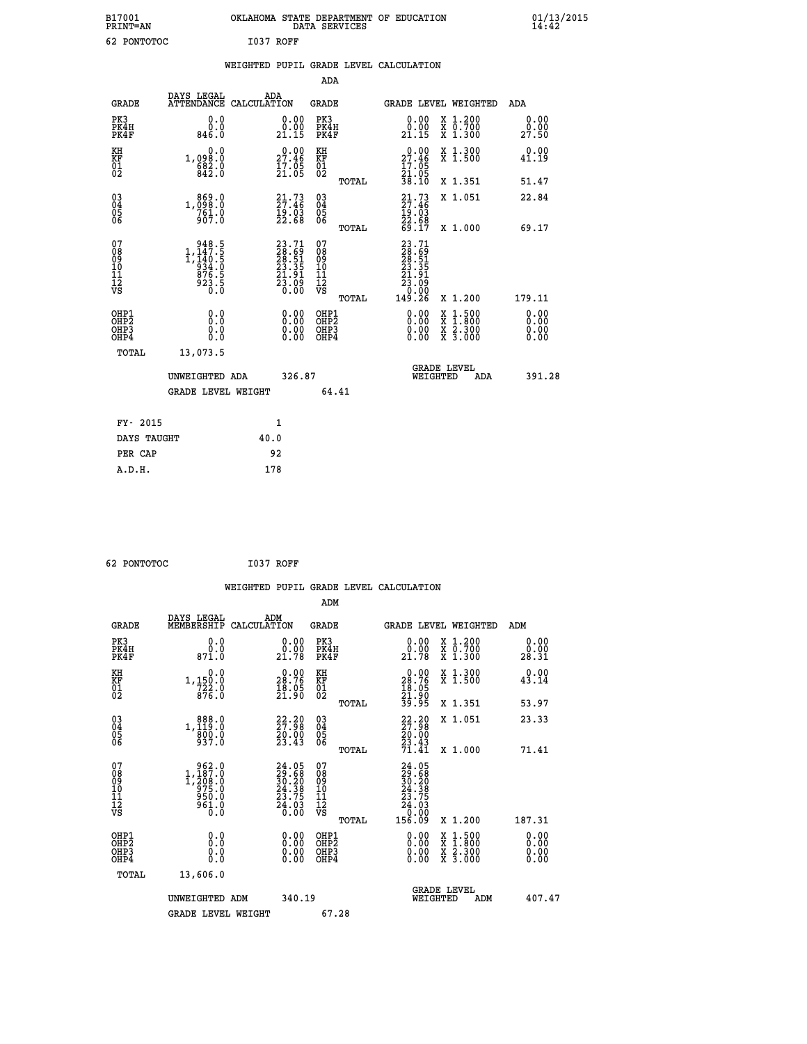B17001 OKLAHOMA STATE DEPARTMENT OF EDUCATION 01/13/2015
PRINT=AN DATA SERVICES 14:42

62 PONTOTOC I037 ROFF

## WEIGHTED PUPIL GRADE LEVEL CALCULATION

### ADA

| GRADE | DAYS LEGAL ATTENDANCE | ADA CALCULATION | GRADE | GRADE LEVEL | WEIGHTED | ADA |
|---|---|---|---|---|---|---|
| PK3 | 0.0 | 0.00 | PK3 | 0.00 | X 1.200 | 0.00 |
| PK4H | 0.0 | 0.00 | PK4H | 0.00 | X 0.700 | 0.00 |
| PK4F | 846.0 | 21.15 | PK4F | 21.15 | X 1.300 | 27.50 |
| KH | 0.0 | 0.00 | KH | 0.00 | X 1.300 | 0.00 |
| KF | 1,098.0 | 27.46 | KF | 27.46 | X 1.500 | 41.19 |
| 01 | 682.0 | 17.05 | 01 | 17.05 | | |
| 02 | 842.0 | 21.05 | 02 | 21.05 | | |
| | | | TOTAL | 38.10 | X 1.351 | 51.47 |
| 03 | 869.0 | 21.73 | 03 | 21.73 | X 1.051 | 22.84 |
| 04 | 1,098.0 | 27.46 | 04 | 27.46 | | |
| 05 | 761.0 | 19.03 | 05 | 19.03 | | |
| 06 | 907.0 | 22.68 | 06 | 22.68 | | |
| | | | TOTAL | 69.17 | X 1.000 | 69.17 |
| 07 | 948.5 | 23.71 | 07 | 23.71 | | |
| 08 | 1,147.5 | 28.69 | 08 | 28.69 | | |
| 09 | 1,140.5 | 28.51 | 09 | 28.51 | | |
| 10 | 934.0 | 23.35 | 10 | 23.35 | | |
| 11 | 876.5 | 21.91 | 11 | 21.91 | | |
| 12 | 923.5 | 23.09 | 12 | 23.09 | | |
| VS | 0.0 | 0.00 | VS | 0.00 | | |
| | | | TOTAL | 149.26 | X 1.200 | 179.11 |
| OHP1 | 0.0 | 0.00 | OHP1 | 0.00 | X 1.500 | 0.00 |
| OHP2 | 0.0 | 0.00 | OHP2 | 0.00 | X 1.800 | 0.00 |
| OHP3 | 0.0 | 0.00 | OHP3 | 0.00 | X 2.300 | 0.00 |
| OHP4 | 0.0 | 0.00 | OHP4 | 0.00 | X 3.000 | 0.00 |
| TOTAL | 13,073.5 | | | | | |

UNWEIGHTED ADA 326.87 — GRADE LEVEL WEIGHTED ADA 391.28

GRADE LEVEL WEIGHT 64.41

| FY- 2015 | 1 |
|---|---|
| DAYS TAUGHT | 40.0 |
| PER CAP | 92 |
| A.D.H. | 178 |

62 PONTOTOC I037 ROFF

## WEIGHTED PUPIL GRADE LEVEL CALCULATION

### ADM

| GRADE | DAYS LEGAL MEMBERSHIP | ADM CALCULATION | GRADE | GRADE LEVEL | WEIGHTED | ADM |
|---|---|---|---|---|---|---|
| PK3 | 0.0 | 0.00 | PK3 | 0.00 | X 1.200 | 0.00 |
| PK4H | 0.0 | 0.00 | PK4H | 0.00 | X 0.700 | 0.00 |
| PK4F | 871.0 | 21.78 | PK4F | 21.78 | X 1.300 | 28.31 |
| KH | 0.0 | 0.00 | KH | 0.00 | X 1.300 | 0.00 |
| KF | 1,150.0 | 28.76 | KF | 28.76 | X 1.500 | 43.14 |
| 01 | 722.0 | 18.05 | 01 | 18.05 | | |
| 02 | 876.0 | 21.90 | 02 | 21.90 | | |
| | | | TOTAL | 39.95 | X 1.351 | 53.97 |
| 03 | 888.0 | 22.20 | 03 | 22.20 | X 1.051 | 23.33 |
| 04 | 1,119.0 | 27.98 | 04 | 27.98 | | |
| 05 | 800.0 | 20.00 | 05 | 20.00 | | |
| 06 | 937.0 | 23.43 | 06 | 23.43 | | |
| | | | TOTAL | 71.41 | X 1.000 | 71.41 |
| 07 | 962.0 | 24.05 | 07 | 24.05 | | |
| 08 | 1,187.0 | 29.68 | 08 | 29.68 | | |
| 09 | 1,208.0 | 30.20 | 09 | 30.20 | | |
| 10 | 975.0 | 24.38 | 10 | 24.38 | | |
| 11 | 950.0 | 23.75 | 11 | 23.75 | | |
| 12 | 961.0 | 24.03 | 12 | 24.03 | | |
| VS | 0.0 | 0.00 | VS | 0.00 | | |
| | | | TOTAL | 156.09 | X 1.200 | 187.31 |
| OHP1 | 0.0 | 0.00 | OHP1 | 0.00 | X 1.500 | 0.00 |
| OHP2 | 0.0 | 0.00 | OHP2 | 0.00 | X 1.800 | 0.00 |
| OHP3 | 0.0 | 0.00 | OHP3 | 0.00 | X 2.300 | 0.00 |
| OHP4 | 0.0 | 0.00 | OHP4 | 0.00 | X 3.000 | 0.00 |
| TOTAL | 13,606.0 | | | | | |

UNWEIGHTED ADM 340.19 — GRADE LEVEL WEIGHTED ADM 407.47

GRADE LEVEL WEIGHT 67.28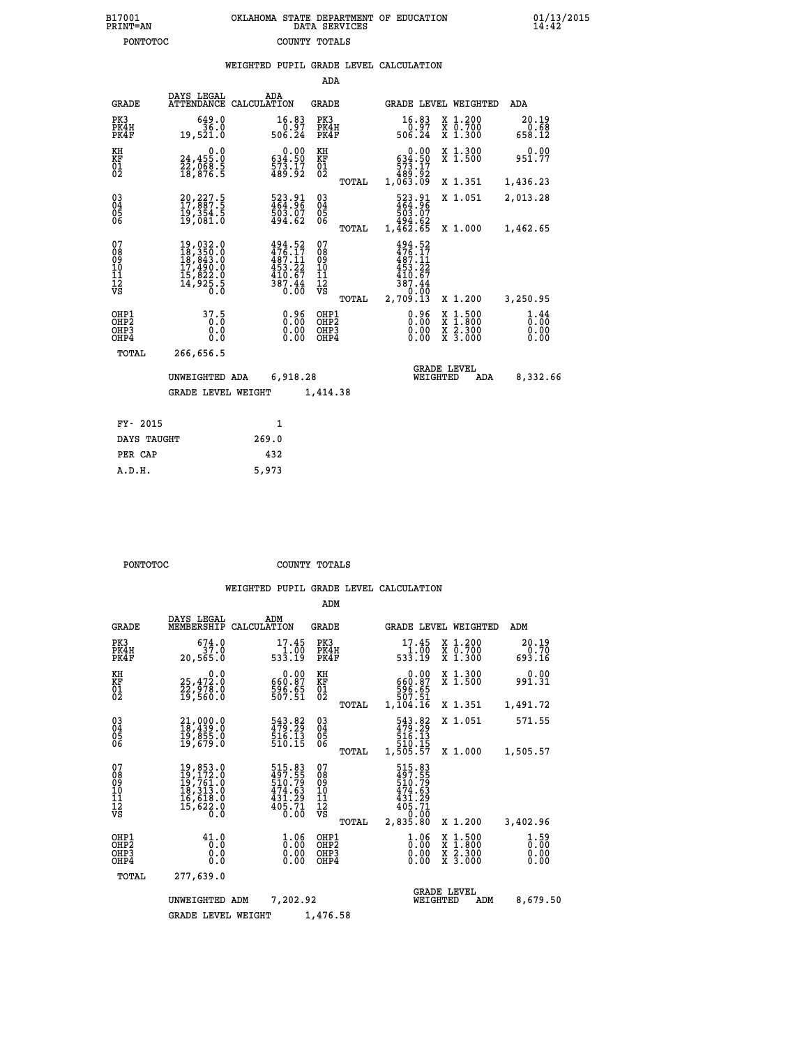B17001 OKLAHOMA STATE DEPARTMENT OF EDUCATION 01/13/2015
PRINT=AN DATA SERVICES 14:42
PONTOTOC COUNTY TOTALS

WEIGHTED PUPIL GRADE LEVEL CALCULATION

ADA

| GRADE | DAYS LEGAL ATTENDANCE | ADA CALCULATION | GRADE | | GRADE LEVEL | WEIGHTED | ADA |
|---|---|---|---|---|---|---|---|
| PK3 | 649.0 | 16.83 | PK3 | | 16.83 | X 1.200 | 20.19 |
| PK4H | 36.0 | 0.97 | PK4H | | 0.97 | X 0.700 | 0.68 |
| PK4F | 19,521.0 | 506.24 | PK4F | | 506.24 | X 1.300 | 658.12 |
| KH | 0.0 | 0.00 | KH | | 0.00 | X 1.300 | 0.00 |
| KF | 24,455.0 | 634.50 | KF | | 634.50 | X 1.500 | 951.77 |
| 01 | 22,068.5 | 573.17 | 01 | | 573.17 | | |
| 02 | 18,876.5 | 489.92 | 02 | | 489.92 | | |
| | | | | TOTAL | 1,063.09 | X 1.351 | 1,436.23 |
| 03 | 20,227.5 | 523.91 | 03 | | 523.91 | X 1.051 | 2,013.28 |
| 04 | 17,887.5 | 464.96 | 04 | | 464.96 | | |
| 05 | 19,354.5 | 503.07 | 05 | | 503.07 | | |
| 06 | 19,081.0 | 494.62 | 06 | | 494.62 | | |
| | | | | TOTAL | 1,462.65 | X 1.000 | 1,462.65 |
| 07 | 19,032.0 | 494.52 | 07 | | 494.52 | | |
| 08 | 18,350.0 | 476.17 | 08 | | 476.17 | | |
| 09 | 18,843.0 | 487.11 | 09 | | 487.11 | | |
| 10 | 17,490.0 | 453.22 | 10 | | 453.22 | | |
| 11 | 15,822.0 | 410.67 | 11 | | 410.67 | | |
| 12 | 14,925.5 | 387.44 | 12 | | 387.44 | | |
| VS | 0.0 | 0.00 | VS | | 0.00 | | |
| | | | | TOTAL | 2,709.13 | X 1.200 | 3,250.95 |
| OHP1 | 37.5 | 0.96 | OHP1 | | 0.96 | X 1.500 | 1.44 |
| OHP2 | 0.0 | 0.00 | OHP2 | | 0.00 | X 1.800 | 0.00 |
| OHP3 | 0.0 | 0.00 | OHP3 | | 0.00 | X 2.300 | 0.00 |
| OHP4 | 0.0 | 0.00 | OHP4 | | 0.00 | X 3.000 | 0.00 |
| TOTAL | 266,656.5 | | | | | | |

UNWEIGHTED ADA 6,918.28 — GRADE LEVEL WEIGHTED ADA 8,332.66

GRADE LEVEL WEIGHT 1,414.38

| FY- 2015 | 1 |
|---|---|
| DAYS TAUGHT | 269.0 |
| PER CAP | 432 |
| A.D.H. | 5,973 |

PONTOTOC COUNTY TOTALS

WEIGHTED PUPIL GRADE LEVEL CALCULATION

ADM

| GRADE | DAYS LEGAL MEMBERSHIP | ADM CALCULATION | GRADE | | GRADE LEVEL | WEIGHTED | ADM |
|---|---|---|---|---|---|---|---|
| PK3 | 674.0 | 17.45 | PK3 | | 17.45 | X 1.200 | 20.19 |
| PK4H | 37.0 | 1.00 | PK4H | | 1.00 | X 0.700 | 0.70 |
| PK4F | 20,565.0 | 533.19 | PK4F | | 533.19 | X 1.300 | 693.16 |
| KH | 0.0 | 0.00 | KH | | 0.00 | X 1.300 | 0.00 |
| KF | 25,472.0 | 660.87 | KF | | 660.87 | X 1.500 | 991.31 |
| 01 | 22,978.0 | 596.65 | 01 | | 596.65 | | |
| 02 | 19,560.0 | 507.51 | 02 | | 507.51 | | |
| | | | | TOTAL | 1,104.16 | X 1.351 | 1,491.72 |
| 03 | 21,000.0 | 543.82 | 03 | | 543.82 | X 1.051 | 571.55 |
| 04 | 18,439.0 | 479.29 | 04 | | 479.29 | | |
| 05 | 19,855.0 | 516.13 | 05 | | 516.13 | | |
| 06 | 19,679.0 | 510.15 | 06 | | 510.15 | | |
| | | | | TOTAL | 1,505.57 | X 1.000 | 1,505.57 |
| 07 | 19,853.0 | 515.83 | 07 | | 515.83 | | |
| 08 | 19,172.0 | 497.55 | 08 | | 497.55 | | |
| 09 | 19,761.0 | 510.79 | 09 | | 510.79 | | |
| 10 | 18,313.0 | 474.63 | 10 | | 474.63 | | |
| 11 | 16,618.0 | 431.29 | 11 | | 431.29 | | |
| 12 | 15,622.0 | 405.71 | 12 | | 405.71 | | |
| VS | 0.0 | 0.00 | VS | | 0.00 | | |
| | | | | TOTAL | 2,835.80 | X 1.200 | 3,402.96 |
| OHP1 | 41.0 | 1.06 | OHP1 | | 1.06 | X 1.500 | 1.59 |
| OHP2 | 0.0 | 0.00 | OHP2 | | 0.00 | X 1.800 | 0.00 |
| OHP3 | 0.0 | 0.00 | OHP3 | | 0.00 | X 2.300 | 0.00 |
| OHP4 | 0.0 | 0.00 | OHP4 | | 0.00 | X 3.000 | 0.00 |
| TOTAL | 277,639.0 | | | | | | |

UNWEIGHTED ADM 7,202.92 — GRADE LEVEL WEIGHTED ADM 8,679.50

GRADE LEVEL WEIGHT 1,476.58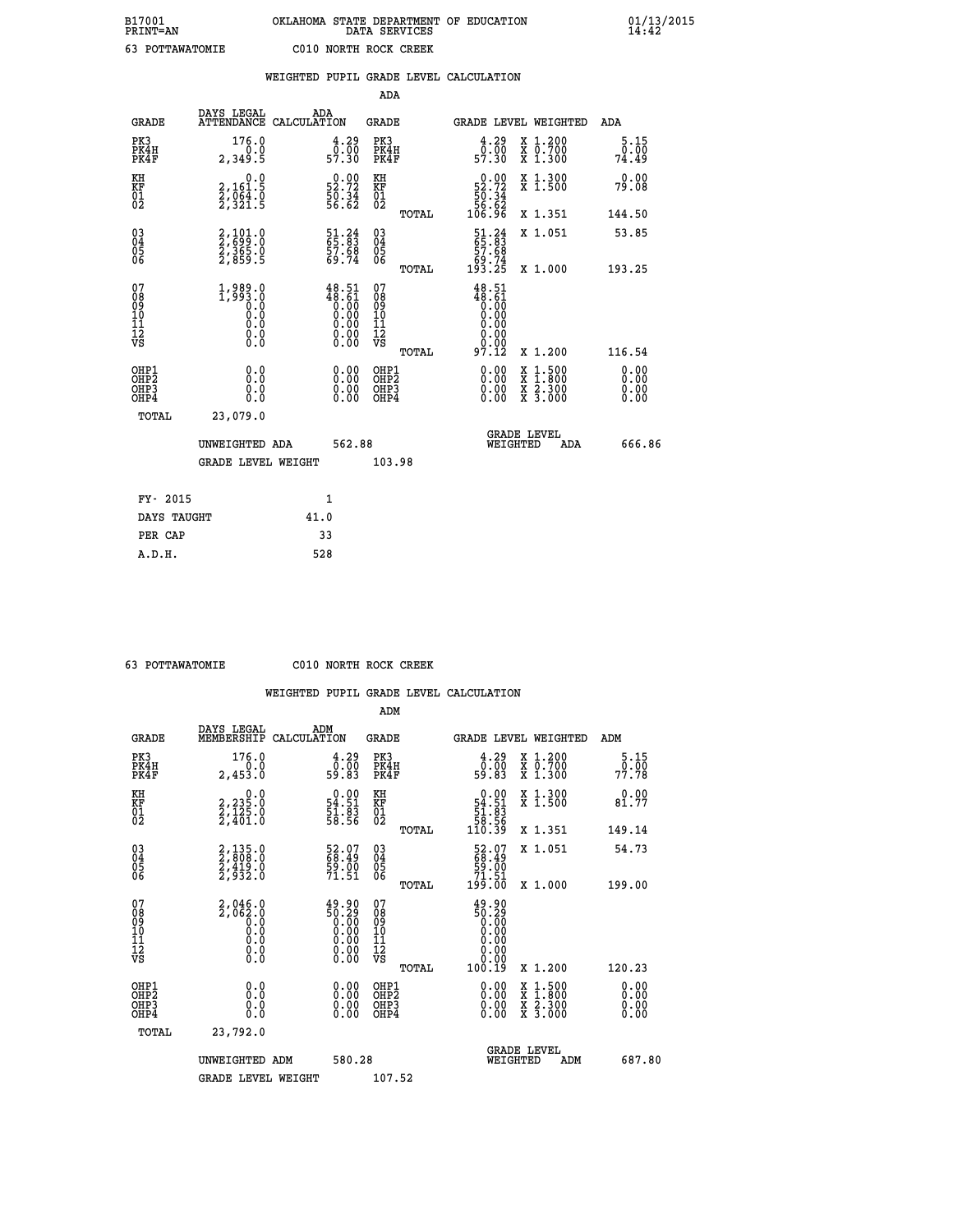B17001 OKLAHOMA STATE DEPARTMENT OF EDUCATION 01/13/2015
PRINT=AN DATA SERVICES 14:42

63 POTTAWATOMIE C010 NORTH ROCK CREEK

## WEIGHTED PUPIL GRADE LEVEL CALCULATION

### ADA

| GRADE | DAYS LEGAL ATTENDANCE | ADA CALCULATION | GRADE | GRADE LEVEL | WEIGHTED | ADA |
|---|---|---|---|---|---|---|
| PK3 | 176.0 | 4.29 | PK3 | 4.29 | X 1.200 | 5.15 |
| PK4H | 0.0 | 0.00 | PK4H | 0.00 | X 0.700 | 0.00 |
| PK4F | 2,349.5 | 57.30 | PK4F | 57.30 | X 1.300 | 74.49 |
| KH | 0.0 | 0.00 | KH | 0.00 | X 1.300 | 0.00 |
| KF | 2,161.5 | 52.72 | KF | 52.72 | X 1.500 | 79.08 |
| 01 | 2,064.0 | 50.34 | 01 | 50.34 | | |
| 02 | 2,321.5 | 56.62 | 02 | 56.62 | | |
| | | | TOTAL | 106.96 | X 1.351 | 144.50 |
| 03 | 2,101.0 | 51.24 | 03 | 51.24 | X 1.051 | 53.85 |
| 04 | 2,699.0 | 65.83 | 04 | 65.83 | | |
| 05 | 2,365.0 | 57.68 | 05 | 57.68 | | |
| 06 | 2,859.5 | 69.74 | 06 | 69.74 | | |
| | | | TOTAL | 193.25 | X 1.000 | 193.25 |
| 07 | 1,989.0 | 48.51 | 07 | 48.51 | | |
| 08 | 1,993.0 | 48.61 | 08 | 48.61 | | |
| 09 | 0.0 | 0.00 | 09 | 0.00 | | |
| 10 | 0.0 | 0.00 | 10 | 0.00 | | |
| 11 | 0.0 | 0.00 | 11 | 0.00 | | |
| 12 | 0.0 | 0.00 | 12 | 0.00 | | |
| VS | 0.0 | 0.00 | VS | 0.00 | | |
| | | | TOTAL | 97.12 | X 1.200 | 116.54 |
| OHP1 | 0.0 | 0.00 | OHP1 | 0.00 | X 1.500 | 0.00 |
| OHP2 | 0.0 | 0.00 | OHP2 | 0.00 | X 1.800 | 0.00 |
| OHP3 | 0.0 | 0.00 | OHP3 | 0.00 | X 2.300 | 0.00 |
| OHP4 | 0.0 | 0.00 | OHP4 | 0.00 | X 3.000 | 0.00 |
| TOTAL | 23,079.0 | | | | | |

UNWEIGHTED ADA 562.88 — GRADE LEVEL WEIGHTED ADA 666.86

GRADE LEVEL WEIGHT 103.98

| | |
|---|---|
| FY- 2015 | 1 |
| DAYS TAUGHT | 41.0 |
| PER CAP | 33 |
| A.D.H. | 528 |

63 POTTAWATOMIE C010 NORTH ROCK CREEK

## WEIGHTED PUPIL GRADE LEVEL CALCULATION

### ADM

| GRADE | DAYS LEGAL MEMBERSHIP | ADM CALCULATION | GRADE | GRADE LEVEL | WEIGHTED | ADM |
|---|---|---|---|---|---|---|
| PK3 | 176.0 | 4.29 | PK3 | 4.29 | X 1.200 | 5.15 |
| PK4H | 0.0 | 0.00 | PK4H | 0.00 | X 0.700 | 0.00 |
| PK4F | 2,453.0 | 59.83 | PK4F | 59.83 | X 1.300 | 77.78 |
| KH | 0.0 | 0.00 | KH | 0.00 | X 1.300 | 0.00 |
| KF | 2,235.0 | 54.51 | KF | 54.51 | X 1.500 | 81.77 |
| 01 | 2,125.0 | 51.83 | 01 | 51.83 | | |
| 02 | 2,401.0 | 58.56 | 02 | 58.56 | | |
| | | | TOTAL | 110.39 | X 1.351 | 149.14 |
| 03 | 2,135.0 | 52.07 | 03 | 52.07 | X 1.051 | 54.73 |
| 04 | 2,808.0 | 68.49 | 04 | 68.49 | | |
| 05 | 2,419.0 | 59.00 | 05 | 59.00 | | |
| 06 | 2,932.0 | 71.51 | 06 | 71.51 | | |
| | | | TOTAL | 199.00 | X 1.000 | 199.00 |
| 07 | 2,046.0 | 49.90 | 07 | 49.90 | | |
| 08 | 2,062.0 | 50.29 | 08 | 50.29 | | |
| 09 | 0.0 | 0.00 | 09 | 0.00 | | |
| 10 | 0.0 | 0.00 | 10 | 0.00 | | |
| 11 | 0.0 | 0.00 | 11 | 0.00 | | |
| 12 | 0.0 | 0.00 | 12 | 0.00 | | |
| VS | 0.0 | 0.00 | VS | 0.00 | | |
| | | | TOTAL | 100.19 | X 1.200 | 120.23 |
| OHP1 | 0.0 | 0.00 | OHP1 | 0.00 | X 1.500 | 0.00 |
| OHP2 | 0.0 | 0.00 | OHP2 | 0.00 | X 1.800 | 0.00 |
| OHP3 | 0.0 | 0.00 | OHP3 | 0.00 | X 2.300 | 0.00 |
| OHP4 | 0.0 | 0.00 | OHP4 | 0.00 | X 3.000 | 0.00 |
| TOTAL | 23,792.0 | | | | | |

UNWEIGHTED ADM 580.28 — GRADE LEVEL WEIGHTED ADM 687.80

GRADE LEVEL WEIGHT 107.52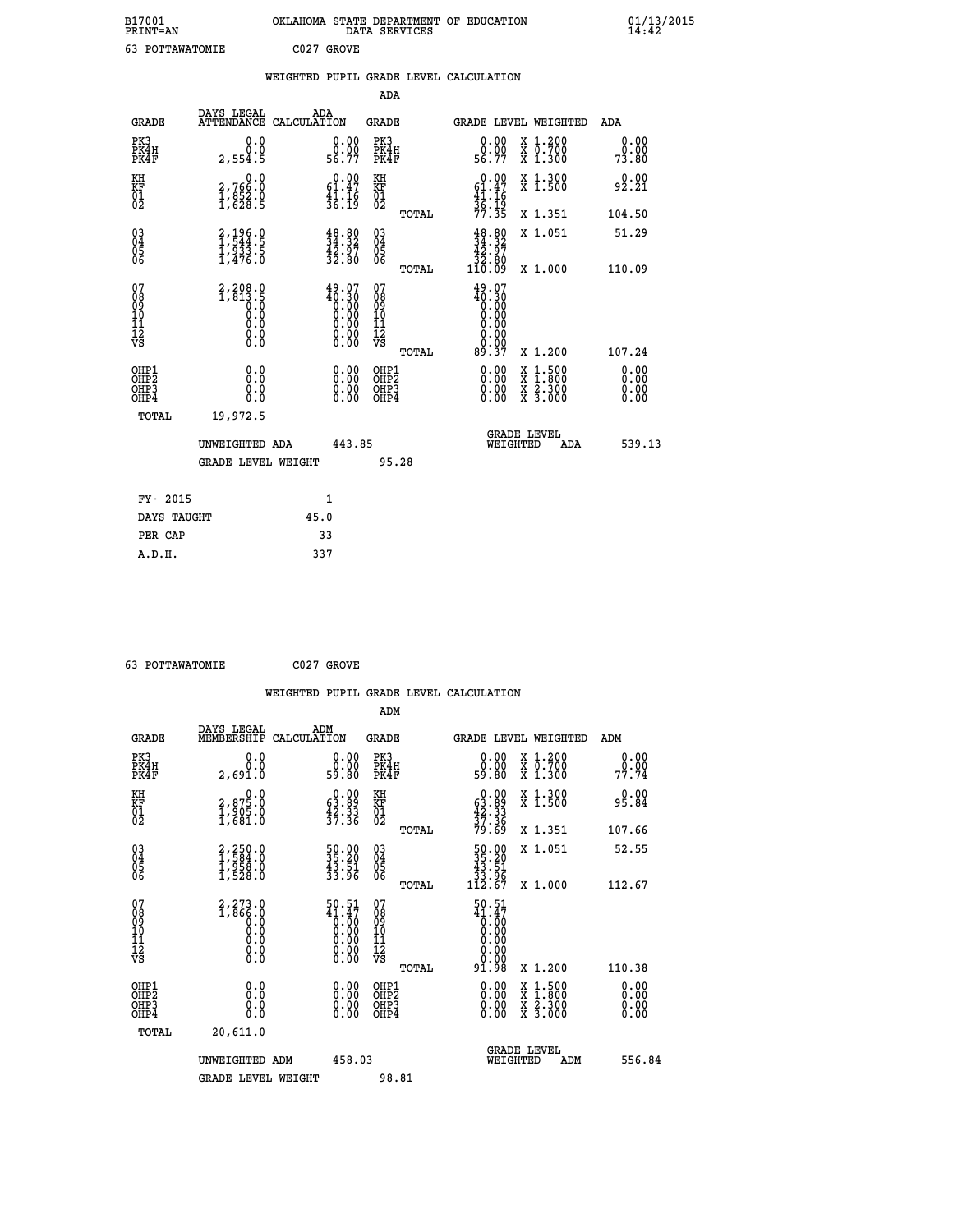B17001 OKLAHOMA STATE DEPARTMENT OF EDUCATION 01/13/2015
PRINT=AN DATA SERVICES 14:42

63 POTTAWATOMIE C027 GROVE

## WEIGHTED PUPIL GRADE LEVEL CALCULATION

### ADA

| GRADE | DAYS LEGAL ATTENDANCE | ADA CALCULATION | GRADE | GRADE LEVEL | WEIGHTED | ADA |
|---|---|---|---|---|---|---|
| PK3 | 0.0 | 0.00 | PK3 | 0.00 | X 1.200 | 0.00 |
| PK4H | 0.0 | 0.00 | PK4H | 0.00 | X 0.700 | 0.00 |
| PK4F | 2,554.5 | 56.77 | PK4F | 56.77 | X 1.300 | 73.80 |
| KH | 0.0 | 0.00 | KH | 0.00 | X 1.300 | 0.00 |
| KF | 2,766.0 | 61.47 | KF | 61.47 | X 1.500 | 92.21 |
| 01 | 1,852.0 | 41.16 | 01 | 41.16 | | |
| 02 | 1,628.5 | 36.19 | 02 | 36.19 | | |
| | | | TOTAL | 77.35 | X 1.351 | 104.50 |
| 03 | 2,196.0 | 48.80 | 03 | 48.80 | X 1.051 | 51.29 |
| 04 | 1,544.5 | 34.32 | 04 | 34.32 | | |
| 05 | 1,933.5 | 42.97 | 05 | 42.97 | | |
| 06 | 1,476.0 | 32.80 | 06 | 32.80 | | |
| | | | TOTAL | 110.09 | X 1.000 | 110.09 |
| 07 | 2,208.0 | 49.07 | 07 | 49.07 | | |
| 08 | 1,813.5 | 40.30 | 08 | 40.30 | | |
| 09 | 0.0 | 0.00 | 09 | 0.00 | | |
| 10 | 0.0 | 0.00 | 10 | 0.00 | | |
| 11 | 0.0 | 0.00 | 11 | 0.00 | | |
| 12 | 0.0 | 0.00 | 12 | 0.00 | | |
| VS | 0.0 | 0.00 | VS | 0.00 | | |
| | | | TOTAL | 89.37 | X 1.200 | 107.24 |
| OHP1 | 0.0 | 0.00 | OHP1 | 0.00 | X 1.500 | 0.00 |
| OHP2 | 0.0 | 0.00 | OHP2 | 0.00 | X 1.800 | 0.00 |
| OHP3 | 0.0 | 0.00 | OHP3 | 0.00 | X 2.300 | 0.00 |
| OHP4 | 0.0 | 0.00 | OHP4 | 0.00 | X 3.000 | 0.00 |
| TOTAL | 19,972.5 | | | | | |

UNWEIGHTED ADA 443.85 GRADE LEVEL WEIGHTED ADA 539.13

GRADE LEVEL WEIGHT 95.28

| FY- 2015 | 1 |
|---|---|
| DAYS TAUGHT | 45.0 |
| PER CAP | 33 |
| A.D.H. | 337 |

63 POTTAWATOMIE C027 GROVE

## WEIGHTED PUPIL GRADE LEVEL CALCULATION

### ADM

| GRADE | DAYS LEGAL MEMBERSHIP | ADM CALCULATION | GRADE | GRADE LEVEL | WEIGHTED | ADM |
|---|---|---|---|---|---|---|
| PK3 | 0.0 | 0.00 | PK3 | 0.00 | X 1.200 | 0.00 |
| PK4H | 0.0 | 0.00 | PK4H | 0.00 | X 0.700 | 0.00 |
| PK4F | 2,691.0 | 59.80 | PK4F | 59.80 | X 1.300 | 77.74 |
| KH | 0.0 | 0.00 | KH | 0.00 | X 1.300 | 0.00 |
| KF | 2,875.0 | 63.89 | KF | 63.89 | X 1.500 | 95.84 |
| 01 | 1,905.0 | 42.33 | 01 | 42.33 | | |
| 02 | 1,681.0 | 37.36 | 02 | 37.36 | | |
| | | | TOTAL | 79.69 | X 1.351 | 107.66 |
| 03 | 2,250.0 | 50.00 | 03 | 50.00 | X 1.051 | 52.55 |
| 04 | 1,584.0 | 35.20 | 04 | 35.20 | | |
| 05 | 1,958.0 | 43.51 | 05 | 43.51 | | |
| 06 | 1,528.0 | 33.96 | 06 | 33.96 | | |
| | | | TOTAL | 112.67 | X 1.000 | 112.67 |
| 07 | 2,273.0 | 50.51 | 07 | 50.51 | | |
| 08 | 1,866.0 | 41.47 | 08 | 41.47 | | |
| 09 | 0.0 | 0.00 | 09 | 0.00 | | |
| 10 | 0.0 | 0.00 | 10 | 0.00 | | |
| 11 | 0.0 | 0.00 | 11 | 0.00 | | |
| 12 | 0.0 | 0.00 | 12 | 0.00 | | |
| VS | 0.0 | 0.00 | VS | 0.00 | | |
| | | | TOTAL | 91.98 | X 1.200 | 110.38 |
| OHP1 | 0.0 | 0.00 | OHP1 | 0.00 | X 1.500 | 0.00 |
| OHP2 | 0.0 | 0.00 | OHP2 | 0.00 | X 1.800 | 0.00 |
| OHP3 | 0.0 | 0.00 | OHP3 | 0.00 | X 2.300 | 0.00 |
| OHP4 | 0.0 | 0.00 | OHP4 | 0.00 | X 3.000 | 0.00 |
| TOTAL | 20,611.0 | | | | | |

UNWEIGHTED ADM 458.03 GRADE LEVEL WEIGHTED ADM 556.84

GRADE LEVEL WEIGHT 98.81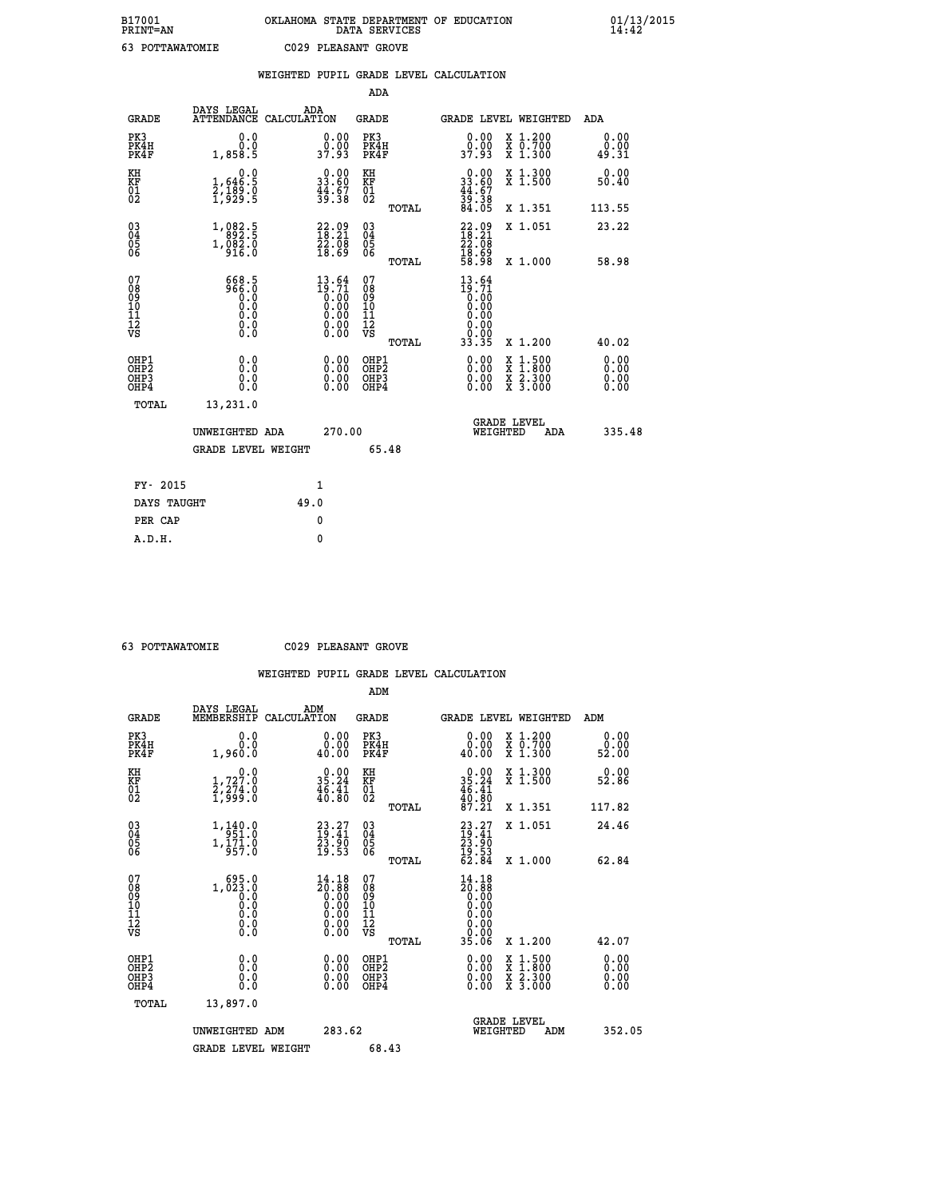B17001 OKLAHOMA STATE DEPARTMENT OF EDUCATION 01/13/2015
PRINT=AN DATA SERVICES 14:42

63 POTTAWATOMIE C029 PLEASANT GROVE

## WEIGHTED PUPIL GRADE LEVEL CALCULATION

### ADA

| GRADE | DAYS LEGAL ATTENDANCE | ADA CALCULATION | GRADE | GRADE LEVEL | WEIGHTED | ADA |
|---|---|---|---|---|---|---|
| PK3 | 0.0 | 0.00 | PK3 | 0.00 | X 1.200 | 0.00 |
| PK4H | 0.0 | 0.00 | PK4H | 0.00 | X 0.700 | 0.00 |
| PK4F | 1,858.5 | 37.93 | PK4F | 37.93 | X 1.300 | 49.31 |
| KH | 0.0 | 0.00 | KH | 0.00 | X 1.300 | 0.00 |
| KF | 1,646.5 | 33.60 | KF | 33.60 | X 1.500 | 50.40 |
| 01 | 2,189.0 | 44.67 | 01 | 44.67 | | |
| 02 | 1,929.5 | 39.38 | 02 | 39.38 | | |
| | | | TOTAL | 84.05 | X 1.351 | 113.55 |
| 03 | 1,082.5 | 22.09 | 03 | 22.09 | X 1.051 | 23.22 |
| 04 | 892.5 | 18.21 | 04 | 18.21 | | |
| 05 | 1,082.0 | 22.08 | 05 | 22.08 | | |
| 06 | 916.0 | 18.69 | 06 | 18.69 | | |
| | | | TOTAL | 58.98 | X 1.000 | 58.98 |
| 07 | 668.5 | 13.64 | 07 | 13.64 | | |
| 08 | 966.0 | 19.71 | 08 | 19.71 | | |
| 09 | 0.0 | 0.00 | 09 | 0.00 | | |
| 10 | 0.0 | 0.00 | 10 | 0.00 | | |
| 11 | 0.0 | 0.00 | 11 | 0.00 | | |
| 12 | 0.0 | 0.00 | 12 | 0.00 | | |
| VS | 0.0 | 0.00 | VS | 0.00 | | |
| | | | TOTAL | 33.35 | X 1.200 | 40.02 |
| OHP1 | 0.0 | 0.00 | OHP1 | 0.00 | X 1.500 | 0.00 |
| OHP2 | 0.0 | 0.00 | OHP2 | 0.00 | X 1.800 | 0.00 |
| OHP3 | 0.0 | 0.00 | OHP3 | 0.00 | X 2.300 | 0.00 |
| OHP4 | 0.0 | 0.00 | OHP4 | 0.00 | X 3.000 | 0.00 |
| TOTAL | 13,231.0 | | | | | |

UNWEIGHTED ADA 270.00 GRADE LEVEL WEIGHTED ADA 335.48

GRADE LEVEL WEIGHT 65.48

| FY- 2015 | 1 |
|---|---|
| DAYS TAUGHT | 49.0 |
| PER CAP | 0 |
| A.D.H. | 0 |

63 POTTAWATOMIE C029 PLEASANT GROVE

## WEIGHTED PUPIL GRADE LEVEL CALCULATION

### ADM

| GRADE | DAYS LEGAL MEMBERSHIP | ADM CALCULATION | GRADE | GRADE LEVEL | WEIGHTED | ADM |
|---|---|---|---|---|---|---|
| PK3 | 0.0 | 0.00 | PK3 | 0.00 | X 1.200 | 0.00 |
| PK4H | 0.0 | 0.00 | PK4H | 0.00 | X 0.700 | 0.00 |
| PK4F | 1,960.0 | 40.00 | PK4F | 40.00 | X 1.300 | 52.00 |
| KH | 0.0 | 0.00 | KH | 0.00 | X 1.300 | 0.00 |
| KF | 1,727.0 | 35.24 | KF | 35.24 | X 1.500 | 52.86 |
| 01 | 2,274.0 | 46.41 | 01 | 46.41 | | |
| 02 | 1,999.0 | 40.80 | 02 | 40.80 | | |
| | | | TOTAL | 87.21 | X 1.351 | 117.82 |
| 03 | 1,140.0 | 23.27 | 03 | 23.27 | X 1.051 | 24.46 |
| 04 | 951.0 | 19.41 | 04 | 19.41 | | |
| 05 | 1,171.0 | 23.90 | 05 | 23.90 | | |
| 06 | 957.0 | 19.53 | 06 | 19.53 | | |
| | | | TOTAL | 62.84 | X 1.000 | 62.84 |
| 07 | 695.0 | 14.18 | 07 | 14.18 | | |
| 08 | 1,023.0 | 20.88 | 08 | 20.88 | | |
| 09 | 0.0 | 0.00 | 09 | 0.00 | | |
| 10 | 0.0 | 0.00 | 10 | 0.00 | | |
| 11 | 0.0 | 0.00 | 11 | 0.00 | | |
| 12 | 0.0 | 0.00 | 12 | 0.00 | | |
| VS | 0.0 | 0.00 | VS | 0.00 | | |
| | | | TOTAL | 35.06 | X 1.200 | 42.07 |
| OHP1 | 0.0 | 0.00 | OHP1 | 0.00 | X 1.500 | 0.00 |
| OHP2 | 0.0 | 0.00 | OHP2 | 0.00 | X 1.800 | 0.00 |
| OHP3 | 0.0 | 0.00 | OHP3 | 0.00 | X 2.300 | 0.00 |
| OHP4 | 0.0 | 0.00 | OHP4 | 0.00 | X 3.000 | 0.00 |
| TOTAL | 13,897.0 | | | | | |

UNWEIGHTED ADM 283.62 GRADE LEVEL WEIGHTED ADM 352.05

GRADE LEVEL WEIGHT 68.43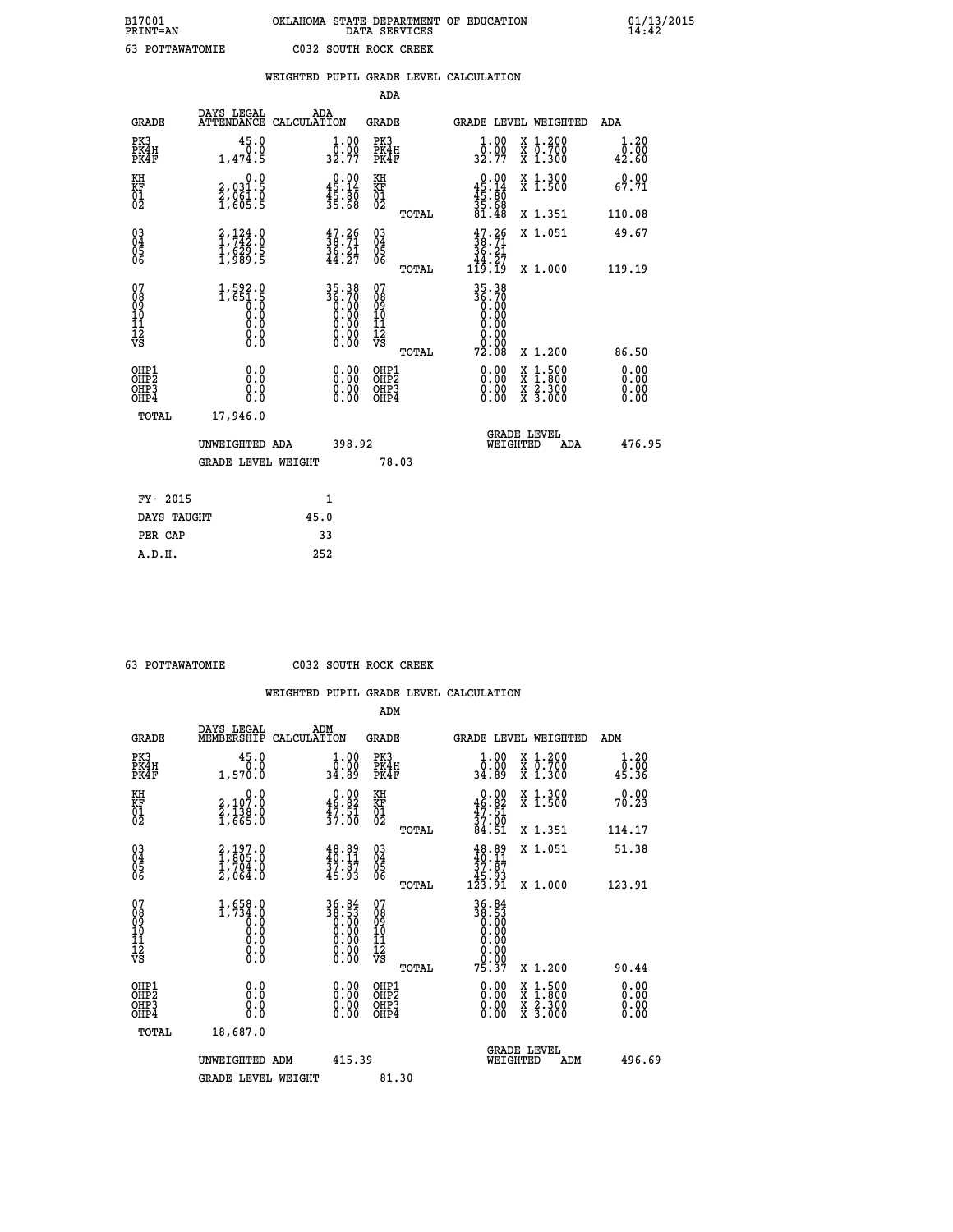B17001 OKLAHOMA STATE DEPARTMENT OF EDUCATION 01/13/2015
PRINT=AN DATA SERVICES 14:42

63 POTTAWATOMIE C032 SOUTH ROCK CREEK

WEIGHTED PUPIL GRADE LEVEL CALCULATION

ADA

| GRADE | DAYS LEGAL ATTENDANCE | ADA CALCULATION | GRADE | | GRADE LEVEL | WEIGHTED | ADA |
|---|---|---|---|---|---|---|---|
| PK3 | 45.0 | 1.00 | PK3 | | 1.00 | X 1.200 | 1.20 |
| PK4H | 0.0 | 0.00 | PK4H | | 0.00 | X 0.700 | 0.00 |
| PK4F | 1,474.5 | 32.77 | PK4F | | 32.77 | X 1.300 | 42.60 |
| KH | 0.0 | 0.00 | KH | | 0.00 | X 1.300 | 0.00 |
| KF | 2,031.5 | 45.14 | KF | | 45.14 | X 1.500 | 67.71 |
| 01 | 2,061.0 | 45.80 | 01 | | 45.80 | | |
| 02 | 1,605.5 | 35.68 | 02 | | 35.68 | | |
| | | | | TOTAL | 81.48 | X 1.351 | 110.08 |
| 03 | 2,124.0 | 47.26 | 03 | | 47.26 | X 1.051 | 49.67 |
| 04 | 1,742.0 | 38.71 | 04 | | 38.71 | | |
| 05 | 1,629.5 | 36.21 | 05 | | 36.21 | | |
| 06 | 1,989.5 | 44.27 | 06 | | 44.27 | | |
| | | | | TOTAL | 119.19 | X 1.000 | 119.19 |
| 07 | 1,592.0 | 35.38 | 07 | | 35.38 | | |
| 08 | 1,651.5 | 36.70 | 08 | | 36.70 | | |
| 09 | 0.0 | 0.00 | 09 | | 0.00 | | |
| 10 | 0.0 | 0.00 | 10 | | 0.00 | | |
| 11 | 0.0 | 0.00 | 11 | | 0.00 | | |
| 12 | 0.0 | 0.00 | 12 | | 0.00 | | |
| VS | 0.0 | 0.00 | VS | | 0.00 | | |
| | | | | TOTAL | 72.08 | X 1.200 | 86.50 |
| OHP1 | 0.0 | 0.00 | OHP1 | | 0.00 | X 1.500 | 0.00 |
| OHP2 | 0.0 | 0.00 | OHP2 | | 0.00 | X 1.800 | 0.00 |
| OHP3 | 0.0 | 0.00 | OHP3 | | 0.00 | X 2.300 | 0.00 |
| OHP4 | 0.0 | 0.00 | OHP4 | | 0.00 | X 3.000 | 0.00 |
| TOTAL | 17,946.0 | | | | | | |

UNWEIGHTED ADA 398.92 — GRADE LEVEL WEIGHTED ADA 476.95

GRADE LEVEL WEIGHT 78.03

| FY- 2015 | 1 |
|---|---|
| DAYS TAUGHT | 45.0 |
| PER CAP | 33 |
| A.D.H. | 252 |

63 POTTAWATOMIE C032 SOUTH ROCK CREEK

WEIGHTED PUPIL GRADE LEVEL CALCULATION

ADM

| GRADE | DAYS LEGAL MEMBERSHIP | ADM CALCULATION | GRADE | | GRADE LEVEL | WEIGHTED | ADM |
|---|---|---|---|---|---|---|---|
| PK3 | 45.0 | 1.00 | PK3 | | 1.00 | X 1.200 | 1.20 |
| PK4H | 0.0 | 0.00 | PK4H | | 0.00 | X 0.700 | 0.00 |
| PK4F | 1,570.0 | 34.89 | PK4F | | 34.89 | X 1.300 | 45.36 |
| KH | 0.0 | 0.00 | KH | | 0.00 | X 1.300 | 0.00 |
| KF | 2,107.0 | 46.82 | KF | | 46.82 | X 1.500 | 70.23 |
| 01 | 2,138.0 | 47.51 | 01 | | 47.51 | | |
| 02 | 1,665.0 | 37.00 | 02 | | 37.00 | | |
| | | | | TOTAL | 84.51 | X 1.351 | 114.17 |
| 03 | 2,197.0 | 48.89 | 03 | | 48.89 | X 1.051 | 51.38 |
| 04 | 1,805.0 | 40.11 | 04 | | 40.11 | | |
| 05 | 1,704.0 | 37.87 | 05 | | 37.87 | | |
| 06 | 2,064.0 | 45.93 | 06 | | 45.93 | | |
| | | | | TOTAL | 123.91 | X 1.000 | 123.91 |
| 07 | 1,658.0 | 36.84 | 07 | | 36.84 | | |
| 08 | 1,734.0 | 38.53 | 08 | | 38.53 | | |
| 09 | 0.0 | 0.00 | 09 | | 0.00 | | |
| 10 | 0.0 | 0.00 | 10 | | 0.00 | | |
| 11 | 0.0 | 0.00 | 11 | | 0.00 | | |
| 12 | 0.0 | 0.00 | 12 | | 0.00 | | |
| VS | 0.0 | 0.00 | VS | | 0.00 | | |
| | | | | TOTAL | 75.37 | X 1.200 | 90.44 |
| OHP1 | 0.0 | 0.00 | OHP1 | | 0.00 | X 1.500 | 0.00 |
| OHP2 | 0.0 | 0.00 | OHP2 | | 0.00 | X 1.800 | 0.00 |
| OHP3 | 0.0 | 0.00 | OHP3 | | 0.00 | X 2.300 | 0.00 |
| OHP4 | 0.0 | 0.00 | OHP4 | | 0.00 | X 3.000 | 0.00 |
| TOTAL | 18,687.0 | | | | | | |

UNWEIGHTED ADM 415.39 — GRADE LEVEL WEIGHTED ADM 496.69

GRADE LEVEL WEIGHT 81.30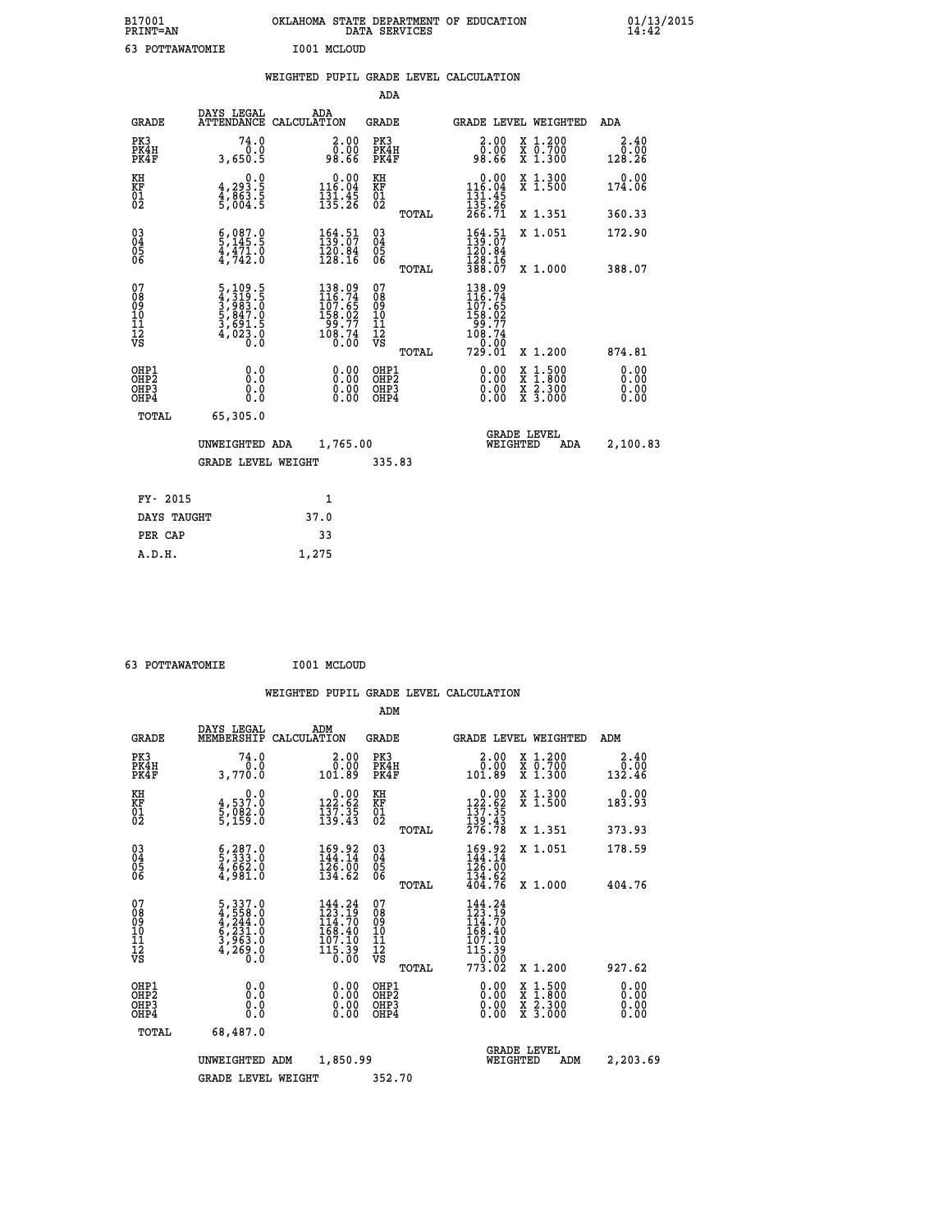B17001 OKLAHOMA STATE DEPARTMENT OF EDUCATION 01/13/2015
PRINT=AN DATA SERVICES 14:42

63 POTTAWATOMIE I001 MCLOUD

WEIGHTED PUPIL GRADE LEVEL CALCULATION

ADA

| GRADE | DAYS LEGAL ATTENDANCE | ADA CALCULATION | GRADE | GRADE LEVEL | WEIGHTED | ADA |
|---|---|---|---|---|---|---|
| PK3 | 74.0 | 2.00 | PK3 | 2.00 | X 1.200 | 2.40 |
| PK4H | 0.0 | 0.00 | PK4H | 0.00 | X 0.700 | 0.00 |
| PK4F | 3,650.5 | 98.66 | PK4F | 98.66 | X 1.300 | 128.26 |
| KH | 0.0 | 0.00 | KH | 0.00 | X 1.300 | 0.00 |
| KF | 4,293.5 | 116.04 | KF | 116.04 | X 1.500 | 174.06 |
| 01 | 4,863.5 | 131.45 | 01 | 131.45 | | |
| 02 | 5,004.5 | 135.26 | 02 | 135.26 | | |
| | | | TOTAL | 266.71 | X 1.351 | 360.33 |
| 03 | 6,087.0 | 164.51 | 03 | 164.51 | X 1.051 | 172.90 |
| 04 | 5,145.5 | 139.07 | 04 | 139.07 | | |
| 05 | 4,471.0 | 120.84 | 05 | 120.84 | | |
| 06 | 4,742.0 | 128.16 | 06 | 128.16 | | |
| | | | TOTAL | 388.07 | X 1.000 | 388.07 |
| 07 | 5,109.5 | 138.09 | 07 | 138.09 | | |
| 08 | 4,319.5 | 116.74 | 08 | 116.74 | | |
| 09 | 3,983.0 | 107.65 | 09 | 107.65 | | |
| 10 | 5,847.0 | 158.02 | 10 | 158.02 | | |
| 11 | 3,691.5 | 99.77 | 11 | 99.77 | | |
| 12 | 4,023.0 | 108.74 | 12 | 108.74 | | |
| VS | 0.0 | 0.00 | VS | 0.00 | | |
| | | | TOTAL | 729.01 | X 1.200 | 874.81 |
| OHP1 | 0.0 | 0.00 | OHP1 | 0.00 | X 1.500 | 0.00 |
| OHP2 | 0.0 | 0.00 | OHP2 | 0.00 | X 1.800 | 0.00 |
| OHP3 | 0.0 | 0.00 | OHP3 | 0.00 | X 2.300 | 0.00 |
| OHP4 | 0.0 | 0.00 | OHP4 | 0.00 | X 3.000 | 0.00 |
| TOTAL | 65,305.0 | | | | | |

UNWEIGHTED ADA 1,765.00 | GRADE LEVEL WEIGHTED ADA 2,100.83

GRADE LEVEL WEIGHT 335.83

| FY- 2015 | 1 |
|---|---|
| DAYS TAUGHT | 37.0 |
| PER CAP | 33 |
| A.D.H. | 1,275 |

63 POTTAWATOMIE I001 MCLOUD

WEIGHTED PUPIL GRADE LEVEL CALCULATION

ADM

| GRADE | DAYS LEGAL MEMBERSHIP | ADM CALCULATION | GRADE | GRADE LEVEL | WEIGHTED | ADM |
|---|---|---|---|---|---|---|
| PK3 | 74.0 | 2.00 | PK3 | 2.00 | X 1.200 | 2.40 |
| PK4H | 0.0 | 0.00 | PK4H | 0.00 | X 0.700 | 0.00 |
| PK4F | 3,770.0 | 101.89 | PK4F | 101.89 | X 1.300 | 132.46 |
| KH | 0.0 | 0.00 | KH | 0.00 | X 1.300 | 0.00 |
| KF | 4,537.0 | 122.62 | KF | 122.62 | X 1.500 | 183.93 |
| 01 | 5,082.0 | 137.35 | 01 | 137.35 | | |
| 02 | 5,159.0 | 139.43 | 02 | 139.43 | | |
| | | | TOTAL | 276.78 | X 1.351 | 373.93 |
| 03 | 6,287.0 | 169.92 | 03 | 169.92 | X 1.051 | 178.59 |
| 04 | 5,333.0 | 144.14 | 04 | 144.14 | | |
| 05 | 4,662.0 | 126.00 | 05 | 126.00 | | |
| 06 | 4,981.0 | 134.62 | 06 | 134.62 | | |
| | | | TOTAL | 404.76 | X 1.000 | 404.76 |
| 07 | 5,337.0 | 144.24 | 07 | 144.24 | | |
| 08 | 4,558.0 | 123.19 | 08 | 123.19 | | |
| 09 | 4,244.0 | 114.70 | 09 | 114.70 | | |
| 10 | 6,231.0 | 168.40 | 10 | 168.40 | | |
| 11 | 3,963.0 | 107.10 | 11 | 107.10 | | |
| 12 | 4,269.0 | 115.39 | 12 | 115.39 | | |
| VS | 0.0 | 0.00 | VS | 0.00 | | |
| | | | TOTAL | 773.02 | X 1.200 | 927.62 |
| OHP1 | 0.0 | 0.00 | OHP1 | 0.00 | X 1.500 | 0.00 |
| OHP2 | 0.0 | 0.00 | OHP2 | 0.00 | X 1.800 | 0.00 |
| OHP3 | 0.0 | 0.00 | OHP3 | 0.00 | X 2.300 | 0.00 |
| OHP4 | 0.0 | 0.00 | OHP4 | 0.00 | X 3.000 | 0.00 |
| TOTAL | 68,487.0 | | | | | |

UNWEIGHTED ADM 1,850.99 | GRADE LEVEL WEIGHTED ADM 2,203.69

GRADE LEVEL WEIGHT 352.70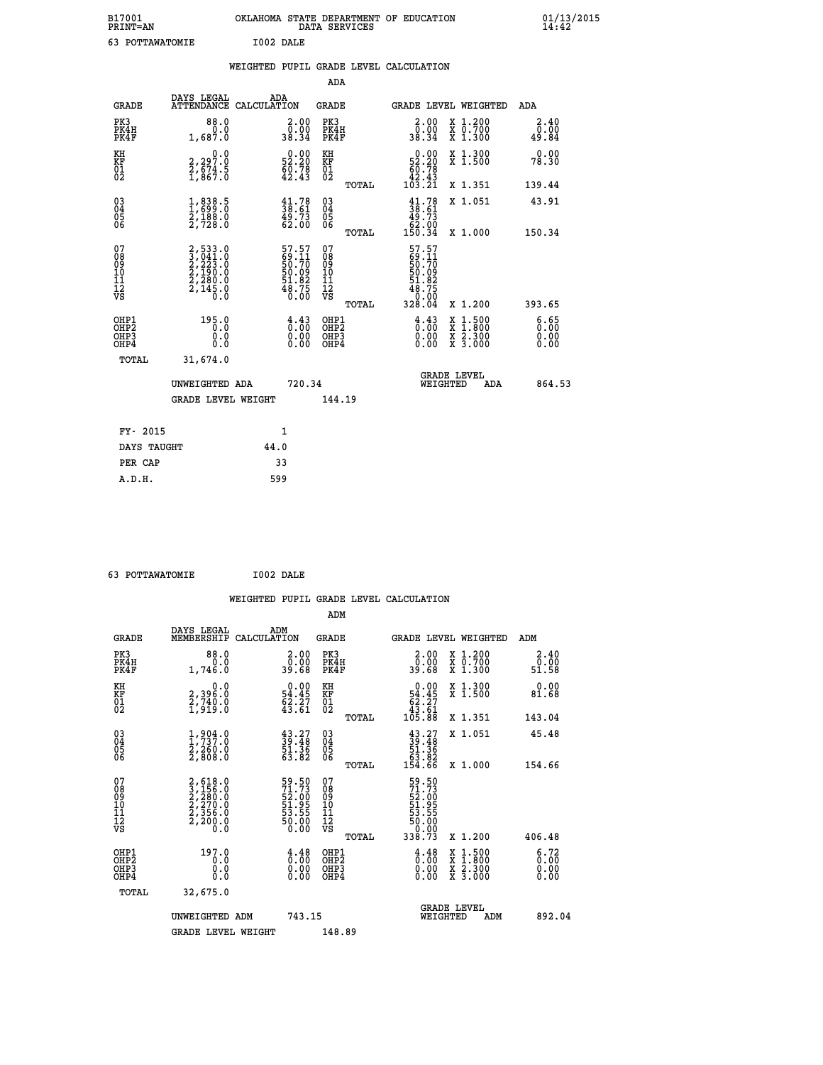B17001 OKLAHOMA STATE DEPARTMENT OF EDUCATION 01/13/2015
PRINT=AN DATA SERVICES 14:42

63 POTTAWATOMIE I002 DALE

## WEIGHTED PUPIL GRADE LEVEL CALCULATION

### ADA

| GRADE | DAYS LEGAL ATTENDANCE | ADA CALCULATION | GRADE | GRADE LEVEL | WEIGHTED | ADA |
|---|---|---|---|---|---|---|
| PK3 | 88.0 | 2.00 | PK3 | 2.00 | X 1.200 | 2.40 |
| PK4H | 0.0 | 0.00 | PK4H | 0.00 | X 0.700 | 0.00 |
| PK4F | 1,687.0 | 38.34 | PK4F | 38.34 | X 1.300 | 49.84 |
| KH | 0.0 | 0.00 | KH | 0.00 | X 1.300 | 0.00 |
| KF | 2,297.0 | 52.20 | KF | 52.20 | X 1.500 | 78.30 |
| 01 | 2,674.5 | 60.78 | 01 | 60.78 | | |
| 02 | 1,867.0 | 42.43 | 02 | 42.43 | | |
| | | | TOTAL | 103.21 | X 1.351 | 139.44 |
| 03 | 1,838.5 | 41.78 | 03 | 41.78 | X 1.051 | 43.91 |
| 04 | 1,699.0 | 38.61 | 04 | 38.61 | | |
| 05 | 2,188.0 | 49.73 | 05 | 49.73 | | |
| 06 | 2,728.0 | 62.00 | 06 | 62.00 | | |
| | | | TOTAL | 150.34 | X 1.000 | 150.34 |
| 07 | 2,533.0 | 57.57 | 07 | 57.57 | | |
| 08 | 3,041.0 | 69.11 | 08 | 69.11 | | |
| 09 | 2,223.0 | 50.70 | 09 | 50.70 | | |
| 10 | 2,190.0 | 50.09 | 10 | 50.09 | | |
| 11 | 2,280.0 | 51.82 | 11 | 51.82 | | |
| 12 | 2,145.0 | 48.75 | 12 | 48.75 | | |
| VS | 0.0 | 0.00 | VS | 0.00 | | |
| | | | TOTAL | 328.04 | X 1.200 | 393.65 |
| OHP1 | 195.0 | 4.43 | OHP1 | 4.43 | X 1.500 | 6.65 |
| OHP2 | 0.0 | 0.00 | OHP2 | 0.00 | X 1.800 | 0.00 |
| OHP3 | 0.0 | 0.00 | OHP3 | 0.00 | X 2.300 | 0.00 |
| OHP4 | 0.0 | 0.00 | OHP4 | 0.00 | X 3.000 | 0.00 |
| TOTAL | 31,674.0 | | | | | |

UNWEIGHTED ADA 720.34 GRADE LEVEL WEIGHTED ADA 864.53

GRADE LEVEL WEIGHT 144.19

| FY- 2015 | 1 |
|---|---|
| DAYS TAUGHT | 44.0 |
| PER CAP | 33 |
| A.D.H. | 599 |

63 POTTAWATOMIE I002 DALE

## WEIGHTED PUPIL GRADE LEVEL CALCULATION

### ADM

| GRADE | DAYS LEGAL MEMBERSHIP | ADM CALCULATION | GRADE | GRADE LEVEL | WEIGHTED | ADM |
|---|---|---|---|---|---|---|
| PK3 | 88.0 | 2.00 | PK3 | 2.00 | X 1.200 | 2.40 |
| PK4H | 0.0 | 0.00 | PK4H | 0.00 | X 0.700 | 0.00 |
| PK4F | 1,746.0 | 39.68 | PK4F | 39.68 | X 1.300 | 51.58 |
| KH | 0.0 | 0.00 | KH | 0.00 | X 1.300 | 0.00 |
| KF | 2,396.0 | 54.45 | KF | 54.45 | X 1.500 | 81.68 |
| 01 | 2,740.0 | 62.27 | 01 | 62.27 | | |
| 02 | 1,919.0 | 43.61 | 02 | 43.61 | | |
| | | | TOTAL | 105.88 | X 1.351 | 143.04 |
| 03 | 1,904.0 | 43.27 | 03 | 43.27 | X 1.051 | 45.48 |
| 04 | 1,737.0 | 39.48 | 04 | 39.48 | | |
| 05 | 2,260.0 | 51.36 | 05 | 51.36 | | |
| 06 | 2,808.0 | 63.82 | 06 | 63.82 | | |
| | | | TOTAL | 154.66 | X 1.000 | 154.66 |
| 07 | 2,618.0 | 59.50 | 07 | 59.50 | | |
| 08 | 3,156.0 | 71.73 | 08 | 71.73 | | |
| 09 | 2,280.0 | 52.00 | 09 | 52.00 | | |
| 10 | 2,270.0 | 51.95 | 10 | 51.95 | | |
| 11 | 2,356.0 | 53.55 | 11 | 53.55 | | |
| 12 | 2,200.0 | 50.00 | 12 | 50.00 | | |
| VS | 0.0 | 0.00 | VS | 0.00 | | |
| | | | TOTAL | 338.73 | X 1.200 | 406.48 |
| OHP1 | 197.0 | 4.48 | OHP1 | 4.48 | X 1.500 | 6.72 |
| OHP2 | 0.0 | 0.00 | OHP2 | 0.00 | X 1.800 | 0.00 |
| OHP3 | 0.0 | 0.00 | OHP3 | 0.00 | X 2.300 | 0.00 |
| OHP4 | 0.0 | 0.00 | OHP4 | 0.00 | X 3.000 | 0.00 |
| TOTAL | 32,675.0 | | | | | |

UNWEIGHTED ADM 743.15 GRADE LEVEL WEIGHTED ADM 892.04

GRADE LEVEL WEIGHT 148.89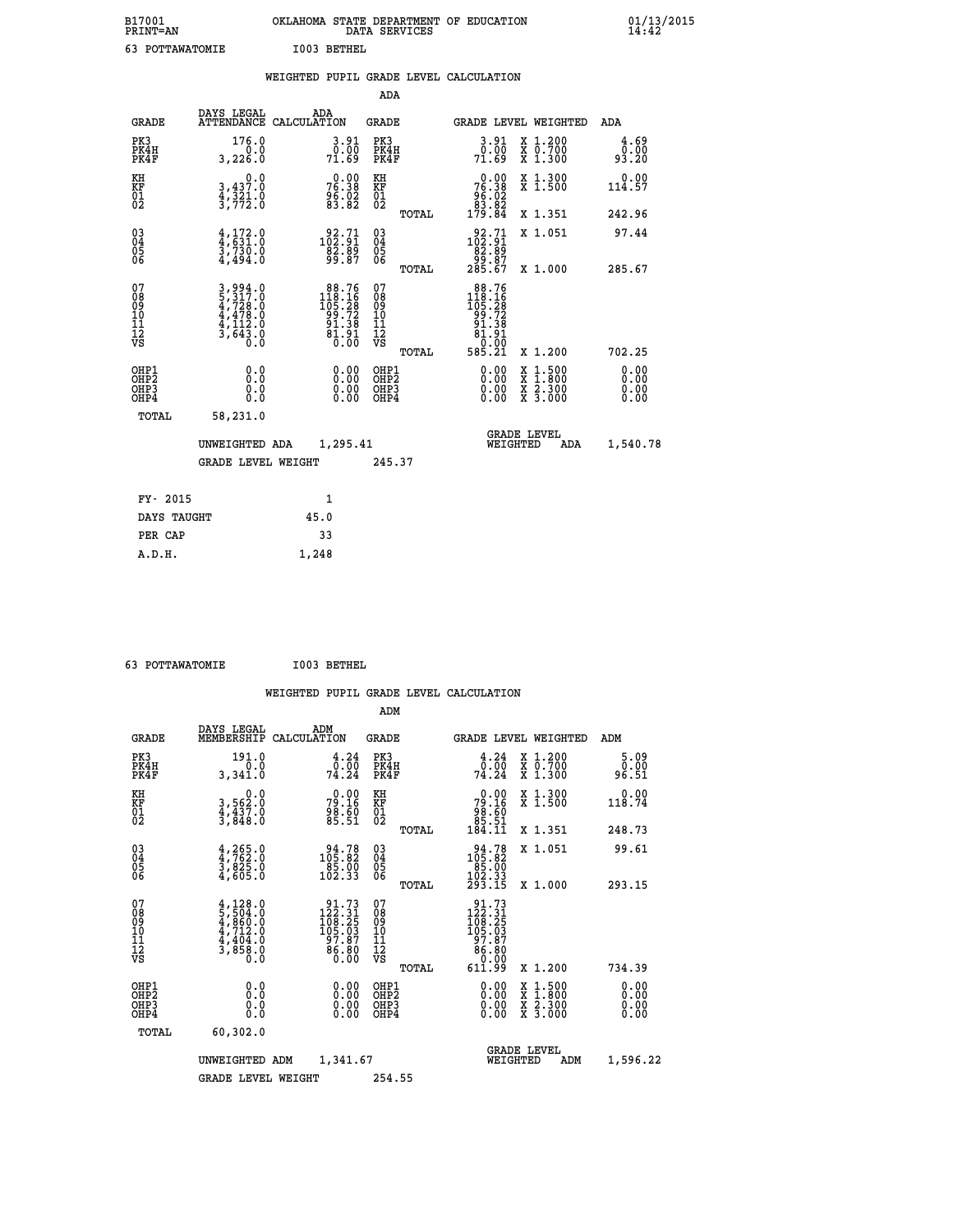B17001 OKLAHOMA STATE DEPARTMENT OF EDUCATION 01/13/2015
PRINT=AN DATA SERVICES 14:42
63 POTTAWATOMIE I003 BETHEL

## WEIGHTED PUPIL GRADE LEVEL CALCULATION

### ADA

| GRADE | DAYS LEGAL ATTENDANCE | ADA CALCULATION | GRADE | | GRADE LEVEL | WEIGHTED | ADA |
|---|---|---|---|---|---|---|---|
| PK3 | 176.0 | 3.91 | PK3 | | 3.91 | X 1.200 | 4.69 |
| PK4H | 0.0 | 0.00 | PK4H | | 0.00 | X 0.700 | 0.00 |
| PK4F | 3,226.0 | 71.69 | PK4F | | 71.69 | X 1.300 | 93.20 |
| KH | 0.0 | 0.00 | KH | | 0.00 | X 1.300 | 0.00 |
| KF | 3,437.0 | 76.38 | KF | | 76.38 | X 1.500 | 114.57 |
| 01 | 4,321.0 | 96.02 | 01 | | 96.02 | | |
| 02 | 3,772.0 | 83.82 | 02 | | 83.82 | | |
| | | | | TOTAL | 179.84 | X 1.351 | 242.96 |
| 03 | 4,172.0 | 92.71 | 03 | | 92.71 | X 1.051 | 97.44 |
| 04 | 4,631.0 | 102.91 | 04 | | 102.91 | | |
| 05 | 3,730.0 | 82.89 | 05 | | 82.89 | | |
| 06 | 4,494.0 | 99.87 | 06 | | 99.87 | | |
| | | | | TOTAL | 285.67 | X 1.000 | 285.67 |
| 07 | 3,994.0 | 88.76 | 07 | | 88.76 | | |
| 08 | 5,317.0 | 118.16 | 08 | | 118.16 | | |
| 09 | 4,728.0 | 105.28 | 09 | | 105.28 | | |
| 10 | 4,478.0 | 99.72 | 10 | | 99.72 | | |
| 11 | 4,112.0 | 91.38 | 11 | | 91.38 | | |
| 12 | 3,643.0 | 81.91 | 12 | | 81.91 | | |
| VS | 0.0 | 0.00 | VS | | 0.00 | | |
| | | | | TOTAL | 585.21 | X 1.200 | 702.25 |
| OHP1 | 0.0 | 0.00 | OHP1 | | 0.00 | X 1.500 | 0.00 |
| OHP2 | 0.0 | 0.00 | OHP2 | | 0.00 | X 1.800 | 0.00 |
| OHP3 | 0.0 | 0.00 | OHP3 | | 0.00 | X 2.300 | 0.00 |
| OHP4 | 0.0 | 0.00 | OHP4 | | 0.00 | X 3.000 | 0.00 |
| TOTAL | 58,231.0 | | | | | | |

UNWEIGHTED ADA 1,295.41 GRADE LEVEL WEIGHTED ADA 1,540.78

GRADE LEVEL WEIGHT 245.37

| FY- 2015 | 1 |
|---|---|
| DAYS TAUGHT | 45.0 |
| PER CAP | 33 |
| A.D.H. | 1,248 |

63 POTTAWATOMIE I003 BETHEL

## WEIGHTED PUPIL GRADE LEVEL CALCULATION

### ADM

| GRADE | DAYS LEGAL MEMBERSHIP | ADM CALCULATION | GRADE | | GRADE LEVEL | WEIGHTED | ADM |
|---|---|---|---|---|---|---|---|
| PK3 | 191.0 | 4.24 | PK3 | | 4.24 | X 1.200 | 5.09 |
| PK4H | 0.0 | 0.00 | PK4H | | 0.00 | X 0.700 | 0.00 |
| PK4F | 3,341.0 | 74.24 | PK4F | | 74.24 | X 1.300 | 96.51 |
| KH | 0.0 | 0.00 | KH | | 0.00 | X 1.300 | 0.00 |
| KF | 3,562.0 | 79.16 | KF | | 79.16 | X 1.500 | 118.74 |
| 01 | 4,437.0 | 98.60 | 01 | | 98.60 | | |
| 02 | 3,848.0 | 85.51 | 02 | | 85.51 | | |
| | | | | TOTAL | 184.11 | X 1.351 | 248.73 |
| 03 | 4,265.0 | 94.78 | 03 | | 94.78 | X 1.051 | 99.61 |
| 04 | 4,762.0 | 105.82 | 04 | | 105.82 | | |
| 05 | 3,825.0 | 85.00 | 05 | | 85.00 | | |
| 06 | 4,605.0 | 102.33 | 06 | | 102.33 | | |
| | | | | TOTAL | 293.15 | X 1.000 | 293.15 |
| 07 | 4,128.0 | 91.73 | 07 | | 91.73 | | |
| 08 | 5,504.0 | 122.31 | 08 | | 122.31 | | |
| 09 | 4,860.0 | 108.25 | 09 | | 108.25 | | |
| 10 | 4,712.0 | 105.03 | 10 | | 105.03 | | |
| 11 | 4,404.0 | 97.87 | 11 | | 97.87 | | |
| 12 | 3,858.0 | 86.80 | 12 | | 86.80 | | |
| VS | 0.0 | 0.00 | VS | | 0.00 | | |
| | | | | TOTAL | 611.99 | X 1.200 | 734.39 |
| OHP1 | 0.0 | 0.00 | OHP1 | | 0.00 | X 1.500 | 0.00 |
| OHP2 | 0.0 | 0.00 | OHP2 | | 0.00 | X 1.800 | 0.00 |
| OHP3 | 0.0 | 0.00 | OHP3 | | 0.00 | X 2.300 | 0.00 |
| OHP4 | 0.0 | 0.00 | OHP4 | | 0.00 | X 3.000 | 0.00 |
| TOTAL | 60,302.0 | | | | | | |

UNWEIGHTED ADM 1,341.67 GRADE LEVEL WEIGHTED ADM 1,596.22

GRADE LEVEL WEIGHT 254.55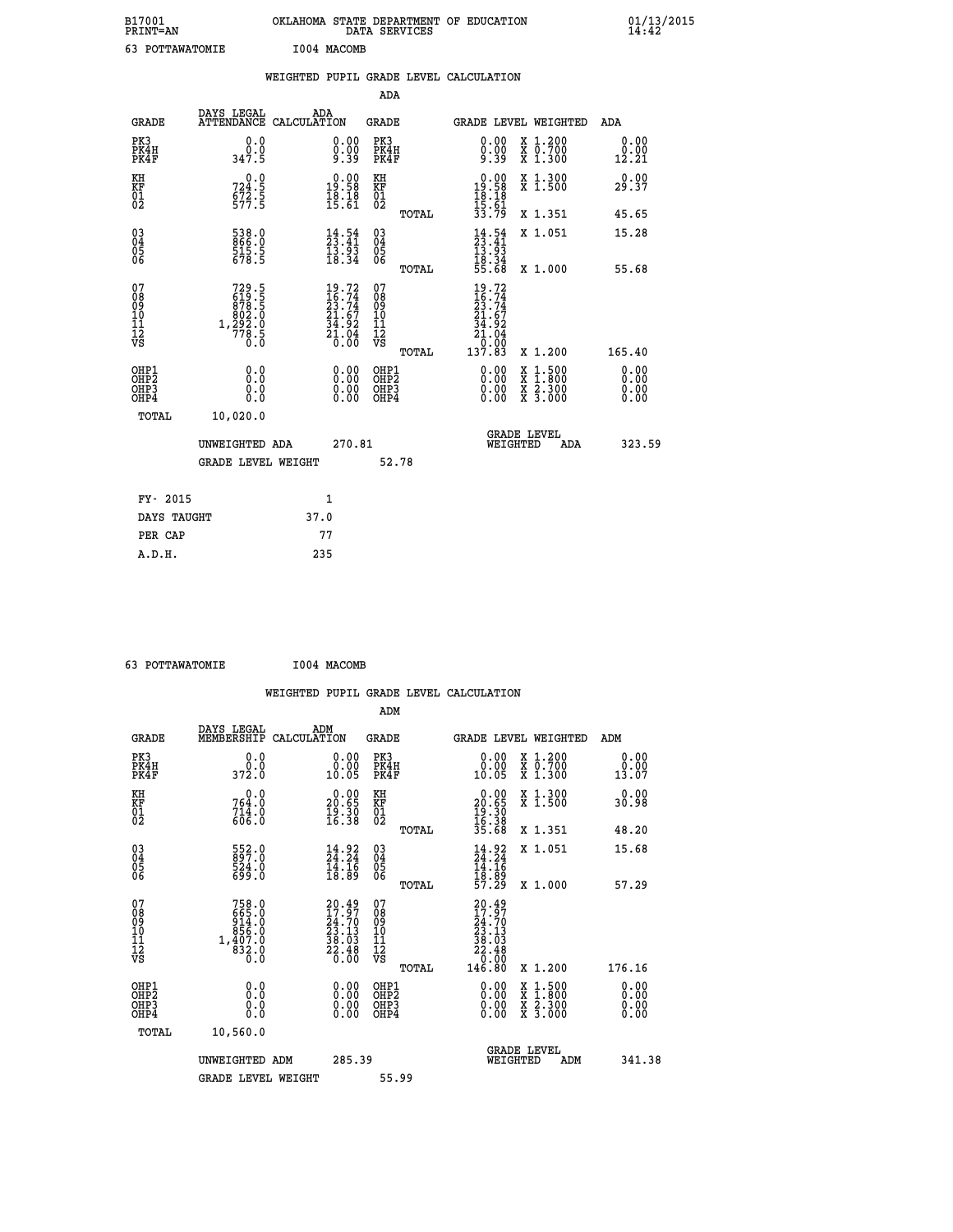B17001 OKLAHOMA STATE DEPARTMENT OF EDUCATION 01/13/2015
PRINT=AN DATA SERVICES 14:42

63 POTTAWATOMIE I004 MACOMB

## WEIGHTED PUPIL GRADE LEVEL CALCULATION

### ADA

| GRADE | DAYS LEGAL ATTENDANCE | ADA CALCULATION | GRADE | GRADE LEVEL | WEIGHTED | ADA |
|---|---|---|---|---|---|---|
| PK3 | 0.0 | 0.00 | PK3 | 0.00 | X 1.200 | 0.00 |
| PK4H | 0.0 | 0.00 | PK4H | 0.00 | X 0.700 | 0.00 |
| PK4F | 347.5 | 9.39 | PK4F | 9.39 | X 1.300 | 12.21 |
| KH | 0.0 | 0.00 | KH | 0.00 | X 1.300 | 0.00 |
| KF | 724.5 | 19.58 | KF | 19.58 | X 1.500 | 29.37 |
| 01 | 672.5 | 18.18 | 01 | 18.18 | | |
| 02 | 577.5 | 15.61 | 02 | 15.61 | | |
| | | | TOTAL | 33.79 | X 1.351 | 45.65 |
| 03 | 538.0 | 14.54 | 03 | 14.54 | X 1.051 | 15.28 |
| 04 | 866.0 | 23.41 | 04 | 23.41 | | |
| 05 | 515.5 | 13.93 | 05 | 13.93 | | |
| 06 | 678.5 | 18.34 | 06 | 18.34 | | |
| | | | TOTAL | 55.68 | X 1.000 | 55.68 |
| 07 | 729.5 | 19.72 | 07 | 19.72 | | |
| 08 | 619.5 | 16.74 | 08 | 16.74 | | |
| 09 | 878.5 | 23.74 | 09 | 23.74 | | |
| 10 | 802.0 | 21.67 | 10 | 21.67 | | |
| 11 | 1,292.0 | 34.92 | 11 | 34.92 | | |
| 12 | 778.5 | 21.04 | 12 | 21.04 | | |
| VS | 0.0 | 0.00 | VS | 0.00 | | |
| | | | TOTAL | 137.83 | X 1.200 | 165.40 |
| OHP1 | 0.0 | 0.00 | OHP1 | 0.00 | X 1.500 | 0.00 |
| OHP2 | 0.0 | 0.00 | OHP2 | 0.00 | X 1.800 | 0.00 |
| OHP3 | 0.0 | 0.00 | OHP3 | 0.00 | X 2.300 | 0.00 |
| OHP4 | 0.0 | 0.00 | OHP4 | 0.00 | X 3.000 | 0.00 |
| TOTAL | 10,020.0 | | | | | |

UNWEIGHTED ADA 270.81 GRADE LEVEL WEIGHTED ADA 323.59

GRADE LEVEL WEIGHT 52.78

| FY- 2015 | 1 |
|---|---|
| DAYS TAUGHT | 37.0 |
| PER CAP | 77 |
| A.D.H. | 235 |

63 POTTAWATOMIE I004 MACOMB

## WEIGHTED PUPIL GRADE LEVEL CALCULATION

### ADM

| GRADE | DAYS LEGAL MEMBERSHIP | ADM CALCULATION | GRADE | GRADE LEVEL | WEIGHTED | ADM |
|---|---|---|---|---|---|---|
| PK3 | 0.0 | 0.00 | PK3 | 0.00 | X 1.200 | 0.00 |
| PK4H | 0.0 | 0.00 | PK4H | 0.00 | X 0.700 | 0.00 |
| PK4F | 372.0 | 10.05 | PK4F | 10.05 | X 1.300 | 13.07 |
| KH | 0.0 | 0.00 | KH | 0.00 | X 1.300 | 0.00 |
| KF | 764.0 | 20.65 | KF | 20.65 | X 1.500 | 30.98 |
| 01 | 714.0 | 19.30 | 01 | 19.30 | | |
| 02 | 606.0 | 16.38 | 02 | 16.38 | | |
| | | | TOTAL | 35.68 | X 1.351 | 48.20 |
| 03 | 552.0 | 14.92 | 03 | 14.92 | X 1.051 | 15.68 |
| 04 | 897.0 | 24.24 | 04 | 24.24 | | |
| 05 | 524.0 | 14.16 | 05 | 14.16 | | |
| 06 | 699.0 | 18.89 | 06 | 18.89 | | |
| | | | TOTAL | 57.29 | X 1.000 | 57.29 |
| 07 | 758.0 | 20.49 | 07 | 20.49 | | |
| 08 | 665.0 | 17.97 | 08 | 17.97 | | |
| 09 | 914.0 | 24.70 | 09 | 24.70 | | |
| 10 | 856.0 | 23.13 | 10 | 23.13 | | |
| 11 | 1,407.0 | 38.03 | 11 | 38.03 | | |
| 12 | 832.0 | 22.48 | 12 | 22.48 | | |
| VS | 0.0 | 0.00 | VS | 0.00 | | |
| | | | TOTAL | 146.80 | X 1.200 | 176.16 |
| OHP1 | 0.0 | 0.00 | OHP1 | 0.00 | X 1.500 | 0.00 |
| OHP2 | 0.0 | 0.00 | OHP2 | 0.00 | X 1.800 | 0.00 |
| OHP3 | 0.0 | 0.00 | OHP3 | 0.00 | X 2.300 | 0.00 |
| OHP4 | 0.0 | 0.00 | OHP4 | 0.00 | X 3.000 | 0.00 |
| TOTAL | 10,560.0 | | | | | |

UNWEIGHTED ADM 285.39 GRADE LEVEL WEIGHTED ADM 341.38

GRADE LEVEL WEIGHT 55.99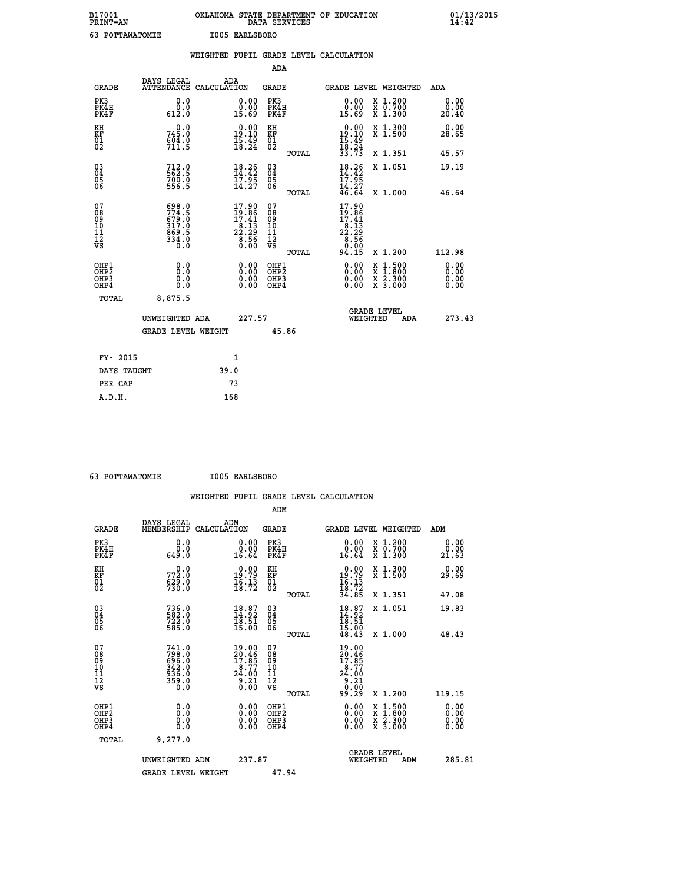B17001 OKLAHOMA STATE DEPARTMENT OF EDUCATION 01/13/2015
PRINT=AN DATA SERVICES 14:42

63 POTTAWATOMIE I005 EARLSBORO

## WEIGHTED PUPIL GRADE LEVEL CALCULATION

### ADA

| GRADE | DAYS LEGAL ATTENDANCE | ADA CALCULATION | GRADE | GRADE LEVEL | WEIGHTED | ADA |
|---|---|---|---|---|---|---|
| PK3 | 0.0 | 0.00 | PK3 | 0.00 | X 1.200 | 0.00 |
| PK4H | 0.0 | 0.00 | PK4H | 0.00 | X 0.700 | 0.00 |
| PK4F | 612.0 | 15.69 | PK4F | 15.69 | X 1.300 | 20.40 |
| KH | 0.0 | 0.00 | KH | 0.00 | X 1.300 | 0.00 |
| KF | 745.0 | 19.10 | KF | 19.10 | X 1.500 | 28.65 |
| 01 | 604.0 | 15.49 | 01 | 15.49 | | |
| 02 | 711.5 | 18.24 | 02 | 18.24 | | |
| | | | TOTAL | 33.73 | X 1.351 | 45.57 |
| 03 | 712.0 | 18.26 | 03 | 18.26 | X 1.051 | 19.19 |
| 04 | 562.5 | 14.42 | 04 | 14.42 | | |
| 05 | 700.0 | 17.95 | 05 | 17.95 | | |
| 06 | 556.5 | 14.27 | 06 | 14.27 | | |
| | | | TOTAL | 46.64 | X 1.000 | 46.64 |
| 07 | 698.0 | 17.90 | 07 | 17.90 | | |
| 08 | 774.5 | 19.86 | 08 | 19.86 | | |
| 09 | 679.0 | 17.41 | 09 | 17.41 | | |
| 10 | 317.0 | 8.13 | 10 | 8.13 | | |
| 11 | 869.5 | 22.29 | 11 | 22.29 | | |
| 12 | 334.0 | 8.56 | 12 | 8.56 | | |
| VS | 0.0 | 0.00 | VS | 0.00 | | |
| | | | TOTAL | 94.15 | X 1.200 | 112.98 |
| OHP1 | 0.0 | 0.00 | OHP1 | 0.00 | X 1.500 | 0.00 |
| OHP2 | 0.0 | 0.00 | OHP2 | 0.00 | X 1.800 | 0.00 |
| OHP3 | 0.0 | 0.00 | OHP3 | 0.00 | X 2.300 | 0.00 |
| OHP4 | 0.0 | 0.00 | OHP4 | 0.00 | X 3.000 | 0.00 |
| TOTAL | 8,875.5 | | | | | |

UNWEIGHTED ADA 227.57 GRADE LEVEL WEIGHTED ADA 273.43

GRADE LEVEL WEIGHT 45.86

| FY- 2015 | 1 |
|---|---|
| DAYS TAUGHT | 39.0 |
| PER CAP | 73 |
| A.D.H. | 168 |

63 POTTAWATOMIE I005 EARLSBORO

## WEIGHTED PUPIL GRADE LEVEL CALCULATION

### ADM

| GRADE | DAYS LEGAL MEMBERSHIP | ADM CALCULATION | GRADE | GRADE LEVEL | WEIGHTED | ADM |
|---|---|---|---|---|---|---|
| PK3 | 0.0 | 0.00 | PK3 | 0.00 | X 1.200 | 0.00 |
| PK4H | 0.0 | 0.00 | PK4H | 0.00 | X 0.700 | 0.00 |
| PK4F | 649.0 | 16.64 | PK4F | 16.64 | X 1.300 | 21.63 |
| KH | 0.0 | 0.00 | KH | 0.00 | X 1.300 | 0.00 |
| KF | 772.0 | 19.79 | KF | 19.79 | X 1.500 | 29.69 |
| 01 | 629.0 | 16.13 | 01 | 16.13 | | |
| 02 | 730.0 | 18.72 | 02 | 18.72 | | |
| | | | TOTAL | 34.85 | X 1.351 | 47.08 |
| 03 | 736.0 | 18.87 | 03 | 18.87 | X 1.051 | 19.83 |
| 04 | 582.0 | 14.92 | 04 | 14.92 | | |
| 05 | 722.0 | 18.51 | 05 | 18.51 | | |
| 06 | 585.0 | 15.00 | 06 | 15.00 | | |
| | | | TOTAL | 48.43 | X 1.000 | 48.43 |
| 07 | 741.0 | 19.00 | 07 | 19.00 | | |
| 08 | 798.0 | 20.46 | 08 | 20.46 | | |
| 09 | 696.0 | 17.85 | 09 | 17.85 | | |
| 10 | 342.0 | 8.77 | 10 | 8.77 | | |
| 11 | 936.0 | 24.00 | 11 | 24.00 | | |
| 12 | 359.0 | 9.21 | 12 | 9.21 | | |
| VS | 0.0 | 0.00 | VS | 0.00 | | |
| | | | TOTAL | 99.29 | X 1.200 | 119.15 |
| OHP1 | 0.0 | 0.00 | OHP1 | 0.00 | X 1.500 | 0.00 |
| OHP2 | 0.0 | 0.00 | OHP2 | 0.00 | X 1.800 | 0.00 |
| OHP3 | 0.0 | 0.00 | OHP3 | 0.00 | X 2.300 | 0.00 |
| OHP4 | 0.0 | 0.00 | OHP4 | 0.00 | X 3.000 | 0.00 |
| TOTAL | 9,277.0 | | | | | |

UNWEIGHTED ADM 237.87 GRADE LEVEL WEIGHTED ADM 285.81

GRADE LEVEL WEIGHT 47.94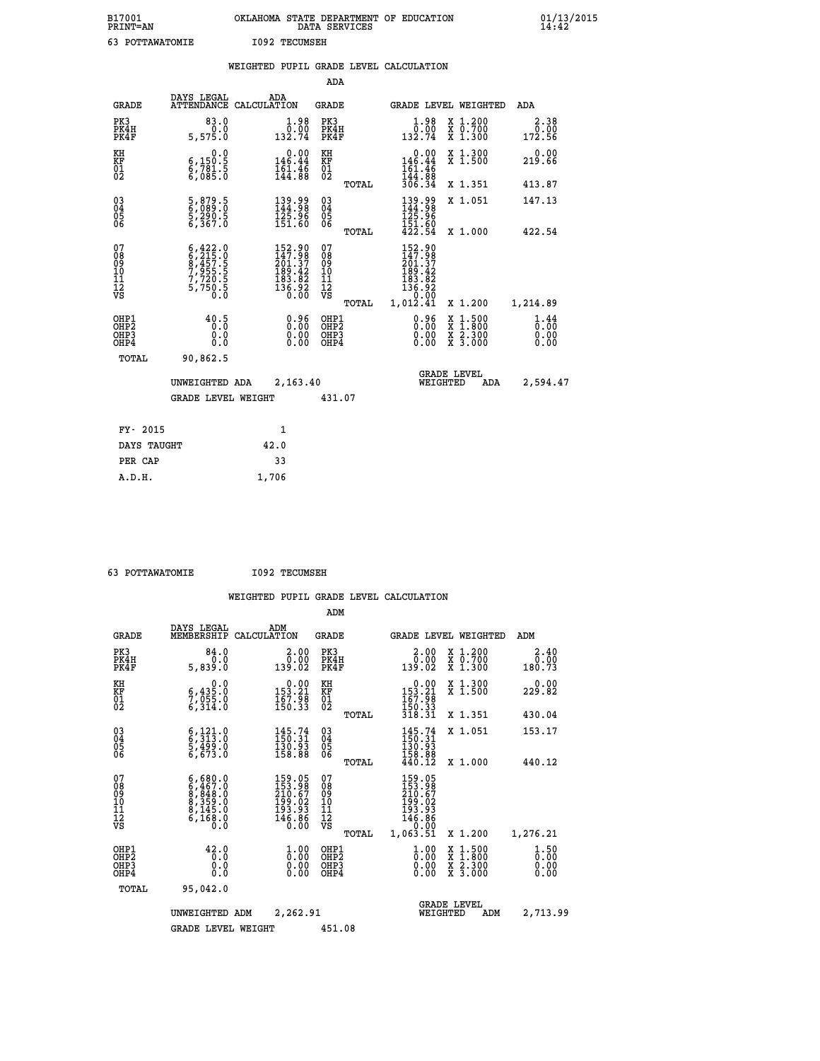B17001 OKLAHOMA STATE DEPARTMENT OF EDUCATION 01/13/2015
PRINT=AN DATA SERVICES 14:42

63 POTTAWATOMIE I092 TECUMSEH

## WEIGHTED PUPIL GRADE LEVEL CALCULATION

### ADA

| GRADE | DAYS LEGAL ATTENDANCE | ADA CALCULATION | GRADE | | GRADE LEVEL | WEIGHTED | ADA |
|---|---|---|---|---|---|---|---|
| PK3 | 83.0 | 1.98 | PK3 | | 1.98 | X 1.200 | 2.38 |
| PK4H | 0.0 | 0.00 | PK4H | | 0.00 | X 0.700 | 0.00 |
| PK4F | 5,575.0 | 132.74 | PK4F | | 132.74 | X 1.300 | 172.56 |
| KH | 0.0 | 0.00 | KH | | 0.00 | X 1.300 | 0.00 |
| KF | 6,150.5 | 146.44 | KF | | 146.44 | X 1.500 | 219.66 |
| 01 | 6,781.5 | 161.46 | 01 | | 161.46 | | |
| 02 | 6,085.0 | 144.88 | 02 | | 144.88 | | |
| | | | | TOTAL | 306.34 | X 1.351 | 413.87 |
| 03 | 5,879.5 | 139.99 | 03 | | 139.99 | X 1.051 | 147.13 |
| 04 | 6,089.0 | 144.98 | 04 | | 144.98 | | |
| 05 | 5,290.5 | 125.96 | 05 | | 125.96 | | |
| 06 | 6,367.0 | 151.60 | 06 | | 151.60 | | |
| | | | | TOTAL | 422.54 | X 1.000 | 422.54 |
| 07 | 6,422.0 | 152.90 | 07 | | 152.90 | | |
| 08 | 6,215.0 | 147.98 | 08 | | 147.98 | | |
| 09 | 8,457.5 | 201.37 | 09 | | 201.37 | | |
| 10 | 7,955.5 | 189.42 | 10 | | 189.42 | | |
| 11 | 7,720.5 | 183.82 | 11 | | 183.82 | | |
| 12 | 5,750.5 | 136.92 | 12 | | 136.92 | | |
| VS | 0.0 | 0.00 | VS | | 0.00 | | |
| | | | | TOTAL | 1,012.41 | X 1.200 | 1,214.89 |
| OHP1 | 40.5 | 0.96 | OHP1 | | 0.96 | X 1.500 | 1.44 |
| OHP2 | 0.0 | 0.00 | OHP2 | | 0.00 | X 1.800 | 0.00 |
| OHP3 | 0.0 | 0.00 | OHP3 | | 0.00 | X 2.300 | 0.00 |
| OHP4 | 0.0 | 0.00 | OHP4 | | 0.00 | X 3.000 | 0.00 |
| TOTAL | 90,862.5 | | | | | | |

UNWEIGHTED ADA 2,163.40 GRADE LEVEL WEIGHTED ADA 2,594.47

GRADE LEVEL WEIGHT 431.07

| | |
|---|---|
| FY- 2015 | 1 |
| DAYS TAUGHT | 42.0 |
| PER CAP | 33 |
| A.D.H. | 1,706 |

63 POTTAWATOMIE I092 TECUMSEH

## WEIGHTED PUPIL GRADE LEVEL CALCULATION

### ADM

| GRADE | DAYS LEGAL MEMBERSHIP | ADM CALCULATION | GRADE | | GRADE LEVEL | WEIGHTED | ADM |
|---|---|---|---|---|---|---|---|
| PK3 | 84.0 | 2.00 | PK3 | | 2.00 | X 1.200 | 2.40 |
| PK4H | 0.0 | 0.00 | PK4H | | 0.00 | X 0.700 | 0.00 |
| PK4F | 5,839.0 | 139.02 | PK4F | | 139.02 | X 1.300 | 180.73 |
| KH | 0.0 | 0.00 | KH | | 0.00 | X 1.300 | 0.00 |
| KF | 6,435.0 | 153.21 | KF | | 153.21 | X 1.500 | 229.82 |
| 01 | 7,055.0 | 167.98 | 01 | | 167.98 | | |
| 02 | 6,314.0 | 150.33 | 02 | | 150.33 | | |
| | | | | TOTAL | 318.31 | X 1.351 | 430.04 |
| 03 | 6,121.0 | 145.74 | 03 | | 145.74 | X 1.051 | 153.17 |
| 04 | 6,313.0 | 150.31 | 04 | | 150.31 | | |
| 05 | 5,499.0 | 130.93 | 05 | | 130.93 | | |
| 06 | 6,673.0 | 158.88 | 06 | | 158.88 | | |
| | | | | TOTAL | 440.12 | X 1.000 | 440.12 |
| 07 | 6,680.0 | 159.05 | 07 | | 159.05 | | |
| 08 | 6,467.0 | 153.98 | 08 | | 153.98 | | |
| 09 | 8,848.0 | 210.67 | 09 | | 210.67 | | |
| 10 | 8,359.0 | 199.02 | 10 | | 199.02 | | |
| 11 | 8,145.0 | 193.93 | 11 | | 193.93 | | |
| 12 | 6,168.0 | 146.86 | 12 | | 146.86 | | |
| VS | 0.0 | 0.00 | VS | | 0.00 | | |
| | | | | TOTAL | 1,063.51 | X 1.200 | 1,276.21 |
| OHP1 | 42.0 | 1.00 | OHP1 | | 1.00 | X 1.500 | 1.50 |
| OHP2 | 0.0 | 0.00 | OHP2 | | 0.00 | X 1.800 | 0.00 |
| OHP3 | 0.0 | 0.00 | OHP3 | | 0.00 | X 2.300 | 0.00 |
| OHP4 | 0.0 | 0.00 | OHP4 | | 0.00 | X 3.000 | 0.00 |
| TOTAL | 95,042.0 | | | | | | |

UNWEIGHTED ADM 2,262.91 GRADE LEVEL WEIGHTED ADM 2,713.99

GRADE LEVEL WEIGHT 451.08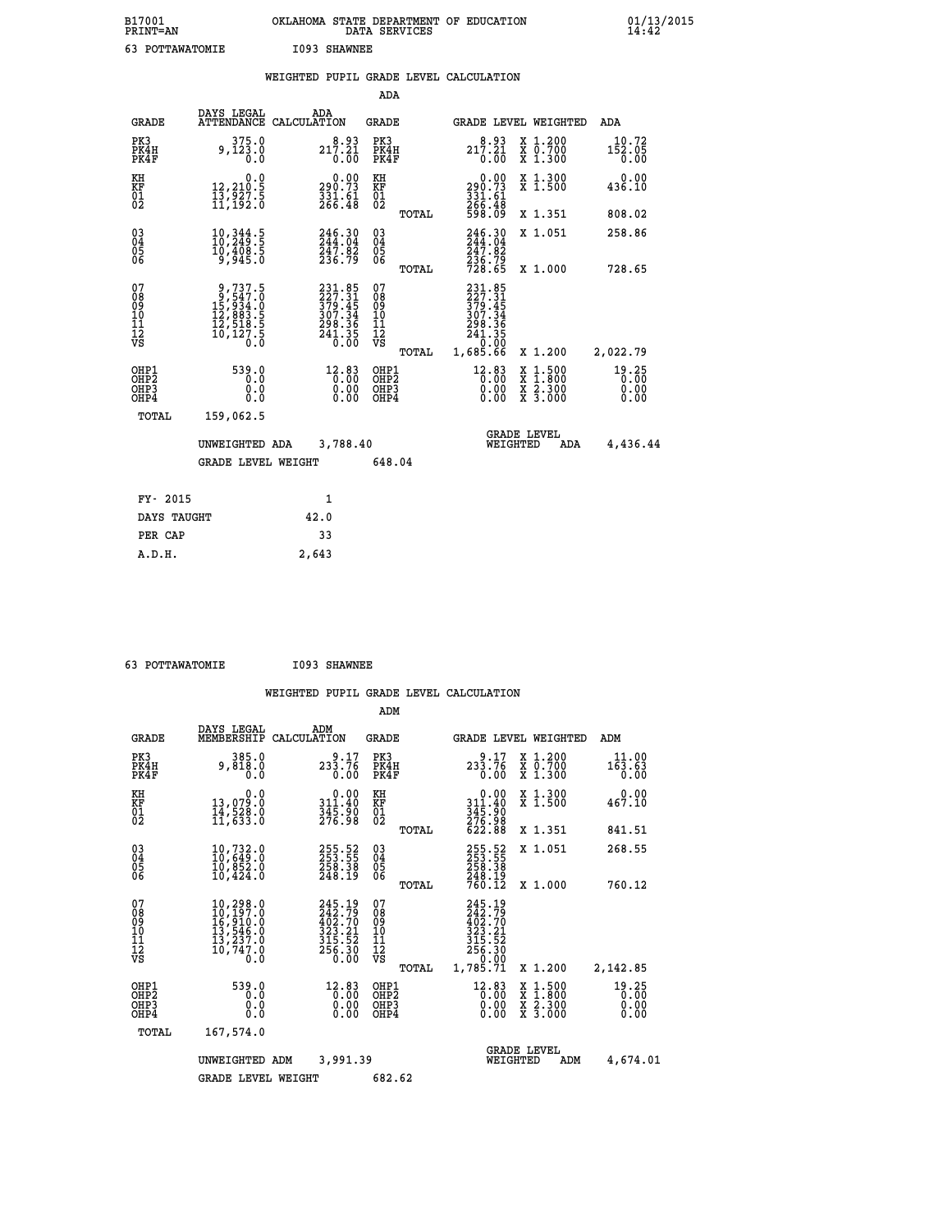B17001 OKLAHOMA STATE DEPARTMENT OF EDUCATION 01/13/2015
PRINT=AN DATA SERVICES 14:42

63 POTTAWATOMIE I093 SHAWNEE

## WEIGHTED PUPIL GRADE LEVEL CALCULATION

### ADA

| GRADE | DAYS LEGAL ATTENDANCE | ADA CALCULATION | GRADE | | GRADE LEVEL | WEIGHTED | ADA |
|---|---|---|---|---|---|---|---|
| PK3 | 375.0 | 8.93 | PK3 | | 8.93 | X 1.200 | 10.72 |
| PK4H | 9,123.0 | 217.21 | PK4H | | 217.21 | X 0.700 | 152.05 |
| PK4F | 0.0 | 0.00 | PK4F | | 0.00 | X 1.300 | 0.00 |
| KH | 0.0 | 0.00 | KH | | 0.00 | X 1.300 | 0.00 |
| KF | 12,210.5 | 290.73 | KF | | 290.73 | X 1.500 | 436.10 |
| 01 | 13,927.5 | 331.61 | 01 | | 331.61 | | |
| 02 | 11,192.0 | 266.48 | 02 | | 266.48 | | |
| | | | | TOTAL | 598.09 | X 1.351 | 808.02 |
| 03 | 10,344.5 | 246.30 | 03 | | 246.30 | X 1.051 | 258.86 |
| 04 | 10,249.5 | 244.04 | 04 | | 244.04 | | |
| 05 | 10,408.5 | 247.82 | 05 | | 247.82 | | |
| 06 | 9,945.0 | 236.79 | 06 | | 236.79 | | |
| | | | | TOTAL | 728.65 | X 1.000 | 728.65 |
| 07 | 9,737.5 | 231.85 | 07 | | 231.85 | | |
| 08 | 9,547.0 | 227.31 | 08 | | 227.31 | | |
| 09 | 15,934.0 | 379.45 | 09 | | 379.45 | | |
| 10 | 12,883.5 | 307.34 | 10 | | 307.34 | | |
| 11 | 12,518.5 | 298.36 | 11 | | 298.36 | | |
| 12 | 10,127.5 | 241.35 | 12 | | 241.35 | | |
| VS | 0.0 | 0.00 | VS | | 0.00 | | |
| | | | | TOTAL | 1,685.66 | X 1.200 | 2,022.79 |
| OHP1 | 539.0 | 12.83 | OHP1 | | 12.83 | X 1.500 | 19.25 |
| OHP2 | 0.0 | 0.00 | OHP2 | | 0.00 | X 1.800 | 0.00 |
| OHP3 | 0.0 | 0.00 | OHP3 | | 0.00 | X 2.300 | 0.00 |
| OHP4 | 0.0 | 0.00 | OHP4 | | 0.00 | X 3.000 | 0.00 |
| TOTAL | 159,062.5 | | | | | | |

UNWEIGHTED ADA 3,788.40 — GRADE LEVEL WEIGHTED ADA 4,436.44

GRADE LEVEL WEIGHT 648.04

| FY- 2015 | 1 |
|---|---|
| DAYS TAUGHT | 42.0 |
| PER CAP | 33 |
| A.D.H. | 2,643 |

63 POTTAWATOMIE I093 SHAWNEE

## WEIGHTED PUPIL GRADE LEVEL CALCULATION

### ADM

| GRADE | DAYS LEGAL MEMBERSHIP | ADM CALCULATION | GRADE | | GRADE LEVEL | WEIGHTED | ADM |
|---|---|---|---|---|---|---|---|
| PK3 | 385.0 | 9.17 | PK3 | | 9.17 | X 1.200 | 11.00 |
| PK4H | 9,818.0 | 233.76 | PK4H | | 233.76 | X 0.700 | 163.63 |
| PK4F | 0.0 | 0.00 | PK4F | | 0.00 | X 1.300 | 0.00 |
| KH | 0.0 | 0.00 | KH | | 0.00 | X 1.300 | 0.00 |
| KF | 13,079.0 | 311.40 | KF | | 311.40 | X 1.500 | 467.10 |
| 01 | 14,528.0 | 345.90 | 01 | | 345.90 | | |
| 02 | 11,633.0 | 276.98 | 02 | | 276.98 | | |
| | | | | TOTAL | 622.88 | X 1.351 | 841.51 |
| 03 | 10,732.0 | 255.52 | 03 | | 255.52 | X 1.051 | 268.55 |
| 04 | 10,649.0 | 253.55 | 04 | | 253.55 | | |
| 05 | 10,852.0 | 258.38 | 05 | | 258.38 | | |
| 06 | 10,424.0 | 248.19 | 06 | | 248.19 | | |
| | | | | TOTAL | 760.12 | X 1.000 | 760.12 |
| 07 | 10,298.0 | 245.19 | 07 | | 245.19 | | |
| 08 | 10,197.0 | 242.79 | 08 | | 242.79 | | |
| 09 | 16,910.0 | 402.70 | 09 | | 402.70 | | |
| 10 | 13,546.0 | 323.21 | 10 | | 323.21 | | |
| 11 | 13,237.0 | 315.52 | 11 | | 315.52 | | |
| 12 | 10,747.0 | 256.30 | 12 | | 256.30 | | |
| VS | 0.0 | 0.00 | VS | | 0.00 | | |
| | | | | TOTAL | 1,785.71 | X 1.200 | 2,142.85 |
| OHP1 | 539.0 | 12.83 | OHP1 | | 12.83 | X 1.500 | 19.25 |
| OHP2 | 0.0 | 0.00 | OHP2 | | 0.00 | X 1.800 | 0.00 |
| OHP3 | 0.0 | 0.00 | OHP3 | | 0.00 | X 2.300 | 0.00 |
| OHP4 | 0.0 | 0.00 | OHP4 | | 0.00 | X 3.000 | 0.00 |
| TOTAL | 167,574.0 | | | | | | |

UNWEIGHTED ADM 3,991.39 — GRADE LEVEL WEIGHTED ADM 4,674.01

GRADE LEVEL WEIGHT 682.62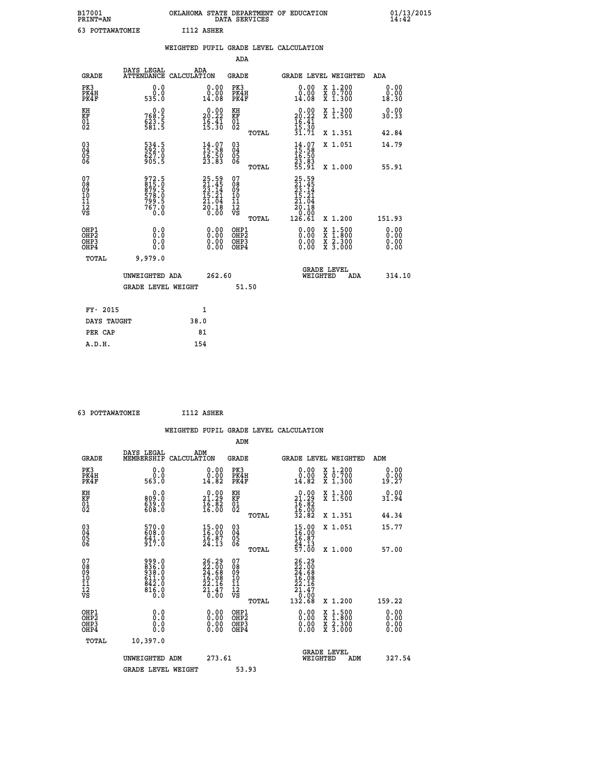B17001 OKLAHOMA STATE DEPARTMENT OF EDUCATION 01/13/2015
PRINT=AN DATA SERVICES 14:42

63 POTTAWATOMIE I112 ASHER

## WEIGHTED PUPIL GRADE LEVEL CALCULATION

### ADA

| GRADE | DAYS LEGAL ATTENDANCE | ADA CALCULATION | GRADE | GRADE LEVEL | WEIGHTED | ADA |
|---|---|---|---|---|---|---|
| PK3 | 0.0 | 0.00 | PK3 | 0.00 | X 1.200 | 0.00 |
| PK4H | 0.0 | 0.00 | PK4H | 0.00 | X 0.700 | 0.00 |
| PK4F | 535.0 | 14.08 | PK4F | 14.08 | X 1.300 | 18.30 |
| KH | 0.0 | 0.00 | KH | 0.00 | X 1.300 | 0.00 |
| KF | 768.5 | 20.22 | KF | 20.22 | X 1.500 | 30.33 |
| 01 | 623.5 | 16.41 | 01 | 16.41 | | |
| 02 | 581.5 | 15.30 | 02 | 15.30 | | |
| | | | TOTAL | 31.71 | X 1.351 | 42.84 |
| 03 | 534.5 | 14.07 | 03 | 14.07 | X 1.051 | 14.79 |
| 04 | 592.0 | 15.58 | 04 | 15.58 | | |
| 05 | 627.0 | 16.50 | 05 | 16.50 | | |
| 06 | 905.5 | 23.83 | 06 | 23.83 | | |
| | | | TOTAL | 55.91 | X 1.000 | 55.91 |
| 07 | 972.5 | 25.59 | 07 | 25.59 | | |
| 08 | 815.0 | 21.45 | 08 | 21.45 | | |
| 09 | 879.5 | 23.14 | 09 | 23.14 | | |
| 10 | 578.0 | 15.21 | 10 | 15.21 | | |
| 11 | 799.5 | 21.04 | 11 | 21.04 | | |
| 12 | 767.0 | 20.18 | 12 | 20.18 | | |
| VS | 0.0 | 0.00 | VS | 0.00 | | |
| | | | TOTAL | 126.61 | X 1.200 | 151.93 |
| OHP1 | 0.0 | 0.00 | OHP1 | 0.00 | X 1.500 | 0.00 |
| OHP2 | 0.0 | 0.00 | OHP2 | 0.00 | X 1.800 | 0.00 |
| OHP3 | 0.0 | 0.00 | OHP3 | 0.00 | X 2.300 | 0.00 |
| OHP4 | 0.0 | 0.00 | OHP4 | 0.00 | X 3.000 | 0.00 |
| TOTAL | 9,979.0 | | | | | |

UNWEIGHTED ADA 262.60 — GRADE LEVEL WEIGHTED ADA 314.10

GRADE LEVEL WEIGHT 51.50

| FY- 2015 | 1 |
|---|---|
| DAYS TAUGHT | 38.0 |
| PER CAP | 81 |
| A.D.H. | 154 |

63 POTTAWATOMIE I112 ASHER

## WEIGHTED PUPIL GRADE LEVEL CALCULATION

### ADM

| GRADE | DAYS LEGAL MEMBERSHIP | ADM CALCULATION | GRADE | GRADE LEVEL | WEIGHTED | ADM |
|---|---|---|---|---|---|---|
| PK3 | 0.0 | 0.00 | PK3 | 0.00 | X 1.200 | 0.00 |
| PK4H | 0.0 | 0.00 | PK4H | 0.00 | X 0.700 | 0.00 |
| PK4F | 563.0 | 14.82 | PK4F | 14.82 | X 1.300 | 19.27 |
| KH | 0.0 | 0.00 | KH | 0.00 | X 1.300 | 0.00 |
| KF | 809.0 | 21.29 | KF | 21.29 | X 1.500 | 31.94 |
| 01 | 639.0 | 16.82 | 01 | 16.82 | | |
| 02 | 608.0 | 16.00 | 02 | 16.00 | | |
| | | | TOTAL | 32.82 | X 1.351 | 44.34 |
| 03 | 570.0 | 15.00 | 03 | 15.00 | X 1.051 | 15.77 |
| 04 | 608.0 | 16.00 | 04 | 16.00 | | |
| 05 | 641.0 | 16.87 | 05 | 16.87 | | |
| 06 | 917.0 | 24.13 | 06 | 24.13 | | |
| | | | TOTAL | 57.00 | X 1.000 | 57.00 |
| 07 | 999.0 | 26.29 | 07 | 26.29 | | |
| 08 | 836.0 | 22.00 | 08 | 22.00 | | |
| 09 | 938.0 | 24.68 | 09 | 24.68 | | |
| 10 | 611.0 | 16.08 | 10 | 16.08 | | |
| 11 | 842.0 | 22.16 | 11 | 22.16 | | |
| 12 | 816.0 | 21.47 | 12 | 21.47 | | |
| VS | 0.0 | 0.00 | VS | 0.00 | | |
| | | | TOTAL | 132.68 | X 1.200 | 159.22 |
| OHP1 | 0.0 | 0.00 | OHP1 | 0.00 | X 1.500 | 0.00 |
| OHP2 | 0.0 | 0.00 | OHP2 | 0.00 | X 1.800 | 0.00 |
| OHP3 | 0.0 | 0.00 | OHP3 | 0.00 | X 2.300 | 0.00 |
| OHP4 | 0.0 | 0.00 | OHP4 | 0.00 | X 3.000 | 0.00 |
| TOTAL | 10,397.0 | | | | | |

UNWEIGHTED ADM 273.61 — GRADE LEVEL WEIGHTED ADM 327.54

GRADE LEVEL WEIGHT 53.93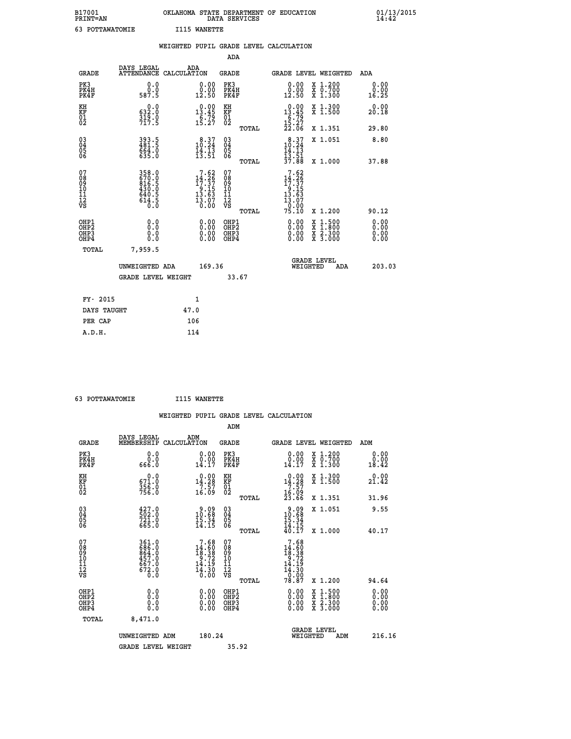B17001 OKLAHOMA STATE DEPARTMENT OF EDUCATION 01/13/2015
PRINT=AN DATA SERVICES 14:42
63 POTTAWATOMIE I115 WANETTE

## WEIGHTED PUPIL GRADE LEVEL CALCULATION

### ADA

| GRADE | DAYS LEGAL ATTENDANCE | ADA CALCULATION | GRADE | | GRADE LEVEL | WEIGHTED | ADA |
|---|---|---|---|---|---|---|---|
| PK3 | 0.0 | 0.00 | PK3 | | 0.00 | X 1.200 | 0.00 |
| PK4H | 0.0 | 0.00 | PK4H | | 0.00 | X 0.700 | 0.00 |
| PK4F | 587.5 | 12.50 | PK4F | | 12.50 | X 1.300 | 16.25 |
| KH | 0.0 | 0.00 | KH | | 0.00 | X 1.300 | 0.00 |
| KF | 632.0 | 13.45 | KF | | 13.45 | X 1.500 | 20.18 |
| 01 | 319.0 | 6.79 | 01 | | 6.79 | | |
| 02 | 717.5 | 15.27 | 02 | | 15.27 | | |
| | | | | TOTAL | 22.06 | X 1.351 | 29.80 |
| 03 | 393.5 | 8.37 | 03 | | 8.37 | X 1.051 | 8.80 |
| 04 | 481.5 | 10.24 | 04 | | 10.24 | | |
| 05 | 664.0 | 14.13 | 05 | | 14.13 | | |
| 06 | 635.0 | 13.51 | 06 | | 13.51 | | |
| | | | | TOTAL | 37.88 | X 1.000 | 37.88 |
| 07 | 358.0 | 7.62 | 07 | | 7.62 | | |
| 08 | 670.0 | 14.26 | 08 | | 14.26 | | |
| 09 | 816.5 | 17.37 | 09 | | 17.37 | | |
| 10 | 430.0 | 9.15 | 10 | | 9.15 | | |
| 11 | 640.5 | 13.63 | 11 | | 13.63 | | |
| 12 | 614.5 | 13.07 | 12 | | 13.07 | | |
| VS | 0.0 | 0.00 | VS | | 0.00 | | |
| | | | | TOTAL | 75.10 | X 1.200 | 90.12 |
| OHP1 | 0.0 | 0.00 | OHP1 | | 0.00 | X 1.500 | 0.00 |
| OHP2 | 0.0 | 0.00 | OHP2 | | 0.00 | X 1.800 | 0.00 |
| OHP3 | 0.0 | 0.00 | OHP3 | | 0.00 | X 2.300 | 0.00 |
| OHP4 | 0.0 | 0.00 | OHP4 | | 0.00 | X 3.000 | 0.00 |
| TOTAL | 7,959.5 | | | | | | |

UNWEIGHTED ADA 169.36 — GRADE LEVEL WEIGHTED ADA 203.03

GRADE LEVEL WEIGHT 33.67

| FY- 2015 | 1 |
|---|---|
| DAYS TAUGHT | 47.0 |
| PER CAP | 106 |
| A.D.H. | 114 |

63 POTTAWATOMIE I115 WANETTE

## WEIGHTED PUPIL GRADE LEVEL CALCULATION

### ADM

| GRADE | DAYS LEGAL MEMBERSHIP | ADM CALCULATION | GRADE | | GRADE LEVEL | WEIGHTED | ADM |
|---|---|---|---|---|---|---|---|
| PK3 | 0.0 | 0.00 | PK3 | | 0.00 | X 1.200 | 0.00 |
| PK4H | 0.0 | 0.00 | PK4H | | 0.00 | X 0.700 | 0.00 |
| PK4F | 666.0 | 14.17 | PK4F | | 14.17 | X 1.300 | 18.42 |
| KH | 0.0 | 0.00 | KH | | 0.00 | X 1.300 | 0.00 |
| KF | 671.0 | 14.28 | KF | | 14.28 | X 1.500 | 21.42 |
| 01 | 356.0 | 7.57 | 01 | | 7.57 | | |
| 02 | 756.0 | 16.09 | 02 | | 16.09 | | |
| | | | | TOTAL | 23.66 | X 1.351 | 31.96 |
| 03 | 427.0 | 9.09 | 03 | | 9.09 | X 1.051 | 9.55 |
| 04 | 502.0 | 10.68 | 04 | | 10.68 | | |
| 05 | 721.0 | 15.34 | 05 | | 15.34 | | |
| 06 | 665.0 | 14.15 | 06 | | 14.15 | | |
| | | | | TOTAL | 40.17 | X 1.000 | 40.17 |
| 07 | 361.0 | 7.68 | 07 | | 7.68 | | |
| 08 | 686.0 | 14.60 | 08 | | 14.60 | | |
| 09 | 864.0 | 18.38 | 09 | | 18.38 | | |
| 10 | 457.0 | 9.72 | 10 | | 9.72 | | |
| 11 | 667.0 | 14.19 | 11 | | 14.19 | | |
| 12 | 672.0 | 14.30 | 12 | | 14.30 | | |
| VS | 0.0 | 0.00 | VS | | 0.00 | | |
| | | | | TOTAL | 78.87 | X 1.200 | 94.64 |
| OHP1 | 0.0 | 0.00 | OHP1 | | 0.00 | X 1.500 | 0.00 |
| OHP2 | 0.0 | 0.00 | OHP2 | | 0.00 | X 1.800 | 0.00 |
| OHP3 | 0.0 | 0.00 | OHP3 | | 0.00 | X 2.300 | 0.00 |
| OHP4 | 0.0 | 0.00 | OHP4 | | 0.00 | X 3.000 | 0.00 |
| TOTAL | 8,471.0 | | | | | | |

UNWEIGHTED ADM 180.24 — GRADE LEVEL WEIGHTED ADM 216.16

GRADE LEVEL WEIGHT 35.92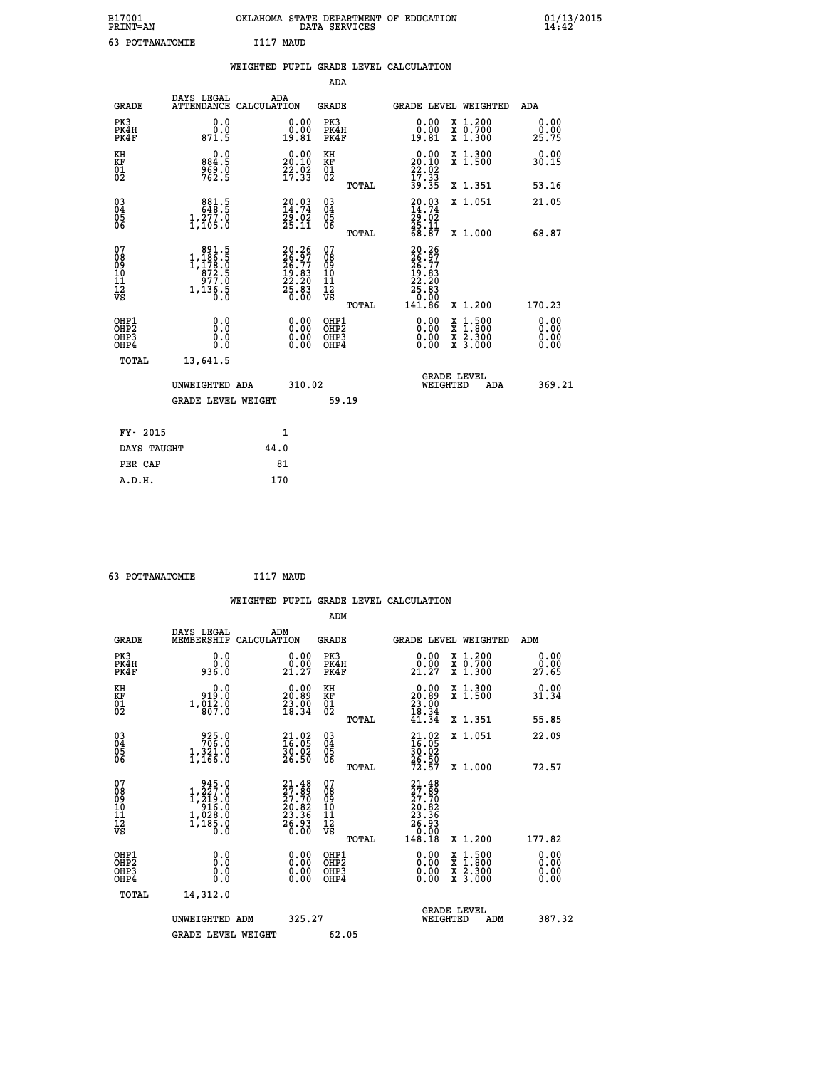B17001 OKLAHOMA STATE DEPARTMENT OF EDUCATION 01/13/2015
PRINT=AN DATA SERVICES 14:42

63 POTTAWATOMIE I117 MAUD

## WEIGHTED PUPIL GRADE LEVEL CALCULATION

### ADA

| GRADE | DAYS LEGAL ATTENDANCE | ADA CALCULATION | GRADE | GRADE LEVEL | WEIGHTED | ADA |
|---|---|---|---|---|---|---|
| PK3 | 0.0 | 0.00 | PK3 | 0.00 | X 1.200 | 0.00 |
| PK4H | 0.0 | 0.00 | PK4H | 0.00 | X 0.700 | 0.00 |
| PK4F | 871.5 | 19.81 | PK4F | 19.81 | X 1.300 | 25.75 |
| KH | 0.0 | 0.00 | KH | 0.00 | X 1.300 | 0.00 |
| KF | 884.5 | 20.10 | KF | 20.10 | X 1.500 | 30.15 |
| 01 | 969.0 | 22.02 | 01 | 22.02 | | |
| 02 | 762.5 | 17.33 | 02 | 17.33 | | |
| | | | TOTAL | 39.35 | X 1.351 | 53.16 |
| 03 | 881.5 | 20.03 | 03 | 20.03 | X 1.051 | 21.05 |
| 04 | 648.5 | 14.74 | 04 | 14.74 | | |
| 05 | 1,277.0 | 29.02 | 05 | 29.02 | | |
| 06 | 1,105.0 | 25.11 | 06 | 25.11 | | |
| | | | TOTAL | 68.87 | X 1.000 | 68.87 |
| 07 | 891.5 | 20.26 | 07 | 20.26 | | |
| 08 | 1,186.5 | 26.97 | 08 | 26.97 | | |
| 09 | 1,178.0 | 26.77 | 09 | 26.77 | | |
| 10 | 872.5 | 19.83 | 10 | 19.83 | | |
| 11 | 977.0 | 22.20 | 11 | 22.20 | | |
| 12 | 1,136.5 | 25.83 | 12 | 25.83 | | |
| VS | 0.0 | 0.00 | VS | 0.00 | | |
| | | | TOTAL | 141.86 | X 1.200 | 170.23 |
| OHP1 | 0.0 | 0.00 | OHP1 | 0.00 | X 1.500 | 0.00 |
| OHP2 | 0.0 | 0.00 | OHP2 | 0.00 | X 1.800 | 0.00 |
| OHP3 | 0.0 | 0.00 | OHP3 | 0.00 | X 2.300 | 0.00 |
| OHP4 | 0.0 | 0.00 | OHP4 | 0.00 | X 3.000 | 0.00 |
| TOTAL | 13,641.5 | | | | | |

UNWEIGHTED ADA 310.02 GRADE LEVEL WEIGHTED ADA 369.21

GRADE LEVEL WEIGHT 59.19

| FY- 2015 | 1 |
|---|---|
| DAYS TAUGHT | 44.0 |
| PER CAP | 81 |
| A.D.H. | 170 |

63 POTTAWATOMIE I117 MAUD

## WEIGHTED PUPIL GRADE LEVEL CALCULATION

### ADM

| GRADE | DAYS LEGAL MEMBERSHIP | ADM CALCULATION | GRADE | GRADE LEVEL | WEIGHTED | ADM |
|---|---|---|---|---|---|---|
| PK3 | 0.0 | 0.00 | PK3 | 0.00 | X 1.200 | 0.00 |
| PK4H | 0.0 | 0.00 | PK4H | 0.00 | X 0.700 | 0.00 |
| PK4F | 936.0 | 21.27 | PK4F | 21.27 | X 1.300 | 27.65 |
| KH | 0.0 | 0.00 | KH | 0.00 | X 1.300 | 0.00 |
| KF | 919.0 | 20.89 | KF | 20.89 | X 1.500 | 31.34 |
| 01 | 1,012.0 | 23.00 | 01 | 23.00 | | |
| 02 | 807.0 | 18.34 | 02 | 18.34 | | |
| | | | TOTAL | 41.34 | X 1.351 | 55.85 |
| 03 | 925.0 | 21.02 | 03 | 21.02 | X 1.051 | 22.09 |
| 04 | 706.0 | 16.05 | 04 | 16.05 | | |
| 05 | 1,321.0 | 30.02 | 05 | 30.02 | | |
| 06 | 1,166.0 | 26.50 | 06 | 26.50 | | |
| | | | TOTAL | 72.57 | X 1.000 | 72.57 |
| 07 | 945.0 | 21.48 | 07 | 21.48 | | |
| 08 | 1,227.0 | 27.89 | 08 | 27.89 | | |
| 09 | 1,219.0 | 27.70 | 09 | 27.70 | | |
| 10 | 916.0 | 20.82 | 10 | 20.82 | | |
| 11 | 1,028.0 | 23.36 | 11 | 23.36 | | |
| 12 | 1,185.0 | 26.93 | 12 | 26.93 | | |
| VS | 0.0 | 0.00 | VS | 0.00 | | |
| | | | TOTAL | 148.18 | X 1.200 | 177.82 |
| OHP1 | 0.0 | 0.00 | OHP1 | 0.00 | X 1.500 | 0.00 |
| OHP2 | 0.0 | 0.00 | OHP2 | 0.00 | X 1.800 | 0.00 |
| OHP3 | 0.0 | 0.00 | OHP3 | 0.00 | X 2.300 | 0.00 |
| OHP4 | 0.0 | 0.00 | OHP4 | 0.00 | X 3.000 | 0.00 |
| TOTAL | 14,312.0 | | | | | |

UNWEIGHTED ADM 325.27 GRADE LEVEL WEIGHTED ADM 387.32

GRADE LEVEL WEIGHT 62.05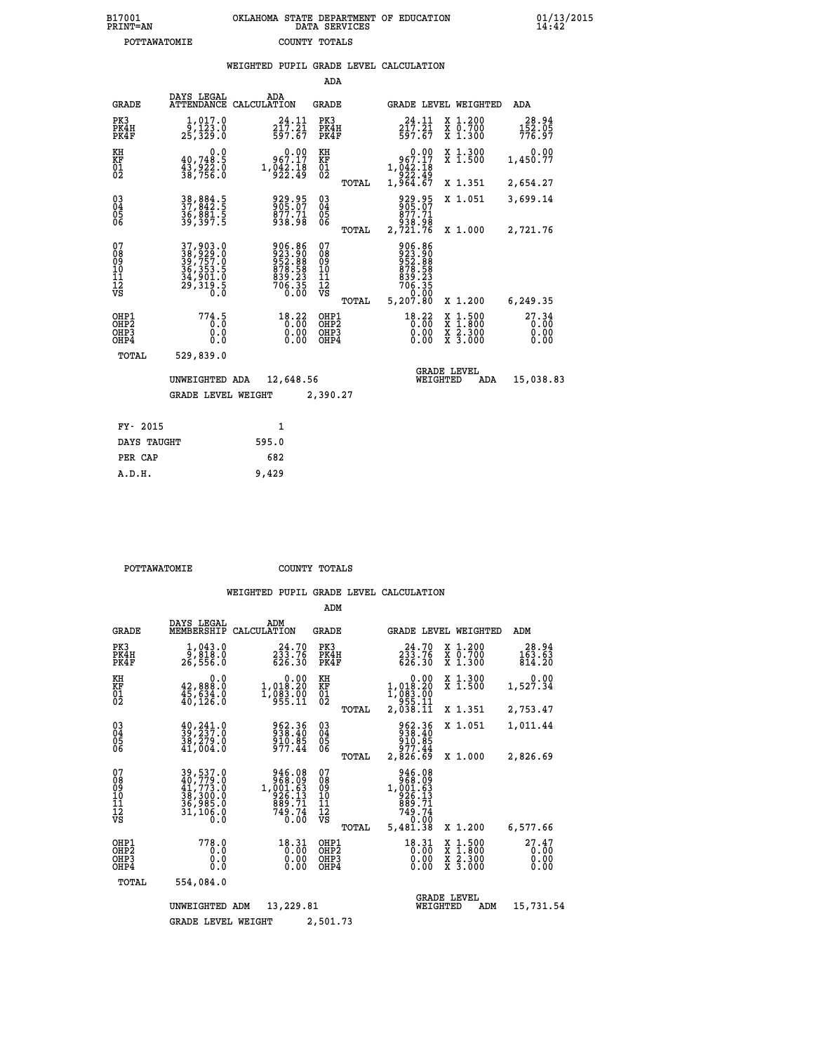B17001 PRINT=AN — OKLAHOMA STATE DEPARTMENT OF EDUCATION DATA SERVICES — 01/13/2015 14:42

POTTAWATOMIE — COUNTY TOTALS

## WEIGHTED PUPIL GRADE LEVEL CALCULATION

### ADA

| GRADE | DAYS LEGAL ATTENDANCE | ADA CALCULATION | GRADE | GRADE LEVEL | WEIGHTED | ADA |
|---|---|---|---|---|---|---|
| PK3 | 1,017.0 | 24.11 | PK3 | 24.11 | X 1.200 | 28.94 |
| PK4H | 9,123.0 | 217.21 | PK4H | 217.21 | X 0.700 | 152.05 |
| PK4F | 25,329.0 | 597.67 | PK4F | 597.67 | X 1.300 | 776.97 |
| KH | 0.0 | 0.00 | KH | 0.00 | X 1.300 | 0.00 |
| KF | 40,748.5 | 967.17 | KF | 967.17 | X 1.500 | 1,450.77 |
| 01 | 43,922.0 | 1,042.18 | 01 | 1,042.18 | | |
| 02 | 38,756.0 | 922.49 | 02 | 922.49 | | |
| | | | TOTAL | 1,964.67 | X 1.351 | 2,654.27 |
| 03 | 38,884.5 | 929.95 | 03 | 929.95 | X 1.051 | 3,699.14 |
| 04 | 37,842.5 | 905.07 | 04 | 905.07 | | |
| 05 | 36,881.5 | 877.71 | 05 | 877.71 | | |
| 06 | 39,397.5 | 938.98 | 06 | 938.98 | | |
| | | | TOTAL | 2,721.76 | X 1.000 | 2,721.76 |
| 07 | 37,903.0 | 906.86 | 07 | 906.86 | | |
| 08 | 38,929.0 | 923.90 | 08 | 923.90 | | |
| 09 | 39,757.0 | 952.88 | 09 | 952.88 | | |
| 10 | 36,353.5 | 878.58 | 10 | 878.58 | | |
| 11 | 34,901.0 | 839.23 | 11 | 839.23 | | |
| 12 | 29,319.5 | 706.35 | 12 | 706.35 | | |
| VS | 0.0 | 0.00 | VS | 0.00 | | |
| | | | TOTAL | 5,207.80 | X 1.200 | 6,249.35 |
| OHP1 | 774.5 | 18.22 | OHP1 | 18.22 | X 1.500 | 27.34 |
| OHP2 | 0.0 | 0.00 | OHP2 | 0.00 | X 1.800 | 0.00 |
| OHP3 | 0.0 | 0.00 | OHP3 | 0.00 | X 2.300 | 0.00 |
| OHP4 | 0.0 | 0.00 | OHP4 | 0.00 | X 3.000 | 0.00 |
| TOTAL | 529,839.0 | | | | | |

UNWEIGHTED ADA 12,648.56 — GRADE LEVEL WEIGHTED ADA 15,038.83

GRADE LEVEL WEIGHT 2,390.27

| | |
|---|---|
| FY- 2015 | 1 |
| DAYS TAUGHT | 595.0 |
| PER CAP | 682 |
| A.D.H. | 9,429 |

POTTAWATOMIE — COUNTY TOTALS

## WEIGHTED PUPIL GRADE LEVEL CALCULATION

### ADM

| GRADE | DAYS LEGAL MEMBERSHIP | ADM CALCULATION | GRADE | GRADE LEVEL | WEIGHTED | ADM |
|---|---|---|---|---|---|---|
| PK3 | 1,043.0 | 24.70 | PK3 | 24.70 | X 1.200 | 28.94 |
| PK4H | 9,818.0 | 233.76 | PK4H | 233.76 | X 0.700 | 163.63 |
| PK4F | 26,556.0 | 626.30 | PK4F | 626.30 | X 1.300 | 814.20 |
| KH | 0.0 | 0.00 | KH | 0.00 | X 1.300 | 0.00 |
| KF | 42,888.0 | 1,018.20 | KF | 1,018.20 | X 1.500 | 1,527.34 |
| 01 | 45,634.0 | 1,083.00 | 01 | 1,083.00 | | |
| 02 | 40,126.0 | 955.11 | 02 | 955.11 | | |
| | | | TOTAL | 2,038.11 | X 1.351 | 2,753.47 |
| 03 | 40,241.0 | 962.36 | 03 | 962.36 | X 1.051 | 1,011.44 |
| 04 | 39,237.0 | 938.40 | 04 | 938.40 | | |
| 05 | 38,279.0 | 910.85 | 05 | 910.85 | | |
| 06 | 41,004.0 | 977.44 | 06 | 977.44 | | |
| | | | TOTAL | 2,826.69 | X 1.000 | 2,826.69 |
| 07 | 39,537.0 | 946.08 | 07 | 946.08 | | |
| 08 | 40,779.0 | 968.09 | 08 | 968.09 | | |
| 09 | 41,773.0 | 1,001.63 | 09 | 1,001.63 | | |
| 10 | 38,300.0 | 926.13 | 10 | 926.13 | | |
| 11 | 36,985.0 | 889.71 | 11 | 889.71 | | |
| 12 | 31,106.0 | 749.74 | 12 | 749.74 | | |
| VS | 0.0 | 0.00 | VS | 0.00 | | |
| | | | TOTAL | 5,481.38 | X 1.200 | 6,577.66 |
| OHP1 | 778.0 | 18.31 | OHP1 | 18.31 | X 1.500 | 27.47 |
| OHP2 | 0.0 | 0.00 | OHP2 | 0.00 | X 1.800 | 0.00 |
| OHP3 | 0.0 | 0.00 | OHP3 | 0.00 | X 2.300 | 0.00 |
| OHP4 | 0.0 | 0.00 | OHP4 | 0.00 | X 3.000 | 0.00 |
| TOTAL | 554,084.0 | | | | | |

UNWEIGHTED ADM 13,229.81 — GRADE LEVEL WEIGHTED ADM 15,731.54

GRADE LEVEL WEIGHT 2,501.73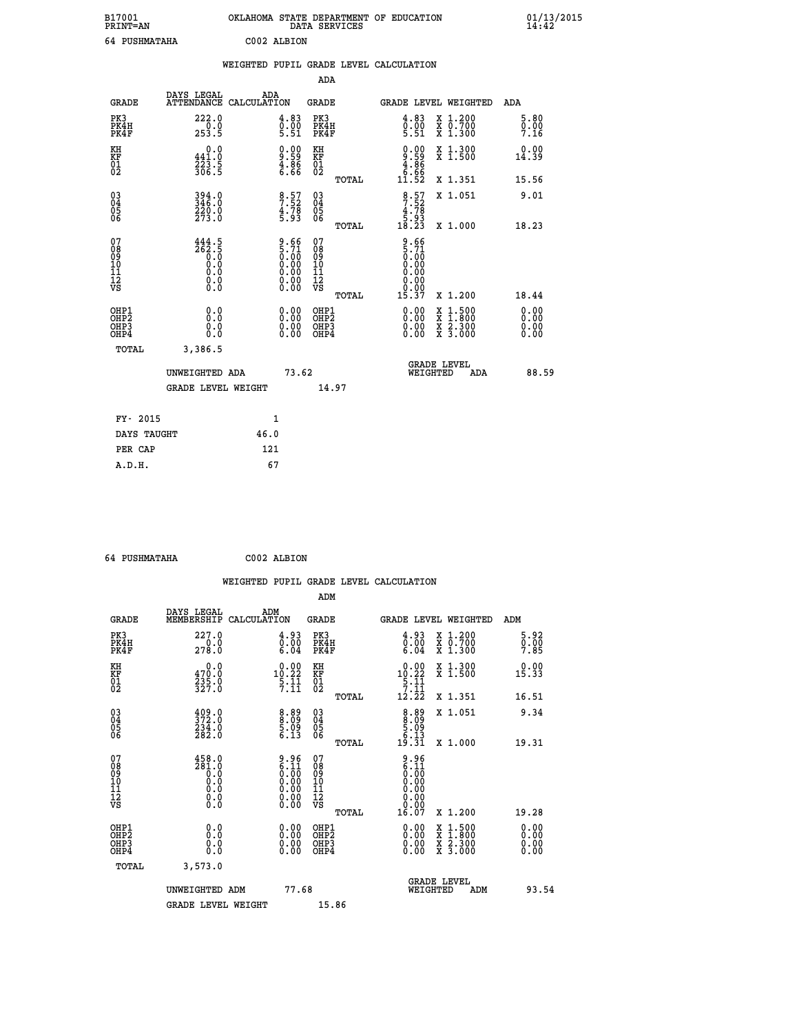B17001 OKLAHOMA STATE DEPARTMENT OF EDUCATION 01/13/2015
PRINT=AN DATA SERVICES 14:42

64 PUSHMATAHA C002 ALBION

## WEIGHTED PUPIL GRADE LEVEL CALCULATION

### ADA

| GRADE | DAYS LEGAL ATTENDANCE | ADA CALCULATION | GRADE | GRADE LEVEL | WEIGHTED | ADA |
|---|---|---|---|---|---|---|
| PK3 | 222.0 | 4.83 | PK3 | 4.83 | X 1.200 | 5.80 |
| PK4H | 0.0 | 0.00 | PK4H | 0.00 | X 0.700 | 0.00 |
| PK4F | 253.5 | 5.51 | PK4F | 5.51 | X 1.300 | 7.16 |
| KH | 0.0 | 0.00 | KH | 0.00 | X 1.300 | 0.00 |
| KF | 441.0 | 9.59 | KF | 9.59 | X 1.500 | 14.39 |
| 01 | 223.5 | 4.86 | 01 | 4.86 | | |
| 02 | 306.5 | 6.66 | 02 | 6.66 | | |
| | | | TOTAL | 11.52 | X 1.351 | 15.56 |
| 03 | 394.0 | 8.57 | 03 | 8.57 | X 1.051 | 9.01 |
| 04 | 346.0 | 7.52 | 04 | 7.52 | | |
| 05 | 220.0 | 4.78 | 05 | 4.78 | | |
| 06 | 273.0 | 5.93 | 06 | 5.93 | | |
| | | | TOTAL | 18.23 | X 1.000 | 18.23 |
| 07 | 444.5 | 9.66 | 07 | 9.66 | | |
| 08 | 262.5 | 5.71 | 08 | 5.71 | | |
| 09 | 0.0 | 0.00 | 09 | 0.00 | | |
| 10 | 0.0 | 0.00 | 10 | 0.00 | | |
| 11 | 0.0 | 0.00 | 11 | 0.00 | | |
| 12 | 0.0 | 0.00 | 12 | 0.00 | | |
| VS | 0.0 | 0.00 | VS | 0.00 | | |
| | | | TOTAL | 15.37 | X 1.200 | 18.44 |
| OHP1 | 0.0 | 0.00 | OHP1 | 0.00 | X 1.500 | 0.00 |
| OHP2 | 0.0 | 0.00 | OHP2 | 0.00 | X 1.800 | 0.00 |
| OHP3 | 0.0 | 0.00 | OHP3 | 0.00 | X 2.300 | 0.00 |
| OHP4 | 0.0 | 0.00 | OHP4 | 0.00 | X 3.000 | 0.00 |
| TOTAL | 3,386.5 | | | | | |

UNWEIGHTED ADA 73.62 | GRADE LEVEL WEIGHTED ADA 88.59

GRADE LEVEL WEIGHT 14.97

| FY- 2015 | 1 |
|---|---|
| DAYS TAUGHT | 46.0 |
| PER CAP | 121 |
| A.D.H. | 67 |

64 PUSHMATAHA C002 ALBION

## WEIGHTED PUPIL GRADE LEVEL CALCULATION

### ADM

| GRADE | DAYS LEGAL MEMBERSHIP | ADM CALCULATION | GRADE | GRADE LEVEL | WEIGHTED | ADM |
|---|---|---|---|---|---|---|
| PK3 | 227.0 | 4.93 | PK3 | 4.93 | X 1.200 | 5.92 |
| PK4H | 0.0 | 0.00 | PK4H | 0.00 | X 0.700 | 0.00 |
| PK4F | 278.0 | 6.04 | PK4F | 6.04 | X 1.300 | 7.85 |
| KH | 0.0 | 0.00 | KH | 0.00 | X 1.300 | 0.00 |
| KF | 470.0 | 10.22 | KF | 10.22 | X 1.500 | 15.33 |
| 01 | 235.0 | 5.11 | 01 | 5.11 | | |
| 02 | 327.0 | 7.11 | 02 | 7.11 | | |
| | | | TOTAL | 12.22 | X 1.351 | 16.51 |
| 03 | 409.0 | 8.89 | 03 | 8.89 | X 1.051 | 9.34 |
| 04 | 372.0 | 8.09 | 04 | 8.09 | | |
| 05 | 234.0 | 5.09 | 05 | 5.09 | | |
| 06 | 282.0 | 6.13 | 06 | 6.13 | | |
| | | | TOTAL | 19.31 | X 1.000 | 19.31 |
| 07 | 458.0 | 9.96 | 07 | 9.96 | | |
| 08 | 281.0 | 6.11 | 08 | 6.11 | | |
| 09 | 0.0 | 0.00 | 09 | 0.00 | | |
| 10 | 0.0 | 0.00 | 10 | 0.00 | | |
| 11 | 0.0 | 0.00 | 11 | 0.00 | | |
| 12 | 0.0 | 0.00 | 12 | 0.00 | | |
| VS | 0.0 | 0.00 | VS | 0.00 | | |
| | | | TOTAL | 16.07 | X 1.200 | 19.28 |
| OHP1 | 0.0 | 0.00 | OHP1 | 0.00 | X 1.500 | 0.00 |
| OHP2 | 0.0 | 0.00 | OHP2 | 0.00 | X 1.800 | 0.00 |
| OHP3 | 0.0 | 0.00 | OHP3 | 0.00 | X 2.300 | 0.00 |
| OHP4 | 0.0 | 0.00 | OHP4 | 0.00 | X 3.000 | 0.00 |
| TOTAL | 3,573.0 | | | | | |

UNWEIGHTED ADM 77.68 | GRADE LEVEL WEIGHTED ADM 93.54

GRADE LEVEL WEIGHT 15.86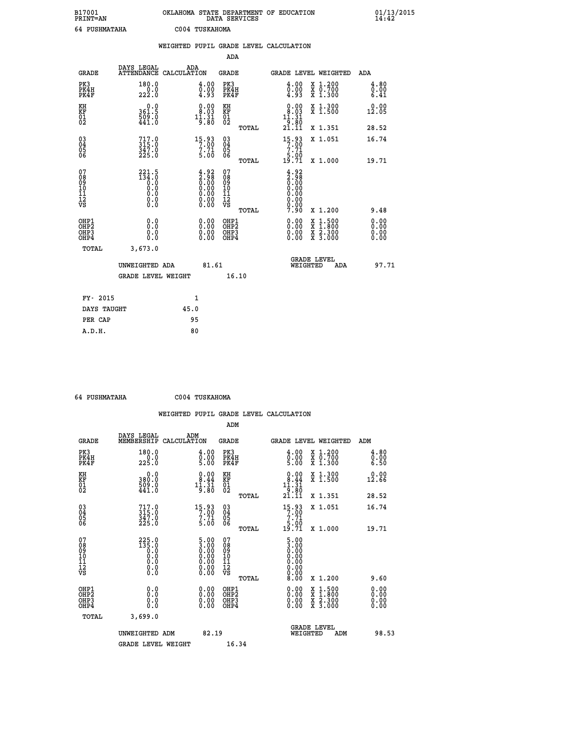B17001 OKLAHOMA STATE DEPARTMENT OF EDUCATION 01/13/2015
PRINT=AN DATA SERVICES 14:42

64 PUSHMATAHA C004 TUSKAHOMA

WEIGHTED PUPIL GRADE LEVEL CALCULATION

ADA

| GRADE | DAYS LEGAL ATTENDANCE | ADA CALCULATION | GRADE | GRADE LEVEL | WEIGHTED | ADA |
|---|---|---|---|---|---|---|
| PK3 | 180.0 | 4.00 | PK3 | 4.00 | X 1.200 | 4.80 |
| PK4H | 0.0 | 0.00 | PK4H | 0.00 | X 0.700 | 0.00 |
| PK4F | 222.0 | 4.93 | PK4F | 4.93 | X 1.300 | 6.41 |
| KH | 0.0 | 0.00 | KH | 0.00 | X 1.300 | 0.00 |
| KF | 361.5 | 8.03 | KF | 8.03 | X 1.500 | 12.05 |
| 01 | 509.0 | 11.31 | 01 | 11.31 | | |
| 02 | 441.0 | 9.80 | 02 | 9.80 | | |
| | | | TOTAL | 21.11 | X 1.351 | 28.52 |
| 03 | 717.0 | 15.93 | 03 | 15.93 | X 1.051 | 16.74 |
| 04 | 315.0 | 7.00 | 04 | 7.00 | | |
| 05 | 347.0 | 7.71 | 05 | 7.71 | | |
| 06 | 225.0 | 5.00 | 06 | 5.00 | | |
| | | | TOTAL | 19.71 | X 1.000 | 19.71 |
| 07 | 221.5 | 4.92 | 07 | 4.92 | | |
| 08 | 134.0 | 2.98 | 08 | 2.98 | | |
| 09 | 0.0 | 0.00 | 09 | 0.00 | | |
| 10 | 0.0 | 0.00 | 10 | 0.00 | | |
| 11 | 0.0 | 0.00 | 11 | 0.00 | | |
| 12 | 0.0 | 0.00 | 12 | 0.00 | | |
| VS | 0.0 | 0.00 | VS | 0.00 | | |
| | | | TOTAL | 7.90 | X 1.200 | 9.48 |
| OHP1 | 0.0 | 0.00 | OHP1 | 0.00 | X 1.500 | 0.00 |
| OHP2 | 0.0 | 0.00 | OHP2 | 0.00 | X 1.800 | 0.00 |
| OHP3 | 0.0 | 0.00 | OHP3 | 0.00 | X 2.300 | 0.00 |
| OHP4 | 0.0 | 0.00 | OHP4 | 0.00 | X 3.000 | 0.00 |
| TOTAL | 3,673.0 | | | | | |

UNWEIGHTED ADA 81.61 GRADE LEVEL WEIGHTED ADA 97.71

GRADE LEVEL WEIGHT 16.10

| FY- 2015 | 1 |
|---|---|
| DAYS TAUGHT | 45.0 |
| PER CAP | 95 |
| A.D.H. | 80 |

64 PUSHMATAHA C004 TUSKAHOMA

WEIGHTED PUPIL GRADE LEVEL CALCULATION

ADM

| GRADE | DAYS LEGAL MEMBERSHIP | ADM CALCULATION | GRADE | GRADE LEVEL | WEIGHTED | ADM |
|---|---|---|---|---|---|---|
| PK3 | 180.0 | 4.00 | PK3 | 4.00 | X 1.200 | 4.80 |
| PK4H | 0.0 | 0.00 | PK4H | 0.00 | X 0.700 | 0.00 |
| PK4F | 225.0 | 5.00 | PK4F | 5.00 | X 1.300 | 6.50 |
| KH | 0.0 | 0.00 | KH | 0.00 | X 1.300 | 0.00 |
| KF | 380.0 | 8.44 | KF | 8.44 | X 1.500 | 12.66 |
| 01 | 509.0 | 11.31 | 01 | 11.31 | | |
| 02 | 441.0 | 9.80 | 02 | 9.80 | | |
| | | | TOTAL | 21.11 | X 1.351 | 28.52 |
| 03 | 717.0 | 15.93 | 03 | 15.93 | X 1.051 | 16.74 |
| 04 | 315.0 | 7.00 | 04 | 7.00 | | |
| 05 | 347.0 | 7.71 | 05 | 7.71 | | |
| 06 | 225.0 | 5.00 | 06 | 5.00 | | |
| | | | TOTAL | 19.71 | X 1.000 | 19.71 |
| 07 | 225.0 | 5.00 | 07 | 5.00 | | |
| 08 | 135.0 | 3.00 | 08 | 3.00 | | |
| 09 | 0.0 | 0.00 | 09 | 0.00 | | |
| 10 | 0.0 | 0.00 | 10 | 0.00 | | |
| 11 | 0.0 | 0.00 | 11 | 0.00 | | |
| 12 | 0.0 | 0.00 | 12 | 0.00 | | |
| VS | 0.0 | 0.00 | VS | 0.00 | | |
| | | | TOTAL | 8.00 | X 1.200 | 9.60 |
| OHP1 | 0.0 | 0.00 | OHP1 | 0.00 | X 1.500 | 0.00 |
| OHP2 | 0.0 | 0.00 | OHP2 | 0.00 | X 1.800 | 0.00 |
| OHP3 | 0.0 | 0.00 | OHP3 | 0.00 | X 2.300 | 0.00 |
| OHP4 | 0.0 | 0.00 | OHP4 | 0.00 | X 3.000 | 0.00 |
| TOTAL | 3,699.0 | | | | | |

UNWEIGHTED ADM 82.19 GRADE LEVEL WEIGHTED ADM 98.53

GRADE LEVEL WEIGHT 16.34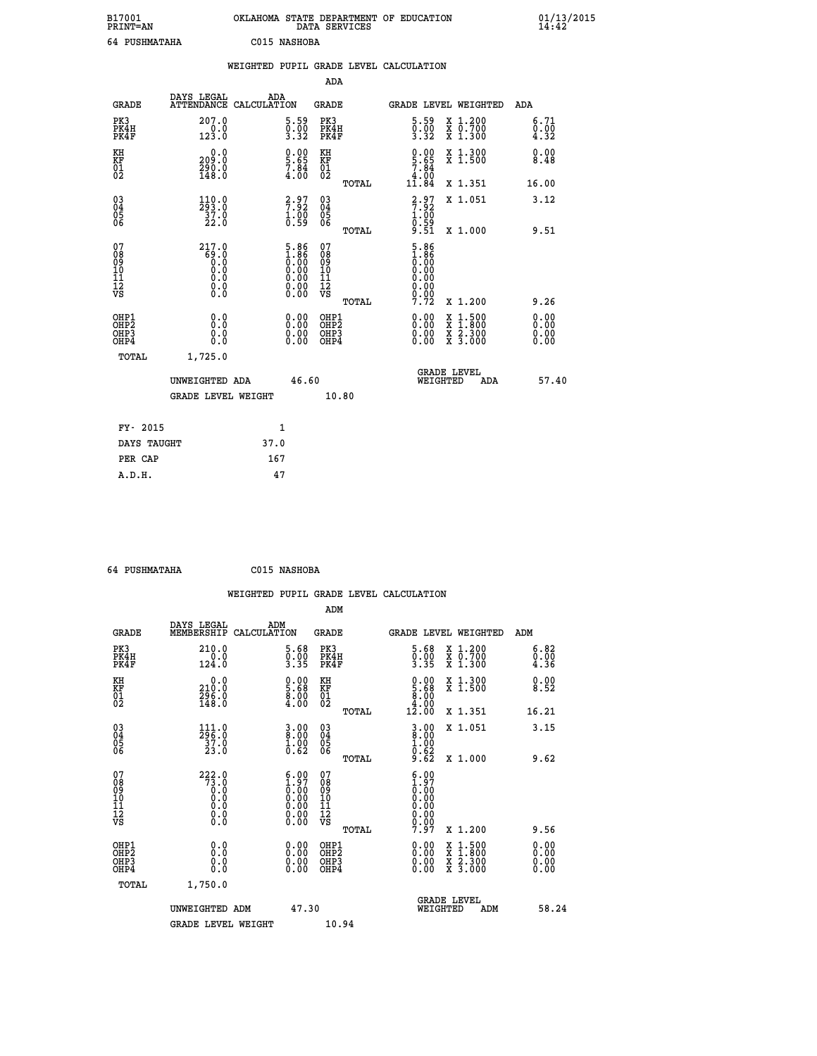B17001 OKLAHOMA STATE DEPARTMENT OF EDUCATION 01/13/2015
PRINT=AN DATA SERVICES 14:42

64 PUSHMATAHA C015 NASHOBA

## WEIGHTED PUPIL GRADE LEVEL CALCULATION

### ADA

| GRADE | DAYS LEGAL ATTENDANCE | ADA CALCULATION | GRADE | GRADE LEVEL | WEIGHTED | ADA |
|---|---|---|---|---|---|---|
| PK3 | 207.0 | 5.59 | PK3 | 5.59 | X 1.200 | 6.71 |
| PK4H | 0.0 | 0.00 | PK4H | 0.00 | X 0.700 | 0.00 |
| PK4F | 123.0 | 3.32 | PK4F | 3.32 | X 1.300 | 4.32 |
| KH | 0.0 | 0.00 | KH | 0.00 | X 1.300 | 0.00 |
| KF | 209.0 | 5.65 | KF | 5.65 | X 1.500 | 8.48 |
| 01 | 290.0 | 7.84 | 01 | 7.84 | | |
| 02 | 148.0 | 4.00 | 02 | 4.00 | | |
| | | | TOTAL | 11.84 | X 1.351 | 16.00 |
| 03 | 110.0 | 2.97 | 03 | 2.97 | X 1.051 | 3.12 |
| 04 | 293.0 | 7.92 | 04 | 7.92 | | |
| 05 | 37.0 | 1.00 | 05 | 1.00 | | |
| 06 | 22.0 | 0.59 | 06 | 0.59 | | |
| | | | TOTAL | 9.51 | X 1.000 | 9.51 |
| 07 | 217.0 | 5.86 | 07 | 5.86 | | |
| 08 | 69.0 | 1.86 | 08 | 1.86 | | |
| 09 | 0.0 | 0.00 | 09 | 0.00 | | |
| 10 | 0.0 | 0.00 | 10 | 0.00 | | |
| 11 | 0.0 | 0.00 | 11 | 0.00 | | |
| 12 | 0.0 | 0.00 | 12 | 0.00 | | |
| VS | 0.0 | 0.00 | VS | 0.00 | | |
| | | | TOTAL | 7.72 | X 1.200 | 9.26 |
| OHP1 | 0.0 | 0.00 | OHP1 | 0.00 | X 1.500 | 0.00 |
| OHP2 | 0.0 | 0.00 | OHP2 | 0.00 | X 1.800 | 0.00 |
| OHP3 | 0.0 | 0.00 | OHP3 | 0.00 | X 2.300 | 0.00 |
| OHP4 | 0.0 | 0.00 | OHP4 | 0.00 | X 3.000 | 0.00 |
| TOTAL | 1,725.0 | | | | | |

UNWEIGHTED ADA 46.60 GRADE LEVEL WEIGHTED ADA 57.40

GRADE LEVEL WEIGHT 10.80

| | |
|---|---|
| FY- 2015 | 1 |
| DAYS TAUGHT | 37.0 |
| PER CAP | 167 |
| A.D.H. | 47 |

64 PUSHMATAHA C015 NASHOBA

## WEIGHTED PUPIL GRADE LEVEL CALCULATION

### ADM

| GRADE | DAYS LEGAL MEMBERSHIP | ADM CALCULATION | GRADE | GRADE LEVEL | WEIGHTED | ADM |
|---|---|---|---|---|---|---|
| PK3 | 210.0 | 5.68 | PK3 | 5.68 | X 1.200 | 6.82 |
| PK4H | 0.0 | 0.00 | PK4H | 0.00 | X 0.700 | 0.00 |
| PK4F | 124.0 | 3.35 | PK4F | 3.35 | X 1.300 | 4.36 |
| KH | 0.0 | 0.00 | KH | 0.00 | X 1.300 | 0.00 |
| KF | 210.0 | 5.68 | KF | 5.68 | X 1.500 | 8.52 |
| 01 | 296.0 | 8.00 | 01 | 8.00 | | |
| 02 | 148.0 | 4.00 | 02 | 4.00 | | |
| | | | TOTAL | 12.00 | X 1.351 | 16.21 |
| 03 | 111.0 | 3.00 | 03 | 3.00 | X 1.051 | 3.15 |
| 04 | 296.0 | 8.00 | 04 | 8.00 | | |
| 05 | 37.0 | 1.00 | 05 | 1.00 | | |
| 06 | 23.0 | 0.62 | 06 | 0.62 | | |
| | | | TOTAL | 9.62 | X 1.000 | 9.62 |
| 07 | 222.0 | 6.00 | 07 | 6.00 | | |
| 08 | 73.0 | 1.97 | 08 | 1.97 | | |
| 09 | 0.0 | 0.00 | 09 | 0.00 | | |
| 10 | 0.0 | 0.00 | 10 | 0.00 | | |
| 11 | 0.0 | 0.00 | 11 | 0.00 | | |
| 12 | 0.0 | 0.00 | 12 | 0.00 | | |
| VS | 0.0 | 0.00 | VS | 0.00 | | |
| | | | TOTAL | 7.97 | X 1.200 | 9.56 |
| OHP1 | 0.0 | 0.00 | OHP1 | 0.00 | X 1.500 | 0.00 |
| OHP2 | 0.0 | 0.00 | OHP2 | 0.00 | X 1.800 | 0.00 |
| OHP3 | 0.0 | 0.00 | OHP3 | 0.00 | X 2.300 | 0.00 |
| OHP4 | 0.0 | 0.00 | OHP4 | 0.00 | X 3.000 | 0.00 |
| TOTAL | 1,750.0 | | | | | |

UNWEIGHTED ADM 47.30 GRADE LEVEL WEIGHTED ADM 58.24

GRADE LEVEL WEIGHT 10.94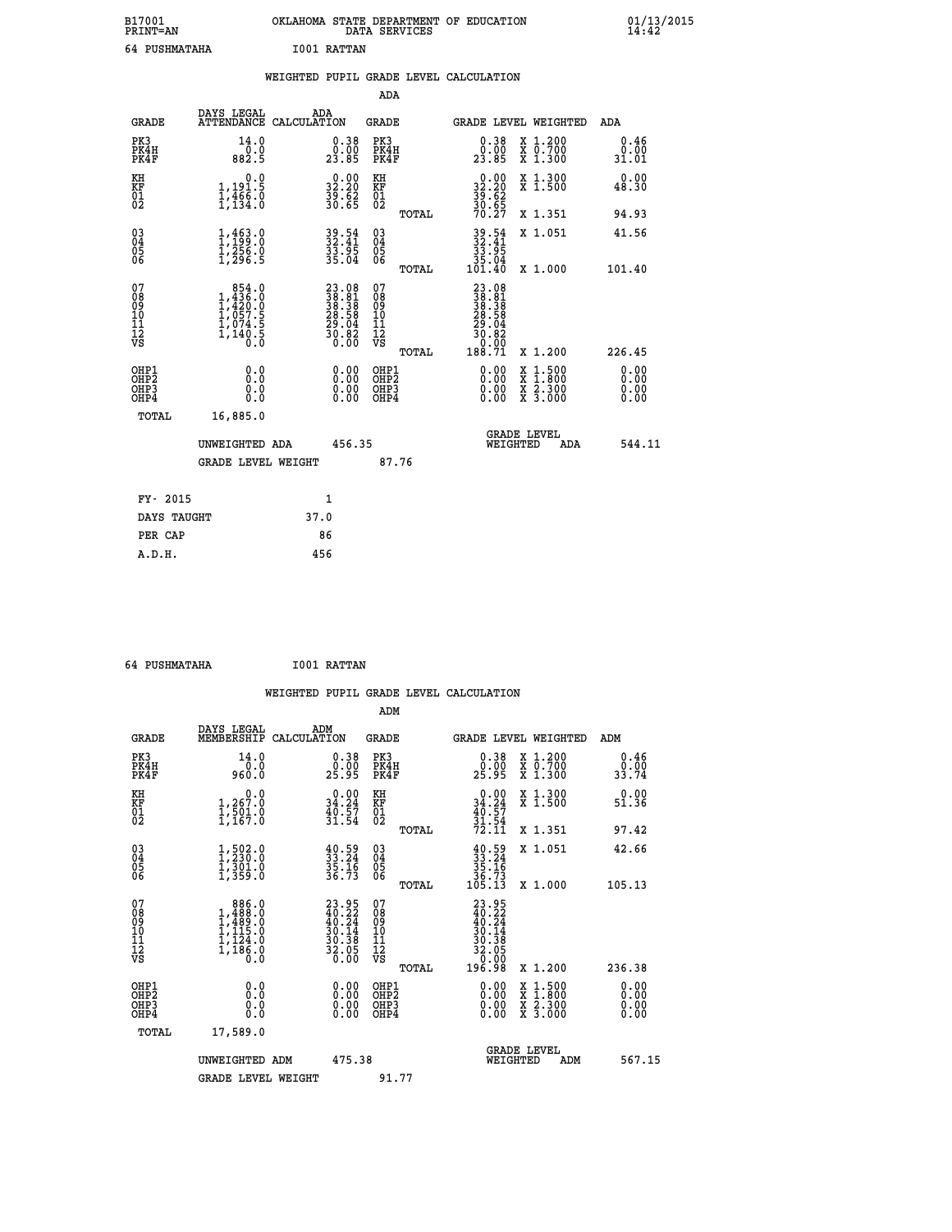B17001 OKLAHOMA STATE DEPARTMENT OF EDUCATION 01/13/2015
PRINT=AN DATA SERVICES 14:42

64 PUSHMATAHA I001 RATTAN

## WEIGHTED PUPIL GRADE LEVEL CALCULATION

ADA

| GRADE | DAYS LEGAL ATTENDANCE | ADA CALCULATION | GRADE | | GRADE LEVEL | WEIGHTED | ADA |
|---|---|---|---|---|---|---|---|
| PK3 | 14.0 | 0.38 | PK3 | | 0.38 | X 1.200 | 0.46 |
| PK4H | 0.0 | 0.00 | PK4H | | 0.00 | X 0.700 | 0.00 |
| PK4F | 882.5 | 23.85 | PK4F | | 23.85 | X 1.300 | 31.01 |
| KH | 0.0 | 0.00 | KH | | 0.00 | X 1.300 | 0.00 |
| KF | 1,191.5 | 32.20 | KF | | 32.20 | X 1.500 | 48.30 |
| 01 | 1,466.0 | 39.62 | 01 | | 39.62 | | |
| 02 | 1,134.0 | 30.65 | 02 | | 30.65 | | |
| | | | | TOTAL | 70.27 | X 1.351 | 94.93 |
| 03 | 1,463.0 | 39.54 | 03 | | 39.54 | X 1.051 | 41.56 |
| 04 | 1,199.0 | 32.41 | 04 | | 32.41 | | |
| 05 | 1,256.0 | 33.95 | 05 | | 33.95 | | |
| 06 | 1,296.5 | 35.04 | 06 | | 35.04 | | |
| | | | | TOTAL | 101.40 | X 1.000 | 101.40 |
| 07 | 854.0 | 23.08 | 07 | | 23.08 | | |
| 08 | 1,436.0 | 38.81 | 08 | | 38.81 | | |
| 09 | 1,420.0 | 38.38 | 09 | | 38.38 | | |
| 10 | 1,057.5 | 28.58 | 10 | | 28.58 | | |
| 11 | 1,074.5 | 29.04 | 11 | | 29.04 | | |
| 12 | 1,140.5 | 30.82 | 12 | | 30.82 | | |
| VS | 0.0 | 0.00 | VS | | 0.00 | | |
| | | | | TOTAL | 188.71 | X 1.200 | 226.45 |
| OHP1 | 0.0 | 0.00 | OHP1 | | 0.00 | X 1.500 | 0.00 |
| OHP2 | 0.0 | 0.00 | OHP2 | | 0.00 | X 1.800 | 0.00 |
| OHP3 | 0.0 | 0.00 | OHP3 | | 0.00 | X 2.300 | 0.00 |
| OHP4 | 0.0 | 0.00 | OHP4 | | 0.00 | X 3.000 | 0.00 |
| TOTAL | 16,885.0 | | | | | | |

UNWEIGHTED ADA 456.35 GRADE LEVEL WEIGHTED ADA 544.11

GRADE LEVEL WEIGHT 87.76

| FY- 2015 | 1 |
|---|---|
| DAYS TAUGHT | 37.0 |
| PER CAP | 86 |
| A.D.H. | 456 |

64 PUSHMATAHA I001 RATTAN

## WEIGHTED PUPIL GRADE LEVEL CALCULATION

ADM

| GRADE | DAYS LEGAL MEMBERSHIP | ADM CALCULATION | GRADE | | GRADE LEVEL | WEIGHTED | ADM |
|---|---|---|---|---|---|---|---|
| PK3 | 14.0 | 0.38 | PK3 | | 0.38 | X 1.200 | 0.46 |
| PK4H | 0.0 | 0.00 | PK4H | | 0.00 | X 0.700 | 0.00 |
| PK4F | 960.0 | 25.95 | PK4F | | 25.95 | X 1.300 | 33.74 |
| KH | 0.0 | 0.00 | KH | | 0.00 | X 1.300 | 0.00 |
| KF | 1,267.0 | 34.24 | KF | | 34.24 | X 1.500 | 51.36 |
| 01 | 1,501.0 | 40.57 | 01 | | 40.57 | | |
| 02 | 1,167.0 | 31.54 | 02 | | 31.54 | | |
| | | | | TOTAL | 72.11 | X 1.351 | 97.42 |
| 03 | 1,502.0 | 40.59 | 03 | | 40.59 | X 1.051 | 42.66 |
| 04 | 1,230.0 | 33.24 | 04 | | 33.24 | | |
| 05 | 1,301.0 | 35.16 | 05 | | 35.16 | | |
| 06 | 1,359.0 | 36.73 | 06 | | 36.73 | | |
| | | | | TOTAL | 105.13 | X 1.000 | 105.13 |
| 07 | 886.0 | 23.95 | 07 | | 23.95 | | |
| 08 | 1,488.0 | 40.22 | 08 | | 40.22 | | |
| 09 | 1,489.0 | 40.24 | 09 | | 40.24 | | |
| 10 | 1,115.0 | 30.14 | 10 | | 30.14 | | |
| 11 | 1,124.0 | 30.38 | 11 | | 30.38 | | |
| 12 | 1,186.0 | 32.05 | 12 | | 32.05 | | |
| VS | 0.0 | 0.00 | VS | | 0.00 | | |
| | | | | TOTAL | 196.98 | X 1.200 | 236.38 |
| OHP1 | 0.0 | 0.00 | OHP1 | | 0.00 | X 1.500 | 0.00 |
| OHP2 | 0.0 | 0.00 | OHP2 | | 0.00 | X 1.800 | 0.00 |
| OHP3 | 0.0 | 0.00 | OHP3 | | 0.00 | X 2.300 | 0.00 |
| OHP4 | 0.0 | 0.00 | OHP4 | | 0.00 | X 3.000 | 0.00 |
| TOTAL | 17,589.0 | | | | | | |

UNWEIGHTED ADM 475.38 GRADE LEVEL WEIGHTED ADM 567.15

GRADE LEVEL WEIGHT 91.77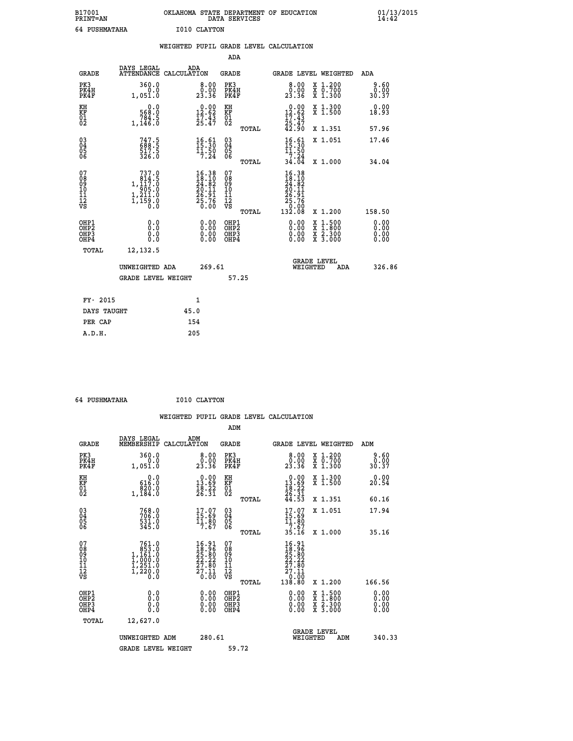B17001 OKLAHOMA STATE DEPARTMENT OF EDUCATION 01/13/2015
PRINT=AN DATA SERVICES 14:42

64 PUSHMATAHA I010 CLAYTON

## WEIGHTED PUPIL GRADE LEVEL CALCULATION

### ADA

| GRADE | DAYS LEGAL ATTENDANCE | ADA CALCULATION | GRADE | GRADE LEVEL | WEIGHTED | ADA |
|---|---|---|---|---|---|---|
| PK3 | 360.0 | 8.00 | PK3 | 8.00 | X 1.200 | 9.60 |
| PK4H | 0.0 | 0.00 | PK4H | 0.00 | X 0.700 | 0.00 |
| PK4F | 1,051.0 | 23.36 | PK4F | 23.36 | X 1.300 | 30.37 |
| KH | 0.0 | 0.00 | KH | 0.00 | X 1.300 | 0.00 |
| KF | 568.0 | 12.62 | KF | 12.62 | X 1.500 | 18.93 |
| 01 | 784.5 | 17.43 | 01 | 17.43 | | |
| 02 | 1,146.0 | 25.47 | 02 | 25.47 | | |
| | | | TOTAL | 42.90 | X 1.351 | 57.96 |
| 03 | 747.5 | 16.61 | 03 | 16.61 | X 1.051 | 17.46 |
| 04 | 688.5 | 15.30 | 04 | 15.30 | | |
| 05 | 517.5 | 11.50 | 05 | 11.50 | | |
| 06 | 326.0 | 7.24 | 06 | 7.24 | | |
| | | | TOTAL | 34.04 | X 1.000 | 34.04 |
| 07 | 737.0 | 16.38 | 07 | 16.38 | | |
| 08 | 814.5 | 18.10 | 08 | 18.10 | | |
| 09 | 1,117.0 | 24.82 | 09 | 24.82 | | |
| 10 | 905.0 | 20.11 | 10 | 20.11 | | |
| 11 | 1,211.0 | 26.91 | 11 | 26.91 | | |
| 12 | 1,159.0 | 25.76 | 12 | 25.76 | | |
| VS | 0.0 | 0.00 | VS | 0.00 | | |
| | | | TOTAL | 132.08 | X 1.200 | 158.50 |
| OHP1 | 0.0 | 0.00 | OHP1 | 0.00 | X 1.500 | 0.00 |
| OHP2 | 0.0 | 0.00 | OHP2 | 0.00 | X 1.800 | 0.00 |
| OHP3 | 0.0 | 0.00 | OHP3 | 0.00 | X 2.300 | 0.00 |
| OHP4 | 0.0 | 0.00 | OHP4 | 0.00 | X 3.000 | 0.00 |
| TOTAL | 12,132.5 | | | | | |

UNWEIGHTED ADA 269.61 GRADE LEVEL WEIGHTED ADA 326.86

GRADE LEVEL WEIGHT 57.25

| FY- 2015 | 1 |
|---|---|
| DAYS TAUGHT | 45.0 |
| PER CAP | 154 |
| A.D.H. | 205 |

64 PUSHMATAHA I010 CLAYTON

## WEIGHTED PUPIL GRADE LEVEL CALCULATION

### ADM

| GRADE | DAYS LEGAL MEMBERSHIP | ADM CALCULATION | GRADE | GRADE LEVEL | WEIGHTED | ADM |
|---|---|---|---|---|---|---|
| PK3 | 360.0 | 8.00 | PK3 | 8.00 | X 1.200 | 9.60 |
| PK4H | 0.0 | 0.00 | PK4H | 0.00 | X 0.700 | 0.00 |
| PK4F | 1,051.0 | 23.36 | PK4F | 23.36 | X 1.300 | 30.37 |
| KH | 0.0 | 0.00 | KH | 0.00 | X 1.300 | 0.00 |
| KF | 616.0 | 13.69 | KF | 13.69 | X 1.500 | 20.54 |
| 01 | 820.0 | 18.22 | 01 | 18.22 | | |
| 02 | 1,184.0 | 26.31 | 02 | 26.31 | | |
| | | | TOTAL | 44.53 | X 1.351 | 60.16 |
| 03 | 768.0 | 17.07 | 03 | 17.07 | X 1.051 | 17.94 |
| 04 | 706.0 | 15.69 | 04 | 15.69 | | |
| 05 | 531.0 | 11.80 | 05 | 11.80 | | |
| 06 | 345.0 | 7.67 | 06 | 7.67 | | |
| | | | TOTAL | 35.16 | X 1.000 | 35.16 |
| 07 | 761.0 | 16.91 | 07 | 16.91 | | |
| 08 | 853.0 | 18.96 | 08 | 18.96 | | |
| 09 | 1,161.0 | 25.80 | 09 | 25.80 | | |
| 10 | 1,000.0 | 22.22 | 10 | 22.22 | | |
| 11 | 1,251.0 | 27.80 | 11 | 27.80 | | |
| 12 | 1,220.0 | 27.11 | 12 | 27.11 | | |
| VS | 0.0 | 0.00 | VS | 0.00 | | |
| | | | TOTAL | 138.80 | X 1.200 | 166.56 |
| OHP1 | 0.0 | 0.00 | OHP1 | 0.00 | X 1.500 | 0.00 |
| OHP2 | 0.0 | 0.00 | OHP2 | 0.00 | X 1.800 | 0.00 |
| OHP3 | 0.0 | 0.00 | OHP3 | 0.00 | X 2.300 | 0.00 |
| OHP4 | 0.0 | 0.00 | OHP4 | 0.00 | X 3.000 | 0.00 |
| TOTAL | 12,627.0 | | | | | |

UNWEIGHTED ADM 280.61 GRADE LEVEL WEIGHTED ADM 340.33

GRADE LEVEL WEIGHT 59.72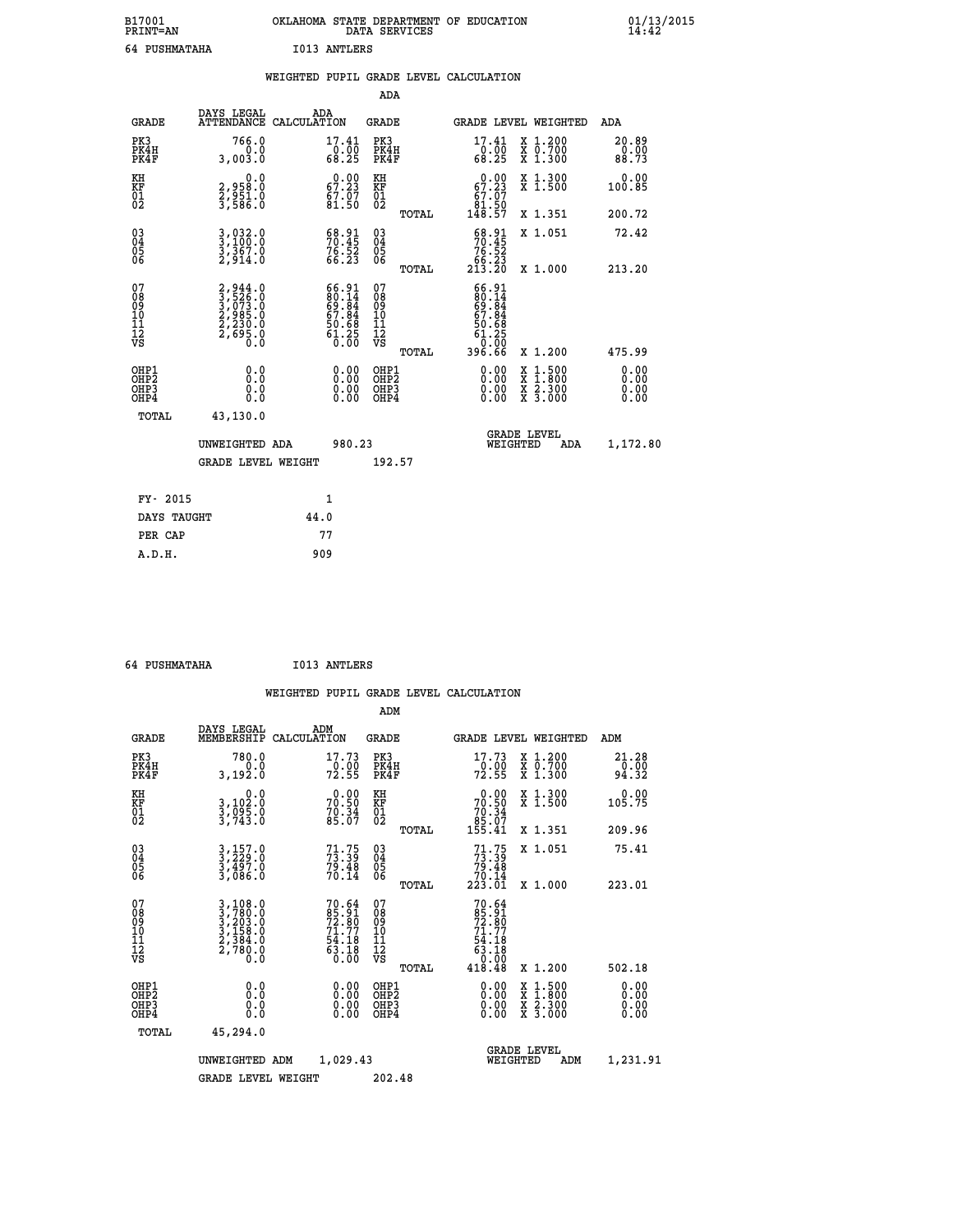B17001 OKLAHOMA STATE DEPARTMENT OF EDUCATION 01/13/2015
PRINT=AN DATA SERVICES 14:42

64 PUSHMATAHA I013 ANTLERS

## WEIGHTED PUPIL GRADE LEVEL CALCULATION

### ADA

| GRADE | DAYS LEGAL ATTENDANCE | ADA CALCULATION | GRADE | GRADE LEVEL | WEIGHTED | ADA |
|---|---|---|---|---|---|---|
| PK3 | 766.0 | 17.41 | PK3 | 17.41 | X 1.200 | 20.89 |
| PK4H | 0.0 | 0.00 | PK4H | 0.00 | X 0.700 | 0.00 |
| PK4F | 3,003.0 | 68.25 | PK4F | 68.25 | X 1.300 | 88.73 |
| KH | 0.0 | 0.00 | KH | 0.00 | X 1.300 | 0.00 |
| KF | 2,958.0 | 67.23 | KF | 67.23 | X 1.500 | 100.85 |
| 01 | 2,951.0 | 67.07 | 01 | 67.07 | | |
| 02 | 3,586.0 | 81.50 | 02 | 81.50 | | |
| | | | TOTAL | 148.57 | X 1.351 | 200.72 |
| 03 | 3,032.0 | 68.91 | 03 | 68.91 | X 1.051 | 72.42 |
| 04 | 3,100.0 | 70.45 | 04 | 70.45 | | |
| 05 | 3,367.0 | 76.52 | 05 | 76.52 | | |
| 06 | 2,914.0 | 66.23 | 06 | 66.23 | | |
| | | | TOTAL | 213.20 | X 1.000 | 213.20 |
| 07 | 2,944.0 | 66.91 | 07 | 66.91 | | |
| 08 | 3,526.0 | 80.14 | 08 | 80.14 | | |
| 09 | 3,073.0 | 69.84 | 09 | 69.84 | | |
| 10 | 2,985.0 | 67.84 | 10 | 67.84 | | |
| 11 | 2,230.0 | 50.68 | 11 | 50.68 | | |
| 12 | 2,695.0 | 61.25 | 12 | 61.25 | | |
| VS | 0.0 | 0.00 | VS | 0.00 | | |
| | | | TOTAL | 396.66 | X 1.200 | 475.99 |
| OHP1 | 0.0 | 0.00 | OHP1 | 0.00 | X 1.500 | 0.00 |
| OHP2 | 0.0 | 0.00 | OHP2 | 0.00 | X 1.800 | 0.00 |
| OHP3 | 0.0 | 0.00 | OHP3 | 0.00 | X 2.300 | 0.00 |
| OHP4 | 0.0 | 0.00 | OHP4 | 0.00 | X 3.000 | 0.00 |
| TOTAL | 43,130.0 | | | | | |

UNWEIGHTED ADA 980.23 | GRADE LEVEL WEIGHTED ADA 1,172.80

GRADE LEVEL WEIGHT 192.57

| | |
|---|---|
| FY- 2015 | 1 |
| DAYS TAUGHT | 44.0 |
| PER CAP | 77 |
| A.D.H. | 909 |

64 PUSHMATAHA I013 ANTLERS

## WEIGHTED PUPIL GRADE LEVEL CALCULATION

### ADM

| GRADE | DAYS LEGAL MEMBERSHIP | ADM CALCULATION | GRADE | GRADE LEVEL | WEIGHTED | ADM |
|---|---|---|---|---|---|---|
| PK3 | 780.0 | 17.73 | PK3 | 17.73 | X 1.200 | 21.28 |
| PK4H | 0.0 | 0.00 | PK4H | 0.00 | X 0.700 | 0.00 |
| PK4F | 3,192.0 | 72.55 | PK4F | 72.55 | X 1.300 | 94.32 |
| KH | 0.0 | 0.00 | KH | 0.00 | X 1.300 | 0.00 |
| KF | 3,102.0 | 70.50 | KF | 70.50 | X 1.500 | 105.75 |
| 01 | 3,095.0 | 70.34 | 01 | 70.34 | | |
| 02 | 3,743.0 | 85.07 | 02 | 85.07 | | |
| | | | TOTAL | 155.41 | X 1.351 | 209.96 |
| 03 | 3,157.0 | 71.75 | 03 | 71.75 | X 1.051 | 75.41 |
| 04 | 3,229.0 | 73.39 | 04 | 73.39 | | |
| 05 | 3,497.0 | 79.48 | 05 | 79.48 | | |
| 06 | 3,086.0 | 70.14 | 06 | 70.14 | | |
| | | | TOTAL | 223.01 | X 1.000 | 223.01 |
| 07 | 3,108.0 | 70.64 | 07 | 70.64 | | |
| 08 | 3,780.0 | 85.91 | 08 | 85.91 | | |
| 09 | 3,203.0 | 72.80 | 09 | 72.80 | | |
| 10 | 3,158.0 | 71.77 | 10 | 71.77 | | |
| 11 | 2,384.0 | 54.18 | 11 | 54.18 | | |
| 12 | 2,780.0 | 63.18 | 12 | 63.18 | | |
| VS | 0.0 | 0.00 | VS | 0.00 | | |
| | | | TOTAL | 418.48 | X 1.200 | 502.18 |
| OHP1 | 0.0 | 0.00 | OHP1 | 0.00 | X 1.500 | 0.00 |
| OHP2 | 0.0 | 0.00 | OHP2 | 0.00 | X 1.800 | 0.00 |
| OHP3 | 0.0 | 0.00 | OHP3 | 0.00 | X 2.300 | 0.00 |
| OHP4 | 0.0 | 0.00 | OHP4 | 0.00 | X 3.000 | 0.00 |
| TOTAL | 45,294.0 | | | | | |

UNWEIGHTED ADM 1,029.43 | GRADE LEVEL WEIGHTED ADM 1,231.91

GRADE LEVEL WEIGHT 202.48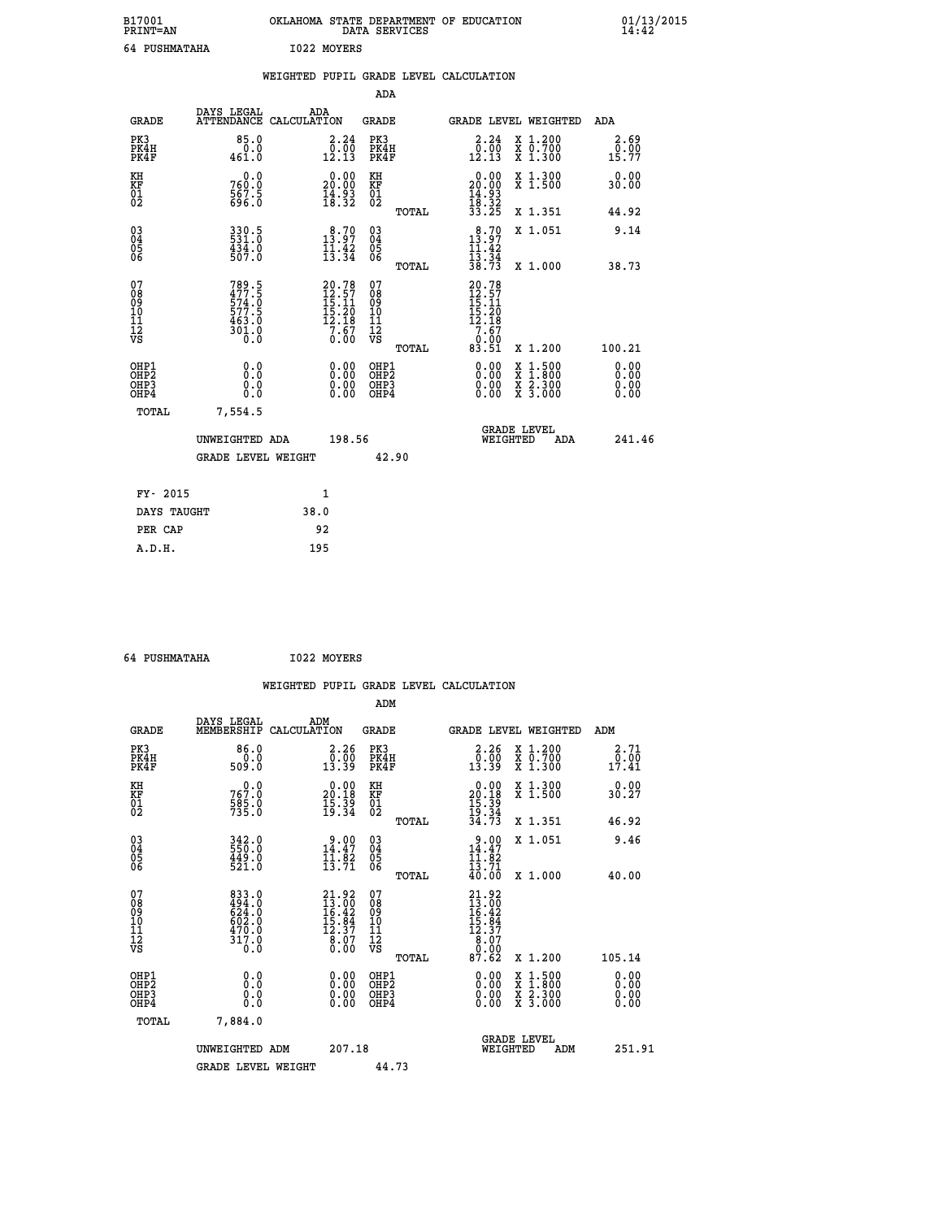B17001 OKLAHOMA STATE DEPARTMENT OF EDUCATION 01/13/2015
PRINT=AN DATA SERVICES 14:42

64 PUSHMATAHA I022 MOYERS

## WEIGHTED PUPIL GRADE LEVEL CALCULATION

### ADA

| GRADE | DAYS LEGAL ATTENDANCE | ADA CALCULATION | GRADE | | GRADE LEVEL | WEIGHTED | ADA |
|---|---|---|---|---|---|---|---|
| PK3 | 85.0 | 2.24 | PK3 | | 2.24 | X 1.200 | 2.69 |
| PK4H | 0.0 | 0.00 | PK4H | | 0.00 | X 0.700 | 0.00 |
| PK4F | 461.0 | 12.13 | PK4F | | 12.13 | X 1.300 | 15.77 |
| KH | 0.0 | 0.00 | KH | | 0.00 | X 1.300 | 0.00 |
| KF | 760.0 | 20.00 | KF | | 20.00 | X 1.500 | 30.00 |
| 01 | 567.5 | 14.93 | 01 | | 14.93 | | |
| 02 | 696.0 | 18.32 | 02 | | 18.32 | | |
| | | | | TOTAL | 33.25 | X 1.351 | 44.92 |
| 03 | 330.5 | 8.70 | 03 | | 8.70 | X 1.051 | 9.14 |
| 04 | 531.0 | 13.97 | 04 | | 13.97 | | |
| 05 | 434.0 | 11.42 | 05 | | 11.42 | | |
| 06 | 507.0 | 13.34 | 06 | | 13.34 | | |
| | | | | TOTAL | 38.73 | X 1.000 | 38.73 |
| 07 | 789.5 | 20.78 | 07 | | 20.78 | | |
| 08 | 477.5 | 12.57 | 08 | | 12.57 | | |
| 09 | 574.0 | 15.11 | 09 | | 15.11 | | |
| 10 | 577.5 | 15.20 | 10 | | 15.20 | | |
| 11 | 463.0 | 12.18 | 11 | | 12.18 | | |
| 12 | 301.0 | 7.67 | 12 | | 7.67 | | |
| VS | 0.0 | 0.00 | VS | | 0.00 | | |
| | | | | TOTAL | 83.51 | X 1.200 | 100.21 |
| OHP1 | 0.0 | 0.00 | OHP1 | | 0.00 | X 1.500 | 0.00 |
| OHP2 | 0.0 | 0.00 | OHP2 | | 0.00 | X 1.800 | 0.00 |
| OHP3 | 0.0 | 0.00 | OHP3 | | 0.00 | X 2.300 | 0.00 |
| OHP4 | 0.0 | 0.00 | OHP4 | | 0.00 | X 3.000 | 0.00 |
| TOTAL | 7,554.5 | | | | | | |

UNWEIGHTED ADA 198.56 | GRADE LEVEL WEIGHTED ADA 241.46

GRADE LEVEL WEIGHT 42.90

| | |
|---|---|
| FY- 2015 | 1 |
| DAYS TAUGHT | 38.0 |
| PER CAP | 92 |
| A.D.H. | 195 |

64 PUSHMATAHA I022 MOYERS

## WEIGHTED PUPIL GRADE LEVEL CALCULATION

### ADM

| GRADE | DAYS LEGAL MEMBERSHIP | ADM CALCULATION | GRADE | | GRADE LEVEL | WEIGHTED | ADM |
|---|---|---|---|---|---|---|---|
| PK3 | 86.0 | 2.26 | PK3 | | 2.26 | X 1.200 | 2.71 |
| PK4H | 0.0 | 0.00 | PK4H | | 0.00 | X 0.700 | 0.00 |
| PK4F | 509.0 | 13.39 | PK4F | | 13.39 | X 1.300 | 17.41 |
| KH | 0.0 | 0.00 | KH | | 0.00 | X 1.300 | 0.00 |
| KF | 767.0 | 20.18 | KF | | 20.18 | X 1.500 | 30.27 |
| 01 | 585.0 | 15.39 | 01 | | 15.39 | | |
| 02 | 735.0 | 19.34 | 02 | | 19.34 | | |
| | | | | TOTAL | 34.73 | X 1.351 | 46.92 |
| 03 | 342.0 | 9.00 | 03 | | 9.00 | X 1.051 | 9.46 |
| 04 | 550.0 | 14.47 | 04 | | 14.47 | | |
| 05 | 449.0 | 11.82 | 05 | | 11.82 | | |
| 06 | 521.0 | 13.71 | 06 | | 13.71 | | |
| | | | | TOTAL | 40.00 | X 1.000 | 40.00 |
| 07 | 833.0 | 21.92 | 07 | | 21.92 | | |
| 08 | 494.0 | 13.00 | 08 | | 13.00 | | |
| 09 | 624.0 | 16.42 | 09 | | 16.42 | | |
| 10 | 602.0 | 15.84 | 10 | | 15.84 | | |
| 11 | 470.0 | 12.37 | 11 | | 12.37 | | |
| 12 | 317.0 | 8.07 | 12 | | 8.07 | | |
| VS | 0.0 | 0.00 | VS | | 0.00 | | |
| | | | | TOTAL | 87.62 | X 1.200 | 105.14 |
| OHP1 | 0.0 | 0.00 | OHP1 | | 0.00 | X 1.500 | 0.00 |
| OHP2 | 0.0 | 0.00 | OHP2 | | 0.00 | X 1.800 | 0.00 |
| OHP3 | 0.0 | 0.00 | OHP3 | | 0.00 | X 2.300 | 0.00 |
| OHP4 | 0.0 | 0.00 | OHP4 | | 0.00 | X 3.000 | 0.00 |
| TOTAL | 7,884.0 | | | | | | |

UNWEIGHTED ADM 207.18 | GRADE LEVEL WEIGHTED ADM 251.91

GRADE LEVEL WEIGHT 44.73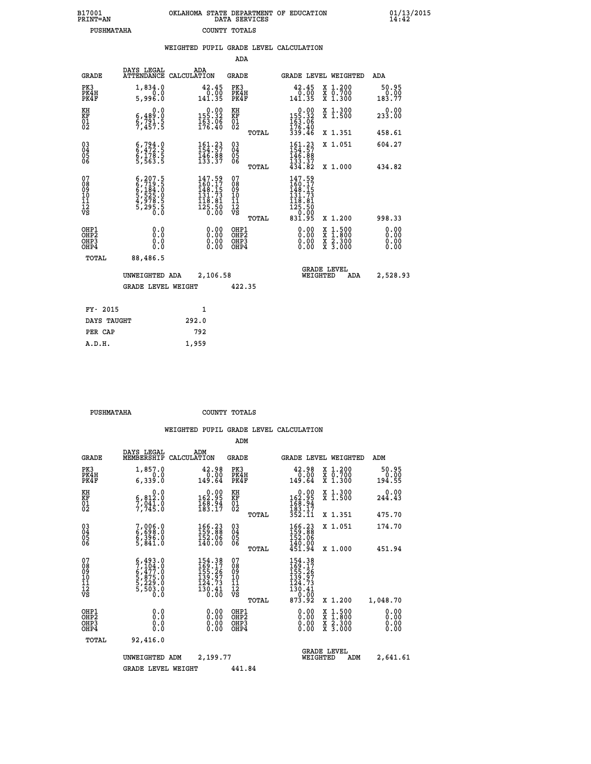B17001 OKLAHOMA STATE DEPARTMENT OF EDUCATION 01/13/2015
PRINT=AN DATA SERVICES 14:42

PUSHMATAHA COUNTY TOTALS

## WEIGHTED PUPIL GRADE LEVEL CALCULATION

ADA

| GRADE | DAYS LEGAL ATTENDANCE | ADA CALCULATION | GRADE | GRADE LEVEL WEIGHTED | | ADA |
|---|---|---|---|---|---|---|
| PK3 | 1,834.0 | 42.45 | PK3 | 42.45 | X 1.200 | 50.95 |
| PK4H | 0.0 | 0.00 | PK4H | 0.00 | X 0.700 | 0.00 |
| PK4F | 5,996.0 | 141.35 | PK4F | 141.35 | X 1.300 | 183.77 |
| KH | 0.0 | 0.00 | KH | 0.00 | X 1.300 | 0.00 |
| KF | 6,489.0 | 155.32 | KF | 155.32 | X 1.500 | 233.00 |
| 01 | 6,791.5 | 163.06 | 01 | 163.06 | | |
| 02 | 7,457.5 | 176.40 | 02 | 176.40 | | |
| | | | TOTAL | 339.46 | X 1.351 | 458.61 |
| 03 | 6,794.0 | 161.23 | 03 | 161.23 | X 1.051 | 604.27 |
| 04 | 6,472.5 | 154.57 | 04 | 154.57 | | |
| 05 | 6,178.5 | 146.88 | 05 | 146.88 | | |
| 06 | 5,563.5 | 133.37 | 06 | 133.37 | | |
| | | | TOTAL | 434.82 | X 1.000 | 434.82 |
| 07 | 6,207.5 | 147.59 | 07 | 147.59 | | |
| 08 | 6,719.5 | 160.17 | 08 | 160.17 | | |
| 09 | 6,184.0 | 148.15 | 09 | 148.15 | | |
| 10 | 5,525.0 | 131.73 | 10 | 131.73 | | |
| 11 | 4,978.5 | 118.81 | 11 | 118.81 | | |
| 12 | 5,295.5 | 125.50 | 12 | 125.50 | | |
| VS | 0.0 | 0.00 | VS | 0.00 | | |
| | | | TOTAL | 831.95 | X 1.200 | 998.33 |
| OHP1 | 0.0 | 0.00 | OHP1 | 0.00 | X 1.500 | 0.00 |
| OHP2 | 0.0 | 0.00 | OHP2 | 0.00 | X 1.800 | 0.00 |
| OHP3 | 0.0 | 0.00 | OHP3 | 0.00 | X 2.300 | 0.00 |
| OHP4 | 0.0 | 0.00 | OHP4 | 0.00 | X 3.000 | 0.00 |
| TOTAL | 88,486.5 | | | | | |

UNWEIGHTED ADA 2,106.58 GRADE LEVEL WEIGHTED ADA 2,528.93

GRADE LEVEL WEIGHT 422.35

| FY- 2015 | 1 |
|---|---|
| DAYS TAUGHT | 292.0 |
| PER CAP | 792 |
| A.D.H. | 1,959 |

PUSHMATAHA COUNTY TOTALS

## WEIGHTED PUPIL GRADE LEVEL CALCULATION

ADM

| GRADE | DAYS LEGAL MEMBERSHIP | ADM CALCULATION | GRADE | GRADE LEVEL WEIGHTED | | ADM |
|---|---|---|---|---|---|---|
| PK3 | 1,857.0 | 42.98 | PK3 | 42.98 | X 1.200 | 50.95 |
| PK4H | 0.0 | 0.00 | PK4H | 0.00 | X 0.700 | 0.00 |
| PK4F | 6,339.0 | 149.64 | PK4F | 149.64 | X 1.300 | 194.55 |
| KH | 0.0 | 0.00 | KH | 0.00 | X 1.300 | 0.00 |
| KF | 6,812.0 | 162.95 | KF | 162.95 | X 1.500 | 244.43 |
| 01 | 7,041.0 | 168.94 | 01 | 168.94 | | |
| 02 | 7,745.0 | 183.17 | 02 | 183.17 | | |
| | | | TOTAL | 352.11 | X 1.351 | 475.70 |
| 03 | 7,006.0 | 166.23 | 03 | 166.23 | X 1.051 | 174.70 |
| 04 | 6,698.0 | 159.88 | 04 | 159.88 | | |
| 05 | 6,396.0 | 152.06 | 05 | 152.06 | | |
| 06 | 5,841.0 | 140.00 | 06 | 140.00 | | |
| | | | TOTAL | 451.94 | X 1.000 | 451.94 |
| 07 | 6,493.0 | 154.38 | 07 | 154.38 | | |
| 08 | 7,104.0 | 169.17 | 08 | 169.17 | | |
| 09 | 6,477.0 | 155.26 | 09 | 155.26 | | |
| 10 | 5,875.0 | 139.97 | 10 | 139.97 | | |
| 11 | 5,229.0 | 124.73 | 11 | 124.73 | | |
| 12 | 5,503.0 | 130.41 | 12 | 130.41 | | |
| VS | 0.0 | 0.00 | VS | 0.00 | | |
| | | | TOTAL | 873.92 | X 1.200 | 1,048.70 |
| OHP1 | 0.0 | 0.00 | OHP1 | 0.00 | X 1.500 | 0.00 |
| OHP2 | 0.0 | 0.00 | OHP2 | 0.00 | X 1.800 | 0.00 |
| OHP3 | 0.0 | 0.00 | OHP3 | 0.00 | X 2.300 | 0.00 |
| OHP4 | 0.0 | 0.00 | OHP4 | 0.00 | X 3.000 | 0.00 |
| TOTAL | 92,416.0 | | | | | |

UNWEIGHTED ADM 2,199.77 GRADE LEVEL WEIGHTED ADM 2,641.61

GRADE LEVEL WEIGHT 441.84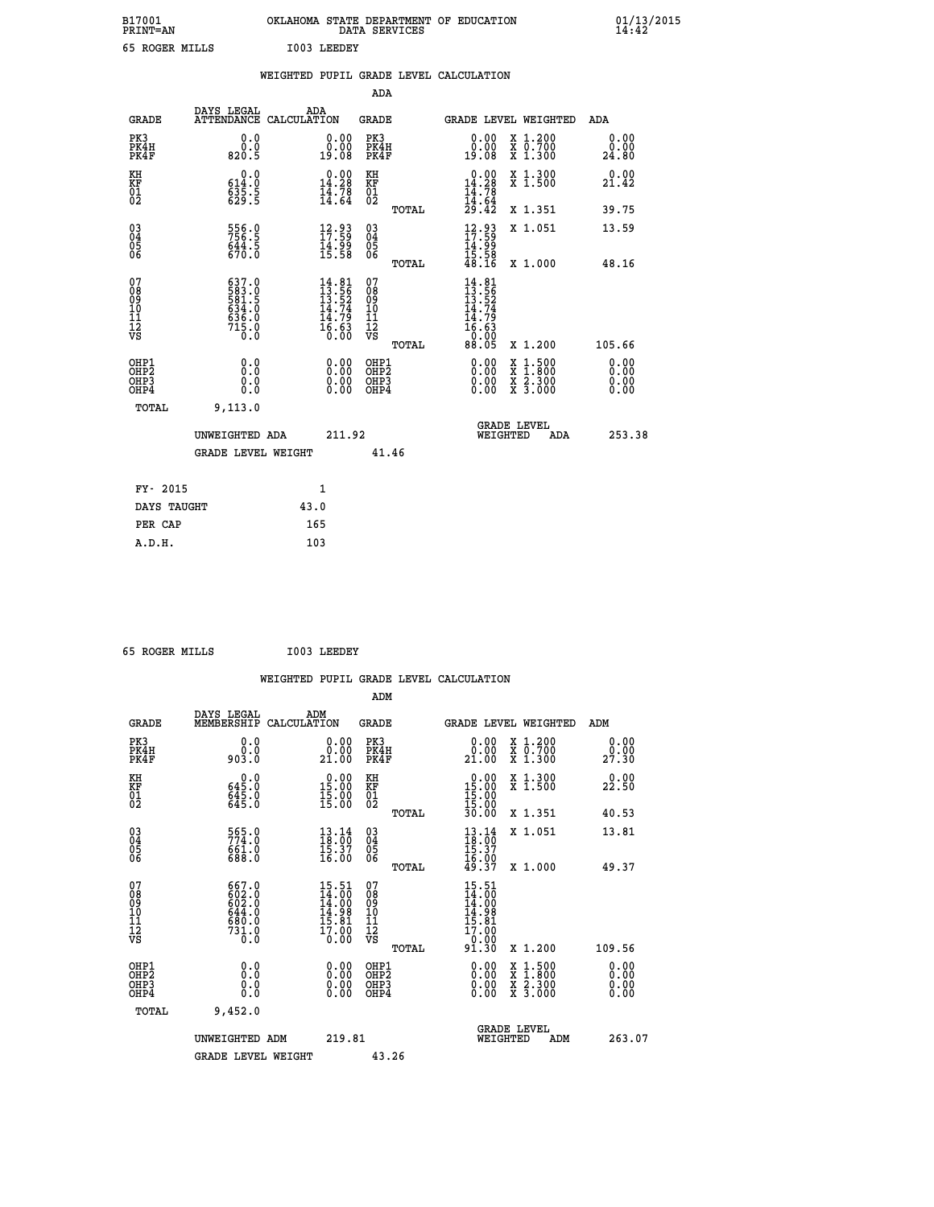B17001 OKLAHOMA STATE DEPARTMENT OF EDUCATION 01/13/2015
PRINT=AN DATA SERVICES 14:42

65 ROGER MILLS I003 LEEDEY

WEIGHTED PUPIL GRADE LEVEL CALCULATION

ADA

| GRADE | DAYS LEGAL ATTENDANCE | ADA CALCULATION | GRADE | GRADE LEVEL | WEIGHTED | ADA |
|---|---|---|---|---|---|---|
| PK3 | 0.0 | 0.00 | PK3 | 0.00 | X 1.200 | 0.00 |
| PK4H | 0.0 | 0.00 | PK4H | 0.00 | X 0.700 | 0.00 |
| PK4F | 820.5 | 19.08 | PK4F | 19.08 | X 1.300 | 24.80 |
| KH | 0.0 | 0.00 | KH | 0.00 | X 1.300 | 0.00 |
| KF | 614.0 | 14.28 | KF | 14.28 | X 1.500 | 21.42 |
| 01 | 635.5 | 14.78 | 01 | 14.78 | | |
| 02 | 629.5 | 14.64 | 02 | 14.64 | | |
| | | | TOTAL | 29.42 | X 1.351 | 39.75 |
| 03 | 556.0 | 12.93 | 03 | 12.93 | X 1.051 | 13.59 |
| 04 | 756.5 | 17.59 | 04 | 17.59 | | |
| 05 | 644.5 | 14.99 | 05 | 14.99 | | |
| 06 | 670.0 | 15.58 | 06 | 15.58 | | |
| | | | TOTAL | 48.16 | X 1.000 | 48.16 |
| 07 | 637.0 | 14.81 | 07 | 14.81 | | |
| 08 | 583.0 | 13.56 | 08 | 13.56 | | |
| 09 | 581.5 | 13.52 | 09 | 13.52 | | |
| 10 | 634.0 | 14.74 | 10 | 14.74 | | |
| 11 | 636.0 | 14.79 | 11 | 14.79 | | |
| 12 | 715.0 | 16.63 | 12 | 16.63 | | |
| VS | 0.0 | 0.00 | VS | 0.00 | | |
| | | | TOTAL | 88.05 | X 1.200 | 105.66 |
| OHP1 | 0.0 | 0.00 | OHP1 | 0.00 | X 1.500 | 0.00 |
| OHP2 | 0.0 | 0.00 | OHP2 | 0.00 | X 1.800 | 0.00 |
| OHP3 | 0.0 | 0.00 | OHP3 | 0.00 | X 2.300 | 0.00 |
| OHP4 | 0.0 | 0.00 | OHP4 | 0.00 | X 3.000 | 0.00 |
| TOTAL | 9,113.0 | | | | | |

UNWEIGHTED ADA 211.92 GRADE LEVEL WEIGHTED ADA 253.38

GRADE LEVEL WEIGHT 41.46

| FY- 2015 | 1 |
|---|---|
| DAYS TAUGHT | 43.0 |
| PER CAP | 165 |
| A.D.H. | 103 |

65 ROGER MILLS I003 LEEDEY

WEIGHTED PUPIL GRADE LEVEL CALCULATION

ADM

| GRADE | DAYS LEGAL MEMBERSHIP | ADM CALCULATION | GRADE | GRADE LEVEL | WEIGHTED | ADM |
|---|---|---|---|---|---|---|
| PK3 | 0.0 | 0.00 | PK3 | 0.00 | X 1.200 | 0.00 |
| PK4H | 0.0 | 0.00 | PK4H | 0.00 | X 0.700 | 0.00 |
| PK4F | 903.0 | 21.00 | PK4F | 21.00 | X 1.300 | 27.30 |
| KH | 0.0 | 0.00 | KH | 0.00 | X 1.300 | 0.00 |
| KF | 645.0 | 15.00 | KF | 15.00 | X 1.500 | 22.50 |
| 01 | 645.0 | 15.00 | 01 | 15.00 | | |
| 02 | 645.0 | 15.00 | 02 | 15.00 | | |
| | | | TOTAL | 30.00 | X 1.351 | 40.53 |
| 03 | 565.0 | 13.14 | 03 | 13.14 | X 1.051 | 13.81 |
| 04 | 774.0 | 18.00 | 04 | 18.00 | | |
| 05 | 661.0 | 15.37 | 05 | 15.37 | | |
| 06 | 688.0 | 16.00 | 06 | 16.00 | | |
| | | | TOTAL | 49.37 | X 1.000 | 49.37 |
| 07 | 667.0 | 15.51 | 07 | 15.51 | | |
| 08 | 602.0 | 14.00 | 08 | 14.00 | | |
| 09 | 602.0 | 14.00 | 09 | 14.00 | | |
| 10 | 644.0 | 14.98 | 10 | 14.98 | | |
| 11 | 680.0 | 15.81 | 11 | 15.81 | | |
| 12 | 731.0 | 17.00 | 12 | 17.00 | | |
| VS | 0.0 | 0.00 | VS | 0.00 | | |
| | | | TOTAL | 91.30 | X 1.200 | 109.56 |
| OHP1 | 0.0 | 0.00 | OHP1 | 0.00 | X 1.500 | 0.00 |
| OHP2 | 0.0 | 0.00 | OHP2 | 0.00 | X 1.800 | 0.00 |
| OHP3 | 0.0 | 0.00 | OHP3 | 0.00 | X 2.300 | 0.00 |
| OHP4 | 0.0 | 0.00 | OHP4 | 0.00 | X 3.000 | 0.00 |
| TOTAL | 9,452.0 | | | | | |

UNWEIGHTED ADM 219.81 GRADE LEVEL WEIGHTED ADM 263.07

GRADE LEVEL WEIGHT 43.26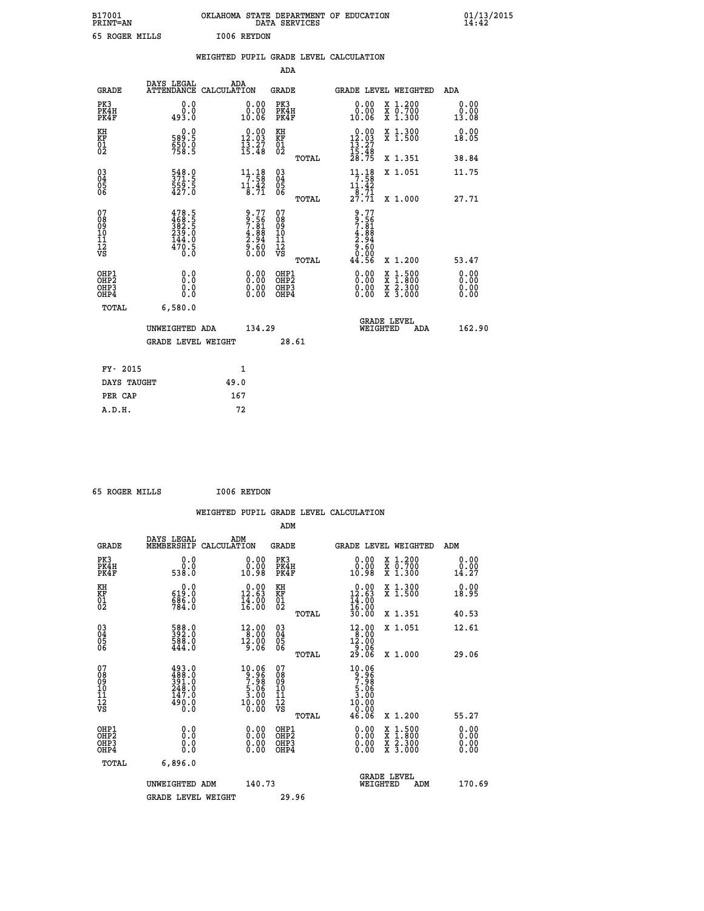B17001 OKLAHOMA STATE DEPARTMENT OF EDUCATION 01/13/2015
PRINT=AN DATA SERVICES 14:42

65 ROGER MILLS I006 REYDON

## WEIGHTED PUPIL GRADE LEVEL CALCULATION

### ADA

| GRADE | DAYS LEGAL ATTENDANCE | ADA CALCULATION | GRADE | GRADE LEVEL | WEIGHTED | ADA |
|---|---|---|---|---|---|---|
| PK3 | 0.0 | 0.00 | PK3 | 0.00 | X 1.200 | 0.00 |
| PK4H | 0.0 | 0.00 | PK4H | 0.00 | X 0.700 | 0.00 |
| PK4F | 493.0 | 10.06 | PK4F | 10.06 | X 1.300 | 13.08 |
| KH | 0.0 | 0.00 | KH | 0.00 | X 1.300 | 0.00 |
| KF | 589.5 | 12.03 | KF | 12.03 | X 1.500 | 18.05 |
| 01 | 650.0 | 13.27 | 01 | 13.27 | | |
| 02 | 758.5 | 15.48 | 02 | 15.48 | | |
| | | | TOTAL | 28.75 | X 1.351 | 38.84 |
| 03 | 548.0 | 11.18 | 03 | 11.18 | X 1.051 | 11.75 |
| 04 | 371.5 | 7.58 | 04 | 7.58 | | |
| 05 | 559.5 | 11.42 | 05 | 11.42 | | |
| 06 | 427.0 | 8.71 | 06 | 8.71 | | |
| | | | TOTAL | 27.71 | X 1.000 | 27.71 |
| 07 | 478.5 | 9.77 | 07 | 9.77 | | |
| 08 | 468.5 | 9.56 | 08 | 9.56 | | |
| 09 | 382.5 | 7.81 | 09 | 7.81 | | |
| 10 | 239.0 | 4.88 | 10 | 4.88 | | |
| 11 | 144.0 | 2.94 | 11 | 2.94 | | |
| 12 | 470.5 | 9.60 | 12 | 9.60 | | |
| VS | 0.0 | 0.00 | VS | 0.00 | | |
| | | | TOTAL | 44.56 | X 1.200 | 53.47 |
| OHP1 | 0.0 | 0.00 | OHP1 | 0.00 | X 1.500 | 0.00 |
| OHP2 | 0.0 | 0.00 | OHP2 | 0.00 | X 1.800 | 0.00 |
| OHP3 | 0.0 | 0.00 | OHP3 | 0.00 | X 2.300 | 0.00 |
| OHP4 | 0.0 | 0.00 | OHP4 | 0.00 | X 3.000 | 0.00 |
| TOTAL | 6,580.0 | | | | | |

UNWEIGHTED ADA 134.29 &nbsp;&nbsp;&nbsp; GRADE LEVEL WEIGHTED ADA 162.90

GRADE LEVEL WEIGHT 28.61

| | |
|---|---|
| FY- 2015 | 1 |
| DAYS TAUGHT | 49.0 |
| PER CAP | 167 |
| A.D.H. | 72 |

65 ROGER MILLS I006 REYDON

## WEIGHTED PUPIL GRADE LEVEL CALCULATION

### ADM

| GRADE | DAYS LEGAL MEMBERSHIP | ADM CALCULATION | GRADE | GRADE LEVEL | WEIGHTED | ADM |
|---|---|---|---|---|---|---|
| PK3 | 0.0 | 0.00 | PK3 | 0.00 | X 1.200 | 0.00 |
| PK4H | 0.0 | 0.00 | PK4H | 0.00 | X 0.700 | 0.00 |
| PK4F | 538.0 | 10.98 | PK4F | 10.98 | X 1.300 | 14.27 |
| KH | 0.0 | 0.00 | KH | 0.00 | X 1.300 | 0.00 |
| KF | 619.0 | 12.63 | KF | 12.63 | X 1.500 | 18.95 |
| 01 | 686.0 | 14.00 | 01 | 14.00 | | |
| 02 | 784.0 | 16.00 | 02 | 16.00 | | |
| | | | TOTAL | 30.00 | X 1.351 | 40.53 |
| 03 | 588.0 | 12.00 | 03 | 12.00 | X 1.051 | 12.61 |
| 04 | 392.0 | 8.00 | 04 | 8.00 | | |
| 05 | 588.0 | 12.00 | 05 | 12.00 | | |
| 06 | 444.0 | 9.06 | 06 | 9.06 | | |
| | | | TOTAL | 29.06 | X 1.000 | 29.06 |
| 07 | 493.0 | 10.06 | 07 | 10.06 | | |
| 08 | 488.0 | 9.96 | 08 | 9.96 | | |
| 09 | 391.0 | 7.98 | 09 | 7.98 | | |
| 10 | 248.0 | 5.06 | 10 | 5.06 | | |
| 11 | 147.0 | 3.00 | 11 | 3.00 | | |
| 12 | 490.0 | 10.00 | 12 | 10.00 | | |
| VS | 0.0 | 0.00 | VS | 0.00 | | |
| | | | TOTAL | 46.06 | X 1.200 | 55.27 |
| OHP1 | 0.0 | 0.00 | OHP1 | 0.00 | X 1.500 | 0.00 |
| OHP2 | 0.0 | 0.00 | OHP2 | 0.00 | X 1.800 | 0.00 |
| OHP3 | 0.0 | 0.00 | OHP3 | 0.00 | X 2.300 | 0.00 |
| OHP4 | 0.0 | 0.00 | OHP4 | 0.00 | X 3.000 | 0.00 |
| TOTAL | 6,896.0 | | | | | |

UNWEIGHTED ADM 140.73 &nbsp;&nbsp;&nbsp; GRADE LEVEL WEIGHTED ADM 170.69

GRADE LEVEL WEIGHT 29.96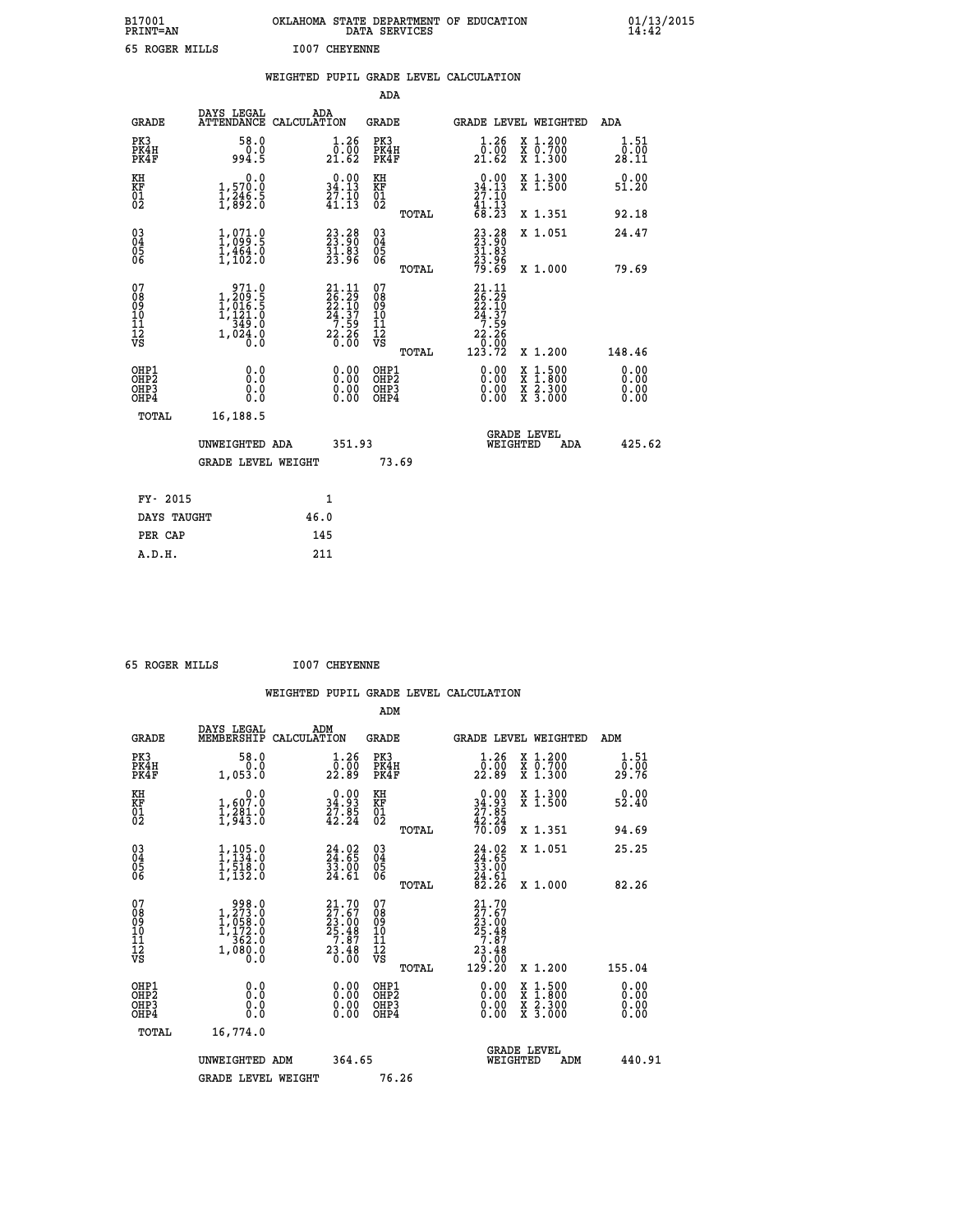B17001 OKLAHOMA STATE DEPARTMENT OF EDUCATION 01/13/2015
PRINT=AN DATA SERVICES 14:42

65 ROGER MILLS I007 CHEYENNE

## WEIGHTED PUPIL GRADE LEVEL CALCULATION

### ADA

| GRADE | DAYS LEGAL ATTENDANCE | ADA CALCULATION | GRADE | GRADE LEVEL | WEIGHTED | ADA |
|---|---|---|---|---|---|---|
| PK3 | 58.0 | 1.26 | PK3 | 1.26 | X 1.200 | 1.51 |
| PK4H | 0.0 | 0.00 | PK4H | 0.00 | X 0.700 | 0.00 |
| PK4F | 994.5 | 21.62 | PK4F | 21.62 | X 1.300 | 28.11 |
| KH | 0.0 | 0.00 | KH | 0.00 | X 1.300 | 0.00 |
| KF | 1,570.0 | 34.13 | KF | 34.13 | X 1.500 | 51.20 |
| 01 | 1,246.5 | 27.10 | 01 | 27.10 | | |
| 02 | 1,892.0 | 41.13 | 02 | 41.13 | | |
| | | | TOTAL | 68.23 | X 1.351 | 92.18 |
| 03 | 1,071.0 | 23.28 | 03 | 23.28 | X 1.051 | 24.47 |
| 04 | 1,099.5 | 23.90 | 04 | 23.90 | | |
| 05 | 1,464.0 | 31.83 | 05 | 31.83 | | |
| 06 | 1,102.0 | 23.96 | 06 | 23.96 | | |
| | | | TOTAL | 79.69 | X 1.000 | 79.69 |
| 07 | 971.0 | 21.11 | 07 | 21.11 | | |
| 08 | 1,209.5 | 26.29 | 08 | 26.29 | | |
| 09 | 1,016.5 | 22.10 | 09 | 22.10 | | |
| 10 | 1,121.0 | 24.37 | 10 | 24.37 | | |
| 11 | 349.0 | 7.59 | 11 | 7.59 | | |
| 12 | 1,024.0 | 22.26 | 12 | 22.26 | | |
| VS | 0.0 | 0.00 | VS | 0.00 | | |
| | | | TOTAL | 123.72 | X 1.200 | 148.46 |
| OHP1 | 0.0 | 0.00 | OHP1 | 0.00 | X 1.500 | 0.00 |
| OHP2 | 0.0 | 0.00 | OHP2 | 0.00 | X 1.800 | 0.00 |
| OHP3 | 0.0 | 0.00 | OHP3 | 0.00 | X 2.300 | 0.00 |
| OHP4 | 0.0 | 0.00 | OHP4 | 0.00 | X 3.000 | 0.00 |
| TOTAL | 16,188.5 | | | | | |

UNWEIGHTED ADA 351.93 | GRADE LEVEL WEIGHTED ADA 425.62

GRADE LEVEL WEIGHT 73.69

| | |
|---|---|
| FY- 2015 | 1 |
| DAYS TAUGHT | 46.0 |
| PER CAP | 145 |
| A.D.H. | 211 |

65 ROGER MILLS I007 CHEYENNE

## WEIGHTED PUPIL GRADE LEVEL CALCULATION

### ADM

| GRADE | DAYS LEGAL MEMBERSHIP | ADM CALCULATION | GRADE | GRADE LEVEL | WEIGHTED | ADM |
|---|---|---|---|---|---|---|
| PK3 | 58.0 | 1.26 | PK3 | 1.26 | X 1.200 | 1.51 |
| PK4H | 0.0 | 0.00 | PK4H | 0.00 | X 0.700 | 0.00 |
| PK4F | 1,053.0 | 22.89 | PK4F | 22.89 | X 1.300 | 29.76 |
| KH | 0.0 | 0.00 | KH | 0.00 | X 1.300 | 0.00 |
| KF | 1,607.0 | 34.93 | KF | 34.93 | X 1.500 | 52.40 |
| 01 | 1,281.0 | 27.85 | 01 | 27.85 | | |
| 02 | 1,943.0 | 42.24 | 02 | 42.24 | | |
| | | | TOTAL | 70.09 | X 1.351 | 94.69 |
| 03 | 1,105.0 | 24.02 | 03 | 24.02 | X 1.051 | 25.25 |
| 04 | 1,134.0 | 24.65 | 04 | 24.65 | | |
| 05 | 1,518.0 | 33.00 | 05 | 33.00 | | |
| 06 | 1,132.0 | 24.61 | 06 | 24.61 | | |
| | | | TOTAL | 82.26 | X 1.000 | 82.26 |
| 07 | 998.0 | 21.70 | 07 | 21.70 | | |
| 08 | 1,273.0 | 27.67 | 08 | 27.67 | | |
| 09 | 1,058.0 | 23.00 | 09 | 23.00 | | |
| 10 | 1,172.0 | 25.48 | 10 | 25.48 | | |
| 11 | 362.0 | 7.87 | 11 | 7.87 | | |
| 12 | 1,080.0 | 23.48 | 12 | 23.48 | | |
| VS | 0.0 | 0.00 | VS | 0.00 | | |
| | | | TOTAL | 129.20 | X 1.200 | 155.04 |
| OHP1 | 0.0 | 0.00 | OHP1 | 0.00 | X 1.500 | 0.00 |
| OHP2 | 0.0 | 0.00 | OHP2 | 0.00 | X 1.800 | 0.00 |
| OHP3 | 0.0 | 0.00 | OHP3 | 0.00 | X 2.300 | 0.00 |
| OHP4 | 0.0 | 0.00 | OHP4 | 0.00 | X 3.000 | 0.00 |
| TOTAL | 16,774.0 | | | | | |

UNWEIGHTED ADM 364.65 | GRADE LEVEL WEIGHTED ADM 440.91

GRADE LEVEL WEIGHT 76.26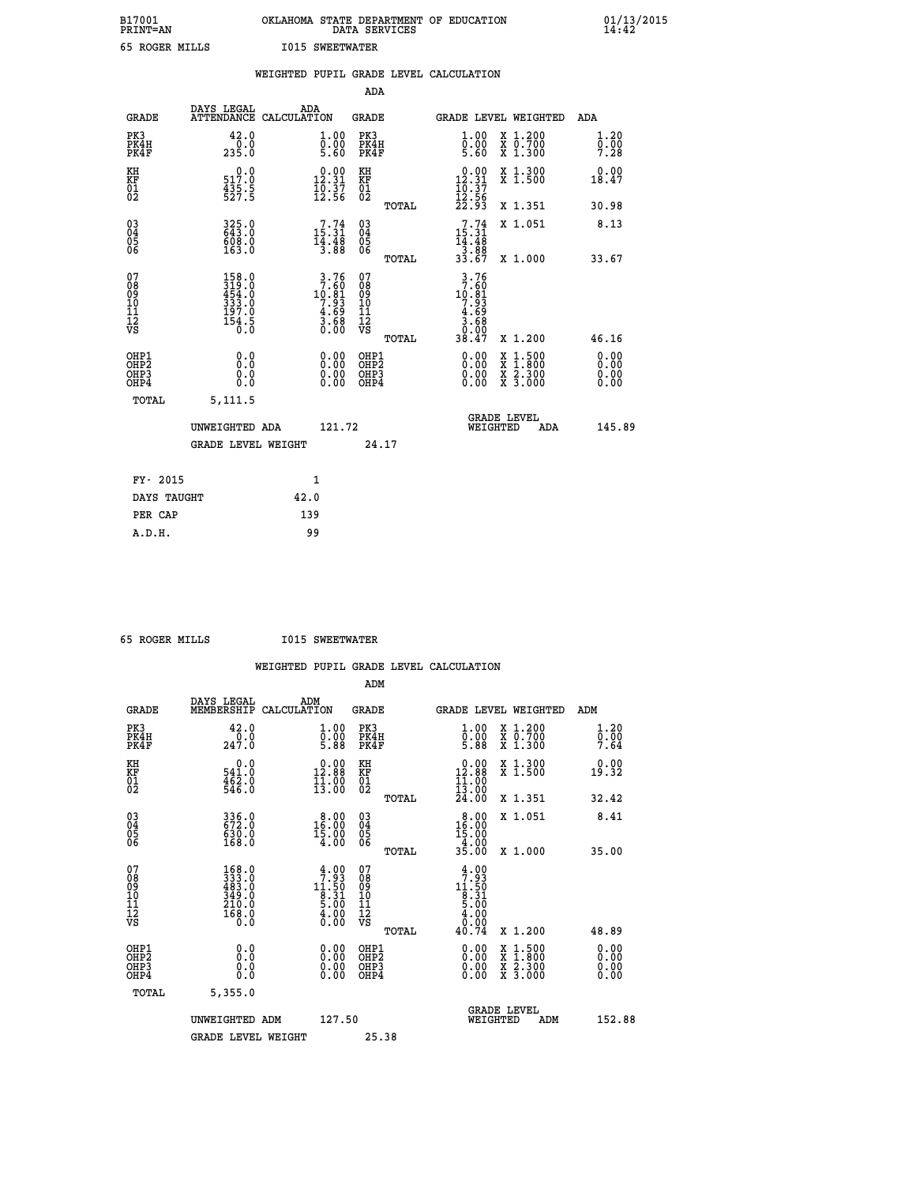B17001 OKLAHOMA STATE DEPARTMENT OF EDUCATION 01/13/2015
PRINT=AN DATA SERVICES 14:42

65 ROGER MILLS I015 SWEETWATER

## WEIGHTED PUPIL GRADE LEVEL CALCULATION

### ADA

| GRADE | DAYS LEGAL ATTENDANCE | ADA CALCULATION | GRADE | | GRADE LEVEL | WEIGHTED | ADA |
|---|---|---|---|---|---|---|---|
| PK3 | 42.0 | 1.00 | PK3 | | 1.00 | X 1.200 | 1.20 |
| PK4H | 0.0 | 0.00 | PK4H | | 0.00 | X 0.700 | 0.00 |
| PK4F | 235.0 | 5.60 | PK4F | | 5.60 | X 1.300 | 7.28 |
| KH | 0.0 | 0.00 | KH | | 0.00 | X 1.300 | 0.00 |
| KF | 517.0 | 12.31 | KF | | 12.31 | X 1.500 | 18.47 |
| 01 | 435.5 | 10.37 | 01 | | 10.37 | | |
| 02 | 527.5 | 12.56 | 02 | | 12.56 | | |
| | | | | TOTAL | 22.93 | X 1.351 | 30.98 |
| 03 | 325.0 | 7.74 | 03 | | 7.74 | X 1.051 | 8.13 |
| 04 | 643.0 | 15.31 | 04 | | 15.31 | | |
| 05 | 608.0 | 14.48 | 05 | | 14.48 | | |
| 06 | 163.0 | 3.88 | 06 | | 3.88 | | |
| | | | | TOTAL | 33.67 | X 1.000 | 33.67 |
| 07 | 158.0 | 3.76 | 07 | | 3.76 | | |
| 08 | 319.0 | 7.60 | 08 | | 7.60 | | |
| 09 | 454.0 | 10.81 | 09 | | 10.81 | | |
| 10 | 333.0 | 7.93 | 10 | | 7.93 | | |
| 11 | 197.0 | 4.69 | 11 | | 4.69 | | |
| 12 | 154.5 | 3.68 | 12 | | 3.68 | | |
| VS | 0.0 | 0.00 | VS | | 0.00 | | |
| | | | | TOTAL | 38.47 | X 1.200 | 46.16 |
| OHP1 | 0.0 | 0.00 | OHP1 | | 0.00 | X 1.500 | 0.00 |
| OHP2 | 0.0 | 0.00 | OHP2 | | 0.00 | X 1.800 | 0.00 |
| OHP3 | 0.0 | 0.00 | OHP3 | | 0.00 | X 2.300 | 0.00 |
| OHP4 | 0.0 | 0.00 | OHP4 | | 0.00 | X 3.000 | 0.00 |
| TOTAL | 5,111.5 | | | | | | |

UNWEIGHTED ADA 121.72 — GRADE LEVEL WEIGHTED ADA 145.89

GRADE LEVEL WEIGHT 24.17

| FY- 2015 | 1 |
|---|---|
| DAYS TAUGHT | 42.0 |
| PER CAP | 139 |
| A.D.H. | 99 |

65 ROGER MILLS I015 SWEETWATER

## WEIGHTED PUPIL GRADE LEVEL CALCULATION

### ADM

| GRADE | DAYS LEGAL MEMBERSHIP | ADM CALCULATION | GRADE | | GRADE LEVEL | WEIGHTED | ADM |
|---|---|---|---|---|---|---|---|
| PK3 | 42.0 | 1.00 | PK3 | | 1.00 | X 1.200 | 1.20 |
| PK4H | 0.0 | 0.00 | PK4H | | 0.00 | X 0.700 | 0.00 |
| PK4F | 247.0 | 5.88 | PK4F | | 5.88 | X 1.300 | 7.64 |
| KH | 0.0 | 0.00 | KH | | 0.00 | X 1.300 | 0.00 |
| KF | 541.0 | 12.88 | KF | | 12.88 | X 1.500 | 19.32 |
| 01 | 462.0 | 11.00 | 01 | | 11.00 | | |
| 02 | 546.0 | 13.00 | 02 | | 13.00 | | |
| | | | | TOTAL | 24.00 | X 1.351 | 32.42 |
| 03 | 336.0 | 8.00 | 03 | | 8.00 | X 1.051 | 8.41 |
| 04 | 672.0 | 16.00 | 04 | | 16.00 | | |
| 05 | 630.0 | 15.00 | 05 | | 15.00 | | |
| 06 | 168.0 | 4.00 | 06 | | 4.00 | | |
| | | | | TOTAL | 35.00 | X 1.000 | 35.00 |
| 07 | 168.0 | 4.00 | 07 | | 4.00 | | |
| 08 | 333.0 | 7.93 | 08 | | 7.93 | | |
| 09 | 483.0 | 11.50 | 09 | | 11.50 | | |
| 10 | 349.0 | 8.31 | 10 | | 8.31 | | |
| 11 | 210.0 | 5.00 | 11 | | 5.00 | | |
| 12 | 168.0 | 4.00 | 12 | | 4.00 | | |
| VS | 0.0 | 0.00 | VS | | 0.00 | | |
| | | | | TOTAL | 40.74 | X 1.200 | 48.89 |
| OHP1 | 0.0 | 0.00 | OHP1 | | 0.00 | X 1.500 | 0.00 |
| OHP2 | 0.0 | 0.00 | OHP2 | | 0.00 | X 1.800 | 0.00 |
| OHP3 | 0.0 | 0.00 | OHP3 | | 0.00 | X 2.300 | 0.00 |
| OHP4 | 0.0 | 0.00 | OHP4 | | 0.00 | X 3.000 | 0.00 |
| TOTAL | 5,355.0 | | | | | | |

UNWEIGHTED ADM 127.50 — GRADE LEVEL WEIGHTED ADM 152.88

GRADE LEVEL WEIGHT 25.38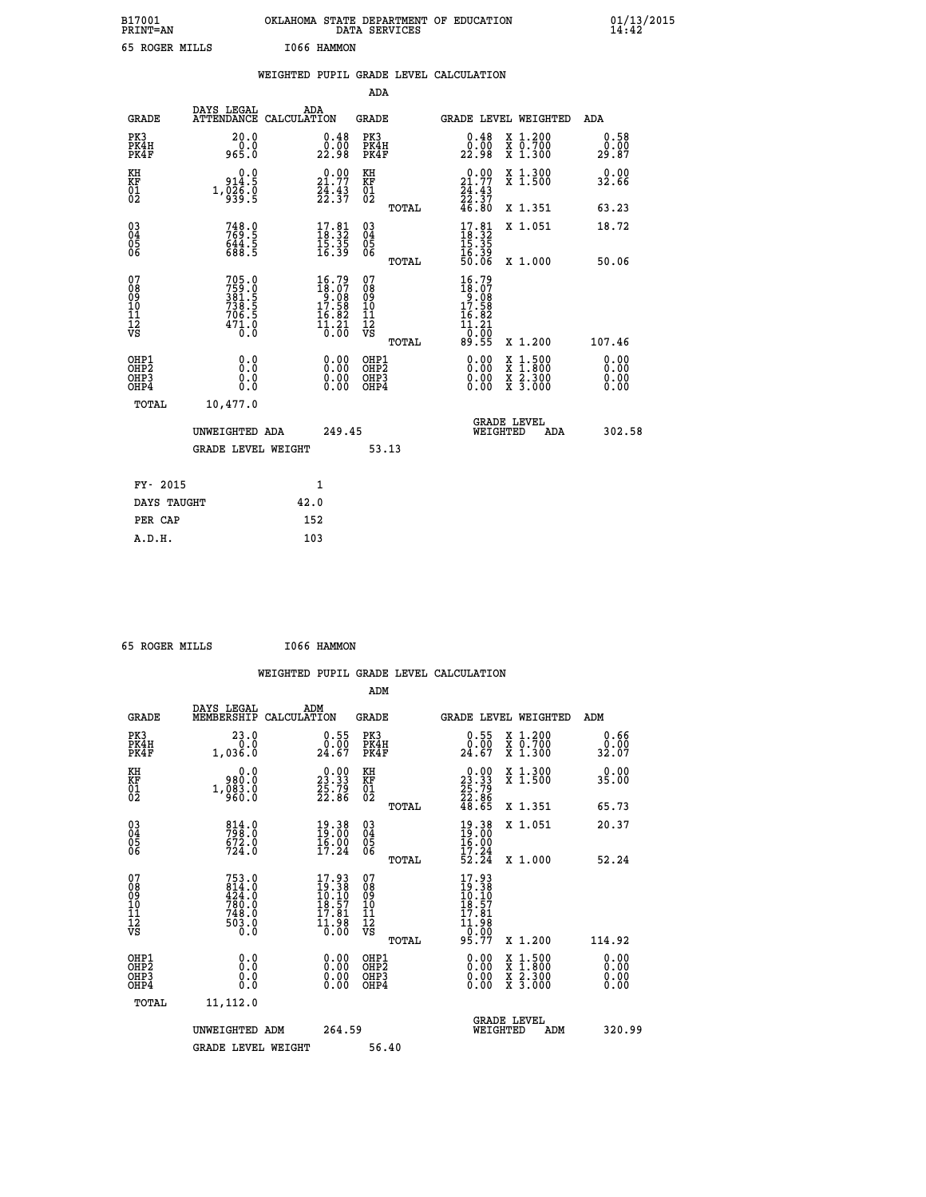B17001 OKLAHOMA STATE DEPARTMENT OF EDUCATION 01/13/2015
PRINT=AN DATA SERVICES 14:42

65 ROGER MILLS I066 HAMMON

## WEIGHTED PUPIL GRADE LEVEL CALCULATION

### ADA

| GRADE | DAYS LEGAL ATTENDANCE | ADA CALCULATION | GRADE | | GRADE LEVEL | WEIGHTED | ADA |
|---|---|---|---|---|---|---|---|
| PK3 | 20.0 | 0.48 | PK3 | | 0.48 | X 1.200 | 0.58 |
| PK4H | 0.0 | 0.00 | PK4H | | 0.00 | X 0.700 | 0.00 |
| PK4F | 965.0 | 22.98 | PK4F | | 22.98 | X 1.300 | 29.87 |
| KH | 0.0 | 0.00 | KH | | 0.00 | X 1.300 | 0.00 |
| KF | 914.5 | 21.77 | KF | | 21.77 | X 1.500 | 32.66 |
| 01 | 1,026.0 | 24.43 | 01 | | 24.43 | | |
| 02 | 939.5 | 22.37 | 02 | | 22.37 | | |
| | | | | TOTAL | 46.80 | X 1.351 | 63.23 |
| 03 | 748.0 | 17.81 | 03 | | 17.81 | X 1.051 | 18.72 |
| 04 | 769.5 | 18.32 | 04 | | 18.32 | | |
| 05 | 644.5 | 15.35 | 05 | | 15.35 | | |
| 06 | 688.5 | 16.39 | 06 | | 16.39 | | |
| | | | | TOTAL | 50.06 | X 1.000 | 50.06 |
| 07 | 705.0 | 16.79 | 07 | | 16.79 | | |
| 08 | 759.0 | 18.07 | 08 | | 18.07 | | |
| 09 | 381.5 | 9.08 | 09 | | 9.08 | | |
| 10 | 738.5 | 17.58 | 10 | | 17.58 | | |
| 11 | 706.5 | 16.82 | 11 | | 16.82 | | |
| 12 | 471.0 | 11.21 | 12 | | 11.21 | | |
| VS | 0.0 | 0.00 | VS | | 0.00 | | |
| | | | | TOTAL | 89.55 | X 1.200 | 107.46 |
| OHP1 | 0.0 | 0.00 | OHP1 | | 0.00 | X 1.500 | 0.00 |
| OHP2 | 0.0 | 0.00 | OHP2 | | 0.00 | X 1.800 | 0.00 |
| OHP3 | 0.0 | 0.00 | OHP3 | | 0.00 | X 2.300 | 0.00 |
| OHP4 | 0.0 | 0.00 | OHP4 | | 0.00 | X 3.000 | 0.00 |
| TOTAL | 10,477.0 | | | | | | |

UNWEIGHTED ADA 249.45 GRADE LEVEL WEIGHTED ADA 302.58

GRADE LEVEL WEIGHT 53.13

| FY- 2015 | 1 |
|---|---|
| DAYS TAUGHT | 42.0 |
| PER CAP | 152 |
| A.D.H. | 103 |

65 ROGER MILLS I066 HAMMON

## WEIGHTED PUPIL GRADE LEVEL CALCULATION

### ADM

| GRADE | DAYS LEGAL MEMBERSHIP | ADM CALCULATION | GRADE | | GRADE LEVEL | WEIGHTED | ADM |
|---|---|---|---|---|---|---|---|
| PK3 | 23.0 | 0.55 | PK3 | | 0.55 | X 1.200 | 0.66 |
| PK4H | 0.0 | 0.00 | PK4H | | 0.00 | X 0.700 | 0.00 |
| PK4F | 1,036.0 | 24.67 | PK4F | | 24.67 | X 1.300 | 32.07 |
| KH | 0.0 | 0.00 | KH | | 0.00 | X 1.300 | 0.00 |
| KF | 980.0 | 23.33 | KF | | 23.33 | X 1.500 | 35.00 |
| 01 | 1,083.0 | 25.79 | 01 | | 25.79 | | |
| 02 | 960.0 | 22.86 | 02 | | 22.86 | | |
| | | | | TOTAL | 48.65 | X 1.351 | 65.73 |
| 03 | 814.0 | 19.38 | 03 | | 19.38 | X 1.051 | 20.37 |
| 04 | 798.0 | 19.00 | 04 | | 19.00 | | |
| 05 | 672.0 | 16.00 | 05 | | 16.00 | | |
| 06 | 724.0 | 17.24 | 06 | | 17.24 | | |
| | | | | TOTAL | 52.24 | X 1.000 | 52.24 |
| 07 | 753.0 | 17.93 | 07 | | 17.93 | | |
| 08 | 814.0 | 19.38 | 08 | | 19.38 | | |
| 09 | 424.0 | 10.10 | 09 | | 10.10 | | |
| 10 | 780.0 | 18.57 | 10 | | 18.57 | | |
| 11 | 748.0 | 17.81 | 11 | | 17.81 | | |
| 12 | 503.0 | 11.98 | 12 | | 11.98 | | |
| VS | 0.0 | 0.00 | VS | | 0.00 | | |
| | | | | TOTAL | 95.77 | X 1.200 | 114.92 |
| OHP1 | 0.0 | 0.00 | OHP1 | | 0.00 | X 1.500 | 0.00 |
| OHP2 | 0.0 | 0.00 | OHP2 | | 0.00 | X 1.800 | 0.00 |
| OHP3 | 0.0 | 0.00 | OHP3 | | 0.00 | X 2.300 | 0.00 |
| OHP4 | 0.0 | 0.00 | OHP4 | | 0.00 | X 3.000 | 0.00 |
| TOTAL | 11,112.0 | | | | | | |

UNWEIGHTED ADM 264.59 GRADE LEVEL WEIGHTED ADM 320.99

GRADE LEVEL WEIGHT 56.40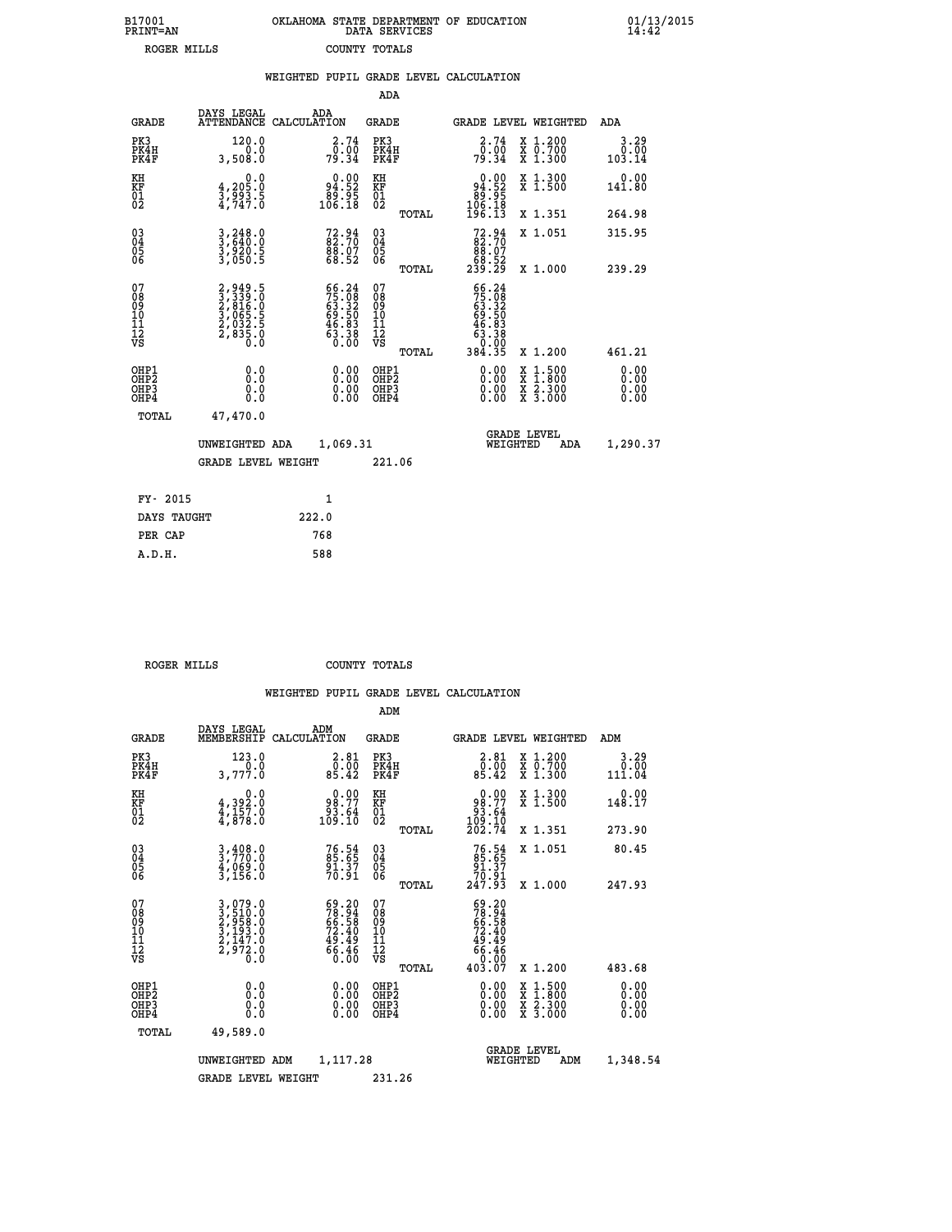B17001
PRINT=AN

OKLAHOMA STATE DEPARTMENT OF EDUCATION
DATA SERVICES

01/13/2015
14:42

ROGER MILLS    COUNTY TOTALS

## WEIGHTED PUPIL GRADE LEVEL CALCULATION

### ADA

| GRADE | DAYS LEGAL ATTENDANCE | ADA CALCULATION | GRADE | GRADE LEVEL | WEIGHTED | ADA |
|---|---|---|---|---|---|---|
| PK3 | 120.0 | 2.74 | PK3 | 2.74 | X 1.200 | 3.29 |
| PK4H | 0.0 | 0.00 | PK4H | 0.00 | X 0.700 | 0.00 |
| PK4F | 3,508.0 | 79.34 | PK4F | 79.34 | X 1.300 | 103.14 |
| KH | 0.0 | 0.00 | KH | 0.00 | X 1.300 | 0.00 |
| KF | 4,205.0 | 94.52 | KF | 94.52 | X 1.500 | 141.80 |
| 01 | 3,993.5 | 89.95 | 01 | 89.95 | | |
| 02 | 4,747.0 | 106.18 | 02 | 106.18 | | |
| | | | TOTAL | 196.13 | X 1.351 | 264.98 |
| 03 | 3,248.0 | 72.94 | 03 | 72.94 | X 1.051 | 315.95 |
| 04 | 3,640.0 | 82.70 | 04 | 82.70 | | |
| 05 | 3,920.5 | 88.07 | 05 | 88.07 | | |
| 06 | 3,050.5 | 68.52 | 06 | 68.52 | | |
| | | | TOTAL | 239.29 | X 1.000 | 239.29 |
| 07 | 2,949.5 | 66.24 | 07 | 66.24 | | |
| 08 | 3,339.0 | 75.08 | 08 | 75.08 | | |
| 09 | 2,816.0 | 63.32 | 09 | 63.32 | | |
| 10 | 3,065.5 | 69.50 | 10 | 69.50 | | |
| 11 | 2,032.5 | 46.83 | 11 | 46.83 | | |
| 12 | 2,835.0 | 63.38 | 12 | 63.38 | | |
| VS | 0.0 | 0.00 | VS | 0.00 | | |
| | | | TOTAL | 384.35 | X 1.200 | 461.21 |
| OHP1 | 0.0 | 0.00 | OHP1 | 0.00 | X 1.500 | 0.00 |
| OHP2 | 0.0 | 0.00 | OHP2 | 0.00 | X 1.800 | 0.00 |
| OHP3 | 0.0 | 0.00 | OHP3 | 0.00 | X 2.300 | 0.00 |
| OHP4 | 0.0 | 0.00 | OHP4 | 0.00 | X 3.000 | 0.00 |
| TOTAL | 47,470.0 | | | | | |

UNWEIGHTED ADA 1,069.31    GRADE LEVEL WEIGHTED ADA 1,290.37

GRADE LEVEL WEIGHT 221.06

| FY- 2015 | 1 |
|---|---|
| DAYS TAUGHT | 222.0 |
| PER CAP | 768 |
| A.D.H. | 588 |

ROGER MILLS    COUNTY TOTALS

## WEIGHTED PUPIL GRADE LEVEL CALCULATION

### ADM

| GRADE | DAYS LEGAL MEMBERSHIP | ADM CALCULATION | GRADE | GRADE LEVEL | WEIGHTED | ADM |
|---|---|---|---|---|---|---|
| PK3 | 123.0 | 2.81 | PK3 | 2.81 | X 1.200 | 3.29 |
| PK4H | 0.0 | 0.00 | PK4H | 0.00 | X 0.700 | 0.00 |
| PK4F | 3,777.0 | 85.42 | PK4F | 85.42 | X 1.300 | 111.04 |
| KH | 0.0 | 0.00 | KH | 0.00 | X 1.300 | 0.00 |
| KF | 4,392.0 | 98.77 | KF | 98.77 | X 1.500 | 148.17 |
| 01 | 4,157.0 | 93.64 | 01 | 93.64 | | |
| 02 | 4,878.0 | 109.10 | 02 | 109.10 | | |
| | | | TOTAL | 202.74 | X 1.351 | 273.90 |
| 03 | 3,408.0 | 76.54 | 03 | 76.54 | X 1.051 | 80.45 |
| 04 | 3,770.0 | 85.65 | 04 | 85.65 | | |
| 05 | 4,069.0 | 91.37 | 05 | 91.37 | | |
| 06 | 3,156.0 | 70.91 | 06 | 70.91 | | |
| | | | TOTAL | 247.93 | X 1.000 | 247.93 |
| 07 | 3,079.0 | 69.20 | 07 | 69.20 | | |
| 08 | 3,510.0 | 78.94 | 08 | 78.94 | | |
| 09 | 2,958.0 | 66.58 | 09 | 66.58 | | |
| 10 | 3,193.0 | 72.40 | 10 | 72.40 | | |
| 11 | 2,147.0 | 49.49 | 11 | 49.49 | | |
| 12 | 2,972.0 | 66.46 | 12 | 66.46 | | |
| VS | 0.0 | 0.00 | VS | 0.00 | | |
| | | | TOTAL | 403.07 | X 1.200 | 483.68 |
| OHP1 | 0.0 | 0.00 | OHP1 | 0.00 | X 1.500 | 0.00 |
| OHP2 | 0.0 | 0.00 | OHP2 | 0.00 | X 1.800 | 0.00 |
| OHP3 | 0.0 | 0.00 | OHP3 | 0.00 | X 2.300 | 0.00 |
| OHP4 | 0.0 | 0.00 | OHP4 | 0.00 | X 3.000 | 0.00 |
| TOTAL | 49,589.0 | | | | | |

UNWEIGHTED ADM 1,117.28    GRADE LEVEL WEIGHTED ADM 1,348.54

GRADE LEVEL WEIGHT 231.26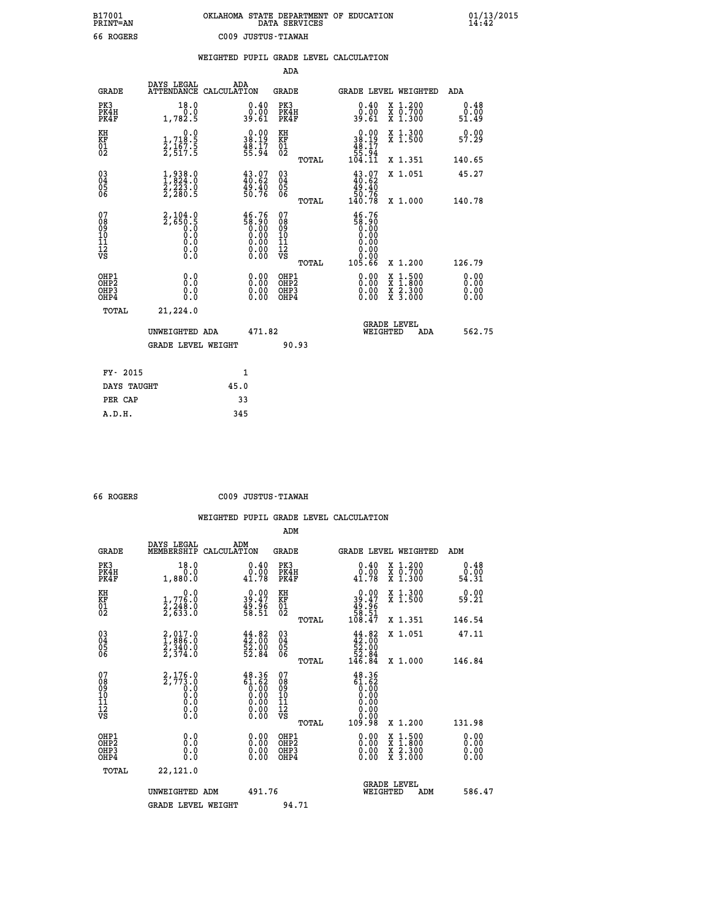B17001 PRINT=AN — OKLAHOMA STATE DEPARTMENT OF EDUCATION DATA SERVICES — 01/13/2015 14:42

66 ROGERS — C009 JUSTUS-TIAWAH

## WEIGHTED PUPIL GRADE LEVEL CALCULATION

### ADA

| GRADE | DAYS LEGAL ATTENDANCE | ADA CALCULATION | GRADE | GRADE LEVEL | WEIGHTED | ADA |
|---|---|---|---|---|---|---|
| PK3 | 18.0 | 0.40 | PK3 | 0.40 | X 1.200 | 0.48 |
| PK4H | 0.0 | 0.00 | PK4H | 0.00 | X 0.700 | 0.00 |
| PK4F | 1,782.5 | 39.61 | PK4F | 39.61 | X 1.300 | 51.49 |
| KH | 0.0 | 0.00 | KH | 0.00 | X 1.300 | 0.00 |
| KF | 1,718.5 | 38.19 | KF | 38.19 | X 1.500 | 57.29 |
| 01 | 2,167.5 | 48.17 | 01 | 48.17 | | |
| 02 | 2,517.5 | 55.94 | 02 | 55.94 | | |
| | | | TOTAL | 104.11 | X 1.351 | 140.65 |
| 03 | 1,938.0 | 43.07 | 03 | 43.07 | X 1.051 | 45.27 |
| 04 | 1,824.0 | 40.62 | 04 | 40.62 | | |
| 05 | 2,223.0 | 49.40 | 05 | 49.40 | | |
| 06 | 2,280.5 | 50.76 | 06 | 50.76 | | |
| | | | TOTAL | 140.78 | X 1.000 | 140.78 |
| 07 | 2,104.0 | 46.76 | 07 | 46.76 | | |
| 08 | 2,650.5 | 58.90 | 08 | 58.90 | | |
| 09 | 0.0 | 0.00 | 09 | 0.00 | | |
| 10 | 0.0 | 0.00 | 10 | 0.00 | | |
| 11 | 0.0 | 0.00 | 11 | 0.00 | | |
| 12 | 0.0 | 0.00 | 12 | 0.00 | | |
| VS | 0.0 | 0.00 | VS | 0.00 | | |
| | | | TOTAL | 105.66 | X 1.200 | 126.79 |
| OHP1 | 0.0 | 0.00 | OHP1 | 0.00 | X 1.500 | 0.00 |
| OHP2 | 0.0 | 0.00 | OHP2 | 0.00 | X 1.800 | 0.00 |
| OHP3 | 0.0 | 0.00 | OHP3 | 0.00 | X 2.300 | 0.00 |
| OHP4 | 0.0 | 0.00 | OHP4 | 0.00 | X 3.000 | 0.00 |
| TOTAL | 21,224.0 | | | | | |

UNWEIGHTED ADA 471.82 — GRADE LEVEL WEIGHTED ADA 562.75

GRADE LEVEL WEIGHT 90.93

| | |
|---|---|
| FY- 2015 | 1 |
| DAYS TAUGHT | 45.0 |
| PER CAP | 33 |
| A.D.H. | 345 |

66 ROGERS — C009 JUSTUS-TIAWAH

## WEIGHTED PUPIL GRADE LEVEL CALCULATION

### ADM

| GRADE | DAYS LEGAL MEMBERSHIP | ADM CALCULATION | GRADE | GRADE LEVEL | WEIGHTED | ADM |
|---|---|---|---|---|---|---|
| PK3 | 18.0 | 0.40 | PK3 | 0.40 | X 1.200 | 0.48 |
| PK4H | 0.0 | 0.00 | PK4H | 0.00 | X 0.700 | 0.00 |
| PK4F | 1,880.0 | 41.78 | PK4F | 41.78 | X 1.300 | 54.31 |
| KH | 0.0 | 0.00 | KH | 0.00 | X 1.300 | 0.00 |
| KF | 1,776.0 | 39.47 | KF | 39.47 | X 1.500 | 59.21 |
| 01 | 2,248.0 | 49.96 | 01 | 49.96 | | |
| 02 | 2,633.0 | 58.51 | 02 | 58.51 | | |
| | | | TOTAL | 108.47 | X 1.351 | 146.54 |
| 03 | 2,017.0 | 44.82 | 03 | 44.82 | X 1.051 | 47.11 |
| 04 | 1,886.0 | 42.00 | 04 | 42.00 | | |
| 05 | 2,340.0 | 52.00 | 05 | 52.00 | | |
| 06 | 2,374.0 | 52.84 | 06 | 52.84 | | |
| | | | TOTAL | 146.84 | X 1.000 | 146.84 |
| 07 | 2,176.0 | 48.36 | 07 | 48.36 | | |
| 08 | 2,773.0 | 61.62 | 08 | 61.62 | | |
| 09 | 0.0 | 0.00 | 09 | 0.00 | | |
| 10 | 0.0 | 0.00 | 10 | 0.00 | | |
| 11 | 0.0 | 0.00 | 11 | 0.00 | | |
| 12 | 0.0 | 0.00 | 12 | 0.00 | | |
| VS | 0.0 | 0.00 | VS | 0.00 | | |
| | | | TOTAL | 109.98 | X 1.200 | 131.98 |
| OHP1 | 0.0 | 0.00 | OHP1 | 0.00 | X 1.500 | 0.00 |
| OHP2 | 0.0 | 0.00 | OHP2 | 0.00 | X 1.800 | 0.00 |
| OHP3 | 0.0 | 0.00 | OHP3 | 0.00 | X 2.300 | 0.00 |
| OHP4 | 0.0 | 0.00 | OHP4 | 0.00 | X 3.000 | 0.00 |
| TOTAL | 22,121.0 | | | | | |

UNWEIGHTED ADM 491.76 — GRADE LEVEL WEIGHTED ADM 586.47

GRADE LEVEL WEIGHT 94.71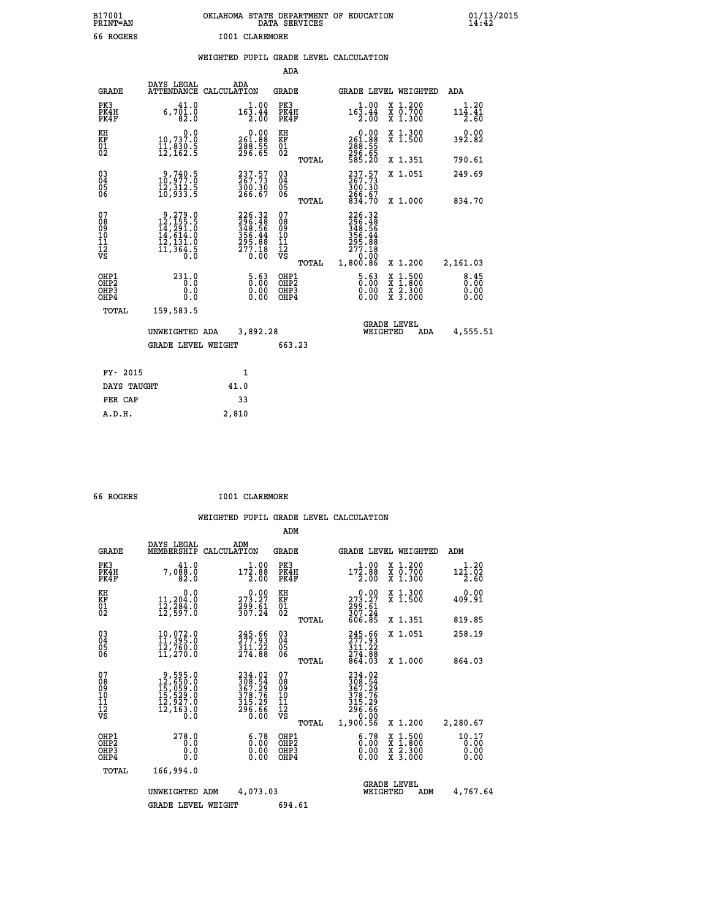B17001 OKLAHOMA STATE DEPARTMENT OF EDUCATION 01/13/2015
PRINT=AN DATA SERVICES 14:42

66 ROGERS I001 CLAREMORE

WEIGHTED PUPIL GRADE LEVEL CALCULATION

ADA

| GRADE | DAYS LEGAL ATTENDANCE | ADA CALCULATION | GRADE | | GRADE LEVEL | WEIGHTED | ADA |
|---|---|---|---|---|---|---|---|
| PK3 | 41.0 | 1.00 | PK3 | | 1.00 | X 1.200 | 1.20 |
| PK4H | 6,701.0 | 163.44 | PK4H | | 163.44 | X 0.700 | 114.41 |
| PK4F | 82.0 | 2.00 | PK4F | | 2.00 | X 1.300 | 2.60 |
| KH | 0.0 | 0.00 | KH | | 0.00 | X 1.300 | 0.00 |
| KF | 10,737.0 | 261.88 | KF | | 261.88 | X 1.500 | 392.82 |
| 01 | 11,830.5 | 288.55 | 01 | | 288.55 | | |
| 02 | 12,162.5 | 296.65 | 02 | | 296.65 | | |
| | | | | TOTAL | 585.20 | X 1.351 | 790.61 |
| 03 | 9,740.5 | 237.57 | 03 | | 237.57 | X 1.051 | 249.69 |
| 04 | 10,977.0 | 267.73 | 04 | | 267.73 | | |
| 05 | 12,312.5 | 300.30 | 05 | | 300.30 | | |
| 06 | 10,933.5 | 266.67 | 06 | | 266.67 | | |
| | | | | TOTAL | 834.70 | X 1.000 | 834.70 |
| 07 | 9,279.0 | 226.32 | 07 | | 226.32 | | |
| 08 | 12,155.5 | 296.48 | 08 | | 296.48 | | |
| 09 | 14,291.0 | 348.56 | 09 | | 348.56 | | |
| 10 | 14,614.0 | 356.44 | 10 | | 356.44 | | |
| 11 | 12,131.0 | 295.88 | 11 | | 295.88 | | |
| 12 | 11,364.5 | 277.18 | 12 | | 277.18 | | |
| VS | 0.0 | 0.00 | VS | | 0.00 | | |
| | | | | TOTAL | 1,800.86 | X 1.200 | 2,161.03 |
| OHP1 | 231.0 | 5.63 | OHP1 | | 5.63 | X 1.500 | 8.45 |
| OHP2 | 0.0 | 0.00 | OHP2 | | 0.00 | X 1.800 | 0.00 |
| OHP3 | 0.0 | 0.00 | OHP3 | | 0.00 | X 2.300 | 0.00 |
| OHP4 | 0.0 | 0.00 | OHP4 | | 0.00 | X 3.000 | 0.00 |
| TOTAL | 159,583.5 | | | | | | |

UNWEIGHTED ADA 3,892.28 GRADE LEVEL WEIGHTED ADA 4,555.51

GRADE LEVEL WEIGHT 663.23

| FY- 2015 | 1 |
|---|---|
| DAYS TAUGHT | 41.0 |
| PER CAP | 33 |
| A.D.H. | 2,810 |

66 ROGERS I001 CLAREMORE

WEIGHTED PUPIL GRADE LEVEL CALCULATION

ADM

| GRADE | DAYS LEGAL MEMBERSHIP | ADM CALCULATION | GRADE | | GRADE LEVEL | WEIGHTED | ADM |
|---|---|---|---|---|---|---|---|
| PK3 | 41.0 | 1.00 | PK3 | | 1.00 | X 1.200 | 1.20 |
| PK4H | 7,088.0 | 172.88 | PK4H | | 172.88 | X 0.700 | 121.02 |
| PK4F | 82.0 | 2.00 | PK4F | | 2.00 | X 1.300 | 2.60 |
| KH | 0.0 | 0.00 | KH | | 0.00 | X 1.300 | 0.00 |
| KF | 11,204.0 | 273.27 | KF | | 273.27 | X 1.500 | 409.91 |
| 01 | 12,284.0 | 299.61 | 01 | | 299.61 | | |
| 02 | 12,597.0 | 307.24 | 02 | | 307.24 | | |
| | | | | TOTAL | 606.85 | X 1.351 | 819.85 |
| 03 | 10,072.0 | 245.66 | 03 | | 245.66 | X 1.051 | 258.19 |
| 04 | 11,395.0 | 277.93 | 04 | | 277.93 | | |
| 05 | 12,760.0 | 311.22 | 05 | | 311.22 | | |
| 06 | 11,270.0 | 274.88 | 06 | | 274.88 | | |
| | | | | TOTAL | 864.03 | X 1.000 | 864.03 |
| 07 | 9,595.0 | 234.02 | 07 | | 234.02 | | |
| 08 | 12,650.0 | 308.54 | 08 | | 308.54 | | |
| 09 | 15,059.0 | 367.29 | 09 | | 367.29 | | |
| 10 | 15,529.0 | 378.76 | 10 | | 378.76 | | |
| 11 | 12,927.0 | 315.29 | 11 | | 315.29 | | |
| 12 | 12,163.0 | 296.66 | 12 | | 296.66 | | |
| VS | 0.0 | 0.00 | VS | | 0.00 | | |
| | | | | TOTAL | 1,900.56 | X 1.200 | 2,280.67 |
| OHP1 | 278.0 | 6.78 | OHP1 | | 6.78 | X 1.500 | 10.17 |
| OHP2 | 0.0 | 0.00 | OHP2 | | 0.00 | X 1.800 | 0.00 |
| OHP3 | 0.0 | 0.00 | OHP3 | | 0.00 | X 2.300 | 0.00 |
| OHP4 | 0.0 | 0.00 | OHP4 | | 0.00 | X 3.000 | 0.00 |
| TOTAL | 166,994.0 | | | | | | |

UNWEIGHTED ADM 4,073.03 GRADE LEVEL WEIGHTED ADM 4,767.64

GRADE LEVEL WEIGHT 694.61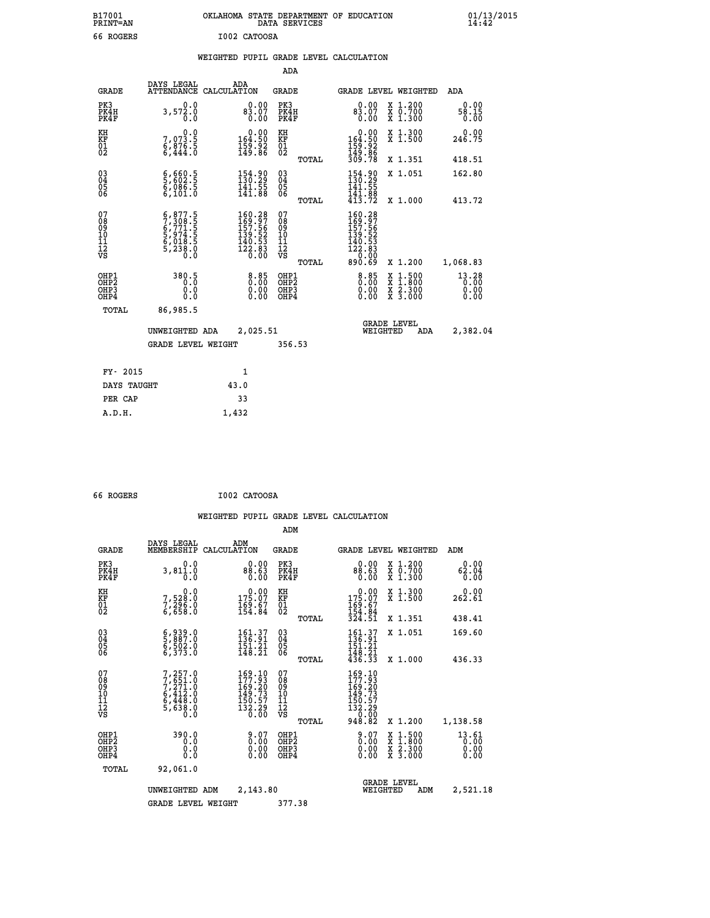B17001 OKLAHOMA STATE DEPARTMENT OF EDUCATION 01/13/2015
PRINT=AN DATA SERVICES 14:42

66 ROGERS I002 CATOOSA

WEIGHTED PUPIL GRADE LEVEL CALCULATION

ADA

| GRADE | DAYS LEGAL ATTENDANCE | ADA CALCULATION | GRADE | | GRADE LEVEL | WEIGHTED | ADA |
|---|---|---|---|---|---|---|---|
| PK3 | 0.0 | 0.00 | PK3 | | 0.00 | X 1.200 | 0.00 |
| PK4H | 3,572.0 | 83.07 | PK4H | | 83.07 | X 0.700 | 58.15 |
| PK4F | 0.0 | 0.00 | PK4F | | 0.00 | X 1.300 | 0.00 |
| KH | 0.0 | 0.00 | KH | | 0.00 | X 1.300 | 0.00 |
| KF | 7,073.5 | 164.50 | KF | | 164.50 | X 1.500 | 246.75 |
| 01 | 6,876.5 | 159.92 | 01 | | 159.92 | | |
| 02 | 6,444.0 | 149.86 | 02 | | 149.86 | | |
| | | | | TOTAL | 309.78 | X 1.351 | 418.51 |
| 03 | 6,660.5 | 154.90 | 03 | | 154.90 | X 1.051 | 162.80 |
| 04 | 5,602.5 | 130.29 | 04 | | 130.29 | | |
| 05 | 6,086.5 | 141.55 | 05 | | 141.55 | | |
| 06 | 6,101.0 | 141.88 | 06 | | 141.88 | | |
| | | | | TOTAL | 413.72 | X 1.000 | 413.72 |
| 07 | 6,877.5 | 160.28 | 07 | | 160.28 | | |
| 08 | 7,308.5 | 169.97 | 08 | | 169.97 | | |
| 09 | 6,771.5 | 157.56 | 09 | | 157.56 | | |
| 10 | 5,974.5 | 139.52 | 10 | | 139.52 | | |
| 11 | 6,018.5 | 140.53 | 11 | | 140.53 | | |
| 12 | 5,238.0 | 122.83 | 12 | | 122.83 | | |
| VS | 0.0 | 0.00 | VS | | 0.00 | | |
| | | | | TOTAL | 890.69 | X 1.200 | 1,068.83 |
| OHP1 | 380.5 | 8.85 | OHP1 | | 8.85 | X 1.500 | 13.28 |
| OHP2 | 0.0 | 0.00 | OHP2 | | 0.00 | X 1.800 | 0.00 |
| OHP3 | 0.0 | 0.00 | OHP3 | | 0.00 | X 2.300 | 0.00 |
| OHP4 | 0.0 | 0.00 | OHP4 | | 0.00 | X 3.000 | 0.00 |
| TOTAL | 86,985.5 | | | | | | |

UNWEIGHTED ADA 2,025.51 GRADE LEVEL WEIGHTED ADA 2,382.04

GRADE LEVEL WEIGHT 356.53

| FY- 2015 | 1 |
|---|---|
| DAYS TAUGHT | 43.0 |
| PER CAP | 33 |
| A.D.H. | 1,432 |

66 ROGERS I002 CATOOSA

WEIGHTED PUPIL GRADE LEVEL CALCULATION

ADM

| GRADE | DAYS LEGAL MEMBERSHIP | ADM CALCULATION | GRADE | | GRADE LEVEL | WEIGHTED | ADM |
|---|---|---|---|---|---|---|---|
| PK3 | 0.0 | 0.00 | PK3 | | 0.00 | X 1.200 | 0.00 |
| PK4H | 3,811.0 | 88.63 | PK4H | | 88.63 | X 0.700 | 62.04 |
| PK4F | 0.0 | 0.00 | PK4F | | 0.00 | X 1.300 | 0.00 |
| KH | 0.0 | 0.00 | KH | | 0.00 | X 1.300 | 0.00 |
| KF | 7,528.0 | 175.07 | KF | | 175.07 | X 1.500 | 262.61 |
| 01 | 7,296.0 | 169.67 | 01 | | 169.67 | | |
| 02 | 6,658.0 | 154.84 | 02 | | 154.84 | | |
| | | | | TOTAL | 324.51 | X 1.351 | 438.41 |
| 03 | 6,939.0 | 161.37 | 03 | | 161.37 | X 1.051 | 169.60 |
| 04 | 5,887.0 | 136.91 | 04 | | 136.91 | | |
| 05 | 6,502.0 | 151.21 | 05 | | 151.21 | | |
| 06 | 6,373.0 | 148.21 | 06 | | 148.21 | | |
| | | | | TOTAL | 436.33 | X 1.000 | 436.33 |
| 07 | 7,257.0 | 169.10 | 07 | | 169.10 | | |
| 08 | 7,651.0 | 177.93 | 08 | | 177.93 | | |
| 09 | 7,271.0 | 169.20 | 09 | | 169.20 | | |
| 10 | 6,412.0 | 149.73 | 10 | | 149.73 | | |
| 11 | 6,448.0 | 150.57 | 11 | | 150.57 | | |
| 12 | 5,638.0 | 132.29 | 12 | | 132.29 | | |
| VS | 0.0 | 0.00 | VS | | 0.00 | | |
| | | | | TOTAL | 948.82 | X 1.200 | 1,138.58 |
| OHP1 | 390.0 | 9.07 | OHP1 | | 9.07 | X 1.500 | 13.61 |
| OHP2 | 0.0 | 0.00 | OHP2 | | 0.00 | X 1.800 | 0.00 |
| OHP3 | 0.0 | 0.00 | OHP3 | | 0.00 | X 2.300 | 0.00 |
| OHP4 | 0.0 | 0.00 | OHP4 | | 0.00 | X 3.000 | 0.00 |
| TOTAL | 92,061.0 | | | | | | |

UNWEIGHTED ADM 2,143.80 GRADE LEVEL WEIGHTED ADM 2,521.18

GRADE LEVEL WEIGHT 377.38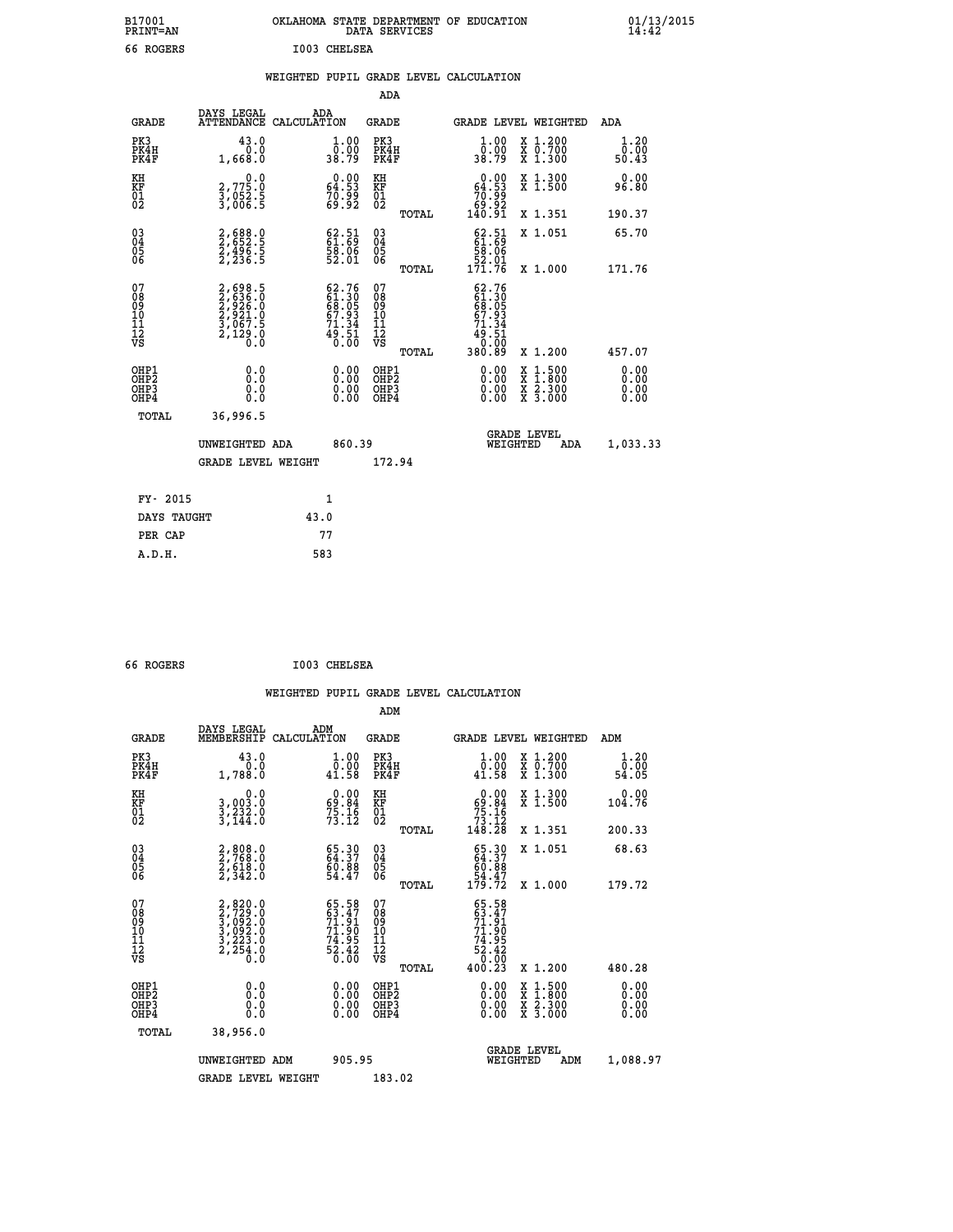B17001 OKLAHOMA STATE DEPARTMENT OF EDUCATION 01/13/2015
PRINT=AN DATA SERVICES 14:42
66 ROGERS I003 CHELSEA

## WEIGHTED PUPIL GRADE LEVEL CALCULATION

### ADA

| GRADE | DAYS LEGAL ATTENDANCE | ADA CALCULATION | GRADE | GRADE LEVEL | WEIGHTED | ADA |
|---|---|---|---|---|---|---|
| PK3 | 43.0 | 1.00 | PK3 | 1.00 | X 1.200 | 1.20 |
| PK4H | 0.0 | 0.00 | PK4H | 0.00 | X 0.700 | 0.00 |
| PK4F | 1,668.0 | 38.79 | PK4F | 38.79 | X 1.300 | 50.43 |
| KH | 0.0 | 0.00 | KH | 0.00 | X 1.300 | 0.00 |
| KF | 2,775.0 | 64.53 | KF | 64.53 | X 1.500 | 96.80 |
| 01 | 3,052.5 | 70.99 | 01 | 70.99 | | |
| 02 | 3,006.5 | 69.92 | 02 | 69.92 | | |
| | | | TOTAL | 140.91 | X 1.351 | 190.37 |
| 03 | 2,688.0 | 62.51 | 03 | 62.51 | X 1.051 | 65.70 |
| 04 | 2,652.5 | 61.69 | 04 | 61.69 | | |
| 05 | 2,496.5 | 58.06 | 05 | 58.06 | | |
| 06 | 2,236.5 | 52.01 | 06 | 52.01 | | |
| | | | TOTAL | 171.76 | X 1.000 | 171.76 |
| 07 | 2,698.5 | 62.76 | 07 | 62.76 | | |
| 08 | 2,636.0 | 61.30 | 08 | 61.30 | | |
| 09 | 2,926.0 | 68.05 | 09 | 68.05 | | |
| 10 | 2,921.0 | 67.93 | 10 | 67.93 | | |
| 11 | 3,067.5 | 71.34 | 11 | 71.34 | | |
| 12 | 2,129.0 | 49.51 | 12 | 49.51 | | |
| VS | 0.0 | 0.00 | VS | 0.00 | | |
| | | | TOTAL | 380.89 | X 1.200 | 457.07 |
| OHP1 | 0.0 | 0.00 | OHP1 | 0.00 | X 1.500 | 0.00 |
| OHP2 | 0.0 | 0.00 | OHP2 | 0.00 | X 1.800 | 0.00 |
| OHP3 | 0.0 | 0.00 | OHP3 | 0.00 | X 2.300 | 0.00 |
| OHP4 | 0.0 | 0.00 | OHP4 | 0.00 | X 3.000 | 0.00 |
| TOTAL | 36,996.5 | | | | | |

UNWEIGHTED ADA 860.39 &nbsp;&nbsp; GRADE LEVEL WEIGHTED ADA 1,033.33

GRADE LEVEL WEIGHT 172.94

| FY- 2015 | 1 |
|---|---|
| DAYS TAUGHT | 43.0 |
| PER CAP | 77 |
| A.D.H. | 583 |

66 ROGERS I003 CHELSEA

## WEIGHTED PUPIL GRADE LEVEL CALCULATION

### ADM

| GRADE | DAYS LEGAL MEMBERSHIP | ADM CALCULATION | GRADE | GRADE LEVEL | WEIGHTED | ADM |
|---|---|---|---|---|---|---|
| PK3 | 43.0 | 1.00 | PK3 | 1.00 | X 1.200 | 1.20 |
| PK4H | 0.0 | 0.00 | PK4H | 0.00 | X 0.700 | 0.00 |
| PK4F | 1,788.0 | 41.58 | PK4F | 41.58 | X 1.300 | 54.05 |
| KH | 0.0 | 0.00 | KH | 0.00 | X 1.300 | 0.00 |
| KF | 3,003.0 | 69.84 | KF | 69.84 | X 1.500 | 104.76 |
| 01 | 3,232.0 | 75.16 | 01 | 75.16 | | |
| 02 | 3,144.0 | 73.12 | 02 | 73.12 | | |
| | | | TOTAL | 148.28 | X 1.351 | 200.33 |
| 03 | 2,808.0 | 65.30 | 03 | 65.30 | X 1.051 | 68.63 |
| 04 | 2,768.0 | 64.37 | 04 | 64.37 | | |
| 05 | 2,618.0 | 60.88 | 05 | 60.88 | | |
| 06 | 2,342.0 | 54.47 | 06 | 54.47 | | |
| | | | TOTAL | 179.72 | X 1.000 | 179.72 |
| 07 | 2,820.0 | 65.58 | 07 | 65.58 | | |
| 08 | 2,729.0 | 63.47 | 08 | 63.47 | | |
| 09 | 3,092.0 | 71.91 | 09 | 71.91 | | |
| 10 | 3,092.0 | 71.90 | 10 | 71.90 | | |
| 11 | 3,223.0 | 74.95 | 11 | 74.95 | | |
| 12 | 2,254.0 | 52.42 | 12 | 52.42 | | |
| VS | 0.0 | 0.00 | VS | 0.00 | | |
| | | | TOTAL | 400.23 | X 1.200 | 480.28 |
| OHP1 | 0.0 | 0.00 | OHP1 | 0.00 | X 1.500 | 0.00 |
| OHP2 | 0.0 | 0.00 | OHP2 | 0.00 | X 1.800 | 0.00 |
| OHP3 | 0.0 | 0.00 | OHP3 | 0.00 | X 2.300 | 0.00 |
| OHP4 | 0.0 | 0.00 | OHP4 | 0.00 | X 3.000 | 0.00 |
| TOTAL | 38,956.0 | | | | | |

UNWEIGHTED ADM 905.95 &nbsp;&nbsp; GRADE LEVEL WEIGHTED ADM 1,088.97

GRADE LEVEL WEIGHT 183.02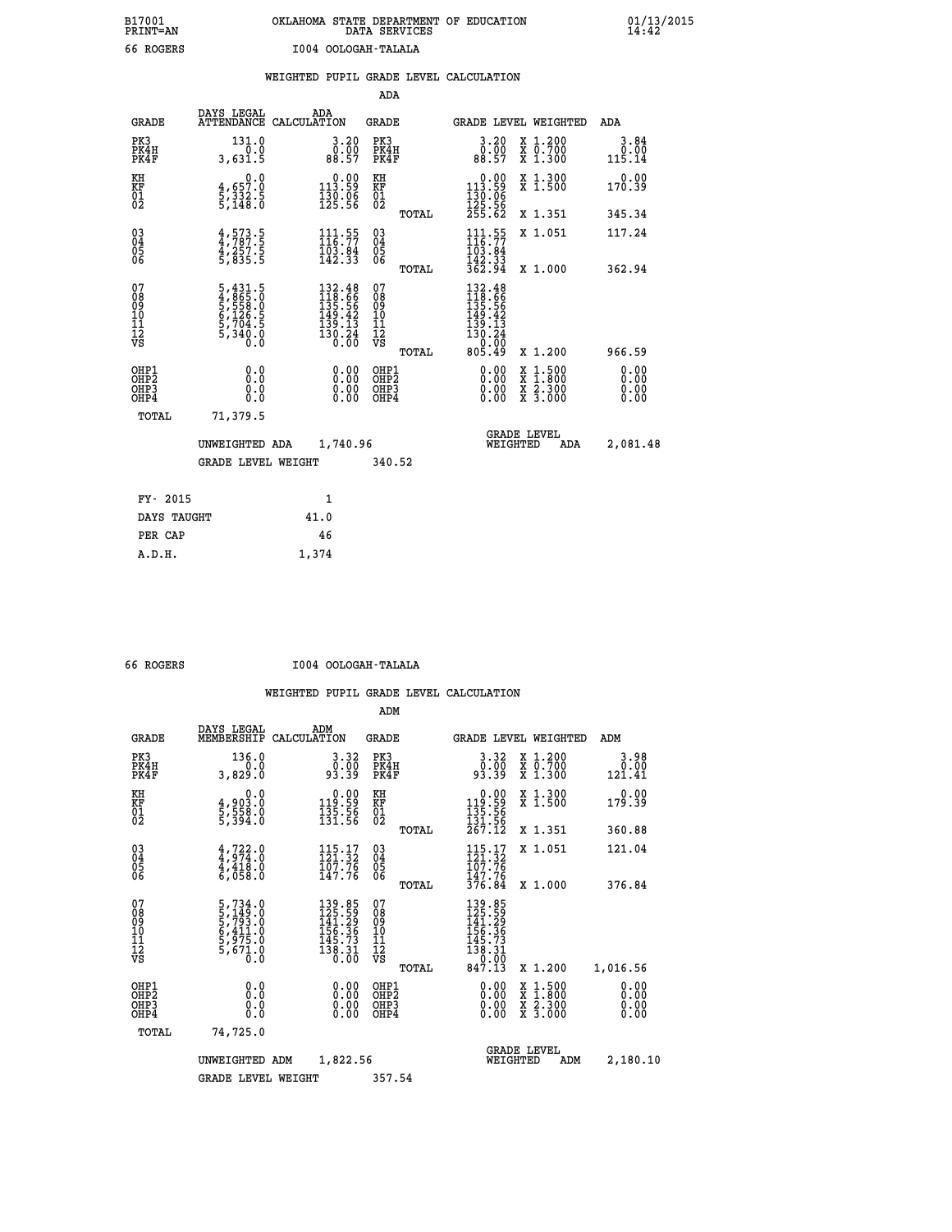B17001 OKLAHOMA STATE DEPARTMENT OF EDUCATION 01/13/2015
PRINT=AN DATA SERVICES 14:42

66 ROGERS I004 OOLOGAH-TALALA

## WEIGHTED PUPIL GRADE LEVEL CALCULATION

### ADA

| GRADE | DAYS LEGAL ATTENDANCE | ADA CALCULATION | GRADE | GRADE LEVEL | WEIGHTED | ADA |
|---|---|---|---|---|---|---|
| PK3 | 131.0 | 3.20 | PK3 | 3.20 | X 1.200 | 3.84 |
| PK4H | 0.0 | 0.00 | PK4H | 0.00 | X 0.700 | 0.00 |
| PK4F | 3,631.5 | 88.57 | PK4F | 88.57 | X 1.300 | 115.14 |
| KH | 0.0 | 0.00 | KH | 0.00 | X 1.300 | 0.00 |
| KF | 4,657.0 | 113.59 | KF | 113.59 | X 1.500 | 170.39 |
| 01 | 5,332.5 | 130.06 | 01 | 130.06 | | |
| 02 | 5,148.0 | 125.56 | 02 | 125.56 | | |
| | | | TOTAL | 255.62 | X 1.351 | 345.34 |
| 03 | 4,573.5 | 111.55 | 03 | 111.55 | X 1.051 | 117.24 |
| 04 | 4,787.5 | 116.77 | 04 | 116.77 | | |
| 05 | 4,257.5 | 103.84 | 05 | 103.84 | | |
| 06 | 5,835.5 | 142.33 | 06 | 142.33 | | |
| | | | TOTAL | 362.94 | X 1.000 | 362.94 |
| 07 | 5,431.5 | 132.48 | 07 | 132.48 | | |
| 08 | 4,865.0 | 118.66 | 08 | 118.66 | | |
| 09 | 5,558.0 | 135.56 | 09 | 135.56 | | |
| 10 | 6,126.5 | 149.42 | 10 | 149.42 | | |
| 11 | 5,704.5 | 139.13 | 11 | 139.13 | | |
| 12 | 5,340.0 | 130.24 | 12 | 130.24 | | |
| VS | 0.0 | 0.00 | VS | 0.00 | | |
| | | | TOTAL | 805.49 | X 1.200 | 966.59 |
| OHP1 | 0.0 | 0.00 | OHP1 | 0.00 | X 1.500 | 0.00 |
| OHP2 | 0.0 | 0.00 | OHP2 | 0.00 | X 1.800 | 0.00 |
| OHP3 | 0.0 | 0.00 | OHP3 | 0.00 | X 2.300 | 0.00 |
| OHP4 | 0.0 | 0.00 | OHP4 | 0.00 | X 3.000 | 0.00 |
| TOTAL | 71,379.5 | | | | | |

UNWEIGHTED ADA 1,740.96 GRADE LEVEL WEIGHTED ADA 2,081.48

GRADE LEVEL WEIGHT 340.52

| FY- 2015 | 1 |
|---|---|
| DAYS TAUGHT | 41.0 |
| PER CAP | 46 |
| A.D.H. | 1,374 |

66 ROGERS I004 OOLOGAH-TALALA

## WEIGHTED PUPIL GRADE LEVEL CALCULATION

### ADM

| GRADE | DAYS LEGAL MEMBERSHIP | ADM CALCULATION | GRADE | GRADE LEVEL | WEIGHTED | ADM |
|---|---|---|---|---|---|---|
| PK3 | 136.0 | 3.32 | PK3 | 3.32 | X 1.200 | 3.98 |
| PK4H | 0.0 | 0.00 | PK4H | 0.00 | X 0.700 | 0.00 |
| PK4F | 3,829.0 | 93.39 | PK4F | 93.39 | X 1.300 | 121.41 |
| KH | 0.0 | 0.00 | KH | 0.00 | X 1.300 | 0.00 |
| KF | 4,903.0 | 119.59 | KF | 119.59 | X 1.500 | 179.39 |
| 01 | 5,558.0 | 135.56 | 01 | 135.56 | | |
| 02 | 5,394.0 | 131.56 | 02 | 131.56 | | |
| | | | TOTAL | 267.12 | X 1.351 | 360.88 |
| 03 | 4,722.0 | 115.17 | 03 | 115.17 | X 1.051 | 121.04 |
| 04 | 4,974.0 | 121.32 | 04 | 121.32 | | |
| 05 | 4,418.0 | 107.76 | 05 | 107.76 | | |
| 06 | 6,058.0 | 147.76 | 06 | 147.76 | | |
| | | | TOTAL | 376.84 | X 1.000 | 376.84 |
| 07 | 5,734.0 | 139.85 | 07 | 139.85 | | |
| 08 | 5,149.0 | 125.59 | 08 | 125.59 | | |
| 09 | 5,793.0 | 141.29 | 09 | 141.29 | | |
| 10 | 6,411.0 | 156.36 | 10 | 156.36 | | |
| 11 | 5,975.0 | 145.73 | 11 | 145.73 | | |
| 12 | 5,671.0 | 138.31 | 12 | 138.31 | | |
| VS | 0.0 | 0.00 | VS | 0.00 | | |
| | | | TOTAL | 847.13 | X 1.200 | 1,016.56 |
| OHP1 | 0.0 | 0.00 | OHP1 | 0.00 | X 1.500 | 0.00 |
| OHP2 | 0.0 | 0.00 | OHP2 | 0.00 | X 1.800 | 0.00 |
| OHP3 | 0.0 | 0.00 | OHP3 | 0.00 | X 2.300 | 0.00 |
| OHP4 | 0.0 | 0.00 | OHP4 | 0.00 | X 3.000 | 0.00 |
| TOTAL | 74,725.0 | | | | | |

UNWEIGHTED ADM 1,822.56 GRADE LEVEL WEIGHTED ADM 2,180.10

GRADE LEVEL WEIGHT 357.54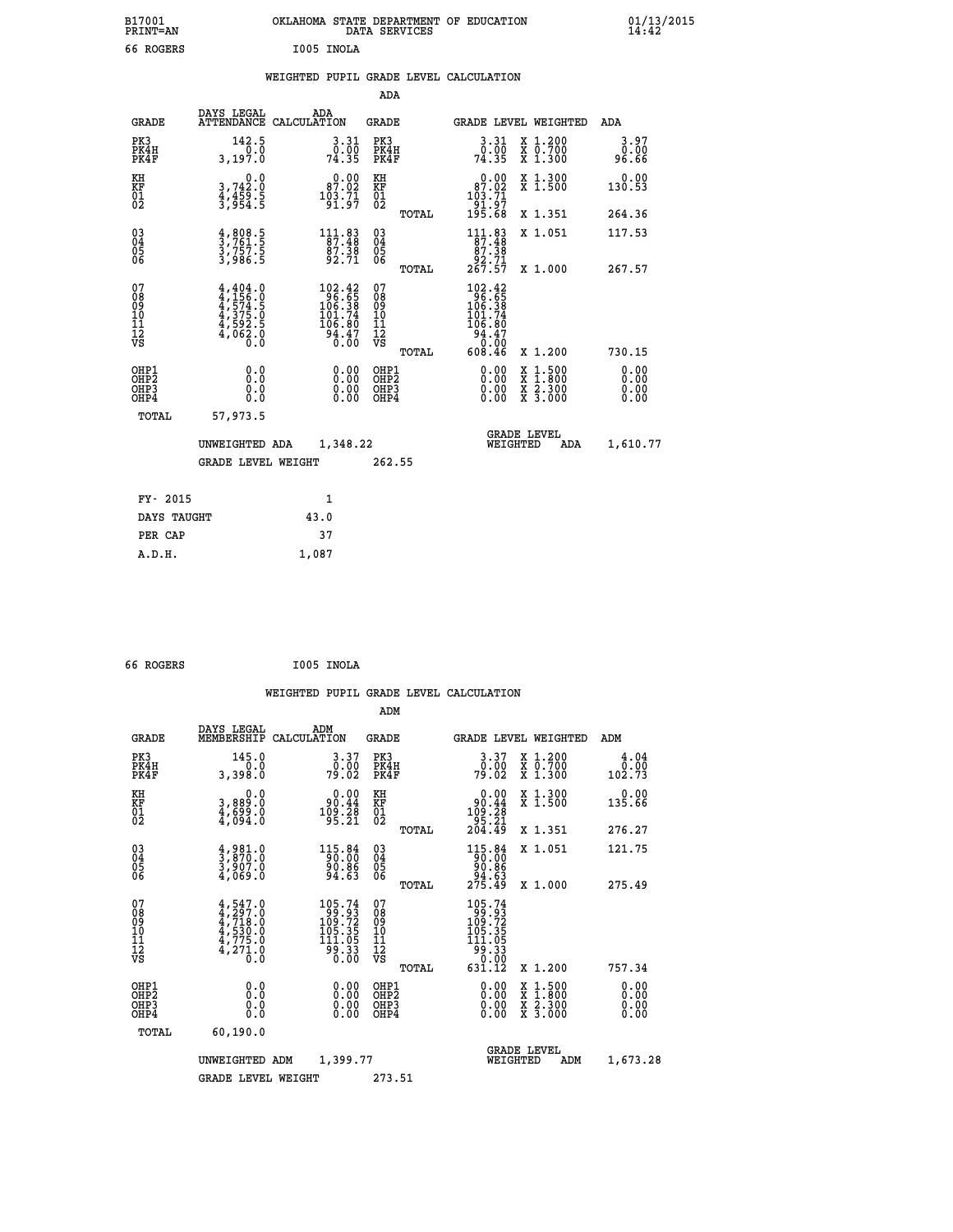B17001 OKLAHOMA STATE DEPARTMENT OF EDUCATION 01/13/2015
PRINT=AN DATA SERVICES 14:42

66 ROGERS I005 INOLA

## WEIGHTED PUPIL GRADE LEVEL CALCULATION

### ADA

| GRADE | DAYS LEGAL ATTENDANCE | ADA CALCULATION | GRADE | | GRADE LEVEL | WEIGHTED | ADA |
|---|---|---|---|---|---|---|---|
| PK3 | 142.5 | 3.31 | PK3 | | 3.31 | X 1.200 | 3.97 |
| PK4H | 0.0 | 0.00 | PK4H | | 0.00 | X 0.700 | 0.00 |
| PK4F | 3,197.0 | 74.35 | PK4F | | 74.35 | X 1.300 | 96.66 |
| KH | 0.0 | 0.00 | KH | | 0.00 | X 1.300 | 0.00 |
| KF | 3,742.0 | 87.02 | KF | | 87.02 | X 1.500 | 130.53 |
| 01 | 4,459.5 | 103.71 | 01 | | 103.71 | | |
| 02 | 3,954.5 | 91.97 | 02 | | 91.97 | | |
| | | | | TOTAL | 195.68 | X 1.351 | 264.36 |
| 03 | 4,808.5 | 111.83 | 03 | | 111.83 | X 1.051 | 117.53 |
| 04 | 3,761.5 | 87.48 | 04 | | 87.48 | | |
| 05 | 3,757.5 | 87.38 | 05 | | 87.38 | | |
| 06 | 3,986.5 | 92.71 | 06 | | 92.71 | | |
| | | | | TOTAL | 267.57 | X 1.000 | 267.57 |
| 07 | 4,404.0 | 102.42 | 07 | | 102.42 | | |
| 08 | 4,156.0 | 96.65 | 08 | | 96.65 | | |
| 09 | 4,574.5 | 106.38 | 09 | | 106.38 | | |
| 10 | 4,375.0 | 101.74 | 10 | | 101.74 | | |
| 11 | 4,592.5 | 106.80 | 11 | | 106.80 | | |
| 12 | 4,062.0 | 94.47 | 12 | | 94.47 | | |
| VS | 0.0 | 0.00 | VS | | 0.00 | | |
| | | | | TOTAL | 608.46 | X 1.200 | 730.15 |
| OHP1 | 0.0 | 0.00 | OHP1 | | 0.00 | X 1.500 | 0.00 |
| OHP2 | 0.0 | 0.00 | OHP2 | | 0.00 | X 1.800 | 0.00 |
| OHP3 | 0.0 | 0.00 | OHP3 | | 0.00 | X 2.300 | 0.00 |
| OHP4 | 0.0 | 0.00 | OHP4 | | 0.00 | X 3.000 | 0.00 |
| TOTAL | 57,973.5 | | | | | | |

UNWEIGHTED ADA 1,348.22 GRADE LEVEL WEIGHTED ADA 1,610.77

GRADE LEVEL WEIGHT 262.55

| FY- 2015 | 1 |
|---|---|
| DAYS TAUGHT | 43.0 |
| PER CAP | 37 |
| A.D.H. | 1,087 |

66 ROGERS I005 INOLA

## WEIGHTED PUPIL GRADE LEVEL CALCULATION

### ADM

| GRADE | DAYS LEGAL MEMBERSHIP | ADM CALCULATION | GRADE | | GRADE LEVEL | WEIGHTED | ADM |
|---|---|---|---|---|---|---|---|
| PK3 | 145.0 | 3.37 | PK3 | | 3.37 | X 1.200 | 4.04 |
| PK4H | 0.0 | 0.00 | PK4H | | 0.00 | X 0.700 | 0.00 |
| PK4F | 3,398.0 | 79.02 | PK4F | | 79.02 | X 1.300 | 102.73 |
| KH | 0.0 | 0.00 | KH | | 0.00 | X 1.300 | 0.00 |
| KF | 3,889.0 | 90.44 | KF | | 90.44 | X 1.500 | 135.66 |
| 01 | 4,699.0 | 109.28 | 01 | | 109.28 | | |
| 02 | 4,094.0 | 95.21 | 02 | | 95.21 | | |
| | | | | TOTAL | 204.49 | X 1.351 | 276.27 |
| 03 | 4,981.0 | 115.84 | 03 | | 115.84 | X 1.051 | 121.75 |
| 04 | 3,870.0 | 90.00 | 04 | | 90.00 | | |
| 05 | 3,907.0 | 90.86 | 05 | | 90.86 | | |
| 06 | 4,069.0 | 94.63 | 06 | | 94.63 | | |
| | | | | TOTAL | 275.49 | X 1.000 | 275.49 |
| 07 | 4,547.0 | 105.74 | 07 | | 105.74 | | |
| 08 | 4,297.0 | 99.93 | 08 | | 99.93 | | |
| 09 | 4,718.0 | 109.72 | 09 | | 109.72 | | |
| 10 | 4,530.0 | 105.35 | 10 | | 105.35 | | |
| 11 | 4,775.0 | 111.05 | 11 | | 111.05 | | |
| 12 | 4,271.0 | 99.33 | 12 | | 99.33 | | |
| VS | 0.0 | 0.00 | VS | | 0.00 | | |
| | | | | TOTAL | 631.12 | X 1.200 | 757.34 |
| OHP1 | 0.0 | 0.00 | OHP1 | | 0.00 | X 1.500 | 0.00 |
| OHP2 | 0.0 | 0.00 | OHP2 | | 0.00 | X 1.800 | 0.00 |
| OHP3 | 0.0 | 0.00 | OHP3 | | 0.00 | X 2.300 | 0.00 |
| OHP4 | 0.0 | 0.00 | OHP4 | | 0.00 | X 3.000 | 0.00 |
| TOTAL | 60,190.0 | | | | | | |

UNWEIGHTED ADM 1,399.77 GRADE LEVEL WEIGHTED ADM 1,673.28

GRADE LEVEL WEIGHT 273.51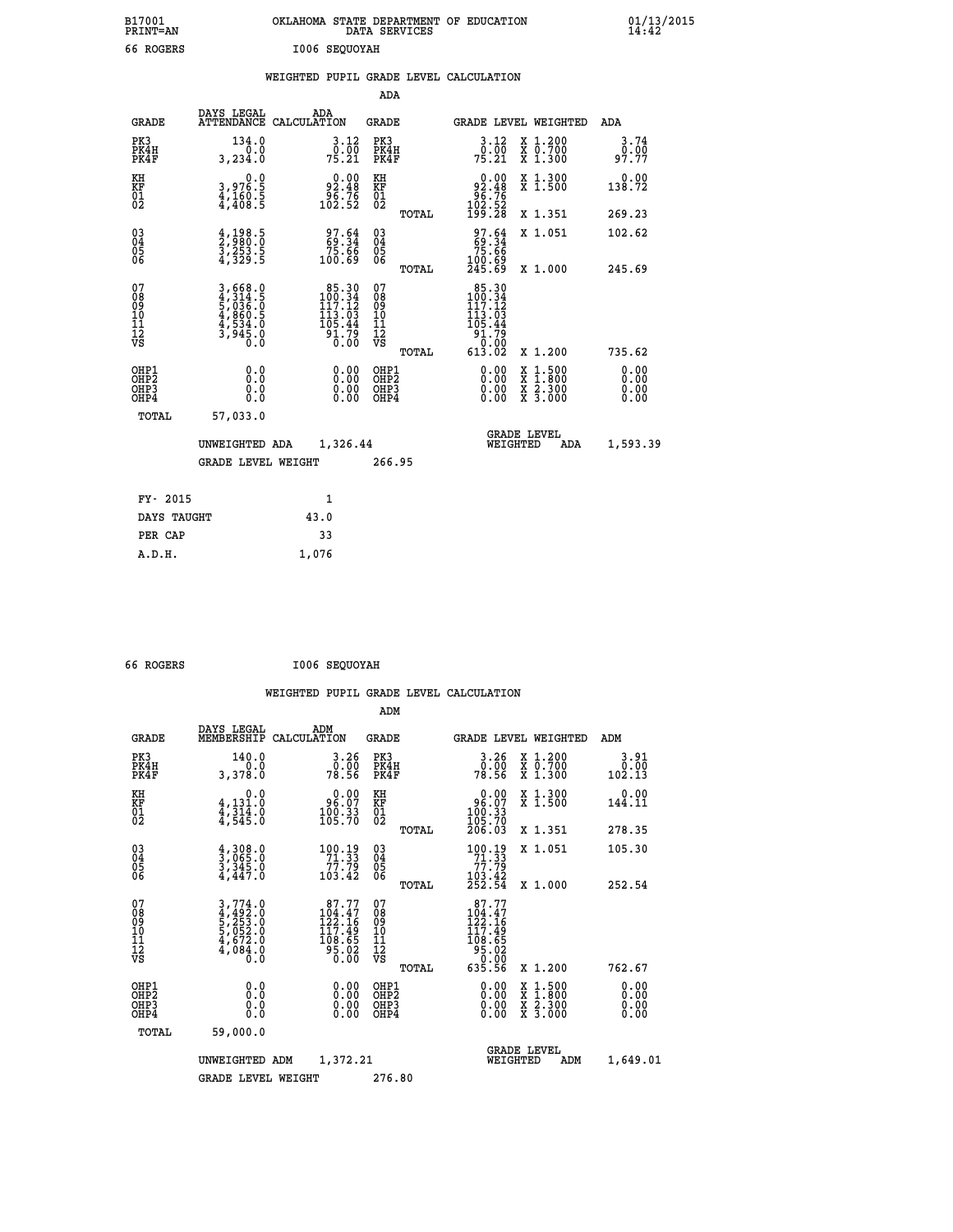B17001 PRINT=AN　　OKLAHOMA STATE DEPARTMENT OF EDUCATION DATA SERVICES　　01/13/2015 14:42

66 ROGERS　　I006 SEQUOYAH

## WEIGHTED PUPIL GRADE LEVEL CALCULATION

### ADA

| GRADE | DAYS LEGAL ATTENDANCE | ADA CALCULATION | GRADE | GRADE LEVEL | WEIGHTED | ADA |
|---|---|---|---|---|---|---|
| PK3 | 134.0 | 3.12 | PK3 | 3.12 | X 1.200 | 3.74 |
| PK4H | 0.0 | 0.00 | PK4H | 0.00 | X 0.700 | 0.00 |
| PK4F | 3,234.0 | 75.21 | PK4F | 75.21 | X 1.300 | 97.77 |
| KH | 0.0 | 0.00 | KH | 0.00 | X 1.300 | 0.00 |
| KF | 3,976.5 | 92.48 | KF | 92.48 | X 1.500 | 138.72 |
| 01 | 4,160.5 | 96.76 | 01 | 96.76 | | |
| 02 | 4,408.5 | 102.52 | 02 | 102.52 | | |
| | | | TOTAL | 199.28 | X 1.351 | 269.23 |
| 03 | 4,198.5 | 97.64 | 03 | 97.64 | X 1.051 | 102.62 |
| 04 | 2,980.0 | 69.34 | 04 | 69.34 | | |
| 05 | 3,253.5 | 75.66 | 05 | 75.66 | | |
| 06 | 4,329.5 | 100.69 | 06 | 100.69 | | |
| | | | TOTAL | 245.69 | X 1.000 | 245.69 |
| 07 | 3,668.0 | 85.30 | 07 | 85.30 | | |
| 08 | 4,314.5 | 100.34 | 08 | 100.34 | | |
| 09 | 5,036.0 | 117.12 | 09 | 117.12 | | |
| 10 | 4,860.5 | 113.03 | 10 | 113.03 | | |
| 11 | 4,534.0 | 105.44 | 11 | 105.44 | | |
| 12 | 3,945.0 | 91.79 | 12 | 91.79 | | |
| VS | 0.0 | 0.00 | VS | 0.00 | | |
| | | | TOTAL | 613.02 | X 1.200 | 735.62 |
| OHP1 | 0.0 | 0.00 | OHP1 | 0.00 | X 1.500 | 0.00 |
| OHP2 | 0.0 | 0.00 | OHP2 | 0.00 | X 1.800 | 0.00 |
| OHP3 | 0.0 | 0.00 | OHP3 | 0.00 | X 2.300 | 0.00 |
| OHP4 | 0.0 | 0.00 | OHP4 | 0.00 | X 3.000 | 0.00 |
| TOTAL | 57,033.0 | | | | | |

UNWEIGHTED ADA　1,326.44　　GRADE LEVEL WEIGHTED ADA　1,593.39

GRADE LEVEL WEIGHT　266.95

| | |
|---|---|
| FY- 2015 | 1 |
| DAYS TAUGHT | 43.0 |
| PER CAP | 33 |
| A.D.H. | 1,076 |

66 ROGERS　　I006 SEQUOYAH

## WEIGHTED PUPIL GRADE LEVEL CALCULATION

### ADM

| GRADE | DAYS LEGAL MEMBERSHIP | ADM CALCULATION | GRADE | GRADE LEVEL | WEIGHTED | ADM |
|---|---|---|---|---|---|---|
| PK3 | 140.0 | 3.26 | PK3 | 3.26 | X 1.200 | 3.91 |
| PK4H | 0.0 | 0.00 | PK4H | 0.00 | X 0.700 | 0.00 |
| PK4F | 3,378.0 | 78.56 | PK4F | 78.56 | X 1.300 | 102.13 |
| KH | 0.0 | 0.00 | KH | 0.00 | X 1.300 | 0.00 |
| KF | 4,131.0 | 96.07 | KF | 96.07 | X 1.500 | 144.11 |
| 01 | 4,314.0 | 100.33 | 01 | 100.33 | | |
| 02 | 4,545.0 | 105.70 | 02 | 105.70 | | |
| | | | TOTAL | 206.03 | X 1.351 | 278.35 |
| 03 | 4,308.0 | 100.19 | 03 | 100.19 | X 1.051 | 105.30 |
| 04 | 3,065.0 | 71.33 | 04 | 71.33 | | |
| 05 | 3,345.0 | 77.79 | 05 | 77.79 | | |
| 06 | 4,447.0 | 103.42 | 06 | 103.42 | | |
| | | | TOTAL | 252.54 | X 1.000 | 252.54 |
| 07 | 3,774.0 | 87.77 | 07 | 87.77 | | |
| 08 | 4,492.0 | 104.47 | 08 | 104.47 | | |
| 09 | 5,253.0 | 122.16 | 09 | 122.16 | | |
| 10 | 5,052.0 | 117.49 | 10 | 117.49 | | |
| 11 | 4,672.0 | 108.65 | 11 | 108.65 | | |
| 12 | 4,084.0 | 95.02 | 12 | 95.02 | | |
| VS | 0.0 | 0.00 | VS | 0.00 | | |
| | | | TOTAL | 635.56 | X 1.200 | 762.67 |
| OHP1 | 0.0 | 0.00 | OHP1 | 0.00 | X 1.500 | 0.00 |
| OHP2 | 0.0 | 0.00 | OHP2 | 0.00 | X 1.800 | 0.00 |
| OHP3 | 0.0 | 0.00 | OHP3 | 0.00 | X 2.300 | 0.00 |
| OHP4 | 0.0 | 0.00 | OHP4 | 0.00 | X 3.000 | 0.00 |
| TOTAL | 59,000.0 | | | | | |

UNWEIGHTED ADM　1,372.21　　GRADE LEVEL WEIGHTED ADM　1,649.01

GRADE LEVEL WEIGHT　276.80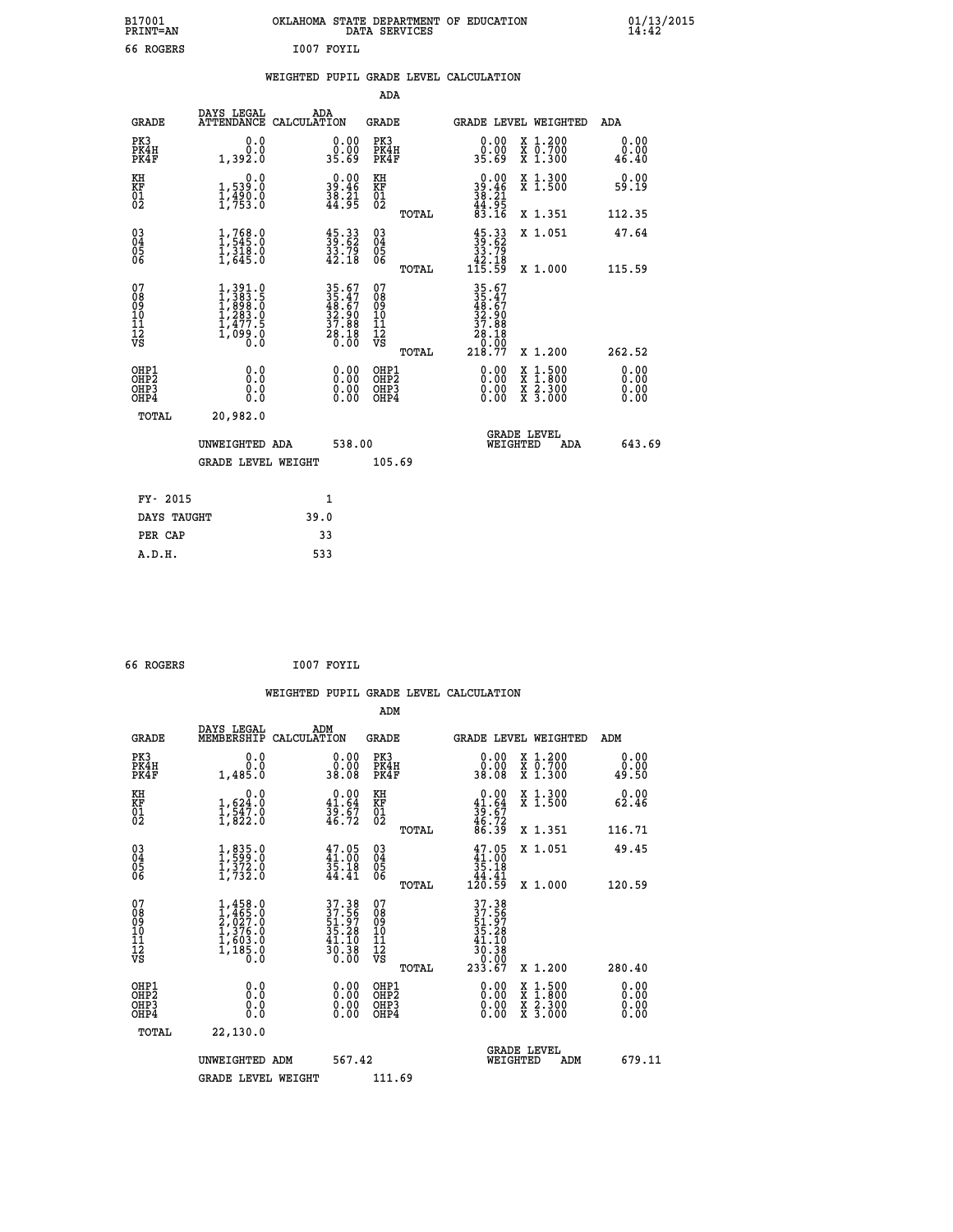B17001 OKLAHOMA STATE DEPARTMENT OF EDUCATION 01/13/2015
PRINT=AN DATA SERVICES 14:42
66 ROGERS I007 FOYIL

## WEIGHTED PUPIL GRADE LEVEL CALCULATION

### ADA

| GRADE | DAYS LEGAL ATTENDANCE | ADA CALCULATION | GRADE | GRADE LEVEL | WEIGHTED | ADA |
|---|---|---|---|---|---|---|
| PK3 | 0.0 | 0.00 | PK3 | 0.00 | X 1.200 | 0.00 |
| PK4H | 0.0 | 0.00 | PK4H | 0.00 | X 0.700 | 0.00 |
| PK4F | 1,392.0 | 35.69 | PK4F | 35.69 | X 1.300 | 46.40 |
| KH | 0.0 | 0.00 | KH | 0.00 | X 1.300 | 0.00 |
| KF | 1,539.0 | 39.46 | KF | 39.46 | X 1.500 | 59.19 |
| 01 | 1,490.0 | 38.21 | 01 | 38.21 | | |
| 02 | 1,753.0 | 44.95 | 02 | 44.95 | | |
| | | | TOTAL | 83.16 | X 1.351 | 112.35 |
| 03 | 1,768.0 | 45.33 | 03 | 45.33 | X 1.051 | 47.64 |
| 04 | 1,545.0 | 39.62 | 04 | 39.62 | | |
| 05 | 1,318.0 | 33.79 | 05 | 33.79 | | |
| 06 | 1,645.0 | 42.18 | 06 | 42.18 | | |
| | | | TOTAL | 115.59 | X 1.000 | 115.59 |
| 07 | 1,391.0 | 35.67 | 07 | 35.67 | | |
| 08 | 1,383.5 | 35.47 | 08 | 35.47 | | |
| 09 | 1,898.0 | 48.67 | 09 | 48.67 | | |
| 10 | 1,283.0 | 32.90 | 10 | 32.90 | | |
| 11 | 1,477.5 | 37.88 | 11 | 37.88 | | |
| 12 | 1,099.0 | 28.18 | 12 | 28.18 | | |
| VS | 0.0 | 0.00 | VS | 0.00 | | |
| | | | TOTAL | 218.77 | X 1.200 | 262.52 |
| OHP1 | 0.0 | 0.00 | OHP1 | 0.00 | X 1.500 | 0.00 |
| OHP2 | 0.0 | 0.00 | OHP2 | 0.00 | X 1.800 | 0.00 |
| OHP3 | 0.0 | 0.00 | OHP3 | 0.00 | X 2.300 | 0.00 |
| OHP4 | 0.0 | 0.00 | OHP4 | 0.00 | X 3.000 | 0.00 |
| TOTAL | 20,982.0 | | | | | |

UNWEIGHTED ADA 538.00 GRADE LEVEL WEIGHTED ADA 643.69

GRADE LEVEL WEIGHT 105.69

| FY- 2015 | 1 |
|---|---|
| DAYS TAUGHT | 39.0 |
| PER CAP | 33 |
| A.D.H. | 533 |

66 ROGERS I007 FOYIL

## WEIGHTED PUPIL GRADE LEVEL CALCULATION

### ADM

| GRADE | DAYS LEGAL MEMBERSHIP | ADM CALCULATION | GRADE | GRADE LEVEL | WEIGHTED | ADM |
|---|---|---|---|---|---|---|
| PK3 | 0.0 | 0.00 | PK3 | 0.00 | X 1.200 | 0.00 |
| PK4H | 0.0 | 0.00 | PK4H | 0.00 | X 0.700 | 0.00 |
| PK4F | 1,485.0 | 38.08 | PK4F | 38.08 | X 1.300 | 49.50 |
| KH | 0.0 | 0.00 | KH | 0.00 | X 1.300 | 0.00 |
| KF | 1,624.0 | 41.64 | KF | 41.64 | X 1.500 | 62.46 |
| 01 | 1,547.0 | 39.67 | 01 | 39.67 | | |
| 02 | 1,822.0 | 46.72 | 02 | 46.72 | | |
| | | | TOTAL | 86.39 | X 1.351 | 116.71 |
| 03 | 1,835.0 | 47.05 | 03 | 47.05 | X 1.051 | 49.45 |
| 04 | 1,599.0 | 41.00 | 04 | 41.00 | | |
| 05 | 1,372.0 | 35.18 | 05 | 35.18 | | |
| 06 | 1,732.0 | 44.41 | 06 | 44.41 | | |
| | | | TOTAL | 120.59 | X 1.000 | 120.59 |
| 07 | 1,458.0 | 37.38 | 07 | 37.38 | | |
| 08 | 1,465.0 | 37.56 | 08 | 37.56 | | |
| 09 | 2,027.0 | 51.97 | 09 | 51.97 | | |
| 10 | 1,376.0 | 35.28 | 10 | 35.28 | | |
| 11 | 1,603.0 | 41.10 | 11 | 41.10 | | |
| 12 | 1,185.0 | 30.38 | 12 | 30.38 | | |
| VS | 0.0 | 0.00 | VS | 0.00 | | |
| | | | TOTAL | 233.67 | X 1.200 | 280.40 |
| OHP1 | 0.0 | 0.00 | OHP1 | 0.00 | X 1.500 | 0.00 |
| OHP2 | 0.0 | 0.00 | OHP2 | 0.00 | X 1.800 | 0.00 |
| OHP3 | 0.0 | 0.00 | OHP3 | 0.00 | X 2.300 | 0.00 |
| OHP4 | 0.0 | 0.00 | OHP4 | 0.00 | X 3.000 | 0.00 |
| TOTAL | 22,130.0 | | | | | |

UNWEIGHTED ADM 567.42 GRADE LEVEL WEIGHTED ADM 679.11

GRADE LEVEL WEIGHT 111.69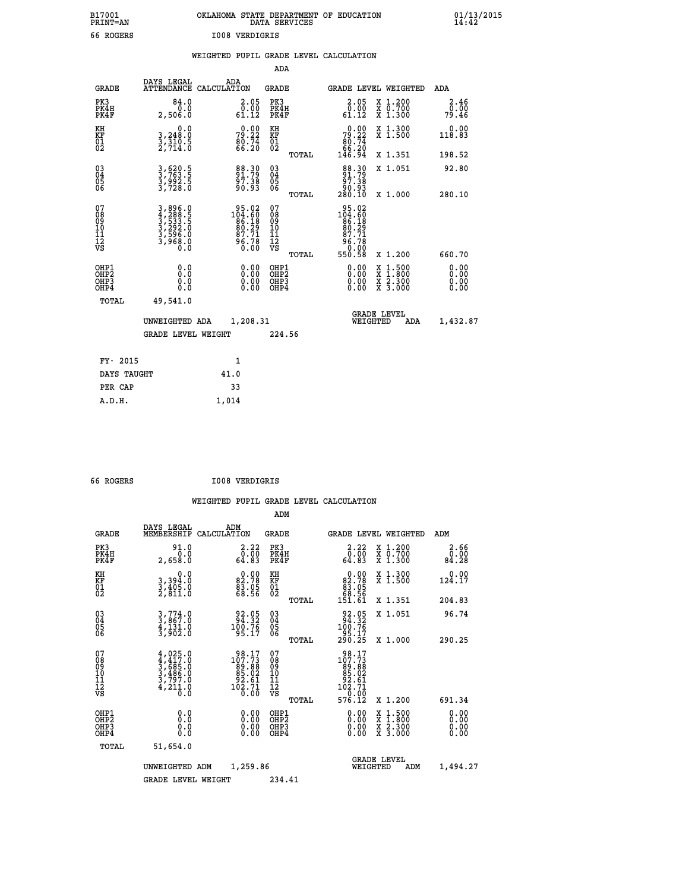B17001 OKLAHOMA STATE DEPARTMENT OF EDUCATION 01/13/2015
PRINT=AN DATA SERVICES 14:42

66 ROGERS I008 VERDIGRIS

## WEIGHTED PUPIL GRADE LEVEL CALCULATION

### ADA

| GRADE | DAYS LEGAL ATTENDANCE | ADA CALCULATION | GRADE | | GRADE LEVEL | WEIGHTED | ADA |
|---|---|---|---|---|---|---|---|
| PK3 | 84.0 | 2.05 | PK3 | | 2.05 | X 1.200 | 2.46 |
| PK4H | 0.0 | 0.00 | PK4H | | 0.00 | X 0.700 | 0.00 |
| PK4F | 2,506.0 | 61.12 | PK4F | | 61.12 | X 1.300 | 79.46 |
| KH | 0.0 | 0.00 | KH | | 0.00 | X 1.300 | 0.00 |
| KF | 3,248.0 | 79.22 | KF | | 79.22 | X 1.500 | 118.83 |
| 01 | 3,310.5 | 80.74 | 01 | | 80.74 | | |
| 02 | 2,714.0 | 66.20 | 02 | | 66.20 | | |
| | | | | TOTAL | 146.94 | X 1.351 | 198.52 |
| 03 | 3,620.5 | 88.30 | 03 | | 88.30 | X 1.051 | 92.80 |
| 04 | 3,763.5 | 91.79 | 04 | | 91.79 | | |
| 05 | 3,992.5 | 97.38 | 05 | | 97.38 | | |
| 06 | 3,728.0 | 90.93 | 06 | | 90.93 | | |
| | | | | TOTAL | 280.10 | X 1.000 | 280.10 |
| 07 | 3,896.0 | 95.02 | 07 | | 95.02 | | |
| 08 | 4,288.5 | 104.60 | 08 | | 104.60 | | |
| 09 | 3,533.5 | 86.18 | 09 | | 86.18 | | |
| 10 | 3,292.0 | 80.29 | 10 | | 80.29 | | |
| 11 | 3,596.0 | 87.71 | 11 | | 87.71 | | |
| 12 | 3,968.0 | 96.78 | 12 | | 96.78 | | |
| VS | 0.0 | 0.00 | VS | | 0.00 | | |
| | | | | TOTAL | 550.58 | X 1.200 | 660.70 |
| OHP1 | 0.0 | 0.00 | OHP1 | | 0.00 | X 1.500 | 0.00 |
| OHP2 | 0.0 | 0.00 | OHP2 | | 0.00 | X 1.800 | 0.00 |
| OHP3 | 0.0 | 0.00 | OHP3 | | 0.00 | X 2.300 | 0.00 |
| OHP4 | 0.0 | 0.00 | OHP4 | | 0.00 | X 3.000 | 0.00 |
| TOTAL | 49,541.0 | | | | | | |

UNWEIGHTED ADA 1,208.31 — GRADE LEVEL WEIGHTED ADA 1,432.87

GRADE LEVEL WEIGHT 224.56

| | |
|---|---|
| FY- 2015 | 1 |
| DAYS TAUGHT | 41.0 |
| PER CAP | 33 |
| A.D.H. | 1,014 |

66 ROGERS I008 VERDIGRIS

## WEIGHTED PUPIL GRADE LEVEL CALCULATION

### ADM

| GRADE | DAYS LEGAL MEMBERSHIP | ADM CALCULATION | GRADE | | GRADE LEVEL | WEIGHTED | ADM |
|---|---|---|---|---|---|---|---|
| PK3 | 91.0 | 2.22 | PK3 | | 2.22 | X 1.200 | 2.66 |
| PK4H | 0.0 | 0.00 | PK4H | | 0.00 | X 0.700 | 0.00 |
| PK4F | 2,658.0 | 64.83 | PK4F | | 64.83 | X 1.300 | 84.28 |
| KH | 0.0 | 0.00 | KH | | 0.00 | X 1.300 | 0.00 |
| KF | 3,394.0 | 82.78 | KF | | 82.78 | X 1.500 | 124.17 |
| 01 | 3,405.0 | 83.05 | 01 | | 83.05 | | |
| 02 | 2,811.0 | 68.56 | 02 | | 68.56 | | |
| | | | | TOTAL | 151.61 | X 1.351 | 204.83 |
| 03 | 3,774.0 | 92.05 | 03 | | 92.05 | X 1.051 | 96.74 |
| 04 | 3,867.0 | 94.32 | 04 | | 94.32 | | |
| 05 | 4,131.0 | 100.76 | 05 | | 100.76 | | |
| 06 | 3,902.0 | 95.17 | 06 | | 95.17 | | |
| | | | | TOTAL | 290.25 | X 1.000 | 290.25 |
| 07 | 4,025.0 | 98.17 | 07 | | 98.17 | | |
| 08 | 4,417.0 | 107.73 | 08 | | 107.73 | | |
| 09 | 3,685.0 | 89.88 | 09 | | 89.88 | | |
| 10 | 3,486.0 | 85.02 | 10 | | 85.02 | | |
| 11 | 3,797.0 | 92.61 | 11 | | 92.61 | | |
| 12 | 4,211.0 | 102.71 | 12 | | 102.71 | | |
| VS | 0.0 | 0.00 | VS | | 0.00 | | |
| | | | | TOTAL | 576.12 | X 1.200 | 691.34 |
| OHP1 | 0.0 | 0.00 | OHP1 | | 0.00 | X 1.500 | 0.00 |
| OHP2 | 0.0 | 0.00 | OHP2 | | 0.00 | X 1.800 | 0.00 |
| OHP3 | 0.0 | 0.00 | OHP3 | | 0.00 | X 2.300 | 0.00 |
| OHP4 | 0.0 | 0.00 | OHP4 | | 0.00 | X 3.000 | 0.00 |
| TOTAL | 51,654.0 | | | | | | |

UNWEIGHTED ADM 1,259.86 — GRADE LEVEL WEIGHTED ADM 1,494.27

GRADE LEVEL WEIGHT 234.41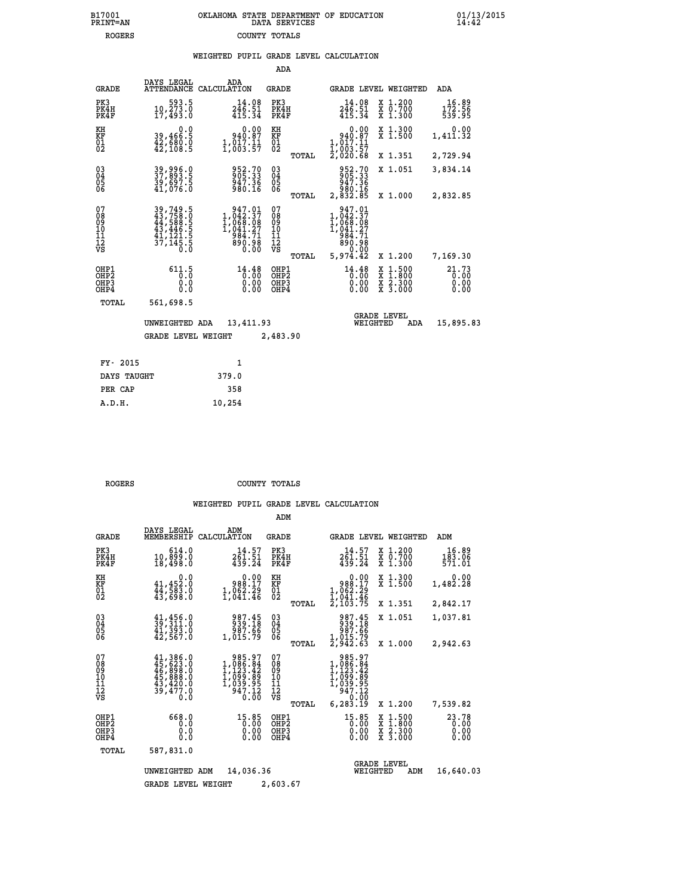B17001 PRINT=AN OKLAHOMA STATE DEPARTMENT OF EDUCATION DATA SERVICES 01/13/2015 14:42

ROGERS COUNTY TOTALS

WEIGHTED PUPIL GRADE LEVEL CALCULATION

ADA

| GRADE | DAYS LEGAL ATTENDANCE | ADA CALCULATION | GRADE | GRADE LEVEL | WEIGHTED | ADA |
|---|---|---|---|---|---|---|
| PK3 | 593.5 | 14.08 | PK3 | 14.08 | X 1.200 | 16.89 |
| PK4H | 10,273.0 | 246.51 | PK4H | 246.51 | X 0.700 | 172.56 |
| PK4F | 17,493.0 | 415.34 | PK4F | 415.34 | X 1.300 | 539.95 |
| KH | 0.0 | 0.00 | KH | 0.00 | X 1.300 | 0.00 |
| KF | 39,466.5 | 940.87 | KF | 940.87 | X 1.500 | 1,411.32 |
| 01 | 42,680.0 | 1,017.11 | 01 | 1,017.11 | | |
| 02 | 42,108.5 | 1,003.57 | 02 | 1,003.57 | | |
| | | | TOTAL | 2,020.68 | X 1.351 | 2,729.94 |
| 03 | 39,996.0 | 952.70 | 03 | 952.70 | X 1.051 | 3,834.14 |
| 04 | 37,893.5 | 905.33 | 04 | 905.33 | | |
| 05 | 39,697.5 | 947.36 | 05 | 947.36 | | |
| 06 | 41,076.0 | 980.16 | 06 | 980.16 | | |
| | | | TOTAL | 2,832.85 | X 1.000 | 2,832.85 |
| 07 | 39,749.5 | 947.01 | 07 | 947.01 | | |
| 08 | 43,758.0 | 1,042.37 | 08 | 1,042.37 | | |
| 09 | 44,588.5 | 1,068.08 | 09 | 1,068.08 | | |
| 10 | 43,446.5 | 1,041.27 | 10 | 1,041.27 | | |
| 11 | 41,121.5 | 984.71 | 11 | 984.71 | | |
| 12 | 37,145.5 | 890.98 | 12 | 890.98 | | |
| VS | 0.0 | 0.00 | VS | 0.00 | | |
| | | | TOTAL | 5,974.42 | X 1.200 | 7,169.30 |
| OHP1 | 611.5 | 14.48 | OHP1 | 14.48 | X 1.500 | 21.73 |
| OHP2 | 0.0 | 0.00 | OHP2 | 0.00 | X 1.800 | 0.00 |
| OHP3 | 0.0 | 0.00 | OHP3 | 0.00 | X 2.300 | 0.00 |
| OHP4 | 0.0 | 0.00 | OHP4 | 0.00 | X 3.000 | 0.00 |
| TOTAL | 561,698.5 | | | | | |

UNWEIGHTED ADA 13,411.93 GRADE LEVEL WEIGHTED ADA 15,895.83

GRADE LEVEL WEIGHT 2,483.90

| | |
|---|---|
| FY- 2015 | 1 |
| DAYS TAUGHT | 379.0 |
| PER CAP | 358 |
| A.D.H. | 10,254 |

ROGERS COUNTY TOTALS

WEIGHTED PUPIL GRADE LEVEL CALCULATION

ADM

| GRADE | DAYS LEGAL MEMBERSHIP | ADM CALCULATION | GRADE | GRADE LEVEL | WEIGHTED | ADM |
|---|---|---|---|---|---|---|
| PK3 | 614.0 | 14.57 | PK3 | 14.57 | X 1.200 | 16.89 |
| PK4H | 10,899.0 | 261.51 | PK4H | 261.51 | X 0.700 | 183.06 |
| PK4F | 18,498.0 | 439.24 | PK4F | 439.24 | X 1.300 | 571.01 |
| KH | 0.0 | 0.00 | KH | 0.00 | X 1.300 | 0.00 |
| KF | 41,452.0 | 988.17 | KF | 988.17 | X 1.500 | 1,482.28 |
| 01 | 44,583.0 | 1,062.29 | 01 | 1,062.29 | | |
| 02 | 43,698.0 | 1,041.46 | 02 | 1,041.46 | | |
| | | | TOTAL | 2,103.75 | X 1.351 | 2,842.17 |
| 03 | 41,456.0 | 987.45 | 03 | 987.45 | X 1.051 | 1,037.81 |
| 04 | 39,311.0 | 939.18 | 04 | 939.18 | | |
| 05 | 41,393.0 | 987.66 | 05 | 987.66 | | |
| 06 | 42,567.0 | 1,015.79 | 06 | 1,015.79 | | |
| | | | TOTAL | 2,942.63 | X 1.000 | 2,942.63 |
| 07 | 41,386.0 | 985.97 | 07 | 985.97 | | |
| 08 | 45,623.0 | 1,086.84 | 08 | 1,086.84 | | |
| 09 | 46,898.0 | 1,123.42 | 09 | 1,123.42 | | |
| 10 | 45,888.0 | 1,099.89 | 10 | 1,099.89 | | |
| 11 | 43,420.0 | 1,039.95 | 11 | 1,039.95 | | |
| 12 | 39,477.0 | 947.12 | 12 | 947.12 | | |
| VS | 0.0 | 0.00 | VS | 0.00 | | |
| | | | TOTAL | 6,283.19 | X 1.200 | 7,539.82 |
| OHP1 | 668.0 | 15.85 | OHP1 | 15.85 | X 1.500 | 23.78 |
| OHP2 | 0.0 | 0.00 | OHP2 | 0.00 | X 1.800 | 0.00 |
| OHP3 | 0.0 | 0.00 | OHP3 | 0.00 | X 2.300 | 0.00 |
| OHP4 | 0.0 | 0.00 | OHP4 | 0.00 | X 3.000 | 0.00 |
| TOTAL | 587,831.0 | | | | | |

UNWEIGHTED ADM 14,036.36 GRADE LEVEL WEIGHTED ADM 16,640.03

GRADE LEVEL WEIGHT 2,603.67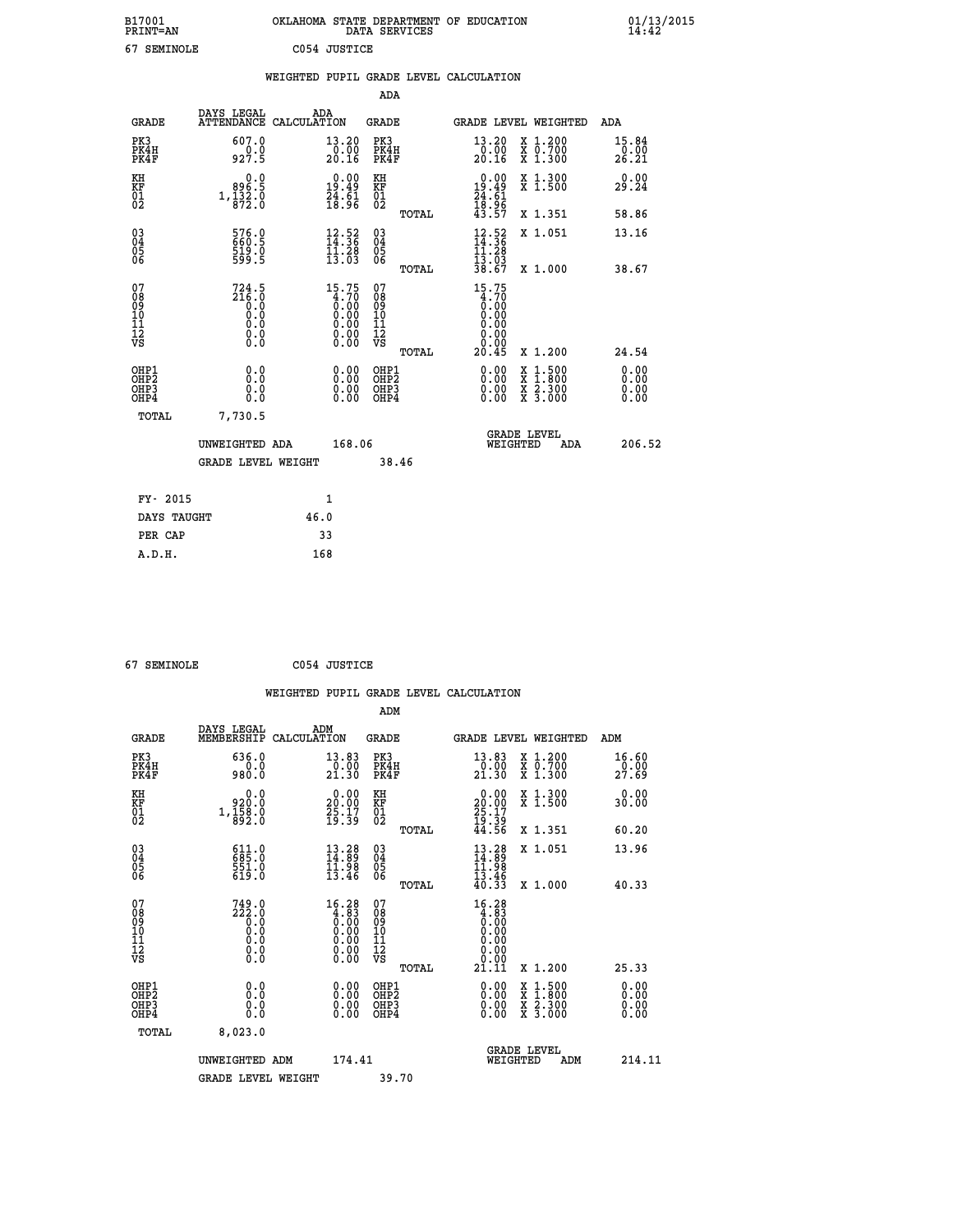B17001 OKLAHOMA STATE DEPARTMENT OF EDUCATION 01/13/2015
PRINT=AN DATA SERVICES 14:42

67 SEMINOLE C054 JUSTICE

## WEIGHTED PUPIL GRADE LEVEL CALCULATION

### ADA

| GRADE | DAYS LEGAL ATTENDANCE | ADA CALCULATION | GRADE | GRADE LEVEL | WEIGHTED | ADA |
|---|---|---|---|---|---|---|
| PK3 | 607.0 | 13.20 | PK3 | 13.20 | X 1.200 | 15.84 |
| PK4H | 0.0 | 0.00 | PK4H | 0.00 | X 0.700 | 0.00 |
| PK4F | 927.5 | 20.16 | PK4F | 20.16 | X 1.300 | 26.21 |
| KH | 0.0 | 0.00 | KH | 0.00 | X 1.300 | 0.00 |
| KF | 896.5 | 19.49 | KF | 19.49 | X 1.500 | 29.24 |
| 01 | 1,132.0 | 24.61 | 01 | 24.61 | | |
| 02 | 872.0 | 18.96 | 02 | 18.96 | | |
| | | | TOTAL | 43.57 | X 1.351 | 58.86 |
| 03 | 576.0 | 12.52 | 03 | 12.52 | X 1.051 | 13.16 |
| 04 | 660.5 | 14.36 | 04 | 14.36 | | |
| 05 | 519.0 | 11.28 | 05 | 11.28 | | |
| 06 | 599.5 | 13.03 | 06 | 13.03 | | |
| | | | TOTAL | 38.67 | X 1.000 | 38.67 |
| 07 | 724.5 | 15.75 | 07 | 15.75 | | |
| 08 | 216.0 | 4.70 | 08 | 4.70 | | |
| 09 | 0.0 | 0.00 | 09 | 0.00 | | |
| 10 | 0.0 | 0.00 | 10 | 0.00 | | |
| 11 | 0.0 | 0.00 | 11 | 0.00 | | |
| 12 | 0.0 | 0.00 | 12 | 0.00 | | |
| VS | 0.0 | 0.00 | VS | 0.00 | | |
| | | | TOTAL | 20.45 | X 1.200 | 24.54 |
| OHP1 | 0.0 | 0.00 | OHP1 | 0.00 | X 1.500 | 0.00 |
| OHP2 | 0.0 | 0.00 | OHP2 | 0.00 | X 1.800 | 0.00 |
| OHP3 | 0.0 | 0.00 | OHP3 | 0.00 | X 2.300 | 0.00 |
| OHP4 | 0.0 | 0.00 | OHP4 | 0.00 | X 3.000 | 0.00 |
| TOTAL | 7,730.5 | | | | | |

UNWEIGHTED ADA 168.06 — GRADE LEVEL WEIGHTED ADA 206.52

GRADE LEVEL WEIGHT 38.46

| | |
|---|---|
| FY- 2015 | 1 |
| DAYS TAUGHT | 46.0 |
| PER CAP | 33 |
| A.D.H. | 168 |

67 SEMINOLE C054 JUSTICE

## WEIGHTED PUPIL GRADE LEVEL CALCULATION

### ADM

| GRADE | DAYS LEGAL MEMBERSHIP | ADM CALCULATION | GRADE | GRADE LEVEL | WEIGHTED | ADM |
|---|---|---|---|---|---|---|
| PK3 | 636.0 | 13.83 | PK3 | 13.83 | X 1.200 | 16.60 |
| PK4H | 0.0 | 0.00 | PK4H | 0.00 | X 0.700 | 0.00 |
| PK4F | 980.0 | 21.30 | PK4F | 21.30 | X 1.300 | 27.69 |
| KH | 0.0 | 0.00 | KH | 0.00 | X 1.300 | 0.00 |
| KF | 920.0 | 20.00 | KF | 20.00 | X 1.500 | 30.00 |
| 01 | 1,158.0 | 25.17 | 01 | 25.17 | | |
| 02 | 892.0 | 19.39 | 02 | 19.39 | | |
| | | | TOTAL | 44.56 | X 1.351 | 60.20 |
| 03 | 611.0 | 13.28 | 03 | 13.28 | X 1.051 | 13.96 |
| 04 | 685.0 | 14.89 | 04 | 14.89 | | |
| 05 | 551.0 | 11.98 | 05 | 11.98 | | |
| 06 | 619.0 | 13.46 | 06 | 13.46 | | |
| | | | TOTAL | 40.33 | X 1.000 | 40.33 |
| 07 | 749.0 | 16.28 | 07 | 16.28 | | |
| 08 | 222.0 | 4.83 | 08 | 4.83 | | |
| 09 | 0.0 | 0.00 | 09 | 0.00 | | |
| 10 | 0.0 | 0.00 | 10 | 0.00 | | |
| 11 | 0.0 | 0.00 | 11 | 0.00 | | |
| 12 | 0.0 | 0.00 | 12 | 0.00 | | |
| VS | 0.0 | 0.00 | VS | 0.00 | | |
| | | | TOTAL | 21.11 | X 1.200 | 25.33 |
| OHP1 | 0.0 | 0.00 | OHP1 | 0.00 | X 1.500 | 0.00 |
| OHP2 | 0.0 | 0.00 | OHP2 | 0.00 | X 1.800 | 0.00 |
| OHP3 | 0.0 | 0.00 | OHP3 | 0.00 | X 2.300 | 0.00 |
| OHP4 | 0.0 | 0.00 | OHP4 | 0.00 | X 3.000 | 0.00 |
| TOTAL | 8,023.0 | | | | | |

UNWEIGHTED ADM 174.41 — GRADE LEVEL WEIGHTED ADM 214.11

GRADE LEVEL WEIGHT 39.70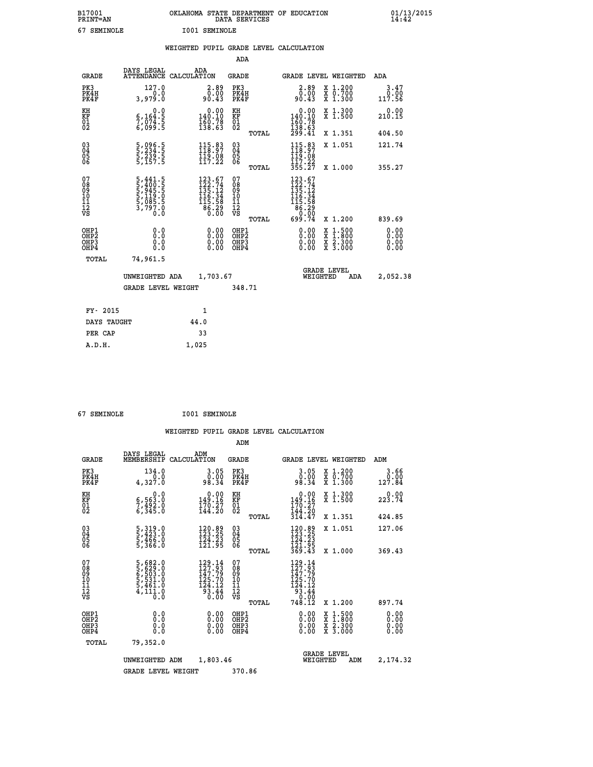B17001 OKLAHOMA STATE DEPARTMENT OF EDUCATION 01/13/2015
PRINT=AN DATA SERVICES 14:42
67 SEMINOLE I001 SEMINOLE

## WEIGHTED PUPIL GRADE LEVEL CALCULATION

### ADA

| GRADE | DAYS LEGAL ATTENDANCE | ADA CALCULATION | GRADE | | GRADE LEVEL | WEIGHTED | ADA |
|---|---|---|---|---|---|---|---|
| PK3 | 127.0 | 2.89 | PK3 | | 2.89 | X 1.200 | 3.47 |
| PK4H | 0.0 | 0.00 | PK4H | | 0.00 | X 0.700 | 0.00 |
| PK4F | 3,979.0 | 90.43 | PK4F | | 90.43 | X 1.300 | 117.56 |
| KH | 0.0 | 0.00 | KH | | 0.00 | X 1.300 | 0.00 |
| KF | 6,164.5 | 140.10 | KF | | 140.10 | X 1.500 | 210.15 |
| 01 | 7,074.5 | 160.78 | 01 | | 160.78 | | |
| 02 | 6,099.5 | 138.63 | 02 | | 138.63 | | |
| | | | | TOTAL | 299.41 | X 1.351 | 404.50 |
| 03 | 5,096.5 | 115.83 | 03 | | 115.83 | X 1.051 | 121.74 |
| 04 | 5,234.5 | 118.97 | 04 | | 118.97 | | |
| 05 | 5,239.5 | 119.08 | 05 | | 119.08 | | |
| 06 | 5,157.5 | 117.22 | 06 | | 117.22 | | |
| | | | | TOTAL | 355.27 | X 1.000 | 355.27 |
| 07 | 5,441.5 | 123.67 | 07 | | 123.67 | | |
| 08 | 5,400.5 | 122.74 | 08 | | 122.74 | | |
| 09 | 5,945.5 | 135.12 | 09 | | 135.12 | | |
| 10 | 5,119.0 | 116.34 | 10 | | 116.34 | | |
| 11 | 5,085.5 | 115.58 | 11 | | 115.58 | | |
| 12 | 3,797.0 | 86.29 | 12 | | 86.29 | | |
| VS | 0.0 | 0.00 | VS | | 0.00 | | |
| | | | | TOTAL | 699.74 | X 1.200 | 839.69 |
| OHP1 | 0.0 | 0.00 | OHP1 | | 0.00 | X 1.500 | 0.00 |
| OHP2 | 0.0 | 0.00 | OHP2 | | 0.00 | X 1.800 | 0.00 |
| OHP3 | 0.0 | 0.00 | OHP3 | | 0.00 | X 2.300 | 0.00 |
| OHP4 | 0.0 | 0.00 | OHP4 | | 0.00 | X 3.000 | 0.00 |
| TOTAL | 74,961.5 | | | | | | |

UNWEIGHTED ADA 1,703.67 GRADE LEVEL WEIGHTED ADA 2,052.38

GRADE LEVEL WEIGHT 348.71

| FY- 2015 | 1 |
|---|---|
| DAYS TAUGHT | 44.0 |
| PER CAP | 33 |
| A.D.H. | 1,025 |

67 SEMINOLE I001 SEMINOLE

## WEIGHTED PUPIL GRADE LEVEL CALCULATION

### ADM

| GRADE | DAYS LEGAL MEMBERSHIP | ADM CALCULATION | GRADE | | GRADE LEVEL | WEIGHTED | ADM |
|---|---|---|---|---|---|---|---|
| PK3 | 134.0 | 3.05 | PK3 | | 3.05 | X 1.200 | 3.66 |
| PK4H | 0.0 | 0.00 | PK4H | | 0.00 | X 0.700 | 0.00 |
| PK4F | 4,327.0 | 98.34 | PK4F | | 98.34 | X 1.300 | 127.84 |
| KH | 0.0 | 0.00 | KH | | 0.00 | X 1.300 | 0.00 |
| KF | 6,563.0 | 149.16 | KF | | 149.16 | X 1.500 | 223.74 |
| 01 | 7,492.0 | 170.27 | 01 | | 170.27 | | |
| 02 | 6,345.0 | 144.20 | 02 | | 144.20 | | |
| | | | | TOTAL | 314.47 | X 1.351 | 424.85 |
| 03 | 5,319.0 | 120.89 | 03 | | 120.89 | X 1.051 | 127.06 |
| 04 | 5,423.0 | 123.25 | 04 | | 123.25 | | |
| 05 | 5,466.0 | 124.23 | 05 | | 124.23 | | |
| 06 | 5,366.0 | 121.95 | 06 | | 121.95 | | |
| | | | | TOTAL | 369.43 | X 1.000 | 369.43 |
| 07 | 5,682.0 | 129.14 | 07 | | 129.14 | | |
| 08 | 5,629.0 | 127.93 | 08 | | 127.93 | | |
| 09 | 6,503.0 | 147.79 | 09 | | 147.79 | | |
| 10 | 5,531.0 | 125.70 | 10 | | 125.70 | | |
| 11 | 5,461.0 | 124.12 | 11 | | 124.12 | | |
| 12 | 4,111.0 | 93.44 | 12 | | 93.44 | | |
| VS | 0.0 | 0.00 | VS | | 0.00 | | |
| | | | | TOTAL | 748.12 | X 1.200 | 897.74 |
| OHP1 | 0.0 | 0.00 | OHP1 | | 0.00 | X 1.500 | 0.00 |
| OHP2 | 0.0 | 0.00 | OHP2 | | 0.00 | X 1.800 | 0.00 |
| OHP3 | 0.0 | 0.00 | OHP3 | | 0.00 | X 2.300 | 0.00 |
| OHP4 | 0.0 | 0.00 | OHP4 | | 0.00 | X 3.000 | 0.00 |
| TOTAL | 79,352.0 | | | | | | |

UNWEIGHTED ADM 1,803.46 GRADE LEVEL WEIGHTED ADM 2,174.32

GRADE LEVEL WEIGHT 370.86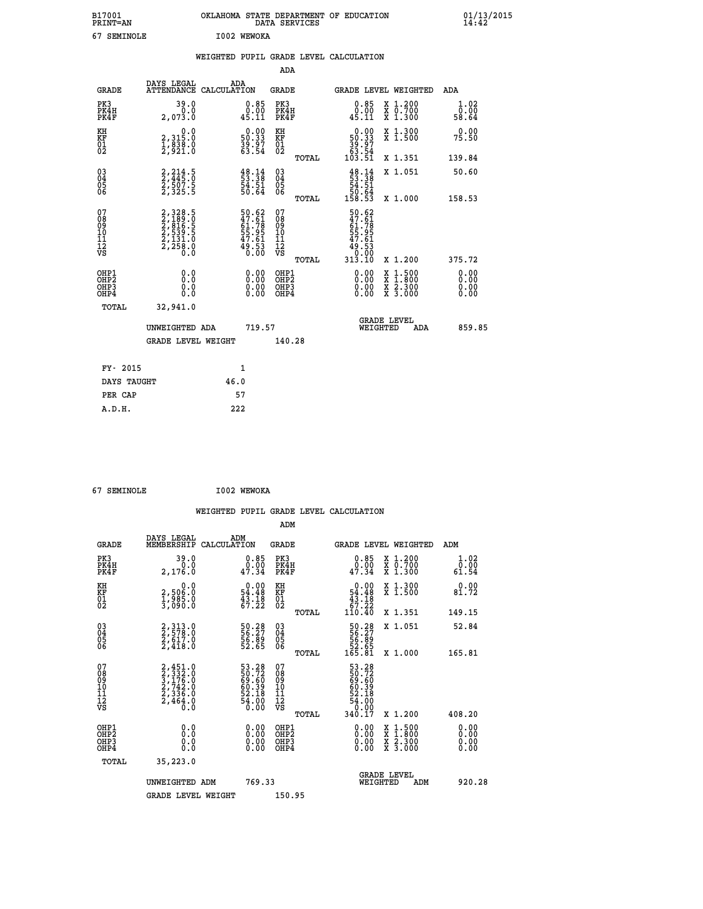B17001 OKLAHOMA STATE DEPARTMENT OF EDUCATION 01/13/2015
PRINT=AN DATA SERVICES 14:42
67 SEMINOLE I002 WEWOKA

WEIGHTED PUPIL GRADE LEVEL CALCULATION

ADA

| GRADE | DAYS LEGAL ATTENDANCE | ADA CALCULATION | GRADE | GRADE LEVEL | WEIGHTED | ADA |
|---|---|---|---|---|---|---|
| PK3 | 39.0 | 0.85 | PK3 | 0.85 | X 1.200 | 1.02 |
| PK4H | 0.0 | 0.00 | PK4H | 0.00 | X 0.700 | 0.00 |
| PK4F | 2,073.0 | 45.11 | PK4F | 45.11 | X 1.300 | 58.64 |
| KH | 0.0 | 0.00 | KH | 0.00 | X 1.300 | 0.00 |
| KF | 2,315.0 | 50.33 | KF | 50.33 | X 1.500 | 75.50 |
| 01 | 1,838.0 | 39.97 | 01 | 39.97 | | |
| 02 | 2,921.0 | 63.54 | 02 | 63.54 | | |
| | | | TOTAL | 103.51 | X 1.351 | 139.84 |
| 03 | 2,214.5 | 48.14 | 03 | 48.14 | X 1.051 | 50.60 |
| 04 | 2,445.0 | 53.38 | 04 | 53.38 | | |
| 05 | 2,507.5 | 54.51 | 05 | 54.51 | | |
| 06 | 2,325.5 | 50.64 | 06 | 50.64 | | |
| | | | TOTAL | 158.53 | X 1.000 | 158.53 |
| 07 | 2,328.5 | 50.62 | 07 | 50.62 | | |
| 08 | 2,189.0 | 47.61 | 08 | 47.61 | | |
| 09 | 2,816.5 | 61.78 | 09 | 61.78 | | |
| 10 | 2,539.5 | 55.95 | 10 | 55.95 | | |
| 11 | 2,131.0 | 47.61 | 11 | 47.61 | | |
| 12 | 2,258.0 | 49.53 | 12 | 49.53 | | |
| VS | 0.0 | 0.00 | VS | 0.00 | | |
| | | | TOTAL | 313.10 | X 1.200 | 375.72 |
| OHP1 | 0.0 | 0.00 | OHP1 | 0.00 | X 1.500 | 0.00 |
| OHP2 | 0.0 | 0.00 | OHP2 | 0.00 | X 1.800 | 0.00 |
| OHP3 | 0.0 | 0.00 | OHP3 | 0.00 | X 2.300 | 0.00 |
| OHP4 | 0.0 | 0.00 | OHP4 | 0.00 | X 3.000 | 0.00 |
| TOTAL | 32,941.0 | | | | | |

UNWEIGHTED ADA 719.57 GRADE LEVEL WEIGHTED ADA 859.85

GRADE LEVEL WEIGHT 140.28

| FY- 2015 | 1 |
|---|---|
| DAYS TAUGHT | 46.0 |
| PER CAP | 57 |
| A.D.H. | 222 |

67 SEMINOLE I002 WEWOKA

WEIGHTED PUPIL GRADE LEVEL CALCULATION

ADM

| GRADE | DAYS LEGAL MEMBERSHIP | ADM CALCULATION | GRADE | GRADE LEVEL | WEIGHTED | ADM |
|---|---|---|---|---|---|---|
| PK3 | 39.0 | 0.85 | PK3 | 0.85 | X 1.200 | 1.02 |
| PK4H | 0.0 | 0.00 | PK4H | 0.00 | X 0.700 | 0.00 |
| PK4F | 2,176.0 | 47.34 | PK4F | 47.34 | X 1.300 | 61.54 |
| KH | 0.0 | 0.00 | KH | 0.00 | X 1.300 | 0.00 |
| KF | 2,506.0 | 54.48 | KF | 54.48 | X 1.500 | 81.72 |
| 01 | 1,985.0 | 43.18 | 01 | 43.18 | | |
| 02 | 3,090.0 | 67.22 | 02 | 67.22 | | |
| | | | TOTAL | 110.40 | X 1.351 | 149.15 |
| 03 | 2,313.0 | 50.28 | 03 | 50.28 | X 1.051 | 52.84 |
| 04 | 2,578.0 | 56.27 | 04 | 56.27 | | |
| 05 | 2,617.0 | 56.89 | 05 | 56.89 | | |
| 06 | 2,418.0 | 52.65 | 06 | 52.65 | | |
| | | | TOTAL | 165.81 | X 1.000 | 165.81 |
| 07 | 2,451.0 | 53.28 | 07 | 53.28 | | |
| 08 | 2,332.0 | 50.72 | 08 | 50.72 | | |
| 09 | 3,176.0 | 69.60 | 09 | 69.60 | | |
| 10 | 2,742.0 | 60.39 | 10 | 60.39 | | |
| 11 | 2,336.0 | 52.18 | 11 | 52.18 | | |
| 12 | 2,464.0 | 54.00 | 12 | 54.00 | | |
| VS | 0.0 | 0.00 | VS | 0.00 | | |
| | | | TOTAL | 340.17 | X 1.200 | 408.20 |
| OHP1 | 0.0 | 0.00 | OHP1 | 0.00 | X 1.500 | 0.00 |
| OHP2 | 0.0 | 0.00 | OHP2 | 0.00 | X 1.800 | 0.00 |
| OHP3 | 0.0 | 0.00 | OHP3 | 0.00 | X 2.300 | 0.00 |
| OHP4 | 0.0 | 0.00 | OHP4 | 0.00 | X 3.000 | 0.00 |
| TOTAL | 35,223.0 | | | | | |

UNWEIGHTED ADM 769.33 GRADE LEVEL WEIGHTED ADM 920.28

GRADE LEVEL WEIGHT 150.95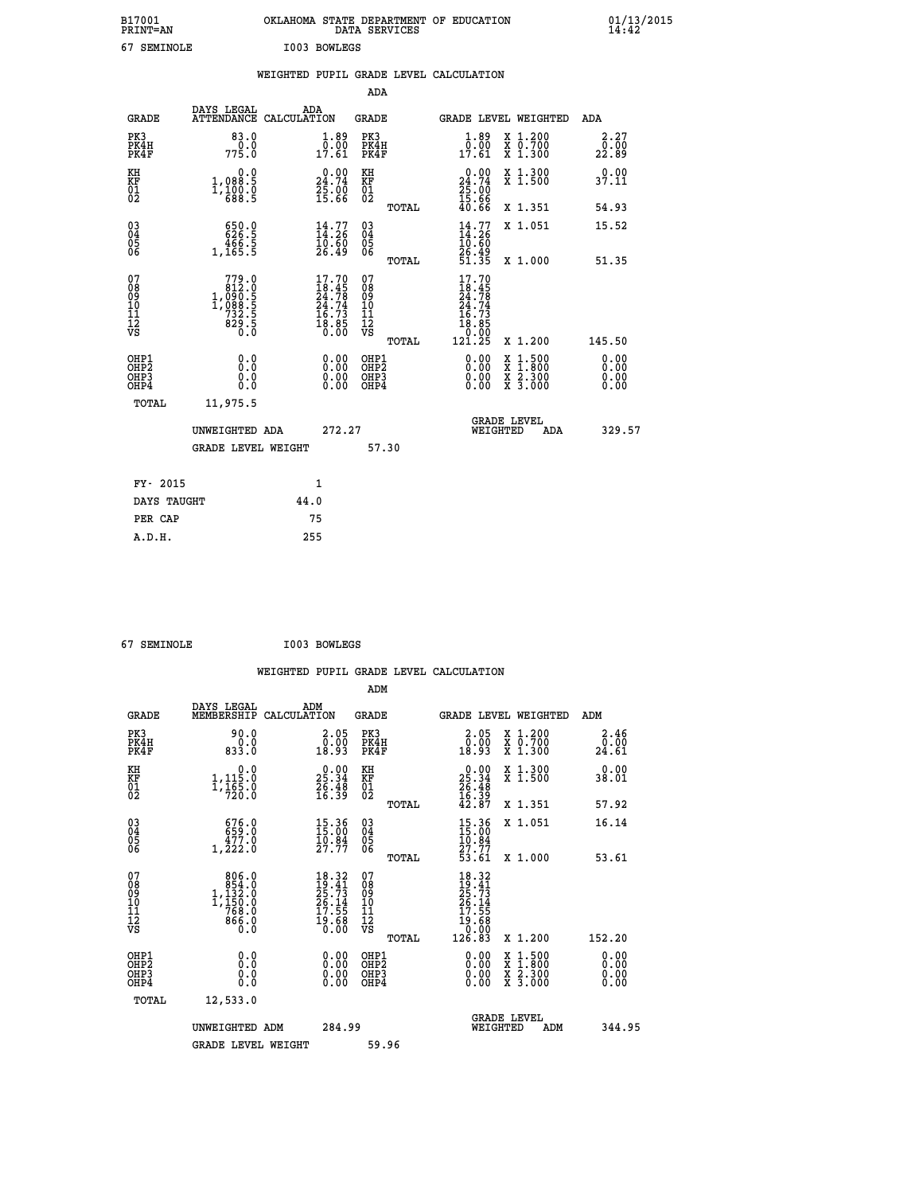B17001 OKLAHOMA STATE DEPARTMENT OF EDUCATION 01/13/2015
PRINT=AN DATA SERVICES 14:42
67 SEMINOLE I003 BOWLEGS

WEIGHTED PUPIL GRADE LEVEL CALCULATION

ADA

| GRADE | DAYS LEGAL ATTENDANCE | ADA CALCULATION | GRADE | GRADE LEVEL | WEIGHTED | ADA |
|---|---|---|---|---|---|---|
| PK3 | 83.0 | 1.89 | PK3 | 1.89 | X 1.200 | 2.27 |
| PK4H | 0.0 | 0.00 | PK4H | 0.00 | X 0.700 | 0.00 |
| PK4F | 775.0 | 17.61 | PK4F | 17.61 | X 1.300 | 22.89 |
| KH | 0.0 | 0.00 | KH | 0.00 | X 1.300 | 0.00 |
| KF | 1,088.5 | 24.74 | KF | 24.74 | X 1.500 | 37.11 |
| 01 | 1,100.0 | 25.00 | 01 | 25.00 | | |
| 02 | 688.5 | 15.66 | 02 | 15.66 | | |
| | | | TOTAL | 40.66 | X 1.351 | 54.93 |
| 03 | 650.0 | 14.77 | 03 | 14.77 | X 1.051 | 15.52 |
| 04 | 626.5 | 14.26 | 04 | 14.26 | | |
| 05 | 466.5 | 10.60 | 05 | 10.60 | | |
| 06 | 1,165.5 | 26.49 | 06 | 26.49 | | |
| | | | TOTAL | 51.35 | X 1.000 | 51.35 |
| 07 | 779.0 | 17.70 | 07 | 17.70 | | |
| 08 | 812.0 | 18.45 | 08 | 18.45 | | |
| 09 | 1,090.5 | 24.78 | 09 | 24.78 | | |
| 10 | 1,088.5 | 24.74 | 10 | 24.74 | | |
| 11 | 732.5 | 16.73 | 11 | 16.73 | | |
| 12 | 829.5 | 18.85 | 12 | 18.85 | | |
| VS | 0.0 | 0.00 | VS | 0.00 | | |
| | | | TOTAL | 121.25 | X 1.200 | 145.50 |
| OHP1 | 0.0 | 0.00 | OHP1 | 0.00 | X 1.500 | 0.00 |
| OHP2 | 0.0 | 0.00 | OHP2 | 0.00 | X 1.800 | 0.00 |
| OHP3 | 0.0 | 0.00 | OHP3 | 0.00 | X 2.300 | 0.00 |
| OHP4 | 0.0 | 0.00 | OHP4 | 0.00 | X 3.000 | 0.00 |
| TOTAL | 11,975.5 | | | | | |

UNWEIGHTED ADA 272.27 | GRADE LEVEL WEIGHTED ADA 329.57

GRADE LEVEL WEIGHT 57.30

| FY- 2015 | 1 |
|---|---|
| DAYS TAUGHT | 44.0 |
| PER CAP | 75 |
| A.D.H. | 255 |

67 SEMINOLE I003 BOWLEGS

WEIGHTED PUPIL GRADE LEVEL CALCULATION

ADM

| GRADE | DAYS LEGAL MEMBERSHIP | ADM CALCULATION | GRADE | GRADE LEVEL | WEIGHTED | ADM |
|---|---|---|---|---|---|---|
| PK3 | 90.0 | 2.05 | PK3 | 2.05 | X 1.200 | 2.46 |
| PK4H | 0.0 | 0.00 | PK4H | 0.00 | X 0.700 | 0.00 |
| PK4F | 833.0 | 18.93 | PK4F | 18.93 | X 1.300 | 24.61 |
| KH | 0.0 | 0.00 | KH | 0.00 | X 1.300 | 0.00 |
| KF | 1,115.0 | 25.34 | KF | 25.34 | X 1.500 | 38.01 |
| 01 | 1,165.0 | 26.48 | 01 | 26.48 | | |
| 02 | 720.0 | 16.39 | 02 | 16.39 | | |
| | | | TOTAL | 42.87 | X 1.351 | 57.92 |
| 03 | 676.0 | 15.36 | 03 | 15.36 | X 1.051 | 16.14 |
| 04 | 659.0 | 15.00 | 04 | 15.00 | | |
| 05 | 477.0 | 10.84 | 05 | 10.84 | | |
| 06 | 1,222.0 | 27.77 | 06 | 27.77 | | |
| | | | TOTAL | 53.61 | X 1.000 | 53.61 |
| 07 | 806.0 | 18.32 | 07 | 18.32 | | |
| 08 | 854.0 | 19.41 | 08 | 19.41 | | |
| 09 | 1,132.0 | 25.73 | 09 | 25.73 | | |
| 10 | 1,150.0 | 26.14 | 10 | 26.14 | | |
| 11 | 768.0 | 17.55 | 11 | 17.55 | | |
| 12 | 866.0 | 19.68 | 12 | 19.68 | | |
| VS | 0.0 | 0.00 | VS | 0.00 | | |
| | | | TOTAL | 126.83 | X 1.200 | 152.20 |
| OHP1 | 0.0 | 0.00 | OHP1 | 0.00 | X 1.500 | 0.00 |
| OHP2 | 0.0 | 0.00 | OHP2 | 0.00 | X 1.800 | 0.00 |
| OHP3 | 0.0 | 0.00 | OHP3 | 0.00 | X 2.300 | 0.00 |
| OHP4 | 0.0 | 0.00 | OHP4 | 0.00 | X 3.000 | 0.00 |
| TOTAL | 12,533.0 | | | | | |

UNWEIGHTED ADM 284.99 | GRADE LEVEL WEIGHTED ADM 344.95

GRADE LEVEL WEIGHT 59.96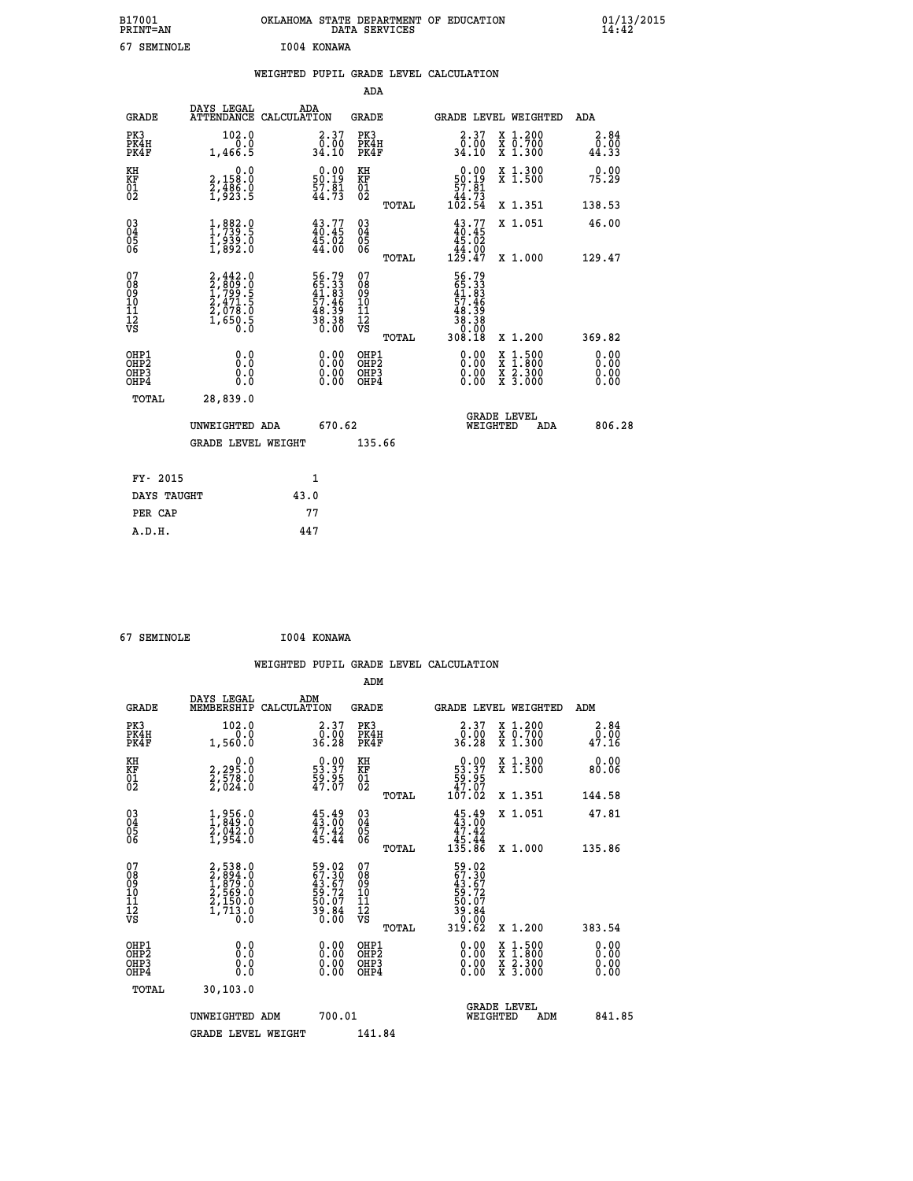B17001 OKLAHOMA STATE DEPARTMENT OF EDUCATION 01/13/2015
PRINT=AN DATA SERVICES 14:42

67 SEMINOLE I004 KONAWA

## WEIGHTED PUPIL GRADE LEVEL CALCULATION

### ADA

| GRADE | DAYS LEGAL ATTENDANCE | ADA CALCULATION | GRADE | GRADE LEVEL | WEIGHTED | ADA |
|---|---|---|---|---|---|---|
| PK3 | 102.0 | 2.37 | PK3 | 2.37 | X 1.200 | 2.84 |
| PK4H | 0.0 | 0.00 | PK4H | 0.00 | X 0.700 | 0.00 |
| PK4F | 1,466.5 | 34.10 | PK4F | 34.10 | X 1.300 | 44.33 |
| KH | 0.0 | 0.00 | KH | 0.00 | X 1.300 | 0.00 |
| KF | 2,158.0 | 50.19 | KF | 50.19 | X 1.500 | 75.29 |
| 01 | 2,486.0 | 57.81 | 01 | 57.81 | | |
| 02 | 1,923.5 | 44.73 | 02 | 44.73 | | |
| | | | TOTAL | 102.54 | X 1.351 | 138.53 |
| 03 | 1,882.0 | 43.77 | 03 | 43.77 | X 1.051 | 46.00 |
| 04 | 1,739.5 | 40.45 | 04 | 40.45 | | |
| 05 | 1,939.0 | 45.02 | 05 | 45.02 | | |
| 06 | 1,892.0 | 44.00 | 06 | 44.00 | | |
| | | | TOTAL | 129.47 | X 1.000 | 129.47 |
| 07 | 2,442.0 | 56.79 | 07 | 56.79 | | |
| 08 | 2,809.0 | 65.33 | 08 | 65.33 | | |
| 09 | 1,799.5 | 41.83 | 09 | 41.83 | | |
| 10 | 2,471.5 | 57.46 | 10 | 57.46 | | |
| 11 | 2,078.0 | 48.39 | 11 | 48.39 | | |
| 12 | 1,650.5 | 38.38 | 12 | 38.38 | | |
| VS | 0.0 | 0.00 | VS | 0.00 | | |
| | | | TOTAL | 308.18 | X 1.200 | 369.82 |
| OHP1 | 0.0 | 0.00 | OHP1 | 0.00 | X 1.500 | 0.00 |
| OHP2 | 0.0 | 0.00 | OHP2 | 0.00 | X 1.800 | 0.00 |
| OHP3 | 0.0 | 0.00 | OHP3 | 0.00 | X 2.300 | 0.00 |
| OHP4 | 0.0 | 0.00 | OHP4 | 0.00 | X 3.000 | 0.00 |
| TOTAL | 28,839.0 | | | | | |

UNWEIGHTED ADA 670.62 GRADE LEVEL WEIGHTED ADA 806.28

GRADE LEVEL WEIGHT 135.66

| FY- 2015 | 1 |
|---|---|
| DAYS TAUGHT | 43.0 |
| PER CAP | 77 |
| A.D.H. | 447 |

67 SEMINOLE I004 KONAWA

## WEIGHTED PUPIL GRADE LEVEL CALCULATION

### ADM

| GRADE | DAYS LEGAL MEMBERSHIP | ADM CALCULATION | GRADE | GRADE LEVEL | WEIGHTED | ADM |
|---|---|---|---|---|---|---|
| PK3 | 102.0 | 2.37 | PK3 | 2.37 | X 1.200 | 2.84 |
| PK4H | 0.0 | 0.00 | PK4H | 0.00 | X 0.700 | 0.00 |
| PK4F | 1,560.0 | 36.28 | PK4F | 36.28 | X 1.300 | 47.16 |
| KH | 0.0 | 0.00 | KH | 0.00 | X 1.300 | 0.00 |
| KF | 2,295.0 | 53.37 | KF | 53.37 | X 1.500 | 80.06 |
| 01 | 2,578.0 | 59.95 | 01 | 59.95 | | |
| 02 | 2,024.0 | 47.07 | 02 | 47.07 | | |
| | | | TOTAL | 107.02 | X 1.351 | 144.58 |
| 03 | 1,956.0 | 45.49 | 03 | 45.49 | X 1.051 | 47.81 |
| 04 | 1,849.0 | 43.00 | 04 | 43.00 | | |
| 05 | 2,042.0 | 47.42 | 05 | 47.42 | | |
| 06 | 1,954.0 | 45.44 | 06 | 45.44 | | |
| | | | TOTAL | 135.86 | X 1.000 | 135.86 |
| 07 | 2,538.0 | 59.02 | 07 | 59.02 | | |
| 08 | 2,894.0 | 67.30 | 08 | 67.30 | | |
| 09 | 1,879.0 | 43.67 | 09 | 43.67 | | |
| 10 | 2,569.0 | 59.72 | 10 | 59.72 | | |
| 11 | 2,150.0 | 50.07 | 11 | 50.07 | | |
| 12 | 1,713.0 | 39.84 | 12 | 39.84 | | |
| VS | 0.0 | 0.00 | VS | 0.00 | | |
| | | | TOTAL | 319.62 | X 1.200 | 383.54 |
| OHP1 | 0.0 | 0.00 | OHP1 | 0.00 | X 1.500 | 0.00 |
| OHP2 | 0.0 | 0.00 | OHP2 | 0.00 | X 1.800 | 0.00 |
| OHP3 | 0.0 | 0.00 | OHP3 | 0.00 | X 2.300 | 0.00 |
| OHP4 | 0.0 | 0.00 | OHP4 | 0.00 | X 3.000 | 0.00 |
| TOTAL | 30,103.0 | | | | | |

UNWEIGHTED ADM 700.01 GRADE LEVEL WEIGHTED ADM 841.85

GRADE LEVEL WEIGHT 141.84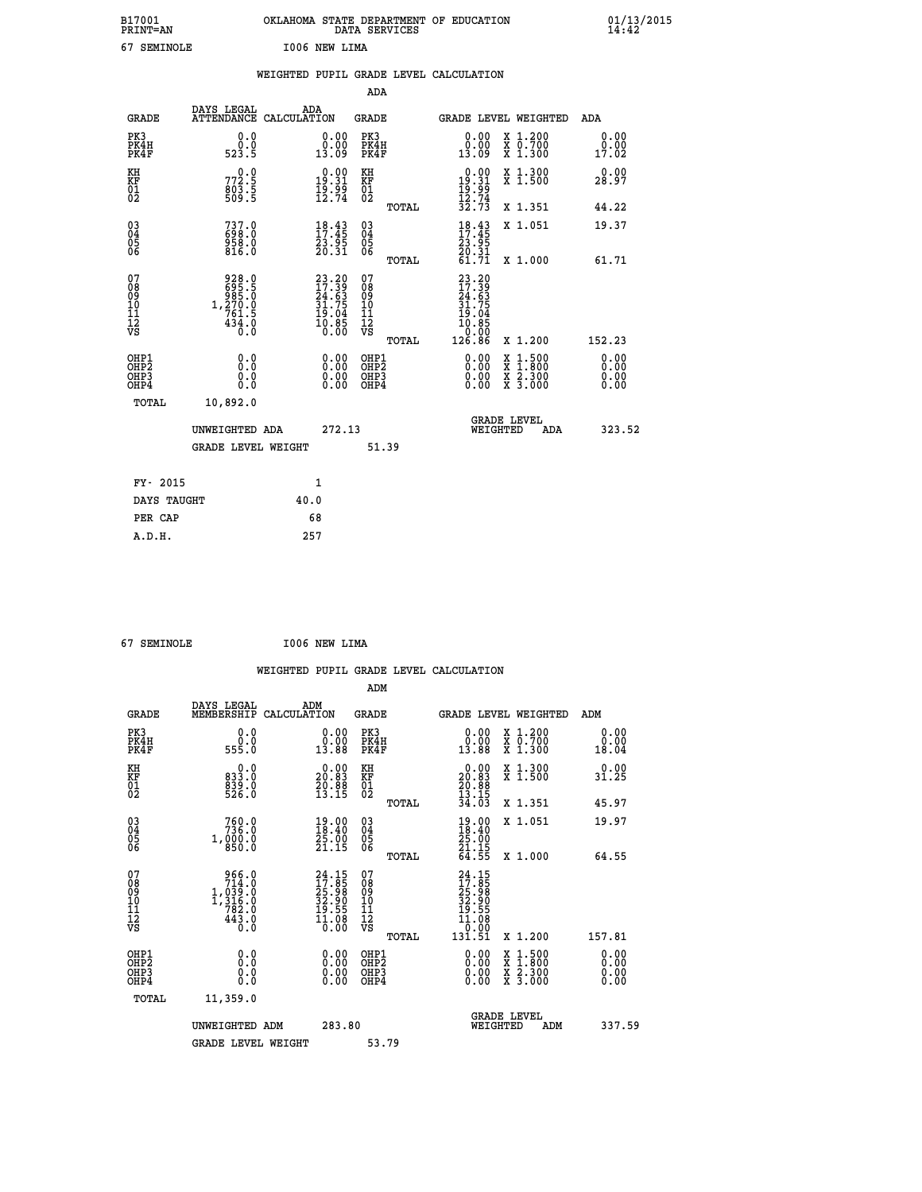B17001 PRINT=AN OKLAHOMA STATE DEPARTMENT OF EDUCATION DATA SERVICES 01/13/2015 14:42

67 SEMINOLE I006 NEW LIMA

WEIGHTED PUPIL GRADE LEVEL CALCULATION

ADA

| GRADE | DAYS LEGAL ATTENDANCE | ADA CALCULATION | GRADE | GRADE LEVEL | WEIGHTED | ADA |
|---|---|---|---|---|---|---|
| PK3 | 0.0 | 0.00 | PK3 | 0.00 | X 1.200 | 0.00 |
| PK4H | 0.0 | 0.00 | PK4H | 0.00 | X 0.700 | 0.00 |
| PK4F | 523.5 | 13.09 | PK4F | 13.09 | X 1.300 | 17.02 |
| KH | 0.0 | 0.00 | KH | 0.00 | X 1.300 | 0.00 |
| KF | 772.5 | 19.31 | KF | 19.31 | X 1.500 | 28.97 |
| 01 | 803.5 | 19.99 | 01 | 19.99 | | |
| 02 | 509.5 | 12.74 | 02 | 12.74 | | |
| | | | TOTAL | 32.73 | X 1.351 | 44.22 |
| 03 | 737.0 | 18.43 | 03 | 18.43 | X 1.051 | 19.37 |
| 04 | 698.0 | 17.45 | 04 | 17.45 | | |
| 05 | 958.0 | 23.95 | 05 | 23.95 | | |
| 06 | 816.0 | 20.31 | 06 | 20.31 | | |
| | | | TOTAL | 61.71 | X 1.000 | 61.71 |
| 07 | 928.0 | 23.20 | 07 | 23.20 | | |
| 08 | 695.5 | 17.39 | 08 | 17.39 | | |
| 09 | 985.0 | 24.63 | 09 | 24.63 | | |
| 10 | 1,270.0 | 31.75 | 10 | 31.75 | | |
| 11 | 761.5 | 19.04 | 11 | 19.04 | | |
| 12 | 434.0 | 10.85 | 12 | 10.85 | | |
| VS | 0.0 | 0.00 | VS | 0.00 | | |
| | | | TOTAL | 126.86 | X 1.200 | 152.23 |
| OHP1 | 0.0 | 0.00 | OHP1 | 0.00 | X 1.500 | 0.00 |
| OHP2 | 0.0 | 0.00 | OHP2 | 0.00 | X 1.800 | 0.00 |
| OHP3 | 0.0 | 0.00 | OHP3 | 0.00 | X 2.300 | 0.00 |
| OHP4 | 0.0 | 0.00 | OHP4 | 0.00 | X 3.000 | 0.00 |
| TOTAL | 10,892.0 | | | | | |

UNWEIGHTED ADA 272.13 GRADE LEVEL WEIGHTED ADA 323.52

GRADE LEVEL WEIGHT 51.39

| FY- 2015 | 1 |
|---|---|
| DAYS TAUGHT | 40.0 |
| PER CAP | 68 |
| A.D.H. | 257 |

67 SEMINOLE I006 NEW LIMA

WEIGHTED PUPIL GRADE LEVEL CALCULATION

ADM

| GRADE | DAYS LEGAL MEMBERSHIP | ADM CALCULATION | GRADE | GRADE LEVEL | WEIGHTED | ADM |
|---|---|---|---|---|---|---|
| PK3 | 0.0 | 0.00 | PK3 | 0.00 | X 1.200 | 0.00 |
| PK4H | 0.0 | 0.00 | PK4H | 0.00 | X 0.700 | 0.00 |
| PK4F | 555.0 | 13.88 | PK4F | 13.88 | X 1.300 | 18.04 |
| KH | 0.0 | 0.00 | KH | 0.00 | X 1.300 | 0.00 |
| KF | 833.0 | 20.83 | KF | 20.83 | X 1.500 | 31.25 |
| 01 | 839.0 | 20.88 | 01 | 20.88 | | |
| 02 | 526.0 | 13.15 | 02 | 13.15 | | |
| | | | TOTAL | 34.03 | X 1.351 | 45.97 |
| 03 | 760.0 | 19.00 | 03 | 19.00 | X 1.051 | 19.97 |
| 04 | 736.0 | 18.40 | 04 | 18.40 | | |
| 05 | 1,000.0 | 25.00 | 05 | 25.00 | | |
| 06 | 850.0 | 21.15 | 06 | 21.15 | | |
| | | | TOTAL | 64.55 | X 1.000 | 64.55 |
| 07 | 966.0 | 24.15 | 07 | 24.15 | | |
| 08 | 714.0 | 17.85 | 08 | 17.85 | | |
| 09 | 1,039.0 | 25.98 | 09 | 25.98 | | |
| 10 | 1,316.0 | 32.90 | 10 | 32.90 | | |
| 11 | 782.0 | 19.55 | 11 | 19.55 | | |
| 12 | 443.0 | 11.08 | 12 | 11.08 | | |
| VS | 0.0 | 0.00 | VS | 0.00 | | |
| | | | TOTAL | 131.51 | X 1.200 | 157.81 |
| OHP1 | 0.0 | 0.00 | OHP1 | 0.00 | X 1.500 | 0.00 |
| OHP2 | 0.0 | 0.00 | OHP2 | 0.00 | X 1.800 | 0.00 |
| OHP3 | 0.0 | 0.00 | OHP3 | 0.00 | X 2.300 | 0.00 |
| OHP4 | 0.0 | 0.00 | OHP4 | 0.00 | X 3.000 | 0.00 |
| TOTAL | 11,359.0 | | | | | |

UNWEIGHTED ADM 283.80 GRADE LEVEL WEIGHTED ADM 337.59

GRADE LEVEL WEIGHT 53.79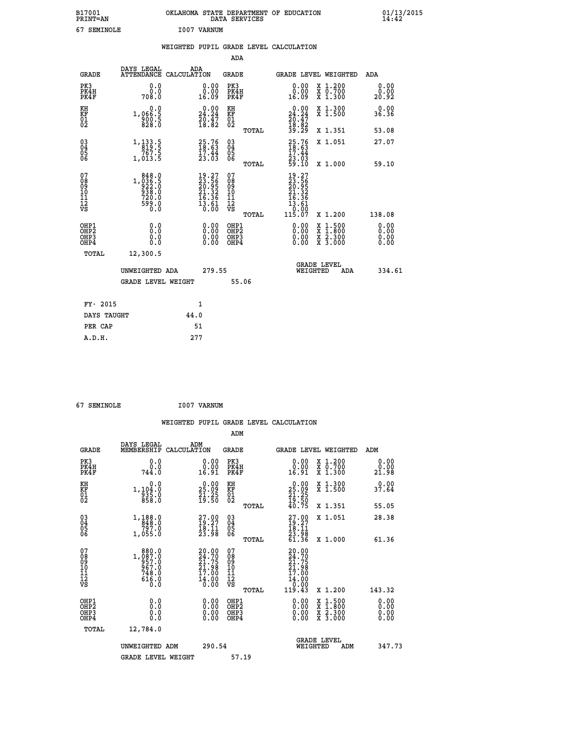B17001 OKLAHOMA STATE DEPARTMENT OF EDUCATION 01/13/2015
PRINT=AN DATA SERVICES 14:42

67 SEMINOLE I007 VARNUM

WEIGHTED PUPIL GRADE LEVEL CALCULATION

ADA

| GRADE | DAYS LEGAL ATTENDANCE | ADA CALCULATION | GRADE | | GRADE LEVEL | WEIGHTED | ADA |
|---|---|---|---|---|---|---|---|
| PK3 | 0.0 | 0.00 | PK3 | | 0.00 | X 1.200 | 0.00 |
| PK4H | 0.0 | 0.00 | PK4H | | 0.00 | X 0.700 | 0.00 |
| PK4F | 708.0 | 16.09 | PK4F | | 16.09 | X 1.300 | 20.92 |
| KH | 0.0 | 0.00 | KH | | 0.00 | X 1.300 | 0.00 |
| KF | 1,066.5 | 24.24 | KF | | 24.24 | X 1.500 | 36.36 |
| 01 | 900.5 | 20.47 | 01 | | 20.47 | | |
| 02 | 828.0 | 18.82 | 02 | | 18.82 | | |
| | | | | TOTAL | 39.29 | X 1.351 | 53.08 |
| 03 | 1,133.5 | 25.76 | 03 | | 25.76 | X 1.051 | 27.07 |
| 04 | 819.5 | 18.63 | 04 | | 18.63 | | |
| 05 | 767.5 | 17.44 | 05 | | 17.44 | | |
| 06 | 1,013.5 | 23.03 | 06 | | 23.03 | | |
| | | | | TOTAL | 59.10 | X 1.000 | 59.10 |
| 07 | 848.0 | 19.27 | 07 | | 19.27 | | |
| 08 | 1,036.5 | 23.56 | 08 | | 23.56 | | |
| 09 | 922.0 | 20.95 | 09 | | 20.95 | | |
| 10 | 938.0 | 21.32 | 10 | | 21.32 | | |
| 11 | 720.0 | 16.36 | 11 | | 16.36 | | |
| 12 | 599.0 | 13.61 | 12 | | 13.61 | | |
| VS | 0.0 | 0.00 | VS | | 0.00 | | |
| | | | | TOTAL | 115.07 | X 1.200 | 138.08 |
| OHP1 | 0.0 | 0.00 | OHP1 | | 0.00 | X 1.500 | 0.00 |
| OHP2 | 0.0 | 0.00 | OHP2 | | 0.00 | X 1.800 | 0.00 |
| OHP3 | 0.0 | 0.00 | OHP3 | | 0.00 | X 2.300 | 0.00 |
| OHP4 | 0.0 | 0.00 | OHP4 | | 0.00 | X 3.000 | 0.00 |
| TOTAL | 12,300.5 | | | | | | |

UNWEIGHTED ADA 279.55 — GRADE LEVEL WEIGHTED ADA 334.61

GRADE LEVEL WEIGHT 55.06

| FY- 2015 | 1 |
|---|---|
| DAYS TAUGHT | 44.0 |
| PER CAP | 51 |
| A.D.H. | 277 |

67 SEMINOLE I007 VARNUM

WEIGHTED PUPIL GRADE LEVEL CALCULATION

ADM

| GRADE | DAYS LEGAL MEMBERSHIP | ADM CALCULATION | GRADE | | GRADE LEVEL | WEIGHTED | ADM |
|---|---|---|---|---|---|---|---|
| PK3 | 0.0 | 0.00 | PK3 | | 0.00 | X 1.200 | 0.00 |
| PK4H | 0.0 | 0.00 | PK4H | | 0.00 | X 0.700 | 0.00 |
| PK4F | 744.0 | 16.91 | PK4F | | 16.91 | X 1.300 | 21.98 |
| KH | 0.0 | 0.00 | KH | | 0.00 | X 1.300 | 0.00 |
| KF | 1,104.0 | 25.09 | KF | | 25.09 | X 1.500 | 37.64 |
| 01 | 935.0 | 21.25 | 01 | | 21.25 | | |
| 02 | 858.0 | 19.50 | 02 | | 19.50 | | |
| | | | | TOTAL | 40.75 | X 1.351 | 55.05 |
| 03 | 1,188.0 | 27.00 | 03 | | 27.00 | X 1.051 | 28.38 |
| 04 | 848.0 | 19.27 | 04 | | 19.27 | | |
| 05 | 797.0 | 18.11 | 05 | | 18.11 | | |
| 06 | 1,055.0 | 23.98 | 06 | | 23.98 | | |
| | | | | TOTAL | 61.36 | X 1.000 | 61.36 |
| 07 | 880.0 | 20.00 | 07 | | 20.00 | | |
| 08 | 1,087.0 | 24.70 | 08 | | 24.70 | | |
| 09 | 957.0 | 21.75 | 09 | | 21.75 | | |
| 10 | 967.0 | 21.98 | 10 | | 21.98 | | |
| 11 | 748.0 | 17.00 | 11 | | 17.00 | | |
| 12 | 616.0 | 14.00 | 12 | | 14.00 | | |
| VS | 0.0 | 0.00 | VS | | 0.00 | | |
| | | | | TOTAL | 119.43 | X 1.200 | 143.32 |
| OHP1 | 0.0 | 0.00 | OHP1 | | 0.00 | X 1.500 | 0.00 |
| OHP2 | 0.0 | 0.00 | OHP2 | | 0.00 | X 1.800 | 0.00 |
| OHP3 | 0.0 | 0.00 | OHP3 | | 0.00 | X 2.300 | 0.00 |
| OHP4 | 0.0 | 0.00 | OHP4 | | 0.00 | X 3.000 | 0.00 |
| TOTAL | 12,784.0 | | | | | | |

UNWEIGHTED ADM 290.54 — GRADE LEVEL WEIGHTED ADM 347.73

GRADE LEVEL WEIGHT 57.19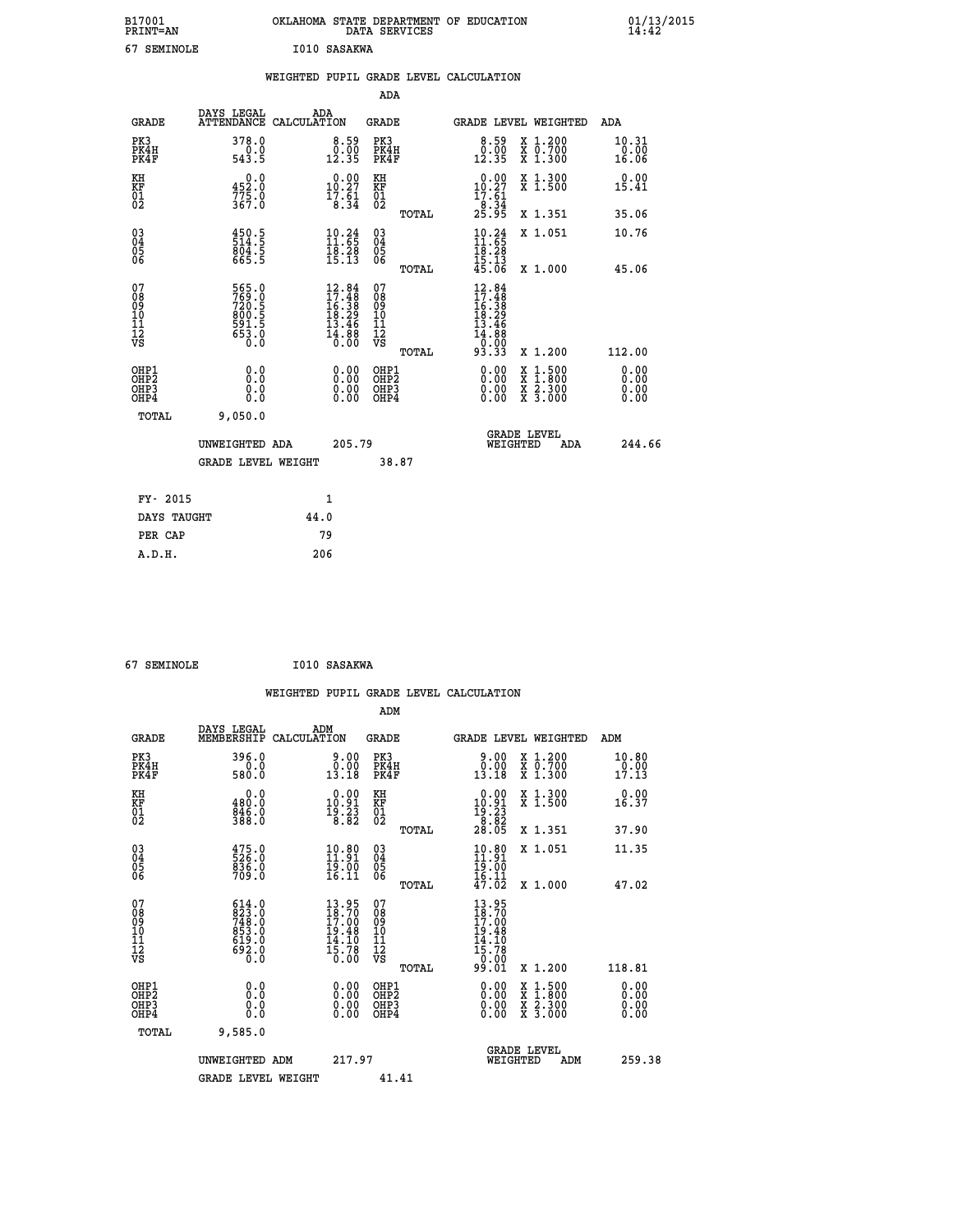B17001 OKLAHOMA STATE DEPARTMENT OF EDUCATION 01/13/2015
PRINT=AN DATA SERVICES 14:42

67 SEMINOLE I010 SASAKWA

## WEIGHTED PUPIL GRADE LEVEL CALCULATION

### ADA

| GRADE | DAYS LEGAL ATTENDANCE | ADA CALCULATION | GRADE | GRADE LEVEL | WEIGHTED | ADA |
|---|---|---|---|---|---|---|
| PK3 | 378.0 | 8.59 | PK3 | 8.59 | X 1.200 | 10.31 |
| PK4H | 0.0 | 0.00 | PK4H | 0.00 | X 0.700 | 0.00 |
| PK4F | 543.5 | 12.35 | PK4F | 12.35 | X 1.300 | 16.06 |
| KH | 0.0 | 0.00 | KH | 0.00 | X 1.300 | 0.00 |
| KF | 452.0 | 10.27 | KF | 10.27 | X 1.500 | 15.41 |
| 01 | 775.0 | 17.61 | 01 | 17.61 | | |
| 02 | 367.0 | 8.34 | 02 | 8.34 | | |
| | | | TOTAL | 25.95 | X 1.351 | 35.06 |
| 03 | 450.5 | 10.24 | 03 | 10.24 | X 1.051 | 10.76 |
| 04 | 514.5 | 11.65 | 04 | 11.65 | | |
| 05 | 804.5 | 18.28 | 05 | 18.28 | | |
| 06 | 665.5 | 15.13 | 06 | 15.13 | | |
| | | | TOTAL | 45.06 | X 1.000 | 45.06 |
| 07 | 565.0 | 12.84 | 07 | 12.84 | | |
| 08 | 769.0 | 17.48 | 08 | 17.48 | | |
| 09 | 720.5 | 16.38 | 09 | 16.38 | | |
| 10 | 800.5 | 18.29 | 10 | 18.29 | | |
| 11 | 591.5 | 13.46 | 11 | 13.46 | | |
| 12 | 653.0 | 14.88 | 12 | 14.88 | | |
| VS | 0.0 | 0.00 | VS | 0.00 | | |
| | | | TOTAL | 93.33 | X 1.200 | 112.00 |
| OHP1 | 0.0 | 0.00 | OHP1 | 0.00 | X 1.500 | 0.00 |
| OHP2 | 0.0 | 0.00 | OHP2 | 0.00 | X 1.800 | 0.00 |
| OHP3 | 0.0 | 0.00 | OHP3 | 0.00 | X 2.300 | 0.00 |
| OHP4 | 0.0 | 0.00 | OHP4 | 0.00 | X 3.000 | 0.00 |
| TOTAL | 9,050.0 | | | | | |

UNWEIGHTED ADA 205.79 GRADE LEVEL WEIGHTED ADA 244.66

GRADE LEVEL WEIGHT 38.87

| FY- 2015 | 1 |
|---|---|
| DAYS TAUGHT | 44.0 |
| PER CAP | 79 |
| A.D.H. | 206 |

67 SEMINOLE I010 SASAKWA

## WEIGHTED PUPIL GRADE LEVEL CALCULATION

### ADM

| GRADE | DAYS LEGAL MEMBERSHIP | ADM CALCULATION | GRADE | GRADE LEVEL | WEIGHTED | ADM |
|---|---|---|---|---|---|---|
| PK3 | 396.0 | 9.00 | PK3 | 9.00 | X 1.200 | 10.80 |
| PK4H | 0.0 | 0.00 | PK4H | 0.00 | X 0.700 | 0.00 |
| PK4F | 580.0 | 13.18 | PK4F | 13.18 | X 1.300 | 17.13 |
| KH | 0.0 | 0.00 | KH | 0.00 | X 1.300 | 0.00 |
| KF | 480.0 | 10.91 | KF | 10.91 | X 1.500 | 16.37 |
| 01 | 846.0 | 19.23 | 01 | 19.23 | | |
| 02 | 388.0 | 8.82 | 02 | 8.82 | | |
| | | | TOTAL | 28.05 | X 1.351 | 37.90 |
| 03 | 475.0 | 10.80 | 03 | 10.80 | X 1.051 | 11.35 |
| 04 | 526.0 | 11.91 | 04 | 11.91 | | |
| 05 | 836.0 | 19.00 | 05 | 19.00 | | |
| 06 | 709.0 | 16.11 | 06 | 16.11 | | |
| | | | TOTAL | 47.02 | X 1.000 | 47.02 |
| 07 | 614.0 | 13.95 | 07 | 13.95 | | |
| 08 | 823.0 | 18.70 | 08 | 18.70 | | |
| 09 | 748.0 | 17.00 | 09 | 17.00 | | |
| 10 | 853.0 | 19.48 | 10 | 19.48 | | |
| 11 | 619.0 | 14.10 | 11 | 14.10 | | |
| 12 | 692.0 | 15.78 | 12 | 15.78 | | |
| VS | 0.0 | 0.00 | VS | 0.00 | | |
| | | | TOTAL | 99.01 | X 1.200 | 118.81 |
| OHP1 | 0.0 | 0.00 | OHP1 | 0.00 | X 1.500 | 0.00 |
| OHP2 | 0.0 | 0.00 | OHP2 | 0.00 | X 1.800 | 0.00 |
| OHP3 | 0.0 | 0.00 | OHP3 | 0.00 | X 2.300 | 0.00 |
| OHP4 | 0.0 | 0.00 | OHP4 | 0.00 | X 3.000 | 0.00 |
| TOTAL | 9,585.0 | | | | | |

UNWEIGHTED ADM 217.97 GRADE LEVEL WEIGHTED ADM 259.38

GRADE LEVEL WEIGHT 41.41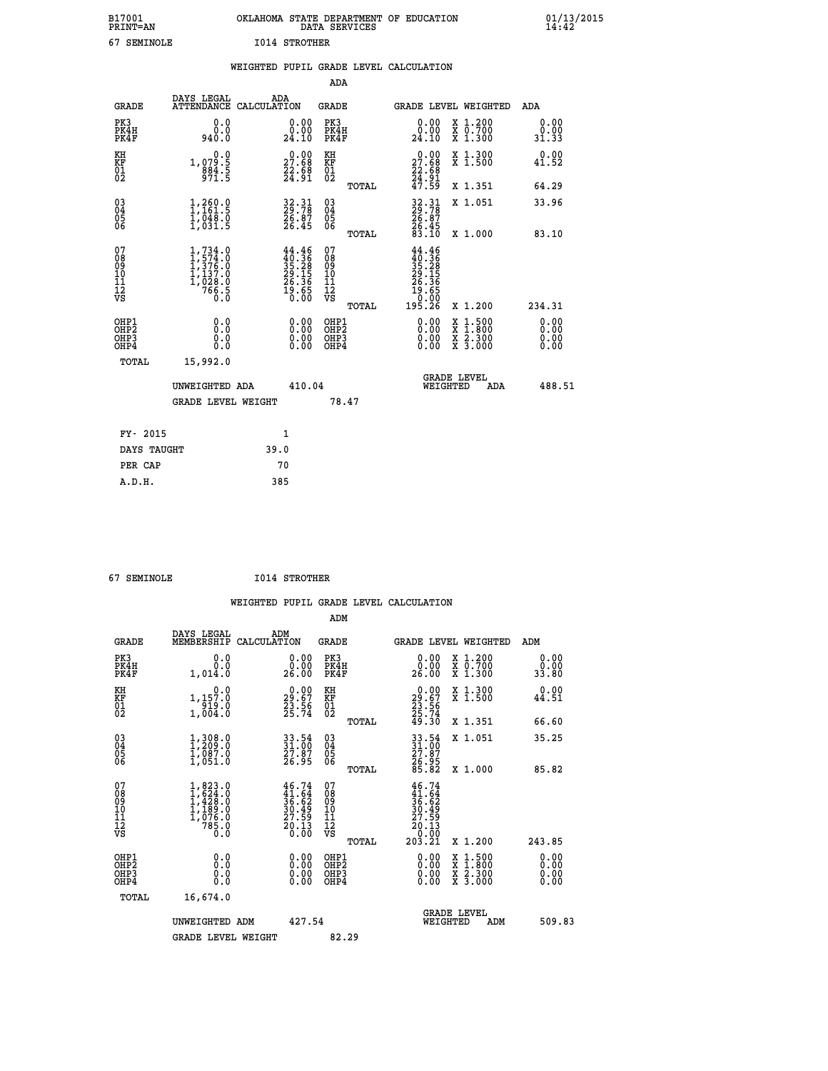B17001 OKLAHOMA STATE DEPARTMENT OF EDUCATION 01/13/2015
PRINT=AN DATA SERVICES 14:42
67 SEMINOLE I014 STROTHER

## WEIGHTED PUPIL GRADE LEVEL CALCULATION

### ADA

| GRADE | DAYS LEGAL ATTENDANCE | ADA CALCULATION | GRADE | GRADE LEVEL | WEIGHTED | ADA |
|---|---|---|---|---|---|---|
| PK3 | 0.0 | 0.00 | PK3 | 0.00 | X 1.200 | 0.00 |
| PK4H | 0.0 | 0.00 | PK4H | 0.00 | X 0.700 | 0.00 |
| PK4F | 940.0 | 24.10 | PK4F | 24.10 | X 1.300 | 31.33 |
| KH | 0.0 | 0.00 | KH | 0.00 | X 1.300 | 0.00 |
| KF | 1,079.5 | 27.68 | KF | 27.68 | X 1.500 | 41.52 |
| 01 | 884.5 | 22.68 | 01 | 22.68 | | |
| 02 | 971.5 | 24.91 | 02 | 24.91 | | |
| | | | TOTAL | 47.59 | X 1.351 | 64.29 |
| 03 | 1,260.0 | 32.31 | 03 | 32.31 | X 1.051 | 33.96 |
| 04 | 1,161.5 | 29.78 | 04 | 29.78 | | |
| 05 | 1,048.0 | 26.87 | 05 | 26.87 | | |
| 06 | 1,031.5 | 26.45 | 06 | 26.45 | | |
| | | | TOTAL | 83.10 | X 1.000 | 83.10 |
| 07 | 1,734.0 | 44.46 | 07 | 44.46 | | |
| 08 | 1,574.0 | 40.36 | 08 | 40.36 | | |
| 09 | 1,376.0 | 35.28 | 09 | 35.28 | | |
| 10 | 1,137.0 | 29.15 | 10 | 29.15 | | |
| 11 | 1,028.0 | 26.36 | 11 | 26.36 | | |
| 12 | 766.5 | 19.65 | 12 | 19.65 | | |
| VS | 0.0 | 0.00 | VS | 0.00 | | |
| | | | TOTAL | 195.26 | X 1.200 | 234.31 |
| OHP1 | 0.0 | 0.00 | OHP1 | 0.00 | X 1.500 | 0.00 |
| OHP2 | 0.0 | 0.00 | OHP2 | 0.00 | X 1.800 | 0.00 |
| OHP3 | 0.0 | 0.00 | OHP3 | 0.00 | X 2.300 | 0.00 |
| OHP4 | 0.0 | 0.00 | OHP4 | 0.00 | X 3.000 | 0.00 |
| TOTAL | 15,992.0 | | | | | |

UNWEIGHTED ADA 410.04 GRADE LEVEL WEIGHTED ADA 488.51

GRADE LEVEL WEIGHT 78.47

| FY- 2015 | 1 |
|---|---|
| DAYS TAUGHT | 39.0 |
| PER CAP | 70 |
| A.D.H. | 385 |

67 SEMINOLE I014 STROTHER

## WEIGHTED PUPIL GRADE LEVEL CALCULATION

### ADM

| GRADE | DAYS LEGAL MEMBERSHIP | ADM CALCULATION | GRADE | GRADE LEVEL | WEIGHTED | ADM |
|---|---|---|---|---|---|---|
| PK3 | 0.0 | 0.00 | PK3 | 0.00 | X 1.200 | 0.00 |
| PK4H | 0.0 | 0.00 | PK4H | 0.00 | X 0.700 | 0.00 |
| PK4F | 1,014.0 | 26.00 | PK4F | 26.00 | X 1.300 | 33.80 |
| KH | 0.0 | 0.00 | KH | 0.00 | X 1.300 | 0.00 |
| KF | 1,157.0 | 29.67 | KF | 29.67 | X 1.500 | 44.51 |
| 01 | 919.0 | 23.56 | 01 | 23.56 | | |
| 02 | 1,004.0 | 25.74 | 02 | 25.74 | | |
| | | | TOTAL | 49.30 | X 1.351 | 66.60 |
| 03 | 1,308.0 | 33.54 | 03 | 33.54 | X 1.051 | 35.25 |
| 04 | 1,209.0 | 31.00 | 04 | 31.00 | | |
| 05 | 1,087.0 | 27.87 | 05 | 27.87 | | |
| 06 | 1,051.0 | 26.95 | 06 | 26.95 | | |
| | | | TOTAL | 85.82 | X 1.000 | 85.82 |
| 07 | 1,823.0 | 46.74 | 07 | 46.74 | | |
| 08 | 1,624.0 | 41.64 | 08 | 41.64 | | |
| 09 | 1,428.0 | 36.62 | 09 | 36.62 | | |
| 10 | 1,189.0 | 30.49 | 10 | 30.49 | | |
| 11 | 1,076.0 | 27.59 | 11 | 27.59 | | |
| 12 | 785.0 | 20.13 | 12 | 20.13 | | |
| VS | 0.0 | 0.00 | VS | 0.00 | | |
| | | | TOTAL | 203.21 | X 1.200 | 243.85 |
| OHP1 | 0.0 | 0.00 | OHP1 | 0.00 | X 1.500 | 0.00 |
| OHP2 | 0.0 | 0.00 | OHP2 | 0.00 | X 1.800 | 0.00 |
| OHP3 | 0.0 | 0.00 | OHP3 | 0.00 | X 2.300 | 0.00 |
| OHP4 | 0.0 | 0.00 | OHP4 | 0.00 | X 3.000 | 0.00 |
| TOTAL | 16,674.0 | | | | | |

UNWEIGHTED ADM 427.54 GRADE LEVEL WEIGHTED ADM 509.83

GRADE LEVEL WEIGHT 82.29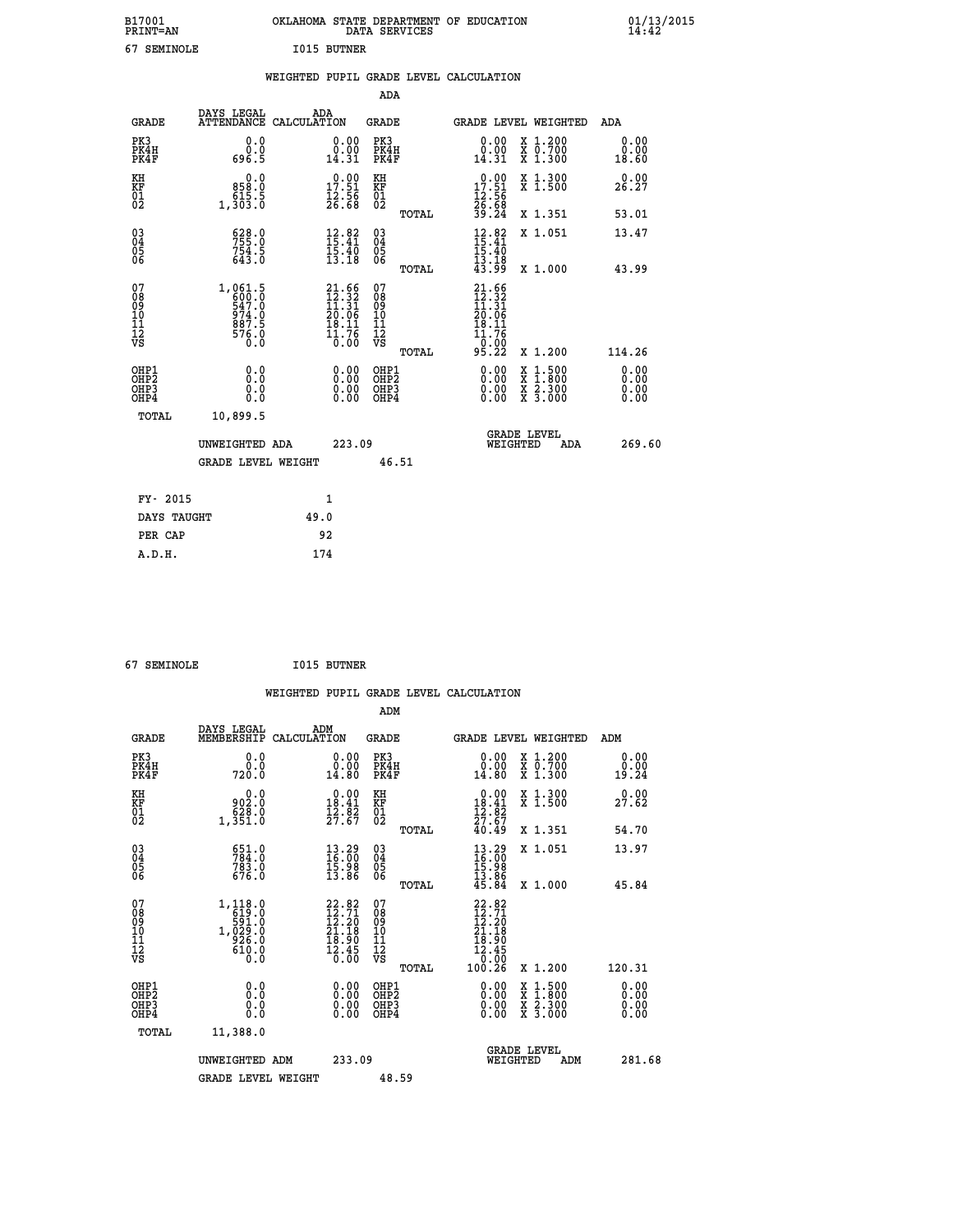B17001 PRINT=AN — OKLAHOMA STATE DEPARTMENT OF EDUCATION DATA SERVICES — 01/13/2015 14:42

67 SEMINOLE — I015 BUTNER

## WEIGHTED PUPIL GRADE LEVEL CALCULATION

### ADA

| GRADE | DAYS LEGAL ATTENDANCE | ADA CALCULATION | GRADE | GRADE LEVEL | WEIGHTED | ADA |
|---|---|---|---|---|---|---|
| PK3 | 0.0 | 0.00 | PK3 | 0.00 | X 1.200 | 0.00 |
| PK4H | 0.0 | 0.00 | PK4H | 0.00 | X 0.700 | 0.00 |
| PK4F | 696.5 | 14.31 | PK4F | 14.31 | X 1.300 | 18.60 |
| KH | 0.0 | 0.00 | KH | 0.00 | X 1.300 | 0.00 |
| KF | 858.0 | 17.51 | KF | 17.51 | X 1.500 | 26.27 |
| 01 | 615.5 | 12.56 | 01 | 12.56 | | |
| 02 | 1,303.0 | 26.68 | 02 | 26.68 | | |
| | | | TOTAL | 39.24 | X 1.351 | 53.01 |
| 03 | 628.0 | 12.82 | 03 | 12.82 | X 1.051 | 13.47 |
| 04 | 755.0 | 15.41 | 04 | 15.41 | | |
| 05 | 754.5 | 15.40 | 05 | 15.40 | | |
| 06 | 643.0 | 13.18 | 06 | 13.18 | | |
| | | | TOTAL | 43.99 | X 1.000 | 43.99 |
| 07 | 1,061.5 | 21.66 | 07 | 21.66 | | |
| 08 | 600.0 | 12.32 | 08 | 12.32 | | |
| 09 | 547.0 | 11.31 | 09 | 11.31 | | |
| 10 | 974.0 | 20.06 | 10 | 20.06 | | |
| 11 | 887.5 | 18.11 | 11 | 18.11 | | |
| 12 | 576.0 | 11.76 | 12 | 11.76 | | |
| VS | 0.0 | 0.00 | VS | 0.00 | | |
| | | | TOTAL | 95.22 | X 1.200 | 114.26 |
| OHP1 | 0.0 | 0.00 | OHP1 | 0.00 | X 1.500 | 0.00 |
| OHP2 | 0.0 | 0.00 | OHP2 | 0.00 | X 1.800 | 0.00 |
| OHP3 | 0.0 | 0.00 | OHP3 | 0.00 | X 2.300 | 0.00 |
| OHP4 | 0.0 | 0.00 | OHP4 | 0.00 | X 3.000 | 0.00 |
| TOTAL | 10,899.5 | | | | | |

UNWEIGHTED ADA: 223.09 — GRADE LEVEL WEIGHTED ADA: 269.60

GRADE LEVEL WEIGHT: 46.51

| FY- 2015 | 1 |
|---|---|
| DAYS TAUGHT | 49.0 |
| PER CAP | 92 |
| A.D.H. | 174 |

67 SEMINOLE — I015 BUTNER

## WEIGHTED PUPIL GRADE LEVEL CALCULATION

### ADM

| GRADE | DAYS LEGAL MEMBERSHIP | ADM CALCULATION | GRADE | GRADE LEVEL | WEIGHTED | ADM |
|---|---|---|---|---|---|---|
| PK3 | 0.0 | 0.00 | PK3 | 0.00 | X 1.200 | 0.00 |
| PK4H | 0.0 | 0.00 | PK4H | 0.00 | X 0.700 | 0.00 |
| PK4F | 720.0 | 14.80 | PK4F | 14.80 | X 1.300 | 19.24 |
| KH | 0.0 | 0.00 | KH | 0.00 | X 1.300 | 0.00 |
| KF | 902.0 | 18.41 | KF | 18.41 | X 1.500 | 27.62 |
| 01 | 628.0 | 12.82 | 01 | 12.82 | | |
| 02 | 1,351.0 | 27.67 | 02 | 27.67 | | |
| | | | TOTAL | 40.49 | X 1.351 | 54.70 |
| 03 | 651.0 | 13.29 | 03 | 13.29 | X 1.051 | 13.97 |
| 04 | 784.0 | 16.00 | 04 | 16.00 | | |
| 05 | 783.0 | 15.98 | 05 | 15.98 | | |
| 06 | 676.0 | 13.86 | 06 | 13.86 | | |
| | | | TOTAL | 45.84 | X 1.000 | 45.84 |
| 07 | 1,118.0 | 22.82 | 07 | 22.82 | | |
| 08 | 619.0 | 12.71 | 08 | 12.71 | | |
| 09 | 591.0 | 12.20 | 09 | 12.20 | | |
| 10 | 1,029.0 | 21.18 | 10 | 21.18 | | |
| 11 | 926.0 | 18.90 | 11 | 18.90 | | |
| 12 | 610.0 | 12.45 | 12 | 12.45 | | |
| VS | 0.0 | 0.00 | VS | 0.00 | | |
| | | | TOTAL | 100.26 | X 1.200 | 120.31 |
| OHP1 | 0.0 | 0.00 | OHP1 | 0.00 | X 1.500 | 0.00 |
| OHP2 | 0.0 | 0.00 | OHP2 | 0.00 | X 1.800 | 0.00 |
| OHP3 | 0.0 | 0.00 | OHP3 | 0.00 | X 2.300 | 0.00 |
| OHP4 | 0.0 | 0.00 | OHP4 | 0.00 | X 3.000 | 0.00 |
| TOTAL | 11,388.0 | | | | | |

UNWEIGHTED ADM: 233.09 — GRADE LEVEL WEIGHTED ADM: 281.68

GRADE LEVEL WEIGHT: 48.59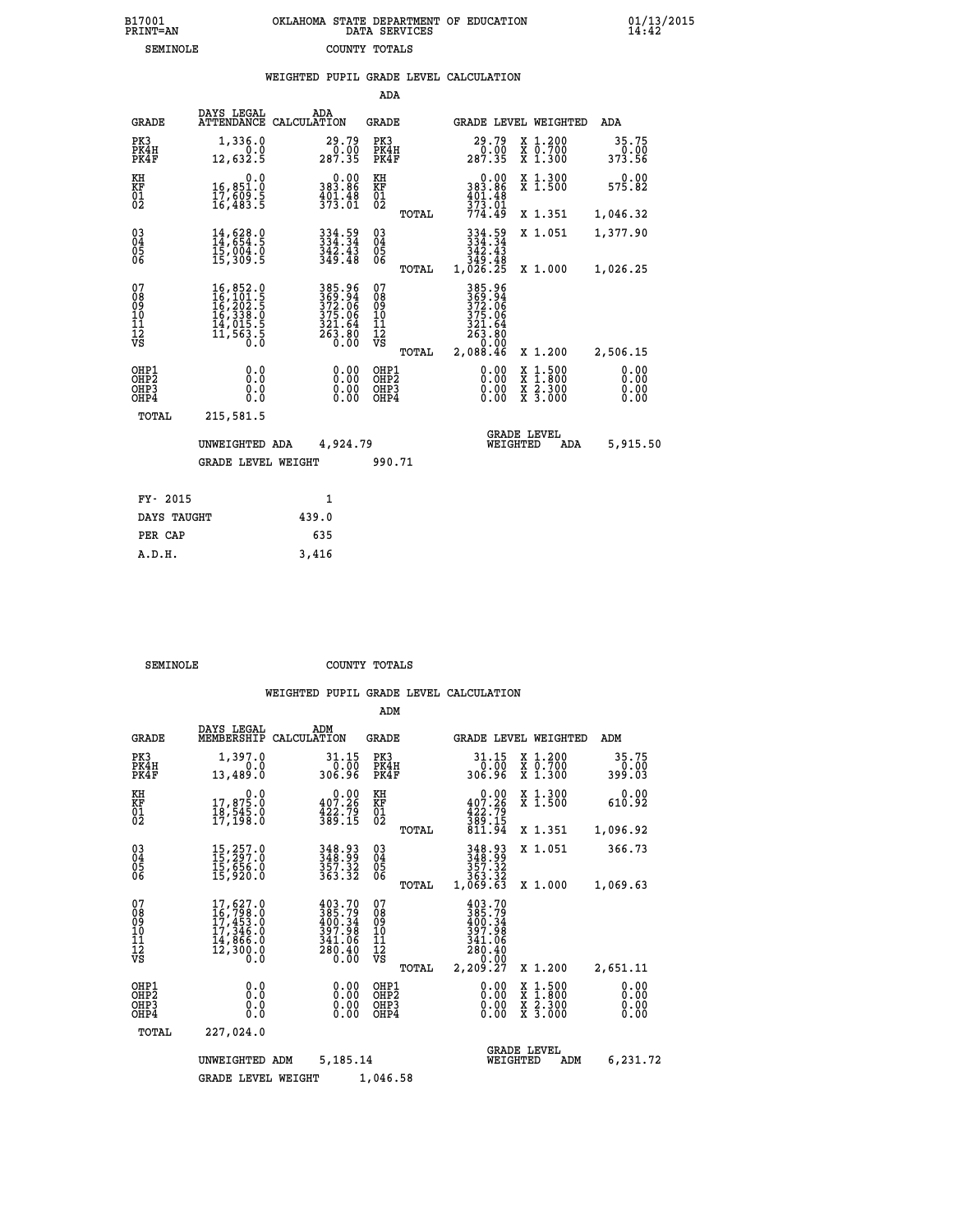B17001 PRINT=AN — OKLAHOMA STATE DEPARTMENT OF EDUCATION DATA SERVICES — 01/13/2015 14:42

SEMINOLE — COUNTY TOTALS

## WEIGHTED PUPIL GRADE LEVEL CALCULATION

### ADA

| GRADE | DAYS LEGAL ATTENDANCE | ADA CALCULATION | GRADE | GRADE LEVEL | WEIGHTED | ADA |
|---|---|---|---|---|---|---|
| PK3 | 1,336.0 | 29.79 | PK3 | 29.79 | X 1.200 | 35.75 |
| PK4H | 0.0 | 0.00 | PK4H | 0.00 | X 0.700 | 0.00 |
| PK4F | 12,632.5 | 287.35 | PK4F | 287.35 | X 1.300 | 373.56 |
| KH | 0.0 | 0.00 | KH | 0.00 | X 1.300 | 0.00 |
| KF | 16,851.0 | 383.86 | KF | 383.86 | X 1.500 | 575.82 |
| 01 | 17,609.5 | 401.48 | 01 | 401.48 | | |
| 02 | 16,483.5 | 373.01 | 02 | 373.01 | | |
| | | | TOTAL | 774.49 | X 1.351 | 1,046.32 |
| 03 | 14,628.0 | 334.59 | 03 | 334.59 | X 1.051 | 1,377.90 |
| 04 | 14,654.5 | 334.34 | 04 | 334.34 | | |
| 05 | 15,004.0 | 342.43 | 05 | 342.43 | | |
| 06 | 15,309.5 | 349.48 | 06 | 349.48 | | |
| | | | TOTAL | 1,026.25 | X 1.000 | 1,026.25 |
| 07 | 16,852.0 | 385.96 | 07 | 385.96 | | |
| 08 | 16,101.5 | 369.94 | 08 | 369.94 | | |
| 09 | 16,202.5 | 372.06 | 09 | 372.06 | | |
| 10 | 16,338.0 | 375.06 | 10 | 375.06 | | |
| 11 | 14,015.5 | 321.64 | 11 | 321.64 | | |
| 12 | 11,563.5 | 263.80 | 12 | 263.80 | | |
| VS | 0.0 | 0.00 | VS | 0.00 | | |
| | | | TOTAL | 2,088.46 | X 1.200 | 2,506.15 |
| OHP1 | 0.0 | 0.00 | OHP1 | 0.00 | X 1.500 | 0.00 |
| OHP2 | 0.0 | 0.00 | OHP2 | 0.00 | X 1.800 | 0.00 |
| OHP3 | 0.0 | 0.00 | OHP3 | 0.00 | X 2.300 | 0.00 |
| OHP4 | 0.0 | 0.00 | OHP4 | 0.00 | X 3.000 | 0.00 |
| TOTAL | 215,581.5 | | | | | |

UNWEIGHTED ADA 4,924.79 — GRADE LEVEL WEIGHTED ADA 5,915.50

GRADE LEVEL WEIGHT 990.71

| | |
|---|---|
| FY- 2015 | 1 |
| DAYS TAUGHT | 439.0 |
| PER CAP | 635 |
| A.D.H. | 3,416 |

SEMINOLE — COUNTY TOTALS

## WEIGHTED PUPIL GRADE LEVEL CALCULATION

### ADM

| GRADE | DAYS LEGAL MEMBERSHIP | ADM CALCULATION | GRADE | GRADE LEVEL | WEIGHTED | ADM |
|---|---|---|---|---|---|---|
| PK3 | 1,397.0 | 31.15 | PK3 | 31.15 | X 1.200 | 35.75 |
| PK4H | 0.0 | 0.00 | PK4H | 0.00 | X 0.700 | 0.00 |
| PK4F | 13,489.0 | 306.96 | PK4F | 306.96 | X 1.300 | 399.03 |
| KH | 0.0 | 0.00 | KH | 0.00 | X 1.300 | 0.00 |
| KF | 17,875.0 | 407.26 | KF | 407.26 | X 1.500 | 610.92 |
| 01 | 18,545.0 | 422.79 | 01 | 422.79 | | |
| 02 | 17,198.0 | 389.15 | 02 | 389.15 | | |
| | | | TOTAL | 811.94 | X 1.351 | 1,096.92 |
| 03 | 15,257.0 | 348.93 | 03 | 348.93 | X 1.051 | 366.73 |
| 04 | 15,297.0 | 348.99 | 04 | 348.99 | | |
| 05 | 15,656.0 | 357.32 | 05 | 357.32 | | |
| 06 | 15,920.0 | 363.32 | 06 | 363.32 | | |
| | | | TOTAL | 1,069.63 | X 1.000 | 1,069.63 |
| 07 | 17,627.0 | 403.70 | 07 | 403.70 | | |
| 08 | 16,798.0 | 385.79 | 08 | 385.79 | | |
| 09 | 17,453.0 | 400.34 | 09 | 400.34 | | |
| 10 | 17,346.0 | 397.98 | 10 | 397.98 | | |
| 11 | 14,866.0 | 341.06 | 11 | 341.06 | | |
| 12 | 12,300.0 | 280.40 | 12 | 280.40 | | |
| VS | 0.0 | 0.00 | VS | 0.00 | | |
| | | | TOTAL | 2,209.27 | X 1.200 | 2,651.11 |
| OHP1 | 0.0 | 0.00 | OHP1 | 0.00 | X 1.500 | 0.00 |
| OHP2 | 0.0 | 0.00 | OHP2 | 0.00 | X 1.800 | 0.00 |
| OHP3 | 0.0 | 0.00 | OHP3 | 0.00 | X 2.300 | 0.00 |
| OHP4 | 0.0 | 0.00 | OHP4 | 0.00 | X 3.000 | 0.00 |
| TOTAL | 227,024.0 | | | | | |

UNWEIGHTED ADM 5,185.14 — GRADE LEVEL WEIGHTED ADM 6,231.72

GRADE LEVEL WEIGHT 1,046.58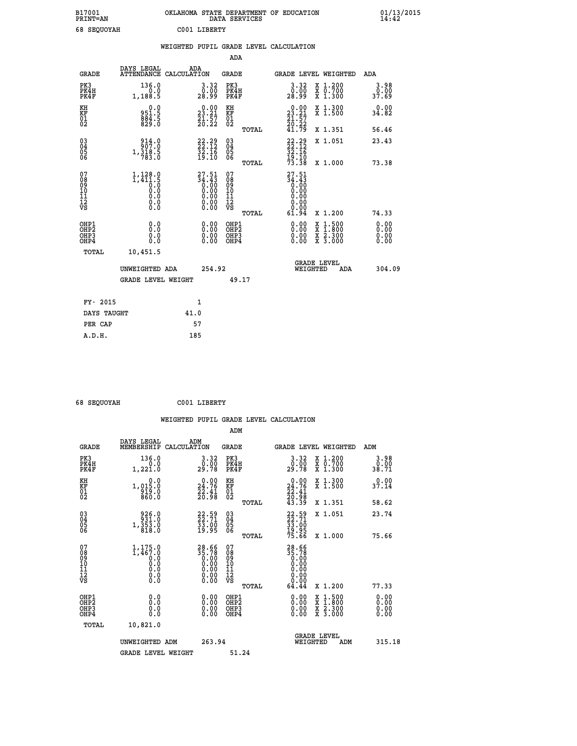B17001 OKLAHOMA STATE DEPARTMENT OF EDUCATION 01/13/2015
PRINT=AN DATA SERVICES 14:42

68 SEQUOYAH C001 LIBERTY

## WEIGHTED PUPIL GRADE LEVEL CALCULATION

### ADA

| GRADE | DAYS LEGAL ATTENDANCE | ADA CALCULATION | GRADE | GRADE LEVEL | WEIGHTED | ADA |
|---|---|---|---|---|---|---|
| PK3 | 136.0 | 3.32 | PK3 | 3.32 | X 1.200 | 3.98 |
| PK4H | 0.0 | 0.00 | PK4H | 0.00 | X 0.700 | 0.00 |
| PK4F | 1,188.5 | 28.99 | PK4F | 28.99 | X 1.300 | 37.69 |
| KH | 0.0 | 0.00 | KH | 0.00 | X 1.300 | 0.00 |
| KF | 951.5 | 23.21 | KF | 23.21 | X 1.500 | 34.82 |
| 01 | 884.5 | 21.57 | 01 | 21.57 | | |
| 02 | 829.0 | 20.22 | 02 | 20.22 | | |
| | | | TOTAL | 41.79 | X 1.351 | 56.46 |
| 03 | 914.0 | 22.29 | 03 | 22.29 | X 1.051 | 23.43 |
| 04 | 907.0 | 22.12 | 04 | 22.12 | | |
| 05 | 1,318.5 | 32.16 | 05 | 32.16 | | |
| 06 | 783.0 | 19.10 | 06 | 19.10 | | |
| | | | TOTAL | 73.38 | X 1.000 | 73.38 |
| 07 | 1,128.0 | 27.51 | 07 | 27.51 | | |
| 08 | 1,411.5 | 34.43 | 08 | 34.43 | | |
| 09 | 0.0 | 0.00 | 09 | 0.00 | | |
| 10 | 0.0 | 0.00 | 10 | 0.00 | | |
| 11 | 0.0 | 0.00 | 11 | 0.00 | | |
| 12 | 0.0 | 0.00 | 12 | 0.00 | | |
| VS | 0.0 | 0.00 | VS | 0.00 | | |
| | | | TOTAL | 61.94 | X 1.200 | 74.33 |
| OHP1 | 0.0 | 0.00 | OHP1 | 0.00 | X 1.500 | 0.00 |
| OHP2 | 0.0 | 0.00 | OHP2 | 0.00 | X 1.800 | 0.00 |
| OHP3 | 0.0 | 0.00 | OHP3 | 0.00 | X 2.300 | 0.00 |
| OHP4 | 0.0 | 0.00 | OHP4 | 0.00 | X 3.000 | 0.00 |
| TOTAL | 10,451.5 | | | | | |

UNWEIGHTED ADA 254.92 | GRADE LEVEL WEIGHTED ADA 304.09

GRADE LEVEL WEIGHT 49.17

| | |
|---|---|
| FY- 2015 | 1 |
| DAYS TAUGHT | 41.0 |
| PER CAP | 57 |
| A.D.H. | 185 |

68 SEQUOYAH C001 LIBERTY

## WEIGHTED PUPIL GRADE LEVEL CALCULATION

### ADM

| GRADE | DAYS LEGAL MEMBERSHIP | ADM CALCULATION | GRADE | GRADE LEVEL | WEIGHTED | ADM |
|---|---|---|---|---|---|---|
| PK3 | 136.0 | 3.32 | PK3 | 3.32 | X 1.200 | 3.98 |
| PK4H | 0.0 | 0.00 | PK4H | 0.00 | X 0.700 | 0.00 |
| PK4F | 1,221.0 | 29.78 | PK4F | 29.78 | X 1.300 | 38.71 |
| KH | 0.0 | 0.00 | KH | 0.00 | X 1.300 | 0.00 |
| KF | 1,015.0 | 24.76 | KF | 24.76 | X 1.500 | 37.14 |
| 01 | 919.0 | 22.41 | 01 | 22.41 | | |
| 02 | 860.0 | 20.98 | 02 | 20.98 | | |
| | | | TOTAL | 43.39 | X 1.351 | 58.62 |
| 03 | 926.0 | 22.59 | 03 | 22.59 | X 1.051 | 23.74 |
| 04 | 931.0 | 22.71 | 04 | 22.71 | | |
| 05 | 1,353.0 | 33.00 | 05 | 33.00 | | |
| 06 | 818.0 | 19.95 | 06 | 19.95 | | |
| | | | TOTAL | 75.66 | X 1.000 | 75.66 |
| 07 | 1,175.0 | 28.66 | 07 | 28.66 | | |
| 08 | 1,467.0 | 35.78 | 08 | 35.78 | | |
| 09 | 0.0 | 0.00 | 09 | 0.00 | | |
| 10 | 0.0 | 0.00 | 10 | 0.00 | | |
| 11 | 0.0 | 0.00 | 11 | 0.00 | | |
| 12 | 0.0 | 0.00 | 12 | 0.00 | | |
| VS | 0.0 | 0.00 | VS | 0.00 | | |
| | | | TOTAL | 64.44 | X 1.200 | 77.33 |
| OHP1 | 0.0 | 0.00 | OHP1 | 0.00 | X 1.500 | 0.00 |
| OHP2 | 0.0 | 0.00 | OHP2 | 0.00 | X 1.800 | 0.00 |
| OHP3 | 0.0 | 0.00 | OHP3 | 0.00 | X 2.300 | 0.00 |
| OHP4 | 0.0 | 0.00 | OHP4 | 0.00 | X 3.000 | 0.00 |
| TOTAL | 10,821.0 | | | | | |

UNWEIGHTED ADM 263.94 | GRADE LEVEL WEIGHTED ADM 315.18

GRADE LEVEL WEIGHT 51.24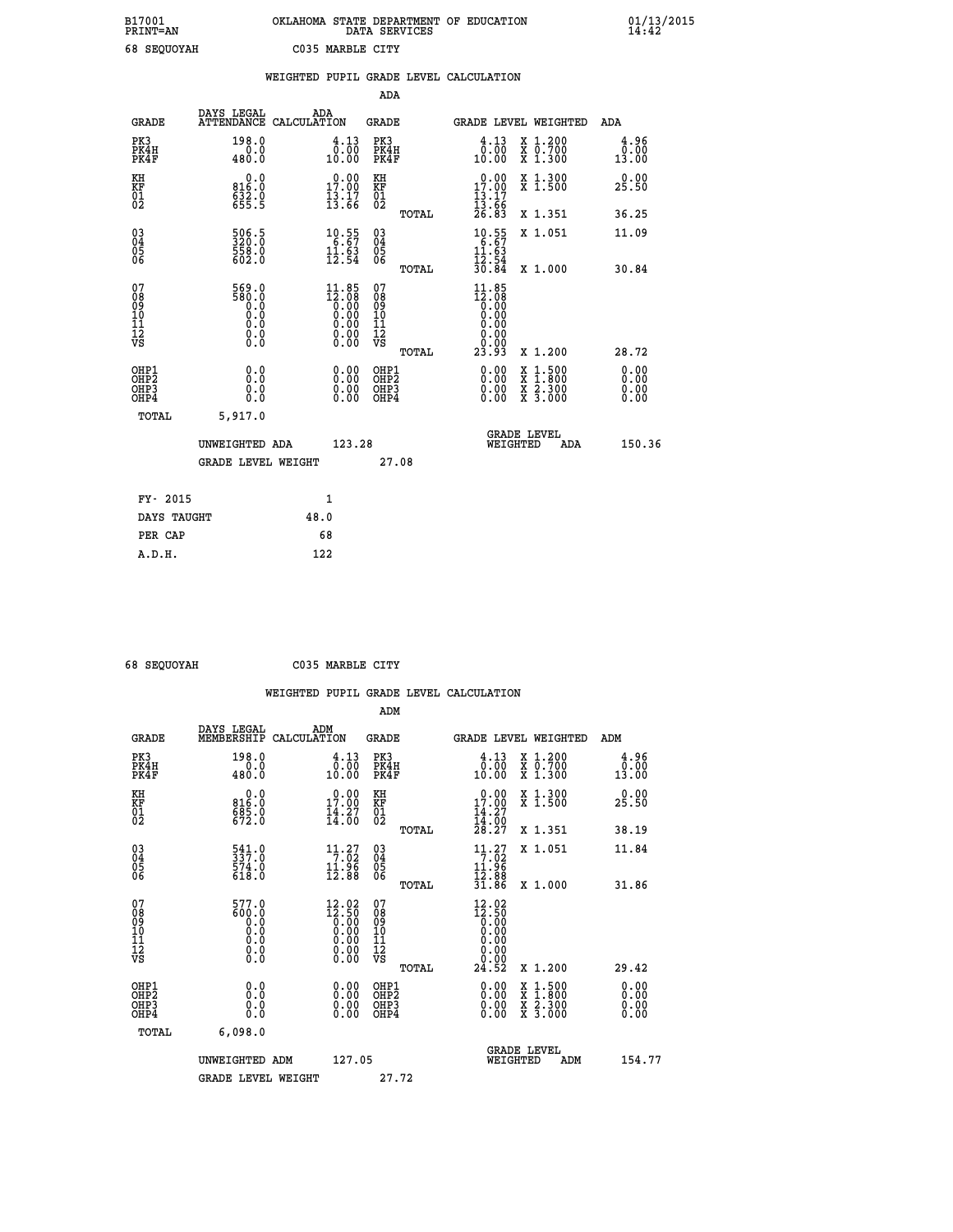B17001 OKLAHOMA STATE DEPARTMENT OF EDUCATION 01/13/2015
PRINT=AN DATA SERVICES 14:42

68 SEQUOYAH C035 MARBLE CITY

## WEIGHTED PUPIL GRADE LEVEL CALCULATION

ADA

| GRADE | DAYS LEGAL ATTENDANCE | ADA CALCULATION | GRADE | GRADE LEVEL | WEIGHTED | ADA |
|---|---|---|---|---|---|---|
| PK3 | 198.0 | 4.13 | PK3 | 4.13 | X 1.200 | 4.96 |
| PK4H | 0.0 | 0.00 | PK4H | 0.00 | X 0.700 | 0.00 |
| PK4F | 480.0 | 10.00 | PK4F | 10.00 | X 1.300 | 13.00 |
| KH | 0.0 | 0.00 | KH | 0.00 | X 1.300 | 0.00 |
| KF | 816.0 | 17.00 | KF | 17.00 | X 1.500 | 25.50 |
| 01 | 632.0 | 13.17 | 01 | 13.17 | | |
| 02 | 655.5 | 13.66 | 02 | 13.66 | | |
| | | | TOTAL | 26.83 | X 1.351 | 36.25 |
| 03 | 506.5 | 10.55 | 03 | 10.55 | X 1.051 | 11.09 |
| 04 | 320.0 | 6.67 | 04 | 6.67 | | |
| 05 | 558.0 | 11.63 | 05 | 11.63 | | |
| 06 | 602.0 | 12.54 | 06 | 12.54 | | |
| | | | TOTAL | 30.84 | X 1.000 | 30.84 |
| 07 | 569.0 | 11.85 | 07 | 11.85 | | |
| 08 | 580.0 | 12.08 | 08 | 12.08 | | |
| 09 | 0.0 | 0.00 | 09 | 0.00 | | |
| 10 | 0.0 | 0.00 | 10 | 0.00 | | |
| 11 | 0.0 | 0.00 | 11 | 0.00 | | |
| 12 | 0.0 | 0.00 | 12 | 0.00 | | |
| VS | 0.0 | 0.00 | VS | 0.00 | | |
| | | | TOTAL | 23.93 | X 1.200 | 28.72 |
| OHP1 | 0.0 | 0.00 | OHP1 | 0.00 | X 1.500 | 0.00 |
| OHP2 | 0.0 | 0.00 | OHP2 | 0.00 | X 1.800 | 0.00 |
| OHP3 | 0.0 | 0.00 | OHP3 | 0.00 | X 2.300 | 0.00 |
| OHP4 | 0.0 | 0.00 | OHP4 | 0.00 | X 3.000 | 0.00 |
| TOTAL | 5,917.0 | | | | | |

UNWEIGHTED ADA 123.28 GRADE LEVEL WEIGHTED ADA 150.36

GRADE LEVEL WEIGHT 27.08

| | |
|---|---|
| FY- 2015 | 1 |
| DAYS TAUGHT | 48.0 |
| PER CAP | 68 |
| A.D.H. | 122 |

68 SEQUOYAH C035 MARBLE CITY

## WEIGHTED PUPIL GRADE LEVEL CALCULATION

ADM

| GRADE | DAYS LEGAL MEMBERSHIP | ADM CALCULATION | GRADE | GRADE LEVEL | WEIGHTED | ADM |
|---|---|---|---|---|---|---|
| PK3 | 198.0 | 4.13 | PK3 | 4.13 | X 1.200 | 4.96 |
| PK4H | 0.0 | 0.00 | PK4H | 0.00 | X 0.700 | 0.00 |
| PK4F | 480.0 | 10.00 | PK4F | 10.00 | X 1.300 | 13.00 |
| KH | 0.0 | 0.00 | KH | 0.00 | X 1.300 | 0.00 |
| KF | 816.0 | 17.00 | KF | 17.00 | X 1.500 | 25.50 |
| 01 | 685.0 | 14.27 | 01 | 14.27 | | |
| 02 | 672.0 | 14.00 | 02 | 14.00 | | |
| | | | TOTAL | 28.27 | X 1.351 | 38.19 |
| 03 | 541.0 | 11.27 | 03 | 11.27 | X 1.051 | 11.84 |
| 04 | 337.0 | 7.02 | 04 | 7.02 | | |
| 05 | 574.0 | 11.96 | 05 | 11.96 | | |
| 06 | 618.0 | 12.88 | 06 | 12.88 | | |
| | | | TOTAL | 31.86 | X 1.000 | 31.86 |
| 07 | 577.0 | 12.02 | 07 | 12.02 | | |
| 08 | 600.0 | 12.50 | 08 | 12.50 | | |
| 09 | 0.0 | 0.00 | 09 | 0.00 | | |
| 10 | 0.0 | 0.00 | 10 | 0.00 | | |
| 11 | 0.0 | 0.00 | 11 | 0.00 | | |
| 12 | 0.0 | 0.00 | 12 | 0.00 | | |
| VS | 0.0 | 0.00 | VS | 0.00 | | |
| | | | TOTAL | 24.52 | X 1.200 | 29.42 |
| OHP1 | 0.0 | 0.00 | OHP1 | 0.00 | X 1.500 | 0.00 |
| OHP2 | 0.0 | 0.00 | OHP2 | 0.00 | X 1.800 | 0.00 |
| OHP3 | 0.0 | 0.00 | OHP3 | 0.00 | X 2.300 | 0.00 |
| OHP4 | 0.0 | 0.00 | OHP4 | 0.00 | X 3.000 | 0.00 |
| TOTAL | 6,098.0 | | | | | |

UNWEIGHTED ADM 127.05 GRADE LEVEL WEIGHTED ADM 154.77

GRADE LEVEL WEIGHT 27.72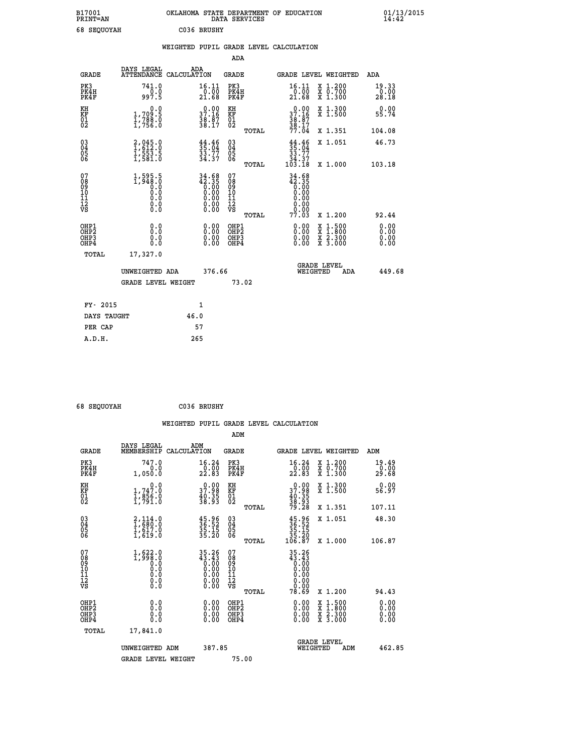B17001 OKLAHOMA STATE DEPARTMENT OF EDUCATION 01/13/2015
PRINT=AN DATA SERVICES 14:42

68 SEQUOYAH C036 BRUSHY

WEIGHTED PUPIL GRADE LEVEL CALCULATION

ADA

| GRADE | DAYS LEGAL ATTENDANCE | ADA CALCULATION | GRADE | GRADE LEVEL | WEIGHTED | ADA |
|---|---|---|---|---|---|---|
| PK3 | 741.0 | 16.11 | PK3 | 16.11 | X 1.200 | 19.33 |
| PK4H | 0.0 | 0.00 | PK4H | 0.00 | X 0.700 | 0.00 |
| PK4F | 997.5 | 21.68 | PK4F | 21.68 | X 1.300 | 28.18 |
| KH | 0.0 | 0.00 | KH | 0.00 | X 1.300 | 0.00 |
| KF | 1,709.5 | 37.16 | KF | 37.16 | X 1.500 | 55.74 |
| 01 | 1,788.0 | 38.87 | 01 | 38.87 | | |
| 02 | 1,756.0 | 38.17 | 02 | 38.17 | | |
| | | | TOTAL | 77.04 | X 1.351 | 104.08 |
| 03 | 2,045.0 | 44.46 | 03 | 44.46 | X 1.051 | 46.73 |
| 04 | 1,612.0 | 35.04 | 04 | 35.04 | | |
| 05 | 1,553.5 | 33.77 | 05 | 33.77 | | |
| 06 | 1,581.0 | 34.37 | 06 | 34.37 | | |
| | | | TOTAL | 103.18 | X 1.000 | 103.18 |
| 07 | 1,595.5 | 34.68 | 07 | 34.68 | | |
| 08 | 1,948.0 | 42.35 | 08 | 42.35 | | |
| 09 | 0.0 | 0.00 | 09 | 0.00 | | |
| 10 | 0.0 | 0.00 | 10 | 0.00 | | |
| 11 | 0.0 | 0.00 | 11 | 0.00 | | |
| 12 | 0.0 | 0.00 | 12 | 0.00 | | |
| VS | 0.0 | 0.00 | VS | 0.00 | | |
| | | | TOTAL | 77.03 | X 1.200 | 92.44 |
| OHP1 | 0.0 | 0.00 | OHP1 | 0.00 | X 1.500 | 0.00 |
| OHP2 | 0.0 | 0.00 | OHP2 | 0.00 | X 1.800 | 0.00 |
| OHP3 | 0.0 | 0.00 | OHP3 | 0.00 | X 2.300 | 0.00 |
| OHP4 | 0.0 | 0.00 | OHP4 | 0.00 | X 3.000 | 0.00 |
| TOTAL | 17,327.0 | | | | | |

UNWEIGHTED ADA 376.66 GRADE LEVEL WEIGHTED ADA 449.68

GRADE LEVEL WEIGHT 73.02

| FY- 2015 | 1 |
|---|---|
| DAYS TAUGHT | 46.0 |
| PER CAP | 57 |
| A.D.H. | 265 |

68 SEQUOYAH C036 BRUSHY

WEIGHTED PUPIL GRADE LEVEL CALCULATION

ADM

| GRADE | DAYS LEGAL MEMBERSHIP | ADM CALCULATION | GRADE | GRADE LEVEL | WEIGHTED | ADM |
|---|---|---|---|---|---|---|
| PK3 | 747.0 | 16.24 | PK3 | 16.24 | X 1.200 | 19.49 |
| PK4H | 0.0 | 0.00 | PK4H | 0.00 | X 0.700 | 0.00 |
| PK4F | 1,050.0 | 22.83 | PK4F | 22.83 | X 1.300 | 29.68 |
| KH | 0.0 | 0.00 | KH | 0.00 | X 1.300 | 0.00 |
| KF | 1,747.0 | 37.98 | KF | 37.98 | X 1.500 | 56.97 |
| 01 | 1,856.0 | 40.35 | 01 | 40.35 | | |
| 02 | 1,791.0 | 38.93 | 02 | 38.93 | | |
| | | | TOTAL | 79.28 | X 1.351 | 107.11 |
| 03 | 2,114.0 | 45.96 | 03 | 45.96 | X 1.051 | 48.30 |
| 04 | 1,680.0 | 36.52 | 04 | 36.52 | | |
| 05 | 1,617.0 | 35.15 | 05 | 35.15 | | |
| 06 | 1,619.0 | 35.20 | 06 | 35.20 | | |
| | | | TOTAL | 106.87 | X 1.000 | 106.87 |
| 07 | 1,622.0 | 35.26 | 07 | 35.26 | | |
| 08 | 1,998.0 | 43.43 | 08 | 43.43 | | |
| 09 | 0.0 | 0.00 | 09 | 0.00 | | |
| 10 | 0.0 | 0.00 | 10 | 0.00 | | |
| 11 | 0.0 | 0.00 | 11 | 0.00 | | |
| 12 | 0.0 | 0.00 | 12 | 0.00 | | |
| VS | 0.0 | 0.00 | VS | 0.00 | | |
| | | | TOTAL | 78.69 | X 1.200 | 94.43 |
| OHP1 | 0.0 | 0.00 | OHP1 | 0.00 | X 1.500 | 0.00 |
| OHP2 | 0.0 | 0.00 | OHP2 | 0.00 | X 1.800 | 0.00 |
| OHP3 | 0.0 | 0.00 | OHP3 | 0.00 | X 2.300 | 0.00 |
| OHP4 | 0.0 | 0.00 | OHP4 | 0.00 | X 3.000 | 0.00 |
| TOTAL | 17,841.0 | | | | | |

UNWEIGHTED ADM 387.85 GRADE LEVEL WEIGHTED ADM 462.85

GRADE LEVEL WEIGHT 75.00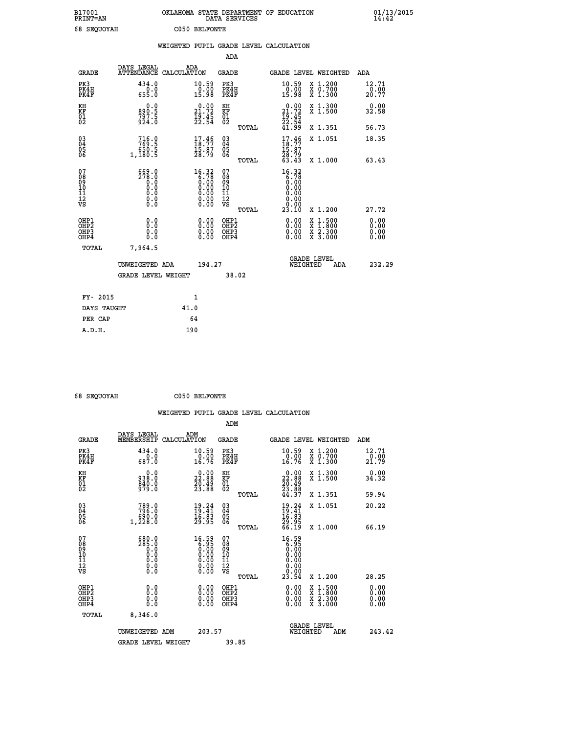B17001 OKLAHOMA STATE DEPARTMENT OF EDUCATION 01/13/2015
PRINT=AN DATA SERVICES 14:42

68 SEQUOYAH C050 BELFONTE

WEIGHTED PUPIL GRADE LEVEL CALCULATION

ADA

| GRADE | DAYS LEGAL ATTENDANCE | ADA CALCULATION | GRADE | | GRADE LEVEL | WEIGHTED | ADA |
|---|---|---|---|---|---|---|---|
| PK3 | 434.0 | 10.59 | PK3 | | 10.59 | X 1.200 | 12.71 |
| PK4H | 0.0 | 0.00 | PK4H | | 0.00 | X 0.700 | 0.00 |
| PK4F | 655.0 | 15.98 | PK4F | | 15.98 | X 1.300 | 20.77 |
| KH | 0.0 | 0.00 | KH | | 0.00 | X 1.300 | 0.00 |
| KF | 890.5 | 21.72 | KF | | 21.72 | X 1.500 | 32.58 |
| 01 | 797.5 | 19.45 | 01 | | 19.45 | | |
| 02 | 924.0 | 22.54 | 02 | | 22.54 | | |
| | | | | TOTAL | 41.99 | X 1.351 | 56.73 |
| 03 | 716.0 | 17.46 | 03 | | 17.46 | X 1.051 | 18.35 |
| 04 | 769.5 | 18.77 | 04 | | 18.77 | | |
| 05 | 650.5 | 15.87 | 05 | | 15.87 | | |
| 06 | 1,180.5 | 28.79 | 06 | | 28.79 | | |
| | | | | TOTAL | 63.43 | X 1.000 | 63.43 |
| 07 | 669.0 | 16.32 | 07 | | 16.32 | | |
| 08 | 278.0 | 6.78 | 08 | | 6.78 | | |
| 09 | 0.0 | 0.00 | 09 | | 0.00 | | |
| 10 | 0.0 | 0.00 | 10 | | 0.00 | | |
| 11 | 0.0 | 0.00 | 11 | | 0.00 | | |
| 12 | 0.0 | 0.00 | 12 | | 0.00 | | |
| VS | 0.0 | 0.00 | VS | | 0.00 | | |
| | | | | TOTAL | 23.10 | X 1.200 | 27.72 |
| OHP1 | 0.0 | 0.00 | OHP1 | | 0.00 | X 1.500 | 0.00 |
| OHP2 | 0.0 | 0.00 | OHP2 | | 0.00 | X 1.800 | 0.00 |
| OHP3 | 0.0 | 0.00 | OHP3 | | 0.00 | X 2.300 | 0.00 |
| OHP4 | 0.0 | 0.00 | OHP4 | | 0.00 | X 3.000 | 0.00 |
| TOTAL | 7,964.5 | | | | | | |

UNWEIGHTED ADA 194.27 — GRADE LEVEL WEIGHTED ADA 232.29

GRADE LEVEL WEIGHT 38.02

| FY- 2015 | 1 |
|---|---|
| DAYS TAUGHT | 41.0 |
| PER CAP | 64 |
| A.D.H. | 190 |

68 SEQUOYAH C050 BELFONTE

WEIGHTED PUPIL GRADE LEVEL CALCULATION

ADM

| GRADE | DAYS LEGAL MEMBERSHIP | ADM CALCULATION | GRADE | | GRADE LEVEL | WEIGHTED | ADM |
|---|---|---|---|---|---|---|---|
| PK3 | 434.0 | 10.59 | PK3 | | 10.59 | X 1.200 | 12.71 |
| PK4H | 0.0 | 0.00 | PK4H | | 0.00 | X 0.700 | 0.00 |
| PK4F | 687.0 | 16.76 | PK4F | | 16.76 | X 1.300 | 21.79 |
| KH | 0.0 | 0.00 | KH | | 0.00 | X 1.300 | 0.00 |
| KF | 938.0 | 22.88 | KF | | 22.88 | X 1.500 | 34.32 |
| 01 | 840.0 | 20.49 | 01 | | 20.49 | | |
| 02 | 979.0 | 23.88 | 02 | | 23.88 | | |
| | | | | TOTAL | 44.37 | X 1.351 | 59.94 |
| 03 | 789.0 | 19.24 | 03 | | 19.24 | X 1.051 | 20.22 |
| 04 | 796.0 | 19.41 | 04 | | 19.41 | | |
| 05 | 690.0 | 16.83 | 05 | | 16.83 | | |
| 06 | 1,228.0 | 29.95 | 06 | | 29.95 | | |
| | | | | TOTAL | 66.19 | X 1.000 | 66.19 |
| 07 | 680.0 | 16.59 | 07 | | 16.59 | | |
| 08 | 285.0 | 6.95 | 08 | | 6.95 | | |
| 09 | 0.0 | 0.00 | 09 | | 0.00 | | |
| 10 | 0.0 | 0.00 | 10 | | 0.00 | | |
| 11 | 0.0 | 0.00 | 11 | | 0.00 | | |
| 12 | 0.0 | 0.00 | 12 | | 0.00 | | |
| VS | 0.0 | 0.00 | VS | | 0.00 | | |
| | | | | TOTAL | 23.54 | X 1.200 | 28.25 |
| OHP1 | 0.0 | 0.00 | OHP1 | | 0.00 | X 1.500 | 0.00 |
| OHP2 | 0.0 | 0.00 | OHP2 | | 0.00 | X 1.800 | 0.00 |
| OHP3 | 0.0 | 0.00 | OHP3 | | 0.00 | X 2.300 | 0.00 |
| OHP4 | 0.0 | 0.00 | OHP4 | | 0.00 | X 3.000 | 0.00 |
| TOTAL | 8,346.0 | | | | | | |

UNWEIGHTED ADM 203.57 — GRADE LEVEL WEIGHTED ADM 243.42

GRADE LEVEL WEIGHT 39.85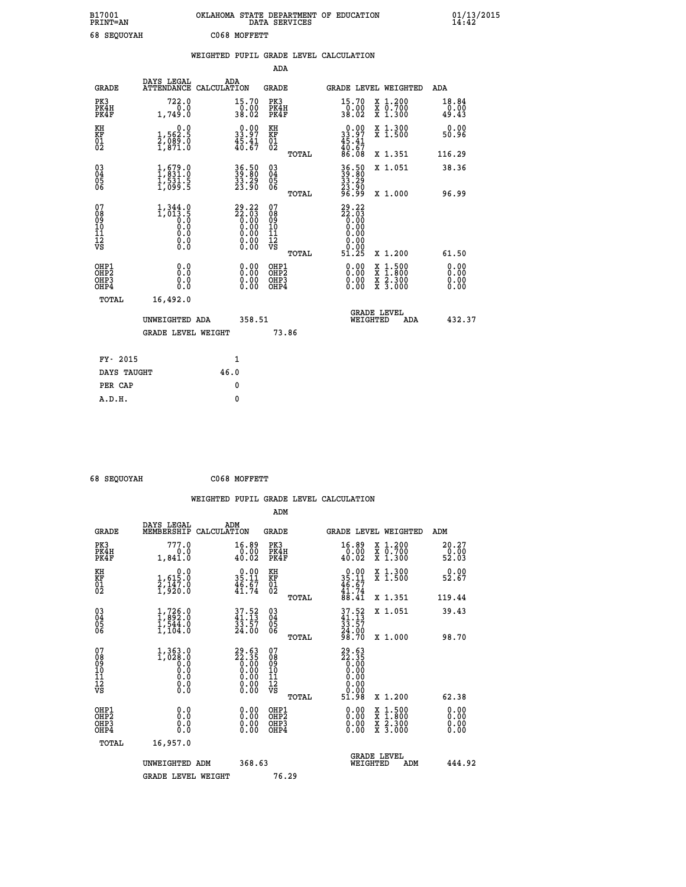B17001 PRINT=AN OKLAHOMA STATE DEPARTMENT OF EDUCATION DATA SERVICES 01/13/2015 14:42

68 SEQUOYAH C068 MOFFETT

WEIGHTED PUPIL GRADE LEVEL CALCULATION

ADA

| GRADE | DAYS LEGAL ATTENDANCE | ADA CALCULATION | GRADE | GRADE LEVEL | WEIGHTED | ADA |
|---|---|---|---|---|---|---|
| PK3 | 722.0 | 15.70 | PK3 | 15.70 | X 1.200 | 18.84 |
| PK4H | 0.0 | 0.00 | PK4H | 0.00 | X 0.700 | 0.00 |
| PK4F | 1,749.0 | 38.02 | PK4F | 38.02 | X 1.300 | 49.43 |
| KH | 0.0 | 0.00 | KH | 0.00 | X 1.300 | 0.00 |
| KF | 1,562.5 | 33.97 | KF | 33.97 | X 1.500 | 50.96 |
| 01 | 2,089.0 | 45.41 | 01 | 45.41 | | |
| 02 | 1,871.0 | 40.67 | 02 | 40.67 | | |
| | | | TOTAL | 86.08 | X 1.351 | 116.29 |
| 03 | 1,679.0 | 36.50 | 03 | 36.50 | X 1.051 | 38.36 |
| 04 | 1,831.0 | 39.80 | 04 | 39.80 | | |
| 05 | 1,531.5 | 33.29 | 05 | 33.29 | | |
| 06 | 1,099.5 | 23.90 | 06 | 23.90 | | |
| | | | TOTAL | 96.99 | X 1.000 | 96.99 |
| 07 | 1,344.0 | 29.22 | 07 | 29.22 | | |
| 08 | 1,013.5 | 22.03 | 08 | 22.03 | | |
| 09 | 0.0 | 0.00 | 09 | 0.00 | | |
| 10 | 0.0 | 0.00 | 10 | 0.00 | | |
| 11 | 0.0 | 0.00 | 11 | 0.00 | | |
| 12 | 0.0 | 0.00 | 12 | 0.00 | | |
| VS | 0.0 | 0.00 | VS | 0.00 | | |
| | | | TOTAL | 51.25 | X 1.200 | 61.50 |
| OHP1 | 0.0 | 0.00 | OHP1 | 0.00 | X 1.500 | 0.00 |
| OHP2 | 0.0 | 0.00 | OHP2 | 0.00 | X 1.800 | 0.00 |
| OHP3 | 0.0 | 0.00 | OHP3 | 0.00 | X 2.300 | 0.00 |
| OHP4 | 0.0 | 0.00 | OHP4 | 0.00 | X 3.000 | 0.00 |
| TOTAL | 16,492.0 | | | | | |

UNWEIGHTED ADA 358.51 GRADE LEVEL WEIGHTED ADA 432.37

GRADE LEVEL WEIGHT 73.86

| FY- 2015 | 1 |
|---|---|
| DAYS TAUGHT | 46.0 |
| PER CAP | 0 |
| A.D.H. | 0 |

68 SEQUOYAH C068 MOFFETT

WEIGHTED PUPIL GRADE LEVEL CALCULATION

ADM

| GRADE | DAYS LEGAL MEMBERSHIP | ADM CALCULATION | GRADE | GRADE LEVEL | WEIGHTED | ADM |
|---|---|---|---|---|---|---|
| PK3 | 777.0 | 16.89 | PK3 | 16.89 | X 1.200 | 20.27 |
| PK4H | 0.0 | 0.00 | PK4H | 0.00 | X 0.700 | 0.00 |
| PK4F | 1,841.0 | 40.02 | PK4F | 40.02 | X 1.300 | 52.03 |
| KH | 0.0 | 0.00 | KH | 0.00 | X 1.300 | 0.00 |
| KF | 1,615.0 | 35.11 | KF | 35.11 | X 1.500 | 52.67 |
| 01 | 2,147.0 | 46.67 | 01 | 46.67 | | |
| 02 | 1,920.0 | 41.74 | 02 | 41.74 | | |
| | | | TOTAL | 88.41 | X 1.351 | 119.44 |
| 03 | 1,726.0 | 37.52 | 03 | 37.52 | X 1.051 | 39.43 |
| 04 | 1,892.0 | 41.13 | 04 | 41.13 | | |
| 05 | 1,544.0 | 33.57 | 05 | 33.57 | | |
| 06 | 1,104.0 | 24.00 | 06 | 24.00 | | |
| | | | TOTAL | 98.70 | X 1.000 | 98.70 |
| 07 | 1,363.0 | 29.63 | 07 | 29.63 | | |
| 08 | 1,028.0 | 22.35 | 08 | 22.35 | | |
| 09 | 0.0 | 0.00 | 09 | 0.00 | | |
| 10 | 0.0 | 0.00 | 10 | 0.00 | | |
| 11 | 0.0 | 0.00 | 11 | 0.00 | | |
| 12 | 0.0 | 0.00 | 12 | 0.00 | | |
| VS | 0.0 | 0.00 | VS | 0.00 | | |
| | | | TOTAL | 51.98 | X 1.200 | 62.38 |
| OHP1 | 0.0 | 0.00 | OHP1 | 0.00 | X 1.500 | 0.00 |
| OHP2 | 0.0 | 0.00 | OHP2 | 0.00 | X 1.800 | 0.00 |
| OHP3 | 0.0 | 0.00 | OHP3 | 0.00 | X 2.300 | 0.00 |
| OHP4 | 0.0 | 0.00 | OHP4 | 0.00 | X 3.000 | 0.00 |
| TOTAL | 16,957.0 | | | | | |

UNWEIGHTED ADM 368.63 GRADE LEVEL WEIGHTED ADM 444.92

GRADE LEVEL WEIGHT 76.29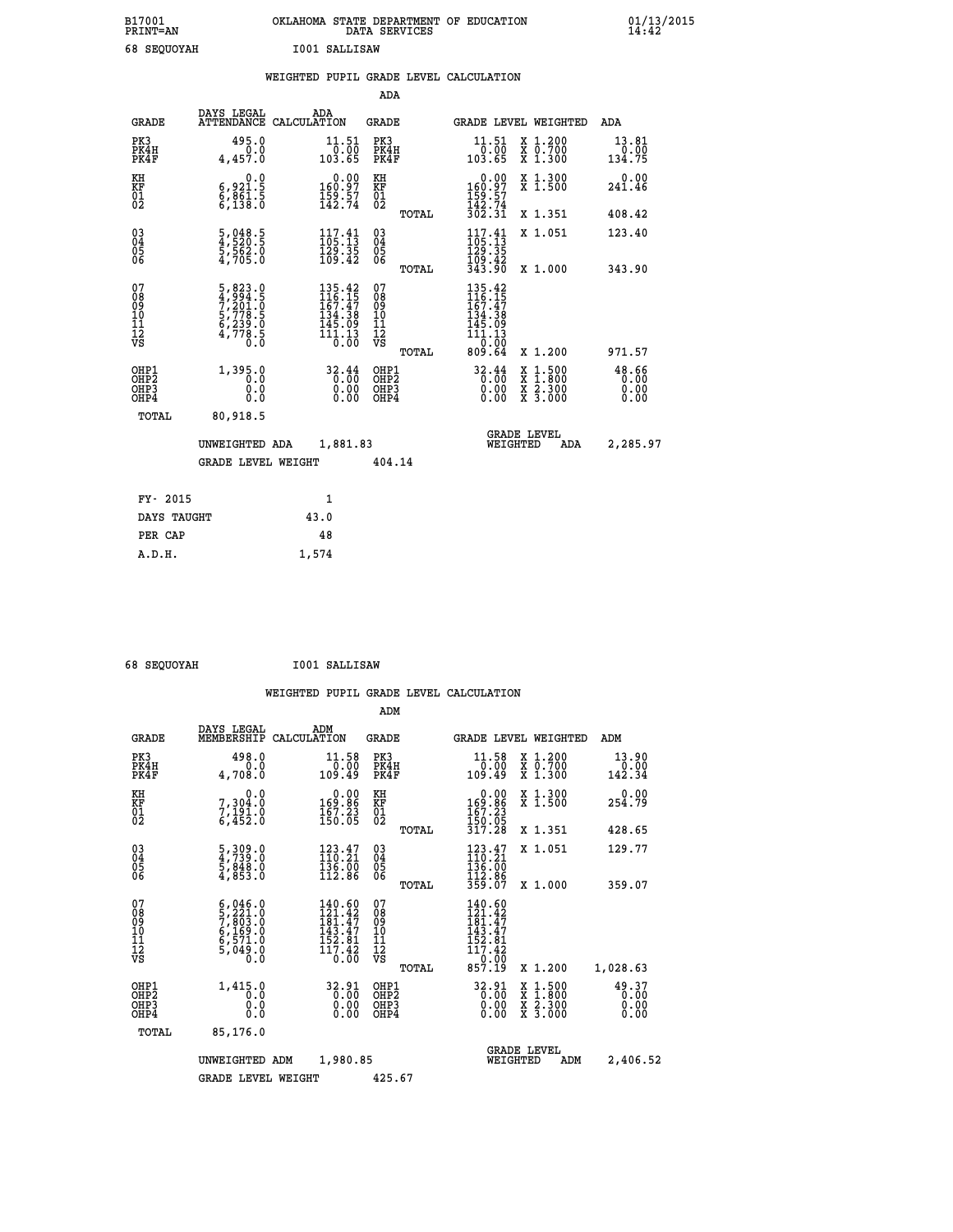B17001 OKLAHOMA STATE DEPARTMENT OF EDUCATION 01/13/2015
PRINT=AN DATA SERVICES 14:42

68 SEQUOYAH I001 SALLISAW

## WEIGHTED PUPIL GRADE LEVEL CALCULATION

### ADA

| GRADE | DAYS LEGAL ATTENDANCE | ADA CALCULATION | GRADE | GRADE LEVEL | WEIGHTED | ADA |
|---|---|---|---|---|---|---|
| PK3 | 495.0 | 11.51 | PK3 | 11.51 | X 1.200 | 13.81 |
| PK4H | 0.0 | 0.00 | PK4H | 0.00 | X 0.700 | 0.00 |
| PK4F | 4,457.0 | 103.65 | PK4F | 103.65 | X 1.300 | 134.75 |
| KH | 0.0 | 0.00 | KH | 0.00 | X 1.300 | 0.00 |
| KF | 6,921.5 | 160.97 | KF | 160.97 | X 1.500 | 241.46 |
| 01 | 6,861.5 | 159.57 | 01 | 159.57 | | |
| 02 | 6,138.0 | 142.74 | 02 | 142.74 | | |
| | | | TOTAL | 302.31 | X 1.351 | 408.42 |
| 03 | 5,048.5 | 117.41 | 03 | 117.41 | X 1.051 | 123.40 |
| 04 | 4,520.5 | 105.13 | 04 | 105.13 | | |
| 05 | 5,562.0 | 129.35 | 05 | 129.35 | | |
| 06 | 4,705.0 | 109.42 | 06 | 109.42 | | |
| | | | TOTAL | 343.90 | X 1.000 | 343.90 |
| 07 | 5,823.0 | 135.42 | 07 | 135.42 | | |
| 08 | 4,994.5 | 116.15 | 08 | 116.15 | | |
| 09 | 7,201.0 | 167.47 | 09 | 167.47 | | |
| 10 | 5,778.5 | 134.38 | 10 | 134.38 | | |
| 11 | 6,239.0 | 145.09 | 11 | 145.09 | | |
| 12 | 4,778.5 | 111.13 | 12 | 111.13 | | |
| VS | 0.0 | 0.00 | VS | 0.00 | | |
| | | | TOTAL | 809.64 | X 1.200 | 971.57 |
| OHP1 | 1,395.0 | 32.44 | OHP1 | 32.44 | X 1.500 | 48.66 |
| OHP2 | 0.0 | 0.00 | OHP2 | 0.00 | X 1.800 | 0.00 |
| OHP3 | 0.0 | 0.00 | OHP3 | 0.00 | X 2.300 | 0.00 |
| OHP4 | 0.0 | 0.00 | OHP4 | 0.00 | X 3.000 | 0.00 |
| TOTAL | 80,918.5 | | | | | |

UNWEIGHTED ADA 1,881.83 GRADE LEVEL WEIGHTED ADA 2,285.97

GRADE LEVEL WEIGHT 404.14

| FY- 2015 | 1 |
|---|---|
| DAYS TAUGHT | 43.0 |
| PER CAP | 48 |
| A.D.H. | 1,574 |

68 SEQUOYAH I001 SALLISAW

## WEIGHTED PUPIL GRADE LEVEL CALCULATION

### ADM

| GRADE | DAYS LEGAL MEMBERSHIP | ADM CALCULATION | GRADE | GRADE LEVEL | WEIGHTED | ADM |
|---|---|---|---|---|---|---|
| PK3 | 498.0 | 11.58 | PK3 | 11.58 | X 1.200 | 13.90 |
| PK4H | 0.0 | 0.00 | PK4H | 0.00 | X 0.700 | 0.00 |
| PK4F | 4,708.0 | 109.49 | PK4F | 109.49 | X 1.300 | 142.34 |
| KH | 0.0 | 0.00 | KH | 0.00 | X 1.300 | 0.00 |
| KF | 7,304.0 | 169.86 | KF | 169.86 | X 1.500 | 254.79 |
| 01 | 7,191.0 | 167.23 | 01 | 167.23 | | |
| 02 | 6,452.0 | 150.05 | 02 | 150.05 | | |
| | | | TOTAL | 317.28 | X 1.351 | 428.65 |
| 03 | 5,309.0 | 123.47 | 03 | 123.47 | X 1.051 | 129.77 |
| 04 | 4,739.0 | 110.21 | 04 | 110.21 | | |
| 05 | 5,848.0 | 136.00 | 05 | 136.00 | | |
| 06 | 4,853.0 | 112.86 | 06 | 112.86 | | |
| | | | TOTAL | 359.07 | X 1.000 | 359.07 |
| 07 | 6,046.0 | 140.60 | 07 | 140.60 | | |
| 08 | 5,221.0 | 121.42 | 08 | 121.42 | | |
| 09 | 7,803.0 | 181.47 | 09 | 181.47 | | |
| 10 | 6,169.0 | 143.47 | 10 | 143.47 | | |
| 11 | 6,571.0 | 152.81 | 11 | 152.81 | | |
| 12 | 5,049.0 | 117.42 | 12 | 117.42 | | |
| VS | 0.0 | 0.00 | VS | 0.00 | | |
| | | | TOTAL | 857.19 | X 1.200 | 1,028.63 |
| OHP1 | 1,415.0 | 32.91 | OHP1 | 32.91 | X 1.500 | 49.37 |
| OHP2 | 0.0 | 0.00 | OHP2 | 0.00 | X 1.800 | 0.00 |
| OHP3 | 0.0 | 0.00 | OHP3 | 0.00 | X 2.300 | 0.00 |
| OHP4 | 0.0 | 0.00 | OHP4 | 0.00 | X 3.000 | 0.00 |
| TOTAL | 85,176.0 | | | | | |

UNWEIGHTED ADM 1,980.85 GRADE LEVEL WEIGHTED ADM 2,406.52

GRADE LEVEL WEIGHT 425.67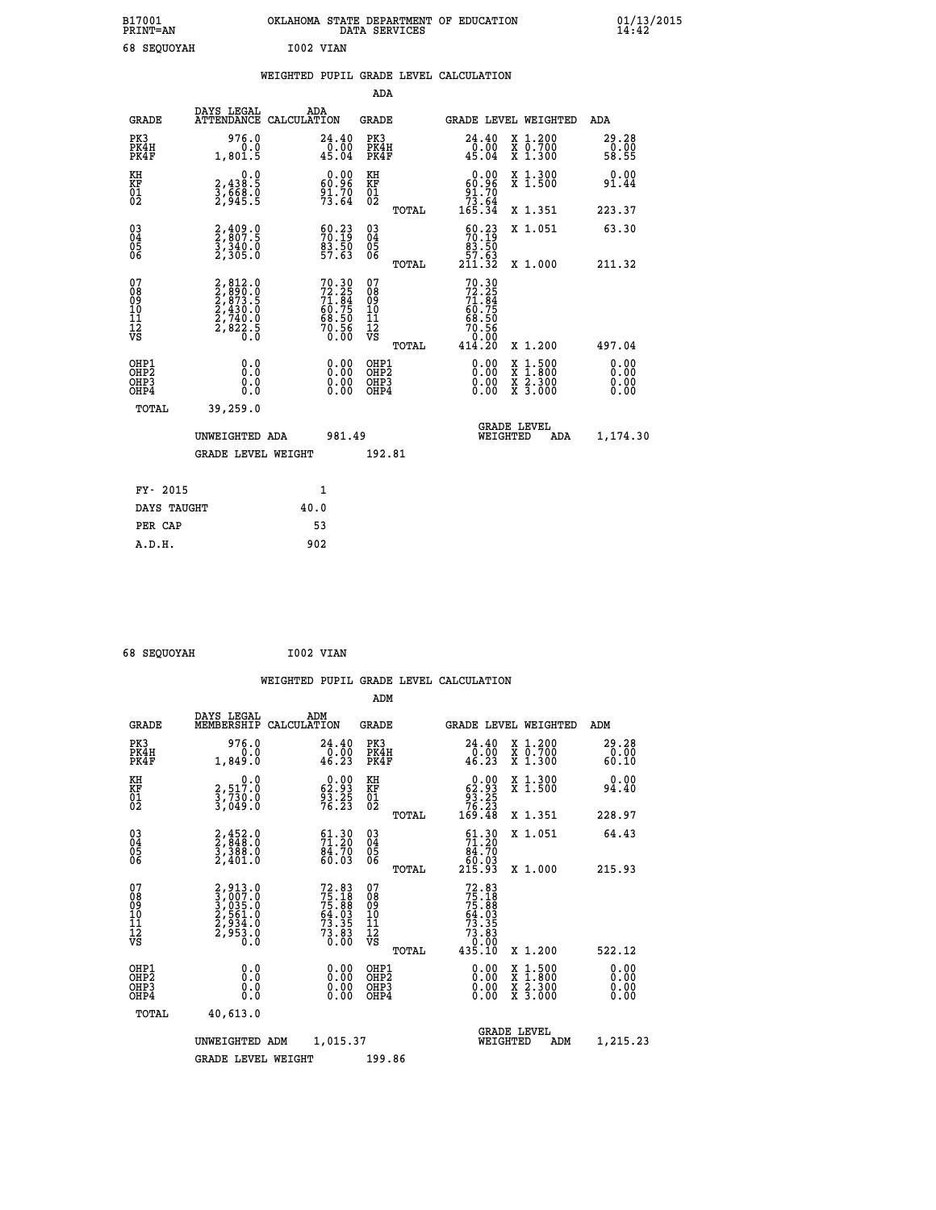B17001 OKLAHOMA STATE DEPARTMENT OF EDUCATION 01/13/2015
PRINT=AN DATA SERVICES 14:42

68 SEQUOYAH I002 VIAN

## WEIGHTED PUPIL GRADE LEVEL CALCULATION

### ADA

| GRADE | DAYS LEGAL ATTENDANCE | ADA CALCULATION | GRADE | | GRADE LEVEL | WEIGHTED | ADA |
|---|---|---|---|---|---|---|---|
| PK3 | 976.0 | 24.40 | PK3 | | 24.40 | X 1.200 | 29.28 |
| PK4H | 0.0 | 0.00 | PK4H | | 0.00 | X 0.700 | 0.00 |
| PK4F | 1,801.5 | 45.04 | PK4F | | 45.04 | X 1.300 | 58.55 |
| KH | 0.0 | 0.00 | KH | | 0.00 | X 1.300 | 0.00 |
| KF | 2,438.5 | 60.96 | KF | | 60.96 | X 1.500 | 91.44 |
| 01 | 3,668.0 | 91.70 | 01 | | 91.70 | | |
| 02 | 2,945.5 | 73.64 | 02 | | 73.64 | | |
| | | | | TOTAL | 165.34 | X 1.351 | 223.37 |
| 03 | 2,409.0 | 60.23 | 03 | | 60.23 | X 1.051 | 63.30 |
| 04 | 2,807.5 | 70.19 | 04 | | 70.19 | | |
| 05 | 3,340.0 | 83.50 | 05 | | 83.50 | | |
| 06 | 2,305.0 | 57.63 | 06 | | 57.63 | | |
| | | | | TOTAL | 211.32 | X 1.000 | 211.32 |
| 07 | 2,812.0 | 70.30 | 07 | | 70.30 | | |
| 08 | 2,890.0 | 72.25 | 08 | | 72.25 | | |
| 09 | 2,873.5 | 71.84 | 09 | | 71.84 | | |
| 10 | 2,430.0 | 60.75 | 10 | | 60.75 | | |
| 11 | 2,740.0 | 68.50 | 11 | | 68.50 | | |
| 12 | 2,822.5 | 70.56 | 12 | | 70.56 | | |
| VS | 0.0 | 0.00 | VS | | 0.00 | | |
| | | | | TOTAL | 414.20 | X 1.200 | 497.04 |
| OHP1 | 0.0 | 0.00 | OHP1 | | 0.00 | X 1.500 | 0.00 |
| OHP2 | 0.0 | 0.00 | OHP2 | | 0.00 | X 1.800 | 0.00 |
| OHP3 | 0.0 | 0.00 | OHP3 | | 0.00 | X 2.300 | 0.00 |
| OHP4 | 0.0 | 0.00 | OHP4 | | 0.00 | X 3.000 | 0.00 |
| TOTAL | 39,259.0 | | | | | | |

UNWEIGHTED ADA 981.49 GRADE LEVEL WEIGHTED ADA 1,174.30

GRADE LEVEL WEIGHT 192.81

| FY- 2015 | 1 |
|---|---|
| DAYS TAUGHT | 40.0 |
| PER CAP | 53 |
| A.D.H. | 902 |

68 SEQUOYAH I002 VIAN

## WEIGHTED PUPIL GRADE LEVEL CALCULATION

### ADM

| GRADE | DAYS LEGAL MEMBERSHIP | ADM CALCULATION | GRADE | | GRADE LEVEL | WEIGHTED | ADM |
|---|---|---|---|---|---|---|---|
| PK3 | 976.0 | 24.40 | PK3 | | 24.40 | X 1.200 | 29.28 |
| PK4H | 0.0 | 0.00 | PK4H | | 0.00 | X 0.700 | 0.00 |
| PK4F | 1,849.0 | 46.23 | PK4F | | 46.23 | X 1.300 | 60.10 |
| KH | 0.0 | 0.00 | KH | | 0.00 | X 1.300 | 0.00 |
| KF | 2,517.0 | 62.93 | KF | | 62.93 | X 1.500 | 94.40 |
| 01 | 3,730.0 | 93.25 | 01 | | 93.25 | | |
| 02 | 3,049.0 | 76.23 | 02 | | 76.23 | | |
| | | | | TOTAL | 169.48 | X 1.351 | 228.97 |
| 03 | 2,452.0 | 61.30 | 03 | | 61.30 | X 1.051 | 64.43 |
| 04 | 2,848.0 | 71.20 | 04 | | 71.20 | | |
| 05 | 3,388.0 | 84.70 | 05 | | 84.70 | | |
| 06 | 2,401.0 | 60.03 | 06 | | 60.03 | | |
| | | | | TOTAL | 215.93 | X 1.000 | 215.93 |
| 07 | 2,913.0 | 72.83 | 07 | | 72.83 | | |
| 08 | 3,007.0 | 75.18 | 08 | | 75.18 | | |
| 09 | 3,035.0 | 75.88 | 09 | | 75.88 | | |
| 10 | 2,561.0 | 64.03 | 10 | | 64.03 | | |
| 11 | 2,934.0 | 73.35 | 11 | | 73.35 | | |
| 12 | 2,953.0 | 73.83 | 12 | | 73.83 | | |
| VS | 0.0 | 0.00 | VS | | 0.00 | | |
| | | | | TOTAL | 435.10 | X 1.200 | 522.12 |
| OHP1 | 0.0 | 0.00 | OHP1 | | 0.00 | X 1.500 | 0.00 |
| OHP2 | 0.0 | 0.00 | OHP2 | | 0.00 | X 1.800 | 0.00 |
| OHP3 | 0.0 | 0.00 | OHP3 | | 0.00 | X 2.300 | 0.00 |
| OHP4 | 0.0 | 0.00 | OHP4 | | 0.00 | X 3.000 | 0.00 |
| TOTAL | 40,613.0 | | | | | | |

UNWEIGHTED ADM 1,015.37 GRADE LEVEL WEIGHTED ADM 1,215.23

GRADE LEVEL WEIGHT 199.86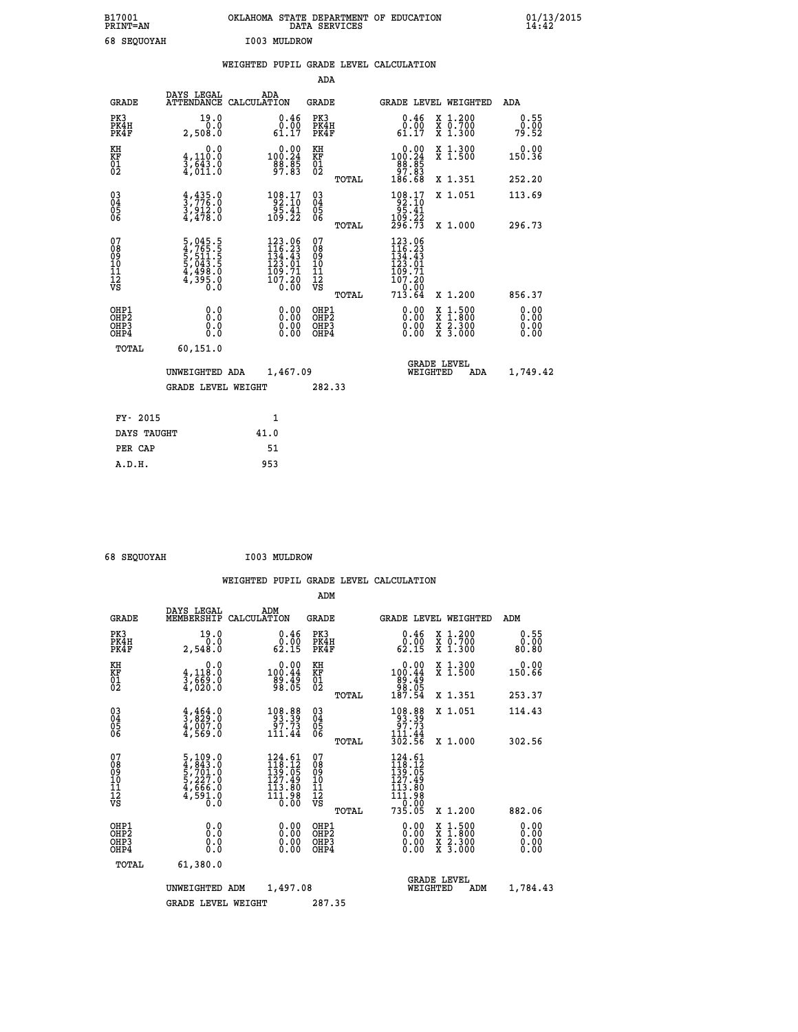B17001 OKLAHOMA STATE DEPARTMENT OF EDUCATION 01/13/2015
PRINT=AN DATA SERVICES 14:42

68 SEQUOYAH I003 MULDROW

## WEIGHTED PUPIL GRADE LEVEL CALCULATION

### ADA

| GRADE | DAYS LEGAL ATTENDANCE | ADA CALCULATION | GRADE | | GRADE LEVEL | WEIGHTED | ADA |
|---|---|---|---|---|---|---|---|
| PK3 | 19.0 | 0.46 | PK3 | | 0.46 | X 1.200 | 0.55 |
| PK4H | 0.0 | 0.00 | PK4H | | 0.00 | X 0.700 | 0.00 |
| PK4F | 2,508.0 | 61.17 | PK4F | | 61.17 | X 1.300 | 79.52 |
| KH | 0.0 | 0.00 | KH | | 0.00 | X 1.300 | 0.00 |
| KF | 4,110.0 | 100.24 | KF | | 100.24 | X 1.500 | 150.36 |
| 01 | 3,643.0 | 88.85 | 01 | | 88.85 | | |
| 02 | 4,011.0 | 97.83 | 02 | | 97.83 | | |
| | | | | TOTAL | 186.68 | X 1.351 | 252.20 |
| 03 | 4,435.0 | 108.17 | 03 | | 108.17 | X 1.051 | 113.69 |
| 04 | 3,776.0 | 92.10 | 04 | | 92.10 | | |
| 05 | 3,912.0 | 95.41 | 05 | | 95.41 | | |
| 06 | 4,478.0 | 109.22 | 06 | | 109.22 | | |
| | | | | TOTAL | 296.73 | X 1.000 | 296.73 |
| 07 | 5,045.5 | 123.06 | 07 | | 123.06 | | |
| 08 | 4,765.5 | 116.23 | 08 | | 116.23 | | |
| 09 | 5,511.5 | 134.43 | 09 | | 134.43 | | |
| 10 | 5,043.5 | 123.01 | 10 | | 123.01 | | |
| 11 | 4,498.0 | 109.71 | 11 | | 109.71 | | |
| 12 | 4,395.0 | 107.20 | 12 | | 107.20 | | |
| VS | 0.0 | 0.00 | VS | | 0.00 | | |
| | | | | TOTAL | 713.64 | X 1.200 | 856.37 |
| OHP1 | 0.0 | 0.00 | OHP1 | | 0.00 | X 1.500 | 0.00 |
| OHP2 | 0.0 | 0.00 | OHP2 | | 0.00 | X 1.800 | 0.00 |
| OHP3 | 0.0 | 0.00 | OHP3 | | 0.00 | X 2.300 | 0.00 |
| OHP4 | 0.0 | 0.00 | OHP4 | | 0.00 | X 3.000 | 0.00 |
| TOTAL | 60,151.0 | | | | | | |

UNWEIGHTED ADA 1,467.09 | GRADE LEVEL WEIGHTED ADA 1,749.42

GRADE LEVEL WEIGHT 282.33

| FY- 2015 | 1 |
|---|---|
| DAYS TAUGHT | 41.0 |
| PER CAP | 51 |
| A.D.H. | 953 |

68 SEQUOYAH I003 MULDROW

## WEIGHTED PUPIL GRADE LEVEL CALCULATION

### ADM

| GRADE | DAYS LEGAL MEMBERSHIP | ADM CALCULATION | GRADE | | GRADE LEVEL | WEIGHTED | ADM |
|---|---|---|---|---|---|---|---|
| PK3 | 19.0 | 0.46 | PK3 | | 0.46 | X 1.200 | 0.55 |
| PK4H | 0.0 | 0.00 | PK4H | | 0.00 | X 0.700 | 0.00 |
| PK4F | 2,548.0 | 62.15 | PK4F | | 62.15 | X 1.300 | 80.80 |
| KH | 0.0 | 0.00 | KH | | 0.00 | X 1.300 | 0.00 |
| KF | 4,118.0 | 100.44 | KF | | 100.44 | X 1.500 | 150.66 |
| 01 | 3,669.0 | 89.49 | 01 | | 89.49 | | |
| 02 | 4,020.0 | 98.05 | 02 | | 98.05 | | |
| | | | | TOTAL | 187.54 | X 1.351 | 253.37 |
| 03 | 4,464.0 | 108.88 | 03 | | 108.88 | X 1.051 | 114.43 |
| 04 | 3,829.0 | 93.39 | 04 | | 93.39 | | |
| 05 | 4,007.0 | 97.73 | 05 | | 97.73 | | |
| 06 | 4,569.0 | 111.44 | 06 | | 111.44 | | |
| | | | | TOTAL | 302.56 | X 1.000 | 302.56 |
| 07 | 5,109.0 | 124.61 | 07 | | 124.61 | | |
| 08 | 4,843.0 | 118.12 | 08 | | 118.12 | | |
| 09 | 5,701.0 | 139.05 | 09 | | 139.05 | | |
| 10 | 5,227.0 | 127.49 | 10 | | 127.49 | | |
| 11 | 4,666.0 | 113.80 | 11 | | 113.80 | | |
| 12 | 4,591.0 | 111.98 | 12 | | 111.98 | | |
| VS | 0.0 | 0.00 | VS | | 0.00 | | |
| | | | | TOTAL | 735.05 | X 1.200 | 882.06 |
| OHP1 | 0.0 | 0.00 | OHP1 | | 0.00 | X 1.500 | 0.00 |
| OHP2 | 0.0 | 0.00 | OHP2 | | 0.00 | X 1.800 | 0.00 |
| OHP3 | 0.0 | 0.00 | OHP3 | | 0.00 | X 2.300 | 0.00 |
| OHP4 | 0.0 | 0.00 | OHP4 | | 0.00 | X 3.000 | 0.00 |
| TOTAL | 61,380.0 | | | | | | |

UNWEIGHTED ADM 1,497.08 | GRADE LEVEL WEIGHTED ADM 1,784.43

GRADE LEVEL WEIGHT 287.35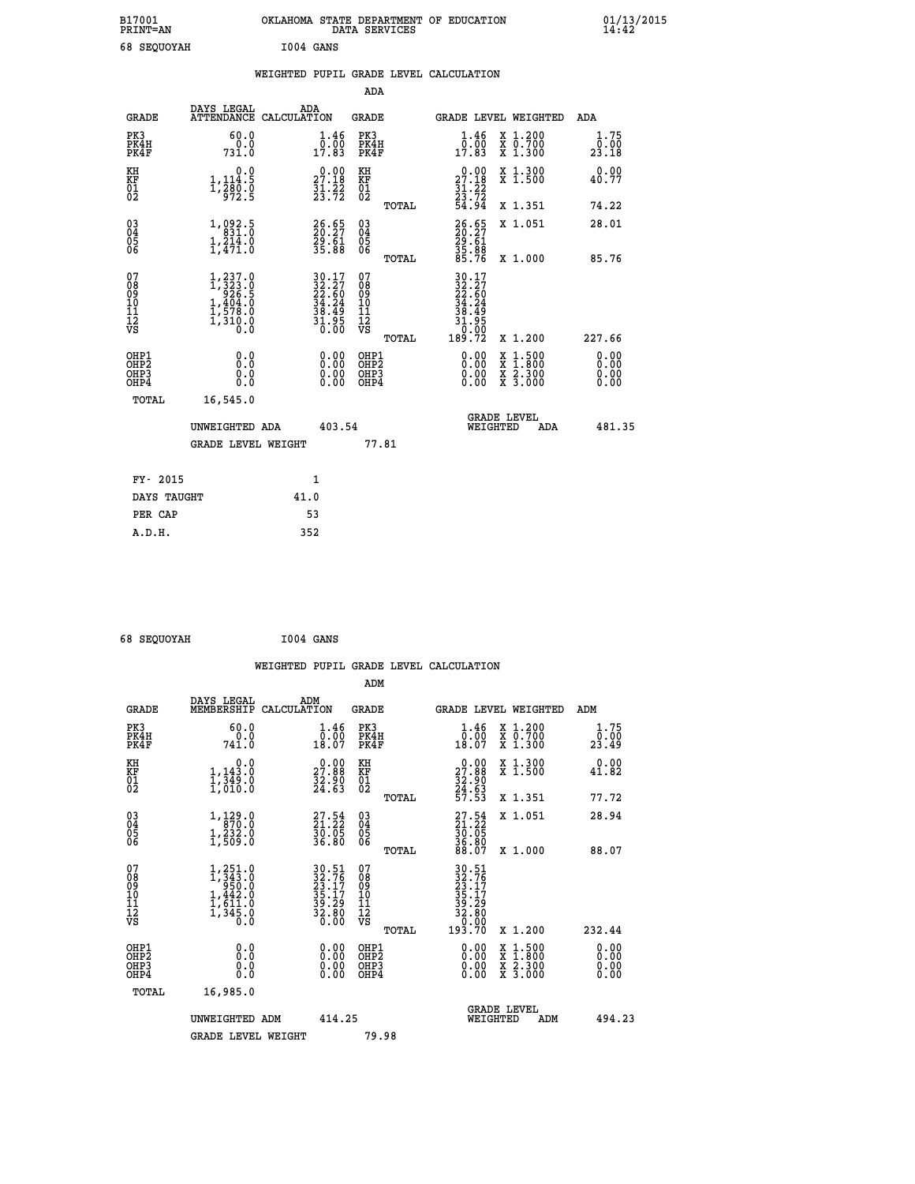B17001 OKLAHOMA STATE DEPARTMENT OF EDUCATION 01/13/2015
PRINT=AN DATA SERVICES 14:42

68 SEQUOYAH I004 GANS

WEIGHTED PUPIL GRADE LEVEL CALCULATION

ADA

| GRADE | DAYS LEGAL ATTENDANCE | ADA CALCULATION | GRADE | GRADE LEVEL | WEIGHTED | ADA |
|---|---|---|---|---|---|---|
| PK3 | 60.0 | 1.46 | PK3 | 1.46 | X 1.200 | 1.75 |
| PK4H | 0.0 | 0.00 | PK4H | 0.00 | X 0.700 | 0.00 |
| PK4F | 731.0 | 17.83 | PK4F | 17.83 | X 1.300 | 23.18 |
| KH | 0.0 | 0.00 | KH | 0.00 | X 1.300 | 0.00 |
| KF | 1,114.5 | 27.18 | KF | 27.18 | X 1.500 | 40.77 |
| 01 | 1,280.0 | 31.22 | 01 | 31.22 | | |
| 02 | 972.5 | 23.72 | 02 | 23.72 | | |
| | | | TOTAL | 54.94 | X 1.351 | 74.22 |
| 03 | 1,092.5 | 26.65 | 03 | 26.65 | X 1.051 | 28.01 |
| 04 | 831.0 | 20.27 | 04 | 20.27 | | |
| 05 | 1,214.0 | 29.61 | 05 | 29.61 | | |
| 06 | 1,471.0 | 35.88 | 06 | 35.88 | | |
| | | | TOTAL | 85.76 | X 1.000 | 85.76 |
| 07 | 1,237.0 | 30.17 | 07 | 30.17 | | |
| 08 | 1,323.0 | 32.27 | 08 | 32.27 | | |
| 09 | 926.5 | 22.60 | 09 | 22.60 | | |
| 10 | 1,404.0 | 34.24 | 10 | 34.24 | | |
| 11 | 1,578.0 | 38.49 | 11 | 38.49 | | |
| 12 | 1,310.0 | 31.95 | 12 | 31.95 | | |
| VS | 0.0 | 0.00 | VS | 0.00 | | |
| | | | TOTAL | 189.72 | X 1.200 | 227.66 |
| OHP1 | 0.0 | 0.00 | OHP1 | 0.00 | X 1.500 | 0.00 |
| OHP2 | 0.0 | 0.00 | OHP2 | 0.00 | X 1.800 | 0.00 |
| OHP3 | 0.0 | 0.00 | OHP3 | 0.00 | X 2.300 | 0.00 |
| OHP4 | 0.0 | 0.00 | OHP4 | 0.00 | X 3.000 | 0.00 |
| TOTAL | 16,545.0 | | | | | |

UNWEIGHTED ADA 403.54 GRADE LEVEL WEIGHTED ADA 481.35

GRADE LEVEL WEIGHT 77.81

| FY- 2015 | 1 |
|---|---|
| DAYS TAUGHT | 41.0 |
| PER CAP | 53 |
| A.D.H. | 352 |

68 SEQUOYAH I004 GANS

WEIGHTED PUPIL GRADE LEVEL CALCULATION

ADM

| GRADE | DAYS LEGAL MEMBERSHIP | ADM CALCULATION | GRADE | GRADE LEVEL | WEIGHTED | ADM |
|---|---|---|---|---|---|---|
| PK3 | 60.0 | 1.46 | PK3 | 1.46 | X 1.200 | 1.75 |
| PK4H | 0.0 | 0.00 | PK4H | 0.00 | X 0.700 | 0.00 |
| PK4F | 741.0 | 18.07 | PK4F | 18.07 | X 1.300 | 23.49 |
| KH | 0.0 | 0.00 | KH | 0.00 | X 1.300 | 0.00 |
| KF | 1,143.0 | 27.88 | KF | 27.88 | X 1.500 | 41.82 |
| 01 | 1,349.0 | 32.90 | 01 | 32.90 | | |
| 02 | 1,010.0 | 24.63 | 02 | 24.63 | | |
| | | | TOTAL | 57.53 | X 1.351 | 77.72 |
| 03 | 1,129.0 | 27.54 | 03 | 27.54 | X 1.051 | 28.94 |
| 04 | 870.0 | 21.22 | 04 | 21.22 | | |
| 05 | 1,232.0 | 30.05 | 05 | 30.05 | | |
| 06 | 1,509.0 | 36.80 | 06 | 36.80 | | |
| | | | TOTAL | 88.07 | X 1.000 | 88.07 |
| 07 | 1,251.0 | 30.51 | 07 | 30.51 | | |
| 08 | 1,343.0 | 32.76 | 08 | 32.76 | | |
| 09 | 950.0 | 23.17 | 09 | 23.17 | | |
| 10 | 1,442.0 | 35.17 | 10 | 35.17 | | |
| 11 | 1,611.0 | 39.29 | 11 | 39.29 | | |
| 12 | 1,345.0 | 32.80 | 12 | 32.80 | | |
| VS | 0.0 | 0.00 | VS | 0.00 | | |
| | | | TOTAL | 193.70 | X 1.200 | 232.44 |
| OHP1 | 0.0 | 0.00 | OHP1 | 0.00 | X 1.500 | 0.00 |
| OHP2 | 0.0 | 0.00 | OHP2 | 0.00 | X 1.800 | 0.00 |
| OHP3 | 0.0 | 0.00 | OHP3 | 0.00 | X 2.300 | 0.00 |
| OHP4 | 0.0 | 0.00 | OHP4 | 0.00 | X 3.000 | 0.00 |
| TOTAL | 16,985.0 | | | | | |

UNWEIGHTED ADM 414.25 GRADE LEVEL WEIGHTED ADM 494.23

GRADE LEVEL WEIGHT 79.98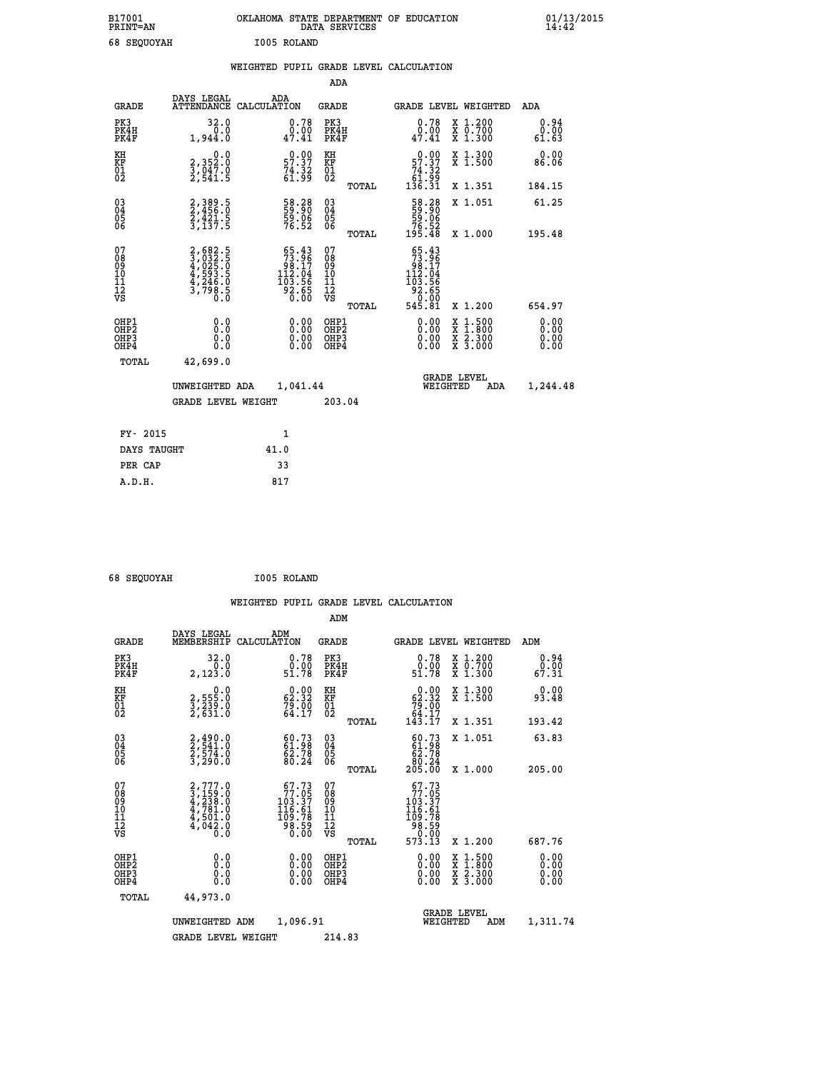B17001 OKLAHOMA STATE DEPARTMENT OF EDUCATION 01/13/2015
PRINT=AN DATA SERVICES 14:42

68 SEQUOYAH I005 ROLAND

## WEIGHTED PUPIL GRADE LEVEL CALCULATION

### ADA

| GRADE | DAYS LEGAL ATTENDANCE | ADA CALCULATION | GRADE | | GRADE LEVEL | WEIGHTED | ADA |
|---|---|---|---|---|---|---|---|
| PK3 | 32.0 | 0.78 | PK3 | | 0.78 | X 1.200 | 0.94 |
| PK4H | 0.0 | 0.00 | PK4H | | 0.00 | X 0.700 | 0.00 |
| PK4F | 1,944.0 | 47.41 | PK4F | | 47.41 | X 1.300 | 61.63 |
| KH | 0.0 | 0.00 | KH | | 0.00 | X 1.300 | 0.00 |
| KF | 2,352.0 | 57.37 | KF | | 57.37 | X 1.500 | 86.06 |
| 01 | 3,047.0 | 74.32 | 01 | | 74.32 | | |
| 02 | 2,541.5 | 61.99 | 02 | | 61.99 | | |
| | | | | TOTAL | 136.31 | X 1.351 | 184.15 |
| 03 | 2,389.5 | 58.28 | 03 | | 58.28 | X 1.051 | 61.25 |
| 04 | 2,456.0 | 59.90 | 04 | | 59.90 | | |
| 05 | 2,421.5 | 59.06 | 05 | | 59.06 | | |
| 06 | 3,137.5 | 76.52 | 06 | | 76.52 | | |
| | | | | TOTAL | 195.48 | X 1.000 | 195.48 |
| 07 | 2,682.5 | 65.43 | 07 | | 65.43 | | |
| 08 | 3,032.5 | 73.96 | 08 | | 73.96 | | |
| 09 | 4,025.0 | 98.17 | 09 | | 98.17 | | |
| 10 | 4,593.5 | 112.04 | 10 | | 112.04 | | |
| 11 | 4,246.0 | 103.56 | 11 | | 103.56 | | |
| 12 | 3,798.5 | 92.65 | 12 | | 92.65 | | |
| VS | 0.0 | 0.00 | VS | | 0.00 | | |
| | | | | TOTAL | 545.81 | X 1.200 | 654.97 |
| OHP1 | 0.0 | 0.00 | OHP1 | | 0.00 | X 1.500 | 0.00 |
| OHP2 | 0.0 | 0.00 | OHP2 | | 0.00 | X 1.800 | 0.00 |
| OHP3 | 0.0 | 0.00 | OHP3 | | 0.00 | X 2.300 | 0.00 |
| OHP4 | 0.0 | 0.00 | OHP4 | | 0.00 | X 3.000 | 0.00 |
| TOTAL | 42,699.0 | | | | | | |

UNWEIGHTED ADA 1,041.44 GRADE LEVEL WEIGHTED ADA 1,244.48

GRADE LEVEL WEIGHT 203.04

| FY- 2015 | 1 |
|---|---|
| DAYS TAUGHT | 41.0 |
| PER CAP | 33 |
| A.D.H. | 817 |

68 SEQUOYAH I005 ROLAND

## WEIGHTED PUPIL GRADE LEVEL CALCULATION

### ADM

| GRADE | DAYS LEGAL MEMBERSHIP | ADM CALCULATION | GRADE | | GRADE LEVEL | WEIGHTED | ADM |
|---|---|---|---|---|---|---|---|
| PK3 | 32.0 | 0.78 | PK3 | | 0.78 | X 1.200 | 0.94 |
| PK4H | 0.0 | 0.00 | PK4H | | 0.00 | X 0.700 | 0.00 |
| PK4F | 2,123.0 | 51.78 | PK4F | | 51.78 | X 1.300 | 67.31 |
| KH | 0.0 | 0.00 | KH | | 0.00 | X 1.300 | 0.00 |
| KF | 2,555.0 | 62.32 | KF | | 62.32 | X 1.500 | 93.48 |
| 01 | 3,239.0 | 79.00 | 01 | | 79.00 | | |
| 02 | 2,631.0 | 64.17 | 02 | | 64.17 | | |
| | | | | TOTAL | 143.17 | X 1.351 | 193.42 |
| 03 | 2,490.0 | 60.73 | 03 | | 60.73 | X 1.051 | 63.83 |
| 04 | 2,541.0 | 61.98 | 04 | | 61.98 | | |
| 05 | 2,574.0 | 62.78 | 05 | | 62.78 | | |
| 06 | 3,290.0 | 80.24 | 06 | | 80.24 | | |
| | | | | TOTAL | 205.00 | X 1.000 | 205.00 |
| 07 | 2,777.0 | 67.73 | 07 | | 67.73 | | |
| 08 | 3,159.0 | 77.05 | 08 | | 77.05 | | |
| 09 | 4,238.0 | 103.37 | 09 | | 103.37 | | |
| 10 | 4,781.0 | 116.61 | 10 | | 116.61 | | |
| 11 | 4,501.0 | 109.78 | 11 | | 109.78 | | |
| 12 | 4,042.0 | 98.59 | 12 | | 98.59 | | |
| VS | 0.0 | 0.00 | VS | | 0.00 | | |
| | | | | TOTAL | 573.13 | X 1.200 | 687.76 |
| OHP1 | 0.0 | 0.00 | OHP1 | | 0.00 | X 1.500 | 0.00 |
| OHP2 | 0.0 | 0.00 | OHP2 | | 0.00 | X 1.800 | 0.00 |
| OHP3 | 0.0 | 0.00 | OHP3 | | 0.00 | X 2.300 | 0.00 |
| OHP4 | 0.0 | 0.00 | OHP4 | | 0.00 | X 3.000 | 0.00 |
| TOTAL | 44,973.0 | | | | | | |

UNWEIGHTED ADM 1,096.91 GRADE LEVEL WEIGHTED ADM 1,311.74

GRADE LEVEL WEIGHT 214.83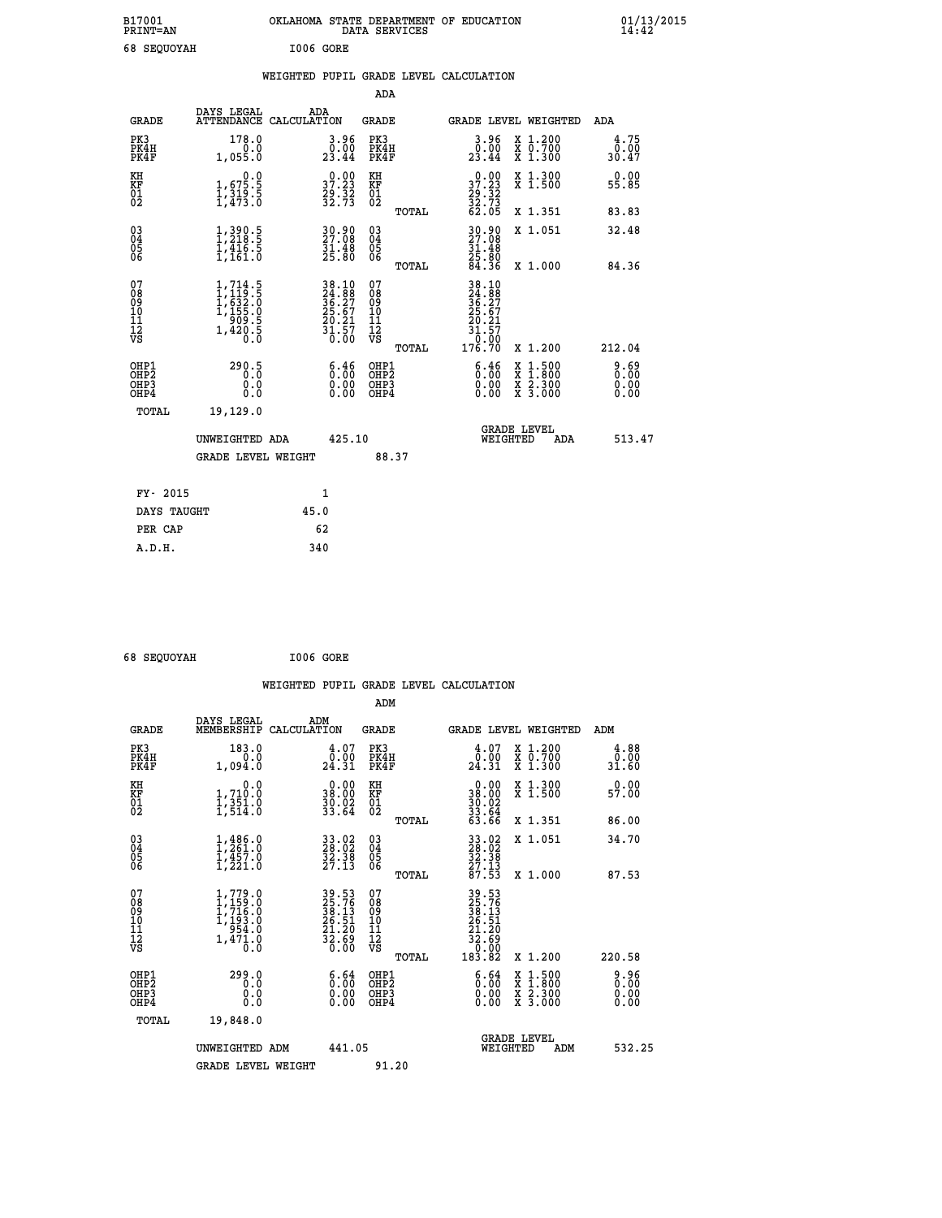B17001 OKLAHOMA STATE DEPARTMENT OF EDUCATION 01/13/2015
PRINT=AN DATA SERVICES 14:42

68 SEQUOYAH I006 GORE

## WEIGHTED PUPIL GRADE LEVEL CALCULATION

ADA

| GRADE | DAYS LEGAL ATTENDANCE | ADA CALCULATION | GRADE | GRADE LEVEL | WEIGHTED | ADA |
|---|---|---|---|---|---|---|
| PK3 | 178.0 | 3.96 | PK3 | 3.96 | X 1.200 | 4.75 |
| PK4H | 0.0 | 0.00 | PK4H | 0.00 | X 0.700 | 0.00 |
| PK4F | 1,055.0 | 23.44 | PK4F | 23.44 | X 1.300 | 30.47 |
| KH | 0.0 | 0.00 | KH | 0.00 | X 1.300 | 0.00 |
| KF | 1,675.5 | 37.23 | KF | 37.23 | X 1.500 | 55.85 |
| 01 | 1,319.5 | 29.32 | 01 | 29.32 | | |
| 02 | 1,473.0 | 32.73 | 02 | 32.73 | | |
| | | | TOTAL | 62.05 | X 1.351 | 83.83 |
| 03 | 1,390.5 | 30.90 | 03 | 30.90 | X 1.051 | 32.48 |
| 04 | 1,218.5 | 27.08 | 04 | 27.08 | | |
| 05 | 1,416.5 | 31.48 | 05 | 31.48 | | |
| 06 | 1,161.0 | 25.80 | 06 | 25.80 | | |
| | | | TOTAL | 84.36 | X 1.000 | 84.36 |
| 07 | 1,714.5 | 38.10 | 07 | 38.10 | | |
| 08 | 1,119.5 | 24.88 | 08 | 24.88 | | |
| 09 | 1,632.0 | 36.27 | 09 | 36.27 | | |
| 10 | 1,155.0 | 25.67 | 10 | 25.67 | | |
| 11 | 909.5 | 20.21 | 11 | 20.21 | | |
| 12 | 1,420.5 | 31.57 | 12 | 31.57 | | |
| VS | 0.0 | 0.00 | VS | 0.00 | | |
| | | | TOTAL | 176.70 | X 1.200 | 212.04 |
| OHP1 | 290.5 | 6.46 | OHP1 | 6.46 | X 1.500 | 9.69 |
| OHP2 | 0.0 | 0.00 | OHP2 | 0.00 | X 1.800 | 0.00 |
| OHP3 | 0.0 | 0.00 | OHP3 | 0.00 | X 2.300 | 0.00 |
| OHP4 | 0.0 | 0.00 | OHP4 | 0.00 | X 3.000 | 0.00 |
| TOTAL | 19,129.0 | | | | | |

UNWEIGHTED ADA 425.10 GRADE LEVEL WEIGHTED ADA 513.47

GRADE LEVEL WEIGHT 88.37

| FY- 2015 | 1 |
|---|---|
| DAYS TAUGHT | 45.0 |
| PER CAP | 62 |
| A.D.H. | 340 |

68 SEQUOYAH I006 GORE

## WEIGHTED PUPIL GRADE LEVEL CALCULATION

ADM

| GRADE | DAYS LEGAL MEMBERSHIP | ADM CALCULATION | GRADE | GRADE LEVEL | WEIGHTED | ADM |
|---|---|---|---|---|---|---|
| PK3 | 183.0 | 4.07 | PK3 | 4.07 | X 1.200 | 4.88 |
| PK4H | 0.0 | 0.00 | PK4H | 0.00 | X 0.700 | 0.00 |
| PK4F | 1,094.0 | 24.31 | PK4F | 24.31 | X 1.300 | 31.60 |
| KH | 0.0 | 0.00 | KH | 0.00 | X 1.300 | 0.00 |
| KF | 1,710.0 | 38.00 | KF | 38.00 | X 1.500 | 57.00 |
| 01 | 1,351.0 | 30.02 | 01 | 30.02 | | |
| 02 | 1,514.0 | 33.64 | 02 | 33.64 | | |
| | | | TOTAL | 63.66 | X 1.351 | 86.00 |
| 03 | 1,486.0 | 33.02 | 03 | 33.02 | X 1.051 | 34.70 |
| 04 | 1,261.0 | 28.02 | 04 | 28.02 | | |
| 05 | 1,457.0 | 32.38 | 05 | 32.38 | | |
| 06 | 1,221.0 | 27.13 | 06 | 27.13 | | |
| | | | TOTAL | 87.53 | X 1.000 | 87.53 |
| 07 | 1,779.0 | 39.53 | 07 | 39.53 | | |
| 08 | 1,159.0 | 25.76 | 08 | 25.76 | | |
| 09 | 1,716.0 | 38.13 | 09 | 38.13 | | |
| 10 | 1,193.0 | 26.51 | 10 | 26.51 | | |
| 11 | 954.0 | 21.20 | 11 | 21.20 | | |
| 12 | 1,471.0 | 32.69 | 12 | 32.69 | | |
| VS | 0.0 | 0.00 | VS | 0.00 | | |
| | | | TOTAL | 183.82 | X 1.200 | 220.58 |
| OHP1 | 299.0 | 6.64 | OHP1 | 6.64 | X 1.500 | 9.96 |
| OHP2 | 0.0 | 0.00 | OHP2 | 0.00 | X 1.800 | 0.00 |
| OHP3 | 0.0 | 0.00 | OHP3 | 0.00 | X 2.300 | 0.00 |
| OHP4 | 0.0 | 0.00 | OHP4 | 0.00 | X 3.000 | 0.00 |
| TOTAL | 19,848.0 | | | | | |

UNWEIGHTED ADM 441.05 GRADE LEVEL WEIGHTED ADM 532.25

GRADE LEVEL WEIGHT 91.20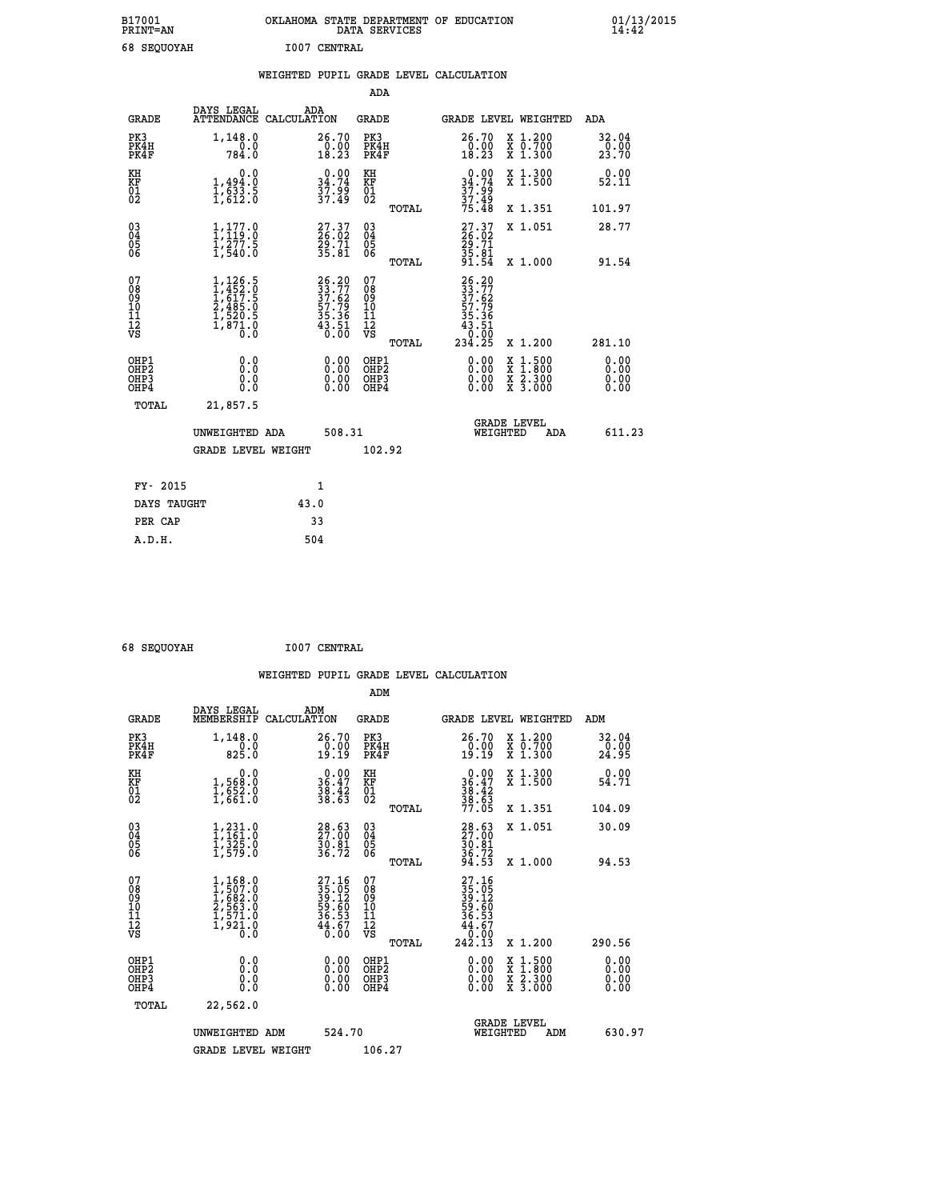B17001 OKLAHOMA STATE DEPARTMENT OF EDUCATION 01/13/2015
PRINT=AN DATA SERVICES 14:42
68 SEQUOYAH I007 CENTRAL

WEIGHTED PUPIL GRADE LEVEL CALCULATION

ADA

| GRADE | DAYS LEGAL ATTENDANCE | ADA CALCULATION | GRADE | GRADE LEVEL | WEIGHTED | ADA |
|---|---|---|---|---|---|---|
| PK3 | 1,148.0 | 26.70 | PK3 | 26.70 | X 1.200 | 32.04 |
| PK4H | 0.0 | 0.00 | PK4H | 0.00 | X 0.700 | 0.00 |
| PK4F | 784.0 | 18.23 | PK4F | 18.23 | X 1.300 | 23.70 |
| KH | 0.0 | 0.00 | KH | 0.00 | X 1.300 | 0.00 |
| KF | 1,494.0 | 34.74 | KF | 34.74 | X 1.500 | 52.11 |
| 01 | 1,633.5 | 37.99 | 01 | 37.99 | | |
| 02 | 1,612.0 | 37.49 | 02 | 37.49 | | |
| | | | TOTAL | 75.48 | X 1.351 | 101.97 |
| 03 | 1,177.0 | 27.37 | 03 | 27.37 | X 1.051 | 28.77 |
| 04 | 1,119.0 | 26.02 | 04 | 26.02 | | |
| 05 | 1,277.5 | 29.71 | 05 | 29.71 | | |
| 06 | 1,540.0 | 35.81 | 06 | 35.81 | | |
| | | | TOTAL | 91.54 | X 1.000 | 91.54 |
| 07 | 1,126.5 | 26.20 | 07 | 26.20 | | |
| 08 | 1,452.0 | 33.77 | 08 | 33.77 | | |
| 09 | 1,617.5 | 37.62 | 09 | 37.62 | | |
| 10 | 2,485.0 | 57.79 | 10 | 57.79 | | |
| 11 | 1,520.5 | 35.36 | 11 | 35.36 | | |
| 12 | 1,871.0 | 43.51 | 12 | 43.51 | | |
| VS | 0.0 | 0.00 | VS | 0.00 | | |
| | | | TOTAL | 234.25 | X 1.200 | 281.10 |
| OHP1 | 0.0 | 0.00 | OHP1 | 0.00 | X 1.500 | 0.00 |
| OHP2 | 0.0 | 0.00 | OHP2 | 0.00 | X 1.800 | 0.00 |
| OHP3 | 0.0 | 0.00 | OHP3 | 0.00 | X 2.300 | 0.00 |
| OHP4 | 0.0 | 0.00 | OHP4 | 0.00 | X 3.000 | 0.00 |
| TOTAL | 21,857.5 | | | | | |

UNWEIGHTED ADA 508.31 GRADE LEVEL WEIGHTED ADA 611.23

GRADE LEVEL WEIGHT 102.92

| FY- 2015 | 1 |
|---|---|
| DAYS TAUGHT | 43.0 |
| PER CAP | 33 |
| A.D.H. | 504 |

68 SEQUOYAH I007 CENTRAL

WEIGHTED PUPIL GRADE LEVEL CALCULATION

ADM

| GRADE | DAYS LEGAL MEMBERSHIP | ADM CALCULATION | GRADE | GRADE LEVEL | WEIGHTED | ADM |
|---|---|---|---|---|---|---|
| PK3 | 1,148.0 | 26.70 | PK3 | 26.70 | X 1.200 | 32.04 |
| PK4H | 0.0 | 0.00 | PK4H | 0.00 | X 0.700 | 0.00 |
| PK4F | 825.0 | 19.19 | PK4F | 19.19 | X 1.300 | 24.95 |
| KH | 0.0 | 0.00 | KH | 0.00 | X 1.300 | 0.00 |
| KF | 1,568.0 | 36.47 | KF | 36.47 | X 1.500 | 54.71 |
| 01 | 1,652.0 | 38.42 | 01 | 38.42 | | |
| 02 | 1,661.0 | 38.63 | 02 | 38.63 | | |
| | | | TOTAL | 77.05 | X 1.351 | 104.09 |
| 03 | 1,231.0 | 28.63 | 03 | 28.63 | X 1.051 | 30.09 |
| 04 | 1,161.0 | 27.00 | 04 | 27.00 | | |
| 05 | 1,325.0 | 30.81 | 05 | 30.81 | | |
| 06 | 1,579.0 | 36.72 | 06 | 36.72 | | |
| | | | TOTAL | 94.53 | X 1.000 | 94.53 |
| 07 | 1,168.0 | 27.16 | 07 | 27.16 | | |
| 08 | 1,507.0 | 35.05 | 08 | 35.05 | | |
| 09 | 1,682.0 | 39.12 | 09 | 39.12 | | |
| 10 | 2,563.0 | 59.60 | 10 | 59.60 | | |
| 11 | 1,571.0 | 36.53 | 11 | 36.53 | | |
| 12 | 1,921.0 | 44.67 | 12 | 44.67 | | |
| VS | 0.0 | 0.00 | VS | 0.00 | | |
| | | | TOTAL | 242.13 | X 1.200 | 290.56 |
| OHP1 | 0.0 | 0.00 | OHP1 | 0.00 | X 1.500 | 0.00 |
| OHP2 | 0.0 | 0.00 | OHP2 | 0.00 | X 1.800 | 0.00 |
| OHP3 | 0.0 | 0.00 | OHP3 | 0.00 | X 2.300 | 0.00 |
| OHP4 | 0.0 | 0.00 | OHP4 | 0.00 | X 3.000 | 0.00 |
| TOTAL | 22,562.0 | | | | | |

UNWEIGHTED ADM 524.70 GRADE LEVEL WEIGHTED ADM 630.97

GRADE LEVEL WEIGHT 106.27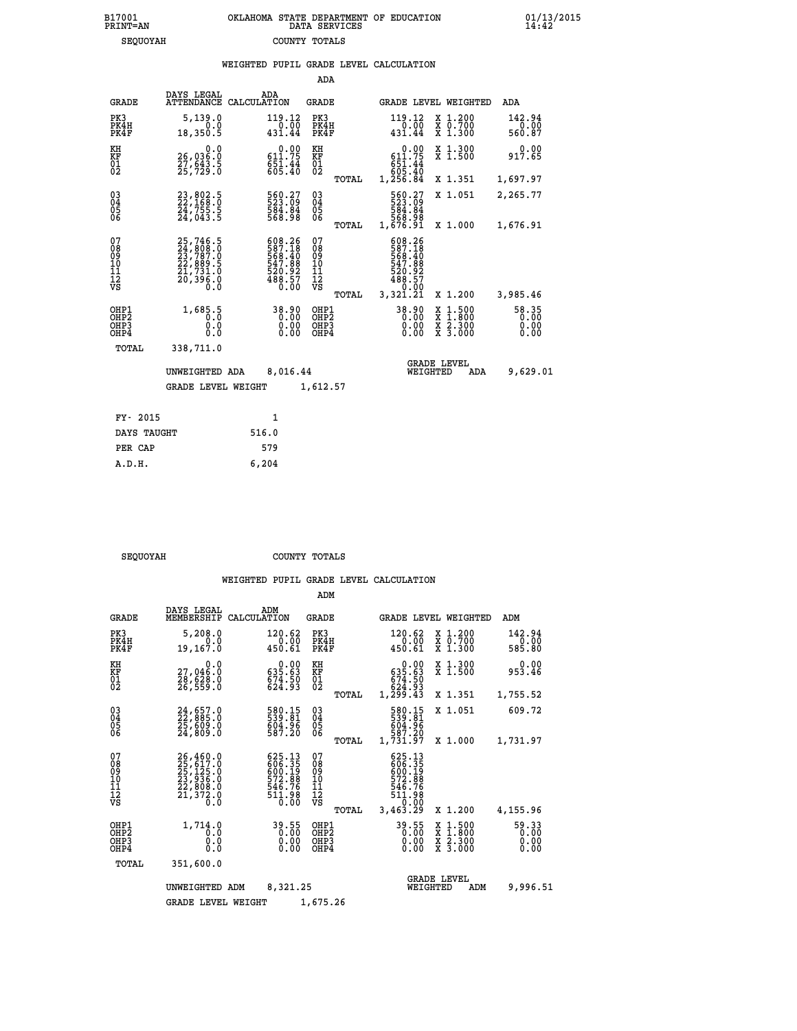B17001 OKLAHOMA STATE DEPARTMENT OF EDUCATION 01/13/2015
PRINT=AN DATA SERVICES 14:42

SEQUOYAH COUNTY TOTALS

WEIGHTED PUPIL GRADE LEVEL CALCULATION

ADA

| GRADE | DAYS LEGAL ATTENDANCE | ADA CALCULATION | GRADE | | GRADE LEVEL | WEIGHTED | ADA |
|---|---|---|---|---|---|---|---|
| PK3 | 5,139.0 | 119.12 | PK3 | | 119.12 | X 1.200 | 142.94 |
| PK4H | 0.0 | 0.00 | PK4H | | 0.00 | X 0.700 | 0.00 |
| PK4F | 18,350.5 | 431.44 | PK4F | | 431.44 | X 1.300 | 560.87 |
| KH | 0.0 | 0.00 | KH | | 0.00 | X 1.300 | 0.00 |
| KF | 26,036.0 | 611.75 | KF | | 611.75 | X 1.500 | 917.65 |
| 01 | 27,643.5 | 651.44 | 01 | | 651.44 | | |
| 02 | 25,729.0 | 605.40 | 02 | | 605.40 | | |
| | | | | TOTAL | 1,256.84 | X 1.351 | 1,697.97 |
| 03 | 23,802.5 | 560.27 | 03 | | 560.27 | X 1.051 | 2,265.77 |
| 04 | 22,168.0 | 523.09 | 04 | | 523.09 | | |
| 05 | 24,755.5 | 584.84 | 05 | | 584.84 | | |
| 06 | 24,043.5 | 568.98 | 06 | | 568.98 | | |
| | | | | TOTAL | 1,676.91 | X 1.000 | 1,676.91 |
| 07 | 25,746.5 | 608.26 | 07 | | 608.26 | | |
| 08 | 24,808.0 | 587.18 | 08 | | 587.18 | | |
| 09 | 23,787.0 | 568.40 | 09 | | 568.40 | | |
| 10 | 22,889.5 | 547.88 | 10 | | 547.88 | | |
| 11 | 21,731.0 | 520.92 | 11 | | 520.92 | | |
| 12 | 20,396.0 | 488.57 | 12 | | 488.57 | | |
| VS | 0.0 | 0.00 | VS | | 0.00 | | |
| | | | | TOTAL | 3,321.21 | X 1.200 | 3,985.46 |
| OHP1 | 1,685.5 | 38.90 | OHP1 | | 38.90 | X 1.500 | 58.35 |
| OHP2 | 0.0 | 0.00 | OHP2 | | 0.00 | X 1.800 | 0.00 |
| OHP3 | 0.0 | 0.00 | OHP3 | | 0.00 | X 2.300 | 0.00 |
| OHP4 | 0.0 | 0.00 | OHP4 | | 0.00 | X 3.000 | 0.00 |
| TOTAL | 338,711.0 | | | | | | |

UNWEIGHTED ADA 8,016.44 GRADE LEVEL WEIGHTED ADA 9,629.01

GRADE LEVEL WEIGHT 1,612.57

| FY- 2015 | 1 |
|---|---|
| DAYS TAUGHT | 516.0 |
| PER CAP | 579 |
| A.D.H. | 6,204 |

SEQUOYAH COUNTY TOTALS

WEIGHTED PUPIL GRADE LEVEL CALCULATION

ADM

| GRADE | DAYS LEGAL MEMBERSHIP | ADM CALCULATION | GRADE | | GRADE LEVEL | WEIGHTED | ADM |
|---|---|---|---|---|---|---|---|
| PK3 | 5,208.0 | 120.62 | PK3 | | 120.62 | X 1.200 | 142.94 |
| PK4H | 0.0 | 0.00 | PK4H | | 0.00 | X 0.700 | 0.00 |
| PK4F | 19,167.0 | 450.61 | PK4F | | 450.61 | X 1.300 | 585.80 |
| KH | 0.0 | 0.00 | KH | | 0.00 | X 1.300 | 0.00 |
| KF | 27,046.0 | 635.63 | KF | | 635.63 | X 1.500 | 953.46 |
| 01 | 28,628.0 | 674.50 | 01 | | 674.50 | | |
| 02 | 26,559.0 | 624.93 | 02 | | 624.93 | | |
| | | | | TOTAL | 1,299.43 | X 1.351 | 1,755.52 |
| 03 | 24,657.0 | 580.15 | 03 | | 580.15 | X 1.051 | 609.72 |
| 04 | 22,885.0 | 539.81 | 04 | | 539.81 | | |
| 05 | 25,609.0 | 604.96 | 05 | | 604.96 | | |
| 06 | 24,809.0 | 587.20 | 06 | | 587.20 | | |
| | | | | TOTAL | 1,731.97 | X 1.000 | 1,731.97 |
| 07 | 26,460.0 | 625.13 | 07 | | 625.13 | | |
| 08 | 25,617.0 | 606.35 | 08 | | 606.35 | | |
| 09 | 25,125.0 | 600.19 | 09 | | 600.19 | | |
| 10 | 23,936.0 | 572.88 | 10 | | 572.88 | | |
| 11 | 22,808.0 | 546.76 | 11 | | 546.76 | | |
| 12 | 21,372.0 | 511.98 | 12 | | 511.98 | | |
| VS | 0.0 | 0.00 | VS | | 0.00 | | |
| | | | | TOTAL | 3,463.29 | X 1.200 | 4,155.96 |
| OHP1 | 1,714.0 | 39.55 | OHP1 | | 39.55 | X 1.500 | 59.33 |
| OHP2 | 0.0 | 0.00 | OHP2 | | 0.00 | X 1.800 | 0.00 |
| OHP3 | 0.0 | 0.00 | OHP3 | | 0.00 | X 2.300 | 0.00 |
| OHP4 | 0.0 | 0.00 | OHP4 | | 0.00 | X 3.000 | 0.00 |
| TOTAL | 351,600.0 | | | | | | |

UNWEIGHTED ADM 8,321.25 GRADE LEVEL WEIGHTED ADM 9,996.51

GRADE LEVEL WEIGHT 1,675.26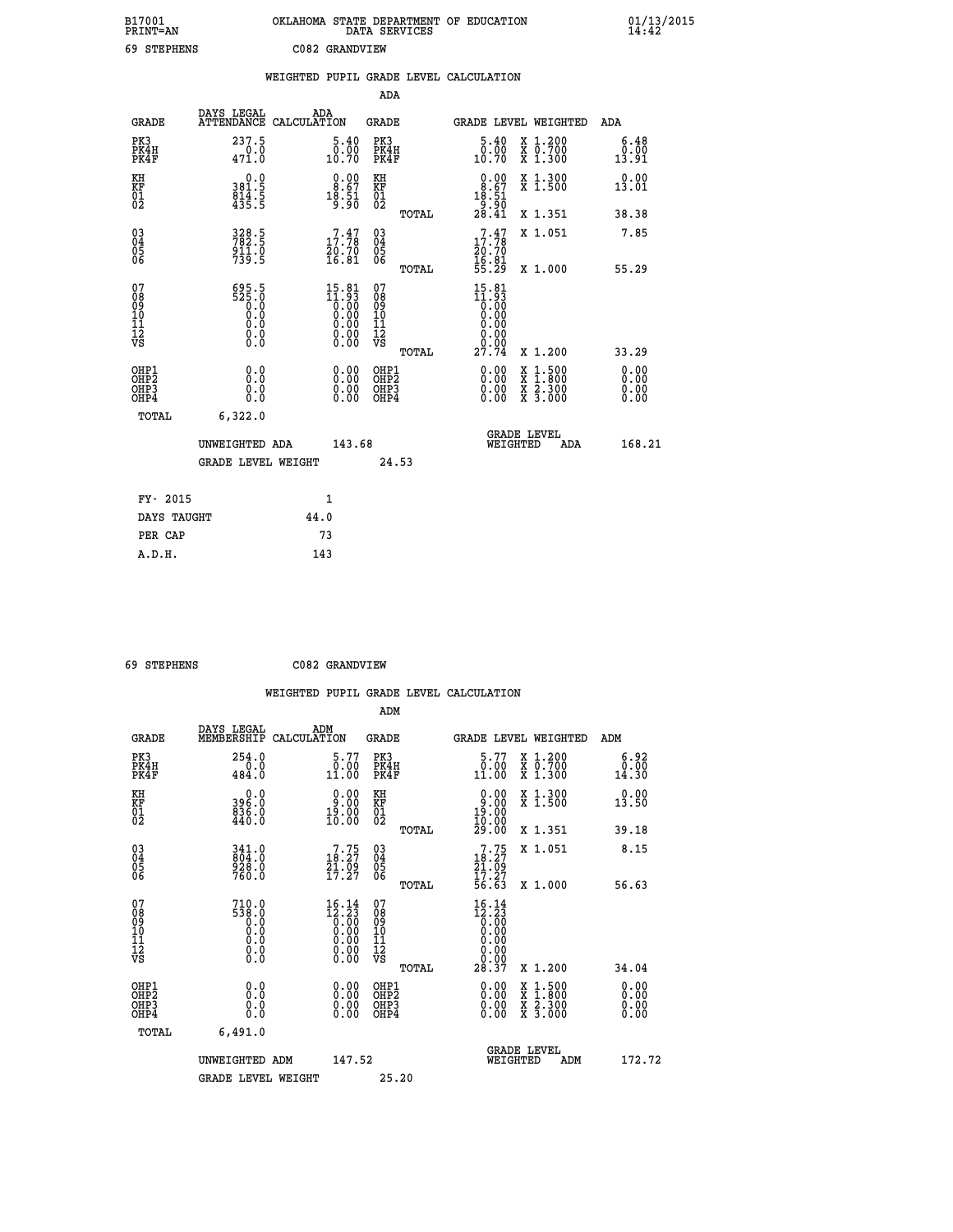B17001 OKLAHOMA STATE DEPARTMENT OF EDUCATION 01/13/2015
PRINT=AN DATA SERVICES 14:42

69 STEPHENS C082 GRANDVIEW

## WEIGHTED PUPIL GRADE LEVEL CALCULATION

### ADA

| GRADE | DAYS LEGAL ATTENDANCE | ADA CALCULATION | GRADE | GRADE LEVEL | WEIGHTED | ADA |
|---|---|---|---|---|---|---|
| PK3 | 237.5 | 5.40 | PK3 | 5.40 | X 1.200 | 6.48 |
| PK4H | 0.0 | 0.00 | PK4H | 0.00 | X 0.700 | 0.00 |
| PK4F | 471.0 | 10.70 | PK4F | 10.70 | X 1.300 | 13.91 |
| KH | 0.0 | 0.00 | KH | 0.00 | X 1.300 | 0.00 |
| KF | 381.5 | 8.67 | KF | 8.67 | X 1.500 | 13.01 |
| 01 | 814.5 | 18.51 | 01 | 18.51 | | |
| 02 | 435.5 | 9.90 | 02 | 9.90 | | |
| | | | TOTAL | 28.41 | X 1.351 | 38.38 |
| 03 | 328.5 | 7.47 | 03 | 7.47 | X 1.051 | 7.85 |
| 04 | 782.5 | 17.78 | 04 | 17.78 | | |
| 05 | 911.0 | 20.70 | 05 | 20.70 | | |
| 06 | 739.5 | 16.81 | 06 | 16.81 | | |
| | | | TOTAL | 55.29 | X 1.000 | 55.29 |
| 07 | 695.5 | 15.81 | 07 | 15.81 | | |
| 08 | 525.0 | 11.93 | 08 | 11.93 | | |
| 09 | 0.0 | 0.00 | 09 | 0.00 | | |
| 10 | 0.0 | 0.00 | 10 | 0.00 | | |
| 11 | 0.0 | 0.00 | 11 | 0.00 | | |
| 12 | 0.0 | 0.00 | 12 | 0.00 | | |
| VS | 0.0 | 0.00 | VS | 0.00 | | |
| | | | TOTAL | 27.74 | X 1.200 | 33.29 |
| OHP1 | 0.0 | 0.00 | OHP1 | 0.00 | X 1.500 | 0.00 |
| OHP2 | 0.0 | 0.00 | OHP2 | 0.00 | X 1.800 | 0.00 |
| OHP3 | 0.0 | 0.00 | OHP3 | 0.00 | X 2.300 | 0.00 |
| OHP4 | 0.0 | 0.00 | OHP4 | 0.00 | X 3.000 | 0.00 |
| TOTAL | 6,322.0 | | | | | |

UNWEIGHTED ADA 143.68 — GRADE LEVEL WEIGHTED ADA 168.21

GRADE LEVEL WEIGHT 24.53

| FY- 2015 | 1 |
|---|---|
| DAYS TAUGHT | 44.0 |
| PER CAP | 73 |
| A.D.H. | 143 |

69 STEPHENS C082 GRANDVIEW

## WEIGHTED PUPIL GRADE LEVEL CALCULATION

### ADM

| GRADE | DAYS LEGAL MEMBERSHIP | ADM CALCULATION | GRADE | GRADE LEVEL | WEIGHTED | ADM |
|---|---|---|---|---|---|---|
| PK3 | 254.0 | 5.77 | PK3 | 5.77 | X 1.200 | 6.92 |
| PK4H | 0.0 | 0.00 | PK4H | 0.00 | X 0.700 | 0.00 |
| PK4F | 484.0 | 11.00 | PK4F | 11.00 | X 1.300 | 14.30 |
| KH | 0.0 | 0.00 | KH | 0.00 | X 1.300 | 0.00 |
| KF | 396.0 | 9.00 | KF | 9.00 | X 1.500 | 13.50 |
| 01 | 836.0 | 19.00 | 01 | 19.00 | | |
| 02 | 440.0 | 10.00 | 02 | 10.00 | | |
| | | | TOTAL | 29.00 | X 1.351 | 39.18 |
| 03 | 341.0 | 7.75 | 03 | 7.75 | X 1.051 | 8.15 |
| 04 | 804.0 | 18.27 | 04 | 18.27 | | |
| 05 | 928.0 | 21.09 | 05 | 21.09 | | |
| 06 | 760.0 | 17.27 | 06 | 17.27 | | |
| | | | TOTAL | 56.63 | X 1.000 | 56.63 |
| 07 | 710.0 | 16.14 | 07 | 16.14 | | |
| 08 | 538.0 | 12.23 | 08 | 12.23 | | |
| 09 | 0.0 | 0.00 | 09 | 0.00 | | |
| 10 | 0.0 | 0.00 | 10 | 0.00 | | |
| 11 | 0.0 | 0.00 | 11 | 0.00 | | |
| 12 | 0.0 | 0.00 | 12 | 0.00 | | |
| VS | 0.0 | 0.00 | VS | 0.00 | | |
| | | | TOTAL | 28.37 | X 1.200 | 34.04 |
| OHP1 | 0.0 | 0.00 | OHP1 | 0.00 | X 1.500 | 0.00 |
| OHP2 | 0.0 | 0.00 | OHP2 | 0.00 | X 1.800 | 0.00 |
| OHP3 | 0.0 | 0.00 | OHP3 | 0.00 | X 2.300 | 0.00 |
| OHP4 | 0.0 | 0.00 | OHP4 | 0.00 | X 3.000 | 0.00 |
| TOTAL | 6,491.0 | | | | | |

UNWEIGHTED ADM 147.52 — GRADE LEVEL WEIGHTED ADM 172.72

GRADE LEVEL WEIGHT 25.20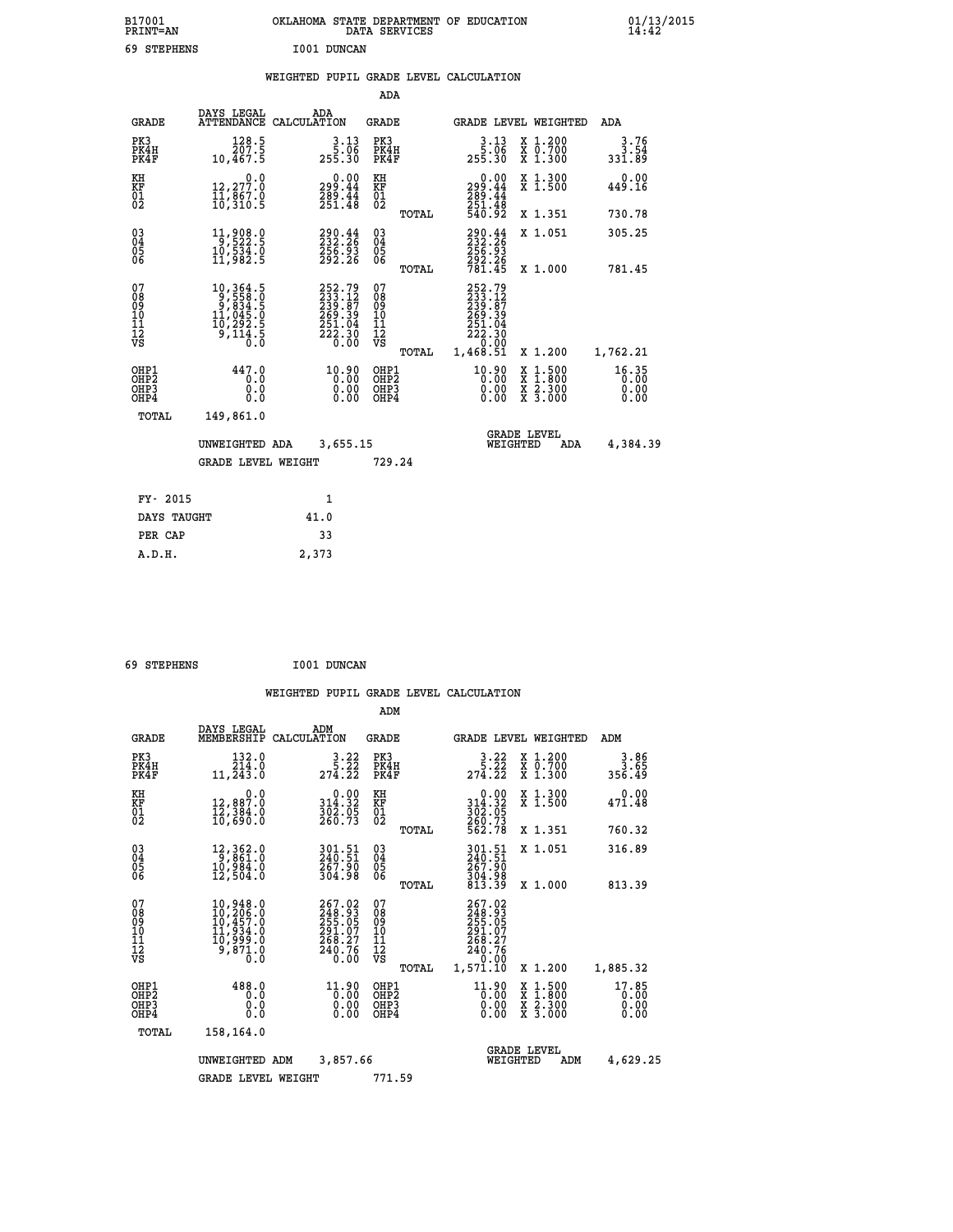B17001 OKLAHOMA STATE DEPARTMENT OF EDUCATION 01/13/2015
PRINT=AN DATA SERVICES 14:42

69 STEPHENS I001 DUNCAN

## WEIGHTED PUPIL GRADE LEVEL CALCULATION

### ADA

| GRADE | DAYS LEGAL ATTENDANCE | ADA CALCULATION | GRADE | | GRADE LEVEL | WEIGHTED | ADA |
|---|---|---|---|---|---|---|---|
| PK3 | 128.5 | 3.13 | PK3 | | 3.13 | X 1.200 | 3.76 |
| PK4H | 207.5 | 5.06 | PK4H | | 5.06 | X 0.700 | 3.54 |
| PK4F | 10,467.5 | 255.30 | PK4F | | 255.30 | X 1.300 | 331.89 |
| KH | 0.0 | 0.00 | KH | | 0.00 | X 1.300 | 0.00 |
| KF | 12,277.0 | 299.44 | KF | | 299.44 | X 1.500 | 449.16 |
| 01 | 11,867.0 | 289.44 | 01 | | 289.44 | | |
| 02 | 10,310.5 | 251.48 | 02 | | 251.48 | | |
| | | | | TOTAL | 540.92 | X 1.351 | 730.78 |
| 03 | 11,908.0 | 290.44 | 03 | | 290.44 | X 1.051 | 305.25 |
| 04 | 9,522.5 | 232.26 | 04 | | 232.26 | | |
| 05 | 10,534.0 | 256.93 | 05 | | 256.93 | | |
| 06 | 11,982.5 | 292.26 | 06 | | 292.26 | | |
| | | | | TOTAL | 781.45 | X 1.000 | 781.45 |
| 07 | 10,364.5 | 252.79 | 07 | | 252.79 | | |
| 08 | 9,558.0 | 233.12 | 08 | | 233.12 | | |
| 09 | 9,834.5 | 239.87 | 09 | | 239.87 | | |
| 10 | 11,045.0 | 269.39 | 10 | | 269.39 | | |
| 11 | 10,292.5 | 251.04 | 11 | | 251.04 | | |
| 12 | 9,114.5 | 222.30 | 12 | | 222.30 | | |
| VS | 0.0 | 0.00 | VS | | 0.00 | | |
| | | | | TOTAL | 1,468.51 | X 1.200 | 1,762.21 |
| OHP1 | 447.0 | 10.90 | OHP1 | | 10.90 | X 1.500 | 16.35 |
| OHP2 | 0.0 | 0.00 | OHP2 | | 0.00 | X 1.800 | 0.00 |
| OHP3 | 0.0 | 0.00 | OHP3 | | 0.00 | X 2.300 | 0.00 |
| OHP4 | 0.0 | 0.00 | OHP4 | | 0.00 | X 3.000 | 0.00 |
| TOTAL | 149,861.0 | | | | | | |

UNWEIGHTED ADA 3,655.15 GRADE LEVEL WEIGHTED ADA 4,384.39

GRADE LEVEL WEIGHT 729.24

| | |
|---|---|
| FY- 2015 | 1 |
| DAYS TAUGHT | 41.0 |
| PER CAP | 33 |
| A.D.H. | 2,373 |

69 STEPHENS I001 DUNCAN

## WEIGHTED PUPIL GRADE LEVEL CALCULATION

### ADM

| GRADE | DAYS LEGAL MEMBERSHIP | ADM CALCULATION | GRADE | | GRADE LEVEL | WEIGHTED | ADM |
|---|---|---|---|---|---|---|---|
| PK3 | 132.0 | 3.22 | PK3 | | 3.22 | X 1.200 | 3.86 |
| PK4H | 214.0 | 5.22 | PK4H | | 5.22 | X 0.700 | 3.65 |
| PK4F | 11,243.0 | 274.22 | PK4F | | 274.22 | X 1.300 | 356.49 |
| KH | 0.0 | 0.00 | KH | | 0.00 | X 1.300 | 0.00 |
| KF | 12,887.0 | 314.32 | KF | | 314.32 | X 1.500 | 471.48 |
| 01 | 12,384.0 | 302.05 | 01 | | 302.05 | | |
| 02 | 10,690.0 | 260.73 | 02 | | 260.73 | | |
| | | | | TOTAL | 562.78 | X 1.351 | 760.32 |
| 03 | 12,362.0 | 301.51 | 03 | | 301.51 | X 1.051 | 316.89 |
| 04 | 9,861.0 | 240.51 | 04 | | 240.51 | | |
| 05 | 10,984.0 | 267.90 | 05 | | 267.90 | | |
| 06 | 12,504.0 | 304.98 | 06 | | 304.98 | | |
| | | | | TOTAL | 813.39 | X 1.000 | 813.39 |
| 07 | 10,948.0 | 267.02 | 07 | | 267.02 | | |
| 08 | 10,206.0 | 248.93 | 08 | | 248.93 | | |
| 09 | 10,457.0 | 255.05 | 09 | | 255.05 | | |
| 10 | 11,934.0 | 291.07 | 10 | | 291.07 | | |
| 11 | 10,999.0 | 268.27 | 11 | | 268.27 | | |
| 12 | 9,871.0 | 240.76 | 12 | | 240.76 | | |
| VS | 0.0 | 0.00 | VS | | 0.00 | | |
| | | | | TOTAL | 1,571.10 | X 1.200 | 1,885.32 |
| OHP1 | 488.0 | 11.90 | OHP1 | | 11.90 | X 1.500 | 17.85 |
| OHP2 | 0.0 | 0.00 | OHP2 | | 0.00 | X 1.800 | 0.00 |
| OHP3 | 0.0 | 0.00 | OHP3 | | 0.00 | X 2.300 | 0.00 |
| OHP4 | 0.0 | 0.00 | OHP4 | | 0.00 | X 3.000 | 0.00 |
| TOTAL | 158,164.0 | | | | | | |

UNWEIGHTED ADM 3,857.66 GRADE LEVEL WEIGHTED ADM 4,629.25

GRADE LEVEL WEIGHT 771.59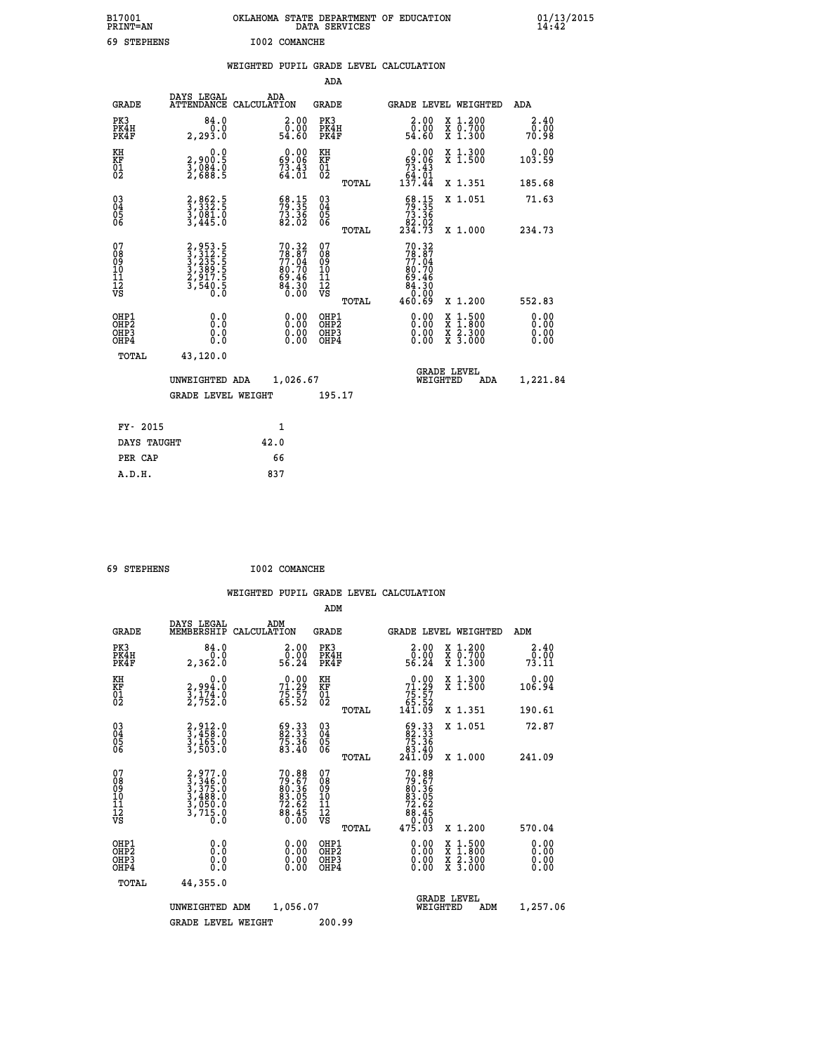B17001 OKLAHOMA STATE DEPARTMENT OF EDUCATION 01/13/2015
PRINT=AN DATA SERVICES 14:42

69 STEPHENS I002 COMANCHE

WEIGHTED PUPIL GRADE LEVEL CALCULATION

ADA

| GRADE | DAYS LEGAL ATTENDANCE | ADA CALCULATION | GRADE | | GRADE LEVEL | WEIGHTED | ADA |
|---|---|---|---|---|---|---|---|
| PK3 | 84.0 | 2.00 | PK3 | | 2.00 | X 1.200 | 2.40 |
| PK4H | 0.0 | 0.00 | PK4H | | 0.00 | X 0.700 | 0.00 |
| PK4F | 2,293.0 | 54.60 | PK4F | | 54.60 | X 1.300 | 70.98 |
| KH | 0.0 | 0.00 | KH | | 0.00 | X 1.300 | 0.00 |
| KF | 2,900.5 | 69.06 | KF | | 69.06 | X 1.500 | 103.59 |
| 01 | 3,084.0 | 73.43 | 01 | | 73.43 | | |
| 02 | 2,688.5 | 64.01 | 02 | | 64.01 | | |
| | | | | TOTAL | 137.44 | X 1.351 | 185.68 |
| 03 | 2,862.5 | 68.15 | 03 | | 68.15 | X 1.051 | 71.63 |
| 04 | 3,332.5 | 79.35 | 04 | | 79.35 | | |
| 05 | 3,081.0 | 73.36 | 05 | | 73.36 | | |
| 06 | 3,445.0 | 82.02 | 06 | | 82.02 | | |
| | | | | TOTAL | 234.73 | X 1.000 | 234.73 |
| 07 | 2,953.5 | 70.32 | 07 | | 70.32 | | |
| 08 | 3,312.5 | 78.87 | 08 | | 78.87 | | |
| 09 | 3,235.5 | 77.04 | 09 | | 77.04 | | |
| 10 | 3,389.5 | 80.70 | 10 | | 80.70 | | |
| 11 | 2,917.5 | 69.46 | 11 | | 69.46 | | |
| 12 | 3,540.5 | 84.30 | 12 | | 84.30 | | |
| VS | 0.0 | 0.00 | VS | | 0.00 | | |
| | | | | TOTAL | 460.69 | X 1.200 | 552.83 |
| OHP1 | 0.0 | 0.00 | OHP1 | | 0.00 | X 1.500 | 0.00 |
| OHP2 | 0.0 | 0.00 | OHP2 | | 0.00 | X 1.800 | 0.00 |
| OHP3 | 0.0 | 0.00 | OHP3 | | 0.00 | X 2.300 | 0.00 |
| OHP4 | 0.0 | 0.00 | OHP4 | | 0.00 | X 3.000 | 0.00 |
| TOTAL | 43,120.0 | | | | | | |

UNWEIGHTED ADA 1,026.67 — GRADE LEVEL WEIGHTED ADA 1,221.84

GRADE LEVEL WEIGHT 195.17

| FY- 2015 | 1 |
|---|---|
| DAYS TAUGHT | 42.0 |
| PER CAP | 66 |
| A.D.H. | 837 |

69 STEPHENS I002 COMANCHE

WEIGHTED PUPIL GRADE LEVEL CALCULATION

ADM

| GRADE | DAYS LEGAL MEMBERSHIP | ADM CALCULATION | GRADE | | GRADE LEVEL | WEIGHTED | ADM |
|---|---|---|---|---|---|---|---|
| PK3 | 84.0 | 2.00 | PK3 | | 2.00 | X 1.200 | 2.40 |
| PK4H | 0.0 | 0.00 | PK4H | | 0.00 | X 0.700 | 0.00 |
| PK4F | 2,362.0 | 56.24 | PK4F | | 56.24 | X 1.300 | 73.11 |
| KH | 0.0 | 0.00 | KH | | 0.00 | X 1.300 | 0.00 |
| KF | 2,994.0 | 71.29 | KF | | 71.29 | X 1.500 | 106.94 |
| 01 | 3,174.0 | 75.57 | 01 | | 75.57 | | |
| 02 | 2,752.0 | 65.52 | 02 | | 65.52 | | |
| | | | | TOTAL | 141.09 | X 1.351 | 190.61 |
| 03 | 2,912.0 | 69.33 | 03 | | 69.33 | X 1.051 | 72.87 |
| 04 | 3,458.0 | 82.33 | 04 | | 82.33 | | |
| 05 | 3,165.0 | 75.36 | 05 | | 75.36 | | |
| 06 | 3,503.0 | 83.40 | 06 | | 83.40 | | |
| | | | | TOTAL | 241.09 | X 1.000 | 241.09 |
| 07 | 2,977.0 | 70.88 | 07 | | 70.88 | | |
| 08 | 3,346.0 | 79.67 | 08 | | 79.67 | | |
| 09 | 3,375.0 | 80.36 | 09 | | 80.36 | | |
| 10 | 3,488.0 | 83.05 | 10 | | 83.05 | | |
| 11 | 3,050.0 | 72.62 | 11 | | 72.62 | | |
| 12 | 3,715.0 | 88.45 | 12 | | 88.45 | | |
| VS | 0.0 | 0.00 | VS | | 0.00 | | |
| | | | | TOTAL | 475.03 | X 1.200 | 570.04 |
| OHP1 | 0.0 | 0.00 | OHP1 | | 0.00 | X 1.500 | 0.00 |
| OHP2 | 0.0 | 0.00 | OHP2 | | 0.00 | X 1.800 | 0.00 |
| OHP3 | 0.0 | 0.00 | OHP3 | | 0.00 | X 2.300 | 0.00 |
| OHP4 | 0.0 | 0.00 | OHP4 | | 0.00 | X 3.000 | 0.00 |
| TOTAL | 44,355.0 | | | | | | |

UNWEIGHTED ADM 1,056.07 — GRADE LEVEL WEIGHTED ADM 1,257.06

GRADE LEVEL WEIGHT 200.99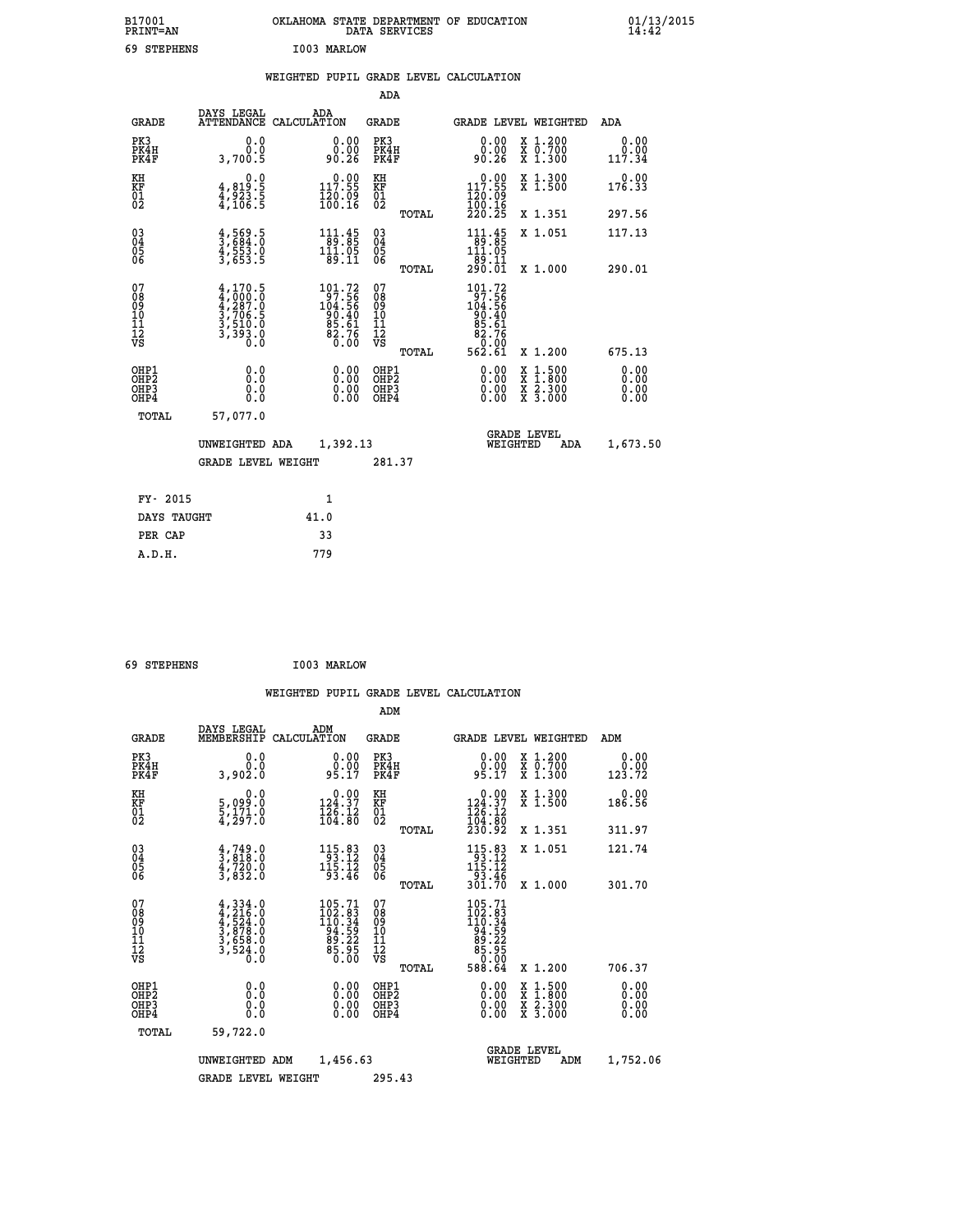B17001 OKLAHOMA STATE DEPARTMENT OF EDUCATION 01/13/2015
PRINT=AN DATA SERVICES 14:42

69 STEPHENS I003 MARLOW

WEIGHTED PUPIL GRADE LEVEL CALCULATION

ADA

| GRADE | DAYS LEGAL ATTENDANCE | ADA CALCULATION | GRADE | GRADE LEVEL | WEIGHTED | ADA |
|---|---|---|---|---|---|---|
| PK3 | 0.0 | 0.00 | PK3 | 0.00 | X 1.200 | 0.00 |
| PK4H | 0.0 | 0.00 | PK4H | 0.00 | X 0.700 | 0.00 |
| PK4F | 3,700.5 | 90.26 | PK4F | 90.26 | X 1.300 | 117.34 |
| KH | 0.0 | 0.00 | KH | 0.00 | X 1.300 | 0.00 |
| KF | 4,819.5 | 117.55 | KF | 117.55 | X 1.500 | 176.33 |
| 01 | 4,923.5 | 120.09 | 01 | 120.09 | | |
| 02 | 4,106.5 | 100.16 | 02 | 100.16 | | |
| | | | TOTAL | 220.25 | X 1.351 | 297.56 |
| 03 | 4,569.5 | 111.45 | 03 | 111.45 | X 1.051 | 117.13 |
| 04 | 3,684.0 | 89.85 | 04 | 89.85 | | |
| 05 | 4,553.0 | 111.05 | 05 | 111.05 | | |
| 06 | 3,653.5 | 89.11 | 06 | 89.11 | | |
| | | | TOTAL | 290.01 | X 1.000 | 290.01 |
| 07 | 4,170.5 | 101.72 | 07 | 101.72 | | |
| 08 | 4,000.0 | 97.56 | 08 | 97.56 | | |
| 09 | 4,287.0 | 104.56 | 09 | 104.56 | | |
| 10 | 3,706.5 | 90.40 | 10 | 90.40 | | |
| 11 | 3,510.0 | 85.61 | 11 | 85.61 | | |
| 12 | 3,393.0 | 82.76 | 12 | 82.76 | | |
| VS | 0.0 | 0.00 | VS | 0.00 | | |
| | | | TOTAL | 562.61 | X 1.200 | 675.13 |
| OHP1 | 0.0 | 0.00 | OHP1 | 0.00 | X 1.500 | 0.00 |
| OHP2 | 0.0 | 0.00 | OHP2 | 0.00 | X 1.800 | 0.00 |
| OHP3 | 0.0 | 0.00 | OHP3 | 0.00 | X 2.300 | 0.00 |
| OHP4 | 0.0 | 0.00 | OHP4 | 0.00 | X 3.000 | 0.00 |
| TOTAL | 57,077.0 | | | | | |

UNWEIGHTED ADA 1,392.13 GRADE LEVEL WEIGHTED ADA 1,673.50

GRADE LEVEL WEIGHT 281.37

| FY- 2015 | 1 |
|---|---|
| DAYS TAUGHT | 41.0 |
| PER CAP | 33 |
| A.D.H. | 779 |

69 STEPHENS I003 MARLOW

WEIGHTED PUPIL GRADE LEVEL CALCULATION

ADM

| GRADE | DAYS LEGAL MEMBERSHIP | ADM CALCULATION | GRADE | GRADE LEVEL | WEIGHTED | ADM |
|---|---|---|---|---|---|---|
| PK3 | 0.0 | 0.00 | PK3 | 0.00 | X 1.200 | 0.00 |
| PK4H | 0.0 | 0.00 | PK4H | 0.00 | X 0.700 | 0.00 |
| PK4F | 3,902.0 | 95.17 | PK4F | 95.17 | X 1.300 | 123.72 |
| KH | 0.0 | 0.00 | KH | 0.00 | X 1.300 | 0.00 |
| KF | 5,099.0 | 124.37 | KF | 124.37 | X 1.500 | 186.56 |
| 01 | 5,171.0 | 126.12 | 01 | 126.12 | | |
| 02 | 4,297.0 | 104.80 | 02 | 104.80 | | |
| | | | TOTAL | 230.92 | X 1.351 | 311.97 |
| 03 | 4,749.0 | 115.83 | 03 | 115.83 | X 1.051 | 121.74 |
| 04 | 3,818.0 | 93.12 | 04 | 93.12 | | |
| 05 | 4,720.0 | 115.12 | 05 | 115.12 | | |
| 06 | 3,832.0 | 93.46 | 06 | 93.46 | | |
| | | | TOTAL | 301.70 | X 1.000 | 301.70 |
| 07 | 4,334.0 | 105.71 | 07 | 105.71 | | |
| 08 | 4,216.0 | 102.83 | 08 | 102.83 | | |
| 09 | 4,524.0 | 110.34 | 09 | 110.34 | | |
| 10 | 3,878.0 | 94.59 | 10 | 94.59 | | |
| 11 | 3,658.0 | 89.22 | 11 | 89.22 | | |
| 12 | 3,524.0 | 85.95 | 12 | 85.95 | | |
| VS | 0.0 | 0.00 | VS | 0.00 | | |
| | | | TOTAL | 588.64 | X 1.200 | 706.37 |
| OHP1 | 0.0 | 0.00 | OHP1 | 0.00 | X 1.500 | 0.00 |
| OHP2 | 0.0 | 0.00 | OHP2 | 0.00 | X 1.800 | 0.00 |
| OHP3 | 0.0 | 0.00 | OHP3 | 0.00 | X 2.300 | 0.00 |
| OHP4 | 0.0 | 0.00 | OHP4 | 0.00 | X 3.000 | 0.00 |
| TOTAL | 59,722.0 | | | | | |

UNWEIGHTED ADM 1,456.63 GRADE LEVEL WEIGHTED ADM 1,752.06

GRADE LEVEL WEIGHT 295.43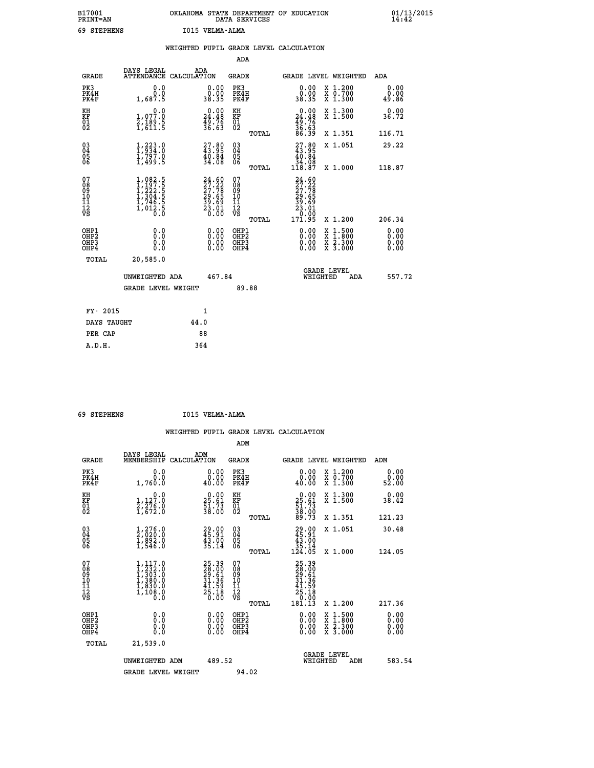B17001
PRINT=AN

OKLAHOMA STATE DEPARTMENT OF EDUCATION
DATA SERVICES

01/13/2015
14:42

69 STEPHENS    I015 VELMA-ALMA

## WEIGHTED PUPIL GRADE LEVEL CALCULATION

### ADA

| GRADE | DAYS LEGAL ATTENDANCE | ADA CALCULATION | GRADE | GRADE LEVEL | WEIGHTED | ADA |
|---|---|---|---|---|---|---|
| PK3 | 0.0 | 0.00 | PK3 | 0.00 | X 1.200 | 0.00 |
| PK4H | 0.0 | 0.00 | PK4H | 0.00 | X 0.700 | 0.00 |
| PK4F | 1,687.5 | 38.35 | PK4F | 38.35 | X 1.300 | 49.86 |
| KH | 0.0 | 0.00 | KH | 0.00 | X 1.300 | 0.00 |
| KF | 1,077.0 | 24.48 | KF | 24.48 | X 1.500 | 36.72 |
| 01 | 2,189.5 | 49.76 | 01 | 49.76 | | |
| 02 | 1,611.5 | 36.63 | 02 | 36.63 | | |
| | | | TOTAL | 86.39 | X 1.351 | 116.71 |
| 03 | 1,223.0 | 27.80 | 03 | 27.80 | X 1.051 | 29.22 |
| 04 | 1,934.0 | 43.95 | 04 | 43.95 | | |
| 05 | 1,797.0 | 40.84 | 05 | 40.84 | | |
| 06 | 1,499.5 | 34.08 | 06 | 34.08 | | |
| | | | TOTAL | 118.87 | X 1.000 | 118.87 |
| 07 | 1,082.5 | 24.60 | 07 | 24.60 | | |
| 08 | 1,197.5 | 27.22 | 08 | 27.22 | | |
| 09 | 1,222.5 | 27.78 | 09 | 27.78 | | |
| 10 | 1,304.5 | 29.65 | 10 | 29.65 | | |
| 11 | 1,746.5 | 39.69 | 11 | 39.69 | | |
| 12 | 1,012.5 | 23.01 | 12 | 23.01 | | |
| VS | 0.0 | 0.00 | VS | 0.00 | | |
| | | | TOTAL | 171.95 | X 1.200 | 206.34 |
| OHP1 | 0.0 | 0.00 | OHP1 | 0.00 | X 1.500 | 0.00 |
| OHP2 | 0.0 | 0.00 | OHP2 | 0.00 | X 1.800 | 0.00 |
| OHP3 | 0.0 | 0.00 | OHP3 | 0.00 | X 2.300 | 0.00 |
| OHP4 | 0.0 | 0.00 | OHP4 | 0.00 | X 3.000 | 0.00 |
| TOTAL | 20,585.0 | | | | | |

UNWEIGHTED ADA 467.84    GRADE LEVEL WEIGHTED ADA 557.72

GRADE LEVEL WEIGHT 89.88

| | |
|---|---|
| FY- 2015 | 1 |
| DAYS TAUGHT | 44.0 |
| PER CAP | 88 |
| A.D.H. | 364 |

69 STEPHENS    I015 VELMA-ALMA

## WEIGHTED PUPIL GRADE LEVEL CALCULATION

### ADM

| GRADE | DAYS LEGAL MEMBERSHIP | ADM CALCULATION | GRADE | GRADE LEVEL | WEIGHTED | ADM |
|---|---|---|---|---|---|---|
| PK3 | 0.0 | 0.00 | PK3 | 0.00 | X 1.200 | 0.00 |
| PK4H | 0.0 | 0.00 | PK4H | 0.00 | X 0.700 | 0.00 |
| PK4F | 1,760.0 | 40.00 | PK4F | 40.00 | X 1.300 | 52.00 |
| KH | 0.0 | 0.00 | KH | 0.00 | X 1.300 | 0.00 |
| KF | 1,127.0 | 25.61 | KF | 25.61 | X 1.500 | 38.42 |
| 01 | 2,276.0 | 51.73 | 01 | 51.73 | | |
| 02 | 1,672.0 | 38.00 | 02 | 38.00 | | |
| | | | TOTAL | 89.73 | X 1.351 | 121.23 |
| 03 | 1,276.0 | 29.00 | 03 | 29.00 | X 1.051 | 30.48 |
| 04 | 2,020.0 | 45.91 | 04 | 45.91 | | |
| 05 | 1,892.0 | 43.00 | 05 | 43.00 | | |
| 06 | 1,546.0 | 35.14 | 06 | 35.14 | | |
| | | | TOTAL | 124.05 | X 1.000 | 124.05 |
| 07 | 1,117.0 | 25.39 | 07 | 25.39 | | |
| 08 | 1,232.0 | 28.00 | 08 | 28.00 | | |
| 09 | 1,303.0 | 29.61 | 09 | 29.61 | | |
| 10 | 1,380.0 | 31.36 | 10 | 31.36 | | |
| 11 | 1,830.0 | 41.59 | 11 | 41.59 | | |
| 12 | 1,108.0 | 25.18 | 12 | 25.18 | | |
| VS | 0.0 | 0.00 | VS | 0.00 | | |
| | | | TOTAL | 181.13 | X 1.200 | 217.36 |
| OHP1 | 0.0 | 0.00 | OHP1 | 0.00 | X 1.500 | 0.00 |
| OHP2 | 0.0 | 0.00 | OHP2 | 0.00 | X 1.800 | 0.00 |
| OHP3 | 0.0 | 0.00 | OHP3 | 0.00 | X 2.300 | 0.00 |
| OHP4 | 0.0 | 0.00 | OHP4 | 0.00 | X 3.000 | 0.00 |
| TOTAL | 21,539.0 | | | | | |

UNWEIGHTED ADM 489.52    GRADE LEVEL WEIGHTED ADM 583.54

GRADE LEVEL WEIGHT 94.02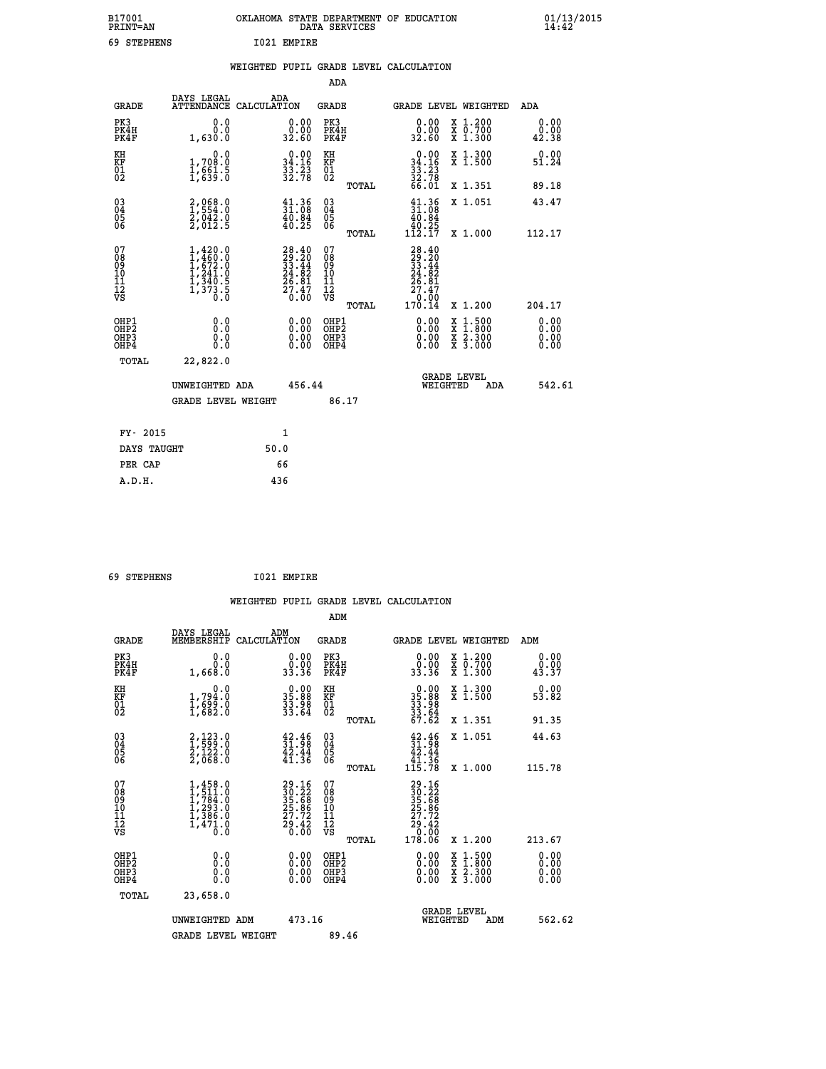B17001 PRINT=AN — OKLAHOMA STATE DEPARTMENT OF EDUCATION DATA SERVICES — 01/13/2015 14:42

69 STEPHENS — I021 EMPIRE

## WEIGHTED PUPIL GRADE LEVEL CALCULATION

### ADA

| GRADE | DAYS LEGAL ATTENDANCE | ADA CALCULATION | GRADE | | GRADE LEVEL | WEIGHTED | ADA |
|---|---|---|---|---|---|---|---|
| PK3 | 0.0 | 0.00 | PK3 | | 0.00 | X 1.200 | 0.00 |
| PK4H | 0.0 | 0.00 | PK4H | | 0.00 | X 0.700 | 0.00 |
| PK4F | 1,630.0 | 32.60 | PK4F | | 32.60 | X 1.300 | 42.38 |
| KH | 0.0 | 0.00 | KH | | 0.00 | X 1.300 | 0.00 |
| KF | 1,708.0 | 34.16 | KF | | 34.16 | X 1.500 | 51.24 |
| 01 | 1,661.5 | 33.23 | 01 | | 33.23 | | |
| 02 | 1,639.0 | 32.78 | 02 | | 32.78 | | |
| | | | | TOTAL | 66.01 | X 1.351 | 89.18 |
| 03 | 2,068.0 | 41.36 | 03 | | 41.36 | X 1.051 | 43.47 |
| 04 | 1,554.0 | 31.08 | 04 | | 31.08 | | |
| 05 | 2,042.0 | 40.84 | 05 | | 40.84 | | |
| 06 | 2,012.5 | 40.25 | 06 | | 40.25 | | |
| | | | | TOTAL | 112.17 | X 1.000 | 112.17 |
| 07 | 1,420.0 | 28.40 | 07 | | 28.40 | | |
| 08 | 1,460.0 | 29.20 | 08 | | 29.20 | | |
| 09 | 1,672.0 | 33.44 | 09 | | 33.44 | | |
| 10 | 1,241.0 | 24.82 | 10 | | 24.82 | | |
| 11 | 1,340.5 | 26.81 | 11 | | 26.81 | | |
| 12 | 1,373.5 | 27.47 | 12 | | 27.47 | | |
| VS | 0.0 | 0.00 | VS | | 0.00 | | |
| | | | | TOTAL | 170.14 | X 1.200 | 204.17 |
| OHP1 | 0.0 | 0.00 | OHP1 | | 0.00 | X 1.500 | 0.00 |
| OHP2 | 0.0 | 0.00 | OHP2 | | 0.00 | X 1.800 | 0.00 |
| OHP3 | 0.0 | 0.00 | OHP3 | | 0.00 | X 2.300 | 0.00 |
| OHP4 | 0.0 | 0.00 | OHP4 | | 0.00 | X 3.000 | 0.00 |
| TOTAL | 22,822.0 | | | | | | |

UNWEIGHTED ADA 456.44 — GRADE LEVEL WEIGHTED ADA 542.61

GRADE LEVEL WEIGHT 86.17

| | |
|---|---|
| FY- 2015 | 1 |
| DAYS TAUGHT | 50.0 |
| PER CAP | 66 |
| A.D.H. | 436 |

69 STEPHENS — I021 EMPIRE

## WEIGHTED PUPIL GRADE LEVEL CALCULATION

### ADM

| GRADE | DAYS LEGAL MEMBERSHIP | ADM CALCULATION | GRADE | | GRADE LEVEL | WEIGHTED | ADM |
|---|---|---|---|---|---|---|---|
| PK3 | 0.0 | 0.00 | PK3 | | 0.00 | X 1.200 | 0.00 |
| PK4H | 0.0 | 0.00 | PK4H | | 0.00 | X 0.700 | 0.00 |
| PK4F | 1,668.0 | 33.36 | PK4F | | 33.36 | X 1.300 | 43.37 |
| KH | 0.0 | 0.00 | KH | | 0.00 | X 1.300 | 0.00 |
| KF | 1,794.0 | 35.88 | KF | | 35.88 | X 1.500 | 53.82 |
| 01 | 1,699.0 | 33.98 | 01 | | 33.98 | | |
| 02 | 1,682.0 | 33.64 | 02 | | 33.64 | | |
| | | | | TOTAL | 67.62 | X 1.351 | 91.35 |
| 03 | 2,123.0 | 42.46 | 03 | | 42.46 | X 1.051 | 44.63 |
| 04 | 1,599.0 | 31.98 | 04 | | 31.98 | | |
| 05 | 2,122.0 | 42.44 | 05 | | 42.44 | | |
| 06 | 2,068.0 | 41.36 | 06 | | 41.36 | | |
| | | | | TOTAL | 115.78 | X 1.000 | 115.78 |
| 07 | 1,458.0 | 29.16 | 07 | | 29.16 | | |
| 08 | 1,511.0 | 30.22 | 08 | | 30.22 | | |
| 09 | 1,784.0 | 35.68 | 09 | | 35.68 | | |
| 10 | 1,293.0 | 25.86 | 10 | | 25.86 | | |
| 11 | 1,386.0 | 27.72 | 11 | | 27.72 | | |
| 12 | 1,471.0 | 29.42 | 12 | | 29.42 | | |
| VS | 0.0 | 0.00 | VS | | 0.00 | | |
| | | | | TOTAL | 178.06 | X 1.200 | 213.67 |
| OHP1 | 0.0 | 0.00 | OHP1 | | 0.00 | X 1.500 | 0.00 |
| OHP2 | 0.0 | 0.00 | OHP2 | | 0.00 | X 1.800 | 0.00 |
| OHP3 | 0.0 | 0.00 | OHP3 | | 0.00 | X 2.300 | 0.00 |
| OHP4 | 0.0 | 0.00 | OHP4 | | 0.00 | X 3.000 | 0.00 |
| TOTAL | 23,658.0 | | | | | | |

UNWEIGHTED ADM 473.16 — GRADE LEVEL WEIGHTED ADM 562.62

GRADE LEVEL WEIGHT 89.46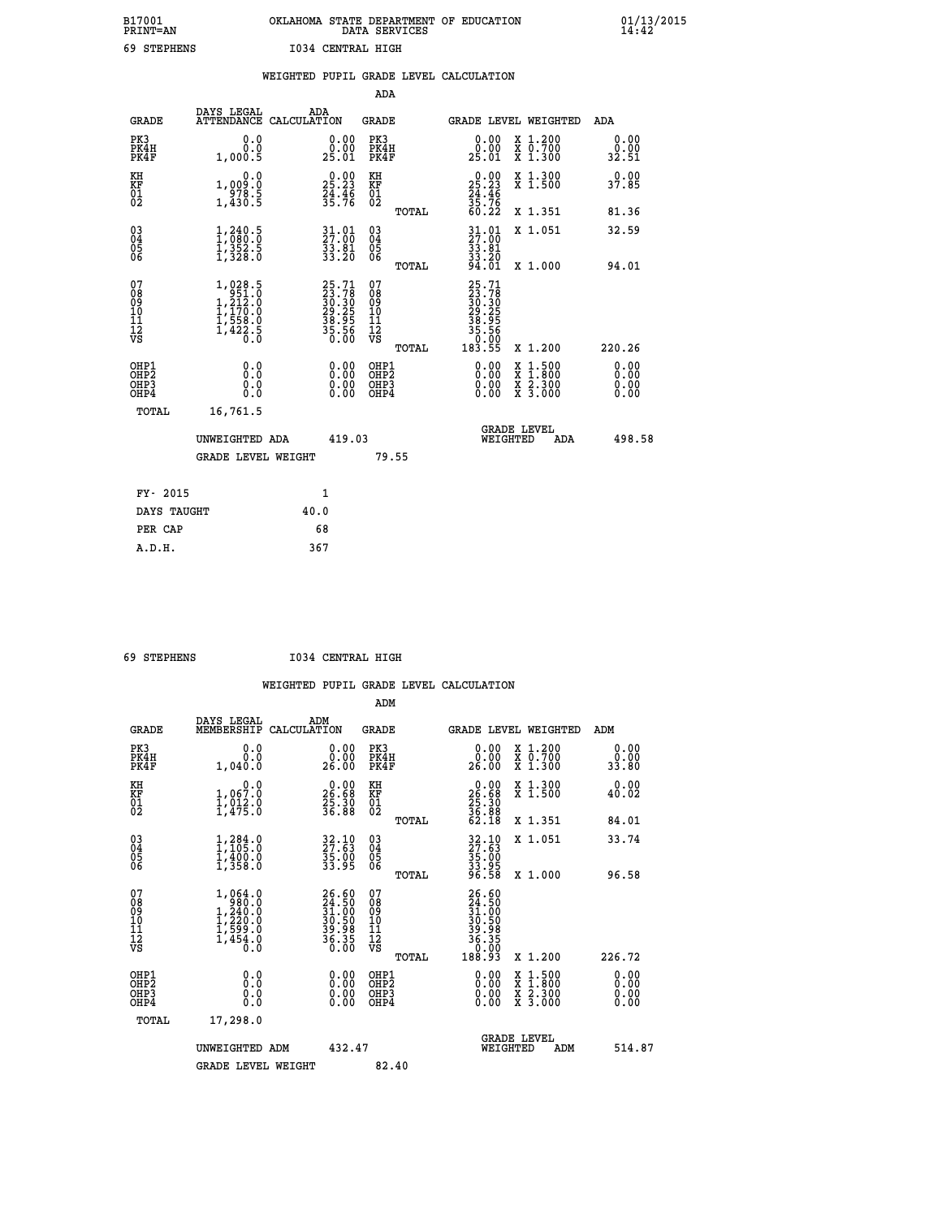B17001 OKLAHOMA STATE DEPARTMENT OF EDUCATION 01/13/2015
PRINT=AN DATA SERVICES 14:42

69 STEPHENS I034 CENTRAL HIGH

## WEIGHTED PUPIL GRADE LEVEL CALCULATION

### ADA

| GRADE | DAYS LEGAL ATTENDANCE | ADA CALCULATION | GRADE | GRADE LEVEL | WEIGHTED | ADA |
|---|---|---|---|---|---|---|
| PK3 | 0.0 | 0.00 | PK3 | 0.00 | X 1.200 | 0.00 |
| PK4H | 0.0 | 0.00 | PK4H | 0.00 | X 0.700 | 0.00 |
| PK4F | 1,000.5 | 25.01 | PK4F | 25.01 | X 1.300 | 32.51 |
| KH | 0.0 | 0.00 | KH | 0.00 | X 1.300 | 0.00 |
| KF | 1,009.0 | 25.23 | KF | 25.23 | X 1.500 | 37.85 |
| 01 | 978.5 | 24.46 | 01 | 24.46 | | |
| 02 | 1,430.5 | 35.76 | 02 | 35.76 | | |
| | | | TOTAL | 60.22 | X 1.351 | 81.36 |
| 03 | 1,240.5 | 31.01 | 03 | 31.01 | X 1.051 | 32.59 |
| 04 | 1,080.0 | 27.00 | 04 | 27.00 | | |
| 05 | 1,352.5 | 33.81 | 05 | 33.81 | | |
| 06 | 1,328.0 | 33.20 | 06 | 33.20 | | |
| | | | TOTAL | 94.01 | X 1.000 | 94.01 |
| 07 | 1,028.5 | 25.71 | 07 | 25.71 | | |
| 08 | 951.0 | 23.78 | 08 | 23.78 | | |
| 09 | 1,212.0 | 30.30 | 09 | 30.30 | | |
| 10 | 1,170.0 | 29.25 | 10 | 29.25 | | |
| 11 | 1,558.0 | 38.95 | 11 | 38.95 | | |
| 12 | 1,422.5 | 35.56 | 12 | 35.56 | | |
| VS | 0.0 | 0.00 | VS | 0.00 | | |
| | | | TOTAL | 183.55 | X 1.200 | 220.26 |
| OHP1 | 0.0 | 0.00 | OHP1 | 0.00 | X 1.500 | 0.00 |
| OHP2 | 0.0 | 0.00 | OHP2 | 0.00 | X 1.800 | 0.00 |
| OHP3 | 0.0 | 0.00 | OHP3 | 0.00 | X 2.300 | 0.00 |
| OHP4 | 0.0 | 0.00 | OHP4 | 0.00 | X 3.000 | 0.00 |
| TOTAL | 16,761.5 | | | | | |

UNWEIGHTED ADA 419.03 | GRADE LEVEL WEIGHTED ADA 498.58

GRADE LEVEL WEIGHT 79.55

| FY- 2015 | 1 |
|---|---|
| DAYS TAUGHT | 40.0 |
| PER CAP | 68 |
| A.D.H. | 367 |

69 STEPHENS I034 CENTRAL HIGH

## WEIGHTED PUPIL GRADE LEVEL CALCULATION

### ADM

| GRADE | DAYS LEGAL MEMBERSHIP | ADM CALCULATION | GRADE | GRADE LEVEL | WEIGHTED | ADM |
|---|---|---|---|---|---|---|
| PK3 | 0.0 | 0.00 | PK3 | 0.00 | X 1.200 | 0.00 |
| PK4H | 0.0 | 0.00 | PK4H | 0.00 | X 0.700 | 0.00 |
| PK4F | 1,040.0 | 26.00 | PK4F | 26.00 | X 1.300 | 33.80 |
| KH | 0.0 | 0.00 | KH | 0.00 | X 1.300 | 0.00 |
| KF | 1,067.0 | 26.68 | KF | 26.68 | X 1.500 | 40.02 |
| 01 | 1,012.0 | 25.30 | 01 | 25.30 | | |
| 02 | 1,475.0 | 36.88 | 02 | 36.88 | | |
| | | | TOTAL | 62.18 | X 1.351 | 84.01 |
| 03 | 1,284.0 | 32.10 | 03 | 32.10 | X 1.051 | 33.74 |
| 04 | 1,105.0 | 27.63 | 04 | 27.63 | | |
| 05 | 1,400.0 | 35.00 | 05 | 35.00 | | |
| 06 | 1,358.0 | 33.95 | 06 | 33.95 | | |
| | | | TOTAL | 96.58 | X 1.000 | 96.58 |
| 07 | 1,064.0 | 26.60 | 07 | 26.60 | | |
| 08 | 980.0 | 24.50 | 08 | 24.50 | | |
| 09 | 1,240.0 | 31.00 | 09 | 31.00 | | |
| 10 | 1,220.0 | 30.50 | 10 | 30.50 | | |
| 11 | 1,599.0 | 39.98 | 11 | 39.98 | | |
| 12 | 1,454.0 | 36.35 | 12 | 36.35 | | |
| VS | 0.0 | 0.00 | VS | 0.00 | | |
| | | | TOTAL | 188.93 | X 1.200 | 226.72 |
| OHP1 | 0.0 | 0.00 | OHP1 | 0.00 | X 1.500 | 0.00 |
| OHP2 | 0.0 | 0.00 | OHP2 | 0.00 | X 1.800 | 0.00 |
| OHP3 | 0.0 | 0.00 | OHP3 | 0.00 | X 2.300 | 0.00 |
| OHP4 | 0.0 | 0.00 | OHP4 | 0.00 | X 3.000 | 0.00 |
| TOTAL | 17,298.0 | | | | | |

UNWEIGHTED ADM 432.47 | GRADE LEVEL WEIGHTED ADM 514.87

GRADE LEVEL WEIGHT 82.40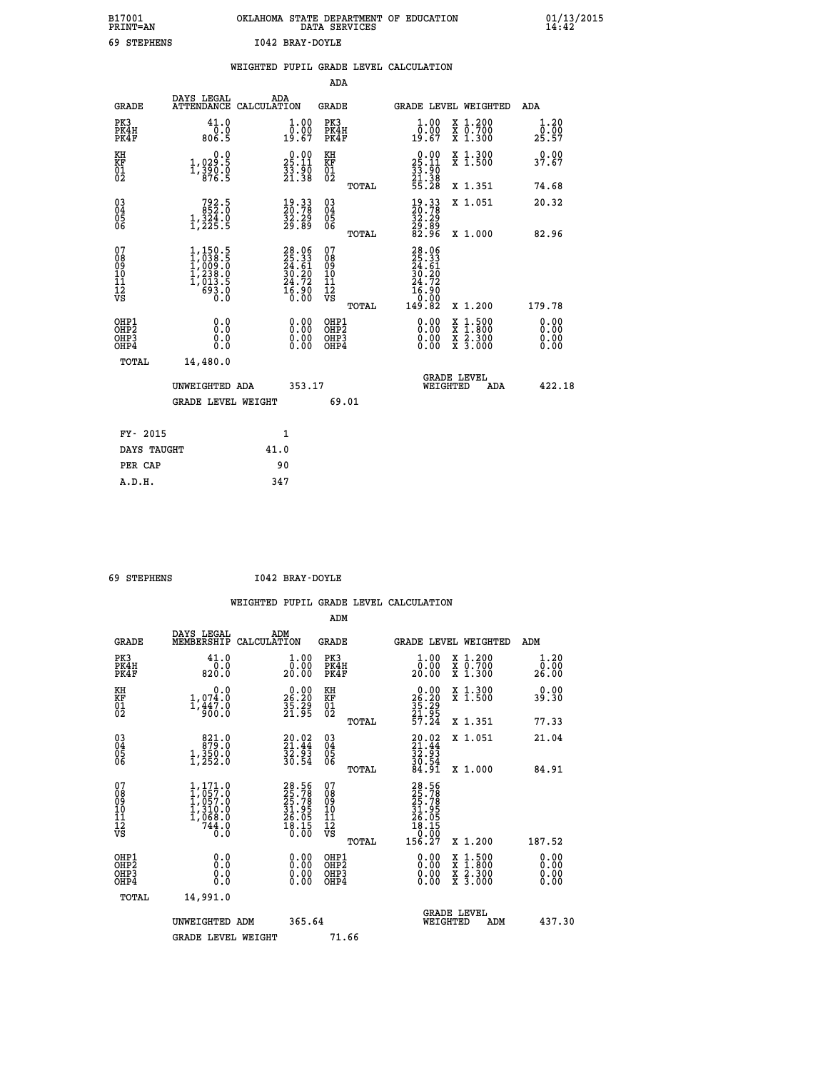B17001 OKLAHOMA STATE DEPARTMENT OF EDUCATION 01/13/2015
PRINT=AN DATA SERVICES 14:42

69 STEPHENS I042 BRAY-DOYLE

## WEIGHTED PUPIL GRADE LEVEL CALCULATION

### ADA

| GRADE | DAYS LEGAL ATTENDANCE | ADA CALCULATION | GRADE | | GRADE LEVEL | WEIGHTED | ADA |
|---|---|---|---|---|---|---|---|
| PK3 | 41.0 | 1.00 | PK3 | | 1.00 | X 1.200 | 1.20 |
| PK4H | 0.0 | 0.00 | PK4H | | 0.00 | X 0.700 | 0.00 |
| PK4F | 806.5 | 19.67 | PK4F | | 19.67 | X 1.300 | 25.57 |
| KH | 0.0 | 0.00 | KH | | 0.00 | X 1.300 | 0.00 |
| KF | 1,029.5 | 25.11 | KF | | 25.11 | X 1.500 | 37.67 |
| 01 | 1,390.0 | 33.90 | 01 | | 33.90 | | |
| 02 | 876.5 | 21.38 | 02 | | 21.38 | | |
| | | | | TOTAL | 55.28 | X 1.351 | 74.68 |
| 03 | 792.5 | 19.33 | 03 | | 19.33 | X 1.051 | 20.32 |
| 04 | 852.0 | 20.78 | 04 | | 20.78 | | |
| 05 | 1,324.0 | 32.29 | 05 | | 32.29 | | |
| 06 | 1,225.5 | 29.89 | 06 | | 29.89 | | |
| | | | | TOTAL | 82.96 | X 1.000 | 82.96 |
| 07 | 1,150.5 | 28.06 | 07 | | 28.06 | | |
| 08 | 1,038.5 | 25.33 | 08 | | 25.33 | | |
| 09 | 1,009.0 | 24.61 | 09 | | 24.61 | | |
| 10 | 1,238.0 | 30.20 | 10 | | 30.20 | | |
| 11 | 1,013.5 | 24.72 | 11 | | 24.72 | | |
| 12 | 693.0 | 16.90 | 12 | | 16.90 | | |
| VS | 0.0 | 0.00 | VS | | 0.00 | | |
| | | | | TOTAL | 149.82 | X 1.200 | 179.78 |
| OHP1 | 0.0 | 0.00 | OHP1 | | 0.00 | X 1.500 | 0.00 |
| OHP2 | 0.0 | 0.00 | OHP2 | | 0.00 | X 1.800 | 0.00 |
| OHP3 | 0.0 | 0.00 | OHP3 | | 0.00 | X 2.300 | 0.00 |
| OHP4 | 0.0 | 0.00 | OHP4 | | 0.00 | X 3.000 | 0.00 |
| TOTAL | 14,480.0 | | | | | | |

UNWEIGHTED ADA 353.17 GRADE LEVEL WEIGHTED ADA 422.18

GRADE LEVEL WEIGHT 69.01

| | |
|---|---|
| FY- 2015 | 1 |
| DAYS TAUGHT | 41.0 |
| PER CAP | 90 |
| A.D.H. | 347 |

69 STEPHENS I042 BRAY-DOYLE

## WEIGHTED PUPIL GRADE LEVEL CALCULATION

### ADM

| GRADE | DAYS LEGAL MEMBERSHIP | ADM CALCULATION | GRADE | | GRADE LEVEL | WEIGHTED | ADM |
|---|---|---|---|---|---|---|---|
| PK3 | 41.0 | 1.00 | PK3 | | 1.00 | X 1.200 | 1.20 |
| PK4H | 0.0 | 0.00 | PK4H | | 0.00 | X 0.700 | 0.00 |
| PK4F | 820.0 | 20.00 | PK4F | | 20.00 | X 1.300 | 26.00 |
| KH | 0.0 | 0.00 | KH | | 0.00 | X 1.300 | 0.00 |
| KF | 1,074.0 | 26.20 | KF | | 26.20 | X 1.500 | 39.30 |
| 01 | 1,447.0 | 35.29 | 01 | | 35.29 | | |
| 02 | 900.0 | 21.95 | 02 | | 21.95 | | |
| | | | | TOTAL | 57.24 | X 1.351 | 77.33 |
| 03 | 821.0 | 20.02 | 03 | | 20.02 | X 1.051 | 21.04 |
| 04 | 879.0 | 21.44 | 04 | | 21.44 | | |
| 05 | 1,350.0 | 32.93 | 05 | | 32.93 | | |
| 06 | 1,252.0 | 30.54 | 06 | | 30.54 | | |
| | | | | TOTAL | 84.91 | X 1.000 | 84.91 |
| 07 | 1,171.0 | 28.56 | 07 | | 28.56 | | |
| 08 | 1,057.0 | 25.78 | 08 | | 25.78 | | |
| 09 | 1,057.0 | 25.78 | 09 | | 25.78 | | |
| 10 | 1,310.0 | 31.95 | 10 | | 31.95 | | |
| 11 | 1,068.0 | 26.05 | 11 | | 26.05 | | |
| 12 | 744.0 | 18.15 | 12 | | 18.15 | | |
| VS | 0.0 | 0.00 | VS | | 0.00 | | |
| | | | | TOTAL | 156.27 | X 1.200 | 187.52 |
| OHP1 | 0.0 | 0.00 | OHP1 | | 0.00 | X 1.500 | 0.00 |
| OHP2 | 0.0 | 0.00 | OHP2 | | 0.00 | X 1.800 | 0.00 |
| OHP3 | 0.0 | 0.00 | OHP3 | | 0.00 | X 2.300 | 0.00 |
| OHP4 | 0.0 | 0.00 | OHP4 | | 0.00 | X 3.000 | 0.00 |
| TOTAL | 14,991.0 | | | | | | |

UNWEIGHTED ADM 365.64 GRADE LEVEL WEIGHTED ADM 437.30

GRADE LEVEL WEIGHT 71.66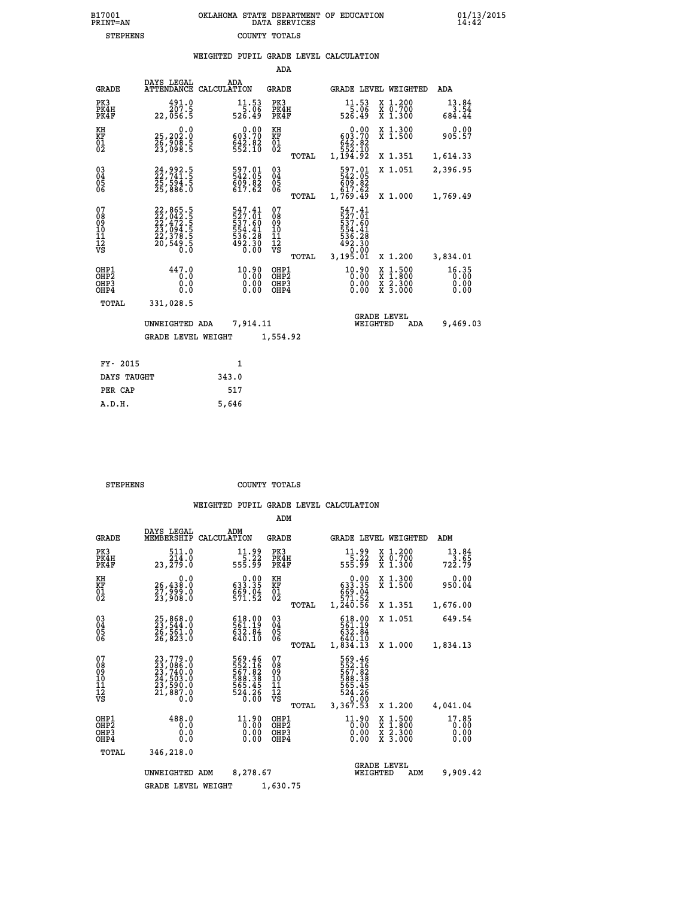B17001 OKLAHOMA STATE DEPARTMENT OF EDUCATION 01/13/2015
PRINT=AN DATA SERVICES 14:42
STEPHENS COUNTY TOTALS

WEIGHTED PUPIL GRADE LEVEL CALCULATION

ADA

| GRADE | DAYS LEGAL ATTENDANCE | ADA CALCULATION | GRADE | | GRADE LEVEL | WEIGHTED | ADA |
|---|---|---|---|---|---|---|---|
| PK3 | 491.0 | 11.53 | PK3 | | 11.53 | X 1.200 | 13.84 |
| PK4H | 207.5 | 5.06 | PK4H | | 5.06 | X 0.700 | 3.54 |
| PK4F | 22,056.5 | 526.49 | PK4F | | 526.49 | X 1.300 | 684.44 |
| KH | 0.0 | 0.00 | KH | | 0.00 | X 1.300 | 0.00 |
| KF | 25,202.0 | 603.70 | KF | | 603.70 | X 1.500 | 905.57 |
| 01 | 26,908.5 | 642.82 | 01 | | 642.82 | | |
| 02 | 23,098.5 | 552.10 | 02 | | 552.10 | | |
| | | | | TOTAL | 1,194.92 | X 1.351 | 1,614.33 |
| 03 | 24,992.5 | 597.01 | 03 | | 597.01 | X 1.051 | 2,396.95 |
| 04 | 22,741.5 | 542.05 | 04 | | 542.05 | | |
| 05 | 25,594.5 | 609.82 | 05 | | 609.82 | | |
| 06 | 25,886.0 | 617.62 | 06 | | 617.62 | | |
| | | | | TOTAL | 1,769.49 | X 1.000 | 1,769.49 |
| 07 | 22,865.5 | 547.41 | 07 | | 547.41 | | |
| 08 | 22,042.5 | 527.01 | 08 | | 527.01 | | |
| 09 | 22,472.5 | 537.60 | 09 | | 537.60 | | |
| 10 | 23,094.5 | 554.41 | 10 | | 554.41 | | |
| 11 | 22,378.5 | 536.28 | 11 | | 536.28 | | |
| 12 | 20,549.5 | 492.30 | 12 | | 492.30 | | |
| VS | 0.0 | 0.00 | VS | | 0.00 | | |
| | | | | TOTAL | 3,195.01 | X 1.200 | 3,834.01 |
| OHP1 | 447.0 | 10.90 | OHP1 | | 10.90 | X 1.500 | 16.35 |
| OHP2 | 0.0 | 0.00 | OHP2 | | 0.00 | X 1.800 | 0.00 |
| OHP3 | 0.0 | 0.00 | OHP3 | | 0.00 | X 2.300 | 0.00 |
| OHP4 | 0.0 | 0.00 | OHP4 | | 0.00 | X 3.000 | 0.00 |
| TOTAL | 331,028.5 | | | | | | |

UNWEIGHTED ADA 7,914.11 GRADE LEVEL WEIGHTED ADA 9,469.03

GRADE LEVEL WEIGHT 1,554.92

| | |
|---|---|
| FY- 2015 | 1 |
| DAYS TAUGHT | 343.0 |
| PER CAP | 517 |
| A.D.H. | 5,646 |

STEPHENS COUNTY TOTALS

WEIGHTED PUPIL GRADE LEVEL CALCULATION

ADM

| GRADE | DAYS LEGAL MEMBERSHIP | ADM CALCULATION | GRADE | | GRADE LEVEL | WEIGHTED | ADM |
|---|---|---|---|---|---|---|---|
| PK3 | 511.0 | 11.99 | PK3 | | 11.99 | X 1.200 | 13.84 |
| PK4H | 214.0 | 5.22 | PK4H | | 5.22 | X 0.700 | 3.65 |
| PK4F | 23,279.0 | 555.99 | PK4F | | 555.99 | X 1.300 | 722.79 |
| KH | 0.0 | 0.00 | KH | | 0.00 | X 1.300 | 0.00 |
| KF | 26,438.0 | 633.35 | KF | | 633.35 | X 1.500 | 950.04 |
| 01 | 27,999.0 | 669.04 | 01 | | 669.04 | | |
| 02 | 23,908.0 | 571.52 | 02 | | 571.52 | | |
| | | | | TOTAL | 1,240.56 | X 1.351 | 1,676.00 |
| 03 | 25,868.0 | 618.00 | 03 | | 618.00 | X 1.051 | 649.54 |
| 04 | 23,544.0 | 561.19 | 04 | | 561.19 | | |
| 05 | 26,561.0 | 632.84 | 05 | | 632.84 | | |
| 06 | 26,823.0 | 640.10 | 06 | | 640.10 | | |
| | | | | TOTAL | 1,834.13 | X 1.000 | 1,834.13 |
| 07 | 23,779.0 | 569.46 | 07 | | 569.46 | | |
| 08 | 23,086.0 | 552.16 | 08 | | 552.16 | | |
| 09 | 23,740.0 | 567.82 | 09 | | 567.82 | | |
| 10 | 24,503.0 | 588.38 | 10 | | 588.38 | | |
| 11 | 23,590.0 | 565.45 | 11 | | 565.45 | | |
| 12 | 21,887.0 | 524.26 | 12 | | 524.26 | | |
| VS | 0.0 | 0.00 | VS | | 0.00 | | |
| | | | | TOTAL | 3,367.53 | X 1.200 | 4,041.04 |
| OHP1 | 488.0 | 11.90 | OHP1 | | 11.90 | X 1.500 | 17.85 |
| OHP2 | 0.0 | 0.00 | OHP2 | | 0.00 | X 1.800 | 0.00 |
| OHP3 | 0.0 | 0.00 | OHP3 | | 0.00 | X 2.300 | 0.00 |
| OHP4 | 0.0 | 0.00 | OHP4 | | 0.00 | X 3.000 | 0.00 |
| TOTAL | 346,218.0 | | | | | | |

UNWEIGHTED ADM 8,278.67 GRADE LEVEL WEIGHTED ADM 9,909.42

GRADE LEVEL WEIGHT 1,630.75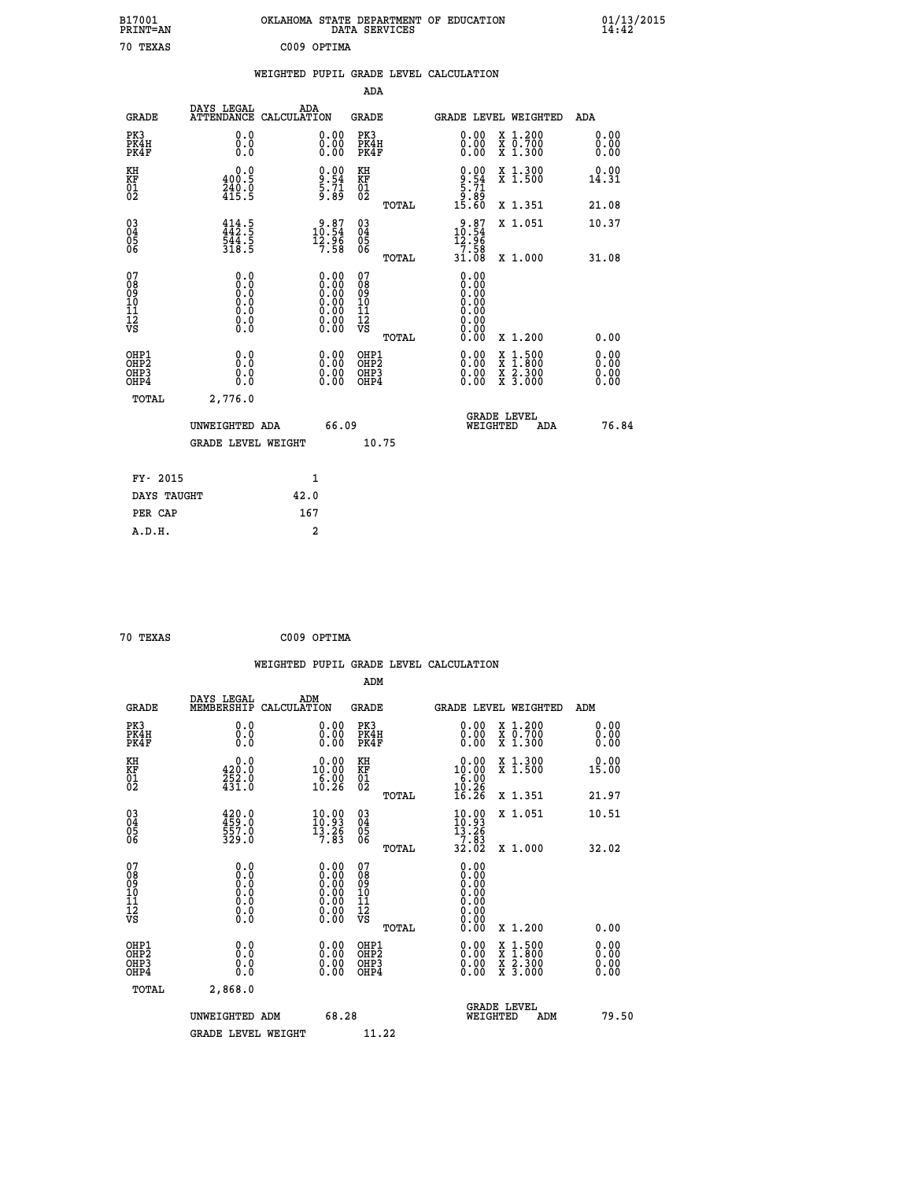B17001 OKLAHOMA STATE DEPARTMENT OF EDUCATION 01/13/2015
PRINT=AN DATA SERVICES 14:42

70 TEXAS C009 OPTIMA

## WEIGHTED PUPIL GRADE LEVEL CALCULATION

### ADA

| GRADE | DAYS LEGAL ATTENDANCE | ADA CALCULATION | GRADE | | GRADE LEVEL | WEIGHTED | ADA |
|---|---|---|---|---|---|---|---|
| PK3 | 0.0 | 0.00 | PK3 | | 0.00 | X 1.200 | 0.00 |
| PK4H | 0.0 | 0.00 | PK4H | | 0.00 | X 0.700 | 0.00 |
| PK4F | 0.0 | 0.00 | PK4F | | 0.00 | X 1.300 | 0.00 |
| KH | 0.0 | 0.00 | KH | | 0.00 | X 1.300 | 0.00 |
| KF | 400.5 | 9.54 | KF | | 9.54 | X 1.500 | 14.31 |
| 01 | 240.0 | 5.71 | 01 | | 5.71 | | |
| 02 | 415.5 | 9.89 | 02 | | 9.89 | | |
| | | | | TOTAL | 15.60 | X 1.351 | 21.08 |
| 03 | 414.5 | 9.87 | 03 | | 9.87 | X 1.051 | 10.37 |
| 04 | 442.5 | 10.54 | 04 | | 10.54 | | |
| 05 | 544.5 | 12.96 | 05 | | 12.96 | | |
| 06 | 318.5 | 7.58 | 06 | | 7.58 | | |
| | | | | TOTAL | 31.08 | X 1.000 | 31.08 |
| 07 | 0.0 | 0.00 | 07 | | 0.00 | | |
| 08 | 0.0 | 0.00 | 08 | | 0.00 | | |
| 09 | 0.0 | 0.00 | 09 | | 0.00 | | |
| 10 | 0.0 | 0.00 | 10 | | 0.00 | | |
| 11 | 0.0 | 0.00 | 11 | | 0.00 | | |
| 12 | 0.0 | 0.00 | 12 | | 0.00 | | |
| VS | 0.0 | 0.00 | VS | | 0.00 | | |
| | | | | TOTAL | 0.00 | X 1.200 | 0.00 |
| OHP1 | 0.0 | 0.00 | OHP1 | | 0.00 | X 1.500 | 0.00 |
| OHP2 | 0.0 | 0.00 | OHP2 | | 0.00 | X 1.800 | 0.00 |
| OHP3 | 0.0 | 0.00 | OHP3 | | 0.00 | X 2.300 | 0.00 |
| OHP4 | 0.0 | 0.00 | OHP4 | | 0.00 | X 3.000 | 0.00 |
| TOTAL | 2,776.0 | | | | | | |

UNWEIGHTED ADA 66.09 — GRADE LEVEL WEIGHTED ADA 76.84

GRADE LEVEL WEIGHT 10.75

| FY- 2015 | 1 |
|---|---|
| DAYS TAUGHT | 42.0 |
| PER CAP | 167 |
| A.D.H. | 2 |

70 TEXAS C009 OPTIMA

## WEIGHTED PUPIL GRADE LEVEL CALCULATION

### ADM

| GRADE | DAYS LEGAL MEMBERSHIP | ADM CALCULATION | GRADE | | GRADE LEVEL | WEIGHTED | ADM |
|---|---|---|---|---|---|---|---|
| PK3 | 0.0 | 0.00 | PK3 | | 0.00 | X 1.200 | 0.00 |
| PK4H | 0.0 | 0.00 | PK4H | | 0.00 | X 0.700 | 0.00 |
| PK4F | 0.0 | 0.00 | PK4F | | 0.00 | X 1.300 | 0.00 |
| KH | 0.0 | 0.00 | KH | | 0.00 | X 1.300 | 0.00 |
| KF | 420.0 | 10.00 | KF | | 10.00 | X 1.500 | 15.00 |
| 01 | 252.0 | 6.00 | 01 | | 6.00 | | |
| 02 | 431.0 | 10.26 | 02 | | 10.26 | | |
| | | | | TOTAL | 16.26 | X 1.351 | 21.97 |
| 03 | 420.0 | 10.00 | 03 | | 10.00 | X 1.051 | 10.51 |
| 04 | 459.0 | 10.93 | 04 | | 10.93 | | |
| 05 | 557.0 | 13.26 | 05 | | 13.26 | | |
| 06 | 329.0 | 7.83 | 06 | | 7.83 | | |
| | | | | TOTAL | 32.02 | X 1.000 | 32.02 |
| 07 | 0.0 | 0.00 | 07 | | 0.00 | | |
| 08 | 0.0 | 0.00 | 08 | | 0.00 | | |
| 09 | 0.0 | 0.00 | 09 | | 0.00 | | |
| 10 | 0.0 | 0.00 | 10 | | 0.00 | | |
| 11 | 0.0 | 0.00 | 11 | | 0.00 | | |
| 12 | 0.0 | 0.00 | 12 | | 0.00 | | |
| VS | 0.0 | 0.00 | VS | | 0.00 | | |
| | | | | TOTAL | 0.00 | X 1.200 | 0.00 |
| OHP1 | 0.0 | 0.00 | OHP1 | | 0.00 | X 1.500 | 0.00 |
| OHP2 | 0.0 | 0.00 | OHP2 | | 0.00 | X 1.800 | 0.00 |
| OHP3 | 0.0 | 0.00 | OHP3 | | 0.00 | X 2.300 | 0.00 |
| OHP4 | 0.0 | 0.00 | OHP4 | | 0.00 | X 3.000 | 0.00 |
| TOTAL | 2,868.0 | | | | | | |

UNWEIGHTED ADM 68.28 — GRADE LEVEL WEIGHTED ADM 79.50

GRADE LEVEL WEIGHT 11.22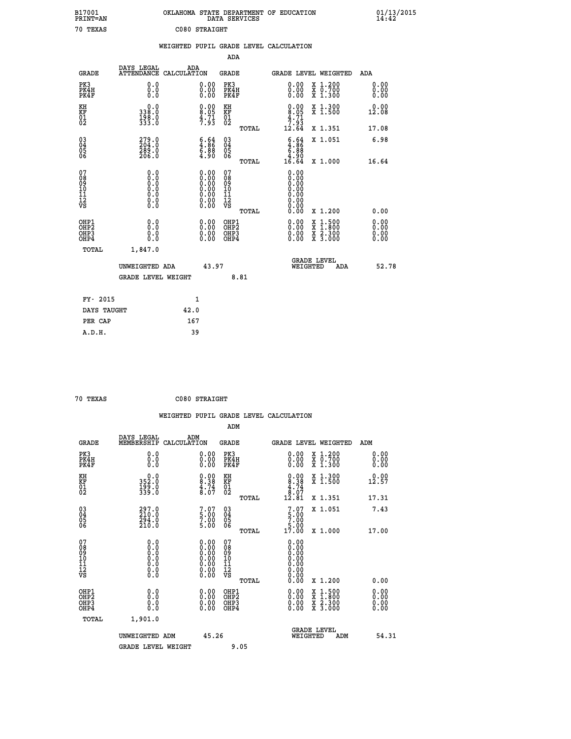B17001 OKLAHOMA STATE DEPARTMENT OF EDUCATION 01/13/2015
PRINT=AN DATA SERVICES 14:42

70 TEXAS C080 STRAIGHT

WEIGHTED PUPIL GRADE LEVEL CALCULATION

ADA

| GRADE | DAYS LEGAL ATTENDANCE | ADA CALCULATION | GRADE | GRADE LEVEL | WEIGHTED | ADA |
|---|---|---|---|---|---|---|
| PK3 | 0.0 | 0.00 | PK3 | 0.00 | X 1.200 | 0.00 |
| PK4H | 0.0 | 0.00 | PK4H | 0.00 | X 0.700 | 0.00 |
| PK4F | 0.0 | 0.00 | PK4F | 0.00 | X 1.300 | 0.00 |
| KH | 0.0 | 0.00 | KH | 0.00 | X 1.300 | 0.00 |
| KF | 338.0 | 8.05 | KF | 8.05 | X 1.500 | 12.08 |
| 01 | 198.0 | 4.71 | 01 | 4.71 | | |
| 02 | 333.0 | 7.93 | 02 | 7.93 | | |
| | | | TOTAL | 12.64 | X 1.351 | 17.08 |
| 03 | 279.0 | 6.64 | 03 | 6.64 | X 1.051 | 6.98 |
| 04 | 204.0 | 4.86 | 04 | 4.86 | | |
| 05 | 289.0 | 6.88 | 05 | 6.88 | | |
| 06 | 206.0 | 4.90 | 06 | 4.90 | | |
| | | | TOTAL | 16.64 | X 1.000 | 16.64 |
| 07 | 0.0 | 0.00 | 07 | 0.00 | | |
| 08 | 0.0 | 0.00 | 08 | 0.00 | | |
| 09 | 0.0 | 0.00 | 09 | 0.00 | | |
| 10 | 0.0 | 0.00 | 10 | 0.00 | | |
| 11 | 0.0 | 0.00 | 11 | 0.00 | | |
| 12 | 0.0 | 0.00 | 12 | 0.00 | | |
| VS | 0.0 | 0.00 | VS | 0.00 | | |
| | | | TOTAL | 0.00 | X 1.200 | 0.00 |
| OHP1 | 0.0 | 0.00 | OHP1 | 0.00 | X 1.500 | 0.00 |
| OHP2 | 0.0 | 0.00 | OHP2 | 0.00 | X 1.800 | 0.00 |
| OHP3 | 0.0 | 0.00 | OHP3 | 0.00 | X 2.300 | 0.00 |
| OHP4 | 0.0 | 0.00 | OHP4 | 0.00 | X 3.000 | 0.00 |
| TOTAL | 1,847.0 | | | | | |

UNWEIGHTED ADA 43.97 GRADE LEVEL WEIGHTED ADA 52.78

GRADE LEVEL WEIGHT 8.81

| | |
|---|---|
| FY- 2015 | 1 |
| DAYS TAUGHT | 42.0 |
| PER CAP | 167 |
| A.D.H. | 39 |

70 TEXAS C080 STRAIGHT

WEIGHTED PUPIL GRADE LEVEL CALCULATION

ADM

| GRADE | DAYS LEGAL MEMBERSHIP | ADM CALCULATION | GRADE | GRADE LEVEL | WEIGHTED | ADM |
|---|---|---|---|---|---|---|
| PK3 | 0.0 | 0.00 | PK3 | 0.00 | X 1.200 | 0.00 |
| PK4H | 0.0 | 0.00 | PK4H | 0.00 | X 0.700 | 0.00 |
| PK4F | 0.0 | 0.00 | PK4F | 0.00 | X 1.300 | 0.00 |
| KH | 0.0 | 0.00 | KH | 0.00 | X 1.300 | 0.00 |
| KF | 352.0 | 8.38 | KF | 8.38 | X 1.500 | 12.57 |
| 01 | 199.0 | 4.74 | 01 | 4.74 | | |
| 02 | 339.0 | 8.07 | 02 | 8.07 | | |
| | | | TOTAL | 12.81 | X 1.351 | 17.31 |
| 03 | 297.0 | 7.07 | 03 | 7.07 | X 1.051 | 7.43 |
| 04 | 210.0 | 5.00 | 04 | 5.00 | | |
| 05 | 294.0 | 7.00 | 05 | 7.00 | | |
| 06 | 210.0 | 5.00 | 06 | 5.00 | | |
| | | | TOTAL | 17.00 | X 1.000 | 17.00 |
| 07 | 0.0 | 0.00 | 07 | 0.00 | | |
| 08 | 0.0 | 0.00 | 08 | 0.00 | | |
| 09 | 0.0 | 0.00 | 09 | 0.00 | | |
| 10 | 0.0 | 0.00 | 10 | 0.00 | | |
| 11 | 0.0 | 0.00 | 11 | 0.00 | | |
| 12 | 0.0 | 0.00 | 12 | 0.00 | | |
| VS | 0.0 | 0.00 | VS | 0.00 | | |
| | | | TOTAL | 0.00 | X 1.200 | 0.00 |
| OHP1 | 0.0 | 0.00 | OHP1 | 0.00 | X 1.500 | 0.00 |
| OHP2 | 0.0 | 0.00 | OHP2 | 0.00 | X 1.800 | 0.00 |
| OHP3 | 0.0 | 0.00 | OHP3 | 0.00 | X 2.300 | 0.00 |
| OHP4 | 0.0 | 0.00 | OHP4 | 0.00 | X 3.000 | 0.00 |
| TOTAL | 1,901.0 | | | | | |

UNWEIGHTED ADM 45.26 GRADE LEVEL WEIGHTED ADM 54.31

GRADE LEVEL WEIGHT 9.05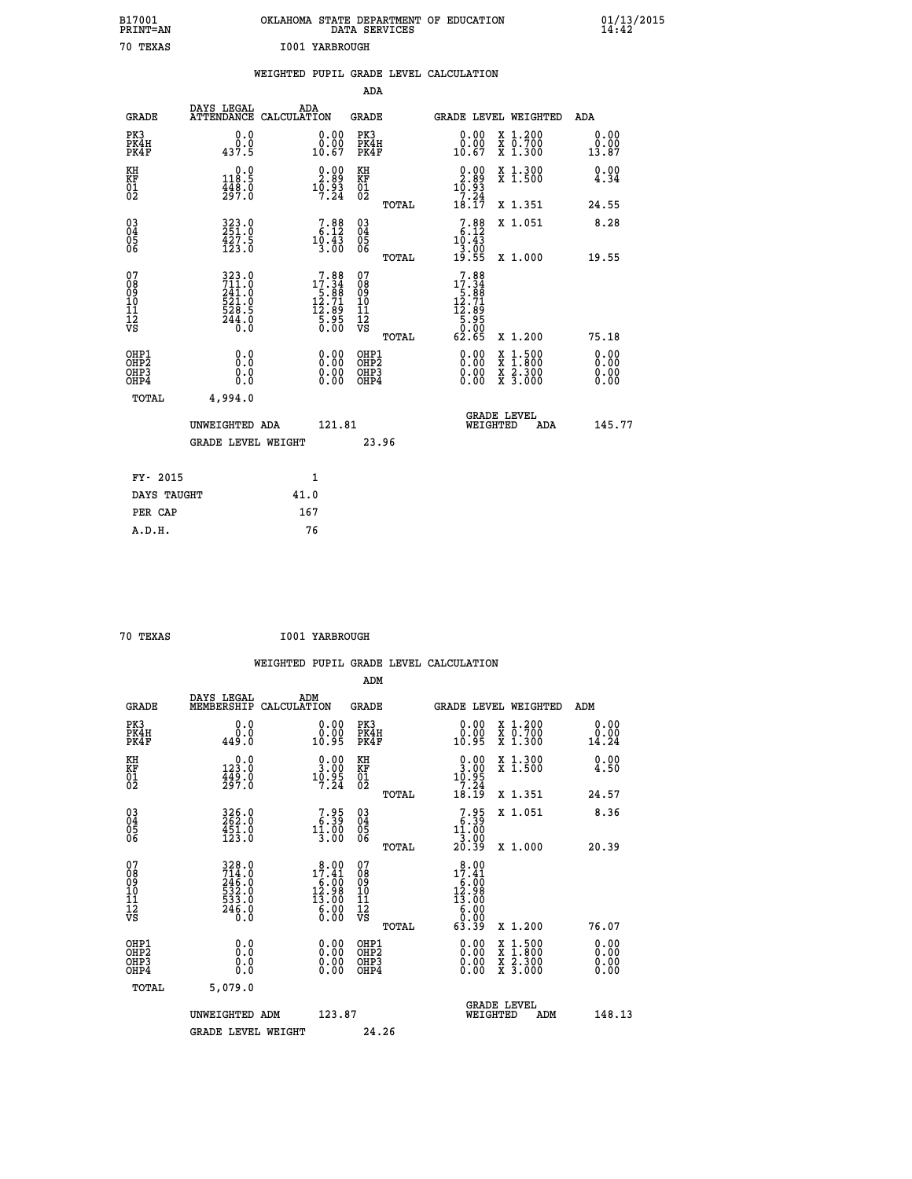B17001 OKLAHOMA STATE DEPARTMENT OF EDUCATION 01/13/2015
PRINT=AN DATA SERVICES 14:42

70 TEXAS I001 YARBROUGH

## WEIGHTED PUPIL GRADE LEVEL CALCULATION

### ADA

| GRADE | DAYS LEGAL ATTENDANCE | ADA CALCULATION | GRADE | GRADE LEVEL | WEIGHTED | ADA |
|---|---|---|---|---|---|---|
| PK3 | 0.0 | 0.00 | PK3 | 0.00 | X 1.200 | 0.00 |
| PK4H | 0.0 | 0.00 | PK4H | 0.00 | X 0.700 | 0.00 |
| PK4F | 437.5 | 10.67 | PK4F | 10.67 | X 1.300 | 13.87 |
| KH | 0.0 | 0.00 | KH | 0.00 | X 1.300 | 0.00 |
| KF | 118.5 | 2.89 | KF | 2.89 | X 1.500 | 4.34 |
| 01 | 448.0 | 10.93 | 01 | 10.93 | | |
| 02 | 297.0 | 7.24 | 02 | 7.24 | | |
| | | | TOTAL | 18.17 | X 1.351 | 24.55 |
| 03 | 323.0 | 7.88 | 03 | 7.88 | X 1.051 | 8.28 |
| 04 | 251.0 | 6.12 | 04 | 6.12 | | |
| 05 | 427.5 | 10.43 | 05 | 10.43 | | |
| 06 | 123.0 | 3.00 | 06 | 3.00 | | |
| | | | TOTAL | 19.55 | X 1.000 | 19.55 |
| 07 | 323.0 | 7.88 | 07 | 7.88 | | |
| 08 | 711.0 | 17.34 | 08 | 17.34 | | |
| 09 | 241.0 | 5.88 | 09 | 5.88 | | |
| 10 | 521.0 | 12.71 | 10 | 12.71 | | |
| 11 | 528.5 | 12.89 | 11 | 12.89 | | |
| 12 | 244.0 | 5.95 | 12 | 5.95 | | |
| VS | 0.0 | 0.00 | VS | 0.00 | | |
| | | | TOTAL | 62.65 | X 1.200 | 75.18 |
| OHP1 | 0.0 | 0.00 | OHP1 | 0.00 | X 1.500 | 0.00 |
| OHP2 | 0.0 | 0.00 | OHP2 | 0.00 | X 1.800 | 0.00 |
| OHP3 | 0.0 | 0.00 | OHP3 | 0.00 | X 2.300 | 0.00 |
| OHP4 | 0.0 | 0.00 | OHP4 | 0.00 | X 3.000 | 0.00 |
| TOTAL | 4,994.0 | | | | | |

UNWEIGHTED ADA 121.81 GRADE LEVEL WEIGHTED ADA 145.77

GRADE LEVEL WEIGHT 23.96

| FY- 2015 | 1 |
|---|---|
| DAYS TAUGHT | 41.0 |
| PER CAP | 167 |
| A.D.H. | 76 |

70 TEXAS I001 YARBROUGH

## WEIGHTED PUPIL GRADE LEVEL CALCULATION

### ADM

| GRADE | DAYS LEGAL MEMBERSHIP | ADM CALCULATION | GRADE | GRADE LEVEL | WEIGHTED | ADM |
|---|---|---|---|---|---|---|
| PK3 | 0.0 | 0.00 | PK3 | 0.00 | X 1.200 | 0.00 |
| PK4H | 0.0 | 0.00 | PK4H | 0.00 | X 0.700 | 0.00 |
| PK4F | 449.0 | 10.95 | PK4F | 10.95 | X 1.300 | 14.24 |
| KH | 0.0 | 0.00 | KH | 0.00 | X 1.300 | 0.00 |
| KF | 123.0 | 3.00 | KF | 3.00 | X 1.500 | 4.50 |
| 01 | 449.0 | 10.95 | 01 | 10.95 | | |
| 02 | 297.0 | 7.24 | 02 | 7.24 | | |
| | | | TOTAL | 18.19 | X 1.351 | 24.57 |
| 03 | 326.0 | 7.95 | 03 | 7.95 | X 1.051 | 8.36 |
| 04 | 262.0 | 6.39 | 04 | 6.39 | | |
| 05 | 451.0 | 11.00 | 05 | 11.00 | | |
| 06 | 123.0 | 3.00 | 06 | 3.00 | | |
| | | | TOTAL | 20.39 | X 1.000 | 20.39 |
| 07 | 328.0 | 8.00 | 07 | 8.00 | | |
| 08 | 714.0 | 17.41 | 08 | 17.41 | | |
| 09 | 246.0 | 6.00 | 09 | 6.00 | | |
| 10 | 532.0 | 12.98 | 10 | 12.98 | | |
| 11 | 533.0 | 13.00 | 11 | 13.00 | | |
| 12 | 246.0 | 6.00 | 12 | 6.00 | | |
| VS | 0.0 | 0.00 | VS | 0.00 | | |
| | | | TOTAL | 63.39 | X 1.200 | 76.07 |
| OHP1 | 0.0 | 0.00 | OHP1 | 0.00 | X 1.500 | 0.00 |
| OHP2 | 0.0 | 0.00 | OHP2 | 0.00 | X 1.800 | 0.00 |
| OHP3 | 0.0 | 0.00 | OHP3 | 0.00 | X 2.300 | 0.00 |
| OHP4 | 0.0 | 0.00 | OHP4 | 0.00 | X 3.000 | 0.00 |
| TOTAL | 5,079.0 | | | | | |

UNWEIGHTED ADM 123.87 GRADE LEVEL WEIGHTED ADM 148.13

GRADE LEVEL WEIGHT 24.26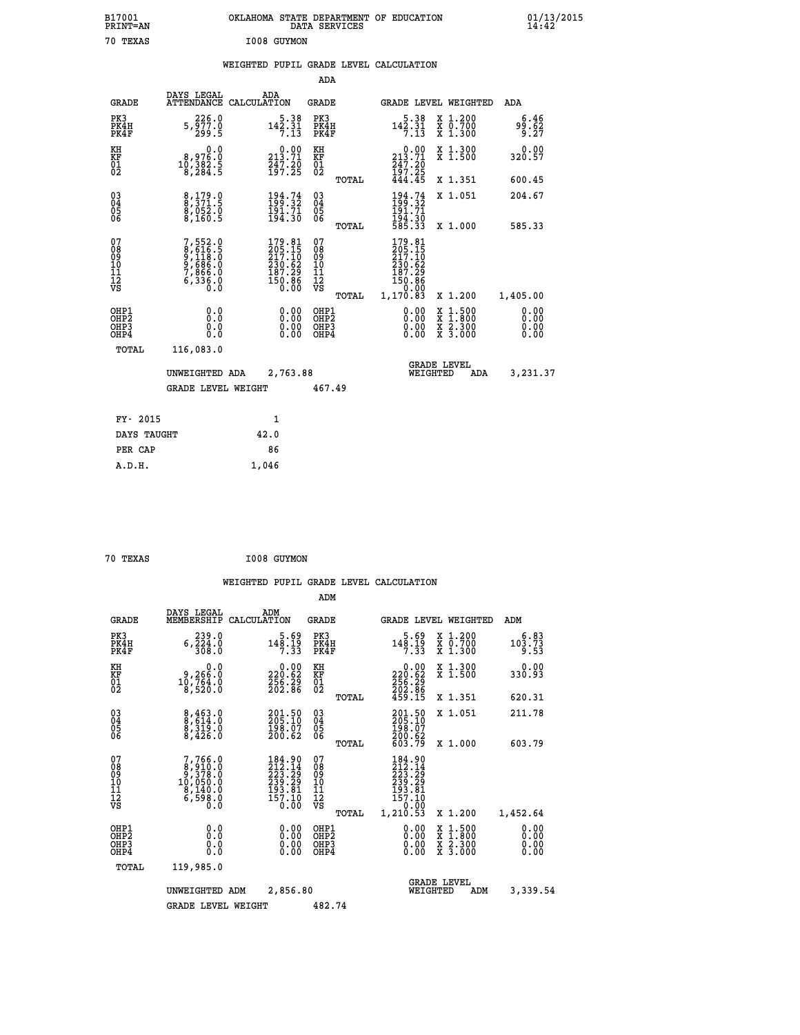B17001 OKLAHOMA STATE DEPARTMENT OF EDUCATION 01/13/2015
PRINT=AN DATA SERVICES 14:42

70 TEXAS I008 GUYMON

## WEIGHTED PUPIL GRADE LEVEL CALCULATION

### ADA

| GRADE | DAYS LEGAL ATTENDANCE | ADA CALCULATION | GRADE | | GRADE LEVEL | WEIGHTED | ADA |
|---|---|---|---|---|---|---|---|
| PK3 | 226.0 | 5.38 | PK3 | | 5.38 | X 1.200 | 6.46 |
| PK4H | 5,977.0 | 142.31 | PK4H | | 142.31 | X 0.700 | 99.62 |
| PK4F | 299.5 | 7.13 | PK4F | | 7.13 | X 1.300 | 9.27 |
| KH | 0.0 | 0.00 | KH | | 0.00 | X 1.300 | 0.00 |
| KF | 8,976.0 | 213.71 | KF | | 213.71 | X 1.500 | 320.57 |
| 01 | 10,382.5 | 247.20 | 01 | | 247.20 | | |
| 02 | 8,284.5 | 197.25 | 02 | | 197.25 | | |
| | | | | TOTAL | 444.45 | X 1.351 | 600.45 |
| 03 | 8,179.0 | 194.74 | 03 | | 194.74 | X 1.051 | 204.67 |
| 04 | 8,371.5 | 199.32 | 04 | | 199.32 | | |
| 05 | 8,052.0 | 191.71 | 05 | | 191.71 | | |
| 06 | 8,160.5 | 194.30 | 06 | | 194.30 | | |
| | | | | TOTAL | 585.33 | X 1.000 | 585.33 |
| 07 | 7,552.0 | 179.81 | 07 | | 179.81 | | |
| 08 | 8,616.5 | 205.15 | 08 | | 205.15 | | |
| 09 | 9,118.0 | 217.10 | 09 | | 217.10 | | |
| 10 | 9,686.0 | 230.62 | 10 | | 230.62 | | |
| 11 | 7,866.0 | 187.29 | 11 | | 187.29 | | |
| 12 | 6,336.0 | 150.86 | 12 | | 150.86 | | |
| VS | 0.0 | 0.00 | VS | | 0.00 | | |
| | | | | TOTAL | 1,170.83 | X 1.200 | 1,405.00 |
| OHP1 | 0.0 | 0.00 | OHP1 | | 0.00 | X 1.500 | 0.00 |
| OHP2 | 0.0 | 0.00 | OHP2 | | 0.00 | X 1.800 | 0.00 |
| OHP3 | 0.0 | 0.00 | OHP3 | | 0.00 | X 2.300 | 0.00 |
| OHP4 | 0.0 | 0.00 | OHP4 | | 0.00 | X 3.000 | 0.00 |
| TOTAL | 116,083.0 | | | | | | |

UNWEIGHTED ADA 2,763.88 — GRADE LEVEL WEIGHTED ADA 3,231.37

GRADE LEVEL WEIGHT 467.49

| FY- 2015 | 1 |
|---|---|
| DAYS TAUGHT | 42.0 |
| PER CAP | 86 |
| A.D.H. | 1,046 |

70 TEXAS I008 GUYMON

## WEIGHTED PUPIL GRADE LEVEL CALCULATION

### ADM

| GRADE | DAYS LEGAL MEMBERSHIP | ADM CALCULATION | GRADE | | GRADE LEVEL | WEIGHTED | ADM |
|---|---|---|---|---|---|---|---|
| PK3 | 239.0 | 5.69 | PK3 | | 5.69 | X 1.200 | 6.83 |
| PK4H | 6,224.0 | 148.19 | PK4H | | 148.19 | X 0.700 | 103.73 |
| PK4F | 308.0 | 7.33 | PK4F | | 7.33 | X 1.300 | 9.53 |
| KH | 0.0 | 0.00 | KH | | 0.00 | X 1.300 | 0.00 |
| KF | 9,266.0 | 220.62 | KF | | 220.62 | X 1.500 | 330.93 |
| 01 | 10,764.0 | 256.29 | 01 | | 256.29 | | |
| 02 | 8,520.0 | 202.86 | 02 | | 202.86 | | |
| | | | | TOTAL | 459.15 | X 1.351 | 620.31 |
| 03 | 8,463.0 | 201.50 | 03 | | 201.50 | X 1.051 | 211.78 |
| 04 | 8,614.0 | 205.10 | 04 | | 205.10 | | |
| 05 | 8,319.0 | 198.07 | 05 | | 198.07 | | |
| 06 | 8,426.0 | 200.62 | 06 | | 200.62 | | |
| | | | | TOTAL | 603.79 | X 1.000 | 603.79 |
| 07 | 7,766.0 | 184.90 | 07 | | 184.90 | | |
| 08 | 8,910.0 | 212.14 | 08 | | 212.14 | | |
| 09 | 9,378.0 | 223.29 | 09 | | 223.29 | | |
| 10 | 10,050.0 | 239.29 | 10 | | 239.29 | | |
| 11 | 8,140.0 | 193.81 | 11 | | 193.81 | | |
| 12 | 6,598.0 | 157.10 | 12 | | 157.10 | | |
| VS | 0.0 | 0.00 | VS | | 0.00 | | |
| | | | | TOTAL | 1,210.53 | X 1.200 | 1,452.64 |
| OHP1 | 0.0 | 0.00 | OHP1 | | 0.00 | X 1.500 | 0.00 |
| OHP2 | 0.0 | 0.00 | OHP2 | | 0.00 | X 1.800 | 0.00 |
| OHP3 | 0.0 | 0.00 | OHP3 | | 0.00 | X 2.300 | 0.00 |
| OHP4 | 0.0 | 0.00 | OHP4 | | 0.00 | X 3.000 | 0.00 |
| TOTAL | 119,985.0 | | | | | | |

UNWEIGHTED ADM 2,856.80 — GRADE LEVEL WEIGHTED ADM 3,339.54

GRADE LEVEL WEIGHT 482.74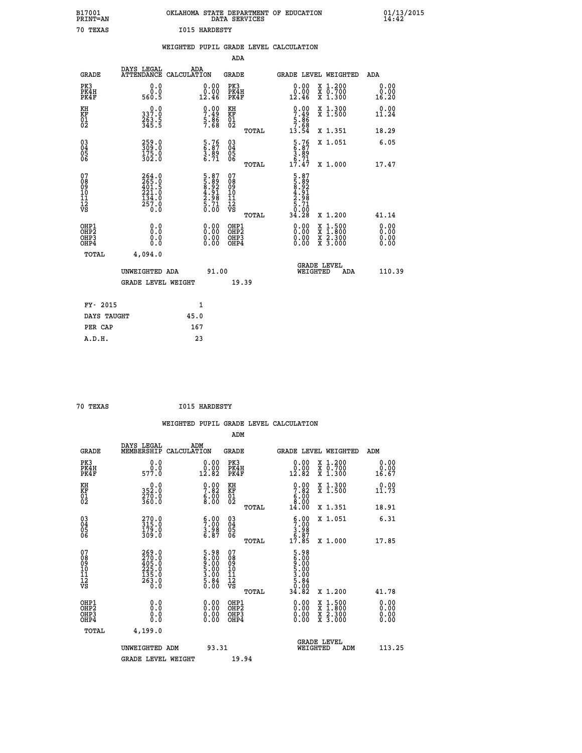B17001 OKLAHOMA STATE DEPARTMENT OF EDUCATION 01/13/2015
PRINT=AN DATA SERVICES 14:42

70 TEXAS I015 HARDESTY

## WEIGHTED PUPIL GRADE LEVEL CALCULATION

### ADA

| GRADE | DAYS LEGAL ATTENDANCE | ADA CALCULATION | GRADE | GRADE LEVEL | WEIGHTED | ADA |
|---|---|---|---|---|---|---|
| PK3 | 0.0 | 0.00 | PK3 | 0.00 | X 1.200 | 0.00 |
| PK4H | 0.0 | 0.00 | PK4H | 0.00 | X 0.700 | 0.00 |
| PK4F | 560.5 | 12.46 | PK4F | 12.46 | X 1.300 | 16.20 |
| KH | 0.0 | 0.00 | KH | 0.00 | X 1.300 | 0.00 |
| KF | 337.0 | 7.49 | KF | 7.49 | X 1.500 | 11.24 |
| 01 | 263.5 | 5.86 | 01 | 5.86 | | |
| 02 | 345.5 | 7.68 | 02 | 7.68 | | |
| | | | TOTAL | 13.54 | X 1.351 | 18.29 |
| 03 | 259.0 | 5.76 | 03 | 5.76 | X 1.051 | 6.05 |
| 04 | 309.0 | 6.87 | 04 | 6.87 | | |
| 05 | 175.0 | 3.89 | 05 | 3.89 | | |
| 06 | 302.0 | 6.71 | 06 | 6.71 | | |
| | | | TOTAL | 17.47 | X 1.000 | 17.47 |
| 07 | 264.0 | 5.87 | 07 | 5.87 | | |
| 08 | 265.0 | 5.89 | 08 | 5.89 | | |
| 09 | 401.5 | 8.92 | 09 | 8.92 | | |
| 10 | 221.0 | 4.91 | 10 | 4.91 | | |
| 11 | 134.0 | 2.98 | 11 | 2.98 | | |
| 12 | 257.0 | 5.71 | 12 | 5.71 | | |
| VS | 0.0 | 0.00 | VS | 0.00 | | |
| | | | TOTAL | 34.28 | X 1.200 | 41.14 |
| OHP1 | 0.0 | 0.00 | OHP1 | 0.00 | X 1.500 | 0.00 |
| OHP2 | 0.0 | 0.00 | OHP2 | 0.00 | X 1.800 | 0.00 |
| OHP3 | 0.0 | 0.00 | OHP3 | 0.00 | X 2.300 | 0.00 |
| OHP4 | 0.0 | 0.00 | OHP4 | 0.00 | X 3.000 | 0.00 |
| TOTAL | 4,094.0 | | | | | |

UNWEIGHTED ADA 91.00 GRADE LEVEL WEIGHTED ADA 110.39

GRADE LEVEL WEIGHT 19.39

FY- 2015 1
DAYS TAUGHT 45.0
PER CAP 167
A.D.H. 23

70 TEXAS I015 HARDESTY

## WEIGHTED PUPIL GRADE LEVEL CALCULATION

### ADM

| GRADE | DAYS LEGAL MEMBERSHIP | ADM CALCULATION | GRADE | GRADE LEVEL | WEIGHTED | ADM |
|---|---|---|---|---|---|---|
| PK3 | 0.0 | 0.00 | PK3 | 0.00 | X 1.200 | 0.00 |
| PK4H | 0.0 | 0.00 | PK4H | 0.00 | X 0.700 | 0.00 |
| PK4F | 577.0 | 12.82 | PK4F | 12.82 | X 1.300 | 16.67 |
| KH | 0.0 | 0.00 | KH | 0.00 | X 1.300 | 0.00 |
| KF | 352.0 | 7.82 | KF | 7.82 | X 1.500 | 11.73 |
| 01 | 270.0 | 6.00 | 01 | 6.00 | | |
| 02 | 360.0 | 8.00 | 02 | 8.00 | | |
| | | | TOTAL | 14.00 | X 1.351 | 18.91 |
| 03 | 270.0 | 6.00 | 03 | 6.00 | X 1.051 | 6.31 |
| 04 | 315.0 | 7.00 | 04 | 7.00 | | |
| 05 | 179.0 | 3.98 | 05 | 3.98 | | |
| 06 | 309.0 | 6.87 | 06 | 6.87 | | |
| | | | TOTAL | 17.85 | X 1.000 | 17.85 |
| 07 | 269.0 | 5.98 | 07 | 5.98 | | |
| 08 | 270.0 | 6.00 | 08 | 6.00 | | |
| 09 | 405.0 | 9.00 | 09 | 9.00 | | |
| 10 | 225.0 | 5.00 | 10 | 5.00 | | |
| 11 | 135.0 | 3.00 | 11 | 3.00 | | |
| 12 | 263.0 | 5.84 | 12 | 5.84 | | |
| VS | 0.0 | 0.00 | VS | 0.00 | | |
| | | | TOTAL | 34.82 | X 1.200 | 41.78 |
| OHP1 | 0.0 | 0.00 | OHP1 | 0.00 | X 1.500 | 0.00 |
| OHP2 | 0.0 | 0.00 | OHP2 | 0.00 | X 1.800 | 0.00 |
| OHP3 | 0.0 | 0.00 | OHP3 | 0.00 | X 2.300 | 0.00 |
| OHP4 | 0.0 | 0.00 | OHP4 | 0.00 | X 3.000 | 0.00 |
| TOTAL | 4,199.0 | | | | | |

UNWEIGHTED ADM 93.31 GRADE LEVEL WEIGHTED ADM 113.25

GRADE LEVEL WEIGHT 19.94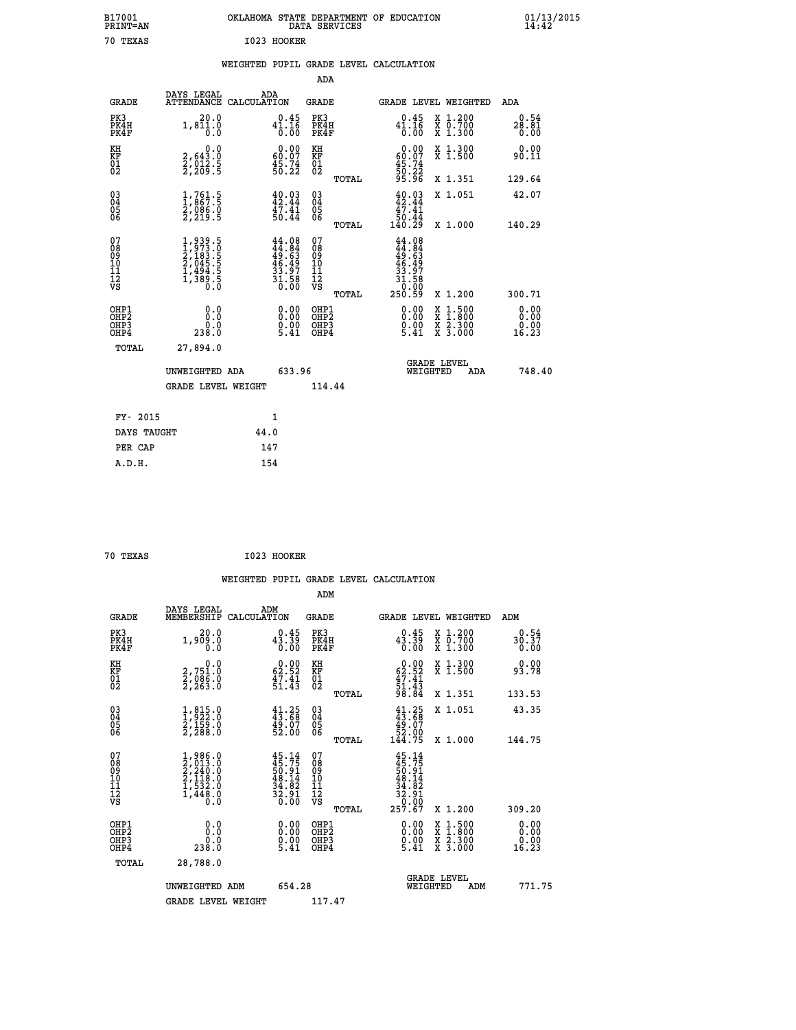B17001 PRINT=AN — OKLAHOMA STATE DEPARTMENT OF EDUCATION DATA SERVICES — 01/13/2015 14:42

70 TEXAS — I023 HOOKER

## WEIGHTED PUPIL GRADE LEVEL CALCULATION

### ADA

| GRADE | DAYS LEGAL ATTENDANCE | ADA CALCULATION | GRADE | | GRADE LEVEL | WEIGHTED | ADA |
|---|---|---|---|---|---|---|---|
| PK3 | 20.0 | 0.45 | PK3 | | 0.45 | X 1.200 | 0.54 |
| PK4H | 1,811.0 | 41.16 | PK4H | | 41.16 | X 0.700 | 28.81 |
| PK4F | 0.0 | 0.00 | PK4F | | 0.00 | X 1.300 | 0.00 |
| KH | 0.0 | 0.00 | KH | | 0.00 | X 1.300 | 0.00 |
| KF | 2,643.0 | 60.07 | KF | | 60.07 | X 1.500 | 90.11 |
| 01 | 2,012.5 | 45.74 | 01 | | 45.74 | | |
| 02 | 2,209.5 | 50.22 | 02 | | 50.22 | | |
| | | | | TOTAL | 95.96 | X 1.351 | 129.64 |
| 03 | 1,761.5 | 40.03 | 03 | | 40.03 | X 1.051 | 42.07 |
| 04 | 1,867.5 | 42.44 | 04 | | 42.44 | | |
| 05 | 2,086.0 | 47.41 | 05 | | 47.41 | | |
| 06 | 2,219.5 | 50.44 | 06 | | 50.44 | | |
| | | | | TOTAL | 140.29 | X 1.000 | 140.29 |
| 07 | 1,939.5 | 44.08 | 07 | | 44.08 | | |
| 08 | 1,973.0 | 44.84 | 08 | | 44.84 | | |
| 09 | 2,183.5 | 49.63 | 09 | | 49.63 | | |
| 10 | 2,045.5 | 46.49 | 10 | | 46.49 | | |
| 11 | 1,494.5 | 33.97 | 11 | | 33.97 | | |
| 12 | 1,389.5 | 31.58 | 12 | | 31.58 | | |
| VS | 0.0 | 0.00 | VS | | 0.00 | | |
| | | | | TOTAL | 250.59 | X 1.200 | 300.71 |
| OHP1 | 0.0 | 0.00 | OHP1 | | 0.00 | X 1.500 | 0.00 |
| OHP2 | 0.0 | 0.00 | OHP2 | | 0.00 | X 1.800 | 0.00 |
| OHP3 | 0.0 | 0.00 | OHP3 | | 0.00 | X 2.300 | 0.00 |
| OHP4 | 238.0 | 5.41 | OHP4 | | 5.41 | X 3.000 | 16.23 |
| TOTAL | 27,894.0 | | | | | | |

UNWEIGHTED ADA 633.96 — GRADE LEVEL WEIGHTED ADA 748.40

GRADE LEVEL WEIGHT 114.44

| | |
|---|---|
| FY- 2015 | 1 |
| DAYS TAUGHT | 44.0 |
| PER CAP | 147 |
| A.D.H. | 154 |

70 TEXAS — I023 HOOKER

## WEIGHTED PUPIL GRADE LEVEL CALCULATION

### ADM

| GRADE | DAYS LEGAL MEMBERSHIP | ADM CALCULATION | GRADE | | GRADE LEVEL | WEIGHTED | ADM |
|---|---|---|---|---|---|---|---|
| PK3 | 20.0 | 0.45 | PK3 | | 0.45 | X 1.200 | 0.54 |
| PK4H | 1,909.0 | 43.39 | PK4H | | 43.39 | X 0.700 | 30.37 |
| PK4F | 0.0 | 0.00 | PK4F | | 0.00 | X 1.300 | 0.00 |
| KH | 0.0 | 0.00 | KH | | 0.00 | X 1.300 | 0.00 |
| KF | 2,751.0 | 62.52 | KF | | 62.52 | X 1.500 | 93.78 |
| 01 | 2,086.0 | 47.41 | 01 | | 47.41 | | |
| 02 | 2,263.0 | 51.43 | 02 | | 51.43 | | |
| | | | | TOTAL | 98.84 | X 1.351 | 133.53 |
| 03 | 1,815.0 | 41.25 | 03 | | 41.25 | X 1.051 | 43.35 |
| 04 | 1,922.0 | 43.68 | 04 | | 43.68 | | |
| 05 | 2,159.0 | 49.07 | 05 | | 49.07 | | |
| 06 | 2,288.0 | 52.00 | 06 | | 52.00 | | |
| | | | | TOTAL | 144.75 | X 1.000 | 144.75 |
| 07 | 1,986.0 | 45.14 | 07 | | 45.14 | | |
| 08 | 2,013.0 | 45.75 | 08 | | 45.75 | | |
| 09 | 2,240.0 | 50.91 | 09 | | 50.91 | | |
| 10 | 2,118.0 | 48.14 | 10 | | 48.14 | | |
| 11 | 1,532.0 | 34.82 | 11 | | 34.82 | | |
| 12 | 1,448.0 | 32.91 | 12 | | 32.91 | | |
| VS | 0.0 | 0.00 | VS | | 0.00 | | |
| | | | | TOTAL | 257.67 | X 1.200 | 309.20 |
| OHP1 | 0.0 | 0.00 | OHP1 | | 0.00 | X 1.500 | 0.00 |
| OHP2 | 0.0 | 0.00 | OHP2 | | 0.00 | X 1.800 | 0.00 |
| OHP3 | 0.0 | 0.00 | OHP3 | | 0.00 | X 2.300 | 0.00 |
| OHP4 | 238.0 | 5.41 | OHP4 | | 5.41 | X 3.000 | 16.23 |
| TOTAL | 28,788.0 | | | | | | |

UNWEIGHTED ADM 654.28 — GRADE LEVEL WEIGHTED ADM 771.75

GRADE LEVEL WEIGHT 117.47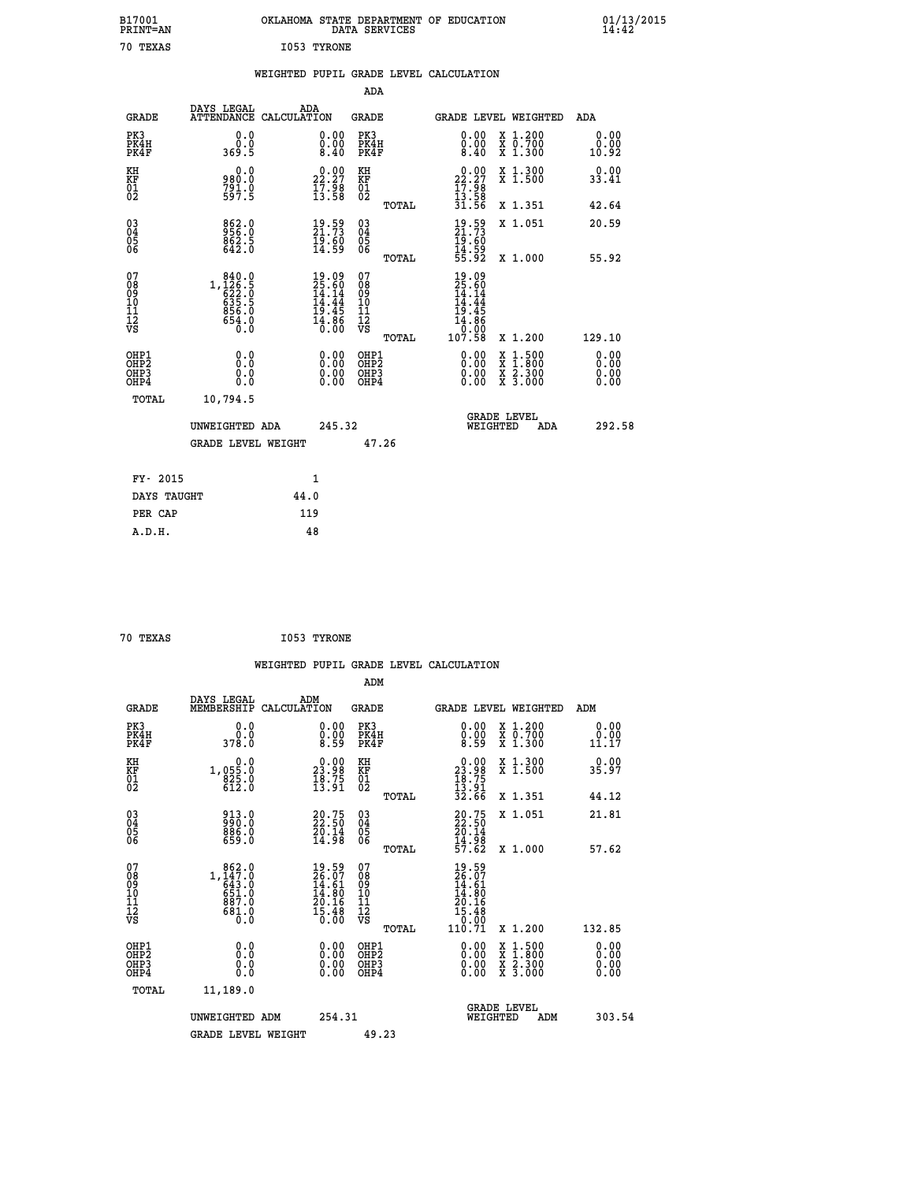B17001 OKLAHOMA STATE DEPARTMENT OF EDUCATION 01/13/2015
PRINT=AN DATA SERVICES 14:42

70 TEXAS I053 TYRONE

WEIGHTED PUPIL GRADE LEVEL CALCULATION

ADA

| GRADE | DAYS LEGAL ATTENDANCE | ADA CALCULATION | GRADE | GRADE LEVEL | WEIGHTED | ADA |
|---|---|---|---|---|---|---|
| PK3 | 0.0 | 0.00 | PK3 | 0.00 | X 1.200 | 0.00 |
| PK4H | 0.0 | 0.00 | PK4H | 0.00 | X 0.700 | 0.00 |
| PK4F | 369.5 | 8.40 | PK4F | 8.40 | X 1.300 | 10.92 |
| KH | 0.0 | 0.00 | KH | 0.00 | X 1.300 | 0.00 |
| KF | 980.0 | 22.27 | KF | 22.27 | X 1.500 | 33.41 |
| 01 | 791.0 | 17.98 | 01 | 17.98 | | |
| 02 | 597.5 | 13.58 | 02 | 13.58 | | |
| | | | TOTAL | 31.56 | X 1.351 | 42.64 |
| 03 | 862.0 | 19.59 | 03 | 19.59 | X 1.051 | 20.59 |
| 04 | 956.0 | 21.73 | 04 | 21.73 | | |
| 05 | 862.5 | 19.60 | 05 | 19.60 | | |
| 06 | 642.0 | 14.59 | 06 | 14.59 | | |
| | | | TOTAL | 55.92 | X 1.000 | 55.92 |
| 07 | 840.0 | 19.09 | 07 | 19.09 | | |
| 08 | 1,126.5 | 25.60 | 08 | 25.60 | | |
| 09 | 622.0 | 14.14 | 09 | 14.14 | | |
| 10 | 635.5 | 14.44 | 10 | 14.44 | | |
| 11 | 856.0 | 19.45 | 11 | 19.45 | | |
| 12 | 654.0 | 14.86 | 12 | 14.86 | | |
| VS | 0.0 | 0.00 | VS | 0.00 | | |
| | | | TOTAL | 107.58 | X 1.200 | 129.10 |
| OHP1 | 0.0 | 0.00 | OHP1 | 0.00 | X 1.500 | 0.00 |
| OHP2 | 0.0 | 0.00 | OHP2 | 0.00 | X 1.800 | 0.00 |
| OHP3 | 0.0 | 0.00 | OHP3 | 0.00 | X 2.300 | 0.00 |
| OHP4 | 0.0 | 0.00 | OHP4 | 0.00 | X 3.000 | 0.00 |
| TOTAL | 10,794.5 | | | | | |

UNWEIGHTED ADA 245.32 GRADE LEVEL WEIGHTED ADA 292.58

GRADE LEVEL WEIGHT 47.26

| FY- 2015 | 1 |
|---|---|
| DAYS TAUGHT | 44.0 |
| PER CAP | 119 |
| A.D.H. | 48 |

70 TEXAS I053 TYRONE

WEIGHTED PUPIL GRADE LEVEL CALCULATION

ADM

| GRADE | DAYS LEGAL MEMBERSHIP | ADM CALCULATION | GRADE | GRADE LEVEL | WEIGHTED | ADM |
|---|---|---|---|---|---|---|
| PK3 | 0.0 | 0.00 | PK3 | 0.00 | X 1.200 | 0.00 |
| PK4H | 0.0 | 0.00 | PK4H | 0.00 | X 0.700 | 0.00 |
| PK4F | 378.0 | 8.59 | PK4F | 8.59 | X 1.300 | 11.17 |
| KH | 0.0 | 0.00 | KH | 0.00 | X 1.300 | 0.00 |
| KF | 1,055.0 | 23.98 | KF | 23.98 | X 1.500 | 35.97 |
| 01 | 825.0 | 18.75 | 01 | 18.75 | | |
| 02 | 612.0 | 13.91 | 02 | 13.91 | | |
| | | | TOTAL | 32.66 | X 1.351 | 44.12 |
| 03 | 913.0 | 20.75 | 03 | 20.75 | X 1.051 | 21.81 |
| 04 | 990.0 | 22.50 | 04 | 22.50 | | |
| 05 | 886.0 | 20.14 | 05 | 20.14 | | |
| 06 | 659.0 | 14.98 | 06 | 14.98 | | |
| | | | TOTAL | 57.62 | X 1.000 | 57.62 |
| 07 | 862.0 | 19.59 | 07 | 19.59 | | |
| 08 | 1,147.0 | 26.07 | 08 | 26.07 | | |
| 09 | 643.0 | 14.61 | 09 | 14.61 | | |
| 10 | 651.0 | 14.80 | 10 | 14.80 | | |
| 11 | 887.0 | 20.16 | 11 | 20.16 | | |
| 12 | 681.0 | 15.48 | 12 | 15.48 | | |
| VS | 0.0 | 0.00 | VS | 0.00 | | |
| | | | TOTAL | 110.71 | X 1.200 | 132.85 |
| OHP1 | 0.0 | 0.00 | OHP1 | 0.00 | X 1.500 | 0.00 |
| OHP2 | 0.0 | 0.00 | OHP2 | 0.00 | X 1.800 | 0.00 |
| OHP3 | 0.0 | 0.00 | OHP3 | 0.00 | X 2.300 | 0.00 |
| OHP4 | 0.0 | 0.00 | OHP4 | 0.00 | X 3.000 | 0.00 |
| TOTAL | 11,189.0 | | | | | |

UNWEIGHTED ADM 254.31 GRADE LEVEL WEIGHTED ADM 303.54

GRADE LEVEL WEIGHT 49.23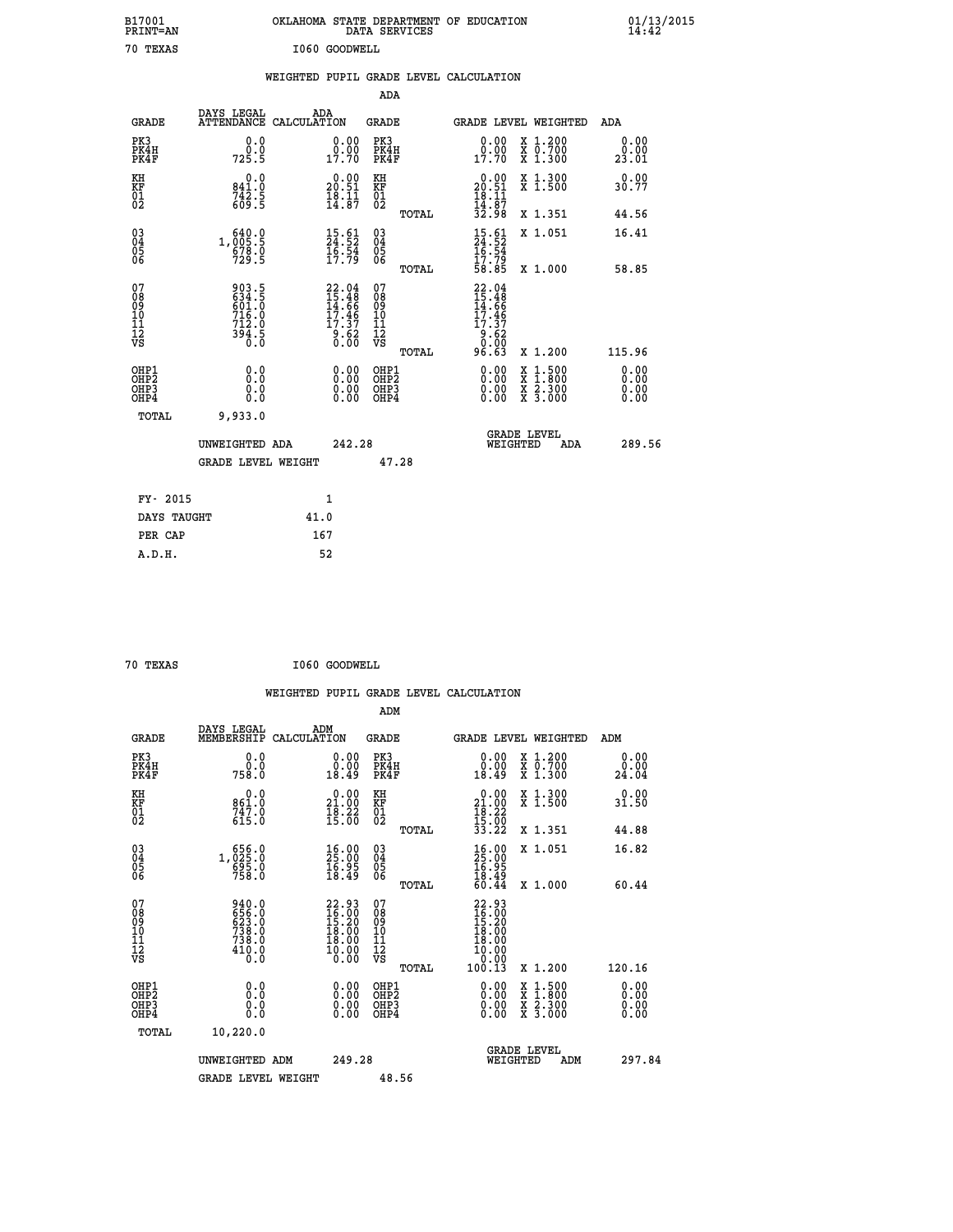B17001 PRINT=AN — OKLAHOMA STATE DEPARTMENT OF EDUCATION DATA SERVICES — 01/13/2015 14:42

70 TEXAS — I060 GOODWELL

## WEIGHTED PUPIL GRADE LEVEL CALCULATION

### ADA

| GRADE | DAYS LEGAL ATTENDANCE | ADA CALCULATION | GRADE | | GRADE LEVEL | WEIGHTED | ADA |
|---|---|---|---|---|---|---|---|
| PK3 | 0.0 | 0.00 | PK3 | | 0.00 | X 1.200 | 0.00 |
| PK4H | 0.0 | 0.00 | PK4H | | 0.00 | X 0.700 | 0.00 |
| PK4F | 725.5 | 17.70 | PK4F | | 17.70 | X 1.300 | 23.01 |
| KH | 0.0 | 0.00 | KH | | 0.00 | X 1.300 | 0.00 |
| KF | 841.0 | 20.51 | KF | | 20.51 | X 1.500 | 30.77 |
| 01 | 742.5 | 18.11 | 01 | | 18.11 | | |
| 02 | 609.5 | 14.87 | 02 | | 14.87 | | |
| | | | | TOTAL | 32.98 | X 1.351 | 44.56 |
| 03 | 640.0 | 15.61 | 03 | | 15.61 | X 1.051 | 16.41 |
| 04 | 1,005.5 | 24.52 | 04 | | 24.52 | | |
| 05 | 678.0 | 16.54 | 05 | | 16.54 | | |
| 06 | 729.5 | 17.79 | 06 | | 17.79 | | |
| | | | | TOTAL | 58.85 | X 1.000 | 58.85 |
| 07 | 903.5 | 22.04 | 07 | | 22.04 | | |
| 08 | 634.5 | 15.48 | 08 | | 15.48 | | |
| 09 | 601.0 | 14.66 | 09 | | 14.66 | | |
| 10 | 716.0 | 17.46 | 10 | | 17.46 | | |
| 11 | 712.0 | 17.37 | 11 | | 17.37 | | |
| 12 | 394.5 | 9.62 | 12 | | 9.62 | | |
| VS | 0.0 | 0.00 | VS | | 0.00 | | |
| | | | | TOTAL | 96.63 | X 1.200 | 115.96 |
| OHP1 | 0.0 | 0.00 | OHP1 | | 0.00 | X 1.500 | 0.00 |
| OHP2 | 0.0 | 0.00 | OHP2 | | 0.00 | X 1.800 | 0.00 |
| OHP3 | 0.0 | 0.00 | OHP3 | | 0.00 | X 2.300 | 0.00 |
| OHP4 | 0.0 | 0.00 | OHP4 | | 0.00 | X 3.000 | 0.00 |
| TOTAL | 9,933.0 | | | | | | |

UNWEIGHTED ADA 242.28 — GRADE LEVEL WEIGHTED ADA 289.56

GRADE LEVEL WEIGHT 47.28

| | |
|---|---|
| FY- 2015 | 1 |
| DAYS TAUGHT | 41.0 |
| PER CAP | 167 |
| A.D.H. | 52 |

70 TEXAS — I060 GOODWELL

## WEIGHTED PUPIL GRADE LEVEL CALCULATION

### ADM

| GRADE | DAYS LEGAL MEMBERSHIP | ADM CALCULATION | GRADE | | GRADE LEVEL | WEIGHTED | ADM |
|---|---|---|---|---|---|---|---|
| PK3 | 0.0 | 0.00 | PK3 | | 0.00 | X 1.200 | 0.00 |
| PK4H | 0.0 | 0.00 | PK4H | | 0.00 | X 0.700 | 0.00 |
| PK4F | 758.0 | 18.49 | PK4F | | 18.49 | X 1.300 | 24.04 |
| KH | 0.0 | 0.00 | KH | | 0.00 | X 1.300 | 0.00 |
| KF | 861.0 | 21.00 | KF | | 21.00 | X 1.500 | 31.50 |
| 01 | 747.0 | 18.22 | 01 | | 18.22 | | |
| 02 | 615.0 | 15.00 | 02 | | 15.00 | | |
| | | | | TOTAL | 33.22 | X 1.351 | 44.88 |
| 03 | 656.0 | 16.00 | 03 | | 16.00 | X 1.051 | 16.82 |
| 04 | 1,025.0 | 25.00 | 04 | | 25.00 | | |
| 05 | 695.0 | 16.95 | 05 | | 16.95 | | |
| 06 | 758.0 | 18.49 | 06 | | 18.49 | | |
| | | | | TOTAL | 60.44 | X 1.000 | 60.44 |
| 07 | 940.0 | 22.93 | 07 | | 22.93 | | |
| 08 | 656.0 | 16.00 | 08 | | 16.00 | | |
| 09 | 623.0 | 15.20 | 09 | | 15.20 | | |
| 10 | 738.0 | 18.00 | 10 | | 18.00 | | |
| 11 | 738.0 | 18.00 | 11 | | 18.00 | | |
| 12 | 410.0 | 10.00 | 12 | | 10.00 | | |
| VS | 0.0 | 0.00 | VS | | 0.00 | | |
| | | | | TOTAL | 100.13 | X 1.200 | 120.16 |
| OHP1 | 0.0 | 0.00 | OHP1 | | 0.00 | X 1.500 | 0.00 |
| OHP2 | 0.0 | 0.00 | OHP2 | | 0.00 | X 1.800 | 0.00 |
| OHP3 | 0.0 | 0.00 | OHP3 | | 0.00 | X 2.300 | 0.00 |
| OHP4 | 0.0 | 0.00 | OHP4 | | 0.00 | X 3.000 | 0.00 |
| TOTAL | 10,220.0 | | | | | | |

UNWEIGHTED ADM 249.28 — GRADE LEVEL WEIGHTED ADM 297.84

GRADE LEVEL WEIGHT 48.56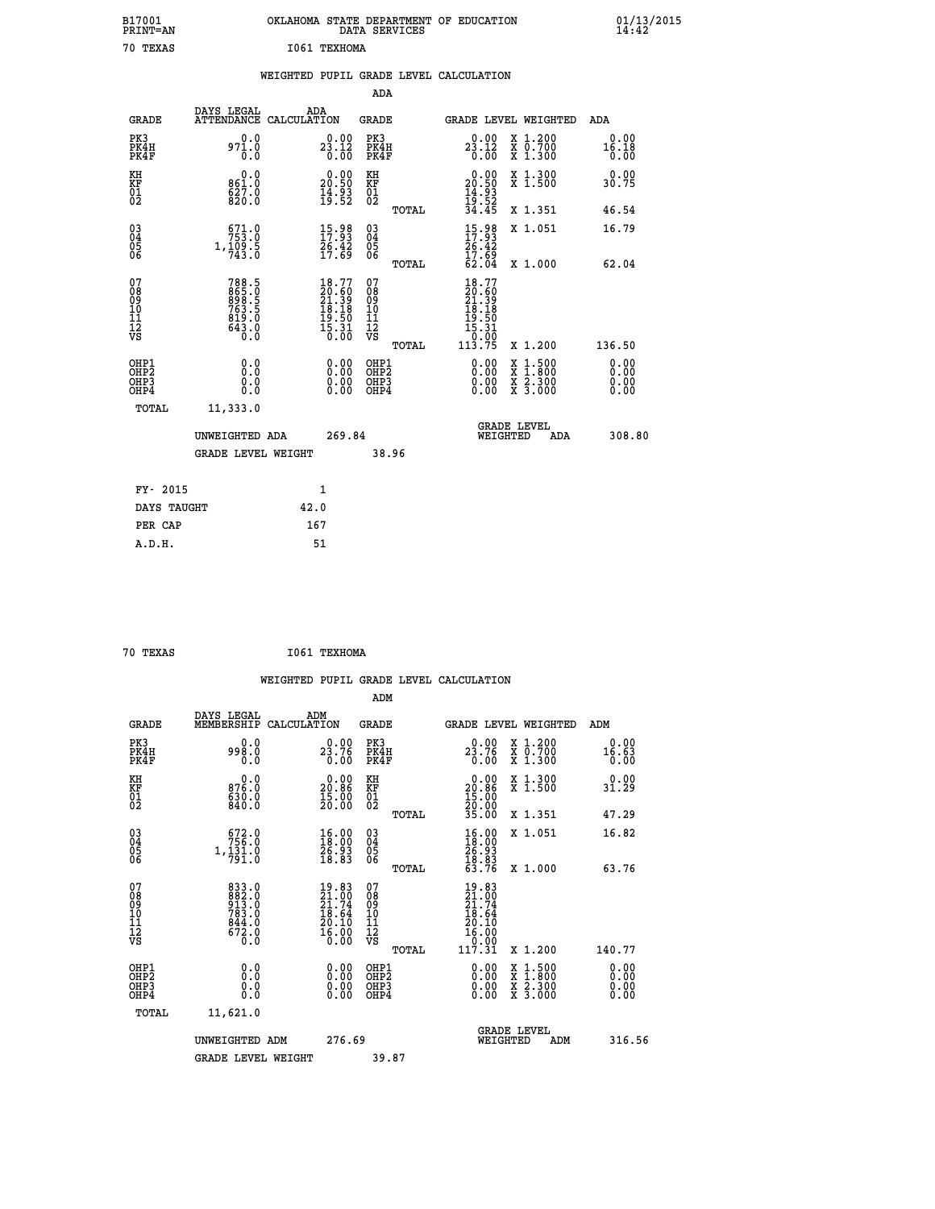B17001 OKLAHOMA STATE DEPARTMENT OF EDUCATION 01/13/2015
PRINT=AN DATA SERVICES 14:42

70 TEXAS I061 TEXHOMA

## WEIGHTED PUPIL GRADE LEVEL CALCULATION

### ADA

| GRADE | DAYS LEGAL ATTENDANCE | ADA CALCULATION | GRADE | GRADE LEVEL | WEIGHTED | ADA |
|---|---|---|---|---|---|---|
| PK3 | 0.0 | 0.00 | PK3 | 0.00 | X 1.200 | 0.00 |
| PK4H | 971.0 | 23.12 | PK4H | 23.12 | X 0.700 | 16.18 |
| PK4F | 0.0 | 0.00 | PK4F | 0.00 | X 1.300 | 0.00 |
| KH | 0.0 | 0.00 | KH | 0.00 | X 1.300 | 0.00 |
| KF | 861.0 | 20.50 | KF | 20.50 | X 1.500 | 30.75 |
| 01 | 627.0 | 14.93 | 01 | 14.93 | | |
| 02 | 820.0 | 19.52 | 02 | 19.52 | | |
| | | | TOTAL | 34.45 | X 1.351 | 46.54 |
| 03 | 671.0 | 15.98 | 03 | 15.98 | X 1.051 | 16.79 |
| 04 | 753.0 | 17.93 | 04 | 17.93 | | |
| 05 | 1,109.5 | 26.42 | 05 | 26.42 | | |
| 06 | 743.0 | 17.69 | 06 | 17.69 | | |
| | | | TOTAL | 62.04 | X 1.000 | 62.04 |
| 07 | 788.5 | 18.77 | 07 | 18.77 | | |
| 08 | 865.0 | 20.60 | 08 | 20.60 | | |
| 09 | 898.5 | 21.39 | 09 | 21.39 | | |
| 10 | 763.5 | 18.18 | 10 | 18.18 | | |
| 11 | 819.0 | 19.50 | 11 | 19.50 | | |
| 12 | 643.0 | 15.31 | 12 | 15.31 | | |
| VS | 0.0 | 0.00 | VS | 0.00 | | |
| | | | TOTAL | 113.75 | X 1.200 | 136.50 |
| OHP1 | 0.0 | 0.00 | OHP1 | 0.00 | X 1.500 | 0.00 |
| OHP2 | 0.0 | 0.00 | OHP2 | 0.00 | X 1.800 | 0.00 |
| OHP3 | 0.0 | 0.00 | OHP3 | 0.00 | X 2.300 | 0.00 |
| OHP4 | 0.0 | 0.00 | OHP4 | 0.00 | X 3.000 | 0.00 |
| TOTAL | 11,333.0 | | | | | |

UNWEIGHTED ADA 269.84 — GRADE LEVEL WEIGHTED ADA 308.80

GRADE LEVEL WEIGHT 38.96

| | |
|---|---|
| FY- 2015 | 1 |
| DAYS TAUGHT | 42.0 |
| PER CAP | 167 |
| A.D.H. | 51 |

70 TEXAS I061 TEXHOMA

## WEIGHTED PUPIL GRADE LEVEL CALCULATION

### ADM

| GRADE | DAYS LEGAL MEMBERSHIP | ADM CALCULATION | GRADE | GRADE LEVEL | WEIGHTED | ADM |
|---|---|---|---|---|---|---|
| PK3 | 0.0 | 0.00 | PK3 | 0.00 | X 1.200 | 0.00 |
| PK4H | 998.0 | 23.76 | PK4H | 23.76 | X 0.700 | 16.63 |
| PK4F | 0.0 | 0.00 | PK4F | 0.00 | X 1.300 | 0.00 |
| KH | 0.0 | 0.00 | KH | 0.00 | X 1.300 | 0.00 |
| KF | 876.0 | 20.86 | KF | 20.86 | X 1.500 | 31.29 |
| 01 | 630.0 | 15.00 | 01 | 15.00 | | |
| 02 | 840.0 | 20.00 | 02 | 20.00 | | |
| | | | TOTAL | 35.00 | X 1.351 | 47.29 |
| 03 | 672.0 | 16.00 | 03 | 16.00 | X 1.051 | 16.82 |
| 04 | 756.0 | 18.00 | 04 | 18.00 | | |
| 05 | 1,131.0 | 26.93 | 05 | 26.93 | | |
| 06 | 791.0 | 18.83 | 06 | 18.83 | | |
| | | | TOTAL | 63.76 | X 1.000 | 63.76 |
| 07 | 833.0 | 19.83 | 07 | 19.83 | | |
| 08 | 882.0 | 21.00 | 08 | 21.00 | | |
| 09 | 913.0 | 21.74 | 09 | 21.74 | | |
| 10 | 783.0 | 18.64 | 10 | 18.64 | | |
| 11 | 844.0 | 20.10 | 11 | 20.10 | | |
| 12 | 672.0 | 16.00 | 12 | 16.00 | | |
| VS | 0.0 | 0.00 | VS | 0.00 | | |
| | | | TOTAL | 117.31 | X 1.200 | 140.77 |
| OHP1 | 0.0 | 0.00 | OHP1 | 0.00 | X 1.500 | 0.00 |
| OHP2 | 0.0 | 0.00 | OHP2 | 0.00 | X 1.800 | 0.00 |
| OHP3 | 0.0 | 0.00 | OHP3 | 0.00 | X 2.300 | 0.00 |
| OHP4 | 0.0 | 0.00 | OHP4 | 0.00 | X 3.000 | 0.00 |
| TOTAL | 11,621.0 | | | | | |

UNWEIGHTED ADM 276.69 — GRADE LEVEL WEIGHTED ADM 316.56

GRADE LEVEL WEIGHT 39.87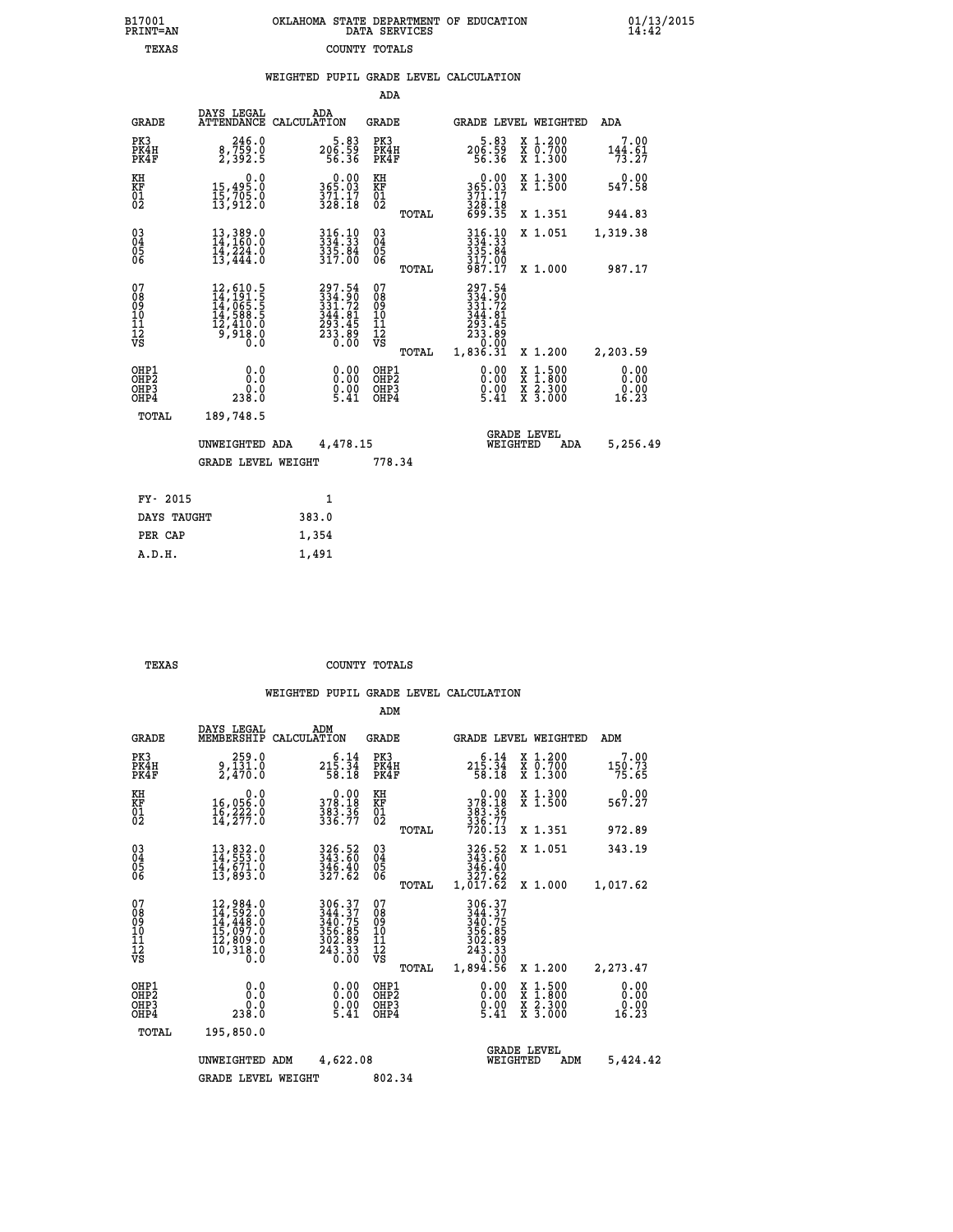B17001 PRINT=AN — OKLAHOMA STATE DEPARTMENT OF EDUCATION DATA SERVICES — 01/13/2015 14:42

TEXAS — COUNTY TOTALS

WEIGHTED PUPIL GRADE LEVEL CALCULATION

ADA

| GRADE | DAYS LEGAL ATTENDANCE | ADA CALCULATION | GRADE | | GRADE LEVEL WEIGHTED | | ADA |
|---|---|---|---|---|---|---|---|
| PK3 | 246.0 | 5.83 | PK3 | | 5.83 | X 1.200 | 7.00 |
| PK4H | 8,759.0 | 206.59 | PK4H | | 206.59 | X 0.700 | 144.61 |
| PK4F | 2,392.5 | 56.36 | PK4F | | 56.36 | X 1.300 | 73.27 |
| KH | 0.0 | 0.00 | KH | | 0.00 | X 1.300 | 0.00 |
| KF | 15,495.0 | 365.03 | KF | | 365.03 | X 1.500 | 547.58 |
| 01 | 15,705.0 | 371.17 | 01 | | 371.17 | | |
| 02 | 13,912.0 | 328.18 | 02 | | 328.18 | | |
| | | | | TOTAL | 699.35 | X 1.351 | 944.83 |
| 03 | 13,389.0 | 316.10 | 03 | | 316.10 | X 1.051 | 1,319.38 |
| 04 | 14,160.0 | 334.33 | 04 | | 334.33 | | |
| 05 | 14,224.0 | 335.84 | 05 | | 335.84 | | |
| 06 | 13,444.0 | 317.00 | 06 | | 317.00 | | |
| | | | | TOTAL | 987.17 | X 1.000 | 987.17 |
| 07 | 12,610.5 | 297.54 | 07 | | 297.54 | | |
| 08 | 14,191.5 | 334.90 | 08 | | 334.90 | | |
| 09 | 14,065.5 | 331.72 | 09 | | 331.72 | | |
| 10 | 14,588.5 | 344.81 | 10 | | 344.81 | | |
| 11 | 12,410.0 | 293.45 | 11 | | 293.45 | | |
| 12 | 9,918.0 | 233.89 | 12 | | 233.89 | | |
| VS | 0.0 | 0.00 | VS | | 0.00 | | |
| | | | | TOTAL | 1,836.31 | X 1.200 | 2,203.59 |
| OHP1 | 0.0 | 0.00 | OHP1 | | 0.00 | X 1.500 | 0.00 |
| OHP2 | 0.0 | 0.00 | OHP2 | | 0.00 | X 1.800 | 0.00 |
| OHP3 | 0.0 | 0.00 | OHP3 | | 0.00 | X 2.300 | 0.00 |
| OHP4 | 238.0 | 5.41 | OHP4 | | 5.41 | X 3.000 | 16.23 |
| TOTAL | 189,748.5 | | | | | | |

UNWEIGHTED ADA 4,478.15 — GRADE LEVEL WEIGHTED ADA 5,256.49

GRADE LEVEL WEIGHT 778.34

| FY- 2015 | 1 |
|---|---|
| DAYS TAUGHT | 383.0 |
| PER CAP | 1,354 |
| A.D.H. | 1,491 |

TEXAS — COUNTY TOTALS

WEIGHTED PUPIL GRADE LEVEL CALCULATION

ADM

| GRADE | DAYS LEGAL MEMBERSHIP | ADM CALCULATION | GRADE | | GRADE LEVEL WEIGHTED | | ADM |
|---|---|---|---|---|---|---|---|
| PK3 | 259.0 | 6.14 | PK3 | | 6.14 | X 1.200 | 7.00 |
| PK4H | 9,131.0 | 215.34 | PK4H | | 215.34 | X 0.700 | 150.73 |
| PK4F | 2,470.0 | 58.18 | PK4F | | 58.18 | X 1.300 | 75.65 |
| KH | 0.0 | 0.00 | KH | | 0.00 | X 1.300 | 0.00 |
| KF | 16,056.0 | 378.18 | KF | | 378.18 | X 1.500 | 567.27 |
| 01 | 16,222.0 | 383.36 | 01 | | 383.36 | | |
| 02 | 14,277.0 | 336.77 | 02 | | 336.77 | | |
| | | | | TOTAL | 720.13 | X 1.351 | 972.89 |
| 03 | 13,832.0 | 326.52 | 03 | | 326.52 | X 1.051 | 343.19 |
| 04 | 14,553.0 | 343.60 | 04 | | 343.60 | | |
| 05 | 14,671.0 | 346.40 | 05 | | 346.40 | | |
| 06 | 13,893.0 | 327.62 | 06 | | 327.62 | | |
| | | | | TOTAL | 1,017.62 | X 1.000 | 1,017.62 |
| 07 | 12,984.0 | 306.37 | 07 | | 306.37 | | |
| 08 | 14,592.0 | 344.37 | 08 | | 344.37 | | |
| 09 | 14,448.0 | 340.75 | 09 | | 340.75 | | |
| 10 | 15,097.0 | 356.85 | 10 | | 356.85 | | |
| 11 | 12,809.0 | 302.89 | 11 | | 302.89 | | |
| 12 | 10,318.0 | 243.33 | 12 | | 243.33 | | |
| VS | 0.0 | 0.00 | VS | | 0.00 | | |
| | | | | TOTAL | 1,894.56 | X 1.200 | 2,273.47 |
| OHP1 | 0.0 | 0.00 | OHP1 | | 0.00 | X 1.500 | 0.00 |
| OHP2 | 0.0 | 0.00 | OHP2 | | 0.00 | X 1.800 | 0.00 |
| OHP3 | 0.0 | 0.00 | OHP3 | | 0.00 | X 2.300 | 0.00 |
| OHP4 | 238.0 | 5.41 | OHP4 | | 5.41 | X 3.000 | 16.23 |
| TOTAL | 195,850.0 | | | | | | |

UNWEIGHTED ADM 4,622.08 — GRADE LEVEL WEIGHTED ADM 5,424.42

GRADE LEVEL WEIGHT 802.34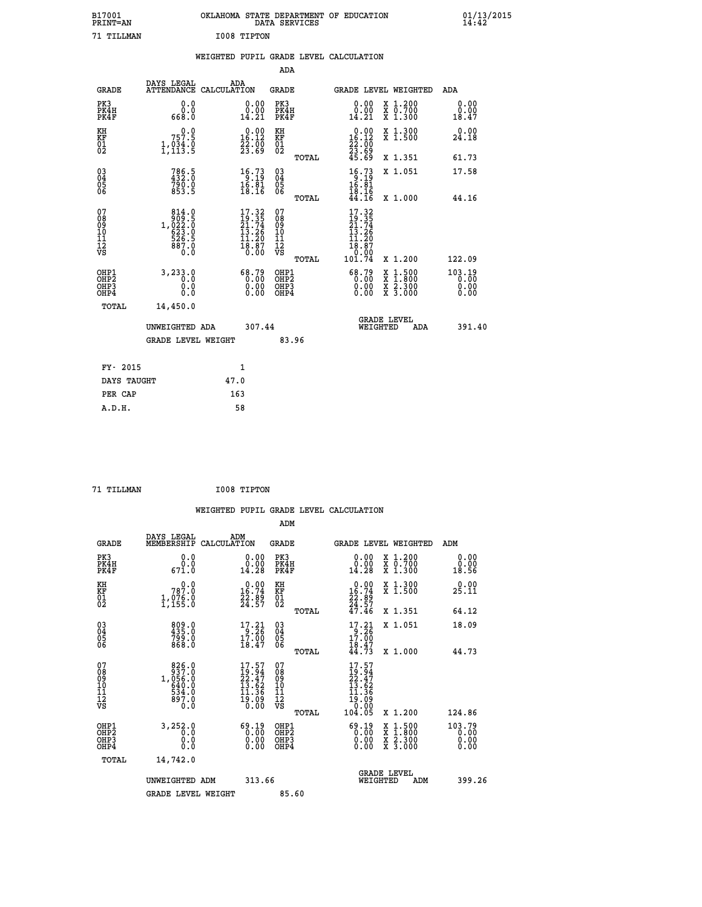B17001 OKLAHOMA STATE DEPARTMENT OF EDUCATION 01/13/2015
PRINT=AN DATA SERVICES 14:42

71 TILLMAN I008 TIPTON

WEIGHTED PUPIL GRADE LEVEL CALCULATION

ADA

| GRADE | DAYS LEGAL ATTENDANCE | ADA CALCULATION | GRADE | | GRADE LEVEL | WEIGHTED | ADA |
|---|---|---|---|---|---|---|---|
| PK3 | 0.0 | 0.00 | PK3 | | 0.00 | X 1.200 | 0.00 |
| PK4H | 0.0 | 0.00 | PK4H | | 0.00 | X 0.700 | 0.00 |
| PK4F | 668.0 | 14.21 | PK4F | | 14.21 | X 1.300 | 18.47 |
| KH | 0.0 | 0.00 | KH | | 0.00 | X 1.300 | 0.00 |
| KF | 757.5 | 16.12 | KF | | 16.12 | X 1.500 | 24.18 |
| 01 | 1,034.0 | 22.00 | 01 | | 22.00 | | |
| 02 | 1,113.5 | 23.69 | 02 | | 23.69 | | |
| | | | | TOTAL | 45.69 | X 1.351 | 61.73 |
| 03 | 786.5 | 16.73 | 03 | | 16.73 | X 1.051 | 17.58 |
| 04 | 432.0 | 9.19 | 04 | | 9.19 | | |
| 05 | 790.0 | 16.81 | 05 | | 16.81 | | |
| 06 | 853.5 | 18.16 | 06 | | 18.16 | | |
| | | | | TOTAL | 44.16 | X 1.000 | 44.16 |
| 07 | 814.0 | 17.32 | 07 | | 17.32 | | |
| 08 | 909.5 | 19.35 | 08 | | 19.35 | | |
| 09 | 1,022.0 | 21.74 | 09 | | 21.74 | | |
| 10 | 623.0 | 13.26 | 10 | | 13.26 | | |
| 11 | 526.5 | 11.20 | 11 | | 11.20 | | |
| 12 | 887.0 | 18.87 | 12 | | 18.87 | | |
| VS | 0.0 | 0.00 | VS | | 0.00 | | |
| | | | | TOTAL | 101.74 | X 1.200 | 122.09 |
| OHP1 | 3,233.0 | 68.79 | OHP1 | | 68.79 | X 1.500 | 103.19 |
| OHP2 | 0.0 | 0.00 | OHP2 | | 0.00 | X 1.800 | 0.00 |
| OHP3 | 0.0 | 0.00 | OHP3 | | 0.00 | X 2.300 | 0.00 |
| OHP4 | 0.0 | 0.00 | OHP4 | | 0.00 | X 3.000 | 0.00 |
| TOTAL | 14,450.0 | | | | | | |

UNWEIGHTED ADA 307.44 GRADE LEVEL WEIGHTED ADA 391.40

GRADE LEVEL WEIGHT 83.96

| FY- 2015 | 1 |
|---|---|
| DAYS TAUGHT | 47.0 |
| PER CAP | 163 |
| A.D.H. | 58 |

71 TILLMAN I008 TIPTON

WEIGHTED PUPIL GRADE LEVEL CALCULATION

ADM

| GRADE | DAYS LEGAL MEMBERSHIP | ADM CALCULATION | GRADE | | GRADE LEVEL | WEIGHTED | ADM |
|---|---|---|---|---|---|---|---|
| PK3 | 0.0 | 0.00 | PK3 | | 0.00 | X 1.200 | 0.00 |
| PK4H | 0.0 | 0.00 | PK4H | | 0.00 | X 0.700 | 0.00 |
| PK4F | 671.0 | 14.28 | PK4F | | 14.28 | X 1.300 | 18.56 |
| KH | 0.0 | 0.00 | KH | | 0.00 | X 1.300 | 0.00 |
| KF | 787.0 | 16.74 | KF | | 16.74 | X 1.500 | 25.11 |
| 01 | 1,076.0 | 22.89 | 01 | | 22.89 | | |
| 02 | 1,155.0 | 24.57 | 02 | | 24.57 | | |
| | | | | TOTAL | 47.46 | X 1.351 | 64.12 |
| 03 | 809.0 | 17.21 | 03 | | 17.21 | X 1.051 | 18.09 |
| 04 | 435.0 | 9.26 | 04 | | 9.26 | | |
| 05 | 799.0 | 17.00 | 05 | | 17.00 | | |
| 06 | 868.0 | 18.47 | 06 | | 18.47 | | |
| | | | | TOTAL | 44.73 | X 1.000 | 44.73 |
| 07 | 826.0 | 17.57 | 07 | | 17.57 | | |
| 08 | 937.0 | 19.94 | 08 | | 19.94 | | |
| 09 | 1,056.0 | 22.47 | 09 | | 22.47 | | |
| 10 | 640.0 | 13.62 | 10 | | 13.62 | | |
| 11 | 534.0 | 11.36 | 11 | | 11.36 | | |
| 12 | 897.0 | 19.09 | 12 | | 19.09 | | |
| VS | 0.0 | 0.00 | VS | | 0.00 | | |
| | | | | TOTAL | 104.05 | X 1.200 | 124.86 |
| OHP1 | 3,252.0 | 69.19 | OHP1 | | 69.19 | X 1.500 | 103.79 |
| OHP2 | 0.0 | 0.00 | OHP2 | | 0.00 | X 1.800 | 0.00 |
| OHP3 | 0.0 | 0.00 | OHP3 | | 0.00 | X 2.300 | 0.00 |
| OHP4 | 0.0 | 0.00 | OHP4 | | 0.00 | X 3.000 | 0.00 |
| TOTAL | 14,742.0 | | | | | | |

UNWEIGHTED ADM 313.66 GRADE LEVEL WEIGHTED ADM 399.26

GRADE LEVEL WEIGHT 85.60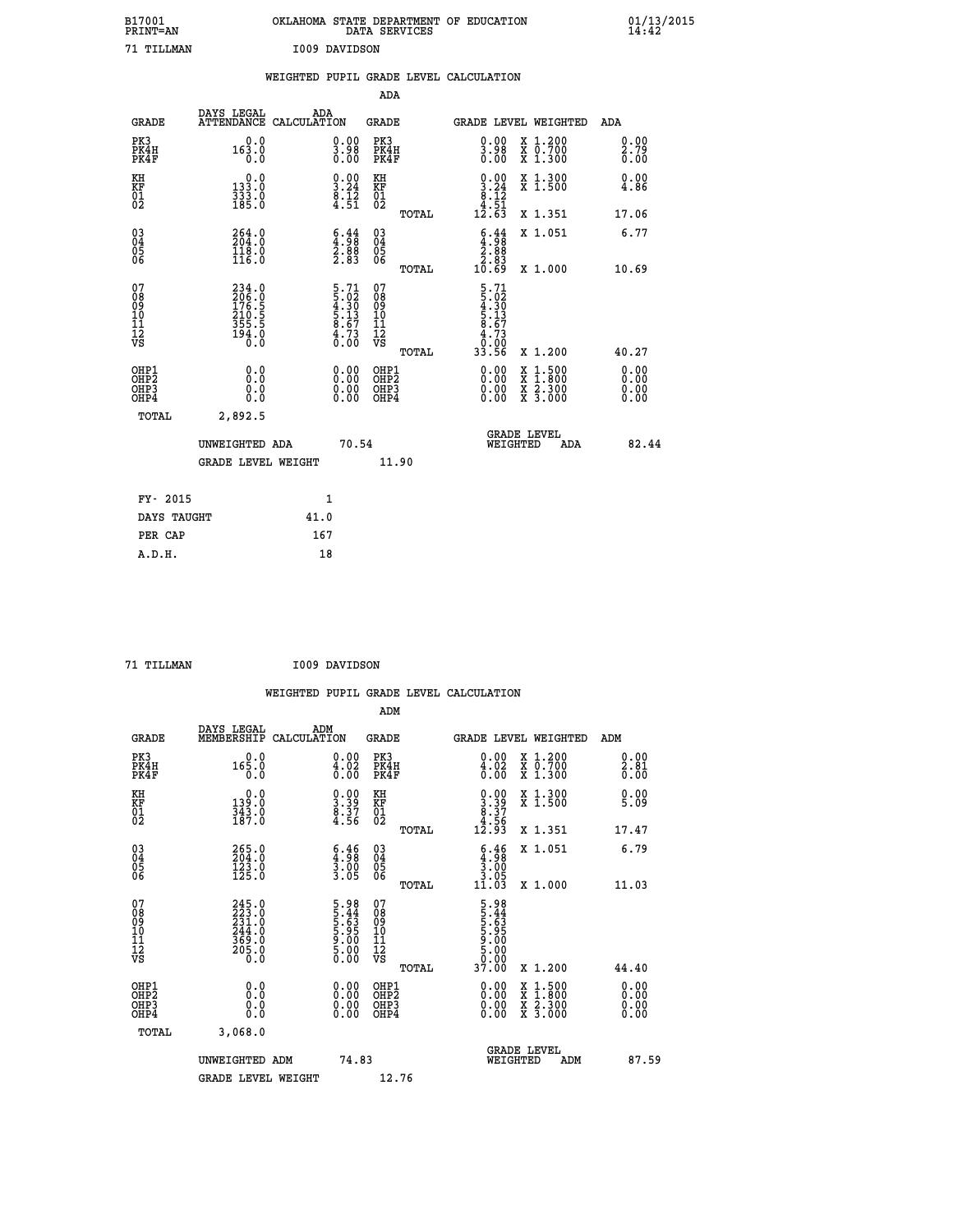B17001 OKLAHOMA STATE DEPARTMENT OF EDUCATION 01/13/2015
PRINT=AN DATA SERVICES 14:42

71 TILLMAN I009 DAVIDSON

## WEIGHTED PUPIL GRADE LEVEL CALCULATION

### ADA

| GRADE | DAYS LEGAL ATTENDANCE | ADA CALCULATION | GRADE | | GRADE LEVEL | WEIGHTED | ADA |
|---|---|---|---|---|---|---|---|
| PK3 | 0.0 | 0.00 | PK3 | | 0.00 | X 1.200 | 0.00 |
| PK4H | 163.0 | 3.98 | PK4H | | 3.98 | X 0.700 | 2.79 |
| PK4F | 0.0 | 0.00 | PK4F | | 0.00 | X 1.300 | 0.00 |
| KH | 0.0 | 0.00 | KH | | 0.00 | X 1.300 | 0.00 |
| KF | 133.0 | 3.24 | KF | | 3.24 | X 1.500 | 4.86 |
| 01 | 333.0 | 8.12 | 01 | | 8.12 | | |
| 02 | 185.0 | 4.51 | 02 | | 4.51 | | |
| | | | | TOTAL | 12.63 | X 1.351 | 17.06 |
| 03 | 264.0 | 6.44 | 03 | | 6.44 | X 1.051 | 6.77 |
| 04 | 204.0 | 4.98 | 04 | | 4.98 | | |
| 05 | 118.0 | 2.88 | 05 | | 2.88 | | |
| 06 | 116.0 | 2.83 | 06 | | 2.83 | | |
| | | | | TOTAL | 10.69 | X 1.000 | 10.69 |
| 07 | 234.0 | 5.71 | 07 | | 5.71 | | |
| 08 | 206.0 | 5.02 | 08 | | 5.02 | | |
| 09 | 176.5 | 4.30 | 09 | | 4.30 | | |
| 10 | 210.5 | 5.13 | 10 | | 5.13 | | |
| 11 | 355.5 | 8.67 | 11 | | 8.67 | | |
| 12 | 194.0 | 4.73 | 12 | | 4.73 | | |
| VS | 0.0 | 0.00 | VS | | 0.00 | | |
| | | | | TOTAL | 33.56 | X 1.200 | 40.27 |
| OHP1 | 0.0 | 0.00 | OHP1 | | 0.00 | X 1.500 | 0.00 |
| OHP2 | 0.0 | 0.00 | OHP2 | | 0.00 | X 1.800 | 0.00 |
| OHP3 | 0.0 | 0.00 | OHP3 | | 0.00 | X 2.300 | 0.00 |
| OHP4 | 0.0 | 0.00 | OHP4 | | 0.00 | X 3.000 | 0.00 |
| TOTAL | 2,892.5 | | | | | | |

UNWEIGHTED ADA 70.54 GRADE LEVEL WEIGHTED ADA 82.44

GRADE LEVEL WEIGHT 11.90

| FY- 2015 | 1 |
|---|---|
| DAYS TAUGHT | 41.0 |
| PER CAP | 167 |
| A.D.H. | 18 |

71 TILLMAN I009 DAVIDSON

## WEIGHTED PUPIL GRADE LEVEL CALCULATION

### ADM

| GRADE | DAYS LEGAL MEMBERSHIP | ADM CALCULATION | GRADE | | GRADE LEVEL | WEIGHTED | ADM |
|---|---|---|---|---|---|---|---|
| PK3 | 0.0 | 0.00 | PK3 | | 0.00 | X 1.200 | 0.00 |
| PK4H | 165.0 | 4.02 | PK4H | | 4.02 | X 0.700 | 2.81 |
| PK4F | 0.0 | 0.00 | PK4F | | 0.00 | X 1.300 | 0.00 |
| KH | 0.0 | 0.00 | KH | | 0.00 | X 1.300 | 0.00 |
| KF | 139.0 | 3.39 | KF | | 3.39 | X 1.500 | 5.09 |
| 01 | 343.0 | 8.37 | 01 | | 8.37 | | |
| 02 | 187.0 | 4.56 | 02 | | 4.56 | | |
| | | | | TOTAL | 12.93 | X 1.351 | 17.47 |
| 03 | 265.0 | 6.46 | 03 | | 6.46 | X 1.051 | 6.79 |
| 04 | 204.0 | 4.98 | 04 | | 4.98 | | |
| 05 | 123.0 | 3.00 | 05 | | 3.00 | | |
| 06 | 125.0 | 3.05 | 06 | | 3.05 | | |
| | | | | TOTAL | 11.03 | X 1.000 | 11.03 |
| 07 | 245.0 | 5.98 | 07 | | 5.98 | | |
| 08 | 223.0 | 5.44 | 08 | | 5.44 | | |
| 09 | 231.0 | 5.63 | 09 | | 5.63 | | |
| 10 | 244.0 | 5.95 | 10 | | 5.95 | | |
| 11 | 369.0 | 9.00 | 11 | | 9.00 | | |
| 12 | 205.0 | 5.00 | 12 | | 5.00 | | |
| VS | 0.0 | 0.00 | VS | | 0.00 | | |
| | | | | TOTAL | 37.00 | X 1.200 | 44.40 |
| OHP1 | 0.0 | 0.00 | OHP1 | | 0.00 | X 1.500 | 0.00 |
| OHP2 | 0.0 | 0.00 | OHP2 | | 0.00 | X 1.800 | 0.00 |
| OHP3 | 0.0 | 0.00 | OHP3 | | 0.00 | X 2.300 | 0.00 |
| OHP4 | 0.0 | 0.00 | OHP4 | | 0.00 | X 3.000 | 0.00 |
| TOTAL | 3,068.0 | | | | | | |

UNWEIGHTED ADM 74.83 GRADE LEVEL WEIGHTED ADM 87.59

GRADE LEVEL WEIGHT 12.76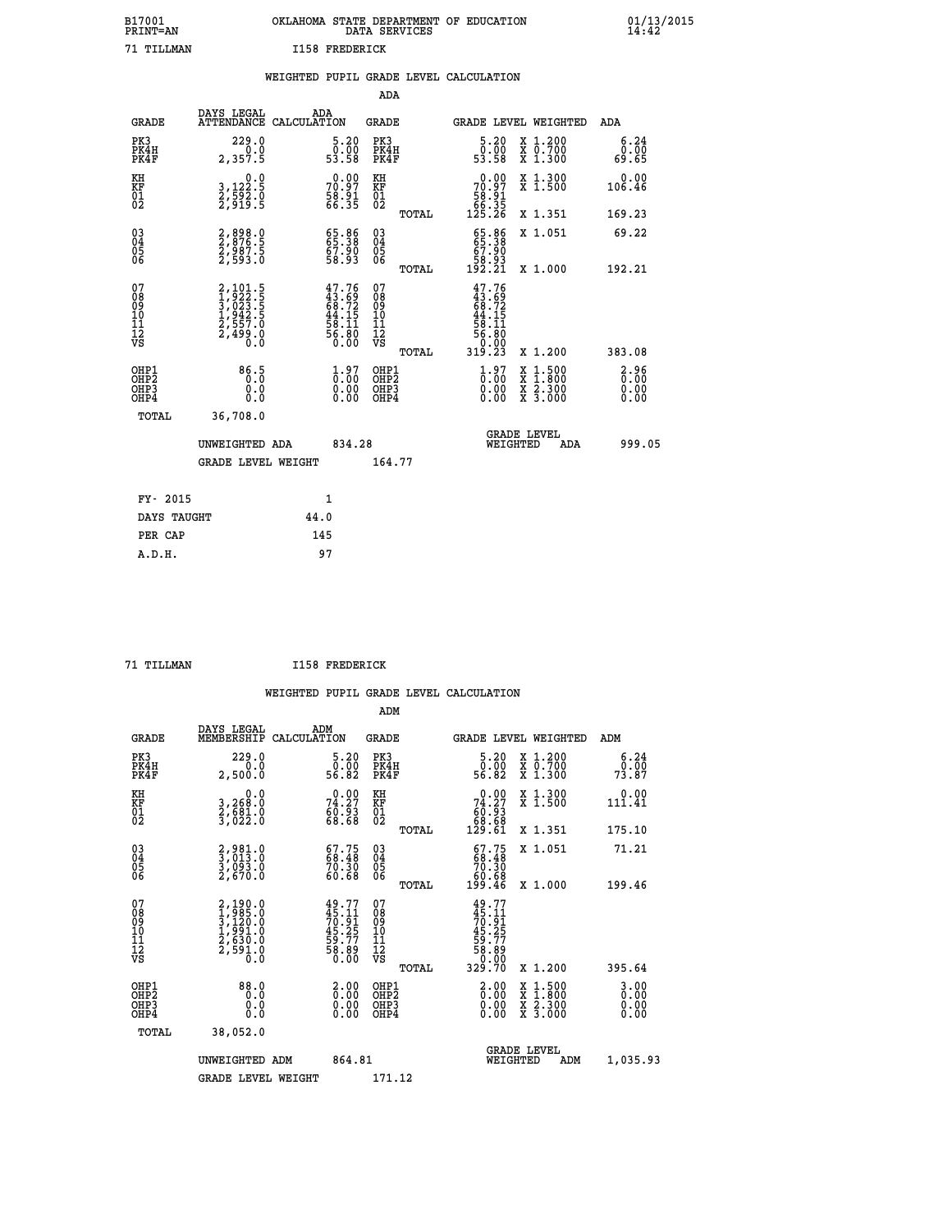B17001 OKLAHOMA STATE DEPARTMENT OF EDUCATION 01/13/2015
PRINT=AN DATA SERVICES 14:42

71 TILLMAN I158 FREDERICK

## WEIGHTED PUPIL GRADE LEVEL CALCULATION

### ADA

| GRADE | DAYS LEGAL ATTENDANCE | ADA CALCULATION | GRADE | GRADE LEVEL | WEIGHTED | ADA |
|---|---|---|---|---|---|---|
| PK3 | 229.0 | 5.20 | PK3 | 5.20 | X 1.200 | 6.24 |
| PK4H | 0.0 | 0.00 | PK4H | 0.00 | X 0.700 | 0.00 |
| PK4F | 2,357.5 | 53.58 | PK4F | 53.58 | X 1.300 | 69.65 |
| KH | 0.0 | 0.00 | KH | 0.00 | X 1.300 | 0.00 |
| KF | 3,122.5 | 70.97 | KF | 70.97 | X 1.500 | 106.46 |
| 01 | 2,592.0 | 58.91 | 01 | 58.91 | | |
| 02 | 2,919.5 | 66.35 | 02 | 66.35 | | |
| | | | TOTAL | 125.26 | X 1.351 | 169.23 |
| 03 | 2,898.0 | 65.86 | 03 | 65.86 | X 1.051 | 69.22 |
| 04 | 2,876.5 | 65.38 | 04 | 65.38 | | |
| 05 | 2,987.5 | 67.90 | 05 | 67.90 | | |
| 06 | 2,593.0 | 58.93 | 06 | 58.93 | | |
| | | | TOTAL | 192.21 | X 1.000 | 192.21 |
| 07 | 2,101.5 | 47.76 | 07 | 47.76 | | |
| 08 | 1,922.5 | 43.69 | 08 | 43.69 | | |
| 09 | 3,023.5 | 68.72 | 09 | 68.72 | | |
| 10 | 1,942.5 | 44.15 | 10 | 44.15 | | |
| 11 | 2,557.0 | 58.11 | 11 | 58.11 | | |
| 12 | 2,499.0 | 56.80 | 12 | 56.80 | | |
| VS | 0.0 | 0.00 | VS | 0.00 | | |
| | | | TOTAL | 319.23 | X 1.200 | 383.08 |
| OHP1 | 86.5 | 1.97 | OHP1 | 1.97 | X 1.500 | 2.96 |
| OHP2 | 0.0 | 0.00 | OHP2 | 0.00 | X 1.800 | 0.00 |
| OHP3 | 0.0 | 0.00 | OHP3 | 0.00 | X 2.300 | 0.00 |
| OHP4 | 0.0 | 0.00 | OHP4 | 0.00 | X 3.000 | 0.00 |
| TOTAL | 36,708.0 | | | | | |

UNWEIGHTED ADA 834.28 — GRADE LEVEL WEIGHTED ADA 999.05

GRADE LEVEL WEIGHT 164.77

| FY- 2015 | 1 |
|---|---|
| DAYS TAUGHT | 44.0 |
| PER CAP | 145 |
| A.D.H. | 97 |

71 TILLMAN I158 FREDERICK

## WEIGHTED PUPIL GRADE LEVEL CALCULATION

### ADM

| GRADE | DAYS LEGAL MEMBERSHIP | ADM CALCULATION | GRADE | GRADE LEVEL | WEIGHTED | ADM |
|---|---|---|---|---|---|---|
| PK3 | 229.0 | 5.20 | PK3 | 5.20 | X 1.200 | 6.24 |
| PK4H | 0.0 | 0.00 | PK4H | 0.00 | X 0.700 | 0.00 |
| PK4F | 2,500.0 | 56.82 | PK4F | 56.82 | X 1.300 | 73.87 |
| KH | 0.0 | 0.00 | KH | 0.00 | X 1.300 | 0.00 |
| KF | 3,268.0 | 74.27 | KF | 74.27 | X 1.500 | 111.41 |
| 01 | 2,681.0 | 60.93 | 01 | 60.93 | | |
| 02 | 3,022.0 | 68.68 | 02 | 68.68 | | |
| | | | TOTAL | 129.61 | X 1.351 | 175.10 |
| 03 | 2,981.0 | 67.75 | 03 | 67.75 | X 1.051 | 71.21 |
| 04 | 3,013.0 | 68.48 | 04 | 68.48 | | |
| 05 | 3,093.0 | 70.30 | 05 | 70.30 | | |
| 06 | 2,670.0 | 60.68 | 06 | 60.68 | | |
| | | | TOTAL | 199.46 | X 1.000 | 199.46 |
| 07 | 2,190.0 | 49.77 | 07 | 49.77 | | |
| 08 | 1,985.0 | 45.11 | 08 | 45.11 | | |
| 09 | 3,120.0 | 70.91 | 09 | 70.91 | | |
| 10 | 1,991.0 | 45.25 | 10 | 45.25 | | |
| 11 | 2,630.0 | 59.77 | 11 | 59.77 | | |
| 12 | 2,591.0 | 58.89 | 12 | 58.89 | | |
| VS | 0.0 | 0.00 | VS | 0.00 | | |
| | | | TOTAL | 329.70 | X 1.200 | 395.64 |
| OHP1 | 88.0 | 2.00 | OHP1 | 2.00 | X 1.500 | 3.00 |
| OHP2 | 0.0 | 0.00 | OHP2 | 0.00 | X 1.800 | 0.00 |
| OHP3 | 0.0 | 0.00 | OHP3 | 0.00 | X 2.300 | 0.00 |
| OHP4 | 0.0 | 0.00 | OHP4 | 0.00 | X 3.000 | 0.00 |
| TOTAL | 38,052.0 | | | | | |

UNWEIGHTED ADM 864.81 — GRADE LEVEL WEIGHTED ADM 1,035.93

GRADE LEVEL WEIGHT 171.12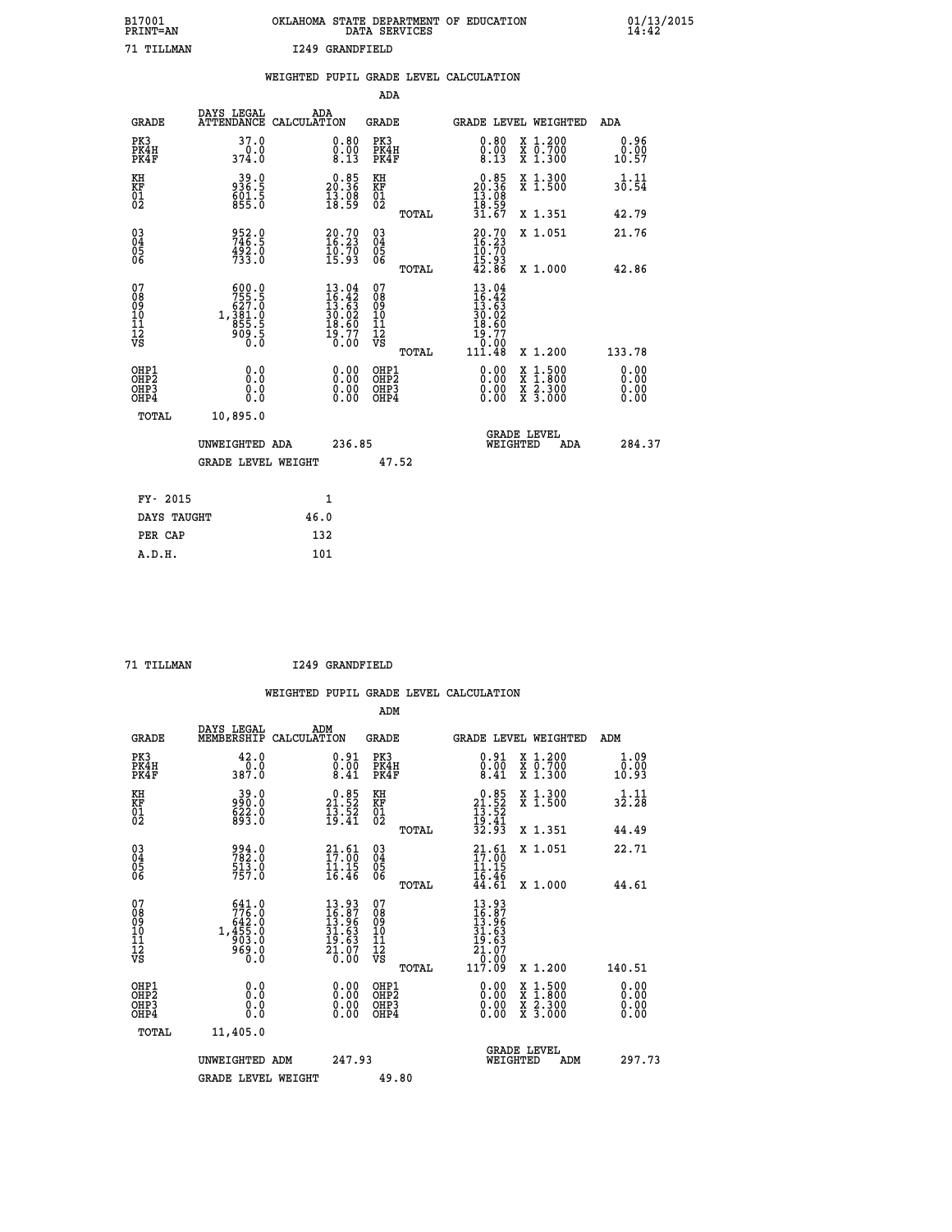B17001 OKLAHOMA STATE DEPARTMENT OF EDUCATION 01/13/2015
PRINT=AN DATA SERVICES 14:42

71 TILLMAN I249 GRANDFIELD

## WEIGHTED PUPIL GRADE LEVEL CALCULATION

### ADA

| GRADE | DAYS LEGAL ATTENDANCE | ADA CALCULATION | GRADE | | GRADE LEVEL | WEIGHTED | ADA |
|---|---|---|---|---|---|---|---|
| PK3 | 37.0 | 0.80 | PK3 | | 0.80 | X 1.200 | 0.96 |
| PK4H | 0.0 | 0.00 | PK4H | | 0.00 | X 0.700 | 0.00 |
| PK4F | 374.0 | 8.13 | PK4F | | 8.13 | X 1.300 | 10.57 |
| KH | 39.0 | 0.85 | KH | | 0.85 | X 1.300 | 1.11 |
| KF | 936.5 | 20.36 | KF | | 20.36 | X 1.500 | 30.54 |
| 01 | 601.5 | 13.08 | 01 | | 13.08 | | |
| 02 | 855.0 | 18.59 | 02 | | 18.59 | | |
| | | | | TOTAL | 31.67 | X 1.351 | 42.79 |
| 03 | 952.0 | 20.70 | 03 | | 20.70 | X 1.051 | 21.76 |
| 04 | 746.5 | 16.23 | 04 | | 16.23 | | |
| 05 | 492.0 | 10.70 | 05 | | 10.70 | | |
| 06 | 733.0 | 15.93 | 06 | | 15.93 | | |
| | | | | TOTAL | 42.86 | X 1.000 | 42.86 |
| 07 | 600.0 | 13.04 | 07 | | 13.04 | | |
| 08 | 755.5 | 16.42 | 08 | | 16.42 | | |
| 09 | 627.0 | 13.63 | 09 | | 13.63 | | |
| 10 | 1,381.0 | 30.02 | 10 | | 30.02 | | |
| 11 | 855.5 | 18.60 | 11 | | 18.60 | | |
| 12 | 909.5 | 19.77 | 12 | | 19.77 | | |
| VS | 0.0 | 0.00 | VS | | 0.00 | | |
| | | | | TOTAL | 111.48 | X 1.200 | 133.78 |
| OHP1 | 0.0 | 0.00 | OHP1 | | 0.00 | X 1.500 | 0.00 |
| OHP2 | 0.0 | 0.00 | OHP2 | | 0.00 | X 1.800 | 0.00 |
| OHP3 | 0.0 | 0.00 | OHP3 | | 0.00 | X 2.300 | 0.00 |
| OHP4 | 0.0 | 0.00 | OHP4 | | 0.00 | X 3.000 | 0.00 |
| TOTAL | 10,895.0 | | | | | | |

UNWEIGHTED ADA 236.85 GRADE LEVEL WEIGHTED ADA 284.37

GRADE LEVEL WEIGHT 47.52

| | |
|---|---|
| FY- 2015 | 1 |
| DAYS TAUGHT | 46.0 |
| PER CAP | 132 |
| A.D.H. | 101 |

71 TILLMAN I249 GRANDFIELD

## WEIGHTED PUPIL GRADE LEVEL CALCULATION

### ADM

| GRADE | DAYS LEGAL MEMBERSHIP | ADM CALCULATION | GRADE | | GRADE LEVEL | WEIGHTED | ADM |
|---|---|---|---|---|---|---|---|
| PK3 | 42.0 | 0.91 | PK3 | | 0.91 | X 1.200 | 1.09 |
| PK4H | 0.0 | 0.00 | PK4H | | 0.00 | X 0.700 | 0.00 |
| PK4F | 387.0 | 8.41 | PK4F | | 8.41 | X 1.300 | 10.93 |
| KH | 39.0 | 0.85 | KH | | 0.85 | X 1.300 | 1.11 |
| KF | 990.0 | 21.52 | KF | | 21.52 | X 1.500 | 32.28 |
| 01 | 622.0 | 13.52 | 01 | | 13.52 | | |
| 02 | 893.0 | 19.41 | 02 | | 19.41 | | |
| | | | | TOTAL | 32.93 | X 1.351 | 44.49 |
| 03 | 994.0 | 21.61 | 03 | | 21.61 | X 1.051 | 22.71 |
| 04 | 782.0 | 17.00 | 04 | | 17.00 | | |
| 05 | 513.0 | 11.15 | 05 | | 11.15 | | |
| 06 | 757.0 | 16.46 | 06 | | 16.46 | | |
| | | | | TOTAL | 44.61 | X 1.000 | 44.61 |
| 07 | 641.0 | 13.93 | 07 | | 13.93 | | |
| 08 | 776.0 | 16.87 | 08 | | 16.87 | | |
| 09 | 642.0 | 13.96 | 09 | | 13.96 | | |
| 10 | 1,455.0 | 31.63 | 10 | | 31.63 | | |
| 11 | 903.0 | 19.63 | 11 | | 19.63 | | |
| 12 | 969.0 | 21.07 | 12 | | 21.07 | | |
| VS | 0.0 | 0.00 | VS | | 0.00 | | |
| | | | | TOTAL | 117.09 | X 1.200 | 140.51 |
| OHP1 | 0.0 | 0.00 | OHP1 | | 0.00 | X 1.500 | 0.00 |
| OHP2 | 0.0 | 0.00 | OHP2 | | 0.00 | X 1.800 | 0.00 |
| OHP3 | 0.0 | 0.00 | OHP3 | | 0.00 | X 2.300 | 0.00 |
| OHP4 | 0.0 | 0.00 | OHP4 | | 0.00 | X 3.000 | 0.00 |
| TOTAL | 11,405.0 | | | | | | |

UNWEIGHTED ADM 247.93 GRADE LEVEL WEIGHTED ADM 297.73

GRADE LEVEL WEIGHT 49.80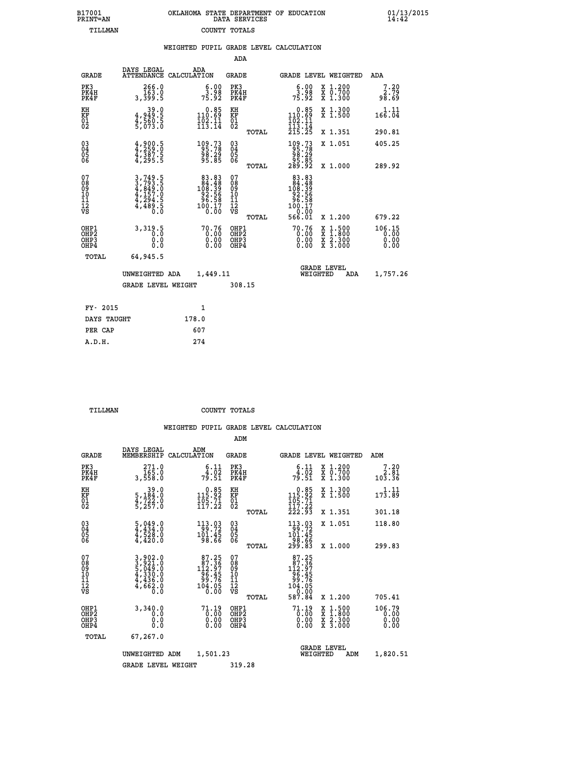B17001 OKLAHOMA STATE DEPARTMENT OF EDUCATION 01/13/2015
PRINT=AN DATA SERVICES 14:42
TILLMAN COUNTY TOTALS

WEIGHTED PUPIL GRADE LEVEL CALCULATION

ADA

| GRADE | DAYS LEGAL ATTENDANCE | ADA CALCULATION | GRADE | | GRADE LEVEL | WEIGHTED | ADA |
|---|---|---|---|---|---|---|---|
| PK3 | 266.0 | 6.00 | PK3 | | 6.00 | X 1.200 | 7.20 |
| PK4H | 163.0 | 3.98 | PK4H | | 3.98 | X 0.700 | 2.79 |
| PK4F | 3,399.5 | 75.92 | PK4F | | 75.92 | X 1.300 | 98.69 |
| KH | 39.0 | 0.85 | KH | | 0.85 | X 1.300 | 1.11 |
| KF | 4,949.5 | 110.69 | KF | | 110.69 | X 1.500 | 166.04 |
| 01 | 4,560.5 | 102.11 | 01 | | 102.11 | | |
| 02 | 5,073.0 | 113.14 | 02 | | 113.14 | | |
| | | | | TOTAL | 215.25 | X 1.351 | 290.81 |
| 03 | 4,900.5 | 109.73 | 03 | | 109.73 | X 1.051 | 405.25 |
| 04 | 4,259.0 | 95.78 | 04 | | 95.78 | | |
| 05 | 4,387.5 | 98.29 | 05 | | 98.29 | | |
| 06 | 4,295.5 | 95.85 | 06 | | 95.85 | | |
| | | | | TOTAL | 289.92 | X 1.000 | 289.92 |
| 07 | 3,749.5 | 83.83 | 07 | | 83.83 | | |
| 08 | 3,793.5 | 84.48 | 08 | | 84.48 | | |
| 09 | 4,849.0 | 108.39 | 09 | | 108.39 | | |
| 10 | 4,157.0 | 92.56 | 10 | | 92.56 | | |
| 11 | 4,294.5 | 96.58 | 11 | | 96.58 | | |
| 12 | 4,489.5 | 100.17 | 12 | | 100.17 | | |
| VS | 0.0 | 0.00 | VS | | 0.00 | | |
| | | | | TOTAL | 566.01 | X 1.200 | 679.22 |
| OHP1 | 3,319.5 | 70.76 | OHP1 | | 70.76 | X 1.500 | 106.15 |
| OHP2 | 0.0 | 0.00 | OHP2 | | 0.00 | X 1.800 | 0.00 |
| OHP3 | 0.0 | 0.00 | OHP3 | | 0.00 | X 2.300 | 0.00 |
| OHP4 | 0.0 | 0.00 | OHP4 | | 0.00 | X 3.000 | 0.00 |
| TOTAL | 64,945.5 | | | | | | |

UNWEIGHTED ADA 1,449.11 GRADE LEVEL WEIGHTED ADA 1,757.26

GRADE LEVEL WEIGHT 308.15

| FY- 2015 | 1 |
|---|---|
| DAYS TAUGHT | 178.0 |
| PER CAP | 607 |
| A.D.H. | 274 |

TILLMAN COUNTY TOTALS

WEIGHTED PUPIL GRADE LEVEL CALCULATION

ADM

| GRADE | DAYS LEGAL MEMBERSHIP | ADM CALCULATION | GRADE | | GRADE LEVEL | WEIGHTED | ADM |
|---|---|---|---|---|---|---|---|
| PK3 | 271.0 | 6.11 | PK3 | | 6.11 | X 1.200 | 7.20 |
| PK4H | 165.0 | 4.02 | PK4H | | 4.02 | X 0.700 | 2.81 |
| PK4F | 3,558.0 | 79.51 | PK4F | | 79.51 | X 1.300 | 103.36 |
| KH | 39.0 | 0.85 | KH | | 0.85 | X 1.300 | 1.11 |
| KF | 5,184.0 | 115.92 | KF | | 115.92 | X 1.500 | 173.89 |
| 01 | 4,722.0 | 105.71 | 01 | | 105.71 | | |
| 02 | 5,257.0 | 117.22 | 02 | | 117.22 | | |
| | | | | TOTAL | 222.93 | X 1.351 | 301.18 |
| 03 | 5,049.0 | 113.03 | 03 | | 113.03 | X 1.051 | 118.80 |
| 04 | 4,434.0 | 99.72 | 04 | | 99.72 | | |
| 05 | 4,528.0 | 101.45 | 05 | | 101.45 | | |
| 06 | 4,420.0 | 98.66 | 06 | | 98.66 | | |
| | | | | TOTAL | 299.83 | X 1.000 | 299.83 |
| 07 | 3,902.0 | 87.25 | 07 | | 87.25 | | |
| 08 | 3,921.0 | 87.36 | 08 | | 87.36 | | |
| 09 | 5,049.0 | 112.97 | 09 | | 112.97 | | |
| 10 | 4,330.0 | 96.45 | 10 | | 96.45 | | |
| 11 | 4,436.0 | 99.76 | 11 | | 99.76 | | |
| 12 | 4,662.0 | 104.05 | 12 | | 104.05 | | |
| VS | 0.0 | 0.00 | VS | | 0.00 | | |
| | | | | TOTAL | 587.84 | X 1.200 | 705.41 |
| OHP1 | 3,340.0 | 71.19 | OHP1 | | 71.19 | X 1.500 | 106.79 |
| OHP2 | 0.0 | 0.00 | OHP2 | | 0.00 | X 1.800 | 0.00 |
| OHP3 | 0.0 | 0.00 | OHP3 | | 0.00 | X 2.300 | 0.00 |
| OHP4 | 0.0 | 0.00 | OHP4 | | 0.00 | X 3.000 | 0.00 |
| TOTAL | 67,267.0 | | | | | | |

UNWEIGHTED ADM 1,501.23 GRADE LEVEL WEIGHTED ADM 1,820.51

GRADE LEVEL WEIGHT 319.28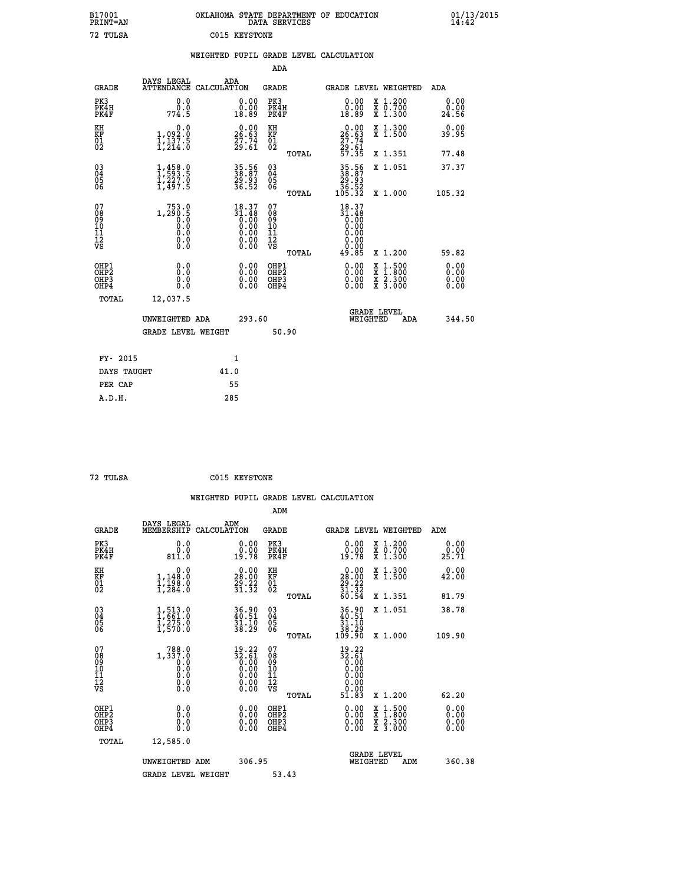B17001 OKLAHOMA STATE DEPARTMENT OF EDUCATION 01/13/2015
PRINT=AN DATA SERVICES 14:42

72 TULSA C015 KEYSTONE

WEIGHTED PUPIL GRADE LEVEL CALCULATION

ADA

| GRADE | DAYS LEGAL ATTENDANCE | ADA CALCULATION | GRADE | GRADE LEVEL | WEIGHTED | ADA |
|---|---|---|---|---|---|---|
| PK3 | 0.0 | 0.00 | PK3 | 0.00 | X 1.200 | 0.00 |
| PK4H | 0.0 | 0.00 | PK4H | 0.00 | X 0.700 | 0.00 |
| PK4F | 774.5 | 18.89 | PK4F | 18.89 | X 1.300 | 24.56 |
| KH | 0.0 | 0.00 | KH | 0.00 | X 1.300 | 0.00 |
| KF | 1,092.0 | 26.63 | KF | 26.63 | X 1.500 | 39.95 |
| 01 | 1,137.5 | 27.74 | 01 | 27.74 | | |
| 02 | 1,214.0 | 29.61 | 02 | 29.61 | | |
| | | | TOTAL | 57.35 | X 1.351 | 77.48 |
| 03 | 1,458.0 | 35.56 | 03 | 35.56 | X 1.051 | 37.37 |
| 04 | 1,593.5 | 38.87 | 04 | 38.87 | | |
| 05 | 1,227.0 | 29.93 | 05 | 29.93 | | |
| 06 | 1,497.5 | 36.52 | 06 | 36.52 | | |
| | | | TOTAL | 105.32 | X 1.000 | 105.32 |
| 07 | 753.0 | 18.37 | 07 | 18.37 | | |
| 08 | 1,290.5 | 31.48 | 08 | 31.48 | | |
| 09 | 0.0 | 0.00 | 09 | 0.00 | | |
| 10 | 0.0 | 0.00 | 10 | 0.00 | | |
| 11 | 0.0 | 0.00 | 11 | 0.00 | | |
| 12 | 0.0 | 0.00 | 12 | 0.00 | | |
| VS | 0.0 | 0.00 | VS | 0.00 | | |
| | | | TOTAL | 49.85 | X 1.200 | 59.82 |
| OHP1 | 0.0 | 0.00 | OHP1 | 0.00 | X 1.500 | 0.00 |
| OHP2 | 0.0 | 0.00 | OHP2 | 0.00 | X 1.800 | 0.00 |
| OHP3 | 0.0 | 0.00 | OHP3 | 0.00 | X 2.300 | 0.00 |
| OHP4 | 0.0 | 0.00 | OHP4 | 0.00 | X 3.000 | 0.00 |
| TOTAL | 12,037.5 | | | | | |

UNWEIGHTED ADA 293.60 GRADE LEVEL WEIGHTED ADA 344.50

GRADE LEVEL WEIGHT 50.90

| FY- 2015 | 1 |
|---|---|
| DAYS TAUGHT | 41.0 |
| PER CAP | 55 |
| A.D.H. | 285 |

72 TULSA C015 KEYSTONE

WEIGHTED PUPIL GRADE LEVEL CALCULATION

ADM

| GRADE | DAYS LEGAL MEMBERSHIP | ADM CALCULATION | GRADE | GRADE LEVEL | WEIGHTED | ADM |
|---|---|---|---|---|---|---|
| PK3 | 0.0 | 0.00 | PK3 | 0.00 | X 1.200 | 0.00 |
| PK4H | 0.0 | 0.00 | PK4H | 0.00 | X 0.700 | 0.00 |
| PK4F | 811.0 | 19.78 | PK4F | 19.78 | X 1.300 | 25.71 |
| KH | 0.0 | 0.00 | KH | 0.00 | X 1.300 | 0.00 |
| KF | 1,148.0 | 28.00 | KF | 28.00 | X 1.500 | 42.00 |
| 01 | 1,198.0 | 29.22 | 01 | 29.22 | | |
| 02 | 1,284.0 | 31.32 | 02 | 31.32 | | |
| | | | TOTAL | 60.54 | X 1.351 | 81.79 |
| 03 | 1,513.0 | 36.90 | 03 | 36.90 | X 1.051 | 38.78 |
| 04 | 1,661.0 | 40.51 | 04 | 40.51 | | |
| 05 | 1,275.0 | 31.10 | 05 | 31.10 | | |
| 06 | 1,570.0 | 38.29 | 06 | 38.29 | | |
| | | | TOTAL | 109.90 | X 1.000 | 109.90 |
| 07 | 788.0 | 19.22 | 07 | 19.22 | | |
| 08 | 1,337.0 | 32.61 | 08 | 32.61 | | |
| 09 | 0.0 | 0.00 | 09 | 0.00 | | |
| 10 | 0.0 | 0.00 | 10 | 0.00 | | |
| 11 | 0.0 | 0.00 | 11 | 0.00 | | |
| 12 | 0.0 | 0.00 | 12 | 0.00 | | |
| VS | 0.0 | 0.00 | VS | 0.00 | | |
| | | | TOTAL | 51.83 | X 1.200 | 62.20 |
| OHP1 | 0.0 | 0.00 | OHP1 | 0.00 | X 1.500 | 0.00 |
| OHP2 | 0.0 | 0.00 | OHP2 | 0.00 | X 1.800 | 0.00 |
| OHP3 | 0.0 | 0.00 | OHP3 | 0.00 | X 2.300 | 0.00 |
| OHP4 | 0.0 | 0.00 | OHP4 | 0.00 | X 3.000 | 0.00 |
| TOTAL | 12,585.0 | | | | | |

UNWEIGHTED ADM 306.95 GRADE LEVEL WEIGHTED ADM 360.38

GRADE LEVEL WEIGHT 53.43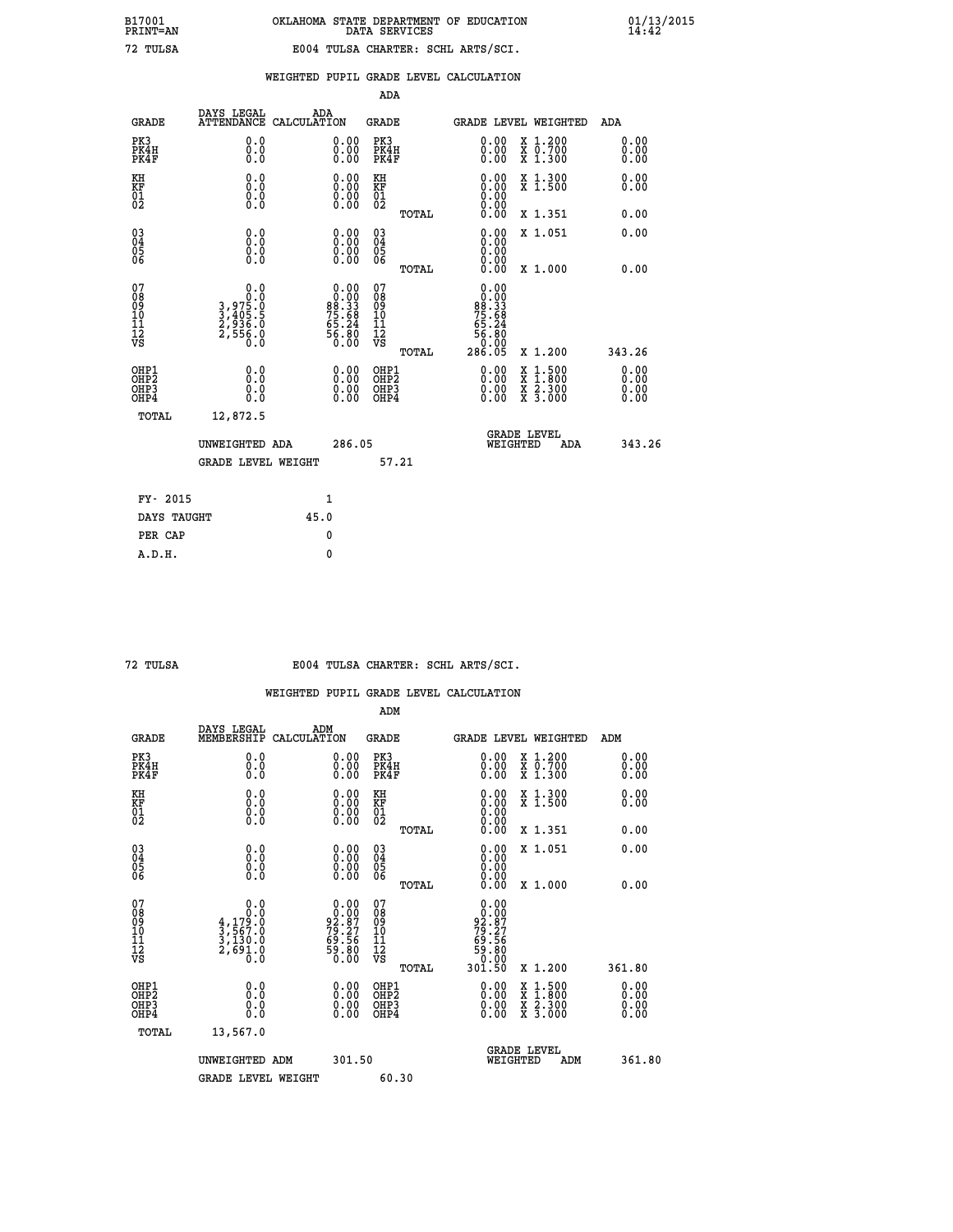B17001 PRINT=AN — OKLAHOMA STATE DEPARTMENT OF EDUCATION DATA SERVICES — 01/13/2015 14:42

72 TULSA — E004 TULSA CHARTER: SCHL ARTS/SCI.

## WEIGHTED PUPIL GRADE LEVEL CALCULATION

### ADA

| GRADE | DAYS LEGAL ATTENDANCE | ADA CALCULATION | GRADE | GRADE LEVEL | WEIGHTED | ADA |
|---|---|---|---|---|---|---|
| PK3 | 0.0 | 0.00 | PK3 | 0.00 | X 1.200 | 0.00 |
| PK4H | 0.0 | 0.00 | PK4H | 0.00 | X 0.700 | 0.00 |
| PK4F | 0.0 | 0.00 | PK4F | 0.00 | X 1.300 | 0.00 |
| KH | 0.0 | 0.00 | KH | 0.00 | X 1.300 | 0.00 |
| KF | 0.0 | 0.00 | KF | 0.00 | X 1.500 | 0.00 |
| 01 | 0.0 | 0.00 | 01 | 0.00 | | |
| 02 | 0.0 | 0.00 | 02 | 0.00 | | |
| | | | TOTAL | 0.00 | X 1.351 | 0.00 |
| 03 | 0.0 | 0.00 | 03 | 0.00 | X 1.051 | 0.00 |
| 04 | 0.0 | 0.00 | 04 | 0.00 | | |
| 05 | 0.0 | 0.00 | 05 | 0.00 | | |
| 06 | 0.0 | 0.00 | 06 | 0.00 | | |
| | | | TOTAL | 0.00 | X 1.000 | 0.00 |
| 07 | 0.0 | 0.00 | 07 | 0.00 | | |
| 08 | 0.0 | 0.00 | 08 | 0.00 | | |
| 09 | 3,975.0 | 88.33 | 09 | 88.33 | | |
| 10 | 3,405.5 | 75.68 | 10 | 75.68 | | |
| 11 | 2,936.0 | 65.24 | 11 | 65.24 | | |
| 12 | 2,556.0 | 56.80 | 12 | 56.80 | | |
| VS | 0.0 | 0.00 | VS | 0.00 | | |
| | | | TOTAL | 286.05 | X 1.200 | 343.26 |
| OHP1 | 0.0 | 0.00 | OHP1 | 0.00 | X 1.500 | 0.00 |
| OHP2 | 0.0 | 0.00 | OHP2 | 0.00 | X 1.800 | 0.00 |
| OHP3 | 0.0 | 0.00 | OHP3 | 0.00 | X 2.300 | 0.00 |
| OHP4 | 0.0 | 0.00 | OHP4 | 0.00 | X 3.000 | 0.00 |
| TOTAL | 12,872.5 | | | | | |

UNWEIGHTED ADA 286.05 — GRADE LEVEL WEIGHTED ADA 343.26

GRADE LEVEL WEIGHT 57.21

| | |
|---|---|
| FY- 2015 | 1 |
| DAYS TAUGHT | 45.0 |
| PER CAP | 0 |
| A.D.H. | 0 |

72 TULSA — E004 TULSA CHARTER: SCHL ARTS/SCI.

## WEIGHTED PUPIL GRADE LEVEL CALCULATION

### ADM

| GRADE | DAYS LEGAL MEMBERSHIP | ADM CALCULATION | GRADE | GRADE LEVEL | WEIGHTED | ADM |
|---|---|---|---|---|---|---|
| PK3 | 0.0 | 0.00 | PK3 | 0.00 | X 1.200 | 0.00 |
| PK4H | 0.0 | 0.00 | PK4H | 0.00 | X 0.700 | 0.00 |
| PK4F | 0.0 | 0.00 | PK4F | 0.00 | X 1.300 | 0.00 |
| KH | 0.0 | 0.00 | KH | 0.00 | X 1.300 | 0.00 |
| KF | 0.0 | 0.00 | KF | 0.00 | X 1.500 | 0.00 |
| 01 | 0.0 | 0.00 | 01 | 0.00 | | |
| 02 | 0.0 | 0.00 | 02 | 0.00 | | |
| | | | TOTAL | 0.00 | X 1.351 | 0.00 |
| 03 | 0.0 | 0.00 | 03 | 0.00 | X 1.051 | 0.00 |
| 04 | 0.0 | 0.00 | 04 | 0.00 | | |
| 05 | 0.0 | 0.00 | 05 | 0.00 | | |
| 06 | 0.0 | 0.00 | 06 | 0.00 | | |
| | | | TOTAL | 0.00 | X 1.000 | 0.00 |
| 07 | 0.0 | 0.00 | 07 | 0.00 | | |
| 08 | 0.0 | 0.00 | 08 | 0.00 | | |
| 09 | 4,179.0 | 92.87 | 09 | 92.87 | | |
| 10 | 3,567.0 | 79.27 | 10 | 79.27 | | |
| 11 | 3,130.0 | 69.56 | 11 | 69.56 | | |
| 12 | 2,691.0 | 59.80 | 12 | 59.80 | | |
| VS | 0.0 | 0.00 | VS | 0.00 | | |
| | | | TOTAL | 301.50 | X 1.200 | 361.80 |
| OHP1 | 0.0 | 0.00 | OHP1 | 0.00 | X 1.500 | 0.00 |
| OHP2 | 0.0 | 0.00 | OHP2 | 0.00 | X 1.800 | 0.00 |
| OHP3 | 0.0 | 0.00 | OHP3 | 0.00 | X 2.300 | 0.00 |
| OHP4 | 0.0 | 0.00 | OHP4 | 0.00 | X 3.000 | 0.00 |
| TOTAL | 13,567.0 | | | | | |

UNWEIGHTED ADM 301.50 — GRADE LEVEL WEIGHTED ADM 361.80

GRADE LEVEL WEIGHT 60.30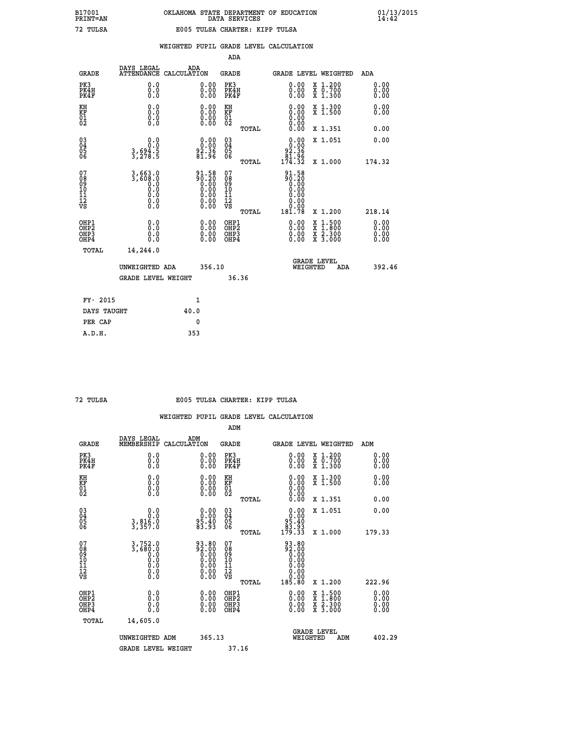B17001 OKLAHOMA STATE DEPARTMENT OF EDUCATION 01/13/2015
PRINT=AN DATA SERVICES 14:42

72 TULSA E005 TULSA CHARTER: KIPP TULSA

## WEIGHTED PUPIL GRADE LEVEL CALCULATION

ADA

| GRADE | DAYS LEGAL ATTENDANCE | ADA CALCULATION | GRADE | GRADE LEVEL | WEIGHTED | ADA |
|---|---|---|---|---|---|---|
| PK3 | 0.0 | 0.00 | PK3 | 0.00 | X 1.200 | 0.00 |
| PK4H | 0.0 | 0.00 | PK4H | 0.00 | X 0.700 | 0.00 |
| PK4F | 0.0 | 0.00 | PK4F | 0.00 | X 1.300 | 0.00 |
| KH | 0.0 | 0.00 | KH | 0.00 | X 1.300 | 0.00 |
| KF | 0.0 | 0.00 | KF | 0.00 | X 1.500 | 0.00 |
| 01 | 0.0 | 0.00 | 01 | 0.00 | | |
| 02 | 0.0 | 0.00 | 02 | 0.00 | | |
| | | | TOTAL | 0.00 | X 1.351 | 0.00 |
| 03 | 0.0 | 0.00 | 03 | 0.00 | X 1.051 | 0.00 |
| 04 | 0.0 | 0.00 | 04 | 0.00 | | |
| 05 | 3,694.5 | 92.36 | 05 | 92.36 | | |
| 06 | 3,278.5 | 81.96 | 06 | 81.96 | | |
| | | | TOTAL | 174.32 | X 1.000 | 174.32 |
| 07 | 3,663.0 | 91.58 | 07 | 91.58 | | |
| 08 | 3,608.0 | 90.20 | 08 | 90.20 | | |
| 09 | 0.0 | 0.00 | 09 | 0.00 | | |
| 10 | 0.0 | 0.00 | 10 | 0.00 | | |
| 11 | 0.0 | 0.00 | 11 | 0.00 | | |
| 12 | 0.0 | 0.00 | 12 | 0.00 | | |
| VS | 0.0 | 0.00 | VS | 0.00 | | |
| | | | TOTAL | 181.78 | X 1.200 | 218.14 |
| OHP1 | 0.0 | 0.00 | OHP1 | 0.00 | X 1.500 | 0.00 |
| OHP2 | 0.0 | 0.00 | OHP2 | 0.00 | X 1.800 | 0.00 |
| OHP3 | 0.0 | 0.00 | OHP3 | 0.00 | X 2.300 | 0.00 |
| OHP4 | 0.0 | 0.00 | OHP4 | 0.00 | X 3.000 | 0.00 |
| TOTAL | 14,244.0 | | | | | |

UNWEIGHTED ADA 356.10 &nbsp;&nbsp;&nbsp; GRADE LEVEL WEIGHTED ADA 392.46

GRADE LEVEL WEIGHT 36.36

| | |
|---|---|
| FY- 2015 | 1 |
| DAYS TAUGHT | 40.0 |
| PER CAP | 0 |
| A.D.H. | 353 |

72 TULSA E005 TULSA CHARTER: KIPP TULSA

## WEIGHTED PUPIL GRADE LEVEL CALCULATION

ADM

| GRADE | DAYS LEGAL MEMBERSHIP | ADM CALCULATION | GRADE | GRADE LEVEL | WEIGHTED | ADM |
|---|---|---|---|---|---|---|
| PK3 | 0.0 | 0.00 | PK3 | 0.00 | X 1.200 | 0.00 |
| PK4H | 0.0 | 0.00 | PK4H | 0.00 | X 0.700 | 0.00 |
| PK4F | 0.0 | 0.00 | PK4F | 0.00 | X 1.300 | 0.00 |
| KH | 0.0 | 0.00 | KH | 0.00 | X 1.300 | 0.00 |
| KF | 0.0 | 0.00 | KF | 0.00 | X 1.500 | 0.00 |
| 01 | 0.0 | 0.00 | 01 | 0.00 | | |
| 02 | 0.0 | 0.00 | 02 | 0.00 | | |
| | | | TOTAL | 0.00 | X 1.351 | 0.00 |
| 03 | 0.0 | 0.00 | 03 | 0.00 | X 1.051 | 0.00 |
| 04 | 0.0 | 0.00 | 04 | 0.00 | | |
| 05 | 3,816.0 | 95.40 | 05 | 95.40 | | |
| 06 | 3,357.0 | 83.93 | 06 | 83.93 | | |
| | | | TOTAL | 179.33 | X 1.000 | 179.33 |
| 07 | 3,752.0 | 93.80 | 07 | 93.80 | | |
| 08 | 3,680.0 | 92.00 | 08 | 92.00 | | |
| 09 | 0.0 | 0.00 | 09 | 0.00 | | |
| 10 | 0.0 | 0.00 | 10 | 0.00 | | |
| 11 | 0.0 | 0.00 | 11 | 0.00 | | |
| 12 | 0.0 | 0.00 | 12 | 0.00 | | |
| VS | 0.0 | 0.00 | VS | 0.00 | | |
| | | | TOTAL | 185.80 | X 1.200 | 222.96 |
| OHP1 | 0.0 | 0.00 | OHP1 | 0.00 | X 1.500 | 0.00 |
| OHP2 | 0.0 | 0.00 | OHP2 | 0.00 | X 1.800 | 0.00 |
| OHP3 | 0.0 | 0.00 | OHP3 | 0.00 | X 2.300 | 0.00 |
| OHP4 | 0.0 | 0.00 | OHP4 | 0.00 | X 3.000 | 0.00 |
| TOTAL | 14,605.0 | | | | | |

UNWEIGHTED ADM 365.13 &nbsp;&nbsp;&nbsp; GRADE LEVEL WEIGHTED ADM 402.29

GRADE LEVEL WEIGHT 37.16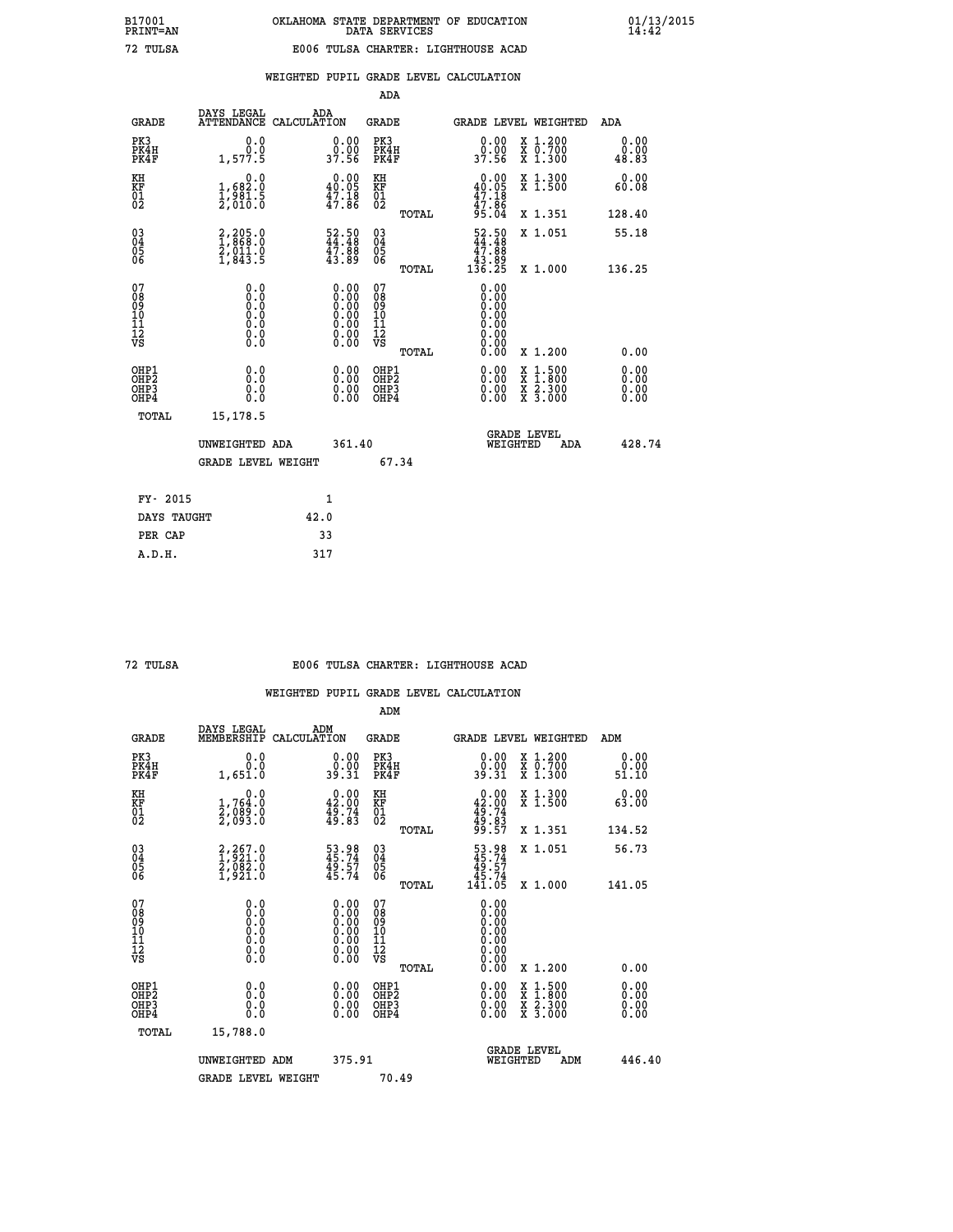B17001 OKLAHOMA STATE DEPARTMENT OF EDUCATION 01/13/2015
PRINT=AN DATA SERVICES 14:42

72 TULSA E006 TULSA CHARTER: LIGHTHOUSE ACAD

## WEIGHTED PUPIL GRADE LEVEL CALCULATION

### ADA

| GRADE | DAYS LEGAL ATTENDANCE | ADA CALCULATION | GRADE | GRADE LEVEL | WEIGHTED | ADA |
|---|---|---|---|---|---|---|
| PK3 | 0.0 | 0.00 | PK3 | 0.00 | X 1.200 | 0.00 |
| PK4H | 0.0 | 0.00 | PK4H | 0.00 | X 0.700 | 0.00 |
| PK4F | 1,577.5 | 37.56 | PK4F | 37.56 | X 1.300 | 48.83 |
| KH | 0.0 | 0.00 | KH | 0.00 | X 1.300 | 0.00 |
| KF | 1,682.0 | 40.05 | KF | 40.05 | X 1.500 | 60.08 |
| 01 | 1,981.5 | 47.18 | 01 | 47.18 | | |
| 02 | 2,010.0 | 47.86 | 02 | 47.86 | | |
| | | | TOTAL | 95.04 | X 1.351 | 128.40 |
| 03 | 2,205.0 | 52.50 | 03 | 52.50 | X 1.051 | 55.18 |
| 04 | 1,868.0 | 44.48 | 04 | 44.48 | | |
| 05 | 2,011.0 | 47.88 | 05 | 47.88 | | |
| 06 | 1,843.5 | 43.89 | 06 | 43.89 | | |
| | | | TOTAL | 136.25 | X 1.000 | 136.25 |
| 07 | 0.0 | 0.00 | 07 | 0.00 | | |
| 08 | 0.0 | 0.00 | 08 | 0.00 | | |
| 09 | 0.0 | 0.00 | 09 | 0.00 | | |
| 10 | 0.0 | 0.00 | 10 | 0.00 | | |
| 11 | 0.0 | 0.00 | 11 | 0.00 | | |
| 12 | 0.0 | 0.00 | 12 | 0.00 | | |
| VS | 0.0 | 0.00 | VS | 0.00 | | |
| | | | TOTAL | 0.00 | X 1.200 | 0.00 |
| OHP1 | 0.0 | 0.00 | OHP1 | 0.00 | X 1.500 | 0.00 |
| OHP2 | 0.0 | 0.00 | OHP2 | 0.00 | X 1.800 | 0.00 |
| OHP3 | 0.0 | 0.00 | OHP3 | 0.00 | X 2.300 | 0.00 |
| OHP4 | 0.0 | 0.00 | OHP4 | 0.00 | X 3.000 | 0.00 |
| TOTAL | 15,178.5 | | | | | |

UNWEIGHTED ADA 361.40 — GRADE LEVEL WEIGHTED ADA 428.74

GRADE LEVEL WEIGHT 67.34

| | |
|---|---|
| FY- 2015 | 1 |
| DAYS TAUGHT | 42.0 |
| PER CAP | 33 |
| A.D.H. | 317 |

72 TULSA E006 TULSA CHARTER: LIGHTHOUSE ACAD

## WEIGHTED PUPIL GRADE LEVEL CALCULATION

### ADM

| GRADE | DAYS LEGAL MEMBERSHIP | ADM CALCULATION | GRADE | GRADE LEVEL | WEIGHTED | ADM |
|---|---|---|---|---|---|---|
| PK3 | 0.0 | 0.00 | PK3 | 0.00 | X 1.200 | 0.00 |
| PK4H | 0.0 | 0.00 | PK4H | 0.00 | X 0.700 | 0.00 |
| PK4F | 1,651.0 | 39.31 | PK4F | 39.31 | X 1.300 | 51.10 |
| KH | 0.0 | 0.00 | KH | 0.00 | X 1.300 | 0.00 |
| KF | 1,764.0 | 42.00 | KF | 42.00 | X 1.500 | 63.00 |
| 01 | 2,089.0 | 49.74 | 01 | 49.74 | | |
| 02 | 2,093.0 | 49.83 | 02 | 49.83 | | |
| | | | TOTAL | 99.57 | X 1.351 | 134.52 |
| 03 | 2,267.0 | 53.98 | 03 | 53.98 | X 1.051 | 56.73 |
| 04 | 1,921.0 | 45.74 | 04 | 45.74 | | |
| 05 | 2,082.0 | 49.57 | 05 | 49.57 | | |
| 06 | 1,921.0 | 45.74 | 06 | 45.74 | | |
| | | | TOTAL | 141.05 | X 1.000 | 141.05 |
| 07 | 0.0 | 0.00 | 07 | 0.00 | | |
| 08 | 0.0 | 0.00 | 08 | 0.00 | | |
| 09 | 0.0 | 0.00 | 09 | 0.00 | | |
| 10 | 0.0 | 0.00 | 10 | 0.00 | | |
| 11 | 0.0 | 0.00 | 11 | 0.00 | | |
| 12 | 0.0 | 0.00 | 12 | 0.00 | | |
| VS | 0.0 | 0.00 | VS | 0.00 | | |
| | | | TOTAL | 0.00 | X 1.200 | 0.00 |
| OHP1 | 0.0 | 0.00 | OHP1 | 0.00 | X 1.500 | 0.00 |
| OHP2 | 0.0 | 0.00 | OHP2 | 0.00 | X 1.800 | 0.00 |
| OHP3 | 0.0 | 0.00 | OHP3 | 0.00 | X 2.300 | 0.00 |
| OHP4 | 0.0 | 0.00 | OHP4 | 0.00 | X 3.000 | 0.00 |
| TOTAL | 15,788.0 | | | | | |

UNWEIGHTED ADM 375.91 — GRADE LEVEL WEIGHTED ADM 446.40

GRADE LEVEL WEIGHT 70.49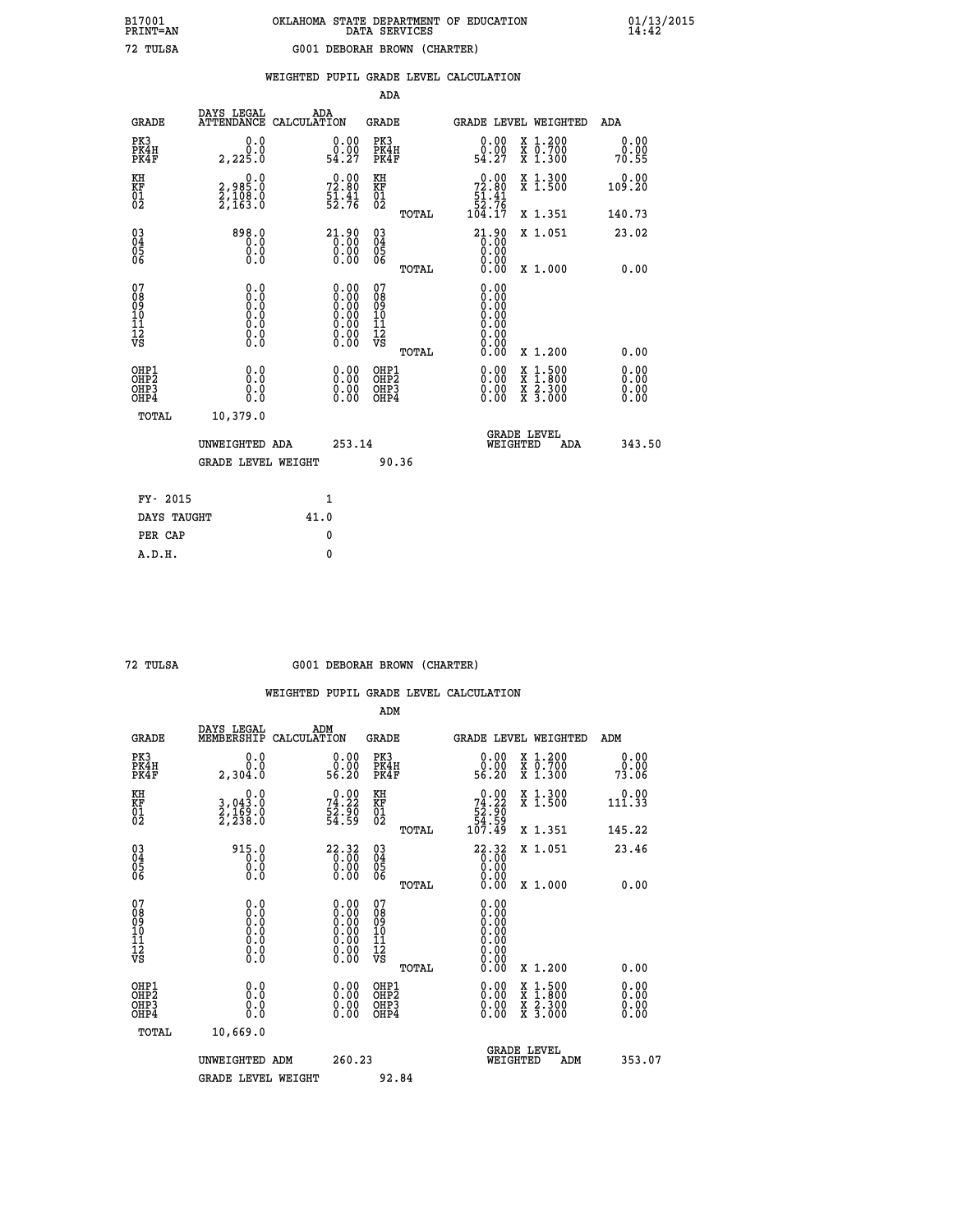B17001 OKLAHOMA STATE DEPARTMENT OF EDUCATION 01/13/2015
PRINT=AN DATA SERVICES 14:42

72 TULSA G001 DEBORAH BROWN (CHARTER)

## WEIGHTED PUPIL GRADE LEVEL CALCULATION

### ADA

| GRADE | DAYS LEGAL ATTENDANCE | ADA CALCULATION | GRADE | | GRADE LEVEL | WEIGHTED | ADA |
|---|---|---|---|---|---|---|---|
| PK3 | 0.0 | 0.00 | PK3 | | 0.00 | X 1.200 | 0.00 |
| PK4H | 0.0 | 0.00 | PK4H | | 0.00 | X 0.700 | 0.00 |
| PK4F | 2,225.0 | 54.27 | PK4F | | 54.27 | X 1.300 | 70.55 |
| KH | 0.0 | 0.00 | KH | | 0.00 | X 1.300 | 0.00 |
| KF | 2,985.0 | 72.80 | KF | | 72.80 | X 1.500 | 109.20 |
| 01 | 2,108.0 | 51.41 | 01 | | 51.41 | | |
| 02 | 2,163.0 | 52.76 | 02 | | 52.76 | | |
| | | | | TOTAL | 104.17 | X 1.351 | 140.73 |
| 03 | 898.0 | 21.90 | 03 | | 21.90 | X 1.051 | 23.02 |
| 04 | 0.0 | 0.00 | 04 | | 0.00 | | |
| 05 | 0.0 | 0.00 | 05 | | 0.00 | | |
| 06 | 0.0 | 0.00 | 06 | | 0.00 | | |
| | | | | TOTAL | 0.00 | X 1.000 | 0.00 |
| 07 | 0.0 | 0.00 | 07 | | 0.00 | | |
| 08 | 0.0 | 0.00 | 08 | | 0.00 | | |
| 09 | 0.0 | 0.00 | 09 | | 0.00 | | |
| 10 | 0.0 | 0.00 | 10 | | 0.00 | | |
| 11 | 0.0 | 0.00 | 11 | | 0.00 | | |
| 12 | 0.0 | 0.00 | 12 | | 0.00 | | |
| VS | 0.0 | 0.00 | VS | | 0.00 | | |
| | | | | TOTAL | 0.00 | X 1.200 | 0.00 |
| OHP1 | 0.0 | 0.00 | OHP1 | | 0.00 | X 1.500 | 0.00 |
| OHP2 | 0.0 | 0.00 | OHP2 | | 0.00 | X 1.800 | 0.00 |
| OHP3 | 0.0 | 0.00 | OHP3 | | 0.00 | X 2.300 | 0.00 |
| OHP4 | 0.0 | 0.00 | OHP4 | | 0.00 | X 3.000 | 0.00 |
| TOTAL | 10,379.0 | | | | | | |

UNWEIGHTED ADA 253.14 — GRADE LEVEL WEIGHTED ADA 343.50

GRADE LEVEL WEIGHT 90.36

| | |
|---|---|
| FY- 2015 | 1 |
| DAYS TAUGHT | 41.0 |
| PER CAP | 0 |
| A.D.H. | 0 |

72 TULSA G001 DEBORAH BROWN (CHARTER)

## WEIGHTED PUPIL GRADE LEVEL CALCULATION

### ADM

| GRADE | DAYS LEGAL MEMBERSHIP | ADM CALCULATION | GRADE | | GRADE LEVEL | WEIGHTED | ADM |
|---|---|---|---|---|---|---|---|
| PK3 | 0.0 | 0.00 | PK3 | | 0.00 | X 1.200 | 0.00 |
| PK4H | 0.0 | 0.00 | PK4H | | 0.00 | X 0.700 | 0.00 |
| PK4F | 2,304.0 | 56.20 | PK4F | | 56.20 | X 1.300 | 73.06 |
| KH | 0.0 | 0.00 | KH | | 0.00 | X 1.300 | 0.00 |
| KF | 3,043.0 | 74.22 | KF | | 74.22 | X 1.500 | 111.33 |
| 01 | 2,169.0 | 52.90 | 01 | | 52.90 | | |
| 02 | 2,238.0 | 54.59 | 02 | | 54.59 | | |
| | | | | TOTAL | 107.49 | X 1.351 | 145.22 |
| 03 | 915.0 | 22.32 | 03 | | 22.32 | X 1.051 | 23.46 |
| 04 | 0.0 | 0.00 | 04 | | 0.00 | | |
| 05 | 0.0 | 0.00 | 05 | | 0.00 | | |
| 06 | 0.0 | 0.00 | 06 | | 0.00 | | |
| | | | | TOTAL | 0.00 | X 1.000 | 0.00 |
| 07 | 0.0 | 0.00 | 07 | | 0.00 | | |
| 08 | 0.0 | 0.00 | 08 | | 0.00 | | |
| 09 | 0.0 | 0.00 | 09 | | 0.00 | | |
| 10 | 0.0 | 0.00 | 10 | | 0.00 | | |
| 11 | 0.0 | 0.00 | 11 | | 0.00 | | |
| 12 | 0.0 | 0.00 | 12 | | 0.00 | | |
| VS | 0.0 | 0.00 | VS | | 0.00 | | |
| | | | | TOTAL | 0.00 | X 1.200 | 0.00 |
| OHP1 | 0.0 | 0.00 | OHP1 | | 0.00 | X 1.500 | 0.00 |
| OHP2 | 0.0 | 0.00 | OHP2 | | 0.00 | X 1.800 | 0.00 |
| OHP3 | 0.0 | 0.00 | OHP3 | | 0.00 | X 2.300 | 0.00 |
| OHP4 | 0.0 | 0.00 | OHP4 | | 0.00 | X 3.000 | 0.00 |
| TOTAL | 10,669.0 | | | | | | |

UNWEIGHTED ADM 260.23 — GRADE LEVEL WEIGHTED ADM 353.07

GRADE LEVEL WEIGHT 92.84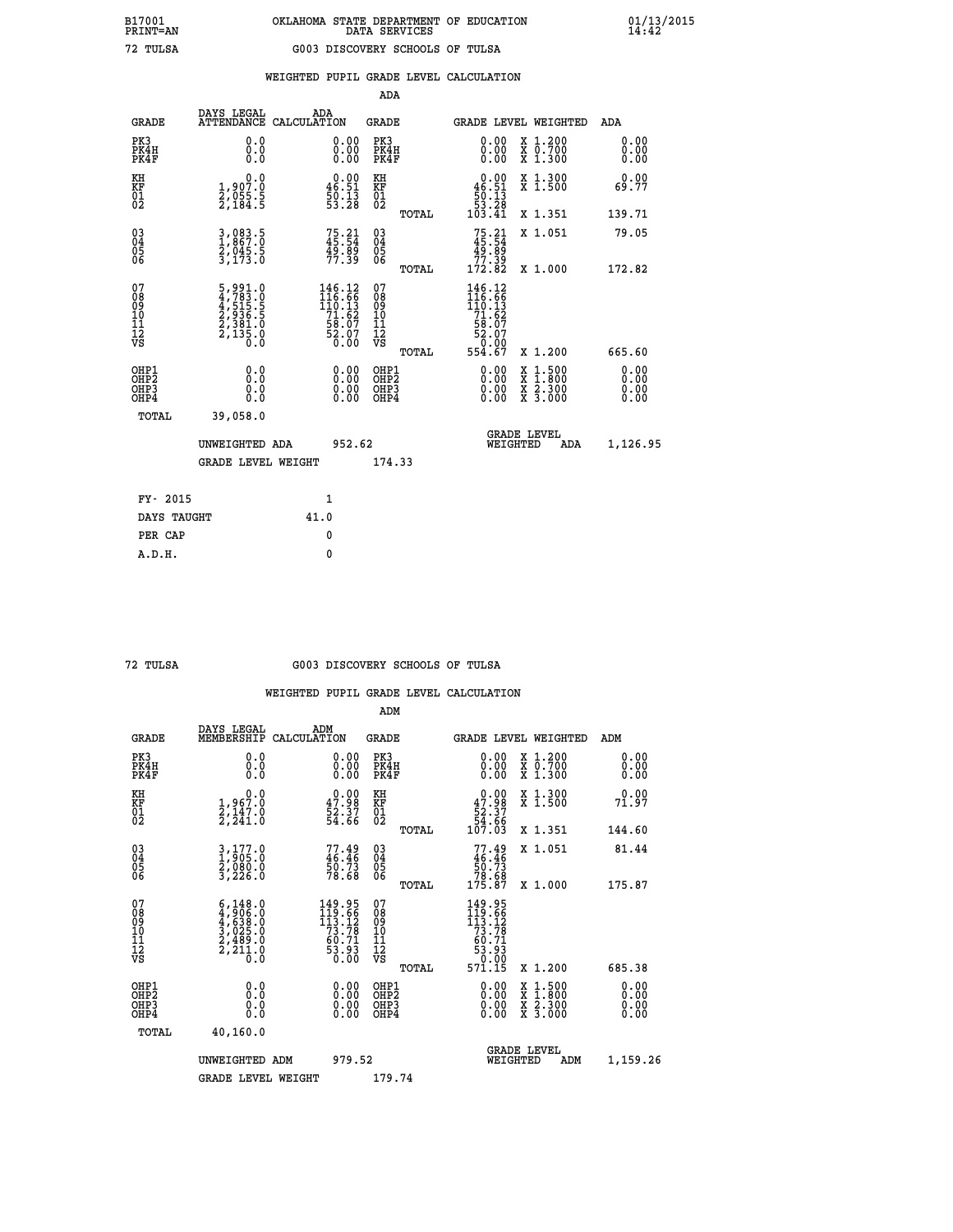B17001 PRINT=AN OKLAHOMA STATE DEPARTMENT OF EDUCATION DATA SERVICES 01/13/2015 14:42

72 TULSA G003 DISCOVERY SCHOOLS OF TULSA

## WEIGHTED PUPIL GRADE LEVEL CALCULATION

### ADA

| GRADE | DAYS LEGAL ATTENDANCE | ADA CALCULATION | GRADE | | GRADE LEVEL | WEIGHTED | ADA |
|---|---|---|---|---|---|---|---|
| PK3 | 0.0 | 0.00 | PK3 | | 0.00 | X 1.200 | 0.00 |
| PK4H | 0.0 | 0.00 | PK4H | | 0.00 | X 0.700 | 0.00 |
| PK4F | 0.0 | 0.00 | PK4F | | 0.00 | X 1.300 | 0.00 |
| KH | 0.0 | 0.00 | KH | | 0.00 | X 1.300 | 0.00 |
| KF | 1,907.0 | 46.51 | KF | | 46.51 | X 1.500 | 69.77 |
| 01 | 2,055.5 | 50.13 | 01 | | 50.13 | | |
| 02 | 2,184.5 | 53.28 | 02 | | 53.28 | | |
| | | | | TOTAL | 103.41 | X 1.351 | 139.71 |
| 03 | 3,083.5 | 75.21 | 03 | | 75.21 | X 1.051 | 79.05 |
| 04 | 1,867.0 | 45.54 | 04 | | 45.54 | | |
| 05 | 2,045.5 | 49.89 | 05 | | 49.89 | | |
| 06 | 3,173.0 | 77.39 | 06 | | 77.39 | | |
| | | | | TOTAL | 172.82 | X 1.000 | 172.82 |
| 07 | 5,991.0 | 146.12 | 07 | | 146.12 | | |
| 08 | 4,783.0 | 116.66 | 08 | | 116.66 | | |
| 09 | 4,515.5 | 110.13 | 09 | | 110.13 | | |
| 10 | 2,936.5 | 71.62 | 10 | | 71.62 | | |
| 11 | 2,381.0 | 58.07 | 11 | | 58.07 | | |
| 12 | 2,135.0 | 52.07 | 12 | | 52.07 | | |
| VS | 0.0 | 0.00 | VS | | 0.00 | | |
| | | | | TOTAL | 554.67 | X 1.200 | 665.60 |
| OHP1 | 0.0 | 0.00 | OHP1 | | 0.00 | X 1.500 | 0.00 |
| OHP2 | 0.0 | 0.00 | OHP2 | | 0.00 | X 1.800 | 0.00 |
| OHP3 | 0.0 | 0.00 | OHP3 | | 0.00 | X 2.300 | 0.00 |
| OHP4 | 0.0 | 0.00 | OHP4 | | 0.00 | X 3.000 | 0.00 |
| TOTAL | 39,058.0 | | | | | | |

UNWEIGHTED ADA 952.62 GRADE LEVEL WEIGHTED ADA 1,126.95

GRADE LEVEL WEIGHT 174.33

| | |
|---|---|
| FY- 2015 | 1 |
| DAYS TAUGHT | 41.0 |
| PER CAP | 0 |
| A.D.H. | 0 |

72 TULSA G003 DISCOVERY SCHOOLS OF TULSA

## WEIGHTED PUPIL GRADE LEVEL CALCULATION

### ADM

| GRADE | DAYS LEGAL MEMBERSHIP | ADM CALCULATION | GRADE | | GRADE LEVEL | WEIGHTED | ADM |
|---|---|---|---|---|---|---|---|
| PK3 | 0.0 | 0.00 | PK3 | | 0.00 | X 1.200 | 0.00 |
| PK4H | 0.0 | 0.00 | PK4H | | 0.00 | X 0.700 | 0.00 |
| PK4F | 0.0 | 0.00 | PK4F | | 0.00 | X 1.300 | 0.00 |
| KH | 0.0 | 0.00 | KH | | 0.00 | X 1.300 | 0.00 |
| KF | 1,967.0 | 47.98 | KF | | 47.98 | X 1.500 | 71.97 |
| 01 | 2,147.0 | 52.37 | 01 | | 52.37 | | |
| 02 | 2,241.0 | 54.66 | 02 | | 54.66 | | |
| | | | | TOTAL | 107.03 | X 1.351 | 144.60 |
| 03 | 3,177.0 | 77.49 | 03 | | 77.49 | X 1.051 | 81.44 |
| 04 | 1,905.0 | 46.46 | 04 | | 46.46 | | |
| 05 | 2,080.0 | 50.73 | 05 | | 50.73 | | |
| 06 | 3,226.0 | 78.68 | 06 | | 78.68 | | |
| | | | | TOTAL | 175.87 | X 1.000 | 175.87 |
| 07 | 6,148.0 | 149.95 | 07 | | 149.95 | | |
| 08 | 4,906.0 | 119.66 | 08 | | 119.66 | | |
| 09 | 4,638.0 | 113.12 | 09 | | 113.12 | | |
| 10 | 3,025.0 | 73.78 | 10 | | 73.78 | | |
| 11 | 2,489.0 | 60.71 | 11 | | 60.71 | | |
| 12 | 2,211.0 | 53.93 | 12 | | 53.93 | | |
| VS | 0.0 | 0.00 | VS | | 0.00 | | |
| | | | | TOTAL | 571.15 | X 1.200 | 685.38 |
| OHP1 | 0.0 | 0.00 | OHP1 | | 0.00 | X 1.500 | 0.00 |
| OHP2 | 0.0 | 0.00 | OHP2 | | 0.00 | X 1.800 | 0.00 |
| OHP3 | 0.0 | 0.00 | OHP3 | | 0.00 | X 2.300 | 0.00 |
| OHP4 | 0.0 | 0.00 | OHP4 | | 0.00 | X 3.000 | 0.00 |
| TOTAL | 40,160.0 | | | | | | |

UNWEIGHTED ADM 979.52 GRADE LEVEL WEIGHTED ADM 1,159.26

GRADE LEVEL WEIGHT 179.74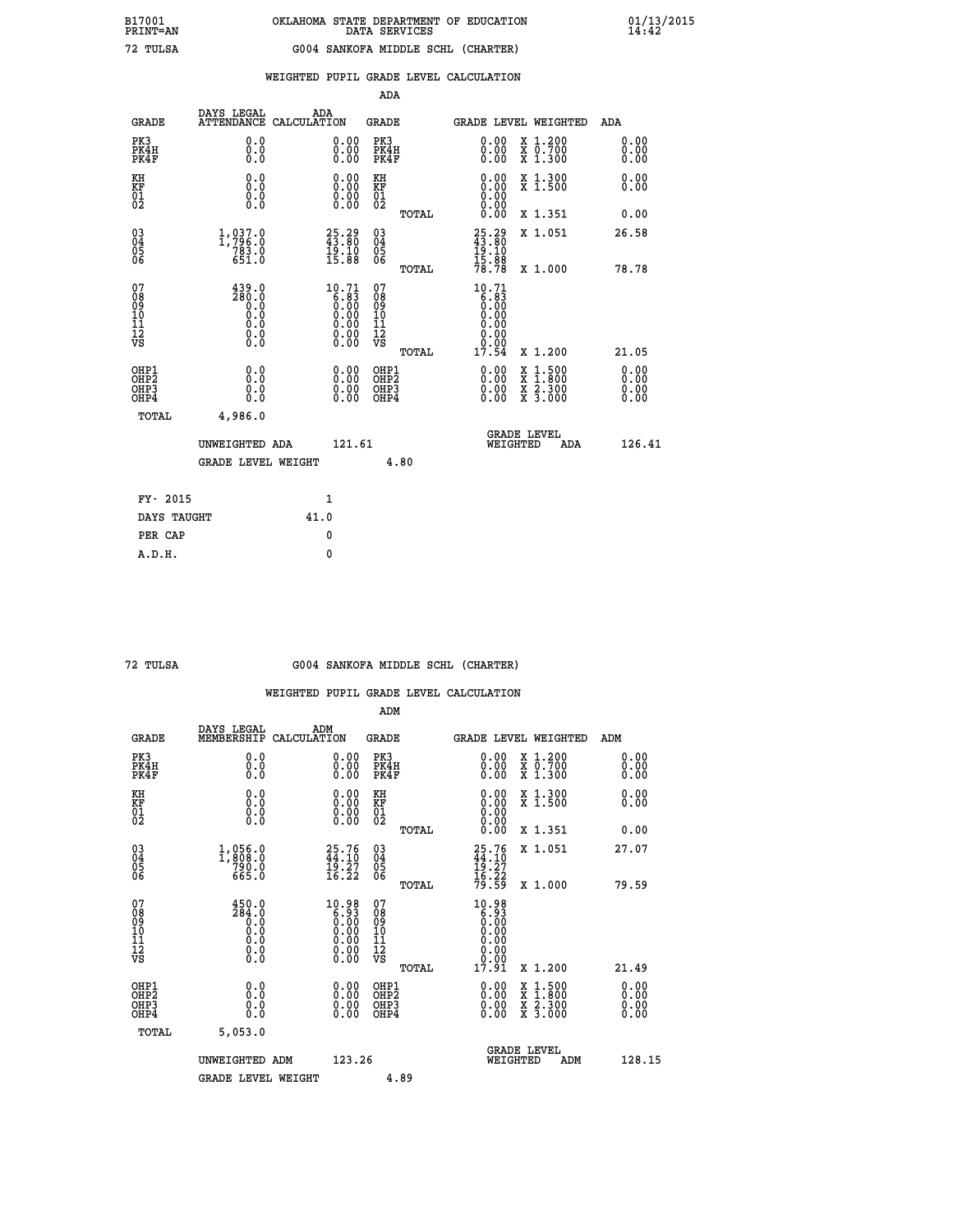B17001 PRINT=AN — OKLAHOMA STATE DEPARTMENT OF EDUCATION DATA SERVICES — 01/13/2015 14:42

72 TULSA — G004 SANKOFA MIDDLE SCHL (CHARTER)

## WEIGHTED PUPIL GRADE LEVEL CALCULATION

### ADA

| GRADE | DAYS LEGAL ATTENDANCE | ADA CALCULATION | GRADE | GRADE LEVEL | WEIGHTED | ADA |
|---|---|---|---|---|---|---|
| PK3 | 0.0 | 0.00 | PK3 | 0.00 | X 1.200 | 0.00 |
| PK4H | 0.0 | 0.00 | PK4H | 0.00 | X 0.700 | 0.00 |
| PK4F | 0.0 | 0.00 | PK4F | 0.00 | X 1.300 | 0.00 |
| KH | 0.0 | 0.00 | KH | 0.00 | X 1.300 | 0.00 |
| KF | 0.0 | 0.00 | KF | 0.00 | X 1.500 | 0.00 |
| 01 | 0.0 | 0.00 | 01 | 0.00 | | |
| 02 | 0.0 | 0.00 | 02 | 0.00 | | |
| | | | TOTAL | 0.00 | X 1.351 | 0.00 |
| 03 | 1,037.0 | 25.29 | 03 | 25.29 | X 1.051 | 26.58 |
| 04 | 1,796.0 | 43.80 | 04 | 43.80 | | |
| 05 | 783.0 | 19.10 | 05 | 19.10 | | |
| 06 | 651.0 | 15.88 | 06 | 15.88 | | |
| | | | TOTAL | 78.78 | X 1.000 | 78.78 |
| 07 | 439.0 | 10.71 | 07 | 10.71 | | |
| 08 | 280.0 | 6.83 | 08 | 6.83 | | |
| 09 | 0.0 | 0.00 | 09 | 0.00 | | |
| 10 | 0.0 | 0.00 | 10 | 0.00 | | |
| 11 | 0.0 | 0.00 | 11 | 0.00 | | |
| 12 | 0.0 | 0.00 | 12 | 0.00 | | |
| VS | 0.0 | 0.00 | VS | 0.00 | | |
| | | | TOTAL | 17.54 | X 1.200 | 21.05 |
| OHP1 | 0.0 | 0.00 | OHP1 | 0.00 | X 1.500 | 0.00 |
| OHP2 | 0.0 | 0.00 | OHP2 | 0.00 | X 1.800 | 0.00 |
| OHP3 | 0.0 | 0.00 | OHP3 | 0.00 | X 2.300 | 0.00 |
| OHP4 | 0.0 | 0.00 | OHP4 | 0.00 | X 3.000 | 0.00 |
| TOTAL | 4,986.0 | | | | | |

UNWEIGHTED ADA 121.61 — GRADE LEVEL WEIGHTED ADA 126.41

GRADE LEVEL WEIGHT 4.80

| | |
|---|---|
| FY- 2015 | 1 |
| DAYS TAUGHT | 41.0 |
| PER CAP | 0 |
| A.D.H. | 0 |

72 TULSA — G004 SANKOFA MIDDLE SCHL (CHARTER)

## WEIGHTED PUPIL GRADE LEVEL CALCULATION

### ADM

| GRADE | DAYS LEGAL MEMBERSHIP | ADM CALCULATION | GRADE | GRADE LEVEL | WEIGHTED | ADM |
|---|---|---|---|---|---|---|
| PK3 | 0.0 | 0.00 | PK3 | 0.00 | X 1.200 | 0.00 |
| PK4H | 0.0 | 0.00 | PK4H | 0.00 | X 0.700 | 0.00 |
| PK4F | 0.0 | 0.00 | PK4F | 0.00 | X 1.300 | 0.00 |
| KH | 0.0 | 0.00 | KH | 0.00 | X 1.300 | 0.00 |
| KF | 0.0 | 0.00 | KF | 0.00 | X 1.500 | 0.00 |
| 01 | 0.0 | 0.00 | 01 | 0.00 | | |
| 02 | 0.0 | 0.00 | 02 | 0.00 | | |
| | | | TOTAL | 0.00 | X 1.351 | 0.00 |
| 03 | 1,056.0 | 25.76 | 03 | 25.76 | X 1.051 | 27.07 |
| 04 | 1,808.0 | 44.10 | 04 | 44.10 | | |
| 05 | 790.0 | 19.27 | 05 | 19.27 | | |
| 06 | 665.0 | 16.22 | 06 | 16.22 | | |
| | | | TOTAL | 79.59 | X 1.000 | 79.59 |
| 07 | 450.0 | 10.98 | 07 | 10.98 | | |
| 08 | 284.0 | 6.93 | 08 | 6.93 | | |
| 09 | 0.0 | 0.00 | 09 | 0.00 | | |
| 10 | 0.0 | 0.00 | 10 | 0.00 | | |
| 11 | 0.0 | 0.00 | 11 | 0.00 | | |
| 12 | 0.0 | 0.00 | 12 | 0.00 | | |
| VS | 0.0 | 0.00 | VS | 0.00 | | |
| | | | TOTAL | 17.91 | X 1.200 | 21.49 |
| OHP1 | 0.0 | 0.00 | OHP1 | 0.00 | X 1.500 | 0.00 |
| OHP2 | 0.0 | 0.00 | OHP2 | 0.00 | X 1.800 | 0.00 |
| OHP3 | 0.0 | 0.00 | OHP3 | 0.00 | X 2.300 | 0.00 |
| OHP4 | 0.0 | 0.00 | OHP4 | 0.00 | X 3.000 | 0.00 |
| TOTAL | 5,053.0 | | | | | |

UNWEIGHTED ADM 123.26 — GRADE LEVEL WEIGHTED ADM 128.15

GRADE LEVEL WEIGHT 4.89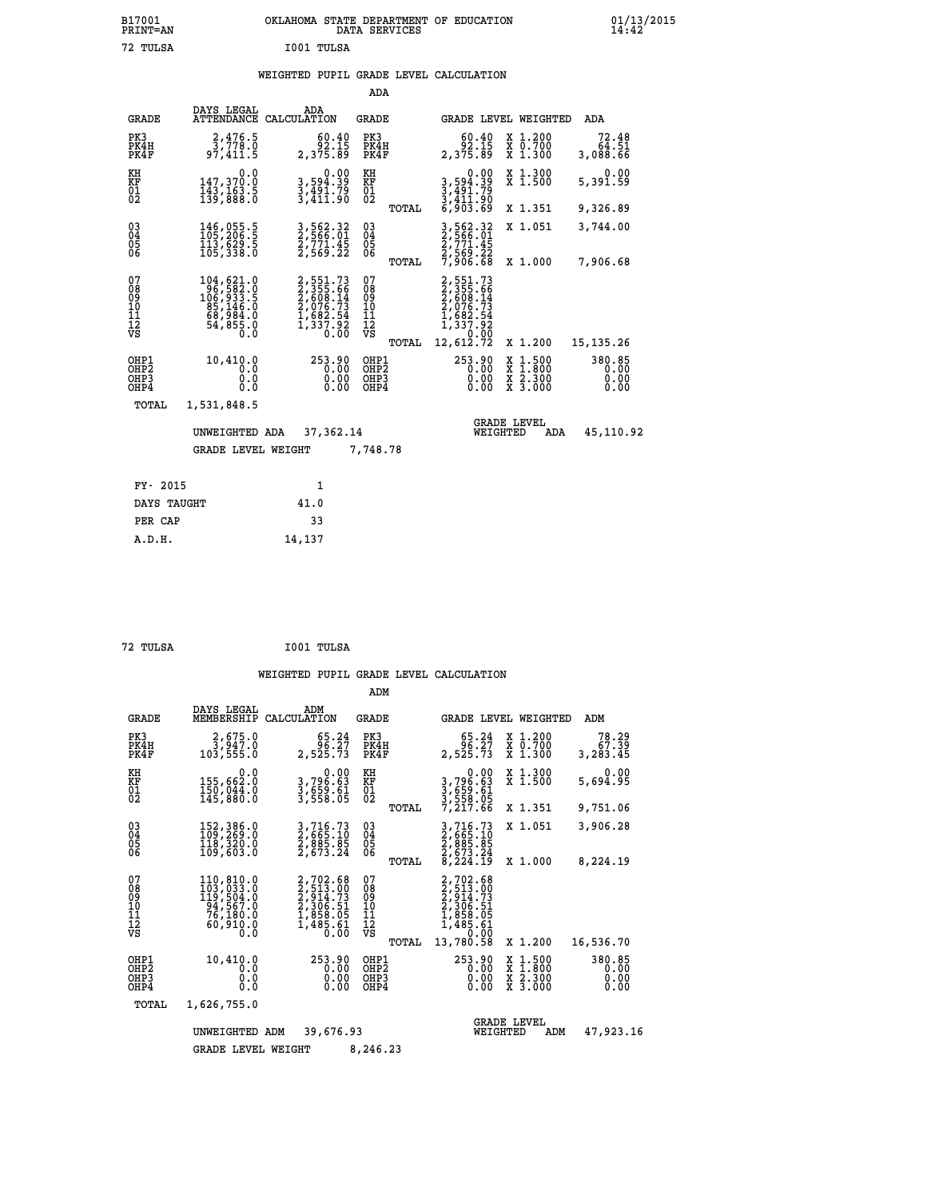B17001 PRINT=AN OKLAHOMA STATE DEPARTMENT OF EDUCATION DATA SERVICES 01/13/2015 14:42

72 TULSA I001 TULSA

## WEIGHTED PUPIL GRADE LEVEL CALCULATION

### ADA

| GRADE | DAYS LEGAL ATTENDANCE | ADA CALCULATION | GRADE | | GRADE LEVEL | WEIGHTED | ADA |
|---|---|---|---|---|---|---|---|
| PK3 | 2,476.5 | 60.40 | PK3 | | 60.40 | X 1.200 | 72.48 |
| PK4H | 3,778.0 | 92.15 | PK4H | | 92.15 | X 0.700 | 64.51 |
| PK4F | 97,411.5 | 2,375.89 | PK4F | | 2,375.89 | X 1.300 | 3,088.66 |
| KH | 0.0 | 0.00 | KH | | 0.00 | X 1.300 | 0.00 |
| KF | 147,370.0 | 3,594.39 | KF | | 3,594.39 | X 1.500 | 5,391.59 |
| 01 | 143,163.5 | 3,491.79 | 01 | | 3,491.79 | | |
| 02 | 139,888.0 | 3,411.90 | 02 | | 3,411.90 | | |
| | | | | TOTAL | 6,903.69 | X 1.351 | 9,326.89 |
| 03 | 146,055.5 | 3,562.32 | 03 | | 3,562.32 | X 1.051 | 3,744.00 |
| 04 | 105,206.5 | 2,566.01 | 04 | | 2,566.01 | | |
| 05 | 113,629.5 | 2,771.45 | 05 | | 2,771.45 | | |
| 06 | 105,338.0 | 2,569.22 | 06 | | 2,569.22 | | |
| | | | | TOTAL | 7,906.68 | X 1.000 | 7,906.68 |
| 07 | 104,621.0 | 2,551.73 | 07 | | 2,551.73 | | |
| 08 | 96,582.0 | 2,355.66 | 08 | | 2,355.66 | | |
| 09 | 106,933.5 | 2,608.14 | 09 | | 2,608.14 | | |
| 10 | 85,146.0 | 2,076.73 | 10 | | 2,076.73 | | |
| 11 | 68,984.0 | 1,682.54 | 11 | | 1,682.54 | | |
| 12 | 54,855.0 | 1,337.92 | 12 | | 1,337.92 | | |
| VS | 0.0 | 0.00 | VS | | 0.00 | | |
| | | | | TOTAL | 12,612.72 | X 1.200 | 15,135.26 |
| OHP1 | 10,410.0 | 253.90 | OHP1 | | 253.90 | X 1.500 | 380.85 |
| OHP2 | 0.0 | 0.00 | OHP2 | | 0.00 | X 1.800 | 0.00 |
| OHP3 | 0.0 | 0.00 | OHP3 | | 0.00 | X 2.300 | 0.00 |
| OHP4 | 0.0 | 0.00 | OHP4 | | 0.00 | X 3.000 | 0.00 |
| TOTAL | 1,531,848.5 | | | | | | |

UNWEIGHTED ADA 37,362.14 GRADE LEVEL WEIGHTED ADA 45,110.92

GRADE LEVEL WEIGHT 7,748.78

| | |
|---|---|
| FY- 2015 | 1 |
| DAYS TAUGHT | 41.0 |
| PER CAP | 33 |
| A.D.H. | 14,137 |

72 TULSA I001 TULSA

## WEIGHTED PUPIL GRADE LEVEL CALCULATION

### ADM

| GRADE | DAYS LEGAL MEMBERSHIP | ADM CALCULATION | GRADE | | GRADE LEVEL | WEIGHTED | ADM |
|---|---|---|---|---|---|---|---|
| PK3 | 2,675.0 | 65.24 | PK3 | | 65.24 | X 1.200 | 78.29 |
| PK4H | 3,947.0 | 96.27 | PK4H | | 96.27 | X 0.700 | 67.39 |
| PK4F | 103,555.0 | 2,525.73 | PK4F | | 2,525.73 | X 1.300 | 3,283.45 |
| KH | 0.0 | 0.00 | KH | | 0.00 | X 1.300 | 0.00 |
| KF | 155,662.0 | 3,796.63 | KF | | 3,796.63 | X 1.500 | 5,694.95 |
| 01 | 150,044.0 | 3,659.61 | 01 | | 3,659.61 | | |
| 02 | 145,880.0 | 3,558.05 | 02 | | 3,558.05 | | |
| | | | | TOTAL | 7,217.66 | X 1.351 | 9,751.06 |
| 03 | 152,386.0 | 3,716.73 | 03 | | 3,716.73 | X 1.051 | 3,906.28 |
| 04 | 109,269.0 | 2,665.10 | 04 | | 2,665.10 | | |
| 05 | 118,320.0 | 2,885.85 | 05 | | 2,885.85 | | |
| 06 | 109,603.0 | 2,673.24 | 06 | | 2,673.24 | | |
| | | | | TOTAL | 8,224.19 | X 1.000 | 8,224.19 |
| 07 | 110,810.0 | 2,702.68 | 07 | | 2,702.68 | | |
| 08 | 103,033.0 | 2,513.00 | 08 | | 2,513.00 | | |
| 09 | 119,504.0 | 2,914.73 | 09 | | 2,914.73 | | |
| 10 | 94,567.0 | 2,306.51 | 10 | | 2,306.51 | | |
| 11 | 76,180.0 | 1,858.05 | 11 | | 1,858.05 | | |
| 12 | 60,910.0 | 1,485.61 | 12 | | 1,485.61 | | |
| VS | 0.0 | 0.00 | VS | | 0.00 | | |
| | | | | TOTAL | 13,780.58 | X 1.200 | 16,536.70 |
| OHP1 | 10,410.0 | 253.90 | OHP1 | | 253.90 | X 1.500 | 380.85 |
| OHP2 | 0.0 | 0.00 | OHP2 | | 0.00 | X 1.800 | 0.00 |
| OHP3 | 0.0 | 0.00 | OHP3 | | 0.00 | X 2.300 | 0.00 |
| OHP4 | 0.0 | 0.00 | OHP4 | | 0.00 | X 3.000 | 0.00 |
| TOTAL | 1,626,755.0 | | | | | | |

UNWEIGHTED ADM 39,676.93 GRADE LEVEL WEIGHTED ADM 47,923.16

GRADE LEVEL WEIGHT 8,246.23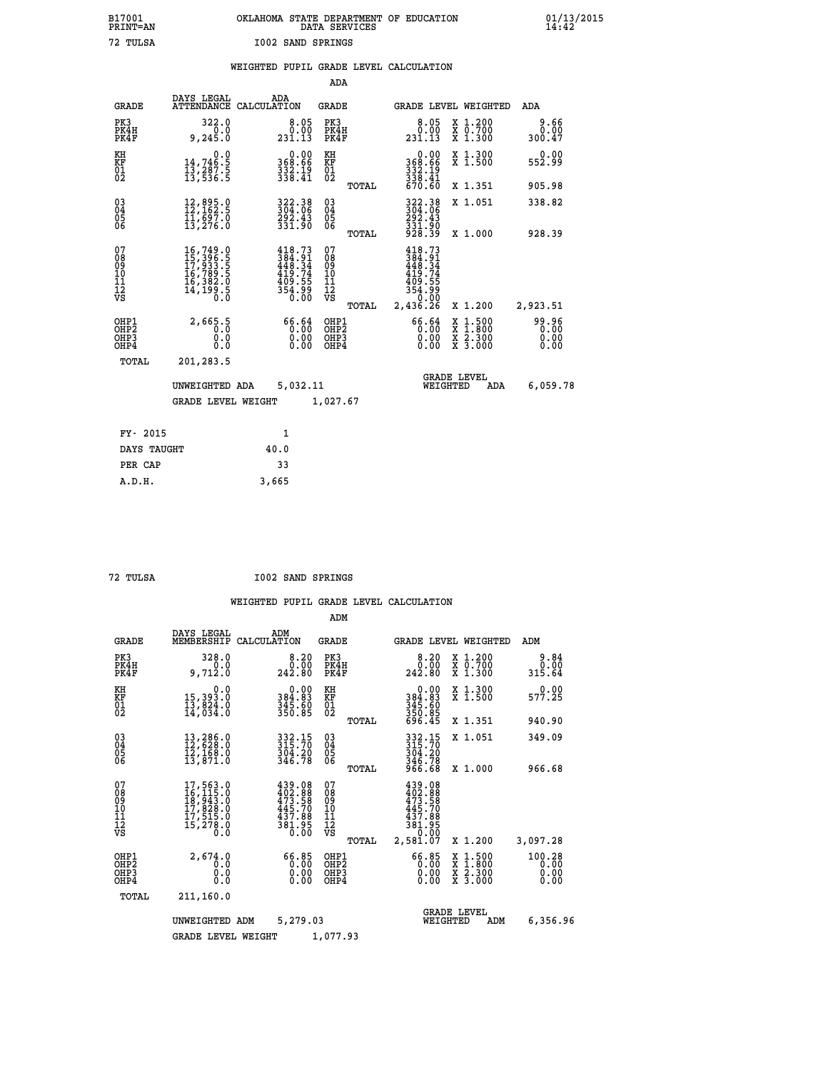B17001 OKLAHOMA STATE DEPARTMENT OF EDUCATION 01/13/2015
PRINT=AN DATA SERVICES 14:42

72 TULSA I002 SAND SPRINGS

WEIGHTED PUPIL GRADE LEVEL CALCULATION

ADA

| GRADE | DAYS LEGAL ATTENDANCE | ADA CALCULATION | GRADE | GRADE LEVEL | WEIGHTED | ADA |
|---|---|---|---|---|---|---|
| PK3 | 322.0 | 8.05 | PK3 | 8.05 | X 1.200 | 9.66 |
| PK4H | 0.0 | 0.00 | PK4H | 0.00 | X 0.700 | 0.00 |
| PK4F | 9,245.0 | 231.13 | PK4F | 231.13 | X 1.300 | 300.47 |
| KH | 0.0 | 0.00 | KH | 0.00 | X 1.300 | 0.00 |
| KF | 14,746.5 | 368.66 | KF | 368.66 | X 1.500 | 552.99 |
| 01 | 13,287.5 | 332.19 | 01 | 332.19 | | |
| 02 | 13,536.5 | 338.41 | 02 | 338.41 | | |
| | | | TOTAL | 670.60 | X 1.351 | 905.98 |
| 03 | 12,895.0 | 322.38 | 03 | 322.38 | X 1.051 | 338.82 |
| 04 | 12,162.5 | 304.06 | 04 | 304.06 | | |
| 05 | 11,697.0 | 292.43 | 05 | 292.43 | | |
| 06 | 13,276.0 | 331.90 | 06 | 331.90 | | |
| | | | TOTAL | 928.39 | X 1.000 | 928.39 |
| 07 | 16,749.0 | 418.73 | 07 | 418.73 | | |
| 08 | 15,396.5 | 384.91 | 08 | 384.91 | | |
| 09 | 17,933.5 | 448.34 | 09 | 448.34 | | |
| 10 | 16,789.5 | 419.74 | 10 | 419.74 | | |
| 11 | 16,382.0 | 409.55 | 11 | 409.55 | | |
| 12 | 14,199.5 | 354.99 | 12 | 354.99 | | |
| VS | 0.0 | 0.00 | VS | 0.00 | | |
| | | | TOTAL | 2,436.26 | X 1.200 | 2,923.51 |
| OHP1 | 2,665.5 | 66.64 | OHP1 | 66.64 | X 1.500 | 99.96 |
| OHP2 | 0.0 | 0.00 | OHP2 | 0.00 | X 1.800 | 0.00 |
| OHP3 | 0.0 | 0.00 | OHP3 | 0.00 | X 2.300 | 0.00 |
| OHP4 | 0.0 | 0.00 | OHP4 | 0.00 | X 3.000 | 0.00 |
| TOTAL | 201,283.5 | | | | | |

UNWEIGHTED ADA 5,032.11 GRADE LEVEL WEIGHTED ADA 6,059.78

GRADE LEVEL WEIGHT 1,027.67

| FY- 2015 | 1 |
|---|---|
| DAYS TAUGHT | 40.0 |
| PER CAP | 33 |
| A.D.H. | 3,665 |

72 TULSA I002 SAND SPRINGS

WEIGHTED PUPIL GRADE LEVEL CALCULATION

ADM

| GRADE | DAYS LEGAL MEMBERSHIP | ADM CALCULATION | GRADE | GRADE LEVEL | WEIGHTED | ADM |
|---|---|---|---|---|---|---|
| PK3 | 328.0 | 8.20 | PK3 | 8.20 | X 1.200 | 9.84 |
| PK4H | 0.0 | 0.00 | PK4H | 0.00 | X 0.700 | 0.00 |
| PK4F | 9,712.0 | 242.80 | PK4F | 242.80 | X 1.300 | 315.64 |
| KH | 0.0 | 0.00 | KH | 0.00 | X 1.300 | 0.00 |
| KF | 15,393.0 | 384.83 | KF | 384.83 | X 1.500 | 577.25 |
| 01 | 13,824.0 | 345.60 | 01 | 345.60 | | |
| 02 | 14,034.0 | 350.85 | 02 | 350.85 | | |
| | | | TOTAL | 696.45 | X 1.351 | 940.90 |
| 03 | 13,286.0 | 332.15 | 03 | 332.15 | X 1.051 | 349.09 |
| 04 | 12,628.0 | 315.70 | 04 | 315.70 | | |
| 05 | 12,168.0 | 304.20 | 05 | 304.20 | | |
| 06 | 13,871.0 | 346.78 | 06 | 346.78 | | |
| | | | TOTAL | 966.68 | X 1.000 | 966.68 |
| 07 | 17,563.0 | 439.08 | 07 | 439.08 | | |
| 08 | 16,115.0 | 402.88 | 08 | 402.88 | | |
| 09 | 18,943.0 | 473.58 | 09 | 473.58 | | |
| 10 | 17,828.0 | 445.70 | 10 | 445.70 | | |
| 11 | 17,515.0 | 437.88 | 11 | 437.88 | | |
| 12 | 15,278.0 | 381.95 | 12 | 381.95 | | |
| VS | 0.0 | 0.00 | VS | 0.00 | | |
| | | | TOTAL | 2,581.07 | X 1.200 | 3,097.28 |
| OHP1 | 2,674.0 | 66.85 | OHP1 | 66.85 | X 1.500 | 100.28 |
| OHP2 | 0.0 | 0.00 | OHP2 | 0.00 | X 1.800 | 0.00 |
| OHP3 | 0.0 | 0.00 | OHP3 | 0.00 | X 2.300 | 0.00 |
| OHP4 | 0.0 | 0.00 | OHP4 | 0.00 | X 3.000 | 0.00 |
| TOTAL | 211,160.0 | | | | | |

UNWEIGHTED ADM 5,279.03 GRADE LEVEL WEIGHTED ADM 6,356.96

GRADE LEVEL WEIGHT 1,077.93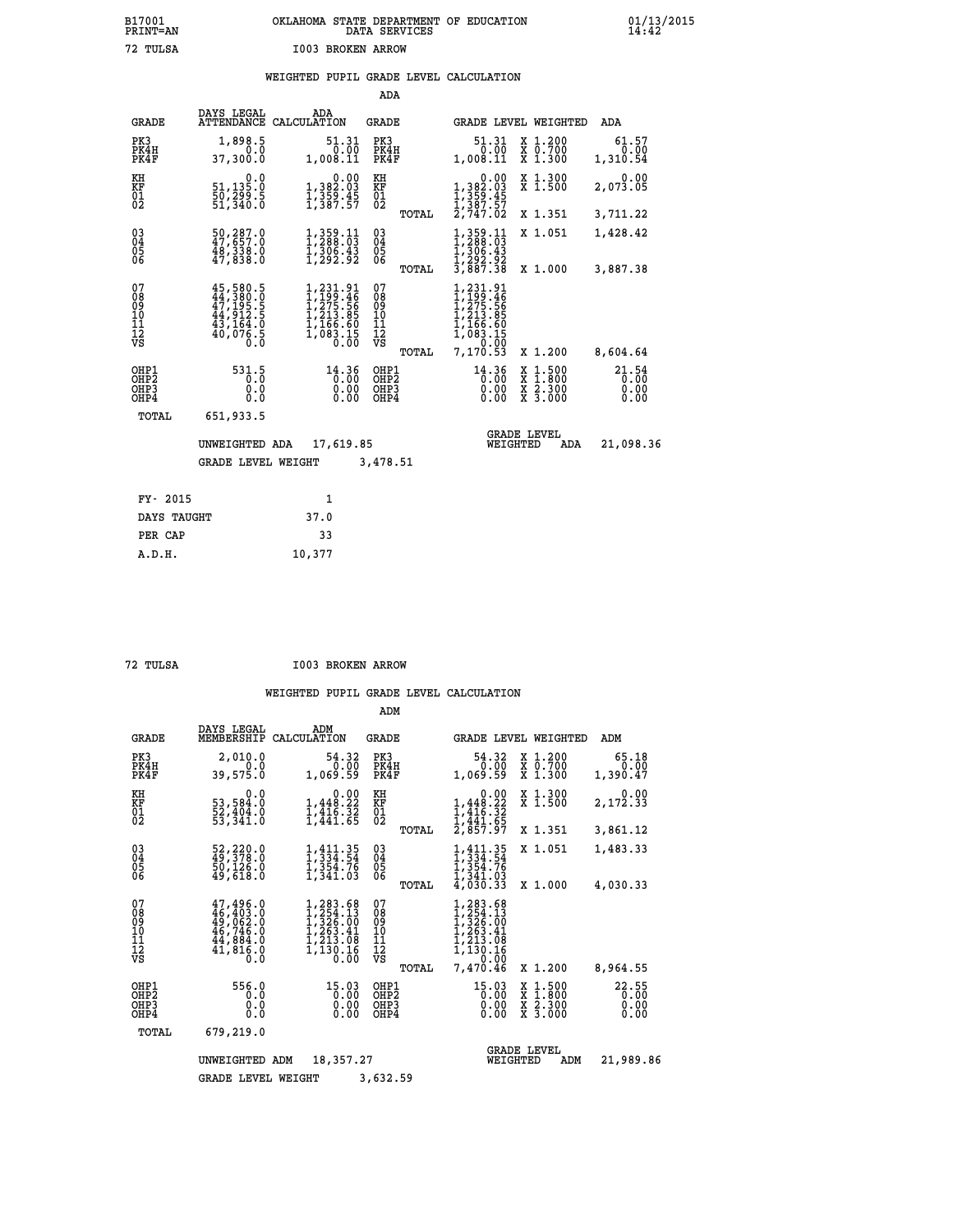B17001 PRINT=AN — OKLAHOMA STATE DEPARTMENT OF EDUCATION DATA SERVICES — 01/13/2015 14:42

72 TULSA — I003 BROKEN ARROW

## WEIGHTED PUPIL GRADE LEVEL CALCULATION

### ADA

| GRADE | DAYS LEGAL ATTENDANCE | ADA CALCULATION | GRADE | GRADE LEVEL | WEIGHTED | ADA |
|---|---|---|---|---|---|---|
| PK3 | 1,898.5 | 51.31 | PK3 | 51.31 | X 1.200 | 61.57 |
| PK4H | 0.0 | 0.00 | PK4H | 0.00 | X 0.700 | 0.00 |
| PK4F | 37,300.0 | 1,008.11 | PK4F | 1,008.11 | X 1.300 | 1,310.54 |
| KH | 0.0 | 0.00 | KH | 0.00 | X 1.300 | 0.00 |
| KF | 51,135.0 | 1,382.03 | KF | 1,382.03 | X 1.500 | 2,073.05 |
| 01 | 50,299.5 | 1,359.45 | 01 | 1,359.45 | | |
| 02 | 51,340.0 | 1,387.57 | 02 | 1,387.57 | | |
| | | | TOTAL | 2,747.02 | X 1.351 | 3,711.22 |
| 03 | 50,287.0 | 1,359.11 | 03 | 1,359.11 | X 1.051 | 1,428.42 |
| 04 | 47,657.0 | 1,288.03 | 04 | 1,288.03 | | |
| 05 | 48,338.0 | 1,306.43 | 05 | 1,306.43 | | |
| 06 | 47,838.0 | 1,292.92 | 06 | 1,292.92 | | |
| | | | TOTAL | 3,887.38 | X 1.000 | 3,887.38 |
| 07 | 45,580.5 | 1,231.91 | 07 | 1,231.91 | | |
| 08 | 44,380.0 | 1,199.46 | 08 | 1,199.46 | | |
| 09 | 47,195.5 | 1,275.56 | 09 | 1,275.56 | | |
| 10 | 44,912.5 | 1,213.85 | 10 | 1,213.85 | | |
| 11 | 43,164.0 | 1,166.60 | 11 | 1,166.60 | | |
| 12 | 40,076.5 | 1,083.15 | 12 | 1,083.15 | | |
| VS | 0.0 | 0.00 | VS | 0.00 | | |
| | | | TOTAL | 7,170.53 | X 1.200 | 8,604.64 |
| OHP1 | 531.5 | 14.36 | OHP1 | 14.36 | X 1.500 | 21.54 |
| OHP2 | 0.0 | 0.00 | OHP2 | 0.00 | X 1.800 | 0.00 |
| OHP3 | 0.0 | 0.00 | OHP3 | 0.00 | X 2.300 | 0.00 |
| OHP4 | 0.0 | 0.00 | OHP4 | 0.00 | X 3.000 | 0.00 |
| TOTAL | 651,933.5 | | | | | |

UNWEIGHTED ADA 17,619.85 — GRADE LEVEL WEIGHTED ADA 21,098.36

GRADE LEVEL WEIGHT 3,478.51

| | |
|---|---|
| FY- 2015 | 1 |
| DAYS TAUGHT | 37.0 |
| PER CAP | 33 |
| A.D.H. | 10,377 |

72 TULSA — I003 BROKEN ARROW

## WEIGHTED PUPIL GRADE LEVEL CALCULATION

### ADM

| GRADE | DAYS LEGAL MEMBERSHIP | ADM CALCULATION | GRADE | GRADE LEVEL | WEIGHTED | ADM |
|---|---|---|---|---|---|---|
| PK3 | 2,010.0 | 54.32 | PK3 | 54.32 | X 1.200 | 65.18 |
| PK4H | 0.0 | 0.00 | PK4H | 0.00 | X 0.700 | 0.00 |
| PK4F | 39,575.0 | 1,069.59 | PK4F | 1,069.59 | X 1.300 | 1,390.47 |
| KH | 0.0 | 0.00 | KH | 0.00 | X 1.300 | 0.00 |
| KF | 53,584.0 | 1,448.22 | KF | 1,448.22 | X 1.500 | 2,172.33 |
| 01 | 52,404.0 | 1,416.32 | 01 | 1,416.32 | | |
| 02 | 53,341.0 | 1,441.65 | 02 | 1,441.65 | | |
| | | | TOTAL | 2,857.97 | X 1.351 | 3,861.12 |
| 03 | 52,220.0 | 1,411.35 | 03 | 1,411.35 | X 1.051 | 1,483.33 |
| 04 | 49,378.0 | 1,334.54 | 04 | 1,334.54 | | |
| 05 | 50,126.0 | 1,354.76 | 05 | 1,354.76 | | |
| 06 | 49,618.0 | 1,341.03 | 06 | 1,341.03 | | |
| | | | TOTAL | 4,030.33 | X 1.000 | 4,030.33 |
| 07 | 47,496.0 | 1,283.68 | 07 | 1,283.68 | | |
| 08 | 46,403.0 | 1,254.13 | 08 | 1,254.13 | | |
| 09 | 49,062.0 | 1,326.00 | 09 | 1,326.00 | | |
| 10 | 46,746.0 | 1,263.41 | 10 | 1,263.41 | | |
| 11 | 44,884.0 | 1,213.08 | 11 | 1,213.08 | | |
| 12 | 41,816.0 | 1,130.16 | 12 | 1,130.16 | | |
| VS | 0.0 | 0.00 | VS | 0.00 | | |
| | | | TOTAL | 7,470.46 | X 1.200 | 8,964.55 |
| OHP1 | 556.0 | 15.03 | OHP1 | 15.03 | X 1.500 | 22.55 |
| OHP2 | 0.0 | 0.00 | OHP2 | 0.00 | X 1.800 | 0.00 |
| OHP3 | 0.0 | 0.00 | OHP3 | 0.00 | X 2.300 | 0.00 |
| OHP4 | 0.0 | 0.00 | OHP4 | 0.00 | X 3.000 | 0.00 |
| TOTAL | 679,219.0 | | | | | |

UNWEIGHTED ADM 18,357.27 — GRADE LEVEL WEIGHTED ADM 21,989.86

GRADE LEVEL WEIGHT 3,632.59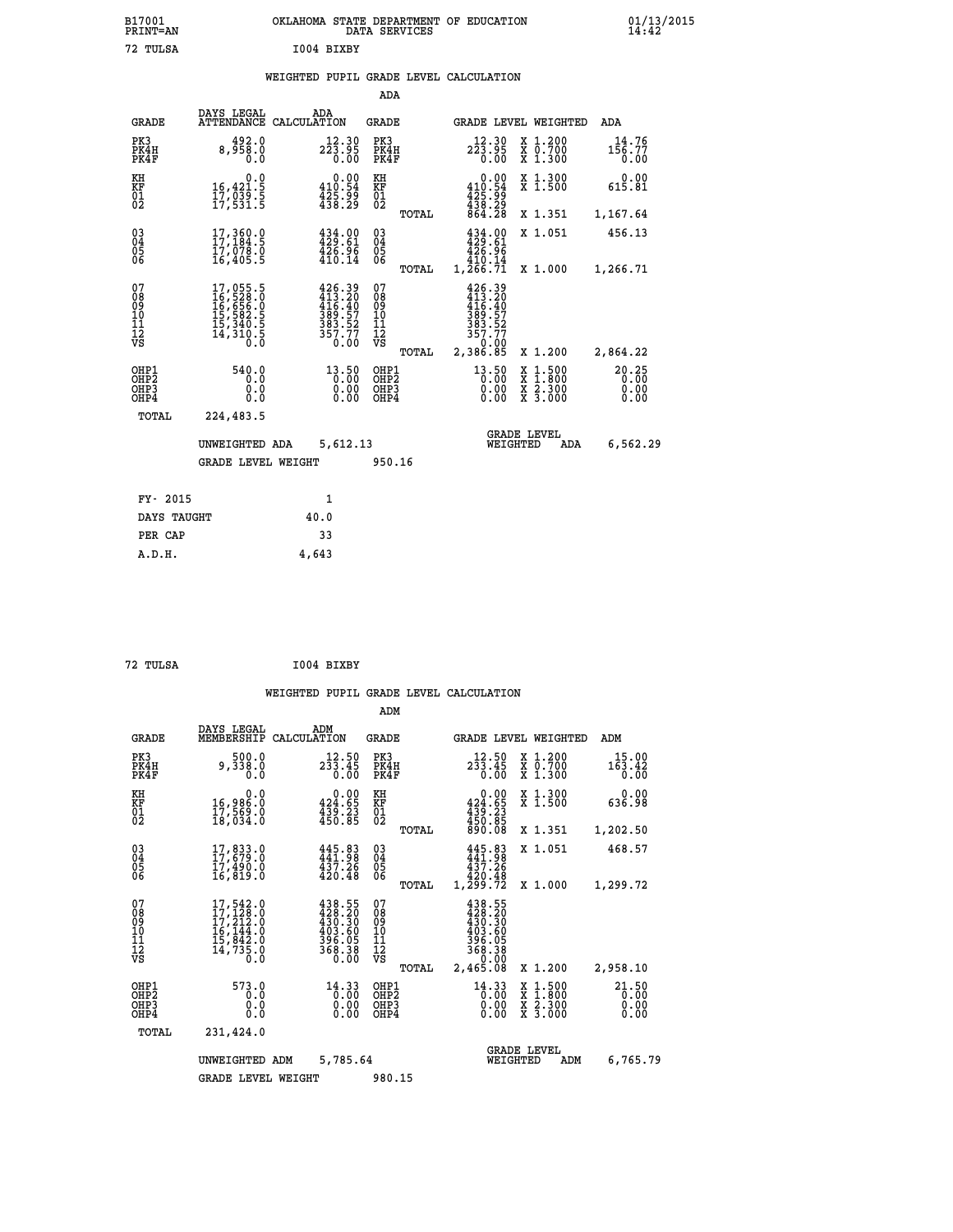B17001 PRINT=AN — OKLAHOMA STATE DEPARTMENT OF EDUCATION DATA SERVICES — 01/13/2015 14:42

72 TULSA — I004 BIXBY

## WEIGHTED PUPIL GRADE LEVEL CALCULATION

### ADA

| GRADE | DAYS LEGAL ATTENDANCE | ADA CALCULATION | GRADE | | GRADE LEVEL | WEIGHTED | ADA |
|---|---|---|---|---|---|---|---|
| PK3 | 492.0 | 12.30 | PK3 | | 12.30 | X 1.200 | 14.76 |
| PK4H | 8,958.0 | 223.95 | PK4H | | 223.95 | X 0.700 | 156.77 |
| PK4F | 0.0 | 0.00 | PK4F | | 0.00 | X 1.300 | 0.00 |
| KH | 0.0 | 0.00 | KH | | 0.00 | X 1.300 | 0.00 |
| KF | 16,421.5 | 410.54 | KF | | 410.54 | X 1.500 | 615.81 |
| 01 | 17,039.5 | 425.99 | 01 | | 425.99 | | |
| 02 | 17,531.5 | 438.29 | 02 | | 438.29 | | |
| | | | | TOTAL | 864.28 | X 1.351 | 1,167.64 |
| 03 | 17,360.0 | 434.00 | 03 | | 434.00 | X 1.051 | 456.13 |
| 04 | 17,184.5 | 429.61 | 04 | | 429.61 | | |
| 05 | 17,078.0 | 426.96 | 05 | | 426.96 | | |
| 06 | 16,405.5 | 410.14 | 06 | | 410.14 | | |
| | | | | TOTAL | 1,266.71 | X 1.000 | 1,266.71 |
| 07 | 17,055.5 | 426.39 | 07 | | 426.39 | | |
| 08 | 16,528.0 | 413.20 | 08 | | 413.20 | | |
| 09 | 16,656.0 | 416.40 | 09 | | 416.40 | | |
| 10 | 15,582.5 | 389.57 | 10 | | 389.57 | | |
| 11 | 15,340.5 | 383.52 | 11 | | 383.52 | | |
| 12 | 14,310.5 | 357.77 | 12 | | 357.77 | | |
| VS | 0.0 | 0.00 | VS | | 0.00 | | |
| | | | | TOTAL | 2,386.85 | X 1.200 | 2,864.22 |
| OHP1 | 540.0 | 13.50 | OHP1 | | 13.50 | X 1.500 | 20.25 |
| OHP2 | 0.0 | 0.00 | OHP2 | | 0.00 | X 1.800 | 0.00 |
| OHP3 | 0.0 | 0.00 | OHP3 | | 0.00 | X 2.300 | 0.00 |
| OHP4 | 0.0 | 0.00 | OHP4 | | 0.00 | X 3.000 | 0.00 |
| TOTAL | 224,483.5 | | | | | | |

UNWEIGHTED ADA 5,612.13 — GRADE LEVEL WEIGHTED ADA 6,562.29

GRADE LEVEL WEIGHT 950.16

| FY- 2015 | 1 |
|---|---|
| DAYS TAUGHT | 40.0 |
| PER CAP | 33 |
| A.D.H. | 4,643 |

72 TULSA — I004 BIXBY

## WEIGHTED PUPIL GRADE LEVEL CALCULATION

### ADM

| GRADE | DAYS LEGAL MEMBERSHIP | ADM CALCULATION | GRADE | | GRADE LEVEL | WEIGHTED | ADM |
|---|---|---|---|---|---|---|---|
| PK3 | 500.0 | 12.50 | PK3 | | 12.50 | X 1.200 | 15.00 |
| PK4H | 9,338.0 | 233.45 | PK4H | | 233.45 | X 0.700 | 163.42 |
| PK4F | 0.0 | 0.00 | PK4F | | 0.00 | X 1.300 | 0.00 |
| KH | 0.0 | 0.00 | KH | | 0.00 | X 1.300 | 0.00 |
| KF | 16,986.0 | 424.65 | KF | | 424.65 | X 1.500 | 636.98 |
| 01 | 17,569.0 | 439.23 | 01 | | 439.23 | | |
| 02 | 18,034.0 | 450.85 | 02 | | 450.85 | | |
| | | | | TOTAL | 890.08 | X 1.351 | 1,202.50 |
| 03 | 17,833.0 | 445.83 | 03 | | 445.83 | X 1.051 | 468.57 |
| 04 | 17,679.0 | 441.98 | 04 | | 441.98 | | |
| 05 | 17,490.0 | 437.26 | 05 | | 437.26 | | |
| 06 | 16,819.0 | 420.48 | 06 | | 420.48 | | |
| | | | | TOTAL | 1,299.72 | X 1.000 | 1,299.72 |
| 07 | 17,542.0 | 438.55 | 07 | | 438.55 | | |
| 08 | 17,128.0 | 428.20 | 08 | | 428.20 | | |
| 09 | 17,212.0 | 430.30 | 09 | | 430.30 | | |
| 10 | 16,144.0 | 403.60 | 10 | | 403.60 | | |
| 11 | 15,842.0 | 396.05 | 11 | | 396.05 | | |
| 12 | 14,735.0 | 368.38 | 12 | | 368.38 | | |
| VS | 0.0 | 0.00 | VS | | 0.00 | | |
| | | | | TOTAL | 2,465.08 | X 1.200 | 2,958.10 |
| OHP1 | 573.0 | 14.33 | OHP1 | | 14.33 | X 1.500 | 21.50 |
| OHP2 | 0.0 | 0.00 | OHP2 | | 0.00 | X 1.800 | 0.00 |
| OHP3 | 0.0 | 0.00 | OHP3 | | 0.00 | X 2.300 | 0.00 |
| OHP4 | 0.0 | 0.00 | OHP4 | | 0.00 | X 3.000 | 0.00 |
| TOTAL | 231,424.0 | | | | | | |

UNWEIGHTED ADM 5,785.64 — GRADE LEVEL WEIGHTED ADM 6,765.79

GRADE LEVEL WEIGHT 980.15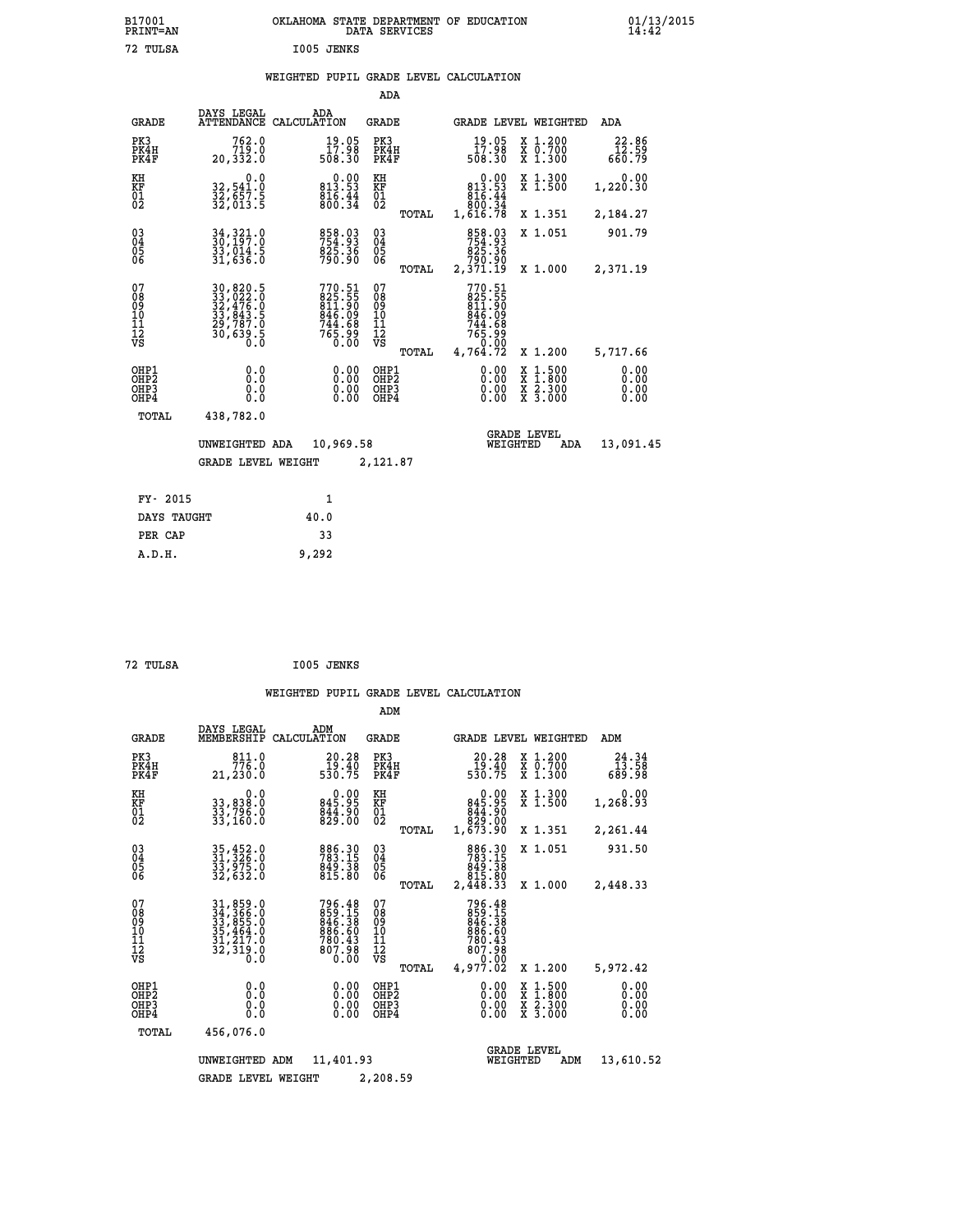B17001 OKLAHOMA STATE DEPARTMENT OF EDUCATION 01/13/2015
PRINT=AN DATA SERVICES 14:42

72 TULSA I005 JENKS

WEIGHTED PUPIL GRADE LEVEL CALCULATION

ADA

| GRADE | DAYS LEGAL ATTENDANCE | ADA CALCULATION | GRADE | GRADE LEVEL | WEIGHTED | ADA |
|---|---|---|---|---|---|---|
| PK3 | 762.0 | 19.05 | PK3 | 19.05 | X 1.200 | 22.86 |
| PK4H | 719.0 | 17.98 | PK4H | 17.98 | X 0.700 | 12.59 |
| PK4F | 20,332.0 | 508.30 | PK4F | 508.30 | X 1.300 | 660.79 |
| KH | 0.0 | 0.00 | KH | 0.00 | X 1.300 | 0.00 |
| KF | 32,541.0 | 813.53 | KF | 813.53 | X 1.500 | 1,220.30 |
| 01 | 32,657.5 | 816.44 | 01 | 816.44 | | |
| 02 | 32,013.5 | 800.34 | 02 | 800.34 | | |
| | | | TOTAL | 1,616.78 | X 1.351 | 2,184.27 |
| 03 | 34,321.0 | 858.03 | 03 | 858.03 | X 1.051 | 901.79 |
| 04 | 30,197.0 | 754.93 | 04 | 754.93 | | |
| 05 | 33,014.5 | 825.36 | 05 | 825.36 | | |
| 06 | 31,636.0 | 790.90 | 06 | 790.90 | | |
| | | | TOTAL | 2,371.19 | X 1.000 | 2,371.19 |
| 07 | 30,820.5 | 770.51 | 07 | 770.51 | | |
| 08 | 33,022.0 | 825.55 | 08 | 825.55 | | |
| 09 | 32,476.0 | 811.90 | 09 | 811.90 | | |
| 10 | 33,843.5 | 846.09 | 10 | 846.09 | | |
| 11 | 29,787.0 | 744.68 | 11 | 744.68 | | |
| 12 | 30,639.5 | 765.99 | 12 | 765.99 | | |
| VS | 0.0 | 0.00 | VS | 0.00 | | |
| | | | TOTAL | 4,764.72 | X 1.200 | 5,717.66 |
| OHP1 | 0.0 | 0.00 | OHP1 | 0.00 | X 1.500 | 0.00 |
| OHP2 | 0.0 | 0.00 | OHP2 | 0.00 | X 1.800 | 0.00 |
| OHP3 | 0.0 | 0.00 | OHP3 | 0.00 | X 2.300 | 0.00 |
| OHP4 | 0.0 | 0.00 | OHP4 | 0.00 | X 3.000 | 0.00 |
| TOTAL | 438,782.0 | | | | | |

UNWEIGHTED ADA 10,969.58 GRADE LEVEL WEIGHTED ADA 13,091.45

GRADE LEVEL WEIGHT 2,121.87

| | |
|---|---|
| FY- 2015 | 1 |
| DAYS TAUGHT | 40.0 |
| PER CAP | 33 |
| A.D.H. | 9,292 |

72 TULSA I005 JENKS

WEIGHTED PUPIL GRADE LEVEL CALCULATION

ADM

| GRADE | DAYS LEGAL MEMBERSHIP | ADM CALCULATION | GRADE | GRADE LEVEL | WEIGHTED | ADM |
|---|---|---|---|---|---|---|
| PK3 | 811.0 | 20.28 | PK3 | 20.28 | X 1.200 | 24.34 |
| PK4H | 776.0 | 19.40 | PK4H | 19.40 | X 0.700 | 13.58 |
| PK4F | 21,230.0 | 530.75 | PK4F | 530.75 | X 1.300 | 689.98 |
| KH | 0.0 | 0.00 | KH | 0.00 | X 1.300 | 0.00 |
| KF | 33,838.0 | 845.95 | KF | 845.95 | X 1.500 | 1,268.93 |
| 01 | 33,796.0 | 844.90 | 01 | 844.90 | | |
| 02 | 33,160.0 | 829.00 | 02 | 829.00 | | |
| | | | TOTAL | 1,673.90 | X 1.351 | 2,261.44 |
| 03 | 35,452.0 | 886.30 | 03 | 886.30 | X 1.051 | 931.50 |
| 04 | 31,326.0 | 783.15 | 04 | 783.15 | | |
| 05 | 33,975.0 | 849.38 | 05 | 849.38 | | |
| 06 | 32,632.0 | 815.80 | 06 | 815.80 | | |
| | | | TOTAL | 2,448.33 | X 1.000 | 2,448.33 |
| 07 | 31,859.0 | 796.48 | 07 | 796.48 | | |
| 08 | 34,366.0 | 859.15 | 08 | 859.15 | | |
| 09 | 33,855.0 | 846.38 | 09 | 846.38 | | |
| 10 | 35,464.0 | 886.60 | 10 | 886.60 | | |
| 11 | 31,217.0 | 780.43 | 11 | 780.43 | | |
| 12 | 32,319.0 | 807.98 | 12 | 807.98 | | |
| VS | 0.0 | 0.00 | VS | 0.00 | | |
| | | | TOTAL | 4,977.02 | X 1.200 | 5,972.42 |
| OHP1 | 0.0 | 0.00 | OHP1 | 0.00 | X 1.500 | 0.00 |
| OHP2 | 0.0 | 0.00 | OHP2 | 0.00 | X 1.800 | 0.00 |
| OHP3 | 0.0 | 0.00 | OHP3 | 0.00 | X 2.300 | 0.00 |
| OHP4 | 0.0 | 0.00 | OHP4 | 0.00 | X 3.000 | 0.00 |
| TOTAL | 456,076.0 | | | | | |

UNWEIGHTED ADM 11,401.93 GRADE LEVEL WEIGHTED ADM 13,610.52

GRADE LEVEL WEIGHT 2,208.59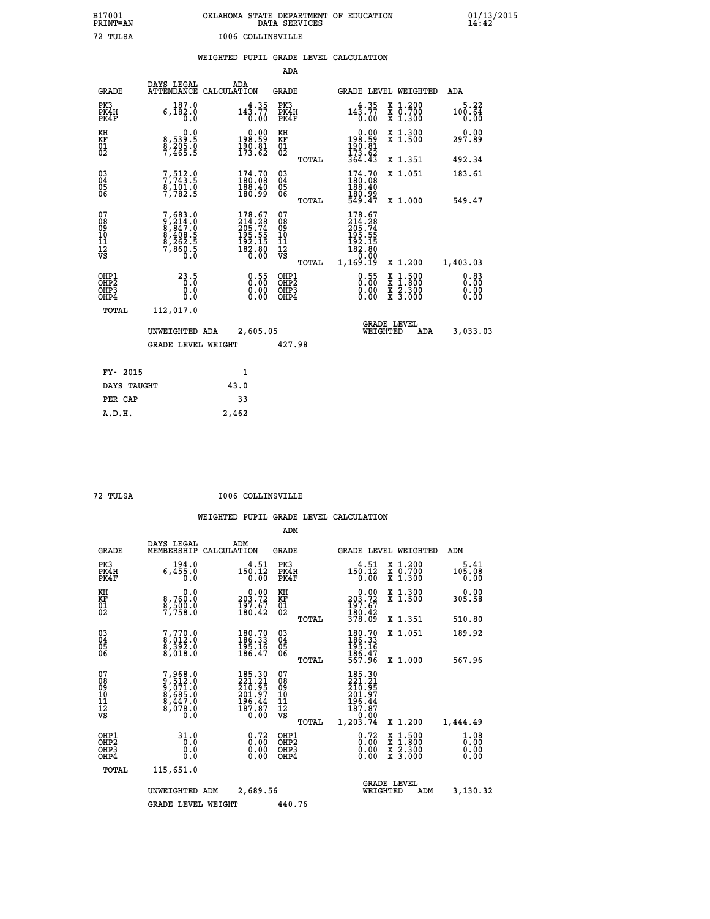B17001 OKLAHOMA STATE DEPARTMENT OF EDUCATION 01/13/2015
PRINT=AN DATA SERVICES 14:42

72 TULSA I006 COLLINSVILLE

## WEIGHTED PUPIL GRADE LEVEL CALCULATION

### ADA

| GRADE | DAYS LEGAL ATTENDANCE | ADA CALCULATION | GRADE | | GRADE LEVEL | WEIGHTED | ADA |
|---|---|---|---|---|---|---|---|
| PK3 | 187.0 | 4.35 | PK3 | | 4.35 | X 1.200 | 5.22 |
| PK4H | 6,182.0 | 143.77 | PK4H | | 143.77 | X 0.700 | 100.64 |
| PK4F | 0.0 | 0.00 | PK4F | | 0.00 | X 1.300 | 0.00 |
| KH | 0.0 | 0.00 | KH | | 0.00 | X 1.300 | 0.00 |
| KF | 8,539.5 | 198.59 | KF | | 198.59 | X 1.500 | 297.89 |
| 01 | 8,205.0 | 190.81 | 01 | | 190.81 | | |
| 02 | 7,465.5 | 173.62 | 02 | | 173.62 | | |
| | | | | TOTAL | 364.43 | X 1.351 | 492.34 |
| 03 | 7,512.0 | 174.70 | 03 | | 174.70 | X 1.051 | 183.61 |
| 04 | 7,743.5 | 180.08 | 04 | | 180.08 | | |
| 05 | 8,101.0 | 188.40 | 05 | | 188.40 | | |
| 06 | 7,782.5 | 180.99 | 06 | | 180.99 | | |
| | | | | TOTAL | 549.47 | X 1.000 | 549.47 |
| 07 | 7,683.0 | 178.67 | 07 | | 178.67 | | |
| 08 | 9,214.0 | 214.28 | 08 | | 214.28 | | |
| 09 | 8,847.0 | 205.74 | 09 | | 205.74 | | |
| 10 | 8,408.5 | 195.55 | 10 | | 195.55 | | |
| 11 | 8,262.5 | 192.15 | 11 | | 192.15 | | |
| 12 | 7,860.5 | 182.80 | 12 | | 182.80 | | |
| VS | 0.0 | 0.00 | VS | | 0.00 | | |
| | | | | TOTAL | 1,169.19 | X 1.200 | 1,403.03 |
| OHP1 | 23.5 | 0.55 | OHP1 | | 0.55 | X 1.500 | 0.83 |
| OHP2 | 0.0 | 0.00 | OHP2 | | 0.00 | X 1.800 | 0.00 |
| OHP3 | 0.0 | 0.00 | OHP3 | | 0.00 | X 2.300 | 0.00 |
| OHP4 | 0.0 | 0.00 | OHP4 | | 0.00 | X 3.000 | 0.00 |
| TOTAL | 112,017.0 | | | | | | |

UNWEIGHTED ADA 2,605.05 — GRADE LEVEL WEIGHTED ADA 3,033.03

GRADE LEVEL WEIGHT 427.98

| | |
|---|---|
| FY- 2015 | 1 |
| DAYS TAUGHT | 43.0 |
| PER CAP | 33 |
| A.D.H. | 2,462 |

72 TULSA I006 COLLINSVILLE

## WEIGHTED PUPIL GRADE LEVEL CALCULATION

### ADM

| GRADE | DAYS LEGAL MEMBERSHIP | ADM CALCULATION | GRADE | | GRADE LEVEL | WEIGHTED | ADM |
|---|---|---|---|---|---|---|---|
| PK3 | 194.0 | 4.51 | PK3 | | 4.51 | X 1.200 | 5.41 |
| PK4H | 6,455.0 | 150.12 | PK4H | | 150.12 | X 0.700 | 105.08 |
| PK4F | 0.0 | 0.00 | PK4F | | 0.00 | X 1.300 | 0.00 |
| KH | 0.0 | 0.00 | KH | | 0.00 | X 1.300 | 0.00 |
| KF | 8,760.0 | 203.72 | KF | | 203.72 | X 1.500 | 305.58 |
| 01 | 8,500.0 | 197.67 | 01 | | 197.67 | | |
| 02 | 7,758.0 | 180.42 | 02 | | 180.42 | | |
| | | | | TOTAL | 378.09 | X 1.351 | 510.80 |
| 03 | 7,770.0 | 180.70 | 03 | | 180.70 | X 1.051 | 189.92 |
| 04 | 8,012.0 | 186.33 | 04 | | 186.33 | | |
| 05 | 8,392.0 | 195.16 | 05 | | 195.16 | | |
| 06 | 8,018.0 | 186.47 | 06 | | 186.47 | | |
| | | | | TOTAL | 567.96 | X 1.000 | 567.96 |
| 07 | 7,968.0 | 185.30 | 07 | | 185.30 | | |
| 08 | 9,512.0 | 221.21 | 08 | | 221.21 | | |
| 09 | 9,071.0 | 210.95 | 09 | | 210.95 | | |
| 10 | 8,685.0 | 201.97 | 10 | | 201.97 | | |
| 11 | 8,447.0 | 196.44 | 11 | | 196.44 | | |
| 12 | 8,078.0 | 187.87 | 12 | | 187.87 | | |
| VS | 0.0 | 0.00 | VS | | 0.00 | | |
| | | | | TOTAL | 1,203.74 | X 1.200 | 1,444.49 |
| OHP1 | 31.0 | 0.72 | OHP1 | | 0.72 | X 1.500 | 1.08 |
| OHP2 | 0.0 | 0.00 | OHP2 | | 0.00 | X 1.800 | 0.00 |
| OHP3 | 0.0 | 0.00 | OHP3 | | 0.00 | X 2.300 | 0.00 |
| OHP4 | 0.0 | 0.00 | OHP4 | | 0.00 | X 3.000 | 0.00 |
| TOTAL | 115,651.0 | | | | | | |

UNWEIGHTED ADM 2,689.56 — GRADE LEVEL WEIGHTED ADM 3,130.32

GRADE LEVEL WEIGHT 440.76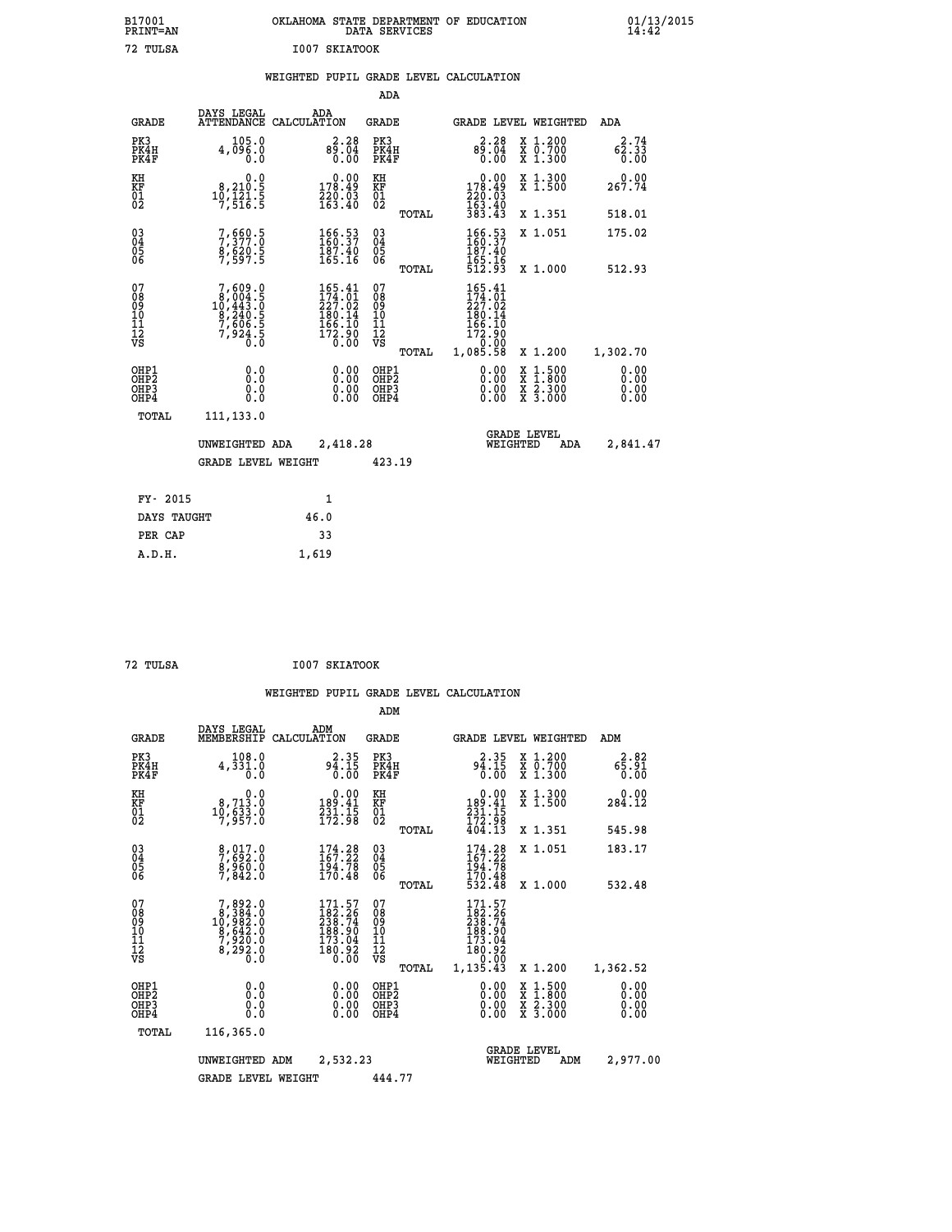B17001 OKLAHOMA STATE DEPARTMENT OF EDUCATION 01/13/2015
PRINT=AN DATA SERVICES 14:42

72 TULSA I007 SKIATOOK

## WEIGHTED PUPIL GRADE LEVEL CALCULATION

### ADA

| GRADE | DAYS LEGAL ATTENDANCE | ADA CALCULATION | GRADE | GRADE LEVEL | WEIGHTED | ADA |
|---|---|---|---|---|---|---|
| PK3 | 105.0 | 2.28 | PK3 | 2.28 | X 1.200 | 2.74 |
| PK4H | 4,096.0 | 89.04 | PK4H | 89.04 | X 0.700 | 62.33 |
| PK4F | 0.0 | 0.00 | PK4F | 0.00 | X 1.300 | 0.00 |
| KH | 0.0 | 0.00 | KH | 0.00 | X 1.300 | 0.00 |
| KF | 8,210.5 | 178.49 | KF | 178.49 | X 1.500 | 267.74 |
| 01 | 10,121.5 | 220.03 | 01 | 220.03 | | |
| 02 | 7,516.5 | 163.40 | 02 | 163.40 | | |
| | | | TOTAL | 383.43 | X 1.351 | 518.01 |
| 03 | 7,660.5 | 166.53 | 03 | 166.53 | X 1.051 | 175.02 |
| 04 | 7,377.0 | 160.37 | 04 | 160.37 | | |
| 05 | 8,620.5 | 187.40 | 05 | 187.40 | | |
| 06 | 7,597.5 | 165.16 | 06 | 165.16 | | |
| | | | TOTAL | 512.93 | X 1.000 | 512.93 |
| 07 | 7,609.0 | 165.41 | 07 | 165.41 | | |
| 08 | 8,004.5 | 174.01 | 08 | 174.01 | | |
| 09 | 10,443.0 | 227.02 | 09 | 227.02 | | |
| 10 | 8,240.5 | 180.14 | 10 | 180.14 | | |
| 11 | 7,606.5 | 166.10 | 11 | 166.10 | | |
| 12 | 7,924.5 | 172.90 | 12 | 172.90 | | |
| VS | 0.0 | 0.00 | VS | 0.00 | | |
| | | | TOTAL | 1,085.58 | X 1.200 | 1,302.70 |
| OHP1 | 0.0 | 0.00 | OHP1 | 0.00 | X 1.500 | 0.00 |
| OHP2 | 0.0 | 0.00 | OHP2 | 0.00 | X 1.800 | 0.00 |
| OHP3 | 0.0 | 0.00 | OHP3 | 0.00 | X 2.300 | 0.00 |
| OHP4 | 0.0 | 0.00 | OHP4 | 0.00 | X 3.000 | 0.00 |
| TOTAL | 111,133.0 | | | | | |

UNWEIGHTED ADA 2,418.28 — GRADE LEVEL WEIGHTED ADA 2,841.47

GRADE LEVEL WEIGHT 423.19

| FY- 2015 | 1 |
|---|---|
| DAYS TAUGHT | 46.0 |
| PER CAP | 33 |
| A.D.H. | 1,619 |

72 TULSA I007 SKIATOOK

## WEIGHTED PUPIL GRADE LEVEL CALCULATION

### ADM

| GRADE | DAYS LEGAL MEMBERSHIP | ADM CALCULATION | GRADE | GRADE LEVEL | WEIGHTED | ADM |
|---|---|---|---|---|---|---|
| PK3 | 108.0 | 2.35 | PK3 | 2.35 | X 1.200 | 2.82 |
| PK4H | 4,331.0 | 94.15 | PK4H | 94.15 | X 0.700 | 65.91 |
| PK4F | 0.0 | 0.00 | PK4F | 0.00 | X 1.300 | 0.00 |
| KH | 0.0 | 0.00 | KH | 0.00 | X 1.300 | 0.00 |
| KF | 8,713.0 | 189.41 | KF | 189.41 | X 1.500 | 284.12 |
| 01 | 10,633.0 | 231.15 | 01 | 231.15 | | |
| 02 | 7,957.0 | 172.98 | 02 | 172.98 | | |
| | | | TOTAL | 404.13 | X 1.351 | 545.98 |
| 03 | 8,017.0 | 174.28 | 03 | 174.28 | X 1.051 | 183.17 |
| 04 | 7,692.0 | 167.22 | 04 | 167.22 | | |
| 05 | 8,960.0 | 194.78 | 05 | 194.78 | | |
| 06 | 7,842.0 | 170.48 | 06 | 170.48 | | |
| | | | TOTAL | 532.48 | X 1.000 | 532.48 |
| 07 | 7,892.0 | 171.57 | 07 | 171.57 | | |
| 08 | 8,384.0 | 182.26 | 08 | 182.26 | | |
| 09 | 10,982.0 | 238.74 | 09 | 238.74 | | |
| 10 | 8,642.0 | 188.90 | 10 | 188.90 | | |
| 11 | 7,920.0 | 173.04 | 11 | 173.04 | | |
| 12 | 8,292.0 | 180.92 | 12 | 180.92 | | |
| VS | 0.0 | 0.00 | VS | 0.00 | | |
| | | | TOTAL | 1,135.43 | X 1.200 | 1,362.52 |
| OHP1 | 0.0 | 0.00 | OHP1 | 0.00 | X 1.500 | 0.00 |
| OHP2 | 0.0 | 0.00 | OHP2 | 0.00 | X 1.800 | 0.00 |
| OHP3 | 0.0 | 0.00 | OHP3 | 0.00 | X 2.300 | 0.00 |
| OHP4 | 0.0 | 0.00 | OHP4 | 0.00 | X 3.000 | 0.00 |
| TOTAL | 116,365.0 | | | | | |

UNWEIGHTED ADM 2,532.23 — GRADE LEVEL WEIGHTED ADM 2,977.00

GRADE LEVEL WEIGHT 444.77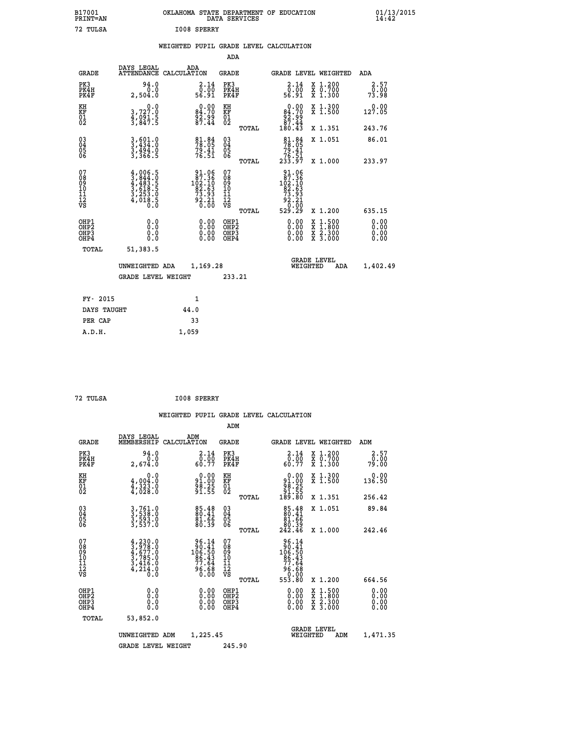B17001
PRINT=AN

OKLAHOMA STATE DEPARTMENT OF EDUCATION
DATA SERVICES

01/13/2015
14:42

72 TULSA                    I008 SPERRY

WEIGHTED PUPIL GRADE LEVEL CALCULATION

ADA

| GRADE | DAYS LEGAL ATTENDANCE | ADA CALCULATION | GRADE | GRADE LEVEL | WEIGHTED | ADA |
|---|---|---|---|---|---|---|
| PK3 | 94.0 | 2.14 | PK3 | 2.14 | X 1.200 | 2.57 |
| PK4H | 0.0 | 0.00 | PK4H | 0.00 | X 0.700 | 0.00 |
| PK4F | 2,504.0 | 56.91 | PK4F | 56.91 | X 1.300 | 73.98 |
| KH | 0.0 | 0.00 | KH | 0.00 | X 1.300 | 0.00 |
| KF | 3,727.0 | 84.70 | KF | 84.70 | X 1.500 | 127.05 |
| 01 | 4,091.5 | 92.99 | 01 | 92.99 | | |
| 02 | 3,847.5 | 87.44 | 02 | 87.44 | | |
| | | | TOTAL | 180.43 | X 1.351 | 243.76 |
| 03 | 3,601.0 | 81.84 | 03 | 81.84 | X 1.051 | 86.01 |
| 04 | 3,434.0 | 78.05 | 04 | 78.05 | | |
| 05 | 3,494.0 | 79.41 | 05 | 79.41 | | |
| 06 | 3,366.5 | 76.51 | 06 | 76.51 | | |
| | | | TOTAL | 233.97 | X 1.000 | 233.97 |
| 07 | 4,006.5 | 91.06 | 07 | 91.06 | | |
| 08 | 3,844.0 | 87.36 | 08 | 87.36 | | |
| 09 | 4,483.5 | 102.10 | 09 | 102.10 | | |
| 10 | 3,618.5 | 82.63 | 10 | 82.63 | | |
| 11 | 3,253.0 | 73.93 | 11 | 73.93 | | |
| 12 | 4,018.5 | 92.21 | 12 | 92.21 | | |
| VS | 0.0 | 0.00 | VS | 0.00 | | |
| | | | TOTAL | 529.29 | X 1.200 | 635.15 |
| OHP1 | 0.0 | 0.00 | OHP1 | 0.00 | X 1.500 | 0.00 |
| OHP2 | 0.0 | 0.00 | OHP2 | 0.00 | X 1.800 | 0.00 |
| OHP3 | 0.0 | 0.00 | OHP3 | 0.00 | X 2.300 | 0.00 |
| OHP4 | 0.0 | 0.00 | OHP4 | 0.00 | X 3.000 | 0.00 |
| TOTAL | 51,383.5 | | | | | |

UNWEIGHTED ADA    1,169.28        GRADE LEVEL WEIGHTED ADA    1,402.49

GRADE LEVEL WEIGHT    233.21

| FY- 2015 | 1 |
|---|---|
| DAYS TAUGHT | 44.0 |
| PER CAP | 33 |
| A.D.H. | 1,059 |

72 TULSA                    I008 SPERRY

WEIGHTED PUPIL GRADE LEVEL CALCULATION

ADM

| GRADE | DAYS LEGAL MEMBERSHIP | ADM CALCULATION | GRADE | GRADE LEVEL | WEIGHTED | ADM |
|---|---|---|---|---|---|---|
| PK3 | 94.0 | 2.14 | PK3 | 2.14 | X 1.200 | 2.57 |
| PK4H | 0.0 | 0.00 | PK4H | 0.00 | X 0.700 | 0.00 |
| PK4F | 2,674.0 | 60.77 | PK4F | 60.77 | X 1.300 | 79.00 |
| KH | 0.0 | 0.00 | KH | 0.00 | X 1.300 | 0.00 |
| KF | 4,004.0 | 91.00 | KF | 91.00 | X 1.500 | 136.50 |
| 01 | 4,323.0 | 98.25 | 01 | 98.25 | | |
| 02 | 4,028.0 | 91.55 | 02 | 91.55 | | |
| | | | TOTAL | 189.80 | X 1.351 | 256.42 |
| 03 | 3,761.0 | 85.48 | 03 | 85.48 | X 1.051 | 89.84 |
| 04 | 3,538.0 | 80.41 | 04 | 80.41 | | |
| 05 | 3,593.0 | 81.66 | 05 | 81.66 | | |
| 06 | 3,537.0 | 80.39 | 06 | 80.39 | | |
| | | | TOTAL | 242.46 | X 1.000 | 242.46 |
| 07 | 4,230.0 | 96.14 | 07 | 96.14 | | |
| 08 | 3,978.0 | 90.41 | 08 | 90.41 | | |
| 09 | 4,677.0 | 106.50 | 09 | 106.50 | | |
| 10 | 3,785.0 | 86.43 | 10 | 86.43 | | |
| 11 | 3,416.0 | 77.64 | 11 | 77.64 | | |
| 12 | 4,214.0 | 96.68 | 12 | 96.68 | | |
| VS | 0.0 | 0.00 | VS | 0.00 | | |
| | | | TOTAL | 553.80 | X 1.200 | 664.56 |
| OHP1 | 0.0 | 0.00 | OHP1 | 0.00 | X 1.500 | 0.00 |
| OHP2 | 0.0 | 0.00 | OHP2 | 0.00 | X 1.800 | 0.00 |
| OHP3 | 0.0 | 0.00 | OHP3 | 0.00 | X 2.300 | 0.00 |
| OHP4 | 0.0 | 0.00 | OHP4 | 0.00 | X 3.000 | 0.00 |
| TOTAL | 53,852.0 | | | | | |

UNWEIGHTED ADM    1,225.45        GRADE LEVEL WEIGHTED ADM    1,471.35

GRADE LEVEL WEIGHT    245.90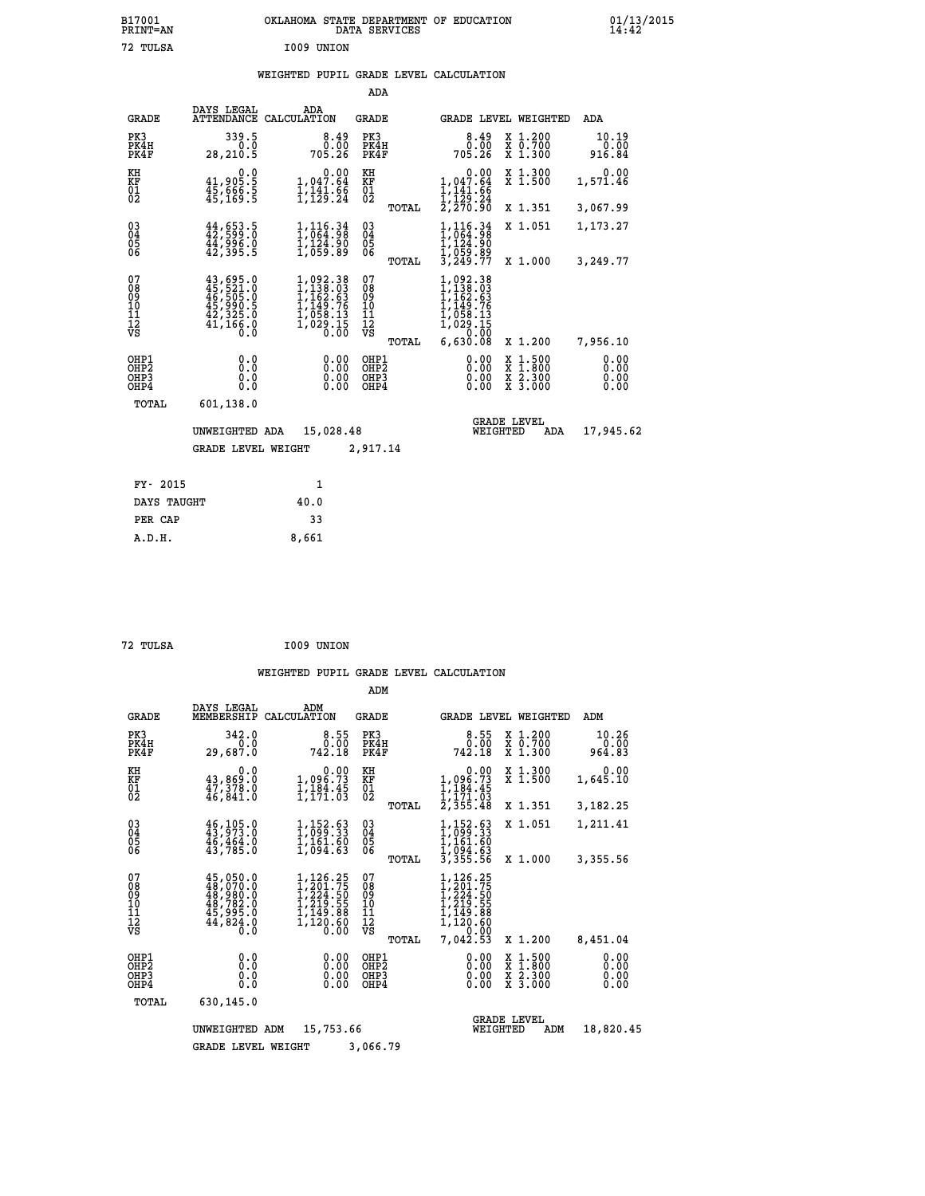B17001 OKLAHOMA STATE DEPARTMENT OF EDUCATION 01/13/2015
PRINT=AN DATA SERVICES 14:42

72 TULSA I009 UNION

## WEIGHTED PUPIL GRADE LEVEL CALCULATION

### ADA

| GRADE | DAYS LEGAL ATTENDANCE | ADA CALCULATION | GRADE | GRADE LEVEL | WEIGHTED | ADA |
|---|---|---|---|---|---|---|
| PK3 | 339.5 | 8.49 | PK3 | 8.49 | X 1.200 | 10.19 |
| PK4H | 0.0 | 0.00 | PK4H | 0.00 | X 0.700 | 0.00 |
| PK4F | 28,210.5 | 705.26 | PK4F | 705.26 | X 1.300 | 916.84 |
| KH | 0.0 | 0.00 | KH | 0.00 | X 1.300 | 0.00 |
| KF | 41,905.5 | 1,047.64 | KF | 1,047.64 | X 1.500 | 1,571.46 |
| 01 | 45,666.5 | 1,141.66 | 01 | 1,141.66 | | |
| 02 | 45,169.5 | 1,129.24 | 02 | 1,129.24 | | |
| | | | TOTAL | 2,270.90 | X 1.351 | 3,067.99 |
| 03 | 44,653.5 | 1,116.34 | 03 | 1,116.34 | X 1.051 | 1,173.27 |
| 04 | 42,599.0 | 1,064.98 | 04 | 1,064.98 | | |
| 05 | 44,996.0 | 1,124.90 | 05 | 1,124.90 | | |
| 06 | 42,395.5 | 1,059.89 | 06 | 1,059.89 | | |
| | | | TOTAL | 3,249.77 | X 1.000 | 3,249.77 |
| 07 | 43,695.0 | 1,092.38 | 07 | 1,092.38 | | |
| 08 | 45,521.0 | 1,138.03 | 08 | 1,138.03 | | |
| 09 | 46,505.0 | 1,162.63 | 09 | 1,162.63 | | |
| 10 | 45,990.5 | 1,149.76 | 10 | 1,149.76 | | |
| 11 | 42,325.0 | 1,058.13 | 11 | 1,058.13 | | |
| 12 | 41,166.0 | 1,029.15 | 12 | 1,029.15 | | |
| VS | 0.0 | 0.00 | VS | 0.00 | | |
| | | | TOTAL | 6,630.08 | X 1.200 | 7,956.10 |
| OHP1 | 0.0 | 0.00 | OHP1 | 0.00 | X 1.500 | 0.00 |
| OHP2 | 0.0 | 0.00 | OHP2 | 0.00 | X 1.800 | 0.00 |
| OHP3 | 0.0 | 0.00 | OHP3 | 0.00 | X 2.300 | 0.00 |
| OHP4 | 0.0 | 0.00 | OHP4 | 0.00 | X 3.000 | 0.00 |
| TOTAL | 601,138.0 | | | | | |

UNWEIGHTED ADA 15,028.48 GRADE LEVEL WEIGHTED ADA 17,945.62

GRADE LEVEL WEIGHT 2,917.14

| | |
|---|---|
| FY- 2015 | 1 |
| DAYS TAUGHT | 40.0 |
| PER CAP | 33 |
| A.D.H. | 8,661 |

72 TULSA I009 UNION

## WEIGHTED PUPIL GRADE LEVEL CALCULATION

### ADM

| GRADE | DAYS LEGAL MEMBERSHIP | ADM CALCULATION | GRADE | GRADE LEVEL | WEIGHTED | ADM |
|---|---|---|---|---|---|---|
| PK3 | 342.0 | 8.55 | PK3 | 8.55 | X 1.200 | 10.26 |
| PK4H | 0.0 | 0.00 | PK4H | 0.00 | X 0.700 | 0.00 |
| PK4F | 29,687.0 | 742.18 | PK4F | 742.18 | X 1.300 | 964.83 |
| KH | 0.0 | 0.00 | KH | 0.00 | X 1.300 | 0.00 |
| KF | 43,869.0 | 1,096.73 | KF | 1,096.73 | X 1.500 | 1,645.10 |
| 01 | 47,378.0 | 1,184.45 | 01 | 1,184.45 | | |
| 02 | 46,841.0 | 1,171.03 | 02 | 1,171.03 | | |
| | | | TOTAL | 2,355.48 | X 1.351 | 3,182.25 |
| 03 | 46,105.0 | 1,152.63 | 03 | 1,152.63 | X 1.051 | 1,211.41 |
| 04 | 43,973.0 | 1,099.33 | 04 | 1,099.33 | | |
| 05 | 46,464.0 | 1,161.60 | 05 | 1,161.60 | | |
| 06 | 43,785.0 | 1,094.63 | 06 | 1,094.63 | | |
| | | | TOTAL | 3,355.56 | X 1.000 | 3,355.56 |
| 07 | 45,050.0 | 1,126.25 | 07 | 1,126.25 | | |
| 08 | 48,070.0 | 1,201.75 | 08 | 1,201.75 | | |
| 09 | 48,980.0 | 1,224.50 | 09 | 1,224.50 | | |
| 10 | 48,782.0 | 1,219.55 | 10 | 1,219.55 | | |
| 11 | 45,995.0 | 1,149.88 | 11 | 1,149.88 | | |
| 12 | 44,824.0 | 1,120.60 | 12 | 1,120.60 | | |
| VS | 0.0 | 0.00 | VS | 0.00 | | |
| | | | TOTAL | 7,042.53 | X 1.200 | 8,451.04 |
| OHP1 | 0.0 | 0.00 | OHP1 | 0.00 | X 1.500 | 0.00 |
| OHP2 | 0.0 | 0.00 | OHP2 | 0.00 | X 1.800 | 0.00 |
| OHP3 | 0.0 | 0.00 | OHP3 | 0.00 | X 2.300 | 0.00 |
| OHP4 | 0.0 | 0.00 | OHP4 | 0.00 | X 3.000 | 0.00 |
| TOTAL | 630,145.0 | | | | | |

UNWEIGHTED ADM 15,753.66 GRADE LEVEL WEIGHTED ADM 18,820.45

GRADE LEVEL WEIGHT 3,066.79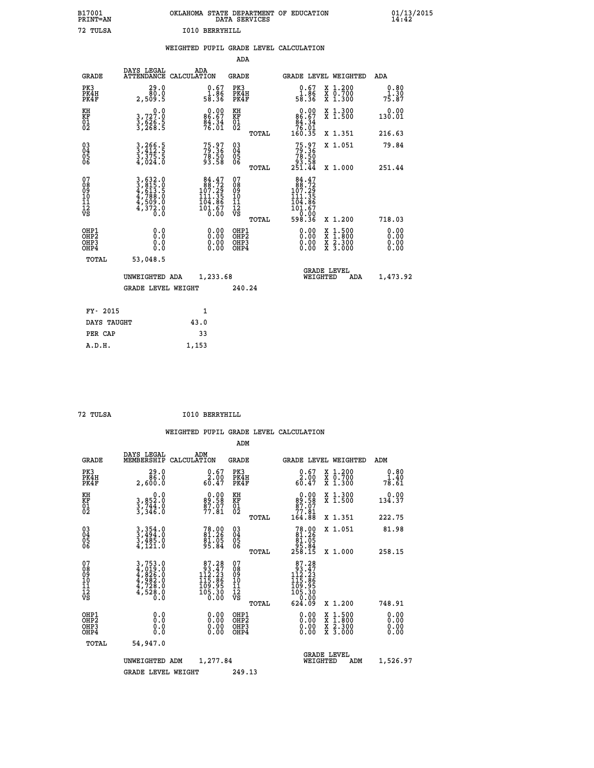B17001 OKLAHOMA STATE DEPARTMENT OF EDUCATION 01/13/2015
PRINT=AN DATA SERVICES 14:42

72 TULSA I010 BERRYHILL

## WEIGHTED PUPIL GRADE LEVEL CALCULATION

### ADA

| GRADE | DAYS LEGAL ATTENDANCE | ADA CALCULATION | GRADE | GRADE LEVEL | WEIGHTED | ADA |
|---|---|---|---|---|---|---|
| PK3 | 29.0 | 0.67 | PK3 | 0.67 | X 1.200 | 0.80 |
| PK4H | 80.0 | 1.86 | PK4H | 1.86 | X 0.700 | 1.30 |
| PK4F | 2,509.5 | 58.36 | PK4F | 58.36 | X 1.300 | 75.87 |
| KH | 0.0 | 0.00 | KH | 0.00 | X 1.300 | 0.00 |
| KF | 3,727.0 | 86.67 | KF | 86.67 | X 1.500 | 130.01 |
| 01 | 3,626.5 | 84.34 | 01 | 84.34 | | |
| 02 | 3,268.5 | 76.01 | 02 | 76.01 | | |
| | | | TOTAL | 160.35 | X 1.351 | 216.63 |
| 03 | 3,266.5 | 75.97 | 03 | 75.97 | X 1.051 | 79.84 |
| 04 | 3,412.5 | 79.36 | 04 | 79.36 | | |
| 05 | 3,375.5 | 78.50 | 05 | 78.50 | | |
| 06 | 4,024.0 | 93.58 | 06 | 93.58 | | |
| | | | TOTAL | 251.44 | X 1.000 | 251.44 |
| 07 | 3,632.0 | 84.47 | 07 | 84.47 | | |
| 08 | 3,815.0 | 88.72 | 08 | 88.72 | | |
| 09 | 4,613.5 | 107.29 | 09 | 107.29 | | |
| 10 | 4,788.0 | 111.35 | 10 | 111.35 | | |
| 11 | 4,509.0 | 104.86 | 11 | 104.86 | | |
| 12 | 4,372.0 | 101.67 | 12 | 101.67 | | |
| VS | 0.0 | 0.00 | VS | 0.00 | | |
| | | | TOTAL | 598.36 | X 1.200 | 718.03 |
| OHP1 | 0.0 | 0.00 | OHP1 | 0.00 | X 1.500 | 0.00 |
| OHP2 | 0.0 | 0.00 | OHP2 | 0.00 | X 1.800 | 0.00 |
| OHP3 | 0.0 | 0.00 | OHP3 | 0.00 | X 2.300 | 0.00 |
| OHP4 | 0.0 | 0.00 | OHP4 | 0.00 | X 3.000 | 0.00 |
| TOTAL | 53,048.5 | | | | | |

UNWEIGHTED ADA 1,233.68 &nbsp;&nbsp;&nbsp; GRADE LEVEL WEIGHTED ADA 1,473.92

GRADE LEVEL WEIGHT 240.24

| | |
|---|---|
| FY- 2015 | 1 |
| DAYS TAUGHT | 43.0 |
| PER CAP | 33 |
| A.D.H. | 1,153 |

72 TULSA I010 BERRYHILL

## WEIGHTED PUPIL GRADE LEVEL CALCULATION

### ADM

| GRADE | DAYS LEGAL MEMBERSHIP | ADM CALCULATION | GRADE | GRADE LEVEL | WEIGHTED | ADM |
|---|---|---|---|---|---|---|
| PK3 | 29.0 | 0.67 | PK3 | 0.67 | X 1.200 | 0.80 |
| PK4H | 86.0 | 2.00 | PK4H | 2.00 | X 0.700 | 1.40 |
| PK4F | 2,600.0 | 60.47 | PK4F | 60.47 | X 1.300 | 78.61 |
| KH | 0.0 | 0.00 | KH | 0.00 | X 1.300 | 0.00 |
| KF | 3,852.0 | 89.58 | KF | 89.58 | X 1.500 | 134.37 |
| 01 | 3,744.0 | 87.07 | 01 | 87.07 | | |
| 02 | 3,346.0 | 77.81 | 02 | 77.81 | | |
| | | | TOTAL | 164.88 | X 1.351 | 222.75 |
| 03 | 3,354.0 | 78.00 | 03 | 78.00 | X 1.051 | 81.98 |
| 04 | 3,494.0 | 81.26 | 04 | 81.26 | | |
| 05 | 3,485.0 | 81.05 | 05 | 81.05 | | |
| 06 | 4,121.0 | 95.84 | 06 | 95.84 | | |
| | | | TOTAL | 258.15 | X 1.000 | 258.15 |
| 07 | 3,753.0 | 87.28 | 07 | 87.28 | | |
| 08 | 4,019.0 | 93.47 | 08 | 93.47 | | |
| 09 | 4,826.0 | 112.23 | 09 | 112.23 | | |
| 10 | 4,982.0 | 115.86 | 10 | 115.86 | | |
| 11 | 4,728.0 | 109.95 | 11 | 109.95 | | |
| 12 | 4,528.0 | 105.30 | 12 | 105.30 | | |
| VS | 0.0 | 0.00 | VS | 0.00 | | |
| | | | TOTAL | 624.09 | X 1.200 | 748.91 |
| OHP1 | 0.0 | 0.00 | OHP1 | 0.00 | X 1.500 | 0.00 |
| OHP2 | 0.0 | 0.00 | OHP2 | 0.00 | X 1.800 | 0.00 |
| OHP3 | 0.0 | 0.00 | OHP3 | 0.00 | X 2.300 | 0.00 |
| OHP4 | 0.0 | 0.00 | OHP4 | 0.00 | X 3.000 | 0.00 |
| TOTAL | 54,947.0 | | | | | |

UNWEIGHTED ADM 1,277.84 &nbsp;&nbsp;&nbsp; GRADE LEVEL WEIGHTED ADM 1,526.97

GRADE LEVEL WEIGHT 249.13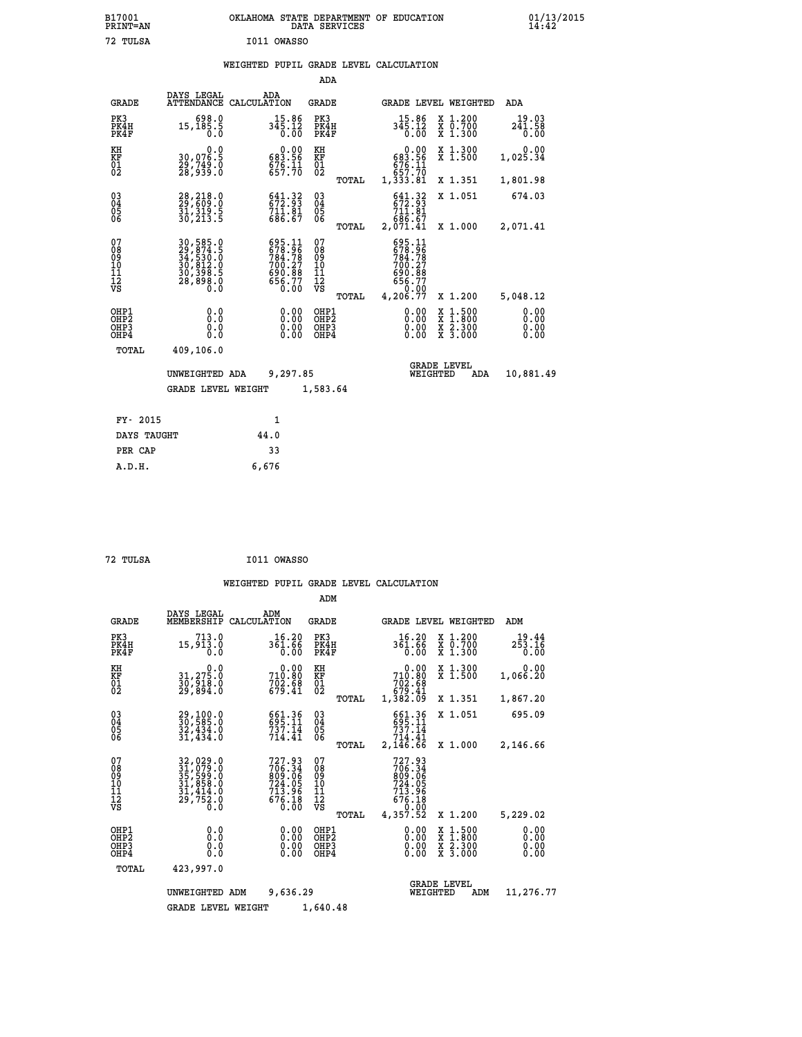B17001 OKLAHOMA STATE DEPARTMENT OF EDUCATION 01/13/2015
PRINT=AN DATA SERVICES 14:42

72 TULSA I011 OWASSO

## WEIGHTED PUPIL GRADE LEVEL CALCULATION

### ADA

| GRADE | DAYS LEGAL ATTENDANCE | ADA CALCULATION | GRADE | | GRADE LEVEL | WEIGHTED | ADA |
|---|---|---|---|---|---|---|---|
| PK3 | 698.0 | 15.86 | PK3 | | 15.86 | X 1.200 | 19.03 |
| PK4H | 15,185.5 | 345.12 | PK4H | | 345.12 | X 0.700 | 241.58 |
| PK4F | 0.0 | 0.00 | PK4F | | 0.00 | X 1.300 | 0.00 |
| KH | 0.0 | 0.00 | KH | | 0.00 | X 1.300 | 0.00 |
| KF | 30,076.5 | 683.56 | KF | | 683.56 | X 1.500 | 1,025.34 |
| 01 | 29,749.0 | 676.11 | 01 | | 676.11 | | |
| 02 | 28,939.0 | 657.70 | 02 | | 657.70 | | |
| | | | | TOTAL | 1,333.81 | X 1.351 | 1,801.98 |
| 03 | 28,218.0 | 641.32 | 03 | | 641.32 | X 1.051 | 674.03 |
| 04 | 29,609.0 | 672.93 | 04 | | 672.93 | | |
| 05 | 31,319.5 | 711.81 | 05 | | 711.81 | | |
| 06 | 30,213.5 | 686.67 | 06 | | 686.67 | | |
| | | | | TOTAL | 2,071.41 | X 1.000 | 2,071.41 |
| 07 | 30,585.0 | 695.11 | 07 | | 695.11 | | |
| 08 | 29,874.5 | 678.96 | 08 | | 678.96 | | |
| 09 | 34,530.0 | 784.78 | 09 | | 784.78 | | |
| 10 | 30,812.0 | 700.27 | 10 | | 700.27 | | |
| 11 | 30,398.5 | 690.88 | 11 | | 690.88 | | |
| 12 | 28,898.0 | 656.77 | 12 | | 656.77 | | |
| VS | 0.0 | 0.00 | VS | | 0.00 | | |
| | | | | TOTAL | 4,206.77 | X 1.200 | 5,048.12 |
| OHP1 | 0.0 | 0.00 | OHP1 | | 0.00 | X 1.500 | 0.00 |
| OHP2 | 0.0 | 0.00 | OHP2 | | 0.00 | X 1.800 | 0.00 |
| OHP3 | 0.0 | 0.00 | OHP3 | | 0.00 | X 2.300 | 0.00 |
| OHP4 | 0.0 | 0.00 | OHP4 | | 0.00 | X 3.000 | 0.00 |
| TOTAL | 409,106.0 | | | | | | |

UNWEIGHTED ADA 9,297.85 GRADE LEVEL WEIGHTED ADA 10,881.49

GRADE LEVEL WEIGHT 1,583.64

| FY- 2015 | 1 |
|---|---|
| DAYS TAUGHT | 44.0 |
| PER CAP | 33 |
| A.D.H. | 6,676 |

72 TULSA I011 OWASSO

## WEIGHTED PUPIL GRADE LEVEL CALCULATION

### ADM

| GRADE | DAYS LEGAL MEMBERSHIP | ADM CALCULATION | GRADE | | GRADE LEVEL | WEIGHTED | ADM |
|---|---|---|---|---|---|---|---|
| PK3 | 713.0 | 16.20 | PK3 | | 16.20 | X 1.200 | 19.44 |
| PK4H | 15,913.0 | 361.66 | PK4H | | 361.66 | X 0.700 | 253.16 |
| PK4F | 0.0 | 0.00 | PK4F | | 0.00 | X 1.300 | 0.00 |
| KH | 0.0 | 0.00 | KH | | 0.00 | X 1.300 | 0.00 |
| KF | 31,275.0 | 710.80 | KF | | 710.80 | X 1.500 | 1,066.20 |
| 01 | 30,918.0 | 702.68 | 01 | | 702.68 | | |
| 02 | 29,894.0 | 679.41 | 02 | | 679.41 | | |
| | | | | TOTAL | 1,382.09 | X 1.351 | 1,867.20 |
| 03 | 29,100.0 | 661.36 | 03 | | 661.36 | X 1.051 | 695.09 |
| 04 | 30,585.0 | 695.11 | 04 | | 695.11 | | |
| 05 | 32,434.0 | 737.14 | 05 | | 737.14 | | |
| 06 | 31,434.0 | 714.41 | 06 | | 714.41 | | |
| | | | | TOTAL | 2,146.66 | X 1.000 | 2,146.66 |
| 07 | 32,029.0 | 727.93 | 07 | | 727.93 | | |
| 08 | 31,079.0 | 706.34 | 08 | | 706.34 | | |
| 09 | 35,599.0 | 809.06 | 09 | | 809.06 | | |
| 10 | 31,858.0 | 724.05 | 10 | | 724.05 | | |
| 11 | 31,414.0 | 713.96 | 11 | | 713.96 | | |
| 12 | 29,752.0 | 676.18 | 12 | | 676.18 | | |
| VS | 0.0 | 0.00 | VS | | 0.00 | | |
| | | | | TOTAL | 4,357.52 | X 1.200 | 5,229.02 |
| OHP1 | 0.0 | 0.00 | OHP1 | | 0.00 | X 1.500 | 0.00 |
| OHP2 | 0.0 | 0.00 | OHP2 | | 0.00 | X 1.800 | 0.00 |
| OHP3 | 0.0 | 0.00 | OHP3 | | 0.00 | X 2.300 | 0.00 |
| OHP4 | 0.0 | 0.00 | OHP4 | | 0.00 | X 3.000 | 0.00 |
| TOTAL | 423,997.0 | | | | | | |

UNWEIGHTED ADM 9,636.29 GRADE LEVEL WEIGHTED ADM 11,276.77

GRADE LEVEL WEIGHT 1,640.48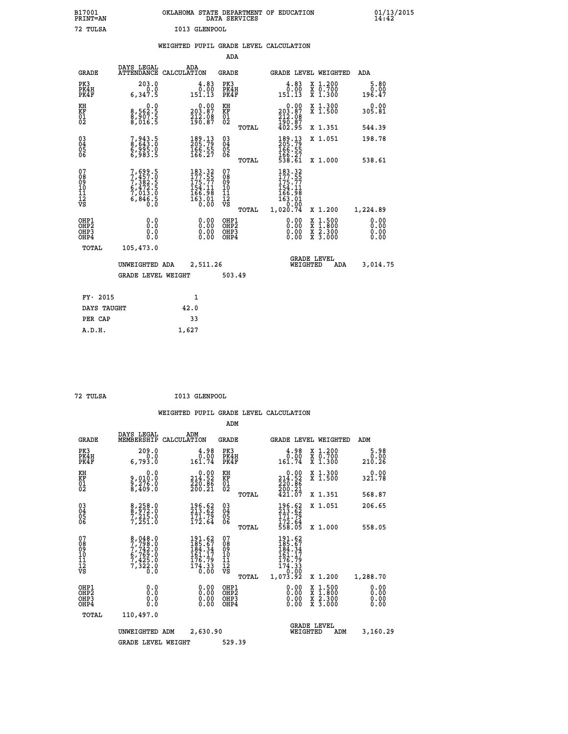B17001 PRINT=AN OKLAHOMA STATE DEPARTMENT OF EDUCATION DATA SERVICES 01/13/2015 14:42

72 TULSA I013 GLENPOOL

## WEIGHTED PUPIL GRADE LEVEL CALCULATION

### ADA

| GRADE | DAYS LEGAL ATTENDANCE | ADA CALCULATION | GRADE | GRADE LEVEL | WEIGHTED | ADA |
|---|---|---|---|---|---|---|
| PK3 | 203.0 | 4.83 | PK3 | 4.83 | X 1.200 | 5.80 |
| PK4H | 0.0 | 0.00 | PK4H | 0.00 | X 0.700 | 0.00 |
| PK4F | 6,347.5 | 151.13 | PK4F | 151.13 | X 1.300 | 196.47 |
| KH | 0.0 | 0.00 | KH | 0.00 | X 1.300 | 0.00 |
| KF | 8,562.5 | 203.87 | KF | 203.87 | X 1.500 | 305.81 |
| 01 | 8,907.5 | 212.08 | 01 | 212.08 | | |
| 02 | 8,016.5 | 190.87 | 02 | 190.87 | | |
| | | | TOTAL | 402.95 | X 1.351 | 544.39 |
| 03 | 7,943.5 | 189.13 | 03 | 189.13 | X 1.051 | 198.78 |
| 04 | 8,643.0 | 205.79 | 04 | 205.79 | | |
| 05 | 6,995.0 | 166.55 | 05 | 166.55 | | |
| 06 | 6,983.5 | 166.27 | 06 | 166.27 | | |
| | | | TOTAL | 538.61 | X 1.000 | 538.61 |
| 07 | 7,699.5 | 183.32 | 07 | 183.32 | | |
| 08 | 7,457.0 | 177.55 | 08 | 177.55 | | |
| 09 | 7,382.5 | 175.77 | 09 | 175.77 | | |
| 10 | 6,472.5 | 154.11 | 10 | 154.11 | | |
| 11 | 7,013.0 | 166.98 | 11 | 166.98 | | |
| 12 | 6,846.5 | 163.01 | 12 | 163.01 | | |
| VS | 0.0 | 0.00 | VS | 0.00 | | |
| | | | TOTAL | 1,020.74 | X 1.200 | 1,224.89 |
| OHP1 | 0.0 | 0.00 | OHP1 | 0.00 | X 1.500 | 0.00 |
| OHP2 | 0.0 | 0.00 | OHP2 | 0.00 | X 1.800 | 0.00 |
| OHP3 | 0.0 | 0.00 | OHP3 | 0.00 | X 2.300 | 0.00 |
| OHP4 | 0.0 | 0.00 | OHP4 | 0.00 | X 3.000 | 0.00 |
| TOTAL | 105,473.0 | | | | | |

UNWEIGHTED ADA 2,511.26 — GRADE LEVEL WEIGHTED ADA 3,014.75

GRADE LEVEL WEIGHT 503.49

| | |
|---|---|
| FY- 2015 | 1 |
| DAYS TAUGHT | 42.0 |
| PER CAP | 33 |
| A.D.H. | 1,627 |

72 TULSA I013 GLENPOOL

## WEIGHTED PUPIL GRADE LEVEL CALCULATION

### ADM

| GRADE | DAYS LEGAL MEMBERSHIP | ADM CALCULATION | GRADE | GRADE LEVEL | WEIGHTED | ADM |
|---|---|---|---|---|---|---|
| PK3 | 209.0 | 4.98 | PK3 | 4.98 | X 1.200 | 5.98 |
| PK4H | 0.0 | 0.00 | PK4H | 0.00 | X 0.700 | 0.00 |
| PK4F | 6,793.0 | 161.74 | PK4F | 161.74 | X 1.300 | 210.26 |
| KH | 0.0 | 0.00 | KH | 0.00 | X 1.300 | 0.00 |
| KF | 9,010.0 | 214.52 | KF | 214.52 | X 1.500 | 321.78 |
| 01 | 9,276.0 | 220.86 | 01 | 220.86 | | |
| 02 | 8,409.0 | 200.21 | 02 | 200.21 | | |
| | | | TOTAL | 421.07 | X 1.351 | 568.87 |
| 03 | 8,258.0 | 196.62 | 03 | 196.62 | X 1.051 | 206.65 |
| 04 | 8,972.0 | 213.62 | 04 | 213.62 | | |
| 05 | 7,215.0 | 171.79 | 05 | 171.79 | | |
| 06 | 7,251.0 | 172.64 | 06 | 172.64 | | |
| | | | TOTAL | 558.05 | X 1.000 | 558.05 |
| 07 | 8,048.0 | 191.62 | 07 | 191.62 | | |
| 08 | 7,798.0 | 185.67 | 08 | 185.67 | | |
| 09 | 7,742.0 | 184.34 | 09 | 184.34 | | |
| 10 | 6,769.0 | 161.17 | 10 | 161.17 | | |
| 11 | 7,425.0 | 176.79 | 11 | 176.79 | | |
| 12 | 7,322.0 | 174.33 | 12 | 174.33 | | |
| VS | 0.0 | 0.00 | VS | 0.00 | | |
| | | | TOTAL | 1,073.92 | X 1.200 | 1,288.70 |
| OHP1 | 0.0 | 0.00 | OHP1 | 0.00 | X 1.500 | 0.00 |
| OHP2 | 0.0 | 0.00 | OHP2 | 0.00 | X 1.800 | 0.00 |
| OHP3 | 0.0 | 0.00 | OHP3 | 0.00 | X 2.300 | 0.00 |
| OHP4 | 0.0 | 0.00 | OHP4 | 0.00 | X 3.000 | 0.00 |
| TOTAL | 110,497.0 | | | | | |

UNWEIGHTED ADM 2,630.90 — GRADE LEVEL WEIGHTED ADM 3,160.29

GRADE LEVEL WEIGHT 529.39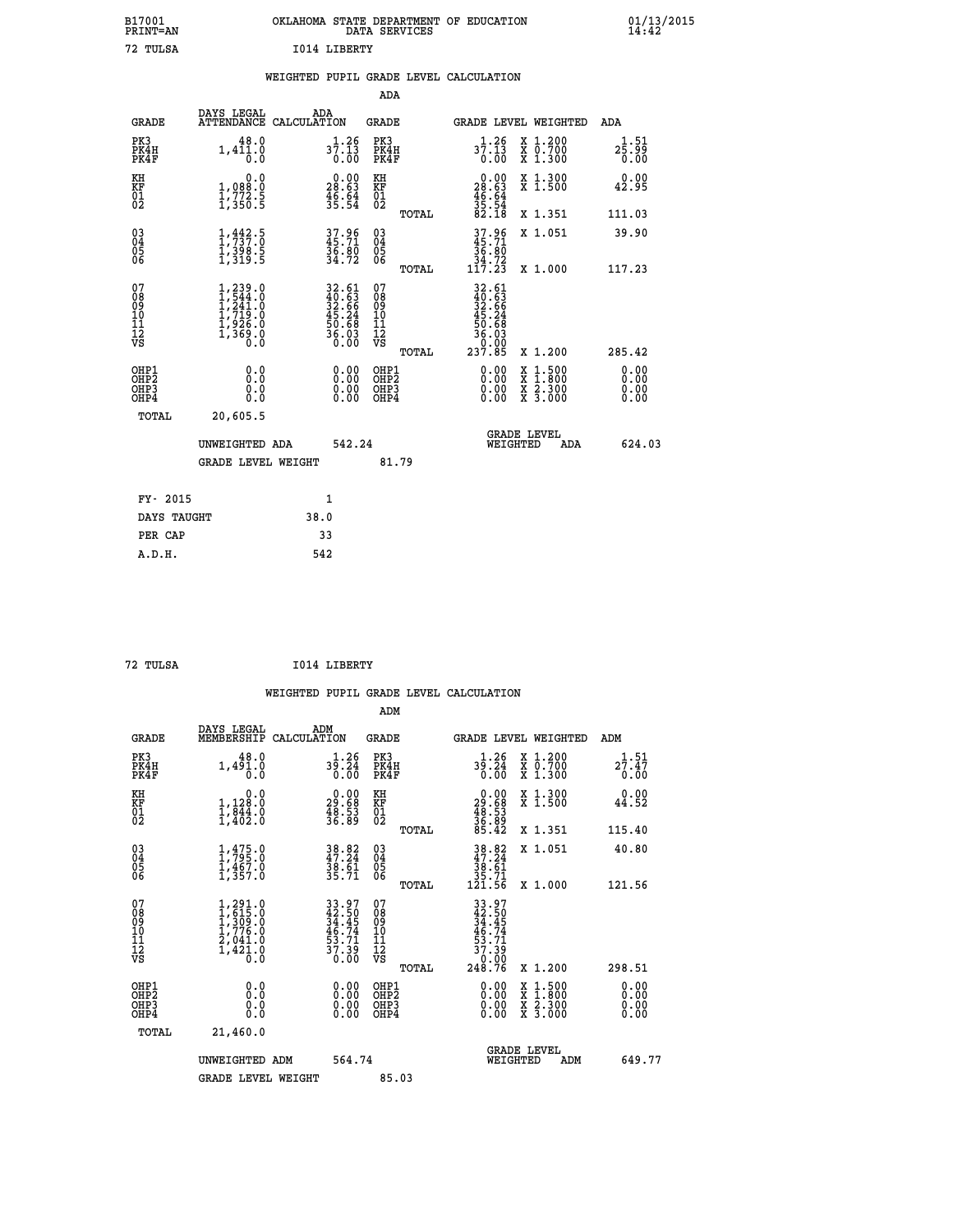B17001 PRINT=AN — OKLAHOMA STATE DEPARTMENT OF EDUCATION DATA SERVICES — 01/13/2015 14:42

72 TULSA — I014 LIBERTY

## WEIGHTED PUPIL GRADE LEVEL CALCULATION

### ADA

| GRADE | DAYS LEGAL ATTENDANCE | ADA CALCULATION | GRADE | | GRADE LEVEL | WEIGHTED | ADA |
|---|---|---|---|---|---|---|---|
| PK3 | 48.0 | 1.26 | PK3 | | 1.26 | X 1.200 | 1.51 |
| PK4H | 1,411.0 | 37.13 | PK4H | | 37.13 | X 0.700 | 25.99 |
| PK4F | 0.0 | 0.00 | PK4F | | 0.00 | X 1.300 | 0.00 |
| KH | 0.0 | 0.00 | KH | | 0.00 | X 1.300 | 0.00 |
| KF | 1,088.0 | 28.63 | KF | | 28.63 | X 1.500 | 42.95 |
| 01 | 1,772.5 | 46.64 | 01 | | 46.64 | | |
| 02 | 1,350.5 | 35.54 | 02 | | 35.54 | | |
| | | | | TOTAL | 82.18 | X 1.351 | 111.03 |
| 03 | 1,442.5 | 37.96 | 03 | | 37.96 | X 1.051 | 39.90 |
| 04 | 1,737.0 | 45.71 | 04 | | 45.71 | | |
| 05 | 1,398.5 | 36.80 | 05 | | 36.80 | | |
| 06 | 1,319.5 | 34.72 | 06 | | 34.72 | | |
| | | | | TOTAL | 117.23 | X 1.000 | 117.23 |
| 07 | 1,239.0 | 32.61 | 07 | | 32.61 | | |
| 08 | 1,544.0 | 40.63 | 08 | | 40.63 | | |
| 09 | 1,241.0 | 32.66 | 09 | | 32.66 | | |
| 10 | 1,719.0 | 45.24 | 10 | | 45.24 | | |
| 11 | 1,926.0 | 50.68 | 11 | | 50.68 | | |
| 12 | 1,369.0 | 36.03 | 12 | | 36.03 | | |
| VS | 0.0 | 0.00 | VS | | 0.00 | | |
| | | | | TOTAL | 237.85 | X 1.200 | 285.42 |
| OHP1 | 0.0 | 0.00 | OHP1 | | 0.00 | X 1.500 | 0.00 |
| OHP2 | 0.0 | 0.00 | OHP2 | | 0.00 | X 1.800 | 0.00 |
| OHP3 | 0.0 | 0.00 | OHP3 | | 0.00 | X 2.300 | 0.00 |
| OHP4 | 0.0 | 0.00 | OHP4 | | 0.00 | X 3.000 | 0.00 |
| TOTAL | 20,605.5 | | | | | | |

UNWEIGHTED ADA: 542.24 — GRADE LEVEL WEIGHTED ADA: 624.03

GRADE LEVEL WEIGHT: 81.79

| | |
|---|---|
| FY- 2015 | 1 |
| DAYS TAUGHT | 38.0 |
| PER CAP | 33 |
| A.D.H. | 542 |

72 TULSA — I014 LIBERTY

## WEIGHTED PUPIL GRADE LEVEL CALCULATION

### ADM

| GRADE | DAYS LEGAL MEMBERSHIP | ADM CALCULATION | GRADE | | GRADE LEVEL | WEIGHTED | ADM |
|---|---|---|---|---|---|---|---|
| PK3 | 48.0 | 1.26 | PK3 | | 1.26 | X 1.200 | 1.51 |
| PK4H | 1,491.0 | 39.24 | PK4H | | 39.24 | X 0.700 | 27.47 |
| PK4F | 0.0 | 0.00 | PK4F | | 0.00 | X 1.300 | 0.00 |
| KH | 0.0 | 0.00 | KH | | 0.00 | X 1.300 | 0.00 |
| KF | 1,128.0 | 29.68 | KF | | 29.68 | X 1.500 | 44.52 |
| 01 | 1,844.0 | 48.53 | 01 | | 48.53 | | |
| 02 | 1,402.0 | 36.89 | 02 | | 36.89 | | |
| | | | | TOTAL | 85.42 | X 1.351 | 115.40 |
| 03 | 1,475.0 | 38.82 | 03 | | 38.82 | X 1.051 | 40.80 |
| 04 | 1,795.0 | 47.24 | 04 | | 47.24 | | |
| 05 | 1,467.0 | 38.61 | 05 | | 38.61 | | |
| 06 | 1,357.0 | 35.71 | 06 | | 35.71 | | |
| | | | | TOTAL | 121.56 | X 1.000 | 121.56 |
| 07 | 1,291.0 | 33.97 | 07 | | 33.97 | | |
| 08 | 1,615.0 | 42.50 | 08 | | 42.50 | | |
| 09 | 1,309.0 | 34.45 | 09 | | 34.45 | | |
| 10 | 1,776.0 | 46.74 | 10 | | 46.74 | | |
| 11 | 2,041.0 | 53.71 | 11 | | 53.71 | | |
| 12 | 1,421.0 | 37.39 | 12 | | 37.39 | | |
| VS | 0.0 | 0.00 | VS | | 0.00 | | |
| | | | | TOTAL | 248.76 | X 1.200 | 298.51 |
| OHP1 | 0.0 | 0.00 | OHP1 | | 0.00 | X 1.500 | 0.00 |
| OHP2 | 0.0 | 0.00 | OHP2 | | 0.00 | X 1.800 | 0.00 |
| OHP3 | 0.0 | 0.00 | OHP3 | | 0.00 | X 2.300 | 0.00 |
| OHP4 | 0.0 | 0.00 | OHP4 | | 0.00 | X 3.000 | 0.00 |
| TOTAL | 21,460.0 | | | | | | |

UNWEIGHTED ADM: 564.74 — GRADE LEVEL WEIGHTED ADM: 649.77

GRADE LEVEL WEIGHT: 85.03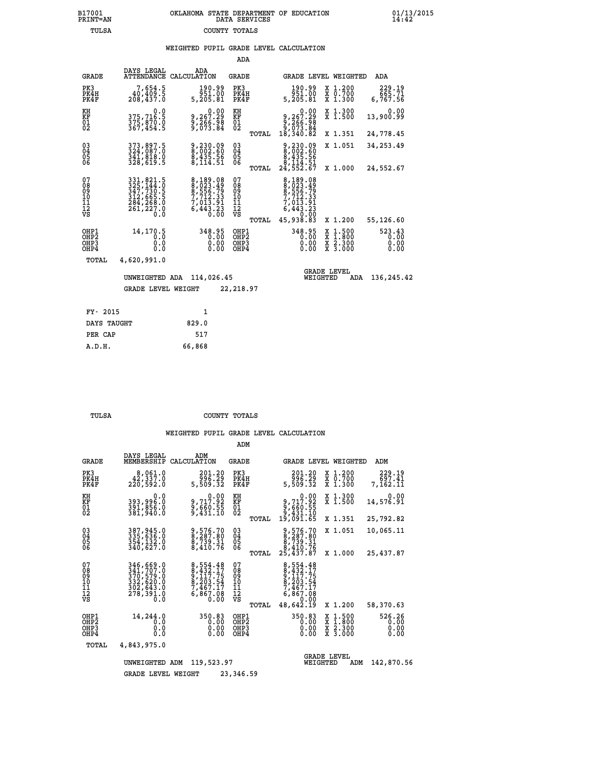B17001 OKLAHOMA STATE DEPARTMENT OF EDUCATION 01/13/2015
PRINT=AN DATA SERVICES 14:42
TULSA COUNTY TOTALS

## WEIGHTED PUPIL GRADE LEVEL CALCULATION

### ADA

| GRADE | DAYS LEGAL ATTENDANCE | ADA CALCULATION | GRADE | | GRADE LEVEL | WEIGHTED | ADA |
|---|---|---|---|---|---|---|---|
| PK3 | 7,654.5 | 190.99 | PK3 | | 190.99 | X 1.200 | 229.19 |
| PK4H | 40,409.5 | 951.00 | PK4H | | 951.00 | X 0.700 | 665.71 |
| PK4F | 208,437.0 | 5,205.81 | PK4F | | 5,205.81 | X 1.300 | 6,767.56 |
| KH | 0.0 | 0.00 | KH | | 0.00 | X 1.300 | 0.00 |
| KF | 375,716.5 | 9,267.29 | KF | | 9,267.29 | X 1.500 | 13,900.99 |
| 01 | 375,870.0 | 9,266.98 | 01 | | 9,266.98 | | |
| 02 | 367,454.5 | 9,073.84 | 02 | | 9,073.84 | | |
| | | | | TOTAL | 18,340.82 | X 1.351 | 24,778.45 |
| 03 | 373,897.5 | 9,230.09 | 03 | | 9,230.09 | X 1.051 | 34,253.49 |
| 04 | 324,087.0 | 8,002.60 | 04 | | 8,002.60 | | |
| 05 | 341,818.0 | 8,435.56 | 05 | | 8,435.56 | | |
| 06 | 328,619.5 | 8,114.51 | 06 | | 8,114.51 | | |
| | | | | TOTAL | 24,552.67 | X 1.000 | 24,552.67 |
| 07 | 331,821.5 | 8,189.08 | 07 | | 8,189.08 | | |
| 08 | 325,144.0 | 8,023.49 | 08 | | 8,023.49 | | |
| 09 | 347,730.5 | 8,556.79 | 09 | | 8,556.79 | | |
| 10 | 312,665.5 | 7,712.33 | 10 | | 7,712.33 | | |
| 11 | 284,268.0 | 7,013.91 | 11 | | 7,013.91 | | |
| 12 | 261,227.0 | 6,443.23 | 12 | | 6,443.23 | | |
| VS | 0.0 | 0.00 | VS | | 0.00 | | |
| | | | | TOTAL | 45,938.83 | X 1.200 | 55,126.60 |
| OHP1 | 14,170.5 | 348.95 | OHP1 | | 348.95 | X 1.500 | 523.43 |
| OHP2 | 0.0 | 0.00 | OHP2 | | 0.00 | X 1.800 | 0.00 |
| OHP3 | 0.0 | 0.00 | OHP3 | | 0.00 | X 2.300 | 0.00 |
| OHP4 | 0.0 | 0.00 | OHP4 | | 0.00 | X 3.000 | 0.00 |
| TOTAL | 4,620,991.0 | | | | | | |

UNWEIGHTED ADA 114,026.45 GRADE LEVEL WEIGHTED ADA 136,245.42

GRADE LEVEL WEIGHT 22,218.97

| | |
|---|---|
| FY- 2015 | 1 |
| DAYS TAUGHT | 829.0 |
| PER CAP | 517 |
| A.D.H. | 66,868 |

TULSA COUNTY TOTALS

## WEIGHTED PUPIL GRADE LEVEL CALCULATION

### ADM

| GRADE | DAYS LEGAL MEMBERSHIP | ADM CALCULATION | GRADE | | GRADE LEVEL | WEIGHTED | ADM |
|---|---|---|---|---|---|---|---|
| PK3 | 8,061.0 | 201.20 | PK3 | | 201.20 | X 1.200 | 229.19 |
| PK4H | 42,337.0 | 996.29 | PK4H | | 996.29 | X 0.700 | 697.41 |
| PK4F | 220,592.0 | 5,509.32 | PK4F | | 5,509.32 | X 1.300 | 7,162.11 |
| KH | 0.0 | 0.00 | KH | | 0.00 | X 1.300 | 0.00 |
| KF | 393,996.0 | 9,717.92 | KF | | 9,717.92 | X 1.500 | 14,576.91 |
| 01 | 391,856.0 | 9,660.55 | 01 | | 9,660.55 | | |
| 02 | 381,940.0 | 9,431.10 | 02 | | 9,431.10 | | |
| | | | | TOTAL | 19,091.65 | X 1.351 | 25,792.82 |
| 03 | 387,945.0 | 9,576.70 | 03 | | 9,576.70 | X 1.051 | 10,065.11 |
| 04 | 335,636.0 | 8,287.80 | 04 | | 8,287.80 | | |
| 05 | 354,132.0 | 8,739.31 | 05 | | 8,739.31 | | |
| 06 | 340,627.0 | 8,410.76 | 06 | | 8,410.76 | | |
| | | | | TOTAL | 25,437.87 | X 1.000 | 25,437.87 |
| 07 | 346,669.0 | 8,554.48 | 07 | | 8,554.48 | | |
| 08 | 341,707.0 | 8,432.17 | 08 | | 8,432.17 | | |
| 09 | 370,579.0 | 9,117.75 | 09 | | 9,117.75 | | |
| 10 | 332,620.0 | 8,203.54 | 10 | | 8,203.54 | | |
| 11 | 302,643.0 | 7,467.17 | 11 | | 7,467.17 | | |
| 12 | 278,391.0 | 6,867.08 | 12 | | 6,867.08 | | |
| VS | 0.0 | 0.00 | VS | | 0.00 | | |
| | | | | TOTAL | 48,642.19 | X 1.200 | 58,370.63 |
| OHP1 | 14,244.0 | 350.83 | OHP1 | | 350.83 | X 1.500 | 526.26 |
| OHP2 | 0.0 | 0.00 | OHP2 | | 0.00 | X 1.800 | 0.00 |
| OHP3 | 0.0 | 0.00 | OHP3 | | 0.00 | X 2.300 | 0.00 |
| OHP4 | 0.0 | 0.00 | OHP4 | | 0.00 | X 3.000 | 0.00 |
| TOTAL | 4,843,975.0 | | | | | | |

UNWEIGHTED ADM 119,523.97 GRADE LEVEL WEIGHTED ADM 142,870.56

GRADE LEVEL WEIGHT 23,346.59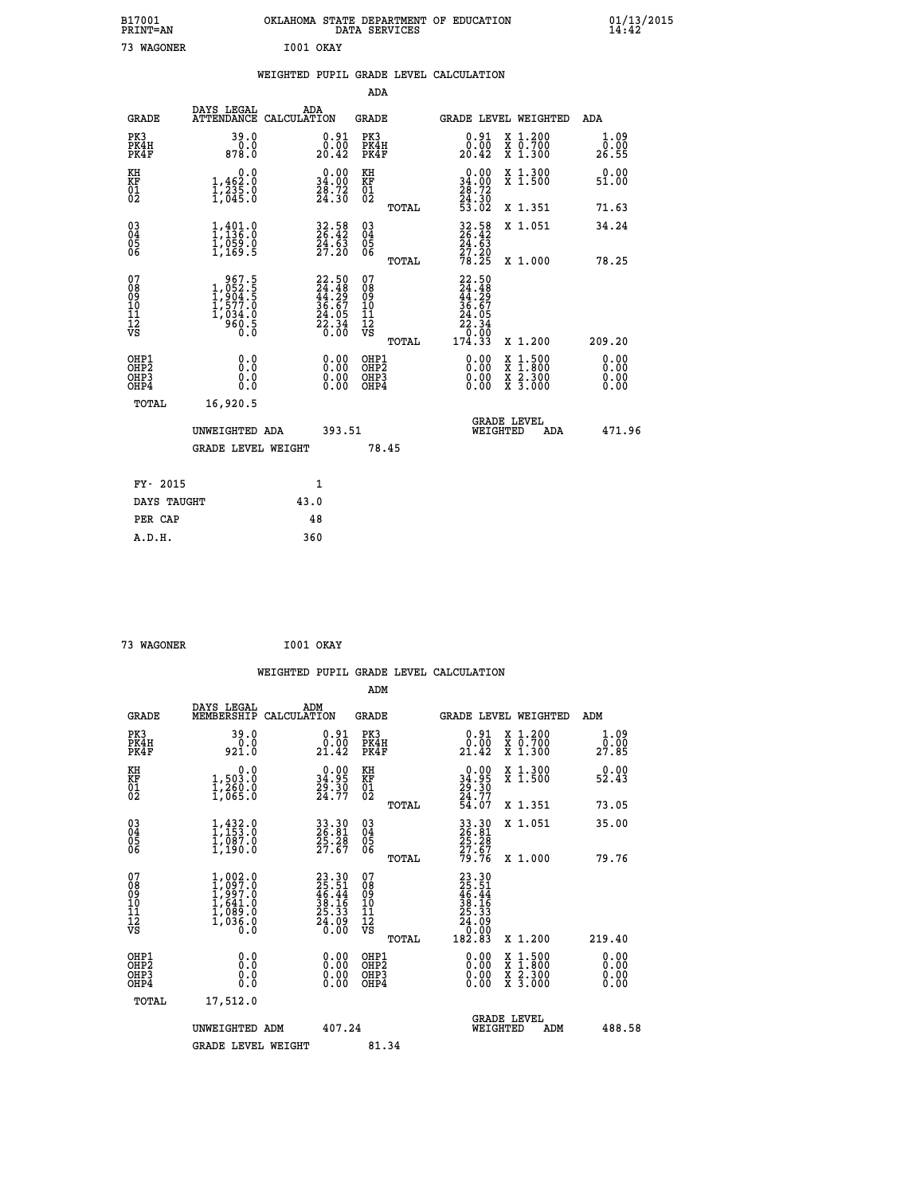B17001 OKLAHOMA STATE DEPARTMENT OF EDUCATION 01/13/2015
PRINT=AN DATA SERVICES 14:42

73 WAGONER I001 OKAY

## WEIGHTED PUPIL GRADE LEVEL CALCULATION

### ADA

| GRADE | DAYS LEGAL ATTENDANCE | ADA CALCULATION | GRADE | GRADE LEVEL | WEIGHTED | ADA |
|---|---|---|---|---|---|---|
| PK3 | 39.0 | 0.91 | PK3 | 0.91 | X 1.200 | 1.09 |
| PK4H | 0.0 | 0.00 | PK4H | 0.00 | X 0.700 | 0.00 |
| PK4F | 878.0 | 20.42 | PK4F | 20.42 | X 1.300 | 26.55 |
| KH | 0.0 | 0.00 | KH | 0.00 | X 1.300 | 0.00 |
| KF | 1,462.0 | 34.00 | KF | 34.00 | X 1.500 | 51.00 |
| 01 | 1,235.0 | 28.72 | 01 | 28.72 | | |
| 02 | 1,045.0 | 24.30 | 02 | 24.30 | | |
| | | | TOTAL | 53.02 | X 1.351 | 71.63 |
| 03 | 1,401.0 | 32.58 | 03 | 32.58 | X 1.051 | 34.24 |
| 04 | 1,136.0 | 26.42 | 04 | 26.42 | | |
| 05 | 1,059.0 | 24.63 | 05 | 24.63 | | |
| 06 | 1,169.5 | 27.20 | 06 | 27.20 | | |
| | | | TOTAL | 78.25 | X 1.000 | 78.25 |
| 07 | 967.5 | 22.50 | 07 | 22.50 | | |
| 08 | 1,052.5 | 24.48 | 08 | 24.48 | | |
| 09 | 1,904.5 | 44.29 | 09 | 44.29 | | |
| 10 | 1,577.0 | 36.67 | 10 | 36.67 | | |
| 11 | 1,034.0 | 24.05 | 11 | 24.05 | | |
| 12 | 960.5 | 22.34 | 12 | 22.34 | | |
| VS | 0.0 | 0.00 | VS | 0.00 | | |
| | | | TOTAL | 174.33 | X 1.200 | 209.20 |
| OHP1 | 0.0 | 0.00 | OHP1 | 0.00 | X 1.500 | 0.00 |
| OHP2 | 0.0 | 0.00 | OHP2 | 0.00 | X 1.800 | 0.00 |
| OHP3 | 0.0 | 0.00 | OHP3 | 0.00 | X 2.300 | 0.00 |
| OHP4 | 0.0 | 0.00 | OHP4 | 0.00 | X 3.000 | 0.00 |
| TOTAL | 16,920.5 | | | | | |

UNWEIGHTED ADA 393.51 GRADE LEVEL WEIGHTED ADA 471.96

GRADE LEVEL WEIGHT 78.45

| | |
|---|---|
| FY- 2015 | 1 |
| DAYS TAUGHT | 43.0 |
| PER CAP | 48 |
| A.D.H. | 360 |

73 WAGONER I001 OKAY

## WEIGHTED PUPIL GRADE LEVEL CALCULATION

### ADM

| GRADE | DAYS LEGAL MEMBERSHIP | ADM CALCULATION | GRADE | GRADE LEVEL | WEIGHTED | ADM |
|---|---|---|---|---|---|---|
| PK3 | 39.0 | 0.91 | PK3 | 0.91 | X 1.200 | 1.09 |
| PK4H | 0.0 | 0.00 | PK4H | 0.00 | X 0.700 | 0.00 |
| PK4F | 921.0 | 21.42 | PK4F | 21.42 | X 1.300 | 27.85 |
| KH | 0.0 | 0.00 | KH | 0.00 | X 1.300 | 0.00 |
| KF | 1,503.0 | 34.95 | KF | 34.95 | X 1.500 | 52.43 |
| 01 | 1,260.0 | 29.30 | 01 | 29.30 | | |
| 02 | 1,065.0 | 24.77 | 02 | 24.77 | | |
| | | | TOTAL | 54.07 | X 1.351 | 73.05 |
| 03 | 1,432.0 | 33.30 | 03 | 33.30 | X 1.051 | 35.00 |
| 04 | 1,153.0 | 26.81 | 04 | 26.81 | | |
| 05 | 1,087.0 | 25.28 | 05 | 25.28 | | |
| 06 | 1,190.0 | 27.67 | 06 | 27.67 | | |
| | | | TOTAL | 79.76 | X 1.000 | 79.76 |
| 07 | 1,002.0 | 23.30 | 07 | 23.30 | | |
| 08 | 1,097.0 | 25.51 | 08 | 25.51 | | |
| 09 | 1,997.0 | 46.44 | 09 | 46.44 | | |
| 10 | 1,641.0 | 38.16 | 10 | 38.16 | | |
| 11 | 1,089.0 | 25.33 | 11 | 25.33 | | |
| 12 | 1,036.0 | 24.09 | 12 | 24.09 | | |
| VS | 0.0 | 0.00 | VS | 0.00 | | |
| | | | TOTAL | 182.83 | X 1.200 | 219.40 |
| OHP1 | 0.0 | 0.00 | OHP1 | 0.00 | X 1.500 | 0.00 |
| OHP2 | 0.0 | 0.00 | OHP2 | 0.00 | X 1.800 | 0.00 |
| OHP3 | 0.0 | 0.00 | OHP3 | 0.00 | X 2.300 | 0.00 |
| OHP4 | 0.0 | 0.00 | OHP4 | 0.00 | X 3.000 | 0.00 |
| TOTAL | 17,512.0 | | | | | |

UNWEIGHTED ADM 407.24 GRADE LEVEL WEIGHTED ADM 488.58

GRADE LEVEL WEIGHT 81.34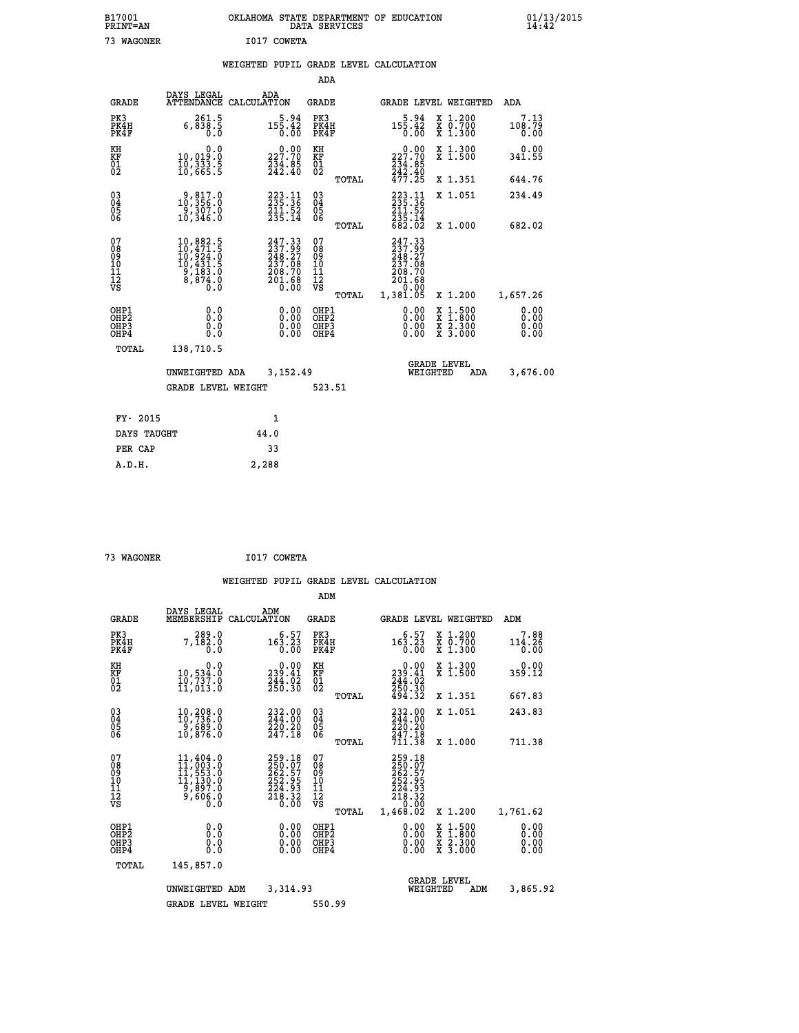B17001 OKLAHOMA STATE DEPARTMENT OF EDUCATION 01/13/2015
PRINT=AN DATA SERVICES 14:42

73 WAGONER I017 COWETA

## WEIGHTED PUPIL GRADE LEVEL CALCULATION

### ADA

| GRADE | DAYS LEGAL ATTENDANCE | ADA CALCULATION | GRADE | | GRADE LEVEL | WEIGHTED | ADA |
|---|---|---|---|---|---|---|---|
| PK3 | 261.5 | 5.94 | PK3 | | 5.94 | X 1.200 | 7.13 |
| PK4H | 6,838.5 | 155.42 | PK4H | | 155.42 | X 0.700 | 108.79 |
| PK4F | 0.0 | 0.00 | PK4F | | 0.00 | X 1.300 | 0.00 |
| KH | 0.0 | 0.00 | KH | | 0.00 | X 1.300 | 0.00 |
| KF | 10,019.0 | 227.70 | KF | | 227.70 | X 1.500 | 341.55 |
| 01 | 10,333.5 | 234.85 | 01 | | 234.85 | | |
| 02 | 10,665.5 | 242.40 | 02 | | 242.40 | | |
| | | | | TOTAL | 477.25 | X 1.351 | 644.76 |
| 03 | 9,817.0 | 223.11 | 03 | | 223.11 | X 1.051 | 234.49 |
| 04 | 10,356.0 | 235.36 | 04 | | 235.36 | | |
| 05 | 9,307.0 | 211.52 | 05 | | 211.52 | | |
| 06 | 10,346.0 | 235.14 | 06 | | 235.14 | | |
| | | | | TOTAL | 682.02 | X 1.000 | 682.02 |
| 07 | 10,882.5 | 247.33 | 07 | | 247.33 | | |
| 08 | 10,471.5 | 237.99 | 08 | | 237.99 | | |
| 09 | 10,924.0 | 248.27 | 09 | | 248.27 | | |
| 10 | 10,431.5 | 237.08 | 10 | | 237.08 | | |
| 11 | 9,183.0 | 208.70 | 11 | | 208.70 | | |
| 12 | 8,874.0 | 201.68 | 12 | | 201.68 | | |
| VS | 0.0 | 0.00 | VS | | 0.00 | | |
| | | | | TOTAL | 1,381.05 | X 1.200 | 1,657.26 |
| OHP1 | 0.0 | 0.00 | OHP1 | | 0.00 | X 1.500 | 0.00 |
| OHP2 | 0.0 | 0.00 | OHP2 | | 0.00 | X 1.800 | 0.00 |
| OHP3 | 0.0 | 0.00 | OHP3 | | 0.00 | X 2.300 | 0.00 |
| OHP4 | 0.0 | 0.00 | OHP4 | | 0.00 | X 3.000 | 0.00 |
| TOTAL | 138,710.5 | | | | | | |

UNWEIGHTED ADA 3,152.49 GRADE LEVEL WEIGHTED ADA 3,676.00

GRADE LEVEL WEIGHT 523.51

| FY- 2015 | 1 |
|---|---|
| DAYS TAUGHT | 44.0 |
| PER CAP | 33 |
| A.D.H. | 2,288 |

73 WAGONER I017 COWETA

## WEIGHTED PUPIL GRADE LEVEL CALCULATION

### ADM

| GRADE | DAYS LEGAL MEMBERSHIP | ADM CALCULATION | GRADE | | GRADE LEVEL | WEIGHTED | ADM |
|---|---|---|---|---|---|---|---|
| PK3 | 289.0 | 6.57 | PK3 | | 6.57 | X 1.200 | 7.88 |
| PK4H | 7,182.0 | 163.23 | PK4H | | 163.23 | X 0.700 | 114.26 |
| PK4F | 0.0 | 0.00 | PK4F | | 0.00 | X 1.300 | 0.00 |
| KH | 0.0 | 0.00 | KH | | 0.00 | X 1.300 | 0.00 |
| KF | 10,534.0 | 239.41 | KF | | 239.41 | X 1.500 | 359.12 |
| 01 | 10,737.0 | 244.02 | 01 | | 244.02 | | |
| 02 | 11,013.0 | 250.30 | 02 | | 250.30 | | |
| | | | | TOTAL | 494.32 | X 1.351 | 667.83 |
| 03 | 10,208.0 | 232.00 | 03 | | 232.00 | X 1.051 | 243.83 |
| 04 | 10,736.0 | 244.00 | 04 | | 244.00 | | |
| 05 | 9,689.0 | 220.20 | 05 | | 220.20 | | |
| 06 | 10,876.0 | 247.18 | 06 | | 247.18 | | |
| | | | | TOTAL | 711.38 | X 1.000 | 711.38 |
| 07 | 11,404.0 | 259.18 | 07 | | 259.18 | | |
| 08 | 11,003.0 | 250.07 | 08 | | 250.07 | | |
| 09 | 11,553.0 | 262.57 | 09 | | 262.57 | | |
| 10 | 11,130.0 | 252.95 | 10 | | 252.95 | | |
| 11 | 9,897.0 | 224.93 | 11 | | 224.93 | | |
| 12 | 9,606.0 | 218.32 | 12 | | 218.32 | | |
| VS | 0.0 | 0.00 | VS | | 0.00 | | |
| | | | | TOTAL | 1,468.02 | X 1.200 | 1,761.62 |
| OHP1 | 0.0 | 0.00 | OHP1 | | 0.00 | X 1.500 | 0.00 |
| OHP2 | 0.0 | 0.00 | OHP2 | | 0.00 | X 1.800 | 0.00 |
| OHP3 | 0.0 | 0.00 | OHP3 | | 0.00 | X 2.300 | 0.00 |
| OHP4 | 0.0 | 0.00 | OHP4 | | 0.00 | X 3.000 | 0.00 |
| TOTAL | 145,857.0 | | | | | | |

UNWEIGHTED ADM 3,314.93 GRADE LEVEL WEIGHTED ADM 3,865.92

GRADE LEVEL WEIGHT 550.99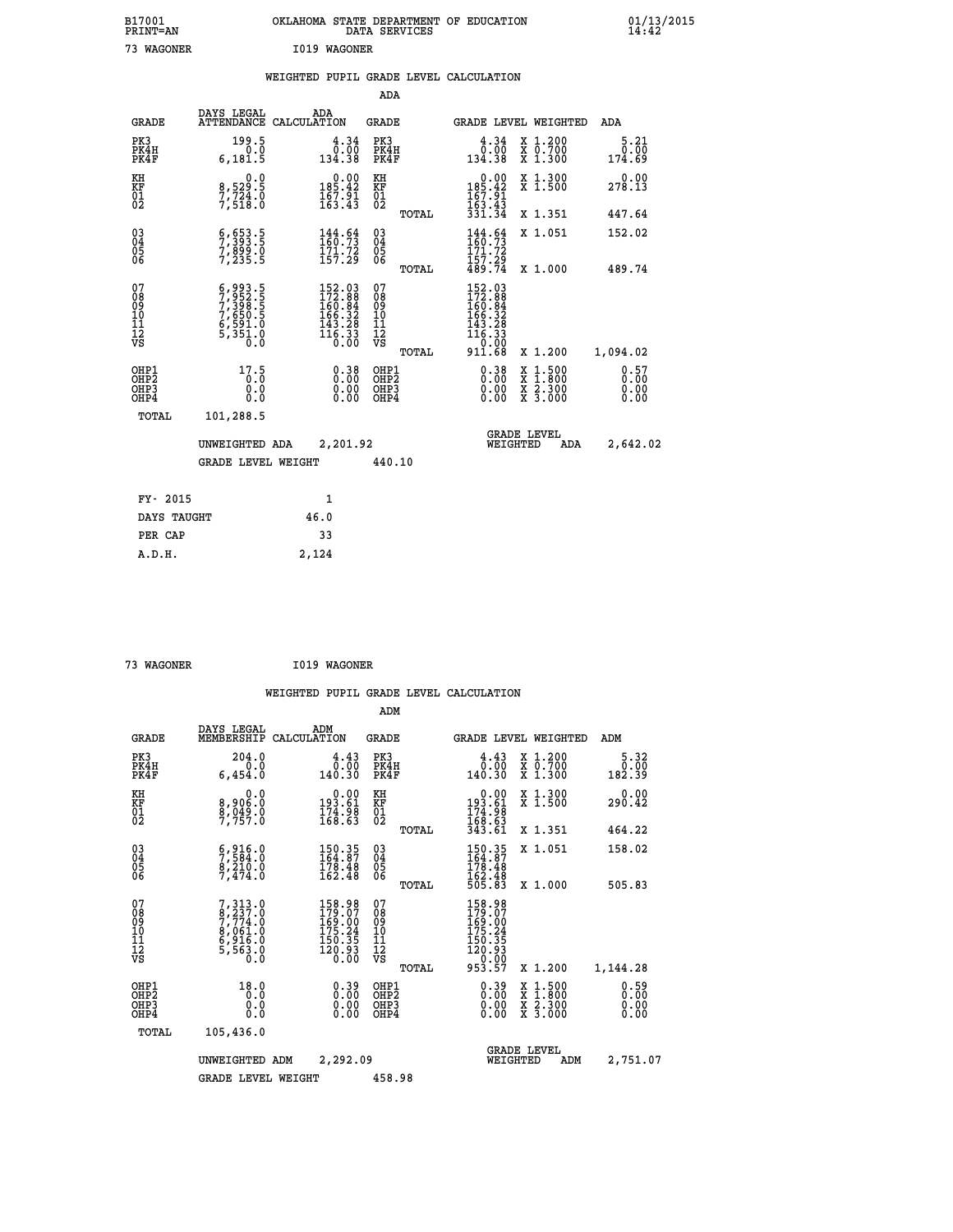B17001 OKLAHOMA STATE DEPARTMENT OF EDUCATION 01/13/2015
PRINT=AN DATA SERVICES 14:42

73 WAGONER I019 WAGONER

## WEIGHTED PUPIL GRADE LEVEL CALCULATION

### ADA

| GRADE | DAYS LEGAL ATTENDANCE | ADA CALCULATION | GRADE | | GRADE LEVEL | WEIGHTED | ADA |
|---|---|---|---|---|---|---|---|
| PK3 | 199.5 | 4.34 | PK3 | | 4.34 | X 1.200 | 5.21 |
| PK4H | 0.0 | 0.00 | PK4H | | 0.00 | X 0.700 | 0.00 |
| PK4F | 6,181.5 | 134.38 | PK4F | | 134.38 | X 1.300 | 174.69 |
| KH | 0.0 | 0.00 | KH | | 0.00 | X 1.300 | 0.00 |
| KF | 8,529.5 | 185.42 | KF | | 185.42 | X 1.500 | 278.13 |
| 01 | 7,724.0 | 167.91 | 01 | | 167.91 | | |
| 02 | 7,518.0 | 163.43 | 02 | | 163.43 | | |
| | | | | TOTAL | 331.34 | X 1.351 | 447.64 |
| 03 | 6,653.5 | 144.64 | 03 | | 144.64 | X 1.051 | 152.02 |
| 04 | 7,393.5 | 160.73 | 04 | | 160.73 | | |
| 05 | 7,899.0 | 171.72 | 05 | | 171.72 | | |
| 06 | 7,235.5 | 157.29 | 06 | | 157.29 | | |
| | | | | TOTAL | 489.74 | X 1.000 | 489.74 |
| 07 | 6,993.5 | 152.03 | 07 | | 152.03 | | |
| 08 | 7,952.5 | 172.88 | 08 | | 172.88 | | |
| 09 | 7,398.5 | 160.84 | 09 | | 160.84 | | |
| 10 | 7,650.5 | 166.32 | 10 | | 166.32 | | |
| 11 | 6,591.0 | 143.28 | 11 | | 143.28 | | |
| 12 | 5,351.0 | 116.33 | 12 | | 116.33 | | |
| VS | 0.0 | 0.00 | VS | | 0.00 | | |
| | | | | TOTAL | 911.68 | X 1.200 | 1,094.02 |
| OHP1 | 17.5 | 0.38 | OHP1 | | 0.38 | X 1.500 | 0.57 |
| OHP2 | 0.0 | 0.00 | OHP2 | | 0.00 | X 1.800 | 0.00 |
| OHP3 | 0.0 | 0.00 | OHP3 | | 0.00 | X 2.300 | 0.00 |
| OHP4 | 0.0 | 0.00 | OHP4 | | 0.00 | X 3.000 | 0.00 |
| TOTAL | 101,288.5 | | | | | | |

UNWEIGHTED ADA 2,201.92 GRADE LEVEL WEIGHTED ADA 2,642.02

GRADE LEVEL WEIGHT 440.10

| | |
|---|---|
| FY- 2015 | 1 |
| DAYS TAUGHT | 46.0 |
| PER CAP | 33 |
| A.D.H. | 2,124 |

73 WAGONER I019 WAGONER

## WEIGHTED PUPIL GRADE LEVEL CALCULATION

### ADM

| GRADE | DAYS LEGAL MEMBERSHIP | ADM CALCULATION | GRADE | | GRADE LEVEL | WEIGHTED | ADM |
|---|---|---|---|---|---|---|---|
| PK3 | 204.0 | 4.43 | PK3 | | 4.43 | X 1.200 | 5.32 |
| PK4H | 0.0 | 0.00 | PK4H | | 0.00 | X 0.700 | 0.00 |
| PK4F | 6,454.0 | 140.30 | PK4F | | 140.30 | X 1.300 | 182.39 |
| KH | 0.0 | 0.00 | KH | | 0.00 | X 1.300 | 0.00 |
| KF | 8,906.0 | 193.61 | KF | | 193.61 | X 1.500 | 290.42 |
| 01 | 8,049.0 | 174.98 | 01 | | 174.98 | | |
| 02 | 7,757.0 | 168.63 | 02 | | 168.63 | | |
| | | | | TOTAL | 343.61 | X 1.351 | 464.22 |
| 03 | 6,916.0 | 150.35 | 03 | | 150.35 | X 1.051 | 158.02 |
| 04 | 7,584.0 | 164.87 | 04 | | 164.87 | | |
| 05 | 8,210.0 | 178.48 | 05 | | 178.48 | | |
| 06 | 7,474.0 | 162.48 | 06 | | 162.48 | | |
| | | | | TOTAL | 505.83 | X 1.000 | 505.83 |
| 07 | 7,313.0 | 158.98 | 07 | | 158.98 | | |
| 08 | 8,237.0 | 179.07 | 08 | | 179.07 | | |
| 09 | 7,774.0 | 169.00 | 09 | | 169.00 | | |
| 10 | 8,061.0 | 175.24 | 10 | | 175.24 | | |
| 11 | 6,916.0 | 150.35 | 11 | | 150.35 | | |
| 12 | 5,563.0 | 120.93 | 12 | | 120.93 | | |
| VS | 0.0 | 0.00 | VS | | 0.00 | | |
| | | | | TOTAL | 953.57 | X 1.200 | 1,144.28 |
| OHP1 | 18.0 | 0.39 | OHP1 | | 0.39 | X 1.500 | 0.59 |
| OHP2 | 0.0 | 0.00 | OHP2 | | 0.00 | X 1.800 | 0.00 |
| OHP3 | 0.0 | 0.00 | OHP3 | | 0.00 | X 2.300 | 0.00 |
| OHP4 | 0.0 | 0.00 | OHP4 | | 0.00 | X 3.000 | 0.00 |
| TOTAL | 105,436.0 | | | | | | |

UNWEIGHTED ADM 2,292.09 GRADE LEVEL WEIGHTED ADM 2,751.07

GRADE LEVEL WEIGHT 458.98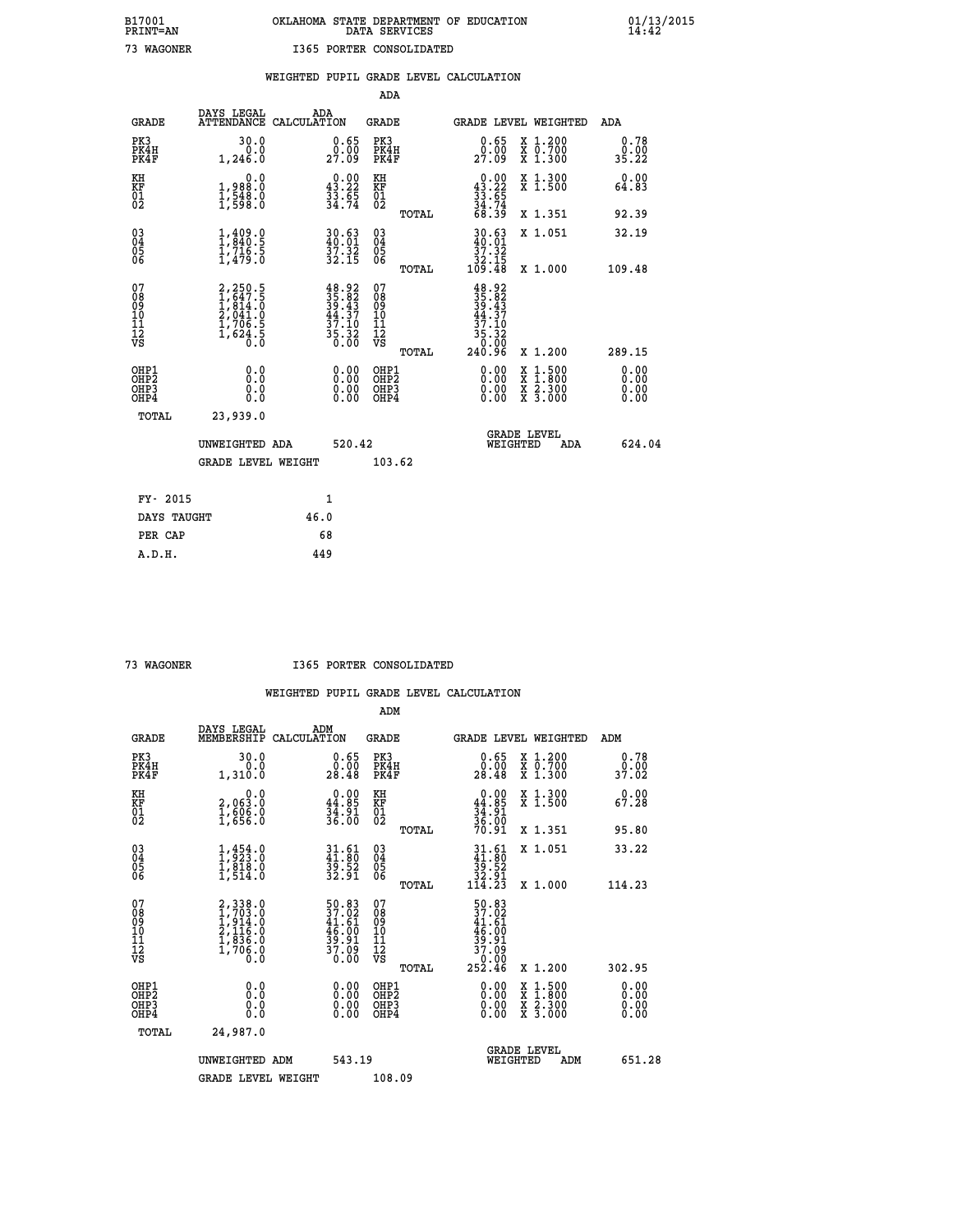B17001 OKLAHOMA STATE DEPARTMENT OF EDUCATION 01/13/2015
PRINT=AN DATA SERVICES 14:42

73 WAGONER I365 PORTER CONSOLIDATED

## WEIGHTED PUPIL GRADE LEVEL CALCULATION

### ADA

| GRADE | DAYS LEGAL ATTENDANCE | ADA CALCULATION | GRADE | GRADE LEVEL | WEIGHTED | ADA |
|---|---|---|---|---|---|---|
| PK3 | 30.0 | 0.65 | PK3 | 0.65 | X 1.200 | 0.78 |
| PK4H | 0.0 | 0.00 | PK4H | 0.00 | X 0.700 | 0.00 |
| PK4F | 1,246.0 | 27.09 | PK4F | 27.09 | X 1.300 | 35.22 |
| KH | 0.0 | 0.00 | KH | 0.00 | X 1.300 | 0.00 |
| KF | 1,988.0 | 43.22 | KF | 43.22 | X 1.500 | 64.83 |
| 01 | 1,548.0 | 33.65 | 01 | 33.65 | | |
| 02 | 1,598.0 | 34.74 | 02 | 34.74 | | |
| | | | TOTAL | 68.39 | X 1.351 | 92.39 |
| 03 | 1,409.0 | 30.63 | 03 | 30.63 | X 1.051 | 32.19 |
| 04 | 1,840.5 | 40.01 | 04 | 40.01 | | |
| 05 | 1,716.5 | 37.32 | 05 | 37.32 | | |
| 06 | 1,479.0 | 32.15 | 06 | 32.15 | | |
| | | | TOTAL | 109.48 | X 1.000 | 109.48 |
| 07 | 2,250.5 | 48.92 | 07 | 48.92 | | |
| 08 | 1,647.5 | 35.82 | 08 | 35.82 | | |
| 09 | 1,814.0 | 39.43 | 09 | 39.43 | | |
| 10 | 2,041.0 | 44.37 | 10 | 44.37 | | |
| 11 | 1,706.5 | 37.10 | 11 | 37.10 | | |
| 12 | 1,624.5 | 35.32 | 12 | 35.32 | | |
| VS | 0.0 | 0.00 | VS | 0.00 | | |
| | | | TOTAL | 240.96 | X 1.200 | 289.15 |
| OHP1 | 0.0 | 0.00 | OHP1 | 0.00 | X 1.500 | 0.00 |
| OHP2 | 0.0 | 0.00 | OHP2 | 0.00 | X 1.800 | 0.00 |
| OHP3 | 0.0 | 0.00 | OHP3 | 0.00 | X 2.300 | 0.00 |
| OHP4 | 0.0 | 0.00 | OHP4 | 0.00 | X 3.000 | 0.00 |
| TOTAL | 23,939.0 | | | | | |

UNWEIGHTED ADA 520.42 GRADE LEVEL WEIGHTED ADA 624.04

GRADE LEVEL WEIGHT 103.62

| FY- 2015 | 1 |
|---|---|
| DAYS TAUGHT | 46.0 |
| PER CAP | 68 |
| A.D.H. | 449 |

73 WAGONER I365 PORTER CONSOLIDATED

## WEIGHTED PUPIL GRADE LEVEL CALCULATION

### ADM

| GRADE | DAYS LEGAL MEMBERSHIP | ADM CALCULATION | GRADE | GRADE LEVEL | WEIGHTED | ADM |
|---|---|---|---|---|---|---|
| PK3 | 30.0 | 0.65 | PK3 | 0.65 | X 1.200 | 0.78 |
| PK4H | 0.0 | 0.00 | PK4H | 0.00 | X 0.700 | 0.00 |
| PK4F | 1,310.0 | 28.48 | PK4F | 28.48 | X 1.300 | 37.02 |
| KH | 0.0 | 0.00 | KH | 0.00 | X 1.300 | 0.00 |
| KF | 2,063.0 | 44.85 | KF | 44.85 | X 1.500 | 67.28 |
| 01 | 1,606.0 | 34.91 | 01 | 34.91 | | |
| 02 | 1,656.0 | 36.00 | 02 | 36.00 | | |
| | | | TOTAL | 70.91 | X 1.351 | 95.80 |
| 03 | 1,454.0 | 31.61 | 03 | 31.61 | X 1.051 | 33.22 |
| 04 | 1,923.0 | 41.80 | 04 | 41.80 | | |
| 05 | 1,818.0 | 39.52 | 05 | 39.52 | | |
| 06 | 1,514.0 | 32.91 | 06 | 32.91 | | |
| | | | TOTAL | 114.23 | X 1.000 | 114.23 |
| 07 | 2,338.0 | 50.83 | 07 | 50.83 | | |
| 08 | 1,703.0 | 37.02 | 08 | 37.02 | | |
| 09 | 1,914.0 | 41.61 | 09 | 41.61 | | |
| 10 | 2,116.0 | 46.00 | 10 | 46.00 | | |
| 11 | 1,836.0 | 39.91 | 11 | 39.91 | | |
| 12 | 1,706.0 | 37.09 | 12 | 37.09 | | |
| VS | 0.0 | 0.00 | VS | 0.00 | | |
| | | | TOTAL | 252.46 | X 1.200 | 302.95 |
| OHP1 | 0.0 | 0.00 | OHP1 | 0.00 | X 1.500 | 0.00 |
| OHP2 | 0.0 | 0.00 | OHP2 | 0.00 | X 1.800 | 0.00 |
| OHP3 | 0.0 | 0.00 | OHP3 | 0.00 | X 2.300 | 0.00 |
| OHP4 | 0.0 | 0.00 | OHP4 | 0.00 | X 3.000 | 0.00 |
| TOTAL | 24,987.0 | | | | | |

UNWEIGHTED ADM 543.19 GRADE LEVEL WEIGHTED ADM 651.28

GRADE LEVEL WEIGHT 108.09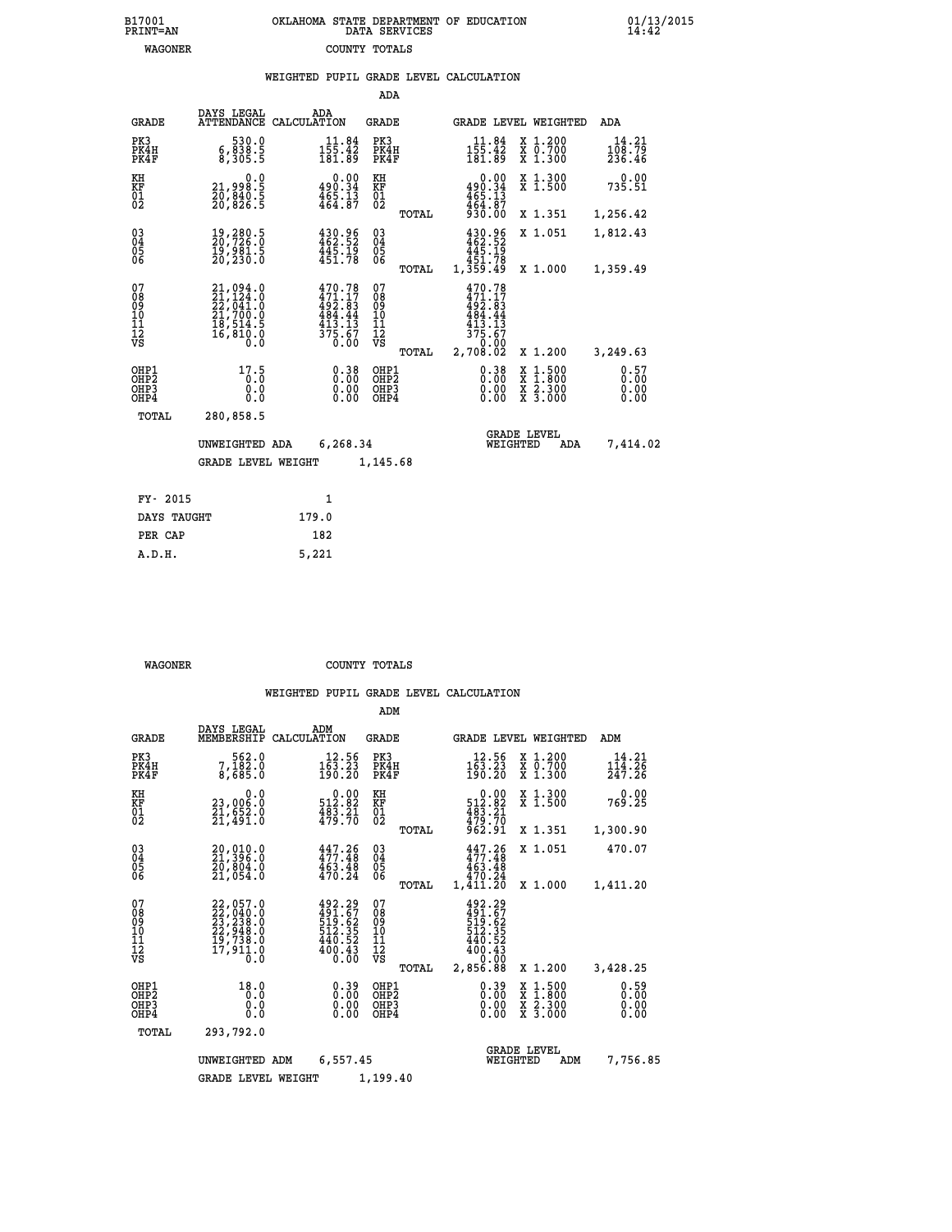B17001 PRINT=AN — OKLAHOMA STATE DEPARTMENT OF EDUCATION DATA SERVICES — 01/13/2015 14:42

WAGONER — COUNTY TOTALS

## WEIGHTED PUPIL GRADE LEVEL CALCULATION

### ADA

| GRADE | DAYS LEGAL ATTENDANCE | ADA CALCULATION | GRADE | | GRADE LEVEL | WEIGHTED | ADA |
|---|---|---|---|---|---|---|---|
| PK3 | 530.0 | 11.84 | PK3 | | 11.84 | X 1.200 | 14.21 |
| PK4H | 6,838.5 | 155.42 | PK4H | | 155.42 | X 0.700 | 108.79 |
| PK4F | 8,305.5 | 181.89 | PK4F | | 181.89 | X 1.300 | 236.46 |
| KH | 0.0 | 0.00 | KH | | 0.00 | X 1.300 | 0.00 |
| KF | 21,998.5 | 490.34 | KF | | 490.34 | X 1.500 | 735.51 |
| 01 | 20,840.5 | 465.13 | 01 | | 465.13 | | |
| 02 | 20,826.5 | 464.87 | 02 | | 464.87 | | |
| | | | | TOTAL | 930.00 | X 1.351 | 1,256.42 |
| 03 | 19,280.5 | 430.96 | 03 | | 430.96 | X 1.051 | 1,812.43 |
| 04 | 20,726.0 | 462.52 | 04 | | 462.52 | | |
| 05 | 19,981.5 | 445.19 | 05 | | 445.19 | | |
| 06 | 20,230.0 | 451.78 | 06 | | 451.78 | | |
| | | | | TOTAL | 1,359.49 | X 1.000 | 1,359.49 |
| 07 | 21,094.0 | 470.78 | 07 | | 470.78 | | |
| 08 | 21,124.0 | 471.17 | 08 | | 471.17 | | |
| 09 | 22,041.0 | 492.83 | 09 | | 492.83 | | |
| 10 | 21,700.0 | 484.44 | 10 | | 484.44 | | |
| 11 | 18,514.5 | 413.13 | 11 | | 413.13 | | |
| 12 | 16,810.0 | 375.67 | 12 | | 375.67 | | |
| VS | 0.0 | 0.00 | VS | | 0.00 | | |
| | | | | TOTAL | 2,708.02 | X 1.200 | 3,249.63 |
| OHP1 | 17.5 | 0.38 | OHP1 | | 0.38 | X 1.500 | 0.57 |
| OHP2 | 0.0 | 0.00 | OHP2 | | 0.00 | X 1.800 | 0.00 |
| OHP3 | 0.0 | 0.00 | OHP3 | | 0.00 | X 2.300 | 0.00 |
| OHP4 | 0.0 | 0.00 | OHP4 | | 0.00 | X 3.000 | 0.00 |
| TOTAL | 280,858.5 | | | | | | |

UNWEIGHTED ADA 6,268.34 — GRADE LEVEL WEIGHTED ADA 7,414.02

GRADE LEVEL WEIGHT 1,145.68

| | |
|---|---|
| FY- 2015 | 1 |
| DAYS TAUGHT | 179.0 |
| PER CAP | 182 |
| A.D.H. | 5,221 |

WAGONER — COUNTY TOTALS

## WEIGHTED PUPIL GRADE LEVEL CALCULATION

### ADM

| GRADE | DAYS LEGAL MEMBERSHIP | ADM CALCULATION | GRADE | | GRADE LEVEL | WEIGHTED | ADM |
|---|---|---|---|---|---|---|---|
| PK3 | 562.0 | 12.56 | PK3 | | 12.56 | X 1.200 | 14.21 |
| PK4H | 7,182.0 | 163.23 | PK4H | | 163.23 | X 0.700 | 114.26 |
| PK4F | 8,685.0 | 190.20 | PK4F | | 190.20 | X 1.300 | 247.26 |
| KH | 0.0 | 0.00 | KH | | 0.00 | X 1.300 | 0.00 |
| KF | 23,006.0 | 512.82 | KF | | 512.82 | X 1.500 | 769.25 |
| 01 | 21,652.0 | 483.21 | 01 | | 483.21 | | |
| 02 | 21,491.0 | 479.70 | 02 | | 479.70 | | |
| | | | | TOTAL | 962.91 | X 1.351 | 1,300.90 |
| 03 | 20,010.0 | 447.26 | 03 | | 447.26 | X 1.051 | 470.07 |
| 04 | 21,396.0 | 477.48 | 04 | | 477.48 | | |
| 05 | 20,804.0 | 463.48 | 05 | | 463.48 | | |
| 06 | 21,054.0 | 470.24 | 06 | | 470.24 | | |
| | | | | TOTAL | 1,411.20 | X 1.000 | 1,411.20 |
| 07 | 22,057.0 | 492.29 | 07 | | 492.29 | | |
| 08 | 22,040.0 | 491.67 | 08 | | 491.67 | | |
| 09 | 23,238.0 | 519.62 | 09 | | 519.62 | | |
| 10 | 22,948.0 | 512.35 | 10 | | 512.35 | | |
| 11 | 19,738.0 | 440.52 | 11 | | 440.52 | | |
| 12 | 17,911.0 | 400.43 | 12 | | 400.43 | | |
| VS | 0.0 | 0.00 | VS | | 0.00 | | |
| | | | | TOTAL | 2,856.88 | X 1.200 | 3,428.25 |
| OHP1 | 18.0 | 0.39 | OHP1 | | 0.39 | X 1.500 | 0.59 |
| OHP2 | 0.0 | 0.00 | OHP2 | | 0.00 | X 1.800 | 0.00 |
| OHP3 | 0.0 | 0.00 | OHP3 | | 0.00 | X 2.300 | 0.00 |
| OHP4 | 0.0 | 0.00 | OHP4 | | 0.00 | X 3.000 | 0.00 |
| TOTAL | 293,792.0 | | | | | | |

UNWEIGHTED ADM 6,557.45 — GRADE LEVEL WEIGHTED ADM 7,756.85

GRADE LEVEL WEIGHT 1,199.40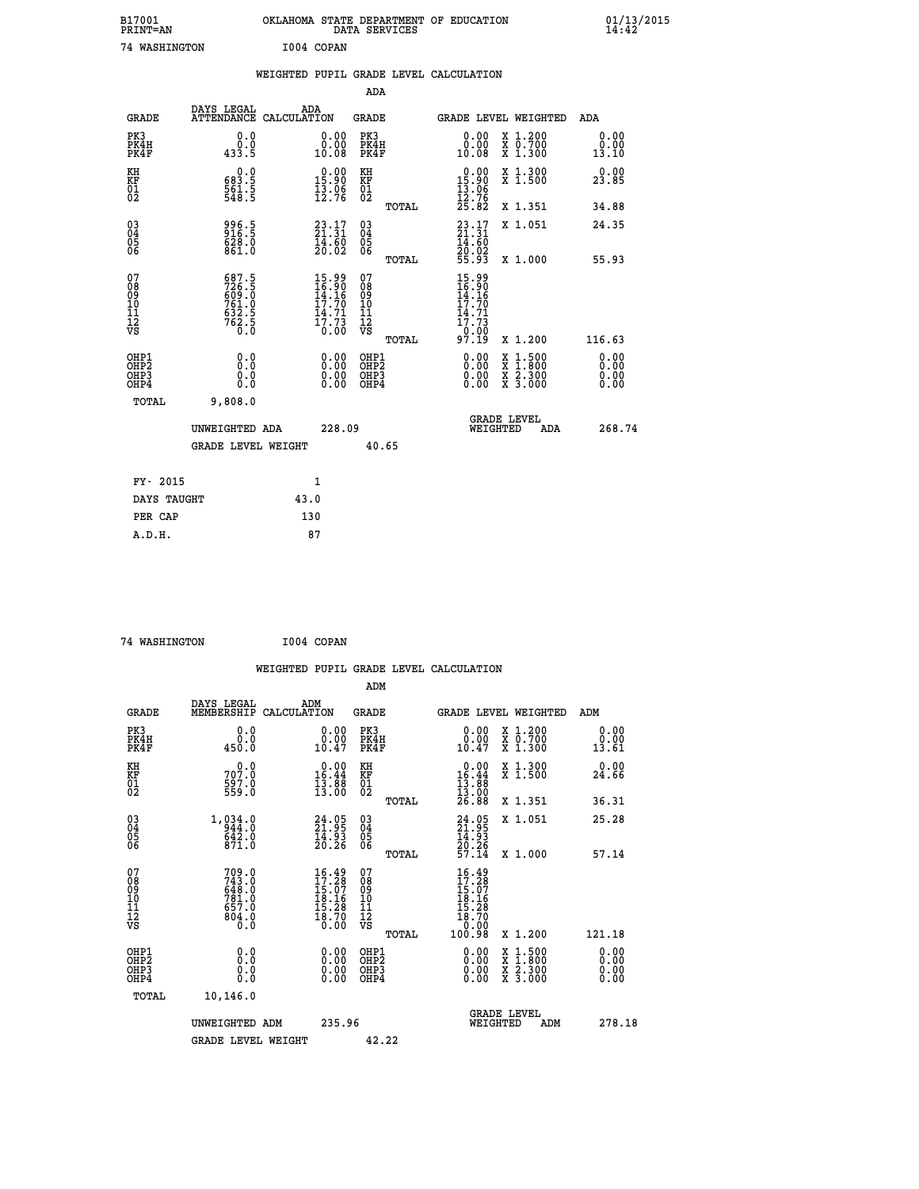B17001 OKLAHOMA STATE DEPARTMENT OF EDUCATION 01/13/2015
PRINT=AN DATA SERVICES 14:42

74 WASHINGTON I004 COPAN

WEIGHTED PUPIL GRADE LEVEL CALCULATION

ADA

| GRADE | DAYS LEGAL ATTENDANCE | ADA CALCULATION | GRADE | | GRADE LEVEL | WEIGHTED | ADA |
|---|---|---|---|---|---|---|---|
| PK3 | 0.0 | 0.00 | PK3 | | 0.00 | X 1.200 | 0.00 |
| PK4H | 0.0 | 0.00 | PK4H | | 0.00 | X 0.700 | 0.00 |
| PK4F | 433.5 | 10.08 | PK4F | | 10.08 | X 1.300 | 13.10 |
| KH | 0.0 | 0.00 | KH | | 0.00 | X 1.300 | 0.00 |
| KF | 683.5 | 15.90 | KF | | 15.90 | X 1.500 | 23.85 |
| 01 | 561.5 | 13.06 | 01 | | 13.06 | | |
| 02 | 548.5 | 12.76 | 02 | | 12.76 | | |
| | | | | TOTAL | 25.82 | X 1.351 | 34.88 |
| 03 | 996.5 | 23.17 | 03 | | 23.17 | X 1.051 | 24.35 |
| 04 | 916.5 | 21.31 | 04 | | 21.31 | | |
| 05 | 628.0 | 14.60 | 05 | | 14.60 | | |
| 06 | 861.0 | 20.02 | 06 | | 20.02 | | |
| | | | | TOTAL | 55.93 | X 1.000 | 55.93 |
| 07 | 687.5 | 15.99 | 07 | | 15.99 | | |
| 08 | 726.5 | 16.90 | 08 | | 16.90 | | |
| 09 | 609.0 | 14.16 | 09 | | 14.16 | | |
| 10 | 761.0 | 17.70 | 10 | | 17.70 | | |
| 11 | 632.5 | 14.71 | 11 | | 14.71 | | |
| 12 | 762.5 | 17.73 | 12 | | 17.73 | | |
| VS | 0.0 | 0.00 | VS | | 0.00 | | |
| | | | | TOTAL | 97.19 | X 1.200 | 116.63 |
| OHP1 | 0.0 | 0.00 | OHP1 | | 0.00 | X 1.500 | 0.00 |
| OHP2 | 0.0 | 0.00 | OHP2 | | 0.00 | X 1.800 | 0.00 |
| OHP3 | 0.0 | 0.00 | OHP3 | | 0.00 | X 2.300 | 0.00 |
| OHP4 | 0.0 | 0.00 | OHP4 | | 0.00 | X 3.000 | 0.00 |
| TOTAL | 9,808.0 | | | | | | |

UNWEIGHTED ADA 228.09 | GRADE LEVEL WEIGHTED ADA 268.74

GRADE LEVEL WEIGHT 40.65

| FY- 2015 | 1 |
|---|---|
| DAYS TAUGHT | 43.0 |
| PER CAP | 130 |
| A.D.H. | 87 |

74 WASHINGTON I004 COPAN

WEIGHTED PUPIL GRADE LEVEL CALCULATION

ADM

| GRADE | DAYS LEGAL MEMBERSHIP | ADM CALCULATION | GRADE | | GRADE LEVEL | WEIGHTED | ADM |
|---|---|---|---|---|---|---|---|
| PK3 | 0.0 | 0.00 | PK3 | | 0.00 | X 1.200 | 0.00 |
| PK4H | 0.0 | 0.00 | PK4H | | 0.00 | X 0.700 | 0.00 |
| PK4F | 450.0 | 10.47 | PK4F | | 10.47 | X 1.300 | 13.61 |
| KH | 0.0 | 0.00 | KH | | 0.00 | X 1.300 | 0.00 |
| KF | 707.0 | 16.44 | KF | | 16.44 | X 1.500 | 24.66 |
| 01 | 597.0 | 13.88 | 01 | | 13.88 | | |
| 02 | 559.0 | 13.00 | 02 | | 13.00 | | |
| | | | | TOTAL | 26.88 | X 1.351 | 36.31 |
| 03 | 1,034.0 | 24.05 | 03 | | 24.05 | X 1.051 | 25.28 |
| 04 | 944.0 | 21.95 | 04 | | 21.95 | | |
| 05 | 642.0 | 14.93 | 05 | | 14.93 | | |
| 06 | 871.0 | 20.26 | 06 | | 20.26 | | |
| | | | | TOTAL | 57.14 | X 1.000 | 57.14 |
| 07 | 709.0 | 16.49 | 07 | | 16.49 | | |
| 08 | 743.0 | 17.28 | 08 | | 17.28 | | |
| 09 | 648.0 | 15.07 | 09 | | 15.07 | | |
| 10 | 781.0 | 18.16 | 10 | | 18.16 | | |
| 11 | 657.0 | 15.28 | 11 | | 15.28 | | |
| 12 | 804.0 | 18.70 | 12 | | 18.70 | | |
| VS | 0.0 | 0.00 | VS | | 0.00 | | |
| | | | | TOTAL | 100.98 | X 1.200 | 121.18 |
| OHP1 | 0.0 | 0.00 | OHP1 | | 0.00 | X 1.500 | 0.00 |
| OHP2 | 0.0 | 0.00 | OHP2 | | 0.00 | X 1.800 | 0.00 |
| OHP3 | 0.0 | 0.00 | OHP3 | | 0.00 | X 2.300 | 0.00 |
| OHP4 | 0.0 | 0.00 | OHP4 | | 0.00 | X 3.000 | 0.00 |
| TOTAL | 10,146.0 | | | | | | |

UNWEIGHTED ADM 235.96 | GRADE LEVEL WEIGHTED ADM 278.18

GRADE LEVEL WEIGHT 42.22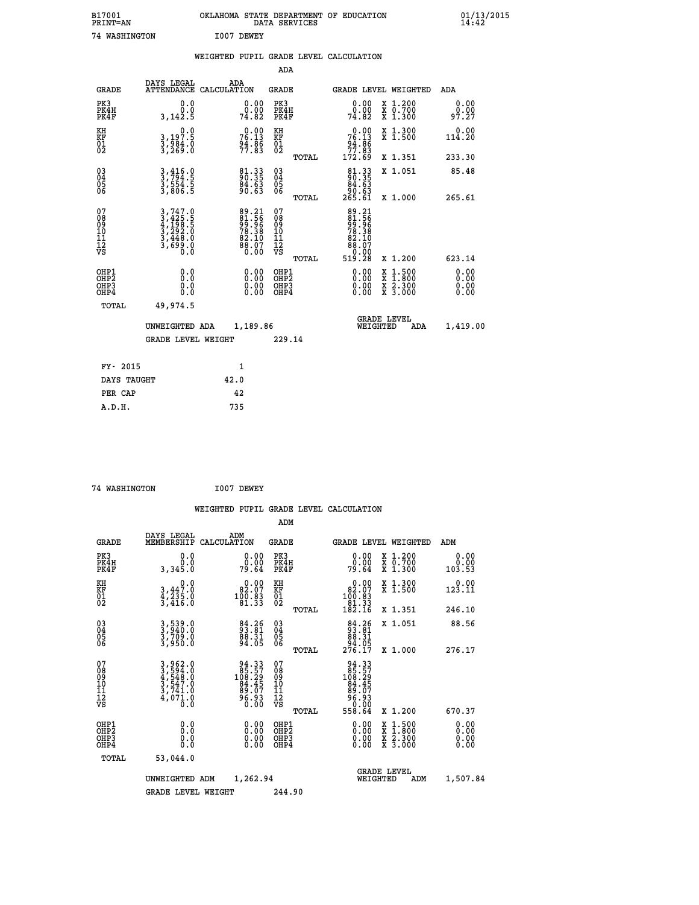B17001 OKLAHOMA STATE DEPARTMENT OF EDUCATION 01/13/2015
PRINT=AN DATA SERVICES 14:42

74 WASHINGTON I007 DEWEY

## WEIGHTED PUPIL GRADE LEVEL CALCULATION

### ADA

| GRADE | DAYS LEGAL ATTENDANCE | ADA CALCULATION | GRADE | GRADE LEVEL | WEIGHTED | ADA |
|---|---|---|---|---|---|---|
| PK3 | 0.0 | 0.00 | PK3 | 0.00 | X 1.200 | 0.00 |
| PK4H | 0.0 | 0.00 | PK4H | 0.00 | X 0.700 | 0.00 |
| PK4F | 3,142.5 | 74.82 | PK4F | 74.82 | X 1.300 | 97.27 |
| KH | 0.0 | 0.00 | KH | 0.00 | X 1.300 | 0.00 |
| KF | 3,197.5 | 76.13 | KF | 76.13 | X 1.500 | 114.20 |
| 01 | 3,984.0 | 94.86 | 01 | 94.86 | | |
| 02 | 3,269.0 | 77.83 | 02 | 77.83 | | |
| | | | TOTAL | 172.69 | X 1.351 | 233.30 |
| 03 | 3,416.0 | 81.33 | 03 | 81.33 | X 1.051 | 85.48 |
| 04 | 3,794.5 | 90.35 | 04 | 90.35 | | |
| 05 | 3,554.5 | 84.63 | 05 | 84.63 | | |
| 06 | 3,806.5 | 90.63 | 06 | 90.63 | | |
| | | | TOTAL | 265.61 | X 1.000 | 265.61 |
| 07 | 3,747.0 | 89.21 | 07 | 89.21 | | |
| 08 | 3,425.5 | 81.56 | 08 | 81.56 | | |
| 09 | 4,198.5 | 99.96 | 09 | 99.96 | | |
| 10 | 3,292.0 | 78.38 | 10 | 78.38 | | |
| 11 | 3,448.0 | 82.10 | 11 | 82.10 | | |
| 12 | 3,699.0 | 88.07 | 12 | 88.07 | | |
| VS | 0.0 | 0.00 | VS | 0.00 | | |
| | | | TOTAL | 519.28 | X 1.200 | 623.14 |
| OHP1 | 0.0 | 0.00 | OHP1 | 0.00 | X 1.500 | 0.00 |
| OHP2 | 0.0 | 0.00 | OHP2 | 0.00 | X 1.800 | 0.00 |
| OHP3 | 0.0 | 0.00 | OHP3 | 0.00 | X 2.300 | 0.00 |
| OHP4 | 0.0 | 0.00 | OHP4 | 0.00 | X 3.000 | 0.00 |
| TOTAL | 49,974.5 | | | | | |

UNWEIGHTED ADA 1,189.86 GRADE LEVEL WEIGHTED ADA 1,419.00

GRADE LEVEL WEIGHT 229.14

| FY- 2015 | 1 |
|---|---|
| DAYS TAUGHT | 42.0 |
| PER CAP | 42 |
| A.D.H. | 735 |

74 WASHINGTON I007 DEWEY

## WEIGHTED PUPIL GRADE LEVEL CALCULATION

### ADM

| GRADE | DAYS LEGAL MEMBERSHIP | ADM CALCULATION | GRADE | GRADE LEVEL | WEIGHTED | ADM |
|---|---|---|---|---|---|---|
| PK3 | 0.0 | 0.00 | PK3 | 0.00 | X 1.200 | 0.00 |
| PK4H | 0.0 | 0.00 | PK4H | 0.00 | X 0.700 | 0.00 |
| PK4F | 3,345.0 | 79.64 | PK4F | 79.64 | X 1.300 | 103.53 |
| KH | 0.0 | 0.00 | KH | 0.00 | X 1.300 | 0.00 |
| KF | 3,447.0 | 82.07 | KF | 82.07 | X 1.500 | 123.11 |
| 01 | 4,235.0 | 100.83 | 01 | 100.83 | | |
| 02 | 3,416.0 | 81.33 | 02 | 81.33 | | |
| | | | TOTAL | 182.16 | X 1.351 | 246.10 |
| 03 | 3,539.0 | 84.26 | 03 | 84.26 | X 1.051 | 88.56 |
| 04 | 3,940.0 | 93.81 | 04 | 93.81 | | |
| 05 | 3,709.0 | 88.31 | 05 | 88.31 | | |
| 06 | 3,950.0 | 94.05 | 06 | 94.05 | | |
| | | | TOTAL | 276.17 | X 1.000 | 276.17 |
| 07 | 3,962.0 | 94.33 | 07 | 94.33 | | |
| 08 | 3,594.0 | 85.57 | 08 | 85.57 | | |
| 09 | 4,548.0 | 108.29 | 09 | 108.29 | | |
| 10 | 3,547.0 | 84.45 | 10 | 84.45 | | |
| 11 | 3,741.0 | 89.07 | 11 | 89.07 | | |
| 12 | 4,071.0 | 96.93 | 12 | 96.93 | | |
| VS | 0.0 | 0.00 | VS | 0.00 | | |
| | | | TOTAL | 558.64 | X 1.200 | 670.37 |
| OHP1 | 0.0 | 0.00 | OHP1 | 0.00 | X 1.500 | 0.00 |
| OHP2 | 0.0 | 0.00 | OHP2 | 0.00 | X 1.800 | 0.00 |
| OHP3 | 0.0 | 0.00 | OHP3 | 0.00 | X 2.300 | 0.00 |
| OHP4 | 0.0 | 0.00 | OHP4 | 0.00 | X 3.000 | 0.00 |
| TOTAL | 53,044.0 | | | | | |

UNWEIGHTED ADM 1,262.94 GRADE LEVEL WEIGHTED ADM 1,507.84

GRADE LEVEL WEIGHT 244.90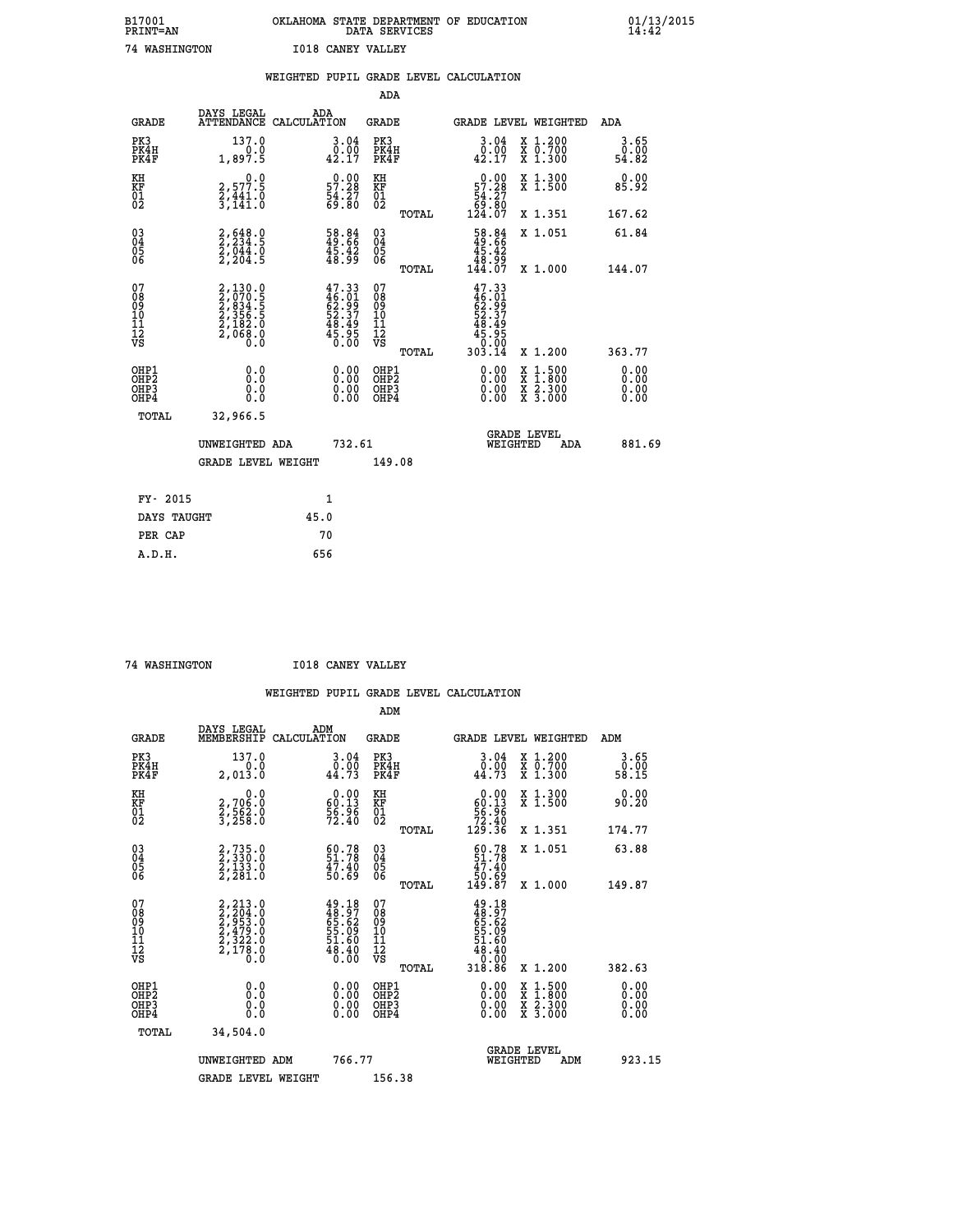B17001 OKLAHOMA STATE DEPARTMENT OF EDUCATION 01/13/2015
PRINT=AN DATA SERVICES 14:42

74 WASHINGTON I018 CANEY VALLEY

## WEIGHTED PUPIL GRADE LEVEL CALCULATION

### ADA

| GRADE | DAYS LEGAL ATTENDANCE | ADA CALCULATION | GRADE | GRADE LEVEL | WEIGHTED | ADA |
|---|---|---|---|---|---|---|
| PK3 | 137.0 | 3.04 | PK3 | 3.04 | X 1.200 | 3.65 |
| PK4H | 0.0 | 0.00 | PK4H | 0.00 | X 0.700 | 0.00 |
| PK4F | 1,897.5 | 42.17 | PK4F | 42.17 | X 1.300 | 54.82 |
| KH | 0.0 | 0.00 | KH | 0.00 | X 1.300 | 0.00 |
| KF | 2,577.5 | 57.28 | KF | 57.28 | X 1.500 | 85.92 |
| 01 | 2,441.0 | 54.27 | 01 | 54.27 | | |
| 02 | 3,141.0 | 69.80 | 02 | 69.80 | | |
| | | | TOTAL | 124.07 | X 1.351 | 167.62 |
| 03 | 2,648.0 | 58.84 | 03 | 58.84 | X 1.051 | 61.84 |
| 04 | 2,234.5 | 49.66 | 04 | 49.66 | | |
| 05 | 2,044.0 | 45.42 | 05 | 45.42 | | |
| 06 | 2,204.5 | 48.99 | 06 | 48.99 | | |
| | | | TOTAL | 144.07 | X 1.000 | 144.07 |
| 07 | 2,130.0 | 47.33 | 07 | 47.33 | | |
| 08 | 2,070.5 | 46.01 | 08 | 46.01 | | |
| 09 | 2,834.5 | 62.99 | 09 | 62.99 | | |
| 10 | 2,356.5 | 52.37 | 10 | 52.37 | | |
| 11 | 2,182.0 | 48.49 | 11 | 48.49 | | |
| 12 | 2,068.0 | 45.95 | 12 | 45.95 | | |
| VS | 0.0 | 0.00 | VS | 0.00 | | |
| | | | TOTAL | 303.14 | X 1.200 | 363.77 |
| OHP1 | 0.0 | 0.00 | OHP1 | 0.00 | X 1.500 | 0.00 |
| OHP2 | 0.0 | 0.00 | OHP2 | 0.00 | X 1.800 | 0.00 |
| OHP3 | 0.0 | 0.00 | OHP3 | 0.00 | X 2.300 | 0.00 |
| OHP4 | 0.0 | 0.00 | OHP4 | 0.00 | X 3.000 | 0.00 |
| TOTAL | 32,966.5 | | | | | |

UNWEIGHTED ADA 732.61 | GRADE LEVEL WEIGHTED ADA 881.69

GRADE LEVEL WEIGHT 149.08

| | |
|---|---|
| FY- 2015 | 1 |
| DAYS TAUGHT | 45.0 |
| PER CAP | 70 |
| A.D.H. | 656 |

74 WASHINGTON I018 CANEY VALLEY

## WEIGHTED PUPIL GRADE LEVEL CALCULATION

### ADM

| GRADE | DAYS LEGAL MEMBERSHIP | ADM CALCULATION | GRADE | GRADE LEVEL | WEIGHTED | ADM |
|---|---|---|---|---|---|---|
| PK3 | 137.0 | 3.04 | PK3 | 3.04 | X 1.200 | 3.65 |
| PK4H | 0.0 | 0.00 | PK4H | 0.00 | X 0.700 | 0.00 |
| PK4F | 2,013.0 | 44.73 | PK4F | 44.73 | X 1.300 | 58.15 |
| KH | 0.0 | 0.00 | KH | 0.00 | X 1.300 | 0.00 |
| KF | 2,706.0 | 60.13 | KF | 60.13 | X 1.500 | 90.20 |
| 01 | 2,562.0 | 56.96 | 01 | 56.96 | | |
| 02 | 3,258.0 | 72.40 | 02 | 72.40 | | |
| | | | TOTAL | 129.36 | X 1.351 | 174.77 |
| 03 | 2,735.0 | 60.78 | 03 | 60.78 | X 1.051 | 63.88 |
| 04 | 2,330.0 | 51.78 | 04 | 51.78 | | |
| 05 | 2,133.0 | 47.40 | 05 | 47.40 | | |
| 06 | 2,281.0 | 50.69 | 06 | 50.69 | | |
| | | | TOTAL | 149.87 | X 1.000 | 149.87 |
| 07 | 2,213.0 | 49.18 | 07 | 49.18 | | |
| 08 | 2,204.0 | 48.97 | 08 | 48.97 | | |
| 09 | 2,953.0 | 65.62 | 09 | 65.62 | | |
| 10 | 2,479.0 | 55.09 | 10 | 55.09 | | |
| 11 | 2,322.0 | 51.60 | 11 | 51.60 | | |
| 12 | 2,178.0 | 48.40 | 12 | 48.40 | | |
| VS | 0.0 | 0.00 | VS | 0.00 | | |
| | | | TOTAL | 318.86 | X 1.200 | 382.63 |
| OHP1 | 0.0 | 0.00 | OHP1 | 0.00 | X 1.500 | 0.00 |
| OHP2 | 0.0 | 0.00 | OHP2 | 0.00 | X 1.800 | 0.00 |
| OHP3 | 0.0 | 0.00 | OHP3 | 0.00 | X 2.300 | 0.00 |
| OHP4 | 0.0 | 0.00 | OHP4 | 0.00 | X 3.000 | 0.00 |
| TOTAL | 34,504.0 | | | | | |

UNWEIGHTED ADM 766.77 | GRADE LEVEL WEIGHTED ADM 923.15

GRADE LEVEL WEIGHT 156.38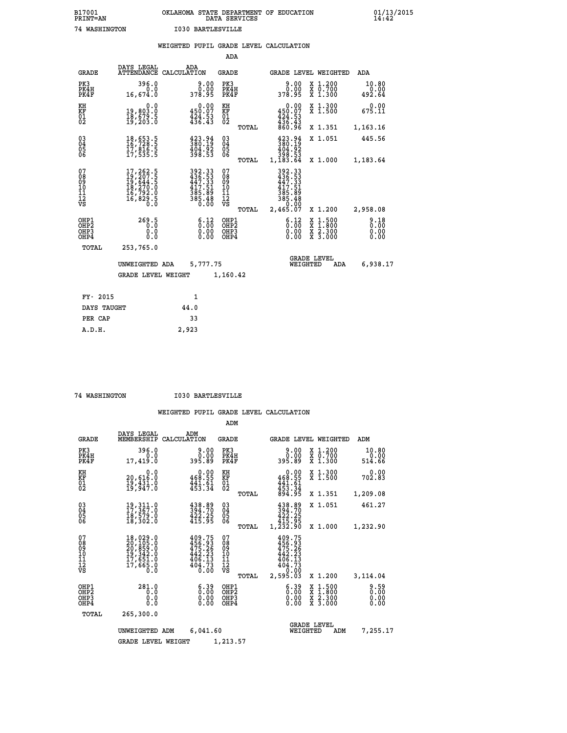B17001 OKLAHOMA STATE DEPARTMENT OF EDUCATION 01/13/2015
PRINT=AN DATA SERVICES 14:42

74 WASHINGTON I030 BARTLESVILLE

## WEIGHTED PUPIL GRADE LEVEL CALCULATION

### ADA

| GRADE | DAYS LEGAL ATTENDANCE | ADA CALCULATION | GRADE | | GRADE LEVEL | WEIGHTED | ADA |
|---|---|---|---|---|---|---|---|
| PK3 | 396.0 | 9.00 | PK3 | | 9.00 | X 1.200 | 10.80 |
| PK4H | 0.0 | 0.00 | PK4H | | 0.00 | X 0.700 | 0.00 |
| PK4F | 16,674.0 | 378.95 | PK4F | | 378.95 | X 1.300 | 492.64 |
| KH | 0.0 | 0.00 | KH | | 0.00 | X 1.300 | 0.00 |
| KF | 19,803.0 | 450.07 | KF | | 450.07 | X 1.500 | 675.11 |
| 01 | 18,679.5 | 424.53 | 01 | | 424.53 | | |
| 02 | 19,203.0 | 436.43 | 02 | | 436.43 | | |
| | | | | TOTAL | 860.96 | X 1.351 | 1,163.16 |
| 03 | 18,653.5 | 423.94 | 03 | | 423.94 | X 1.051 | 445.56 |
| 04 | 16,728.5 | 380.19 | 04 | | 380.19 | | |
| 05 | 17,816.5 | 404.92 | 05 | | 404.92 | | |
| 06 | 17,535.5 | 398.53 | 06 | | 398.53 | | |
| | | | | TOTAL | 1,183.64 | X 1.000 | 1,183.64 |
| 07 | 17,262.5 | 392.33 | 07 | | 392.33 | | |
| 08 | 19,207.5 | 436.53 | 08 | | 436.53 | | |
| 09 | 19,644.5 | 447.33 | 09 | | 447.33 | | |
| 10 | 18,270.0 | 417.51 | 10 | | 417.51 | | |
| 11 | 16,792.0 | 385.89 | 11 | | 385.89 | | |
| 12 | 16,829.5 | 385.48 | 12 | | 385.48 | | |
| VS | 0.0 | 0.00 | VS | | 0.00 | | |
| | | | | TOTAL | 2,465.07 | X 1.200 | 2,958.08 |
| OHP1 | 269.5 | 6.12 | OHP1 | | 6.12 | X 1.500 | 9.18 |
| OHP2 | 0.0 | 0.00 | OHP2 | | 0.00 | X 1.800 | 0.00 |
| OHP3 | 0.0 | 0.00 | OHP3 | | 0.00 | X 2.300 | 0.00 |
| OHP4 | 0.0 | 0.00 | OHP4 | | 0.00 | X 3.000 | 0.00 |
| TOTAL | 253,765.0 | | | | | | |

UNWEIGHTED ADA 5,777.75 — GRADE LEVEL WEIGHTED ADA 6,938.17

GRADE LEVEL WEIGHT 1,160.42

| | |
|---|---|
| FY- 2015 | 1 |
| DAYS TAUGHT | 44.0 |
| PER CAP | 33 |
| A.D.H. | 2,923 |

74 WASHINGTON I030 BARTLESVILLE

## WEIGHTED PUPIL GRADE LEVEL CALCULATION

### ADM

| GRADE | DAYS LEGAL MEMBERSHIP | ADM CALCULATION | GRADE | | GRADE LEVEL | WEIGHTED | ADM |
|---|---|---|---|---|---|---|---|
| PK3 | 396.0 | 9.00 | PK3 | | 9.00 | X 1.200 | 10.80 |
| PK4H | 0.0 | 0.00 | PK4H | | 0.00 | X 0.700 | 0.00 |
| PK4F | 17,419.0 | 395.89 | PK4F | | 395.89 | X 1.300 | 514.66 |
| KH | 0.0 | 0.00 | KH | | 0.00 | X 1.300 | 0.00 |
| KF | 20,616.0 | 468.55 | KF | | 468.55 | X 1.500 | 702.83 |
| 01 | 19,431.0 | 441.61 | 01 | | 441.61 | | |
| 02 | 19,947.0 | 453.34 | 02 | | 453.34 | | |
| | | | | TOTAL | 894.95 | X 1.351 | 1,209.08 |
| 03 | 19,311.0 | 438.89 | 03 | | 438.89 | X 1.051 | 461.27 |
| 04 | 17,367.0 | 394.70 | 04 | | 394.70 | | |
| 05 | 18,579.0 | 422.25 | 05 | | 422.25 | | |
| 06 | 18,302.0 | 415.95 | 06 | | 415.95 | | |
| | | | | TOTAL | 1,232.90 | X 1.000 | 1,232.90 |
| 07 | 18,029.0 | 409.75 | 07 | | 409.75 | | |
| 08 | 20,105.0 | 456.93 | 08 | | 456.93 | | |
| 09 | 20,859.0 | 475.26 | 09 | | 475.26 | | |
| 10 | 19,342.0 | 442.23 | 10 | | 442.23 | | |
| 11 | 17,651.0 | 406.13 | 11 | | 406.13 | | |
| 12 | 17,665.0 | 404.73 | 12 | | 404.73 | | |
| VS | 0.0 | 0.00 | VS | | 0.00 | | |
| | | | | TOTAL | 2,595.03 | X 1.200 | 3,114.04 |
| OHP1 | 281.0 | 6.39 | OHP1 | | 6.39 | X 1.500 | 9.59 |
| OHP2 | 0.0 | 0.00 | OHP2 | | 0.00 | X 1.800 | 0.00 |
| OHP3 | 0.0 | 0.00 | OHP3 | | 0.00 | X 2.300 | 0.00 |
| OHP4 | 0.0 | 0.00 | OHP4 | | 0.00 | X 3.000 | 0.00 |
| TOTAL | 265,300.0 | | | | | | |

UNWEIGHTED ADM 6,041.60 — GRADE LEVEL WEIGHTED ADM 7,255.17

GRADE LEVEL WEIGHT 1,213.57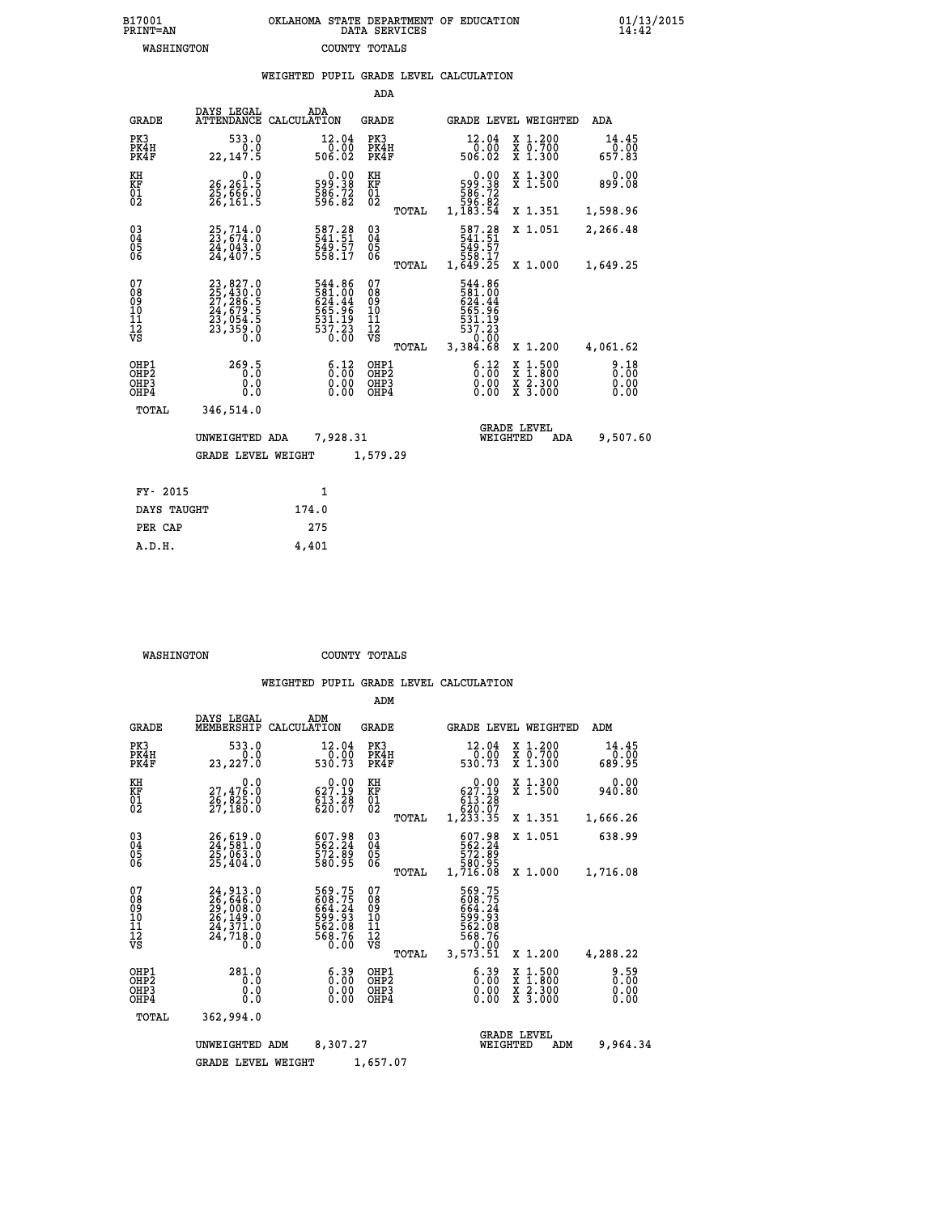B17001 OKLAHOMA STATE DEPARTMENT OF EDUCATION 01/13/2015
PRINT=AN DATA SERVICES 14:42
WASHINGTON COUNTY TOTALS

## WEIGHTED PUPIL GRADE LEVEL CALCULATION

### ADA

| GRADE | DAYS LEGAL ATTENDANCE | ADA CALCULATION | GRADE | | GRADE LEVEL | WEIGHTED | ADA |
|---|---|---|---|---|---|---|---|
| PK3 | 533.0 | 12.04 | PK3 | | 12.04 | X 1.200 | 14.45 |
| PK4H | 0.0 | 0.00 | PK4H | | 0.00 | X 0.700 | 0.00 |
| PK4F | 22,147.5 | 506.02 | PK4F | | 506.02 | X 1.300 | 657.83 |
| KH | 0.0 | 0.00 | KH | | 0.00 | X 1.300 | 0.00 |
| KF | 26,261.5 | 599.38 | KF | | 599.38 | X 1.500 | 899.08 |
| 01 | 25,666.0 | 586.72 | 01 | | 586.72 | | |
| 02 | 26,161.5 | 596.82 | 02 | | 596.82 | | |
| | | | | TOTAL | 1,183.54 | X 1.351 | 1,598.96 |
| 03 | 25,714.0 | 587.28 | 03 | | 587.28 | X 1.051 | 2,266.48 |
| 04 | 23,674.0 | 541.51 | 04 | | 541.51 | | |
| 05 | 24,043.0 | 549.57 | 05 | | 549.57 | | |
| 06 | 24,407.5 | 558.17 | 06 | | 558.17 | | |
| | | | | TOTAL | 1,649.25 | X 1.000 | 1,649.25 |
| 07 | 23,827.0 | 544.86 | 07 | | 544.86 | | |
| 08 | 25,430.0 | 581.00 | 08 | | 581.00 | | |
| 09 | 27,286.5 | 624.44 | 09 | | 624.44 | | |
| 10 | 24,679.5 | 565.96 | 10 | | 565.96 | | |
| 11 | 23,054.5 | 531.19 | 11 | | 531.19 | | |
| 12 | 23,359.0 | 537.23 | 12 | | 537.23 | | |
| VS | 0.0 | 0.00 | VS | | 0.00 | | |
| | | | | TOTAL | 3,384.68 | X 1.200 | 4,061.62 |
| OHP1 | 269.5 | 6.12 | OHP1 | | 6.12 | X 1.500 | 9.18 |
| OHP2 | 0.0 | 0.00 | OHP2 | | 0.00 | X 1.800 | 0.00 |
| OHP3 | 0.0 | 0.00 | OHP3 | | 0.00 | X 2.300 | 0.00 |
| OHP4 | 0.0 | 0.00 | OHP4 | | 0.00 | X 3.000 | 0.00 |
| TOTAL | 346,514.0 | | | | | | |

UNWEIGHTED ADA 7,928.31 — GRADE LEVEL WEIGHTED ADA 9,507.60

GRADE LEVEL WEIGHT 1,579.29

| FY- 2015 | 1 |
|---|---|
| DAYS TAUGHT | 174.0 |
| PER CAP | 275 |
| A.D.H. | 4,401 |

WASHINGTON COUNTY TOTALS

## WEIGHTED PUPIL GRADE LEVEL CALCULATION

### ADM

| GRADE | DAYS LEGAL MEMBERSHIP | ADM CALCULATION | GRADE | | GRADE LEVEL | WEIGHTED | ADM |
|---|---|---|---|---|---|---|---|
| PK3 | 533.0 | 12.04 | PK3 | | 12.04 | X 1.200 | 14.45 |
| PK4H | 0.0 | 0.00 | PK4H | | 0.00 | X 0.700 | 0.00 |
| PK4F | 23,227.0 | 530.73 | PK4F | | 530.73 | X 1.300 | 689.95 |
| KH | 0.0 | 0.00 | KH | | 0.00 | X 1.300 | 0.00 |
| KF | 27,476.0 | 627.19 | KF | | 627.19 | X 1.500 | 940.80 |
| 01 | 26,825.0 | 613.28 | 01 | | 613.28 | | |
| 02 | 27,180.0 | 620.07 | 02 | | 620.07 | | |
| | | | | TOTAL | 1,233.35 | X 1.351 | 1,666.26 |
| 03 | 26,619.0 | 607.98 | 03 | | 607.98 | X 1.051 | 638.99 |
| 04 | 24,581.0 | 562.24 | 04 | | 562.24 | | |
| 05 | 25,063.0 | 572.89 | 05 | | 572.89 | | |
| 06 | 25,404.0 | 580.95 | 06 | | 580.95 | | |
| | | | | TOTAL | 1,716.08 | X 1.000 | 1,716.08 |
| 07 | 24,913.0 | 569.75 | 07 | | 569.75 | | |
| 08 | 26,646.0 | 608.75 | 08 | | 608.75 | | |
| 09 | 29,008.0 | 664.24 | 09 | | 664.24 | | |
| 10 | 26,149.0 | 599.93 | 10 | | 599.93 | | |
| 11 | 24,371.0 | 562.08 | 11 | | 562.08 | | |
| 12 | 24,718.0 | 568.76 | 12 | | 568.76 | | |
| VS | 0.0 | 0.00 | VS | | 0.00 | | |
| | | | | TOTAL | 3,573.51 | X 1.200 | 4,288.22 |
| OHP1 | 281.0 | 6.39 | OHP1 | | 6.39 | X 1.500 | 9.59 |
| OHP2 | 0.0 | 0.00 | OHP2 | | 0.00 | X 1.800 | 0.00 |
| OHP3 | 0.0 | 0.00 | OHP3 | | 0.00 | X 2.300 | 0.00 |
| OHP4 | 0.0 | 0.00 | OHP4 | | 0.00 | X 3.000 | 0.00 |
| TOTAL | 362,994.0 | | | | | | |

UNWEIGHTED ADM 8,307.27 — GRADE LEVEL WEIGHTED ADM 9,964.34

GRADE LEVEL WEIGHT 1,657.07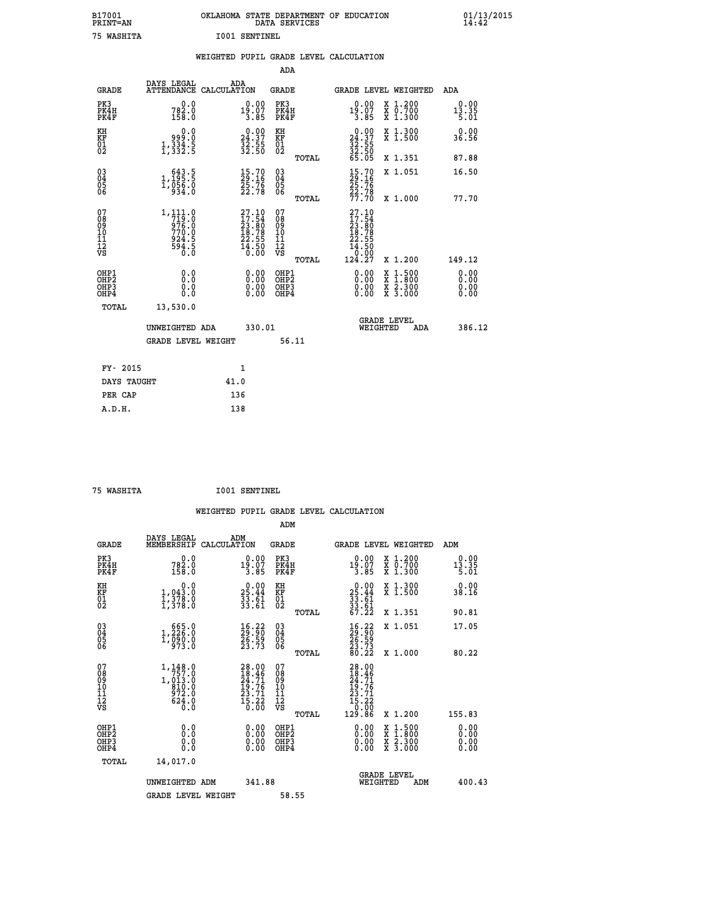B17001 OKLAHOMA STATE DEPARTMENT OF EDUCATION 01/13/2015
PRINT=AN DATA SERVICES 14:42

75 WASHITA I001 SENTINEL

## WEIGHTED PUPIL GRADE LEVEL CALCULATION

### ADA

| GRADE | DAYS LEGAL ATTENDANCE | ADA CALCULATION | GRADE | | GRADE LEVEL | WEIGHTED | ADA |
|---|---|---|---|---|---|---|---|
| PK3 | 0.0 | 0.00 | PK3 | | 0.00 | X 1.200 | 0.00 |
| PK4H | 782.0 | 19.07 | PK4H | | 19.07 | X 0.700 | 13.35 |
| PK4F | 158.0 | 3.85 | PK4F | | 3.85 | X 1.300 | 5.01 |
| KH | 0.0 | 0.00 | KH | | 0.00 | X 1.300 | 0.00 |
| KF | 999.0 | 24.37 | KF | | 24.37 | X 1.500 | 36.56 |
| 01 | 1,334.5 | 32.55 | 01 | | 32.55 | | |
| 02 | 1,332.5 | 32.50 | 02 | | 32.50 | | |
| | | | | TOTAL | 65.05 | X 1.351 | 87.88 |
| 03 | 643.5 | 15.70 | 03 | | 15.70 | X 1.051 | 16.50 |
| 04 | 1,195.5 | 29.16 | 04 | | 29.16 | | |
| 05 | 1,056.0 | 25.76 | 05 | | 25.76 | | |
| 06 | 934.0 | 22.78 | 06 | | 22.78 | | |
| | | | | TOTAL | 77.70 | X 1.000 | 77.70 |
| 07 | 1,111.0 | 27.10 | 07 | | 27.10 | | |
| 08 | 719.0 | 17.54 | 08 | | 17.54 | | |
| 09 | 976.0 | 23.80 | 09 | | 23.80 | | |
| 10 | 770.0 | 18.78 | 10 | | 18.78 | | |
| 11 | 924.5 | 22.55 | 11 | | 22.55 | | |
| 12 | 594.5 | 14.50 | 12 | | 14.50 | | |
| VS | 0.0 | 0.00 | VS | | 0.00 | | |
| | | | | TOTAL | 124.27 | X 1.200 | 149.12 |
| OHP1 | 0.0 | 0.00 | OHP1 | | 0.00 | X 1.500 | 0.00 |
| OHP2 | 0.0 | 0.00 | OHP2 | | 0.00 | X 1.800 | 0.00 |
| OHP3 | 0.0 | 0.00 | OHP3 | | 0.00 | X 2.300 | 0.00 |
| OHP4 | 0.0 | 0.00 | OHP4 | | 0.00 | X 3.000 | 0.00 |
| TOTAL | 13,530.0 | | | | | | |

UNWEIGHTED ADA 330.01 GRADE LEVEL WEIGHTED ADA 386.12

GRADE LEVEL WEIGHT 56.11

| FY- 2015 | 1 |
|---|---|
| DAYS TAUGHT | 41.0 |
| PER CAP | 136 |
| A.D.H. | 138 |

75 WASHITA I001 SENTINEL

## WEIGHTED PUPIL GRADE LEVEL CALCULATION

### ADM

| GRADE | DAYS LEGAL MEMBERSHIP | ADM CALCULATION | GRADE | | GRADE LEVEL | WEIGHTED | ADM |
|---|---|---|---|---|---|---|---|
| PK3 | 0.0 | 0.00 | PK3 | | 0.00 | X 1.200 | 0.00 |
| PK4H | 782.0 | 19.07 | PK4H | | 19.07 | X 0.700 | 13.35 |
| PK4F | 158.0 | 3.85 | PK4F | | 3.85 | X 1.300 | 5.01 |
| KH | 0.0 | 0.00 | KH | | 0.00 | X 1.300 | 0.00 |
| KF | 1,043.0 | 25.44 | KF | | 25.44 | X 1.500 | 38.16 |
| 01 | 1,378.0 | 33.61 | 01 | | 33.61 | | |
| 02 | 1,378.0 | 33.61 | 02 | | 33.61 | | |
| | | | | TOTAL | 67.22 | X 1.351 | 90.81 |
| 03 | 665.0 | 16.22 | 03 | | 16.22 | X 1.051 | 17.05 |
| 04 | 1,226.0 | 29.90 | 04 | | 29.90 | | |
| 05 | 1,090.0 | 26.59 | 05 | | 26.59 | | |
| 06 | 973.0 | 23.73 | 06 | | 23.73 | | |
| | | | | TOTAL | 80.22 | X 1.000 | 80.22 |
| 07 | 1,148.0 | 28.00 | 07 | | 28.00 | | |
| 08 | 757.0 | 18.46 | 08 | | 18.46 | | |
| 09 | 1,013.0 | 24.71 | 09 | | 24.71 | | |
| 10 | 810.0 | 19.76 | 10 | | 19.76 | | |
| 11 | 972.0 | 23.71 | 11 | | 23.71 | | |
| 12 | 624.0 | 15.22 | 12 | | 15.22 | | |
| VS | 0.0 | 0.00 | VS | | 0.00 | | |
| | | | | TOTAL | 129.86 | X 1.200 | 155.83 |
| OHP1 | 0.0 | 0.00 | OHP1 | | 0.00 | X 1.500 | 0.00 |
| OHP2 | 0.0 | 0.00 | OHP2 | | 0.00 | X 1.800 | 0.00 |
| OHP3 | 0.0 | 0.00 | OHP3 | | 0.00 | X 2.300 | 0.00 |
| OHP4 | 0.0 | 0.00 | OHP4 | | 0.00 | X 3.000 | 0.00 |
| TOTAL | 14,017.0 | | | | | | |

UNWEIGHTED ADM 341.88 GRADE LEVEL WEIGHTED ADM 400.43

GRADE LEVEL WEIGHT 58.55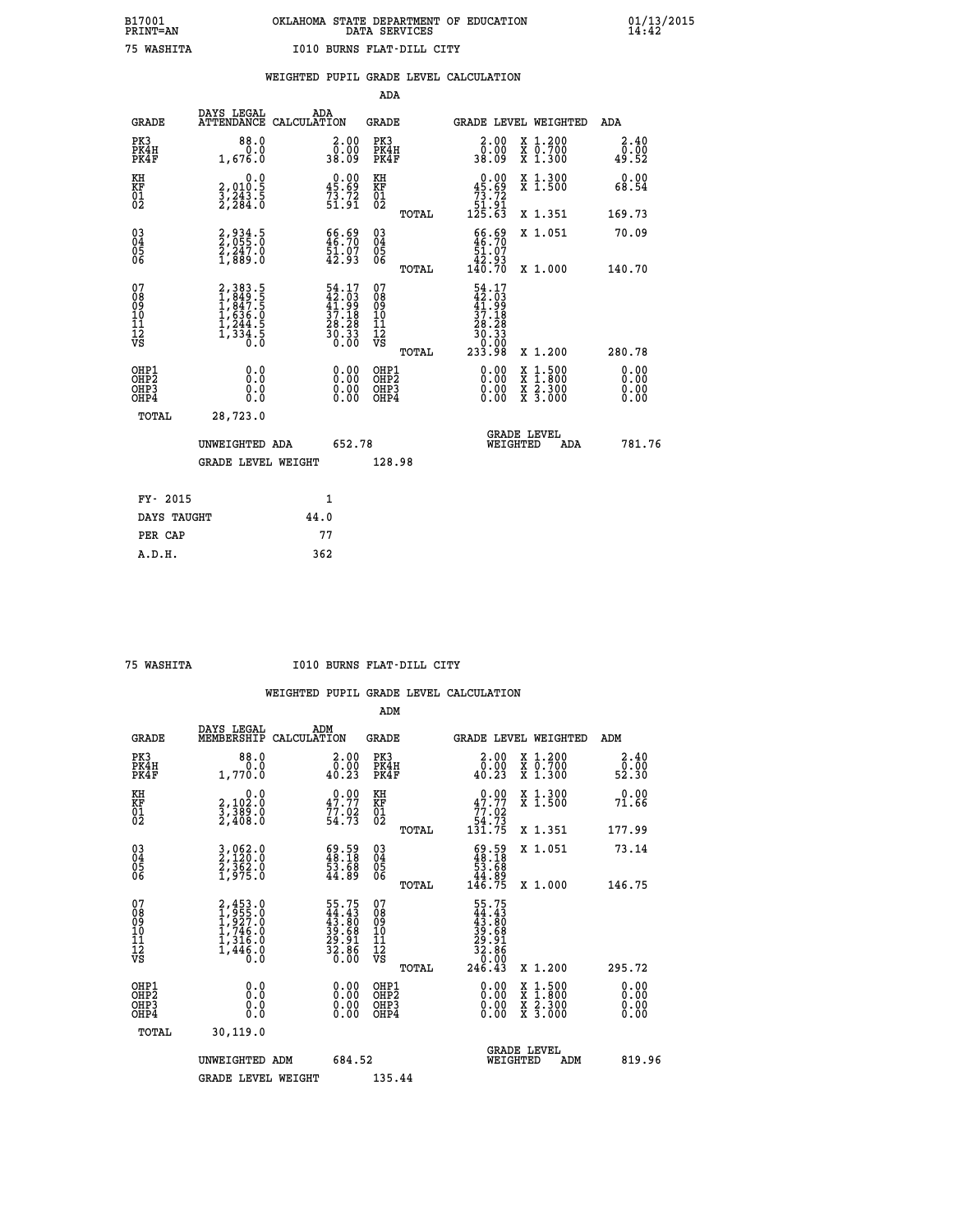B17001 OKLAHOMA STATE DEPARTMENT OF EDUCATION 01/13/2015
PRINT=AN DATA SERVICES 14:42

75 WASHITA I010 BURNS FLAT-DILL CITY

WEIGHTED PUPIL GRADE LEVEL CALCULATION

ADA

| GRADE | DAYS LEGAL ATTENDANCE | ADA CALCULATION | GRADE | | GRADE LEVEL | WEIGHTED | ADA |
|---|---|---|---|---|---|---|---|
| PK3 | 88.0 | 2.00 | PK3 | | 2.00 | X 1.200 | 2.40 |
| PK4H | 0.0 | 0.00 | PK4H | | 0.00 | X 0.700 | 0.00 |
| PK4F | 1,676.0 | 38.09 | PK4F | | 38.09 | X 1.300 | 49.52 |
| KH | 0.0 | 0.00 | KH | | 0.00 | X 1.300 | 0.00 |
| KF | 2,010.5 | 45.69 | KF | | 45.69 | X 1.500 | 68.54 |
| 01 | 3,243.5 | 73.72 | 01 | | 73.72 | | |
| 02 | 2,284.0 | 51.91 | 02 | | 51.91 | | |
| | | | | TOTAL | 125.63 | X 1.351 | 169.73 |
| 03 | 2,934.5 | 66.69 | 03 | | 66.69 | X 1.051 | 70.09 |
| 04 | 2,055.0 | 46.70 | 04 | | 46.70 | | |
| 05 | 2,247.0 | 51.07 | 05 | | 51.07 | | |
| 06 | 1,889.0 | 42.93 | 06 | | 42.93 | | |
| | | | | TOTAL | 140.70 | X 1.000 | 140.70 |
| 07 | 2,383.5 | 54.17 | 07 | | 54.17 | | |
| 08 | 1,849.5 | 42.03 | 08 | | 42.03 | | |
| 09 | 1,847.5 | 41.99 | 09 | | 41.99 | | |
| 10 | 1,636.0 | 37.18 | 10 | | 37.18 | | |
| 11 | 1,244.5 | 28.28 | 11 | | 28.28 | | |
| 12 | 1,334.5 | 30.33 | 12 | | 30.33 | | |
| VS | 0.0 | 0.00 | VS | | 0.00 | | |
| | | | | TOTAL | 233.98 | X 1.200 | 280.78 |
| OHP1 | 0.0 | 0.00 | OHP1 | | 0.00 | X 1.500 | 0.00 |
| OHP2 | 0.0 | 0.00 | OHP2 | | 0.00 | X 1.800 | 0.00 |
| OHP3 | 0.0 | 0.00 | OHP3 | | 0.00 | X 2.300 | 0.00 |
| OHP4 | 0.0 | 0.00 | OHP4 | | 0.00 | X 3.000 | 0.00 |
| TOTAL | 28,723.0 | | | | | | |

UNWEIGHTED ADA 652.78 GRADE LEVEL WEIGHTED ADA 781.76

GRADE LEVEL WEIGHT 128.98

FY- 2015 1
DAYS TAUGHT 44.0
PER CAP 77
A.D.H. 362

75 WASHITA I010 BURNS FLAT-DILL CITY

WEIGHTED PUPIL GRADE LEVEL CALCULATION

ADM

| GRADE | DAYS LEGAL MEMBERSHIP | ADM CALCULATION | GRADE | | GRADE LEVEL | WEIGHTED | ADM |
|---|---|---|---|---|---|---|---|
| PK3 | 88.0 | 2.00 | PK3 | | 2.00 | X 1.200 | 2.40 |
| PK4H | 0.0 | 0.00 | PK4H | | 0.00 | X 0.700 | 0.00 |
| PK4F | 1,770.0 | 40.23 | PK4F | | 40.23 | X 1.300 | 52.30 |
| KH | 0.0 | 0.00 | KH | | 0.00 | X 1.300 | 0.00 |
| KF | 2,102.0 | 47.77 | KF | | 47.77 | X 1.500 | 71.66 |
| 01 | 3,389.0 | 77.02 | 01 | | 77.02 | | |
| 02 | 2,408.0 | 54.73 | 02 | | 54.73 | | |
| | | | | TOTAL | 131.75 | X 1.351 | 177.99 |
| 03 | 3,062.0 | 69.59 | 03 | | 69.59 | X 1.051 | 73.14 |
| 04 | 2,120.0 | 48.18 | 04 | | 48.18 | | |
| 05 | 2,362.0 | 53.68 | 05 | | 53.68 | | |
| 06 | 1,975.0 | 44.89 | 06 | | 44.89 | | |
| | | | | TOTAL | 146.75 | X 1.000 | 146.75 |
| 07 | 2,453.0 | 55.75 | 07 | | 55.75 | | |
| 08 | 1,955.0 | 44.43 | 08 | | 44.43 | | |
| 09 | 1,927.0 | 43.80 | 09 | | 43.80 | | |
| 10 | 1,746.0 | 39.68 | 10 | | 39.68 | | |
| 11 | 1,316.0 | 29.91 | 11 | | 29.91 | | |
| 12 | 1,446.0 | 32.86 | 12 | | 32.86 | | |
| VS | 0.0 | 0.00 | VS | | 0.00 | | |
| | | | | TOTAL | 246.43 | X 1.200 | 295.72 |
| OHP1 | 0.0 | 0.00 | OHP1 | | 0.00 | X 1.500 | 0.00 |
| OHP2 | 0.0 | 0.00 | OHP2 | | 0.00 | X 1.800 | 0.00 |
| OHP3 | 0.0 | 0.00 | OHP3 | | 0.00 | X 2.300 | 0.00 |
| OHP4 | 0.0 | 0.00 | OHP4 | | 0.00 | X 3.000 | 0.00 |
| TOTAL | 30,119.0 | | | | | | |

UNWEIGHTED ADM 684.52 GRADE LEVEL WEIGHTED ADM 819.96

GRADE LEVEL WEIGHT 135.44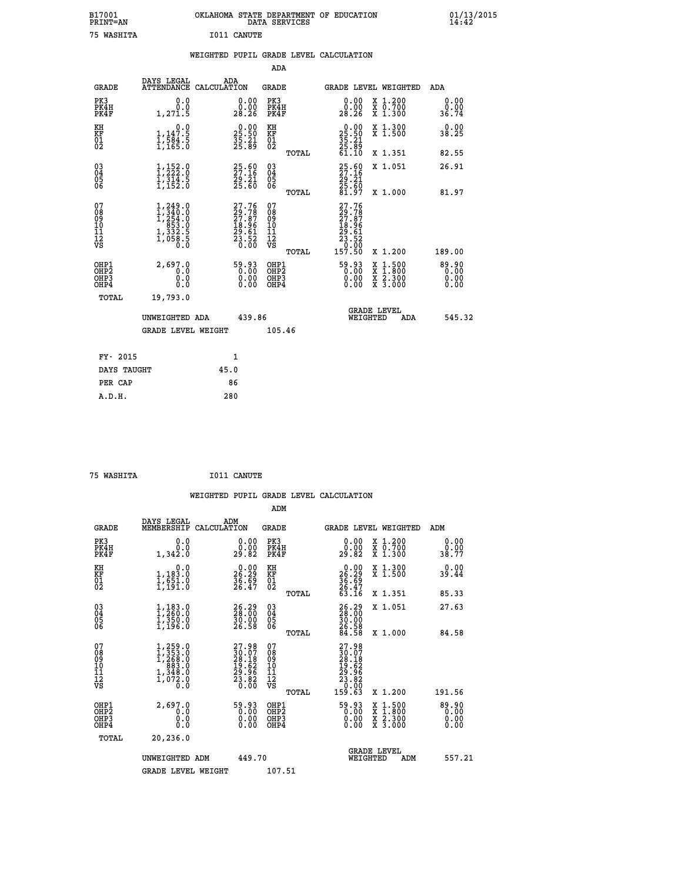B17001 OKLAHOMA STATE DEPARTMENT OF EDUCATION 01/13/2015
PRINT=AN DATA SERVICES 14:42

75 WASHITA I011 CANUTE

WEIGHTED PUPIL GRADE LEVEL CALCULATION

ADA

| GRADE | DAYS LEGAL ATTENDANCE | ADA CALCULATION | GRADE | | GRADE LEVEL | WEIGHTED | ADA |
|---|---|---|---|---|---|---|---|
| PK3 | 0.0 | 0.00 | PK3 | | 0.00 | X 1.200 | 0.00 |
| PK4H | 0.0 | 0.00 | PK4H | | 0.00 | X 0.700 | 0.00 |
| PK4F | 1,271.5 | 28.26 | PK4F | | 28.26 | X 1.300 | 36.74 |
| KH | 0.0 | 0.00 | KH | | 0.00 | X 1.300 | 0.00 |
| KF | 1,147.5 | 25.50 | KF | | 25.50 | X 1.500 | 38.25 |
| 01 | 1,584.5 | 35.21 | 01 | | 35.21 | | |
| 02 | 1,165.0 | 25.89 | 02 | | 25.89 | | |
| | | | | TOTAL | 61.10 | X 1.351 | 82.55 |
| 03 | 1,152.0 | 25.60 | 03 | | 25.60 | X 1.051 | 26.91 |
| 04 | 1,222.0 | 27.16 | 04 | | 27.16 | | |
| 05 | 1,314.5 | 29.21 | 05 | | 29.21 | | |
| 06 | 1,152.0 | 25.60 | 06 | | 25.60 | | |
| | | | | TOTAL | 81.97 | X 1.000 | 81.97 |
| 07 | 1,249.0 | 27.76 | 07 | | 27.76 | | |
| 08 | 1,340.0 | 29.78 | 08 | | 29.78 | | |
| 09 | 1,254.0 | 27.87 | 09 | | 27.87 | | |
| 10 | 853.0 | 18.96 | 10 | | 18.96 | | |
| 11 | 1,332.5 | 29.61 | 11 | | 29.61 | | |
| 12 | 1,058.5 | 23.52 | 12 | | 23.52 | | |
| VS | 0.0 | 0.00 | VS | | 0.00 | | |
| | | | | TOTAL | 157.50 | X 1.200 | 189.00 |
| OHP1 | 2,697.0 | 59.93 | OHP1 | | 59.93 | X 1.500 | 89.90 |
| OHP2 | 0.0 | 0.00 | OHP2 | | 0.00 | X 1.800 | 0.00 |
| OHP3 | 0.0 | 0.00 | OHP3 | | 0.00 | X 2.300 | 0.00 |
| OHP4 | 0.0 | 0.00 | OHP4 | | 0.00 | X 3.000 | 0.00 |
| TOTAL | 19,793.0 | | | | | | |

UNWEIGHTED ADA 439.86 GRADE LEVEL WEIGHTED ADA 545.32

GRADE LEVEL WEIGHT 105.46

| FY- 2015 | 1 |
|---|---|
| DAYS TAUGHT | 45.0 |
| PER CAP | 86 |
| A.D.H. | 280 |

75 WASHITA I011 CANUTE

WEIGHTED PUPIL GRADE LEVEL CALCULATION

ADM

| GRADE | DAYS LEGAL MEMBERSHIP | ADM CALCULATION | GRADE | | GRADE LEVEL | WEIGHTED | ADM |
|---|---|---|---|---|---|---|---|
| PK3 | 0.0 | 0.00 | PK3 | | 0.00 | X 1.200 | 0.00 |
| PK4H | 0.0 | 0.00 | PK4H | | 0.00 | X 0.700 | 0.00 |
| PK4F | 1,342.0 | 29.82 | PK4F | | 29.82 | X 1.300 | 38.77 |
| KH | 0.0 | 0.00 | KH | | 0.00 | X 1.300 | 0.00 |
| KF | 1,183.0 | 26.29 | KF | | 26.29 | X 1.500 | 39.44 |
| 01 | 1,651.0 | 36.69 | 01 | | 36.69 | | |
| 02 | 1,191.0 | 26.47 | 02 | | 26.47 | | |
| | | | | TOTAL | 63.16 | X 1.351 | 85.33 |
| 03 | 1,183.0 | 26.29 | 03 | | 26.29 | X 1.051 | 27.63 |
| 04 | 1,260.0 | 28.00 | 04 | | 28.00 | | |
| 05 | 1,350.0 | 30.00 | 05 | | 30.00 | | |
| 06 | 1,196.0 | 26.58 | 06 | | 26.58 | | |
| | | | | TOTAL | 84.58 | X 1.000 | 84.58 |
| 07 | 1,259.0 | 27.98 | 07 | | 27.98 | | |
| 08 | 1,353.0 | 30.07 | 08 | | 30.07 | | |
| 09 | 1,268.0 | 28.18 | 09 | | 28.18 | | |
| 10 | 883.0 | 19.62 | 10 | | 19.62 | | |
| 11 | 1,348.0 | 29.96 | 11 | | 29.96 | | |
| 12 | 1,072.0 | 23.82 | 12 | | 23.82 | | |
| VS | 0.0 | 0.00 | VS | | 0.00 | | |
| | | | | TOTAL | 159.63 | X 1.200 | 191.56 |
| OHP1 | 2,697.0 | 59.93 | OHP1 | | 59.93 | X 1.500 | 89.90 |
| OHP2 | 0.0 | 0.00 | OHP2 | | 0.00 | X 1.800 | 0.00 |
| OHP3 | 0.0 | 0.00 | OHP3 | | 0.00 | X 2.300 | 0.00 |
| OHP4 | 0.0 | 0.00 | OHP4 | | 0.00 | X 3.000 | 0.00 |
| TOTAL | 20,236.0 | | | | | | |

UNWEIGHTED ADM 449.70 GRADE LEVEL WEIGHTED ADM 557.21

GRADE LEVEL WEIGHT 107.51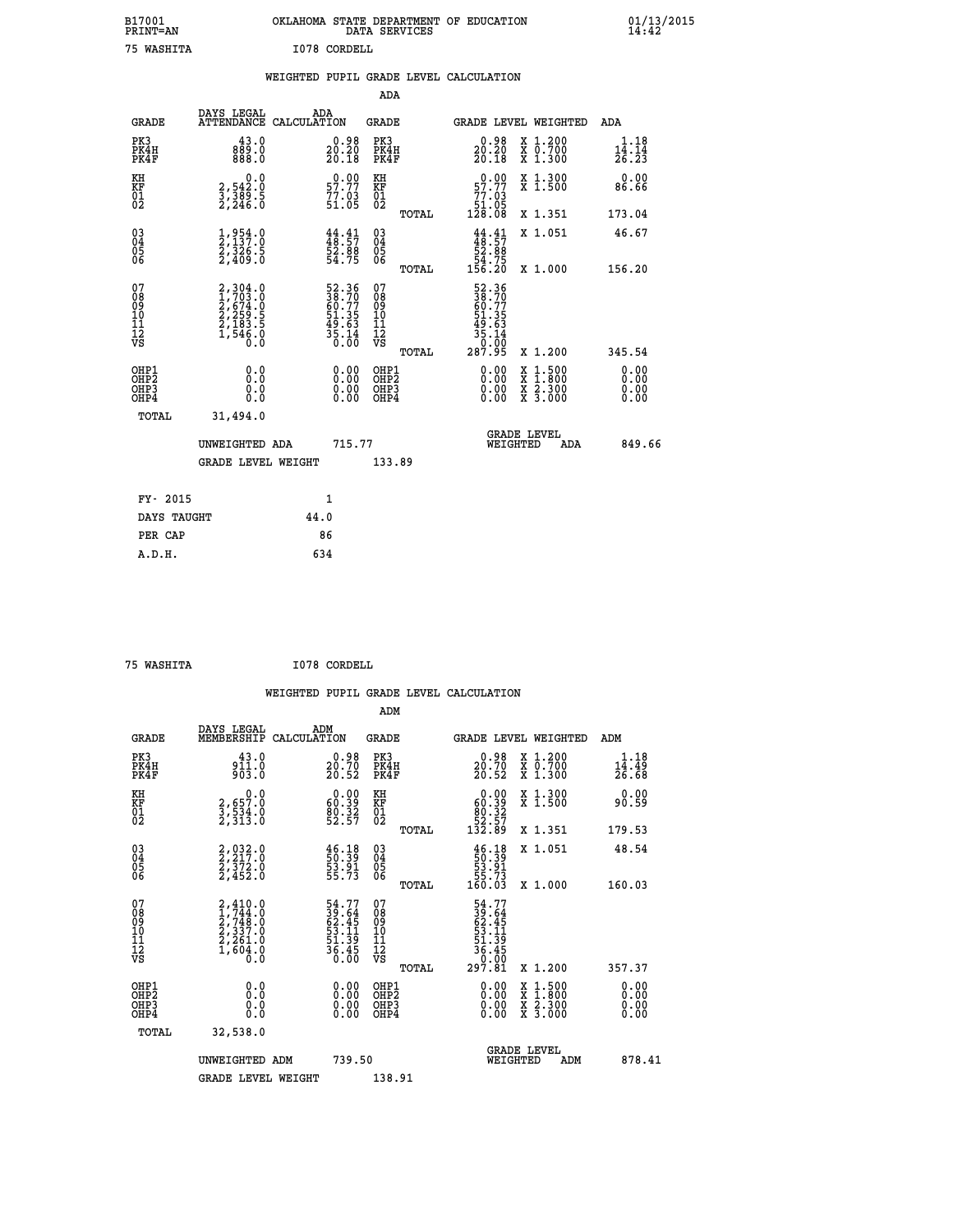B17001 PRINT=AN — OKLAHOMA STATE DEPARTMENT OF EDUCATION DATA SERVICES — 01/13/2015 14:42

75 WASHITA — I078 CORDELL

## WEIGHTED PUPIL GRADE LEVEL CALCULATION

### ADA

| GRADE | DAYS LEGAL ATTENDANCE | ADA CALCULATION | GRADE | GRADE LEVEL | WEIGHTED | ADA |
|---|---|---|---|---|---|---|
| PK3 | 43.0 | 0.98 | PK3 | 0.98 | X 1.200 | 1.18 |
| PK4H | 889.0 | 20.20 | PK4H | 20.20 | X 0.700 | 14.14 |
| PK4F | 888.0 | 20.18 | PK4F | 20.18 | X 1.300 | 26.23 |
| KH | 0.0 | 0.00 | KH | 0.00 | X 1.300 | 0.00 |
| KF | 2,542.0 | 57.77 | KF | 57.77 | X 1.500 | 86.66 |
| 01 | 3,389.5 | 77.03 | 01 | 77.03 | | |
| 02 | 2,246.0 | 51.05 | 02 | 51.05 | | |
| | | | TOTAL | 128.08 | X 1.351 | 173.04 |
| 03 | 1,954.0 | 44.41 | 03 | 44.41 | X 1.051 | 46.67 |
| 04 | 2,137.0 | 48.57 | 04 | 48.57 | | |
| 05 | 2,326.5 | 52.88 | 05 | 52.88 | | |
| 06 | 2,409.0 | 54.75 | 06 | 54.75 | | |
| | | | TOTAL | 156.20 | X 1.000 | 156.20 |
| 07 | 2,304.0 | 52.36 | 07 | 52.36 | | |
| 08 | 1,703.0 | 38.70 | 08 | 38.70 | | |
| 09 | 2,674.0 | 60.77 | 09 | 60.77 | | |
| 10 | 2,259.5 | 51.35 | 10 | 51.35 | | |
| 11 | 2,183.5 | 49.63 | 11 | 49.63 | | |
| 12 | 1,546.0 | 35.14 | 12 | 35.14 | | |
| VS | 0.0 | 0.00 | VS | 0.00 | | |
| | | | TOTAL | 287.95 | X 1.200 | 345.54 |
| OHP1 | 0.0 | 0.00 | OHP1 | 0.00 | X 1.500 | 0.00 |
| OHP2 | 0.0 | 0.00 | OHP2 | 0.00 | X 1.800 | 0.00 |
| OHP3 | 0.0 | 0.00 | OHP3 | 0.00 | X 2.300 | 0.00 |
| OHP4 | 0.0 | 0.00 | OHP4 | 0.00 | X 3.000 | 0.00 |
| TOTAL | 31,494.0 | | | | | |

UNWEIGHTED ADA 715.77 — GRADE LEVEL WEIGHTED ADA 849.66

GRADE LEVEL WEIGHT 133.89

| | |
|---|---|
| FY- 2015 | 1 |
| DAYS TAUGHT | 44.0 |
| PER CAP | 86 |
| A.D.H. | 634 |

75 WASHITA — I078 CORDELL

## WEIGHTED PUPIL GRADE LEVEL CALCULATION

### ADM

| GRADE | DAYS LEGAL MEMBERSHIP | ADM CALCULATION | GRADE | GRADE LEVEL | WEIGHTED | ADM |
|---|---|---|---|---|---|---|
| PK3 | 43.0 | 0.98 | PK3 | 0.98 | X 1.200 | 1.18 |
| PK4H | 911.0 | 20.70 | PK4H | 20.70 | X 0.700 | 14.49 |
| PK4F | 903.0 | 20.52 | PK4F | 20.52 | X 1.300 | 26.68 |
| KH | 0.0 | 0.00 | KH | 0.00 | X 1.300 | 0.00 |
| KF | 2,657.0 | 60.39 | KF | 60.39 | X 1.500 | 90.59 |
| 01 | 3,534.0 | 80.32 | 01 | 80.32 | | |
| 02 | 2,313.0 | 52.57 | 02 | 52.57 | | |
| | | | TOTAL | 132.89 | X 1.351 | 179.53 |
| 03 | 2,032.0 | 46.18 | 03 | 46.18 | X 1.051 | 48.54 |
| 04 | 2,217.0 | 50.39 | 04 | 50.39 | | |
| 05 | 2,372.0 | 53.91 | 05 | 53.91 | | |
| 06 | 2,452.0 | 55.73 | 06 | 55.73 | | |
| | | | TOTAL | 160.03 | X 1.000 | 160.03 |
| 07 | 2,410.0 | 54.77 | 07 | 54.77 | | |
| 08 | 1,744.0 | 39.64 | 08 | 39.64 | | |
| 09 | 2,748.0 | 62.45 | 09 | 62.45 | | |
| 10 | 2,337.0 | 53.11 | 10 | 53.11 | | |
| 11 | 2,261.0 | 51.39 | 11 | 51.39 | | |
| 12 | 1,604.0 | 36.45 | 12 | 36.45 | | |
| VS | 0.0 | 0.00 | VS | 0.00 | | |
| | | | TOTAL | 297.81 | X 1.200 | 357.37 |
| OHP1 | 0.0 | 0.00 | OHP1 | 0.00 | X 1.500 | 0.00 |
| OHP2 | 0.0 | 0.00 | OHP2 | 0.00 | X 1.800 | 0.00 |
| OHP3 | 0.0 | 0.00 | OHP3 | 0.00 | X 2.300 | 0.00 |
| OHP4 | 0.0 | 0.00 | OHP4 | 0.00 | X 3.000 | 0.00 |
| TOTAL | 32,538.0 | | | | | |

UNWEIGHTED ADM 739.50 — GRADE LEVEL WEIGHTED ADM 878.41

GRADE LEVEL WEIGHT 138.91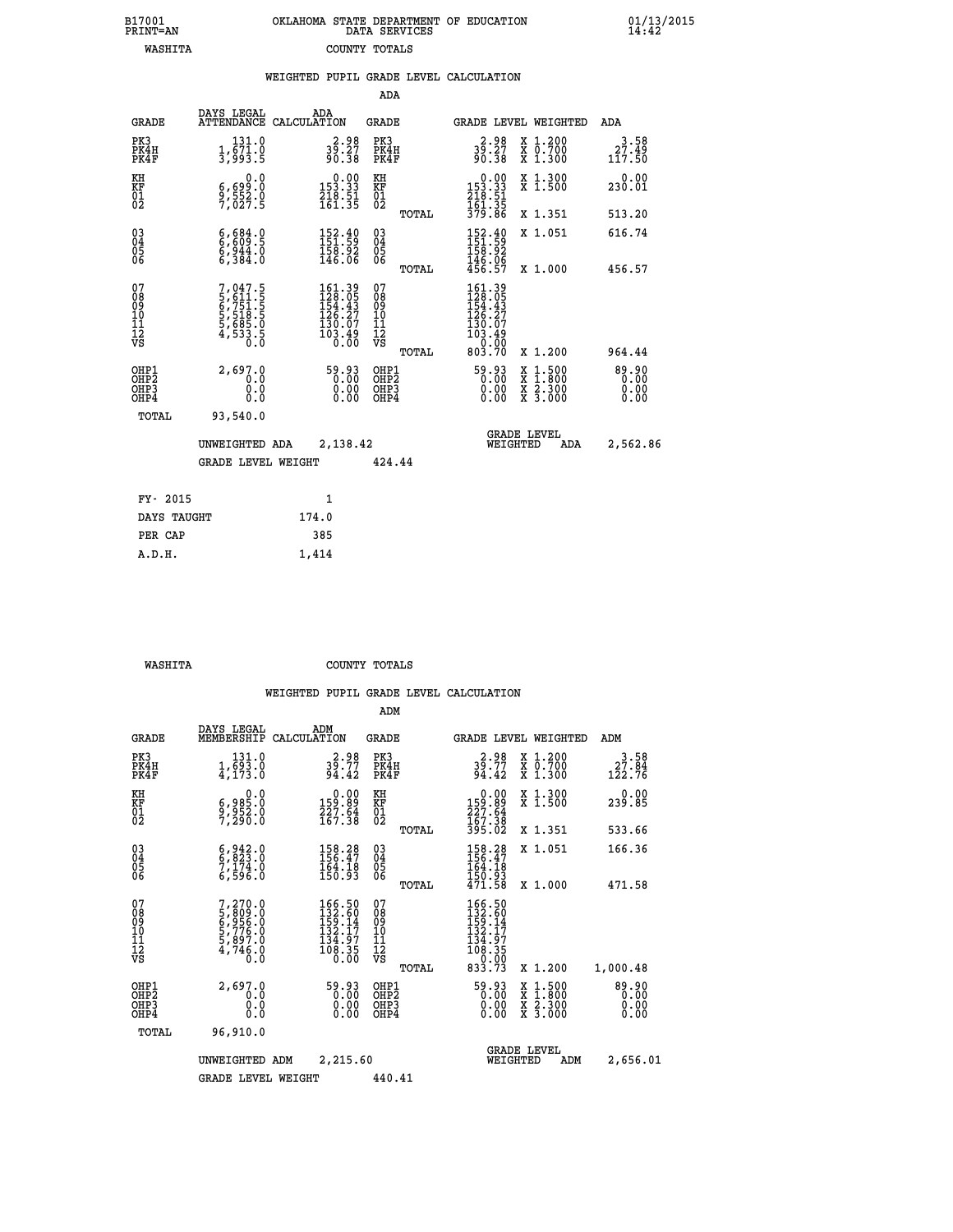B17001 OKLAHOMA STATE DEPARTMENT OF EDUCATION 01/13/2015
PRINT=AN DATA SERVICES 14:42

WASHITA COUNTY TOTALS

WEIGHTED PUPIL GRADE LEVEL CALCULATION

ADA

| GRADE | DAYS LEGAL ATTENDANCE | ADA CALCULATION | GRADE | | GRADE LEVEL | WEIGHTED | ADA |
|---|---|---|---|---|---|---|---|
| PK3 | 131.0 | 2.98 | PK3 | | 2.98 | X 1.200 | 3.58 |
| PK4H | 1,671.0 | 39.27 | PK4H | | 39.27 | X 0.700 | 27.49 |
| PK4F | 3,993.5 | 90.38 | PK4F | | 90.38 | X 1.300 | 117.50 |
| KH | 0.0 | 0.00 | KH | | 0.00 | X 1.300 | 0.00 |
| KF | 6,699.0 | 153.33 | KF | | 153.33 | X 1.500 | 230.01 |
| 01 | 9,552.0 | 218.51 | 01 | | 218.51 | | |
| 02 | 7,027.5 | 161.35 | 02 | | 161.35 | | |
| | | | | TOTAL | 379.86 | X 1.351 | 513.20 |
| 03 | 6,684.0 | 152.40 | 03 | | 152.40 | X 1.051 | 616.74 |
| 04 | 6,609.5 | 151.59 | 04 | | 151.59 | | |
| 05 | 6,944.0 | 158.92 | 05 | | 158.92 | | |
| 06 | 6,384.0 | 146.06 | 06 | | 146.06 | | |
| | | | | TOTAL | 456.57 | X 1.000 | 456.57 |
| 07 | 7,047.5 | 161.39 | 07 | | 161.39 | | |
| 08 | 5,611.5 | 128.05 | 08 | | 128.05 | | |
| 09 | 6,751.5 | 154.43 | 09 | | 154.43 | | |
| 10 | 5,518.5 | 126.27 | 10 | | 126.27 | | |
| 11 | 5,685.0 | 130.07 | 11 | | 130.07 | | |
| 12 | 4,533.5 | 103.49 | 12 | | 103.49 | | |
| VS | 0.0 | 0.00 | VS | | 0.00 | | |
| | | | | TOTAL | 803.70 | X 1.200 | 964.44 |
| OHP1 | 2,697.0 | 59.93 | OHP1 | | 59.93 | X 1.500 | 89.90 |
| OHP2 | 0.0 | 0.00 | OHP2 | | 0.00 | X 1.800 | 0.00 |
| OHP3 | 0.0 | 0.00 | OHP3 | | 0.00 | X 2.300 | 0.00 |
| OHP4 | 0.0 | 0.00 | OHP4 | | 0.00 | X 3.000 | 0.00 |
| TOTAL | 93,540.0 | | | | | | |

UNWEIGHTED ADA 2,138.42 GRADE LEVEL WEIGHTED ADA 2,562.86

GRADE LEVEL WEIGHT 424.44

| FY- 2015 | 1 |
|---|---|
| DAYS TAUGHT | 174.0 |
| PER CAP | 385 |
| A.D.H. | 1,414 |

WASHITA COUNTY TOTALS

WEIGHTED PUPIL GRADE LEVEL CALCULATION

ADM

| GRADE | DAYS LEGAL MEMBERSHIP | ADM CALCULATION | GRADE | | GRADE LEVEL | WEIGHTED | ADM |
|---|---|---|---|---|---|---|---|
| PK3 | 131.0 | 2.98 | PK3 | | 2.98 | X 1.200 | 3.58 |
| PK4H | 1,693.0 | 39.77 | PK4H | | 39.77 | X 0.700 | 27.84 |
| PK4F | 4,173.0 | 94.42 | PK4F | | 94.42 | X 1.300 | 122.76 |
| KH | 0.0 | 0.00 | KH | | 0.00 | X 1.300 | 0.00 |
| KF | 6,985.0 | 159.89 | KF | | 159.89 | X 1.500 | 239.85 |
| 01 | 9,952.0 | 227.64 | 01 | | 227.64 | | |
| 02 | 7,290.0 | 167.38 | 02 | | 167.38 | | |
| | | | | TOTAL | 395.02 | X 1.351 | 533.66 |
| 03 | 6,942.0 | 158.28 | 03 | | 158.28 | X 1.051 | 166.36 |
| 04 | 6,823.0 | 156.47 | 04 | | 156.47 | | |
| 05 | 7,174.0 | 164.18 | 05 | | 164.18 | | |
| 06 | 6,596.0 | 150.93 | 06 | | 150.93 | | |
| | | | | TOTAL | 471.58 | X 1.000 | 471.58 |
| 07 | 7,270.0 | 166.50 | 07 | | 166.50 | | |
| 08 | 5,809.0 | 132.60 | 08 | | 132.60 | | |
| 09 | 6,956.0 | 159.14 | 09 | | 159.14 | | |
| 10 | 5,776.0 | 132.17 | 10 | | 132.17 | | |
| 11 | 5,897.0 | 134.97 | 11 | | 134.97 | | |
| 12 | 4,746.0 | 108.35 | 12 | | 108.35 | | |
| VS | 0.0 | 0.00 | VS | | 0.00 | | |
| | | | | TOTAL | 833.73 | X 1.200 | 1,000.48 |
| OHP1 | 2,697.0 | 59.93 | OHP1 | | 59.93 | X 1.500 | 89.90 |
| OHP2 | 0.0 | 0.00 | OHP2 | | 0.00 | X 1.800 | 0.00 |
| OHP3 | 0.0 | 0.00 | OHP3 | | 0.00 | X 2.300 | 0.00 |
| OHP4 | 0.0 | 0.00 | OHP4 | | 0.00 | X 3.000 | 0.00 |
| TOTAL | 96,910.0 | | | | | | |

UNWEIGHTED ADM 2,215.60 GRADE LEVEL WEIGHTED ADM 2,656.01

GRADE LEVEL WEIGHT 440.41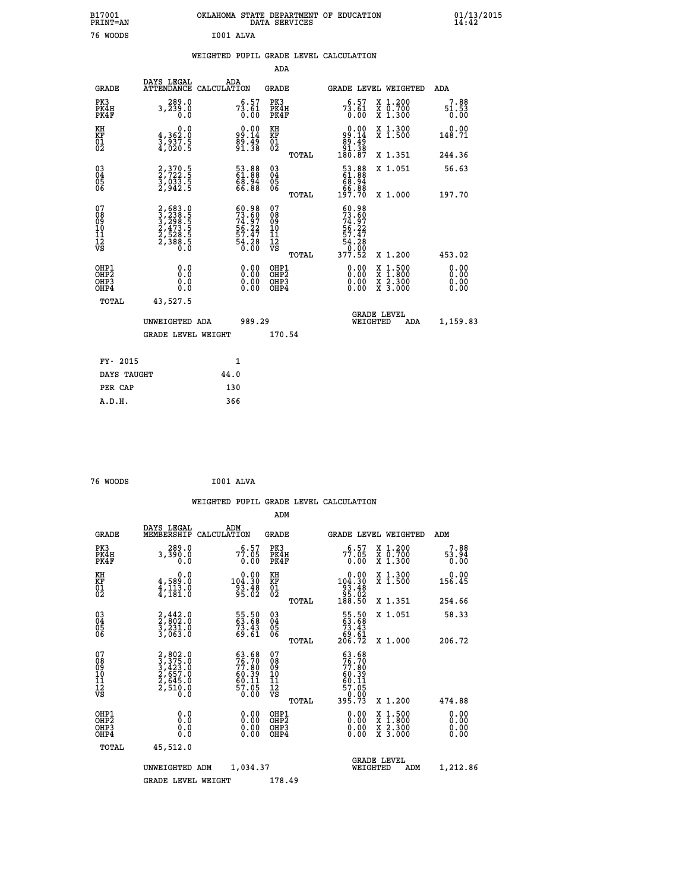B17001 OKLAHOMA STATE DEPARTMENT OF EDUCATION 01/13/2015
PRINT=AN DATA SERVICES 14:42

76 WOODS I001 ALVA

## WEIGHTED PUPIL GRADE LEVEL CALCULATION

### ADA

| GRADE | DAYS LEGAL ATTENDANCE | ADA CALCULATION | GRADE | | GRADE LEVEL | WEIGHTED | ADA |
|---|---|---|---|---|---|---|---|
| PK3 | 289.0 | 6.57 | PK3 | | 6.57 | X 1.200 | 7.88 |
| PK4H | 3,239.0 | 73.61 | PK4H | | 73.61 | X 0.700 | 51.53 |
| PK4F | 0.0 | 0.00 | PK4F | | 0.00 | X 1.300 | 0.00 |
| KH | 0.0 | 0.00 | KH | | 0.00 | X 1.300 | 0.00 |
| KF | 4,362.0 | 99.14 | KF | | 99.14 | X 1.500 | 148.71 |
| 01 | 3,937.5 | 89.49 | 01 | | 89.49 | | |
| 02 | 4,020.5 | 91.38 | 02 | | 91.38 | | |
| | | | | TOTAL | 180.87 | X 1.351 | 244.36 |
| 03 | 2,370.5 | 53.88 | 03 | | 53.88 | X 1.051 | 56.63 |
| 04 | 2,722.5 | 61.88 | 04 | | 61.88 | | |
| 05 | 3,033.5 | 68.94 | 05 | | 68.94 | | |
| 06 | 2,942.5 | 66.88 | 06 | | 66.88 | | |
| | | | | TOTAL | 197.70 | X 1.000 | 197.70 |
| 07 | 2,683.0 | 60.98 | 07 | | 60.98 | | |
| 08 | 3,238.5 | 73.60 | 08 | | 73.60 | | |
| 09 | 3,298.5 | 74.97 | 09 | | 74.97 | | |
| 10 | 2,473.5 | 56.22 | 10 | | 56.22 | | |
| 11 | 2,528.5 | 57.47 | 11 | | 57.47 | | |
| 12 | 2,388.5 | 54.28 | 12 | | 54.28 | | |
| VS | 0.0 | 0.00 | VS | | 0.00 | | |
| | | | | TOTAL | 377.52 | X 1.200 | 453.02 |
| OHP1 | 0.0 | 0.00 | OHP1 | | 0.00 | X 1.500 | 0.00 |
| OHP2 | 0.0 | 0.00 | OHP2 | | 0.00 | X 1.800 | 0.00 |
| OHP3 | 0.0 | 0.00 | OHP3 | | 0.00 | X 2.300 | 0.00 |
| OHP4 | 0.0 | 0.00 | OHP4 | | 0.00 | X 3.000 | 0.00 |
| TOTAL | 43,527.5 | | | | | | |

UNWEIGHTED ADA 989.29 — GRADE LEVEL WEIGHTED ADA 1,159.83

GRADE LEVEL WEIGHT 170.54

| | |
|---|---|
| FY- 2015 | 1 |
| DAYS TAUGHT | 44.0 |
| PER CAP | 130 |
| A.D.H. | 366 |

76 WOODS I001 ALVA

## WEIGHTED PUPIL GRADE LEVEL CALCULATION

### ADM

| GRADE | DAYS LEGAL MEMBERSHIP | ADM CALCULATION | GRADE | | GRADE LEVEL | WEIGHTED | ADM |
|---|---|---|---|---|---|---|---|
| PK3 | 289.0 | 6.57 | PK3 | | 6.57 | X 1.200 | 7.88 |
| PK4H | 3,390.0 | 77.05 | PK4H | | 77.05 | X 0.700 | 53.94 |
| PK4F | 0.0 | 0.00 | PK4F | | 0.00 | X 1.300 | 0.00 |
| KH | 0.0 | 0.00 | KH | | 0.00 | X 1.300 | 0.00 |
| KF | 4,589.0 | 104.30 | KF | | 104.30 | X 1.500 | 156.45 |
| 01 | 4,113.0 | 93.48 | 01 | | 93.48 | | |
| 02 | 4,181.0 | 95.02 | 02 | | 95.02 | | |
| | | | | TOTAL | 188.50 | X 1.351 | 254.66 |
| 03 | 2,442.0 | 55.50 | 03 | | 55.50 | X 1.051 | 58.33 |
| 04 | 2,802.0 | 63.68 | 04 | | 63.68 | | |
| 05 | 3,231.0 | 73.43 | 05 | | 73.43 | | |
| 06 | 3,063.0 | 69.61 | 06 | | 69.61 | | |
| | | | | TOTAL | 206.72 | X 1.000 | 206.72 |
| 07 | 2,802.0 | 63.68 | 07 | | 63.68 | | |
| 08 | 3,375.0 | 76.70 | 08 | | 76.70 | | |
| 09 | 3,423.0 | 77.80 | 09 | | 77.80 | | |
| 10 | 2,657.0 | 60.39 | 10 | | 60.39 | | |
| 11 | 2,645.0 | 60.11 | 11 | | 60.11 | | |
| 12 | 2,510.0 | 57.05 | 12 | | 57.05 | | |
| VS | 0.0 | 0.00 | VS | | 0.00 | | |
| | | | | TOTAL | 395.73 | X 1.200 | 474.88 |
| OHP1 | 0.0 | 0.00 | OHP1 | | 0.00 | X 1.500 | 0.00 |
| OHP2 | 0.0 | 0.00 | OHP2 | | 0.00 | X 1.800 | 0.00 |
| OHP3 | 0.0 | 0.00 | OHP3 | | 0.00 | X 2.300 | 0.00 |
| OHP4 | 0.0 | 0.00 | OHP4 | | 0.00 | X 3.000 | 0.00 |
| TOTAL | 45,512.0 | | | | | | |

UNWEIGHTED ADM 1,034.37 — GRADE LEVEL WEIGHTED ADM 1,212.86

GRADE LEVEL WEIGHT 178.49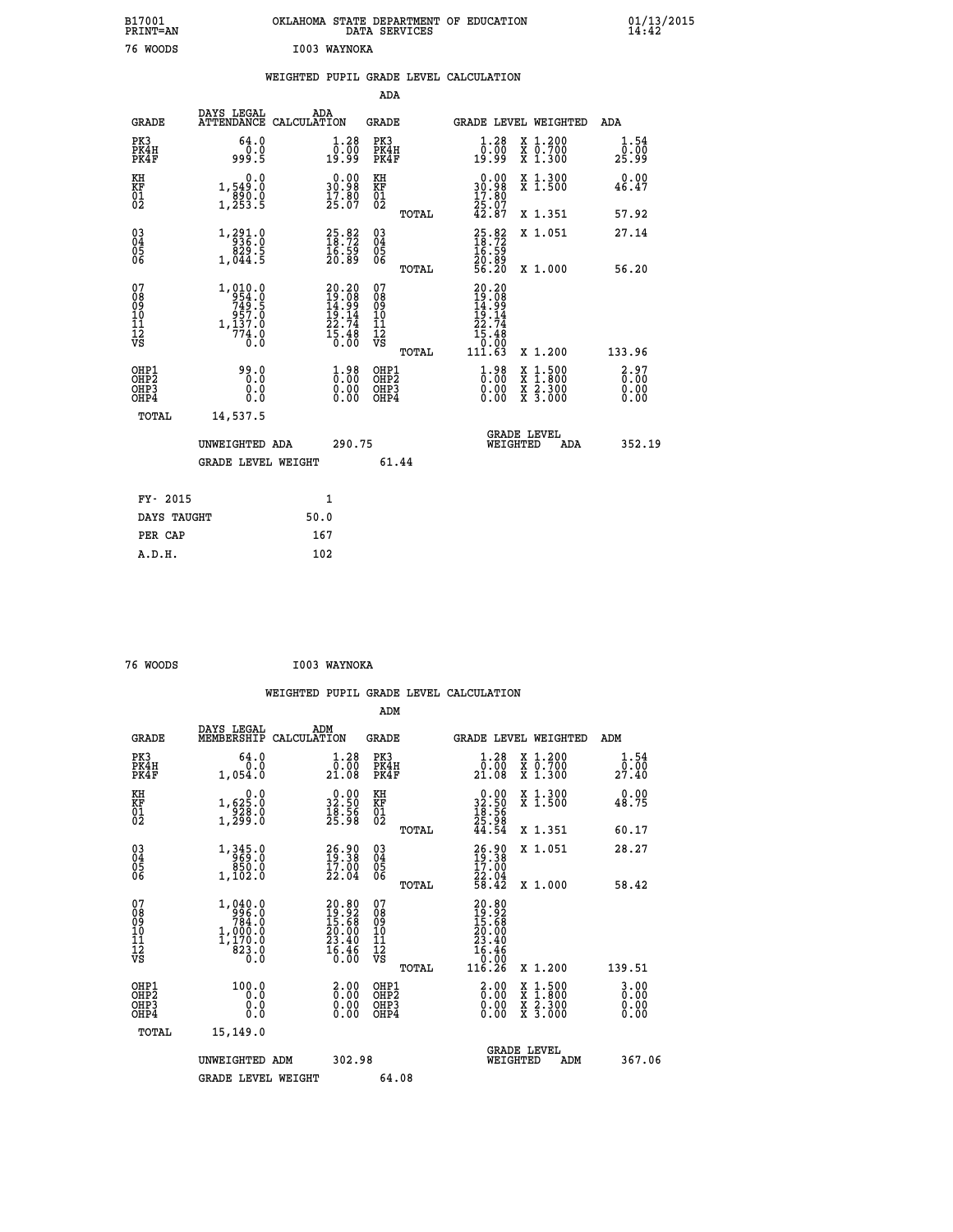B17001 PRINT=AN — OKLAHOMA STATE DEPARTMENT OF EDUCATION DATA SERVICES — 01/13/2015 14:42

76 WOODS — I003 WAYNOKA

## WEIGHTED PUPIL GRADE LEVEL CALCULATION

### ADA

| GRADE | DAYS LEGAL ATTENDANCE | ADA CALCULATION | GRADE | GRADE LEVEL | WEIGHTED | ADA |
|---|---|---|---|---|---|---|
| PK3 | 64.0 | 1.28 | PK3 | 1.28 | X 1.200 | 1.54 |
| PK4H | 0.0 | 0.00 | PK4H | 0.00 | X 0.700 | 0.00 |
| PK4F | 999.5 | 19.99 | PK4F | 19.99 | X 1.300 | 25.99 |
| KH | 0.0 | 0.00 | KH | 0.00 | X 1.300 | 0.00 |
| KF | 1,549.0 | 30.98 | KF | 30.98 | X 1.500 | 46.47 |
| 01 | 890.0 | 17.80 | 01 | 17.80 | | |
| 02 | 1,253.5 | 25.07 | 02 | 25.07 | | |
| | | | TOTAL | 42.87 | X 1.351 | 57.92 |
| 03 | 1,291.0 | 25.82 | 03 | 25.82 | X 1.051 | 27.14 |
| 04 | 936.0 | 18.72 | 04 | 18.72 | | |
| 05 | 829.5 | 16.59 | 05 | 16.59 | | |
| 06 | 1,044.5 | 20.89 | 06 | 20.89 | | |
| | | | TOTAL | 56.20 | X 1.000 | 56.20 |
| 07 | 1,010.0 | 20.20 | 07 | 20.20 | | |
| 08 | 954.0 | 19.08 | 08 | 19.08 | | |
| 09 | 749.5 | 14.99 | 09 | 14.99 | | |
| 10 | 957.0 | 19.14 | 10 | 19.14 | | |
| 11 | 1,137.0 | 22.74 | 11 | 22.74 | | |
| 12 | 774.0 | 15.48 | 12 | 15.48 | | |
| VS | 0.0 | 0.00 | VS | 0.00 | | |
| | | | TOTAL | 111.63 | X 1.200 | 133.96 |
| OHP1 | 99.0 | 1.98 | OHP1 | 1.98 | X 1.500 | 2.97 |
| OHP2 | 0.0 | 0.00 | OHP2 | 0.00 | X 1.800 | 0.00 |
| OHP3 | 0.0 | 0.00 | OHP3 | 0.00 | X 2.300 | 0.00 |
| OHP4 | 0.0 | 0.00 | OHP4 | 0.00 | X 3.000 | 0.00 |
| TOTAL | 14,537.5 | | | | | |

UNWEIGHTED ADA 290.75 — GRADE LEVEL WEIGHTED ADA 352.19

GRADE LEVEL WEIGHT 61.44

| FY- 2015 | 1 |
|---|---|
| DAYS TAUGHT | 50.0 |
| PER CAP | 167 |
| A.D.H. | 102 |

76 WOODS — I003 WAYNOKA

## WEIGHTED PUPIL GRADE LEVEL CALCULATION

### ADM

| GRADE | DAYS LEGAL MEMBERSHIP | ADM CALCULATION | GRADE | GRADE LEVEL | WEIGHTED | ADM |
|---|---|---|---|---|---|---|
| PK3 | 64.0 | 1.28 | PK3 | 1.28 | X 1.200 | 1.54 |
| PK4H | 0.0 | 0.00 | PK4H | 0.00 | X 0.700 | 0.00 |
| PK4F | 1,054.0 | 21.08 | PK4F | 21.08 | X 1.300 | 27.40 |
| KH | 0.0 | 0.00 | KH | 0.00 | X 1.300 | 0.00 |
| KF | 1,625.0 | 32.50 | KF | 32.50 | X 1.500 | 48.75 |
| 01 | 928.0 | 18.56 | 01 | 18.56 | | |
| 02 | 1,299.0 | 25.98 | 02 | 25.98 | | |
| | | | TOTAL | 44.54 | X 1.351 | 60.17 |
| 03 | 1,345.0 | 26.90 | 03 | 26.90 | X 1.051 | 28.27 |
| 04 | 969.0 | 19.38 | 04 | 19.38 | | |
| 05 | 850.0 | 17.00 | 05 | 17.00 | | |
| 06 | 1,102.0 | 22.04 | 06 | 22.04 | | |
| | | | TOTAL | 58.42 | X 1.000 | 58.42 |
| 07 | 1,040.0 | 20.80 | 07 | 20.80 | | |
| 08 | 996.0 | 19.92 | 08 | 19.92 | | |
| 09 | 784.0 | 15.68 | 09 | 15.68 | | |
| 10 | 1,000.0 | 20.00 | 10 | 20.00 | | |
| 11 | 1,170.0 | 23.40 | 11 | 23.40 | | |
| 12 | 823.0 | 16.46 | 12 | 16.46 | | |
| VS | 0.0 | 0.00 | VS | 0.00 | | |
| | | | TOTAL | 116.26 | X 1.200 | 139.51 |
| OHP1 | 100.0 | 2.00 | OHP1 | 2.00 | X 1.500 | 3.00 |
| OHP2 | 0.0 | 0.00 | OHP2 | 0.00 | X 1.800 | 0.00 |
| OHP3 | 0.0 | 0.00 | OHP3 | 0.00 | X 2.300 | 0.00 |
| OHP4 | 0.0 | 0.00 | OHP4 | 0.00 | X 3.000 | 0.00 |
| TOTAL | 15,149.0 | | | | | |

UNWEIGHTED ADM 302.98 — GRADE LEVEL WEIGHTED ADM 367.06

GRADE LEVEL WEIGHT 64.08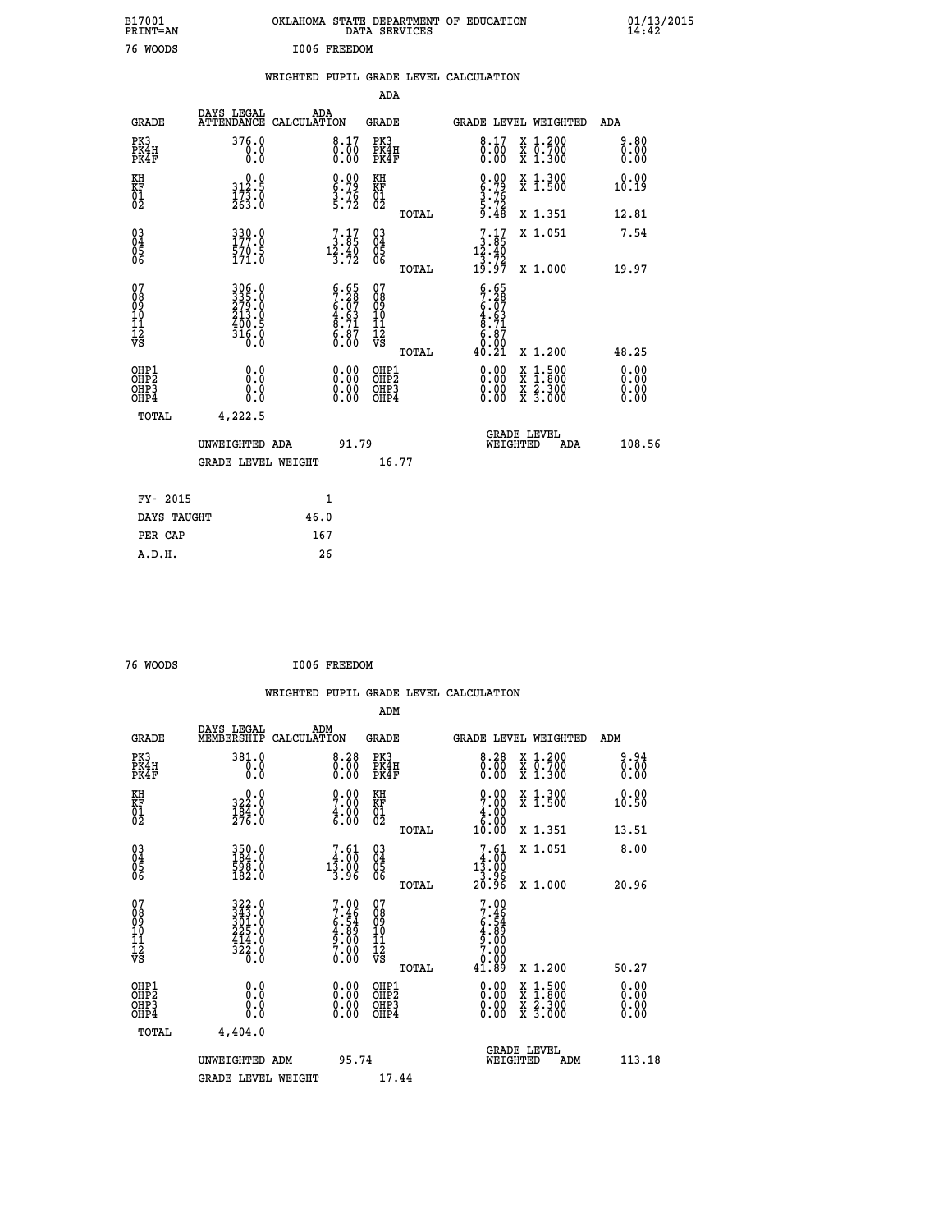B17001 OKLAHOMA STATE DEPARTMENT OF EDUCATION 01/13/2015
PRINT=AN DATA SERVICES 14:42

76 WOODS I006 FREEDOM

## WEIGHTED PUPIL GRADE LEVEL CALCULATION

### ADA

| GRADE | DAYS LEGAL ATTENDANCE | ADA CALCULATION | GRADE | GRADE LEVEL | WEIGHTED | ADA |
|---|---|---|---|---|---|---|
| PK3 | 376.0 | 8.17 | PK3 | 8.17 | X 1.200 | 9.80 |
| PK4H | 0.0 | 0.00 | PK4H | 0.00 | X 0.700 | 0.00 |
| PK4F | 0.0 | 0.00 | PK4F | 0.00 | X 1.300 | 0.00 |
| KH | 0.0 | 0.00 | KH | 0.00 | X 1.300 | 0.00 |
| KF | 312.5 | 6.79 | KF | 6.79 | X 1.500 | 10.19 |
| 01 | 173.0 | 3.76 | 01 | 3.76 | | |
| 02 | 263.0 | 5.72 | 02 | 5.72 | | |
| | | | TOTAL | 9.48 | X 1.351 | 12.81 |
| 03 | 330.0 | 7.17 | 03 | 7.17 | X 1.051 | 7.54 |
| 04 | 177.0 | 3.85 | 04 | 3.85 | | |
| 05 | 570.5 | 12.40 | 05 | 12.40 | | |
| 06 | 171.0 | 3.72 | 06 | 3.72 | | |
| | | | TOTAL | 19.97 | X 1.000 | 19.97 |
| 07 | 306.0 | 6.65 | 07 | 6.65 | | |
| 08 | 335.0 | 7.28 | 08 | 7.28 | | |
| 09 | 279.0 | 6.07 | 09 | 6.07 | | |
| 10 | 213.0 | 4.63 | 10 | 4.63 | | |
| 11 | 400.5 | 8.71 | 11 | 8.71 | | |
| 12 | 316.0 | 6.87 | 12 | 6.87 | | |
| VS | 0.0 | 0.00 | VS | 0.00 | | |
| | | | TOTAL | 40.21 | X 1.200 | 48.25 |
| OHP1 | 0.0 | 0.00 | OHP1 | 0.00 | X 1.500 | 0.00 |
| OHP2 | 0.0 | 0.00 | OHP2 | 0.00 | X 1.800 | 0.00 |
| OHP3 | 0.0 | 0.00 | OHP3 | 0.00 | X 2.300 | 0.00 |
| OHP4 | 0.0 | 0.00 | OHP4 | 0.00 | X 3.000 | 0.00 |
| TOTAL | 4,222.5 | | | | | |

UNWEIGHTED ADA 91.79 — GRADE LEVEL WEIGHTED ADA 108.56

GRADE LEVEL WEIGHT 16.77

| | |
|---|---|
| FY- 2015 | 1 |
| DAYS TAUGHT | 46.0 |
| PER CAP | 167 |
| A.D.H. | 26 |

76 WOODS I006 FREEDOM

## WEIGHTED PUPIL GRADE LEVEL CALCULATION

### ADM

| GRADE | DAYS LEGAL MEMBERSHIP | ADM CALCULATION | GRADE | GRADE LEVEL | WEIGHTED | ADM |
|---|---|---|---|---|---|---|
| PK3 | 381.0 | 8.28 | PK3 | 8.28 | X 1.200 | 9.94 |
| PK4H | 0.0 | 0.00 | PK4H | 0.00 | X 0.700 | 0.00 |
| PK4F | 0.0 | 0.00 | PK4F | 0.00 | X 1.300 | 0.00 |
| KH | 0.0 | 0.00 | KH | 0.00 | X 1.300 | 0.00 |
| KF | 322.0 | 7.00 | KF | 7.00 | X 1.500 | 10.50 |
| 01 | 184.0 | 4.00 | 01 | 4.00 | | |
| 02 | 276.0 | 6.00 | 02 | 6.00 | | |
| | | | TOTAL | 10.00 | X 1.351 | 13.51 |
| 03 | 350.0 | 7.61 | 03 | 7.61 | X 1.051 | 8.00 |
| 04 | 184.0 | 4.00 | 04 | 4.00 | | |
| 05 | 598.0 | 13.00 | 05 | 13.00 | | |
| 06 | 182.0 | 3.96 | 06 | 3.96 | | |
| | | | TOTAL | 20.96 | X 1.000 | 20.96 |
| 07 | 322.0 | 7.00 | 07 | 7.00 | | |
| 08 | 343.0 | 7.46 | 08 | 7.46 | | |
| 09 | 301.0 | 6.54 | 09 | 6.54 | | |
| 10 | 225.0 | 4.89 | 10 | 4.89 | | |
| 11 | 414.0 | 9.00 | 11 | 9.00 | | |
| 12 | 322.0 | 7.00 | 12 | 7.00 | | |
| VS | 0.0 | 0.00 | VS | 0.00 | | |
| | | | TOTAL | 41.89 | X 1.200 | 50.27 |
| OHP1 | 0.0 | 0.00 | OHP1 | 0.00 | X 1.500 | 0.00 |
| OHP2 | 0.0 | 0.00 | OHP2 | 0.00 | X 1.800 | 0.00 |
| OHP3 | 0.0 | 0.00 | OHP3 | 0.00 | X 2.300 | 0.00 |
| OHP4 | 0.0 | 0.00 | OHP4 | 0.00 | X 3.000 | 0.00 |
| TOTAL | 4,404.0 | | | | | |

UNWEIGHTED ADM 95.74 — GRADE LEVEL WEIGHTED ADM 113.18

GRADE LEVEL WEIGHT 17.44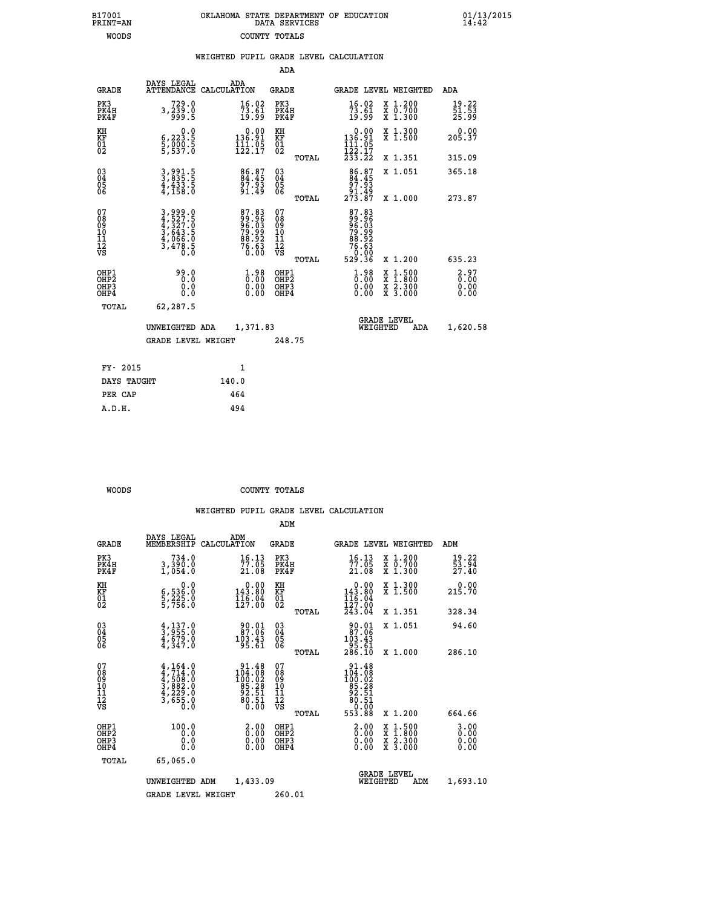B17001 PRINT=AN — OKLAHOMA STATE DEPARTMENT OF EDUCATION DATA SERVICES — 01/13/2015 14:42

WOODS — COUNTY TOTALS

## WEIGHTED PUPIL GRADE LEVEL CALCULATION

### ADA

| GRADE | DAYS LEGAL ATTENDANCE | ADA CALCULATION | GRADE | GRADE LEVEL | WEIGHTED | ADA |
|---|---|---|---|---|---|---|
| PK3 | 729.0 | 16.02 | PK3 | 16.02 | X 1.200 | 19.22 |
| PK4H | 3,239.0 | 73.61 | PK4H | 73.61 | X 0.700 | 51.53 |
| PK4F | 999.5 | 19.99 | PK4F | 19.99 | X 1.300 | 25.99 |
| KH | 0.0 | 0.00 | KH | 0.00 | X 1.300 | 0.00 |
| KF | 6,223.5 | 136.91 | KF | 136.91 | X 1.500 | 205.37 |
| 01 | 5,000.5 | 111.05 | 01 | 111.05 | | |
| 02 | 5,537.0 | 122.17 | 02 | 122.17 | | |
| | | | TOTAL | 233.22 | X 1.351 | 315.09 |
| 03 | 3,991.5 | 86.87 | 03 | 86.87 | X 1.051 | 365.18 |
| 04 | 3,835.5 | 84.45 | 04 | 84.45 | | |
| 05 | 4,433.5 | 97.93 | 05 | 97.93 | | |
| 06 | 4,158.0 | 91.49 | 06 | 91.49 | | |
| | | | TOTAL | 273.87 | X 1.000 | 273.87 |
| 07 | 3,999.0 | 87.83 | 07 | 87.83 | | |
| 08 | 4,527.5 | 99.96 | 08 | 99.96 | | |
| 09 | 4,327.0 | 96.03 | 09 | 96.03 | | |
| 10 | 3,643.5 | 79.99 | 10 | 79.99 | | |
| 11 | 4,066.0 | 88.92 | 11 | 88.92 | | |
| 12 | 3,478.5 | 76.63 | 12 | 76.63 | | |
| VS | 0.0 | 0.00 | VS | 0.00 | | |
| | | | TOTAL | 529.36 | X 1.200 | 635.23 |
| OHP1 | 99.0 | 1.98 | OHP1 | 1.98 | X 1.500 | 2.97 |
| OHP2 | 0.0 | 0.00 | OHP2 | 0.00 | X 1.800 | 0.00 |
| OHP3 | 0.0 | 0.00 | OHP3 | 0.00 | X 2.300 | 0.00 |
| OHP4 | 0.0 | 0.00 | OHP4 | 0.00 | X 3.000 | 0.00 |
| TOTAL | 62,287.5 | | | | | |

UNWEIGHTED ADA 1,371.83 — GRADE LEVEL WEIGHTED ADA 1,620.58

GRADE LEVEL WEIGHT 248.75

| FY- 2015 | 1 |
|---|---|
| DAYS TAUGHT | 140.0 |
| PER CAP | 464 |
| A.D.H. | 494 |

WOODS — COUNTY TOTALS

## WEIGHTED PUPIL GRADE LEVEL CALCULATION

### ADM

| GRADE | DAYS LEGAL MEMBERSHIP | ADM CALCULATION | GRADE | GRADE LEVEL | WEIGHTED | ADM |
|---|---|---|---|---|---|---|
| PK3 | 734.0 | 16.13 | PK3 | 16.13 | X 1.200 | 19.22 |
| PK4H | 3,390.0 | 77.05 | PK4H | 77.05 | X 0.700 | 53.94 |
| PK4F | 1,054.0 | 21.08 | PK4F | 21.08 | X 1.300 | 27.40 |
| KH | 0.0 | 0.00 | KH | 0.00 | X 1.300 | 0.00 |
| KF | 6,536.0 | 143.80 | KF | 143.80 | X 1.500 | 215.70 |
| 01 | 5,225.0 | 116.04 | 01 | 116.04 | | |
| 02 | 5,756.0 | 127.00 | 02 | 127.00 | | |
| | | | TOTAL | 243.04 | X 1.351 | 328.34 |
| 03 | 4,137.0 | 90.01 | 03 | 90.01 | X 1.051 | 94.60 |
| 04 | 3,955.0 | 87.06 | 04 | 87.06 | | |
| 05 | 4,679.0 | 103.43 | 05 | 103.43 | | |
| 06 | 4,347.0 | 95.61 | 06 | 95.61 | | |
| | | | TOTAL | 286.10 | X 1.000 | 286.10 |
| 07 | 4,164.0 | 91.48 | 07 | 91.48 | | |
| 08 | 4,714.0 | 104.08 | 08 | 104.08 | | |
| 09 | 4,508.0 | 100.02 | 09 | 100.02 | | |
| 10 | 3,882.0 | 85.28 | 10 | 85.28 | | |
| 11 | 4,229.0 | 92.51 | 11 | 92.51 | | |
| 12 | 3,655.0 | 80.51 | 12 | 80.51 | | |
| VS | 0.0 | 0.00 | VS | 0.00 | | |
| | | | TOTAL | 553.88 | X 1.200 | 664.66 |
| OHP1 | 100.0 | 2.00 | OHP1 | 2.00 | X 1.500 | 3.00 |
| OHP2 | 0.0 | 0.00 | OHP2 | 0.00 | X 1.800 | 0.00 |
| OHP3 | 0.0 | 0.00 | OHP3 | 0.00 | X 2.300 | 0.00 |
| OHP4 | 0.0 | 0.00 | OHP4 | 0.00 | X 3.000 | 0.00 |
| TOTAL | 65,065.0 | | | | | |

UNWEIGHTED ADM 1,433.09 — GRADE LEVEL WEIGHTED ADM 1,693.10

GRADE LEVEL WEIGHT 260.01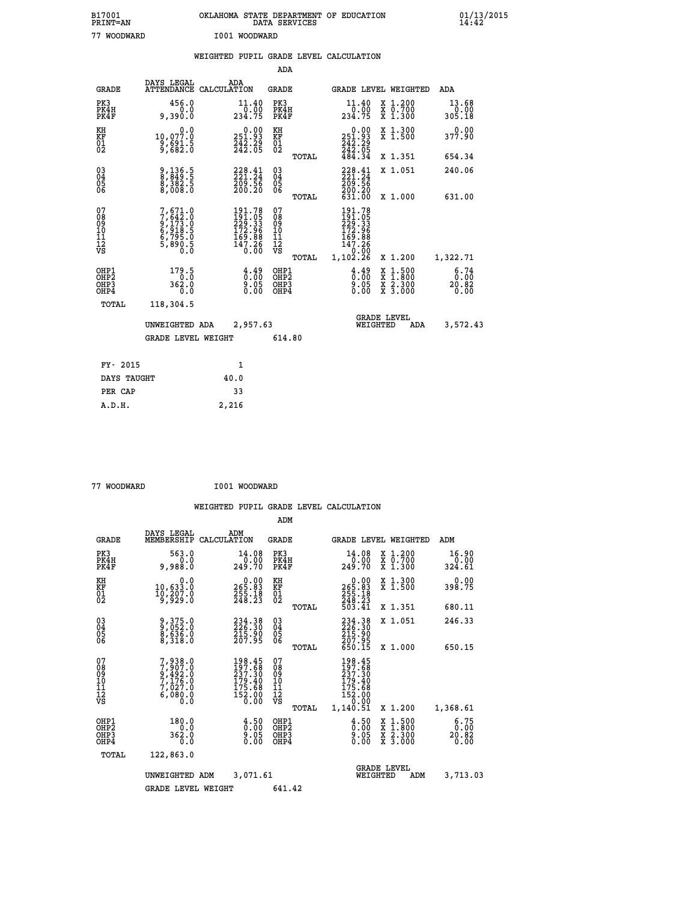B17001 OKLAHOMA STATE DEPARTMENT OF EDUCATION 01/13/2015
PRINT=AN DATA SERVICES 14:42

77 WOODWARD I001 WOODWARD

## WEIGHTED PUPIL GRADE LEVEL CALCULATION

### ADA

| GRADE | DAYS LEGAL ATTENDANCE | ADA CALCULATION | GRADE | | GRADE LEVEL | WEIGHTED | ADA |
|---|---|---|---|---|---|---|---|
| PK3 | 456.0 | 11.40 | PK3 | | 11.40 | X 1.200 | 13.68 |
| PK4H | 0.0 | 0.00 | PK4H | | 0.00 | X 0.700 | 0.00 |
| PK4F | 9,390.0 | 234.75 | PK4F | | 234.75 | X 1.300 | 305.18 |
| KH | 0.0 | 0.00 | KH | | 0.00 | X 1.300 | 0.00 |
| KF | 10,077.0 | 251.93 | KF | | 251.93 | X 1.500 | 377.90 |
| 01 | 9,691.5 | 242.29 | 01 | | 242.29 | | |
| 02 | 9,682.0 | 242.05 | 02 | | 242.05 | | |
| | | | | TOTAL | 484.34 | X 1.351 | 654.34 |
| 03 | 9,136.5 | 228.41 | 03 | | 228.41 | X 1.051 | 240.06 |
| 04 | 8,849.5 | 221.24 | 04 | | 221.24 | | |
| 05 | 8,382.5 | 209.56 | 05 | | 209.56 | | |
| 06 | 8,008.0 | 200.20 | 06 | | 200.20 | | |
| | | | | TOTAL | 631.00 | X 1.000 | 631.00 |
| 07 | 7,671.0 | 191.78 | 07 | | 191.78 | | |
| 08 | 7,642.0 | 191.05 | 08 | | 191.05 | | |
| 09 | 9,173.0 | 229.33 | 09 | | 229.33 | | |
| 10 | 6,918.5 | 172.96 | 10 | | 172.96 | | |
| 11 | 6,795.0 | 169.88 | 11 | | 169.88 | | |
| 12 | 5,890.5 | 147.26 | 12 | | 147.26 | | |
| VS | 0.0 | 0.00 | VS | | 0.00 | | |
| | | | | TOTAL | 1,102.26 | X 1.200 | 1,322.71 |
| OHP1 | 179.5 | 4.49 | OHP1 | | 4.49 | X 1.500 | 6.74 |
| OHP2 | 0.0 | 0.00 | OHP2 | | 0.00 | X 1.800 | 0.00 |
| OHP3 | 362.0 | 9.05 | OHP3 | | 9.05 | X 2.300 | 20.82 |
| OHP4 | 0.0 | 0.00 | OHP4 | | 0.00 | X 3.000 | 0.00 |
| TOTAL | 118,304.5 | | | | | | |

UNWEIGHTED ADA 2,957.63 GRADE LEVEL WEIGHTED ADA 3,572.43

GRADE LEVEL WEIGHT 614.80

| FY- 2015 | 1 |
|---|---|
| DAYS TAUGHT | 40.0 |
| PER CAP | 33 |
| A.D.H. | 2,216 |

77 WOODWARD I001 WOODWARD

## WEIGHTED PUPIL GRADE LEVEL CALCULATION

### ADM

| GRADE | DAYS LEGAL MEMBERSHIP | ADM CALCULATION | GRADE | | GRADE LEVEL | WEIGHTED | ADM |
|---|---|---|---|---|---|---|---|
| PK3 | 563.0 | 14.08 | PK3 | | 14.08 | X 1.200 | 16.90 |
| PK4H | 0.0 | 0.00 | PK4H | | 0.00 | X 0.700 | 0.00 |
| PK4F | 9,988.0 | 249.70 | PK4F | | 249.70 | X 1.300 | 324.61 |
| KH | 0.0 | 0.00 | KH | | 0.00 | X 1.300 | 0.00 |
| KF | 10,633.0 | 265.83 | KF | | 265.83 | X 1.500 | 398.75 |
| 01 | 10,207.0 | 255.18 | 01 | | 255.18 | | |
| 02 | 9,929.0 | 248.23 | 02 | | 248.23 | | |
| | | | | TOTAL | 503.41 | X 1.351 | 680.11 |
| 03 | 9,375.0 | 234.38 | 03 | | 234.38 | X 1.051 | 246.33 |
| 04 | 9,052.0 | 226.30 | 04 | | 226.30 | | |
| 05 | 8,636.0 | 215.90 | 05 | | 215.90 | | |
| 06 | 8,318.0 | 207.95 | 06 | | 207.95 | | |
| | | | | TOTAL | 650.15 | X 1.000 | 650.15 |
| 07 | 7,938.0 | 198.45 | 07 | | 198.45 | | |
| 08 | 7,907.0 | 197.68 | 08 | | 197.68 | | |
| 09 | 9,492.0 | 237.30 | 09 | | 237.30 | | |
| 10 | 7,176.0 | 179.40 | 10 | | 179.40 | | |
| 11 | 7,027.0 | 175.68 | 11 | | 175.68 | | |
| 12 | 6,080.0 | 152.00 | 12 | | 152.00 | | |
| VS | 0.0 | 0.00 | VS | | 0.00 | | |
| | | | | TOTAL | 1,140.51 | X 1.200 | 1,368.61 |
| OHP1 | 180.0 | 4.50 | OHP1 | | 4.50 | X 1.500 | 6.75 |
| OHP2 | 0.0 | 0.00 | OHP2 | | 0.00 | X 1.800 | 0.00 |
| OHP3 | 362.0 | 9.05 | OHP3 | | 9.05 | X 2.300 | 20.82 |
| OHP4 | 0.0 | 0.00 | OHP4 | | 0.00 | X 3.000 | 0.00 |
| TOTAL | 122,863.0 | | | | | | |

UNWEIGHTED ADM 3,071.61 GRADE LEVEL WEIGHTED ADM 3,713.03

GRADE LEVEL WEIGHT 641.42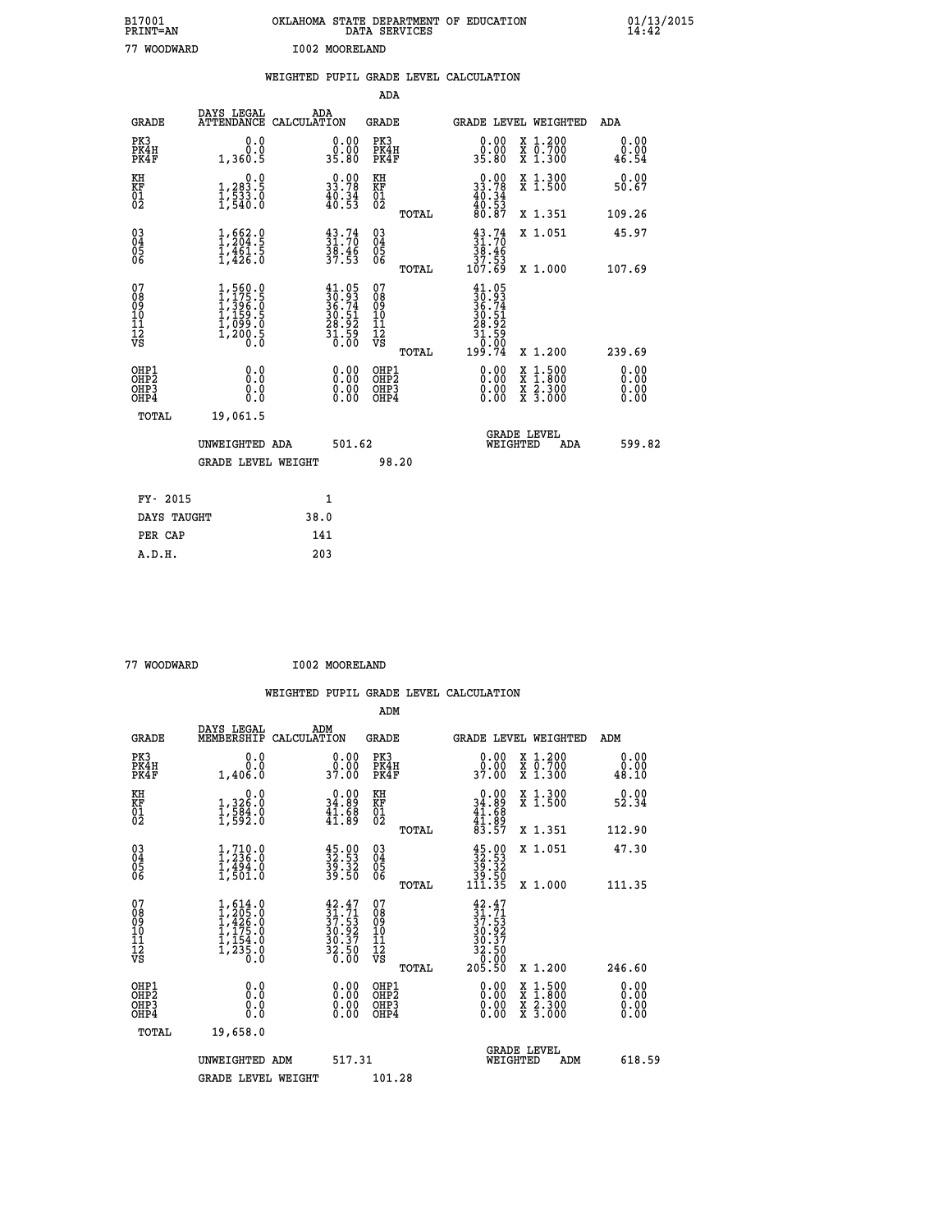B17001 OKLAHOMA STATE DEPARTMENT OF EDUCATION 01/13/2015
PRINT=AN DATA SERVICES 14:42

77 WOODWARD I002 MOORELAND

WEIGHTED PUPIL GRADE LEVEL CALCULATION

ADA

| GRADE | DAYS LEGAL ATTENDANCE | ADA CALCULATION | GRADE | | GRADE LEVEL | WEIGHTED | ADA |
|---|---|---|---|---|---|---|---|
| PK3 | 0.0 | 0.00 | PK3 | | 0.00 | X 1.200 | 0.00 |
| PK4H | 0.0 | 0.00 | PK4H | | 0.00 | X 0.700 | 0.00 |
| PK4F | 1,360.5 | 35.80 | PK4F | | 35.80 | X 1.300 | 46.54 |
| KH | 0.0 | 0.00 | KH | | 0.00 | X 1.300 | 0.00 |
| KF | 1,283.5 | 33.78 | KF | | 33.78 | X 1.500 | 50.67 |
| 01 | 1,533.0 | 40.34 | 01 | | 40.34 | | |
| 02 | 1,540.0 | 40.53 | 02 | | 40.53 | | |
| | | | | TOTAL | 80.87 | X 1.351 | 109.26 |
| 03 | 1,662.0 | 43.74 | 03 | | 43.74 | X 1.051 | 45.97 |
| 04 | 1,204.5 | 31.70 | 04 | | 31.70 | | |
| 05 | 1,461.5 | 38.46 | 05 | | 38.46 | | |
| 06 | 1,426.0 | 37.53 | 06 | | 37.53 | | |
| | | | | TOTAL | 107.69 | X 1.000 | 107.69 |
| 07 | 1,560.0 | 41.05 | 07 | | 41.05 | | |
| 08 | 1,175.5 | 30.93 | 08 | | 30.93 | | |
| 09 | 1,396.0 | 36.74 | 09 | | 36.74 | | |
| 10 | 1,159.5 | 30.51 | 10 | | 30.51 | | |
| 11 | 1,099.0 | 28.92 | 11 | | 28.92 | | |
| 12 | 1,200.5 | 31.59 | 12 | | 31.59 | | |
| VS | 0.0 | 0.00 | VS | | 0.00 | | |
| | | | | TOTAL | 199.74 | X 1.200 | 239.69 |
| OHP1 | 0.0 | 0.00 | OHP1 | | 0.00 | X 1.500 | 0.00 |
| OHP2 | 0.0 | 0.00 | OHP2 | | 0.00 | X 1.800 | 0.00 |
| OHP3 | 0.0 | 0.00 | OHP3 | | 0.00 | X 2.300 | 0.00 |
| OHP4 | 0.0 | 0.00 | OHP4 | | 0.00 | X 3.000 | 0.00 |
| TOTAL | 19,061.5 | | | | | | |

UNWEIGHTED ADA 501.62 GRADE LEVEL WEIGHTED ADA 599.82

GRADE LEVEL WEIGHT 98.20

| FY- 2015 | 1 |
|---|---|
| DAYS TAUGHT | 38.0 |
| PER CAP | 141 |
| A.D.H. | 203 |

77 WOODWARD I002 MOORELAND

WEIGHTED PUPIL GRADE LEVEL CALCULATION

ADM

| GRADE | DAYS LEGAL MEMBERSHIP | ADM CALCULATION | GRADE | | GRADE LEVEL | WEIGHTED | ADM |
|---|---|---|---|---|---|---|---|
| PK3 | 0.0 | 0.00 | PK3 | | 0.00 | X 1.200 | 0.00 |
| PK4H | 0.0 | 0.00 | PK4H | | 0.00 | X 0.700 | 0.00 |
| PK4F | 1,406.0 | 37.00 | PK4F | | 37.00 | X 1.300 | 48.10 |
| KH | 0.0 | 0.00 | KH | | 0.00 | X 1.300 | 0.00 |
| KF | 1,326.0 | 34.89 | KF | | 34.89 | X 1.500 | 52.34 |
| 01 | 1,584.0 | 41.68 | 01 | | 41.68 | | |
| 02 | 1,592.0 | 41.89 | 02 | | 41.89 | | |
| | | | | TOTAL | 83.57 | X 1.351 | 112.90 |
| 03 | 1,710.0 | 45.00 | 03 | | 45.00 | X 1.051 | 47.30 |
| 04 | 1,236.0 | 32.53 | 04 | | 32.53 | | |
| 05 | 1,494.0 | 39.32 | 05 | | 39.32 | | |
| 06 | 1,501.0 | 39.50 | 06 | | 39.50 | | |
| | | | | TOTAL | 111.35 | X 1.000 | 111.35 |
| 07 | 1,614.0 | 42.47 | 07 | | 42.47 | | |
| 08 | 1,205.0 | 31.71 | 08 | | 31.71 | | |
| 09 | 1,426.0 | 37.53 | 09 | | 37.53 | | |
| 10 | 1,175.0 | 30.92 | 10 | | 30.92 | | |
| 11 | 1,154.0 | 30.37 | 11 | | 30.37 | | |
| 12 | 1,235.0 | 32.50 | 12 | | 32.50 | | |
| VS | 0.0 | 0.00 | VS | | 0.00 | | |
| | | | | TOTAL | 205.50 | X 1.200 | 246.60 |
| OHP1 | 0.0 | 0.00 | OHP1 | | 0.00 | X 1.500 | 0.00 |
| OHP2 | 0.0 | 0.00 | OHP2 | | 0.00 | X 1.800 | 0.00 |
| OHP3 | 0.0 | 0.00 | OHP3 | | 0.00 | X 2.300 | 0.00 |
| OHP4 | 0.0 | 0.00 | OHP4 | | 0.00 | X 3.000 | 0.00 |
| TOTAL | 19,658.0 | | | | | | |

UNWEIGHTED ADM 517.31 GRADE LEVEL WEIGHTED ADM 618.59

GRADE LEVEL WEIGHT 101.28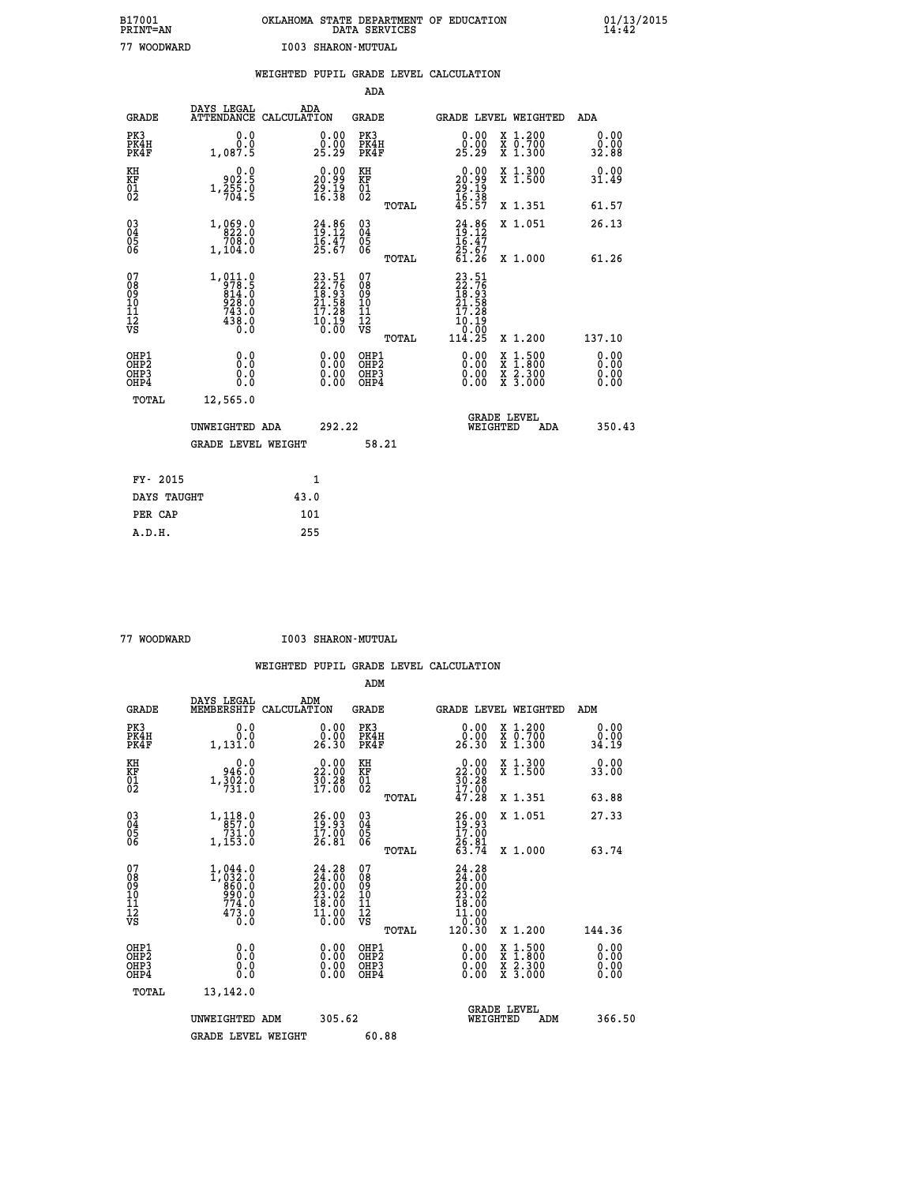B17001 OKLAHOMA STATE DEPARTMENT OF EDUCATION 01/13/2015
PRINT=AN DATA SERVICES 14:42

77 WOODWARD I003 SHARON-MUTUAL

## WEIGHTED PUPIL GRADE LEVEL CALCULATION

### ADA

| GRADE | DAYS LEGAL ATTENDANCE | ADA CALCULATION | GRADE | GRADE LEVEL | WEIGHTED | ADA |
|---|---|---|---|---|---|---|
| PK3 | 0.0 | 0.00 | PK3 | 0.00 | X 1.200 | 0.00 |
| PK4H | 0.0 | 0.00 | PK4H | 0.00 | X 0.700 | 0.00 |
| PK4F | 1,087.5 | 25.29 | PK4F | 25.29 | X 1.300 | 32.88 |
| KH | 0.0 | 0.00 | KH | 0.00 | X 1.300 | 0.00 |
| KF | 902.5 | 20.99 | KF | 20.99 | X 1.500 | 31.49 |
| 01 | 1,255.0 | 29.19 | 01 | 29.19 | | |
| 02 | 704.5 | 16.38 | 02 | 16.38 | | |
| | | | TOTAL | 45.57 | X 1.351 | 61.57 |
| 03 | 1,069.0 | 24.86 | 03 | 24.86 | X 1.051 | 26.13 |
| 04 | 822.0 | 19.12 | 04 | 19.12 | | |
| 05 | 708.0 | 16.47 | 05 | 16.47 | | |
| 06 | 1,104.0 | 25.67 | 06 | 25.67 | | |
| | | | TOTAL | 61.26 | X 1.000 | 61.26 |
| 07 | 1,011.0 | 23.51 | 07 | 23.51 | | |
| 08 | 978.5 | 22.76 | 08 | 22.76 | | |
| 09 | 814.0 | 18.93 | 09 | 18.93 | | |
| 10 | 928.0 | 21.58 | 10 | 21.58 | | |
| 11 | 743.0 | 17.28 | 11 | 17.28 | | |
| 12 | 438.0 | 10.19 | 12 | 10.19 | | |
| VS | 0.0 | 0.00 | VS | 0.00 | | |
| | | | TOTAL | 114.25 | X 1.200 | 137.10 |
| OHP1 | 0.0 | 0.00 | OHP1 | 0.00 | X 1.500 | 0.00 |
| OHP2 | 0.0 | 0.00 | OHP2 | 0.00 | X 1.800 | 0.00 |
| OHP3 | 0.0 | 0.00 | OHP3 | 0.00 | X 2.300 | 0.00 |
| OHP4 | 0.0 | 0.00 | OHP4 | 0.00 | X 3.000 | 0.00 |
| TOTAL | 12,565.0 | | | | | |

UNWEIGHTED ADA 292.22 GRADE LEVEL WEIGHTED ADA 350.43

GRADE LEVEL WEIGHT 58.21

| FY- 2015 | 1 |
|---|---|
| DAYS TAUGHT | 43.0 |
| PER CAP | 101 |
| A.D.H. | 255 |

77 WOODWARD I003 SHARON-MUTUAL

## WEIGHTED PUPIL GRADE LEVEL CALCULATION

### ADM

| GRADE | DAYS LEGAL MEMBERSHIP | ADM CALCULATION | GRADE | GRADE LEVEL | WEIGHTED | ADM |
|---|---|---|---|---|---|---|
| PK3 | 0.0 | 0.00 | PK3 | 0.00 | X 1.200 | 0.00 |
| PK4H | 0.0 | 0.00 | PK4H | 0.00 | X 0.700 | 0.00 |
| PK4F | 1,131.0 | 26.30 | PK4F | 26.30 | X 1.300 | 34.19 |
| KH | 0.0 | 0.00 | KH | 0.00 | X 1.300 | 0.00 |
| KF | 946.0 | 22.00 | KF | 22.00 | X 1.500 | 33.00 |
| 01 | 1,302.0 | 30.28 | 01 | 30.28 | | |
| 02 | 731.0 | 17.00 | 02 | 17.00 | | |
| | | | TOTAL | 47.28 | X 1.351 | 63.88 |
| 03 | 1,118.0 | 26.00 | 03 | 26.00 | X 1.051 | 27.33 |
| 04 | 857.0 | 19.93 | 04 | 19.93 | | |
| 05 | 731.0 | 17.00 | 05 | 17.00 | | |
| 06 | 1,153.0 | 26.81 | 06 | 26.81 | | |
| | | | TOTAL | 63.74 | X 1.000 | 63.74 |
| 07 | 1,044.0 | 24.28 | 07 | 24.28 | | |
| 08 | 1,032.0 | 24.00 | 08 | 24.00 | | |
| 09 | 860.0 | 20.00 | 09 | 20.00 | | |
| 10 | 990.0 | 23.02 | 10 | 23.02 | | |
| 11 | 774.0 | 18.00 | 11 | 18.00 | | |
| 12 | 473.0 | 11.00 | 12 | 11.00 | | |
| VS | 0.0 | 0.00 | VS | 0.00 | | |
| | | | TOTAL | 120.30 | X 1.200 | 144.36 |
| OHP1 | 0.0 | 0.00 | OHP1 | 0.00 | X 1.500 | 0.00 |
| OHP2 | 0.0 | 0.00 | OHP2 | 0.00 | X 1.800 | 0.00 |
| OHP3 | 0.0 | 0.00 | OHP3 | 0.00 | X 2.300 | 0.00 |
| OHP4 | 0.0 | 0.00 | OHP4 | 0.00 | X 3.000 | 0.00 |
| TOTAL | 13,142.0 | | | | | |

UNWEIGHTED ADM 305.62 GRADE LEVEL WEIGHTED ADM 366.50

GRADE LEVEL WEIGHT 60.88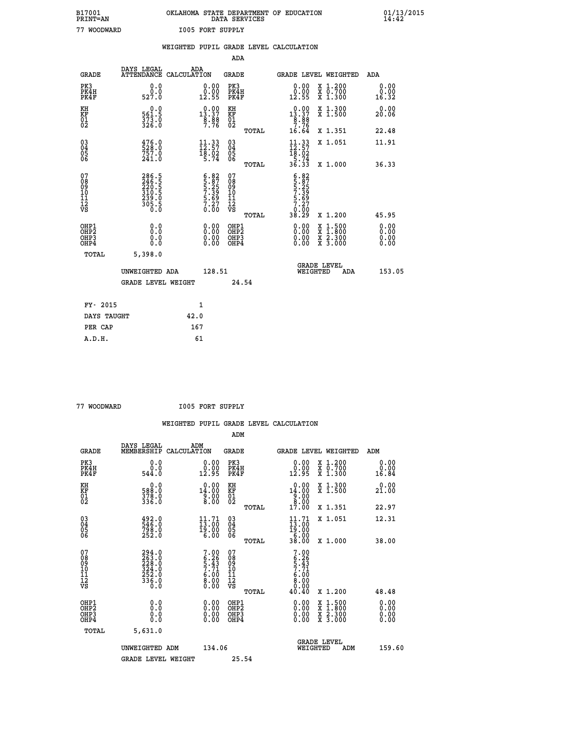B17001 OKLAHOMA STATE DEPARTMENT OF EDUCATION 01/13/2015
PRINT=AN DATA SERVICES 14:42

77 WOODWARD I005 FORT SUPPLY

WEIGHTED PUPIL GRADE LEVEL CALCULATION

ADA

| GRADE | DAYS LEGAL ATTENDANCE | ADA CALCULATION | GRADE | GRADE LEVEL | WEIGHTED | ADA |
|---|---|---|---|---|---|---|
| PK3 | 0.0 | 0.00 | PK3 | 0.00 | X 1.200 | 0.00 |
| PK4H | 0.0 | 0.00 | PK4H | 0.00 | X 0.700 | 0.00 |
| PK4F | 527.0 | 12.55 | PK4F | 12.55 | X 1.300 | 16.32 |
| KH | 0.0 | 0.00 | KH | 0.00 | X 1.300 | 0.00 |
| KF | 561.5 | 13.37 | KF | 13.37 | X 1.500 | 20.06 |
| 01 | 373.0 | 8.88 | 01 | 8.88 | | |
| 02 | 326.0 | 7.76 | 02 | 7.76 | | |
| | | | TOTAL | 16.64 | X 1.351 | 22.48 |
| 03 | 476.0 | 11.33 | 03 | 11.33 | X 1.051 | 11.91 |
| 04 | 528.0 | 12.57 | 04 | 12.57 | | |
| 05 | 757.0 | 18.02 | 05 | 18.02 | | |
| 06 | 241.0 | 5.74 | 06 | 5.74 | | |
| | | | TOTAL | 36.33 | X 1.000 | 36.33 |
| 07 | 286.5 | 6.82 | 07 | 6.82 | | |
| 08 | 246.5 | 5.87 | 08 | 5.87 | | |
| 09 | 220.5 | 5.25 | 09 | 5.25 | | |
| 10 | 310.5 | 7.39 | 10 | 7.39 | | |
| 11 | 239.0 | 5.69 | 11 | 5.69 | | |
| 12 | 305.5 | 7.27 | 12 | 7.27 | | |
| VS | 0.0 | 0.00 | VS | 0.00 | | |
| | | | TOTAL | 38.29 | X 1.200 | 45.95 |
| OHP1 | 0.0 | 0.00 | OHP1 | 0.00 | X 1.500 | 0.00 |
| OHP2 | 0.0 | 0.00 | OHP2 | 0.00 | X 1.800 | 0.00 |
| OHP3 | 0.0 | 0.00 | OHP3 | 0.00 | X 2.300 | 0.00 |
| OHP4 | 0.0 | 0.00 | OHP4 | 0.00 | X 3.000 | 0.00 |
| TOTAL | 5,398.0 | | | | | |

UNWEIGHTED ADA 128.51 GRADE LEVEL WEIGHTED ADA 153.05

GRADE LEVEL WEIGHT 24.54

| | |
|---|---|
| FY- 2015 | 1 |
| DAYS TAUGHT | 42.0 |
| PER CAP | 167 |
| A.D.H. | 61 |

77 WOODWARD I005 FORT SUPPLY

WEIGHTED PUPIL GRADE LEVEL CALCULATION

ADM

| GRADE | DAYS LEGAL MEMBERSHIP | ADM CALCULATION | GRADE | GRADE LEVEL | WEIGHTED | ADM |
|---|---|---|---|---|---|---|
| PK3 | 0.0 | 0.00 | PK3 | 0.00 | X 1.200 | 0.00 |
| PK4H | 0.0 | 0.00 | PK4H | 0.00 | X 0.700 | 0.00 |
| PK4F | 544.0 | 12.95 | PK4F | 12.95 | X 1.300 | 16.84 |
| KH | 0.0 | 0.00 | KH | 0.00 | X 1.300 | 0.00 |
| KF | 588.0 | 14.00 | KF | 14.00 | X 1.500 | 21.00 |
| 01 | 378.0 | 9.00 | 01 | 9.00 | | |
| 02 | 336.0 | 8.00 | 02 | 8.00 | | |
| | | | TOTAL | 17.00 | X 1.351 | 22.97 |
| 03 | 492.0 | 11.71 | 03 | 11.71 | X 1.051 | 12.31 |
| 04 | 546.0 | 13.00 | 04 | 13.00 | | |
| 05 | 798.0 | 19.00 | 05 | 19.00 | | |
| 06 | 252.0 | 6.00 | 06 | 6.00 | | |
| | | | TOTAL | 38.00 | X 1.000 | 38.00 |
| 07 | 294.0 | 7.00 | 07 | 7.00 | | |
| 08 | 263.0 | 6.26 | 08 | 6.26 | | |
| 09 | 228.0 | 5.43 | 09 | 5.43 | | |
| 10 | 324.0 | 7.71 | 10 | 7.71 | | |
| 11 | 252.0 | 6.00 | 11 | 6.00 | | |
| 12 | 336.0 | 8.00 | 12 | 8.00 | | |
| VS | 0.0 | 0.00 | VS | 0.00 | | |
| | | | TOTAL | 40.40 | X 1.200 | 48.48 |
| OHP1 | 0.0 | 0.00 | OHP1 | 0.00 | X 1.500 | 0.00 |
| OHP2 | 0.0 | 0.00 | OHP2 | 0.00 | X 1.800 | 0.00 |
| OHP3 | 0.0 | 0.00 | OHP3 | 0.00 | X 2.300 | 0.00 |
| OHP4 | 0.0 | 0.00 | OHP4 | 0.00 | X 3.000 | 0.00 |
| TOTAL | 5,631.0 | | | | | |

UNWEIGHTED ADM 134.06 GRADE LEVEL WEIGHTED ADM 159.60

GRADE LEVEL WEIGHT 25.54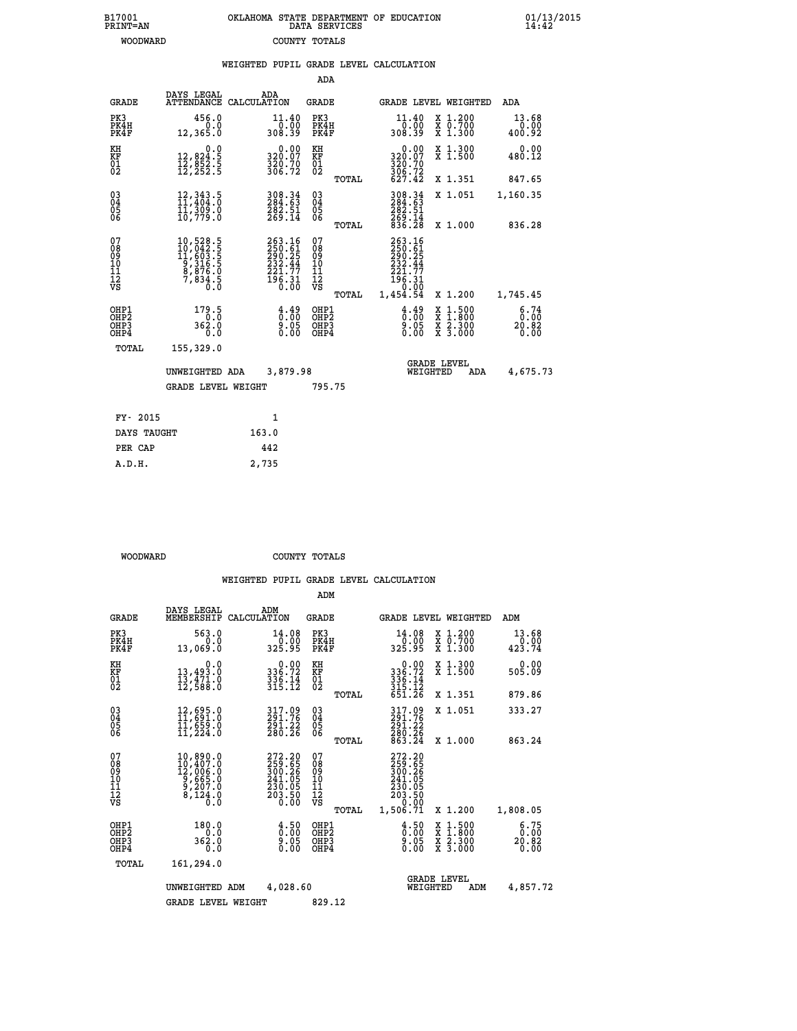B17001 OKLAHOMA STATE DEPARTMENT OF EDUCATION 01/13/2015
PRINT=AN DATA SERVICES 14:42
WOODWARD COUNTY TOTALS

## WEIGHTED PUPIL GRADE LEVEL CALCULATION

### ADA

| GRADE | DAYS LEGAL ATTENDANCE | ADA CALCULATION | GRADE | | GRADE LEVEL | WEIGHTED | ADA |
|---|---|---|---|---|---|---|---|
| PK3 | 456.0 | 11.40 | PK3 | | 11.40 | X 1.200 | 13.68 |
| PK4H | 0.0 | 0.00 | PK4H | | 0.00 | X 0.700 | 0.00 |
| PK4F | 12,365.0 | 308.39 | PK4F | | 308.39 | X 1.300 | 400.92 |
| KH | 0.0 | 0.00 | KH | | 0.00 | X 1.300 | 0.00 |
| KF | 12,824.5 | 320.07 | KF | | 320.07 | X 1.500 | 480.12 |
| 01 | 12,852.5 | 320.70 | 01 | | 320.70 | | |
| 02 | 12,252.5 | 306.72 | 02 | | 306.72 | | |
| | | | | TOTAL | 627.42 | X 1.351 | 847.65 |
| 03 | 12,343.5 | 308.34 | 03 | | 308.34 | X 1.051 | 1,160.35 |
| 04 | 11,404.0 | 284.63 | 04 | | 284.63 | | |
| 05 | 11,309.0 | 282.51 | 05 | | 282.51 | | |
| 06 | 10,779.0 | 269.14 | 06 | | 269.14 | | |
| | | | | TOTAL | 836.28 | X 1.000 | 836.28 |
| 07 | 10,528.5 | 263.16 | 07 | | 263.16 | | |
| 08 | 10,042.5 | 250.61 | 08 | | 250.61 | | |
| 09 | 11,603.5 | 290.25 | 09 | | 290.25 | | |
| 10 | 9,316.5 | 232.44 | 10 | | 232.44 | | |
| 11 | 8,876.0 | 221.77 | 11 | | 221.77 | | |
| 12 | 7,834.5 | 196.31 | 12 | | 196.31 | | |
| VS | 0.0 | 0.00 | VS | | 0.00 | | |
| | | | | TOTAL | 1,454.54 | X 1.200 | 1,745.45 |
| OHP1 | 179.5 | 4.49 | OHP1 | | 4.49 | X 1.500 | 6.74 |
| OHP2 | 0.0 | 0.00 | OHP2 | | 0.00 | X 1.800 | 0.00 |
| OHP3 | 362.0 | 9.05 | OHP3 | | 9.05 | X 2.300 | 20.82 |
| OHP4 | 0.0 | 0.00 | OHP4 | | 0.00 | X 3.000 | 0.00 |
| TOTAL | 155,329.0 | | | | | | |

UNWEIGHTED ADA 3,879.98 GRADE LEVEL WEIGHTED ADA 4,675.73

GRADE LEVEL WEIGHT 795.75

| | |
|---|---|
| FY- 2015 | 1 |
| DAYS TAUGHT | 163.0 |
| PER CAP | 442 |
| A.D.H. | 2,735 |

WOODWARD COUNTY TOTALS

## WEIGHTED PUPIL GRADE LEVEL CALCULATION

### ADM

| GRADE | DAYS LEGAL MEMBERSHIP | ADM CALCULATION | GRADE | | GRADE LEVEL | WEIGHTED | ADM |
|---|---|---|---|---|---|---|---|
| PK3 | 563.0 | 14.08 | PK3 | | 14.08 | X 1.200 | 13.68 |
| PK4H | 0.0 | 0.00 | PK4H | | 0.00 | X 0.700 | 0.00 |
| PK4F | 13,069.0 | 325.95 | PK4F | | 325.95 | X 1.300 | 423.74 |
| KH | 0.0 | 0.00 | KH | | 0.00 | X 1.300 | 0.00 |
| KF | 13,493.0 | 336.72 | KF | | 336.72 | X 1.500 | 505.09 |
| 01 | 13,471.0 | 336.14 | 01 | | 336.14 | | |
| 02 | 12,588.0 | 315.12 | 02 | | 315.12 | | |
| | | | | TOTAL | 651.26 | X 1.351 | 879.86 |
| 03 | 12,695.0 | 317.09 | 03 | | 317.09 | X 1.051 | 333.27 |
| 04 | 11,691.0 | 291.76 | 04 | | 291.76 | | |
| 05 | 11,659.0 | 291.22 | 05 | | 291.22 | | |
| 06 | 11,224.0 | 280.26 | 06 | | 280.26 | | |
| | | | | TOTAL | 863.24 | X 1.000 | 863.24 |
| 07 | 10,890.0 | 272.20 | 07 | | 272.20 | | |
| 08 | 10,407.0 | 259.65 | 08 | | 259.65 | | |
| 09 | 12,006.0 | 300.26 | 09 | | 300.26 | | |
| 10 | 9,665.0 | 241.05 | 10 | | 241.05 | | |
| 11 | 9,207.0 | 230.05 | 11 | | 230.05 | | |
| 12 | 8,124.0 | 203.50 | 12 | | 203.50 | | |
| VS | 0.0 | 0.00 | VS | | 0.00 | | |
| | | | | TOTAL | 1,506.71 | X 1.200 | 1,808.05 |
| OHP1 | 180.0 | 4.50 | OHP1 | | 4.50 | X 1.500 | 6.75 |
| OHP2 | 0.0 | 0.00 | OHP2 | | 0.00 | X 1.800 | 0.00 |
| OHP3 | 362.0 | 9.05 | OHP3 | | 9.05 | X 2.300 | 20.82 |
| OHP4 | 0.0 | 0.00 | OHP4 | | 0.00 | X 3.000 | 0.00 |
| TOTAL | 161,294.0 | | | | | | |

UNWEIGHTED ADM 4,028.60 GRADE LEVEL WEIGHTED ADM 4,857.72

GRADE LEVEL WEIGHT 829.12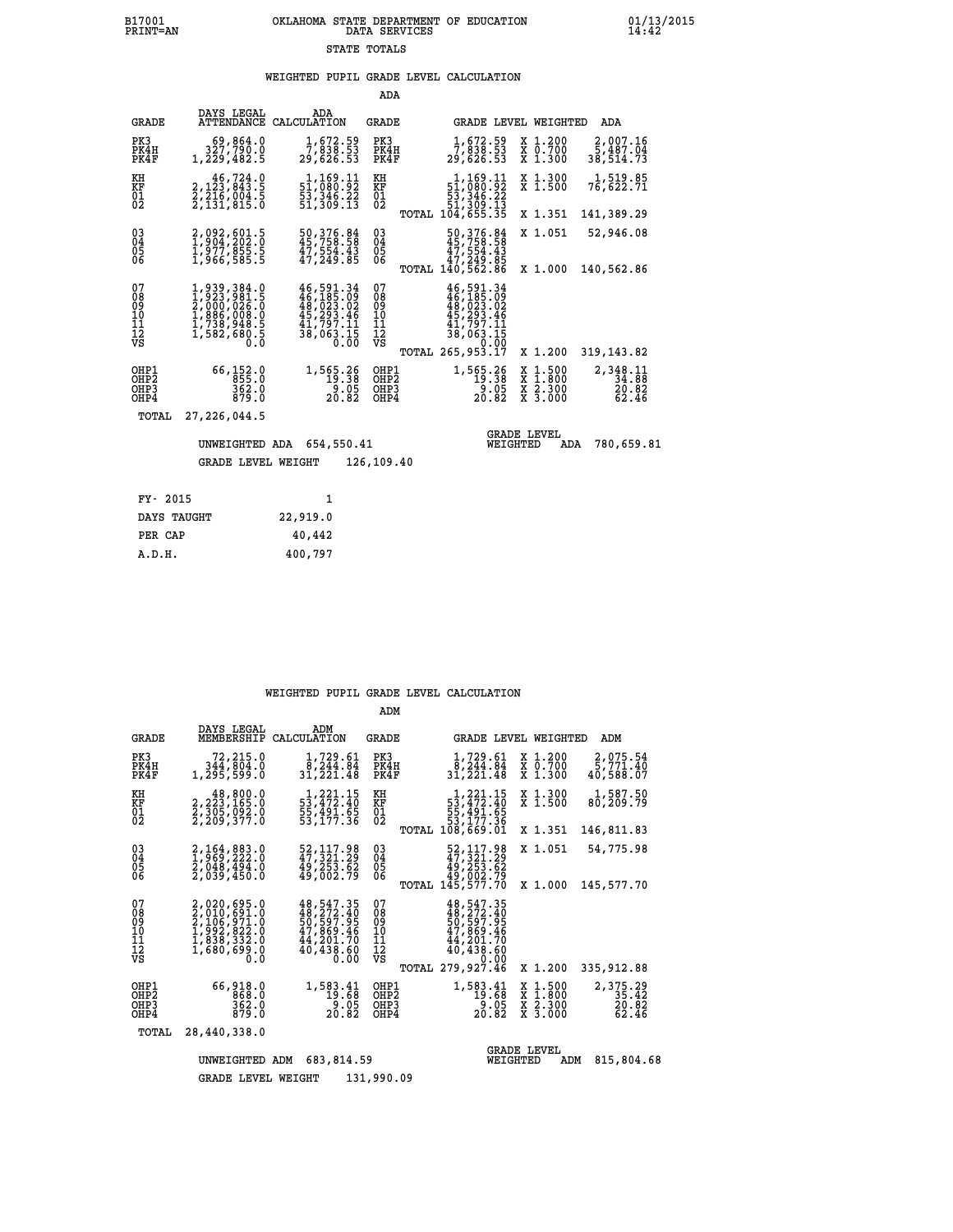B17001 OKLAHOMA STATE DEPARTMENT OF EDUCATION 01/13/2015
PRINT=AN DATA SERVICES 14:42

STATE TOTALS

## WEIGHTED PUPIL GRADE LEVEL CALCULATION

ADA

| GRADE | DAYS LEGAL ATTENDANCE | ADA CALCULATION | GRADE | GRADE LEVEL | WEIGHTED | ADA |
|---|---|---|---|---|---|---|
| PK3 | 69,864.0 | 1,672.59 | PK3 | 1,672.59 | X 1.200 | 2,007.16 |
| PK4H | 327,790.0 | 7,838.53 | PK4H | 7,838.53 | X 0.700 | 5,487.04 |
| PK4F | 1,229,482.5 | 29,626.53 | PK4F | 29,626.53 | X 1.300 | 38,514.73 |
| KH | 46,724.0 | 1,169.11 | KH | 1,169.11 | X 1.300 | 1,519.85 |
| KF | 2,123,843.5 | 51,080.92 | KF | 51,080.92 | X 1.500 | 76,622.71 |
| 01 | 2,216,004.5 | 53,346.22 | 01 | 53,346.22 | | |
| 02 | 2,131,815.0 | 51,309.13 | 02 | 51,309.13 | | |
| | | | TOTAL | 104,655.35 | X 1.351 | 141,389.29 |
| 03 | 2,092,601.5 | 50,376.84 | 03 | 50,376.84 | X 1.051 | 52,946.08 |
| 04 | 1,904,202.0 | 45,758.58 | 04 | 45,758.58 | | |
| 05 | 1,977,855.5 | 47,554.43 | 05 | 47,554.43 | | |
| 06 | 1,966,585.5 | 47,249.85 | 06 | 47,249.85 | | |
| | | | TOTAL | 140,562.86 | X 1.000 | 140,562.86 |
| 07 | 1,939,384.0 | 46,591.34 | 07 | 46,591.34 | | |
| 08 | 1,923,981.5 | 46,185.09 | 08 | 46,185.09 | | |
| 09 | 2,000,026.0 | 48,023.02 | 09 | 48,023.02 | | |
| 10 | 1,886,008.0 | 45,293.46 | 10 | 45,293.46 | | |
| 11 | 1,738,948.5 | 41,797.11 | 11 | 41,797.11 | | |
| 12 | 1,582,680.5 | 38,063.15 | 12 | 38,063.15 | | |
| VS | 0.0 | 0.00 | VS | 0.00 | | |
| | | | TOTAL | 265,953.17 | X 1.200 | 319,143.82 |
| OHP1 | 66,152.0 | 1,565.26 | OHP1 | 1,565.26 | X 1.500 | 2,348.11 |
| OHP2 | 855.0 | 19.38 | OHP2 | 19.38 | X 1.800 | 34.88 |
| OHP3 | 362.0 | 9.05 | OHP3 | 9.05 | X 2.300 | 20.82 |
| OHP4 | 879.0 | 20.82 | OHP4 | 20.82 | X 3.000 | 62.46 |
| TOTAL | 27,226,044.5 | | | | | |

UNWEIGHTED ADA 654,550.41 GRADE LEVEL WEIGHTED ADA 780,659.81

GRADE LEVEL WEIGHT 126,109.40

| | |
|---|---|
| FY- 2015 | 1 |
| DAYS TAUGHT | 22,919.0 |
| PER CAP | 40,442 |
| A.D.H. | 400,797 |

## WEIGHTED PUPIL GRADE LEVEL CALCULATION

ADM

| GRADE | DAYS LEGAL MEMBERSHIP | ADM CALCULATION | GRADE | GRADE LEVEL | WEIGHTED | ADM |
|---|---|---|---|---|---|---|
| PK3 | 72,215.0 | 1,729.61 | PK3 | 1,729.61 | X 1.200 | 2,075.54 |
| PK4H | 344,804.0 | 8,244.84 | PK4H | 8,244.84 | X 0.700 | 5,771.40 |
| PK4F | 1,295,599.0 | 31,221.48 | PK4F | 31,221.48 | X 1.300 | 40,588.07 |
| KH | 48,800.0 | 1,221.15 | KH | 1,221.15 | X 1.300 | 1,587.50 |
| KF | 2,223,165.0 | 53,472.40 | KF | 53,472.40 | X 1.500 | 80,209.79 |
| 01 | 2,305,092.0 | 55,491.65 | 01 | 55,491.65 | | |
| 02 | 2,209,377.0 | 53,177.36 | 02 | 53,177.36 | | |
| | | | TOTAL | 108,669.01 | X 1.351 | 146,811.83 |
| 03 | 2,164,883.0 | 52,117.98 | 03 | 52,117.98 | X 1.051 | 54,775.98 |
| 04 | 1,969,222.0 | 47,321.29 | 04 | 47,321.29 | | |
| 05 | 2,048,494.0 | 49,253.62 | 05 | 49,253.62 | | |
| 06 | 2,039,450.0 | 49,002.79 | 06 | 49,002.79 | | |
| | | | TOTAL | 145,577.70 | X 1.000 | 145,577.70 |
| 07 | 2,020,695.0 | 48,547.35 | 07 | 48,547.35 | | |
| 08 | 2,010,691.0 | 48,272.40 | 08 | 48,272.40 | | |
| 09 | 2,106,971.0 | 50,597.95 | 09 | 50,597.95 | | |
| 10 | 1,992,822.0 | 47,869.46 | 10 | 47,869.46 | | |
| 11 | 1,838,332.0 | 44,201.70 | 11 | 44,201.70 | | |
| 12 | 1,680,699.0 | 40,438.60 | 12 | 40,438.60 | | |
| VS | 0.0 | 0.00 | VS | 0.00 | | |
| | | | TOTAL | 279,927.46 | X 1.200 | 335,912.88 |
| OHP1 | 66,918.0 | 1,583.41 | OHP1 | 1,583.41 | X 1.500 | 2,375.29 |
| OHP2 | 868.0 | 19.68 | OHP2 | 19.68 | X 1.800 | 35.42 |
| OHP3 | 362.0 | 9.05 | OHP3 | 9.05 | X 2.300 | 20.82 |
| OHP4 | 879.0 | 20.82 | OHP4 | 20.82 | X 3.000 | 62.46 |
| TOTAL | 28,440,338.0 | | | | | |

UNWEIGHTED ADM 683,814.59 GRADE LEVEL WEIGHTED ADM 815,804.68

GRADE LEVEL WEIGHT 131,990.09